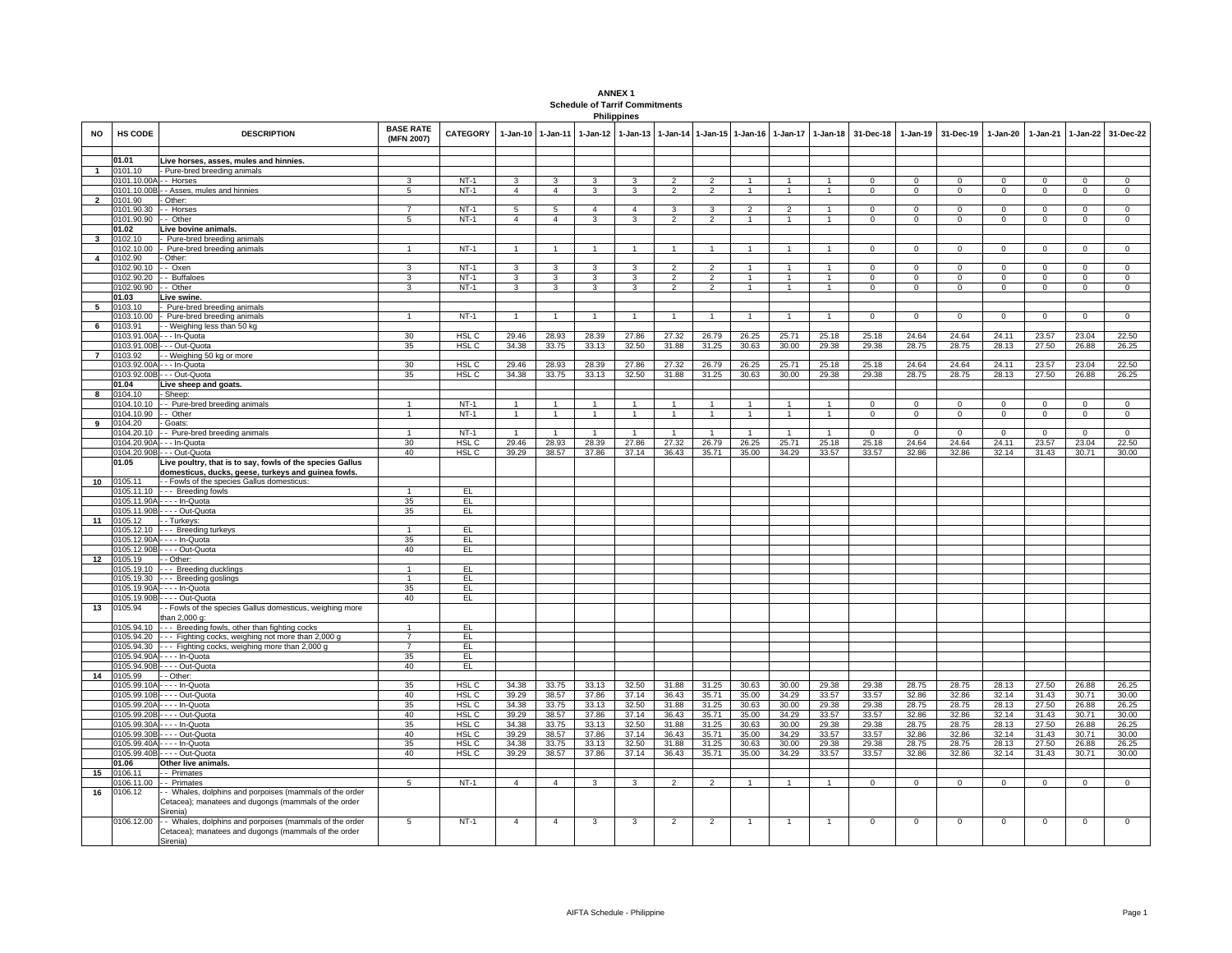**ANNEX 1**
**Schedule of Tarrif Commitments**
**Philippines**

| NO | HS CODE | DESCRIPTION | BASE RATE (MFN 2007) | CATEGORY | 1-Jan-10 | 1-Jan-11 | 1-Jan-12 | 1-Jan-13 | 1-Jan-14 | 1-Jan-15 | 1-Jan-16 | 1-Jan-17 | 1-Jan-18 | 31-Dec-18 | 1-Jan-19 | 31-Dec-19 | 1-Jan-20 | 1-Jan-21 | 1-Jan-22 | 31-Dec-22 |
|---|---|---|---|---|---|---|---|---|---|---|---|---|---|---|---|---|---|---|---|---|
| | **01.01** | **Live horses, asses, mules and hinnies.** | | | | | | | | | | | | | | | | | | |
| 1 | 0101.10 | - Pure-bred breeding animals | | | | | | | | | | | | | | | | | | |
| | 0101.10.00A | - - Horses | 3 | NT-1 | 3 | 3 | 3 | 3 | 2 | 2 | 1 | 1 | 1 | 0 | 0 | 0 | 0 | 0 | 0 | 0 |
| | 0101.10.00B | - - Asses, mules and hinnies | 5 | NT-1 | 4 | 4 | 3 | 3 | 2 | 2 | 1 | 1 | 1 | 0 | 0 | 0 | 0 | 0 | 0 | 0 |
| 2 | 0101.90 | - Other: | | | | | | | | | | | | | | | | | | |
| | 0101.90.30 | - - Horses | 7 | NT-1 | 5 | 5 | 4 | 4 | 3 | 3 | 2 | 2 | 1 | 0 | 0 | 0 | 0 | 0 | 0 | 0 |
| | 0101.90.90 | - - Other | 5 | NT-1 | 4 | 4 | 3 | 3 | 2 | 2 | 1 | 1 | 1 | 0 | 0 | 0 | 0 | 0 | 0 | 0 |
| | **01.02** | **Live bovine animals.** | | | | | | | | | | | | | | | | | | |
| 3 | 0102.10 | - Pure-bred breeding animals | | | | | | | | | | | | | | | | | | |
| | 0102.10.00 | - Pure-bred breeding animals | 1 | NT-1 | 1 | 1 | 1 | 1 | 1 | 1 | 1 | 1 | 1 | 0 | 0 | 0 | 0 | 0 | 0 | 0 |
| 4 | 0102.90 | - Other: | | | | | | | | | | | | | | | | | | |
| | 0102.90.10 | - - Oxen | 3 | NT-1 | 3 | 3 | 3 | 3 | 2 | 2 | 1 | 1 | 1 | 0 | 0 | 0 | 0 | 0 | 0 | 0 |
| | 0102.90.20 | - - Buffaloes | 3 | NT-1 | 3 | 3 | 3 | 3 | 2 | 2 | 1 | 1 | 1 | 0 | 0 | 0 | 0 | 0 | 0 | 0 |
| | 0102.90.90 | - - Other | 3 | NT-1 | 3 | 3 | 3 | 3 | 2 | 2 | 1 | 1 | 1 | 0 | 0 | 0 | 0 | 0 | 0 | 0 |
| | **01.03** | **Live swine.** | | | | | | | | | | | | | | | | | | |
| 5 | 0103.10 | - Pure-bred breeding animals | | | | | | | | | | | | | | | | | | |
| | 0103.10.00 | - Pure-bred breeding animals | 1 | NT-1 | 1 | 1 | 1 | 1 | 1 | 1 | 1 | 1 | 1 | 0 | 0 | 0 | 0 | 0 | 0 | 0 |
| 6 | 0103.91 | - - Weighing less than 50 kg | | | | | | | | | | | | | | | | | | |
| | 0103.91.00A | - - - In-Quota | 30 | HSL C | 29.46 | 28.93 | 28.39 | 27.86 | 27.32 | 26.79 | 26.25 | 25.71 | 25.18 | 25.18 | 24.64 | 24.64 | 24.11 | 23.57 | 23.04 | 22.50 |
| | 0103.91.00B | - - - Out-Quota | 35 | HSL C | 34.38 | 33.75 | 33.13 | 32.50 | 31.88 | 31.25 | 30.63 | 30.00 | 29.38 | 29.38 | 28.75 | 28.75 | 28.13 | 27.50 | 26.88 | 26.25 |
| 7 | 0103.92 | - - Weighing 50 kg or more | | | | | | | | | | | | | | | | | | |
| | 0103.92.00A | - - - In-Quota | 30 | HSL C | 29.46 | 28.93 | 28.39 | 27.86 | 27.32 | 26.79 | 26.25 | 25.71 | 25.18 | 25.18 | 24.64 | 24.64 | 24.11 | 23.57 | 23.04 | 22.50 |
| | 0103.92.00B | - - - Out-Quota | 35 | HSL C | 34.38 | 33.75 | 33.13 | 32.50 | 31.88 | 31.25 | 30.63 | 30.00 | 29.38 | 29.38 | 28.75 | 28.75 | 28.13 | 27.50 | 26.88 | 26.25 |
| | **01.04** | **Live sheep and goats.** | | | | | | | | | | | | | | | | | | |
| 8 | 0104.10 | - Sheep: | | | | | | | | | | | | | | | | | | |
| | 0104.10.10 | - - Pure-bred breeding animals | 1 | NT-1 | 1 | 1 | 1 | 1 | 1 | 1 | 1 | 1 | 1 | 0 | 0 | 0 | 0 | 0 | 0 | 0 |
| | 0104.10.90 | - - Other | 1 | NT-1 | 1 | 1 | 1 | 1 | 1 | 1 | 1 | 1 | 1 | 0 | 0 | 0 | 0 | 0 | 0 | 0 |
| 9 | 0104.20 | - Goats: | | | | | | | | | | | | | | | | | | |
| | 0104.20.10 | - - Pure-bred breeding animals | 1 | NT-1 | 1 | 1 | 1 | 1 | 1 | 1 | 1 | 1 | 1 | 0 | 0 | 0 | 0 | 0 | 0 | 0 |
| | 0104.20.90A | - - - In-Quota | 30 | HSL C | 29.46 | 28.93 | 28.39 | 27.86 | 27.32 | 26.79 | 26.25 | 25.71 | 25.18 | 25.18 | 24.64 | 24.64 | 24.11 | 23.57 | 23.04 | 22.50 |
| | 0104.20.90B | - - - Out-Quota | 40 | HSL C | 39.29 | 38.57 | 37.86 | 37.14 | 36.43 | 35.71 | 35.00 | 34.29 | 33.57 | 33.57 | 32.86 | 32.86 | 32.14 | 31.43 | 30.71 | 30.00 |
| | **01.05** | **Live poultry, that is to say, fowls of the species Gallus domesticus, ducks, geese, turkeys and guinea fowls.** | | | | | | | | | | | | | | | | | | |
| 10 | 0105.11 | - - Fowls of the species Gallus domesticus: | | | | | | | | | | | | | | | | | | |
| | 0105.11.10 | - - - Breeding fowls | 1 | EL | | | | | | | | | | | | | | | | |
| | 0105.11.90A | - - - - In-Quota | 35 | EL | | | | | | | | | | | | | | | | |
| | 0105.11.90B | - - - - Out-Quota | 35 | EL | | | | | | | | | | | | | | | | |
| 11 | 0105.12 | - - Turkeys: | | | | | | | | | | | | | | | | | | |
| | 0105.12.10 | - - - Breeding turkeys | 1 | EL | | | | | | | | | | | | | | | | |
| | 0105.12.90A | - - - - In-Quota | 35 | EL | | | | | | | | | | | | | | | | |
| | 0105.12.90B | - - - - Out-Quota | 40 | EL | | | | | | | | | | | | | | | | |
| 12 | 0105.19 | - - Other: | | | | | | | | | | | | | | | | | | |
| | 0105.19.10 | - - - Breeding ducklings | 1 | EL | | | | | | | | | | | | | | | | |
| | 0105.19.30 | - - - Breeding goslings | 1 | EL | | | | | | | | | | | | | | | | |
| | 0105.19.90A | - - - - In-Quota | 35 | EL | | | | | | | | | | | | | | | | |
| | 0105.19.90B | - - - - Out-Quota | 40 | EL | | | | | | | | | | | | | | | | |
| 13 | 0105.94 | - - Fowls of the species Gallus domesticus, weighing more than 2,000 g: | | | | | | | | | | | | | | | | | | |
| | 0105.94.10 | - - - Breeding fowls, other than fighting cocks | 1 | EL | | | | | | | | | | | | | | | | |
| | 0105.94.20 | - - - Fighting cocks, weighing not more than 2,000 g | 7 | EL | | | | | | | | | | | | | | | | |
| | 0105.94.30 | - - - Fighting cocks, weighing more than 2,000 g | 7 | EL | | | | | | | | | | | | | | | | |
| | 0105.94.90A | - - - - In-Quota | 35 | EL | | | | | | | | | | | | | | | | |
| | 0105.94.90B | - - - - Out-Quota | 40 | EL | | | | | | | | | | | | | | | | |
| 14 | 0105.99 | - - Other: | | | | | | | | | | | | | | | | | | |
| | 0105.99.10A | - - - - In-Quota | 35 | HSL C | 34.38 | 33.75 | 33.13 | 32.50 | 31.88 | 31.25 | 30.63 | 30.00 | 29.38 | 29.38 | 28.75 | 28.75 | 28.13 | 27.50 | 26.88 | 26.25 |
| | 0105.99.10B | - - - - Out-Quota | 40 | HSL C | 39.29 | 38.57 | 37.86 | 37.14 | 36.43 | 35.71 | 35.00 | 34.29 | 33.57 | 33.57 | 32.86 | 32.86 | 32.14 | 31.43 | 30.71 | 30.00 |
| | 0105.99.20A | - - - - In-Quota | 35 | HSL C | 34.38 | 33.75 | 33.13 | 32.50 | 31.88 | 31.25 | 30.63 | 30.00 | 29.38 | 29.38 | 28.75 | 28.75 | 28.13 | 27.50 | 26.88 | 26.25 |
| | 0105.99.20B | - - - - Out-Quota | 40 | HSL C | 39.29 | 38.57 | 37.86 | 37.14 | 36.43 | 35.71 | 35.00 | 34.29 | 33.57 | 33.57 | 32.86 | 32.86 | 32.14 | 31.43 | 30.71 | 30.00 |
| | 0105.99.30A | - - - - In-Quota | 35 | HSL C | 34.38 | 33.75 | 33.13 | 32.50 | 31.88 | 31.25 | 30.63 | 30.00 | 29.38 | 29.38 | 28.75 | 28.75 | 28.13 | 27.50 | 26.88 | 26.25 |
| | 0105.99.30B | - - - - Out-Quota | 40 | HSL C | 39.29 | 38.57 | 37.86 | 37.14 | 36.43 | 35.71 | 35.00 | 34.29 | 33.57 | 33.57 | 32.86 | 32.86 | 32.14 | 31.43 | 30.71 | 30.00 |
| | 0105.99.40A | - - - - In-Quota | 35 | HSL C | 34.38 | 33.75 | 33.13 | 32.50 | 31.88 | 31.25 | 30.63 | 30.00 | 29.38 | 29.38 | 28.75 | 28.75 | 28.13 | 27.50 | 26.88 | 26.25 |
| | 0105.99.40B | - - - - Out-Quota | 40 | HSL C | 39.29 | 38.57 | 37.86 | 37.14 | 36.43 | 35.71 | 35.00 | 34.29 | 33.57 | 33.57 | 32.86 | 32.86 | 32.14 | 31.43 | 30.71 | 30.00 |
| | **01.06** | **Other live animals.** | | | | | | | | | | | | | | | | | | |
| 15 | 0106.11 | - - Primates | | | | | | | | | | | | | | | | | | |
| | 0106.11.00 | - - Primates | 5 | NT-1 | 4 | 4 | 3 | 3 | 2 | 2 | 1 | 1 | 1 | 0 | 0 | 0 | 0 | 0 | 0 | 0 |
| 16 | 0106.12 | - - Whales, dolphins and porpoises (mammals of the order Cetacea); manatees and dugongs (mammals of the order Sirenia) | | | | | | | | | | | | | | | | | | |
| | 0106.12.00 | - - Whales, dolphins and porpoises (mammals of the order Cetacea); manatees and dugongs (mammals of the order Sirenia) | 5 | NT-1 | 4 | 4 | 3 | 3 | 2 | 2 | 1 | 1 | 1 | 0 | 0 | 0 | 0 | 0 | 0 | 0 |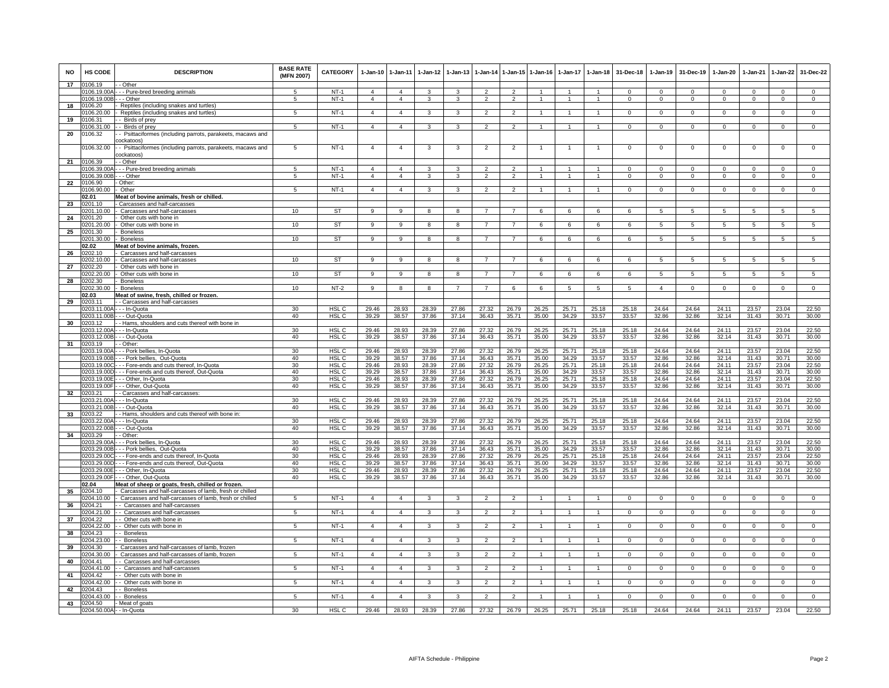| NO | HS CODE | DESCRIPTION | BASE RATE (MFN 2007) | CATEGORY | 1-Jan-10 | 1-Jan-11 | 1-Jan-12 | 1-Jan-13 | 1-Jan-14 | 1-Jan-15 | 1-Jan-16 | 1-Jan-17 | 1-Jan-18 | 31-Dec-18 | 1-Jan-19 | 31-Dec-19 | 1-Jan-20 | 1-Jan-21 | 1-Jan-22 | 31-Dec-22 |
|---|---|---|---|---|---|---|---|---|---|---|---|---|---|---|---|---|---|---|---|---|
| 17 | 0106.19 | - - Other | | | | | | | | | | | | | | | | | | |
| | 0106.19.00A | - - - Pure-bred breeding animals | 5 | NT-1 | 4 | 4 | 3 | 3 | 2 | 2 | 1 | 1 | 1 | 0 | 0 | 0 | 0 | 0 | 0 | 0 |
| | 0106.19.00B | - - - Other | 5 | NT-1 | 4 | 4 | 3 | 3 | 2 | 2 | 1 | 1 | 1 | 0 | 0 | 0 | 0 | 0 | 0 | 0 |
| 18 | 0106.20 | - Reptiles (including snakes and turtles) | | | | | | | | | | | | | | | | | | |
| | 0106.20.00 | - Reptiles (including snakes and turtles) | 5 | NT-1 | 4 | 4 | 3 | 3 | 2 | 2 | 1 | 1 | 1 | 0 | 0 | 0 | 0 | 0 | 0 | 0 |
| 19 | 0106.31 | - - Birds of prey | | | | | | | | | | | | | | | | | | |
| | 0106.31.00 | - - Birds of prey | 5 | NT-1 | 4 | 4 | 3 | 3 | 2 | 2 | 1 | 1 | 1 | 0 | 0 | 0 | 0 | 0 | 0 | 0 |
| 20 | 0106.32 | - - Psittaciformes (including parrots, parakeets, macaws and cockatoos) | | | | | | | | | | | | | | | | | | |
| | 0106.32.00 | - - Psittaciformes (including parrots, parakeets, macaws and cockatoos) | 5 | NT-1 | 4 | 4 | 3 | 3 | 2 | 2 | 1 | 1 | 1 | 0 | 0 | 0 | 0 | 0 | 0 | 0 |
| 21 | 0106.39 | - - Other | | | | | | | | | | | | | | | | | | |
| | 0106.39.00A | - - - Pure-bred breeding animals | 5 | NT-1 | 4 | 4 | 3 | 3 | 2 | 2 | 1 | 1 | 1 | 0 | 0 | 0 | 0 | 0 | 0 | 0 |
| | 0106.39.00B | - - - Other | 5 | NT-1 | 4 | 4 | 3 | 3 | 2 | 2 | 1 | 1 | 1 | 0 | 0 | 0 | 0 | 0 | 0 | 0 |
| 22 | 0106.90 | - Other: | | | | | | | | | | | | | | | | | | |
| | 0106.90.00 | - Other | 5 | NT-1 | 4 | 4 | 3 | 3 | 2 | 2 | 1 | 1 | 1 | 0 | 0 | 0 | 0 | 0 | 0 | 0 |
| | **02.01** | **Meat of bovine animals, fresh or chilled.** | | | | | | | | | | | | | | | | | | |
| 23 | 0201.10 | - Carcasses and half-carcasses | | | | | | | | | | | | | | | | | | |
| | 0201.10.00 | - Carcasses and half-carcasses | 10 | ST | 9 | 9 | 8 | 8 | 7 | 7 | 6 | 6 | 6 | 6 | 5 | 5 | 5 | 5 | 5 | 5 |
| 24 | 0201.20 | - Other cuts with bone in | | | | | | | | | | | | | | | | | | |
| | 0201.20.00 | - Other cuts with bone in | 10 | ST | 9 | 9 | 8 | 8 | 7 | 7 | 6 | 6 | 6 | 6 | 5 | 5 | 5 | 5 | 5 | 5 |
| 25 | 0201.30 | - Boneless | | | | | | | | | | | | | | | | | | |
| | 0201.30.00 | - Boneless | 10 | ST | 9 | 9 | 8 | 8 | 7 | 7 | 6 | 6 | 6 | 6 | 5 | 5 | 5 | 5 | 5 | 5 |
| | **02.02** | **Meat of bovine animals, frozen.** | | | | | | | | | | | | | | | | | | |
| 26 | 0202.10 | - Carcasses and half-carcasses | | | | | | | | | | | | | | | | | | |
| | 0202.10.00 | - Carcasses and half-carcasses | 10 | ST | 9 | 9 | 8 | 8 | 7 | 7 | 6 | 6 | 6 | 6 | 5 | 5 | 5 | 5 | 5 | 5 |
| 27 | 0202.20 | - Other cuts with bone in | | | | | | | | | | | | | | | | | | |
| | 0202.20.00 | - Other cuts with bone in | 10 | ST | 9 | 9 | 8 | 8 | 7 | 7 | 6 | 6 | 6 | 6 | 5 | 5 | 5 | 5 | 5 | 5 |
| 28 | 0202.30 | - Boneless | | | | | | | | | | | | | | | | | | |
| | 0202.30.00 | - Boneless | 10 | NT-2 | 9 | 8 | 8 | 7 | 7 | 6 | 6 | 5 | 5 | 5 | 4 | 0 | 0 | 0 | 0 | 0 |
| | **02.03** | **Meat of swine, fresh, chilled or frozen.** | | | | | | | | | | | | | | | | | | |
| 29 | 0203.11 | - - Carcasses and half-carcasses | | | | | | | | | | | | | | | | | | |
| | 0203.11.00A | - - - In-Quota | 30 | HSL C | 29.46 | 28.93 | 28.39 | 27.86 | 27.32 | 26.79 | 26.25 | 25.71 | 25.18 | 25.18 | 24.64 | 24.64 | 24.11 | 23.57 | 23.04 | 22.50 |
| | 0203.11.00B | - - - Out-Quota | 40 | HSL C | 39.29 | 38.57 | 37.86 | 37.14 | 36.43 | 35.71 | 35.00 | 34.29 | 33.57 | 33.57 | 32.86 | 32.86 | 32.14 | 31.43 | 30.71 | 30.00 |
| 30 | 0203.12 | - - Hams, shoulders and cuts thereof with bone in | | | | | | | | | | | | | | | | | | |
| | 0203.12.00A | - - - In-Quota | 30 | HSL C | 29.46 | 28.93 | 28.39 | 27.86 | 27.32 | 26.79 | 26.25 | 25.71 | 25.18 | 25.18 | 24.64 | 24.64 | 24.11 | 23.57 | 23.04 | 22.50 |
| | 0203.12.00B | - - - Out-Quota | 40 | HSL C | 39.29 | 38.57 | 37.86 | 37.14 | 36.43 | 35.71 | 35.00 | 34.29 | 33.57 | 33.57 | 32.86 | 32.86 | 32.14 | 31.43 | 30.71 | 30.00 |
| 31 | 0203.19 | - - Other: | | | | | | | | | | | | | | | | | | |
| | 0203.19.00A | - - - Pork bellies, In-Quota | 30 | HSL C | 29.46 | 28.93 | 28.39 | 27.86 | 27.32 | 26.79 | 26.25 | 25.71 | 25.18 | 25.18 | 24.64 | 24.64 | 24.11 | 23.57 | 23.04 | 22.50 |
| | 0203.19.00B | - - - Pork bellies, Out-Quota | 40 | HSL C | 39.29 | 38.57 | 37.86 | 37.14 | 36.43 | 35.71 | 35.00 | 34.29 | 33.57 | 33.57 | 32.86 | 32.86 | 32.14 | 31.43 | 30.71 | 30.00 |
| | 0203.19.00C | - - - Fore-ends and cuts thereof, In-Quota | 30 | HSL C | 29.46 | 28.93 | 28.39 | 27.86 | 27.32 | 26.79 | 26.25 | 25.71 | 25.18 | 25.18 | 24.64 | 24.64 | 24.11 | 23.57 | 23.04 | 22.50 |
| | 0203.19.00D | - - - Fore-ends and cuts thereof, Out-Quota | 40 | HSL C | 39.29 | 38.57 | 37.86 | 37.14 | 36.43 | 35.71 | 35.00 | 34.29 | 33.57 | 33.57 | 32.86 | 32.86 | 32.14 | 31.43 | 30.71 | 30.00 |
| | 0203.19.00E | - - - Other, In-Quota | 30 | HSL C | 29.46 | 28.93 | 28.39 | 27.86 | 27.32 | 26.79 | 26.25 | 25.71 | 25.18 | 25.18 | 24.64 | 24.64 | 24.11 | 23.57 | 23.04 | 22.50 |
| | 0203.19.00F | - - - Other, Out-Quota | 40 | HSL C | 39.29 | 38.57 | 37.86 | 37.14 | 36.43 | 35.71 | 35.00 | 34.29 | 33.57 | 33.57 | 32.86 | 32.86 | 32.14 | 31.43 | 30.71 | 30.00 |
| 32 | 0203.21 | - - Carcasses and half-carcasses: | | | | | | | | | | | | | | | | | | |
| | 0203.21.00A | - - - In-Quota | 30 | HSL C | 29.46 | 28.93 | 28.39 | 27.86 | 27.32 | 26.79 | 26.25 | 25.71 | 25.18 | 25.18 | 24.64 | 24.64 | 24.11 | 23.57 | 23.04 | 22.50 |
| | 0203.21.00B | - - - Out-Quota | 40 | HSL C | 39.29 | 38.57 | 37.86 | 37.14 | 36.43 | 35.71 | 35.00 | 34.29 | 33.57 | 33.57 | 32.86 | 32.86 | 32.14 | 31.43 | 30.71 | 30.00 |
| 33 | 0203.22 | - - Hams, shoulders and cuts thereof with bone in: | | | | | | | | | | | | | | | | | | |
| | 0203.22.00A | - - - In-Quota | 30 | HSL C | 29.46 | 28.93 | 28.39 | 27.86 | 27.32 | 26.79 | 26.25 | 25.71 | 25.18 | 25.18 | 24.64 | 24.64 | 24.11 | 23.57 | 23.04 | 22.50 |
| | 0203.22.00B | - - - Out-Quota | 40 | HSL C | 39.29 | 38.57 | 37.86 | 37.14 | 36.43 | 35.71 | 35.00 | 34.29 | 33.57 | 33.57 | 32.86 | 32.86 | 32.14 | 31.43 | 30.71 | 30.00 |
| 34 | 0203.29 | - - Other: | | | | | | | | | | | | | | | | | | |
| | 0203.29.00A | - - - Pork bellies, In-Quota | 30 | HSL C | 29.46 | 28.93 | 28.39 | 27.86 | 27.32 | 26.79 | 26.25 | 25.71 | 25.18 | 25.18 | 24.64 | 24.64 | 24.11 | 23.57 | 23.04 | 22.50 |
| | 0203.29.00B | - - - Pork bellies, Out-Quota | 40 | HSL C | 39.29 | 38.57 | 37.86 | 37.14 | 36.43 | 35.71 | 35.00 | 34.29 | 33.57 | 33.57 | 32.86 | 32.86 | 32.14 | 31.43 | 30.71 | 30.00 |
| | 0203.29.00C | - - - Fore-ends and cuts thereof, In-Quota | 30 | HSL C | 29.46 | 28.93 | 28.39 | 27.86 | 27.32 | 26.79 | 26.25 | 25.71 | 25.18 | 25.18 | 24.64 | 24.64 | 24.11 | 23.57 | 23.04 | 22.50 |
| | 0203.29.00D | - - - Fore-ends and cuts thereof, Out-Quota | 40 | HSL C | 39.29 | 38.57 | 37.86 | 37.14 | 36.43 | 35.71 | 35.00 | 34.29 | 33.57 | 33.57 | 32.86 | 32.86 | 32.14 | 31.43 | 30.71 | 30.00 |
| | 0203.29.00E | - - - Other, In-Quota | 30 | HSL C | 29.46 | 28.93 | 28.39 | 27.86 | 27.32 | 26.79 | 26.25 | 25.71 | 25.18 | 25.18 | 24.64 | 24.64 | 24.11 | 23.57 | 23.04 | 22.50 |
| | 0203.29.00F | - - - Other, Out-Quota | 40 | HSL C | 39.29 | 38.57 | 37.86 | 37.14 | 36.43 | 35.71 | 35.00 | 34.29 | 33.57 | 33.57 | 32.86 | 32.86 | 32.14 | 31.43 | 30.71 | 30.00 |
| | **02.04** | **Meat of sheep or goats, fresh, chilled or frozen.** | | | | | | | | | | | | | | | | | | |
| 35 | 0204.10 | - Carcasses and half-carcasses of lamb, fresh or chilled | | | | | | | | | | | | | | | | | | |
| | 0204.10.00 | - Carcasses and half-carcasses of lamb, fresh or chilled | 5 | NT-1 | 4 | 4 | 3 | 3 | 2 | 2 | 1 | 1 | 1 | 0 | 0 | 0 | 0 | 0 | 0 | 0 |
| 36 | 0204.21 | - - Carcasses and half-carcasses | | | | | | | | | | | | | | | | | | |
| | 0204.21.00 | - - Carcasses and half-carcasses | 5 | NT-1 | 4 | 4 | 3 | 3 | 2 | 2 | 1 | 1 | 1 | 0 | 0 | 0 | 0 | 0 | 0 | 0 |
| 37 | 0204.22 | - - Other cuts with bone in | | | | | | | | | | | | | | | | | | |
| | 0204.22.00 | - - Other cuts with bone in | 5 | NT-1 | 4 | 4 | 3 | 3 | 2 | 2 | 1 | 1 | 1 | 0 | 0 | 0 | 0 | 0 | 0 | 0 |
| 38 | 0204.23 | - - Boneless | | | | | | | | | | | | | | | | | | |
| | 0204.23.00 | - - Boneless | 5 | NT-1 | 4 | 4 | 3 | 3 | 2 | 2 | 1 | 1 | 1 | 0 | 0 | 0 | 0 | 0 | 0 | 0 |
| 39 | 0204.30 | - Carcasses and half-carcasses of lamb, frozen | | | | | | | | | | | | | | | | | | |
| | 0204.30.00 | - Carcasses and half-carcasses of lamb, frozen | 5 | NT-1 | 4 | 4 | 3 | 3 | 2 | 2 | 1 | 1 | 1 | 0 | 0 | 0 | 0 | 0 | 0 | 0 |
| 40 | 0204.41 | - - Carcasses and half-carcasses | | | | | | | | | | | | | | | | | | |
| | 0204.41.00 | - - Carcasses and half-carcasses | 5 | NT-1 | 4 | 4 | 3 | 3 | 2 | 2 | 1 | 1 | 1 | 0 | 0 | 0 | 0 | 0 | 0 | 0 |
| 41 | 0204.42 | - - Other cuts with bone in | | | | | | | | | | | | | | | | | | |
| | 0204.42.00 | - - Other cuts with bone in | 5 | NT-1 | 4 | 4 | 3 | 3 | 2 | 2 | 1 | 1 | 1 | 0 | 0 | 0 | 0 | 0 | 0 | 0 |
| 42 | 0204.43 | - - Boneless | | | | | | | | | | | | | | | | | | |
| | 0204.43.00 | - - Boneless | 5 | NT-1 | 4 | 4 | 3 | 3 | 2 | 2 | 1 | 1 | 1 | 0 | 0 | 0 | 0 | 0 | 0 | 0 |
| 43 | 0204.50 | - Meat of goats | | | | | | | | | | | | | | | | | | |
| | 0204.50.00A | - - In-Quota | 30 | HSL C | 29.46 | 28.93 | 28.39 | 27.86 | 27.32 | 26.79 | 26.25 | 25.71 | 25.18 | 25.18 | 24.64 | 24.64 | 24.11 | 23.57 | 23.04 | 22.50 |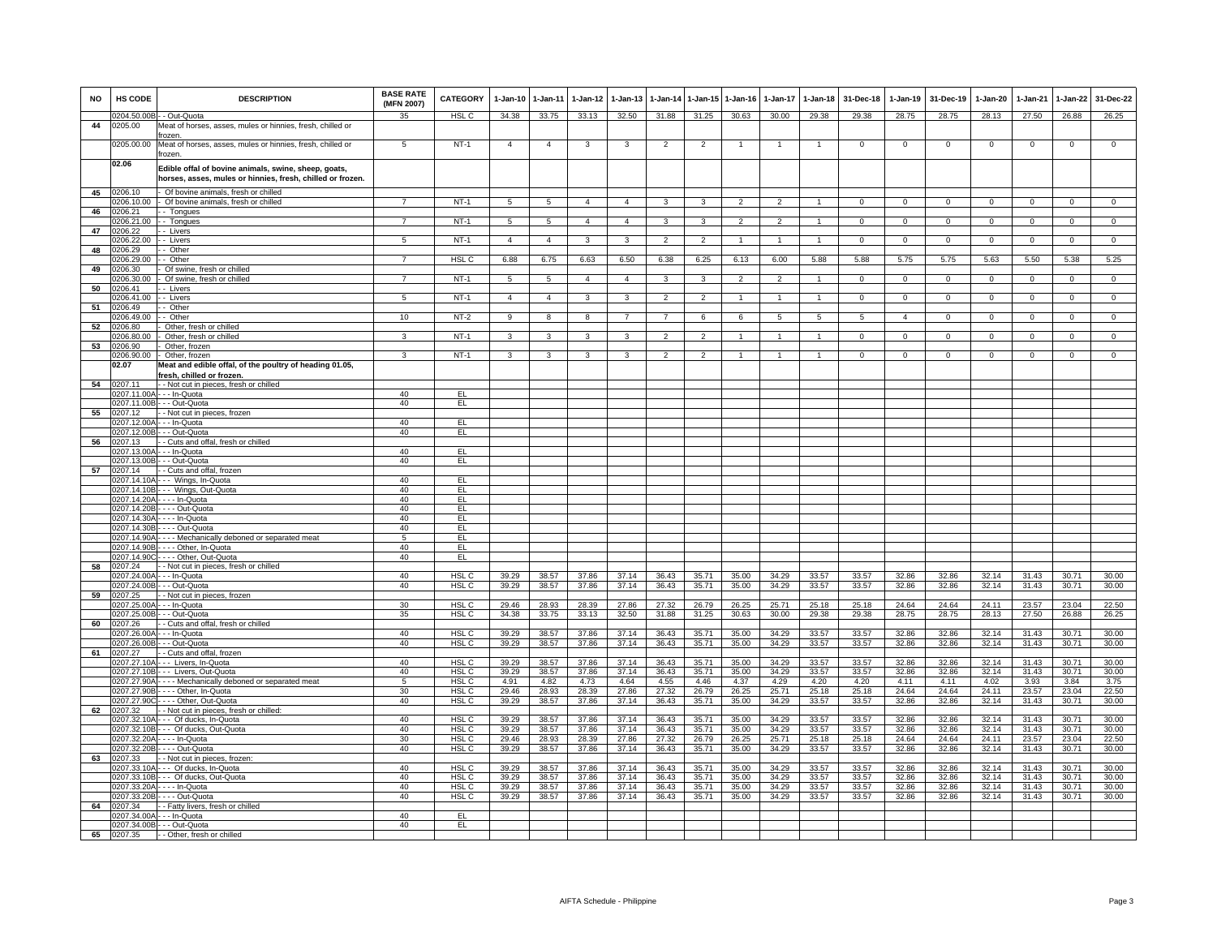| NO | HS CODE | DESCRIPTION | BASE RATE (MFN 2007) | CATEGORY | 1-Jan-10 | 1-Jan-11 | 1-Jan-12 | 1-Jan-13 | 1-Jan-14 | 1-Jan-15 | 1-Jan-16 | 1-Jan-17 | 1-Jan-18 | 31-Dec-18 | 1-Jan-19 | 31-Dec-19 | 1-Jan-20 | 1-Jan-21 | 1-Jan-22 | 31-Dec-22 |
|---|---|---|---|---|---|---|---|---|---|---|---|---|---|---|---|---|---|---|---|---|
| | 0204.50.00B | - - Out-Quota | 35 | HSL C | 34.38 | 33.75 | 33.13 | 32.50 | 31.88 | 31.25 | 30.63 | 30.00 | 29.38 | 29.38 | 28.75 | 28.75 | 28.13 | 27.50 | 26.88 | 26.25 |
| 44 | 0205.00 | Meat of horses, asses, mules or hinnies, fresh, chilled or frozen. | | | | | | | | | | | | | | | | | | |
| | 0205.00.00 | Meat of horses, asses, mules or hinnies, fresh, chilled or frozen. | 5 | NT-1 | 4 | 4 | 3 | 3 | 2 | 2 | 1 | 1 | 1 | 0 | 0 | 0 | 0 | 0 | 0 | 0 |
| | 02.06 | **Edible offal of bovine animals, swine, sheep, goats, horses, asses, mules or hinnies, fresh, chilled or frozen.** | | | | | | | | | | | | | | | | | | |
| 45 | 0206.10 | - Of bovine animals, fresh or chilled | | | | | | | | | | | | | | | | | | |
| | 0206.10.00 | - Of bovine animals, fresh or chilled | 7 | NT-1 | 5 | 5 | 4 | 4 | 3 | 3 | 2 | 2 | 1 | 0 | 0 | 0 | 0 | 0 | 0 | 0 |
| 46 | 0206.21 | - - Tongues | | | | | | | | | | | | | | | | | | |
| | 0206.21.00 | - - Tongues | 7 | NT-1 | 5 | 5 | 4 | 4 | 3 | 3 | 2 | 2 | 1 | 0 | 0 | 0 | 0 | 0 | 0 | 0 |
| 47 | 0206.22 | - - Livers | | | | | | | | | | | | | | | | | | |
| | 0206.22.00 | - - Livers | 5 | NT-1 | 4 | 4 | 3 | 3 | 2 | 2 | 1 | 1 | 1 | 0 | 0 | 0 | 0 | 0 | 0 | 0 |
| 48 | 0206.29 | - - Other | | | | | | | | | | | | | | | | | | |
| | 0206.29.00 | - - Other | 7 | HSL C | 6.88 | 6.75 | 6.63 | 6.50 | 6.38 | 6.25 | 6.13 | 6.00 | 5.88 | 5.88 | 5.75 | 5.75 | 5.63 | 5.50 | 5.38 | 5.25 |
| 49 | 0206.30 | - Of swine, fresh or chilled | | | | | | | | | | | | | | | | | | |
| | 0206.30.00 | - Of swine, fresh or chilled | 7 | NT-1 | 5 | 5 | 4 | 4 | 3 | 3 | 2 | 2 | 1 | 0 | 0 | 0 | 0 | 0 | 0 | 0 |
| 50 | 0206.41 | - - Livers | | | | | | | | | | | | | | | | | | |
| | 0206.41.00 | - - Livers | 5 | NT-1 | 4 | 4 | 3 | 3 | 2 | 2 | 1 | 1 | 1 | 0 | 0 | 0 | 0 | 0 | 0 | 0 |
| 51 | 0206.49 | - - Other | | | | | | | | | | | | | | | | | | |
| | 0206.49.00 | - - Other | 10 | NT-2 | 9 | 8 | 8 | 7 | 7 | 6 | 6 | 5 | 5 | 5 | 4 | 0 | 0 | 0 | 0 | 0 |
| 52 | 0206.80 | - Other, fresh or chilled | | | | | | | | | | | | | | | | | | |
| | 0206.80.00 | - Other, fresh or chilled | 3 | NT-1 | 3 | 3 | 3 | 3 | 2 | 2 | 1 | 1 | 1 | 0 | 0 | 0 | 0 | 0 | 0 | 0 |
| 53 | 0206.90 | - Other, frozen | | | | | | | | | | | | | | | | | | |
| | 0206.90.00 | - Other, frozen | 3 | NT-1 | 3 | 3 | 3 | 3 | 2 | 2 | 1 | 1 | 1 | 0 | 0 | 0 | 0 | 0 | 0 | 0 |
| | 02.07 | **Meat and edible offal, of the poultry of heading 01.05, fresh, chilled or frozen.** | | | | | | | | | | | | | | | | | | |
| 54 | 0207.11 | - - Not cut in pieces, fresh or chilled | | | | | | | | | | | | | | | | | | |
| | 0207.11.00A | - - - In-Quota | 40 | EL | | | | | | | | | | | | | | | | |
| | 0207.11.00B | - - - Out-Quota | 40 | EL | | | | | | | | | | | | | | | | |
| 55 | 0207.12 | - - Not cut in pieces, frozen | | | | | | | | | | | | | | | | | | |
| | 0207.12.00A | - - - In-Quota | 40 | EL | | | | | | | | | | | | | | | | |
| | 0207.12.00B | - - - Out-Quota | 40 | EL | | | | | | | | | | | | | | | | |
| 56 | 0207.13 | - - Cuts and offal, fresh or chilled | | | | | | | | | | | | | | | | | | |
| | 0207.13.00A | - - - In-Quota | 40 | EL | | | | | | | | | | | | | | | | |
| | 0207.13.00B | - - - Out-Quota | 40 | EL | | | | | | | | | | | | | | | | |
| 57 | 0207.14 | - - Cuts and offal, frozen | | | | | | | | | | | | | | | | | | |
| | 0207.14.10A | - - - Wings, In-Quota | 40 | EL | | | | | | | | | | | | | | | | |
| | 0207.14.10B | - - - Wings, Out-Quota | 40 | EL | | | | | | | | | | | | | | | | |
| | 0207.14.20A | - - - - In-Quota | 40 | EL | | | | | | | | | | | | | | | | |
| | 0207.14.20B | - - - - Out-Quota | 40 | EL | | | | | | | | | | | | | | | | |
| | 0207.14.30A | - - - - In-Quota | 40 | EL | | | | | | | | | | | | | | | | |
| | 0207.14.30B | - - - - Out-Quota | 40 | EL | | | | | | | | | | | | | | | | |
| | 0207.14.90A | - - - - Mechanically deboned or separated meat | 5 | EL | | | | | | | | | | | | | | | | |
| | 0207.14.90B | - - - - Other, In-Quota | 40 | EL | | | | | | | | | | | | | | | | |
| | 0207.14.90C | - - - - Other, Out-Quota | 40 | EL | | | | | | | | | | | | | | | | |
| 58 | 0207.24 | - - Not cut in pieces, fresh or chilled | | | | | | | | | | | | | | | | | | |
| | 0207.24.00A | - - - In-Quota | 40 | HSL C | 39.29 | 38.57 | 37.86 | 37.14 | 36.43 | 35.71 | 35.00 | 34.29 | 33.57 | 33.57 | 32.86 | 32.86 | 32.14 | 31.43 | 30.71 | 30.00 |
| | 0207.24.00B | - - - Out-Quota | 40 | HSL C | 39.29 | 38.57 | 37.86 | 37.14 | 36.43 | 35.71 | 35.00 | 34.29 | 33.57 | 33.57 | 32.86 | 32.86 | 32.14 | 31.43 | 30.71 | 30.00 |
| 59 | 0207.25 | - - Not cut in pieces, frozen | | | | | | | | | | | | | | | | | | |
| | 0207.25.00A | - - - In-Quota | 30 | HSL C | 29.46 | 28.93 | 28.39 | 27.86 | 27.32 | 26.79 | 26.25 | 25.71 | 25.18 | 25.18 | 24.64 | 24.64 | 24.11 | 23.57 | 23.04 | 22.50 |
| | 0207.25.00B | - - - Out-Quota | 35 | HSL C | 34.38 | 33.75 | 33.13 | 32.50 | 31.88 | 31.25 | 30.63 | 30.00 | 29.38 | 29.38 | 28.75 | 28.75 | 28.13 | 27.50 | 26.88 | 26.25 |
| 60 | 0207.26 | - - Cuts and offal, fresh or chilled | | | | | | | | | | | | | | | | | | |
| | 0207.26.00A | - - - In-Quota | 40 | HSL C | 39.29 | 38.57 | 37.86 | 37.14 | 36.43 | 35.71 | 35.00 | 34.29 | 33.57 | 33.57 | 32.86 | 32.86 | 32.14 | 31.43 | 30.71 | 30.00 |
| | 0207.26.00B | - - - Out-Quota | 40 | HSL C | 39.29 | 38.57 | 37.86 | 37.14 | 36.43 | 35.71 | 35.00 | 34.29 | 33.57 | 33.57 | 32.86 | 32.86 | 32.14 | 31.43 | 30.71 | 30.00 |
| 61 | 0207.27 | - - Cuts and offal, frozen | | | | | | | | | | | | | | | | | | |
| | 0207.27.10A | - - - Livers, In-Quota | 40 | HSL C | 39.29 | 38.57 | 37.86 | 37.14 | 36.43 | 35.71 | 35.00 | 34.29 | 33.57 | 33.57 | 32.86 | 32.86 | 32.14 | 31.43 | 30.71 | 30.00 |
| | 0207.27.10B | - - - Livers, Out-Quota | 40 | HSL C | 39.29 | 38.57 | 37.86 | 37.14 | 36.43 | 35.71 | 35.00 | 34.29 | 33.57 | 33.57 | 32.86 | 32.86 | 32.14 | 31.43 | 30.71 | 30.00 |
| | 0207.27.90A | - - - Mechanically deboned or separated meat | 5 | HSL C | 4.91 | 4.82 | 4.73 | 4.64 | 4.55 | 4.46 | 4.37 | 4.29 | 4.20 | 4.20 | 4.11 | 4.11 | 4.02 | 3.93 | 3.84 | 3.75 |
| | 0207.27.90B | - - - - Other, In-Quota | 30 | HSL C | 29.46 | 28.93 | 28.39 | 27.86 | 27.32 | 26.79 | 26.25 | 25.71 | 25.18 | 25.18 | 24.64 | 24.64 | 24.11 | 23.57 | 23.04 | 22.50 |
| | 0207.27.90C | - - - - Other, Out-Quota | 40 | HSL C | 39.29 | 38.57 | 37.86 | 37.14 | 36.43 | 35.71 | 35.00 | 34.29 | 33.57 | 33.57 | 32.86 | 32.86 | 32.14 | 31.43 | 30.71 | 30.00 |
| 62 | 0207.32 | - - Not cut in pieces, fresh or chilled: | | | | | | | | | | | | | | | | | | |
| | 0207.32.10A | - - - Of ducks, In-Quota | 40 | HSL C | 39.29 | 38.57 | 37.86 | 37.14 | 36.43 | 35.71 | 35.00 | 34.29 | 33.57 | 33.57 | 32.86 | 32.86 | 32.14 | 31.43 | 30.71 | 30.00 |
| | 0207.32.10B | - - - Of ducks, Out-Quota | 40 | HSL C | 39.29 | 38.57 | 37.86 | 37.14 | 36.43 | 35.71 | 35.00 | 34.29 | 33.57 | 33.57 | 32.86 | 32.86 | 32.14 | 31.43 | 30.71 | 30.00 |
| | 0207.32.20A | - - - - In-Quota | 30 | HSL C | 29.46 | 28.93 | 28.39 | 27.86 | 27.32 | 26.79 | 26.25 | 25.71 | 25.18 | 25.18 | 24.64 | 24.64 | 24.11 | 23.57 | 23.04 | 22.50 |
| | 0207.32.20B | - - - - Out-Quota | 40 | HSL C | 39.29 | 38.57 | 37.86 | 37.14 | 36.43 | 35.71 | 35.00 | 34.29 | 33.57 | 33.57 | 32.86 | 32.86 | 32.14 | 31.43 | 30.71 | 30.00 |
| 63 | 0207.33 | - - Not cut in pieces, frozen: | | | | | | | | | | | | | | | | | | |
| | 0207.33.10A | - - - Of ducks, In-Quota | 40 | HSL C | 39.29 | 38.57 | 37.86 | 37.14 | 36.43 | 35.71 | 35.00 | 34.29 | 33.57 | 33.57 | 32.86 | 32.86 | 32.14 | 31.43 | 30.71 | 30.00 |
| | 0207.33.10B | - - - Of ducks, Out-Quota | 40 | HSL C | 39.29 | 38.57 | 37.86 | 37.14 | 36.43 | 35.71 | 35.00 | 34.29 | 33.57 | 33.57 | 32.86 | 32.86 | 32.14 | 31.43 | 30.71 | 30.00 |
| | 0207.33.20A | - - - - In-Quota | 40 | HSL C | 39.29 | 38.57 | 37.86 | 37.14 | 36.43 | 35.71 | 35.00 | 34.29 | 33.57 | 33.57 | 32.86 | 32.86 | 32.14 | 31.43 | 30.71 | 30.00 |
| | 0207.33.20B | - - - - Out-Quota | 40 | HSL C | 39.29 | 38.57 | 37.86 | 37.14 | 36.43 | 35.71 | 35.00 | 34.29 | 33.57 | 33.57 | 32.86 | 32.86 | 32.14 | 31.43 | 30.71 | 30.00 |
| 64 | 0207.34 | - - Fatty livers, fresh or chilled | | | | | | | | | | | | | | | | | | |
| | 0207.34.00A | - - - In-Quota | 40 | EL | | | | | | | | | | | | | | | | |
| | 0207.34.00B | - - - Out-Quota | 40 | EL | | | | | | | | | | | | | | | | |
| 65 | 0207.35 | - - Other, fresh or chilled | | | | | | | | | | | | | | | | | | |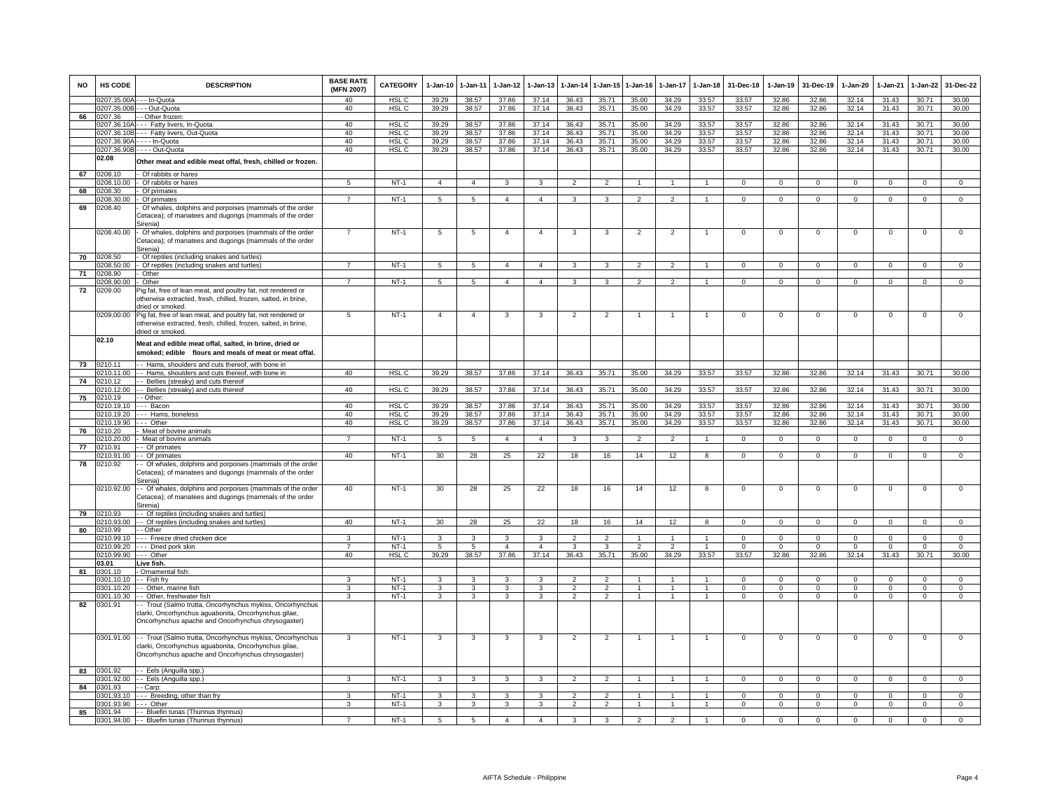| NO | HS CODE | DESCRIPTION | BASE RATE (MFN 2007) | CATEGORY | 1-Jan-10 | 1-Jan-11 | 1-Jan-12 | 1-Jan-13 | 1-Jan-14 | 1-Jan-15 | 1-Jan-16 | 1-Jan-17 | 1-Jan-18 | 31-Dec-18 | 1-Jan-19 | 31-Dec-19 | 1-Jan-20 | 1-Jan-21 | 1-Jan-22 | 31-Dec-22 |
|---|---|---|---|---|---|---|---|---|---|---|---|---|---|---|---|---|---|---|---|---|
| | 0207.35.00A | - - - In-Quota | 40 | HSL C | 39.29 | 38.57 | 37.86 | 37.14 | 36.43 | 35.71 | 35.00 | 34.29 | 33.57 | 33.57 | 32.86 | 32.86 | 32.14 | 31.43 | 30.71 | 30.00 |
| | 0207.35.00B | - - - Out-Quota | 40 | HSL C | 39.29 | 38.57 | 37.86 | 37.14 | 36.43 | 35.71 | 35.00 | 34.29 | 33.57 | 33.57 | 32.86 | 32.86 | 32.14 | 31.43 | 30.71 | 30.00 |
| 66 | 0207.36 | - - Other frozen: | | | | | | | | | | | | | | | | | | |
| | 0207.36.10A | - - - Fatty livers, In-Quota | 40 | HSL C | 39.29 | 38.57 | 37.86 | 37.14 | 36.43 | 35.71 | 35.00 | 34.29 | 33.57 | 33.57 | 32.86 | 32.86 | 32.14 | 31.43 | 30.71 | 30.00 |
| | 0207.36.10B | - - - Fatty livers, Out-Quota | 40 | HSL C | 39.29 | 38.57 | 37.86 | 37.14 | 36.43 | 35.71 | 35.00 | 34.29 | 33.57 | 33.57 | 32.86 | 32.86 | 32.14 | 31.43 | 30.71 | 30.00 |
| | 0207.36.90A | - - - - In-Quota | 40 | HSL C | 39.29 | 38.57 | 37.86 | 37.14 | 36.43 | 35.71 | 35.00 | 34.29 | 33.57 | 33.57 | 32.86 | 32.86 | 32.14 | 31.43 | 30.71 | 30.00 |
| | 0207.36.90B | - - - - Out-Quota | 40 | HSL C | 39.29 | 38.57 | 37.86 | 37.14 | 36.43 | 35.71 | 35.00 | 34.29 | 33.57 | 33.57 | 32.86 | 32.86 | 32.14 | 31.43 | 30.71 | 30.00 |
| | 02.08 | **Other meat and edible meat offal, fresh, chilled or frozen.** | | | | | | | | | | | | | | | | | | |
| 67 | 0208.10 | - Of rabbits or hares | | | | | | | | | | | | | | | | | | |
| | 0208.10.00 | - Of rabbits or hares | 5 | NT-1 | 4 | 4 | 3 | 3 | 2 | 2 | 1 | 1 | 1 | 0 | 0 | 0 | 0 | 0 | 0 | 0 |
| 68 | 0208.30 | - Of primates | | | | | | | | | | | | | | | | | | |
| | 0208.30.00 | - Of primates | 7 | NT-1 | 5 | 5 | 4 | 4 | 3 | 3 | 2 | 2 | 1 | 0 | 0 | 0 | 0 | 0 | 0 | 0 |
| 69 | 0208.40 | - Of whales, dolphins and porpoises (mammals of the order Cetacea); of manatees and dugongs (mammals of the order Sirenia) | | | | | | | | | | | | | | | | | | |
| | 0208.40.00 | - Of whales, dolphins and porpoises (mammals of the order Cetacea); of manatees and dugongs (mammals of the order Sirenia) | 7 | NT-1 | 5 | 5 | 4 | 4 | 3 | 3 | 2 | 2 | 1 | 0 | 0 | 0 | 0 | 0 | 0 | 0 |
| 70 | 0208.50 | - Of reptiles (including snakes and turtles) | | | | | | | | | | | | | | | | | | |
| | 0208.50.00 | - Of reptiles (including snakes and turtles) | 7 | NT-1 | 5 | 5 | 4 | 4 | 3 | 3 | 2 | 2 | 1 | 0 | 0 | 0 | 0 | 0 | 0 | 0 |
| 71 | 0208.90 | - Other | | | | | | | | | | | | | | | | | | |
| | 0208.90.00 | - Other | 7 | NT-1 | 5 | 5 | 4 | 4 | 3 | 3 | 2 | 2 | 1 | 0 | 0 | 0 | 0 | 0 | 0 | 0 |
| 72 | 0209.00 | Pig fat, free of lean meat, and poultry fat, not rendered or otherwise extracted, fresh, chilled, frozen, salted, in brine, dried or smoked. | | | | | | | | | | | | | | | | | | |
| | 0209.00.00 | Pig fat, free of lean meat, and poultry fat, not rendered or otherwise extracted, fresh, chilled, frozen, salted, in brine, dried or smoked. | 5 | NT-1 | 4 | 4 | 3 | 3 | 2 | 2 | 1 | 1 | 1 | 0 | 0 | 0 | 0 | 0 | 0 | 0 |
| | 02.10 | **Meat and edible meat offal, salted, in brine, dried or smoked; edible flours and meals of meat or meat offal.** | | | | | | | | | | | | | | | | | | |
| 73 | 0210.11 | - - Hams, shoulders and cuts thereof, with bone in | | | | | | | | | | | | | | | | | | |
| | 0210.11.00 | - - Hams, shoulders and cuts thereof, with bone in | 40 | HSL C | 39.29 | 38.57 | 37.86 | 37.14 | 36.43 | 35.71 | 35.00 | 34.29 | 33.57 | 33.57 | 32.86 | 32.86 | 32.14 | 31.43 | 30.71 | 30.00 |
| 74 | 0210.12 | - - Bellies (streaky) and cuts thereof | | | | | | | | | | | | | | | | | | |
| | 0210.12.00 | - - Bellies (streaky) and cuts thereof | 40 | HSL C | 39.29 | 38.57 | 37.86 | 37.14 | 36.43 | 35.71 | 35.00 | 34.29 | 33.57 | 33.57 | 32.86 | 32.86 | 32.14 | 31.43 | 30.71 | 30.00 |
| 75 | 0210.19 | - - Other: | | | | | | | | | | | | | | | | | | |
| | 0210.19.10 | - - - Bacon | 40 | HSL C | 39.29 | 38.57 | 37.86 | 37.14 | 36.43 | 35.71 | 35.00 | 34.29 | 33.57 | 33.57 | 32.86 | 32.86 | 32.14 | 31.43 | 30.71 | 30.00 |
| | 0210.19.20 | - - - Hams, boneless | 40 | HSL C | 39.29 | 38.57 | 37.86 | 37.14 | 36.43 | 35.71 | 35.00 | 34.29 | 33.57 | 33.57 | 32.86 | 32.86 | 32.14 | 31.43 | 30.71 | 30.00 |
| | 0210.19.90 | - - - Other | 40 | HSL C | 39.29 | 38.57 | 37.86 | 37.14 | 36.43 | 35.71 | 35.00 | 34.29 | 33.57 | 33.57 | 32.86 | 32.86 | 32.14 | 31.43 | 30.71 | 30.00 |
| 76 | 0210.20 | - Meat of bovine animals | | | | | | | | | | | | | | | | | | |
| | 0210.20.00 | - Meat of bovine animals | 7 | NT-1 | 5 | 5 | 4 | 4 | 3 | 3 | 2 | 2 | 1 | 0 | 0 | 0 | 0 | 0 | 0 | 0 |
| 77 | 0210.91 | - - Of primates | | | | | | | | | | | | | | | | | | |
| | 0210.91.00 | - - Of primates | 40 | NT-1 | 30 | 28 | 25 | 22 | 18 | 16 | 14 | 12 | 8 | 0 | 0 | 0 | 0 | 0 | 0 | 0 |
| 78 | 0210.92 | - - Of whales, dolphins and porpoises (mammals of the order Cetacea); of manatees and dugongs (mammals of the order Sirenia) | | | | | | | | | | | | | | | | | | |
| | 0210.92.00 | - - Of whales, dolphins and porpoises (mammals of the order Cetacea); of manatees and dugongs (mammals of the order Sirenia) | 40 | NT-1 | 30 | 28 | 25 | 22 | 18 | 16 | 14 | 12 | 8 | 0 | 0 | 0 | 0 | 0 | 0 | 0 |
| 79 | 0210.93 | - - Of reptiles (including snakes and turtles) | | | | | | | | | | | | | | | | | | |
| | 0210.93.00 | - - Of reptiles (including snakes and turtles) | 40 | NT-1 | 30 | 28 | 25 | 22 | 18 | 16 | 14 | 12 | 8 | 0 | 0 | 0 | 0 | 0 | 0 | 0 |
| 80 | 0210.99 | - - Other | | | | | | | | | | | | | | | | | | |
| | 0210.99.10 | - - - Freeze dried chicken dice | 3 | NT-1 | 3 | 3 | 3 | 3 | 2 | 2 | 1 | 1 | 1 | 0 | 0 | 0 | 0 | 0 | 0 | 0 |
| | 0210.99.20 | - - - Dried pork skin | 7 | NT-1 | 5 | 5 | 4 | 4 | 3 | 3 | 2 | 2 | 1 | 0 | 0 | 0 | 0 | 0 | 0 | 0 |
| | 0210.99.90 | - - - Other | 40 | HSL C | 39.29 | 38.57 | 37.86 | 37.14 | 36.43 | 35.71 | 35.00 | 34.29 | 33.57 | 33.57 | 32.86 | 32.86 | 32.14 | 31.43 | 30.71 | 30.00 |
| | 03.01 | **Live fish.** | | | | | | | | | | | | | | | | | | |
| 81 | 0301.10 | - Ornamental fish: | | | | | | | | | | | | | | | | | | |
| | 0301.10.10 | - - Fish fry | 3 | NT-1 | 3 | 3 | 3 | 3 | 2 | 2 | 1 | 1 | 1 | 0 | 0 | 0 | 0 | 0 | 0 | 0 |
| | 0301.10.20 | - - Other, marine fish | 3 | NT-1 | 3 | 3 | 3 | 3 | 2 | 2 | 1 | 1 | 1 | 0 | 0 | 0 | 0 | 0 | 0 | 0 |
| | 0301.10.30 | - - Other, freshwater fish | 3 | NT-1 | 3 | 3 | 3 | 3 | 2 | 2 | 1 | 1 | 1 | 0 | 0 | 0 | 0 | 0 | 0 | 0 |
| 82 | 0301.91 | - - Trout (Salmo trutta, Oncorhynchus mykiss, Oncorhynchus clarki, Oncorhynchus aguabonita, Oncorhynchus gilae, Oncorhynchus apache and Oncorhynchus chrysogaster) | | | | | | | | | | | | | | | | | | |
| | 0301.91.00 | - - Trout (Salmo trutta, Oncorhynchus mykiss, Oncorhynchus clarki, Oncorhynchus aguabonita, Oncorhynchus gilae, Oncorhynchus apache and Oncorhynchus chrysogaster) | 3 | NT-1 | 3 | 3 | 3 | 3 | 2 | 2 | 1 | 1 | 1 | 0 | 0 | 0 | 0 | 0 | 0 | 0 |
| 83 | 0301.92 | - - Eels (Anguilla spp.) | | | | | | | | | | | | | | | | | | |
| | 0301.92.00 | - - Eels (Anguilla spp.) | 3 | NT-1 | 3 | 3 | 3 | 3 | 2 | 2 | 1 | 1 | 1 | 0 | 0 | 0 | 0 | 0 | 0 | 0 |
| 84 | 0301.93 | - - Carp: | | | | | | | | | | | | | | | | | | |
| | 0301.93.10 | - - - Breeding, other than fry | 3 | NT-1 | 3 | 3 | 3 | 3 | 2 | 2 | 1 | 1 | 1 | 0 | 0 | 0 | 0 | 0 | 0 | 0 |
| | 0301.93.90 | - - - Other | 3 | NT-1 | 3 | 3 | 3 | 3 | 2 | 2 | 1 | 1 | 1 | 0 | 0 | 0 | 0 | 0 | 0 | 0 |
| 85 | 0301.94 | - - Bluefin tunas (Thunnus thynnus) | | | | | | | | | | | | | | | | | | |
| | 0301.94.00 | - - Bluefin tunas (Thunnus thynnus) | 7 | NT-1 | 5 | 5 | 4 | 3 | 3 | 3 | 2 | 2 | 1 | 0 | 0 | 0 | 0 | 0 | 0 | 0 |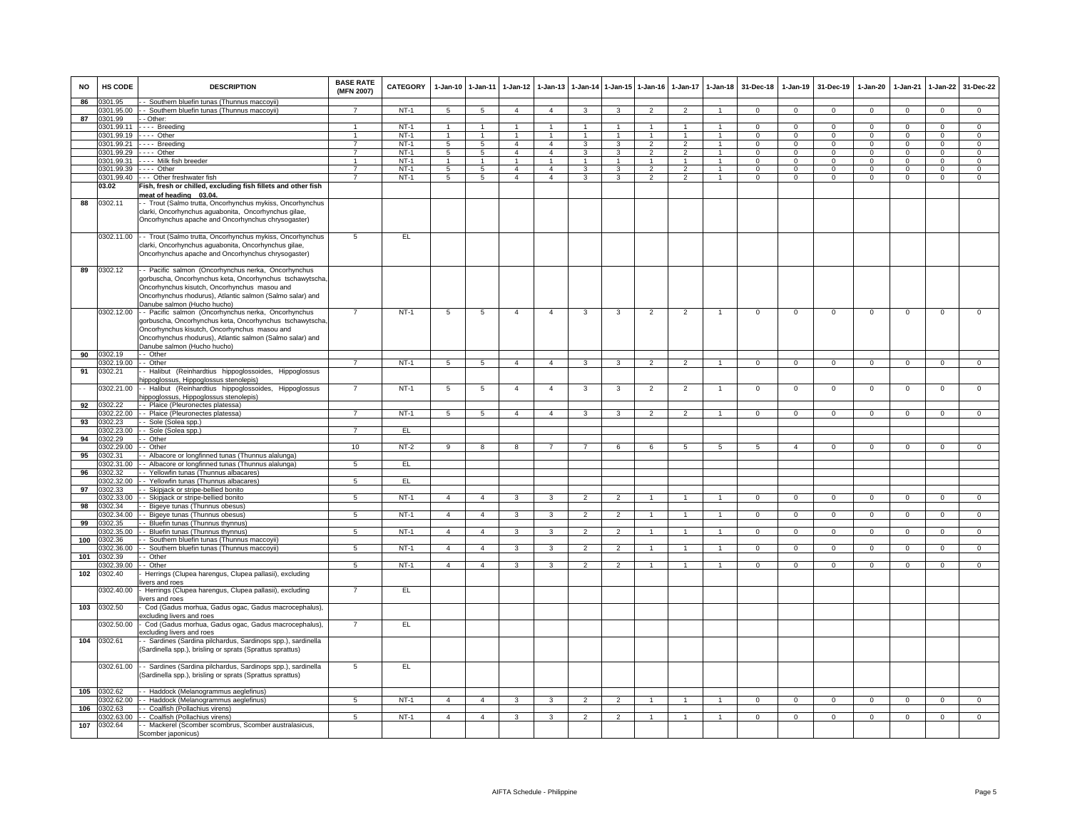| NO | HS CODE | DESCRIPTION | BASE RATE (MFN 2007) | CATEGORY | 1-Jan-10 | 1-Jan-11 | 1-Jan-12 | 1-Jan-13 | 1-Jan-14 | 1-Jan-15 | 1-Jan-16 | 1-Jan-17 | 1-Jan-18 | 31-Dec-18 | 1-Jan-19 | 31-Dec-19 | 1-Jan-20 | 1-Jan-21 | 1-Jan-22 | 31-Dec-22 |
|---|---|---|---|---|---|---|---|---|---|---|---|---|---|---|---|---|---|---|---|---|
| 86 | 0301.95 | - - Southern bluefin tunas (Thunnus maccoyii) | | | | | | | | | | | | | | | | | | |
| | 0301.95.00 | - - Southern bluefin tunas (Thunnus maccoyii) | 7 | NT-1 | 5 | 5 | 4 | 4 | 3 | 3 | 2 | 2 | 1 | 0 | 0 | 0 | 0 | 0 | 0 | 0 |
| 87 | 0301.99 | - - Other: | | | | | | | | | | | | | | | | | | |
| | 0301.99.11 | - - - - Breeding | 1 | NT-1 | 1 | 1 | 1 | 1 | 1 | 1 | 1 | 1 | 1 | 0 | 0 | 0 | 0 | 0 | 0 | 0 |
| | 0301.99.19 | - - - - Other | 1 | NT-1 | 1 | 1 | 1 | 1 | 1 | 1 | 1 | 1 | 1 | 0 | 0 | 0 | 0 | 0 | 0 | 0 |
| | 0301.99.21 | - - - - Breeding | 7 | NT-1 | 5 | 5 | 4 | 4 | 3 | 3 | 2 | 2 | 1 | 0 | 0 | 0 | 0 | 0 | 0 | 0 |
| | 0301.99.29 | - - - - Other | 7 | NT-1 | 5 | 5 | 4 | 4 | 3 | 3 | 2 | 2 | 1 | 0 | 0 | 0 | 0 | 0 | 0 | 0 |
| | 0301.99.31 | - - - - Milk fish breeder | 1 | NT-1 | 1 | 1 | 1 | 1 | 1 | 1 | 1 | 1 | 1 | 0 | 0 | 0 | 0 | 0 | 0 | 0 |
| | 0301.99.39 | - - - - Other | 7 | NT-1 | 5 | 5 | 4 | 4 | 3 | 3 | 2 | 2 | 1 | 0 | 0 | 0 | 0 | 0 | 0 | 0 |
| | 0301.99.40 | - - - Other freshwater fish | 7 | NT-1 | 5 | 5 | 4 | 4 | 3 | 3 | 2 | 2 | 1 | 0 | 0 | 0 | 0 | 0 | 0 | 0 |
| | **03.02** | **Fish, fresh or chilled, excluding fish fillets and other fish meat of heading 03.04.** | | | | | | | | | | | | | | | | | | |
| 88 | 0302.11 | - - Trout (Salmo trutta, Oncorhynchus mykiss, Oncorhynchus clarki, Oncorhynchus aguabonita, Oncorhynchus gilae, Oncorhynchus apache and Oncorhynchus chrysogaster) | | | | | | | | | | | | | | | | | | |
| | 0302.11.00 | - - Trout (Salmo trutta, Oncorhynchus mykiss, Oncorhynchus clarki, Oncorhynchus aguabonita, Oncorhynchus gilae, Oncorhynchus apache and Oncorhynchus chrysogaster) | 5 | EL | | | | | | | | | | | | | | | | |
| 89 | 0302.12 | - - Pacific salmon (Oncorhynchus nerka, Oncorhynchus gorbuscha, Oncorhynchus keta, Oncorhynchus tschawytscha, Oncorhynchus kisutch, Oncorhynchus masou and Oncorhynchus rhodurus), Atlantic salmon (Salmo salar) and Danube salmon (Hucho hucho) | | | | | | | | | | | | | | | | | | |
| | 0302.12.00 | - - Pacific salmon (Oncorhynchus nerka, Oncorhynchus gorbuscha, Oncorhynchus keta, Oncorhynchus tschawytscha, Oncorhynchus kisutch, Oncorhynchus masou and Oncorhynchus rhodurus), Atlantic salmon (Salmo salar) and Danube salmon (Hucho hucho) | 7 | NT-1 | 5 | 5 | 4 | 4 | 3 | 3 | 2 | 2 | 1 | 0 | 0 | 0 | 0 | 0 | 0 | 0 |
| 90 | 0302.19 | - - Other | | | | | | | | | | | | | | | | | | |
| | 0302.19.00 | - - Other | 7 | NT-1 | 5 | 5 | 4 | 4 | 3 | 3 | 2 | 2 | 1 | 0 | 0 | 0 | 0 | 0 | 0 | 0 |
| 91 | 0302.21 | - - Halibut (Reinhardtius hippoglossoides, Hippoglossus hippoglossus, Hippoglossus stenolepis) | | | | | | | | | | | | | | | | | | |
| | 0302.21.00 | - - Halibut (Reinhardtius hippoglossoides, Hippoglossus hippoglossus, Hippoglossus stenolepis) | 7 | NT-1 | 5 | 5 | 4 | 4 | 3 | 3 | 2 | 2 | 1 | 0 | 0 | 0 | 0 | 0 | 0 | 0 |
| 92 | 0302.22 | - - Plaice (Pleuronectes platessa) | | | | | | | | | | | | | | | | | | |
| | 0302.22.00 | - - Plaice (Pleuronectes platessa) | 7 | NT-1 | 5 | 5 | 4 | 4 | 3 | 3 | 2 | 2 | 1 | 0 | 0 | 0 | 0 | 0 | 0 | 0 |
| 93 | 0302.23 | - - Sole (Solea spp.) | | | | | | | | | | | | | | | | | | |
| | 0302.23.00 | - - Sole (Solea spp.) | 7 | EL | | | | | | | | | | | | | | | | |
| 94 | 0302.29 | - - Other | | | | | | | | | | | | | | | | | | |
| | 0302.29.00 | - - Other | 10 | NT-2 | 9 | 8 | 8 | 7 | 7 | 6 | 6 | 5 | 5 | 5 | 4 | 0 | 0 | 0 | 0 | 0 |
| 95 | 0302.31 | - - Albacore or longfinned tunas (Thunnus alalunga) | | | | | | | | | | | | | | | | | | |
| | 0302.31.00 | - - Albacore or longfinned tunas (Thunnus alalunga) | 5 | EL | | | | | | | | | | | | | | | | |
| 96 | 0302.32 | - - Yellowfin tunas (Thunnus albacares) | | | | | | | | | | | | | | | | | | |
| | 0302.32.00 | - - Yellowfin tunas (Thunnus albacares) | 5 | EL | | | | | | | | | | | | | | | | |
| 97 | 0302.33 | - - Skipjack or stripe-bellied bonito | | | | | | | | | | | | | | | | | | |
| | 0302.33.00 | - - Skipjack or stripe-bellied bonito | 5 | NT-1 | 4 | 4 | 3 | 3 | 2 | 2 | 1 | 1 | 1 | 0 | 0 | 0 | 0 | 0 | 0 | 0 |
| 98 | 0302.34 | - - Bigeye tunas (Thunnus obesus) | | | | | | | | | | | | | | | | | | |
| | 0302.34.00 | - - Bigeye tunas (Thunnus obesus) | 5 | NT-1 | 4 | 4 | 3 | 3 | 2 | 2 | 1 | 1 | 1 | 0 | 0 | 0 | 0 | 0 | 0 | 0 |
| 99 | 0302.35 | - - Bluefin tunas (Thunnus thynnus) | | | | | | | | | | | | | | | | | | |
| | 0302.35.00 | - - Bluefin tunas (Thunnus thynnus) | 5 | NT-1 | 4 | 4 | 3 | 3 | 2 | 2 | 1 | 1 | 1 | 0 | 0 | 0 | 0 | 0 | 0 | 0 |
| 100 | 0302.36 | - - Southern bluefin tunas (Thunnus maccoyii) | | | | | | | | | | | | | | | | | | |
| | 0302.36.00 | - - Southern bluefin tunas (Thunnus maccoyii) | 5 | NT-1 | 4 | 4 | 3 | 3 | 2 | 2 | 1 | 1 | 1 | 0 | 0 | 0 | 0 | 0 | 0 | 0 |
| 101 | 0302.39 | - - Other | | | | | | | | | | | | | | | | | | |
| | 0302.39.00 | - - Other | 5 | NT-1 | 4 | 4 | 3 | 3 | 2 | 2 | 1 | 1 | 1 | 0 | 0 | 0 | 0 | 0 | 0 | 0 |
| 102 | 0302.40 | - Herrings (Clupea harengus, Clupea pallasii), excluding livers and roes | | | | | | | | | | | | | | | | | | |
| | 0302.40.00 | - Herrings (Clupea harengus, Clupea pallasii), excluding livers and roes | 7 | EL | | | | | | | | | | | | | | | | |
| 103 | 0302.50 | - Cod (Gadus morhua, Gadus ogac, Gadus macrocephalus), excluding livers and roes | | | | | | | | | | | | | | | | | | |
| | 0302.50.00 | - Cod (Gadus morhua, Gadus ogac, Gadus macrocephalus), excluding livers and roes | 7 | EL | | | | | | | | | | | | | | | | |
| 104 | 0302.61 | - - Sardines (Sardina pilchardus, Sardinops spp.), sardinella (Sardinella spp.), brisling or sprats (Sprattus sprattus) | | | | | | | | | | | | | | | | | | |
| | 0302.61.00 | - - Sardines (Sardina pilchardus, Sardinops spp.), sardinella (Sardinella spp.), brisling or sprats (Sprattus sprattus) | 5 | EL | | | | | | | | | | | | | | | | |
| 105 | 0302.62 | - - Haddock (Melanogrammus aeglefinus) | | | | | | | | | | | | | | | | | | |
| | 0302.62.00 | - - Haddock (Melanogrammus aeglefinus) | 5 | NT-1 | 4 | 4 | 3 | 3 | 2 | 2 | 1 | 1 | 1 | 0 | 0 | 0 | 0 | 0 | 0 | 0 |
| 106 | 0302.63 | - - Coalfish (Pollachius virens) | | | | | | | | | | | | | | | | | | |
| | 0302.63.00 | - - Coalfish (Pollachius virens) | 5 | NT-1 | 4 | 4 | 3 | 3 | 2 | 2 | 1 | 1 | 1 | 0 | 0 | 0 | 0 | 0 | 0 | 0 |
| 107 | 0302.64 | - - Mackerel (Scomber scombrus, Scomber australasicus, Scomber japonicus) | | | | | | | | | | | | | | | | | | |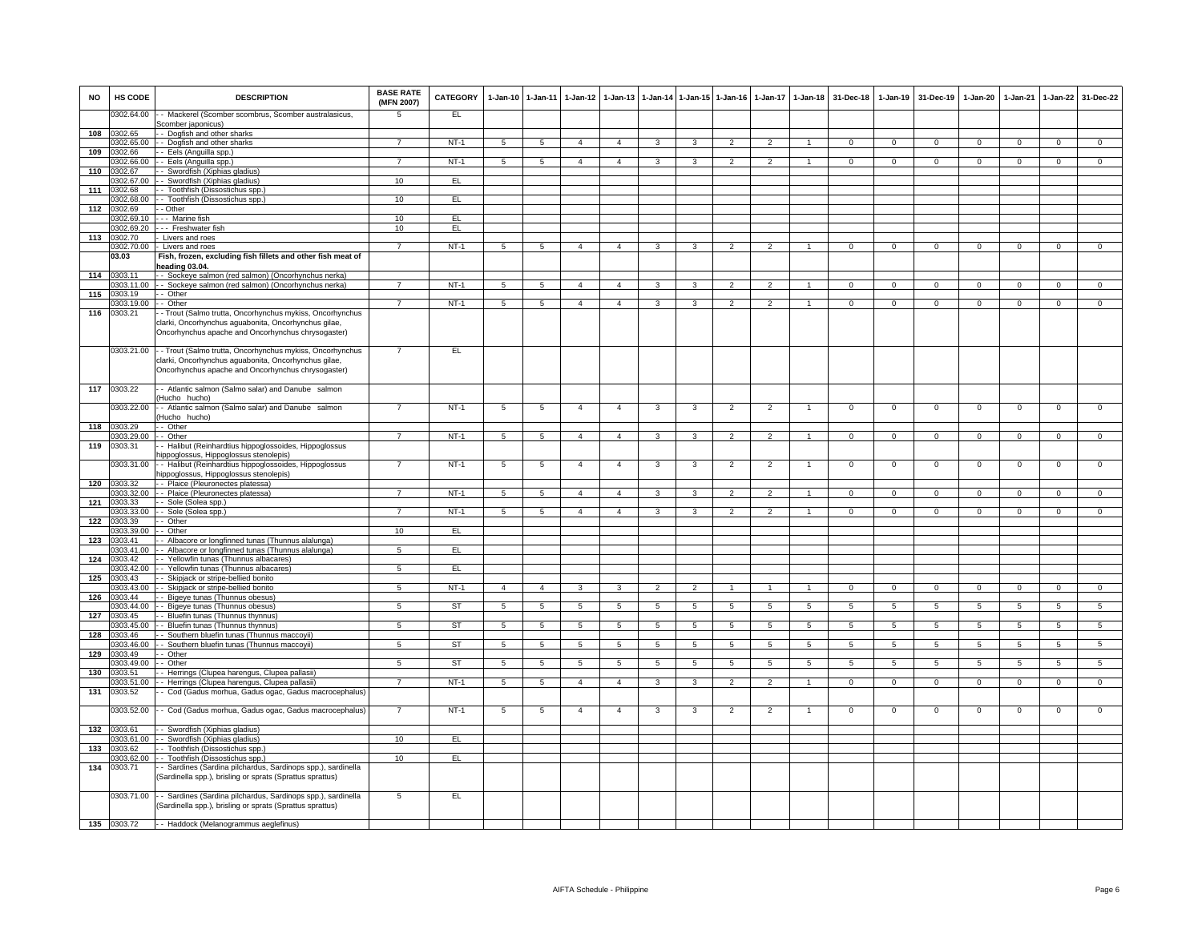| NO | HS CODE | DESCRIPTION | BASE RATE (MFN 2007) | CATEGORY | 1-Jan-10 | 1-Jan-11 | 1-Jan-12 | 1-Jan-13 | 1-Jan-14 | 1-Jan-15 | 1-Jan-16 | 1-Jan-17 | 1-Jan-18 | 31-Dec-18 | 1-Jan-19 | 31-Dec-19 | 1-Jan-20 | 1-Jan-21 | 1-Jan-22 | 31-Dec-22 |
|---|---|---|---|---|---|---|---|---|---|---|---|---|---|---|---|---|---|---|---|---|
| | 0302.64.00 | - - Mackerel (Scomber scombrus, Scomber australasicus, Scomber japonicus) | 5 | EL | | | | | | | | | | | | | | | | |
| 108 | 0302.65 | - - Dogfish and other sharks | | | | | | | | | | | | | | | | | | |
| | 0302.65.00 | - - Dogfish and other sharks | 7 | NT-1 | 5 | 5 | 4 | 4 | 3 | 3 | 2 | 2 | 1 | 0 | 0 | 0 | 0 | 0 | 0 | 0 |
| 109 | 0302.66 | - - Eels (Anguilla spp.) | | | | | | | | | | | | | | | | | | |
| | 0302.66.00 | - - Eels (Anguilla spp.) | 7 | NT-1 | 5 | 5 | 4 | 4 | 3 | 3 | 2 | 2 | 1 | 0 | 0 | 0 | 0 | 0 | 0 | 0 |
| 110 | 0302.67 | - - Swordfish (Xiphias gladius) | | | | | | | | | | | | | | | | | | |
| | 0302.67.00 | - - Swordfish (Xiphias gladius) | 10 | EL | | | | | | | | | | | | | | | | |
| 111 | 0302.68 | - - Toothfish (Dissostichus spp.) | | | | | | | | | | | | | | | | | | |
| | 0302.68.00 | - - Toothfish (Dissostichus spp.) | 10 | EL | | | | | | | | | | | | | | | | |
| 112 | 0302.69 | - - Other | | | | | | | | | | | | | | | | | | |
| | 0302.69.10 | - - - Marine fish | 10 | EL | | | | | | | | | | | | | | | | |
| | 0302.69.20 | - - - Freshwater fish | 10 | EL | | | | | | | | | | | | | | | | |
| 113 | 0302.70 | - Livers and roes | | | | | | | | | | | | | | | | | | |
| | 0302.70.00 | - Livers and roes | 7 | NT-1 | 5 | 5 | 4 | 4 | 3 | 3 | 2 | 2 | 1 | 0 | 0 | 0 | 0 | 0 | 0 | 0 |
| | **03.03** | **Fish, frozen, excluding fish fillets and other fish meat of heading 03.04.** | | | | | | | | | | | | | | | | | | |
| 114 | 0303.11 | - - Sockeye salmon (red salmon) (Oncorhynchus nerka) | | | | | | | | | | | | | | | | | | |
| | 0303.11.00 | - - Sockeye salmon (red salmon) (Oncorhynchus nerka) | 7 | NT-1 | 5 | 5 | 4 | 4 | 3 | 3 | 2 | 2 | 1 | 0 | 0 | 0 | 0 | 0 | 0 | 0 |
| 115 | 0303.19 | - - Other | | | | | | | | | | | | | | | | | | |
| | 0303.19.00 | - - Other | 7 | NT-1 | 5 | 5 | 4 | 4 | 3 | 3 | 2 | 2 | 1 | 0 | 0 | 0 | 0 | 0 | 0 | 0 |
| 116 | 0303.21 | - - Trout (Salmo trutta, Oncorhynchus mykiss, Oncorhynchus clarki, Oncorhynchus aguabonita, Oncorhynchus gilae, Oncorhynchus apache and Oncorhynchus chrysogaster) | | | | | | | | | | | | | | | | | | |
| | 0303.21.00 | - - Trout (Salmo trutta, Oncorhynchus mykiss, Oncorhynchus clarki, Oncorhynchus aguabonita, Oncorhynchus gilae, Oncorhynchus apache and Oncorhynchus chrysogaster) | 7 | EL | | | | | | | | | | | | | | | | |
| 117 | 0303.22 | - - Atlantic salmon (Salmo salar) and Danube salmon (Hucho hucho) | | | | | | | | | | | | | | | | | | |
| | 0303.22.00 | - - Atlantic salmon (Salmo salar) and Danube salmon (Hucho hucho) | 7 | NT-1 | 5 | 5 | 4 | 4 | 3 | 3 | 2 | 2 | 1 | 0 | 0 | 0 | 0 | 0 | 0 | 0 |
| 118 | 0303.29 | - - Other | | | | | | | | | | | | | | | | | | |
| | 0303.29.00 | - - Other | 7 | NT-1 | 5 | 5 | 4 | 4 | 3 | 3 | 2 | 2 | 1 | 0 | 0 | 0 | 0 | 0 | 0 | 0 |
| 119 | 0303.31 | - - Halibut (Reinhardtius hippoglossoides, Hippoglossus hippoglossus, Hippoglossus stenolepis) | | | | | | | | | | | | | | | | | | |
| | 0303.31.00 | - - Halibut (Reinhardtius hippoglossoides, Hippoglossus hippoglossus, Hippoglossus stenolepis) | 7 | NT-1 | 5 | 5 | 4 | 4 | 3 | 3 | 2 | 2 | 1 | 0 | 0 | 0 | 0 | 0 | 0 | 0 |
| 120 | 0303.32 | - - Plaice (Pleuronectes platessa) | | | | | | | | | | | | | | | | | | |
| | 0303.32.00 | - - Plaice (Pleuronectes platessa) | 7 | NT-1 | 5 | 5 | 4 | 4 | 3 | 3 | 2 | 2 | 1 | 0 | 0 | 0 | 0 | 0 | 0 | 0 |
| 121 | 0303.33 | - - Sole (Solea spp.) | | | | | | | | | | | | | | | | | | |
| | 0303.33.00 | - - Sole (Solea spp.) | 7 | NT-1 | 5 | 5 | 4 | 4 | 3 | 3 | 2 | 2 | 1 | 0 | 0 | 0 | 0 | 0 | 0 | 0 |
| 122 | 0303.39 | - - Other | | | | | | | | | | | | | | | | | | |
| | 0303.39.00 | - - Other | 10 | EL | | | | | | | | | | | | | | | | |
| 123 | 0303.41 | - - Albacore or longfinned tunas (Thunnus alalunga) | | | | | | | | | | | | | | | | | | |
| | 0303.41.00 | - - Albacore or longfinned tunas (Thunnus alalunga) | 5 | EL | | | | | | | | | | | | | | | | |
| 124 | 0303.42 | - - Yellowfin tunas (Thunnus albacares) | | | | | | | | | | | | | | | | | | |
| | 0303.42.00 | - - Yellowfin tunas (Thunnus albacares) | 5 | EL | | | | | | | | | | | | | | | | |
| 125 | 0303.43 | - - Skipjack or stripe-bellied bonito | | | | | | | | | | | | | | | | | | |
| | 0303.43.00 | - - Skipjack or stripe-bellied bonito | 5 | NT-1 | 4 | 4 | 3 | 3 | 2 | 2 | 1 | 1 | 1 | 0 | 0 | 0 | 0 | 0 | 0 | 0 |
| 126 | 0303.44 | - - Bigeye tunas (Thunnus obesus) | | | | | | | | | | | | | | | | | | |
| | 0303.44.00 | - - Bigeye tunas (Thunnus obesus) | 5 | ST | 5 | 5 | 5 | 5 | 5 | 5 | 5 | 5 | 5 | 5 | 5 | 5 | 5 | 5 | 5 | 5 |
| 127 | 0303.45 | - - Bluefin tunas (Thunnus thynnus) | | | | | | | | | | | | | | | | | | |
| | 0303.45.00 | - - Bluefin tunas (Thunnus thynnus) | 5 | ST | 5 | 5 | 5 | 5 | 5 | 5 | 5 | 5 | 5 | 5 | 5 | 5 | 5 | 5 | 5 | 5 |
| 128 | 0303.46 | - - Southern bluefin tunas (Thunnus maccoyii) | | | | | | | | | | | | | | | | | | |
| | 0303.46.00 | - - Southern bluefin tunas (Thunnus maccoyii) | 5 | ST | 5 | 5 | 5 | 5 | 5 | 5 | 5 | 5 | 5 | 5 | 5 | 5 | 5 | 5 | 5 | 5 |
| 129 | 0303.49 | - - Other | | | | | | | | | | | | | | | | | | |
| | 0303.49.00 | - - Other | 5 | ST | 5 | 5 | 5 | 5 | 5 | 5 | 5 | 5 | 5 | 5 | 5 | 5 | 5 | 5 | 5 | 5 |
| 130 | 0303.51 | - - Herrings (Clupea harengus, Clupea pallasii) | | | | | | | | | | | | | | | | | | |
| | 0303.51.00 | - - Herrings (Clupea harengus, Clupea pallasii) | 7 | NT-1 | 5 | 5 | 4 | 4 | 3 | 3 | 2 | 2 | 1 | 0 | 0 | 0 | 0 | 0 | 0 | 0 |
| 131 | 0303.52 | - - Cod (Gadus morhua, Gadus ogac, Gadus macrocephalus) | | | | | | | | | | | | | | | | | | |
| | 0303.52.00 | - - Cod (Gadus morhua, Gadus ogac, Gadus macrocephalus) | 7 | NT-1 | 5 | 5 | 4 | 4 | 3 | 3 | 2 | 2 | 1 | 0 | 0 | 0 | 0 | 0 | 0 | 0 |
| 132 | 0303.61 | - - Swordfish (Xiphias gladius) | | | | | | | | | | | | | | | | | | |
| | 0303.61.00 | - - Swordfish (Xiphias gladius) | 10 | EL | | | | | | | | | | | | | | | | |
| 133 | 0303.62 | - - Toothfish (Dissostichus spp.) | | | | | | | | | | | | | | | | | | |
| | 0303.62.00 | - - Toothfish (Dissostichus spp.) | 10 | EL | | | | | | | | | | | | | | | | |
| 134 | 0303.71 | - - Sardines (Sardina pilchardus, Sardinops spp.), sardinella (Sardinella spp.), brisling or sprats (Sprattus sprattus) | | | | | | | | | | | | | | | | | | |
| | 0303.71.00 | - - Sardines (Sardina pilchardus, Sardinops spp.), sardinella (Sardinella spp.), brisling or sprats (Sprattus sprattus) | 5 | EL | | | | | | | | | | | | | | | | |
| 135 | 0303.72 | - - Haddock (Melanogrammus aeglefinus) | | | | | | | | | | | | | | | | | | |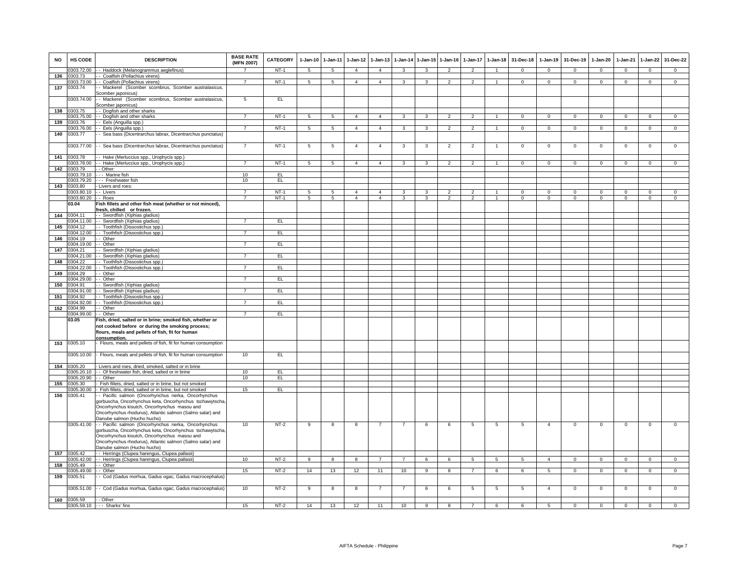| NO | HS CODE | DESCRIPTION | BASE RATE (MFN 2007) | CATEGORY | 1-Jan-10 | 1-Jan-11 | 1-Jan-12 | 1-Jan-13 | 1-Jan-14 | 1-Jan-15 | 1-Jan-16 | 1-Jan-17 | 1-Jan-18 | 31-Dec-18 | 1-Jan-19 | 31-Dec-19 | 1-Jan-20 | 1-Jan-21 | 1-Jan-22 | 31-Dec-22 |
|---|---|---|---|---|---|---|---|---|---|---|---|---|---|---|---|---|---|---|---|---|
| | 0303.72.00 | - - Haddock (Melanogrammus aeglefinus) | 7 | NT-1 | 5 | 5 | 4 | 4 | 3 | 3 | 2 | 2 | 1 | 0 | 0 | 0 | 0 | 0 | 0 | 0 |
| 136 | 0303.73 | - - Coalfish (Pollachius virens) | | | | | | | | | | | | | | | | | | |
| | 0303.73.00 | - - Coalfish (Pollachius virens) | 7 | NT-1 | 5 | 5 | 4 | 4 | 3 | 3 | 2 | 2 | 1 | 0 | 0 | 0 | 0 | 0 | 0 | 0 |
| 137 | 0303.74 | - - Mackerel (Scomber scombrus, Scomber australasicus, Scomber japonicus) | | | | | | | | | | | | | | | | | | |
| | 0303.74.00 | - - Mackerel (Scomber scombrus, Scomber australasicus, Scomber japonicus) | 5 | EL | | | | | | | | | | | | | | | | |
| 138 | 0303.75 | - - Dogfish and other sharks | | | | | | | | | | | | | | | | | | |
| | 0303.75.00 | - - Dogfish and other sharks | 7 | NT-1 | 5 | 5 | 4 | 4 | 3 | 3 | 2 | 2 | 1 | 0 | 0 | 0 | 0 | 0 | 0 | 0 |
| 139 | 0303.76 | - - Eels (Anguilla spp.) | | | | | | | | | | | | | | | | | | |
| | 0303.76.00 | - - Eels (Anguilla spp.) | 7 | NT-1 | 5 | 5 | 4 | 4 | 3 | 3 | 2 | 2 | 1 | 0 | 0 | 0 | 0 | 0 | 0 | 0 |
| 140 | 0303.77 | - - Sea bass (Dicentrarchus labrax, Dicentrarchus punctatus) | | | | | | | | | | | | | | | | | | |
| | 0303.77.00 | - - Sea bass (Dicentrarchus labrax, Dicentrarchus punctatus) | 7 | NT-1 | 5 | 5 | 4 | 4 | 3 | 3 | 2 | 2 | 1 | 0 | 0 | 0 | 0 | 0 | 0 | 0 |
| 141 | 0303.78 | - - Hake (Merluccius spp., Urophycis spp.) | | | | | | | | | | | | | | | | | | |
| | 0303.78.00 | - - Hake (Merluccius spp., Urophycis spp.) | 7 | NT-1 | 5 | 5 | 4 | 4 | 3 | 3 | 2 | 2 | 1 | 0 | 0 | 0 | 0 | 0 | 0 | 0 |
| 142 | 0303.79 | - - Other: | | | | | | | | | | | | | | | | | | |
| | 0303.79.10 | - - - Marine fish | 10 | EL | | | | | | | | | | | | | | | | |
| | 0303.79.20 | - - - Freshwater fish | 10 | EL | | | | | | | | | | | | | | | | |
| 143 | 0303.80 | - Livers and roes: | | | | | | | | | | | | | | | | | | |
| | 0303.80.10 | - - Livers | 7 | NT-1 | 5 | 5 | 4 | 4 | 3 | 3 | 2 | 2 | 1 | 0 | 0 | 0 | 0 | 0 | 0 | 0 |
| | 0303.80.20 | - - Roes | 7 | NT-1 | 5 | 5 | 4 | 4 | 3 | 3 | 2 | 2 | 1 | 0 | 0 | 0 | 0 | 0 | 0 | 0 |
| | **03.04** | **Fish fillets and other fish meat (whether or not minced), fresh, chilled or frozen.** | | | | | | | | | | | | | | | | | | |
| 144 | 0304.11 | - - Swordfish (Xiphias gladius) | | | | | | | | | | | | | | | | | | |
| | 0304.11.00 | - - Swordfish (Xiphias gladius) | 7 | EL | | | | | | | | | | | | | | | | |
| 145 | 0304.12 | - - Toothfish (Dissostichus spp.) | | | | | | | | | | | | | | | | | | |
| | 0304.12.00 | - - Toothfish (Dissostichus spp.) | 7 | EL | | | | | | | | | | | | | | | | |
| 146 | 0304.19 | - - Other | | | | | | | | | | | | | | | | | | |
| | 0304.19.00 | - - Other | 7 | EL | | | | | | | | | | | | | | | | |
| 147 | 0304.21 | - - Swordfish (Xiphias gladius) | | | | | | | | | | | | | | | | | | |
| | 0304.21.00 | - - Swordfish (Xiphias gladius) | 7 | EL | | | | | | | | | | | | | | | | |
| 148 | 0304.22 | - - Toothfish (Dissostichus spp.) | | | | | | | | | | | | | | | | | | |
| | 0304.22.00 | - - Toothfish (Dissostichus spp.) | 7 | EL | | | | | | | | | | | | | | | | |
| 149 | 0304.29 | - - Other | | | | | | | | | | | | | | | | | | |
| | 0304.29.00 | - - Other | 7 | EL | | | | | | | | | | | | | | | | |
| 150 | 0304.91 | - - Swordfish (Xiphias gladius) | | | | | | | | | | | | | | | | | | |
| | 0304.91.00 | - - Swordfish (Xiphias gladius) | 7 | EL | | | | | | | | | | | | | | | | |
| 151 | 0304.92 | - - Toothfish (Dissostichus spp.) | | | | | | | | | | | | | | | | | | |
| | 0304.92.00 | - - Toothfish (Dissostichus spp.) | 7 | EL | | | | | | | | | | | | | | | | |
| 152 | 0304.99 | - - Other | | | | | | | | | | | | | | | | | | |
| | 0304.99.00 | - - Other | 7 | EL | | | | | | | | | | | | | | | | |
| | **03.05** | **Fish, dried, salted or in brine; smoked fish, whether or not cooked before or during the smoking process; flours, meals and pellets of fish, fit for human consumption.** | | | | | | | | | | | | | | | | | | |
| 153 | 0305.10 | - Flours, meals and pellets of fish, fit for human consumption | | | | | | | | | | | | | | | | | | |
| | 0305.10.00 | - Flours, meals and pellets of fish, fit for human consumption | 10 | EL | | | | | | | | | | | | | | | | |
| 154 | 0305.20 | - Livers and roes, dried, smoked, salted or in brine | | | | | | | | | | | | | | | | | | |
| | 0305.20.10 | - - Of freshwater fish, dried, salted or in brine | 10 | EL | | | | | | | | | | | | | | | | |
| | 0305.20.90 | - - Other | 10 | EL | | | | | | | | | | | | | | | | |
| 155 | 0305.30 | - Fish fillets, dried, salted or in brine, but not smoked | | | | | | | | | | | | | | | | | | |
| | 0305.30.00 | - Fish fillets, dried, salted or in brine, but not smoked | 15 | EL | | | | | | | | | | | | | | | | |
| 156 | 0305.41 | - - Pacific salmon (Oncorhynchus nerka, Oncorhynchus gorbuscha, Oncorhynchus keta, Oncorhynchus tschawytscha, Oncorhynchus kisutch, Oncorhynchus masou and Oncorhynchus rhodurus), Atlantic salmon (Salmo salar) and Danube salmon (Hucho hucho) | | | | | | | | | | | | | | | | | | |
| | 0305.41.00 | - - Pacific salmon (Oncorhynchus nerka, Oncorhynchus gorbuscha, Oncorhynchus keta, Oncorhynchus tschawytscha, Oncorhynchus kisutch, Oncorhynchus masou and Oncorhynchus rhodurus), Atlantic salmon (Salmo salar) and Danube salmon (Hucho hucho) | 10 | NT-2 | 9 | 8 | 8 | 7 | 7 | 6 | 6 | 5 | 5 | 5 | 4 | 0 | 0 | 0 | 0 | 0 |
| 157 | 0305.42 | - - Herrings (Clupea harengus, Clupea pallasii) | | | | | | | | | | | | | | | | | | |
| | 0305.42.00 | - - Herrings (Clupea harengus, Clupea pallasii) | 10 | NT-2 | 9 | 8 | 8 | 7 | 7 | 6 | 6 | 5 | 5 | 5 | 4 | 0 | 0 | 0 | 0 | 0 |
| 158 | 0305.49 | - - Other | | | | | | | | | | | | | | | | | | |
| | 0305.49.00 | - - Other | 15 | NT-2 | 14 | 13 | 12 | 11 | 10 | 9 | 8 | 7 | 6 | 6 | 5 | 0 | 0 | 0 | 0 | 0 |
| 159 | 0305.51 | - - Cod (Gadus morhua, Gadus ogac, Gadus macrocephalus) | | | | | | | | | | | | | | | | | | |
| | 0305.51.00 | - - Cod (Gadus morhua, Gadus ogac, Gadus macrocephalus) | 10 | NT-2 | 9 | 8 | 8 | 7 | 7 | 6 | 6 | 5 | 5 | 5 | 4 | 0 | 0 | 0 | 0 | 0 |
| 160 | 0305.59 | - - Other: | | | | | | | | | | | | | | | | | | |
| | 0305.59.10 | - - - Sharks' fins | 15 | NT-2 | 14 | 13 | 12 | 11 | 10 | 9 | 8 | 7 | 6 | 6 | 5 | 0 | 0 | 0 | 0 | 0 |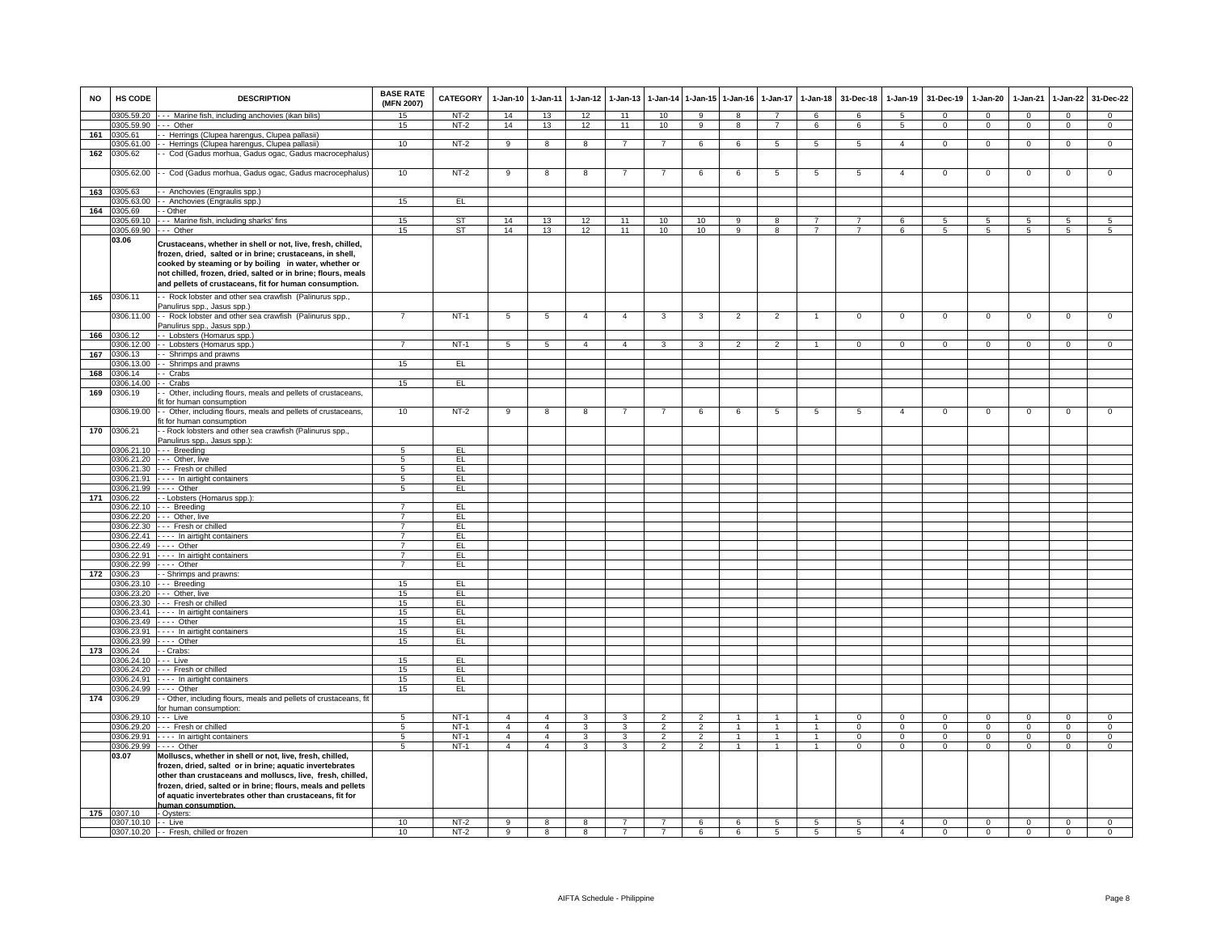| NO | HS CODE | DESCRIPTION | BASE RATE (MFN 2007) | CATEGORY | 1-Jan-10 | 1-Jan-11 | 1-Jan-12 | 1-Jan-13 | 1-Jan-14 | 1-Jan-15 | 1-Jan-16 | 1-Jan-17 | 1-Jan-18 | 31-Dec-18 | 1-Jan-19 | 31-Dec-19 | 1-Jan-20 | 1-Jan-21 | 1-Jan-22 | 31-Dec-22 |
|---|---|---|---|---|---|---|---|---|---|---|---|---|---|---|---|---|---|---|---|---|
| | 0305.59.20 | - - - Marine fish, including anchovies (ikan bilis) | 15 | NT-2 | 14 | 13 | 12 | 11 | 10 | 9 | 8 | 7 | 6 | 6 | 5 | 0 | 0 | 0 | 0 | 0 |
| | 0305.59.90 | - - - Other | 15 | NT-2 | 14 | 13 | 12 | 11 | 10 | 9 | 8 | 7 | 6 | 6 | 5 | 0 | 0 | 0 | 0 | 0 |
| 161 | 0305.61 | - - Herrings (Clupea harengus, Clupea pallasii) | | | | | | | | | | | | | | | | | | |
| | 0305.61.00 | - - Herrings (Clupea harengus, Clupea pallasii) | 10 | NT-2 | 9 | 8 | 8 | 7 | 7 | 6 | 6 | 5 | 5 | 5 | 4 | 0 | 0 | 0 | 0 | 0 |
| 162 | 0305.62 | - - Cod (Gadus morhua, Gadus ogac, Gadus macrocephalus) | | | | | | | | | | | | | | | | | | |
| | 0305.62.00 | - - Cod (Gadus morhua, Gadus ogac, Gadus macrocephalus) | 10 | NT-2 | 9 | 8 | 8 | 7 | 7 | 6 | 6 | 5 | 5 | 5 | 4 | 0 | 0 | 0 | 0 | 0 |
| 163 | 0305.63 | - - Anchovies (Engraulis spp.) | | | | | | | | | | | | | | | | | | |
| | 0305.63.00 | - - Anchovies (Engraulis spp.) | 15 | EL | | | | | | | | | | | | | | | | |
| 164 | 0305.69 | - - Other | | | | | | | | | | | | | | | | | | |
| | 0305.69.10 | - - - Marine fish, including sharks' fins | 15 | ST | 14 | 13 | 12 | 11 | 10 | 10 | 9 | 8 | 7 | 7 | 6 | 5 | 5 | 5 | 5 | 5 |
| | 0305.69.90 | - - - Other | 15 | ST | 14 | 13 | 12 | 11 | 10 | 10 | 9 | 8 | 7 | 7 | 6 | 5 | 5 | 5 | 5 | 5 |
| | **03.06** | **Crustaceans, whether in shell or not, live, fresh, chilled, frozen, dried, salted or in brine; crustaceans, in shell, cooked by steaming or by boiling in water, whether or not chilled, frozen, dried, salted or in brine; flours, meals and pellets of crustaceans, fit for human consumption.** | | | | | | | | | | | | | | | | | | |
| 165 | 0306.11 | - - Rock lobster and other sea crawfish (Palinurus spp., Panulirus spp., Jasus spp.) | | | | | | | | | | | | | | | | | | |
| | 0306.11.00 | - - Rock lobster and other sea crawfish (Palinurus spp., Panulirus spp., Jasus spp.) | 7 | NT-1 | 5 | 5 | 4 | 4 | 3 | 3 | 2 | 2 | 1 | 0 | 0 | 0 | 0 | 0 | 0 | 0 |
| 166 | 0306.12 | - - Lobsters (Homarus spp.) | | | | | | | | | | | | | | | | | | |
| | 0306.12.00 | - - Lobsters (Homarus spp.) | 7 | NT-1 | 5 | 5 | 4 | 4 | 3 | 3 | 2 | 2 | 1 | 0 | 0 | 0 | 0 | 0 | 0 | 0 |
| 167 | 0306.13 | - - Shrimps and prawns | | | | | | | | | | | | | | | | | | |
| | 0306.13.00 | - - Shrimps and prawns | 15 | EL | | | | | | | | | | | | | | | | |
| 168 | 0306.14 | - - Crabs | | | | | | | | | | | | | | | | | | |
| | 0306.14.00 | - - Crabs | 15 | EL | | | | | | | | | | | | | | | | |
| 169 | 0306.19 | - - Other, including flours, meals and pellets of crustaceans, fit for human consumption | | | | | | | | | | | | | | | | | | |
| | 0306.19.00 | - - Other, including flours, meals and pellets of crustaceans, fit for human consumption | 10 | NT-2 | 9 | 8 | 8 | 7 | 7 | 6 | 6 | 5 | 5 | 5 | 4 | 0 | 0 | 0 | 0 | 0 |
| 170 | 0306.21 | - - Rock lobsters and other sea crawfish (Palinurus spp., Panulirus spp., Jasus spp.): | | | | | | | | | | | | | | | | | | |
| | 0306.21.10 | - - - Breeding | 5 | EL | | | | | | | | | | | | | | | | |
| | 0306.21.20 | - - - Other, live | 5 | EL | | | | | | | | | | | | | | | | |
| | 0306.21.30 | - - - Fresh or chilled | 5 | EL | | | | | | | | | | | | | | | | |
| | 0306.21.91 | - - - - In airtight containers | 5 | EL | | | | | | | | | | | | | | | | |
| | 0306.21.99 | - - - - Other | 5 | EL | | | | | | | | | | | | | | | | |
| 171 | 0306.22 | - - Lobsters (Homarus spp.): | | | | | | | | | | | | | | | | | | |
| | 0306.22.10 | - - - Breeding | 7 | EL | | | | | | | | | | | | | | | | |
| | 0306.22.20 | - - - Other, live | 7 | EL | | | | | | | | | | | | | | | | |
| | 0306.22.30 | - - - Fresh or chilled | 7 | EL | | | | | | | | | | | | | | | | |
| | 0306.22.41 | - - - - In airtight containers | 7 | EL | | | | | | | | | | | | | | | | |
| | 0306.22.49 | - - - - Other | 7 | EL | | | | | | | | | | | | | | | | |
| | 0306.22.91 | - - - - In airtight containers | 7 | EL | | | | | | | | | | | | | | | | |
| | 0306.22.99 | - - - - Other | 7 | EL | | | | | | | | | | | | | | | | |
| 172 | 0306.23 | - - Shrimps and prawns: | | | | | | | | | | | | | | | | | | |
| | 0306.23.10 | - - - Breeding | 15 | EL | | | | | | | | | | | | | | | | |
| | 0306.23.20 | - - - Other, live | 15 | EL | | | | | | | | | | | | | | | | |
| | 0306.23.30 | - - - Fresh or chilled | 15 | EL | | | | | | | | | | | | | | | | |
| | 0306.23.41 | - - - - In airtight containers | 15 | EL | | | | | | | | | | | | | | | | |
| | 0306.23.49 | - - - - Other | 15 | EL | | | | | | | | | | | | | | | | |
| | 0306.23.91 | - - - - In airtight containers | 15 | EL | | | | | | | | | | | | | | | | |
| | 0306.23.99 | - - - - Other | 15 | EL | | | | | | | | | | | | | | | | |
| 173 | 0306.24 | - - Crabs: | | | | | | | | | | | | | | | | | | |
| | 0306.24.10 | - - - Live | 15 | EL | | | | | | | | | | | | | | | | |
| | 0306.24.20 | - - - Fresh or chilled | 15 | EL | | | | | | | | | | | | | | | | |
| | 0306.24.91 | - - - - In airtight containers | 15 | EL | | | | | | | | | | | | | | | | |
| | 0306.24.99 | - - - - Other | 15 | EL | | | | | | | | | | | | | | | | |
| 174 | 0306.29 | - - Other, including flours, meals and pellets of crustaceans, fit for human consumption: | | | | | | | | | | | | | | | | | | |
| | 0306.29.10 | - - - Live | 5 | NT-1 | 4 | 4 | 3 | 3 | 2 | 2 | 1 | 1 | 1 | 0 | 0 | 0 | 0 | 0 | 0 | 0 |
| | 0306.29.20 | - - - Fresh or chilled | 5 | NT-1 | 4 | 4 | 3 | 3 | 2 | 2 | 1 | 1 | 1 | 0 | 0 | 0 | 0 | 0 | 0 | 0 |
| | 0306.29.91 | - - - - In airtight containers | 5 | NT-1 | 4 | 4 | 3 | 3 | 2 | 2 | 1 | 1 | 1 | 0 | 0 | 0 | 0 | 0 | 0 | 0 |
| | 0306.29.99 | - - - - Other | 5 | NT-1 | 4 | 4 | 3 | 3 | 2 | 2 | 1 | 1 | 1 | 0 | 0 | 0 | 0 | 0 | 0 | 0 |
| | **03.07** | **Molluscs, whether in shell or not, live, fresh, chilled, frozen, dried, salted or in brine; aquatic invertebrates other than crustaceans and molluscs, live, fresh, chilled, frozen, dried, salted or in brine; flours, meals and pellets of aquatic invertebrates other than crustaceans, fit for human consumption.** | | | | | | | | | | | | | | | | | | |
| 175 | 0307.10 | - Oysters: | | | | | | | | | | | | | | | | | | |
| | 0307.10.10 | - - Live | 10 | NT-2 | 9 | 8 | 8 | 7 | 7 | 6 | 6 | 5 | 5 | 5 | 4 | 0 | 0 | 0 | 0 | 0 |
| | 0307.10.20 | - - Fresh, chilled or frozen | 10 | NT-2 | 9 | 8 | 8 | 7 | 7 | 6 | 6 | 5 | 5 | 5 | 4 | 0 | 0 | 0 | 0 | 0 |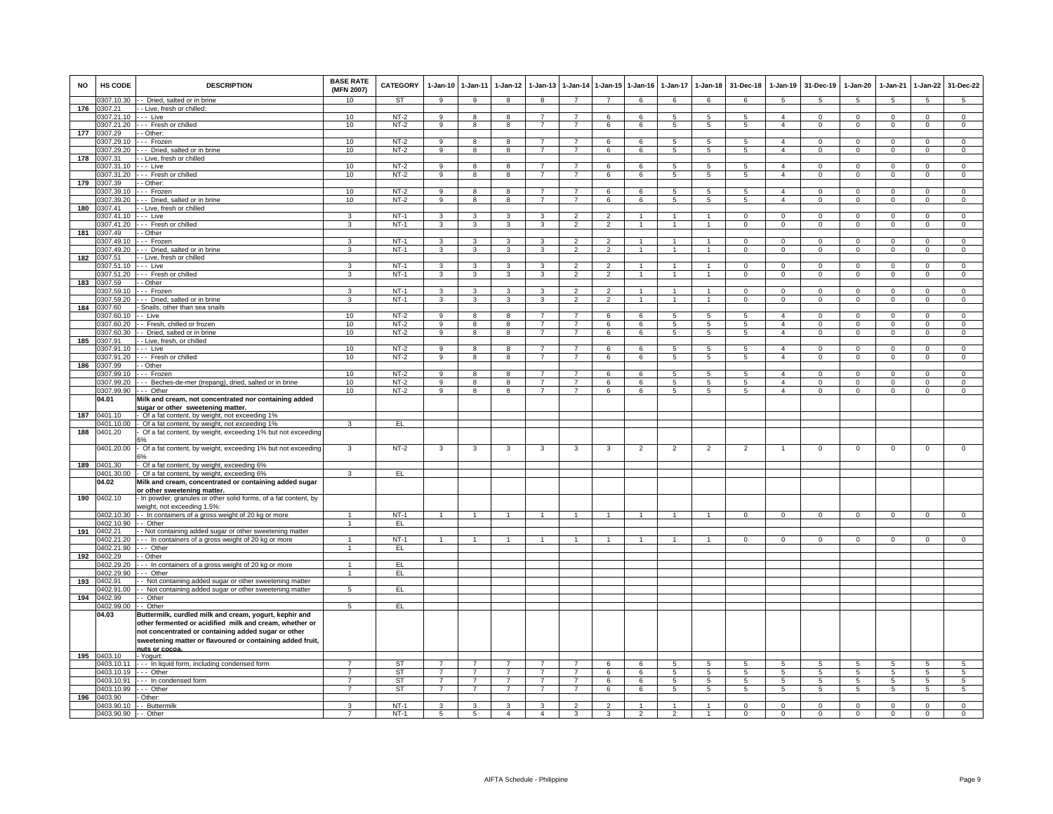| NO | HS CODE | DESCRIPTION | BASE RATE (MFN 2007) | CATEGORY | 1-Jan-10 | 1-Jan-11 | 1-Jan-12 | 1-Jan-13 | 1-Jan-14 | 1-Jan-15 | 1-Jan-16 | 1-Jan-17 | 1-Jan-18 | 31-Dec-18 | 1-Jan-19 | 31-Dec-19 | 1-Jan-20 | 1-Jan-21 | 1-Jan-22 | 31-Dec-22 |
|---|---|---|---|---|---|---|---|---|---|---|---|---|---|---|---|---|---|---|---|---|
| | 0307.10.30 | - - Dried, salted or in brine | 10 | ST | 9 | 9 | 8 | 8 | 7 | 7 | 6 | 6 | 6 | 6 | 5 | 5 | 5 | 5 | 5 | 5 |
| 176 | 0307.21 | - - Live, fresh or chilled: | | | | | | | | | | | | | | | | | | |
| | 0307.21.10 | - - - Live | 10 | NT-2 | 9 | 8 | 8 | 7 | 7 | 6 | 6 | 5 | 5 | 5 | 4 | 0 | 0 | 0 | 0 | 0 |
| | 0307.21.20 | - - - Fresh or chilled | 10 | NT-2 | 9 | 8 | 8 | 7 | 7 | 6 | 6 | 5 | 5 | 5 | 4 | 0 | 0 | 0 | 0 | 0 |
| 177 | 0307.29 | - - Other: | | | | | | | | | | | | | | | | | | |
| | 0307.29.10 | - - - Frozen | 10 | NT-2 | 9 | 8 | 8 | 7 | 7 | 6 | 6 | 5 | 5 | 5 | 4 | 0 | 0 | 0 | 0 | 0 |
| | 0307.29.20 | - - - Dried, salted or in brine | 10 | NT-2 | 9 | 8 | 8 | 7 | 7 | 6 | 6 | 5 | 5 | 5 | 4 | 0 | 0 | 0 | 0 | 0 |
| 178 | 0307.31 | - - Live, fresh or chilled | | | | | | | | | | | | | | | | | | |
| | 0307.31.10 | - - - Live | 10 | NT-2 | 9 | 8 | 8 | 7 | 7 | 6 | 6 | 5 | 5 | 5 | 4 | 0 | 0 | 0 | 0 | 0 |
| | 0307.31.20 | - - - Fresh or chilled | 10 | NT-2 | 9 | 8 | 8 | 7 | 7 | 6 | 6 | 5 | 5 | 5 | 4 | 0 | 0 | 0 | 0 | 0 |
| 179 | 0307.39 | - - Other: | | | | | | | | | | | | | | | | | | |
| | 0307.39.10 | - - - Frozen | 10 | NT-2 | 9 | 8 | 8 | 7 | 7 | 6 | 6 | 5 | 5 | 5 | 4 | 0 | 0 | 0 | 0 | 0 |
| | 0307.39.20 | - - - Dried, salted or in brine | 10 | NT-2 | 9 | 8 | 8 | 7 | 7 | 6 | 6 | 5 | 5 | 5 | 4 | 0 | 0 | 0 | 0 | 0 |
| 180 | 0307.41 | - - Live, fresh or chilled | | | | | | | | | | | | | | | | | | |
| | 0307.41.10 | - - - Live | 3 | NT-1 | 3 | 3 | 3 | 3 | 2 | 2 | 1 | 1 | 1 | 0 | 0 | 0 | 0 | 0 | 0 | 0 |
| | 0307.41.20 | - - - Fresh or chilled | 3 | NT-1 | 3 | 3 | 3 | 3 | 2 | 2 | 1 | 1 | 1 | 0 | 0 | 0 | 0 | 0 | 0 | 0 |
| 181 | 0307.49 | - - Other | | | | | | | | | | | | | | | | | | |
| | 0307.49.10 | - - - Frozen | 3 | NT-1 | 3 | 3 | 3 | 3 | 2 | 2 | 1 | 1 | 1 | 0 | 0 | 0 | 0 | 0 | 0 | 0 |
| | 0307.49.20 | - - - Dried, salted or in brine | 3 | NT-1 | 3 | 3 | 3 | 3 | 2 | 2 | 1 | 1 | 1 | 0 | 0 | 0 | 0 | 0 | 0 | 0 |
| 182 | 0307.51 | - - Live, fresh or chilled | | | | | | | | | | | | | | | | | | |
| | 0307.51.10 | - - - Live | 3 | NT-1 | 3 | 3 | 3 | 3 | 2 | 2 | 1 | 1 | 1 | 0 | 0 | 0 | 0 | 0 | 0 | 0 |
| | 0307.51.20 | - - - Fresh or chilled | 3 | NT-1 | 3 | 3 | 3 | 3 | 2 | 2 | 1 | 1 | 1 | 0 | 0 | 0 | 0 | 0 | 0 | 0 |
| 183 | 0307.59 | - - Other | | | | | | | | | | | | | | | | | | |
| | 0307.59.10 | - - - Frozen | 3 | NT-1 | 3 | 3 | 3 | 3 | 2 | 2 | 1 | 1 | 1 | 0 | 0 | 0 | 0 | 0 | 0 | 0 |
| | 0307.59.20 | - - - Dried, salted or in brine | 3 | NT-1 | 3 | 3 | 3 | 3 | 2 | 2 | 1 | 1 | 1 | 0 | 0 | 0 | 0 | 0 | 0 | 0 |
| 184 | 0307.60 | - Snails, other than sea snails | | | | | | | | | | | | | | | | | | |
| | 0307.60.10 | - - Live | 10 | NT-2 | 9 | 8 | 8 | 7 | 7 | 6 | 6 | 5 | 5 | 5 | 4 | 0 | 0 | 0 | 0 | 0 |
| | 0307.60.20 | - - Fresh, chilled or frozen | 10 | NT-2 | 9 | 8 | 8 | 7 | 7 | 6 | 6 | 5 | 5 | 5 | 4 | 0 | 0 | 0 | 0 | 0 |
| | 0307.60.30 | - - Dried, salted or in brine | 10 | NT-2 | 9 | 8 | 8 | 7 | 7 | 6 | 6 | 5 | 5 | 5 | 4 | 0 | 0 | 0 | 0 | 0 |
| 185 | 0307.91 | - - Live, fresh, or chilled | | | | | | | | | | | | | | | | | | |
| | 0307.91.10 | - - - Live | 10 | NT-2 | 9 | 8 | 8 | 7 | 7 | 6 | 6 | 5 | 5 | 5 | 4 | 0 | 0 | 0 | 0 | 0 |
| | 0307.91.20 | - - - Fresh or chilled | 10 | NT-2 | 9 | 8 | 8 | 7 | 7 | 6 | 6 | 5 | 5 | 5 | 4 | 0 | 0 | 0 | 0 | 0 |
| 186 | 0307.99 | - - Other | | | | | | | | | | | | | | | | | | |
| | 0307.99.10 | - - - Frozen | 10 | NT-2 | 9 | 8 | 8 | 7 | 7 | 6 | 6 | 5 | 5 | 5 | 4 | 0 | 0 | 0 | 0 | 0 |
| | 0307.99.20 | - - - Beches-de-mer (trepang), dried, salted or in brine | 10 | NT-2 | 9 | 8 | 8 | 7 | 7 | 6 | 6 | 5 | 5 | 5 | 4 | 0 | 0 | 0 | 0 | 0 |
| | 0307.99.90 | - - - Other | 10 | NT-2 | 9 | 8 | 8 | 7 | 7 | 6 | 6 | 5 | 5 | 5 | 4 | 0 | 0 | 0 | 0 | 0 |
| | **04.01** | **Milk and cream, not concentrated nor containing added sugar or other sweetening matter.** | | | | | | | | | | | | | | | | | | |
| 187 | 0401.10 | - Of a fat content, by weight, not exceeding 1% | | | | | | | | | | | | | | | | | | |
| | 0401.10.00 | - Of a fat content, by weight, not exceeding 1% | 3 | EL | | | | | | | | | | | | | | | | |
| 188 | 0401.20 | - Of a fat content, by weight, exceeding 1% but not exceeding 6% | | | | | | | | | | | | | | | | | | |
| | 0401.20.00 | - Of a fat content, by weight, exceeding 1% but not exceeding 6% | 3 | NT-2 | 3 | 3 | 3 | 3 | 3 | 3 | 2 | 2 | 2 | 2 | 1 | 0 | 0 | 0 | 0 | 0 |
| 189 | 0401.30 | - Of a fat content, by weight, exceeding 6% | | | | | | | | | | | | | | | | | | |
| | 0401.30.00 | - Of a fat content, by weight, exceeding 6% | 3 | EL | | | | | | | | | | | | | | | | |
| | **04.02** | **Milk and cream, concentrated or containing added sugar or other sweetening matter.** | | | | | | | | | | | | | | | | | | |
| 190 | 0402.10 | - In powder, granules or other solid forms, of a fat content, by weight, not exceeding 1.5%: | | | | | | | | | | | | | | | | | | |
| | 0402.10.30 | - - In containers of a gross weight of 20 kg or more | 1 | NT-1 | 1 | 1 | 1 | 1 | 1 | 1 | 1 | 1 | 1 | 0 | 0 | 0 | 0 | 0 | 0 | 0 |
| | 0402.10.90 | - - Other | 1 | EL | | | | | | | | | | | | | | | | |
| 191 | 0402.21 | - - Not containing added sugar or other sweetening matter | | | | | | | | | | | | | | | | | | |
| | 0402.21.20 | - - - In containers of a gross weight of 20 kg or more | 1 | NT-1 | 1 | 1 | 1 | 1 | 1 | 1 | 1 | 1 | 1 | 0 | 0 | 0 | 0 | 0 | 0 | 0 |
| | 0402.21.90 | - - - Other | 1 | EL | | | | | | | | | | | | | | | | |
| 192 | 0402.29 | - - Other | | | | | | | | | | | | | | | | | | |
| | 0402.29.20 | - - - In containers of a gross weight of 20 kg or more | 1 | EL | | | | | | | | | | | | | | | | |
| | 0402.29.90 | - - - Other | 1 | EL | | | | | | | | | | | | | | | | |
| 193 | 0402.91 | - - Not containing added sugar or other sweetening matter | | | | | | | | | | | | | | | | | | |
| | 0402.91.00 | - - Not containing added sugar or other sweetening matter | 5 | EL | | | | | | | | | | | | | | | | |
| 194 | 0402.99 | - - Other | | | | | | | | | | | | | | | | | | |
| | 0402.99.00 | - - Other | 5 | EL | | | | | | | | | | | | | | | | |
| | **04.03** | **Buttermilk, curdled milk and cream, yogurt, kephir and other fermented or acidified milk and cream, whether or not concentrated or containing added sugar or other sweetening matter or flavoured or containing added fruit, nuts or cocoa.** | | | | | | | | | | | | | | | | | | |
| 195 | 0403.10 | - Yogurt: | | | | | | | | | | | | | | | | | | |
| | 0403.10.11 | - - - In liquid form, including condensed form | 7 | ST | 7 | 7 | 7 | 7 | 7 | 6 | 6 | 5 | 5 | 5 | 5 | 5 | 5 | 5 | 5 | 5 |
| | 0403.10.19 | - - - Other | 7 | ST | 7 | 7 | 7 | 7 | 7 | 6 | 6 | 5 | 5 | 5 | 5 | 5 | 5 | 5 | 5 | 5 |
| | 0403.10.91 | - - - In condensed form | 7 | ST | 7 | 7 | 7 | 7 | 7 | 6 | 6 | 5 | 5 | 5 | 5 | 5 | 5 | 5 | 5 | 5 |
| | 0403.10.99 | - - - Other | 7 | ST | 7 | 7 | 7 | 7 | 7 | 6 | 6 | 5 | 5 | 5 | 5 | 5 | 5 | 5 | 5 | 5 |
| 196 | 0403.90 | - Other: | | | | | | | | | | | | | | | | | | |
| | 0403.90.10 | - - Buttermilk | 3 | NT-1 | 3 | 3 | 3 | 3 | 2 | 2 | 1 | 1 | 1 | 0 | 0 | 0 | 0 | 0 | 0 | 0 |
| | 0403.90.90 | - - Other | 7 | NT-1 | 5 | 5 | 4 | 4 | 3 | 3 | 2 | 2 | 1 | 0 | 0 | 0 | 0 | 0 | 0 | 0 |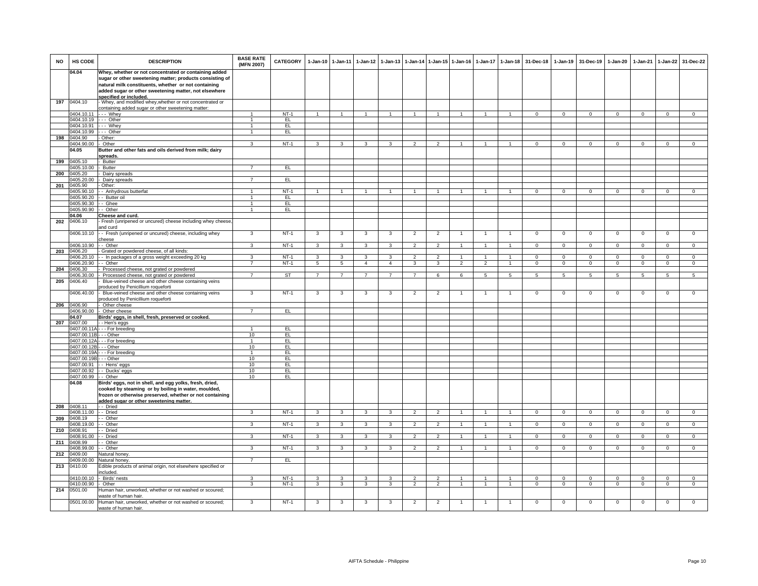| NO | HS CODE | DESCRIPTION | BASE RATE (MFN 2007) | CATEGORY | 1-Jan-10 | 1-Jan-11 | 1-Jan-12 | 1-Jan-13 | 1-Jan-14 | 1-Jan-15 | 1-Jan-16 | 1-Jan-17 | 1-Jan-18 | 31-Dec-18 | 1-Jan-19 | 31-Dec-19 | 1-Jan-20 | 1-Jan-21 | 1-Jan-22 | 31-Dec-22 |
|---|---|---|---|---|---|---|---|---|---|---|---|---|---|---|---|---|---|---|---|---|
| | **04.04** | **Whey, whether or not concentrated or containing added sugar or other sweetening matter; products consisting of natural milk constituents, whether or not containing added sugar or other sweetening matter, not elsewhere specified or included.** | | | | | | | | | | | | | | | | | | |
| 197 | 0404.10 | - Whey, and modified whey,whether or not concentrated or containing added sugar or other sweetening matter: | | | | | | | | | | | | | | | | | | |
| | 0404.10.11 | - - - Whey | 1 | NT-1 | 1 | 1 | 1 | 1 | 1 | 1 | 1 | 1 | 1 | 0 | 0 | 0 | 0 | 0 | 0 | 0 |
| | 0404.10.19 | - - - Other | 1 | EL | | | | | | | | | | | | | | | | |
| | 0404.10.91 | - - - Whey | 1 | EL | | | | | | | | | | | | | | | | |
| | 0404.10.99 | - - - Other | 1 | EL | | | | | | | | | | | | | | | | |
| 198 | 0404.90 | - Other: | | | | | | | | | | | | | | | | | | |
| | 0404.90.00 | - Other | 3 | NT-1 | 3 | 3 | 3 | 3 | 2 | 2 | 1 | 1 | 1 | 0 | 0 | 0 | 0 | 0 | 0 | 0 |
| | **04.05** | **Butter and other fats and oils derived from milk; dairy spreads.** | | | | | | | | | | | | | | | | | | |
| 199 | 0405.10 | - Butter | | | | | | | | | | | | | | | | | | |
| | 0405.10.00 | - Butter | 7 | EL | | | | | | | | | | | | | | | | |
| 200 | 0405.20 | - Dairy spreads | | | | | | | | | | | | | | | | | | |
| | 0405.20.00 | - Dairy spreads | 7 | EL | | | | | | | | | | | | | | | | |
| 201 | 0405.90 | - Other: | | | | | | | | | | | | | | | | | | |
| | 0405.90.10 | - - Anhydrous butterfat | 1 | NT-1 | 1 | 1 | 1 | 1 | 1 | 1 | 1 | 1 | 1 | 0 | 0 | 0 | 0 | 0 | 0 | 0 |
| | 0405.90.20 | - - Butter oil | 1 | EL | | | | | | | | | | | | | | | | |
| | 0405.90.30 | - - Ghee | 1 | EL | | | | | | | | | | | | | | | | |
| | 0405.90.90 | - - Other | 1 | EL | | | | | | | | | | | | | | | | |
| | **04.06** | **Cheese and curd.** | | | | | | | | | | | | | | | | | | |
| 202 | 0406.10 | - Fresh (unripened or uncured) cheese including whey cheese, and curd | | | | | | | | | | | | | | | | | | |
| | 0406.10.10 | - - Fresh (unripened or uncured) cheese, including whey cheese | 3 | NT-1 | 3 | 3 | 3 | 3 | 2 | 2 | 1 | 1 | 1 | 0 | 0 | 0 | 0 | 0 | 0 | 0 |
| | 0406.10.90 | - - Other | 3 | NT-1 | 3 | 3 | 3 | 3 | 2 | 2 | 1 | 1 | 1 | 0 | 0 | 0 | 0 | 0 | 0 | 0 |
| 203 | 0406.20 | - Grated or powdered cheese, of all kinds: | | | | | | | | | | | | | | | | | | |
| | 0406.20.10 | - - In packages of a gross weight exceeding 20 kg | 3 | NT-1 | 3 | 3 | 3 | 3 | 2 | 2 | 1 | 1 | 1 | 0 | 0 | 0 | 0 | 0 | 0 | 0 |
| | 0406.20.90 | - - Other | 7 | NT-1 | 5 | 5 | 4 | 4 | 3 | 3 | 2 | 2 | 1 | 0 | 0 | 0 | 0 | 0 | 0 | 0 |
| 204 | 0406.30 | - Processed cheese, not grated or powdered | | | | | | | | | | | | | | | | | | |
| | 0406.30.00 | - Processed cheese, not grated or powdered | 7 | ST | 7 | 7 | 7 | 7 | 7 | 6 | 6 | 5 | 5 | 5 | 5 | 5 | 5 | 5 | 5 | 5 |
| 205 | 0406.40 | - Blue-veined cheese and other cheese containing veins produced by Penicillium roqueforti | | | | | | | | | | | | | | | | | | |
| | 0406.40.00 | - Blue-veined cheese and other cheese containing veins produced by Penicillium roqueforti | 3 | NT-1 | 3 | 3 | 3 | 3 | 2 | 2 | 1 | 1 | 1 | 0 | 0 | 0 | 0 | 0 | 0 | 0 |
| 206 | 0406.90 | - Other cheese | | | | | | | | | | | | | | | | | | |
| | 0406.90.00 | - Other cheese | 7 | EL | | | | | | | | | | | | | | | | |
| | **04.07** | **Birds' eggs, in shell, fresh, preserved or cooked.** | | | | | | | | | | | | | | | | | | |
| 207 | 0407.00 | - - Hen's eggs | | | | | | | | | | | | | | | | | | |
| | 0407.00.11A | - - - For breeding | 1 | EL | | | | | | | | | | | | | | | | |
| | 0407.00.11B | - - - Other | 10 | EL | | | | | | | | | | | | | | | | |
| | 0407.00.12A | - - - For breeding | 1 | EL | | | | | | | | | | | | | | | | |
| | 0407.00.12B | - - - Other | 10 | EL | | | | | | | | | | | | | | | | |
| | 0407.00.19A | - - - For breeding | 1 | EL | | | | | | | | | | | | | | | | |
| | 0407.00.19B | - - - Other | 10 | EL | | | | | | | | | | | | | | | | |
| | 0407.00.91 | - - Hens' eggs | 10 | EL | | | | | | | | | | | | | | | | |
| | 0407.00.92 | - - Ducks' eggs | 10 | EL | | | | | | | | | | | | | | | | |
| | 0407.00.99 | - - Other | 10 | EL | | | | | | | | | | | | | | | | |
| | **04.08** | **Birds' eggs, not in shell, and egg yolks, fresh, dried, cooked by steaming or by boiling in water, moulded, frozen or otherwise preserved, whether or not containing added sugar or other sweetening matter.** | | | | | | | | | | | | | | | | | | |
| 208 | 0408.11 | - - Dried | | | | | | | | | | | | | | | | | | |
| | 0408.11.00 | - - Dried | 3 | NT-1 | 3 | 3 | 3 | 3 | 2 | 2 | 1 | 1 | 1 | 0 | 0 | 0 | 0 | 0 | 0 | 0 |
| 209 | 0408.19 | - - Other | | | | | | | | | | | | | | | | | | |
| | 0408.19.00 | - - Other | 3 | NT-1 | 3 | 3 | 3 | 3 | 2 | 2 | 1 | 1 | 1 | 0 | 0 | 0 | 0 | 0 | 0 | 0 |
| 210 | 0408.91 | - - Dried | | | | | | | | | | | | | | | | | | |
| | 0408.91.00 | - - Dried | 3 | NT-1 | 3 | 3 | 3 | 3 | 2 | 2 | 1 | 1 | 1 | 0 | 0 | 0 | 0 | 0 | 0 | 0 |
| 211 | 0408.99 | - - Other | | | | | | | | | | | | | | | | | | |
| | 0408.99.00 | - - Other | 3 | NT-1 | 3 | 3 | 3 | 3 | 2 | 2 | 1 | 1 | 1 | 0 | 0 | 0 | 0 | 0 | 0 | 0 |
| 212 | 0409.00 | Natural honey. | | | | | | | | | | | | | | | | | | |
| | 0409.00.00 | Natural honey. | 7 | EL | | | | | | | | | | | | | | | | |
| 213 | 0410.00 | Edible products of animal origin, not elsewhere specified or included. | | | | | | | | | | | | | | | | | | |
| | 0410.00.10 | - Birds' nests | 3 | NT-1 | 3 | 3 | 3 | 3 | 2 | 2 | 1 | 1 | 1 | 0 | 0 | 0 | 0 | 0 | 0 | 0 |
| | 0410.00.90 | - Other | 3 | NT-1 | 3 | 3 | 3 | 3 | 2 | 2 | 1 | 1 | 1 | 0 | 0 | 0 | 0 | 0 | 0 | 0 |
| 214 | 0501.00 | Human hair, unworked, whether or not washed or scoured; waste of human hair. | | | | | | | | | | | | | | | | | | |
| | 0501.00.00 | Human hair, unworked, whether or not washed or scoured; waste of human hair. | 3 | NT-1 | 3 | 3 | 3 | 3 | 2 | 2 | 1 | 1 | 1 | 0 | 0 | 0 | 0 | 0 | 0 | 0 |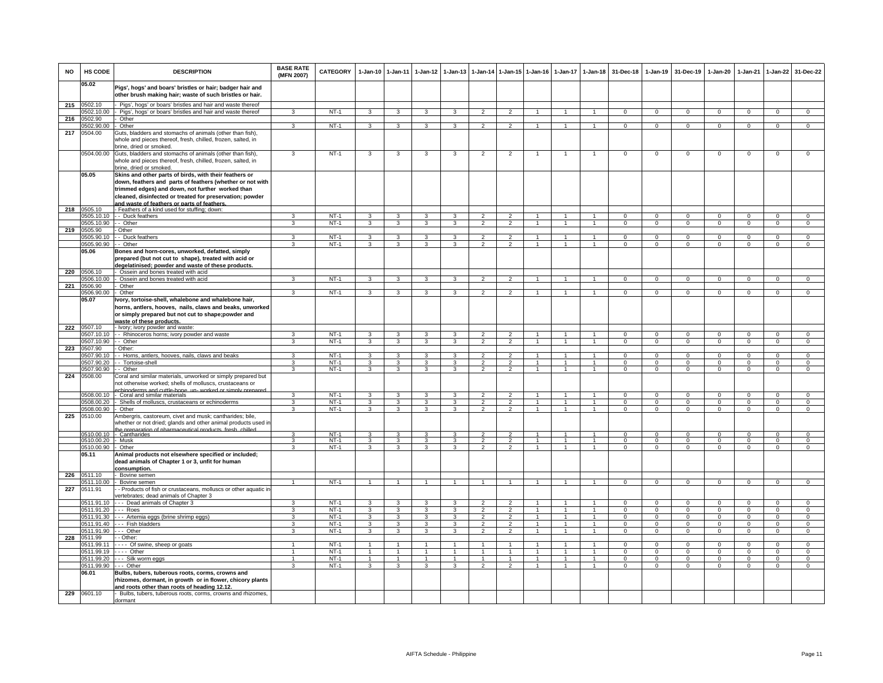| NO | HS CODE | DESCRIPTION | BASE RATE (MFN 2007) | CATEGORY | 1-Jan-10 | 1-Jan-11 | 1-Jan-12 | 1-Jan-13 | 1-Jan-14 | 1-Jan-15 | 1-Jan-16 | 1-Jan-17 | 1-Jan-18 | 31-Dec-18 | 1-Jan-19 | 31-Dec-19 | 1-Jan-20 | 1-Jan-21 | 1-Jan-22 | 31-Dec-22 |
|---|---|---|---|---|---|---|---|---|---|---|---|---|---|---|---|---|---|---|---|---|
| | **05.02** | **Pigs', hogs' and boars' bristles or hair; badger hair and other brush making hair; waste of such bristles or hair.** | | | | | | | | | | | | | | | | | | |
| 215 | 0502.10 | - Pigs', hogs' or boars' bristles and hair and waste thereof | | | | | | | | | | | | | | | | | | |
| | 0502.10.00 | - Pigs', hogs' or boars' bristles and hair and waste thereof | 3 | NT-1 | 3 | 3 | 3 | 3 | 2 | 2 | 1 | 1 | 1 | 0 | 0 | 0 | 0 | 0 | 0 | 0 |
| 216 | 0502.90 | - Other | | | | | | | | | | | | | | | | | | |
| | 0502.90.00 | - Other | 3 | NT-1 | 3 | 3 | 3 | 3 | 2 | 2 | 1 | 1 | 1 | 0 | 0 | 0 | 0 | 0 | 0 | 0 |
| 217 | 0504.00 | Guts, bladders and stomachs of animals (other than fish), whole and pieces thereof, fresh, chilled, frozen, salted, in brine, dried or smoked. | | | | | | | | | | | | | | | | | | |
| | 0504.00.00 | Guts, bladders and stomachs of animals (other than fish), whole and pieces thereof, fresh, chilled, frozen, salted, in brine, dried or smoked. | 3 | NT-1 | 3 | 3 | 3 | 3 | 2 | 2 | 1 | 1 | 1 | 0 | 0 | 0 | 0 | 0 | 0 | 0 |
| | **05.05** | **Skins and other parts of birds, with their feathers or down, feathers and parts of feathers (whether or not with trimmed edges) and down, not further worked than cleaned, disinfected or treated for preservation; powder and waste of feathers or parts of feathers.** | | | | | | | | | | | | | | | | | | |
| 218 | 0505.10 | - Feathers of a kind used for stuffing; down: | | | | | | | | | | | | | | | | | | |
| | 0505.10.10 | - - Duck feathers | 3 | NT-1 | 3 | 3 | 3 | 3 | 2 | 2 | 1 | 1 | 1 | 0 | 0 | 0 | 0 | 0 | 0 | 0 |
| | 0505.10.90 | - - Other | 3 | NT-1 | 3 | 3 | 3 | 3 | 2 | 2 | 1 | 1 | 1 | 0 | 0 | 0 | 0 | 0 | 0 | 0 |
| 219 | 0505.90 | - Other | | | | | | | | | | | | | | | | | | |
| | 0505.90.10 | - - Duck feathers | 3 | NT-1 | 3 | 3 | 3 | 3 | 2 | 2 | 1 | 1 | 1 | 0 | 0 | 0 | 0 | 0 | 0 | 0 |
| | 0505.90.90 | - - Other | 3 | NT-1 | 3 | 3 | 3 | 3 | 2 | 2 | 1 | 1 | 1 | 0 | 0 | 0 | 0 | 0 | 0 | 0 |
| | **05.06** | **Bones and horn-cores, unworked, defatted, simply prepared (but not cut to shape), treated with acid or degelatinised; powder and waste of these products.** | | | | | | | | | | | | | | | | | | |
| 220 | 0506.10 | - Ossein and bones treated with acid | | | | | | | | | | | | | | | | | | |
| | 0506.10.00 | - Ossein and bones treated with acid | 3 | NT-1 | 3 | 3 | 3 | 3 | 2 | 2 | 1 | 1 | 1 | 0 | 0 | 0 | 0 | 0 | 0 | 0 |
| 221 | 0506.90 | - Other | | | | | | | | | | | | | | | | | | |
| | 0506.90.00 | - Other | 3 | NT-1 | 3 | 3 | 3 | 3 | 2 | 2 | 1 | 1 | 1 | 0 | 0 | 0 | 0 | 0 | 0 | 0 |
| | **05.07** | **Ivory, tortoise-shell, whalebone and whalebone hair, horns, antlers, hooves, nails, claws and beaks, unworked or simply prepared but not cut to shape;powder and waste of these products.** | | | | | | | | | | | | | | | | | | |
| 222 | 0507.10 | - Ivory; ivory powder and waste: | | | | | | | | | | | | | | | | | | |
| | 0507.10.10 | - - Rhinoceros horns; ivory powder and waste | 3 | NT-1 | 3 | 3 | 3 | 3 | 2 | 2 | 1 | 1 | 1 | 0 | 0 | 0 | 0 | 0 | 0 | 0 |
| | 0507.10.90 | - - Other | 3 | NT-1 | 3 | 3 | 3 | 3 | 2 | 2 | 1 | 1 | 1 | 0 | 0 | 0 | 0 | 0 | 0 | 0 |
| 223 | 0507.90 | - Other: | | | | | | | | | | | | | | | | | | |
| | 0507.90.10 | - - Horns, antlers, hooves, nails, claws and beaks | 3 | NT-1 | 3 | 3 | 3 | 3 | 2 | 2 | 1 | 1 | 1 | 0 | 0 | 0 | 0 | 0 | 0 | 0 |
| | 0507.90.20 | - - Tortoise-shell | 3 | NT-1 | 3 | 3 | 3 | 3 | 2 | 2 | 1 | 1 | 1 | 0 | 0 | 0 | 0 | 0 | 0 | 0 |
| | 0507.90.90 | - - Other | 3 | NT-1 | 3 | 3 | 3 | 3 | 2 | 2 | 1 | 1 | 1 | 0 | 0 | 0 | 0 | 0 | 0 | 0 |
| 224 | 0508.00 | Coral and similar materials, unworked or simply prepared but not otherwise worked; shells of molluscs, crustaceans or echinoderms and cuttle-bone, un- worked or simply prepared | | | | | | | | | | | | | | | | | | |
| | 0508.00.10 | - Coral and similar materials | 3 | NT-1 | 3 | 3 | 3 | 3 | 2 | 2 | 1 | 1 | 1 | 0 | 0 | 0 | 0 | 0 | 0 | 0 |
| | 0508.00.20 | - Shells of molluscs, crustaceans or echinoderms | 3 | NT-1 | 3 | 3 | 3 | 3 | 2 | 2 | 1 | 1 | 1 | 0 | 0 | 0 | 0 | 0 | 0 | 0 |
| | 0508.00.90 | - Other | 3 | NT-1 | 3 | 3 | 3 | 3 | 2 | 2 | 1 | 1 | 1 | 0 | 0 | 0 | 0 | 0 | 0 | 0 |
| 225 | 0510.00 | Ambergris, castoreum, civet and musk; cantharides; bile, whether or not dried; glands and other animal products used in the preparation of pharmaceutical products, fresh, chilled | | | | | | | | | | | | | | | | | | |
| | 0510.00.10 | - Cantharides | 3 | NT-1 | 3 | 3 | 3 | 3 | 2 | 2 | 1 | 1 | 1 | 0 | 0 | 0 | 0 | 0 | 0 | 0 |
| | 0510.00.20 | - Musk | 3 | NT-1 | 3 | 3 | 3 | 3 | 2 | 2 | 1 | 1 | 1 | 0 | 0 | 0 | 0 | 0 | 0 | 0 |
| | 0510.00.90 | - Other | 3 | NT-1 | 3 | 3 | 3 | 3 | 2 | 2 | 1 | 1 | 1 | 0 | 0 | 0 | 0 | 0 | 0 | 0 |
| | **05.11** | **Animal products not elsewhere specified or included; dead animals of Chapter 1 or 3, unfit for human consumption.** | | | | | | | | | | | | | | | | | | |
| 226 | 0511.10 | - Bovine semen | | | | | | | | | | | | | | | | | | |
| | 0511.10.00 | - Bovine semen | 1 | NT-1 | 1 | 1 | 1 | 1 | 1 | 1 | 1 | 1 | 1 | 0 | 0 | 0 | 0 | 0 | 0 | 0 |
| 227 | 0511.91 | - - Products of fish or crustaceans, molluscs or other aquatic invertebrates; dead animals of Chapter 3 | | | | | | | | | | | | | | | | | | |
| | 0511.91.10 | - - - Dead animals of Chapter 3 | 3 | NT-1 | 3 | 3 | 3 | 3 | 2 | 2 | 1 | 1 | 1 | 0 | 0 | 0 | 0 | 0 | 0 | 0 |
| | 0511.91.20 | - - - Roes | 3 | NT-1 | 3 | 3 | 3 | 3 | 2 | 2 | 1 | 1 | 1 | 0 | 0 | 0 | 0 | 0 | 0 | 0 |
| | 0511.91.30 | - - - Artemia eggs (brine shrimp eggs) | 3 | NT-1 | 3 | 3 | 3 | 3 | 2 | 2 | 1 | 1 | 1 | 0 | 0 | 0 | 0 | 0 | 0 | 0 |
| | 0511.91.40 | - - - Fish bladders | 3 | NT-1 | 3 | 3 | 3 | 3 | 2 | 2 | 1 | 1 | 1 | 0 | 0 | 0 | 0 | 0 | 0 | 0 |
| | 0511.91.90 | - - - Other | 3 | NT-1 | 3 | 3 | 3 | 3 | 2 | 2 | 1 | 1 | 1 | 0 | 0 | 0 | 0 | 0 | 0 | 0 |
| 228 | 0511.99 | - - Other: | | | | | | | | | | | | | | | | | | |
| | 0511.99.11 | - - - - Of swine, sheep or goats | 1 | NT-1 | 1 | 1 | 1 | 1 | 1 | 1 | 1 | 1 | 1 | 0 | 0 | 0 | 0 | 0 | 0 | 0 |
| | 0511.99.19 | - - - - Other | 1 | NT-1 | 1 | 1 | 1 | 1 | 1 | 1 | 1 | 1 | 1 | 0 | 0 | 0 | 0 | 0 | 0 | 0 |
| | 0511.99.20 | - - - Silk worm eggs | 1 | NT-1 | 1 | 1 | 1 | 1 | 1 | 1 | 1 | 1 | 1 | 0 | 0 | 0 | 0 | 0 | 0 | 0 |
| | 0511.99.90 | - - - Other | 3 | NT-1 | 3 | 3 | 3 | 3 | 2 | 2 | 1 | 1 | 1 | 0 | 0 | 0 | 0 | 0 | 0 | 0 |
| | **06.01** | **Bulbs, tubers, tuberous roots, corms, crowns and rhizomes, dormant, in growth or in flower, chicory plants and roots other than roots of heading 12.12.** | | | | | | | | | | | | | | | | | | |
| 229 | 0601.10 | - Bulbs, tubers, tuberous roots, corms, crowns and rhizomes, dormant | | | | | | | | | | | | | | | | | | |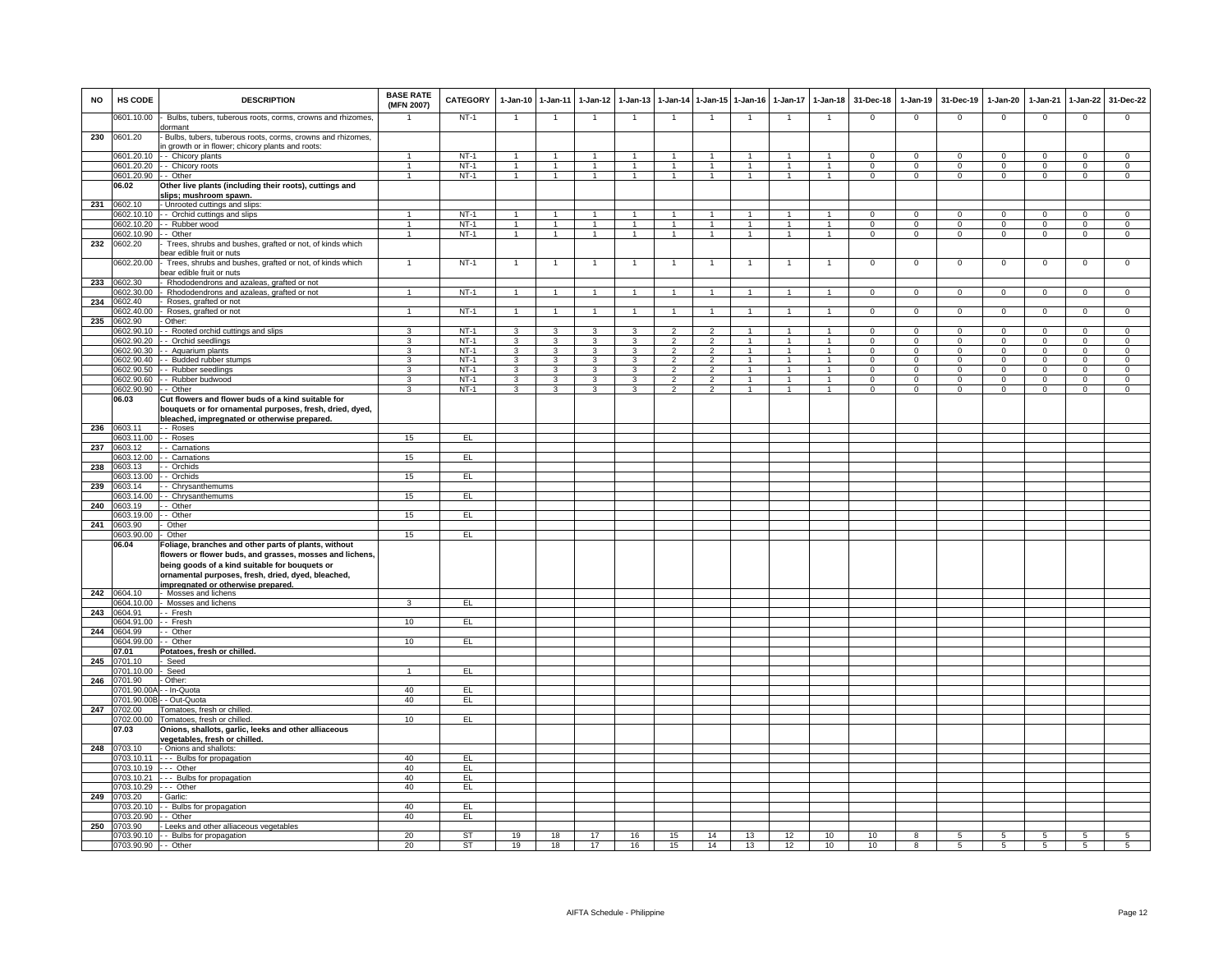| NO | HS CODE | DESCRIPTION | BASE RATE (MFN 2007) | CATEGORY | 1-Jan-10 | 1-Jan-11 | 1-Jan-12 | 1-Jan-13 | 1-Jan-14 | 1-Jan-15 | 1-Jan-16 | 1-Jan-17 | 1-Jan-18 | 31-Dec-18 | 1-Jan-19 | 31-Dec-19 | 1-Jan-20 | 1-Jan-21 | 1-Jan-22 | 31-Dec-22 |
|---|---|---|---|---|---|---|---|---|---|---|---|---|---|---|---|---|---|---|---|---|
| | 0601.10.00 | - Bulbs, tubers, tuberous roots, corms, crowns and rhizomes, dormant | 1 | NT-1 | 1 | 1 | 1 | 1 | 1 | 1 | 1 | 1 | 1 | 0 | 0 | 0 | 0 | 0 | 0 | 0 |
| 230 | 0601.20 | - Bulbs, tubers, tuberous roots, corms, crowns and rhizomes, in growth or in flower; chicory plants and roots: | | | | | | | | | | | | | | | | | | |
| | 0601.20.10 | - - Chicory plants | 1 | NT-1 | 1 | 1 | 1 | 1 | 1 | 1 | 1 | 1 | 1 | 0 | 0 | 0 | 0 | 0 | 0 | 0 |
| | 0601.20.20 | - - Chicory roots | 1 | NT-1 | 1 | 1 | 1 | 1 | 1 | 1 | 1 | 1 | 1 | 0 | 0 | 0 | 0 | 0 | 0 | 0 |
| | 0601.20.90 | - - Other | 1 | NT-1 | 1 | 1 | 1 | 1 | 1 | 1 | 1 | 1 | 1 | 0 | 0 | 0 | 0 | 0 | 0 | 0 |
| | **06.02** | **Other live plants (including their roots), cuttings and slips; mushroom spawn.** | | | | | | | | | | | | | | | | | | |
| 231 | 0602.10 | - Unrooted cuttings and slips: | | | | | | | | | | | | | | | | | | |
| | 0602.10.10 | - - Orchid cuttings and slips | 1 | NT-1 | 1 | 1 | 1 | 1 | 1 | 1 | 1 | 1 | 1 | 0 | 0 | 0 | 0 | 0 | 0 | 0 |
| | 0602.10.20 | - - Rubber wood | 1 | NT-1 | 1 | 1 | 1 | 1 | 1 | 1 | 1 | 1 | 1 | 0 | 0 | 0 | 0 | 0 | 0 | 0 |
| | 0602.10.90 | - - Other | 1 | NT-1 | 1 | 1 | 1 | 1 | 1 | 1 | 1 | 1 | 1 | 0 | 0 | 0 | 0 | 0 | 0 | 0 |
| 232 | 0602.20 | - Trees, shrubs and bushes, grafted or not, of kinds which bear edible fruit or nuts | | | | | | | | | | | | | | | | | | |
| | 0602.20.00 | - Trees, shrubs and bushes, grafted or not, of kinds which bear edible fruit or nuts | 1 | NT-1 | 1 | 1 | 1 | 1 | 1 | 1 | 1 | 1 | 1 | 0 | 0 | 0 | 0 | 0 | 0 | 0 |
| 233 | 0602.30 | - Rhododendrons and azaleas, grafted or not | | | | | | | | | | | | | | | | | | |
| | 0602.30.00 | - Rhododendrons and azaleas, grafted or not | 1 | NT-1 | 1 | 1 | 1 | 1 | 1 | 1 | 1 | 1 | 1 | 0 | 0 | 0 | 0 | 0 | 0 | 0 |
| 234 | 0602.40 | - Roses, grafted or not | | | | | | | | | | | | | | | | | | |
| | 0602.40.00 | - Roses, grafted or not | 1 | NT-1 | 1 | 1 | 1 | 1 | 1 | 1 | 1 | 1 | 1 | 0 | 0 | 0 | 0 | 0 | 0 | 0 |
| 235 | 0602.90 | - Other: | | | | | | | | | | | | | | | | | | |
| | 0602.90.10 | - - Rooted orchid cuttings and slips | 3 | NT-1 | 3 | 3 | 3 | 3 | 2 | 2 | 1 | 1 | 1 | 0 | 0 | 0 | 0 | 0 | 0 | 0 |
| | 0602.90.20 | - - Orchid seedlings | 3 | NT-1 | 3 | 3 | 3 | 3 | 2 | 2 | 1 | 1 | 1 | 0 | 0 | 0 | 0 | 0 | 0 | 0 |
| | 0602.90.30 | - - Aquarium plants | 3 | NT-1 | 3 | 3 | 3 | 3 | 2 | 2 | 1 | 1 | 1 | 0 | 0 | 0 | 0 | 0 | 0 | 0 |
| | 0602.90.40 | - - Budded rubber stumps | 3 | NT-1 | 3 | 3 | 3 | 3 | 2 | 2 | 1 | 1 | 1 | 0 | 0 | 0 | 0 | 0 | 0 | 0 |
| | 0602.90.50 | - - Rubber seedlings | 3 | NT-1 | 3 | 3 | 3 | 3 | 2 | 2 | 1 | 1 | 1 | 0 | 0 | 0 | 0 | 0 | 0 | 0 |
| | 0602.90.60 | - - Rubber budwood | 3 | NT-1 | 3 | 3 | 3 | 3 | 2 | 2 | 1 | 1 | 1 | 0 | 0 | 0 | 0 | 0 | 0 | 0 |
| | 0602.90.90 | - - Other | 3 | NT-1 | 3 | 3 | 3 | 3 | 2 | 2 | 1 | 1 | 1 | 0 | 0 | 0 | 0 | 0 | 0 | 0 |
| | **06.03** | **Cut flowers and flower buds of a kind suitable for bouquets or for ornamental purposes, fresh, dried, dyed, bleached, impregnated or otherwise prepared.** | | | | | | | | | | | | | | | | | | |
| 236 | 0603.11 | - - Roses | | | | | | | | | | | | | | | | | | |
| | 0603.11.00 | - - Roses | 15 | EL | | | | | | | | | | | | | | | | |
| 237 | 0603.12 | - - Carnations | | | | | | | | | | | | | | | | | | |
| | 0603.12.00 | - - Carnations | 15 | EL | | | | | | | | | | | | | | | | |
| 238 | 0603.13 | - - Orchids | | | | | | | | | | | | | | | | | | |
| | 0603.13.00 | - - Orchids | 15 | EL | | | | | | | | | | | | | | | | |
| 239 | 0603.14 | - - Chrysanthemums | | | | | | | | | | | | | | | | | | |
| | 0603.14.00 | - - Chrysanthemums | 15 | EL | | | | | | | | | | | | | | | | |
| 240 | 0603.19 | - - Other | | | | | | | | | | | | | | | | | | |
| | 0603.19.00 | - - Other | 15 | EL | | | | | | | | | | | | | | | | |
| 241 | 0603.90 | - Other | | | | | | | | | | | | | | | | | | |
| | 0603.90.00 | - Other | 15 | EL | | | | | | | | | | | | | | | | |
| | **06.04** | **Foliage, branches and other parts of plants, without flowers or flower buds, and grasses, mosses and lichens, being goods of a kind suitable for bouquets or ornamental purposes, fresh, dried, dyed, bleached, impregnated or otherwise prepared.** | | | | | | | | | | | | | | | | | | |
| 242 | 0604.10 | - Mosses and lichens | | | | | | | | | | | | | | | | | | |
| | 0604.10.00 | - Mosses and lichens | 3 | EL | | | | | | | | | | | | | | | | |
| 243 | 0604.91 | - - Fresh | | | | | | | | | | | | | | | | | | |
| | 0604.91.00 | - - Fresh | 10 | EL | | | | | | | | | | | | | | | | |
| 244 | 0604.99 | - - Other | | | | | | | | | | | | | | | | | | |
| | 0604.99.00 | - - Other | 10 | EL | | | | | | | | | | | | | | | | |
| | **07.01** | **Potatoes, fresh or chilled.** | | | | | | | | | | | | | | | | | | |
| 245 | 0701.10 | - Seed | | | | | | | | | | | | | | | | | | |
| | 0701.10.00 | - Seed | 1 | EL | | | | | | | | | | | | | | | | |
| 246 | 0701.90 | - Other: | | | | | | | | | | | | | | | | | | |
| | 0701.90.00A | - - In-Quota | 40 | EL | | | | | | | | | | | | | | | | |
| | 0701.90.00B | - - Out-Quota | 40 | EL | | | | | | | | | | | | | | | | |
| 247 | 0702.00 | Tomatoes, fresh or chilled. | | | | | | | | | | | | | | | | | | |
| | 0702.00.00 | Tomatoes, fresh or chilled. | 10 | EL | | | | | | | | | | | | | | | | |
| | **07.03** | **Onions, shallots, garlic, leeks and other alliaceous vegetables, fresh or chilled.** | | | | | | | | | | | | | | | | | | |
| 248 | 0703.10 | - Onions and shallots: | | | | | | | | | | | | | | | | | | |
| | 0703.10.11 | - - - Bulbs for propagation | 40 | EL | | | | | | | | | | | | | | | | |
| | 0703.10.19 | - - - Other | 40 | EL | | | | | | | | | | | | | | | | |
| | 0703.10.21 | - - - Bulbs for propagation | 40 | EL | | | | | | | | | | | | | | | | |
| | 0703.10.29 | - - - Other | 40 | EL | | | | | | | | | | | | | | | | |
| 249 | 0703.20 | - Garlic: | | | | | | | | | | | | | | | | | | |
| | 0703.20.10 | - - Bulbs for propagation | 40 | EL | | | | | | | | | | | | | | | | |
| | 0703.20.90 | - - Other | 40 | EL | | | | | | | | | | | | | | | | |
| 250 | 0703.90 | - Leeks and other alliaceous vegetables | | | | | | | | | | | | | | | | | | |
| | 0703.90.10 | - - Bulbs for propagation | 20 | ST | 19 | 18 | 17 | 16 | 15 | 14 | 13 | 12 | 10 | 10 | 8 | 5 | 5 | 5 | 5 | 5 |
| | 0703.90.90 | - - Other | 20 | ST | 19 | 18 | 17 | 16 | 15 | 14 | 13 | 12 | 10 | 10 | 8 | 5 | 5 | 5 | 5 | 5 |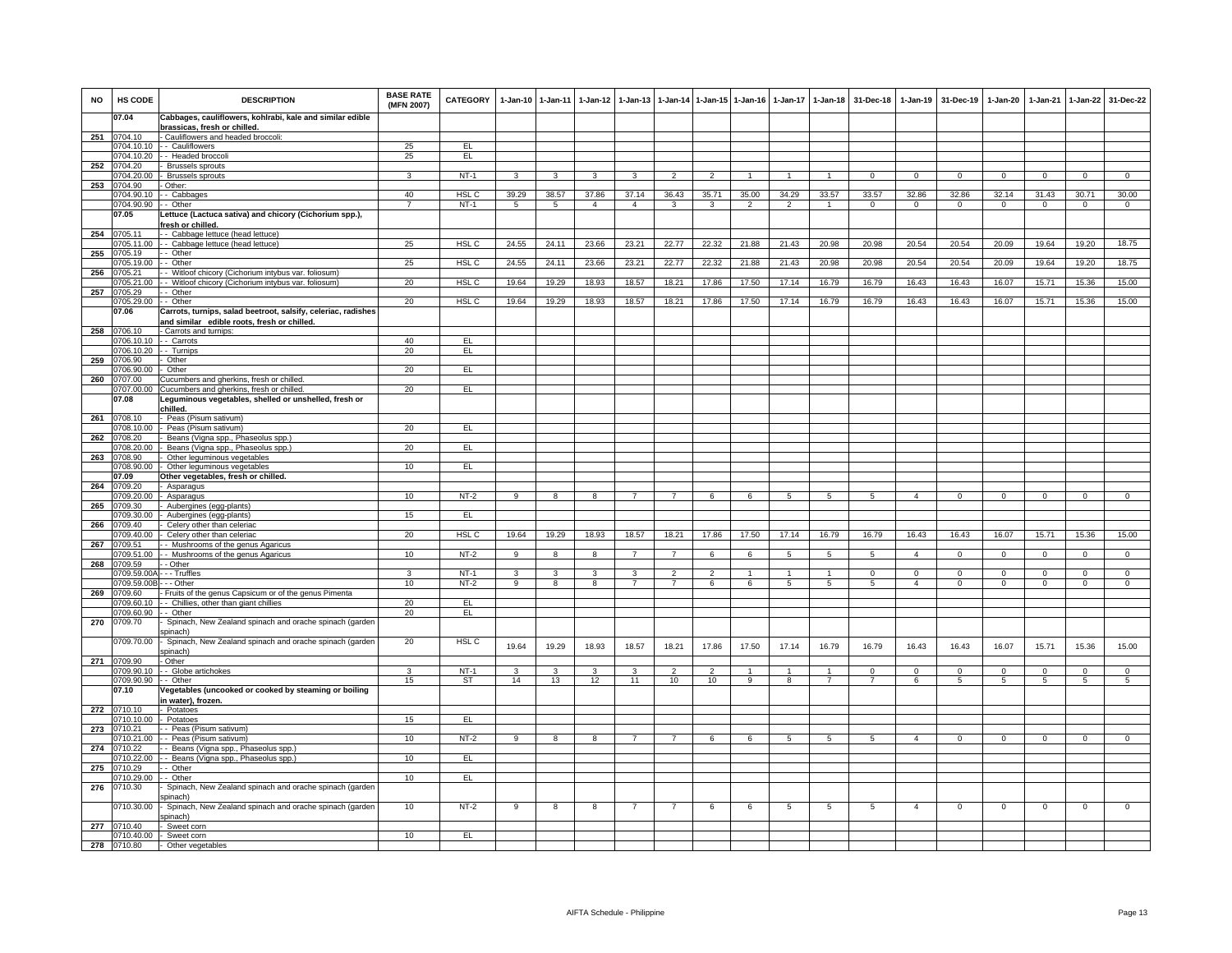| NO | HS CODE | DESCRIPTION | BASE RATE (MFN 2007) | CATEGORY | 1-Jan-10 | 1-Jan-11 | 1-Jan-12 | 1-Jan-13 | 1-Jan-14 | 1-Jan-15 | 1-Jan-16 | 1-Jan-17 | 1-Jan-18 | 31-Dec-18 | 1-Jan-19 | 31-Dec-19 | 1-Jan-20 | 1-Jan-21 | 1-Jan-22 | 31-Dec-22 |
|---|---|---|---|---|---|---|---|---|---|---|---|---|---|---|---|---|---|---|---|---|
| | 07.04 | **Cabbages, cauliflowers, kohlrabi, kale and similar edible brassicas, fresh or chilled.** | | | | | | | | | | | | | | | | | | |
| 251 | 0704.10 | - Cauliflowers and headed broccoli: | | | | | | | | | | | | | | | | | | |
| | 0704.10.10 | - - Cauliflowers | 25 | EL | | | | | | | | | | | | | | | | |
| | 0704.10.20 | - - Headed broccoli | 25 | EL | | | | | | | | | | | | | | | | |
| 252 | 0704.20 | - Brussels sprouts | | | | | | | | | | | | | | | | | | |
| | 0704.20.00 | - Brussels sprouts | 3 | NT-1 | 3 | 3 | 3 | 3 | 2 | 2 | 1 | 1 | 1 | 0 | 0 | 0 | 0 | 0 | 0 | 0 |
| 253 | 0704.90 | - Other: | | | | | | | | | | | | | | | | | | |
| | 0704.90.10 | - - Cabbages | 40 | HSL C | 39.29 | 38.57 | 37.86 | 37.14 | 36.43 | 35.71 | 35.00 | 34.29 | 33.57 | 33.57 | 32.86 | 32.86 | 32.14 | 31.43 | 30.71 | 30.00 |
| | 0704.90.90 | - - Other | 7 | NT-1 | 5 | 5 | 4 | 4 | 3 | 3 | 2 | 2 | 1 | 0 | 0 | 0 | 0 | 0 | 0 | 0 |
| | 07.05 | **Lettuce (Lactuca sativa) and chicory (Cichorium spp.), fresh or chilled.** | | | | | | | | | | | | | | | | | | |
| 254 | 0705.11 | - - Cabbage lettuce (head lettuce) | | | | | | | | | | | | | | | | | | |
| | 0705.11.00 | - - Cabbage lettuce (head lettuce) | 25 | HSL C | 24.55 | 24.11 | 23.66 | 23.21 | 22.77 | 22.32 | 21.88 | 21.43 | 20.98 | 20.98 | 20.54 | 20.54 | 20.09 | 19.64 | 19.20 | 18.75 |
| 255 | 0705.19 | - - Other | | | | | | | | | | | | | | | | | | |
| | 0705.19.00 | - - Other | 25 | HSL C | 24.55 | 24.11 | 23.66 | 23.21 | 22.77 | 22.32 | 21.88 | 21.43 | 20.98 | 20.98 | 20.54 | 20.54 | 20.09 | 19.64 | 19.20 | 18.75 |
| 256 | 0705.21 | - - Witloof chicory (Cichorium intybus var. foliosum) | | | | | | | | | | | | | | | | | | |
| | 0705.21.00 | - - Witloof chicory (Cichorium intybus var. foliosum) | 20 | HSL C | 19.64 | 19.29 | 18.93 | 18.57 | 18.21 | 17.86 | 17.50 | 17.14 | 16.79 | 16.79 | 16.43 | 16.43 | 16.07 | 15.71 | 15.36 | 15.00 |
| 257 | 0705.29 | - - Other | | | | | | | | | | | | | | | | | | |
| | 0705.29.00 | - - Other | 20 | HSL C | 19.64 | 19.29 | 18.93 | 18.57 | 18.21 | 17.86 | 17.50 | 17.14 | 16.79 | 16.79 | 16.43 | 16.43 | 16.07 | 15.71 | 15.36 | 15.00 |
| | 07.06 | **Carrots, turnips, salad beetroot, salsify, celeriac, radishes and similar edible roots, fresh or chilled.** | | | | | | | | | | | | | | | | | | |
| 258 | 0706.10 | - Carrots and turnips: | | | | | | | | | | | | | | | | | | |
| | 0706.10.10 | - - Carrots | 40 | EL | | | | | | | | | | | | | | | | |
| | 0706.10.20 | - - Turnips | 20 | EL | | | | | | | | | | | | | | | | |
| 259 | 0706.90 | - Other | | | | | | | | | | | | | | | | | | |
| | 0706.90.00 | - Other | 20 | EL | | | | | | | | | | | | | | | | |
| 260 | 0707.00 | Cucumbers and gherkins, fresh or chilled. | | | | | | | | | | | | | | | | | | |
| | 0707.00.00 | Cucumbers and gherkins, fresh or chilled. | 20 | EL | | | | | | | | | | | | | | | | |
| | 07.08 | **Leguminous vegetables, shelled or unshelled, fresh or chilled.** | | | | | | | | | | | | | | | | | | |
| 261 | 0708.10 | - Peas (Pisum sativum) | | | | | | | | | | | | | | | | | | |
| | 0708.10.00 | - Peas (Pisum sativum) | 20 | EL | | | | | | | | | | | | | | | | |
| 262 | 0708.20 | - Beans (Vigna spp., Phaseolus spp.) | | | | | | | | | | | | | | | | | | |
| | 0708.20.00 | - Beans (Vigna spp., Phaseolus spp.) | 20 | EL | | | | | | | | | | | | | | | | |
| 263 | 0708.90 | - Other leguminous vegetables | | | | | | | | | | | | | | | | | | |
| | 0708.90.00 | - Other leguminous vegetables | 10 | EL | | | | | | | | | | | | | | | | |
| | 07.09 | **Other vegetables, fresh or chilled.** | | | | | | | | | | | | | | | | | | |
| 264 | 0709.20 | - Asparagus | | | | | | | | | | | | | | | | | | |
| | 0709.20.00 | - Asparagus | 10 | NT-2 | 9 | 8 | 8 | 7 | 7 | 6 | 6 | 5 | 5 | 5 | 4 | 0 | 0 | 0 | 0 | 0 |
| 265 | 0709.30 | - Aubergines (egg-plants) | | | | | | | | | | | | | | | | | | |
| | 0709.30.00 | - Aubergines (egg-plants) | 15 | EL | | | | | | | | | | | | | | | | |
| 266 | 0709.40 | - Celery other than celeriac | | | | | | | | | | | | | | | | | | |
| | 0709.40.00 | - Celery other than celeriac | 20 | HSL C | 19.64 | 19.29 | 18.93 | 18.57 | 18.21 | 17.86 | 17.50 | 17.14 | 16.79 | 16.79 | 16.43 | 16.43 | 16.07 | 15.71 | 15.36 | 15.00 |
| 267 | 0709.51 | - - Mushrooms of the genus Agaricus | | | | | | | | | | | | | | | | | | |
| | 0709.51.00 | - - Mushrooms of the genus Agaricus | 10 | NT-2 | 9 | 8 | 8 | 7 | 7 | 6 | 6 | 5 | 5 | 5 | 4 | 0 | 0 | 0 | 0 | 0 |
| 268 | 0709.59 | - - Other | | | | | | | | | | | | | | | | | | |
| | 0709.59.00A | - - - Truffles | 3 | NT-1 | 3 | 3 | 3 | 3 | 2 | 2 | 1 | 1 | 1 | 0 | 0 | 0 | 0 | 0 | 0 | 0 |
| | 0709.59.00B | - - - Other | 10 | NT-2 | 9 | 8 | 8 | 7 | 7 | 6 | 6 | 5 | 5 | 5 | 4 | 0 | 0 | 0 | 0 | 0 |
| 269 | 0709.60 | - Fruits of the genus Capsicum or of the genus Pimenta | | | | | | | | | | | | | | | | | | |
| | 0709.60.10 | - - Chillies, other than giant chillies | 20 | EL | | | | | | | | | | | | | | | | |
| | 0709.60.90 | - - Other | 20 | EL | | | | | | | | | | | | | | | | |
| 270 | 0709.70 | - Spinach, New Zealand spinach and orache spinach (garden spinach) | | | | | | | | | | | | | | | | | | |
| | 0709.70.00 | - Spinach, New Zealand spinach and orache spinach (garden spinach) | 20 | HSL C | 19.64 | 19.29 | 18.93 | 18.57 | 18.21 | 17.86 | 17.50 | 17.14 | 16.79 | 16.79 | 16.43 | 16.43 | 16.07 | 15.71 | 15.36 | 15.00 |
| 271 | 0709.90 | - Other | | | | | | | | | | | | | | | | | | |
| | 0709.90.10 | - - Globe artichokes | 3 | NT-1 | 3 | 3 | 3 | 3 | 2 | 2 | 1 | 1 | 1 | 0 | 0 | 0 | 0 | 0 | 0 | 0 |
| | 0709.90.90 | - - Other | 15 | ST | 14 | 13 | 12 | 11 | 10 | 10 | 9 | 8 | 7 | 7 | 6 | 5 | 5 | 5 | 5 | 5 |
| | 07.10 | **Vegetables (uncooked or cooked by steaming or boiling in water), frozen.** | | | | | | | | | | | | | | | | | | |
| 272 | 0710.10 | - Potatoes | | | | | | | | | | | | | | | | | | |
| | 0710.10.00 | - Potatoes | 15 | EL | | | | | | | | | | | | | | | | |
| 273 | 0710.21 | - - Peas (Pisum sativum) | | | | | | | | | | | | | | | | | | |
| | 0710.21.00 | - - Peas (Pisum sativum) | 10 | NT-2 | 9 | 8 | 8 | 7 | 7 | 6 | 6 | 5 | 5 | 5 | 4 | 0 | 0 | 0 | 0 | 0 |
| 274 | 0710.22 | - - Beans (Vigna spp., Phaseolus spp.) | | | | | | | | | | | | | | | | | | |
| | 0710.22.00 | - - Beans (Vigna spp., Phaseolus spp.) | 10 | EL | | | | | | | | | | | | | | | | |
| 275 | 0710.29 | - - Other | | | | | | | | | | | | | | | | | | |
| | 0710.29.00 | - - Other | 10 | EL | | | | | | | | | | | | | | | | |
| 276 | 0710.30 | - Spinach, New Zealand spinach and orache spinach (garden spinach) | | | | | | | | | | | | | | | | | | |
| | 0710.30.00 | - Spinach, New Zealand spinach and orache spinach (garden spinach) | 10 | NT-2 | 9 | 8 | 8 | 7 | 7 | 6 | 6 | 5 | 5 | 5 | 4 | 0 | 0 | 0 | 0 | 0 |
| 277 | 0710.40 | - Sweet corn | | | | | | | | | | | | | | | | | | |
| | 0710.40.00 | - Sweet corn | 10 | EL | | | | | | | | | | | | | | | | |
| 278 | 0710.80 | - Other vegetables | | | | | | | | | | | | | | | | | | |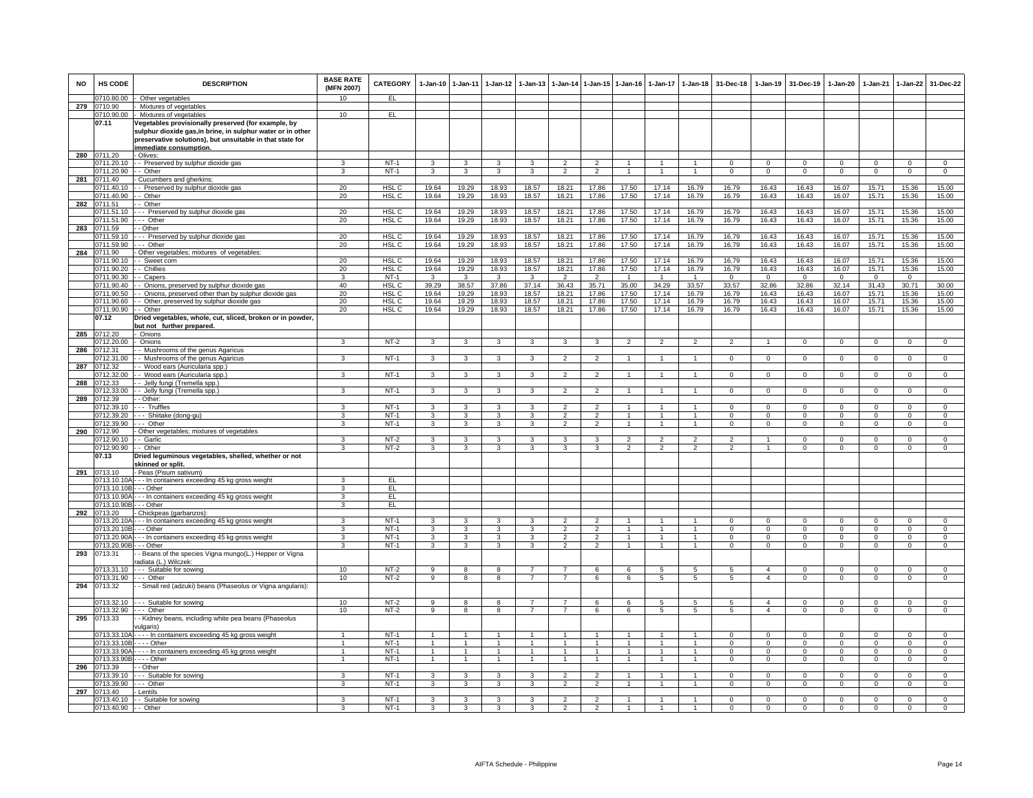| NO | HS CODE | DESCRIPTION | BASE RATE (MFN 2007) | CATEGORY | 1-Jan-10 | 1-Jan-11 | 1-Jan-12 | 1-Jan-13 | 1-Jan-14 | 1-Jan-15 | 1-Jan-16 | 1-Jan-17 | 1-Jan-18 | 31-Dec-18 | 1-Jan-19 | 31-Dec-19 | 1-Jan-20 | 1-Jan-21 | 1-Jan-22 | 31-Dec-22 |
|---|---|---|---|---|---|---|---|---|---|---|---|---|---|---|---|---|---|---|---|---|
| | 0710.80.00 | - Other vegetables | 10 | EL | | | | | | | | | | | | | | | | |
| 279 | 0710.90 | - Mixtures of vegetables | | | | | | | | | | | | | | | | | | |
| | 0710.90.00 | - Mixtures of vegetables | 10 | EL | | | | | | | | | | | | | | | | |
| | 07.11 | **Vegetables provisionally preserved (for example, by sulphur dioxide gas,in brine, in sulphur water or in other preservative solutions), but unsuitable in that state for immediate consumption.** | | | | | | | | | | | | | | | | | | |
| 280 | 0711.20 | - Olives: | | | | | | | | | | | | | | | | | | |
| | 0711.20.10 | - - Preserved by sulphur dioxide gas | 3 | NT-1 | 3 | 3 | 3 | 3 | 2 | 2 | 1 | 1 | 1 | 0 | 0 | 0 | 0 | 0 | 0 | 0 |
| | 0711.20.90 | - - Other | 3 | NT-1 | 3 | 3 | 3 | 3 | 2 | 2 | 1 | 1 | 1 | 0 | 0 | 0 | 0 | 0 | 0 | 0 |
| 281 | 0711.40 | - Cucumbers and gherkins: | | | | | | | | | | | | | | | | | | |
| | 0711.40.10 | - - Preserved by sulphur dioxide gas | 20 | HSL C | 19.64 | 19.29 | 18.93 | 18.57 | 18.21 | 17.86 | 17.50 | 17.14 | 16.79 | 16.79 | 16.43 | 16.43 | 16.07 | 15.71 | 15.36 | 15.00 |
| | 0711.40.90 | - - Other | 20 | HSL C | 19.64 | 19.29 | 18.93 | 18.57 | 18.21 | 17.86 | 17.50 | 17.14 | 16.79 | 16.79 | 16.43 | 16.43 | 16.07 | 15.71 | 15.36 | 15.00 |
| 282 | 0711.51 | - - Other | | | | | | | | | | | | | | | | | | |
| | 0711.51.10 | - - - Preserved by sulphur dioxide gas | 20 | HSL C | 19.64 | 19.29 | 18.93 | 18.57 | 18.21 | 17.86 | 17.50 | 17.14 | 16.79 | 16.79 | 16.43 | 16.43 | 16.07 | 15.71 | 15.36 | 15.00 |
| | 0711.51.90 | - - - Other | 20 | HSL C | 19.64 | 19.29 | 18.93 | 18.57 | 18.21 | 17.86 | 17.50 | 17.14 | 16.79 | 16.79 | 16.43 | 16.43 | 16.07 | 15.71 | 15.36 | 15.00 |
| 283 | 0711.59 | - - Other | | | | | | | | | | | | | | | | | | |
| | 0711.59.10 | - - - Preserved by sulphur dioxide gas | 20 | HSL C | 19.64 | 19.29 | 18.93 | 18.57 | 18.21 | 17.86 | 17.50 | 17.14 | 16.79 | 16.79 | 16.43 | 16.43 | 16.07 | 15.71 | 15.36 | 15.00 |
| | 0711.59.90 | - - - Other | 20 | HSL C | 19.64 | 19.29 | 18.93 | 18.57 | 18.21 | 17.86 | 17.50 | 17.14 | 16.79 | 16.79 | 16.43 | 16.43 | 16.07 | 15.71 | 15.36 | 15.00 |
| 284 | 0711.90 | - Other vegetables; mixtures of vegetables: | | | | | | | | | | | | | | | | | | |
| | 0711.90.10 | - - Sweet corn | 20 | HSL C | 19.64 | 19.29 | 18.93 | 18.57 | 18.21 | 17.86 | 17.50 | 17.14 | 16.79 | 16.79 | 16.43 | 16.43 | 16.07 | 15.71 | 15.36 | 15.00 |
| | 0711.90.20 | - - Chillies | 20 | HSL C | 19.64 | 19.29 | 18.93 | 18.57 | 18.21 | 17.86 | 17.50 | 17.14 | 16.79 | 16.79 | 16.43 | 16.43 | 16.07 | 15.71 | 15.36 | 15.00 |
| | 0711.90.30 | - - Capers | 3 | NT-1 | 3 | 3 | 3 | 3 | 2 | 2 | 1 | 1 | 1 | 0 | 0 | 0 | 0 | 0 | 0 | |
| | 0711.90.40 | - - Onions, preserved by sulphur dioxide gas | 40 | HSL C | 39.29 | 38.57 | 37.86 | 37.14 | 36.43 | 35.71 | 35.00 | 34.29 | 33.57 | 33.57 | 32.86 | 32.86 | 32.14 | 31.43 | 30.71 | 30.00 |
| | 0711.90.50 | - - Onions, preserved other than by sulphur dioxide gas | 20 | HSL C | 19.64 | 19.29 | 18.93 | 18.57 | 18.21 | 17.86 | 17.50 | 17.14 | 16.79 | 16.79 | 16.43 | 16.43 | 16.07 | 15.71 | 15.36 | 15.00 |
| | 0711.90.60 | - - Other, preserved by sulphur dioxide gas | 20 | HSL C | 19.64 | 19.29 | 18.93 | 18.57 | 18.21 | 17.86 | 17.50 | 17.14 | 16.79 | 16.79 | 16.43 | 16.43 | 16.07 | 15.71 | 15.36 | 15.00 |
| | 0711.90.90 | - - Other | 20 | HSL C | 19.64 | 19.29 | 18.93 | 18.57 | 18.21 | 17.86 | 17.50 | 17.14 | 16.79 | 16.79 | 16.43 | 16.43 | 16.07 | 15.71 | 15.36 | 15.00 |
| | 07.12 | **Dried vegetables, whole, cut, sliced, broken or in powder, but not further prepared.** | | | | | | | | | | | | | | | | | | |
| 285 | 0712.20 | - Onions | | | | | | | | | | | | | | | | | | |
| | 0712.20.00 | - Onions | 3 | NT-2 | 3 | 3 | 3 | 3 | 3 | 3 | 2 | 2 | 2 | 2 | 1 | 0 | 0 | 0 | 0 | 0 |
| 286 | 0712.31 | - - Mushrooms of the genus Agaricus | | | | | | | | | | | | | | | | | | |
| | 0712.31.00 | - - Mushrooms of the genus Agaricus | 3 | NT-1 | 3 | 3 | 3 | 3 | 2 | 2 | 1 | 1 | 1 | 0 | 0 | 0 | 0 | 0 | 0 | 0 |
| 287 | 0712.32 | - - Wood ears (Auricularia spp.) | | | | | | | | | | | | | | | | | | |
| | 0712.32.00 | - - Wood ears (Auricularia spp.) | 3 | NT-1 | 3 | 3 | 3 | 3 | 2 | 2 | 1 | 1 | 1 | 0 | 0 | 0 | 0 | 0 | 0 | 0 |
| 288 | 0712.33 | - - Jelly fungi (Tremella spp.) | | | | | | | | | | | | | | | | | | |
| | 0712.33.00 | - - Jelly fungi (Tremella spp.) | 3 | NT-1 | 3 | 3 | 3 | 3 | 2 | 2 | 1 | 1 | 1 | 0 | 0 | 0 | 0 | 0 | 0 | 0 |
| 289 | 0712.39 | - - Other: | | | | | | | | | | | | | | | | | | |
| | 0712.39.10 | - - - Truffles | 3 | NT-1 | 3 | 3 | 3 | 3 | 2 | 2 | 1 | 1 | 1 | 0 | 0 | 0 | 0 | 0 | 0 | 0 |
| | 0712.39.20 | - - - Shiitake (dong-gu) | 3 | NT-1 | 3 | 3 | 3 | 3 | 2 | 2 | 1 | 1 | 1 | 0 | 0 | 0 | 0 | 0 | 0 | 0 |
| | 0712.39.90 | - - - Other | 3 | NT-1 | 3 | 3 | 3 | 3 | 2 | 2 | 1 | 1 | 1 | 0 | 0 | 0 | 0 | 0 | 0 | 0 |
| 290 | 0712.90 | - Other vegetables; mixtures of vegetables | | | | | | | | | | | | | | | | | | |
| | 0712.90.10 | - - Garlic | 3 | NT-2 | 3 | 3 | 3 | 3 | 3 | 3 | 2 | 2 | 2 | 2 | 1 | 0 | 0 | 0 | 0 | 0 |
| | 0712.90.90 | - - Other | 3 | NT-2 | 3 | 3 | 3 | 3 | 3 | 3 | 2 | 2 | 2 | 2 | 1 | 0 | 0 | 0 | 0 | 0 |
| | 07.13 | **Dried leguminous vegetables, shelled, whether or not skinned or split.** | | | | | | | | | | | | | | | | | | |
| 291 | 0713.10 | - Peas (Pisum sativum) | | | | | | | | | | | | | | | | | | |
| | 0713.10.10A | - - - In containers exceeding 45 kg gross weight | 3 | EL | | | | | | | | | | | | | | | | |
| | 0713.10.10B | - - - Other | 3 | EL | | | | | | | | | | | | | | | | |
| | 0713.10.90A | - - - In containers exceeding 45 kg gross weight | 3 | EL | | | | | | | | | | | | | | | | |
| | 0713.10.90B | - - - Other | 3 | EL | | | | | | | | | | | | | | | | |
| 292 | 0713.20 | - Chickpeas (garbanzos): | | | | | | | | | | | | | | | | | | |
| | 0713.20.10A | - - - In containers exceeding 45 kg gross weight | 3 | NT-1 | 3 | 3 | 3 | 3 | 2 | 2 | 1 | 1 | 1 | 0 | 0 | 0 | 0 | 0 | 0 | 0 |
| | 0713.20.10B | - - - Other | 3 | NT-1 | 3 | 3 | 3 | 3 | 2 | 2 | 1 | 1 | 1 | 0 | 0 | 0 | 0 | 0 | 0 | 0 |
| | 0713.20.90A | - - - In containers exceeding 45 kg gross weight | 3 | NT-1 | 3 | 3 | 3 | 3 | 2 | 2 | 1 | 1 | 1 | 0 | 0 | 0 | 0 | 0 | 0 | 0 |
| | 0713.20.90B | - - - Other | 3 | NT-1 | 3 | 3 | 3 | 3 | 2 | 2 | 1 | 1 | 1 | 0 | 0 | 0 | 0 | 0 | 0 | 0 |
| 293 | 0713.31 | - - Beans of the species Vigna mungo(L.) Hepper or Vigna radiata (L.) Wilczek: | | | | | | | | | | | | | | | | | | |
| | 0713.31.10 | - - - Suitable for sowing | 10 | NT-2 | 9 | 8 | 8 | 7 | 7 | 6 | 6 | 5 | 5 | 5 | 4 | 0 | 0 | 0 | 0 | 0 |
| | 0713.31.90 | - - - Other | 10 | NT-2 | 9 | 8 | 8 | 7 | 7 | 6 | 6 | 5 | 5 | 5 | 4 | 0 | 0 | 0 | 0 | 0 |
| 294 | 0713.32 | - - Small red (adzuki) beans (Phaseolus or Vigna angularis): | | | | | | | | | | | | | | | | | | |
| | 0713.32.10 | - - - Suitable for sowing | 10 | NT-2 | 9 | 8 | 8 | 7 | 7 | 6 | 6 | 5 | 5 | 5 | 4 | 0 | 0 | 0 | 0 | 0 |
| | 0713.32.90 | - - - Other | 10 | NT-2 | 9 | 8 | 8 | 7 | 7 | 6 | 6 | 5 | 5 | 5 | 4 | 0 | 0 | 0 | 0 | 0 |
| 295 | 0713.33 | - - Kidney beans, including white pea beans (Phaseolus vulgaris) | | | | | | | | | | | | | | | | | | |
| | 0713.33.10A | - - - - In containers exceeding 45 kg gross weight | 1 | NT-1 | 1 | 1 | 1 | 1 | 1 | 1 | 1 | 1 | 1 | 0 | 0 | 0 | 0 | 0 | 0 | 0 |
| | 0713.33.10B | - - - - Other | 1 | NT-1 | 1 | 1 | 1 | 1 | 1 | 1 | 1 | 1 | 1 | 0 | 0 | 0 | 0 | 0 | 0 | 0 |
| | 0713.33.90A | - - - - In containers exceeding 45 kg gross weight | 1 | NT-1 | 1 | 1 | 1 | 1 | 1 | 1 | 1 | 1 | 1 | 0 | 0 | 0 | 0 | 0 | 0 | 0 |
| | 0713.33.90B | - - - - Other | 1 | NT-1 | 1 | 1 | 1 | 1 | 1 | 1 | 1 | 1 | 1 | 0 | 0 | 0 | 0 | 0 | 0 | 0 |
| 296 | 0713.39 | - - Other | | | | | | | | | | | | | | | | | | |
| | 0713.39.10 | - - - Suitable for sowing | 3 | NT-1 | 3 | 3 | 3 | 3 | 2 | 2 | 1 | 1 | 1 | 0 | 0 | 0 | 0 | 0 | 0 | 0 |
| | 0713.39.90 | - - - Other | 3 | NT-1 | 3 | 3 | 3 | 3 | 2 | 2 | 1 | 1 | 1 | 0 | 0 | 0 | 0 | 0 | 0 | 0 |
| 297 | 0713.40 | - Lentils | | | | | | | | | | | | | | | | | | |
| | 0713.40.10 | - - Suitable for sowing | 3 | NT-1 | 3 | 3 | 3 | 3 | 2 | 2 | 1 | 1 | 1 | 0 | 0 | 0 | 0 | 0 | 0 | 0 |
| | 0713.40.90 | - - Other | 3 | NT-1 | 3 | 3 | 3 | 3 | 2 | 2 | 1 | 1 | 1 | 0 | 0 | 0 | 0 | 0 | 0 | 0 |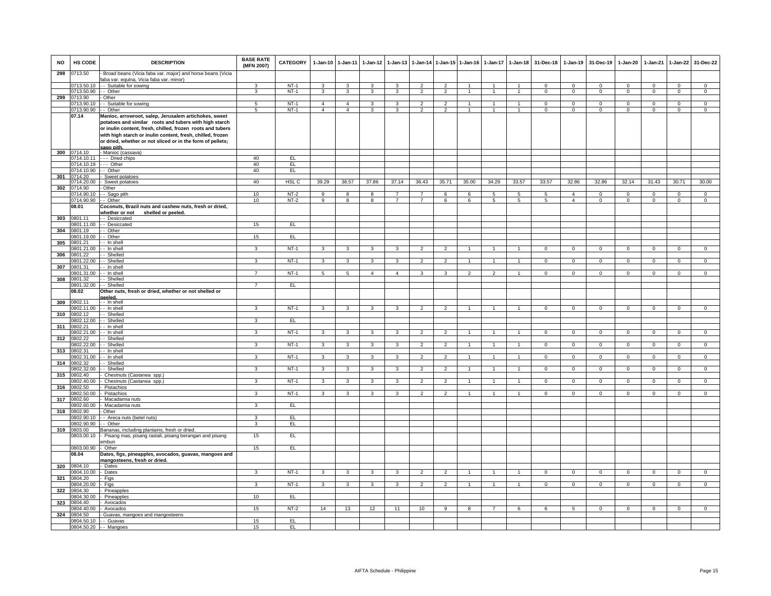| NO | HS CODE | DESCRIPTION | BASE RATE (MFN 2007) | CATEGORY | 1-Jan-10 | 1-Jan-11 | 1-Jan-12 | 1-Jan-13 | 1-Jan-14 | 1-Jan-15 | 1-Jan-16 | 1-Jan-17 | 1-Jan-18 | 31-Dec-18 | 1-Jan-19 | 31-Dec-19 | 1-Jan-20 | 1-Jan-21 | 1-Jan-22 | 31-Dec-22 |
|---|---|---|---|---|---|---|---|---|---|---|---|---|---|---|---|---|---|---|---|---|
| 298 | 0713.50 | - Broad beans (Vicia faba var. major) and horse beans (Vicia faba var. equina, Vicia faba var. minor) | | | | | | | | | | | | | | | | | | |
| | 0713.50.10 | - - Suitable for sowing | 3 | NT-1 | 3 | 3 | 3 | 3 | 2 | 2 | 1 | 1 | 1 | 0 | 0 | 0 | 0 | 0 | 0 | 0 |
| | 0713.50.90 | - - Other | 3 | NT-1 | 3 | 3 | 3 | 3 | 2 | 2 | 1 | 1 | 1 | 0 | 0 | 0 | 0 | 0 | 0 | 0 |
| 299 | 0713.90 | - Other | | | | | | | | | | | | | | | | | | |
| | 0713.90.10 | - - Suitable for sowing | 5 | NT-1 | 4 | 4 | 3 | 3 | 2 | 2 | 1 | 1 | 1 | 0 | 0 | 0 | 0 | 0 | 0 | 0 |
| | 0713.90.90 | - - Other | 5 | NT-1 | 4 | 4 | 3 | 3 | 2 | 2 | 1 | 1 | 1 | 0 | 0 | 0 | 0 | 0 | 0 | 0 |
| | **07.14** | **Manioc, arrowroot, salep, Jerusalem artichokes, sweet potatoes and similar roots and tubers with high starch or inulin content, fresh, chilled, frozen roots and tubers with high starch or inulin content, fresh, chilled, frozen or dried, whether or not sliced or in the form of pellets; sago pith.** | | | | | | | | | | | | | | | | | | |
| 300 | 0714.10 | - Manioc (cassava) | | | | | | | | | | | | | | | | | | |
| | 0714.10.11 | - - - Dried chips | 40 | EL | | | | | | | | | | | | | | | | |
| | 0714.10.19 | - - - Other | 40 | EL | | | | | | | | | | | | | | | | |
| | 0714.10.90 | - - Other | 40 | EL | | | | | | | | | | | | | | | | |
| 301 | 0714.20 | - Sweet potatoes | | | | | | | | | | | | | | | | | | |
| | 0714.20.00 | - Sweet potatoes | 40 | HSL C | 39.29 | 38.57 | 37.86 | 37.14 | 36.43 | 35.71 | 35.00 | 34.29 | 33.57 | 33.57 | 32.86 | 32.86 | 32.14 | 31.43 | 30.71 | 30.00 |
| 302 | 0714.90 | - Other | | | | | | | | | | | | | | | | | | |
| | 0714.90.10 | - - Sago pith | 10 | NT-2 | 9 | 8 | 8 | 7 | 7 | 6 | 6 | 5 | 5 | 5 | 4 | 0 | 0 | 0 | 0 | 0 |
| | 0714.90.90 | - - Other | 10 | NT-2 | 9 | 8 | 8 | 7 | 7 | 6 | 6 | 5 | 5 | 5 | 4 | 0 | 0 | 0 | 0 | 0 |
| | **08.01** | **Coconuts, Brazil nuts and cashew nuts, fresh or dried, whether or not shelled or peeled.** | | | | | | | | | | | | | | | | | | |
| 303 | 0801.11 | - - Desiccated | | | | | | | | | | | | | | | | | | |
| | 0801.11.00 | - - Desiccated | 15 | EL | | | | | | | | | | | | | | | | |
| 304 | 0801.19 | - - Other | | | | | | | | | | | | | | | | | | |
| | 0801.19.00 | - - Other | 15 | EL | | | | | | | | | | | | | | | | |
| 305 | 0801.21 | - - In shell | | | | | | | | | | | | | | | | | | |
| | 0801.21.00 | - - In shell | 3 | NT-1 | 3 | 3 | 3 | 3 | 2 | 2 | 1 | 1 | 1 | 0 | 0 | 0 | 0 | 0 | 0 | 0 |
| 306 | 0801.22 | - - Shelled | | | | | | | | | | | | | | | | | | |
| | 0801.22.00 | - - Shelled | 3 | NT-1 | 3 | 3 | 3 | 3 | 2 | 2 | 1 | 1 | 1 | 0 | 0 | 0 | 0 | 0 | 0 | 0 |
| 307 | 0801.31 | - - In shell | | | | | | | | | | | | | | | | | | |
| | 0801.31.00 | - - In shell | 7 | NT-1 | 5 | 5 | 4 | 4 | 3 | 3 | 2 | 2 | 1 | 0 | 0 | 0 | 0 | 0 | 0 | 0 |
| 308 | 0801.32 | - - Shelled | | | | | | | | | | | | | | | | | | |
| | 0801.32.00 | - - Shelled | 7 | EL | | | | | | | | | | | | | | | | |
| | **08.02** | **Other nuts, fresh or dried, whether or not shelled or peeled.** | | | | | | | | | | | | | | | | | | |
| 309 | 0802.11 | - - In shell | | | | | | | | | | | | | | | | | | |
| | 0802.11.00 | - - In shell | 3 | NT-1 | 3 | 3 | 3 | 3 | 2 | 2 | 1 | 1 | 1 | 0 | 0 | 0 | 0 | 0 | 0 | 0 |
| 310 | 0802.12 | - - Shelled | | | | | | | | | | | | | | | | | | |
| | 0802.12.00 | - - Shelled | 3 | EL | | | | | | | | | | | | | | | | |
| 311 | 0802.21 | - - In shell | | | | | | | | | | | | | | | | | | |
| | 0802.21.00 | - - In shell | 3 | NT-1 | 3 | 3 | 3 | 3 | 2 | 2 | 1 | 1 | 1 | 0 | 0 | 0 | 0 | 0 | 0 | 0 |
| 312 | 0802.22 | - - Shelled | | | | | | | | | | | | | | | | | | |
| | 0802.22.00 | - - Shelled | 3 | NT-1 | 3 | 3 | 3 | 3 | 2 | 2 | 1 | 1 | 1 | 0 | 0 | 0 | 0 | 0 | 0 | 0 |
| 313 | 0802.31 | - - In shell | | | | | | | | | | | | | | | | | | |
| | 0802.31.00 | - - In shell | 3 | NT-1 | 3 | 3 | 3 | 3 | 2 | 2 | 1 | 1 | 1 | 0 | 0 | 0 | 0 | 0 | 0 | 0 |
| 314 | 0802.32 | - - Shelled | | | | | | | | | | | | | | | | | | |
| | 0802.32.00 | - - Shelled | 3 | NT-1 | 3 | 3 | 3 | 3 | 2 | 2 | 1 | 1 | 1 | 0 | 0 | 0 | 0 | 0 | 0 | 0 |
| 315 | 0802.40 | - Chestnuts (Castanea spp.) | | | | | | | | | | | | | | | | | | |
| | 0802.40.00 | - Chestnuts (Castanea spp.) | 3 | NT-1 | 3 | 3 | 3 | 3 | 2 | 2 | 1 | 1 | 1 | 0 | 0 | 0 | 0 | 0 | 0 | 0 |
| 316 | 0802.50 | - Pistachios | | | | | | | | | | | | | | | | | | |
| | 0802.50.00 | - Pistachios | 3 | NT-1 | 3 | 3 | 3 | 3 | 2 | 2 | 1 | 1 | 1 | 0 | 0 | 0 | 0 | 0 | 0 | 0 |
| 317 | 0802.60 | - Macadamia nuts | | | | | | | | | | | | | | | | | | |
| | 0802.60.00 | - Macadamia nuts | 3 | EL | | | | | | | | | | | | | | | | |
| 318 | 0802.90 | - Other | | | | | | | | | | | | | | | | | | |
| | 0802.90.10 | - - Areca nuts (betel nuts) | 3 | EL | | | | | | | | | | | | | | | | |
| | 0802.90.90 | - - Other | 3 | EL | | | | | | | | | | | | | | | | |
| 319 | 0803.00 | Bananas, including plantains, fresh or dried. | | | | | | | | | | | | | | | | | | |
| | 0803.00.10 | - Pisang mas, pisang rastali, pisang berangan and pisang embun | 15 | EL | | | | | | | | | | | | | | | | |
| | 0803.00.90 | - Other | 15 | EL | | | | | | | | | | | | | | | | |
| | **08.04** | **Dates, figs, pineapples, avocados, guavas, mangoes and mangosteens, fresh or dried.** | | | | | | | | | | | | | | | | | | |
| 320 | 0804.10 | - Dates | | | | | | | | | | | | | | | | | | |
| | 0804.10.00 | - Dates | 3 | NT-1 | 3 | 3 | 3 | 3 | 2 | 2 | 1 | 1 | 1 | 0 | 0 | 0 | 0 | 0 | 0 | 0 |
| 321 | 0804.20 | - Figs | | | | | | | | | | | | | | | | | | |
| | 0804.20.00 | - Figs | 3 | NT-1 | 3 | 3 | 3 | 3 | 2 | 2 | 1 | 1 | 1 | 0 | 0 | 0 | 0 | 0 | 0 | 0 |
| 322 | 0804.30 | - Pineapples | | | | | | | | | | | | | | | | | | |
| | 0804.30.00 | - Pineapples | 10 | EL | | | | | | | | | | | | | | | | |
| 323 | 0804.40 | - Avocados | | | | | | | | | | | | | | | | | | |
| | 0804.40.00 | - Avocados | 15 | NT-2 | 14 | 13 | 12 | 11 | 10 | 9 | 8 | 7 | 6 | 6 | 5 | 0 | 0 | 0 | 0 | 0 |
| 324 | 0804.50 | - Guavas, mangoes and mangosteens | | | | | | | | | | | | | | | | | | |
| | 0804.50.10 | - - Guavas | 15 | EL | | | | | | | | | | | | | | | | |
| | 0804.50.20 | - - Mangoes | 15 | EL | | | | | | | | | | | | | | | | |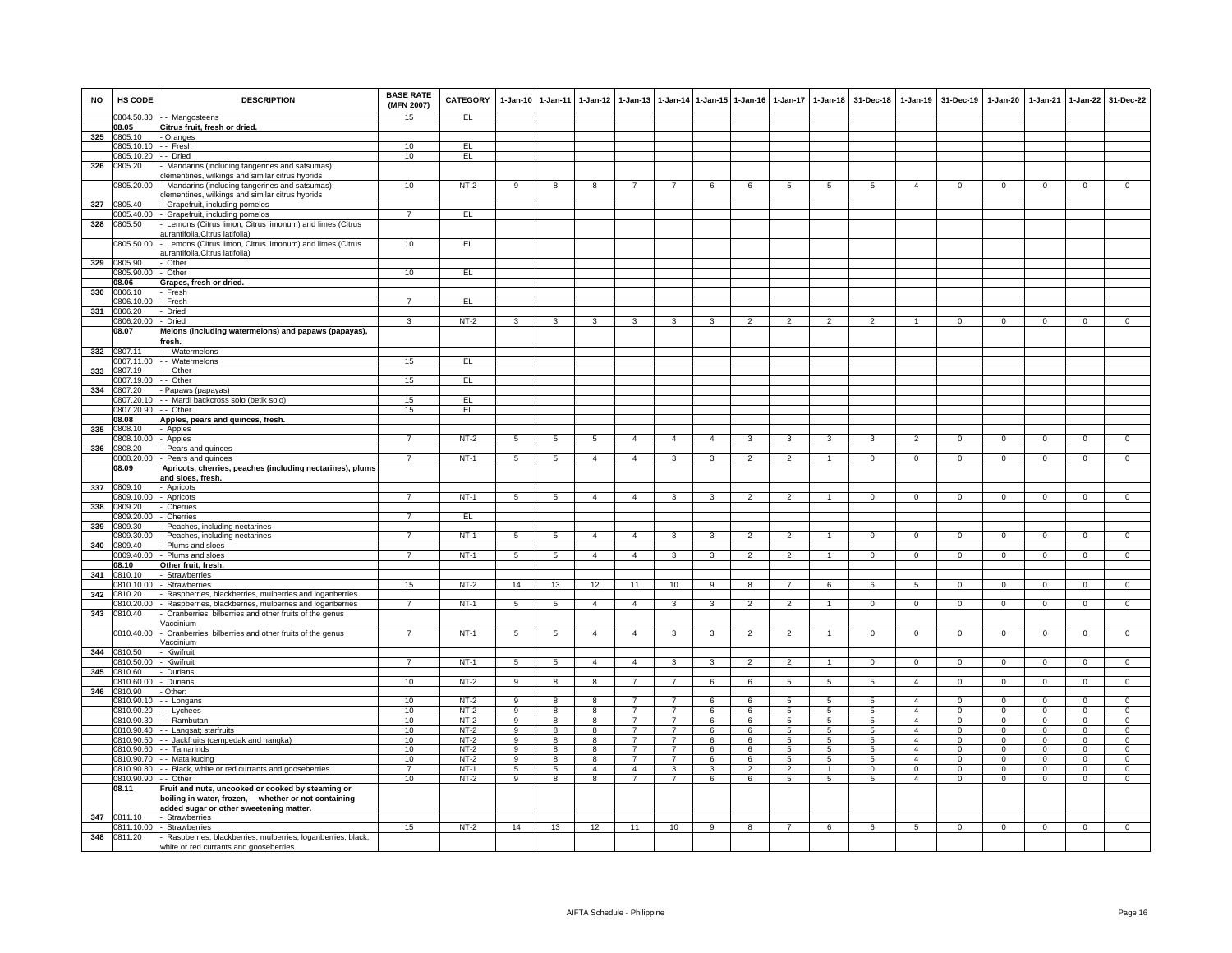| NO | HS CODE | DESCRIPTION | BASE RATE (MFN 2007) | CATEGORY | 1-Jan-10 | 1-Jan-11 | 1-Jan-12 | 1-Jan-13 | 1-Jan-14 | 1-Jan-15 | 1-Jan-16 | 1-Jan-17 | 1-Jan-18 | 31-Dec-18 | 1-Jan-19 | 31-Dec-19 | 1-Jan-20 | 1-Jan-21 | 1-Jan-22 | 31-Dec-22 |
|---|---|---|---|---|---|---|---|---|---|---|---|---|---|---|---|---|---|---|---|---|
| | 0804.50.30 | - - Mangosteens | 15 | EL | | | | | | | | | | | | | | | | |
| | 08.05 | Citrus fruit, fresh or dried. | | | | | | | | | | | | | | | | | | |
| 325 | 0805.10 | - Oranges | | | | | | | | | | | | | | | | | | |
| | 0805.10.10 | - - Fresh | 10 | EL | | | | | | | | | | | | | | | | |
| | 0805.10.20 | - - Dried | 10 | EL | | | | | | | | | | | | | | | | |
| 326 | 0805.20 | - Mandarins (including tangerines and satsumas); clementines, wilkings and similar citrus hybrids | | | | | | | | | | | | | | | | | | |
| | 0805.20.00 | - Mandarins (including tangerines and satsumas); clementines, wilkings and similar citrus hybrids | 10 | NT-2 | 9 | 8 | 8 | 7 | 7 | 6 | 6 | 5 | 5 | 5 | 4 | 0 | 0 | 0 | 0 | 0 |
| 327 | 0805.40 | - Grapefruit, including pomelos | | | | | | | | | | | | | | | | | | |
| | 0805.40.00 | - Grapefruit, including pomelos | 7 | EL | | | | | | | | | | | | | | | | |
| 328 | 0805.50 | - Lemons (Citrus limon, Citrus limonum) and limes (Citrus aurantifolia,Citrus latifolia) | | | | | | | | | | | | | | | | | | |
| | 0805.50.00 | - Lemons (Citrus limon, Citrus limonum) and limes (Citrus aurantifolia,Citrus latifolia) | 10 | EL | | | | | | | | | | | | | | | | |
| 329 | 0805.90 | - Other | | | | | | | | | | | | | | | | | | |
| | 0805.90.00 | - Other | 10 | EL | | | | | | | | | | | | | | | | |
| | 08.06 | Grapes, fresh or dried. | | | | | | | | | | | | | | | | | | |
| 330 | 0806.10 | - Fresh | | | | | | | | | | | | | | | | | | |
| | 0806.10.00 | - Fresh | 7 | EL | | | | | | | | | | | | | | | | |
| 331 | 0806.20 | - Dried | | | | | | | | | | | | | | | | | | |
| | 0806.20.00 | - Dried | 3 | NT-2 | 3 | 3 | 3 | 3 | 3 | 3 | 2 | 2 | 2 | 2 | 1 | 0 | 0 | 0 | 0 | 0 |
| | 08.07 | Melons (including watermelons) and papaws (papayas), fresh. | | | | | | | | | | | | | | | | | | |
| 332 | 0807.11 | - - Watermelons | | | | | | | | | | | | | | | | | | |
| | 0807.11.00 | - - Watermelons | 15 | EL | | | | | | | | | | | | | | | | |
| 333 | 0807.19 | - - Other | | | | | | | | | | | | | | | | | | |
| | 0807.19.00 | - - Other | 15 | EL | | | | | | | | | | | | | | | | |
| 334 | 0807.20 | - Papaws (papayas) | | | | | | | | | | | | | | | | | | |
| | 0807.20.10 | - - Mardi backcross solo (betik solo) | 15 | EL | | | | | | | | | | | | | | | | |
| | 0807.20.90 | - - Other | 15 | EL | | | | | | | | | | | | | | | | |
| | 08.08 | Apples, pears and quinces, fresh. | | | | | | | | | | | | | | | | | | |
| 335 | 0808.10 | - Apples | | | | | | | | | | | | | | | | | | |
| | 0808.10.00 | - Apples | 7 | NT-2 | 5 | 5 | 5 | 4 | 4 | 4 | 3 | 3 | 3 | 3 | 2 | 0 | 0 | 0 | 0 | 0 |
| 336 | 0808.20 | - Pears and quinces | | | | | | | | | | | | | | | | | | |
| | 0808.20.00 | - Pears and quinces | 7 | NT-1 | 5 | 5 | 4 | 4 | 3 | 3 | 2 | 2 | 1 | 0 | 0 | 0 | 0 | 0 | 0 | 0 |
| | 08.09 | Apricots, cherries, peaches (including nectarines), plums and sloes, fresh. | | | | | | | | | | | | | | | | | | |
| 337 | 0809.10 | - Apricots | | | | | | | | | | | | | | | | | | |
| | 0809.10.00 | - Apricots | 7 | NT-1 | 5 | 5 | 4 | 4 | 3 | 3 | 2 | 2 | 1 | 0 | 0 | 0 | 0 | 0 | 0 | 0 |
| 338 | 0809.20 | - Cherries | | | | | | | | | | | | | | | | | | |
| | 0809.20.00 | - Cherries | 7 | EL | | | | | | | | | | | | | | | | |
| 339 | 0809.30 | - Peaches, including nectarines | | | | | | | | | | | | | | | | | | |
| | 0809.30.00 | - Peaches, including nectarines | 7 | NT-1 | 5 | 5 | 4 | 4 | 3 | 3 | 2 | 2 | 1 | 0 | 0 | 0 | 0 | 0 | 0 | 0 |
| 340 | 0809.40 | - Plums and sloes | | | | | | | | | | | | | | | | | | |
| | 0809.40.00 | - Plums and sloes | 7 | NT-1 | 5 | 5 | 4 | 4 | 3 | 3 | 2 | 2 | 1 | 0 | 0 | 0 | 0 | 0 | 0 | 0 |
| | 08.10 | Other fruit, fresh. | | | | | | | | | | | | | | | | | | |
| 341 | 0810.10 | - Strawberries | | | | | | | | | | | | | | | | | | |
| | 0810.10.00 | - Strawberries | 15 | NT-2 | 14 | 13 | 12 | 11 | 10 | 9 | 8 | 7 | 6 | 6 | 5 | 0 | 0 | 0 | 0 | 0 |
| 342 | 0810.20 | - Raspberries, blackberries, mulberries and loganberries | | | | | | | | | | | | | | | | | | |
| | 0810.20.00 | - Raspberries, blackberries, mulberries and loganberries | 7 | NT-1 | 5 | 5 | 4 | 4 | 3 | 3 | 2 | 2 | 1 | 0 | 0 | 0 | 0 | 0 | 0 | 0 |
| 343 | 0810.40 | - Cranberries, bilberries and other fruits of the genus Vaccinium | | | | | | | | | | | | | | | | | | |
| | 0810.40.00 | - Cranberries, bilberries and other fruits of the genus Vaccinium | 7 | NT-1 | 5 | 5 | 4 | 4 | 3 | 3 | 2 | 2 | 1 | 0 | 0 | 0 | 0 | 0 | 0 | 0 |
| 344 | 0810.50 | - Kiwifruit | | | | | | | | | | | | | | | | | | |
| | 0810.50.00 | - Kiwifruit | 7 | NT-1 | 5 | 5 | 4 | 4 | 3 | 3 | 2 | 2 | 1 | 0 | 0 | 0 | 0 | 0 | 0 | 0 |
| 345 | 0810.60 | - Durians | | | | | | | | | | | | | | | | | | |
| | 0810.60.00 | - Durians | 10 | NT-2 | 9 | 8 | 8 | 7 | 7 | 6 | 6 | 5 | 5 | 5 | 4 | 0 | 0 | 0 | 0 | 0 |
| 346 | 0810.90 | - Other: | | | | | | | | | | | | | | | | | | |
| | 0810.90.10 | - - Longans | 10 | NT-2 | 9 | 8 | 8 | 7 | 7 | 6 | 6 | 5 | 5 | 5 | 4 | 0 | 0 | 0 | 0 | 0 |
| | 0810.90.20 | - - Lychees | 10 | NT-2 | 9 | 8 | 8 | 7 | 7 | 6 | 6 | 5 | 5 | 5 | 4 | 0 | 0 | 0 | 0 | 0 |
| | 0810.90.30 | - - Rambutan | 10 | NT-2 | 9 | 8 | 8 | 7 | 7 | 6 | 6 | 5 | 5 | 5 | 4 | 0 | 0 | 0 | 0 | 0 |
| | 0810.90.40 | - - Langsat; starfruits | 10 | NT-2 | 9 | 8 | 8 | 7 | 7 | 6 | 6 | 5 | 5 | 5 | 4 | 0 | 0 | 0 | 0 | 0 |
| | 0810.90.50 | - - Jackfruits (cempedak and nangka) | 10 | NT-2 | 9 | 8 | 8 | 7 | 7 | 6 | 6 | 5 | 5 | 5 | 4 | 0 | 0 | 0 | 0 | 0 |
| | 0810.90.60 | - - Tamarinds | 10 | NT-2 | 9 | 8 | 8 | 7 | 7 | 6 | 6 | 5 | 5 | 5 | 4 | 0 | 0 | 0 | 0 | 0 |
| | 0810.90.70 | - - Mata kucing | 10 | NT-2 | 9 | 8 | 8 | 7 | 7 | 6 | 6 | 5 | 5 | 5 | 4 | 0 | 0 | 0 | 0 | 0 |
| | 0810.90.80 | - - Black, white or red currants and gooseberries | 7 | NT-1 | 5 | 5 | 4 | 4 | 3 | 3 | 2 | 2 | 1 | 0 | 0 | 0 | 0 | 0 | 0 | 0 |
| | 0810.90.90 | - - Other | 10 | NT-2 | 9 | 8 | 8 | 7 | 7 | 6 | 6 | 5 | 5 | 5 | 4 | 0 | 0 | 0 | 0 | 0 |
| | 08.11 | Fruit and nuts, uncooked or cooked by steaming or boiling in water, frozen, whether or not containing added sugar or other sweetening matter. | | | | | | | | | | | | | | | | | | |
| 347 | 0811.10 | - Strawberries | | | | | | | | | | | | | | | | | | |
| | 0811.10.00 | - Strawberries | 15 | NT-2 | 14 | 13 | 12 | 11 | 10 | 9 | 8 | 7 | 6 | 6 | 5 | 0 | 0 | 0 | 0 | 0 |
| 348 | 0811.20 | - Raspberries, blackberries, mulberries, loganberries, black, white or red currants and gooseberries | | | | | | | | | | | | | | | | | | |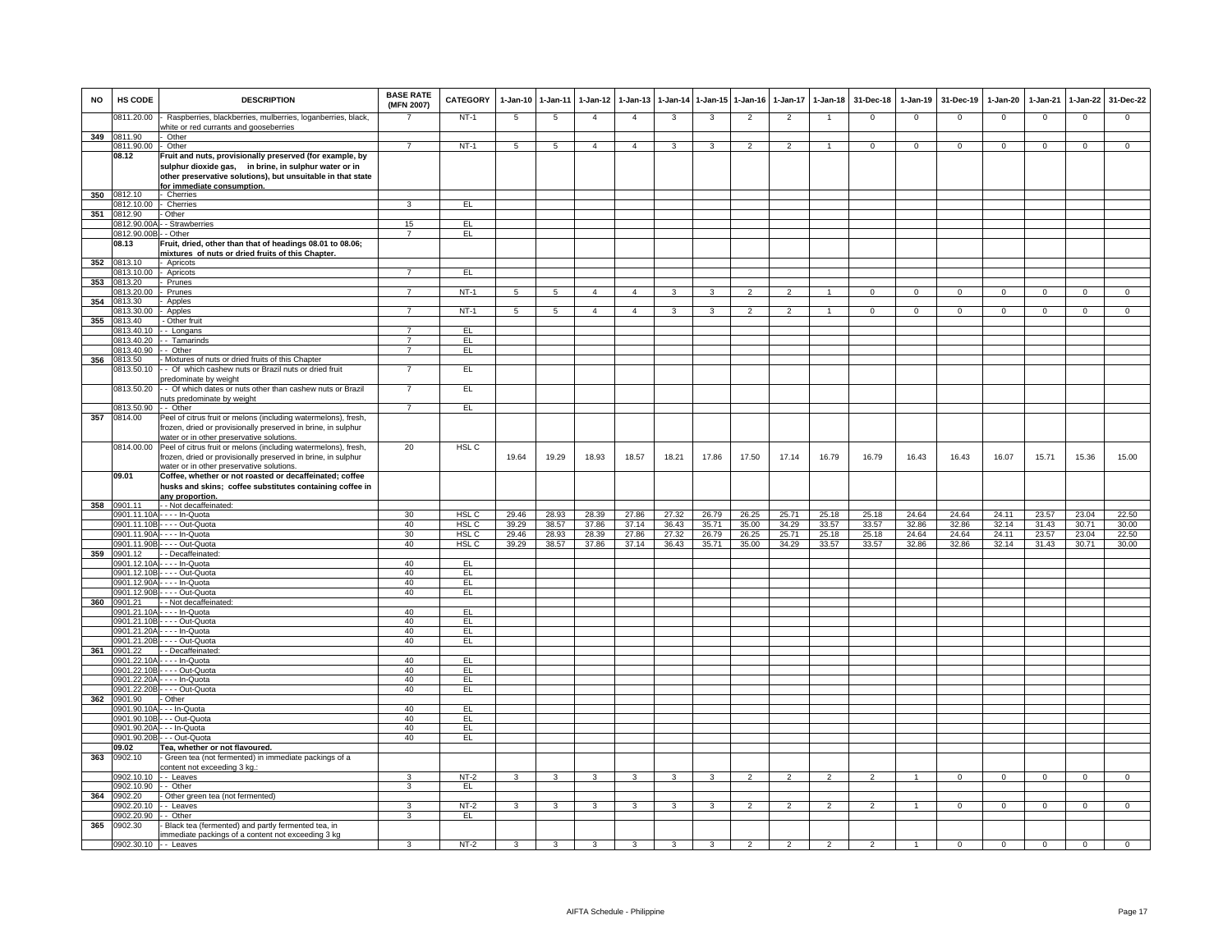| NO | HS CODE | DESCRIPTION | BASE RATE (MFN 2007) | CATEGORY | 1-Jan-10 | 1-Jan-11 | 1-Jan-12 | 1-Jan-13 | 1-Jan-14 | 1-Jan-15 | 1-Jan-16 | 1-Jan-17 | 1-Jan-18 | 31-Dec-18 | 1-Jan-19 | 31-Dec-19 | 1-Jan-20 | 1-Jan-21 | 1-Jan-22 | 31-Dec-22 |
|---|---|---|---|---|---|---|---|---|---|---|---|---|---|---|---|---|---|---|---|---|
| | 0811.20.00 | - Raspberries, blackberries, mulberries, loganberries, black, white or red currants and gooseberries | 7 | NT-1 | 5 | 5 | 4 | 4 | 3 | 3 | 2 | 2 | 1 | 0 | 0 | 0 | 0 | 0 | 0 | 0 |
| 349 | 0811.90 | - Other | | | | | | | | | | | | | | | | | | |
| | 0811.90.00 | - Other | 7 | NT-1 | 5 | 5 | 4 | 4 | 3 | 3 | 2 | 2 | 1 | 0 | 0 | 0 | 0 | 0 | 0 | 0 |
| | **08.12** | **Fruit and nuts, provisionally preserved (for example, by sulphur dioxide gas, in brine, in sulphur water or in other preservative solutions), but unsuitable in that state for immediate consumption.** | | | | | | | | | | | | | | | | | | |
| 350 | 0812.10 | - Cherries | | | | | | | | | | | | | | | | | | |
| | 0812.10.00 | - Cherries | 3 | EL | | | | | | | | | | | | | | | | |
| 351 | 0812.90 | - Other | | | | | | | | | | | | | | | | | | |
| | 0812.90.00A | - - Strawberries | 15 | EL | | | | | | | | | | | | | | | | |
| | 0812.90.00B | - - Other | 7 | EL | | | | | | | | | | | | | | | | |
| | **08.13** | **Fruit, dried, other than that of headings 08.01 to 08.06; mixtures of nuts or dried fruits of this Chapter.** | | | | | | | | | | | | | | | | | | |
| 352 | 0813.10 | - Apricots | | | | | | | | | | | | | | | | | | |
| | 0813.10.00 | - Apricots | 7 | EL | | | | | | | | | | | | | | | | |
| 353 | 0813.20 | - Prunes | | | | | | | | | | | | | | | | | | |
| | 0813.20.00 | - Prunes | 7 | NT-1 | 5 | 5 | 4 | 4 | 3 | 3 | 2 | 2 | 1 | 0 | 0 | 0 | 0 | 0 | 0 | 0 |
| 354 | 0813.30 | - Apples | | | | | | | | | | | | | | | | | | |
| | 0813.30.00 | - Apples | 7 | NT-1 | 5 | 5 | 4 | 4 | 3 | 3 | 2 | 2 | 1 | 0 | 0 | 0 | 0 | 0 | 0 | 0 |
| 355 | 0813.40 | - Other fruit | | | | | | | | | | | | | | | | | | |
| | 0813.40.10 | - - Longans | 7 | EL | | | | | | | | | | | | | | | | |
| | 0813.40.20 | - - Tamarinds | 7 | EL | | | | | | | | | | | | | | | | |
| | 0813.40.90 | - - Other | 7 | EL | | | | | | | | | | | | | | | | |
| 356 | 0813.50 | - Mixtures of nuts or dried fruits of this Chapter | | | | | | | | | | | | | | | | | | |
| | 0813.50.10 | - - Of which cashew nuts or Brazil nuts or dried fruit predominate by weight | 7 | EL | | | | | | | | | | | | | | | | |
| | 0813.50.20 | - - Of which dates or nuts other than cashew nuts or Brazil nuts predominate by weight | 7 | EL | | | | | | | | | | | | | | | | |
| | 0813.50.90 | - - Other | 7 | EL | | | | | | | | | | | | | | | | |
| 357 | 0814.00 | Peel of citrus fruit or melons (including watermelons), fresh, frozen, dried or provisionally preserved in brine, in sulphur water or in other preservative solutions. | | | | | | | | | | | | | | | | | | |
| | 0814.00.00 | Peel of citrus fruit or melons (including watermelons), fresh, frozen, dried or provisionally preserved in brine, in sulphur water or in other preservative solutions. | 20 | HSL C | 19.64 | 19.29 | 18.93 | 18.57 | 18.21 | 17.86 | 17.50 | 17.14 | 16.79 | 16.79 | 16.43 | 16.43 | 16.07 | 15.71 | 15.36 | 15.00 |
| | **09.01** | **Coffee, whether or not roasted or decaffeinated; coffee husks and skins; coffee substitutes containing coffee in any proportion.** | | | | | | | | | | | | | | | | | | |
| 358 | 0901.11 | - - Not decaffeinated: | | | | | | | | | | | | | | | | | | |
| | 0901.11.10A | - - - - In-Quota | 30 | HSL C | 29.46 | 28.93 | 28.39 | 27.86 | 27.32 | 26.79 | 26.25 | 25.71 | 25.18 | 25.18 | 24.64 | 24.64 | 24.11 | 23.57 | 23.04 | 22.50 |
| | 0901.11.10B | - - - - Out-Quota | 40 | HSL C | 39.29 | 38.57 | 37.86 | 37.14 | 36.43 | 35.71 | 35.00 | 34.29 | 33.57 | 33.57 | 32.86 | 32.86 | 32.14 | 31.43 | 30.71 | 30.00 |
| | 0901.11.90A | - - - - In-Quota | 30 | HSL C | 29.46 | 28.93 | 28.39 | 27.86 | 27.32 | 26.79 | 26.25 | 25.71 | 25.18 | 25.18 | 24.64 | 24.64 | 24.11 | 23.57 | 23.04 | 22.50 |
| | 0901.11.90B | - - - - Out-Quota | 40 | HSL C | 39.29 | 38.57 | 37.86 | 37.14 | 36.43 | 35.71 | 35.00 | 34.29 | 33.57 | 33.57 | 32.86 | 32.86 | 32.14 | 31.43 | 30.71 | 30.00 |
| 359 | 0901.12 | - - Decaffeinated: | | | | | | | | | | | | | | | | | | |
| | 0901.12.10A | - - - - In-Quota | 40 | EL | | | | | | | | | | | | | | | | |
| | 0901.12.10B | - - - - Out-Quota | 40 | EL | | | | | | | | | | | | | | | | |
| | 0901.12.90A | - - - - In-Quota | 40 | EL | | | | | | | | | | | | | | | | |
| | 0901.12.90B | - - - - Out-Quota | 40 | EL | | | | | | | | | | | | | | | | |
| 360 | 0901.21 | - - Not decaffeinated: | | | | | | | | | | | | | | | | | | |
| | 0901.21.10A | - - - - In-Quota | 40 | EL | | | | | | | | | | | | | | | | |
| | 0901.21.10B | - - - - Out-Quota | 40 | EL | | | | | | | | | | | | | | | | |
| | 0901.21.20A | - - - - In-Quota | 40 | EL | | | | | | | | | | | | | | | | |
| | 0901.21.20B | - - - - Out-Quota | 40 | EL | | | | | | | | | | | | | | | | |
| 361 | 0901.22 | - - Decaffeinated: | | | | | | | | | | | | | | | | | | |
| | 0901.22.10A | - - - - In-Quota | 40 | EL | | | | | | | | | | | | | | | | |
| | 0901.22.10B | - - - - Out-Quota | 40 | EL | | | | | | | | | | | | | | | | |
| | 0901.22.20A | - - - - In-Quota | 40 | EL | | | | | | | | | | | | | | | | |
| | 0901.22.20B | - - - - Out-Quota | 40 | EL | | | | | | | | | | | | | | | | |
| 362 | 0901.90 | - Other | | | | | | | | | | | | | | | | | | |
| | 0901.90.10A | - - - In-Quota | 40 | EL | | | | | | | | | | | | | | | | |
| | 0901.90.10B | - - - Out-Quota | 40 | EL | | | | | | | | | | | | | | | | |
| | 0901.90.20A | - - - In-Quota | 40 | EL | | | | | | | | | | | | | | | | |
| | 0901.90.20B | - - - Out-Quota | 40 | EL | | | | | | | | | | | | | | | | |
| | **09.02** | **Tea, whether or not flavoured.** | | | | | | | | | | | | | | | | | | |
| 363 | 0902.10 | - Green tea (not fermented) in immediate packings of a content not exceeding 3 kg.: | | | | | | | | | | | | | | | | | | |
| | 0902.10.10 | - - Leaves | 3 | NT-2 | 3 | 3 | 3 | 3 | 3 | 3 | 2 | 2 | 2 | 2 | 1 | 0 | 0 | 0 | 0 | 0 |
| | 0902.10.90 | - - Other | 3 | EL | | | | | | | | | | | | | | | | |
| 364 | 0902.20 | - Other green tea (not fermented) | | | | | | | | | | | | | | | | | | |
| | 0902.20.10 | - - Leaves | 3 | NT-2 | 3 | 3 | 3 | 3 | 3 | 3 | 2 | 2 | 2 | 2 | 1 | 0 | 0 | 0 | 0 | 0 |
| | 0902.20.90 | - - Other | 3 | EL | | | | | | | | | | | | | | | | |
| 365 | 0902.30 | - Black tea (fermented) and partly fermented tea, in immediate packings of a content not exceeding 3 kg | | | | | | | | | | | | | | | | | | |
| | 0902.30.10 | - - Leaves | 3 | NT-2 | 3 | 3 | 3 | 3 | 3 | 3 | 2 | 2 | 2 | 2 | 1 | 0 | 0 | 0 | 0 | 0 |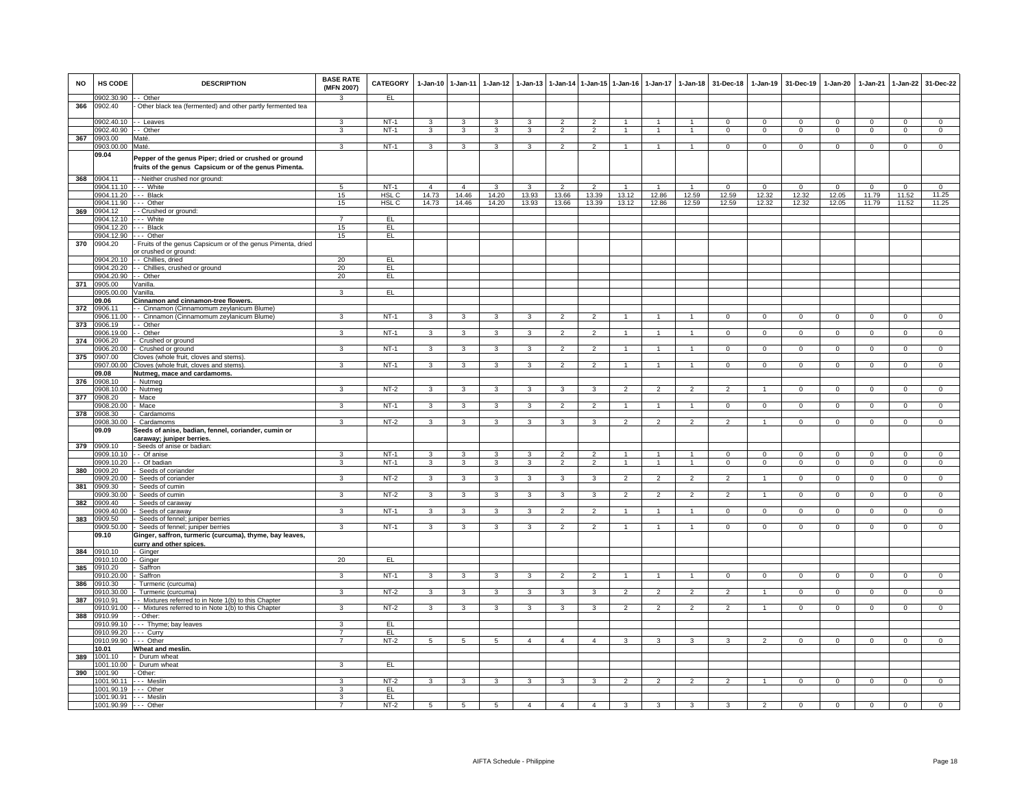| NO | HS CODE | DESCRIPTION | BASE RATE (MFN 2007) | CATEGORY | 1-Jan-10 | 1-Jan-11 | 1-Jan-12 | 1-Jan-13 | 1-Jan-14 | 1-Jan-15 | 1-Jan-16 | 1-Jan-17 | 1-Jan-18 | 31-Dec-18 | 1-Jan-19 | 31-Dec-19 | 1-Jan-20 | 1-Jan-21 | 1-Jan-22 | 31-Dec-22 |
|---|---|---|---|---|---|---|---|---|---|---|---|---|---|---|---|---|---|---|---|---|
| | 0902.30.90 | - - Other | 3 | EL | | | | | | | | | | | | | | | | |
| 366 | 0902.40 | - Other black tea (fermented) and other partly fermented tea | | | | | | | | | | | | | | | | | | |
| | 0902.40.10 | - - Leaves | 3 | NT-1 | 3 | 3 | 3 | 3 | 2 | 2 | 1 | 1 | 1 | 0 | 0 | 0 | 0 | 0 | 0 | 0 |
| | 0902.40.90 | - - Other | 3 | NT-1 | 3 | 3 | 3 | 3 | 2 | 2 | 1 | 1 | 1 | 0 | 0 | 0 | 0 | 0 | 0 | 0 |
| 367 | 0903.00 | Maté. | | | | | | | | | | | | | | | | | | |
| | 0903.00.00 | Maté. | 3 | NT-1 | 3 | 3 | 3 | 3 | 2 | 2 | 1 | 1 | 1 | 0 | 0 | 0 | 0 | 0 | 0 | 0 |
| | 09.04 | **Pepper of the genus Piper; dried or crushed or ground fruits of the genus Capsicum or of the genus Pimenta.** | | | | | | | | | | | | | | | | | | |
| 368 | 0904.11 | - - Neither crushed nor ground: | | | | | | | | | | | | | | | | | | |
| | 0904.11.10 | - - - White | 5 | NT-1 | 4 | 4 | 3 | 3 | 2 | 2 | 1 | 1 | 1 | 0 | 0 | 0 | 0 | 0 | 0 | 0 |
| | 0904.11.20 | - - - Black | 15 | HSL C | 14.73 | 14.46 | 14.20 | 13.93 | 13.66 | 13.39 | 13.12 | 12.86 | 12.59 | 12.59 | 12.32 | 12.32 | 12.05 | 11.79 | 11.52 | 11.25 |
| | 0904.11.90 | - - - Other | 15 | HSL C | 14.73 | 14.46 | 14.20 | 13.93 | 13.66 | 13.39 | 13.12 | 12.86 | 12.59 | 12.59 | 12.32 | 12.32 | 12.05 | 11.79 | 11.52 | 11.25 |
| 369 | 0904.12 | - - Crushed or ground: | | | | | | | | | | | | | | | | | | |
| | 0904.12.10 | - - - White | 7 | EL | | | | | | | | | | | | | | | | |
| | 0904.12.20 | - - - Black | 15 | EL | | | | | | | | | | | | | | | | |
| | 0904.12.90 | - - - Other | 15 | EL | | | | | | | | | | | | | | | | |
| 370 | 0904.20 | - Fruits of the genus Capsicum or of the genus Pimenta, dried or crushed or ground: | | | | | | | | | | | | | | | | | | |
| | 0904.20.10 | - - Chillies, dried | 20 | EL | | | | | | | | | | | | | | | | |
| | 0904.20.20 | - - Chillies, crushed or ground | 20 | EL | | | | | | | | | | | | | | | | |
| | 0904.20.90 | - - Other | 20 | EL | | | | | | | | | | | | | | | | |
| 371 | 0905.00 | Vanilla. | | | | | | | | | | | | | | | | | | |
| | 0905.00.00 | Vanilla. | 3 | EL | | | | | | | | | | | | | | | | |
| | 09.06 | **Cinnamon and cinnamon-tree flowers.** | | | | | | | | | | | | | | | | | | |
| 372 | 0906.11 | - - Cinnamon (Cinnamomum zeylanicum Blume) | | | | | | | | | | | | | | | | | | |
| | 0906.11.00 | - - Cinnamon (Cinnamomum zeylanicum Blume) | 3 | NT-1 | 3 | 3 | 3 | 3 | 2 | 2 | 1 | 1 | 1 | 0 | 0 | 0 | 0 | 0 | 0 | 0 |
| 373 | 0906.19 | - - Other | | | | | | | | | | | | | | | | | | |
| | 0906.19.00 | - - Other | 3 | NT-1 | 3 | 3 | 3 | 3 | 2 | 2 | 1 | 1 | 1 | 0 | 0 | 0 | 0 | 0 | 0 | 0 |
| 374 | 0906.20 | - Crushed or ground | | | | | | | | | | | | | | | | | | |
| | 0906.20.00 | - Crushed or ground | 3 | NT-1 | 3 | 3 | 3 | 3 | 2 | 2 | 1 | 1 | 1 | 0 | 0 | 0 | 0 | 0 | 0 | 0 |
| 375 | 0907.00 | Cloves (whole fruit, cloves and stems). | | | | | | | | | | | | | | | | | | |
| | 0907.00.00 | Cloves (whole fruit, cloves and stems). | 3 | NT-1 | 3 | 3 | 3 | 3 | 2 | 2 | 1 | 1 | 1 | 0 | 0 | 0 | 0 | 0 | 0 | 0 |
| | 09.08 | **Nutmeg, mace and cardamoms.** | | | | | | | | | | | | | | | | | | |
| 376 | 0908.10 | - Nutmeg | | | | | | | | | | | | | | | | | | |
| | 0908.10.00 | - Nutmeg | 3 | NT-2 | 3 | 3 | 3 | 3 | 3 | 3 | 2 | 2 | 2 | 2 | 1 | 0 | 0 | 0 | 0 | 0 |
| 377 | 0908.20 | - Mace | | | | | | | | | | | | | | | | | | |
| | 0908.20.00 | - Mace | 3 | NT-1 | 3 | 3 | 3 | 3 | 2 | 2 | 1 | 1 | 1 | 0 | 0 | 0 | 0 | 0 | 0 | 0 |
| 378 | 0908.30 | - Cardamoms | | | | | | | | | | | | | | | | | | |
| | 0908.30.00 | - Cardamoms | 3 | NT-2 | 3 | 3 | 3 | 3 | 3 | 3 | 2 | 2 | 2 | 2 | 1 | 0 | 0 | 0 | 0 | 0 |
| | 09.09 | **Seeds of anise, badian, fennel, coriander, cumin or caraway; juniper berries.** | | | | | | | | | | | | | | | | | | |
| 379 | 0909.10 | - Seeds of anise or badian: | | | | | | | | | | | | | | | | | | |
| | 0909.10.10 | - - Of anise | 3 | NT-1 | 3 | 3 | 3 | 3 | 2 | 2 | 1 | 1 | 1 | 0 | 0 | 0 | 0 | 0 | 0 | 0 |
| | 0909.10.20 | - - Of badian | 3 | NT-1 | 3 | 3 | 3 | 3 | 2 | 2 | 1 | 1 | 1 | 0 | 0 | 0 | 0 | 0 | 0 | 0 |
| 380 | 0909.20 | - Seeds of coriander | | | | | | | | | | | | | | | | | | |
| | 0909.20.00 | - Seeds of coriander | 3 | NT-2 | 3 | 3 | 3 | 3 | 3 | 3 | 2 | 2 | 2 | 2 | 1 | 0 | 0 | 0 | 0 | 0 |
| 381 | 0909.30 | - Seeds of cumin | | | | | | | | | | | | | | | | | | |
| | 0909.30.00 | - Seeds of cumin | 3 | NT-2 | 3 | 3 | 3 | 3 | 3 | 3 | 2 | 2 | 2 | 2 | 1 | 0 | 0 | 0 | 0 | 0 |
| 382 | 0909.40 | - Seeds of caraway | | | | | | | | | | | | | | | | | | |
| | 0909.40.00 | - Seeds of caraway | 3 | NT-1 | 3 | 3 | 3 | 3 | 2 | 2 | 1 | 1 | 1 | 0 | 0 | 0 | 0 | 0 | 0 | 0 |
| 383 | 0909.50 | - Seeds of fennel; juniper berries | | | | | | | | | | | | | | | | | | |
| | 0909.50.00 | - Seeds of fennel; juniper berries | 3 | NT-1 | 3 | 3 | 3 | 3 | 2 | 2 | 1 | 1 | 1 | 0 | 0 | 0 | 0 | 0 | 0 | 0 |
| | 09.10 | **Ginger, saffron, turmeric (curcuma), thyme, bay leaves, curry and other spices.** | | | | | | | | | | | | | | | | | | |
| 384 | 0910.10 | - Ginger | | | | | | | | | | | | | | | | | | |
| | 0910.10.00 | - Ginger | 20 | EL | | | | | | | | | | | | | | | | |
| 385 | 0910.20 | - Saffron | | | | | | | | | | | | | | | | | | |
| | 0910.20.00 | - Saffron | 3 | NT-1 | 3 | 3 | 3 | 3 | 2 | 2 | 1 | 1 | 1 | 0 | 0 | 0 | 0 | 0 | 0 | 0 |
| 386 | 0910.30 | - Turmeric (curcuma) | | | | | | | | | | | | | | | | | | |
| | 0910.30.00 | - Turmeric (curcuma) | 3 | NT-2 | 3 | 3 | 3 | 3 | 3 | 3 | 2 | 2 | 2 | 2 | 1 | 0 | 0 | 0 | 0 | 0 |
| 387 | 0910.91 | - - Mixtures referred to in Note 1(b) to this Chapter | | | | | | | | | | | | | | | | | | |
| | 0910.91.00 | - - Mixtures referred to in Note 1(b) to this Chapter | 3 | NT-2 | 3 | 3 | 3 | 3 | 3 | 3 | 2 | 2 | 2 | 2 | 1 | 0 | 0 | 0 | 0 | 0 |
| 388 | 0910.99 | - - Other: | | | | | | | | | | | | | | | | | | |
| | 0910.99.10 | - - - Thyme; bay leaves | 3 | EL | | | | | | | | | | | | | | | | |
| | 0910.99.20 | - - - Curry | 7 | EL | | | | | | | | | | | | | | | | |
| | 0910.99.90 | - - - Other | 7 | NT-2 | 5 | 5 | 5 | 4 | 4 | 4 | 3 | 3 | 3 | 3 | 2 | 0 | 0 | 0 | 0 | 0 |
| | 10.01 | **Wheat and meslin.** | | | | | | | | | | | | | | | | | | |
| 389 | 1001.10 | - Durum wheat | | | | | | | | | | | | | | | | | | |
| | 1001.10.00 | - Durum wheat | 3 | EL | | | | | | | | | | | | | | | | |
| 390 | 1001.90 | - Other: | | | | | | | | | | | | | | | | | | |
| | 1001.90.11 | - - - Meslin | 3 | NT-2 | 3 | 3 | 3 | 3 | 3 | 3 | 2 | 2 | 2 | 2 | 1 | 0 | 0 | 0 | 0 | 0 |
| | 1001.90.19 | - - - Other | 3 | EL | | | | | | | | | | | | | | | | |
| | 1001.90.91 | - - - Meslin | 3 | EL | | | | | | | | | | | | | | | | |
| | 1001.90.99 | - - - Other | 7 | NT-2 | 5 | 5 | 5 | 4 | 4 | 4 | 3 | 3 | 3 | 3 | 2 | 0 | 0 | 0 | 0 | 0 |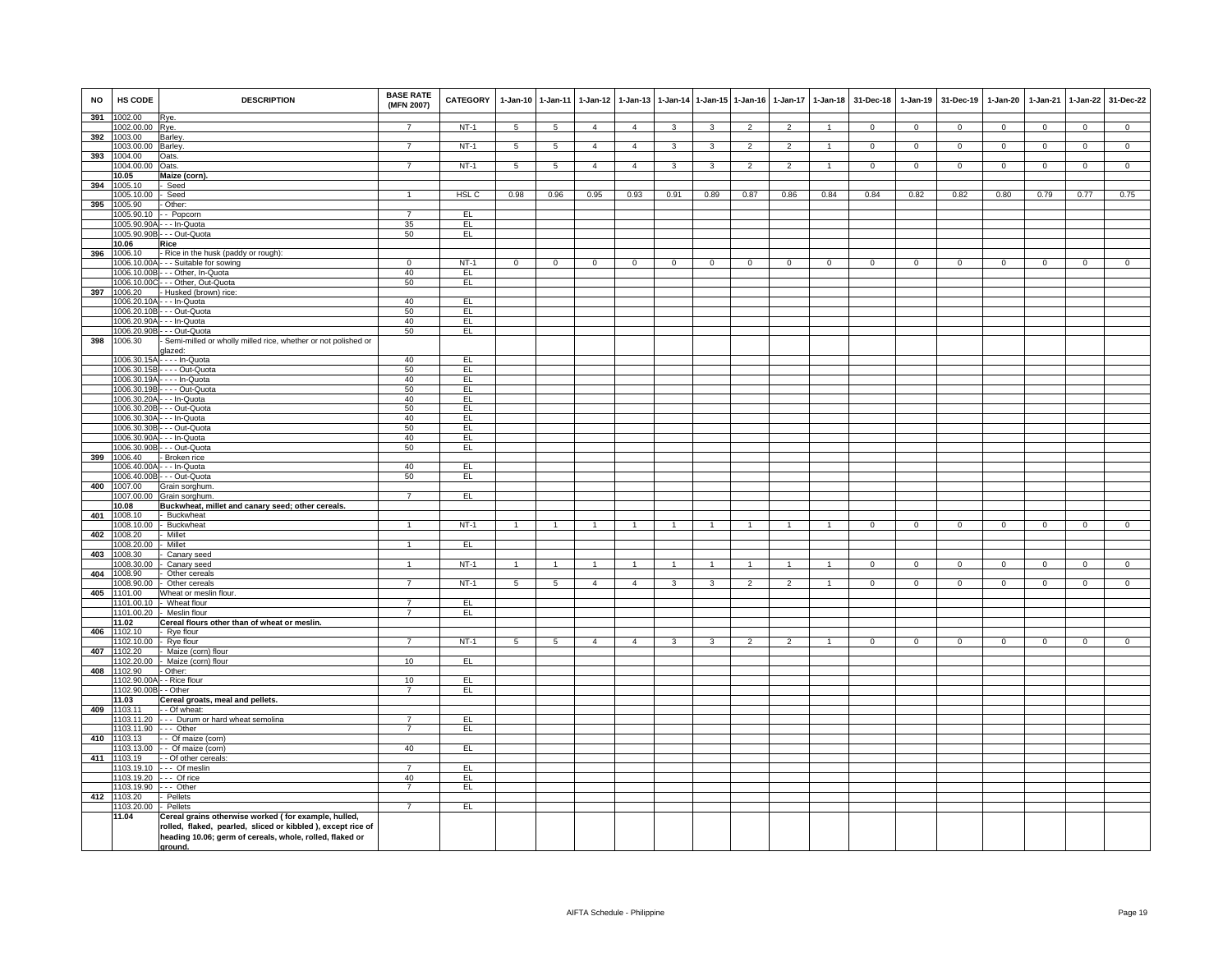| NO | HS CODE | DESCRIPTION | BASE RATE (MFN 2007) | CATEGORY | 1-Jan-10 | 1-Jan-11 | 1-Jan-12 | 1-Jan-13 | 1-Jan-14 | 1-Jan-15 | 1-Jan-16 | 1-Jan-17 | 1-Jan-18 | 31-Dec-18 | 1-Jan-19 | 31-Dec-19 | 1-Jan-20 | 1-Jan-21 | 1-Jan-22 | 31-Dec-22 |
|---|---|---|---|---|---|---|---|---|---|---|---|---|---|---|---|---|---|---|---|---|
| 391 | 1002.00 | Rye. | | | | | | | | | | | | | | | | | | |
| | 1002.00.00 | Rye. | 7 | NT-1 | 5 | 5 | 4 | 4 | 3 | 3 | 2 | 2 | 1 | 0 | 0 | 0 | 0 | 0 | 0 | 0 |
| 392 | 1003.00 | Barley. | | | | | | | | | | | | | | | | | | |
| | 1003.00.00 | Barley. | 7 | NT-1 | 5 | 5 | 4 | 4 | 3 | 3 | 2 | 2 | 1 | 0 | 0 | 0 | 0 | 0 | 0 | 0 |
| 393 | 1004.00 | Oats. | | | | | | | | | | | | | | | | | | |
| | 1004.00.00 | Oats. | 7 | NT-1 | 5 | 5 | 4 | 4 | 3 | 3 | 2 | 2 | 1 | 0 | 0 | 0 | 0 | 0 | 0 | 0 |
| | **10.05** | **Maize (corn).** | | | | | | | | | | | | | | | | | | |
| 394 | 1005.10 | - Seed | | | | | | | | | | | | | | | | | | |
| | 1005.10.00 | - Seed | 1 | HSL C | 0.98 | 0.96 | 0.95 | 0.93 | 0.91 | 0.89 | 0.87 | 0.86 | 0.84 | 0.84 | 0.82 | 0.82 | 0.80 | 0.79 | 0.77 | 0.75 |
| 395 | 1005.90 | - Other: | | | | | | | | | | | | | | | | | | |
| | 1005.90.10 | - - Popcorn | 7 | EL | | | | | | | | | | | | | | | | |
| | 1005.90.90A | - - - In-Quota | 35 | EL | | | | | | | | | | | | | | | | |
| | 1005.90.90B | - - - Out-Quota | 50 | EL | | | | | | | | | | | | | | | | |
| | **10.06** | **Rice** | | | | | | | | | | | | | | | | | | |
| 396 | 1006.10 | - Rice in the husk (paddy or rough): | | | | | | | | | | | | | | | | | | |
| | 1006.10.00A | - - - Suitable for sowing | 0 | NT-1 | 0 | 0 | 0 | 0 | 0 | 0 | 0 | 0 | 0 | 0 | 0 | 0 | 0 | 0 | 0 | 0 |
| | 1006.10.00B | - - - Other, In-Quota | 40 | EL | | | | | | | | | | | | | | | | |
| | 1006.10.00C | - - - Other, Out-Quota | 50 | EL | | | | | | | | | | | | | | | | |
| 397 | 1006.20 | - Husked (brown) rice: | | | | | | | | | | | | | | | | | | |
| | 1006.20.10A | - - - In-Quota | 40 | EL | | | | | | | | | | | | | | | | |
| | 1006.20.10B | - - - Out-Quota | 50 | EL | | | | | | | | | | | | | | | | |
| | 1006.20.90A | - - - In-Quota | 40 | EL | | | | | | | | | | | | | | | | |
| | 1006.20.90B | - - - Out-Quota | 50 | EL | | | | | | | | | | | | | | | | |
| 398 | 1006.30 | - Semi-milled or wholly milled rice, whether or not polished or glazed: | | | | | | | | | | | | | | | | | | |
| | 1006.30.15A | - - - - In-Quota | 40 | EL | | | | | | | | | | | | | | | | |
| | 1006.30.15B | - - - - Out-Quota | 50 | EL | | | | | | | | | | | | | | | | |
| | 1006.30.19A | - - - - In-Quota | 40 | EL | | | | | | | | | | | | | | | | |
| | 1006.30.19B | - - - - Out-Quota | 50 | EL | | | | | | | | | | | | | | | | |
| | 1006.30.20A | - - - In-Quota | 40 | EL | | | | | | | | | | | | | | | | |
| | 1006.30.20B | - - - Out-Quota | 50 | EL | | | | | | | | | | | | | | | | |
| | 1006.30.30A | - - - In-Quota | 40 | EL | | | | | | | | | | | | | | | | |
| | 1006.30.30B | - - - Out-Quota | 50 | EL | | | | | | | | | | | | | | | | |
| | 1006.30.90A | - - - In-Quota | 40 | EL | | | | | | | | | | | | | | | | |
| | 1006.30.90B | - - - Out-Quota | 50 | EL | | | | | | | | | | | | | | | | |
| 399 | 1006.40 | - Broken rice | | | | | | | | | | | | | | | | | | |
| | 1006.40.00A | - - - In-Quota | 40 | EL | | | | | | | | | | | | | | | | |
| | 1006.40.00B | - - - Out-Quota | 50 | EL | | | | | | | | | | | | | | | | |
| 400 | 1007.00 | Grain sorghum. | | | | | | | | | | | | | | | | | | |
| | 1007.00.00 | Grain sorghum. | 7 | EL | | | | | | | | | | | | | | | | |
| | **10.08** | **Buckwheat, millet and canary seed; other cereals.** | | | | | | | | | | | | | | | | | | |
| 401 | 1008.10 | - Buckwheat | | | | | | | | | | | | | | | | | | |
| | 1008.10.00 | - Buckwheat | 1 | NT-1 | 1 | 1 | 1 | 1 | 1 | 1 | 1 | 1 | 1 | 0 | 0 | 0 | 0 | 0 | 0 | 0 |
| 402 | 1008.20 | - Millet | | | | | | | | | | | | | | | | | | |
| | 1008.20.00 | - Millet | 1 | EL | | | | | | | | | | | | | | | | |
| 403 | 1008.30 | - Canary seed | | | | | | | | | | | | | | | | | | |
| | 1008.30.00 | - Canary seed | 1 | NT-1 | 1 | 1 | 1 | 1 | 1 | 1 | 1 | 1 | 1 | 0 | 0 | 0 | 0 | 0 | 0 | 0 |
| 404 | 1008.90 | - Other cereals | | | | | | | | | | | | | | | | | | |
| | 1008.90.00 | - Other cereals | 7 | NT-1 | 5 | 5 | 4 | 4 | 3 | 3 | 2 | 2 | 1 | 0 | 0 | 0 | 0 | 0 | 0 | 0 |
| 405 | 1101.00 | Wheat or meslin flour. | | | | | | | | | | | | | | | | | | |
| | 1101.00.10 | - Wheat flour | 7 | EL | | | | | | | | | | | | | | | | |
| | 1101.00.20 | - Meslin flour | 7 | EL | | | | | | | | | | | | | | | | |
| | **11.02** | **Cereal flours other than of wheat or meslin.** | | | | | | | | | | | | | | | | | | |
| 406 | 1102.10 | - Rye flour | | | | | | | | | | | | | | | | | | |
| | 1102.10.00 | - Rye flour | 7 | NT-1 | 5 | 5 | 4 | 4 | 3 | 3 | 2 | 2 | 1 | 0 | 0 | 0 | 0 | 0 | 0 | 0 |
| 407 | 1102.20 | - Maize (corn) flour | | | | | | | | | | | | | | | | | | |
| | 1102.20.00 | - Maize (corn) flour | 10 | EL | | | | | | | | | | | | | | | | |
| 408 | 1102.90 | - Other: | | | | | | | | | | | | | | | | | | |
| | 1102.90.00A | - - Rice flour | 10 | EL | | | | | | | | | | | | | | | | |
| | 1102.90.00B | - - Other | 7 | EL | | | | | | | | | | | | | | | | |
| | **11.03** | **Cereal groats, meal and pellets.** | | | | | | | | | | | | | | | | | | |
| 409 | 1103.11 | - - Of wheat: | | | | | | | | | | | | | | | | | | |
| | 1103.11.20 | - - - Durum or hard wheat semolina | 7 | EL | | | | | | | | | | | | | | | | |
| | 1103.11.90 | - - - Other | 7 | EL | | | | | | | | | | | | | | | | |
| 410 | 1103.13 | - - Of maize (corn) | | | | | | | | | | | | | | | | | | |
| | 1103.13.00 | - - Of maize (corn) | 40 | EL | | | | | | | | | | | | | | | | |
| 411 | 1103.19 | - - Of other cereals: | | | | | | | | | | | | | | | | | | |
| | 1103.19.10 | - - - Of meslin | 7 | EL | | | | | | | | | | | | | | | | |
| | 1103.19.20 | - - - Of rice | 40 | EL | | | | | | | | | | | | | | | | |
| | 1103.19.90 | - - - Other | 7 | EL | | | | | | | | | | | | | | | | |
| 412 | 1103.20 | - Pellets | | | | | | | | | | | | | | | | | | |
| | 1103.20.00 | - Pellets | 7 | EL | | | | | | | | | | | | | | | | |
| | **11.04** | **Cereal grains otherwise worked ( for example, hulled, rolled, flaked, pearled, sliced or kibbled ), except rice of heading 10.06; germ of cereals, whole, rolled, flaked or ground.** | | | | | | | | | | | | | | | | | | |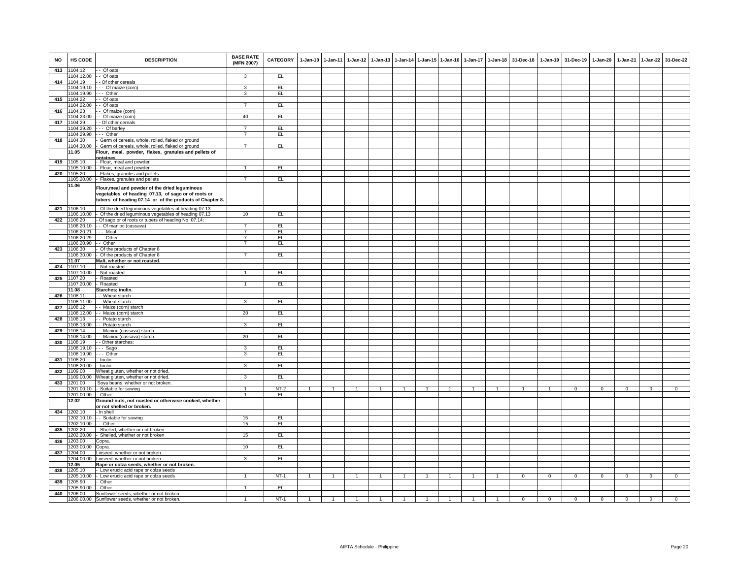| NO | HS CODE | DESCRIPTION | BASE RATE (MFN 2007) | CATEGORY | 1-Jan-10 | 1-Jan-11 | 1-Jan-12 | 1-Jan-13 | 1-Jan-14 | 1-Jan-15 | 1-Jan-16 | 1-Jan-17 | 1-Jan-18 | 31-Dec-18 | 1-Jan-19 | 31-Dec-19 | 1-Jan-20 | 1-Jan-21 | 1-Jan-22 | 31-Dec-22 |
|---|---|---|---|---|---|---|---|---|---|---|---|---|---|---|---|---|---|---|---|---|
| 413 | 1104.12 | - - Of oats | | | | | | | | | | | | | | | | | | |
| | 1104.12.00 | - - Of oats | 3 | EL | | | | | | | | | | | | | | | | |
| 414 | 1104.19 | - - Of other cereals | | | | | | | | | | | | | | | | | | |
| | 1104.19.10 | - - - Of maize (corn) | 3 | EL | | | | | | | | | | | | | | | | |
| | 1104.19.90 | - - - Other | 3 | EL | | | | | | | | | | | | | | | | |
| 415 | 1104.22 | - - Of oats | | | | | | | | | | | | | | | | | | |
| | 1104.22.00 | - - Of oats | 7 | EL | | | | | | | | | | | | | | | | |
| 416 | 1104.23 | - - Of maize (corn) | | | | | | | | | | | | | | | | | | |
| | 1104.23.00 | - - Of maize (corn) | 40 | EL | | | | | | | | | | | | | | | | |
| 417 | 1104.29 | - - Of other cereals | | | | | | | | | | | | | | | | | | |
| | 1104.29.20 | - - - Of barley | 7 | EL | | | | | | | | | | | | | | | | |
| | 1104.29.90 | - - - Other | 7 | EL | | | | | | | | | | | | | | | | |
| 418 | 1104.30 | - Germ of cereals, whole, rolled, flaked or ground | | | | | | | | | | | | | | | | | | |
| | 1104.30.00 | - Germ of cereals, whole, rolled, flaked or ground | 7 | EL | | | | | | | | | | | | | | | | |
| | **11.05** | **Flour, meal, powder, flakes, granules and pellets of potatoes.** | | | | | | | | | | | | | | | | | | |
| 419 | 1105.10 | - Flour, meal and powder | | | | | | | | | | | | | | | | | | |
| | 1105.10.00 | - Flour, meal and powder | 1 | EL | | | | | | | | | | | | | | | | |
| 420 | 1105.20 | - Flakes, granules and pellets | | | | | | | | | | | | | | | | | | |
| | 1105.20.00 | - Flakes, granules and pellets | 7 | EL | | | | | | | | | | | | | | | | |
| | **11.06** | **Flour,meal and powder of the dried leguminous vegetables of heading 07.13, of sago or of roots or tubers of heading 07.14 or of the products of Chapter 8.** | | | | | | | | | | | | | | | | | | |
| 421 | 1106.10 | - Of the dried leguminous vegetables of heading 07.13 | | | | | | | | | | | | | | | | | | |
| | 1106.10.00 | - Of the dried leguminous vegetables of heading 07.13 | 10 | EL | | | | | | | | | | | | | | | | |
| 422 | 1106.20 | - Of sago or of roots or tubers of heading No. 07.14: | | | | | | | | | | | | | | | | | | |
| | 1106.20.10 | - - Of manioc (cassava) | 7 | EL | | | | | | | | | | | | | | | | |
| | 1106.20.21 | - - - Meal | 7 | EL | | | | | | | | | | | | | | | | |
| | 1106.20.29 | - - - Other | 7 | EL | | | | | | | | | | | | | | | | |
| | 1106.20.90 | - - Other | 7 | EL | | | | | | | | | | | | | | | | |
| 423 | 1106.30 | - Of the products of Chapter 8 | | | | | | | | | | | | | | | | | | |
| | 1106.30.00 | - Of the products of Chapter 8 | 7 | EL | | | | | | | | | | | | | | | | |
| | **11.07** | **Malt, whether or not roasted.** | | | | | | | | | | | | | | | | | | |
| 424 | 1107.10 | - Not roasted | | | | | | | | | | | | | | | | | | |
| | 1107.10.00 | - Not roasted | 1 | EL | | | | | | | | | | | | | | | | |
| 425 | 1107.20 | - Roasted | | | | | | | | | | | | | | | | | | |
| | 1107.20.00 | - Roasted | 1 | EL | | | | | | | | | | | | | | | | |
| | **11.08** | **Starches; inulin.** | | | | | | | | | | | | | | | | | | |
| 426 | 1108.11 | - - Wheat starch | | | | | | | | | | | | | | | | | | |
| | 1108.11.00 | - - Wheat starch | 3 | EL | | | | | | | | | | | | | | | | |
| 427 | 1108.12 | - - Maize (corn) starch | | | | | | | | | | | | | | | | | | |
| | 1108.12.00 | - - Maize (corn) starch | 20 | EL | | | | | | | | | | | | | | | | |
| 428 | 1108.13 | - - Potato starch | | | | | | | | | | | | | | | | | | |
| | 1108.13.00 | - - Potato starch | 3 | EL | | | | | | | | | | | | | | | | |
| 429 | 1108.14 | - - Manioc (cassava) starch | | | | | | | | | | | | | | | | | | |
| | 1108.14.00 | - - Manioc (cassava) starch | 20 | EL | | | | | | | | | | | | | | | | |
| 430 | 1108.19 | - - Other starches: | | | | | | | | | | | | | | | | | | |
| | 1108.19.10 | - - - Sago | 3 | EL | | | | | | | | | | | | | | | | |
| | 1108.19.90 | - - - Other | 3 | EL | | | | | | | | | | | | | | | | |
| 431 | 1108.20 | - Inulin | | | | | | | | | | | | | | | | | | |
| | 1108.20.00 | - Inulin | 3 | EL | | | | | | | | | | | | | | | | |
| 432 | 1109.00 | Wheat gluten, whether or not dried. | | | | | | | | | | | | | | | | | | |
| | 1109.00.00 | Wheat gluten, whether or not dried. | 3 | EL | | | | | | | | | | | | | | | | |
| 433 | 1201.00 | Soya beans, whether or not broken. | | | | | | | | | | | | | | | | | | |
| | 1201.00.10 | - Suitable for sowing | 1 | NT-2 | 1 | 1 | 1 | 1 | 1 | 1 | 1 | 1 | 1 | 1 | 1 | 0 | 0 | 0 | 0 | 0 |
| | 1201.00.90 | - Other | 1 | EL | | | | | | | | | | | | | | | | |
| | **12.02** | **Ground-nuts, not roasted or otherwise cooked, whether or not shelled or broken.** | | | | | | | | | | | | | | | | | | |
| 434 | 1202.10 | - In shell | | | | | | | | | | | | | | | | | | |
| | 1202.10.10 | - - Suitable for sowing | 15 | EL | | | | | | | | | | | | | | | | |
| | 1202.10.90 | - - Other | 15 | EL | | | | | | | | | | | | | | | | |
| 435 | 1202.20 | - Shelled, whether or not broken | | | | | | | | | | | | | | | | | | |
| | 1202.20.00 | - Shelled, whether or not broken | 15 | EL | | | | | | | | | | | | | | | | |
| 436 | 1203.00 | Copra. | | | | | | | | | | | | | | | | | | |
| | 1203.00.00 | Copra. | 10 | EL | | | | | | | | | | | | | | | | |
| 437 | 1204.00 | Linseed, whether or not broken. | | | | | | | | | | | | | | | | | | |
| | 1204.00.00 | Linseed, whether or not broken. | 3 | EL | | | | | | | | | | | | | | | | |
| | **12.05** | **Rape or colza seeds, whether or not broken.** | | | | | | | | | | | | | | | | | | |
| 438 | 1205.10 | - Low erucic acid rape or colza seeds | | | | | | | | | | | | | | | | | | |
| | 1205.10.00 | - Low erucic acid rape or colza seeds | 1 | NT-1 | 1 | 1 | 1 | 1 | 1 | 1 | 1 | 1 | 1 | 0 | 0 | 0 | 0 | 0 | 0 | 0 |
| 439 | 1205.90 | - Other | | | | | | | | | | | | | | | | | | |
| | 1205.90.00 | - Other | 1 | EL | | | | | | | | | | | | | | | | |
| 440 | 1206.00 | Sunflower seeds, whether or not broken. | | | | | | | | | | | | | | | | | | |
| | 1206.00.00 | Sunflower seeds, whether or not broken. | 1 | NT-1 | 1 | 1 | 1 | 1 | 1 | 1 | 1 | 1 | 1 | 0 | 0 | 0 | 0 | 0 | 0 | 0 |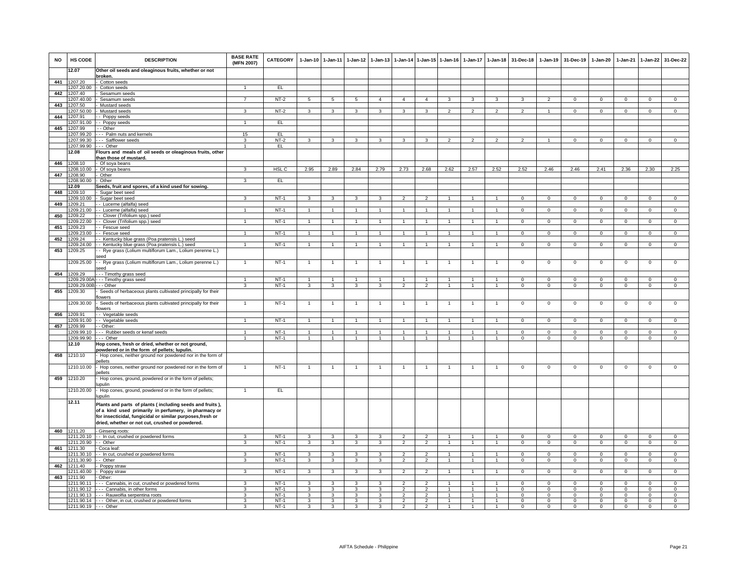| NO | HS CODE | DESCRIPTION | BASE RATE (MFN 2007) | CATEGORY | 1-Jan-10 | 1-Jan-11 | 1-Jan-12 | 1-Jan-13 | 1-Jan-14 | 1-Jan-15 | 1-Jan-16 | 1-Jan-17 | 1-Jan-18 | 31-Dec-18 | 1-Jan-19 | 31-Dec-19 | 1-Jan-20 | 1-Jan-21 | 1-Jan-22 | 31-Dec-22 |
|---|---|---|---|---|---|---|---|---|---|---|---|---|---|---|---|---|---|---|---|---|
| | **12.07** | **Other oil seeds and oleaginous fruits, whether or not broken.** | | | | | | | | | | | | | | | | | | |
| 441 | 1207.20 | - Cotton seeds | | | | | | | | | | | | | | | | | | |
| | 1207.20.00 | - Cotton seeds | 1 | EL | | | | | | | | | | | | | | | | |
| 442 | 1207.40 | - Sesamum seeds | | | | | | | | | | | | | | | | | | |
| | 1207.40.00 | - Sesamum seeds | 7 | NT-2 | 5 | 5 | 5 | 4 | 4 | 4 | 3 | 3 | 3 | 3 | 2 | 0 | 0 | 0 | 0 | 0 |
| 443 | 1207.50 | - Mustard seeds | | | | | | | | | | | | | | | | | | |
| | 1207.50.00 | - Mustard seeds | 3 | NT-2 | 3 | 3 | 3 | 3 | 3 | 3 | 2 | 2 | 2 | 2 | 1 | 0 | 0 | 0 | 0 | 0 |
| 444 | 1207.91 | - - Poppy seeds | | | | | | | | | | | | | | | | | | |
| | 1207.91.00 | - - Poppy seeds | 1 | EL | | | | | | | | | | | | | | | | |
| 445 | 1207.99 | - - Other | | | | | | | | | | | | | | | | | | |
| | 1207.99.20 | - - - Palm nuts and kernels | 15 | EL | | | | | | | | | | | | | | | | |
| | 1207.99.30 | - - - Safflower seeds | 3 | NT-2 | 3 | 3 | 3 | 3 | 3 | 3 | 2 | 2 | 2 | 2 | 1 | 0 | 0 | 0 | 0 | 0 |
| | 1207.99.90 | - - - Other | 1 | EL | | | | | | | | | | | | | | | | |
| | **12.08** | **Flours and meals of oil seeds or oleaginous fruits, other than those of mustard.** | | | | | | | | | | | | | | | | | | |
| 446 | 1208.10 | - Of soya beans | | | | | | | | | | | | | | | | | | |
| | 1208.10.00 | - Of soya beans | 3 | HSL C | 2.95 | 2.89 | 2.84 | 2.79 | 2.73 | 2.68 | 2.62 | 2.57 | 2.52 | 2.52 | 2.46 | 2.46 | 2.41 | 2.36 | 2.30 | 2.25 |
| 447 | 1208.90 | - Other | | | | | | | | | | | | | | | | | | |
| | 1208.90.00 | - Other | 3 | EL | | | | | | | | | | | | | | | | |
| | **12.09** | **Seeds, fruit and spores, of a kind used for sowing.** | | | | | | | | | | | | | | | | | | |
| 448 | 1209.10 | - Sugar beet seed | | | | | | | | | | | | | | | | | | |
| | 1209.10.00 | - Sugar beet seed | 3 | NT-1 | 3 | 3 | 3 | 3 | 2 | 2 | 1 | 1 | 1 | 0 | 0 | 0 | 0 | 0 | 0 | 0 |
| 449 | 1209.21 | - - Lucerne (alfalfa) seed | | | | | | | | | | | | | | | | | | |
| | 1209.21.00 | - - Lucerne (alfalfa) seed | 1 | NT-1 | 1 | 1 | 1 | 1 | 1 | 1 | 1 | 1 | 1 | 0 | 0 | 0 | 0 | 0 | 0 | 0 |
| 450 | 1209.22 | - - Clover (Trifolium spp.) seed | | | | | | | | | | | | | | | | | | |
| | 1209.22.00 | - - Clover (Trifolium spp.) seed | 1 | NT-1 | 1 | 1 | 1 | 1 | 1 | 1 | 1 | 1 | 1 | 0 | 0 | 0 | 0 | 0 | 0 | 0 |
| 451 | 1209.23 | - - Fescue seed | | | | | | | | | | | | | | | | | | |
| | 1209.23.00 | - - Fescue seed | 1 | NT-1 | 1 | 1 | 1 | 1 | 1 | 1 | 1 | 1 | 1 | 0 | 0 | 0 | 0 | 0 | 0 | 0 |
| 452 | 1209.24 | - - Kentucky blue grass (Poa pratensis L.) seed | | | | | | | | | | | | | | | | | | |
| | 1209.24.00 | - - Kentucky blue grass (Poa pratensis L.) seed | 1 | NT-1 | 1 | 1 | 1 | 1 | 1 | 1 | 1 | 1 | 1 | 0 | 0 | 0 | 0 | 0 | 0 | 0 |
| 453 | 1209.25 | - - Rye grass (Lolium multiflorum Lam., Lolium perenne L.) seed | | | | | | | | | | | | | | | | | | |
| | 1209.25.00 | - - Rye grass (Lolium multiflorum Lam., Lolium perenne L.) seed | 1 | NT-1 | 1 | 1 | 1 | 1 | 1 | 1 | 1 | 1 | 1 | 0 | 0 | 0 | 0 | 0 | 0 | 0 |
| 454 | 1209.29 | - - - Timothy grass seed | | | | | | | | | | | | | | | | | | |
| | 1209.29.00A | - - - Timothy grass seed | 1 | NT-1 | 1 | 1 | 1 | 1 | 1 | 1 | 1 | 1 | 1 | 0 | 0 | 0 | 0 | 0 | 0 | 0 |
| | 1209.29.00B | - - - Other | 3 | NT-1 | 3 | 3 | 3 | 3 | 2 | 2 | 1 | 1 | 1 | 0 | 0 | 0 | 0 | 0 | 0 | 0 |
| 455 | 1209.30 | - Seeds of herbaceous plants cultivated principally for their flowers | | | | | | | | | | | | | | | | | | |
| | 1209.30.00 | - Seeds of herbaceous plants cultivated principally for their flowers | 1 | NT-1 | 1 | 1 | 1 | 1 | 1 | 1 | 1 | 1 | 1 | 0 | 0 | 0 | 0 | 0 | 0 | 0 |
| 456 | 1209.91 | - - Vegetable seeds | | | | | | | | | | | | | | | | | | |
| | 1209.91.00 | - - Vegetable seeds | 1 | NT-1 | 1 | 1 | 1 | 1 | 1 | 1 | 1 | 1 | 1 | 0 | 0 | 0 | 0 | 0 | 0 | 0 |
| 457 | 1209.99 | - - Other: | | | | | | | | | | | | | | | | | | |
| | 1209.99.10 | - - - Rubber seeds or kenaf seeds | 1 | NT-1 | 1 | 1 | 1 | 1 | 1 | 1 | 1 | 1 | 1 | 0 | 0 | 0 | 0 | 0 | 0 | 0 |
| | 1209.99.90 | - - - Other | 1 | NT-1 | 1 | 1 | 1 | 1 | 1 | 1 | 1 | 1 | 1 | 0 | 0 | 0 | 0 | 0 | 0 | 0 |
| | **12.10** | **Hop cones, fresh or dried, whether or not ground, powdered or in the form of pellets; lupulin.** | | | | | | | | | | | | | | | | | | |
| 458 | 1210.10 | - Hop cones, neither ground nor powdered nor in the form of pellets | | | | | | | | | | | | | | | | | | |
| | 1210.10.00 | - Hop cones, neither ground nor powdered nor in the form of pellets | 1 | NT-1 | 1 | 1 | 1 | 1 | 1 | 1 | 1 | 1 | 1 | 0 | 0 | 0 | 0 | 0 | 0 | 0 |
| 459 | 1210.20 | - Hop cones, ground, powdered or in the form of pellets; lupulin | | | | | | | | | | | | | | | | | | |
| | 1210.20.00 | - Hop cones, ground, powdered or in the form of pellets; lupulin | 1 | EL | | | | | | | | | | | | | | | | |
| | **12.11** | **Plants and parts of plants ( including seeds and fruits ), of a kind used primarily in perfumery, in pharmacy or for insecticidal, fungicidal or similar purposes,fresh or dried, whether or not cut, crushed or powdered.** | | | | | | | | | | | | | | | | | | |
| 460 | 1211.20 | - Ginseng roots: | | | | | | | | | | | | | | | | | | |
| | 1211.20.10 | - - In cut, crushed or powdered forms | 3 | NT-1 | 3 | 3 | 3 | 3 | 2 | 2 | 1 | 1 | 1 | 0 | 0 | 0 | 0 | 0 | 0 | 0 |
| | 1211.20.90 | - - Other | 3 | NT-1 | 3 | 3 | 3 | 3 | 2 | 2 | 1 | 1 | 1 | 0 | 0 | 0 | 0 | 0 | 0 | 0 |
| 461 | 1211.30 | - Coca leaf: | | | | | | | | | | | | | | | | | | |
| | 1211.30.10 | - - In cut, crushed or powdered forms | 3 | NT-1 | 3 | 3 | 3 | 3 | 2 | 2 | 1 | 1 | 1 | 0 | 0 | 0 | 0 | 0 | 0 | 0 |
| | 1211.30.90 | - - Other | 3 | NT-1 | 3 | 3 | 3 | 3 | 2 | 2 | 1 | 1 | 1 | 0 | 0 | 0 | 0 | 0 | 0 | 0 |
| 462 | 1211.40 | - Poppy straw | | | | | | | | | | | | | | | | | | |
| | 1211.40.00 | - Poppy straw | 3 | NT-1 | 3 | 3 | 3 | 3 | 2 | 2 | 1 | 1 | 1 | 0 | 0 | 0 | 0 | 0 | 0 | 0 |
| 463 | 1211.90 | - Other: | | | | | | | | | | | | | | | | | | |
| | 1211.90.11 | - - - Cannabis, in cut, crushed or powdered forms | 3 | NT-1 | 3 | 3 | 3 | 3 | 2 | 2 | 1 | 1 | 1 | 0 | 0 | 0 | 0 | 0 | 0 | 0 |
| | 1211.90.12 | - - - Cannabis, in other forms | 3 | NT-1 | 3 | 3 | 3 | 3 | 2 | 2 | 1 | 1 | 1 | 0 | 0 | 0 | 0 | 0 | 0 | 0 |
| | 1211.90.13 | - - - Rauwolfia serpentina roots | 3 | NT-1 | 3 | 3 | 3 | 3 | 2 | 2 | 1 | 1 | 1 | 0 | 0 | 0 | 0 | 0 | 0 | 0 |
| | 1211.90.14 | - - - Other, in cut, crushed or powdered forms | 3 | NT-1 | 3 | 3 | 3 | 3 | 2 | 2 | 1 | 1 | 1 | 0 | 0 | 0 | 0 | 0 | 0 | 0 |
| | 1211.90.19 | - - - Other | 3 | NT-1 | 3 | 3 | 3 | 3 | 2 | 2 | 1 | 1 | 1 | 0 | 0 | 0 | 0 | 0 | 0 | 0 |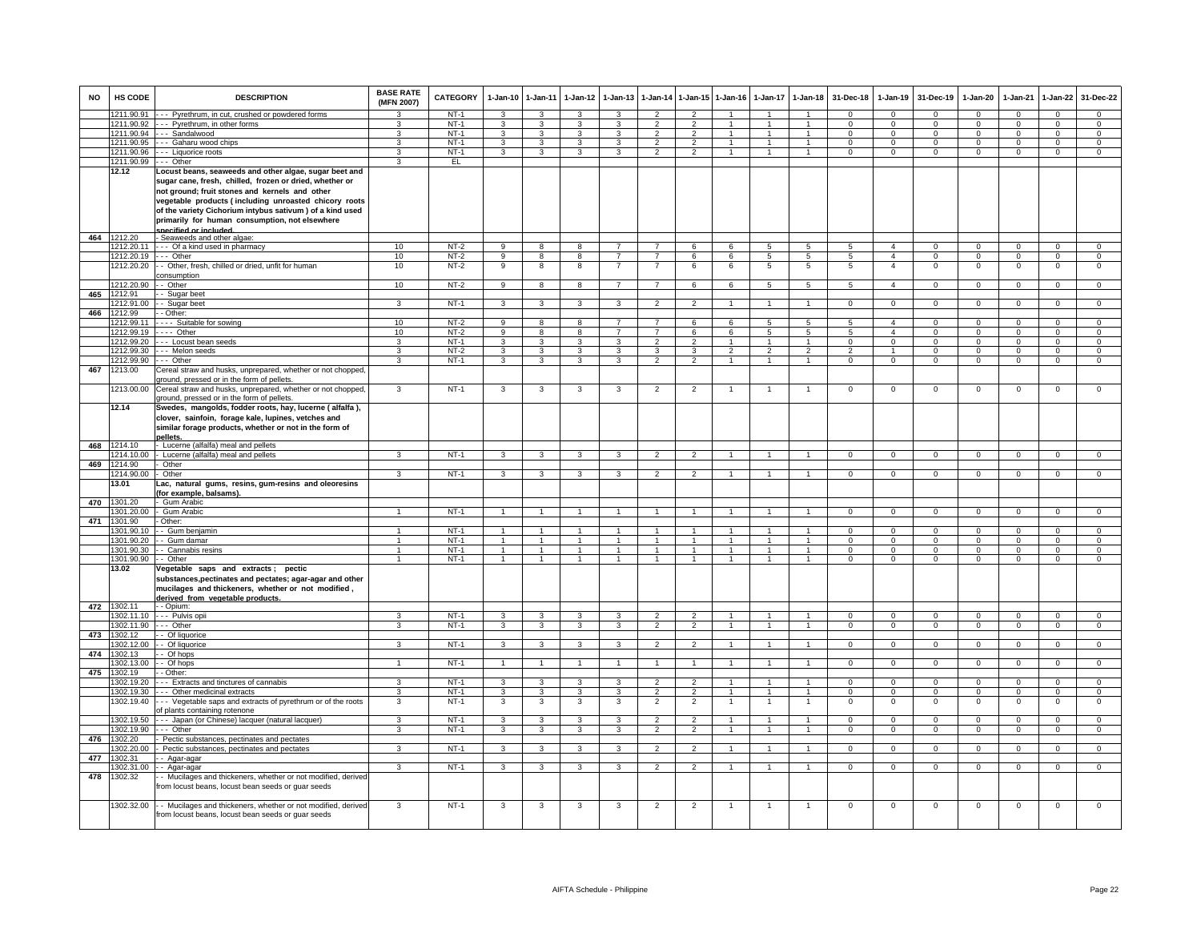| NO | HS CODE | DESCRIPTION | BASE RATE (MFN 2007) | CATEGORY | 1-Jan-10 | 1-Jan-11 | 1-Jan-12 | 1-Jan-13 | 1-Jan-14 | 1-Jan-15 | 1-Jan-16 | 1-Jan-17 | 1-Jan-18 | 31-Dec-18 | 1-Jan-19 | 31-Dec-19 | 1-Jan-20 | 1-Jan-21 | 1-Jan-22 | 31-Dec-22 |
|---|---|---|---|---|---|---|---|---|---|---|---|---|---|---|---|---|---|---|---|---|
| | 1211.90.91 | - - - Pyrethrum, in cut, crushed or powdered forms | 3 | NT-1 | 3 | 3 | 3 | 3 | 2 | 2 | 1 | 1 | 1 | 0 | 0 | 0 | 0 | 0 | 0 | 0 |
| | 1211.90.92 | - - - Pyrethrum, in other forms | 3 | NT-1 | 3 | 3 | 3 | 3 | 2 | 2 | 1 | 1 | 1 | 0 | 0 | 0 | 0 | 0 | 0 | 0 |
| | 1211.90.94 | - - - Sandalwood | 3 | NT-1 | 3 | 3 | 3 | 3 | 2 | 2 | 1 | 1 | 1 | 0 | 0 | 0 | 0 | 0 | 0 | 0 |
| | 1211.90.95 | - - - Gaharu wood chips | 3 | NT-1 | 3 | 3 | 3 | 3 | 2 | 2 | 1 | 1 | 1 | 0 | 0 | 0 | 0 | 0 | 0 | 0 |
| | 1211.90.96 | - - - Liquorice roots | 3 | NT-1 | 3 | 3 | 3 | 3 | 2 | 2 | 1 | 1 | 1 | 0 | 0 | 0 | 0 | 0 | 0 | 0 |
| | 1211.90.99 | - - - Other | 3 | EL | | | | | | | | | | | | | | | | |
| | **12.12** | **Locust beans, seaweeds and other algae, sugar beet and sugar cane, fresh, chilled, frozen or dried, whether or not ground; fruit stones and kernels and other vegetable products ( including unroasted chicory roots of the variety Cichorium intybus sativum ) of a kind used primarily for human consumption, not elsewhere specified or included.** | | | | | | | | | | | | | | | | | | |
| 464 | 1212.20 | - Seaweeds and other algae: | | | | | | | | | | | | | | | | | | |
| | 1212.20.11 | - - - Of a kind used in pharmacy | 10 | NT-2 | 9 | 8 | 8 | 7 | 7 | 6 | 6 | 5 | 5 | 5 | 4 | 0 | 0 | 0 | 0 | 0 |
| | 1212.20.19 | - - - Other | 10 | NT-2 | 9 | 8 | 8 | 7 | 7 | 6 | 6 | 5 | 5 | 5 | 4 | 0 | 0 | 0 | 0 | 0 |
| | 1212.20.20 | - - Other, fresh, chilled or dried, unfit for human consumption | 10 | NT-2 | 9 | 8 | 8 | 7 | 7 | 6 | 6 | 5 | 5 | 5 | 4 | 0 | 0 | 0 | 0 | 0 |
| | 1212.20.90 | - - Other | 10 | NT-2 | 9 | 8 | 8 | 7 | 7 | 6 | 6 | 5 | 5 | 5 | 4 | 0 | 0 | 0 | 0 | 0 |
| 465 | 1212.91 | - - Sugar beet | | | | | | | | | | | | | | | | | | |
| | 1212.91.00 | - - Sugar beet | 3 | NT-1 | 3 | 3 | 3 | 3 | 2 | 2 | 1 | 1 | 1 | 0 | 0 | 0 | 0 | 0 | 0 | 0 |
| 466 | 1212.99 | - - Other: | | | | | | | | | | | | | | | | | | |
| | 1212.99.11 | - - - - Suitable for sowing | 10 | NT-2 | 9 | 8 | 8 | 7 | 7 | 6 | 6 | 5 | 5 | 5 | 4 | 0 | 0 | 0 | 0 | 0 |
| | 1212.99.19 | - - - - Other | 10 | NT-2 | 9 | 8 | 8 | 7 | 7 | 6 | 6 | 5 | 5 | 5 | 4 | 0 | 0 | 0 | 0 | 0 |
| | 1212.99.20 | - - - Locust bean seeds | 3 | NT-1 | 3 | 3 | 3 | 3 | 2 | 2 | 1 | 1 | 1 | 0 | 0 | 0 | 0 | 0 | 0 | 0 |
| | 1212.99.30 | - - - Melon seeds | 3 | NT-2 | 3 | 3 | 3 | 3 | 3 | 3 | 2 | 2 | 2 | 2 | 1 | 0 | 0 | 0 | 0 | 0 |
| | 1212.99.90 | - - - Other | 3 | NT-1 | 3 | 3 | 3 | 3 | 2 | 2 | 1 | 1 | 1 | 0 | 0 | 0 | 0 | 0 | 0 | 0 |
| 467 | 1213.00 | Cereal straw and husks, unprepared, whether or not chopped, ground, pressed or in the form of pellets. | | | | | | | | | | | | | | | | | | |
| | 1213.00.00 | Cereal straw and husks, unprepared, whether or not chopped, ground, pressed or in the form of pellets. | 3 | NT-1 | 3 | 3 | 3 | 3 | 2 | 2 | 1 | 1 | 1 | 0 | 0 | 0 | 0 | 0 | 0 | 0 |
| | **12.14** | **Swedes, mangolds, fodder roots, hay, lucerne ( alfalfa ), clover, sainfoin, forage kale, lupines, vetches and similar forage products, whether or not in the form of pellets.** | | | | | | | | | | | | | | | | | | |
| 468 | 1214.10 | - Lucerne (alfalfa) meal and pellets | | | | | | | | | | | | | | | | | | |
| | 1214.10.00 | - Lucerne (alfalfa) meal and pellets | 3 | NT-1 | 3 | 3 | 3 | 3 | 2 | 2 | 1 | 1 | 1 | 0 | 0 | 0 | 0 | 0 | 0 | 0 |
| 469 | 1214.90 | - Other | | | | | | | | | | | | | | | | | | |
| | 1214.90.00 | - Other | 3 | NT-1 | 3 | 3 | 3 | 3 | 2 | 2 | 1 | 1 | 1 | 0 | 0 | 0 | 0 | 0 | 0 | 0 |
| | **13.01** | **Lac, natural gums, resins, gum-resins and oleoresins (for example, balsams).** | | | | | | | | | | | | | | | | | | |
| 470 | 1301.20 | - Gum Arabic | | | | | | | | | | | | | | | | | | |
| | 1301.20.00 | - Gum Arabic | 1 | NT-1 | 1 | 1 | 1 | 1 | 1 | 1 | 1 | 1 | 1 | 0 | 0 | 0 | 0 | 0 | 0 | 0 |
| 471 | 1301.90 | - Other: | | | | | | | | | | | | | | | | | | |
| | 1301.90.10 | - - Gum benjamin | 1 | NT-1 | 1 | 1 | 1 | 1 | 1 | 1 | 1 | 1 | 1 | 0 | 0 | 0 | 0 | 0 | 0 | 0 |
| | 1301.90.20 | - - Gum damar | 1 | NT-1 | 1 | 1 | 1 | 1 | 1 | 1 | 1 | 1 | 1 | 0 | 0 | 0 | 0 | 0 | 0 | 0 |
| | 1301.90.30 | - - Cannabis resins | 1 | NT-1 | 1 | 1 | 1 | 1 | 1 | 1 | 1 | 1 | 1 | 0 | 0 | 0 | 0 | 0 | 0 | 0 |
| | 1301.90.90 | - - Other | 1 | NT-1 | 1 | 1 | 1 | 1 | 1 | 1 | 1 | 1 | 1 | 0 | 0 | 0 | 0 | 0 | 0 | 0 |
| | **13.02** | **Vegetable saps and extracts ; pectic substances,pectinates and pectates; agar-agar and other mucilages and thickeners, whether or not modified , derived from vegetable products.** | | | | | | | | | | | | | | | | | | |
| 472 | 1302.11 | - - Opium: | | | | | | | | | | | | | | | | | | |
| | 1302.11.10 | - - - Pulvis opii | 3 | NT-1 | 3 | 3 | 3 | 3 | 2 | 2 | 1 | 1 | 1 | 0 | 0 | 0 | 0 | 0 | 0 | 0 |
| | 1302.11.90 | - - - Other | 3 | NT-1 | 3 | 3 | 3 | 3 | 2 | 2 | 1 | 1 | 1 | 0 | 0 | 0 | 0 | 0 | 0 | 0 |
| 473 | 1302.12 | - - Of liquorice | | | | | | | | | | | | | | | | | | |
| | 1302.12.00 | - - Of liquorice | 3 | NT-1 | 3 | 3 | 3 | 3 | 2 | 2 | 1 | 1 | 1 | 0 | 0 | 0 | 0 | 0 | 0 | 0 |
| 474 | 1302.13 | - - Of hops | | | | | | | | | | | | | | | | | | |
| | 1302.13.00 | - - Of hops | 1 | NT-1 | 1 | 1 | 1 | 1 | 1 | 1 | 1 | 1 | 1 | 0 | 0 | 0 | 0 | 0 | 0 | 0 |
| 475 | 1302.19 | - - Other: | | | | | | | | | | | | | | | | | | |
| | 1302.19.20 | - - - Extracts and tinctures of cannabis | 3 | NT-1 | 3 | 3 | 3 | 3 | 2 | 2 | 1 | 1 | 1 | 0 | 0 | 0 | 0 | 0 | 0 | 0 |
| | 1302.19.30 | - - - Other medicinal extracts | 3 | NT-1 | 3 | 3 | 3 | 3 | 2 | 2 | 1 | 1 | 1 | 0 | 0 | 0 | 0 | 0 | 0 | 0 |
| | 1302.19.40 | - - - Vegetable saps and extracts of pyrethrum or of the roots of plants containing rotenone | 3 | NT-1 | 3 | 3 | 3 | 3 | 2 | 2 | 1 | 1 | 1 | 0 | 0 | 0 | 0 | 0 | 0 | 0 |
| | 1302.19.50 | - - - Japan (or Chinese) lacquer (natural lacquer) | 3 | NT-1 | 3 | 3 | 3 | 3 | 2 | 2 | 1 | 1 | 1 | 0 | 0 | 0 | 0 | 0 | 0 | 0 |
| | 1302.19.90 | - - - Other | 3 | NT-1 | 3 | 3 | 3 | 3 | 2 | 2 | 1 | 1 | 1 | 0 | 0 | 0 | 0 | 0 | 0 | 0 |
| 476 | 1302.20 | - Pectic substances, pectinates and pectates | | | | | | | | | | | | | | | | | | |
| | 1302.20.00 | - Pectic substances, pectinates and pectates | 3 | NT-1 | 3 | 3 | 3 | 3 | 2 | 2 | 1 | 1 | 1 | 0 | 0 | 0 | 0 | 0 | 0 | 0 |
| 477 | 1302.31 | - - Agar-agar | | | | | | | | | | | | | | | | | | |
| | 1302.31.00 | - - Agar-agar | 3 | NT-1 | 3 | 3 | 3 | 3 | 2 | 2 | 1 | 1 | 1 | 0 | 0 | 0 | 0 | 0 | 0 | 0 |
| 478 | 1302.32 | - - Mucilages and thickeners, whether or not modified, derived from locust beans, locust bean seeds or guar seeds | | | | | | | | | | | | | | | | | | |
| | 1302.32.00 | - - Mucilages and thickeners, whether or not modified, derived from locust beans, locust bean seeds or guar seeds | 3 | NT-1 | 3 | 3 | 3 | 3 | 2 | 2 | 1 | 1 | 1 | 0 | 0 | 0 | 0 | 0 | 0 | 0 |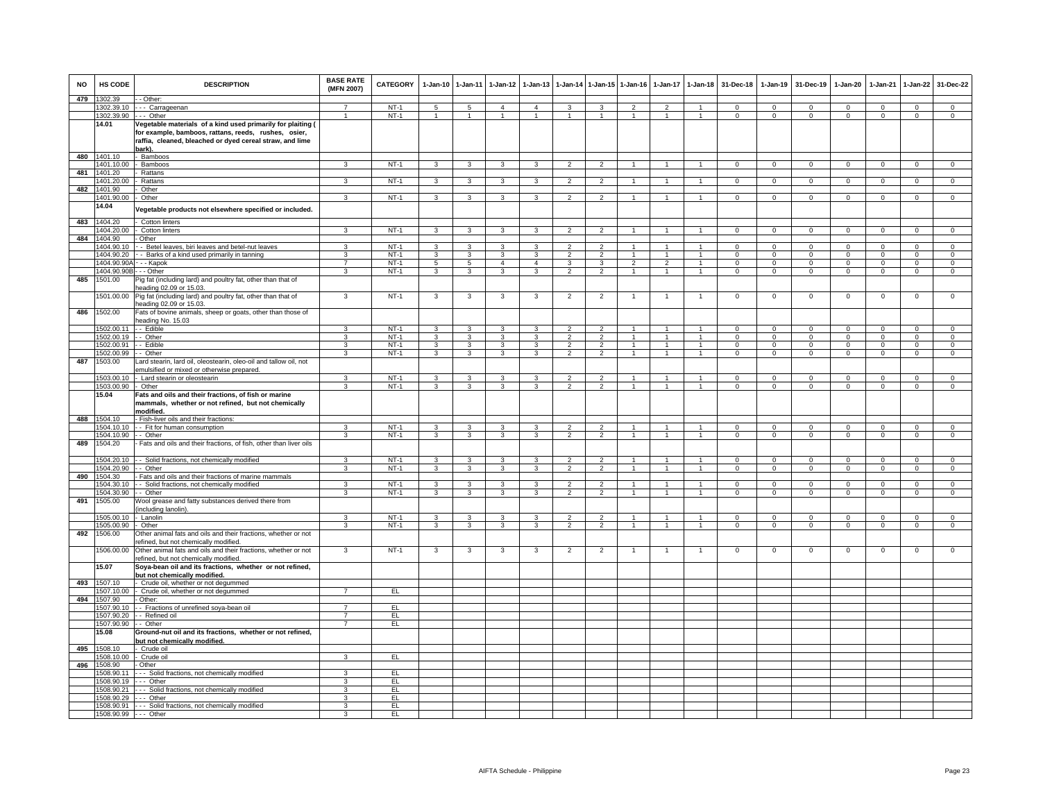| NO | HS CODE | DESCRIPTION | BASE RATE (MFN 2007) | CATEGORY | 1-Jan-10 | 1-Jan-11 | 1-Jan-12 | 1-Jan-13 | 1-Jan-14 | 1-Jan-15 | 1-Jan-16 | 1-Jan-17 | 1-Jan-18 | 31-Dec-18 | 1-Jan-19 | 31-Dec-19 | 1-Jan-20 | 1-Jan-21 | 1-Jan-22 | 31-Dec-22 |
|---|---|---|---|---|---|---|---|---|---|---|---|---|---|---|---|---|---|---|---|---|
| 479 | 1302.39 | - - Other: | | | | | | | | | | | | | | | | | | |
| | 1302.39.10 | - - - Carrageenan | 7 | NT-1 | 5 | 5 | 4 | 4 | 3 | 3 | 2 | 2 | 1 | 0 | 0 | 0 | 0 | 0 | 0 | 0 |
| | 1302.39.90 | - - - Other | 1 | NT-1 | 1 | 1 | 1 | 1 | 1 | 1 | 1 | 1 | 1 | 0 | 0 | 0 | 0 | 0 | 0 | 0 |
| | **14.01** | **Vegetable materials of a kind used primarily for plaiting ( for example, bamboos, rattans, reeds, rushes, osier, raffia, cleaned, bleached or dyed cereal straw, and lime bark).** | | | | | | | | | | | | | | | | | | |
| 480 | 1401.10 | - Bamboos | | | | | | | | | | | | | | | | | | |
| | 1401.10.00 | - Bamboos | 3 | NT-1 | 3 | 3 | 3 | 3 | 2 | 2 | 1 | 1 | 1 | 0 | 0 | 0 | 0 | 0 | 0 | 0 |
| 481 | 1401.20 | - Rattans | | | | | | | | | | | | | | | | | | |
| | 1401.20.00 | - Rattans | 3 | NT-1 | 3 | 3 | 3 | 3 | 2 | 2 | 1 | 1 | 1 | 0 | 0 | 0 | 0 | 0 | 0 | 0 |
| 482 | 1401.90 | - Other | | | | | | | | | | | | | | | | | | |
| | 1401.90.00 | - Other | 3 | NT-1 | 3 | 3 | 3 | 3 | 2 | 2 | 1 | 1 | 1 | 0 | 0 | 0 | 0 | 0 | 0 | 0 |
| | **14.04** | **Vegetable products not elsewhere specified or included.** | | | | | | | | | | | | | | | | | | |
| 483 | 1404.20 | - Cotton linters | | | | | | | | | | | | | | | | | | |
| | 1404.20.00 | - Cotton linters | 3 | NT-1 | 3 | 3 | 3 | 3 | 2 | 2 | 1 | 1 | 1 | 0 | 0 | 0 | 0 | 0 | 0 | 0 |
| 484 | 1404.90 | - Other | | | | | | | | | | | | | | | | | | |
| | 1404.90.10 | - - Betel leaves, biri leaves and betel-nut leaves | 3 | NT-1 | 3 | 3 | 3 | 3 | 2 | 2 | 1 | 1 | 1 | 0 | 0 | 0 | 0 | 0 | 0 | 0 |
| | 1404.90.20 | - - Barks of a kind used primarily in tanning | 3 | NT-1 | 3 | 3 | 3 | 3 | 2 | 2 | 1 | 1 | 1 | 0 | 0 | 0 | 0 | 0 | 0 | 0 |
| | 1404.90.90A | - - - Kapok | 7 | NT-1 | 5 | 5 | 4 | 4 | 3 | 3 | 2 | 2 | 1 | 0 | 0 | 0 | 0 | 0 | 0 | 0 |
| | 1404.90.90B | - - - Other | 3 | NT-1 | 3 | 3 | 3 | 3 | 2 | 2 | 1 | 1 | 1 | 0 | 0 | 0 | 0 | 0 | 0 | 0 |
| 485 | 1501.00 | Pig fat (including lard) and poultry fat, other than that of heading 02.09 or 15.03. | | | | | | | | | | | | | | | | | | |
| | 1501.00.00 | Pig fat (including lard) and poultry fat, other than that of heading 02.09 or 15.03. | 3 | NT-1 | 3 | 3 | 3 | 3 | 2 | 2 | 1 | 1 | 1 | 0 | 0 | 0 | 0 | 0 | 0 | 0 |
| 486 | 1502.00 | Fats of bovine animals, sheep or goats, other than those of heading No. 15.03 | | | | | | | | | | | | | | | | | | |
| | 1502.00.11 | - - Edible | 3 | NT-1 | 3 | 3 | 3 | 3 | 2 | 2 | 1 | 1 | 1 | 0 | 0 | 0 | 0 | 0 | 0 | 0 |
| | 1502.00.19 | - - Other | 3 | NT-1 | 3 | 3 | 3 | 3 | 2 | 2 | 1 | 1 | 1 | 0 | 0 | 0 | 0 | 0 | 0 | 0 |
| | 1502.00.91 | - - Edible | 3 | NT-1 | 3 | 3 | 3 | 3 | 2 | 2 | 1 | 1 | 1 | 0 | 0 | 0 | 0 | 0 | 0 | 0 |
| | 1502.00.99 | - - Other | 3 | NT-1 | 3 | 3 | 3 | 3 | 2 | 2 | 1 | 1 | 1 | 0 | 0 | 0 | 0 | 0 | 0 | 0 |
| 487 | 1503.00 | Lard stearin, lard oil, oleostearin, oleo-oil and tallow oil, not emulsified or mixed or otherwise prepared. | | | | | | | | | | | | | | | | | | |
| | 1503.00.10 | - Lard stearin or oleostearin | 3 | NT-1 | 3 | 3 | 3 | 3 | 2 | 2 | 1 | 1 | 1 | 0 | 0 | 0 | 0 | 0 | 0 | 0 |
| | 1503.00.90 | - Other | 3 | NT-1 | 3 | 3 | 3 | 3 | 2 | 2 | 1 | 1 | 1 | 0 | 0 | 0 | 0 | 0 | 0 | 0 |
| | **15.04** | **Fats and oils and their fractions, of fish or marine mammals, whether or not refined, but not chemically modified.** | | | | | | | | | | | | | | | | | | |
| 488 | 1504.10 | - Fish-liver oils and their fractions: | | | | | | | | | | | | | | | | | | |
| | 1504.10.10 | - - Fit for human consumption | 3 | NT-1 | 3 | 3 | 3 | 3 | 2 | 2 | 1 | 1 | 1 | 0 | 0 | 0 | 0 | 0 | 0 | 0 |
| | 1504.10.90 | - - Other | 3 | NT-1 | 3 | 3 | 3 | 3 | 2 | 2 | 1 | 1 | 1 | 0 | 0 | 0 | 0 | 0 | 0 | 0 |
| 489 | 1504.20 | - Fats and oils and their fractions, of fish, other than liver oils | | | | | | | | | | | | | | | | | | |
| | 1504.20.10 | - - Solid fractions, not chemically modified | 3 | NT-1 | 3 | 3 | 3 | 3 | 2 | 2 | 1 | 1 | 1 | 0 | 0 | 0 | 0 | 0 | 0 | 0 |
| | 1504.20.90 | - - Other | 3 | NT-1 | 3 | 3 | 3 | 3 | 2 | 2 | 1 | 1 | 1 | 0 | 0 | 0 | 0 | 0 | 0 | 0 |
| 490 | 1504.30 | - Fats and oils and their fractions of marine mammals | | | | | | | | | | | | | | | | | | |
| | 1504.30.10 | - - Solid fractions, not chemically modified | 3 | NT-1 | 3 | 3 | 3 | 3 | 2 | 2 | 1 | 1 | 1 | 0 | 0 | 0 | 0 | 0 | 0 | 0 |
| | 1504.30.90 | - - Other | 3 | NT-1 | 3 | 3 | 3 | 3 | 2 | 2 | 1 | 1 | 1 | 0 | 0 | 0 | 0 | 0 | 0 | 0 |
| 491 | 1505.00 | Wool grease and fatty substances derived there from (including lanolin). | | | | | | | | | | | | | | | | | | |
| | 1505.00.10 | - Lanolin | 3 | NT-1 | 3 | 3 | 3 | 3 | 2 | 2 | 1 | 1 | 1 | 0 | 0 | 0 | 0 | 0 | 0 | 0 |
| | 1505.00.90 | - Other | 3 | NT-1 | 3 | 3 | 3 | 3 | 2 | 2 | 1 | 1 | 1 | 0 | 0 | 0 | 0 | 0 | 0 | 0 |
| 492 | 1506.00 | Other animal fats and oils and their fractions, whether or not refined, but not chemically modified. | | | | | | | | | | | | | | | | | | |
| | 1506.00.00 | Other animal fats and oils and their fractions, whether or not refined, but not chemically modified. | 3 | NT-1 | 3 | 3 | 3 | 3 | 2 | 2 | 1 | 1 | 1 | 0 | 0 | 0 | 0 | 0 | 0 | 0 |
| | **15.07** | **Soya-bean oil and its fractions, whether or not refined, but not chemically modified.** | | | | | | | | | | | | | | | | | | |
| 493 | 1507.10 | - Crude oil, whether or not degummed | | | | | | | | | | | | | | | | | | |
| | 1507.10.00 | - Crude oil, whether or not degummed | 7 | EL | | | | | | | | | | | | | | | | |
| 494 | 1507.90 | - Other: | | | | | | | | | | | | | | | | | | |
| | 1507.90.10 | - - Fractions of unrefined soya-bean oil | 7 | EL | | | | | | | | | | | | | | | | |
| | 1507.90.20 | - - Refined oil | 7 | EL | | | | | | | | | | | | | | | | |
| | 1507.90.90 | - - Other | 7 | EL | | | | | | | | | | | | | | | | |
| | **15.08** | **Ground-nut oil and its fractions, whether or not refined, but not chemically modified.** | | | | | | | | | | | | | | | | | | |
| 495 | 1508.10 | - Crude oil | | | | | | | | | | | | | | | | | | |
| | 1508.10.00 | - Crude oil | 3 | EL | | | | | | | | | | | | | | | | |
| 496 | 1508.90 | - Other | | | | | | | | | | | | | | | | | | |
| | 1508.90.11 | - - - Solid fractions, not chemically modified | 3 | EL | | | | | | | | | | | | | | | | |
| | 1508.90.19 | - - - Other | 3 | EL | | | | | | | | | | | | | | | | |
| | 1508.90.21 | - - - Solid fractions, not chemically modified | 3 | EL | | | | | | | | | | | | | | | | |
| | 1508.90.29 | - - - Other | 3 | EL | | | | | | | | | | | | | | | | |
| | 1508.90.91 | - - - Solid fractions, not chemically modified | 3 | EL | | | | | | | | | | | | | | | | |
| | 1508.90.99 | - - - Other | 3 | EL | | | | | | | | | | | | | | | | |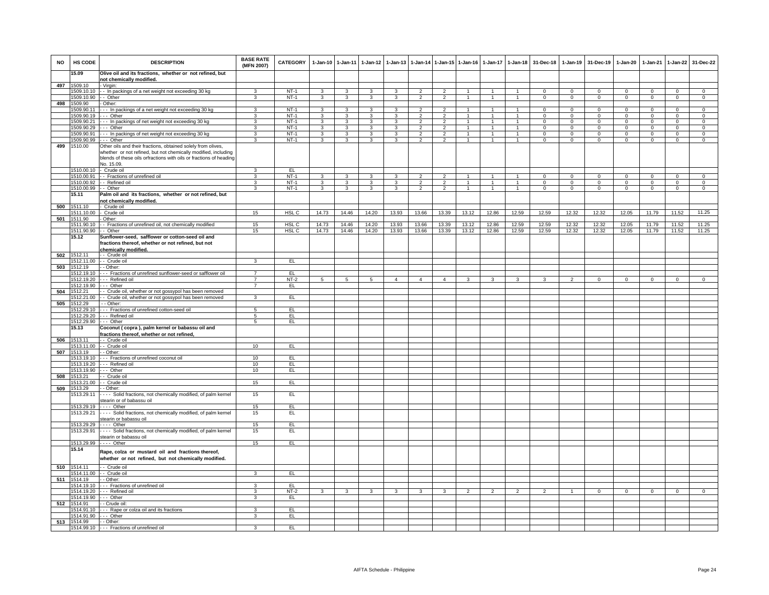| NO | HS CODE | DESCRIPTION | BASE RATE (MFN 2007) | CATEGORY | 1-Jan-10 | 1-Jan-11 | 1-Jan-12 | 1-Jan-13 | 1-Jan-14 | 1-Jan-15 | 1-Jan-16 | 1-Jan-17 | 1-Jan-18 | 31-Dec-18 | 1-Jan-19 | 31-Dec-19 | 1-Jan-20 | 1-Jan-21 | 1-Jan-22 | 31-Dec-22 |
|---|---|---|---|---|---|---|---|---|---|---|---|---|---|---|---|---|---|---|---|---|
| | **15.09** | **Olive oil and its fractions, whether or not refined, but not chemically modified.** | | | | | | | | | | | | | | | | | | |
| 497 | 1509.10 | - Virgin: | | | | | | | | | | | | | | | | | | |
| | 1509.10.10 | - - In packings of a net weight not exceeding 30 kg | 3 | NT-1 | 3 | 3 | 3 | 3 | 2 | 2 | 1 | 1 | 1 | 0 | 0 | 0 | 0 | 0 | 0 | 0 |
| | 1509.10.90 | - - Other | 3 | NT-1 | 3 | 3 | 3 | 3 | 2 | 2 | 1 | 1 | 1 | 0 | 0 | 0 | 0 | 0 | 0 | 0 |
| 498 | 1509.90 | - Other: | | | | | | | | | | | | | | | | | | |
| | 1509.90.11 | - - - In packings of a net weight not exceeding 30 kg | 3 | NT-1 | 3 | 3 | 3 | 3 | 2 | 2 | 1 | 1 | 1 | 0 | 0 | 0 | 0 | 0 | 0 | 0 |
| | 1509.90.19 | - - - Other | 3 | NT-1 | 3 | 3 | 3 | 3 | 2 | 2 | 1 | 1 | 1 | 0 | 0 | 0 | 0 | 0 | 0 | 0 |
| | 1509.90.21 | - - - In packings of net weight not exceeding 30 kg | 3 | NT-1 | 3 | 3 | 3 | 3 | 2 | 2 | 1 | 1 | 1 | 0 | 0 | 0 | 0 | 0 | 0 | 0 |
| | 1509.90.29 | - - - Other | 3 | NT-1 | 3 | 3 | 3 | 3 | 2 | 2 | 1 | 1 | 1 | 0 | 0 | 0 | 0 | 0 | 0 | 0 |
| | 1509.90.91 | - - - In packings of net weight not exceeding 30 kg | 3 | NT-1 | 3 | 3 | 3 | 3 | 2 | 2 | 1 | 1 | 1 | 0 | 0 | 0 | 0 | 0 | 0 | 0 |
| | 1509.90.99 | - - - Other | 3 | NT-1 | 3 | 3 | 3 | 3 | 2 | 2 | 1 | 1 | 1 | 0 | 0 | 0 | 0 | 0 | 0 | 0 |
| 499 | 1510.00 | Other oils and their fractions, obtained solely from olives, whether or not refined, but not chemically modified, including blends of these oils orfractions with oils or fractions of heading No. 15.09. | | | | | | | | | | | | | | | | | | |
| | 1510.00.10 | - Crude oil | 3 | EL | | | | | | | | | | | | | | | | |
| | 1510.00.91 | - - Fractions of unrefined oil | 3 | NT-1 | 3 | 3 | 3 | 3 | 2 | 2 | 1 | 1 | 1 | 0 | 0 | 0 | 0 | 0 | 0 | 0 |
| | 1510.00.92 | - - Refined oil | 3 | NT-1 | 3 | 3 | 3 | 3 | 2 | 2 | 1 | 1 | 1 | 0 | 0 | 0 | 0 | 0 | 0 | 0 |
| | 1510.00.99 | - - Other | 3 | NT-1 | 3 | 3 | 3 | 3 | 2 | 2 | 1 | 1 | 1 | 0 | 0 | 0 | 0 | 0 | 0 | 0 |
| | **15.11** | **Palm oil and its fractions, whether or not refined, but not chemically modified.** | | | | | | | | | | | | | | | | | | |
| 500 | 1511.10 | - Crude oil | | | | | | | | | | | | | | | | | | |
| | 1511.10.00 | - Crude oil | 15 | HSL C | 14.73 | 14.46 | 14.20 | 13.93 | 13.66 | 13.39 | 13.12 | 12.86 | 12.59 | 12.59 | 12.32 | 12.32 | 12.05 | 11.79 | 11.52 | 11.25 |
| 501 | 1511.90 | - Other: | | | | | | | | | | | | | | | | | | |
| | 1511.90.10 | - - Fractions of unrefined oil, not chemically modified | 15 | HSL C | 14.73 | 14.46 | 14.20 | 13.93 | 13.66 | 13.39 | 13.12 | 12.86 | 12.59 | 12.59 | 12.32 | 12.32 | 12.05 | 11.79 | 11.52 | 11.25 |
| | 1511.90.90 | - - Other | 15 | HSL C | 14.73 | 14.46 | 14.20 | 13.93 | 13.66 | 13.39 | 13.12 | 12.86 | 12.59 | 12.59 | 12.32 | 12.32 | 12.05 | 11.79 | 11.52 | 11.25 |
| | **15.12** | **Sunflower-seed, safflower or cotton-seed oil and fractions thereof, whether or not refined, but not chemically modified.** | | | | | | | | | | | | | | | | | | |
| 502 | 1512.11 | - - Crude oil | | | | | | | | | | | | | | | | | | |
| | 1512.11.00 | - - Crude oil | 3 | EL | | | | | | | | | | | | | | | | |
| 503 | 1512.19 | - - Other: | | | | | | | | | | | | | | | | | | |
| | 1512.19.10 | - - - Fractions of unrefined sunflower-seed or safflower oil | 7 | EL | | | | | | | | | | | | | | | | |
| | 1512.19.20 | - - - Refined oil | 7 | NT-2 | 5 | 5 | 5 | 4 | 4 | 4 | 3 | 3 | 3 | 3 | 2 | 0 | 0 | 0 | 0 | 0 |
| | 1512.19.90 | - - - Other | 7 | EL | | | | | | | | | | | | | | | | |
| 504 | 1512.21 | - - Crude oil, whether or not gossypol has been removed | | | | | | | | | | | | | | | | | | |
| | 1512.21.00 | - - Crude oil, whether or not gossypol has been removed | 3 | EL | | | | | | | | | | | | | | | | |
| 505 | 1512.29 | - - Other: | | | | | | | | | | | | | | | | | | |
| | 1512.29.10 | - - - Fractions of unrefined cotton-seed oil | 5 | EL | | | | | | | | | | | | | | | | |
| | 1512.29.20 | - - - Refined oil | 5 | EL | | | | | | | | | | | | | | | | |
| | 1512.29.90 | - - - Other | 5 | EL | | | | | | | | | | | | | | | | |
| | **15.13** | **Coconut ( copra ), palm kernel or babassu oil and fractions thereof, whether or not refined,** | | | | | | | | | | | | | | | | | | |
| 506 | 1513.11 | - - Crude oil | | | | | | | | | | | | | | | | | | |
| | 1513.11.00 | - - Crude oil | 10 | EL | | | | | | | | | | | | | | | | |
| 507 | 1513.19 | - - Other: | | | | | | | | | | | | | | | | | | |
| | 1513.19.10 | - - - Fractions of unrefined coconut oil | 10 | EL | | | | | | | | | | | | | | | | |
| | 1513.19.20 | - - - Refined oil | 10 | EL | | | | | | | | | | | | | | | | |
| | 1513.19.90 | - - - Other | 10 | EL | | | | | | | | | | | | | | | | |
| 508 | 1513.21 | - - Crude oil | | | | | | | | | | | | | | | | | | |
| | 1513.21.00 | - - Crude oil | 15 | EL | | | | | | | | | | | | | | | | |
| 509 | 1513.29 | - - Other: | | | | | | | | | | | | | | | | | | |
| | 1513.29.11 | - - - - Solid fractions, not chemically modified, of palm kernel stearin or of babassu oil | 15 | EL | | | | | | | | | | | | | | | | |
| | 1513.29.19 | - - - - Other | 15 | EL | | | | | | | | | | | | | | | | |
| | 1513.29.21 | - - - - Solid fractions, not chemically modified, of palm kernel stearin or babassu oil | 15 | EL | | | | | | | | | | | | | | | | |
| | 1513.29.29 | - - - - Other | 15 | EL | | | | | | | | | | | | | | | | |
| | 1513.29.91 | - - - - Solid fractions, not chemically modified, of palm kernel stearin or babassu oil | 15 | EL | | | | | | | | | | | | | | | | |
| | 1513.29.99 | - - - - Other | 15 | EL | | | | | | | | | | | | | | | | |
| | **15.14** | **Rape, colza or mustard oil and fractions thereof, whether or not refined, but not chemically modified.** | | | | | | | | | | | | | | | | | | |
| 510 | 1514.11 | - - Crude oil | | | | | | | | | | | | | | | | | | |
| | 1514.11.00 | - - Crude oil | 3 | EL | | | | | | | | | | | | | | | | |
| 511 | 1514.19 | - - Other: | | | | | | | | | | | | | | | | | | |
| | 1514.19.10 | - - - Fractions of unrefined oil | 3 | EL | | | | | | | | | | | | | | | | |
| | 1514.19.20 | - - - Refined oil | 3 | NT-2 | 3 | 3 | 3 | 3 | 3 | 3 | 2 | 2 | 2 | 2 | 1 | 0 | 0 | 0 | 0 | 0 |
| | 1514.19.90 | - - - Other | 3 | EL | | | | | | | | | | | | | | | | |
| 512 | 1514.91 | - - Crude oil: | | | | | | | | | | | | | | | | | | |
| | 1514.91.10 | - - - Rape or colza oil and its fractions | 3 | EL | | | | | | | | | | | | | | | | |
| | 1514.91.90 | - - - Other | 3 | EL | | | | | | | | | | | | | | | | |
| 513 | 1514.99 | - - Other: | | | | | | | | | | | | | | | | | | |
| | 1514.99.10 | - - - Fractions of unrefined oil | 3 | EL | | | | | | | | | | | | | | | | |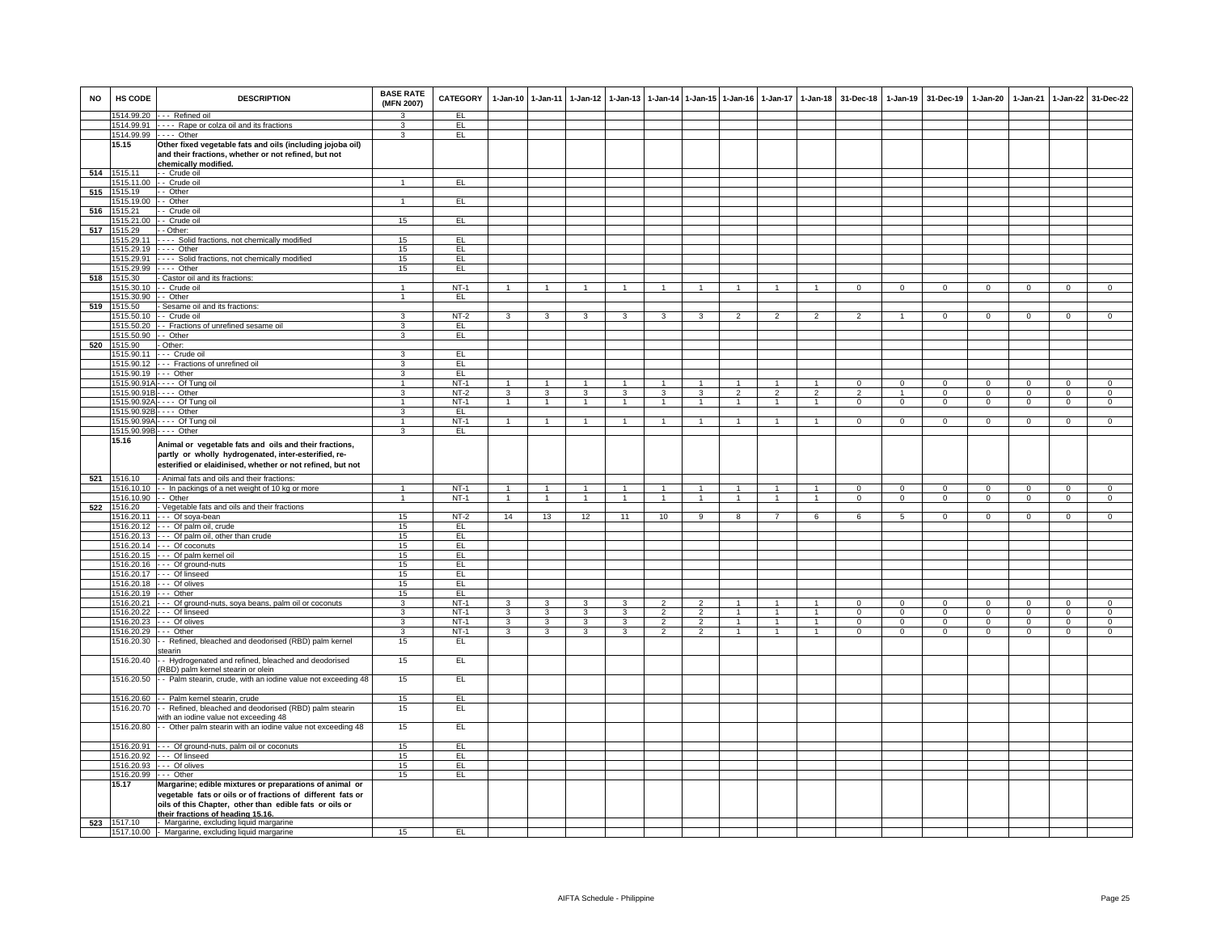| NO | HS CODE | DESCRIPTION | BASE RATE (MFN 2007) | CATEGORY | 1-Jan-10 | 1-Jan-11 | 1-Jan-12 | 1-Jan-13 | 1-Jan-14 | 1-Jan-15 | 1-Jan-16 | 1-Jan-17 | 1-Jan-18 | 31-Dec-18 | 1-Jan-19 | 31-Dec-19 | 1-Jan-20 | 1-Jan-21 | 1-Jan-22 | 31-Dec-22 |
|---|---|---|---|---|---|---|---|---|---|---|---|---|---|---|---|---|---|---|---|---|
| | 1514.99.20 | - - - Refined oil | 3 | EL | | | | | | | | | | | | | | | | |
| | 1514.99.91 | - - - - Rape or colza oil and its fractions | 3 | EL | | | | | | | | | | | | | | | | |
| | 1514.99.99 | - - - - Other | 3 | EL | | | | | | | | | | | | | | | | |
| | **15.15** | **Other fixed vegetable fats and oils (including jojoba oil) and their fractions, whether or not refined, but not chemically modified.** | | | | | | | | | | | | | | | | | | |
| 514 | 1515.11 | - - Crude oil | | | | | | | | | | | | | | | | | | |
| | 1515.11.00 | - - Crude oil | 1 | EL | | | | | | | | | | | | | | | | |
| 515 | 1515.19 | - - Other | | | | | | | | | | | | | | | | | | |
| | 1515.19.00 | - - Other | 1 | EL | | | | | | | | | | | | | | | | |
| 516 | 1515.21 | - - Crude oil | | | | | | | | | | | | | | | | | | |
| | 1515.21.00 | - - Crude oil | 15 | EL | | | | | | | | | | | | | | | | |
| 517 | 1515.29 | - - Other: | | | | | | | | | | | | | | | | | | |
| | 1515.29.11 | - - - - Solid fractions, not chemically modified | 15 | EL | | | | | | | | | | | | | | | | |
| | 1515.29.19 | - - - - Other | 15 | EL | | | | | | | | | | | | | | | | |
| | 1515.29.91 | - - - - Solid fractions, not chemically modified | 15 | EL | | | | | | | | | | | | | | | | |
| | 1515.29.99 | - - - - Other | 15 | EL | | | | | | | | | | | | | | | | |
| 518 | 1515.30 | - Castor oil and its fractions: | | | | | | | | | | | | | | | | | | |
| | 1515.30.10 | - - Crude oil | 1 | NT-1 | 1 | 1 | 1 | 1 | 1 | 1 | 1 | 1 | 1 | 0 | 0 | 0 | 0 | 0 | 0 | 0 |
| | 1515.30.90 | - - Other | 1 | EL | | | | | | | | | | | | | | | | |
| 519 | 1515.50 | - Sesame oil and its fractions: | | | | | | | | | | | | | | | | | | |
| | 1515.50.10 | - - Crude oil | 3 | NT-2 | 3 | 3 | 3 | 3 | 3 | 3 | 2 | 2 | 2 | 2 | 1 | 0 | 0 | 0 | 0 | 0 |
| | 1515.50.20 | - - Fractions of unrefined sesame oil | 3 | EL | | | | | | | | | | | | | | | | |
| | 1515.50.90 | - - Other | 3 | EL | | | | | | | | | | | | | | | | |
| 520 | 1515.90 | - Other: | | | | | | | | | | | | | | | | | | |
| | 1515.90.11 | - - - Crude oil | 3 | EL | | | | | | | | | | | | | | | | |
| | 1515.90.12 | - - - Fractions of unrefined oil | 3 | EL | | | | | | | | | | | | | | | | |
| | 1515.90.19 | - - - Other | 3 | EL | | | | | | | | | | | | | | | | |
| | 1515.90.91A | - - - - Of Tung oil | 1 | NT-1 | 1 | 1 | 1 | 1 | 1 | 1 | 1 | 1 | 1 | 0 | 0 | 0 | 0 | 0 | 0 | 0 |
| | 1515.90.91B | - - - - Other | 3 | NT-2 | 3 | 3 | 3 | 3 | 3 | 3 | 2 | 2 | 2 | 2 | 1 | 0 | 0 | 0 | 0 | 0 |
| | 1515.90.92A | - - - - Of Tung oil | 1 | NT-1 | 1 | 1 | 1 | 1 | 1 | 1 | 1 | 1 | 1 | 0 | 0 | 0 | 0 | 0 | 0 | 0 |
| | 1515.90.92B | - - - - Other | 3 | EL | | | | | | | | | | | | | | | | |
| | 1515.90.99A | - - - - Of Tung oil | 1 | NT-1 | 1 | 1 | 1 | 1 | 1 | 1 | 1 | 1 | 1 | 0 | 0 | 0 | 0 | 0 | 0 | 0 |
| | 1515.90.99B | - - - - Other | 3 | EL | | | | | | | | | | | | | | | | |
| | **15.16** | **Animal or vegetable fats and oils and their fractions, partly or wholly hydrogenated, inter-esterified, re-esterified or elaidinised, whether or not refined, but not** | | | | | | | | | | | | | | | | | | |
| 521 | 1516.10 | - Animal fats and oils and their fractions: | | | | | | | | | | | | | | | | | | |
| | 1516.10.10 | - - In packings of a net weight of 10 kg or more | 1 | NT-1 | 1 | 1 | 1 | 1 | 1 | 1 | 1 | 1 | 1 | 0 | 0 | 0 | 0 | 0 | 0 | 0 |
| | 1516.10.90 | - - Other | 1 | NT-1 | 1 | 1 | 1 | 1 | 1 | 1 | 1 | 1 | 1 | 0 | 0 | 0 | 0 | 0 | 0 | 0 |
| 522 | 1516.20 | - Vegetable fats and oils and their fractions | | | | | | | | | | | | | | | | | | |
| | 1516.20.11 | - - - Of soya-bean | 15 | NT-2 | 14 | 13 | 12 | 11 | 10 | 9 | 8 | 7 | 6 | 6 | 5 | 0 | 0 | 0 | 0 | 0 |
| | 1516.20.12 | - - - Of palm oil, crude | 15 | EL | | | | | | | | | | | | | | | | |
| | 1516.20.13 | - - - Of palm oil, other than crude | 15 | EL | | | | | | | | | | | | | | | | |
| | 1516.20.14 | - - - Of coconuts | 15 | EL | | | | | | | | | | | | | | | | |
| | 1516.20.15 | - - - Of palm kernel oil | 15 | EL | | | | | | | | | | | | | | | | |
| | 1516.20.16 | - - - Of ground-nuts | 15 | EL | | | | | | | | | | | | | | | | |
| | 1516.20.17 | - - - Of linseed | 15 | EL | | | | | | | | | | | | | | | | |
| | 1516.20.18 | - - - Of olives | 15 | EL | | | | | | | | | | | | | | | | |
| | 1516.20.19 | - - - Other | 15 | EL | | | | | | | | | | | | | | | | |
| | 1516.20.21 | - - - Of ground-nuts, soya beans, palm oil or coconuts | 3 | NT-1 | 3 | 3 | 3 | 3 | 2 | 2 | 1 | 1 | 1 | 0 | 0 | 0 | 0 | 0 | 0 | 0 |
| | 1516.20.22 | - - - Of linseed | 3 | NT-1 | 3 | 3 | 3 | 3 | 2 | 2 | 1 | 1 | 1 | 0 | 0 | 0 | 0 | 0 | 0 | 0 |
| | 1516.20.23 | - - - Of olives | 3 | NT-1 | 3 | 3 | 3 | 3 | 2 | 2 | 1 | 1 | 1 | 0 | 0 | 0 | 0 | 0 | 0 | 0 |
| | 1516.20.29 | - - - Other | 3 | NT-1 | 3 | 3 | 3 | 3 | 2 | 2 | 1 | 1 | 1 | 0 | 0 | 0 | 0 | 0 | 0 | 0 |
| | 1516.20.30 | - - Refined, bleached and deodorised (RBD) palm kernel stearin | 15 | EL | | | | | | | | | | | | | | | | |
| | 1516.20.40 | - - Hydrogenated and refined, bleached and deodorised (RBD) palm kernel stearin or olein | 15 | EL | | | | | | | | | | | | | | | | |
| | 1516.20.50 | - - Palm stearin, crude, with an iodine value not exceeding 48 | 15 | EL | | | | | | | | | | | | | | | | |
| | 1516.20.60 | - - Palm kernel stearin, crude | 15 | EL | | | | | | | | | | | | | | | | |
| | 1516.20.70 | - - Refined, bleached and deodorised (RBD) palm stearin with an iodine value not exceeding 48 | 15 | EL | | | | | | | | | | | | | | | | |
| | 1516.20.80 | - - Other palm stearin with an iodine value not exceeding 48 | 15 | EL | | | | | | | | | | | | | | | | |
| | 1516.20.91 | - - - Of ground-nuts, palm oil or coconuts | 15 | EL | | | | | | | | | | | | | | | | |
| | 1516.20.92 | - - - Of linseed | 15 | EL | | | | | | | | | | | | | | | | |
| | 1516.20.93 | - - - Of olives | 15 | EL | | | | | | | | | | | | | | | | |
| | 1516.20.99 | - - - Other | 15 | EL | | | | | | | | | | | | | | | | |
| | **15.17** | **Margarine; edible mixtures or preparations of animal or vegetable fats or oils or of fractions of different fats or oils of this Chapter, other than edible fats or oils or their fractions of heading 15.16.** | | | | | | | | | | | | | | | | | | |
| 523 | 1517.10 | - Margarine, excluding liquid margarine | | | | | | | | | | | | | | | | | | |
| | 1517.10.00 | - Margarine, excluding liquid margarine | 15 | EL | | | | | | | | | | | | | | | | |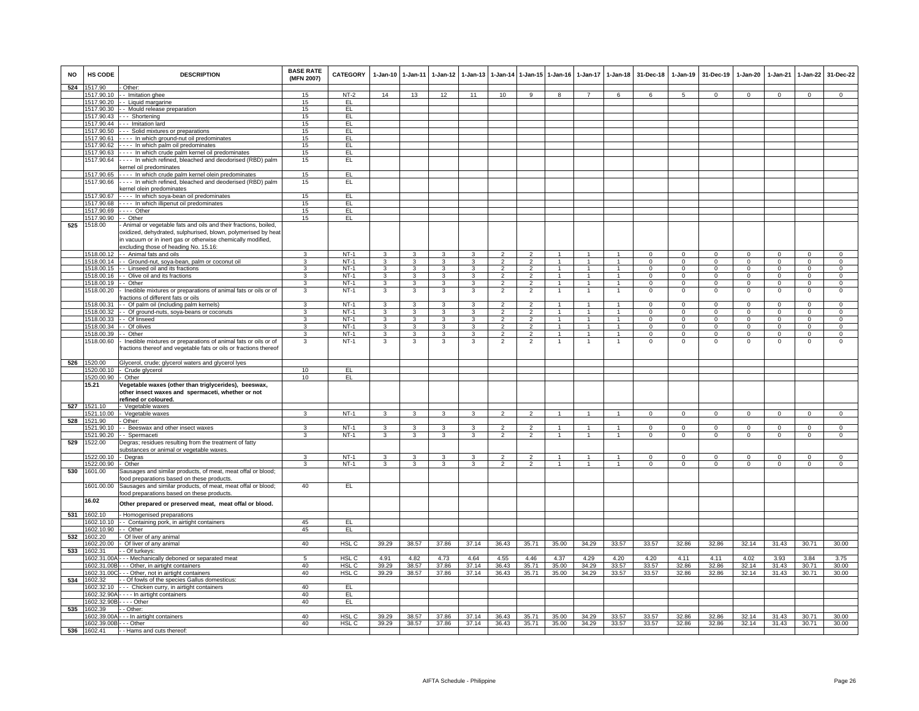| NO | HS CODE | DESCRIPTION | BASE RATE (MFN 2007) | CATEGORY | 1-Jan-10 | 1-Jan-11 | 1-Jan-12 | 1-Jan-13 | 1-Jan-14 | 1-Jan-15 | 1-Jan-16 | 1-Jan-17 | 1-Jan-18 | 31-Dec-18 | 1-Jan-19 | 31-Dec-19 | 1-Jan-20 | 1-Jan-21 | 1-Jan-22 | 31-Dec-22 |
|---|---|---|---|---|---|---|---|---|---|---|---|---|---|---|---|---|---|---|---|---|
| 524 | 1517.90 | - Other: | | | | | | | | | | | | | | | | | | |
| | 1517.90.10 | - - Imitation ghee | 15 | NT-2 | 14 | 13 | 12 | 11 | 10 | 9 | 8 | 7 | 6 | 6 | 5 | 0 | 0 | 0 | 0 | 0 |
| | 1517.90.20 | - - Liquid margarine | 15 | EL | | | | | | | | | | | | | | | | |
| | 1517.90.30 | - - Mould release preparation | 15 | EL | | | | | | | | | | | | | | | | |
| | 1517.90.43 | - - - Shortening | 15 | EL | | | | | | | | | | | | | | | | |
| | 1517.90.44 | - - - Imitation lard | 15 | EL | | | | | | | | | | | | | | | | |
| | 1517.90.50 | - - - Solid mixtures or preparations | 15 | EL | | | | | | | | | | | | | | | | |
| | 1517.90.61 | - - - - In which ground-nut oil predominates | 15 | EL | | | | | | | | | | | | | | | | |
| | 1517.90.62 | - - - - In which palm oil predominates | 15 | EL | | | | | | | | | | | | | | | | |
| | 1517.90.63 | - - - - In which crude palm kernel oil predominates | 15 | EL | | | | | | | | | | | | | | | | |
| | 1517.90.64 | - - - - In which refined, bleached and deodorised (RBD) palm kernel oil predominates | 15 | EL | | | | | | | | | | | | | | | | |
| | 1517.90.65 | - - - - In which crude palm kernel olein predominates | 15 | EL | | | | | | | | | | | | | | | | |
| | 1517.90.66 | - - - - In which refined, bleached and deoderised (RBD) palm kernel olein predominates | 15 | EL | | | | | | | | | | | | | | | | |
| | 1517.90.67 | - - - - In which soya-bean oil predominates | 15 | EL | | | | | | | | | | | | | | | | |
| | 1517.90.68 | - - - - In which illipenut oil predominates | 15 | EL | | | | | | | | | | | | | | | | |
| | 1517.90.69 | - - - - Other | 15 | EL | | | | | | | | | | | | | | | | |
| | 1517.90.90 | - - Other | 15 | EL | | | | | | | | | | | | | | | | |
| 525 | 1518.00 | - Animal or vegetable fats and oils and their fractions, boiled, oxidized, dehydrated, sulphurised, blown, polymerised by heat in vacuum or in inert gas or otherwise chemically modified, excluding those of heading No. 15.16: | | | | | | | | | | | | | | | | | | |
| | 1518.00.12 | - - Animal fats and oils | 3 | NT-1 | 3 | 3 | 3 | 3 | 2 | 2 | 1 | 1 | 1 | 0 | 0 | 0 | 0 | 0 | 0 | 0 |
| | 1518.00.14 | - - Ground-nut, soya-bean, palm or coconut oil | 3 | NT-1 | 3 | 3 | 3 | 3 | 2 | 2 | 1 | 1 | 1 | 0 | 0 | 0 | 0 | 0 | 0 | 0 |
| | 1518.00.15 | - - Linseed oil and its fractions | 3 | NT-1 | 3 | 3 | 3 | 3 | 2 | 2 | 1 | 1 | 1 | 0 | 0 | 0 | 0 | 0 | 0 | 0 |
| | 1518.00.16 | - - Olive oil and its fractions | 3 | NT-1 | 3 | 3 | 3 | 3 | 2 | 2 | 1 | 1 | 1 | 0 | 0 | 0 | 0 | 0 | 0 | 0 |
| | 1518.00.19 | - - Other | 3 | NT-1 | 3 | 3 | 3 | 3 | 2 | 2 | 1 | 1 | 1 | 0 | 0 | 0 | 0 | 0 | 0 | 0 |
| | 1518.00.20 | - Inedible mixtures or preparations of animal fats or oils or of fractions of different fats or oils | 3 | NT-1 | 3 | 3 | 3 | 3 | 2 | 2 | 1 | 1 | 1 | 0 | 0 | 0 | 0 | 0 | 0 | 0 |
| | 1518.00.31 | - - Of palm oil (including palm kernels) | 3 | NT-1 | 3 | 3 | 3 | 3 | 2 | 2 | 1 | 1 | 1 | 0 | 0 | 0 | 0 | 0 | 0 | 0 |
| | 1518.00.32 | - - Of ground-nuts, soya-beans or coconuts | 3 | NT-1 | 3 | 3 | 3 | 3 | 2 | 2 | 1 | 1 | 1 | 0 | 0 | 0 | 0 | 0 | 0 | 0 |
| | 1518.00.33 | - - Of linseed | 3 | NT-1 | 3 | 3 | 3 | 3 | 2 | 2 | 1 | 1 | 1 | 0 | 0 | 0 | 0 | 0 | 0 | 0 |
| | 1518.00.34 | - - Of olives | 3 | NT-1 | 3 | 3 | 3 | 3 | 2 | 2 | 1 | 1 | 1 | 0 | 0 | 0 | 0 | 0 | 0 | 0 |
| | 1518.00.39 | - - Other | 3 | NT-1 | 3 | 3 | 3 | 3 | 2 | 2 | 1 | 1 | 1 | 0 | 0 | 0 | 0 | 0 | 0 | 0 |
| | 1518.00.60 | - Inedible mixtures or preparations of animal fats or oils or of fractions thereof and vegetable fats or oils or fractions thereof | 3 | NT-1 | 3 | 3 | 3 | 3 | 2 | 2 | 1 | 1 | 1 | 0 | 0 | 0 | 0 | 0 | 0 | 0 |
| 526 | 1520.00 | Glycerol, crude; glycerol waters and glycerol lyes | | | | | | | | | | | | | | | | | | |
| | 1520.00.10 | - Crude glycerol | 10 | EL | | | | | | | | | | | | | | | | |
| | 1520.00.90 | - Other | 10 | EL | | | | | | | | | | | | | | | | |
| | **15.21** | **Vegetable waxes (other than triglycerides), beeswax, other insect waxes and spermaceti, whether or not refined or coloured.** | | | | | | | | | | | | | | | | | | |
| 527 | 1521.10 | - Vegetable waxes | | | | | | | | | | | | | | | | | | |
| | 1521.10.00 | - Vegetable waxes | 3 | NT-1 | 3 | 3 | 3 | 3 | 2 | 2 | 1 | 1 | 1 | 0 | 0 | 0 | 0 | 0 | 0 | 0 |
| 528 | 1521.90 | - Other: | | | | | | | | | | | | | | | | | | |
| | 1521.90.10 | - - Beeswax and other insect waxes | 3 | NT-1 | 3 | 3 | 3 | 3 | 2 | 2 | 1 | 1 | 1 | 0 | 0 | 0 | 0 | 0 | 0 | 0 |
| | 1521.90.20 | - - Spermaceti | 3 | NT-1 | 3 | 3 | 3 | 3 | 2 | 2 | 1 | 1 | 1 | 0 | 0 | 0 | 0 | 0 | 0 | 0 |
| 529 | 1522.00 | Degras; residues resulting from the treatment of fatty substances or animal or vegetable waxes. | | | | | | | | | | | | | | | | | | |
| | 1522.00.10 | - Degras | 3 | NT-1 | 3 | 3 | 3 | 3 | 2 | 2 | 1 | 1 | 1 | 0 | 0 | 0 | 0 | 0 | 0 | 0 |
| | 1522.00.90 | - Other | 3 | NT-1 | 3 | 3 | 3 | 3 | 2 | 2 | 1 | 1 | 1 | 0 | 0 | 0 | 0 | 0 | 0 | 0 |
| 530 | 1601.00 | Sausages and similar products, of meat, meat offal or blood; food preparations based on these products. | | | | | | | | | | | | | | | | | | |
| | 1601.00.00 | Sausages and similar products, of meat, meat offal or blood; food preparations based on these products. | 40 | EL | | | | | | | | | | | | | | | | |
| | **16.02** | **Other prepared or preserved meat, meat offal or blood.** | | | | | | | | | | | | | | | | | | |
| 531 | 1602.10 | - Homogenised preparations | | | | | | | | | | | | | | | | | | |
| | 1602.10.10 | - - Containing pork, in airtight containers | 45 | EL | | | | | | | | | | | | | | | | |
| | 1602.10.90 | - - Other | 45 | EL | | | | | | | | | | | | | | | | |
| 532 | 1602.20 | - Of liver of any animal | | | | | | | | | | | | | | | | | | |
| | 1602.20.00 | - Of liver of any animal | 40 | HSL C | 39.29 | 38.57 | 37.86 | 37.14 | 36.43 | 35.71 | 35.00 | 34.29 | 33.57 | 33.57 | 32.86 | 32.86 | 32.14 | 31.43 | 30.71 | 30.00 |
| 533 | 1602.31 | - - Of turkeys: | | | | | | | | | | | | | | | | | | |
| | 1602.31.00A | - - - Mechanically deboned or separated meat | 5 | HSL C | 4.91 | 4.82 | 4.73 | 4.64 | 4.55 | 4.46 | 4.37 | 4.29 | 4.20 | 4.20 | 4.11 | 4.11 | 4.02 | 3.93 | 3.84 | 3.75 |
| | 1602.31.00B | - - - Other, in airtight containers | 40 | HSL C | 39.29 | 38.57 | 37.86 | 37.14 | 36.43 | 35.71 | 35.00 | 34.29 | 33.57 | 33.57 | 32.86 | 32.86 | 32.14 | 31.43 | 30.71 | 30.00 |
| | 1602.31.00C | - - - Other, not in airtight containers | 40 | HSL C | 39.29 | 38.57 | 37.86 | 37.14 | 36.43 | 35.71 | 35.00 | 34.29 | 33.57 | 33.57 | 32.86 | 32.86 | 32.14 | 31.43 | 30.71 | 30.00 |
| 534 | 1602.32 | - - Of fowls of the species Gallus domesticus: | | | | | | | | | | | | | | | | | | |
| | 1602.32.10 | - - - Chicken curry, in airtight containers | 40 | EL | | | | | | | | | | | | | | | | |
| | 1602.32.90A | - - - - In airtight containers | 40 | EL | | | | | | | | | | | | | | | | |
| | 1602.32.90B | - - - - Other | 40 | EL | | | | | | | | | | | | | | | | |
| 535 | 1602.39 | - - Other: | | | | | | | | | | | | | | | | | | |
| | 1602.39.00A | - - - In airtight containers | 40 | HSL C | 39.29 | 38.57 | 37.86 | 37.14 | 36.43 | 35.71 | 35.00 | 34.29 | 33.57 | 33.57 | 32.86 | 32.86 | 32.14 | 31.43 | 30.71 | 30.00 |
| | 1602.39.00B | - - - Other | 40 | HSL C | 39.29 | 38.57 | 37.86 | 37.14 | 36.43 | 35.71 | 35.00 | 34.29 | 33.57 | 33.57 | 32.86 | 32.86 | 32.14 | 31.43 | 30.71 | 30.00 |
| 536 | 1602.41 | - - Hams and cuts thereof: | | | | | | | | | | | | | | | | | | |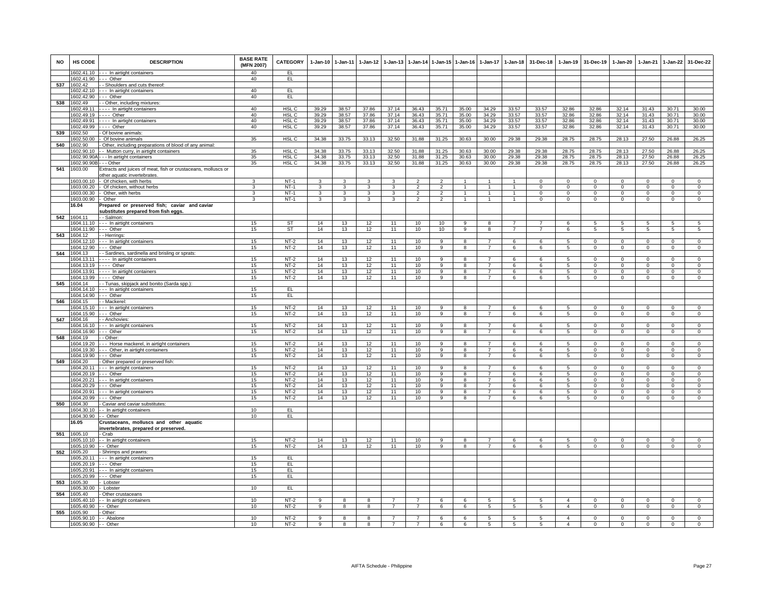| NO | HS CODE | DESCRIPTION | BASE RATE (MFN 2007) | CATEGORY | 1-Jan-10 | 1-Jan-11 | 1-Jan-12 | 1-Jan-13 | 1-Jan-14 | 1-Jan-15 | 1-Jan-16 | 1-Jan-17 | 1-Jan-18 | 31-Dec-18 | 1-Jan-19 | 31-Dec-19 | 1-Jan-20 | 1-Jan-21 | 1-Jan-22 | 31-Dec-22 |
|---|---|---|---|---|---|---|---|---|---|---|---|---|---|---|---|---|---|---|---|---|
| | 1602.41.10 | - - - In airtight containers | 40 | EL | | | | | | | | | | | | | | | | |
| | 1602.41.90 | - - - Other | 40 | EL | | | | | | | | | | | | | | | | |
| 537 | 1602.42 | - - Shoulders and cuts thereof: | | | | | | | | | | | | | | | | | | |
| | 1602.42.10 | - - - In airtight containers | 40 | EL | | | | | | | | | | | | | | | | |
| | 1602.42.90 | - - - Other | 40 | EL | | | | | | | | | | | | | | | | |
| 538 | 1602.49 | - - Other, including mixtures: | | | | | | | | | | | | | | | | | | |
| | 1602.49.11 | - - - - In airtight containers | 40 | HSL C | 39.29 | 38.57 | 37.86 | 37.14 | 36.43 | 35.71 | 35.00 | 34.29 | 33.57 | 33.57 | 32.86 | 32.86 | 32.14 | 31.43 | 30.71 | 30.00 |
| | 1602.49.19 | - - - - Other | 40 | HSL C | 39.29 | 38.57 | 37.86 | 37.14 | 36.43 | 35.71 | 35.00 | 34.29 | 33.57 | 33.57 | 32.86 | 32.86 | 32.14 | 31.43 | 30.71 | 30.00 |
| | 1602.49.91 | - - - - In airtight containers | 40 | HSL C | 39.29 | 38.57 | 37.86 | 37.14 | 36.43 | 35.71 | 35.00 | 34.29 | 33.57 | 33.57 | 32.86 | 32.86 | 32.14 | 31.43 | 30.71 | 30.00 |
| | 1602.49.99 | - - - - Other | 40 | HSL C | 39.29 | 38.57 | 37.86 | 37.14 | 36.43 | 35.71 | 35.00 | 34.29 | 33.57 | 33.57 | 32.86 | 32.86 | 32.14 | 31.43 | 30.71 | 30.00 |
| 539 | 1602.50 | - Of bovine animals: | | | | | | | | | | | | | | | | | | |
| | 1602.50.00 | - Of bovine animals | 35 | HSL C | 34.38 | 33.75 | 33.13 | 32.50 | 31.88 | 31.25 | 30.63 | 30.00 | 29.38 | 29.38 | 28.75 | 28.75 | 28.13 | 27.50 | 26.88 | 26.25 |
| 540 | 1602.90 | - Other, including preparations of blood of any animal: | | | | | | | | | | | | | | | | | | |
| | 1602.90.10 | - - Mutton curry, in airtight containers | 35 | HSL C | 34.38 | 33.75 | 33.13 | 32.50 | 31.88 | 31.25 | 30.63 | 30.00 | 29.38 | 29.38 | 28.75 | 28.75 | 28.13 | 27.50 | 26.88 | 26.25 |
| | 1602.90.90A | - - - In airtight containers | 35 | HSL C | 34.38 | 33.75 | 33.13 | 32.50 | 31.88 | 31.25 | 30.63 | 30.00 | 29.38 | 29.38 | 28.75 | 28.75 | 28.13 | 27.50 | 26.88 | 26.25 |
| | 1602.90.90B | - - - Other | 35 | HSL C | 34.38 | 33.75 | 33.13 | 32.50 | 31.88 | 31.25 | 30.63 | 30.00 | 29.38 | 29.38 | 28.75 | 28.75 | 28.13 | 27.50 | 26.88 | 26.25 |
| 541 | 1603.00 | Extracts and juices of meat, fish or crustaceans, molluscs or other aquatic invertebrates. | | | | | | | | | | | | | | | | | | |
| | 1603.00.10 | - Of chicken, with herbs | 3 | NT-1 | 3 | 3 | 3 | 3 | 2 | 2 | 1 | 1 | 1 | 0 | 0 | 0 | 0 | 0 | 0 | 0 |
| | 1603.00.20 | - Of chicken, without herbs | 3 | NT-1 | 3 | 3 | 3 | 3 | 2 | 2 | 1 | 1 | 1 | 0 | 0 | 0 | 0 | 0 | 0 | 0 |
| | 1603.00.30 | - Other, with herbs | 3 | NT-1 | 3 | 3 | 3 | 3 | 2 | 2 | 1 | 1 | 1 | 0 | 0 | 0 | 0 | 0 | 0 | 0 |
| | 1603.00.90 | - Other | 3 | NT-1 | 3 | 3 | 3 | 3 | 2 | 2 | 1 | 1 | 1 | 0 | 0 | 0 | 0 | 0 | 0 | 0 |
| | **16.04** | **Prepared or preserved fish; caviar and caviar substitutes prepared from fish eggs.** | | | | | | | | | | | | | | | | | | |
| 542 | 1604.11 | - - Salmon: | | | | | | | | | | | | | | | | | | |
| | 1604.11.10 | - - - In airtight containers | 15 | ST | 14 | 13 | 12 | 11 | 10 | 10 | 9 | 8 | 7 | 7 | 6 | 5 | 5 | 5 | 5 | 5 |
| | 1604.11.90 | - - - Other | 15 | ST | 14 | 13 | 12 | 11 | 10 | 10 | 9 | 8 | 7 | 7 | 6 | 5 | 5 | 5 | 5 | 5 |
| 543 | 1604.12 | - - Herrings: | | | | | | | | | | | | | | | | | | |
| | 1604.12.10 | - - - In airtight containers | 15 | NT-2 | 14 | 13 | 12 | 11 | 10 | 9 | 8 | 7 | 6 | 6 | 5 | 0 | 0 | 0 | 0 | 0 |
| | 1604.12.90 | - - - Other | 15 | NT-2 | 14 | 13 | 12 | 11 | 10 | 9 | 8 | 7 | 6 | 6 | 5 | 0 | 0 | 0 | 0 | 0 |
| 544 | 1604.13 | - - Sardines, sardinella and brisling or sprats: | | | | | | | | | | | | | | | | | | |
| | 1604.13.11 | - - - - In airtight containers | 15 | NT-2 | 14 | 13 | 12 | 11 | 10 | 9 | 8 | 7 | 6 | 6 | 5 | 0 | 0 | 0 | 0 | 0 |
| | 1604.13.19 | - - - - Other | 15 | NT-2 | 14 | 13 | 12 | 11 | 10 | 9 | 8 | 7 | 6 | 6 | 5 | 0 | 0 | 0 | 0 | 0 |
| | 1604.13.91 | - - - - In airtight containers | 15 | NT-2 | 14 | 13 | 12 | 11 | 10 | 9 | 8 | 7 | 6 | 6 | 5 | 0 | 0 | 0 | 0 | 0 |
| | 1604.13.99 | - - - - Other | 15 | NT-2 | 14 | 13 | 12 | 11 | 10 | 9 | 8 | 7 | 6 | 6 | 5 | 0 | 0 | 0 | 0 | 0 |
| 545 | 1604.14 | - - Tunas, skipjack and bonito (Sarda spp.): | | | | | | | | | | | | | | | | | | |
| | 1604.14.10 | - - - In airtight containers | 15 | EL | | | | | | | | | | | | | | | | |
| | 1604.14.90 | - - - Other | 15 | EL | | | | | | | | | | | | | | | | |
| 546 | 1604.15 | - - Mackerel: | | | | | | | | | | | | | | | | | | |
| | 1604.15.10 | - - - In airtight containers | 15 | NT-2 | 14 | 13 | 12 | 11 | 10 | 9 | 8 | 7 | 6 | 6 | 5 | 0 | 0 | 0 | 0 | 0 |
| | 1604.15.90 | - - - Other | 15 | NT-2 | 14 | 13 | 12 | 11 | 10 | 9 | 8 | 7 | 6 | 6 | 5 | 0 | 0 | 0 | 0 | 0 |
| 547 | 1604.16 | - - Anchovies: | | | | | | | | | | | | | | | | | | |
| | 1604.16.10 | - - - In airtight containers | 15 | NT-2 | 14 | 13 | 12 | 11 | 10 | 9 | 8 | 7 | 6 | 6 | 5 | 0 | 0 | 0 | 0 | 0 |
| | 1604.16.90 | - - - Other | 15 | NT-2 | 14 | 13 | 12 | 11 | 10 | 9 | 8 | 7 | 6 | 6 | 5 | 0 | 0 | 0 | 0 | 0 |
| 548 | 1604.19 | - - Other: | | | | | | | | | | | | | | | | | | |
| | 1604.19.20 | - - - Horse mackerel, in airtight containers | 15 | NT-2 | 14 | 13 | 12 | 11 | 10 | 9 | 8 | 7 | 6 | 6 | 5 | 0 | 0 | 0 | 0 | 0 |
| | 1604.19.30 | - - - Other, in airtight containers | 15 | NT-2 | 14 | 13 | 12 | 11 | 10 | 9 | 8 | 7 | 6 | 6 | 5 | 0 | 0 | 0 | 0 | 0 |
| | 1604.19.90 | - - - Other | 15 | NT-2 | 14 | 13 | 12 | 11 | 10 | 9 | 8 | 7 | 6 | 6 | 5 | 0 | 0 | 0 | 0 | 0 |
| 549 | 1604.20 | - Other prepared or preserved fish: | | | | | | | | | | | | | | | | | | |
| | 1604.20.11 | - - - In airtight containers | 15 | NT-2 | 14 | 13 | 12 | 11 | 10 | 9 | 8 | 7 | 6 | 6 | 5 | 0 | 0 | 0 | 0 | 0 |
| | 1604.20.19 | - - - Other | 15 | NT-2 | 14 | 13 | 12 | 11 | 10 | 9 | 8 | 7 | 6 | 6 | 5 | 0 | 0 | 0 | 0 | 0 |
| | 1604.20.21 | - - - In airtight containers | 15 | NT-2 | 14 | 13 | 12 | 11 | 10 | 9 | 8 | 7 | 6 | 6 | 5 | 0 | 0 | 0 | 0 | 0 |
| | 1604.20.29 | - - - Other | 15 | NT-2 | 14 | 13 | 12 | 11 | 10 | 9 | 8 | 7 | 6 | 6 | 5 | 0 | 0 | 0 | 0 | 0 |
| | 1604.20.91 | - - - In airtight containers | 15 | NT-2 | 14 | 13 | 12 | 11 | 10 | 9 | 8 | 7 | 6 | 6 | 5 | 0 | 0 | 0 | 0 | 0 |
| | 1604.20.99 | - - - Other | 15 | NT-2 | 14 | 13 | 12 | 11 | 10 | 9 | 8 | 7 | 6 | 6 | 5 | 0 | 0 | 0 | 0 | 0 |
| 550 | 1604.30 | - Caviar and caviar substitutes: | | | | | | | | | | | | | | | | | | |
| | 1604.30.10 | - - In airtight containers | 10 | EL | | | | | | | | | | | | | | | | |
| | 1604.30.90 | - - Other | 10 | EL | | | | | | | | | | | | | | | | |
| | **16.05** | **Crustaceans, molluscs and other aquatic invertebrates, prepared or preserved.** | | | | | | | | | | | | | | | | | | |
| 551 | 1605.10 | - Crab | | | | | | | | | | | | | | | | | | |
| | 1605.10.10 | - - In airtight containers | 15 | NT-2 | 14 | 13 | 12 | 11 | 10 | 9 | 8 | 7 | 6 | 6 | 5 | 0 | 0 | 0 | 0 | 0 |
| | 1605.10.90 | - - Other | 15 | NT-2 | 14 | 13 | 12 | 11 | 10 | 9 | 8 | 7 | 6 | 6 | 5 | 0 | 0 | 0 | 0 | 0 |
| 552 | 1605.20 | - Shrimps and prawns: | | | | | | | | | | | | | | | | | | |
| | 1605.20.11 | - - - In airtight containers | 15 | EL | | | | | | | | | | | | | | | | |
| | 1605.20.19 | - - - Other | 15 | EL | | | | | | | | | | | | | | | | |
| | 1605.20.91 | - - - In airtight containers | 15 | EL | | | | | | | | | | | | | | | | |
| | 1605.20.99 | - - - Other | 15 | EL | | | | | | | | | | | | | | | | |
| 553 | 1605.30 | - Lobster | | | | | | | | | | | | | | | | | | |
| | 1605.30.00 | - Lobster | 10 | EL | | | | | | | | | | | | | | | | |
| 554 | 1605.40 | - Other crustaceans | | | | | | | | | | | | | | | | | | |
| | 1605.40.10 | - - In airtight containers | 10 | NT-2 | 9 | 8 | 8 | 7 | 7 | 6 | 6 | 5 | 5 | 5 | 4 | 0 | 0 | 0 | 0 | 0 |
| | 1605.40.90 | - - Other | 10 | NT-2 | 9 | 8 | 8 | 7 | 7 | 6 | 6 | 5 | 5 | 5 | 4 | 0 | 0 | 0 | 0 | 0 |
| 555 | 1605.90 | - Other: | | | | | | | | | | | | | | | | | | |
| | 1605.90.10 | - - Abalone | 10 | NT-2 | 9 | 8 | 8 | 7 | 7 | 6 | 6 | 5 | 5 | 5 | 4 | 0 | 0 | 0 | 0 | 0 |
| | 1605.90.90 | - - Other | 10 | NT-2 | 9 | 8 | 8 | 7 | 7 | 6 | 6 | 5 | 5 | 5 | 4 | 0 | 0 | 0 | 0 | 0 |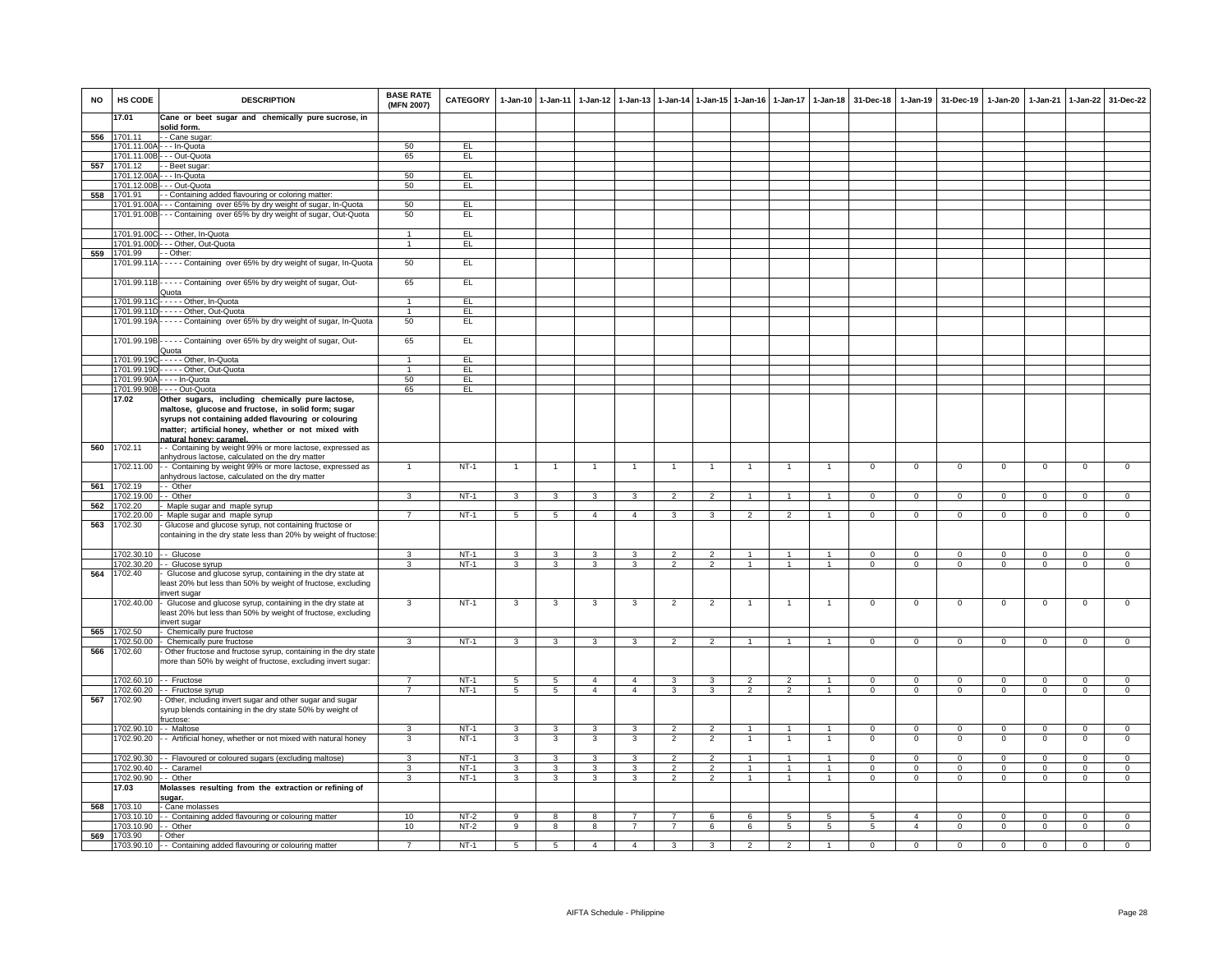| NO | HS CODE | DESCRIPTION | BASE RATE (MFN 2007) | CATEGORY | 1-Jan-10 | 1-Jan-11 | 1-Jan-12 | 1-Jan-13 | 1-Jan-14 | 1-Jan-15 | 1-Jan-16 | 1-Jan-17 | 1-Jan-18 | 31-Dec-18 | 1-Jan-19 | 31-Dec-19 | 1-Jan-20 | 1-Jan-21 | 1-Jan-22 | 31-Dec-22 |
|---|---|---|---|---|---|---|---|---|---|---|---|---|---|---|---|---|---|---|---|---|
| | 17.01 | **Cane or beet sugar and chemically pure sucrose, in solid form.** | | | | | | | | | | | | | | | | | | |
| 556 | 1701.11 | - - Cane sugar: | | | | | | | | | | | | | | | | | | |
| | 1701.11.00A | - - - In-Quota | 50 | EL | | | | | | | | | | | | | | | | |
| | 1701.11.00B | - - - Out-Quota | 65 | EL | | | | | | | | | | | | | | | | |
| 557 | 1701.12 | - - Beet sugar: | | | | | | | | | | | | | | | | | | |
| | 1701.12.00A | - - - In-Quota | 50 | EL | | | | | | | | | | | | | | | | |
| | 1701.12.00B | - - - Out-Quota | 50 | EL | | | | | | | | | | | | | | | | |
| 558 | 1701.91 | - - Containing added flavouring or coloring matter: | | | | | | | | | | | | | | | | | | |
| | 1701.91.00A | - - - Containing over 65% by dry weight of sugar, In-Quota | 50 | EL | | | | | | | | | | | | | | | | |
| | 1701.91.00B | - - - Containing over 65% by dry weight of sugar, Out-Quota | 50 | EL | | | | | | | | | | | | | | | | |
| | 1701.91.00C | - - - Other, In-Quota | 1 | EL | | | | | | | | | | | | | | | | |
| | 1701.91.00D | - - - Other, Out-Quota | 1 | EL | | | | | | | | | | | | | | | | |
| 559 | 1701.99 | - - Other: | | | | | | | | | | | | | | | | | | |
| | 1701.99.11A | - - - - - Containing over 65% by dry weight of sugar, In-Quota | 50 | EL | | | | | | | | | | | | | | | | |
| | 1701.99.11B | - - - - - Containing over 65% by dry weight of sugar, Out-Quota | 65 | EL | | | | | | | | | | | | | | | | |
| | 1701.99.11C | - - - - - Other, In-Quota | 1 | EL | | | | | | | | | | | | | | | | |
| | 1701.99.11D | - - - - - Other, Out-Quota | 1 | EL | | | | | | | | | | | | | | | | |
| | 1701.99.19A | - - - - - Containing over 65% by dry weight of sugar, In-Quota | 50 | EL | | | | | | | | | | | | | | | | |
| | 1701.99.19B | - - - - - Containing over 65% by dry weight of sugar, Out-Quota | 65 | EL | | | | | | | | | | | | | | | | |
| | 1701.99.19C | - - - - - Other, In-Quota | 1 | EL | | | | | | | | | | | | | | | | |
| | 1701.99.19D | - - - - - Other, Out-Quota | 1 | EL | | | | | | | | | | | | | | | | |
| | 1701.99.90A | - - - - In-Quota | 50 | EL | | | | | | | | | | | | | | | | |
| | 1701.99.90B | - - - - Out-Quota | 65 | EL | | | | | | | | | | | | | | | | |
| | 17.02 | **Other sugars, including chemically pure lactose, maltose, glucose and fructose, in solid form; sugar syrups not containing added flavouring or colouring matter; artificial honey, whether or not mixed with natural honey; caramel.** | | | | | | | | | | | | | | | | | | |
| 560 | 1702.11 | - - Containing by weight 99% or more lactose, expressed as anhydrous lactose, calculated on the dry matter | | | | | | | | | | | | | | | | | | |
| | 1702.11.00 | - - Containing by weight 99% or more lactose, expressed as anhydrous lactose, calculated on the dry matter | 1 | NT-1 | 1 | 1 | 1 | 1 | 1 | 1 | 1 | 1 | 1 | 0 | 0 | 0 | 0 | 0 | 0 | 0 |
| 561 | 1702.19 | - - Other | | | | | | | | | | | | | | | | | | |
| | 1702.19.00 | - - Other | 3 | NT-1 | 3 | 3 | 3 | 3 | 2 | 2 | 1 | 1 | 1 | 0 | 0 | 0 | 0 | 0 | 0 | 0 |
| 562 | 1702.20 | - Maple sugar and maple syrup | | | | | | | | | | | | | | | | | | |
| | 1702.20.00 | - Maple sugar and maple syrup | 7 | NT-1 | 5 | 5 | 4 | 4 | 3 | 3 | 2 | 2 | 1 | 0 | 0 | 0 | 0 | 0 | 0 | 0 |
| 563 | 1702.30 | - Glucose and glucose syrup, not containing fructose or containing in the dry state less than 20% by weight of fructose: | | | | | | | | | | | | | | | | | | |
| | 1702.30.10 | - - Glucose | 3 | NT-1 | 3 | 3 | 3 | 3 | 2 | 2 | 1 | 1 | 1 | 0 | 0 | 0 | 0 | 0 | 0 | 0 |
| | 1702.30.20 | - - Glucose syrup | 3 | NT-1 | 3 | 3 | 3 | 3 | 2 | 2 | 1 | 1 | 1 | 0 | 0 | 0 | 0 | 0 | 0 | 0 |
| 564 | 1702.40 | - Glucose and glucose syrup, containing in the dry state at least 20% but less than 50% by weight of fructose, excluding invert sugar | | | | | | | | | | | | | | | | | | |
| | 1702.40.00 | - Glucose and glucose syrup, containing in the dry state at least 20% but less than 50% by weight of fructose, excluding invert sugar | 3 | NT-1 | 3 | 3 | 3 | 3 | 2 | 2 | 1 | 1 | 1 | 0 | 0 | 0 | 0 | 0 | 0 | 0 |
| 565 | 1702.50 | - Chemically pure fructose | | | | | | | | | | | | | | | | | | |
| | 1702.50.00 | - Chemically pure fructose | 3 | NT-1 | 3 | 3 | 3 | 3 | 2 | 2 | 1 | 1 | 1 | 0 | 0 | 0 | 0 | 0 | 0 | 0 |
| 566 | 1702.60 | - Other fructose and fructose syrup, containing in the dry state more than 50% by weight of fructose, excluding invert sugar: | | | | | | | | | | | | | | | | | | |
| | 1702.60.10 | - - Fructose | 7 | NT-1 | 5 | 5 | 4 | 4 | 3 | 3 | 2 | 2 | 1 | 0 | 0 | 0 | 0 | 0 | 0 | 0 |
| | 1702.60.20 | - - Fructose syrup | 7 | NT-1 | 5 | 5 | 4 | 4 | 3 | 3 | 2 | 2 | 1 | 0 | 0 | 0 | 0 | 0 | 0 | 0 |
| 567 | 1702.90 | - Other, including invert sugar and other sugar and sugar syrup blends containing in the dry state 50% by weight of fructose: | | | | | | | | | | | | | | | | | | |
| | 1702.90.10 | - - Maltose | 3 | NT-1 | 3 | 3 | 3 | 3 | 2 | 2 | 1 | 1 | 1 | 0 | 0 | 0 | 0 | 0 | 0 | 0 |
| | 1702.90.20 | - - Artificial honey, whether or not mixed with natural honey | 3 | NT-1 | 3 | 3 | 3 | 3 | 2 | 2 | 1 | 1 | 1 | 0 | 0 | 0 | 0 | 0 | 0 | 0 |
| | 1702.90.30 | - - Flavoured or coloured sugars (excluding maltose) | 3 | NT-1 | 3 | 3 | 3 | 3 | 2 | 2 | 1 | 1 | 1 | 0 | 0 | 0 | 0 | 0 | 0 | 0 |
| | 1702.90.40 | - - Caramel | 3 | NT-1 | 3 | 3 | 3 | 3 | 2 | 2 | 1 | 1 | 1 | 0 | 0 | 0 | 0 | 0 | 0 | 0 |
| | 1702.90.90 | - - Other | 3 | NT-1 | 3 | 3 | 3 | 3 | 2 | 2 | 1 | 1 | 1 | 0 | 0 | 0 | 0 | 0 | 0 | 0 |
| | 17.03 | **Molasses resulting from the extraction or refining of sugar.** | | | | | | | | | | | | | | | | | | |
| 568 | 1703.10 | - Cane molasses | | | | | | | | | | | | | | | | | | |
| | 1703.10.10 | - - Containing added flavouring or colouring matter | 10 | NT-2 | 9 | 8 | 8 | 7 | 7 | 6 | 6 | 5 | 5 | 5 | 4 | 0 | 0 | 0 | 0 | 0 |
| | 1703.10.90 | - - Other | 10 | NT-2 | 9 | 8 | 8 | 7 | 7 | 6 | 6 | 5 | 5 | 5 | 4 | 0 | 0 | 0 | 0 | 0 |
| 569 | 1703.90 | - Other | | | | | | | | | | | | | | | | | | |
| | 1703.90.10 | - - Containing added flavouring or colouring matter | 7 | NT-1 | 5 | 5 | 4 | 4 | 3 | 3 | 2 | 2 | 1 | 0 | 0 | 0 | 0 | 0 | 0 | 0 |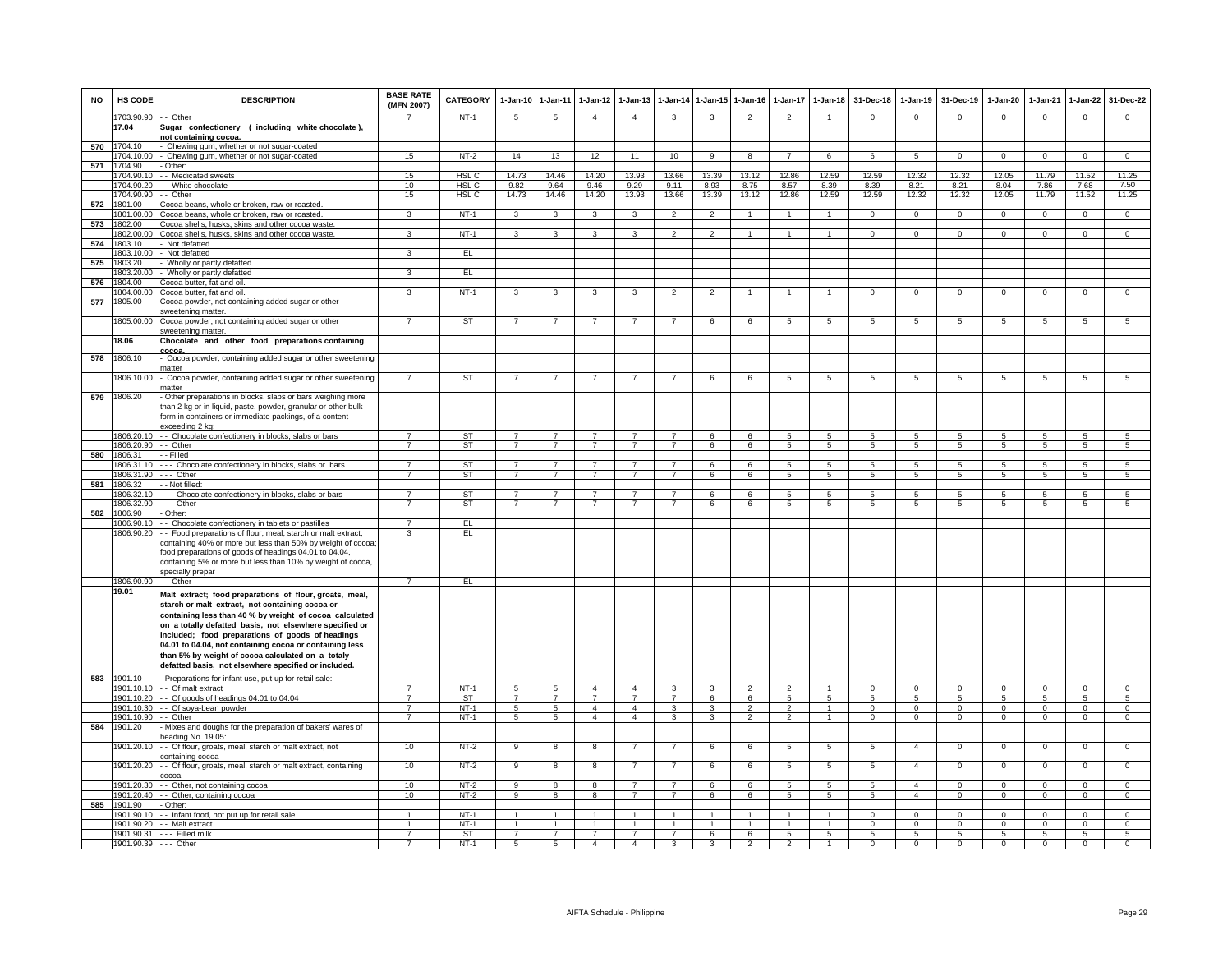| NO | HS CODE | DESCRIPTION | BASE RATE (MFN 2007) | CATEGORY | 1-Jan-10 | 1-Jan-11 | 1-Jan-12 | 1-Jan-13 | 1-Jan-14 | 1-Jan-15 | 1-Jan-16 | 1-Jan-17 | 1-Jan-18 | 31-Dec-18 | 1-Jan-19 | 31-Dec-19 | 1-Jan-20 | 1-Jan-21 | 1-Jan-22 | 31-Dec-22 |
|---|---|---|---|---|---|---|---|---|---|---|---|---|---|---|---|---|---|---|---|---|
| | 1703.90.90 | - - Other | 7 | NT-1 | 5 | 5 | 4 | 4 | 3 | 3 | 2 | 2 | 1 | 0 | 0 | 0 | 0 | 0 | 0 | 0 |
| | **17.04** | **Sugar confectionery ( including white chocolate ), not containing cocoa.** | | | | | | | | | | | | | | | | | | |
| 570 | 1704.10 | - Chewing gum, whether or not sugar-coated | | | | | | | | | | | | | | | | | | |
| | 1704.10.00 | - Chewing gum, whether or not sugar-coated | 15 | NT-2 | 14 | 13 | 12 | 11 | 10 | 9 | 8 | 7 | 6 | 6 | 5 | 0 | 0 | 0 | 0 | 0 |
| 571 | 1704.90 | - Other: | | | | | | | | | | | | | | | | | | |
| | 1704.90.10 | - - Medicated sweets | 15 | HSL C | 14.73 | 14.46 | 14.20 | 13.93 | 13.66 | 13.39 | 13.12 | 12.86 | 12.59 | 12.59 | 12.32 | 12.32 | 12.05 | 11.79 | 11.52 | 11.25 |
| | 1704.90.20 | - - White chocolate | 10 | HSL C | 9.82 | 9.64 | 9.46 | 9.29 | 9.11 | 8.93 | 8.75 | 8.57 | 8.39 | 8.39 | 8.21 | 8.21 | 8.04 | 7.86 | 7.68 | 7.50 |
| | 1704.90.90 | - - Other | 15 | HSL C | 14.73 | 14.46 | 14.20 | 13.93 | 13.66 | 13.39 | 13.12 | 12.86 | 12.59 | 12.59 | 12.32 | 12.32 | 12.05 | 11.79 | 11.52 | 11.25 |
| 572 | 1801.00 | Cocoa beans, whole or broken, raw or roasted. | | | | | | | | | | | | | | | | | | |
| | 1801.00.00 | Cocoa beans, whole or broken, raw or roasted. | 3 | NT-1 | 3 | 3 | 3 | 3 | 2 | 2 | 1 | 1 | 1 | 0 | 0 | 0 | 0 | 0 | 0 | 0 |
| 573 | 1802.00 | Cocoa shells, husks, skins and other cocoa waste. | | | | | | | | | | | | | | | | | | |
| | 1802.00.00 | Cocoa shells, husks, skins and other cocoa waste. | 3 | NT-1 | 3 | 3 | 3 | 3 | 2 | 2 | 1 | 1 | 1 | 0 | 0 | 0 | 0 | 0 | 0 | 0 |
| 574 | 1803.10 | - Not defatted | | | | | | | | | | | | | | | | | | |
| | 1803.10.00 | - Not defatted | 3 | EL | | | | | | | | | | | | | | | | |
| 575 | 1803.20 | - Wholly or partly defatted | | | | | | | | | | | | | | | | | | |
| | 1803.20.00 | - Wholly or partly defatted | 3 | EL | | | | | | | | | | | | | | | | |
| 576 | 1804.00 | Cocoa butter, fat and oil. | | | | | | | | | | | | | | | | | | |
| | 1804.00.00 | Cocoa butter, fat and oil. | 3 | NT-1 | 3 | 3 | 3 | 3 | 2 | 2 | 1 | 1 | 1 | 0 | 0 | 0 | 0 | 0 | 0 | 0 |
| 577 | 1805.00 | Cocoa powder, not containing added sugar or other sweetening matter. | | | | | | | | | | | | | | | | | | |
| | 1805.00.00 | Cocoa powder, not containing added sugar or other sweetening matter. | 7 | ST | 7 | 7 | 7 | 7 | 7 | 6 | 6 | 5 | 5 | 5 | 5 | 5 | 5 | 5 | 5 | 5 |
| | **18.06** | **Chocolate and other food preparations containing cocoa.** | | | | | | | | | | | | | | | | | | |
| 578 | 1806.10 | - Cocoa powder, containing added sugar or other sweetening matter | | | | | | | | | | | | | | | | | | |
| | 1806.10.00 | - Cocoa powder, containing added sugar or other sweetening matter | 7 | ST | 7 | 7 | 7 | 7 | 7 | 6 | 6 | 5 | 5 | 5 | 5 | 5 | 5 | 5 | 5 | 5 |
| 579 | 1806.20 | - Other preparations in blocks, slabs or bars weighing more than 2 kg or in liquid, paste, powder, granular or other bulk form in containers or immediate packings, of a content exceeding 2 kg: | | | | | | | | | | | | | | | | | | |
| | 1806.20.10 | - - Chocolate confectionery in blocks, slabs or bars | 7 | ST | 7 | 7 | 7 | 7 | 7 | 6 | 6 | 5 | 5 | 5 | 5 | 5 | 5 | 5 | 5 | 5 |
| | 1806.20.90 | - - Other | 7 | ST | 7 | 7 | 7 | 7 | 7 | 6 | 6 | 5 | 5 | 5 | 5 | 5 | 5 | 5 | 5 | 5 |
| 580 | 1806.31 | - - Filled | | | | | | | | | | | | | | | | | | |
| | 1806.31.10 | - - - Chocolate confectionery in blocks, slabs or bars | 7 | ST | 7 | 7 | 7 | 7 | 7 | 6 | 6 | 5 | 5 | 5 | 5 | 5 | 5 | 5 | 5 | 5 |
| | 1806.31.90 | - - - Other | 7 | ST | 7 | 7 | 7 | 7 | 7 | 6 | 6 | 5 | 5 | 5 | 5 | 5 | 5 | 5 | 5 | 5 |
| 581 | 1806.32 | - - Not filled: | | | | | | | | | | | | | | | | | | |
| | 1806.32.10 | - - - Chocolate confectionery in blocks, slabs or bars | 7 | ST | 7 | 7 | 7 | 7 | 7 | 6 | 6 | 5 | 5 | 5 | 5 | 5 | 5 | 5 | 5 | 5 |
| | 1806.32.90 | - - - Other | 7 | ST | 7 | 7 | 7 | 7 | 7 | 6 | 6 | 5 | 5 | 5 | 5 | 5 | 5 | 5 | 5 | 5 |
| 582 | 1806.90 | - Other: | | | | | | | | | | | | | | | | | | |
| | 1806.90.10 | - - Chocolate confectionery in tablets or pastilles | 7 | EL | | | | | | | | | | | | | | | | |
| | 1806.90.20 | - - Food preparations of flour, meal, starch or malt extract, containing 40% or more but less than 50% by weight of cocoa; food preparations of goods of headings 04.01 to 04.04, containing 5% or more but less than 10% by weight of cocoa, specially prepar | 3 | EL | | | | | | | | | | | | | | | | |
| | 1806.90.90 | - - Other | 7 | EL | | | | | | | | | | | | | | | | |
| | **19.01** | **Malt extract; food preparations of flour, groats, meal, starch or malt extract, not containing cocoa or containing less than 40 % by weight of cocoa calculated on a totally defatted basis, not elsewhere specified or included; food preparations of goods of headings 04.01 to 04.04, not containing cocoa or containing less than 5% by weight of cocoa calculated on a totaly defatted basis, not elsewhere specified or included.** | | | | | | | | | | | | | | | | | | |
| 583 | 1901.10 | - Preparations for infant use, put up for retail sale: | | | | | | | | | | | | | | | | | | |
| | 1901.10.10 | - - Of malt extract | 7 | NT-1 | 5 | 5 | 4 | 4 | 3 | 3 | 2 | 2 | 1 | 0 | 0 | 0 | 0 | 0 | 0 | 0 |
| | 1901.10.20 | - - Of goods of headings 04.01 to 04.04 | 7 | ST | 7 | 7 | 7 | 7 | 7 | 6 | 6 | 5 | 5 | 5 | 5 | 5 | 5 | 5 | 5 | 5 |
| | 1901.10.30 | - - Of soya-bean powder | 7 | NT-1 | 5 | 5 | 4 | 4 | 3 | 3 | 2 | 2 | 1 | 0 | 0 | 0 | 0 | 0 | 0 | 0 |
| | 1901.10.90 | - - Other | 7 | NT-1 | 5 | 5 | 4 | 4 | 3 | 3 | 2 | 2 | 1 | 0 | 0 | 0 | 0 | 0 | 0 | 0 |
| 584 | 1901.20 | - Mixes and doughs for the preparation of bakers' wares of heading No. 19.05: | | | | | | | | | | | | | | | | | | |
| | 1901.20.10 | - - Of flour, groats, meal, starch or malt extract, not containing cocoa | 10 | NT-2 | 9 | 8 | 8 | 7 | 7 | 6 | 6 | 5 | 5 | 5 | 4 | 0 | 0 | 0 | 0 | 0 |
| | 1901.20.20 | - - Of flour, groats, meal, starch or malt extract, containing cocoa | 10 | NT-2 | 9 | 8 | 8 | 7 | 7 | 6 | 6 | 5 | 5 | 5 | 4 | 0 | 0 | 0 | 0 | 0 |
| | 1901.20.30 | - - Other, not containing cocoa | 10 | NT-2 | 9 | 8 | 8 | 7 | 7 | 6 | 6 | 5 | 5 | 5 | 4 | 0 | 0 | 0 | 0 | 0 |
| | 1901.20.40 | - - Other, containing cocoa | 10 | NT-2 | 9 | 8 | 8 | 7 | 7 | 6 | 6 | 5 | 5 | 5 | 4 | 0 | 0 | 0 | 0 | 0 |
| 585 | 1901.90 | - Other: | | | | | | | | | | | | | | | | | | |
| | 1901.90.10 | - - Infant food, not put up for retail sale | 1 | NT-1 | 1 | 1 | 1 | 1 | 1 | 1 | 1 | 1 | 1 | 0 | 0 | 0 | 0 | 0 | 0 | 0 |
| | 1901.90.20 | - - Malt extract | 1 | NT-1 | 1 | 1 | 1 | 1 | 1 | 1 | 1 | 1 | 1 | 0 | 0 | 0 | 0 | 0 | 0 | 0 |
| | 1901.90.31 | - - - Filled milk | 7 | ST | 7 | 7 | 7 | 7 | 7 | 6 | 6 | 5 | 5 | 5 | 5 | 5 | 5 | 5 | 5 | 5 |
| | 1901.90.39 | - - - Other | 7 | NT-1 | 5 | 5 | 4 | 4 | 3 | 3 | 2 | 2 | 1 | 0 | 0 | 0 | 0 | 0 | 0 | 0 |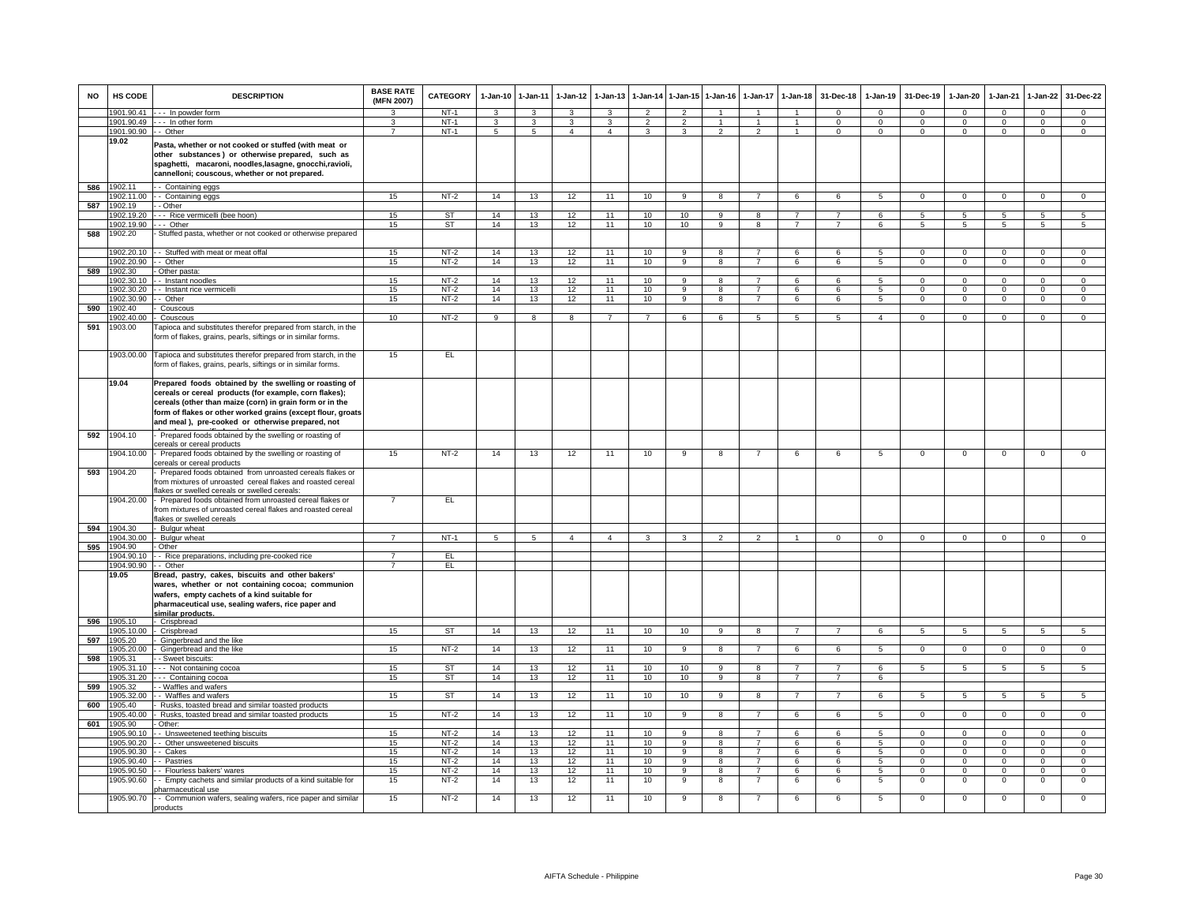| NO | HS CODE | DESCRIPTION | BASE RATE (MFN 2007) | CATEGORY | 1-Jan-10 | 1-Jan-11 | 1-Jan-12 | 1-Jan-13 | 1-Jan-14 | 1-Jan-15 | 1-Jan-16 | 1-Jan-17 | 1-Jan-18 | 31-Dec-18 | 1-Jan-19 | 31-Dec-19 | 1-Jan-20 | 1-Jan-21 | 1-Jan-22 | 31-Dec-22 |
|---|---|---|---|---|---|---|---|---|---|---|---|---|---|---|---|---|---|---|---|---|
| | 1901.90.41 | - - - In powder form | 3 | NT-1 | 3 | 3 | 3 | 3 | 2 | 2 | 1 | 1 | 1 | 0 | 0 | 0 | 0 | 0 | 0 | 0 |
| | 1901.90.49 | - - - In other form | 3 | NT-1 | 3 | 3 | 3 | 3 | 2 | 2 | 1 | 1 | 1 | 0 | 0 | 0 | 0 | 0 | 0 | 0 |
| | 1901.90.90 | - - Other | 7 | NT-1 | 5 | 5 | 4 | 4 | 3 | 3 | 2 | 2 | 1 | 0 | 0 | 0 | 0 | 0 | 0 | 0 |
| | **19.02** | **Pasta, whether or not cooked or stuffed (with meat or other substances ) or otherwise prepared, such as spaghetti, macaroni, noodles,lasagne, gnocchi,ravioli, cannelloni; couscous, whether or not prepared.** | | | | | | | | | | | | | | | | | | |
| 586 | 1902.11 | - - Containing eggs | | | | | | | | | | | | | | | | | | |
| | 1902.11.00 | - - Containing eggs | 15 | NT-2 | 14 | 13 | 12 | 11 | 10 | 9 | 8 | 7 | 6 | 6 | 5 | 0 | 0 | 0 | 0 | 0 |
| 587 | 1902.19 | - - Other | | | | | | | | | | | | | | | | | | |
| | 1902.19.20 | - - - Rice vermicelli (bee hoon) | 15 | ST | 14 | 13 | 12 | 11 | 10 | 10 | 9 | 8 | 7 | 7 | 6 | 5 | 5 | 5 | 5 | 5 |
| | 1902.19.90 | - - - Other | 15 | ST | 14 | 13 | 12 | 11 | 10 | 10 | 9 | 8 | 7 | 7 | 6 | 5 | 5 | 5 | 5 | 5 |
| 588 | 1902.20 | - Stuffed pasta, whether or not cooked or otherwise prepared | | | | | | | | | | | | | | | | | | |
| | 1902.20.10 | - - Stuffed with meat or meat offal | 15 | NT-2 | 14 | 13 | 12 | 11 | 10 | 9 | 8 | 7 | 6 | 6 | 5 | 0 | 0 | 0 | 0 | 0 |
| | 1902.20.90 | - - Other | 15 | NT-2 | 14 | 13 | 12 | 11 | 10 | 9 | 8 | 7 | 6 | 6 | 5 | 0 | 0 | 0 | 0 | 0 |
| 589 | 1902.30 | - Other pasta: | | | | | | | | | | | | | | | | | | |
| | 1902.30.10 | - - Instant noodles | 15 | NT-2 | 14 | 13 | 12 | 11 | 10 | 9 | 8 | 7 | 6 | 6 | 5 | 0 | 0 | 0 | 0 | 0 |
| | 1902.30.20 | - - Instant rice vermicelli | 15 | NT-2 | 14 | 13 | 12 | 11 | 10 | 9 | 8 | 7 | 6 | 6 | 5 | 0 | 0 | 0 | 0 | 0 |
| | 1902.30.90 | - - Other | 15 | NT-2 | 14 | 13 | 12 | 11 | 10 | 9 | 8 | 7 | 6 | 6 | 5 | 0 | 0 | 0 | 0 | 0 |
| 590 | 1902.40 | - Couscous | | | | | | | | | | | | | | | | | | |
| | 1902.40.00 | - Couscous | 10 | NT-2 | 9 | 8 | 8 | 7 | 7 | 6 | 6 | 5 | 5 | 5 | 4 | 0 | 0 | 0 | 0 | 0 |
| 591 | 1903.00 | Tapioca and substitutes therefor prepared from starch, in the form of flakes, grains, pearls, siftings or in similar forms. | | | | | | | | | | | | | | | | | | |
| | 1903.00.00 | Tapioca and substitutes therefor prepared from starch, in the form of flakes, grains, pearls, siftings or in similar forms. | 15 | EL | | | | | | | | | | | | | | | | |
| | **19.04** | **Prepared foods obtained by the swelling or roasting of cereals or cereal products (for example, corn flakes); cereals (other than maize (corn) in grain form or in the form of flakes or other worked grains (except flour, groats and meal ), pre-cooked or otherwise prepared, not** | | | | | | | | | | | | | | | | | | |
| 592 | 1904.10 | - Prepared foods obtained by the swelling or roasting of cereals or cereal products | | | | | | | | | | | | | | | | | | |
| | 1904.10.00 | - Prepared foods obtained by the swelling or roasting of cereals or cereal products | 15 | NT-2 | 14 | 13 | 12 | 11 | 10 | 9 | 8 | 7 | 6 | 6 | 5 | 0 | 0 | 0 | 0 | 0 |
| 593 | 1904.20 | - Prepared foods obtained from unroasted cereals flakes or from mixtures of unroasted cereal flakes and roasted cereal flakes or swelled cereals or swelled cereals: | | | | | | | | | | | | | | | | | | |
| | 1904.20.00 | - Prepared foods obtained from unroasted cereal flakes or from mixtures of unroasted cereal flakes and roasted cereal flakes or swelled cereals | 7 | EL | | | | | | | | | | | | | | | | |
| 594 | 1904.30 | - Bulgur wheat | | | | | | | | | | | | | | | | | | |
| | 1904.30.00 | - Bulgur wheat | 7 | NT-1 | 5 | 5 | 4 | 4 | 3 | 3 | 2 | 2 | 1 | 0 | 0 | 0 | 0 | 0 | 0 | 0 |
| 595 | 1904.90 | - Other | | | | | | | | | | | | | | | | | | |
| | 1904.90.10 | - - Rice preparations, including pre-cooked rice | 7 | EL | | | | | | | | | | | | | | | | |
| | 1904.90.90 | - - Other | 7 | EL | | | | | | | | | | | | | | | | |
| | **19.05** | **Bread, pastry, cakes, biscuits and other bakers' wares, whether or not containing cocoa; communion wafers, empty cachets of a kind suitable for pharmaceutical use, sealing wafers, rice paper and similar products.** | | | | | | | | | | | | | | | | | | |
| 596 | 1905.10 | - Crispbread | | | | | | | | | | | | | | | | | | |
| | 1905.10.00 | - Crispbread | 15 | ST | 14 | 13 | 12 | 11 | 10 | 10 | 9 | 8 | 7 | 7 | 6 | 5 | 5 | 5 | 5 | 5 |
| 597 | 1905.20 | - Gingerbread and the like | | | | | | | | | | | | | | | | | | |
| | 1905.20.00 | - Gingerbread and the like | 15 | NT-2 | 14 | 13 | 12 | 11 | 10 | 9 | 8 | 7 | 6 | 6 | 5 | 0 | 0 | 0 | 0 | 0 |
| 598 | 1905.31 | - - Sweet biscuits: | | | | | | | | | | | | | | | | | | |
| | 1905.31.10 | - - - Not containing cocoa | 15 | ST | 14 | 13 | 12 | 11 | 10 | 10 | 9 | 8 | 7 | 7 | 6 | 5 | 5 | 5 | 5 | 5 |
| | 1905.31.20 | - - - Containing cocoa | 15 | ST | 14 | 13 | 12 | 11 | 10 | 10 | 9 | 8 | 7 | 7 | 6 | | | | | |
| 599 | 1905.32 | - - Waffles and wafers | | | | | | | | | | | | | | | | | | |
| | 1905.32.00 | - - Waffles and wafers | 15 | ST | 14 | 13 | 12 | 11 | 10 | 10 | 9 | 8 | 7 | 7 | 6 | 5 | 5 | 5 | 5 | 5 |
| 600 | 1905.40 | - Rusks, toasted bread and similar toasted products | | | | | | | | | | | | | | | | | | |
| | 1905.40.00 | - Rusks, toasted bread and similar toasted products | 15 | NT-2 | 14 | 13 | 12 | 11 | 10 | 9 | 8 | 7 | 6 | 6 | 5 | 0 | 0 | 0 | 0 | 0 |
| 601 | 1905.90 | - Other: | | | | | | | | | | | | | | | | | | |
| | 1905.90.10 | - - Unsweetened teething biscuits | 15 | NT-2 | 14 | 13 | 12 | 11 | 10 | 9 | 8 | 7 | 6 | 6 | 5 | 0 | 0 | 0 | 0 | 0 |
| | 1905.90.20 | - - Other unsweetened biscuits | 15 | NT-2 | 14 | 13 | 12 | 11 | 10 | 9 | 8 | 7 | 6 | 6 | 5 | 0 | 0 | 0 | 0 | 0 |
| | 1905.90.30 | - - Cakes | 15 | NT-2 | 14 | 13 | 12 | 11 | 10 | 9 | 8 | 7 | 6 | 6 | 5 | 0 | 0 | 0 | 0 | 0 |
| | 1905.90.40 | - - Pastries | 15 | NT-2 | 14 | 13 | 12 | 11 | 10 | 9 | 8 | 7 | 6 | 6 | 5 | 0 | 0 | 0 | 0 | 0 |
| | 1905.90.50 | - - Flourless bakers' wares | 15 | NT-2 | 14 | 13 | 12 | 11 | 10 | 9 | 8 | 7 | 6 | 6 | 5 | 0 | 0 | 0 | 0 | 0 |
| | 1905.90.60 | - - Empty cachets and similar products of a kind suitable for pharmaceutical use | 15 | NT-2 | 14 | 13 | 12 | 11 | 10 | 9 | 8 | 7 | 6 | 6 | 5 | 0 | 0 | 0 | 0 | 0 |
| | 1905.90.70 | - - Communion wafers, sealing wafers, rice paper and similar products | 15 | NT-2 | 14 | 13 | 12 | 11 | 10 | 9 | 8 | 7 | 6 | 6 | 5 | 0 | 0 | 0 | 0 | 0 |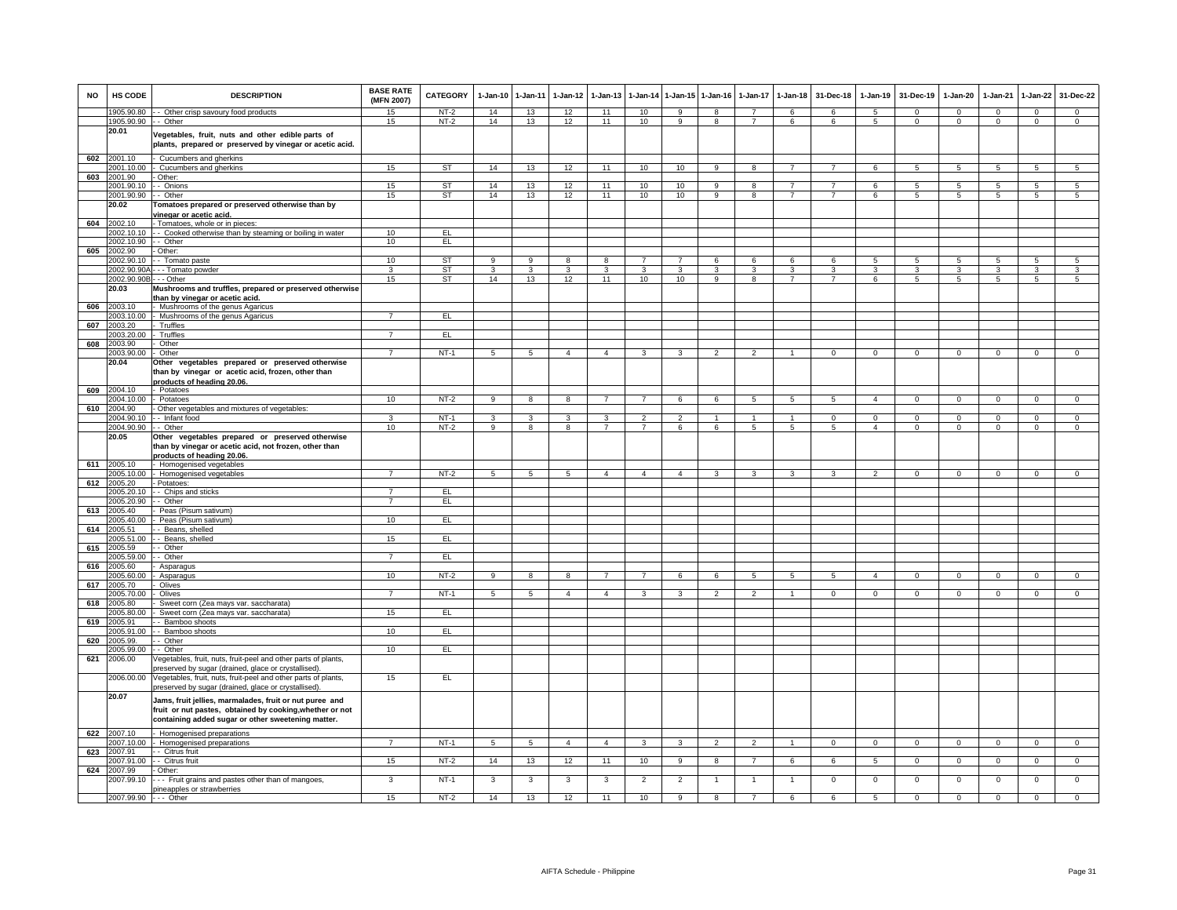| NO | HS CODE | DESCRIPTION | BASE RATE (MFN 2007) | CATEGORY | 1-Jan-10 | 1-Jan-11 | 1-Jan-12 | 1-Jan-13 | 1-Jan-14 | 1-Jan-15 | 1-Jan-16 | 1-Jan-17 | 1-Jan-18 | 31-Dec-18 | 1-Jan-19 | 31-Dec-19 | 1-Jan-20 | 1-Jan-21 | 1-Jan-22 | 31-Dec-22 |
|---|---|---|---|---|---|---|---|---|---|---|---|---|---|---|---|---|---|---|---|---|
| | 1905.90.80 | - - Other crisp savoury food products | 15 | NT-2 | 14 | 13 | 12 | 11 | 10 | 9 | 8 | 7 | 6 | 6 | 5 | 0 | 0 | 0 | 0 | 0 |
| | 1905.90.90 | - - Other | 15 | NT-2 | 14 | 13 | 12 | 11 | 10 | 9 | 8 | 7 | 6 | 6 | 5 | 0 | 0 | 0 | 0 | 0 |
| | **20.01** | **Vegetables, fruit, nuts and other edible parts of plants, prepared or preserved by vinegar or acetic acid.** | | | | | | | | | | | | | | | | | | |
| 602 | 2001.10 | - Cucumbers and gherkins | | | | | | | | | | | | | | | | | | |
| | 2001.10.00 | - Cucumbers and gherkins | 15 | ST | 14 | 13 | 12 | 11 | 10 | 10 | 9 | 8 | 7 | 7 | 6 | 5 | 5 | 5 | 5 | 5 |
| 603 | 2001.90 | - Other: | | | | | | | | | | | | | | | | | | |
| | 2001.90.10 | - - Onions | 15 | ST | 14 | 13 | 12 | 11 | 10 | 10 | 9 | 8 | 7 | 7 | 6 | 5 | 5 | 5 | 5 | 5 |
| | 2001.90.90 | - - Other | 15 | ST | 14 | 13 | 12 | 11 | 10 | 10 | 9 | 8 | 7 | 7 | 6 | 5 | 5 | 5 | 5 | 5 |
| | **20.02** | **Tomatoes prepared or preserved otherwise than by vinegar or acetic acid.** | | | | | | | | | | | | | | | | | | |
| 604 | 2002.10 | - Tomatoes, whole or in pieces: | | | | | | | | | | | | | | | | | | |
| | 2002.10.10 | - - Cooked otherwise than by steaming or boiling in water | 10 | EL | | | | | | | | | | | | | | | | |
| | 2002.10.90 | - - Other | 10 | EL | | | | | | | | | | | | | | | | |
| 605 | 2002.90 | - Other: | | | | | | | | | | | | | | | | | | |
| | 2002.90.10 | - - Tomato paste | 10 | ST | 9 | 9 | 8 | 8 | 7 | 7 | 6 | 6 | 6 | 6 | 5 | 5 | 5 | 5 | 5 | 5 |
| | 2002.90.90A | - - - Tomato powder | 3 | ST | 3 | 3 | 3 | 3 | 3 | 3 | 3 | 3 | 3 | 3 | 3 | 3 | 3 | 3 | 3 | 3 |
| | 2002.90.90B | - - - Other | 15 | ST | 14 | 13 | 12 | 11 | 10 | 10 | 9 | 8 | 7 | 7 | 6 | 5 | 5 | 5 | 5 | 5 |
| | **20.03** | **Mushrooms and truffles, prepared or preserved otherwise than by vinegar or acetic acid.** | | | | | | | | | | | | | | | | | | |
| 606 | 2003.10 | - Mushrooms of the genus Agaricus | | | | | | | | | | | | | | | | | | |
| | 2003.10.00 | - Mushrooms of the genus Agaricus | 7 | EL | | | | | | | | | | | | | | | | |
| 607 | 2003.20 | - Truffles | | | | | | | | | | | | | | | | | | |
| | 2003.20.00 | - Truffles | 7 | EL | | | | | | | | | | | | | | | | |
| 608 | 2003.90 | - Other | | | | | | | | | | | | | | | | | | |
| | 2003.90.00 | - Other | 7 | NT-1 | 5 | 5 | 4 | 4 | 3 | 3 | 2 | 2 | 1 | 0 | 0 | 0 | 0 | 0 | 0 | 0 |
| | **20.04** | **Other vegetables prepared or preserved otherwise than by vinegar or acetic acid, frozen, other than products of heading 20.06.** | | | | | | | | | | | | | | | | | | |
| 609 | 2004.10 | - Potatoes | | | | | | | | | | | | | | | | | | |
| | 2004.10.00 | - Potatoes | 10 | NT-2 | 9 | 8 | 8 | 7 | 7 | 6 | 6 | 5 | 5 | 5 | 4 | 0 | 0 | 0 | 0 | 0 |
| 610 | 2004.90 | - Other vegetables and mixtures of vegetables: | | | | | | | | | | | | | | | | | | |
| | 2004.90.10 | - - Infant food | 3 | NT-1 | 3 | 3 | 3 | 3 | 2 | 2 | 1 | 1 | 1 | 0 | 0 | 0 | 0 | 0 | 0 | 0 |
| | 2004.90.90 | - - Other | 10 | NT-2 | 9 | 8 | 8 | 7 | 7 | 6 | 6 | 5 | 5 | 5 | 4 | 0 | 0 | 0 | 0 | 0 |
| | **20.05** | **Other vegetables prepared or preserved otherwise than by vinegar or acetic acid, not frozen, other than products of heading 20.06.** | | | | | | | | | | | | | | | | | | |
| 611 | 2005.10 | - Homogenised vegetables | | | | | | | | | | | | | | | | | | |
| | 2005.10.00 | - Homogenised vegetables | 7 | NT-2 | 5 | 5 | 5 | 4 | 4 | 4 | 3 | 3 | 3 | 3 | 2 | 0 | 0 | 0 | 0 | 0 |
| 612 | 2005.20 | - Potatoes: | | | | | | | | | | | | | | | | | | |
| | 2005.20.10 | - - Chips and sticks | 7 | EL | | | | | | | | | | | | | | | | |
| | 2005.20.90 | - - Other | 7 | EL | | | | | | | | | | | | | | | | |
| 613 | 2005.40 | - Peas (Pisum sativum) | | | | | | | | | | | | | | | | | | |
| | 2005.40.00 | - Peas (Pisum sativum) | 10 | EL | | | | | | | | | | | | | | | | |
| 614 | 2005.51 | - - Beans, shelled | | | | | | | | | | | | | | | | | | |
| | 2005.51.00 | - - Beans, shelled | 15 | EL | | | | | | | | | | | | | | | | |
| 615 | 2005.59 | - - Other | | | | | | | | | | | | | | | | | | |
| | 2005.59.00 | - - Other | 7 | EL | | | | | | | | | | | | | | | | |
| 616 | 2005.60 | - Asparagus | | | | | | | | | | | | | | | | | | |
| | 2005.60.00 | - Asparagus | 10 | NT-2 | 9 | 8 | 8 | 7 | 7 | 6 | 6 | 5 | 5 | 5 | 4 | 0 | 0 | 0 | 0 | 0 |
| 617 | 2005.70 | - Olives | | | | | | | | | | | | | | | | | | |
| | 2005.70.00 | - Olives | 7 | NT-1 | 5 | 5 | 4 | 4 | 3 | 3 | 2 | 2 | 1 | 0 | 0 | 0 | 0 | 0 | 0 | 0 |
| 618 | 2005.80 | - Sweet corn (Zea mays var. saccharata) | | | | | | | | | | | | | | | | | | |
| | 2005.80.00 | - Sweet corn (Zea mays var. saccharata) | 15 | EL | | | | | | | | | | | | | | | | |
| 619 | 2005.91 | - - Bamboo shoots | | | | | | | | | | | | | | | | | | |
| | 2005.91.00 | - - Bamboo shoots | 10 | EL | | | | | | | | | | | | | | | | |
| 620 | 2005.99. | - - Other | | | | | | | | | | | | | | | | | | |
| | 2005.99.00 | - - Other | 10 | EL | | | | | | | | | | | | | | | | |
| 621 | 2006.00 | Vegetables, fruit, nuts, fruit-peel and other parts of plants, preserved by sugar (drained, glace or crystallised). | | | | | | | | | | | | | | | | | | |
| | 2006.00.00 | Vegetables, fruit, nuts, fruit-peel and other parts of plants, preserved by sugar (drained, glace or crystallised). | 15 | EL | | | | | | | | | | | | | | | | |
| | **20.07** | **Jams, fruit jellies, marmalades, fruit or nut puree and fruit or nut pastes, obtained by cooking,whether or not containing added sugar or other sweetening matter.** | | | | | | | | | | | | | | | | | | |
| 622 | 2007.10 | - Homogenised preparations | | | | | | | | | | | | | | | | | | |
| | 2007.10.00 | - Homogenised preparations | 7 | NT-1 | 5 | 5 | 4 | 4 | 3 | 3 | 2 | 2 | 1 | 0 | 0 | 0 | 0 | 0 | 0 | 0 |
| 623 | 2007.91 | - - Citrus fruit | | | | | | | | | | | | | | | | | | |
| | 2007.91.00 | - - Citrus fruit | 15 | NT-2 | 14 | 13 | 12 | 11 | 10 | 9 | 8 | 7 | 6 | 6 | 5 | 0 | 0 | 0 | 0 | 0 |
| 624 | 2007.99 | - Other: | | | | | | | | | | | | | | | | | | |
| | 2007.99.10 | - - - Fruit grains and pastes other than of mangoes, pineapples or strawberries | 3 | NT-1 | 3 | 3 | 3 | 3 | 2 | 2 | 1 | 1 | 1 | 0 | 0 | 0 | 0 | 0 | 0 | 0 |
| | 2007.99.90 | - - - Other | 15 | NT-2 | 14 | 13 | 12 | 11 | 10 | 9 | 8 | 7 | 6 | 6 | 5 | 0 | 0 | 0 | 0 | 0 |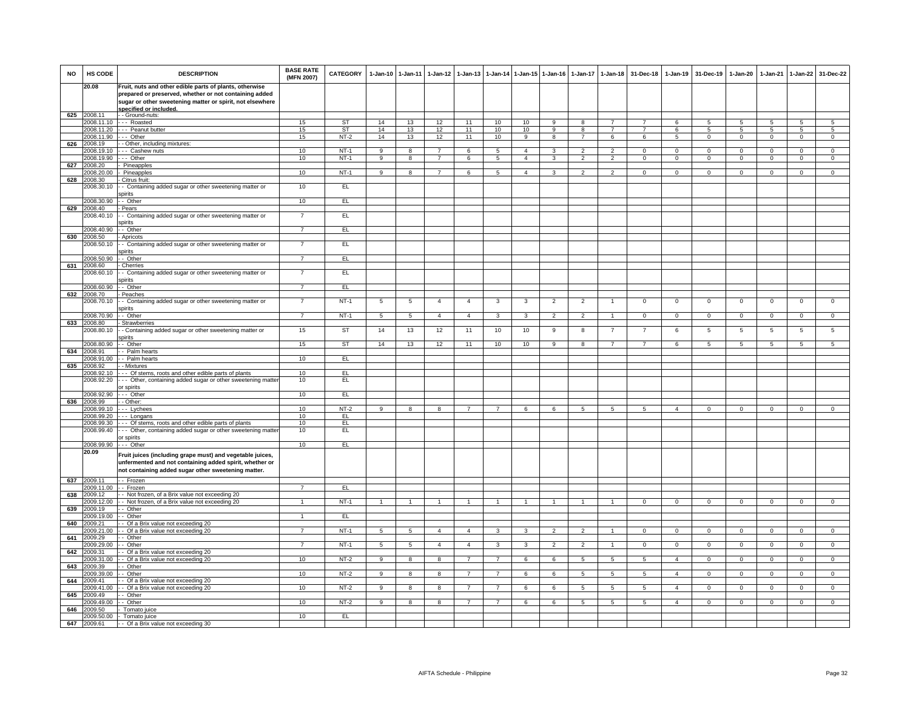| NO | HS CODE | DESCRIPTION | BASE RATE (MFN 2007) | CATEGORY | 1-Jan-10 | 1-Jan-11 | 1-Jan-12 | 1-Jan-13 | 1-Jan-14 | 1-Jan-15 | 1-Jan-16 | 1-Jan-17 | 1-Jan-18 | 31-Dec-18 | 1-Jan-19 | 31-Dec-19 | 1-Jan-20 | 1-Jan-21 | 1-Jan-22 | 31-Dec-22 |
|---|---|---|---|---|---|---|---|---|---|---|---|---|---|---|---|---|---|---|---|---|
| | **20.08** | **Fruit, nuts and other edible parts of plants, otherwise prepared or preserved, whether or not containing added sugar or other sweetening matter or spirit, not elsewhere specified or included.** | | | | | | | | | | | | | | | | | | |
| 625 | 2008.11 | - - Ground-nuts: | | | | | | | | | | | | | | | | | | |
| | 2008.11.10 | - - - Roasted | 15 | ST | 14 | 13 | 12 | 11 | 10 | 10 | 9 | 8 | 7 | 7 | 6 | 5 | 5 | 5 | 5 | 5 |
| | 2008.11.20 | - - - Peanut butter | 15 | ST | 14 | 13 | 12 | 11 | 10 | 10 | 9 | 8 | 7 | 7 | 6 | 5 | 5 | 5 | 5 | 5 |
| | 2008.11.90 | - - - Other | 15 | NT-2 | 14 | 13 | 12 | 11 | 10 | 9 | 8 | 7 | 6 | 6 | 5 | 0 | 0 | 0 | 0 | 0 |
| 626 | 2008.19 | - - Other, including mixtures: | | | | | | | | | | | | | | | | | | |
| | 2008.19.10 | - - - Cashew nuts | 10 | NT-1 | 9 | 8 | 7 | 6 | 5 | 4 | 3 | 2 | 2 | 0 | 0 | 0 | 0 | 0 | 0 | 0 |
| | 2008.19.90 | - - - Other | 10 | NT-1 | 9 | 8 | 7 | 6 | 5 | 4 | 3 | 2 | 2 | 0 | 0 | 0 | 0 | 0 | 0 | 0 |
| 627 | 2008.20 | - Pineapples | | | | | | | | | | | | | | | | | | |
| | 2008.20.00 | - Pineapples | 10 | NT-1 | 9 | 8 | 7 | 6 | 5 | 4 | 3 | 2 | 2 | 0 | 0 | 0 | 0 | 0 | 0 | 0 |
| 628 | 2008.30 | - Citrus fruit: | | | | | | | | | | | | | | | | | | |
| | 2008.30.10 | - - Containing added sugar or other sweetening matter or spirits | 10 | EL | | | | | | | | | | | | | | | | |
| | 2008.30.90 | - - Other | 10 | EL | | | | | | | | | | | | | | | | |
| 629 | 2008.40 | - Pears | | | | | | | | | | | | | | | | | | |
| | 2008.40.10 | - - Containing added sugar or other sweetening matter or spirits | 7 | EL | | | | | | | | | | | | | | | | |
| | 2008.40.90 | - - Other | 7 | EL | | | | | | | | | | | | | | | | |
| 630 | 2008.50 | - Apricots | | | | | | | | | | | | | | | | | | |
| | 2008.50.10 | - - Containing added sugar or other sweetening matter or spirits | 7 | EL | | | | | | | | | | | | | | | | |
| | 2008.50.90 | - - Other | 7 | EL | | | | | | | | | | | | | | | | |
| 631 | 2008.60 | - Cherries | | | | | | | | | | | | | | | | | | |
| | 2008.60.10 | - - Containing added sugar or other sweetening matter or spirits | 7 | EL | | | | | | | | | | | | | | | | |
| | 2008.60.90 | - - Other | 7 | EL | | | | | | | | | | | | | | | | |
| 632 | 2008.70 | - Peaches | | | | | | | | | | | | | | | | | | |
| | 2008.70.10 | - - Containing added sugar or other sweetening matter or spirits | 7 | NT-1 | 5 | 5 | 4 | 4 | 3 | 3 | 2 | 2 | 1 | 0 | 0 | 0 | 0 | 0 | 0 | 0 |
| | 2008.70.90 | - - Other | 7 | NT-1 | 5 | 5 | 4 | 4 | 3 | 3 | 2 | 2 | 1 | 0 | 0 | 0 | 0 | 0 | 0 | 0 |
| 633 | 2008.80 | - Strawberries | | | | | | | | | | | | | | | | | | |
| | 2008.80.10 | - - Containing added sugar or other sweetening matter or spirits | 15 | ST | 14 | 13 | 12 | 11 | 10 | 10 | 9 | 8 | 7 | 7 | 6 | 5 | 5 | 5 | 5 | 5 |
| | 2008.80.90 | - - Other | 15 | ST | 14 | 13 | 12 | 11 | 10 | 10 | 9 | 8 | 7 | 7 | 6 | 5 | 5 | 5 | 5 | 5 |
| 634 | 2008.91 | - - Palm hearts | | | | | | | | | | | | | | | | | | |
| | 2008.91.00 | - - Palm hearts | 10 | EL | | | | | | | | | | | | | | | | |
| 635 | 2008.92 | - - Mixtures | | | | | | | | | | | | | | | | | | |
| | 2008.92.10 | - - - Of stems, roots and other edible parts of plants | 10 | EL | | | | | | | | | | | | | | | | |
| | 2008.92.20 | - - - Other, containing added sugar or other sweetening matter or spirits | 10 | EL | | | | | | | | | | | | | | | | |
| | 2008.92.90 | - - - Other | 10 | EL | | | | | | | | | | | | | | | | |
| 636 | 2008.99 | - - Other: | | | | | | | | | | | | | | | | | | |
| | 2008.99.10 | - - - Lychees | 10 | NT-2 | 9 | 8 | 8 | 7 | 7 | 6 | 6 | 5 | 5 | 5 | 4 | 0 | 0 | 0 | 0 | 0 |
| | 2008.99.20 | - - - Longans | 10 | EL | | | | | | | | | | | | | | | | |
| | 2008.99.30 | - - - Of stems, roots and other edible parts of plants | 10 | EL | | | | | | | | | | | | | | | | |
| | 2008.99.40 | - - - Other, containing added sugar or other sweetening matter or spirits | 10 | EL | | | | | | | | | | | | | | | | |
| | 2008.99.90 | - - - Other | 10 | EL | | | | | | | | | | | | | | | | |
| | **20.09** | **Fruit juices (including grape must) and vegetable juices, unfermented and not containing added spirit, whether or not containing added sugar other sweetening matter.** | | | | | | | | | | | | | | | | | | |
| 637 | 2009.11 | - - Frozen | | | | | | | | | | | | | | | | | | |
| | 2009.11.00 | - - Frozen | 7 | EL | | | | | | | | | | | | | | | | |
| 638 | 2009.12 | - - Not frozen, of a Brix value not exceeding 20 | | | | | | | | | | | | | | | | | | |
| | 2009.12.00 | - - Not frozen, of a Brix value not exceeding 20 | 1 | NT-1 | 1 | 1 | 1 | 1 | 1 | 1 | 1 | 1 | 1 | 0 | 0 | 0 | 0 | 0 | 0 | 0 |
| 639 | 2009.19 | - - Other | | | | | | | | | | | | | | | | | | |
| | 2009.19.00 | - - Other | 1 | EL | | | | | | | | | | | | | | | | |
| 640 | 2009.21 | - - Of a Brix value not exceeding 20 | | | | | | | | | | | | | | | | | | |
| | 2009.21.00 | - - Of a Brix value not exceeding 20 | 7 | NT-1 | 5 | 5 | 4 | 4 | 3 | 3 | 2 | 2 | 1 | 0 | 0 | 0 | 0 | 0 | 0 | 0 |
| 641 | 2009.29 | - - Other | | | | | | | | | | | | | | | | | | |
| | 2009.29.00 | - - Other | 7 | NT-1 | 5 | 5 | 4 | 4 | 3 | 3 | 2 | 2 | 1 | 0 | 0 | 0 | 0 | 0 | 0 | 0 |
| 642 | 2009.31 | - - Of a Brix value not exceeding 20 | | | | | | | | | | | | | | | | | | |
| | 2009.31.00 | - - Of a Brix value not exceeding 20 | 10 | NT-2 | 9 | 8 | 8 | 7 | 7 | 6 | 6 | 5 | 5 | 5 | 4 | 0 | 0 | 0 | 0 | 0 |
| 643 | 2009.39 | - - Other | | | | | | | | | | | | | | | | | | |
| | 2009.39.00 | - - Other | 10 | NT-2 | 9 | 8 | 8 | 7 | 7 | 6 | 6 | 5 | 5 | 5 | 4 | 0 | 0 | 0 | 0 | 0 |
| 644 | 2009.41 | - - Of a Brix value not exceeding 20 | | | | | | | | | | | | | | | | | | |
| | 2009.41.00 | - - Of a Brix value not exceeding 20 | 10 | NT-2 | 9 | 8 | 8 | 7 | 7 | 6 | 6 | 5 | 5 | 5 | 4 | 0 | 0 | 0 | 0 | 0 |
| 645 | 2009.49 | - - Other | | | | | | | | | | | | | | | | | | |
| | 2009.49.00 | - - Other | 10 | NT-2 | 9 | 8 | 8 | 7 | 7 | 6 | 6 | 5 | 5 | 5 | 4 | 0 | 0 | 0 | 0 | 0 |
| 646 | 2009.50 | - Tomato juice | | | | | | | | | | | | | | | | | | |
| | 2009.50.00 | - Tomato juice | 10 | EL | | | | | | | | | | | | | | | | |
| 647 | 2009.61 | - - Of a Brix value not exceeding 30 | | | | | | | | | | | | | | | | | | |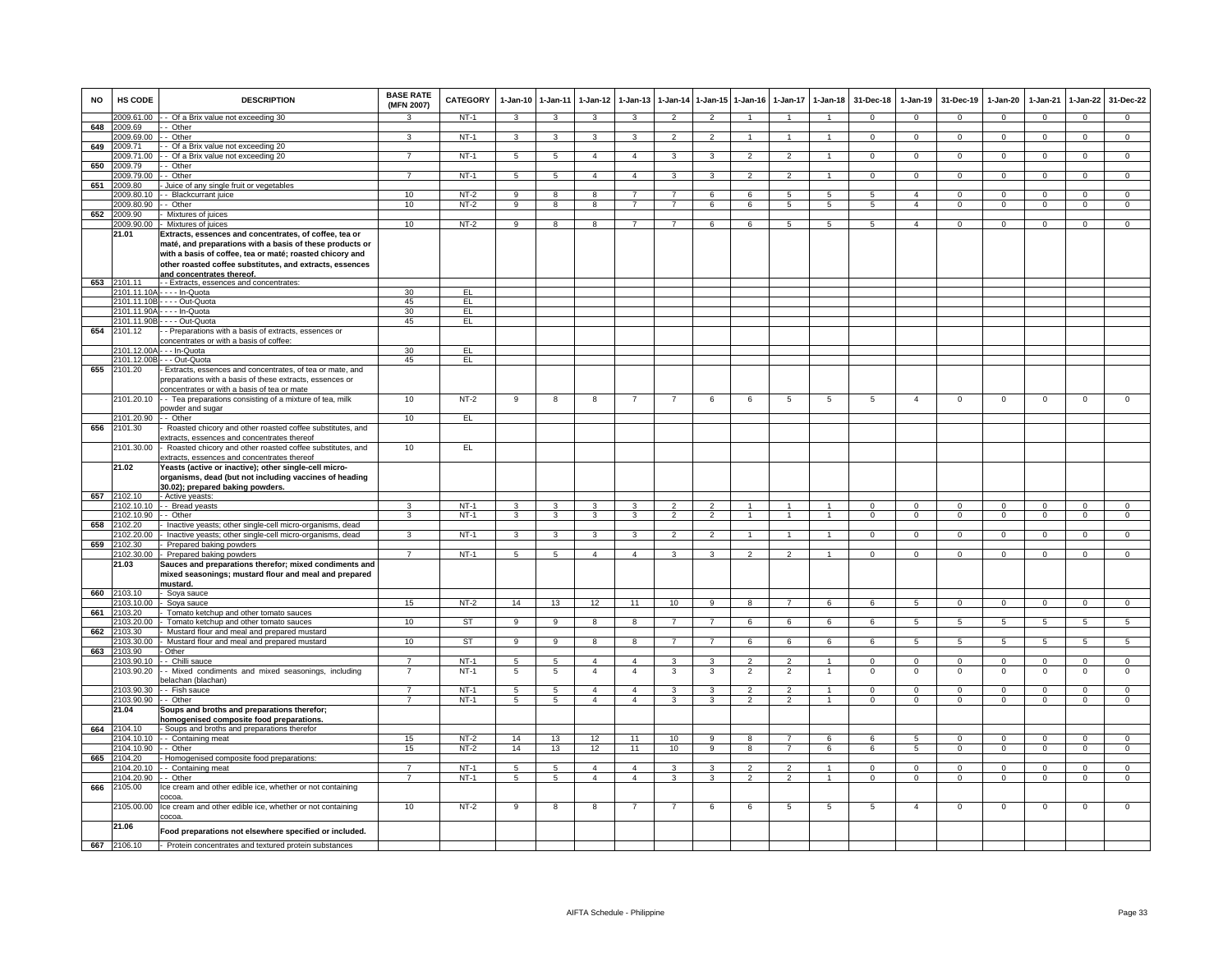| NO | HS CODE | DESCRIPTION | BASE RATE (MFN 2007) | CATEGORY | 1-Jan-10 | 1-Jan-11 | 1-Jan-12 | 1-Jan-13 | 1-Jan-14 | 1-Jan-15 | 1-Jan-16 | 1-Jan-17 | 1-Jan-18 | 31-Dec-18 | 1-Jan-19 | 31-Dec-19 | 1-Jan-20 | 1-Jan-21 | 1-Jan-22 | 31-Dec-22 |
|---|---|---|---|---|---|---|---|---|---|---|---|---|---|---|---|---|---|---|---|---|
| | 2009.61.00 | - - Of a Brix value not exceeding 30 | 3 | NT-1 | 3 | 3 | 3 | 3 | 2 | 2 | 1 | 1 | 1 | 0 | 0 | 0 | 0 | 0 | 0 | 0 |
| 648 | 2009.69 | - - Other | | | | | | | | | | | | | | | | | | |
| | 2009.69.00 | - - Other | 3 | NT-1 | 3 | 3 | 3 | 3 | 2 | 2 | 1 | 1 | 1 | 0 | 0 | 0 | 0 | 0 | 0 | 0 |
| 649 | 2009.71 | - - Of a Brix value not exceeding 20 | | | | | | | | | | | | | | | | | | |
| | 2009.71.00 | - - Of a Brix value not exceeding 20 | 7 | NT-1 | 5 | 5 | 4 | 4 | 3 | 3 | 2 | 2 | 1 | 0 | 0 | 0 | 0 | 0 | 0 | 0 |
| 650 | 2009.79 | - - Other | | | | | | | | | | | | | | | | | | |
| | 2009.79.00 | - - Other | 7 | NT-1 | 5 | 5 | 4 | 4 | 3 | 3 | 2 | 2 | 1 | 0 | 0 | 0 | 0 | 0 | 0 | 0 |
| 651 | 2009.80 | - Juice of any single fruit or vegetables | | | | | | | | | | | | | | | | | | |
| | 2009.80.10 | - - Blackcurrant juice | 10 | NT-2 | 9 | 8 | 8 | 7 | 7 | 6 | 6 | 5 | 5 | 5 | 4 | 0 | 0 | 0 | 0 | 0 |
| | 2009.80.90 | - - Other | 10 | NT-2 | 9 | 8 | 8 | 7 | 7 | 6 | 6 | 5 | 5 | 5 | 4 | 0 | 0 | 0 | 0 | 0 |
| 652 | 2009.90 | - Mixtures of juices | | | | | | | | | | | | | | | | | | |
| | 2009.90.00 | - Mixtures of juices | 10 | NT-2 | 9 | 8 | 8 | 7 | 7 | 6 | 6 | 5 | 5 | 5 | 4 | 0 | 0 | 0 | 0 | 0 |
| | **21.01** | **Extracts, essences and concentrates, of coffee, tea or maté, and preparations with a basis of these products or with a basis of coffee, tea or maté; roasted chicory and other roasted coffee substitutes, and extracts, essences and concentrates thereof.** | | | | | | | | | | | | | | | | | | |
| 653 | 2101.11 | - - Extracts, essences and concentrates: | | | | | | | | | | | | | | | | | | |
| | 2101.11.10A | - - - - In-Quota | 30 | EL | | | | | | | | | | | | | | | | |
| | 2101.11.10B | - - - - Out-Quota | 45 | EL | | | | | | | | | | | | | | | | |
| | 2101.11.90A | - - - - In-Quota | 30 | EL | | | | | | | | | | | | | | | | |
| | 2101.11.90B | - - - - Out-Quota | 45 | EL | | | | | | | | | | | | | | | | |
| 654 | 2101.12 | - - Preparations with a basis of extracts, essences or concentrates or with a basis of coffee: | | | | | | | | | | | | | | | | | | |
| | 2101.12.00A | - - - In-Quota | 30 | EL | | | | | | | | | | | | | | | | |
| | 2101.12.00B | - - - Out-Quota | 45 | EL | | | | | | | | | | | | | | | | |
| 655 | 2101.20 | - Extracts, essences and concentrates, of tea or maté, and preparations with a basis of these extracts, essences or concentrates or with a basis of tea or mate | | | | | | | | | | | | | | | | | | |
| | 2101.20.10 | - - Tea preparations consisting of a mixture of tea, milk powder and sugar | 10 | NT-2 | 9 | 8 | 8 | 7 | 7 | 6 | 6 | 5 | 5 | 5 | 4 | 0 | 0 | 0 | 0 | 0 |
| | 2101.20.90 | - - Other | 10 | EL | | | | | | | | | | | | | | | | |
| 656 | 2101.30 | - Roasted chicory and other roasted coffee substitutes, and extracts, essences and concentrates thereof | | | | | | | | | | | | | | | | | | |
| | 2101.30.00 | - Roasted chicory and other roasted coffee substitutes, and extracts, essences and concentrates thereof | 10 | EL | | | | | | | | | | | | | | | | |
| | **21.02** | **Yeasts (active or inactive); other single-cell micro-organisms, dead (but not including vaccines of heading 30.02); prepared baking powders.** | | | | | | | | | | | | | | | | | | |
| 657 | 2102.10 | - Active yeasts: | | | | | | | | | | | | | | | | | | |
| | 2102.10.10 | - - Bread yeasts | 3 | NT-1 | 3 | 3 | 3 | 3 | 2 | 2 | 1 | 1 | 1 | 0 | 0 | 0 | 0 | 0 | 0 | 0 |
| | 2102.10.90 | - - Other | 3 | NT-1 | 3 | 3 | 3 | 3 | 2 | 2 | 1 | 1 | 1 | 0 | 0 | 0 | 0 | 0 | 0 | 0 |
| 658 | 2102.20 | - Inactive yeasts; other single-cell micro-organisms, dead | | | | | | | | | | | | | | | | | | |
| | 2102.20.00 | - Inactive yeasts; other single-cell micro-organisms, dead | 3 | NT-1 | 3 | 3 | 3 | 3 | 2 | 2 | 1 | 1 | 1 | 0 | 0 | 0 | 0 | 0 | 0 | 0 |
| 659 | 2102.30 | - Prepared baking powders | | | | | | | | | | | | | | | | | | |
| | 2102.30.00 | - Prepared baking powders | 7 | NT-1 | 5 | 5 | 4 | 4 | 3 | 3 | 2 | 2 | 1 | 0 | 0 | 0 | 0 | 0 | 0 | 0 |
| | **21.03** | **Sauces and preparations therefor; mixed condiments and mixed seasonings; mustard flour and meal and prepared mustard.** | | | | | | | | | | | | | | | | | | |
| 660 | 2103.10 | - Soya sauce | | | | | | | | | | | | | | | | | | |
| | 2103.10.00 | - Soya sauce | 15 | NT-2 | 14 | 13 | 12 | 11 | 10 | 9 | 8 | 7 | 6 | 6 | 5 | 0 | 0 | 0 | 0 | 0 |
| 661 | 2103.20 | - Tomato ketchup and other tomato sauces | | | | | | | | | | | | | | | | | | |
| | 2103.20.00 | - Tomato ketchup and other tomato sauces | 10 | ST | 9 | 9 | 8 | 8 | 7 | 7 | 6 | 6 | 6 | 6 | 5 | 5 | 5 | 5 | 5 | 5 |
| 662 | 2103.30 | - Mustard flour and meal and prepared mustard | | | | | | | | | | | | | | | | | | |
| | 2103.30.00 | - Mustard flour and meal and prepared mustard | 10 | ST | 9 | 9 | 8 | 8 | 7 | 7 | 6 | 6 | 6 | 6 | 5 | 5 | 5 | 5 | 5 | 5 |
| 663 | 2103.90 | - Other | | | | | | | | | | | | | | | | | | |
| | 2103.90.10 | - - Chilli sauce | 7 | NT-1 | 5 | 5 | 4 | 4 | 3 | 3 | 2 | 2 | 1 | 0 | 0 | 0 | 0 | 0 | 0 | 0 |
| | 2103.90.20 | - - Mixed condiments and mixed seasonings, including belachan (blachan) | 7 | NT-1 | 5 | 5 | 4 | 4 | 3 | 3 | 2 | 2 | 1 | 0 | 0 | 0 | 0 | 0 | 0 | 0 |
| | 2103.90.30 | - - Fish sauce | 7 | NT-1 | 5 | 5 | 4 | 4 | 3 | 3 | 2 | 2 | 1 | 0 | 0 | 0 | 0 | 0 | 0 | 0 |
| | 2103.90.90 | - - Other | 7 | NT-1 | 5 | 5 | 4 | 4 | 3 | 3 | 2 | 2 | 1 | 0 | 0 | 0 | 0 | 0 | 0 | 0 |
| | **21.04** | **Soups and broths and preparations therefor; homogenised composite food preparations.** | | | | | | | | | | | | | | | | | | |
| 664 | 2104.10 | - Soups and broths and preparations therefor | | | | | | | | | | | | | | | | | | |
| | 2104.10.10 | - - Containing meat | 15 | NT-2 | 14 | 13 | 12 | 11 | 10 | 9 | 8 | 7 | 6 | 6 | 5 | 0 | 0 | 0 | 0 | 0 |
| | 2104.10.90 | - - Other | 15 | NT-2 | 14 | 13 | 12 | 11 | 10 | 9 | 8 | 7 | 6 | 6 | 5 | 0 | 0 | 0 | 0 | 0 |
| 665 | 2104.20 | - Homogenised composite food preparations: | | | | | | | | | | | | | | | | | | |
| | 2104.20.10 | - - Containing meat | 7 | NT-1 | 5 | 5 | 4 | 4 | 3 | 3 | 2 | 2 | 1 | 0 | 0 | 0 | 0 | 0 | 0 | 0 |
| | 2104.20.90 | - - Other | 7 | NT-1 | 5 | 5 | 4 | 4 | 3 | 3 | 2 | 2 | 1 | 0 | 0 | 0 | 0 | 0 | 0 | 0 |
| 666 | 2105.00 | Ice cream and other edible ice, whether or not containing cocoa. | | | | | | | | | | | | | | | | | | |
| | 2105.00.00 | Ice cream and other edible ice, whether or not containing cocoa. | 10 | NT-2 | 9 | 8 | 8 | 7 | 7 | 6 | 6 | 5 | 5 | 5 | 4 | 0 | 0 | 0 | 0 | 0 |
| | **21.06** | **Food preparations not elsewhere specified or included.** | | | | | | | | | | | | | | | | | | |
| 667 | 2106.10 | - Protein concentrates and textured protein substances | | | | | | | | | | | | | | | | | | |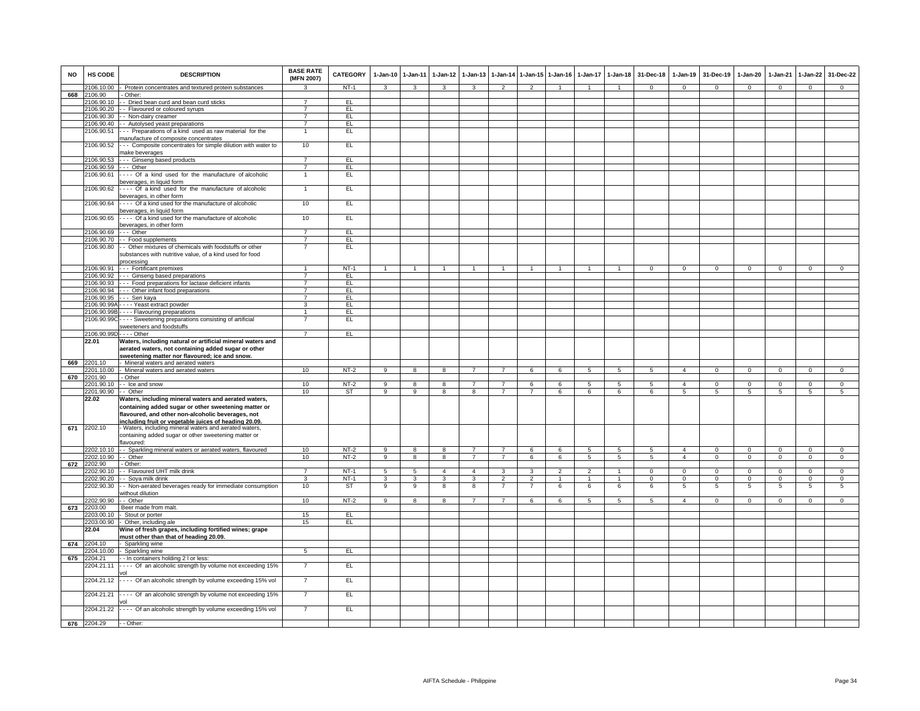| NO | HS CODE | DESCRIPTION | BASE RATE (MFN 2007) | CATEGORY | 1-Jan-10 | 1-Jan-11 | 1-Jan-12 | 1-Jan-13 | 1-Jan-14 | 1-Jan-15 | 1-Jan-16 | 1-Jan-17 | 1-Jan-18 | 31-Dec-18 | 1-Jan-19 | 31-Dec-19 | 1-Jan-20 | 1-Jan-21 | 1-Jan-22 | 31-Dec-22 |
|---|---|---|---|---|---|---|---|---|---|---|---|---|---|---|---|---|---|---|---|---|
| | 2106.10.00 | - Protein concentrates and textured protein substances | 3 | NT-1 | 3 | 3 | 3 | 3 | 2 | 2 | 1 | 1 | 1 | 0 | 0 | 0 | 0 | 0 | 0 | 0 |
| 668 | 2106.90 | - Other: | | | | | | | | | | | | | | | | | | |
| | 2106.90.10 | - - Dried bean curd and bean curd sticks | 7 | EL | | | | | | | | | | | | | | | | |
| | 2106.90.20 | - - Flavoured or coloured syrups | 7 | EL | | | | | | | | | | | | | | | | |
| | 2106.90.30 | - - Non-dairy creamer | 7 | EL | | | | | | | | | | | | | | | | |
| | 2106.90.40 | - - Autolysed yeast preparations | 7 | EL | | | | | | | | | | | | | | | | |
| | 2106.90.51 | - - - Preparations of a kind used as raw material for the manufacture of composite concentrates | 1 | EL | | | | | | | | | | | | | | | | |
| | 2106.90.52 | - - - Composite concentrates for simple dilution with water to make beverages | 10 | EL | | | | | | | | | | | | | | | | |
| | 2106.90.53 | - - - Ginseng based products | 7 | EL | | | | | | | | | | | | | | | | |
| | 2106.90.59 | - - - Other | 7 | EL | | | | | | | | | | | | | | | | |
| | 2106.90.61 | - - - - Of a kind used for the manufacture of alcoholic beverages, in liquid form | 1 | EL | | | | | | | | | | | | | | | | |
| | 2106.90.62 | - - - - Of a kind used for the manufacture of alcoholic beverages, in other form | 1 | EL | | | | | | | | | | | | | | | | |
| | 2106.90.64 | - - - - Of a kind used for the manufacture of alcoholic beverages, in liquid form | 10 | EL | | | | | | | | | | | | | | | | |
| | 2106.90.65 | - - - - Of a kind used for the manufacture of alcoholic beverages, in other form | 10 | EL | | | | | | | | | | | | | | | | |
| | 2106.90.69 | - - - Other | 7 | EL | | | | | | | | | | | | | | | | |
| | 2106.90.70 | - - Food supplements | 7 | EL | | | | | | | | | | | | | | | | |
| | 2106.90.80 | - - Other mixtures of chemicals with foodstuffs or other substances with nutritive value, of a kind used for food processing | 7 | EL | | | | | | | | | | | | | | | | |
| | 2106.90.91 | - - - Fortificant premixes | 1 | NT-1 | 1 | 1 | 1 | 1 | 1 | 1 | 1 | 1 | 1 | 0 | 0 | 0 | 0 | 0 | 0 | 0 |
| | 2106.90.92 | - - - Ginseng based preparations | 7 | EL | | | | | | | | | | | | | | | | |
| | 2106.90.93 | - - - Food preparations for lactase deficient infants | 7 | EL | | | | | | | | | | | | | | | | |
| | 2106.90.94 | - - - Other infant food preparations | 7 | EL | | | | | | | | | | | | | | | | |
| | 2106.90.95 | - - - Seri kaya | 7 | EL | | | | | | | | | | | | | | | | |
| | 2106.90.99A | - - - - Yeast extract powder | 3 | EL | | | | | | | | | | | | | | | | |
| | 2106.90.99B | - - - - Flavouring preparations | 1 | EL | | | | | | | | | | | | | | | | |
| | 2106.90.99C | - - - - Sweetening preparations consisting of artificial sweeteners and foodstuffs | 7 | EL | | | | | | | | | | | | | | | | |
| | 2106.90.99D | - - - - Other | 7 | EL | | | | | | | | | | | | | | | | |
| | **22.01** | **Waters, including natural or artificial mineral waters and aerated waters, not containing added sugar or other sweetening matter nor flavoured; ice and snow.** | | | | | | | | | | | | | | | | | | |
| 669 | 2201.10 | - Mineral waters and aerated waters | | | | | | | | | | | | | | | | | | |
| | 2201.10.00 | - Mineral waters and aerated waters | 10 | NT-2 | 9 | 8 | 8 | 7 | 7 | 6 | 6 | 5 | 5 | 5 | 4 | 0 | 0 | 0 | 0 | 0 |
| 670 | 2201.90 | - Other | | | | | | | | | | | | | | | | | | |
| | 2201.90.10 | - - Ice and snow | 10 | NT-2 | 9 | 8 | 8 | 7 | 7 | 6 | 6 | 5 | 5 | 5 | 4 | 0 | 0 | 0 | 0 | 0 |
| | 2201.90.90 | - - Other | 10 | ST | 9 | 9 | 8 | 8 | 7 | 7 | 6 | 6 | 6 | 6 | 5 | 5 | 5 | 5 | 5 | 5 |
| | **22.02** | **Waters, including mineral waters and aerated waters, containing added sugar or other sweetening matter or flavoured, and other non-alcoholic beverages, not including fruit or vegetable juices of heading 20.09.** | | | | | | | | | | | | | | | | | | |
| 671 | 2202.10 | - Waters, including mineral waters and aerated waters, containing added sugar or other sweetening matter or flavoured: | | | | | | | | | | | | | | | | | | |
| | 2202.10.10 | - - Sparkling mineral waters or aerated waters, flavoured | 10 | NT-2 | 9 | 8 | 8 | 7 | 7 | 6 | 6 | 5 | 5 | 5 | 4 | 0 | 0 | 0 | 0 | 0 |
| | 2202.10.90 | - - Other | 10 | NT-2 | 9 | 8 | 8 | 7 | 7 | 6 | 6 | 5 | 5 | 5 | 4 | 0 | 0 | 0 | 0 | 0 |
| 672 | 2202.90 | - Other: | | | | | | | | | | | | | | | | | | |
| | 2202.90.10 | - - Flavoured UHT milk drink | 7 | NT-1 | 5 | 5 | 4 | 4 | 3 | 3 | 2 | 2 | 1 | 0 | 0 | 0 | 0 | 0 | 0 | 0 |
| | 2202.90.20 | - - Soya milk drink | 3 | NT-1 | 3 | 3 | 3 | 3 | 2 | 2 | 1 | 1 | 1 | 0 | 0 | 0 | 0 | 0 | 0 | 0 |
| | 2202.90.30 | - - Non-aerated beverages ready for immediate consumption without dilution | 10 | ST | 9 | 9 | 8 | 8 | 7 | 7 | 6 | 6 | 6 | 6 | 5 | 5 | 5 | 5 | 5 | 5 |
| | 2202.90.90 | - - Other | 10 | NT-2 | 9 | 8 | 8 | 7 | 7 | 6 | 6 | 5 | 5 | 5 | 4 | 0 | 0 | 0 | 0 | 0 |
| 673 | 2203.00 | Beer made from malt. | | | | | | | | | | | | | | | | | | |
| | 2203.00.10 | - Stout or porter | 15 | EL | | | | | | | | | | | | | | | | |
| | 2203.00.90 | - Other, including ale | 15 | EL | | | | | | | | | | | | | | | | |
| | **22.04** | **Wine of fresh grapes, including fortified wines; grape must other than that of heading 20.09.** | | | | | | | | | | | | | | | | | | |
| 674 | 2204.10 | - Sparkling wine | | | | | | | | | | | | | | | | | | |
| | 2204.10.00 | - Sparkling wine | 5 | EL | | | | | | | | | | | | | | | | |
| 675 | 2204.21 | - - In containers holding 2 l or less: | | | | | | | | | | | | | | | | | | |
| | 2204.21.11 | - - - - Of an alcoholic strength by volume not exceeding 15% vol | 7 | EL | | | | | | | | | | | | | | | | |
| | 2204.21.12 | - - - - Of an alcoholic strength by volume exceeding 15% vol | 7 | EL | | | | | | | | | | | | | | | | |
| | 2204.21.21 | - - - - Of an alcoholic strength by volume not exceeding 15% vol | 7 | EL | | | | | | | | | | | | | | | | |
| | 2204.21.22 | - - - - Of an alcoholic strength by volume exceeding 15% vol | 7 | EL | | | | | | | | | | | | | | | | |
| 676 | 2204.29 | - - Other: | | | | | | | | | | | | | | | | | | |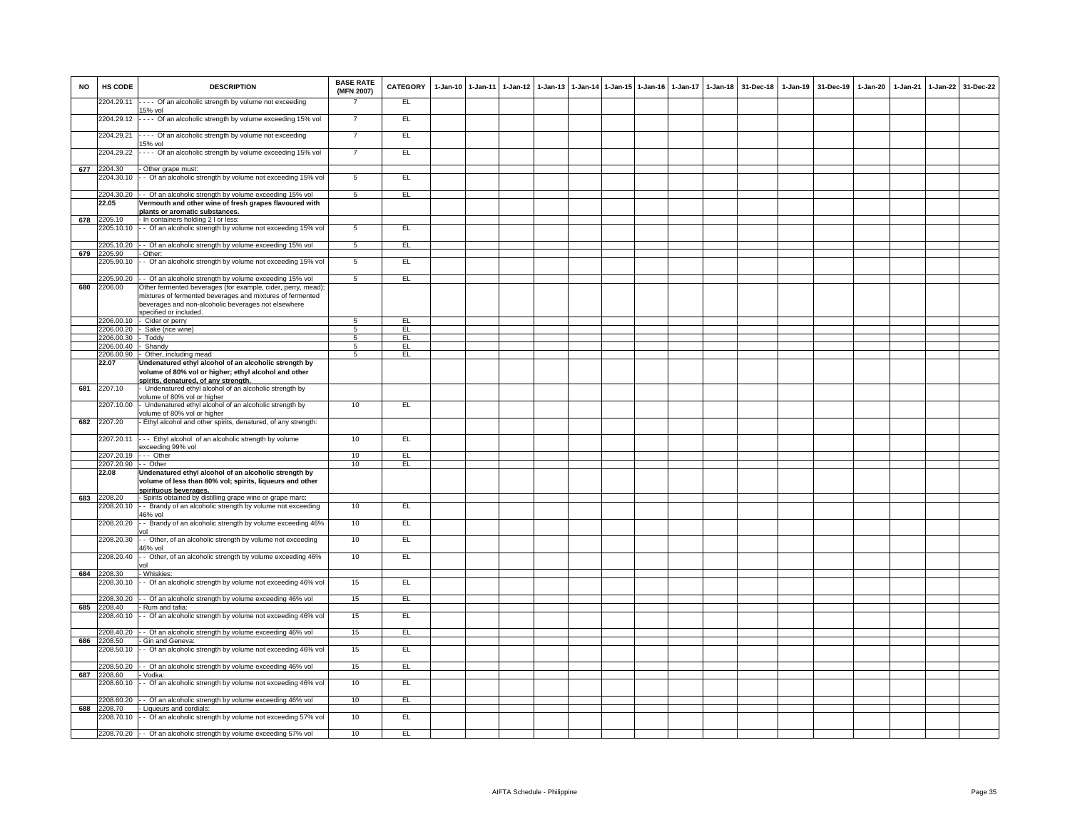| NO | HS CODE | DESCRIPTION | BASE RATE (MFN 2007) | CATEGORY | 1-Jan-10 | 1-Jan-11 | 1-Jan-12 | 1-Jan-13 | 1-Jan-14 | 1-Jan-15 | 1-Jan-16 | 1-Jan-17 | 1-Jan-18 | 31-Dec-18 | 1-Jan-19 | 31-Dec-19 | 1-Jan-20 | 1-Jan-21 | 1-Jan-22 | 31-Dec-22 |
|---|---|---|---|---|---|---|---|---|---|---|---|---|---|---|---|---|---|---|---|---|
| | 2204.29.11 | - - - - Of an alcoholic strength by volume not exceeding 15% vol | 7 | EL | | | | | | | | | | | | | | | | |
| | 2204.29.12 | - - - - Of an alcoholic strength by volume exceeding 15% vol | 7 | EL | | | | | | | | | | | | | | | | |
| | 2204.29.21 | - - - - Of an alcoholic strength by volume not exceeding 15% vol | 7 | EL | | | | | | | | | | | | | | | | |
| | 2204.29.22 | - - - - Of an alcoholic strength by volume exceeding 15% vol | 7 | EL | | | | | | | | | | | | | | | | |
| 677 | 2204.30 | - Other grape must: | | | | | | | | | | | | | | | | | | |
| | 2204.30.10 | - - Of an alcoholic strength by volume not exceeding 15% vol | 5 | EL | | | | | | | | | | | | | | | | |
| | 2204.30.20 | - - Of an alcoholic strength by volume exceeding 15% vol | 5 | EL | | | | | | | | | | | | | | | | |
| | **22.05** | **Vermouth and other wine of fresh grapes flavoured with plants or aromatic substances.** | | | | | | | | | | | | | | | | | | |
| 678 | 2205.10 | - In containers holding 2 l or less: | | | | | | | | | | | | | | | | | | |
| | 2205.10.10 | - - Of an alcoholic strength by volume not exceeding 15% vol | 5 | EL | | | | | | | | | | | | | | | | |
| | 2205.10.20 | - - Of an alcoholic strength by volume exceeding 15% vol | 5 | EL | | | | | | | | | | | | | | | | |
| 679 | 2205.90 | - Other: | | | | | | | | | | | | | | | | | | |
| | 2205.90.10 | - - Of an alcoholic strength by volume not exceeding 15% vol | 5 | EL | | | | | | | | | | | | | | | | |
| | 2205.90.20 | - - Of an alcoholic strength by volume exceeding 15% vol | 5 | EL | | | | | | | | | | | | | | | | |
| 680 | 2206.00 | Other fermented beverages (for example, cider, perry, mead); mixtures of fermented beverages and mixtures of fermented beverages and non-alcoholic beverages not elsewhere specified or included. | | | | | | | | | | | | | | | | | | |
| | 2206.00.10 | - Cider or perry | 5 | EL | | | | | | | | | | | | | | | | |
| | 2206.00.20 | - Sake (rice wine) | 5 | EL | | | | | | | | | | | | | | | | |
| | 2206.00.30 | - Toddy | 5 | EL | | | | | | | | | | | | | | | | |
| | 2206.00.40 | - Shandy | 5 | EL | | | | | | | | | | | | | | | | |
| | 2206.00.90 | - Other, including mead | 5 | EL | | | | | | | | | | | | | | | | |
| | **22.07** | **Undenatured ethyl alcohol of an alcoholic strength by volume of 80% vol or higher; ethyl alcohol and other spirits, denatured, of any strength.** | | | | | | | | | | | | | | | | | | |
| 681 | 2207.10 | - Undenatured ethyl alcohol of an alcoholic strength by volume of 80% vol or higher | | | | | | | | | | | | | | | | | | |
| | 2207.10.00 | - Undenatured ethyl alcohol of an alcoholic strength by volume of 80% vol or higher | 10 | EL | | | | | | | | | | | | | | | | |
| 682 | 2207.20 | - Ethyl alcohol and other spirits, denatured, of any strength: | | | | | | | | | | | | | | | | | | |
| | 2207.20.11 | - - - Ethyl alcohol of an alcoholic strength by volume exceeding 99% vol | 10 | EL | | | | | | | | | | | | | | | | |
| | 2207.20.19 | - - - Other | 10 | EL | | | | | | | | | | | | | | | | |
| | 2207.20.90 | - - Other | 10 | EL | | | | | | | | | | | | | | | | |
| | **22.08** | **Undenatured ethyl alcohol of an alcoholic strength by volume of less than 80% vol; spirits, liqueurs and other spirituous beverages.** | | | | | | | | | | | | | | | | | | |
| 683 | 2208.20 | - Spirits obtained by distilling grape wine or grape marc: | | | | | | | | | | | | | | | | | | |
| | 2208.20.10 | - - Brandy of an alcoholic strength by volume not exceeding 46% vol | 10 | EL | | | | | | | | | | | | | | | | |
| | 2208.20.20 | - - Brandy of an alcoholic strength by volume exceeding 46% vol | 10 | EL | | | | | | | | | | | | | | | | |
| | 2208.20.30 | - - Other, of an alcoholic strength by volume not exceeding 46% vol | 10 | EL | | | | | | | | | | | | | | | | |
| | 2208.20.40 | - - Other, of an alcoholic strength by volume exceeding 46% vol | 10 | EL | | | | | | | | | | | | | | | | |
| 684 | 2208.30 | - Whiskies: | | | | | | | | | | | | | | | | | | |
| | 2208.30.10 | - - Of an alcoholic strength by volume not exceeding 46% vol | 15 | EL | | | | | | | | | | | | | | | | |
| | 2208.30.20 | - - Of an alcoholic strength by volume exceeding 46% vol | 15 | EL | | | | | | | | | | | | | | | | |
| 685 | 2208.40 | - Rum and tafia: | | | | | | | | | | | | | | | | | | |
| | 2208.40.10 | - - Of an alcoholic strength by volume not exceeding 46% vol | 15 | EL | | | | | | | | | | | | | | | | |
| | 2208.40.20 | - - Of an alcoholic strength by volume exceeding 46% vol | 15 | EL | | | | | | | | | | | | | | | | |
| 686 | 2208.50 | - Gin and Geneva: | | | | | | | | | | | | | | | | | | |
| | 2208.50.10 | - - Of an alcoholic strength by volume not exceeding 46% vol | 15 | EL | | | | | | | | | | | | | | | | |
| | 2208.50.20 | - - Of an alcoholic strength by volume exceeding 46% vol | 15 | EL | | | | | | | | | | | | | | | | |
| 687 | 2208.60 | - Vodka: | | | | | | | | | | | | | | | | | | |
| | 2208.60.10 | - - Of an alcoholic strength by volume not exceeding 46% vol | 10 | EL | | | | | | | | | | | | | | | | |
| | 2208.60.20 | - - Of an alcoholic strength by volume exceeding 46% vol | 10 | EL | | | | | | | | | | | | | | | | |
| 688 | 2208.70 | - Liqueurs and cordials: | | | | | | | | | | | | | | | | | | |
| | 2208.70.10 | - - Of an alcoholic strength by volume not exceeding 57% vol | 10 | EL | | | | | | | | | | | | | | | | |
| | 2208.70.20 | - - Of an alcoholic strength by volume exceeding 57% vol | 10 | EL | | | | | | | | | | | | | | | | |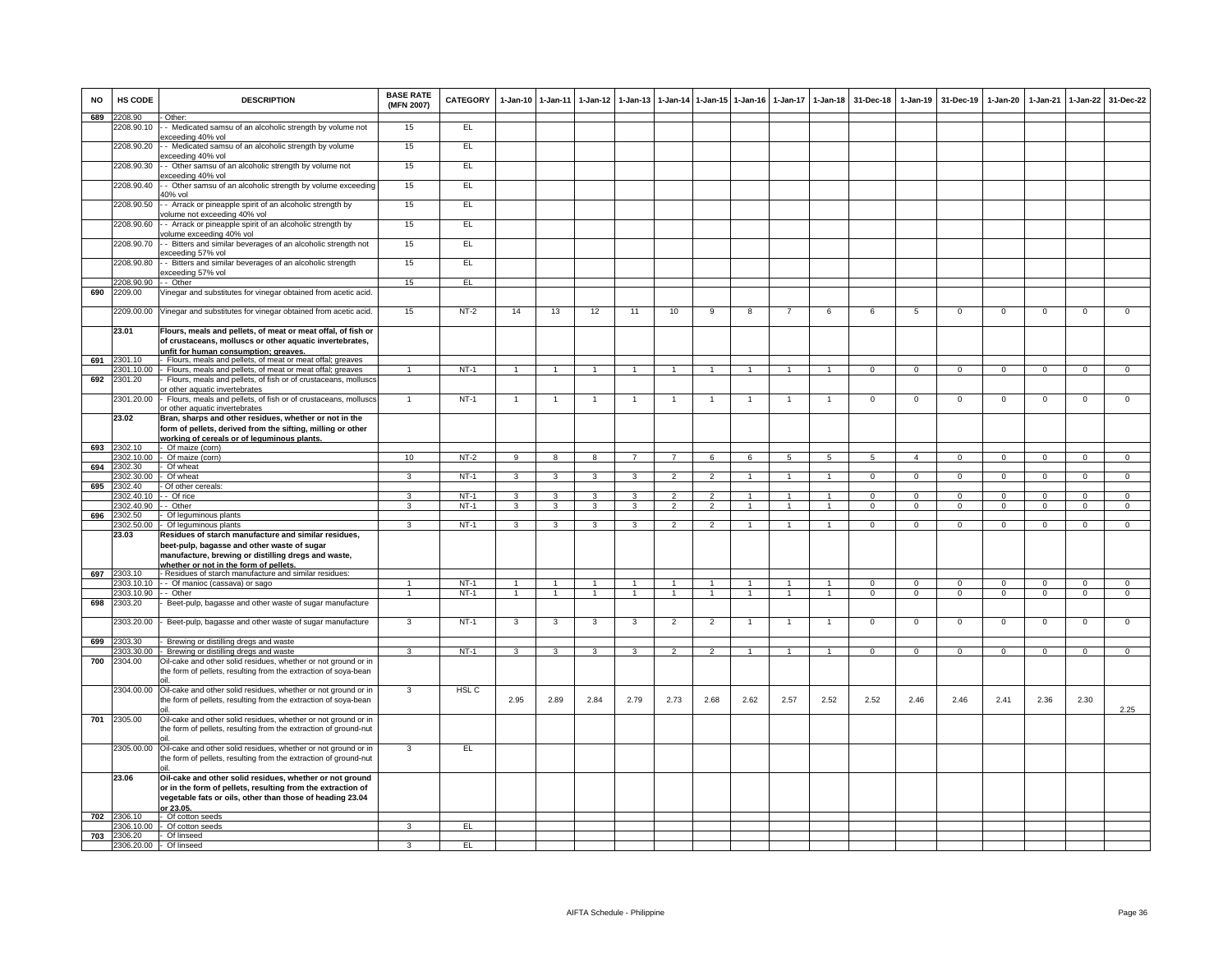| NO | HS CODE | DESCRIPTION | BASE RATE (MFN 2007) | CATEGORY | 1-Jan-10 | 1-Jan-11 | 1-Jan-12 | 1-Jan-13 | 1-Jan-14 | 1-Jan-15 | 1-Jan-16 | 1-Jan-17 | 1-Jan-18 | 31-Dec-18 | 1-Jan-19 | 31-Dec-19 | 1-Jan-20 | 1-Jan-21 | 1-Jan-22 | 31-Dec-22 |
|---|---|---|---|---|---|---|---|---|---|---|---|---|---|---|---|---|---|---|---|---|
| 689 | 2208.90 | - Other: | | | | | | | | | | | | | | | | | | |
| | 2208.90.10 | - - Medicated samsu of an alcoholic strength by volume not exceeding 40% vol | 15 | EL | | | | | | | | | | | | | | | | |
| | 2208.90.20 | - - Medicated samsu of an alcoholic strength by volume exceeding 40% vol | 15 | EL | | | | | | | | | | | | | | | | |
| | 2208.90.30 | - - Other samsu of an alcoholic strength by volume not exceeding 40% vol | 15 | EL | | | | | | | | | | | | | | | | |
| | 2208.90.40 | - - Other samsu of an alcoholic strength by volume exceeding 40% vol | 15 | EL | | | | | | | | | | | | | | | | |
| | 2208.90.50 | - - Arrack or pineapple spirit of an alcoholic strength by volume not exceeding 40% vol | 15 | EL | | | | | | | | | | | | | | | | |
| | 2208.90.60 | - - Arrack or pineapple spirit of an alcoholic strength by volume exceeding 40% vol | 15 | EL | | | | | | | | | | | | | | | | |
| | 2208.90.70 | - - Bitters and similar beverages of an alcoholic strength not exceeding 57% vol | 15 | EL | | | | | | | | | | | | | | | | |
| | 2208.90.80 | - - Bitters and similar beverages of an alcoholic strength exceeding 57% vol | 15 | EL | | | | | | | | | | | | | | | | |
| | 2208.90.90 | - - Other | 15 | EL | | | | | | | | | | | | | | | | |
| 690 | 2209.00 | Vinegar and substitutes for vinegar obtained from acetic acid. | | | | | | | | | | | | | | | | | | |
| | 2209.00.00 | Vinegar and substitutes for vinegar obtained from acetic acid. | 15 | NT-2 | 14 | 13 | 12 | 11 | 10 | 9 | 8 | 7 | 6 | 6 | 5 | 0 | 0 | 0 | 0 | 0 |
| | **23.01** | **Flours, meals and pellets, of meat or meat offal, of fish or of crustaceans, molluscs or other aquatic invertebrates, unfit for human consumption; greaves.** | | | | | | | | | | | | | | | | | | |
| 691 | 2301.10 | - Flours, meals and pellets, of meat or meat offal; greaves | | | | | | | | | | | | | | | | | | |
| | 2301.10.00 | - Flours, meals and pellets, of meat or meat offal; greaves | 1 | NT-1 | 1 | 1 | 1 | 1 | 1 | 1 | 1 | 1 | 1 | 0 | 0 | 0 | 0 | 0 | 0 | 0 |
| 692 | 2301.20 | - Flours, meals and pellets, of fish or of crustaceans, molluscs or other aquatic invertebrates | | | | | | | | | | | | | | | | | | |
| | 2301.20.00 | - Flours, meals and pellets, of fish or of crustaceans, molluscs or other aquatic invertebrates | 1 | NT-1 | 1 | 1 | 1 | 1 | 1 | 1 | 1 | 1 | 1 | 0 | 0 | 0 | 0 | 0 | 0 | 0 |
| | **23.02** | **Bran, sharps and other residues, whether or not in the form of pellets, derived from the sifting, milling or other working of cereals or of leguminous plants.** | | | | | | | | | | | | | | | | | | |
| 693 | 2302.10 | - Of maize (corn) | | | | | | | | | | | | | | | | | | |
| | 2302.10.00 | - Of maize (corn) | 10 | NT-2 | 9 | 8 | 8 | 7 | 7 | 6 | 6 | 5 | 5 | 5 | 4 | 0 | 0 | 0 | 0 | 0 |
| 694 | 2302.30 | - Of wheat | | | | | | | | | | | | | | | | | | |
| | 2302.30.00 | - Of wheat | 3 | NT-1 | 3 | 3 | 3 | 3 | 2 | 2 | 1 | 1 | 1 | 0 | 0 | 0 | 0 | 0 | 0 | 0 |
| 695 | 2302.40 | - Of other cereals: | | | | | | | | | | | | | | | | | | |
| | 2302.40.10 | - - Of rice | 3 | NT-1 | 3 | 3 | 3 | 3 | 2 | 2 | 1 | 1 | 1 | 0 | 0 | 0 | 0 | 0 | 0 | 0 |
| | 2302.40.90 | - - Other | 3 | NT-1 | 3 | 3 | 3 | 3 | 2 | 2 | 1 | 1 | 1 | 0 | 0 | 0 | 0 | 0 | 0 | 0 |
| 696 | 2302.50 | - Of leguminous plants | | | | | | | | | | | | | | | | | | |
| | 2302.50.00 | - Of leguminous plants | 3 | NT-1 | 3 | 3 | 3 | 3 | 2 | 2 | 1 | 1 | 1 | 0 | 0 | 0 | 0 | 0 | 0 | 0 |
| | **23.03** | **Residues of starch manufacture and similar residues, beet-pulp, bagasse and other waste of sugar manufacture, brewing or distilling dregs and waste, whether or not in the form of pellets.** | | | | | | | | | | | | | | | | | | |
| 697 | 2303.10 | - Residues of starch manufacture and similar residues: | | | | | | | | | | | | | | | | | | |
| | 2303.10.10 | - - Of manioc (cassava) or sago | 1 | NT-1 | 1 | 1 | 1 | 1 | 1 | 1 | 1 | 1 | 1 | 0 | 0 | 0 | 0 | 0 | 0 | 0 |
| | 2303.10.90 | - - Other | 1 | NT-1 | 1 | 1 | 1 | 1 | 1 | 1 | 1 | 1 | 1 | 0 | 0 | 0 | 0 | 0 | 0 | 0 |
| 698 | 2303.20 | - Beet-pulp, bagasse and other waste of sugar manufacture | | | | | | | | | | | | | | | | | | |
| | 2303.20.00 | - Beet-pulp, bagasse and other waste of sugar manufacture | 3 | NT-1 | 3 | 3 | 3 | 3 | 2 | 2 | 1 | 1 | 1 | 0 | 0 | 0 | 0 | 0 | 0 | 0 |
| 699 | 2303.30 | - Brewing or distilling dregs and waste | | | | | | | | | | | | | | | | | | |
| | 2303.30.00 | - Brewing or distilling dregs and waste | 3 | NT-1 | 3 | 3 | 3 | 3 | 2 | 2 | 1 | 1 | 1 | 0 | 0 | 0 | 0 | 0 | 0 | 0 |
| 700 | 2304.00 | Oil-cake and other solid residues, whether or not ground or in the form of pellets, resulting from the extraction of soya-bean oil. | | | | | | | | | | | | | | | | | | |
| | 2304.00.00 | Oil-cake and other solid residues, whether or not ground or in the form of pellets, resulting from the extraction of soya-bean oil. | 3 | HSL C | 2.95 | 2.89 | 2.84 | 2.79 | 2.73 | 2.68 | 2.62 | 2.57 | 2.52 | 2.52 | 2.46 | 2.46 | 2.41 | 2.36 | 2.30 | 2.25 |
| 701 | 2305.00 | Oil-cake and other solid residues, whether or not ground or in the form of pellets, resulting from the extraction of ground-nut oil. | | | | | | | | | | | | | | | | | | |
| | 2305.00.00 | Oil-cake and other solid residues, whether or not ground or in the form of pellets, resulting from the extraction of ground-nut oil. | 3 | EL | | | | | | | | | | | | | | | | |
| | **23.06** | **Oil-cake and other solid residues, whether or not ground or in the form of pellets, resulting from the extraction of vegetable fats or oils, other than those of heading 23.04 or 23.05.** | | | | | | | | | | | | | | | | | | |
| 702 | 2306.10 | - Of cotton seeds | | | | | | | | | | | | | | | | | | |
| | 2306.10.00 | - Of cotton seeds | 3 | EL | | | | | | | | | | | | | | | | |
| 703 | 2306.20 | - Of linseed | | | | | | | | | | | | | | | | | | |
| | 2306.20.00 | - Of linseed | 3 | EL | | | | | | | | | | | | | | | | |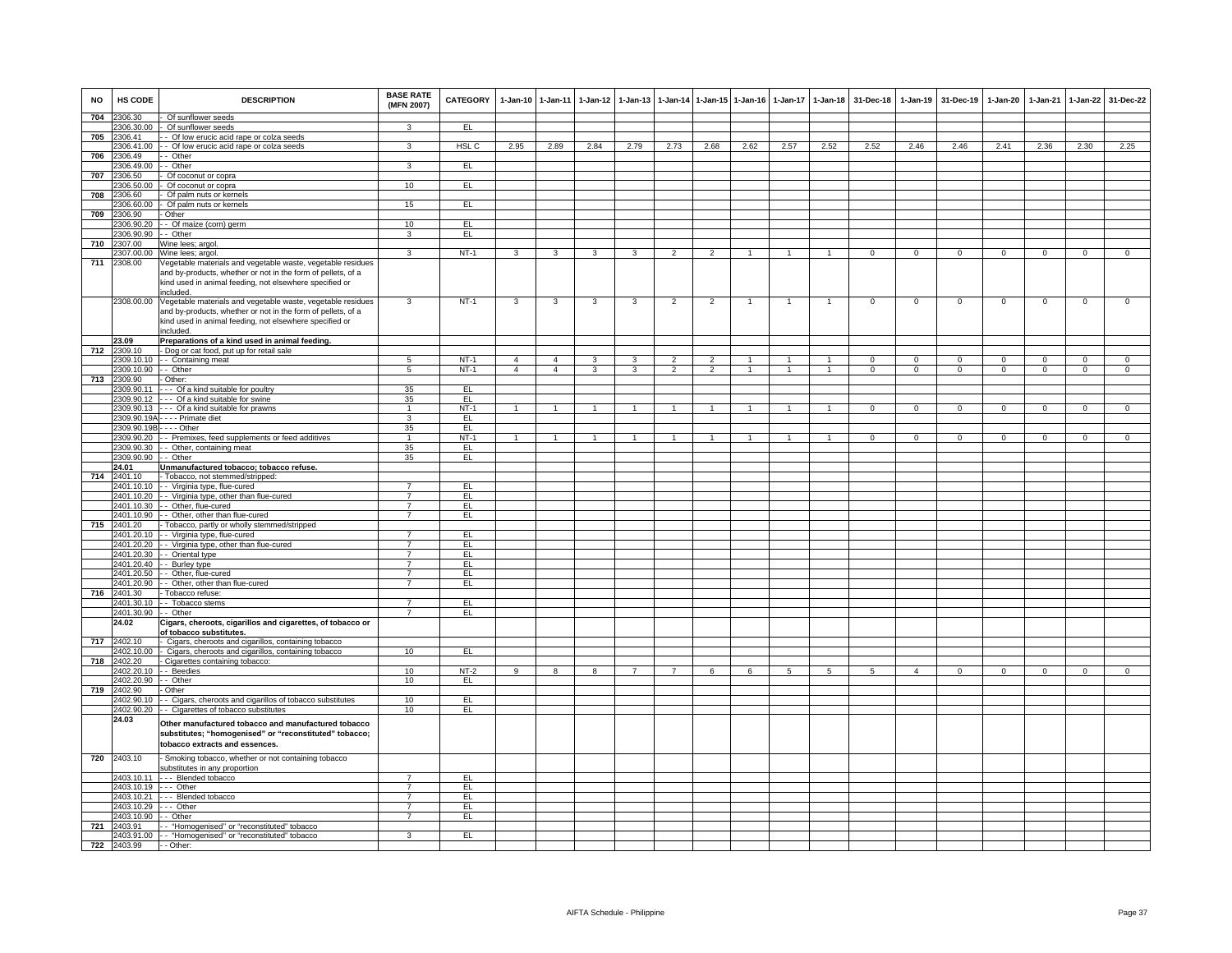| NO | HS CODE | DESCRIPTION | BASE RATE (MFN 2007) | CATEGORY | 1-Jan-10 | 1-Jan-11 | 1-Jan-12 | 1-Jan-13 | 1-Jan-14 | 1-Jan-15 | 1-Jan-16 | 1-Jan-17 | 1-Jan-18 | 31-Dec-18 | 1-Jan-19 | 31-Dec-19 | 1-Jan-20 | 1-Jan-21 | 1-Jan-22 | 31-Dec-22 |
|---|---|---|---|---|---|---|---|---|---|---|---|---|---|---|---|---|---|---|---|---|
| 704 | 2306.30 | - Of sunflower seeds | | | | | | | | | | | | | | | | | | |
| | 2306.30.00 | - Of sunflower seeds | 3 | EL | | | | | | | | | | | | | | | | |
| 705 | 2306.41 | - - Of low erucic acid rape or colza seeds | | | | | | | | | | | | | | | | | | |
| | 2306.41.00 | - - Of low erucic acid rape or colza seeds | 3 | HSL C | 2.95 | 2.89 | 2.84 | 2.79 | 2.73 | 2.68 | 2.62 | 2.57 | 2.52 | 2.52 | 2.46 | 2.46 | 2.41 | 2.36 | 2.30 | 2.25 |
| 706 | 2306.49 | - - Other | | | | | | | | | | | | | | | | | | |
| | 2306.49.00 | - - Other | 3 | EL | | | | | | | | | | | | | | | | |
| 707 | 2306.50 | - Of coconut or copra | | | | | | | | | | | | | | | | | | |
| | 2306.50.00 | - Of coconut or copra | 10 | EL | | | | | | | | | | | | | | | | |
| 708 | 2306.60 | - Of palm nuts or kernels | | | | | | | | | | | | | | | | | | |
| | 2306.60.00 | - Of palm nuts or kernels | 15 | EL | | | | | | | | | | | | | | | | |
| 709 | 2306.90 | - Other | | | | | | | | | | | | | | | | | | |
| | 2306.90.20 | - - Of maize (corn) germ | 10 | EL | | | | | | | | | | | | | | | | |
| | 2306.90.90 | - - Other | 3 | EL | | | | | | | | | | | | | | | | |
| 710 | 2307.00 | Wine lees; argol. | | | | | | | | | | | | | | | | | | |
| | 2307.00.00 | Wine lees; argol. | 3 | NT-1 | 3 | 3 | 3 | 3 | 2 | 2 | 1 | 1 | 1 | 0 | 0 | 0 | 0 | 0 | 0 | 0 |
| 711 | 2308.00 | Vegetable materials and vegetable waste, vegetable residues and by-products, whether or not in the form of pellets, of a kind used in animal feeding, not elsewhere specified or included. | | | | | | | | | | | | | | | | | | |
| | 2308.00.00 | Vegetable materials and vegetable waste, vegetable residues and by-products, whether or not in the form of pellets, of a kind used in animal feeding, not elsewhere specified or included. | 3 | NT-1 | 3 | 3 | 3 | 3 | 2 | 2 | 1 | 1 | 1 | 0 | 0 | 0 | 0 | 0 | 0 | 0 |
| | **23.09** | **Preparations of a kind used in animal feeding.** | | | | | | | | | | | | | | | | | | |
| 712 | 2309.10 | - Dog or cat food, put up for retail sale | | | | | | | | | | | | | | | | | | |
| | 2309.10.10 | - - Containing meat | 5 | NT-1 | 4 | 4 | 3 | 3 | 2 | 2 | 1 | 1 | 1 | 0 | 0 | 0 | 0 | 0 | 0 | 0 |
| | 2309.10.90 | - - Other | 5 | NT-1 | 4 | 4 | 3 | 3 | 2 | 2 | 1 | 1 | 1 | 0 | 0 | 0 | 0 | 0 | 0 | 0 |
| 713 | 2309.90 | - Other: | | | | | | | | | | | | | | | | | | |
| | 2309.90.11 | - - - Of a kind suitable for poultry | 35 | EL | | | | | | | | | | | | | | | | |
| | 2309.90.12 | - - - Of a kind suitable for swine | 35 | EL | | | | | | | | | | | | | | | | |
| | 2309.90.13 | - - - Of a kind suitable for prawns | 1 | NT-1 | 1 | 1 | 1 | 1 | 1 | 1 | 1 | 1 | 1 | 0 | 0 | 0 | 0 | 0 | 0 | 0 |
| | 2309.90.19A | - - - - Primate diet | 3 | EL | | | | | | | | | | | | | | | | |
| | 2309.90.19B | - - - - Other | 35 | EL | | | | | | | | | | | | | | | | |
| | 2309.90.20 | - - Premixes, feed supplements or feed additives | 1 | NT-1 | 1 | 1 | 1 | 1 | 1 | 1 | 1 | 1 | 1 | 0 | 0 | 0 | 0 | 0 | 0 | 0 |
| | 2309.90.30 | - - Other, containing meat | 35 | EL | | | | | | | | | | | | | | | | |
| | 2309.90.90 | - - Other | 35 | EL | | | | | | | | | | | | | | | | |
| | **24.01** | **Unmanufactured tobacco; tobacco refuse.** | | | | | | | | | | | | | | | | | | |
| 714 | 2401.10 | - Tobacco, not stemmed/stripped: | | | | | | | | | | | | | | | | | | |
| | 2401.10.10 | - - Virginia type, flue-cured | 7 | EL | | | | | | | | | | | | | | | | |
| | 2401.10.20 | - - Virginia type, other than flue-cured | 7 | EL | | | | | | | | | | | | | | | | |
| | 2401.10.30 | - - Other, flue-cured | 7 | EL | | | | | | | | | | | | | | | | |
| | 2401.10.90 | - - Other, other than flue-cured | 7 | EL | | | | | | | | | | | | | | | | |
| 715 | 2401.20 | - Tobacco, partly or wholly stemmed/stripped | | | | | | | | | | | | | | | | | | |
| | 2401.20.10 | - - Virginia type, flue-cured | 7 | EL | | | | | | | | | | | | | | | | |
| | 2401.20.20 | - - Virginia type, other than flue-cured | 7 | EL | | | | | | | | | | | | | | | | |
| | 2401.20.30 | - - Oriental type | 7 | EL | | | | | | | | | | | | | | | | |
| | 2401.20.40 | - - Burley type | 7 | EL | | | | | | | | | | | | | | | | |
| | 2401.20.50 | - - Other, flue-cured | 7 | EL | | | | | | | | | | | | | | | | |
| | 2401.20.90 | - - Other, other than flue-cured | 7 | EL | | | | | | | | | | | | | | | | |
| 716 | 2401.30 | - Tobacco refuse: | | | | | | | | | | | | | | | | | | |
| | 2401.30.10 | - - Tobacco stems | 7 | EL | | | | | | | | | | | | | | | | |
| | 2401.30.90 | - - Other | 7 | EL | | | | | | | | | | | | | | | | |
| | **24.02** | **Cigars, cheroots, cigarillos and cigarettes, of tobacco or of tobacco substitutes.** | | | | | | | | | | | | | | | | | | |
| 717 | 2402.10 | - Cigars, cheroots and cigarillos, containing tobacco | | | | | | | | | | | | | | | | | | |
| | 2402.10.00 | - Cigars, cheroots and cigarillos, containing tobacco | 10 | EL | | | | | | | | | | | | | | | | |
| 718 | 2402.20 | - Cigarettes containing tobacco: | | | | | | | | | | | | | | | | | | |
| | 2402.20.10 | - - Beedies | 10 | NT-2 | 9 | 8 | 8 | 7 | 7 | 6 | 6 | 5 | 5 | 5 | 4 | 0 | 0 | 0 | 0 | 0 |
| | 2402.20.90 | - - Other | 10 | EL | | | | | | | | | | | | | | | | |
| 719 | 2402.90 | - Other | | | | | | | | | | | | | | | | | | |
| | 2402.90.10 | - - Cigars, cheroots and cigarillos of tobacco substitutes | 10 | EL | | | | | | | | | | | | | | | | |
| | 2402.90.20 | - - Cigarettes of tobacco substitutes | 10 | EL | | | | | | | | | | | | | | | | |
| | **24.03** | **Other manufactured tobacco and manufactured tobacco substitutes; "homogenised" or "reconstituted" tobacco; tobacco extracts and essences.** | | | | | | | | | | | | | | | | | | |
| 720 | 2403.10 | - Smoking tobacco, whether or not containing tobacco substitutes in any proportion | | | | | | | | | | | | | | | | | | |
| | 2403.10.11 | - - - Blended tobacco | 7 | EL | | | | | | | | | | | | | | | | |
| | 2403.10.19 | - - - Other | 7 | EL | | | | | | | | | | | | | | | | |
| | 2403.10.21 | - - - Blended tobacco | 7 | EL | | | | | | | | | | | | | | | | |
| | 2403.10.29 | - - - Other | 7 | EL | | | | | | | | | | | | | | | | |
| | 2403.10.90 | - - Other | 7 | EL | | | | | | | | | | | | | | | | |
| 721 | 2403.91 | - - "Homogenised" or "reconstituted" tobacco | | | | | | | | | | | | | | | | | | |
| | 2403.91.00 | - - "Homogenised" or "reconstituted" tobacco | 3 | EL | | | | | | | | | | | | | | | | |
| 722 | 2403.99 | - - Other: | | | | | | | | | | | | | | | | | | |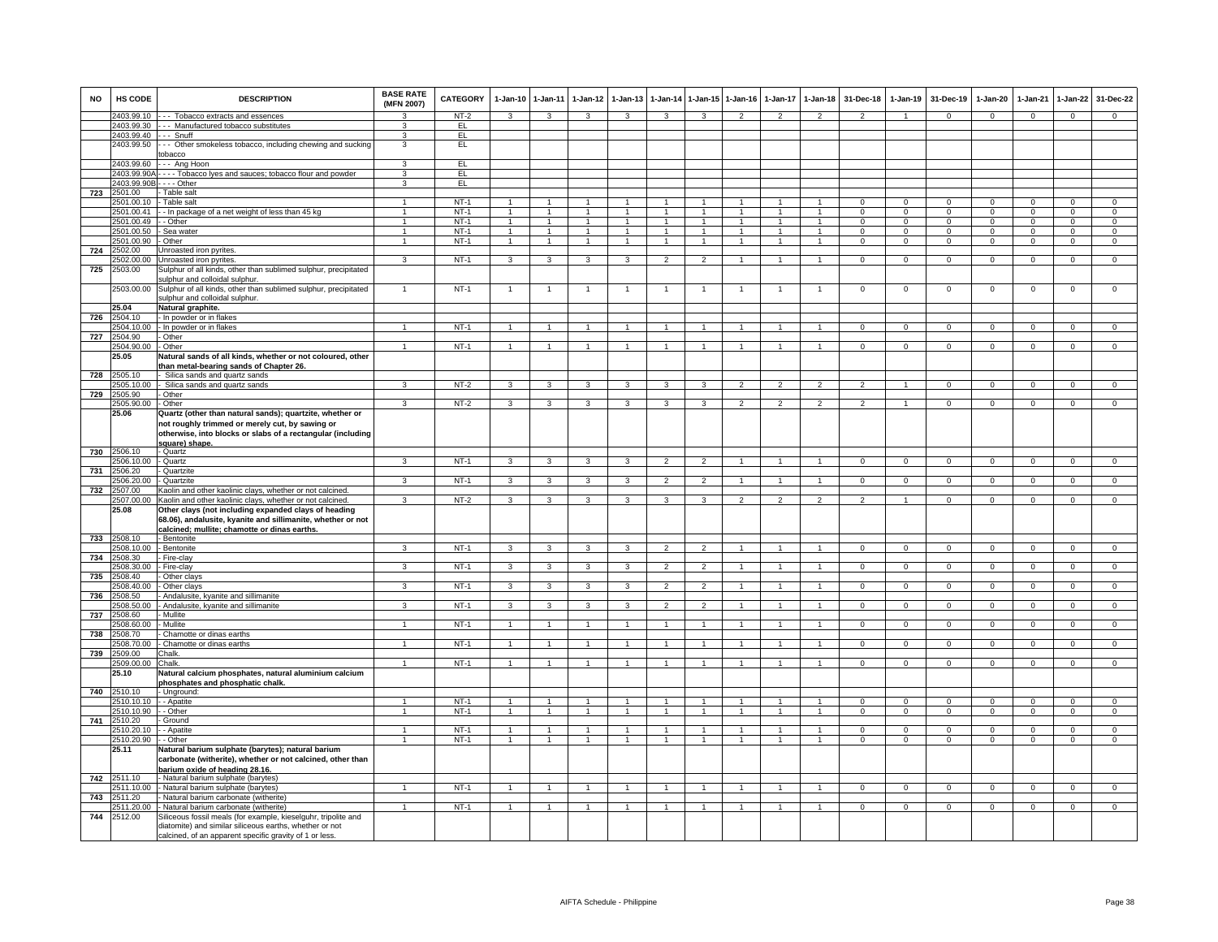| NO | HS CODE | DESCRIPTION | BASE RATE (MFN 2007) | CATEGORY | 1-Jan-10 | 1-Jan-11 | 1-Jan-12 | 1-Jan-13 | 1-Jan-14 | 1-Jan-15 | 1-Jan-16 | 1-Jan-17 | 1-Jan-18 | 31-Dec-18 | 1-Jan-19 | 31-Dec-19 | 1-Jan-20 | 1-Jan-21 | 1-Jan-22 | 31-Dec-22 |
|---|---|---|---|---|---|---|---|---|---|---|---|---|---|---|---|---|---|---|---|---|
| | 2403.99.10 | - - - Tobacco extracts and essences | 3 | NT-2 | 3 | 3 | 3 | 3 | 3 | 3 | 2 | 2 | 2 | 2 | 1 | 0 | 0 | 0 | 0 | 0 |
| | 2403.99.30 | - - - Manufactured tobacco substitutes | 3 | EL | | | | | | | | | | | | | | | | |
| | 2403.99.40 | - - - Snuff | 3 | EL | | | | | | | | | | | | | | | | |
| | 2403.99.50 | - - - Other smokeless tobacco, including chewing and sucking tobacco | 3 | EL | | | | | | | | | | | | | | | | |
| | 2403.99.60 | - - - Ang Hoon | 3 | EL | | | | | | | | | | | | | | | | |
| | 2403.99.90A | - - - - Tobacco lyes and sauces; tobacco flour and powder | 3 | EL | | | | | | | | | | | | | | | | |
| | 2403.99.90B | - - - - Other | 3 | EL | | | | | | | | | | | | | | | | |
| 723 | 2501.00 | - Table salt | | | | | | | | | | | | | | | | | | |
| | 2501.00.10 | - Table salt | 1 | NT-1 | 1 | 1 | 1 | 1 | 1 | 1 | 1 | 1 | 1 | 0 | 0 | 0 | 0 | 0 | 0 | 0 |
| | 2501.00.41 | - - In package of a net weight of less than 45 kg | 1 | NT-1 | 1 | 1 | 1 | 1 | 1 | 1 | 1 | 1 | 1 | 0 | 0 | 0 | 0 | 0 | 0 | 0 |
| | 2501.00.49 | - - Other | 1 | NT-1 | 1 | 1 | 1 | 1 | 1 | 1 | 1 | 1 | 1 | 0 | 0 | 0 | 0 | 0 | 0 | 0 |
| | 2501.00.50 | - Sea water | 1 | NT-1 | 1 | 1 | 1 | 1 | 1 | 1 | 1 | 1 | 1 | 0 | 0 | 0 | 0 | 0 | 0 | 0 |
| | 2501.00.90 | - Other | 1 | NT-1 | 1 | 1 | 1 | 1 | 1 | 1 | 1 | 1 | 1 | 0 | 0 | 0 | 0 | 0 | 0 | 0 |
| 724 | 2502.00 | Unroasted iron pyrites. | | | | | | | | | | | | | | | | | | |
| | 2502.00.00 | Unroasted iron pyrites. | 3 | NT-1 | 3 | 3 | 3 | 3 | 2 | 2 | 1 | 1 | 1 | 0 | 0 | 0 | 0 | 0 | 0 | 0 |
| 725 | 2503.00 | Sulphur of all kinds, other than sublimed sulphur, precipitated sulphur and colloidal sulphur. | | | | | | | | | | | | | | | | | | |
| | 2503.00.00 | Sulphur of all kinds, other than sublimed sulphur, precipitated sulphur and colloidal sulphur. | 1 | NT-1 | 1 | 1 | 1 | 1 | 1 | 1 | 1 | 1 | 1 | 0 | 0 | 0 | 0 | 0 | 0 | 0 |
| | **25.04** | **Natural graphite.** | | | | | | | | | | | | | | | | | | |
| 726 | 2504.10 | - In powder or in flakes | | | | | | | | | | | | | | | | | | |
| | 2504.10.00 | - In powder or in flakes | 1 | NT-1 | 1 | 1 | 1 | 1 | 1 | 1 | 1 | 1 | 1 | 0 | 0 | 0 | 0 | 0 | 0 | 0 |
| 727 | 2504.90 | - Other | | | | | | | | | | | | | | | | | | |
| | 2504.90.00 | - Other | 1 | NT-1 | 1 | 1 | 1 | 1 | 1 | 1 | 1 | 1 | 1 | 0 | 0 | 0 | 0 | 0 | 0 | 0 |
| | **25.05** | **Natural sands of all kinds, whether or not coloured, other than metal-bearing sands of Chapter 26.** | | | | | | | | | | | | | | | | | | |
| 728 | 2505.10 | - Silica sands and quartz sands | | | | | | | | | | | | | | | | | | |
| | 2505.10.00 | - Silica sands and quartz sands | 3 | NT-2 | 3 | 3 | 3 | 3 | 3 | 3 | 2 | 2 | 2 | 2 | 1 | 0 | 0 | 0 | 0 | 0 |
| 729 | 2505.90 | - Other | | | | | | | | | | | | | | | | | | |
| | 2505.90.00 | - Other | 3 | NT-2 | 3 | 3 | 3 | 3 | 3 | 3 | 2 | 2 | 2 | 2 | 1 | 0 | 0 | 0 | 0 | 0 |
| | **25.06** | **Quartz (other than natural sands); quartzite, whether or not roughly trimmed or merely cut, by sawing or otherwise, into blocks or slabs of a rectangular (including square) shape.** | | | | | | | | | | | | | | | | | | |
| 730 | 2506.10 | - Quartz | | | | | | | | | | | | | | | | | | |
| | 2506.10.00 | - Quartz | 3 | NT-1 | 3 | 3 | 3 | 3 | 2 | 2 | 1 | 1 | 1 | 0 | 0 | 0 | 0 | 0 | 0 | 0 |
| 731 | 2506.20 | - Quartzite | | | | | | | | | | | | | | | | | | |
| | 2506.20.00 | - Quartzite | 3 | NT-1 | 3 | 3 | 3 | 3 | 2 | 2 | 1 | 1 | 1 | 0 | 0 | 0 | 0 | 0 | 0 | 0 |
| 732 | 2507.00 | Kaolin and other kaolinic clays, whether or not calcined. | | | | | | | | | | | | | | | | | | |
| | 2507.00.00 | Kaolin and other kaolinic clays, whether or not calcined. | 3 | NT-2 | 3 | 3 | 3 | 3 | 3 | 3 | 2 | 2 | 2 | 2 | 1 | 0 | 0 | 0 | 0 | 0 |
| | **25.08** | **Other clays (not including expanded clays of heading 68.06), andalusite, kyanite and sillimanite, whether or not calcined; mullite; chamotte or dinas earths.** | | | | | | | | | | | | | | | | | | |
| 733 | 2508.10 | - Bentonite | | | | | | | | | | | | | | | | | | |
| | 2508.10.00 | - Bentonite | 3 | NT-1 | 3 | 3 | 3 | 3 | 2 | 2 | 1 | 1 | 1 | 0 | 0 | 0 | 0 | 0 | 0 | 0 |
| 734 | 2508.30 | - Fire-clay | | | | | | | | | | | | | | | | | | |
| | 2508.30.00 | - Fire-clay | 3 | NT-1 | 3 | 3 | 3 | 3 | 2 | 2 | 1 | 1 | 1 | 0 | 0 | 0 | 0 | 0 | 0 | 0 |
| 735 | 2508.40 | - Other clays | | | | | | | | | | | | | | | | | | |
| | 2508.40.00 | - Other clays | 3 | NT-1 | 3 | 3 | 3 | 3 | 2 | 2 | 1 | 1 | 1 | 0 | 0 | 0 | 0 | 0 | 0 | 0 |
| 736 | 2508.50 | - Andalusite, kyanite and sillimanite | | | | | | | | | | | | | | | | | | |
| | 2508.50.00 | - Andalusite, kyanite and sillimanite | 3 | NT-1 | 3 | 3 | 3 | 3 | 2 | 2 | 1 | 1 | 1 | 0 | 0 | 0 | 0 | 0 | 0 | 0 |
| 737 | 2508.60 | - Mullite | | | | | | | | | | | | | | | | | | |
| | 2508.60.00 | - Mullite | 1 | NT-1 | 1 | 1 | 1 | 1 | 1 | 1 | 1 | 1 | 1 | 0 | 0 | 0 | 0 | 0 | 0 | 0 |
| 738 | 2508.70 | - Chamotte or dinas earths | | | | | | | | | | | | | | | | | | |
| | 2508.70.00 | - Chamotte or dinas earths | 1 | NT-1 | 1 | 1 | 1 | 1 | 1 | 1 | 1 | 1 | 1 | 0 | 0 | 0 | 0 | 0 | 0 | 0 |
| 739 | 2509.00 | Chalk. | | | | | | | | | | | | | | | | | | |
| | 2509.00.00 | Chalk. | 1 | NT-1 | 1 | 1 | 1 | 1 | 1 | 1 | 1 | 1 | 1 | 0 | 0 | 0 | 0 | 0 | 0 | 0 |
| | **25.10** | **Natural calcium phosphates, natural aluminium calcium phosphates and phosphatic chalk.** | | | | | | | | | | | | | | | | | | |
| 740 | 2510.10 | - Unground: | | | | | | | | | | | | | | | | | | |
| | 2510.10.10 | - - Apatite | 1 | NT-1 | 1 | 1 | 1 | 1 | 1 | 1 | 1 | 1 | 1 | 0 | 0 | 0 | 0 | 0 | 0 | 0 |
| | 2510.10.90 | - - Other | 1 | NT-1 | 1 | 1 | 1 | 1 | 1 | 1 | 1 | 1 | 1 | 0 | 0 | 0 | 0 | 0 | 0 | 0 |
| 741 | 2510.20 | - Ground | | | | | | | | | | | | | | | | | | |
| | 2510.20.10 | - - Apatite | 1 | NT-1 | 1 | 1 | 1 | 1 | 1 | 1 | 1 | 1 | 1 | 0 | 0 | 0 | 0 | 0 | 0 | 0 |
| | 2510.20.90 | - - Other | 1 | NT-1 | 1 | 1 | 1 | 1 | 1 | 1 | 1 | 1 | 1 | 0 | 0 | 0 | 0 | 0 | 0 | 0 |
| | **25.11** | **Natural barium sulphate (barytes); natural barium carbonate (witherite), whether or not calcined, other than barium oxide of heading 28.16.** | | | | | | | | | | | | | | | | | | |
| 742 | 2511.10 | - Natural barium sulphate (barytes) | | | | | | | | | | | | | | | | | | |
| | 2511.10.00 | - Natural barium sulphate (barytes) | 1 | NT-1 | 1 | 1 | 1 | 1 | 1 | 1 | 1 | 1 | 1 | 0 | 0 | 0 | 0 | 0 | 0 | 0 |
| 743 | 2511.20 | - Natural barium carbonate (witherite) | | | | | | | | | | | | | | | | | | |
| | 2511.20.00 | - Natural barium carbonate (witherite) | 1 | NT-1 | 1 | 1 | 1 | 1 | 1 | 1 | 1 | 1 | 1 | 0 | 0 | 0 | 0 | 0 | 0 | 0 |
| 744 | 2512.00 | Siliceous fossil meals (for example, kieselguhr, tripolite and diatomite) and similar siliceous earths, whether or not calcined, of an apparent specific gravity of 1 or less. | | | | | | | | | | | | | | | | | | |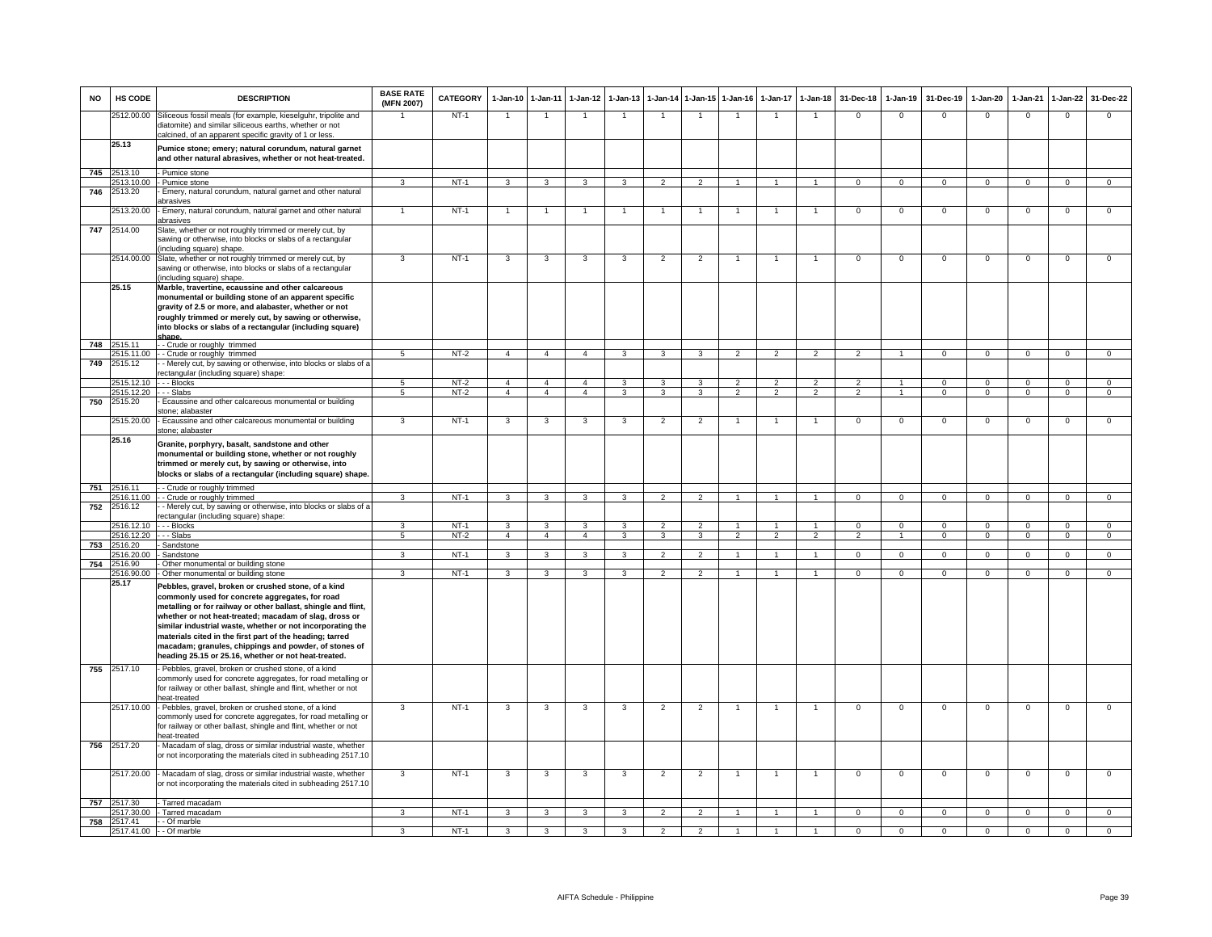| NO | HS CODE | DESCRIPTION | BASE RATE (MFN 2007) | CATEGORY | 1-Jan-10 | 1-Jan-11 | 1-Jan-12 | 1-Jan-13 | 1-Jan-14 | 1-Jan-15 | 1-Jan-16 | 1-Jan-17 | 1-Jan-18 | 31-Dec-18 | 1-Jan-19 | 31-Dec-19 | 1-Jan-20 | 1-Jan-21 | 1-Jan-22 | 31-Dec-22 |
|---|---|---|---|---|---|---|---|---|---|---|---|---|---|---|---|---|---|---|---|---|
| | 2512.00.00 | Siliceous fossil meals (for example, kieselguhr, tripolite and diatomite) and similar siliceous earths, whether or not calcined, of an apparent specific gravity of 1 or less. | 1 | NT-1 | 1 | 1 | 1 | 1 | 1 | 1 | 1 | 1 | 1 | 0 | 0 | 0 | 0 | 0 | 0 | 0 |
| | 25.13 | **Pumice stone; emery; natural corundum, natural garnet and other natural abrasives, whether or not heat-treated.** | | | | | | | | | | | | | | | | | | |
| 745 | 2513.10 | - Pumice stone | | | | | | | | | | | | | | | | | | |
| | 2513.10.00 | - Pumice stone | 3 | NT-1 | 3 | 3 | 3 | 3 | 2 | 2 | 1 | 1 | 1 | 0 | 0 | 0 | 0 | 0 | 0 | 0 |
| 746 | 2513.20 | - Emery, natural corundum, natural garnet and other natural abrasives | | | | | | | | | | | | | | | | | | |
| | 2513.20.00 | - Emery, natural corundum, natural garnet and other natural abrasives | 1 | NT-1 | 1 | 1 | 1 | 1 | 1 | 1 | 1 | 1 | 1 | 0 | 0 | 0 | 0 | 0 | 0 | 0 |
| 747 | 2514.00 | Slate, whether or not roughly trimmed or merely cut, by sawing or otherwise, into blocks or slabs of a rectangular (including square) shape. | | | | | | | | | | | | | | | | | | |
| | 2514.00.00 | Slate, whether or not roughly trimmed or merely cut, by sawing or otherwise, into blocks or slabs of a rectangular (including square) shape. | 3 | NT-1 | 3 | 3 | 3 | 3 | 2 | 2 | 1 | 1 | 1 | 0 | 0 | 0 | 0 | 0 | 0 | 0 |
| | 25.15 | **Marble, travertine, ecaussine and other calcareous monumental or building stone of an apparent specific gravity of 2.5 or more, and alabaster, whether or not roughly trimmed or merely cut, by sawing or otherwise, into blocks or slabs of a rectangular (including square) shape.** | | | | | | | | | | | | | | | | | | |
| 748 | 2515.11 | - - Crude or roughly trimmed | | | | | | | | | | | | | | | | | | |
| | 2515.11.00 | - - Crude or roughly trimmed | 5 | NT-2 | 4 | 4 | 4 | 3 | 3 | 3 | 2 | 2 | 2 | 2 | 1 | 0 | 0 | 0 | 0 | 0 |
| 749 | 2515.12 | - - Merely cut, by sawing or otherwise, into blocks or slabs of a rectangular (including square) shape: | | | | | | | | | | | | | | | | | | |
| | 2515.12.10 | - - - Blocks | 5 | NT-2 | 4 | 4 | 4 | 3 | 3 | 3 | 2 | 2 | 2 | 2 | 1 | 0 | 0 | 0 | 0 | 0 |
| | 2515.12.20 | - - - Slabs | 5 | NT-2 | 4 | 4 | 4 | 3 | 3 | 3 | 2 | 2 | 2 | 2 | 1 | 0 | 0 | 0 | 0 | 0 |
| 750 | 2515.20 | - Ecaussine and other calcareous monumental or building stone; alabaster | | | | | | | | | | | | | | | | | | |
| | 2515.20.00 | - Ecaussine and other calcareous monumental or building stone; alabaster | 3 | NT-1 | 3 | 3 | 3 | 3 | 2 | 2 | 1 | 1 | 1 | 0 | 0 | 0 | 0 | 0 | 0 | 0 |
| | 25.16 | **Granite, porphyry, basalt, sandstone and other monumental or building stone, whether or not roughly trimmed or merely cut, by sawing or otherwise, into blocks or slabs of a rectangular (including square) shape.** | | | | | | | | | | | | | | | | | | |
| 751 | 2516.11 | - - Crude or roughly trimmed | | | | | | | | | | | | | | | | | | |
| | 2516.11.00 | - - Crude or roughly trimmed | 3 | NT-1 | 3 | 3 | 3 | 3 | 2 | 2 | 1 | 1 | 1 | 0 | 0 | 0 | 0 | 0 | 0 | 0 |
| 752 | 2516.12 | - - Merely cut, by sawing or otherwise, into blocks or slabs of a rectangular (including square) shape: | | | | | | | | | | | | | | | | | | |
| | 2516.12.10 | - - - Blocks | 3 | NT-1 | 3 | 3 | 3 | 3 | 2 | 2 | 1 | 1 | 1 | 0 | 0 | 0 | 0 | 0 | 0 | 0 |
| | 2516.12.20 | - - - Slabs | 5 | NT-2 | 4 | 4 | 4 | 3 | 3 | 3 | 2 | 2 | 2 | 2 | 1 | 0 | 0 | 0 | 0 | 0 |
| 753 | 2516.20 | - Sandstone | | | | | | | | | | | | | | | | | | |
| | 2516.20.00 | - Sandstone | 3 | NT-1 | 3 | 3 | 3 | 3 | 2 | 2 | 1 | 1 | 1 | 0 | 0 | 0 | 0 | 0 | 0 | 0 |
| 754 | 2516.90 | - Other monumental or building stone | | | | | | | | | | | | | | | | | | |
| | 2516.90.00 | - Other monumental or building stone | 3 | NT-1 | 3 | 3 | 3 | 3 | 2 | 2 | 1 | 1 | 1 | 0 | 0 | 0 | 0 | 0 | 0 | 0 |
| | 25.17 | **Pebbles, gravel, broken or crushed stone, of a kind commonly used for concrete aggregates, for road metalling or for railway or other ballast, shingle and flint, whether or not heat-treated; macadam of slag, dross or similar industrial waste, whether or not incorporating the materials cited in the first part of the heading; tarred macadam; granules, chippings and powder, of stones of heading 25.15 or 25.16, whether or not heat-treated.** | | | | | | | | | | | | | | | | | | |
| 755 | 2517.10 | - Pebbles, gravel, broken or crushed stone, of a kind commonly used for concrete aggregates, for road metalling or for railway or other ballast, shingle and flint, whether or not heat-treated | | | | | | | | | | | | | | | | | | |
| | 2517.10.00 | - Pebbles, gravel, broken or crushed stone, of a kind commonly used for concrete aggregates, for road metalling or for railway or other ballast, shingle and flint, whether or not heat-treated | 3 | NT-1 | 3 | 3 | 3 | 3 | 2 | 2 | 1 | 1 | 1 | 0 | 0 | 0 | 0 | 0 | 0 | 0 |
| 756 | 2517.20 | - Macadam of slag, dross or similar industrial waste, whether or not incorporating the materials cited in subheading 2517.10 | | | | | | | | | | | | | | | | | | |
| | 2517.20.00 | - Macadam of slag, dross or similar industrial waste, whether or not incorporating the materials cited in subheading 2517.10 | 3 | NT-1 | 3 | 3 | 3 | 3 | 2 | 2 | 1 | 1 | 1 | 0 | 0 | 0 | 0 | 0 | 0 | 0 |
| 757 | 2517.30 | - Tarred macadam | | | | | | | | | | | | | | | | | | |
| | 2517.30.00 | - Tarred macadam | 3 | NT-1 | 3 | 3 | 3 | 3 | 2 | 2 | 1 | 1 | 1 | 0 | 0 | 0 | 0 | 0 | 0 | 0 |
| 758 | 2517.41 | - - Of marble | | | | | | | | | | | | | | | | | | |
| | 2517.41.00 | - - Of marble | 3 | NT-1 | 3 | 3 | 3 | 3 | 2 | 2 | 1 | 1 | 1 | 0 | 0 | 0 | 0 | 0 | 0 | 0 |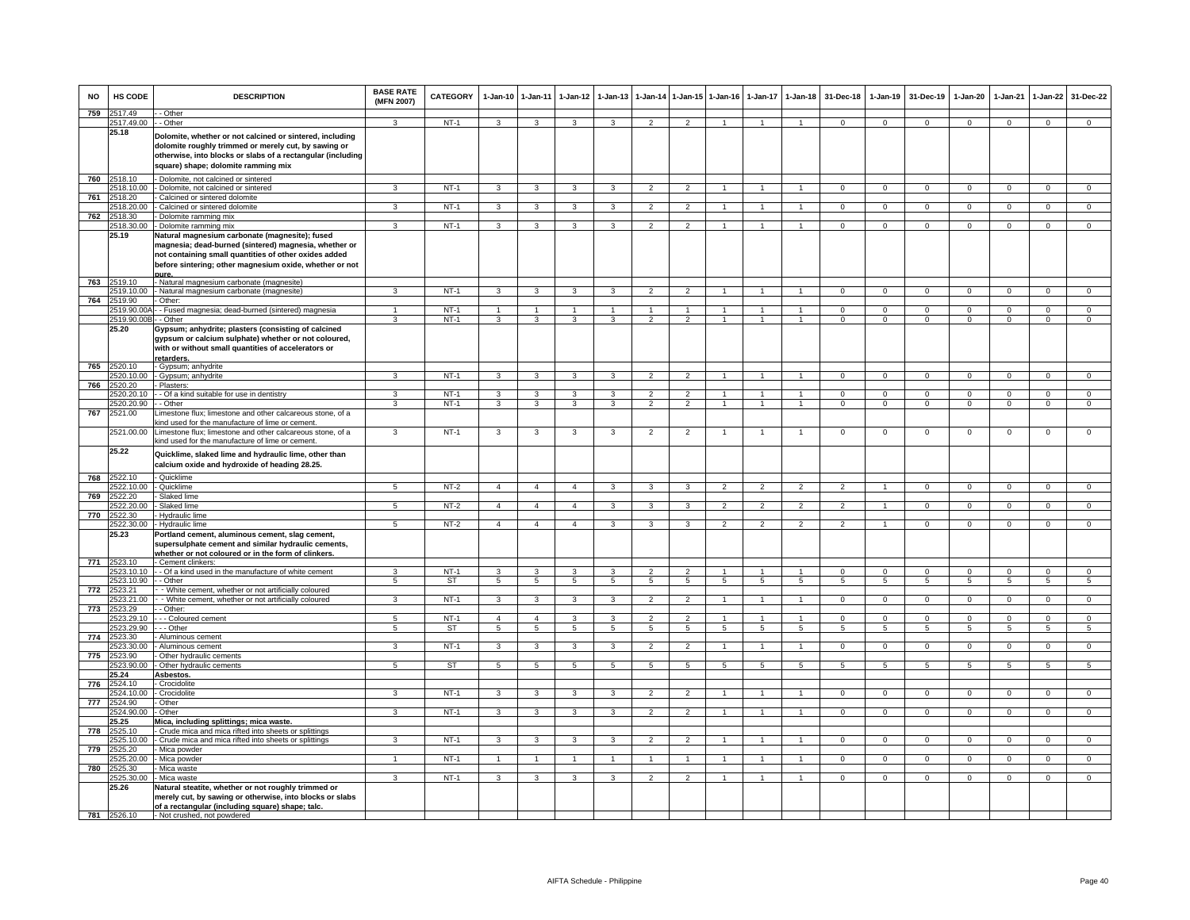| NO | HS CODE | DESCRIPTION | BASE RATE (MFN 2007) | CATEGORY | 1-Jan-10 | 1-Jan-11 | 1-Jan-12 | 1-Jan-13 | 1-Jan-14 | 1-Jan-15 | 1-Jan-16 | 1-Jan-17 | 1-Jan-18 | 31-Dec-18 | 1-Jan-19 | 31-Dec-19 | 1-Jan-20 | 1-Jan-21 | 1-Jan-22 | 31-Dec-22 |
|---|---|---|---|---|---|---|---|---|---|---|---|---|---|---|---|---|---|---|---|---|
| 759 | 2517.49 | - - Other | | | | | | | | | | | | | | | | | | |
| | 2517.49.00 | - - Other | 3 | NT-1 | 3 | 3 | 3 | 3 | 2 | 2 | 1 | 1 | 1 | 0 | 0 | 0 | 0 | 0 | 0 | 0 |
| | 25.18 | **Dolomite, whether or not calcined or sintered, including dolomite roughly trimmed or merely cut, by sawing or otherwise, into blocks or slabs of a rectangular (including square) shape; dolomite ramming mix** | | | | | | | | | | | | | | | | | | |
| 760 | 2518.10 | - Dolomite, not calcined or sintered | | | | | | | | | | | | | | | | | | |
| | 2518.10.00 | - Dolomite, not calcined or sintered | 3 | NT-1 | 3 | 3 | 3 | 3 | 2 | 2 | 1 | 1 | 1 | 0 | 0 | 0 | 0 | 0 | 0 | 0 |
| 761 | 2518.20 | - Calcined or sintered dolomite | | | | | | | | | | | | | | | | | | |
| | 2518.20.00 | - Calcined or sintered dolomite | 3 | NT-1 | 3 | 3 | 3 | 3 | 2 | 2 | 1 | 1 | 1 | 0 | 0 | 0 | 0 | 0 | 0 | 0 |
| 762 | 2518.30 | - Dolomite ramming mix | | | | | | | | | | | | | | | | | | |
| | 2518.30.00 | - Dolomite ramming mix | 3 | NT-1 | 3 | 3 | 3 | 3 | 2 | 2 | 1 | 1 | 1 | 0 | 0 | 0 | 0 | 0 | 0 | 0 |
| | 25.19 | **Natural magnesium carbonate (magnesite); fused magnesia; dead-burned (sintered) magnesia, whether or not containing small quantities of other oxides added before sintering; other magnesium oxide, whether or not pure.** | | | | | | | | | | | | | | | | | | |
| 763 | 2519.10 | - Natural magnesium carbonate (magnesite) | | | | | | | | | | | | | | | | | | |
| | 2519.10.00 | - Natural magnesium carbonate (magnesite) | 3 | NT-1 | 3 | 3 | 3 | 3 | 2 | 2 | 1 | 1 | 1 | 0 | 0 | 0 | 0 | 0 | 0 | 0 |
| 764 | 2519.90 | - Other: | | | | | | | | | | | | | | | | | | |
| | 2519.90.00A | - - Fused magnesia; dead-burned (sintered) magnesia | 1 | NT-1 | 1 | 1 | 1 | 1 | 1 | 1 | 1 | 1 | 1 | 0 | 0 | 0 | 0 | 0 | 0 | 0 |
| | 2519.90.00B | - - Other | 3 | NT-1 | 3 | 3 | 3 | 3 | 2 | 2 | 1 | 1 | 1 | 0 | 0 | 0 | 0 | 0 | 0 | 0 |
| | 25.20 | **Gypsum; anhydrite; plasters (consisting of calcined gypsum or calcium sulphate) whether or not coloured, with or without small quantities of accelerators or retarders.** | | | | | | | | | | | | | | | | | | |
| 765 | 2520.10 | - Gypsum; anhydrite | | | | | | | | | | | | | | | | | | |
| | 2520.10.00 | - Gypsum; anhydrite | 3 | NT-1 | 3 | 3 | 3 | 3 | 2 | 2 | 1 | 1 | 1 | 0 | 0 | 0 | 0 | 0 | 0 | 0 |
| 766 | 2520.20 | - Plasters: | | | | | | | | | | | | | | | | | | |
| | 2520.20.10 | - - Of a kind suitable for use in dentistry | 3 | NT-1 | 3 | 3 | 3 | 3 | 2 | 2 | 1 | 1 | 1 | 0 | 0 | 0 | 0 | 0 | 0 | 0 |
| | 2520.20.90 | - - Other | 3 | NT-1 | 3 | 3 | 3 | 3 | 2 | 2 | 1 | 1 | 1 | 0 | 0 | 0 | 0 | 0 | 0 | 0 |
| 767 | 2521.00 | Limestone flux; limestone and other calcareous stone, of a kind used for the manufacture of lime or cement. | | | | | | | | | | | | | | | | | | |
| | 2521.00.00 | Limestone flux; limestone and other calcareous stone, of a kind used for the manufacture of lime or cement. | 3 | NT-1 | 3 | 3 | 3 | 3 | 2 | 2 | 1 | 1 | 1 | 0 | 0 | 0 | 0 | 0 | 0 | 0 |
| | 25.22 | **Quicklime, slaked lime and hydraulic lime, other than calcium oxide and hydroxide of heading 28.25.** | | | | | | | | | | | | | | | | | | |
| 768 | 2522.10 | - Quicklime | | | | | | | | | | | | | | | | | | |
| | 2522.10.00 | - Quicklime | 5 | NT-2 | 4 | 4 | 4 | 3 | 3 | 3 | 2 | 2 | 2 | 2 | 1 | 0 | 0 | 0 | 0 | 0 |
| 769 | 2522.20 | - Slaked lime | | | | | | | | | | | | | | | | | | |
| | 2522.20.00 | - Slaked lime | 5 | NT-2 | 4 | 4 | 4 | 3 | 3 | 3 | 2 | 2 | 2 | 2 | 1 | 0 | 0 | 0 | 0 | 0 |
| 770 | 2522.30 | - Hydraulic lime | | | | | | | | | | | | | | | | | | |
| | 2522.30.00 | - Hydraulic lime | 5 | NT-2 | 4 | 4 | 4 | 3 | 3 | 3 | 2 | 2 | 2 | 2 | 1 | 0 | 0 | 0 | 0 | 0 |
| | 25.23 | **Portland cement, aluminous cement, slag cement, supersulphate cement and similar hydraulic cements, whether or not coloured or in the form of clinkers.** | | | | | | | | | | | | | | | | | | |
| 771 | 2523.10 | - Cement clinkers: | | | | | | | | | | | | | | | | | | |
| | 2523.10.10 | - - Of a kind used in the manufacture of white cement | 3 | NT-1 | 3 | 3 | 3 | 3 | 2 | 2 | 1 | 1 | 1 | 0 | 0 | 0 | 0 | 0 | 0 | 0 |
| | 2523.10.90 | - - Other | 5 | ST | 5 | 5 | 5 | 5 | 5 | 5 | 5 | 5 | 5 | 5 | 5 | 5 | 5 | 5 | 5 | 5 |
| 772 | 2523.21 | - - White cement, whether or not artificially coloured | | | | | | | | | | | | | | | | | | |
| | 2523.21.00 | - - White cement, whether or not artificially coloured | 3 | NT-1 | 3 | 3 | 3 | 3 | 2 | 2 | 1 | 1 | 1 | 0 | 0 | 0 | 0 | 0 | 0 | 0 |
| 773 | 2523.29 | - - Other: | | | | | | | | | | | | | | | | | | |
| | 2523.29.10 | - - - Coloured cement | 5 | NT-1 | 4 | 4 | 3 | 3 | 2 | 2 | 1 | 1 | 1 | 0 | 0 | 0 | 0 | 0 | 0 | 0 |
| | 2523.29.90 | - - - Other | 5 | ST | 5 | 5 | 5 | 5 | 5 | 5 | 5 | 5 | 5 | 5 | 5 | 5 | 5 | 5 | 5 | 5 |
| 774 | 2523.30 | - Aluminous cement | | | | | | | | | | | | | | | | | | |
| | 2523.30.00 | - Aluminous cement | 3 | NT-1 | 3 | 3 | 3 | 3 | 2 | 2 | 1 | 1 | 1 | 0 | 0 | 0 | 0 | 0 | 0 | 0 |
| 775 | 2523.90 | - Other hydraulic cements | | | | | | | | | | | | | | | | | | |
| | 2523.90.00 | - Other hydraulic cements | 5 | ST | 5 | 5 | 5 | 5 | 5 | 5 | 5 | 5 | 5 | 5 | 5 | 5 | 5 | 5 | 5 | 5 |
| | 25.24 | **Asbestos.** | | | | | | | | | | | | | | | | | | |
| 776 | 2524.10 | - Crocidolite | | | | | | | | | | | | | | | | | | |
| | 2524.10.00 | - Crocidolite | 3 | NT-1 | 3 | 3 | 3 | 3 | 2 | 2 | 1 | 1 | 1 | 0 | 0 | 0 | 0 | 0 | 0 | 0 |
| 777 | 2524.90 | - Other | | | | | | | | | | | | | | | | | | |
| | 2524.90.00 | - Other | 3 | NT-1 | 3 | 3 | 3 | 3 | 2 | 2 | 1 | 1 | 1 | 0 | 0 | 0 | 0 | 0 | 0 | 0 |
| | 25.25 | **Mica, including splittings; mica waste.** | | | | | | | | | | | | | | | | | | |
| 778 | 2525.10 | - Crude mica and mica rifted into sheets or splittings | | | | | | | | | | | | | | | | | | |
| | 2525.10.00 | - Crude mica and mica rifted into sheets or splittings | 3 | NT-1 | 3 | 3 | 3 | 3 | 2 | 2 | 1 | 1 | 1 | 0 | 0 | 0 | 0 | 0 | 0 | 0 |
| 779 | 2525.20 | - Mica powder | | | | | | | | | | | | | | | | | | |
| | 2525.20.00 | - Mica powder | 1 | NT-1 | 1 | 1 | 1 | 1 | 1 | 1 | 1 | 1 | 1 | 0 | 0 | 0 | 0 | 0 | 0 | 0 |
| 780 | 2525.30 | - Mica waste | | | | | | | | | | | | | | | | | | |
| | 2525.30.00 | - Mica waste | 3 | NT-1 | 3 | 3 | 3 | 3 | 2 | 2 | 1 | 1 | 1 | 0 | 0 | 0 | 0 | 0 | 0 | 0 |
| | 25.26 | **Natural steatite, whether or not roughly trimmed or merely cut, by sawing or otherwise, into blocks or slabs of a rectangular (including square) shape; talc.** | | | | | | | | | | | | | | | | | | |
| 781 | 2526.10 | - Not crushed, not powdered | | | | | | | | | | | | | | | | | | |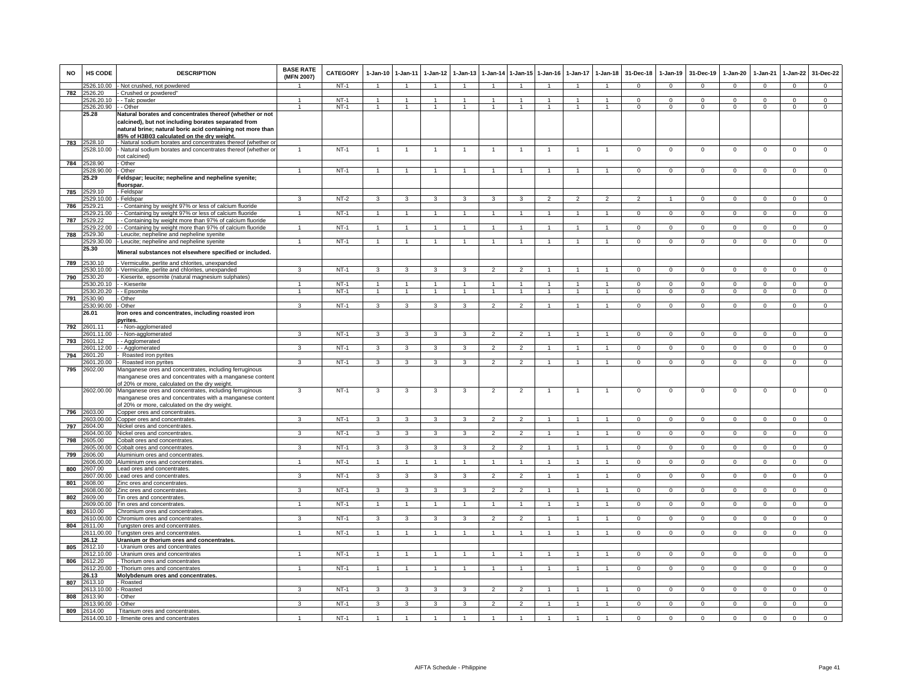| NO | HS CODE | DESCRIPTION | BASE RATE (MFN 2007) | CATEGORY | 1-Jan-10 | 1-Jan-11 | 1-Jan-12 | 1-Jan-13 | 1-Jan-14 | 1-Jan-15 | 1-Jan-16 | 1-Jan-17 | 1-Jan-18 | 31-Dec-18 | 1-Jan-19 | 31-Dec-19 | 1-Jan-20 | 1-Jan-21 | 1-Jan-22 | 31-Dec-22 |
|---|---|---|---|---|---|---|---|---|---|---|---|---|---|---|---|---|---|---|---|---|
| | 2526.10.00 | - Not crushed, not powdered | 1 | NT-1 | 1 | 1 | 1 | 1 | 1 | 1 | 1 | 1 | 1 | 0 | 0 | 0 | 0 | 0 | 0 | 0 |
| 782 | 2526.20 | - Crushed or powdered" | | | | | | | | | | | | | | | | | | |
| | 2526.20.10 | - - Talc powder | 1 | NT-1 | 1 | 1 | 1 | 1 | 1 | 1 | 1 | 1 | 1 | 0 | 0 | 0 | 0 | 0 | 0 | 0 |
| | 2526.20.90 | - - Other | 1 | NT-1 | 1 | 1 | 1 | 1 | 1 | 1 | 1 | 1 | 1 | 0 | 0 | 0 | 0 | 0 | 0 | 0 |
| | **25.28** | **Natural borates and concentrates thereof (whether or not calcined), but not including borates separated from natural brine; natural boric acid containing not more than 85% of H3B03 calculated on the dry weight.** | | | | | | | | | | | | | | | | | | |
| 783 | 2528.10 | - Natural sodium borates and concentrates thereof (whether or | | | | | | | | | | | | | | | | | | |
| | 2528.10.00 | - Natural sodium borates and concentrates thereof (whether or not calcined) | 1 | NT-1 | 1 | 1 | 1 | 1 | 1 | 1 | 1 | 1 | 0 | 0 | 0 | 0 | 0 | 0 | 0 | 0 |
| 784 | 2528.90 | - Other | | | | | | | | | | | | | | | | | | |
| | 2528.90.00 | - Other | 1 | NT-1 | 1 | 1 | 1 | 1 | 1 | 1 | 1 | 1 | 1 | 0 | 0 | 0 | 0 | 0 | 0 | 0 |
| | **25.29** | **Feldspar; leucite; nepheline and nepheline syenite; fluorspar.** | | | | | | | | | | | | | | | | | | |
| 785 | 2529.10 | - Feldspar | | | | | | | | | | | | | | | | | | |
| | 2529.10.00 | - Feldspar | 3 | NT-2 | 3 | 3 | 3 | 3 | 3 | 3 | 2 | 2 | 2 | 2 | 1 | 0 | 0 | 0 | 0 | 0 |
| 786 | 2529.21 | - - Containing by weight 97% or less of calcium fluoride | | | | | | | | | | | | | | | | | | |
| | 2529.21.00 | - - Containing by weight 97% or less of calcium fluoride | 1 | NT-1 | 1 | 1 | 1 | 1 | 1 | 1 | 1 | 1 | 1 | 0 | 0 | 0 | 0 | 0 | 0 | 0 |
| 787 | 2529.22 | - - Containing by weight more than 97% of calcium fluoride | | | | | | | | | | | | | | | | | | |
| | 2529.22.00 | - - Containing by weight more than 97% of calcium fluoride | 1 | NT-1 | 1 | 1 | 1 | 1 | 1 | 1 | 1 | 1 | 1 | 0 | 0 | 0 | 0 | 0 | 0 | 0 |
| 788 | 2529.30 | - Leucite; nepheline and nepheline syenite | | | | | | | | | | | | | | | | | | |
| | 2529.30.00 | - Leucite; nepheline and nepheline syenite | 1 | NT-1 | 1 | 1 | 1 | 1 | 1 | 1 | 1 | 1 | 1 | 0 | 0 | 0 | 0 | 0 | 0 | 0 |
| | **25.30** | **Mineral substances not elsewhere specified or included.** | | | | | | | | | | | | | | | | | | |
| 789 | 2530.10 | - Vermiculite, perlite and chlorites, unexpanded | | | | | | | | | | | | | | | | | | |
| | 2530.10.00 | - Vermiculite, perlite and chlorites, unexpanded | 3 | NT-1 | 3 | 3 | 3 | 3 | 2 | 2 | 1 | 1 | 1 | 0 | 0 | 0 | 0 | 0 | 0 | 0 |
| 790 | 2530.20 | - Kieserite, epsomite (natural magnesium sulphates) | | | | | | | | | | | | | | | | | | |
| | 2530.20.10 | - - Kieserite | 1 | NT-1 | 1 | 1 | 1 | 1 | 1 | 1 | 1 | 1 | 1 | 0 | 0 | 0 | 0 | 0 | 0 | 0 |
| | 2530.20.20 | - - Epsomite | 1 | NT-1 | 1 | 1 | 1 | 1 | 1 | 1 | 1 | 1 | 1 | 0 | 0 | 0 | 0 | 0 | 0 | 0 |
| 791 | 2530.90 | - Other | | | | | | | | | | | | | | | | | | |
| | 2530.90.00 | - Other | 3 | NT-1 | 3 | 3 | 3 | 3 | 2 | 2 | 1 | 1 | 1 | 0 | 0 | 0 | 0 | 0 | 0 | 0 |
| | **26.01** | **Iron ores and concentrates, including roasted iron pyrites.** | | | | | | | | | | | | | | | | | | |
| 792 | 2601.11 | - - Non-agglomerated | | | | | | | | | | | | | | | | | | |
| | 2601.11.00 | - - Non-agglomerated | 3 | NT-1 | 3 | 3 | 3 | 3 | 2 | 2 | 1 | 1 | 1 | 0 | 0 | 0 | 0 | 0 | 0 | 0 |
| 793 | 2601.12 | - - Agglomerated | | | | | | | | | | | | | | | | | | |
| | 2601.12.00 | - - Agglomerated | 3 | NT-1 | 3 | 3 | 3 | 3 | 2 | 2 | 1 | 1 | 1 | 0 | 0 | 0 | 0 | 0 | 0 | 0 |
| 794 | 2601.20 | - Roasted iron pyrites | | | | | | | | | | | | | | | | | | |
| | 2601.20.00 | - Roasted iron pyrites | 3 | NT-1 | 3 | 3 | 3 | 3 | 2 | 2 | 1 | 1 | 1 | 0 | 0 | 0 | 0 | 0 | 0 | 0 |
| 795 | 2602.00 | Manganese ores and concentrates, including ferruginous manganese ores and concentrates with a manganese content of 20% or more, calculated on the dry weight. | | | | | | | | | | | | | | | | | | |
| | 2602.00.00 | Manganese ores and concentrates, including ferruginous manganese ores and concentrates with a manganese content of 20% or more, calculated on the dry weight. | 3 | NT-1 | 3 | 3 | 3 | 3 | 2 | 2 | 1 | 1 | 1 | 0 | 0 | 0 | 0 | 0 | 0 | 0 |
| 796 | 2603.00 | Copper ores and concentrates. | | | | | | | | | | | | | | | | | | |
| | 2603.00.00 | Copper ores and concentrates. | 3 | NT-1 | 3 | 3 | 3 | 3 | 2 | 2 | 1 | 1 | 1 | 0 | 0 | 0 | 0 | 0 | 0 | 0 |
| 797 | 2604.00 | Nickel ores and concentrates. | | | | | | | | | | | | | | | | | | |
| | 2604.00.00 | Nickel ores and concentrates. | 3 | NT-1 | 3 | 3 | 3 | 3 | 2 | 2 | 1 | 1 | 1 | 0 | 0 | 0 | 0 | 0 | 0 | 0 |
| 798 | 2605.00 | Cobalt ores and concentrates. | | | | | | | | | | | | | | | | | | |
| | 2605.00.00 | Cobalt ores and concentrates. | 3 | NT-1 | 3 | 3 | 3 | 3 | 2 | 2 | 1 | 1 | 1 | 0 | 0 | 0 | 0 | 0 | 0 | 0 |
| 799 | 2606.00 | Aluminium ores and concentrates. | | | | | | | | | | | | | | | | | | |
| | 2606.00.00 | Aluminium ores and concentrates. | 1 | NT-1 | 1 | 1 | 1 | 1 | 1 | 1 | 1 | 1 | 1 | 0 | 0 | 0 | 0 | 0 | 0 | 0 |
| 800 | 2607.00 | Lead ores and concentrates. | | | | | | | | | | | | | | | | | | |
| | 2607.00.00 | Lead ores and concentrates. | 3 | NT-1 | 3 | 3 | 3 | 3 | 2 | 2 | 1 | 1 | 1 | 0 | 0 | 0 | 0 | 0 | 0 | 0 |
| 801 | 2608.00 | Zinc ores and concentrates. | | | | | | | | | | | | | | | | | | |
| | 2608.00.00 | Zinc ores and concentrates. | 3 | NT-1 | 3 | 3 | 3 | 3 | 2 | 2 | 1 | 1 | 1 | 0 | 0 | 0 | 0 | 0 | 0 | 0 |
| 802 | 2609.00 | Tin ores and concentrates. | | | | | | | | | | | | | | | | | | |
| | 2609.00.00 | Tin ores and concentrates. | 1 | NT-1 | 1 | 1 | 1 | 1 | 1 | 1 | 1 | 1 | 1 | 0 | 0 | 0 | 0 | 0 | 0 | 0 |
| 803 | 2610.00 | Chromium ores and concentrates. | | | | | | | | | | | | | | | | | | |
| | 2610.00.00 | Chromium ores and concentrates. | 3 | NT-1 | 3 | 3 | 3 | 3 | 2 | 2 | 1 | 1 | 1 | 0 | 0 | 0 | 0 | 0 | 0 | 0 |
| 804 | 2611.00 | Tungsten ores and concentrates. | | | | | | | | | | | | | | | | | | |
| | 2611.00.00 | Tungsten ores and concentrates. | 1 | NT-1 | 1 | 1 | 1 | 1 | 1 | 1 | 1 | 1 | 1 | 0 | 0 | 0 | 0 | 0 | 0 | 0 |
| | **26.12** | **Uranium or thorium ores and concentrates.** | | | | | | | | | | | | | | | | | | |
| 805 | 2612.10 | - Uranium ores and concentrates | | | | | | | | | | | | | | | | | | |
| | 2612.10.00 | - Uranium ores and concentrates | 1 | NT-1 | 1 | 1 | 1 | 1 | 1 | 1 | 1 | 1 | 1 | 0 | 0 | 0 | 0 | 0 | 0 | 0 |
| 806 | 2612.20 | - Thorium ores and concentrates | | | | | | | | | | | | | | | | | | |
| | 2612.20.00 | - Thorium ores and concentrates | 1 | NT-1 | 1 | 1 | 1 | 1 | 1 | 1 | 1 | 1 | 1 | 0 | 0 | 0 | 0 | 0 | 0 | 0 |
| | **26.13** | **Molybdenum ores and concentrates.** | | | | | | | | | | | | | | | | | | |
| 807 | 2613.10 | - Roasted | | | | | | | | | | | | | | | | | | |
| | 2613.10.00 | - Roasted | 3 | NT-1 | 3 | 3 | 3 | 3 | 2 | 2 | 1 | 1 | 1 | 0 | 0 | 0 | 0 | 0 | 0 | 0 |
| 808 | 2613.90 | - Other | | | | | | | | | | | | | | | | | | |
| | 2613.90.00 | - Other | 3 | NT-1 | 3 | 3 | 3 | 3 | 2 | 2 | 1 | 1 | 1 | 0 | 0 | 0 | 0 | 0 | 0 | 0 |
| 809 | 2614.00 | Titanium ores and concentrates. | | | | | | | | | | | | | | | | | | |
| | 2614.00.10 | - Ilmenite ores and concentrates | 1 | NT-1 | 1 | 1 | 1 | 1 | 1 | 1 | 1 | 1 | 1 | 0 | 0 | 0 | 0 | 0 | 0 | 0 |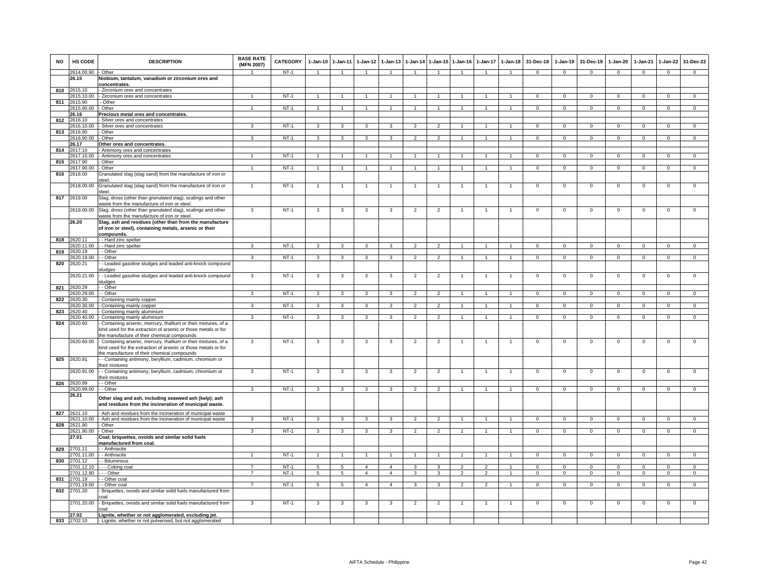| NO | HS CODE | DESCRIPTION | BASE RATE (MFN 2007) | CATEGORY | 1-Jan-10 | 1-Jan-11 | 1-Jan-12 | 1-Jan-13 | 1-Jan-14 | 1-Jan-15 | 1-Jan-16 | 1-Jan-17 | 1-Jan-18 | 31-Dec-18 | 1-Jan-19 | 31-Dec-19 | 1-Jan-20 | 1-Jan-21 | 1-Jan-22 | 31-Dec-22 |
|---|---|---|---|---|---|---|---|---|---|---|---|---|---|---|---|---|---|---|---|---|
| | 2614.00.90 | - Other | 1 | NT-1 | 1 | 1 | 1 | 1 | 1 | 1 | 1 | 1 | 1 | 0 | 0 | 0 | 0 | 0 | 0 | 0 |
| | **26.15** | **Niobium, tantalum, vanadium or zirconium ores and concentrates.** | | | | | | | | | | | | | | | | | | |
| 810 | 2615.10 | - Zirconium ores and concentrates | | | | | | | | | | | | | | | | | | |
| | 2615.10.00 | - Zirconium ores and concentrates | 1 | NT-1 | 1 | 1 | 1 | 1 | 1 | 1 | 1 | 1 | 1 | 0 | 0 | 0 | 0 | 0 | 0 | 0 |
| 811 | 2615.90 | - Other | | | | | | | | | | | | | | | | | | |
| | 2615.90.00 | - Other | 1 | NT-1 | 1 | 1 | 1 | 1 | 1 | 1 | 1 | 1 | 1 | 0 | 0 | 0 | 0 | 0 | 0 | 0 |
| | **26.16** | **Precious metal ores and concentrates.** | | | | | | | | | | | | | | | | | | |
| 812 | 2616.10 | - Silver ores and concentrates | | | | | | | | | | | | | | | | | | |
| | 2616.10.00 | - Silver ores and concentrates | 3 | NT-1 | 3 | 3 | 3 | 3 | 2 | 2 | 1 | 1 | 1 | 0 | 0 | 0 | 0 | 0 | 0 | 0 |
| 813 | 2616.90 | - Other | | | | | | | | | | | | | | | | | | |
| | 2616.90.00 | - Other | 3 | NT-1 | 3 | 3 | 3 | 3 | 2 | 2 | 1 | 1 | 1 | 0 | 0 | 0 | 0 | 0 | 0 | 0 |
| | **26.17** | **Other ores and concentrates.** | | | | | | | | | | | | | | | | | | |
| 814 | 2617.10 | - Antimony ores and concentrates | | | | | | | | | | | | | | | | | | |
| | 2617.10.00 | - Antimony ores and concentrates | 1 | NT-1 | 1 | 1 | 1 | 1 | 1 | 1 | 1 | 1 | 1 | 0 | 0 | 0 | 0 | 0 | 0 | 0 |
| 815 | 2617.90 | - Other | | | | | | | | | | | | | | | | | | |
| | 2617.90.00 | - Other | 1 | NT-1 | 1 | 1 | 1 | 1 | 1 | 1 | 1 | 1 | 1 | 0 | 0 | 0 | 0 | 0 | 0 | 0 |
| 816 | 2618.00 | Granulated slag (slag sand) from the manufacture of iron or steel. | | | | | | | | | | | | | | | | | | |
| | 2618.00.00 | Granulated slag (slag sand) from the manufacture of iron or steel. | 1 | NT-1 | 1 | 1 | 1 | 1 | 1 | 1 | 1 | 1 | 1 | 0 | 0 | 0 | 0 | 0 | 0 | 0 |
| 817 | 2619.00 | Slag, dross (other than granulated slag), scalings and other waste from the manufacture of iron or steel. | | | | | | | | | | | | | | | | | | |
| | 2619.00.00 | Slag, dross (other than granulated slag), scalings and other waste from the manufacture of iron or steel. | 3 | NT-1 | 3 | 3 | 3 | 3 | 2 | 2 | 1 | 1 | 1 | 0 | 0 | 0 | 0 | 0 | 0 | 0 |
| | **26.20** | **Slag, ash and residues (other than from the manufacture of iron or steel), containing metals, arsenic or their compounds.** | | | | | | | | | | | | | | | | | | |
| 818 | 2620.11 | - - Hard zinc spelter | | | | | | | | | | | | | | | | | | |
| | 2620.11.00 | - - Hard zinc spelter | 3 | NT-1 | 3 | 3 | 3 | 3 | 2 | 2 | 1 | 1 | 1 | 0 | 0 | 0 | 0 | 0 | 0 | 0 |
| 819 | 2620.19 | - - Other | | | | | | | | | | | | | | | | | | |
| | 2620.19.00 | - - Other | 3 | NT-1 | 3 | 3 | 3 | 3 | 2 | 2 | 1 | 1 | 1 | 0 | 0 | 0 | 0 | 0 | 0 | 0 |
| 820 | 2620.21 | - - Leaded gasoline sludges and leaded anti-knock compound sludges | | | | | | | | | | | | | | | | | | |
| | 2620.21.00 | - - Leaded gasoline sludges and leaded anti-knock compound sludges | 3 | NT-1 | 3 | 3 | 3 | 3 | 2 | 2 | 1 | 1 | 1 | 0 | 0 | 0 | 0 | 0 | 0 | 0 |
| 821 | 2620.29 | - - Other | | | | | | | | | | | | | | | | | | |
| | 2620.29.00 | - - Other | 3 | NT-1 | 3 | 3 | 3 | 3 | 2 | 2 | 1 | 1 | 1 | 0 | 0 | 0 | 0 | 0 | 0 | 0 |
| 822 | 2620.30 | - Containing mainly copper | | | | | | | | | | | | | | | | | | |
| | 2620.30.00 | - Containing mainly copper | 3 | NT-1 | 3 | 3 | 3 | 3 | 2 | 2 | 1 | 1 | 1 | 0 | 0 | 0 | 0 | 0 | 0 | 0 |
| 823 | 2620.40 | - Containing mainly aluminium | | | | | | | | | | | | | | | | | | |
| | 2620.40.00 | - Containing mainly aluminium | 3 | NT-1 | 3 | 3 | 3 | 3 | 2 | 2 | 1 | 1 | 1 | 0 | 0 | 0 | 0 | 0 | 0 | 0 |
| 824 | 2620.60 | - Containing arsenic, mercury, thallium or their mixtures, of a kind used for the extraction of arsenic or those metals or for the manufacture of their chemical compounds | | | | | | | | | | | | | | | | | | |
| | 2620.60.00 | - Containing arsenic, mercury, thallium or their mixtures, of a kind used for the extraction of arsenic or those metals or for the manufacture of their chemical compounds | 3 | NT-1 | 3 | 3 | 3 | 3 | 2 | 2 | 1 | 1 | 1 | 0 | 0 | 0 | 0 | 0 | 0 | 0 |
| 825 | 2620.91 | - - Containing antimony, beryllium, cadmium, chromium or their mixtures | | | | | | | | | | | | | | | | | | |
| | 2620.91.00 | - - Containing antimony, beryllium, cadmium, chromium or their mixtures | 3 | NT-1 | 3 | 3 | 3 | 3 | 2 | 2 | 1 | 1 | 1 | 0 | 0 | 0 | 0 | 0 | 0 | 0 |
| 826 | 2620.99 | - - Other | | | | | | | | | | | | | | | | | | |
| | 2620.99.00 | - - Other | 3 | NT-1 | 3 | 3 | 3 | 3 | 2 | 2 | 1 | 1 | 1 | 0 | 0 | 0 | 0 | 0 | 0 | 0 |
| | **26.21** | **Other slag and ash, including seaweed ash (kelp); ash and residues from the incineration of municipal waste.** | | | | | | | | | | | | | | | | | | |
| 827 | 2621.10 | - Ash and residues from the incineration of municipal waste | | | | | | | | | | | | | | | | | | |
| | 2621.10.00 | - Ash and residues from the incineration of municipal waste | 3 | NT-1 | 3 | 3 | 3 | 3 | 2 | 2 | 1 | 1 | 1 | 0 | 0 | 0 | 0 | 0 | 0 | 0 |
| 828 | 2621.90 | - Other | | | | | | | | | | | | | | | | | | |
| | 2621.90.00 | - Other | 3 | NT-1 | 3 | 3 | 3 | 3 | 2 | 2 | 1 | 1 | 1 | 0 | 0 | 0 | 0 | 0 | 0 | 0 |
| | **27.01** | **Coal; briquettes, ovoids and similar solid fuels manufactured from coal.** | | | | | | | | | | | | | | | | | | |
| 829 | 2701.11 | - - Anthracite | | | | | | | | | | | | | | | | | | |
| | 2701.11.00 | - - Anthracite | 1 | NT-1 | 1 | 1 | 1 | 1 | 1 | 1 | 1 | 1 | 1 | 0 | 0 | 0 | 0 | 0 | 0 | 0 |
| 830 | 2701.12 | - - Bituminous | | | | | | | | | | | | | | | | | | |
| | 2701.12.10 | - - - Coking coal | 7 | NT-1 | 5 | 5 | 4 | 4 | 3 | 3 | 2 | 2 | 1 | 0 | 0 | 0 | 0 | 0 | 0 | 0 |
| | 2701.12.90 | - - - Other | 7 | NT-1 | 5 | 5 | 4 | 4 | 3 | 3 | 2 | 2 | 1 | 0 | 0 | 0 | 0 | 0 | 0 | 0 |
| 831 | 2701.19 | - - Other coal | | | | | | | | | | | | | | | | | | |
| | 2701.19.00 | - - Other coal | 7 | NT-1 | 5 | 5 | 4 | 4 | 3 | 3 | 2 | 2 | 1 | 0 | 0 | 0 | 0 | 0 | 0 | 0 |
| 832 | 2701.20 | - Briquettes, ovoids and similar solid fuels manufactured from coal | | | | | | | | | | | | | | | | | | |
| | 2701.20.00 | - Briquettes, ovoids and similar solid fuels manufactured from coal | 3 | NT-1 | 3 | 3 | 3 | 3 | 2 | 2 | 1 | 1 | 1 | 0 | 0 | 0 | 0 | 0 | 0 | 0 |
| | **27.02** | **Lignite, whether or not agglomerated, excluding jet.** | | | | | | | | | | | | | | | | | | |
| 833 | 2702.10 | - Lignite, whether or not pulverised, but not agglomerated | | | | | | | | | | | | | | | | | | |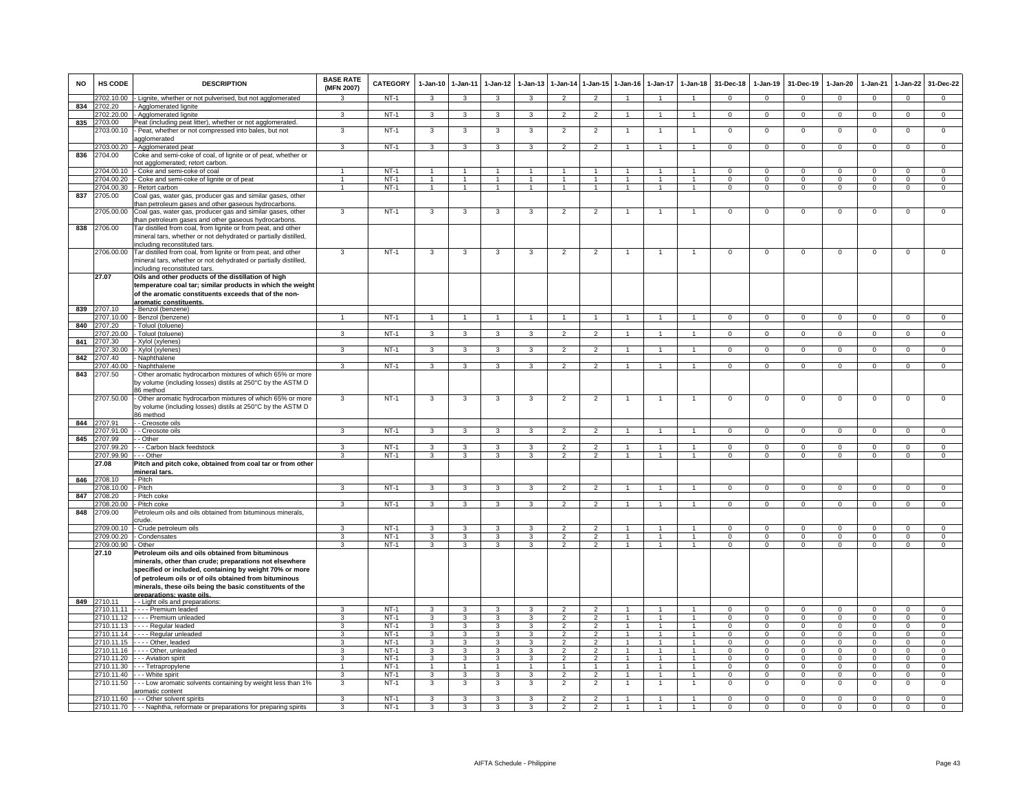| NO | HS CODE | DESCRIPTION | BASE RATE (MFN 2007) | CATEGORY | 1-Jan-10 | 1-Jan-11 | 1-Jan-12 | 1-Jan-13 | 1-Jan-14 | 1-Jan-15 | 1-Jan-16 | 1-Jan-17 | 1-Jan-18 | 31-Dec-18 | 1-Jan-19 | 31-Dec-19 | 1-Jan-20 | 1-Jan-21 | 1-Jan-22 | 31-Dec-22 |
|---|---|---|---|---|---|---|---|---|---|---|---|---|---|---|---|---|---|---|---|---|
| | 2702.10.00 | - Lignite, whether or not pulverised, but not agglomerated | 3 | NT-1 | 3 | 3 | 3 | 3 | 2 | 2 | 1 | 1 | 1 | 0 | 0 | 0 | 0 | 0 | 0 | 0 |
| 834 | 2702.20 | - Agglomerated lignite | | | | | | | | | | | | | | | | | | |
| | 2702.20.00 | - Agglomerated lignite | 3 | NT-1 | 3 | 3 | 3 | 3 | 2 | 2 | 1 | 1 | 1 | 0 | 0 | 0 | 0 | 0 | 0 | 0 |
| 835 | 2703.00 | Peat (including peat litter), whether or not agglomerated. | | | | | | | | | | | | | | | | | | |
| | 2703.00.10 | - Peat, whether or not compressed into bales, but not agglomerated | 3 | NT-1 | 3 | 3 | 3 | 3 | 2 | 2 | 1 | 1 | 1 | 0 | 0 | 0 | 0 | 0 | 0 | 0 |
| | 2703.00.20 | - Agglomerated peat | 3 | NT-1 | 3 | 3 | 3 | 3 | 2 | 2 | 1 | 1 | 1 | 0 | 0 | 0 | 0 | 0 | 0 | 0 |
| 836 | 2704.00 | Coke and semi-coke of coal, of lignite or of peat, whether or not agglomerated; retort carbon. | | | | | | | | | | | | | | | | | | |
| | 2704.00.10 | - Coke and semi-coke of coal | 1 | NT-1 | 1 | 1 | 1 | 1 | 1 | 1 | 1 | 1 | 1 | 0 | 0 | 0 | 0 | 0 | 0 | 0 |
| | 2704.00.20 | - Coke and semi-coke of lignite or of peat | 1 | NT-1 | 1 | 1 | 1 | 1 | 1 | 1 | 1 | 1 | 1 | 0 | 0 | 0 | 0 | 0 | 0 | 0 |
| | 2704.00.30 | - Retort carbon | 1 | NT-1 | 1 | 1 | 1 | 1 | 1 | 1 | 1 | 1 | 1 | 0 | 0 | 0 | 0 | 0 | 0 | 0 |
| 837 | 2705.00 | Coal gas, water gas, producer gas and similar gases, other than petroleum gases and other gaseous hydrocarbons. | | | | | | | | | | | | | | | | | | |
| | 2705.00.00 | Coal gas, water gas, producer gas and similar gases, other than petroleum gases and other gaseous hydrocarbons. | 3 | NT-1 | 3 | 3 | 3 | 3 | 2 | 2 | 1 | 1 | 1 | 0 | 0 | 0 | 0 | 0 | 0 | 0 |
| 838 | 2706.00 | Tar distilled from coal, from lignite or from peat, and other mineral tars, whether or not dehydrated or partially distilled, including reconstituted tars. | | | | | | | | | | | | | | | | | | |
| | 2706.00.00 | Tar distilled from coal, from lignite or from peat, and other mineral tars, whether or not dehydrated or partially distilled, including reconstituted tars. | 3 | NT-1 | 3 | 3 | 3 | 3 | 2 | 2 | 1 | 1 | 1 | 0 | 0 | 0 | 0 | 0 | 0 | 0 |
| | **27.07** | **Oils and other products of the distillation of high temperature coal tar; similar products in which the weight of the aromatic constituents exceeds that of the non-aromatic constituents.** | | | | | | | | | | | | | | | | | | |
| 839 | 2707.10 | - Benzol (benzene) | | | | | | | | | | | | | | | | | | |
| | 2707.10.00 | - Benzol (benzene) | 1 | NT-1 | 1 | 1 | 1 | 1 | 1 | 1 | 1 | 1 | 1 | 0 | 0 | 0 | 0 | 0 | 0 | 0 |
| 840 | 2707.20 | - Toluol (toluene) | | | | | | | | | | | | | | | | | | |
| | 2707.20.00 | - Toluol (toluene) | 3 | NT-1 | 3 | 3 | 3 | 3 | 2 | 2 | 1 | 1 | 1 | 0 | 0 | 0 | 0 | 0 | 0 | 0 |
| 841 | 2707.30 | - Xylol (xylenes) | | | | | | | | | | | | | | | | | | |
| | 2707.30.00 | - Xylol (xylenes) | 3 | NT-1 | 3 | 3 | 3 | 3 | 2 | 2 | 1 | 1 | 1 | 0 | 0 | 0 | 0 | 0 | 0 | 0 |
| 842 | 2707.40 | - Naphthalene | | | | | | | | | | | | | | | | | | |
| | 2707.40.00 | - Naphthalene | 3 | NT-1 | 3 | 3 | 3 | 3 | 2 | 2 | 1 | 1 | 1 | 0 | 0 | 0 | 0 | 0 | 0 | 0 |
| 843 | 2707.50 | - Other aromatic hydrocarbon mixtures of which 65% or more by volume (including losses) distils at 250°C by the ASTM D 86 method | | | | | | | | | | | | | | | | | | |
| | 2707.50.00 | - Other aromatic hydrocarbon mixtures of which 65% or more by volume (including losses) distils at 250°C by the ASTM D 86 method | 3 | NT-1 | 3 | 3 | 3 | 3 | 2 | 2 | 1 | 1 | 1 | 0 | 0 | 0 | 0 | 0 | 0 | 0 |
| 844 | 2707.91 | - - Creosote oils | | | | | | | | | | | | | | | | | | |
| | 2707.91.00 | - - Creosote oils | 3 | NT-1 | 3 | 3 | 3 | 3 | 2 | 2 | 1 | 1 | 1 | 0 | 0 | 0 | 0 | 0 | 0 | 0 |
| 845 | 2707.99 | - - Other | | | | | | | | | | | | | | | | | | |
| | 2707.99.20 | - - - Carbon black feedstock | 3 | NT-1 | 3 | 3 | 3 | 3 | 2 | 2 | 1 | 1 | 1 | 0 | 0 | 0 | 0 | 0 | 0 | 0 |
| | 2707.99.90 | - - - Other | 3 | NT-1 | 3 | 3 | 3 | 3 | 2 | 2 | 1 | 1 | 1 | 0 | 0 | 0 | 0 | 0 | 0 | 0 |
| | **27.08** | **Pitch and pitch coke, obtained from coal tar or from other mineral tars.** | | | | | | | | | | | | | | | | | | |
| 846 | 2708.10 | - Pitch | | | | | | | | | | | | | | | | | | |
| | 2708.10.00 | - Pitch | 3 | NT-1 | 3 | 3 | 3 | 3 | 2 | 2 | 1 | 1 | 1 | 0 | 0 | 0 | 0 | 0 | 0 | 0 |
| 847 | 2708.20 | - Pitch coke | | | | | | | | | | | | | | | | | | |
| | 2708.20.00 | - Pitch coke | 3 | NT-1 | 3 | 3 | 3 | 3 | 2 | 2 | 1 | 1 | 1 | 0 | 0 | 0 | 0 | 0 | 0 | 0 |
| 848 | 2709.00 | Petroleum oils and oils obtained from bituminous minerals, crude. | | | | | | | | | | | | | | | | | | |
| | 2709.00.10 | - Crude petroleum oils | 3 | NT-1 | 3 | 3 | 3 | 3 | 2 | 2 | 1 | 1 | 1 | 0 | 0 | 0 | 0 | 0 | 0 | 0 |
| | 2709.00.20 | - Condensates | 3 | NT-1 | 3 | 3 | 3 | 3 | 2 | 2 | 1 | 1 | 1 | 0 | 0 | 0 | 0 | 0 | 0 | 0 |
| | 2709.00.90 | - Other | 3 | NT-1 | 3 | 3 | 3 | 3 | 2 | 2 | 1 | 1 | 1 | 0 | 0 | 0 | 0 | 0 | 0 | 0 |
| | **27.10** | **Petroleum oils and oils obtained from bituminous minerals, other than crude; preparations not elsewhere specified or included, containing by weight 70% or more of petroleum oils or of oils obtained from bituminous minerals, these oils being the basic constituents of the preparations; waste oils.** | | | | | | | | | | | | | | | | | | |
| 849 | 2710.11 | - - Light oils and preparations: | | | | | | | | | | | | | | | | | | |
| | 2710.11.11 | - - - - Premium leaded | 3 | NT-1 | 3 | 3 | 3 | 3 | 2 | 2 | 1 | 1 | 1 | 0 | 0 | 0 | 0 | 0 | 0 | 0 |
| | 2710.11.12 | - - - - Premium unleaded | 3 | NT-1 | 3 | 3 | 3 | 3 | 2 | 2 | 1 | 1 | 1 | 0 | 0 | 0 | 0 | 0 | 0 | 0 |
| | 2710.11.13 | - - - - Regular leaded | 3 | NT-1 | 3 | 3 | 3 | 3 | 2 | 2 | 1 | 1 | 1 | 0 | 0 | 0 | 0 | 0 | 0 | 0 |
| | 2710.11.14 | - - - - Regular unleaded | 3 | NT-1 | 3 | 3 | 3 | 3 | 2 | 2 | 1 | 1 | 1 | 0 | 0 | 0 | 0 | 0 | 0 | 0 |
| | 2710.11.15 | - - - - Other, leaded | 3 | NT-1 | 3 | 3 | 3 | 3 | 2 | 2 | 1 | 1 | 1 | 0 | 0 | 0 | 0 | 0 | 0 | 0 |
| | 2710.11.16 | - - - - Other, unleaded | 3 | NT-1 | 3 | 3 | 3 | 3 | 2 | 2 | 1 | 1 | 1 | 0 | 0 | 0 | 0 | 0 | 0 | 0 |
| | 2710.11.20 | - - - Aviation spirit | 3 | NT-1 | 3 | 3 | 3 | 3 | 2 | 2 | 1 | 1 | 1 | 0 | 0 | 0 | 0 | 0 | 0 | 0 |
| | 2710.11.30 | - - - Tetrapropylene | 1 | NT-1 | 1 | 1 | 1 | 1 | 1 | 1 | 1 | 1 | 1 | 0 | 0 | 0 | 0 | 0 | 0 | 0 |
| | 2710.11.40 | - - - White spirit | 3 | NT-1 | 3 | 3 | 3 | 3 | 2 | 2 | 1 | 1 | 1 | 0 | 0 | 0 | 0 | 0 | 0 | 0 |
| | 2710.11.50 | - - - Low aromatic solvents containing by weight less than 1% aromatic content | 3 | NT-1 | 3 | 3 | 3 | 3 | 2 | 2 | 1 | 1 | 1 | 0 | 0 | 0 | 0 | 0 | 0 | 0 |
| | 2710.11.60 | - - - Other solvent spirits | 3 | NT-1 | 3 | 3 | 3 | 3 | 2 | 2 | 1 | 1 | 1 | 0 | 0 | 0 | 0 | 0 | 0 | 0 |
| | 2710.11.70 | - - - Naphtha, reformate or preparations for preparing spirits | 3 | NT-1 | 3 | 3 | 3 | 3 | 2 | 2 | 1 | 1 | 1 | 0 | 0 | 0 | 0 | 0 | 0 | 0 |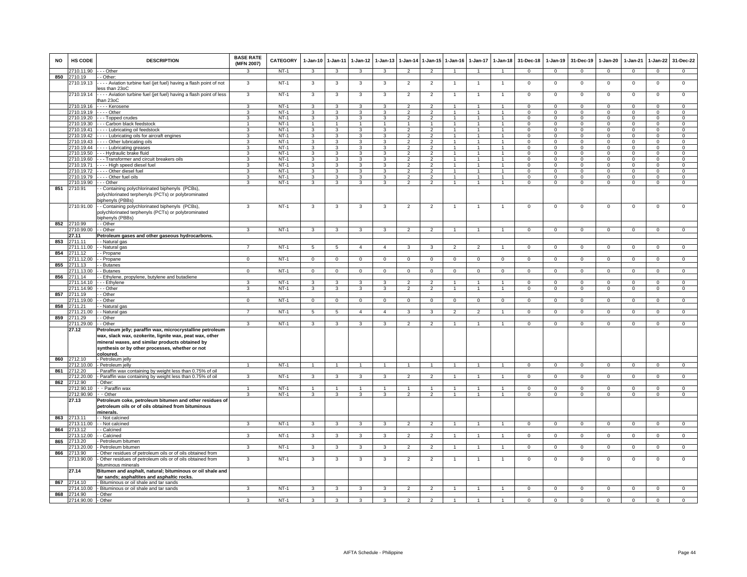| NO | HS CODE | DESCRIPTION | BASE RATE (MFN 2007) | CATEGORY | 1-Jan-10 | 1-Jan-11 | 1-Jan-12 | 1-Jan-13 | 1-Jan-14 | 1-Jan-15 | 1-Jan-16 | 1-Jan-17 | 1-Jan-18 | 31-Dec-18 | 1-Jan-19 | 31-Dec-19 | 1-Jan-20 | 1-Jan-21 | 1-Jan-22 | 31-Dec-22 |
|---|---|---|---|---|---|---|---|---|---|---|---|---|---|---|---|---|---|---|---|---|
| | 2710.11.90 | - - - Other | 3 | NT-1 | 3 | 3 | 3 | 3 | 2 | 2 | 1 | 1 | 1 | 0 | 0 | 0 | 0 | 0 | 0 | 0 |
| 850 | 2710.19 | - - Other: | | | | | | | | | | | | | | | | | | |
| | 2710.19.13 | - - - - Aviation turbine fuel (jet fuel) having a flash point of not less than 23oC | 3 | NT-1 | 3 | 3 | 3 | 3 | 2 | 2 | 1 | 1 | 1 | 0 | 0 | 0 | 0 | 0 | 0 | 0 |
| | 2710.19.14 | - - - - Aviation turbine fuel (jet fuel) having a flash point of less than 23oC | 3 | NT-1 | 3 | 3 | 3 | 3 | 2 | 2 | 1 | 1 | 1 | 0 | 0 | 0 | 0 | 0 | 0 | 0 |
| | 2710.19.16 | - - - - Kerosene | 3 | NT-1 | 3 | 3 | 3 | 3 | 2 | 2 | 1 | 1 | 1 | 0 | 0 | 0 | 0 | 0 | 0 | 0 |
| | 2710.19.19 | - - - - Other | 3 | NT-1 | 3 | 3 | 3 | 3 | 2 | 2 | 1 | 1 | 1 | 0 | 0 | 0 | 0 | 0 | 0 | 0 |
| | 2710.19.20 | - - - Topped crudes | 3 | NT-1 | 3 | 3 | 3 | 3 | 2 | 2 | 1 | 1 | 1 | 0 | 0 | 0 | 0 | 0 | 0 | 0 |
| | 2710.19.30 | - - - Carbon black feedstock | 1 | NT-1 | 1 | 1 | 1 | 1 | 1 | 1 | 1 | 1 | 1 | 0 | 0 | 0 | 0 | 0 | 0 | 0 |
| | 2710.19.41 | - - - - Lubricating oil feedstock | 3 | NT-1 | 3 | 3 | 3 | 3 | 2 | 2 | 1 | 1 | 1 | 0 | 0 | 0 | 0 | 0 | 0 | 0 |
| | 2710.19.42 | - - - - Lubricating oils for aircraft engines | 3 | NT-1 | 3 | 3 | 3 | 3 | 2 | 2 | 1 | 1 | 1 | 0 | 0 | 0 | 0 | 0 | 0 | 0 |
| | 2710.19.43 | - - - - Other lubricating oils | 3 | NT-1 | 3 | 3 | 3 | 3 | 2 | 2 | 1 | 1 | 1 | 0 | 0 | 0 | 0 | 0 | 0 | 0 |
| | 2710.19.44 | - - - - Lubricating greases | 3 | NT-1 | 3 | 3 | 3 | 3 | 2 | 2 | 1 | 1 | 1 | 0 | 0 | 0 | 0 | 0 | 0 | 0 |
| | 2710.19.50 | - - - Hydraulic brake fluid | 3 | NT-1 | 3 | 3 | 3 | 3 | 2 | 2 | 1 | 1 | 1 | 0 | 0 | 0 | 0 | 0 | 0 | 0 |
| | 2710.19.60 | - - - Transformer and circuit breakers oils | 3 | NT-1 | 3 | 3 | 3 | 3 | 2 | 2 | 1 | 1 | 1 | 0 | 0 | 0 | 0 | 0 | 0 | 0 |
| | 2710.19.71 | - - - - High speed diesel fuel | 3 | NT-1 | 3 | 3 | 3 | 3 | 2 | 2 | 1 | 1 | 1 | 0 | 0 | 0 | 0 | 0 | 0 | 0 |
| | 2710.19.72 | - - - - Other diesel fuel | 3 | NT-1 | 3 | 3 | 3 | 3 | 2 | 2 | 1 | 1 | 1 | 0 | 0 | 0 | 0 | 0 | 0 | 0 |
| | 2710.19.79 | - - - - Other fuel oils | 3 | NT-1 | 3 | 3 | 3 | 3 | 2 | 2 | 1 | 1 | 1 | 0 | 0 | 0 | 0 | 0 | 0 | 0 |
| | 2710.19.90 | - - - Other | 3 | NT-1 | 3 | 3 | 3 | 3 | 2 | 2 | 1 | 1 | 1 | 0 | 0 | 0 | 0 | 0 | 0 | 0 |
| 851 | 2710.91 | - - Containing polychlorinated biphenyls (PCBs), polychlorinated terphenyls (PCTs) or polybrominated biphenyls (PBBs) | | | | | | | | | | | | | | | | | | |
| | 2710.91.00 | - - Containing polychlorinated biphenyls (PCBs), polychlorinated terphenyls (PCTs) or polybrominated biphenyls (PBBs) | 3 | NT-1 | 3 | 3 | 3 | 3 | 2 | 2 | 1 | 1 | 1 | 0 | 0 | 0 | 0 | 0 | 0 | 0 |
| 852 | 2710.99 | - - Other | | | | | | | | | | | | | | | | | | |
| | 2710.99.00 | - - Other | 3 | NT-1 | 3 | 3 | 3 | 3 | 2 | 2 | 1 | 1 | 1 | 0 | 0 | 0 | 0 | 0 | 0 | 0 |
| | **27.11** | **Petroleum gases and other gaseous hydrocarbons.** | | | | | | | | | | | | | | | | | | |
| 853 | 2711.11 | - - Natural gas | | | | | | | | | | | | | | | | | | |
| | 2711.11.00 | - - Natural gas | 7 | NT-1 | 5 | 5 | 4 | 4 | 3 | 3 | 2 | 2 | 1 | 0 | 0 | 0 | 0 | 0 | 0 | 0 |
| 854 | 2711.12 | - - Propane | | | | | | | | | | | | | | | | | | |
| | 2711.12.00 | - - Propane | 0 | NT-1 | 0 | 0 | 0 | 0 | 0 | 0 | 0 | 0 | 0 | 0 | 0 | 0 | 0 | 0 | 0 | 0 |
| 855 | 2711.13 | - - Butanes | | | | | | | | | | | | | | | | | | |
| | 2711.13.00 | - - Butanes | 0 | NT-1 | 0 | 0 | 0 | 0 | 0 | 0 | 0 | 0 | 0 | 0 | 0 | 0 | 0 | 0 | 0 | 0 |
| 856 | 2711.14 | - - Ethylene, propylene, butylene and butadiene | | | | | | | | | | | | | | | | | | |
| | 2711.14.10 | - - - Ethylene | 3 | NT-1 | 3 | 3 | 3 | 3 | 2 | 2 | 1 | 1 | 1 | 0 | 0 | 0 | 0 | 0 | 0 | 0 |
| | 2711.14.90 | - - - Other | 3 | NT-1 | 3 | 3 | 3 | 3 | 2 | 2 | 1 | 1 | 1 | 0 | 0 | 0 | 0 | 0 | 0 | 0 |
| 857 | 2711.19 | - - Other | | | | | | | | | | | | | | | | | | |
| | 2711.19.00 | - - Other | 0 | NT-1 | 0 | 0 | 0 | 0 | 0 | 0 | 0 | 0 | 0 | 0 | 0 | 0 | 0 | 0 | 0 | 0 |
| 858 | 2711.21 | - - Natural gas | | | | | | | | | | | | | | | | | | |
| | 2711.21.00 | - - Natural gas | 7 | NT-1 | 5 | 5 | 4 | 4 | 3 | 3 | 2 | 2 | 1 | 0 | 0 | 0 | 0 | 0 | 0 | 0 |
| 859 | 2711.29 | - - Other | | | | | | | | | | | | | | | | | | |
| | 2711.29.00 | - - Other | 3 | NT-1 | 3 | 3 | 3 | 3 | 2 | 2 | 1 | 1 | 1 | 0 | 0 | 0 | 0 | 0 | 0 | 0 |
| | **27.12** | **Petroleum jelly; paraffin wax, microcrystalline petroleum wax, slack wax, ozokerite, lignite wax, peat wax, other mineral waxes, and similar products obtained by synthesis or by other processes, whether or not coloured.** | | | | | | | | | | | | | | | | | | |
| 860 | 2712.10 | - Petroleum jelly | | | | | | | | | | | | | | | | | | |
| | 2712.10.00 | - Petroleum jelly | 1 | NT-1 | 1 | 1 | 1 | 1 | 1 | 1 | 1 | 1 | 1 | 0 | 0 | 0 | 0 | 0 | 0 | 0 |
| 861 | 2712.20 | - Paraffin wax containing by weight less than 0.75% of oil | | | | | | | | | | | | | | | | | | |
| | 2712.20.00 | - Paraffin wax containing by weight less than 0.75% of oil | 3 | NT-1 | 3 | 3 | 3 | 3 | 2 | 2 | 1 | 1 | 1 | 0 | 0 | 0 | 0 | 0 | 0 | 0 |
| 862 | 2712.90 | - Other: | | | | | | | | | | | | | | | | | | |
| | 2712.90.10 | - - Paraffin wax | 1 | NT-1 | 1 | 1 | 1 | 1 | 1 | 1 | 1 | 1 | 1 | 0 | 0 | 0 | 0 | 0 | 0 | 0 |
| | 2712.90.90 | - - Other | 3 | NT-1 | 3 | 3 | 3 | 3 | 2 | 2 | 1 | 1 | 1 | 0 | 0 | 0 | 0 | 0 | 0 | 0 |
| | **27.13** | **Petroleum coke, petroleum bitumen and other residues of petroleum oils or of oils obtained from bituminous minerals.** | | | | | | | | | | | | | | | | | | |
| 863 | 2713.11 | - - Not calcined | | | | | | | | | | | | | | | | | | |
| | 2713.11.00 | - - Not calcined | 3 | NT-1 | 3 | 3 | 3 | 3 | 2 | 2 | 1 | 1 | 1 | 0 | 0 | 0 | 0 | 0 | 0 | 0 |
| 864 | 2713.12 | - - Calcined | | | | | | | | | | | | | | | | | | |
| | 2713.12.00 | - - Calcined | 3 | NT-1 | 3 | 3 | 3 | 3 | 2 | 2 | 1 | 1 | 1 | 0 | 0 | 0 | 0 | 0 | 0 | 0 |
| 865 | 2713.20 | - Petroleum bitumen | | | | | | | | | | | | | | | | | | |
| | 2713.20.00 | - Petroleum bitumen | 3 | NT-1 | 3 | 3 | 3 | 3 | 2 | 2 | 1 | 1 | 1 | 0 | 0 | 0 | 0 | 0 | 0 | 0 |
| 866 | 2713.90 | - Other residues of petroleum oils or of oils obtained from | | | | | | | | | | | | | | | | | | |
| | 2713.90.00 | - Other residues of petroleum oils or of oils obtained from bituminous minerals | 3 | NT-1 | 3 | 3 | 3 | 3 | 2 | 2 | 1 | 1 | 1 | 0 | 0 | 0 | 0 | 0 | 0 | 0 |
| | **27.14** | **Bitumen and asphalt, natural; bituminous or oil shale and tar sands; asphaltites and asphaltic rocks.** | | | | | | | | | | | | | | | | | | |
| 867 | 2714.10 | - Bituminous or oil shale and tar sands | | | | | | | | | | | | | | | | | | |
| | 2714.10.00 | - Bituminous or oil shale and tar sands | 3 | NT-1 | 3 | 3 | 3 | 3 | 2 | 2 | 1 | 1 | 1 | 0 | 0 | 0 | 0 | 0 | 0 | 0 |
| 868 | 2714.90 | - Other | | | | | | | | | | | | | | | | | | |
| | 2714.90.00 | - Other | 3 | NT-1 | 3 | 3 | 3 | 3 | 2 | 2 | 1 | 1 | 1 | 0 | 0 | 0 | 0 | 0 | 0 | 0 |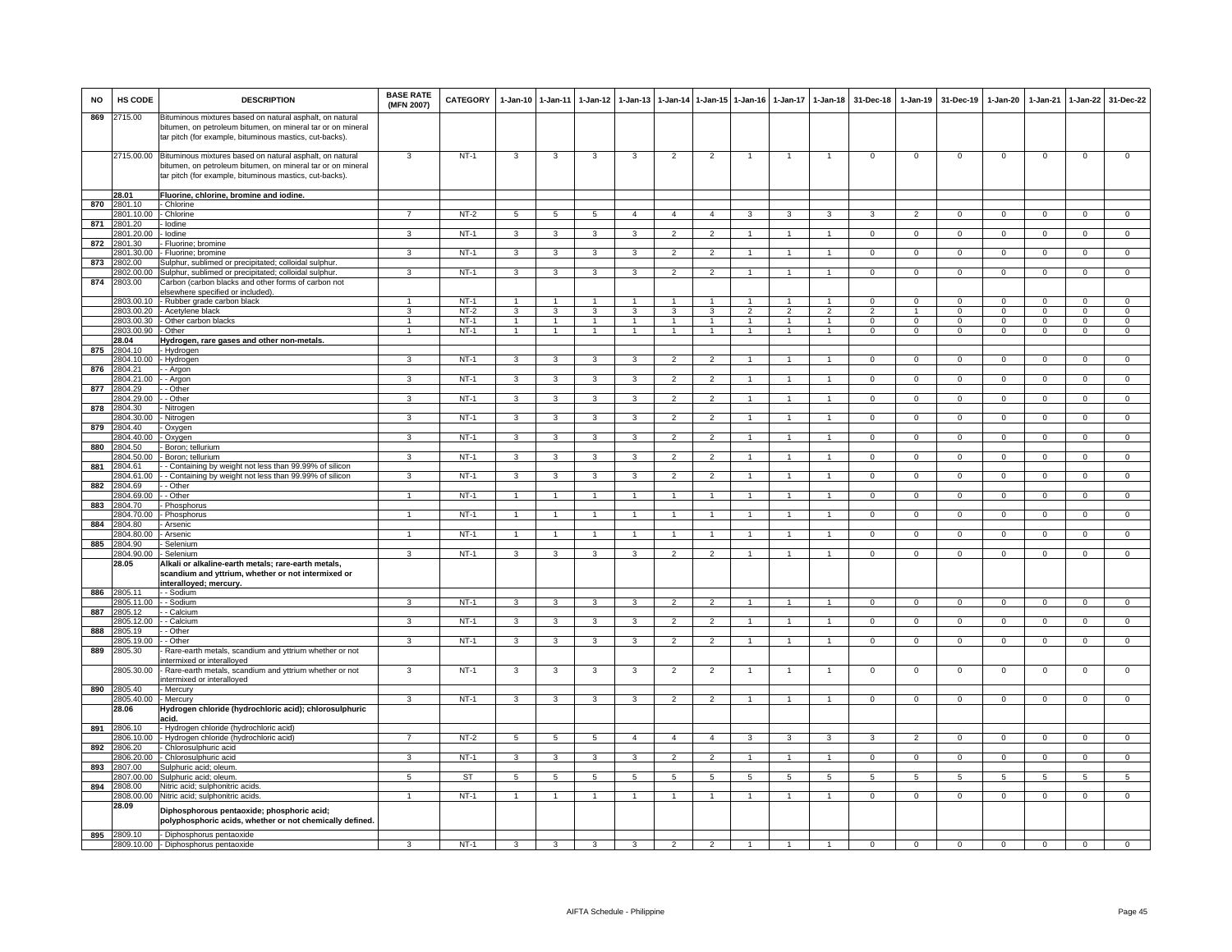| NO | HS CODE | DESCRIPTION | BASE RATE (MFN 2007) | CATEGORY | 1-Jan-10 | 1-Jan-11 | 1-Jan-12 | 1-Jan-13 | 1-Jan-14 | 1-Jan-15 | 1-Jan-16 | 1-Jan-17 | 1-Jan-18 | 31-Dec-18 | 1-Jan-19 | 31-Dec-19 | 1-Jan-20 | 1-Jan-21 | 1-Jan-22 | 31-Dec-22 |
|---|---|---|---|---|---|---|---|---|---|---|---|---|---|---|---|---|---|---|---|---|
| 869 | 2715.00 | Bituminous mixtures based on natural asphalt, on natural bitumen, on petroleum bitumen, on mineral tar or on mineral tar pitch (for example, bituminous mastics, cut-backs). | | | | | | | | | | | | | | | | | | |
| | 2715.00.00 | Bituminous mixtures based on natural asphalt, on natural bitumen, on petroleum bitumen, on mineral tar or on mineral tar pitch (for example, bituminous mastics, cut-backs). | 3 | NT-1 | 3 | 3 | 3 | 3 | 2 | 2 | 1 | 1 | 1 | 0 | 0 | 0 | 0 | 0 | 0 | 0 |
| | 28.01 | **Fluorine, chlorine, bromine and iodine.** | | | | | | | | | | | | | | | | | | |
| 870 | 2801.10 | - Chlorine | | | | | | | | | | | | | | | | | | |
| | 2801.10.00 | - Chlorine | 7 | NT-2 | 5 | 5 | 5 | 4 | 4 | 4 | 3 | 3 | 3 | 3 | 2 | 0 | 0 | 0 | 0 | 0 |
| 871 | 2801.20 | - Iodine | | | | | | | | | | | | | | | | | | |
| | 2801.20.00 | - Iodine | 3 | NT-1 | 3 | 3 | 3 | 3 | 2 | 2 | 1 | 1 | 1 | 0 | 0 | 0 | 0 | 0 | 0 | 0 |
| 872 | 2801.30 | - Fluorine; bromine | | | | | | | | | | | | | | | | | | |
| | 2801.30.00 | - Fluorine; bromine | 3 | NT-1 | 3 | 3 | 3 | 3 | 2 | 2 | 1 | 1 | 1 | 0 | 0 | 0 | 0 | 0 | 0 | 0 |
| 873 | 2802.00 | Sulphur, sublimed or precipitated; colloidal sulphur. | | | | | | | | | | | | | | | | | | |
| | 2802.00.00 | Sulphur, sublimed or precipitated; colloidal sulphur. | 3 | NT-1 | 3 | 3 | 3 | 3 | 2 | 2 | 1 | 1 | 1 | 0 | 0 | 0 | 0 | 0 | 0 | 0 |
| 874 | 2803.00 | Carbon (carbon blacks and other forms of carbon not elsewhere specified or included). | | | | | | | | | | | | | | | | | | |
| | 2803.00.10 | - Rubber grade carbon black | 1 | NT-1 | 1 | 1 | 1 | 1 | 1 | 1 | 1 | 1 | 1 | 0 | 0 | 0 | 0 | 0 | 0 | 0 |
| | 2803.00.20 | - Acetylene black | 3 | NT-2 | 3 | 3 | 3 | 3 | 3 | 3 | 2 | 2 | 2 | 2 | 1 | 0 | 0 | 0 | 0 | 0 |
| | 2803.00.30 | - Other carbon blacks | 1 | NT-1 | 1 | 1 | 1 | 1 | 1 | 1 | 1 | 1 | 1 | 0 | 0 | 0 | 0 | 0 | 0 | 0 |
| | 2803.00.90 | - Other | 1 | NT-1 | 1 | 1 | 1 | 1 | 1 | 1 | 1 | 1 | 1 | 0 | 0 | 0 | 0 | 0 | 0 | 0 |
| | 28.04 | **Hydrogen, rare gases and other non-metals.** | | | | | | | | | | | | | | | | | | |
| 875 | 2804.10 | - Hydrogen | | | | | | | | | | | | | | | | | | |
| | 2804.10.00 | - Hydrogen | 3 | NT-1 | 3 | 3 | 3 | 3 | 2 | 2 | 1 | 1 | 1 | 0 | 0 | 0 | 0 | 0 | 0 | 0 |
| 876 | 2804.21 | - - Argon | | | | | | | | | | | | | | | | | | |
| | 2804.21.00 | - - Argon | 3 | NT-1 | 3 | 3 | 3 | 3 | 2 | 2 | 1 | 1 | 1 | 0 | 0 | 0 | 0 | 0 | 0 | 0 |
| 877 | 2804.29 | - - Other | | | | | | | | | | | | | | | | | | |
| | 2804.29.00 | - - Other | 3 | NT-1 | 3 | 3 | 3 | 3 | 2 | 2 | 1 | 1 | 1 | 0 | 0 | 0 | 0 | 0 | 0 | 0 |
| 878 | 2804.30 | - Nitrogen | | | | | | | | | | | | | | | | | | |
| | 2804.30.00 | - Nitrogen | 3 | NT-1 | 3 | 3 | 3 | 3 | 2 | 2 | 1 | 1 | 1 | 0 | 0 | 0 | 0 | 0 | 0 | 0 |
| 879 | 2804.40 | - Oxygen | | | | | | | | | | | | | | | | | | |
| | 2804.40.00 | - Oxygen | 3 | NT-1 | 3 | 3 | 3 | 3 | 2 | 2 | 1 | 1 | 1 | 0 | 0 | 0 | 0 | 0 | 0 | 0 |
| 880 | 2804.50 | - Boron; tellurium | | | | | | | | | | | | | | | | | | |
| | 2804.50.00 | - Boron; tellurium | 3 | NT-1 | 3 | 3 | 3 | 3 | 2 | 2 | 1 | 1 | 1 | 0 | 0 | 0 | 0 | 0 | 0 | 0 |
| 881 | 2804.61 | - - Containing by weight not less than 99.99% of silicon | | | | | | | | | | | | | | | | | | |
| | 2804.61.00 | - - Containing by weight not less than 99.99% of silicon | 3 | NT-1 | 3 | 3 | 3 | 3 | 2 | 2 | 1 | 1 | 1 | 0 | 0 | 0 | 0 | 0 | 0 | 0 |
| 882 | 2804.69 | - - Other | | | | | | | | | | | | | | | | | | |
| | 2804.69.00 | - - Other | 1 | NT-1 | 1 | 1 | 1 | 1 | 1 | 1 | 1 | 1 | 1 | 0 | 0 | 0 | 0 | 0 | 0 | 0 |
| 883 | 2804.70 | - Phosphorus | | | | | | | | | | | | | | | | | | |
| | 2804.70.00 | - Phosphorus | 1 | NT-1 | 1 | 1 | 1 | 1 | 1 | 1 | 1 | 1 | 1 | 0 | 0 | 0 | 0 | 0 | 0 | 0 |
| 884 | 2804.80 | - Arsenic | | | | | | | | | | | | | | | | | | |
| | 2804.80.00 | - Arsenic | 1 | NT-1 | 1 | 1 | 1 | 1 | 1 | 1 | 1 | 1 | 1 | 0 | 0 | 0 | 0 | 0 | 0 | 0 |
| 885 | 2804.90 | - Selenium | | | | | | | | | | | | | | | | | | |
| | 2804.90.00 | - Selenium | 3 | NT-1 | 3 | 3 | 3 | 3 | 2 | 2 | 1 | 1 | 1 | 0 | 0 | 0 | 0 | 0 | 0 | 0 |
| | 28.05 | **Alkali or alkaline-earth metals; rare-earth metals, scandium and yttrium, whether or not intermixed or interalloyed; mercury.** | | | | | | | | | | | | | | | | | | |
| 886 | 2805.11 | - - Sodium | | | | | | | | | | | | | | | | | | |
| | 2805.11.00 | - - Sodium | 3 | NT-1 | 3 | 3 | 3 | 3 | 2 | 2 | 1 | 1 | 1 | 0 | 0 | 0 | 0 | 0 | 0 | 0 |
| 887 | 2805.12 | - - Calcium | | | | | | | | | | | | | | | | | | |
| | 2805.12.00 | - - Calcium | 3 | NT-1 | 3 | 3 | 3 | 3 | 2 | 2 | 1 | 1 | 1 | 0 | 0 | 0 | 0 | 0 | 0 | 0 |
| 888 | 2805.19 | - - Other | | | | | | | | | | | | | | | | | | |
| | 2805.19.00 | - - Other | 3 | NT-1 | 3 | 3 | 3 | 3 | 2 | 2 | 1 | 1 | 1 | 0 | 0 | 0 | 0 | 0 | 0 | 0 |
| 889 | 2805.30 | - Rare-earth metals, scandium and yttrium whether or not intermixed or interalloyed | | | | | | | | | | | | | | | | | | |
| | 2805.30.00 | - Rare-earth metals, scandium and yttrium whether or not intermixed or interalloyed | 3 | NT-1 | 3 | 3 | 3 | 3 | 2 | 2 | 1 | 1 | 1 | 0 | 0 | 0 | 0 | 0 | 0 | 0 |
| 890 | 2805.40 | - Mercury | | | | | | | | | | | | | | | | | | |
| | 2805.40.00 | - Mercury | 3 | NT-1 | 3 | 3 | 3 | 3 | 2 | 2 | 1 | 1 | 1 | 0 | 0 | 0 | 0 | 0 | 0 | 0 |
| | 28.06 | **Hydrogen chloride (hydrochloric acid); chlorosulphuric acid.** | | | | | | | | | | | | | | | | | | |
| 891 | 2806.10 | - Hydrogen chloride (hydrochloric acid) | | | | | | | | | | | | | | | | | | |
| | 2806.10.00 | - Hydrogen chloride (hydrochloric acid) | 7 | NT-2 | 5 | 5 | 5 | 4 | 4 | 4 | 3 | 3 | 3 | 3 | 2 | 0 | 0 | 0 | 0 | 0 |
| 892 | 2806.20 | - Chlorosulphuric acid | | | | | | | | | | | | | | | | | | |
| | 2806.20.00 | - Chlorosulphuric acid | 3 | NT-1 | 3 | 3 | 3 | 3 | 2 | 2 | 1 | 1 | 1 | 0 | 0 | 0 | 0 | 0 | 0 | 0 |
| 893 | 2807.00 | Sulphuric acid; oleum. | | | | | | | | | | | | | | | | | | |
| | 2807.00.00 | Sulphuric acid; oleum. | 5 | ST | 5 | 5 | 5 | 5 | 5 | 5 | 5 | 5 | 5 | 5 | 5 | 5 | 5 | 5 | 5 | 5 |
| 894 | 2808.00 | Nitric acid; sulphonitric acids. | | | | | | | | | | | | | | | | | | |
| | 2808.00.00 | Nitric acid; sulphonitric acids. | 1 | NT-1 | 1 | 1 | 1 | 1 | 1 | 1 | 1 | 1 | 1 | 0 | 0 | 0 | 0 | 0 | 0 | 0 |
| | 28.09 | **Diphosphorous pentaoxide; phosphoric acid; polyphosphoric acids, whether or not chemically defined.** | | | | | | | | | | | | | | | | | | |
| 895 | 2809.10 | - Diphosphorus pentaoxide | | | | | | | | | | | | | | | | | | |
| | 2809.10.00 | - Diphosphorus pentaoxide | 3 | NT-1 | 3 | 3 | 3 | 3 | 2 | 2 | 1 | 1 | 1 | 0 | 0 | 0 | 0 | 0 | 0 | 0 |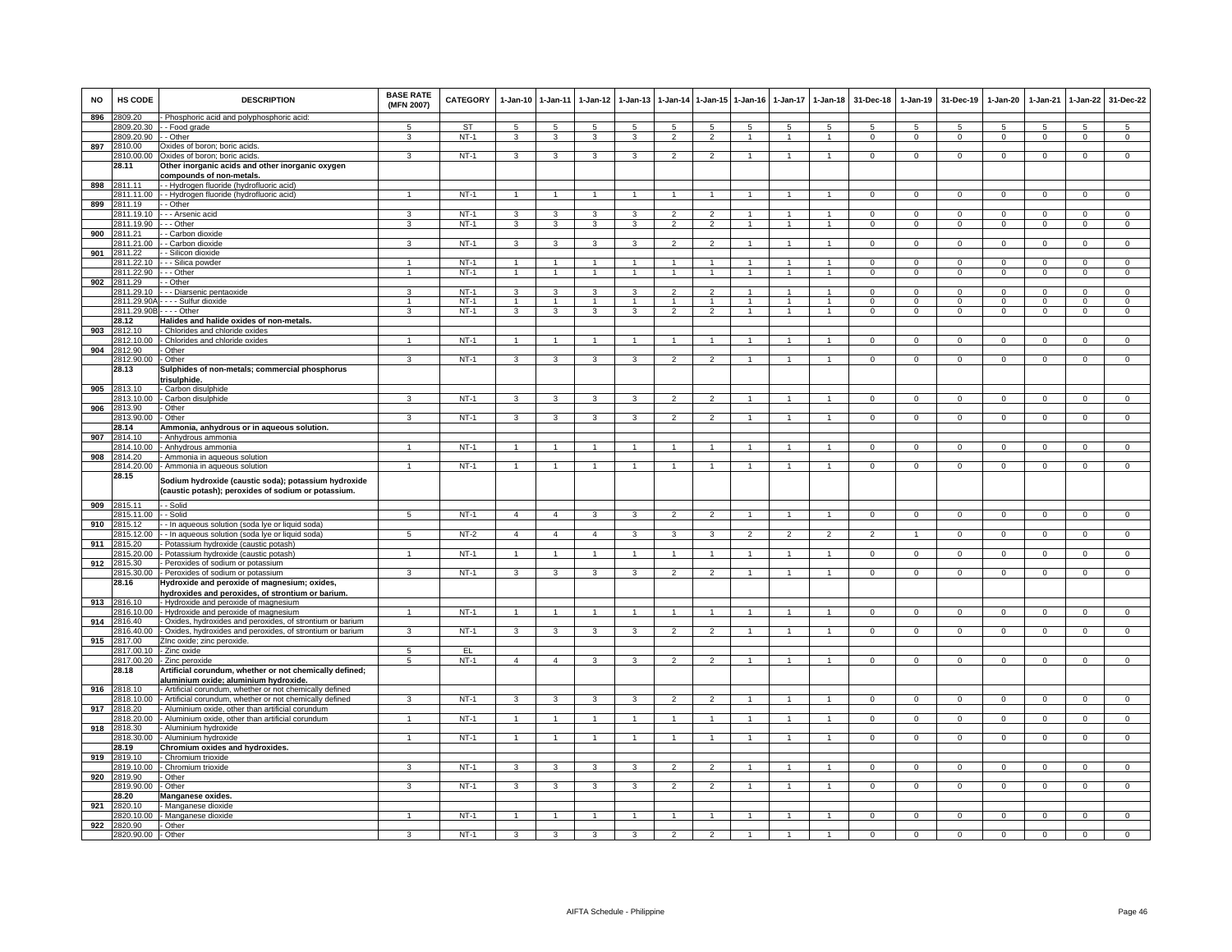| NO | HS CODE | DESCRIPTION | BASE RATE (MFN 2007) | CATEGORY | 1-Jan-10 | 1-Jan-11 | 1-Jan-12 | 1-Jan-13 | 1-Jan-14 | 1-Jan-15 | 1-Jan-16 | 1-Jan-17 | 1-Jan-18 | 31-Dec-18 | 1-Jan-19 | 31-Dec-19 | 1-Jan-20 | 1-Jan-21 | 1-Jan-22 | 31-Dec-22 |
|---|---|---|---|---|---|---|---|---|---|---|---|---|---|---|---|---|---|---|---|---|
| 896 | 2809.20 | - Phosphoric acid and polyphosphoric acid: | | | | | | | | | | | | | | | | | | |
| | 2809.20.30 | - - Food grade | 5 | ST | 5 | 5 | 5 | 5 | 5 | 5 | 5 | 5 | 5 | 5 | 5 | 5 | 5 | 5 | 5 | 5 |
| | 2809.20.90 | - - Other | 3 | NT-1 | 3 | 3 | 3 | 3 | 2 | 2 | 1 | 1 | 1 | 0 | 0 | 0 | 0 | 0 | 0 | 0 |
| 897 | 2810.00 | Oxides of boron; boric acids. | | | | | | | | | | | | | | | | | | |
| | 2810.00.00 | Oxides of boron; boric acids. | 3 | NT-1 | 3 | 3 | 3 | 3 | 2 | 2 | 1 | 1 | 1 | 0 | 0 | 0 | 0 | 0 | 0 | 0 |
| | **28.11** | **Other inorganic acids and other inorganic oxygen compounds of non-metals.** | | | | | | | | | | | | | | | | | | |
| 898 | 2811.11 | - - Hydrogen fluoride (hydrofluoric acid) | | | | | | | | | | | | | | | | | | |
| | 2811.11.00 | - - Hydrogen fluoride (hydrofluoric acid) | 1 | NT-1 | 1 | 1 | 1 | 1 | 1 | 1 | 1 | 1 | 1 | 0 | 0 | 0 | 0 | 0 | 0 | 0 |
| 899 | 2811.19 | - - Other | | | | | | | | | | | | | | | | | | |
| | 2811.19.10 | - - - Arsenic acid | 3 | NT-1 | 3 | 3 | 3 | 3 | 2 | 2 | 1 | 1 | 1 | 0 | 0 | 0 | 0 | 0 | 0 | 0 |
| | 2811.19.90 | - - - Other | 3 | NT-1 | 3 | 3 | 3 | 3 | 2 | 2 | 1 | 1 | 1 | 0 | 0 | 0 | 0 | 0 | 0 | 0 |
| 900 | 2811.21 | - - Carbon dioxide | | | | | | | | | | | | | | | | | | |
| | 2811.21.00 | - - Carbon dioxide | 3 | NT-1 | 3 | 3 | 3 | 3 | 2 | 2 | 1 | 1 | 1 | 0 | 0 | 0 | 0 | 0 | 0 | 0 |
| 901 | 2811.22 | - - Silicon dioxide | | | | | | | | | | | | | | | | | | |
| | 2811.22.10 | - - - Silica powder | 1 | NT-1 | 1 | 1 | 1 | 1 | 1 | 1 | 1 | 1 | 1 | 0 | 0 | 0 | 0 | 0 | 0 | 0 |
| | 2811.22.90 | - - - Other | 1 | NT-1 | 1 | 1 | 1 | 1 | 1 | 1 | 1 | 1 | 1 | 0 | 0 | 0 | 0 | 0 | 0 | 0 |
| 902 | 2811.29 | - - Other | | | | | | | | | | | | | | | | | | |
| | 2811.29.10 | - - - Diarsenic pentaoxide | 3 | NT-1 | 3 | 3 | 3 | 3 | 2 | 2 | 1 | 1 | 1 | 0 | 0 | 0 | 0 | 0 | 0 | 0 |
| | 2811.29.90A | - - - - Sulfur dioxide | 1 | NT-1 | 1 | 1 | 1 | 1 | 1 | 1 | 1 | 1 | 1 | 0 | 0 | 0 | 0 | 0 | 0 | 0 |
| | 2811.29.90B | - - - - Other | 3 | NT-1 | 3 | 3 | 3 | 3 | 2 | 2 | 1 | 1 | 1 | 0 | 0 | 0 | 0 | 0 | 0 | 0 |
| | **28.12** | **Halides and halide oxides of non-metals.** | | | | | | | | | | | | | | | | | | |
| 903 | 2812.10 | - Chlorides and chloride oxides | | | | | | | | | | | | | | | | | | |
| | 2812.10.00 | - Chlorides and chloride oxides | 1 | NT-1 | 1 | 1 | 1 | 1 | 1 | 1 | 1 | 1 | 1 | 0 | 0 | 0 | 0 | 0 | 0 | 0 |
| 904 | 2812.90 | - Other | | | | | | | | | | | | | | | | | | |
| | 2812.90.00 | - Other | 3 | NT-1 | 3 | 3 | 3 | 3 | 2 | 2 | 1 | 1 | 1 | 0 | 0 | 0 | 0 | 0 | 0 | 0 |
| | **28.13** | **Sulphides of non-metals; commercial phosphorus trisulphide.** | | | | | | | | | | | | | | | | | | |
| 905 | 2813.10 | - Carbon disulphide | | | | | | | | | | | | | | | | | | |
| | 2813.10.00 | - Carbon disulphide | 3 | NT-1 | 3 | 3 | 3 | 3 | 2 | 2 | 1 | 1 | 1 | 0 | 0 | 0 | 0 | 0 | 0 | 0 |
| 906 | 2813.90 | - Other | | | | | | | | | | | | | | | | | | |
| | 2813.90.00 | - Other | 3 | NT-1 | 3 | 3 | 3 | 3 | 2 | 2 | 1 | 1 | 1 | 0 | 0 | 0 | 0 | 0 | 0 | 0 |
| | **28.14** | **Ammonia, anhydrous or in aqueous solution.** | | | | | | | | | | | | | | | | | | |
| 907 | 2814.10 | - Anhydrous ammonia | | | | | | | | | | | | | | | | | | |
| | 2814.10.00 | - Anhydrous ammonia | 1 | NT-1 | 1 | 1 | 1 | 1 | 1 | 1 | 1 | 1 | 1 | 0 | 0 | 0 | 0 | 0 | 0 | 0 |
| 908 | 2814.20 | - Ammonia in aqueous solution | | | | | | | | | | | | | | | | | | |
| | 2814.20.00 | - Ammonia in aqueous solution | 1 | NT-1 | 1 | 1 | 1 | 1 | 1 | 1 | 1 | 1 | 1 | 0 | 0 | 0 | 0 | 0 | 0 | 0 |
| | **28.15** | **Sodium hydroxide (caustic soda); potassium hydroxide (caustic potash); peroxides of sodium or potassium.** | | | | | | | | | | | | | | | | | | |
| 909 | 2815.11 | - - Solid | | | | | | | | | | | | | | | | | | |
| | 2815.11.00 | - - Solid | 5 | NT-1 | 4 | 4 | 3 | 3 | 2 | 2 | 1 | 1 | 1 | 0 | 0 | 0 | 0 | 0 | 0 | 0 |
| 910 | 2815.12 | - - In aqueous solution (soda lye or liquid soda) | | | | | | | | | | | | | | | | | | |
| | 2815.12.00 | - - In aqueous solution (soda lye or liquid soda) | 5 | NT-2 | 4 | 4 | 4 | 3 | 3 | 3 | 2 | 2 | 2 | 2 | 1 | 0 | 0 | 0 | 0 | 0 |
| 911 | 2815.20 | - Potassium hydroxide (caustic potash) | | | | | | | | | | | | | | | | | | |
| | 2815.20.00 | - Potassium hydroxide (caustic potash) | 1 | NT-1 | 1 | 1 | 1 | 1 | 1 | 1 | 1 | 1 | 1 | 0 | 0 | 0 | 0 | 0 | 0 | 0 |
| 912 | 2815.30 | - Peroxides of sodium or potassium | | | | | | | | | | | | | | | | | | |
| | 2815.30.00 | - Peroxides of sodium or potassium | 3 | NT-1 | 3 | 3 | 3 | 3 | 2 | 2 | 1 | 1 | 1 | 0 | 0 | 0 | 0 | 0 | 0 | 0 |
| | **28.16** | **Hydroxide and peroxide of magnesium; oxides, hydroxides and peroxides, of strontium or barium.** | | | | | | | | | | | | | | | | | | |
| 913 | 2816.10 | - Hydroxide and peroxide of magnesium | | | | | | | | | | | | | | | | | | |
| | 2816.10.00 | - Hydroxide and peroxide of magnesium | 1 | NT-1 | 1 | 1 | 1 | 1 | 1 | 1 | 1 | 1 | 1 | 0 | 0 | 0 | 0 | 0 | 0 | 0 |
| 914 | 2816.40 | - Oxides, hydroxides and peroxides, of strontium or barium | | | | | | | | | | | | | | | | | | |
| | 2816.40.00 | - Oxides, hydroxides and peroxides, of strontium or barium | 3 | NT-1 | 3 | 3 | 3 | 3 | 2 | 2 | 1 | 1 | 1 | 0 | 0 | 0 | 0 | 0 | 0 | 0 |
| 915 | 2817.00 | Zinc oxide; zinc peroxide. | | | | | | | | | | | | | | | | | | |
| | 2817.00.10 | - Zinc oxide | 5 | EL | | | | | | | | | | | | | | | | |
| | 2817.00.20 | - Zinc peroxide | 5 | NT-1 | 4 | 4 | 3 | 3 | 2 | 2 | 1 | 1 | 1 | 0 | 0 | 0 | 0 | 0 | 0 | 0 |
| | **28.18** | **Artificial corundum, whether or not chemically defined; aluminium oxide; aluminium hydroxide.** | | | | | | | | | | | | | | | | | | |
| 916 | 2818.10 | - Artificial corundum, whether or not chemically defined | | | | | | | | | | | | | | | | | | |
| | 2818.10.00 | - Artificial corundum, whether or not chemically defined | 3 | NT-1 | 3 | 3 | 3 | 3 | 2 | 2 | 1 | 1 | 1 | 0 | 0 | 0 | 0 | 0 | 0 | 0 |
| 917 | 2818.20 | - Aluminium oxide, other than artificial corundum | | | | | | | | | | | | | | | | | | |
| | 2818.20.00 | - Aluminium oxide, other than artificial corundum | 1 | NT-1 | 1 | 1 | 1 | 1 | 1 | 1 | 1 | 1 | 1 | 0 | 0 | 0 | 0 | 0 | 0 | 0 |
| 918 | 2818.30 | - Aluminium hydroxide | | | | | | | | | | | | | | | | | | |
| | 2818.30.00 | - Aluminium hydroxide | 1 | NT-1 | 1 | 1 | 1 | 1 | 1 | 1 | 1 | 1 | 1 | 0 | 0 | 0 | 0 | 0 | 0 | 0 |
| | **28.19** | **Chromium oxides and hydroxides.** | | | | | | | | | | | | | | | | | | |
| 919 | 2819.10 | - Chromium trioxide | | | | | | | | | | | | | | | | | | |
| | 2819.10.00 | - Chromium trioxide | 3 | NT-1 | 3 | 3 | 3 | 3 | 2 | 2 | 1 | 1 | 1 | 0 | 0 | 0 | 0 | 0 | 0 | 0 |
| 920 | 2819.90 | - Other | | | | | | | | | | | | | | | | | | |
| | 2819.90.00 | - Other | 3 | NT-1 | 3 | 3 | 3 | 3 | 2 | 2 | 1 | 1 | 1 | 0 | 0 | 0 | 0 | 0 | 0 | 0 |
| | **28.20** | **Manganese oxides.** | | | | | | | | | | | | | | | | | | |
| 921 | 2820.10 | - Manganese dioxide | | | | | | | | | | | | | | | | | | |
| | 2820.10.00 | - Manganese dioxide | 1 | NT-1 | 1 | 1 | 1 | 1 | 1 | 1 | 1 | 1 | 1 | 0 | 0 | 0 | 0 | 0 | 0 | 0 |
| 922 | 2820.90 | - Other | | | | | | | | | | | | | | | | | | |
| | 2820.90.00 | - Other | 3 | NT-1 | 3 | 3 | 3 | 3 | 2 | 2 | 1 | 1 | 1 | 0 | 0 | 0 | 0 | 0 | 0 | 0 |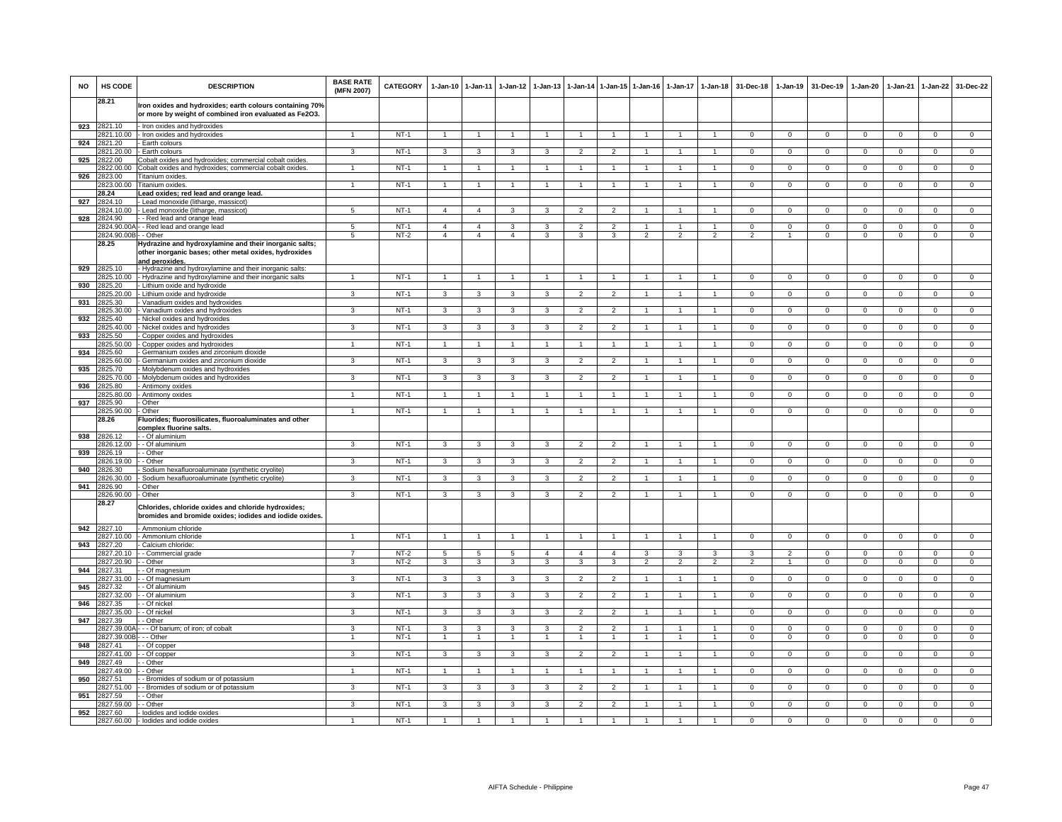| NO | HS CODE | DESCRIPTION | BASE RATE (MFN 2007) | CATEGORY | 1-Jan-10 | 1-Jan-11 | 1-Jan-12 | 1-Jan-13 | 1-Jan-14 | 1-Jan-15 | 1-Jan-16 | 1-Jan-17 | 1-Jan-18 | 31-Dec-18 | 1-Jan-19 | 31-Dec-19 | 1-Jan-20 | 1-Jan-21 | 1-Jan-22 | 31-Dec-22 |
|---|---|---|---|---|---|---|---|---|---|---|---|---|---|---|---|---|---|---|---|---|
| | 28.21 | **Iron oxides and hydroxides; earth colours containing 70% or more by weight of combined iron evaluated as Fe2O3.** | | | | | | | | | | | | | | | | | | |
| 923 | 2821.10 | - Iron oxides and hydroxides | | | | | | | | | | | | | | | | | | |
| | 2821.10.00 | - Iron oxides and hydroxides | 1 | NT-1 | 1 | 1 | 1 | 1 | 1 | 1 | 1 | 1 | 1 | 0 | 0 | 0 | 0 | 0 | 0 | 0 |
| 924 | 2821.20 | - Earth colours | | | | | | | | | | | | | | | | | | |
| | 2821.20.00 | - Earth colours | 3 | NT-1 | 3 | 3 | 3 | 3 | 2 | 2 | 1 | 1 | 1 | 0 | 0 | 0 | 0 | 0 | 0 | 0 |
| 925 | 2822.00 | Cobalt oxides and hydroxides; commercial cobalt oxides. | | | | | | | | | | | | | | | | | | |
| | 2822.00.00 | Cobalt oxides and hydroxides; commercial cobalt oxides. | 1 | NT-1 | 1 | 1 | 1 | 1 | 1 | 1 | 1 | 1 | 1 | 0 | 0 | 0 | 0 | 0 | 0 | 0 |
| 926 | 2823.00 | Titanium oxides. | | | | | | | | | | | | | | | | | | |
| | 2823.00.00 | Titanium oxides. | 1 | NT-1 | 1 | 1 | 1 | 1 | 1 | 1 | 1 | 1 | 1 | 0 | 0 | 0 | 0 | 0 | 0 | 0 |
| | 28.24 | **Lead oxides; red lead and orange lead.** | | | | | | | | | | | | | | | | | | |
| 927 | 2824.10 | - Lead monoxide (litharge, massicot) | | | | | | | | | | | | | | | | | | |
| | 2824.10.00 | - Lead monoxide (litharge, massicot) | 5 | NT-1 | 4 | 4 | 3 | 3 | 2 | 2 | 1 | 1 | 1 | 0 | 0 | 0 | 0 | 0 | 0 | 0 |
| 928 | 2824.90 | - - Red lead and orange lead | | | | | | | | | | | | | | | | | | |
| | 2824.90.00A | - - Red lead and orange lead | 5 | NT-1 | 4 | 4 | 3 | 3 | 2 | 2 | 1 | 1 | 1 | 0 | 0 | 0 | 0 | 0 | 0 | 0 |
| | 2824.90.00B | - - Other | 5 | NT-2 | 4 | 4 | 4 | 3 | 3 | 3 | 2 | 2 | 2 | 2 | 1 | 0 | 0 | 0 | 0 | 0 |
| | 28.25 | **Hydrazine and hydroxylamine and their inorganic salts; other inorganic bases; other metal oxides, hydroxides and peroxides.** | | | | | | | | | | | | | | | | | | |
| 929 | 2825.10 | - Hydrazine and hydroxylamine and their inorganic salts: | | | | | | | | | | | | | | | | | | |
| | 2825.10.00 | - Hydrazine and hydroxylamine and their inorganic salts | 1 | NT-1 | 1 | 1 | 1 | 1 | 1 | 1 | 1 | 1 | 1 | 0 | 0 | 0 | 0 | 0 | 0 | 0 |
| 930 | 2825.20 | - Lithium oxide and hydroxide | | | | | | | | | | | | | | | | | | |
| | 2825.20.00 | - Lithium oxide and hydroxide | 3 | NT-1 | 3 | 3 | 3 | 3 | 2 | 2 | 1 | 1 | 1 | 0 | 0 | 0 | 0 | 0 | 0 | 0 |
| 931 | 2825.30 | - Vanadium oxides and hydroxides | | | | | | | | | | | | | | | | | | |
| | 2825.30.00 | - Vanadium oxides and hydroxides | 3 | NT-1 | 3 | 3 | 3 | 3 | 2 | 2 | 1 | 1 | 1 | 0 | 0 | 0 | 0 | 0 | 0 | 0 |
| 932 | 2825.40 | - Nickel oxides and hydroxides | | | | | | | | | | | | | | | | | | |
| | 2825.40.00 | - Nickel oxides and hydroxides | 3 | NT-1 | 3 | 3 | 3 | 3 | 2 | 2 | 1 | 1 | 1 | 0 | 0 | 0 | 0 | 0 | 0 | 0 |
| 933 | 2825.50 | - Copper oxides and hydroxides | | | | | | | | | | | | | | | | | | |
| | 2825.50.00 | - Copper oxides and hydroxides | 1 | NT-1 | 1 | 1 | 1 | 1 | 1 | 1 | 1 | 1 | 1 | 0 | 0 | 0 | 0 | 0 | 0 | 0 |
| 934 | 2825.60 | - Germanium oxides and zirconium dioxide | | | | | | | | | | | | | | | | | | |
| | 2825.60.00 | - Germanium oxides and zirconium dioxide | 3 | NT-1 | 3 | 3 | 3 | 3 | 2 | 2 | 1 | 1 | 1 | 0 | 0 | 0 | 0 | 0 | 0 | 0 |
| 935 | 2825.70 | - Molybdenum oxides and hydroxides | | | | | | | | | | | | | | | | | | |
| | 2825.70.00 | - Molybdenum oxides and hydroxides | 3 | NT-1 | 3 | 3 | 3 | 3 | 2 | 2 | 1 | 1 | 1 | 0 | 0 | 0 | 0 | 0 | 0 | 0 |
| 936 | 2825.80 | - Antimony oxides | | | | | | | | | | | | | | | | | | |
| | 2825.80.00 | - Antimony oxides | 1 | NT-1 | 1 | 1 | 1 | 1 | 1 | 1 | 1 | 1 | 1 | 0 | 0 | 0 | 0 | 0 | 0 | 0 |
| 937 | 2825.90 | - Other | | | | | | | | | | | | | | | | | | |
| | 2825.90.00 | - Other | 1 | NT-1 | 1 | 1 | 1 | 1 | 1 | 1 | 1 | 1 | 1 | 0 | 0 | 0 | 0 | 0 | 0 | 0 |
| | 28.26 | **Fluorides; fluorosilicates, fluoroaluminates and other complex fluorine salts.** | | | | | | | | | | | | | | | | | | |
| 938 | 2826.12 | - - Of aluminium | | | | | | | | | | | | | | | | | | |
| | 2826.12.00 | - - Of aluminium | 3 | NT-1 | 3 | 3 | 3 | 3 | 2 | 2 | 1 | 1 | 1 | 0 | 0 | 0 | 0 | 0 | 0 | 0 |
| 939 | 2826.19 | - - Other | | | | | | | | | | | | | | | | | | |
| | 2826.19.00 | - - Other | 3 | NT-1 | 3 | 3 | 3 | 3 | 2 | 2 | 1 | 1 | 1 | 0 | 0 | 0 | 0 | 0 | 0 | 0 |
| 940 | 2826.30 | - Sodium hexafluoroaluminate (synthetic cryolite) | | | | | | | | | | | | | | | | | | |
| | 2826.30.00 | - Sodium hexafluoroaluminate (synthetic cryolite) | 3 | NT-1 | 3 | 3 | 3 | 3 | 2 | 2 | 1 | 1 | 1 | 0 | 0 | 0 | 0 | 0 | 0 | 0 |
| 941 | 2826.90 | - Other | | | | | | | | | | | | | | | | | | |
| | 2826.90.00 | - Other | 3 | NT-1 | 3 | 3 | 3 | 3 | 2 | 2 | 1 | 1 | 1 | 0 | 0 | 0 | 0 | 0 | 0 | 0 |
| | 28.27 | **Chlorides, chloride oxides and chloride hydroxides; bromides and bromide oxides; iodides and iodide oxides.** | | | | | | | | | | | | | | | | | | |
| 942 | 2827.10 | - Ammonium chloride | | | | | | | | | | | | | | | | | | |
| | 2827.10.00 | - Ammonium chloride | 1 | NT-1 | 1 | 1 | 1 | 1 | 1 | 1 | 1 | 1 | 1 | 0 | 0 | 0 | 0 | 0 | 0 | 0 |
| 943 | 2827.20 | - Calcium chloride: | | | | | | | | | | | | | | | | | | |
| | 2827.20.10 | - - Commercial grade | 7 | NT-2 | 5 | 5 | 5 | 4 | 4 | 4 | 3 | 3 | 3 | 3 | 2 | 0 | 0 | 0 | 0 | 0 |
| | 2827.20.90 | - - Other | 3 | NT-2 | 3 | 3 | 3 | 3 | 3 | 3 | 2 | 2 | 2 | 2 | 1 | 0 | 0 | 0 | 0 | 0 |
| 944 | 2827.31 | - - Of magnesium | | | | | | | | | | | | | | | | | | |
| | 2827.31.00 | - - Of magnesium | 3 | NT-1 | 3 | 3 | 3 | 3 | 2 | 2 | 1 | 1 | 1 | 0 | 0 | 0 | 0 | 0 | 0 | 0 |
| 945 | 2827.32 | - - Of aluminium | | | | | | | | | | | | | | | | | | |
| | 2827.32.00 | - - Of aluminium | 3 | NT-1 | 3 | 3 | 3 | 3 | 2 | 2 | 1 | 1 | 1 | 0 | 0 | 0 | 0 | 0 | 0 | 0 |
| 946 | 2827.35 | - - Of nickel | | | | | | | | | | | | | | | | | | |
| | 2827.35.00 | - - Of nickel | 3 | NT-1 | 3 | 3 | 3 | 3 | 2 | 2 | 1 | 1 | 1 | 0 | 0 | 0 | 0 | 0 | 0 | 0 |
| 947 | 2827.39 | - - Other | | | | | | | | | | | | | | | | | | |
| | 2827.39.00A | - - - Of barium; of iron; of cobalt | 3 | NT-1 | 3 | 3 | 3 | 3 | 2 | 2 | 1 | 1 | 1 | 0 | 0 | 0 | 0 | 0 | 0 | 0 |
| | 2827.39.00B | - - - Other | 1 | NT-1 | 1 | 1 | 1 | 1 | 1 | 1 | 1 | 1 | 1 | 0 | 0 | 0 | 0 | 0 | 0 | 0 |
| 948 | 2827.41 | - - Of copper | | | | | | | | | | | | | | | | | | |
| | 2827.41.00 | - - Of copper | 3 | NT-1 | 3 | 3 | 3 | 3 | 2 | 2 | 1 | 1 | 1 | 0 | 0 | 0 | 0 | 0 | 0 | 0 |
| 949 | 2827.49 | - - Other | | | | | | | | | | | | | | | | | | |
| | 2827.49.00 | - - Other | 1 | NT-1 | 1 | 1 | 1 | 1 | 1 | 1 | 1 | 1 | 1 | 0 | 0 | 0 | 0 | 0 | 0 | 0 |
| 950 | 2827.51 | - - Bromides of sodium or of potassium | | | | | | | | | | | | | | | | | | |
| | 2827.51.00 | - - Bromides of sodium or of potassium | 3 | NT-1 | 3 | 3 | 3 | 3 | 2 | 2 | 1 | 1 | 1 | 0 | 0 | 0 | 0 | 0 | 0 | 0 |
| 951 | 2827.59 | - - Other | | | | | | | | | | | | | | | | | | |
| | 2827.59.00 | - - Other | 3 | NT-1 | 3 | 3 | 3 | 3 | 2 | 2 | 1 | 1 | 1 | 0 | 0 | 0 | 0 | 0 | 0 | 0 |
| 952 | 2827.60 | - Iodides and iodide oxides | | | | | | | | | | | | | | | | | | |
| | 2827.60.00 | - Iodides and iodide oxides | 1 | NT-1 | 1 | 1 | 1 | 1 | 1 | 1 | 1 | 1 | 1 | 0 | 0 | 0 | 0 | 0 | 0 | 0 |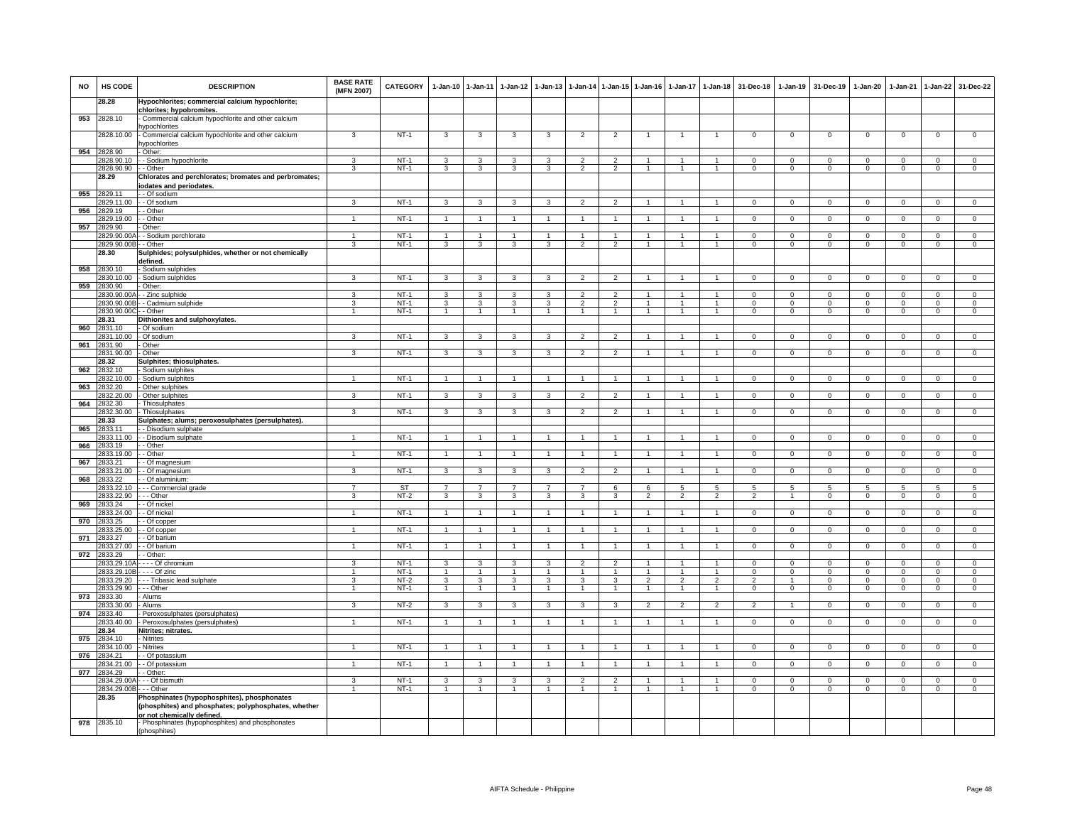| NO | HS CODE | DESCRIPTION | BASE RATE (MFN 2007) | CATEGORY | 1-Jan-10 | 1-Jan-11 | 1-Jan-12 | 1-Jan-13 | 1-Jan-14 | 1-Jan-15 | 1-Jan-16 | 1-Jan-17 | 1-Jan-18 | 31-Dec-18 | 1-Jan-19 | 31-Dec-19 | 1-Jan-20 | 1-Jan-21 | 1-Jan-22 | 31-Dec-22 |
|---|---|---|---|---|---|---|---|---|---|---|---|---|---|---|---|---|---|---|---|---|
| | 28.28 | **Hypochlorites; commercial calcium hypochlorite; chlorites; hypobromites.** | | | | | | | | | | | | | | | | | | |
| 953 | 2828.10 | - Commercial calcium hypochlorite and other calcium hypochlorites | | | | | | | | | | | | | | | | | | |
| | 2828.10.00 | - Commercial calcium hypochlorite and other calcium hypochlorites | 3 | NT-1 | 3 | 3 | 3 | 3 | 2 | 2 | 1 | 1 | 1 | 0 | 0 | 0 | 0 | 0 | 0 | 0 |
| 954 | 2828.90 | - Other: | | | | | | | | | | | | | | | | | | |
| | 2828.90.10 | - - Sodium hypochlorite | 3 | NT-1 | 3 | 3 | 3 | 3 | 2 | 2 | 1 | 1 | 1 | 0 | 0 | 0 | 0 | 0 | 0 | 0 |
| | 2828.90.90 | - - Other | 3 | NT-1 | 3 | 3 | 3 | 3 | 2 | 2 | 1 | 1 | 1 | 0 | 0 | 0 | 0 | 0 | 0 | 0 |
| | 28.29 | **Chlorates and perchlorates; bromates and perbromates; iodates and periodates.** | | | | | | | | | | | | | | | | | | |
| 955 | 2829.11 | - - Of sodium | | | | | | | | | | | | | | | | | | |
| | 2829.11.00 | - - Of sodium | 3 | NT-1 | 3 | 3 | 3 | 3 | 2 | 2 | 1 | 1 | 1 | 0 | 0 | 0 | 0 | 0 | 0 | 0 |
| 956 | 2829.19 | - - Other | | | | | | | | | | | | | | | | | | |
| | 2829.19.00 | - - Other | 1 | NT-1 | 1 | 1 | 1 | 1 | 1 | 1 | 1 | 1 | 1 | 0 | 0 | 0 | 0 | 0 | 0 | 0 |
| 957 | 2829.90 | - Other: | | | | | | | | | | | | | | | | | | |
| | 2829.90.00A | - - Sodium perchlorate | 1 | NT-1 | 1 | 1 | 1 | 1 | 1 | 1 | 1 | 1 | 1 | 0 | 0 | 0 | 0 | 0 | 0 | 0 |
| | 2829.90.00B | - - Other | 3 | NT-1 | 3 | 3 | 3 | 3 | 2 | 2 | 1 | 1 | 1 | 0 | 0 | 0 | 0 | 0 | 0 | 0 |
| | 28.30 | **Sulphides; polysulphides, whether or not chemically defined.** | | | | | | | | | | | | | | | | | | |
| 958 | 2830.10 | - Sodium sulphides | | | | | | | | | | | | | | | | | | |
| | 2830.10.00 | - Sodium sulphides | 3 | NT-1 | 3 | 3 | 3 | 3 | 2 | 2 | 1 | 1 | 1 | 0 | 0 | 0 | 0 | 0 | 0 | 0 |
| 959 | 2830.90 | - Other: | | | | | | | | | | | | | | | | | | |
| | 2830.90.00A | - - Zinc sulphide | 3 | NT-1 | 3 | 3 | 3 | 3 | 2 | 2 | 1 | 1 | 1 | 0 | 0 | 0 | 0 | 0 | 0 | 0 |
| | 2830.90.00B | - - Cadmium sulphide | 3 | NT-1 | 3 | 3 | 3 | 3 | 2 | 2 | 1 | 1 | 1 | 0 | 0 | 0 | 0 | 0 | 0 | 0 |
| | 2830.90.00C | - - Other | 1 | NT-1 | 1 | 1 | 1 | 1 | 1 | 1 | 1 | 1 | 1 | 0 | 0 | 0 | 0 | 0 | 0 | 0 |
| | 28.31 | **Dithionites and sulphoxylates.** | | | | | | | | | | | | | | | | | | |
| 960 | 2831.10 | - Of sodium | | | | | | | | | | | | | | | | | | |
| | 2831.10.00 | - Of sodium | 3 | NT-1 | 3 | 3 | 3 | 3 | 2 | 2 | 1 | 1 | 1 | 0 | 0 | 0 | 0 | 0 | 0 | 0 |
| 961 | 2831.90 | - Other | | | | | | | | | | | | | | | | | | |
| | 2831.90.00 | - Other | 3 | NT-1 | 3 | 3 | 3 | 3 | 2 | 2 | 1 | 1 | 1 | 0 | 0 | 0 | 0 | 0 | 0 | 0 |
| | 28.32 | **Sulphites; thiosulphates.** | | | | | | | | | | | | | | | | | | |
| 962 | 2832.10 | - Sodium sulphites | | | | | | | | | | | | | | | | | | |
| | 2832.10.00 | - Sodium sulphites | 1 | NT-1 | 1 | 1 | 1 | 1 | 1 | 1 | 1 | 1 | 1 | 0 | 0 | 0 | 0 | 0 | 0 | 0 |
| 963 | 2832.20 | - Other sulphites | | | | | | | | | | | | | | | | | | |
| | 2832.20.00 | - Other sulphites | 3 | NT-1 | 3 | 3 | 3 | 3 | 2 | 2 | 1 | 1 | 1 | 0 | 0 | 0 | 0 | 0 | 0 | 0 |
| 964 | 2832.30 | - Thiosulphates | | | | | | | | | | | | | | | | | | |
| | 2832.30.00 | - Thiosulphates | 3 | NT-1 | 3 | 3 | 3 | 3 | 2 | 2 | 1 | 1 | 1 | 0 | 0 | 0 | 0 | 0 | 0 | 0 |
| | 28.33 | **Sulphates; alums; peroxosulphates (persulphates).** | | | | | | | | | | | | | | | | | | |
| 965 | 2833.11 | - - Disodium sulphate | | | | | | | | | | | | | | | | | | |
| | 2833.11.00 | - - Disodium sulphate | 1 | NT-1 | 1 | 1 | 1 | 1 | 1 | 1 | 1 | 1 | 1 | 0 | 0 | 0 | 0 | 0 | 0 | 0 |
| 966 | 2833.19 | - - Other | | | | | | | | | | | | | | | | | | |
| | 2833.19.00 | - - Other | 1 | NT-1 | 1 | 1 | 1 | 1 | 1 | 1 | 1 | 1 | 1 | 0 | 0 | 0 | 0 | 0 | 0 | 0 |
| 967 | 2833.21 | - - Of magnesium | | | | | | | | | | | | | | | | | | |
| | 2833.21.00 | - - Of magnesium | 3 | NT-1 | 3 | 3 | 3 | 3 | 2 | 2 | 1 | 1 | 1 | 0 | 0 | 0 | 0 | 0 | 0 | 0 |
| 968 | 2833.22 | - - Of aluminium: | | | | | | | | | | | | | | | | | | |
| | 2833.22.10 | - - - Commercial grade | 7 | ST | 7 | 7 | 7 | 7 | 7 | 6 | 6 | 5 | 5 | 5 | 5 | 5 | 5 | 5 | 5 | 5 |
| | 2833.22.90 | - - - Other | 3 | NT-2 | 3 | 3 | 3 | 3 | 3 | 3 | 2 | 2 | 2 | 2 | 1 | 0 | 0 | 0 | 0 | 0 |
| 969 | 2833.24 | - - Of nickel | | | | | | | | | | | | | | | | | | |
| | 2833.24.00 | - - Of nickel | 1 | NT-1 | 1 | 1 | 1 | 1 | 1 | 1 | 1 | 1 | 1 | 0 | 0 | 0 | 0 | 0 | 0 | 0 |
| 970 | 2833.25 | - - Of copper | | | | | | | | | | | | | | | | | | |
| | 2833.25.00 | - - Of copper | 1 | NT-1 | 1 | 1 | 1 | 1 | 1 | 1 | 1 | 1 | 1 | 0 | 0 | 0 | 0 | 0 | 0 | 0 |
| 971 | 2833.27 | - - Of barium | | | | | | | | | | | | | | | | | | |
| | 2833.27.00 | - - Of barium | 1 | NT-1 | 1 | 1 | 1 | 1 | 1 | 1 | 1 | 1 | 1 | 0 | 0 | 0 | 0 | 0 | 0 | 0 |
| 972 | 2833.29 | - - Other: | | | | | | | | | | | | | | | | | | |
| | 2833.29.10A | - - - - Of chromium | 3 | NT-1 | 3 | 3 | 3 | 3 | 2 | 2 | 1 | 1 | 1 | 0 | 0 | 0 | 0 | 0 | 0 | 0 |
| | 2833.29.10B | - - - - Of zinc | 1 | NT-1 | 1 | 1 | 1 | 1 | 1 | 1 | 1 | 1 | 1 | 0 | 0 | 0 | 0 | 0 | 0 | 0 |
| | 2833.29.20 | - - - Tribasic lead sulphate | 3 | NT-2 | 3 | 3 | 3 | 3 | 3 | 3 | 2 | 2 | 2 | 2 | 1 | 0 | 0 | 0 | 0 | 0 |
| | 2833.29.90 | - - - Other | 1 | NT-1 | 1 | 1 | 1 | 1 | 1 | 1 | 1 | 1 | 1 | 0 | 0 | 0 | 0 | 0 | 0 | 0 |
| 973 | 2833.30 | - Alums | | | | | | | | | | | | | | | | | | |
| | 2833.30.00 | - Alums | 3 | NT-2 | 3 | 3 | 3 | 3 | 3 | 3 | 2 | 2 | 2 | 2 | 1 | 0 | 0 | 0 | 0 | 0 |
| 974 | 2833.40 | - Peroxosulphates (persulphates) | | | | | | | | | | | | | | | | | | |
| | 2833.40.00 | - Peroxosulphates (persulphates) | 1 | NT-1 | 1 | 1 | 1 | 1 | 1 | 1 | 1 | 1 | 1 | 0 | 0 | 0 | 0 | 0 | 0 | 0 |
| | 28.34 | **Nitrites; nitrates.** | | | | | | | | | | | | | | | | | | |
| 975 | 2834.10 | - Nitrites | | | | | | | | | | | | | | | | | | |
| | 2834.10.00 | - Nitrites | 1 | NT-1 | 1 | 1 | 1 | 1 | 1 | 1 | 1 | 1 | 1 | 0 | 0 | 0 | 0 | 0 | 0 | 0 |
| 976 | 2834.21 | - - Of potassium | | | | | | | | | | | | | | | | | | |
| | 2834.21.00 | - - Of potassium | 1 | NT-1 | 1 | 1 | 1 | 1 | 1 | 1 | 1 | 1 | 1 | 0 | 0 | 0 | 0 | 0 | 0 | 0 |
| 977 | 2834.29 | - - Other: | | | | | | | | | | | | | | | | | | |
| | 2834.29.00A | - - - Of bismuth | 3 | NT-1 | 3 | 3 | 3 | 3 | 2 | 2 | 1 | 1 | 1 | 0 | 0 | 0 | 0 | 0 | 0 | 0 |
| | 2834.29.00B | - - - Other | 1 | NT-1 | 1 | 1 | 1 | 1 | 1 | 1 | 1 | 1 | 1 | 0 | 0 | 0 | 0 | 0 | 0 | 0 |
| | 28.35 | **Phosphinates (hypophosphites), phosphonates (phosphites) and phosphates; polyphosphates, whether or not chemically defined.** | | | | | | | | | | | | | | | | | | |
| 978 | 2835.10 | - Phosphinates (hypophosphites) and phosphonates (phosphites) | | | | | | | | | | | | | | | | | | |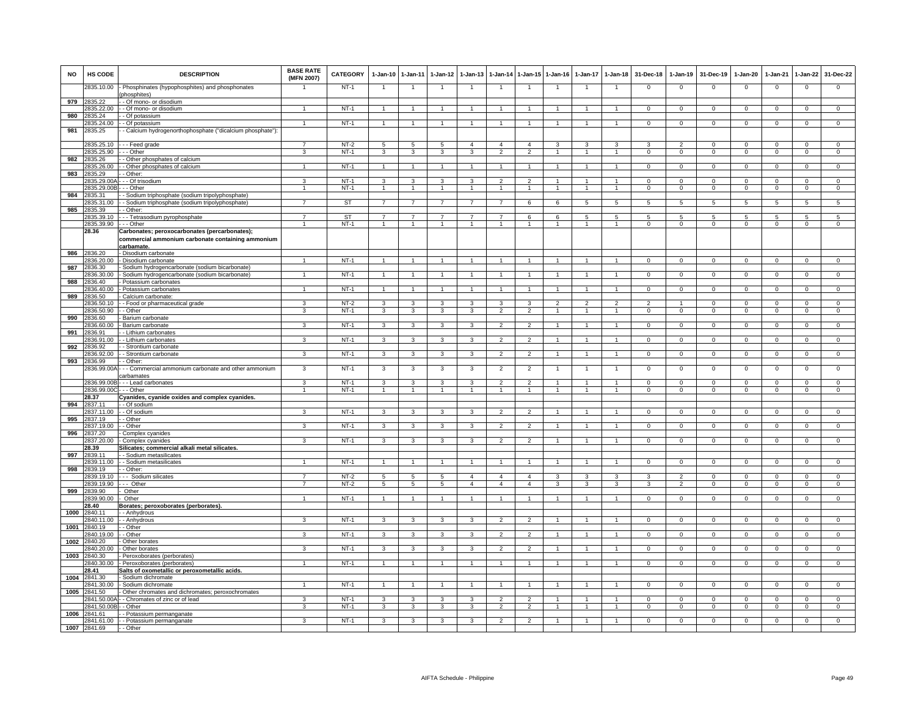| NO | HS CODE | DESCRIPTION | BASE RATE (MFN 2007) | CATEGORY | 1-Jan-10 | 1-Jan-11 | 1-Jan-12 | 1-Jan-13 | 1-Jan-14 | 1-Jan-15 | 1-Jan-16 | 1-Jan-17 | 1-Jan-18 | 31-Dec-18 | 1-Jan-19 | 31-Dec-19 | 1-Jan-20 | 1-Jan-21 | 1-Jan-22 | 31-Dec-22 |
|---|---|---|---|---|---|---|---|---|---|---|---|---|---|---|---|---|---|---|---|---|
| | 2835.10.00 | - Phosphinates (hypophosphites) and phosphonates (phosphites) | 1 | NT-1 | 1 | 1 | 1 | 1 | 1 | 1 | 1 | 1 | 1 | 0 | 0 | 0 | 0 | 0 | 0 | 0 |
| 979 | 2835.22 | - - Of mono- or disodium | | | | | | | | | | | | | | | | | | |
| | 2835.22.00 | - - Of mono- or disodium | 1 | NT-1 | 1 | 1 | 1 | 1 | 1 | 1 | 1 | 1 | 1 | 0 | 0 | 0 | 0 | 0 | 0 | 0 |
| 980 | 2835.24 | - - Of potassium | | | | | | | | | | | | | | | | | | |
| | 2835.24.00 | - - Of potassium | 1 | NT-1 | 1 | 1 | 1 | 1 | 1 | 1 | 1 | 1 | 1 | 0 | 0 | 0 | 0 | 0 | 0 | 0 |
| 981 | 2835.25 | - - Calcium hydrogenorthophosphate ("dicalcium phosphate"): | | | | | | | | | | | | | | | | | | |
| | 2835.25.10 | - - - Feed grade | 7 | NT-2 | 5 | 5 | 5 | 4 | 4 | 4 | 3 | 3 | 3 | 3 | 2 | 0 | 0 | 0 | 0 | 0 |
| | 2835.25.90 | - - - Other | 3 | NT-1 | 3 | 3 | 3 | 3 | 2 | 2 | 1 | 1 | 1 | 0 | 0 | 0 | 0 | 0 | 0 | 0 |
| 982 | 2835.26 | - - Other phosphates of calcium | | | | | | | | | | | | | | | | | | |
| | 2835.26.00 | - - Other phosphates of calcium | 1 | NT-1 | 1 | 1 | 1 | 1 | 1 | 1 | 1 | 1 | 1 | 0 | 0 | 0 | 0 | 0 | 0 | 0 |
| 983 | 2835.29 | - - Other: | | | | | | | | | | | | | | | | | | |
| | 2835.29.00A | - - - Of trisodium | 3 | NT-1 | 3 | 3 | 3 | 3 | 2 | 2 | 1 | 1 | 1 | 0 | 0 | 0 | 0 | 0 | 0 | 0 |
| | 2835.29.00B | - - - Other | 1 | NT-1 | 1 | 1 | 1 | 1 | 1 | 1 | 1 | 1 | 1 | 0 | 0 | 0 | 0 | 0 | 0 | 0 |
| 984 | 2835.31 | - - Sodium triphosphate (sodium tripolyphosphate) | | | | | | | | | | | | | | | | | | |
| | 2835.31.00 | - - Sodium triphosphate (sodium tripolyphosphate) | 7 | ST | 7 | 7 | 7 | 7 | 7 | 6 | 6 | 5 | 5 | 5 | 5 | 5 | 5 | 5 | 5 | 5 |
| 985 | 2835.39 | - - Other: | | | | | | | | | | | | | | | | | | |
| | 2835.39.10 | - - - Tetrasodium pyrophosphate | 7 | ST | 7 | 7 | 7 | 7 | 7 | 6 | 6 | 5 | 5 | 5 | 5 | 5 | 5 | 5 | 5 | 5 |
| | 2835.39.90 | - - - Other | 1 | NT-1 | 1 | 1 | 1 | 1 | 1 | 1 | 1 | 1 | 1 | 0 | 0 | 0 | 0 | 0 | 0 | 0 |
| | **28.36** | **Carbonates; peroxocarbonates (percarbonates); commercial ammonium carbonate containing ammonium carbamate.** | | | | | | | | | | | | | | | | | | |
| 986 | 2836.20 | - Disodium carbonate | | | | | | | | | | | | | | | | | | |
| | 2836.20.00 | - Disodium carbonate | 1 | NT-1 | 1 | 1 | 1 | 1 | 1 | 1 | 1 | 1 | 1 | 0 | 0 | 0 | 0 | 0 | 0 | 0 |
| 987 | 2836.30 | - Sodium hydrogencarbonate (sodium bicarbonate) | | | | | | | | | | | | | | | | | | |
| | 2836.30.00 | - Sodium hydrogencarbonate (sodium bicarbonate) | 1 | NT-1 | 1 | 1 | 1 | 1 | 1 | 1 | 1 | 1 | 1 | 0 | 0 | 0 | 0 | 0 | 0 | 0 |
| 988 | 2836.40 | - Potassium carbonates | | | | | | | | | | | | | | | | | | |
| | 2836.40.00 | - Potassium carbonates | 1 | NT-1 | 1 | 1 | 1 | 1 | 1 | 1 | 1 | 1 | 1 | 0 | 0 | 0 | 0 | 0 | 0 | 0 |
| 989 | 2836.50 | - Calcium carbonate: | | | | | | | | | | | | | | | | | | |
| | 2836.50.10 | - - Food or pharmaceutical grade | 3 | NT-2 | 3 | 3 | 3 | 3 | 3 | 3 | 2 | 2 | 2 | 2 | 1 | 0 | 0 | 0 | 0 | 0 |
| | 2836.50.90 | - - Other | 3 | NT-1 | 3 | 3 | 3 | 3 | 2 | 2 | 1 | 1 | 1 | 0 | 0 | 0 | 0 | 0 | 0 | 0 |
| 990 | 2836.60 | - Barium carbonate | | | | | | | | | | | | | | | | | | |
| | 2836.60.00 | - Barium carbonate | 3 | NT-1 | 3 | 3 | 3 | 3 | 2 | 2 | 1 | 1 | 1 | 0 | 0 | 0 | 0 | 0 | 0 | 0 |
| 991 | 2836.91 | - - Lithium carbonates | | | | | | | | | | | | | | | | | | |
| | 2836.91.00 | - - Lithium carbonates | 3 | NT-1 | 3 | 3 | 3 | 3 | 2 | 2 | 1 | 1 | 1 | 0 | 0 | 0 | 0 | 0 | 0 | 0 |
| 992 | 2836.92 | - - Strontium carbonate | | | | | | | | | | | | | | | | | | |
| | 2836.92.00 | - - Strontium carbonate | 3 | NT-1 | 3 | 3 | 3 | 3 | 2 | 2 | 1 | 1 | 1 | 0 | 0 | 0 | 0 | 0 | 0 | 0 |
| 993 | 2836.99 | - - Other: | | | | | | | | | | | | | | | | | | |
| | 2836.99.00A | - - - Commercial ammonium carbonate and other ammonium carbamates | 3 | NT-1 | 3 | 3 | 3 | 3 | 2 | 2 | 1 | 1 | 1 | 0 | 0 | 0 | 0 | 0 | 0 | 0 |
| | 2836.99.00B | - - - Lead carbonates | 3 | NT-1 | 3 | 3 | 3 | 3 | 2 | 2 | 1 | 1 | 1 | 0 | 0 | 0 | 0 | 0 | 0 | 0 |
| | 2836.99.00C | - - - Other | 1 | NT-1 | 1 | 1 | 1 | 1 | 1 | 1 | 1 | 1 | 1 | 0 | 0 | 0 | 0 | 0 | 0 | 0 |
| | **28.37** | **Cyanides, cyanide oxides and complex cyanides.** | | | | | | | | | | | | | | | | | | |
| 994 | 2837.11 | - - Of sodium | | | | | | | | | | | | | | | | | | |
| | 2837.11.00 | - - Of sodium | 3 | NT-1 | 3 | 3 | 3 | 3 | 2 | 2 | 1 | 1 | 1 | 0 | 0 | 0 | 0 | 0 | 0 | 0 |
| 995 | 2837.19 | - - Other | | | | | | | | | | | | | | | | | | |
| | 2837.19.00 | - - Other | 3 | NT-1 | 3 | 3 | 3 | 3 | 2 | 2 | 1 | 1 | 1 | 0 | 0 | 0 | 0 | 0 | 0 | 0 |
| 996 | 2837.20 | - Complex cyanides | | | | | | | | | | | | | | | | | | |
| | 2837.20.00 | - Complex cyanides | 3 | NT-1 | 3 | 3 | 3 | 3 | 2 | 2 | 1 | 1 | 1 | 0 | 0 | 0 | 0 | 0 | 0 | 0 |
| | **28.39** | **Silicates; commercial alkali metal silicates.** | | | | | | | | | | | | | | | | | | |
| 997 | 2839.11 | - - Sodium metasilicates | | | | | | | | | | | | | | | | | | |
| | 2839.11.00 | - - Sodium metasilicates | 1 | NT-1 | 1 | 1 | 1 | 1 | 1 | 1 | 1 | 1 | 1 | 0 | 0 | 0 | 0 | 0 | 0 | 0 |
| 998 | 2839.19 | - - Other: | | | | | | | | | | | | | | | | | | |
| | 2839.19.10 | - - - Sodium silicates | 7 | NT-2 | 5 | 5 | 5 | 4 | 4 | 4 | 3 | 3 | 3 | 3 | 2 | 0 | 0 | 0 | 0 | 0 |
| | 2839.19.90 | - - - Other | 7 | NT-2 | 5 | 5 | 5 | 4 | 4 | 4 | 3 | 3 | 3 | 3 | 2 | 0 | 0 | 0 | 0 | 0 |
| 999 | 2839.90 | - Other | | | | | | | | | | | | | | | | | | |
| | 2839.90.00 | - Other | 1 | NT-1 | 1 | 1 | 1 | 1 | 1 | 1 | 1 | 1 | 1 | 0 | 0 | 0 | 0 | 0 | 0 | 0 |
| | **28.40** | **Borates; peroxoborates (perborates).** | | | | | | | | | | | | | | | | | | |
| 1000 | 2840.11 | - - Anhydrous | | | | | | | | | | | | | | | | | | |
| | 2840.11.00 | - - Anhydrous | 3 | NT-1 | 3 | 3 | 3 | 3 | 2 | 2 | 1 | 1 | 1 | 0 | 0 | 0 | 0 | 0 | 0 | 0 |
| 1001 | 2840.19 | - - Other | | | | | | | | | | | | | | | | | | |
| | 2840.19.00 | - - Other | 3 | NT-1 | 3 | 3 | 3 | 3 | 2 | 2 | 1 | 1 | 1 | 0 | 0 | 0 | 0 | 0 | 0 | 0 |
| 1002 | 2840.20 | - Other borates | | | | | | | | | | | | | | | | | | |
| | 2840.20.00 | - Other borates | 3 | NT-1 | 3 | 3 | 3 | 3 | 2 | 2 | 1 | 1 | 1 | 0 | 0 | 0 | 0 | 0 | 0 | 0 |
| 1003 | 2840.30 | - Peroxoborates (perborates) | | | | | | | | | | | | | | | | | | |
| | 2840.30.00 | - Peroxoborates (perborates) | 1 | NT-1 | 1 | 1 | 1 | 1 | 1 | 1 | 1 | 1 | 1 | 0 | 0 | 0 | 0 | 0 | 0 | 0 |
| | **28.41** | **Salts of oxometallic or peroxometallic acids.** | | | | | | | | | | | | | | | | | | |
| 1004 | 2841.30 | - Sodium dichromate | | | | | | | | | | | | | | | | | | |
| | 2841.30.00 | - Sodium dichromate | 1 | NT-1 | 1 | 1 | 1 | 1 | 1 | 1 | 1 | 1 | 1 | 0 | 0 | 0 | 0 | 0 | 0 | 0 |
| 1005 | 2841.50 | - Other chromates and dichromates; peroxochromates | | | | | | | | | | | | | | | | | | |
| | 2841.50.00A | - - Chromates of zinc or of lead | 3 | NT-1 | 3 | 3 | 3 | 3 | 2 | 2 | 1 | 1 | 1 | 0 | 0 | 0 | 0 | 0 | 0 | 0 |
| | 2841.50.00B | - - Other | 3 | NT-1 | 3 | 3 | 3 | 3 | 2 | 2 | 1 | 1 | 1 | 0 | 0 | 0 | 0 | 0 | 0 | 0 |
| 1006 | 2841.61 | - - Potassium permanganate | | | | | | | | | | | | | | | | | | |
| | 2841.61.00 | - - Potassium permanganate | 3 | NT-1 | 3 | 3 | 3 | 3 | 2 | 2 | 1 | 1 | 1 | 0 | 0 | 0 | 0 | 0 | 0 | 0 |
| 1007 | 2841.69 | - - Other | | | | | | | | | | | | | | | | | | |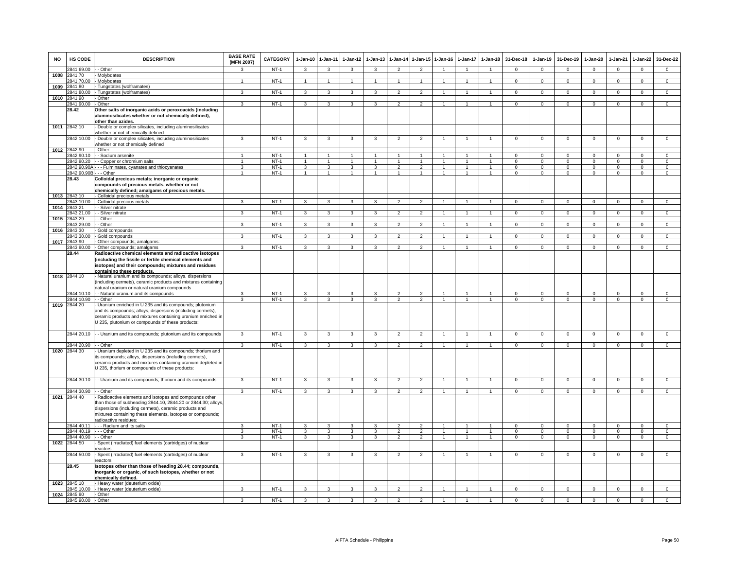| NO | HS CODE | DESCRIPTION | BASE RATE (MFN 2007) | CATEGORY | 1-Jan-10 | 1-Jan-11 | 1-Jan-12 | 1-Jan-13 | 1-Jan-14 | 1-Jan-15 | 1-Jan-16 | 1-Jan-17 | 1-Jan-18 | 31-Dec-18 | 1-Jan-19 | 31-Dec-19 | 1-Jan-20 | 1-Jan-21 | 1-Jan-22 | 31-Dec-22 |
|---|---|---|---|---|---|---|---|---|---|---|---|---|---|---|---|---|---|---|---|---|
| | 2841.69.00 | - - Other | 3 | NT-1 | 3 | 3 | 3 | 3 | 2 | 2 | 1 | 1 | 1 | 0 | 0 | 0 | 0 | 0 | 0 | 0 |
| 1008 | 2841.70 | - Molybdates | | | | | | | | | | | | | | | | | | |
| | 2841.70.00 | - Molybdates | 1 | NT-1 | 1 | 1 | 1 | 1 | 1 | 1 | 1 | 1 | 1 | 0 | 0 | 0 | 0 | 0 | 0 | 0 |
| 1009 | 2841.80 | - Tungstates (wolframates) | | | | | | | | | | | | | | | | | | |
| | 2841.80.00 | - Tungstates (wolframates) | 3 | NT-1 | 3 | 3 | 3 | 3 | 2 | 2 | 1 | 1 | 1 | 0 | 0 | 0 | 0 | 0 | 0 | 0 |
| 1010 | 2841.90 | - Other | | | | | | | | | | | | | | | | | | |
| | 2841.90.00 | - Other | 3 | NT-1 | 3 | 3 | 3 | 3 | 2 | 2 | 1 | 1 | 1 | 0 | 0 | 0 | 0 | 0 | 0 | 0 |
| | **28.42** | **Other salts of inorganic acids or peroxoacids (including aluminosilicates whether or not chemically defined), other than azides.** | | | | | | | | | | | | | | | | | | |
| 1011 | 2842.10 | - Double or complex silicates, including aluminosilicates whether or not chemically defined | | | | | | | | | | | | | | | | | | |
| | 2842.10.00 | - Double or complex silicates, including aluminosilicates whether or not chemically defined | 3 | NT-1 | 3 | 3 | 3 | 3 | 2 | 2 | 1 | 1 | 1 | 0 | 0 | 0 | 0 | 0 | 0 | 0 |
| 1012 | 2842.90 | - Other: | | | | | | | | | | | | | | | | | | |
| | 2842.90.10 | - - Sodium arsenite | 1 | NT-1 | 1 | 1 | 1 | 1 | 1 | 1 | 1 | 1 | 1 | 0 | 0 | 0 | 0 | 0 | 0 | 0 |
| | 2842.90.20 | - - Copper or chromium salts | 1 | NT-1 | 1 | 1 | 1 | 1 | 1 | 1 | 1 | 1 | 1 | 0 | 0 | 0 | 0 | 0 | 0 | 0 |
| | 2842.90.90A | - - - Fulminates, cyanates and thiocyanates | 3 | NT-1 | 3 | 3 | 3 | 3 | 2 | 2 | 1 | 1 | 1 | 0 | 0 | 0 | 0 | 0 | 0 | 0 |
| | 2842.90.90B | - - - Other | 1 | NT-1 | 1 | 1 | 1 | 1 | 1 | 1 | 1 | 1 | 1 | 0 | 0 | 0 | 0 | 0 | 0 | 0 |
| | **28.43** | **Colloidal precious metals; inorganic or organic compounds of precious metals, whether or not chemically defined; amalgams of precious metals.** | | | | | | | | | | | | | | | | | | |
| 1013 | 2843.10 | - Colloidal precious metals | | | | | | | | | | | | | | | | | | |
| | 2843.10.00 | - Colloidal precious metals | 3 | NT-1 | 3 | 3 | 3 | 3 | 2 | 2 | 1 | 1 | 1 | 0 | 0 | 0 | 0 | 0 | 0 | 0 |
| 1014 | 2843.21 | - - Silver nitrate | | | | | | | | | | | | | | | | | | |
| | 2843.21.00 | - - Silver nitrate | 3 | NT-1 | 3 | 3 | 3 | 3 | 2 | 2 | 1 | 1 | 1 | 0 | 0 | 0 | 0 | 0 | 0 | 0 |
| 1015 | 2843.29 | - - Other | | | | | | | | | | | | | | | | | | |
| | 2843.29.00 | - - Other | 3 | NT-1 | 3 | 3 | 3 | 3 | 2 | 2 | 1 | 1 | 1 | 0 | 0 | 0 | 0 | 0 | 0 | 0 |
| 1016 | 2843.30 | - Gold compounds | | | | | | | | | | | | | | | | | | |
| | 2843.30.00 | - Gold compounds | 3 | NT-1 | 3 | 3 | 3 | 3 | 2 | 2 | 1 | 1 | 1 | 0 | 0 | 0 | 0 | 0 | 0 | 0 |
| 1017 | 2843.90 | - Other compounds; amalgams: | | | | | | | | | | | | | | | | | | |
| | 2843.90.00 | - Other compounds; amalgams | 3 | NT-1 | 3 | 3 | 3 | 3 | 2 | 2 | 1 | 1 | 1 | 0 | 0 | 0 | 0 | 0 | 0 | 0 |
| | **28.44** | **Radioactive chemical elements and radioactive isotopes (including the fissile or fertile chemical elements and isotopes) and their compounds; mixtures and residues containing these products.** | | | | | | | | | | | | | | | | | | |
| 1018 | 2844.10 | - Natural uranium and its compounds; alloys, dispersions (including cermets), ceramic products and mixtures containing natural uranium or natural uranium compounds | | | | | | | | | | | | | | | | | | |
| | 2844.10.10 | - - Natural uranium and its compounds | 3 | NT-1 | 3 | 3 | 3 | 3 | 2 | 2 | 1 | 1 | 1 | 0 | 0 | 0 | 0 | 0 | 0 | 0 |
| | 2844.10.90 | - - Other | 3 | NT-1 | 3 | 3 | 3 | 3 | 2 | 2 | 1 | 1 | 1 | 0 | 0 | 0 | 0 | 0 | 0 | 0 |
| 1019 | 2844.20 | - Uranium enriched in U 235 and its compounds; plutonium and its compounds; alloys, dispersions (including cermets), ceramic products and mixtures containing uranium enriched in U 235, plutonium or compounds of these products: | | | | | | | | | | | | | | | | | | |
| | 2844.20.10 | - - Uranium and its compounds; plutonium and its compounds | 3 | NT-1 | 3 | 3 | 3 | 3 | 2 | 2 | 1 | 1 | 1 | 0 | 0 | 0 | 0 | 0 | 0 | 0 |
| | 2844.20.90 | - - Other | 3 | NT-1 | 3 | 3 | 3 | 3 | 2 | 2 | 1 | 1 | 1 | 0 | 0 | 0 | 0 | 0 | 0 | 0 |
| 1020 | 2844.30 | - Uranium depleted in U 235 and its compounds; thorium and its compounds; alloys, dispersions (including cermets), ceramic products and mixtures containing uranium depleted in U 235, thorium or compounds of these products: | | | | | | | | | | | | | | | | | | |
| | 2844.30.10 | - - Uranium and its compounds; thorium and its compounds | 3 | NT-1 | 3 | 3 | 3 | 3 | 2 | 2 | 1 | 1 | 1 | 0 | 0 | 0 | 0 | 0 | 0 | 0 |
| | 2844.30.90 | - - Other | 3 | NT-1 | 3 | 3 | 3 | 3 | 2 | 2 | 1 | 1 | 1 | 0 | 0 | 0 | 0 | 0 | 0 | 0 |
| 1021 | 2844.40 | - Radioactive elements and isotopes and compounds other than those of subheading 2844.10, 2844.20 or 2844.30; alloys, dispersions (including cermets), ceramic products and mixtures containing these elements, isotopes or compounds; radioactive residues: | | | | | | | | | | | | | | | | | | |
| | 2844.40.11 | - - - Radium and its salts | 3 | NT-1 | 3 | 3 | 3 | 3 | 2 | 2 | 1 | 1 | 1 | 0 | 0 | 0 | 0 | 0 | 0 | 0 |
| | 2844.40.19 | - - - Other | 3 | NT-1 | 3 | 3 | 3 | 3 | 2 | 2 | 1 | 1 | 1 | 0 | 0 | 0 | 0 | 0 | 0 | 0 |
| | 2844.40.90 | - - Other | 3 | NT-1 | 3 | 3 | 3 | 3 | 2 | 2 | 1 | 1 | 1 | 0 | 0 | 0 | 0 | 0 | 0 | 0 |
| 1022 | 2844.50 | - Spent (irradiated) fuel elements (cartridges) of nuclear reactors | | | | | | | | | | | | | | | | | | |
| | 2844.50.00 | - Spent (irradiated) fuel elements (cartridges) of nuclear reactors | 3 | NT-1 | 3 | 3 | 3 | 3 | 2 | 2 | 1 | 1 | 1 | 0 | 0 | 0 | 0 | 0 | 0 | 0 |
| | **28.45** | **Isotopes other than those of heading 28.44; compounds, inorganic or organic, of such isotopes, whether or not chemically defined.** | | | | | | | | | | | | | | | | | | |
| 1023 | 2845.10 | - Heavy water (deuterium oxide) | | | | | | | | | | | | | | | | | | |
| | 2845.10.00 | - Heavy water (deuterium oxide) | 3 | NT-1 | 3 | 3 | 3 | 3 | 2 | 2 | 1 | 1 | 1 | 0 | 0 | 0 | 0 | 0 | 0 | 0 |
| 1024 | 2845.90 | - Other | | | | | | | | | | | | | | | | | | |
| | 2845.90.00 | - Other | 3 | NT-1 | 3 | 3 | 3 | 3 | 2 | 2 | 1 | 1 | 1 | 0 | 0 | 0 | 0 | 0 | 0 | 0 |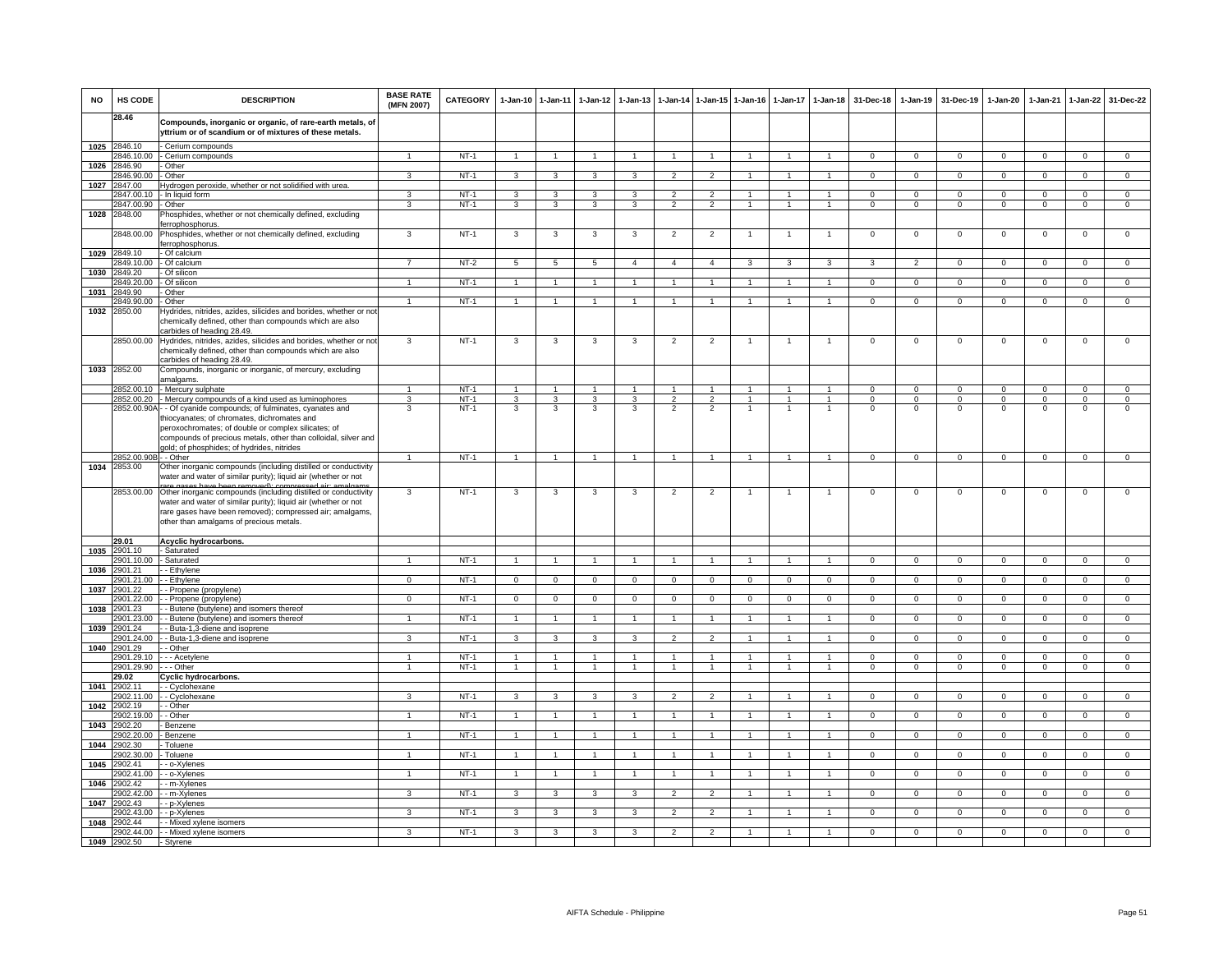| NO | HS CODE | DESCRIPTION | BASE RATE (MFN 2007) | CATEGORY | 1-Jan-10 | 1-Jan-11 | 1-Jan-12 | 1-Jan-13 | 1-Jan-14 | 1-Jan-15 | 1-Jan-16 | 1-Jan-17 | 1-Jan-18 | 31-Dec-18 | 1-Jan-19 | 31-Dec-19 | 1-Jan-20 | 1-Jan-21 | 1-Jan-22 | 31-Dec-22 |
|---|---|---|---|---|---|---|---|---|---|---|---|---|---|---|---|---|---|---|---|---|
| | **28.46** | **Compounds, inorganic or organic, of rare-earth metals, of yttrium or of scandium or of mixtures of these metals.** | | | | | | | | | | | | | | | | | | |
| 1025 | 2846.10 | - Cerium compounds | | | | | | | | | | | | | | | | | | |
| | 2846.10.00 | - Cerium compounds | 1 | NT-1 | 1 | 1 | 1 | 1 | 1 | 1 | 1 | 1 | 1 | 0 | 0 | 0 | 0 | 0 | 0 | 0 |
| 1026 | 2846.90 | - Other | | | | | | | | | | | | | | | | | | |
| | 2846.90.00 | - Other | 3 | NT-1 | 3 | 3 | 3 | 3 | 2 | 2 | 1 | 1 | 1 | 0 | 0 | 0 | 0 | 0 | 0 | 0 |
| 1027 | 2847.00 | Hydrogen peroxide, whether or not solidified with urea. | | | | | | | | | | | | | | | | | | |
| | 2847.00.10 | - In liquid form | 3 | NT-1 | 3 | 3 | 3 | 3 | 2 | 2 | 1 | 1 | 1 | 0 | 0 | 0 | 0 | 0 | 0 | 0 |
| | 2847.00.90 | - Other | 3 | NT-1 | 3 | 3 | 3 | 3 | 2 | 2 | 1 | 1 | 1 | 0 | 0 | 0 | 0 | 0 | 0 | 0 |
| 1028 | 2848.00 | Phosphides, whether or not chemically defined, excluding ferrophosphorus. | | | | | | | | | | | | | | | | | | |
| | 2848.00.00 | Phosphides, whether or not chemically defined, excluding ferrophosphorus. | 3 | NT-1 | 3 | 3 | 3 | 3 | 2 | 2 | 1 | 1 | 1 | 0 | 0 | 0 | 0 | 0 | 0 | 0 |
| 1029 | 2849.10 | - Of calcium | | | | | | | | | | | | | | | | | | |
| | 2849.10.00 | - Of calcium | 7 | NT-2 | 5 | 5 | 5 | 4 | 4 | 4 | 3 | 3 | 3 | 3 | 2 | 0 | 0 | 0 | 0 | 0 |
| 1030 | 2849.20 | - Of silicon | | | | | | | | | | | | | | | | | | |
| | 2849.20.00 | - Of silicon | 1 | NT-1 | 1 | 1 | 1 | 1 | 1 | 1 | 1 | 1 | 1 | 0 | 0 | 0 | 0 | 0 | 0 | 0 |
| 1031 | 2849.90 | - Other | | | | | | | | | | | | | | | | | | |
| | 2849.90.00 | - Other | 1 | NT-1 | 1 | 1 | 1 | 1 | 1 | 1 | 1 | 1 | 1 | 0 | 0 | 0 | 0 | 0 | 0 | 0 |
| 1032 | 2850.00 | Hydrides, nitrides, azides, silicides and borides, whether or not chemically defined, other than compounds which are also carbides of heading 28.49. | | | | | | | | | | | | | | | | | | |
| | 2850.00.00 | Hydrides, nitrides, azides, silicides and borides, whether or not chemically defined, other than compounds which are also carbides of heading 28.49. | 3 | NT-1 | 3 | 3 | 3 | 3 | 2 | 2 | 1 | 1 | 1 | 0 | 0 | 0 | 0 | 0 | 0 | 0 |
| 1033 | 2852.00 | Compounds, inorganic or organic, of mercury, excluding amalgams. | | | | | | | | | | | | | | | | | | |
| | 2852.00.10 | - Mercury sulphate | 1 | NT-1 | 1 | 1 | 1 | 1 | 1 | 1 | 1 | 1 | 1 | 0 | 0 | 0 | 0 | 0 | 0 | 0 |
| | 2852.00.20 | - Mercury compounds of a kind used as luminophores | 3 | NT-1 | 3 | 3 | 3 | 3 | 2 | 2 | 1 | 1 | 1 | 0 | 0 | 0 | 0 | 0 | 0 | 0 |
| | 2852.00.90A | - - Of cyanide compounds; of fulminates, cyanates and thiocyanates; of chromates, dichromates and peroxochromates; of double or complex silicates; of compounds of precious metals, other than colloidal, silver and gold; of phosphides; of hydrides, nitrides | 3 | NT-1 | 3 | 3 | 3 | 3 | 2 | 2 | 1 | 1 | 1 | 0 | 0 | 0 | 0 | 0 | 0 | 0 |
| | 2852.00.90B | - - Other | 1 | NT-1 | 1 | 1 | 1 | 1 | 1 | 1 | 1 | 1 | 1 | 0 | 0 | 0 | 0 | 0 | 0 | 0 |
| 1034 | 2853.00 | Other inorganic compounds (including distilled or conductivity water and water of similar purity); liquid air (whether or not rare gases have been removed); compressed air; amalgams | | | | | | | | | | | | | | | | | | |
| | 2853.00.00 | Other inorganic compounds (including distilled or conductivity water and water of similar purity); liquid air (whether or not rare gases have been removed); compressed air; amalgams, other than amalgams of precious metals. | 3 | NT-1 | 3 | 3 | 3 | 3 | 2 | 2 | 1 | 1 | 1 | 0 | 0 | 0 | 0 | 0 | 0 | 0 |
| | **29.01** | **Acyclic hydrocarbons.** | | | | | | | | | | | | | | | | | | |
| 1035 | 2901.10 | - Saturated | | | | | | | | | | | | | | | | | | |
| | 2901.10.00 | - Saturated | 1 | NT-1 | 1 | 1 | 1 | 1 | 1 | 1 | 1 | 1 | 1 | 0 | 0 | 0 | 0 | 0 | 0 | 0 |
| 1036 | 2901.21 | - - Ethylene | | | | | | | | | | | | | | | | | | |
| | 2901.21.00 | - - Ethylene | 0 | NT-1 | 0 | 0 | 0 | 0 | 0 | 0 | 0 | 0 | 0 | 0 | 0 | 0 | 0 | 0 | 0 | 0 |
| 1037 | 2901.22 | - - Propene (propylene) | | | | | | | | | | | | | | | | | | |
| | 2901.22.00 | - - Propene (propylene) | 0 | NT-1 | 0 | 0 | 0 | 0 | 0 | 0 | 0 | 0 | 0 | 0 | 0 | 0 | 0 | 0 | 0 | 0 |
| 1038 | 2901.23 | - - Butene (butylene) and isomers thereof | | | | | | | | | | | | | | | | | | |
| | 2901.23.00 | - - Butene (butylene) and isomers thereof | 1 | NT-1 | 1 | 1 | 1 | 1 | 1 | 1 | 1 | 1 | 1 | 0 | 0 | 0 | 0 | 0 | 0 | 0 |
| 1039 | 2901.24 | - - Buta-1,3-diene and isoprene | | | | | | | | | | | | | | | | | | |
| | 2901.24.00 | - - Buta-1,3-diene and isoprene | 3 | NT-1 | 3 | 3 | 3 | 3 | 2 | 2 | 1 | 1 | 1 | 0 | 0 | 0 | 0 | 0 | 0 | 0 |
| 1040 | 2901.29 | - - Other | | | | | | | | | | | | | | | | | | |
| | 2901.29.10 | - - - Acetylene | 1 | NT-1 | 1 | 1 | 1 | 1 | 1 | 1 | 1 | 1 | 1 | 0 | 0 | 0 | 0 | 0 | 0 | 0 |
| | 2901.29.90 | - - - Other | 1 | NT-1 | 1 | 1 | 1 | 1 | 1 | 1 | 1 | 1 | 1 | 0 | 0 | 0 | 0 | 0 | 0 | 0 |
| | **29.02** | **Cyclic hydrocarbons.** | | | | | | | | | | | | | | | | | | |
| 1041 | 2902.11 | - - Cyclohexane | | | | | | | | | | | | | | | | | | |
| | 2902.11.00 | - - Cyclohexane | 3 | NT-1 | 3 | 3 | 3 | 3 | 2 | 2 | 1 | 1 | 1 | 0 | 0 | 0 | 0 | 0 | 0 | 0 |
| 1042 | 2902.19 | - - Other | | | | | | | | | | | | | | | | | | |
| | 2902.19.00 | - - Other | 1 | NT-1 | 1 | 1 | 1 | 1 | 1 | 1 | 1 | 1 | 1 | 0 | 0 | 0 | 0 | 0 | 0 | 0 |
| 1043 | 2902.20 | - Benzene | | | | | | | | | | | | | | | | | | |
| | 2902.20.00 | - Benzene | 1 | NT-1 | 1 | 1 | 1 | 1 | 1 | 1 | 1 | 1 | 1 | 0 | 0 | 0 | 0 | 0 | 0 | 0 |
| 1044 | 2902.30 | - Toluene | | | | | | | | | | | | | | | | | | |
| | 2902.30.00 | - Toluene | 1 | NT-1 | 1 | 1 | 1 | 1 | 1 | 1 | 1 | 1 | 1 | 0 | 0 | 0 | 0 | 0 | 0 | 0 |
| 1045 | 2902.41 | - - o-Xylenes | | | | | | | | | | | | | | | | | | |
| | 2902.41.00 | - - o-Xylenes | 1 | NT-1 | 1 | 1 | 1 | 1 | 1 | 1 | 1 | 1 | 1 | 0 | 0 | 0 | 0 | 0 | 0 | 0 |
| 1046 | 2902.42 | - - m-Xylenes | | | | | | | | | | | | | | | | | | |
| | 2902.42.00 | - - m-Xylenes | 3 | NT-1 | 3 | 3 | 3 | 3 | 2 | 2 | 1 | 1 | 1 | 0 | 0 | 0 | 0 | 0 | 0 | 0 |
| 1047 | 2902.43 | - - p-Xylenes | | | | | | | | | | | | | | | | | | |
| | 2902.43.00 | - - p-Xylenes | 3 | NT-1 | 3 | 3 | 3 | 3 | 2 | 2 | 1 | 1 | 1 | 0 | 0 | 0 | 0 | 0 | 0 | 0 |
| 1048 | 2902.44 | - - Mixed xylene isomers | | | | | | | | | | | | | | | | | | |
| | 2902.44.00 | - - Mixed xylene isomers | 3 | NT-1 | 3 | 3 | 3 | 3 | 2 | 2 | 1 | 1 | 1 | 0 | 0 | 0 | 0 | 0 | 0 | 0 |
| 1049 | 2902.50 | - Styrene | | | | | | | | | | | | | | | | | | |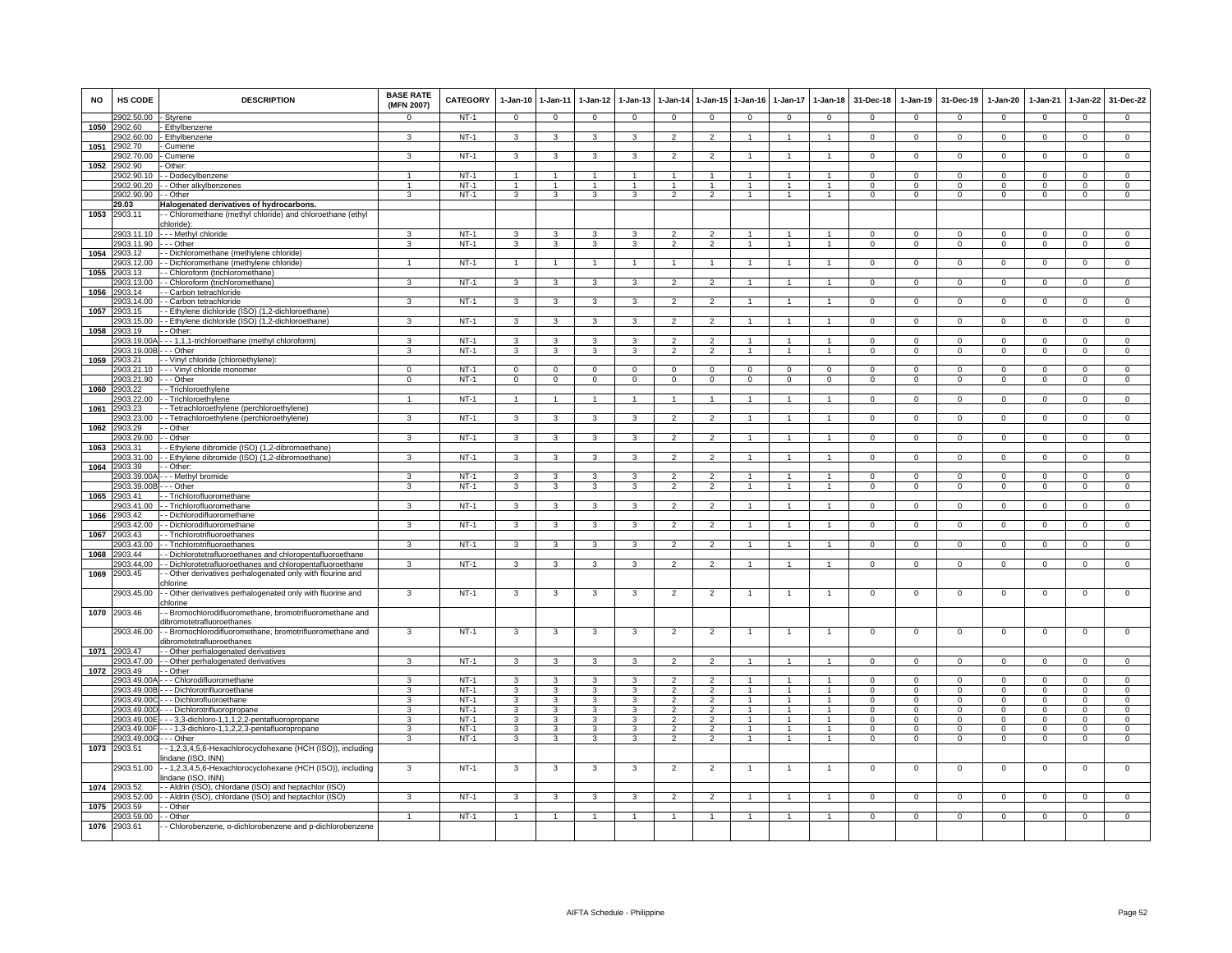| NO | HS CODE | DESCRIPTION | BASE RATE (MFN 2007) | CATEGORY | 1-Jan-10 | 1-Jan-11 | 1-Jan-12 | 1-Jan-13 | 1-Jan-14 | 1-Jan-15 | 1-Jan-16 | 1-Jan-17 | 1-Jan-18 | 31-Dec-18 | 1-Jan-19 | 31-Dec-19 | 1-Jan-20 | 1-Jan-21 | 1-Jan-22 | 31-Dec-22 |
|---|---|---|---|---|---|---|---|---|---|---|---|---|---|---|---|---|---|---|---|---|
| | 2902.50.00 | - Styrene | 0 | NT-1 | 0 | 0 | 0 | 0 | 0 | 0 | 0 | 0 | 0 | 0 | 0 | 0 | 0 | 0 | 0 | 0 |
| 1050 | 2902.60 | - Ethylbenzene | | | | | | | | | | | | | | | | | | |
| | 2902.60.00 | - Ethylbenzene | 3 | NT-1 | 3 | 3 | 3 | 3 | 2 | 2 | 1 | 1 | 1 | 0 | 0 | 0 | 0 | 0 | 0 | 0 |
| 1051 | 2902.70 | - Cumene | | | | | | | | | | | | | | | | | | |
| | 2902.70.00 | - Cumene | 3 | NT-1 | 3 | 3 | 3 | 3 | 2 | 2 | 1 | 1 | 1 | 0 | 0 | 0 | 0 | 0 | 0 | 0 |
| 1052 | 2902.90 | - Other: | | | | | | | | | | | | | | | | | | |
| | 2902.90.10 | - - Dodecylbenzene | 1 | NT-1 | 1 | 1 | 1 | 1 | 1 | 1 | 1 | 1 | 1 | 0 | 0 | 0 | 0 | 0 | 0 | 0 |
| | 2902.90.20 | - - Other alkylbenzenes | 1 | NT-1 | 1 | 1 | 1 | 1 | 1 | 1 | 1 | 1 | 1 | 0 | 0 | 0 | 0 | 0 | 0 | 0 |
| | 2902.90.90 | - - Other | 3 | NT-1 | 3 | 3 | 3 | 3 | 2 | 2 | 1 | 1 | 1 | 0 | 0 | 0 | 0 | 0 | 0 | 0 |
| | **29.03** | **Halogenated derivatives of hydrocarbons.** | | | | | | | | | | | | | | | | | | |
| 1053 | 2903.11 | - - Chloromethane (methyl chloride) and chloroethane (ethyl chloride): | | | | | | | | | | | | | | | | | | |
| | 2903.11.10 | - - - Methyl chloride | 3 | NT-1 | 3 | 3 | 3 | 3 | 2 | 2 | 1 | 1 | 1 | 0 | 0 | 0 | 0 | 0 | 0 | 0 |
| | 2903.11.90 | - - - Other | 3 | NT-1 | 3 | 3 | 3 | 3 | 2 | 2 | 1 | 1 | 1 | 0 | 0 | 0 | 0 | 0 | 0 | 0 |
| 1054 | 2903.12 | - - Dichloromethane (methylene chloride) | | | | | | | | | | | | | | | | | | |
| | 2903.12.00 | - - Dichloromethane (methylene chloride) | 1 | NT-1 | 1 | 1 | 1 | 1 | 1 | 1 | 1 | 1 | 1 | 0 | 0 | 0 | 0 | 0 | 0 | 0 |
| 1055 | 2903.13 | - - Chloroform (trichloromethane) | | | | | | | | | | | | | | | | | | |
| | 2903.13.00 | - - Chloroform (trichloromethane) | 3 | NT-1 | 3 | 3 | 3 | 3 | 2 | 2 | 1 | 1 | 1 | 0 | 0 | 0 | 0 | 0 | 0 | 0 |
| 1056 | 2903.14 | - - Carbon tetrachloride | | | | | | | | | | | | | | | | | | |
| | 2903.14.00 | - - Carbon tetrachloride | 3 | NT-1 | 3 | 3 | 3 | 3 | 2 | 2 | 1 | 1 | 1 | 0 | 0 | 0 | 0 | 0 | 0 | 0 |
| 1057 | 2903.15 | - - Ethylene dichloride (ISO) (1,2-dichloroethane) | | | | | | | | | | | | | | | | | | |
| | 2903.15.00 | - - Ethylene dichloride (ISO) (1,2-dichloroethane) | 3 | NT-1 | 3 | 3 | 3 | 3 | 2 | 2 | 1 | 1 | 1 | 0 | 0 | 0 | 0 | 0 | 0 | 0 |
| 1058 | 2903.19 | - - Other: | | | | | | | | | | | | | | | | | | |
| | 2903.19.00A | - - - 1,1,1-trichloroethane (methyl chloroform) | 3 | NT-1 | 3 | 3 | 3 | 3 | 2 | 2 | 1 | 1 | 1 | 0 | 0 | 0 | 0 | 0 | 0 | 0 |
| | 2903.19.00B | - - - Other | 3 | NT-1 | 3 | 3 | 3 | 3 | 2 | 2 | 1 | 1 | 1 | 0 | 0 | 0 | 0 | 0 | 0 | 0 |
| 1059 | 2903.21 | - - Vinyl chloride (chloroethylene): | | | | | | | | | | | | | | | | | | |
| | 2903.21.10 | - - - Vinyl chloride monomer | 0 | NT-1 | 0 | 0 | 0 | 0 | 0 | 0 | 0 | 0 | 0 | 0 | 0 | 0 | 0 | 0 | 0 | 0 |
| | 2903.21.90 | - - - Other | 0 | NT-1 | 0 | 0 | 0 | 0 | 0 | 0 | 0 | 0 | 0 | 0 | 0 | 0 | 0 | 0 | 0 | 0 |
| 1060 | 2903.22 | - - Trichloroethylene | | | | | | | | | | | | | | | | | | |
| | 2903.22.00 | - - Trichloroethylene | 1 | NT-1 | 1 | 1 | 1 | 1 | 1 | 1 | 1 | 1 | 1 | 0 | 0 | 0 | 0 | 0 | 0 | 0 |
| 1061 | 2903.23 | - - Tetrachloroethylene (perchloroethylene) | | | | | | | | | | | | | | | | | | |
| | 2903.23.00 | - - Tetrachloroethylene (perchloroethylene) | 3 | NT-1 | 3 | 3 | 3 | 3 | 2 | 2 | 1 | 1 | 1 | 0 | 0 | 0 | 0 | 0 | 0 | 0 |
| 1062 | 2903.29 | - - Other | | | | | | | | | | | | | | | | | | |
| | 2903.29.00 | - - Other | 3 | NT-1 | 3 | 3 | 3 | 3 | 2 | 2 | 1 | 1 | 1 | 0 | 0 | 0 | 0 | 0 | 0 | 0 |
| 1063 | 2903.31 | - - Ethylene dibromide (ISO) (1,2-dibromoethane) | | | | | | | | | | | | | | | | | | |
| | 2903.31.00 | - - Ethylene dibromide (ISO) (1,2-dibromoethane) | 3 | NT-1 | 3 | 3 | 3 | 3 | 2 | 2 | 1 | 1 | 1 | 0 | 0 | 0 | 0 | 0 | 0 | 0 |
| 1064 | 2903.39 | - - Other: | | | | | | | | | | | | | | | | | | |
| | 2903.39.00A | - - - Methyl bromide | 3 | NT-1 | 3 | 3 | 3 | 3 | 2 | 2 | 1 | 1 | 1 | 0 | 0 | 0 | 0 | 0 | 0 | 0 |
| | 2903.39.00B | - - - Other | 3 | NT-1 | 3 | 3 | 3 | 3 | 2 | 2 | 1 | 1 | 1 | 0 | 0 | 0 | 0 | 0 | 0 | 0 |
| 1065 | 2903.41 | - - Trichlorofluoromethane | | | | | | | | | | | | | | | | | | |
| | 2903.41.00 | - - Trichlorofluoromethane | 3 | NT-1 | 3 | 3 | 3 | 3 | 2 | 2 | 1 | 1 | 1 | 0 | 0 | 0 | 0 | 0 | 0 | 0 |
| 1066 | 2903.42 | - - Dichlorodifluoromethane | | | | | | | | | | | | | | | | | | |
| | 2903.42.00 | - - Dichlorodifluoromethane | 3 | NT-1 | 3 | 3 | 3 | 3 | 2 | 2 | 1 | 1 | 1 | 0 | 0 | 0 | 0 | 0 | 0 | 0 |
| 1067 | 2903.43 | - - Trichlorotrifluoroethanes | | | | | | | | | | | | | | | | | | |
| | 2903.43.00 | - - Trichlorotrifluoroethanes | 3 | NT-1 | 3 | 3 | 3 | 3 | 2 | 2 | 1 | 1 | 1 | 0 | 0 | 0 | 0 | 0 | 0 | 0 |
| 1068 | 2903.44 | - - Dichlorotetrafluoroethanes and chloropentafluoroethane | | | | | | | | | | | | | | | | | | |
| | 2903.44.00 | - - Dichlorotetrafluoroethanes and chloropentafluoroethane | 3 | NT-1 | 3 | 3 | 3 | 3 | 2 | 2 | 1 | 1 | 1 | 0 | 0 | 0 | 0 | 0 | 0 | 0 |
| 1069 | 2903.45 | - - Other derivatives perhalogenated only with flourine and chlorine | | | | | | | | | | | | | | | | | | |
| | 2903.45.00 | - - Other derivatives perhalogenated only with fluorine and chlorine | 3 | NT-1 | 3 | 3 | 3 | 3 | 2 | 2 | 1 | 1 | 1 | 0 | 0 | 0 | 0 | 0 | 0 | 0 |
| 1070 | 2903.46 | - - Bromochlorodifluoromethane, bromotrifluoromethane and dibromotetrafluoroethanes | | | | | | | | | | | | | | | | | | |
| | 2903.46.00 | - - Bromochlorodifluoromethane, bromotrifluoromethane and dibromotetrafluoroethanes | 3 | NT-1 | 3 | 3 | 3 | 3 | 2 | 2 | 1 | 1 | 1 | 0 | 0 | 0 | 0 | 0 | 0 | 0 |
| 1071 | 2903.47 | - - Other perhalogenated derivatives | | | | | | | | | | | | | | | | | | |
| | 2903.47.00 | - - Other perhalogenated derivatives | 3 | NT-1 | 3 | 3 | 3 | 3 | 2 | 2 | 1 | 1 | 1 | 0 | 0 | 0 | 0 | 0 | 0 | 0 |
| 1072 | 2903.49 | - - Other | | | | | | | | | | | | | | | | | | |
| | 2903.49.00A | - - - Chlorodifluoromethane | 3 | NT-1 | 3 | 3 | 3 | 3 | 2 | 2 | 1 | 1 | 1 | 0 | 0 | 0 | 0 | 0 | 0 | 0 |
| | 2903.49.00B | - - - Dichlorotrifluoroethane | 3 | NT-1 | 3 | 3 | 3 | 3 | 2 | 2 | 1 | 1 | 1 | 0 | 0 | 0 | 0 | 0 | 0 | 0 |
| | 2903.49.00C | - - - Dichlorofluoroethane | 3 | NT-1 | 3 | 3 | 3 | 3 | 2 | 2 | 1 | 1 | 1 | 0 | 0 | 0 | 0 | 0 | 0 | 0 |
| | 2903.49.00D | - - - Dichlorotrifluoropropane | 3 | NT-1 | 3 | 3 | 3 | 3 | 2 | 2 | 1 | 1 | 1 | 0 | 0 | 0 | 0 | 0 | 0 | 0 |
| | 2903.49.00E | - - - 3,3-dichloro-1,1,1,2,2-pentafluoropropane | 3 | NT-1 | 3 | 3 | 3 | 3 | 2 | 2 | 1 | 1 | 1 | 0 | 0 | 0 | 0 | 0 | 0 | 0 |
| | 2903.49.00F | - - - 1,3-dichloro-1,1,2,2,3-pentafluoropropane | 3 | NT-1 | 3 | 3 | 3 | 3 | 2 | 2 | 1 | 1 | 1 | 0 | 0 | 0 | 0 | 0 | 0 | 0 |
| | 2903.49.00G | - - - Other | 3 | NT-1 | 3 | 3 | 3 | 3 | 2 | 2 | 1 | 1 | 1 | 0 | 0 | 0 | 0 | 0 | 0 | 0 |
| 1073 | 2903.51 | - - 1,2,3,4,5,6-Hexachlorocyclohexane (HCH (ISO)), including lindane (ISO, INN) | | | | | | | | | | | | | | | | | | |
| | 2903.51.00 | - - 1,2,3,4,5,6-Hexachlorocyclohexane (HCH (ISO)), including lindane (ISO, INN) | 3 | NT-1 | 3 | 3 | 3 | 3 | 2 | 2 | 1 | 1 | 1 | 0 | 0 | 0 | 0 | 0 | 0 | 0 |
| 1074 | 2903.52 | - - Aldrin (ISO), chlordane (ISO) and heptachlor (ISO) | | | | | | | | | | | | | | | | | | |
| | 2903.52.00 | - - Aldrin (ISO), chlordane (ISO) and heptachlor (ISO) | 3 | NT-1 | 3 | 3 | 3 | 3 | 2 | 2 | 1 | 1 | 1 | 0 | 0 | 0 | 0 | 0 | 0 | 0 |
| 1075 | 2903.59 | - - Other | | | | | | | | | | | | | | | | | | |
| | 2903.59.00 | - - Other | 1 | NT-1 | 1 | 1 | 1 | 1 | 1 | 1 | 1 | 1 | 1 | 0 | 0 | 0 | 0 | 0 | 0 | 0 |
| 1076 | 2903.61 | - - Chlorobenzene, o-dichlorobenzene and p-dichlorobenzene | | | | | | | | | | | | | | | | | | |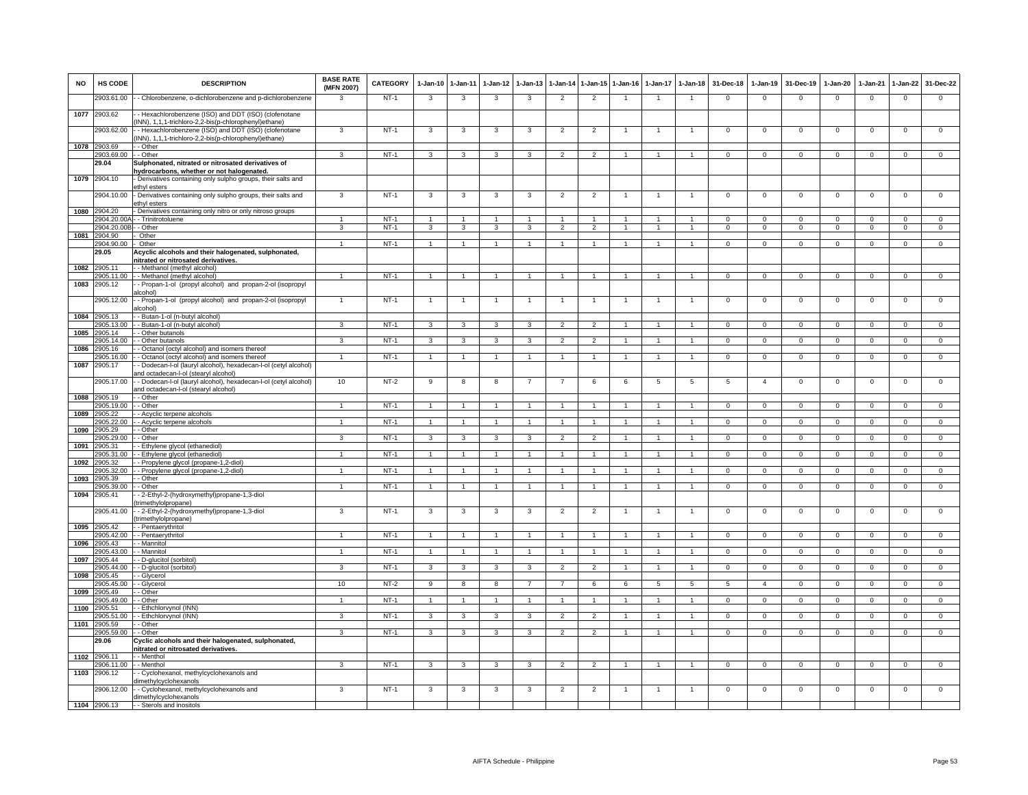| NO | HS CODE | DESCRIPTION | BASE RATE (MFN 2007) | CATEGORY | 1-Jan-10 | 1-Jan-11 | 1-Jan-12 | 1-Jan-13 | 1-Jan-14 | 1-Jan-15 | 1-Jan-16 | 1-Jan-17 | 1-Jan-18 | 31-Dec-18 | 1-Jan-19 | 31-Dec-19 | 1-Jan-20 | 1-Jan-21 | 1-Jan-22 | 31-Dec-22 |
|---|---|---|---|---|---|---|---|---|---|---|---|---|---|---|---|---|---|---|---|---|
| | 2903.61.00 | - - Chlorobenzene, o-dichlorobenzene and p-dichlorobenzene | 3 | NT-1 | 3 | 3 | 3 | 3 | 2 | 2 | 1 | 1 | 1 | 0 | 0 | 0 | 0 | 0 | 0 | 0 |
| 1077 | 2903.62 | - - Hexachlorobenzene (ISO) and DDT (ISO) (clofenotane (INN), 1,1,1-trichloro-2,2-bis(p-chlorophenyl)ethane) | | | | | | | | | | | | | | | | | | |
| | 2903.62.00 | - - Hexachlorobenzene (ISO) and DDT (ISO) (clofenotane (INN), 1,1,1-trichloro-2,2-bis(p-chlorophenyl)ethane) | 3 | NT-1 | 3 | 3 | 3 | 3 | 2 | 2 | 1 | 1 | 1 | 0 | 0 | 0 | 0 | 0 | 0 | 0 |
| 1078 | 2903.69 | - - Other | | | | | | | | | | | | | | | | | | |
| | 2903.69.00 | - - Other | 3 | NT-1 | 3 | 3 | 3 | 3 | 2 | 2 | 1 | 1 | 1 | 0 | 0 | 0 | 0 | 0 | 0 | 0 |
| | **29.04** | **Sulphonated, nitrated or nitrosated derivatives of hydrocarbons, whether or not halogenated.** | | | | | | | | | | | | | | | | | | |
| 1079 | 2904.10 | - Derivatives containing only sulpho groups, their salts and ethyl esters | | | | | | | | | | | | | | | | | | |
| | 2904.10.00 | - Derivatives containing only sulpho groups, their salts and ethyl esters | 3 | NT-1 | 3 | 3 | 3 | 3 | 2 | 2 | 1 | 1 | 1 | 0 | 0 | 0 | 0 | 0 | 0 | 0 |
| 1080 | 2904.20 | - Derivatives containing only nitro or only nitroso groups | | | | | | | | | | | | | | | | | | |
| | 2904.20.00A | - - Trinitrotoluene | 1 | NT-1 | 1 | 1 | 1 | 1 | 1 | 1 | 1 | 1 | 1 | 0 | 0 | 0 | 0 | 0 | 0 | 0 |
| | 2904.20.00B | - - Other | 3 | NT-1 | 3 | 3 | 3 | 3 | 2 | 2 | 1 | 1 | 1 | 0 | 0 | 0 | 0 | 0 | 0 | 0 |
| 1081 | 2904.90 | - Other | | | | | | | | | | | | | | | | | | |
| | 2904.90.00 | - Other | 1 | NT-1 | 1 | 1 | 1 | 1 | 1 | 1 | 1 | 1 | 1 | 0 | 0 | 0 | 0 | 0 | 0 | 0 |
| | **29.05** | **Acyclic alcohols and their halogenated, sulphonated, nitrated or nitrosated derivatives.** | | | | | | | | | | | | | | | | | | |
| 1082 | 2905.11 | - - Methanol (methyl alcohol) | | | | | | | | | | | | | | | | | | |
| | 2905.11.00 | - - Methanol (methyl alcohol) | 1 | NT-1 | 1 | 1 | 1 | 1 | 1 | 1 | 1 | 1 | 1 | 0 | 0 | 0 | 0 | 0 | 0 | 0 |
| 1083 | 2905.12 | - - Propan-1-ol (propyl alcohol) and propan-2-ol (isopropyl alcohol) | | | | | | | | | | | | | | | | | | |
| | 2905.12.00 | - - Propan-1-ol (propyl alcohol) and propan-2-ol (isopropyl alcohol) | 1 | NT-1 | 1 | 1 | 1 | 1 | 1 | 1 | 1 | 1 | 1 | 0 | 0 | 0 | 0 | 0 | 0 | 0 |
| 1084 | 2905.13 | - - Butan-1-ol (n-butyl alcohol) | | | | | | | | | | | | | | | | | | |
| | 2905.13.00 | - - Butan-1-ol (n-butyl alcohol) | 3 | NT-1 | 3 | 3 | 3 | 3 | 2 | 2 | 1 | 1 | 1 | 0 | 0 | 0 | 0 | 0 | 0 | 0 |
| 1085 | 2905.14 | - - Other butanols | | | | | | | | | | | | | | | | | | |
| | 2905.14.00 | - - Other butanols | 3 | NT-1 | 3 | 3 | 3 | 3 | 2 | 2 | 1 | 1 | 1 | 0 | 0 | 0 | 0 | 0 | 0 | 0 |
| 1086 | 2905.16 | - - Octanol (octyl alcohol) and isomers thereof | | | | | | | | | | | | | | | | | | |
| | 2905.16.00 | - - Octanol (octyl alcohol) and isomers thereof | 1 | NT-1 | 1 | 1 | 1 | 1 | 1 | 1 | 1 | 1 | 1 | 0 | 0 | 0 | 0 | 0 | 0 | 0 |
| 1087 | 2905.17 | - - Dodecan-l-ol (lauryl alcohol), hexadecan-l-ol (cetyl alcohol) and octadecan-l-ol (stearyl alcohol) | | | | | | | | | | | | | | | | | | |
| | 2905.17.00 | - - Dodecan-l-ol (lauryl alcohol), hexadecan-l-ol (cetyl alcohol) and octadecan-l-ol (stearyl alcohol) | 10 | NT-2 | 9 | 8 | 8 | 7 | 7 | 6 | 6 | 5 | 5 | 5 | 4 | 0 | 0 | 0 | 0 | 0 |
| 1088 | 2905.19 | - - Other | | | | | | | | | | | | | | | | | | |
| | 2905.19.00 | - - Other | 1 | NT-1 | 1 | 1 | 1 | 1 | 1 | 1 | 1 | 1 | 1 | 0 | 0 | 0 | 0 | 0 | 0 | 0 |
| 1089 | 2905.22 | - - Acyclic terpene alcohols | | | | | | | | | | | | | | | | | | |
| | 2905.22.00 | - - Acyclic terpene alcohols | 1 | NT-1 | 1 | 1 | 1 | 1 | 1 | 1 | 1 | 1 | 1 | 0 | 0 | 0 | 0 | 0 | 0 | 0 |
| 1090 | 2905.29 | - - Other | | | | | | | | | | | | | | | | | | |
| | 2905.29.00 | - - Other | 3 | NT-1 | 3 | 3 | 3 | 3 | 2 | 2 | 1 | 1 | 1 | 0 | 0 | 0 | 0 | 0 | 0 | 0 |
| 1091 | 2905.31 | - - Ethylene glycol (ethanediol) | | | | | | | | | | | | | | | | | | |
| | 2905.31.00 | - - Ethylene glycol (ethanediol) | 1 | NT-1 | 1 | 1 | 1 | 1 | 1 | 1 | 1 | 1 | 1 | 0 | 0 | 0 | 0 | 0 | 0 | 0 |
| 1092 | 2905.32 | - - Propylene glycol (propane-1,2-diol) | | | | | | | | | | | | | | | | | | |
| | 2905.32.00 | - - Propylene glycol (propane-1,2-diol) | 1 | NT-1 | 1 | 1 | 1 | 1 | 1 | 1 | 1 | 1 | 1 | 0 | 0 | 0 | 0 | 0 | 0 | 0 |
| 1093 | 2905.39 | - - Other | | | | | | | | | | | | | | | | | | |
| | 2905.39.00 | - - Other | 1 | NT-1 | 1 | 1 | 1 | 1 | 1 | 1 | 1 | 1 | 1 | 0 | 0 | 0 | 0 | 0 | 0 | 0 |
| 1094 | 2905.41 | - - 2-Ethyl-2-(hydroxymethyl)propane-1,3-diol (trimethylolpropane) | | | | | | | | | | | | | | | | | | |
| | 2905.41.00 | - - 2-Ethyl-2-(hydroxymethyl)propane-1,3-diol (trimethylolpropane) | 3 | NT-1 | 3 | 3 | 3 | 3 | 2 | 2 | 1 | 1 | 1 | 0 | 0 | 0 | 0 | 0 | 0 | 0 |
| 1095 | 2905.42 | - - Pentaerythritol | | | | | | | | | | | | | | | | | | |
| | 2905.42.00 | - - Pentaerythritol | 1 | NT-1 | 1 | 1 | 1 | 1 | 1 | 1 | 1 | 1 | 1 | 0 | 0 | 0 | 0 | 0 | 0 | 0 |
| 1096 | 2905.43 | - - Mannitol | | | | | | | | | | | | | | | | | | |
| | 2905.43.00 | - - Mannitol | 1 | NT-1 | 1 | 1 | 1 | 1 | 1 | 1 | 1 | 1 | 1 | 0 | 0 | 0 | 0 | 0 | 0 | 0 |
| 1097 | 2905.44 | - - D-glucitol (sorbitol) | | | | | | | | | | | | | | | | | | |
| | 2905.44.00 | - - D-glucitol (sorbitol) | 3 | NT-1 | 3 | 3 | 3 | 3 | 2 | 2 | 1 | 1 | 1 | 0 | 0 | 0 | 0 | 0 | 0 | 0 |
| 1098 | 2905.45 | - - Glycerol | | | | | | | | | | | | | | | | | | |
| | 2905.45.00 | - - Glycerol | 10 | NT-2 | 9 | 8 | 8 | 7 | 7 | 6 | 6 | 5 | 5 | 5 | 4 | 0 | 0 | 0 | 0 | 0 |
| 1099 | 2905.49 | - - Other | | | | | | | | | | | | | | | | | | |
| | 2905.49.00 | - - Other | 1 | NT-1 | 1 | 1 | 1 | 1 | 1 | 1 | 1 | 1 | 1 | 0 | 0 | 0 | 0 | 0 | 0 | 0 |
| 1100 | 2905.51 | - - Ethchlorvynol (INN) | | | | | | | | | | | | | | | | | | |
| | 2905.51.00 | - - Ethchlorvynol (INN) | 3 | NT-1 | 3 | 3 | 3 | 3 | 2 | 2 | 1 | 1 | 1 | 0 | 0 | 0 | 0 | 0 | 0 | 0 |
| 1101 | 2905.59 | - - Other | | | | | | | | | | | | | | | | | | |
| | 2905.59.00 | - - Other | 3 | NT-1 | 3 | 3 | 3 | 3 | 2 | 2 | 1 | 1 | 1 | 0 | 0 | 0 | 0 | 0 | 0 | 0 |
| | **29.06** | **Cyclic alcohols and their halogenated, sulphonated, nitrated or nitrosated derivatives.** | | | | | | | | | | | | | | | | | | |
| 1102 | 2906.11 | - - Menthol | | | | | | | | | | | | | | | | | | |
| | 2906.11.00 | - - Menthol | 3 | NT-1 | 3 | 3 | 3 | 3 | 2 | 2 | 1 | 1 | 1 | 0 | 0 | 0 | 0 | 0 | 0 | 0 |
| 1103 | 2906.12 | - - Cyclohexanol, methylcyclohexanols and dimethylcyclohexanols | | | | | | | | | | | | | | | | | | |
| | 2906.12.00 | - - Cyclohexanol, methylcyclohexanols and dimethylcyclohexanols | 3 | NT-1 | 3 | 3 | 3 | 3 | 2 | 2 | 1 | 1 | 1 | 0 | 0 | 0 | 0 | 0 | 0 | 0 |
| 1104 | 2906.13 | - - Sterols and inositols | | | | | | | | | | | | | | | | | | |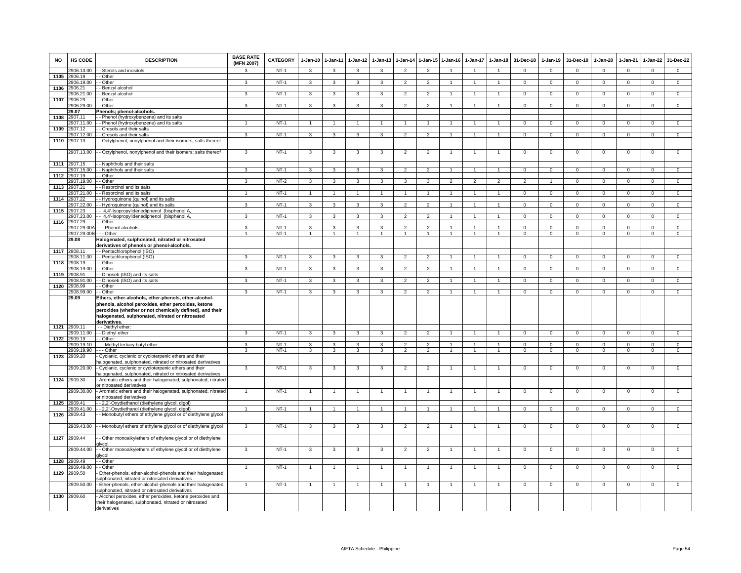| NO | HS CODE | DESCRIPTION | BASE RATE (MFN 2007) | CATEGORY | 1-Jan-10 | 1-Jan-11 | 1-Jan-12 | 1-Jan-13 | 1-Jan-14 | 1-Jan-15 | 1-Jan-16 | 1-Jan-17 | 1-Jan-18 | 31-Dec-18 | 1-Jan-19 | 31-Dec-19 | 1-Jan-20 | 1-Jan-21 | 1-Jan-22 | 31-Dec-22 |
|---|---|---|---|---|---|---|---|---|---|---|---|---|---|---|---|---|---|---|---|---|
| | 2906.13.00 | - - Sterols and inositols | 3 | NT-1 | 3 | 3 | 3 | 3 | 2 | 2 | 1 | 1 | 1 | 0 | 0 | 0 | 0 | 0 | 0 | 0 |
| 1105 | 2906.19 | - - Other | | | | | | | | | | | | | | | | | | |
| | 2906.19.00 | - - Other | 3 | NT-1 | 3 | 3 | 3 | 3 | 2 | 2 | 1 | 1 | 1 | 0 | 0 | 0 | 0 | 0 | 0 | 0 |
| 1106 | 2906.21 | - - Benzyl alcohol | | | | | | | | | | | | | | | | | | |
| | 2906.21.00 | - - Benzyl alcohol | 3 | NT-1 | 3 | 3 | 3 | 3 | 2 | 2 | 1 | 1 | 1 | 0 | 0 | 0 | 0 | 0 | 0 | 0 |
| 1107 | 2906.29 | - - Other | | | | | | | | | | | | | | | | | | |
| | 2906.29.00 | - - Other | 3 | NT-1 | 3 | 3 | 3 | 3 | 2 | 2 | 1 | 1 | 1 | 0 | 0 | 0 | 0 | 0 | 0 | 0 |
| | 29.07 | **Phenols; phenol-alcohols.** | | | | | | | | | | | | | | | | | | |
| 1108 | 2907.11 | - - Phenol (hydroxybenzene) and its salts | | | | | | | | | | | | | | | | | | |
| | 2907.11.00 | - - Phenol (hydroxybenzene) and its salts | 1 | NT-1 | 1 | 1 | 1 | 1 | 1 | 1 | 1 | 1 | 1 | 0 | 0 | 0 | 0 | 0 | 0 | 0 |
| 1109 | 2907.12 | - - Cresols and their salts | | | | | | | | | | | | | | | | | | |
| | 2907.12.00 | - - Cresols and their salts | 3 | NT-1 | 3 | 3 | 3 | 3 | 2 | 2 | 1 | 1 | 1 | 0 | 0 | 0 | 0 | 0 | 0 | 0 |
| 1110 | 2907.13 | - - Octylphenol, nonylphenol and their isomers; salts thereof | | | | | | | | | | | | | | | | | | |
| | 2907.13.00 | - - Octylphenol, nonylphenol and their isomers; salts thereof | 3 | NT-1 | 3 | 3 | 3 | 3 | 2 | 2 | 1 | 1 | 1 | 0 | 0 | 0 | 0 | 0 | 0 | 0 |
| 1111 | 2907.15 | - - Naphthols and their salts | | | | | | | | | | | | | | | | | | |
| | 2907.15.00 | - - Naphthols and their salts | 3 | NT-1 | 3 | 3 | 3 | 3 | 2 | 2 | 1 | 1 | 1 | 0 | 0 | 0 | 0 | 0 | 0 | 0 |
| 1112 | 2907.19 | - - Other | | | | | | | | | | | | | | | | | | |
| | 2907.19.00 | - - Other | 3 | NT-2 | 3 | 3 | 3 | 3 | 3 | 3 | 2 | 2 | 2 | 2 | 1 | 0 | 0 | 0 | 0 | 0 |
| 1113 | 2907.21 | - - Resorcinol and its salts | | | | | | | | | | | | | | | | | | |
| | 2907.21.00 | - - Resorcinol and its salts | 1 | NT-1 | 1 | 1 | 1 | 1 | 1 | 1 | 1 | 1 | 1 | 0 | 0 | 0 | 0 | 0 | 0 | 0 |
| 1114 | 2907.22 | - - Hydroquinone (quinol) and its salts | | | | | | | | | | | | | | | | | | |
| | 2907.22.00 | - - Hydroquinone (quinol) and its salts | 3 | NT-1 | 3 | 3 | 3 | 3 | 2 | 2 | 1 | 1 | 1 | 0 | 0 | 0 | 0 | 0 | 0 | 0 |
| 1115 | 2907.23 | - - 4,4'-Isopropylidenediphenol (bisphenol A, | | | | | | | | | | | | | | | | | | |
| | 2907.23.00 | - - 4,4'-Isopropylidenediphenol (bisphenol A, | 3 | NT-1 | 3 | 3 | 3 | 3 | 2 | 2 | 1 | 1 | 1 | 0 | 0 | 0 | 0 | 0 | 0 | 0 |
| 1116 | 2907.29 | - - Other | | | | | | | | | | | | | | | | | | |
| | 2907.29.00A | - - - Phenol-alcohols | 3 | NT-1 | 3 | 3 | 3 | 3 | 2 | 2 | 1 | 1 | 1 | 0 | 0 | 0 | 0 | 0 | 0 | 0 |
| | 2907.29.00B | - - - Other | 1 | NT-1 | 1 | 1 | 1 | 1 | 1 | 1 | 1 | 1 | 1 | 0 | 0 | 0 | 0 | 0 | 0 | 0 |
| | 29.08 | **Halogenated, sulphonated, nitrated or nitrosated derivatives of phenols or phenol-alcohols.** | | | | | | | | | | | | | | | | | | |
| 1117 | 2908.11 | - - Pentachlorophenol (ISO) | | | | | | | | | | | | | | | | | | |
| | 2908.11.00 | - - Pentachlorophenol (ISO) | 3 | NT-1 | 3 | 3 | 3 | 3 | 2 | 2 | 1 | 1 | 1 | 0 | 0 | 0 | 0 | 0 | 0 | 0 |
| 1118 | 2908.19 | - - Other | | | | | | | | | | | | | | | | | | |
| | 2908.19.00 | - - Other | 3 | NT-1 | 3 | 3 | 3 | 3 | 2 | 2 | 1 | 1 | 1 | 0 | 0 | 0 | 0 | 0 | 0 | 0 |
| 1119 | 2908.91 | - - Dinoseb (ISO) and its salts | | | | | | | | | | | | | | | | | | |
| | 2908.91.00 | - - Dinoseb (ISO) and its salts | 3 | NT-1 | 3 | 3 | 3 | 3 | 2 | 2 | 1 | 1 | 1 | 0 | 0 | 0 | 0 | 0 | 0 | 0 |
| 1120 | 2908.99 | - - Other | | | | | | | | | | | | | | | | | | |
| | 2908.99.00 | - - Other | 3 | NT-1 | 3 | 3 | 3 | 3 | 2 | 2 | 1 | 1 | 1 | 0 | 0 | 0 | 0 | 0 | 0 | 0 |
| | 29.09 | **Ethers, ether-alcohols, ether-phenols, ether-alcohol-phenols, alcohol peroxides, ether peroxides, ketone peroxides (whether or not chemically defined), and their halogenated, sulphonated, nitrated or nitrosated derivatives.** | | | | | | | | | | | | | | | | | | |
| 1121 | 2909.11 | - - Diethyl ether: | | | | | | | | | | | | | | | | | | |
| | 2909.11.00 | - - Diethyl ether | 3 | NT-1 | 3 | 3 | 3 | 3 | 2 | 2 | 1 | 1 | 1 | 0 | 0 | 0 | 0 | 0 | 0 | 0 |
| 1122 | 2909.19 | - - Other: | | | | | | | | | | | | | | | | | | |
| | 2909.19.10 | - - - Methyl tertiary butyl ether | 3 | NT-1 | 3 | 3 | 3 | 3 | 2 | 2 | 1 | 1 | 1 | 0 | 0 | 0 | 0 | 0 | 0 | 0 |
| | 2909.19.90 | - - - Other | 3 | NT-1 | 3 | 3 | 3 | 3 | 2 | 2 | 1 | 1 | 1 | 0 | 0 | 0 | 0 | 0 | 0 | 0 |
| 1123 | 2909.20 | - Cyclanic, cyclenic or cycloterpenic ethers and their halogenated, sulphonated, nitrated or nitrosated derivatives | | | | | | | | | | | | | | | | | | |
| | 2909.20.00 | - Cyclanic, cyclenic or cycloterpenic ethers and their halogenated, sulphonated, nitrated or nitrosated derivatives | 3 | NT-1 | 3 | 3 | 3 | 3 | 2 | 2 | 1 | 1 | 1 | 0 | 0 | 0 | 0 | 0 | 0 | 0 |
| 1124 | 2909.30 | - Aromatic ethers and their halogenated, sulphonated, nitrated or nitrosated derivatives | | | | | | | | | | | | | | | | | | |
| | 2909.30.00 | - Aromatic ethers and their halogenated, sulphonated, nitrated or nitrosated derivatives | 1 | NT-1 | 1 | 1 | 1 | 1 | 1 | 1 | 1 | 1 | 1 | 0 | 0 | 0 | 0 | 0 | 0 | 0 |
| 1125 | 2909.41 | - - 2,2'-Oxydiethanol (diethylene glycol, digol) | | | | | | | | | | | | | | | | | | |
| | 2909.41.00 | - - 2,2'-Oxydiethanol (diethylene glycol, digol) | 1 | NT-1 | 1 | 1 | 1 | 1 | 1 | 1 | 1 | 1 | 1 | 0 | 0 | 0 | 0 | 0 | 0 | 0 |
| 1126 | 2909.43 | - - Monobutyl ethers of ethylene glycol or of diethylene glycol | | | | | | | | | | | | | | | | | | |
| | 2909.43.00 | - - Monobutyl ethers of ethylene glycol or of diethylene glycol | 3 | NT-1 | 3 | 3 | 3 | 3 | 2 | 2 | 1 | 1 | 1 | 0 | 0 | 0 | 0 | 0 | 0 | 0 |
| 1127 | 2909.44 | - - Other monoalkylethers of ethylene glycol or of diethylene glycol | | | | | | | | | | | | | | | | | | |
| | 2909.44.00 | - - Other monoalkylethers of ethylene glycol or of diethylene glycol | 3 | NT-1 | 3 | 3 | 3 | 3 | 2 | 2 | 1 | 1 | 1 | 0 | 0 | 0 | 0 | 0 | 0 | 0 |
| 1128 | 2909.49 | - - Other | | | | | | | | | | | | | | | | | | |
| | 2909.49.00 | - - Other | 1 | NT-1 | 1 | 1 | 1 | 1 | 1 | 1 | 1 | 1 | 1 | 0 | 0 | 0 | 0 | 0 | 0 | 0 |
| 1129 | 2909.50 | - Ether-phenols, ether-alcohol-phenols and their halogenated, sulphonated, nitrated or nitrosated derivatives | | | | | | | | | | | | | | | | | | |
| | 2909.50.00 | - Ether-phenols, ether-alcohol-phenols and their halogenated, sulphonated, nitrated or nitrosated derivatives | 1 | NT-1 | 1 | 1 | 1 | 1 | 1 | 1 | 1 | 1 | 1 | 0 | 0 | 0 | 0 | 0 | 0 | 0 |
| 1130 | 2909.60 | - Alcohol peroxides, ether peroxides, ketone peroxides and their halogenated, sulphonated, nitrated or nitrosated derivatives | | | | | | | | | | | | | | | | | | |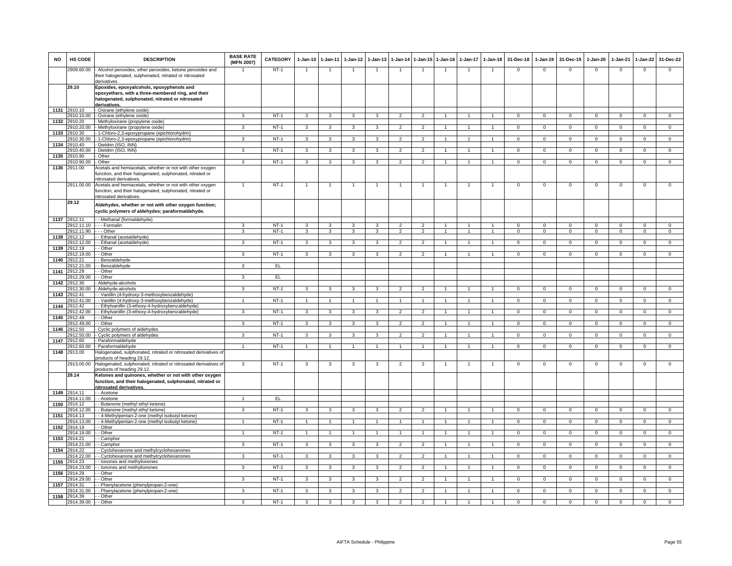| NO | HS CODE | DESCRIPTION | BASE RATE (MFN 2007) | CATEGORY | 1-Jan-10 | 1-Jan-11 | 1-Jan-12 | 1-Jan-13 | 1-Jan-14 | 1-Jan-15 | 1-Jan-16 | 1-Jan-17 | 1-Jan-18 | 31-Dec-18 | 1-Jan-19 | 31-Dec-19 | 1-Jan-20 | 1-Jan-21 | 1-Jan-22 | 31-Dec-22 |
|---|---|---|---|---|---|---|---|---|---|---|---|---|---|---|---|---|---|---|---|---|
| | 2909.60.00 | - Alcohol peroxides, ether peroxides, ketone peroxides and their halogenated, sulphonated, nitrated or nitrosated derivatives | 1 | NT-1 | 1 | 1 | 1 | 1 | 1 | 1 | 1 | 1 | 1 | 0 | 0 | 0 | 0 | 0 | 0 | 0 |
| | **29.10** | **Epoxides, epoxyalcohols, epoxyphenols and epoxyethers, with a three-membered ring, and their halogenated, sulphonated, nitrated or nitrosated derivatives.** | | | | | | | | | | | | | | | | | | |
| 1131 | 2910.10 | - Oxirane (ethylene oxide) | | | | | | | | | | | | | | | | | | |
| | 2910.10.00 | - Oxirane (ethylene oxide) | 3 | NT-1 | 3 | 3 | 3 | 3 | 2 | 2 | 1 | 1 | 1 | 0 | 0 | 0 | 0 | 0 | 0 | 0 |
| 1132 | 2910.20 | - Methyloxirane (propylene oxide) | | | | | | | | | | | | | | | | | | |
| | 2910.20.00 | - Methyloxirane (propylene oxide) | 3 | NT-1 | 3 | 3 | 3 | 3 | 2 | 2 | 1 | 1 | 1 | 0 | 0 | 0 | 0 | 0 | 0 | 0 |
| 1133 | 2910.30 | - 1-Chloro-2,3-epoxypropane (epichlorohydrin) | | | | | | | | | | | | | | | | | | |
| | 2910.30.00 | - 1-Chloro-2,3-epoxypropane (epichlorohydrin) | 3 | NT-1 | 3 | 3 | 3 | 3 | 2 | 2 | 1 | 1 | 1 | 0 | 0 | 0 | 0 | 0 | 0 | 0 |
| 1134 | 2910.40 | - Dieldrin (ISO, INN) | | | | | | | | | | | | | | | | | | |
| | 2910.40.00 | - Dieldrin (ISO, INN) | 3 | NT-1 | 3 | 3 | 3 | 3 | 2 | 2 | 1 | 1 | 1 | 0 | 0 | 0 | 0 | 0 | 0 | 0 |
| 1135 | 2910.90 | - Other | | | | | | | | | | | | | | | | | | |
| | 2910.90.00 | - Other | 3 | NT-1 | 3 | 3 | 3 | 3 | 2 | 2 | 1 | 1 | 1 | 0 | 0 | 0 | 0 | 0 | 0 | 0 |
| 1136 | 2911.00 | Acetals and hemiacetals, whether or not with other oxygen function, and their halogenated, sulphonated, nitrated or nitrosated derivatives. | | | | | | | | | | | | | | | | | | |
| | 2911.00.00 | Acetals and hemiacetals, whether or not with other oxygen function, and their halogenated, sulphonated, nitrated or nitrosated derivatives. | 1 | NT-1 | 1 | 1 | 1 | 1 | 1 | 1 | 1 | 1 | 1 | 0 | 0 | 0 | 0 | 0 | 0 | 0 |
| | **29.12** | **Aldehydes, whether or not with other oxygen function; cyclic polymers of aldehydes; paraformaldehyde.** | | | | | | | | | | | | | | | | | | |
| 1137 | 2912.11 | - - Methanal (formaldehyde) | | | | | | | | | | | | | | | | | | |
| | 2912.11.10 | - - - Formalin | 3 | NT-1 | 3 | 3 | 3 | 3 | 2 | 2 | 1 | 1 | 1 | 0 | 0 | 0 | 0 | 0 | 0 | 0 |
| | 2912.11.90 | - - - Other | 3 | NT-1 | 3 | 3 | 3 | 3 | 2 | 2 | 1 | 1 | 1 | 0 | 0 | 0 | 0 | 0 | 0 | 0 |
| 1138 | 2912.12 | - - Ethanal (acetaldehyde) | | | | | | | | | | | | | | | | | | |
| | 2912.12.00 | - - Ethanal (acetaldehyde) | 3 | NT-1 | 3 | 3 | 3 | 3 | 2 | 2 | 1 | 1 | 1 | 0 | 0 | 0 | 0 | 0 | 0 | 0 |
| 1139 | 2912.19 | - - Other | | | | | | | | | | | | | | | | | | |
| | 2912.19.00 | - - Other | 3 | NT-1 | 3 | 3 | 3 | 3 | 2 | 2 | 1 | 1 | 1 | 0 | 0 | 0 | 0 | 0 | 0 | 0 |
| 1140 | 2912.21 | - - Benzaldehyde | | | | | | | | | | | | | | | | | | |
| | 2912.21.00 | - - Benzaldehyde | 3 | EL | | | | | | | | | | | | | | | | |
| 1141 | 2912.29 | - - Other | | | | | | | | | | | | | | | | | | |
| | 2912.29.00 | - - Other | 3 | EL | | | | | | | | | | | | | | | | |
| 1142 | 2912.30 | - Aldehyde-alcohols | | | | | | | | | | | | | | | | | | |
| | 2912.30.00 | - Aldehyde-alcohols | 3 | NT-1 | 3 | 3 | 3 | 3 | 2 | 2 | 1 | 1 | 1 | 0 | 0 | 0 | 0 | 0 | 0 | 0 |
| 1143 | 2912.41 | - - Vanillin (4-hydroxy-3-methoxybenzaldehyde) | | | | | | | | | | | | | | | | | | |
| | 2912.41.00 | - - Vanillin (4-hydroxy-3-methoxybenzaldehyde) | 1 | NT-1 | 1 | 1 | 1 | 1 | 1 | 1 | 1 | 1 | 1 | 0 | 0 | 0 | 0 | 0 | 0 | 0 |
| 1144 | 2912.42 | - - Ethylvanillin (3-ethoxy-4-hydroxybenzaldehyde) | | | | | | | | | | | | | | | | | | |
| | 2912.42.00 | - - Ethylvanillin (3-ethoxy-4-hydroxybenzaldehyde) | 3 | NT-1 | 3 | 3 | 3 | 3 | 2 | 2 | 1 | 1 | 1 | 0 | 0 | 0 | 0 | 0 | 0 | 0 |
| 1145 | 2912.49 | - - Other | | | | | | | | | | | | | | | | | | |
| | 2912.49.00 | - - Other | 3 | NT-1 | 3 | 3 | 3 | 3 | 2 | 2 | 1 | 1 | 1 | 0 | 0 | 0 | 0 | 0 | 0 | 0 |
| 1146 | 2912.50 | - Cyclic polymers of aldehydes | | | | | | | | | | | | | | | | | | |
| | 2912.50.00 | - Cyclic polymers of aldehydes | 3 | NT-1 | 3 | 3 | 3 | 3 | 2 | 2 | 1 | 1 | 1 | 0 | 0 | 0 | 0 | 0 | 0 | 0 |
| 1147 | 2912.60 | - Paraformaldehyde | | | | | | | | | | | | | | | | | | |
| | 2912.60.00 | - Paraformaldehyde | 1 | NT-1 | 1 | 1 | 1 | 1 | 1 | 1 | 1 | 1 | 1 | 0 | 0 | 0 | 0 | 0 | 0 | 0 |
| 1148 | 2913.00 | Halogenated, sulphonated, nitrated or nitrosated derivatives of products of heading 29.12. | | | | | | | | | | | | | | | | | | |
| | 2913.00.00 | Halogenated, sulphonated, nitrated or nitrosated derivatives of products of heading 29.12. | 3 | NT-1 | 3 | 3 | 3 | 3 | 2 | 2 | 1 | 1 | 1 | 0 | 0 | 0 | 0 | 0 | 0 | 0 |
| | **29.14** | **Ketones and quinones, whether or not with other oxygen function, and their halogenated, sulphonated, nitrated or nitrosated derivatives.** | | | | | | | | | | | | | | | | | | |
| 1149 | 2914.11 | - - Acetone | | | | | | | | | | | | | | | | | | |
| | 2914.11.00 | - - Acetone | 1 | EL | | | | | | | | | | | | | | | | |
| 1150 | 2914.12 | - - Butanone (methyl ethyl ketone) | | | | | | | | | | | | | | | | | | |
| | 2914.12.00 | - - Butanone (methyl ethyl ketone) | 3 | NT-1 | 3 | 3 | 3 | 3 | 2 | 2 | 1 | 1 | 1 | 0 | 0 | 0 | 0 | 0 | 0 | 0 |
| 1151 | 2914.13 | - - 4-Methylpentan-2-one (methyl isobutyl ketone) | | | | | | | | | | | | | | | | | | |
| | 2914.13.00 | - - 4-Methylpentan-2-one (methyl isobutyl ketone) | 1 | NT-1 | 1 | 1 | 1 | 1 | 1 | 1 | 1 | 1 | 1 | 0 | 0 | 0 | 0 | 0 | 0 | 0 |
| 1152 | 2914.19 | - - Other | | | | | | | | | | | | | | | | | | |
| | 2914.19.00 | - - Other | 1 | NT-1 | 1 | 1 | 1 | 1 | 1 | 1 | 1 | 1 | 1 | 0 | 0 | 0 | 0 | 0 | 0 | 0 |
| 1153 | 2914.21 | - - Camphor | | | | | | | | | | | | | | | | | | |
| | 2914.21.00 | - - Camphor | 3 | NT-1 | 3 | 3 | 3 | 3 | 2 | 2 | 1 | 1 | 1 | 0 | 0 | 0 | 0 | 0 | 0 | 0 |
| 1154 | 2914.22 | - - Cyclohexanone and methylcyclohexanones | | | | | | | | | | | | | | | | | | |
| | 2914.22.00 | - - Cyclohexanone and methylcyclohexanones | 3 | NT-1 | 3 | 3 | 3 | 3 | 2 | 2 | 1 | 1 | 1 | 0 | 0 | 0 | 0 | 0 | 0 | 0 |
| 1155 | 2914.23 | - - Ionones and methylionones | | | | | | | | | | | | | | | | | | |
| | 2914.23.00 | - - Ionones and methylionones | 3 | NT-1 | 3 | 3 | 3 | 3 | 2 | 2 | 1 | 1 | 1 | 0 | 0 | 0 | 0 | 0 | 0 | 0 |
| 1156 | 2914.29 | - - Other | | | | | | | | | | | | | | | | | | |
| | 2914.29.00 | - - Other | 3 | NT-1 | 3 | 3 | 3 | 3 | 2 | 2 | 1 | 1 | 1 | 0 | 0 | 0 | 0 | 0 | 0 | 0 |
| 1157 | 2914.31 | - - Phenylacetone (phenylpropan-2-one) | | | | | | | | | | | | | | | | | | |
| | 2914.31.00 | - - Phenylacetone (phenylpropan-2-one) | 3 | NT-1 | 3 | 3 | 3 | 3 | 2 | 2 | 1 | 1 | 1 | 0 | 0 | 0 | 0 | 0 | 0 | 0 |
| 1158 | 2914.39 | - - Other | | | | | | | | | | | | | | | | | | |
| | 2914.39.00 | - - Other | 3 | NT-1 | 3 | 3 | 3 | 3 | 2 | 2 | 1 | 1 | 1 | 0 | 0 | 0 | 0 | 0 | 0 | 0 |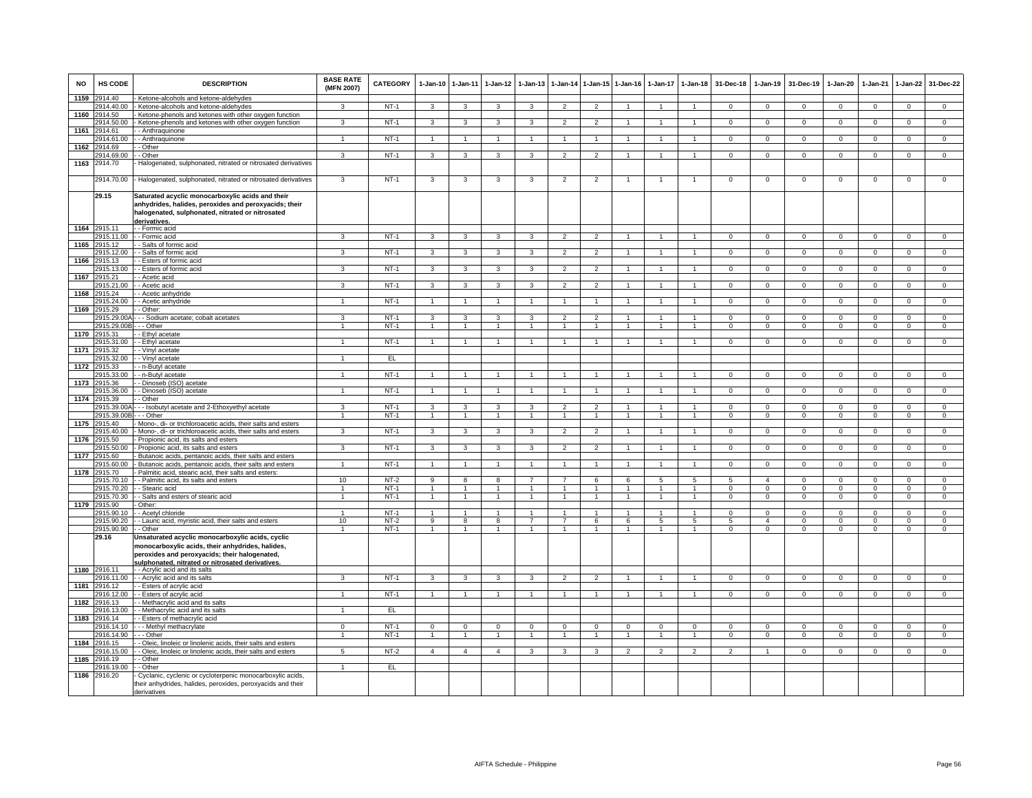| NO | HS CODE | DESCRIPTION | BASE RATE (MFN 2007) | CATEGORY | 1-Jan-10 | 1-Jan-11 | 1-Jan-12 | 1-Jan-13 | 1-Jan-14 | 1-Jan-15 | 1-Jan-16 | 1-Jan-17 | 1-Jan-18 | 31-Dec-18 | 1-Jan-19 | 31-Dec-19 | 1-Jan-20 | 1-Jan-21 | 1-Jan-22 | 31-Dec-22 |
|---|---|---|---|---|---|---|---|---|---|---|---|---|---|---|---|---|---|---|---|---|
| 1159 | 2914.40 | - Ketone-alcohols and ketone-aldehydes | | | | | | | | | | | | | | | | | | |
| | 2914.40.00 | - Ketone-alcohols and ketone-aldehydes | 3 | NT-1 | 3 | 3 | 3 | 3 | 2 | 2 | 1 | 1 | 1 | 0 | 0 | 0 | 0 | 0 | 0 | 0 |
| 1160 | 2914.50 | - Ketone-phenols and ketones with other oxygen function | | | | | | | | | | | | | | | | | | |
| | 2914.50.00 | - Ketone-phenols and ketones with other oxygen function | 3 | NT-1 | 3 | 3 | 3 | 3 | 2 | 2 | 1 | 1 | 1 | 0 | 0 | 0 | 0 | 0 | 0 | 0 |
| 1161 | 2914.61 | - - Anthraquinone | | | | | | | | | | | | | | | | | | |
| | 2914.61.00 | - - Anthraquinone | 1 | NT-1 | 1 | 1 | 1 | 1 | 1 | 1 | 1 | 1 | 1 | 0 | 0 | 0 | 0 | 0 | 0 | 0 |
| 1162 | 2914.69 | - - Other | | | | | | | | | | | | | | | | | | |
| | 2914.69.00 | - - Other | 3 | NT-1 | 3 | 3 | 3 | 3 | 2 | 2 | 1 | 1 | 1 | 0 | 0 | 0 | 0 | 0 | 0 | 0 |
| 1163 | 2914.70 | - Halogenated, sulphonated, nitrated or nitrosated derivatives | | | | | | | | | | | | | | | | | | |
| | 2914.70.00 | - Halogenated, sulphonated, nitrated or nitrosated derivatives | 3 | NT-1 | 3 | 3 | 3 | 3 | 2 | 2 | 1 | 1 | 1 | 0 | 0 | 0 | 0 | 0 | 0 | 0 |
| | 29.15 | **Saturated acyclic monocarboxylic acids and their anhydrides, halides, peroxides and peroxyacids; their halogenated, sulphonated, nitrated or nitrosated derivatives.** | | | | | | | | | | | | | | | | | | |
| 1164 | 2915.11 | - - Formic acid | | | | | | | | | | | | | | | | | | |
| | 2915.11.00 | - - Formic acid | 3 | NT-1 | 3 | 3 | 3 | 3 | 2 | 2 | 1 | 1 | 1 | 0 | 0 | 0 | 0 | 0 | 0 | 0 |
| 1165 | 2915.12 | - - Salts of formic acid | | | | | | | | | | | | | | | | | | |
| | 2915.12.00 | - - Salts of formic acid | 3 | NT-1 | 3 | 3 | 3 | 3 | 2 | 2 | 1 | 1 | 1 | 0 | 0 | 0 | 0 | 0 | 0 | 0 |
| 1166 | 2915.13 | - - Esters of formic acid | | | | | | | | | | | | | | | | | | |
| | 2915.13.00 | - - Esters of formic acid | 3 | NT-1 | 3 | 3 | 3 | 3 | 2 | 2 | 1 | 1 | 1 | 0 | 0 | 0 | 0 | 0 | 0 | 0 |
| 1167 | 2915.21 | - - Acetic acid | | | | | | | | | | | | | | | | | | |
| | 2915.21.00 | - - Acetic acid | 3 | NT-1 | 3 | 3 | 3 | 3 | 2 | 2 | 1 | 1 | 1 | 0 | 0 | 0 | 0 | 0 | 0 | 0 |
| 1168 | 2915.24 | - - Acetic anhydride | | | | | | | | | | | | | | | | | | |
| | 2915.24.00 | - - Acetic anhydride | 1 | NT-1 | 1 | 1 | 1 | 1 | 1 | 1 | 1 | 1 | 1 | 0 | 0 | 0 | 0 | 0 | 0 | 0 |
| 1169 | 2915.29 | - - Other: | | | | | | | | | | | | | | | | | | |
| | 2915.29.00A | - - - Sodium acetate; cobalt acetates | 3 | NT-1 | 3 | 3 | 3 | 3 | 2 | 2 | 1 | 1 | 1 | 0 | 0 | 0 | 0 | 0 | 0 | 0 |
| | 2915.29.00B | - - - Other | 1 | NT-1 | 1 | 1 | 1 | 1 | 1 | 1 | 1 | 1 | 1 | 0 | 0 | 0 | 0 | 0 | 0 | 0 |
| 1170 | 2915.31 | - - Ethyl acetate | | | | | | | | | | | | | | | | | | |
| | 2915.31.00 | - - Ethyl acetate | 1 | NT-1 | 1 | 1 | 1 | 1 | 1 | 1 | 1 | 1 | 1 | 0 | 0 | 0 | 0 | 0 | 0 | 0 |
| 1171 | 2915.32 | - - Vinyl acetate | | | | | | | | | | | | | | | | | | |
| | 2915.32.00 | - - Vinyl acetate | 1 | EL | | | | | | | | | | | | | | | | |
| 1172 | 2915.33 | - - n-Butyl acetate | | | | | | | | | | | | | | | | | | |
| | 2915.33.00 | - - n-Butyl acetate | 1 | NT-1 | 1 | 1 | 1 | 1 | 1 | 1 | 1 | 1 | 1 | 0 | 0 | 0 | 0 | 0 | 0 | 0 |
| 1173 | 2915.36 | - - Dinoseb (ISO) acetate | | | | | | | | | | | | | | | | | | |
| | 2915.36.00 | - - Dinoseb (ISO) acetate | 1 | NT-1 | 1 | 1 | 1 | 1 | 1 | 1 | 1 | 1 | 1 | 0 | 0 | 0 | 0 | 0 | 0 | 0 |
| 1174 | 2915.39 | - - Other | | | | | | | | | | | | | | | | | | |
| | 2915.39.00A | - - - Isobutyl acetate and 2-Ethoxyethyl acetate | 3 | NT-1 | 3 | 3 | 3 | 3 | 2 | 2 | 1 | 1 | 1 | 0 | 0 | 0 | 0 | 0 | 0 | 0 |
| | 2915.39.00B | - - - Other | 1 | NT-1 | 1 | 1 | 1 | 1 | 1 | 1 | 1 | 1 | 1 | 0 | 0 | 0 | 0 | 0 | 0 | 0 |
| 1175 | 2915.40 | - Mono-, di- or trichloroacetic acids, their salts and esters | | | | | | | | | | | | | | | | | | |
| | 2915.40.00 | - Mono-, di- or trichloroacetic acids, their salts and esters | 3 | NT-1 | 3 | 3 | 3 | 3 | 2 | 2 | 1 | 1 | 1 | 0 | 0 | 0 | 0 | 0 | 0 | 0 |
| 1176 | 2915.50 | - Propionic acid, its salts and esters | | | | | | | | | | | | | | | | | | |
| | 2915.50.00 | - Propionic acid, its salts and esters | 3 | NT-1 | 3 | 3 | 3 | 3 | 2 | 2 | 1 | 1 | 1 | 0 | 0 | 0 | 0 | 0 | 0 | 0 |
| 1177 | 2915.60 | - Butanoic acids, pentanoic acids, their salts and esters | | | | | | | | | | | | | | | | | | |
| | 2915.60.00 | - Butanoic acids, pentanoic acids, their salts and esters | 1 | NT-1 | 1 | 1 | 1 | 1 | 1 | 1 | 1 | 1 | 1 | 0 | 0 | 0 | 0 | 0 | 0 | 0 |
| 1178 | 2915.70 | - Palmitic acid, stearic acid, their salts and esters: | | | | | | | | | | | | | | | | | | |
| | 2915.70.10 | - - Palmitic acid, its salts and esters | 10 | NT-2 | 9 | 8 | 8 | 7 | 7 | 6 | 6 | 5 | 5 | 5 | 4 | 0 | 0 | 0 | 0 | 0 |
| | 2915.70.20 | - - Stearic acid | 1 | NT-1 | 1 | 1 | 1 | 1 | 1 | 1 | 1 | 1 | 1 | 0 | 0 | 0 | 0 | 0 | 0 | 0 |
| | 2915.70.30 | - - Salts and esters of stearic acid | 1 | NT-1 | 1 | 1 | 1 | 1 | 1 | 1 | 1 | 1 | 1 | 0 | 0 | 0 | 0 | 0 | 0 | 0 |
| 1179 | 2915.90 | - Other: | | | | | | | | | | | | | | | | | | |
| | 2915.90.10 | - - Acetyl chloride | 1 | NT-1 | 1 | 1 | 1 | 1 | 1 | 1 | 1 | 1 | 1 | 0 | 0 | 0 | 0 | 0 | 0 | 0 |
| | 2915.90.20 | - - Lauric acid, myristic acid, their salts and esters | 10 | NT-2 | 9 | 8 | 8 | 7 | 7 | 6 | 6 | 5 | 5 | 5 | 4 | 0 | 0 | 0 | 0 | 0 |
| | 2915.90.90 | - - Other | 1 | NT-1 | 1 | 1 | 1 | 1 | 1 | 1 | 1 | 1 | 1 | 0 | 0 | 0 | 0 | 0 | 0 | 0 |
| | 29.16 | **Unsaturated acyclic monocarboxylic acids, cyclic monocarboxylic acids, their anhydrides, halides, peroxides and peroxyacids; their halogenated, sulphonated, nitrated or nitrosated derivatives.** | | | | | | | | | | | | | | | | | | |
| 1180 | 2916.11 | - - Acrylic acid and its salts | | | | | | | | | | | | | | | | | | |
| | 2916.11.00 | - - Acrylic acid and its salts | 3 | NT-1 | 3 | 3 | 3 | 3 | 2 | 2 | 1 | 1 | 1 | 0 | 0 | 0 | 0 | 0 | 0 | 0 |
| 1181 | 2916.12 | - - Esters of acrylic acid | | | | | | | | | | | | | | | | | | |
| | 2916.12.00 | - - Esters of acrylic acid | 1 | NT-1 | 1 | 1 | 1 | 1 | 1 | 1 | 1 | 1 | 1 | 0 | 0 | 0 | 0 | 0 | 0 | 0 |
| 1182 | 2916.13 | - - Methacrylic acid and its salts | | | | | | | | | | | | | | | | | | |
| | 2916.13.00 | - - Methacrylic acid and its salts | 1 | EL | | | | | | | | | | | | | | | | |
| 1183 | 2916.14 | - - Esters of methacrylic acid | | | | | | | | | | | | | | | | | | |
| | 2916.14.10 | - - - Methyl methacrylate | 0 | NT-1 | 0 | 0 | 0 | 0 | 0 | 0 | 0 | 0 | 0 | 0 | 0 | 0 | 0 | 0 | 0 | 0 |
| | 2916.14.90 | - - - Other | 1 | NT-1 | 1 | 1 | 1 | 1 | 1 | 1 | 1 | 1 | 1 | 0 | 0 | 0 | 0 | 0 | 0 | 0 |
| 1184 | 2916.15 | - - Oleic, linoleic or linolenic acids, their salts and esters | | | | | | | | | | | | | | | | | | |
| | 2916.15.00 | - - Oleic, linoleic or linolenic acids, their salts and esters | 5 | NT-2 | 4 | 4 | 4 | 3 | 3 | 3 | 2 | 2 | 2 | 2 | 1 | 0 | 0 | 0 | 0 | 0 |
| 1185 | 2916.19 | - - Other | | | | | | | | | | | | | | | | | | |
| | 2916.19.00 | - - Other | 1 | EL | | | | | | | | | | | | | | | | |
| 1186 | 2916.20 | - Cyclanic, cyclenic or cycloterpenic monocarboxylic acids, their anhydrides, halides, peroxides, peroxyacids and their derivatives | | | | | | | | | | | | | | | | | | |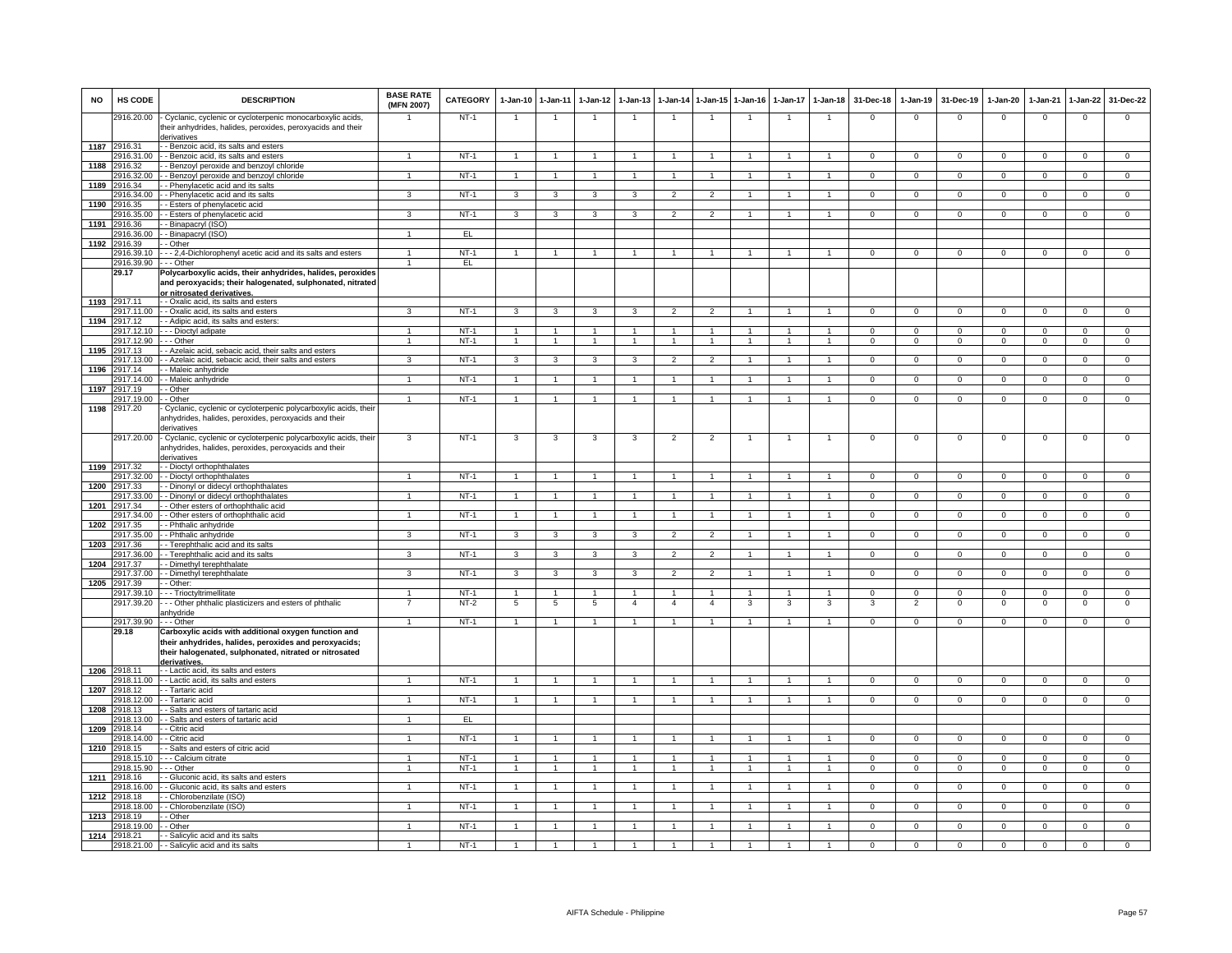| NO | HS CODE | DESCRIPTION | BASE RATE (MFN 2007) | CATEGORY | 1-Jan-10 | 1-Jan-11 | 1-Jan-12 | 1-Jan-13 | 1-Jan-14 | 1-Jan-15 | 1-Jan-16 | 1-Jan-17 | 1-Jan-18 | 31-Dec-18 | 1-Jan-19 | 31-Dec-19 | 1-Jan-20 | 1-Jan-21 | 1-Jan-22 | 31-Dec-22 |
|---|---|---|---|---|---|---|---|---|---|---|---|---|---|---|---|---|---|---|---|---|
| | 2916.20.00 | - Cyclanic, cyclenic or cycloterpenic monocarboxylic acids, their anhydrides, halides, peroxides, peroxyacids and their derivatives | 1 | NT-1 | 1 | 1 | 1 | 1 | 1 | 1 | 1 | 1 | 1 | 0 | 0 | 0 | 0 | 0 | 0 | 0 |
| 1187 | 2916.31 | - - Benzoic acid, its salts and esters | | | | | | | | | | | | | | | | | | |
| | 2916.31.00 | - - Benzoic acid, its salts and esters | 1 | NT-1 | 1 | 1 | 1 | 1 | 1 | 1 | 1 | 1 | 1 | 0 | 0 | 0 | 0 | 0 | 0 | 0 |
| 1188 | 2916.32 | - - Benzoyl peroxide and benzoyl chloride | | | | | | | | | | | | | | | | | | |
| | 2916.32.00 | - - Benzoyl peroxide and benzoyl chloride | 1 | NT-1 | 1 | 1 | 1 | 1 | 1 | 1 | 1 | 1 | 1 | 0 | 0 | 0 | 0 | 0 | 0 | 0 |
| 1189 | 2916.34 | - - Phenylacetic acid and its salts | | | | | | | | | | | | | | | | | | |
| | 2916.34.00 | - - Phenylacetic acid and its salts | 3 | NT-1 | 3 | 3 | 3 | 3 | 2 | 2 | 1 | 1 | 1 | 0 | 0 | 0 | 0 | 0 | 0 | 0 |
| 1190 | 2916.35 | - - Esters of phenylacetic acid | | | | | | | | | | | | | | | | | | |
| | 2916.35.00 | - - Esters of phenylacetic acid | 3 | NT-1 | 3 | 3 | 3 | 3 | 2 | 2 | 1 | 1 | 1 | 0 | 0 | 0 | 0 | 0 | 0 | 0 |
| 1191 | 2916.36 | - - Binapacryl (ISO) | | | | | | | | | | | | | | | | | | |
| | 2916.36.00 | - - Binapacryl (ISO) | 1 | EL | | | | | | | | | | | | | | | | |
| 1192 | 2916.39 | - - Other | | | | | | | | | | | | | | | | | | |
| | 2916.39.10 | - - - 2,4-Dichlorophenyl acetic acid and its salts and esters | 1 | NT-1 | 1 | 1 | 1 | 1 | 1 | 1 | 1 | 1 | 1 | 0 | 0 | 0 | 0 | 0 | 0 | 0 |
| | 2916.39.90 | - - - Other | 1 | EL | | | | | | | | | | | | | | | | |
| | **29.17** | **Polycarboxylic acids, their anhydrides, halides, peroxides and peroxyacids; their halogenated, sulphonated, nitrated or nitrosated derivatives.** | | | | | | | | | | | | | | | | | | |
| 1193 | 2917.11 | - - Oxalic acid, its salts and esters | | | | | | | | | | | | | | | | | | |
| | 2917.11.00 | - - Oxalic acid, its salts and esters | 3 | NT-1 | 3 | 3 | 3 | 3 | 2 | 2 | 1 | 1 | 1 | 0 | 0 | 0 | 0 | 0 | 0 | 0 |
| 1194 | 2917.12 | - - Adipic acid, its salts and esters: | | | | | | | | | | | | | | | | | | |
| | 2917.12.10 | - - - Dioctyl adipate | 1 | NT-1 | 1 | 1 | 1 | 1 | 1 | 1 | 1 | 1 | 1 | 0 | 0 | 0 | 0 | 0 | 0 | 0 |
| | 2917.12.90 | - - - Other | 1 | NT-1 | 1 | 1 | 1 | 1 | 1 | 1 | 1 | 1 | 1 | 0 | 0 | 0 | 0 | 0 | 0 | 0 |
| 1195 | 2917.13 | - - Azelaic acid, sebacic acid, their salts and esters | | | | | | | | | | | | | | | | | | |
| | 2917.13.00 | - - Azelaic acid, sebacic acid, their salts and esters | 3 | NT-1 | 3 | 3 | 3 | 3 | 2 | 2 | 1 | 1 | 1 | 0 | 0 | 0 | 0 | 0 | 0 | 0 |
| 1196 | 2917.14 | - - Maleic anhydride | | | | | | | | | | | | | | | | | | |
| | 2917.14.00 | - - Maleic anhydride | 1 | NT-1 | 1 | 1 | 1 | 1 | 1 | 1 | 1 | 1 | 1 | 0 | 0 | 0 | 0 | 0 | 0 | 0 |
| 1197 | 2917.19 | - - Other | | | | | | | | | | | | | | | | | | |
| | 2917.19.00 | - - Other | 1 | NT-1 | 1 | 1 | 1 | 1 | 1 | 1 | 1 | 1 | 1 | 0 | 0 | 0 | 0 | 0 | 0 | 0 |
| 1198 | 2917.20 | - Cyclanic, cyclenic or cycloterpenic polycarboxylic acids, their anhydrides, halides, peroxides, peroxyacids and their derivatives | | | | | | | | | | | | | | | | | | |
| | 2917.20.00 | - Cyclanic, cyclenic or cycloterpenic polycarboxylic acids, their anhydrides, halides, peroxides, peroxyacids and their derivatives | 3 | NT-1 | 3 | 3 | 3 | 3 | 2 | 2 | 1 | 1 | 1 | 0 | 0 | 0 | 0 | 0 | 0 | 0 |
| 1199 | 2917.32 | - - Dioctyl orthophthalates | | | | | | | | | | | | | | | | | | |
| | 2917.32.00 | - - Dioctyl orthophthalates | 1 | NT-1 | 1 | 1 | 1 | 1 | 1 | 1 | 1 | 1 | 1 | 0 | 0 | 0 | 0 | 0 | 0 | 0 |
| 1200 | 2917.33 | - - Dinonyl or didecyl orthophthalates | | | | | | | | | | | | | | | | | | |
| | 2917.33.00 | - - Dinonyl or didecyl orthophthalates | 1 | NT-1 | 1 | 1 | 1 | 1 | 1 | 1 | 1 | 1 | 1 | 0 | 0 | 0 | 0 | 0 | 0 | 0 |
| 1201 | 2917.34 | - - Other esters of orthophthalic acid | | | | | | | | | | | | | | | | | | |
| | 2917.34.00 | - - Other esters of orthophthalic acid | 1 | NT-1 | 1 | 1 | 1 | 1 | 1 | 1 | 1 | 1 | 1 | 0 | 0 | 0 | 0 | 0 | 0 | 0 |
| 1202 | 2917.35 | - - Phthalic anhydride | | | | | | | | | | | | | | | | | | |
| | 2917.35.00 | - - Phthalic anhydride | 3 | NT-1 | 3 | 3 | 3 | 3 | 2 | 2 | 1 | 1 | 1 | 0 | 0 | 0 | 0 | 0 | 0 | 0 |
| 1203 | 2917.36 | - - Terephthalic acid and its salts | | | | | | | | | | | | | | | | | | |
| | 2917.36.00 | - - Terephthalic acid and its salts | 3 | NT-1 | 3 | 3 | 3 | 3 | 2 | 2 | 1 | 1 | 1 | 0 | 0 | 0 | 0 | 0 | 0 | 0 |
| 1204 | 2917.37 | - - Dimethyl terephthalate | | | | | | | | | | | | | | | | | | |
| | 2917.37.00 | - - Dimethyl terephthalate | 3 | NT-1 | 3 | 3 | 3 | 3 | 2 | 2 | 1 | 1 | 1 | 0 | 0 | 0 | 0 | 0 | 0 | 0 |
| 1205 | 2917.39 | - - Other: | | | | | | | | | | | | | | | | | | |
| | 2917.39.10 | - - - Trioctyltrimellitate | 1 | NT-1 | 1 | 1 | 1 | 1 | 1 | 1 | 1 | 1 | 1 | 0 | 0 | 0 | 0 | 0 | 0 | 0 |
| | 2917.39.20 | - - - Other phthalic plasticizers and esters of phthalic anhydride | 7 | NT-2 | 5 | 5 | 5 | 4 | 4 | 4 | 3 | 3 | 3 | 3 | 2 | 0 | 0 | 0 | 0 | 0 |
| | 2917.39.90 | - - - Other | 1 | NT-1 | 1 | 1 | 1 | 1 | 1 | 1 | 1 | 1 | 1 | 0 | 0 | 0 | 0 | 0 | 0 | 0 |
| | **29.18** | **Carboxylic acids with additional oxygen function and their anhydrides, halides, peroxides and peroxyacids; their halogenated, sulphonated, nitrated or nitrosated derivatives.** | | | | | | | | | | | | | | | | | | |
| 1206 | 2918.11 | - - Lactic acid, its salts and esters | | | | | | | | | | | | | | | | | | |
| | 2918.11.00 | - - Lactic acid, its salts and esters | 1 | NT-1 | 1 | 1 | 1 | 1 | 1 | 1 | 1 | 1 | 1 | 0 | 0 | 0 | 0 | 0 | 0 | 0 |
| 1207 | 2918.12 | - - Tartaric acid | | | | | | | | | | | | | | | | | | |
| | 2918.12.00 | - - Tartaric acid | 1 | NT-1 | 1 | 1 | 1 | 1 | 1 | 1 | 1 | 1 | 1 | 0 | 0 | 0 | 0 | 0 | 0 | 0 |
| 1208 | 2918.13 | - - Salts and esters of tartaric acid | | | | | | | | | | | | | | | | | | |
| | 2918.13.00 | - - Salts and esters of tartaric acid | 1 | EL | | | | | | | | | | | | | | | | |
| 1209 | 2918.14 | - - Citric acid | | | | | | | | | | | | | | | | | | |
| | 2918.14.00 | - - Citric acid | 1 | NT-1 | 1 | 1 | 1 | 1 | 1 | 1 | 1 | 1 | 1 | 0 | 0 | 0 | 0 | 0 | 0 | 0 |
| 1210 | 2918.15 | - - Salts and esters of citric acid | | | | | | | | | | | | | | | | | | |
| | 2918.15.10 | - - - Calcium citrate | 1 | NT-1 | 1 | 1 | 1 | 1 | 1 | 1 | 1 | 1 | 1 | 0 | 0 | 0 | 0 | 0 | 0 | 0 |
| | 2918.15.90 | - - - Other | 1 | NT-1 | 1 | 1 | 1 | 1 | 1 | 1 | 1 | 1 | 1 | 0 | 0 | 0 | 0 | 0 | 0 | 0 |
| 1211 | 2918.16 | - - Gluconic acid, its salts and esters | | | | | | | | | | | | | | | | | | |
| | 2918.16.00 | - - Gluconic acid, its salts and esters | 1 | NT-1 | 1 | 1 | 1 | 1 | 1 | 1 | 1 | 1 | 1 | 0 | 0 | 0 | 0 | 0 | 0 | 0 |
| 1212 | 2918.18 | - - Chlorobenzilate (ISO) | | | | | | | | | | | | | | | | | | |
| | 2918.18.00 | - - Chlorobenzilate (ISO) | 1 | NT-1 | 1 | 1 | 1 | 1 | 1 | 1 | 1 | 1 | 1 | 0 | 0 | 0 | 0 | 0 | 0 | 0 |
| 1213 | 2918.19 | - - Other | | | | | | | | | | | | | | | | | | |
| | 2918.19.00 | - - Other | 1 | NT-1 | 1 | 1 | 1 | 1 | 1 | 1 | 1 | 1 | 1 | 0 | 0 | 0 | 0 | 0 | 0 | 0 |
| 1214 | 2918.21 | - - Salicylic acid and its salts | | | | | | | | | | | | | | | | | | |
| | 2918.21.00 | - - Salicylic acid and its salts | 1 | NT-1 | 1 | 1 | 1 | 1 | 1 | 1 | 1 | 1 | 1 | 0 | 0 | 0 | 0 | 0 | 0 | 0 |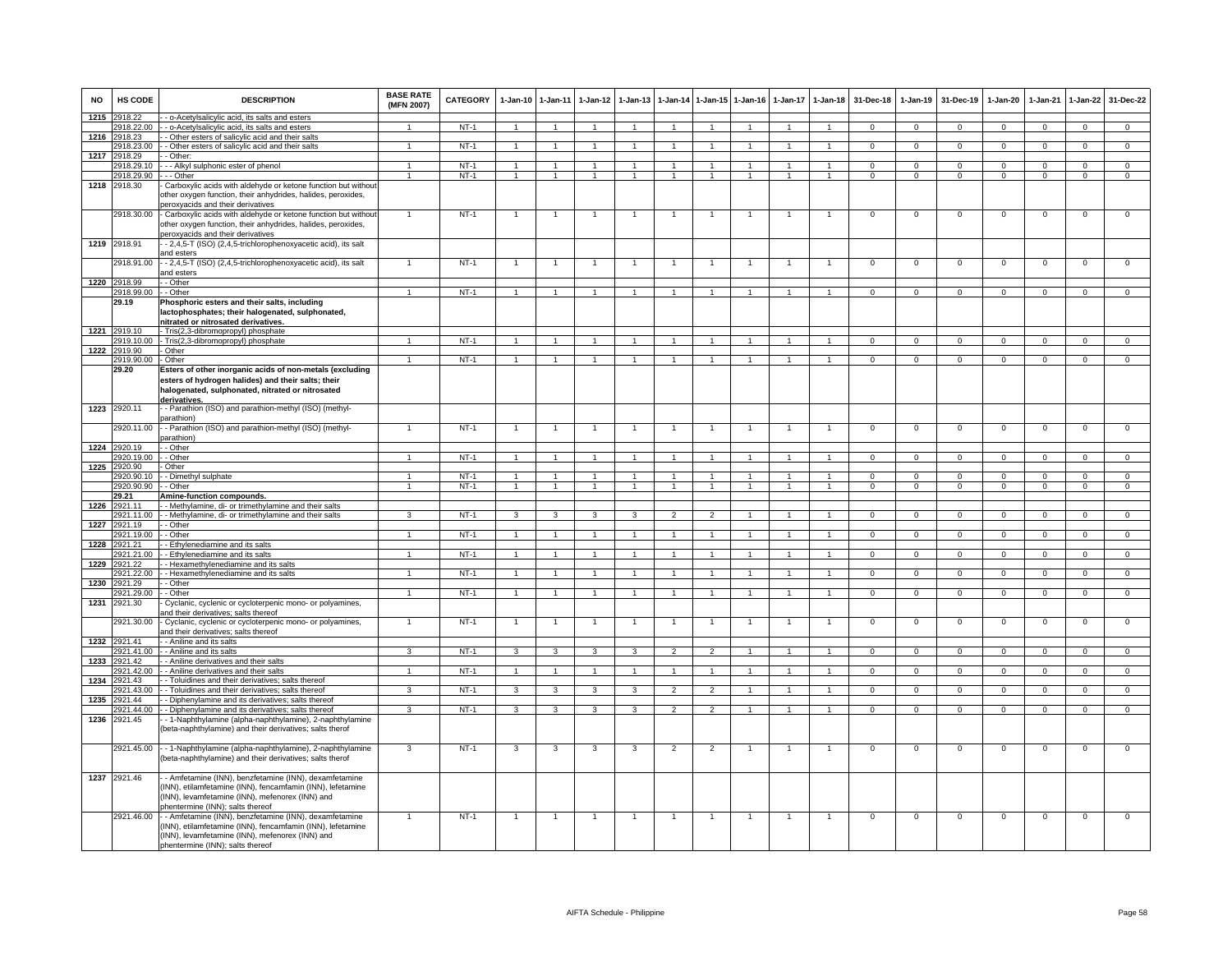| NO | HS CODE | DESCRIPTION | BASE RATE (MFN 2007) | CATEGORY | 1-Jan-10 | 1-Jan-11 | 1-Jan-12 | 1-Jan-13 | 1-Jan-14 | 1-Jan-15 | 1-Jan-16 | 1-Jan-17 | 1-Jan-18 | 31-Dec-18 | 1-Jan-19 | 31-Dec-19 | 1-Jan-20 | 1-Jan-21 | 1-Jan-22 | 31-Dec-22 |
|---|---|---|---|---|---|---|---|---|---|---|---|---|---|---|---|---|---|---|---|---|
| 1215 | 2918.22 | - - o-Acetylsalicylic acid, its salts and esters | | | | | | | | | | | | | | | | | | |
| | 2918.22.00 | - - o-Acetylsalicylic acid, its salts and esters | 1 | NT-1 | 1 | 1 | 1 | 1 | 1 | 1 | 1 | 1 | 1 | 0 | 0 | 0 | 0 | 0 | 0 | 0 |
| 1216 | 2918.23 | - - Other esters of salicylic acid and their salts | | | | | | | | | | | | | | | | | | |
| | 2918.23.00 | - - Other esters of salicylic acid and their salts | 1 | NT-1 | 1 | 1 | 1 | 1 | 1 | 1 | 1 | 1 | 1 | 0 | 0 | 0 | 0 | 0 | 0 | 0 |
| 1217 | 2918.29 | - - Other: | | | | | | | | | | | | | | | | | | |
| | 2918.29.10 | - - - Alkyl sulphonic ester of phenol | 1 | NT-1 | 1 | 1 | 1 | 1 | 1 | 1 | 1 | 1 | 1 | 0 | 0 | 0 | 0 | 0 | 0 | 0 |
| | 2918.29.90 | - - - Other | 1 | NT-1 | 1 | 1 | 1 | 1 | 1 | 1 | 1 | 1 | 1 | 0 | 0 | 0 | 0 | 0 | 0 | 0 |
| 1218 | 2918.30 | - Carboxylic acids with aldehyde or ketone function but without other oxygen function, their anhydrides, halides, peroxides, peroxyacids and their derivatives | | | | | | | | | | | | | | | | | | |
| | 2918.30.00 | - Carboxylic acids with aldehyde or ketone function but without other oxygen function, their anhydrides, halides, peroxides, peroxyacids and their derivatives | 1 | NT-1 | 1 | 1 | 1 | 1 | 1 | 1 | 1 | 1 | 1 | 0 | 0 | 0 | 0 | 0 | 0 | 0 |
| 1219 | 2918.91 | - - 2,4,5-T (ISO) (2,4,5-trichlorophenoxyacetic acid), its salt and esters | | | | | | | | | | | | | | | | | | |
| | 2918.91.00 | - - 2,4,5-T (ISO) (2,4,5-trichlorophenoxyacetic acid), its salt and esters | 1 | NT-1 | 1 | 1 | 1 | 1 | 1 | 1 | 1 | 1 | 1 | 0 | 0 | 0 | 0 | 0 | 0 | 0 |
| 1220 | 2918.99 | - - Other | | | | | | | | | | | | | | | | | | |
| | 2918.99.00 | - - Other | 1 | NT-1 | 1 | 1 | 1 | 1 | 1 | 1 | 1 | 1 | 1 | 0 | 0 | 0 | 0 | 0 | 0 | 0 |
| | **29.19** | **Phosphoric esters and their salts, including lactophosphates; their halogenated, sulphonated, nitrated or nitrosated derivatives.** | | | | | | | | | | | | | | | | | | |
| 1221 | 2919.10 | - Tris(2,3-dibromopropyl) phosphate | | | | | | | | | | | | | | | | | | |
| | 2919.10.00 | - Tris(2,3-dibromopropyl) phosphate | 1 | NT-1 | 1 | 1 | 1 | 1 | 1 | 1 | 1 | 1 | 1 | 0 | 0 | 0 | 0 | 0 | 0 | 0 |
| 1222 | 2919.90 | - Other | | | | | | | | | | | | | | | | | | |
| | 2919.90.00 | - Other | 1 | NT-1 | 1 | 1 | 1 | 1 | 1 | 1 | 1 | 1 | 1 | 0 | 0 | 0 | 0 | 0 | 0 | 0 |
| | **29.20** | **Esters of other inorganic acids of non-metals (excluding esters of hydrogen halides) and their salts; their halogenated, sulphonated, nitrated or nitrosated derivatives.** | | | | | | | | | | | | | | | | | | |
| 1223 | 2920.11 | - - Parathion (ISO) and parathion-methyl (ISO) (methyl-parathion) | | | | | | | | | | | | | | | | | | |
| | 2920.11.00 | - - Parathion (ISO) and parathion-methyl (ISO) (methyl-parathion) | 1 | NT-1 | 1 | 1 | 1 | 1 | 1 | 1 | 1 | 1 | 1 | 0 | 0 | 0 | 0 | 0 | 0 | 0 |
| 1224 | 2920.19 | - - Other | | | | | | | | | | | | | | | | | | |
| | 2920.19.00 | - - Other | 1 | NT-1 | 1 | 1 | 1 | 1 | 1 | 1 | 1 | 1 | 1 | 0 | 0 | 0 | 0 | 0 | 0 | 0 |
| 1225 | 2920.90 | - Other | | | | | | | | | | | | | | | | | | |
| | 2920.90.10 | - - Dimethyl sulphate | 1 | NT-1 | 1 | 1 | 1 | 1 | 1 | 1 | 1 | 1 | 1 | 0 | 0 | 0 | 0 | 0 | 0 | 0 |
| | 2920.90.90 | - - Other | 1 | NT-1 | 1 | 1 | 1 | 1 | 1 | 1 | 1 | 1 | 1 | 0 | 0 | 0 | 0 | 0 | 0 | 0 |
| | **29.21** | **Amine-function compounds.** | | | | | | | | | | | | | | | | | | |
| 1226 | 2921.11 | - - Methylamine, di- or trimethylamine and their salts | | | | | | | | | | | | | | | | | | |
| | 2921.11.00 | - - Methylamine, di- or trimethylamine and their salts | 3 | NT-1 | 3 | 3 | 3 | 3 | 2 | 2 | 1 | 1 | 1 | 0 | 0 | 0 | 0 | 0 | 0 | 0 |
| 1227 | 2921.19 | - - Other | | | | | | | | | | | | | | | | | | |
| | 2921.19.00 | - - Other | 1 | NT-1 | 1 | 1 | 1 | 1 | 1 | 1 | 1 | 1 | 1 | 0 | 0 | 0 | 0 | 0 | 0 | 0 |
| 1228 | 2921.21 | - - Ethylenediamine and its salts | | | | | | | | | | | | | | | | | | |
| | 2921.21.00 | - - Ethylenediamine and its salts | 1 | NT-1 | 1 | 1 | 1 | 1 | 1 | 1 | 1 | 1 | 1 | 0 | 0 | 0 | 0 | 0 | 0 | 0 |
| 1229 | 2921.22 | - - Hexamethylenediamine and its salts | | | | | | | | | | | | | | | | | | |
| | 2921.22.00 | - - Hexamethylenediamine and its salts | 1 | NT-1 | 1 | 1 | 1 | 1 | 1 | 1 | 1 | 1 | 1 | 0 | 0 | 0 | 0 | 0 | 0 | 0 |
| 1230 | 2921.29 | - - Other | | | | | | | | | | | | | | | | | | |
| | 2921.29.00 | - - Other | 1 | NT-1 | 1 | 1 | 1 | 1 | 1 | 1 | 1 | 1 | 1 | 0 | 0 | 0 | 0 | 0 | 0 | 0 |
| 1231 | 2921.30 | - Cyclanic, cyclenic or cycloterpenic mono- or polyamines, and their derivatives; salts thereof | | | | | | | | | | | | | | | | | | |
| | 2921.30.00 | - Cyclanic, cyclenic or cycloterpenic mono- or polyamines, and their derivatives; salts thereof | 1 | NT-1 | 1 | 1 | 1 | 1 | 1 | 1 | 1 | 1 | 1 | 0 | 0 | 0 | 0 | 0 | 0 | 0 |
| 1232 | 2921.41 | - - Aniline and its salts | | | | | | | | | | | | | | | | | | |
| | 2921.41.00 | - - Aniline and its salts | 3 | NT-1 | 3 | 3 | 3 | 3 | 2 | 2 | 1 | 1 | 1 | 0 | 0 | 0 | 0 | 0 | 0 | 0 |
| 1233 | 2921.42 | - - Aniline derivatives and their salts | | | | | | | | | | | | | | | | | | |
| | 2921.42.00 | - - Aniline derivatives and their salts | 1 | NT-1 | 1 | 1 | 1 | 1 | 1 | 1 | 1 | 1 | 1 | 0 | 0 | 0 | 0 | 0 | 0 | 0 |
| 1234 | 2921.43 | - - Toluidines and their derivatives; salts thereof | | | | | | | | | | | | | | | | | | |
| | 2921.43.00 | - - Toluidines and their derivatives; salts thereof | 3 | NT-1 | 3 | 3 | 3 | 3 | 2 | 2 | 1 | 1 | 1 | 0 | 0 | 0 | 0 | 0 | 0 | 0 |
| 1235 | 2921.44 | - - Diphenylamine and its derivatives; salts thereof | | | | | | | | | | | | | | | | | | |
| | 2921.44.00 | - - Diphenylamine and its derivatives; salts thereof | 3 | NT-1 | 3 | 3 | 3 | 3 | 2 | 2 | 1 | 1 | 1 | 0 | 0 | 0 | 0 | 0 | 0 | 0 |
| 1236 | 2921.45 | - - 1-Naphthylamine (alpha-naphthylamine), 2-naphthylamine (beta-naphthylamine) and their derivatives; salts therof | | | | | | | | | | | | | | | | | | |
| | 2921.45.00 | - - 1-Naphthylamine (alpha-naphthylamine), 2-naphthylamine (beta-naphthylamine) and their derivatives; salts therof | 3 | NT-1 | 3 | 3 | 3 | 3 | 2 | 2 | 1 | 1 | 1 | 0 | 0 | 0 | 0 | 0 | 0 | 0 |
| 1237 | 2921.46 | - - Amfetamine (INN), benzfetamine (INN), dexamfetamine (INN), etilamfetamine (INN), fencamfamin (INN), lefetamine (INN), levamfetamine (INN), mefenorex (INN) and phentermine (INN); salts thereof | | | | | | | | | | | | | | | | | | |
| | 2921.46.00 | - - Amfetamine (INN), benzfetamine (INN), dexamfetamine (INN), etilamfetamine (INN), fencamfamin (INN), lefetamine (INN), levamfetamine (INN), mefenorex (INN) and phentermine (INN); salts thereof | 1 | NT-1 | 1 | 1 | 1 | 1 | 1 | 1 | 1 | 1 | 1 | 0 | 0 | 0 | 0 | 0 | 0 | 0 |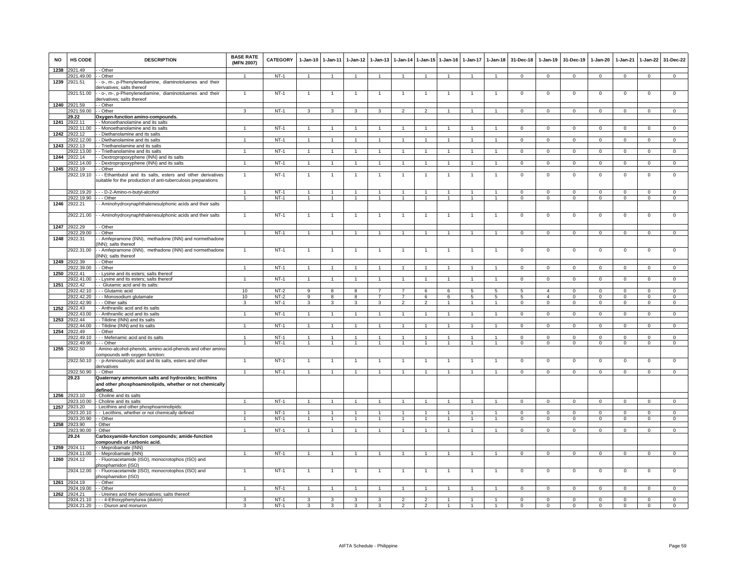| NO | HS CODE | DESCRIPTION | BASE RATE (MFN 2007) | CATEGORY | 1-Jan-10 | 1-Jan-11 | 1-Jan-12 | 1-Jan-13 | 1-Jan-14 | 1-Jan-15 | 1-Jan-16 | 1-Jan-17 | 1-Jan-18 | 31-Dec-18 | 1-Jan-19 | 31-Dec-19 | 1-Jan-20 | 1-Jan-21 | 1-Jan-22 | 31-Dec-22 |
|---|---|---|---|---|---|---|---|---|---|---|---|---|---|---|---|---|---|---|---|---|
| 1238 | 2921.49 | - - Other | | | | | | | | | | | | | | | | | | |
| | 2921.49.00 | - - Other | 1 | NT-1 | 1 | 1 | 1 | 1 | 1 | 1 | 1 | 1 | 1 | 0 | 0 | 0 | 0 | 0 | 0 | 0 |
| 1239 | 2921.51 | - - o-, m-, p-Phenylenediamine, diaminotoluenes and their derivatives; salts thereof | | | | | | | | | | | | | | | | | | |
| | 2921.51.00 | - - o-, m-, p-Phenylenediamine, diaminotoluenes and their derivatives; salts thereof | 1 | NT-1 | 1 | 1 | 1 | 1 | 1 | 1 | 1 | 1 | 1 | 0 | 0 | 0 | 0 | 0 | 0 | 0 |
| 1240 | 2921.59 | - - Other | | | | | | | | | | | | | | | | | | |
| | 2921.59.00 | - - Other | 3 | NT-1 | 3 | 3 | 3 | 3 | 2 | 2 | 1 | 1 | 1 | 0 | 0 | 0 | 0 | 0 | 0 | 0 |
| | 29.22 | **Oxygen-function amino-compounds.** | | | | | | | | | | | | | | | | | | |
| 1241 | 2922.11 | - - Monoethanolamine and its salts | | | | | | | | | | | | | | | | | | |
| | 2922.11.00 | - - Monoethanolamine and its salts | 1 | NT-1 | 1 | 1 | 1 | 1 | 1 | 1 | 1 | 1 | 1 | 0 | 0 | 0 | 0 | 0 | 0 | 0 |
| 1242 | 2922.12 | - - Diethanolamine and its salts | | | | | | | | | | | | | | | | | | |
| | 2922.12.00 | - - Diethanolamine and its salts | 1 | NT-1 | 1 | 1 | 1 | 1 | 1 | 1 | 1 | 1 | 1 | 0 | 0 | 0 | 0 | 0 | 0 | 0 |
| 1243 | 2922.13 | - - Triethanolamine and its salts | | | | | | | | | | | | | | | | | | |
| | 2922.13.00 | - - Triethanolamine and its salts | 1 | NT-1 | 1 | 1 | 1 | 1 | 1 | 1 | 1 | 1 | 1 | 0 | 0 | 0 | 0 | 0 | 0 | 0 |
| 1244 | 2922.14 | - - Dextropropoxyphene (INN) and its salts | | | | | | | | | | | | | | | | | | |
| | 2922.14.00 | - - Dextropropoxyphene (INN) and its salts | 1 | NT-1 | 1 | 1 | 1 | 1 | 1 | 1 | 1 | 1 | 1 | 0 | 0 | 0 | 0 | 0 | 0 | 0 |
| 1245 | 2922.19 | - - Other | | | | | | | | | | | | | | | | | | |
| | 2922.19.10 | - - - Ethambutol and its salts, esters and other derivatives suitable for the production of anti-tuberculosis preparations | 1 | NT-1 | 1 | 1 | 1 | 1 | 1 | 1 | 1 | 1 | 1 | 0 | 0 | 0 | 0 | 0 | 0 | 0 |
| | 2922.19.20 | - - - D-2-Amino-n-butyl-alcohol | 1 | NT-1 | 1 | 1 | 1 | 1 | 1 | 1 | 1 | 1 | 1 | 0 | 0 | 0 | 0 | 0 | 0 | 0 |
| | 2922.19.90 | - - - Other | 1 | NT-1 | 1 | 1 | 1 | 1 | 1 | 1 | 1 | 1 | 1 | 0 | 0 | 0 | 0 | 0 | 0 | 0 |
| 1246 | 2922.21 | - - Aminohydroxynaphthalenesulphonic acids and their salts | | | | | | | | | | | | | | | | | | |
| | 2922.21.00 | - - Aminohydroxynaphthalenesulphonic acids and their salts | 1 | NT-1 | 1 | 1 | 1 | 1 | 1 | 1 | 1 | 1 | 1 | 0 | 0 | 0 | 0 | 0 | 0 | 0 |
| 1247 | 2922.29 | - - Other | | | | | | | | | | | | | | | | | | |
| | 2922.29.00 | - - Other | 1 | NT-1 | 1 | 1 | 1 | 1 | 1 | 1 | 1 | 1 | 1 | 0 | 0 | 0 | 0 | 0 | 0 | 0 |
| 1248 | 2922.31 | - - Amfepramone (INN), methadone (INN) and normethadone (INN); salts thereof | | | | | | | | | | | | | | | | | | |
| | 2922.31.00 | - - Amfepramone (INN), methadone (INN) and normethadone (INN); salts thereof | 1 | NT-1 | 1 | 1 | 1 | 1 | 1 | 1 | 1 | 1 | 1 | 0 | 0 | 0 | 0 | 0 | 0 | 0 |
| 1249 | 2922.39 | - - Other | | | | | | | | | | | | | | | | | | |
| | 2922.39.00 | - - Other | 1 | NT-1 | 1 | 1 | 1 | 1 | 1 | 1 | 1 | 1 | 1 | 0 | 0 | 0 | 0 | 0 | 0 | 0 |
| 1250 | 2922.41 | - - Lysine and its esters; salts thereof | | | | | | | | | | | | | | | | | | |
| | 2922.41.00 | - - Lysine and its esters; salts thereof | 1 | NT-1 | 1 | 1 | 1 | 1 | 1 | 1 | 1 | 1 | 1 | 0 | 0 | 0 | 0 | 0 | 0 | 0 |
| 1251 | 2922.42 | - - Glutamic acid and its salts: | | | | | | | | | | | | | | | | | | |
| | 2922.42.10 | - - - Glutamic acid | 10 | NT-2 | 9 | 8 | 8 | 7 | 7 | 6 | 6 | 5 | 5 | 5 | 4 | 0 | 0 | 0 | 0 | 0 |
| | 2922.42.20 | - - - Monosodium glutamate | 10 | NT-2 | 9 | 8 | 8 | 7 | 7 | 6 | 6 | 5 | 5 | 5 | 4 | 0 | 0 | 0 | 0 | 0 |
| | 2922.42.90 | - - - Other salts | 3 | NT-1 | 3 | 3 | 3 | 3 | 2 | 2 | 1 | 1 | 1 | 0 | 0 | 0 | 0 | 0 | 0 | 0 |
| 1252 | 2922.43 | - - Anthranilic acid and its salts | | | | | | | | | | | | | | | | | | |
| | 2922.43.00 | - - Anthranilic acid and its salts | 1 | NT-1 | 1 | 1 | 1 | 1 | 1 | 1 | 1 | 1 | 1 | 0 | 0 | 0 | 0 | 0 | 0 | 0 |
| 1253 | 2922.44 | - - Tilidine (INN) and its salts | | | | | | | | | | | | | | | | | | |
| | 2922.44.00 | - - Tilidine (INN) and its salts | 1 | NT-1 | 1 | 1 | 1 | 1 | 1 | 1 | 1 | 1 | 1 | 0 | 0 | 0 | 0 | 0 | 0 | 0 |
| 1254 | 2922.49 | - - Other | | | | | | | | | | | | | | | | | | |
| | 2922.49.10 | - - - Mefenamic acid and its salts | 1 | NT-1 | 1 | 1 | 1 | 1 | 1 | 1 | 1 | 1 | 1 | 0 | 0 | 0 | 0 | 0 | 0 | 0 |
| | 2922.49.90 | - - - Other | 1 | NT-1 | 1 | 1 | 1 | 1 | 1 | 1 | 1 | 1 | 1 | 0 | 0 | 0 | 0 | 0 | 0 | 0 |
| 1255 | 2922.50 | - Amino-alcohol-phenols, amino-acid-phenols and other amino-compounds with oxygen function: | | | | | | | | | | | | | | | | | | |
| | 2922.50.10 | - - p-Aminosalicylic acid and its salts, esters and other derivatives | 1 | NT-1 | 1 | 1 | 1 | 1 | 1 | 1 | 1 | 1 | 1 | 0 | 0 | 0 | 0 | 0 | 0 | 0 |
| | 2922.50.90 | - - Other | 1 | NT-1 | 1 | 1 | 1 | 1 | 1 | 1 | 1 | 1 | 1 | 0 | 0 | 0 | 0 | 0 | 0 | 0 |
| | 29.23 | **Quaternary ammonium salts and hydroxides; lecithins and other phosphoaminolipids, whether or not chemically defined.** | | | | | | | | | | | | | | | | | | |
| 1256 | 2923.10 | - Choline and its salts | | | | | | | | | | | | | | | | | | |
| | 2923.10.00 | - Choline and its salts | 1 | NT-1 | 1 | 1 | 1 | 1 | 1 | 1 | 1 | 1 | 1 | 0 | 0 | 0 | 0 | 0 | 0 | 0 |
| 1257 | 2923.20 | - Lecithins and other phosphoaminolipids: | | | | | | | | | | | | | | | | | | |
| | 2923.20.10 | - - Lecithins, whether or not chemically defined | 1 | NT-1 | 1 | 1 | 1 | 1 | 1 | 1 | 1 | 1 | 1 | 0 | 0 | 0 | 0 | 0 | 0 | 0 |
| | 2923.20.90 | - - Other | 1 | NT-1 | 1 | 1 | 1 | 1 | 1 | 1 | 1 | 1 | 1 | 0 | 0 | 0 | 0 | 0 | 0 | 0 |
| 1258 | 2923.90 | - Other | | | | | | | | | | | | | | | | | | |
| | 2923.90.00 | - Other | 1 | NT-1 | 1 | 1 | 1 | 1 | 1 | 1 | 1 | 1 | 1 | 0 | 0 | 0 | 0 | 0 | 0 | 0 |
| | 29.24 | **Carboxyamide-function compounds; amide-function compounds of carbonic acid.** | | | | | | | | | | | | | | | | | | |
| 1259 | 2924.11 | - - Meprobamate (INN) | | | | | | | | | | | | | | | | | | |
| | 2924.11.00 | - - Meprobamate (INN) | 1 | NT-1 | 1 | 1 | 1 | 1 | 1 | 1 | 1 | 1 | 1 | 0 | 0 | 0 | 0 | 0 | 0 | 0 |
| 1260 | 2924.12 | - - Fluoroacetamide (ISO), monocrotophos (ISO) and phosphamidon (ISO) | | | | | | | | | | | | | | | | | | |
| | 2924.12.00 | - - Fluoroacetamide (ISO), monocrotophos (ISO) and phosphamidon (ISO) | 1 | NT-1 | 1 | 1 | 1 | 1 | 1 | 1 | 1 | 1 | 1 | 0 | 0 | 0 | 0 | 0 | 0 | 0 |
| 1261 | 2924.19 | - - Other: | | | | | | | | | | | | | | | | | | |
| | 2924.19.00 | - - Other | 1 | NT-1 | 1 | 1 | 1 | 1 | 1 | 1 | 1 | 1 | 1 | 0 | 0 | 0 | 0 | 0 | 0 | 0 |
| 1262 | 2924.21 | - - Ureines and their derivatives; salts thereof: | | | | | | | | | | | | | | | | | | |
| | 2924.21.10 | - - - 4-Ethoxyphenylurea (dulcin) | 3 | NT-1 | 3 | 3 | 3 | 3 | 2 | 2 | 1 | 1 | 1 | 0 | 0 | 0 | 0 | 0 | 0 | 0 |
| | 2924.21.20 | - - - Diuron and monuron | 3 | NT-1 | 3 | 3 | 3 | 3 | 2 | 2 | 1 | 1 | 1 | 0 | 0 | 0 | 0 | 0 | 0 | 0 |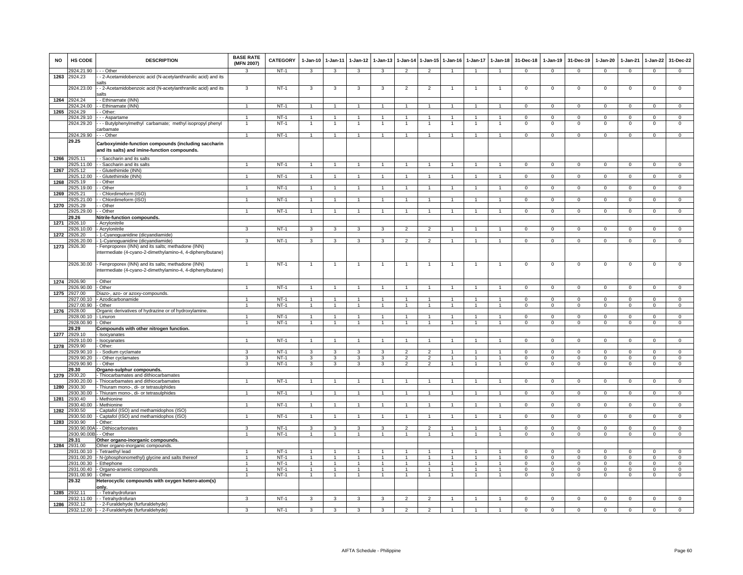| NO | HS CODE | DESCRIPTION | BASE RATE (MFN 2007) | CATEGORY | 1-Jan-10 | 1-Jan-11 | 1-Jan-12 | 1-Jan-13 | 1-Jan-14 | 1-Jan-15 | 1-Jan-16 | 1-Jan-17 | 1-Jan-18 | 31-Dec-18 | 1-Jan-19 | 31-Dec-19 | 1-Jan-20 | 1-Jan-21 | 1-Jan-22 | 31-Dec-22 |
|---|---|---|---|---|---|---|---|---|---|---|---|---|---|---|---|---|---|---|---|---|
| | 2924.21.90 | - - - Other | 3 | NT-1 | 3 | 3 | 3 | 3 | 2 | 2 | 1 | 1 | 1 | 0 | 0 | 0 | 0 | 0 | 0 | 0 |
| 1263 | 2924.23 | - - 2-Acetamidobenzoic acid (N-acetylanthranilic acid) and its salts | | | | | | | | | | | | | | | | | | |
| | 2924.23.00 | - - 2-Acetamidobenzoic acid (N-acetylanthranilic acid) and its salts | 3 | NT-1 | 3 | 3 | 3 | 3 | 2 | 2 | 1 | 1 | 1 | 0 | 0 | 0 | 0 | 0 | 0 | 0 |
| 1264 | 2924.24 | - - Ethinamate (INN) | | | | | | | | | | | | | | | | | | |
| | 2924.24.00 | - - Ethinamate (INN) | 1 | NT-1 | 1 | 1 | 1 | 1 | 1 | 1 | 1 | 1 | 1 | 0 | 0 | 0 | 0 | 0 | 0 | 0 |
| 1265 | 2924.29 | - - Other: | | | | | | | | | | | | | | | | | | |
| | 2924.29.10 | - - - Aspartame | 1 | NT-1 | 1 | 1 | 1 | 1 | 1 | 1 | 1 | 1 | 1 | 0 | 0 | 0 | 0 | 0 | 0 | 0 |
| | 2924.29.20 | - - - Butylphenylmethyl carbamate; methyl isopropyl phenyl carbamate | 1 | NT-1 | 1 | 1 | 1 | 1 | 1 | 1 | 1 | 1 | 1 | 0 | 0 | 0 | 0 | 0 | 0 | 0 |
| | 2924.29.90 | - - - Other | 1 | NT-1 | 1 | 1 | 1 | 1 | 1 | 1 | 1 | 1 | 1 | 0 | 0 | 0 | 0 | 0 | 0 | 0 |
| | **29.25** | **Carboxyimide-function compounds (including saccharin and its salts) and imine-function compounds.** | | | | | | | | | | | | | | | | | | |
| 1266 | 2925.11 | - - Saccharin and its salts | | | | | | | | | | | | | | | | | | |
| | 2925.11.00 | - - Saccharin and its salts | 1 | NT-1 | 1 | 1 | 1 | 1 | 1 | 1 | 1 | 1 | 1 | 0 | 0 | 0 | 0 | 0 | 0 | 0 |
| 1267 | 2925.12 | - - Glutethimide (INN) | | | | | | | | | | | | | | | | | | |
| | 2925.12.00 | - - Glutethimide (INN) | 1 | NT-1 | 1 | 1 | 1 | 1 | 1 | 1 | 1 | 1 | 1 | 0 | 0 | 0 | 0 | 0 | 0 | 0 |
| 1268 | 2925.19 | - - Other | | | | | | | | | | | | | | | | | | |
| | 2925.19.00 | - - Other | 1 | NT-1 | 1 | 1 | 1 | 1 | 1 | 1 | 1 | 1 | 1 | 0 | 0 | 0 | 0 | 0 | 0 | 0 |
| 1269 | 2925.21 | - - Chlordimeform (ISO) | | | | | | | | | | | | | | | | | | |
| | 2925.21.00 | - - Chlordimeform (ISO) | 1 | NT-1 | 1 | 1 | 1 | 1 | 1 | 1 | 1 | 1 | 1 | 0 | 0 | 0 | 0 | 0 | 0 | 0 |
| 1270 | 2925.29 | - - Other | | | | | | | | | | | | | | | | | | |
| | 2925.29.00 | - - Other | 1 | NT-1 | 1 | 1 | 1 | 1 | 1 | 1 | 1 | 1 | 1 | 0 | 0 | 0 | 0 | 0 | 0 | 0 |
| | **29.26** | **Nitrile-function compounds.** | | | | | | | | | | | | | | | | | | |
| 1271 | 2926.10 | - Acrylonitrile | | | | | | | | | | | | | | | | | | |
| | 2926.10.00 | - Acrylonitrile | 3 | NT-1 | 3 | 3 | 3 | 3 | 2 | 2 | 1 | 1 | 1 | 0 | 0 | 0 | 0 | 0 | 0 | 0 |
| 1272 | 2926.20 | - 1-Cyanoguanidine (dicyandiamide) | | | | | | | | | | | | | | | | | | |
| | 2926.20.00 | - 1-Cyanoguanidine (dicyandiamide) | 3 | NT-1 | 3 | 3 | 3 | 3 | 2 | 2 | 1 | 1 | 1 | 0 | 0 | 0 | 0 | 0 | 0 | 0 |
| 1273 | 2926.30 | - Fenproporex (INN) and its salts; methadone (INN) intermediate (4-cyano-2-dimethylamino-4, 4-diphenylbutane) | | | | | | | | | | | | | | | | | | |
| | 2926.30.00 | - Fenproporex (INN) and its salts; methadone (INN) intermediate (4-cyano-2-dimethylamino-4, 4-diphenylbutane) | 1 | NT-1 | 1 | 1 | 1 | 1 | 1 | 1 | 1 | 1 | 1 | 0 | 0 | 0 | 0 | 0 | 0 | 0 |
| 1274 | 2926.90 | - Other | | | | | | | | | | | | | | | | | | |
| | 2926.90.00 | - Other | 1 | NT-1 | 1 | 1 | 1 | 1 | 1 | 1 | 1 | 1 | 1 | 0 | 0 | 0 | 0 | 0 | 0 | 0 |
| 1275 | 2927.00 | Diazo-, azo- or azoxy-compounds. | | | | | | | | | | | | | | | | | | |
| | 2927.00.10 | - Azodicarbonamide | 1 | NT-1 | 1 | 1 | 1 | 1 | 1 | 1 | 1 | 1 | 1 | 0 | 0 | 0 | 0 | 0 | 0 | 0 |
| | 2927.00.90 | - Other | 1 | NT-1 | 1 | 1 | 1 | 1 | 1 | 1 | 1 | 1 | 1 | 0 | 0 | 0 | 0 | 0 | 0 | 0 |
| 1276 | 2928.00 | Organic derivatives of hydrazine or of hydroxylamine. | | | | | | | | | | | | | | | | | | |
| | 2928.00.10 | - Linuron | 1 | NT-1 | 1 | 1 | 1 | 1 | 1 | 1 | 1 | 1 | 1 | 0 | 0 | 0 | 0 | 0 | 0 | 0 |
| | 2928.00.90 | - Other | 1 | NT-1 | 1 | 1 | 1 | 1 | 1 | 1 | 1 | 1 | 1 | 0 | 0 | 0 | 0 | 0 | 0 | 0 |
| | **29.29** | **Compounds with other nitrogen function.** | | | | | | | | | | | | | | | | | | |
| 1277 | 2929.10 | - Isocyanates | | | | | | | | | | | | | | | | | | |
| | 2929.10.00 | - Isocyanates | 1 | NT-1 | 1 | 1 | 1 | 1 | 1 | 1 | 1 | 1 | 1 | 0 | 0 | 0 | 0 | 0 | 0 | 0 |
| 1278 | 2929.90 | - Other: | | | | | | | | | | | | | | | | | | |
| | 2929.90.10 | - - Sodium cyclamate | 3 | NT-1 | 3 | 3 | 3 | 3 | 2 | 2 | 1 | 1 | 1 | 0 | 0 | 0 | 0 | 0 | 0 | 0 |
| | 2929.90.20 | - - Other cyclamates | 3 | NT-1 | 3 | 3 | 3 | 3 | 2 | 2 | 1 | 1 | 1 | 0 | 0 | 0 | 0 | 0 | 0 | 0 |
| | 2929.90.90 | - - Other | 3 | NT-1 | 3 | 3 | 3 | 3 | 2 | 2 | 1 | 1 | 1 | 0 | 0 | 0 | 0 | 0 | 0 | 0 |
| | **29.30** | **Organo-sulphur compounds.** | | | | | | | | | | | | | | | | | | |
| 1279 | 2930.20 | - Thiocarbamates and dithiocarbamates | | | | | | | | | | | | | | | | | | |
| | 2930.20.00 | - Thiocarbamates and dithiocarbamates | 1 | NT-1 | 1 | 1 | 1 | 1 | 1 | 1 | 1 | 1 | 1 | 0 | 0 | 0 | 0 | 0 | 0 | 0 |
| 1280 | 2930.30 | - Thiuram mono-, di- or tetrasulphides | | | | | | | | | | | | | | | | | | |
| | 2930.30.00 | - Thiuram mono-, di- or tetrasulphides | 1 | NT-1 | 1 | 1 | 1 | 1 | 1 | 1 | 1 | 1 | 1 | 0 | 0 | 0 | 0 | 0 | 0 | 0 |
| 1281 | 2930.40 | - Methionine | | | | | | | | | | | | | | | | | | |
| | 2930.40.00 | - Methionine | 1 | NT-1 | 1 | 1 | 1 | 1 | 1 | 1 | 1 | 1 | 1 | 0 | 0 | 0 | 0 | 0 | 0 | 0 |
| 1282 | 2930.50 | - Captafol (ISO) and methamidophos (ISO) | | | | | | | | | | | | | | | | | | |
| | 2930.50.00 | - Captafol (ISO) and methamidophos (ISO) | 1 | NT-1 | 1 | 1 | 1 | 1 | 1 | 1 | 1 | 1 | 1 | 0 | 0 | 0 | 0 | 0 | 0 | 0 |
| 1283 | 2930.90 | - Other: | | | | | | | | | | | | | | | | | | |
| | 2930.90.00A | - - Dithiocarbonates | 3 | NT-1 | 3 | 3 | 3 | 3 | 2 | 2 | 1 | 1 | 1 | 0 | 0 | 0 | 0 | 0 | 0 | 0 |
| | 2930.90.00B | - - Other | 1 | NT-1 | 1 | 1 | 1 | 1 | 1 | 1 | 1 | 1 | 1 | 0 | 0 | 0 | 0 | 0 | 0 | 0 |
| | **29.31** | **Other organo-inorganic compounds.** | | | | | | | | | | | | | | | | | | |
| 1284 | 2931.00 | Other organo-inorganic compounds. | | | | | | | | | | | | | | | | | | |
| | 2931.00.10 | - Tetraethyl lead | 1 | NT-1 | 1 | 1 | 1 | 1 | 1 | 1 | 1 | 1 | 1 | 0 | 0 | 0 | 0 | 0 | 0 | 0 |
| | 2931.00.20 | - N-(phosphonomethyl) glycine and salts thereof | 1 | NT-1 | 1 | 1 | 1 | 1 | 1 | 1 | 1 | 1 | 1 | 0 | 0 | 0 | 0 | 0 | 0 | 0 |
| | 2931.00.30 | - Ethephone | 1 | NT-1 | 1 | 1 | 1 | 1 | 1 | 1 | 1 | 1 | 1 | 0 | 0 | 0 | 0 | 0 | 0 | 0 |
| | 2931.00.40 | - Organo-arsenic compounds | 1 | NT-1 | 1 | 1 | 1 | 1 | 1 | 1 | 1 | 1 | 1 | 0 | 0 | 0 | 0 | 0 | 0 | 0 |
| | 2931.00.90 | - Other | 1 | NT-1 | 1 | 1 | 1 | 1 | 1 | 1 | 1 | 1 | 1 | 0 | 0 | 0 | 0 | 0 | 0 | 0 |
| | **29.32** | **Heterocyclic compounds with oxygen hetero-atom(s) only.** | | | | | | | | | | | | | | | | | | |
| 1285 | 2932.11 | - - Tetrahydrofuran | | | | | | | | | | | | | | | | | | |
| | 2932.11.00 | - - Tetrahydrofuran | 3 | NT-1 | 3 | 3 | 3 | 3 | 2 | 2 | 1 | 1 | 1 | 0 | 0 | 0 | 0 | 0 | 0 | 0 |
| 1286 | 2932.12 | - - 2-Furaldehyde (furfuraldehyde) | | | | | | | | | | | | | | | | | | |
| | 2932.12.00 | - - 2-Furaldehyde (furfuraldehyde) | 3 | NT-1 | 3 | 3 | 3 | 3 | 2 | 2 | 1 | 1 | 1 | 0 | 0 | 0 | 0 | 0 | 0 | 0 |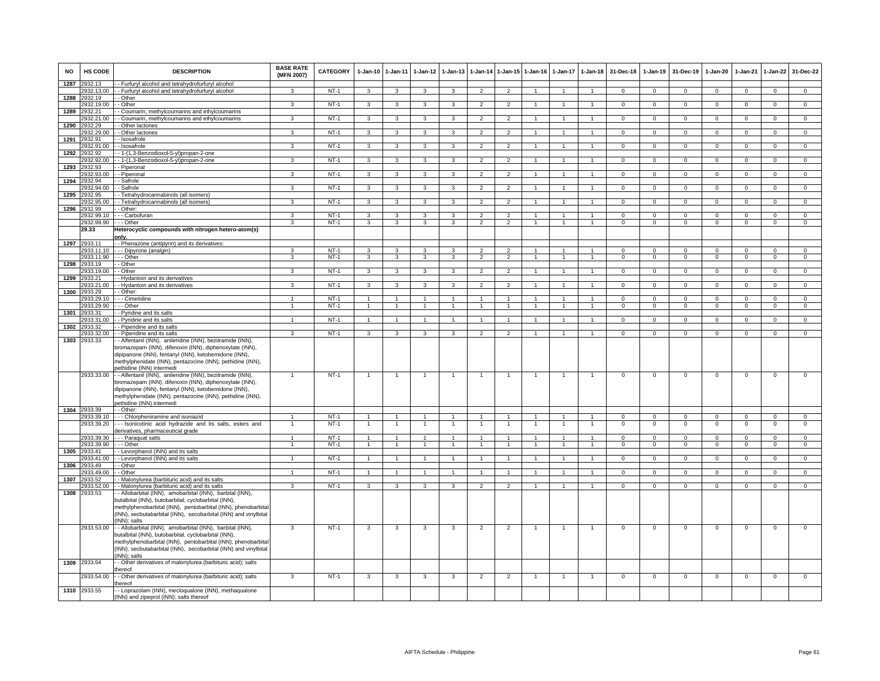| NO | HS CODE | DESCRIPTION | BASE RATE (MFN 2007) | CATEGORY | 1-Jan-10 | 1-Jan-11 | 1-Jan-12 | 1-Jan-13 | 1-Jan-14 | 1-Jan-15 | 1-Jan-16 | 1-Jan-17 | 1-Jan-18 | 31-Dec-18 | 1-Jan-19 | 31-Dec-19 | 1-Jan-20 | 1-Jan-21 | 1-Jan-22 | 31-Dec-22 |
|---|---|---|---|---|---|---|---|---|---|---|---|---|---|---|---|---|---|---|---|---|
| 1287 | 2932.13 | - - Furfuryl alcohol and tetrahydrofurfuryl alcohol | | | | | | | | | | | | | | | | | | |
| | 2932.13.00 | - - Furfuryl alcohol and tetrahydrofurfuryl alcohol | 3 | NT-1 | 3 | 3 | 3 | 3 | 2 | 2 | 1 | 1 | 1 | 0 | 0 | 0 | 0 | 0 | 0 | 0 |
| 1288 | 2932.19 | - - Other | | | | | | | | | | | | | | | | | | |
| | 2932.19.00 | - - Other | 3 | NT-1 | 3 | 3 | 3 | 3 | 2 | 2 | 1 | 1 | 1 | 0 | 0 | 0 | 0 | 0 | 0 | 0 |
| 1289 | 2932.21 | - - Coumarin, methylcoumarins and ethylcoumarins | | | | | | | | | | | | | | | | | | |
| | 2932.21.00 | - - Coumarin, methylcoumarins and ethylcoumarins | 3 | NT-1 | 3 | 3 | 3 | 3 | 2 | 2 | 1 | 1 | 1 | 0 | 0 | 0 | 0 | 0 | 0 | 0 |
| 1290 | 2932.29 | - - Other lactones | | | | | | | | | | | | | | | | | | |
| | 2932.29.00 | - - Other lactones | 3 | NT-1 | 3 | 3 | 3 | 3 | 2 | 2 | 1 | 1 | 1 | 0 | 0 | 0 | 0 | 0 | 0 | 0 |
| 1291 | 2932.91 | - - Isosafrole | | | | | | | | | | | | | | | | | | |
| | 2932.91.00 | - - Isosafrole | 3 | NT-1 | 3 | 3 | 3 | 3 | 2 | 2 | 1 | 1 | 1 | 0 | 0 | 0 | 0 | 0 | 0 | 0 |
| 1292 | 2932.92 | - - 1-(1,3-Benzodioxol-5-yl)propan-2-one | | | | | | | | | | | | | | | | | | |
| | 2932.92.00 | - - 1-(1,3-Benzodioxol-5-yl)propan-2-one | 3 | NT-1 | 3 | 3 | 3 | 3 | 2 | 2 | 1 | 1 | 1 | 0 | 0 | 0 | 0 | 0 | 0 | 0 |
| 1293 | 2932.93 | - - Piperonal | | | | | | | | | | | | | | | | | | |
| | 2932.93.00 | - - Piperonal | 3 | NT-1 | 3 | 3 | 3 | 3 | 2 | 2 | 1 | 1 | 1 | 0 | 0 | 0 | 0 | 0 | 0 | 0 |
| 1294 | 2932.94 | - - Safrole | | | | | | | | | | | | | | | | | | |
| | 2932.94.00 | - - Safrole | 3 | NT-1 | 3 | 3 | 3 | 3 | 2 | 2 | 1 | 1 | 1 | 0 | 0 | 0 | 0 | 0 | 0 | 0 |
| 1295 | 2932.95 | - - Tetrahydrocannabinols (all isomers) | | | | | | | | | | | | | | | | | | |
| | 2932.95.00 | - - Tetrahydrocannabinols (all isomers) | 3 | NT-1 | 3 | 3 | 3 | 3 | 2 | 2 | 1 | 1 | 1 | 0 | 0 | 0 | 0 | 0 | 0 | 0 |
| 1296 | 2932.99 | - - Other: | | | | | | | | | | | | | | | | | | |
| | 2932.99.10 | - - - Carbofuran | 3 | NT-1 | 3 | 3 | 3 | 3 | 2 | 2 | 1 | 1 | 1 | 0 | 0 | 0 | 0 | 0 | 0 | 0 |
| | 2932.99.90 | - - - Other | 3 | NT-1 | 3 | 3 | 3 | 3 | 2 | 2 | 1 | 1 | 1 | 0 | 0 | 0 | 0 | 0 | 0 | 0 |
| | **29.33** | **Heterocyclic compounds with nitrogen hetero-atom(s) only.** | | | | | | | | | | | | | | | | | | |
| 1297 | 2933.11 | - - Phenazone (antipyrin) and its derivatives: | | | | | | | | | | | | | | | | | | |
| | 2933.11.10 | - - - Dipyrone (analgin) | 3 | NT-1 | 3 | 3 | 3 | 3 | 2 | 2 | 1 | 1 | 1 | 0 | 0 | 0 | 0 | 0 | 0 | 0 |
| | 2933.11.90 | - - - Other | 3 | NT-1 | 3 | 3 | 3 | 3 | 2 | 2 | 1 | 1 | 1 | 0 | 0 | 0 | 0 | 0 | 0 | 0 |
| 1298 | 2933.19 | - - Other | | | | | | | | | | | | | | | | | | |
| | 2933.19.00 | - - Other | 3 | NT-1 | 3 | 3 | 3 | 3 | 2 | 2 | 1 | 1 | 1 | 0 | 0 | 0 | 0 | 0 | 0 | 0 |
| 1299 | 2933.21 | - - Hydantoin and its derivatives | | | | | | | | | | | | | | | | | | |
| | 2933.21.00 | - - Hydantoin and its derivatives | 3 | NT-1 | 3 | 3 | 3 | 3 | 2 | 2 | 1 | 1 | 1 | 0 | 0 | 0 | 0 | 0 | 0 | 0 |
| 1300 | 2933.29 | - - Other: | | | | | | | | | | | | | | | | | | |
| | 2933.29.10 | - - - Cimetidine | 1 | NT-1 | 1 | 1 | 1 | 1 | 1 | 1 | 1 | 1 | 1 | 0 | 0 | 0 | 0 | 0 | 0 | 0 |
| | 2933.29.90 | - - - Other | 1 | NT-1 | 1 | 1 | 1 | 1 | 1 | 1 | 1 | 1 | 1 | 0 | 0 | 0 | 0 | 0 | 0 | 0 |
| 1301 | 2933.31 | - - Pyridine and its salts | | | | | | | | | | | | | | | | | | |
| | 2933.31.00 | - - Pyridine and its salts | 1 | NT-1 | 1 | 1 | 1 | 1 | 1 | 1 | 1 | 1 | 1 | 0 | 0 | 0 | 0 | 0 | 0 | 0 |
| 1302 | 2933.32 | - - Piperidine and its salts | | | | | | | | | | | | | | | | | | |
| | 2933.32.00 | - - Piperidine and its salts | 3 | NT-1 | 3 | 3 | 3 | 3 | 2 | 2 | 1 | 1 | 1 | 0 | 0 | 0 | 0 | 0 | 0 | 0 |
| 1303 | 2933.33 | - - Alfentanil (INN), anileridine (INN), bezitramide (INN), bromazepam (INN), difenoxin (INN), diphenoxylate (INN), dipipanone (INN), fentanyl (INN), ketobemidone (INN), methylphenidate (INN), pentazocine (INN), pethidine (INN), pethidine (INN) intermedi | | | | | | | | | | | | | | | | | | |
| | 2933.33.00 | - - Alfentanil (INN), anileridine (INN), bezitramide (INN), bromazepam (INN), difenoxin (INN), diphenoxylate (INN), dipipanone (INN), fentanyl (INN), ketobemidone (INN), methylphenidate (INN), pentazocine (INN), pethidine (INN), pethidine (INN) intermedi | 1 | NT-1 | 1 | 1 | 1 | 1 | 1 | 1 | 1 | 1 | 1 | 0 | 0 | 0 | 0 | 0 | 0 | 0 |
| 1304 | 2933.39 | - - Other: | | | | | | | | | | | | | | | | | | |
| | 2933.39.10 | - - - Chlorpheniramine and isoniazid | 1 | NT-1 | 1 | 1 | 1 | 1 | 1 | 1 | 1 | 1 | 1 | 0 | 0 | 0 | 0 | 0 | 0 | 0 |
| | 2933.39.20 | - - - Isonicotinic acid hydrazide and its salts, esters and derivatives, pharmaceutical grade | 1 | NT-1 | 1 | 1 | 1 | 1 | 1 | 1 | 1 | 1 | 1 | 0 | 0 | 0 | 0 | 0 | 0 | 0 |
| | 2933.39.30 | - - - Paraquat salts | 1 | NT-1 | 1 | 1 | 1 | 1 | 1 | 1 | 1 | 1 | 1 | 0 | 0 | 0 | 0 | 0 | 0 | 0 |
| | 2933.39.90 | - - - Other | 1 | NT-1 | 1 | 1 | 1 | 1 | 1 | 1 | 1 | 1 | 1 | 0 | 0 | 0 | 0 | 0 | 0 | 0 |
| 1305 | 2933.41 | - - Levorphanol (INN) and its salts | | | | | | | | | | | | | | | | | | |
| | 2933.41.00 | - - Levorphanol (INN) and its salts | 1 | NT-1 | 1 | 1 | 1 | 1 | 1 | 1 | 1 | 1 | 1 | 0 | 0 | 0 | 0 | 0 | 0 | 0 |
| 1306 | 2933.49 | - - Other | | | | | | | | | | | | | | | | | | |
| | 2933.49.00 | - - Other | 1 | NT-1 | 1 | 1 | 1 | 1 | 1 | 1 | 1 | 1 | 1 | 0 | 0 | 0 | 0 | 0 | 0 | 0 |
| 1307 | 2933.52 | - - Malonylurea (barbituric acid) and its salts | | | | | | | | | | | | | | | | | | |
| | 2933.52.00 | - - Malonylurea (barbituric acid) and its salts | 3 | NT-1 | 3 | 3 | 3 | 3 | 2 | 2 | 1 | 1 | 1 | 0 | 0 | 0 | 0 | 0 | 0 | 0 |
| 1308 | 2933.53 | - - Allobarbital (INN), amobarbital (INN), barbital (INN), butalbital (INN), butobarbital, cyclobarbital (INN), methylphenobarbital (INN), pentobarbital (INN), phenobarbital (INN), secbutabarbital (INN), secobarbital (INN) and vinylbital (INN); salts | | | | | | | | | | | | | | | | | | |
| | 2933.53.00 | - - Allobarbital (INN), amobarbital (INN), barbital (INN), butalbital (INN), butobarbital, cyclobarbital (INN), methylphenobarbital (INN), pentobarbital (INN), phenobarbital (INN), secbutabarbital (INN), secobarbital (INN) and vinylbital (INN); salts | 3 | NT-1 | 3 | 3 | 3 | 3 | 2 | 2 | 1 | 1 | 1 | 0 | 0 | 0 | 0 | 0 | 0 | 0 |
| 1309 | 2933.54 | - - Other derivatives of malonylurea (barbituric acid); salts thereof | | | | | | | | | | | | | | | | | | |
| | 2933.54.00 | - - Other derivatives of malonylurea (barbituric acid); salts thereof | 3 | NT-1 | 3 | 3 | 3 | 3 | 2 | 2 | 1 | 1 | 1 | 0 | 0 | 0 | 0 | 0 | 0 | 0 |
| 1310 | 2933.55 | - - Loprazolam (INN), mecloqualone (INN), methaqualone (INN) and zipeprol (INN); salts thereof | | | | | | | | | | | | | | | | | | |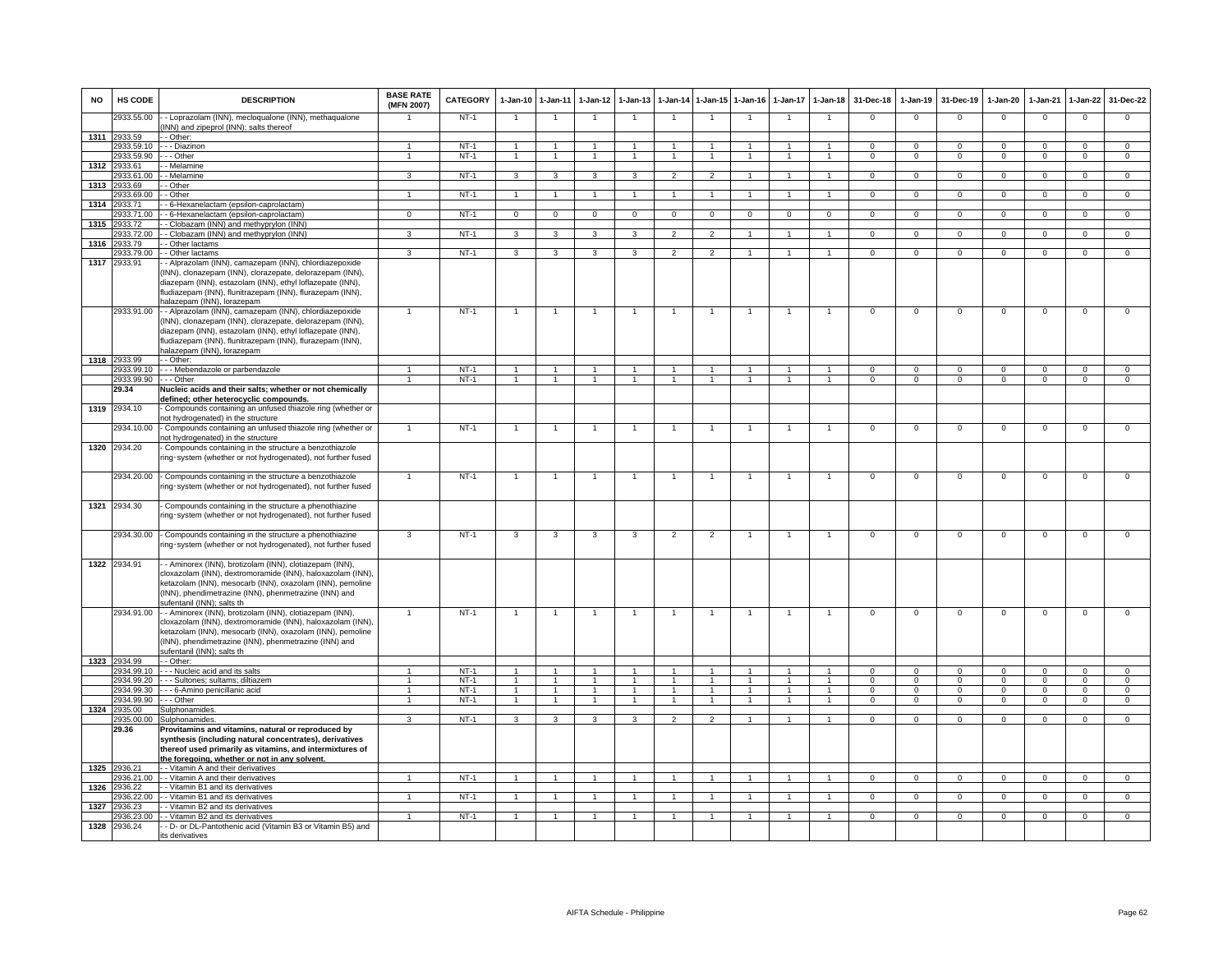| NO | HS CODE | DESCRIPTION | BASE RATE (MFN 2007) | CATEGORY | 1-Jan-10 | 1-Jan-11 | 1-Jan-12 | 1-Jan-13 | 1-Jan-14 | 1-Jan-15 | 1-Jan-16 | 1-Jan-17 | 1-Jan-18 | 31-Dec-18 | 1-Jan-19 | 31-Dec-19 | 1-Jan-20 | 1-Jan-21 | 1-Jan-22 | 31-Dec-22 |
|---|---|---|---|---|---|---|---|---|---|---|---|---|---|---|---|---|---|---|---|---|
| | 2933.55.00 | - - Loprazolam (INN), mecloqualone (INN), methaqualone (INN) and zipeprol (INN); salts thereof | 1 | NT-1 | 1 | 1 | 1 | 1 | 1 | 1 | 1 | 1 | 1 | 0 | 0 | 0 | 0 | 0 | 0 | 0 |
| 1311 | 2933.59 | - - Other: | | | | | | | | | | | | | | | | | | |
| | 2933.59.10 | - - - Diazinon | 1 | NT-1 | 1 | 1 | 1 | 1 | 1 | 1 | 1 | 1 | 1 | 0 | 0 | 0 | 0 | 0 | 0 | 0 |
| | 2933.59.90 | - - - Other | 1 | NT-1 | 1 | 1 | 1 | 1 | 1 | 1 | 1 | 1 | 1 | 0 | 0 | 0 | 0 | 0 | 0 | 0 |
| 1312 | 2933.61 | - - Melamine | | | | | | | | | | | | | | | | | | |
| | 2933.61.00 | - - Melamine | 3 | NT-1 | 3 | 3 | 3 | 3 | 2 | 2 | 1 | 1 | 1 | 0 | 0 | 0 | 0 | 0 | 0 | 0 |
| 1313 | 2933.69 | - - Other | | | | | | | | | | | | | | | | | | |
| | 2933.69.00 | - - Other | 1 | NT-1 | 1 | 1 | 1 | 1 | 1 | 1 | 1 | 1 | 1 | 0 | 0 | 0 | 0 | 0 | 0 | 0 |
| 1314 | 2933.71 | - - 6-Hexanelactam (epsilon-caprolactam) | | | | | | | | | | | | | | | | | | |
| | 2933.71.00 | - - 6-Hexanelactam (epsilon-caprolactam) | 0 | NT-1 | 0 | 0 | 0 | 0 | 0 | 0 | 0 | 0 | 0 | 0 | 0 | 0 | 0 | 0 | 0 | 0 |
| 1315 | 2933.72 | - - Clobazam (INN) and methyprylon (INN) | | | | | | | | | | | | | | | | | | |
| | 2933.72.00 | - - Clobazam (INN) and methyprylon (INN) | 3 | NT-1 | 3 | 3 | 3 | 3 | 2 | 2 | 1 | 1 | 1 | 0 | 0 | 0 | 0 | 0 | 0 | 0 |
| 1316 | 2933.79 | - - Other lactams | | | | | | | | | | | | | | | | | | |
| | 2933.79.00 | - - Other lactams | 3 | NT-1 | 3 | 3 | 3 | 3 | 2 | 2 | 1 | 1 | 1 | 0 | 0 | 0 | 0 | 0 | 0 | 0 |
| 1317 | 2933.91 | - - Alprazolam (INN), camazepam (INN), chlordiazepoxide (INN), clonazepam (INN), clorazepate, delorazepam (INN), diazepam (INN), estazolam (INN), ethyl loflazepate (INN), fludiazepam (INN), flunitrazepam (INN), flurazepam (INN), halazepam (INN), lorazepam | | | | | | | | | | | | | | | | | | |
| | 2933.91.00 | - - Alprazolam (INN), camazepam (INN), chlordiazepoxide (INN), clonazepam (INN), clorazepate, delorazepam (INN), diazepam (INN), estazolam (INN), ethyl loflazepate (INN), fludiazepam (INN), flunitrazepam (INN), flurazepam (INN), halazepam (INN), lorazepam | 1 | NT-1 | 1 | 1 | 1 | 1 | 1 | 1 | 1 | 1 | 1 | 0 | 0 | 0 | 0 | 0 | 0 | 0 |
| 1318 | 2933.99 | - - Other: | | | | | | | | | | | | | | | | | | |
| | 2933.99.10 | - - - Mebendazole or parbendazole | 1 | NT-1 | 1 | 1 | 1 | 1 | 1 | 1 | 1 | 1 | 1 | 0 | 0 | 0 | 0 | 0 | 0 | 0 |
| | 2933.99.90 | - - - Other | 1 | NT-1 | 1 | 1 | 1 | 1 | 1 | 1 | 1 | 1 | 1 | 0 | 0 | 0 | 0 | 0 | 0 | 0 |
| | **29.34** | **Nucleic acids and their salts; whether or not chemically defined; other heterocyclic compounds.** | | | | | | | | | | | | | | | | | | |
| 1319 | 2934.10 | - Compounds containing an unfused thiazole ring (whether or not hydrogenated) in the structure | | | | | | | | | | | | | | | | | | |
| | 2934.10.00 | - Compounds containing an unfused thiazole ring (whether or not hydrogenated) in the structure | 1 | NT-1 | 1 | 1 | 1 | 1 | 1 | 1 | 1 | 1 | 1 | 0 | 0 | 0 | 0 | 0 | 0 | 0 |
| 1320 | 2934.20 | - Compounds containing in the structure a benzothiazole ring-system (whether or not hydrogenated), not further fused | | | | | | | | | | | | | | | | | | |
| | 2934.20.00 | - Compounds containing in the structure a benzothiazole ring-system (whether or not hydrogenated), not further fused | 1 | NT-1 | 1 | 1 | 1 | 1 | 1 | 1 | 1 | 1 | 1 | 0 | 0 | 0 | 0 | 0 | 0 | 0 |
| 1321 | 2934.30 | - Compounds containing in the structure a phenothiazine ring-system (whether or not hydrogenated), not further fused | | | | | | | | | | | | | | | | | | |
| | 2934.30.00 | - Compounds containing in the structure a phenothiazine ring-system (whether or not hydrogenated), not further fused | 3 | NT-1 | 3 | 3 | 3 | 3 | 2 | 2 | 1 | 1 | 1 | 0 | 0 | 0 | 0 | 0 | 0 | 0 |
| 1322 | 2934.91 | - - Aminorex (INN), brotizolam (INN), clotiazepam (INN), cloxazolam (INN), dextromoramide (INN), haloxazolam (INN), ketazolam (INN), mesocarb (INN), oxazolam (INN), pemoline (INN), phendimetrazine (INN), phenmetrazine (INN) and sufentanil (INN); salts th | | | | | | | | | | | | | | | | | | |
| | 2934.91.00 | - - Aminorex (INN), brotizolam (INN), clotiazepam (INN), cloxazolam (INN), dextromoramide (INN), haloxazolam (INN), ketazolam (INN), mesocarb (INN), oxazolam (INN), pemoline (INN), phendimetrazine (INN), phenmetrazine (INN) and sufentanil (INN); salts th | 1 | NT-1 | 1 | 1 | 1 | 1 | 1 | 1 | 1 | 1 | 1 | 0 | 0 | 0 | 0 | 0 | 0 | 0 |
| 1323 | 2934.99 | - - Other: | | | | | | | | | | | | | | | | | | |
| | 2934.99.10 | - - - Nucleic acid and its salts | 1 | NT-1 | 1 | 1 | 1 | 1 | 1 | 1 | 1 | 1 | 1 | 0 | 0 | 0 | 0 | 0 | 0 | 0 |
| | 2934.99.20 | - - - Sultones; sultams; diltiazem | 1 | NT-1 | 1 | 1 | 1 | 1 | 1 | 1 | 1 | 1 | 1 | 0 | 0 | 0 | 0 | 0 | 0 | 0 |
| | 2934.99.30 | - - - 6-Amino penicillanic acid | 1 | NT-1 | 1 | 1 | 1 | 1 | 1 | 1 | 1 | 1 | 1 | 0 | 0 | 0 | 0 | 0 | 0 | 0 |
| | 2934.99.90 | - - - Other | 1 | NT-1 | 1 | 1 | 1 | 1 | 1 | 1 | 1 | 1 | 1 | 0 | 0 | 0 | 0 | 0 | 0 | 0 |
| 1324 | 2935.00 | Sulphonamides. | | | | | | | | | | | | | | | | | | |
| | 2935.00.00 | Sulphonamides. | 3 | NT-1 | 3 | 3 | 3 | 3 | 2 | 2 | 1 | 1 | 1 | 0 | 0 | 0 | 0 | 0 | 0 | 0 |
| | **29.36** | **Provitamins and vitamins, natural or reproduced by synthesis (including natural concentrates), derivatives thereof used primarily as vitamins, and intermixtures of the foregoing, whether or not in any solvent.** | | | | | | | | | | | | | | | | | | |
| 1325 | 2936.21 | - - Vitamin A and their derivatives | | | | | | | | | | | | | | | | | | |
| | 2936.21.00 | - - Vitamin A and their derivatives | 1 | NT-1 | 1 | 1 | 1 | 1 | 1 | 1 | 1 | 1 | 1 | 0 | 0 | 0 | 0 | 0 | 0 | 0 |
| 1326 | 2936.22 | - - Vitamin B1 and its derivatives | | | | | | | | | | | | | | | | | | |
| | 2936.22.00 | - - Vitamin B1 and its derivatives | 1 | NT-1 | 1 | 1 | 1 | 1 | 1 | 1 | 1 | 1 | 1 | 0 | 0 | 0 | 0 | 0 | 0 | 0 |
| 1327 | 2936.23 | - - Vitamin B2 and its derivatives | | | | | | | | | | | | | | | | | | |
| | 2936.23.00 | - - Vitamin B2 and its derivatives | 1 | NT-1 | 1 | 1 | 1 | 1 | 1 | 1 | 1 | 1 | 1 | 0 | 0 | 0 | 0 | 0 | 0 | 0 |
| 1328 | 2936.24 | - - D- or DL-Pantothenic acid (Vitamin B3 or Vitamin B5) and its derivatives | | | | | | | | | | | | | | | | | | |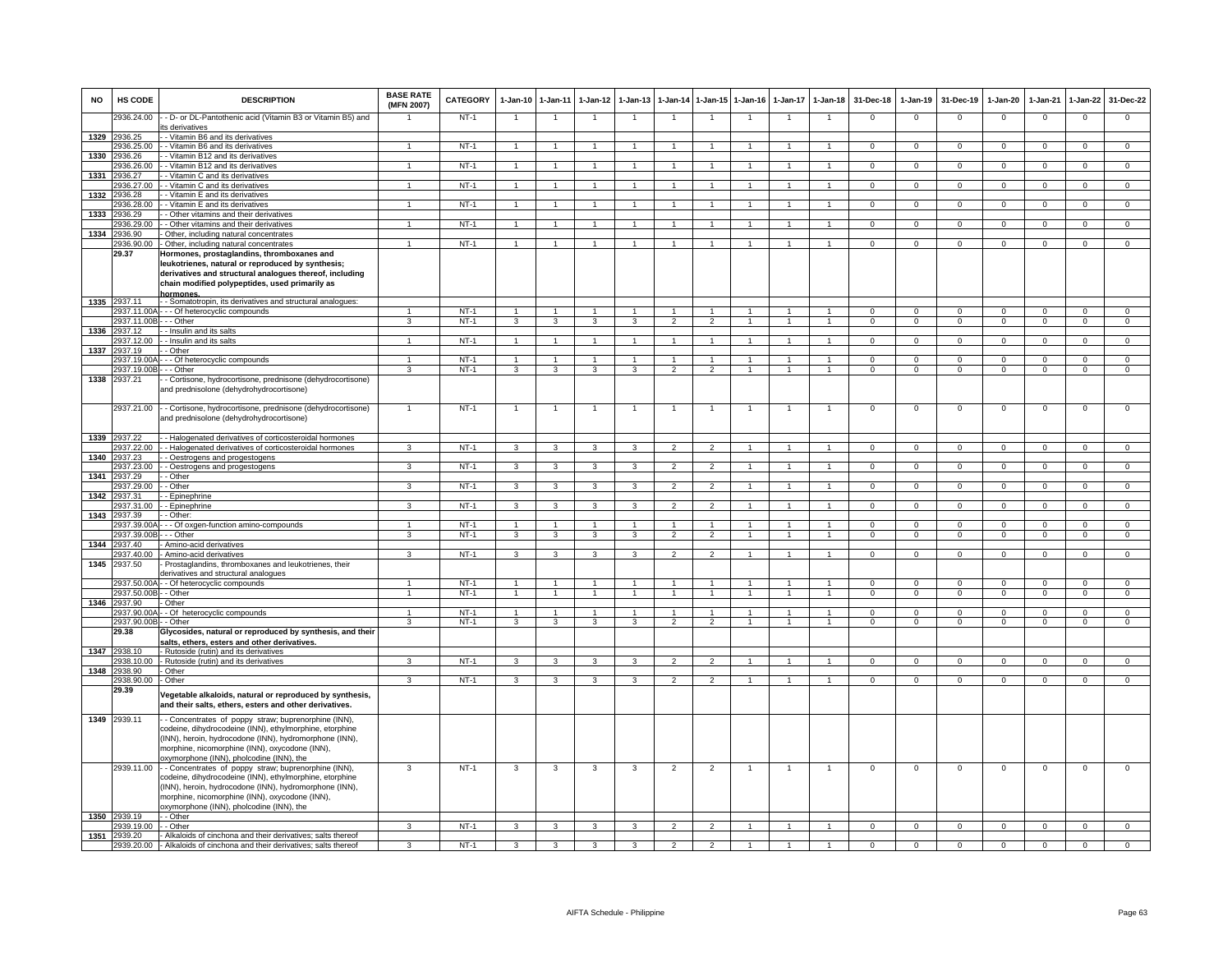| NO | HS CODE | DESCRIPTION | BASE RATE (MFN 2007) | CATEGORY | 1-Jan-10 | 1-Jan-11 | 1-Jan-12 | 1-Jan-13 | 1-Jan-14 | 1-Jan-15 | 1-Jan-16 | 1-Jan-17 | 1-Jan-18 | 31-Dec-18 | 1-Jan-19 | 31-Dec-19 | 1-Jan-20 | 1-Jan-21 | 1-Jan-22 | 31-Dec-22 |
|---|---|---|---|---|---|---|---|---|---|---|---|---|---|---|---|---|---|---|---|---|
| | 2936.24.00 | - - D- or DL-Pantothenic acid (Vitamin B3 or Vitamin B5) and its derivatives | 1 | NT-1 | 1 | 1 | 1 | 1 | 1 | 1 | 1 | 1 | 1 | 0 | 0 | 0 | 0 | 0 | 0 | 0 |
| 1329 | 2936.25 | - - Vitamin B6 and its derivatives | | | | | | | | | | | | | | | | | | |
| | 2936.25.00 | - - Vitamin B6 and its derivatives | 1 | NT-1 | 1 | 1 | 1 | 1 | 1 | 1 | 1 | 1 | 1 | 0 | 0 | 0 | 0 | 0 | 0 | 0 |
| 1330 | 2936.26 | - - Vitamin B12 and its derivatives | | | | | | | | | | | | | | | | | | |
| | 2936.26.00 | - - Vitamin B12 and its derivatives | 1 | NT-1 | 1 | 1 | 1 | 1 | 1 | 1 | 1 | 1 | 1 | 0 | 0 | 0 | 0 | 0 | 0 | 0 |
| 1331 | 2936.27 | - - Vitamin C and its derivatives | | | | | | | | | | | | | | | | | | |
| | 2936.27.00 | - - Vitamin C and its derivatives | 1 | NT-1 | 1 | 1 | 1 | 1 | 1 | 1 | 1 | 1 | 1 | 0 | 0 | 0 | 0 | 0 | 0 | 0 |
| 1332 | 2936.28 | - - Vitamin E and its derivatives | | | | | | | | | | | | | | | | | | |
| | 2936.28.00 | - - Vitamin E and its derivatives | 1 | NT-1 | 1 | 1 | 1 | 1 | 1 | 1 | 1 | 1 | 1 | 0 | 0 | 0 | 0 | 0 | 0 | 0 |
| 1333 | 2936.29 | - - Other vitamins and their derivatives | | | | | | | | | | | | | | | | | | |
| | 2936.29.00 | - - Other vitamins and their derivatives | 1 | NT-1 | 1 | 1 | 1 | 1 | 1 | 1 | 1 | 1 | 1 | 0 | 0 | 0 | 0 | 0 | 0 | 0 |
| 1334 | 2936.90 | - Other, including natural concentrates | | | | | | | | | | | | | | | | | | |
| | 2936.90.00 | - Other, including natural concentrates | 1 | NT-1 | 1 | 1 | 1 | 1 | 1 | 1 | 1 | 1 | 1 | 0 | 0 | 0 | 0 | 0 | 0 | 0 |
| | **29.37** | **Hormones, prostaglandins, thromboxanes and leukotrienes, natural or reproduced by synthesis; derivatives and structural analogues thereof, including chain modified polypeptides, used primarily as hormones.** | | | | | | | | | | | | | | | | | | |
| 1335 | 2937.11 | - - Somatotropin, its derivatives and structural analogues: | | | | | | | | | | | | | | | | | | |
| | 2937.11.00A | - - - Of heterocyclic compounds | 1 | NT-1 | 1 | 1 | 1 | 1 | 1 | 1 | 1 | 1 | 1 | 0 | 0 | 0 | 0 | 0 | 0 | 0 |
| | 2937.11.00B | - - - Other | 3 | NT-1 | 3 | 3 | 3 | 3 | 2 | 2 | 1 | 1 | 1 | 0 | 0 | 0 | 0 | 0 | 0 | 0 |
| 1336 | 2937.12 | - - Insulin and its salts | | | | | | | | | | | | | | | | | | |
| | 2937.12.00 | - - Insulin and its salts | 1 | NT-1 | 1 | 1 | 1 | 1 | 1 | 1 | 1 | 1 | 1 | 0 | 0 | 0 | 0 | 0 | 0 | 0 |
| 1337 | 2937.19 | - - Other | | | | | | | | | | | | | | | | | | |
| | 2937.19.00A | - - - Of heterocyclic compounds | 1 | NT-1 | 1 | 1 | 1 | 1 | 1 | 1 | 1 | 1 | 1 | 0 | 0 | 0 | 0 | 0 | 0 | 0 |
| | 2937.19.00B | - - - Other | 3 | NT-1 | 3 | 3 | 3 | 3 | 2 | 2 | 1 | 1 | 1 | 0 | 0 | 0 | 0 | 0 | 0 | 0 |
| 1338 | 2937.21 | - - Cortisone, hydrocortisone, prednisone (dehydrocortisone) and prednisolone (dehydrohydrocortisone) | | | | | | | | | | | | | | | | | | |
| | 2937.21.00 | - - Cortisone, hydrocortisone, prednisone (dehydrocortisone) and prednisolone (dehydrohydrocortisone) | 1 | NT-1 | 1 | 1 | 1 | 1 | 1 | 1 | 1 | 1 | 1 | 0 | 0 | 0 | 0 | 0 | 0 | 0 |
| 1339 | 2937.22 | - - Halogenated derivatives of corticosteroidal hormones | | | | | | | | | | | | | | | | | | |
| | 2937.22.00 | - - Halogenated derivatives of corticosteroidal hormones | 3 | NT-1 | 3 | 3 | 3 | 3 | 2 | 2 | 1 | 1 | 1 | 0 | 0 | 0 | 0 | 0 | 0 | 0 |
| 1340 | 2937.23 | - - Oestrogens and progestogens | | | | | | | | | | | | | | | | | | |
| | 2937.23.00 | - - Oestrogens and progestogens | 3 | NT-1 | 3 | 3 | 3 | 3 | 2 | 2 | 1 | 1 | 1 | 0 | 0 | 0 | 0 | 0 | 0 | 0 |
| 1341 | 2937.29 | - - Other | | | | | | | | | | | | | | | | | | |
| | 2937.29.00 | - - Other | 3 | NT-1 | 3 | 3 | 3 | 3 | 2 | 2 | 1 | 1 | 1 | 0 | 0 | 0 | 0 | 0 | 0 | 0 |
| 1342 | 2937.31 | - - Epinephrine | | | | | | | | | | | | | | | | | | |
| | 2937.31.00 | - - Epinephrine | 3 | NT-1 | 3 | 3 | 3 | 3 | 2 | 2 | 1 | 1 | 1 | 0 | 0 | 0 | 0 | 0 | 0 | 0 |
| 1343 | 2937.39 | - - Other: | | | | | | | | | | | | | | | | | | |
| | 2937.39.00A | - - - Of oxgen-function amino-compounds | 1 | NT-1 | 1 | 1 | 1 | 1 | 1 | 1 | 1 | 1 | 1 | 0 | 0 | 0 | 0 | 0 | 0 | 0 |
| | 2937.39.00B | - - - Other | 3 | NT-1 | 3 | 3 | 3 | 3 | 2 | 2 | 1 | 1 | 1 | 0 | 0 | 0 | 0 | 0 | 0 | 0 |
| 1344 | 2937.40 | - Amino-acid derivatives | | | | | | | | | | | | | | | | | | |
| | 2937.40.00 | - Amino-acid derivatives | 3 | NT-1 | 3 | 3 | 3 | 3 | 2 | 2 | 1 | 1 | 1 | 0 | 0 | 0 | 0 | 0 | 0 | 0 |
| 1345 | 2937.50 | - Prostaglandins, thromboxanes and leukotrienes, their derivatives and structural analogues | | | | | | | | | | | | | | | | | | |
| | 2937.50.00A | - - Of heterocyclic compounds | 1 | NT-1 | 1 | 1 | 1 | 1 | 1 | 1 | 1 | 1 | 1 | 0 | 0 | 0 | 0 | 0 | 0 | 0 |
| | 2937.50.00B | - - Other | 1 | NT-1 | 1 | 1 | 1 | 1 | 1 | 1 | 1 | 1 | 1 | 0 | 0 | 0 | 0 | 0 | 0 | 0 |
| 1346 | 2937.90 | - Other | | | | | | | | | | | | | | | | | | |
| | 2937.90.00A | - - Of heterocyclic compounds | 1 | NT-1 | 1 | 1 | 1 | 1 | 1 | 1 | 1 | 1 | 1 | 0 | 0 | 0 | 0 | 0 | 0 | 0 |
| | 2937.90.00B | - - Other | 3 | NT-1 | 3 | 3 | 3 | 3 | 2 | 2 | 1 | 1 | 1 | 0 | 0 | 0 | 0 | 0 | 0 | 0 |
| | **29.38** | **Glycosides, natural or reproduced by synthesis, and their salts, ethers, esters and other derivatives.** | | | | | | | | | | | | | | | | | | |
| 1347 | 2938.10 | - Rutoside (rutin) and its derivatives | | | | | | | | | | | | | | | | | | |
| | 2938.10.00 | - Rutoside (rutin) and its derivatives | 3 | NT-1 | 3 | 3 | 3 | 3 | 2 | 2 | 1 | 1 | 1 | 0 | 0 | 0 | 0 | 0 | 0 | 0 |
| 1348 | 2938.90 | - Other | | | | | | | | | | | | | | | | | | |
| | 2938.90.00 | - Other | 3 | NT-1 | 3 | 3 | 3 | 3 | 2 | 2 | 1 | 1 | 1 | 0 | 0 | 0 | 0 | 0 | 0 | 0 |
| | **29.39** | **Vegetable alkaloids, natural or reproduced by synthesis, and their salts, ethers, esters and other derivatives.** | | | | | | | | | | | | | | | | | | |
| 1349 | 2939.11 | - - Concentrates of poppy straw; buprenorphine (INN), codeine, dihydrocodeine (INN), ethylmorphine, etorphine (INN), heroin, hydrocodone (INN), hydromorphone (INN), morphine, nicomorphine (INN), oxycodone (INN), oxymorphone (INN), pholcodine (INN), the | | | | | | | | | | | | | | | | | | |
| | 2939.11.00 | - - Concentrates of poppy straw; buprenorphine (INN), codeine, dihydrocodeine (INN), ethylmorphine, etorphine (INN), heroin, hydrocodone (INN), hydromorphone (INN), morphine, nicomorphine (INN), oxycodone (INN), oxymorphone (INN), pholcodine (INN), the | 3 | NT-1 | 3 | 3 | 3 | 3 | 2 | 2 | 1 | 1 | 1 | 0 | 0 | 0 | 0 | 0 | 0 | 0 |
| 1350 | 2939.19 | - - Other | | | | | | | | | | | | | | | | | | |
| | 2939.19.00 | - - Other | 3 | NT-1 | 3 | 3 | 3 | 3 | 2 | 2 | 1 | 1 | 1 | 0 | 0 | 0 | 0 | 0 | 0 | 0 |
| 1351 | 2939.20 | - Alkaloids of cinchona and their derivatives; salts thereof | | | | | | | | | | | | | | | | | | |
| | 2939.20.00 | - Alkaloids of cinchona and their derivatives; salts thereof | 3 | NT-1 | 3 | 3 | 3 | 3 | 2 | 2 | 1 | 1 | 1 | 0 | 0 | 0 | 0 | 0 | 0 | 0 |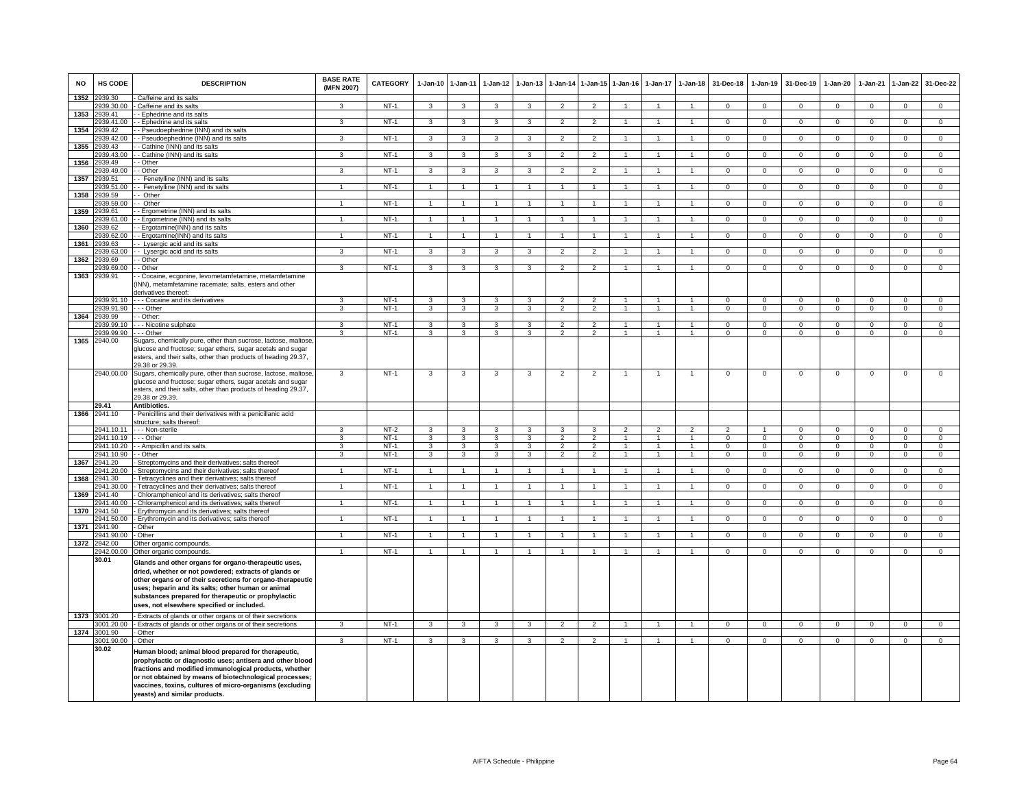| NO | HS CODE | DESCRIPTION | BASE RATE (MFN 2007) | CATEGORY | 1-Jan-10 | 1-Jan-11 | 1-Jan-12 | 1-Jan-13 | 1-Jan-14 | 1-Jan-15 | 1-Jan-16 | 1-Jan-17 | 1-Jan-18 | 31-Dec-18 | 1-Jan-19 | 31-Dec-19 | 1-Jan-20 | 1-Jan-21 | 1-Jan-22 | 31-Dec-22 |
|---|---|---|---|---|---|---|---|---|---|---|---|---|---|---|---|---|---|---|---|---|
| 1352 | 2939.30 | - Caffeine and its salts | | | | | | | | | | | | | | | | | | |
| | 2939.30.00 | - Caffeine and its salts | 3 | NT-1 | 3 | 3 | 3 | 3 | 2 | 2 | 1 | 1 | 1 | 0 | 0 | 0 | 0 | 0 | 0 | 0 |
| 1353 | 2939.41 | - - Ephedrine and its salts | | | | | | | | | | | | | | | | | | |
| | 2939.41.00 | - - Ephedrine and its salts | 3 | NT-1 | 3 | 3 | 3 | 3 | 2 | 2 | 1 | 1 | 1 | 0 | 0 | 0 | 0 | 0 | 0 | 0 |
| 1354 | 2939.42 | - - Pseudoephedrine (INN) and its salts | | | | | | | | | | | | | | | | | | |
| | 2939.42.00 | - - Pseudoephedrine (INN) and its salts | 3 | NT-1 | 3 | 3 | 3 | 3 | 2 | 2 | 1 | 1 | 1 | 0 | 0 | 0 | 0 | 0 | 0 | 0 |
| 1355 | 2939.43 | - - Cathine (INN) and its salts | | | | | | | | | | | | | | | | | | |
| | 2939.43.00 | - - Cathine (INN) and its salts | 3 | NT-1 | 3 | 3 | 3 | 3 | 2 | 2 | 1 | 1 | 1 | 0 | 0 | 0 | 0 | 0 | 0 | 0 |
| 1356 | 2939.49 | - - Other | | | | | | | | | | | | | | | | | | |
| | 2939.49.00 | - - Other | 3 | NT-1 | 3 | 3 | 3 | 3 | 2 | 2 | 1 | 1 | 1 | 0 | 0 | 0 | 0 | 0 | 0 | 0 |
| 1357 | 2939.51 | - - Fenetylline (INN) and its salts | | | | | | | | | | | | | | | | | | |
| | 2939.51.00 | - - Fenetylline (INN) and its salts | 1 | NT-1 | 1 | 1 | 1 | 1 | 1 | 1 | 1 | 1 | 1 | 0 | 0 | 0 | 0 | 0 | 0 | 0 |
| 1358 | 2939.59 | - - Other | | | | | | | | | | | | | | | | | | |
| | 2939.59.00 | - - Other | 1 | NT-1 | 1 | 1 | 1 | 1 | 1 | 1 | 1 | 1 | 1 | 0 | 0 | 0 | 0 | 0 | 0 | 0 |
| 1359 | 2939.61 | - - Ergometrine (INN) and its salts | | | | | | | | | | | | | | | | | | |
| | 2939.61.00 | - - Ergometrine (INN) and its salts | 1 | NT-1 | 1 | 1 | 1 | 1 | 1 | 1 | 1 | 1 | 1 | 0 | 0 | 0 | 0 | 0 | 0 | 0 |
| 1360 | 2939.62 | - - Ergotamine(INN) and its salts | | | | | | | | | | | | | | | | | | |
| | 2939.62.00 | - - Ergotamine(INN) and its salts | 1 | NT-1 | 1 | 1 | 1 | 1 | 1 | 1 | 1 | 1 | 1 | 0 | 0 | 0 | 0 | 0 | 0 | 0 |
| 1361 | 2939.63 | - - Lysergic acid and its salts | | | | | | | | | | | | | | | | | | |
| | 2939.63.00 | - - Lysergic acid and its salts | 3 | NT-1 | 3 | 3 | 3 | 3 | 2 | 2 | 1 | 1 | 1 | 0 | 0 | 0 | 0 | 0 | 0 | 0 |
| 1362 | 2939.69 | - - Other | | | | | | | | | | | | | | | | | | |
| | 2939.69.00 | - - Other | 3 | NT-1 | 3 | 3 | 3 | 3 | 2 | 2 | 1 | 1 | 1 | 0 | 0 | 0 | 0 | 0 | 0 | 0 |
| 1363 | 2939.91 | - - Cocaine, ecgonine, levometamfetamine, metamfetamine (INN), metamfetamine racemate; salts, esters and other derivatives thereof: | | | | | | | | | | | | | | | | | | |
| | 2939.91.10 | - - - Cocaine and its derivatives | 3 | NT-1 | 3 | 3 | 3 | 3 | 2 | 2 | 1 | 1 | 1 | 0 | 0 | 0 | 0 | 0 | 0 | 0 |
| | 2939.91.90 | - - - Other | 3 | NT-1 | 3 | 3 | 3 | 3 | 2 | 2 | 1 | 1 | 1 | 0 | 0 | 0 | 0 | 0 | 0 | 0 |
| 1364 | 2939.99 | - - Other: | | | | | | | | | | | | | | | | | | |
| | 2939.99.10 | - - - Nicotine sulphate | 3 | NT-1 | 3 | 3 | 3 | 3 | 2 | 2 | 1 | 1 | 1 | 0 | 0 | 0 | 0 | 0 | 0 | 0 |
| | 2939.99.90 | - - - Other | 3 | NT-1 | 3 | 3 | 3 | 3 | 2 | 2 | 1 | 1 | 1 | 0 | 0 | 0 | 0 | 0 | 0 | 0 |
| 1365 | 2940.00 | Sugars, chemically pure, other than sucrose, lactose, maltose, glucose and fructose; sugar ethers, sugar acetals and sugar esters, and their salts, other than products of heading 29.37, 29.38 or 29.39. | | | | | | | | | | | | | | | | | | |
| | 2940.00.00 | Sugars, chemically pure, other than sucrose, lactose, maltose, glucose and fructose; sugar ethers, sugar acetals and sugar esters, and their salts, other than products of heading 29.37, 29.38 or 29.39. | 3 | NT-1 | 3 | 3 | 3 | 3 | 2 | 2 | 1 | 1 | 1 | 0 | 0 | 0 | 0 | 0 | 0 | 0 |
| | **29.41** | **Antibiotics.** | | | | | | | | | | | | | | | | | | |
| 1366 | 2941.10 | - Penicillins and their derivatives with a penicillanic acid structure; salts thereof: | | | | | | | | | | | | | | | | | | |
| | 2941.10.11 | - - - Non-sterile | 3 | NT-2 | 3 | 3 | 3 | 3 | 3 | 3 | 2 | 2 | 2 | 2 | 1 | 0 | 0 | 0 | 0 | 0 |
| | 2941.10.19 | - - - Other | 3 | NT-1 | 3 | 3 | 3 | 3 | 2 | 2 | 1 | 1 | 1 | 0 | 0 | 0 | 0 | 0 | 0 | 0 |
| | 2941.10.20 | - - Ampicillin and its salts | 3 | NT-1 | 3 | 3 | 3 | 3 | 2 | 2 | 1 | 1 | 1 | 0 | 0 | 0 | 0 | 0 | 0 | 0 |
| | 2941.10.90 | - - Other | 3 | NT-1 | 3 | 3 | 3 | 3 | 2 | 2 | 1 | 1 | 1 | 0 | 0 | 0 | 0 | 0 | 0 | 0 |
| 1367 | 2941.20 | - Streptomycins and their derivatives; salts thereof | | | | | | | | | | | | | | | | | | |
| | 2941.20.00 | - Streptomycins and their derivatives; salts thereof | 1 | NT-1 | 1 | 1 | 1 | 1 | 1 | 1 | 1 | 1 | 1 | 0 | 0 | 0 | 0 | 0 | 0 | 0 |
| 1368 | 2941.30 | - Tetracyclines and their derivatives; salts thereof | | | | | | | | | | | | | | | | | | |
| | 2941.30.00 | - Tetracyclines and their derivatives; salts thereof | 1 | NT-1 | 1 | 1 | 1 | 1 | 1 | 1 | 1 | 1 | 1 | 0 | 0 | 0 | 0 | 0 | 0 | 0 |
| 1369 | 2941.40 | - Chloramphenicol and its derivatives; salts thereof | | | | | | | | | | | | | | | | | | |
| | 2941.40.00 | - Chloramphenicol and its derivatives; salts thereof | 1 | NT-1 | 1 | 1 | 1 | 1 | 1 | 1 | 1 | 1 | 1 | 0 | 0 | 0 | 0 | 0 | 0 | 0 |
| 1370 | 2941.50 | - Erythromycin and its derivatives; salts thereof | | | | | | | | | | | | | | | | | | |
| | 2941.50.00 | - Erythromycin and its derivatives; salts thereof | 1 | NT-1 | 1 | 1 | 1 | 1 | 1 | 1 | 1 | 1 | 1 | 0 | 0 | 0 | 0 | 0 | 0 | 0 |
| 1371 | 2941.90 | - Other | | | | | | | | | | | | | | | | | | |
| | 2941.90.00 | - Other | 1 | NT-1 | 1 | 1 | 1 | 1 | 1 | 1 | 1 | 1 | 1 | 0 | 0 | 0 | 0 | 0 | 0 | 0 |
| 1372 | 2942.00 | Other organic compounds. | | | | | | | | | | | | | | | | | | |
| | 2942.00.00 | Other organic compounds. | 1 | NT-1 | 1 | 1 | 1 | 1 | 1 | 1 | 1 | 1 | 1 | 0 | 0 | 0 | 0 | 0 | 0 | 0 |
| | **30.01** | **Glands and other organs for organo-therapeutic uses, dried, whether or not powdered; extracts of glands or other organs or of their secretions for organo-therapeutic uses; heparin and its salts; other human or animal substances prepared for therapeutic or prophylactic uses, not elsewhere specified or included.** | | | | | | | | | | | | | | | | | | |
| 1373 | 3001.20 | - Extracts of glands or other organs or of their secretions | | | | | | | | | | | | | | | | | | |
| | 3001.20.00 | - Extracts of glands or other organs or of their secretions | 3 | NT-1 | 3 | 3 | 3 | 3 | 2 | 2 | 1 | 1 | 1 | 0 | 0 | 0 | 0 | 0 | 0 | 0 |
| 1374 | 3001.90 | - Other | | | | | | | | | | | | | | | | | | |
| | 3001.90.00 | - Other | 3 | NT-1 | 3 | 3 | 3 | 3 | 2 | 2 | 1 | 1 | 1 | 0 | 0 | 0 | 0 | 0 | 0 | 0 |
| | **30.02** | **Human blood; animal blood prepared for therapeutic, prophylactic or diagnostic uses; antisera and other blood fractions and modified immunological products, whether or not obtained by means of biotechnological processes; vaccines, toxins, cultures of micro-organisms (excluding yeasts) and similar products.** | | | | | | | | | | | | | | | | | | |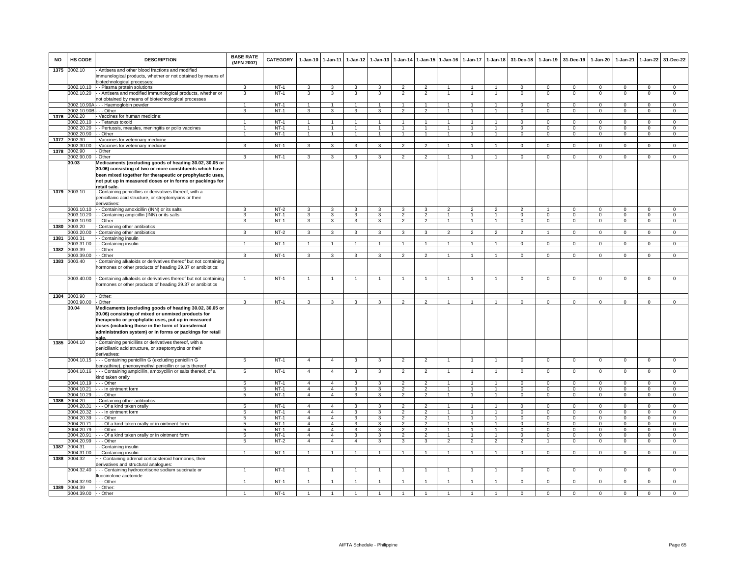| NO | HS CODE | DESCRIPTION | BASE RATE (MFN 2007) | CATEGORY | 1-Jan-10 | 1-Jan-11 | 1-Jan-12 | 1-Jan-13 | 1-Jan-14 | 1-Jan-15 | 1-Jan-16 | 1-Jan-17 | 1-Jan-18 | 31-Dec-18 | 1-Jan-19 | 31-Dec-19 | 1-Jan-20 | 1-Jan-21 | 1-Jan-22 | 31-Dec-22 |
|---|---|---|---|---|---|---|---|---|---|---|---|---|---|---|---|---|---|---|---|---|
| 1375 | 3002.10 | - Antisera and other blood fractions and modified immunological products, whether or not obtained by means of biotechnological processes: | | | | | | | | | | | | | | | | | | |
| | 3002.10.10 | - - Plasma protein solutions | 3 | NT-1 | 3 | 3 | 3 | 3 | 2 | 2 | 1 | 1 | 1 | 0 | 0 | 0 | 0 | 0 | 0 | 0 |
| | 3002.10.20 | - - Antisera and modified immunological products, whether or not obtained by means of biotechnological processes | 3 | NT-1 | 3 | 3 | 3 | 3 | 2 | 2 | 1 | 1 | 1 | 0 | 0 | 0 | 0 | 0 | 0 | 0 |
| | 3002.10.90A | - - - Haemoglobin powder | 1 | NT-1 | 1 | 1 | 1 | 1 | 1 | 1 | 1 | 1 | 1 | 0 | 0 | 0 | 0 | 0 | 0 | 0 |
| | 3002.10.90B | - - - Other | 3 | NT-1 | 3 | 3 | 3 | 3 | 2 | 2 | 1 | 1 | 1 | 0 | 0 | 0 | 0 | 0 | 0 | 0 |
| 1376 | 3002.20 | - Vaccines for human medicine: | | | | | | | | | | | | | | | | | | |
| | 3002.20.10 | - - Tetanus toxoid | 1 | NT-1 | 1 | 1 | 1 | 1 | 1 | 1 | 1 | 1 | 1 | 0 | 0 | 0 | 0 | 0 | 0 | 0 |
| | 3002.20.20 | - - Pertussis, measles, meningitis or polio vaccines | 1 | NT-1 | 1 | 1 | 1 | 1 | 1 | 1 | 1 | 1 | 1 | 0 | 0 | 0 | 0 | 0 | 0 | 0 |
| | 3002.20.90 | - - Other | 1 | NT-1 | 1 | 1 | 1 | 1 | 1 | 1 | 1 | 1 | 1 | 0 | 0 | 0 | 0 | 0 | 0 | 0 |
| 1377 | 3002.30 | - Vaccines for veterinary medicine | | | | | | | | | | | | | | | | | | |
| | 3002.30.00 | - Vaccines for veterinary medicine | 3 | NT-1 | 3 | 3 | 3 | 3 | 2 | 2 | 1 | 1 | 1 | 0 | 0 | 0 | 0 | 0 | 0 | 0 |
| 1378 | 3002.90 | - Other | | | | | | | | | | | | | | | | | | |
| | 3002.90.00 | - Other | 3 | NT-1 | 3 | 3 | 3 | 3 | 2 | 2 | 1 | 1 | 1 | 0 | 0 | 0 | 0 | 0 | 0 | 0 |
| | **30.03** | **Medicaments (excluding goods of heading 30.02, 30.05 or 30.06) consisting of two or more constituents which have been mixed together for therapeutic or prophylactic uses, not put up in measured doses or in forms or packings for retail sale.** | | | | | | | | | | | | | | | | | | |
| 1379 | 3003.10 | - Containing penicillins or derivatives thereof, with a penicillanic acid structure, or streptomycins or their derivatives: | | | | | | | | | | | | | | | | | | |
| | 3003.10.10 | - - Containing amoxicillin (INN) or its salts | 3 | NT-2 | 3 | 3 | 3 | 3 | 3 | 3 | 2 | 2 | 2 | 2 | 1 | 0 | 0 | 0 | 0 | 0 |
| | 3003.10.20 | - - Containing ampicillin (INN) or its salts | 3 | NT-1 | 3 | 3 | 3 | 3 | 2 | 2 | 1 | 1 | 1 | 0 | 0 | 0 | 0 | 0 | 0 | 0 |
| | 3003.10.90 | - - Other | 3 | NT-1 | 3 | 3 | 3 | 3 | 2 | 2 | 1 | 1 | 1 | 0 | 0 | 0 | 0 | 0 | 0 | 0 |
| 1380 | 3003.20 | - Containing other antibiotics | | | | | | | | | | | | | | | | | | |
| | 3003.20.00 | - Containing other antibiotics | 3 | NT-2 | 3 | 3 | 3 | 3 | 3 | 3 | 2 | 2 | 2 | 2 | 1 | 0 | 0 | 0 | 0 | 0 |
| 1381 | 3003.31 | - - Containing insulin | | | | | | | | | | | | | | | | | | |
| | 3003.31.00 | - - Containing insulin | 1 | NT-1 | 1 | 1 | 1 | 1 | 1 | 1 | 1 | 1 | 1 | 0 | 0 | 0 | 0 | 0 | 0 | 0 |
| 1382 | 3003.39 | - - Other | | | | | | | | | | | | | | | | | | |
| | 3003.39.00 | - - Other | 3 | NT-1 | 3 | 3 | 3 | 3 | 2 | 2 | 1 | 1 | 1 | 0 | 0 | 0 | 0 | 0 | 0 | 0 |
| 1383 | 3003.40 | - Containing alkaloids or derivatives thereof but not containing hormones or other products of heading 29.37 or antibiotics: | | | | | | | | | | | | | | | | | | |
| | 3003.40.00 | - Containing alkaloids or derivatives thereof but not containing hormones or other products of heading 29.37 or antibiotics | 1 | NT-1 | 1 | 1 | 1 | 1 | 1 | 1 | 1 | 1 | 1 | 0 | 0 | 0 | 0 | 0 | 0 | 0 |
| 1384 | 3003.90 | - Other: | | | | | | | | | | | | | | | | | | |
| | 3003.90.00 | - Other | 3 | NT-1 | 3 | 3 | 3 | 3 | 2 | 2 | 1 | 1 | 1 | 0 | 0 | 0 | 0 | 0 | 0 | 0 |
| | **30.04** | **Medicaments (excluding goods of heading 30.02, 30.05 or 30.06) consisting of mixed or unmixed products for therapeutic or prophylactic uses, put up in measured doses (including those in the form of transdermal administration system) or in forms or packings for retail sale.** | | | | | | | | | | | | | | | | | | |
| 1385 | 3004.10 | - Containing penicillins or derivatives thereof, with a penicillanic acid structure, or streptomycins or their derivatives: | | | | | | | | | | | | | | | | | | |
| | 3004.10.15 | - - - Containing penicillin G (excluding penicillin G benzathine), phenoxymethyl penicillin or salts thereof | 5 | NT-1 | 4 | 4 | 3 | 3 | 2 | 2 | 1 | 1 | 1 | 0 | 0 | 0 | 0 | 0 | 0 | 0 |
| | 3004.10.16 | - - - Containing ampicillin, amoxycillin or salts thereof, of a kind taken orally | 5 | NT-1 | 4 | 4 | 3 | 3 | 2 | 2 | 1 | 1 | 1 | 0 | 0 | 0 | 0 | 0 | 0 | 0 |
| | 3004.10.19 | - - - Other | 5 | NT-1 | 4 | 4 | 3 | 3 | 2 | 2 | 1 | 1 | 1 | 0 | 0 | 0 | 0 | 0 | 0 | 0 |
| | 3004.10.21 | - - - In ointment form | 5 | NT-1 | 4 | 4 | 3 | 3 | 2 | 2 | 1 | 1 | 1 | 0 | 0 | 0 | 0 | 0 | 0 | 0 |
| | 3004.10.29 | - - - Other | 5 | NT-1 | 4 | 4 | 3 | 3 | 2 | 2 | 1 | 1 | 1 | 0 | 0 | 0 | 0 | 0 | 0 | 0 |
| 1386 | 3004.20 | - Containing other antibiotics: | | | | | | | | | | | | | | | | | | |
| | 3004.20.31 | - - - Of a kind taken orally | 5 | NT-1 | 4 | 4 | 3 | 3 | 2 | 2 | 1 | 1 | 1 | 0 | 0 | 0 | 0 | 0 | 0 | 0 |
| | 3004.20.32 | - - - In ointment form | 5 | NT-1 | 4 | 4 | 3 | 3 | 2 | 2 | 1 | 1 | 1 | 0 | 0 | 0 | 0 | 0 | 0 | 0 |
| | 3004.20.39 | - - - Other | 5 | NT-1 | 4 | 4 | 3 | 3 | 2 | 2 | 1 | 1 | 1 | 0 | 0 | 0 | 0 | 0 | 0 | 0 |
| | 3004.20.71 | - - - Of a kind taken orally or in ointment form | 5 | NT-1 | 4 | 4 | 3 | 3 | 2 | 2 | 1 | 1 | 1 | 0 | 0 | 0 | 0 | 0 | 0 | 0 |
| | 3004.20.79 | - - - Other | 5 | NT-1 | 4 | 4 | 3 | 3 | 2 | 2 | 1 | 1 | 1 | 0 | 0 | 0 | 0 | 0 | 0 | 0 |
| | 3004.20.91 | - - - Of a kind taken orally or in ointment form | 5 | NT-1 | 4 | 4 | 3 | 3 | 2 | 2 | 1 | 1 | 1 | 0 | 0 | 0 | 0 | 0 | 0 | 0 |
| | 3004.20.99 | - - - Other | 5 | NT-2 | 4 | 4 | 4 | 3 | 3 | 3 | 2 | 2 | 2 | 2 | 1 | 0 | 0 | 0 | 0 | 0 |
| 1387 | 3004.31 | - - Containing insulin | | | | | | | | | | | | | | | | | | |
| | 3004.31.00 | - - Containing insulin | 1 | NT-1 | 1 | 1 | 1 | 1 | 1 | 1 | 1 | 1 | 1 | 0 | 0 | 0 | 0 | 0 | 0 | 0 |
| 1388 | 3004.32 | - - Containing adrenal corticosteroid hormones, their derivatives and structural analogues: | | | | | | | | | | | | | | | | | | |
| | 3004.32.40 | - - - Containing hydrocortisone sodium succinate or fluocinolone acetonide | 1 | NT-1 | 1 | 1 | 1 | 1 | 1 | 1 | 1 | 1 | 1 | 0 | 0 | 0 | 0 | 0 | 0 | 0 |
| | 3004.32.90 | - - - Other | 1 | NT-1 | 1 | 1 | 1 | 1 | 1 | 1 | 1 | 1 | 1 | 0 | 0 | 0 | 0 | 0 | 0 | 0 |
| 1389 | 3004.39 | - - Other: | | | | | | | | | | | | | | | | | | |
| | 3004.39.00 | - - Other | 1 | NT-1 | 1 | 1 | 1 | 1 | 1 | 1 | 1 | 1 | 1 | 0 | 0 | 0 | 0 | 0 | 0 | 0 |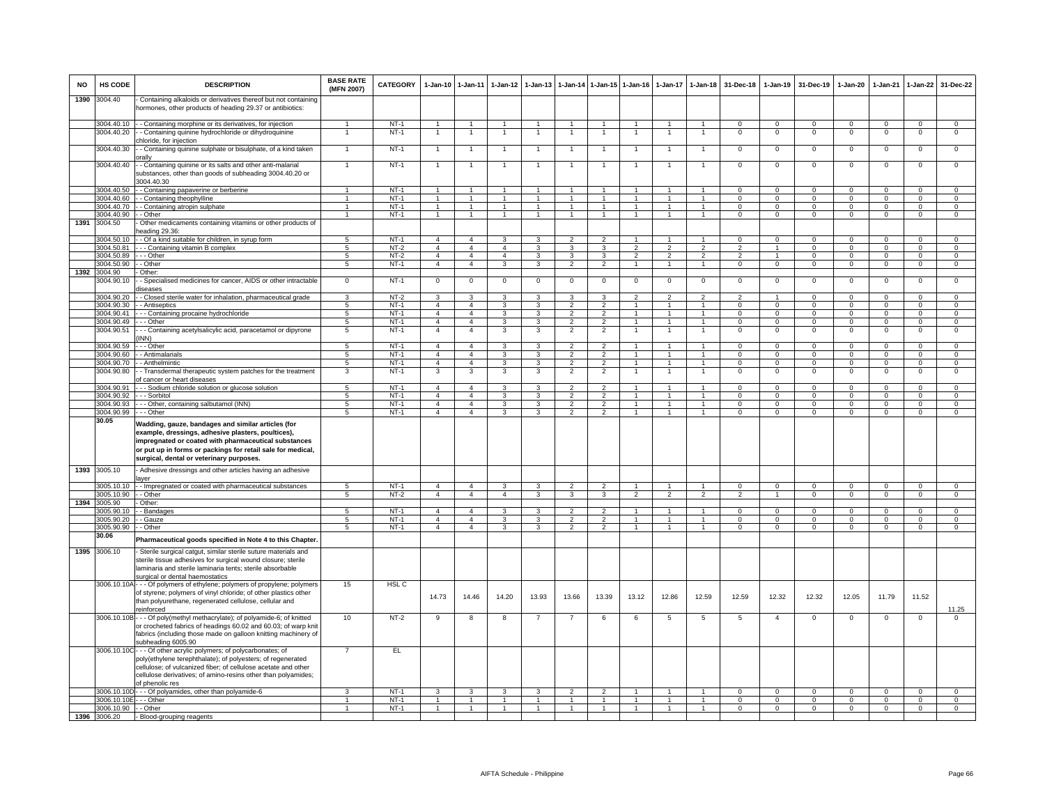| NO | HS CODE | DESCRIPTION | BASE RATE (MFN 2007) | CATEGORY | 1-Jan-10 | 1-Jan-11 | 1-Jan-12 | 1-Jan-13 | 1-Jan-14 | 1-Jan-15 | 1-Jan-16 | 1-Jan-17 | 1-Jan-18 | 31-Dec-18 | 1-Jan-19 | 31-Dec-19 | 1-Jan-20 | 1-Jan-21 | 1-Jan-22 | 31-Dec-22 |
|---|---|---|---|---|---|---|---|---|---|---|---|---|---|---|---|---|---|---|---|---|
| 1390 | 3004.40 | - Containing alkaloids or derivatives thereof but not containing hormones, other products of heading 29.37 or antibiotics: | | | | | | | | | | | | | | | | | | |
| | 3004.40.10 | - - Containing morphine or its derivatives, for injection | 1 | NT-1 | 1 | 1 | 1 | 1 | 1 | 1 | 1 | 1 | 1 | 0 | 0 | 0 | 0 | 0 | 0 | 0 |
| | 3004.40.20 | - - Containing quinine hydrochloride or dihydroquinine chloride, for injection | 1 | NT-1 | 1 | 1 | 1 | 1 | 1 | 1 | 1 | 1 | 1 | 0 | 0 | 0 | 0 | 0 | 0 | 0 |
| | 3004.40.30 | - - Containing quinine sulphate or bisulphate, of a kind taken orally | 1 | NT-1 | 1 | 1 | 1 | 1 | 1 | 1 | 1 | 1 | 1 | 0 | 0 | 0 | 0 | 0 | 0 | 0 |
| | 3004.40.40 | - - Containing quinine or its salts and other anti-malarial substances, other than goods of subheading 3004.40.20 or 3004.40.30 | 1 | NT-1 | 1 | 1 | 1 | 1 | 1 | 1 | 1 | 1 | 1 | 0 | 0 | 0 | 0 | 0 | 0 | 0 |
| | 3004.40.50 | - - Containing papaverine or berberine | 1 | NT-1 | 1 | 1 | 1 | 1 | 1 | 1 | 1 | 1 | 1 | 0 | 0 | 0 | 0 | 0 | 0 | 0 |
| | 3004.40.60 | - - Containing theophylline | 1 | NT-1 | 1 | 1 | 1 | 1 | 1 | 1 | 1 | 1 | 1 | 0 | 0 | 0 | 0 | 0 | 0 | 0 |
| | 3004.40.70 | - - Containing atropin sulphate | 1 | NT-1 | 1 | 1 | 1 | 1 | 1 | 1 | 1 | 1 | 1 | 0 | 0 | 0 | 0 | 0 | 0 | 0 |
| | 3004.40.90 | - - Other | 1 | NT-1 | 1 | 1 | 1 | 1 | 1 | 1 | 1 | 1 | 1 | 0 | 0 | 0 | 0 | 0 | 0 | 0 |
| 1391 | 3004.50 | - Other medicaments containing vitamins or other products of heading 29.36: | | | | | | | | | | | | | | | | | | |
| | 3004.50.10 | - - Of a kind suitable for children, in syrup form | 5 | NT-1 | 4 | 4 | 3 | 3 | 2 | 2 | 1 | 1 | 1 | 0 | 0 | 0 | 0 | 0 | 0 | 0 |
| | 3004.50.81 | - - - Containing vitamin B complex | 5 | NT-2 | 4 | 4 | 4 | 3 | 3 | 3 | 2 | 2 | 2 | 2 | 1 | 0 | 0 | 0 | 0 | 0 |
| | 3004.50.89 | - - - Other | 5 | NT-2 | 4 | 4 | 4 | 3 | 3 | 3 | 2 | 2 | 2 | 2 | 1 | 0 | 0 | 0 | 0 | 0 |
| | 3004.50.90 | - - Other | 5 | NT-1 | 4 | 4 | 3 | 3 | 2 | 2 | 1 | 1 | 1 | 0 | 0 | 0 | 0 | 0 | 0 | 0 |
| 1392 | 3004.90 | - Other: | | | | | | | | | | | | | | | | | | |
| | 3004.90.10 | - - Specialised medicines for cancer, AIDS or other intractable diseases | 0 | NT-1 | 0 | 0 | 0 | 0 | 0 | 0 | 0 | 0 | 0 | 0 | 0 | 0 | 0 | 0 | 0 | 0 |
| | 3004.90.20 | - - Closed sterile water for inhalation, pharmaceutical grade | 3 | NT-2 | 3 | 3 | 3 | 3 | 3 | 3 | 2 | 2 | 2 | 2 | 1 | 0 | 0 | 0 | 0 | 0 |
| | 3004.90.30 | - - Antiseptics | 5 | NT-1 | 4 | 4 | 3 | 3 | 2 | 2 | 1 | 1 | 1 | 0 | 0 | 0 | 0 | 0 | 0 | 0 |
| | 3004.90.41 | - - - Containing procaine hydrochloride | 5 | NT-1 | 4 | 4 | 3 | 3 | 2 | 2 | 1 | 1 | 1 | 0 | 0 | 0 | 0 | 0 | 0 | 0 |
| | 3004.90.49 | - - - Other | 5 | NT-1 | 4 | 4 | 3 | 3 | 2 | 2 | 1 | 1 | 1 | 0 | 0 | 0 | 0 | 0 | 0 | 0 |
| | 3004.90.51 | - - - Containing acetylsalicylic acid, paracetamol or dipyrone (INN) | 5 | NT-1 | 4 | 4 | 3 | 3 | 2 | 2 | 1 | 1 | 1 | 0 | 0 | 0 | 0 | 0 | 0 | 0 |
| | 3004.90.59 | - - - Other | 5 | NT-1 | 4 | 4 | 3 | 3 | 2 | 2 | 1 | 1 | 1 | 0 | 0 | 0 | 0 | 0 | 0 | 0 |
| | 3004.90.60 | - - Antimalarials | 5 | NT-1 | 4 | 4 | 3 | 3 | 2 | 2 | 1 | 1 | 1 | 0 | 0 | 0 | 0 | 0 | 0 | 0 |
| | 3004.90.70 | - - Anthelmintic | 5 | NT-1 | 4 | 4 | 3 | 3 | 2 | 2 | 1 | 1 | 1 | 0 | 0 | 0 | 0 | 0 | 0 | 0 |
| | 3004.90.80 | - - Transdermal therapeutic system patches for the treatment of cancer or heart diseases | 3 | NT-1 | 3 | 3 | 3 | 3 | 2 | 2 | 1 | 1 | 1 | 0 | 0 | 0 | 0 | 0 | 0 | 0 |
| | 3004.90.91 | - - - Sodium chloride solution or glucose solution | 5 | NT-1 | 4 | 4 | 3 | 3 | 2 | 2 | 1 | 1 | 1 | 0 | 0 | 0 | 0 | 0 | 0 | 0 |
| | 3004.90.92 | - - - Sorbitol | 5 | NT-1 | 4 | 4 | 3 | 3 | 2 | 2 | 1 | 1 | 1 | 0 | 0 | 0 | 0 | 0 | 0 | 0 |
| | 3004.90.93 | - - - Other, containing salbutamol (INN) | 5 | NT-1 | 4 | 4 | 3 | 3 | 2 | 2 | 1 | 1 | 1 | 0 | 0 | 0 | 0 | 0 | 0 | 0 |
| | 3004.90.99 | - - - Other | 5 | NT-1 | 4 | 4 | 3 | 3 | 2 | 2 | 1 | 1 | 1 | 0 | 0 | 0 | 0 | 0 | 0 | 0 |
| | **30.05** | **Wadding, gauze, bandages and similar articles (for example, dressings, adhesive plasters, poultices), impregnated or coated with pharmaceutical substances or put up in forms or packings for retail sale for medical, surgical, dental or veterinary purposes.** | | | | | | | | | | | | | | | | | | |
| 1393 | 3005.10 | - Adhesive dressings and other articles having an adhesive layer | | | | | | | | | | | | | | | | | | |
| | 3005.10.10 | - - Impregnated or coated with pharmaceutical substances | 5 | NT-1 | 4 | 4 | 3 | 3 | 2 | 2 | 1 | 1 | 1 | 0 | 0 | 0 | 0 | 0 | 0 | 0 |
| | 3005.10.90 | - - Other | 5 | NT-2 | 4 | 4 | 4 | 3 | 3 | 3 | 2 | 2 | 2 | 2 | 1 | 0 | 0 | 0 | 0 | 0 |
| 1394 | 3005.90 | - Other: | | | | | | | | | | | | | | | | | | |
| | 3005.90.10 | - - Bandages | 5 | NT-1 | 4 | 4 | 3 | 3 | 2 | 2 | 1 | 1 | 1 | 0 | 0 | 0 | 0 | 0 | 0 | 0 |
| | 3005.90.20 | - - Gauze | 5 | NT-1 | 4 | 4 | 3 | 3 | 2 | 2 | 1 | 1 | 1 | 0 | 0 | 0 | 0 | 0 | 0 | 0 |
| | 3005.90.90 | - - Other | 5 | NT-1 | 4 | 4 | 3 | 3 | 2 | 2 | 1 | 1 | 1 | 0 | 0 | 0 | 0 | 0 | 0 | 0 |
| | **30.06** | **Pharmaceutical goods specified in Note 4 to this Chapter.** | | | | | | | | | | | | | | | | | | |
| 1395 | 3006.10 | - Sterile surgical catgut, similar sterile suture materials and sterile tissue adhesives for surgical wound closure; sterile laminaria and sterile laminaria tents; sterile absorbable surgical or dental haemostatics | | | | | | | | | | | | | | | | | | |
| | 3006.10.10A | - - - Of polymers of ethylene; polymers of propylene; polymers of styrene; polymers of vinyl chloride; of other plastics other than polyurethane, regenerated cellulose, cellular and reinforced | 15 | HSL C | 14.73 | 14.46 | 14.20 | 13.93 | 13.66 | 13.39 | 13.12 | 12.86 | 12.59 | 12.59 | 12.32 | 12.32 | 12.05 | 11.79 | 11.52 | 11.25 |
| | 3006.10.10B | - - - Of poly(methyl methacrylate); of polyamide-6; of knitted or crocheted fabrics of headings 60.02 and 60.03; of warp knit fabrics (including those made on galloon knitting machinery of subheading 6005.90 | 10 | NT-2 | 9 | 8 | 8 | 7 | 7 | 6 | 6 | 5 | 5 | 5 | 4 | 0 | 0 | 0 | 0 | 0 |
| | 3006.10.10C | - - - Of other acrylic polymers; of polycarbonates; of poly(ethylene terephthalate); of polyesters; of regenerated cellulose; of vulcanized fiber; of cellulose acetate and other cellulose derivatives; of amino-resins other than polyamides; of phenolic res | 7 | EL | | | | | | | | | | | | | | | | |
| | 3006.10.10D | - - - Of polyamides, other than polyamide-6 | 3 | NT-1 | 3 | 3 | 3 | 3 | 2 | 2 | 1 | 1 | 1 | 0 | 0 | 0 | 0 | 0 | 0 | 0 |
| | 3006.10.10E | - - - Other | 1 | NT-1 | 1 | 1 | 1 | 1 | 1 | 1 | 1 | 1 | 1 | 0 | 0 | 0 | 0 | 0 | 0 | 0 |
| | 3006.10.90 | - - Other | 1 | NT-1 | 1 | 1 | 1 | 1 | 1 | 1 | 1 | 1 | 1 | 0 | 0 | 0 | 0 | 0 | 0 | 0 |
| 1396 | 3006.20 | - Blood-grouping reagents | | | | | | | | | | | | | | | | | | |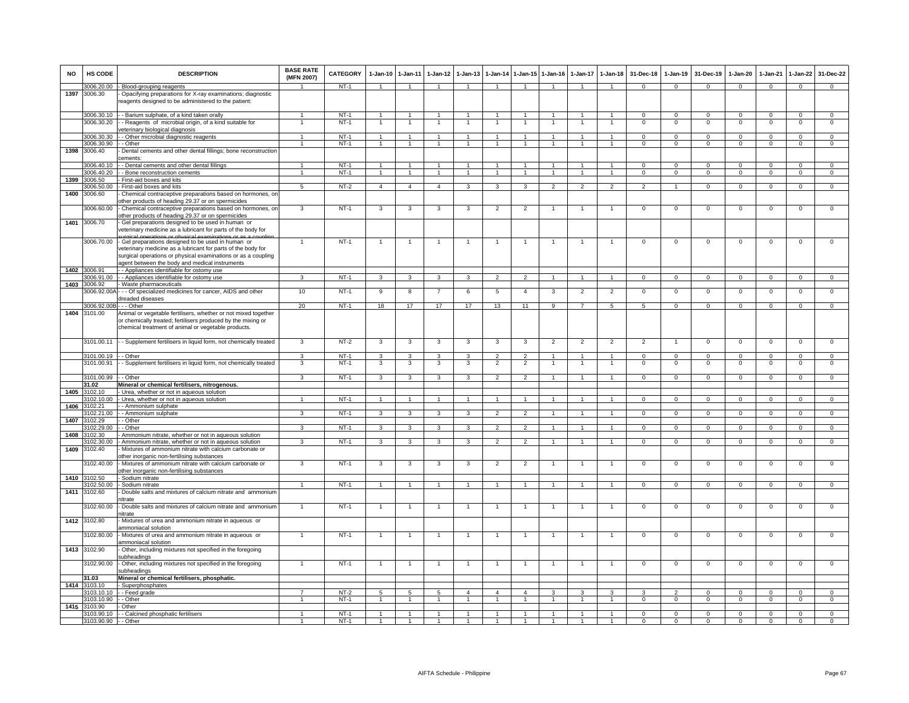| NO | HS CODE | DESCRIPTION | BASE RATE (MFN 2007) | CATEGORY | 1-Jan-10 | 1-Jan-11 | 1-Jan-12 | 1-Jan-13 | 1-Jan-14 | 1-Jan-15 | 1-Jan-16 | 1-Jan-17 | 1-Jan-18 | 31-Dec-18 | 1-Jan-19 | 31-Dec-19 | 1-Jan-20 | 1-Jan-21 | 1-Jan-22 | 31-Dec-22 |
|---|---|---|---|---|---|---|---|---|---|---|---|---|---|---|---|---|---|---|---|---|
| | 3006.20.00 | - Blood-grouping reagents | 1 | NT-1 | 1 | 1 | 1 | 1 | 1 | 1 | 1 | 1 | 1 | 0 | 0 | 0 | 0 | 0 | 0 | 0 |
| 1397 | 3006.30 | - Opacifying preparations for X-ray examinations; diagnostic reagents designed to be administered to the patient: | | | | | | | | | | | | | | | | | | |
| | 3006.30.10 | - - Barium sulphate, of a kind taken orally | 1 | NT-1 | 1 | 1 | 1 | 1 | 1 | 1 | 1 | 1 | 1 | 0 | 0 | 0 | 0 | 0 | 0 | 0 |
| | 3006.30.20 | - - Reagents of microbial origin, of a kind suitable for veterinary biological diagnosis | 1 | NT-1 | 1 | 1 | 1 | 1 | 1 | 1 | 1 | 1 | 1 | 0 | 0 | 0 | 0 | 0 | 0 | 0 |
| | 3006.30.30 | - - Other microbial diagnostic reagents | 1 | NT-1 | 1 | 1 | 1 | 1 | 1 | 1 | 1 | 1 | 1 | 0 | 0 | 0 | 0 | 0 | 0 | 0 |
| | 3006.30.90 | - - Other | 1 | NT-1 | 1 | 1 | 1 | 1 | 1 | 1 | 1 | 1 | 1 | 0 | 0 | 0 | 0 | 0 | 0 | 0 |
| 1398 | 3006.40 | - Dental cements and other dental fillings; bone reconstruction cements: | | | | | | | | | | | | | | | | | | |
| | 3006.40.10 | - - Dental cements and other dental fillings | 1 | NT-1 | 1 | 1 | 1 | 1 | 1 | 1 | 1 | 1 | 1 | 0 | 0 | 0 | 0 | 0 | 0 | 0 |
| | 3006.40.20 | - - Bone reconstruction cements | 1 | NT-1 | 1 | 1 | 1 | 1 | 1 | 1 | 1 | 1 | 1 | 0 | 0 | 0 | 0 | 0 | 0 | 0 |
| 1399 | 3006.50 | - First-aid boxes and kits | | | | | | | | | | | | | | | | | | |
| | 3006.50.00 | - First-aid boxes and kits | 5 | NT-2 | 4 | 4 | 4 | 3 | 3 | 3 | 2 | 2 | 2 | 2 | 1 | 0 | 0 | 0 | 0 | 0 |
| 1400 | 3006.60 | - Chemical contraceptive preparations based on hormones, on other products of heading 29.37 or on spermicides | | | | | | | | | | | | | | | | | | |
| | 3006.60.00 | - Chemical contraceptive preparations based on hormones, on other products of heading 29.37 or on spermicides | 3 | NT-1 | 3 | 3 | 3 | 3 | 2 | 2 | 1 | 1 | 1 | 0 | 0 | 0 | 0 | 0 | 0 | 0 |
| 1401 | 3006.70 | - Gel preparations designed to be used in human or veterinary medicine as a lubricant for parts of the body for surgical operations or physical examinations or as a coupling | | | | | | | | | | | | | | | | | | |
| | 3006.70.00 | - Gel preparations designed to be used in human or veterinary medicine as a lubricant for parts of the body for surgical operations or physical examinations or as a coupling agent between the body and medical instruments | 1 | NT-1 | 1 | 1 | 1 | 1 | 1 | 1 | 1 | 1 | 1 | 0 | 0 | 0 | 0 | 0 | 0 | 0 |
| 1402 | 3006.91 | - - Appliances identifiable for ostomy use | | | | | | | | | | | | | | | | | | |
| | 3006.91.00 | - - Appliances identifiable for ostomy use | 3 | NT-1 | 3 | 3 | 3 | 3 | 2 | 2 | 1 | 1 | 1 | 0 | 0 | 0 | 0 | 0 | 0 | 0 |
| 1403 | 3006.92 | - Waste pharmaceuticals | | | | | | | | | | | | | | | | | | |
| | 3006.92.00A | - - - Of specialized medicines for cancer, AIDS and other dreaded diseases | 10 | NT-1 | 9 | 8 | 7 | 6 | 5 | 4 | 3 | 2 | 2 | 0 | 0 | 0 | 0 | 0 | 0 | 0 |
| | 3006.92.00B | - - - Other | 20 | NT-1 | 18 | 17 | 17 | 17 | 13 | 11 | 9 | 7 | 5 | 5 | 0 | 0 | 0 | 0 | 0 | 0 |
| 1404 | 3101.00 | Animal or vegetable fertilisers, whether or not mixed together or chemically treated; fertilisers produced by the mixing or chemical treatment of animal or vegetable products. | | | | | | | | | | | | | | | | | | |
| | 3101.00.11 | - - Supplement fertilisers in liquid form, not chemically treated | 3 | NT-2 | 3 | 3 | 3 | 3 | 3 | 3 | 2 | 2 | 2 | 2 | 1 | 0 | 0 | 0 | 0 | 0 |
| | 3101.00.19 | - - Other | 3 | NT-1 | 3 | 3 | 3 | 3 | 2 | 2 | 1 | 1 | 1 | 0 | 0 | 0 | 0 | 0 | 0 | 0 |
| | 3101.00.91 | - - Supplement fertilisers in liquid form, not chemically treated | 3 | NT-1 | 3 | 3 | 3 | 3 | 2 | 2 | 1 | 1 | 1 | 0 | 0 | 0 | 0 | 0 | 0 | 0 |
| | 3101.00.99 | - - Other | 3 | NT-1 | 3 | 3 | 3 | 3 | 2 | 2 | 1 | 1 | 1 | 0 | 0 | 0 | 0 | 0 | 0 | 0 |
| | **31.02** | **Mineral or chemical fertilisers, nitrogenous.** | | | | | | | | | | | | | | | | | | |
| 1405 | 3102.10 | - Urea, whether or not in aqueous solution | | | | | | | | | | | | | | | | | | |
| | 3102.10.00 | - Urea, whether or not in aqueous solution | 1 | NT-1 | 1 | 1 | 1 | 1 | 1 | 1 | 1 | 1 | 1 | 0 | 0 | 0 | 0 | 0 | 0 | 0 |
| 1406 | 3102.21 | - - Ammonium sulphate | | | | | | | | | | | | | | | | | | |
| | 3102.21.00 | - - Ammonium sulphate | 3 | NT-1 | 3 | 3 | 3 | 3 | 2 | 2 | 1 | 1 | 1 | 0 | 0 | 0 | 0 | 0 | 0 | 0 |
| 1407 | 3102.29 | - - Other | | | | | | | | | | | | | | | | | | |
| | 3102.29.00 | - - Other | 3 | NT-1 | 3 | 3 | 3 | 3 | 2 | 2 | 1 | 1 | 1 | 0 | 0 | 0 | 0 | 0 | 0 | 0 |
| 1408 | 3102.30 | - Ammonium nitrate, whether or not in aqueous solution | | | | | | | | | | | | | | | | | | |
| | 3102.30.00 | - Ammonium nitrate, whether or not in aqueous solution | 3 | NT-1 | 3 | 3 | 3 | 3 | 2 | 2 | 1 | 1 | 1 | 0 | 0 | 0 | 0 | 0 | 0 | 0 |
| 1409 | 3102.40 | - Mixtures of ammonium nitrate with calcium carbonate or other inorganic non-fertilising substances | | | | | | | | | | | | | | | | | | |
| | 3102.40.00 | - Mixtures of ammonium nitrate with calcium carbonate or other inorganic non-fertilising substances | 3 | NT-1 | 3 | 3 | 3 | 3 | 2 | 2 | 1 | 1 | 1 | 0 | 0 | 0 | 0 | 0 | 0 | 0 |
| 1410 | 3102.50 | - Sodium nitrate | | | | | | | | | | | | | | | | | | |
| | 3102.50.00 | - Sodium nitrate | 1 | NT-1 | 1 | 1 | 1 | 1 | 1 | 1 | 1 | 1 | 1 | 0 | 0 | 0 | 0 | 0 | 0 | 0 |
| 1411 | 3102.60 | - Double salts and mixtures of calcium nitrate and ammonium nitrate | | | | | | | | | | | | | | | | | | |
| | 3102.60.00 | - Double salts and mixtures of calcium nitrate and ammonium nitrate | 1 | NT-1 | 1 | 1 | 1 | 1 | 1 | 1 | 1 | 1 | 1 | 0 | 0 | 0 | 0 | 0 | 0 | 0 |
| 1412 | 3102.80 | - Mixtures of urea and ammonium nitrate in aqueous or ammoniacal solution | | | | | | | | | | | | | | | | | | |
| | 3102.80.00 | - Mixtures of urea and ammonium nitrate in aqueous or ammoniacal solution | 1 | NT-1 | 1 | 1 | 1 | 1 | 1 | 1 | 1 | 1 | 1 | 0 | 0 | 0 | 0 | 0 | 0 | 0 |
| 1413 | 3102.90 | - Other, including mixtures not specified in the foregoing subheadings | | | | | | | | | | | | | | | | | | |
| | 3102.90.00 | - Other, including mixtures not specified in the foregoing subheadings | 1 | NT-1 | 1 | 1 | 1 | 1 | 1 | 1 | 1 | 1 | 1 | 0 | 0 | 0 | 0 | 0 | 0 | 0 |
| | **31.03** | **Mineral or chemical fertilisers, phosphatic.** | | | | | | | | | | | | | | | | | | |
| 1414 | 3103.10 | - Superphosphates | | | | | | | | | | | | | | | | | | |
| | 3103.10.10 | - - Feed grade | 7 | NT-2 | 5 | 5 | 5 | 4 | 4 | 4 | 3 | 3 | 3 | 3 | 2 | 0 | 0 | 0 | 0 | 0 |
| | 3103.10.90 | - - Other | 1 | NT-1 | 1 | 1 | 1 | 1 | 1 | 1 | 1 | 1 | 1 | 0 | 0 | 0 | 0 | 0 | 0 | 0 |
| 1415 | 3103.90 | - Other | | | | | | | | | | | | | | | | | | |
| | 3103.90.10 | - - Calcined phosphatic fertilisers | 1 | NT-1 | 1 | 1 | 1 | 1 | 1 | 1 | 1 | 1 | 1 | 0 | 0 | 0 | 0 | 0 | 0 | 0 |
| | 3103.90.90 | - - Other | 1 | NT-1 | 1 | 1 | 1 | 1 | 1 | 1 | 1 | 1 | 1 | 0 | 0 | 0 | 0 | 0 | 0 | 0 |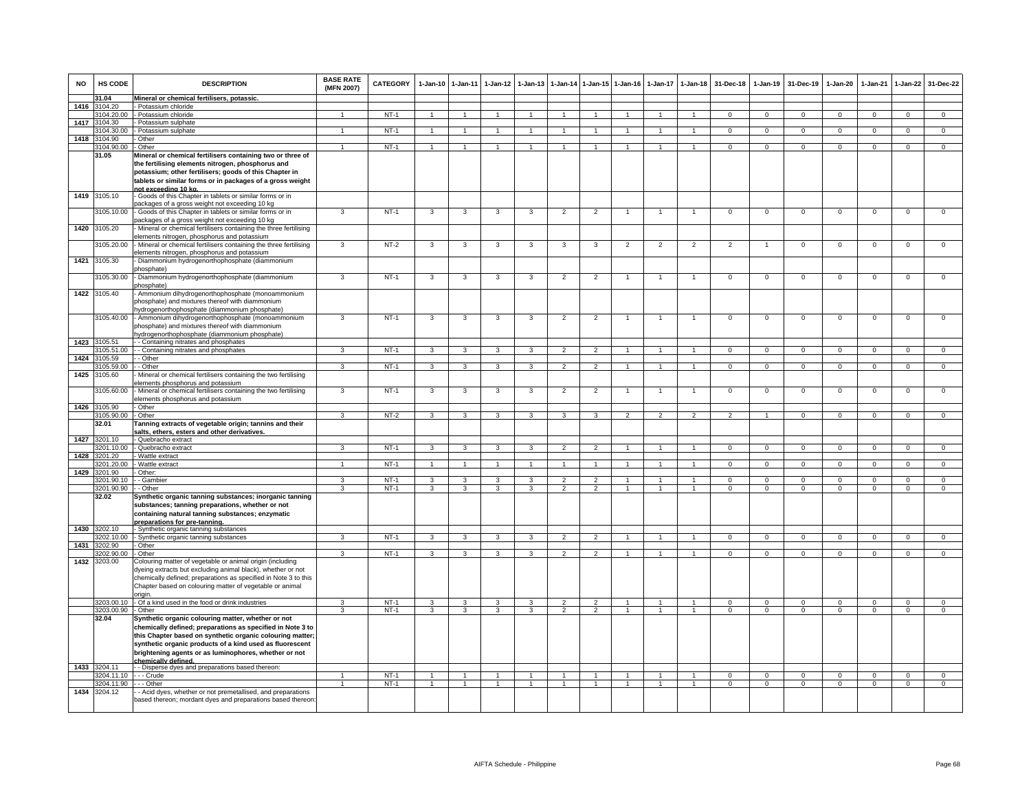| NO | HS CODE | DESCRIPTION | BASE RATE (MFN 2007) | CATEGORY | 1-Jan-10 | 1-Jan-11 | 1-Jan-12 | 1-Jan-13 | 1-Jan-14 | 1-Jan-15 | 1-Jan-16 | 1-Jan-17 | 1-Jan-18 | 31-Dec-18 | 1-Jan-19 | 31-Dec-19 | 1-Jan-20 | 1-Jan-21 | 1-Jan-22 | 31-Dec-22 |
|---|---|---|---|---|---|---|---|---|---|---|---|---|---|---|---|---|---|---|---|---|
| | 31.04 | **Mineral or chemical fertilisers, potassic.** | | | | | | | | | | | | | | | | | | |
| 1416 | 3104.20 | - Potassium chloride | | | | | | | | | | | | | | | | | | |
| | 3104.20.00 | - Potassium chloride | 1 | NT-1 | 1 | 1 | 1 | 1 | 1 | 1 | 1 | 1 | 1 | 0 | 0 | 0 | 0 | 0 | 0 | 0 |
| 1417 | 3104.30 | - Potassium sulphate | | | | | | | | | | | | | | | | | | |
| | 3104.30.00 | - Potassium sulphate | 1 | NT-1 | 1 | 1 | 1 | 1 | 1 | 1 | 1 | 1 | 1 | 0 | 0 | 0 | 0 | 0 | 0 | 0 |
| 1418 | 3104.90 | - Other | | | | | | | | | | | | | | | | | | |
| | 3104.90.00 | - Other | 1 | NT-1 | 1 | 1 | 1 | 1 | 1 | 1 | 1 | 1 | 1 | 0 | 0 | 0 | 0 | 0 | 0 | 0 |
| | 31.05 | **Mineral or chemical fertilisers containing two or three of the fertilising elements nitrogen, phosphorus and potassium; other fertilisers; goods of this Chapter in tablets or similar forms or in packages of a gross weight not exceeding 10 kg.** | | | | | | | | | | | | | | | | | | |
| 1419 | 3105.10 | - Goods of this Chapter in tablets or similar forms or in packages of a gross weight not exceeding 10 kg | | | | | | | | | | | | | | | | | | |
| | 3105.10.00 | - Goods of this Chapter in tablets or similar forms or in packages of a gross weight not exceeding 10 kg | 3 | NT-1 | 3 | 3 | 3 | 3 | 2 | 2 | 1 | 1 | 1 | 0 | 0 | 0 | 0 | 0 | 0 | 0 |
| 1420 | 3105.20 | - Mineral or chemical fertilisers containing the three fertilising elements nitrogen, phosphorus and potassium | | | | | | | | | | | | | | | | | | |
| | 3105.20.00 | - Mineral or chemical fertilisers containing the three fertilising elements nitrogen, phosphorus and potassium | 3 | NT-2 | 3 | 3 | 3 | 3 | 3 | 3 | 2 | 2 | 2 | 2 | 1 | 0 | 0 | 0 | 0 | 0 |
| 1421 | 3105.30 | - Diammonium hydrogenorthophosphate (diammonium phosphate) | | | | | | | | | | | | | | | | | | |
| | 3105.30.00 | - Diammonium hydrogenorthophosphate (diammonium phosphate) | 3 | NT-1 | 3 | 3 | 3 | 3 | 2 | 2 | 1 | 1 | 1 | 0 | 0 | 0 | 0 | 0 | 0 | 0 |
| 1422 | 3105.40 | - Ammonium dihydrogenorthophosphate (monoammonium phosphate) and mixtures thereof with diammonium hydrogenorthophosphate (diammonium phosphate) | | | | | | | | | | | | | | | | | | |
| | 3105.40.00 | - Ammonium dihydrogenorthophosphate (monoammonium phosphate) and mixtures thereof with diammonium hydrogenorthophosphate (diammonium phosphate) | 3 | NT-1 | 3 | 3 | 3 | 3 | 2 | 2 | 1 | 1 | 1 | 0 | 0 | 0 | 0 | 0 | 0 | 0 |
| 1423 | 3105.51 | - - Containing nitrates and phosphates | | | | | | | | | | | | | | | | | | |
| | 3105.51.00 | - - Containing nitrates and phosphates | 3 | NT-1 | 3 | 3 | 3 | 3 | 2 | 2 | 1 | 1 | 1 | 0 | 0 | 0 | 0 | 0 | 0 | 0 |
| 1424 | 3105.59 | - - Other | | | | | | | | | | | | | | | | | | |
| | 3105.59.00 | - - Other | 3 | NT-1 | 3 | 3 | 3 | 3 | 2 | 2 | 1 | 1 | 1 | 0 | 0 | 0 | 0 | 0 | 0 | 0 |
| 1425 | 3105.60 | - Mineral or chemical fertilisers containing the two fertilising elements phosphorus and potassium | | | | | | | | | | | | | | | | | | |
| | 3105.60.00 | - Mineral or chemical fertilisers containing the two fertilising elements phosphorus and potassium | 3 | NT-1 | 3 | 3 | 3 | 3 | 2 | 2 | 1 | 1 | 1 | 0 | 0 | 0 | 0 | 0 | 0 | 0 |
| 1426 | 3105.90 | - Other | | | | | | | | | | | | | | | | | | |
| | 3105.90.00 | - Other | 3 | NT-2 | 3 | 3 | 3 | 3 | 3 | 3 | 2 | 2 | 2 | 2 | 1 | 0 | 0 | 0 | 0 | 0 |
| | 32.01 | **Tanning extracts of vegetable origin; tannins and their salts, ethers, esters and other derivatives.** | | | | | | | | | | | | | | | | | | |
| 1427 | 3201.10 | - Quebracho extract | | | | | | | | | | | | | | | | | | |
| | 3201.10.00 | - Quebracho extract | 3 | NT-1 | 3 | 3 | 3 | 3 | 2 | 2 | 1 | 1 | 1 | 0 | 0 | 0 | 0 | 0 | 0 | 0 |
| 1428 | 3201.20 | - Wattle extract | | | | | | | | | | | | | | | | | | |
| | 3201.20.00 | - Wattle extract | 1 | NT-1 | 1 | 1 | 1 | 1 | 1 | 1 | 1 | 1 | 1 | 0 | 0 | 0 | 0 | 0 | 0 | 0 |
| 1429 | 3201.90 | - Other: | | | | | | | | | | | | | | | | | | |
| | 3201.90.10 | - - Gambier | 3 | NT-1 | 3 | 3 | 3 | 3 | 2 | 2 | 1 | 1 | 1 | 0 | 0 | 0 | 0 | 0 | 0 | 0 |
| | 3201.90.90 | - - Other | 3 | NT-1 | 3 | 3 | 3 | 3 | 2 | 2 | 1 | 1 | 1 | 0 | 0 | 0 | 0 | 0 | 0 | 0 |
| | 32.02 | **Synthetic organic tanning substances; inorganic tanning substances; tanning preparations, whether or not containing natural tanning substances; enzymatic preparations for pre-tanning.** | | | | | | | | | | | | | | | | | | |
| 1430 | 3202.10 | - Synthetic organic tanning substances | | | | | | | | | | | | | | | | | | |
| | 3202.10.00 | - Synthetic organic tanning substances | 3 | NT-1 | 3 | 3 | 3 | 3 | 2 | 2 | 1 | 1 | 1 | 0 | 0 | 0 | 0 | 0 | 0 | 0 |
| 1431 | 3202.90 | - Other | | | | | | | | | | | | | | | | | | |
| | 3202.90.00 | - Other | 3 | NT-1 | 3 | 3 | 3 | 3 | 2 | 2 | 1 | 1 | 1 | 0 | 0 | 0 | 0 | 0 | 0 | 0 |
| 1432 | 3203.00 | Colouring matter of vegetable or animal origin (including dyeing extracts but excluding animal black), whether or not chemically defined; preparations as specified in Note 3 to this Chapter based on colouring matter of vegetable or animal origin. | | | | | | | | | | | | | | | | | | |
| | 3203.00.10 | - Of a kind used in the food or drink industries | 3 | NT-1 | 3 | 3 | 3 | 3 | 2 | 2 | 1 | 1 | 1 | 0 | 0 | 0 | 0 | 0 | 0 | 0 |
| | 3203.00.90 | - Other | 3 | NT-1 | 3 | 3 | 3 | 3 | 2 | 2 | 1 | 1 | 1 | 0 | 0 | 0 | 0 | 0 | 0 | 0 |
| | 32.04 | **Synthetic organic colouring matter, whether or not chemically defined; preparations as specified in Note 3 to this Chapter based on synthetic organic colouring matter; synthetic organic products of a kind used as fluorescent brightening agents or as luminophores, whether or not chemically defined.** | | | | | | | | | | | | | | | | | | |
| 1433 | 3204.11 | - - Disperse dyes and preparations based thereon: | | | | | | | | | | | | | | | | | | |
| | 3204.11.10 | - - - Crude | 1 | NT-1 | 1 | 1 | 1 | 1 | 1 | 1 | 1 | 1 | 1 | 0 | 0 | 0 | 0 | 0 | 0 | 0 |
| | 3204.11.90 | - - - Other | 1 | NT-1 | 1 | 1 | 1 | 1 | 1 | 1 | 1 | 1 | 1 | 0 | 0 | 0 | 0 | 0 | 0 | 0 |
| 1434 | 3204.12 | - - Acid dyes, whether or not premetallised, and preparations based thereon; mordant dyes and preparations based thereon: | | | | | | | | | | | | | | | | | | |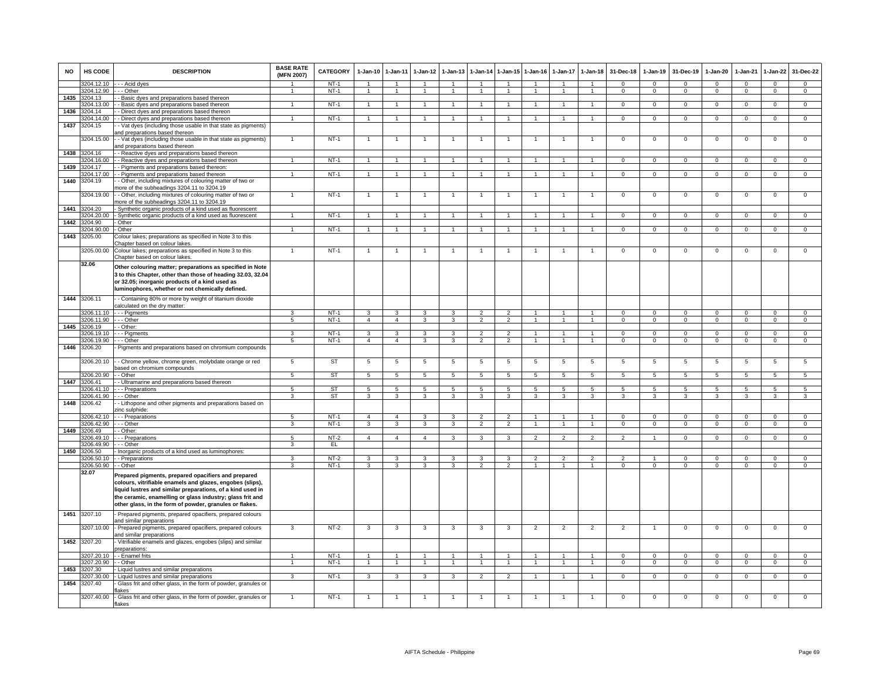| NO | HS CODE | DESCRIPTION | BASE RATE (MFN 2007) | CATEGORY | 1-Jan-10 | 1-Jan-11 | 1-Jan-12 | 1-Jan-13 | 1-Jan-14 | 1-Jan-15 | 1-Jan-16 | 1-Jan-17 | 1-Jan-18 | 31-Dec-18 | 1-Jan-19 | 31-Dec-19 | 1-Jan-20 | 1-Jan-21 | 1-Jan-22 | 31-Dec-22 |
|---|---|---|---|---|---|---|---|---|---|---|---|---|---|---|---|---|---|---|---|---|
| | 3204.12.10 | - - - Acid dyes | 1 | NT-1 | 1 | 1 | 1 | 1 | 1 | 1 | 1 | 1 | 1 | 0 | 0 | 0 | 0 | 0 | 0 | 0 |
| | 3204.12.90 | - - - Other | 1 | NT-1 | 1 | 1 | 1 | 1 | 1 | 1 | 1 | 1 | 1 | 0 | 0 | 0 | 0 | 0 | 0 | 0 |
| 1435 | 3204.13 | - - Basic dyes and preparations based thereon | | | | | | | | | | | | | | | | | | |
| | 3204.13.00 | - - Basic dyes and preparations based thereon | 1 | NT-1 | 1 | 1 | 1 | 1 | 1 | 1 | 1 | 1 | 1 | 0 | 0 | 0 | 0 | 0 | 0 | 0 |
| 1436 | 3204.14 | - - Direct dyes and preparations based thereon | | | | | | | | | | | | | | | | | | |
| | 3204.14.00 | - - Direct dyes and preparations based thereon | 1 | NT-1 | 1 | 1 | 1 | 1 | 1 | 1 | 1 | 1 | 1 | 0 | 0 | 0 | 0 | 0 | 0 | 0 |
| 1437 | 3204.15 | - - Vat dyes (including those usable in that state as pigments) and preparations based thereon | | | | | | | | | | | | | | | | | | |
| | 3204.15.00 | - - Vat dyes (including those usable in that state as pigments) and preparations based thereon | 1 | NT-1 | 1 | 1 | 1 | 1 | 1 | 1 | 1 | 1 | 1 | 0 | 0 | 0 | 0 | 0 | 0 | 0 |
| 1438 | 3204.16 | - - Reactive dyes and preparations based thereon | | | | | | | | | | | | | | | | | | |
| | 3204.16.00 | - - Reactive dyes and preparations based thereon | 1 | NT-1 | 1 | 1 | 1 | 1 | 1 | 1 | 1 | 1 | 1 | 0 | 0 | 0 | 0 | 0 | 0 | 0 |
| 1439 | 3204.17 | - - Pigments and preparations based thereon: | | | | | | | | | | | | | | | | | | |
| | 3204.17.00 | - - Pigments and preparations based thereon | 1 | NT-1 | 1 | 1 | 1 | 1 | 1 | 1 | 1 | 1 | 1 | 0 | 0 | 0 | 0 | 0 | 0 | 0 |
| 1440 | 3204.19 | - - Other, including mixtures of colouring matter of two or more of the subheadings 3204.11 to 3204.19 | | | | | | | | | | | | | | | | | | |
| | 3204.19.00 | - - Other, including mixtures of colouring matter of two or more of the subheadings 3204.11 to 3204.19 | 1 | NT-1 | 1 | 1 | 1 | 1 | 1 | 1 | 1 | 1 | 1 | 0 | 0 | 0 | 0 | 0 | 0 | 0 |
| 1441 | 3204.20 | - Synthetic organic products of a kind used as fluorescent | | | | | | | | | | | | | | | | | | |
| | 3204.20.00 | - Synthetic organic products of a kind used as fluorescent | 1 | NT-1 | 1 | 1 | 1 | 1 | 1 | 1 | 1 | 1 | 1 | 0 | 0 | 0 | 0 | 0 | 0 | 0 |
| 1442 | 3204.90 | - Other | | | | | | | | | | | | | | | | | | |
| | 3204.90.00 | - Other | 1 | NT-1 | 1 | 1 | 1 | 1 | 1 | 1 | 1 | 1 | 1 | 0 | 0 | 0 | 0 | 0 | 0 | 0 |
| 1443 | 3205.00 | Colour lakes; preparations as specified in Note 3 to this Chapter based on colour lakes. | | | | | | | | | | | | | | | | | | |
| | 3205.00.00 | Colour lakes; preparations as specified in Note 3 to this Chapter based on colour lakes. | 1 | NT-1 | 1 | 1 | 1 | 1 | 1 | 1 | 1 | 1 | 1 | 0 | 0 | 0 | 0 | 0 | 0 | 0 |
| | 32.06 | **Other colouring matter; preparations as specified in Note 3 to this Chapter, other than those of heading 32.03, 32.04 or 32.05; inorganic products of a kind used as luminophores, whether or not chemically defined.** | | | | | | | | | | | | | | | | | | |
| 1444 | 3206.11 | - - Containing 80% or more by weight of titanium dioxide calculated on the dry matter: | | | | | | | | | | | | | | | | | | |
| | 3206.11.10 | - - - Pigments | 3 | NT-1 | 3 | 3 | 3 | 3 | 2 | 2 | 1 | 1 | 1 | 0 | 0 | 0 | 0 | 0 | 0 | 0 |
| | 3206.11.90 | - - - Other | 5 | NT-1 | 4 | 4 | 3 | 3 | 2 | 2 | 1 | 1 | 1 | 0 | 0 | 0 | 0 | 0 | 0 | 0 |
| 1445 | 3206.19 | - - Other: | | | | | | | | | | | | | | | | | | |
| | 3206.19.10 | - - - Pigments | 3 | NT-1 | 3 | 3 | 3 | 3 | 2 | 2 | 1 | 1 | 1 | 0 | 0 | 0 | 0 | 0 | 0 | 0 |
| | 3206.19.90 | - - - Other | 5 | NT-1 | 4 | 4 | 3 | 3 | 2 | 2 | 1 | 1 | 1 | 0 | 0 | 0 | 0 | 0 | 0 | 0 |
| 1446 | 3206.20 | - Pigments and preparations based on chromium compounds | | | | | | | | | | | | | | | | | | |
| | 3206.20.10 | - - Chrome yellow, chrome green, molybdate orange or red based on chromium compounds | 5 | ST | 5 | 5 | 5 | 5 | 5 | 5 | 5 | 5 | 5 | 5 | 5 | 5 | 5 | 5 | 5 | 5 |
| | 3206.20.90 | - - Other | 5 | ST | 5 | 5 | 5 | 5 | 5 | 5 | 5 | 5 | 5 | 5 | 5 | 5 | 5 | 5 | 5 | 5 |
| 1447 | 3206.41 | - - Ultramarine and preparations based thereon | | | | | | | | | | | | | | | | | | |
| | 3206.41.10 | - - - Preparations | 5 | ST | 5 | 5 | 5 | 5 | 5 | 5 | 5 | 5 | 5 | 5 | 5 | 5 | 5 | 5 | 5 | 5 |
| | 3206.41.90 | - - - Other | 3 | ST | 3 | 3 | 3 | 3 | 3 | 3 | 3 | 3 | 3 | 3 | 3 | 3 | 3 | 3 | 3 | 3 |
| 1448 | 3206.42 | - - Lithopone and other pigments and preparations based on zinc sulphide: | | | | | | | | | | | | | | | | | | |
| | 3206.42.10 | - - - Preparations | 5 | NT-1 | 4 | 4 | 3 | 3 | 2 | 2 | 1 | 1 | 1 | 0 | 0 | 0 | 0 | 0 | 0 | 0 |
| | 3206.42.90 | - - - Other | 3 | NT-1 | 3 | 3 | 3 | 3 | 2 | 2 | 1 | 1 | 1 | 0 | 0 | 0 | 0 | 0 | 0 | 0 |
| 1449 | 3206.49 | - - Other: | | | | | | | | | | | | | | | | | | |
| | 3206.49.10 | - - - Preparations | 5 | NT-2 | 4 | 4 | 4 | 3 | 3 | 3 | 2 | 2 | 2 | 2 | 1 | 0 | 0 | 0 | 0 | 0 |
| | 3206.49.90 | - - - Other | 3 | EL | | | | | | | | | | | | | | | | |
| 1450 | 3206.50 | - Inorganic products of a kind used as luminophores: | | | | | | | | | | | | | | | | | | |
| | 3206.50.10 | - - Preparations | 3 | NT-2 | 3 | 3 | 3 | 3 | 3 | 3 | 2 | 2 | 2 | 2 | 1 | 0 | 0 | 0 | 0 | 0 |
| | 3206.50.90 | - - Other | 3 | NT-1 | 3 | 3 | 3 | 3 | 2 | 2 | 1 | 1 | 1 | 0 | 0 | 0 | 0 | 0 | 0 | 0 |
| | 32.07 | **Prepared pigments, prepared opacifiers and prepared colours, vitrifiable enamels and glazes, engobes (slips), liquid lustres and similar preparations, of a kind used in the ceramic, enamelling or glass industry; glass frit and other glass, in the form of powder, granules or flakes.** | | | | | | | | | | | | | | | | | | |
| 1451 | 3207.10 | - Prepared pigments, prepared opacifiers, prepared colours and similar preparations | | | | | | | | | | | | | | | | | | |
| | 3207.10.00 | - Prepared pigments, prepared opacifiers, prepared colours and similar preparations | 3 | NT-2 | 3 | 3 | 3 | 3 | 3 | 3 | 2 | 2 | 2 | 2 | 1 | 0 | 0 | 0 | 0 | 0 |
| 1452 | 3207.20 | - Vitrifiable enamels and glazes, engobes (slips) and similar preparations: | | | | | | | | | | | | | | | | | | |
| | 3207.20.10 | - - Enamel frits | 1 | NT-1 | 1 | 1 | 1 | 1 | 1 | 1 | 1 | 1 | 1 | 0 | 0 | 0 | 0 | 0 | 0 | 0 |
| | 3207.20.90 | - - Other | 1 | NT-1 | 1 | 1 | 1 | 1 | 1 | 1 | 1 | 1 | 1 | 0 | 0 | 0 | 0 | 0 | 0 | 0 |
| 1453 | 3207.30 | - Liquid lustres and similar preparations | | | | | | | | | | | | | | | | | | |
| | 3207.30.00 | - Liquid lustres and similar preparations | 3 | NT-1 | 3 | 3 | 3 | 3 | 2 | 2 | 1 | 1 | 1 | 0 | 0 | 0 | 0 | 0 | 0 | 0 |
| 1454 | 3207.40 | - Glass frit and other glass, in the form of powder, granules or flakes | | | | | | | | | | | | | | | | | | |
| | 3207.40.00 | - Glass frit and other glass, in the form of powder, granules or flakes | 1 | NT-1 | 1 | 1 | 1 | 1 | 1 | 1 | 1 | 1 | 1 | 0 | 0 | 0 | 0 | 0 | 0 | 0 |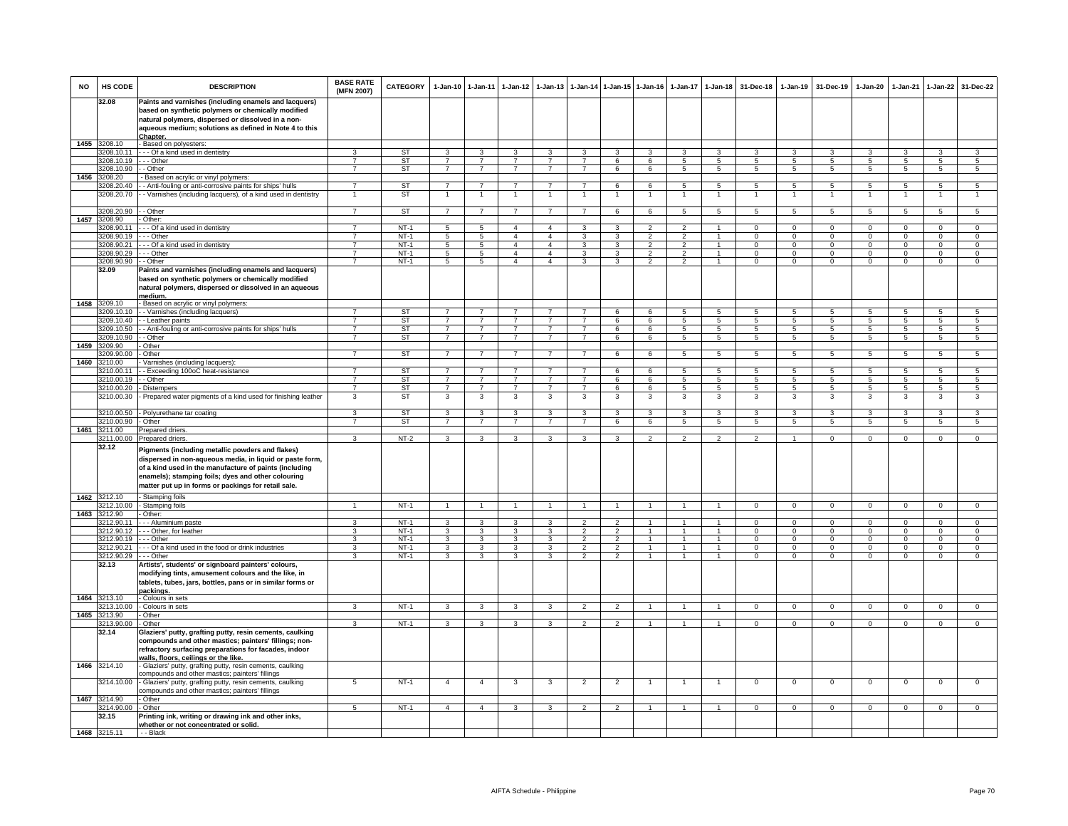| NO | HS CODE | DESCRIPTION | BASE RATE (MFN 2007) | CATEGORY | 1-Jan-10 | 1-Jan-11 | 1-Jan-12 | 1-Jan-13 | 1-Jan-14 | 1-Jan-15 | 1-Jan-16 | 1-Jan-17 | 1-Jan-18 | 31-Dec-18 | 1-Jan-19 | 31-Dec-19 | 1-Jan-20 | 1-Jan-21 | 1-Jan-22 | 31-Dec-22 |
|---|---|---|---|---|---|---|---|---|---|---|---|---|---|---|---|---|---|---|---|---|
| | **32.08** | **Paints and varnishes (including enamels and lacquers) based on synthetic polymers or chemically modified natural polymers, dispersed or dissolved in a non-aqueous medium; solutions as defined in Note 4 to this Chapter.** | | | | | | | | | | | | | | | | | | |
| 1455 | 3208.10 | - Based on polyesters: | | | | | | | | | | | | | | | | | | |
| | 3208.10.11 | - - - Of a kind used in dentistry | 3 | ST | 3 | 3 | 3 | 3 | 3 | 3 | 3 | 3 | 3 | 3 | 3 | 3 | 3 | 3 | 3 | 3 |
| | 3208.10.19 | - - - Other | 7 | ST | 7 | 7 | 7 | 7 | 7 | 6 | 6 | 5 | 5 | 5 | 5 | 5 | 5 | 5 | 5 | 5 |
| | 3208.10.90 | - - Other | 7 | ST | 7 | 7 | 7 | 7 | 7 | 6 | 6 | 5 | 5 | 5 | 5 | 5 | 5 | 5 | 5 | 5 |
| 1456 | 3208.20 | - Based on acrylic or vinyl polymers: | | | | | | | | | | | | | | | | | | |
| | 3208.20.40 | - - Anti-fouling or anti-corrosive paints for ships' hulls | 7 | ST | 7 | 7 | 7 | 7 | 7 | 6 | 6 | 5 | 5 | 5 | 5 | 5 | 5 | 5 | 5 | 5 |
| | 3208.20.70 | - - Varnishes (including lacquers), of a kind used in dentistry | 1 | ST | 1 | 1 | 1 | 1 | 1 | 1 | 1 | 1 | 1 | 1 | 1 | 1 | 1 | 1 | 1 | 1 |
| | 3208.20.90 | - - Other | 7 | ST | 7 | 7 | 7 | 7 | 7 | 6 | 6 | 5 | 5 | 5 | 5 | 5 | 5 | 5 | 5 | 5 |
| 1457 | 3208.90 | - Other: | | | | | | | | | | | | | | | | | | |
| | 3208.90.11 | - - - Of a kind used in dentistry | 7 | NT-1 | 5 | 5 | 4 | 4 | 3 | 3 | 2 | 2 | 1 | 0 | 0 | 0 | 0 | 0 | 0 | 0 |
| | 3208.90.19 | - - - Other | 7 | NT-1 | 5 | 5 | 4 | 4 | 3 | 3 | 2 | 2 | 1 | 0 | 0 | 0 | 0 | 0 | 0 | 0 |
| | 3208.90.21 | - - - Of a kind used in dentistry | 7 | NT-1 | 5 | 5 | 4 | 4 | 3 | 3 | 2 | 2 | 1 | 0 | 0 | 0 | 0 | 0 | 0 | 0 |
| | 3208.90.29 | - - - Other | 7 | NT-1 | 5 | 5 | 4 | 4 | 3 | 3 | 2 | 2 | 1 | 0 | 0 | 0 | 0 | 0 | 0 | 0 |
| | 3208.90.90 | - - Other | 7 | NT-1 | 5 | 5 | 4 | 4 | 3 | 3 | 2 | 2 | 1 | 0 | 0 | 0 | 0 | 0 | 0 | 0 |
| | **32.09** | **Paints and varnishes (including enamels and lacquers) based on synthetic polymers or chemically modified natural polymers, dispersed or dissolved in an aqueous medium.** | | | | | | | | | | | | | | | | | | |
| 1458 | 3209.10 | - Based on acrylic or vinyl polymers: | | | | | | | | | | | | | | | | | | |
| | 3209.10.10 | - - Varnishes (including lacquers) | 7 | ST | 7 | 7 | 7 | 7 | 7 | 6 | 6 | 5 | 5 | 5 | 5 | 5 | 5 | 5 | 5 | 5 |
| | 3209.10.40 | - - Leather paints | 7 | ST | 7 | 7 | 7 | 7 | 7 | 6 | 6 | 5 | 5 | 5 | 5 | 5 | 5 | 5 | 5 | 5 |
| | 3209.10.50 | - - Anti-fouling or anti-corrosive paints for ships' hulls | 7 | ST | 7 | 7 | 7 | 7 | 7 | 6 | 6 | 5 | 5 | 5 | 5 | 5 | 5 | 5 | 5 | 5 |
| | 3209.10.90 | - - Other | 7 | ST | 7 | 7 | 7 | 7 | 7 | 6 | 6 | 5 | 5 | 5 | 5 | 5 | 5 | 5 | 5 | 5 |
| 1459 | 3209.90 | - Other | | | | | | | | | | | | | | | | | | |
| | 3209.90.00 | - Other | 7 | ST | 7 | 7 | 7 | 7 | 7 | 6 | 6 | 5 | 5 | 5 | 5 | 5 | 5 | 5 | 5 | 5 |
| 1460 | 3210.00 | - Varnishes (including lacquers): | | | | | | | | | | | | | | | | | | |
| | 3210.00.11 | - - Exceeding 100oC heat-resistance | 7 | ST | 7 | 7 | 7 | 7 | 7 | 6 | 6 | 5 | 5 | 5 | 5 | 5 | 5 | 5 | 5 | 5 |
| | 3210.00.19 | - - Other | 7 | ST | 7 | 7 | 7 | 7 | 7 | 6 | 6 | 5 | 5 | 5 | 5 | 5 | 5 | 5 | 5 | 5 |
| | 3210.00.20 | - Distempers | 7 | ST | 7 | 7 | 7 | 7 | 7 | 6 | 6 | 5 | 5 | 5 | 5 | 5 | 5 | 5 | 5 | 5 |
| | 3210.00.30 | - Prepared water pigments of a kind used for finishing leather | 3 | ST | 3 | 3 | 3 | 3 | 3 | 3 | 3 | 3 | 3 | 3 | 3 | 3 | 3 | 3 | 3 | 3 |
| | 3210.00.50 | - Polyurethane tar coating | 3 | ST | 3 | 3 | 3 | 3 | 3 | 3 | 3 | 3 | 3 | 3 | 3 | 3 | 3 | 3 | 3 | 3 |
| | 3210.00.90 | - Other | 7 | ST | 7 | 7 | 7 | 7 | 7 | 6 | 6 | 5 | 5 | 5 | 5 | 5 | 5 | 5 | 5 | 5 |
| 1461 | 3211.00 | Prepared driers. | | | | | | | | | | | | | | | | | | |
| | 3211.00.00 | Prepared driers. | 3 | NT-2 | 3 | 3 | 3 | 3 | 3 | 3 | 2 | 2 | 2 | 2 | 1 | 0 | 0 | 0 | 0 | 0 |
| | **32.12** | **Pigments (including metallic powders and flakes) dispersed in non-aqueous media, in liquid or paste form, of a kind used in the manufacture of paints (including enamels); stamping foils; dyes and other colouring matter put up in forms or packings for retail sale.** | | | | | | | | | | | | | | | | | | |
| 1462 | 3212.10 | - Stamping foils | | | | | | | | | | | | | | | | | | |
| | 3212.10.00 | - Stamping foils | 1 | NT-1 | 1 | 1 | 1 | 1 | 1 | 1 | 1 | 1 | 1 | 0 | 0 | 0 | 0 | 0 | 0 | 0 |
| 1463 | 3212.90 | - Other: | | | | | | | | | | | | | | | | | | |
| | 3212.90.11 | - - - Aluminium paste | 3 | NT-1 | 3 | 3 | 3 | 3 | 2 | 2 | 1 | 1 | 1 | 0 | 0 | 0 | 0 | 0 | 0 | 0 |
| | 3212.90.12 | - - - Other, for leather | 3 | NT-1 | 3 | 3 | 3 | 3 | 2 | 2 | 1 | 1 | 1 | 0 | 0 | 0 | 0 | 0 | 0 | 0 |
| | 3212.90.19 | - - - Other | 3 | NT-1 | 3 | 3 | 3 | 3 | 2 | 2 | 1 | 1 | 1 | 0 | 0 | 0 | 0 | 0 | 0 | 0 |
| | 3212.90.21 | - - - Of a kind used in the food or drink industries | 3 | NT-1 | 3 | 3 | 3 | 3 | 2 | 2 | 1 | 1 | 1 | 0 | 0 | 0 | 0 | 0 | 0 | 0 |
| | 3212.90.29 | - - - Other | 3 | NT-1 | 3 | 3 | 3 | 3 | 2 | 2 | 1 | 1 | 1 | 0 | 0 | 0 | 0 | 0 | 0 | 0 |
| | **32.13** | **Artists', students' or signboard painters' colours, modifying tints, amusement colours and the like, in tablets, tubes, jars, bottles, pans or in similar forms or packings.** | | | | | | | | | | | | | | | | | | |
| 1464 | 3213.10 | - Colours in sets | | | | | | | | | | | | | | | | | | |
| | 3213.10.00 | - Colours in sets | 3 | NT-1 | 3 | 3 | 3 | 3 | 2 | 2 | 1 | 1 | 1 | 0 | 0 | 0 | 0 | 0 | 0 | 0 |
| 1465 | 3213.90 | - Other | | | | | | | | | | | | | | | | | | |
| | 3213.90.00 | - Other | 3 | NT-1 | 3 | 3 | 3 | 3 | 2 | 2 | 1 | 1 | 1 | 0 | 0 | 0 | 0 | 0 | 0 | 0 |
| | **32.14** | **Glaziers' putty, grafting putty, resin cements, caulking compounds and other mastics; painters' fillings; non-refractory surfacing preparations for facades, indoor walls, floors, ceilings or the like.** | | | | | | | | | | | | | | | | | | |
| 1466 | 3214.10 | - Glaziers' putty, grafting putty, resin cements, caulking compounds and other mastics; painters' fillings | | | | | | | | | | | | | | | | | | |
| | 3214.10.00 | - Glaziers' putty, grafting putty, resin cements, caulking compounds and other mastics; painters' fillings | 5 | NT-1 | 4 | 4 | 3 | 3 | 2 | 2 | 1 | 1 | 1 | 0 | 0 | 0 | 0 | 0 | 0 | 0 |
| 1467 | 3214.90 | - Other | | | | | | | | | | | | | | | | | | |
| | 3214.90.00 | - Other | 5 | NT-1 | 4 | 4 | 3 | 3 | 2 | 2 | 1 | 1 | 1 | 0 | 0 | 0 | 0 | 0 | 0 | 0 |
| | **32.15** | **Printing ink, writing or drawing ink and other inks, whether or not concentrated or solid.** | | | | | | | | | | | | | | | | | | |
| 1468 | 3215.11 | - - Black | | | | | | | | | | | | | | | | | | |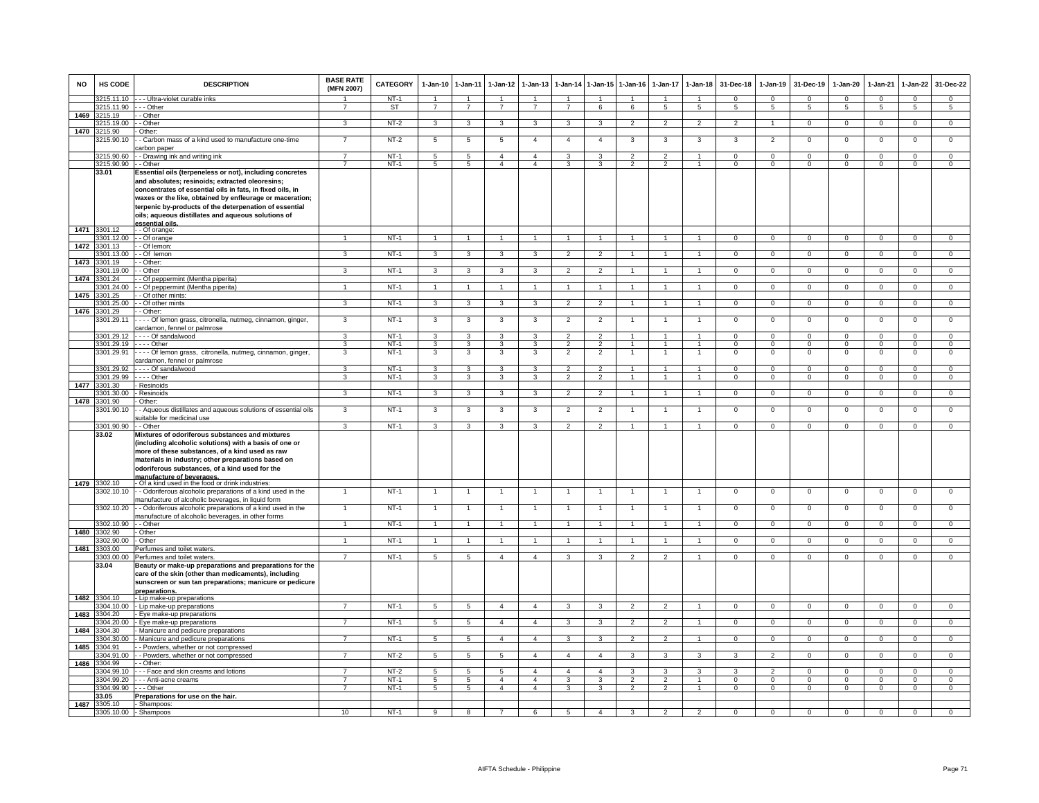| NO | HS CODE | DESCRIPTION | BASE RATE (MFN 2007) | CATEGORY | 1-Jan-10 | 1-Jan-11 | 1-Jan-12 | 1-Jan-13 | 1-Jan-14 | 1-Jan-15 | 1-Jan-16 | 1-Jan-17 | 1-Jan-18 | 31-Dec-18 | 1-Jan-19 | 31-Dec-19 | 1-Jan-20 | 1-Jan-21 | 1-Jan-22 | 31-Dec-22 |
|---|---|---|---|---|---|---|---|---|---|---|---|---|---|---|---|---|---|---|---|---|
| | 3215.11.10 | - - - Ultra-violet curable inks | 1 | NT-1 | 1 | 1 | 1 | 1 | 1 | 1 | 1 | 1 | 1 | 0 | 0 | 0 | 0 | 0 | 0 | 0 |
| | 3215.11.90 | - - - Other | 7 | ST | 7 | 7 | 7 | 7 | 7 | 6 | 6 | 5 | 5 | 5 | 5 | 5 | 5 | 5 | 5 | 5 |
| 1469 | 3215.19 | - - Other | | | | | | | | | | | | | | | | | | |
| | 3215.19.00 | - - Other | 3 | NT-2 | 3 | 3 | 3 | 3 | 3 | 3 | 2 | 2 | 2 | 2 | 1 | 0 | 0 | 0 | 0 | 0 |
| 1470 | 3215.90 | - Other: | | | | | | | | | | | | | | | | | | |
| | 3215.90.10 | - - Carbon mass of a kind used to manufacture one-time carbon paper | 7 | NT-2 | 5 | 5 | 5 | 4 | 4 | 4 | 3 | 3 | 3 | 3 | 2 | 0 | 0 | 0 | 0 | 0 |
| | 3215.90.60 | - - Drawing ink and writing ink | 7 | NT-1 | 5 | 5 | 4 | 4 | 3 | 3 | 2 | 2 | 1 | 0 | 0 | 0 | 0 | 0 | 0 | 0 |
| | 3215.90.90 | - - Other | 7 | NT-1 | 5 | 5 | 4 | 4 | 3 | 3 | 2 | 2 | 1 | 0 | 0 | 0 | 0 | 0 | 0 | 0 |
| | 33.01 | **Essential oils (terpeneless or not), including concretes and absolutes; resinoids; extracted oleoresins; concentrates of essential oils in fats, in fixed oils, in waxes or the like, obtained by enfleurage or maceration; terpenic by-products of the deterpenation of essential oils; aqueous distillates and aqueous solutions of essential oils.** | | | | | | | | | | | | | | | | | | |
| 1471 | 3301.12 | - - Of orange: | | | | | | | | | | | | | | | | | | |
| | 3301.12.00 | - - Of orange | 1 | NT-1 | 1 | 1 | 1 | 1 | 1 | 1 | 1 | 1 | 1 | 0 | 0 | 0 | 0 | 0 | 0 | 0 |
| 1472 | 3301.13 | - - Of lemon: | | | | | | | | | | | | | | | | | | |
| | 3301.13.00 | - - Of lemon | 3 | NT-1 | 3 | 3 | 3 | 3 | 2 | 2 | 1 | 1 | 1 | 0 | 0 | 0 | 0 | 0 | 0 | 0 |
| 1473 | 3301.19 | - - Other: | | | | | | | | | | | | | | | | | | |
| | 3301.19.00 | - Other | 3 | NT-1 | 3 | 3 | 3 | 3 | 2 | 2 | 1 | 1 | 1 | 0 | 0 | 0 | 0 | 0 | 0 | 0 |
| 1474 | 3301.24 | - - Of peppermint (Mentha piperita) | | | | | | | | | | | | | | | | | | |
| | 3301.24.00 | - - Of peppermint (Mentha piperita) | 1 | NT-1 | 1 | 1 | 1 | 1 | 1 | 1 | 1 | 1 | 1 | 0 | 0 | 0 | 0 | 0 | 0 | 0 |
| 1475 | 3301.25 | - - Of other mints: | | | | | | | | | | | | | | | | | | |
| | 3301.25.00 | - - Of other mints | 3 | NT-1 | 3 | 3 | 3 | 3 | 2 | 2 | 1 | 1 | 1 | 0 | 0 | 0 | 0 | 0 | 0 | 0 |
| 1476 | 3301.29 | - - Other: | | | | | | | | | | | | | | | | | | |
| | 3301.29.11 | - - - - Of lemon grass, citronella, nutmeg, cinnamon, ginger, cardamon, fennel or palmrose | 3 | NT-1 | 3 | 3 | 3 | 3 | 2 | 2 | 1 | 1 | 1 | 0 | 0 | 0 | 0 | 0 | 0 | 0 |
| | 3301.29.12 | - - - - Of sandalwood | 3 | NT-1 | 3 | 3 | 3 | 3 | 2 | 2 | 1 | 1 | 1 | 0 | 0 | 0 | 0 | 0 | 0 | 0 |
| | 3301.29.19 | - - - - Other | 3 | NT-1 | 3 | 3 | 3 | 3 | 2 | 2 | 1 | 1 | 1 | 0 | 0 | 0 | 0 | 0 | 0 | 0 |
| | 3301.29.91 | - - - - Of lemon grass, citronella, nutmeg, cinnamon, ginger, cardamon, fennel or palmrose | 3 | NT-1 | 3 | 3 | 3 | 3 | 2 | 2 | 1 | 1 | 1 | 0 | 0 | 0 | 0 | 0 | 0 | 0 |
| | 3301.29.92 | - - - - Of sandalwood | 3 | NT-1 | 3 | 3 | 3 | 3 | 2 | 2 | 1 | 1 | 1 | 0 | 0 | 0 | 0 | 0 | 0 | 0 |
| | 3301.29.99 | - - - - Other | 3 | NT-1 | 3 | 3 | 3 | 3 | 2 | 2 | 1 | 1 | 1 | 0 | 0 | 0 | 0 | 0 | 0 | 0 |
| 1477 | 3301.30 | - Resinoids | | | | | | | | | | | | | | | | | | |
| | 3301.30.00 | - Resinoids | 3 | NT-1 | 3 | 3 | 3 | 3 | 2 | 2 | 1 | 1 | 1 | 0 | 0 | 0 | 0 | 0 | 0 | 0 |
| 1478 | 3301.90 | - Other: | | | | | | | | | | | | | | | | | | |
| | 3301.90.10 | - - Aqueous distillates and aqueous solutions of essential oils suitable for medicinal use | 3 | NT-1 | 3 | 3 | 3 | 3 | 2 | 2 | 1 | 1 | 1 | 0 | 0 | 0 | 0 | 0 | 0 | 0 |
| | 3301.90.90 | - - Other | 3 | NT-1 | 3 | 3 | 3 | 3 | 2 | 2 | 1 | 1 | 1 | 0 | 0 | 0 | 0 | 0 | 0 | 0 |
| | 33.02 | **Mixtures of odoriferous substances and mixtures (including alcoholic solutions) with a basis of one or more of these substances, of a kind used as raw materials in industry; other preparations based on odoriferous substances, of a kind used for the manufacture of beverages.** | | | | | | | | | | | | | | | | | | |
| 1479 | 3302.10 | - Of a kind used in the food or drink industries: | | | | | | | | | | | | | | | | | | |
| | 3302.10.10 | - - Odoriferous alcoholic preparations of a kind used in the manufacture of alcoholic beverages, in liquid form | 1 | NT-1 | 1 | 1 | 1 | 1 | 1 | 1 | 1 | 1 | 1 | 0 | 0 | 0 | 0 | 0 | 0 | 0 |
| | 3302.10.20 | - - Odoriferous alcoholic preparations of a kind used in the manufacture of alcoholic beverages, in other forms | 1 | NT-1 | 1 | 1 | 1 | 1 | 1 | 1 | 1 | 1 | 1 | 0 | 0 | 0 | 0 | 0 | 0 | 0 |
| | 3302.10.90 | - - Other | 1 | NT-1 | 1 | 1 | 1 | 1 | 1 | 1 | 1 | 1 | 1 | 0 | 0 | 0 | 0 | 0 | 0 | 0 |
| 1480 | 3302.90 | - Other | | | | | | | | | | | | | | | | | | |
| | 3302.90.00 | - Other | 1 | NT-1 | 1 | 1 | 1 | 1 | 1 | 1 | 1 | 1 | 1 | 0 | 0 | 0 | 0 | 0 | 0 | 0 |
| 1481 | 3303.00 | Perfumes and toilet waters. | | | | | | | | | | | | | | | | | | |
| | 3303.00.00 | Perfumes and toilet waters. | 7 | NT-1 | 5 | 5 | 4 | 4 | 3 | 3 | 2 | 2 | 1 | 0 | 0 | 0 | 0 | 0 | 0 | 0 |
| | 33.04 | **Beauty or make-up preparations and preparations for the care of the skin (other than medicaments), including sunscreen or sun tan preparations; manicure or pedicure preparations.** | | | | | | | | | | | | | | | | | | |
| 1482 | 3304.10 | - Lip make-up preparations | | | | | | | | | | | | | | | | | | |
| | 3304.10.00 | - Lip make-up preparations | 7 | NT-1 | 5 | 5 | 4 | 4 | 3 | 3 | 2 | 2 | 1 | 0 | 0 | 0 | 0 | 0 | 0 | 0 |
| 1483 | 3304.20 | - Eye make-up preparations | | | | | | | | | | | | | | | | | | |
| | 3304.20.00 | - Eye make-up preparations | 7 | NT-1 | 5 | 5 | 4 | 4 | 3 | 3 | 2 | 2 | 1 | 0 | 0 | 0 | 0 | 0 | 0 | 0 |
| 1484 | 3304.30 | - Manicure and pedicure preparations | | | | | | | | | | | | | | | | | | |
| | 3304.30.00 | - Manicure and pedicure preparations | 7 | NT-1 | 5 | 5 | 4 | 4 | 3 | 3 | 2 | 2 | 1 | 0 | 0 | 0 | 0 | 0 | 0 | 0 |
| 1485 | 3304.91 | - - Powders, whether or not compressed | | | | | | | | | | | | | | | | | | |
| | 3304.91.00 | - - Powders, whether or not compressed | 7 | NT-2 | 5 | 5 | 5 | 4 | 4 | 4 | 3 | 3 | 3 | 3 | 2 | 0 | 0 | 0 | 0 | 0 |
| 1486 | 3304.99 | - - Other: | | | | | | | | | | | | | | | | | | |
| | 3304.99.10 | - - - Face and skin creams and lotions | 7 | NT-2 | 5 | 5 | 5 | 4 | 4 | 4 | 3 | 3 | 3 | 3 | 2 | 0 | 0 | 0 | 0 | 0 |
| | 3304.99.20 | - - - Anti-acne creams | 7 | NT-1 | 5 | 5 | 4 | 4 | 3 | 3 | 2 | 2 | 1 | 0 | 0 | 0 | 0 | 0 | 0 | 0 |
| | 3304.99.90 | - - - Other | 7 | NT-1 | 5 | 5 | 4 | 4 | 3 | 3 | 2 | 2 | 1 | 0 | 0 | 0 | 0 | 0 | 0 | 0 |
| | 33.05 | **Preparations for use on the hair.** | | | | | | | | | | | | | | | | | | |
| 1487 | 3305.10 | - Shampoos: | | | | | | | | | | | | | | | | | | |
| | 3305.10.00 | - Shampoos | 10 | NT-1 | 9 | 8 | 7 | 6 | 5 | 4 | 3 | 2 | 2 | 0 | 0 | 0 | 0 | 0 | 0 | 0 |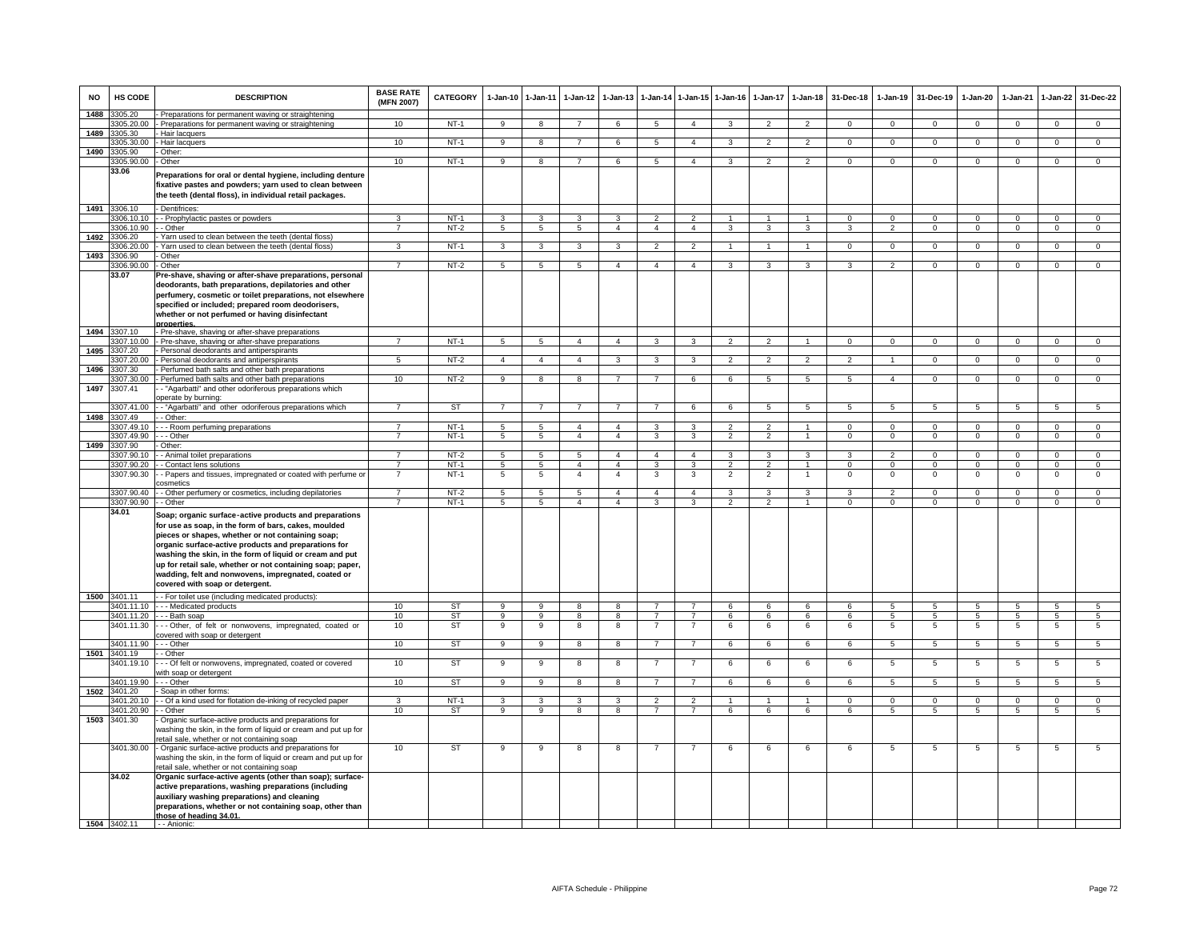| NO | HS CODE | DESCRIPTION | BASE RATE (MFN 2007) | CATEGORY | 1-Jan-10 | 1-Jan-11 | 1-Jan-12 | 1-Jan-13 | 1-Jan-14 | 1-Jan-15 | 1-Jan-16 | 1-Jan-17 | 1-Jan-18 | 31-Dec-18 | 1-Jan-19 | 31-Dec-19 | 1-Jan-20 | 1-Jan-21 | 1-Jan-22 | 31-Dec-22 |
|---|---|---|---|---|---|---|---|---|---|---|---|---|---|---|---|---|---|---|---|---|
| 1488 | 3305.20 | - Preparations for permanent waving or straightening | | | | | | | | | | | | | | | | | | |
| | 3305.20.00 | - Preparations for permanent waving or straightening | 10 | NT-1 | 9 | 8 | 7 | 6 | 5 | 4 | 3 | 2 | 2 | 0 | 0 | 0 | 0 | 0 | 0 | 0 |
| 1489 | 3305.30 | - Hair lacquers | | | | | | | | | | | | | | | | | | |
| | 3305.30.00 | - Hair lacquers | 10 | NT-1 | 9 | 8 | 7 | 6 | 5 | 4 | 3 | 2 | 2 | 0 | 0 | 0 | 0 | 0 | 0 | 0 |
| 1490 | 3305.90 | - Other: | | | | | | | | | | | | | | | | | | |
| | 3305.90.00 | - Other | 10 | NT-1 | 9 | 8 | 7 | 6 | 5 | 4 | 3 | 2 | 2 | 0 | 0 | 0 | 0 | 0 | 0 | 0 |
| | **33.06** | **Preparations for oral or dental hygiene, including denture fixative pastes and powders; yarn used to clean between the teeth (dental floss), in individual retail packages.** | | | | | | | | | | | | | | | | | | |
| 1491 | 3306.10 | - Dentifrices: | | | | | | | | | | | | | | | | | | |
| | 3306.10.10 | - - Prophylactic pastes or powders | 3 | NT-1 | 3 | 3 | 3 | 3 | 2 | 2 | 1 | 1 | 1 | 0 | 0 | 0 | 0 | 0 | 0 | 0 |
| | 3306.10.90 | - - Other | 7 | NT-2 | 5 | 5 | 5 | 4 | 4 | 4 | 3 | 3 | 3 | 3 | 2 | 0 | 0 | 0 | 0 | 0 |
| 1492 | 3306.20 | - Yarn used to clean between the teeth (dental floss) | | | | | | | | | | | | | | | | | | |
| | 3306.20.00 | - Yarn used to clean between the teeth (dental floss) | 3 | NT-1 | 3 | 3 | 3 | 3 | 2 | 2 | 1 | 1 | 1 | 0 | 0 | 0 | 0 | 0 | 0 | 0 |
| 1493 | 3306.90 | - Other | | | | | | | | | | | | | | | | | | |
| | 3306.90.00 | - Other | 7 | NT-2 | 5 | 5 | 5 | 4 | 4 | 4 | 3 | 3 | 3 | 3 | 2 | 0 | 0 | 0 | 0 | 0 |
| | **33.07** | **Pre-shave, shaving or after-shave preparations, personal deodorants, bath preparations, depilatories and other perfumery, cosmetic or toilet preparations, not elsewhere specified or included; prepared room deodorisers, whether or not perfumed or having disinfectant properties.** | | | | | | | | | | | | | | | | | | |
| 1494 | 3307.10 | - Pre-shave, shaving or after-shave preparations | | | | | | | | | | | | | | | | | | |
| | 3307.10.00 | - Pre-shave, shaving or after-shave preparations | 7 | NT-1 | 5 | 5 | 4 | 4 | 3 | 3 | 2 | 2 | 1 | 0 | 0 | 0 | 0 | 0 | 0 | 0 |
| 1495 | 3307.20 | - Personal deodorants and antiperspirants | | | | | | | | | | | | | | | | | | |
| | 3307.20.00 | - Personal deodorants and antiperspirants | 5 | NT-2 | 4 | 4 | 4 | 3 | 3 | 3 | 2 | 2 | 2 | 2 | 1 | 0 | 0 | 0 | 0 | 0 |
| 1496 | 3307.30 | - Perfumed bath salts and other bath preparations | | | | | | | | | | | | | | | | | | |
| | 3307.30.00 | - Perfumed bath salts and other bath preparations | 10 | NT-2 | 9 | 8 | 8 | 7 | 7 | 6 | 6 | 5 | 5 | 5 | 4 | 0 | 0 | 0 | 0 | 0 |
| 1497 | 3307.41 | - - "Agarbatti" and other odoriferous preparations which operate by burning: | | | | | | | | | | | | | | | | | | |
| | 3307.41.00 | - - "Agarbatti" and other odoriferous preparations which | 7 | ST | 7 | 7 | 7 | 7 | 7 | 6 | 6 | 5 | 5 | 5 | 5 | 5 | 5 | 5 | 5 | 5 |
| 1498 | 3307.49 | - - Other: | | | | | | | | | | | | | | | | | | |
| | 3307.49.10 | - - - Room perfuming preparations | 7 | NT-1 | 5 | 5 | 4 | 4 | 3 | 3 | 2 | 2 | 1 | 0 | 0 | 0 | 0 | 0 | 0 | 0 |
| | 3307.49.90 | - - - Other | 7 | NT-1 | 5 | 5 | 4 | 4 | 3 | 3 | 2 | 2 | 1 | 0 | 0 | 0 | 0 | 0 | 0 | 0 |
| 1499 | 3307.90 | - Other: | | | | | | | | | | | | | | | | | | |
| | 3307.90.10 | - - Animal toilet preparations | 7 | NT-2 | 5 | 5 | 5 | 4 | 4 | 4 | 3 | 3 | 3 | 3 | 2 | 0 | 0 | 0 | 0 | 0 |
| | 3307.90.20 | - - Contact lens solutions | 7 | NT-1 | 5 | 5 | 4 | 4 | 3 | 3 | 2 | 2 | 1 | 0 | 0 | 0 | 0 | 0 | 0 | 0 |
| | 3307.90.30 | - - Papers and tissues, impregnated or coated with perfume or cosmetics | 7 | NT-1 | 5 | 5 | 4 | 4 | 3 | 3 | 2 | 2 | 1 | 0 | 0 | 0 | 0 | 0 | 0 | 0 |
| | 3307.90.40 | - - Other perfumery or cosmetics, including depilatories | 7 | NT-2 | 5 | 5 | 5 | 4 | 4 | 4 | 3 | 3 | 3 | 3 | 2 | 0 | 0 | 0 | 0 | 0 |
| | 3307.90.90 | - - Other | 7 | NT-1 | 5 | 5 | 4 | 4 | 3 | 3 | 2 | 2 | 1 | 0 | 0 | 0 | 0 | 0 | 0 | 0 |
| | **34.01** | **Soap; organic surface-active products and preparations for use as soap, in the form of bars, cakes, moulded pieces or shapes, whether or not containing soap; organic surface-active products and preparations for washing the skin, in the form of liquid or cream and put up for retail sale, whether or not containing soap; paper, wadding, felt and nonwovens, impregnated, coated or covered with soap or detergent.** | | | | | | | | | | | | | | | | | | |
| 1500 | 3401.11 | - - For toilet use (including medicated products): | | | | | | | | | | | | | | | | | | |
| | 3401.11.10 | - - - Medicated products | 10 | ST | 9 | 9 | 8 | 8 | 7 | 7 | 6 | 6 | 6 | 6 | 5 | 5 | 5 | 5 | 5 | 5 |
| | 3401.11.20 | - - - Bath soap | 10 | ST | 9 | 9 | 8 | 8 | 7 | 7 | 6 | 6 | 6 | 6 | 5 | 5 | 5 | 5 | 5 | 5 |
| | 3401.11.30 | - - - Other, of felt or nonwovens, impregnated, coated or covered with soap or detergent | 10 | ST | 9 | 9 | 8 | 8 | 7 | 7 | 6 | 6 | 6 | 6 | 5 | 5 | 5 | 5 | 5 | 5 |
| | 3401.11.90 | - - - Other | 10 | ST | 9 | 9 | 8 | 8 | 7 | 7 | 6 | 6 | 6 | 6 | 5 | 5 | 5 | 5 | 5 | 5 |
| 1501 | 3401.19 | - - Other | | | | | | | | | | | | | | | | | | |
| | 3401.19.10 | - - - Of felt or nonwovens, impregnated, coated or covered with soap or detergent | 10 | ST | 9 | 9 | 8 | 8 | 7 | 7 | 6 | 6 | 6 | 6 | 5 | 5 | 5 | 5 | 5 | 5 |
| | 3401.19.90 | - - - Other | 10 | ST | 9 | 9 | 8 | 8 | 7 | 7 | 6 | 6 | 6 | 6 | 5 | 5 | 5 | 5 | 5 | 5 |
| 1502 | 3401.20 | - Soap in other forms: | | | | | | | | | | | | | | | | | | |
| | 3401.20.10 | - - Of a kind used for flotation de-inking of recycled paper | 3 | NT-1 | 3 | 3 | 3 | 3 | 2 | 2 | 1 | 1 | 1 | 0 | 0 | 0 | 0 | 0 | 0 | 0 |
| | 3401.20.90 | - - Other | 10 | ST | 9 | 9 | 8 | 8 | 7 | 7 | 6 | 6 | 6 | 6 | 5 | 5 | 5 | 5 | 5 | 5 |
| 1503 | 3401.30 | - Organic surface-active products and preparations for washing the skin, in the form of liquid or cream and put up for retail sale, whether or not containing soap | | | | | | | | | | | | | | | | | | |
| | 3401.30.00 | - Organic surface-active products and preparations for washing the skin, in the form of liquid or cream and put up for retail sale, whether or not containing soap | 10 | ST | 9 | 9 | 8 | 8 | 7 | 7 | 6 | 6 | 6 | 6 | 5 | 5 | 5 | 5 | 5 | 5 |
| | **34.02** | **Organic surface-active agents (other than soap); surface-active preparations, washing preparations (including auxiliary washing preparations) and cleaning preparations, whether or not containing soap, other than those of heading 34.01.** | | | | | | | | | | | | | | | | | | |
| 1504 | 3402.11 | - - Anionic: | | | | | | | | | | | | | | | | | | |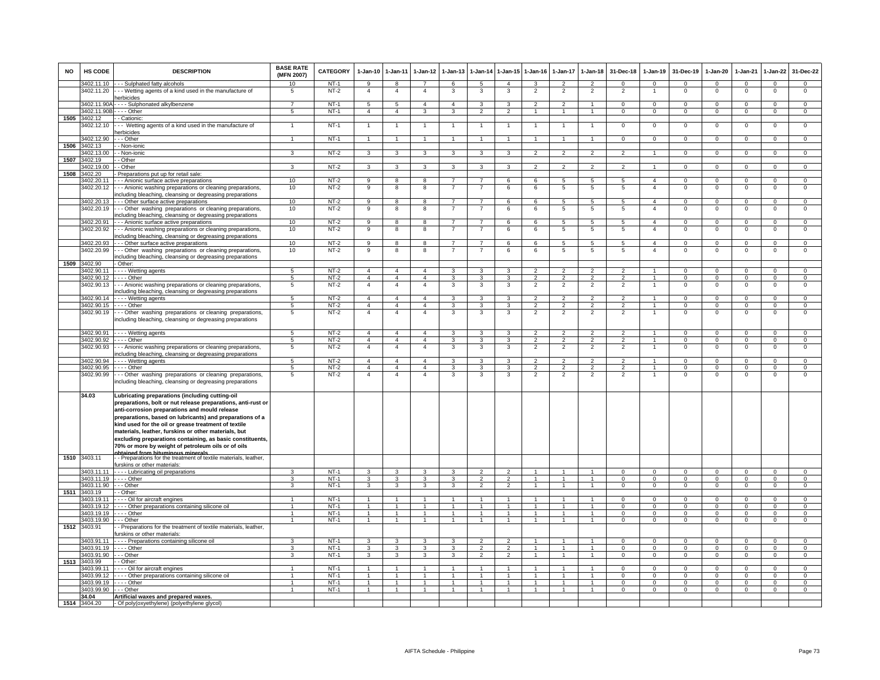| NO | HS CODE | DESCRIPTION | BASE RATE (MFN 2007) | CATEGORY | 1-Jan-10 | 1-Jan-11 | 1-Jan-12 | 1-Jan-13 | 1-Jan-14 | 1-Jan-15 | 1-Jan-16 | 1-Jan-17 | 1-Jan-18 | 31-Dec-18 | 1-Jan-19 | 31-Dec-19 | 1-Jan-20 | 1-Jan-21 | 1-Jan-22 | 31-Dec-22 |
|---|---|---|---|---|---|---|---|---|---|---|---|---|---|---|---|---|---|---|---|---|
| | 3402.11.10 | - - - Sulphated fatty alcohols | 10 | NT-1 | 9 | 8 | 7 | 6 | 5 | 4 | 3 | 2 | 2 | 0 | 0 | 0 | 0 | 0 | 0 | 0 |
| | 3402.11.20 | - - - Wetting agents of a kind used in the manufacture of herbicides | 5 | NT-2 | 4 | 4 | 4 | 3 | 3 | 3 | 2 | 2 | 2 | 2 | 1 | 0 | 0 | 0 | 0 | 0 |
| | 3402.11.90A | - - - - Sulphonated alkylbenzene | 7 | NT-1 | 5 | 5 | 4 | 4 | 3 | 3 | 2 | 2 | 1 | 0 | 0 | 0 | 0 | 0 | 0 | 0 |
| | 3402.11.90B | - - - - Other | 5 | NT-1 | 4 | 4 | 3 | 3 | 2 | 2 | 1 | 1 | 1 | 0 | 0 | 0 | 0 | 0 | 0 | 0 |
| 1505 | 3402.12 | - - Cationic: | | | | | | | | | | | | | | | | | | |
| | 3402.12.10 | - - - Wetting agents of a kind used in the manufacture of herbicides | 1 | NT-1 | 1 | 1 | 1 | 1 | 1 | 1 | 1 | 1 | 1 | 0 | 0 | 0 | 0 | 0 | 0 | 0 |
| | 3402.12.90 | - - - Other | 1 | NT-1 | 1 | 1 | 1 | 1 | 1 | 1 | 1 | 1 | 1 | 0 | 0 | 0 | 0 | 0 | 0 | 0 |
| 1506 | 3402.13 | - - Non-ionic | | | | | | | | | | | | | | | | | | |
| | 3402.13.00 | - - Non-ionic | 3 | NT-2 | 3 | 3 | 3 | 3 | 3 | 3 | 2 | 2 | 2 | 2 | 1 | 0 | 0 | 0 | 0 | 0 |
| 1507 | 3402.19 | - - Other | | | | | | | | | | | | | | | | | | |
| | 3402.19.00 | - - Other | 3 | NT-2 | 3 | 3 | 3 | 3 | 3 | 3 | 2 | 2 | 2 | 2 | 1 | 0 | 0 | 0 | 0 | 0 |
| 1508 | 3402.20 | - Preparations put up for retail sale: | | | | | | | | | | | | | | | | | | |
| | 3402.20.11 | - - - Anionic surface active preparations | 10 | NT-2 | 9 | 8 | 8 | 7 | 7 | 6 | 6 | 5 | 5 | 5 | 4 | 0 | 0 | 0 | 0 | 0 |
| | 3402.20.12 | - - - Anionic washing preparations or cleaning preparations, including bleaching, cleansing or degreasing preparations | 10 | NT-2 | 9 | 8 | 8 | 7 | 7 | 6 | 6 | 5 | 5 | 5 | 4 | 0 | 0 | 0 | 0 | 0 |
| | 3402.20.13 | - - - Other surface active preparations | 10 | NT-2 | 9 | 8 | 8 | 7 | 7 | 6 | 6 | 5 | 5 | 5 | 4 | 0 | 0 | 0 | 0 | 0 |
| | 3402.20.19 | - - - Other washing preparations or cleaning preparations, including bleaching, cleansing or degreasing preparations | 10 | NT-2 | 9 | 8 | 8 | 7 | 7 | 6 | 6 | 5 | 5 | 5 | 4 | 0 | 0 | 0 | 0 | 0 |
| | 3402.20.91 | - - - Anionic surface active preparations | 10 | NT-2 | 9 | 8 | 8 | 7 | 7 | 6 | 6 | 5 | 5 | 5 | 4 | 0 | 0 | 0 | 0 | 0 |
| | 3402.20.92 | - - - Anionic washing preparations or cleaning preparations, including bleaching, cleansing or degreasing preparations | 10 | NT-2 | 9 | 8 | 8 | 7 | 7 | 6 | 6 | 5 | 5 | 5 | 4 | 0 | 0 | 0 | 0 | 0 |
| | 3402.20.93 | - - - Other surface active preparations | 10 | NT-2 | 9 | 8 | 8 | 7 | 7 | 6 | 6 | 5 | 5 | 5 | 4 | 0 | 0 | 0 | 0 | 0 |
| | 3402.20.99 | - - - Other washing preparations or cleaning preparations, including bleaching, cleansing or degreasing preparations | 10 | NT-2 | 9 | 8 | 8 | 7 | 7 | 6 | 6 | 5 | 5 | 5 | 4 | 0 | 0 | 0 | 0 | 0 |
| 1509 | 3402.90 | - Other: | | | | | | | | | | | | | | | | | | |
| | 3402.90.11 | - - - - Wetting agents | 5 | NT-2 | 4 | 4 | 4 | 3 | 3 | 3 | 2 | 2 | 2 | 2 | 1 | 0 | 0 | 0 | 0 | 0 |
| | 3402.90.12 | - - - - Other | 5 | NT-2 | 4 | 4 | 4 | 3 | 3 | 3 | 2 | 2 | 2 | 2 | 1 | 0 | 0 | 0 | 0 | 0 |
| | 3402.90.13 | - - - Anionic washing preparations or cleaning preparations, including bleaching, cleansing or degreasing preparations | 5 | NT-2 | 4 | 4 | 4 | 3 | 3 | 3 | 2 | 2 | 2 | 2 | 1 | 0 | 0 | 0 | 0 | 0 |
| | 3402.90.14 | - - - - Wetting agents | 5 | NT-2 | 4 | 4 | 4 | 3 | 3 | 3 | 2 | 2 | 2 | 2 | 1 | 0 | 0 | 0 | 0 | 0 |
| | 3402.90.15 | - - - - Other | 5 | NT-2 | 4 | 4 | 4 | 3 | 3 | 3 | 2 | 2 | 2 | 2 | 1 | 0 | 0 | 0 | 0 | 0 |
| | 3402.90.19 | - - - Other washing preparations or cleaning preparations, including bleaching, cleansing or degreasing preparations | 5 | NT-2 | 4 | 4 | 4 | 3 | 3 | 3 | 2 | 2 | 2 | 2 | 1 | 0 | 0 | 0 | 0 | 0 |
| | 3402.90.91 | - - - - Wetting agents | 5 | NT-2 | 4 | 4 | 4 | 3 | 3 | 3 | 2 | 2 | 2 | 2 | 1 | 0 | 0 | 0 | 0 | 0 |
| | 3402.90.92 | - - - - Other | 5 | NT-2 | 4 | 4 | 4 | 3 | 3 | 3 | 2 | 2 | 2 | 2 | 1 | 0 | 0 | 0 | 0 | 0 |
| | 3402.90.93 | - - - Anionic washing preparations or cleaning preparations, including bleaching, cleansing or degreasing preparations | 5 | NT-2 | 4 | 4 | 4 | 3 | 3 | 3 | 2 | 2 | 2 | 2 | 1 | 0 | 0 | 0 | 0 | 0 |
| | 3402.90.94 | - - - - Wetting agents | 5 | NT-2 | 4 | 4 | 4 | 3 | 3 | 3 | 2 | 2 | 2 | 2 | 1 | 0 | 0 | 0 | 0 | 0 |
| | 3402.90.95 | - - - - Other | 5 | NT-2 | 4 | 4 | 4 | 3 | 3 | 3 | 2 | 2 | 2 | 2 | 1 | 0 | 0 | 0 | 0 | 0 |
| | 3402.90.99 | - - - Other washing preparations or cleaning preparations, including bleaching, cleansing or degreasing preparations | 5 | NT-2 | 4 | 4 | 4 | 3 | 3 | 3 | 2 | 2 | 2 | 2 | 1 | 0 | 0 | 0 | 0 | 0 |
| | **34.03** | **Lubricating preparations (including cutting-oil preparations, bolt or nut release preparations, anti-rust or anti-corrosion preparations and mould release preparations, based on lubricants) and preparations of a kind used for the oil or grease treatment of textile materials, leather, furskins or other materials, but excluding preparations containing, as basic constituents, 70% or more by weight of petroleum oils or of oils obtained from bituminous minerals.** | | | | | | | | | | | | | | | | | | |
| 1510 | 3403.11 | - - Preparations for the treatment of textile materials, leather, furskins or other materials: | | | | | | | | | | | | | | | | | | |
| | 3403.11.11 | - - - - Lubricating oil preparations | 3 | NT-1 | 3 | 3 | 3 | 3 | 2 | 2 | 1 | 1 | 1 | 0 | 0 | 0 | 0 | 0 | 0 | 0 |
| | 3403.11.19 | - - - - Other | 3 | NT-1 | 3 | 3 | 3 | 3 | 2 | 2 | 1 | 1 | 1 | 0 | 0 | 0 | 0 | 0 | 0 | 0 |
| | 3403.11.90 | - - - Other | 3 | NT-1 | 3 | 3 | 3 | 3 | 2 | 2 | 1 | 1 | 1 | 0 | 0 | 0 | 0 | 0 | 0 | 0 |
| 1511 | 3403.19 | - - Other: | | | | | | | | | | | | | | | | | | |
| | 3403.19.11 | - - - - Oil for aircraft engines | 1 | NT-1 | 1 | 1 | 1 | 1 | 1 | 1 | 1 | 1 | 1 | 0 | 0 | 0 | 0 | 0 | 0 | 0 |
| | 3403.19.12 | - - - - Other preparations containing silicone oil | 1 | NT-1 | 1 | 1 | 1 | 1 | 1 | 1 | 1 | 1 | 1 | 0 | 0 | 0 | 0 | 0 | 0 | 0 |
| | 3403.19.19 | - - - - Other | 1 | NT-1 | 1 | 1 | 1 | 1 | 1 | 1 | 1 | 1 | 1 | 0 | 0 | 0 | 0 | 0 | 0 | 0 |
| | 3403.19.90 | - - - Other | 1 | NT-1 | 1 | 1 | 1 | 1 | 1 | 1 | 1 | 1 | 1 | 0 | 0 | 0 | 0 | 0 | 0 | 0 |
| 1512 | 3403.91 | - - Preparations for the treatment of textile materials, leather, furskins or other materials: | | | | | | | | | | | | | | | | | | |
| | 3403.91.11 | - - - - Preparations containing silicone oil | 3 | NT-1 | 3 | 3 | 3 | 3 | 2 | 2 | 1 | 1 | 1 | 0 | 0 | 0 | 0 | 0 | 0 | 0 |
| | 3403.91.19 | - - - - Other | 3 | NT-1 | 3 | 3 | 3 | 3 | 2 | 2 | 1 | 1 | 1 | 0 | 0 | 0 | 0 | 0 | 0 | 0 |
| | 3403.91.90 | - - - Other | 3 | NT-1 | 3 | 3 | 3 | 3 | 2 | 2 | 1 | 1 | 1 | 0 | 0 | 0 | 0 | 0 | 0 | 0 |
| 1513 | 3403.99 | - - Other: | | | | | | | | | | | | | | | | | | |
| | 3403.99.11 | - - - - Oil for aircraft engines | 1 | NT-1 | 1 | 1 | 1 | 1 | 1 | 1 | 1 | 1 | 1 | 0 | 0 | 0 | 0 | 0 | 0 | 0 |
| | 3403.99.12 | - - - - Other preparations containing silicone oil | 1 | NT-1 | 1 | 1 | 1 | 1 | 1 | 1 | 1 | 1 | 1 | 0 | 0 | 0 | 0 | 0 | 0 | 0 |
| | 3403.99.19 | - - - - Other | 1 | NT-1 | 1 | 1 | 1 | 1 | 1 | 1 | 1 | 1 | 1 | 0 | 0 | 0 | 0 | 0 | 0 | 0 |
| | 3403.99.90 | - - - Other | 1 | NT-1 | 1 | 1 | 1 | 1 | 1 | 1 | 1 | 1 | 1 | 0 | 0 | 0 | 0 | 0 | 0 | 0 |
| | **34.04** | **Artificial waxes and prepared waxes.** | | | | | | | | | | | | | | | | | | |
| 1514 | 3404.20 | - Of poly(oxyethylene) (polyethylene glycol) | | | | | | | | | | | | | | | | | | |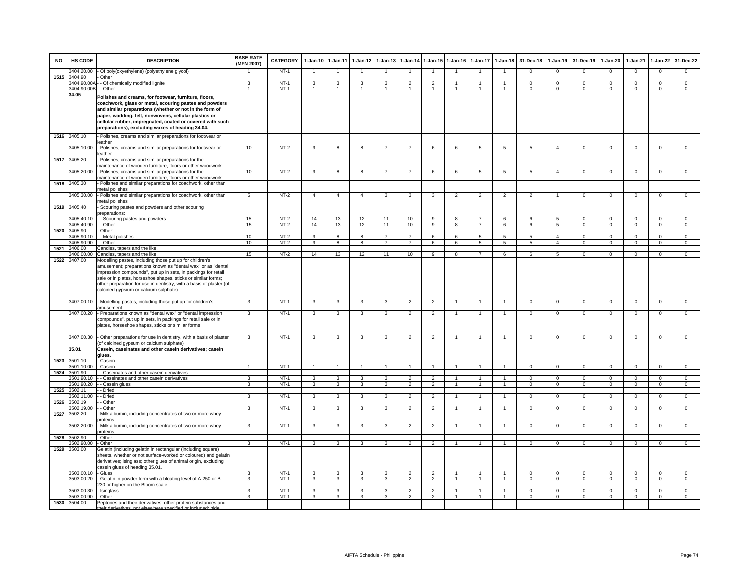| NO | HS CODE | DESCRIPTION | BASE RATE (MFN 2007) | CATEGORY | 1-Jan-10 | 1-Jan-11 | 1-Jan-12 | 1-Jan-13 | 1-Jan-14 | 1-Jan-15 | 1-Jan-16 | 1-Jan-17 | 1-Jan-18 | 31-Dec-18 | 1-Jan-19 | 31-Dec-19 | 1-Jan-20 | 1-Jan-21 | 1-Jan-22 | 31-Dec-22 |
|---|---|---|---|---|---|---|---|---|---|---|---|---|---|---|---|---|---|---|---|---|
| | 3404.20.00 | - Of poly(oxyethylene) (polyethylene glycol) | 1 | NT-1 | 1 | 1 | 1 | 1 | 1 | 1 | 1 | 1 | 1 | 0 | 0 | 0 | 0 | 0 | 0 | 0 |
| 1515 | 3404.90 | - Other | | | | | | | | | | | | | | | | | | |
| | 3404.90.00A | - - Of chemically modified lignite | 3 | NT-1 | 3 | 3 | 3 | 3 | 2 | 2 | 1 | 1 | 1 | 0 | 0 | 0 | 0 | 0 | 0 | 0 |
| | 3404.90.00B | - - Other | 1 | NT-1 | 1 | 1 | 1 | 1 | 1 | 1 | 1 | 1 | 1 | 0 | 0 | 0 | 0 | 0 | 0 | 0 |
| | **34.05** | **Polishes and creams, for footwear, furniture, floors, coachwork, glass or metal, scouring pastes and powders and similar preparations (whether or not in the form of paper, wadding, felt, nonwovens, cellular plastics or cellular rubber, impregnated, coated or covered with such preparations), excluding waxes of heading 34.04.** | | | | | | | | | | | | | | | | | | |
| 1516 | 3405.10 | - Polishes, creams and similar preparations for footwear or leather | | | | | | | | | | | | | | | | | | |
| | 3405.10.00 | - Polishes, creams and similar preparations for footwear or leather | 10 | NT-2 | 9 | 8 | 8 | 7 | 7 | 6 | 6 | 5 | 5 | 5 | 4 | 0 | 0 | 0 | 0 | 0 |
| 1517 | 3405.20 | - Polishes, creams and similar preparations for the maintenance of wooden furniture, floors or other woodwork | | | | | | | | | | | | | | | | | | |
| | 3405.20.00 | - Polishes, creams and similar preparations for the maintenance of wooden furniture, floors or other woodwork | 10 | NT-2 | 9 | 8 | 8 | 7 | 7 | 6 | 6 | 5 | 5 | 5 | 4 | 0 | 0 | 0 | 0 | 0 |
| 1518 | 3405.30 | - Polishes and similar preparations for coachwork, other than metal polishes | | | | | | | | | | | | | | | | | | |
| | 3405.30.00 | - Polishes and similar preparations for coachwork, other than metal polishes | 5 | NT-2 | 4 | 4 | 4 | 3 | 3 | 3 | 2 | 2 | 2 | 2 | 1 | 0 | 0 | 0 | 0 | 0 |
| 1519 | 3405.40 | - Scouring pastes and powders and other scouring preparations: | | | | | | | | | | | | | | | | | | |
| | 3405.40.10 | - - Scouring pastes and powders | 15 | NT-2 | 14 | 13 | 12 | 11 | 10 | 9 | 8 | 7 | 6 | 6 | 5 | 0 | 0 | 0 | 0 | 0 |
| | 3405.40.90 | - - Other | 15 | NT-2 | 14 | 13 | 12 | 11 | 10 | 9 | 8 | 7 | 6 | 6 | 5 | 0 | 0 | 0 | 0 | 0 |
| 1520 | 3405.90 | - Other: | | | | | | | | | | | | | | | | | | |
| | 3405.90.10 | - - Metal polishes | 10 | NT-2 | 9 | 8 | 8 | 7 | 7 | 6 | 6 | 5 | 5 | 5 | 4 | 0 | 0 | 0 | 0 | 0 |
| | 3405.90.90 | - - Other | 10 | NT-2 | 9 | 8 | 8 | 7 | 7 | 6 | 6 | 5 | 5 | 5 | 4 | 0 | 0 | 0 | 0 | 0 |
| 1521 | 3406.00 | Candles, tapers and the like. | | | | | | | | | | | | | | | | | | |
| | 3406.00.00 | Candles, tapers and the like. | 15 | NT-2 | 14 | 13 | 12 | 11 | 10 | 9 | 8 | 7 | 6 | 6 | 5 | 0 | 0 | 0 | 0 | 0 |
| 1522 | 3407.00 | Modelling pastes, including those put up for children's amusement; preparations known as "dental wax" or as "dental impression compounds", put up in sets, in packings for retail sale or in plates, horseshoe shapes, sticks or similar forms; other preparation for use in dentistry, with a basis of plaster (of calcined gypsium or calcium sulphate) | | | | | | | | | | | | | | | | | | |
| | 3407.00.10 | - Modelling pastes, including those put up for children's amusement | 3 | NT-1 | 3 | 3 | 3 | 3 | 2 | 2 | 1 | 1 | 1 | 0 | 0 | 0 | 0 | 0 | 0 | 0 |
| | 3407.00.20 | - Preparations known as "dental wax" or "dental impression compounds", put up in sets, in packings for retail sale or in plates, horseshoe shapes, sticks or similar forms | 3 | NT-1 | 3 | 3 | 3 | 3 | 2 | 2 | 1 | 1 | 1 | 0 | 0 | 0 | 0 | 0 | 0 | 0 |
| | 3407.00.30 | - Other preparations for use in dentistry, with a basis of plaster (of calcined gypsum or calcium sulphate) | 3 | NT-1 | 3 | 3 | 3 | 3 | 2 | 2 | 1 | 1 | 1 | 0 | 0 | 0 | 0 | 0 | 0 | 0 |
| | **35.01** | **Casein, caseinates and other casein derivatives; casein glues.** | | | | | | | | | | | | | | | | | | |
| 1523 | 3501.10 | - Casein | | | | | | | | | | | | | | | | | | |
| | 3501.10.00 | - Casein | 1 | NT-1 | 1 | 1 | 1 | 1 | 1 | 1 | 1 | 1 | 1 | 0 | 0 | 0 | 0 | 0 | 0 | 0 |
| 1524 | 3501.90 | - - Caseinates and other casein derivatives | | | | | | | | | | | | | | | | | | |
| | 3501.90.10 | - - Caseinates and other casein derivatives | 3 | NT-1 | 3 | 3 | 3 | 3 | 2 | 2 | 1 | 1 | 1 | 0 | 0 | 0 | 0 | 0 | 0 | 0 |
| | 3501.90.20 | - - Casein glues | 3 | NT-1 | 3 | 3 | 3 | 3 | 2 | 2 | 1 | 1 | 1 | 0 | 0 | 0 | 0 | 0 | 0 | 0 |
| 1525 | 3502.11 | - - Dried | | | | | | | | | | | | | | | | | | |
| | 3502.11.00 | - - Dried | 3 | NT-1 | 3 | 3 | 3 | 3 | 2 | 2 | 1 | 1 | 1 | 0 | 0 | 0 | 0 | 0 | 0 | 0 |
| 1526 | 3502.19 | - - Other | | | | | | | | | | | | | | | | | | |
| | 3502.19.00 | - - Other | 3 | NT-1 | 3 | 3 | 3 | 3 | 2 | 2 | 1 | 1 | 1 | 0 | 0 | 0 | 0 | 0 | 0 | 0 |
| 1527 | 3502.20 | - Milk albumin, including concentrates of two or more whey proteins | | | | | | | | | | | | | | | | | | |
| | 3502.20.00 | - Milk albumin, including concentrates of two or more whey proteins | 3 | NT-1 | 3 | 3 | 3 | 3 | 2 | 2 | 1 | 1 | 1 | 0 | 0 | 0 | 0 | 0 | 0 | 0 |
| 1528 | 3502.90 | - Other | | | | | | | | | | | | | | | | | | |
| | 3502.90.00 | - Other | 3 | NT-1 | 3 | 3 | 3 | 3 | 2 | 2 | 1 | 1 | 1 | 0 | 0 | 0 | 0 | 0 | 0 | 0 |
| 1529 | 3503.00 | Gelatin (including gelatin in rectangular (including square) sheets, whether or not surface-worked or coloured) and gelatin derivatives; isinglass; other glues of animal origin, excluding casein glues of heading 35.01. | | | | | | | | | | | | | | | | | | |
| | 3503.00.10 | - Glues | 3 | NT-1 | 3 | 3 | 3 | 3 | 2 | 2 | 1 | 1 | 1 | 0 | 0 | 0 | 0 | 0 | 0 | 0 |
| | 3503.00.20 | - Gelatin in powder form with a bloating level of A-250 or B-230 or higher on the Bloom scale | 3 | NT-1 | 3 | 3 | 3 | 3 | 2 | 2 | 1 | 1 | 1 | 0 | 0 | 0 | 0 | 0 | 0 | 0 |
| | 3503.00.30 | - Isinglass | 3 | NT-1 | 3 | 3 | 3 | 3 | 2 | 2 | 1 | 1 | 1 | 0 | 0 | 0 | 0 | 0 | 0 | 0 |
| | 3503.00.90 | - Other | 3 | NT-1 | 3 | 3 | 3 | 3 | 2 | 2 | 1 | 1 | 1 | 0 | 0 | 0 | 0 | 0 | 0 | 0 |
| 1530 | 3504.00 | Peptones and their derivatives; other protein substances and their derivatives, not elsewhere specified or included; hide | | | | | | | | | | | | | | | | | | |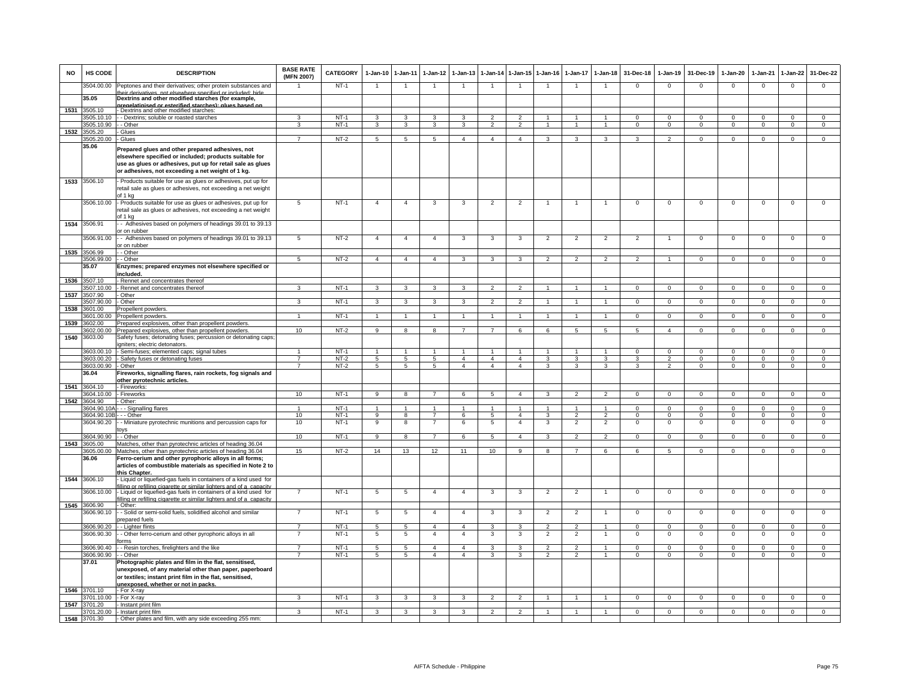| NO | HS CODE | DESCRIPTION | BASE RATE (MFN 2007) | CATEGORY | 1-Jan-10 | 1-Jan-11 | 1-Jan-12 | 1-Jan-13 | 1-Jan-14 | 1-Jan-15 | 1-Jan-16 | 1-Jan-17 | 1-Jan-18 | 31-Dec-18 | 1-Jan-19 | 31-Dec-19 | 1-Jan-20 | 1-Jan-21 | 1-Jan-22 | 31-Dec-22 |
|---|---|---|---|---|---|---|---|---|---|---|---|---|---|---|---|---|---|---|---|---|
| | 3504.00.00 | Peptones and their derivatives; other protein substances and their derivatives, not elsewhere specified or included; hide | 1 | NT-1 | 1 | 1 | 1 | 1 | 1 | 1 | 1 | 1 | 1 | 0 | 0 | 0 | 0 | 0 | 0 | 0 |
| | **35.05** | **Dextrins and other modified starches (for example, pregelatinised or esterified starches); glues based on** | | | | | | | | | | | | | | | | | | |
| 1531 | 3505.10 | - Dextrins and other modified starches: | | | | | | | | | | | | | | | | | | |
| | 3505.10.10 | - - Dextrins; soluble or roasted starches | 3 | NT-1 | 3 | 3 | 3 | 3 | 2 | 2 | 1 | 1 | 1 | 0 | 0 | 0 | 0 | 0 | 0 | 0 |
| | 3505.10.90 | - - Other | 3 | NT-1 | 3 | 3 | 3 | 3 | 2 | 2 | 1 | 1 | 1 | 0 | 0 | 0 | 0 | 0 | 0 | 0 |
| 1532 | 3505.20 | - Glues | | | | | | | | | | | | | | | | | | |
| | 3505.20.00 | - Glues | 7 | NT-2 | 5 | 5 | 5 | 4 | 4 | 4 | 3 | 3 | 3 | 3 | 2 | 0 | 0 | 0 | 0 | 0 |
| | **35.06** | **Prepared glues and other prepared adhesives, not elsewhere specified or included; products suitable for use as glues or adhesives, put up for retail sale as glues or adhesives, not exceeding a net weight of 1 kg.** | | | | | | | | | | | | | | | | | | |
| 1533 | 3506.10 | - Products suitable for use as glues or adhesives, put up for retail sale as glues or adhesives, not exceeding a net weight of 1 kg | | | | | | | | | | | | | | | | | | |
| | 3506.10.00 | - Products suitable for use as glues or adhesives, put up for retail sale as glues or adhesives, not exceeding a net weight of 1 kg | 5 | NT-1 | 4 | 4 | 3 | 3 | 2 | 2 | 1 | 1 | 1 | 0 | 0 | 0 | 0 | 0 | 0 | 0 |
| 1534 | 3506.91 | - - Adhesives based on polymers of headings 39.01 to 39.13 or on rubber | | | | | | | | | | | | | | | | | | |
| | 3506.91.00 | - - Adhesives based on polymers of headings 39.01 to 39.13 or on rubber | 5 | NT-2 | 4 | 4 | 4 | 3 | 3 | 3 | 2 | 2 | 2 | 2 | 1 | 0 | 0 | 0 | 0 | 0 |
| 1535 | 3506.99 | - - Other | | | | | | | | | | | | | | | | | | |
| | 3506.99.00 | - - Other | 5 | NT-2 | 4 | 4 | 4 | 3 | 3 | 3 | 2 | 2 | 2 | 2 | 1 | 0 | 0 | 0 | 0 | 0 |
| | **35.07** | **Enzymes; prepared enzymes not elsewhere specified or included.** | | | | | | | | | | | | | | | | | | |
| 1536 | 3507.10 | - Rennet and concentrates thereof | | | | | | | | | | | | | | | | | | |
| | 3507.10.00 | - Rennet and concentrates thereof | 3 | NT-1 | 3 | 3 | 3 | 3 | 2 | 2 | 1 | 1 | 1 | 0 | 0 | 0 | 0 | 0 | 0 | 0 |
| 1537 | 3507.90 | - Other | | | | | | | | | | | | | | | | | | |
| | 3507.90.00 | - Other | 3 | NT-1 | 3 | 3 | 3 | 3 | 2 | 2 | 1 | 1 | 1 | 0 | 0 | 0 | 0 | 0 | 0 | 0 |
| 1538 | 3601.00 | Propellent powders. | | | | | | | | | | | | | | | | | | |
| | 3601.00.00 | Propellent powders. | 1 | NT-1 | 1 | 1 | 1 | 1 | 1 | 1 | 1 | 1 | 1 | 0 | 0 | 0 | 0 | 0 | 0 | 0 |
| 1539 | 3602.00 | Prepared explosives, other than propellent powders. | | | | | | | | | | | | | | | | | | |
| | 3602.00.00 | Prepared explosives, other than propellent powders. | 10 | NT-2 | 9 | 8 | 8 | 7 | 7 | 6 | 6 | 5 | 5 | 5 | 4 | 0 | 0 | 0 | 0 | 0 |
| 1540 | 3603.00 | Safety fuses; detonating fuses; percussion or detonating caps; igniters; electric detonators. | | | | | | | | | | | | | | | | | | |
| | 3603.00.10 | - Semi-fuses; elemented caps; signal tubes | 1 | NT-1 | 1 | 1 | 1 | 1 | 1 | 1 | 1 | 1 | 1 | 0 | 0 | 0 | 0 | 0 | 0 | 0 |
| | 3603.00.20 | - Safety fuses or detonating fuses | 7 | NT-2 | 5 | 5 | 5 | 4 | 4 | 4 | 3 | 3 | 3 | 3 | 2 | 0 | 0 | 0 | 0 | 0 |
| | 3603.00.90 | - Other | 7 | NT-2 | 5 | 5 | 5 | 4 | 4 | 4 | 3 | 3 | 3 | 3 | 2 | 0 | 0 | 0 | 0 | 0 |
| | **36.04** | **Fireworks, signalling flares, rain rockets, fog signals and other pyrotechnic articles.** | | | | | | | | | | | | | | | | | | |
| 1541 | 3604.10 | - Fireworks: | | | | | | | | | | | | | | | | | | |
| | 3604.10.00 | - Fireworks | 10 | NT-1 | 9 | 8 | 7 | 6 | 5 | 4 | 3 | 2 | 2 | 0 | 0 | 0 | 0 | 0 | 0 | 0 |
| 1542 | 3604.90 | - Other: | | | | | | | | | | | | | | | | | | |
| | 3604.90.10A | - - - Signalling flares | 1 | NT-1 | 1 | 1 | 1 | 1 | 1 | 1 | 1 | 1 | 1 | 0 | 0 | 0 | 0 | 0 | 0 | 0 |
| | 3604.90.10B | - - - Other | 10 | NT-1 | 9 | 8 | 7 | 6 | 5 | 4 | 3 | 2 | 2 | 0 | 0 | 0 | 0 | 0 | 0 | 0 |
| | 3604.90.20 | - - Miniature pyrotechnic munitions and percussion caps for toys | 10 | NT-1 | 9 | 8 | 7 | 6 | 5 | 4 | 3 | 2 | 2 | 0 | 0 | 0 | 0 | 0 | 0 | 0 |
| | 3604.90.90 | - - Other | 10 | NT-1 | 9 | 8 | 7 | 6 | 5 | 4 | 3 | 2 | 2 | 0 | 0 | 0 | 0 | 0 | 0 | 0 |
| 1543 | 3605.00 | Matches, other than pyrotechnic articles of heading 36.04 | | | | | | | | | | | | | | | | | | |
| | 3605.00.00 | Matches, other than pyrotechnic articles of heading 36.04 | 15 | NT-2 | 14 | 13 | 12 | 11 | 10 | 9 | 8 | 7 | 6 | 6 | 5 | 0 | 0 | 0 | 0 | 0 |
| | **36.06** | **Ferro-cerium and other pyrophoric alloys in all forms; articles of combustible materials as specified in Note 2 to this Chapter.** | | | | | | | | | | | | | | | | | | |
| 1544 | 3606.10 | - Liquid or liquefied-gas fuels in containers of a kind used for filling or refilling cigarette or similar lighters and of a capacity | | | | | | | | | | | | | | | | | | |
| | 3606.10.00 | - Liquid or liquefied-gas fuels in containers of a kind used for filling or refilling cigarette or similar lighters and of a capacity | 7 | NT-1 | 5 | 5 | 4 | 4 | 3 | 3 | 2 | 2 | 1 | 0 | 0 | 0 | 0 | 0 | 0 | 0 |
| 1545 | 3606.90 | - Other: | | | | | | | | | | | | | | | | | | |
| | 3606.90.10 | - - Solid or semi-solid fuels, solidified alcohol and similar prepared fuels | 7 | NT-1 | 5 | 5 | 4 | 4 | 3 | 3 | 2 | 2 | 1 | 0 | 0 | 0 | 0 | 0 | 0 | 0 |
| | 3606.90.20 | - - Lighter flints | 7 | NT-1 | 5 | 5 | 4 | 4 | 3 | 3 | 2 | 2 | 1 | 0 | 0 | 0 | 0 | 0 | 0 | 0 |
| | 3606.90.30 | - - Other ferro-cerium and other pyrophoric alloys in all forms | 7 | NT-1 | 5 | 5 | 4 | 4 | 3 | 3 | 2 | 2 | 1 | 0 | 0 | 0 | 0 | 0 | 0 | 0 |
| | 3606.90.40 | - - Resin torches, firelighters and the like | 7 | NT-1 | 5 | 5 | 4 | 4 | 3 | 3 | 2 | 2 | 1 | 0 | 0 | 0 | 0 | 0 | 0 | 0 |
| | 3606.90.90 | - - Other | 7 | NT-1 | 5 | 5 | 4 | 4 | 3 | 3 | 2 | 2 | 1 | 0 | 0 | 0 | 0 | 0 | 0 | 0 |
| | **37.01** | **Photographic plates and film in the flat, sensitised, unexposed, of any material other than paper, paperboard or textiles; instant print film in the flat, sensitised, unexposed, whether or not in packs.** | | | | | | | | | | | | | | | | | | |
| 1546 | 3701.10 | - For X-ray | | | | | | | | | | | | | | | | | | |
| | 3701.10.00 | - For X-ray | 3 | NT-1 | 3 | 3 | 3 | 3 | 2 | 2 | 1 | 1 | 1 | 0 | 0 | 0 | 0 | 0 | 0 | 0 |
| 1547 | 3701.20 | - Instant print film | | | | | | | | | | | | | | | | | | |
| | 3701.20.00 | - Instant print film | 3 | NT-1 | 3 | 3 | 3 | 3 | 2 | 2 | 1 | 1 | 1 | 0 | 0 | 0 | 0 | 0 | 0 | 0 |
| 1548 | 3701.30 | - Other plates and film, with any side exceeding 255 mm: | | | | | | | | | | | | | | | | | | |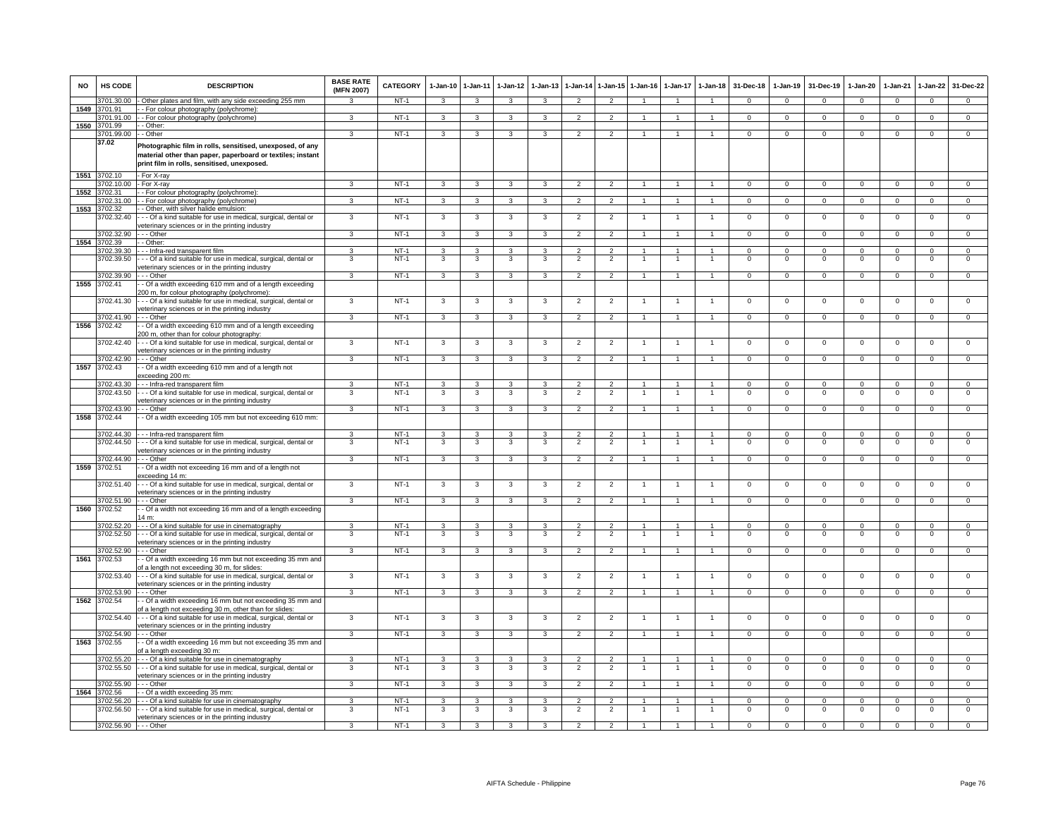| NO | HS CODE | DESCRIPTION | BASE RATE (MFN 2007) | CATEGORY | 1-Jan-10 | 1-Jan-11 | 1-Jan-12 | 1-Jan-13 | 1-Jan-14 | 1-Jan-15 | 1-Jan-16 | 1-Jan-17 | 1-Jan-18 | 31-Dec-18 | 1-Jan-19 | 31-Dec-19 | 1-Jan-20 | 1-Jan-21 | 1-Jan-22 | 31-Dec-22 |
|---|---|---|---|---|---|---|---|---|---|---|---|---|---|---|---|---|---|---|---|---|
| | 3701.30.00 | - Other plates and film, with any side exceeding 255 mm | 3 | NT-1 | 3 | 3 | 3 | 3 | 2 | 2 | 1 | 1 | 1 | 0 | 0 | 0 | 0 | 0 | 0 | 0 |
| 1549 | 3701.91 | - - For colour photography (polychrome): | | | | | | | | | | | | | | | | | | |
| | 3701.91.00 | - - For colour photography (polychrome) | 3 | NT-1 | 3 | 3 | 3 | 3 | 2 | 2 | 1 | 1 | 1 | 0 | 0 | 0 | 0 | 0 | 0 | 0 |
| 1550 | 3701.99 | - - Other: | | | | | | | | | | | | | | | | | | |
| | 3701.99.00 | - - Other | 3 | NT-1 | 3 | 3 | 3 | 3 | 2 | 2 | 1 | 1 | 1 | 0 | 0 | 0 | 0 | 0 | 0 | 0 |
| | 37.02 | **Photographic film in rolls, sensitised, unexposed, of any material other than paper, paperboard or textiles; instant print film in rolls, sensitised, unexposed.** | | | | | | | | | | | | | | | | | | |
| 1551 | 3702.10 | - For X-ray | | | | | | | | | | | | | | | | | | |
| | 3702.10.00 | - For X-ray | 3 | NT-1 | 3 | 3 | 3 | 3 | 2 | 2 | 1 | 1 | 1 | 0 | 0 | 0 | 0 | 0 | 0 | 0 |
| 1552 | 3702.31 | - - For colour photography (polychrome): | | | | | | | | | | | | | | | | | | |
| | 3702.31.00 | - - For colour photography (polychrome) | 3 | NT-1 | 3 | 3 | 3 | 3 | 2 | 2 | 1 | 1 | 1 | 0 | 0 | 0 | 0 | 0 | 0 | 0 |
| 1553 | 3702.32 | - - Other, with silver halide emulsion: | | | | | | | | | | | | | | | | | | |
| | 3702.32.40 | - - - Of a kind suitable for use in medical, surgical, dental or veterinary sciences or in the printing industry | 3 | NT-1 | 3 | 3 | 3 | 3 | 2 | 2 | 1 | 1 | 1 | 0 | 0 | 0 | 0 | 0 | 0 | 0 |
| | 3702.32.90 | - - - Other | 3 | NT-1 | 3 | 3 | 3 | 3 | 2 | 2 | 1 | 1 | 1 | 0 | 0 | 0 | 0 | 0 | 0 | 0 |
| 1554 | 3702.39 | - - Other: | | | | | | | | | | | | | | | | | | |
| | 3702.39.30 | - - - Infra-red transparent film | 3 | NT-1 | 3 | 3 | 3 | 3 | 2 | 2 | 1 | 1 | 1 | 0 | 0 | 0 | 0 | 0 | 0 | 0 |
| | 3702.39.50 | - - - Of a kind suitable for use in medical, surgical, dental or veterinary sciences or in the printing industry | 3 | NT-1 | 3 | 3 | 3 | 3 | 2 | 2 | 1 | 1 | 1 | 0 | 0 | 0 | 0 | 0 | 0 | 0 |
| | 3702.39.90 | - - - Other | 3 | NT-1 | 3 | 3 | 3 | 3 | 2 | 2 | 1 | 1 | 1 | 0 | 0 | 0 | 0 | 0 | 0 | 0 |
| 1555 | 3702.41 | - - Of a width exceeding 610 mm and of a length exceeding 200 m, for colour photography (polychrome): | | | | | | | | | | | | | | | | | | |
| | 3702.41.30 | - - - Of a kind suitable for use in medical, surgical, dental or veterinary sciences or in the printing industry | 3 | NT-1 | 3 | 3 | 3 | 3 | 2 | 2 | 1 | 1 | 1 | 0 | 0 | 0 | 0 | 0 | 0 | 0 |
| | 3702.41.90 | - - - Other | 3 | NT-1 | 3 | 3 | 3 | 3 | 2 | 2 | 1 | 1 | 1 | 0 | 0 | 0 | 0 | 0 | 0 | 0 |
| 1556 | 3702.42 | - - Of a width exceeding 610 mm and of a length exceeding 200 m, other than for colour photography: | | | | | | | | | | | | | | | | | | |
| | 3702.42.40 | - - - Of a kind suitable for use in medical, surgical, dental or veterinary sciences or in the printing industry | 3 | NT-1 | 3 | 3 | 3 | 3 | 2 | 2 | 1 | 1 | 1 | 0 | 0 | 0 | 0 | 0 | 0 | 0 |
| | 3702.42.90 | - - - Other | 3 | NT-1 | 3 | 3 | 3 | 3 | 2 | 2 | 1 | 1 | 1 | 0 | 0 | 0 | 0 | 0 | 0 | 0 |
| 1557 | 3702.43 | - - Of a width exceeding 610 mm and of a length not exceeding 200 m: | | | | | | | | | | | | | | | | | | |
| | 3702.43.30 | - - - Infra-red transparent film | 3 | NT-1 | 3 | 3 | 3 | 3 | 2 | 2 | 1 | 1 | 1 | 0 | 0 | 0 | 0 | 0 | 0 | 0 |
| | 3702.43.50 | - - - Of a kind suitable for use in medical, surgical, dental or veterinary sciences or in the printing industry | 3 | NT-1 | 3 | 3 | 3 | 3 | 2 | 2 | 1 | 1 | 1 | 0 | 0 | 0 | 0 | 0 | 0 | 0 |
| | 3702.43.90 | - - - Other | 3 | NT-1 | 3 | 3 | 3 | 3 | 2 | 2 | 1 | 1 | 1 | 0 | 0 | 0 | 0 | 0 | 0 | 0 |
| 1558 | 3702.44 | - - Of a width exceeding 105 mm but not exceeding 610 mm: | | | | | | | | | | | | | | | | | | |
| | 3702.44.30 | - - - Infra-red transparent film | 3 | NT-1 | 3 | 3 | 3 | 3 | 2 | 2 | 1 | 1 | 1 | 0 | 0 | 0 | 0 | 0 | 0 | 0 |
| | 3702.44.50 | - - - Of a kind suitable for use in medical, surgical, dental or veterinary sciences or in the printing industry | 3 | NT-1 | 3 | 3 | 3 | 3 | 2 | 2 | 1 | 1 | 1 | 0 | 0 | 0 | 0 | 0 | 0 | 0 |
| | 3702.44.90 | - - - Other | 3 | NT-1 | 3 | 3 | 3 | 3 | 2 | 2 | 1 | 1 | 1 | 0 | 0 | 0 | 0 | 0 | 0 | 0 |
| 1559 | 3702.51 | - - Of a width not exceeding 16 mm and of a length not exceeding 14 m: | | | | | | | | | | | | | | | | | | |
| | 3702.51.40 | - - - Of a kind suitable for use in medical, surgical, dental or veterinary sciences or in the printing industry | 3 | NT-1 | 3 | 3 | 3 | 3 | 2 | 2 | 1 | 1 | 1 | 0 | 0 | 0 | 0 | 0 | 0 | 0 |
| | 3702.51.90 | - - - Other | 3 | NT-1 | 3 | 3 | 3 | 3 | 2 | 2 | 1 | 1 | 1 | 0 | 0 | 0 | 0 | 0 | 0 | 0 |
| 1560 | 3702.52 | - - Of a width not exceeding 16 mm and of a length exceeding 14 m: | | | | | | | | | | | | | | | | | | |
| | 3702.52.20 | - - - Of a kind suitable for use in cinematography | 3 | NT-1 | 3 | 3 | 3 | 3 | 2 | 2 | 1 | 1 | 1 | 0 | 0 | 0 | 0 | 0 | 0 | 0 |
| | 3702.52.50 | - - - Of a kind suitable for use in medical, surgical, dental or veterinary sciences or in the printing industry | 3 | NT-1 | 3 | 3 | 3 | 3 | 2 | 2 | 1 | 1 | 1 | 0 | 0 | 0 | 0 | 0 | 0 | 0 |
| | 3702.52.90 | - - - Other | 3 | NT-1 | 3 | 3 | 3 | 3 | 2 | 2 | 1 | 1 | 1 | 0 | 0 | 0 | 0 | 0 | 0 | 0 |
| 1561 | 3702.53 | - - Of a width exceeding 16 mm but not exceeding 35 mm and of a length not exceeding 30 m, for slides: | | | | | | | | | | | | | | | | | | |
| | 3702.53.40 | - - - Of a kind suitable for use in medical, surgical, dental or veterinary sciences or in the printing industry | 3 | NT-1 | 3 | 3 | 3 | 3 | 2 | 2 | 1 | 1 | 1 | 0 | 0 | 0 | 0 | 0 | 0 | 0 |
| | 3702.53.90 | - - - Other | 3 | NT-1 | 3 | 3 | 3 | 3 | 2 | 2 | 1 | 1 | 1 | 0 | 0 | 0 | 0 | 0 | 0 | 0 |
| 1562 | 3702.54 | - - Of a width exceeding 16 mm but not exceeding 35 mm and of a length not exceeding 30 m, other than for slides: | | | | | | | | | | | | | | | | | | |
| | 3702.54.40 | - - - Of a kind suitable for use in medical, surgical, dental or veterinary sciences or in the printing industry | 3 | NT-1 | 3 | 3 | 3 | 3 | 2 | 2 | 1 | 1 | 1 | 0 | 0 | 0 | 0 | 0 | 0 | 0 |
| | 3702.54.90 | - - - Other | 3 | NT-1 | 3 | 3 | 3 | 3 | 2 | 2 | 1 | 1 | 1 | 0 | 0 | 0 | 0 | 0 | 0 | 0 |
| 1563 | 3702.55 | - - Of a width exceeding 16 mm but not exceeding 35 mm and of a length exceeding 30 m: | | | | | | | | | | | | | | | | | | |
| | 3702.55.20 | - - - Of a kind suitable for use in cinematography | 3 | NT-1 | 3 | 3 | 3 | 3 | 2 | 2 | 1 | 1 | 1 | 0 | 0 | 0 | 0 | 0 | 0 | 0 |
| | 3702.55.50 | - - - Of a kind suitable for use in medical, surgical, dental or veterinary sciences or in the printing industry | 3 | NT-1 | 3 | 3 | 3 | 3 | 2 | 2 | 1 | 1 | 1 | 0 | 0 | 0 | 0 | 0 | 0 | 0 |
| | 3702.55.90 | - - - Other | 3 | NT-1 | 3 | 3 | 3 | 3 | 2 | 2 | 1 | 1 | 1 | 0 | 0 | 0 | 0 | 0 | 0 | 0 |
| 1564 | 3702.56 | - - Of a width exceeding 35 mm: | | | | | | | | | | | | | | | | | | |
| | 3702.56.20 | - - - Of a kind suitable for use in cinematography | 3 | NT-1 | 3 | 3 | 3 | 3 | 2 | 2 | 1 | 1 | 1 | 0 | 0 | 0 | 0 | 0 | 0 | 0 |
| | 3702.56.50 | - - - Of a kind suitable for use in medical, surgical, dental or veterinary sciences or in the printing industry | 3 | NT-1 | 3 | 3 | 3 | 3 | 2 | 2 | 1 | 1 | 1 | 0 | 0 | 0 | 0 | 0 | 0 | 0 |
| | 3702.56.90 | - - - Other | 3 | NT-1 | 3 | 3 | 3 | 3 | 2 | 2 | 1 | 1 | 1 | 0 | 0 | 0 | 0 | 0 | 0 | 0 |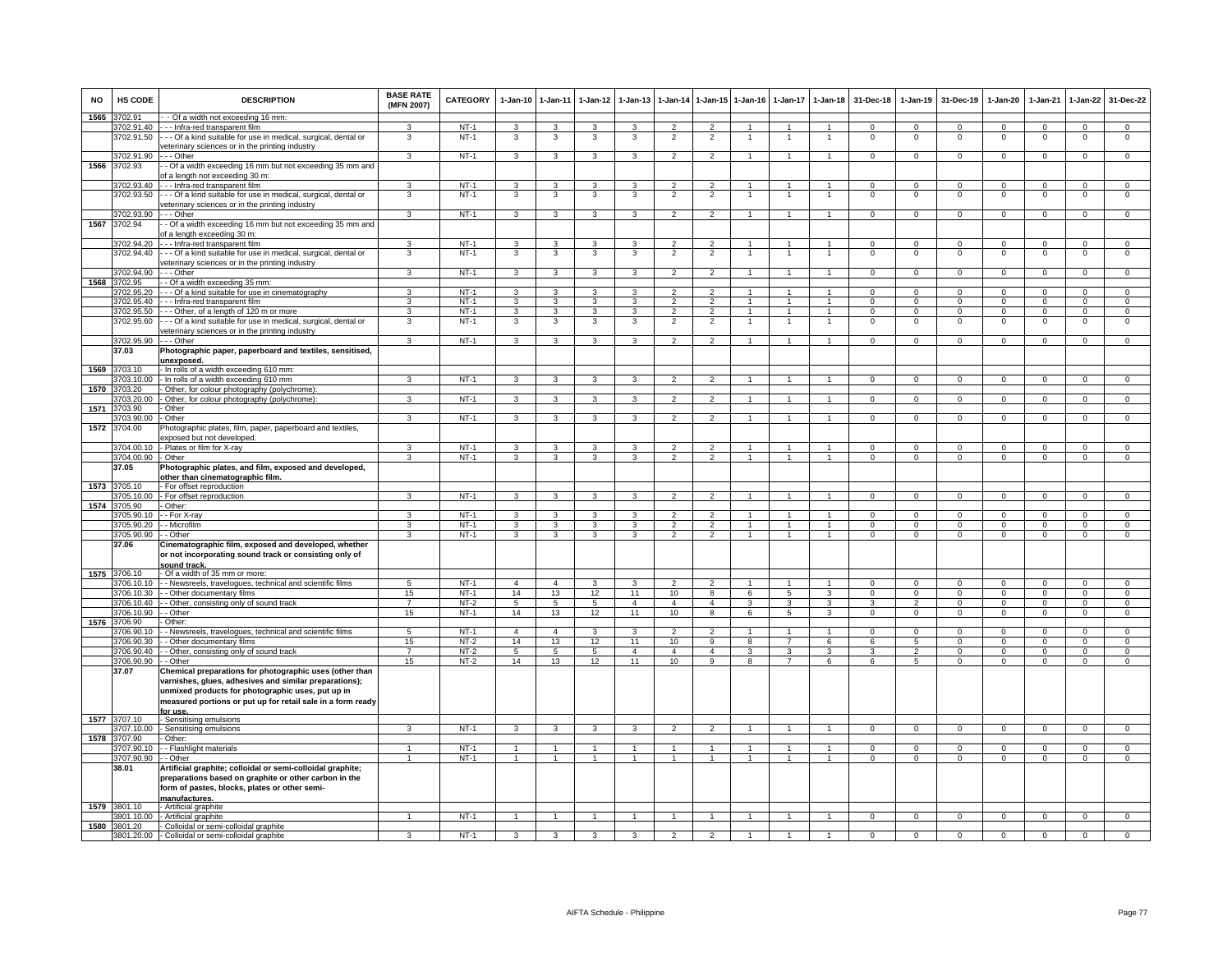| NO | HS CODE | DESCRIPTION | BASE RATE (MFN 2007) | CATEGORY | 1-Jan-10 | 1-Jan-11 | 1-Jan-12 | 1-Jan-13 | 1-Jan-14 | 1-Jan-15 | 1-Jan-16 | 1-Jan-17 | 1-Jan-18 | 31-Dec-18 | 1-Jan-19 | 31-Dec-19 | 1-Jan-20 | 1-Jan-21 | 1-Jan-22 | 31-Dec-22 |
|---|---|---|---|---|---|---|---|---|---|---|---|---|---|---|---|---|---|---|---|---|
| 1565 | 3702.91 | - - Of a width not exceeding 16 mm: | | | | | | | | | | | | | | | | | | |
| | 3702.91.40 | - - - Infra-red transparent film | 3 | NT-1 | 3 | 3 | 3 | 3 | 2 | 2 | 1 | 1 | 1 | 0 | 0 | 0 | 0 | 0 | 0 | 0 |
| | 3702.91.50 | - - - Of a kind suitable for use in medical, surgical, dental or veterinary sciences or in the printing industry | 3 | NT-1 | 3 | 3 | 3 | 3 | 2 | 2 | 1 | 1 | 1 | 0 | 0 | 0 | 0 | 0 | 0 | 0 |
| | 3702.91.90 | - - - Other | 3 | NT-1 | 3 | 3 | 3 | 3 | 2 | 2 | 1 | 1 | 1 | 0 | 0 | 0 | 0 | 0 | 0 | 0 |
| 1566 | 3702.93 | - - Of a width exceeding 16 mm but not exceeding 35 mm and of a length not exceeding 30 m: | | | | | | | | | | | | | | | | | | |
| | 3702.93.40 | - - - Infra-red transparent film | 3 | NT-1 | 3 | 3 | 3 | 3 | 2 | 2 | 1 | 1 | 1 | 0 | 0 | 0 | 0 | 0 | 0 | 0 |
| | 3702.93.50 | - - - Of a kind suitable for use in medical, surgical, dental or veterinary sciences or in the printing industry | 3 | NT-1 | 3 | 3 | 3 | 3 | 2 | 2 | 1 | 1 | 1 | 0 | 0 | 0 | 0 | 0 | 0 | 0 |
| | 3702.93.90 | - - - Other | 3 | NT-1 | 3 | 3 | 3 | 3 | 2 | 2 | 1 | 1 | 1 | 0 | 0 | 0 | 0 | 0 | 0 | 0 |
| 1567 | 3702.94 | - - Of a width exceeding 16 mm but not exceeding 35 mm and of a length exceeding 30 m: | | | | | | | | | | | | | | | | | | |
| | 3702.94.20 | - - - Infra-red transparent film | 3 | NT-1 | 3 | 3 | 3 | 3 | 2 | 2 | 1 | 1 | 1 | 0 | 0 | 0 | 0 | 0 | 0 | 0 |
| | 3702.94.40 | - - - Of a kind suitable for use in medical, surgical, dental or veterinary sciences or in the printing industry | 3 | NT-1 | 3 | 3 | 3 | 3 | 2 | 2 | 1 | 1 | 1 | 0 | 0 | 0 | 0 | 0 | 0 | 0 |
| | 3702.94.90 | - - - Other | 3 | NT-1 | 3 | 3 | 3 | 3 | 2 | 2 | 1 | 1 | 1 | 0 | 0 | 0 | 0 | 0 | 0 | 0 |
| 1568 | 3702.95 | - - Of a width exceeding 35 mm: | | | | | | | | | | | | | | | | | | |
| | 3702.95.20 | - - - Of a kind suitable for use in cinematography | 3 | NT-1 | 3 | 3 | 3 | 3 | 2 | 2 | 1 | 1 | 1 | 0 | 0 | 0 | 0 | 0 | 0 | 0 |
| | 3702.95.40 | - - - Infra-red transparent film | 3 | NT-1 | 3 | 3 | 3 | 3 | 2 | 2 | 1 | 1 | 1 | 0 | 0 | 0 | 0 | 0 | 0 | 0 |
| | 3702.95.50 | - - - Other, of a length of 120 m or more | 3 | NT-1 | 3 | 3 | 3 | 3 | 2 | 2 | 1 | 1 | 1 | 0 | 0 | 0 | 0 | 0 | 0 | 0 |
| | 3702.95.60 | - - - Of a kind suitable for use in medical, surgical, dental or veterinary sciences or in the printing industry | 3 | NT-1 | 3 | 3 | 3 | 3 | 2 | 2 | 1 | 1 | 1 | 0 | 0 | 0 | 0 | 0 | 0 | 0 |
| | 3702.95.90 | - - - Other | 3 | NT-1 | 3 | 3 | 3 | 3 | 2 | 2 | 1 | 1 | 1 | 0 | 0 | 0 | 0 | 0 | 0 | 0 |
| | **37.03** | **Photographic paper, paperboard and textiles, sensitised, unexposed.** | | | | | | | | | | | | | | | | | | |
| 1569 | 3703.10 | - In rolls of a width exceeding 610 mm: | | | | | | | | | | | | | | | | | | |
| | 3703.10.00 | - In rolls of a width exceeding 610 mm | 3 | NT-1 | 3 | 3 | 3 | 3 | 2 | 2 | 1 | 1 | 1 | 0 | 0 | 0 | 0 | 0 | 0 | 0 |
| 1570 | 3703.20 | - Other, for colour photography (polychrome): | | | | | | | | | | | | | | | | | | |
| | 3703.20.00 | - Other, for colour photography (polychrome): | 3 | NT-1 | 3 | 3 | 3 | 3 | 2 | 2 | 1 | 1 | 1 | 0 | 0 | 0 | 0 | 0 | 0 | 0 |
| 1571 | 3703.90 | - Other | | | | | | | | | | | | | | | | | | |
| | 3703.90.00 | - Other | 3 | NT-1 | 3 | 3 | 3 | 3 | 2 | 2 | 1 | 1 | 1 | 0 | 0 | 0 | 0 | 0 | 0 | 0 |
| 1572 | 3704.00 | Photographic plates, film, paper, paperboard and textiles, exposed but not developed. | | | | | | | | | | | | | | | | | | |
| | 3704.00.10 | - Plates or film for X-ray | 3 | NT-1 | 3 | 3 | 3 | 3 | 2 | 2 | 1 | 1 | 1 | 0 | 0 | 0 | 0 | 0 | 0 | 0 |
| | 3704.00.90 | - Other | 3 | NT-1 | 3 | 3 | 3 | 3 | 2 | 2 | 1 | 1 | 1 | 0 | 0 | 0 | 0 | 0 | 0 | 0 |
| | **37.05** | **Photographic plates, and film, exposed and developed, other than cinematographic film.** | | | | | | | | | | | | | | | | | | |
| 1573 | 3705.10 | - For offset reproduction | | | | | | | | | | | | | | | | | | |
| | 3705.10.00 | - For offset reproduction | 3 | NT-1 | 3 | 3 | 3 | 3 | 2 | 2 | 1 | 1 | 1 | 0 | 0 | 0 | 0 | 0 | 0 | 0 |
| 1574 | 3705.90 | - Other: | | | | | | | | | | | | | | | | | | |
| | 3705.90.10 | - - For X-ray | 3 | NT-1 | 3 | 3 | 3 | 3 | 2 | 2 | 1 | 1 | 1 | 0 | 0 | 0 | 0 | 0 | 0 | 0 |
| | 3705.90.20 | - - Microfilm | 3 | NT-1 | 3 | 3 | 3 | 3 | 2 | 2 | 1 | 1 | 1 | 0 | 0 | 0 | 0 | 0 | 0 | 0 |
| | 3705.90.90 | - - Other | 3 | NT-1 | 3 | 3 | 3 | 3 | 2 | 2 | 1 | 1 | 1 | 0 | 0 | 0 | 0 | 0 | 0 | 0 |
| | **37.06** | **Cinematographic film, exposed and developed, whether or not incorporating sound track or consisting only of sound track.** | | | | | | | | | | | | | | | | | | |
| 1575 | 3706.10 | - Of a width of 35 mm or more: | | | | | | | | | | | | | | | | | | |
| | 3706.10.10 | - - Newsreels, travelogues, technical and scientific films | 5 | NT-1 | 4 | 4 | 3 | 3 | 2 | 2 | 1 | 1 | 1 | 0 | 0 | 0 | 0 | 0 | 0 | 0 |
| | 3706.10.30 | - - Other documentary films | 15 | NT-1 | 14 | 13 | 12 | 11 | 10 | 8 | 6 | 5 | 3 | 0 | 0 | 0 | 0 | 0 | 0 | 0 |
| | 3706.10.40 | - - Other, consisting only of sound track | 7 | NT-2 | 5 | 5 | 5 | 4 | 4 | 4 | 3 | 3 | 3 | 3 | 2 | 0 | 0 | 0 | 0 | 0 |
| | 3706.10.90 | - - Other | 15 | NT-1 | 14 | 13 | 12 | 11 | 10 | 8 | 6 | 5 | 3 | 0 | 0 | 0 | 0 | 0 | 0 | 0 |
| 1576 | 3706.90 | - Other: | | | | | | | | | | | | | | | | | | |
| | 3706.90.10 | - - Newsreels, travelogues, technical and scientific films | 5 | NT-1 | 4 | 4 | 3 | 3 | 2 | 2 | 1 | 1 | 1 | 0 | 0 | 0 | 0 | 0 | 0 | 0 |
| | 3706.90.30 | - - Other documentary films | 15 | NT-2 | 14 | 13 | 12 | 11 | 10 | 9 | 8 | 7 | 6 | 6 | 5 | 0 | 0 | 0 | 0 | 0 |
| | 3706.90.40 | - - Other, consisting only of sound track | 7 | NT-2 | 5 | 5 | 5 | 4 | 4 | 4 | 3 | 3 | 3 | 3 | 2 | 0 | 0 | 0 | 0 | 0 |
| | 3706.90.90 | - - Other | 15 | NT-2 | 14 | 13 | 12 | 11 | 10 | 9 | 8 | 7 | 6 | 6 | 5 | 0 | 0 | 0 | 0 | 0 |
| | **37.07** | **Chemical preparations for photographic uses (other than varnishes, glues, adhesives and similar preparations); unmixed products for photographic uses, put up in measured portions or put up for retail sale in a form ready for use.** | | | | | | | | | | | | | | | | | | |
| 1577 | 3707.10 | - Sensitising emulsions | | | | | | | | | | | | | | | | | | |
| | 3707.10.00 | - Sensitising emulsions | 3 | NT-1 | 3 | 3 | 3 | 3 | 2 | 2 | 1 | 1 | 1 | 0 | 0 | 0 | 0 | 0 | 0 | 0 |
| 1578 | 3707.90 | - Other: | | | | | | | | | | | | | | | | | | |
| | 3707.90.10 | - - Flashlight materials | 1 | NT-1 | 1 | 1 | 1 | 1 | 1 | 1 | 1 | 1 | 1 | 0 | 0 | 0 | 0 | 0 | 0 | 0 |
| | 3707.90.90 | - - Other | 1 | NT-1 | 1 | 1 | 1 | 1 | 1 | 1 | 1 | 1 | 1 | 0 | 0 | 0 | 0 | 0 | 0 | 0 |
| | **38.01** | **Artificial graphite; colloidal or semi-colloidal graphite; preparations based on graphite or other carbon in the form of pastes, blocks, plates or other semi-manufactures.** | | | | | | | | | | | | | | | | | | |
| 1579 | 3801.10 | - Artificial graphite | | | | | | | | | | | | | | | | | | |
| | 3801.10.00 | - Artificial graphite | 1 | NT-1 | 1 | 1 | 1 | 1 | 1 | 1 | 1 | 1 | 1 | 0 | 0 | 0 | 0 | 0 | 0 | 0 |
| 1580 | 3801.20 | - Colloidal or semi-colloidal graphite | | | | | | | | | | | | | | | | | | |
| | 3801.20.00 | - Colloidal or semi-colloidal graphite | 3 | NT-1 | 3 | 3 | 3 | 3 | 2 | 2 | 1 | 1 | 1 | 0 | 0 | 0 | 0 | 0 | 0 | 0 |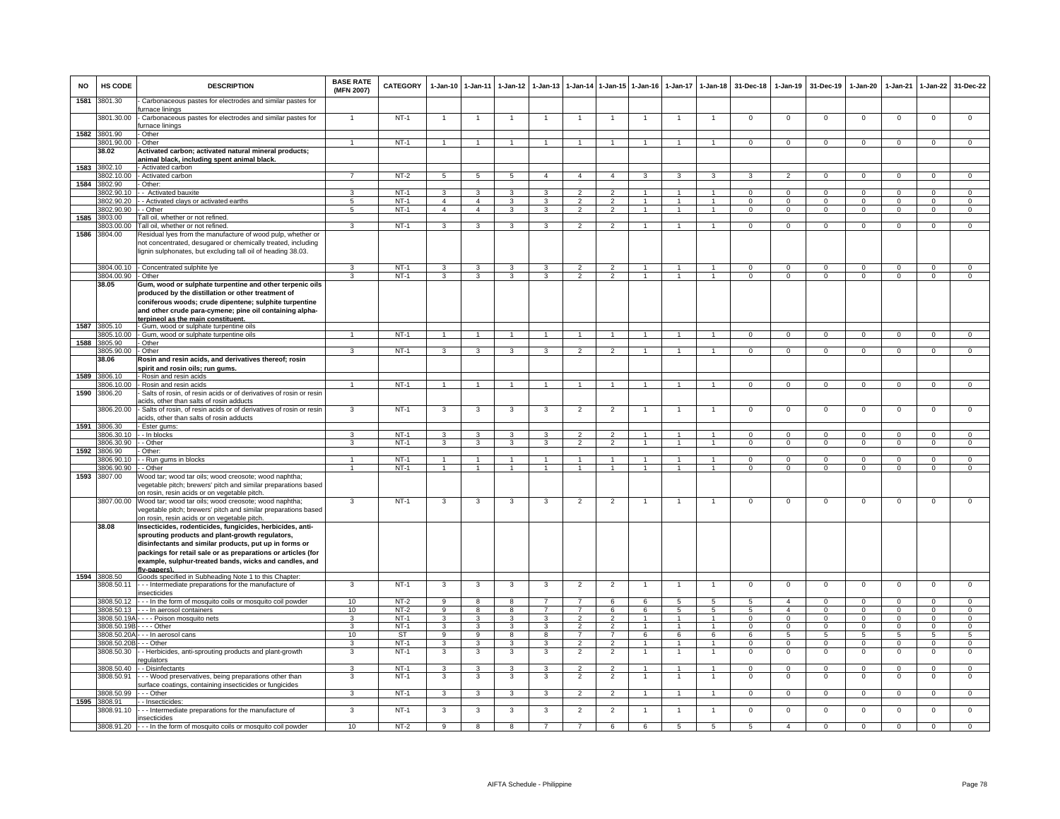| NO | HS CODE | DESCRIPTION | BASE RATE (MFN 2007) | CATEGORY | 1-Jan-10 | 1-Jan-11 | 1-Jan-12 | 1-Jan-13 | 1-Jan-14 | 1-Jan-15 | 1-Jan-16 | 1-Jan-17 | 1-Jan-18 | 31-Dec-18 | 1-Jan-19 | 31-Dec-19 | 1-Jan-20 | 1-Jan-21 | 1-Jan-22 | 31-Dec-22 |
|---|---|---|---|---|---|---|---|---|---|---|---|---|---|---|---|---|---|---|---|---|
| 1581 | 3801.30 | - Carbonaceous pastes for electrodes and similar pastes for furnace linings | | | | | | | | | | | | | | | | | | |
| | 3801.30.00 | - Carbonaceous pastes for electrodes and similar pastes for furnace linings | 1 | NT-1 | 1 | 1 | 1 | 1 | 1 | 1 | 1 | 1 | 1 | 0 | 0 | 0 | 0 | 0 | 0 | 0 |
| 1582 | 3801.90 | - Other | | | | | | | | | | | | | | | | | | |
| | 3801.90.00 | - Other | 1 | NT-1 | 1 | 1 | 1 | 1 | 1 | 1 | 1 | 1 | 1 | 0 | 0 | 0 | 0 | 0 | 0 | 0 |
| | **38.02** | **Activated carbon; activated natural mineral products; animal black, including spent animal black.** | | | | | | | | | | | | | | | | | | |
| 1583 | 3802.10 | - Activated carbon | | | | | | | | | | | | | | | | | | |
| | 3802.10.00 | - Activated carbon | 7 | NT-2 | 5 | 5 | 5 | 4 | 4 | 4 | 3 | 3 | 3 | 3 | 2 | 0 | 0 | 0 | 0 | 0 |
| 1584 | 3802.90 | - Other: | | | | | | | | | | | | | | | | | | |
| | 3802.90.10 | - - Activated bauxite | 3 | NT-1 | 3 | 3 | 3 | 3 | 2 | 2 | 1 | 1 | 1 | 0 | 0 | 0 | 0 | 0 | 0 | 0 |
| | 3802.90.20 | - - Activated clays or activated earths | 5 | NT-1 | 4 | 4 | 3 | 3 | 2 | 2 | 1 | 1 | 1 | 0 | 0 | 0 | 0 | 0 | 0 | 0 |
| | 3802.90.90 | - - Other | 5 | NT-1 | 4 | 4 | 3 | 3 | 2 | 2 | 1 | 1 | 1 | 0 | 0 | 0 | 0 | 0 | 0 | 0 |
| 1585 | 3803.00 | Tall oil, whether or not refined. | | | | | | | | | | | | | | | | | | |
| | 3803.00.00 | Tall oil, whether or not refined. | 3 | NT-1 | 3 | 3 | 3 | 3 | 2 | 2 | 1 | 1 | 1 | 0 | 0 | 0 | 0 | 0 | 0 | 0 |
| 1586 | 3804.00 | Residual lyes from the manufacture of wood pulp, whether or not concentrated, desugared or chemically treated, including lignin sulphonates, but excluding tall oil of heading 38.03. | | | | | | | | | | | | | | | | | | |
| | 3804.00.10 | - Concentrated sulphite lye | 3 | NT-1 | 3 | 3 | 3 | 3 | 2 | 2 | 1 | 1 | 1 | 0 | 0 | 0 | 0 | 0 | 0 | 0 |
| | 3804.00.90 | - Other | 3 | NT-1 | 3 | 3 | 3 | 3 | 2 | 2 | 1 | 1 | 1 | 0 | 0 | 0 | 0 | 0 | 0 | 0 |
| | **38.05** | **Gum, wood or sulphate turpentine and other terpenic oils produced by the distillation or other treatment of coniferous woods; crude dipentene; sulphite turpentine and other crude para-cymene; pine oil containing alpha-terpineol as the main constituent.** | | | | | | | | | | | | | | | | | | |
| 1587 | 3805.10 | - Gum, wood or sulphate turpentine oils | | | | | | | | | | | | | | | | | | |
| | 3805.10.00 | - Gum, wood or sulphate turpentine oils | 1 | NT-1 | 1 | 1 | 1 | 1 | 1 | 1 | 1 | 1 | 1 | 0 | 0 | 0 | 0 | 0 | 0 | 0 |
| 1588 | 3805.90 | - Other | | | | | | | | | | | | | | | | | | |
| | 3805.90.00 | - Other | 3 | NT-1 | 3 | 3 | 3 | 3 | 2 | 2 | 1 | 1 | 1 | 0 | 0 | 0 | 0 | 0 | 0 | 0 |
| | **38.06** | **Rosin and resin acids, and derivatives thereof; rosin spirit and rosin oils; run gums.** | | | | | | | | | | | | | | | | | | |
| 1589 | 3806.10 | - Rosin and resin acids | | | | | | | | | | | | | | | | | | |
| | 3806.10.00 | - Rosin and resin acids | 1 | NT-1 | 1 | 1 | 1 | 1 | 1 | 1 | 1 | 1 | 1 | 0 | 0 | 0 | 0 | 0 | 0 | 0 |
| 1590 | 3806.20 | - Salts of rosin, of resin acids or of derivatives of rosin or resin acids, other than salts of rosin adducts | | | | | | | | | | | | | | | | | | |
| | 3806.20.00 | - Salts of rosin, of resin acids or of derivatives of rosin or resin acids, other than salts of rosin adducts | 3 | NT-1 | 3 | 3 | 3 | 3 | 2 | 2 | 1 | 1 | 1 | 0 | 0 | 0 | 0 | 0 | 0 | 0 |
| 1591 | 3806.30 | - Ester gums: | | | | | | | | | | | | | | | | | | |
| | 3806.30.10 | - - In blocks | 3 | NT-1 | 3 | 3 | 3 | 3 | 2 | 2 | 1 | 1 | 1 | 0 | 0 | 0 | 0 | 0 | 0 | 0 |
| | 3806.30.90 | - - Other | 3 | NT-1 | 3 | 3 | 3 | 3 | 2 | 2 | 1 | 1 | 1 | 0 | 0 | 0 | 0 | 0 | 0 | 0 |
| 1592 | 3806.90 | - Other: | | | | | | | | | | | | | | | | | | |
| | 3806.90.10 | - - Run gums in blocks | 1 | NT-1 | 1 | 1 | 1 | 1 | 1 | 1 | 1 | 1 | 1 | 0 | 0 | 0 | 0 | 0 | 0 | 0 |
| | 3806.90.90 | - - Other | 1 | NT-1 | 1 | 1 | 1 | 1 | 1 | 1 | 1 | 1 | 1 | 0 | 0 | 0 | 0 | 0 | 0 | 0 |
| 1593 | 3807.00 | Wood tar; wood tar oils; wood creosote; wood naphtha; vegetable pitch; brewers' pitch and similar preparations based on rosin, resin acids or on vegetable pitch. | | | | | | | | | | | | | | | | | | |
| | 3807.00.00 | Wood tar; wood tar oils; wood creosote; wood naphtha; vegetable pitch; brewers' pitch and similar preparations based on rosin, resin acids or on vegetable pitch. | 3 | NT-1 | 3 | 3 | 3 | 3 | 2 | 2 | 1 | 1 | 1 | 0 | 0 | 0 | 0 | 0 | 0 | 0 |
| | **38.08** | **Insecticides, rodenticides, fungicides, herbicides, anti-sprouting products and plant-growth regulators, disinfectants and similar products, put up in forms or packings for retail sale or as preparations or articles (for example, sulphur-treated bands, wicks and candles, and fly-papers).** | | | | | | | | | | | | | | | | | | |
| 1594 | 3808.50 | Goods specified in Subheading Note 1 to this Chapter: | | | | | | | | | | | | | | | | | | |
| | 3808.50.11 | - - - Intermediate preparations for the manufacture of insecticides | 3 | NT-1 | 3 | 3 | 3 | 3 | 2 | 2 | 1 | 1 | 1 | 0 | 0 | 0 | 0 | 0 | 0 | 0 |
| | 3808.50.12 | - - - In the form of mosquito coils or mosquito coil powder | 10 | NT-2 | 9 | 8 | 8 | 7 | 7 | 6 | 6 | 5 | 5 | 5 | 4 | 0 | 0 | 0 | 0 | 0 |
| | 3808.50.13 | - - - In aerosol containers | 10 | NT-2 | 9 | 8 | 8 | 7 | 7 | 6 | 6 | 5 | 5 | 5 | 4 | 0 | 0 | 0 | 0 | 0 |
| | 3808.50.19A | - - - - Poison mosquito nets | 3 | NT-1 | 3 | 3 | 3 | 3 | 2 | 2 | 1 | 1 | 1 | 0 | 0 | 0 | 0 | 0 | 0 | 0 |
| | 3808.50.19B | - - - - Other | 3 | NT-1 | 3 | 3 | 3 | 3 | 2 | 2 | 1 | 1 | 1 | 0 | 0 | 0 | 0 | 0 | 0 | 0 |
| | 3808.50.20A | - - - In aerosol cans | 10 | ST | 9 | 9 | 8 | 8 | 7 | 7 | 6 | 6 | 6 | 6 | 5 | 5 | 5 | 5 | 5 | 5 |
| | 3808.50.20B | - - - Other | 3 | NT-1 | 3 | 3 | 3 | 3 | 2 | 2 | 1 | 1 | 1 | 0 | 0 | 0 | 0 | 0 | 0 | 0 |
| | 3808.50.30 | - - Herbicides, anti-sprouting products and plant-growth regulators | 3 | NT-1 | 3 | 3 | 3 | 3 | 2 | 2 | 1 | 1 | 1 | 0 | 0 | 0 | 0 | 0 | 0 | 0 |
| | 3808.50.40 | - - Disinfectants | 3 | NT-1 | 3 | 3 | 3 | 3 | 2 | 2 | 1 | 1 | 1 | 0 | 0 | 0 | 0 | 0 | 0 | 0 |
| | 3808.50.91 | - - - Wood preservatives, being preparations other than surface coatings, containing insecticides or fungicides | 3 | NT-1 | 3 | 3 | 3 | 3 | 2 | 2 | 1 | 1 | 1 | 0 | 0 | 0 | 0 | 0 | 0 | 0 |
| | 3808.50.99 | - - - Other | 3 | NT-1 | 3 | 3 | 3 | 3 | 2 | 2 | 1 | 1 | 1 | 0 | 0 | 0 | 0 | 0 | 0 | 0 |
| 1595 | 3808.91 | - - Insecticides: | | | | | | | | | | | | | | | | | | |
| | 3808.91.10 | - - - Intermediate preparations for the manufacture of insecticides | 3 | NT-1 | 3 | 3 | 3 | 3 | 2 | 2 | 1 | 1 | 1 | 0 | 0 | 0 | 0 | 0 | 0 | 0 |
| | 3808.91.20 | - - - In the form of mosquito coils or mosquito coil powder | 10 | NT-2 | 9 | 8 | 8 | 7 | 7 | 6 | 6 | 5 | 5 | 5 | 4 | 0 | 0 | 0 | 0 | 0 |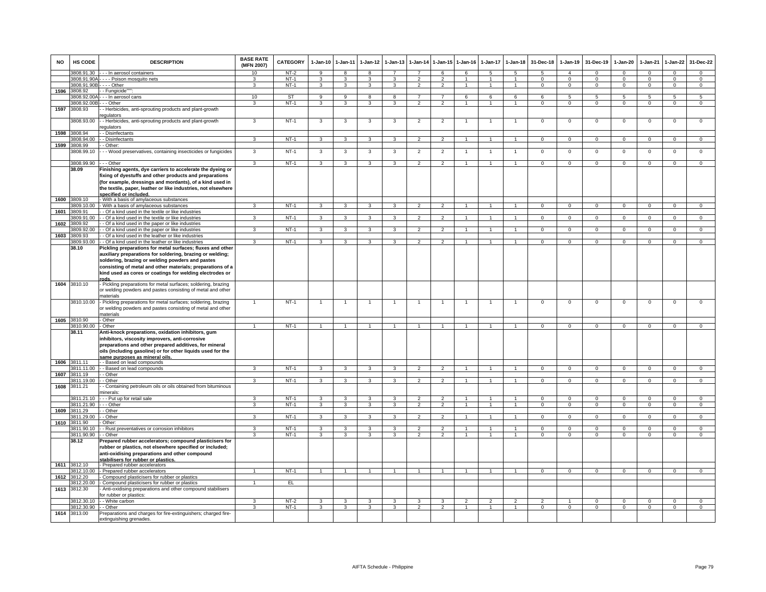| NO | HS CODE | DESCRIPTION | BASE RATE (MFN 2007) | CATEGORY | 1-Jan-10 | 1-Jan-11 | 1-Jan-12 | 1-Jan-13 | 1-Jan-14 | 1-Jan-15 | 1-Jan-16 | 1-Jan-17 | 1-Jan-18 | 31-Dec-18 | 1-Jan-19 | 31-Dec-19 | 1-Jan-20 | 1-Jan-21 | 1-Jan-22 | 31-Dec-22 |
|---|---|---|---|---|---|---|---|---|---|---|---|---|---|---|---|---|---|---|---|---|
| | 3808.91.30 | - - - In aerosol containers | 10 | NT-2 | 9 | 8 | 8 | 7 | 7 | 6 | 6 | 5 | 5 | 5 | 4 | 0 | 0 | 0 | 0 | 0 |
| | 3808.91.90A | - - - - Poison mosquito nets | 3 | NT-1 | 3 | 3 | 3 | 3 | 2 | 2 | 1 | 1 | 1 | 0 | 0 | 0 | 0 | 0 | 0 | 0 |
| | 3808.91.90B | - - - - Other | 3 | NT-1 | 3 | 3 | 3 | 3 | 2 | 2 | 1 | 1 | 1 | 0 | 0 | 0 | 0 | 0 | 0 | 0 |
| 1596 | 3808.92 | - - Fungicide""": | | | | | | | | | | | | | | | | | | |
| | 3808.92.00A | - - - In aerosol cans | 10 | ST | 9 | 9 | 8 | 8 | 7 | 7 | 6 | 6 | 6 | 6 | 5 | 5 | 5 | 5 | 5 | 5 |
| | 3808.92.00B | - - - Other | 3 | NT-1 | 3 | 3 | 3 | 3 | 2 | 2 | 1 | 1 | 1 | 0 | 0 | 0 | 0 | 0 | 0 | 0 |
| 1597 | 3808.93 | - - Herbicides, anti-sprouting products and plant-growth regulators | | | | | | | | | | | | | | | | | | |
| | 3808.93.00 | - - Herbicides, anti-sprouting products and plant-growth regulators | 3 | NT-1 | 3 | 3 | 3 | 3 | 2 | 2 | 1 | 1 | 1 | 0 | 0 | 0 | 0 | 0 | 0 | 0 |
| 1598 | 3808.94 | - - Disinfectants | | | | | | | | | | | | | | | | | | |
| | 3808.94.00 | - - Disinfectants | 3 | NT-1 | 3 | 3 | 3 | 3 | 2 | 2 | 1 | 1 | 1 | 0 | 0 | 0 | 0 | 0 | 0 | 0 |
| 1599 | 3808.99 | - - Other: | | | | | | | | | | | | | | | | | | |
| | 3808.99.10 | - - - Wood preservatives, containing insecticides or fungicides | 3 | NT-1 | 3 | 3 | 3 | 3 | 2 | 2 | 1 | 1 | 1 | 0 | 0 | 0 | 0 | 0 | 0 | 0 |
| | 3808.99.90 | - - - Other | 3 | NT-1 | 3 | 3 | 3 | 3 | 2 | 2 | 1 | 1 | 1 | 0 | 0 | 0 | 0 | 0 | 0 | 0 |
| | **38.09** | **Finishing agents, dye carriers to accelerate the dyeing or fixing of dyestuffs and other products and preparations (for example, dressings and mordants), of a kind used in the textile, paper, leather or like industries, not elsewhere specified or included.** | | | | | | | | | | | | | | | | | | |
| 1600 | 3809.10 | - With a basis of amylaceous substances | | | | | | | | | | | | | | | | | | |
| | 3809.10.00 | - With a basis of amylaceous substances | 3 | NT-1 | 3 | 3 | 3 | 3 | 2 | 2 | 1 | 1 | 1 | 0 | 0 | 0 | 0 | 0 | 0 | 0 |
| 1601 | 3809.91 | - - Of a kind used in the textile or like industries | | | | | | | | | | | | | | | | | | |
| | 3809.91.00 | - - Of a kind used in the textile or like industries | 3 | NT-1 | 3 | 3 | 3 | 3 | 2 | 2 | 1 | 1 | 1 | 0 | 0 | 0 | 0 | 0 | 0 | 0 |
| 1602 | 3809.92 | - - Of a kind used in the paper or like industries | | | | | | | | | | | | | | | | | | |
| | 3809.92.00 | - - Of a kind used in the paper or like industries | 3 | NT-1 | 3 | 3 | 3 | 3 | 2 | 2 | 1 | 1 | 1 | 0 | 0 | 0 | 0 | 0 | 0 | 0 |
| 1603 | 3809.93 | - - Of a kind used in the leather or like industries | | | | | | | | | | | | | | | | | | |
| | 3809.93.00 | - - Of a kind used in the leather or like industries | 3 | NT-1 | 3 | 3 | 3 | 3 | 2 | 2 | 1 | 1 | 1 | 0 | 0 | 0 | 0 | 0 | 0 | 0 |
| | **38.10** | **Pickling preparations for metal surfaces; fluxes and other auxiliary preparations for soldering, brazing or welding; soldering, brazing or welding powders and pastes consisting of metal and other materials; preparations of a kind used as cores or coatings for welding electrodes or rods.** | | | | | | | | | | | | | | | | | | |
| 1604 | 3810.10 | - Pickling preparations for metal surfaces; soldering, brazing or welding powders and pastes consisting of metal and other materials | | | | | | | | | | | | | | | | | | |
| | 3810.10.00 | - Pickling preparations for metal surfaces; soldering, brazing or welding powders and pastes consisting of metal and other materials | 1 | NT-1 | 1 | 1 | 1 | 1 | 1 | 1 | 1 | 1 | 1 | 0 | 0 | 0 | 0 | 0 | 0 | 0 |
| 1605 | 3810.90 | - Other | | | | | | | | | | | | | | | | | | |
| | 3810.90.00 | - Other | 1 | NT-1 | 1 | 1 | 1 | 1 | 1 | 1 | 1 | 1 | 1 | 0 | 0 | 0 | 0 | 0 | 0 | 0 |
| | **38.11** | **Anti-knock preparations, oxidation inhibitors, gum inhibitors, viscosity improvers, anti-corrosive preparations and other prepared additives, for mineral oils (including gasoline) or for other liquids used for the same purposes as mineral oils.** | | | | | | | | | | | | | | | | | | |
| 1606 | 3811.11 | - - Based on lead compounds | | | | | | | | | | | | | | | | | | |
| | 3811.11.00 | - - Based on lead compounds | 3 | NT-1 | 3 | 3 | 3 | 3 | 2 | 2 | 1 | 1 | 1 | 0 | 0 | 0 | 0 | 0 | 0 | 0 |
| 1607 | 3811.19 | - - Other | | | | | | | | | | | | | | | | | | |
| | 3811.19.00 | - - Other | 3 | NT-1 | 3 | 3 | 3 | 3 | 2 | 2 | 1 | 1 | 1 | 0 | 0 | 0 | 0 | 0 | 0 | 0 |
| 1608 | 3811.21 | - - Containing petroleum oils or oils obtained from bituminous minerals: | | | | | | | | | | | | | | | | | | |
| | 3811.21.10 | - - - Put up for retail sale | 3 | NT-1 | 3 | 3 | 3 | 3 | 2 | 2 | 1 | 1 | 1 | 0 | 0 | 0 | 0 | 0 | 0 | 0 |
| | 3811.21.90 | - - - Other | 3 | NT-1 | 3 | 3 | 3 | 3 | 2 | 2 | 1 | 1 | 1 | 0 | 0 | 0 | 0 | 0 | 0 | 0 |
| 1609 | 3811.29 | - - Other | | | | | | | | | | | | | | | | | | |
| | 3811.29.00 | - - Other | 3 | NT-1 | 3 | 3 | 3 | 3 | 2 | 2 | 1 | 1 | 1 | 0 | 0 | 0 | 0 | 0 | 0 | 0 |
| 1610 | 3811.90 | - Other: | | | | | | | | | | | | | | | | | | |
| | 3811.90.10 | - - Rust preventatives or corrosion inhibitors | 3 | NT-1 | 3 | 3 | 3 | 3 | 2 | 2 | 1 | 1 | 1 | 0 | 0 | 0 | 0 | 0 | 0 | 0 |
| | 3811.90.90 | - - Other | 3 | NT-1 | 3 | 3 | 3 | 3 | 2 | 2 | 1 | 1 | 1 | 0 | 0 | 0 | 0 | 0 | 0 | 0 |
| | **38.12** | **Prepared rubber accelerators; compound plasticisers for rubber or plastics, not elsewhere specified or included; anti-oxidising preparations and other compound stabilisers for rubber or plastics.** | | | | | | | | | | | | | | | | | | |
| 1611 | 3812.10 | - Prepared rubber accelerators | | | | | | | | | | | | | | | | | | |
| | 3812.10.00 | - Prepared rubber accelerators | 1 | NT-1 | 1 | 1 | 1 | 1 | 1 | 1 | 1 | 1 | 1 | 0 | 0 | 0 | 0 | 0 | 0 | 0 |
| 1612 | 3812.20 | - Compound plasticisers for rubber or plastics | | | | | | | | | | | | | | | | | | |
| | 3812.20.00 | - Compound plasticisers for rubber or plastics | 1 | EL | | | | | | | | | | | | | | | | |
| 1613 | 3812.30 | - Anti-oxidising preparations and other compound stabilisers for rubber or plastics: | | | | | | | | | | | | | | | | | | |
| | 3812.30.10 | - - White carbon | 3 | NT-2 | 3 | 3 | 3 | 3 | 3 | 3 | 2 | 2 | 2 | 2 | 1 | 0 | 0 | 0 | 0 | 0 |
| | 3812.30.90 | - - Other | 3 | NT-1 | 3 | 3 | 3 | 3 | 2 | 2 | 1 | 1 | 1 | 0 | 0 | 0 | 0 | 0 | 0 | 0 |
| 1614 | 3813.00 | Preparations and charges for fire-extinguishers; charged fire-extinguishing grenades. | | | | | | | | | | | | | | | | | | |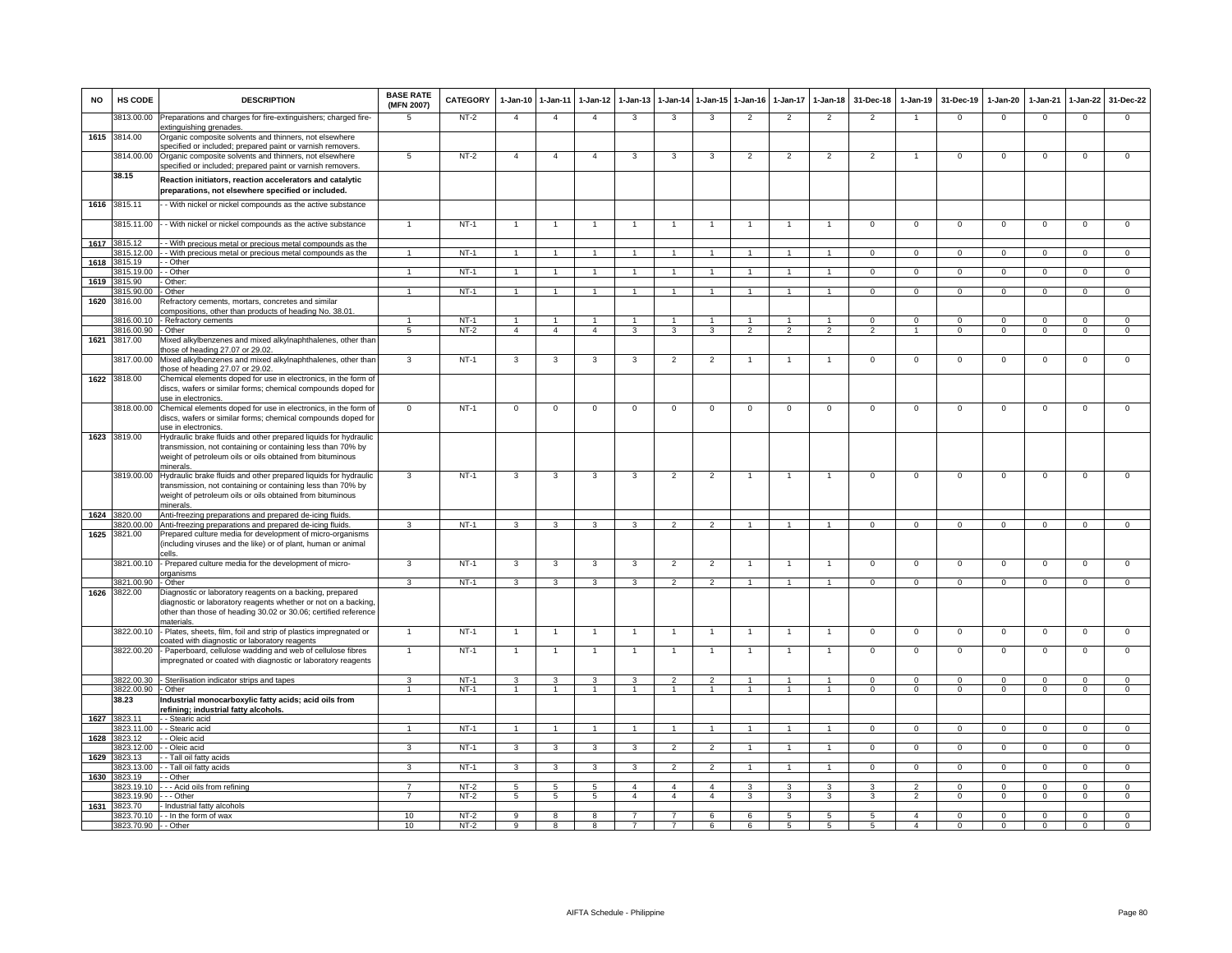| NO | HS CODE | DESCRIPTION | BASE RATE (MFN 2007) | CATEGORY | 1-Jan-10 | 1-Jan-11 | 1-Jan-12 | 1-Jan-13 | 1-Jan-14 | 1-Jan-15 | 1-Jan-16 | 1-Jan-17 | 1-Jan-18 | 31-Dec-18 | 1-Jan-19 | 31-Dec-19 | 1-Jan-20 | 1-Jan-21 | 1-Jan-22 | 31-Dec-22 |
|---|---|---|---|---|---|---|---|---|---|---|---|---|---|---|---|---|---|---|---|---|
| | 3813.00.00 | Preparations and charges for fire-extinguishers; charged fire-extinguishing grenades. | 5 | NT-2 | 4 | 4 | 4 | 3 | 3 | 3 | 2 | 2 | 2 | 2 | 1 | 0 | 0 | 0 | 0 | 0 |
| 1615 | 3814.00 | Organic composite solvents and thinners, not elsewhere specified or included; prepared paint or varnish removers. | | | | | | | | | | | | | | | | | | |
| | 3814.00.00 | Organic composite solvents and thinners, not elsewhere specified or included; prepared paint or varnish removers. | 5 | NT-2 | 4 | 4 | 4 | 3 | 3 | 3 | 2 | 2 | 2 | 2 | 1 | 0 | 0 | 0 | 0 | 0 |
| | **38.15** | **Reaction initiators, reaction accelerators and catalytic preparations, not elsewhere specified or included.** | | | | | | | | | | | | | | | | | | |
| 1616 | 3815.11 | - - With nickel or nickel compounds as the active substance | | | | | | | | | | | | | | | | | | |
| | 3815.11.00 | - - With nickel or nickel compounds as the active substance | 1 | NT-1 | 1 | 1 | 1 | 1 | 1 | 1 | 1 | 1 | 1 | 0 | 0 | 0 | 0 | 0 | 0 | 0 |
| 1617 | 3815.12 | - - With precious metal or precious metal compounds as the | | | | | | | | | | | | | | | | | | |
| | 3815.12.00 | - - With precious metal or precious metal compounds as the | 1 | NT-1 | 1 | 1 | 1 | 1 | 1 | 1 | 1 | 1 | 1 | 0 | 0 | 0 | 0 | 0 | 0 | 0 |
| 1618 | 3815.19 | - - Other | | | | | | | | | | | | | | | | | | |
| | 3815.19.00 | - - Other | 1 | NT-1 | 1 | 1 | 1 | 1 | 1 | 1 | 1 | 1 | 1 | 0 | 0 | 0 | 0 | 0 | 0 | 0 |
| 1619 | 3815.90 | - Other: | | | | | | | | | | | | | | | | | | |
| | 3815.90.00 | - Other | 1 | NT-1 | 1 | 1 | 1 | 1 | 1 | 1 | 1 | 1 | 1 | 0 | 0 | 0 | 0 | 0 | 0 | 0 |
| 1620 | 3816.00 | Refractory cements, mortars, concretes and similar compositions, other than products of heading No. 38.01. | | | | | | | | | | | | | | | | | | |
| | 3816.00.10 | - Refractory cements | 1 | NT-1 | 1 | 1 | 1 | 1 | 1 | 1 | 1 | 1 | 1 | 0 | 0 | 0 | 0 | 0 | 0 | 0 |
| | 3816.00.90 | - Other | 5 | NT-2 | 4 | 4 | 4 | 3 | 3 | 3 | 2 | 2 | 2 | 2 | 1 | 0 | 0 | 0 | 0 | 0 |
| 1621 | 3817.00 | Mixed alkylbenzenes and mixed alkylnaphthalenes, other than those of heading 27.07 or 29.02. | | | | | | | | | | | | | | | | | | |
| | 3817.00.00 | Mixed alkylbenzenes and mixed alkylnaphthalenes, other than those of heading 27.07 or 29.02. | 3 | NT-1 | 3 | 3 | 3 | 3 | 2 | 2 | 1 | 1 | 1 | 0 | 0 | 0 | 0 | 0 | 0 | 0 |
| 1622 | 3818.00 | Chemical elements doped for use in electronics, in the form of discs, wafers or similar forms; chemical compounds doped for use in electronics. | | | | | | | | | | | | | | | | | | |
| | 3818.00.00 | Chemical elements doped for use in electronics, in the form of discs, wafers or similar forms; chemical compounds doped for use in electronics. | 0 | NT-1 | 0 | 0 | 0 | 0 | 0 | 0 | 0 | 0 | 0 | 0 | 0 | 0 | 0 | 0 | 0 | 0 |
| 1623 | 3819.00 | Hydraulic brake fluids and other prepared liquids for hydraulic transmission, not containing or containing less than 70% by weight of petroleum oils or oils obtained from bituminous minerals. | | | | | | | | | | | | | | | | | | |
| | 3819.00.00 | Hydraulic brake fluids and other prepared liquids for hydraulic transmission, not containing or containing less than 70% by weight of petroleum oils or oils obtained from bituminous minerals. | 3 | NT-1 | 3 | 3 | 3 | 3 | 2 | 2 | 1 | 1 | 1 | 0 | 0 | 0 | 0 | 0 | 0 | 0 |
| 1624 | 3820.00 | Anti-freezing preparations and prepared de-icing fluids. | | | | | | | | | | | | | | | | | | |
| | 3820.00.00 | Anti-freezing preparations and prepared de-icing fluids. | 3 | NT-1 | 3 | 3 | 3 | 3 | 2 | 2 | 1 | 1 | 1 | 0 | 0 | 0 | 0 | 0 | 0 | 0 |
| 1625 | 3821.00 | Prepared culture media for development of micro-organisms (including viruses and the like) or of plant, human or animal cells. | | | | | | | | | | | | | | | | | | |
| | 3821.00.10 | - Prepared culture media for the development of micro-organisms | 3 | NT-1 | 3 | 3 | 3 | 3 | 2 | 2 | 1 | 1 | 1 | 0 | 0 | 0 | 0 | 0 | 0 | 0 |
| | 3821.00.90 | - Other | 3 | NT-1 | 3 | 3 | 3 | 3 | 2 | 2 | 1 | 1 | 1 | 0 | 0 | 0 | 0 | 0 | 0 | 0 |
| 1626 | 3822.00 | Diagnostic or laboratory reagents on a backing, prepared diagnostic or laboratory reagents whether or not on a backing, other than those of heading 30.02 or 30.06; certified reference materials. | | | | | | | | | | | | | | | | | | |
| | 3822.00.10 | - Plates, sheets, film, foil and strip of plastics impregnated or coated with diagnostic or laboratory reagents | 1 | NT-1 | 1 | 1 | 1 | 1 | 1 | 1 | 1 | 1 | 1 | 0 | 0 | 0 | 0 | 0 | 0 | 0 |
| | 3822.00.20 | - Paperboard, cellulose wadding and web of cellulose fibres impregnated or coated with diagnostic or laboratory reagents | 1 | NT-1 | 1 | 1 | 1 | 1 | 1 | 1 | 1 | 1 | 1 | 0 | 0 | 0 | 0 | 0 | 0 | 0 |
| | 3822.00.30 | - Sterilisation indicator strips and tapes | 3 | NT-1 | 3 | 3 | 3 | 3 | 2 | 2 | 1 | 1 | 1 | 0 | 0 | 0 | 0 | 0 | 0 | 0 |
| | 3822.00.90 | - Other | 1 | NT-1 | 1 | 1 | 1 | 1 | 1 | 1 | 1 | 1 | 1 | 0 | 0 | 0 | 0 | 0 | 0 | 0 |
| | **38.23** | **Industrial monocarboxylic fatty acids; acid oils from refining; industrial fatty alcohols.** | | | | | | | | | | | | | | | | | | |
| 1627 | 3823.11 | - - Stearic acid | | | | | | | | | | | | | | | | | | |
| | 3823.11.00 | - - Stearic acid | 1 | NT-1 | 1 | 1 | 1 | 1 | 1 | 1 | 1 | 1 | 1 | 0 | 0 | 0 | 0 | 0 | 0 | 0 |
| 1628 | 3823.12 | - - Oleic acid | | | | | | | | | | | | | | | | | | |
| | 3823.12.00 | - - Oleic acid | 3 | NT-1 | 3 | 3 | 3 | 3 | 2 | 2 | 1 | 1 | 1 | 0 | 0 | 0 | 0 | 0 | 0 | 0 |
| 1629 | 3823.13 | - - Tall oil fatty acids | | | | | | | | | | | | | | | | | | |
| | 3823.13.00 | - - Tall oil fatty acids | 3 | NT-1 | 3 | 3 | 3 | 3 | 2 | 2 | 1 | 1 | 1 | 0 | 0 | 0 | 0 | 0 | 0 | 0 |
| 1630 | 3823.19 | - - Other | | | | | | | | | | | | | | | | | | |
| | 3823.19.10 | - - - Acid oils from refining | 7 | NT-2 | 5 | 5 | 5 | 4 | 4 | 4 | 3 | 3 | 3 | 3 | 2 | 0 | 0 | 0 | 0 | 0 |
| | 3823.19.90 | - - - Other | 7 | NT-2 | 5 | 5 | 5 | 4 | 4 | 4 | 3 | 3 | 3 | 3 | 2 | 0 | 0 | 0 | 0 | 0 |
| 1631 | 3823.70 | - Industrial fatty alcohols | | | | | | | | | | | | | | | | | | |
| | 3823.70.10 | - - In the form of wax | 10 | NT-2 | 9 | 8 | 8 | 7 | 7 | 6 | 6 | 5 | 5 | 5 | 4 | 0 | 0 | 0 | 0 | 0 |
| | 3823.70.90 | - - Other | 10 | NT-2 | 9 | 8 | 8 | 7 | 7 | 6 | 6 | 5 | 5 | 5 | 4 | 0 | 0 | 0 | 0 | 0 |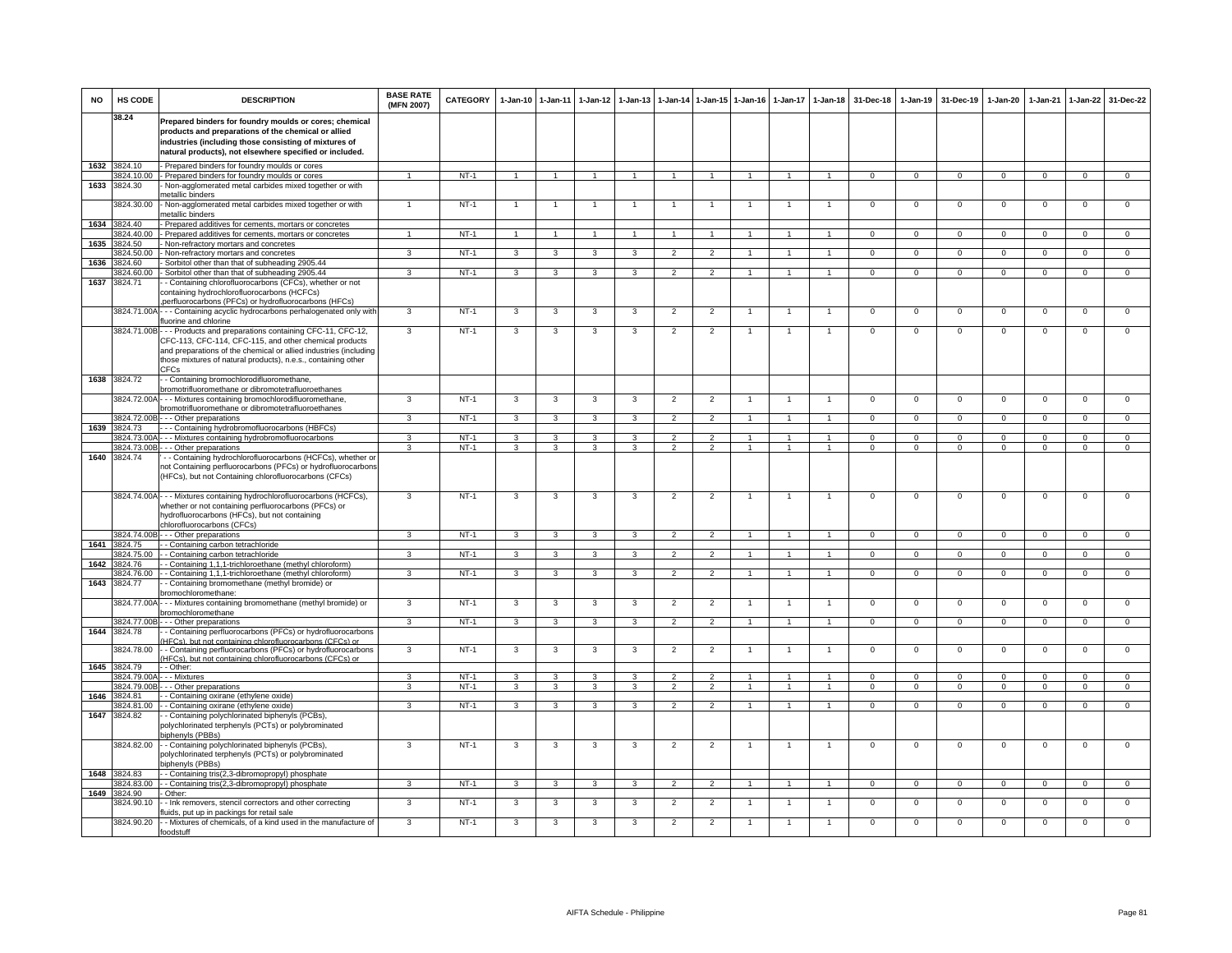| NO | HS CODE | DESCRIPTION | BASE RATE (MFN 2007) | CATEGORY | 1-Jan-10 | 1-Jan-11 | 1-Jan-12 | 1-Jan-13 | 1-Jan-14 | 1-Jan-15 | 1-Jan-16 | 1-Jan-17 | 1-Jan-18 | 31-Dec-18 | 1-Jan-19 | 31-Dec-19 | 1-Jan-20 | 1-Jan-21 | 1-Jan-22 | 31-Dec-22 |
|---|---|---|---|---|---|---|---|---|---|---|---|---|---|---|---|---|---|---|---|---|
| | 38.24 | **Prepared binders for foundry moulds or cores; chemical products and preparations of the chemical or allied industries (including those consisting of mixtures of natural products), not elsewhere specified or included.** | | | | | | | | | | | | | | | | | | |
| 1632 | 3824.10 | - Prepared binders for foundry moulds or cores | | | | | | | | | | | | | | | | | | |
| | 3824.10.00 | - Prepared binders for foundry moulds or cores | 1 | NT-1 | 1 | 1 | 1 | 1 | 1 | 1 | 1 | 1 | 1 | 0 | 0 | 0 | 0 | 0 | 0 | 0 |
| 1633 | 3824.30 | - Non-agglomerated metal carbides mixed together or with metallic binders | | | | | | | | | | | | | | | | | | |
| | 3824.30.00 | - Non-agglomerated metal carbides mixed together or with metallic binders | 1 | NT-1 | 1 | 1 | 1 | 1 | 1 | 1 | 1 | 1 | 1 | 0 | 0 | 0 | 0 | 0 | 0 | 0 |
| 1634 | 3824.40 | - Prepared additives for cements, mortars or concretes | | | | | | | | | | | | | | | | | | |
| | 3824.40.00 | - Prepared additives for cements, mortars or concretes | 1 | NT-1 | 1 | 1 | 1 | 1 | 1 | 1 | 1 | 1 | 1 | 0 | 0 | 0 | 0 | 0 | 0 | 0 |
| 1635 | 3824.50 | - Non-refractory mortars and concretes | | | | | | | | | | | | | | | | | | |
| | 3824.50.00 | - Non-refractory mortars and concretes | 3 | NT-1 | 3 | 3 | 3 | 3 | 2 | 2 | 1 | 1 | 1 | 0 | 0 | 0 | 0 | 0 | 0 | 0 |
| 1636 | 3824.60 | - Sorbitol other than that of subheading 2905.44 | | | | | | | | | | | | | | | | | | |
| | 3824.60.00 | - Sorbitol other than that of subheading 2905.44 | 3 | NT-1 | 3 | 3 | 3 | 3 | 2 | 2 | 1 | 1 | 1 | 0 | 0 | 0 | 0 | 0 | 0 | 0 |
| 1637 | 3824.71 | - - Containing chlorofluorocarbons (CFCs), whether or not containing hydrochlorofluorocarbons (HCFCs) ,perfluorocarbons (PFCs) or hydrofluorocarbons (HFCs) | | | | | | | | | | | | | | | | | | |
| | 3824.71.00A | - - - Containing acyclic hydrocarbons perhalogenated only with fluorine and chlorine | 3 | NT-1 | 3 | 3 | 3 | 3 | 2 | 2 | 1 | 1 | 1 | 0 | 0 | 0 | 0 | 0 | 0 | 0 |
| | 3824.71.00B | - - - Products and preparations containing CFC-11, CFC-12, CFC-113, CFC-114, CFC-115, and other chemical products and preparations of the chemical or allied industries (including those mixtures of natural products), n.e.s., containing other CFCs | 3 | NT-1 | 3 | 3 | 3 | 3 | 2 | 2 | 1 | 1 | 1 | 0 | 0 | 0 | 0 | 0 | 0 | 0 |
| 1638 | 3824.72 | - - Containing bromochlorodifluoromethane, bromotrifluoromethane or dibromotetrafluoroethanes | | | | | | | | | | | | | | | | | | |
| | 3824.72.00A | - - - Mixtures containing bromochlorodifluoromethane, bromotrifluoromethane or dibromotetrafluoroethanes | 3 | NT-1 | 3 | 3 | 3 | 3 | 2 | 2 | 1 | 1 | 1 | 0 | 0 | 0 | 0 | 0 | 0 | 0 |
| | 3824.72.00B | - - - Other preparations | 3 | NT-1 | 3 | 3 | 3 | 3 | 2 | 2 | 1 | 1 | 1 | 0 | 0 | 0 | 0 | 0 | 0 | 0 |
| 1639 | 3824.73 | - - - Containing hydrobromofluorocarbons (HBFCs) | | | | | | | | | | | | | | | | | | |
| | 3824.73.00A | - - - Mixtures containing hydrobromofluorocarbons | 3 | NT-1 | 3 | 3 | 3 | 3 | 2 | 2 | 1 | 1 | 1 | 0 | 0 | 0 | 0 | 0 | 0 | 0 |
| | 3824.73.00B | - - - Other preparations | 3 | NT-1 | 3 | 3 | 3 | 3 | 2 | 2 | 1 | 1 | 1 | 0 | 0 | 0 | 0 | 0 | 0 | 0 |
| 1640 | 3824.74 | - - Containing hydrochlorofluorocarbons (HCFCs), whether or not Containing perfluorocarbons (PFCs) or hydrofluorocarbons (HFCs), but not Containing chlorofluorocarbons (CFCs) | | | | | | | | | | | | | | | | | | |
| | 3824.74.00A | - - - Mixtures containing hydrochlorofluorocarbons (HCFCs), whether or not containing perfluorocarbons (PFCs) or hydrofluorocarbons (HFCs), but not containing chlorofluorocarbons (CFCs) | 3 | NT-1 | 3 | 3 | 3 | 3 | 2 | 2 | 1 | 1 | 1 | 0 | 0 | 0 | 0 | 0 | 0 | 0 |
| | 3824.74.00B | - - - Other preparations | 3 | NT-1 | 3 | 3 | 3 | 3 | 2 | 2 | 1 | 1 | 1 | 0 | 0 | 0 | 0 | 0 | 0 | 0 |
| 1641 | 3824.75 | - - Containing carbon tetrachloride | | | | | | | | | | | | | | | | | | |
| | 3824.75.00 | - - Containing carbon tetrachloride | 3 | NT-1 | 3 | 3 | 3 | 3 | 2 | 2 | 1 | 1 | 1 | 0 | 0 | 0 | 0 | 0 | 0 | 0 |
| 1642 | 3824.76 | - - Containing 1,1,1-trichloroethane (methyl chloroform) | | | | | | | | | | | | | | | | | | |
| | 3824.76.00 | - - Containing 1,1,1-trichloroethane (methyl chloroform) | 3 | NT-1 | 3 | 3 | 3 | 3 | 2 | 2 | 1 | 1 | 1 | 0 | 0 | 0 | 0 | 0 | 0 | 0 |
| 1643 | 3824.77 | - - Containing bromomethane (methyl bromide) or bromochloromethane: | | | | | | | | | | | | | | | | | | |
| | 3824.77.00A | - - - Mixtures containing bromomethane (methyl bromide) or bromochloromethane | 3 | NT-1 | 3 | 3 | 3 | 3 | 2 | 2 | 1 | 1 | 1 | 0 | 0 | 0 | 0 | 0 | 0 | 0 |
| | 3824.77.00B | - - - Other preparations | 3 | NT-1 | 3 | 3 | 3 | 3 | 2 | 2 | 1 | 1 | 1 | 0 | 0 | 0 | 0 | 0 | 0 | 0 |
| 1644 | 3824.78 | - - Containing perfluorocarbons (PFCs) or hydrofluorocarbons (HFCs), but not containing chlorofluorocarbons (CFCs) or | | | | | | | | | | | | | | | | | | |
| | 3824.78.00 | - - Containing perfluorocarbons (PFCs) or hydrofluorocarbons (HFCs), but not containing chlorofluorocarbons (CFCs) or | 3 | NT-1 | 3 | 3 | 3 | 3 | 2 | 2 | 1 | 1 | 1 | 0 | 0 | 0 | 0 | 0 | 0 | 0 |
| 1645 | 3824.79 | - - Other: | | | | | | | | | | | | | | | | | | |
| | 3824.79.00A | - - - Mixtures | 3 | NT-1 | 3 | 3 | 3 | 3 | 2 | 2 | 1 | 1 | 1 | 0 | 0 | 0 | 0 | 0 | 0 | 0 |
| | 3824.79.00B | - - - Other preparations | 3 | NT-1 | 3 | 3 | 3 | 3 | 2 | 2 | 1 | 1 | 1 | 0 | 0 | 0 | 0 | 0 | 0 | 0 |
| 1646 | 3824.81 | - - Containing oxirane (ethylene oxide) | | | | | | | | | | | | | | | | | | |
| | 3824.81.00 | - - Containing oxirane (ethylene oxide) | 3 | NT-1 | 3 | 3 | 3 | 3 | 2 | 2 | 1 | 1 | 1 | 0 | 0 | 0 | 0 | 0 | 0 | 0 |
| 1647 | 3824.82 | - - Containing polychlorinated biphenyls (PCBs), polychlorinated terphenyls (PCTs) or polybrominated biphenyls (PBBs) | | | | | | | | | | | | | | | | | | |
| | 3824.82.00 | - - Containing polychlorinated biphenyls (PCBs), polychlorinated terphenyls (PCTs) or polybrominated biphenyls (PBBs) | 3 | NT-1 | 3 | 3 | 3 | 3 | 2 | 2 | 1 | 1 | 1 | 0 | 0 | 0 | 0 | 0 | 0 | 0 |
| 1648 | 3824.83 | - - Containing tris(2,3-dibromopropyl) phosphate | | | | | | | | | | | | | | | | | | |
| | 3824.83.00 | - - Containing tris(2,3-dibromopropyl) phosphate | 3 | NT-1 | 3 | 3 | 3 | 3 | 2 | 2 | 1 | 1 | 1 | 0 | 0 | 0 | 0 | 0 | 0 | 0 |
| 1649 | 3824.90 | - Other: | | | | | | | | | | | | | | | | | | |
| | 3824.90.10 | - - Ink removers, stencil correctors and other correcting fluids, put up in packings for retail sale | 3 | NT-1 | 3 | 3 | 3 | 3 | 2 | 2 | 1 | 1 | 1 | 0 | 0 | 0 | 0 | 0 | 0 | 0 |
| | 3824.90.20 | - - Mixtures of chemicals, of a kind used in the manufacture of foodstuff | 3 | NT-1 | 3 | 3 | 3 | 3 | 2 | 2 | 1 | 1 | 1 | 0 | 0 | 0 | 0 | 0 | 0 | 0 |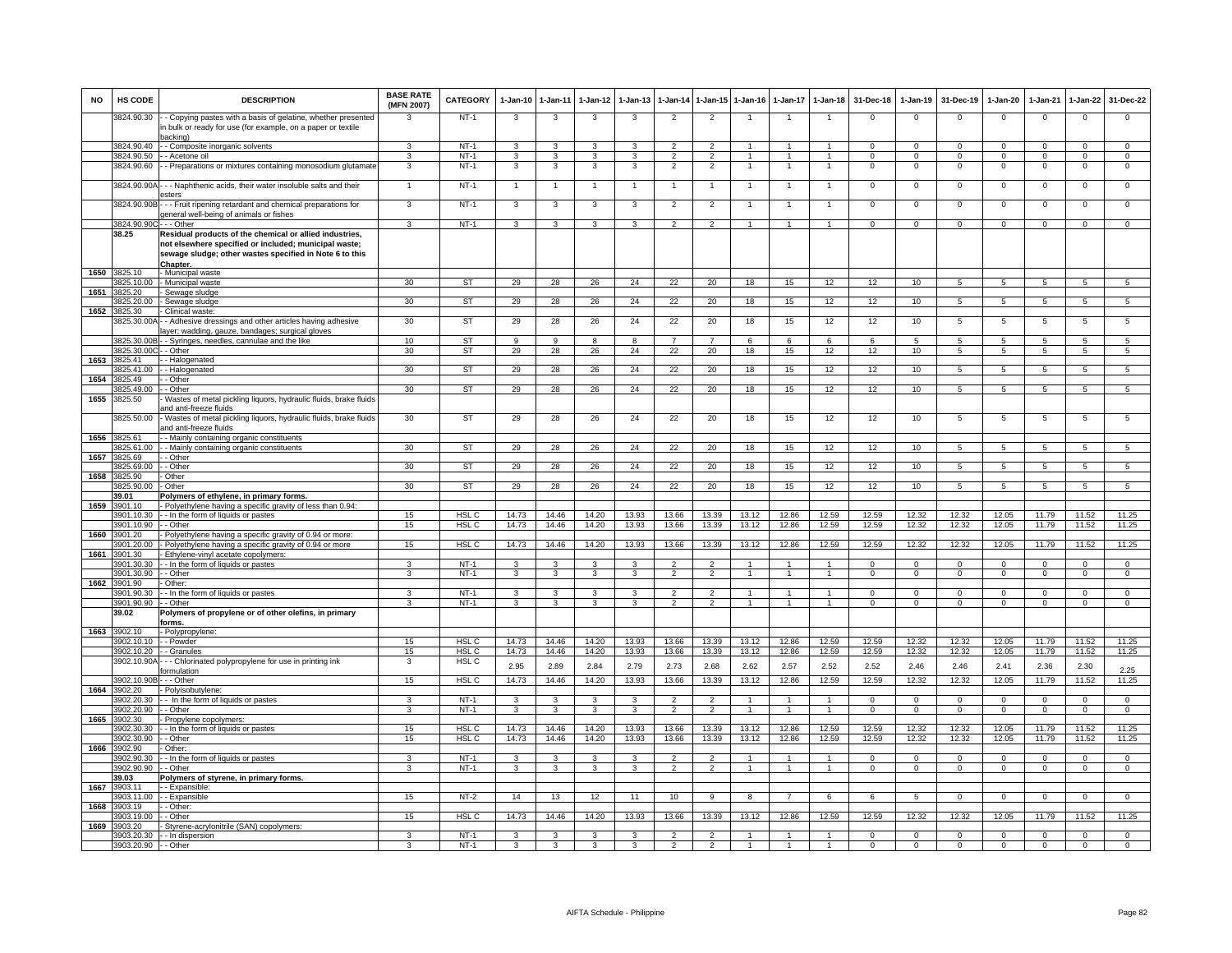| NO | HS CODE | DESCRIPTION | BASE RATE (MFN 2007) | CATEGORY | 1-Jan-10 | 1-Jan-11 | 1-Jan-12 | 1-Jan-13 | 1-Jan-14 | 1-Jan-15 | 1-Jan-16 | 1-Jan-17 | 1-Jan-18 | 31-Dec-18 | 1-Jan-19 | 31-Dec-19 | 1-Jan-20 | 1-Jan-21 | 1-Jan-22 | 31-Dec-22 |
|---|---|---|---|---|---|---|---|---|---|---|---|---|---|---|---|---|---|---|---|---|
| | 3824.90.30 | - - Copying pastes with a basis of gelatine, whether presented in bulk or ready for use (for example, on a paper or textile backing) | 3 | NT-1 | 3 | 3 | 3 | 3 | 2 | 2 | 1 | 1 | 1 | 0 | 0 | 0 | 0 | 0 | 0 | 0 |
| | 3824.90.40 | - - Composite inorganic solvents | 3 | NT-1 | 3 | 3 | 3 | 3 | 2 | 2 | 1 | 1 | 1 | 0 | 0 | 0 | 0 | 0 | 0 | 0 |
| | 3824.90.50 | - - Acetone oil | 3 | NT-1 | 3 | 3 | 3 | 3 | 2 | 2 | 1 | 1 | 1 | 0 | 0 | 0 | 0 | 0 | 0 | 0 |
| | 3824.90.60 | - - Preparations or mixtures containing monosodium glutamate | 3 | NT-1 | 3 | 3 | 3 | 3 | 2 | 2 | 1 | 1 | 1 | 0 | 0 | 0 | 0 | 0 | 0 | 0 |
| | 3824.90.90A | - - - Naphthenic acids, their water insoluble salts and their esters | 1 | NT-1 | 1 | 1 | 1 | 1 | 1 | 1 | 1 | 1 | 1 | 0 | 0 | 0 | 0 | 0 | 0 | 0 |
| | 3824.90.90B | - - - Fruit ripening retardant and chemical preparations for general well-being of animals or fishes | 3 | NT-1 | 3 | 3 | 3 | 3 | 2 | 2 | 1 | 1 | 1 | 0 | 0 | 0 | 0 | 0 | 0 | 0 |
| | 3824.90.90C | - - - Other | 3 | NT-1 | 3 | 3 | 3 | 3 | 2 | 2 | 1 | 1 | 1 | 0 | 0 | 0 | 0 | 0 | 0 | 0 |
| | **38.25** | **Residual products of the chemical or allied industries, not elsewhere specified or included; municipal waste; sewage sludge; other wastes specified in Note 6 to this Chapter.** | | | | | | | | | | | | | | | | | | |
| 1650 | 3825.10 | - Municipal waste | | | | | | | | | | | | | | | | | | |
| | 3825.10.00 | - Municipal waste | 30 | ST | 29 | 28 | 26 | 24 | 22 | 20 | 18 | 15 | 12 | 12 | 10 | 5 | 5 | 5 | 5 | 5 |
| 1651 | 3825.20 | - Sewage sludge | | | | | | | | | | | | | | | | | | |
| | 3825.20.00 | - Sewage sludge | 30 | ST | 29 | 28 | 26 | 24 | 22 | 20 | 18 | 15 | 12 | 12 | 10 | 5 | 5 | 5 | 5 | 5 |
| 1652 | 3825.30 | - Clinical waste: | | | | | | | | | | | | | | | | | | |
| | 3825.30.00A | - - Adhesive dressings and other articles having adhesive layer; wadding, gauze, bandages; surgical gloves | 30 | ST | 29 | 28 | 26 | 24 | 22 | 20 | 18 | 15 | 12 | 12 | 10 | 5 | 5 | 5 | 5 | 5 |
| | 3825.30.00B | - - Syringes, needles, cannulae and the like | 10 | ST | 9 | 9 | 8 | 8 | 7 | 7 | 6 | 6 | 6 | 6 | 5 | 5 | 5 | 5 | 5 | 5 |
| | 3825.30.00C | - - Other | 30 | ST | 29 | 28 | 26 | 24 | 22 | 20 | 18 | 15 | 12 | 12 | 10 | 5 | 5 | 5 | 5 | 5 |
| 1653 | 3825.41 | - - Halogenated | | | | | | | | | | | | | | | | | | |
| | 3825.41.00 | - - Halogenated | 30 | ST | 29 | 28 | 26 | 24 | 22 | 20 | 18 | 15 | 12 | 12 | 10 | 5 | 5 | 5 | 5 | 5 |
| 1654 | 3825.49 | - - Other | | | | | | | | | | | | | | | | | | |
| | 3825.49.00 | - - Other | 30 | ST | 29 | 28 | 26 | 24 | 22 | 20 | 18 | 15 | 12 | 12 | 10 | 5 | 5 | 5 | 5 | 5 |
| 1655 | 3825.50 | - Wastes of metal pickling liquors, hydraulic fluids, brake fluids and anti-freeze fluids | | | | | | | | | | | | | | | | | | |
| | 3825.50.00 | - Wastes of metal pickling liquors, hydraulic fluids, brake fluids and anti-freeze fluids | 30 | ST | 29 | 28 | 26 | 24 | 22 | 20 | 18 | 15 | 12 | 12 | 10 | 5 | 5 | 5 | 5 | 5 |
| 1656 | 3825.61 | - - Mainly containing organic constituents | | | | | | | | | | | | | | | | | | |
| | 3825.61.00 | - - Mainly containing organic constituents | 30 | ST | 29 | 28 | 26 | 24 | 22 | 20 | 18 | 15 | 12 | 12 | 10 | 5 | 5 | 5 | 5 | 5 |
| 1657 | 3825.69 | - - Other | | | | | | | | | | | | | | | | | | |
| | 3825.69.00 | - - Other | 30 | ST | 29 | 28 | 26 | 24 | 22 | 20 | 18 | 15 | 12 | 12 | 10 | 5 | 5 | 5 | 5 | 5 |
| 1658 | 3825.90 | - Other | | | | | | | | | | | | | | | | | | |
| | 3825.90.00 | - Other | 30 | ST | 29 | 28 | 26 | 24 | 22 | 20 | 18 | 15 | 12 | 12 | 10 | 5 | 5 | 5 | 5 | 5 |
| | **39.01** | **Polymers of ethylene, in primary forms.** | | | | | | | | | | | | | | | | | | |
| 1659 | 3901.10 | - Polyethylene having a specific gravity of less than 0.94: | | | | | | | | | | | | | | | | | | |
| | 3901.10.30 | - - In the form of liquids or pastes | 15 | HSL C | 14.73 | 14.46 | 14.20 | 13.93 | 13.66 | 13.39 | 13.12 | 12.86 | 12.59 | 12.59 | 12.32 | 12.32 | 12.05 | 11.79 | 11.52 | 11.25 |
| | 3901.10.90 | - - Other | 15 | HSL C | 14.73 | 14.46 | 14.20 | 13.93 | 13.66 | 13.39 | 13.12 | 12.86 | 12.59 | 12.59 | 12.32 | 12.32 | 12.05 | 11.79 | 11.52 | 11.25 |
| 1660 | 3901.20 | - Polyethylene having a specific gravity of 0.94 or more: | | | | | | | | | | | | | | | | | | |
| | 3901.20.00 | - Polyethylene having a specific gravity of 0.94 or more | 15 | HSL C | 14.73 | 14.46 | 14.20 | 13.93 | 13.66 | 13.39 | 13.12 | 12.86 | 12.59 | 12.59 | 12.32 | 12.32 | 12.05 | 11.79 | 11.52 | 11.25 |
| 1661 | 3901.30 | - Ethylene-vinyl acetate copolymers: | | | | | | | | | | | | | | | | | | |
| | 3901.30.30 | - - In the form of liquids or pastes | 3 | NT-1 | 3 | 3 | 3 | 3 | 2 | 2 | 1 | 1 | 1 | 0 | 0 | 0 | 0 | 0 | 0 | 0 |
| | 3901.30.90 | - - Other | 3 | NT-1 | 3 | 3 | 3 | 3 | 2 | 2 | 1 | 1 | 1 | 0 | 0 | 0 | 0 | 0 | 0 | 0 |
| 1662 | 3901.90 | - Other: | | | | | | | | | | | | | | | | | | |
| | 3901.90.30 | - - In the form of liquids or pastes | 3 | NT-1 | 3 | 3 | 3 | 3 | 2 | 2 | 1 | 1 | 1 | 0 | 0 | 0 | 0 | 0 | 0 | 0 |
| | 3901.90.90 | - - Other | 3 | NT-1 | 3 | 3 | 3 | 3 | 2 | 2 | 1 | 1 | 1 | 0 | 0 | 0 | 0 | 0 | 0 | 0 |
| | **39.02** | **Polymers of propylene or of other olefins, in primary forms.** | | | | | | | | | | | | | | | | | | |
| 1663 | 3902.10 | - Polypropylene: | | | | | | | | | | | | | | | | | | |
| | 3902.10.10 | - - Powder | 15 | HSL C | 14.73 | 14.46 | 14.20 | 13.93 | 13.66 | 13.39 | 13.12 | 12.86 | 12.59 | 12.59 | 12.32 | 12.32 | 12.05 | 11.79 | 11.52 | 11.25 |
| | 3902.10.20 | - - Granules | 15 | HSL C | 14.73 | 14.46 | 14.20 | 13.93 | 13.66 | 13.39 | 13.12 | 12.86 | 12.59 | 12.59 | 12.32 | 12.32 | 12.05 | 11.79 | 11.52 | 11.25 |
| | 3902.10.90A | - - - Chlorinated polypropylene for use in printing ink formulation | 3 | HSL C | 2.95 | 2.89 | 2.84 | 2.79 | 2.73 | 2.68 | 2.62 | 2.57 | 2.52 | 2.52 | 2.46 | 2.46 | 2.41 | 2.36 | 2.30 | 2.25 |
| | 3902.10.90B | - - - Other | 15 | HSL C | 14.73 | 14.46 | 14.20 | 13.93 | 13.66 | 13.39 | 13.12 | 12.86 | 12.59 | 12.59 | 12.32 | 12.32 | 12.05 | 11.79 | 11.52 | 11.25 |
| 1664 | 3902.20 | - Polyisobutylene: | | | | | | | | | | | | | | | | | | |
| | 3902.20.30 | - - In the form of liquids or pastes | 3 | NT-1 | 3 | 3 | 3 | 3 | 2 | 2 | 1 | 1 | 1 | 0 | 0 | 0 | 0 | 0 | 0 | 0 |
| | 3902.20.90 | - - Other | 3 | NT-1 | 3 | 3 | 3 | 3 | 2 | 2 | 1 | 1 | 1 | 0 | 0 | 0 | 0 | 0 | 0 | 0 |
| 1665 | 3902.30 | - Propylene copolymers: | | | | | | | | | | | | | | | | | | |
| | 3902.30.30 | - - In the form of liquids or pastes | 15 | HSL C | 14.73 | 14.46 | 14.20 | 13.93 | 13.66 | 13.39 | 13.12 | 12.86 | 12.59 | 12.59 | 12.32 | 12.32 | 12.05 | 11.79 | 11.52 | 11.25 |
| | 3902.30.90 | - - Other | 15 | HSL C | 14.73 | 14.46 | 14.20 | 13.93 | 13.66 | 13.39 | 13.12 | 12.86 | 12.59 | 12.59 | 12.32 | 12.32 | 12.05 | 11.79 | 11.52 | 11.25 |
| 1666 | 3902.90 | - Other: | | | | | | | | | | | | | | | | | | |
| | 3902.90.30 | - - In the form of liquids or pastes | 3 | NT-1 | 3 | 3 | 3 | 3 | 2 | 2 | 1 | 1 | 1 | 0 | 0 | 0 | 0 | 0 | 0 | 0 |
| | 3902.90.90 | - - Other | 3 | NT-1 | 3 | 3 | 3 | 3 | 2 | 2 | 1 | 1 | 1 | 0 | 0 | 0 | 0 | 0 | 0 | 0 |
| | **39.03** | **Polymers of styrene, in primary forms.** | | | | | | | | | | | | | | | | | | |
| 1667 | 3903.11 | - - Expansible: | | | | | | | | | | | | | | | | | | |
| | 3903.11.00 | - - Expansible | 15 | NT-2 | 14 | 13 | 12 | 11 | 10 | 9 | 8 | 7 | 6 | 6 | 5 | 0 | 0 | 0 | 0 | 0 |
| 1668 | 3903.19 | - - Other: | | | | | | | | | | | | | | | | | | |
| | 3903.19.00 | - - Other | 15 | HSL C | 14.73 | 14.46 | 14.20 | 13.93 | 13.66 | 13.39 | 13.12 | 12.86 | 12.59 | 12.59 | 12.32 | 12.32 | 12.05 | 11.79 | 11.52 | 11.25 |
| 1669 | 3903.20 | - Styrene-acrylonitrile (SAN) copolymers: | | | | | | | | | | | | | | | | | | |
| | 3903.20.30 | - - In dispersion | 3 | NT-1 | 3 | 3 | 3 | 3 | 2 | 2 | 1 | 1 | 1 | 0 | 0 | 0 | 0 | 0 | 0 | 0 |
| | 3903.20.90 | - - Other | 3 | NT-1 | 3 | 3 | 3 | 3 | 2 | 2 | 1 | 1 | 1 | 0 | 0 | 0 | 0 | 0 | 0 | 0 |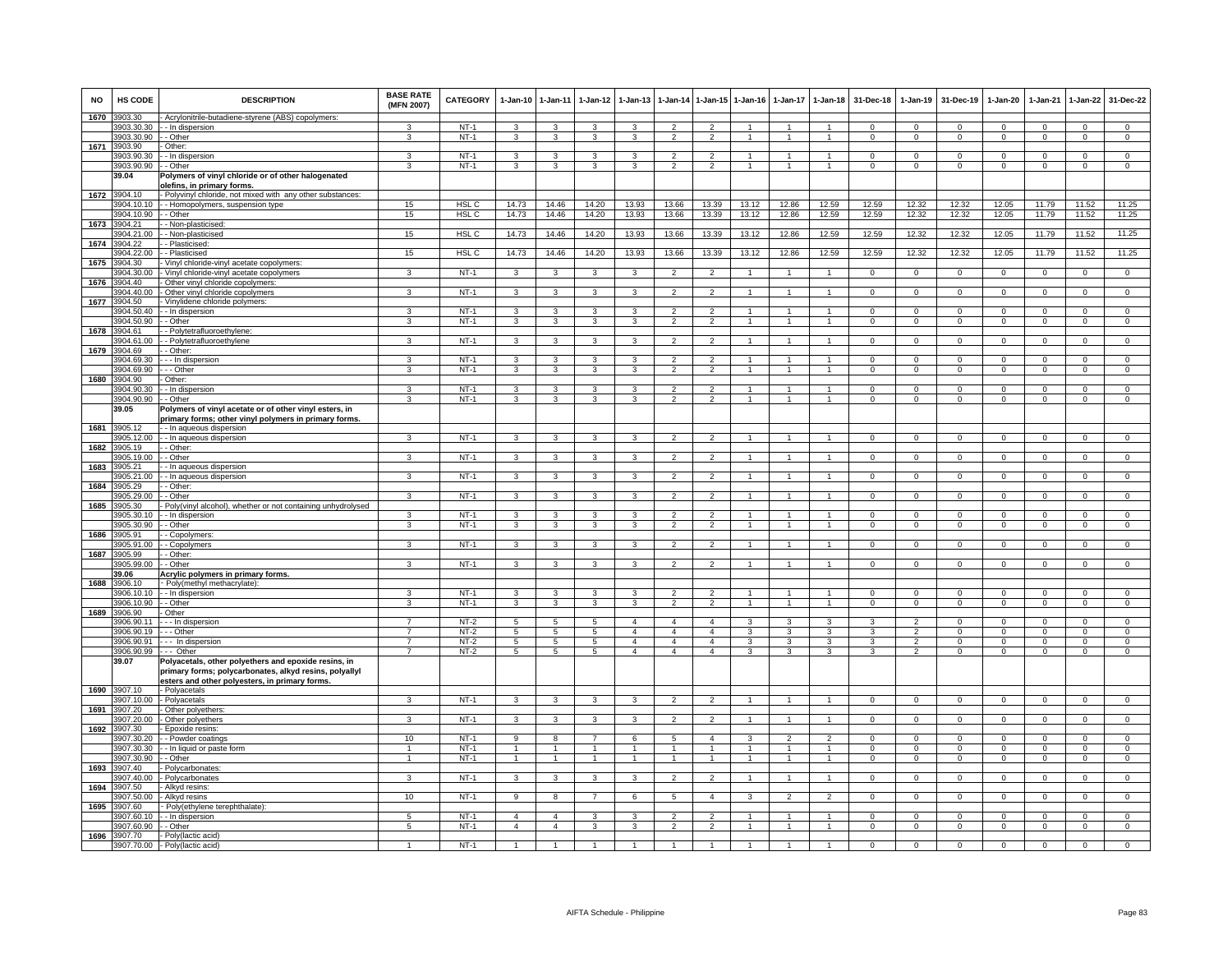| NO | HS CODE | DESCRIPTION | BASE RATE (MFN 2007) | CATEGORY | 1-Jan-10 | 1-Jan-11 | 1-Jan-12 | 1-Jan-13 | 1-Jan-14 | 1-Jan-15 | 1-Jan-16 | 1-Jan-17 | 1-Jan-18 | 31-Dec-18 | 1-Jan-19 | 31-Dec-19 | 1-Jan-20 | 1-Jan-21 | 1-Jan-22 | 31-Dec-22 |
|---|---|---|---|---|---|---|---|---|---|---|---|---|---|---|---|---|---|---|---|---|
| 1670 | 3903.30 | - Acrylonitrile-butadiene-styrene (ABS) copolymers: | | | | | | | | | | | | | | | | | | |
| | 3903.30.30 | - - In dispersion | 3 | NT-1 | 3 | 3 | 3 | 3 | 2 | 2 | 1 | 1 | 1 | 0 | 0 | 0 | 0 | 0 | 0 | 0 |
| | 3903.30.90 | - - Other | 3 | NT-1 | 3 | 3 | 3 | 3 | 2 | 2 | 1 | 1 | 1 | 0 | 0 | 0 | 0 | 0 | 0 | 0 |
| 1671 | 3903.90 | - Other: | | | | | | | | | | | | | | | | | | |
| | 3903.90.30 | - - In dispersion | 3 | NT-1 | 3 | 3 | 3 | 3 | 2 | 2 | 1 | 1 | 1 | 0 | 0 | 0 | 0 | 0 | 0 | 0 |
| | 3903.90.90 | - - Other | 3 | NT-1 | 3 | 3 | 3 | 3 | 2 | 2 | 1 | 1 | 1 | 0 | 0 | 0 | 0 | 0 | 0 | 0 |
| | **39.04** | **Polymers of vinyl chloride or of other halogenated olefins, in primary forms.** | | | | | | | | | | | | | | | | | | |
| 1672 | 3904.10 | - Polyvinyl chloride, not mixed with any other substances: | | | | | | | | | | | | | | | | | | |
| | 3904.10.10 | - - Homopolymers, suspension type | 15 | HSL C | 14.73 | 14.46 | 14.20 | 13.93 | 13.66 | 13.39 | 13.12 | 12.86 | 12.59 | 12.59 | 12.32 | 12.32 | 12.05 | 11.79 | 11.52 | 11.25 |
| | 3904.10.90 | - - Other | 15 | HSL C | 14.73 | 14.46 | 14.20 | 13.93 | 13.66 | 13.39 | 13.12 | 12.86 | 12.59 | 12.59 | 12.32 | 12.32 | 12.05 | 11.79 | 11.52 | 11.25 |
| 1673 | 3904.21 | - - Non-plasticised: | | | | | | | | | | | | | | | | | | |
| | 3904.21.00 | - - Non-plasticised | 15 | HSL C | 14.73 | 14.46 | 14.20 | 13.93 | 13.66 | 13.39 | 13.12 | 12.86 | 12.59 | 12.59 | 12.32 | 12.32 | 12.05 | 11.79 | 11.52 | 11.25 |
| 1674 | 3904.22 | - - Plasticised: | | | | | | | | | | | | | | | | | | |
| | 3904.22.00 | - - Plasticised | 15 | HSL C | 14.73 | 14.46 | 14.20 | 13.93 | 13.66 | 13.39 | 13.12 | 12.86 | 12.59 | 12.59 | 12.32 | 12.32 | 12.05 | 11.79 | 11.52 | 11.25 |
| 1675 | 3904.30 | - Vinyl chloride-vinyl acetate copolymers: | | | | | | | | | | | | | | | | | | |
| | 3904.30.00 | - Vinyl chloride-vinyl acetate copolymers | 3 | NT-1 | 3 | 3 | 3 | 3 | 2 | 2 | 1 | 1 | 1 | 0 | 0 | 0 | 0 | 0 | 0 | 0 |
| 1676 | 3904.40 | - Other vinyl chloride copolymers: | | | | | | | | | | | | | | | | | | |
| | 3904.40.00 | - Other vinyl chloride copolymers | 3 | NT-1 | 3 | 3 | 3 | 3 | 2 | 2 | 1 | 1 | 1 | 0 | 0 | 0 | 0 | 0 | 0 | 0 |
| 1677 | 3904.50 | - Vinylidene chloride polymers: | | | | | | | | | | | | | | | | | | |
| | 3904.50.40 | - - In dispersion | 3 | NT-1 | 3 | 3 | 3 | 3 | 2 | 2 | 1 | 1 | 1 | 0 | 0 | 0 | 0 | 0 | 0 | 0 |
| | 3904.50.90 | - - Other | 3 | NT-1 | 3 | 3 | 3 | 3 | 2 | 2 | 1 | 1 | 1 | 0 | 0 | 0 | 0 | 0 | 0 | 0 |
| 1678 | 3904.61 | - - Polytetrafluoroethylene: | | | | | | | | | | | | | | | | | | |
| | 3904.61.00 | - - Polytetrafluoroethylene | 3 | NT-1 | 3 | 3 | 3 | 3 | 2 | 2 | 1 | 1 | 1 | 0 | 0 | 0 | 0 | 0 | 0 | 0 |
| 1679 | 3904.69 | - - Other: | | | | | | | | | | | | | | | | | | |
| | 3904.69.30 | - - - In dispersion | 3 | NT-1 | 3 | 3 | 3 | 3 | 2 | 2 | 1 | 1 | 1 | 0 | 0 | 0 | 0 | 0 | 0 | 0 |
| | 3904.69.90 | - - - Other | 3 | NT-1 | 3 | 3 | 3 | 3 | 2 | 2 | 1 | 1 | 1 | 0 | 0 | 0 | 0 | 0 | 0 | 0 |
| 1680 | 3904.90 | - Other: | | | | | | | | | | | | | | | | | | |
| | 3904.90.30 | - - In dispersion | 3 | NT-1 | 3 | 3 | 3 | 3 | 2 | 2 | 1 | 1 | 1 | 0 | 0 | 0 | 0 | 0 | 0 | 0 |
| | 3904.90.90 | - - Other | 3 | NT-1 | 3 | 3 | 3 | 3 | 2 | 2 | 1 | 1 | 1 | 0 | 0 | 0 | 0 | 0 | 0 | 0 |
| | **39.05** | **Polymers of vinyl acetate or of other vinyl esters, in primary forms; other vinyl polymers in primary forms.** | | | | | | | | | | | | | | | | | | |
| 1681 | 3905.12 | - - In aqueous dispersion | | | | | | | | | | | | | | | | | | |
| | 3905.12.00 | - - In aqueous dispersion | 3 | NT-1 | 3 | 3 | 3 | 3 | 2 | 2 | 1 | 1 | 1 | 0 | 0 | 0 | 0 | 0 | 0 | 0 |
| 1682 | 3905.19 | - - Other: | | | | | | | | | | | | | | | | | | |
| | 3905.19.00 | - - Other | 3 | NT-1 | 3 | 3 | 3 | 3 | 2 | 2 | 1 | 1 | 1 | 0 | 0 | 0 | 0 | 0 | 0 | 0 |
| 1683 | 3905.21 | - - In aqueous dispersion | | | | | | | | | | | | | | | | | | |
| | 3905.21.00 | - - In aqueous dispersion | 3 | NT-1 | 3 | 3 | 3 | 3 | 2 | 2 | 1 | 1 | 1 | 0 | 0 | 0 | 0 | 0 | 0 | 0 |
| 1684 | 3905.29 | - - Other: | | | | | | | | | | | | | | | | | | |
| | 3905.29.00 | - - Other | 3 | NT-1 | 3 | 3 | 3 | 3 | 2 | 2 | 1 | 1 | 1 | 0 | 0 | 0 | 0 | 0 | 0 | 0 |
| 1685 | 3905.30 | - Poly(vinyl alcohol), whether or not containing unhydrolysed | | | | | | | | | | | | | | | | | | |
| | 3905.30.10 | - - In dispersion | 3 | NT-1 | 3 | 3 | 3 | 3 | 2 | 2 | 1 | 1 | 1 | 0 | 0 | 0 | 0 | 0 | 0 | 0 |
| | 3905.30.90 | - - Other | 3 | NT-1 | 3 | 3 | 3 | 3 | 2 | 2 | 1 | 1 | 1 | 0 | 0 | 0 | 0 | 0 | 0 | 0 |
| 1686 | 3905.91 | - - Copolymers: | | | | | | | | | | | | | | | | | | |
| | 3905.91.00 | - - Copolymers | 3 | NT-1 | 3 | 3 | 3 | 3 | 2 | 2 | 1 | 1 | 1 | 0 | 0 | 0 | 0 | 0 | 0 | 0 |
| 1687 | 3905.99 | - - Other: | | | | | | | | | | | | | | | | | | |
| | 3905.99.00 | - - Other | 3 | NT-1 | 3 | 3 | 3 | 3 | 2 | 2 | 1 | 1 | 1 | 0 | 0 | 0 | 0 | 0 | 0 | 0 |
| | **39.06** | **Acrylic polymers in primary forms.** | | | | | | | | | | | | | | | | | | |
| 1688 | 3906.10 | - Poly(methyl methacrylate): | | | | | | | | | | | | | | | | | | |
| | 3906.10.10 | - - In dispersion | 3 | NT-1 | 3 | 3 | 3 | 3 | 2 | 2 | 1 | 1 | 1 | 0 | 0 | 0 | 0 | 0 | 0 | 0 |
| | 3906.10.90 | - - Other | 3 | NT-1 | 3 | 3 | 3 | 3 | 2 | 2 | 1 | 1 | 1 | 0 | 0 | 0 | 0 | 0 | 0 | 0 |
| 1689 | 3906.90 | - Other | | | | | | | | | | | | | | | | | | |
| | 3906.90.11 | - - - In dispersion | 7 | NT-2 | 5 | 5 | 5 | 4 | 4 | 4 | 3 | 3 | 3 | 3 | 2 | 0 | 0 | 0 | 0 | 0 |
| | 3906.90.19 | - - - Other | 7 | NT-2 | 5 | 5 | 5 | 4 | 4 | 4 | 3 | 3 | 3 | 3 | 2 | 0 | 0 | 0 | 0 | 0 |
| | 3906.90.91 | - - - In dispersion | 7 | NT-2 | 5 | 5 | 5 | 4 | 4 | 4 | 3 | 3 | 3 | 3 | 2 | 0 | 0 | 0 | 0 | 0 |
| | 3906.90.99 | - - - Other | 7 | NT-2 | 5 | 5 | 5 | 4 | 4 | 4 | 3 | 3 | 3 | 3 | 2 | 0 | 0 | 0 | 0 | 0 |
| | **39.07** | **Polyacetals, other polyethers and epoxide resins, in primary forms; polycarbonates, alkyd resins, polyallyl esters and other polyesters, in primary forms.** | | | | | | | | | | | | | | | | | | |
| 1690 | 3907.10 | - Polyacetals | | | | | | | | | | | | | | | | | | |
| | 3907.10.00 | - Polyacetals | 3 | NT-1 | 3 | 3 | 3 | 3 | 2 | 2 | 1 | 1 | 1 | 0 | 0 | 0 | 0 | 0 | 0 | 0 |
| 1691 | 3907.20 | - Other polyethers: | | | | | | | | | | | | | | | | | | |
| | 3907.20.00 | - Other polyethers | 3 | NT-1 | 3 | 3 | 3 | 3 | 2 | 2 | 1 | 1 | 1 | 0 | 0 | 0 | 0 | 0 | 0 | 0 |
| 1692 | 3907.30 | - Epoxide resins: | | | | | | | | | | | | | | | | | | |
| | 3907.30.20 | - - Powder coatings | 10 | NT-1 | 9 | 8 | 7 | 6 | 5 | 4 | 3 | 2 | 2 | 0 | 0 | 0 | 0 | 0 | 0 | 0 |
| | 3907.30.30 | - - In liquid or paste form | 1 | NT-1 | 1 | 1 | 1 | 1 | 1 | 1 | 1 | 1 | 1 | 0 | 0 | 0 | 0 | 0 | 0 | 0 |
| | 3907.30.90 | - - Other | 1 | NT-1 | 1 | 1 | 1 | 1 | 1 | 1 | 1 | 1 | 1 | 0 | 0 | 0 | 0 | 0 | 0 | 0 |
| 1693 | 3907.40 | - Polycarbonates: | | | | | | | | | | | | | | | | | | |
| | 3907.40.00 | - Polycarbonates | 3 | NT-1 | 3 | 3 | 3 | 3 | 2 | 2 | 1 | 1 | 1 | 0 | 0 | 0 | 0 | 0 | 0 | 0 |
| 1694 | 3907.50 | - Alkyd resins: | | | | | | | | | | | | | | | | | | |
| | 3907.50.00 | - Alkyd resins | 10 | NT-1 | 9 | 8 | 7 | 6 | 5 | 4 | 3 | 2 | 2 | 0 | 0 | 0 | 0 | 0 | 0 | 0 |
| 1695 | 3907.60 | - Poly(ethylene terephthalate): | | | | | | | | | | | | | | | | | | |
| | 3907.60.10 | - - In dispersion | 5 | NT-1 | 4 | 4 | 3 | 3 | 2 | 2 | 1 | 1 | 1 | 0 | 0 | 0 | 0 | 0 | 0 | 0 |
| | 3907.60.90 | - - Other | 5 | NT-1 | 4 | 4 | 3 | 3 | 2 | 2 | 1 | 1 | 1 | 0 | 0 | 0 | 0 | 0 | 0 | 0 |
| 1696 | 3907.70 | - Poly(lactic acid) | | | | | | | | | | | | | | | | | | |
| | 3907.70.00 | - Poly(lactic acid) | 1 | NT-1 | 1 | 1 | 1 | 1 | 1 | 1 | 1 | 1 | 1 | 0 | 0 | 0 | 0 | 0 | 0 | 0 |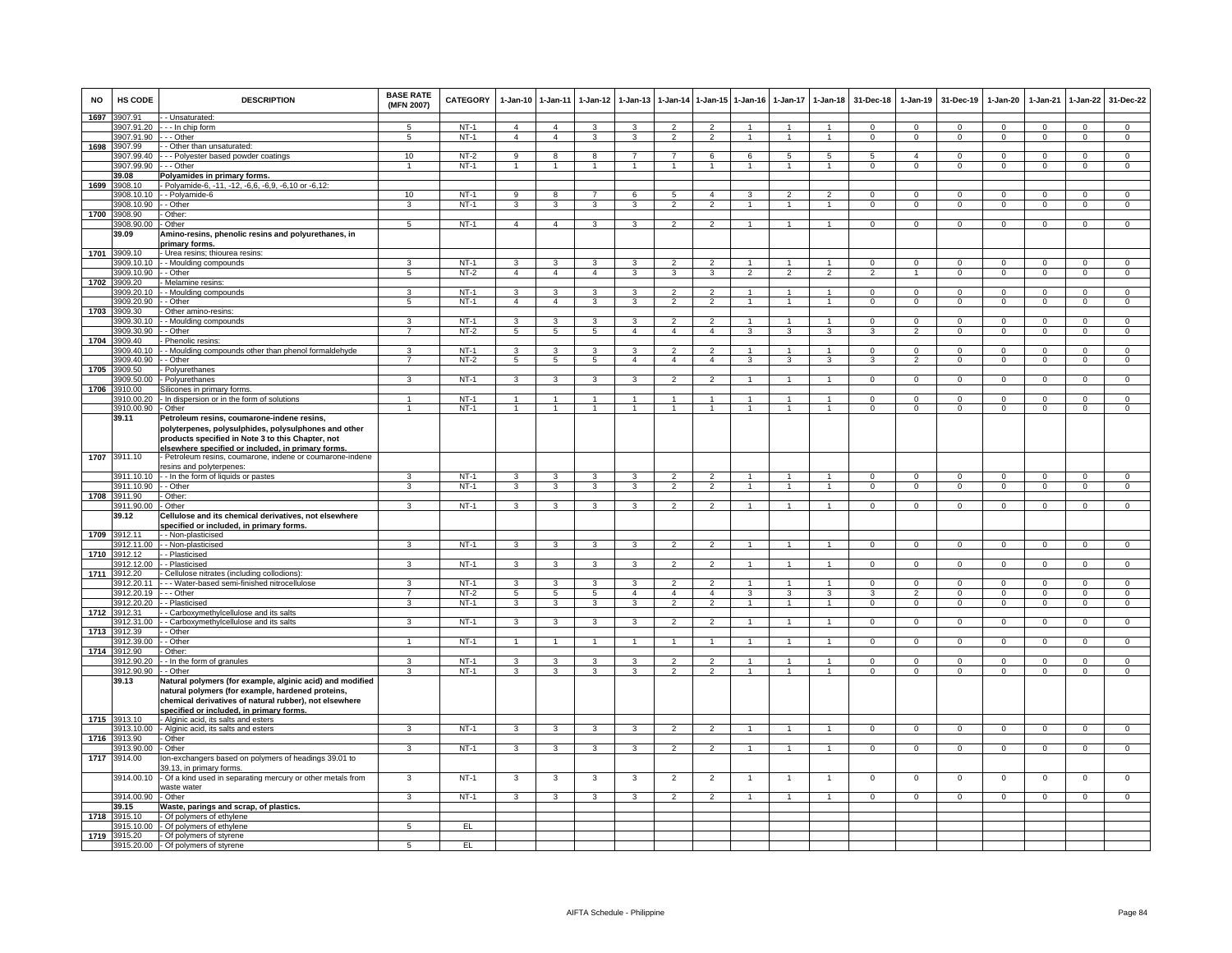| NO | HS CODE | DESCRIPTION | BASE RATE (MFN 2007) | CATEGORY | 1-Jan-10 | 1-Jan-11 | 1-Jan-12 | 1-Jan-13 | 1-Jan-14 | 1-Jan-15 | 1-Jan-16 | 1-Jan-17 | 1-Jan-18 | 31-Dec-18 | 1-Jan-19 | 31-Dec-19 | 1-Jan-20 | 1-Jan-21 | 1-Jan-22 | 31-Dec-22 |
|---|---|---|---|---|---|---|---|---|---|---|---|---|---|---|---|---|---|---|---|---|
| 1697 | 3907.91 | - - Unsaturated: | | | | | | | | | | | | | | | | | | |
| | 3907.91.20 | - - - In chip form | 5 | NT-1 | 4 | 4 | 3 | 3 | 2 | 2 | 1 | 1 | 1 | 0 | 0 | 0 | 0 | 0 | 0 | 0 |
| | 3907.91.90 | - - - Other | 5 | NT-1 | 4 | 4 | 3 | 3 | 2 | 2 | 1 | 1 | 1 | 0 | 0 | 0 | 0 | 0 | 0 | 0 |
| 1698 | 3907.99 | - - Other than unsaturated: | | | | | | | | | | | | | | | | | | |
| | 3907.99.40 | - - - Polyester based powder coatings | 10 | NT-2 | 9 | 8 | 8 | 7 | 7 | 6 | 6 | 5 | 5 | 5 | 4 | 0 | 0 | 0 | 0 | 0 |
| | 3907.99.90 | - - - Other | 1 | NT-1 | 1 | 1 | 1 | 1 | 1 | 1 | 1 | 1 | 1 | 0 | 0 | 0 | 0 | 0 | 0 | 0 |
| | **39.08** | **Polyamides in primary forms.** | | | | | | | | | | | | | | | | | | |
| 1699 | 3908.10 | - Polyamide-6, -11, -12, -6,6, -6,9, -6,10 or -6,12: | | | | | | | | | | | | | | | | | | |
| | 3908.10.10 | - - Polyamide-6 | 10 | NT-1 | 9 | 8 | 7 | 6 | 5 | 4 | 3 | 2 | 2 | 0 | 0 | 0 | 0 | 0 | 0 | 0 |
| | 3908.10.90 | - - Other | 3 | NT-1 | 3 | 3 | 3 | 3 | 2 | 2 | 1 | 1 | 1 | 0 | 0 | 0 | 0 | 0 | 0 | 0 |
| 1700 | 3908.90 | - Other: | | | | | | | | | | | | | | | | | | |
| | 3908.90.00 | - Other | 5 | NT-1 | 4 | 4 | 3 | 3 | 2 | 2 | 1 | 1 | 1 | 0 | 0 | 0 | 0 | 0 | 0 | 0 |
| | **39.09** | **Amino-resins, phenolic resins and polyurethanes, in primary forms.** | | | | | | | | | | | | | | | | | | |
| 1701 | 3909.10 | - Urea resins; thiourea resins: | | | | | | | | | | | | | | | | | | |
| | 3909.10.10 | - - Moulding compounds | 3 | NT-1 | 3 | 3 | 3 | 3 | 2 | 2 | 1 | 1 | 1 | 0 | 0 | 0 | 0 | 0 | 0 | 0 |
| | 3909.10.90 | - - Other | 5 | NT-2 | 4 | 4 | 4 | 3 | 3 | 3 | 2 | 2 | 2 | 2 | 1 | 0 | 0 | 0 | 0 | 0 |
| 1702 | 3909.20 | - Melamine resins: | | | | | | | | | | | | | | | | | | |
| | 3909.20.10 | - - Moulding compounds | 3 | NT-1 | 3 | 3 | 3 | 3 | 2 | 2 | 1 | 1 | 1 | 0 | 0 | 0 | 0 | 0 | 0 | 0 |
| | 3909.20.90 | - - Other | 5 | NT-1 | 4 | 4 | 3 | 3 | 2 | 2 | 1 | 1 | 1 | 0 | 0 | 0 | 0 | 0 | 0 | 0 |
| 1703 | 3909.30 | - Other amino-resins: | | | | | | | | | | | | | | | | | | |
| | 3909.30.10 | - - Moulding compounds | 3 | NT-1 | 3 | 3 | 3 | 3 | 2 | 2 | 1 | 1 | 1 | 0 | 0 | 0 | 0 | 0 | 0 | 0 |
| | 3909.30.90 | - - Other | 7 | NT-2 | 5 | 5 | 5 | 4 | 4 | 4 | 3 | 3 | 3 | 3 | 2 | 0 | 0 | 0 | 0 | 0 |
| 1704 | 3909.40 | - Phenolic resins: | | | | | | | | | | | | | | | | | | |
| | 3909.40.10 | - - Moulding compounds other than phenol formaldehyde | 3 | NT-1 | 3 | 3 | 3 | 3 | 2 | 2 | 1 | 1 | 1 | 0 | 0 | 0 | 0 | 0 | 0 | 0 |
| | 3909.40.90 | - - Other | 7 | NT-2 | 5 | 5 | 5 | 4 | 4 | 4 | 3 | 3 | 3 | 3 | 2 | 0 | 0 | 0 | 0 | 0 |
| 1705 | 3909.50 | - Polyurethanes | | | | | | | | | | | | | | | | | | |
| | 3909.50.00 | - Polyurethanes | 3 | NT-1 | 3 | 3 | 3 | 3 | 2 | 2 | 1 | 1 | 1 | 0 | 0 | 0 | 0 | 0 | 0 | 0 |
| 1706 | 3910.00 | Silicones in primary forms. | | | | | | | | | | | | | | | | | | |
| | 3910.00.20 | - In dispersion or in the form of solutions | 1 | NT-1 | 1 | 1 | 1 | 1 | 1 | 1 | 1 | 1 | 1 | 0 | 0 | 0 | 0 | 0 | 0 | 0 |
| | 3910.00.90 | - Other | 1 | NT-1 | 1 | 1 | 1 | 1 | 1 | 1 | 1 | 1 | 1 | 0 | 0 | 0 | 0 | 0 | 0 | 0 |
| | **39.11** | **Petroleum resins, coumarone-indene resins, polyterpenes, polysulphides, polysulphones and other products specified in Note 3 to this Chapter, not elsewhere specified or included, in primary forms.** | | | | | | | | | | | | | | | | | | |
| 1707 | 3911.10 | - Petroleum resins, coumarone, indene or coumarone-indene resins and polyterpenes: | | | | | | | | | | | | | | | | | | |
| | 3911.10.10 | - - In the form of liquids or pastes | 3 | NT-1 | 3 | 3 | 3 | 3 | 2 | 2 | 1 | 1 | 1 | 0 | 0 | 0 | 0 | 0 | 0 | 0 |
| | 3911.10.90 | - - Other | 3 | NT-1 | 3 | 3 | 3 | 3 | 2 | 2 | 1 | 1 | 1 | 0 | 0 | 0 | 0 | 0 | 0 | 0 |
| 1708 | 3911.90 | - Other: | | | | | | | | | | | | | | | | | | |
| | 3911.90.00 | - Other | 3 | NT-1 | 3 | 3 | 3 | 3 | 2 | 2 | 1 | 1 | 1 | 0 | 0 | 0 | 0 | 0 | 0 | 0 |
| | **39.12** | **Cellulose and its chemical derivatives, not elsewhere specified or included, in primary forms.** | | | | | | | | | | | | | | | | | | |
| 1709 | 3912.11 | - - Non-plasticised | | | | | | | | | | | | | | | | | | |
| | 3912.11.00 | - - Non-plasticised | 3 | NT-1 | 3 | 3 | 3 | 3 | 2 | 2 | 1 | 1 | 1 | 0 | 0 | 0 | 0 | 0 | 0 | 0 |
| 1710 | 3912.12 | - - Plasticised | | | | | | | | | | | | | | | | | | |
| | 3912.12.00 | - - Plasticised | 3 | NT-1 | 3 | 3 | 3 | 3 | 2 | 2 | 1 | 1 | 1 | 0 | 0 | 0 | 0 | 0 | 0 | 0 |
| 1711 | 3912.20 | - Cellulose nitrates (including collodions): | | | | | | | | | | | | | | | | | | |
| | 3912.20.11 | - - - Water-based semi-finished nitrocellulose | 3 | NT-1 | 3 | 3 | 3 | 3 | 2 | 2 | 1 | 1 | 1 | 0 | 0 | 0 | 0 | 0 | 0 | 0 |
| | 3912.20.19 | - - - Other | 7 | NT-2 | 5 | 5 | 5 | 4 | 4 | 4 | 3 | 3 | 3 | 3 | 2 | 0 | 0 | 0 | 0 | 0 |
| | 3912.20.20 | - - Plasticised | 3 | NT-1 | 3 | 3 | 3 | 3 | 2 | 2 | 1 | 1 | 1 | 0 | 0 | 0 | 0 | 0 | 0 | 0 |
| 1712 | 3912.31 | - - Carboxymethylcellulose and its salts | | | | | | | | | | | | | | | | | | |
| | 3912.31.00 | - - Carboxymethylcellulose and its salts | 3 | NT-1 | 3 | 3 | 3 | 3 | 2 | 2 | 1 | 1 | 1 | 0 | 0 | 0 | 0 | 0 | 0 | 0 |
| 1713 | 3912.39 | - - Other | | | | | | | | | | | | | | | | | | |
| | 3912.39.00 | - - Other | 1 | NT-1 | 1 | 1 | 1 | 1 | 1 | 1 | 1 | 1 | 1 | 0 | 0 | 0 | 0 | 0 | 0 | 0 |
| 1714 | 3912.90 | - Other: | | | | | | | | | | | | | | | | | | |
| | 3912.90.20 | - - In the form of granules | 3 | NT-1 | 3 | 3 | 3 | 3 | 2 | 2 | 1 | 1 | 1 | 0 | 0 | 0 | 0 | 0 | 0 | 0 |
| | 3912.90.90 | - - Other | 3 | NT-1 | 3 | 3 | 3 | 3 | 2 | 2 | 1 | 1 | 1 | 0 | 0 | 0 | 0 | 0 | 0 | 0 |
| | **39.13** | **Natural polymers (for example, alginic acid) and modified natural polymers (for example, hardened proteins, chemical derivatives of natural rubber), not elsewhere specified or included, in primary forms.** | | | | | | | | | | | | | | | | | | |
| 1715 | 3913.10 | - Alginic acid, its salts and esters | | | | | | | | | | | | | | | | | | |
| | 3913.10.00 | - Alginic acid, its salts and esters | 3 | NT-1 | 3 | 3 | 3 | 3 | 2 | 2 | 1 | 1 | 1 | 0 | 0 | 0 | 0 | 0 | 0 | 0 |
| 1716 | 3913.90 | - Other | | | | | | | | | | | | | | | | | | |
| | 3913.90.00 | - Other | 3 | NT-1 | 3 | 3 | 3 | 3 | 2 | 2 | 1 | 1 | 1 | 0 | 0 | 0 | 0 | 0 | 0 | 0 |
| 1717 | 3914.00 | Ion-exchangers based on polymers of headings 39.01 to 39.13, in primary forms. | | | | | | | | | | | | | | | | | | |
| | 3914.00.10 | - Of a kind used in separating mercury or other metals from waste water | 3 | NT-1 | 3 | 3 | 3 | 3 | 2 | 2 | 1 | 1 | 1 | 0 | 0 | 0 | 0 | 0 | 0 | 0 |
| | 3914.00.90 | - Other | 3 | NT-1 | 3 | 3 | 3 | 3 | 2 | 2 | 1 | 1 | 1 | 0 | 0 | 0 | 0 | 0 | 0 | 0 |
| | **39.15** | **Waste, parings and scrap, of plastics.** | | | | | | | | | | | | | | | | | | |
| 1718 | 3915.10 | - Of polymers of ethylene | | | | | | | | | | | | | | | | | | |
| | 3915.10.00 | - Of polymers of ethylene | 5 | EL | | | | | | | | | | | | | | | | |
| 1719 | 3915.20 | - Of polymers of styrene | | | | | | | | | | | | | | | | | | |
| | 3915.20.00 | - Of polymers of styrene | 5 | EL | | | | | | | | | | | | | | | | |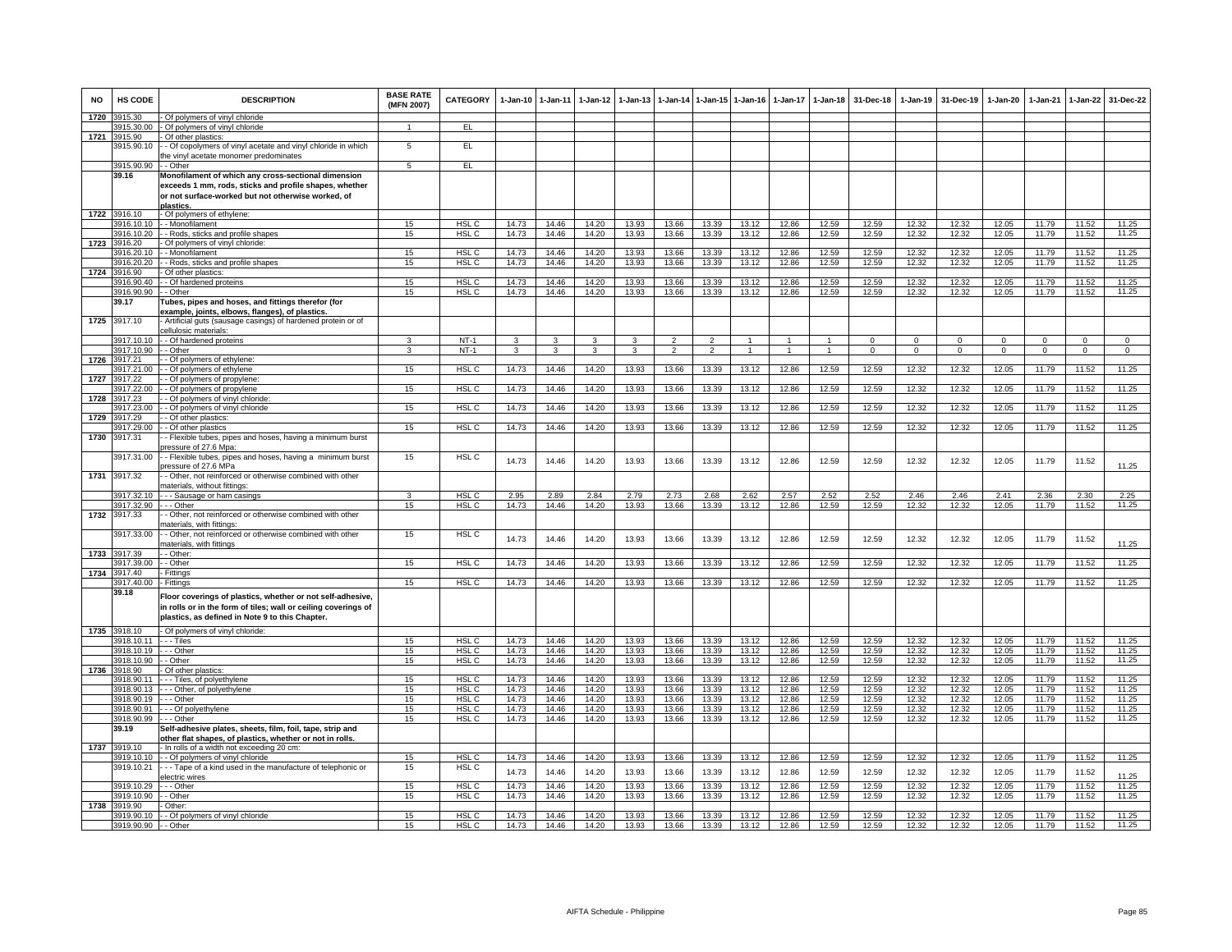| NO | HS CODE | DESCRIPTION | BASE RATE (MFN 2007) | CATEGORY | 1-Jan-10 | 1-Jan-11 | 1-Jan-12 | 1-Jan-13 | 1-Jan-14 | 1-Jan-15 | 1-Jan-16 | 1-Jan-17 | 1-Jan-18 | 31-Dec-18 | 1-Jan-19 | 31-Dec-19 | 1-Jan-20 | 1-Jan-21 | 1-Jan-22 | 31-Dec-22 |
|---|---|---|---|---|---|---|---|---|---|---|---|---|---|---|---|---|---|---|---|---|
| 1720 | 3915.30 | - Of polymers of vinyl chloride | | | | | | | | | | | | | | | | | | |
| | 3915.30.00 | - Of polymers of vinyl chloride | 1 | EL | | | | | | | | | | | | | | | | |
| 1721 | 3915.90 | - Of other plastics: | | | | | | | | | | | | | | | | | | |
| | 3915.90.10 | - - Of copolymers of vinyl acetate and vinyl chloride in which the vinyl acetate monomer predominates | 5 | EL | | | | | | | | | | | | | | | | |
| | 3915.90.90 | - - Other | 5 | EL | | | | | | | | | | | | | | | | |
| | **39.16** | **Monofilament of which any cross-sectional dimension exceeds 1 mm, rods, sticks and profile shapes, whether or not surface-worked but not otherwise worked, of plastics.** | | | | | | | | | | | | | | | | | | |
| 1722 | 3916.10 | - Of polymers of ethylene: | | | | | | | | | | | | | | | | | | |
| | 3916.10.10 | - - Monofilament | 15 | HSL C | 14.73 | 14.46 | 14.20 | 13.93 | 13.66 | 13.39 | 13.12 | 12.86 | 12.59 | 12.59 | 12.32 | 12.32 | 12.05 | 11.79 | 11.52 | 11.25 |
| | 3916.10.20 | - - Rods, sticks and profile shapes | 15 | HSL C | 14.73 | 14.46 | 14.20 | 13.93 | 13.66 | 13.39 | 13.12 | 12.86 | 12.59 | 12.59 | 12.32 | 12.32 | 12.05 | 11.79 | 11.52 | 11.25 |
| 1723 | 3916.20 | - Of polymers of vinyl chloride: | | | | | | | | | | | | | | | | | | |
| | 3916.20.10 | - - Monofilament | 15 | HSL C | 14.73 | 14.46 | 14.20 | 13.93 | 13.66 | 13.39 | 13.12 | 12.86 | 12.59 | 12.59 | 12.32 | 12.32 | 12.05 | 11.79 | 11.52 | 11.25 |
| | 3916.20.20 | - - Rods, sticks and profile shapes | 15 | HSL C | 14.73 | 14.46 | 14.20 | 13.93 | 13.66 | 13.39 | 13.12 | 12.86 | 12.59 | 12.59 | 12.32 | 12.32 | 12.05 | 11.79 | 11.52 | 11.25 |
| 1724 | 3916.90 | - Of other plastics: | | | | | | | | | | | | | | | | | | |
| | 3916.90.40 | - - Of hardened proteins | 15 | HSL C | 14.73 | 14.46 | 14.20 | 13.93 | 13.66 | 13.39 | 13.12 | 12.86 | 12.59 | 12.59 | 12.32 | 12.32 | 12.05 | 11.79 | 11.52 | 11.25 |
| | 3916.90.90 | - - Other | 15 | HSL C | 14.73 | 14.46 | 14.20 | 13.93 | 13.66 | 13.39 | 13.12 | 12.86 | 12.59 | 12.59 | 12.32 | 12.32 | 12.05 | 11.79 | 11.52 | 11.25 |
| | **39.17** | **Tubes, pipes and hoses, and fittings therefor (for example, joints, elbows, flanges), of plastics.** | | | | | | | | | | | | | | | | | | |
| 1725 | 3917.10 | - Artificial guts (sausage casings) of hardened protein or of cellulosic materials: | | | | | | | | | | | | | | | | | | |
| | 3917.10.10 | - - Of hardened proteins | 3 | NT-1 | 3 | 3 | 3 | 3 | 2 | 2 | 1 | 1 | 1 | 0 | 0 | 0 | 0 | 0 | 0 | 0 |
| | 3917.10.90 | - - Other | 3 | NT-1 | 3 | 3 | 3 | 3 | 2 | 2 | 1 | 1 | 1 | 0 | 0 | 0 | 0 | 0 | 0 | 0 |
| 1726 | 3917.21 | - - Of polymers of ethylene: | | | | | | | | | | | | | | | | | | |
| | 3917.21.00 | - - Of polymers of ethylene | 15 | HSL C | 14.73 | 14.46 | 14.20 | 13.93 | 13.66 | 13.39 | 13.12 | 12.86 | 12.59 | 12.59 | 12.32 | 12.32 | 12.05 | 11.79 | 11.52 | 11.25 |
| 1727 | 3917.22 | - - Of polymers of propylene: | | | | | | | | | | | | | | | | | | |
| | 3917.22.00 | - - Of polymers of propylene | 15 | HSL C | 14.73 | 14.46 | 14.20 | 13.93 | 13.66 | 13.39 | 13.12 | 12.86 | 12.59 | 12.59 | 12.32 | 12.32 | 12.05 | 11.79 | 11.52 | 11.25 |
| 1728 | 3917.23 | - - Of polymers of vinyl chloride: | | | | | | | | | | | | | | | | | | |
| | 3917.23.00 | - - Of polymers of vinyl chloride | 15 | HSL C | 14.73 | 14.46 | 14.20 | 13.93 | 13.66 | 13.39 | 13.12 | 12.86 | 12.59 | 12.59 | 12.32 | 12.32 | 12.05 | 11.79 | 11.52 | 11.25 |
| 1729 | 3917.29 | - - Of other plastics: | | | | | | | | | | | | | | | | | | |
| | 3917.29.00 | - - Of other plastics | 15 | HSL C | 14.73 | 14.46 | 14.20 | 13.93 | 13.66 | 13.39 | 13.12 | 12.86 | 12.59 | 12.59 | 12.32 | 12.32 | 12.05 | 11.79 | 11.52 | 11.25 |
| 1730 | 3917.31 | - - Flexible tubes, pipes and hoses, having a minimum burst pressure of 27.6 Mpa: | | | | | | | | | | | | | | | | | | |
| | 3917.31.00 | - - Flexible tubes, pipes and hoses, having a minimum burst pressure of 27.6 MPa | 15 | HSL C | 14.73 | 14.46 | 14.20 | 13.93 | 13.66 | 13.39 | 13.12 | 12.86 | 12.59 | 12.59 | 12.32 | 12.32 | 12.05 | 11.79 | 11.52 | 11.25 |
| 1731 | 3917.32 | - - Other, not reinforced or otherwise combined with other materials, without fittings: | | | | | | | | | | | | | | | | | | |
| | 3917.32.10 | - - - Sausage or ham casings | 3 | HSL C | 2.95 | 2.89 | 2.84 | 2.79 | 2.73 | 2.68 | 2.62 | 2.57 | 2.52 | 2.52 | 2.46 | 2.46 | 2.41 | 2.36 | 2.30 | 2.25 |
| | 3917.32.90 | - - - Other | 15 | HSL C | 14.73 | 14.46 | 14.20 | 13.93 | 13.66 | 13.39 | 13.12 | 12.86 | 12.59 | 12.59 | 12.32 | 12.32 | 12.05 | 11.79 | 11.52 | 11.25 |
| 1732 | 3917.33 | - - Other, not reinforced or otherwise combined with other materials, with fittings: | | | | | | | | | | | | | | | | | | |
| | 3917.33.00 | - - Other, not reinforced or otherwise combined with other materials, with fittings | 15 | HSL C | 14.73 | 14.46 | 14.20 | 13.93 | 13.66 | 13.39 | 13.12 | 12.86 | 12.59 | 12.59 | 12.32 | 12.32 | 12.05 | 11.79 | 11.52 | 11.25 |
| 1733 | 3917.39 | - - Other: | | | | | | | | | | | | | | | | | | |
| | 3917.39.00 | - - Other | 15 | HSL C | 14.73 | 14.46 | 14.20 | 13.93 | 13.66 | 13.39 | 13.12 | 12.86 | 12.59 | 12.59 | 12.32 | 12.32 | 12.05 | 11.79 | 11.52 | 11.25 |
| 1734 | 3917.40 | - Fittings | | | | | | | | | | | | | | | | | | |
| | 3917.40.00 | - Fittings | 15 | HSL C | 14.73 | 14.46 | 14.20 | 13.93 | 13.66 | 13.39 | 13.12 | 12.86 | 12.59 | 12.59 | 12.32 | 12.32 | 12.05 | 11.79 | 11.52 | 11.25 |
| | **39.18** | **Floor coverings of plastics, whether or not self-adhesive, in rolls or in the form of tiles; wall or ceiling coverings of plastics, as defined in Note 9 to this Chapter.** | | | | | | | | | | | | | | | | | | |
| 1735 | 3918.10 | - Of polymers of vinyl chloride: | | | | | | | | | | | | | | | | | | |
| | 3918.10.11 | - - - Tiles | 15 | HSL C | 14.73 | 14.46 | 14.20 | 13.93 | 13.66 | 13.39 | 13.12 | 12.86 | 12.59 | 12.59 | 12.32 | 12.32 | 12.05 | 11.79 | 11.52 | 11.25 |
| | 3918.10.19 | - - - Other | 15 | HSL C | 14.73 | 14.46 | 14.20 | 13.93 | 13.66 | 13.39 | 13.12 | 12.86 | 12.59 | 12.59 | 12.32 | 12.32 | 12.05 | 11.79 | 11.52 | 11.25 |
| | 3918.10.90 | - - Other | 15 | HSL C | 14.73 | 14.46 | 14.20 | 13.93 | 13.66 | 13.39 | 13.12 | 12.86 | 12.59 | 12.59 | 12.32 | 12.32 | 12.05 | 11.79 | 11.52 | 11.25 |
| 1736 | 3918.90 | - Of other plastics: | | | | | | | | | | | | | | | | | | |
| | 3918.90.11 | - - - Tiles, of polyethylene | 15 | HSL C | 14.73 | 14.46 | 14.20 | 13.93 | 13.66 | 13.39 | 13.12 | 12.86 | 12.59 | 12.59 | 12.32 | 12.32 | 12.05 | 11.79 | 11.52 | 11.25 |
| | 3918.90.13 | - - - Other, of polyethylene | 15 | HSL C | 14.73 | 14.46 | 14.20 | 13.93 | 13.66 | 13.39 | 13.12 | 12.86 | 12.59 | 12.59 | 12.32 | 12.32 | 12.05 | 11.79 | 11.52 | 11.25 |
| | 3918.90.19 | - - - Other | 15 | HSL C | 14.73 | 14.46 | 14.20 | 13.93 | 13.66 | 13.39 | 13.12 | 12.86 | 12.59 | 12.59 | 12.32 | 12.32 | 12.05 | 11.79 | 11.52 | 11.25 |
| | 3918.90.91 | - - - Of polyethylene | 15 | HSL C | 14.73 | 14.46 | 14.20 | 13.93 | 13.66 | 13.39 | 13.12 | 12.86 | 12.59 | 12.59 | 12.32 | 12.32 | 12.05 | 11.79 | 11.52 | 11.25 |
| | 3918.90.99 | - - - Other | 15 | HSL C | 14.73 | 14.46 | 14.20 | 13.93 | 13.66 | 13.39 | 13.12 | 12.86 | 12.59 | 12.59 | 12.32 | 12.32 | 12.05 | 11.79 | 11.52 | 11.25 |
| | **39.19** | **Self-adhesive plates, sheets, film, foil, tape, strip and other flat shapes, of plastics, whether or not in rolls.** | | | | | | | | | | | | | | | | | | |
| 1737 | 3919.10 | - In rolls of a width not exceeding 20 cm: | | | | | | | | | | | | | | | | | | |
| | 3919.10.10 | - - Of polymers of vinyl chloride | 15 | HSL C | 14.73 | 14.46 | 14.20 | 13.93 | 13.66 | 13.39 | 13.12 | 12.86 | 12.59 | 12.59 | 12.32 | 12.32 | 12.05 | 11.79 | 11.52 | 11.25 |
| | 3919.10.21 | - - - Tape of a kind used in the manufacture of telephonic or electric wires | 15 | HSL C | 14.73 | 14.46 | 14.20 | 13.93 | 13.66 | 13.39 | 13.12 | 12.86 | 12.59 | 12.59 | 12.32 | 12.32 | 12.05 | 11.79 | 11.52 | 11.25 |
| | 3919.10.29 | - - - Other | 15 | HSL C | 14.73 | 14.46 | 14.20 | 13.93 | 13.66 | 13.39 | 13.12 | 12.86 | 12.59 | 12.59 | 12.32 | 12.32 | 12.05 | 11.79 | 11.52 | 11.25 |
| | 3919.10.90 | - - Other | 15 | HSL C | 14.73 | 14.46 | 14.20 | 13.93 | 13.66 | 13.39 | 13.12 | 12.86 | 12.59 | 12.59 | 12.32 | 12.32 | 12.05 | 11.79 | 11.52 | 11.25 |
| 1738 | 3919.90 | - Other: | | | | | | | | | | | | | | | | | | |
| | 3919.90.10 | - - Of polymers of vinyl chloride | 15 | HSL C | 14.73 | 14.46 | 14.20 | 13.93 | 13.66 | 13.39 | 13.12 | 12.86 | 12.59 | 12.59 | 12.32 | 12.32 | 12.05 | 11.79 | 11.52 | 11.25 |
| | 3919.90.90 | - - Other | 15 | HSL C | 14.73 | 14.46 | 14.20 | 13.93 | 13.66 | 13.39 | 13.12 | 12.86 | 12.59 | 12.59 | 12.32 | 12.32 | 12.05 | 11.79 | 11.52 | 11.25 |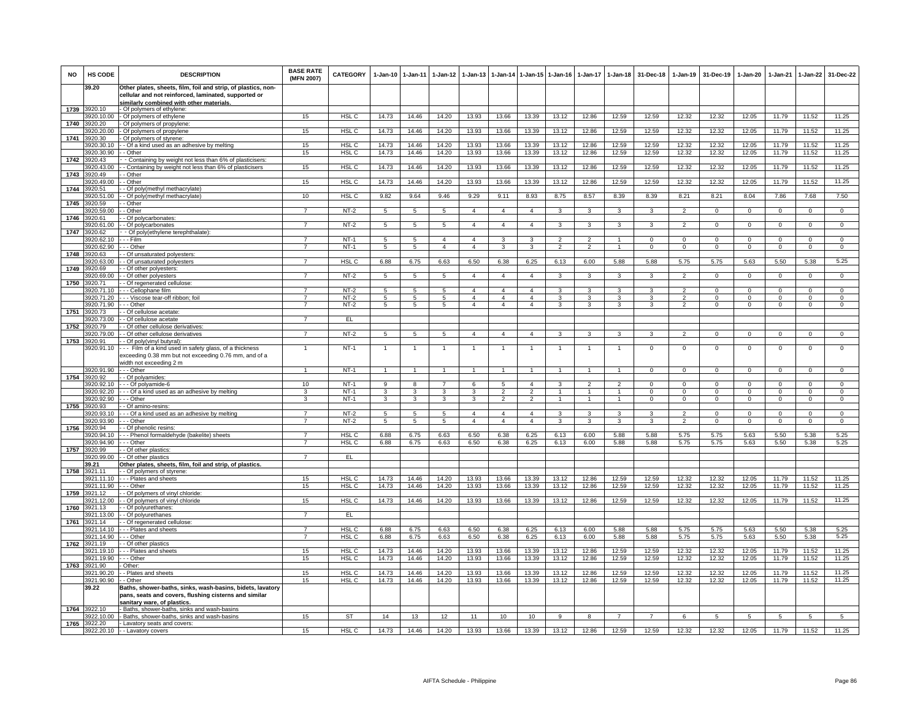| NO | HS CODE | DESCRIPTION | BASE RATE (MFN 2007) | CATEGORY | 1-Jan-10 | 1-Jan-11 | 1-Jan-12 | 1-Jan-13 | 1-Jan-14 | 1-Jan-15 | 1-Jan-16 | 1-Jan-17 | 1-Jan-18 | 31-Dec-18 | 1-Jan-19 | 31-Dec-19 | 1-Jan-20 | 1-Jan-21 | 1-Jan-22 | 31-Dec-22 |
|---|---|---|---|---|---|---|---|---|---|---|---|---|---|---|---|---|---|---|---|---|
| | **39.20** | **Other plates, sheets, film, foil and strip, of plastics, non-cellular and not reinforced, laminated, supported or similarly combined with other materials.** | | | | | | | | | | | | | | | | | | |
| 1739 | 3920.10 | - Of polymers of ethylene: | | | | | | | | | | | | | | | | | | |
| | 3920.10.00 | - Of polymers of ethylene | 15 | HSL C | 14.73 | 14.46 | 14.20 | 13.93 | 13.66 | 13.39 | 13.12 | 12.86 | 12.59 | 12.59 | 12.32 | 12.32 | 12.05 | 11.79 | 11.52 | 11.25 |
| 1740 | 3920.20 | - Of polymers of propylene: | | | | | | | | | | | | | | | | | | |
| | 3920.20.00 | - Of polymers of propylene | 15 | HSL C | 14.73 | 14.46 | 14.20 | 13.93 | 13.66 | 13.39 | 13.12 | 12.86 | 12.59 | 12.59 | 12.32 | 12.32 | 12.05 | 11.79 | 11.52 | 11.25 |
| 1741 | 3920.30 | - Of polymers of styrene: | | | | | | | | | | | | | | | | | | |
| | 3920.30.10 | - - Of a kind used as an adhesive by melting | 15 | HSL C | 14.73 | 14.46 | 14.20 | 13.93 | 13.66 | 13.39 | 13.12 | 12.86 | 12.59 | 12.59 | 12.32 | 12.32 | 12.05 | 11.79 | 11.52 | 11.25 |
| | 3920.30.90 | - - Other | 15 | HSL C | 14.73 | 14.46 | 14.20 | 13.93 | 13.66 | 13.39 | 13.12 | 12.86 | 12.59 | 12.59 | 12.32 | 12.32 | 12.05 | 11.79 | 11.52 | 11.25 |
| 1742 | 3920.43 | - - Containing by weight not less than 6% of plasticisers: | | | | | | | | | | | | | | | | | | |
| | 3920.43.00 | - - Containing by weight not less than 6% of plasticisers | 15 | HSL C | 14.73 | 14.46 | 14.20 | 13.93 | 13.66 | 13.39 | 13.12 | 12.86 | 12.59 | 12.59 | 12.32 | 12.32 | 12.05 | 11.79 | 11.52 | 11.25 |
| 1743 | 3920.49 | - - Other | | | | | | | | | | | | | | | | | | |
| | 3920.49.00 | - - Other | 15 | HSL C | 14.73 | 14.46 | 14.20 | 13.93 | 13.66 | 13.39 | 13.12 | 12.86 | 12.59 | 12.59 | 12.32 | 12.32 | 12.05 | 11.79 | 11.52 | 11.25 |
| 1744 | 3920.51 | - - Of poly(methyl methacrylate) | | | | | | | | | | | | | | | | | | |
| | 3920.51.00 | - - Of poly(methyl methacrylate) | 10 | HSL C | 9.82 | 9.64 | 9.46 | 9.29 | 9.11 | 8.93 | 8.75 | 8.57 | 8.39 | 8.39 | 8.21 | 8.21 | 8.04 | 7.86 | 7.68 | 7.50 |
| 1745 | 3920.59 | - - Other | | | | | | | | | | | | | | | | | | |
| | 3920.59.00 | - - Other | 7 | NT-2 | 5 | 5 | 5 | 4 | 4 | 4 | 3 | 3 | 3 | 3 | 2 | 0 | 0 | 0 | 0 | 0 |
| 1746 | 3920.61 | - - Of polycarbonates: | | | | | | | | | | | | | | | | | | |
| | 3920.61.00 | - - Of polycarbonates | 7 | NT-2 | 5 | 5 | 5 | 4 | 4 | 4 | 3 | 3 | 3 | 3 | 2 | 0 | 0 | 0 | 0 | 0 |
| 1747 | 3920.62 | - - Of poly(ethylene terephthalate): | | | | | | | | | | | | | | | | | | |
| | 3920.62.10 | - - - Film | 7 | NT-1 | 5 | 5 | 4 | 4 | 3 | 3 | 2 | 2 | 1 | 0 | 0 | 0 | 0 | 0 | 0 | 0 |
| | 3920.62.90 | - - - Other | 7 | NT-1 | 5 | 5 | 4 | 4 | 3 | 3 | 2 | 2 | 1 | 0 | 0 | 0 | 0 | 0 | 0 | 0 |
| 1748 | 3920.63 | - - Of unsaturated polyesters: | | | | | | | | | | | | | | | | | | |
| | 3920.63.00 | - - Of unsaturated polyesters | 7 | HSL C | 6.88 | 6.75 | 6.63 | 6.50 | 6.38 | 6.25 | 6.13 | 6.00 | 5.88 | 5.88 | 5.75 | 5.75 | 5.63 | 5.50 | 5.38 | 5.25 |
| 1749 | 3920.69 | - - Of other polyesters: | | | | | | | | | | | | | | | | | | |
| | 3920.69.00 | - - Of other polyesters | 7 | NT-2 | 5 | 5 | 5 | 4 | 4 | 4 | 3 | 3 | 3 | 3 | 2 | 0 | 0 | 0 | 0 | 0 |
| 1750 | 3920.71 | - - Of regenerated cellulose: | | | | | | | | | | | | | | | | | | |
| | 3920.71.10 | - - - Cellophane film | 7 | NT-2 | 5 | 5 | 5 | 4 | 4 | 4 | 3 | 3 | 3 | 3 | 2 | 0 | 0 | 0 | 0 | 0 |
| | 3920.71.20 | - - - Viscose tear-off ribbon; foil | 7 | NT-2 | 5 | 5 | 5 | 4 | 4 | 4 | 3 | 3 | 3 | 3 | 2 | 0 | 0 | 0 | 0 | 0 |
| | 3920.71.90 | - - - Other | 7 | NT-2 | 5 | 5 | 5 | 4 | 4 | 4 | 3 | 3 | 3 | 3 | 2 | 0 | 0 | 0 | 0 | 0 |
| 1751 | 3920.73 | - - Of cellulose acetate: | | | | | | | | | | | | | | | | | | |
| | 3920.73.00 | - - Of cellulose acetate | 7 | EL | | | | | | | | | | | | | | | | |
| 1752 | 3920.79 | - - Of other cellulose derivatives: | | | | | | | | | | | | | | | | | | |
| | 3920.79.00 | - - Of other cellulose derivatives | 7 | NT-2 | 5 | 5 | 5 | 4 | 4 | 4 | 3 | 3 | 3 | 3 | 2 | 0 | 0 | 0 | 0 | 0 |
| 1753 | 3920.91 | - - Of poly(vinyl butyral): | | | | | | | | | | | | | | | | | | |
| | 3920.91.10 | - - - Film of a kind used in safety glass, of a thickness exceeding 0.38 mm but not exceeding 0.76 mm, and of a width not exceeding 2 m | 1 | NT-1 | 1 | 1 | 1 | 1 | 1 | 1 | 1 | 1 | 1 | 0 | 0 | 0 | 0 | 0 | 0 | 0 |
| | 3920.91.90 | - - - Other | 1 | NT-1 | 1 | 1 | 1 | 1 | 1 | 1 | 1 | 1 | 1 | 0 | 0 | 0 | 0 | 0 | 0 | 0 |
| 1754 | 3920.92 | - - Of polyamides: | | | | | | | | | | | | | | | | | | |
| | 3920.92.10 | - - - Of polyamide-6 | 10 | NT-1 | 9 | 8 | 7 | 6 | 5 | 4 | 3 | 2 | 2 | 0 | 0 | 0 | 0 | 0 | 0 | 0 |
| | 3920.92.20 | - - - Of a kind used as an adhesive by melting | 3 | NT-1 | 3 | 3 | 3 | 3 | 2 | 2 | 1 | 1 | 1 | 0 | 0 | 0 | 0 | 0 | 0 | 0 |
| | 3920.92.90 | - - - Other | 3 | NT-1 | 3 | 3 | 3 | 3 | 2 | 2 | 1 | 1 | 1 | 0 | 0 | 0 | 0 | 0 | 0 | 0 |
| 1755 | 3920.93 | - - Of amino-resins: | | | | | | | | | | | | | | | | | | |
| | 3920.93.10 | - - - Of a kind used as an adhesive by melting | 7 | NT-2 | 5 | 5 | 5 | 4 | 4 | 4 | 3 | 3 | 3 | 3 | 2 | 0 | 0 | 0 | 0 | 0 |
| | 3920.93.90 | - - - Other | 7 | NT-2 | 5 | 5 | 5 | 4 | 4 | 4 | 3 | 3 | 3 | 3 | 2 | 0 | 0 | 0 | 0 | 0 |
| 1756 | 3920.94 | - - Of phenolic resins: | | | | | | | | | | | | | | | | | | |
| | 3920.94.10 | - - - Phenol formaldehyde (bakelite) sheets | 7 | HSL C | 6.88 | 6.75 | 6.63 | 6.50 | 6.38 | 6.25 | 6.13 | 6.00 | 5.88 | 5.88 | 5.75 | 5.75 | 5.63 | 5.50 | 5.38 | 5.25 |
| | 3920.94.90 | - - - Other | 7 | HSL C | 6.88 | 6.75 | 6.63 | 6.50 | 6.38 | 6.25 | 6.13 | 6.00 | 5.88 | 5.88 | 5.75 | 5.75 | 5.63 | 5.50 | 5.38 | 5.25 |
| 1757 | 3920.99 | - - Of other plastics: | | | | | | | | | | | | | | | | | | |
| | 3920.99.00 | - - Of other plastics | 7 | EL | | | | | | | | | | | | | | | | |
| | **39.21** | **Other plates, sheets, film, foil and strip, of plastics.** | | | | | | | | | | | | | | | | | | |
| 1758 | 3921.11 | - - Of polymers of styrene: | | | | | | | | | | | | | | | | | | |
| | 3921.11.10 | - - - Plates and sheets | 15 | HSL C | 14.73 | 14.46 | 14.20 | 13.93 | 13.66 | 13.39 | 13.12 | 12.86 | 12.59 | 12.59 | 12.32 | 12.32 | 12.05 | 11.79 | 11.52 | 11.25 |
| | 3921.11.90 | - - - Other | 15 | HSL C | 14.73 | 14.46 | 14.20 | 13.93 | 13.66 | 13.39 | 13.12 | 12.86 | 12.59 | 12.59 | 12.32 | 12.32 | 12.05 | 11.79 | 11.52 | 11.25 |
| 1759 | 3921.12 | - - Of polymers of vinyl chloride: | | | | | | | | | | | | | | | | | | |
| | 3921.12.00 | - - Of polymers of vinyl chloride | 15 | HSL C | 14.73 | 14.46 | 14.20 | 13.93 | 13.66 | 13.39 | 13.12 | 12.86 | 12.59 | 12.59 | 12.32 | 12.32 | 12.05 | 11.79 | 11.52 | 11.25 |
| 1760 | 3921.13 | - - Of polyurethanes: | | | | | | | | | | | | | | | | | | |
| | 3921.13.00 | - - Of polyurethanes | 7 | EL | | | | | | | | | | | | | | | | |
| 1761 | 3921.14 | - - Of regenerated cellulose: | | | | | | | | | | | | | | | | | | |
| | 3921.14.10 | - - - Plates and sheets | 7 | HSL C | 6.88 | 6.75 | 6.63 | 6.50 | 6.38 | 6.25 | 6.13 | 6.00 | 5.88 | 5.88 | 5.75 | 5.75 | 5.63 | 5.50 | 5.38 | 5.25 |
| | 3921.14.90 | - - - Other | 7 | HSL C | 6.88 | 6.75 | 6.63 | 6.50 | 6.38 | 6.25 | 6.13 | 6.00 | 5.88 | 5.88 | 5.75 | 5.75 | 5.63 | 5.50 | 5.38 | 5.25 |
| 1762 | 3921.19 | - - Of other plastics | | | | | | | | | | | | | | | | | | |
| | 3921.19.10 | - - - Plates and sheets | 15 | HSL C | 14.73 | 14.46 | 14.20 | 13.93 | 13.66 | 13.39 | 13.12 | 12.86 | 12.59 | 12.59 | 12.32 | 12.32 | 12.05 | 11.79 | 11.52 | 11.25 |
| | 3921.19.90 | - - - Other | 15 | HSL C | 14.73 | 14.46 | 14.20 | 13.93 | 13.66 | 13.39 | 13.12 | 12.86 | 12.59 | 12.59 | 12.32 | 12.32 | 12.05 | 11.79 | 11.52 | 11.25 |
| 1763 | 3921.90 | - Other: | | | | | | | | | | | | | | | | | | |
| | 3921.90.20 | - - Plates and sheets | 15 | HSL C | 14.73 | 14.46 | 14.20 | 13.93 | 13.66 | 13.39 | 13.12 | 12.86 | 12.59 | 12.59 | 12.32 | 12.32 | 12.05 | 11.79 | 11.52 | 11.25 |
| | 3921.90.90 | - - Other | 15 | HSL C | 14.73 | 14.46 | 14.20 | 13.93 | 13.66 | 13.39 | 13.12 | 12.86 | 12.59 | 12.59 | 12.32 | 12.32 | 12.05 | 11.79 | 11.52 | 11.25 |
| | **39.22** | **Baths, shower-baths, sinks, wash-basins, bidets, lavatory pans, seats and covers, flushing cisterns and similar sanitary ware, of plastics.** | | | | | | | | | | | | | | | | | | |
| 1764 | 3922.10 | - Baths, shower-baths, sinks and wash-basins | | | | | | | | | | | | | | | | | | |
| | 3922.10.00 | - Baths, shower-baths, sinks and wash-basins | 15 | ST | 14 | 13 | 12 | 11 | 10 | 10 | 9 | 8 | 7 | 7 | 6 | 5 | 5 | 5 | 5 | 5 |
| 1765 | 3922.20 | - Lavatory seats and covers: | | | | | | | | | | | | | | | | | | |
| | 3922.20.10 | - - Lavatory covers | 15 | HSL C | 14.73 | 14.46 | 14.20 | 13.93 | 13.66 | 13.39 | 13.12 | 12.86 | 12.59 | 12.59 | 12.32 | 12.32 | 12.05 | 11.79 | 11.52 | 11.25 |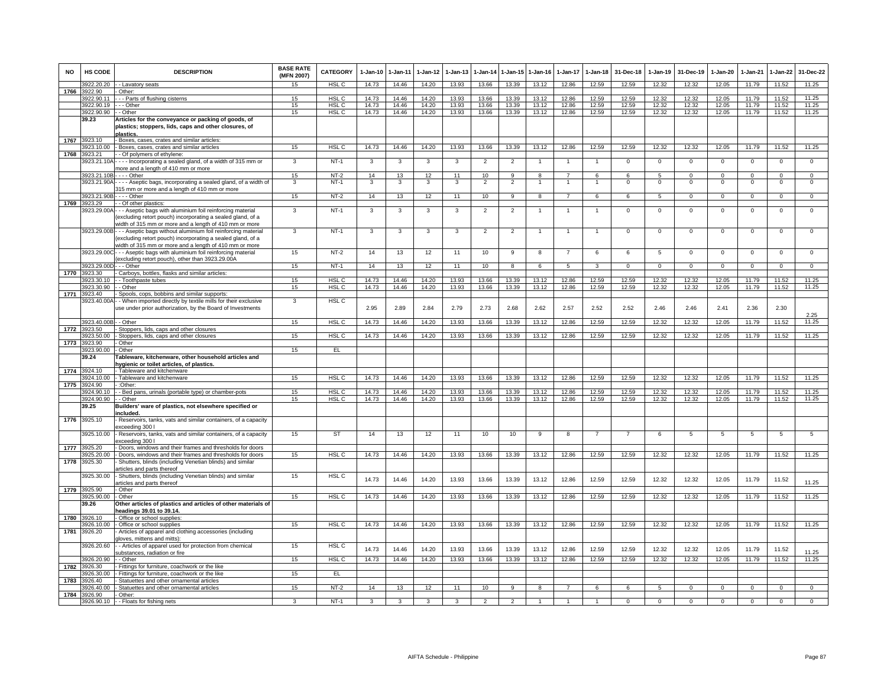| NO | HS CODE | DESCRIPTION | BASE RATE (MFN 2007) | CATEGORY | 1-Jan-10 | 1-Jan-11 | 1-Jan-12 | 1-Jan-13 | 1-Jan-14 | 1-Jan-15 | 1-Jan-16 | 1-Jan-17 | 1-Jan-18 | 31-Dec-18 | 1-Jan-19 | 31-Dec-19 | 1-Jan-20 | 1-Jan-21 | 1-Jan-22 | 31-Dec-22 |
|---|---|---|---|---|---|---|---|---|---|---|---|---|---|---|---|---|---|---|---|---|
| | 3922.20.20 | - - Lavatory seats | 15 | HSL C | 14.73 | 14.46 | 14.20 | 13.93 | 13.66 | 13.39 | 13.12 | 12.86 | 12.59 | 12.59 | 12.32 | 12.32 | 12.05 | 11.79 | 11.52 | 11.25 |
| 1766 | 3922.90 | - Other: | | | | | | | | | | | | | | | | | | |
| | 3922.90.11 | - - - Parts of flushing cisterns | 15 | HSL C | 14.73 | 14.46 | 14.20 | 13.93 | 13.66 | 13.39 | 13.12 | 12.86 | 12.59 | 12.59 | 12.32 | 12.32 | 12.05 | 11.79 | 11.52 | 11.25 |
| | 3922.90.19 | - - - Other | 15 | HSL C | 14.73 | 14.46 | 14.20 | 13.93 | 13.66 | 13.39 | 13.12 | 12.86 | 12.59 | 12.59 | 12.32 | 12.32 | 12.05 | 11.79 | 11.52 | 11.25 |
| | 3922.90.90 | - - Other | 15 | HSL C | 14.73 | 14.46 | 14.20 | 13.93 | 13.66 | 13.39 | 13.12 | 12.86 | 12.59 | 12.59 | 12.32 | 12.32 | 12.05 | 11.79 | 11.52 | 11.25 |
| | **39.23** | **Articles for the conveyance or packing of goods, of plastics; stoppers, lids, caps and other closures, of plastics.** | | | | | | | | | | | | | | | | | | |
| 1767 | 3923.10 | - Boxes, cases, crates and similar articles: | | | | | | | | | | | | | | | | | | |
| | 3923.10.00 | - Boxes, cases, crates and similar articles | 15 | HSL C | 14.73 | 14.46 | 14.20 | 13.93 | 13.66 | 13.39 | 13.12 | 12.86 | 12.59 | 12.59 | 12.32 | 12.32 | 12.05 | 11.79 | 11.52 | 11.25 |
| 1768 | 3923.21 | - - Of polymers of ethylene: | | | | | | | | | | | | | | | | | | |
| | 3923.21.10A | - - - - Incorporating a sealed gland, of a width of 315 mm or more and a length of 410 mm or more | 3 | NT-1 | 3 | 3 | 3 | 3 | 2 | 2 | 1 | 1 | 1 | 0 | 0 | 0 | 0 | 0 | 0 | 0 |
| | 3923.21.10B | - - - - Other | 15 | NT-2 | 14 | 13 | 12 | 11 | 10 | 9 | 8 | 7 | 6 | 6 | 5 | 0 | 0 | 0 | 0 | 0 |
| | 3923.21.90A | - - - - Aseptic bags, incorporating a sealed gland, of a width of 315 mm or more and a length of 410 mm or more | 3 | NT-1 | 3 | 3 | 3 | 3 | 2 | 2 | 1 | 1 | 1 | 0 | 0 | 0 | 0 | 0 | 0 | 0 |
| | 3923.21.90B | - - - - Other | 15 | NT-2 | 14 | 13 | 12 | 11 | 10 | 9 | 8 | 7 | 6 | 6 | 5 | 0 | 0 | 0 | 0 | 0 |
| 1769 | 3923.29 | - - Of other plastics: | | | | | | | | | | | | | | | | | | |
| | 3923.29.00A | - - - Aseptic bags with aluminium foil reinforcing material (excluding retort pouch) incorporating a sealed gland, of a width of 315 mm or more and a length of 410 mm or more | 3 | NT-1 | 3 | 3 | 3 | 3 | 2 | 2 | 1 | 1 | 1 | 0 | 0 | 0 | 0 | 0 | 0 | 0 |
| | 3923.29.00B | - - - Aseptic bags without aluminium foil reinforcing material (excluding retort pouch) incorporating a sealed gland, of a width of 315 mm or more and a length of 410 mm or more | 3 | NT-1 | 3 | 3 | 3 | 3 | 2 | 2 | 1 | 1 | 1 | 0 | 0 | 0 | 0 | 0 | 0 | 0 |
| | 3923.29.00C | - - - Aseptic bags with aluminium foil reinforcing material (excluding retort pouch), other than 3923.29.00A | 15 | NT-2 | 14 | 13 | 12 | 11 | 10 | 9 | 8 | 7 | 6 | 6 | 5 | 0 | 0 | 0 | 0 | 0 |
| | 3923.29.00D | - - - Other | 15 | NT-1 | 14 | 13 | 12 | 11 | 10 | 8 | 6 | 5 | 3 | 0 | 0 | 0 | 0 | 0 | 0 | 0 |
| 1770 | 3923.30 | - Carboys, bottles, flasks and similar articles: | | | | | | | | | | | | | | | | | | |
| | 3923.30.10 | - - Toothpaste tubes | 15 | HSL C | 14.73 | 14.46 | 14.20 | 13.93 | 13.66 | 13.39 | 13.12 | 12.86 | 12.59 | 12.59 | 12.32 | 12.32 | 12.05 | 11.79 | 11.52 | 11.25 |
| | 3923.30.90 | - - Other | 15 | HSL C | 14.73 | 14.46 | 14.20 | 13.93 | 13.66 | 13.39 | 13.12 | 12.86 | 12.59 | 12.59 | 12.32 | 12.32 | 12.05 | 11.79 | 11.52 | 11.25 |
| 1771 | 3923.40 | - Spools, cops, bobbins and similar supports: | | | | | | | | | | | | | | | | | | |
| | 3923.40.00A | - - When imported directly by textile mills for their exclusive use under prior authorization, by the Board of Investments | 3 | HSL C | 2.95 | 2.89 | 2.84 | 2.79 | 2.73 | 2.68 | 2.62 | 2.57 | 2.52 | 2.52 | 2.46 | 2.46 | 2.41 | 2.36 | 2.30 | 2.25 |
| | 3923.40.00B | - - Other | 15 | HSL C | 14.73 | 14.46 | 14.20 | 13.93 | 13.66 | 13.39 | 13.12 | 12.86 | 12.59 | 12.59 | 12.32 | 12.32 | 12.05 | 11.79 | 11.52 | 11.25 |
| 1772 | 3923.50 | - Stoppers, lids, caps and other closures | | | | | | | | | | | | | | | | | | |
| | 3923.50.00 | - Stoppers, lids, caps and other closures | 15 | HSL C | 14.73 | 14.46 | 14.20 | 13.93 | 13.66 | 13.39 | 13.12 | 12.86 | 12.59 | 12.59 | 12.32 | 12.32 | 12.05 | 11.79 | 11.52 | 11.25 |
| 1773 | 3923.90 | - Other | | | | | | | | | | | | | | | | | | |
| | 3923.90.00 | - Other | 15 | EL | | | | | | | | | | | | | | | | |
| | **39.24** | **Tableware, kitchenware, other household articles and hygienic or toilet articles, of plastics.** | | | | | | | | | | | | | | | | | | |
| 1774 | 3924.10 | - Tableware and kitchenware | | | | | | | | | | | | | | | | | | |
| | 3924.10.00 | - Tableware and kitchenware | 15 | HSL C | 14.73 | 14.46 | 14.20 | 13.93 | 13.66 | 13.39 | 13.12 | 12.86 | 12.59 | 12.59 | 12.32 | 12.32 | 12.05 | 11.79 | 11.52 | 11.25 |
| 1775 | 3924.90 | - :Other: | | | | | | | | | | | | | | | | | | |
| | 3924.90.10 | - - Bed pans, urinals (portable type) or chamber-pots | 15 | HSL C | 14.73 | 14.46 | 14.20 | 13.93 | 13.66 | 13.39 | 13.12 | 12.86 | 12.59 | 12.59 | 12.32 | 12.32 | 12.05 | 11.79 | 11.52 | 11.25 |
| | 3924.90.90 | - - Other | 15 | HSL C | 14.73 | 14.46 | 14.20 | 13.93 | 13.66 | 13.39 | 13.12 | 12.86 | 12.59 | 12.59 | 12.32 | 12.32 | 12.05 | 11.79 | 11.52 | 11.25 |
| | **39.25** | **Builders' ware of plastics, not elsewhere specified or included.** | | | | | | | | | | | | | | | | | | |
| 1776 | 3925.10 | - Reservoirs, tanks, vats and similar containers, of a capacity exceeding 300 l | | | | | | | | | | | | | | | | | | |
| | 3925.10.00 | - Reservoirs, tanks, vats and similar containers, of a capacity exceeding 300 l | 15 | ST | 14 | 13 | 12 | 11 | 10 | 10 | 9 | 8 | 7 | 7 | 6 | 5 | 5 | 5 | 5 | 5 |
| 1777 | 3925.20 | - Doors, windows and their frames and thresholds for doors | | | | | | | | | | | | | | | | | | |
| | 3925.20.00 | - Doors, windows and their frames and thresholds for doors | 15 | HSL C | 14.73 | 14.46 | 14.20 | 13.93 | 13.66 | 13.39 | 13.12 | 12.86 | 12.59 | 12.59 | 12.32 | 12.32 | 12.05 | 11.79 | 11.52 | 11.25 |
| 1778 | 3925.30 | - Shutters, blinds (including Venetian blinds) and similar articles and parts thereof | | | | | | | | | | | | | | | | | | |
| | 3925.30.00 | - Shutters, blinds (including Venetian blinds) and similar articles and parts thereof | 15 | HSL C | 14.73 | 14.46 | 14.20 | 13.93 | 13.66 | 13.39 | 13.12 | 12.86 | 12.59 | 12.59 | 12.32 | 12.32 | 12.05 | 11.79 | 11.52 | 11.25 |
| 1779 | 3925.90 | - Other | | | | | | | | | | | | | | | | | | |
| | 3925.90.00 | - Other | 15 | HSL C | 14.73 | 14.46 | 14.20 | 13.93 | 13.66 | 13.39 | 13.12 | 12.86 | 12.59 | 12.59 | 12.32 | 12.32 | 12.05 | 11.79 | 11.52 | 11.25 |
| | **39.26** | **Other articles of plastics and articles of other materials of headings 39.01 to 39.14.** | | | | | | | | | | | | | | | | | | |
| 1780 | 3926.10 | - Office or school supplies: | | | | | | | | | | | | | | | | | | |
| | 3926.10.00 | - Office or school supplies | 15 | HSL C | 14.73 | 14.46 | 14.20 | 13.93 | 13.66 | 13.39 | 13.12 | 12.86 | 12.59 | 12.59 | 12.32 | 12.32 | 12.05 | 11.79 | 11.52 | 11.25 |
| 1781 | 3926.20 | - Articles of apparel and clothing accessories (including gloves, mittens and mitts): | | | | | | | | | | | | | | | | | | |
| | 3926.20.60 | - - Articles of apparel used for protection from chemical substances, radiation or fire | 15 | HSL C | 14.73 | 14.46 | 14.20 | 13.93 | 13.66 | 13.39 | 13.12 | 12.86 | 12.59 | 12.59 | 12.32 | 12.32 | 12.05 | 11.79 | 11.52 | 11.25 |
| | 3926.20.90 | - - Other | 15 | HSL C | 14.73 | 14.46 | 14.20 | 13.93 | 13.66 | 13.39 | 13.12 | 12.86 | 12.59 | 12.59 | 12.32 | 12.32 | 12.05 | 11.79 | 11.52 | 11.25 |
| 1782 | 3926.30 | - Fittings for furniture, coachwork or the like | | | | | | | | | | | | | | | | | | |
| | 3926.30.00 | - Fittings for furniture, coachwork or the like | 15 | EL | | | | | | | | | | | | | | | | |
| 1783 | 3926.40 | - Statuettes and other ornamental articles | | | | | | | | | | | | | | | | | | |
| | 3926.40.00 | - Statuettes and other ornamental articles | 15 | NT-2 | 14 | 13 | 12 | 11 | 10 | 9 | 8 | 7 | 6 | 6 | 5 | 0 | 0 | 0 | 0 | 0 |
| 1784 | 3926.90 | - Other: | | | | | | | | | | | | | | | | | | |
| | 3926.90.10 | - - Floats for fishing nets | 3 | NT-1 | 3 | 3 | 3 | 3 | 2 | 2 | 1 | 1 | 1 | 0 | 0 | 0 | 0 | 0 | 0 | 0 |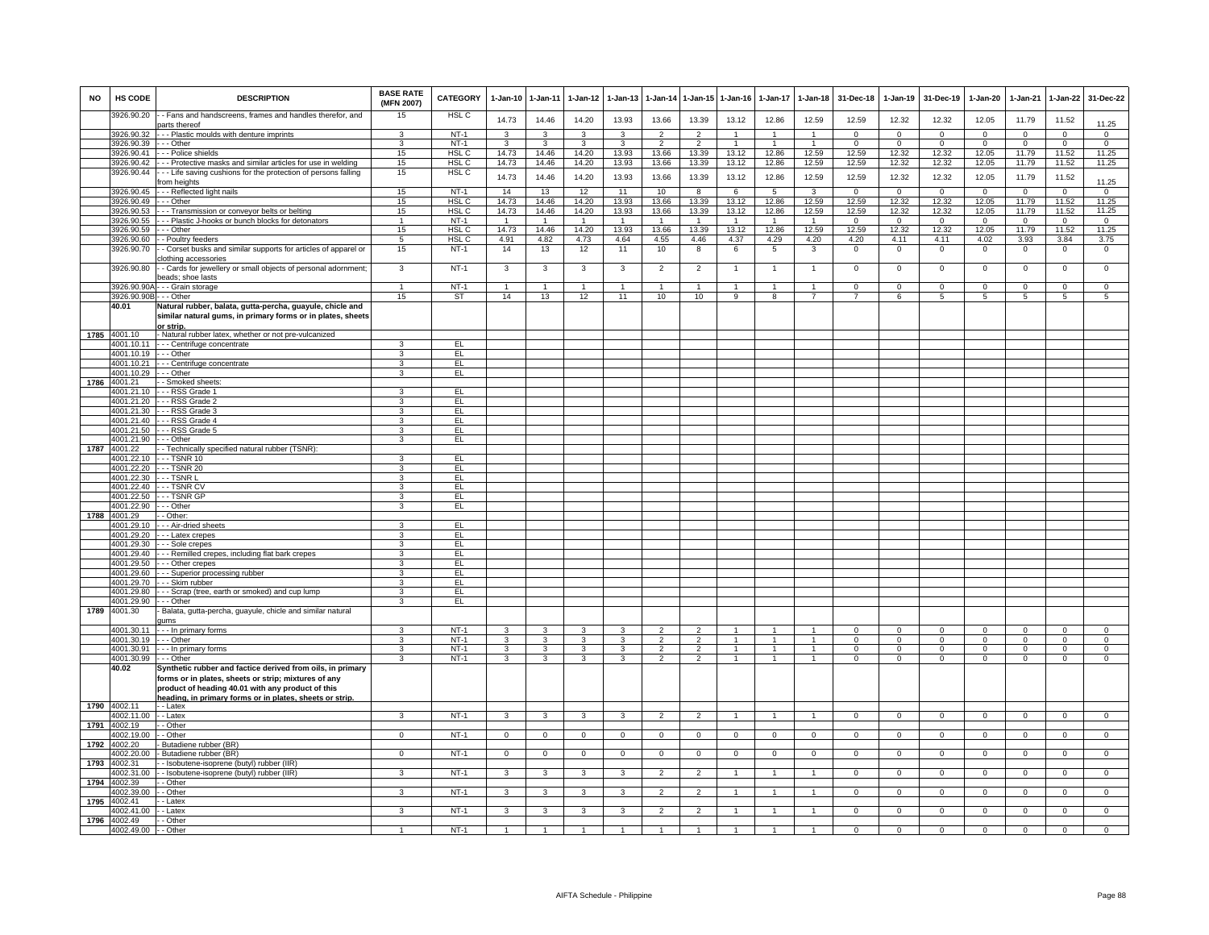| NO | HS CODE | DESCRIPTION | BASE RATE (MFN 2007) | CATEGORY | 1-Jan-10 | 1-Jan-11 | 1-Jan-12 | 1-Jan-13 | 1-Jan-14 | 1-Jan-15 | 1-Jan-16 | 1-Jan-17 | 1-Jan-18 | 31-Dec-18 | 1-Jan-19 | 31-Dec-19 | 1-Jan-20 | 1-Jan-21 | 1-Jan-22 | 31-Dec-22 |
|---|---|---|---|---|---|---|---|---|---|---|---|---|---|---|---|---|---|---|---|---|
| | 3926.90.20 | - - Fans and handscreens, frames and handles therefor, and parts thereof | 15 | HSL C | 14.73 | 14.46 | 14.20 | 13.93 | 13.66 | 13.39 | 13.12 | 12.86 | 12.59 | 12.59 | 12.32 | 12.32 | 12.05 | 11.79 | 11.52 | 11.25 |
| | 3926.90.32 | - - - Plastic moulds with denture imprints | 3 | NT-1 | 3 | 3 | 3 | 3 | 2 | 2 | 1 | 1 | 1 | 0 | 0 | 0 | 0 | 0 | 0 | 0 |
| | 3926.90.39 | - - - Other | 3 | NT-1 | 3 | 3 | 3 | 3 | 2 | 2 | 1 | 1 | 1 | 0 | 0 | 0 | 0 | 0 | 0 | 0 |
| | 3926.90.41 | - - - Police shields | 15 | HSL C | 14.73 | 14.46 | 14.20 | 13.93 | 13.66 | 13.39 | 13.12 | 12.86 | 12.59 | 12.59 | 12.32 | 12.32 | 12.05 | 11.79 | 11.52 | 11.25 |
| | 3926.90.42 | - - - Protective masks and similar articles for use in welding | 15 | HSL C | 14.73 | 14.46 | 14.20 | 13.93 | 13.66 | 13.39 | 13.12 | 12.86 | 12.59 | 12.59 | 12.32 | 12.32 | 12.05 | 11.79 | 11.52 | 11.25 |
| | 3926.90.44 | - - - Life saving cushions for the protection of persons falling from heights | 15 | HSL C | 14.73 | 14.46 | 14.20 | 13.93 | 13.66 | 13.39 | 13.12 | 12.86 | 12.59 | 12.59 | 12.32 | 12.32 | 12.05 | 11.79 | 11.52 | 11.25 |
| | 3926.90.45 | - - - Reflected light nails | 15 | NT-1 | 14 | 13 | 12 | 11 | 10 | 8 | 6 | 5 | 3 | 0 | 0 | 0 | 0 | 0 | 0 | 0 |
| | 3926.90.49 | - - - Other | 15 | HSL C | 14.73 | 14.46 | 14.20 | 13.93 | 13.66 | 13.39 | 13.12 | 12.86 | 12.59 | 12.59 | 12.32 | 12.32 | 12.05 | 11.79 | 11.52 | 11.25 |
| | 3926.90.53 | - - - Transmission or conveyor belts or belting | 15 | HSL C | 14.73 | 14.46 | 14.20 | 13.93 | 13.66 | 13.39 | 13.12 | 12.86 | 12.59 | 12.59 | 12.32 | 12.32 | 12.05 | 11.79 | 11.52 | 11.25 |
| | 3926.90.55 | - - - Plastic J-hooks or bunch blocks for detonators | 1 | NT-1 | 1 | 1 | 1 | 1 | 1 | 1 | 1 | 1 | 1 | 0 | 0 | 0 | 0 | 0 | 0 | 0 |
| | 3926.90.59 | - - - Other | 15 | HSL C | 14.73 | 14.46 | 14.20 | 13.93 | 13.66 | 13.39 | 13.12 | 12.86 | 12.59 | 12.59 | 12.32 | 12.32 | 12.05 | 11.79 | 11.52 | 11.25 |
| | 3926.90.60 | - - Poultry feeders | 5 | HSL C | 4.91 | 4.82 | 4.73 | 4.64 | 4.55 | 4.46 | 4.37 | 4.29 | 4.20 | 4.20 | 4.11 | 4.11 | 4.02 | 3.93 | 3.84 | 3.75 |
| | 3926.90.70 | - - Corset busks and similar supports for articles of apparel or clothing accessories | 15 | NT-1 | 14 | 13 | 12 | 11 | 10 | 8 | 6 | 5 | 3 | 0 | 0 | 0 | 0 | 0 | 0 | 0 |
| | 3926.90.80 | - - Cards for jewellery or small objects of personal adornment; beads; shoe lasts | 3 | NT-1 | 3 | 3 | 3 | 3 | 2 | 2 | 1 | 1 | 1 | 0 | 0 | 0 | 0 | 0 | 0 | 0 |
| | 3926.90.90A | - - - Grain storage | 1 | NT-1 | 1 | 1 | 1 | 1 | 1 | 1 | 1 | 1 | 1 | 0 | 0 | 0 | 0 | 0 | 0 | 0 |
| | 3926.90.90B | - - - Other | 15 | ST | 14 | 13 | 12 | 11 | 10 | 10 | 9 | 8 | 7 | 7 | 6 | 5 | 5 | 5 | 5 | 5 |
| | **40.01** | **Natural rubber, balata, gutta-percha, guayule, chicle and similar natural gums, in primary forms or in plates, sheets or strip.** | | | | | | | | | | | | | | | | | | |
| 1785 | 4001.10 | - Natural rubber latex, whether or not pre-vulcanized | | | | | | | | | | | | | | | | | | |
| | 4001.10.11 | - - - Centrifuge concentrate | 3 | EL | | | | | | | | | | | | | | | | |
| | 4001.10.19 | - - - Other | 3 | EL | | | | | | | | | | | | | | | | |
| | 4001.10.21 | - - - Centrifuge concentrate | 3 | EL | | | | | | | | | | | | | | | | |
| | 4001.10.29 | - - - Other | 3 | EL | | | | | | | | | | | | | | | | |
| 1786 | 4001.21 | - - Smoked sheets: | | | | | | | | | | | | | | | | | | |
| | 4001.21.10 | - - - RSS Grade 1 | 3 | EL | | | | | | | | | | | | | | | | |
| | 4001.21.20 | - - - RSS Grade 2 | 3 | EL | | | | | | | | | | | | | | | | |
| | 4001.21.30 | - - - RSS Grade 3 | 3 | EL | | | | | | | | | | | | | | | | |
| | 4001.21.40 | - - - RSS Grade 4 | 3 | EL | | | | | | | | | | | | | | | | |
| | 4001.21.50 | - - - RSS Grade 5 | 3 | EL | | | | | | | | | | | | | | | | |
| | 4001.21.90 | - - - Other | 3 | EL | | | | | | | | | | | | | | | | |
| 1787 | 4001.22 | - - Technically specified natural rubber (TSNR): | | | | | | | | | | | | | | | | | | |
| | 4001.22.10 | - - - TSNR 10 | 3 | EL | | | | | | | | | | | | | | | | |
| | 4001.22.20 | - - - TSNR 20 | 3 | EL | | | | | | | | | | | | | | | | |
| | 4001.22.30 | - - - TSNR L | 3 | EL | | | | | | | | | | | | | | | | |
| | 4001.22.40 | - - - TSNR CV | 3 | EL | | | | | | | | | | | | | | | | |
| | 4001.22.50 | - - - TSNR GP | 3 | EL | | | | | | | | | | | | | | | | |
| | 4001.22.90 | - - - Other | 3 | EL | | | | | | | | | | | | | | | | |
| 1788 | 4001.29 | - - Other: | | | | | | | | | | | | | | | | | | |
| | 4001.29.10 | - - - Air-dried sheets | 3 | EL | | | | | | | | | | | | | | | | |
| | 4001.29.20 | - - - Latex crepes | 3 | EL | | | | | | | | | | | | | | | | |
| | 4001.29.30 | - - - Sole crepes | 3 | EL | | | | | | | | | | | | | | | | |
| | 4001.29.40 | - - - Remilled crepes, including flat bark crepes | 3 | EL | | | | | | | | | | | | | | | | |
| | 4001.29.50 | - - - Other crepes | 3 | EL | | | | | | | | | | | | | | | | |
| | 4001.29.60 | - - - Superior processing rubber | 3 | EL | | | | | | | | | | | | | | | | |
| | 4001.29.70 | - - - Skim rubber | 3 | EL | | | | | | | | | | | | | | | | |
| | 4001.29.80 | - - - Scrap (tree, earth or smoked) and cup lump | 3 | EL | | | | | | | | | | | | | | | | |
| | 4001.29.90 | - - - Other | 3 | EL | | | | | | | | | | | | | | | | |
| 1789 | 4001.30 | - Balata, gutta-percha, guayule, chicle and similar natural gums | | | | | | | | | | | | | | | | | | |
| | 4001.30.11 | - - - In primary forms | 3 | NT-1 | 3 | 3 | 3 | 3 | 2 | 2 | 1 | 1 | 1 | 0 | 0 | 0 | 0 | 0 | 0 | 0 |
| | 4001.30.19 | - - - Other | 3 | NT-1 | 3 | 3 | 3 | 3 | 2 | 2 | 1 | 1 | 1 | 0 | 0 | 0 | 0 | 0 | 0 | 0 |
| | 4001.30.91 | - - - In primary forms | 3 | NT-1 | 3 | 3 | 3 | 3 | 2 | 2 | 1 | 1 | 1 | 0 | 0 | 0 | 0 | 0 | 0 | 0 |
| | 4001.30.99 | - - - Other | 3 | NT-1 | 3 | 3 | 3 | 3 | 2 | 2 | 1 | 1 | 1 | 0 | 0 | 0 | 0 | 0 | 0 | 0 |
| | **40.02** | **Synthetic rubber and factice derived from oils, in primary forms or in plates, sheets or strip; mixtures of any product of heading 40.01 with any product of this heading, in primary forms or in plates, sheets or strip.** | | | | | | | | | | | | | | | | | | |
| 1790 | 4002.11 | - - Latex | | | | | | | | | | | | | | | | | | |
| | 4002.11.00 | - - Latex | 3 | NT-1 | 3 | 3 | 3 | 3 | 2 | 2 | 1 | 1 | 1 | 0 | 0 | 0 | 0 | 0 | 0 | 0 |
| 1791 | 4002.19 | - - Other | | | | | | | | | | | | | | | | | | |
| | 4002.19.00 | - - Other | 0 | NT-1 | 0 | 0 | 0 | 0 | 0 | 0 | 0 | 0 | 0 | 0 | 0 | 0 | 0 | 0 | 0 | 0 |
| 1792 | 4002.20 | - Butadiene rubber (BR) | | | | | | | | | | | | | | | | | | |
| | 4002.20.00 | - Butadiene rubber (BR) | 0 | NT-1 | 0 | 0 | 0 | 0 | 0 | 0 | 0 | 0 | 0 | 0 | 0 | 0 | 0 | 0 | 0 | 0 |
| 1793 | 4002.31 | - - Isobutene-isoprene (butyl) rubber (IIR) | | | | | | | | | | | | | | | | | | |
| | 4002.31.00 | - - Isobutene-isoprene (butyl) rubber (IIR) | 3 | NT-1 | 3 | 3 | 3 | 3 | 2 | 2 | 1 | 1 | 1 | 0 | 0 | 0 | 0 | 0 | 0 | 0 |
| 1794 | 4002.39 | - - Other | | | | | | | | | | | | | | | | | | |
| | 4002.39.00 | - - Other | 3 | NT-1 | 3 | 3 | 3 | 3 | 2 | 2 | 1 | 1 | 1 | 0 | 0 | 0 | 0 | 0 | 0 | 0 |
| 1795 | 4002.41 | - - Latex | | | | | | | | | | | | | | | | | | |
| | 4002.41.00 | - - Latex | 3 | NT-1 | 3 | 3 | 3 | 3 | 2 | 2 | 1 | 1 | 1 | 0 | 0 | 0 | 0 | 0 | 0 | 0 |
| 1796 | 4002.49 | - - Other | | | | | | | | | | | | | | | | | | |
| | 4002.49.00 | - - Other | 1 | NT-1 | 1 | 1 | 1 | 1 | 1 | 1 | 1 | 1 | 1 | 0 | 0 | 0 | 0 | 0 | 0 | 0 |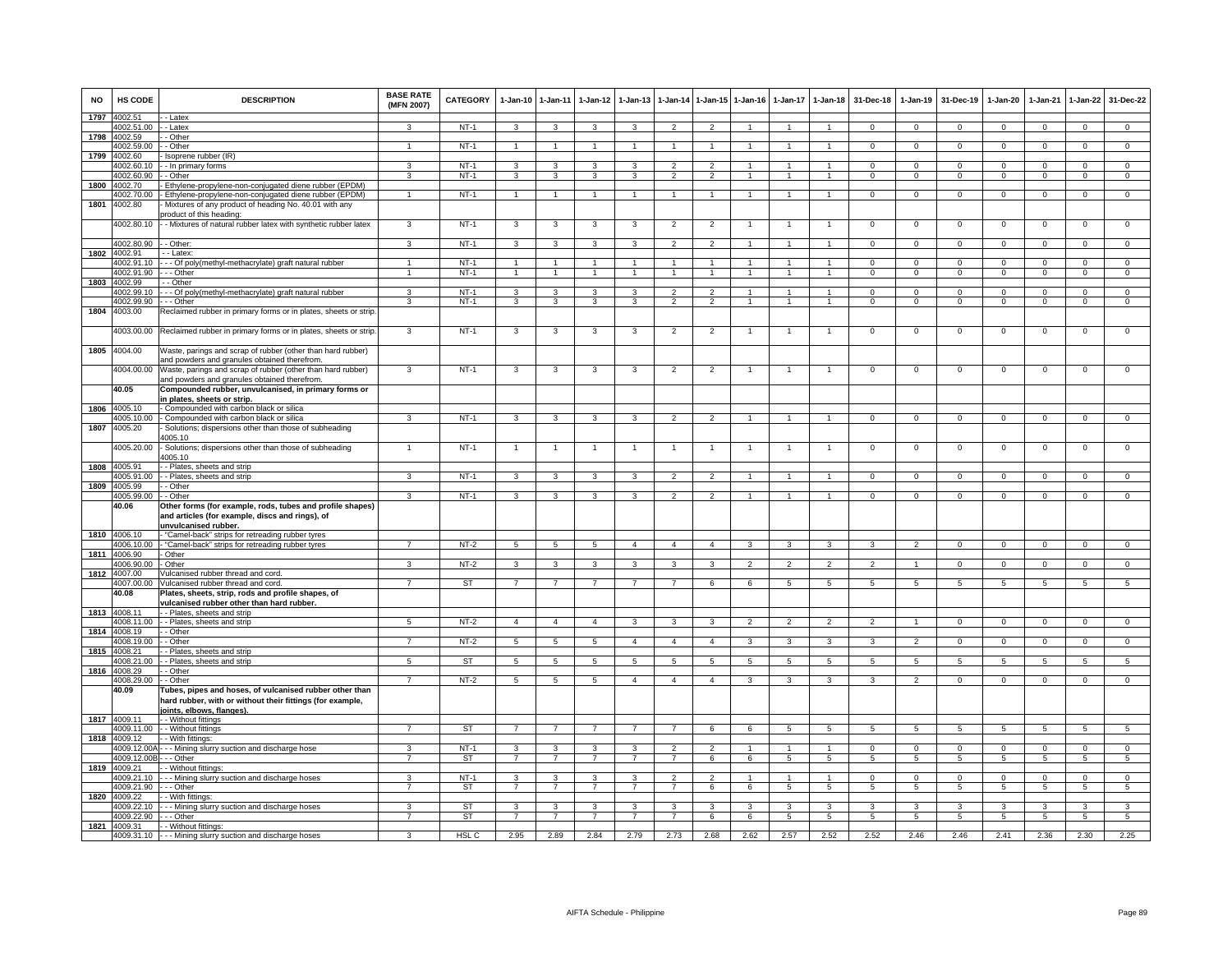| NO | HS CODE | DESCRIPTION | BASE RATE (MFN 2007) | CATEGORY | 1-Jan-10 | 1-Jan-11 | 1-Jan-12 | 1-Jan-13 | 1-Jan-14 | 1-Jan-15 | 1-Jan-16 | 1-Jan-17 | 1-Jan-18 | 31-Dec-18 | 1-Jan-19 | 31-Dec-19 | 1-Jan-20 | 1-Jan-21 | 1-Jan-22 | 31-Dec-22 |
|---|---|---|---|---|---|---|---|---|---|---|---|---|---|---|---|---|---|---|---|---|
| 1797 | 4002.51 | - - Latex | | | | | | | | | | | | | | | | | | |
| | 4002.51.00 | - - Latex | 3 | NT-1 | 3 | 3 | 3 | 3 | 2 | 2 | 1 | 1 | 1 | 0 | 0 | 0 | 0 | 0 | 0 | 0 |
| 1798 | 4002.59 | - - Other | | | | | | | | | | | | | | | | | | |
| | 4002.59.00 | - - Other | 1 | NT-1 | 1 | 1 | 1 | 1 | 1 | 1 | 1 | 1 | 1 | 0 | 0 | 0 | 0 | 0 | 0 | 0 |
| 1799 | 4002.60 | - Isoprene rubber (IR) | | | | | | | | | | | | | | | | | | |
| | 4002.60.10 | - - In primary forms | 3 | NT-1 | 3 | 3 | 3 | 3 | 2 | 2 | 1 | 1 | 1 | 0 | 0 | 0 | 0 | 0 | 0 | 0 |
| | 4002.60.90 | - - Other | 3 | NT-1 | 3 | 3 | 3 | 3 | 2 | 2 | 1 | 1 | 1 | 0 | 0 | 0 | 0 | 0 | 0 | 0 |
| 1800 | 4002.70 | - Ethylene-propylene-non-conjugated diene rubber (EPDM) | | | | | | | | | | | | | | | | | | |
| | 4002.70.00 | - Ethylene-propylene-non-conjugated diene rubber (EPDM) | 1 | NT-1 | 1 | 1 | 1 | 1 | 1 | 1 | 1 | 1 | 1 | 0 | 0 | 0 | 0 | 0 | 0 | 0 |
| 1801 | 4002.80 | - Mixtures of any product of heading No. 40.01 with any product of this heading: | | | | | | | | | | | | | | | | | | |
| | 4002.80.10 | - - Mixtures of natural rubber latex with synthetic rubber latex | 3 | NT-1 | 3 | 3 | 3 | 3 | 2 | 2 | 1 | 1 | 1 | 0 | 0 | 0 | 0 | 0 | 0 | 0 |
| | 4002.80.90 | - - Other: | 3 | NT-1 | 3 | 3 | 3 | 3 | 2 | 2 | 1 | 1 | 1 | 0 | 0 | 0 | 0 | 0 | 0 | 0 |
| 1802 | 4002.91 | - - Latex: | | | | | | | | | | | | | | | | | | |
| | 4002.91.10 | - - - Of poly(methyl-methacrylate) graft natural rubber | 1 | NT-1 | 1 | 1 | 1 | 1 | 1 | 1 | 1 | 1 | 1 | 0 | 0 | 0 | 0 | 0 | 0 | 0 |
| | 4002.91.90 | - - - Other | 1 | NT-1 | 1 | 1 | 1 | 1 | 1 | 1 | 1 | 1 | 1 | 0 | 0 | 0 | 0 | 0 | 0 | 0 |
| 1803 | 4002.99 | - - Other | | | | | | | | | | | | | | | | | | |
| | 4002.99.10 | - - - Of poly(methyl-methacrylate) graft natural rubber | 3 | NT-1 | 3 | 3 | 3 | 3 | 2 | 2 | 1 | 1 | 1 | 0 | 0 | 0 | 0 | 0 | 0 | 0 |
| | 4002.99.90 | - - - Other | 3 | NT-1 | 3 | 3 | 3 | 3 | 2 | 2 | 1 | 1 | 1 | 0 | 0 | 0 | 0 | 0 | 0 | 0 |
| 1804 | 4003.00 | Reclaimed rubber in primary forms or in plates, sheets or strip. | | | | | | | | | | | | | | | | | | |
| | 4003.00.00 | Reclaimed rubber in primary forms or in plates, sheets or strip. | 3 | NT-1 | 3 | 3 | 3 | 3 | 2 | 2 | 1 | 1 | 1 | 0 | 0 | 0 | 0 | 0 | 0 | 0 |
| 1805 | 4004.00 | Waste, parings and scrap of rubber (other than hard rubber) and powders and granules obtained therefrom. | | | | | | | | | | | | | | | | | | |
| | 4004.00.00 | Waste, parings and scrap of rubber (other than hard rubber) and powders and granules obtained therefrom. | 3 | NT-1 | 3 | 3 | 3 | 3 | 2 | 2 | 1 | 1 | 1 | 0 | 0 | 0 | 0 | 0 | 0 | 0 |
| | **40.05** | **Compounded rubber, unvulcanised, in primary forms or in plates, sheets or strip.** | | | | | | | | | | | | | | | | | | |
| 1806 | 4005.10 | - Compounded with carbon black or silica | | | | | | | | | | | | | | | | | | |
| | 4005.10.00 | - Compounded with carbon black or silica | 3 | NT-1 | 3 | 3 | 3 | 3 | 2 | 2 | 1 | 1 | 1 | 0 | 0 | 0 | 0 | 0 | 0 | 0 |
| 1807 | 4005.20 | - Solutions; dispersions other than those of subheading 4005.10 | | | | | | | | | | | | | | | | | | |
| | 4005.20.00 | - Solutions; dispersions other than those of subheading 4005.10 | 1 | NT-1 | 1 | 1 | 1 | 1 | 1 | 1 | 1 | 1 | 1 | 0 | 0 | 0 | 0 | 0 | 0 | 0 |
| 1808 | 4005.91 | - - Plates, sheets and strip | | | | | | | | | | | | | | | | | | |
| | 4005.91.00 | - - Plates, sheets and strip | 3 | NT-1 | 3 | 3 | 3 | 3 | 2 | 2 | 1 | 1 | 1 | 0 | 0 | 0 | 0 | 0 | 0 | 0 |
| 1809 | 4005.99 | - - Other | | | | | | | | | | | | | | | | | | |
| | 4005.99.00 | - - Other | 3 | NT-1 | 3 | 3 | 3 | 3 | 2 | 2 | 1 | 1 | 1 | 0 | 0 | 0 | 0 | 0 | 0 | 0 |
| | **40.06** | **Other forms (for example, rods, tubes and profile shapes) and articles (for example, discs and rings), of unvulcanised rubber.** | | | | | | | | | | | | | | | | | | |
| 1810 | 4006.10 | - "Camel-back" strips for retreading rubber tyres | | | | | | | | | | | | | | | | | | |
| | 4006.10.00 | - "Camel-back" strips for retreading rubber tyres | 7 | NT-2 | 5 | 5 | 5 | 4 | 4 | 4 | 3 | 3 | 3 | 3 | 2 | 0 | 0 | 0 | 0 | 0 |
| 1811 | 4006.90 | - Other | | | | | | | | | | | | | | | | | | |
| | 4006.90.00 | - Other | 3 | NT-2 | 3 | 3 | 3 | 3 | 3 | 3 | 2 | 2 | 2 | 2 | 1 | 0 | 0 | 0 | 0 | 0 |
| 1812 | 4007.00 | Vulcanised rubber thread and cord. | | | | | | | | | | | | | | | | | | |
| | 4007.00.00 | Vulcanised rubber thread and cord. | 7 | ST | 7 | 7 | 7 | 7 | 7 | 6 | 6 | 5 | 5 | 5 | 5 | 5 | 5 | 5 | 5 | 5 |
| | **40.08** | **Plates, sheets, strip, rods and profile shapes, of vulcanised rubber other than hard rubber.** | | | | | | | | | | | | | | | | | | |
| 1813 | 4008.11 | - - Plates, sheets and strip | | | | | | | | | | | | | | | | | | |
| | 4008.11.00 | - - Plates, sheets and strip | 5 | NT-2 | 4 | 4 | 4 | 3 | 3 | 3 | 2 | 2 | 2 | 2 | 1 | 0 | 0 | 0 | 0 | 0 |
| 1814 | 4008.19 | - - Other | | | | | | | | | | | | | | | | | | |
| | 4008.19.00 | - - Other | 7 | NT-2 | 5 | 5 | 5 | 4 | 4 | 4 | 3 | 3 | 3 | 3 | 2 | 0 | 0 | 0 | 0 | 0 |
| 1815 | 4008.21 | - - Plates, sheets and strip | | | | | | | | | | | | | | | | | | |
| | 4008.21.00 | - - Plates, sheets and strip | 5 | ST | 5 | 5 | 5 | 5 | 5 | 5 | 5 | 5 | 5 | 5 | 5 | 5 | 5 | 5 | 5 | 5 |
| 1816 | 4008.29 | - - Other | | | | | | | | | | | | | | | | | | |
| | 4008.29.00 | - - Other | 7 | NT-2 | 5 | 5 | 5 | 4 | 4 | 4 | 3 | 3 | 3 | 3 | 2 | 0 | 0 | 0 | 0 | 0 |
| | **40.09** | **Tubes, pipes and hoses, of vulcanised rubber other than hard rubber, with or without their fittings (for example, joints, elbows, flanges).** | | | | | | | | | | | | | | | | | | |
| 1817 | 4009.11 | - - Without fittings | | | | | | | | | | | | | | | | | | |
| | 4009.11.00 | - - Without fittings | 7 | ST | 7 | 7 | 7 | 7 | 7 | 6 | 6 | 5 | 5 | 5 | 5 | 5 | 5 | 5 | 5 | 5 |
| 1818 | 4009.12 | - - With fittings: | | | | | | | | | | | | | | | | | | |
| | 4009.12.00A | - - - Mining slurry suction and discharge hose | 3 | NT-1 | 3 | 3 | 3 | 3 | 2 | 2 | 1 | 1 | 1 | 0 | 0 | 0 | 0 | 0 | 0 | 0 |
| | 4009.12.00B | - - - Other | 7 | ST | 7 | 7 | 7 | 7 | 7 | 6 | 6 | 5 | 5 | 5 | 5 | 5 | 5 | 5 | 5 | 5 |
| 1819 | 4009.21 | - - Without fittings: | | | | | | | | | | | | | | | | | | |
| | 4009.21.10 | - - - Mining slurry suction and discharge hoses | 3 | NT-1 | 3 | 3 | 3 | 3 | 2 | 2 | 1 | 1 | 1 | 0 | 0 | 0 | 0 | 0 | 0 | 0 |
| | 4009.21.90 | - - - Other | 7 | ST | 7 | 7 | 7 | 7 | 7 | 6 | 6 | 5 | 5 | 5 | 5 | 5 | 5 | 5 | 5 | 5 |
| 1820 | 4009.22 | - - With fittings: | | | | | | | | | | | | | | | | | | |
| | 4009.22.10 | - - - Mining slurry suction and discharge hoses | 3 | ST | 3 | 3 | 3 | 3 | 3 | 3 | 3 | 3 | 3 | 3 | 3 | 3 | 3 | 3 | 3 | 3 |
| | 4009.22.90 | - - - Other | 7 | ST | 7 | 7 | 7 | 7 | 7 | 6 | 6 | 5 | 5 | 5 | 5 | 5 | 5 | 5 | 5 | 5 |
| 1821 | 4009.31 | - - Without fittings: | | | | | | | | | | | | | | | | | | |
| | 4009.31.10 | - - - Mining slurry suction and discharge hoses | 3 | HSL C | 2.95 | 2.89 | 2.84 | 2.79 | 2.73 | 2.68 | 2.62 | 2.57 | 2.52 | 2.52 | 2.46 | 2.46 | 2.41 | 2.36 | 2.30 | 2.25 |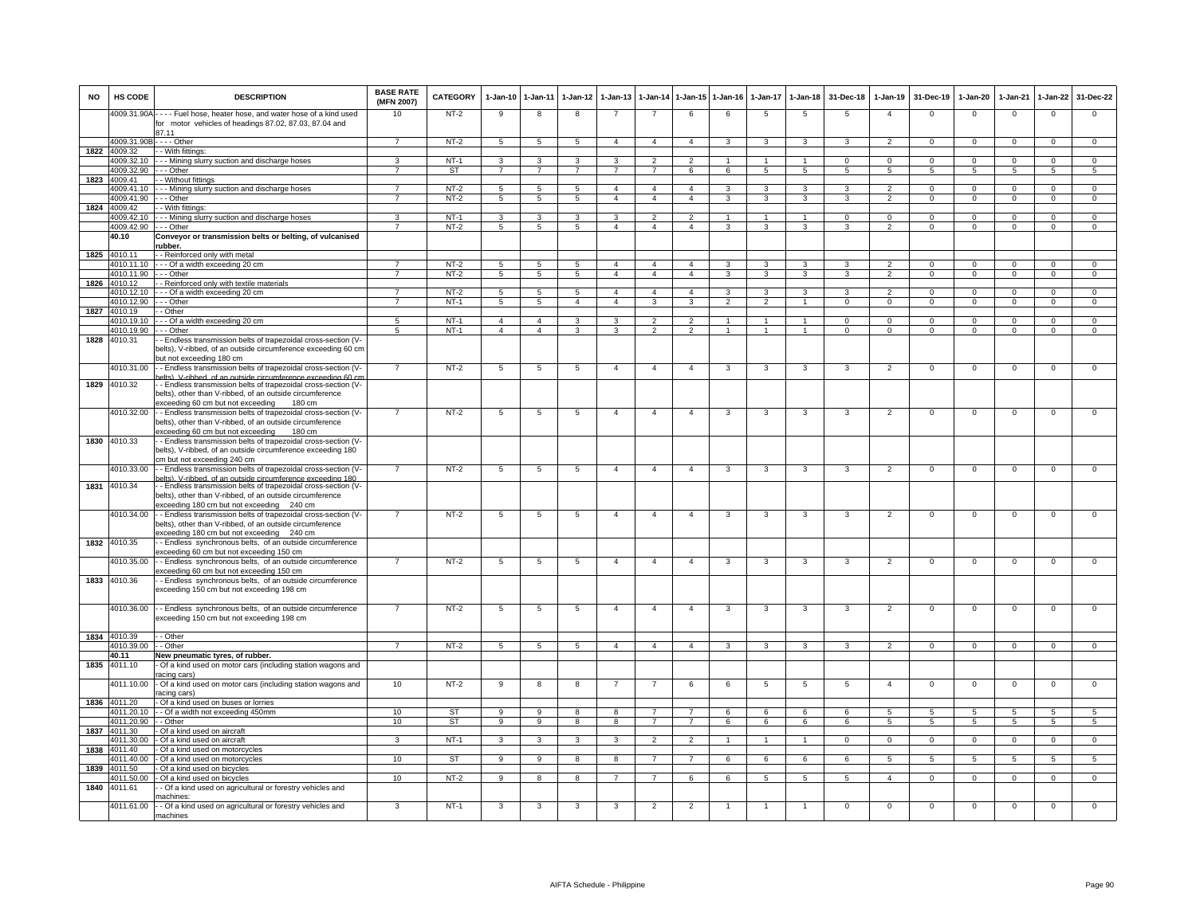| NO | HS CODE | DESCRIPTION | BASE RATE (MFN 2007) | CATEGORY | 1-Jan-10 | 1-Jan-11 | 1-Jan-12 | 1-Jan-13 | 1-Jan-14 | 1-Jan-15 | 1-Jan-16 | 1-Jan-17 | 1-Jan-18 | 31-Dec-18 | 1-Jan-19 | 31-Dec-19 | 1-Jan-20 | 1-Jan-21 | 1-Jan-22 | 31-Dec-22 |
|---|---|---|---|---|---|---|---|---|---|---|---|---|---|---|---|---|---|---|---|---|
| | 4009.31.90A | - - - - Fuel hose, heater hose, and water hose of a kind used for motor vehicles of headings 87.02, 87.03, 87.04 and 87.11 | 10 | NT-2 | 9 | 8 | 8 | 7 | 7 | 6 | 6 | 5 | 5 | 5 | 4 | 0 | 0 | 0 | 0 | 0 |
| | 4009.31.90B | - - - - Other | 7 | NT-2 | 5 | 5 | 5 | 4 | 4 | 4 | 3 | 3 | 3 | 3 | 2 | 0 | 0 | 0 | 0 | 0 |
| 1822 | 4009.32 | - - With fittings: | | | | | | | | | | | | | | | | | | |
| | 4009.32.10 | - - - Mining slurry suction and discharge hoses | 3 | NT-1 | 3 | 3 | 3 | 3 | 2 | 2 | 1 | 1 | 1 | 0 | 0 | 0 | 0 | 0 | 0 | 0 |
| | 4009.32.90 | - - - Other | 7 | ST | 7 | 7 | 7 | 7 | 7 | 6 | 6 | 5 | 5 | 5 | 5 | 5 | 5 | 5 | 5 | 5 |
| 1823 | 4009.41 | - - Without fittings | | | | | | | | | | | | | | | | | | |
| | 4009.41.10 | - - - Mining slurry suction and discharge hoses | 7 | NT-2 | 5 | 5 | 5 | 4 | 4 | 4 | 3 | 3 | 3 | 3 | 2 | 0 | 0 | 0 | 0 | 0 |
| | 4009.41.90 | - - - Other | 7 | NT-2 | 5 | 5 | 5 | 4 | 4 | 4 | 3 | 3 | 3 | 3 | 2 | 0 | 0 | 0 | 0 | 0 |
| 1824 | 4009.42 | - - With fittings: | | | | | | | | | | | | | | | | | | |
| | 4009.42.10 | - - - Mining slurry suction and discharge hoses | 3 | NT-1 | 3 | 3 | 3 | 3 | 2 | 2 | 1 | 1 | 1 | 0 | 0 | 0 | 0 | 0 | 0 | 0 |
| | 4009.42.90 | - - - Other | 7 | NT-2 | 5 | 5 | 5 | 4 | 4 | 4 | 3 | 3 | 3 | 3 | 2 | 0 | 0 | 0 | 0 | 0 |
| | 40.10 | **Conveyor or transmission belts or belting, of vulcanised rubber.** | | | | | | | | | | | | | | | | | | |
| 1825 | 4010.11 | - - Reinforced only with metal | | | | | | | | | | | | | | | | | | |
| | 4010.11.10 | - - - Of a width exceeding 20 cm | 7 | NT-2 | 5 | 5 | 5 | 4 | 4 | 4 | 3 | 3 | 3 | 3 | 2 | 0 | 0 | 0 | 0 | 0 |
| | 4010.11.90 | - - - Other | 7 | NT-2 | 5 | 5 | 5 | 4 | 4 | 4 | 3 | 3 | 3 | 3 | 2 | 0 | 0 | 0 | 0 | 0 |
| 1826 | 4010.12 | - - Reinforced only with textile materials | | | | | | | | | | | | | | | | | | |
| | 4010.12.10 | - - - Of a width exceeding 20 cm | 7 | NT-2 | 5 | 5 | 5 | 4 | 4 | 4 | 3 | 3 | 3 | 3 | 2 | 0 | 0 | 0 | 0 | 0 |
| | 4010.12.90 | - - - Other | 7 | NT-1 | 5 | 5 | 4 | 4 | 3 | 3 | 2 | 2 | 1 | 0 | 0 | 0 | 0 | 0 | 0 | 0 |
| 1827 | 4010.19 | - - Other | | | | | | | | | | | | | | | | | | |
| | 4010.19.10 | - - - Of a width exceeding 20 cm | 5 | NT-1 | 4 | 4 | 3 | 3 | 2 | 2 | 1 | 1 | 1 | 0 | 0 | 0 | 0 | 0 | 0 | 0 |
| | 4010.19.90 | - - - Other | 5 | NT-1 | 4 | 4 | 3 | 3 | 2 | 2 | 1 | 1 | 1 | 0 | 0 | 0 | 0 | 0 | 0 | 0 |
| 1828 | 4010.31 | - - Endless transmission belts of trapezoidal cross-section (V-belts), V-ribbed, of an outside circumference exceeding 60 cm but not exceeding 180 cm | | | | | | | | | | | | | | | | | | |
| | 4010.31.00 | - - Endless transmission belts of trapezoidal cross-section (V-belts), V-ribbed, of an outside circumference exceeding 60 cm | 7 | NT-2 | 5 | 5 | 5 | 4 | 4 | 4 | 3 | 3 | 3 | 3 | 2 | 0 | 0 | 0 | 0 | 0 |
| 1829 | 4010.32 | - - Endless transmission belts of trapezoidal cross-section (V-belts), other than V-ribbed, of an outside circumference exceeding 60 cm but not exceeding 180 cm | | | | | | | | | | | | | | | | | | |
| | 4010.32.00 | - - Endless transmission belts of trapezoidal cross-section (V-belts), other than V-ribbed, of an outside circumference exceeding 60 cm but not exceeding 180 cm | 7 | NT-2 | 5 | 5 | 5 | 4 | 4 | 4 | 3 | 3 | 3 | 3 | 2 | 0 | 0 | 0 | 0 | 0 |
| 1830 | 4010.33 | - - Endless transmission belts of trapezoidal cross-section (V-belts), V-ribbed, of an outside circumference exceeding 180 cm but not exceeding 240 cm | | | | | | | | | | | | | | | | | | |
| | 4010.33.00 | - - Endless transmission belts of trapezoidal cross-section (V-belts), V-ribbed, of an outside circumference exceeding 180 | 7 | NT-2 | 5 | 5 | 5 | 4 | 4 | 4 | 3 | 3 | 3 | 3 | 2 | 0 | 0 | 0 | 0 | 0 |
| 1831 | 4010.34 | - - Endless transmission belts of trapezoidal cross-section (V-belts), other than V-ribbed, of an outside circumference exceeding 180 cm but not exceeding 240 cm | | | | | | | | | | | | | | | | | | |
| | 4010.34.00 | - - Endless transmission belts of trapezoidal cross-section (V-belts), other than V-ribbed, of an outside circumference exceeding 180 cm but not exceeding 240 cm | 7 | NT-2 | 5 | 5 | 5 | 4 | 4 | 4 | 3 | 3 | 3 | 3 | 2 | 0 | 0 | 0 | 0 | 0 |
| 1832 | 4010.35 | - - Endless synchronous belts, of an outside circumference exceeding 60 cm but not exceeding 150 cm | | | | | | | | | | | | | | | | | | |
| | 4010.35.00 | - - Endless synchronous belts, of an outside circumference exceeding 60 cm but not exceeding 150 cm | 7 | NT-2 | 5 | 5 | 5 | 4 | 4 | 4 | 3 | 3 | 3 | 3 | 2 | 0 | 0 | 0 | 0 | 0 |
| 1833 | 4010.36 | - - Endless synchronous belts, of an outside circumference exceeding 150 cm but not exceeding 198 cm | | | | | | | | | | | | | | | | | | |
| | 4010.36.00 | - - Endless synchronous belts, of an outside circumference exceeding 150 cm but not exceeding 198 cm | 7 | NT-2 | 5 | 5 | 5 | 4 | 4 | 4 | 3 | 3 | 3 | 3 | 2 | 0 | 0 | 0 | 0 | 0 |
| 1834 | 4010.39 | - - Other | | | | | | | | | | | | | | | | | | |
| | 4010.39.00 | - - Other | 7 | NT-2 | 5 | 5 | 5 | 4 | 4 | 4 | 3 | 3 | 3 | 3 | 2 | 0 | 0 | 0 | 0 | 0 |
| | 40.11 | **New pneumatic tyres, of rubber.** | | | | | | | | | | | | | | | | | | |
| 1835 | 4011.10 | - Of a kind used on motor cars (including station wagons and racing cars) | | | | | | | | | | | | | | | | | | |
| | 4011.10.00 | - Of a kind used on motor cars (including station wagons and racing cars) | 10 | NT-2 | 9 | 8 | 8 | 7 | 7 | 6 | 6 | 5 | 5 | 5 | 4 | 0 | 0 | 0 | 0 | 0 |
| 1836 | 4011.20 | - Of a kind used on buses or lorries | | | | | | | | | | | | | | | | | | |
| | 4011.20.10 | - - Of a width not exceeding 450mm | 10 | ST | 9 | 9 | 8 | 8 | 7 | 7 | 6 | 6 | 6 | 6 | 5 | 5 | 5 | 5 | 5 | 5 |
| | 4011.20.90 | - - Other | 10 | ST | 9 | 9 | 8 | 8 | 7 | 7 | 6 | 6 | 6 | 6 | 5 | 5 | 5 | 5 | 5 | 5 |
| 1837 | 4011.30 | - Of a kind used on aircraft | | | | | | | | | | | | | | | | | | |
| | 4011.30.00 | - Of a kind used on aircraft | 3 | NT-1 | 3 | 3 | 3 | 3 | 2 | 2 | 1 | 1 | 1 | 0 | 0 | 0 | 0 | 0 | 0 | 0 |
| 1838 | 4011.40 | - Of a kind used on motorcycles | | | | | | | | | | | | | | | | | | |
| | 4011.40.00 | - Of a kind used on motorcycles | 10 | ST | 9 | 9 | 8 | 8 | 7 | 7 | 6 | 6 | 6 | 6 | 5 | 5 | 5 | 5 | 5 | 5 |
| 1839 | 4011.50 | - Of a kind used on bicycles | | | | | | | | | | | | | | | | | | |
| | 4011.50.00 | - Of a kind used on bicycles | 10 | NT-2 | 9 | 8 | 8 | 7 | 7 | 6 | 6 | 5 | 5 | 5 | 4 | 0 | 0 | 0 | 0 | 0 |
| 1840 | 4011.61 | - - Of a kind used on agricultural or forestry vehicles and machines: | | | | | | | | | | | | | | | | | | |
| | 4011.61.00 | - - Of a kind used on agricultural or forestry vehicles and machines | 3 | NT-1 | 3 | 3 | 3 | 3 | 2 | 2 | 1 | 1 | 1 | 0 | 0 | 0 | 0 | 0 | 0 | 0 |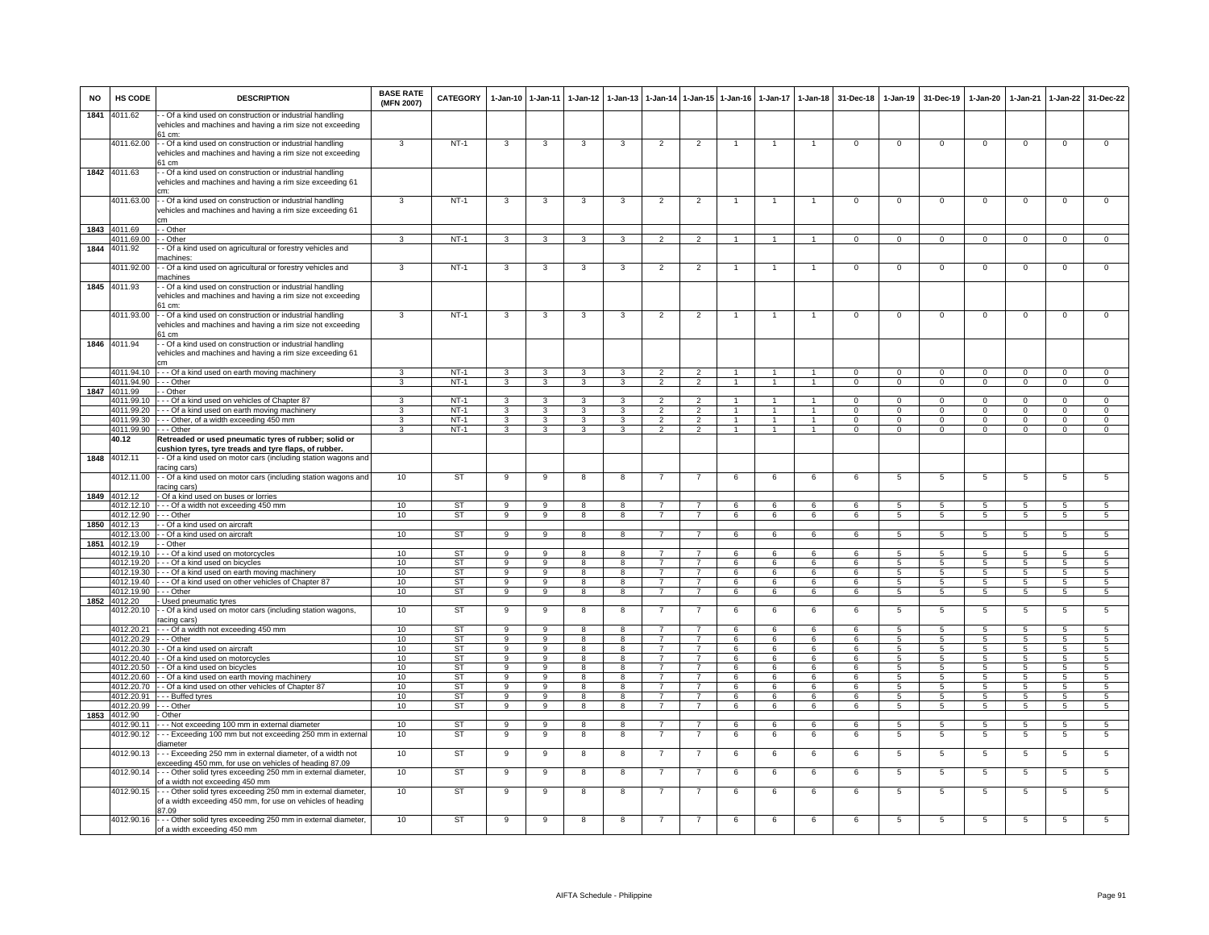| NO | HS CODE | DESCRIPTION | BASE RATE (MFN 2007) | CATEGORY | 1-Jan-10 | 1-Jan-11 | 1-Jan-12 | 1-Jan-13 | 1-Jan-14 | 1-Jan-15 | 1-Jan-16 | 1-Jan-17 | 1-Jan-18 | 31-Dec-18 | 1-Jan-19 | 31-Dec-19 | 1-Jan-20 | 1-Jan-21 | 1-Jan-22 | 31-Dec-22 |
|---|---|---|---|---|---|---|---|---|---|---|---|---|---|---|---|---|---|---|---|---|
| 1841 | 4011.62 | - - Of a kind used on construction or industrial handling vehicles and machines and having a rim size not exceeding 61 cm: | | | | | | | | | | | | | | | | | | |
| | 4011.62.00 | - - Of a kind used on construction or industrial handling vehicles and machines and having a rim size not exceeding 61 cm | 3 | NT-1 | 3 | 3 | 3 | 3 | 2 | 2 | 1 | 1 | 1 | 0 | 0 | 0 | 0 | 0 | 0 | 0 |
| 1842 | 4011.63 | - - Of a kind used on construction or industrial handling vehicles and machines and having a rim size exceeding 61 cm: | | | | | | | | | | | | | | | | | | |
| | 4011.63.00 | - - Of a kind used on construction or industrial handling vehicles and machines and having a rim size exceeding 61 cm | 3 | NT-1 | 3 | 3 | 3 | 3 | 2 | 2 | 1 | 1 | 1 | 0 | 0 | 0 | 0 | 0 | 0 | 0 |
| 1843 | 4011.69 | - - Other | | | | | | | | | | | | | | | | | | |
| | 4011.69.00 | - - Other | 3 | NT-1 | 3 | 3 | 3 | 3 | 2 | 2 | 1 | 1 | 1 | 0 | 0 | 0 | 0 | 0 | 0 | 0 |
| 1844 | 4011.92 | - - Of a kind used on agricultural or forestry vehicles and machines: | | | | | | | | | | | | | | | | | | |
| | 4011.92.00 | - - Of a kind used on agricultural or forestry vehicles and machines | 3 | NT-1 | 3 | 3 | 3 | 3 | 2 | 2 | 1 | 1 | 1 | 0 | 0 | 0 | 0 | 0 | 0 | 0 |
| 1845 | 4011.93 | - - Of a kind used on construction or industrial handling vehicles and machines and having a rim size not exceeding 61 cm: | | | | | | | | | | | | | | | | | | |
| | 4011.93.00 | - - Of a kind used on construction or industrial handling vehicles and machines and having a rim size not exceeding 61 cm | 3 | NT-1 | 3 | 3 | 3 | 3 | 2 | 2 | 1 | 1 | 1 | 0 | 0 | 0 | 0 | 0 | 0 | 0 |
| 1846 | 4011.94 | - - Of a kind used on construction or industrial handling vehicles and machines and having a rim size exceeding 61 cm | | | | | | | | | | | | | | | | | | |
| | 4011.94.10 | - - - Of a kind used on earth moving machinery | 3 | NT-1 | 3 | 3 | 3 | 3 | 2 | 2 | 1 | 1 | 1 | 0 | 0 | 0 | 0 | 0 | 0 | 0 |
| | 4011.94.90 | - - - Other | 3 | NT-1 | 3 | 3 | 3 | 3 | 2 | 2 | 1 | 1 | 1 | 0 | 0 | 0 | 0 | 0 | 0 | 0 |
| 1847 | 4011.99 | - - Other | | | | | | | | | | | | | | | | | | |
| | 4011.99.10 | - - - Of a kind used on vehicles of Chapter 87 | 3 | NT-1 | 3 | 3 | 3 | 3 | 2 | 2 | 1 | 1 | 1 | 0 | 0 | 0 | 0 | 0 | 0 | 0 |
| | 4011.99.20 | - - - Of a kind used on earth moving machinery | 3 | NT-1 | 3 | 3 | 3 | 3 | 2 | 2 | 1 | 1 | 1 | 0 | 0 | 0 | 0 | 0 | 0 | 0 |
| | 4011.99.30 | - - - Other, of a width exceeding 450 mm | 3 | NT-1 | 3 | 3 | 3 | 3 | 2 | 2 | 1 | 1 | 1 | 0 | 0 | 0 | 0 | 0 | 0 | 0 |
| | 4011.99.90 | - - - Other | 3 | NT-1 | 3 | 3 | 3 | 3 | 2 | 2 | 1 | 1 | 1 | 0 | 0 | 0 | 0 | 0 | 0 | 0 |
| | **40.12** | **Retreaded or used pneumatic tyres of rubber; solid or cushion tyres, tyre treads and tyre flaps, of rubber.** | | | | | | | | | | | | | | | | | | |
| 1848 | 4012.11 | - - Of a kind used on motor cars (including station wagons and racing cars) | | | | | | | | | | | | | | | | | | |
| | 4012.11.00 | - - Of a kind used on motor cars (including station wagons and racing cars) | 10 | ST | 9 | 9 | 8 | 8 | 7 | 7 | 6 | 6 | 6 | 6 | 5 | 5 | 5 | 5 | 5 | 5 |
| 1849 | 4012.12 | - Of a kind used on buses or lorries | | | | | | | | | | | | | | | | | | |
| | 4012.12.10 | - - - Of a width not exceeding 450 mm | 10 | ST | 9 | 9 | 8 | 8 | 7 | 7 | 6 | 6 | 6 | 6 | 5 | 5 | 5 | 5 | 5 | 5 |
| | 4012.12.90 | - - - Other | 10 | ST | 9 | 9 | 8 | 8 | 7 | 7 | 6 | 6 | 6 | 6 | 5 | 5 | 5 | 5 | 5 | 5 |
| 1850 | 4012.13 | - - Of a kind used on aircraft | | | | | | | | | | | | | | | | | | |
| | 4012.13.00 | - - Of a kind used on aircraft | 10 | ST | 9 | 9 | 8 | 8 | 7 | 7 | 6 | 6 | 6 | 6 | 5 | 5 | 5 | 5 | 5 | 5 |
| 1851 | 4012.19 | - - Other | | | | | | | | | | | | | | | | | | |
| | 4012.19.10 | - - - Of a kind used on motorcycles | 10 | ST | 9 | 9 | 8 | 8 | 7 | 7 | 6 | 6 | 6 | 6 | 5 | 5 | 5 | 5 | 5 | 5 |
| | 4012.19.20 | - - - Of a kind used on bicycles | 10 | ST | 9 | 9 | 8 | 8 | 7 | 7 | 6 | 6 | 6 | 6 | 5 | 5 | 5 | 5 | 5 | 5 |
| | 4012.19.30 | - - - Of a kind used on earth moving machinery | 10 | ST | 9 | 9 | 8 | 8 | 7 | 7 | 6 | 6 | 6 | 6 | 5 | 5 | 5 | 5 | 5 | 5 |
| | 4012.19.40 | - - - Of a kind used on other vehicles of Chapter 87 | 10 | ST | 9 | 9 | 8 | 8 | 7 | 7 | 6 | 6 | 6 | 6 | 5 | 5 | 5 | 5 | 5 | 5 |
| | 4012.19.90 | - - - Other | 10 | ST | 9 | 9 | 8 | 8 | 7 | 7 | 6 | 6 | 6 | 6 | 5 | 5 | 5 | 5 | 5 | 5 |
| 1852 | 4012.20 | - Used pneumatic tyres | | | | | | | | | | | | | | | | | | |
| | 4012.20.10 | - - Of a kind used on motor cars (including station wagons, racing cars) | 10 | ST | 9 | 9 | 8 | 8 | 7 | 7 | 6 | 6 | 6 | 6 | 5 | 5 | 5 | 5 | 5 | 5 |
| | 4012.20.21 | - - - Of a width not exceeding 450 mm | 10 | ST | 9 | 9 | 8 | 8 | 7 | 7 | 6 | 6 | 6 | 6 | 5 | 5 | 5 | 5 | 5 | 5 |
| | 4012.20.29 | - - - Other | 10 | ST | 9 | 9 | 8 | 8 | 7 | 7 | 6 | 6 | 6 | 6 | 5 | 5 | 5 | 5 | 5 | 5 |
| | 4012.20.30 | - - Of a kind used on aircraft | 10 | ST | 9 | 9 | 8 | 8 | 7 | 7 | 6 | 6 | 6 | 6 | 5 | 5 | 5 | 5 | 5 | 5 |
| | 4012.20.40 | - - Of a kind used on motorcycles | 10 | ST | 9 | 9 | 8 | 8 | 7 | 7 | 6 | 6 | 6 | 6 | 5 | 5 | 5 | 5 | 5 | 5 |
| | 4012.20.50 | - - Of a kind used on bicycles | 10 | ST | 9 | 9 | 8 | 8 | 7 | 7 | 6 | 6 | 6 | 6 | 5 | 5 | 5 | 5 | 5 | 5 |
| | 4012.20.60 | - - Of a kind used on earth moving machinery | 10 | ST | 9 | 9 | 8 | 8 | 7 | 7 | 6 | 6 | 6 | 6 | 5 | 5 | 5 | 5 | 5 | 5 |
| | 4012.20.70 | - - Of a kind used on other vehicles of Chapter 87 | 10 | ST | 9 | 9 | 8 | 8 | 7 | 7 | 6 | 6 | 6 | 6 | 5 | 5 | 5 | 5 | 5 | 5 |
| | 4012.20.91 | - - - Buffed tyres | 10 | ST | 9 | 9 | 8 | 8 | 7 | 7 | 6 | 6 | 6 | 6 | 5 | 5 | 5 | 5 | 5 | 5 |
| | 4012.20.99 | - - - Other | 10 | ST | 9 | 9 | 8 | 8 | 7 | 7 | 6 | 6 | 6 | 6 | 5 | 5 | 5 | 5 | 5 | 5 |
| 1853 | 4012.90 | - Other | | | | | | | | | | | | | | | | | | |
| | 4012.90.11 | - - - Not exceeding 100 mm in external diameter | 10 | ST | 9 | 9 | 8 | 8 | 7 | 7 | 6 | 6 | 6 | 6 | 5 | 5 | 5 | 5 | 5 | 5 |
| | 4012.90.12 | - - - Exceeding 100 mm but not exceeding 250 mm in external diameter | 10 | ST | 9 | 9 | 8 | 8 | 7 | 7 | 6 | 6 | 6 | 6 | 5 | 5 | 5 | 5 | 5 | 5 |
| | 4012.90.13 | - - - Exceeding 250 mm in external diameter, of a width not exceeding 450 mm, for use on vehicles of heading 87.09 | 10 | ST | 9 | 9 | 8 | 8 | 7 | 7 | 6 | 6 | 6 | 6 | 5 | 5 | 5 | 5 | 5 | 5 |
| | 4012.90.14 | - - - Other solid tyres exceeding 250 mm in external diameter, of a width not exceeding 450 mm | 10 | ST | 9 | 9 | 8 | 8 | 7 | 7 | 6 | 6 | 6 | 6 | 5 | 5 | 5 | 5 | 5 | 5 |
| | 4012.90.15 | - - - Other solid tyres exceeding 250 mm in external diameter, of a width exceeding 450 mm, for use on vehicles of heading 87.09 | 10 | ST | 9 | 9 | 8 | 8 | 7 | 7 | 6 | 6 | 6 | 6 | 5 | 5 | 5 | 5 | 5 | 5 |
| | 4012.90.16 | - - - Other solid tyres exceeding 250 mm in external diameter, of a width exceeding 450 mm | 10 | ST | 9 | 9 | 8 | 8 | 7 | 7 | 6 | 6 | 6 | 6 | 5 | 5 | 5 | 5 | 5 | 5 |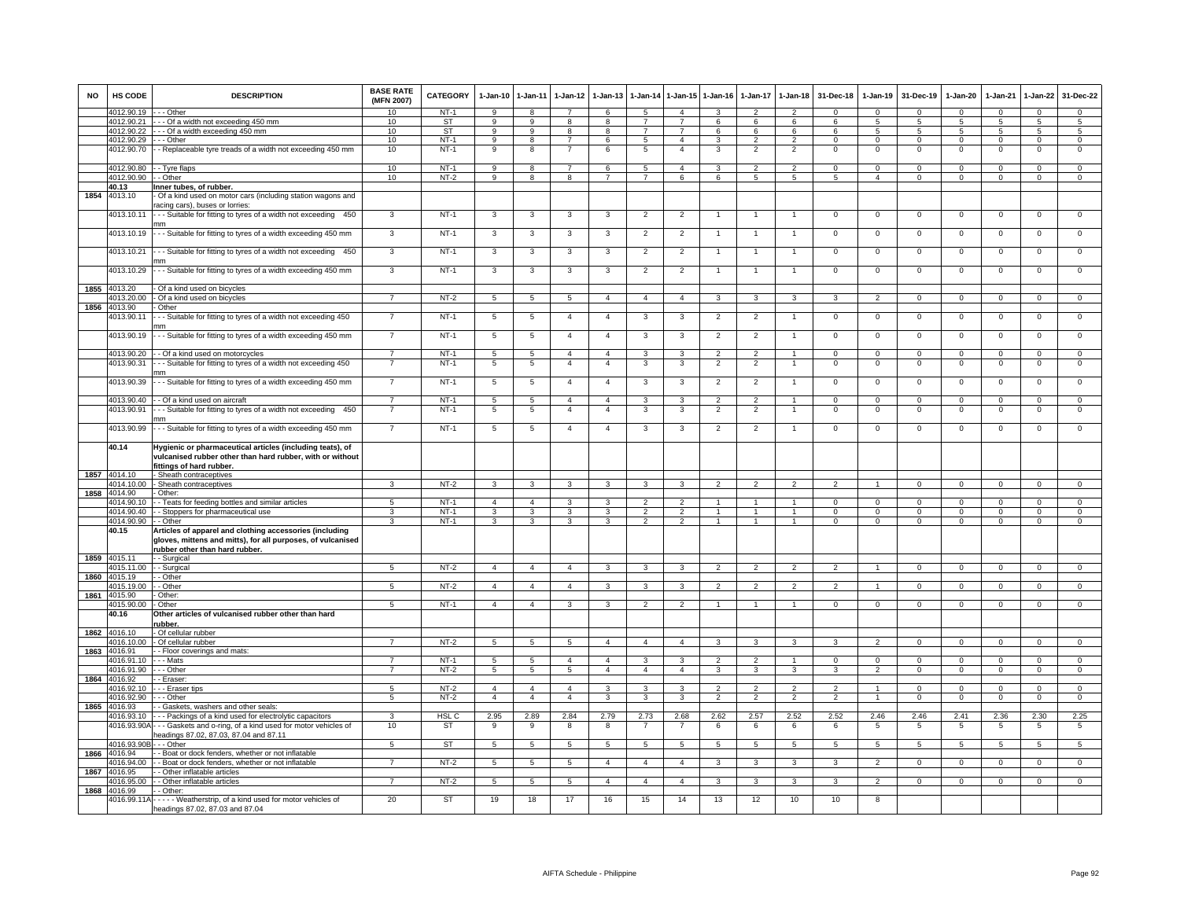| NO | HS CODE | DESCRIPTION | BASE RATE (MFN 2007) | CATEGORY | 1-Jan-10 | 1-Jan-11 | 1-Jan-12 | 1-Jan-13 | 1-Jan-14 | 1-Jan-15 | 1-Jan-16 | 1-Jan-17 | 1-Jan-18 | 31-Dec-18 | 1-Jan-19 | 31-Dec-19 | 1-Jan-20 | 1-Jan-21 | 1-Jan-22 | 31-Dec-22 |
|---|---|---|---|---|---|---|---|---|---|---|---|---|---|---|---|---|---|---|---|---|
| | 4012.90.19 | - - - Other | 10 | NT-1 | 9 | 8 | 7 | 6 | 5 | 4 | 3 | 2 | 2 | 0 | 0 | 0 | 0 | 0 | 0 | 0 |
| | 4012.90.21 | - - - Of a width not exceeding 450 mm | 10 | ST | 9 | 9 | 8 | 8 | 7 | 7 | 6 | 6 | 6 | 6 | 5 | 5 | 5 | 5 | 5 | 5 |
| | 4012.90.22 | - - - Of a width exceeding 450 mm | 10 | ST | 9 | 9 | 8 | 8 | 7 | 7 | 6 | 6 | 6 | 6 | 5 | 5 | 5 | 5 | 5 | 5 |
| | 4012.90.29 | - - - Other | 10 | NT-1 | 9 | 8 | 7 | 6 | 5 | 4 | 3 | 2 | 2 | 0 | 0 | 0 | 0 | 0 | 0 | 0 |
| | 4012.90.70 | - - Replaceable tyre treads of a width not exceeding 450 mm | 10 | NT-1 | 9 | 8 | 7 | 6 | 5 | 4 | 3 | 2 | 2 | 0 | 0 | 0 | 0 | 0 | 0 | 0 |
| | 4012.90.80 | - - Tyre flaps | 10 | NT-1 | 9 | 8 | 7 | 6 | 5 | 4 | 3 | 2 | 2 | 0 | 0 | 0 | 0 | 0 | 0 | 0 |
| | 4012.90.90 | - - Other | 10 | NT-2 | 9 | 8 | 8 | 7 | 7 | 6 | 6 | 5 | 5 | 5 | 4 | 0 | 0 | 0 | 0 | 0 |
| | **40.13** | **Inner tubes, of rubber.** | | | | | | | | | | | | | | | | | | |
| 1854 | 4013.10 | - Of a kind used on motor cars (including station wagons and racing cars), buses or lorries: | | | | | | | | | | | | | | | | | | |
| | 4013.10.11 | - - - Suitable for fitting to tyres of a width not exceeding 450 mm | 3 | NT-1 | 3 | 3 | 3 | 3 | 2 | 2 | 1 | 1 | 1 | 0 | 0 | 0 | 0 | 0 | 0 | 0 |
| | 4013.10.19 | - - - Suitable for fitting to tyres of a width exceeding 450 mm | 3 | NT-1 | 3 | 3 | 3 | 3 | 2 | 2 | 1 | 1 | 1 | 0 | 0 | 0 | 0 | 0 | 0 | 0 |
| | 4013.10.21 | - - - Suitable for fitting to tyres of a width not exceeding 450 mm | 3 | NT-1 | 3 | 3 | 3 | 3 | 2 | 2 | 1 | 1 | 1 | 0 | 0 | 0 | 0 | 0 | 0 | 0 |
| | 4013.10.29 | - - - Suitable for fitting to tyres of a width exceeding 450 mm | 3 | NT-1 | 3 | 3 | 3 | 3 | 2 | 2 | 1 | 1 | 1 | 0 | 0 | 0 | 0 | 0 | 0 | 0 |
| 1855 | 4013.20 | - Of a kind used on bicycles | | | | | | | | | | | | | | | | | | |
| | 4013.20.00 | - Of a kind used on bicycles | 7 | NT-2 | 5 | 5 | 5 | 4 | 4 | 4 | 3 | 3 | 3 | 3 | 2 | 0 | 0 | 0 | 0 | 0 |
| 1856 | 4013.90 | - Other | | | | | | | | | | | | | | | | | | |
| | 4013.90.11 | - - - Suitable for fitting to tyres of a width not exceeding 450 mm | 7 | NT-1 | 5 | 5 | 4 | 4 | 3 | 3 | 2 | 2 | 1 | 0 | 0 | 0 | 0 | 0 | 0 | 0 |
| | 4013.90.19 | - - - Suitable for fitting to tyres of a width exceeding 450 mm | 7 | NT-1 | 5 | 5 | 4 | 4 | 3 | 3 | 2 | 2 | 1 | 0 | 0 | 0 | 0 | 0 | 0 | 0 |
| | 4013.90.20 | - - Of a kind used on motorcycles | 7 | NT-1 | 5 | 5 | 4 | 4 | 3 | 3 | 2 | 2 | 1 | 0 | 0 | 0 | 0 | 0 | 0 | 0 |
| | 4013.90.31 | - - - Suitable for fitting to tyres of a width not exceeding 450 mm | 7 | NT-1 | 5 | 5 | 4 | 4 | 3 | 3 | 2 | 2 | 1 | 0 | 0 | 0 | 0 | 0 | 0 | 0 |
| | 4013.90.39 | - - - Suitable for fitting to tyres of a width exceeding 450 mm | 7 | NT-1 | 5 | 5 | 4 | 4 | 3 | 3 | 2 | 2 | 1 | 0 | 0 | 0 | 0 | 0 | 0 | 0 |
| | 4013.90.40 | - - Of a kind used on aircraft | 7 | NT-1 | 5 | 5 | 4 | 4 | 3 | 3 | 2 | 2 | 1 | 0 | 0 | 0 | 0 | 0 | 0 | 0 |
| | 4013.90.91 | - - - Suitable for fitting to tyres of a width not exceeding 450 mm | 7 | NT-1 | 5 | 5 | 4 | 4 | 3 | 3 | 2 | 2 | 1 | 0 | 0 | 0 | 0 | 0 | 0 | 0 |
| | 4013.90.99 | - - - Suitable for fitting to tyres of a width exceeding 450 mm | 7 | NT-1 | 5 | 5 | 4 | 4 | 3 | 3 | 2 | 2 | 1 | 0 | 0 | 0 | 0 | 0 | 0 | 0 |
| | **40.14** | **Hygienic or pharmaceutical articles (including teats), of vulcanised rubber other than hard rubber, with or without fittings of hard rubber.** | | | | | | | | | | | | | | | | | | |
| 1857 | 4014.10 | - Sheath contraceptives | | | | | | | | | | | | | | | | | | |
| | 4014.10.00 | - Sheath contraceptives | 3 | NT-2 | 3 | 3 | 3 | 3 | 3 | 3 | 2 | 2 | 2 | 2 | 1 | 0 | 0 | 0 | 0 | 0 |
| 1858 | 4014.90 | - Other: | | | | | | | | | | | | | | | | | | |
| | 4014.90.10 | - - Teats for feeding bottles and similar articles | 5 | NT-1 | 4 | 4 | 3 | 3 | 2 | 2 | 1 | 1 | 1 | 0 | 0 | 0 | 0 | 0 | 0 | 0 |
| | 4014.90.40 | - - Stoppers for pharmaceutical use | 3 | NT-1 | 3 | 3 | 3 | 3 | 2 | 2 | 1 | 1 | 1 | 0 | 0 | 0 | 0 | 0 | 0 | 0 |
| | 4014.90.90 | - - Other | 3 | NT-1 | 3 | 3 | 3 | 3 | 2 | 2 | 1 | 1 | 1 | 0 | 0 | 0 | 0 | 0 | 0 | 0 |
| | **40.15** | **Articles of apparel and clothing accessories (including gloves, mittens and mitts), for all purposes, of vulcanised rubber other than hard rubber.** | | | | | | | | | | | | | | | | | | |
| 1859 | 4015.11 | - - Surgical | | | | | | | | | | | | | | | | | | |
| | 4015.11.00 | - - Surgical | 5 | NT-2 | 4 | 4 | 4 | 3 | 3 | 3 | 2 | 2 | 2 | 2 | 1 | 0 | 0 | 0 | 0 | 0 |
| 1860 | 4015.19 | - - Other | | | | | | | | | | | | | | | | | | |
| | 4015.19.00 | - - Other | 5 | NT-2 | 4 | 4 | 4 | 3 | 3 | 3 | 2 | 2 | 2 | 2 | 1 | 0 | 0 | 0 | 0 | 0 |
| 1861 | 4015.90 | - Other: | | | | | | | | | | | | | | | | | | |
| | 4015.90.00 | - Other | 5 | NT-1 | 4 | 4 | 3 | 3 | 2 | 2 | 1 | 1 | 1 | 0 | 0 | 0 | 0 | 0 | 0 | 0 |
| | **40.16** | **Other articles of vulcanised rubber other than hard rubber.** | | | | | | | | | | | | | | | | | | |
| 1862 | 4016.10 | - Of cellular rubber | | | | | | | | | | | | | | | | | | |
| | 4016.10.00 | - Of cellular rubber | 7 | NT-2 | 5 | 5 | 5 | 4 | 4 | 4 | 3 | 3 | 3 | 3 | 2 | 0 | 0 | 0 | 0 | 0 |
| 1863 | 4016.91 | - - Floor coverings and mats: | | | | | | | | | | | | | | | | | | |
| | 4016.91.10 | - - - Mats | 7 | NT-1 | 5 | 5 | 4 | 4 | 3 | 3 | 2 | 2 | 1 | 0 | 0 | 0 | 0 | 0 | 0 | 0 |
| | 4016.91.90 | - - - Other | 7 | NT-2 | 5 | 5 | 5 | 4 | 4 | 4 | 3 | 3 | 3 | 3 | 2 | 0 | 0 | 0 | 0 | 0 |
| 1864 | 4016.92 | - - Eraser: | | | | | | | | | | | | | | | | | | |
| | 4016.92.10 | - - - Eraser tips | 5 | NT-2 | 4 | 4 | 4 | 3 | 3 | 3 | 2 | 2 | 2 | 2 | 1 | 0 | 0 | 0 | 0 | 0 |
| | 4016.92.90 | - - - Other | 5 | NT-2 | 4 | 4 | 4 | 3 | 3 | 3 | 2 | 2 | 2 | 2 | 1 | 0 | 0 | 0 | 0 | 0 |
| 1865 | 4016.93 | - - Gaskets, washers and other seals: | | | | | | | | | | | | | | | | | | |
| | 4016.93.10 | - - - Packings of a kind used for electrolytic capacitors | 3 | HSL C | 2.95 | 2.89 | 2.84 | 2.79 | 2.73 | 2.68 | 2.62 | 2.57 | 2.52 | 2.52 | 2.46 | 2.46 | 2.41 | 2.36 | 2.30 | 2.25 |
| | 4016.93.90A | - - - Gaskets and o-ring, of a kind used for motor vehicles of headings 87.02, 87.03, 87.04 and 87.11 | 10 | ST | 9 | 9 | 8 | 8 | 7 | 7 | 6 | 6 | 6 | 6 | 5 | 5 | 5 | 5 | 5 | 5 |
| | 4016.93.90B | - - - Other | 5 | ST | 5 | 5 | 5 | 5 | 5 | 5 | 5 | 5 | 5 | 5 | 5 | 5 | 5 | 5 | 5 | 5 |
| 1866 | 4016.94 | - - Boat or dock fenders, whether or not inflatable | | | | | | | | | | | | | | | | | | |
| | 4016.94.00 | - - Boat or dock fenders, whether or not inflatable | 7 | NT-2 | 5 | 5 | 5 | 4 | 4 | 4 | 3 | 3 | 3 | 3 | 2 | 0 | 0 | 0 | 0 | 0 |
| 1867 | 4016.95 | - - Other inflatable articles | | | | | | | | | | | | | | | | | | |
| | 4016.95.00 | - - Other inflatable articles | 7 | NT-2 | 5 | 5 | 5 | 4 | 4 | 4 | 3 | 3 | 3 | 3 | 2 | 0 | 0 | 0 | 0 | 0 |
| 1868 | 4016.99 | - - Other: | | | | | | | | | | | | | | | | | | |
| | 4016.99.11A | - - - - - Weatherstrip, of a kind used for motor vehicles of headings 87.02, 87.03 and 87.04 | 20 | ST | 19 | 18 | 17 | 16 | 15 | 14 | 13 | 12 | 10 | 10 | 8 | | | | | |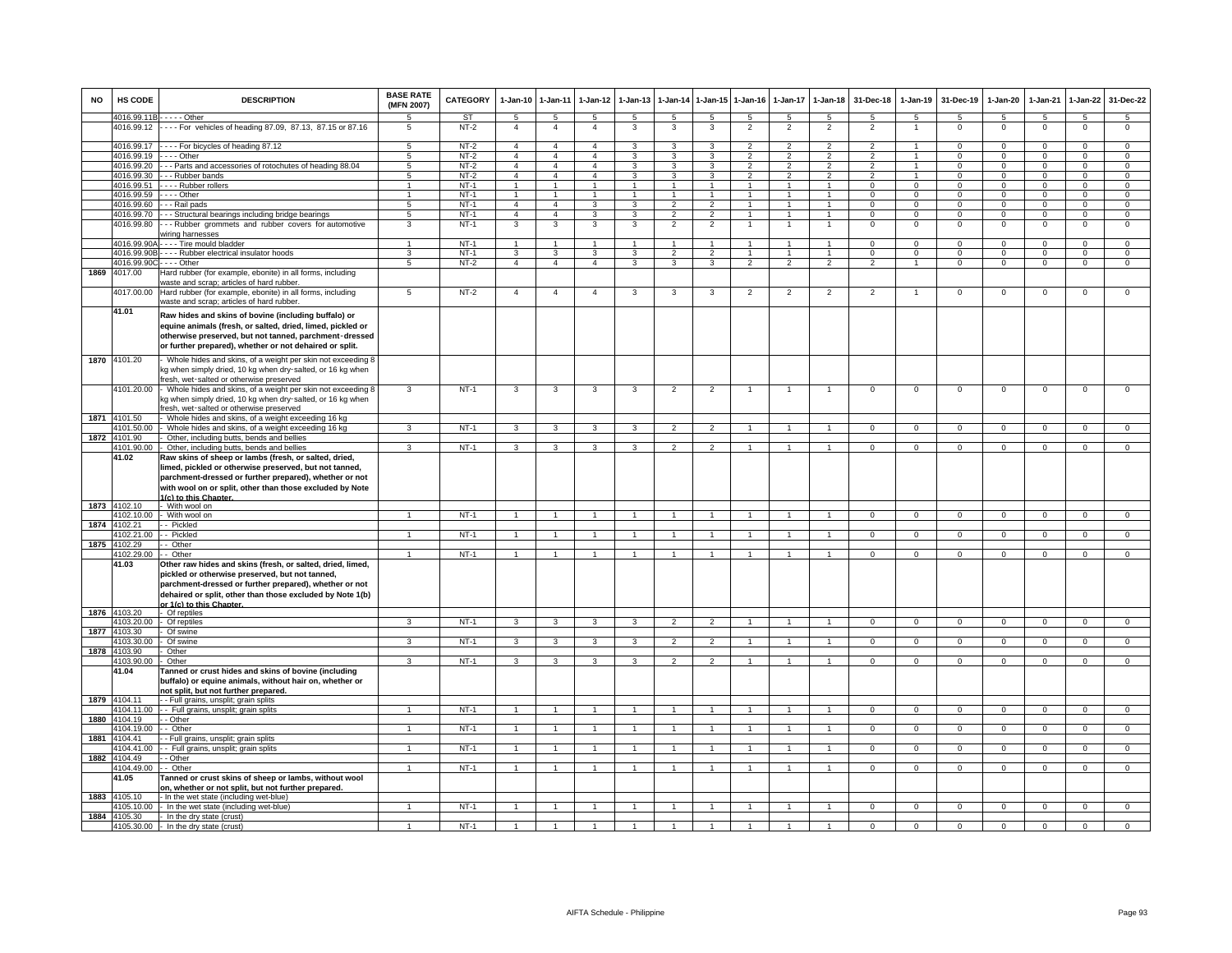| NO | HS CODE | DESCRIPTION | BASE RATE (MFN 2007) | CATEGORY | 1-Jan-10 | 1-Jan-11 | 1-Jan-12 | 1-Jan-13 | 1-Jan-14 | 1-Jan-15 | 1-Jan-16 | 1-Jan-17 | 1-Jan-18 | 31-Dec-18 | 1-Jan-19 | 31-Dec-19 | 1-Jan-20 | 1-Jan-21 | 1-Jan-22 | 31-Dec-22 |
|---|---|---|---|---|---|---|---|---|---|---|---|---|---|---|---|---|---|---|---|---|
| | 4016.99.11B | - - - - - Other | 5 | ST | 5 | 5 | 5 | 5 | 5 | 5 | 5 | 5 | 5 | 5 | 5 | 5 | 5 | 5 | 5 | 5 |
| | 4016.99.12 | - - - - For vehicles of heading 87.09, 87.13, 87.15 or 87.16 | 5 | NT-2 | 4 | 4 | 4 | 3 | 3 | 3 | 2 | 2 | 2 | 2 | 1 | 0 | 0 | 0 | 0 | 0 |
| | 4016.99.17 | - - - - For bicycles of heading 87.12 | 5 | NT-2 | 4 | 4 | 4 | 3 | 3 | 3 | 2 | 2 | 2 | 2 | 1 | 0 | 0 | 0 | 0 | 0 |
| | 4016.99.19 | - - - - Other | 5 | NT-2 | 4 | 4 | 4 | 3 | 3 | 3 | 2 | 2 | 2 | 2 | 1 | 0 | 0 | 0 | 0 | 0 |
| | 4016.99.20 | - - - Parts and accessories of rotochutes of heading 88.04 | 5 | NT-2 | 4 | 4 | 4 | 3 | 3 | 3 | 2 | 2 | 2 | 2 | 1 | 0 | 0 | 0 | 0 | 0 |
| | 4016.99.30 | - - - Rubber bands | 5 | NT-2 | 4 | 4 | 4 | 3 | 3 | 3 | 2 | 2 | 2 | 2 | 1 | 0 | 0 | 0 | 0 | 0 |
| | 4016.99.51 | - - - - Rubber rollers | 1 | NT-1 | 1 | 1 | 1 | 1 | 1 | 1 | 1 | 1 | 1 | 0 | 0 | 0 | 0 | 0 | 0 | 0 |
| | 4016.99.59 | - - - - Other | 1 | NT-1 | 1 | 1 | 1 | 1 | 1 | 1 | 1 | 1 | 1 | 0 | 0 | 0 | 0 | 0 | 0 | 0 |
| | 4016.99.60 | - - - Rail pads | 5 | NT-1 | 4 | 4 | 3 | 3 | 2 | 2 | 1 | 1 | 1 | 0 | 0 | 0 | 0 | 0 | 0 | 0 |
| | 4016.99.70 | - - - Structural bearings including bridge bearings | 5 | NT-1 | 4 | 4 | 3 | 3 | 2 | 2 | 1 | 1 | 1 | 0 | 0 | 0 | 0 | 0 | 0 | 0 |
| | 4016.99.80 | - - - Rubber grommets and rubber covers for automotive wiring harnesses | 3 | NT-1 | 3 | 3 | 3 | 3 | 2 | 2 | 1 | 1 | 1 | 0 | 0 | 0 | 0 | 0 | 0 | 0 |
| | 4016.99.90A | - - - - Tire mould bladder | 1 | NT-1 | 1 | 1 | 1 | 1 | 1 | 1 | 1 | 1 | 1 | 0 | 0 | 0 | 0 | 0 | 0 | 0 |
| | 4016.99.90B | - - - - Rubber electrical insulator hoods | 3 | NT-1 | 3 | 3 | 3 | 3 | 2 | 2 | 1 | 1 | 1 | 0 | 0 | 0 | 0 | 0 | 0 | 0 |
| | 4016.99.90C | - - - - Other | 5 | NT-2 | 4 | 4 | 4 | 3 | 3 | 3 | 2 | 2 | 2 | 2 | 1 | 0 | 0 | 0 | 0 | 0 |
| 1869 | 4017.00 | Hard rubber (for example, ebonite) in all forms, including waste and scrap; articles of hard rubber. | | | | | | | | | | | | | | | | | | |
| | 4017.00.00 | Hard rubber (for example, ebonite) in all forms, including waste and scrap; articles of hard rubber. | 5 | NT-2 | 4 | 4 | 4 | 3 | 3 | 3 | 2 | 2 | 2 | 2 | 1 | 0 | 0 | 0 | 0 | 0 |
| | **41.01** | **Raw hides and skins of bovine (including buffalo) or equine animals (fresh, or salted, dried, limed, pickled or otherwise preserved, but not tanned, parchment-dressed or further prepared), whether or not dehaired or split.** | | | | | | | | | | | | | | | | | | |
| 1870 | 4101.20 | - Whole hides and skins, of a weight per skin not exceeding 8 kg when simply dried, 10 kg when dry-salted, or 16 kg when fresh, wet-salted or otherwise preserved | | | | | | | | | | | | | | | | | | |
| | 4101.20.00 | - Whole hides and skins, of a weight per skin not exceeding 8 kg when simply dried, 10 kg when dry-salted, or 16 kg when fresh, wet-salted or otherwise preserved | 3 | NT-1 | 3 | 3 | 3 | 3 | 2 | 2 | 1 | 1 | 0 | 0 | 0 | 0 | 0 | 0 | 0 | 0 |
| 1871 | 4101.50 | - Whole hides and skins, of a weight exceeding 16 kg | | | | | | | | | | | | | | | | | | |
| | 4101.50.00 | - Whole hides and skins, of a weight exceeding 16 kg | 3 | NT-1 | 3 | 3 | 3 | 3 | 2 | 2 | 1 | 1 | 1 | 0 | 0 | 0 | 0 | 0 | 0 | 0 |
| 1872 | 4101.90 | - Other, including butts, bends and bellies | | | | | | | | | | | | | | | | | | |
| | 4101.90.00 | - Other, including butts, bends and bellies | 3 | NT-1 | 3 | 3 | 3 | 3 | 2 | 2 | 1 | 1 | 1 | 0 | 0 | 0 | 0 | 0 | 0 | 0 |
| | **41.02** | **Raw skins of sheep or lambs (fresh, or salted, dried, limed, pickled or otherwise preserved, but not tanned, parchment-dressed or further prepared), whether or not with wool on or split, other than those excluded by Note 1(c) to this Chapter.** | | | | | | | | | | | | | | | | | | |
| 1873 | 4102.10 | - With wool on | | | | | | | | | | | | | | | | | | |
| | 4102.10.00 | - With wool on | 1 | NT-1 | 1 | 1 | 1 | 1 | 1 | 1 | 1 | 1 | 1 | 0 | 0 | 0 | 0 | 0 | 0 | 0 |
| 1874 | 4102.21 | - - Pickled | | | | | | | | | | | | | | | | | | |
| | 4102.21.00 | - - Pickled | 1 | NT-1 | 1 | 1 | 1 | 1 | 1 | 1 | 1 | 1 | 1 | 0 | 0 | 0 | 0 | 0 | 0 | 0 |
| 1875 | 4102.29 | - - Other | | | | | | | | | | | | | | | | | | |
| | 4102.29.00 | - - Other | 1 | NT-1 | 1 | 1 | 1 | 1 | 1 | 1 | 1 | 1 | 1 | 0 | 0 | 0 | 0 | 0 | 0 | 0 |
| | **41.03** | **Other raw hides and skins (fresh, or salted, dried, limed, pickled or otherwise preserved, but not tanned, parchment-dressed or further prepared), whether or not dehaired or split, other than those excluded by Note 1(b) or 1(c) to this Chapter.** | | | | | | | | | | | | | | | | | | |
| 1876 | 4103.20 | - Of reptiles | | | | | | | | | | | | | | | | | | |
| | 4103.20.00 | - Of reptiles | 3 | NT-1 | 3 | 3 | 3 | 3 | 2 | 2 | 1 | 1 | 1 | 0 | 0 | 0 | 0 | 0 | 0 | 0 |
| 1877 | 4103.30 | - Of swine | | | | | | | | | | | | | | | | | | |
| | 4103.30.00 | - Of swine | 3 | NT-1 | 3 | 3 | 3 | 3 | 2 | 2 | 1 | 1 | 1 | 0 | 0 | 0 | 0 | 0 | 0 | 0 |
| 1878 | 4103.90 | - Other | | | | | | | | | | | | | | | | | | |
| | 4103.90.00 | - Other | 3 | NT-1 | 3 | 3 | 3 | 3 | 2 | 2 | 1 | 1 | 1 | 0 | 0 | 0 | 0 | 0 | 0 | 0 |
| | **41.04** | **Tanned or crust hides and skins of bovine (including buffalo) or equine animals, without hair on, whether or not split, but not further prepared.** | | | | | | | | | | | | | | | | | | |
| 1879 | 4104.11 | - - Full grains, unsplit; grain splits | | | | | | | | | | | | | | | | | | |
| | 4104.11.00 | - - Full grains, unsplit; grain splits | 1 | NT-1 | 1 | 1 | 1 | 1 | 1 | 1 | 1 | 1 | 1 | 0 | 0 | 0 | 0 | 0 | 0 | 0 |
| 1880 | 4104.19 | - - Other | | | | | | | | | | | | | | | | | | |
| | 4104.19.00 | - - Other | 1 | NT-1 | 1 | 1 | 1 | 1 | 1 | 1 | 1 | 1 | 1 | 0 | 0 | 0 | 0 | 0 | 0 | 0 |
| 1881 | 4104.41 | - - Full grains, unsplit; grain splits | | | | | | | | | | | | | | | | | | |
| | 4104.41.00 | - - Full grains, unsplit; grain splits | 1 | NT-1 | 1 | 1 | 1 | 1 | 1 | 1 | 1 | 1 | 1 | 0 | 0 | 0 | 0 | 0 | 0 | 0 |
| 1882 | 4104.49 | - - Other | | | | | | | | | | | | | | | | | | |
| | 4104.49.00 | - - Other | 1 | NT-1 | 1 | 1 | 1 | 1 | 1 | 1 | 1 | 1 | 1 | 0 | 0 | 0 | 0 | 0 | 0 | 0 |
| | **41.05** | **Tanned or crust skins of sheep or lambs, without wool on, whether or not split, but not further prepared.** | | | | | | | | | | | | | | | | | | |
| 1883 | 4105.10 | - In the wet state (including wet-blue) | | | | | | | | | | | | | | | | | | |
| | 4105.10.00 | - In the wet state (including wet-blue) | 1 | NT-1 | 1 | 1 | 1 | 1 | 1 | 1 | 1 | 1 | 1 | 0 | 0 | 0 | 0 | 0 | 0 | 0 |
| 1884 | 4105.30 | - In the dry state (crust) | | | | | | | | | | | | | | | | | | |
| | 4105.30.00 | - In the dry state (crust) | 1 | NT-1 | 1 | 1 | 1 | 1 | 1 | 1 | 1 | 1 | 1 | 0 | 0 | 0 | 0 | 0 | 0 | 0 |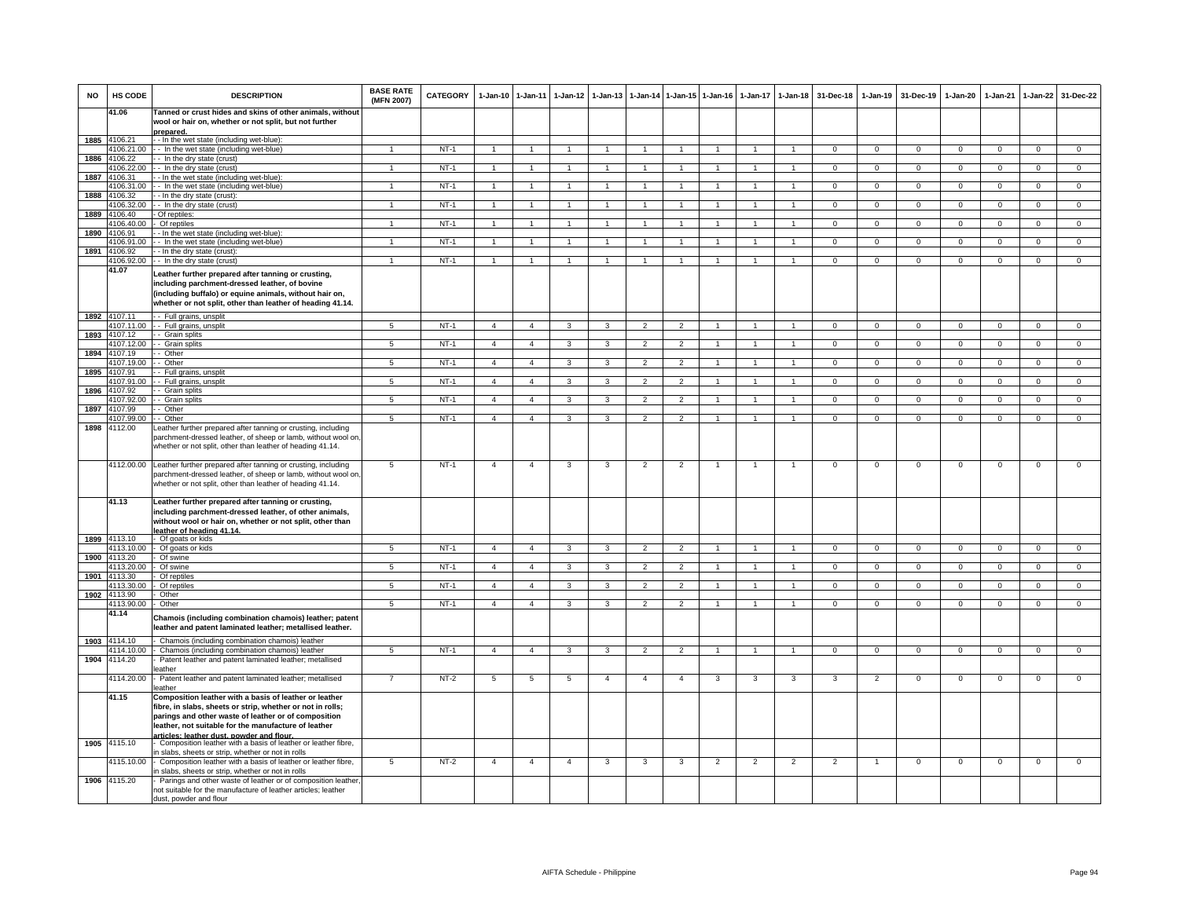| NO | HS CODE | DESCRIPTION | BASE RATE (MFN 2007) | CATEGORY | 1-Jan-10 | 1-Jan-11 | 1-Jan-12 | 1-Jan-13 | 1-Jan-14 | 1-Jan-15 | 1-Jan-16 | 1-Jan-17 | 1-Jan-18 | 31-Dec-18 | 1-Jan-19 | 31-Dec-19 | 1-Jan-20 | 1-Jan-21 | 1-Jan-22 | 31-Dec-22 |
|---|---|---|---|---|---|---|---|---|---|---|---|---|---|---|---|---|---|---|---|---|
| | **41.06** | **Tanned or crust hides and skins of other animals, without wool or hair on, whether or not split, but not further prepared.** | | | | | | | | | | | | | | | | | | |
| 1885 | 4106.21 | - - In the wet state (including wet-blue): | | | | | | | | | | | | | | | | | | |
| | 4106.21.00 | - - In the wet state (including wet-blue) | 1 | NT-1 | 1 | 1 | 1 | 1 | 1 | 1 | 1 | 1 | 1 | 0 | 0 | 0 | 0 | 0 | 0 | 0 |
| 1886 | 4106.22 | - - In the dry state (crust) | | | | | | | | | | | | | | | | | | |
| | 4106.22.00 | - - In the dry state (crust) | 1 | NT-1 | 1 | 1 | 1 | 1 | 1 | 1 | 1 | 1 | 1 | 0 | 0 | 0 | 0 | 0 | 0 | 0 |
| 1887 | 4106.31 | - - In the wet state (including wet-blue): | | | | | | | | | | | | | | | | | | |
| | 4106.31.00 | - - In the wet state (including wet-blue) | 1 | NT-1 | 1 | 1 | 1 | 1 | 1 | 1 | 1 | 1 | 1 | 0 | 0 | 0 | 0 | 0 | 0 | 0 |
| 1888 | 4106.32 | - - In the dry state (crust): | | | | | | | | | | | | | | | | | | |
| | 4106.32.00 | - - In the dry state (crust) | 1 | NT-1 | 1 | 1 | 1 | 1 | 1 | 1 | 1 | 1 | 1 | 0 | 0 | 0 | 0 | 0 | 0 | 0 |
| 1889 | 4106.40 | - Of reptiles: | | | | | | | | | | | | | | | | | | |
| | 4106.40.00 | - Of reptiles | 1 | NT-1 | 1 | 1 | 1 | 1 | 1 | 1 | 1 | 1 | 1 | 0 | 0 | 0 | 0 | 0 | 0 | 0 |
| 1890 | 4106.91 | - - In the wet state (including wet-blue): | | | | | | | | | | | | | | | | | | |
| | 4106.91.00 | - - In the wet state (including wet-blue) | 1 | NT-1 | 1 | 1 | 1 | 1 | 1 | 1 | 1 | 1 | 1 | 0 | 0 | 0 | 0 | 0 | 0 | 0 |
| 1891 | 4106.92 | - - In the dry state (crust): | | | | | | | | | | | | | | | | | | |
| | 4106.92.00 | - - In the dry state (crust) | 1 | NT-1 | 1 | 1 | 1 | 1 | 1 | 1 | 1 | 1 | 1 | 0 | 0 | 0 | 0 | 0 | 0 | 0 |
| | **41.07** | **Leather further prepared after tanning or crusting, including parchment-dressed leather, of bovine (including buffalo) or equine animals, without hair on, whether or not split, other than leather of heading 41.14.** | | | | | | | | | | | | | | | | | | |
| 1892 | 4107.11 | - - Full grains, unsplit | | | | | | | | | | | | | | | | | | |
| | 4107.11.00 | - - Full grains, unsplit | 5 | NT-1 | 4 | 4 | 3 | 3 | 2 | 2 | 1 | 1 | 1 | 0 | 0 | 0 | 0 | 0 | 0 | 0 |
| 1893 | 4107.12 | - - Grain splits | | | | | | | | | | | | | | | | | | |
| | 4107.12.00 | - - Grain splits | 5 | NT-1 | 4 | 4 | 3 | 3 | 2 | 2 | 1 | 1 | 1 | 0 | 0 | 0 | 0 | 0 | 0 | 0 |
| 1894 | 4107.19 | - - Other | | | | | | | | | | | | | | | | | | |
| | 4107.19.00 | - - Other | 5 | NT-1 | 4 | 4 | 3 | 3 | 2 | 2 | 1 | 1 | 1 | 0 | 0 | 0 | 0 | 0 | 0 | 0 |
| 1895 | 4107.91 | - - Full grains, unsplit | | | | | | | | | | | | | | | | | | |
| | 4107.91.00 | - - Full grains, unsplit | 5 | NT-1 | 4 | 4 | 3 | 3 | 2 | 2 | 1 | 1 | 1 | 0 | 0 | 0 | 0 | 0 | 0 | 0 |
| 1896 | 4107.92 | - - Grain splits | | | | | | | | | | | | | | | | | | |
| | 4107.92.00 | - - Grain splits | 5 | NT-1 | 4 | 4 | 3 | 3 | 2 | 2 | 1 | 1 | 1 | 0 | 0 | 0 | 0 | 0 | 0 | 0 |
| 1897 | 4107.99 | - - Other | | | | | | | | | | | | | | | | | | |
| | 4107.99.00 | - - Other | 5 | NT-1 | 4 | 4 | 3 | 3 | 2 | 2 | 1 | 1 | 1 | 0 | 0 | 0 | 0 | 0 | 0 | 0 |
| 1898 | 4112.00 | Leather further prepared after tanning or crusting, including parchment-dressed leather, of sheep or lamb, without wool on, whether or not split, other than leather of heading 41.14. | | | | | | | | | | | | | | | | | | |
| | 4112.00.00 | Leather further prepared after tanning or crusting, including parchment-dressed leather, of sheep or lamb, without wool on, whether or not split, other than leather of heading 41.14. | 5 | NT-1 | 4 | 4 | 3 | 3 | 2 | 2 | 1 | 1 | 1 | 0 | 0 | 0 | 0 | 0 | 0 | 0 |
| | **41.13** | **Leather further prepared after tanning or crusting, including parchment-dressed leather, of other animals, without wool or hair on, whether or not split, other than leather of heading 41.14.** | | | | | | | | | | | | | | | | | | |
| 1899 | 4113.10 | - Of goats or kids | | | | | | | | | | | | | | | | | | |
| | 4113.10.00 | - Of goats or kids | 5 | NT-1 | 4 | 4 | 3 | 3 | 2 | 2 | 1 | 1 | 1 | 0 | 0 | 0 | 0 | 0 | 0 | 0 |
| 1900 | 4113.20 | - Of swine | | | | | | | | | | | | | | | | | | |
| | 4113.20.00 | - Of swine | 5 | NT-1 | 4 | 4 | 3 | 3 | 2 | 2 | 1 | 1 | 1 | 0 | 0 | 0 | 0 | 0 | 0 | 0 |
| 1901 | 4113.30 | - Of reptiles | | | | | | | | | | | | | | | | | | |
| | 4113.30.00 | - Of reptiles | 5 | NT-1 | 4 | 4 | 3 | 3 | 2 | 2 | 1 | 1 | 1 | 0 | 0 | 0 | 0 | 0 | 0 | 0 |
| 1902 | 4113.90 | - Other | | | | | | | | | | | | | | | | | | |
| | 4113.90.00 | - Other | 5 | NT-1 | 4 | 4 | 3 | 3 | 2 | 2 | 1 | 1 | 1 | 0 | 0 | 0 | 0 | 0 | 0 | 0 |
| | **41.14** | **Chamois (including combination chamois) leather; patent leather and patent laminated leather; metallised leather.** | | | | | | | | | | | | | | | | | | |
| 1903 | 4114.10 | - Chamois (including combination chamois) leather | | | | | | | | | | | | | | | | | | |
| | 4114.10.00 | - Chamois (including combination chamois) leather | 5 | NT-1 | 4 | 4 | 3 | 3 | 2 | 2 | 1 | 1 | 1 | 0 | 0 | 0 | 0 | 0 | 0 | 0 |
| 1904 | 4114.20 | - Patent leather and patent laminated leather; metallised leather | | | | | | | | | | | | | | | | | | |
| | 4114.20.00 | - Patent leather and patent laminated leather; metallised leather | 7 | NT-2 | 5 | 5 | 5 | 4 | 4 | 4 | 3 | 3 | 3 | 3 | 2 | 0 | 0 | 0 | 0 | 0 |
| | **41.15** | **Composition leather with a basis of leather or leather fibre, in slabs, sheets or strip, whether or not in rolls; parings and other waste of leather or of composition leather, not suitable for the manufacture of leather articles; leather dust, powder and flour.** | | | | | | | | | | | | | | | | | | |
| 1905 | 4115.10 | - Composition leather with a basis of leather or leather fibre, in slabs, sheets or strip, whether or not in rolls | | | | | | | | | | | | | | | | | | |
| | 4115.10.00 | - Composition leather with a basis of leather or leather fibre, in slabs, sheets or strip, whether or not in rolls | 5 | NT-2 | 4 | 4 | 4 | 3 | 3 | 3 | 2 | 2 | 2 | 2 | 1 | 0 | 0 | 0 | 0 | 0 |
| 1906 | 4115.20 | - Parings and other waste of leather or of composition leather, not suitable for the manufacture of leather articles; leather dust, powder and flour | | | | | | | | | | | | | | | | | | |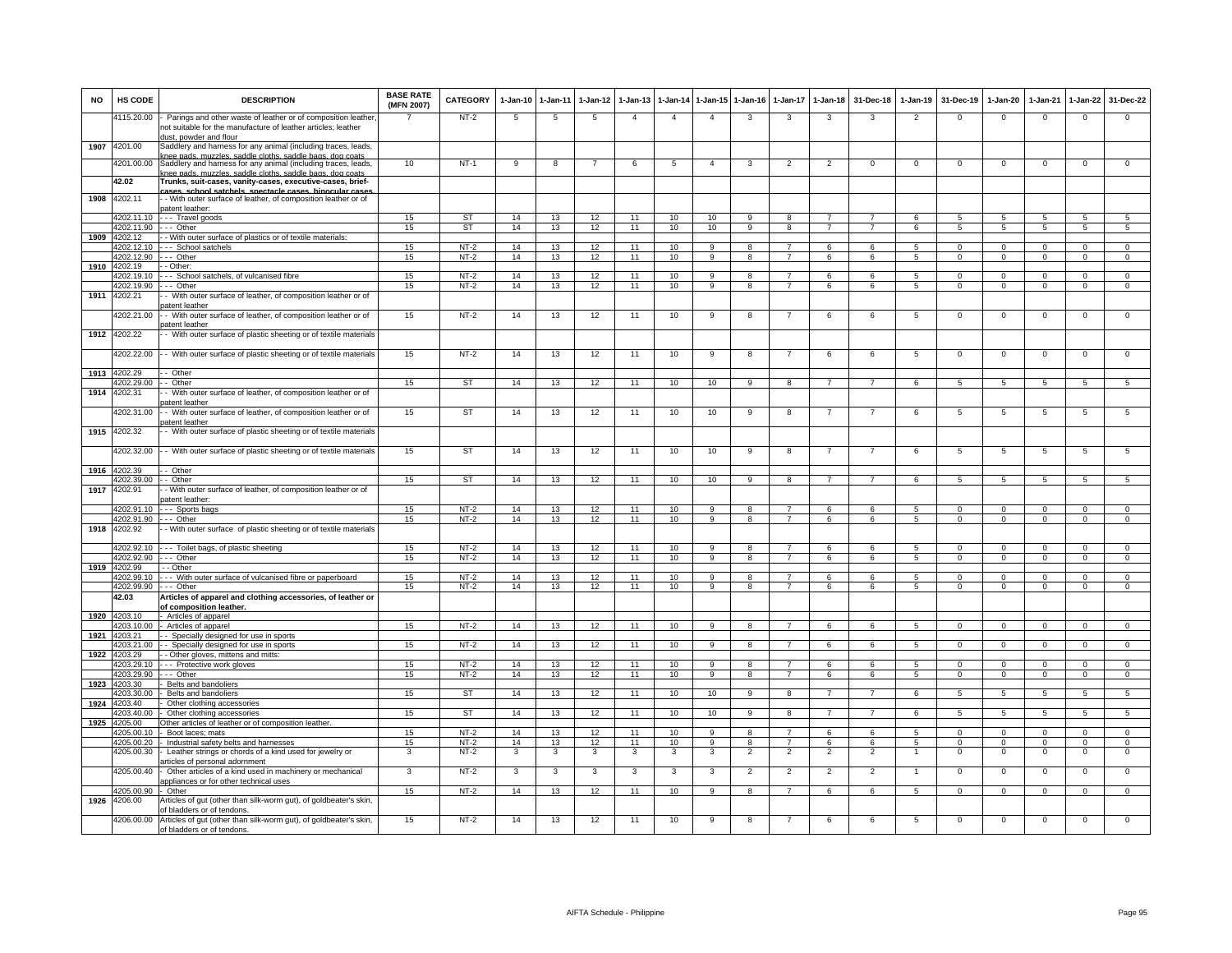| NO | HS CODE | DESCRIPTION | BASE RATE (MFN 2007) | CATEGORY | 1-Jan-10 | 1-Jan-11 | 1-Jan-12 | 1-Jan-13 | 1-Jan-14 | 1-Jan-15 | 1-Jan-16 | 1-Jan-17 | 1-Jan-18 | 31-Dec-18 | 1-Jan-19 | 31-Dec-19 | 1-Jan-20 | 1-Jan-21 | 1-Jan-22 | 31-Dec-22 |
|---|---|---|---|---|---|---|---|---|---|---|---|---|---|---|---|---|---|---|---|---|
| | 4115.20.00 | - Parings and other waste of leather or of composition leather, not suitable for the manufacture of leather articles; leather dust, powder and flour | 7 | NT-2 | 5 | 5 | 5 | 4 | 4 | 4 | 3 | 3 | 3 | 3 | 2 | 0 | 0 | 0 | 0 | 0 |
| 1907 | 4201.00 | Saddlery and harness for any animal (including traces, leads, knee pads, muzzles, saddle cloths, saddle bags, dog coats | | | | | | | | | | | | | | | | | | |
| | 4201.00.00 | Saddlery and harness for any animal (including traces, leads, knee pads, muzzles, saddle cloths, saddle bags, dog coats | 10 | NT-1 | 9 | 8 | 7 | 6 | 5 | 4 | 3 | 2 | 2 | 0 | 0 | 0 | 0 | 0 | 0 | 0 |
| | 42.02 | **Trunks, suit-cases, vanity-cases, executive-cases, brief-cases, school satchels, spectacle cases, binocular cases** | | | | | | | | | | | | | | | | | | |
| 1908 | 4202.11 | - - With outer surface of leather, of composition leather or of patent leather: | | | | | | | | | | | | | | | | | | |
| | 4202.11.10 | - - - Travel goods | 15 | ST | 14 | 13 | 12 | 11 | 10 | 10 | 9 | 8 | 7 | 7 | 6 | 5 | 5 | 5 | 5 | 5 |
| | 4202.11.90 | - - - Other | 15 | ST | 14 | 13 | 12 | 11 | 10 | 10 | 9 | 8 | 7 | 7 | 6 | 5 | 5 | 5 | 5 | 5 |
| 1909 | 4202.12 | - - With outer surface of plastics or of textile materials: | | | | | | | | | | | | | | | | | | |
| | 4202.12.10 | - - - School satchels | 15 | NT-2 | 14 | 13 | 12 | 11 | 10 | 9 | 8 | 7 | 6 | 6 | 5 | 0 | 0 | 0 | 0 | 0 |
| | 4202.12.90 | - - - Other | 15 | NT-2 | 14 | 13 | 12 | 11 | 10 | 9 | 8 | 7 | 6 | 6 | 5 | 0 | 0 | 0 | 0 | 0 |
| 1910 | 4202.19 | - - Other: | | | | | | | | | | | | | | | | | | |
| | 4202.19.10 | - - - School satchels, of vulcanised fibre | 15 | NT-2 | 14 | 13 | 12 | 11 | 10 | 9 | 8 | 7 | 6 | 6 | 5 | 0 | 0 | 0 | 0 | 0 |
| | 4202.19.90 | - - - Other | 15 | NT-2 | 14 | 13 | 12 | 11 | 10 | 9 | 8 | 7 | 6 | 6 | 5 | 0 | 0 | 0 | 0 | 0 |
| 1911 | 4202.21 | - - With outer surface of leather, of composition leather or of patent leather | | | | | | | | | | | | | | | | | | |
| | 4202.21.00 | - - With outer surface of leather, of composition leather or of patent leather | 15 | NT-2 | 14 | 13 | 12 | 11 | 10 | 9 | 8 | 7 | 6 | 6 | 5 | 0 | 0 | 0 | 0 | 0 |
| 1912 | 4202.22 | - - With outer surface of plastic sheeting or of textile materials | | | | | | | | | | | | | | | | | | |
| | 4202.22.00 | - - With outer surface of plastic sheeting or of textile materials | 15 | NT-2 | 14 | 13 | 12 | 11 | 10 | 9 | 8 | 7 | 6 | 6 | 5 | 0 | 0 | 0 | 0 | 0 |
| 1913 | 4202.29 | - - Other | | | | | | | | | | | | | | | | | | |
| | 4202.29.00 | - - Other | 15 | ST | 14 | 13 | 12 | 11 | 10 | 10 | 9 | 8 | 7 | 7 | 6 | 5 | 5 | 5 | 5 | 5 |
| 1914 | 4202.31 | - - With outer surface of leather, of composition leather or of patent leather | | | | | | | | | | | | | | | | | | |
| | 4202.31.00 | - - With outer surface of leather, of composition leather or of patent leather | 15 | ST | 14 | 13 | 12 | 11 | 10 | 10 | 9 | 8 | 7 | 7 | 6 | 5 | 5 | 5 | 5 | 5 |
| 1915 | 4202.32 | - - With outer surface of plastic sheeting or of textile materials | | | | | | | | | | | | | | | | | | |
| | 4202.32.00 | - - With outer surface of plastic sheeting or of textile materials | 15 | ST | 14 | 13 | 12 | 11 | 10 | 10 | 9 | 8 | 7 | 7 | 6 | 5 | 5 | 5 | 5 | 5 |
| 1916 | 4202.39 | - - Other | | | | | | | | | | | | | | | | | | |
| | 4202.39.00 | - - Other | 15 | ST | 14 | 13 | 12 | 11 | 10 | 10 | 9 | 8 | 7 | 7 | 6 | 5 | 5 | 5 | 5 | 5 |
| 1917 | 4202.91 | - - With outer surface of leather, of composition leather or of patent leather: | | | | | | | | | | | | | | | | | | |
| | 4202.91.10 | - - - Sports bags | 15 | NT-2 | 14 | 13 | 12 | 11 | 10 | 9 | 8 | 7 | 6 | 6 | 5 | 0 | 0 | 0 | 0 | 0 |
| | 4202.91.90 | - - - Other | 15 | NT-2 | 14 | 13 | 12 | 11 | 10 | 9 | 8 | 7 | 6 | 6 | 5 | 0 | 0 | 0 | 0 | 0 |
| 1918 | 4202.92 | - - With outer surface of plastic sheeting or of textile materials | | | | | | | | | | | | | | | | | | |
| | 4202.92.10 | - - - Toilet bags, of plastic sheeting | 15 | NT-2 | 14 | 13 | 12 | 11 | 10 | 9 | 8 | 7 | 6 | 6 | 5 | 0 | 0 | 0 | 0 | 0 |
| | 4202.92.90 | - - - Other | 15 | NT-2 | 14 | 13 | 12 | 11 | 10 | 9 | 8 | 7 | 6 | 6 | 5 | 0 | 0 | 0 | 0 | 0 |
| 1919 | 4202.99 | - - Other | | | | | | | | | | | | | | | | | | |
| | 4202.99.10 | - - - With outer surface of vulcanised fibre or paperboard | 15 | NT-2 | 14 | 13 | 12 | 11 | 10 | 9 | 8 | 7 | 6 | 6 | 5 | 0 | 0 | 0 | 0 | 0 |
| | 4202.99.90 | - - - Other | 15 | NT-2 | 14 | 13 | 12 | 11 | 10 | 9 | 8 | 7 | 6 | 6 | 5 | 0 | 0 | 0 | 0 | 0 |
| | 42.03 | **Articles of apparel and clothing accessories, of leather or of composition leather.** | | | | | | | | | | | | | | | | | | |
| 1920 | 4203.10 | - Articles of apparel | | | | | | | | | | | | | | | | | | |
| | 4203.10.00 | - Articles of apparel | 15 | NT-2 | 14 | 13 | 12 | 11 | 10 | 9 | 8 | 7 | 6 | 6 | 5 | 0 | 0 | 0 | 0 | 0 |
| 1921 | 4203.21 | - - Specially designed for use in sports | | | | | | | | | | | | | | | | | | |
| | 4203.21.00 | - - Specially designed for use in sports | 15 | NT-2 | 14 | 13 | 12 | 11 | 10 | 9 | 8 | 7 | 6 | 6 | 5 | 0 | 0 | 0 | 0 | 0 |
| 1922 | 4203.29 | - - Other gloves, mittens and mitts: | | | | | | | | | | | | | | | | | | |
| | 4203.29.10 | - - - Protective work gloves | 15 | NT-2 | 14 | 13 | 12 | 11 | 10 | 9 | 8 | 7 | 6 | 6 | 5 | 0 | 0 | 0 | 0 | 0 |
| | 4203.29.90 | - - - Other | 15 | NT-2 | 14 | 13 | 12 | 11 | 10 | 9 | 8 | 7 | 6 | 6 | 5 | 0 | 0 | 0 | 0 | 0 |
| 1923 | 4203.30 | - Belts and bandoliers | | | | | | | | | | | | | | | | | | |
| | 4203.30.00 | - Belts and bandoliers | 15 | ST | 14 | 13 | 12 | 11 | 10 | 10 | 9 | 8 | 7 | 7 | 6 | 5 | 5 | 5 | 5 | 5 |
| 1924 | 4203.40 | - Other clothing accessories | | | | | | | | | | | | | | | | | | |
| | 4203.40.00 | - Other clothing accessories | 15 | ST | 14 | 13 | 12 | 11 | 10 | 10 | 9 | 8 | 7 | 7 | 6 | 5 | 5 | 5 | 5 | 5 |
| 1925 | 4205.00 | Other articles of leather or of composition leather. | | | | | | | | | | | | | | | | | | |
| | 4205.00.10 | - Boot laces; mats | 15 | NT-2 | 14 | 13 | 12 | 11 | 10 | 9 | 8 | 7 | 6 | 6 | 5 | 0 | 0 | 0 | 0 | 0 |
| | 4205.00.20 | - Industrial safety belts and harnesses | 15 | NT-2 | 14 | 13 | 12 | 11 | 10 | 9 | 8 | 7 | 6 | 6 | 5 | 0 | 0 | 0 | 0 | 0 |
| | 4205.00.30 | - Leather strings or chords of a kind used for jewelry or articles of personal adornment | 3 | NT-2 | 3 | 3 | 3 | 3 | 3 | 3 | 2 | 2 | 2 | 2 | 1 | 0 | 0 | 0 | 0 | 0 |
| | 4205.00.40 | - Other articles of a kind used in machinery or mechanical appliances or for other technical uses | 3 | NT-2 | 3 | 3 | 3 | 3 | 3 | 3 | 2 | 2 | 2 | 2 | 1 | 0 | 0 | 0 | 0 | 0 |
| | 4205.00.90 | - Other | 15 | NT-2 | 14 | 13 | 12 | 11 | 10 | 9 | 8 | 7 | 6 | 6 | 5 | 0 | 0 | 0 | 0 | 0 |
| 1926 | 4206.00 | Articles of gut (other than silk-worm gut), of goldbeater's skin, of bladders or of tendons. | | | | | | | | | | | | | | | | | | |
| | 4206.00.00 | Articles of gut (other than silk-worm gut), of goldbeater's skin, of bladders or of tendons. | 15 | NT-2 | 14 | 13 | 12 | 11 | 10 | 9 | 8 | 7 | 6 | 6 | 5 | 0 | 0 | 0 | 0 | 0 |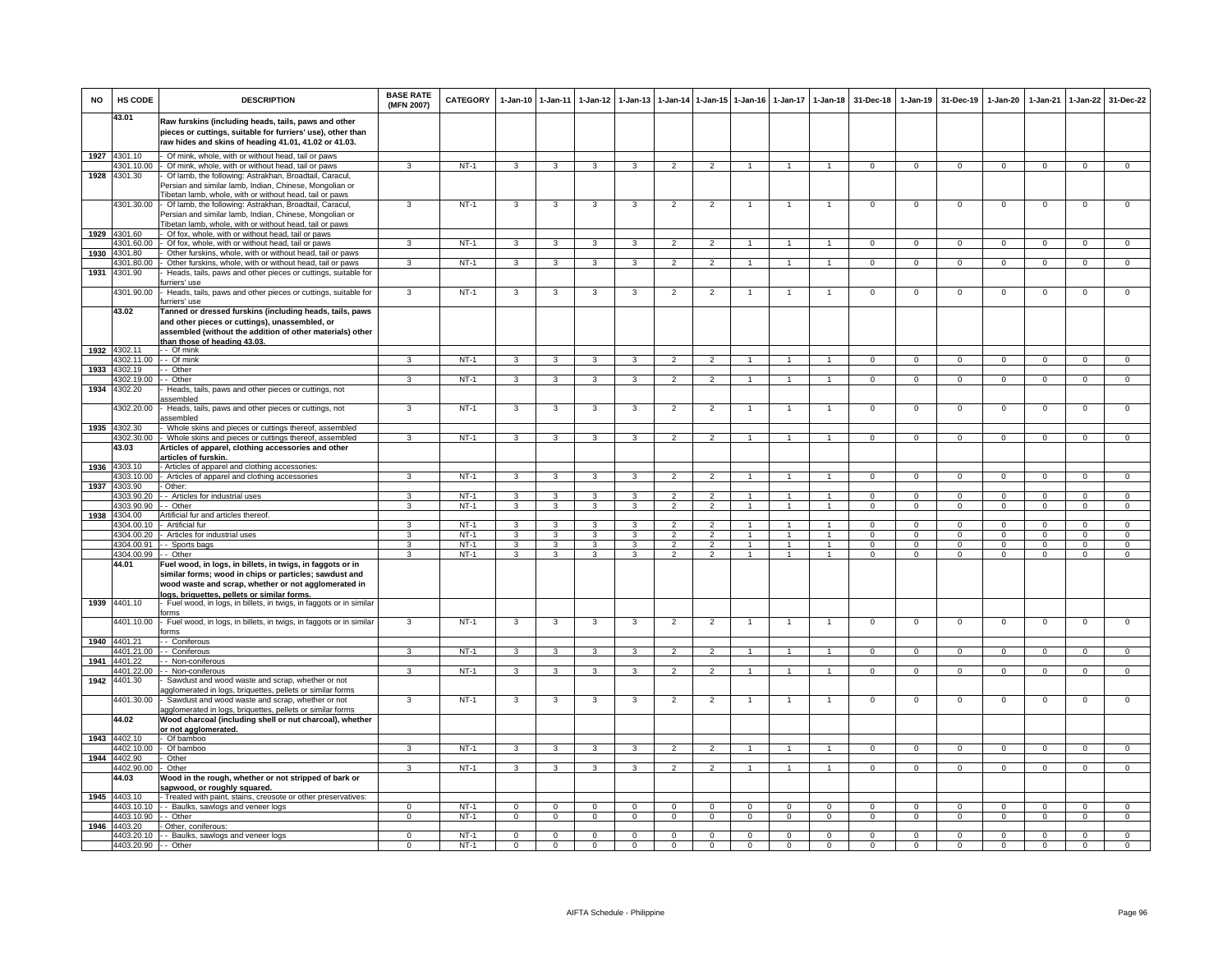| NO | HS CODE | DESCRIPTION | BASE RATE (MFN 2007) | CATEGORY | 1-Jan-10 | 1-Jan-11 | 1-Jan-12 | 1-Jan-13 | 1-Jan-14 | 1-Jan-15 | 1-Jan-16 | 1-Jan-17 | 1-Jan-18 | 31-Dec-18 | 1-Jan-19 | 31-Dec-19 | 1-Jan-20 | 1-Jan-21 | 1-Jan-22 | 31-Dec-22 |
|---|---|---|---|---|---|---|---|---|---|---|---|---|---|---|---|---|---|---|---|---|
| | 43.01 | **Raw furskins (including heads, tails, paws and other pieces or cuttings, suitable for furriers' use), other than raw hides and skins of heading 41.01, 41.02 or 41.03.** | | | | | | | | | | | | | | | | | | |
| 1927 | 4301.10 | - Of mink, whole, with or without head, tail or paws | | | | | | | | | | | | | | | | | | |
| | 4301.10.00 | - Of mink, whole, with or without head, tail or paws | 3 | NT-1 | 3 | 3 | 3 | 3 | 2 | 2 | 1 | 1 | 1 | 0 | 0 | 0 | 0 | 0 | 0 | 0 |
| 1928 | 4301.30 | - Of lamb, the following: Astrakhan, Broadtail, Caracul, Persian and similar lamb, Indian, Chinese, Mongolian or Tibetan lamb, whole, with or without head, tail or paws | | | | | | | | | | | | | | | | | | |
| | 4301.30.00 | - Of lamb, the following: Astrakhan, Broadtail, Caracul, Persian and similar lamb, Indian, Chinese, Mongolian or Tibetan lamb, whole, with or without head, tail or paws | 3 | NT-1 | 3 | 3 | 3 | 3 | 2 | 2 | 1 | 1 | 1 | 0 | 0 | 0 | 0 | 0 | 0 | 0 |
| 1929 | 4301.60 | - Of fox, whole, with or without head, tail or paws | | | | | | | | | | | | | | | | | | |
| | 4301.60.00 | - Of fox, whole, with or without head, tail or paws | 3 | NT-1 | 3 | 3 | 3 | 3 | 2 | 2 | 1 | 1 | 1 | 0 | 0 | 0 | 0 | 0 | 0 | 0 |
| 1930 | 4301.80 | - Other furskins, whole, with or without head, tail or paws | | | | | | | | | | | | | | | | | | |
| | 4301.80.00 | - Other furskins, whole, with or without head, tail or paws | 3 | NT-1 | 3 | 3 | 3 | 3 | 2 | 2 | 1 | 1 | 1 | 0 | 0 | 0 | 0 | 0 | 0 | 0 |
| 1931 | 4301.90 | - Heads, tails, paws and other pieces or cuttings, suitable for furriers' use | | | | | | | | | | | | | | | | | | |
| | 4301.90.00 | - Heads, tails, paws and other pieces or cuttings, suitable for furriers' use | 3 | NT-1 | 3 | 3 | 3 | 3 | 2 | 2 | 1 | 1 | 1 | 0 | 0 | 0 | 0 | 0 | 0 | 0 |
| | 43.02 | **Tanned or dressed furskins (including heads, tails, paws and other pieces or cuttings), unassembled, or assembled (without the addition of other materials) other than those of heading 43.03.** | | | | | | | | | | | | | | | | | | |
| 1932 | 4302.11 | - - Of mink | | | | | | | | | | | | | | | | | | |
| | 4302.11.00 | - - Of mink | 3 | NT-1 | 3 | 3 | 3 | 3 | 2 | 2 | 1 | 1 | 1 | 0 | 0 | 0 | 0 | 0 | 0 | 0 |
| 1933 | 4302.19 | - - Other | | | | | | | | | | | | | | | | | | |
| | 4302.19.00 | - - Other | 3 | NT-1 | 3 | 3 | 3 | 3 | 2 | 2 | 1 | 1 | 1 | 0 | 0 | 0 | 0 | 0 | 0 | 0 |
| 1934 | 4302.20 | - Heads, tails, paws and other pieces or cuttings, not assembled | | | | | | | | | | | | | | | | | | |
| | 4302.20.00 | - Heads, tails, paws and other pieces or cuttings, not assembled | 3 | NT-1 | 3 | 3 | 3 | 3 | 2 | 2 | 1 | 1 | 1 | 0 | 0 | 0 | 0 | 0 | 0 | 0 |
| 1935 | 4302.30 | - Whole skins and pieces or cuttings thereof, assembled | | | | | | | | | | | | | | | | | | |
| | 4302.30.00 | - Whole skins and pieces or cuttings thereof, assembled | 3 | NT-1 | 3 | 3 | 3 | 3 | 2 | 2 | 1 | 1 | 1 | 0 | 0 | 0 | 0 | 0 | 0 | 0 |
| | 43.03 | **Articles of apparel, clothing accessories and other articles of furskin.** | | | | | | | | | | | | | | | | | | |
| 1936 | 4303.10 | - Articles of apparel and clothing accessories: | | | | | | | | | | | | | | | | | | |
| | 4303.10.00 | - Articles of apparel and clothing accessories | 3 | NT-1 | 3 | 3 | 3 | 3 | 2 | 2 | 1 | 1 | 1 | 0 | 0 | 0 | 0 | 0 | 0 | 0 |
| 1937 | 4303.90 | - Other: | | | | | | | | | | | | | | | | | | |
| | 4303.90.20 | - - Articles for industrial uses | 3 | NT-1 | 3 | 3 | 3 | 3 | 2 | 2 | 1 | 1 | 1 | 0 | 0 | 0 | 0 | 0 | 0 | 0 |
| | 4303.90.90 | - - Other | 3 | NT-1 | 3 | 3 | 3 | 3 | 2 | 2 | 1 | 1 | 1 | 0 | 0 | 0 | 0 | 0 | 0 | 0 |
| 1938 | 4304.00 | Artificial fur and articles thereof. | | | | | | | | | | | | | | | | | | |
| | 4304.00.10 | - Artificial fur | 3 | NT-1 | 3 | 3 | 3 | 3 | 2 | 2 | 1 | 1 | 1 | 0 | 0 | 0 | 0 | 0 | 0 | 0 |
| | 4304.00.20 | - Articles for industrial uses | 3 | NT-1 | 3 | 3 | 3 | 3 | 2 | 2 | 1 | 1 | 1 | 0 | 0 | 0 | 0 | 0 | 0 | 0 |
| | 4304.00.91 | - - Sports bags | 3 | NT-1 | 3 | 3 | 3 | 3 | 2 | 2 | 1 | 1 | 1 | 0 | 0 | 0 | 0 | 0 | 0 | 0 |
| | 4304.00.99 | - - Other | 3 | NT-1 | 3 | 3 | 3 | 3 | 2 | 2 | 1 | 1 | 1 | 0 | 0 | 0 | 0 | 0 | 0 | 0 |
| | 44.01 | **Fuel wood, in logs, in billets, in twigs, in faggots or in similar forms; wood in chips or particles; sawdust and wood waste and scrap, whether or not agglomerated in logs, briquettes, pellets or similar forms.** | | | | | | | | | | | | | | | | | | |
| 1939 | 4401.10 | - Fuel wood, in logs, in billets, in twigs, in faggots or in similar forms | | | | | | | | | | | | | | | | | | |
| | 4401.10.00 | - Fuel wood, in logs, in billets, in twigs, in faggots or in similar forms | 3 | NT-1 | 3 | 3 | 3 | 3 | 2 | 2 | 1 | 1 | 1 | 0 | 0 | 0 | 0 | 0 | 0 | 0 |
| 1940 | 4401.21 | - - Coniferous | | | | | | | | | | | | | | | | | | |
| | 4401.21.00 | - - Coniferous | 3 | NT-1 | 3 | 3 | 3 | 3 | 2 | 2 | 1 | 1 | 1 | 0 | 0 | 0 | 0 | 0 | 0 | 0 |
| 1941 | 4401.22 | - - Non-coniferous | | | | | | | | | | | | | | | | | | |
| | 4401.22.00 | - - Non-coniferous | 3 | NT-1 | 3 | 3 | 3 | 3 | 2 | 2 | 1 | 1 | 1 | 0 | 0 | 0 | 0 | 0 | 0 | 0 |
| 1942 | 4401.30 | - Sawdust and wood waste and scrap, whether or not agglomerated in logs, briquettes, pellets or similar forms | | | | | | | | | | | | | | | | | | |
| | 4401.30.00 | - Sawdust and wood waste and scrap, whether or not agglomerated in logs, briquettes, pellets or similar forms | 3 | NT-1 | 3 | 3 | 3 | 3 | 2 | 2 | 1 | 1 | 1 | 0 | 0 | 0 | 0 | 0 | 0 | 0 |
| | 44.02 | **Wood charcoal (including shell or nut charcoal), whether or not agglomerated.** | | | | | | | | | | | | | | | | | | |
| 1943 | 4402.10 | - Of bamboo | | | | | | | | | | | | | | | | | | |
| | 4402.10.00 | - Of bamboo | 3 | NT-1 | 3 | 3 | 3 | 3 | 2 | 2 | 1 | 1 | 1 | 0 | 0 | 0 | 0 | 0 | 0 | 0 |
| 1944 | 4402.90 | - Other | | | | | | | | | | | | | | | | | | |
| | 4402.90.00 | - Other | 3 | NT-1 | 3 | 3 | 3 | 3 | 2 | 2 | 1 | 1 | 1 | 0 | 0 | 0 | 0 | 0 | 0 | 0 |
| | 44.03 | **Wood in the rough, whether or not stripped of bark or sapwood, or roughly squared.** | | | | | | | | | | | | | | | | | | |
| 1945 | 4403.10 | - Treated with paint, stains, creosote or other preservatives: | | | | | | | | | | | | | | | | | | |
| | 4403.10.10 | - - Baulks, sawlogs and veneer logs | 0 | NT-1 | 0 | 0 | 0 | 0 | 0 | 0 | 0 | 0 | 0 | 0 | 0 | 0 | 0 | 0 | 0 | 0 |
| | 4403.10.90 | - - Other | 0 | NT-1 | 0 | 0 | 0 | 0 | 0 | 0 | 0 | 0 | 0 | 0 | 0 | 0 | 0 | 0 | 0 | 0 |
| 1946 | 4403.20 | - Other, coniferous: | | | | | | | | | | | | | | | | | | |
| | 4403.20.10 | - - Baulks, sawlogs and veneer logs | 0 | NT-1 | 0 | 0 | 0 | 0 | 0 | 0 | 0 | 0 | 0 | 0 | 0 | 0 | 0 | 0 | 0 | 0 |
| | 4403.20.90 | - - Other | 0 | NT-1 | 0 | 0 | 0 | 0 | 0 | 0 | 0 | 0 | 0 | 0 | 0 | 0 | 0 | 0 | 0 | 0 |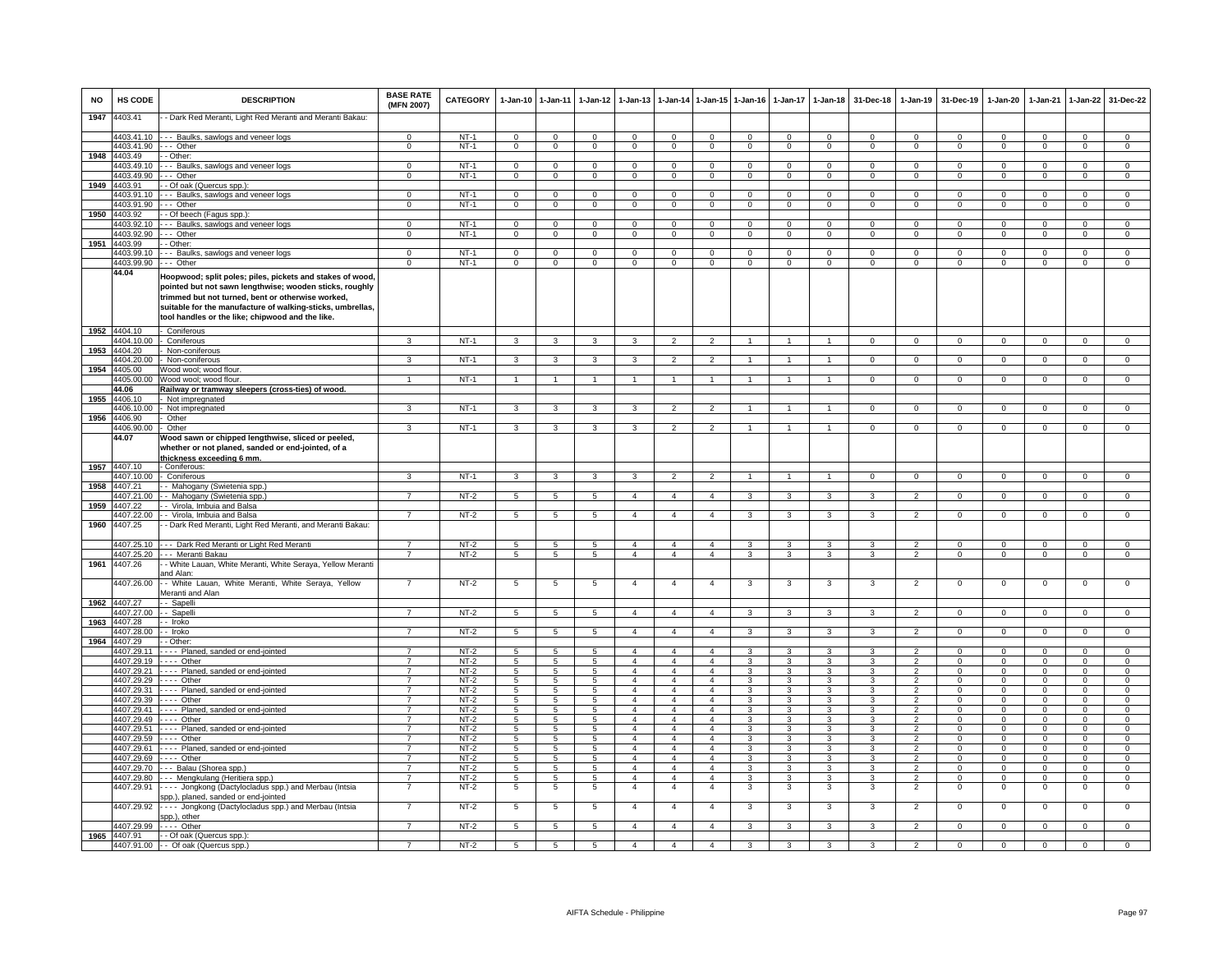| NO | HS CODE | DESCRIPTION | BASE RATE (MFN 2007) | CATEGORY | 1-Jan-10 | 1-Jan-11 | 1-Jan-12 | 1-Jan-13 | 1-Jan-14 | 1-Jan-15 | 1-Jan-16 | 1-Jan-17 | 1-Jan-18 | 31-Dec-18 | 1-Jan-19 | 31-Dec-19 | 1-Jan-20 | 1-Jan-21 | 1-Jan-22 | 31-Dec-22 |
|---|---|---|---|---|---|---|---|---|---|---|---|---|---|---|---|---|---|---|---|---|
| 1947 | 4403.41 | - - Dark Red Meranti, Light Red Meranti and Meranti Bakau: | | | | | | | | | | | | | | | | | | |
| | 4403.41.10 | - - - Baulks, sawlogs and veneer logs | 0 | NT-1 | 0 | 0 | 0 | 0 | 0 | 0 | 0 | 0 | 0 | 0 | 0 | 0 | 0 | 0 | 0 | 0 |
| | 4403.41.90 | - - - Other | 0 | NT-1 | 0 | 0 | 0 | 0 | 0 | 0 | 0 | 0 | 0 | 0 | 0 | 0 | 0 | 0 | 0 | 0 |
| 1948 | 4403.49 | - - Other: | | | | | | | | | | | | | | | | | | |
| | 4403.49.10 | - - - Baulks, sawlogs and veneer logs | 0 | NT-1 | 0 | 0 | 0 | 0 | 0 | 0 | 0 | 0 | 0 | 0 | 0 | 0 | 0 | 0 | 0 | 0 |
| | 4403.49.90 | - - - Other | 0 | NT-1 | 0 | 0 | 0 | 0 | 0 | 0 | 0 | 0 | 0 | 0 | 0 | 0 | 0 | 0 | 0 | 0 |
| 1949 | 4403.91 | - - Of oak (Quercus spp.): | | | | | | | | | | | | | | | | | | |
| | 4403.91.10 | - - - Baulks, sawlogs and veneer logs | 0 | NT-1 | 0 | 0 | 0 | 0 | 0 | 0 | 0 | 0 | 0 | 0 | 0 | 0 | 0 | 0 | 0 | 0 |
| | 4403.91.90 | - - - Other | 0 | NT-1 | 0 | 0 | 0 | 0 | 0 | 0 | 0 | 0 | 0 | 0 | 0 | 0 | 0 | 0 | 0 | 0 |
| 1950 | 4403.92 | - - Of beech (Fagus spp.): | | | | | | | | | | | | | | | | | | |
| | 4403.92.10 | - - - Baulks, sawlogs and veneer logs | 0 | NT-1 | 0 | 0 | 0 | 0 | 0 | 0 | 0 | 0 | 0 | 0 | 0 | 0 | 0 | 0 | 0 | 0 |
| | 4403.92.90 | - - - Other | 0 | NT-1 | 0 | 0 | 0 | 0 | 0 | 0 | 0 | 0 | 0 | 0 | 0 | 0 | 0 | 0 | 0 | 0 |
| 1951 | 4403.99 | - - Other: | | | | | | | | | | | | | | | | | | |
| | 4403.99.10 | - - - Baulks, sawlogs and veneer logs | 0 | NT-1 | 0 | 0 | 0 | 0 | 0 | 0 | 0 | 0 | 0 | 0 | 0 | 0 | 0 | 0 | 0 | 0 |
| | 4403.99.90 | - - - Other | 0 | NT-1 | 0 | 0 | 0 | 0 | 0 | 0 | 0 | 0 | 0 | 0 | 0 | 0 | 0 | 0 | 0 | 0 |
| | **44.04** | **Hoopwood; split poles; piles, pickets and stakes of wood, pointed but not sawn lengthwise; wooden sticks, roughly trimmed but not turned, bent or otherwise worked, suitable for the manufacture of walking-sticks, umbrellas, tool handles or the like; chipwood and the like.** | | | | | | | | | | | | | | | | | | |
| 1952 | 4404.10 | - Coniferous | | | | | | | | | | | | | | | | | | |
| | 4404.10.00 | - Coniferous | 3 | NT-1 | 3 | 3 | 3 | 3 | 2 | 2 | 1 | 1 | 1 | 0 | 0 | 0 | 0 | 0 | 0 | 0 |
| 1953 | 4404.20 | - Non-coniferous | | | | | | | | | | | | | | | | | | |
| | 4404.20.00 | - Non-coniferous | 3 | NT-1 | 3 | 3 | 3 | 3 | 2 | 2 | 1 | 1 | 1 | 0 | 0 | 0 | 0 | 0 | 0 | 0 |
| 1954 | 4405.00 | Wood wool; wood flour. | | | | | | | | | | | | | | | | | | |
| | 4405.00.00 | Wood wool; wood flour. | 1 | NT-1 | 1 | 1 | 1 | 1 | 1 | 1 | 1 | 1 | 1 | 0 | 0 | 0 | 0 | 0 | 0 | 0 |
| | **44.06** | **Railway or tramway sleepers (cross-ties) of wood.** | | | | | | | | | | | | | | | | | | |
| 1955 | 4406.10 | - Not impregnated | | | | | | | | | | | | | | | | | | |
| | 4406.10.00 | - Not impregnated | 3 | NT-1 | 3 | 3 | 3 | 3 | 2 | 2 | 1 | 1 | 1 | 0 | 0 | 0 | 0 | 0 | 0 | 0 |
| 1956 | 4406.90 | - Other | | | | | | | | | | | | | | | | | | |
| | 4406.90.00 | - Other | 3 | NT-1 | 3 | 3 | 3 | 3 | 2 | 2 | 1 | 1 | 1 | 0 | 0 | 0 | 0 | 0 | 0 | 0 |
| | **44.07** | **Wood sawn or chipped lengthwise, sliced or peeled, whether or not planed, sanded or end-jointed, of a thickness exceeding 6 mm.** | | | | | | | | | | | | | | | | | | |
| 1957 | 4407.10 | - Coniferous: | | | | | | | | | | | | | | | | | | |
| | 4407.10.00 | - Coniferous | 3 | NT-1 | 3 | 3 | 3 | 3 | 2 | 2 | 1 | 1 | 1 | 0 | 0 | 0 | 0 | 0 | 0 | 0 |
| 1958 | 4407.21 | - - Mahogany (Swietenia spp.) | | | | | | | | | | | | | | | | | | |
| | 4407.21.00 | - - Mahogany (Swietenia spp.) | 7 | NT-2 | 5 | 5 | 5 | 4 | 4 | 4 | 3 | 3 | 3 | 3 | 2 | 0 | 0 | 0 | 0 | 0 |
| 1959 | 4407.22 | - - Virola, Imbuia and Balsa | | | | | | | | | | | | | | | | | | |
| | 4407.22.00 | - - Virola, Imbuia and Balsa | 7 | NT-2 | 5 | 5 | 5 | 4 | 4 | 4 | 3 | 3 | 3 | 3 | 2 | 0 | 0 | 0 | 0 | 0 |
| 1960 | 4407.25 | - - Dark Red Meranti, Light Red Meranti, and Meranti Bakau: | | | | | | | | | | | | | | | | | | |
| | 4407.25.10 | - - - Dark Red Meranti or Light Red Meranti | 7 | NT-2 | 5 | 5 | 5 | 4 | 4 | 4 | 3 | 3 | 3 | 3 | 2 | 0 | 0 | 0 | 0 | 0 |
| | 4407.25.20 | - - - Meranti Bakau | 7 | NT-2 | 5 | 5 | 5 | 4 | 4 | 4 | 3 | 3 | 3 | 3 | 2 | 0 | 0 | 0 | 0 | 0 |
| 1961 | 4407.26 | - - White Lauan, White Meranti, White Seraya, Yellow Meranti and Alan: | | | | | | | | | | | | | | | | | | |
| | 4407.26.00 | - - White Lauan, White Meranti, White Seraya, Yellow Meranti and Alan | 7 | NT-2 | 5 | 5 | 5 | 4 | 4 | 4 | 3 | 3 | 3 | 3 | 2 | 0 | 0 | 0 | 0 | 0 |
| 1962 | 4407.27 | - - Sapelli | | | | | | | | | | | | | | | | | | |
| | 4407.27.00 | - - Sapelli | 7 | NT-2 | 5 | 5 | 5 | 4 | 4 | 4 | 3 | 3 | 3 | 3 | 2 | 0 | 0 | 0 | 0 | 0 |
| 1963 | 4407.28 | - - Iroko | | | | | | | | | | | | | | | | | | |
| | 4407.28.00 | - - Iroko | 7 | NT-2 | 5 | 5 | 5 | 4 | 4 | 4 | 3 | 3 | 3 | 3 | 2 | 0 | 0 | 0 | 0 | 0 |
| 1964 | 4407.29 | - - Other: | | | | | | | | | | | | | | | | | | |
| | 4407.29.11 | - - - - Planed, sanded or end-jointed | 7 | NT-2 | 5 | 5 | 5 | 4 | 4 | 4 | 3 | 3 | 3 | 3 | 2 | 0 | 0 | 0 | 0 | 0 |
| | 4407.29.19 | - - - - Other | 7 | NT-2 | 5 | 5 | 5 | 4 | 4 | 4 | 3 | 3 | 3 | 3 | 2 | 0 | 0 | 0 | 0 | 0 |
| | 4407.29.21 | - - - - Planed, sanded or end-jointed | 7 | NT-2 | 5 | 5 | 5 | 4 | 4 | 4 | 3 | 3 | 3 | 3 | 2 | 0 | 0 | 0 | 0 | 0 |
| | 4407.29.29 | - - - - Other | 7 | NT-2 | 5 | 5 | 5 | 4 | 4 | 4 | 3 | 3 | 3 | 3 | 2 | 0 | 0 | 0 | 0 | 0 |
| | 4407.29.31 | - - - - Planed, sanded or end-jointed | 7 | NT-2 | 5 | 5 | 5 | 4 | 4 | 4 | 3 | 3 | 3 | 3 | 2 | 0 | 0 | 0 | 0 | 0 |
| | 4407.29.39 | - - - - Other | 7 | NT-2 | 5 | 5 | 5 | 4 | 4 | 4 | 3 | 3 | 3 | 3 | 2 | 0 | 0 | 0 | 0 | 0 |
| | 4407.29.41 | - - - - Planed, sanded or end-jointed | 7 | NT-2 | 5 | 5 | 5 | 4 | 4 | 4 | 3 | 3 | 3 | 3 | 2 | 0 | 0 | 0 | 0 | 0 |
| | 4407.29.49 | - - - - Other | 7 | NT-2 | 5 | 5 | 5 | 4 | 4 | 4 | 3 | 3 | 3 | 3 | 2 | 0 | 0 | 0 | 0 | 0 |
| | 4407.29.51 | - - - - Planed, sanded or end-jointed | 7 | NT-2 | 5 | 5 | 5 | 4 | 4 | 4 | 3 | 3 | 3 | 3 | 2 | 0 | 0 | 0 | 0 | 0 |
| | 4407.29.59 | - - - - Other | 7 | NT-2 | 5 | 5 | 5 | 4 | 4 | 4 | 3 | 3 | 3 | 3 | 2 | 0 | 0 | 0 | 0 | 0 |
| | 4407.29.61 | - - - - Planed, sanded or end-jointed | 7 | NT-2 | 5 | 5 | 5 | 4 | 4 | 4 | 3 | 3 | 3 | 3 | 2 | 0 | 0 | 0 | 0 | 0 |
| | 4407.29.69 | - - - - Other | 7 | NT-2 | 5 | 5 | 5 | 4 | 4 | 4 | 3 | 3 | 3 | 3 | 2 | 0 | 0 | 0 | 0 | 0 |
| | 4407.29.70 | - - - Balau (Shorea spp.) | 7 | NT-2 | 5 | 5 | 5 | 4 | 4 | 4 | 3 | 3 | 3 | 3 | 2 | 0 | 0 | 0 | 0 | 0 |
| | 4407.29.80 | - - - Mengkulang (Heritiera spp.) | 7 | NT-2 | 5 | 5 | 5 | 4 | 4 | 4 | 3 | 3 | 3 | 3 | 2 | 0 | 0 | 0 | 0 | 0 |
| | 4407.29.91 | - - - - Jongkong (Dactylocladus spp.) and Merbau (Intsia spp.), planed, sanded or end-jointed | 7 | NT-2 | 5 | 5 | 5 | 4 | 4 | 4 | 3 | 3 | 3 | 3 | 2 | 0 | 0 | 0 | 0 | 0 |
| | 4407.29.92 | - - - - Jongkong (Dactylocladus spp.) and Merbau (Intsia spp.), other | 7 | NT-2 | 5 | 5 | 5 | 4 | 4 | 4 | 3 | 3 | 3 | 3 | 2 | 0 | 0 | 0 | 0 | 0 |
| | 4407.29.99 | - - - - Other | 7 | NT-2 | 5 | 5 | 5 | 4 | 4 | 4 | 3 | 3 | 3 | 3 | 2 | 0 | 0 | 0 | 0 | 0 |
| 1965 | 4407.91 | - - Of oak (Quercus spp.): | | | | | | | | | | | | | | | | | | |
| | 4407.91.00 | - - Of oak (Quercus spp.) | 7 | NT-2 | 5 | 5 | 5 | 4 | 4 | 4 | 3 | 3 | 3 | 3 | 2 | 0 | 0 | 0 | 0 | 0 |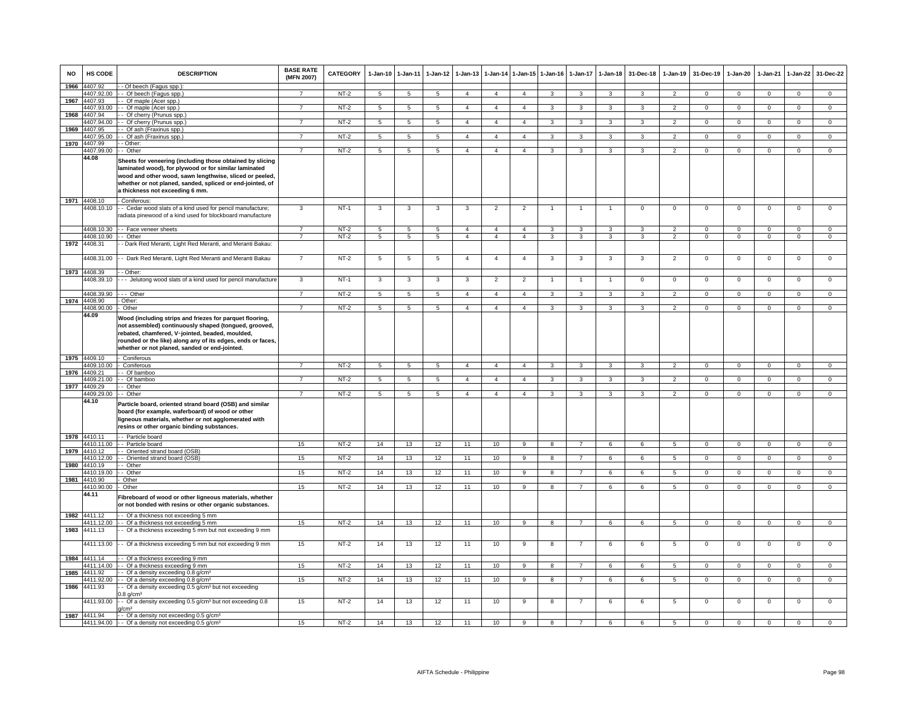| NO | HS CODE | DESCRIPTION | BASE RATE (MFN 2007) | CATEGORY | 1-Jan-10 | 1-Jan-11 | 1-Jan-12 | 1-Jan-13 | 1-Jan-14 | 1-Jan-15 | 1-Jan-16 | 1-Jan-17 | 1-Jan-18 | 31-Dec-18 | 1-Jan-19 | 31-Dec-19 | 1-Jan-20 | 1-Jan-21 | 1-Jan-22 | 31-Dec-22 |
|---|---|---|---|---|---|---|---|---|---|---|---|---|---|---|---|---|---|---|---|---|
| 1966 | 4407.92 | - - Of beech (Fagus spp.): | | | | | | | | | | | | | | | | | | |
| | 4407.92.00 | - - Of beech (Fagus spp.) | 7 | NT-2 | 5 | 5 | 5 | 4 | 4 | 4 | 3 | 3 | 3 | 3 | 2 | 0 | 0 | 0 | 0 | 0 |
| 1967 | 4407.93 | - - Of maple (Acer spp.) | | | | | | | | | | | | | | | | | | |
| | 4407.93.00 | - - Of maple (Acer spp.) | 7 | NT-2 | 5 | 5 | 5 | 4 | 4 | 4 | 3 | 3 | 3 | 3 | 2 | 0 | 0 | 0 | 0 | 0 |
| 1968 | 4407.94 | - - Of cherry (Prunus spp.) | | | | | | | | | | | | | | | | | | |
| | 4407.94.00 | - - Of cherry (Prunus spp.) | 7 | NT-2 | 5 | 5 | 5 | 4 | 4 | 4 | 3 | 3 | 3 | 3 | 2 | 0 | 0 | 0 | 0 | 0 |
| 1969 | 4407.95 | - - Of ash (Fraxinus spp.) | | | | | | | | | | | | | | | | | | |
| | 4407.95.00 | - - Of ash (Fraxinus spp.) | 7 | NT-2 | 5 | 5 | 5 | 4 | 4 | 4 | 3 | 3 | 3 | 3 | 2 | 0 | 0 | 0 | 0 | 0 |
| 1970 | 4407.99 | - - Other: | | | | | | | | | | | | | | | | | | |
| | 4407.99.00 | - - Other | 7 | NT-2 | 5 | 5 | 5 | 4 | 4 | 4 | 3 | 3 | 3 | 3 | 2 | 0 | 0 | 0 | 0 | 0 |
| | 44.08 | **Sheets for veneering (including those obtained by slicing laminated wood), for plywood or for similar laminated wood and other wood, sawn lengthwise, sliced or peeled, whether or not planed, sanded, spliced or end-jointed, of a thickness not exceeding 6 mm.** | | | | | | | | | | | | | | | | | | |
| 1971 | 4408.10 | - Coniferous: | | | | | | | | | | | | | | | | | | |
| | 4408.10.10 | - - Cedar wood slats of a kind used for pencil manufacture; radiata pinewood of a kind used for blockboard manufacture | 3 | NT-1 | 3 | 3 | 3 | 3 | 2 | 2 | 1 | 1 | 1 | 0 | 0 | 0 | 0 | 0 | 0 | 0 |
| | 4408.10.30 | - - Face veneer sheets | 7 | NT-2 | 5 | 5 | 5 | 4 | 4 | 4 | 3 | 3 | 3 | 3 | 2 | 0 | 0 | 0 | 0 | 0 |
| | 4408.10.90 | - - Other | 7 | NT-2 | 5 | 5 | 5 | 4 | 4 | 4 | 3 | 3 | 3 | 3 | 2 | 0 | 0 | 0 | 0 | 0 |
| 1972 | 4408.31 | - - Dark Red Meranti, Light Red Meranti, and Meranti Bakau: | | | | | | | | | | | | | | | | | | |
| | 4408.31.00 | - - Dark Red Meranti, Light Red Meranti and Meranti Bakau | 7 | NT-2 | 5 | 5 | 5 | 4 | 4 | 4 | 3 | 3 | 3 | 3 | 2 | 0 | 0 | 0 | 0 | 0 |
| 1973 | 4408.39 | - - Other: | | | | | | | | | | | | | | | | | | |
| | 4408.39.10 | - - - Jelutong wood slats of a kind used for pencil manufacture | 3 | NT-1 | 3 | 3 | 3 | 3 | 2 | 2 | 1 | 1 | 1 | 0 | 0 | 0 | 0 | 0 | 0 | 0 |
| | 4408.39.90 | - - - Other | 7 | NT-2 | 5 | 5 | 5 | 4 | 4 | 4 | 3 | 3 | 3 | 3 | 2 | 0 | 0 | 0 | 0 | 0 |
| 1974 | 4408.90 | - Other: | | | | | | | | | | | | | | | | | | |
| | 4408.90.00 | - Other | 7 | NT-2 | 5 | 5 | 5 | 4 | 4 | 4 | 3 | 3 | 3 | 3 | 2 | 0 | 0 | 0 | 0 | 0 |
| | 44.09 | **Wood (including strips and friezes for parquet flooring, not assembled) continuously shaped (tongued, grooved, rebated, chamfered, V-jointed, beaded, moulded, rounded or the like) along any of its edges, ends or faces, whether or not planed, sanded or end-jointed.** | | | | | | | | | | | | | | | | | | |
| 1975 | 4409.10 | - Coniferous | | | | | | | | | | | | | | | | | | |
| | 4409.10.00 | - Coniferous | 7 | NT-2 | 5 | 5 | 5 | 4 | 4 | 4 | 3 | 3 | 3 | 3 | 2 | 0 | 0 | 0 | 0 | 0 |
| 1976 | 4409.21 | - - Of bamboo | | | | | | | | | | | | | | | | | | |
| | 4409.21.00 | - - Of bamboo | 7 | NT-2 | 5 | 5 | 5 | 4 | 4 | 4 | 3 | 3 | 3 | 3 | 2 | 0 | 0 | 0 | 0 | 0 |
| 1977 | 4409.29 | - - Other | | | | | | | | | | | | | | | | | | |
| | 4409.29.00 | - - Other | 7 | NT-2 | 5 | 5 | 5 | 4 | 4 | 4 | 3 | 3 | 3 | 3 | 2 | 0 | 0 | 0 | 0 | 0 |
| | 44.10 | **Particle board, oriented strand board (OSB) and similar board (for example, waferboard) of wood or other ligneous materials, whether or not agglomerated with resins or other organic binding substances.** | | | | | | | | | | | | | | | | | | |
| 1978 | 4410.11 | - - Particle board | | | | | | | | | | | | | | | | | | |
| | 4410.11.00 | - - Particle board | 15 | NT-2 | 14 | 13 | 12 | 11 | 10 | 9 | 8 | 7 | 6 | 6 | 5 | 0 | 0 | 0 | 0 | 0 |
| 1979 | 4410.12 | - - Oriented strand board (OSB) | | | | | | | | | | | | | | | | | | |
| | 4410.12.00 | - - Oriented strand board (OSB) | 15 | NT-2 | 14 | 13 | 12 | 11 | 10 | 9 | 8 | 7 | 6 | 6 | 5 | 0 | 0 | 0 | 0 | 0 |
| 1980 | 4410.19 | - - Other | | | | | | | | | | | | | | | | | | |
| | 4410.19.00 | - - Other | 15 | NT-2 | 14 | 13 | 12 | 11 | 10 | 9 | 8 | 7 | 6 | 6 | 5 | 0 | 0 | 0 | 0 | 0 |
| 1981 | 4410.90 | - Other | | | | | | | | | | | | | | | | | | |
| | 4410.90.00 | - Other | 15 | NT-2 | 14 | 13 | 12 | 11 | 10 | 9 | 8 | 7 | 6 | 6 | 5 | 0 | 0 | 0 | 0 | 0 |
| | 44.11 | **Fibreboard of wood or other ligneous materials, whether or not bonded with resins or other organic substances.** | | | | | | | | | | | | | | | | | | |
| 1982 | 4411.12 | - - Of a thickness not exceeding 5 mm | | | | | | | | | | | | | | | | | | |
| | 4411.12.00 | - - Of a thickness not exceeding 5 mm | 15 | NT-2 | 14 | 13 | 12 | 11 | 10 | 9 | 8 | 7 | 6 | 6 | 5 | 0 | 0 | 0 | 0 | 0 |
| 1983 | 4411.13 | - - Of a thickness exceeding 5 mm but not exceeding 9 mm | | | | | | | | | | | | | | | | | | |
| | 4411.13.00 | - - Of a thickness exceeding 5 mm but not exceeding 9 mm | 15 | NT-2 | 14 | 13 | 12 | 11 | 10 | 9 | 8 | 7 | 6 | 6 | 5 | 0 | 0 | 0 | 0 | 0 |
| 1984 | 4411.14 | - - Of a thickness exceeding 9 mm | | | | | | | | | | | | | | | | | | |
| | 4411.14.00 | - - Of a thickness exceeding 9 mm | 15 | NT-2 | 14 | 13 | 12 | 11 | 10 | 9 | 8 | 7 | 6 | 6 | 5 | 0 | 0 | 0 | 0 | 0 |
| 1985 | 4411.92 | - - Of a density exceeding 0.8 g/cm³ | | | | | | | | | | | | | | | | | | |
| | 4411.92.00 | - - Of a density exceeding 0.8 g/cm³ | 15 | NT-2 | 14 | 13 | 12 | 11 | 10 | 9 | 8 | 7 | 6 | 6 | 5 | 0 | 0 | 0 | 0 | 0 |
| 1986 | 4411.93 | - - Of a density exceeding 0.5 g/cm³ but not exceeding 0.8 g/cm³ | | | | | | | | | | | | | | | | | | |
| | 4411.93.00 | - - Of a density exceeding 0.5 g/cm³ but not exceeding 0.8 g/cm³ | 15 | NT-2 | 14 | 13 | 12 | 11 | 10 | 9 | 8 | 7 | 6 | 6 | 5 | 0 | 0 | 0 | 0 | 0 |
| 1987 | 4411.94 | - - Of a density not exceeding 0.5 g/cm³ | | | | | | | | | | | | | | | | | | |
| | 4411.94.00 | - - Of a density not exceeding 0.5 g/cm³ | 15 | NT-2 | 14 | 13 | 12 | 11 | 10 | 9 | 8 | 7 | 6 | 6 | 5 | 0 | 0 | 0 | 0 | 0 |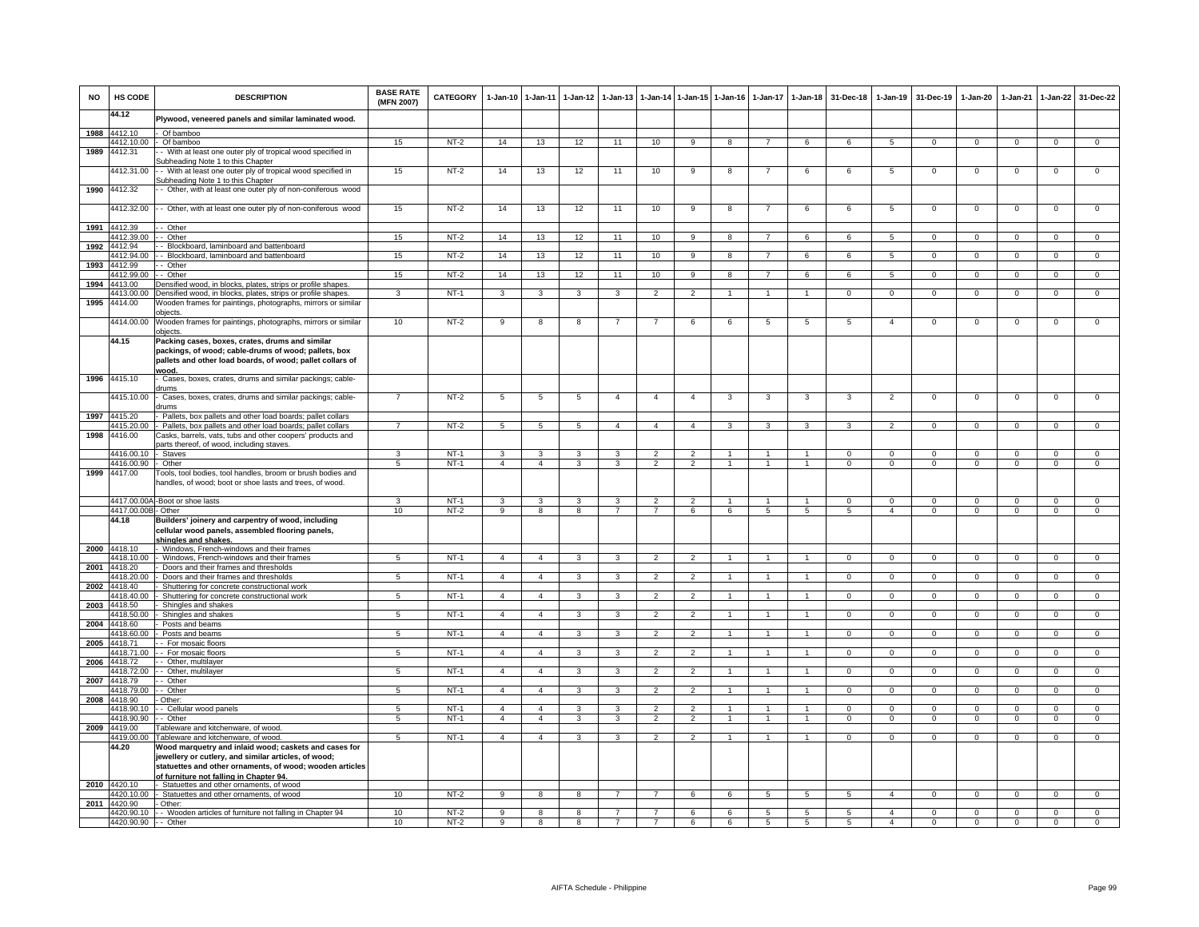| NO | HS CODE | DESCRIPTION | BASE RATE (MFN 2007) | CATEGORY | 1-Jan-10 | 1-Jan-11 | 1-Jan-12 | 1-Jan-13 | 1-Jan-14 | 1-Jan-15 | 1-Jan-16 | 1-Jan-17 | 1-Jan-18 | 31-Dec-18 | 1-Jan-19 | 31-Dec-19 | 1-Jan-20 | 1-Jan-21 | 1-Jan-22 | 31-Dec-22 |
|---|---|---|---|---|---|---|---|---|---|---|---|---|---|---|---|---|---|---|---|---|
| | 44.12 | **Plywood, veneered panels and similar laminated wood.** | | | | | | | | | | | | | | | | | | |
| 1988 | 4412.10 | - Of bamboo | | | | | | | | | | | | | | | | | | |
| | 4412.10.00 | - Of bamboo | 15 | NT-2 | 14 | 13 | 12 | 11 | 10 | 9 | 8 | 7 | 6 | 6 | 5 | 0 | 0 | 0 | 0 | 0 |
| 1989 | 4412.31 | - - With at least one outer ply of tropical wood specified in Subheading Note 1 to this Chapter | | | | | | | | | | | | | | | | | | |
| | 4412.31.00 | - - With at least one outer ply of tropical wood specified in Subheading Note 1 to this Chapter | 15 | NT-2 | 14 | 13 | 12 | 11 | 10 | 9 | 8 | 7 | 6 | 6 | 5 | 0 | 0 | 0 | 0 | 0 |
| 1990 | 4412.32 | - - Other, with at least one outer ply of non-coniferous wood | | | | | | | | | | | | | | | | | | |
| | 4412.32.00 | - - Other, with at least one outer ply of non-coniferous wood | 15 | NT-2 | 14 | 13 | 12 | 11 | 10 | 9 | 8 | 7 | 6 | 6 | 5 | 0 | 0 | 0 | 0 | 0 |
| 1991 | 4412.39 | - - Other | | | | | | | | | | | | | | | | | | |
| | 4412.39.00 | - - Other | 15 | NT-2 | 14 | 13 | 12 | 11 | 10 | 9 | 8 | 7 | 6 | 6 | 5 | 0 | 0 | 0 | 0 | 0 |
| 1992 | 4412.94 | - - Blockboard, laminboard and battenboard | | | | | | | | | | | | | | | | | | |
| | 4412.94.00 | - - Blockboard, laminboard and battenboard | 15 | NT-2 | 14 | 13 | 12 | 11 | 10 | 9 | 8 | 7 | 6 | 6 | 5 | 0 | 0 | 0 | 0 | 0 |
| 1993 | 4412.99 | - - Other | | | | | | | | | | | | | | | | | | |
| | 4412.99.00 | - - Other | 15 | NT-2 | 14 | 13 | 12 | 11 | 10 | 9 | 8 | 7 | 6 | 6 | 5 | 0 | 0 | 0 | 0 | 0 |
| 1994 | 4413.00 | Densified wood, in blocks, plates, strips or profile shapes. | | | | | | | | | | | | | | | | | | |
| | 4413.00.00 | Densified wood, in blocks, plates, strips or profile shapes. | 3 | NT-1 | 3 | 3 | 3 | 3 | 2 | 2 | 1 | 1 | 1 | 0 | 0 | 0 | 0 | 0 | 0 | 0 |
| 1995 | 4414.00 | Wooden frames for paintings, photographs, mirrors or similar objects. | | | | | | | | | | | | | | | | | | |
| | 4414.00.00 | Wooden frames for paintings, photographs, mirrors or similar objects. | 10 | NT-2 | 9 | 8 | 8 | 7 | 7 | 6 | 6 | 5 | 5 | 5 | 4 | 0 | 0 | 0 | 0 | 0 |
| | 44.15 | **Packing cases, boxes, crates, drums and similar packings, of wood; cable-drums of wood; pallets, box pallets and other load boards, of wood; pallet collars of wood.** | | | | | | | | | | | | | | | | | | |
| 1996 | 4415.10 | - Cases, boxes, crates, drums and similar packings; cable-drums | | | | | | | | | | | | | | | | | | |
| | 4415.10.00 | - Cases, boxes, crates, drums and similar packings; cable-drums | 7 | NT-2 | 5 | 5 | 5 | 4 | 4 | 4 | 3 | 3 | 3 | 3 | 2 | 0 | 0 | 0 | 0 | 0 |
| 1997 | 4415.20 | - Pallets, box pallets and other load boards; pallet collars | | | | | | | | | | | | | | | | | | |
| | 4415.20.00 | - Pallets, box pallets and other load boards; pallet collars | 7 | NT-2 | 5 | 5 | 5 | 4 | 4 | 4 | 3 | 3 | 3 | 3 | 2 | 0 | 0 | 0 | 0 | 0 |
| 1998 | 4416.00 | Casks, barrels, vats, tubs and other coopers' products and parts thereof, of wood, including staves. | | | | | | | | | | | | | | | | | | |
| | 4416.00.10 | - Staves | 3 | NT-1 | 3 | 3 | 3 | 3 | 2 | 2 | 1 | 1 | 1 | 0 | 0 | 0 | 0 | 0 | 0 | 0 |
| | 4416.00.90 | - Other | 5 | NT-1 | 4 | 4 | 3 | 3 | 2 | 2 | 1 | 1 | 1 | 0 | 0 | 0 | 0 | 0 | 0 | 0 |
| 1999 | 4417.00 | Tools, tool bodies, tool handles, broom or brush bodies and handles, of wood; boot or shoe lasts and trees, of wood. | | | | | | | | | | | | | | | | | | |
| | 4417.00.00A | -Boot or shoe lasts | 3 | NT-1 | 3 | 3 | 3 | 3 | 2 | 2 | 1 | 1 | 1 | 0 | 0 | 0 | 0 | 0 | 0 | 0 |
| | 4417.00.00B | - Other | 10 | NT-2 | 9 | 8 | 8 | 7 | 7 | 6 | 6 | 5 | 5 | 5 | 4 | 0 | 0 | 0 | 0 | 0 |
| | 44.18 | **Builders' joinery and carpentry of wood, including cellular wood panels, assembled flooring panels, shingles and shakes.** | | | | | | | | | | | | | | | | | | |
| 2000 | 4418.10 | - Windows, French-windows and their frames | | | | | | | | | | | | | | | | | | |
| | 4418.10.00 | - Windows, French-windows and their frames | 5 | NT-1 | 4 | 4 | 3 | 3 | 2 | 2 | 1 | 1 | 1 | 0 | 0 | 0 | 0 | 0 | 0 | 0 |
| 2001 | 4418.20 | - Doors and their frames and thresholds | | | | | | | | | | | | | | | | | | |
| | 4418.20.00 | - Doors and their frames and thresholds | 5 | NT-1 | 4 | 4 | 3 | 3 | 2 | 2 | 1 | 1 | 1 | 0 | 0 | 0 | 0 | 0 | 0 | 0 |
| 2002 | 4418.40 | - Shuttering for concrete constructional work | | | | | | | | | | | | | | | | | | |
| | 4418.40.00 | - Shuttering for concrete constructional work | 5 | NT-1 | 4 | 4 | 3 | 3 | 2 | 2 | 1 | 1 | 1 | 0 | 0 | 0 | 0 | 0 | 0 | 0 |
| 2003 | 4418.50 | - Shingles and shakes | | | | | | | | | | | | | | | | | | |
| | 4418.50.00 | - Shingles and shakes | 5 | NT-1 | 4 | 4 | 3 | 3 | 2 | 2 | 1 | 1 | 1 | 0 | 0 | 0 | 0 | 0 | 0 | 0 |
| 2004 | 4418.60 | - Posts and beams | | | | | | | | | | | | | | | | | | |
| | 4418.60.00 | - Posts and beams | 5 | NT-1 | 4 | 4 | 3 | 3 | 2 | 2 | 1 | 1 | 1 | 0 | 0 | 0 | 0 | 0 | 0 | 0 |
| 2005 | 4418.71 | - - For mosaic floors | | | | | | | | | | | | | | | | | | |
| | 4418.71.00 | - - For mosaic floors | 5 | NT-1 | 4 | 4 | 3 | 3 | 2 | 2 | 1 | 1 | 1 | 0 | 0 | 0 | 0 | 0 | 0 | 0 |
| 2006 | 4418.72 | - - Other, multilayer | | | | | | | | | | | | | | | | | | |
| | 4418.72.00 | - - Other, multilayer | 5 | NT-1 | 4 | 4 | 3 | 3 | 2 | 2 | 1 | 1 | 1 | 0 | 0 | 0 | 0 | 0 | 0 | 0 |
| 2007 | 4418.79 | - - Other | | | | | | | | | | | | | | | | | | |
| | 4418.79.00 | - - Other | 5 | NT-1 | 4 | 4 | 3 | 3 | 2 | 2 | 1 | 1 | 1 | 0 | 0 | 0 | 0 | 0 | 0 | 0 |
| 2008 | 4418.90 | - Other: | | | | | | | | | | | | | | | | | | |
| | 4418.90.10 | - - Cellular wood panels | 5 | NT-1 | 4 | 4 | 3 | 3 | 2 | 2 | 1 | 1 | 1 | 0 | 0 | 0 | 0 | 0 | 0 | 0 |
| | 4418.90.90 | - - Other | 5 | NT-1 | 4 | 4 | 3 | 3 | 2 | 2 | 1 | 1 | 1 | 0 | 0 | 0 | 0 | 0 | 0 | 0 |
| 2009 | 4419.00 | Tableware and kitchenware, of wood. | | | | | | | | | | | | | | | | | | |
| | 4419.00.00 | Tableware and kitchenware, of wood. | 5 | NT-1 | 4 | 4 | 3 | 3 | 2 | 2 | 1 | 1 | 1 | 0 | 0 | 0 | 0 | 0 | 0 | 0 |
| | 44.20 | **Wood marquetry and inlaid wood; caskets and cases for jewellery or cutlery, and similar articles, of wood; statuettes and other ornaments, of wood; wooden articles of furniture not falling in Chapter 94.** | | | | | | | | | | | | | | | | | | |
| 2010 | 4420.10 | - Statuettes and other ornaments, of wood | | | | | | | | | | | | | | | | | | |
| | 4420.10.00 | - Statuettes and other ornaments, of wood | 10 | NT-2 | 9 | 8 | 8 | 7 | 7 | 6 | 6 | 5 | 5 | 5 | 4 | 0 | 0 | 0 | 0 | 0 |
| 2011 | 4420.90 | - Other: | | | | | | | | | | | | | | | | | | |
| | 4420.90.10 | - - Wooden articles of furniture not falling in Chapter 94 | 10 | NT-2 | 9 | 8 | 8 | 7 | 7 | 6 | 6 | 5 | 5 | 5 | 4 | 0 | 0 | 0 | 0 | 0 |
| | 4420.90.90 | - - Other | 10 | NT-2 | 9 | 8 | 8 | 7 | 7 | 6 | 6 | 5 | 5 | 5 | 4 | 0 | 0 | 0 | 0 | 0 |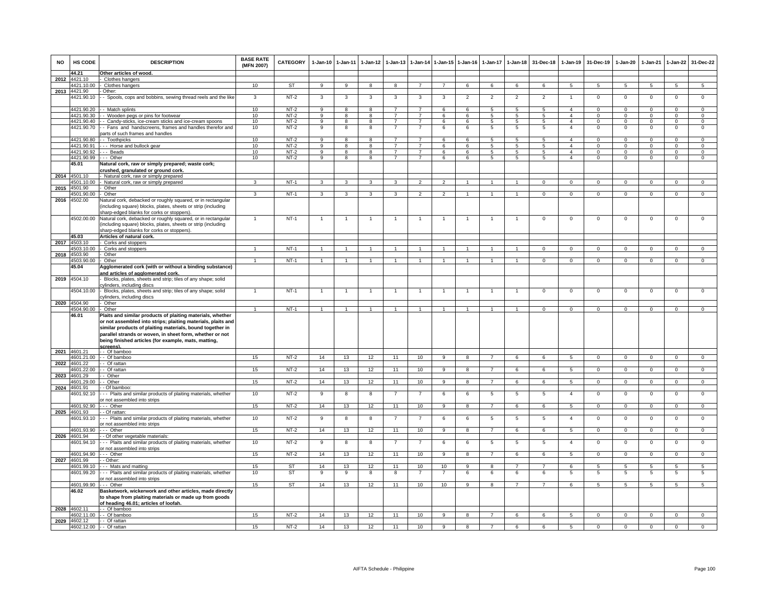| NO | HS CODE | DESCRIPTION | BASE RATE (MFN 2007) | CATEGORY | 1-Jan-10 | 1-Jan-11 | 1-Jan-12 | 1-Jan-13 | 1-Jan-14 | 1-Jan-15 | 1-Jan-16 | 1-Jan-17 | 1-Jan-18 | 31-Dec-18 | 1-Jan-19 | 31-Dec-19 | 1-Jan-20 | 1-Jan-21 | 1-Jan-22 | 31-Dec-22 |
|---|---|---|---|---|---|---|---|---|---|---|---|---|---|---|---|---|---|---|---|---|
| | **44.21** | **Other articles of wood.** | | | | | | | | | | | | | | | | | | |
| 2012 | 4421.10 | - Clothes hangers | | | | | | | | | | | | | | | | | | |
| | 4421.10.00 | - Clothes hangers | 10 | ST | 9 | 9 | 8 | 8 | 7 | 7 | 6 | 6 | 6 | 6 | 5 | 5 | 5 | 5 | 5 | 5 |
| 2013 | 4421.90 | - Other: | | | | | | | | | | | | | | | | | | |
| | 4421.90.10 | - - Spools, cops and bobbins, sewing thread reels and the like | 3 | NT-2 | 3 | 3 | 3 | 3 | 3 | 3 | 2 | 2 | 2 | 2 | 1 | 0 | 0 | 0 | 0 | 0 |
| | 4421.90.20 | - - Match splints | 10 | NT-2 | 9 | 8 | 8 | 7 | 7 | 6 | 6 | 5 | 5 | 5 | 4 | 0 | 0 | 0 | 0 | 0 |
| | 4421.90.30 | - - Wooden pegs or pins for footwear | 10 | NT-2 | 9 | 8 | 8 | 7 | 7 | 6 | 6 | 5 | 5 | 5 | 4 | 0 | 0 | 0 | 0 | 0 |
| | 4421.90.40 | - - Candy-sticks, ice-cream sticks and ice-cream spoons | 10 | NT-2 | 9 | 8 | 8 | 7 | 7 | 6 | 6 | 5 | 5 | 5 | 4 | 0 | 0 | 0 | 0 | 0 |
| | 4421.90.70 | - - Fans and handscreens, frames and handles therefor and parts of such frames and handles | 10 | NT-2 | 9 | 8 | 8 | 7 | 7 | 6 | 6 | 5 | 5 | 5 | 4 | 0 | 0 | 0 | 0 | 0 |
| | 4421.90.80 | - - Toothpicks | 10 | NT-2 | 9 | 8 | 8 | 7 | 7 | 6 | 6 | 5 | 5 | 5 | 4 | 0 | 0 | 0 | 0 | 0 |
| | 4421.90.91 | - - - Horse and bullock gear | 10 | NT-2 | 9 | 8 | 8 | 7 | 7 | 6 | 6 | 5 | 5 | 5 | 4 | 0 | 0 | 0 | 0 | 0 |
| | 4421.90.92 | - - - Beads | 10 | NT-2 | 9 | 8 | 8 | 7 | 7 | 6 | 6 | 5 | 5 | 5 | 4 | 0 | 0 | 0 | 0 | 0 |
| | 4421.90.99 | - - - Other | 10 | NT-2 | 9 | 8 | 8 | 7 | 7 | 6 | 6 | 5 | 5 | 5 | 4 | 0 | 0 | 0 | 0 | 0 |
| | **45.01** | **Natural cork, raw or simply prepared; waste cork; crushed, granulated or ground cork.** | | | | | | | | | | | | | | | | | | |
| 2014 | 4501.10 | - Natural cork, raw or simply prepared | | | | | | | | | | | | | | | | | | |
| | 4501.10.00 | - Natural cork, raw or simply prepared | 3 | NT-1 | 3 | 3 | 3 | 3 | 2 | 2 | 1 | 1 | 1 | 0 | 0 | 0 | 0 | 0 | 0 | 0 |
| 2015 | 4501.90 | - Other | | | | | | | | | | | | | | | | | | |
| | 4501.90.00 | - Other | 3 | NT-1 | 3 | 3 | 3 | 3 | 2 | 2 | 1 | 1 | 1 | 0 | 0 | 0 | 0 | 0 | 0 | 0 |
| 2016 | 4502.00 | Natural cork, debacked or roughly squared, or in rectangular (including square) blocks, plates, sheets or strip (including sharp-edged blanks for corks or stoppers). | | | | | | | | | | | | | | | | | | |
| | 4502.00.00 | Natural cork, debacked or roughly squared, or in rectangular (including square) blocks, plates, sheets or strip (including sharp-edged blanks for corks or stoppers). | 1 | NT-1 | 1 | 1 | 1 | 1 | 1 | 1 | 1 | 1 | 1 | 0 | 0 | 0 | 0 | 0 | 0 | 0 |
| | **45.03** | **Articles of natural cork.** | | | | | | | | | | | | | | | | | | |
| 2017 | 4503.10 | - Corks and stoppers | | | | | | | | | | | | | | | | | | |
| | 4503.10.00 | - Corks and stoppers | 1 | NT-1 | 1 | 1 | 1 | 1 | 1 | 1 | 1 | 1 | 1 | 0 | 0 | 0 | 0 | 0 | 0 | 0 |
| 2018 | 4503.90 | - Other | | | | | | | | | | | | | | | | | | |
| | 4503.90.00 | - Other | 1 | NT-1 | 1 | 1 | 1 | 1 | 1 | 1 | 1 | 1 | 1 | 0 | 0 | 0 | 0 | 0 | 0 | 0 |
| | **45.04** | **Agglomerated cork (with or without a binding substance) and articles of agglomerated cork.** | | | | | | | | | | | | | | | | | | |
| 2019 | 4504.10 | - Blocks, plates, sheets and strip; tiles of any shape; solid cylinders, including discs | | | | | | | | | | | | | | | | | | |
| | 4504.10.00 | - Blocks, plates, sheets and strip; tiles of any shape; solid cylinders, including discs | 1 | NT-1 | 1 | 1 | 1 | 1 | 1 | 1 | 1 | 1 | 1 | 0 | 0 | 0 | 0 | 0 | 0 | 0 |
| 2020 | 4504.90 | - Other | | | | | | | | | | | | | | | | | | |
| | 4504.90.00 | - Other | 1 | NT-1 | 1 | 1 | 1 | 1 | 1 | 1 | 1 | 1 | 1 | 0 | 0 | 0 | 0 | 0 | 0 | 0 |
| | **46.01** | **Plaits and similar products of plaiting materials, whether or not assembled into strips; plaiting materials, plaits and similar products of plaiting materials, bound together in parallel strands or woven, in sheet form, whether or not being finished articles (for example, mats, matting, screens).** | | | | | | | | | | | | | | | | | | |
| 2021 | 4601.21 | - - Of bamboo | | | | | | | | | | | | | | | | | | |
| | 4601.21.00 | - - Of bamboo | 15 | NT-2 | 14 | 13 | 12 | 11 | 10 | 9 | 8 | 7 | 6 | 6 | 5 | 0 | 0 | 0 | 0 | 0 |
| 2022 | 4601.22 | - - Of rattan | | | | | | | | | | | | | | | | | | |
| | 4601.22.00 | - - Of rattan | 15 | NT-2 | 14 | 13 | 12 | 11 | 10 | 9 | 8 | 7 | 6 | 6 | 5 | 0 | 0 | 0 | 0 | 0 |
| 2023 | 4601.29 | - - Other | | | | | | | | | | | | | | | | | | |
| | 4601.29.00 | - - Other | 15 | NT-2 | 14 | 13 | 12 | 11 | 10 | 9 | 8 | 7 | 6 | 6 | 5 | 0 | 0 | 0 | 0 | 0 |
| 2024 | 4601.91 | - - Of bamboo: | | | | | | | | | | | | | | | | | | |
| | 4601.92.10 | - - - Plaits and similar products of plaiting materials, whether or not assembled into strips | 10 | NT-2 | 9 | 8 | 8 | 7 | 7 | 6 | 6 | 5 | 5 | 5 | 4 | 0 | 0 | 0 | 0 | 0 |
| | 4601.92.90 | - - - Other | 15 | NT-2 | 14 | 13 | 12 | 11 | 10 | 9 | 8 | 7 | 6 | 6 | 5 | 0 | 0 | 0 | 0 | 0 |
| 2025 | 4601.93 | - - Of rattan: | | | | | | | | | | | | | | | | | | |
| | 4601.93.10 | - - - Plaits and similar products of plaiting materials, whether or not assembled into strips | 10 | NT-2 | 9 | 8 | 8 | 7 | 7 | 6 | 6 | 5 | 5 | 5 | 4 | 0 | 0 | 0 | 0 | 0 |
| | 4601.93.90 | - - - Other | 15 | NT-2 | 14 | 13 | 12 | 11 | 10 | 9 | 8 | 7 | 6 | 6 | 5 | 0 | 0 | 0 | 0 | 0 |
| 2026 | 4601.94 | - - Of other vegetable materials: | | | | | | | | | | | | | | | | | | |
| | 4601.94.10 | - - - Plaits and similar products of plaiting materials, whether or not assembled into strips | 10 | NT-2 | 9 | 8 | 8 | 7 | 7 | 6 | 6 | 5 | 5 | 5 | 4 | 0 | 0 | 0 | 0 | 0 |
| | 4601.94.90 | - - - Other | 15 | NT-2 | 14 | 13 | 12 | 11 | 10 | 9 | 8 | 7 | 6 | 6 | 5 | 0 | 0 | 0 | 0 | 0 |
| 2027 | 4601.99 | - - Other: | | | | | | | | | | | | | | | | | | |
| | 4601.99.10 | - - - Mats and matting | 15 | ST | 14 | 13 | 12 | 11 | 10 | 10 | 9 | 8 | 7 | 7 | 6 | 5 | 5 | 5 | 5 | 5 |
| | 4601.99.20 | - - - Plaits and similar products of plaiting materials, whether or not assembled into strips | 10 | ST | 9 | 9 | 8 | 8 | 7 | 7 | 6 | 6 | 6 | 6 | 5 | 5 | 5 | 5 | 5 | 5 |
| | 4601.99.90 | - - - Other | 15 | ST | 14 | 13 | 12 | 11 | 10 | 10 | 9 | 8 | 7 | 7 | 6 | 5 | 5 | 5 | 5 | 5 |
| | **46.02** | **Basketwork, wickerwork and other articles, made directly to shape from plaiting materials or made up from goods of heading 46.01; articles of loofah.** | | | | | | | | | | | | | | | | | | |
| 2028 | 4602.11 | - - Of bamboo | | | | | | | | | | | | | | | | | | |
| | 4602.11.00 | - - Of bamboo | 15 | NT-2 | 14 | 13 | 12 | 11 | 10 | 9 | 8 | 7 | 6 | 6 | 5 | 0 | 0 | 0 | 0 | 0 |
| 2029 | 4602.12 | - - Of rattan | | | | | | | | | | | | | | | | | | |
| | 4602.12.00 | - - Of rattan | 15 | NT-2 | 14 | 13 | 12 | 11 | 10 | 9 | 8 | 7 | 6 | 6 | 5 | 0 | 0 | 0 | 0 | 0 |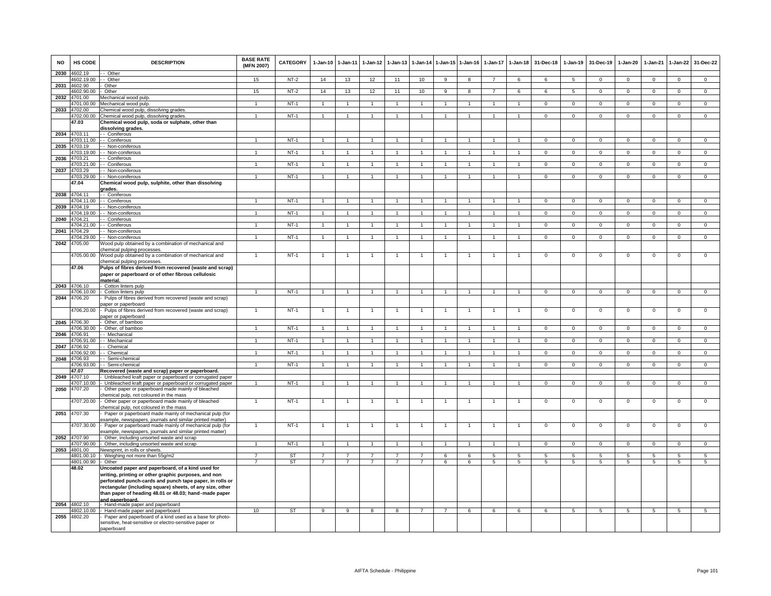| NO | HS CODE | DESCRIPTION | BASE RATE (MFN 2007) | CATEGORY | 1-Jan-10 | 1-Jan-11 | 1-Jan-12 | 1-Jan-13 | 1-Jan-14 | 1-Jan-15 | 1-Jan-16 | 1-Jan-17 | 1-Jan-18 | 31-Dec-18 | 1-Jan-19 | 31-Dec-19 | 1-Jan-20 | 1-Jan-21 | 1-Jan-22 | 31-Dec-22 |
|---|---|---|---|---|---|---|---|---|---|---|---|---|---|---|---|---|---|---|---|---|
| 2030 | 4602.19 | - - Other | | | | | | | | | | | | | | | | | | |
| | 4602.19.00 | - - Other | 15 | NT-2 | 14 | 13 | 12 | 11 | 10 | 9 | 8 | 7 | 6 | 6 | 5 | 0 | 0 | 0 | 0 | 0 |
| 2031 | 4602.90 | - Other | | | | | | | | | | | | | | | | | | |
| | 4602.90.00 | - Other | 15 | NT-2 | 14 | 13 | 12 | 11 | 10 | 9 | 8 | 7 | 6 | 6 | 5 | 0 | 0 | 0 | 0 | 0 |
| 2032 | 4701.00 | Mechanical wood pulp. | | | | | | | | | | | | | | | | | | |
| | 4701.00.00 | Mechanical wood pulp. | 1 | NT-1 | 1 | 1 | 1 | 1 | 1 | 1 | 1 | 1 | 1 | 0 | 0 | 0 | 0 | 0 | 0 | 0 |
| 2033 | 4702.00 | Chemical wood pulp, dissolving grades. | | | | | | | | | | | | | | | | | | |
| | 4702.00.00 | Chemical wood pulp, dissolving grades. | 1 | NT-1 | 1 | 1 | 1 | 1 | 1 | 1 | 1 | 1 | 1 | 0 | 0 | 0 | 0 | 0 | 0 | 0 |
| | **47.03** | **Chemical wood pulp, soda or sulphate, other than dissolving grades.** | | | | | | | | | | | | | | | | | | |
| 2034 | 4703.11 | - - Coniferous | | | | | | | | | | | | | | | | | | |
| | 4703.11.00 | - - Coniferous | 1 | NT-1 | 1 | 1 | 1 | 1 | 1 | 1 | 1 | 1 | 1 | 0 | 0 | 0 | 0 | 0 | 0 | 0 |
| 2035 | 4703.19 | - - Non-coniferous | | | | | | | | | | | | | | | | | | |
| | 4703.19.00 | - - Non-coniferous | 1 | NT-1 | 1 | 1 | 1 | 1 | 1 | 1 | 1 | 1 | 1 | 0 | 0 | 0 | 0 | 0 | 0 | 0 |
| 2036 | 4703.21 | - - Coniferous | | | | | | | | | | | | | | | | | | |
| | 4703.21.00 | - - Coniferous | 1 | NT-1 | 1 | 1 | 1 | 1 | 1 | 1 | 1 | 1 | 1 | 0 | 0 | 0 | 0 | 0 | 0 | 0 |
| 2037 | 4703.29 | - - Non-coniferous | | | | | | | | | | | | | | | | | | |
| | 4703.29.00 | - - Non-coniferous | 1 | NT-1 | 1 | 1 | 1 | 1 | 1 | 1 | 1 | 1 | 1 | 0 | 0 | 0 | 0 | 0 | 0 | 0 |
| | **47.04** | **Chemical wood pulp, sulphite, other than dissolving grades.** | | | | | | | | | | | | | | | | | | |
| 2038 | 4704.11 | - - Coniferous | | | | | | | | | | | | | | | | | | |
| | 4704.11.00 | - - Coniferous | 1 | NT-1 | 1 | 1 | 1 | 1 | 1 | 1 | 1 | 1 | 1 | 0 | 0 | 0 | 0 | 0 | 0 | 0 |
| 2039 | 4704.19 | - - Non-coniferous | | | | | | | | | | | | | | | | | | |
| | 4704.19.00 | - - Non-coniferous | 1 | NT-1 | 1 | 1 | 1 | 1 | 1 | 1 | 1 | 1 | 1 | 0 | 0 | 0 | 0 | 0 | 0 | 0 |
| 2040 | 4704.21 | - - Coniferous | | | | | | | | | | | | | | | | | | |
| | 4704.21.00 | - - Coniferous | 1 | NT-1 | 1 | 1 | 1 | 1 | 1 | 1 | 1 | 1 | 1 | 0 | 0 | 0 | 0 | 0 | 0 | 0 |
| 2041 | 4704.29 | - - Non-coniferous | | | | | | | | | | | | | | | | | | |
| | 4704.29.00 | - - Non-coniferous | 1 | NT-1 | 1 | 1 | 1 | 1 | 1 | 1 | 1 | 1 | 1 | 0 | 0 | 0 | 0 | 0 | 0 | 0 |
| 2042 | 4705.00 | Wood pulp obtained by a combination of mechanical and chemical pulping processes. | | | | | | | | | | | | | | | | | | |
| | 4705.00.00 | Wood pulp obtained by a combination of mechanical and chemical pulping processes. | 1 | NT-1 | 1 | 1 | 1 | 1 | 1 | 1 | 1 | 1 | 1 | 0 | 0 | 0 | 0 | 0 | 0 | 0 |
| | **47.06** | **Pulps of fibres derived from recovered (waste and scrap) paper or paperboard or of other fibrous cellulosic material.** | | | | | | | | | | | | | | | | | | |
| 2043 | 4706.10 | - Cotton linters pulp | | | | | | | | | | | | | | | | | | |
| | 4706.10.00 | - Cotton linters pulp | 1 | NT-1 | 1 | 1 | 1 | 1 | 1 | 1 | 1 | 1 | 1 | 0 | 0 | 0 | 0 | 0 | 0 | 0 |
| 2044 | 4706.20 | - Pulps of fibres derived from recovered (waste and scrap) paper or paperboard | | | | | | | | | | | | | | | | | | |
| | 4706.20.00 | - Pulps of fibres derived from recovered (waste and scrap) paper or paperboard | 1 | NT-1 | 1 | 1 | 1 | 1 | 1 | 1 | 1 | 1 | 1 | 0 | 0 | 0 | 0 | 0 | 0 | 0 |
| 2045 | 4706.30 | - Other, of bamboo | | | | | | | | | | | | | | | | | | |
| | 4706.30.00 | - Other, of bamboo | 1 | NT-1 | 1 | 1 | 1 | 1 | 1 | 1 | 1 | 1 | 1 | 0 | 0 | 0 | 0 | 0 | 0 | 0 |
| 2046 | 4706.91 | - - Mechanical | | | | | | | | | | | | | | | | | | |
| | 4706.91.00 | - - Mechanical | 1 | NT-1 | 1 | 1 | 1 | 1 | 1 | 1 | 1 | 1 | 1 | 0 | 0 | 0 | 0 | 0 | 0 | 0 |
| 2047 | 4706.92 | - - Chemical | | | | | | | | | | | | | | | | | | |
| | 4706.92.00 | - - Chemical | 1 | NT-1 | 1 | 1 | 1 | 1 | 1 | 1 | 1 | 1 | 1 | 0 | 0 | 0 | 0 | 0 | 0 | 0 |
| 2048 | 4706.93 | - - Semi-chemical | | | | | | | | | | | | | | | | | | |
| | 4706.93.00 | - - Semi-chemical | 1 | NT-1 | 1 | 1 | 1 | 1 | 1 | 1 | 1 | 1 | 1 | 0 | 0 | 0 | 0 | 0 | 0 | 0 |
| | **47.07** | **Recovered (waste and scrap) paper or paperboard.** | | | | | | | | | | | | | | | | | | |
| 2049 | 4707.10 | - Unbleached kraft paper or paperboard or corrugated paper | | | | | | | | | | | | | | | | | | |
| | 4707.10.00 | - Unbleached kraft paper or paperboard or corrugated paper | 1 | NT-1 | 1 | 1 | 1 | 1 | 1 | 1 | 1 | 1 | 1 | 0 | 0 | 0 | 0 | 0 | 0 | 0 |
| 2050 | 4707.20 | - Other paper or paperboard made mainly of bleached chemical pulp, not coloured in the mass | | | | | | | | | | | | | | | | | | |
| | 4707.20.00 | - Other paper or paperboard made mainly of bleached chemical pulp, not coloured in the mass | 1 | NT-1 | 1 | 1 | 1 | 1 | 1 | 1 | 1 | 1 | 1 | 0 | 0 | 0 | 0 | 0 | 0 | 0 |
| 2051 | 4707.30 | - Paper or paperboard made mainly of mechanical pulp (for example, newspapers, journals and similar printed matter) | | | | | | | | | | | | | | | | | | |
| | 4707.30.00 | - Paper or paperboard made mainly of mechanical pulp (for example, newspapers, journals and similar printed matter) | 1 | NT-1 | 1 | 1 | 1 | 1 | 1 | 1 | 1 | 1 | 1 | 0 | 0 | 0 | 0 | 0 | 0 | 0 |
| 2052 | 4707.90 | - Other, including unsorted waste and scrap | | | | | | | | | | | | | | | | | | |
| | 4707.90.00 | - Other, including unsorted waste and scrap | 1 | NT-1 | 1 | 1 | 1 | 1 | 1 | 1 | 1 | 1 | 1 | 0 | 0 | 0 | 0 | 0 | 0 | 0 |
| 2053 | 4801.00 | Newsprint, in rolls or sheets. | | | | | | | | | | | | | | | | | | |
| | 4801.00.10 | - Weighing not more than 55g/m2 | 7 | ST | 7 | 7 | 7 | 7 | 7 | 6 | 6 | 5 | 5 | 5 | 5 | 5 | 5 | 5 | 5 | 5 |
| | 4801.00.90 | - Other | 7 | ST | 7 | 7 | 7 | 7 | 7 | 6 | 6 | 5 | 5 | 5 | 5 | 5 | 5 | 5 | 5 | 5 |
| | **48.02** | **Uncoated paper and paperboard, of a kind used for writing, printing or other graphic purposes, and non perforated punch-cards and punch tape paper, in rolls or rectangular (including square) sheets, of any size, other than paper of heading 48.01 or 48.03; hand-made paper and paperboard.** | | | | | | | | | | | | | | | | | | |
| 2054 | 4802.10 | - Hand-made paper and paperboard | | | | | | | | | | | | | | | | | | |
| | 4802.10.00 | - Hand-made paper and paperboard | 10 | ST | 9 | 9 | 8 | 8 | 7 | 7 | 6 | 6 | 6 | 6 | 5 | 5 | 5 | 5 | 5 | 5 |
| 2055 | 4802.20 | - Paper and paperboard of a kind used as a base for photo-sensitive, heat-sensitive or electro-sensitive paper or paperboard | | | | | | | | | | | | | | | | | | |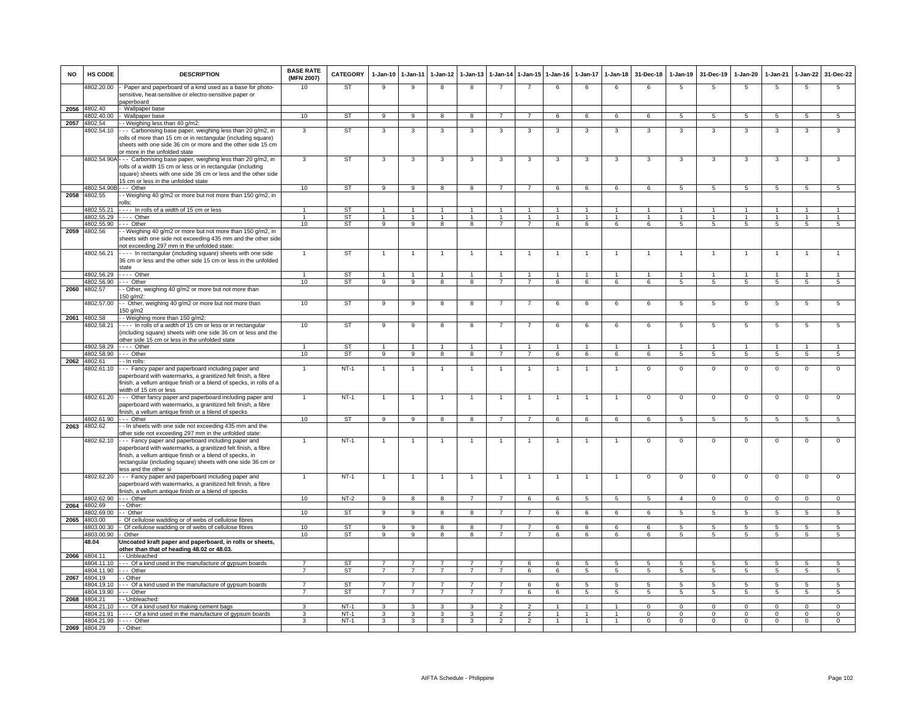| NO | HS CODE | DESCRIPTION | BASE RATE (MFN 2007) | CATEGORY | 1-Jan-10 | 1-Jan-11 | 1-Jan-12 | 1-Jan-13 | 1-Jan-14 | 1-Jan-15 | 1-Jan-16 | 1-Jan-17 | 1-Jan-18 | 31-Dec-18 | 1-Jan-19 | 31-Dec-19 | 1-Jan-20 | 1-Jan-21 | 1-Jan-22 | 31-Dec-22 |
|---|---|---|---|---|---|---|---|---|---|---|---|---|---|---|---|---|---|---|---|---|
| | 4802.20.00 | - Paper and paperboard of a kind used as a base for photo-sensitive, heat-sensitive or electro-sensitive paper or paperboard | 10 | ST | 9 | 9 | 8 | 8 | 7 | 7 | 6 | 6 | 6 | 6 | 5 | 5 | 5 | 5 | 5 | 5 |
| 2056 | 4802.40 | - Wallpaper base | | | | | | | | | | | | | | | | | | |
| | 4802.40.00 | - Wallpaper base | 10 | ST | 9 | 9 | 8 | 8 | 7 | 7 | 6 | 6 | 6 | 6 | 5 | 5 | 5 | 5 | 5 | 5 |
| 2057 | 4802.54 | - - Weighing less than 40 g/m2: | | | | | | | | | | | | | | | | | | |
| | 4802.54.10 | - - - Carbonising base paper, weighing less than 20 g/m2, in rolls of more than 15 cm or in rectangular (including square) sheets with one side 36 cm or more and the other side 15 cm or more in the unfolded state | 3 | ST | 3 | 3 | 3 | 3 | 3 | 3 | 3 | 3 | 3 | 3 | 3 | 3 | 3 | 3 | 3 | 3 |
| | 4802.54.90A | - - - Carbonising base paper, weighing less than 20 g/m2, in rolls of a width 15 cm or less or in rectangular (including square) sheets with one side 36 cm or less and the other side 15 cm or less in the unfolded state | 3 | ST | 3 | 3 | 3 | 3 | 3 | 3 | 3 | 3 | 3 | 3 | 3 | 3 | 3 | 3 | 3 | 3 |
| | 4802.54.90B | - - - Other | 10 | ST | 9 | 9 | 8 | 8 | 7 | 7 | 6 | 6 | 6 | 6 | 5 | 5 | 5 | 5 | 5 | 5 |
| 2058 | 4802.55 | - - Weighing 40 g/m2 or more but not more than 150 g/m2, in rolls: | | | | | | | | | | | | | | | | | | |
| | 4802.55.21 | - - - - In rolls of a width of 15 cm or less | 1 | ST | 1 | 1 | 1 | 1 | 1 | 1 | 1 | 1 | 1 | 1 | 1 | 1 | 1 | 1 | 1 | 1 |
| | 4802.55.29 | - - - - Other | 1 | ST | 1 | 1 | 1 | 1 | 1 | 1 | 1 | 1 | 1 | 1 | 1 | 1 | 1 | 1 | 1 | 1 |
| | 4802.55.90 | - - - Other | 10 | ST | 9 | 9 | 8 | 8 | 7 | 7 | 6 | 6 | 6 | 6 | 5 | 5 | 5 | 5 | 5 | 5 |
| 2059 | 4802.56 | - - Weighing 40 g/m2 or more but not more than 150 g/m2, in sheets with one side not exceeding 435 mm and the other side not exceeding 297 mm in the unfolded state: | | | | | | | | | | | | | | | | | | |
| | 4802.56.21 | - - - - In rectangular (including square) sheets with one side 36 cm or less and the other side 15 cm or less in the unfolded state | 1 | ST | 1 | 1 | 1 | 1 | 1 | 1 | 1 | 1 | 1 | 1 | 1 | 1 | 1 | 1 | 1 | 1 |
| | 4802.56.29 | - - - - Other | 1 | ST | 1 | 1 | 1 | 1 | 1 | 1 | 1 | 1 | 1 | 1 | 1 | 1 | 1 | 1 | 1 | 1 |
| | 4802.56.90 | - - - Other | 10 | ST | 9 | 9 | 8 | 8 | 7 | 7 | 6 | 6 | 6 | 6 | 5 | 5 | 5 | 5 | 5 | 5 |
| 2060 | 4802.57 | - - Other, weighing 40 g/m2 or more but not more than 150 g/m2: | | | | | | | | | | | | | | | | | | |
| | 4802.57.00 | - - Other, weighing 40 g/m2 or more but not more than 150 g/m2 | 10 | ST | 9 | 9 | 8 | 8 | 7 | 7 | 6 | 6 | 6 | 6 | 5 | 5 | 5 | 5 | 5 | 5 |
| 2061 | 4802.58 | - - Weighing more than 150 g/m2: | | | | | | | | | | | | | | | | | | |
| | 4802.58.21 | - - - - In rolls of a width of 15 cm or less or in rectangular (including square) sheets with one side 36 cm or less and the other side 15 cm or less in the unfolded state | 10 | ST | 9 | 9 | 8 | 8 | 7 | 7 | 6 | 6 | 6 | 6 | 5 | 5 | 5 | 5 | 5 | 5 |
| | 4802.58.29 | - - - - Other | 1 | ST | 1 | 1 | 1 | 1 | 1 | 1 | 1 | 1 | 1 | 1 | 1 | 1 | 1 | 1 | 1 | 1 |
| | 4802.58.90 | - - - Other | 10 | ST | 9 | 9 | 8 | 8 | 7 | 7 | 6 | 6 | 6 | 6 | 5 | 5 | 5 | 5 | 5 | 5 |
| 2062 | 4802.61 | - - In rolls: | | | | | | | | | | | | | | | | | | |
| | 4802.61.10 | - - - Fancy paper and paperboard including paper and paperboard with watermarks, a granitized felt finish, a fibre finish, a vellum antique finish or a blend of specks, in rolls of a width of 15 cm or less | 1 | NT-1 | 1 | 1 | 1 | 1 | 1 | 1 | 1 | 1 | 1 | 0 | 0 | 0 | 0 | 0 | 0 | 0 |
| | 4802.61.20 | - - - Other fancy paper and paperboard including paper and paperboard with watermarks, a granitized felt finish, a fibre finish, a vellum antique finish or a blend of specks | 1 | NT-1 | 1 | 1 | 1 | 1 | 1 | 1 | 1 | 1 | 1 | 0 | 0 | 0 | 0 | 0 | 0 | 0 |
| | 4802.61.90 | - - - Other | 10 | ST | 9 | 9 | 8 | 8 | 7 | 7 | 6 | 6 | 6 | 6 | 5 | 5 | 5 | 5 | 5 | 5 |
| 2063 | 4802.62 | - - In sheets with one side not exceeding 435 mm and the other side not exceeding 297 mm in the unfolded state: | | | | | | | | | | | | | | | | | | |
| | 4802.62.10 | - - - Fancy paper and paperboard including paper and paperboard with watermarks, a granitized felt finish, a fibre finish, a vellum antique finish or a blend of specks, in rectangular (including square) sheets with one side 36 cm or less and the other si | 1 | NT-1 | 1 | 1 | 1 | 1 | 1 | 1 | 1 | 1 | 1 | 0 | 0 | 0 | 0 | 0 | 0 | 0 |
| | 4802.62.20 | - - - Fancy paper and paperboard including paper and paperboard with watermarks, a granitized felt finish, a fibre finish, a vellum antique finish or a blend of specks | 1 | NT-1 | 1 | 1 | 1 | 1 | 1 | 1 | 1 | 1 | 1 | 0 | 0 | 0 | 0 | 0 | 0 | 0 |
| | 4802.62.90 | - - - Other | 10 | NT-2 | 9 | 8 | 8 | 7 | 7 | 6 | 6 | 5 | 5 | 5 | 4 | 0 | 0 | 0 | 0 | 0 |
| 2064 | 4802.69 | - - Other: | | | | | | | | | | | | | | | | | | |
| | 4802.69.00 | - - Other | 10 | ST | 9 | 9 | 8 | 8 | 7 | 7 | 6 | 6 | 6 | 6 | 5 | 5 | 5 | 5 | 5 | 5 |
| 2065 | 4803.00 | - Of cellulose wadding or of webs of cellulose fibres | | | | | | | | | | | | | | | | | | |
| | 4803.00.30 | - Of cellulose wadding or of webs of cellulose fibres | 10 | ST | 9 | 9 | 8 | 8 | 7 | 7 | 6 | 6 | 6 | 6 | 5 | 5 | 5 | 5 | 5 | 5 |
| | 4803.00.90 | - Other | 10 | ST | 9 | 9 | 8 | 8 | 7 | 7 | 6 | 6 | 6 | 6 | 5 | 5 | 5 | 5 | 5 | 5 |
| | **48.04** | **Uncoated kraft paper and paperboard, in rolls or sheets, other than that of heading 48.02 or 48.03.** | | | | | | | | | | | | | | | | | | |
| 2066 | 4804.11 | - - Unbleached | | | | | | | | | | | | | | | | | | |
| | 4804.11.10 | - - - Of a kind used in the manufacture of gypsum boards | 7 | ST | 7 | 7 | 7 | 7 | 7 | 6 | 6 | 5 | 5 | 5 | 5 | 5 | 5 | 5 | 5 | 5 |
| | 4804.11.90 | - - - Other | 7 | ST | 7 | 7 | 7 | 7 | 7 | 6 | 6 | 5 | 5 | 5 | 5 | 5 | 5 | 5 | 5 | 5 |
| 2067 | 4804.19 | - - Other | | | | | | | | | | | | | | | | | | |
| | 4804.19.10 | - - - Of a kind used in the manufacture of gypsum boards | 7 | ST | 7 | 7 | 7 | 7 | 7 | 6 | 6 | 5 | 5 | 5 | 5 | 5 | 5 | 5 | 5 | 5 |
| | 4804.19.90 | - - - Other | 7 | ST | 7 | 7 | 7 | 7 | 7 | 6 | 6 | 5 | 5 | 5 | 5 | 5 | 5 | 5 | 5 | 5 |
| 2068 | 4804.21 | - - Unbleached: | | | | | | | | | | | | | | | | | | |
| | 4804.21.10 | - - - Of a kind used for making cement bags | 3 | NT-1 | 3 | 3 | 3 | 3 | 2 | 2 | 1 | 1 | 1 | 0 | 0 | 0 | 0 | 0 | 0 | 0 |
| | 4804.21.91 | - - - - Of a kind used in the manufacture of gypsum boards | 3 | NT-1 | 3 | 3 | 3 | 3 | 2 | 2 | 1 | 1 | 1 | 0 | 0 | 0 | 0 | 0 | 0 | 0 |
| | 4804.21.99 | - - - - Other | 3 | NT-1 | 3 | 3 | 3 | 3 | 2 | 2 | 1 | 1 | 1 | 0 | 0 | 0 | 0 | 0 | 0 | 0 |
| 2069 | 4804.29 | - - Other: | | | | | | | | | | | | | | | | | | |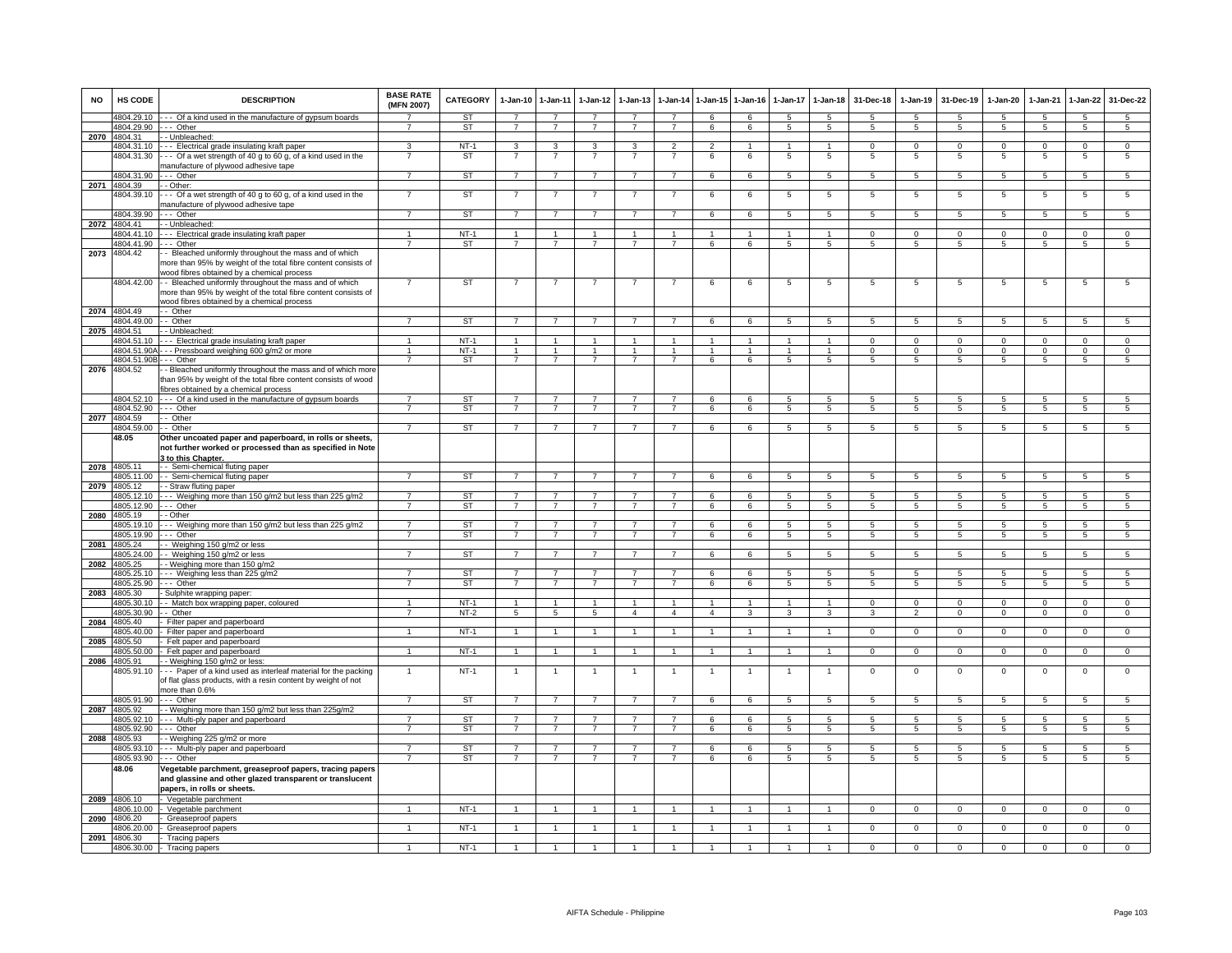| NO | HS CODE | DESCRIPTION | BASE RATE (MFN 2007) | CATEGORY | 1-Jan-10 | 1-Jan-11 | 1-Jan-12 | 1-Jan-13 | 1-Jan-14 | 1-Jan-15 | 1-Jan-16 | 1-Jan-17 | 1-Jan-18 | 31-Dec-18 | 1-Jan-19 | 31-Dec-19 | 1-Jan-20 | 1-Jan-21 | 1-Jan-22 | 31-Dec-22 |
|---|---|---|---|---|---|---|---|---|---|---|---|---|---|---|---|---|---|---|---|---|
| | 4804.29.10 | - - - Of a kind used in the manufacture of gypsum boards | 7 | ST | 7 | 7 | 7 | 7 | 7 | 6 | 6 | 5 | 5 | 5 | 5 | 5 | 5 | 5 | 5 | 5 |
| | 4804.29.90 | - - - Other | 7 | ST | 7 | 7 | 7 | 7 | 7 | 6 | 6 | 5 | 5 | 5 | 5 | 5 | 5 | 5 | 5 | 5 |
| 2070 | 4804.31 | - - Unbleached: | | | | | | | | | | | | | | | | | | |
| | 4804.31.10 | - - - Electrical grade insulating kraft paper | 3 | NT-1 | 3 | 3 | 3 | 3 | 2 | 2 | 1 | 1 | 1 | 0 | 0 | 0 | 0 | 0 | 0 | 0 |
| | 4804.31.30 | - - - Of a wet strength of 40 g to 60 g, of a kind used in the manufacture of plywood adhesive tape | 7 | ST | 7 | 7 | 7 | 7 | 7 | 6 | 6 | 5 | 5 | 5 | 5 | 5 | 5 | 5 | 5 | 5 |
| | 4804.31.90 | - - - Other | 7 | ST | 7 | 7 | 7 | 7 | 7 | 6 | 6 | 5 | 5 | 5 | 5 | 5 | 5 | 5 | 5 | 5 |
| 2071 | 4804.39 | - - Other: | | | | | | | | | | | | | | | | | | |
| | 4804.39.10 | - - - Of a wet strength of 40 g to 60 g, of a kind used in the manufacture of plywood adhesive tape | 7 | ST | 7 | 7 | 7 | 7 | 7 | 6 | 6 | 5 | 5 | 5 | 5 | 5 | 5 | 5 | 5 | 5 |
| | 4804.39.90 | - - - Other | 7 | ST | 7 | 7 | 7 | 7 | 7 | 6 | 6 | 5 | 5 | 5 | 5 | 5 | 5 | 5 | 5 | 5 |
| 2072 | 4804.41 | - - Unbleached: | | | | | | | | | | | | | | | | | | |
| | 4804.41.10 | - - - Electrical grade insulating kraft paper | 1 | NT-1 | 1 | 1 | 1 | 1 | 1 | 1 | 1 | 1 | 1 | 0 | 0 | 0 | 0 | 0 | 0 | 0 |
| | 4804.41.90 | - - - Other | 7 | ST | 7 | 7 | 7 | 7 | 7 | 6 | 6 | 5 | 5 | 5 | 5 | 5 | 5 | 5 | 5 | 5 |
| 2073 | 4804.42 | - - Bleached uniformly throughout the mass and of which more than 95% by weight of the total fibre content consists of wood fibres obtained by a chemical process | | | | | | | | | | | | | | | | | | |
| | 4804.42.00 | - - Bleached uniformly throughout the mass and of which more than 95% by weight of the total fibre content consists of wood fibres obtained by a chemical process | 7 | ST | 7 | 7 | 7 | 7 | 7 | 6 | 6 | 5 | 5 | 5 | 5 | 5 | 5 | 5 | 5 | 5 |
| 2074 | 4804.49 | - - Other | | | | | | | | | | | | | | | | | | |
| | 4804.49.00 | - - Other | 7 | ST | 7 | 7 | 7 | 7 | 7 | 6 | 6 | 5 | 5 | 5 | 5 | 5 | 5 | 5 | 5 | 5 |
| 2075 | 4804.51 | - - Unbleached: | | | | | | | | | | | | | | | | | | |
| | 4804.51.10 | - - - Electrical grade insulating kraft paper | 1 | NT-1 | 1 | 1 | 1 | 1 | 1 | 1 | 1 | 1 | 1 | 0 | 0 | 0 | 0 | 0 | 0 | 0 |
| | 4804.51.90A | - - - Pressboard weighing 600 g/m2 or more | 1 | NT-1 | 1 | 1 | 1 | 1 | 1 | 1 | 1 | 1 | 1 | 0 | 0 | 0 | 0 | 0 | 0 | 0 |
| | 4804.51.90B | - - - Other | 7 | ST | 7 | 7 | 7 | 7 | 7 | 6 | 6 | 5 | 5 | 5 | 5 | 5 | 5 | 5 | 5 | 5 |
| 2076 | 4804.52 | - - Bleached uniformly throughout the mass and of which more than 95% by weight of the total fibre content consists of wood fibres obtained by a chemical process | | | | | | | | | | | | | | | | | | |
| | 4804.52.10 | - - - Of a kind used in the manufacture of gypsum boards | 7 | ST | 7 | 7 | 7 | 7 | 7 | 6 | 6 | 5 | 5 | 5 | 5 | 5 | 5 | 5 | 5 | 5 |
| | 4804.52.90 | - - - Other | 7 | ST | 7 | 7 | 7 | 7 | 7 | 6 | 6 | 5 | 5 | 5 | 5 | 5 | 5 | 5 | 5 | 5 |
| 2077 | 4804.59 | - - Other | | | | | | | | | | | | | | | | | | |
| | 4804.59.00 | - - Other | 7 | ST | 7 | 7 | 7 | 7 | 7 | 6 | 6 | 5 | 5 | 5 | 5 | 5 | 5 | 5 | 5 | 5 |
| | **48.05** | **Other uncoated paper and paperboard, in rolls or sheets, not further worked or processed than as specified in Note 3 to this Chapter.** | | | | | | | | | | | | | | | | | | |
| 2078 | 4805.11 | - - Semi-chemical fluting paper | | | | | | | | | | | | | | | | | | |
| | 4805.11.00 | - - Semi-chemical fluting paper | 7 | ST | 7 | 7 | 7 | 7 | 7 | 6 | 6 | 5 | 5 | 5 | 5 | 5 | 5 | 5 | 5 | 5 |
| 2079 | 4805.12 | - - Straw fluting paper | | | | | | | | | | | | | | | | | | |
| | 4805.12.10 | - - - Weighing more than 150 g/m2 but less than 225 g/m2 | 7 | ST | 7 | 7 | 7 | 7 | 7 | 6 | 6 | 5 | 5 | 5 | 5 | 5 | 5 | 5 | 5 | 5 |
| | 4805.12.90 | - - - Other | 7 | ST | 7 | 7 | 7 | 7 | 7 | 6 | 6 | 5 | 5 | 5 | 5 | 5 | 5 | 5 | 5 | 5 |
| 2080 | 4805.19 | - - Other | | | | | | | | | | | | | | | | | | |
| | 4805.19.10 | - - - Weighing more than 150 g/m2 but less than 225 g/m2 | 7 | ST | 7 | 7 | 7 | 7 | 7 | 6 | 6 | 5 | 5 | 5 | 5 | 5 | 5 | 5 | 5 | 5 |
| | 4805.19.90 | - - - Other | 7 | ST | 7 | 7 | 7 | 7 | 7 | 6 | 6 | 5 | 5 | 5 | 5 | 5 | 5 | 5 | 5 | 5 |
| 2081 | 4805.24 | - - Weighing 150 g/m2 or less | | | | | | | | | | | | | | | | | | |
| | 4805.24.00 | - - Weighing 150 g/m2 or less | 7 | ST | 7 | 7 | 7 | 7 | 7 | 6 | 6 | 5 | 5 | 5 | 5 | 5 | 5 | 5 | 5 | 5 |
| 2082 | 4805.25 | - - Weighing more than 150 g/m2 | | | | | | | | | | | | | | | | | | |
| | 4805.25.10 | - - - Weighing less than 225 g/m2 | 7 | ST | 7 | 7 | 7 | 7 | 7 | 6 | 6 | 5 | 5 | 5 | 5 | 5 | 5 | 5 | 5 | 5 |
| | 4805.25.90 | - - - Other | 7 | ST | 7 | 7 | 7 | 7 | 7 | 6 | 6 | 5 | 5 | 5 | 5 | 5 | 5 | 5 | 5 | 5 |
| 2083 | 4805.30 | - Sulphite wrapping paper: | | | | | | | | | | | | | | | | | | |
| | 4805.30.10 | - - Match box wrapping paper, coloured | 1 | NT-1 | 1 | 1 | 1 | 1 | 1 | 1 | 1 | 1 | 1 | 0 | 0 | 0 | 0 | 0 | 0 | 0 |
| | 4805.30.90 | - - Other | 7 | NT-2 | 5 | 5 | 5 | 4 | 4 | 4 | 3 | 3 | 3 | 3 | 2 | 0 | 0 | 0 | 0 | 0 |
| 2084 | 4805.40 | - Filter paper and paperboard | | | | | | | | | | | | | | | | | | |
| | 4805.40.00 | - Filter paper and paperboard | 1 | NT-1 | 1 | 1 | 1 | 1 | 1 | 1 | 1 | 1 | 1 | 0 | 0 | 0 | 0 | 0 | 0 | 0 |
| 2085 | 4805.50 | - Felt paper and paperboard | | | | | | | | | | | | | | | | | | |
| | 4805.50.00 | - Felt paper and paperboard | 1 | NT-1 | 1 | 1 | 1 | 1 | 1 | 1 | 1 | 1 | 1 | 0 | 0 | 0 | 0 | 0 | 0 | 0 |
| 2086 | 4805.91 | - - Weighing 150 g/m2 or less: | | | | | | | | | | | | | | | | | | |
| | 4805.91.10 | - - - Paper of a kind used as interleaf material for the packing of flat glass products, with a resin content by weight of not more than 0.6% | 1 | NT-1 | 1 | 1 | 1 | 1 | 1 | 1 | 1 | 1 | 1 | 0 | 0 | 0 | 0 | 0 | 0 | 0 |
| | 4805.91.90 | - - - Other | 7 | ST | 7 | 7 | 7 | 7 | 7 | 6 | 6 | 5 | 5 | 5 | 5 | 5 | 5 | 5 | 5 | 5 |
| 2087 | 4805.92 | - - Weighing more than 150 g/m2 but less than 225g/m2 | | | | | | | | | | | | | | | | | | |
| | 4805.92.10 | - - - Multi-ply paper and paperboard | 7 | ST | 7 | 7 | 7 | 7 | 7 | 6 | 6 | 5 | 5 | 5 | 5 | 5 | 5 | 5 | 5 | 5 |
| | 4805.92.90 | - - - Other | 7 | ST | 7 | 7 | 7 | 7 | 7 | 6 | 6 | 5 | 5 | 5 | 5 | 5 | 5 | 5 | 5 | 5 |
| 2088 | 4805.93 | - - Weighing 225 g/m2 or more | | | | | | | | | | | | | | | | | | |
| | 4805.93.10 | - - - Multi-ply paper and paperboard | 7 | ST | 7 | 7 | 7 | 7 | 7 | 6 | 6 | 5 | 5 | 5 | 5 | 5 | 5 | 5 | 5 | 5 |
| | 4805.93.90 | - - - Other | 7 | ST | 7 | 7 | 7 | 7 | 7 | 6 | 6 | 5 | 5 | 5 | 5 | 5 | 5 | 5 | 5 | 5 |
| | **48.06** | **Vegetable parchment, greaseproof papers, tracing papers and glassine and other glazed transparent or translucent papers, in rolls or sheets.** | | | | | | | | | | | | | | | | | | |
| 2089 | 4806.10 | - Vegetable parchment | | | | | | | | | | | | | | | | | | |
| | 4806.10.00 | - Vegetable parchment | 1 | NT-1 | 1 | 1 | 1 | 1 | 1 | 1 | 1 | 1 | 1 | 0 | 0 | 0 | 0 | 0 | 0 | 0 |
| 2090 | 4806.20 | - Greaseproof papers | | | | | | | | | | | | | | | | | | |
| | 4806.20.00 | - Greaseproof papers | 1 | NT-1 | 1 | 1 | 1 | 1 | 1 | 1 | 1 | 1 | 1 | 0 | 0 | 0 | 0 | 0 | 0 | 0 |
| 2091 | 4806.30 | - Tracing papers | | | | | | | | | | | | | | | | | | |
| | 4806.30.00 | - Tracing papers | 1 | NT-1 | 1 | 1 | 1 | 1 | 1 | 1 | 1 | 1 | 1 | 0 | 0 | 0 | 0 | 0 | 0 | 0 |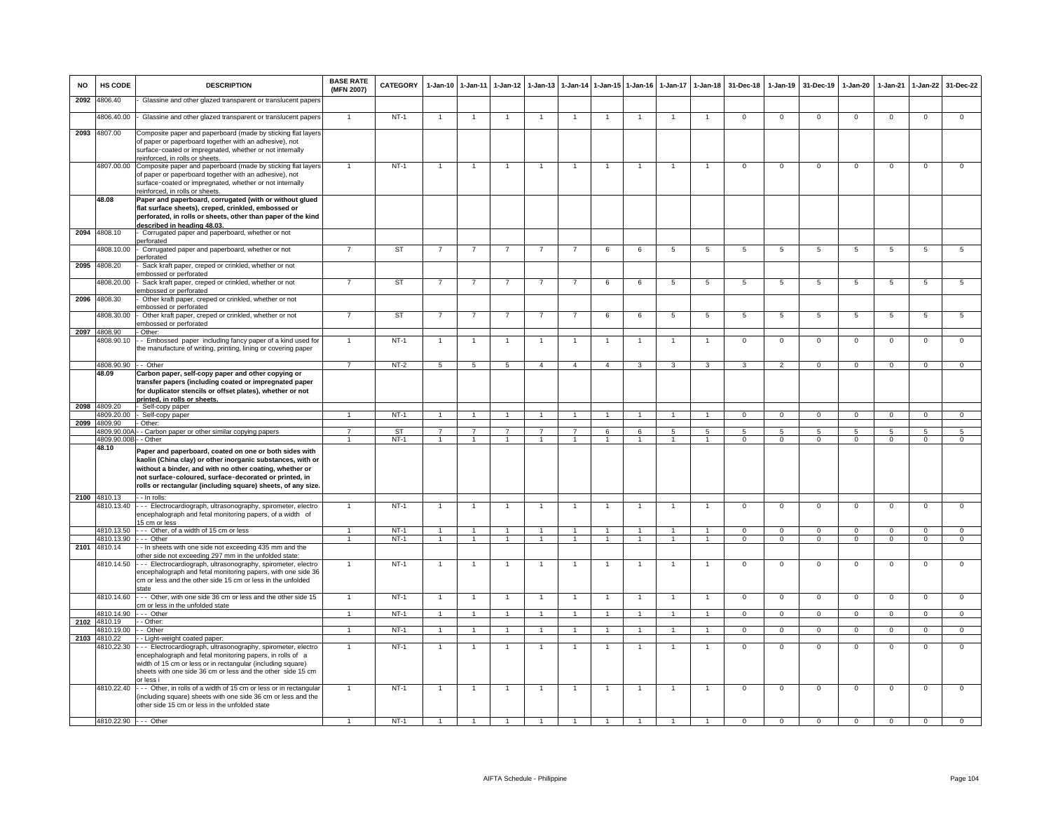| NO | HS CODE | DESCRIPTION | BASE RATE (MFN 2007) | CATEGORY | 1-Jan-10 | 1-Jan-11 | 1-Jan-12 | 1-Jan-13 | 1-Jan-14 | 1-Jan-15 | 1-Jan-16 | 1-Jan-17 | 1-Jan-18 | 31-Dec-18 | 1-Jan-19 | 31-Dec-19 | 1-Jan-20 | 1-Jan-21 | 1-Jan-22 | 31-Dec-22 |
|---|---|---|---|---|---|---|---|---|---|---|---|---|---|---|---|---|---|---|---|---|
| 2092 | 4806.40 | - Glassine and other glazed transparent or translucent papers | | | | | | | | | | | | | | | | | | |
| | 4806.40.00 | - Glassine and other glazed transparent or translucent papers | 1 | NT-1 | 1 | 1 | 1 | 1 | 1 | 1 | 1 | 1 | 1 | 0 | 0 | 0 | 0 | 0 | 0 | 0 |
| 2093 | 4807.00 | Composite paper and paperboard (made by sticking flat layers of paper or paperboard together with an adhesive), not surface-coated or impregnated, whether or not internally reinforced, in rolls or sheets. | | | | | | | | | | | | | | | | | | |
| | 4807.00.00 | Composite paper and paperboard (made by sticking flat layers of paper or paperboard together with an adhesive), not surface-coated or impregnated, whether or not internally reinforced, in rolls or sheets. | 1 | NT-1 | 1 | 1 | 1 | 1 | 1 | 1 | 1 | 1 | 1 | 0 | 0 | 0 | 0 | 0 | 0 | 0 |
| | **48.08** | **Paper and paperboard, corrugated (with or without glued flat surface sheets), creped, crinkled, embossed or perforated, in rolls or sheets, other than paper of the kind described in heading 48.03.** | | | | | | | | | | | | | | | | | | |
| 2094 | 4808.10 | - Corrugated paper and paperboard, whether or not perforated | | | | | | | | | | | | | | | | | | |
| | 4808.10.00 | - Corrugated paper and paperboard, whether or not perforated | 7 | ST | 7 | 7 | 7 | 7 | 7 | 6 | 6 | 5 | 5 | 5 | 5 | 5 | 5 | 5 | 5 | 5 |
| 2095 | 4808.20 | - Sack kraft paper, creped or crinkled, whether or not embossed or perforated | | | | | | | | | | | | | | | | | | |
| | 4808.20.00 | - Sack kraft paper, creped or crinkled, whether or not embossed or perforated | 7 | ST | 7 | 7 | 7 | 7 | 7 | 6 | 6 | 5 | 5 | 5 | 5 | 5 | 5 | 5 | 5 | 5 |
| 2096 | 4808.30 | - Other kraft paper, creped or crinkled, whether or not embossed or perforated | | | | | | | | | | | | | | | | | | |
| | 4808.30.00 | - Other kraft paper, creped or crinkled, whether or not embossed or perforated | 7 | ST | 7 | 7 | 7 | 7 | 7 | 6 | 6 | 5 | 5 | 5 | 5 | 5 | 5 | 5 | 5 | 5 |
| 2097 | 4808.90 | - Other: | | | | | | | | | | | | | | | | | | |
| | 4808.90.10 | - - Embossed paper including fancy paper of a kind used for the manufacture of writing, printing, lining or covering paper | 1 | NT-1 | 1 | 1 | 1 | 1 | 1 | 1 | 1 | 1 | 1 | 0 | 0 | 0 | 0 | 0 | 0 | 0 |
| | 4808.90.90 | - - Other | 7 | NT-2 | 5 | 5 | 5 | 4 | 4 | 4 | 3 | 3 | 3 | 3 | 2 | 0 | 0 | 0 | 0 | 0 |
| | **48.09** | **Carbon paper, self-copy paper and other copying or transfer papers (including coated or impregnated paper for duplicator stencils or offset plates), whether or not printed, in rolls or sheets.** | | | | | | | | | | | | | | | | | | |
| 2098 | 4809.20 | - Self-copy paper | | | | | | | | | | | | | | | | | | |
| | 4809.20.00 | - Self-copy paper | 1 | NT-1 | 1 | 1 | 1 | 1 | 1 | 1 | 1 | 1 | 1 | 0 | 0 | 0 | 0 | 0 | 0 | 0 |
| 2099 | 4809.90 | - Other: | | | | | | | | | | | | | | | | | | |
| | 4809.90.00A | - - Carbon paper or other similar copying papers | 7 | ST | 7 | 7 | 7 | 7 | 7 | 6 | 6 | 5 | 5 | 5 | 5 | 5 | 5 | 5 | 5 | 5 |
| | 4809.90.00B | - - Other | 1 | NT-1 | 1 | 1 | 1 | 1 | 1 | 1 | 1 | 1 | 1 | 0 | 0 | 0 | 0 | 0 | 0 | 0 |
| | **48.10** | **Paper and paperboard, coated on one or both sides with kaolin (China clay) or other inorganic substances, with or without a binder, and with no other coating, whether or not surface-coloured, surface-decorated or printed, in rolls or rectangular (including square) sheets, of any size.** | | | | | | | | | | | | | | | | | | |
| 2100 | 4810.13 | - - In rolls: | | | | | | | | | | | | | | | | | | |
| | 4810.13.40 | - - - Electrocardiograph, ultrasonography, spirometer, electro encephalograph and fetal monitoring papers, of a width of 15 cm or less | 1 | NT-1 | 1 | 1 | 1 | 1 | 1 | 1 | 1 | 1 | 1 | 0 | 0 | 0 | 0 | 0 | 0 | 0 |
| | 4810.13.50 | - - - Other, of a width of 15 cm or less | 1 | NT-1 | 1 | 1 | 1 | 1 | 1 | 1 | 1 | 1 | 1 | 0 | 0 | 0 | 0 | 0 | 0 | 0 |
| | 4810.13.90 | - - - Other | 1 | NT-1 | 1 | 1 | 1 | 1 | 1 | 1 | 1 | 1 | 1 | 0 | 0 | 0 | 0 | 0 | 0 | 0 |
| 2101 | 4810.14 | - - In sheets with one side not exceeding 435 mm and the other side not exceeding 297 mm in the unfolded state: | | | | | | | | | | | | | | | | | | |
| | 4810.14.50 | - - - Electrocardiograph, ultrasonography, spirometer, electro encephalograph and fetal monitoring papers, with one side 36 cm or less and the other side 15 cm or less in the unfolded state | 1 | NT-1 | 1 | 1 | 1 | 1 | 1 | 1 | 1 | 1 | 1 | 0 | 0 | 0 | 0 | 0 | 0 | 0 |
| | 4810.14.60 | - - - Other, with one side 36 cm or less and the other side 15 cm or less in the unfolded state | 1 | NT-1 | 1 | 1 | 1 | 1 | 1 | 1 | 1 | 1 | 1 | 0 | 0 | 0 | 0 | 0 | 0 | 0 |
| | 4810.14.90 | - - - Other | 1 | NT-1 | 1 | 1 | 1 | 1 | 1 | 1 | 1 | 1 | 1 | 0 | 0 | 0 | 0 | 0 | 0 | 0 |
| 2102 | 4810.19 | - - Other: | | | | | | | | | | | | | | | | | | |
| | 4810.19.00 | - - Other | 1 | NT-1 | 1 | 1 | 1 | 1 | 1 | 1 | 1 | 1 | 1 | 0 | 0 | 0 | 0 | 0 | 0 | 0 |
| 2103 | 4810.22 | - - Light-weight coated paper: | | | | | | | | | | | | | | | | | | |
| | 4810.22.30 | - - - Electrocardiograph, ultrasonography, spirometer, electro encephalograph and fetal monitoring papers, in rolls of a width of 15 cm or less or in rectangular (including square) sheets with one side 36 cm or less and the other side 15 cm or less i | 1 | NT-1 | 1 | 1 | 1 | 1 | 1 | 1 | 1 | 1 | 1 | 0 | 0 | 0 | 0 | 0 | 0 | 0 |
| | 4810.22.40 | - - - Other, in rolls of a width of 15 cm or less or in rectangular (including square) sheets with one side 36 cm or less and the other side 15 cm or less in the unfolded state | 1 | NT-1 | 1 | 1 | 1 | 1 | 1 | 1 | 1 | 1 | 1 | 0 | 0 | 0 | 0 | 0 | 0 | 0 |
| | 4810.22.90 | - - - Other | 1 | NT-1 | 1 | 1 | 1 | 1 | 1 | 1 | 1 | 1 | 1 | 0 | 0 | 0 | 0 | 0 | 0 | 0 |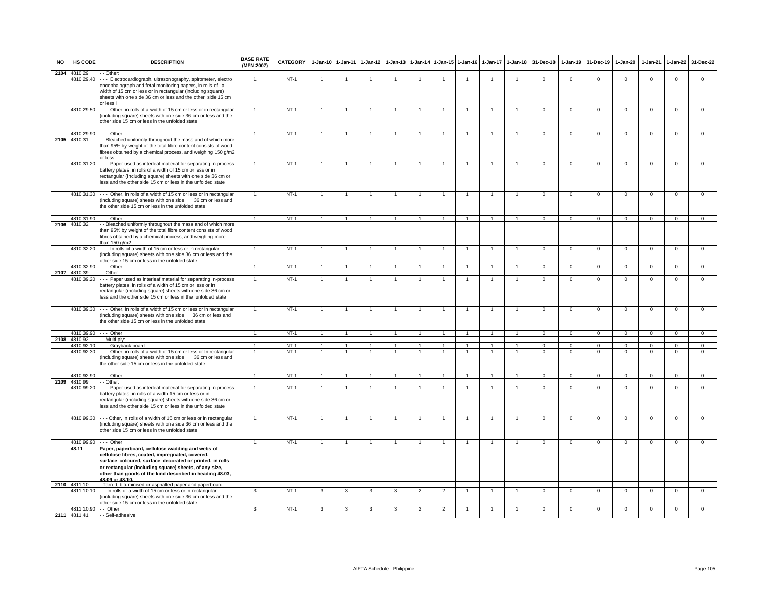| NO | HS CODE | DESCRIPTION | BASE RATE (MFN 2007) | CATEGORY | 1-Jan-10 | 1-Jan-11 | 1-Jan-12 | 1-Jan-13 | 1-Jan-14 | 1-Jan-15 | 1-Jan-16 | 1-Jan-17 | 1-Jan-18 | 31-Dec-18 | 1-Jan-19 | 31-Dec-19 | 1-Jan-20 | 1-Jan-21 | 1-Jan-22 | 31-Dec-22 |
|---|---|---|---|---|---|---|---|---|---|---|---|---|---|---|---|---|---|---|---|---|
| 2104 | 4810.29 | - - Other: | | | | | | | | | | | | | | | | | | |
| | 4810.29.40 | - - - Electrocardiograph, ultrasonography, spirometer, electro encephalograph and fetal monitoring papers, in rolls of a width of 15 cm or less or in rectangular (including square) sheets with one side 36 cm or less and the other side 15 cm or less i | 1 | NT-1 | 1 | 1 | 1 | 1 | 1 | 1 | 1 | 1 | 1 | 0 | 0 | 0 | 0 | 0 | 0 | 0 |
| | 4810.29.50 | - - - Other, in rolls of a width of 15 cm or less or in rectangular (including square) sheets with one side 36 cm or less and the other side 15 cm or less in the unfolded state | 1 | NT-1 | 1 | 1 | 1 | 1 | 1 | 1 | 1 | 1 | 1 | 0 | 0 | 0 | 0 | 0 | 0 | 0 |
| | 4810.29.90 | - - - Other | 1 | NT-1 | 1 | 1 | 1 | 1 | 1 | 1 | 1 | 1 | 1 | 0 | 0 | 0 | 0 | 0 | 0 | 0 |
| 2105 | 4810.31 | - - Bleached uniformly throughout the mass and of which more than 95% by weight of the total fibre content consists of wood fibres obtained by a chemical process, and weighing 150 g/m2 or less: | | | | | | | | | | | | | | | | | | |
| | 4810.31.20 | - - - Paper used as interleaf material for separating in-process battery plates, in rolls of a width of 15 cm or less or in rectangular (including square) sheets with one side 36 cm or less and the other side 15 cm or less in the unfolded state | 1 | NT-1 | 1 | 1 | 1 | 1 | 1 | 1 | 1 | 1 | 1 | 0 | 0 | 0 | 0 | 0 | 0 | 0 |
| | 4810.31.30 | - - - Other, in rolls of a width of 15 cm or less or in rectangular (including square) sheets with one side 36 cm or less and the other side 15 cm or less in the unfolded state | 1 | NT-1 | 1 | 1 | 1 | 1 | 1 | 1 | 1 | 1 | 1 | 0 | 0 | 0 | 0 | 0 | 0 | 0 |
| | 4810.31.90 | - - - Other | 1 | NT-1 | 1 | 1 | 1 | 1 | 1 | 1 | 1 | 1 | 1 | 0 | 0 | 0 | 0 | 0 | 0 | 0 |
| 2106 | 4810.32 | - - Bleached uniformly throughout the mass and of which more than 95% by weight of the total fibre content consists of wood fibres obtained by a chemical process, and weighing more than 150 g/m2: | | | | | | | | | | | | | | | | | | |
| | 4810.32.20 | - - - In rolls of a width of 15 cm or less or in rectangular (including square) sheets with one side 36 cm or less and the other side 15 cm or less in the unfolded state | 1 | NT-1 | 1 | 1 | 1 | 1 | 1 | 1 | 1 | 1 | 1 | 0 | 0 | 0 | 0 | 0 | 0 | 0 |
| | 4810.32.90 | - - - Other | 1 | NT-1 | 1 | 1 | 1 | 1 | 1 | 1 | 1 | 1 | 1 | 0 | 0 | 0 | 0 | 0 | 0 | 0 |
| 2107 | 4810.39 | - - Other | | | | | | | | | | | | | | | | | | |
| | 4810.39.20 | - - - Paper used as interleaf material for separating in-process battery plates, in rolls of a width of 15 cm or less or in rectangular (including square) sheets with one side 36 cm or less and the other side 15 cm or less in the unfolded state | 1 | NT-1 | 1 | 1 | 1 | 1 | 1 | 1 | 1 | 1 | 1 | 0 | 0 | 0 | 0 | 0 | 0 | 0 |
| | 4810.39.30 | - - - Other, in rolls of a width of 15 cm or less or in rectangular (including square) sheets with one side 36 cm or less and the other side 15 cm or less in the unfolded state | 1 | NT-1 | 1 | 1 | 1 | 1 | 1 | 1 | 1 | 1 | 1 | 0 | 0 | 0 | 0 | 0 | 0 | 0 |
| | 4810.39.90 | - - - Other | 1 | NT-1 | 1 | 1 | 1 | 1 | 1 | 1 | 1 | 1 | 1 | 0 | 0 | 0 | 0 | 0 | 0 | 0 |
| 2108 | 4810.92 | - - Multi-ply: | | | | | | | | | | | | | | | | | | |
| | 4810.92.10 | - - - Grayback board | 1 | NT-1 | 1 | 1 | 1 | 1 | 1 | 1 | 1 | 1 | 1 | 0 | 0 | 0 | 0 | 0 | 0 | 0 |
| | 4810.92.30 | - - - Other, in rolls of a width of 15 cm or less or In rectangular (including square) sheets with one side 36 cm or less and the other side 15 cm or less in the unfolded state | 1 | NT-1 | 1 | 1 | 1 | 1 | 1 | 1 | 1 | 1 | 1 | 0 | 0 | 0 | 0 | 0 | 0 | 0 |
| | 4810.92.90 | - - - Other | 1 | NT-1 | 1 | 1 | 1 | 1 | 1 | 1 | 1 | 1 | 1 | 0 | 0 | 0 | 0 | 0 | 0 | 0 |
| 2109 | 4810.99 | - - Other: | | | | | | | | | | | | | | | | | | |
| | 4810.99.20 | - - - Paper used as interleaf material for separating in-process battery plates, in rolls of a width 15 cm or less or in rectangular (including square) sheets with one side 36 cm or less and the other side 15 cm or less in the unfolded state | 1 | NT-1 | 1 | 1 | 1 | 1 | 1 | 1 | 1 | 1 | 1 | 0 | 0 | 0 | 0 | 0 | 0 | 0 |
| | 4810.99.30 | - - - Other, in rolls of a width of 15 cm or less or in rectangular (including square) sheets with one side 36 cm or less and the other side 15 cm or less in the unfolded state | 1 | NT-1 | 1 | 1 | 1 | 1 | 1 | 1 | 1 | 1 | 1 | 0 | 0 | 0 | 0 | 0 | 0 | 0 |
| | 4810.99.90 | - - - Other | 1 | NT-1 | 1 | 1 | 1 | 1 | 1 | 1 | 1 | 1 | 1 | 0 | 0 | 0 | 0 | 0 | 0 | 0 |
| | **48.11** | **Paper, paperboard, cellulose wadding and webs of cellulose fibres, coated, impregnated, covered, surface-coloured, surface-decorated or printed, in rolls or rectangular (including square) sheets, of any size, other than goods of the kind described in heading 48.03, 48.09 or 48.10.** | | | | | | | | | | | | | | | | | | |
| 2110 | 4811.10 | - Tarred, bituminised or asphalted paper and paperboard | | | | | | | | | | | | | | | | | | |
| | 4811.10.10 | - - In rolls of a width of 15 cm or less or in rectangular (including square) sheets with one side 36 cm or less and the other side 15 cm or less in the unfolded state | 3 | NT-1 | 3 | 3 | 3 | 3 | 2 | 2 | 1 | 1 | 1 | 0 | 0 | 0 | 0 | 0 | 0 | 0 |
| | 4811.10.90 | - - Other | 3 | NT-1 | 3 | 3 | 3 | 3 | 2 | 2 | 1 | 1 | 1 | 0 | 0 | 0 | 0 | 0 | 0 | 0 |
| 2111 | 4811.41 | - - Self-adhesive | | | | | | | | | | | | | | | | | | |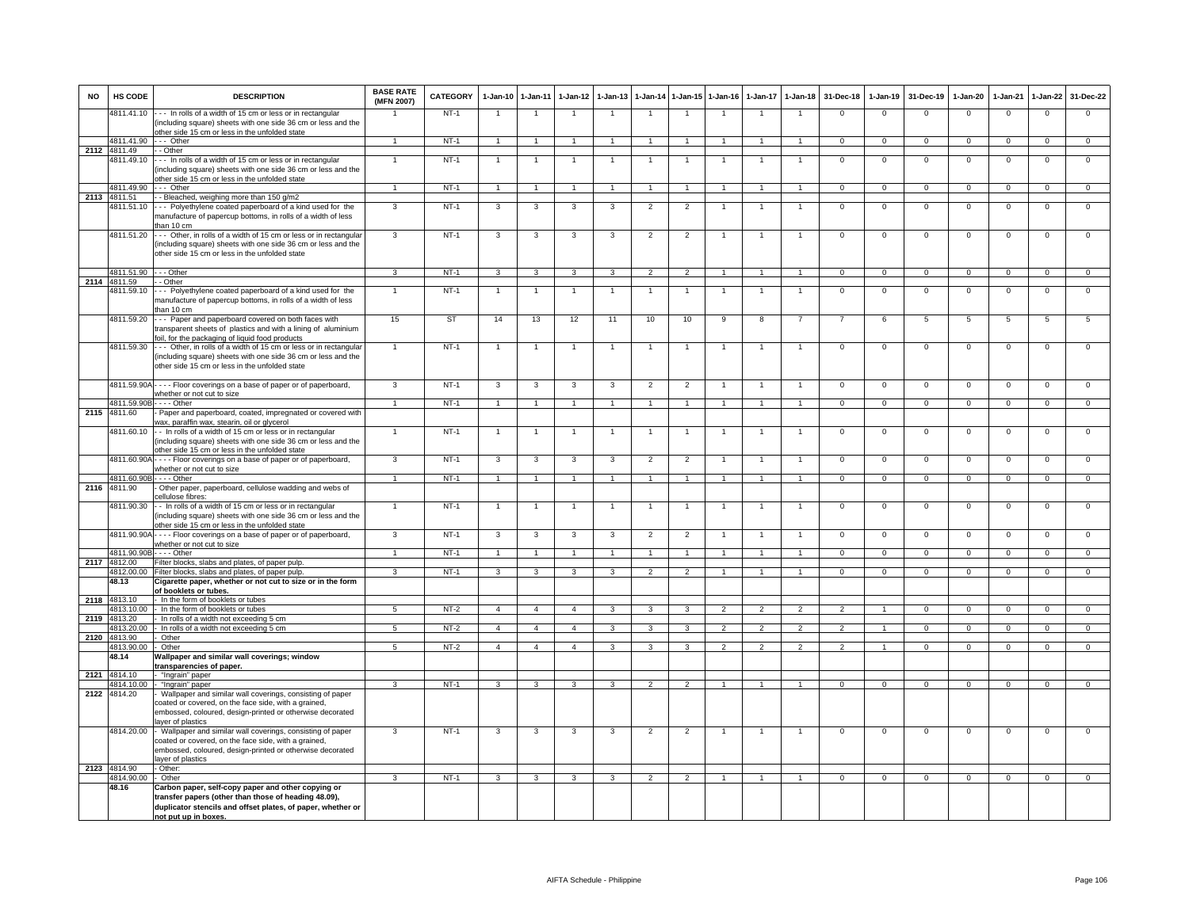| NO | HS CODE | DESCRIPTION | BASE RATE (MFN 2007) | CATEGORY | 1-Jan-10 | 1-Jan-11 | 1-Jan-12 | 1-Jan-13 | 1-Jan-14 | 1-Jan-15 | 1-Jan-16 | 1-Jan-17 | 1-Jan-18 | 31-Dec-18 | 1-Jan-19 | 31-Dec-19 | 1-Jan-20 | 1-Jan-21 | 1-Jan-22 | 31-Dec-22 |
|---|---|---|---|---|---|---|---|---|---|---|---|---|---|---|---|---|---|---|---|---|
| | 4811.41.10 | - - - In rolls of a width of 15 cm or less or in rectangular (including square) sheets with one side 36 cm or less and the other side 15 cm or less in the unfolded state | 1 | NT-1 | 1 | 1 | 1 | 1 | 1 | 1 | 1 | 1 | 1 | 0 | 0 | 0 | 0 | 0 | 0 | 0 |
| | 4811.41.90 | - - - Other | 1 | NT-1 | 1 | 1 | 1 | 1 | 1 | 1 | 1 | 1 | 1 | 0 | 0 | 0 | 0 | 0 | 0 | 0 |
| 2112 | 4811.49 | - - Other | | | | | | | | | | | | | | | | | | |
| | 4811.49.10 | - - - In rolls of a width of 15 cm or less or in rectangular (including square) sheets with one side 36 cm or less and the other side 15 cm or less in the unfolded state | 1 | NT-1 | 1 | 1 | 1 | 1 | 1 | 1 | 1 | 1 | 1 | 0 | 0 | 0 | 0 | 0 | 0 | 0 |
| | 4811.49.90 | - - - Other | 1 | NT-1 | 1 | 1 | 1 | 1 | 1 | 1 | 1 | 1 | 1 | 0 | 0 | 0 | 0 | 0 | 0 | 0 |
| 2113 | 4811.51 | - - Bleached, weighing more than 150 g/m2 | | | | | | | | | | | | | | | | | | |
| | 4811.51.10 | - - - Polyethylene coated paperboard of a kind used for the manufacture of papercup bottoms, in rolls of a width of less than 10 cm | 3 | NT-1 | 3 | 3 | 3 | 3 | 2 | 2 | 1 | 1 | 1 | 0 | 0 | 0 | 0 | 0 | 0 | 0 |
| | 4811.51.20 | - - - Other, in rolls of a width of 15 cm or less or in rectangular (including square) sheets with one side 36 cm or less and the other side 15 cm or less in the unfolded state | 3 | NT-1 | 3 | 3 | 3 | 3 | 2 | 2 | 1 | 1 | 1 | 0 | 0 | 0 | 0 | 0 | 0 | 0 |
| | 4811.51.90 | - - - Other | 3 | NT-1 | 3 | 3 | 3 | 3 | 2 | 2 | 1 | 1 | 1 | 0 | 0 | 0 | 0 | 0 | 0 | 0 |
| 2114 | 4811.59 | - - Other | | | | | | | | | | | | | | | | | | |
| | 4811.59.10 | - - - Polyethylene coated paperboard of a kind used for the manufacture of papercup bottoms, in rolls of a width of less than 10 cm | 1 | NT-1 | 1 | 1 | 1 | 1 | 1 | 1 | 1 | 1 | 1 | 0 | 0 | 0 | 0 | 0 | 0 | 0 |
| | 4811.59.20 | - - - Paper and paperboard covered on both faces with transparent sheets of plastics and with a lining of aluminium foil, for the packaging of liquid food products | 15 | ST | 14 | 13 | 12 | 11 | 10 | 10 | 9 | 8 | 7 | 7 | 6 | 5 | 5 | 5 | 5 | 5 |
| | 4811.59.30 | - - - Other, in rolls of a width of 15 cm or less or in rectangular (including square) sheets with one side 36 cm or less and the other side 15 cm or less in the unfolded state | 1 | NT-1 | 1 | 1 | 1 | 1 | 1 | 1 | 1 | 1 | 1 | 0 | 0 | 0 | 0 | 0 | 0 | 0 |
| | 4811.59.90A | - - - - Floor coverings on a base of paper or of paperboard, whether or not cut to size | 3 | NT-1 | 3 | 3 | 3 | 3 | 2 | 2 | 1 | 1 | 1 | 0 | 0 | 0 | 0 | 0 | 0 | 0 |
| | 4811.59.90B | - - - - Other | 1 | NT-1 | 1 | 1 | 1 | 1 | 1 | 1 | 1 | 1 | 1 | 0 | 0 | 0 | 0 | 0 | 0 | 0 |
| 2115 | 4811.60 | - Paper and paperboard, coated, impregnated or covered with wax, paraffin wax, stearin, oil or glycerol | | | | | | | | | | | | | | | | | | |
| | 4811.60.10 | - - In rolls of a width of 15 cm or less or in rectangular (including square) sheets with one side 36 cm or less and the other side 15 cm or less in the unfolded state | 1 | NT-1 | 1 | 1 | 1 | 1 | 1 | 1 | 1 | 1 | 1 | 0 | 0 | 0 | 0 | 0 | 0 | 0 |
| | 4811.60.90A | - - - - Floor coverings on a base of paper or of paperboard, whether or not cut to size | 3 | NT-1 | 3 | 3 | 3 | 3 | 2 | 2 | 1 | 1 | 1 | 0 | 0 | 0 | 0 | 0 | 0 | 0 |
| | 4811.60.90B | - - - - Other | 1 | NT-1 | 1 | 1 | 1 | 1 | 1 | 1 | 1 | 1 | 1 | 0 | 0 | 0 | 0 | 0 | 0 | 0 |
| 2116 | 4811.90 | - Other paper, paperboard, cellulose wadding and webs of cellulose fibres: | | | | | | | | | | | | | | | | | | |
| | 4811.90.30 | - - In rolls of a width of 15 cm or less or in rectangular (including square) sheets with one side 36 cm or less and the other side 15 cm or less in the unfolded state | 1 | NT-1 | 1 | 1 | 1 | 1 | 1 | 1 | 1 | 1 | 1 | 0 | 0 | 0 | 0 | 0 | 0 | 0 |
| | 4811.90.90A | - - - - Floor coverings on a base of paper or of paperboard, whether or not cut to size | 3 | NT-1 | 3 | 3 | 3 | 3 | 2 | 2 | 1 | 1 | 1 | 0 | 0 | 0 | 0 | 0 | 0 | 0 |
| | 4811.90.90B | - - - - Other | 1 | NT-1 | 1 | 1 | 1 | 1 | 1 | 1 | 1 | 1 | 1 | 0 | 0 | 0 | 0 | 0 | 0 | 0 |
| 2117 | 4812.00 | Filter blocks, slabs and plates, of paper pulp. | | | | | | | | | | | | | | | | | | |
| | 4812.00.00 | Filter blocks, slabs and plates, of paper pulp. | 3 | NT-1 | 3 | 3 | 3 | 3 | 2 | 2 | 1 | 1 | 1 | 0 | 0 | 0 | 0 | 0 | 0 | 0 |
| | **48.13** | **Cigarette paper, whether or not cut to size or in the form of booklets or tubes.** | | | | | | | | | | | | | | | | | | |
| 2118 | 4813.10 | - In the form of booklets or tubes | | | | | | | | | | | | | | | | | | |
| | 4813.10.00 | - In the form of booklets or tubes | 5 | NT-2 | 4 | 4 | 4 | 3 | 3 | 3 | 2 | 2 | 2 | 2 | 1 | 0 | 0 | 0 | 0 | 0 |
| 2119 | 4813.20 | - In rolls of a width not exceeding 5 cm | | | | | | | | | | | | | | | | | | |
| | 4813.20.00 | - In rolls of a width not exceeding 5 cm | 5 | NT-2 | 4 | 4 | 4 | 3 | 3 | 3 | 2 | 2 | 2 | 2 | 1 | 0 | 0 | 0 | 0 | 0 |
| 2120 | 4813.90 | - Other | | | | | | | | | | | | | | | | | | |
| | 4813.90.00 | - Other | 5 | NT-2 | 4 | 4 | 4 | 3 | 3 | 3 | 2 | 2 | 2 | 2 | 1 | 0 | 0 | 0 | 0 | 0 |
| | **48.14** | **Wallpaper and similar wall coverings; window transparencies of paper.** | | | | | | | | | | | | | | | | | | |
| 2121 | 4814.10 | - "Ingrain" paper | | | | | | | | | | | | | | | | | | |
| | 4814.10.00 | - "Ingrain" paper | 3 | NT-1 | 3 | 3 | 3 | 3 | 2 | 2 | 1 | 1 | 1 | 0 | 0 | 0 | 0 | 0 | 0 | 0 |
| 2122 | 4814.20 | - Wallpaper and similar wall coverings, consisting of paper coated or covered, on the face side, with a grained, embossed, coloured, design-printed or otherwise decorated layer of plastics | | | | | | | | | | | | | | | | | | |
| | 4814.20.00 | - Wallpaper and similar wall coverings, consisting of paper coated or covered, on the face side, with a grained, embossed, coloured, design-printed or otherwise decorated layer of plastics | 3 | NT-1 | 3 | 3 | 3 | 3 | 2 | 2 | 1 | 1 | 1 | 0 | 0 | 0 | 0 | 0 | 0 | 0 |
| 2123 | 4814.90 | - Other: | | | | | | | | | | | | | | | | | | |
| | 4814.90.00 | - Other | 3 | NT-1 | 3 | 3 | 3 | 3 | 2 | 2 | 1 | 1 | 1 | 0 | 0 | 0 | 0 | 0 | 0 | 0 |
| | **48.16** | **Carbon paper, self-copy paper and other copying or transfer papers (other than those of heading 48.09), duplicator stencils and offset plates, of paper, whether or not put up in boxes.** | | | | | | | | | | | | | | | | | | |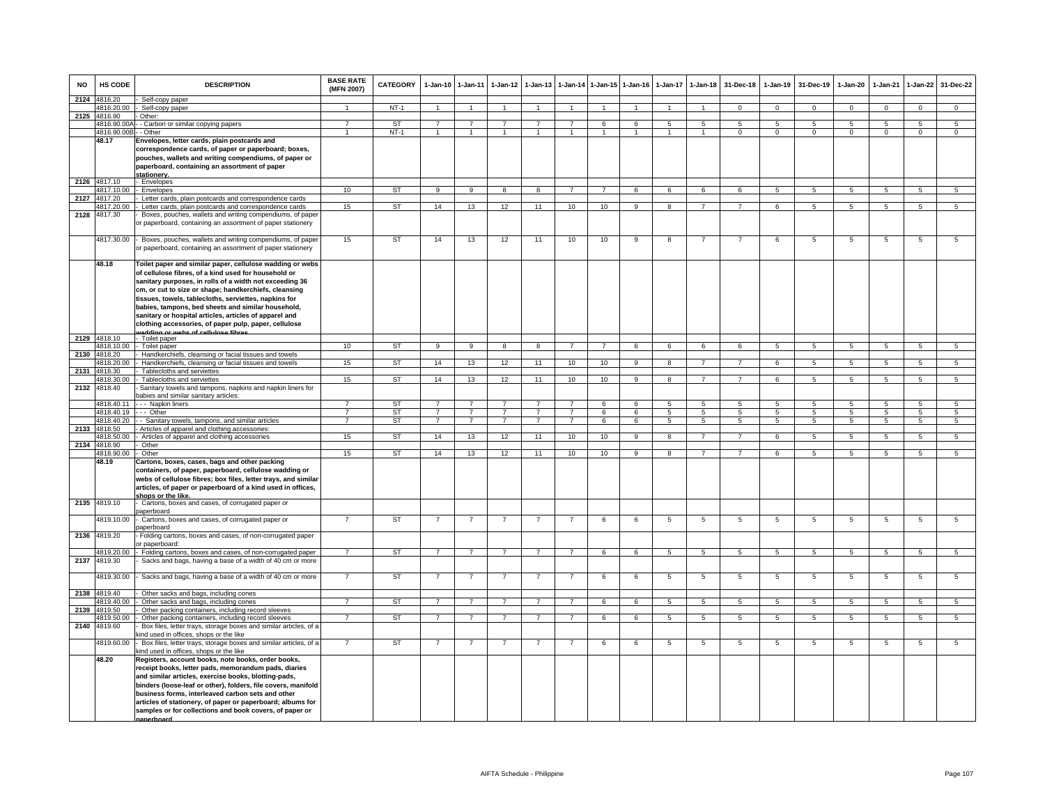| NO | HS CODE | DESCRIPTION | BASE RATE (MFN 2007) | CATEGORY | 1-Jan-10 | 1-Jan-11 | 1-Jan-12 | 1-Jan-13 | 1-Jan-14 | 1-Jan-15 | 1-Jan-16 | 1-Jan-17 | 1-Jan-18 | 31-Dec-18 | 1-Jan-19 | 31-Dec-19 | 1-Jan-20 | 1-Jan-21 | 1-Jan-22 | 31-Dec-22 |
|---|---|---|---|---|---|---|---|---|---|---|---|---|---|---|---|---|---|---|---|---|
| 2124 | 4816.20 | - Self-copy paper | | | | | | | | | | | | | | | | | | |
| | 4816.20.00 | - Self-copy paper | 1 | NT-1 | 1 | 1 | 1 | 1 | 1 | 1 | 1 | 1 | 1 | 0 | 0 | 0 | 0 | 0 | 0 | 0 |
| 2125 | 4816.90 | - Other: | | | | | | | | | | | | | | | | | | |
| | 4816.90.00A | - - Carbon or similar copying papers | 7 | ST | 7 | 7 | 7 | 7 | 7 | 6 | 6 | 5 | 5 | 5 | 5 | 5 | 5 | 5 | 5 | 5 |
| | 4816.90.00B | - - Other | 1 | NT-1 | 1 | 1 | 1 | 1 | 1 | 1 | 1 | 1 | 1 | 0 | 0 | 0 | 0 | 0 | 0 | 0 |
| | **48.17** | **Envelopes, letter cards, plain postcards and correspondence cards, of paper or paperboard; boxes, pouches, wallets and writing compendiums, of paper or paperboard, containing an assortment of paper stationery.** | | | | | | | | | | | | | | | | | | |
| 2126 | 4817.10 | - Envelopes | | | | | | | | | | | | | | | | | | |
| | 4817.10.00 | - Envelopes | 10 | ST | 9 | 9 | 8 | 8 | 7 | 7 | 6 | 6 | 6 | 6 | 5 | 5 | 5 | 5 | 5 | 5 |
| 2127 | 4817.20 | - Letter cards, plain postcards and correspondence cards | | | | | | | | | | | | | | | | | | |
| | 4817.20.00 | - Letter cards, plain postcards and correspondence cards | 15 | ST | 14 | 13 | 12 | 11 | 10 | 10 | 9 | 8 | 7 | 7 | 6 | 5 | 5 | 5 | 5 | 5 |
| 2128 | 4817.30 | - Boxes, pouches, wallets and writing compendiums, of paper or paperboard, containing an assortment of paper stationery | | | | | | | | | | | | | | | | | | |
| | 4817.30.00 | - Boxes, pouches, wallets and writing compendiums, of paper or paperboard, containing an assortment of paper stationery | 15 | ST | 14 | 13 | 12 | 11 | 10 | 10 | 9 | 8 | 7 | 7 | 6 | 5 | 5 | 5 | 5 | 5 |
| | **48.18** | **Toilet paper and similar paper, cellulose wadding or webs of cellulose fibres, of a kind used for household or sanitary purposes, in rolls of a width not exceeding 36 cm, or cut to size or shape; handkerchiefs, cleansing tissues, towels, tablecloths, serviettes, napkins for babies, tampons, bed sheets and similar household, sanitary or hospital articles, articles of apparel and clothing accessories, of paper pulp, paper, cellulose wadding or webs of cellulose fibres.** | | | | | | | | | | | | | | | | | | |
| 2129 | 4818.10 | - Toilet paper | | | | | | | | | | | | | | | | | | |
| | 4818.10.00 | - Toilet paper | 10 | ST | 9 | 9 | 8 | 8 | 7 | 7 | 6 | 6 | 6 | 6 | 5 | 5 | 5 | 5 | 5 | 5 |
| 2130 | 4818.20 | - Handkerchiefs, cleansing or facial tissues and towels | | | | | | | | | | | | | | | | | | |
| | 4818.20.00 | - Handkerchiefs, cleansing or facial tissues and towels | 15 | ST | 14 | 13 | 12 | 11 | 10 | 10 | 9 | 8 | 7 | 7 | 6 | 5 | 5 | 5 | 5 | 5 |
| 2131 | 4818.30 | - Tablecloths and serviettes | | | | | | | | | | | | | | | | | | |
| | 4818.30.00 | - Tablecloths and serviettes | 15 | ST | 14 | 13 | 12 | 11 | 10 | 10 | 9 | 8 | 7 | 7 | 6 | 5 | 5 | 5 | 5 | 5 |
| 2132 | 4818.40 | - Sanitary towels and tampons, napkins and napkin liners for babies and similar sanitary articles: | | | | | | | | | | | | | | | | | | |
| | 4818.40.11 | - - - Napkin liners | 7 | ST | 7 | 7 | 7 | 7 | 7 | 6 | 6 | 5 | 5 | 5 | 5 | 5 | 5 | 5 | 5 | 5 |
| | 4818.40.19 | - - - Other | 7 | ST | 7 | 7 | 7 | 7 | 7 | 6 | 6 | 5 | 5 | 5 | 5 | 5 | 5 | 5 | 5 | 5 |
| | 4818.40.20 | - - Sanitary towels, tampons, and similar articles | 7 | ST | 7 | 7 | 7 | 7 | 7 | 6 | 6 | 5 | 5 | 5 | 5 | 5 | 5 | 5 | 5 | 5 |
| 2133 | 4818.50 | - Articles of apparel and clothing accessories: | | | | | | | | | | | | | | | | | | |
| | 4818.50.00 | - Articles of apparel and clothing accessories | 15 | ST | 14 | 13 | 12 | 11 | 10 | 10 | 9 | 8 | 7 | 7 | 6 | 5 | 5 | 5 | 5 | 5 |
| 2134 | 4818.90 | - Other | | | | | | | | | | | | | | | | | | |
| | 4818.90.00 | - Other | 15 | ST | 14 | 13 | 12 | 11 | 10 | 10 | 9 | 8 | 7 | 7 | 6 | 5 | 5 | 5 | 5 | 5 |
| | **48.19** | **Cartons, boxes, cases, bags and other packing containers, of paper, paperboard, cellulose wadding or webs of cellulose fibres; box files, letter trays, and similar articles, of paper or paperboard of a kind used in offices, shops or the like.** | | | | | | | | | | | | | | | | | | |
| 2135 | 4819.10 | - Cartons, boxes and cases, of corrugated paper or paperboard | | | | | | | | | | | | | | | | | | |
| | 4819.10.00 | - Cartons, boxes and cases, of corrugated paper or paperboard | 7 | ST | 7 | 7 | 7 | 7 | 7 | 6 | 6 | 5 | 5 | 5 | 5 | 5 | 5 | 5 | 5 | 5 |
| 2136 | 4819.20 | - Folding cartons, boxes and cases, of non-corrugated paper or paperboard: | | | | | | | | | | | | | | | | | | |
| | 4819.20.00 | - Folding cartons, boxes and cases, of non-corrugated paper | 7 | ST | 7 | 7 | 7 | 7 | 7 | 6 | 6 | 5 | 5 | 5 | 5 | 5 | 5 | 5 | 5 | 5 |
| 2137 | 4819.30 | - Sacks and bags, having a base of a width of 40 cm or more | | | | | | | | | | | | | | | | | | |
| | 4819.30.00 | - Sacks and bags, having a base of a width of 40 cm or more | 7 | ST | 7 | 7 | 7 | 7 | 7 | 6 | 6 | 5 | 5 | 5 | 5 | 5 | 5 | 5 | 5 | 5 |
| 2138 | 4819.40 | - Other sacks and bags, including cones | | | | | | | | | | | | | | | | | | |
| | 4819.40.00 | - Other sacks and bags, including cones | 7 | ST | 7 | 7 | 7 | 7 | 7 | 6 | 6 | 5 | 5 | 5 | 5 | 5 | 5 | 5 | 5 | 5 |
| 2139 | 4819.50 | - Other packing containers, including record sleeves | | | | | | | | | | | | | | | | | | |
| | 4819.50.00 | - Other packing containers, including record sleeves | 7 | ST | 7 | 7 | 7 | 7 | 7 | 6 | 6 | 5 | 5 | 5 | 5 | 5 | 5 | 5 | 5 | 5 |
| 2140 | 4819.60 | - Box files, letter trays, storage boxes and similar articles, of a kind used in offices, shops or the like | | | | | | | | | | | | | | | | | | |
| | 4819.60.00 | - Box files, letter trays, storage boxes and similar articles, of a kind used in offices, shops or the like | 7 | ST | 7 | 7 | 7 | 7 | 7 | 6 | 6 | 5 | 5 | 5 | 5 | 5 | 5 | 5 | 5 | 5 |
| | **48.20** | **Registers, account books, note books, order books, receipt books, letter pads, memorandum pads, diaries and similar articles, exercise books, blotting-pads, binders (loose-leaf or other), folders, file covers, manifold business forms, interleaved carbon sets and other articles of stationery, of paper or paperboard; albums for samples or for collections and book covers, of paper or paperboard.** | | | | | | | | | | | | | | | | | | |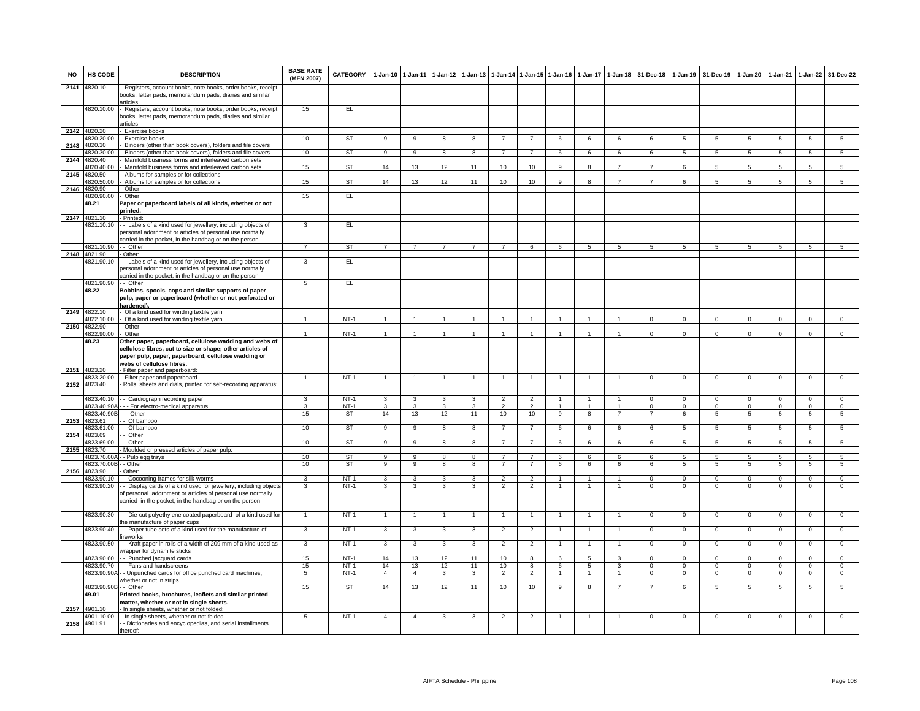| NO | HS CODE | DESCRIPTION | BASE RATE (MFN 2007) | CATEGORY | 1-Jan-10 | 1-Jan-11 | 1-Jan-12 | 1-Jan-13 | 1-Jan-14 | 1-Jan-15 | 1-Jan-16 | 1-Jan-17 | 1-Jan-18 | 31-Dec-18 | 1-Jan-19 | 31-Dec-19 | 1-Jan-20 | 1-Jan-21 | 1-Jan-22 | 31-Dec-22 |
|---|---|---|---|---|---|---|---|---|---|---|---|---|---|---|---|---|---|---|---|---|
| 2141 | 4820.10 | - Registers, account books, note books, order books, receipt books, letter pads, memorandum pads, diaries and similar articles | | | | | | | | | | | | | | | | | | |
| | 4820.10.00 | - Registers, account books, note books, order books, receipt books, letter pads, memorandum pads, diaries and similar articles | 15 | EL | | | | | | | | | | | | | | | | |
| 2142 | 4820.20 | - Exercise books | | | | | | | | | | | | | | | | | | |
| | 4820.20.00 | - Exercise books | 10 | ST | 9 | 9 | 8 | 8 | 7 | 7 | 6 | 6 | 6 | 6 | 5 | 5 | 5 | 5 | 5 | 5 |
| 2143 | 4820.30 | - Binders (other than book covers), folders and file covers | | | | | | | | | | | | | | | | | | |
| | 4820.30.00 | - Binders (other than book covers), folders and file covers | 10 | ST | 9 | 9 | 8 | 8 | 7 | 7 | 6 | 6 | 6 | 6 | 5 | 5 | 5 | 5 | 5 | 5 |
| 2144 | 4820.40 | - Manifold business forms and interleaved carbon sets | | | | | | | | | | | | | | | | | | |
| | 4820.40.00 | - Manifold business forms and interleaved carbon sets | 15 | ST | 14 | 13 | 12 | 11 | 10 | 10 | 9 | 8 | 7 | 7 | 6 | 5 | 5 | 5 | 5 | 5 |
| 2145 | 4820.50 | - Albums for samples or for collections | | | | | | | | | | | | | | | | | | |
| | 4820.50.00 | - Albums for samples or for collections | 15 | ST | 14 | 13 | 12 | 11 | 10 | 10 | 9 | 8 | 7 | 7 | 6 | 5 | 5 | 5 | 5 | 5 |
| 2146 | 4820.90 | - Other | | | | | | | | | | | | | | | | | | |
| | 4820.90.00 | - Other | 15 | EL | | | | | | | | | | | | | | | | |
| | **48.21** | **Paper or paperboard labels of all kinds, whether or not printed.** | | | | | | | | | | | | | | | | | | |
| 2147 | 4821.10 | - Printed: | | | | | | | | | | | | | | | | | | |
| | 4821.10.10 | - - Labels of a kind used for jewellery, including objects of personal adornment or articles of personal use normally carried in the pocket, in the handbag or on the person | 3 | EL | | | | | | | | | | | | | | | | |
| | 4821.10.90 | - - Other | 7 | ST | 7 | 7 | 7 | 7 | 7 | 6 | 6 | 5 | 5 | 5 | 5 | 5 | 5 | 5 | 5 | 5 |
| 2148 | 4821.90 | - Other: | | | | | | | | | | | | | | | | | | |
| | 4821.90.10 | - - Labels of a kind used for jewellery, including objects of personal adornment or articles of personal use normally carried in the pocket, in the handbag or on the person | 3 | EL | | | | | | | | | | | | | | | | |
| | 4821.90.90 | - - Other | 5 | EL | | | | | | | | | | | | | | | | |
| | **48.22** | **Bobbins, spools, cops and similar supports of paper pulp, paper or paperboard (whether or not perforated or hardened).** | | | | | | | | | | | | | | | | | | |
| 2149 | 4822.10 | - Of a kind used for winding textile yarn | | | | | | | | | | | | | | | | | | |
| | 4822.10.00 | - Of a kind used for winding textile yarn | 1 | NT-1 | 1 | 1 | 1 | 1 | 1 | 1 | 1 | 1 | 1 | 0 | 0 | 0 | 0 | 0 | 0 | 0 |
| 2150 | 4822.90 | - Other | | | | | | | | | | | | | | | | | | |
| | 4822.90.00 | - Other | 1 | NT-1 | 1 | 1 | 1 | 1 | 1 | 1 | 1 | 1 | 1 | 0 | 0 | 0 | 0 | 0 | 0 | 0 |
| | **48.23** | **Other paper, paperboard, cellulose wadding and webs of cellulose fibres, cut to size or shape; other articles of paper pulp, paper, paperboard, cellulose wadding or webs of cellulose fibres.** | | | | | | | | | | | | | | | | | | |
| 2151 | 4823.20 | - Filter paper and paperboard: | | | | | | | | | | | | | | | | | | |
| | 4823.20.00 | - Filter paper and paperboard | 1 | NT-1 | 1 | 1 | 1 | 1 | 1 | 1 | 1 | 1 | 1 | 0 | 0 | 0 | 0 | 0 | 0 | 0 |
| 2152 | 4823.40 | - Rolls, sheets and dials, printed for self-recording apparatus: | | | | | | | | | | | | | | | | | | |
| | 4823.40.10 | - - Cardiograph recording paper | 3 | NT-1 | 3 | 3 | 3 | 3 | 2 | 2 | 1 | 1 | 1 | 0 | 0 | 0 | 0 | 0 | 0 | 0 |
| | 4823.40.90A | - - - For electro-medical apparatus | 3 | NT-1 | 3 | 3 | 3 | 3 | 2 | 2 | 1 | 1 | 1 | 0 | 0 | 0 | 0 | 0 | 0 | 0 |
| | 4823.40.90B | - - - Other | 15 | ST | 14 | 13 | 12 | 11 | 10 | 10 | 9 | 8 | 7 | 7 | 6 | 5 | 5 | 5 | 5 | 5 |
| 2153 | 4823.61 | - - Of bamboo | | | | | | | | | | | | | | | | | | |
| | 4823.61.00 | - - Of bamboo | 10 | ST | 9 | 9 | 8 | 8 | 7 | 7 | 6 | 6 | 6 | 6 | 5 | 5 | 5 | 5 | 5 | 5 |
| 2154 | 4823.69 | - - Other | | | | | | | | | | | | | | | | | | |
| | 4823.69.00 | - - Other | 10 | ST | 9 | 9 | 8 | 8 | 7 | 7 | 6 | 6 | 6 | 6 | 5 | 5 | 5 | 5 | 5 | 5 |
| 2155 | 4823.70 | - Moulded or pressed articles of paper pulp: | | | | | | | | | | | | | | | | | | |
| | 4823.70.00A | - - Pulp egg trays | 10 | ST | 9 | 9 | 8 | 8 | 7 | 7 | 6 | 6 | 6 | 6 | 5 | 5 | 5 | 5 | 5 | 5 |
| | 4823.70.00B | - - Other | 10 | ST | 9 | 9 | 8 | 8 | 7 | 7 | 6 | 6 | 6 | 6 | 5 | 5 | 5 | 5 | 5 | 5 |
| 2156 | 4823.90 | - Other: | | | | | | | | | | | | | | | | | | |
| | 4823.90.10 | - - Cocooning frames for silk-worms | 3 | NT-1 | 3 | 3 | 3 | 3 | 2 | 2 | 1 | 1 | 1 | 0 | 0 | 0 | 0 | 0 | 0 | 0 |
| | 4823.90.20 | - - Display cards of a kind used for jewellery, including objects of personal adornment or articles of personal use normally carried in the pocket, in the handbag or on the person | 3 | NT-1 | 3 | 3 | 3 | 3 | 2 | 2 | 1 | 1 | 1 | 0 | 0 | 0 | 0 | 0 | 0 | 0 |
| | 4823.90.30 | - - Die-cut polyethylene coated paperboard of a kind used for the manufacture of paper cups | 1 | NT-1 | 1 | 1 | 1 | 1 | 1 | 1 | 1 | 1 | 1 | 0 | 0 | 0 | 0 | 0 | 0 | 0 |
| | 4823.90.40 | - - Paper tube sets of a kind used for the manufacture of fireworks | 3 | NT-1 | 3 | 3 | 3 | 3 | 2 | 2 | 1 | 1 | 1 | 0 | 0 | 0 | 0 | 0 | 0 | 0 |
| | 4823.90.50 | - - Kraft paper in rolls of a width of 209 mm of a kind used as wrapper for dynamite sticks | 3 | NT-1 | 3 | 3 | 3 | 3 | 2 | 2 | 1 | 1 | 1 | 0 | 0 | 0 | 0 | 0 | 0 | 0 |
| | 4823.90.60 | - - Punched jacquard cards | 15 | NT-1 | 14 | 13 | 12 | 11 | 10 | 8 | 6 | 5 | 3 | 0 | 0 | 0 | 0 | 0 | 0 | 0 |
| | 4823.90.70 | - - Fans and handscreens | 15 | NT-1 | 14 | 13 | 12 | 11 | 10 | 8 | 6 | 5 | 3 | 0 | 0 | 0 | 0 | 0 | 0 | 0 |
| | 4823.90.90A | - - Unpunched cards for office punched card machines, whether or not in strips | 5 | NT-1 | 4 | 4 | 3 | 3 | 2 | 2 | 1 | 1 | 1 | 0 | 0 | 0 | 0 | 0 | 0 | 0 |
| | 4823.90.90B | - - Other | 15 | ST | 14 | 13 | 12 | 11 | 10 | 10 | 9 | 8 | 7 | 7 | 6 | 5 | 5 | 5 | 5 | 5 |
| | **49.01** | **Printed books, brochures, leaflets and similar printed matter, whether or not in single sheets.** | | | | | | | | | | | | | | | | | | |
| 2157 | 4901.10 | - In single sheets, whether or not folded: | | | | | | | | | | | | | | | | | | |
| | 4901.10.00 | - In single sheets, whether or not folded | 5 | NT-1 | 4 | 4 | 3 | 3 | 2 | 2 | 1 | 1 | 1 | 0 | 0 | 0 | 0 | 0 | 0 | 0 |
| 2158 | 4901.91 | - - Dictionaries and encyclopedias, and serial installments thereof: | | | | | | | | | | | | | | | | | | |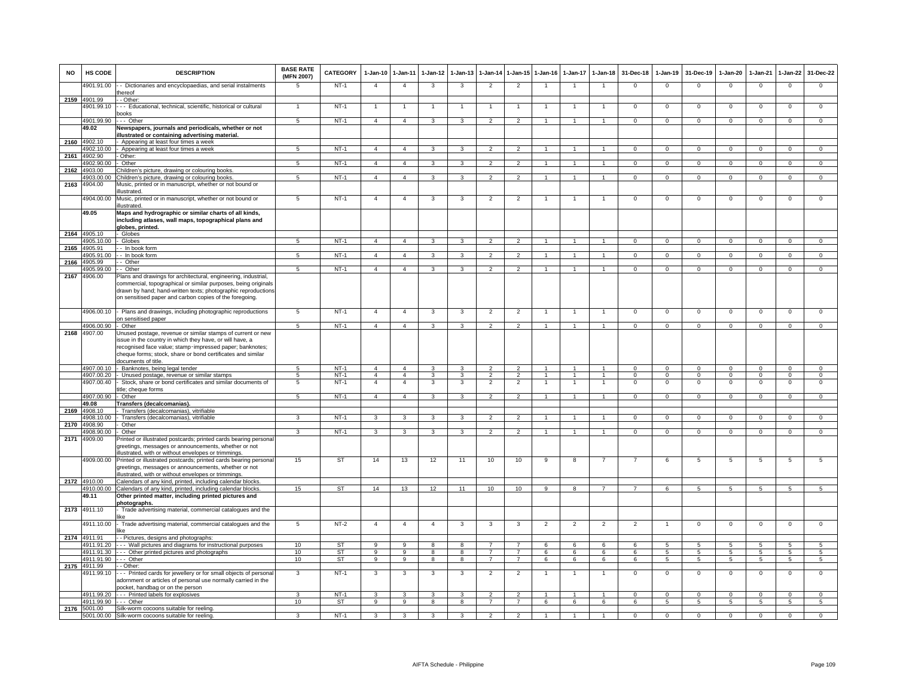| NO | HS CODE | DESCRIPTION | BASE RATE (MFN 2007) | CATEGORY | 1-Jan-10 | 1-Jan-11 | 1-Jan-12 | 1-Jan-13 | 1-Jan-14 | 1-Jan-15 | 1-Jan-16 | 1-Jan-17 | 1-Jan-18 | 31-Dec-18 | 1-Jan-19 | 31-Dec-19 | 1-Jan-20 | 1-Jan-21 | 1-Jan-22 | 31-Dec-22 |
|---|---|---|---|---|---|---|---|---|---|---|---|---|---|---|---|---|---|---|---|---|
| | 4901.91.00 | - - Dictionaries and encyclopaedias, and serial instalments thereof | 5 | NT-1 | 4 | 4 | 3 | 3 | 2 | 2 | 1 | 1 | 1 | 0 | 0 | 0 | 0 | 0 | 0 | 0 |
| 2159 | 4901.99 | - - Other: | | | | | | | | | | | | | | | | | | |
| | 4901.99.10 | - - - Educational, technical, scientific, historical or cultural books | 1 | NT-1 | 1 | 1 | 1 | 1 | 1 | 1 | 1 | 1 | 1 | 0 | 0 | 0 | 0 | 0 | 0 | 0 |
| | 4901.99.90 | - - - Other | 5 | NT-1 | 4 | 4 | 3 | 3 | 2 | 2 | 1 | 1 | 1 | 0 | 0 | 0 | 0 | 0 | 0 | 0 |
| | 49.02 | **Newspapers, journals and periodicals, whether or not illustrated or containing advertising material.** | | | | | | | | | | | | | | | | | | |
| 2160 | 4902.10 | - Appearing at least four times a week | | | | | | | | | | | | | | | | | | |
| | 4902.10.00 | - Appearing at least four times a week | 5 | NT-1 | 4 | 4 | 3 | 3 | 2 | 2 | 1 | 1 | 1 | 0 | 0 | 0 | 0 | 0 | 0 | 0 |
| 2161 | 4902.90 | - Other: | | | | | | | | | | | | | | | | | | |
| | 4902.90.00 | - Other | 5 | NT-1 | 4 | 4 | 3 | 3 | 2 | 2 | 1 | 1 | 1 | 0 | 0 | 0 | 0 | 0 | 0 | 0 |
| 2162 | 4903.00 | Children's picture, drawing or colouring books. | | | | | | | | | | | | | | | | | | |
| | 4903.00.00 | Children's picture, drawing or colouring books. | 5 | NT-1 | 4 | 4 | 3 | 3 | 2 | 2 | 1 | 1 | 1 | 0 | 0 | 0 | 0 | 0 | 0 | 0 |
| 2163 | 4904.00 | Music, printed or in manuscript, whether or not bound or illustrated. | | | | | | | | | | | | | | | | | | |
| | 4904.00.00 | Music, printed or in manuscript, whether or not bound or illustrated. | 5 | NT-1 | 4 | 4 | 3 | 3 | 2 | 2 | 1 | 1 | 1 | 0 | 0 | 0 | 0 | 0 | 0 | 0 |
| | 49.05 | **Maps and hydrographic or similar charts of all kinds, including atlases, wall maps, topographical plans and globes, printed.** | | | | | | | | | | | | | | | | | | |
| 2164 | 4905.10 | - Globes | | | | | | | | | | | | | | | | | | |
| | 4905.10.00 | - Globes | 5 | NT-1 | 4 | 4 | 3 | 3 | 2 | 2 | 1 | 1 | 1 | 0 | 0 | 0 | 0 | 0 | 0 | 0 |
| 2165 | 4905.91 | - - In book form | | | | | | | | | | | | | | | | | | |
| | 4905.91.00 | - - In book form | 5 | NT-1 | 4 | 4 | 3 | 3 | 2 | 2 | 1 | 1 | 1 | 0 | 0 | 0 | 0 | 0 | 0 | 0 |
| 2166 | 4905.99 | - - Other | | | | | | | | | | | | | | | | | | |
| | 4905.99.00 | - - Other | 5 | NT-1 | 4 | 4 | 3 | 3 | 2 | 2 | 1 | 1 | 1 | 0 | 0 | 0 | 0 | 0 | 0 | 0 |
| 2167 | 4906.00 | Plans and drawings for architectural, engineering, industrial, commercial, topographical or similar purposes, being originals drawn by hand; hand-written texts; photographic reproductions on sensitised paper and carbon copies of the foregoing. | | | | | | | | | | | | | | | | | | |
| | 4906.00.10 | - Plans and drawings, including photographic reproductions on sensitised paper | 5 | NT-1 | 4 | 4 | 3 | 3 | 2 | 2 | 1 | 1 | 1 | 0 | 0 | 0 | 0 | 0 | 0 | 0 |
| | 4906.00.90 | - Other | 5 | NT-1 | 4 | 4 | 3 | 3 | 2 | 2 | 1 | 1 | 1 | 0 | 0 | 0 | 0 | 0 | 0 | 0 |
| 2168 | 4907.00 | Unused postage, revenue or similar stamps of current or new issue in the country in which they have, or will have, a recognised face value; stamp-impressed paper; banknotes; cheque forms; stock, share or bond certificates and similar documents of title. | | | | | | | | | | | | | | | | | | |
| | 4907.00.10 | - Banknotes, being legal tender | 5 | NT-1 | 4 | 4 | 3 | 3 | 2 | 2 | 1 | 1 | 1 | 0 | 0 | 0 | 0 | 0 | 0 | 0 |
| | 4907.00.20 | - Unused postage, revenue or similar stamps | 5 | NT-1 | 4 | 4 | 3 | 3 | 2 | 2 | 1 | 1 | 1 | 0 | 0 | 0 | 0 | 0 | 0 | 0 |
| | 4907.00.40 | - Stock, share or bond certificates and similar documents of title; cheque forms | 5 | NT-1 | 4 | 4 | 3 | 3 | 2 | 2 | 1 | 1 | 1 | 0 | 0 | 0 | 0 | 0 | 0 | 0 |
| | 4907.00.90 | - Other | 5 | NT-1 | 4 | 4 | 3 | 3 | 2 | 2 | 1 | 1 | 1 | 0 | 0 | 0 | 0 | 0 | 0 | 0 |
| | 49.08 | **Transfers (decalcomanias).** | | | | | | | | | | | | | | | | | | |
| 2169 | 4908.10 | - Transfers (decalcomanias), vitrifiable | | | | | | | | | | | | | | | | | | |
| | 4908.10.00 | - Transfers (decalcomanias), vitrifiable | 3 | NT-1 | 3 | 3 | 3 | 3 | 2 | 2 | 1 | 1 | 1 | 0 | 0 | 0 | 0 | 0 | 0 | 0 |
| 2170 | 4908.90 | - Other | | | | | | | | | | | | | | | | | | |
| | 4908.90.00 | - Other | 3 | NT-1 | 3 | 3 | 3 | 3 | 2 | 2 | 1 | 1 | 1 | 0 | 0 | 0 | 0 | 0 | 0 | 0 |
| 2171 | 4909.00 | Printed or illustrated postcards; printed cards bearing personal greetings, messages or announcements, whether or not illustrated, with or without envelopes or trimmings. | | | | | | | | | | | | | | | | | | |
| | 4909.00.00 | Printed or illustrated postcards; printed cards bearing personal greetings, messages or announcements, whether or not illustrated, with or without envelopes or trimmings. | 15 | ST | 14 | 13 | 12 | 11 | 10 | 10 | 9 | 8 | 7 | 7 | 6 | 5 | 5 | 5 | 5 | 5 |
| 2172 | 4910.00 | Calendars of any kind, printed, including calendar blocks. | | | | | | | | | | | | | | | | | | |
| | 4910.00.00 | Calendars of any kind, printed, including calendar blocks. | 15 | ST | 14 | 13 | 12 | 11 | 10 | 10 | 9 | 8 | 7 | 7 | 6 | 5 | 5 | 5 | 5 | 5 |
| | 49.11 | **Other printed matter, including printed pictures and photographs.** | | | | | | | | | | | | | | | | | | |
| 2173 | 4911.10 | - Trade advertising material, commercial catalogues and the like | | | | | | | | | | | | | | | | | | |
| | 4911.10.00 | - Trade advertising material, commercial catalogues and the like | 5 | NT-2 | 4 | 4 | 4 | 3 | 3 | 3 | 2 | 2 | 2 | 2 | 1 | 0 | 0 | 0 | 0 | 0 |
| 2174 | 4911.91 | - - Pictures, designs and photographs: | | | | | | | | | | | | | | | | | | |
| | 4911.91.20 | - - - Wall pictures and diagrams for instructional purposes | 10 | ST | 9 | 9 | 8 | 8 | 7 | 7 | 6 | 6 | 6 | 6 | 5 | 5 | 5 | 5 | 5 | 5 |
| | 4911.91.30 | - - - Other printed pictures and photographs | 10 | ST | 9 | 9 | 8 | 8 | 7 | 7 | 6 | 6 | 6 | 6 | 5 | 5 | 5 | 5 | 5 | 5 |
| | 4911.91.90 | - - - Other | 10 | ST | 9 | 9 | 8 | 8 | 7 | 7 | 6 | 6 | 6 | 6 | 5 | 5 | 5 | 5 | 5 | 5 |
| 2175 | 4911.99 | - - Other: | | | | | | | | | | | | | | | | | | |
| | 4911.99.10 | - - - Printed cards for jewellery or for small objects of personal adornment or articles of personal use normally carried in the pocket, handbag or on the person | 3 | NT-1 | 3 | 3 | 3 | 3 | 2 | 2 | 1 | 1 | 1 | 0 | 0 | 0 | 0 | 0 | 0 | 0 |
| | 4911.99.20 | - - - Printed labels for explosives | 3 | NT-1 | 3 | 3 | 3 | 3 | 2 | 2 | 1 | 1 | 1 | 0 | 0 | 0 | 0 | 0 | 0 | 0 |
| | 4911.99.90 | - - - Other | 10 | ST | 9 | 9 | 8 | 8 | 7 | 7 | 6 | 6 | 6 | 6 | 5 | 5 | 5 | 5 | 5 | 5 |
| 2176 | 5001.00 | Silk-worm cocoons suitable for reeling. | | | | | | | | | | | | | | | | | | |
| | 5001.00.00 | Silk-worm cocoons suitable for reeling. | 3 | NT-1 | 3 | 3 | 3 | 3 | 2 | 2 | 1 | 1 | 1 | 0 | 0 | 0 | 0 | 0 | 0 | 0 |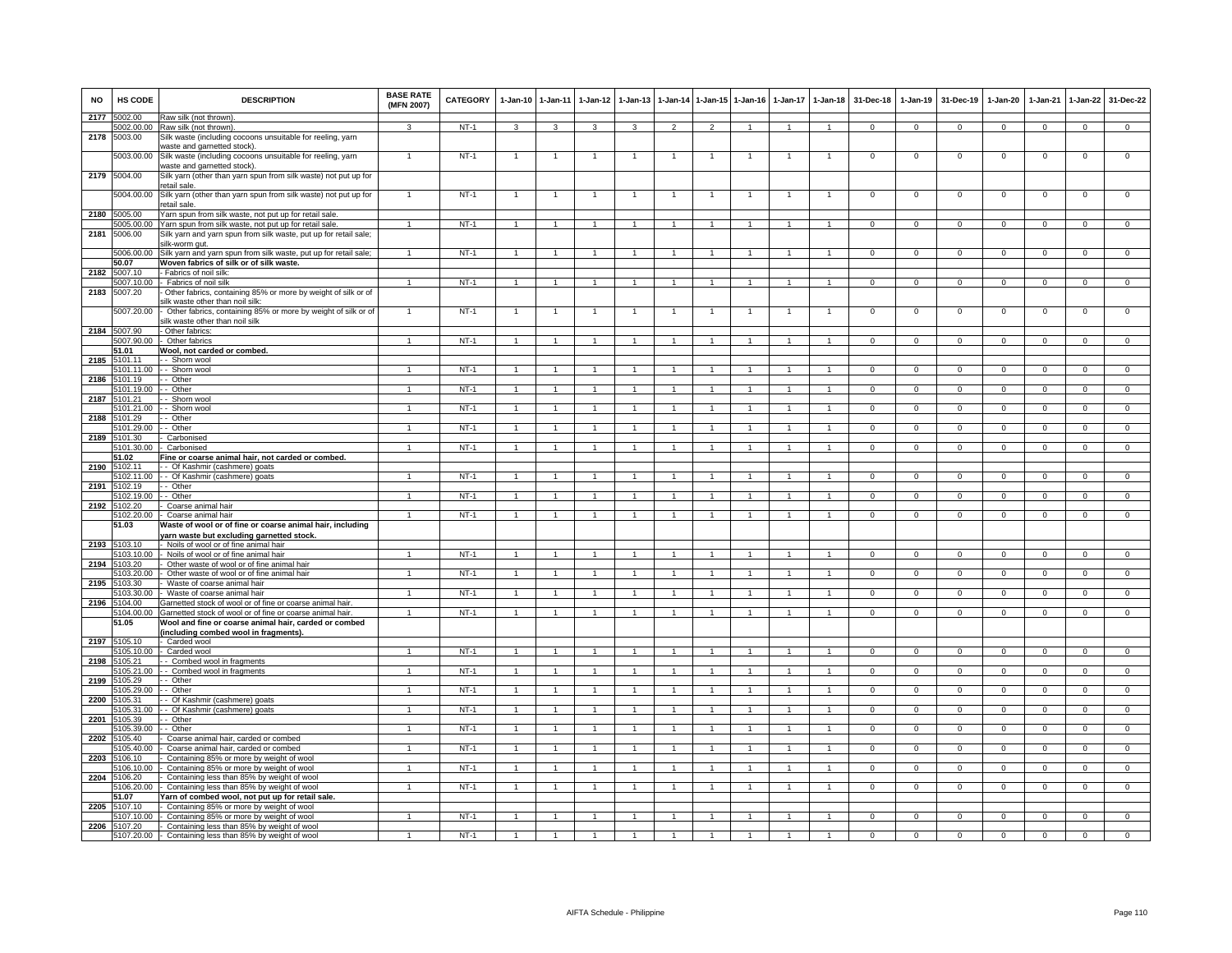| NO | HS CODE | DESCRIPTION | BASE RATE (MFN 2007) | CATEGORY | 1-Jan-10 | 1-Jan-11 | 1-Jan-12 | 1-Jan-13 | 1-Jan-14 | 1-Jan-15 | 1-Jan-16 | 1-Jan-17 | 1-Jan-18 | 31-Dec-18 | 1-Jan-19 | 31-Dec-19 | 1-Jan-20 | 1-Jan-21 | 1-Jan-22 | 31-Dec-22 |
|---|---|---|---|---|---|---|---|---|---|---|---|---|---|---|---|---|---|---|---|---|
| 2177 | 5002.00 | Raw silk (not thrown). | | | | | | | | | | | | | | | | | | |
| | 5002.00.00 | Raw silk (not thrown). | 3 | NT-1 | 3 | 3 | 3 | 3 | 2 | 2 | 1 | 1 | 1 | 0 | 0 | 0 | 0 | 0 | 0 | 0 |
| 2178 | 5003.00 | Silk waste (including cocoons unsuitable for reeling, yarn waste and garnetted stock). | | | | | | | | | | | | | | | | | | |
| | 5003.00.00 | Silk waste (including cocoons unsuitable for reeling, yarn waste and garnetted stock). | 1 | NT-1 | 1 | 1 | 1 | 1 | 1 | 1 | 1 | 1 | 1 | 0 | 0 | 0 | 0 | 0 | 0 | 0 |
| 2179 | 5004.00 | Silk yarn (other than yarn spun from silk waste) not put up for retail sale. | | | | | | | | | | | | | | | | | | |
| | 5004.00.00 | Silk yarn (other than yarn spun from silk waste) not put up for retail sale. | 1 | NT-1 | 1 | 1 | 1 | 1 | 1 | 1 | 1 | 1 | 1 | 0 | 0 | 0 | 0 | 0 | 0 | 0 |
| 2180 | 5005.00 | Yarn spun from silk waste, not put up for retail sale. | | | | | | | | | | | | | | | | | | |
| | 5005.00.00 | Yarn spun from silk waste, not put up for retail sale. | 1 | NT-1 | 1 | 1 | 1 | 1 | 1 | 1 | 1 | 1 | 1 | 0 | 0 | 0 | 0 | 0 | 0 | 0 |
| 2181 | 5006.00 | Silk yarn and yarn spun from silk waste, put up for retail sale; silk-worm gut. | | | | | | | | | | | | | | | | | | |
| | 5006.00.00 | Silk yarn and yarn spun from silk waste, put up for retail sale; | 1 | NT-1 | 1 | 1 | 1 | 1 | 1 | 1 | 1 | 1 | 1 | 0 | 0 | 0 | 0 | 0 | 0 | 0 |
| | **50.07** | **Woven fabrics of silk or of silk waste.** | | | | | | | | | | | | | | | | | | |
| 2182 | 5007.10 | - Fabrics of noil silk: | | | | | | | | | | | | | | | | | | |
| | 5007.10.00 | - Fabrics of noil silk | 1 | NT-1 | 1 | 1 | 1 | 1 | 1 | 1 | 1 | 1 | 1 | 0 | 0 | 0 | 0 | 0 | 0 | 0 |
| 2183 | 5007.20 | - Other fabrics, containing 85% or more by weight of silk or of silk waste other than noil silk: | | | | | | | | | | | | | | | | | | |
| | 5007.20.00 | - Other fabrics, containing 85% or more by weight of silk or of silk waste other than noil silk | 1 | NT-1 | 1 | 1 | 1 | 1 | 1 | 1 | 1 | 1 | 1 | 0 | 0 | 0 | 0 | 0 | 0 | 0 |
| 2184 | 5007.90 | - Other fabrics: | | | | | | | | | | | | | | | | | | |
| | 5007.90.00 | - Other fabrics | 1 | NT-1 | 1 | 1 | 1 | 1 | 1 | 1 | 1 | 1 | 1 | 0 | 0 | 0 | 0 | 0 | 0 | 0 |
| | **51.01** | **Wool, not carded or combed.** | | | | | | | | | | | | | | | | | | |
| 2185 | 5101.11 | - - Shorn wool | | | | | | | | | | | | | | | | | | |
| | 5101.11.00 | - - Shorn wool | 1 | NT-1 | 1 | 1 | 1 | 1 | 1 | 1 | 1 | 1 | 1 | 0 | 0 | 0 | 0 | 0 | 0 | 0 |
| 2186 | 5101.19 | - - Other | | | | | | | | | | | | | | | | | | |
| | 5101.19.00 | - - Other | 1 | NT-1 | 1 | 1 | 1 | 1 | 1 | 1 | 1 | 1 | 1 | 0 | 0 | 0 | 0 | 0 | 0 | 0 |
| 2187 | 5101.21 | - - Shorn wool | | | | | | | | | | | | | | | | | | |
| | 5101.21.00 | - - Shorn wool | 1 | NT-1 | 1 | 1 | 1 | 1 | 1 | 1 | 1 | 1 | 1 | 0 | 0 | 0 | 0 | 0 | 0 | 0 |
| 2188 | 5101.29 | - - Other | | | | | | | | | | | | | | | | | | |
| | 5101.29.00 | - - Other | 1 | NT-1 | 1 | 1 | 1 | 1 | 1 | 1 | 1 | 1 | 1 | 0 | 0 | 0 | 0 | 0 | 0 | 0 |
| 2189 | 5101.30 | - Carbonised | | | | | | | | | | | | | | | | | | |
| | 5101.30.00 | - Carbonised | 1 | NT-1 | 1 | 1 | 1 | 1 | 1 | 1 | 1 | 1 | 1 | 0 | 0 | 0 | 0 | 0 | 0 | 0 |
| | **51.02** | **Fine or coarse animal hair, not carded or combed.** | | | | | | | | | | | | | | | | | | |
| 2190 | 5102.11 | - - Of Kashmir (cashmere) goats | | | | | | | | | | | | | | | | | | |
| | 5102.11.00 | - - Of Kashmir (cashmere) goats | 1 | NT-1 | 1 | 1 | 1 | 1 | 1 | 1 | 1 | 1 | 1 | 0 | 0 | 0 | 0 | 0 | 0 | 0 |
| 2191 | 5102.19 | - - Other | | | | | | | | | | | | | | | | | | |
| | 5102.19.00 | - - Other | 1 | NT-1 | 1 | 1 | 1 | 1 | 1 | 1 | 1 | 1 | 1 | 0 | 0 | 0 | 0 | 0 | 0 | 0 |
| 2192 | 5102.20 | - Coarse animal hair | | | | | | | | | | | | | | | | | | |
| | 5102.20.00 | - Coarse animal hair | 1 | NT-1 | 1 | 1 | 1 | 1 | 1 | 1 | 1 | 1 | 1 | 0 | 0 | 0 | 0 | 0 | 0 | 0 |
| | **51.03** | **Waste of wool or of fine or coarse animal hair, including yarn waste but excluding garnetted stock.** | | | | | | | | | | | | | | | | | | |
| 2193 | 5103.10 | - Noils of wool or of fine animal hair | | | | | | | | | | | | | | | | | | |
| | 5103.10.00 | - Noils of wool or of fine animal hair | 1 | NT-1 | 1 | 1 | 1 | 1 | 1 | 1 | 1 | 1 | 1 | 0 | 0 | 0 | 0 | 0 | 0 | 0 |
| 2194 | 5103.20 | - Other waste of wool or of fine animal hair | | | | | | | | | | | | | | | | | | |
| | 5103.20.00 | - Other waste of wool or of fine animal hair | 1 | NT-1 | 1 | 1 | 1 | 1 | 1 | 1 | 1 | 1 | 1 | 0 | 0 | 0 | 0 | 0 | 0 | 0 |
| 2195 | 5103.30 | - Waste of coarse animal hair | | | | | | | | | | | | | | | | | | |
| | 5103.30.00 | - Waste of coarse animal hair | 1 | NT-1 | 1 | 1 | 1 | 1 | 1 | 1 | 1 | 1 | 1 | 0 | 0 | 0 | 0 | 0 | 0 | 0 |
| 2196 | 5104.00 | Garnetted stock of wool or of fine or coarse animal hair. | | | | | | | | | | | | | | | | | | |
| | 5104.00.00 | Garnetted stock of wool or of fine or coarse animal hair. | 1 | NT-1 | 1 | 1 | 1 | 1 | 1 | 1 | 1 | 1 | 1 | 0 | 0 | 0 | 0 | 0 | 0 | 0 |
| | **51.05** | **Wool and fine or coarse animal hair, carded or combed (including combed wool in fragments).** | | | | | | | | | | | | | | | | | | |
| 2197 | 5105.10 | - Carded wool | | | | | | | | | | | | | | | | | | |
| | 5105.10.00 | - Carded wool | 1 | NT-1 | 1 | 1 | 1 | 1 | 1 | 1 | 1 | 1 | 1 | 0 | 0 | 0 | 0 | 0 | 0 | 0 |
| 2198 | 5105.21 | - - Combed wool in fragments | | | | | | | | | | | | | | | | | | |
| | 5105.21.00 | - - Combed wool in fragments | 1 | NT-1 | 1 | 1 | 1 | 1 | 1 | 1 | 1 | 1 | 1 | 0 | 0 | 0 | 0 | 0 | 0 | 0 |
| 2199 | 5105.29 | - - Other | | | | | | | | | | | | | | | | | | |
| | 5105.29.00 | - - Other | 1 | NT-1 | 1 | 1 | 1 | 1 | 1 | 1 | 1 | 1 | 1 | 0 | 0 | 0 | 0 | 0 | 0 | 0 |
| 2200 | 5105.31 | - - Of Kashmir (cashmere) goats | | | | | | | | | | | | | | | | | | |
| | 5105.31.00 | - - Of Kashmir (cashmere) goats | 1 | NT-1 | 1 | 1 | 1 | 1 | 1 | 1 | 1 | 1 | 1 | 0 | 0 | 0 | 0 | 0 | 0 | 0 |
| 2201 | 5105.39 | - - Other | | | | | | | | | | | | | | | | | | |
| | 5105.39.00 | - - Other | 1 | NT-1 | 1 | 1 | 1 | 1 | 1 | 1 | 1 | 1 | 1 | 0 | 0 | 0 | 0 | 0 | 0 | 0 |
| 2202 | 5105.40 | - Coarse animal hair, carded or combed | | | | | | | | | | | | | | | | | | |
| | 5105.40.00 | - Coarse animal hair, carded or combed | 1 | NT-1 | 1 | 1 | 1 | 1 | 1 | 1 | 1 | 1 | 1 | 0 | 0 | 0 | 0 | 0 | 0 | 0 |
| 2203 | 5106.10 | - Containing 85% or more by weight of wool | | | | | | | | | | | | | | | | | | |
| | 5106.10.00 | - Containing 85% or more by weight of wool | 1 | NT-1 | 1 | 1 | 1 | 1 | 1 | 1 | 1 | 1 | 1 | 0 | 0 | 0 | 0 | 0 | 0 | 0 |
| 2204 | 5106.20 | - Containing less than 85% by weight of wool | | | | | | | | | | | | | | | | | | |
| | 5106.20.00 | - Containing less than 85% by weight of wool | 1 | NT-1 | 1 | 1 | 1 | 1 | 1 | 1 | 1 | 1 | 1 | 0 | 0 | 0 | 0 | 0 | 0 | 0 |
| | **51.07** | **Yarn of combed wool, not put up for retail sale.** | | | | | | | | | | | | | | | | | | |
| 2205 | 5107.10 | - Containing 85% or more by weight of wool | | | | | | | | | | | | | | | | | | |
| | 5107.10.00 | - Containing 85% or more by weight of wool | 1 | NT-1 | 1 | 1 | 1 | 1 | 1 | 1 | 1 | 1 | 1 | 0 | 0 | 0 | 0 | 0 | 0 | 0 |
| 2206 | 5107.20 | - Containing less than 85% by weight of wool | | | | | | | | | | | | | | | | | | |
| | 5107.20.00 | - Containing less than 85% by weight of wool | 1 | NT-1 | 1 | 1 | 1 | 1 | 1 | 1 | 1 | 1 | 1 | 0 | 0 | 0 | 0 | 0 | 0 | 0 |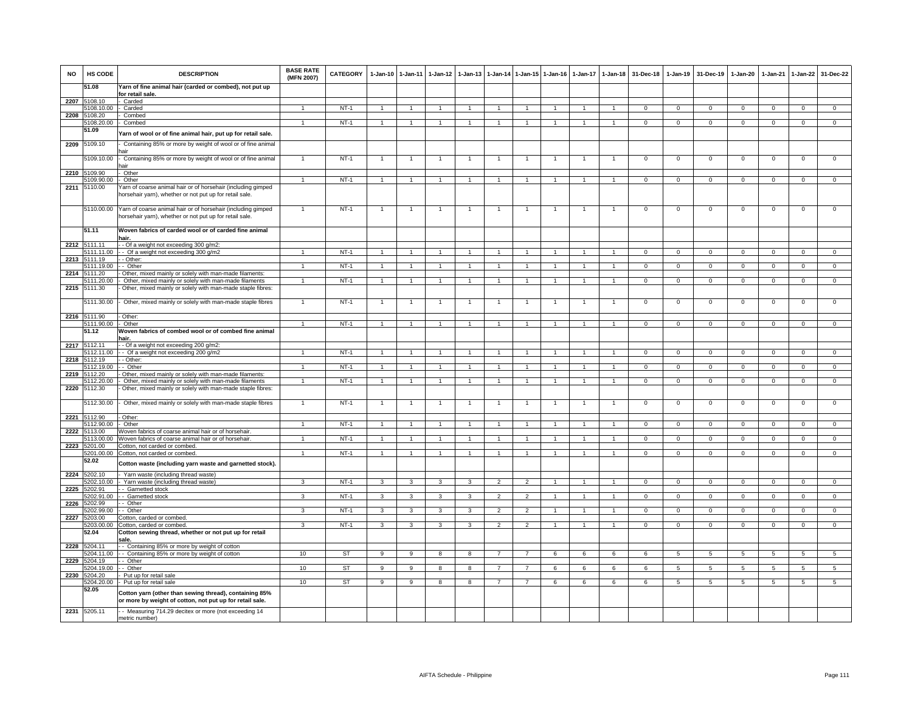| NO | HS CODE | DESCRIPTION | BASE RATE (MFN 2007) | CATEGORY | 1-Jan-10 | 1-Jan-11 | 1-Jan-12 | 1-Jan-13 | 1-Jan-14 | 1-Jan-15 | 1-Jan-16 | 1-Jan-17 | 1-Jan-18 | 31-Dec-18 | 1-Jan-19 | 31-Dec-19 | 1-Jan-20 | 1-Jan-21 | 1-Jan-22 | 31-Dec-22 |
|---|---|---|---|---|---|---|---|---|---|---|---|---|---|---|---|---|---|---|---|---|
| | 51.08 | Yarn of fine animal hair (carded or combed), not put up for retail sale. | | | | | | | | | | | | | | | | | | |
| 2207 | 5108.10 | - Carded | | | | | | | | | | | | | | | | | | |
| | 5108.10.00 | - Carded | 1 | NT-1 | 1 | 1 | 1 | 1 | 1 | 1 | 1 | 1 | 1 | 0 | 0 | 0 | 0 | 0 | 0 | 0 |
| 2208 | 5108.20 | - Combed | | | | | | | | | | | | | | | | | | |
| | 5108.20.00 | - Combed | 1 | NT-1 | 1 | 1 | 1 | 1 | 1 | 1 | 1 | 1 | 1 | 0 | 0 | 0 | 0 | 0 | 0 | 0 |
| | 51.09 | Yarn of wool or of fine animal hair, put up for retail sale. | | | | | | | | | | | | | | | | | | |
| 2209 | 5109.10 | - Containing 85% or more by weight of wool or of fine animal hair | | | | | | | | | | | | | | | | | | |
| | 5109.10.00 | - Containing 85% or more by weight of wool or of fine animal hair | 1 | NT-1 | 1 | 1 | 1 | 1 | 1 | 1 | 1 | 1 | 1 | 0 | 0 | 0 | 0 | 0 | 0 | 0 |
| 2210 | 5109.90 | - Other | | | | | | | | | | | | | | | | | | |
| | 5109.90.00 | - Other | 1 | NT-1 | 1 | 1 | 1 | 1 | 1 | 1 | 1 | 1 | 1 | 0 | 0 | 0 | 0 | 0 | 0 | 0 |
| 2211 | 5110.00 | Yarn of coarse animal hair or of horsehair (including gimped horsehair yarn), whether or not put up for retail sale. | | | | | | | | | | | | | | | | | | |
| | 5110.00.00 | Yarn of coarse animal hair or of horsehair (including gimped horsehair yarn), whether or not put up for retail sale. | 1 | NT-1 | 1 | 1 | 1 | 1 | 1 | 1 | 1 | 1 | 1 | 0 | 0 | 0 | 0 | 0 | 0 | 0 |
| | 51.11 | Woven fabrics of carded wool or of carded fine animal hair. | | | | | | | | | | | | | | | | | | |
| 2212 | 5111.11 | - - Of a weight not exceeding 300 g/m2: | | | | | | | | | | | | | | | | | | |
| | 5111.11.00 | - - Of a weight not exceeding 300 g/m2 | 1 | NT-1 | 1 | 1 | 1 | 1 | 1 | 1 | 1 | 1 | 1 | 0 | 0 | 0 | 0 | 0 | 0 | 0 |
| 2213 | 5111.19 | - - Other: | | | | | | | | | | | | | | | | | | |
| | 5111.19.00 | - - Other | 1 | NT-1 | 1 | 1 | 1 | 1 | 1 | 1 | 1 | 1 | 1 | 0 | 0 | 0 | 0 | 0 | 0 | 0 |
| 2214 | 5111.20 | - Other, mixed mainly or solely with man-made filaments: | | | | | | | | | | | | | | | | | | |
| | 5111.20.00 | - Other, mixed mainly or solely with man-made filaments | 1 | NT-1 | 1 | 1 | 1 | 1 | 1 | 1 | 1 | 1 | 1 | 0 | 0 | 0 | 0 | 0 | 0 | 0 |
| 2215 | 5111.30 | - Other, mixed mainly or solely with man-made staple fibres: | | | | | | | | | | | | | | | | | | |
| | 5111.30.00 | - Other, mixed mainly or solely with man-made staple fibres | 1 | NT-1 | 1 | 1 | 1 | 1 | 1 | 1 | 1 | 1 | 1 | 0 | 0 | 0 | 0 | 0 | 0 | 0 |
| 2216 | 5111.90 | - Other: | | | | | | | | | | | | | | | | | | |
| | 5111.90.00 | - Other | 1 | NT-1 | 1 | 1 | 1 | 1 | 1 | 1 | 1 | 1 | 1 | 0 | 0 | 0 | 0 | 0 | 0 | 0 |
| | 51.12 | Woven fabrics of combed wool or of combed fine animal hair. | | | | | | | | | | | | | | | | | | |
| 2217 | 5112.11 | - - Of a weight not exceeding 200 g/m2: | | | | | | | | | | | | | | | | | | |
| | 5112.11.00 | - - Of a weight not exceeding 200 g/m2 | 1 | NT-1 | 1 | 1 | 1 | 1 | 1 | 1 | 1 | 1 | 1 | 0 | 0 | 0 | 0 | 0 | 0 | 0 |
| 2218 | 5112.19 | - - Other: | | | | | | | | | | | | | | | | | | |
| | 5112.19.00 | - - Other | 1 | NT-1 | 1 | 1 | 1 | 1 | 1 | 1 | 1 | 1 | 1 | 0 | 0 | 0 | 0 | 0 | 0 | 0 |
| 2219 | 5112.20 | - Other, mixed mainly or solely with man-made filaments: | | | | | | | | | | | | | | | | | | |
| | 5112.20.00 | - Other, mixed mainly or solely with man-made filaments | 1 | NT-1 | 1 | 1 | 1 | 1 | 1 | 1 | 1 | 1 | 1 | 0 | 0 | 0 | 0 | 0 | 0 | 0 |
| 2220 | 5112.30 | - Other, mixed mainly or solely with man-made staple fibres: | | | | | | | | | | | | | | | | | | |
| | 5112.30.00 | - Other, mixed mainly or solely with man-made staple fibres | 1 | NT-1 | 1 | 1 | 1 | 1 | 1 | 1 | 1 | 1 | 1 | 0 | 0 | 0 | 0 | 0 | 0 | 0 |
| 2221 | 5112.90 | - Other: | | | | | | | | | | | | | | | | | | |
| | 5112.90.00 | - Other | 1 | NT-1 | 1 | 1 | 1 | 1 | 1 | 1 | 1 | 1 | 1 | 0 | 0 | 0 | 0 | 0 | 0 | 0 |
| 2222 | 5113.00 | Woven fabrics of coarse animal hair or of horsehair. | | | | | | | | | | | | | | | | | | |
| | 5113.00.00 | Woven fabrics of coarse animal hair or of horsehair. | 1 | NT-1 | 1 | 1 | 1 | 1 | 1 | 1 | 1 | 1 | 1 | 0 | 0 | 0 | 0 | 0 | 0 | 0 |
| 2223 | 5201.00 | Cotton, not carded or combed. | | | | | | | | | | | | | | | | | | |
| | 5201.00.00 | Cotton, not carded or combed. | 1 | NT-1 | 1 | 1 | 1 | 1 | 1 | 1 | 1 | 1 | 1 | 0 | 0 | 0 | 0 | 0 | 0 | 0 |
| | 52.02 | Cotton waste (including yarn waste and garnetted stock). | | | | | | | | | | | | | | | | | | |
| 2224 | 5202.10 | - Yarn waste (including thread waste) | | | | | | | | | | | | | | | | | | |
| | 5202.10.00 | - Yarn waste (including thread waste) | 3 | NT-1 | 3 | 3 | 3 | 3 | 2 | 2 | 1 | 1 | 1 | 0 | 0 | 0 | 0 | 0 | 0 | 0 |
| 2225 | 5202.91 | - - Garnetted stock | | | | | | | | | | | | | | | | | | |
| | 5202.91.00 | - - Garnetted stock | 3 | NT-1 | 3 | 3 | 3 | 3 | 2 | 2 | 1 | 1 | 1 | 0 | 0 | 0 | 0 | 0 | 0 | 0 |
| 2226 | 5202.99 | - - Other | | | | | | | | | | | | | | | | | | |
| | 5202.99.00 | - - Other | 3 | NT-1 | 3 | 3 | 3 | 3 | 2 | 2 | 1 | 1 | 1 | 0 | 0 | 0 | 0 | 0 | 0 | 0 |
| 2227 | 5203.00 | Cotton, carded or combed. | | | | | | | | | | | | | | | | | | |
| | 5203.00.00 | Cotton, carded or combed. | 3 | NT-1 | 3 | 3 | 3 | 3 | 2 | 2 | 1 | 1 | 1 | 0 | 0 | 0 | 0 | 0 | 0 | 0 |
| | 52.04 | Cotton sewing thread, whether or not put up for retail sale. | | | | | | | | | | | | | | | | | | |
| 2228 | 5204.11 | - - Containing 85% or more by weight of cotton | | | | | | | | | | | | | | | | | | |
| | 5204.11.00 | - - Containing 85% or more by weight of cotton | 10 | ST | 9 | 9 | 8 | 8 | 7 | 7 | 6 | 6 | 6 | 6 | 5 | 5 | 5 | 5 | 5 | 5 |
| 2229 | 5204.19 | - - Other | | | | | | | | | | | | | | | | | | |
| | 5204.19.00 | - - Other | 10 | ST | 9 | 9 | 8 | 8 | 7 | 7 | 6 | 6 | 6 | 6 | 5 | 5 | 5 | 5 | 5 | 5 |
| 2230 | 5204.20 | - Put up for retail sale | | | | | | | | | | | | | | | | | | |
| | 5204.20.00 | - Put up for retail sale | 10 | ST | 9 | 9 | 8 | 8 | 7 | 7 | 6 | 6 | 6 | 6 | 5 | 5 | 5 | 5 | 5 | 5 |
| | 52.05 | Cotton yarn (other than sewing thread), containing 85% or more by weight of cotton, not put up for retail sale. | | | | | | | | | | | | | | | | | | |
| 2231 | 5205.11 | - - Measuring 714.29 decitex or more (not exceeding 14 metric number) | | | | | | | | | | | | | | | | | | |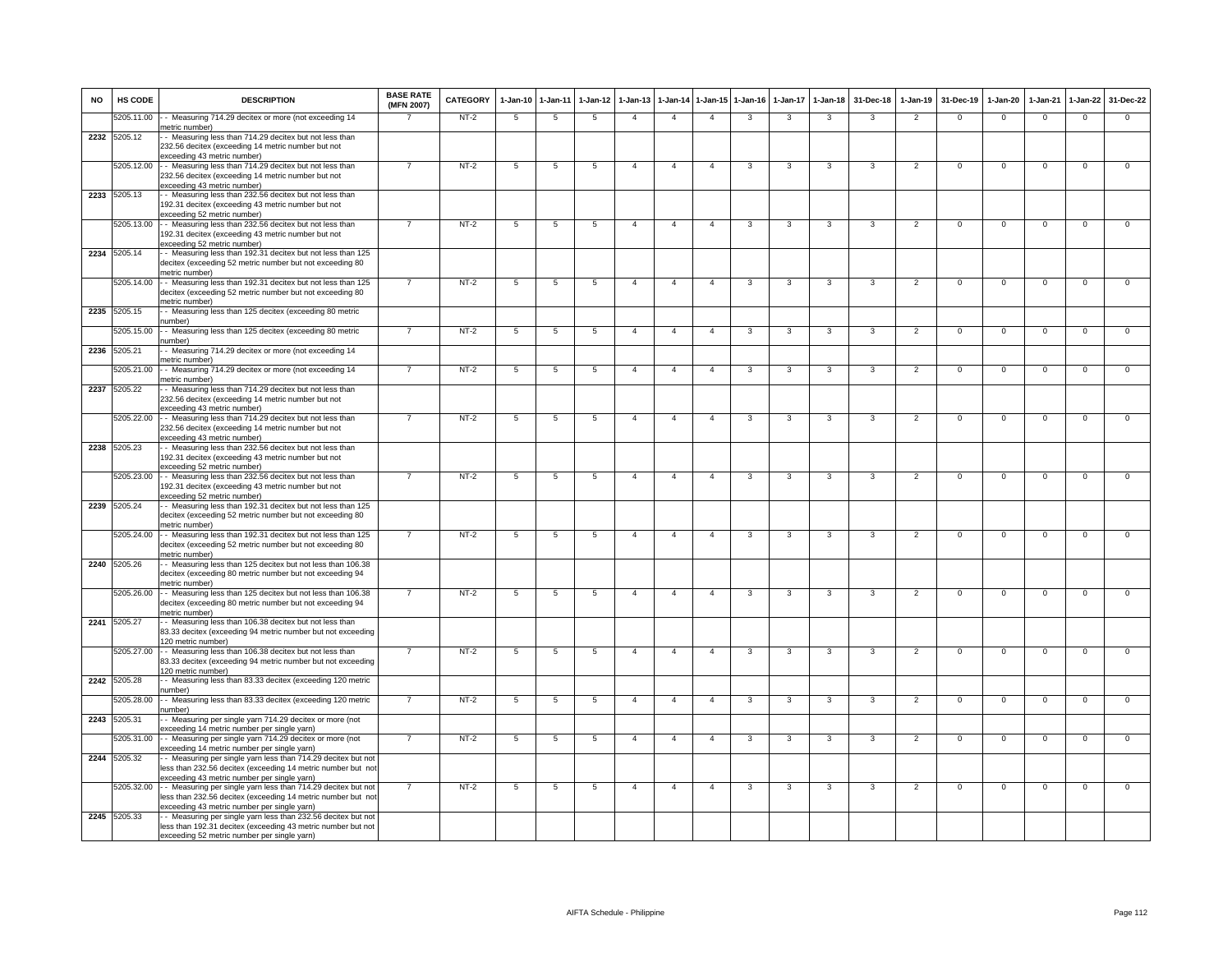| NO | HS CODE | DESCRIPTION | BASE RATE (MFN 2007) | CATEGORY | 1-Jan-10 | 1-Jan-11 | 1-Jan-12 | 1-Jan-13 | 1-Jan-14 | 1-Jan-15 | 1-Jan-16 | 1-Jan-17 | 1-Jan-18 | 31-Dec-18 | 1-Jan-19 | 31-Dec-19 | 1-Jan-20 | 1-Jan-21 | 1-Jan-22 | 31-Dec-22 |
|---|---|---|---|---|---|---|---|---|---|---|---|---|---|---|---|---|---|---|---|---|
| | 5205.11.00 | - - Measuring 714.29 decitex or more (not exceeding 14 metric number) | 7 | NT-2 | 5 | 5 | 5 | 4 | 4 | 4 | 3 | 3 | 3 | 3 | 2 | 0 | 0 | 0 | 0 | 0 |
| 2232 | 5205.12 | - - Measuring less than 714.29 decitex but not less than 232.56 decitex (exceeding 14 metric number but not exceeding 43 metric number) | | | | | | | | | | | | | | | | | | |
| | 5205.12.00 | - - Measuring less than 714.29 decitex but not less than 232.56 decitex (exceeding 14 metric number but not exceeding 43 metric number) | 7 | NT-2 | 5 | 5 | 5 | 4 | 4 | 4 | 3 | 3 | 3 | 3 | 2 | 0 | 0 | 0 | 0 | 0 |
| 2233 | 5205.13 | - - Measuring less than 232.56 decitex but not less than 192.31 decitex (exceeding 43 metric number but not exceeding 52 metric number) | | | | | | | | | | | | | | | | | | |
| | 5205.13.00 | - - Measuring less than 232.56 decitex but not less than 192.31 decitex (exceeding 43 metric number but not exceeding 52 metric number) | 7 | NT-2 | 5 | 5 | 5 | 4 | 4 | 4 | 3 | 3 | 3 | 3 | 2 | 0 | 0 | 0 | 0 | 0 |
| 2234 | 5205.14 | - - Measuring less than 192.31 decitex but not less than 125 decitex (exceeding 52 metric number but not exceeding 80 metric number) | | | | | | | | | | | | | | | | | | |
| | 5205.14.00 | - - Measuring less than 192.31 decitex but not less than 125 decitex (exceeding 52 metric number but not exceeding 80 metric number) | 7 | NT-2 | 5 | 5 | 5 | 4 | 4 | 4 | 3 | 3 | 3 | 3 | 2 | 0 | 0 | 0 | 0 | 0 |
| 2235 | 5205.15 | - - Measuring less than 125 decitex (exceeding 80 metric number) | | | | | | | | | | | | | | | | | | |
| | 5205.15.00 | - - Measuring less than 125 decitex (exceeding 80 metric number) | 7 | NT-2 | 5 | 5 | 5 | 4 | 4 | 4 | 3 | 3 | 3 | 3 | 2 | 0 | 0 | 0 | 0 | 0 |
| 2236 | 5205.21 | - - Measuring 714.29 decitex or more (not exceeding 14 metric number) | | | | | | | | | | | | | | | | | | |
| | 5205.21.00 | - - Measuring 714.29 decitex or more (not exceeding 14 metric number) | 7 | NT-2 | 5 | 5 | 5 | 4 | 4 | 4 | 3 | 3 | 3 | 3 | 2 | 0 | 0 | 0 | 0 | 0 |
| 2237 | 5205.22 | - - Measuring less than 714.29 decitex but not less than 232.56 decitex (exceeding 14 metric number but not exceeding 43 metric number) | | | | | | | | | | | | | | | | | | |
| | 5205.22.00 | - - Measuring less than 714.29 decitex but not less than 232.56 decitex (exceeding 14 metric number but not exceeding 43 metric number) | 7 | NT-2 | 5 | 5 | 5 | 4 | 4 | 4 | 3 | 3 | 3 | 3 | 2 | 0 | 0 | 0 | 0 | 0 |
| 2238 | 5205.23 | - - Measuring less than 232.56 decitex but not less than 192.31 decitex (exceeding 43 metric number but not exceeding 52 metric number) | | | | | | | | | | | | | | | | | | |
| | 5205.23.00 | - - Measuring less than 232.56 decitex but not less than 192.31 decitex (exceeding 43 metric number but not exceeding 52 metric number) | 7 | NT-2 | 5 | 5 | 5 | 4 | 4 | 4 | 3 | 3 | 3 | 3 | 2 | 0 | 0 | 0 | 0 | 0 |
| 2239 | 5205.24 | - - Measuring less than 192.31 decitex but not less than 125 decitex (exceeding 52 metric number but not exceeding 80 metric number) | | | | | | | | | | | | | | | | | | |
| | 5205.24.00 | - - Measuring less than 192.31 decitex but not less than 125 decitex (exceeding 52 metric number but not exceeding 80 metric number) | 7 | NT-2 | 5 | 5 | 5 | 4 | 4 | 4 | 3 | 3 | 3 | 3 | 2 | 0 | 0 | 0 | 0 | 0 |
| 2240 | 5205.26 | - - Measuring less than 125 decitex but not less than 106.38 decitex (exceeding 80 metric number but not exceeding 94 metric number) | | | | | | | | | | | | | | | | | | |
| | 5205.26.00 | - - Measuring less than 125 decitex but not less than 106.38 decitex (exceeding 80 metric number but not exceeding 94 metric number) | 7 | NT-2 | 5 | 5 | 5 | 4 | 4 | 4 | 3 | 3 | 3 | 3 | 2 | 0 | 0 | 0 | 0 | 0 |
| 2241 | 5205.27 | - - Measuring less than 106.38 decitex but not less than 83.33 decitex (exceeding 94 metric number but not exceeding 120 metric number) | | | | | | | | | | | | | | | | | | |
| | 5205.27.00 | - - Measuring less than 106.38 decitex but not less than 83.33 decitex (exceeding 94 metric number but not exceeding 120 metric number) | 7 | NT-2 | 5 | 5 | 5 | 4 | 4 | 4 | 3 | 3 | 3 | 3 | 2 | 0 | 0 | 0 | 0 | 0 |
| 2242 | 5205.28 | - - Measuring less than 83.33 decitex (exceeding 120 metric number) | | | | | | | | | | | | | | | | | | |
| | 5205.28.00 | - - Measuring less than 83.33 decitex (exceeding 120 metric number) | 7 | NT-2 | 5 | 5 | 5 | 4 | 4 | 4 | 3 | 3 | 3 | 3 | 2 | 0 | 0 | 0 | 0 | 0 |
| 2243 | 5205.31 | - - Measuring per single yarn 714.29 decitex or more (not exceeding 14 metric number per single yarn) | | | | | | | | | | | | | | | | | | |
| | 5205.31.00 | - - Measuring per single yarn 714.29 decitex or more (not exceeding 14 metric number per single yarn) | 7 | NT-2 | 5 | 5 | 5 | 4 | 4 | 4 | 3 | 3 | 3 | 3 | 2 | 0 | 0 | 0 | 0 | 0 |
| 2244 | 5205.32 | - - Measuring per single yarn less than 714.29 decitex but not less than 232.56 decitex (exceeding 14 metric number but not exceeding 43 metric number per single yarn) | | | | | | | | | | | | | | | | | | |
| | 5205.32.00 | - - Measuring per single yarn less than 714.29 decitex but not less than 232.56 decitex (exceeding 14 metric number but not exceeding 43 metric number per single yarn) | 7 | NT-2 | 5 | 5 | 5 | 4 | 4 | 4 | 3 | 3 | 3 | 3 | 2 | 0 | 0 | 0 | 0 | 0 |
| 2245 | 5205.33 | - - Measuring per single yarn less than 232.56 decitex but not less than 192.31 decitex (exceeding 43 metric number but not exceeding 52 metric number per single yarn) | | | | | | | | | | | | | | | | | | |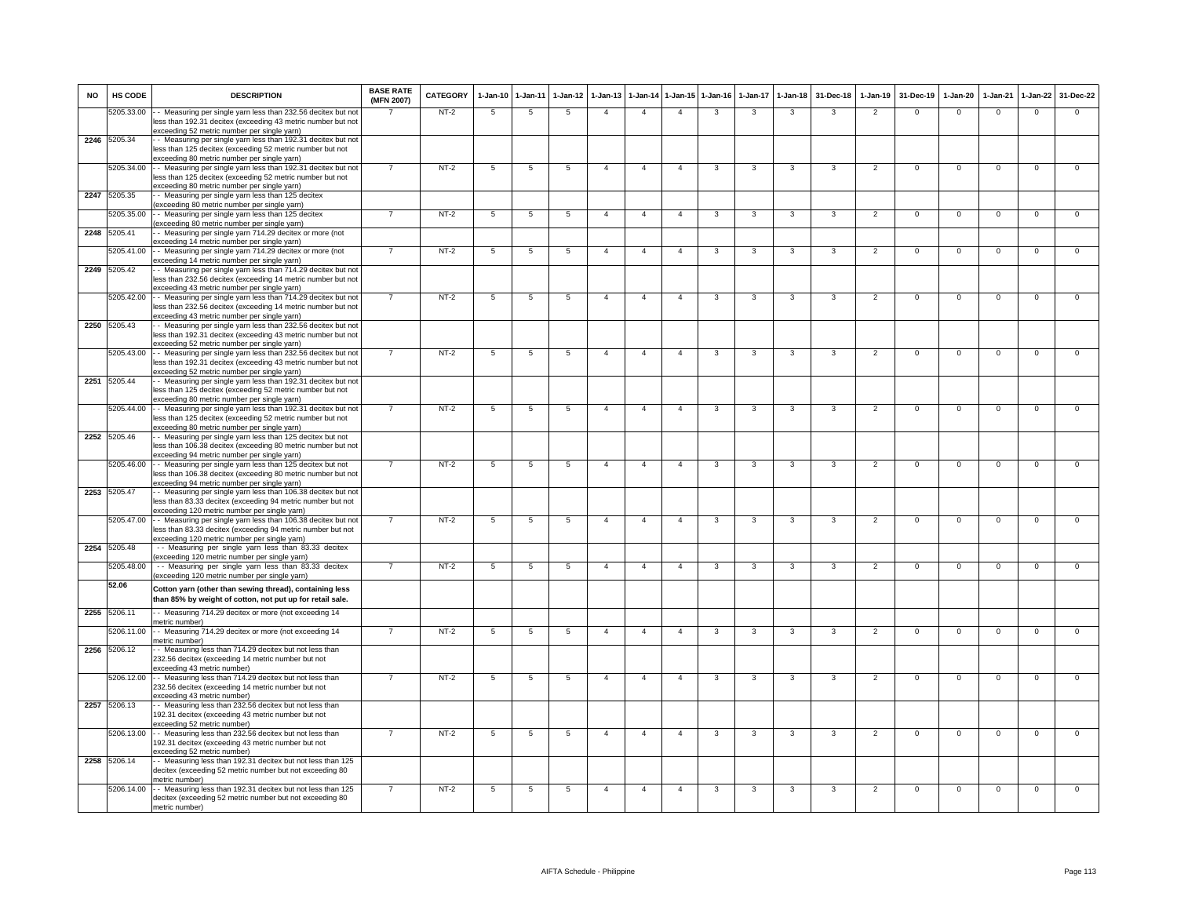| NO | HS CODE | DESCRIPTION | BASE RATE (MFN 2007) | CATEGORY | 1-Jan-10 | 1-Jan-11 | 1-Jan-12 | 1-Jan-13 | 1-Jan-14 | 1-Jan-15 | 1-Jan-16 | 1-Jan-17 | 1-Jan-18 | 31-Dec-18 | 1-Jan-19 | 31-Dec-19 | 1-Jan-20 | 1-Jan-21 | 1-Jan-22 | 31-Dec-22 |
|---|---|---|---|---|---|---|---|---|---|---|---|---|---|---|---|---|---|---|---|---|
| | 5205.33.00 | - - Measuring per single yarn less than 232.56 decitex but not less than 192.31 decitex (exceeding 43 metric number but not exceeding 52 metric number per single yarn) | 7 | NT-2 | 5 | 5 | 5 | 4 | 4 | 4 | 3 | 3 | 3 | 3 | 2 | 0 | 0 | 0 | 0 | 0 |
| 2246 | 5205.34 | - - Measuring per single yarn less than 192.31 decitex but not less than 125 decitex (exceeding 52 metric number but not exceeding 80 metric number per single yarn) | | | | | | | | | | | | | | | | | | |
| | 5205.34.00 | - - Measuring per single yarn less than 192.31 decitex but not less than 125 decitex (exceeding 52 metric number but not exceeding 80 metric number per single yarn) | 7 | NT-2 | 5 | 5 | 5 | 4 | 4 | 4 | 3 | 3 | 3 | 3 | 2 | 0 | 0 | 0 | 0 | 0 |
| 2247 | 5205.35 | - - Measuring per single yarn less than 125 decitex (exceeding 80 metric number per single yarn) | | | | | | | | | | | | | | | | | | |
| | 5205.35.00 | - - Measuring per single yarn less than 125 decitex (exceeding 80 metric number per single yarn) | 7 | NT-2 | 5 | 5 | 5 | 4 | 4 | 4 | 3 | 3 | 3 | 3 | 2 | 0 | 0 | 0 | 0 | 0 |
| 2248 | 5205.41 | - - Measuring per single yarn 714.29 decitex or more (not exceeding 14 metric number per single yarn) | | | | | | | | | | | | | | | | | | |
| | 5205.41.00 | - - Measuring per single yarn 714.29 decitex or more (not exceeding 14 metric number per single yarn) | 7 | NT-2 | 5 | 5 | 5 | 4 | 4 | 4 | 3 | 3 | 3 | 3 | 2 | 0 | 0 | 0 | 0 | 0 |
| 2249 | 5205.42 | - - Measuring per single yarn less than 714.29 decitex but not less than 232.56 decitex (exceeding 14 metric number but not exceeding 43 metric number per single yarn) | | | | | | | | | | | | | | | | | | |
| | 5205.42.00 | - - Measuring per single yarn less than 714.29 decitex but not less than 232.56 decitex (exceeding 14 metric number but not exceeding 43 metric number per single yarn) | 7 | NT-2 | 5 | 5 | 5 | 4 | 4 | 4 | 3 | 3 | 3 | 3 | 2 | 0 | 0 | 0 | 0 | 0 |
| 2250 | 5205.43 | - - Measuring per single yarn less than 232.56 decitex but not less than 192.31 decitex (exceeding 43 metric number but not exceeding 52 metric number per single yarn) | | | | | | | | | | | | | | | | | | |
| | 5205.43.00 | - - Measuring per single yarn less than 232.56 decitex but not less than 192.31 decitex (exceeding 43 metric number but not exceeding 52 metric number per single yarn) | 7 | NT-2 | 5 | 5 | 5 | 4 | 4 | 4 | 3 | 3 | 3 | 3 | 2 | 0 | 0 | 0 | 0 | 0 |
| 2251 | 5205.44 | - - Measuring per single yarn less than 192.31 decitex but not less than 125 decitex (exceeding 52 metric number but not exceeding 80 metric number per single yarn) | | | | | | | | | | | | | | | | | | |
| | 5205.44.00 | - - Measuring per single yarn less than 192.31 decitex but not less than 125 decitex (exceeding 52 metric number but not exceeding 80 metric number per single yarn) | 7 | NT-2 | 5 | 5 | 5 | 4 | 4 | 4 | 3 | 3 | 3 | 3 | 2 | 0 | 0 | 0 | 0 | 0 |
| 2252 | 5205.46 | - - Measuring per single yarn less than 125 decitex but not less than 106.38 decitex (exceeding 80 metric number but not exceeding 94 metric number per single yarn) | | | | | | | | | | | | | | | | | | |
| | 5205.46.00 | - - Measuring per single yarn less than 125 decitex but not less than 106.38 decitex (exceeding 80 metric number but not exceeding 94 metric number per single yarn) | 7 | NT-2 | 5 | 5 | 5 | 4 | 4 | 4 | 3 | 3 | 3 | 3 | 2 | 0 | 0 | 0 | 0 | 0 |
| 2253 | 5205.47 | - - Measuring per single yarn less than 106.38 decitex but not less than 83.33 decitex (exceeding 94 metric number but not exceeding 120 metric number per single yarn) | | | | | | | | | | | | | | | | | | |
| | 5205.47.00 | - - Measuring per single yarn less than 106.38 decitex but not less than 83.33 decitex (exceeding 94 metric number but not exceeding 120 metric number per single yarn) | 7 | NT-2 | 5 | 5 | 5 | 4 | 4 | 4 | 3 | 3 | 3 | 3 | 2 | 0 | 0 | 0 | 0 | 0 |
| 2254 | 5205.48 | - - Measuring per single yarn less than 83.33 decitex (exceeding 120 metric number per single yarn) | | | | | | | | | | | | | | | | | | |
| | 5205.48.00 | - - Measuring per single yarn less than 83.33 decitex (exceeding 120 metric number per single yarn) | 7 | NT-2 | 5 | 5 | 5 | 4 | 4 | 4 | 3 | 3 | 3 | 3 | 2 | 0 | 0 | 0 | 0 | 0 |
| | **52.06** | **Cotton yarn (other than sewing thread), containing less than 85% by weight of cotton, not put up for retail sale.** | | | | | | | | | | | | | | | | | | |
| 2255 | 5206.11 | - - Measuring 714.29 decitex or more (not exceeding 14 metric number) | | | | | | | | | | | | | | | | | | |
| | 5206.11.00 | - - Measuring 714.29 decitex or more (not exceeding 14 metric number) | 7 | NT-2 | 5 | 5 | 5 | 4 | 4 | 4 | 3 | 3 | 3 | 3 | 2 | 0 | 0 | 0 | 0 | 0 |
| 2256 | 5206.12 | - - Measuring less than 714.29 decitex but not less than 232.56 decitex (exceeding 14 metric number but not exceeding 43 metric number) | | | | | | | | | | | | | | | | | | |
| | 5206.12.00 | - - Measuring less than 714.29 decitex but not less than 232.56 decitex (exceeding 14 metric number but not exceeding 43 metric number) | 7 | NT-2 | 5 | 5 | 5 | 4 | 4 | 4 | 3 | 3 | 3 | 3 | 2 | 0 | 0 | 0 | 0 | 0 |
| 2257 | 5206.13 | - - Measuring less than 232.56 decitex but not less than 192.31 decitex (exceeding 43 metric number but not exceeding 52 metric number) | | | | | | | | | | | | | | | | | | |
| | 5206.13.00 | - - Measuring less than 232.56 decitex but not less than 192.31 decitex (exceeding 43 metric number but not exceeding 52 metric number) | 7 | NT-2 | 5 | 5 | 5 | 4 | 4 | 4 | 3 | 3 | 3 | 3 | 2 | 0 | 0 | 0 | 0 | 0 |
| 2258 | 5206.14 | - - Measuring less than 192.31 decitex but not less than 125 decitex (exceeding 52 metric number but not exceeding 80 metric number) | | | | | | | | | | | | | | | | | | |
| | 5206.14.00 | - - Measuring less than 192.31 decitex but not less than 125 decitex (exceeding 52 metric number but not exceeding 80 metric number) | 7 | NT-2 | 5 | 5 | 5 | 4 | 4 | 4 | 3 | 3 | 3 | 3 | 2 | 0 | 0 | 0 | 0 | 0 |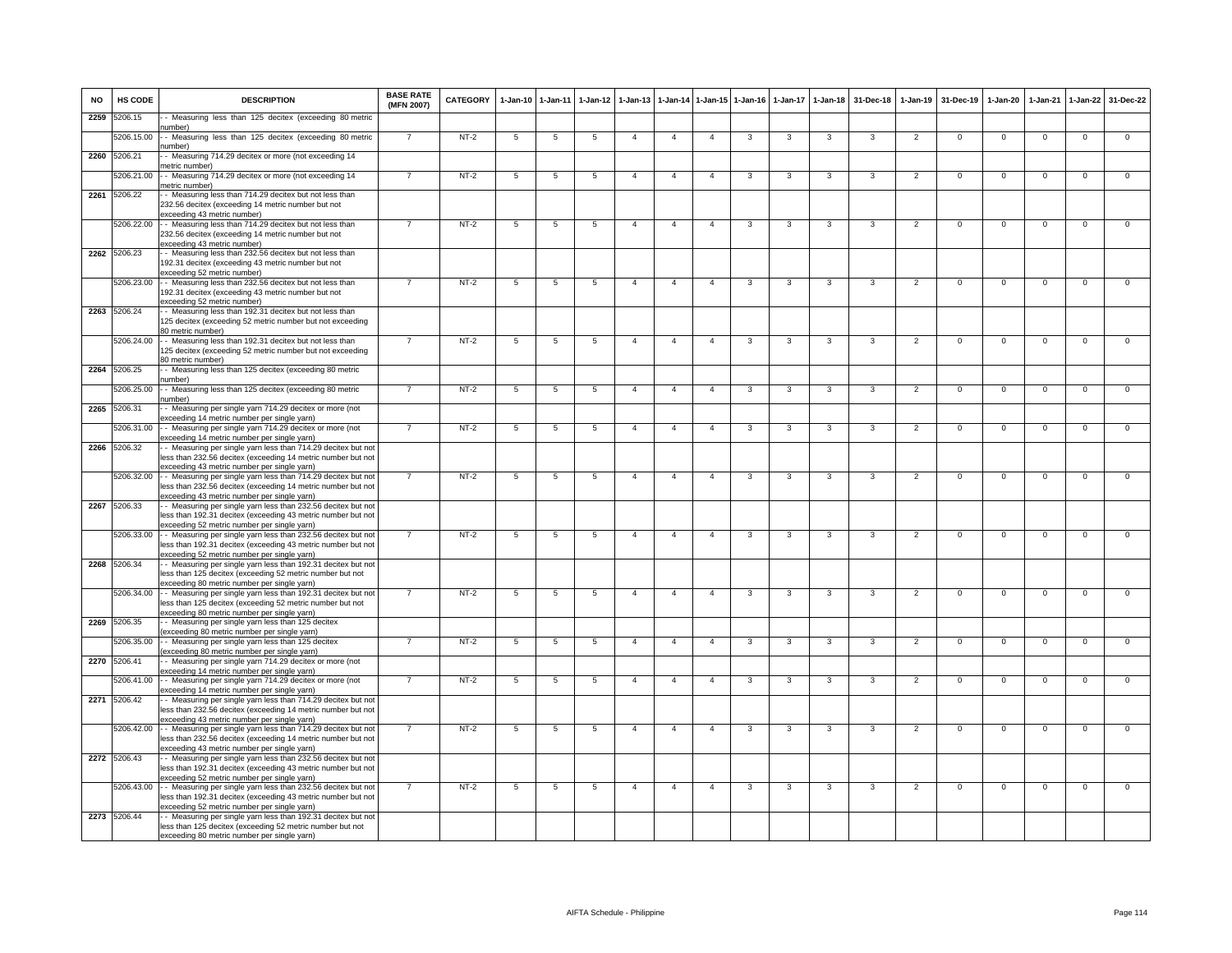| NO | HS CODE | DESCRIPTION | BASE RATE (MFN 2007) | CATEGORY | 1-Jan-10 | 1-Jan-11 | 1-Jan-12 | 1-Jan-13 | 1-Jan-14 | 1-Jan-15 | 1-Jan-16 | 1-Jan-17 | 1-Jan-18 | 31-Dec-18 | 1-Jan-19 | 31-Dec-19 | 1-Jan-20 | 1-Jan-21 | 1-Jan-22 | 31-Dec-22 |
|---|---|---|---|---|---|---|---|---|---|---|---|---|---|---|---|---|---|---|---|---|
| 2259 | 5206.15 | - - Measuring less than 125 decitex (exceeding 80 metric number) | | | | | | | | | | | | | | | | | | |
| | 5206.15.00 | - - Measuring less than 125 decitex (exceeding 80 metric number) | 7 | NT-2 | 5 | 5 | 5 | 4 | 4 | 4 | 3 | 3 | 3 | 3 | 2 | 0 | 0 | 0 | 0 | 0 |
| 2260 | 5206.21 | - - Measuring 714.29 decitex or more (not exceeding 14 metric number) | | | | | | | | | | | | | | | | | | |
| | 5206.21.00 | - - Measuring 714.29 decitex or more (not exceeding 14 metric number) | 7 | NT-2 | 5 | 5 | 5 | 4 | 4 | 4 | 3 | 3 | 3 | 3 | 2 | 0 | 0 | 0 | 0 | 0 |
| 2261 | 5206.22 | - - Measuring less than 714.29 decitex but not less than 232.56 decitex (exceeding 14 metric number but not exceeding 43 metric number) | | | | | | | | | | | | | | | | | | |
| | 5206.22.00 | - - Measuring less than 714.29 decitex but not less than 232.56 decitex (exceeding 14 metric number but not exceeding 43 metric number) | 7 | NT-2 | 5 | 5 | 5 | 4 | 4 | 4 | 3 | 3 | 3 | 3 | 2 | 0 | 0 | 0 | 0 | 0 |
| 2262 | 5206.23 | - - Measuring less than 232.56 decitex but not less than 192.31 decitex (exceeding 43 metric number but not exceeding 52 metric number) | | | | | | | | | | | | | | | | | | |
| | 5206.23.00 | - - Measuring less than 232.56 decitex but not less than 192.31 decitex (exceeding 43 metric number but not exceeding 52 metric number) | 7 | NT-2 | 5 | 5 | 5 | 4 | 4 | 4 | 3 | 3 | 3 | 3 | 2 | 0 | 0 | 0 | 0 | 0 |
| 2263 | 5206.24 | - - Measuring less than 192.31 decitex but not less than 125 decitex (exceeding 52 metric number but not exceeding 80 metric number) | | | | | | | | | | | | | | | | | | |
| | 5206.24.00 | - - Measuring less than 192.31 decitex but not less than 125 decitex (exceeding 52 metric number but not exceeding 80 metric number) | 7 | NT-2 | 5 | 5 | 5 | 4 | 4 | 4 | 3 | 3 | 3 | 3 | 2 | 0 | 0 | 0 | 0 | 0 |
| 2264 | 5206.25 | - - Measuring less than 125 decitex (exceeding 80 metric number) | | | | | | | | | | | | | | | | | | |
| | 5206.25.00 | - - Measuring less than 125 decitex (exceeding 80 metric number) | 7 | NT-2 | 5 | 5 | 5 | 4 | 4 | 4 | 3 | 3 | 3 | 3 | 2 | 0 | 0 | 0 | 0 | 0 |
| 2265 | 5206.31 | - - Measuring per single yarn 714.29 decitex or more (not exceeding 14 metric number per single yarn) | | | | | | | | | | | | | | | | | | |
| | 5206.31.00 | - - Measuring per single yarn 714.29 decitex or more (not exceeding 14 metric number per single yarn) | 7 | NT-2 | 5 | 5 | 5 | 4 | 4 | 4 | 3 | 3 | 3 | 3 | 2 | 0 | 0 | 0 | 0 | 0 |
| 2266 | 5206.32 | - - Measuring per single yarn less than 714.29 decitex but not less than 232.56 decitex (exceeding 14 metric number but not exceeding 43 metric number per single yarn) | | | | | | | | | | | | | | | | | | |
| | 5206.32.00 | - - Measuring per single yarn less than 714.29 decitex but not less than 232.56 decitex (exceeding 14 metric number but not exceeding 43 metric number per single yarn) | 7 | NT-2 | 5 | 5 | 5 | 4 | 4 | 4 | 3 | 3 | 3 | 3 | 2 | 0 | 0 | 0 | 0 | 0 |
| 2267 | 5206.33 | - - Measuring per single yarn less than 232.56 decitex but not less than 192.31 decitex (exceeding 43 metric number but not exceeding 52 metric number per single yarn) | | | | | | | | | | | | | | | | | | |
| | 5206.33.00 | - - Measuring per single yarn less than 232.56 decitex but not less than 192.31 decitex (exceeding 43 metric number but not exceeding 52 metric number per single yarn) | 7 | NT-2 | 5 | 5 | 5 | 4 | 4 | 4 | 3 | 3 | 3 | 3 | 2 | 0 | 0 | 0 | 0 | 0 |
| 2268 | 5206.34 | - - Measuring per single yarn less than 192.31 decitex but not less than 125 decitex (exceeding 52 metric number but not exceeding 80 metric number per single yarn) | | | | | | | | | | | | | | | | | | |
| | 5206.34.00 | - - Measuring per single yarn less than 192.31 decitex but not less than 125 decitex (exceeding 52 metric number but not exceeding 80 metric number per single yarn) | 7 | NT-2 | 5 | 5 | 5 | 4 | 4 | 4 | 3 | 3 | 3 | 3 | 2 | 0 | 0 | 0 | 0 | 0 |
| 2269 | 5206.35 | - - Measuring per single yarn less than 125 decitex (exceeding 80 metric number per single yarn) | | | | | | | | | | | | | | | | | | |
| | 5206.35.00 | - - Measuring per single yarn less than 125 decitex (exceeding 80 metric number per single yarn) | 7 | NT-2 | 5 | 5 | 5 | 4 | 4 | 4 | 3 | 3 | 3 | 3 | 2 | 0 | 0 | 0 | 0 | 0 |
| 2270 | 5206.41 | - - Measuring per single yarn 714.29 decitex or more (not exceeding 14 metric number per single yarn) | | | | | | | | | | | | | | | | | | |
| | 5206.41.00 | - - Measuring per single yarn 714.29 decitex or more (not exceeding 14 metric number per single yarn) | 7 | NT-2 | 5 | 5 | 5 | 4 | 4 | 4 | 3 | 3 | 3 | 3 | 2 | 0 | 0 | 0 | 0 | 0 |
| 2271 | 5206.42 | - - Measuring per single yarn less than 714.29 decitex but not less than 232.56 decitex (exceeding 14 metric number but not exceeding 43 metric number per single yarn) | | | | | | | | | | | | | | | | | | |
| | 5206.42.00 | - - Measuring per single yarn less than 714.29 decitex but not less than 232.56 decitex (exceeding 14 metric number but not exceeding 43 metric number per single yarn) | 7 | NT-2 | 5 | 5 | 5 | 4 | 4 | 4 | 3 | 3 | 3 | 3 | 2 | 0 | 0 | 0 | 0 | 0 |
| 2272 | 5206.43 | - - Measuring per single yarn less than 232.56 decitex but not less than 192.31 decitex (exceeding 43 metric number but not exceeding 52 metric number per single yarn) | | | | | | | | | | | | | | | | | | |
| | 5206.43.00 | - - Measuring per single yarn less than 232.56 decitex but not less than 192.31 decitex (exceeding 43 metric number but not exceeding 52 metric number per single yarn) | 7 | NT-2 | 5 | 5 | 5 | 4 | 4 | 4 | 3 | 3 | 3 | 3 | 2 | 0 | 0 | 0 | 0 | 0 |
| 2273 | 5206.44 | - - Measuring per single yarn less than 192.31 decitex but not less than 125 decitex (exceeding 52 metric number but not exceeding 80 metric number per single yarn) | | | | | | | | | | | | | | | | | | |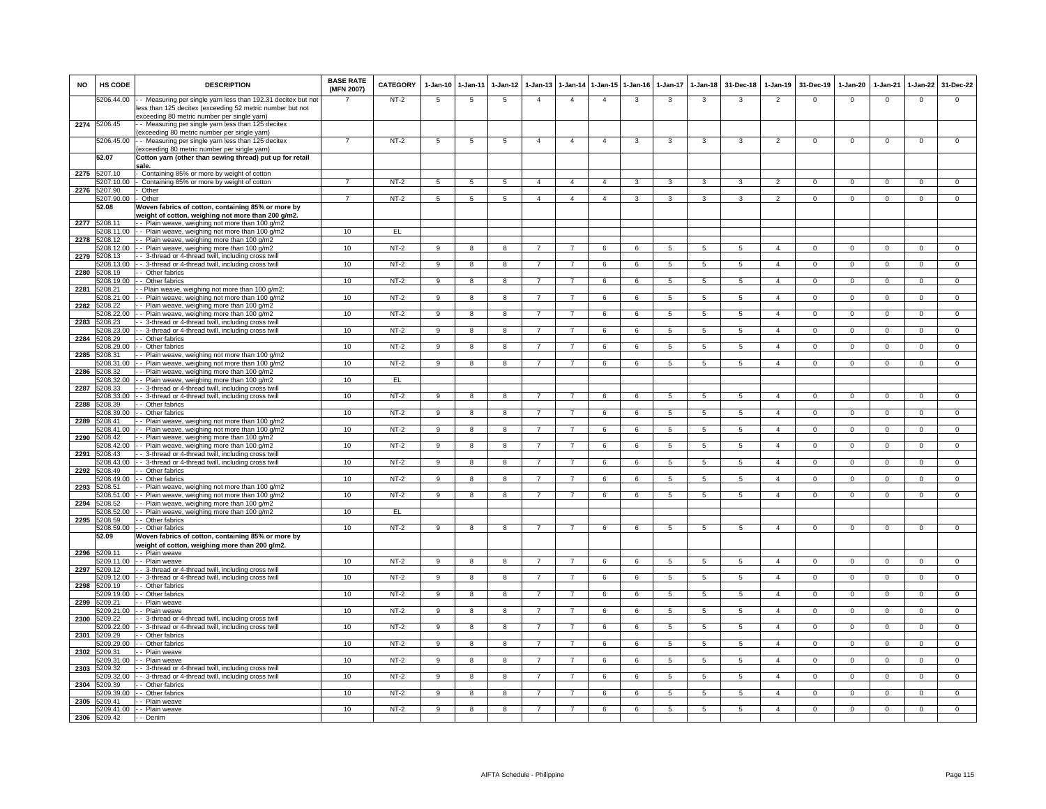| NO | HS CODE | DESCRIPTION | BASE RATE (MFN 2007) | CATEGORY | 1-Jan-10 | 1-Jan-11 | 1-Jan-12 | 1-Jan-13 | 1-Jan-14 | 1-Jan-15 | 1-Jan-16 | 1-Jan-17 | 1-Jan-18 | 31-Dec-18 | 1-Jan-19 | 31-Dec-19 | 1-Jan-20 | 1-Jan-21 | 1-Jan-22 | 31-Dec-22 |
|---|---|---|---|---|---|---|---|---|---|---|---|---|---|---|---|---|---|---|---|---|
| | 5206.44.00 | - - Measuring per single yarn less than 192.31 decitex but not less than 125 decitex (exceeding 52 metric number but not exceeding 80 metric number per single yarn) | 7 | NT-2 | 5 | 5 | 5 | 4 | 4 | 4 | 3 | 3 | 3 | 3 | 2 | 0 | 0 | 0 | 0 | 0 |
| 2274 | 5206.45 | - - Measuring per single yarn less than 125 decitex (exceeding 80 metric number per single yarn) | | | | | | | | | | | | | | | | | | |
| | 5206.45.00 | - - Measuring per single yarn less than 125 decitex (exceeding 80 metric number per single yarn) | 7 | NT-2 | 5 | 5 | 5 | 4 | 4 | 4 | 3 | 3 | 3 | 3 | 2 | 0 | 0 | 0 | 0 | 0 |
| | **52.07** | **Cotton yarn (other than sewing thread) put up for retail sale.** | | | | | | | | | | | | | | | | | | |
| 2275 | 5207.10 | - Containing 85% or more by weight of cotton | | | | | | | | | | | | | | | | | | |
| | 5207.10.00 | - Containing 85% or more by weight of cotton | 7 | NT-2 | 5 | 5 | 5 | 4 | 4 | 4 | 3 | 3 | 3 | 3 | 2 | 0 | 0 | 0 | 0 | 0 |
| 2276 | 5207.90 | - Other | | | | | | | | | | | | | | | | | | |
| | 5207.90.00 | - Other | 7 | NT-2 | 5 | 5 | 5 | 4 | 4 | 4 | 3 | 3 | 3 | 3 | 2 | 0 | 0 | 0 | 0 | 0 |
| | **52.08** | **Woven fabrics of cotton, containing 85% or more by weight of cotton, weighing not more than 200 g/m2.** | | | | | | | | | | | | | | | | | | |
| 2277 | 5208.11 | - - Plain weave, weighing not more than 100 g/m2 | | | | | | | | | | | | | | | | | | |
| | 5208.11.00 | - - Plain weave, weighing not more than 100 g/m2 | 10 | EL | | | | | | | | | | | | | | | | |
| 2278 | 5208.12 | - - Plain weave, weighing more than 100 g/m2 | | | | | | | | | | | | | | | | | | |
| | 5208.12.00 | - - Plain weave, weighing more than 100 g/m2 | 10 | NT-2 | 9 | 8 | 8 | 7 | 7 | 6 | 6 | 5 | 5 | 5 | 4 | 0 | 0 | 0 | 0 | 0 |
| 2279 | 5208.13 | - - 3-thread or 4-thread twill, including cross twill | | | | | | | | | | | | | | | | | | |
| | 5208.13.00 | - - 3-thread or 4-thread twill, including cross twill | 10 | NT-2 | 9 | 8 | 8 | 7 | 7 | 6 | 6 | 5 | 5 | 5 | 4 | 0 | 0 | 0 | 0 | 0 |
| 2280 | 5208.19 | - - Other fabrics | | | | | | | | | | | | | | | | | | |
| | 5208.19.00 | - - Other fabrics | 10 | NT-2 | 9 | 8 | 8 | 7 | 7 | 6 | 6 | 5 | 5 | 5 | 4 | 0 | 0 | 0 | 0 | 0 |
| 2281 | 5208.21 | - - Plain weave, weighing not more than 100 g/m2: | | | | | | | | | | | | | | | | | | |
| | 5208.21.00 | - - Plain weave, weighing not more than 100 g/m2 | 10 | NT-2 | 9 | 8 | 8 | 7 | 7 | 6 | 6 | 5 | 5 | 5 | 4 | 0 | 0 | 0 | 0 | 0 |
| 2282 | 5208.22 | - - Plain weave, weighing more than 100 g/m2 | | | | | | | | | | | | | | | | | | |
| | 5208.22.00 | - - Plain weave, weighing more than 100 g/m2 | 10 | NT-2 | 9 | 8 | 8 | 7 | 7 | 6 | 6 | 5 | 5 | 5 | 4 | 0 | 0 | 0 | 0 | 0 |
| 2283 | 5208.23 | - - 3-thread or 4-thread twill, including cross twill | | | | | | | | | | | | | | | | | | |
| | 5208.23.00 | - - 3-thread or 4-thread twill, including cross twill | 10 | NT-2 | 9 | 8 | 8 | 7 | 7 | 6 | 6 | 5 | 5 | 5 | 4 | 0 | 0 | 0 | 0 | 0 |
| 2284 | 5208.29 | - - Other fabrics | | | | | | | | | | | | | | | | | | |
| | 5208.29.00 | - - Other fabrics | 10 | NT-2 | 9 | 8 | 8 | 7 | 7 | 6 | 6 | 5 | 5 | 5 | 4 | 0 | 0 | 0 | 0 | 0 |
| 2285 | 5208.31 | - - Plain weave, weighing not more than 100 g/m2 | | | | | | | | | | | | | | | | | | |
| | 5208.31.00 | - - Plain weave, weighing not more than 100 g/m2 | 10 | NT-2 | 9 | 8 | 8 | 7 | 7 | 6 | 6 | 5 | 5 | 5 | 4 | 0 | 0 | 0 | 0 | 0 |
| 2286 | 5208.32 | - - Plain weave, weighing more than 100 g/m2 | | | | | | | | | | | | | | | | | | |
| | 5208.32.00 | - - Plain weave, weighing more than 100 g/m2 | 10 | EL | | | | | | | | | | | | | | | | |
| 2287 | 5208.33 | - - 3-thread or 4-thread twill, including cross twill | | | | | | | | | | | | | | | | | | |
| | 5208.33.00 | - - 3-thread or 4-thread twill, including cross twill | 10 | NT-2 | 9 | 8 | 8 | 7 | 7 | 6 | 6 | 5 | 5 | 5 | 4 | 0 | 0 | 0 | 0 | 0 |
| 2288 | 5208.39 | - - Other fabrics | | | | | | | | | | | | | | | | | | |
| | 5208.39.00 | - - Other fabrics | 10 | NT-2 | 9 | 8 | 8 | 7 | 7 | 6 | 6 | 5 | 5 | 5 | 4 | 0 | 0 | 0 | 0 | 0 |
| 2289 | 5208.41 | - - Plain weave, weighing not more than 100 g/m2 | | | | | | | | | | | | | | | | | | |
| | 5208.41.00 | - - Plain weave, weighing not more than 100 g/m2 | 10 | NT-2 | 9 | 8 | 8 | 7 | 7 | 6 | 6 | 5 | 5 | 5 | 4 | 0 | 0 | 0 | 0 | 0 |
| 2290 | 5208.42 | - - Plain weave, weighing more than 100 g/m2 | | | | | | | | | | | | | | | | | | |
| | 5208.42.00 | - - Plain weave, weighing more than 100 g/m2 | 10 | NT-2 | 9 | 8 | 8 | 7 | 7 | 6 | 6 | 5 | 5 | 5 | 4 | 0 | 0 | 0 | 0 | 0 |
| 2291 | 5208.43 | - - 3-thread or 4-thread twill, including cross twill | | | | | | | | | | | | | | | | | | |
| | 5208.43.00 | - - 3-thread or 4-thread twill, including cross twill | 10 | NT-2 | 9 | 8 | 8 | 7 | 7 | 6 | 6 | 5 | 5 | 5 | 4 | 0 | 0 | 0 | 0 | 0 |
| 2292 | 5208.49 | - - Other fabrics | | | | | | | | | | | | | | | | | | |
| | 5208.49.00 | - - Other fabrics | 10 | NT-2 | 9 | 8 | 8 | 7 | 7 | 6 | 6 | 5 | 5 | 5 | 4 | 0 | 0 | 0 | 0 | 0 |
| 2293 | 5208.51 | - - Plain weave, weighing not more than 100 g/m2 | | | | | | | | | | | | | | | | | | |
| | 5208.51.00 | - - Plain weave, weighing not more than 100 g/m2 | 10 | NT-2 | 9 | 8 | 8 | 7 | 7 | 6 | 6 | 5 | 5 | 5 | 4 | 0 | 0 | 0 | 0 | 0 |
| 2294 | 5208.52 | - - Plain weave, weighing more than 100 g/m2 | | | | | | | | | | | | | | | | | | |
| | 5208.52.00 | - - Plain weave, weighing more than 100 g/m2 | 10 | EL | | | | | | | | | | | | | | | | |
| 2295 | 5208.59 | - - Other fabrics | | | | | | | | | | | | | | | | | | |
| | 5208.59.00 | - - Other fabrics | 10 | NT-2 | 9 | 8 | 8 | 7 | 7 | 6 | 6 | 5 | 5 | 5 | 4 | 0 | 0 | 0 | 0 | 0 |
| | **52.09** | **Woven fabrics of cotton, containing 85% or more by weight of cotton, weighing more than 200 g/m2.** | | | | | | | | | | | | | | | | | | |
| 2296 | 5209.11 | - - Plain weave | | | | | | | | | | | | | | | | | | |
| | 5209.11.00 | - - Plain weave | 10 | NT-2 | 9 | 8 | 8 | 7 | 7 | 6 | 6 | 5 | 5 | 5 | 4 | 0 | 0 | 0 | 0 | 0 |
| 2297 | 5209.12 | - - 3-thread or 4-thread twill, including cross twill | | | | | | | | | | | | | | | | | | |
| | 5209.12.00 | - - 3-thread or 4-thread twill, including cross twill | 10 | NT-2 | 9 | 8 | 8 | 7 | 7 | 6 | 6 | 5 | 5 | 5 | 4 | 0 | 0 | 0 | 0 | 0 |
| 2298 | 5209.19 | - - Other fabrics | | | | | | | | | | | | | | | | | | |
| | 5209.19.00 | - - Other fabrics | 10 | NT-2 | 9 | 8 | 8 | 7 | 7 | 6 | 6 | 5 | 5 | 5 | 4 | 0 | 0 | 0 | 0 | 0 |
| 2299 | 5209.21 | - - Plain weave | | | | | | | | | | | | | | | | | | |
| | 5209.21.00 | - - Plain weave | 10 | NT-2 | 9 | 8 | 8 | 7 | 7 | 6 | 6 | 5 | 5 | 5 | 4 | 0 | 0 | 0 | 0 | 0 |
| 2300 | 5209.22 | - - 3-thread or 4-thread twill, including cross twill | | | | | | | | | | | | | | | | | | |
| | 5209.22.00 | - - 3-thread or 4-thread twill, including cross twill | 10 | NT-2 | 9 | 8 | 8 | 7 | 7 | 6 | 6 | 5 | 5 | 5 | 4 | 0 | 0 | 0 | 0 | 0 |
| 2301 | 5209.29 | - - Other fabrics | | | | | | | | | | | | | | | | | | |
| | 5209.29.00 | - - Other fabrics | 10 | NT-2 | 9 | 8 | 8 | 7 | 7 | 6 | 6 | 5 | 5 | 5 | 4 | 0 | 0 | 0 | 0 | 0 |
| 2302 | 5209.31 | - - Plain weave | | | | | | | | | | | | | | | | | | |
| | 5209.31.00 | - - Plain weave | 10 | NT-2 | 9 | 8 | 8 | 7 | 7 | 6 | 6 | 5 | 5 | 5 | 4 | 0 | 0 | 0 | 0 | 0 |
| 2303 | 5209.32 | - - 3-thread or 4-thread twill, including cross twill | | | | | | | | | | | | | | | | | | |
| | 5209.32.00 | - - 3-thread or 4-thread twill, including cross twill | 10 | NT-2 | 9 | 8 | 8 | 7 | 7 | 6 | 6 | 5 | 5 | 5 | 4 | 0 | 0 | 0 | 0 | 0 |
| 2304 | 5209.39 | - - Other fabrics | | | | | | | | | | | | | | | | | | |
| | 5209.39.00 | - - Other fabrics | 10 | NT-2 | 9 | 8 | 8 | 7 | 7 | 6 | 6 | 5 | 5 | 5 | 4 | 0 | 0 | 0 | 0 | 0 |
| 2305 | 5209.41 | - - Plain weave | | | | | | | | | | | | | | | | | | |
| | 5209.41.00 | - - Plain weave | 10 | NT-2 | 9 | 8 | 8 | 7 | 7 | 6 | 6 | 5 | 5 | 5 | 4 | 0 | 0 | 0 | 0 | 0 |
| 2306 | 5209.42 | - - Denim | | | | | | | | | | | | | | | | | | |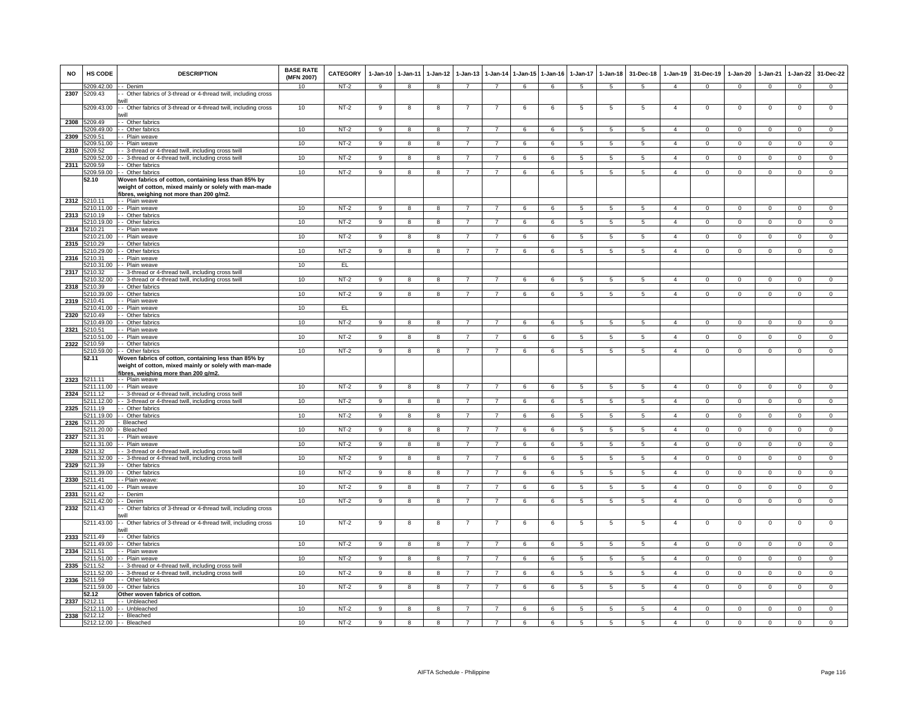| NO | HS CODE | DESCRIPTION | BASE RATE (MFN 2007) | CATEGORY | 1-Jan-10 | 1-Jan-11 | 1-Jan-12 | 1-Jan-13 | 1-Jan-14 | 1-Jan-15 | 1-Jan-16 | 1-Jan-17 | 1-Jan-18 | 31-Dec-18 | 1-Jan-19 | 31-Dec-19 | 1-Jan-20 | 1-Jan-21 | 1-Jan-22 | 31-Dec-22 |
|---|---|---|---|---|---|---|---|---|---|---|---|---|---|---|---|---|---|---|---|---|
| | 5209.42.00 | - - Denim | 10 | NT-2 | 9 | 8 | 8 | 7 | 7 | 6 | 6 | 5 | 5 | 5 | 4 | 0 | 0 | 0 | 0 | 0 |
| 2307 | 5209.43 | - - Other fabrics of 3-thread or 4-thread twill, including cross twill | | | | | | | | | | | | | | | | | | |
| | 5209.43.00 | - - Other fabrics of 3-thread or 4-thread twill, including cross twill | 10 | NT-2 | 9 | 8 | 8 | 7 | 7 | 6 | 6 | 5 | 5 | 5 | 4 | 0 | 0 | 0 | 0 | 0 |
| 2308 | 5209.49 | - - Other fabrics | | | | | | | | | | | | | | | | | | |
| | 5209.49.00 | - - Other fabrics | 10 | NT-2 | 9 | 8 | 8 | 7 | 7 | 6 | 6 | 5 | 5 | 5 | 4 | 0 | 0 | 0 | 0 | 0 |
| 2309 | 5209.51 | - - Plain weave | | | | | | | | | | | | | | | | | | |
| | 5209.51.00 | - - Plain weave | 10 | NT-2 | 9 | 8 | 8 | 7 | 7 | 6 | 6 | 5 | 5 | 5 | 4 | 0 | 0 | 0 | 0 | 0 |
| 2310 | 5209.52 | - - 3-thread or 4-thread twill, including cross twill | | | | | | | | | | | | | | | | | | |
| | 5209.52.00 | - - 3-thread or 4-thread twill, including cross twill | 10 | NT-2 | 9 | 8 | 8 | 7 | 7 | 6 | 6 | 5 | 5 | 5 | 4 | 0 | 0 | 0 | 0 | 0 |
| 2311 | 5209.59 | - - Other fabrics | | | | | | | | | | | | | | | | | | |
| | 5209.59.00 | - - Other fabrics | 10 | NT-2 | 9 | 8 | 8 | 7 | 7 | 6 | 6 | 5 | 5 | 5 | 4 | 0 | 0 | 0 | 0 | 0 |
| | **52.10** | **Woven fabrics of cotton, containing less than 85% by weight of cotton, mixed mainly or solely with man-made fibres, weighing not more than 200 g/m2.** | | | | | | | | | | | | | | | | | | |
| 2312 | 5210.11 | - - Plain weave | | | | | | | | | | | | | | | | | | |
| | 5210.11.00 | - - Plain weave | 10 | NT-2 | 9 | 8 | 8 | 7 | 7 | 6 | 6 | 5 | 5 | 5 | 4 | 0 | 0 | 0 | 0 | 0 |
| 2313 | 5210.19 | - - Other fabrics | | | | | | | | | | | | | | | | | | |
| | 5210.19.00 | - - Other fabrics | 10 | NT-2 | 9 | 8 | 8 | 7 | 7 | 6 | 6 | 5 | 5 | 5 | 4 | 0 | 0 | 0 | 0 | 0 |
| 2314 | 5210.21 | - - Plain weave | | | | | | | | | | | | | | | | | | |
| | 5210.21.00 | - - Plain weave | 10 | NT-2 | 9 | 8 | 8 | 7 | 7 | 6 | 6 | 5 | 5 | 5 | 4 | 0 | 0 | 0 | 0 | 0 |
| 2315 | 5210.29 | - - Other fabrics | | | | | | | | | | | | | | | | | | |
| | 5210.29.00 | - - Other fabrics | 10 | NT-2 | 9 | 8 | 8 | 7 | 7 | 6 | 6 | 5 | 5 | 5 | 4 | 0 | 0 | 0 | 0 | 0 |
| 2316 | 5210.31 | - - Plain weave | | | | | | | | | | | | | | | | | | |
| | 5210.31.00 | - - Plain weave | 10 | EL | | | | | | | | | | | | | | | | |
| 2317 | 5210.32 | - - 3-thread or 4-thread twill, including cross twill | | | | | | | | | | | | | | | | | | |
| | 5210.32.00 | - - 3-thread or 4-thread twill, including cross twill | 10 | NT-2 | 9 | 8 | 8 | 7 | 7 | 6 | 6 | 5 | 5 | 5 | 4 | 0 | 0 | 0 | 0 | 0 |
| 2318 | 5210.39 | - - Other fabrics | | | | | | | | | | | | | | | | | | |
| | 5210.39.00 | - - Other fabrics | 10 | NT-2 | 9 | 8 | 8 | 7 | 7 | 6 | 6 | 5 | 5 | 5 | 4 | 0 | 0 | 0 | 0 | 0 |
| 2319 | 5210.41 | - - Plain weave | | | | | | | | | | | | | | | | | | |
| | 5210.41.00 | - - Plain weave | 10 | EL | | | | | | | | | | | | | | | | |
| 2320 | 5210.49 | - - Other fabrics | | | | | | | | | | | | | | | | | | |
| | 5210.49.00 | - - Other fabrics | 10 | NT-2 | 9 | 8 | 8 | 7 | 7 | 6 | 6 | 5 | 5 | 5 | 4 | 0 | 0 | 0 | 0 | 0 |
| 2321 | 5210.51 | - - Plain weave | | | | | | | | | | | | | | | | | | |
| | 5210.51.00 | - - Plain weave | 10 | NT-2 | 9 | 8 | 8 | 7 | 7 | 6 | 6 | 5 | 5 | 5 | 4 | 0 | 0 | 0 | 0 | 0 |
| 2322 | 5210.59 | - - Other fabrics | | | | | | | | | | | | | | | | | | |
| | 5210.59.00 | - - Other fabrics | 10 | NT-2 | 9 | 8 | 8 | 7 | 7 | 6 | 6 | 5 | 5 | 5 | 4 | 0 | 0 | 0 | 0 | 0 |
| | **52.11** | **Woven fabrics of cotton, containing less than 85% by weight of cotton, mixed mainly or solely with man-made fibres, weighing more than 200 g/m2.** | | | | | | | | | | | | | | | | | | |
| 2323 | 5211.11 | - - Plain weave | | | | | | | | | | | | | | | | | | |
| | 5211.11.00 | - - Plain weave | 10 | NT-2 | 9 | 8 | 8 | 7 | 7 | 6 | 6 | 5 | 5 | 5 | 4 | 0 | 0 | 0 | 0 | 0 |
| 2324 | 5211.12 | - - 3-thread or 4-thread twill, including cross twill | | | | | | | | | | | | | | | | | | |
| | 5211.12.00 | - - 3-thread or 4-thread twill, including cross twill | 10 | NT-2 | 9 | 8 | 8 | 7 | 7 | 6 | 6 | 5 | 5 | 5 | 4 | 0 | 0 | 0 | 0 | 0 |
| 2325 | 5211.19 | - - Other fabrics | | | | | | | | | | | | | | | | | | |
| | 5211.19.00 | - - Other fabrics | 10 | NT-2 | 9 | 8 | 8 | 7 | 7 | 6 | 6 | 5 | 5 | 5 | 4 | 0 | 0 | 0 | 0 | 0 |
| 2326 | 5211.20 | - Bleached | | | | | | | | | | | | | | | | | | |
| | 5211.20.00 | - Bleached | 10 | NT-2 | 9 | 8 | 8 | 7 | 7 | 6 | 6 | 5 | 5 | 5 | 4 | 0 | 0 | 0 | 0 | 0 |
| 2327 | 5211.31 | - - Plain weave | | | | | | | | | | | | | | | | | | |
| | 5211.31.00 | - - Plain weave | 10 | NT-2 | 9 | 8 | 8 | 7 | 7 | 6 | 6 | 5 | 5 | 5 | 4 | 0 | 0 | 0 | 0 | 0 |
| 2328 | 5211.32 | - - 3-thread or 4-thread twill, including cross twill | | | | | | | | | | | | | | | | | | |
| | 5211.32.00 | - - 3-thread or 4-thread twill, including cross twill | 10 | NT-2 | 9 | 8 | 8 | 7 | 7 | 6 | 6 | 5 | 5 | 5 | 4 | 0 | 0 | 0 | 0 | 0 |
| 2329 | 5211.39 | - - Other fabrics | | | | | | | | | | | | | | | | | | |
| | 5211.39.00 | - - Other fabrics | 10 | NT-2 | 9 | 8 | 8 | 7 | 7 | 6 | 6 | 5 | 5 | 5 | 4 | 0 | 0 | 0 | 0 | 0 |
| 2330 | 5211.41 | - - Plain weave: | | | | | | | | | | | | | | | | | | |
| | 5211.41.00 | - - Plain weave | 10 | NT-2 | 9 | 8 | 8 | 7 | 7 | 6 | 6 | 5 | 5 | 5 | 4 | 0 | 0 | 0 | 0 | 0 |
| 2331 | 5211.42 | - - Denim | | | | | | | | | | | | | | | | | | |
| | 5211.42.00 | - - Denim | 10 | NT-2 | 9 | 8 | 8 | 7 | 7 | 6 | 6 | 5 | 5 | 5 | 4 | 0 | 0 | 0 | 0 | 0 |
| 2332 | 5211.43 | - - Other fabrics of 3-thread or 4-thread twill, including cross twill | | | | | | | | | | | | | | | | | | |
| | 5211.43.00 | - - Other fabrics of 3-thread or 4-thread twill, including cross twill | 10 | NT-2 | 9 | 8 | 8 | 7 | 7 | 6 | 6 | 5 | 5 | 5 | 4 | 0 | 0 | 0 | 0 | 0 |
| 2333 | 5211.49 | - - Other fabrics | | | | | | | | | | | | | | | | | | |
| | 5211.49.00 | - - Other fabrics | 10 | NT-2 | 9 | 8 | 8 | 7 | 7 | 6 | 6 | 5 | 5 | 5 | 4 | 0 | 0 | 0 | 0 | 0 |
| 2334 | 5211.51 | - - Plain weave | | | | | | | | | | | | | | | | | | |
| | 5211.51.00 | - - Plain weave | 10 | NT-2 | 9 | 8 | 8 | 7 | 7 | 6 | 6 | 5 | 5 | 5 | 4 | 0 | 0 | 0 | 0 | 0 |
| 2335 | 5211.52 | - - 3-thread or 4-thread twill, including cross twill | | | | | | | | | | | | | | | | | | |
| | 5211.52.00 | - - 3-thread or 4-thread twill, including cross twill | 10 | NT-2 | 9 | 8 | 8 | 7 | 7 | 6 | 6 | 5 | 5 | 5 | 4 | 0 | 0 | 0 | 0 | 0 |
| 2336 | 5211.59 | - - Other fabrics | | | | | | | | | | | | | | | | | | |
| | 5211.59.00 | - - Other fabrics | 10 | NT-2 | 9 | 8 | 8 | 7 | 7 | 6 | 6 | 5 | 5 | 5 | 4 | 0 | 0 | 0 | 0 | 0 |
| | **52.12** | **Other woven fabrics of cotton.** | | | | | | | | | | | | | | | | | | |
| 2337 | 5212.11 | - - Unbleached | | | | | | | | | | | | | | | | | | |
| | 5212.11.00 | - - Unbleached | 10 | NT-2 | 9 | 8 | 8 | 7 | 7 | 6 | 6 | 5 | 5 | 5 | 4 | 0 | 0 | 0 | 0 | 0 |
| 2338 | 5212.12 | - - Bleached | | | | | | | | | | | | | | | | | | |
| | 5212.12.00 | - - Bleached | 10 | NT-2 | 9 | 8 | 8 | 7 | 7 | 6 | 6 | 5 | 5 | 5 | 4 | 0 | 0 | 0 | 0 | 0 |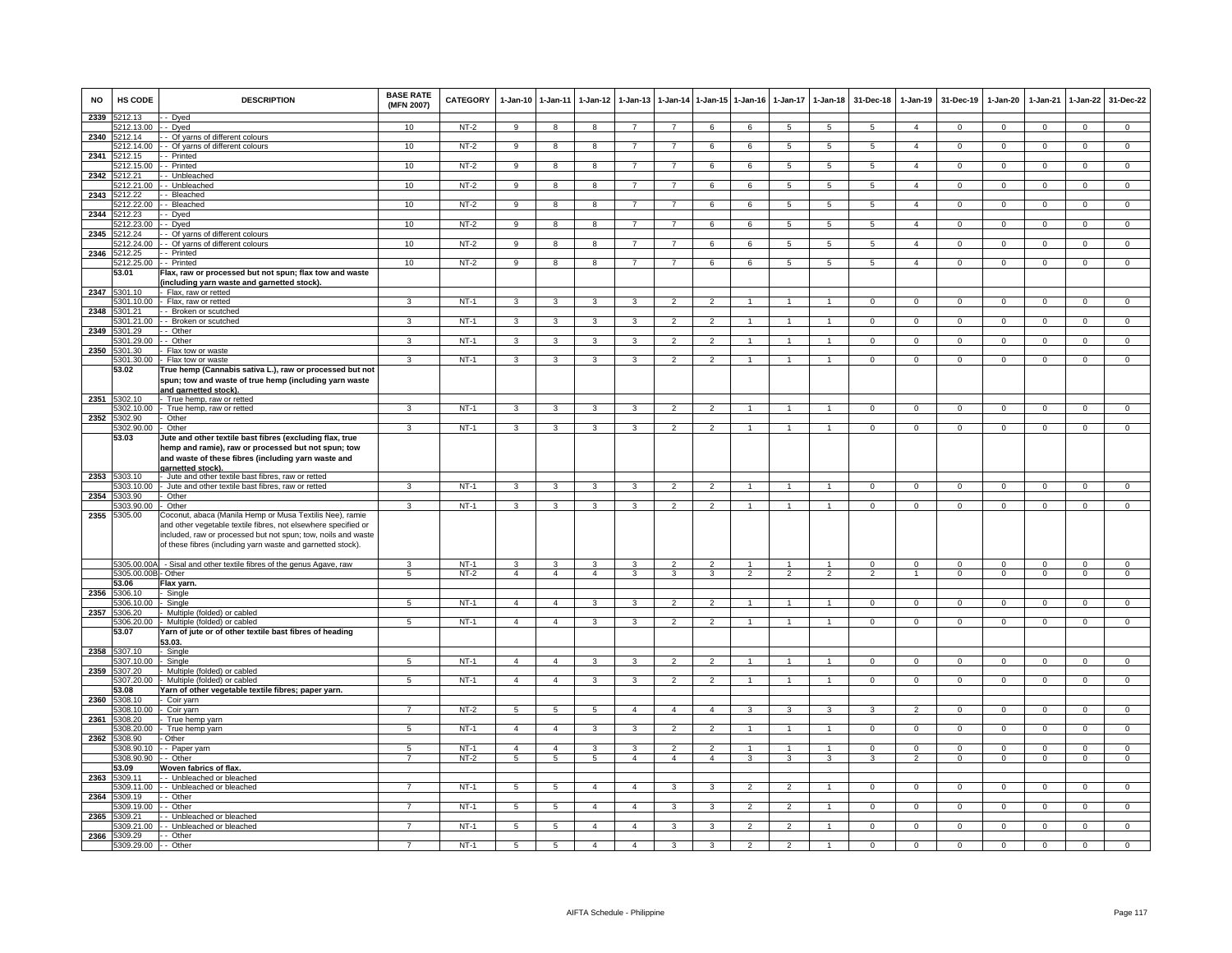| NO | HS CODE | DESCRIPTION | BASE RATE (MFN 2007) | CATEGORY | 1-Jan-10 | 1-Jan-11 | 1-Jan-12 | 1-Jan-13 | 1-Jan-14 | 1-Jan-15 | 1-Jan-16 | 1-Jan-17 | 1-Jan-18 | 31-Dec-18 | 1-Jan-19 | 31-Dec-19 | 1-Jan-20 | 1-Jan-21 | 1-Jan-22 | 31-Dec-22 |
|---|---|---|---|---|---|---|---|---|---|---|---|---|---|---|---|---|---|---|---|---|
| 2339 | 5212.13 | - - Dyed | | | | | | | | | | | | | | | | | | |
| | 5212.13.00 | - - Dyed | 10 | NT-2 | 9 | 8 | 8 | 7 | 7 | 6 | 6 | 5 | 5 | 5 | 4 | 0 | 0 | 0 | 0 | 0 |
| 2340 | 5212.14 | - - Of yarns of different colours | | | | | | | | | | | | | | | | | | |
| | 5212.14.00 | - - Of yarns of different colours | 10 | NT-2 | 9 | 8 | 8 | 7 | 7 | 6 | 6 | 5 | 5 | 5 | 4 | 0 | 0 | 0 | 0 | 0 |
| 2341 | 5212.15 | - - Printed | | | | | | | | | | | | | | | | | | |
| | 5212.15.00 | - - Printed | 10 | NT-2 | 9 | 8 | 8 | 7 | 7 | 6 | 6 | 5 | 5 | 5 | 4 | 0 | 0 | 0 | 0 | 0 |
| 2342 | 5212.21 | - - Unbleached | | | | | | | | | | | | | | | | | | |
| | 5212.21.00 | - - Unbleached | 10 | NT-2 | 9 | 8 | 8 | 7 | 7 | 6 | 6 | 5 | 5 | 5 | 4 | 0 | 0 | 0 | 0 | 0 |
| 2343 | 5212.22 | - - Bleached | | | | | | | | | | | | | | | | | | |
| | 5212.22.00 | - - Bleached | 10 | NT-2 | 9 | 8 | 8 | 7 | 7 | 6 | 6 | 5 | 5 | 5 | 4 | 0 | 0 | 0 | 0 | 0 |
| 2344 | 5212.23 | - - Dyed | | | | | | | | | | | | | | | | | | |
| | 5212.23.00 | - - Dyed | 10 | NT-2 | 9 | 8 | 8 | 7 | 7 | 6 | 6 | 5 | 5 | 5 | 4 | 0 | 0 | 0 | 0 | 0 |
| 2345 | 5212.24 | - - Of yarns of different colours | | | | | | | | | | | | | | | | | | |
| | 5212.24.00 | - - Of yarns of different colours | 10 | NT-2 | 9 | 8 | 8 | 7 | 7 | 6 | 6 | 5 | 5 | 5 | 4 | 0 | 0 | 0 | 0 | 0 |
| 2346 | 5212.25 | - - Printed | | | | | | | | | | | | | | | | | | |
| | 5212.25.00 | - - Printed | 10 | NT-2 | 9 | 8 | 8 | 7 | 7 | 6 | 6 | 5 | 5 | 5 | 4 | 0 | 0 | 0 | 0 | 0 |
| | **53.01** | **Flax, raw or processed but not spun; flax tow and waste (including yarn waste and garnetted stock).** | | | | | | | | | | | | | | | | | | |
| 2347 | 5301.10 | - Flax, raw or retted | | | | | | | | | | | | | | | | | | |
| | 5301.10.00 | - Flax, raw or retted | 3 | NT-1 | 3 | 3 | 3 | 3 | 2 | 2 | 1 | 1 | 1 | 0 | 0 | 0 | 0 | 0 | 0 | 0 |
| 2348 | 5301.21 | - - Broken or scutched | | | | | | | | | | | | | | | | | | |
| | 5301.21.00 | - - Broken or scutched | 3 | NT-1 | 3 | 3 | 3 | 3 | 2 | 2 | 1 | 1 | 1 | 0 | 0 | 0 | 0 | 0 | 0 | 0 |
| 2349 | 5301.29 | - - Other | | | | | | | | | | | | | | | | | | |
| | 5301.29.00 | - - Other | 3 | NT-1 | 3 | 3 | 3 | 3 | 2 | 2 | 1 | 1 | 1 | 0 | 0 | 0 | 0 | 0 | 0 | 0 |
| 2350 | 5301.30 | - Flax tow or waste | | | | | | | | | | | | | | | | | | |
| | 5301.30.00 | - Flax tow or waste | 3 | NT-1 | 3 | 3 | 3 | 3 | 2 | 2 | 1 | 1 | 1 | 0 | 0 | 0 | 0 | 0 | 0 | 0 |
| | **53.02** | **True hemp (Cannabis sativa L.), raw or processed but not spun; tow and waste of true hemp (including yarn waste and garnetted stock).** | | | | | | | | | | | | | | | | | | |
| 2351 | 5302.10 | - True hemp, raw or retted | | | | | | | | | | | | | | | | | | |
| | 5302.10.00 | - True hemp, raw or retted | 3 | NT-1 | 3 | 3 | 3 | 3 | 2 | 2 | 1 | 1 | 1 | 0 | 0 | 0 | 0 | 0 | 0 | 0 |
| 2352 | 5302.90 | - Other | | | | | | | | | | | | | | | | | | |
| | 5302.90.00 | - Other | 3 | NT-1 | 3 | 3 | 3 | 3 | 2 | 2 | 1 | 1 | 1 | 0 | 0 | 0 | 0 | 0 | 0 | 0 |
| | **53.03** | **Jute and other textile bast fibres (excluding flax, true hemp and ramie), raw or processed but not spun; tow and waste of these fibres (including yarn waste and garnetted stock).** | | | | | | | | | | | | | | | | | | |
| 2353 | 5303.10 | - Jute and other textile bast fibres, raw or retted | | | | | | | | | | | | | | | | | | |
| | 5303.10.00 | - Jute and other textile bast fibres, raw or retted | 3 | NT-1 | 3 | 3 | 3 | 3 | 2 | 2 | 1 | 1 | 1 | 0 | 0 | 0 | 0 | 0 | 0 | 0 |
| 2354 | 5303.90 | - Other | | | | | | | | | | | | | | | | | | |
| | 5303.90.00 | - Other | 3 | NT-1 | 3 | 3 | 3 | 3 | 2 | 2 | 1 | 1 | 1 | 0 | 0 | 0 | 0 | 0 | 0 | 0 |
| 2355 | 5305.00 | Coconut, abaca (Manila Hemp or Musa Textilis Nee), ramie and other vegetable textile fibres, not elsewhere specified or included, raw or processed but not spun; tow, noils and waste of these fibres (including yarn waste and garnetted stock). | | | | | | | | | | | | | | | | | | |
| | 5305.00.00A | - Sisal and other textile fibres of the genus Agave, raw | 3 | NT-1 | 3 | 3 | 3 | 3 | 2 | 2 | 1 | 1 | 1 | 0 | 0 | 0 | 0 | 0 | 0 | 0 |
| | 5305.00.00B | - Other | 5 | NT-2 | 4 | 4 | 4 | 3 | 3 | 3 | 2 | 2 | 2 | 2 | 1 | 0 | 0 | 0 | 0 | 0 |
| | **53.06** | **Flax yarn.** | | | | | | | | | | | | | | | | | | |
| 2356 | 5306.10 | - Single | | | | | | | | | | | | | | | | | | |
| | 5306.10.00 | - Single | 5 | NT-1 | 4 | 4 | 3 | 3 | 2 | 2 | 1 | 1 | 1 | 0 | 0 | 0 | 0 | 0 | 0 | 0 |
| 2357 | 5306.20 | - Multiple (folded) or cabled | | | | | | | | | | | | | | | | | | |
| | 5306.20.00 | - Multiple (folded) or cabled | 5 | NT-1 | 4 | 4 | 3 | 3 | 2 | 2 | 1 | 1 | 1 | 0 | 0 | 0 | 0 | 0 | 0 | 0 |
| | **53.07** | **Yarn of jute or of other textile bast fibres of heading 53.03.** | | | | | | | | | | | | | | | | | | |
| 2358 | 5307.10 | - Single | | | | | | | | | | | | | | | | | | |
| | 5307.10.00 | - Single | 5 | NT-1 | 4 | 4 | 3 | 3 | 2 | 2 | 1 | 1 | 1 | 0 | 0 | 0 | 0 | 0 | 0 | 0 |
| 2359 | 5307.20 | - Multiple (folded) or cabled | | | | | | | | | | | | | | | | | | |
| | 5307.20.00 | - Multiple (folded) or cabled | 5 | NT-1 | 4 | 4 | 3 | 3 | 2 | 2 | 1 | 1 | 1 | 0 | 0 | 0 | 0 | 0 | 0 | 0 |
| | **53.08** | **Yarn of other vegetable textile fibres; paper yarn.** | | | | | | | | | | | | | | | | | | |
| 2360 | 5308.10 | - Coir yarn | | | | | | | | | | | | | | | | | | |
| | 5308.10.00 | - Coir yarn | 7 | NT-2 | 5 | 5 | 5 | 4 | 4 | 4 | 3 | 3 | 3 | 3 | 2 | 0 | 0 | 0 | 0 | 0 |
| 2361 | 5308.20 | - True hemp yarn | | | | | | | | | | | | | | | | | | |
| | 5308.20.00 | - True hemp yarn | 5 | NT-1 | 4 | 4 | 3 | 3 | 2 | 2 | 1 | 1 | 1 | 0 | 0 | 0 | 0 | 0 | 0 | 0 |
| 2362 | 5308.90 | - Other | | | | | | | | | | | | | | | | | | |
| | 5308.90.10 | - - Paper yarn | 5 | NT-1 | 4 | 4 | 3 | 3 | 2 | 2 | 1 | 1 | 1 | 0 | 0 | 0 | 0 | 0 | 0 | 0 |
| | 5308.90.90 | - - Other | 7 | NT-2 | 5 | 5 | 5 | 4 | 4 | 4 | 3 | 3 | 3 | 3 | 2 | 0 | 0 | 0 | 0 | 0 |
| | **53.09** | **Woven fabrics of flax.** | | | | | | | | | | | | | | | | | | |
| 2363 | 5309.11 | - - Unbleached or bleached | | | | | | | | | | | | | | | | | | |
| | 5309.11.00 | - - Unbleached or bleached | 7 | NT-1 | 5 | 5 | 4 | 4 | 3 | 3 | 2 | 2 | 1 | 0 | 0 | 0 | 0 | 0 | 0 | 0 |
| 2364 | 5309.19 | - - Other | | | | | | | | | | | | | | | | | | |
| | 5309.19.00 | - - Other | 7 | NT-1 | 5 | 5 | 4 | 4 | 3 | 3 | 2 | 2 | 1 | 0 | 0 | 0 | 0 | 0 | 0 | 0 |
| 2365 | 5309.21 | - - Unbleached or bleached | | | | | | | | | | | | | | | | | | |
| | 5309.21.00 | - - Unbleached or bleached | 7 | NT-1 | 5 | 5 | 4 | 4 | 3 | 3 | 2 | 2 | 1 | 0 | 0 | 0 | 0 | 0 | 0 | 0 |
| 2366 | 5309.29 | - - Other | | | | | | | | | | | | | | | | | | |
| | 5309.29.00 | - - Other | 7 | NT-1 | 5 | 5 | 4 | 4 | 3 | 3 | 2 | 2 | 1 | 0 | 0 | 0 | 0 | 0 | 0 | 0 |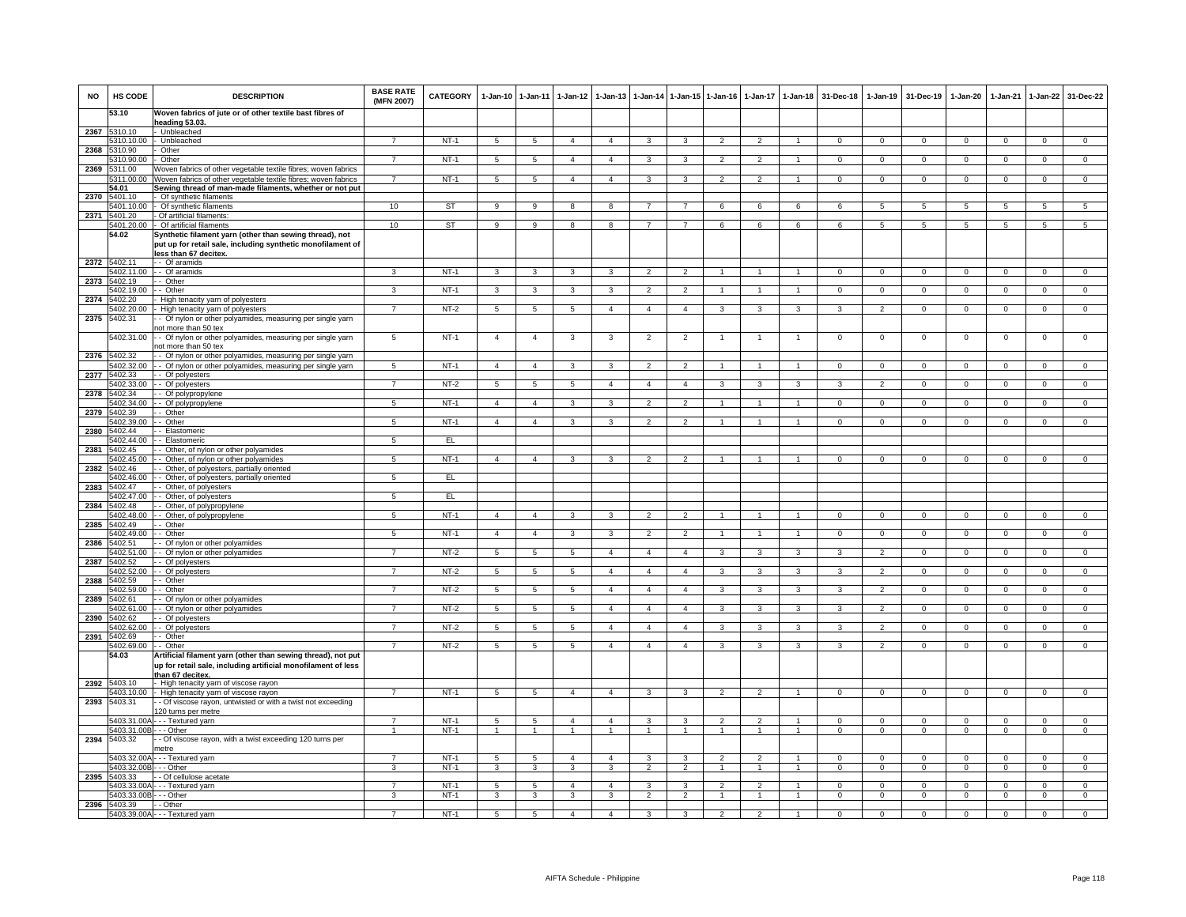| NO | HS CODE | DESCRIPTION | BASE RATE (MFN 2007) | CATEGORY | 1-Jan-10 | 1-Jan-11 | 1-Jan-12 | 1-Jan-13 | 1-Jan-14 | 1-Jan-15 | 1-Jan-16 | 1-Jan-17 | 1-Jan-18 | 31-Dec-18 | 1-Jan-19 | 31-Dec-19 | 1-Jan-20 | 1-Jan-21 | 1-Jan-22 | 31-Dec-22 |
|---|---|---|---|---|---|---|---|---|---|---|---|---|---|---|---|---|---|---|---|---|
| | 53.10 | **Woven fabrics of jute or of other textile bast fibres of heading 53.03.** | | | | | | | | | | | | | | | | | | |
| 2367 | 5310.10 | - Unbleached | | | | | | | | | | | | | | | | | | |
| | 5310.10.00 | - Unbleached | 7 | NT-1 | 5 | 5 | 4 | 4 | 3 | 3 | 2 | 2 | 1 | 0 | 0 | 0 | 0 | 0 | 0 | 0 |
| 2368 | 5310.90 | - Other | | | | | | | | | | | | | | | | | | |
| | 5310.90.00 | - Other | 7 | NT-1 | 5 | 5 | 4 | 4 | 3 | 3 | 2 | 2 | 1 | 0 | 0 | 0 | 0 | 0 | 0 | 0 |
| 2369 | 5311.00 | Woven fabrics of other vegetable textile fibres; woven fabrics | | | | | | | | | | | | | | | | | | |
| | 5311.00.00 | Woven fabrics of other vegetable textile fibres; woven fabrics | 7 | NT-1 | 5 | 5 | 4 | 4 | 3 | 3 | 2 | 2 | 1 | 0 | 0 | 0 | 0 | 0 | 0 | 0 |
| | 54.01 | **Sewing thread of man-made filaments, whether or not put** | | | | | | | | | | | | | | | | | | |
| 2370 | 5401.10 | - Of synthetic filaments | | | | | | | | | | | | | | | | | | |
| | 5401.10.00 | - Of synthetic filaments | 10 | ST | 9 | 9 | 8 | 8 | 7 | 7 | 6 | 6 | 6 | 6 | 5 | 5 | 5 | 5 | 5 | 5 |
| 2371 | 5401.20 | - Of artificial filaments: | | | | | | | | | | | | | | | | | | |
| | 5401.20.00 | - Of artificial filaments | 10 | ST | 9 | 9 | 8 | 8 | 7 | 7 | 6 | 6 | 6 | 6 | 5 | 5 | 5 | 5 | 5 | 5 |
| | 54.02 | **Synthetic filament yarn (other than sewing thread), not put up for retail sale, including synthetic monofilament of less than 67 decitex.** | | | | | | | | | | | | | | | | | | |
| 2372 | 5402.11 | - - Of aramids | | | | | | | | | | | | | | | | | | |
| | 5402.11.00 | - - Of aramids | 3 | NT-1 | 3 | 3 | 3 | 3 | 2 | 2 | 1 | 1 | 1 | 0 | 0 | 0 | 0 | 0 | 0 | 0 |
| 2373 | 5402.19 | - - Other | | | | | | | | | | | | | | | | | | |
| | 5402.19.00 | - - Other | 3 | NT-1 | 3 | 3 | 3 | 3 | 2 | 2 | 1 | 1 | 1 | 0 | 0 | 0 | 0 | 0 | 0 | 0 |
| 2374 | 5402.20 | - High tenacity yarn of polyesters | | | | | | | | | | | | | | | | | | |
| | 5402.20.00 | - High tenacity yarn of polyesters | 7 | NT-2 | 5 | 5 | 5 | 4 | 4 | 4 | 3 | 3 | 3 | 3 | 2 | 0 | 0 | 0 | 0 | 0 |
| 2375 | 5402.31 | - - Of nylon or other polyamides, measuring per single yarn not more than 50 tex | | | | | | | | | | | | | | | | | | |
| | 5402.31.00 | - - Of nylon or other polyamides, measuring per single yarn not more than 50 tex | 5 | NT-1 | 4 | 4 | 3 | 3 | 2 | 2 | 1 | 1 | 1 | 0 | 0 | 0 | 0 | 0 | 0 | 0 |
| 2376 | 5402.32 | - - Of nylon or other polyamides, measuring per single yarn | | | | | | | | | | | | | | | | | | |
| | 5402.32.00 | - - Of nylon or other polyamides, measuring per single yarn | 5 | NT-1 | 4 | 4 | 3 | 3 | 2 | 2 | 1 | 1 | 1 | 0 | 0 | 0 | 0 | 0 | 0 | 0 |
| 2377 | 5402.33 | - - Of polyesters | | | | | | | | | | | | | | | | | | |
| | 5402.33.00 | - - Of polyesters | 7 | NT-2 | 5 | 5 | 5 | 4 | 4 | 4 | 3 | 3 | 3 | 3 | 2 | 0 | 0 | 0 | 0 | 0 |
| 2378 | 5402.34 | - - Of polypropylene | | | | | | | | | | | | | | | | | | |
| | 5402.34.00 | - - Of polypropylene | 5 | NT-1 | 4 | 4 | 3 | 3 | 2 | 2 | 1 | 1 | 1 | 0 | 0 | 0 | 0 | 0 | 0 | 0 |
| 2379 | 5402.39 | - - Other | | | | | | | | | | | | | | | | | | |
| | 5402.39.00 | - - Other | 5 | NT-1 | 4 | 4 | 3 | 3 | 2 | 2 | 1 | 1 | 1 | 0 | 0 | 0 | 0 | 0 | 0 | 0 |
| 2380 | 5402.44 | - - Elastomeric | | | | | | | | | | | | | | | | | | |
| | 5402.44.00 | - - Elastomeric | 5 | EL | | | | | | | | | | | | | | | | |
| 2381 | 5402.45 | - - Other, of nylon or other polyamides | | | | | | | | | | | | | | | | | | |
| | 5402.45.00 | - - Other, of nylon or other polyamides | 5 | NT-1 | 4 | 4 | 3 | 3 | 2 | 2 | 1 | 1 | 1 | 0 | 0 | 0 | 0 | 0 | 0 | 0 |
| 2382 | 5402.46 | - - Other, of polyesters, partially oriented | | | | | | | | | | | | | | | | | | |
| | 5402.46.00 | - - Other, of polyesters, partially oriented | 5 | EL | | | | | | | | | | | | | | | | |
| 2383 | 5402.47 | - - Other, of polyesters | | | | | | | | | | | | | | | | | | |
| | 5402.47.00 | - - Other, of polyesters | 5 | EL | | | | | | | | | | | | | | | | |
| 2384 | 5402.48 | - - Other, of polypropylene | | | | | | | | | | | | | | | | | | |
| | 5402.48.00 | - - Other, of polypropylene | 5 | NT-1 | 4 | 4 | 3 | 3 | 2 | 2 | 1 | 1 | 1 | 0 | 0 | 0 | 0 | 0 | 0 | 0 |
| 2385 | 5402.49 | - - Other | | | | | | | | | | | | | | | | | | |
| | 5402.49.00 | - - Other | 5 | NT-1 | 4 | 4 | 3 | 3 | 2 | 2 | 1 | 1 | 1 | 0 | 0 | 0 | 0 | 0 | 0 | 0 |
| 2386 | 5402.51 | - - Of nylon or other polyamides | | | | | | | | | | | | | | | | | | |
| | 5402.51.00 | - - Of nylon or other polyamides | 7 | NT-2 | 5 | 5 | 5 | 4 | 4 | 4 | 3 | 3 | 3 | 3 | 2 | 0 | 0 | 0 | 0 | 0 |
| 2387 | 5402.52 | - - Of polyesters | | | | | | | | | | | | | | | | | | |
| | 5402.52.00 | - - Of polyesters | 7 | NT-2 | 5 | 5 | 5 | 4 | 4 | 4 | 3 | 3 | 3 | 3 | 2 | 0 | 0 | 0 | 0 | 0 |
| 2388 | 5402.59 | - - Other | | | | | | | | | | | | | | | | | | |
| | 5402.59.00 | - - Other | 7 | NT-2 | 5 | 5 | 5 | 4 | 4 | 4 | 3 | 3 | 3 | 3 | 2 | 0 | 0 | 0 | 0 | 0 |
| 2389 | 5402.61 | - - Of nylon or other polyamides | | | | | | | | | | | | | | | | | | |
| | 5402.61.00 | - - Of nylon or other polyamides | 7 | NT-2 | 5 | 5 | 5 | 4 | 4 | 4 | 3 | 3 | 3 | 3 | 2 | 0 | 0 | 0 | 0 | 0 |
| 2390 | 5402.62 | - - Of polyesters | | | | | | | | | | | | | | | | | | |
| | 5402.62.00 | - - Of polyesters | 7 | NT-2 | 5 | 5 | 5 | 4 | 4 | 4 | 3 | 3 | 3 | 3 | 2 | 0 | 0 | 0 | 0 | 0 |
| 2391 | 5402.69 | - - Other | | | | | | | | | | | | | | | | | | |
| | 5402.69.00 | - - Other | 7 | NT-2 | 5 | 5 | 5 | 4 | 4 | 4 | 3 | 3 | 3 | 3 | 2 | 0 | 0 | 0 | 0 | 0 |
| | 54.03 | **Artificial filament yarn (other than sewing thread), not put up for retail sale, including artificial monofilament of less than 67 decitex.** | | | | | | | | | | | | | | | | | | |
| 2392 | 5403.10 | - High tenacity yarn of viscose rayon | | | | | | | | | | | | | | | | | | |
| | 5403.10.00 | - High tenacity yarn of viscose rayon | 7 | NT-1 | 5 | 5 | 4 | 4 | 3 | 3 | 2 | 2 | 1 | 0 | 0 | 0 | 0 | 0 | 0 | 0 |
| 2393 | 5403.31 | - - Of viscose rayon, untwisted or with a twist not exceeding 120 turns per metre | | | | | | | | | | | | | | | | | | |
| | 5403.31.00A | - - - Textured yarn | 7 | NT-1 | 5 | 5 | 4 | 4 | 3 | 3 | 2 | 2 | 1 | 0 | 0 | 0 | 0 | 0 | 0 | 0 |
| | 5403.31.00B | - - - Other | 1 | NT-1 | 1 | 1 | 1 | 1 | 1 | 1 | 1 | 1 | 1 | 0 | 0 | 0 | 0 | 0 | 0 | 0 |
| 2394 | 5403.32 | - - Of viscose rayon, with a twist exceeding 120 turns per metre | | | | | | | | | | | | | | | | | | |
| | 5403.32.00A | - - - Textured yarn | 7 | NT-1 | 5 | 5 | 4 | 4 | 3 | 3 | 2 | 2 | 1 | 0 | 0 | 0 | 0 | 0 | 0 | 0 |
| | 5403.32.00B | - - - Other | 3 | NT-1 | 3 | 3 | 3 | 3 | 2 | 2 | 1 | 1 | 1 | 0 | 0 | 0 | 0 | 0 | 0 | 0 |
| 2395 | 5403.33 | - - Of cellulose acetate | | | | | | | | | | | | | | | | | | |
| | 5403.33.00A | - - - Textured yarn | 7 | NT-1 | 5 | 5 | 4 | 4 | 3 | 3 | 2 | 2 | 1 | 0 | 0 | 0 | 0 | 0 | 0 | 0 |
| | 5403.33.00B | - - - Other | 3 | NT-1 | 3 | 3 | 3 | 3 | 2 | 2 | 1 | 1 | 1 | 0 | 0 | 0 | 0 | 0 | 0 | 0 |
| 2396 | 5403.39 | - - Other | | | | | | | | | | | | | | | | | | |
| | 5403.39.00A | - - - Textured yarn | 7 | NT-1 | 5 | 5 | 4 | 4 | 3 | 3 | 2 | 2 | 1 | 0 | 0 | 0 | 0 | 0 | 0 | 0 |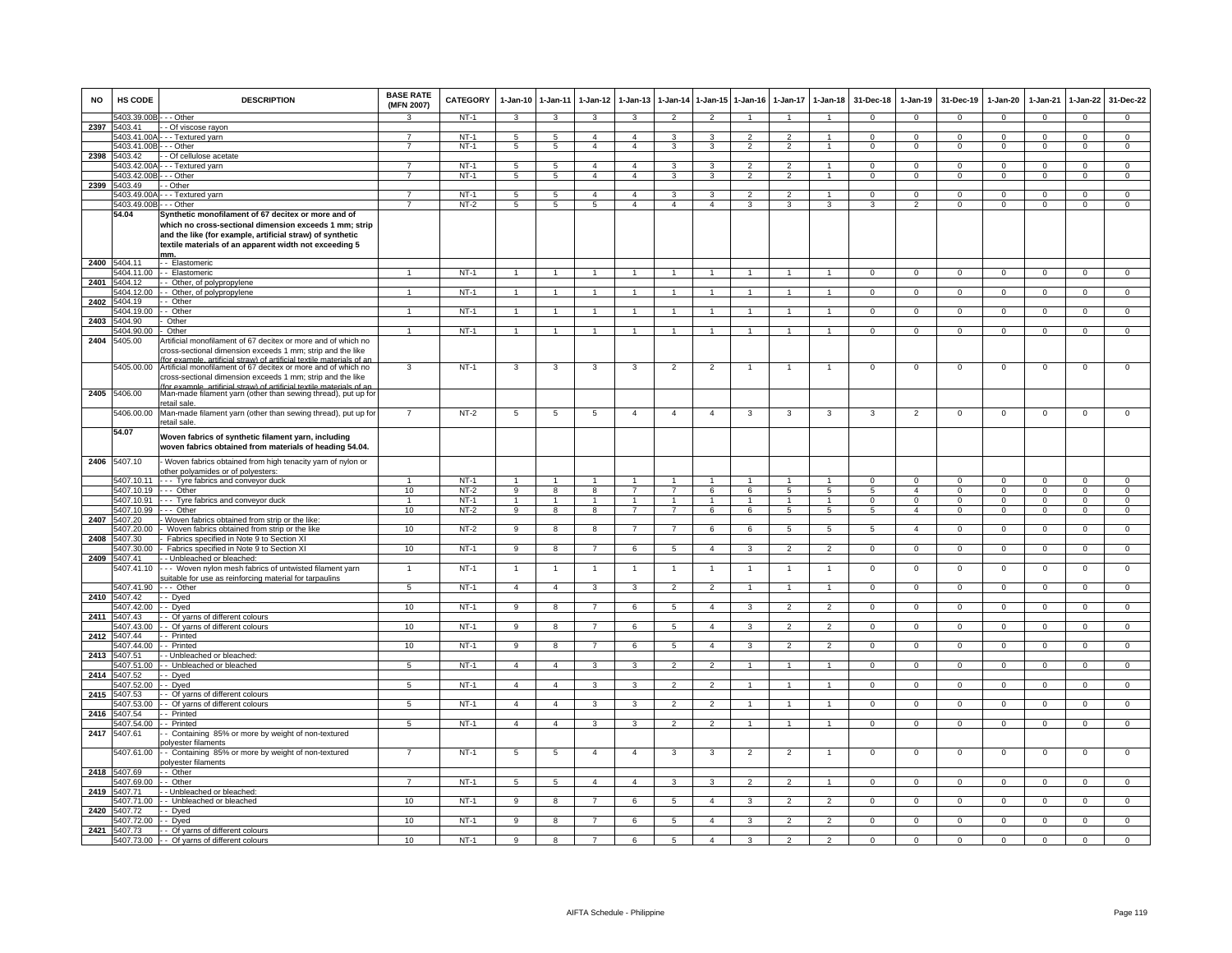| NO | HS CODE | DESCRIPTION | BASE RATE (MFN 2007) | CATEGORY | 1-Jan-10 | 1-Jan-11 | 1-Jan-12 | 1-Jan-13 | 1-Jan-14 | 1-Jan-15 | 1-Jan-16 | 1-Jan-17 | 1-Jan-18 | 31-Dec-18 | 1-Jan-19 | 31-Dec-19 | 1-Jan-20 | 1-Jan-21 | 1-Jan-22 | 31-Dec-22 |
|---|---|---|---|---|---|---|---|---|---|---|---|---|---|---|---|---|---|---|---|---|
| | 5403.39.00B | - - - Other | 3 | NT-1 | 3 | 3 | 3 | 3 | 2 | 2 | 1 | 1 | 1 | 0 | 0 | 0 | 0 | 0 | 0 | 0 |
| 2397 | 5403.41 | - - Of viscose rayon | | | | | | | | | | | | | | | | | | |
| | 5403.41.00A | - - - Textured yarn | 7 | NT-1 | 5 | 5 | 4 | 4 | 3 | 3 | 2 | 2 | 1 | 0 | 0 | 0 | 0 | 0 | 0 | 0 |
| | 5403.41.00B | - - - Other | 7 | NT-1 | 5 | 5 | 4 | 4 | 3 | 3 | 2 | 2 | 1 | 0 | 0 | 0 | 0 | 0 | 0 | 0 |
| 2398 | 5403.42 | - - Of cellulose acetate | | | | | | | | | | | | | | | | | | |
| | 5403.42.00A | - - - Textured yarn | 7 | NT-1 | 5 | 5 | 4 | 4 | 3 | 3 | 2 | 2 | 1 | 0 | 0 | 0 | 0 | 0 | 0 | 0 |
| | 5403.42.00B | - - - Other | 7 | NT-1 | 5 | 5 | 4 | 4 | 3 | 3 | 2 | 2 | 1 | 0 | 0 | 0 | 0 | 0 | 0 | 0 |
| 2399 | 5403.49 | - - Other | | | | | | | | | | | | | | | | | | |
| | 5403.49.00A | - - - Textured yarn | 7 | NT-1 | 5 | 5 | 4 | 4 | 3 | 3 | 2 | 2 | 1 | 0 | 0 | 0 | 0 | 0 | 0 | 0 |
| | 5403.49.00B | - - - Other | 7 | NT-2 | 5 | 5 | 5 | 4 | 4 | 4 | 3 | 3 | 3 | 3 | 2 | 0 | 0 | 0 | 0 | 0 |
| | 54.04 | **Synthetic monofilament of 67 decitex or more and of which no cross-sectional dimension exceeds 1 mm; strip and the like (for example, artificial straw) of synthetic textile materials of an apparent width not exceeding 5 mm.** | | | | | | | | | | | | | | | | | | |
| 2400 | 5404.11 | - - Elastomeric | | | | | | | | | | | | | | | | | | |
| | 5404.11.00 | - - Elastomeric | 1 | NT-1 | 1 | 1 | 1 | 1 | 1 | 1 | 1 | 1 | 1 | 0 | 0 | 0 | 0 | 0 | 0 | 0 |
| 2401 | 5404.12 | - - Other, of polypropylene | | | | | | | | | | | | | | | | | | |
| | 5404.12.00 | - - Other, of polypropylene | 1 | NT-1 | 1 | 1 | 1 | 1 | 1 | 1 | 1 | 1 | 1 | 0 | 0 | 0 | 0 | 0 | 0 | 0 |
| 2402 | 5404.19 | - - Other | | | | | | | | | | | | | | | | | | |
| | 5404.19.00 | - - Other | 1 | NT-1 | 1 | 1 | 1 | 1 | 1 | 1 | 1 | 1 | 1 | 0 | 0 | 0 | 0 | 0 | 0 | 0 |
| 2403 | 5404.90 | - Other | | | | | | | | | | | | | | | | | | |
| | 5404.90.00 | - Other | 1 | NT-1 | 1 | 1 | 1 | 1 | 1 | 1 | 1 | 1 | 1 | 0 | 0 | 0 | 0 | 0 | 0 | 0 |
| 2404 | 5405.00 | Artificial monofilament of 67 decitex or more and of which no cross-sectional dimension exceeds 1 mm; strip and the like (for example, artificial straw) of artificial textile materials of an | | | | | | | | | | | | | | | | | | |
| | 5405.00.00 | Artificial monofilament of 67 decitex or more and of which no cross-sectional dimension exceeds 1 mm; strip and the like (for example, artificial straw) of artificial textile materials of an | 3 | NT-1 | 3 | 3 | 3 | 3 | 2 | 2 | 1 | 1 | 1 | 0 | 0 | 0 | 0 | 0 | 0 | 0 |
| 2405 | 5406.00 | Man-made filament yarn (other than sewing thread), put up for retail sale. | | | | | | | | | | | | | | | | | | |
| | 5406.00.00 | Man-made filament yarn (other than sewing thread), put up for retail sale. | 7 | NT-2 | 5 | 5 | 5 | 4 | 4 | 4 | 3 | 3 | 3 | 3 | 2 | 0 | 0 | 0 | 0 | 0 |
| | 54.07 | **Woven fabrics of synthetic filament yarn, including woven fabrics obtained from materials of heading 54.04.** | | | | | | | | | | | | | | | | | | |
| 2406 | 5407.10 | - Woven fabrics obtained from high tenacity yarn of nylon or other polyamides or of polyesters: | | | | | | | | | | | | | | | | | | |
| | 5407.10.11 | - - - Tyre fabrics and conveyor duck | 1 | NT-1 | 1 | 1 | 1 | 1 | 1 | 1 | 1 | 1 | 1 | 0 | 0 | 0 | 0 | 0 | 0 | 0 |
| | 5407.10.19 | - - - Other | 10 | NT-2 | 9 | 8 | 8 | 7 | 7 | 6 | 6 | 5 | 5 | 5 | 4 | 0 | 0 | 0 | 0 | 0 |
| | 5407.10.91 | - - - Tyre fabrics and conveyor duck | 1 | NT-1 | 1 | 1 | 1 | 1 | 1 | 1 | 1 | 1 | 1 | 0 | 0 | 0 | 0 | 0 | 0 | 0 |
| | 5407.10.99 | - - - Other | 10 | NT-2 | 9 | 8 | 8 | 7 | 7 | 6 | 6 | 5 | 5 | 5 | 4 | 0 | 0 | 0 | 0 | 0 |
| 2407 | 5407.20 | - Woven fabrics obtained from strip or the like: | | | | | | | | | | | | | | | | | | |
| | 5407.20.00 | - Woven fabrics obtained from strip or the like | 10 | NT-2 | 9 | 8 | 8 | 7 | 7 | 6 | 6 | 5 | 5 | 5 | 4 | 0 | 0 | 0 | 0 | 0 |
| 2408 | 5407.30 | - Fabrics specified in Note 9 to Section XI | | | | | | | | | | | | | | | | | | |
| | 5407.30.00 | - Fabrics specified in Note 9 to Section XI | 10 | NT-1 | 9 | 8 | 7 | 6 | 5 | 4 | 3 | 2 | 2 | 0 | 0 | 0 | 0 | 0 | 0 | 0 |
| 2409 | 5407.41 | - - Unbleached or bleached: | | | | | | | | | | | | | | | | | | |
| | 5407.41.10 | - - - Woven nylon mesh fabrics of untwisted filament yarn suitable for use as reinforcing material for tarpaulins | 1 | NT-1 | 1 | 1 | 1 | 1 | 1 | 1 | 1 | 1 | 1 | 0 | 0 | 0 | 0 | 0 | 0 | 0 |
| | 5407.41.90 | - - - Other | 5 | NT-1 | 4 | 4 | 3 | 3 | 2 | 2 | 1 | 1 | 1 | 0 | 0 | 0 | 0 | 0 | 0 | 0 |
| 2410 | 5407.42 | - - Dyed | | | | | | | | | | | | | | | | | | |
| | 5407.42.00 | - - Dyed | 10 | NT-1 | 9 | 8 | 7 | 6 | 5 | 4 | 3 | 2 | 2 | 0 | 0 | 0 | 0 | 0 | 0 | 0 |
| 2411 | 5407.43 | - - Of yarns of different colours | | | | | | | | | | | | | | | | | | |
| | 5407.43.00 | - - Of yarns of different colours | 10 | NT-1 | 9 | 8 | 7 | 6 | 5 | 4 | 3 | 2 | 2 | 0 | 0 | 0 | 0 | 0 | 0 | 0 |
| 2412 | 5407.44 | - - Printed | | | | | | | | | | | | | | | | | | |
| | 5407.44.00 | - - Printed | 10 | NT-1 | 9 | 8 | 7 | 6 | 5 | 4 | 3 | 2 | 2 | 0 | 0 | 0 | 0 | 0 | 0 | 0 |
| 2413 | 5407.51 | - - Unbleached or bleached: | | | | | | | | | | | | | | | | | | |
| | 5407.51.00 | - - Unbleached or bleached | 5 | NT-1 | 4 | 4 | 3 | 3 | 2 | 2 | 1 | 1 | 1 | 0 | 0 | 0 | 0 | 0 | 0 | 0 |
| 2414 | 5407.52 | - - Dyed | | | | | | | | | | | | | | | | | | |
| | 5407.52.00 | - - Dyed | 5 | NT-1 | 4 | 4 | 3 | 3 | 2 | 2 | 1 | 1 | 1 | 0 | 0 | 0 | 0 | 0 | 0 | 0 |
| 2415 | 5407.53 | - - Of yarns of different colours | | | | | | | | | | | | | | | | | | |
| | 5407.53.00 | - - Of yarns of different colours | 5 | NT-1 | 4 | 4 | 3 | 3 | 2 | 2 | 1 | 1 | 1 | 0 | 0 | 0 | 0 | 0 | 0 | 0 |
| 2416 | 5407.54 | - - Printed | | | | | | | | | | | | | | | | | | |
| | 5407.54.00 | - - Printed | 5 | NT-1 | 4 | 4 | 3 | 3 | 2 | 2 | 1 | 1 | 1 | 0 | 0 | 0 | 0 | 0 | 0 | 0 |
| 2417 | 5407.61 | - - Containing 85% or more by weight of non-textured polyester filaments | | | | | | | | | | | | | | | | | | |
| | 5407.61.00 | - - Containing 85% or more by weight of non-textured polyester filaments | 7 | NT-1 | 5 | 5 | 4 | 4 | 3 | 3 | 2 | 2 | 1 | 0 | 0 | 0 | 0 | 0 | 0 | 0 |
| 2418 | 5407.69 | - - Other | | | | | | | | | | | | | | | | | | |
| | 5407.69.00 | - - Other | 7 | NT-1 | 5 | 5 | 4 | 4 | 3 | 3 | 2 | 2 | 1 | 0 | 0 | 0 | 0 | 0 | 0 | 0 |
| 2419 | 5407.71 | - - Unbleached or bleached: | | | | | | | | | | | | | | | | | | |
| | 5407.71.00 | - - Unbleached or bleached | 10 | NT-1 | 9 | 8 | 7 | 6 | 5 | 4 | 3 | 2 | 2 | 0 | 0 | 0 | 0 | 0 | 0 | 0 |
| 2420 | 5407.72 | - - Dyed | | | | | | | | | | | | | | | | | | |
| | 5407.72.00 | - - Dyed | 10 | NT-1 | 9 | 8 | 7 | 6 | 5 | 4 | 3 | 2 | 2 | 0 | 0 | 0 | 0 | 0 | 0 | 0 |
| 2421 | 5407.73 | - - Of yarns of different colours | | | | | | | | | | | | | | | | | | |
| | 5407.73.00 | - - Of yarns of different colours | 10 | NT-1 | 9 | 8 | 7 | 6 | 5 | 4 | 3 | 2 | 2 | 0 | 0 | 0 | 0 | 0 | 0 | 0 |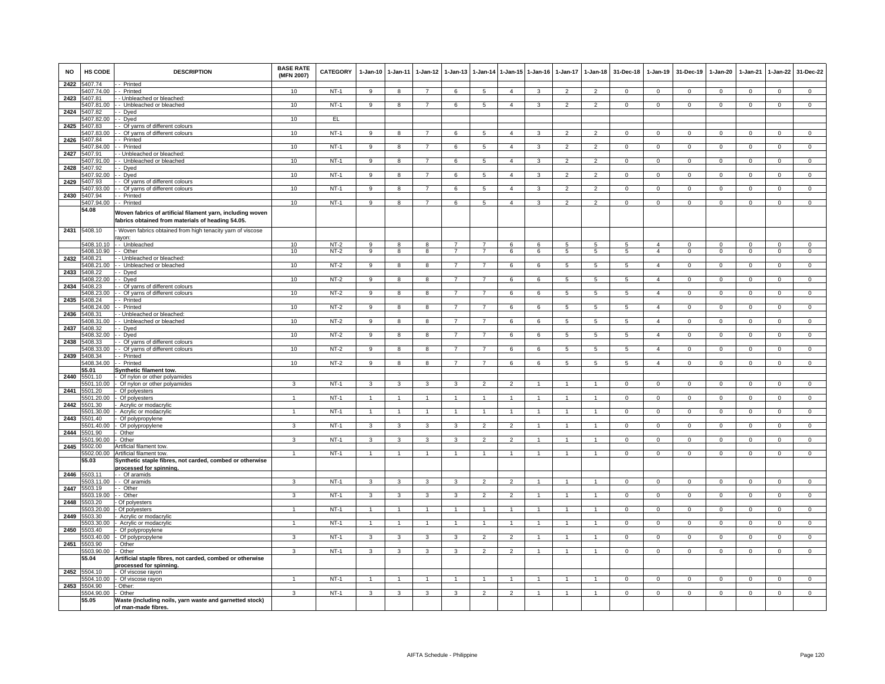| NO | HS CODE | DESCRIPTION | BASE RATE (MFN 2007) | CATEGORY | 1-Jan-10 | 1-Jan-11 | 1-Jan-12 | 1-Jan-13 | 1-Jan-14 | 1-Jan-15 | 1-Jan-16 | 1-Jan-17 | 1-Jan-18 | 31-Dec-18 | 1-Jan-19 | 31-Dec-19 | 1-Jan-20 | 1-Jan-21 | 1-Jan-22 | 31-Dec-22 |
|---|---|---|---|---|---|---|---|---|---|---|---|---|---|---|---|---|---|---|---|---|
| 2422 | 5407.74 | - - Printed | | | | | | | | | | | | | | | | | | |
| | 5407.74.00 | - - Printed | 10 | NT-1 | 9 | 8 | 7 | 6 | 5 | 4 | 3 | 2 | 2 | 0 | 0 | 0 | 0 | 0 | 0 | 0 |
| 2423 | 5407.81 | - - Unbleached or bleached: | | | | | | | | | | | | | | | | | | |
| | 5407.81.00 | - - Unbleached or bleached | 10 | NT-1 | 9 | 8 | 7 | 6 | 5 | 4 | 3 | 2 | 2 | 0 | 0 | 0 | 0 | 0 | 0 | 0 |
| 2424 | 5407.82 | - - Dyed | | | | | | | | | | | | | | | | | | |
| | 5407.82.00 | - - Dyed | 10 | EL | | | | | | | | | | | | | | | | |
| 2425 | 5407.83 | - - Of yarns of different colours | | | | | | | | | | | | | | | | | | |
| | 5407.83.00 | - - Of yarns of different colours | 10 | NT-1 | 9 | 8 | 7 | 6 | 5 | 4 | 3 | 2 | 2 | 0 | 0 | 0 | 0 | 0 | 0 | 0 |
| 2426 | 5407.84 | - - Printed | | | | | | | | | | | | | | | | | | |
| | 5407.84.00 | - - Printed | 10 | NT-1 | 9 | 8 | 7 | 6 | 5 | 4 | 3 | 2 | 2 | 0 | 0 | 0 | 0 | 0 | 0 | 0 |
| 2427 | 5407.91 | - - Unbleached or bleached: | | | | | | | | | | | | | | | | | | |
| | 5407.91.00 | - - Unbleached or bleached | 10 | NT-1 | 9 | 8 | 7 | 6 | 5 | 4 | 3 | 2 | 2 | 0 | 0 | 0 | 0 | 0 | 0 | 0 |
| 2428 | 5407.92 | - - Dyed | | | | | | | | | | | | | | | | | | |
| | 5407.92.00 | - - Dyed | 10 | NT-1 | 9 | 8 | 7 | 6 | 5 | 4 | 3 | 2 | 2 | 0 | 0 | 0 | 0 | 0 | 0 | 0 |
| 2429 | 5407.93 | - - Of yarns of different colours | | | | | | | | | | | | | | | | | | |
| | 5407.93.00 | - - Of yarns of different colours | 10 | NT-1 | 9 | 8 | 7 | 6 | 5 | 4 | 3 | 2 | 2 | 0 | 0 | 0 | 0 | 0 | 0 | 0 |
| 2430 | 5407.94 | - - Printed | | | | | | | | | | | | | | | | | | |
| | 5407.94.00 | - - Printed | 10 | NT-1 | 9 | 8 | 7 | 6 | 5 | 4 | 3 | 2 | 2 | 0 | 0 | 0 | 0 | 0 | 0 | 0 |
| | 54.08 | **Woven fabrics of artificial filament yarn, including woven fabrics obtained from materials of heading 54.05.** | | | | | | | | | | | | | | | | | | |
| 2431 | 5408.10 | - Woven fabrics obtained from high tenacity yarn of viscose rayon: | | | | | | | | | | | | | | | | | | |
| | 5408.10.10 | - - Unbleached | 10 | NT-2 | 9 | 8 | 8 | 7 | 7 | 6 | 6 | 5 | 5 | 5 | 4 | 0 | 0 | 0 | 0 | 0 |
| | 5408.10.90 | - - Other | 10 | NT-2 | 9 | 8 | 8 | 7 | 7 | 6 | 6 | 5 | 5 | 5 | 4 | 0 | 0 | 0 | 0 | 0 |
| 2432 | 5408.21 | - - Unbleached or bleached: | | | | | | | | | | | | | | | | | | |
| | 5408.21.00 | - - Unbleached or bleached | 10 | NT-2 | 9 | 8 | 8 | 7 | 7 | 6 | 6 | 5 | 5 | 5 | 4 | 0 | 0 | 0 | 0 | 0 |
| 2433 | 5408.22 | - - Dyed | | | | | | | | | | | | | | | | | | |
| | 5408.22.00 | - - Dyed | 10 | NT-2 | 9 | 8 | 8 | 7 | 7 | 6 | 6 | 5 | 5 | 5 | 4 | 0 | 0 | 0 | 0 | 0 |
| 2434 | 5408.23 | - - Of yarns of different colours | | | | | | | | | | | | | | | | | | |
| | 5408.23.00 | - - Of yarns of different colours | 10 | NT-2 | 9 | 8 | 8 | 7 | 7 | 6 | 6 | 5 | 5 | 5 | 4 | 0 | 0 | 0 | 0 | 0 |
| 2435 | 5408.24 | - - Printed | | | | | | | | | | | | | | | | | | |
| | 5408.24.00 | - - Printed | 10 | NT-2 | 9 | 8 | 8 | 7 | 7 | 6 | 6 | 5 | 5 | 5 | 4 | 0 | 0 | 0 | 0 | 0 |
| 2436 | 5408.31 | - - Unbleached or bleached: | | | | | | | | | | | | | | | | | | |
| | 5408.31.00 | - - Unbleached or bleached | 10 | NT-2 | 9 | 8 | 8 | 7 | 7 | 6 | 6 | 5 | 5 | 5 | 4 | 0 | 0 | 0 | 0 | 0 |
| 2437 | 5408.32 | - - Dyed | | | | | | | | | | | | | | | | | | |
| | 5408.32.00 | - - Dyed | 10 | NT-2 | 9 | 8 | 8 | 7 | 7 | 6 | 6 | 5 | 5 | 5 | 4 | 0 | 0 | 0 | 0 | 0 |
| 2438 | 5408.33 | - - Of yarns of different colours | | | | | | | | | | | | | | | | | | |
| | 5408.33.00 | - - Of yarns of different colours | 10 | NT-2 | 9 | 8 | 8 | 7 | 7 | 6 | 6 | 5 | 5 | 5 | 4 | 0 | 0 | 0 | 0 | 0 |
| 2439 | 5408.34 | - - Printed | | | | | | | | | | | | | | | | | | |
| | 5408.34.00 | - - Printed | 10 | NT-2 | 9 | 8 | 8 | 7 | 7 | 6 | 6 | 5 | 5 | 5 | 4 | 0 | 0 | 0 | 0 | 0 |
| | 55.01 | **Synthetic filament tow.** | | | | | | | | | | | | | | | | | | |
| 2440 | 5501.10 | - Of nylon or other polyamides | | | | | | | | | | | | | | | | | | |
| | 5501.10.00 | - Of nylon or other polyamides | 3 | NT-1 | 3 | 3 | 3 | 3 | 2 | 2 | 1 | 1 | 1 | 0 | 0 | 0 | 0 | 0 | 0 | 0 |
| 2441 | 5501.20 | - Of polyesters | | | | | | | | | | | | | | | | | | |
| | 5501.20.00 | - Of polyesters | 1 | NT-1 | 1 | 1 | 1 | 1 | 1 | 1 | 1 | 1 | 1 | 0 | 0 | 0 | 0 | 0 | 0 | 0 |
| 2442 | 5501.30 | - Acrylic or modacrylic | | | | | | | | | | | | | | | | | | |
| | 5501.30.00 | - Acrylic or modacrylic | 1 | NT-1 | 1 | 1 | 1 | 1 | 1 | 1 | 1 | 1 | 1 | 0 | 0 | 0 | 0 | 0 | 0 | 0 |
| 2443 | 5501.40 | - Of polypropylene | | | | | | | | | | | | | | | | | | |
| | 5501.40.00 | - Of polypropylene | 3 | NT-1 | 3 | 3 | 3 | 3 | 2 | 2 | 1 | 1 | 1 | 0 | 0 | 0 | 0 | 0 | 0 | 0 |
| 2444 | 5501.90 | - Other | | | | | | | | | | | | | | | | | | |
| | 5501.90.00 | - Other | 3 | NT-1 | 3 | 3 | 3 | 3 | 2 | 2 | 1 | 1 | 1 | 0 | 0 | 0 | 0 | 0 | 0 | 0 |
| 2445 | 5502.00 | Artificial filament tow. | | | | | | | | | | | | | | | | | | |
| | 5502.00.00 | Artificial filament tow. | 1 | NT-1 | 1 | 1 | 1 | 1 | 1 | 1 | 1 | 1 | 1 | 0 | 0 | 0 | 0 | 0 | 0 | 0 |
| | 55.03 | **Synthetic staple fibres, not carded, combed or otherwise processed for spinning.** | | | | | | | | | | | | | | | | | | |
| 2446 | 5503.11 | - - Of aramids | | | | | | | | | | | | | | | | | | |
| | 5503.11.00 | - - Of aramids | 3 | NT-1 | 3 | 3 | 3 | 3 | 2 | 2 | 1 | 1 | 1 | 0 | 0 | 0 | 0 | 0 | 0 | 0 |
| 2447 | 5503.19 | - - Other | | | | | | | | | | | | | | | | | | |
| | 5503.19.00 | - - Other | 3 | NT-1 | 3 | 3 | 3 | 3 | 2 | 2 | 1 | 1 | 1 | 0 | 0 | 0 | 0 | 0 | 0 | 0 |
| 2448 | 5503.20 | - Of polyesters | | | | | | | | | | | | | | | | | | |
| | 5503.20.00 | - Of polyesters | 1 | NT-1 | 1 | 1 | 1 | 1 | 1 | 1 | 1 | 1 | 1 | 0 | 0 | 0 | 0 | 0 | 0 | 0 |
| 2449 | 5503.30 | - Acrylic or modacrylic | | | | | | | | | | | | | | | | | | |
| | 5503.30.00 | - Acrylic or modacrylic | 1 | NT-1 | 1 | 1 | 1 | 1 | 1 | 1 | 1 | 1 | 1 | 0 | 0 | 0 | 0 | 0 | 0 | 0 |
| 2450 | 5503.40 | - Of polypropylene | | | | | | | | | | | | | | | | | | |
| | 5503.40.00 | - Of polypropylene | 3 | NT-1 | 3 | 3 | 3 | 3 | 2 | 2 | 1 | 1 | 1 | 0 | 0 | 0 | 0 | 0 | 0 | 0 |
| 2451 | 5503.90 | - Other | | | | | | | | | | | | | | | | | | |
| | 5503.90.00 | - Other | 3 | NT-1 | 3 | 3 | 3 | 3 | 2 | 2 | 1 | 1 | 1 | 0 | 0 | 0 | 0 | 0 | 0 | 0 |
| | 55.04 | **Artificial staple fibres, not carded, combed or otherwise processed for spinning.** | | | | | | | | | | | | | | | | | | |
| 2452 | 5504.10 | - Of viscose rayon | | | | | | | | | | | | | | | | | | |
| | 5504.10.00 | - Of viscose rayon | 1 | NT-1 | 1 | 1 | 1 | 1 | 1 | 1 | 1 | 1 | 1 | 0 | 0 | 0 | 0 | 0 | 0 | 0 |
| 2453 | 5504.90 | - Other: | | | | | | | | | | | | | | | | | | |
| | 5504.90.00 | - Other | 3 | NT-1 | 3 | 3 | 3 | 3 | 2 | 2 | 1 | 1 | 1 | 0 | 0 | 0 | 0 | 0 | 0 | 0 |
| | 55.05 | **Waste (including noils, yarn waste and garnetted stock) of man-made fibres.** | | | | | | | | | | | | | | | | | | |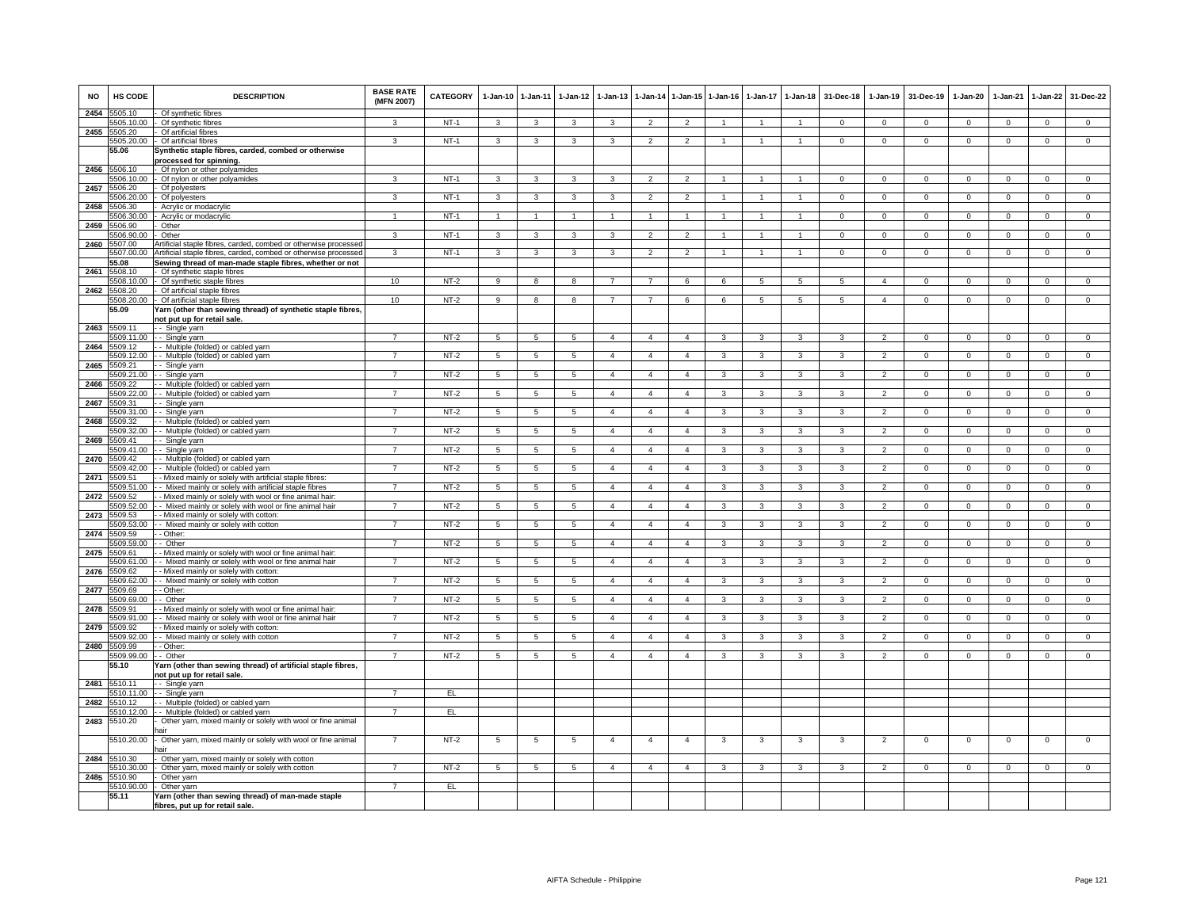| NO | HS CODE | DESCRIPTION | BASE RATE (MFN 2007) | CATEGORY | 1-Jan-10 | 1-Jan-11 | 1-Jan-12 | 1-Jan-13 | 1-Jan-14 | 1-Jan-15 | 1-Jan-16 | 1-Jan-17 | 1-Jan-18 | 31-Dec-18 | 1-Jan-19 | 31-Dec-19 | 1-Jan-20 | 1-Jan-21 | 1-Jan-22 | 31-Dec-22 |
|---|---|---|---|---|---|---|---|---|---|---|---|---|---|---|---|---|---|---|---|---|
| 2454 | 5505.10 | - Of synthetic fibres | | | | | | | | | | | | | | | | | | |
| | 5505.10.00 | - Of synthetic fibres | 3 | NT-1 | 3 | 3 | 3 | 3 | 2 | 2 | 1 | 1 | 1 | 0 | 0 | 0 | 0 | 0 | 0 | 0 |
| 2455 | 5505.20 | - Of artificial fibres | | | | | | | | | | | | | | | | | | |
| | 5505.20.00 | - Of artificial fibres | 3 | NT-1 | 3 | 3 | 3 | 3 | 2 | 2 | 1 | 1 | 1 | 0 | 0 | 0 | 0 | 0 | 0 | 0 |
| | **55.06** | **Synthetic staple fibres, carded, combed or otherwise processed for spinning.** | | | | | | | | | | | | | | | | | | |
| 2456 | 5506.10 | - Of nylon or other polyamides | | | | | | | | | | | | | | | | | | |
| | 5506.10.00 | - Of nylon or other polyamides | 3 | NT-1 | 3 | 3 | 3 | 3 | 2 | 2 | 1 | 1 | 1 | 0 | 0 | 0 | 0 | 0 | 0 | 0 |
| 2457 | 5506.20 | - Of polyesters | | | | | | | | | | | | | | | | | | |
| | 5506.20.00 | - Of polyesters | 3 | NT-1 | 3 | 3 | 3 | 3 | 2 | 2 | 1 | 1 | 1 | 0 | 0 | 0 | 0 | 0 | 0 | 0 |
| 2458 | 5506.30 | - Acrylic or modacrylic | | | | | | | | | | | | | | | | | | |
| | 5506.30.00 | - Acrylic or modacrylic | 1 | NT-1 | 1 | 1 | 1 | 1 | 1 | 1 | 1 | 1 | 1 | 0 | 0 | 0 | 0 | 0 | 0 | 0 |
| 2459 | 5506.90 | - Other | | | | | | | | | | | | | | | | | | |
| | 5506.90.00 | - Other | 3 | NT-1 | 3 | 3 | 3 | 3 | 2 | 2 | 1 | 1 | 1 | 0 | 0 | 0 | 0 | 0 | 0 | 0 |
| 2460 | 5507.00 | Artificial staple fibres, carded, combed or otherwise processed | | | | | | | | | | | | | | | | | | |
| | 5507.00.00 | Artificial staple fibres, carded, combed or otherwise processed | 3 | NT-1 | 3 | 3 | 3 | 3 | 2 | 2 | 1 | 1 | 1 | 0 | 0 | 0 | 0 | 0 | 0 | 0 |
| | **55.08** | **Sewing thread of man-made staple fibres, whether or not** | | | | | | | | | | | | | | | | | | |
| 2461 | 5508.10 | - Of synthetic staple fibres | | | | | | | | | | | | | | | | | | |
| | 5508.10.00 | - Of synthetic staple fibres | 10 | NT-2 | 9 | 8 | 8 | 7 | 7 | 6 | 6 | 5 | 5 | 5 | 4 | 0 | 0 | 0 | 0 | 0 |
| 2462 | 5508.20 | - Of artificial staple fibres | | | | | | | | | | | | | | | | | | |
| | 5508.20.00 | - Of artificial staple fibres | 10 | NT-2 | 9 | 8 | 8 | 7 | 7 | 6 | 6 | 5 | 5 | 5 | 4 | 0 | 0 | 0 | 0 | 0 |
| | **55.09** | **Yarn (other than sewing thread) of synthetic staple fibres, not put up for retail sale.** | | | | | | | | | | | | | | | | | | |
| 2463 | 5509.11 | - - Single yarn | | | | | | | | | | | | | | | | | | |
| | 5509.11.00 | - - Single yarn | 7 | NT-2 | 5 | 5 | 5 | 4 | 4 | 4 | 3 | 3 | 3 | 3 | 2 | 0 | 0 | 0 | 0 | 0 |
| 2464 | 5509.12 | - - Multiple (folded) or cabled yarn | | | | | | | | | | | | | | | | | | |
| | 5509.12.00 | - - Multiple (folded) or cabled yarn | 7 | NT-2 | 5 | 5 | 5 | 4 | 4 | 4 | 3 | 3 | 3 | 3 | 2 | 0 | 0 | 0 | 0 | 0 |
| 2465 | 5509.21 | - - Single yarn | | | | | | | | | | | | | | | | | | |
| | 5509.21.00 | - - Single yarn | 7 | NT-2 | 5 | 5 | 5 | 4 | 4 | 4 | 3 | 3 | 3 | 3 | 2 | 0 | 0 | 0 | 0 | 0 |
| 2466 | 5509.22 | - - Multiple (folded) or cabled yarn | | | | | | | | | | | | | | | | | | |
| | 5509.22.00 | - - Multiple (folded) or cabled yarn | 7 | NT-2 | 5 | 5 | 5 | 4 | 4 | 4 | 3 | 3 | 3 | 3 | 2 | 0 | 0 | 0 | 0 | 0 |
| 2467 | 5509.31 | - - Single yarn | | | | | | | | | | | | | | | | | | |
| | 5509.31.00 | - - Single yarn | 7 | NT-2 | 5 | 5 | 5 | 4 | 4 | 4 | 3 | 3 | 3 | 3 | 2 | 0 | 0 | 0 | 0 | 0 |
| 2468 | 5509.32 | - - Multiple (folded) or cabled yarn | | | | | | | | | | | | | | | | | | |
| | 5509.32.00 | - - Multiple (folded) or cabled yarn | 7 | NT-2 | 5 | 5 | 5 | 4 | 4 | 4 | 3 | 3 | 3 | 3 | 2 | 0 | 0 | 0 | 0 | 0 |
| 2469 | 5509.41 | - - Single yarn | | | | | | | | | | | | | | | | | | |
| | 5509.41.00 | - - Single yarn | 7 | NT-2 | 5 | 5 | 5 | 4 | 4 | 4 | 3 | 3 | 3 | 3 | 2 | 0 | 0 | 0 | 0 | 0 |
| 2470 | 5509.42 | - - Multiple (folded) or cabled yarn | | | | | | | | | | | | | | | | | | |
| | 5509.42.00 | - - Multiple (folded) or cabled yarn | 7 | NT-2 | 5 | 5 | 5 | 4 | 4 | 4 | 3 | 3 | 3 | 3 | 2 | 0 | 0 | 0 | 0 | 0 |
| 2471 | 5509.51 | - - Mixed mainly or solely with artificial staple fibres: | | | | | | | | | | | | | | | | | | |
| | 5509.51.00 | - - Mixed mainly or solely with artificial staple fibres | 7 | NT-2 | 5 | 5 | 5 | 4 | 4 | 4 | 3 | 3 | 3 | 3 | 2 | 0 | 0 | 0 | 0 | 0 |
| 2472 | 5509.52 | - - Mixed mainly or solely with wool or fine animal hair: | | | | | | | | | | | | | | | | | | |
| | 5509.52.00 | - - Mixed mainly or solely with wool or fine animal hair | 7 | NT-2 | 5 | 5 | 5 | 4 | 4 | 4 | 3 | 3 | 3 | 3 | 2 | 0 | 0 | 0 | 0 | 0 |
| 2473 | 5509.53 | - - Mixed mainly or solely with cotton: | | | | | | | | | | | | | | | | | | |
| | 5509.53.00 | - - Mixed mainly or solely with cotton | 7 | NT-2 | 5 | 5 | 5 | 4 | 4 | 4 | 3 | 3 | 3 | 3 | 2 | 0 | 0 | 0 | 0 | 0 |
| 2474 | 5509.59 | - - Other: | | | | | | | | | | | | | | | | | | |
| | 5509.59.00 | - - Other | 7 | NT-2 | 5 | 5 | 5 | 4 | 4 | 4 | 3 | 3 | 3 | 3 | 2 | 0 | 0 | 0 | 0 | 0 |
| 2475 | 5509.61 | - - Mixed mainly or solely with wool or fine animal hair: | | | | | | | | | | | | | | | | | | |
| | 5509.61.00 | - - Mixed mainly or solely with wool or fine animal hair | 7 | NT-2 | 5 | 5 | 5 | 4 | 4 | 4 | 3 | 3 | 3 | 3 | 2 | 0 | 0 | 0 | 0 | 0 |
| 2476 | 5509.62 | - - Mixed mainly or solely with cotton: | | | | | | | | | | | | | | | | | | |
| | 5509.62.00 | - - Mixed mainly or solely with cotton | 7 | NT-2 | 5 | 5 | 5 | 4 | 4 | 4 | 3 | 3 | 3 | 3 | 2 | 0 | 0 | 0 | 0 | 0 |
| 2477 | 5509.69 | - - Other: | | | | | | | | | | | | | | | | | | |
| | 5509.69.00 | - - Other | 7 | NT-2 | 5 | 5 | 5 | 4 | 4 | 4 | 3 | 3 | 3 | 3 | 2 | 0 | 0 | 0 | 0 | 0 |
| 2478 | 5509.91 | - - Mixed mainly or solely with wool or fine animal hair: | | | | | | | | | | | | | | | | | | |
| | 5509.91.00 | - - Mixed mainly or solely with wool or fine animal hair | 7 | NT-2 | 5 | 5 | 5 | 4 | 4 | 4 | 3 | 3 | 3 | 3 | 2 | 0 | 0 | 0 | 0 | 0 |
| 2479 | 5509.92 | - - Mixed mainly or solely with cotton: | | | | | | | | | | | | | | | | | | |
| | 5509.92.00 | - - Mixed mainly or solely with cotton | 7 | NT-2 | 5 | 5 | 5 | 4 | 4 | 4 | 3 | 3 | 3 | 3 | 2 | 0 | 0 | 0 | 0 | 0 |
| 2480 | 5509.99 | - - Other: | | | | | | | | | | | | | | | | | | |
| | 5509.99.00 | - - Other | 7 | NT-2 | 5 | 5 | 5 | 4 | 4 | 4 | 3 | 3 | 3 | 3 | 2 | 0 | 0 | 0 | 0 | 0 |
| | **55.10** | **Yarn (other than sewing thread) of artificial staple fibres, not put up for retail sale.** | | | | | | | | | | | | | | | | | | |
| 2481 | 5510.11 | - - Single yarn | | | | | | | | | | | | | | | | | | |
| | 5510.11.00 | - - Single yarn | 7 | EL | | | | | | | | | | | | | | | | |
| 2482 | 5510.12 | - - Multiple (folded) or cabled yarn | | | | | | | | | | | | | | | | | | |
| | 5510.12.00 | - - Multiple (folded) or cabled yarn | 7 | EL | | | | | | | | | | | | | | | | |
| 2483 | 5510.20 | - Other yarn, mixed mainly or solely with wool or fine animal hair | | | | | | | | | | | | | | | | | | |
| | 5510.20.00 | - Other yarn, mixed mainly or solely with wool or fine animal hair | 7 | NT-2 | 5 | 5 | 5 | 4 | 4 | 4 | 3 | 3 | 3 | 3 | 2 | 0 | 0 | 0 | 0 | 0 |
| 2484 | 5510.30 | - Other yarn, mixed mainly or solely with cotton | | | | | | | | | | | | | | | | | | |
| | 5510.30.00 | - Other yarn, mixed mainly or solely with cotton | 7 | NT-2 | 5 | 5 | 5 | 4 | 4 | 4 | 3 | 3 | 3 | 3 | 2 | 0 | 0 | 0 | 0 | 0 |
| 2485 | 5510.90 | - Other yarn | | | | | | | | | | | | | | | | | | |
| | 5510.90.00 | - Other yarn | 7 | EL | | | | | | | | | | | | | | | | |
| | **55.11** | **Yarn (other than sewing thread) of man-made staple fibres, put up for retail sale.** | | | | | | | | | | | | | | | | | | |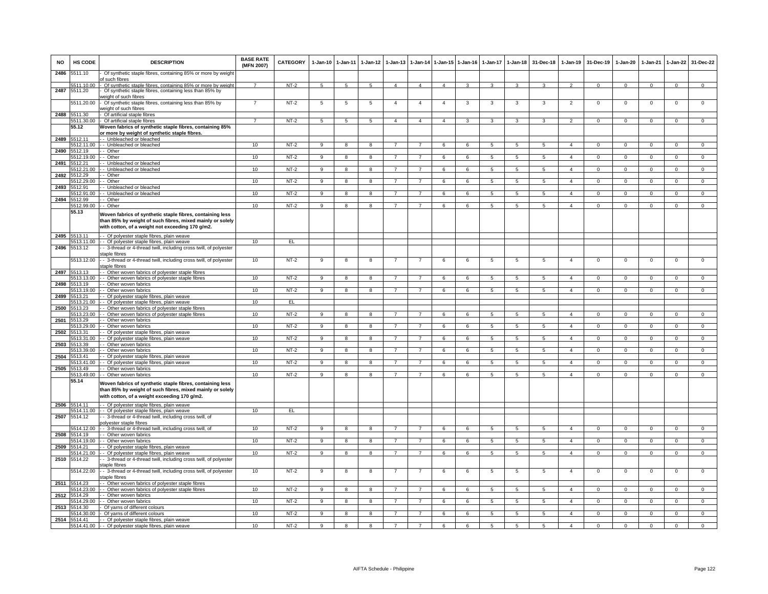| NO | HS CODE | DESCRIPTION | BASE RATE (MFN 2007) | CATEGORY | 1-Jan-10 | 1-Jan-11 | 1-Jan-12 | 1-Jan-13 | 1-Jan-14 | 1-Jan-15 | 1-Jan-16 | 1-Jan-17 | 1-Jan-18 | 31-Dec-18 | 1-Jan-19 | 31-Dec-19 | 1-Jan-20 | 1-Jan-21 | 1-Jan-22 | 31-Dec-22 |
|---|---|---|---|---|---|---|---|---|---|---|---|---|---|---|---|---|---|---|---|---|
| 2486 | 5511.10 | - Of synthetic staple fibres, containing 85% or more by weight of such fibres | | | | | | | | | | | | | | | | | | |
| | 5511.10.00 | - Of synthetic staple fibres, containing 85% or more by weight | 7 | NT-2 | 5 | 5 | 5 | 4 | 4 | 4 | 3 | 3 | 3 | 3 | 2 | 0 | 0 | 0 | 0 | 0 |
| 2487 | 5511.20 | - Of synthetic staple fibres, containing less than 85% by weight of such fibres | | | | | | | | | | | | | | | | | | |
| | 5511.20.00 | - Of synthetic staple fibres, containing less than 85% by weight of such fibres | 7 | NT-2 | 5 | 5 | 5 | 4 | 4 | 4 | 3 | 3 | 3 | 3 | 2 | 0 | 0 | 0 | 0 | 0 |
| 2488 | 5511.30 | - Of artificial staple fibres | | | | | | | | | | | | | | | | | | |
| | 5511.30.00 | - Of artificial staple fibres | 7 | NT-2 | 5 | 5 | 5 | 4 | 4 | 4 | 3 | 3 | 3 | 3 | 2 | 0 | 0 | 0 | 0 | 0 |
| | **55.12** | **Woven fabrics of synthetic staple fibres, containing 85% or more by weight of synthetic staple fibres.** | | | | | | | | | | | | | | | | | | |
| 2489 | 5512.11 | - - Unbleached or bleached | | | | | | | | | | | | | | | | | | |
| | 5512.11.00 | - - Unbleached or bleached | 10 | NT-2 | 9 | 8 | 8 | 7 | 7 | 6 | 6 | 5 | 5 | 5 | 4 | 0 | 0 | 0 | 0 | 0 |
| 2490 | 5512.19 | - - Other | | | | | | | | | | | | | | | | | | |
| | 5512.19.00 | - - Other | 10 | NT-2 | 9 | 8 | 8 | 7 | 7 | 6 | 6 | 5 | 5 | 5 | 4 | 0 | 0 | 0 | 0 | 0 |
| 2491 | 5512.21 | - - Unbleached or bleached | | | | | | | | | | | | | | | | | | |
| | 5512.21.00 | - - Unbleached or bleached | 10 | NT-2 | 9 | 8 | 8 | 7 | 7 | 6 | 6 | 5 | 5 | 5 | 4 | 0 | 0 | 0 | 0 | 0 |
| 2492 | 5512.29 | - - Other | | | | | | | | | | | | | | | | | | |
| | 5512.29.00 | - - Other | 10 | NT-2 | 9 | 8 | 8 | 7 | 7 | 6 | 6 | 5 | 5 | 5 | 4 | 0 | 0 | 0 | 0 | 0 |
| 2493 | 5512.91 | - - Unbleached or bleached | | | | | | | | | | | | | | | | | | |
| | 5512.91.00 | - - Unbleached or bleached | 10 | NT-2 | 9 | 8 | 8 | 7 | 7 | 6 | 6 | 5 | 5 | 5 | 4 | 0 | 0 | 0 | 0 | 0 |
| 2494 | 5512.99 | - - Other | | | | | | | | | | | | | | | | | | |
| | 5512.99.00 | - - Other | 10 | NT-2 | 9 | 8 | 8 | 7 | 7 | 6 | 6 | 5 | 5 | 5 | 4 | 0 | 0 | 0 | 0 | 0 |
| | **55.13** | **Woven fabrics of synthetic staple fibres, containing less than 85% by weight of such fibres, mixed mainly or solely with cotton, of a weight not exceeding 170 g/m2.** | | | | | | | | | | | | | | | | | | |
| 2495 | 5513.11 | - - Of polyester staple fibres, plain weave | | | | | | | | | | | | | | | | | | |
| | 5513.11.00 | - - Of polyester staple fibres, plain weave | 10 | EL | | | | | | | | | | | | | | | | |
| 2496 | 5513.12 | - - 3-thread or 4-thread twill, including cross twill, of polyester staple fibres | | | | | | | | | | | | | | | | | | |
| | 5513.12.00 | - - 3-thread or 4-thread twill, including cross twill, of polyester staple fibres | 10 | NT-2 | 9 | 8 | 8 | 7 | 7 | 6 | 6 | 5 | 5 | 5 | 4 | 0 | 0 | 0 | 0 | 0 |
| 2497 | 5513.13 | - - Other woven fabrics of polyester staple fibres | | | | | | | | | | | | | | | | | | |
| | 5513.13.00 | - - Other woven fabrics of polyester staple fibres | 10 | NT-2 | 9 | 8 | 8 | 7 | 7 | 6 | 6 | 5 | 5 | 5 | 4 | 0 | 0 | 0 | 0 | 0 |
| 2498 | 5513.19 | - - Other woven fabrics | | | | | | | | | | | | | | | | | | |
| | 5513.19.00 | - - Other woven fabrics | 10 | NT-2 | 9 | 8 | 8 | 7 | 7 | 6 | 6 | 5 | 5 | 5 | 4 | 0 | 0 | 0 | 0 | 0 |
| 2499 | 5513.21 | - - Of polyester staple fibres, plain weave | | | | | | | | | | | | | | | | | | |
| | 5513.21.00 | - - Of polyester staple fibres, plain weave | 10 | EL | | | | | | | | | | | | | | | | |
| 2500 | 5513.23 | - - Other woven fabrics of polyester staple fibres | | | | | | | | | | | | | | | | | | |
| | 5513.23.00 | - - Other woven fabrics of polyester staple fibres | 10 | NT-2 | 9 | 8 | 8 | 7 | 7 | 6 | 6 | 5 | 5 | 5 | 4 | 0 | 0 | 0 | 0 | 0 |
| 2501 | 5513.29 | - - Other woven fabrics | | | | | | | | | | | | | | | | | | |
| | 5513.29.00 | - - Other woven fabrics | 10 | NT-2 | 9 | 8 | 8 | 7 | 7 | 6 | 6 | 5 | 5 | 5 | 4 | 0 | 0 | 0 | 0 | 0 |
| 2502 | 5513.31 | - - Of polyester staple fibres, plain weave | | | | | | | | | | | | | | | | | | |
| | 5513.31.00 | - - Of polyester staple fibres, plain weave | 10 | NT-2 | 9 | 8 | 8 | 7 | 7 | 6 | 6 | 5 | 5 | 5 | 4 | 0 | 0 | 0 | 0 | 0 |
| 2503 | 5513.39 | - - Other woven fabrics | | | | | | | | | | | | | | | | | | |
| | 5513.39.00 | - - Other woven fabrics | 10 | NT-2 | 9 | 8 | 8 | 7 | 7 | 6 | 6 | 5 | 5 | 5 | 4 | 0 | 0 | 0 | 0 | 0 |
| 2504 | 5513.41 | - - Of polyester staple fibres, plain weave | | | | | | | | | | | | | | | | | | |
| | 5513.41.00 | - - Of polyester staple fibres, plain weave | 10 | NT-2 | 9 | 8 | 8 | 7 | 7 | 6 | 6 | 5 | 5 | 5 | 4 | 0 | 0 | 0 | 0 | 0 |
| 2505 | 5513.49 | - - Other woven fabrics | | | | | | | | | | | | | | | | | | |
| | 5513.49.00 | - - Other woven fabrics | 10 | NT-2 | 9 | 8 | 8 | 7 | 7 | 6 | 6 | 5 | 5 | 5 | 4 | 0 | 0 | 0 | 0 | 0 |
| | **55.14** | **Woven fabrics of synthetic staple fibres, containing less than 85% by weight of such fibres, mixed mainly or solely with cotton, of a weight exceeding 170 g/m2.** | | | | | | | | | | | | | | | | | | |
| 2506 | 5514.11 | - - Of polyester staple fibres, plain weave | | | | | | | | | | | | | | | | | | |
| | 5514.11.00 | - - Of polyester staple fibres, plain weave | 10 | EL | | | | | | | | | | | | | | | | |
| 2507 | 5514.12 | - - 3-thread or 4-thread twill, including cross twill, of polyester staple fibres | | | | | | | | | | | | | | | | | | |
| | 5514.12.00 | - - 3-thread or 4-thread twill, including cross twill, of | 10 | NT-2 | 9 | 8 | 8 | 7 | 7 | 6 | 6 | 5 | 5 | 5 | 4 | 0 | 0 | 0 | 0 | 0 |
| 2508 | 5514.19 | - - Other woven fabrics | | | | | | | | | | | | | | | | | | |
| | 5514.19.00 | - - Other woven fabrics | 10 | NT-2 | 9 | 8 | 8 | 7 | 7 | 6 | 6 | 5 | 5 | 5 | 4 | 0 | 0 | 0 | 0 | 0 |
| 2509 | 5514.21 | - - Of polyester staple fibres, plain weave | | | | | | | | | | | | | | | | | | |
| | 5514.21.00 | - - Of polyester staple fibres, plain weave | 10 | NT-2 | 9 | 8 | 8 | 7 | 7 | 6 | 6 | 5 | 5 | 5 | 4 | 0 | 0 | 0 | 0 | 0 |
| 2510 | 5514.22 | - - 3-thread or 4-thread twill, including cross twill, of polyester staple fibres | | | | | | | | | | | | | | | | | | |
| | 5514.22.00 | - - 3-thread or 4-thread twill, including cross twill, of polyester staple fibres | 10 | NT-2 | 9 | 8 | 8 | 7 | 7 | 6 | 6 | 5 | 5 | 5 | 4 | 0 | 0 | 0 | 0 | 0 |
| 2511 | 5514.23 | - - Other woven fabrics of polyester staple fibres | | | | | | | | | | | | | | | | | | |
| | 5514.23.00 | - - Other woven fabrics of polyester staple fibres | 10 | NT-2 | 9 | 8 | 8 | 7 | 7 | 6 | 6 | 5 | 5 | 5 | 4 | 0 | 0 | 0 | 0 | 0 |
| 2512 | 5514.29 | - - Other woven fabrics | | | | | | | | | | | | | | | | | | |
| | 5514.29.00 | - - Other woven fabrics | 10 | NT-2 | 9 | 8 | 8 | 7 | 7 | 6 | 6 | 5 | 5 | 5 | 4 | 0 | 0 | 0 | 0 | 0 |
| 2513 | 5514.30 | - Of yarns of different colours | | | | | | | | | | | | | | | | | | |
| | 5514.30.00 | - Of yarns of different colours | 10 | NT-2 | 9 | 8 | 8 | 7 | 7 | 6 | 6 | 5 | 5 | 5 | 4 | 0 | 0 | 0 | 0 | 0 |
| 2514 | 5514.41 | - - Of polyester staple fibres, plain weave | | | | | | | | | | | | | | | | | | |
| | 5514.41.00 | - - Of polyester staple fibres, plain weave | 10 | NT-2 | 9 | 8 | 8 | 7 | 7 | 6 | 6 | 5 | 5 | 5 | 4 | 0 | 0 | 0 | 0 | 0 |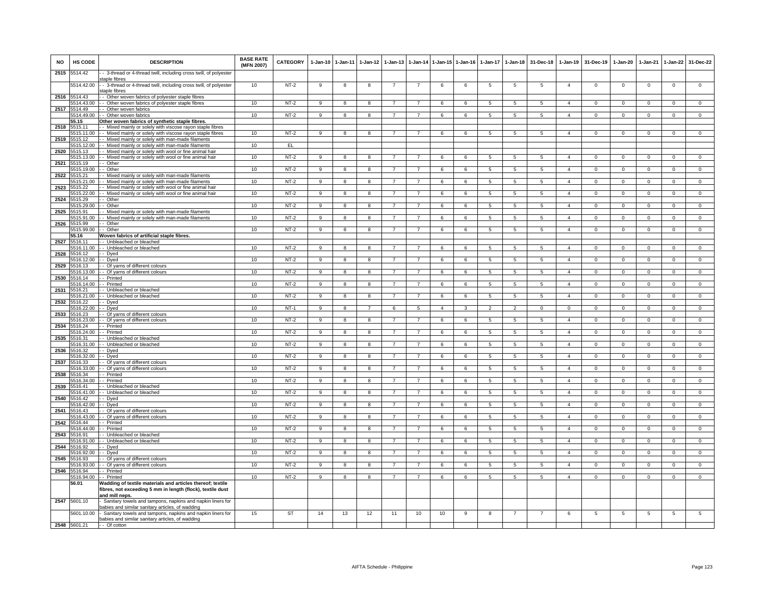| NO | HS CODE | DESCRIPTION | BASE RATE (MFN 2007) | CATEGORY | 1-Jan-10 | 1-Jan-11 | 1-Jan-12 | 1-Jan-13 | 1-Jan-14 | 1-Jan-15 | 1-Jan-16 | 1-Jan-17 | 1-Jan-18 | 31-Dec-18 | 1-Jan-19 | 31-Dec-19 | 1-Jan-20 | 1-Jan-21 | 1-Jan-22 | 31-Dec-22 |
|---|---|---|---|---|---|---|---|---|---|---|---|---|---|---|---|---|---|---|---|---|
| 2515 | 5514.42 | - - 3-thread or 4-thread twill, including cross twill, of polyester staple fibres | | | | | | | | | | | | | | | | | | |
| | 5514.42.00 | - - 3-thread or 4-thread twill, including cross twill, of polyester staple fibres | 10 | NT-2 | 9 | 8 | 8 | 7 | 7 | 6 | 6 | 5 | 5 | 5 | 4 | 0 | 0 | 0 | 0 | 0 |
| 2516 | 5514.43 | - - Other woven fabrics of polyester staple fibres | | | | | | | | | | | | | | | | | | |
| | 5514.43.00 | - - Other woven fabrics of polyester staple fibres | 10 | NT-2 | 9 | 8 | 8 | 7 | 7 | 6 | 6 | 5 | 5 | 5 | 4 | 0 | 0 | 0 | 0 | 0 |
| 2517 | 5514.49 | - - Other woven fabrics | | | | | | | | | | | | | | | | | | |
| | 5514.49.00 | - - Other woven fabrics | 10 | NT-2 | 9 | 8 | 8 | 7 | 7 | 6 | 6 | 5 | 5 | 5 | 4 | 0 | 0 | 0 | 0 | 0 |
| | **55.15** | **Other woven fabrics of synthetic staple fibres.** | | | | | | | | | | | | | | | | | | |
| 2518 | 5515.11 | - - Mixed mainly or solely with viscose rayon staple fibres | | | | | | | | | | | | | | | | | | |
| | 5515.11.00 | - - Mixed mainly or solely with viscose rayon staple fibres | 10 | NT-2 | 9 | 8 | 8 | 7 | 7 | 6 | 6 | 5 | 5 | 5 | 4 | 0 | 0 | 0 | 0 | 0 |
| 2519 | 5515.12 | - - Mixed mainly or solely with man-made filaments | | | | | | | | | | | | | | | | | | |
| | 5515.12.00 | - - Mixed mainly or solely with man-made filaments | 10 | EL | | | | | | | | | | | | | | | | |
| 2520 | 5515.13 | - - Mixed mainly or solely with wool or fine animal hair | | | | | | | | | | | | | | | | | | |
| | 5515.13.00 | - - Mixed mainly or solely with wool or fine animal hair | 10 | NT-2 | 9 | 8 | 8 | 7 | 7 | 6 | 6 | 5 | 5 | 5 | 4 | 0 | 0 | 0 | 0 | 0 |
| 2521 | 5515.19 | - - Other | | | | | | | | | | | | | | | | | | |
| | 5515.19.00 | - - Other | 10 | NT-2 | 9 | 8 | 8 | 7 | 7 | 6 | 6 | 5 | 5 | 5 | 4 | 0 | 0 | 0 | 0 | 0 |
| 2522 | 5515.21 | - - Mixed mainly or solely with man-made filaments | | | | | | | | | | | | | | | | | | |
| | 5515.21.00 | - - Mixed mainly or solely with man-made filaments | 10 | NT-2 | 9 | 8 | 8 | 7 | 7 | 6 | 6 | 5 | 5 | 5 | 4 | 0 | 0 | 0 | 0 | 0 |
| 2523 | 5515.22 | - - Mixed mainly or solely with wool or fine animal hair | | | | | | | | | | | | | | | | | | |
| | 5515.22.00 | - - Mixed mainly or solely with wool or fine animal hair | 10 | NT-2 | 9 | 8 | 8 | 7 | 7 | 6 | 6 | 5 | 5 | 5 | 4 | 0 | 0 | 0 | 0 | 0 |
| 2524 | 5515.29 | - - Other | | | | | | | | | | | | | | | | | | |
| | 5515.29.00 | - - Other | 10 | NT-2 | 9 | 8 | 8 | 7 | 7 | 6 | 6 | 5 | 5 | 5 | 4 | 0 | 0 | 0 | 0 | 0 |
| 2525 | 5515.91 | - - Mixed mainly or solely with man-made filaments | | | | | | | | | | | | | | | | | | |
| | 5515.91.00 | - - Mixed mainly or solely with man-made filaments | 10 | NT-2 | 9 | 8 | 8 | 7 | 7 | 6 | 6 | 5 | 5 | 5 | 4 | 0 | 0 | 0 | 0 | 0 |
| 2526 | 5515.99 | - - Other | | | | | | | | | | | | | | | | | | |
| | 5515.99.00 | - - Other | 10 | NT-2 | 9 | 8 | 8 | 7 | 7 | 6 | 6 | 5 | 5 | 5 | 4 | 0 | 0 | 0 | 0 | 0 |
| | **55.16** | **Woven fabrics of artificial staple fibres.** | | | | | | | | | | | | | | | | | | |
| 2527 | 5516.11 | - - Unbleached or bleached | | | | | | | | | | | | | | | | | | |
| | 5516.11.00 | - - Unbleached or bleached | 10 | NT-2 | 9 | 8 | 8 | 7 | 7 | 6 | 6 | 5 | 5 | 5 | 4 | 0 | 0 | 0 | 0 | 0 |
| 2528 | 5516.12 | - - Dyed | | | | | | | | | | | | | | | | | | |
| | 5516.12.00 | - - Dyed | 10 | NT-2 | 9 | 8 | 8 | 7 | 7 | 6 | 6 | 5 | 5 | 5 | 4 | 0 | 0 | 0 | 0 | 0 |
| 2529 | 5516.13 | - - Of yarns of different colours | | | | | | | | | | | | | | | | | | |
| | 5516.13.00 | - - Of yarns of different colours | 10 | NT-2 | 9 | 8 | 8 | 7 | 7 | 6 | 6 | 5 | 5 | 5 | 4 | 0 | 0 | 0 | 0 | 0 |
| 2530 | 5516.14 | - - Printed | | | | | | | | | | | | | | | | | | |
| | 5516.14.00 | - - Printed | 10 | NT-2 | 9 | 8 | 8 | 7 | 7 | 6 | 6 | 5 | 5 | 5 | 4 | 0 | 0 | 0 | 0 | 0 |
| 2531 | 5516.21 | - - Unbleached or bleached | | | | | | | | | | | | | | | | | | |
| | 5516.21.00 | - - Unbleached or bleached | 10 | NT-2 | 9 | 8 | 8 | 7 | 7 | 6 | 6 | 5 | 5 | 5 | 4 | 0 | 0 | 0 | 0 | 0 |
| 2532 | 5516.22 | - - Dyed | | | | | | | | | | | | | | | | | | |
| | 5516.22.00 | - - Dyed | 10 | NT-1 | 9 | 8 | 7 | 6 | 5 | 4 | 3 | 2 | 2 | 0 | 0 | 0 | 0 | 0 | 0 | 0 |
| 2533 | 5516.23 | - - Of yarns of different colours | | | | | | | | | | | | | | | | | | |
| | 5516.23.00 | - - Of yarns of different colours | 10 | NT-2 | 9 | 8 | 8 | 7 | 7 | 6 | 6 | 5 | 5 | 5 | 4 | 0 | 0 | 0 | 0 | 0 |
| 2534 | 5516.24 | - - Printed | | | | | | | | | | | | | | | | | | |
| | 5516.24.00 | - - Printed | 10 | NT-2 | 9 | 8 | 8 | 7 | 7 | 6 | 6 | 5 | 5 | 5 | 4 | 0 | 0 | 0 | 0 | 0 |
| 2535 | 5516.31 | - - Unbleached or bleached | | | | | | | | | | | | | | | | | | |
| | 5516.31.00 | - - Unbleached or bleached | 10 | NT-2 | 9 | 8 | 8 | 7 | 7 | 6 | 6 | 5 | 5 | 5 | 4 | 0 | 0 | 0 | 0 | 0 |
| 2536 | 5516.32 | - - Dyed | | | | | | | | | | | | | | | | | | |
| | 5516.32.00 | - - Dyed | 10 | NT-2 | 9 | 8 | 8 | 7 | 7 | 6 | 6 | 5 | 5 | 5 | 4 | 0 | 0 | 0 | 0 | 0 |
| 2537 | 5516.33 | - - Of yarns of different colours | | | | | | | | | | | | | | | | | | |
| | 5516.33.00 | - - Of yarns of different colours | 10 | NT-2 | 9 | 8 | 8 | 7 | 7 | 6 | 6 | 5 | 5 | 5 | 4 | 0 | 0 | 0 | 0 | 0 |
| 2538 | 5516.34 | - - Printed | | | | | | | | | | | | | | | | | | |
| | 5516.34.00 | - - Printed | 10 | NT-2 | 9 | 8 | 8 | 7 | 7 | 6 | 6 | 5 | 5 | 5 | 4 | 0 | 0 | 0 | 0 | 0 |
| 2539 | 5516.41 | - - Unbleached or bleached | | | | | | | | | | | | | | | | | | |
| | 5516.41.00 | - - Unbleached or bleached | 10 | NT-2 | 9 | 8 | 8 | 7 | 7 | 6 | 6 | 5 | 5 | 5 | 4 | 0 | 0 | 0 | 0 | 0 |
| 2540 | 5516.42 | - - Dyed | | | | | | | | | | | | | | | | | | |
| | 5516.42.00 | - - Dyed | 10 | NT-2 | 9 | 8 | 8 | 7 | 7 | 6 | 6 | 5 | 5 | 5 | 4 | 0 | 0 | 0 | 0 | 0 |
| 2541 | 5516.43 | - - Of yarns of different colours | | | | | | | | | | | | | | | | | | |
| | 5516.43.00 | - - Of yarns of different colours | 10 | NT-2 | 9 | 8 | 8 | 7 | 7 | 6 | 6 | 5 | 5 | 5 | 4 | 0 | 0 | 0 | 0 | 0 |
| 2542 | 5516.44 | - - Printed | | | | | | | | | | | | | | | | | | |
| | 5516.44.00 | - - Printed | 10 | NT-2 | 9 | 8 | 8 | 7 | 7 | 6 | 6 | 5 | 5 | 5 | 4 | 0 | 0 | 0 | 0 | 0 |
| 2543 | 5516.91 | - - Unbleached or bleached | | | | | | | | | | | | | | | | | | |
| | 5516.91.00 | - - Unbleached or bleached | 10 | NT-2 | 9 | 8 | 8 | 7 | 7 | 6 | 6 | 5 | 5 | 5 | 4 | 0 | 0 | 0 | 0 | 0 |
| 2544 | 5516.92 | - - Dyed | | | | | | | | | | | | | | | | | | |
| | 5516.92.00 | - - Dyed | 10 | NT-2 | 9 | 8 | 8 | 7 | 7 | 6 | 6 | 5 | 5 | 5 | 4 | 0 | 0 | 0 | 0 | 0 |
| 2545 | 5516.93 | - - Of yarns of different colours | | | | | | | | | | | | | | | | | | |
| | 5516.93.00 | - - Of yarns of different colours | 10 | NT-2 | 9 | 8 | 8 | 7 | 7 | 6 | 6 | 5 | 5 | 5 | 4 | 0 | 0 | 0 | 0 | 0 |
| 2546 | 5516.94 | - - Printed | | | | | | | | | | | | | | | | | | |
| | 5516.94.00 | - - Printed | 10 | NT-2 | 9 | 8 | 8 | 7 | 7 | 6 | 6 | 5 | 5 | 5 | 4 | 0 | 0 | 0 | 0 | 0 |
| | **56.01** | **Wadding of textile materials and articles thereof; textile fibres, not exceeding 5 mm in length (flock), textile dust and mill neps.** | | | | | | | | | | | | | | | | | | |
| 2547 | 5601.10 | - Sanitary towels and tampons, napkins and napkin liners for babies and similar sanitary articles, of wadding | | | | | | | | | | | | | | | | | | |
| | 5601.10.00 | - Sanitary towels and tampons, napkins and napkin liners for babies and similar sanitary articles, of wadding | 15 | ST | 14 | 13 | 12 | 11 | 10 | 10 | 9 | 8 | 7 | 7 | 6 | 5 | 5 | 5 | 5 | 5 |
| 2548 | 5601.21 | - - Of cotton | | | | | | | | | | | | | | | | | | |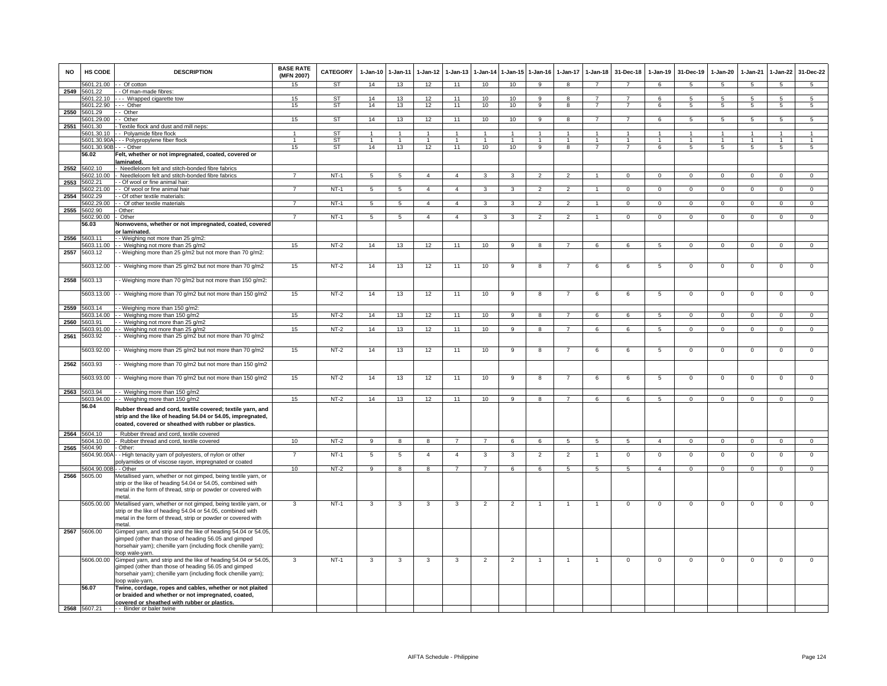| NO | HS CODE | DESCRIPTION | BASE RATE (MFN 2007) | CATEGORY | 1-Jan-10 | 1-Jan-11 | 1-Jan-12 | 1-Jan-13 | 1-Jan-14 | 1-Jan-15 | 1-Jan-16 | 1-Jan-17 | 1-Jan-18 | 31-Dec-18 | 1-Jan-19 | 31-Dec-19 | 1-Jan-20 | 1-Jan-21 | 1-Jan-22 | 31-Dec-22 |
|---|---|---|---|---|---|---|---|---|---|---|---|---|---|---|---|---|---|---|---|---|
| | 5601.21.00 | - - Of cotton | 15 | ST | 14 | 13 | 12 | 11 | 10 | 10 | 9 | 8 | 7 | 7 | 6 | 5 | 5 | 5 | 5 | 5 |
| 2549 | 5601.22 | - - Of man-made fibres: | | | | | | | | | | | | | | | | | | |
| | 5601.22.10 | - - - Wrapped cigarette tow | 15 | ST | 14 | 13 | 12 | 11 | 10 | 10 | 9 | 8 | 7 | 7 | 6 | 5 | 5 | 5 | 5 | 5 |
| | 5601.22.90 | - - - Other | 15 | ST | 14 | 13 | 12 | 11 | 10 | 10 | 9 | 8 | 7 | 7 | 6 | 5 | 5 | 5 | 5 | 5 |
| 2550 | 5601.29 | - - Other | | | | | | | | | | | | | | | | | | |
| | 5601.29.00 | - - Other | 15 | ST | 14 | 13 | 12 | 11 | 10 | 10 | 9 | 8 | 7 | 7 | 6 | 5 | 5 | 5 | 5 | 5 |
| 2551 | 5601.30 | - Textile flock and dust and mill neps: | | | | | | | | | | | | | | | | | | |
| | 5601.30.10 | - - Polyamide fibre flock | 1 | ST | 1 | 1 | 1 | 1 | 1 | 1 | 1 | 1 | 1 | 1 | 1 | 1 | 1 | 1 | 1 | 1 |
| | 5601.30.90A | - - - Polypropylene fiber flock | 1 | ST | 1 | 1 | 1 | 1 | 1 | 1 | 1 | 1 | 1 | 1 | 1 | 1 | 1 | 1 | 1 | 1 |
| | 5601.30.90B | - - - Other | 15 | ST | 14 | 13 | 12 | 11 | 10 | 10 | 9 | 8 | 7 | 7 | 6 | 5 | 5 | 5 | 5 | 5 |
| | **56.02** | **Felt, whether or not impregnated, coated, covered or laminated.** | | | | | | | | | | | | | | | | | | |
| 2552 | 5602.10 | - Needleloom felt and stitch-bonded fibre fabrics | | | | | | | | | | | | | | | | | | |
| | 5602.10.00 | - Needleloom felt and stitch-bonded fibre fabrics | 7 | NT-1 | 5 | 5 | 4 | 4 | 3 | 3 | 2 | 2 | 1 | 0 | 0 | 0 | 0 | 0 | 0 | 0 |
| 2553 | 5602.21 | - - Of wool or fine animal hair: | | | | | | | | | | | | | | | | | | |
| | 5602.21.00 | - - Of wool or fine animal hair | 7 | NT-1 | 5 | 5 | 4 | 4 | 3 | 3 | 2 | 2 | 1 | 0 | 0 | 0 | 0 | 0 | 0 | 0 |
| 2554 | 5602.29 | - - Of other textile materials: | | | | | | | | | | | | | | | | | | |
| | 5602.29.00 | - - Of other textile materials | 7 | NT-1 | 5 | 5 | 4 | 4 | 3 | 3 | 2 | 2 | 1 | 0 | 0 | 0 | 0 | 0 | 0 | 0 |
| 2555 | 5602.90 | - Other: | | | | | | | | | | | | | | | | | | |
| | 5602.90.00 | - Other | 7 | NT-1 | 5 | 5 | 4 | 4 | 3 | 3 | 2 | 2 | 1 | 0 | 0 | 0 | 0 | 0 | 0 | 0 |
| | **56.03** | **Nonwovens, whether or not impregnated, coated, covered or laminated.** | | | | | | | | | | | | | | | | | | |
| 2556 | 5603.11 | - - Weighing not more than 25 g/m2: | | | | | | | | | | | | | | | | | | |
| | 5603.11.00 | - - Weighing not more than 25 g/m2 | 15 | NT-2 | 14 | 13 | 12 | 11 | 10 | 9 | 8 | 7 | 6 | 6 | 5 | 0 | 0 | 0 | 0 | 0 |
| 2557 | 5603.12 | - - Weighing more than 25 g/m2 but not more than 70 g/m2: | | | | | | | | | | | | | | | | | | |
| | 5603.12.00 | - - Weighing more than 25 g/m2 but not more than 70 g/m2 | 15 | NT-2 | 14 | 13 | 12 | 11 | 10 | 9 | 8 | 7 | 6 | 6 | 5 | 0 | 0 | 0 | 0 | 0 |
| 2558 | 5603.13 | - - Weighing more than 70 g/m2 but not more than 150 g/m2: | | | | | | | | | | | | | | | | | | |
| | 5603.13.00 | - - Weighing more than 70 g/m2 but not more than 150 g/m2 | 15 | NT-2 | 14 | 13 | 12 | 11 | 10 | 9 | 8 | 7 | 6 | 6 | 5 | 0 | 0 | 0 | 0 | 0 |
| 2559 | 5603.14 | - - Weighing more than 150 g/m2: | | | | | | | | | | | | | | | | | | |
| | 5603.14.00 | - - Weighing more than 150 g/m2 | 15 | NT-2 | 14 | 13 | 12 | 11 | 10 | 9 | 8 | 7 | 6 | 6 | 5 | 0 | 0 | 0 | 0 | 0 |
| 2560 | 5603.91 | - - Weighing not more than 25 g/m2 | | | | | | | | | | | | | | | | | | |
| | 5603.91.00 | - - Weighing not more than 25 g/m2 | 15 | NT-2 | 14 | 13 | 12 | 11 | 10 | 9 | 8 | 7 | 6 | 6 | 5 | 0 | 0 | 0 | 0 | 0 |
| 2561 | 5603.92 | - - Weighing more than 25 g/m2 but not more than 70 g/m2 | | | | | | | | | | | | | | | | | | |
| | 5603.92.00 | - - Weighing more than 25 g/m2 but not more than 70 g/m2 | 15 | NT-2 | 14 | 13 | 12 | 11 | 10 | 9 | 8 | 7 | 6 | 6 | 5 | 0 | 0 | 0 | 0 | 0 |
| 2562 | 5603.93 | - - Weighing more than 70 g/m2 but not more than 150 g/m2 | | | | | | | | | | | | | | | | | | |
| | 5603.93.00 | - - Weighing more than 70 g/m2 but not more than 150 g/m2 | 15 | NT-2 | 14 | 13 | 12 | 11 | 10 | 9 | 8 | 7 | 6 | 6 | 5 | 0 | 0 | 0 | 0 | 0 |
| 2563 | 5603.94 | - - Weighing more than 150 g/m2 | | | | | | | | | | | | | | | | | | |
| | 5603.94.00 | - - Weighing more than 150 g/m2 | 15 | NT-2 | 14 | 13 | 12 | 11 | 10 | 9 | 8 | 7 | 6 | 6 | 5 | 0 | 0 | 0 | 0 | 0 |
| | **56.04** | **Rubber thread and cord, textile covered; textile yarn, and strip and the like of heading 54.04 or 54.05, impregnated, coated, covered or sheathed with rubber or plastics.** | | | | | | | | | | | | | | | | | | |
| 2564 | 5604.10 | - Rubber thread and cord, textile covered | | | | | | | | | | | | | | | | | | |
| | 5604.10.00 | - Rubber thread and cord, textile covered | 10 | NT-2 | 9 | 8 | 8 | 7 | 7 | 6 | 6 | 5 | 5 | 5 | 4 | 0 | 0 | 0 | 0 | 0 |
| 2565 | 5604.90 | - Other: | | | | | | | | | | | | | | | | | | |
| | 5604.90.00A | - - High tenacity yarn of polyesters, of nylon or other polyamides or of viscose rayon, impregnated or coated | 7 | NT-1 | 5 | 5 | 4 | 4 | 3 | 3 | 2 | 2 | 1 | 0 | 0 | 0 | 0 | 0 | 0 | 0 |
| | 5604.90.00B | - - Other | 10 | NT-2 | 9 | 8 | 8 | 7 | 7 | 6 | 6 | 5 | 5 | 5 | 4 | 0 | 0 | 0 | 0 | 0 |
| 2566 | 5605.00 | Metallised yarn, whether or not gimped, being textile yarn, or strip or the like of heading 54.04 or 54.05, combined with metal in the form of thread, strip or powder or covered with metal. | | | | | | | | | | | | | | | | | | |
| | 5605.00.00 | Metallised yarn, whether or not gimped, being textile yarn, or strip or the like of heading 54.04 or 54.05, combined with metal in the form of thread, strip or powder or covered with metal. | 3 | NT-1 | 3 | 3 | 3 | 3 | 2 | 2 | 1 | 1 | 1 | 0 | 0 | 0 | 0 | 0 | 0 | 0 |
| 2567 | 5606.00 | Gimped yarn, and strip and the like of heading 54.04 or 54.05, gimped (other than those of heading 56.05 and gimped horsehair yarn); chenille yarn (including flock chenille yarn); loop wale-yarn. | | | | | | | | | | | | | | | | | | |
| | 5606.00.00 | Gimped yarn, and strip and the like of heading 54.04 or 54.05, gimped (other than those of heading 56.05 and gimped horsehair yarn); chenille yarn (including flock chenille yarn); loop wale-yarn. | 3 | NT-1 | 3 | 3 | 3 | 3 | 2 | 2 | 1 | 1 | 1 | 0 | 0 | 0 | 0 | 0 | 0 | 0 |
| | **56.07** | **Twine, cordage, ropes and cables, whether or not plaited or braided and whether or not impregnated, coated, covered or sheathed with rubber or plastics.** | | | | | | | | | | | | | | | | | | |
| 2568 | 5607.21 | - - Binder or baler twine | | | | | | | | | | | | | | | | | | |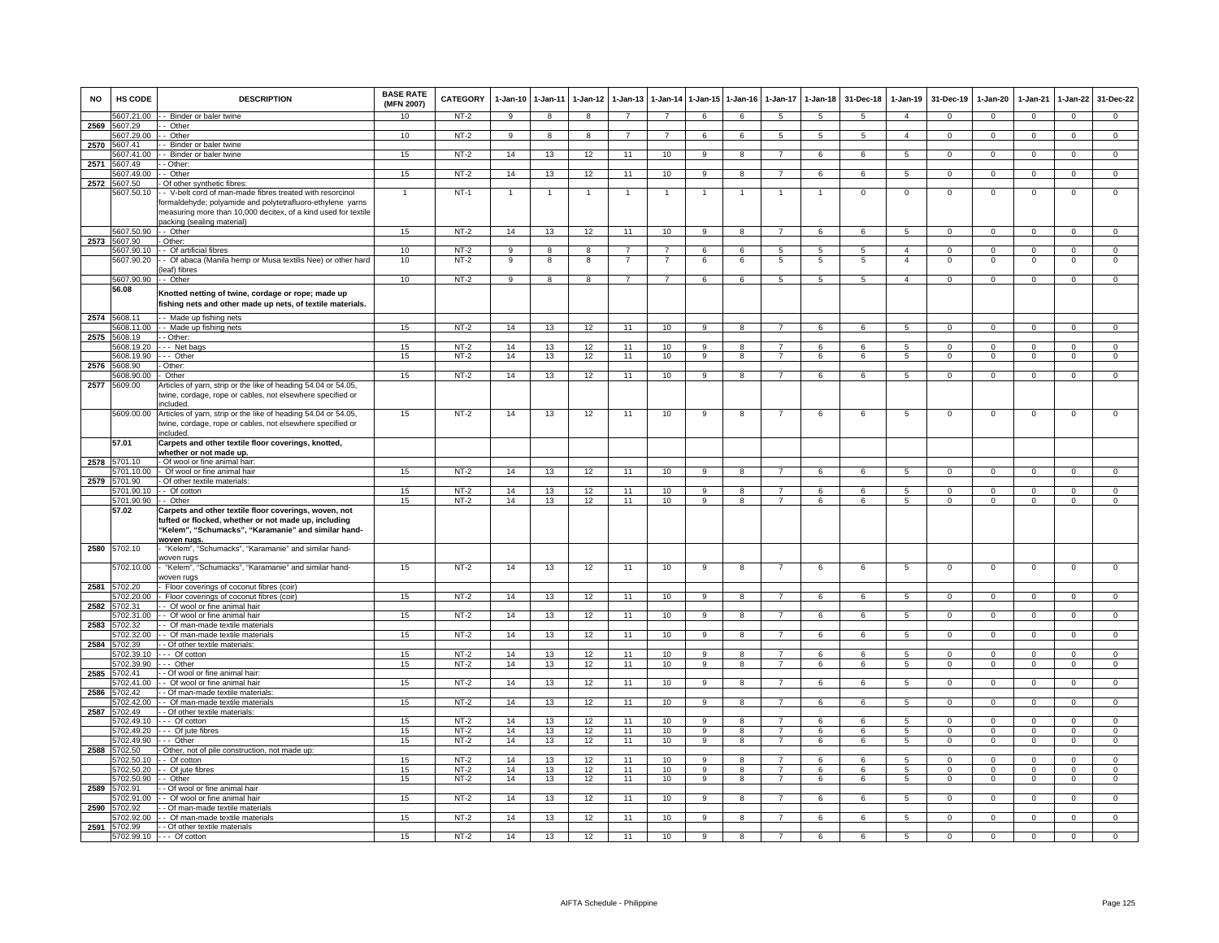| NO | HS CODE | DESCRIPTION | BASE RATE (MFN 2007) | CATEGORY | 1-Jan-10 | 1-Jan-11 | 1-Jan-12 | 1-Jan-13 | 1-Jan-14 | 1-Jan-15 | 1-Jan-16 | 1-Jan-17 | 1-Jan-18 | 31-Dec-18 | 1-Jan-19 | 31-Dec-19 | 1-Jan-20 | 1-Jan-21 | 1-Jan-22 | 31-Dec-22 |
|---|---|---|---|---|---|---|---|---|---|---|---|---|---|---|---|---|---|---|---|---|
| | 5607.21.00 | - - Binder or baler twine | 10 | NT-2 | 9 | 8 | 8 | 7 | 7 | 6 | 6 | 5 | 5 | 5 | 4 | 0 | 0 | 0 | 0 | 0 |
| 2569 | 5607.29 | - - Other | | | | | | | | | | | | | | | | | | |
| | 5607.29.00 | - - Other | 10 | NT-2 | 9 | 8 | 8 | 7 | 7 | 6 | 6 | 5 | 5 | 5 | 4 | 0 | 0 | 0 | 0 | 0 |
| 2570 | 5607.41 | - - Binder or baler twine | | | | | | | | | | | | | | | | | | |
| | 5607.41.00 | - - Binder or baler twine | 15 | NT-2 | 14 | 13 | 12 | 11 | 10 | 9 | 8 | 7 | 6 | 6 | 5 | 0 | 0 | 0 | 0 | 0 |
| 2571 | 5607.49 | - - Other: | | | | | | | | | | | | | | | | | | |
| | 5607.49.00 | - - Other | 15 | NT-2 | 14 | 13 | 12 | 11 | 10 | 9 | 8 | 7 | 6 | 6 | 5 | 0 | 0 | 0 | 0 | 0 |
| 2572 | 5607.50 | - Of other synthetic fibres: | | | | | | | | | | | | | | | | | | |
| | 5607.50.10 | - - V-belt cord of man-made fibres treated with resorcinol formaldehyde; polyamide and polytetrafluoro-ethylene yarns measuring more than 10,000 decitex, of a kind used for textile packing (sealing material) | 1 | NT-1 | 1 | 1 | 1 | 1 | 1 | 1 | 1 | 1 | 1 | 0 | 0 | 0 | 0 | 0 | 0 | 0 |
| | 5607.50.90 | - - Other | 15 | NT-2 | 14 | 13 | 12 | 11 | 10 | 9 | 8 | 7 | 6 | 6 | 5 | 0 | 0 | 0 | 0 | 0 |
| 2573 | 5607.90 | - Other: | | | | | | | | | | | | | | | | | | |
| | 5607.90.10 | - - Of artificial fibres | 10 | NT-2 | 9 | 8 | 8 | 7 | 7 | 6 | 6 | 5 | 5 | 5 | 4 | 0 | 0 | 0 | 0 | 0 |
| | 5607.90.20 | - - Of abaca (Manila hemp or Musa textilis Nee) or other hard (leaf) fibres | 10 | NT-2 | 9 | 8 | 8 | 7 | 7 | 6 | 6 | 5 | 5 | 5 | 4 | 0 | 0 | 0 | 0 | 0 |
| | 5607.90.90 | - - Other | 10 | NT-2 | 9 | 8 | 8 | 7 | 7 | 6 | 6 | 5 | 5 | 5 | 4 | 0 | 0 | 0 | 0 | 0 |
| | **56.08** | **Knotted netting of twine, cordage or rope; made up fishing nets and other made up nets, of textile materials.** | | | | | | | | | | | | | | | | | | |
| 2574 | 5608.11 | - - Made up fishing nets | | | | | | | | | | | | | | | | | | |
| | 5608.11.00 | - - Made up fishing nets | 15 | NT-2 | 14 | 13 | 12 | 11 | 10 | 9 | 8 | 7 | 6 | 6 | 5 | 0 | 0 | 0 | 0 | 0 |
| 2575 | 5608.19 | - - Other: | | | | | | | | | | | | | | | | | | |
| | 5608.19.20 | - - - Net bags | 15 | NT-2 | 14 | 13 | 12 | 11 | 10 | 9 | 8 | 7 | 6 | 6 | 5 | 0 | 0 | 0 | 0 | 0 |
| | 5608.19.90 | - - - Other | 15 | NT-2 | 14 | 13 | 12 | 11 | 10 | 9 | 8 | 7 | 6 | 6 | 5 | 0 | 0 | 0 | 0 | 0 |
| 2576 | 5608.90 | - Other: | | | | | | | | | | | | | | | | | | |
| | 5608.90.00 | - Other | 15 | NT-2 | 14 | 13 | 12 | 11 | 10 | 9 | 8 | 7 | 6 | 6 | 5 | 0 | 0 | 0 | 0 | 0 |
| 2577 | 5609.00 | Articles of yarn, strip or the like of heading 54.04 or 54.05, twine, cordage, rope or cables, not elsewhere specified or included. | | | | | | | | | | | | | | | | | | |
| | 5609.00.00 | Articles of yarn, strip or the like of heading 54.04 or 54.05, twine, cordage, rope or cables, not elsewhere specified or included. | 15 | NT-2 | 14 | 13 | 12 | 11 | 10 | 9 | 8 | 7 | 6 | 6 | 5 | 0 | 0 | 0 | 0 | 0 |
| | **57.01** | **Carpets and other textile floor coverings, knotted, whether or not made up.** | | | | | | | | | | | | | | | | | | |
| 2578 | 5701.10 | - Of wool or fine animal hair: | | | | | | | | | | | | | | | | | | |
| | 5701.10.00 | - Of wool or fine animal hair | 15 | NT-2 | 14 | 13 | 12 | 11 | 10 | 9 | 8 | 7 | 6 | 6 | 5 | 0 | 0 | 0 | 0 | 0 |
| 2579 | 5701.90 | - Of other textile materials: | | | | | | | | | | | | | | | | | | |
| | 5701.90.10 | - - Of cotton | 15 | NT-2 | 14 | 13 | 12 | 11 | 10 | 9 | 8 | 7 | 6 | 6 | 5 | 0 | 0 | 0 | 0 | 0 |
| | 5701.90.90 | - - Other | 15 | NT-2 | 14 | 13 | 12 | 11 | 10 | 9 | 8 | 7 | 6 | 6 | 5 | 0 | 0 | 0 | 0 | 0 |
| | **57.02** | **Carpets and other textile floor coverings, woven, not tufted or flocked, whether or not made up, including "Kelem", "Schumacks", "Karamanie" and similar hand-woven rugs.** | | | | | | | | | | | | | | | | | | |
| 2580 | 5702.10 | - "Kelem", "Schumacks", "Karamanie" and similar hand-woven rugs | | | | | | | | | | | | | | | | | | |
| | 5702.10.00 | - "Kelem", "Schumacks", "Karamanie" and similar hand-woven rugs | 15 | NT-2 | 14 | 13 | 12 | 11 | 10 | 9 | 8 | 7 | 6 | 6 | 5 | 0 | 0 | 0 | 0 | 0 |
| 2581 | 5702.20 | - Floor coverings of coconut fibres (coir) | | | | | | | | | | | | | | | | | | |
| | 5702.20.00 | - Floor coverings of coconut fibres (coir) | 15 | NT-2 | 14 | 13 | 12 | 11 | 10 | 9 | 8 | 7 | 6 | 6 | 5 | 0 | 0 | 0 | 0 | 0 |
| 2582 | 5702.31 | - - Of wool or fine animal hair | | | | | | | | | | | | | | | | | | |
| | 5702.31.00 | - - Of wool or fine animal hair | 15 | NT-2 | 14 | 13 | 12 | 11 | 10 | 9 | 8 | 7 | 6 | 6 | 5 | 0 | 0 | 0 | 0 | 0 |
| 2583 | 5702.32 | - - Of man-made textile materials | | | | | | | | | | | | | | | | | | |
| | 5702.32.00 | - - Of man-made textile materials | 15 | NT-2 | 14 | 13 | 12 | 11 | 10 | 9 | 8 | 7 | 6 | 6 | 5 | 0 | 0 | 0 | 0 | 0 |
| 2584 | 5702.39 | - - Of other textile materials: | | | | | | | | | | | | | | | | | | |
| | 5702.39.10 | - - - Of cotton | 15 | NT-2 | 14 | 13 | 12 | 11 | 10 | 9 | 8 | 7 | 6 | 6 | 5 | 0 | 0 | 0 | 0 | 0 |
| | 5702.39.90 | - - - Other | 15 | NT-2 | 14 | 13 | 12 | 11 | 10 | 9 | 8 | 7 | 6 | 6 | 5 | 0 | 0 | 0 | 0 | 0 |
| 2585 | 5702.41 | - - Of wool or fine animal hair: | | | | | | | | | | | | | | | | | | |
| | 5702.41.00 | - - Of wool or fine animal hair | 15 | NT-2 | 14 | 13 | 12 | 11 | 10 | 9 | 8 | 7 | 6 | 6 | 5 | 0 | 0 | 0 | 0 | 0 |
| 2586 | 5702.42 | - - Of man-made textile materials: | | | | | | | | | | | | | | | | | | |
| | 5702.42.00 | - - Of man-made textile materials | 15 | NT-2 | 14 | 13 | 12 | 11 | 10 | 9 | 8 | 7 | 6 | 6 | 5 | 0 | 0 | 0 | 0 | 0 |
| 2587 | 5702.49 | - - Of other textile materials: | | | | | | | | | | | | | | | | | | |
| | 5702.49.10 | - - - Of cotton | 15 | NT-2 | 14 | 13 | 12 | 11 | 10 | 9 | 8 | 7 | 6 | 6 | 5 | 0 | 0 | 0 | 0 | 0 |
| | 5702.49.20 | - - - Of jute fibres | 15 | NT-2 | 14 | 13 | 12 | 11 | 10 | 9 | 8 | 7 | 6 | 6 | 5 | 0 | 0 | 0 | 0 | 0 |
| | 5702.49.90 | - - - Other | 15 | NT-2 | 14 | 13 | 12 | 11 | 10 | 9 | 8 | 7 | 6 | 6 | 5 | 0 | 0 | 0 | 0 | 0 |
| 2588 | 5702.50 | - Other, not of pile construction, not made up: | | | | | | | | | | | | | | | | | | |
| | 5702.50.10 | - - Of cotton | 15 | NT-2 | 14 | 13 | 12 | 11 | 10 | 9 | 8 | 7 | 6 | 6 | 5 | 0 | 0 | 0 | 0 | 0 |
| | 5702.50.20 | - - Of jute fibres | 15 | NT-2 | 14 | 13 | 12 | 11 | 10 | 9 | 8 | 7 | 6 | 6 | 5 | 0 | 0 | 0 | 0 | 0 |
| | 5702.50.90 | - - Other | 15 | NT-2 | 14 | 13 | 12 | 11 | 10 | 9 | 8 | 7 | 6 | 6 | 5 | 0 | 0 | 0 | 0 | 0 |
| 2589 | 5702.91 | - - Of wool or fine animal hair | | | | | | | | | | | | | | | | | | |
| | 5702.91.00 | - - Of wool or fine animal hair | 15 | NT-2 | 14 | 13 | 12 | 11 | 10 | 9 | 8 | 7 | 6 | 6 | 5 | 0 | 0 | 0 | 0 | 0 |
| 2590 | 5702.92 | - - Of man-made textile materials | | | | | | | | | | | | | | | | | | |
| | 5702.92.00 | - - Of man-made textile materials | 15 | NT-2 | 14 | 13 | 12 | 11 | 10 | 9 | 8 | 7 | 6 | 6 | 5 | 0 | 0 | 0 | 0 | 0 |
| 2591 | 5702.99 | - - Of other textile materials | | | | | | | | | | | | | | | | | | |
| | 5702.99.10 | - - - Of cotton | 15 | NT-2 | 14 | 13 | 12 | 11 | 10 | 9 | 8 | 7 | 6 | 6 | 5 | 0 | 0 | 0 | 0 | 0 |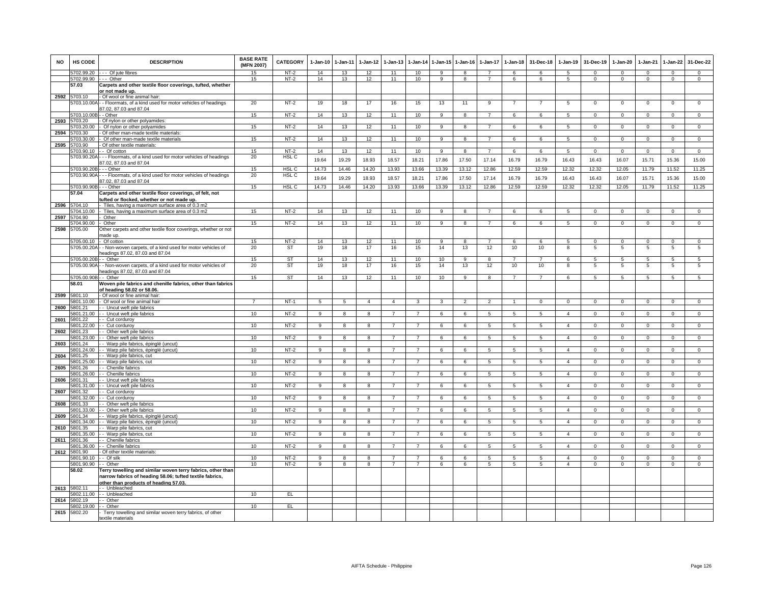| NO | HS CODE | DESCRIPTION | BASE RATE (MFN 2007) | CATEGORY | 1-Jan-10 | 1-Jan-11 | 1-Jan-12 | 1-Jan-13 | 1-Jan-14 | 1-Jan-15 | 1-Jan-16 | 1-Jan-17 | 1-Jan-18 | 31-Dec-18 | 1-Jan-19 | 31-Dec-19 | 1-Jan-20 | 1-Jan-21 | 1-Jan-22 | 31-Dec-22 |
|---|---|---|---|---|---|---|---|---|---|---|---|---|---|---|---|---|---|---|---|---|
| | 5702.99.20 | - - - Of jute fibres | 15 | NT-2 | 14 | 13 | 12 | 11 | 10 | 9 | 8 | 7 | 6 | 6 | 5 | 0 | 0 | 0 | 0 | 0 |
| | 5702.99.90 | - - - Other | 15 | NT-2 | 14 | 13 | 12 | 11 | 10 | 9 | 8 | 7 | 6 | 6 | 5 | 0 | 0 | 0 | 0 | 0 |
| | 57.03 | **Carpets and other textile floor coverings, tufted, whether or not made up.** | | | | | | | | | | | | | | | | | | |
| 2592 | 5703.10 | - Of wool or fine animal hair: | | | | | | | | | | | | | | | | | | |
| | 5703.10.00A | - - Floormats, of a kind used for motor vehicles of headings 87.02, 87.03 and 87.04 | 20 | NT-2 | 19 | 18 | 17 | 16 | 15 | 13 | 11 | 9 | 7 | 7 | 5 | 0 | 0 | 0 | 0 | 0 |
| | 5703.10.00B | - - Other | 15 | NT-2 | 14 | 13 | 12 | 11 | 10 | 9 | 8 | 7 | 6 | 6 | 5 | 0 | 0 | 0 | 0 | 0 |
| 2593 | 5703.20 | - Of nylon or other polyamides: | | | | | | | | | | | | | | | | | | |
| | 5703.20.00 | - Of nylon or other polyamides | 15 | NT-2 | 14 | 13 | 12 | 11 | 10 | 9 | 8 | 7 | 6 | 6 | 5 | 0 | 0 | 0 | 0 | 0 |
| 2594 | 5703.30 | - Of other man-made textile materials: | | | | | | | | | | | | | | | | | | |
| | 5703.30.00 | - Of other man-made textile materials | 15 | NT-2 | 14 | 13 | 12 | 11 | 10 | 9 | 8 | 7 | 6 | 6 | 5 | 0 | 0 | 0 | 0 | 0 |
| 2595 | 5703.90 | - Of other textile materials: | | | | | | | | | | | | | | | | | | |
| | 5703.90.10 | - - Of cotton | 15 | NT-2 | 14 | 13 | 12 | 11 | 10 | 9 | 8 | 7 | 6 | 6 | 5 | 0 | 0 | 0 | 0 | 0 |
| | 5703.90.20A | - - - Floormats, of a kind used for motor vehicles of headings 87.02, 87.03 and 87.04 | 20 | HSL C | 19.64 | 19.29 | 18.93 | 18.57 | 18.21 | 17.86 | 17.50 | 17.14 | 16.79 | 16.79 | 16.43 | 16.43 | 16.07 | 15.71 | 15.36 | 15.00 |
| | 5703.90.20B | - - - Other | 15 | HSL C | 14.73 | 14.46 | 14.20 | 13.93 | 13.66 | 13.39 | 13.12 | 12.86 | 12.59 | 12.59 | 12.32 | 12.32 | 12.05 | 11.79 | 11.52 | 11.25 |
| | 5703.90.90A | - - - Floormats, of a kind used for motor vehicles of headings 87.02, 87.03 and 87.04 | 20 | HSL C | 19.64 | 19.29 | 18.93 | 18.57 | 18.21 | 17.86 | 17.50 | 17.14 | 16.79 | 16.79 | 16.43 | 16.43 | 16.07 | 15.71 | 15.36 | 15.00 |
| | 5703.90.90B | - - - Other | 15 | HSL C | 14.73 | 14.46 | 14.20 | 13.93 | 13.66 | 13.39 | 13.12 | 12.86 | 12.59 | 12.59 | 12.32 | 12.32 | 12.05 | 11.79 | 11.52 | 11.25 |
| | 57.04 | **Carpets and other textile floor coverings, of felt, not tufted or flocked, whether or not made up.** | | | | | | | | | | | | | | | | | | |
| 2596 | 5704.10 | - Tiles, having a maximum surface area of 0.3 m2 | | | | | | | | | | | | | | | | | | |
| | 5704.10.00 | - Tiles, having a maximum surface area of 0.3 m2 | 15 | NT-2 | 14 | 13 | 12 | 11 | 10 | 9 | 8 | 7 | 6 | 6 | 5 | 0 | 0 | 0 | 0 | 0 |
| 2597 | 5704.90 | - Other | | | | | | | | | | | | | | | | | | |
| | 5704.90.00 | - Other | 15 | NT-2 | 14 | 13 | 12 | 11 | 10 | 9 | 8 | 7 | 6 | 6 | 5 | 0 | 0 | 0 | 0 | 0 |
| 2598 | 5705.00 | Other carpets and other textile floor coverings, whether or not made up. | | | | | | | | | | | | | | | | | | |
| | 5705.00.10 | - Of cotton | 15 | NT-2 | 14 | 13 | 12 | 11 | 10 | 9 | 8 | 7 | 6 | 6 | 5 | 0 | 0 | 0 | 0 | 0 |
| | 5705.00.20A | - - Non-woven carpets, of a kind used for motor vehicles of headings 87.02, 87.03 and 87.04 | 20 | ST | 19 | 18 | 17 | 16 | 15 | 14 | 13 | 12 | 10 | 10 | 8 | 5 | 5 | 5 | 5 | 5 |
| | 5705.00.20B | - - Other | 15 | ST | 14 | 13 | 12 | 11 | 10 | 10 | 9 | 8 | 7 | 7 | 6 | 5 | 5 | 5 | 5 | 5 |
| | 5705.00.90A | - - Non-woven carpets, of a kind used for motor vehicles of headings 87.02, 87.03 and 87.04 | 20 | ST | 19 | 18 | 17 | 16 | 15 | 14 | 13 | 12 | 10 | 10 | 8 | 5 | 5 | 5 | 5 | 5 |
| | 5705.00.90B | - - Other | 15 | ST | 14 | 13 | 12 | 11 | 10 | 10 | 9 | 8 | 7 | 7 | 6 | 5 | 5 | 5 | 5 | 5 |
| | 58.01 | **Woven pile fabrics and chenille fabrics, other than fabrics of heading 58.02 or 58.06.** | | | | | | | | | | | | | | | | | | |
| 2599 | 5801.10 | - Of wool or fine animal hair: | | | | | | | | | | | | | | | | | | |
| | 5801.10.00 | - Of wool or fine animal hair | 7 | NT-1 | 5 | 5 | 4 | 4 | 3 | 3 | 2 | 2 | 1 | 0 | 0 | 0 | 0 | 0 | 0 | 0 |
| 2600 | 5801.21 | - - Uncut weft pile fabrics | | | | | | | | | | | | | | | | | | |
| | 5801.21.00 | - - Uncut weft pile fabrics | 10 | NT-2 | 9 | 8 | 8 | 7 | 7 | 6 | 6 | 5 | 5 | 5 | 4 | 0 | 0 | 0 | 0 | 0 |
| 2601 | 5801.22 | - - Cut corduroy | | | | | | | | | | | | | | | | | | |
| | 5801.22.00 | - - Cut corduroy | 10 | NT-2 | 9 | 8 | 8 | 7 | 7 | 6 | 6 | 5 | 5 | 5 | 4 | 0 | 0 | 0 | 0 | 0 |
| 2602 | 5801.23 | - - Other weft pile fabrics | | | | | | | | | | | | | | | | | | |
| | 5801.23.00 | - - Other weft pile fabrics | 10 | NT-2 | 9 | 8 | 8 | 7 | 7 | 6 | 6 | 5 | 5 | 5 | 4 | 0 | 0 | 0 | 0 | 0 |
| 2603 | 5801.24 | - - Warp pile fabrics, épinglé (uncut) | | | | | | | | | | | | | | | | | | |
| | 5801.24.00 | - - Warp pile fabrics, épinglé (uncut) | 10 | NT-2 | 9 | 8 | 8 | 7 | 7 | 6 | 6 | 5 | 5 | 5 | 4 | 0 | 0 | 0 | 0 | 0 |
| 2604 | 5801.25 | - - Warp pile fabrics, cut | | | | | | | | | | | | | | | | | | |
| | 5801.25.00 | - - Warp pile fabrics, cut | 10 | NT-2 | 9 | 8 | 8 | 7 | 7 | 6 | 6 | 5 | 5 | 5 | 4 | 0 | 0 | 0 | 0 | 0 |
| 2605 | 5801.26 | - - Chenille fabrics | | | | | | | | | | | | | | | | | | |
| | 5801.26.00 | - - Chenille fabrics | 10 | NT-2 | 9 | 8 | 8 | 7 | 7 | 6 | 6 | 5 | 5 | 5 | 4 | 0 | 0 | 0 | 0 | 0 |
| 2606 | 5801.31 | - - Uncut weft pile fabrics | | | | | | | | | | | | | | | | | | |
| | 5801.31.00 | - - Uncut weft pile fabrics | 10 | NT-2 | 9 | 8 | 8 | 7 | 7 | 6 | 6 | 5 | 5 | 5 | 4 | 0 | 0 | 0 | 0 | 0 |
| 2607 | 5801.32 | - - Cut corduroy | | | | | | | | | | | | | | | | | | |
| | 5801.32.00 | - - Cut corduroy | 10 | NT-2 | 9 | 8 | 8 | 7 | 7 | 6 | 6 | 5 | 5 | 5 | 4 | 0 | 0 | 0 | 0 | 0 |
| 2608 | 5801.33 | - - Other weft pile fabrics | | | | | | | | | | | | | | | | | | |
| | 5801.33.00 | - - Other weft pile fabrics | 10 | NT-2 | 9 | 8 | 8 | 7 | 7 | 6 | 6 | 5 | 5 | 5 | 4 | 0 | 0 | 0 | 0 | 0 |
| 2609 | 5801.34 | - - Warp pile fabrics, épinglé (uncut) | | | | | | | | | | | | | | | | | | |
| | 5801.34.00 | - - Warp pile fabrics, épinglé (uncut) | 10 | NT-2 | 9 | 8 | 8 | 7 | 7 | 6 | 6 | 5 | 5 | 5 | 4 | 0 | 0 | 0 | 0 | 0 |
| 2610 | 5801.35 | - - Warp pile fabrics, cut | | | | | | | | | | | | | | | | | | |
| | 5801.35.00 | - - Warp pile fabrics, cut | 10 | NT-2 | 9 | 8 | 8 | 7 | 7 | 6 | 6 | 5 | 5 | 5 | 4 | 0 | 0 | 0 | 0 | 0 |
| 2611 | 5801.36 | - - Chenille fabrics | | | | | | | | | | | | | | | | | | |
| | 5801.36.00 | - - Chenille fabrics | 10 | NT-2 | 9 | 8 | 8 | 7 | 7 | 6 | 6 | 5 | 5 | 5 | 4 | 0 | 0 | 0 | 0 | 0 |
| 2612 | 5801.90 | - Of other textile materials: | | | | | | | | | | | | | | | | | | |
| | 5801.90.10 | - - Of silk | 10 | NT-2 | 9 | 8 | 8 | 7 | 7 | 6 | 6 | 5 | 5 | 5 | 4 | 0 | 0 | 0 | 0 | 0 |
| | 5801.90.90 | - - Other | 10 | NT-2 | 9 | 8 | 8 | 7 | 7 | 6 | 6 | 5 | 5 | 5 | 4 | 0 | 0 | 0 | 0 | 0 |
| | 58.02 | **Terry towelling and similar woven terry fabrics, other than narrow fabrics of heading 58.06; tufted textile fabrics, other than products of heading 57.03.** | | | | | | | | | | | | | | | | | | |
| 2613 | 5802.11 | - - Unbleached | | | | | | | | | | | | | | | | | | |
| | 5802.11.00 | - - Unbleached | 10 | EL | | | | | | | | | | | | | | | | |
| 2614 | 5802.19 | - - Other | | | | | | | | | | | | | | | | | | |
| | 5802.19.00 | - - Other | 10 | EL | | | | | | | | | | | | | | | | |
| 2615 | 5802.20 | - Terry towelling and similar woven terry fabrics, of other textile materials | | | | | | | | | | | | | | | | | | |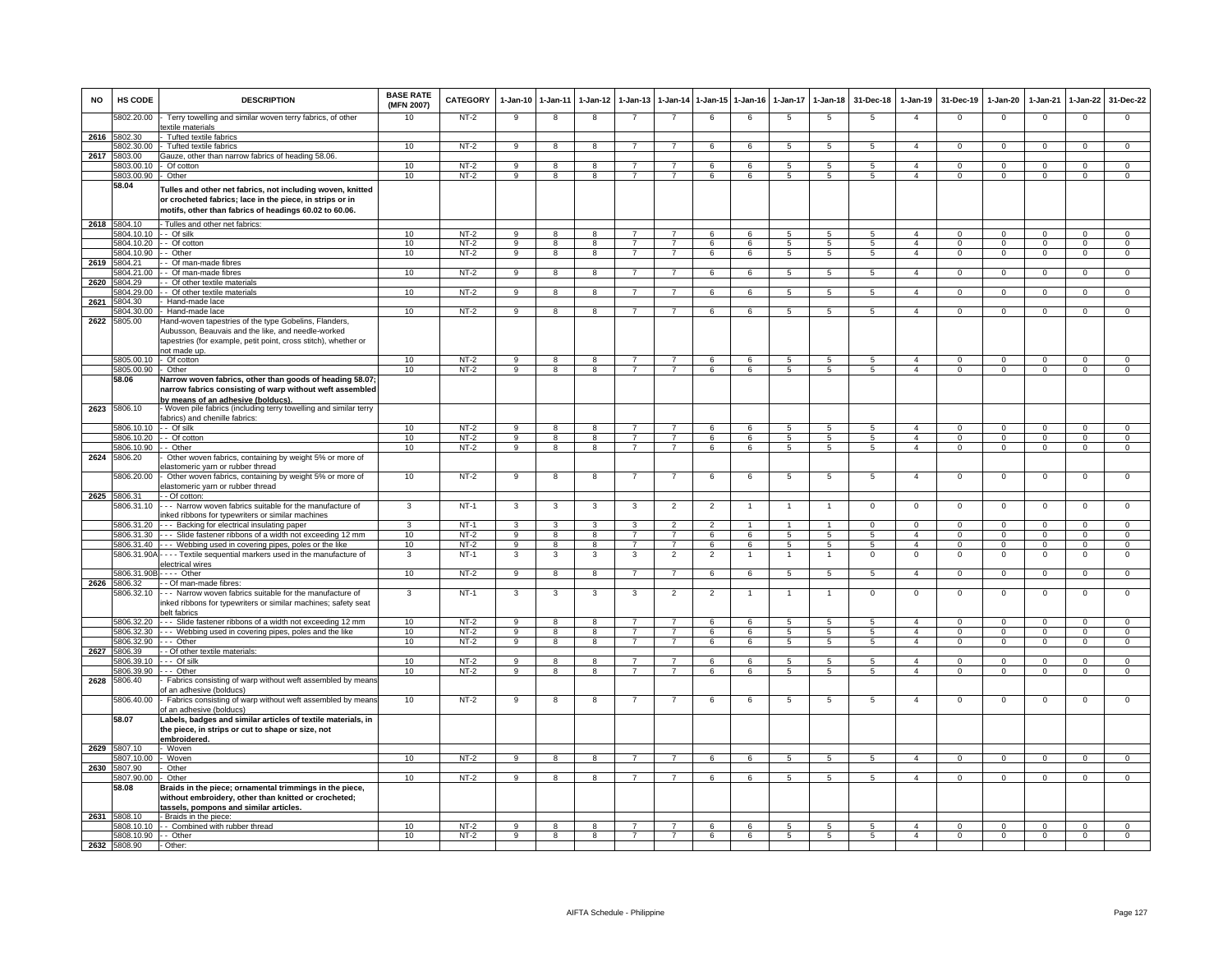| NO | HS CODE | DESCRIPTION | BASE RATE (MFN 2007) | CATEGORY | 1-Jan-10 | 1-Jan-11 | 1-Jan-12 | 1-Jan-13 | 1-Jan-14 | 1-Jan-15 | 1-Jan-16 | 1-Jan-17 | 1-Jan-18 | 31-Dec-18 | 1-Jan-19 | 31-Dec-19 | 1-Jan-20 | 1-Jan-21 | 1-Jan-22 | 31-Dec-22 |
|---|---|---|---|---|---|---|---|---|---|---|---|---|---|---|---|---|---|---|---|---|
| | 5802.20.00 | - Terry towelling and similar woven terry fabrics, of other textile materials | 10 | NT-2 | 9 | 8 | 8 | 7 | 7 | 6 | 6 | 5 | 5 | 5 | 4 | 0 | 0 | 0 | 0 | 0 |
| 2616 | 5802.30 | - Tufted textile fabrics | | | | | | | | | | | | | | | | | | |
| | 5802.30.00 | - Tufted textile fabrics | 10 | NT-2 | 9 | 8 | 8 | 7 | 7 | 6 | 6 | 5 | 5 | 5 | 4 | 0 | 0 | 0 | 0 | 0 |
| 2617 | 5803.00 | Gauze, other than narrow fabrics of heading 58.06. | | | | | | | | | | | | | | | | | | |
| | 5803.00.10 | - Of cotton | 10 | NT-2 | 9 | 8 | 8 | 7 | 7 | 6 | 6 | 5 | 5 | 5 | 4 | 0 | 0 | 0 | 0 | 0 |
| | 5803.00.90 | - Other | 10 | NT-2 | 9 | 8 | 8 | 7 | 7 | 6 | 6 | 5 | 5 | 5 | 4 | 0 | 0 | 0 | 0 | 0 |
| | **58.04** | **Tulles and other net fabrics, not including woven, knitted or crocheted fabrics; lace in the piece, in strips or in motifs, other than fabrics of headings 60.02 to 60.06.** | | | | | | | | | | | | | | | | | | |
| 2618 | 5804.10 | - Tulles and other net fabrics: | | | | | | | | | | | | | | | | | | |
| | 5804.10.10 | - - Of silk | 10 | NT-2 | 9 | 8 | 8 | 7 | 7 | 6 | 6 | 5 | 5 | 5 | 4 | 0 | 0 | 0 | 0 | 0 |
| | 5804.10.20 | - - Of cotton | 10 | NT-2 | 9 | 8 | 8 | 7 | 7 | 6 | 6 | 5 | 5 | 5 | 4 | 0 | 0 | 0 | 0 | 0 |
| | 5804.10.90 | - - Other | 10 | NT-2 | 9 | 8 | 8 | 7 | 7 | 6 | 6 | 5 | 5 | 5 | 4 | 0 | 0 | 0 | 0 | 0 |
| 2619 | 5804.21 | - - Of man-made fibres | | | | | | | | | | | | | | | | | | |
| | 5804.21.00 | - - Of man-made fibres | 10 | NT-2 | 9 | 8 | 8 | 7 | 7 | 6 | 6 | 5 | 5 | 5 | 4 | 0 | 0 | 0 | 0 | 0 |
| 2620 | 5804.29 | - - Of other textile materials | | | | | | | | | | | | | | | | | | |
| | 5804.29.00 | - - Of other textile materials | 10 | NT-2 | 9 | 8 | 8 | 7 | 7 | 6 | 6 | 5 | 5 | 5 | 4 | 0 | 0 | 0 | 0 | 0 |
| 2621 | 5804.30 | - Hand-made lace | | | | | | | | | | | | | | | | | | |
| | 5804.30.00 | - Hand-made lace | 10 | NT-2 | 9 | 8 | 8 | 7 | 7 | 6 | 6 | 5 | 5 | 5 | 4 | 0 | 0 | 0 | 0 | 0 |
| 2622 | 5805.00 | Hand-woven tapestries of the type Gobelins, Flanders, Aubusson, Beauvais and the like, and needle-worked tapestries (for example, petit point, cross stitch), whether or not made up. | | | | | | | | | | | | | | | | | | |
| | 5805.00.10 | - Of cotton | 10 | NT-2 | 9 | 8 | 8 | 7 | 7 | 6 | 6 | 5 | 5 | 5 | 4 | 0 | 0 | 0 | 0 | 0 |
| | 5805.00.90 | - Other | 10 | NT-2 | 9 | 8 | 8 | 7 | 7 | 6 | 6 | 5 | 5 | 5 | 4 | 0 | 0 | 0 | 0 | 0 |
| | **58.06** | **Narrow woven fabrics, other than goods of heading 58.07; narrow fabrics consisting of warp without weft assembled by means of an adhesive (bolducs).** | | | | | | | | | | | | | | | | | | |
| 2623 | 5806.10 | - Woven pile fabrics (including terry towelling and similar terry fabrics) and chenille fabrics: | | | | | | | | | | | | | | | | | | |
| | 5806.10.10 | - - Of silk | 10 | NT-2 | 9 | 8 | 8 | 7 | 7 | 6 | 6 | 5 | 5 | 5 | 4 | 0 | 0 | 0 | 0 | 0 |
| | 5806.10.20 | - - Of cotton | 10 | NT-2 | 9 | 8 | 8 | 7 | 7 | 6 | 6 | 5 | 5 | 5 | 4 | 0 | 0 | 0 | 0 | 0 |
| | 5806.10.90 | - - Other | 10 | NT-2 | 9 | 8 | 8 | 7 | 7 | 6 | 6 | 5 | 5 | 5 | 4 | 0 | 0 | 0 | 0 | 0 |
| 2624 | 5806.20 | - Other woven fabrics, containing by weight 5% or more of elastomeric yarn or rubber thread | | | | | | | | | | | | | | | | | | |
| | 5806.20.00 | - Other woven fabrics, containing by weight 5% or more of elastomeric yarn or rubber thread | 10 | NT-2 | 9 | 8 | 8 | 7 | 7 | 6 | 6 | 5 | 5 | 5 | 4 | 0 | 0 | 0 | 0 | 0 |
| 2625 | 5806.31 | - - Of cotton: | | | | | | | | | | | | | | | | | | |
| | 5806.31.10 | - - - Narrow woven fabrics suitable for the manufacture of inked ribbons for typewriters or similar machines | 3 | NT-1 | 3 | 3 | 3 | 3 | 2 | 2 | 1 | 1 | 1 | 0 | 0 | 0 | 0 | 0 | 0 | 0 |
| | 5806.31.20 | - - - Backing for electrical insulating paper | 3 | NT-1 | 3 | 3 | 3 | 3 | 2 | 2 | 1 | 1 | 1 | 0 | 0 | 0 | 0 | 0 | 0 | 0 |
| | 5806.31.30 | - - - Slide fastener ribbons of a width not exceeding 12 mm | 10 | NT-2 | 9 | 8 | 8 | 7 | 7 | 6 | 6 | 5 | 5 | 5 | 4 | 0 | 0 | 0 | 0 | 0 |
| | 5806.31.40 | - - - Webbing used in covering pipes, poles or the like | 10 | NT-2 | 9 | 8 | 8 | 7 | 7 | 6 | 6 | 5 | 5 | 5 | 4 | 0 | 0 | 0 | 0 | 0 |
| | 5806.31.90A | - - - - Textile sequential markers used in the manufacture of electrical wires | 3 | NT-1 | 3 | 3 | 3 | 3 | 2 | 2 | 1 | 1 | 1 | 0 | 0 | 0 | 0 | 0 | 0 | 0 |
| | 5806.31.90B | - - - - Other | 10 | NT-2 | 9 | 8 | 8 | 7 | 7 | 6 | 6 | 5 | 5 | 5 | 4 | 0 | 0 | 0 | 0 | 0 |
| 2626 | 5806.32 | - - Of man-made fibres: | | | | | | | | | | | | | | | | | | |
| | 5806.32.10 | - - - Narrow woven fabrics suitable for the manufacture of inked ribbons for typewriters or similar machines; safety seat belt fabrics | 3 | NT-1 | 3 | 3 | 3 | 3 | 2 | 2 | 1 | 1 | 1 | 0 | 0 | 0 | 0 | 0 | 0 | 0 |
| | 5806.32.20 | - - - Slide fastener ribbons of a width not exceeding 12 mm | 10 | NT-2 | 9 | 8 | 8 | 7 | 7 | 6 | 6 | 5 | 5 | 5 | 4 | 0 | 0 | 0 | 0 | 0 |
| | 5806.32.30 | - - - Webbing used in covering pipes, poles and the like | 10 | NT-2 | 9 | 8 | 8 | 7 | 7 | 6 | 6 | 5 | 5 | 5 | 4 | 0 | 0 | 0 | 0 | 0 |
| | 5806.32.90 | - - - Other | 10 | NT-2 | 9 | 8 | 8 | 7 | 7 | 6 | 6 | 5 | 5 | 5 | 4 | 0 | 0 | 0 | 0 | 0 |
| 2627 | 5806.39 | - - Of other textile materials: | | | | | | | | | | | | | | | | | | |
| | 5806.39.10 | - - - Of silk | 10 | NT-2 | 9 | 8 | 8 | 7 | 7 | 6 | 6 | 5 | 5 | 5 | 4 | 0 | 0 | 0 | 0 | 0 |
| | 5806.39.90 | - - - Other | 10 | NT-2 | 9 | 8 | 8 | 7 | 7 | 6 | 6 | 5 | 5 | 5 | 4 | 0 | 0 | 0 | 0 | 0 |
| 2628 | 5806.40 | - Fabrics consisting of warp without weft assembled by means of an adhesive (bolducs) | | | | | | | | | | | | | | | | | | |
| | 5806.40.00 | - Fabrics consisting of warp without weft assembled by means of an adhesive (bolducs) | 10 | NT-2 | 9 | 8 | 8 | 7 | 7 | 6 | 6 | 5 | 5 | 5 | 4 | 0 | 0 | 0 | 0 | 0 |
| | **58.07** | **Labels, badges and similar articles of textile materials, in the piece, in strips or cut to shape or size, not embroidered.** | | | | | | | | | | | | | | | | | | |
| 2629 | 5807.10 | - Woven | | | | | | | | | | | | | | | | | | |
| | 5807.10.00 | - Woven | 10 | NT-2 | 9 | 8 | 8 | 7 | 7 | 6 | 6 | 5 | 5 | 5 | 4 | 0 | 0 | 0 | 0 | 0 |
| 2630 | 5807.90 | - Other | | | | | | | | | | | | | | | | | | |
| | 5807.90.00 | - Other | 10 | NT-2 | 9 | 8 | 8 | 7 | 7 | 6 | 6 | 5 | 5 | 5 | 4 | 0 | 0 | 0 | 0 | 0 |
| | **58.08** | **Braids in the piece; ornamental trimmings in the piece, without embroidery, other than knitted or crocheted; tassels, pompons and similar articles.** | | | | | | | | | | | | | | | | | | |
| 2631 | 5808.10 | - Braids in the piece: | | | | | | | | | | | | | | | | | | |
| | 5808.10.10 | - - Combined with rubber thread | 10 | NT-2 | 9 | 8 | 8 | 7 | 7 | 6 | 6 | 5 | 5 | 5 | 4 | 0 | 0 | 0 | 0 | 0 |
| | 5808.10.90 | - - Other | 10 | NT-2 | 9 | 8 | 8 | 7 | 7 | 6 | 6 | 5 | 5 | 5 | 4 | 0 | 0 | 0 | 0 | 0 |
| 2632 | 5808.90 | - Other: | | | | | | | | | | | | | | | | | | |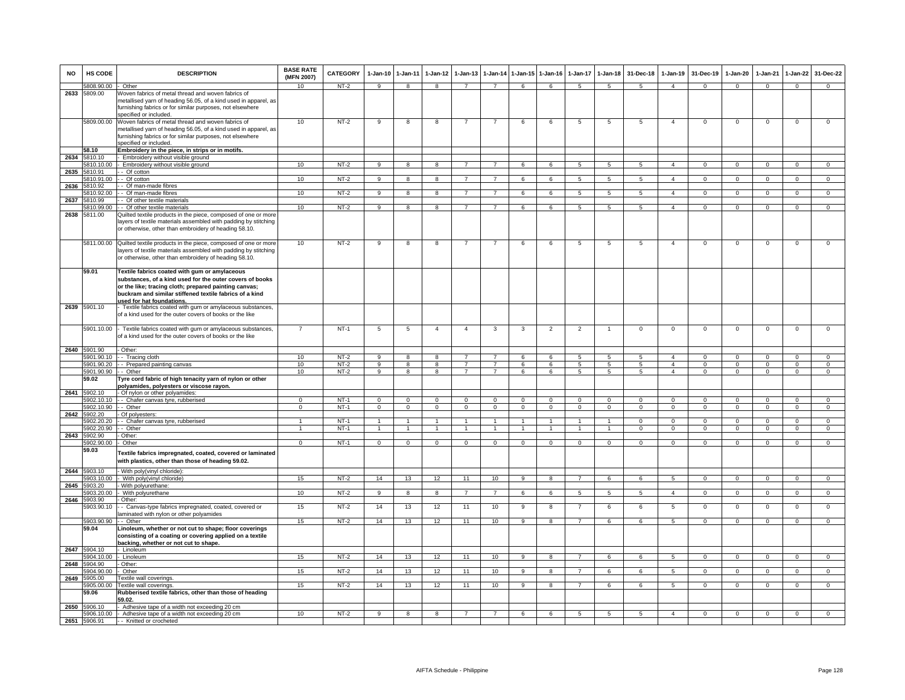| NO | HS CODE | DESCRIPTION | BASE RATE (MFN 2007) | CATEGORY | 1-Jan-10 | 1-Jan-11 | 1-Jan-12 | 1-Jan-13 | 1-Jan-14 | 1-Jan-15 | 1-Jan-16 | 1-Jan-17 | 1-Jan-18 | 31-Dec-18 | 1-Jan-19 | 31-Dec-19 | 1-Jan-20 | 1-Jan-21 | 1-Jan-22 | 31-Dec-22 |
|---|---|---|---|---|---|---|---|---|---|---|---|---|---|---|---|---|---|---|---|---|
| | 5808.90.00 | - Other | 10 | NT-2 | 9 | 8 | 8 | 7 | 7 | 6 | 6 | 5 | 5 | 5 | 4 | 0 | 0 | 0 | 0 | 0 |
| 2633 | 5809.00 | Woven fabrics of metal thread and woven fabrics of metallised yarn of heading 56.05, of a kind used in apparel, as furnishing fabrics or for similar purposes, not elsewhere specified or included. | | | | | | | | | | | | | | | | | | |
| | 5809.00.00 | Woven fabrics of metal thread and woven fabrics of metallised yarn of heading 56.05, of a kind used in apparel, as furnishing fabrics or for similar purposes, not elsewhere specified or included. | 10 | NT-2 | 9 | 8 | 8 | 7 | 7 | 6 | 6 | 5 | 5 | 5 | 4 | 0 | 0 | 0 | 0 | 0 |
| | 58.10 | **Embroidery in the piece, in strips or in motifs.** | | | | | | | | | | | | | | | | | | |
| 2634 | 5810.10 | - Embroidery without visible ground | | | | | | | | | | | | | | | | | | |
| | 5810.10.00 | - Embroidery without visible ground | 10 | NT-2 | 9 | 8 | 8 | 7 | 7 | 6 | 6 | 5 | 5 | 5 | 4 | 0 | 0 | 0 | 0 | 0 |
| 2635 | 5810.91 | - - Of cotton | | | | | | | | | | | | | | | | | | |
| | 5810.91.00 | - - Of cotton | 10 | NT-2 | 9 | 8 | 8 | 7 | 7 | 6 | 6 | 5 | 5 | 5 | 4 | 0 | 0 | 0 | 0 | 0 |
| 2636 | 5810.92 | - - Of man-made fibres | | | | | | | | | | | | | | | | | | |
| | 5810.92.00 | - - Of man-made fibres | 10 | NT-2 | 9 | 8 | 8 | 7 | 7 | 6 | 6 | 5 | 5 | 5 | 4 | 0 | 0 | 0 | 0 | 0 |
| 2637 | 5810.99 | - - Of other textile materials | | | | | | | | | | | | | | | | | | |
| | 5810.99.00 | - - Of other textile materials | 10 | NT-2 | 9 | 8 | 8 | 7 | 7 | 6 | 6 | 5 | 5 | 5 | 4 | 0 | 0 | 0 | 0 | 0 |
| 2638 | 5811.00 | Quilted textile products in the piece, composed of one or more layers of textile materials assembled with padding by stitching or otherwise, other than embroidery of heading 58.10. | | | | | | | | | | | | | | | | | | |
| | 5811.00.00 | Quilted textile products in the piece, composed of one or more layers of textile materials assembled with padding by stitching or otherwise, other than embroidery of heading 58.10. | 10 | NT-2 | 9 | 8 | 8 | 7 | 7 | 6 | 6 | 5 | 5 | 5 | 4 | 0 | 0 | 0 | 0 | 0 |
| | 59.01 | **Textile fabrics coated with gum or amylaceous substances, of a kind used for the outer covers of books or the like; tracing cloth; prepared painting canvas; buckram and similar stiffened textile fabrics of a kind used for hat foundations.** | | | | | | | | | | | | | | | | | | |
| 2639 | 5901.10 | - Textile fabrics coated with gum or amylaceous substances, of a kind used for the outer covers of books or the like | | | | | | | | | | | | | | | | | | |
| | 5901.10.00 | - Textile fabrics coated with gum or amylaceous substances, of a kind used for the outer covers of books or the like | 7 | NT-1 | 5 | 5 | 4 | 4 | 3 | 3 | 2 | 2 | 1 | 0 | 0 | 0 | 0 | 0 | 0 | 0 |
| 2640 | 5901.90 | - Other: | | | | | | | | | | | | | | | | | | |
| | 5901.90.10 | - - Tracing cloth | 10 | NT-2 | 9 | 8 | 8 | 7 | 7 | 6 | 6 | 5 | 5 | 5 | 4 | 0 | 0 | 0 | 0 | 0 |
| | 5901.90.20 | - - Prepared painting canvas | 10 | NT-2 | 9 | 8 | 8 | 7 | 7 | 6 | 6 | 5 | 5 | 5 | 4 | 0 | 0 | 0 | 0 | 0 |
| | 5901.90.90 | - - Other | 10 | NT-2 | 9 | 8 | 8 | 7 | 7 | 6 | 6 | 5 | 5 | 5 | 4 | 0 | 0 | 0 | 0 | 0 |
| | 59.02 | **Tyre cord fabric of high tenacity yarn of nylon or other polyamides, polyesters or viscose rayon.** | | | | | | | | | | | | | | | | | | |
| 2641 | 5902.10 | - Of nylon or other polyamides: | | | | | | | | | | | | | | | | | | |
| | 5902.10.10 | - - Chafer canvas tyre, rubberised | 0 | NT-1 | 0 | 0 | 0 | 0 | 0 | 0 | 0 | 0 | 0 | 0 | 0 | 0 | 0 | 0 | 0 | 0 |
| | 5902.10.90 | - - Other | 0 | NT-1 | 0 | 0 | 0 | 0 | 0 | 0 | 0 | 0 | 0 | 0 | 0 | 0 | 0 | 0 | 0 | 0 |
| 2642 | 5902.20 | - Of polyesters: | | | | | | | | | | | | | | | | | | |
| | 5902.20.20 | - - Chafer canvas tyre, rubberised | 1 | NT-1 | 1 | 1 | 1 | 1 | 1 | 1 | 1 | 1 | 1 | 0 | 0 | 0 | 0 | 0 | 0 | 0 |
| | 5902.20.90 | - - Other | 1 | NT-1 | 1 | 1 | 1 | 1 | 1 | 1 | 1 | 1 | 1 | 0 | 0 | 0 | 0 | 0 | 0 | 0 |
| 2643 | 5902.90 | - Other: | | | | | | | | | | | | | | | | | | |
| | 5902.90.00 | - Other | 0 | NT-1 | 0 | 0 | 0 | 0 | 0 | 0 | 0 | 0 | 0 | 0 | 0 | 0 | 0 | 0 | 0 | 0 |
| | 59.03 | **Textile fabrics impregnated, coated, covered or laminated with plastics, other than those of heading 59.02.** | | | | | | | | | | | | | | | | | | |
| 2644 | 5903.10 | - With poly(vinyl chloride): | | | | | | | | | | | | | | | | | | |
| | 5903.10.00 | - With poly(vinyl chloride) | 15 | NT-2 | 14 | 13 | 12 | 11 | 10 | 9 | 8 | 7 | 6 | 6 | 5 | 0 | 0 | 0 | 0 | 0 |
| 2645 | 5903.20 | - With polyurethane: | | | | | | | | | | | | | | | | | | |
| | 5903.20.00 | - With polyurethane | 10 | NT-2 | 9 | 8 | 8 | 7 | 7 | 6 | 6 | 5 | 5 | 5 | 4 | 0 | 0 | 0 | 0 | 0 |
| 2646 | 5903.90 | - Other: | | | | | | | | | | | | | | | | | | |
| | 5903.90.10 | - - Canvas-type fabrics impregnated, coated, covered or laminated with nylon or other polyamides | 15 | NT-2 | 14 | 13 | 12 | 11 | 10 | 9 | 8 | 7 | 6 | 6 | 5 | 0 | 0 | 0 | 0 | 0 |
| | 5903.90.90 | - - Other | 15 | NT-2 | 14 | 13 | 12 | 11 | 10 | 9 | 8 | 7 | 6 | 6 | 5 | 0 | 0 | 0 | 0 | 0 |
| | 59.04 | **Linoleum, whether or not cut to shape; floor coverings consisting of a coating or covering applied on a textile backing, whether or not cut to shape.** | | | | | | | | | | | | | | | | | | |
| 2647 | 5904.10 | - Linoleum | | | | | | | | | | | | | | | | | | |
| | 5904.10.00 | - Linoleum | 15 | NT-2 | 14 | 13 | 12 | 11 | 10 | 9 | 8 | 7 | 6 | 6 | 5 | 0 | 0 | 0 | 0 | 0 |
| 2648 | 5904.90 | - Other: | | | | | | | | | | | | | | | | | | |
| | 5904.90.00 | - Other | 15 | NT-2 | 14 | 13 | 12 | 11 | 10 | 9 | 8 | 7 | 6 | 6 | 5 | 0 | 0 | 0 | 0 | 0 |
| 2649 | 5905.00 | Textile wall coverings. | | | | | | | | | | | | | | | | | | |
| | 5905.00.00 | Textile wall coverings. | 15 | NT-2 | 14 | 13 | 12 | 11 | 10 | 9 | 8 | 7 | 6 | 6 | 5 | 0 | 0 | 0 | 0 | 0 |
| | 59.06 | **Rubberised textile fabrics, other than those of heading 59.02.** | | | | | | | | | | | | | | | | | | |
| 2650 | 5906.10 | - Adhesive tape of a width not exceeding 20 cm | | | | | | | | | | | | | | | | | | |
| | 5906.10.00 | - Adhesive tape of a width not exceeding 20 cm | 10 | NT-2 | 9 | 8 | 8 | 7 | 7 | 6 | 6 | 5 | 5 | 5 | 4 | 0 | 0 | 0 | 0 | 0 |
| 2651 | 5906.91 | - - Knitted or crocheted | | | | | | | | | | | | | | | | | | |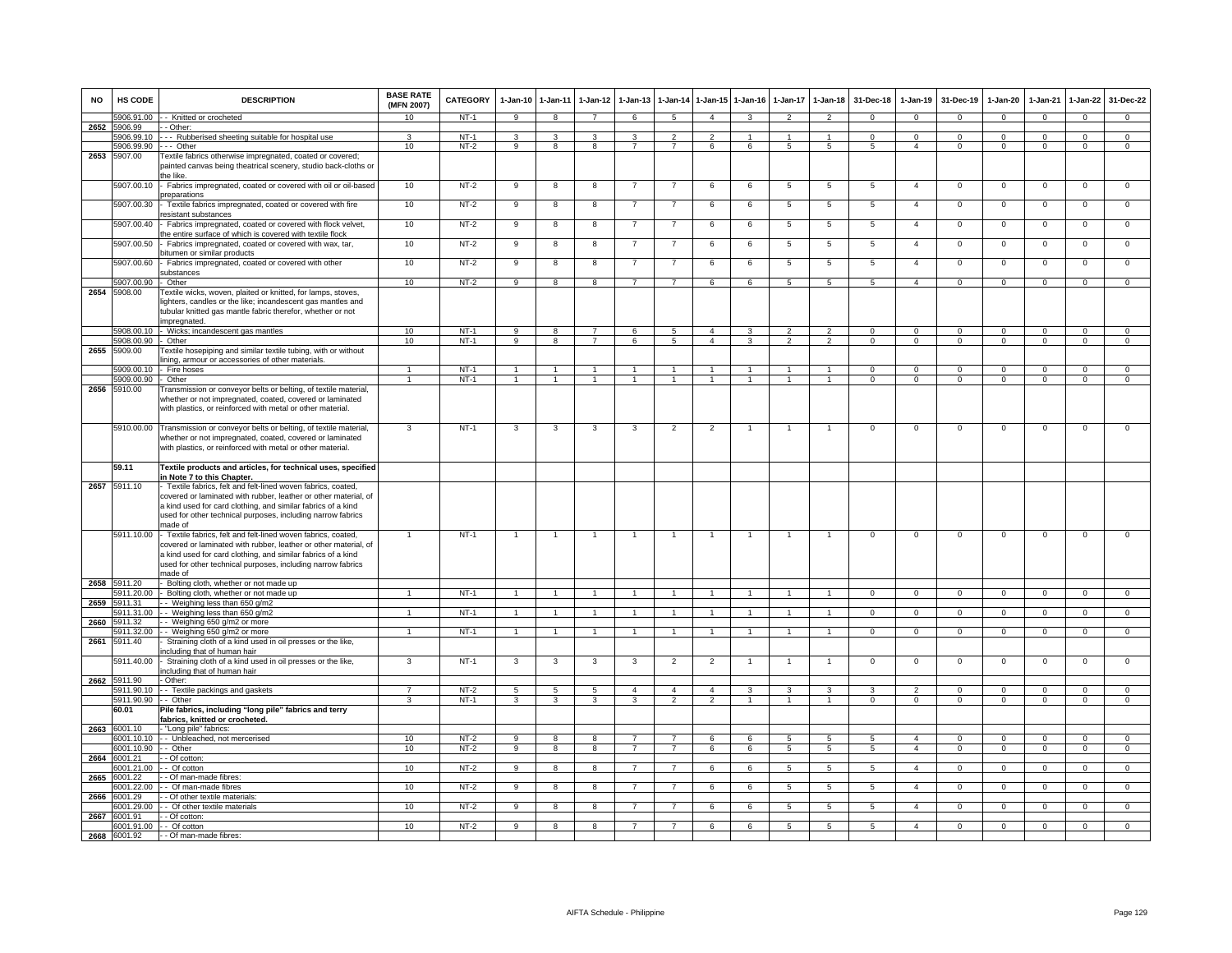| NO | HS CODE | DESCRIPTION | BASE RATE (MFN 2007) | CATEGORY | 1-Jan-10 | 1-Jan-11 | 1-Jan-12 | 1-Jan-13 | 1-Jan-14 | 1-Jan-15 | 1-Jan-16 | 1-Jan-17 | 1-Jan-18 | 31-Dec-18 | 1-Jan-19 | 31-Dec-19 | 1-Jan-20 | 1-Jan-21 | 1-Jan-22 | 31-Dec-22 |
|---|---|---|---|---|---|---|---|---|---|---|---|---|---|---|---|---|---|---|---|---|
| | 5906.91.00 | - - Knitted or crocheted | 10 | NT-1 | 9 | 8 | 7 | 6 | 5 | 4 | 3 | 2 | 2 | 0 | 0 | 0 | 0 | 0 | 0 | 0 |
| 2652 | 5906.99 | - - Other: | | | | | | | | | | | | | | | | | | |
| | 5906.99.10 | - - - Rubberised sheeting suitable for hospital use | 3 | NT-1 | 3 | 3 | 3 | 3 | 2 | 2 | 1 | 1 | 1 | 0 | 0 | 0 | 0 | 0 | 0 | 0 |
| | 5906.99.90 | - - - Other | 10 | NT-2 | 9 | 8 | 8 | 7 | 7 | 6 | 6 | 5 | 5 | 5 | 4 | 0 | 0 | 0 | 0 | 0 |
| 2653 | 5907.00 | Textile fabrics otherwise impregnated, coated or covered; painted canvas being theatrical scenery, studio back-cloths or the like. | | | | | | | | | | | | | | | | | | |
| | 5907.00.10 | - Fabrics impregnated, coated or covered with oil or oil-based preparations | 10 | NT-2 | 9 | 8 | 8 | 7 | 7 | 6 | 6 | 5 | 5 | 5 | 4 | 0 | 0 | 0 | 0 | 0 |
| | 5907.00.30 | - Textile fabrics impregnated, coated or covered with fire resistant substances | 10 | NT-2 | 9 | 8 | 8 | 7 | 7 | 6 | 6 | 5 | 5 | 5 | 4 | 0 | 0 | 0 | 0 | 0 |
| | 5907.00.40 | - Fabrics impregnated, coated or covered with flock velvet, the entire surface of which is covered with textile flock | 10 | NT-2 | 9 | 8 | 8 | 7 | 7 | 6 | 6 | 5 | 5 | 5 | 4 | 0 | 0 | 0 | 0 | 0 |
| | 5907.00.50 | - Fabrics impregnated, coated or covered with wax, tar, bitumen or similar products | 10 | NT-2 | 9 | 8 | 8 | 7 | 7 | 6 | 6 | 5 | 5 | 5 | 4 | 0 | 0 | 0 | 0 | 0 |
| | 5907.00.60 | - Fabrics impregnated, coated or covered with other substances | 10 | NT-2 | 9 | 8 | 8 | 7 | 7 | 6 | 6 | 5 | 5 | 5 | 4 | 0 | 0 | 0 | 0 | 0 |
| | 5907.00.90 | - Other | 10 | NT-2 | 9 | 8 | 8 | 7 | 7 | 6 | 6 | 5 | 5 | 5 | 4 | 0 | 0 | 0 | 0 | 0 |
| 2654 | 5908.00 | Textile wicks, woven, plaited or knitted, for lamps, stoves, lighters, candles or the like; incandescent gas mantles and tubular knitted gas mantle fabric therefor, whether or not impregnated. | | | | | | | | | | | | | | | | | | |
| | 5908.00.10 | - Wicks; incandescent gas mantles | 10 | NT-1 | 9 | 8 | 7 | 6 | 5 | 4 | 3 | 2 | 2 | 0 | 0 | 0 | 0 | 0 | 0 | 0 |
| | 5908.00.90 | - Other | 10 | NT-1 | 9 | 8 | 7 | 6 | 5 | 4 | 3 | 2 | 2 | 0 | 0 | 0 | 0 | 0 | 0 | 0 |
| 2655 | 5909.00 | Textile hosepiping and similar textile tubing, with or without lining, armour or accessories of other materials. | | | | | | | | | | | | | | | | | | |
| | 5909.00.10 | - Fire hoses | 1 | NT-1 | 1 | 1 | 1 | 1 | 1 | 1 | 1 | 1 | 1 | 0 | 0 | 0 | 0 | 0 | 0 | 0 |
| | 5909.00.90 | - Other | 1 | NT-1 | 1 | 1 | 1 | 1 | 1 | 1 | 1 | 1 | 1 | 0 | 0 | 0 | 0 | 0 | 0 | 0 |
| 2656 | 5910.00 | Transmission or conveyor belts or belting, of textile material, whether or not impregnated, coated, covered or laminated with plastics, or reinforced with metal or other material. | | | | | | | | | | | | | | | | | | |
| | 5910.00.00 | Transmission or conveyor belts or belting, of textile material, whether or not impregnated, coated, covered or laminated with plastics, or reinforced with metal or other material. | 3 | NT-1 | 3 | 3 | 3 | 3 | 2 | 2 | 1 | 1 | 1 | 0 | 0 | 0 | 0 | 0 | 0 | 0 |
| | **59.11** | **Textile products and articles, for technical uses, specified in Note 7 to this Chapter.** | | | | | | | | | | | | | | | | | | |
| 2657 | 5911.10 | - Textile fabrics, felt and felt-lined woven fabrics, coated, covered or laminated with rubber, leather or other material, of a kind used for card clothing, and similar fabrics of a kind used for other technical purposes, including narrow fabrics made of | | | | | | | | | | | | | | | | | | |
| | 5911.10.00 | - Textile fabrics, felt and felt-lined woven fabrics, coated, covered or laminated with rubber, leather or other material, of a kind used for card clothing, and similar fabrics of a kind used for other technical purposes, including narrow fabrics made of | 1 | NT-1 | 1 | 1 | 1 | 1 | 1 | 1 | 1 | 1 | 1 | 0 | 0 | 0 | 0 | 0 | 0 | 0 |
| 2658 | 5911.20 | - Bolting cloth, whether or not made up | | | | | | | | | | | | | | | | | | |
| | 5911.20.00 | - Bolting cloth, whether or not made up | 1 | NT-1 | 1 | 1 | 1 | 1 | 1 | 1 | 1 | 1 | 1 | 0 | 0 | 0 | 0 | 0 | 0 | 0 |
| 2659 | 5911.31 | - - Weighing less than 650 g/m2 | | | | | | | | | | | | | | | | | | |
| | 5911.31.00 | - - Weighing less than 650 g/m2 | 1 | NT-1 | 1 | 1 | 1 | 1 | 1 | 1 | 1 | 1 | 1 | 0 | 0 | 0 | 0 | 0 | 0 | 0 |
| 2660 | 5911.32 | - - Weighing 650 g/m2 or more | | | | | | | | | | | | | | | | | | |
| | 5911.32.00 | - - Weighing 650 g/m2 or more | 1 | NT-1 | 1 | 1 | 1 | 1 | 1 | 1 | 1 | 1 | 1 | 0 | 0 | 0 | 0 | 0 | 0 | 0 |
| 2661 | 5911.40 | - Straining cloth of a kind used in oil presses or the like, including that of human hair | | | | | | | | | | | | | | | | | | |
| | 5911.40.00 | - Straining cloth of a kind used in oil presses or the like, including that of human hair | 3 | NT-1 | 3 | 3 | 3 | 3 | 2 | 2 | 1 | 1 | 1 | 0 | 0 | 0 | 0 | 0 | 0 | 0 |
| 2662 | 5911.90 | - Other: | | | | | | | | | | | | | | | | | | |
| | 5911.90.10 | - - Textile packings and gaskets | 7 | NT-2 | 5 | 5 | 5 | 4 | 4 | 4 | 3 | 3 | 3 | 3 | 2 | 0 | 0 | 0 | 0 | 0 |
| | 5911.90.90 | - - Other | 3 | NT-1 | 3 | 3 | 3 | 3 | 2 | 2 | 1 | 1 | 1 | 0 | 0 | 0 | 0 | 0 | 0 | 0 |
| | **60.01** | **Pile fabrics, including "long pile" fabrics and terry fabrics, knitted or crocheted.** | | | | | | | | | | | | | | | | | | |
| 2663 | 6001.10 | - "Long pile" fabrics: | | | | | | | | | | | | | | | | | | |
| | 6001.10.10 | - - Unbleached, not mercerised | 10 | NT-2 | 9 | 8 | 8 | 7 | 7 | 6 | 6 | 5 | 5 | 5 | 4 | 0 | 0 | 0 | 0 | 0 |
| | 6001.10.90 | - - Other | 10 | NT-2 | 9 | 8 | 8 | 7 | 7 | 6 | 6 | 5 | 5 | 5 | 4 | 0 | 0 | 0 | 0 | 0 |
| 2664 | 6001.21 | - - Of cotton: | | | | | | | | | | | | | | | | | | |
| | 6001.21.00 | - - Of cotton | 10 | NT-2 | 9 | 8 | 8 | 7 | 7 | 6 | 6 | 5 | 5 | 5 | 4 | 0 | 0 | 0 | 0 | 0 |
| 2665 | 6001.22 | - - Of man-made fibres: | | | | | | | | | | | | | | | | | | |
| | 6001.22.00 | - - Of man-made fibres | 10 | NT-2 | 9 | 8 | 8 | 7 | 7 | 6 | 6 | 5 | 5 | 5 | 4 | 0 | 0 | 0 | 0 | 0 |
| 2666 | 6001.29 | - - Of other textile materials: | | | | | | | | | | | | | | | | | | |
| | 6001.29.00 | - - Of other textile materials | 10 | NT-2 | 9 | 8 | 8 | 7 | 7 | 6 | 6 | 5 | 5 | 5 | 4 | 0 | 0 | 0 | 0 | 0 |
| 2667 | 6001.91 | - - Of cotton: | | | | | | | | | | | | | | | | | | |
| | 6001.91.00 | - - Of cotton | 10 | NT-2 | 9 | 8 | 8 | 7 | 7 | 6 | 6 | 5 | 5 | 5 | 4 | 0 | 0 | 0 | 0 | 0 |
| 2668 | 6001.92 | - - Of man-made fibres: | | | | | | | | | | | | | | | | | | |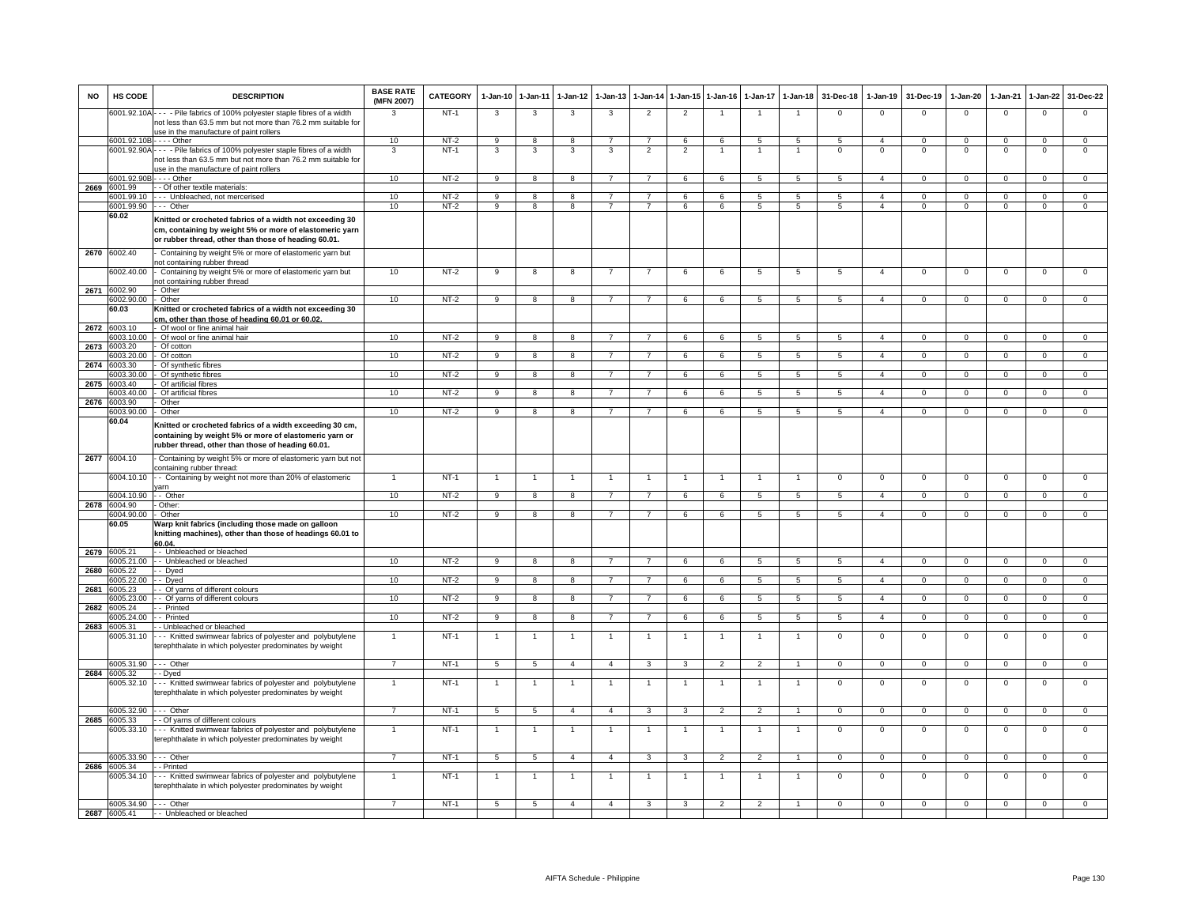| NO | HS CODE | DESCRIPTION | BASE RATE (MFN 2007) | CATEGORY | 1-Jan-10 | 1-Jan-11 | 1-Jan-12 | 1-Jan-13 | 1-Jan-14 | 1-Jan-15 | 1-Jan-16 | 1-Jan-17 | 1-Jan-18 | 31-Dec-18 | 1-Jan-19 | 31-Dec-19 | 1-Jan-20 | 1-Jan-21 | 1-Jan-22 | 31-Dec-22 |
|---|---|---|---|---|---|---|---|---|---|---|---|---|---|---|---|---|---|---|---|---|
| | 6001.92.10A | - - - - Pile fabrics of 100% polyester staple fibres of a width not less than 63.5 mm but not more than 76.2 mm suitable for use in the manufacture of paint rollers | 3 | NT-1 | 3 | 3 | 3 | 3 | 2 | 2 | 1 | 1 | 1 | 0 | 0 | 0 | 0 | 0 | 0 | 0 |
| | 6001.92.10B | - - - - Other | 10 | NT-2 | 9 | 8 | 8 | 7 | 7 | 6 | 6 | 5 | 5 | 5 | 4 | 0 | 0 | 0 | 0 | 0 |
| | 6001.92.90A | - - - - Pile fabrics of 100% polyester staple fibres of a width not less than 63.5 mm but not more than 76.2 mm suitable for use in the manufacture of paint rollers | 3 | NT-1 | 3 | 3 | 3 | 3 | 2 | 2 | 1 | 1 | 1 | 0 | 0 | 0 | 0 | 0 | 0 | 0 |
| | 6001.92.90B | - - - - Other | 10 | NT-2 | 9 | 8 | 8 | 7 | 7 | 6 | 6 | 5 | 5 | 5 | 4 | 0 | 0 | 0 | 0 | 0 |
| 2669 | 6001.99 | - - Of other textile materials: | | | | | | | | | | | | | | | | | | |
| | 6001.99.10 | - - - Unbleached, not mercerised | 10 | NT-2 | 9 | 8 | 8 | 7 | 7 | 6 | 6 | 5 | 5 | 5 | 4 | 0 | 0 | 0 | 0 | 0 |
| | 6001.99.90 | - - - Other | 10 | NT-2 | 9 | 8 | 8 | 7 | 7 | 6 | 6 | 5 | 5 | 5 | 4 | 0 | 0 | 0 | 0 | 0 |
| | 60.02 | **Knitted or crocheted fabrics of a width not exceeding 30 cm, containing by weight 5% or more of elastomeric yarn or rubber thread, other than those of heading 60.01.** | | | | | | | | | | | | | | | | | | |
| 2670 | 6002.40 | - Containing by weight 5% or more of elastomeric yarn but not containing rubber thread | | | | | | | | | | | | | | | | | | |
| | 6002.40.00 | - Containing by weight 5% or more of elastomeric yarn but not containing rubber thread | 10 | NT-2 | 9 | 8 | 8 | 7 | 7 | 6 | 6 | 5 | 5 | 5 | 4 | 0 | 0 | 0 | 0 | 0 |
| 2671 | 6002.90 | - Other | | | | | | | | | | | | | | | | | | |
| | 6002.90.00 | - Other | 10 | NT-2 | 9 | 8 | 8 | 7 | 7 | 6 | 6 | 5 | 5 | 5 | 4 | 0 | 0 | 0 | 0 | 0 |
| | 60.03 | **Knitted or crocheted fabrics of a width not exceeding 30 cm, other than those of heading 60.01 or 60.02.** | | | | | | | | | | | | | | | | | | |
| 2672 | 6003.10 | - Of wool or fine animal hair | | | | | | | | | | | | | | | | | | |
| | 6003.10.00 | - Of wool or fine animal hair | 10 | NT-2 | 9 | 8 | 8 | 7 | 7 | 6 | 6 | 5 | 5 | 5 | 4 | 0 | 0 | 0 | 0 | 0 |
| 2673 | 6003.20 | - Of cotton | | | | | | | | | | | | | | | | | | |
| | 6003.20.00 | - Of cotton | 10 | NT-2 | 9 | 8 | 8 | 7 | 7 | 6 | 6 | 5 | 5 | 5 | 4 | 0 | 0 | 0 | 0 | 0 |
| 2674 | 6003.30 | - Of synthetic fibres | | | | | | | | | | | | | | | | | | |
| | 6003.30.00 | - Of synthetic fibres | 10 | NT-2 | 9 | 8 | 8 | 7 | 7 | 6 | 6 | 5 | 5 | 5 | 4 | 0 | 0 | 0 | 0 | 0 |
| 2675 | 6003.40 | - Of artificial fibres | | | | | | | | | | | | | | | | | | |
| | 6003.40.00 | - Of artificial fibres | 10 | NT-2 | 9 | 8 | 8 | 7 | 7 | 6 | 6 | 5 | 5 | 5 | 4 | 0 | 0 | 0 | 0 | 0 |
| 2676 | 6003.90 | - Other | | | | | | | | | | | | | | | | | | |
| | 6003.90.00 | - Other | 10 | NT-2 | 9 | 8 | 8 | 7 | 7 | 6 | 6 | 5 | 5 | 5 | 4 | 0 | 0 | 0 | 0 | 0 |
| | 60.04 | **Knitted or crocheted fabrics of a width exceeding 30 cm, containing by weight 5% or more of elastomeric yarn or rubber thread, other than those of heading 60.01.** | | | | | | | | | | | | | | | | | | |
| 2677 | 6004.10 | - Containing by weight 5% or more of elastomeric yarn but not containing rubber thread: | | | | | | | | | | | | | | | | | | |
| | 6004.10.10 | - - Containing by weight not more than 20% of elastomeric yarn | 1 | NT-1 | 1 | 1 | 1 | 1 | 1 | 1 | 1 | 1 | 1 | 0 | 0 | 0 | 0 | 0 | 0 | 0 |
| | 6004.10.90 | - - Other | 10 | NT-2 | 9 | 8 | 8 | 7 | 7 | 6 | 6 | 5 | 5 | 5 | 4 | 0 | 0 | 0 | 0 | 0 |
| 2678 | 6004.90 | - Other: | | | | | | | | | | | | | | | | | | |
| | 6004.90.00 | - Other | 10 | NT-2 | 9 | 8 | 8 | 7 | 7 | 6 | 6 | 5 | 5 | 5 | 4 | 0 | 0 | 0 | 0 | 0 |
| | 60.05 | **Warp knit fabrics (including those made on galloon knitting machines), other than those of headings 60.01 to 60.04.** | | | | | | | | | | | | | | | | | | |
| 2679 | 6005.21 | - - Unbleached or bleached | | | | | | | | | | | | | | | | | | |
| | 6005.21.00 | - - Unbleached or bleached | 10 | NT-2 | 9 | 8 | 8 | 7 | 7 | 6 | 6 | 5 | 5 | 5 | 4 | 0 | 0 | 0 | 0 | 0 |
| 2680 | 6005.22 | - - Dyed | | | | | | | | | | | | | | | | | | |
| | 6005.22.00 | - - Dyed | 10 | NT-2 | 9 | 8 | 8 | 7 | 7 | 6 | 6 | 5 | 5 | 5 | 4 | 0 | 0 | 0 | 0 | 0 |
| 2681 | 6005.23 | - - Of yarns of different colours | | | | | | | | | | | | | | | | | | |
| | 6005.23.00 | - - Of yarns of different colours | 10 | NT-2 | 9 | 8 | 8 | 7 | 7 | 6 | 6 | 5 | 5 | 5 | 4 | 0 | 0 | 0 | 0 | 0 |
| 2682 | 6005.24 | - - Printed | | | | | | | | | | | | | | | | | | |
| | 6005.24.00 | - - Printed | 10 | NT-2 | 9 | 8 | 8 | 7 | 7 | 6 | 6 | 5 | 5 | 5 | 4 | 0 | 0 | 0 | 0 | 0 |
| 2683 | 6005.31 | - - Unbleached or bleached | | | | | | | | | | | | | | | | | | |
| | 6005.31.10 | - - - Knitted swimwear fabrics of polyester and polybutylene terephthalate in which polyester predominates by weight | 1 | NT-1 | 1 | 1 | 1 | 1 | 1 | 1 | 1 | 1 | 1 | 0 | 0 | 0 | 0 | 0 | 0 | 0 |
| | 6005.31.90 | - - - Other | 7 | NT-1 | 5 | 5 | 4 | 4 | 3 | 3 | 2 | 2 | 1 | 0 | 0 | 0 | 0 | 0 | 0 | 0 |
| 2684 | 6005.32 | - - Dyed | | | | | | | | | | | | | | | | | | |
| | 6005.32.10 | - - - Knitted swimwear fabrics of polyester and polybutylene terephthalate in which polyester predominates by weight | 1 | NT-1 | 1 | 1 | 1 | 1 | 1 | 1 | 1 | 1 | 1 | 0 | 0 | 0 | 0 | 0 | 0 | 0 |
| | 6005.32.90 | - - - Other | 7 | NT-1 | 5 | 5 | 4 | 4 | 3 | 3 | 2 | 2 | 1 | 0 | 0 | 0 | 0 | 0 | 0 | 0 |
| 2685 | 6005.33 | - - Of yarns of different colours | | | | | | | | | | | | | | | | | | |
| | 6005.33.10 | - - - Knitted swimwear fabrics of polyester and polybutylene terephthalate in which polyester predominates by weight | 1 | NT-1 | 1 | 1 | 1 | 1 | 1 | 1 | 1 | 1 | 1 | 0 | 0 | 0 | 0 | 0 | 0 | 0 |
| | 6005.33.90 | - - - Other | 7 | NT-1 | 5 | 5 | 4 | 4 | 3 | 3 | 2 | 2 | 1 | 0 | 0 | 0 | 0 | 0 | 0 | 0 |
| 2686 | 6005.34 | - - Printed | | | | | | | | | | | | | | | | | | |
| | 6005.34.10 | - - - Knitted swimwear fabrics of polyester and polybutylene terephthalate in which polyester predominates by weight | 1 | NT-1 | 1 | 1 | 1 | 1 | 1 | 1 | 1 | 1 | 1 | 0 | 0 | 0 | 0 | 0 | 0 | 0 |
| | 6005.34.90 | - - - Other | 7 | NT-1 | 5 | 5 | 4 | 4 | 3 | 3 | 2 | 2 | 1 | 0 | 0 | 0 | 0 | 0 | 0 | 0 |
| 2687 | 6005.41 | - - Unbleached or bleached | | | | | | | | | | | | | | | | | | |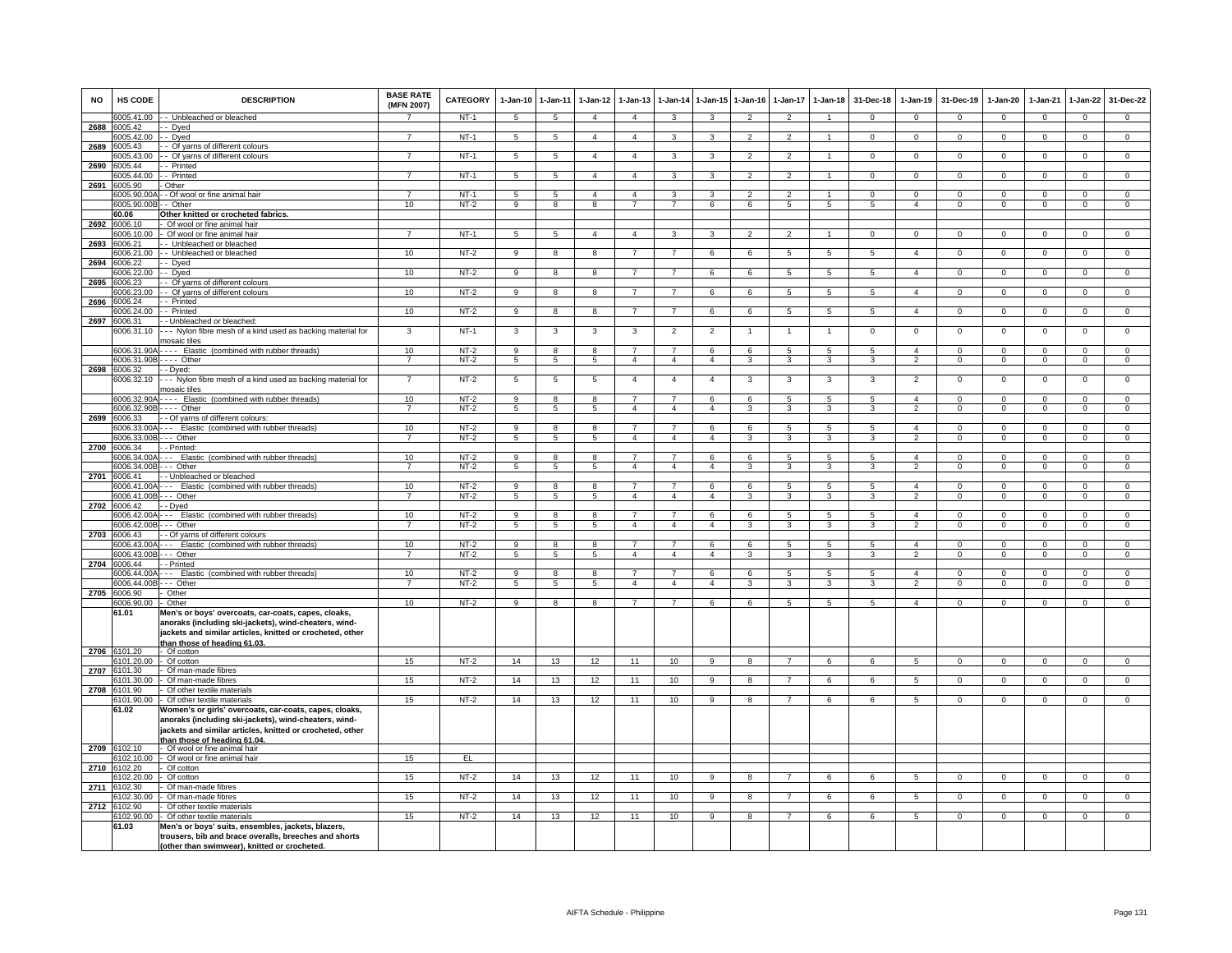| NO | HS CODE | DESCRIPTION | BASE RATE (MFN 2007) | CATEGORY | 1-Jan-10 | 1-Jan-11 | 1-Jan-12 | 1-Jan-13 | 1-Jan-14 | 1-Jan-15 | 1-Jan-16 | 1-Jan-17 | 1-Jan-18 | 31-Dec-18 | 1-Jan-19 | 31-Dec-19 | 1-Jan-20 | 1-Jan-21 | 1-Jan-22 | 31-Dec-22 |
|---|---|---|---|---|---|---|---|---|---|---|---|---|---|---|---|---|---|---|---|---|
| | 6005.41.00 | - - Unbleached or bleached | 7 | NT-1 | 5 | 5 | 4 | 4 | 3 | 3 | 2 | 2 | 1 | 0 | 0 | 0 | 0 | 0 | 0 | 0 |
| 2688 | 6005.42 | - - Dyed | | | | | | | | | | | | | | | | | | |
| | 6005.42.00 | - - Dyed | 7 | NT-1 | 5 | 5 | 4 | 4 | 3 | 3 | 2 | 2 | 1 | 0 | 0 | 0 | 0 | 0 | 0 | 0 |
| 2689 | 6005.43 | - - Of yarns of different colours | | | | | | | | | | | | | | | | | | |
| | 6005.43.00 | - - Of yarns of different colours | 7 | NT-1 | 5 | 5 | 4 | 4 | 3 | 3 | 2 | 2 | 1 | 0 | 0 | 0 | 0 | 0 | 0 | 0 |
| 2690 | 6005.44 | - - Printed | | | | | | | | | | | | | | | | | | |
| | 6005.44.00 | - - Printed | 7 | NT-1 | 5 | 5 | 4 | 4 | 3 | 3 | 2 | 2 | 1 | 0 | 0 | 0 | 0 | 0 | 0 | 0 |
| 2691 | 6005.90 | - Other | | | | | | | | | | | | | | | | | | |
| | 6005.90.00A | - - Of wool or fine animal hair | 7 | NT-1 | 5 | 5 | 4 | 4 | 3 | 3 | 2 | 2 | 1 | 0 | 0 | 0 | 0 | 0 | 0 | 0 |
| | 6005.90.00B | - - Other | 10 | NT-2 | 9 | 8 | 8 | 7 | 7 | 6 | 6 | 5 | 5 | 5 | 4 | 0 | 0 | 0 | 0 | 0 |
| | 60.06 | **Other knitted or crocheted fabrics.** | | | | | | | | | | | | | | | | | | |
| 2692 | 6006.10 | - Of wool or fine animal hair | | | | | | | | | | | | | | | | | | |
| | 6006.10.00 | - Of wool or fine animal hair | 7 | NT-1 | 5 | 5 | 4 | 4 | 3 | 3 | 2 | 2 | 1 | 0 | 0 | 0 | 0 | 0 | 0 | 0 |
| 2693 | 6006.21 | - - Unbleached or bleached | | | | | | | | | | | | | | | | | | |
| | 6006.21.00 | - - Unbleached or bleached | 10 | NT-2 | 9 | 8 | 8 | 7 | 7 | 6 | 6 | 5 | 5 | 5 | 4 | 0 | 0 | 0 | 0 | 0 |
| 2694 | 6006.22 | - - Dyed | | | | | | | | | | | | | | | | | | |
| | 6006.22.00 | - - Dyed | 10 | NT-2 | 9 | 8 | 8 | 7 | 7 | 6 | 6 | 5 | 5 | 5 | 4 | 0 | 0 | 0 | 0 | 0 |
| 2695 | 6006.23 | - - Of yarns of different colours | | | | | | | | | | | | | | | | | | |
| | 6006.23.00 | - - Of yarns of different colours | 10 | NT-2 | 9 | 8 | 8 | 7 | 7 | 6 | 6 | 5 | 5 | 5 | 4 | 0 | 0 | 0 | 0 | 0 |
| 2696 | 6006.24 | - - Printed | | | | | | | | | | | | | | | | | | |
| | 6006.24.00 | - - Printed | 10 | NT-2 | 9 | 8 | 8 | 7 | 7 | 6 | 6 | 5 | 5 | 5 | 4 | 0 | 0 | 0 | 0 | 0 |
| 2697 | 6006.31 | - - Unbleached or bleached: | | | | | | | | | | | | | | | | | | |
| | 6006.31.10 | - - - Nylon fibre mesh of a kind used as backing material for mosaic tiles | 3 | NT-1 | 3 | 3 | 3 | 3 | 2 | 2 | 1 | 1 | 1 | 0 | 0 | 0 | 0 | 0 | 0 | 0 |
| | 6006.31.90A | - - - - Elastic (combined with rubber threads) | 10 | NT-2 | 9 | 8 | 8 | 7 | 7 | 6 | 6 | 5 | 5 | 5 | 4 | 0 | 0 | 0 | 0 | 0 |
| | 6006.31.90B | - - - - Other | 7 | NT-2 | 5 | 5 | 5 | 4 | 4 | 4 | 3 | 3 | 3 | 3 | 2 | 0 | 0 | 0 | 0 | 0 |
| 2698 | 6006.32 | - - Dyed: | | | | | | | | | | | | | | | | | | |
| | 6006.32.10 | - - - Nylon fibre mesh of a kind used as backing material for mosaic tiles | 7 | NT-2 | 5 | 5 | 5 | 4 | 4 | 4 | 3 | 3 | 3 | 3 | 2 | 0 | 0 | 0 | 0 | 0 |
| | 6006.32.90A | - - - - Elastic (combined with rubber threads) | 10 | NT-2 | 9 | 8 | 8 | 7 | 7 | 6 | 6 | 5 | 5 | 5 | 4 | 0 | 0 | 0 | 0 | 0 |
| | 6006.32.90B | - - - - Other | 7 | NT-2 | 5 | 5 | 5 | 4 | 4 | 4 | 3 | 3 | 3 | 3 | 2 | 0 | 0 | 0 | 0 | 0 |
| 2699 | 6006.33 | - - Of yarns of different colours: | | | | | | | | | | | | | | | | | | |
| | 6006.33.00A | - - - Elastic (combined with rubber threads) | 10 | NT-2 | 9 | 8 | 8 | 7 | 7 | 6 | 6 | 5 | 5 | 5 | 4 | 0 | 0 | 0 | 0 | 0 |
| | 6006.33.00B | - - - Other | 7 | NT-2 | 5 | 5 | 5 | 4 | 4 | 4 | 3 | 3 | 3 | 3 | 2 | 0 | 0 | 0 | 0 | 0 |
| 2700 | 6006.34 | - - Printed: | | | | | | | | | | | | | | | | | | |
| | 6006.34.00A | - - - Elastic (combined with rubber threads) | 10 | NT-2 | 9 | 8 | 8 | 7 | 7 | 6 | 6 | 5 | 5 | 5 | 4 | 0 | 0 | 0 | 0 | 0 |
| | 6006.34.00B | - - - Other | 7 | NT-2 | 5 | 5 | 5 | 4 | 4 | 4 | 3 | 3 | 3 | 3 | 2 | 0 | 0 | 0 | 0 | 0 |
| 2701 | 6006.41 | - - Unbleached or bleached | | | | | | | | | | | | | | | | | | |
| | 6006.41.00A | - - - Elastic (combined with rubber threads) | 10 | NT-2 | 9 | 8 | 8 | 7 | 7 | 6 | 6 | 5 | 5 | 5 | 4 | 0 | 0 | 0 | 0 | 0 |
| | 6006.41.00B | - - - Other | 7 | NT-2 | 5 | 5 | 5 | 4 | 4 | 4 | 3 | 3 | 3 | 3 | 2 | 0 | 0 | 0 | 0 | 0 |
| 2702 | 6006.42 | - - Dyed | | | | | | | | | | | | | | | | | | |
| | 6006.42.00A | - - - Elastic (combined with rubber threads) | 10 | NT-2 | 9 | 8 | 8 | 7 | 7 | 6 | 6 | 5 | 5 | 5 | 4 | 0 | 0 | 0 | 0 | 0 |
| | 6006.42.00B | - - - Other | 7 | NT-2 | 5 | 5 | 5 | 4 | 4 | 4 | 3 | 3 | 3 | 3 | 2 | 0 | 0 | 0 | 0 | 0 |
| 2703 | 6006.43 | - - Of yarns of different colours | | | | | | | | | | | | | | | | | | |
| | 6006.43.00A | - - - Elastic (combined with rubber threads) | 10 | NT-2 | 9 | 8 | 8 | 7 | 7 | 6 | 6 | 5 | 5 | 5 | 4 | 0 | 0 | 0 | 0 | 0 |
| | 6006.43.00B | - - - Other | 7 | NT-2 | 5 | 5 | 5 | 4 | 4 | 4 | 3 | 3 | 3 | 3 | 2 | 0 | 0 | 0 | 0 | 0 |
| 2704 | 6006.44 | - - Printed | | | | | | | | | | | | | | | | | | |
| | 6006.44.00A | - - - Elastic (combined with rubber threads) | 10 | NT-2 | 9 | 8 | 8 | 7 | 7 | 6 | 6 | 5 | 5 | 5 | 4 | 0 | 0 | 0 | 0 | 0 |
| | 6006.44.00B | - - - Other | 7 | NT-2 | 5 | 5 | 5 | 4 | 4 | 4 | 3 | 3 | 3 | 3 | 2 | 0 | 0 | 0 | 0 | 0 |
| 2705 | 6006.90 | - Other | | | | | | | | | | | | | | | | | | |
| | 6006.90.00 | - Other | 10 | NT-2 | 9 | 8 | 8 | 7 | 7 | 6 | 6 | 5 | 5 | 5 | 4 | 0 | 0 | 0 | 0 | 0 |
| | 61.01 | **Men's or boys' overcoats, car-coats, capes, cloaks, anoraks (including ski-jackets), wind-cheaters, wind-jackets and similar articles, knitted or crocheted, other than those of heading 61.03.** | | | | | | | | | | | | | | | | | | |
| 2706 | 6101.20 | - Of cotton | | | | | | | | | | | | | | | | | | |
| | 6101.20.00 | - Of cotton | 15 | NT-2 | 14 | 13 | 12 | 11 | 10 | 9 | 8 | 7 | 6 | 6 | 5 | 0 | 0 | 0 | 0 | 0 |
| 2707 | 6101.30 | - Of man-made fibres | | | | | | | | | | | | | | | | | | |
| | 6101.30.00 | - Of man-made fibres | 15 | NT-2 | 14 | 13 | 12 | 11 | 10 | 9 | 8 | 7 | 6 | 6 | 5 | 0 | 0 | 0 | 0 | 0 |
| 2708 | 6101.90 | - Of other textile materials | | | | | | | | | | | | | | | | | | |
| | 6101.90.00 | - Of other textile materials | 15 | NT-2 | 14 | 13 | 12 | 11 | 10 | 9 | 8 | 7 | 6 | 6 | 5 | 0 | 0 | 0 | 0 | 0 |
| | 61.02 | **Women's or girls' overcoats, car-coats, capes, cloaks, anoraks (including ski-jackets), wind-cheaters, wind-jackets and similar articles, knitted or crocheted, other than those of heading 61.04.** | | | | | | | | | | | | | | | | | | |
| 2709 | 6102.10 | - Of wool or fine animal hair | | | | | | | | | | | | | | | | | | |
| | 6102.10.00 | - Of wool or fine animal hair | 15 | EL | | | | | | | | | | | | | | | | |
| 2710 | 6102.20 | - Of cotton | | | | | | | | | | | | | | | | | | |
| | 6102.20.00 | - Of cotton | 15 | NT-2 | 14 | 13 | 12 | 11 | 10 | 9 | 8 | 7 | 6 | 6 | 5 | 0 | 0 | 0 | 0 | 0 |
| 2711 | 6102.30 | - Of man-made fibres | | | | | | | | | | | | | | | | | | |
| | 6102.30.00 | - Of man-made fibres | 15 | NT-2 | 14 | 13 | 12 | 11 | 10 | 9 | 8 | 7 | 6 | 6 | 5 | 0 | 0 | 0 | 0 | 0 |
| 2712 | 6102.90 | - Of other textile materials | | | | | | | | | | | | | | | | | | |
| | 6102.90.00 | - Of other textile materials | 15 | NT-2 | 14 | 13 | 12 | 11 | 10 | 9 | 8 | 7 | 6 | 6 | 5 | 0 | 0 | 0 | 0 | 0 |
| | 61.03 | **Men's or boys' suits, ensembles, jackets, blazers, trousers, bib and brace overalls, breeches and shorts (other than swimwear), knitted or crocheted.** | | | | | | | | | | | | | | | | | | |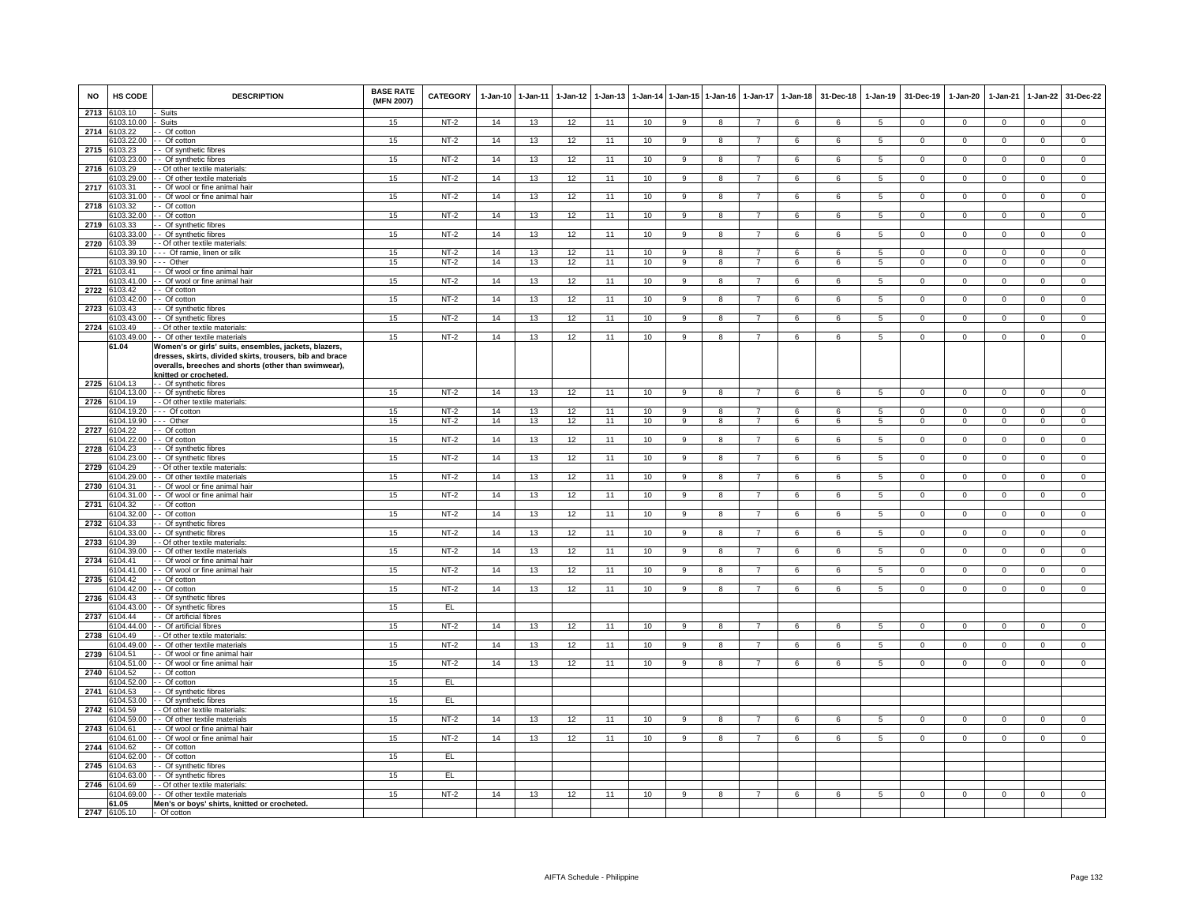| NO | HS CODE | DESCRIPTION | BASE RATE (MFN 2007) | CATEGORY | 1-Jan-10 | 1-Jan-11 | 1-Jan-12 | 1-Jan-13 | 1-Jan-14 | 1-Jan-15 | 1-Jan-16 | 1-Jan-17 | 1-Jan-18 | 31-Dec-18 | 1-Jan-19 | 31-Dec-19 | 1-Jan-20 | 1-Jan-21 | 1-Jan-22 | 31-Dec-22 |
|---|---|---|---|---|---|---|---|---|---|---|---|---|---|---|---|---|---|---|---|---|
| 2713 | 6103.10 | - Suits | | | | | | | | | | | | | | | | | | |
| | 6103.10.00 | - Suits | 15 | NT-2 | 14 | 13 | 12 | 11 | 10 | 9 | 8 | 7 | 6 | 6 | 5 | 0 | 0 | 0 | 0 | 0 |
| 2714 | 6103.22 | - - Of cotton | | | | | | | | | | | | | | | | | | |
| | 6103.22.00 | - - Of cotton | 15 | NT-2 | 14 | 13 | 12 | 11 | 10 | 9 | 8 | 7 | 6 | 6 | 5 | 0 | 0 | 0 | 0 | 0 |
| 2715 | 6103.23 | - - Of synthetic fibres | | | | | | | | | | | | | | | | | | |
| | 6103.23.00 | - - Of synthetic fibres | 15 | NT-2 | 14 | 13 | 12 | 11 | 10 | 9 | 8 | 7 | 6 | 6 | 5 | 0 | 0 | 0 | 0 | 0 |
| 2716 | 6103.29 | - - Of other textile materials: | | | | | | | | | | | | | | | | | | |
| | 6103.29.00 | - - Of other textile materials | 15 | NT-2 | 14 | 13 | 12 | 11 | 10 | 9 | 8 | 7 | 6 | 6 | 5 | 0 | 0 | 0 | 0 | 0 |
| 2717 | 6103.31 | - - Of wool or fine animal hair | | | | | | | | | | | | | | | | | | |
| | 6103.31.00 | - - Of wool or fine animal hair | 15 | NT-2 | 14 | 13 | 12 | 11 | 10 | 9 | 8 | 7 | 6 | 6 | 5 | 0 | 0 | 0 | 0 | 0 |
| 2718 | 6103.32 | - - Of cotton | | | | | | | | | | | | | | | | | | |
| | 6103.32.00 | - - Of cotton | 15 | NT-2 | 14 | 13 | 12 | 11 | 10 | 9 | 8 | 7 | 6 | 6 | 5 | 0 | 0 | 0 | 0 | 0 |
| 2719 | 6103.33 | - - Of synthetic fibres | | | | | | | | | | | | | | | | | | |
| | 6103.33.00 | - - Of synthetic fibres | 15 | NT-2 | 14 | 13 | 12 | 11 | 10 | 9 | 8 | 7 | 6 | 6 | 5 | 0 | 0 | 0 | 0 | 0 |
| 2720 | 6103.39 | - - Of other textile materials: | | | | | | | | | | | | | | | | | | |
| | 6103.39.10 | - - - Of ramie, linen or silk | 15 | NT-2 | 14 | 13 | 12 | 11 | 10 | 9 | 8 | 7 | 6 | 6 | 5 | 0 | 0 | 0 | 0 | 0 |
| | 6103.39.90 | - - - Other | 15 | NT-2 | 14 | 13 | 12 | 11 | 10 | 9 | 8 | 7 | 6 | 6 | 5 | 0 | 0 | 0 | 0 | 0 |
| 2721 | 6103.41 | - - Of wool or fine animal hair | | | | | | | | | | | | | | | | | | |
| | 6103.41.00 | - - Of wool or fine animal hair | 15 | NT-2 | 14 | 13 | 12 | 11 | 10 | 9 | 8 | 7 | 6 | 6 | 5 | 0 | 0 | 0 | 0 | 0 |
| 2722 | 6103.42 | - - Of cotton | | | | | | | | | | | | | | | | | | |
| | 6103.42.00 | - - Of cotton | 15 | NT-2 | 14 | 13 | 12 | 11 | 10 | 9 | 8 | 7 | 6 | 6 | 5 | 0 | 0 | 0 | 0 | 0 |
| 2723 | 6103.43 | - - Of synthetic fibres | | | | | | | | | | | | | | | | | | |
| | 6103.43.00 | - - Of synthetic fibres | 15 | NT-2 | 14 | 13 | 12 | 11 | 10 | 9 | 8 | 7 | 6 | 6 | 5 | 0 | 0 | 0 | 0 | 0 |
| 2724 | 6103.49 | - - Of other textile materials: | | | | | | | | | | | | | | | | | | |
| | 6103.49.00 | - - Of other textile materials | 15 | NT-2 | 14 | 13 | 12 | 11 | 10 | 9 | 8 | 7 | 6 | 6 | 5 | 0 | 0 | 0 | 0 | 0 |
| | **61.04** | **Women's or girls' suits, ensembles, jackets, blazers, dresses, skirts, divided skirts, trousers, bib and brace overalls, breeches and shorts (other than swimwear), knitted or crocheted.** | | | | | | | | | | | | | | | | | | |
| 2725 | 6104.13 | - - Of synthetic fibres | | | | | | | | | | | | | | | | | | |
| | 6104.13.00 | - - Of synthetic fibres | 15 | NT-2 | 14 | 13 | 12 | 11 | 10 | 9 | 8 | 7 | 6 | 6 | 5 | 0 | 0 | 0 | 0 | 0 |
| 2726 | 6104.19 | - - Of other textile materials: | | | | | | | | | | | | | | | | | | |
| | 6104.19.20 | - - - Of cotton | 15 | NT-2 | 14 | 13 | 12 | 11 | 10 | 9 | 8 | 7 | 6 | 6 | 5 | 0 | 0 | 0 | 0 | 0 |
| | 6104.19.90 | - - - Other | 15 | NT-2 | 14 | 13 | 12 | 11 | 10 | 9 | 8 | 7 | 6 | 6 | 5 | 0 | 0 | 0 | 0 | 0 |
| 2727 | 6104.22 | - - Of cotton | | | | | | | | | | | | | | | | | | |
| | 6104.22.00 | - - Of cotton | 15 | NT-2 | 14 | 13 | 12 | 11 | 10 | 9 | 8 | 7 | 6 | 6 | 5 | 0 | 0 | 0 | 0 | 0 |
| 2728 | 6104.23 | - - Of synthetic fibres | | | | | | | | | | | | | | | | | | |
| | 6104.23.00 | - - Of synthetic fibres | 15 | NT-2 | 14 | 13 | 12 | 11 | 10 | 9 | 8 | 7 | 6 | 6 | 5 | 0 | 0 | 0 | 0 | 0 |
| 2729 | 6104.29 | - - Of other textile materials: | | | | | | | | | | | | | | | | | | |
| | 6104.29.00 | - - Of other textile materials | 15 | NT-2 | 14 | 13 | 12 | 11 | 10 | 9 | 8 | 7 | 6 | 6 | 5 | 0 | 0 | 0 | 0 | 0 |
| 2730 | 6104.31 | - - Of wool or fine animal hair | | | | | | | | | | | | | | | | | | |
| | 6104.31.00 | - - Of wool or fine animal hair | 15 | NT-2 | 14 | 13 | 12 | 11 | 10 | 9 | 8 | 7 | 6 | 6 | 5 | 0 | 0 | 0 | 0 | 0 |
| 2731 | 6104.32 | - - Of cotton | | | | | | | | | | | | | | | | | | |
| | 6104.32.00 | - - Of cotton | 15 | NT-2 | 14 | 13 | 12 | 11 | 10 | 9 | 8 | 7 | 6 | 6 | 5 | 0 | 0 | 0 | 0 | 0 |
| 2732 | 6104.33 | - - Of synthetic fibres | | | | | | | | | | | | | | | | | | |
| | 6104.33.00 | - - Of synthetic fibres | 15 | NT-2 | 14 | 13 | 12 | 11 | 10 | 9 | 8 | 7 | 6 | 6 | 5 | 0 | 0 | 0 | 0 | 0 |
| 2733 | 6104.39 | - - Of other textile materials: | | | | | | | | | | | | | | | | | | |
| | 6104.39.00 | - - Of other textile materials | 15 | NT-2 | 14 | 13 | 12 | 11 | 10 | 9 | 8 | 7 | 6 | 6 | 5 | 0 | 0 | 0 | 0 | 0 |
| 2734 | 6104.41 | - - Of wool or fine animal hair | | | | | | | | | | | | | | | | | | |
| | 6104.41.00 | - - Of wool or fine animal hair | 15 | NT-2 | 14 | 13 | 12 | 11 | 10 | 9 | 8 | 7 | 6 | 6 | 5 | 0 | 0 | 0 | 0 | 0 |
| 2735 | 6104.42 | - - Of cotton | | | | | | | | | | | | | | | | | | |
| | 6104.42.00 | - - Of cotton | 15 | NT-2 | 14 | 13 | 12 | 11 | 10 | 9 | 8 | 7 | 6 | 6 | 5 | 0 | 0 | 0 | 0 | 0 |
| 2736 | 6104.43 | - - Of synthetic fibres | | | | | | | | | | | | | | | | | | |
| | 6104.43.00 | - - Of synthetic fibres | 15 | EL | | | | | | | | | | | | | | | | |
| 2737 | 6104.44 | - - Of artificial fibres | | | | | | | | | | | | | | | | | | |
| | 6104.44.00 | - - Of artificial fibres | 15 | NT-2 | 14 | 13 | 12 | 11 | 10 | 9 | 8 | 7 | 6 | 6 | 5 | 0 | 0 | 0 | 0 | 0 |
| 2738 | 6104.49 | - - Of other textile materials: | | | | | | | | | | | | | | | | | | |
| | 6104.49.00 | - - Of other textile materials | 15 | NT-2 | 14 | 13 | 12 | 11 | 10 | 9 | 8 | 7 | 6 | 6 | 5 | 0 | 0 | 0 | 0 | 0 |
| 2739 | 6104.51 | - - Of wool or fine animal hair | | | | | | | | | | | | | | | | | | |
| | 6104.51.00 | - - Of wool or fine animal hair | 15 | NT-2 | 14 | 13 | 12 | 11 | 10 | 9 | 8 | 7 | 6 | 6 | 5 | 0 | 0 | 0 | 0 | 0 |
| 2740 | 6104.52 | - - Of cotton | | | | | | | | | | | | | | | | | | |
| | 6104.52.00 | - - Of cotton | 15 | EL | | | | | | | | | | | | | | | | |
| 2741 | 6104.53 | - - Of synthetic fibres | | | | | | | | | | | | | | | | | | |
| | 6104.53.00 | - - Of synthetic fibres | 15 | EL | | | | | | | | | | | | | | | | |
| 2742 | 6104.59 | - - Of other textile materials: | | | | | | | | | | | | | | | | | | |
| | 6104.59.00 | - - Of other textile materials | 15 | NT-2 | 14 | 13 | 12 | 11 | 10 | 9 | 8 | 7 | 6 | 6 | 5 | 0 | 0 | 0 | 0 | 0 |
| 2743 | 6104.61 | - - Of wool or fine animal hair | | | | | | | | | | | | | | | | | | |
| | 6104.61.00 | - - Of wool or fine animal hair | 15 | NT-2 | 14 | 13 | 12 | 11 | 10 | 9 | 8 | 7 | 6 | 6 | 5 | 0 | 0 | 0 | 0 | 0 |
| 2744 | 6104.62 | - - Of cotton | | | | | | | | | | | | | | | | | | |
| | 6104.62.00 | - - Of cotton | 15 | EL | | | | | | | | | | | | | | | | |
| 2745 | 6104.63 | - - Of synthetic fibres | | | | | | | | | | | | | | | | | | |
| | 6104.63.00 | - - Of synthetic fibres | 15 | EL | | | | | | | | | | | | | | | | |
| 2746 | 6104.69 | - - Of other textile materials: | | | | | | | | | | | | | | | | | | |
| | 6104.69.00 | - - Of other textile materials | 15 | NT-2 | 14 | 13 | 12 | 11 | 10 | 9 | 8 | 7 | 6 | 6 | 5 | 0 | 0 | 0 | 0 | 0 |
| | **61.05** | **Men's or boys' shirts, knitted or crocheted.** | | | | | | | | | | | | | | | | | | |
| 2747 | 6105.10 | - Of cotton | | | | | | | | | | | | | | | | | | |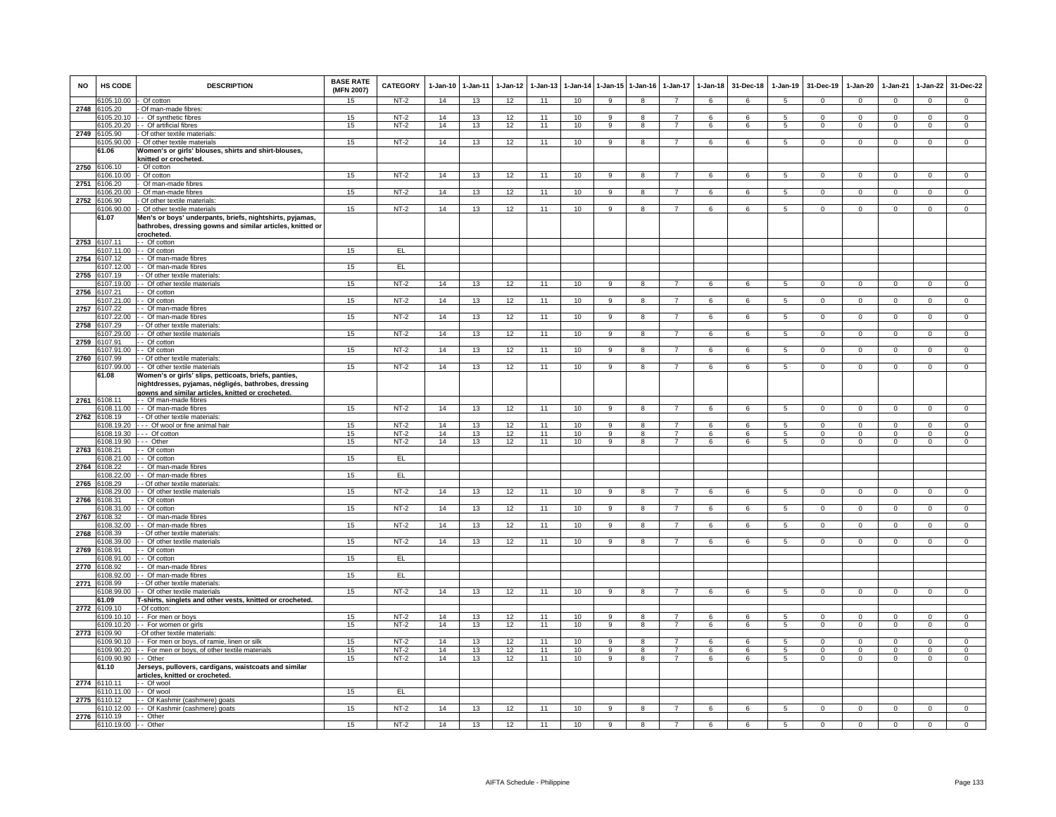| NO | HS CODE | DESCRIPTION | BASE RATE (MFN 2007) | CATEGORY | 1-Jan-10 | 1-Jan-11 | 1-Jan-12 | 1-Jan-13 | 1-Jan-14 | 1-Jan-15 | 1-Jan-16 | 1-Jan-17 | 1-Jan-18 | 31-Dec-18 | 1-Jan-19 | 31-Dec-19 | 1-Jan-20 | 1-Jan-21 | 1-Jan-22 | 31-Dec-22 |
|---|---|---|---|---|---|---|---|---|---|---|---|---|---|---|---|---|---|---|---|---|
| | 6105.10.00 | - Of cotton | 15 | NT-2 | 14 | 13 | 12 | 11 | 10 | 9 | 8 | 7 | 6 | 6 | 5 | 0 | 0 | 0 | 0 | 0 |
| 2748 | 6105.20 | - Of man-made fibres: | | | | | | | | | | | | | | | | | | |
| | 6105.20.10 | - - Of synthetic fibres | 15 | NT-2 | 14 | 13 | 12 | 11 | 10 | 9 | 8 | 7 | 6 | 6 | 5 | 0 | 0 | 0 | 0 | 0 |
| | 6105.20.20 | - - Of artificial fibres | 15 | NT-2 | 14 | 13 | 12 | 11 | 10 | 9 | 8 | 7 | 6 | 6 | 5 | 0 | 0 | 0 | 0 | 0 |
| 2749 | 6105.90 | - Of other textile materials: | | | | | | | | | | | | | | | | | | |
| | 6105.90.00 | - Of other textile materials | 15 | NT-2 | 14 | 13 | 12 | 11 | 10 | 9 | 8 | 7 | 6 | 6 | 5 | 0 | 0 | 0 | 0 | 0 |
| | **61.06** | **Women's or girls' blouses, shirts and shirt-blouses, knitted or crocheted.** | | | | | | | | | | | | | | | | | | |
| 2750 | 6106.10 | - Of cotton | | | | | | | | | | | | | | | | | | |
| | 6106.10.00 | - Of cotton | 15 | NT-2 | 14 | 13 | 12 | 11 | 10 | 9 | 8 | 7 | 6 | 6 | 5 | 0 | 0 | 0 | 0 | 0 |
| 2751 | 6106.20 | - Of man-made fibres | | | | | | | | | | | | | | | | | | |
| | 6106.20.00 | - Of man-made fibres | 15 | NT-2 | 14 | 13 | 12 | 11 | 10 | 9 | 8 | 7 | 6 | 6 | 5 | 0 | 0 | 0 | 0 | 0 |
| 2752 | 6106.90 | - Of other textile materials: | | | | | | | | | | | | | | | | | | |
| | 6106.90.00 | - Of other textile materials | 15 | NT-2 | 14 | 13 | 12 | 11 | 10 | 9 | 8 | 7 | 6 | 6 | 5 | 0 | 0 | 0 | 0 | 0 |
| | **61.07** | **Men's or boys' underpants, briefs, nightshirts, pyjamas, bathrobes, dressing gowns and similar articles, knitted or crocheted.** | | | | | | | | | | | | | | | | | | |
| 2753 | 6107.11 | - - Of cotton | | | | | | | | | | | | | | | | | | |
| | 6107.11.00 | - - Of cotton | 15 | EL | | | | | | | | | | | | | | | | |
| 2754 | 6107.12 | - - Of man-made fibres | | | | | | | | | | | | | | | | | | |
| | 6107.12.00 | - - Of man-made fibres | 15 | EL | | | | | | | | | | | | | | | | |
| 2755 | 6107.19 | - - Of other textile materials: | | | | | | | | | | | | | | | | | | |
| | 6107.19.00 | - - Of other textile materials | 15 | NT-2 | 14 | 13 | 12 | 11 | 10 | 9 | 8 | 7 | 6 | 6 | 5 | 0 | 0 | 0 | 0 | 0 |
| 2756 | 6107.21 | - - Of cotton | | | | | | | | | | | | | | | | | | |
| | 6107.21.00 | - - Of cotton | 15 | NT-2 | 14 | 13 | 12 | 11 | 10 | 9 | 8 | 7 | 6 | 6 | 5 | 0 | 0 | 0 | 0 | 0 |
| 2757 | 6107.22 | - - Of man-made fibres | | | | | | | | | | | | | | | | | | |
| | 6107.22.00 | - - Of man-made fibres | 15 | NT-2 | 14 | 13 | 12 | 11 | 10 | 9 | 8 | 7 | 6 | 6 | 5 | 0 | 0 | 0 | 0 | 0 |
| 2758 | 6107.29 | - - Of other textile materials: | | | | | | | | | | | | | | | | | | |
| | 6107.29.00 | - - Of other textile materials | 15 | NT-2 | 14 | 13 | 12 | 11 | 10 | 9 | 8 | 7 | 6 | 6 | 5 | 0 | 0 | 0 | 0 | 0 |
| 2759 | 6107.91 | - - Of cotton | | | | | | | | | | | | | | | | | | |
| | 6107.91.00 | - - Of cotton | 15 | NT-2 | 14 | 13 | 12 | 11 | 10 | 9 | 8 | 7 | 6 | 6 | 5 | 0 | 0 | 0 | 0 | 0 |
| 2760 | 6107.99 | - - Of other textile materials: | | | | | | | | | | | | | | | | | | |
| | 6107.99.00 | - - Of other textile materials | 15 | NT-2 | 14 | 13 | 12 | 11 | 10 | 9 | 8 | 7 | 6 | 6 | 5 | 0 | 0 | 0 | 0 | 0 |
| | **61.08** | **Women's or girls' slips, petticoats, briefs, panties, nightdresses, pyjamas, négligés, bathrobes, dressing gowns and similar articles, knitted or crocheted.** | | | | | | | | | | | | | | | | | | |
| 2761 | 6108.11 | - - Of man-made fibres | | | | | | | | | | | | | | | | | | |
| | 6108.11.00 | - - Of man-made fibres | 15 | NT-2 | 14 | 13 | 12 | 11 | 10 | 9 | 8 | 7 | 6 | 6 | 5 | 0 | 0 | 0 | 0 | 0 |
| 2762 | 6108.19 | - - Of other textile materials: | | | | | | | | | | | | | | | | | | |
| | 6108.19.20 | - - - Of wool or fine animal hair | 15 | NT-2 | 14 | 13 | 12 | 11 | 10 | 9 | 8 | 7 | 6 | 6 | 5 | 0 | 0 | 0 | 0 | 0 |
| | 6108.19.30 | - - - Of cotton | 15 | NT-2 | 14 | 13 | 12 | 11 | 10 | 9 | 8 | 7 | 6 | 6 | 5 | 0 | 0 | 0 | 0 | 0 |
| | 6108.19.90 | - - - Other | 15 | NT-2 | 14 | 13 | 12 | 11 | 10 | 9 | 8 | 7 | 6 | 6 | 5 | 0 | 0 | 0 | 0 | 0 |
| 2763 | 6108.21 | - - Of cotton | | | | | | | | | | | | | | | | | | |
| | 6108.21.00 | - - Of cotton | 15 | EL | | | | | | | | | | | | | | | | |
| 2764 | 6108.22 | - - Of man-made fibres | | | | | | | | | | | | | | | | | | |
| | 6108.22.00 | - - Of man-made fibres | 15 | EL | | | | | | | | | | | | | | | | |
| 2765 | 6108.29 | - - Of other textile materials: | | | | | | | | | | | | | | | | | | |
| | 6108.29.00 | - - Of other textile materials | 15 | NT-2 | 14 | 13 | 12 | 11 | 10 | 9 | 8 | 7 | 6 | 6 | 5 | 0 | 0 | 0 | 0 | 0 |
| 2766 | 6108.31 | - - Of cotton | | | | | | | | | | | | | | | | | | |
| | 6108.31.00 | - - Of cotton | 15 | NT-2 | 14 | 13 | 12 | 11 | 10 | 9 | 8 | 7 | 6 | 6 | 5 | 0 | 0 | 0 | 0 | 0 |
| 2767 | 6108.32 | - - Of man-made fibres | | | | | | | | | | | | | | | | | | |
| | 6108.32.00 | - - Of man-made fibres | 15 | NT-2 | 14 | 13 | 12 | 11 | 10 | 9 | 8 | 7 | 6 | 6 | 5 | 0 | 0 | 0 | 0 | 0 |
| 2768 | 6108.39 | - - Of other textile materials: | | | | | | | | | | | | | | | | | | |
| | 6108.39.00 | - - Of other textile materials | 15 | NT-2 | 14 | 13 | 12 | 11 | 10 | 9 | 8 | 7 | 6 | 6 | 5 | 0 | 0 | 0 | 0 | 0 |
| 2769 | 6108.91 | - - Of cotton | | | | | | | | | | | | | | | | | | |
| | 6108.91.00 | - - Of cotton | 15 | EL | | | | | | | | | | | | | | | | |
| 2770 | 6108.92 | - - Of man-made fibres | | | | | | | | | | | | | | | | | | |
| | 6108.92.00 | - - Of man-made fibres | 15 | EL | | | | | | | | | | | | | | | | |
| 2771 | 6108.99 | - - Of other textile materials: | | | | | | | | | | | | | | | | | | |
| | 6108.99.00 | - - Of other textile materials | 15 | NT-2 | 14 | 13 | 12 | 11 | 10 | 9 | 8 | 7 | 6 | 6 | 5 | 0 | 0 | 0 | 0 | 0 |
| | **61.09** | **T-shirts, singlets and other vests, knitted or crocheted.** | | | | | | | | | | | | | | | | | | |
| 2772 | 6109.10 | - Of cotton: | | | | | | | | | | | | | | | | | | |
| | 6109.10.10 | - - For men or boys | 15 | NT-2 | 14 | 13 | 12 | 11 | 10 | 9 | 8 | 7 | 6 | 6 | 5 | 0 | 0 | 0 | 0 | 0 |
| | 6109.10.20 | - - For women or girls | 15 | NT-2 | 14 | 13 | 12 | 11 | 10 | 9 | 8 | 7 | 6 | 6 | 5 | 0 | 0 | 0 | 0 | 0 |
| 2773 | 6109.90 | - Of other textile materials: | | | | | | | | | | | | | | | | | | |
| | 6109.90.10 | - - For men or boys, of ramie, linen or silk | 15 | NT-2 | 14 | 13 | 12 | 11 | 10 | 9 | 8 | 7 | 6 | 6 | 5 | 0 | 0 | 0 | 0 | 0 |
| | 6109.90.20 | - - For men or boys, of other textile materials | 15 | NT-2 | 14 | 13 | 12 | 11 | 10 | 9 | 8 | 7 | 6 | 6 | 5 | 0 | 0 | 0 | 0 | 0 |
| | 6109.90.90 | - - Other | 15 | NT-2 | 14 | 13 | 12 | 11 | 10 | 9 | 8 | 7 | 6 | 6 | 5 | 0 | 0 | 0 | 0 | 0 |
| | **61.10** | **Jerseys, pullovers, cardigans, waistcoats and similar articles, knitted or crocheted.** | | | | | | | | | | | | | | | | | | |
| 2774 | 6110.11 | - - Of wool | | | | | | | | | | | | | | | | | | |
| | 6110.11.00 | - - Of wool | 15 | EL | | | | | | | | | | | | | | | | |
| 2775 | 6110.12 | - - Of Kashmir (cashmere) goats | | | | | | | | | | | | | | | | | | |
| | 6110.12.00 | - - Of Kashmir (cashmere) goats | 15 | NT-2 | 14 | 13 | 12 | 11 | 10 | 9 | 8 | 7 | 6 | 6 | 5 | 0 | 0 | 0 | 0 | 0 |
| 2776 | 6110.19 | - - Other | | | | | | | | | | | | | | | | | | |
| | 6110.19.00 | - - Other | 15 | NT-2 | 14 | 13 | 12 | 11 | 10 | 9 | 8 | 7 | 6 | 6 | 5 | 0 | 0 | 0 | 0 | 0 |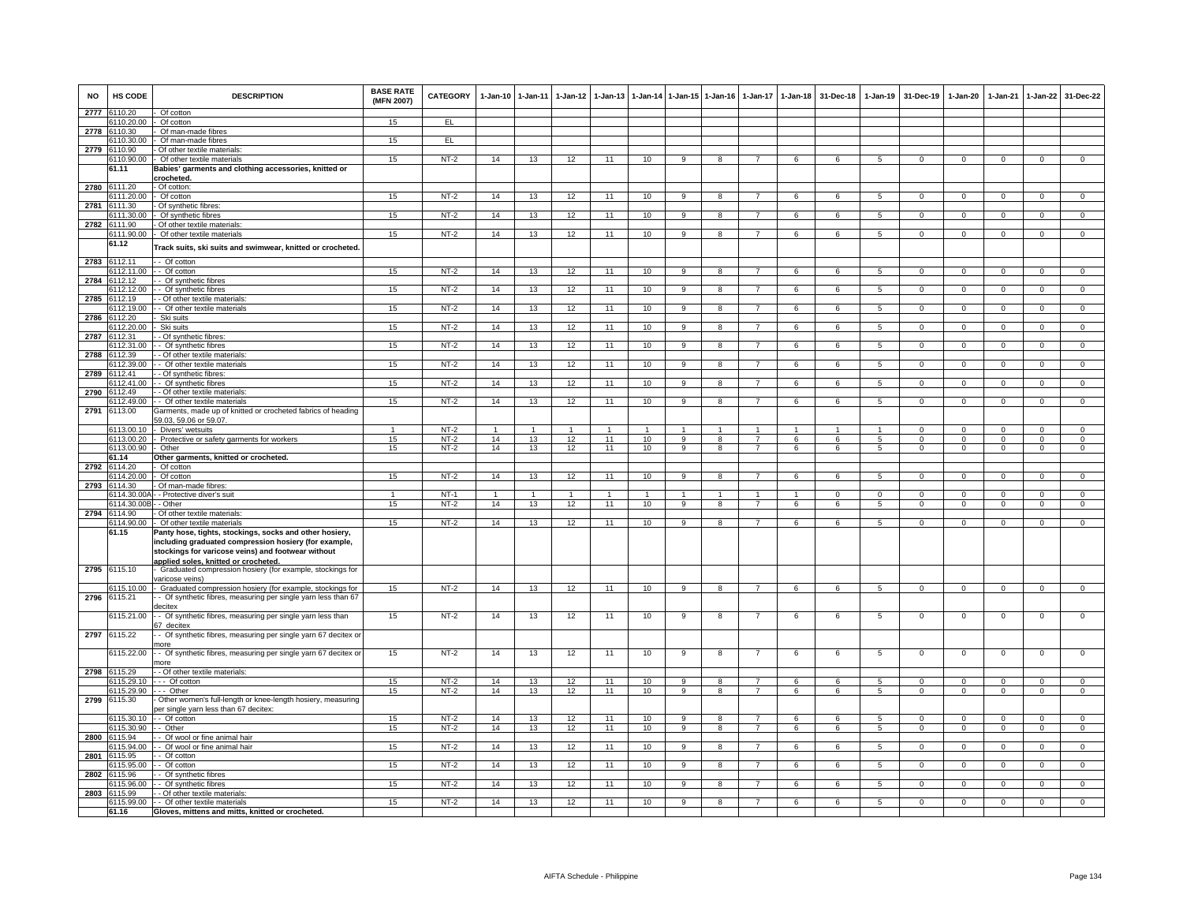| NO | HS CODE | DESCRIPTION | BASE RATE (MFN 2007) | CATEGORY | 1-Jan-10 | 1-Jan-11 | 1-Jan-12 | 1-Jan-13 | 1-Jan-14 | 1-Jan-15 | 1-Jan-16 | 1-Jan-17 | 1-Jan-18 | 31-Dec-18 | 1-Jan-19 | 31-Dec-19 | 1-Jan-20 | 1-Jan-21 | 1-Jan-22 | 31-Dec-22 |
|---|---|---|---|---|---|---|---|---|---|---|---|---|---|---|---|---|---|---|---|---|
| 2777 | 6110.20 | - Of cotton | | | | | | | | | | | | | | | | | | |
| | 6110.20.00 | - Of cotton | 15 | EL | | | | | | | | | | | | | | | | |
| 2778 | 6110.30 | - Of man-made fibres | | | | | | | | | | | | | | | | | | |
| | 6110.30.00 | - Of man-made fibres | 15 | EL | | | | | | | | | | | | | | | | |
| 2779 | 6110.90 | - Of other textile materials: | | | | | | | | | | | | | | | | | | |
| | 6110.90.00 | - Of other textile materials | 15 | NT-2 | 14 | 13 | 12 | 11 | 10 | 9 | 8 | 7 | 6 | 6 | 5 | 0 | 0 | 0 | 0 | 0 |
| | 61.11 | **Babies' garments and clothing accessories, knitted or crocheted.** | | | | | | | | | | | | | | | | | | |
| 2780 | 6111.20 | - Of cotton: | | | | | | | | | | | | | | | | | | |
| | 6111.20.00 | - Of cotton | 15 | NT-2 | 14 | 13 | 12 | 11 | 10 | 9 | 8 | 7 | 6 | 6 | 5 | 0 | 0 | 0 | 0 | 0 |
| 2781 | 6111.30 | - Of synthetic fibres: | | | | | | | | | | | | | | | | | | |
| | 6111.30.00 | - Of synthetic fibres | 15 | NT-2 | 14 | 13 | 12 | 11 | 10 | 9 | 8 | 7 | 6 | 6 | 5 | 0 | 0 | 0 | 0 | 0 |
| 2782 | 6111.90 | - Of other textile materials: | | | | | | | | | | | | | | | | | | |
| | 6111.90.00 | - Of other textile materials | 15 | NT-2 | 14 | 13 | 12 | 11 | 10 | 9 | 8 | 7 | 6 | 6 | 5 | 0 | 0 | 0 | 0 | 0 |
| | 61.12 | **Track suits, ski suits and swimwear, knitted or crocheted.** | | | | | | | | | | | | | | | | | | |
| 2783 | 6112.11 | - - Of cotton | | | | | | | | | | | | | | | | | | |
| | 6112.11.00 | - - Of cotton | 15 | NT-2 | 14 | 13 | 12 | 11 | 10 | 9 | 8 | 7 | 6 | 6 | 5 | 0 | 0 | 0 | 0 | 0 |
| 2784 | 6112.12 | - - Of synthetic fibres | | | | | | | | | | | | | | | | | | |
| | 6112.12.00 | - - Of synthetic fibres | 15 | NT-2 | 14 | 13 | 12 | 11 | 10 | 9 | 8 | 7 | 6 | 6 | 5 | 0 | 0 | 0 | 0 | 0 |
| 2785 | 6112.19 | - - Of other textile materials: | | | | | | | | | | | | | | | | | | |
| | 6112.19.00 | - - Of other textile materials | 15 | NT-2 | 14 | 13 | 12 | 11 | 10 | 9 | 8 | 7 | 6 | 6 | 5 | 0 | 0 | 0 | 0 | 0 |
| 2786 | 6112.20 | - Ski suits | | | | | | | | | | | | | | | | | | |
| | 6112.20.00 | - Ski suits | 15 | NT-2 | 14 | 13 | 12 | 11 | 10 | 9 | 8 | 7 | 6 | 6 | 5 | 0 | 0 | 0 | 0 | 0 |
| 2787 | 6112.31 | - - Of synthetic fibres: | | | | | | | | | | | | | | | | | | |
| | 6112.31.00 | - - Of synthetic fibres | 15 | NT-2 | 14 | 13 | 12 | 11 | 10 | 9 | 8 | 7 | 6 | 6 | 5 | 0 | 0 | 0 | 0 | 0 |
| 2788 | 6112.39 | - - Of other textile materials: | | | | | | | | | | | | | | | | | | |
| | 6112.39.00 | - - Of other textile materials | 15 | NT-2 | 14 | 13 | 12 | 11 | 10 | 9 | 8 | 7 | 6 | 6 | 5 | 0 | 0 | 0 | 0 | 0 |
| 2789 | 6112.41 | - - Of synthetic fibres: | | | | | | | | | | | | | | | | | | |
| | 6112.41.00 | - - Of synthetic fibres | 15 | NT-2 | 14 | 13 | 12 | 11 | 10 | 9 | 8 | 7 | 6 | 6 | 5 | 0 | 0 | 0 | 0 | 0 |
| 2790 | 6112.49 | - - Of other textile materials: | | | | | | | | | | | | | | | | | | |
| | 6112.49.00 | - - Of other textile materials | 15 | NT-2 | 14 | 13 | 12 | 11 | 10 | 9 | 8 | 7 | 6 | 6 | 5 | 0 | 0 | 0 | 0 | 0 |
| 2791 | 6113.00 | Garments, made up of knitted or crocheted fabrics of heading 59.03, 59.06 or 59.07. | | | | | | | | | | | | | | | | | | |
| | 6113.00.10 | - Divers' wetsuits | 1 | NT-2 | 1 | 1 | 1 | 1 | 1 | 1 | 1 | 1 | 1 | 1 | 1 | 0 | 0 | 0 | 0 | 0 |
| | 6113.00.20 | - Protective or safety garments for workers | 15 | NT-2 | 14 | 13 | 12 | 11 | 10 | 9 | 8 | 7 | 6 | 6 | 5 | 0 | 0 | 0 | 0 | 0 |
| | 6113.00.90 | - Other | 15 | NT-2 | 14 | 13 | 12 | 11 | 10 | 9 | 8 | 7 | 6 | 6 | 5 | 0 | 0 | 0 | 0 | 0 |
| | 61.14 | **Other garments, knitted or crocheted.** | | | | | | | | | | | | | | | | | | |
| 2792 | 6114.20 | - Of cotton | | | | | | | | | | | | | | | | | | |
| | 6114.20.00 | - Of cotton | 15 | NT-2 | 14 | 13 | 12 | 11 | 10 | 9 | 8 | 7 | 6 | 6 | 5 | 0 | 0 | 0 | 0 | 0 |
| 2793 | 6114.30 | - Of man-made fibres: | | | | | | | | | | | | | | | | | | |
| | 6114.30.00A | - - Protective diver's suit | 1 | NT-1 | 1 | 1 | 1 | 1 | 1 | 1 | 1 | 1 | 1 | 0 | 0 | 0 | 0 | 0 | 0 | 0 |
| | 6114.30.00B | - - Other | 15 | NT-2 | 14 | 13 | 12 | 11 | 10 | 9 | 8 | 7 | 6 | 6 | 5 | 0 | 0 | 0 | 0 | 0 |
| 2794 | 6114.90 | - Of other textile materials: | | | | | | | | | | | | | | | | | | |
| | 6114.90.00 | - Of other textile materials | 15 | NT-2 | 14 | 13 | 12 | 11 | 10 | 9 | 8 | 7 | 6 | 6 | 5 | 0 | 0 | 0 | 0 | 0 |
| | 61.15 | **Panty hose, tights, stockings, socks and other hosiery, including graduated compression hosiery (for example, stockings for varicose veins) and footwear without applied soles, knitted or crocheted.** | | | | | | | | | | | | | | | | | | |
| 2795 | 6115.10 | - Graduated compression hosiery (for example, stockings for varicose veins) | | | | | | | | | | | | | | | | | | |
| | 6115.10.00 | - Graduated compression hosiery (for example, stockings for | 15 | NT-2 | 14 | 13 | 12 | 11 | 10 | 9 | 8 | 7 | 6 | 6 | 5 | 0 | 0 | 0 | 0 | 0 |
| 2796 | 6115.21 | - - Of synthetic fibres, measuring per single yarn less than 67 decitex | | | | | | | | | | | | | | | | | | |
| | 6115.21.00 | - - Of synthetic fibres, measuring per single yarn less than 67 decitex | 15 | NT-2 | 14 | 13 | 12 | 11 | 10 | 9 | 8 | 7 | 6 | 6 | 5 | 0 | 0 | 0 | 0 | 0 |
| 2797 | 6115.22 | - - Of synthetic fibres, measuring per single yarn 67 decitex or more | | | | | | | | | | | | | | | | | | |
| | 6115.22.00 | - - Of synthetic fibres, measuring per single yarn 67 decitex or more | 15 | NT-2 | 14 | 13 | 12 | 11 | 10 | 9 | 8 | 7 | 6 | 6 | 5 | 0 | 0 | 0 | 0 | 0 |
| 2798 | 6115.29 | - - Of other textile materials: | | | | | | | | | | | | | | | | | | |
| | 6115.29.10 | - - - Of cotton | 15 | NT-2 | 14 | 13 | 12 | 11 | 10 | 9 | 8 | 7 | 6 | 6 | 5 | 0 | 0 | 0 | 0 | 0 |
| | 6115.29.90 | - - - Other | 15 | NT-2 | 14 | 13 | 12 | 11 | 10 | 9 | 8 | 7 | 6 | 6 | 5 | 0 | 0 | 0 | 0 | 0 |
| 2799 | 6115.30 | - Other women's full-length or knee-length hosiery, measuring per single yarn less than 67 decitex: | | | | | | | | | | | | | | | | | | |
| | 6115.30.10 | - - Of cotton | 15 | NT-2 | 14 | 13 | 12 | 11 | 10 | 9 | 8 | 7 | 6 | 6 | 5 | 0 | 0 | 0 | 0 | 0 |
| | 6115.30.90 | - - Other | 15 | NT-2 | 14 | 13 | 12 | 11 | 10 | 9 | 8 | 7 | 6 | 6 | 5 | 0 | 0 | 0 | 0 | 0 |
| 2800 | 6115.94 | - - Of wool or fine animal hair | | | | | | | | | | | | | | | | | | |
| | 6115.94.00 | - - Of wool or fine animal hair | 15 | NT-2 | 14 | 13 | 12 | 11 | 10 | 9 | 8 | 7 | 6 | 6 | 5 | 0 | 0 | 0 | 0 | 0 |
| 2801 | 6115.95 | - - Of cotton | | | | | | | | | | | | | | | | | | |
| | 6115.95.00 | - - Of cotton | 15 | NT-2 | 14 | 13 | 12 | 11 | 10 | 9 | 8 | 7 | 6 | 6 | 5 | 0 | 0 | 0 | 0 | 0 |
| 2802 | 6115.96 | - - Of synthetic fibres | | | | | | | | | | | | | | | | | | |
| | 6115.96.00 | - - Of synthetic fibres | 15 | NT-2 | 14 | 13 | 12 | 11 | 10 | 9 | 8 | 7 | 6 | 6 | 5 | 0 | 0 | 0 | 0 | 0 |
| 2803 | 6115.99 | - - Of other textile materials: | | | | | | | | | | | | | | | | | | |
| | 6115.99.00 | - - Of other textile materials | 15 | NT-2 | 14 | 13 | 12 | 11 | 10 | 9 | 8 | 7 | 6 | 6 | 5 | 0 | 0 | 0 | 0 | 0 |
| | 61.16 | **Gloves, mittens and mitts, knitted or crocheted.** | | | | | | | | | | | | | | | | | | |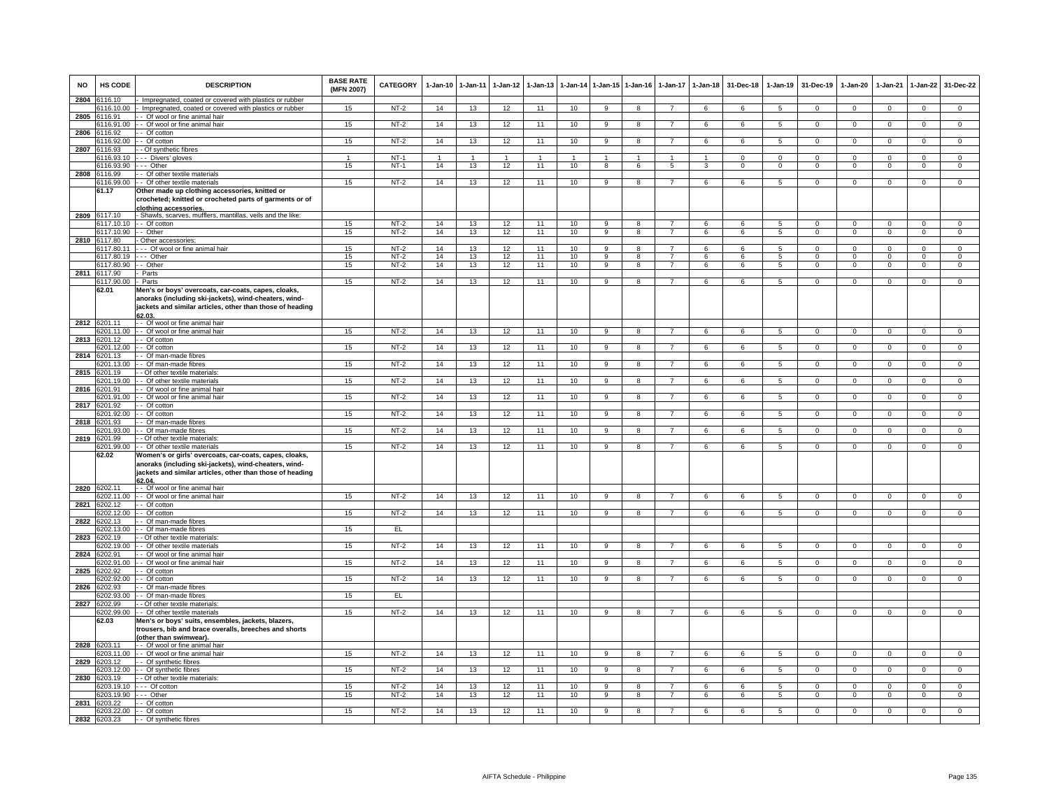| NO | HS CODE | DESCRIPTION | BASE RATE (MFN 2007) | CATEGORY | 1-Jan-10 | 1-Jan-11 | 1-Jan-12 | 1-Jan-13 | 1-Jan-14 | 1-Jan-15 | 1-Jan-16 | 1-Jan-17 | 1-Jan-18 | 31-Dec-18 | 1-Jan-19 | 31-Dec-19 | 1-Jan-20 | 1-Jan-21 | 1-Jan-22 | 31-Dec-22 |
|---|---|---|---|---|---|---|---|---|---|---|---|---|---|---|---|---|---|---|---|---|
| 2804 | 6116.10 | - Impregnated, coated or covered with plastics or rubber | | | | | | | | | | | | | | | | | | |
| | 6116.10.00 | - Impregnated, coated or covered with plastics or rubber | 15 | NT-2 | 14 | 13 | 12 | 11 | 10 | 9 | 8 | 7 | 6 | 6 | 5 | 0 | 0 | 0 | 0 | 0 |
| 2805 | 6116.91 | - - Of wool or fine animal hair | | | | | | | | | | | | | | | | | | |
| | 6116.91.00 | - - Of wool or fine animal hair | 15 | NT-2 | 14 | 13 | 12 | 11 | 10 | 9 | 8 | 7 | 6 | 6 | 5 | 0 | 0 | 0 | 0 | 0 |
| 2806 | 6116.92 | - - Of cotton | | | | | | | | | | | | | | | | | | |
| | 6116.92.00 | - - Of cotton | 15 | NT-2 | 14 | 13 | 12 | 11 | 10 | 9 | 8 | 7 | 6 | 6 | 5 | 0 | 0 | 0 | 0 | 0 |
| 2807 | 6116.93 | - - Of synthetic fibres | | | | | | | | | | | | | | | | | | |
| | 6116.93.10 | - - - Divers' gloves | 1 | NT-1 | 1 | 1 | 1 | 1 | 1 | 1 | 1 | 1 | 1 | 0 | 0 | 0 | 0 | 0 | 0 | 0 |
| | 6116.93.90 | - - - Other | 15 | NT-1 | 14 | 13 | 12 | 11 | 10 | 8 | 6 | 5 | 3 | 0 | 0 | 0 | 0 | 0 | 0 | 0 |
| 2808 | 6116.99 | - - Of other textile materials | | | | | | | | | | | | | | | | | | |
| | 6116.99.00 | - - Of other textile materials | 15 | NT-2 | 14 | 13 | 12 | 11 | 10 | 9 | 8 | 7 | 6 | 6 | 5 | 0 | 0 | 0 | 0 | 0 |
| | **61.17** | **Other made up clothing accessories, knitted or crocheted; knitted or crocheted parts of garments or of clothing accessories.** | | | | | | | | | | | | | | | | | | |
| 2809 | 6117.10 | - Shawls, scarves, mufflers, mantillas, veils and the like: | | | | | | | | | | | | | | | | | | |
| | 6117.10.10 | - - Of cotton | 15 | NT-2 | 14 | 13 | 12 | 11 | 10 | 9 | 8 | 7 | 6 | 6 | 5 | 0 | 0 | 0 | 0 | 0 |
| | 6117.10.90 | - - Other | 15 | NT-2 | 14 | 13 | 12 | 11 | 10 | 9 | 8 | 7 | 6 | 6 | 5 | 0 | 0 | 0 | 0 | 0 |
| 2810 | 6117.80 | - Other accessories: | | | | | | | | | | | | | | | | | | |
| | 6117.80.11 | - - - Of wool or fine animal hair | 15 | NT-2 | 14 | 13 | 12 | 11 | 10 | 9 | 8 | 7 | 6 | 6 | 5 | 0 | 0 | 0 | 0 | 0 |
| | 6117.80.19 | - - - Other | 15 | NT-2 | 14 | 13 | 12 | 11 | 10 | 9 | 8 | 7 | 6 | 6 | 5 | 0 | 0 | 0 | 0 | 0 |
| | 6117.80.90 | - - Other | 15 | NT-2 | 14 | 13 | 12 | 11 | 10 | 9 | 8 | 7 | 6 | 6 | 5 | 0 | 0 | 0 | 0 | 0 |
| 2811 | 6117.90 | - Parts | | | | | | | | | | | | | | | | | | |
| | 6117.90.00 | - Parts | 15 | NT-2 | 14 | 13 | 12 | 11 | 10 | 9 | 8 | 7 | 6 | 6 | 5 | 0 | 0 | 0 | 0 | 0 |
| | **62.01** | **Men's or boys' overcoats, car-coats, capes, cloaks, anoraks (including ski-jackets), wind-cheaters, wind-jackets and similar articles, other than those of heading 62.03.** | | | | | | | | | | | | | | | | | | |
| 2812 | 6201.11 | - - Of wool or fine animal hair | | | | | | | | | | | | | | | | | | |
| | 6201.11.00 | - - Of wool or fine animal hair | 15 | NT-2 | 14 | 13 | 12 | 11 | 10 | 9 | 8 | 7 | 6 | 6 | 5 | 0 | 0 | 0 | 0 | 0 |
| 2813 | 6201.12 | - - Of cotton | | | | | | | | | | | | | | | | | | |
| | 6201.12.00 | - - Of cotton | 15 | NT-2 | 14 | 13 | 12 | 11 | 10 | 9 | 8 | 7 | 6 | 6 | 5 | 0 | 0 | 0 | 0 | 0 |
| 2814 | 6201.13 | - - Of man-made fibres | | | | | | | | | | | | | | | | | | |
| | 6201.13.00 | - - Of man-made fibres | 15 | NT-2 | 14 | 13 | 12 | 11 | 10 | 9 | 8 | 7 | 6 | 6 | 5 | 0 | 0 | 0 | 0 | 0 |
| 2815 | 6201.19 | - - Of other textile materials: | | | | | | | | | | | | | | | | | | |
| | 6201.19.00 | - - Of other textile materials | 15 | NT-2 | 14 | 13 | 12 | 11 | 10 | 9 | 8 | 7 | 6 | 6 | 5 | 0 | 0 | 0 | 0 | 0 |
| 2816 | 6201.91 | - - Of wool or fine animal hair | | | | | | | | | | | | | | | | | | |
| | 6201.91.00 | - - Of wool or fine animal hair | 15 | NT-2 | 14 | 13 | 12 | 11 | 10 | 9 | 8 | 7 | 6 | 6 | 5 | 0 | 0 | 0 | 0 | 0 |
| 2817 | 6201.92 | - - Of cotton | | | | | | | | | | | | | | | | | | |
| | 6201.92.00 | - - Of cotton | 15 | NT-2 | 14 | 13 | 12 | 11 | 10 | 9 | 8 | 7 | 6 | 6 | 5 | 0 | 0 | 0 | 0 | 0 |
| 2818 | 6201.93 | - - Of man-made fibres | | | | | | | | | | | | | | | | | | |
| | 6201.93.00 | - - Of man-made fibres | 15 | NT-2 | 14 | 13 | 12 | 11 | 10 | 9 | 8 | 7 | 6 | 6 | 5 | 0 | 0 | 0 | 0 | 0 |
| 2819 | 6201.99 | - - Of other textile materials: | | | | | | | | | | | | | | | | | | |
| | 6201.99.00 | - - Of other textile materials | 15 | NT-2 | 14 | 13 | 12 | 11 | 10 | 9 | 8 | 7 | 6 | 6 | 5 | 0 | 0 | 0 | 0 | 0 |
| | **62.02** | **Women's or girls' overcoats, car-coats, capes, cloaks, anoraks (including ski-jackets), wind-cheaters, wind-jackets and similar articles, other than those of heading 62.04.** | | | | | | | | | | | | | | | | | | |
| 2820 | 6202.11 | - - Of wool or fine animal hair | | | | | | | | | | | | | | | | | | |
| | 6202.11.00 | - - Of wool or fine animal hair | 15 | NT-2 | 14 | 13 | 12 | 11 | 10 | 9 | 8 | 7 | 6 | 6 | 5 | 0 | 0 | 0 | 0 | 0 |
| 2821 | 6202.12 | - - Of cotton | | | | | | | | | | | | | | | | | | |
| | 6202.12.00 | - - Of cotton | 15 | NT-2 | 14 | 13 | 12 | 11 | 10 | 9 | 8 | 7 | 6 | 6 | 5 | 0 | 0 | 0 | 0 | 0 |
| 2822 | 6202.13 | - - Of man-made fibres | | | | | | | | | | | | | | | | | | |
| | 6202.13.00 | - - Of man-made fibres | 15 | EL | | | | | | | | | | | | | | | | |
| 2823 | 6202.19 | - - Of other textile materials: | | | | | | | | | | | | | | | | | | |
| | 6202.19.00 | - - Of other textile materials | 15 | NT-2 | 14 | 13 | 12 | 11 | 10 | 9 | 8 | 7 | 6 | 6 | 5 | 0 | 0 | 0 | 0 | 0 |
| 2824 | 6202.91 | - - Of wool or fine animal hair | | | | | | | | | | | | | | | | | | |
| | 6202.91.00 | - - Of wool or fine animal hair | 15 | NT-2 | 14 | 13 | 12 | 11 | 10 | 9 | 8 | 7 | 6 | 6 | 5 | 0 | 0 | 0 | 0 | 0 |
| 2825 | 6202.92 | - - Of cotton | | | | | | | | | | | | | | | | | | |
| | 6202.92.00 | - - Of cotton | 15 | NT-2 | 14 | 13 | 12 | 11 | 10 | 9 | 8 | 7 | 6 | 6 | 5 | 0 | 0 | 0 | 0 | 0 |
| 2826 | 6202.93 | - - Of man-made fibres | | | | | | | | | | | | | | | | | | |
| | 6202.93.00 | - - Of man-made fibres | 15 | EL | | | | | | | | | | | | | | | | |
| 2827 | 6202.99 | - - Of other textile materials: | | | | | | | | | | | | | | | | | | |
| | 6202.99.00 | - - Of other textile materials | 15 | NT-2 | 14 | 13 | 12 | 11 | 10 | 9 | 8 | 7 | 6 | 6 | 5 | 0 | 0 | 0 | 0 | 0 |
| | **62.03** | **Men's or boys' suits, ensembles, jackets, blazers, trousers, bib and brace overalls, breeches and shorts (other than swimwear).** | | | | | | | | | | | | | | | | | | |
| 2828 | 6203.11 | - - Of wool or fine animal hair | | | | | | | | | | | | | | | | | | |
| | 6203.11.00 | - - Of wool or fine animal hair | 15 | NT-2 | 14 | 13 | 12 | 11 | 10 | 9 | 8 | 7 | 6 | 6 | 5 | 0 | 0 | 0 | 0 | 0 |
| 2829 | 6203.12 | - - Of synthetic fibres | | | | | | | | | | | | | | | | | | |
| | 6203.12.00 | - - Of synthetic fibres | 15 | NT-2 | 14 | 13 | 12 | 11 | 10 | 9 | 8 | 7 | 6 | 6 | 5 | 0 | 0 | 0 | 0 | 0 |
| 2830 | 6203.19 | - - Of other textile materials: | | | | | | | | | | | | | | | | | | |
| | 6203.19.10 | - - - Of cotton | 15 | NT-2 | 14 | 13 | 12 | 11 | 10 | 9 | 8 | 7 | 6 | 6 | 5 | 0 | 0 | 0 | 0 | 0 |
| | 6203.19.90 | - - - Other | 15 | NT-2 | 14 | 13 | 12 | 11 | 10 | 9 | 8 | 7 | 6 | 6 | 5 | 0 | 0 | 0 | 0 | 0 |
| 2831 | 6203.22 | - - Of cotton | | | | | | | | | | | | | | | | | | |
| | 6203.22.00 | - - Of cotton | 15 | NT-2 | 14 | 13 | 12 | 11 | 10 | 9 | 8 | 7 | 6 | 6 | 5 | 0 | 0 | 0 | 0 | 0 |
| 2832 | 6203.23 | - - Of synthetic fibres | | | | | | | | | | | | | | | | | | |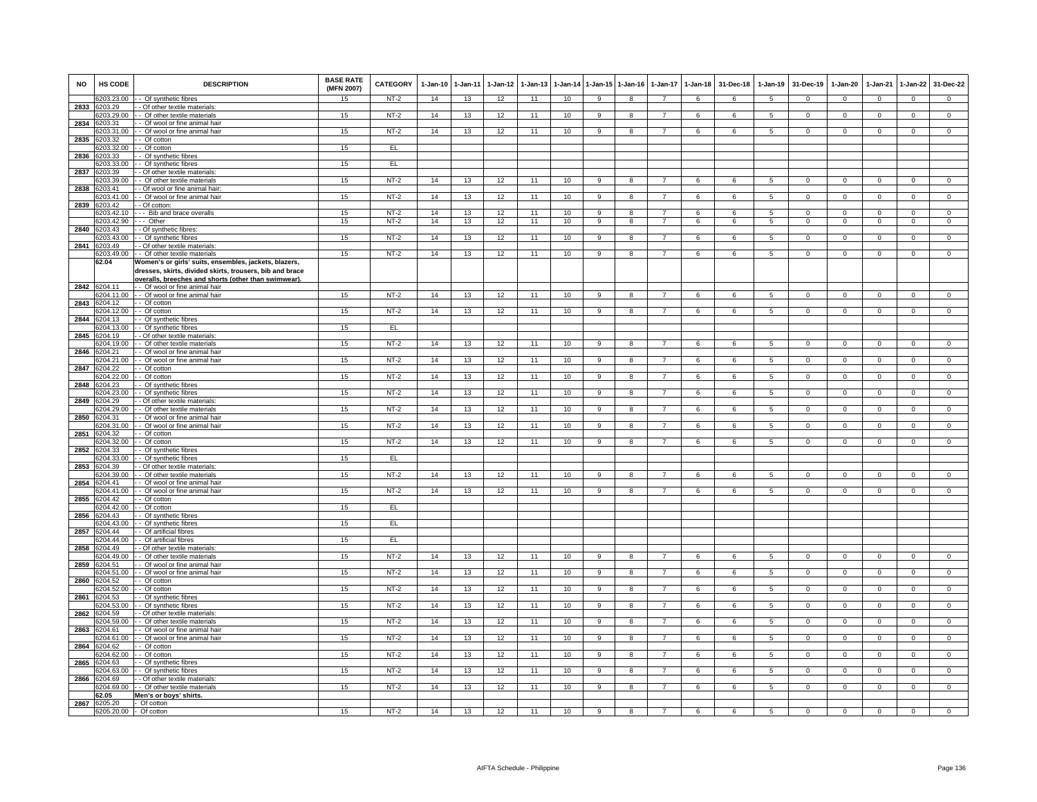| NO | HS CODE | DESCRIPTION | BASE RATE (MFN 2007) | CATEGORY | 1-Jan-10 | 1-Jan-11 | 1-Jan-12 | 1-Jan-13 | 1-Jan-14 | 1-Jan-15 | 1-Jan-16 | 1-Jan-17 | 1-Jan-18 | 31-Dec-18 | 1-Jan-19 | 31-Dec-19 | 1-Jan-20 | 1-Jan-21 | 1-Jan-22 | 31-Dec-22 |
|---|---|---|---|---|---|---|---|---|---|---|---|---|---|---|---|---|---|---|---|---|
| | 6203.23.00 | - - Of synthetic fibres | 15 | NT-2 | 14 | 13 | 12 | 11 | 10 | 9 | 8 | 7 | 6 | 6 | 5 | 0 | 0 | 0 | 0 | 0 |
| 2833 | 6203.29 | - - Of other textile materials: | | | | | | | | | | | | | | | | | | |
| | 6203.29.00 | - - Of other textile materials | 15 | NT-2 | 14 | 13 | 12 | 11 | 10 | 9 | 8 | 7 | 6 | 6 | 5 | 0 | 0 | 0 | 0 | 0 |
| 2834 | 6203.31 | - - Of wool or fine animal hair | | | | | | | | | | | | | | | | | | |
| | 6203.31.00 | - - Of wool or fine animal hair | 15 | NT-2 | 14 | 13 | 12 | 11 | 10 | 9 | 8 | 7 | 6 | 6 | 5 | 0 | 0 | 0 | 0 | 0 |
| 2835 | 6203.32 | - - Of cotton | | | | | | | | | | | | | | | | | | |
| | 6203.32.00 | - - Of cotton | 15 | EL | | | | | | | | | | | | | | | | |
| 2836 | 6203.33 | - - Of synthetic fibres | | | | | | | | | | | | | | | | | | |
| | 6203.33.00 | - - Of synthetic fibres | 15 | EL | | | | | | | | | | | | | | | | |
| 2837 | 6203.39 | - - Of other textile materials: | | | | | | | | | | | | | | | | | | |
| | 6203.39.00 | - - Of other textile materials | 15 | NT-2 | 14 | 13 | 12 | 11 | 10 | 9 | 8 | 7 | 6 | 6 | 5 | 0 | 0 | 0 | 0 | 0 |
| 2838 | 6203.41 | - - Of wool or fine animal hair: | | | | | | | | | | | | | | | | | | |
| | 6203.41.00 | - - Of wool or fine animal hair | 15 | NT-2 | 14 | 13 | 12 | 11 | 10 | 9 | 8 | 7 | 6 | 6 | 5 | 0 | 0 | 0 | 0 | 0 |
| 2839 | 6203.42 | - - Of cotton: | | | | | | | | | | | | | | | | | | |
| | 6203.42.10 | - - - Bib and brace overalls | 15 | NT-2 | 14 | 13 | 12 | 11 | 10 | 9 | 8 | 7 | 6 | 6 | 5 | 0 | 0 | 0 | 0 | 0 |
| | 6203.42.90 | - - - Other | 15 | NT-2 | 14 | 13 | 12 | 11 | 10 | 9 | 8 | 7 | 6 | 6 | 5 | 0 | 0 | 0 | 0 | 0 |
| 2840 | 6203.43 | - - Of synthetic fibres: | | | | | | | | | | | | | | | | | | |
| | 6203.43.00 | - - Of synthetic fibres | 15 | NT-2 | 14 | 13 | 12 | 11 | 10 | 9 | 8 | 7 | 6 | 6 | 5 | 0 | 0 | 0 | 0 | 0 |
| 2841 | 6203.49 | - - Of other textile materials: | | | | | | | | | | | | | | | | | | |
| | 6203.49.00 | - - Of other textile materials | 15 | NT-2 | 14 | 13 | 12 | 11 | 10 | 9 | 8 | 7 | 6 | 6 | 5 | 0 | 0 | 0 | 0 | 0 |
| | **62.04** | **Women's or girls' suits, ensembles, jackets, blazers, dresses, skirts, divided skirts, trousers, bib and brace overalls, breeches and shorts (other than swimwear).** | | | | | | | | | | | | | | | | | | |
| 2842 | 6204.11 | - - Of wool or fine animal hair | | | | | | | | | | | | | | | | | | |
| | 6204.11.00 | - - Of wool or fine animal hair | 15 | NT-2 | 14 | 13 | 12 | 11 | 10 | 9 | 8 | 7 | 6 | 6 | 5 | 0 | 0 | 0 | 0 | 0 |
| 2843 | 6204.12 | - - Of cotton | | | | | | | | | | | | | | | | | | |
| | 6204.12.00 | - - Of cotton | 15 | NT-2 | 14 | 13 | 12 | 11 | 10 | 9 | 8 | 7 | 6 | 6 | 5 | 0 | 0 | 0 | 0 | 0 |
| 2844 | 6204.13 | - - Of synthetic fibres | | | | | | | | | | | | | | | | | | |
| | 6204.13.00 | - - Of synthetic fibres | 15 | EL | | | | | | | | | | | | | | | | |
| 2845 | 6204.19 | - - Of other textile materials: | | | | | | | | | | | | | | | | | | |
| | 6204.19.00 | - - Of other textile materials | 15 | NT-2 | 14 | 13 | 12 | 11 | 10 | 9 | 8 | 7 | 6 | 6 | 5 | 0 | 0 | 0 | 0 | 0 |
| 2846 | 6204.21 | - - Of wool or fine animal hair | | | | | | | | | | | | | | | | | | |
| | 6204.21.00 | - - Of wool or fine animal hair | 15 | NT-2 | 14 | 13 | 12 | 11 | 10 | 9 | 8 | 7 | 6 | 6 | 5 | 0 | 0 | 0 | 0 | 0 |
| 2847 | 6204.22 | - - Of cotton | | | | | | | | | | | | | | | | | | |
| | 6204.22.00 | - - Of cotton | 15 | NT-2 | 14 | 13 | 12 | 11 | 10 | 9 | 8 | 7 | 6 | 6 | 5 | 0 | 0 | 0 | 0 | 0 |
| 2848 | 6204.23 | - - Of synthetic fibres | | | | | | | | | | | | | | | | | | |
| | 6204.23.00 | - - Of synthetic fibres | 15 | NT-2 | 14 | 13 | 12 | 11 | 10 | 9 | 8 | 7 | 6 | 6 | 5 | 0 | 0 | 0 | 0 | 0 |
| 2849 | 6204.29 | - - Of other textile materials: | | | | | | | | | | | | | | | | | | |
| | 6204.29.00 | - - Of other textile materials | 15 | NT-2 | 14 | 13 | 12 | 11 | 10 | 9 | 8 | 7 | 6 | 6 | 5 | 0 | 0 | 0 | 0 | 0 |
| 2850 | 6204.31 | - - Of wool or fine animal hair | | | | | | | | | | | | | | | | | | |
| | 6204.31.00 | - - Of wool or fine animal hair | 15 | NT-2 | 14 | 13 | 12 | 11 | 10 | 9 | 8 | 7 | 6 | 6 | 5 | 0 | 0 | 0 | 0 | 0 |
| 2851 | 6204.32 | - - Of cotton | | | | | | | | | | | | | | | | | | |
| | 6204.32.00 | - - Of cotton | 15 | NT-2 | 14 | 13 | 12 | 11 | 10 | 9 | 8 | 7 | 6 | 6 | 5 | 0 | 0 | 0 | 0 | 0 |
| 2852 | 6204.33 | - - Of synthetic fibres | | | | | | | | | | | | | | | | | | |
| | 6204.33.00 | - - Of synthetic fibres | 15 | EL | | | | | | | | | | | | | | | | |
| 2853 | 6204.39 | - - Of other textile materials: | | | | | | | | | | | | | | | | | | |
| | 6204.39.00 | - - Of other textile materials | 15 | NT-2 | 14 | 13 | 12 | 11 | 10 | 9 | 8 | 7 | 6 | 6 | 5 | 0 | 0 | 0 | 0 | 0 |
| 2854 | 6204.41 | - - Of wool or fine animal hair | | | | | | | | | | | | | | | | | | |
| | 6204.41.00 | - - Of wool or fine animal hair | 15 | NT-2 | 14 | 13 | 12 | 11 | 10 | 9 | 8 | 7 | 6 | 6 | 5 | 0 | 0 | 0 | 0 | 0 |
| 2855 | 6204.42 | - - Of cotton | | | | | | | | | | | | | | | | | | |
| | 6204.42.00 | - - Of cotton | 15 | EL | | | | | | | | | | | | | | | | |
| 2856 | 6204.43 | - - Of synthetic fibres | | | | | | | | | | | | | | | | | | |
| | 6204.43.00 | - - Of synthetic fibres | 15 | EL | | | | | | | | | | | | | | | | |
| 2857 | 6204.44 | - - Of artificial fibres | | | | | | | | | | | | | | | | | | |
| | 6204.44.00 | - - Of artificial fibres | 15 | EL | | | | | | | | | | | | | | | | |
| 2858 | 6204.49 | - - Of other textile materials: | | | | | | | | | | | | | | | | | | |
| | 6204.49.00 | - - Of other textile materials | 15 | NT-2 | 14 | 13 | 12 | 11 | 10 | 9 | 8 | 7 | 6 | 6 | 5 | 0 | 0 | 0 | 0 | 0 |
| 2859 | 6204.51 | - - Of wool or fine animal hair | | | | | | | | | | | | | | | | | | |
| | 6204.51.00 | - - Of wool or fine animal hair | 15 | NT-2 | 14 | 13 | 12 | 11 | 10 | 9 | 8 | 7 | 6 | 6 | 5 | 0 | 0 | 0 | 0 | 0 |
| 2860 | 6204.52 | - - Of cotton | | | | | | | | | | | | | | | | | | |
| | 6204.52.00 | - - Of cotton | 15 | NT-2 | 14 | 13 | 12 | 11 | 10 | 9 | 8 | 7 | 6 | 6 | 5 | 0 | 0 | 0 | 0 | 0 |
| 2861 | 6204.53 | - - Of synthetic fibres | | | | | | | | | | | | | | | | | | |
| | 6204.53.00 | - - Of synthetic fibres | 15 | NT-2 | 14 | 13 | 12 | 11 | 10 | 9 | 8 | 7 | 6 | 6 | 5 | 0 | 0 | 0 | 0 | 0 |
| 2862 | 6204.59 | - - Of other textile materials: | | | | | | | | | | | | | | | | | | |
| | 6204.59.00 | - - Of other textile materials | 15 | NT-2 | 14 | 13 | 12 | 11 | 10 | 9 | 8 | 7 | 6 | 6 | 5 | 0 | 0 | 0 | 0 | 0 |
| 2863 | 6204.61 | - - Of wool or fine animal hair | | | | | | | | | | | | | | | | | | |
| | 6204.61.00 | - - Of wool or fine animal hair | 15 | NT-2 | 14 | 13 | 12 | 11 | 10 | 9 | 8 | 7 | 6 | 6 | 5 | 0 | 0 | 0 | 0 | 0 |
| 2864 | 6204.62 | - - Of cotton | | | | | | | | | | | | | | | | | | |
| | 6204.62.00 | - - Of cotton | 15 | NT-2 | 14 | 13 | 12 | 11 | 10 | 9 | 8 | 7 | 6 | 6 | 5 | 0 | 0 | 0 | 0 | 0 |
| 2865 | 6204.63 | - - Of synthetic fibres | | | | | | | | | | | | | | | | | | |
| | 6204.63.00 | - - Of synthetic fibres | 15 | NT-2 | 14 | 13 | 12 | 11 | 10 | 9 | 8 | 7 | 6 | 6 | 5 | 0 | 0 | 0 | 0 | 0 |
| 2866 | 6204.69 | - - Of other textile materials: | | | | | | | | | | | | | | | | | | |
| | 6204.69.00 | - - Of other textile materials | 15 | NT-2 | 14 | 13 | 12 | 11 | 10 | 9 | 8 | 7 | 6 | 6 | 5 | 0 | 0 | 0 | 0 | 0 |
| | **62.05** | **Men's or boys' shirts.** | | | | | | | | | | | | | | | | | | |
| 2867 | 6205.20 | - Of cotton | | | | | | | | | | | | | | | | | | |
| | 6205.20.00 | - Of cotton | 15 | NT-2 | 14 | 13 | 12 | 11 | 10 | 9 | 8 | 7 | 6 | 6 | 5 | 0 | 0 | 0 | 0 | 0 |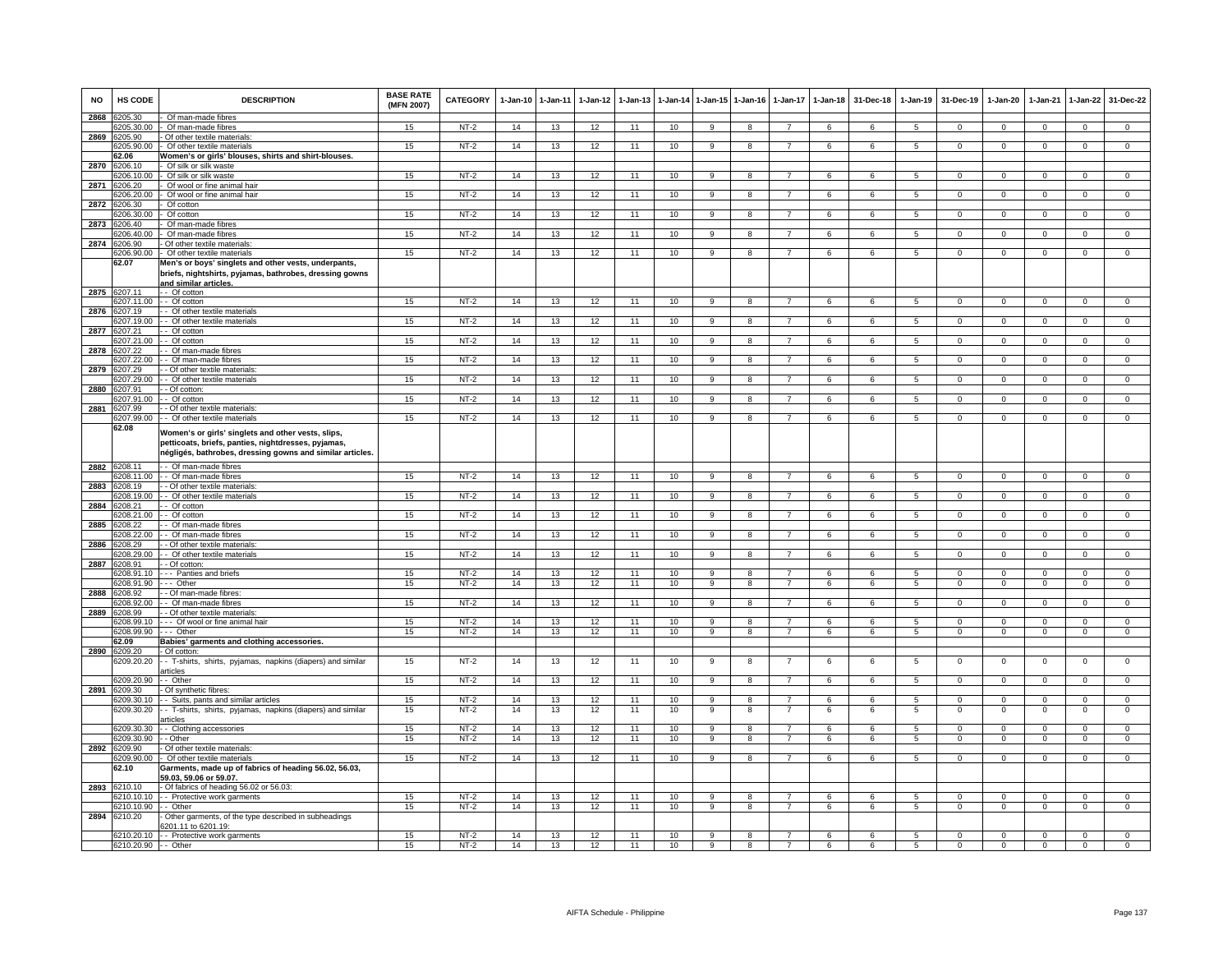| NO | HS CODE | DESCRIPTION | BASE RATE (MFN 2007) | CATEGORY | 1-Jan-10 | 1-Jan-11 | 1-Jan-12 | 1-Jan-13 | 1-Jan-14 | 1-Jan-15 | 1-Jan-16 | 1-Jan-17 | 1-Jan-18 | 31-Dec-18 | 1-Jan-19 | 31-Dec-19 | 1-Jan-20 | 1-Jan-21 | 1-Jan-22 | 31-Dec-22 |
|---|---|---|---|---|---|---|---|---|---|---|---|---|---|---|---|---|---|---|---|---|
| 2868 | 6205.30 | - Of man-made fibres | | | | | | | | | | | | | | | | | | |
| | 6205.30.00 | - Of man-made fibres | 15 | NT-2 | 14 | 13 | 12 | 11 | 10 | 9 | 8 | 7 | 6 | 6 | 5 | 0 | 0 | 0 | 0 | 0 |
| 2869 | 6205.90 | - Of other textile materials: | | | | | | | | | | | | | | | | | | |
| | 6205.90.00 | - Of other textile materials | 15 | NT-2 | 14 | 13 | 12 | 11 | 10 | 9 | 8 | 7 | 6 | 6 | 5 | 0 | 0 | 0 | 0 | 0 |
| | 62.06 | **Women's or girls' blouses, shirts and shirt-blouses.** | | | | | | | | | | | | | | | | | | |
| 2870 | 6206.10 | - Of silk or silk waste | | | | | | | | | | | | | | | | | | |
| | 6206.10.00 | - Of silk or silk waste | 15 | NT-2 | 14 | 13 | 12 | 11 | 10 | 9 | 8 | 7 | 6 | 6 | 5 | 0 | 0 | 0 | 0 | 0 |
| 2871 | 6206.20 | - Of wool or fine animal hair | | | | | | | | | | | | | | | | | | |
| | 6206.20.00 | - Of wool or fine animal hair | 15 | NT-2 | 14 | 13 | 12 | 11 | 10 | 9 | 8 | 7 | 6 | 6 | 5 | 0 | 0 | 0 | 0 | 0 |
| 2872 | 6206.30 | - Of cotton | | | | | | | | | | | | | | | | | | |
| | 6206.30.00 | - Of cotton | 15 | NT-2 | 14 | 13 | 12 | 11 | 10 | 9 | 8 | 7 | 6 | 6 | 5 | 0 | 0 | 0 | 0 | 0 |
| 2873 | 6206.40 | - Of man-made fibres | | | | | | | | | | | | | | | | | | |
| | 6206.40.00 | - Of man-made fibres | 15 | NT-2 | 14 | 13 | 12 | 11 | 10 | 9 | 8 | 7 | 6 | 6 | 5 | 0 | 0 | 0 | 0 | 0 |
| 2874 | 6206.90 | - Of other textile materials: | | | | | | | | | | | | | | | | | | |
| | 6206.90.00 | - Of other textile materials | 15 | NT-2 | 14 | 13 | 12 | 11 | 10 | 9 | 8 | 7 | 6 | 6 | 5 | 0 | 0 | 0 | 0 | 0 |
| | 62.07 | **Men's or boys' singlets and other vests, underpants, briefs, nightshirts, pyjamas, bathrobes, dressing gowns and similar articles.** | | | | | | | | | | | | | | | | | | |
| 2875 | 6207.11 | - - Of cotton | | | | | | | | | | | | | | | | | | |
| | 6207.11.00 | - - Of cotton | 15 | NT-2 | 14 | 13 | 12 | 11 | 10 | 9 | 8 | 7 | 6 | 6 | 5 | 0 | 0 | 0 | 0 | 0 |
| 2876 | 6207.19 | - - Of other textile materials | | | | | | | | | | | | | | | | | | |
| | 6207.19.00 | - - Of other textile materials | 15 | NT-2 | 14 | 13 | 12 | 11 | 10 | 9 | 8 | 7 | 6 | 6 | 5 | 0 | 0 | 0 | 0 | 0 |
| 2877 | 6207.21 | - - Of cotton | | | | | | | | | | | | | | | | | | |
| | 6207.21.00 | - - Of cotton | 15 | NT-2 | 14 | 13 | 12 | 11 | 10 | 9 | 8 | 7 | 6 | 6 | 5 | 0 | 0 | 0 | 0 | 0 |
| 2878 | 6207.22 | - - Of man-made fibres | | | | | | | | | | | | | | | | | | |
| | 6207.22.00 | - - Of man-made fibres | 15 | NT-2 | 14 | 13 | 12 | 11 | 10 | 9 | 8 | 7 | 6 | 6 | 5 | 0 | 0 | 0 | 0 | 0 |
| 2879 | 6207.29 | - - Of other textile materials: | | | | | | | | | | | | | | | | | | |
| | 6207.29.00 | - - Of other textile materials | 15 | NT-2 | 14 | 13 | 12 | 11 | 10 | 9 | 8 | 7 | 6 | 6 | 5 | 0 | 0 | 0 | 0 | 0 |
| 2880 | 6207.91 | - - Of cotton: | | | | | | | | | | | | | | | | | | |
| | 6207.91.00 | - - Of cotton | 15 | NT-2 | 14 | 13 | 12 | 11 | 10 | 9 | 8 | 7 | 6 | 6 | 5 | 0 | 0 | 0 | 0 | 0 |
| 2881 | 6207.99 | - - Of other textile materials: | | | | | | | | | | | | | | | | | | |
| | 6207.99.00 | - - Of other textile materials | 15 | NT-2 | 14 | 13 | 12 | 11 | 10 | 9 | 8 | 7 | 6 | 6 | 5 | 0 | 0 | 0 | 0 | 0 |
| | 62.08 | **Women's or girls' singlets and other vests, slips, petticoats, briefs, panties, nightdresses, pyjamas, négligés, bathrobes, dressing gowns and similar articles.** | | | | | | | | | | | | | | | | | | |
| 2882 | 6208.11 | - - Of man-made fibres | | | | | | | | | | | | | | | | | | |
| | 6208.11.00 | - - Of man-made fibres | 15 | NT-2 | 14 | 13 | 12 | 11 | 10 | 9 | 8 | 7 | 6 | 6 | 5 | 0 | 0 | 0 | 0 | 0 |
| 2883 | 6208.19 | - - Of other textile materials: | | | | | | | | | | | | | | | | | | |
| | 6208.19.00 | - - Of other textile materials | 15 | NT-2 | 14 | 13 | 12 | 11 | 10 | 9 | 8 | 7 | 6 | 6 | 5 | 0 | 0 | 0 | 0 | 0 |
| 2884 | 6208.21 | - - Of cotton | | | | | | | | | | | | | | | | | | |
| | 6208.21.00 | - - Of cotton | 15 | NT-2 | 14 | 13 | 12 | 11 | 10 | 9 | 8 | 7 | 6 | 6 | 5 | 0 | 0 | 0 | 0 | 0 |
| 2885 | 6208.22 | - - Of man-made fibres | | | | | | | | | | | | | | | | | | |
| | 6208.22.00 | - - Of man-made fibres | 15 | NT-2 | 14 | 13 | 12 | 11 | 10 | 9 | 8 | 7 | 6 | 6 | 5 | 0 | 0 | 0 | 0 | 0 |
| 2886 | 6208.29 | - - Of other textile materials: | | | | | | | | | | | | | | | | | | |
| | 6208.29.00 | - - Of other textile materials | 15 | NT-2 | 14 | 13 | 12 | 11 | 10 | 9 | 8 | 7 | 6 | 6 | 5 | 0 | 0 | 0 | 0 | 0 |
| 2887 | 6208.91 | - - Of cotton: | | | | | | | | | | | | | | | | | | |
| | 6208.91.10 | - - - Panties and briefs | 15 | NT-2 | 14 | 13 | 12 | 11 | 10 | 9 | 8 | 7 | 6 | 6 | 5 | 0 | 0 | 0 | 0 | 0 |
| | 6208.91.90 | - - - Other | 15 | NT-2 | 14 | 13 | 12 | 11 | 10 | 9 | 8 | 7 | 6 | 6 | 5 | 0 | 0 | 0 | 0 | 0 |
| 2888 | 6208.92 | - - Of man-made fibres: | | | | | | | | | | | | | | | | | | |
| | 6208.92.00 | - - Of man-made fibres | 15 | NT-2 | 14 | 13 | 12 | 11 | 10 | 9 | 8 | 7 | 6 | 6 | 5 | 0 | 0 | 0 | 0 | 0 |
| 2889 | 6208.99 | - - Of other textile materials: | | | | | | | | | | | | | | | | | | |
| | 6208.99.10 | - - - Of wool or fine animal hair | 15 | NT-2 | 14 | 13 | 12 | 11 | 10 | 9 | 8 | 7 | 6 | 6 | 5 | 0 | 0 | 0 | 0 | 0 |
| | 6208.99.90 | - - - Other | 15 | NT-2 | 14 | 13 | 12 | 11 | 10 | 9 | 8 | 7 | 6 | 6 | 5 | 0 | 0 | 0 | 0 | 0 |
| | 62.09 | **Babies' garments and clothing accessories.** | | | | | | | | | | | | | | | | | | |
| 2890 | 6209.20 | - Of cotton: | | | | | | | | | | | | | | | | | | |
| | 6209.20.20 | - - T-shirts, shirts, pyjamas, napkins (diapers) and similar articles | 15 | NT-2 | 14 | 13 | 12 | 11 | 10 | 9 | 8 | 7 | 6 | 6 | 5 | 0 | 0 | 0 | 0 | 0 |
| | 6209.20.90 | - - Other | 15 | NT-2 | 14 | 13 | 12 | 11 | 10 | 9 | 8 | 7 | 6 | 6 | 5 | 0 | 0 | 0 | 0 | 0 |
| 2891 | 6209.30 | - Of synthetic fibres: | | | | | | | | | | | | | | | | | | |
| | 6209.30.10 | - - Suits, pants and similar articles | 15 | NT-2 | 14 | 13 | 12 | 11 | 10 | 9 | 8 | 7 | 6 | 6 | 5 | 0 | 0 | 0 | 0 | 0 |
| | 6209.30.20 | - - T-shirts, shirts, pyjamas, napkins (diapers) and similar articles | 15 | NT-2 | 14 | 13 | 12 | 11 | 10 | 9 | 8 | 7 | 6 | 6 | 5 | 0 | 0 | 0 | 0 | 0 |
| | 6209.30.30 | - - Clothing accessories | 15 | NT-2 | 14 | 13 | 12 | 11 | 10 | 9 | 8 | 7 | 6 | 6 | 5 | 0 | 0 | 0 | 0 | 0 |
| | 6209.30.90 | - - Other | 15 | NT-2 | 14 | 13 | 12 | 11 | 10 | 9 | 8 | 7 | 6 | 6 | 5 | 0 | 0 | 0 | 0 | 0 |
| 2892 | 6209.90 | - Of other textile materials: | | | | | | | | | | | | | | | | | | |
| | 6209.90.00 | - Of other textile materials | 15 | NT-2 | 14 | 13 | 12 | 11 | 10 | 9 | 8 | 7 | 6 | 6 | 5 | 0 | 0 | 0 | 0 | 0 |
| | 62.10 | **Garments, made up of fabrics of heading 56.02, 56.03, 59.03, 59.06 or 59.07.** | | | | | | | | | | | | | | | | | | |
| 2893 | 6210.10 | - Of fabrics of heading 56.02 or 56.03: | | | | | | | | | | | | | | | | | | |
| | 6210.10.10 | - - Protective work garments | 15 | NT-2 | 14 | 13 | 12 | 11 | 10 | 9 | 8 | 7 | 6 | 6 | 5 | 0 | 0 | 0 | 0 | 0 |
| | 6210.10.90 | - - Other | 15 | NT-2 | 14 | 13 | 12 | 11 | 10 | 9 | 8 | 7 | 6 | 6 | 5 | 0 | 0 | 0 | 0 | 0 |
| 2894 | 6210.20 | - Other garments, of the type described in subheadings 6201.11 to 6201.19: | | | | | | | | | | | | | | | | | | |
| | 6210.20.10 | - - Protective work garments | 15 | NT-2 | 14 | 13 | 12 | 11 | 10 | 9 | 8 | 7 | 6 | 6 | 5 | 0 | 0 | 0 | 0 | 0 |
| | 6210.20.90 | - - Other | 15 | NT-2 | 14 | 13 | 12 | 11 | 10 | 9 | 8 | 7 | 6 | 6 | 5 | 0 | 0 | 0 | 0 | 0 |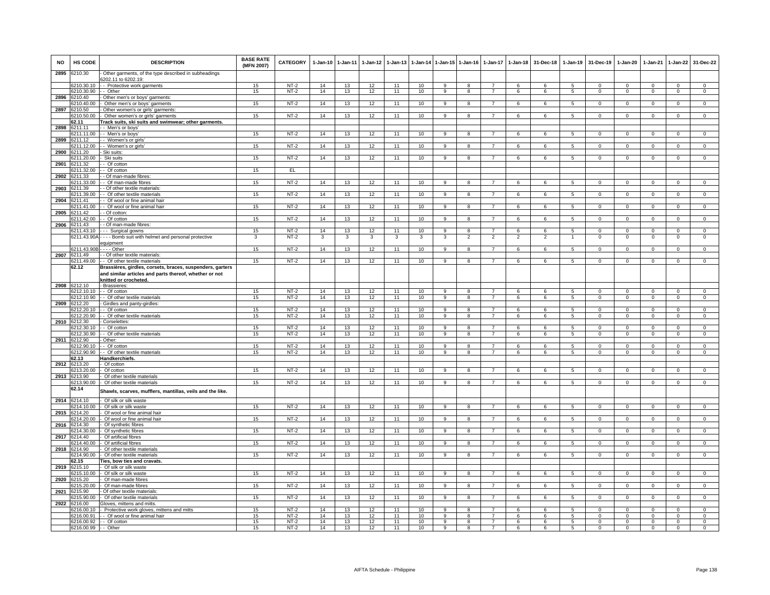| NO | HS CODE | DESCRIPTION | BASE RATE (MFN 2007) | CATEGORY | 1-Jan-10 | 1-Jan-11 | 1-Jan-12 | 1-Jan-13 | 1-Jan-14 | 1-Jan-15 | 1-Jan-16 | 1-Jan-17 | 1-Jan-18 | 31-Dec-18 | 1-Jan-19 | 31-Dec-19 | 1-Jan-20 | 1-Jan-21 | 1-Jan-22 | 31-Dec-22 |
|---|---|---|---|---|---|---|---|---|---|---|---|---|---|---|---|---|---|---|---|---|
| 2895 | 6210.30 | - Other garments, of the type described in subheadings 6202.11 to 6202.19: | | | | | | | | | | | | | | | | | | |
| | 6210.30.10 | - - Protective work garments | 15 | NT-2 | 14 | 13 | 12 | 11 | 10 | 9 | 8 | 7 | 6 | 6 | 5 | 0 | 0 | 0 | 0 | 0 |
| | 6210.30.90 | - - Other | 15 | NT-2 | 14 | 13 | 12 | 11 | 10 | 9 | 8 | 7 | 6 | 6 | 5 | 0 | 0 | 0 | 0 | 0 |
| 2896 | 6210.40 | - Other men's or boys' garments: | | | | | | | | | | | | | | | | | | |
| | 6210.40.00 | - Other men's or boys' garments | 15 | NT-2 | 14 | 13 | 12 | 11 | 10 | 9 | 8 | 7 | 6 | 6 | 5 | 0 | 0 | 0 | 0 | 0 |
| 2897 | 6210.50 | - Other women's or girls' garments: | | | | | | | | | | | | | | | | | | |
| | 6210.50.00 | - Other women's or girls' garments | 15 | NT-2 | 14 | 13 | 12 | 11 | 10 | 9 | 8 | 7 | 6 | 6 | 5 | 0 | 0 | 0 | 0 | 0 |
| | 62.11 | **Track suits, ski suits and swimwear; other garments.** | | | | | | | | | | | | | | | | | | |
| 2898 | 6211.11 | - - Men's or boys' | | | | | | | | | | | | | | | | | | |
| | 6211.11.00 | - - Men's or boys' | 15 | NT-2 | 14 | 13 | 12 | 11 | 10 | 9 | 8 | 7 | 6 | 6 | 5 | 0 | 0 | 0 | 0 | 0 |
| 2899 | 6211.12 | - - Women's or girls' | | | | | | | | | | | | | | | | | | |
| | 6211.12.00 | - - Women's or girls' | 15 | NT-2 | 14 | 13 | 12 | 11 | 10 | 9 | 8 | 7 | 6 | 6 | 5 | 0 | 0 | 0 | 0 | 0 |
| 2900 | 6211.20 | - Ski suits: | | | | | | | | | | | | | | | | | | |
| | 6211.20.00 | - Ski suits | 15 | NT-2 | 14 | 13 | 12 | 11 | 10 | 9 | 8 | 7 | 6 | 6 | 5 | 0 | 0 | 0 | 0 | 0 |
| 2901 | 6211.32 | - - Of cotton | | | | | | | | | | | | | | | | | | |
| | 6211.32.00 | - - Of cotton | 15 | EL | | | | | | | | | | | | | | | | |
| 2902 | 6211.33 | - - Of man-made fibres: | | | | | | | | | | | | | | | | | | |
| | 6211.33.00 | - - Of man-made fibres | 15 | NT-2 | 14 | 13 | 12 | 11 | 10 | 9 | 8 | 7 | 6 | 6 | 5 | 0 | 0 | 0 | 0 | 0 |
| 2903 | 6211.39 | - - Of other textile materials: | | | | | | | | | | | | | | | | | | |
| | 6211.39.00 | - - Of other textile materials | 15 | NT-2 | 14 | 13 | 12 | 11 | 10 | 9 | 8 | 7 | 6 | 6 | 5 | 0 | 0 | 0 | 0 | 0 |
| 2904 | 6211.41 | - - Of wool or fine animal hair | | | | | | | | | | | | | | | | | | |
| | 6211.41.00 | - - Of wool or fine animal hair | 15 | NT-2 | 14 | 13 | 12 | 11 | 10 | 9 | 8 | 7 | 6 | 6 | 5 | 0 | 0 | 0 | 0 | 0 |
| 2905 | 6211.42 | - - Of cotton: | | | | | | | | | | | | | | | | | | |
| | 6211.42.00 | - - Of cotton | 15 | NT-2 | 14 | 13 | 12 | 11 | 10 | 9 | 8 | 7 | 6 | 6 | 5 | 0 | 0 | 0 | 0 | 0 |
| 2906 | 6211.43 | - - Of man-made fibres: | | | | | | | | | | | | | | | | | | |
| | 6211.43.10 | - - - Surgical gowns | 15 | NT-2 | 14 | 13 | 12 | 11 | 10 | 9 | 8 | 7 | 6 | 6 | 5 | 0 | 0 | 0 | 0 | 0 |
| | 6211.43.90A | - - - - Bomb suit with helmet and personal protective equipment | 3 | NT-2 | 3 | 3 | 3 | 3 | 3 | 3 | 2 | 2 | 2 | 2 | 1 | 0 | 0 | 0 | 0 | 0 |
| | 6211.43.90B | - - - - Other | 15 | NT-2 | 14 | 13 | 12 | 11 | 10 | 9 | 8 | 7 | 6 | 6 | 5 | 0 | 0 | 0 | 0 | 0 |
| 2907 | 6211.49 | - - Of other textile materials: | | | | | | | | | | | | | | | | | | |
| | 6211.49.00 | - - Of other textile materials | 15 | NT-2 | 14 | 13 | 12 | 11 | 10 | 9 | 8 | 7 | 6 | 6 | 5 | 0 | 0 | 0 | 0 | 0 |
| | 62.12 | **Brassières, girdles, corsets, braces, suspenders, garters and similar articles and parts thereof, whether or not knitted or crocheted.** | | | | | | | | | | | | | | | | | | |
| 2908 | 6212.10 | - Brassieres: | | | | | | | | | | | | | | | | | | |
| | 6212.10.10 | - - Of cotton | 15 | NT-2 | 14 | 13 | 12 | 11 | 10 | 9 | 8 | 7 | 6 | 6 | 5 | 0 | 0 | 0 | 0 | 0 |
| | 6212.10.90 | - - Of other textile materials | 15 | NT-2 | 14 | 13 | 12 | 11 | 10 | 9 | 8 | 7 | 6 | 6 | 5 | 0 | 0 | 0 | 0 | 0 |
| 2909 | 6212.20 | - Girdles and panty-girdles: | | | | | | | | | | | | | | | | | | |
| | 6212.20.10 | - - Of cotton | 15 | NT-2 | 14 | 13 | 12 | 11 | 10 | 9 | 8 | 7 | 6 | 6 | 5 | 0 | 0 | 0 | 0 | 0 |
| | 6212.20.90 | - - Of other textile materials | 15 | NT-2 | 14 | 13 | 12 | 11 | 10 | 9 | 8 | 7 | 6 | 6 | 5 | 0 | 0 | 0 | 0 | 0 |
| 2910 | 6212.30 | - Corselettes: | | | | | | | | | | | | | | | | | | |
| | 6212.30.10 | - - Of cotton | 15 | NT-2 | 14 | 13 | 12 | 11 | 10 | 9 | 8 | 7 | 6 | 6 | 5 | 0 | 0 | 0 | 0 | 0 |
| | 6212.30.90 | - - Of other textile materials | 15 | NT-2 | 14 | 13 | 12 | 11 | 10 | 9 | 8 | 7 | 6 | 6 | 5 | 0 | 0 | 0 | 0 | 0 |
| 2911 | 6212.90 | - Other: | | | | | | | | | | | | | | | | | | |
| | 6212.90.10 | - - Of cotton | 15 | NT-2 | 14 | 13 | 12 | 11 | 10 | 9 | 8 | 7 | 6 | 6 | 5 | 0 | 0 | 0 | 0 | 0 |
| | 6212.90.90 | - - Of other textile materials | 15 | NT-2 | 14 | 13 | 12 | 11 | 10 | 9 | 8 | 7 | 6 | 6 | 5 | 0 | 0 | 0 | 0 | 0 |
| | 62.13 | **Handkerchiefs.** | | | | | | | | | | | | | | | | | | |
| 2912 | 6213.20 | - Of cotton | | | | | | | | | | | | | | | | | | |
| | 6213.20.00 | - Of cotton | 15 | NT-2 | 14 | 13 | 12 | 11 | 10 | 9 | 8 | 7 | 6 | 6 | 5 | 0 | 0 | 0 | 0 | 0 |
| 2913 | 6213.90 | - Of other textile materials | | | | | | | | | | | | | | | | | | |
| | 6213.90.00 | - Of other textile materials | 15 | NT-2 | 14 | 13 | 12 | 11 | 10 | 9 | 8 | 7 | 6 | 6 | 5 | 0 | 0 | 0 | 0 | 0 |
| | 62.14 | **Shawls, scarves, mufflers, mantillas, veils and the like.** | | | | | | | | | | | | | | | | | | |
| 2914 | 6214.10 | - Of silk or silk waste | | | | | | | | | | | | | | | | | | |
| | 6214.10.00 | - Of silk or silk waste | 15 | NT-2 | 14 | 13 | 12 | 11 | 10 | 9 | 8 | 7 | 6 | 6 | 5 | 0 | 0 | 0 | 0 | 0 |
| 2915 | 6214.20 | - Of wool or fine animal hair | | | | | | | | | | | | | | | | | | |
| | 6214.20.00 | - Of wool or fine animal hair | 15 | NT-2 | 14 | 13 | 12 | 11 | 10 | 9 | 8 | 7 | 6 | 6 | 5 | 0 | 0 | 0 | 0 | 0 |
| 2916 | 6214.30 | - Of synthetic fibres | | | | | | | | | | | | | | | | | | |
| | 6214.30.00 | - Of synthetic fibres | 15 | NT-2 | 14 | 13 | 12 | 11 | 10 | 9 | 8 | 7 | 6 | 6 | 5 | 0 | 0 | 0 | 0 | 0 |
| 2917 | 6214.40 | - Of artificial fibres | | | | | | | | | | | | | | | | | | |
| | 6214.40.00 | - Of artificial fibres | 15 | NT-2 | 14 | 13 | 12 | 11 | 10 | 9 | 8 | 7 | 6 | 6 | 5 | 0 | 0 | 0 | 0 | 0 |
| 2918 | 6214.90 | - Of other textile materials | | | | | | | | | | | | | | | | | | |
| | 6214.90.00 | - Of other textile materials | 15 | NT-2 | 14 | 13 | 12 | 11 | 10 | 9 | 8 | 7 | 6 | 6 | 5 | 0 | 0 | 0 | 0 | 0 |
| | 62.15 | **Ties, bow ties and cravats.** | | | | | | | | | | | | | | | | | | |
| 2919 | 6215.10 | - Of silk or silk waste | | | | | | | | | | | | | | | | | | |
| | 6215.10.00 | - Of silk or silk waste | 15 | NT-2 | 14 | 13 | 12 | 11 | 10 | 9 | 8 | 7 | 6 | 6 | 5 | 0 | 0 | 0 | 0 | 0 |
| 2920 | 6215.20 | - Of man-made fibres | | | | | | | | | | | | | | | | | | |
| | 6215.20.00 | - Of man-made fibres | 15 | NT-2 | 14 | 13 | 12 | 11 | 10 | 9 | 8 | 7 | 6 | 6 | 5 | 0 | 0 | 0 | 0 | 0 |
| 2921 | 6215.90 | - Of other textile materials: | | | | | | | | | | | | | | | | | | |
| | 6215.90.00 | - Of other textile materials | 15 | NT-2 | 14 | 13 | 12 | 11 | 10 | 9 | 8 | 7 | 6 | 6 | 5 | 0 | 0 | 0 | 0 | 0 |
| 2922 | 6216.00 | Gloves, mittens and mitts. | | | | | | | | | | | | | | | | | | |
| | 6216.00.10 | - Protective work gloves, mittens and mitts | 15 | NT-2 | 14 | 13 | 12 | 11 | 10 | 9 | 8 | 7 | 6 | 6 | 5 | 0 | 0 | 0 | 0 | 0 |
| | 6216.00.91 | - - Of wool or fine animal hair | 15 | NT-2 | 14 | 13 | 12 | 11 | 10 | 9 | 8 | 7 | 6 | 6 | 5 | 0 | 0 | 0 | 0 | 0 |
| | 6216.00.92 | - - Of cotton | 15 | NT-2 | 14 | 13 | 12 | 11 | 10 | 9 | 8 | 7 | 6 | 6 | 5 | 0 | 0 | 0 | 0 | 0 |
| | 6216.00.99 | - - Other | 15 | NT-2 | 14 | 13 | 12 | 11 | 10 | 9 | 8 | 7 | 6 | 6 | 5 | 0 | 0 | 0 | 0 | 0 |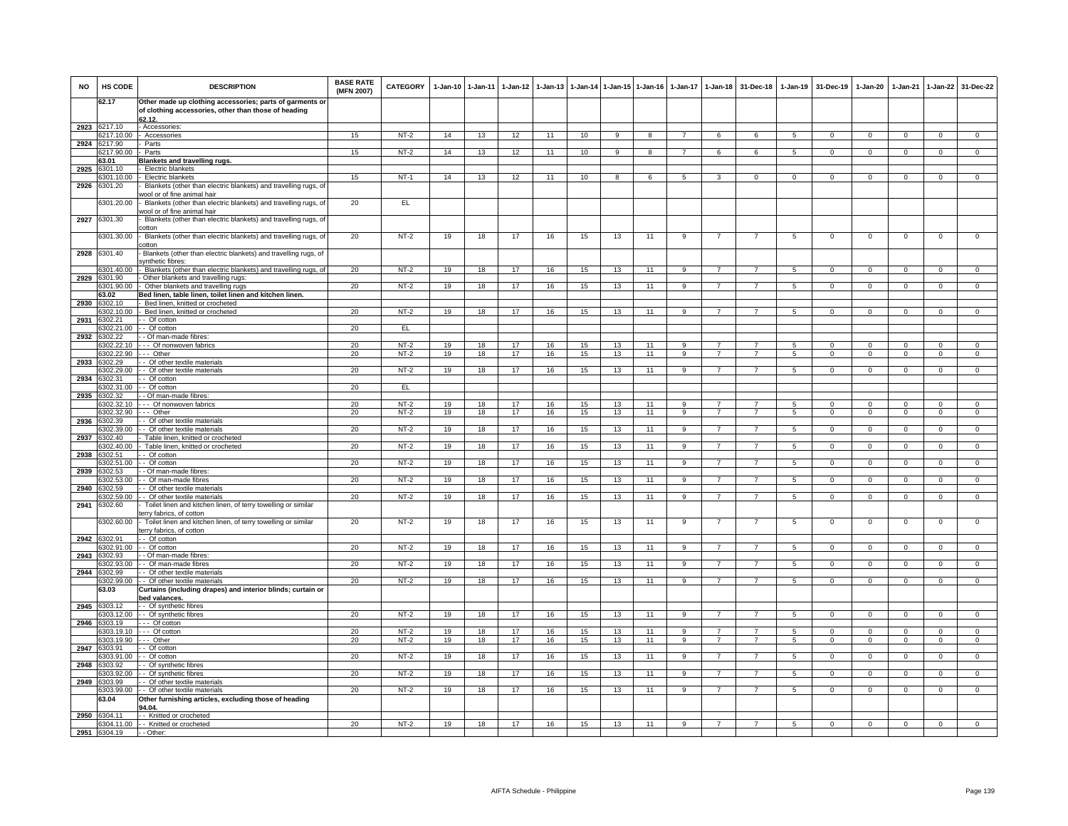| NO | HS CODE | DESCRIPTION | BASE RATE (MFN 2007) | CATEGORY | 1-Jan-10 | 1-Jan-11 | 1-Jan-12 | 1-Jan-13 | 1-Jan-14 | 1-Jan-15 | 1-Jan-16 | 1-Jan-17 | 1-Jan-18 | 31-Dec-18 | 1-Jan-19 | 31-Dec-19 | 1-Jan-20 | 1-Jan-21 | 1-Jan-22 | 31-Dec-22 |
|---|---|---|---|---|---|---|---|---|---|---|---|---|---|---|---|---|---|---|---|---|
| | 62.17 | Other made up clothing accessories; parts of garments or of clothing accessories, other than those of heading 62.12. | | | | | | | | | | | | | | | | | | |
| 2923 | 6217.10 | - Accessories: | | | | | | | | | | | | | | | | | | |
| | 6217.10.00 | - Accessories | 15 | NT-2 | 14 | 13 | 12 | 11 | 10 | 9 | 8 | 7 | 6 | 6 | 5 | 0 | 0 | 0 | 0 | 0 |
| 2924 | 6217.90 | - Parts | | | | | | | | | | | | | | | | | | |
| | 6217.90.00 | - Parts | 15 | NT-2 | 14 | 13 | 12 | 11 | 10 | 9 | 8 | 7 | 6 | 6 | 5 | 0 | 0 | 0 | 0 | 0 |
| | 63.01 | Blankets and travelling rugs. | | | | | | | | | | | | | | | | | | |
| 2925 | 6301.10 | - Electric blankets | | | | | | | | | | | | | | | | | | |
| | 6301.10.00 | - Electric blankets | 15 | NT-1 | 14 | 13 | 12 | 11 | 10 | 8 | 6 | 5 | 3 | 0 | 0 | 0 | 0 | 0 | 0 | 0 |
| 2926 | 6301.20 | - Blankets (other than electric blankets) and travelling rugs, of wool or of fine animal hair | | | | | | | | | | | | | | | | | | |
| | 6301.20.00 | - Blankets (other than electric blankets) and travelling rugs, of wool or of fine animal hair | 20 | EL | | | | | | | | | | | | | | | | |
| 2927 | 6301.30 | - Blankets (other than electric blankets) and travelling rugs, of cotton | | | | | | | | | | | | | | | | | | |
| | 6301.30.00 | - Blankets (other than electric blankets) and travelling rugs, of cotton | 20 | NT-2 | 19 | 18 | 17 | 16 | 15 | 13 | 11 | 9 | 7 | 7 | 5 | 0 | 0 | 0 | 0 | 0 |
| 2928 | 6301.40 | - Blankets (other than electric blankets) and travelling rugs, of synthetic fibres: | | | | | | | | | | | | | | | | | | |
| | 6301.40.00 | - Blankets (other than electric blankets) and travelling rugs, of | 20 | NT-2 | 19 | 18 | 17 | 16 | 15 | 13 | 11 | 9 | 7 | 7 | 5 | 0 | 0 | 0 | 0 | 0 |
| 2929 | 6301.90 | - Other blankets and travelling rugs: | | | | | | | | | | | | | | | | | | |
| | 6301.90.00 | - Other blankets and travelling rugs | 20 | NT-2 | 19 | 18 | 17 | 16 | 15 | 13 | 11 | 9 | 7 | 7 | 5 | 0 | 0 | 0 | 0 | 0 |
| | 63.02 | Bed linen, table linen, toilet linen and kitchen linen. | | | | | | | | | | | | | | | | | | |
| 2930 | 6302.10 | - Bed linen, knitted or crocheted | | | | | | | | | | | | | | | | | | |
| | 6302.10.00 | - Bed linen, knitted or crocheted | 20 | NT-2 | 19 | 18 | 17 | 16 | 15 | 13 | 11 | 9 | 7 | 7 | 5 | 0 | 0 | 0 | 0 | 0 |
| 2931 | 6302.21 | - - Of cotton | | | | | | | | | | | | | | | | | | |
| | 6302.21.00 | - - Of cotton | 20 | EL | | | | | | | | | | | | | | | | |
| 2932 | 6302.22 | - - Of man-made fibres: | | | | | | | | | | | | | | | | | | |
| | 6302.22.10 | - - - Of nonwoven fabrics | 20 | NT-2 | 19 | 18 | 17 | 16 | 15 | 13 | 11 | 9 | 7 | 7 | 5 | 0 | 0 | 0 | 0 | 0 |
| | 6302.22.90 | - - - Other | 20 | NT-2 | 19 | 18 | 17 | 16 | 15 | 13 | 11 | 9 | 7 | 7 | 5 | 0 | 0 | 0 | 0 | 0 |
| 2933 | 6302.29 | - - Of other textile materials | | | | | | | | | | | | | | | | | | |
| | 6302.29.00 | - - Of other textile materials | 20 | NT-2 | 19 | 18 | 17 | 16 | 15 | 13 | 11 | 9 | 7 | 7 | 5 | 0 | 0 | 0 | 0 | 0 |
| 2934 | 6302.31 | - - Of cotton | | | | | | | | | | | | | | | | | | |
| | 6302.31.00 | - - Of cotton | 20 | EL | | | | | | | | | | | | | | | | |
| 2935 | 6302.32 | - - Of man-made fibres: | | | | | | | | | | | | | | | | | | |
| | 6302.32.10 | - - - Of nonwoven fabrics | 20 | NT-2 | 19 | 18 | 17 | 16 | 15 | 13 | 11 | 9 | 7 | 7 | 5 | 0 | 0 | 0 | 0 | 0 |
| | 6302.32.90 | - - - Other | 20 | NT-2 | 19 | 18 | 17 | 16 | 15 | 13 | 11 | 9 | 7 | 7 | 5 | 0 | 0 | 0 | 0 | 0 |
| 2936 | 6302.39 | - - Of other textile materials | | | | | | | | | | | | | | | | | | |
| | 6302.39.00 | - - Of other textile materials | 20 | NT-2 | 19 | 18 | 17 | 16 | 15 | 13 | 11 | 9 | 7 | 7 | 5 | 0 | 0 | 0 | 0 | 0 |
| 2937 | 6302.40 | - Table linen, knitted or crocheted | | | | | | | | | | | | | | | | | | |
| | 6302.40.00 | - Table linen, knitted or crocheted | 20 | NT-2 | 19 | 18 | 17 | 16 | 15 | 13 | 11 | 9 | 7 | 7 | 5 | 0 | 0 | 0 | 0 | 0 |
| 2938 | 6302.51 | - - Of cotton | | | | | | | | | | | | | | | | | | |
| | 6302.51.00 | - - Of cotton | 20 | NT-2 | 19 | 18 | 17 | 16 | 15 | 13 | 11 | 9 | 7 | 7 | 5 | 0 | 0 | 0 | 0 | 0 |
| 2939 | 6302.53 | - - Of man-made fibres: | | | | | | | | | | | | | | | | | | |
| | 6302.53.00 | - - Of man-made fibres | 20 | NT-2 | 19 | 18 | 17 | 16 | 15 | 13 | 11 | 9 | 7 | 7 | 5 | 0 | 0 | 0 | 0 | 0 |
| 2940 | 6302.59 | - - Of other textile materials | | | | | | | | | | | | | | | | | | |
| | 6302.59.00 | - - Of other textile materials | 20 | NT-2 | 19 | 18 | 17 | 16 | 15 | 13 | 11 | 9 | 7 | 7 | 5 | 0 | 0 | 0 | 0 | 0 |
| 2941 | 6302.60 | - Toilet linen and kitchen linen, of terry towelling or similar terry fabrics, of cotton | | | | | | | | | | | | | | | | | | |
| | 6302.60.00 | - Toilet linen and kitchen linen, of terry towelling or similar terry fabrics, of cotton | 20 | NT-2 | 19 | 18 | 17 | 16 | 15 | 13 | 11 | 9 | 7 | 7 | 5 | 0 | 0 | 0 | 0 | 0 |
| 2942 | 6302.91 | - - Of cotton | | | | | | | | | | | | | | | | | | |
| | 6302.91.00 | - - Of cotton | 20 | NT-2 | 19 | 18 | 17 | 16 | 15 | 13 | 11 | 9 | 7 | 7 | 5 | 0 | 0 | 0 | 0 | 0 |
| 2943 | 6302.93 | - - Of man-made fibres: | | | | | | | | | | | | | | | | | | |
| | 6302.93.00 | - - Of man-made fibres | 20 | NT-2 | 19 | 18 | 17 | 16 | 15 | 13 | 11 | 9 | 7 | 7 | 5 | 0 | 0 | 0 | 0 | 0 |
| 2944 | 6302.99 | - - Of other textile materials | | | | | | | | | | | | | | | | | | |
| | 6302.99.00 | - - Of other textile materials | 20 | NT-2 | 19 | 18 | 17 | 16 | 15 | 13 | 11 | 9 | 7 | 7 | 5 | 0 | 0 | 0 | 0 | 0 |
| | 63.03 | Curtains (including drapes) and interior blinds; curtain or bed valances. | | | | | | | | | | | | | | | | | | |
| 2945 | 6303.12 | - - Of synthetic fibres | | | | | | | | | | | | | | | | | | |
| | 6303.12.00 | - - Of synthetic fibres | 20 | NT-2 | 19 | 18 | 17 | 16 | 15 | 13 | 11 | 9 | 7 | 7 | 5 | 0 | 0 | 0 | 0 | 0 |
| 2946 | 6303.19 | - - - Of cotton | | | | | | | | | | | | | | | | | | |
| | 6303.19.10 | - - - Of cotton | 20 | NT-2 | 19 | 18 | 17 | 16 | 15 | 13 | 11 | 9 | 7 | 7 | 5 | 0 | 0 | 0 | 0 | 0 |
| | 6303.19.90 | - - - Other | 20 | NT-2 | 19 | 18 | 17 | 16 | 15 | 13 | 11 | 9 | 7 | 7 | 5 | 0 | 0 | 0 | 0 | 0 |
| 2947 | 6303.91 | - - Of cotton | | | | | | | | | | | | | | | | | | |
| | 6303.91.00 | - - Of cotton | 20 | NT-2 | 19 | 18 | 17 | 16 | 15 | 13 | 11 | 9 | 7 | 7 | 5 | 0 | 0 | 0 | 0 | 0 |
| 2948 | 6303.92 | - - Of synthetic fibres | | | | | | | | | | | | | | | | | | |
| | 6303.92.00 | - - Of synthetic fibres | 20 | NT-2 | 19 | 18 | 17 | 16 | 15 | 13 | 11 | 9 | 7 | 7 | 5 | 0 | 0 | 0 | 0 | 0 |
| 2949 | 6303.99 | - - Of other textile materials | | | | | | | | | | | | | | | | | | |
| | 6303.99.00 | - - Of other textile materials | 20 | NT-2 | 19 | 18 | 17 | 16 | 15 | 13 | 11 | 9 | 7 | 7 | 5 | 0 | 0 | 0 | 0 | 0 |
| | 63.04 | Other furnishing articles, excluding those of heading 94.04. | | | | | | | | | | | | | | | | | | |
| 2950 | 6304.11 | - - Knitted or crocheted | | | | | | | | | | | | | | | | | | |
| | 6304.11.00 | - - Knitted or crocheted | 20 | NT-2 | 19 | 18 | 17 | 16 | 15 | 13 | 11 | 9 | 7 | 7 | 5 | 0 | 0 | 0 | 0 | 0 |
| 2951 | 6304.19 | - - Other: | | | | | | | | | | | | | | | | | | |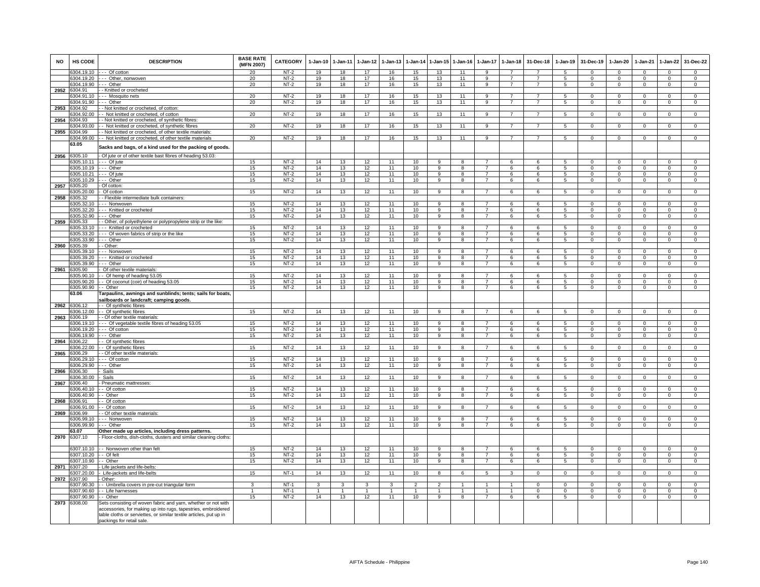| NO | HS CODE | DESCRIPTION | BASE RATE (MFN 2007) | CATEGORY | 1-Jan-10 | 1-Jan-11 | 1-Jan-12 | 1-Jan-13 | 1-Jan-14 | 1-Jan-15 | 1-Jan-16 | 1-Jan-17 | 1-Jan-18 | 31-Dec-18 | 1-Jan-19 | 31-Dec-19 | 1-Jan-20 | 1-Jan-21 | 1-Jan-22 | 31-Dec-22 |
|---|---|---|---|---|---|---|---|---|---|---|---|---|---|---|---|---|---|---|---|---|
| | 6304.19.10 | - - - Of cotton | 20 | NT-2 | 19 | 18 | 17 | 16 | 15 | 13 | 11 | 9 | 7 | 7 | 5 | 0 | 0 | 0 | 0 | 0 |
| | 6304.19.20 | - - - Other, nonwoven | 20 | NT-2 | 19 | 18 | 17 | 16 | 15 | 13 | 11 | 9 | 7 | 7 | 5 | 0 | 0 | 0 | 0 | 0 |
| | 6304.19.90 | - - - Other | 20 | NT-2 | 19 | 18 | 17 | 16 | 15 | 13 | 11 | 9 | 7 | 7 | 5 | 0 | 0 | 0 | 0 | 0 |
| 2952 | 6304.91 | - - Knitted or crocheted | | | | | | | | | | | | | | | | | | |
| | 6304.91.10 | - - - Mosquito nets | 20 | NT-2 | 19 | 18 | 17 | 16 | 15 | 13 | 11 | 9 | 7 | 7 | 5 | 0 | 0 | 0 | 0 | 0 |
| | 6304.91.90 | - - - Other | 20 | NT-2 | 19 | 18 | 17 | 16 | 15 | 13 | 11 | 9 | 7 | 7 | 5 | 0 | 0 | 0 | 0 | 0 |
| 2953 | 6304.92 | - - Not knitted or crocheted, of cotton: | | | | | | | | | | | | | | | | | | |
| | 6304.92.00 | - - Not knitted or crocheted, of cotton | 20 | NT-2 | 19 | 18 | 17 | 16 | 15 | 13 | 11 | 9 | 7 | 7 | 5 | 0 | 0 | 0 | 0 | 0 |
| 2954 | 6304.93 | - - Not knitted or crocheted, of synthetic fibres: | | | | | | | | | | | | | | | | | | |
| | 6304.93.00 | - - Not knitted or crocheted, of synthetic fibres | 20 | NT-2 | 19 | 18 | 17 | 16 | 15 | 13 | 11 | 9 | 7 | 7 | 5 | 0 | 0 | 0 | 0 | 0 |
| 2955 | 6304.99 | - - Not knitted or crocheted, of other textile materials: | | | | | | | | | | | | | | | | | | |
| | 6304.99.00 | - - Not knitted or crocheted, of other textile materials | 20 | NT-2 | 19 | 18 | 17 | 16 | 15 | 13 | 11 | 9 | 7 | 7 | 5 | 0 | 0 | 0 | 0 | 0 |
| | 63.05 | **Sacks and bags, of a kind used for the packing of goods.** | | | | | | | | | | | | | | | | | | |
| 2956 | 6305.10 | - Of jute or of other textile bast fibres of heading 53.03: | | | | | | | | | | | | | | | | | | |
| | 6305.10.11 | - - - Of jute | 15 | NT-2 | 14 | 13 | 12 | 11 | 10 | 9 | 8 | 7 | 6 | 6 | 5 | 0 | 0 | 0 | 0 | 0 |
| | 6305.10.19 | - - - Other | 15 | NT-2 | 14 | 13 | 12 | 11 | 10 | 9 | 8 | 7 | 6 | 6 | 5 | 0 | 0 | 0 | 0 | 0 |
| | 6305.10.21 | - - - Of jute | 15 | NT-2 | 14 | 13 | 12 | 11 | 10 | 9 | 8 | 7 | 6 | 6 | 5 | 0 | 0 | 0 | 0 | 0 |
| | 6305.10.29 | - - - Other | 15 | NT-2 | 14 | 13 | 12 | 11 | 10 | 9 | 8 | 7 | 6 | 6 | 5 | 0 | 0 | 0 | 0 | 0 |
| 2957 | 6305.20 | - Of cotton: | | | | | | | | | | | | | | | | | | |
| | 6305.20.00 | - Of cotton | 15 | NT-2 | 14 | 13 | 12 | 11 | 10 | 9 | 8 | 7 | 6 | 6 | 5 | 0 | 0 | 0 | 0 | 0 |
| 2958 | 6305.32 | - - Flexible intermediate bulk containers: | | | | | | | | | | | | | | | | | | |
| | 6305.32.10 | - - - Nonwoven | 15 | NT-2 | 14 | 13 | 12 | 11 | 10 | 9 | 8 | 7 | 6 | 6 | 5 | 0 | 0 | 0 | 0 | 0 |
| | 6305.32.20 | - - - Knitted or crocheted | 15 | NT-2 | 14 | 13 | 12 | 11 | 10 | 9 | 8 | 7 | 6 | 6 | 5 | 0 | 0 | 0 | 0 | 0 |
| | 6305.32.90 | - - - Other | 15 | NT-2 | 14 | 13 | 12 | 11 | 10 | 9 | 8 | 7 | 6 | 6 | 5 | 0 | 0 | 0 | 0 | 0 |
| 2959 | 6305.33 | - - Other, of polyethylene or polypropylene strip or the like: | | | | | | | | | | | | | | | | | | |
| | 6305.33.10 | - - - Knitted or crocheted | 15 | NT-2 | 14 | 13 | 12 | 11 | 10 | 9 | 8 | 7 | 6 | 6 | 5 | 0 | 0 | 0 | 0 | 0 |
| | 6305.33.20 | - - - Of woven fabrics of strip or the like | 15 | NT-2 | 14 | 13 | 12 | 11 | 10 | 9 | 8 | 7 | 6 | 6 | 5 | 0 | 0 | 0 | 0 | 0 |
| | 6305.33.90 | - - - Other | 15 | NT-2 | 14 | 13 | 12 | 11 | 10 | 9 | 8 | 7 | 6 | 6 | 5 | 0 | 0 | 0 | 0 | 0 |
| 2960 | 6305.39 | - - Other: | | | | | | | | | | | | | | | | | | |
| | 6305.39.10 | - - - Nonwoven | 15 | NT-2 | 14 | 13 | 12 | 11 | 10 | 9 | 8 | 7 | 6 | 6 | 5 | 0 | 0 | 0 | 0 | 0 |
| | 6305.39.20 | - - - Knitted or crocheted | 15 | NT-2 | 14 | 13 | 12 | 11 | 10 | 9 | 8 | 7 | 6 | 6 | 5 | 0 | 0 | 0 | 0 | 0 |
| | 6305.39.90 | - - - Other | 15 | NT-2 | 14 | 13 | 12 | 11 | 10 | 9 | 8 | 7 | 6 | 6 | 5 | 0 | 0 | 0 | 0 | 0 |
| 2961 | 6305.90 | - Of other textile materials: | | | | | | | | | | | | | | | | | | |
| | 6305.90.10 | - - Of hemp of heading 53.05 | 15 | NT-2 | 14 | 13 | 12 | 11 | 10 | 9 | 8 | 7 | 6 | 6 | 5 | 0 | 0 | 0 | 0 | 0 |
| | 6305.90.20 | - - Of coconut (coir) of heading 53.05 | 15 | NT-2 | 14 | 13 | 12 | 11 | 10 | 9 | 8 | 7 | 6 | 6 | 5 | 0 | 0 | 0 | 0 | 0 |
| | 6305.90.90 | - - Other | 15 | NT-2 | 14 | 13 | 12 | 11 | 10 | 9 | 8 | 7 | 6 | 6 | 5 | 0 | 0 | 0 | 0 | 0 |
| | 63.06 | **Tarpaulins, awnings and sunblinds; tents; sails for boats, sailboards or landcraft; camping goods.** | | | | | | | | | | | | | | | | | | |
| 2962 | 6306.12 | - - Of synthetic fibres | | | | | | | | | | | | | | | | | | |
| | 6306.12.00 | - - Of synthetic fibres | 15 | NT-2 | 14 | 13 | 12 | 11 | 10 | 9 | 8 | 7 | 6 | 6 | 5 | 0 | 0 | 0 | 0 | 0 |
| 2963 | 6306.19 | - - Of other textile materials: | | | | | | | | | | | | | | | | | | |
| | 6306.19.10 | - - - Of vegetable textile fibres of heading 53.05 | 15 | NT-2 | 14 | 13 | 12 | 11 | 10 | 9 | 8 | 7 | 6 | 6 | 5 | 0 | 0 | 0 | 0 | 0 |
| | 6306.19.20 | - - - Of cotton | 15 | NT-2 | 14 | 13 | 12 | 11 | 10 | 9 | 8 | 7 | 6 | 6 | 5 | 0 | 0 | 0 | 0 | 0 |
| | 6306.19.90 | - - - Other | 15 | NT-2 | 14 | 13 | 12 | 11 | 10 | 9 | 8 | 7 | 6 | 6 | 5 | 0 | 0 | 0 | 0 | 0 |
| 2964 | 6306.22 | - - Of synthetic fibres | | | | | | | | | | | | | | | | | | |
| | 6306.22.00 | - - Of synthetic fibres | 15 | NT-2 | 14 | 13 | 12 | 11 | 10 | 9 | 8 | 7 | 6 | 6 | 5 | 0 | 0 | 0 | 0 | 0 |
| 2965 | 6306.29 | - - Of other textile materials: | | | | | | | | | | | | | | | | | | |
| | 6306.29.10 | - - - Of cotton | 15 | NT-2 | 14 | 13 | 12 | 11 | 10 | 9 | 8 | 7 | 6 | 6 | 5 | 0 | 0 | 0 | 0 | 0 |
| | 6306.29.90 | - - - Other | 15 | NT-2 | 14 | 13 | 12 | 11 | 10 | 9 | 8 | 7 | 6 | 6 | 5 | 0 | 0 | 0 | 0 | 0 |
| 2966 | 6306.30 | - Sails | | | | | | | | | | | | | | | | | | |
| | 6306.30.00 | - Sails | 15 | NT-2 | 14 | 13 | 12 | 11 | 10 | 9 | 8 | 7 | 6 | 6 | 5 | 0 | 0 | 0 | 0 | 0 |
| 2967 | 6306.40 | - Pneumatic mattresses: | | | | | | | | | | | | | | | | | | |
| | 6306.40.10 | - - Of cotton | 15 | NT-2 | 14 | 13 | 12 | 11 | 10 | 9 | 8 | 7 | 6 | 6 | 5 | 0 | 0 | 0 | 0 | 0 |
| | 6306.40.90 | - - Other | 15 | NT-2 | 14 | 13 | 12 | 11 | 10 | 9 | 8 | 7 | 6 | 6 | 5 | 0 | 0 | 0 | 0 | 0 |
| 2968 | 6306.91 | - - Of cotton | | | | | | | | | | | | | | | | | | |
| | 6306.91.00 | - - Of cotton | 15 | NT-2 | 14 | 13 | 12 | 11 | 10 | 9 | 8 | 7 | 6 | 6 | 5 | 0 | 0 | 0 | 0 | 0 |
| 2969 | 6306.99 | - - Of other textile materials: | | | | | | | | | | | | | | | | | | |
| | 6306.99.10 | - - - Nonwoven | 15 | NT-2 | 14 | 13 | 12 | 11 | 10 | 9 | 8 | 7 | 6 | 6 | 5 | 0 | 0 | 0 | 0 | 0 |
| | 6306.99.90 | - - - Other | 15 | NT-2 | 14 | 13 | 12 | 11 | 10 | 9 | 8 | 7 | 6 | 6 | 5 | 0 | 0 | 0 | 0 | 0 |
| | 63.07 | **Other made up articles, including dress patterns.** | | | | | | | | | | | | | | | | | | |
| 2970 | 6307.10 | - Floor-cloths, dish-cloths, dusters and similar cleaning cloths: | | | | | | | | | | | | | | | | | | |
| | 6307.10.10 | - - Nonwoven other than felt | 15 | NT-2 | 14 | 13 | 12 | 11 | 10 | 9 | 8 | 7 | 6 | 6 | 5 | 0 | 0 | 0 | 0 | 0 |
| | 6307.10.20 | - - Of felt | 15 | NT-2 | 14 | 13 | 12 | 11 | 10 | 9 | 8 | 7 | 6 | 6 | 5 | 0 | 0 | 0 | 0 | 0 |
| | 6307.10.90 | - - Other | 15 | NT-2 | 14 | 13 | 12 | 11 | 10 | 9 | 8 | 7 | 6 | 6 | 5 | 0 | 0 | 0 | 0 | 0 |
| 2971 | 6307.20 | - Life jackets and life-belts: | | | | | | | | | | | | | | | | | | |
| | 6307.20.00 | - Life-jackets and life-belts | 15 | NT-1 | 14 | 13 | 12 | 11 | 10 | 8 | 6 | 5 | 3 | 0 | 0 | 0 | 0 | 0 | 0 | 0 |
| 2972 | 6307.90 | - Other: | | | | | | | | | | | | | | | | | | |
| | 6307.90.30 | - - Umbrella covers in pre-cut triangular form | 3 | NT-1 | 3 | 3 | 3 | 3 | 2 | 2 | 1 | 1 | 1 | 0 | 0 | 0 | 0 | 0 | 0 | 0 |
| | 6307.90.60 | - - Life harnesses | 1 | NT-1 | 1 | 1 | 1 | 1 | 1 | 1 | 1 | 1 | 1 | 0 | 0 | 0 | 0 | 0 | 0 | 0 |
| | 6307.90.90 | - - Other | 15 | NT-2 | 14 | 13 | 12 | 11 | 10 | 9 | 8 | 7 | 6 | 6 | 5 | 0 | 0 | 0 | 0 | 0 |
| 2973 | 6308.00 | Sets consisting of woven fabric and yarn, whether or not with accessories, for making up into rugs, tapestries, embroidered table cloths or serviettes, or similar textile articles, put up in packings for retail sale. | | | | | | | | | | | | | | | | | | |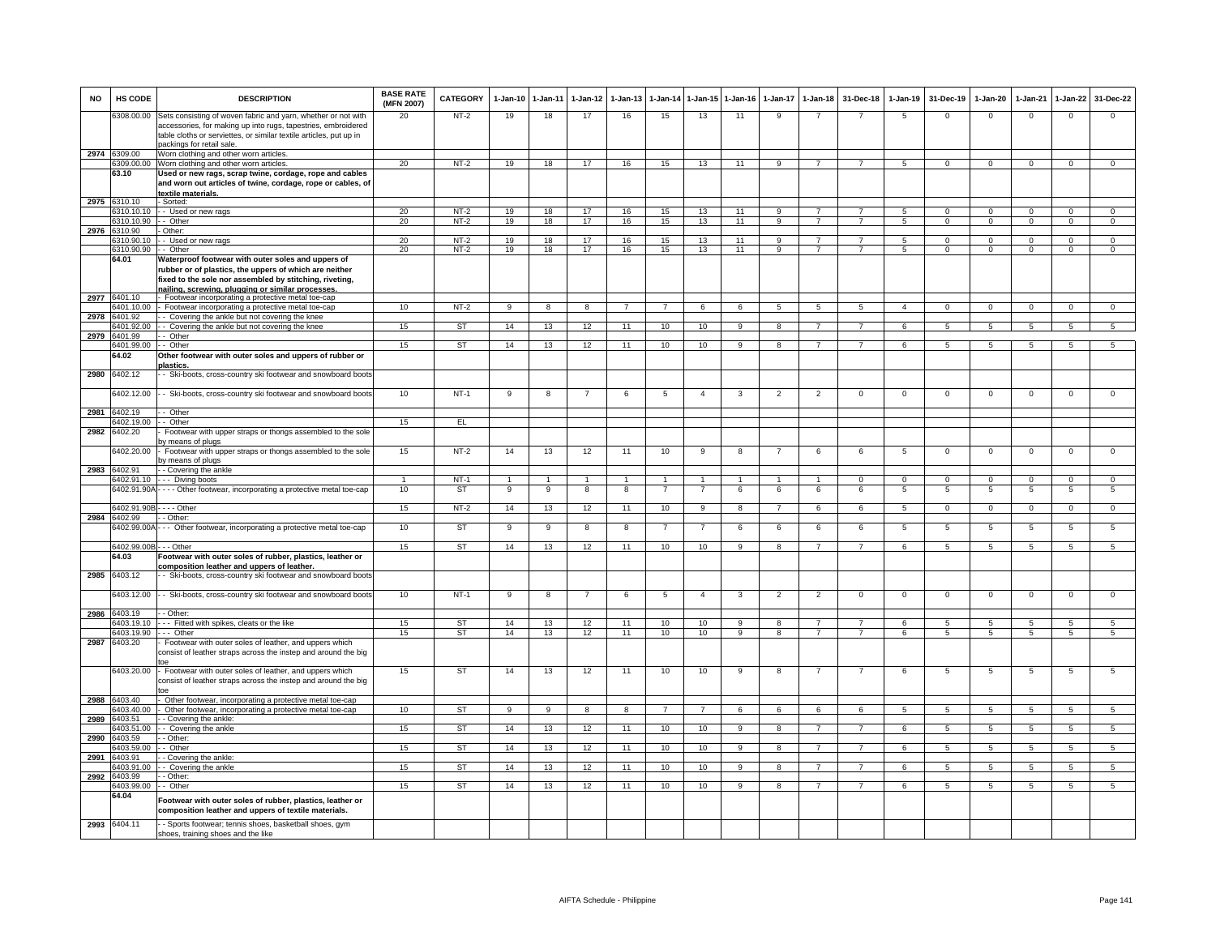| NO | HS CODE | DESCRIPTION | BASE RATE (MFN 2007) | CATEGORY | 1-Jan-10 | 1-Jan-11 | 1-Jan-12 | 1-Jan-13 | 1-Jan-14 | 1-Jan-15 | 1-Jan-16 | 1-Jan-17 | 1-Jan-18 | 31-Dec-18 | 1-Jan-19 | 31-Dec-19 | 1-Jan-20 | 1-Jan-21 | 1-Jan-22 | 31-Dec-22 |
|---|---|---|---|---|---|---|---|---|---|---|---|---|---|---|---|---|---|---|---|---|
| | 6308.00.00 | Sets consisting of woven fabric and yarn, whether or not with accessories, for making up into rugs, tapestries, embroidered table cloths or serviettes, or similar textile articles, put up in packings for retail sale. | 20 | NT-2 | 19 | 18 | 17 | 16 | 15 | 13 | 11 | 9 | 7 | 7 | 5 | 0 | 0 | 0 | 0 | 0 |
| 2974 | 6309.00 | Worn clothing and other worn articles. | | | | | | | | | | | | | | | | | | |
| | 6309.00.00 | Worn clothing and other worn articles. | 20 | NT-2 | 19 | 18 | 17 | 16 | 15 | 13 | 11 | 9 | 7 | 7 | 5 | 0 | 0 | 0 | 0 | 0 |
| | **63.10** | **Used or new rags, scrap twine, cordage, rope and cables and worn out articles of twine, cordage, rope or cables, of textile materials.** | | | | | | | | | | | | | | | | | | |
| 2975 | 6310.10 | - Sorted: | | | | | | | | | | | | | | | | | | |
| | 6310.10.10 | - - Used or new rags | 20 | NT-2 | 19 | 18 | 17 | 16 | 15 | 13 | 11 | 9 | 7 | 7 | 5 | 0 | 0 | 0 | 0 | 0 |
| | 6310.10.90 | - - Other | 20 | NT-2 | 19 | 18 | 17 | 16 | 15 | 13 | 11 | 9 | 7 | 7 | 5 | 0 | 0 | 0 | 0 | 0 |
| 2976 | 6310.90 | - Other: | | | | | | | | | | | | | | | | | | |
| | 6310.90.10 | - - Used or new rags | 20 | NT-2 | 19 | 18 | 17 | 16 | 15 | 13 | 11 | 9 | 7 | 7 | 5 | 0 | 0 | 0 | 0 | 0 |
| | 6310.90.90 | - - Other | 20 | NT-2 | 19 | 18 | 17 | 16 | 15 | 13 | 11 | 9 | 7 | 7 | 5 | 0 | 0 | 0 | 0 | 0 |
| | **64.01** | **Waterproof footwear with outer soles and uppers of rubber or of plastics, the uppers of which are neither fixed to the sole nor assembled by stitching, riveting, nailing, screwing, plugging or similar processes.** | | | | | | | | | | | | | | | | | | |
| 2977 | 6401.10 | - Footwear incorporating a protective metal toe-cap | | | | | | | | | | | | | | | | | | |
| | 6401.10.00 | - Footwear incorporating a protective metal toe-cap | 10 | NT-2 | 9 | 8 | 8 | 7 | 7 | 6 | 6 | 5 | 5 | 5 | 4 | 0 | 0 | 0 | 0 | 0 |
| 2978 | 6401.92 | - - Covering the ankle but not covering the knee | | | | | | | | | | | | | | | | | | |
| | 6401.92.00 | - - Covering the ankle but not covering the knee | 15 | ST | 14 | 13 | 12 | 11 | 10 | 10 | 9 | 8 | 7 | 7 | 6 | 5 | 5 | 5 | 5 | 5 |
| 2979 | 6401.99 | - - Other | | | | | | | | | | | | | | | | | | |
| | 6401.99.00 | - - Other | 15 | ST | 14 | 13 | 12 | 11 | 10 | 10 | 9 | 8 | 7 | 7 | 6 | 5 | 5 | 5 | 5 | 5 |
| | **64.02** | **Other footwear with outer soles and uppers of rubber or plastics.** | | | | | | | | | | | | | | | | | | |
| 2980 | 6402.12 | - - Ski-boots, cross-country ski footwear and snowboard boots | | | | | | | | | | | | | | | | | | |
| | 6402.12.00 | - - Ski-boots, cross-country ski footwear and snowboard boots | 10 | NT-1 | 9 | 8 | 7 | 6 | 5 | 4 | 3 | 2 | 2 | 0 | 0 | 0 | 0 | 0 | 0 | 0 |
| 2981 | 6402.19 | - - Other | | | | | | | | | | | | | | | | | | |
| | 6402.19.00 | - - Other | 15 | EL | | | | | | | | | | | | | | | | |
| 2982 | 6402.20 | - Footwear with upper straps or thongs assembled to the sole by means of plugs | | | | | | | | | | | | | | | | | | |
| | 6402.20.00 | - Footwear with upper straps or thongs assembled to the sole by means of plugs | 15 | NT-2 | 14 | 13 | 12 | 11 | 10 | 9 | 8 | 7 | 6 | 6 | 5 | 0 | 0 | 0 | 0 | 0 |
| 2983 | 6402.91 | - - Covering the ankle | | | | | | | | | | | | | | | | | | |
| | 6402.91.10 | - - - Diving boots | 1 | NT-1 | 1 | 1 | 1 | 1 | 1 | 1 | 1 | 1 | 1 | 0 | 0 | 0 | 0 | 0 | 0 | 0 |
| | 6402.91.90A | - - - - Other footwear, incorporating a protective metal toe-cap | 10 | ST | 9 | 9 | 8 | 8 | 7 | 7 | 6 | 6 | 6 | 6 | 5 | 5 | 5 | 5 | 5 | 5 |
| | 6402.91.90B | - - - - Other | 15 | NT-2 | 14 | 13 | 12 | 11 | 10 | 9 | 8 | 7 | 6 | 6 | 5 | 0 | 0 | 0 | 0 | 0 |
| 2984 | 6402.99 | - - Other: | | | | | | | | | | | | | | | | | | |
| | 6402.99.00A | - - - Other footwear, incorporating a protective metal toe-cap | 10 | ST | 9 | 9 | 8 | 8 | 7 | 7 | 6 | 6 | 6 | 6 | 5 | 5 | 5 | 5 | 5 | 5 |
| | 6402.99.00B | - - - Other | 15 | ST | 14 | 13 | 12 | 11 | 10 | 10 | 9 | 8 | 7 | 7 | 6 | 5 | 5 | 5 | 5 | 5 |
| | **64.03** | **Footwear with outer soles of rubber, plastics, leather or composition leather and uppers of leather.** | | | | | | | | | | | | | | | | | | |
| 2985 | 6403.12 | - - Ski-boots, cross-country ski footwear and snowboard boots | | | | | | | | | | | | | | | | | | |
| | 6403.12.00 | - - Ski-boots, cross-country ski footwear and snowboard boots | 10 | NT-1 | 9 | 8 | 7 | 6 | 5 | 4 | 3 | 2 | 2 | 0 | 0 | 0 | 0 | 0 | 0 | 0 |
| 2986 | 6403.19 | - - Other: | | | | | | | | | | | | | | | | | | |
| | 6403.19.10 | - - - Fitted with spikes, cleats or the like | 15 | ST | 14 | 13 | 12 | 11 | 10 | 10 | 9 | 8 | 7 | 7 | 6 | 5 | 5 | 5 | 5 | 5 |
| | 6403.19.90 | - - - Other | 15 | ST | 14 | 13 | 12 | 11 | 10 | 10 | 9 | 8 | 7 | 7 | 6 | 5 | 5 | 5 | 5 | 5 |
| 2987 | 6403.20 | - Footwear with outer soles of leather, and uppers which consist of leather straps across the instep and around the big toe | | | | | | | | | | | | | | | | | | |
| | 6403.20.00 | - Footwear with outer soles of leather, and uppers which consist of leather straps across the instep and around the big toe | 15 | ST | 14 | 13 | 12 | 11 | 10 | 10 | 9 | 8 | 7 | 7 | 6 | 5 | 5 | 5 | 5 | 5 |
| 2988 | 6403.40 | - Other footwear, incorporating a protective metal toe-cap | | | | | | | | | | | | | | | | | | |
| | 6403.40.00 | - Other footwear, incorporating a protective metal toe-cap | 10 | ST | 9 | 9 | 8 | 8 | 7 | 7 | 6 | 6 | 6 | 6 | 5 | 5 | 5 | 5 | 5 | 5 |
| 2989 | 6403.51 | - - Covering the ankle: | | | | | | | | | | | | | | | | | | |
| | 6403.51.00 | - - Covering the ankle | 15 | ST | 14 | 13 | 12 | 11 | 10 | 10 | 9 | 8 | 7 | 7 | 6 | 5 | 5 | 5 | 5 | 5 |
| 2990 | 6403.59 | - - Other: | | | | | | | | | | | | | | | | | | |
| | 6403.59.00 | - - Other | 15 | ST | 14 | 13 | 12 | 11 | 10 | 10 | 9 | 8 | 7 | 7 | 6 | 5 | 5 | 5 | 5 | 5 |
| 2991 | 6403.91 | - - Covering the ankle: | | | | | | | | | | | | | | | | | | |
| | 6403.91.00 | - - Covering the ankle | 15 | ST | 14 | 13 | 12 | 11 | 10 | 10 | 9 | 8 | 7 | 7 | 6 | 5 | 5 | 5 | 5 | 5 |
| 2992 | 6403.99 | - - Other: | | | | | | | | | | | | | | | | | | |
| | 6403.99.00 | - - Other | 15 | ST | 14 | 13 | 12 | 11 | 10 | 10 | 9 | 8 | 7 | 7 | 6 | 5 | 5 | 5 | 5 | 5 |
| | **64.04** | **Footwear with outer soles of rubber, plastics, leather or composition leather and uppers of textile materials.** | | | | | | | | | | | | | | | | | | |
| 2993 | 6404.11 | - - Sports footwear; tennis shoes, basketball shoes, gym shoes, training shoes and the like | | | | | | | | | | | | | | | | | | |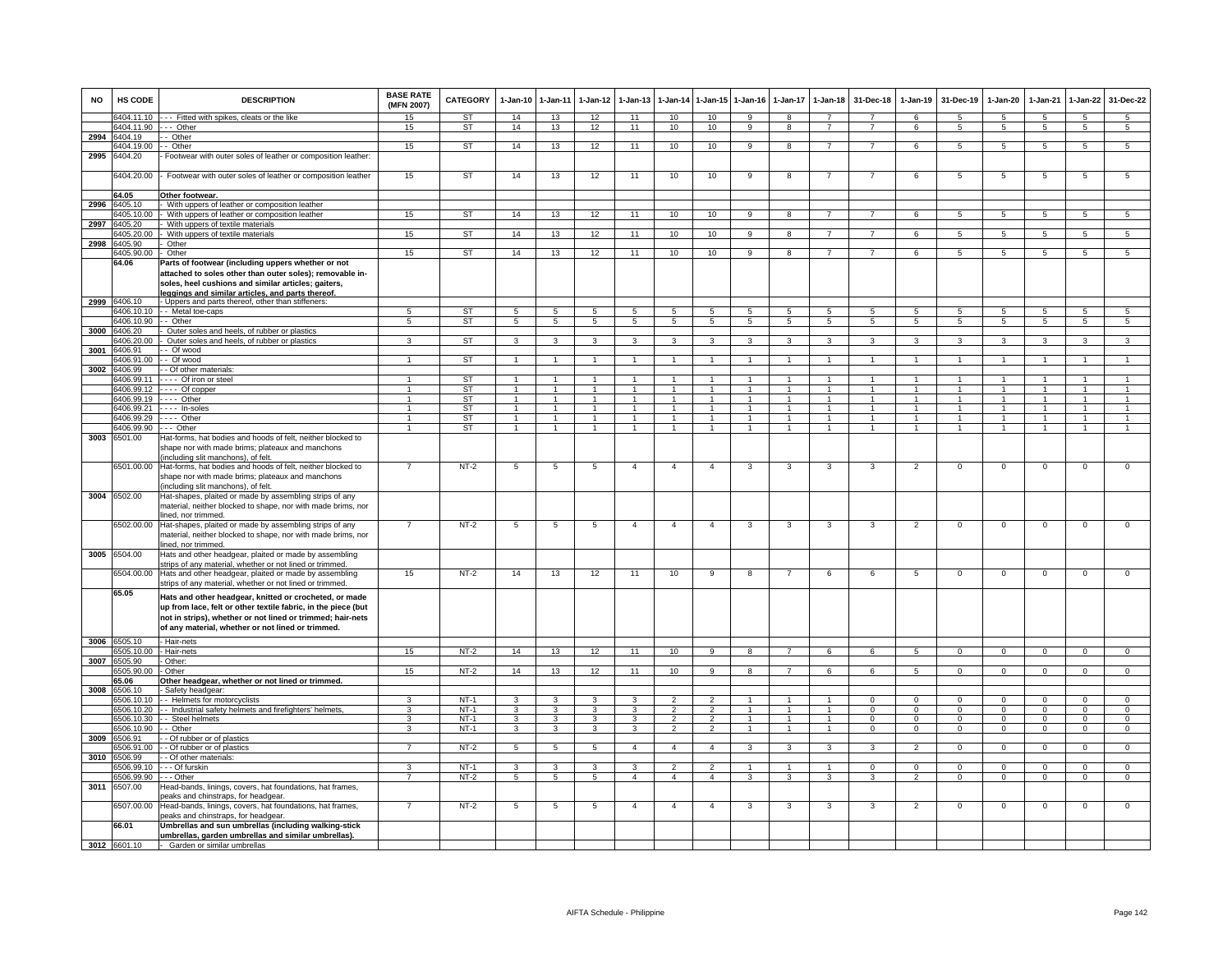| NO | HS CODE | DESCRIPTION | BASE RATE (MFN 2007) | CATEGORY | 1-Jan-10 | 1-Jan-11 | 1-Jan-12 | 1-Jan-13 | 1-Jan-14 | 1-Jan-15 | 1-Jan-16 | 1-Jan-17 | 1-Jan-18 | 31-Dec-18 | 1-Jan-19 | 31-Dec-19 | 1-Jan-20 | 1-Jan-21 | 1-Jan-22 | 31-Dec-22 |
|---|---|---|---|---|---|---|---|---|---|---|---|---|---|---|---|---|---|---|---|---|
| | 6404.11.10 | - - - Fitted with spikes, cleats or the like | 15 | ST | 14 | 13 | 12 | 11 | 10 | 10 | 9 | 8 | 7 | 7 | 6 | 5 | 5 | 5 | 5 | 5 |
| | 6404.11.90 | - - - Other | 15 | ST | 14 | 13 | 12 | 11 | 10 | 10 | 9 | 8 | 7 | 7 | 6 | 5 | 5 | 5 | 5 | 5 |
| 2994 | 6404.19 | - - Other | | | | | | | | | | | | | | | | | | |
| | 6404.19.00 | - - Other | 15 | ST | 14 | 13 | 12 | 11 | 10 | 10 | 9 | 8 | 7 | 7 | 6 | 5 | 5 | 5 | 5 | 5 |
| 2995 | 6404.20 | - Footwear with outer soles of leather or composition leather: | | | | | | | | | | | | | | | | | | |
| | 6404.20.00 | - Footwear with outer soles of leather or composition leather | 15 | ST | 14 | 13 | 12 | 11 | 10 | 10 | 9 | 8 | 7 | 7 | 6 | 5 | 5 | 5 | 5 | 5 |
| | **64.05** | **Other footwear.** | | | | | | | | | | | | | | | | | | |
| 2996 | 6405.10 | - With uppers of leather or composition leather | | | | | | | | | | | | | | | | | | |
| | 6405.10.00 | - With uppers of leather or composition leather | 15 | ST | 14 | 13 | 12 | 11 | 10 | 10 | 9 | 8 | 7 | 7 | 6 | 5 | 5 | 5 | 5 | 5 |
| 2997 | 6405.20 | - With uppers of textile materials | | | | | | | | | | | | | | | | | | |
| | 6405.20.00 | - With uppers of textile materials | 15 | ST | 14 | 13 | 12 | 11 | 10 | 10 | 9 | 8 | 7 | 7 | 6 | 5 | 5 | 5 | 5 | 5 |
| 2998 | 6405.90 | - Other | | | | | | | | | | | | | | | | | | |
| | 6405.90.00 | - Other | 15 | ST | 14 | 13 | 12 | 11 | 10 | 10 | 9 | 8 | 7 | 7 | 6 | 5 | 5 | 5 | 5 | 5 |
| | **64.06** | **Parts of footwear (including uppers whether or not attached to soles other than outer soles); removable in-soles, heel cushions and similar articles; gaiters, leggings and similar articles, and parts thereof.** | | | | | | | | | | | | | | | | | | |
| 2999 | 6406.10 | - Uppers and parts thereof, other than stiffeners: | | | | | | | | | | | | | | | | | | |
| | 6406.10.10 | - - Metal toe-caps | 5 | ST | 5 | 5 | 5 | 5 | 5 | 5 | 5 | 5 | 5 | 5 | 5 | 5 | 5 | 5 | 5 | 5 |
| | 6406.10.90 | - - Other | 5 | ST | 5 | 5 | 5 | 5 | 5 | 5 | 5 | 5 | 5 | 5 | 5 | 5 | 5 | 5 | 5 | 5 |
| 3000 | 6406.20 | - Outer soles and heels, of rubber or plastics | | | | | | | | | | | | | | | | | | |
| | 6406.20.00 | - Outer soles and heels, of rubber or plastics | 3 | ST | 3 | 3 | 3 | 3 | 3 | 3 | 3 | 3 | 3 | 3 | 3 | 3 | 3 | 3 | 3 | 3 |
| 3001 | 6406.91 | - - Of wood | | | | | | | | | | | | | | | | | | |
| | 6406.91.00 | - - Of wood | 1 | ST | 1 | 1 | 1 | 1 | 1 | 1 | 1 | 1 | 1 | 1 | 1 | 1 | 1 | 1 | 1 | 1 |
| 3002 | 6406.99 | - - Of other materials: | | | | | | | | | | | | | | | | | | |
| | 6406.99.11 | - - - - Of iron or steel | 1 | ST | 1 | 1 | 1 | 1 | 1 | 1 | 1 | 1 | 1 | 1 | 1 | 1 | 1 | 1 | 1 | 1 |
| | 6406.99.12 | - - - - Of copper | 1 | ST | 1 | 1 | 1 | 1 | 1 | 1 | 1 | 1 | 1 | 1 | 1 | 1 | 1 | 1 | 1 | 1 |
| | 6406.99.19 | - - - - Other | 1 | ST | 1 | 1 | 1 | 1 | 1 | 1 | 1 | 1 | 1 | 1 | 1 | 1 | 1 | 1 | 1 | 1 |
| | 6406.99.21 | - - - - In-soles | 1 | ST | 1 | 1 | 1 | 1 | 1 | 1 | 1 | 1 | 1 | 1 | 1 | 1 | 1 | 1 | 1 | 1 |
| | 6406.99.29 | - - - - Other | 1 | ST | 1 | 1 | 1 | 1 | 1 | 1 | 1 | 1 | 1 | 1 | 1 | 1 | 1 | 1 | 1 | 1 |
| | 6406.99.90 | - - - Other | 1 | ST | 1 | 1 | 1 | 1 | 1 | 1 | 1 | 1 | 1 | 1 | 1 | 1 | 1 | 1 | 1 | 1 |
| 3003 | 6501.00 | Hat-forms, hat bodies and hoods of felt, neither blocked to shape nor with made brims; plateaux and manchons (including slit manchons), of felt. | | | | | | | | | | | | | | | | | | |
| | 6501.00.00 | Hat-forms, hat bodies and hoods of felt, neither blocked to shape nor with made brims; plateaux and manchons (including slit manchons), of felt. | 7 | NT-2 | 5 | 5 | 5 | 4 | 4 | 4 | 3 | 3 | 3 | 3 | 2 | 0 | 0 | 0 | 0 | 0 |
| 3004 | 6502.00 | Hat-shapes, plaited or made by assembling strips of any material, neither blocked to shape, nor with made brims, nor lined, nor trimmed. | | | | | | | | | | | | | | | | | | |
| | 6502.00.00 | Hat-shapes, plaited or made by assembling strips of any material, neither blocked to shape, nor with made brims, nor lined, nor trimmed. | 7 | NT-2 | 5 | 5 | 5 | 4 | 4 | 4 | 3 | 3 | 3 | 3 | 2 | 0 | 0 | 0 | 0 | 0 |
| 3005 | 6504.00 | Hats and other headgear, plaited or made by assembling strips of any material, whether or not lined or trimmed. | | | | | | | | | | | | | | | | | | |
| | 6504.00.00 | Hats and other headgear, plaited or made by assembling strips of any material, whether or not lined or trimmed. | 15 | NT-2 | 14 | 13 | 12 | 11 | 10 | 9 | 8 | 7 | 6 | 6 | 5 | 0 | 0 | 0 | 0 | 0 |
| | **65.05** | **Hats and other headgear, knitted or crocheted, or made up from lace, felt or other textile fabric, in the piece (but not in strips), whether or not lined or trimmed; hair-nets of any material, whether or not lined or trimmed.** | | | | | | | | | | | | | | | | | | |
| 3006 | 6505.10 | - Hair-nets | | | | | | | | | | | | | | | | | | |
| | 6505.10.00 | - Hair-nets | 15 | NT-2 | 14 | 13 | 12 | 11 | 10 | 9 | 8 | 7 | 6 | 6 | 5 | 0 | 0 | 0 | 0 | 0 |
| 3007 | 6505.90 | - Other: | | | | | | | | | | | | | | | | | | |
| | 6505.90.00 | - Other | 15 | NT-2 | 14 | 13 | 12 | 11 | 10 | 9 | 8 | 7 | 6 | 6 | 5 | 0 | 0 | 0 | 0 | 0 |
| | **65.06** | **Other headgear, whether or not lined or trimmed.** | | | | | | | | | | | | | | | | | | |
| 3008 | 6506.10 | - Safety headgear: | | | | | | | | | | | | | | | | | | |
| | 6506.10.10 | - - Helmets for motorcyclists | 3 | NT-1 | 3 | 3 | 3 | 3 | 2 | 2 | 1 | 1 | 1 | 0 | 0 | 0 | 0 | 0 | 0 | 0 |
| | 6506.10.20 | - - Industrial safety helmets and firefighters' helmets, | 3 | NT-1 | 3 | 3 | 3 | 3 | 2 | 2 | 1 | 1 | 1 | 0 | 0 | 0 | 0 | 0 | 0 | 0 |
| | 6506.10.30 | - - Steel helmets | 3 | NT-1 | 3 | 3 | 3 | 3 | 2 | 2 | 1 | 1 | 1 | 0 | 0 | 0 | 0 | 0 | 0 | 0 |
| | 6506.10.90 | - - Other | 3 | NT-1 | 3 | 3 | 3 | 3 | 2 | 2 | 1 | 1 | 1 | 0 | 0 | 0 | 0 | 0 | 0 | 0 |
| 3009 | 6506.91 | - - Of rubber or of plastics | | | | | | | | | | | | | | | | | | |
| | 6506.91.00 | - - Of rubber or of plastics | 7 | NT-2 | 5 | 5 | 5 | 4 | 4 | 4 | 3 | 3 | 3 | 3 | 2 | 0 | 0 | 0 | 0 | 0 |
| 3010 | 6506.99 | - - Of other materials: | | | | | | | | | | | | | | | | | | |
| | 6506.99.10 | - - - Of furskin | 3 | NT-1 | 3 | 3 | 3 | 3 | 2 | 2 | 1 | 1 | 1 | 0 | 0 | 0 | 0 | 0 | 0 | 0 |
| | 6506.99.90 | - - - Other | 7 | NT-2 | 5 | 5 | 5 | 4 | 4 | 4 | 3 | 3 | 3 | 3 | 2 | 0 | 0 | 0 | 0 | 0 |
| 3011 | 6507.00 | Head-bands, linings, covers, hat foundations, hat frames, peaks and chinstraps, for headgear. | | | | | | | | | | | | | | | | | | |
| | 6507.00.00 | Head-bands, linings, covers, hat foundations, hat frames, peaks and chinstraps, for headgear. | 7 | NT-2 | 5 | 5 | 5 | 4 | 4 | 4 | 3 | 3 | 3 | 3 | 2 | 0 | 0 | 0 | 0 | 0 |
| | **66.01** | **Umbrellas and sun umbrellas (including walking-stick umbrellas, garden umbrellas and similar umbrellas).** | | | | | | | | | | | | | | | | | | |
| 3012 | 6601.10 | - Garden or similar umbrellas | | | | | | | | | | | | | | | | | | |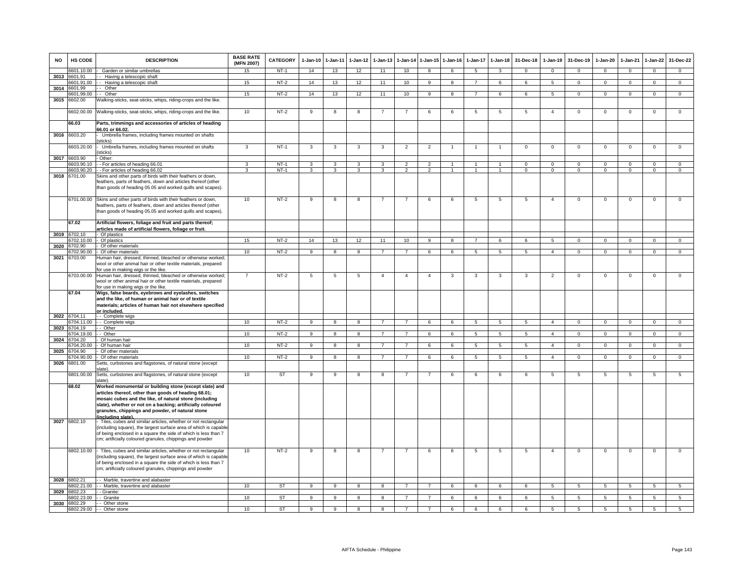| NO | HS CODE | DESCRIPTION | BASE RATE (MFN 2007) | CATEGORY | 1-Jan-10 | 1-Jan-11 | 1-Jan-12 | 1-Jan-13 | 1-Jan-14 | 1-Jan-15 | 1-Jan-16 | 1-Jan-17 | 1-Jan-18 | 31-Dec-18 | 1-Jan-19 | 31-Dec-19 | 1-Jan-20 | 1-Jan-21 | 1-Jan-22 | 31-Dec-22 |
|---|---|---|---|---|---|---|---|---|---|---|---|---|---|---|---|---|---|---|---|---|
| | 6601.10.00 | - Garden or similar umbrellas | 15 | NT-1 | 14 | 13 | 12 | 11 | 10 | 8 | 6 | 5 | 3 | 0 | 0 | 0 | 0 | 0 | 0 | 0 |
| 3013 | 6601.91 | - - Having a telescopic shaft | | | | | | | | | | | | | | | | | | |
| | 6601.91.00 | - - Having a telescopic shaft | 15 | NT-2 | 14 | 13 | 12 | 11 | 10 | 9 | 8 | 7 | 6 | 6 | 5 | 0 | 0 | 0 | 0 | 0 |
| 3014 | 6601.99 | - - Other | | | | | | | | | | | | | | | | | | |
| | 6601.99.00 | - - Other | 15 | NT-2 | 14 | 13 | 12 | 11 | 10 | 9 | 8 | 7 | 6 | 6 | 5 | 0 | 0 | 0 | 0 | 0 |
| 3015 | 6602.00 | Walking-sticks, seat-sticks, whips, riding-crops and the like. | | | | | | | | | | | | | | | | | | |
| | 6602.00.00 | Walking-sticks, seat-sticks, whips, riding-crops and the like. | 10 | NT-2 | 9 | 8 | 8 | 7 | 7 | 6 | 6 | 5 | 5 | 5 | 4 | 0 | 0 | 0 | 0 | 0 |
| | **66.03** | **Parts, trimmings and accessories of articles of heading 66.01 or 66.02.** | | | | | | | | | | | | | | | | | | |
| 3016 | 6603.20 | - Umbrella frames, including frames mounted on shafts (sticks) | | | | | | | | | | | | | | | | | | |
| | 6603.20.00 | - Umbrella frames, including frames mounted on shafts (sticks) | 3 | NT-1 | 3 | 3 | 3 | 3 | 2 | 2 | 1 | 1 | 1 | 0 | 0 | 0 | 0 | 0 | 0 | 0 |
| 3017 | 6603.90 | - Other: | | | | | | | | | | | | | | | | | | |
| | 6603.90.10 | - - For articles of heading 66.01 | 3 | NT-1 | 3 | 3 | 3 | 3 | 2 | 2 | 1 | 1 | 1 | 0 | 0 | 0 | 0 | 0 | 0 | 0 |
| | 6603.90.20 | - - For articles of heading 66.02 | 3 | NT-1 | 3 | 3 | 3 | 3 | 2 | 2 | 1 | 1 | 1 | 0 | 0 | 0 | 0 | 0 | 0 | 0 |
| 3018 | 6701.00 | Skins and other parts of birds with their feathers or down, feathers, parts of feathers, down and articles thereof (other than goods of heading 05.05 and worked quills and scapes). | | | | | | | | | | | | | | | | | | |
| | 6701.00.00 | Skins and other parts of birds with their feathers or down, feathers, parts of feathers, down and articles thereof (other than goods of heading 05.05 and worked quills and scapes). | 10 | NT-2 | 9 | 8 | 8 | 7 | 7 | 6 | 6 | 5 | 5 | 5 | 4 | 0 | 0 | 0 | 0 | 0 |
| | **67.02** | **Artificial flowers, foliage and fruit and parts thereof; articles made of artificial flowers, foliage or fruit.** | | | | | | | | | | | | | | | | | | |
| 3019 | 6702.10 | - Of plastics | | | | | | | | | | | | | | | | | | |
| | 6702.10.00 | - Of plastics | 15 | NT-2 | 14 | 13 | 12 | 11 | 10 | 9 | 8 | 7 | 6 | 6 | 5 | 0 | 0 | 0 | 0 | 0 |
| 3020 | 6702.90 | - Of other materials | | | | | | | | | | | | | | | | | | |
| | 6702.90.00 | - Of other materials | 10 | NT-2 | 9 | 8 | 8 | 7 | 7 | 6 | 6 | 5 | 5 | 5 | 4 | 0 | 0 | 0 | 0 | 0 |
| 3021 | 6703.00 | Human hair, dressed, thinned, bleached or otherwise worked; wool or other animal hair or other textile materials, prepared for use in making wigs or the like. | | | | | | | | | | | | | | | | | | |
| | 6703.00.00 | Human hair, dressed, thinned, bleached or otherwise worked; wool or other animal hair or other textile materials, prepared for use in making wigs or the like. | 7 | NT-2 | 5 | 5 | 5 | 4 | 4 | 4 | 3 | 3 | 3 | 3 | 2 | 0 | 0 | 0 | 0 | 0 |
| | **67.04** | **Wigs, false beards, eyebrows and eyelashes, switches and the like, of human or animal hair or of textile materials; articles of human hair not elsewhere specified or included.** | | | | | | | | | | | | | | | | | | |
| 3022 | 6704.11 | - - Complete wigs | | | | | | | | | | | | | | | | | | |
| | 6704.11.00 | - - Complete wigs | 10 | NT-2 | 9 | 8 | 8 | 7 | 7 | 6 | 6 | 5 | 5 | 5 | 4 | 0 | 0 | 0 | 0 | 0 |
| 3023 | 6704.19 | - - Other | | | | | | | | | | | | | | | | | | |
| | 6704.19.00 | - - Other | 10 | NT-2 | 9 | 8 | 8 | 7 | 7 | 6 | 6 | 5 | 5 | 5 | 4 | 0 | 0 | 0 | 0 | 0 |
| 3024 | 6704.20 | - Of human hair | | | | | | | | | | | | | | | | | | |
| | 6704.20.00 | - Of human hair | 10 | NT-2 | 9 | 8 | 8 | 7 | 7 | 6 | 6 | 5 | 5 | 5 | 4 | 0 | 0 | 0 | 0 | 0 |
| 3025 | 6704.90 | - Of other materials | | | | | | | | | | | | | | | | | | |
| | 6704.90.00 | - Of other materials | 10 | NT-2 | 9 | 8 | 8 | 7 | 7 | 6 | 6 | 5 | 5 | 5 | 4 | 0 | 0 | 0 | 0 | 0 |
| 3026 | 6801.00 | Setts, curbstones and flagstones, of natural stone (except slate). | | | | | | | | | | | | | | | | | | |
| | 6801.00.00 | Setts, curbstones and flagstones, of natural stone (except slate). | 10 | ST | 9 | 9 | 8 | 8 | 7 | 7 | 6 | 6 | 6 | 6 | 5 | 5 | 5 | 5 | 5 | 5 |
| | **68.02** | **Worked monumental or building stone (except slate) and articles thereof, other than goods of heading 68.01; mosaic cubes and the like, of natural stone (including slate), whether or not on a backing; artificially coloured granules, chippings and powder, of natural stone (including slate).** | | | | | | | | | | | | | | | | | | |
| 3027 | 6802.10 | - Tiles, cubes and similar articles, whether or not rectangular (including square), the largest surface area of which is capable of being enclosed in a square the side of which is less than 7 cm; artificially coloured granules, chippings and powder | | | | | | | | | | | | | | | | | | |
| | 6802.10.00 | - Tiles, cubes and similar articles, whether or not rectangular (including square), the largest surface area of which is capable of being enclosed in a square the side of which is less than 7 cm; artificially coloured granules, chippings and powder | 10 | NT-2 | 9 | 8 | 8 | 7 | 7 | 6 | 6 | 5 | 5 | 5 | 4 | 0 | 0 | 0 | 0 | 0 |
| 3028 | 6802.21 | - - Marble, travertine and alabaster | | | | | | | | | | | | | | | | | | |
| | 6802.21.00 | - - Marble, travertine and alabaster | 10 | ST | 9 | 9 | 8 | 8 | 7 | 7 | 6 | 6 | 6 | 6 | 5 | 5 | 5 | 5 | 5 | 5 |
| 3029 | 6802.23 | - - Granite: | | | | | | | | | | | | | | | | | | |
| | 6802.23.00 | - - Granite | 10 | ST | 9 | 9 | 8 | 8 | 7 | 7 | 6 | 6 | 6 | 6 | 5 | 5 | 5 | 5 | 5 | 5 |
| 3030 | 6802.29 | - - Other stone | | | | | | | | | | | | | | | | | | |
| | 6802.29.00 | - - Other stone | 10 | ST | 9 | 9 | 8 | 8 | 7 | 7 | 6 | 6 | 6 | 6 | 5 | 5 | 5 | 5 | 5 | 5 |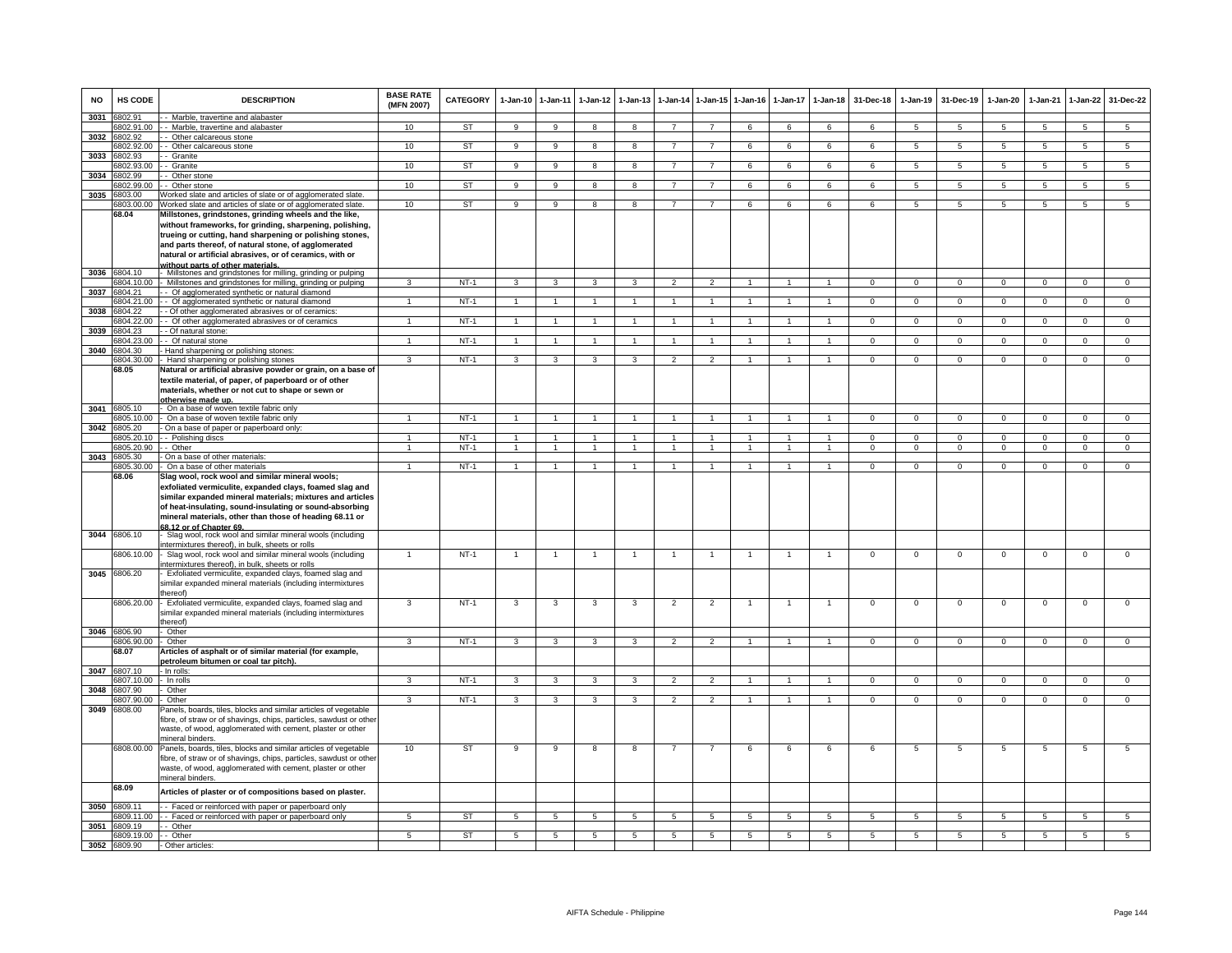| NO | HS CODE | DESCRIPTION | BASE RATE (MFN 2007) | CATEGORY | 1-Jan-10 | 1-Jan-11 | 1-Jan-12 | 1-Jan-13 | 1-Jan-14 | 1-Jan-15 | 1-Jan-16 | 1-Jan-17 | 1-Jan-18 | 31-Dec-18 | 1-Jan-19 | 31-Dec-19 | 1-Jan-20 | 1-Jan-21 | 1-Jan-22 | 31-Dec-22 |
|---|---|---|---|---|---|---|---|---|---|---|---|---|---|---|---|---|---|---|---|---|
| 3031 | 6802.91 | - - Marble, travertine and alabaster | | | | | | | | | | | | | | | | | | |
| | 6802.91.00 | - - Marble, travertine and alabaster | 10 | ST | 9 | 9 | 8 | 8 | 7 | 7 | 6 | 6 | 6 | 6 | 5 | 5 | 5 | 5 | 5 | 5 |
| 3032 | 6802.92 | - - Other calcareous stone | | | | | | | | | | | | | | | | | | |
| | 6802.92.00 | - - Other calcareous stone | 10 | ST | 9 | 9 | 8 | 8 | 7 | 7 | 6 | 6 | 6 | 6 | 5 | 5 | 5 | 5 | 5 | 5 |
| 3033 | 6802.93 | - - Granite | | | | | | | | | | | | | | | | | | |
| | 6802.93.00 | - - Granite | 10 | ST | 9 | 9 | 8 | 8 | 7 | 7 | 6 | 6 | 6 | 6 | 5 | 5 | 5 | 5 | 5 | 5 |
| 3034 | 6802.99 | - - Other stone | | | | | | | | | | | | | | | | | | |
| | 6802.99.00 | - - Other stone | 10 | ST | 9 | 9 | 8 | 8 | 7 | 7 | 6 | 6 | 6 | 6 | 5 | 5 | 5 | 5 | 5 | 5 |
| 3035 | 6803.00 | Worked slate and articles of slate or of agglomerated slate. | | | | | | | | | | | | | | | | | | |
| | 6803.00.00 | Worked slate and articles of slate or of agglomerated slate. | 10 | ST | 9 | 9 | 8 | 8 | 7 | 7 | 6 | 6 | 6 | 6 | 5 | 5 | 5 | 5 | 5 | 5 |
| | 68.04 | **Millstones, grindstones, grinding wheels and the like, without frameworks, for grinding, sharpening, polishing, trueing or cutting, hand sharpening or polishing stones, and parts thereof, of natural stone, of agglomerated natural or artificial abrasives, or of ceramics, with or without parts of other materials.** | | | | | | | | | | | | | | | | | | |
| 3036 | 6804.10 | - Millstones and grindstones for milling, grinding or pulping | | | | | | | | | | | | | | | | | | |
| | 6804.10.00 | - Millstones and grindstones for milling, grinding or pulping | 3 | NT-1 | 3 | 3 | 3 | 3 | 2 | 2 | 1 | 1 | 1 | 0 | 0 | 0 | 0 | 0 | 0 | 0 |
| 3037 | 6804.21 | - - Of agglomerated synthetic or natural diamond | | | | | | | | | | | | | | | | | | |
| | 6804.21.00 | - - Of agglomerated synthetic or natural diamond | 1 | NT-1 | 1 | 1 | 1 | 1 | 1 | 1 | 1 | 1 | 1 | 0 | 0 | 0 | 0 | 0 | 0 | 0 |
| 3038 | 6804.22 | - - Of other agglomerated abrasives or of ceramics: | | | | | | | | | | | | | | | | | | |
| | 6804.22.00 | - - Of other agglomerated abrasives or of ceramics | 1 | NT-1 | 1 | 1 | 1 | 1 | 1 | 1 | 1 | 1 | 1 | 0 | 0 | 0 | 0 | 0 | 0 | 0 |
| 3039 | 6804.23 | - - Of natural stone: | | | | | | | | | | | | | | | | | | |
| | 6804.23.00 | - - Of natural stone | 1 | NT-1 | 1 | 1 | 1 | 1 | 1 | 1 | 1 | 1 | 1 | 0 | 0 | 0 | 0 | 0 | 0 | 0 |
| 3040 | 6804.30 | - Hand sharpening or polishing stones: | | | | | | | | | | | | | | | | | | |
| | 6804.30.00 | - Hand sharpening or polishing stones | 3 | NT-1 | 3 | 3 | 3 | 3 | 2 | 2 | 1 | 1 | 1 | 0 | 0 | 0 | 0 | 0 | 0 | 0 |
| | 68.05 | **Natural or artificial abrasive powder or grain, on a base of textile material, of paper, of paperboard or of other materials, whether or not cut to shape or sewn or otherwise made up.** | | | | | | | | | | | | | | | | | | |
| 3041 | 6805.10 | - On a base of woven textile fabric only | | | | | | | | | | | | | | | | | | |
| | 6805.10.00 | - On a base of woven textile fabric only | 1 | NT-1 | 1 | 1 | 1 | 1 | 1 | 1 | 1 | 1 | 1 | 0 | 0 | 0 | 0 | 0 | 0 | 0 |
| 3042 | 6805.20 | - On a base of paper or paperboard only: | | | | | | | | | | | | | | | | | | |
| | 6805.20.10 | - - Polishing discs | 1 | NT-1 | 1 | 1 | 1 | 1 | 1 | 1 | 1 | 1 | 1 | 0 | 0 | 0 | 0 | 0 | 0 | 0 |
| | 6805.20.90 | - - Other | 1 | NT-1 | 1 | 1 | 1 | 1 | 1 | 1 | 1 | 1 | 1 | 0 | 0 | 0 | 0 | 0 | 0 | 0 |
| 3043 | 6805.30 | - On a base of other materials: | | | | | | | | | | | | | | | | | | |
| | 6805.30.00 | - On a base of other materials | 1 | NT-1 | 1 | 1 | 1 | 1 | 1 | 1 | 1 | 1 | 1 | 0 | 0 | 0 | 0 | 0 | 0 | 0 |
| | 68.06 | **Slag wool, rock wool and similar mineral wools; exfoliated vermiculite, expanded clays, foamed slag and similar expanded mineral materials; mixtures and articles of heat-insulating, sound-insulating or sound-absorbing mineral materials, other than those of heading 68.11 or 68.12 or of Chapter 69.** | | | | | | | | | | | | | | | | | | |
| 3044 | 6806.10 | - Slag wool, rock wool and similar mineral wools (including intermixtures thereof), in bulk, sheets or rolls | | | | | | | | | | | | | | | | | | |
| | 6806.10.00 | - Slag wool, rock wool and similar mineral wools (including intermixtures thereof), in bulk, sheets or rolls | 1 | NT-1 | 1 | 1 | 1 | 1 | 1 | 1 | 1 | 1 | 1 | 0 | 0 | 0 | 0 | 0 | 0 | 0 |
| 3045 | 6806.20 | - Exfoliated vermiculite, expanded clays, foamed slag and similar expanded mineral materials (including intermixtures thereof) | | | | | | | | | | | | | | | | | | |
| | 6806.20.00 | - Exfoliated vermiculite, expanded clays, foamed slag and similar expanded mineral materials (including intermixtures thereof) | 3 | NT-1 | 3 | 3 | 3 | 3 | 2 | 2 | 1 | 1 | 1 | 0 | 0 | 0 | 0 | 0 | 0 | 0 |
| 3046 | 6806.90 | - Other | | | | | | | | | | | | | | | | | | |
| | 6806.90.00 | - Other | 3 | NT-1 | 3 | 3 | 3 | 3 | 2 | 2 | 1 | 1 | 1 | 0 | 0 | 0 | 0 | 0 | 0 | 0 |
| | 68.07 | **Articles of asphalt or of similar material (for example, petroleum bitumen or coal tar pitch).** | | | | | | | | | | | | | | | | | | |
| 3047 | 6807.10 | - In rolls: | | | | | | | | | | | | | | | | | | |
| | 6807.10.00 | - In rolls | 3 | NT-1 | 3 | 3 | 3 | 3 | 2 | 2 | 1 | 1 | 1 | 0 | 0 | 0 | 0 | 0 | 0 | 0 |
| 3048 | 6807.90 | - Other | | | | | | | | | | | | | | | | | | |
| | 6807.90.00 | - Other | 3 | NT-1 | 3 | 3 | 3 | 3 | 2 | 2 | 1 | 1 | 1 | 0 | 0 | 0 | 0 | 0 | 0 | 0 |
| 3049 | 6808.00 | Panels, boards, tiles, blocks and similar articles of vegetable fibre, of straw or of shavings, chips, particles, sawdust or other waste, of wood, agglomerated with cement, plaster or other mineral binders. | | | | | | | | | | | | | | | | | | |
| | 6808.00.00 | Panels, boards, tiles, blocks and similar articles of vegetable fibre, of straw or of shavings, chips, particles, sawdust or other waste, of wood, agglomerated with cement, plaster or other mineral binders. | 10 | ST | 9 | 9 | 8 | 8 | 7 | 7 | 6 | 6 | 6 | 6 | 5 | 5 | 5 | 5 | 5 | 5 |
| | 68.09 | **Articles of plaster or of compositions based on plaster.** | | | | | | | | | | | | | | | | | | |
| 3050 | 6809.11 | - - Faced or reinforced with paper or paperboard only | | | | | | | | | | | | | | | | | | |
| | 6809.11.00 | - - Faced or reinforced with paper or paperboard only | 5 | ST | 5 | 5 | 5 | 5 | 5 | 5 | 5 | 5 | 5 | 5 | 5 | 5 | 5 | 5 | 5 | 5 |
| 3051 | 6809.19 | - - Other | | | | | | | | | | | | | | | | | | |
| | 6809.19.00 | - - Other | 5 | ST | 5 | 5 | 5 | 5 | 5 | 5 | 5 | 5 | 5 | 5 | 5 | 5 | 5 | 5 | 5 | 5 |
| 3052 | 6809.90 | - Other articles: | | | | | | | | | | | | | | | | | | |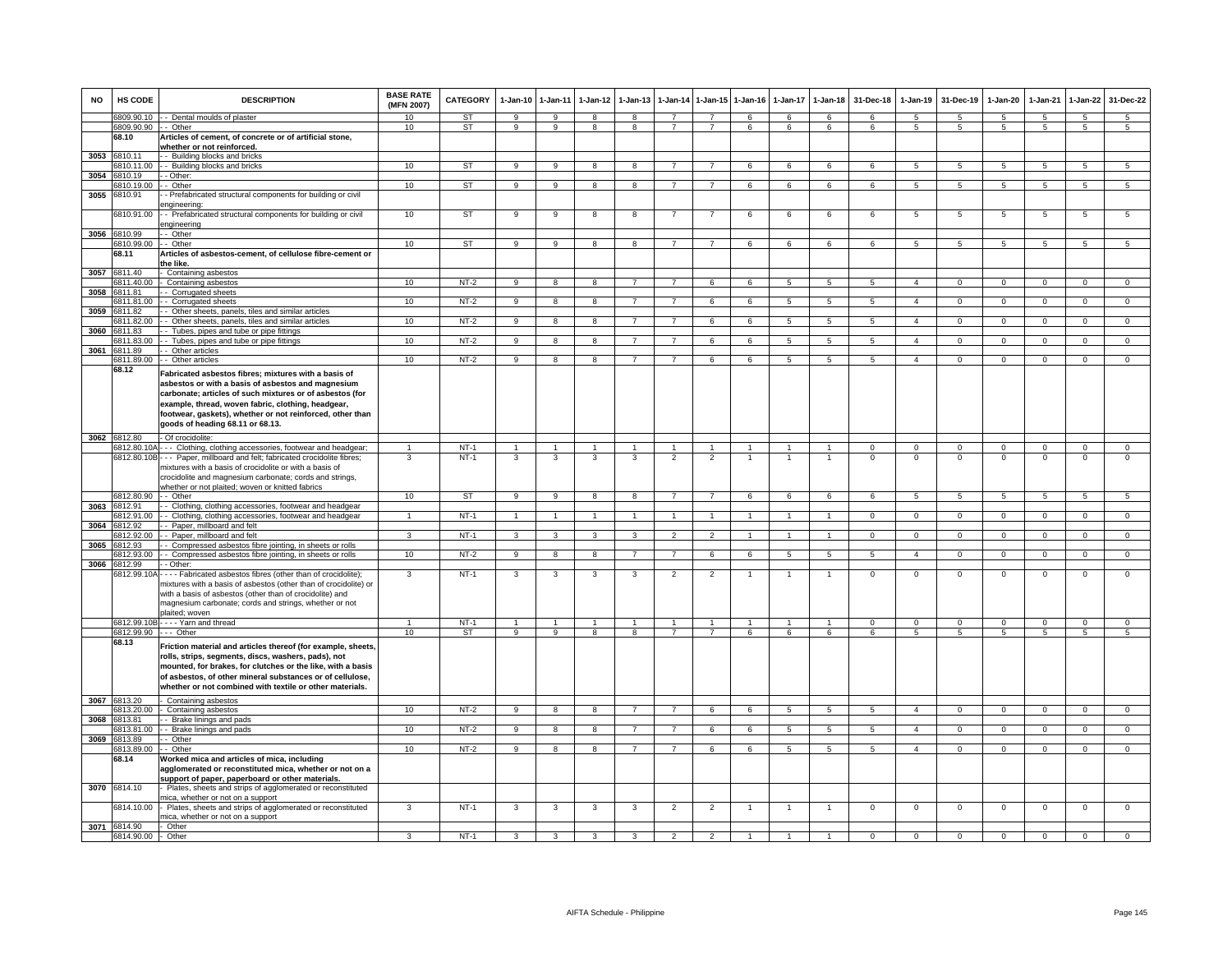| NO | HS CODE | DESCRIPTION | BASE RATE (MFN 2007) | CATEGORY | 1-Jan-10 | 1-Jan-11 | 1-Jan-12 | 1-Jan-13 | 1-Jan-14 | 1-Jan-15 | 1-Jan-16 | 1-Jan-17 | 1-Jan-18 | 31-Dec-18 | 1-Jan-19 | 31-Dec-19 | 1-Jan-20 | 1-Jan-21 | 1-Jan-22 | 31-Dec-22 |
|---|---|---|---|---|---|---|---|---|---|---|---|---|---|---|---|---|---|---|---|---|
| | 6809.90.10 | - - Dental moulds of plaster | 10 | ST | 9 | 9 | 8 | 8 | 7 | 7 | 6 | 6 | 6 | 6 | 5 | 5 | 5 | 5 | 5 | 5 |
| | 6809.90.90 | - - Other | 10 | ST | 9 | 9 | 8 | 8 | 7 | 7 | 6 | 6 | 6 | 6 | 5 | 5 | 5 | 5 | 5 | 5 |
| | 68.10 | **Articles of cement, of concrete or of artificial stone, whether or not reinforced.** | | | | | | | | | | | | | | | | | | |
| 3053 | 6810.11 | - - Building blocks and bricks | | | | | | | | | | | | | | | | | | |
| | 6810.11.00 | - - Building blocks and bricks | 10 | ST | 9 | 9 | 8 | 8 | 7 | 7 | 6 | 6 | 6 | 6 | 5 | 5 | 5 | 5 | 5 | 5 |
| 3054 | 6810.19 | - - Other: | | | | | | | | | | | | | | | | | | |
| | 6810.19.00 | - - Other | 10 | ST | 9 | 9 | 8 | 8 | 7 | 7 | 6 | 6 | 6 | 6 | 5 | 5 | 5 | 5 | 5 | 5 |
| 3055 | 6810.91 | - - Prefabricated structural components for building or civil engineering: | | | | | | | | | | | | | | | | | | |
| | 6810.91.00 | - - Prefabricated structural components for building or civil engineering | 10 | ST | 9 | 9 | 8 | 8 | 7 | 7 | 6 | 6 | 6 | 6 | 5 | 5 | 5 | 5 | 5 | 5 |
| 3056 | 6810.99 | - - Other | | | | | | | | | | | | | | | | | | |
| | 6810.99.00 | - - Other | 10 | ST | 9 | 9 | 8 | 8 | 7 | 7 | 6 | 6 | 6 | 6 | 5 | 5 | 5 | 5 | 5 | 5 |
| | 68.11 | **Articles of asbestos-cement, of cellulose fibre-cement or the like.** | | | | | | | | | | | | | | | | | | |
| 3057 | 6811.40 | - Containing asbestos | | | | | | | | | | | | | | | | | | |
| | 6811.40.00 | - Containing asbestos | 10 | NT-2 | 9 | 8 | 8 | 7 | 7 | 6 | 6 | 5 | 5 | 5 | 4 | 0 | 0 | 0 | 0 | 0 |
| 3058 | 6811.81 | - - Corrugated sheets | | | | | | | | | | | | | | | | | | |
| | 6811.81.00 | - - Corrugated sheets | 10 | NT-2 | 9 | 8 | 8 | 7 | 7 | 6 | 6 | 5 | 5 | 5 | 4 | 0 | 0 | 0 | 0 | 0 |
| 3059 | 6811.82 | - - Other sheets, panels, tiles and similar articles | | | | | | | | | | | | | | | | | | |
| | 6811.82.00 | - - Other sheets, panels, tiles and similar articles | 10 | NT-2 | 9 | 8 | 8 | 7 | 7 | 6 | 6 | 5 | 5 | 5 | 4 | 0 | 0 | 0 | 0 | 0 |
| 3060 | 6811.83 | - - Tubes, pipes and tube or pipe fittings | | | | | | | | | | | | | | | | | | |
| | 6811.83.00 | - - Tubes, pipes and tube or pipe fittings | 10 | NT-2 | 9 | 8 | 8 | 7 | 7 | 6 | 6 | 5 | 5 | 5 | 4 | 0 | 0 | 0 | 0 | 0 |
| 3061 | 6811.89 | - - Other articles | | | | | | | | | | | | | | | | | | |
| | 6811.89.00 | - - Other articles | 10 | NT-2 | 9 | 8 | 8 | 7 | 7 | 6 | 6 | 5 | 5 | 5 | 4 | 0 | 0 | 0 | 0 | 0 |
| | 68.12 | **Fabricated asbestos fibres; mixtures with a basis of asbestos or with a basis of asbestos and magnesium carbonate; articles of such mixtures or of asbestos (for example, thread, woven fabric, clothing, headgear, footwear, gaskets), whether or not reinforced, other than goods of heading 68.11 or 68.13.** | | | | | | | | | | | | | | | | | | |
| 3062 | 6812.80 | - Of crocidolite: | | | | | | | | | | | | | | | | | | |
| | 6812.80.10A | - - - Clothing, clothing accessories, footwear and headgear; | 1 | NT-1 | 1 | 1 | 1 | 1 | 1 | 1 | 1 | 1 | 1 | 0 | 0 | 0 | 0 | 0 | 0 | 0 |
| | 6812.80.10B | - - - Paper, millboard and felt; fabricated crocidolite fibres; mixtures with a basis of crocidolite or with a basis of crocidolite and magnesium carbonate; cords and strings, whether or not plaited; woven or knitted fabrics | 3 | NT-1 | 3 | 3 | 3 | 3 | 2 | 2 | 1 | 1 | 1 | 0 | 0 | 0 | 0 | 0 | 0 | 0 |
| | 6812.80.90 | - - Other | 10 | ST | 9 | 9 | 8 | 8 | 7 | 7 | 6 | 6 | 6 | 6 | 5 | 5 | 5 | 5 | 5 | 5 |
| 3063 | 6812.91 | - - Clothing, clothing accessories, footwear and headgear | | | | | | | | | | | | | | | | | | |
| | 6812.91.00 | - - Clothing, clothing accessories, footwear and headgear | 1 | NT-1 | 1 | 1 | 1 | 1 | 1 | 1 | 1 | 1 | 1 | 0 | 0 | 0 | 0 | 0 | 0 | 0 |
| 3064 | 6812.92 | - - Paper, millboard and felt | | | | | | | | | | | | | | | | | | |
| | 6812.92.00 | - - Paper, millboard and felt | 3 | NT-1 | 3 | 3 | 3 | 3 | 2 | 2 | 1 | 1 | 1 | 0 | 0 | 0 | 0 | 0 | 0 | 0 |
| 3065 | 6812.93 | - - Compressed asbestos fibre jointing, in sheets or rolls | | | | | | | | | | | | | | | | | | |
| | 6812.93.00 | - - Compressed asbestos fibre jointing, in sheets or rolls | 10 | NT-2 | 9 | 8 | 8 | 7 | 7 | 6 | 6 | 5 | 5 | 5 | 4 | 0 | 0 | 0 | 0 | 0 |
| 3066 | 6812.99 | - - Other: | | | | | | | | | | | | | | | | | | |
| | 6812.99.10A | - - - - Fabricated asbestos fibres (other than of crocidolite); mixtures with a basis of asbestos (other than of crocidolite) or with a basis of asbestos (other than of crocidolite) and magnesium carbonate; cords and strings, whether or not plaited; woven | 3 | NT-1 | 3 | 3 | 3 | 3 | 2 | 2 | 1 | 1 | 1 | 0 | 0 | 0 | 0 | 0 | 0 | 0 |
| | 6812.99.10B | - - - - Yarn and thread | 1 | NT-1 | 1 | 1 | 1 | 1 | 1 | 1 | 1 | 1 | 1 | 0 | 0 | 0 | 0 | 0 | 0 | 0 |
| | 6812.99.90 | - - - Other | 10 | ST | 9 | 9 | 8 | 8 | 7 | 7 | 6 | 6 | 6 | 6 | 5 | 5 | 5 | 5 | 5 | 5 |
| | 68.13 | **Friction material and articles thereof (for example, sheets, rolls, strips, segments, discs, washers, pads), not mounted, for brakes, for clutches or the like, with a basis of asbestos, of other mineral substances or of cellulose, whether or not combined with textile or other materials.** | | | | | | | | | | | | | | | | | | |
| 3067 | 6813.20 | - Containing asbestos | | | | | | | | | | | | | | | | | | |
| | 6813.20.00 | - Containing asbestos | 10 | NT-2 | 9 | 8 | 8 | 7 | 7 | 6 | 6 | 5 | 5 | 5 | 4 | 0 | 0 | 0 | 0 | 0 |
| 3068 | 6813.81 | - - Brake linings and pads | | | | | | | | | | | | | | | | | | |
| | 6813.81.00 | - - Brake linings and pads | 10 | NT-2 | 9 | 8 | 8 | 7 | 7 | 6 | 6 | 5 | 5 | 5 | 4 | 0 | 0 | 0 | 0 | 0 |
| 3069 | 6813.89 | - - Other | | | | | | | | | | | | | | | | | | |
| | 6813.89.00 | - - Other | 10 | NT-2 | 9 | 8 | 8 | 7 | 7 | 6 | 6 | 5 | 5 | 5 | 4 | 0 | 0 | 0 | 0 | 0 |
| | 68.14 | **Worked mica and articles of mica, including agglomerated or reconstituted mica, whether or not on a support of paper, paperboard or other materials.** | | | | | | | | | | | | | | | | | | |
| 3070 | 6814.10 | - Plates, sheets and strips of agglomerated or reconstituted mica, whether or not on a support | | | | | | | | | | | | | | | | | | |
| | 6814.10.00 | - Plates, sheets and strips of agglomerated or reconstituted mica, whether or not on a support | 3 | NT-1 | 3 | 3 | 3 | 3 | 2 | 2 | 1 | 1 | 1 | 0 | 0 | 0 | 0 | 0 | 0 | 0 |
| 3071 | 6814.90 | - Other | | | | | | | | | | | | | | | | | | |
| | 6814.90.00 | - Other | 3 | NT-1 | 3 | 3 | 3 | 3 | 2 | 2 | 1 | 1 | 1 | 0 | 0 | 0 | 0 | 0 | 0 | 0 |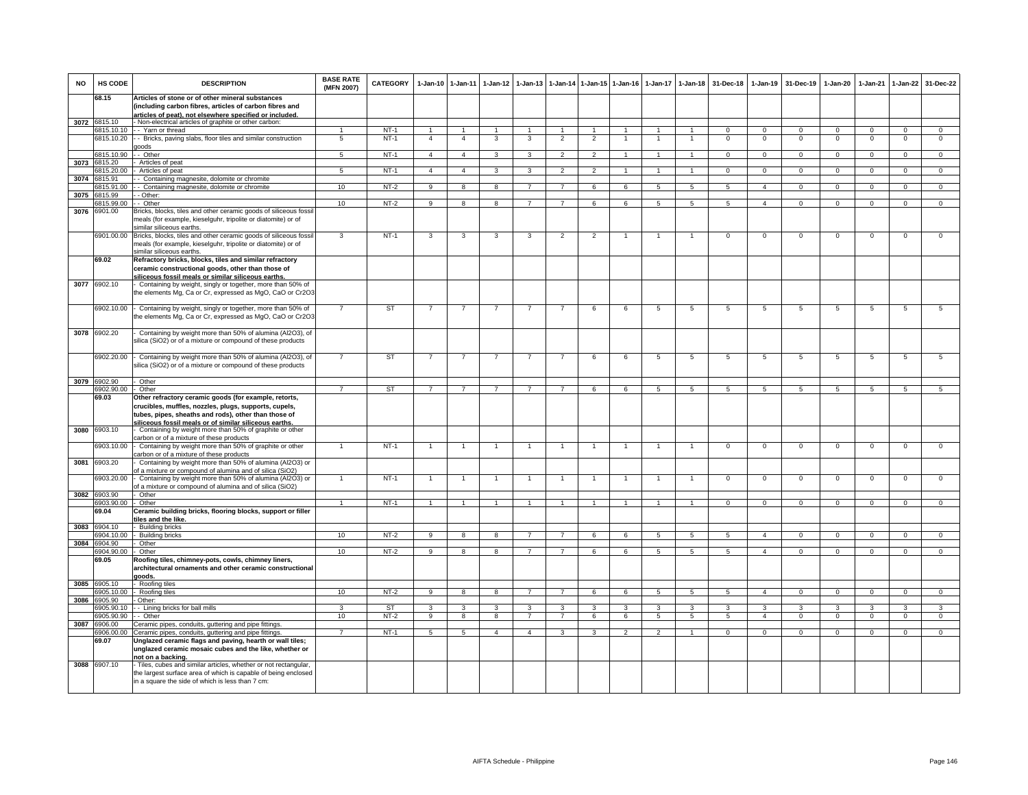| NO | HS CODE | DESCRIPTION | BASE RATE (MFN 2007) | CATEGORY | 1-Jan-10 | 1-Jan-11 | 1-Jan-12 | 1-Jan-13 | 1-Jan-14 | 1-Jan-15 | 1-Jan-16 | 1-Jan-17 | 1-Jan-18 | 31-Dec-18 | 1-Jan-19 | 31-Dec-19 | 1-Jan-20 | 1-Jan-21 | 1-Jan-22 | 31-Dec-22 |
|---|---|---|---|---|---|---|---|---|---|---|---|---|---|---|---|---|---|---|---|---|
| | **68.15** | **Articles of stone or of other mineral substances (including carbon fibres, articles of carbon fibres and articles of peat), not elsewhere specified or included.** | | | | | | | | | | | | | | | | | | |
| 3072 | 6815.10 | - Non-electrical articles of graphite or other carbon: | | | | | | | | | | | | | | | | | | |
| | 6815.10.10 | - - Yarn or thread | 1 | NT-1 | 1 | 1 | 1 | 1 | 1 | 1 | 1 | 1 | 1 | 0 | 0 | 0 | 0 | 0 | 0 | 0 |
| | 6815.10.20 | - - Bricks, paving slabs, floor tiles and similar construction goods | 5 | NT-1 | 4 | 4 | 3 | 3 | 2 | 2 | 1 | 1 | 1 | 0 | 0 | 0 | 0 | 0 | 0 | 0 |
| | 6815.10.90 | - - Other | 5 | NT-1 | 4 | 4 | 3 | 3 | 2 | 2 | 1 | 1 | 1 | 0 | 0 | 0 | 0 | 0 | 0 | 0 |
| 3073 | 6815.20 | - Articles of peat | | | | | | | | | | | | | | | | | | |
| | 6815.20.00 | - Articles of peat | 5 | NT-1 | 4 | 4 | 3 | 3 | 2 | 2 | 1 | 1 | 1 | 0 | 0 | 0 | 0 | 0 | 0 | 0 |
| 3074 | 6815.91 | - - Containing magnesite, dolomite or chromite | | | | | | | | | | | | | | | | | | |
| | 6815.91.00 | - - Containing magnesite, dolomite or chromite | 10 | NT-2 | 9 | 8 | 8 | 7 | 7 | 6 | 6 | 5 | 5 | 5 | 4 | 0 | 0 | 0 | 0 | 0 |
| 3075 | 6815.99 | - - Other: | | | | | | | | | | | | | | | | | | |
| | 6815.99.00 | - - Other | 10 | NT-2 | 9 | 8 | 8 | 7 | 7 | 6 | 6 | 5 | 5 | 5 | 4 | 0 | 0 | 0 | 0 | 0 |
| 3076 | 6901.00 | Bricks, blocks, tiles and other ceramic goods of siliceous fossil meals (for example, kieselguhr, tripolite or diatomite) or of similar siliceous earths. | | | | | | | | | | | | | | | | | | |
| | 6901.00.00 | Bricks, blocks, tiles and other ceramic goods of siliceous fossil meals (for example, kieselguhr, tripolite or diatomite) or of similar siliceous earths. | 3 | NT-1 | 3 | 3 | 3 | 3 | 2 | 2 | 1 | 1 | 1 | 0 | 0 | 0 | 0 | 0 | 0 | 0 |
| | **69.02** | **Refractory bricks, blocks, tiles and similar refractory ceramic constructional goods, other than those of siliceous fossil meals or similar siliceous earths.** | | | | | | | | | | | | | | | | | | |
| 3077 | 6902.10 | - Containing by weight, singly or together, more than 50% of the elements Mg, Ca or Cr, expressed as MgO, CaO or Cr2O3 | | | | | | | | | | | | | | | | | | |
| | 6902.10.00 | - Containing by weight, singly or together, more than 50% of the elements Mg, Ca or Cr, expressed as MgO, CaO or Cr2O3 | 7 | ST | 7 | 7 | 7 | 7 | 7 | 6 | 6 | 5 | 5 | 5 | 5 | 5 | 5 | 5 | 5 | 5 |
| 3078 | 6902.20 | - Containing by weight more than 50% of alumina (Al2O3), of silica (SiO2) or of a mixture or compound of these products | | | | | | | | | | | | | | | | | | |
| | 6902.20.00 | - Containing by weight more than 50% of alumina (Al2O3), of silica (SiO2) or of a mixture or compound of these products | 7 | ST | 7 | 7 | 7 | 7 | 7 | 6 | 6 | 5 | 5 | 5 | 5 | 5 | 5 | 5 | 5 | 5 |
| 3079 | 6902.90 | - Other | | | | | | | | | | | | | | | | | | |
| | 6902.90.00 | - Other | 7 | ST | 7 | 7 | 7 | 7 | 7 | 6 | 6 | 5 | 5 | 5 | 5 | 5 | 5 | 5 | 5 | 5 |
| | **69.03** | **Other refractory ceramic goods (for example, retorts, crucibles, muffles, nozzles, plugs, supports, cupels, tubes, pipes, sheaths and rods), other than those of siliceous fossil meals or of similar siliceous earths.** | | | | | | | | | | | | | | | | | | |
| 3080 | 6903.10 | - Containing by weight more than 50% of graphite or other carbon or of a mixture of these products | | | | | | | | | | | | | | | | | | |
| | 6903.10.00 | - Containing by weight more than 50% of graphite or other carbon or of a mixture of these products | 1 | NT-1 | 1 | 1 | 1 | 1 | 1 | 1 | 1 | 1 | 1 | 0 | 0 | 0 | 0 | 0 | 0 | 0 |
| 3081 | 6903.20 | - Containing by weight more than 50% of alumina (Al2O3) or of a mixture or compound of alumina and of silica (SiO2) | | | | | | | | | | | | | | | | | | |
| | 6903.20.00 | - Containing by weight more than 50% of alumina (Al2O3) or of a mixture or compound of alumina and of silica (SiO2) | 1 | NT-1 | 1 | 1 | 1 | 1 | 1 | 1 | 1 | 1 | 1 | 0 | 0 | 0 | 0 | 0 | 0 | 0 |
| 3082 | 6903.90 | - Other | | | | | | | | | | | | | | | | | | |
| | 6903.90.00 | - Other | 1 | NT-1 | 1 | 1 | 1 | 1 | 1 | 1 | 1 | 1 | 1 | 0 | 0 | 0 | 0 | 0 | 0 | 0 |
| | **69.04** | **Ceramic building bricks, flooring blocks, support or filler tiles and the like.** | | | | | | | | | | | | | | | | | | |
| 3083 | 6904.10 | - Building bricks | | | | | | | | | | | | | | | | | | |
| | 6904.10.00 | - Building bricks | 10 | NT-2 | 9 | 8 | 8 | 7 | 7 | 6 | 6 | 5 | 5 | 5 | 4 | 0 | 0 | 0 | 0 | 0 |
| 3084 | 6904.90 | - Other | | | | | | | | | | | | | | | | | | |
| | 6904.90.00 | - Other | 10 | NT-2 | 9 | 8 | 8 | 7 | 7 | 6 | 6 | 5 | 5 | 5 | 4 | 0 | 0 | 0 | 0 | 0 |
| | **69.05** | **Roofing tiles, chimney-pots, cowls, chimney liners, architectural ornaments and other ceramic constructional goods.** | | | | | | | | | | | | | | | | | | |
| 3085 | 6905.10 | - Roofing tiles | | | | | | | | | | | | | | | | | | |
| | 6905.10.00 | - Roofing tiles | 10 | NT-2 | 9 | 8 | 8 | 7 | 7 | 6 | 6 | 5 | 5 | 5 | 4 | 0 | 0 | 0 | 0 | 0 |
| 3086 | 6905.90 | - Other: | | | | | | | | | | | | | | | | | | |
| | 6905.90.10 | - - Lining bricks for ball mills | 3 | ST | 3 | 3 | 3 | 3 | 3 | 3 | 3 | 3 | 3 | 3 | 3 | 3 | 3 | 3 | 3 | 3 |
| | 6905.90.90 | - - Other | 10 | NT-2 | 9 | 8 | 8 | 7 | 7 | 6 | 6 | 5 | 5 | 5 | 4 | 0 | 0 | 0 | 0 | 0 |
| 3087 | 6906.00 | Ceramic pipes, conduits, guttering and pipe fittings. | | | | | | | | | | | | | | | | | | |
| | 6906.00.00 | Ceramic pipes, conduits, guttering and pipe fittings. | 7 | NT-1 | 5 | 5 | 4 | 4 | 3 | 3 | 2 | 2 | 1 | 0 | 0 | 0 | 0 | 0 | 0 | 0 |
| | **69.07** | **Unglazed ceramic flags and paving, hearth or wall tiles; unglazed ceramic mosaic cubes and the like, whether or not on a backing.** | | | | | | | | | | | | | | | | | | |
| 3088 | 6907.10 | - Tiles, cubes and similar articles, whether or not rectangular, the largest surface area of which is capable of being enclosed in a square the side of which is less than 7 cm: | | | | | | | | | | | | | | | | | | |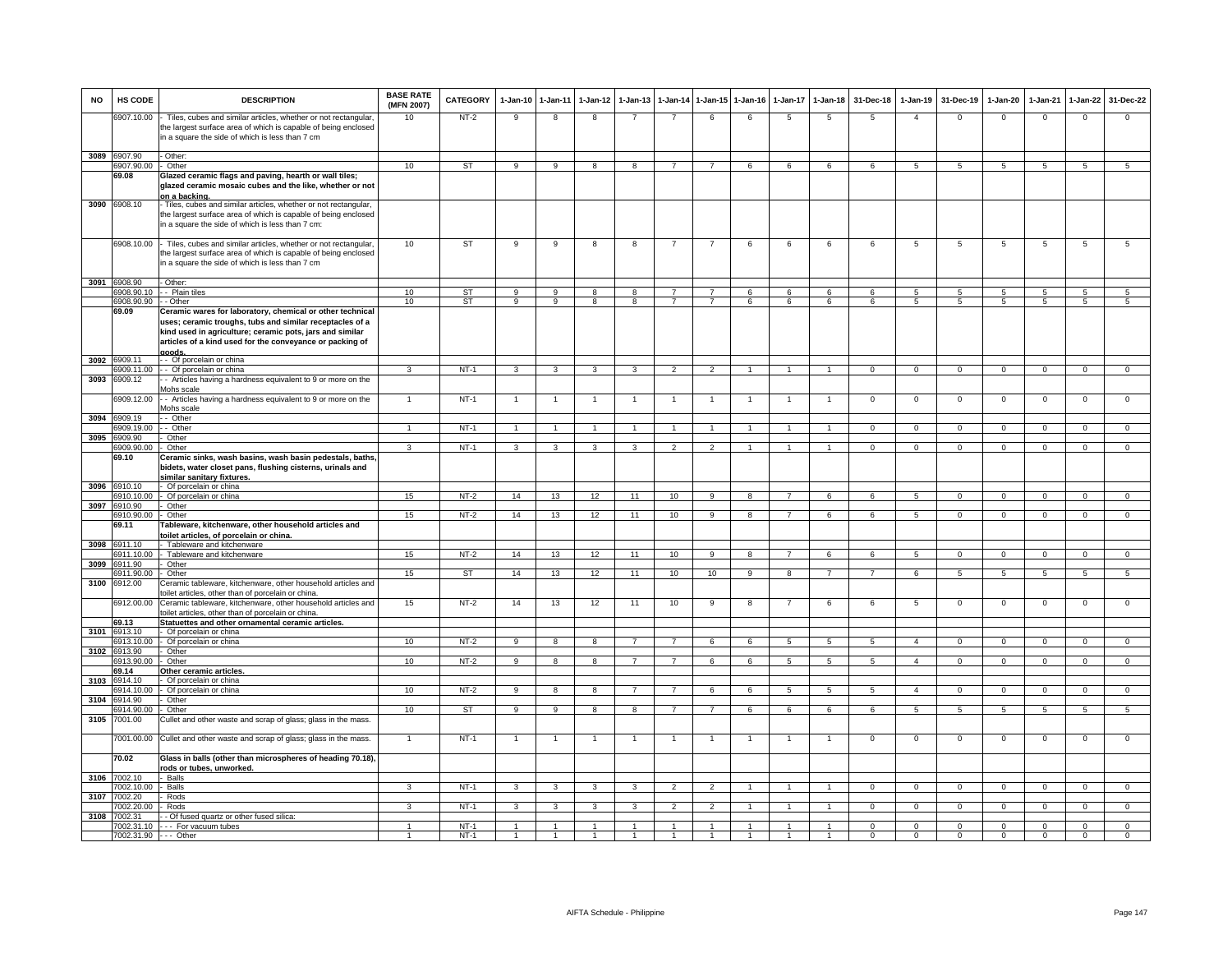| NO | HS CODE | DESCRIPTION | BASE RATE (MFN 2007) | CATEGORY | 1-Jan-10 | 1-Jan-11 | 1-Jan-12 | 1-Jan-13 | 1-Jan-14 | 1-Jan-15 | 1-Jan-16 | 1-Jan-17 | 1-Jan-18 | 31-Dec-18 | 1-Jan-19 | 31-Dec-19 | 1-Jan-20 | 1-Jan-21 | 1-Jan-22 | 31-Dec-22 |
|---|---|---|---|---|---|---|---|---|---|---|---|---|---|---|---|---|---|---|---|---|
| | 6907.10.00 | - Tiles, cubes and similar articles, whether or not rectangular, the largest surface area of which is capable of being enclosed in a square the side of which is less than 7 cm | 10 | NT-2 | 9 | 8 | 8 | 7 | 7 | 6 | 6 | 5 | 5 | 5 | 4 | 0 | 0 | 0 | 0 | 0 |
| 3089 | 6907.90 | - Other: | | | | | | | | | | | | | | | | | | |
| | 6907.90.00 | - Other | 10 | ST | 9 | 9 | 8 | 8 | 7 | 7 | 6 | 6 | 6 | 6 | 5 | 5 | 5 | 5 | 5 | 5 |
| | 69.08 | **Glazed ceramic flags and paving, hearth or wall tiles; glazed ceramic mosaic cubes and the like, whether or not on a backing.** | | | | | | | | | | | | | | | | | | |
| 3090 | 6908.10 | - Tiles, cubes and similar articles, whether or not rectangular, the largest surface area of which is capable of being enclosed in a square the side of which is less than 7 cm: | | | | | | | | | | | | | | | | | | |
| | 6908.10.00 | - Tiles, cubes and similar articles, whether or not rectangular, the largest surface area of which is capable of being enclosed in a square the side of which is less than 7 cm | 10 | ST | 9 | 9 | 8 | 8 | 7 | 7 | 6 | 6 | 6 | 6 | 5 | 5 | 5 | 5 | 5 | 5 |
| 3091 | 6908.90 | - Other: | | | | | | | | | | | | | | | | | | |
| | 6908.90.10 | - - Plain tiles | 10 | ST | 9 | 9 | 8 | 8 | 7 | 7 | 6 | 6 | 6 | 6 | 5 | 5 | 5 | 5 | 5 | 5 |
| | 6908.90.90 | - - Other | 10 | ST | 9 | 9 | 8 | 8 | 7 | 7 | 6 | 6 | 6 | 6 | 5 | 5 | 5 | 5 | 5 | 5 |
| | 69.09 | **Ceramic wares for laboratory, chemical or other technical uses; ceramic troughs, tubs and similar receptacles of a kind used in agriculture; ceramic pots, jars and similar articles of a kind used for the conveyance or packing of goods.** | | | | | | | | | | | | | | | | | | |
| 3092 | 6909.11 | - - Of porcelain or china | | | | | | | | | | | | | | | | | | |
| | 6909.11.00 | - - Of porcelain or china | 3 | NT-1 | 3 | 3 | 3 | 3 | 2 | 2 | 1 | 1 | 1 | 0 | 0 | 0 | 0 | 0 | 0 | 0 |
| 3093 | 6909.12 | - - Articles having a hardness equivalent to 9 or more on the Mohs scale | | | | | | | | | | | | | | | | | | |
| | 6909.12.00 | - - Articles having a hardness equivalent to 9 or more on the Mohs scale | 1 | NT-1 | 1 | 1 | 1 | 1 | 1 | 1 | 1 | 1 | 1 | 0 | 0 | 0 | 0 | 0 | 0 | 0 |
| 3094 | 6909.19 | - - Other | | | | | | | | | | | | | | | | | | |
| | 6909.19.00 | - - Other | 1 | NT-1 | 1 | 1 | 1 | 1 | 1 | 1 | 1 | 1 | 1 | 0 | 0 | 0 | 0 | 0 | 0 | 0 |
| 3095 | 6909.90 | - Other | | | | | | | | | | | | | | | | | | |
| | 6909.90.00 | - Other | 3 | NT-1 | 3 | 3 | 3 | 3 | 2 | 2 | 1 | 1 | 1 | 0 | 0 | 0 | 0 | 0 | 0 | 0 |
| | 69.10 | **Ceramic sinks, wash basins, wash basin pedestals, baths, bidets, water closet pans, flushing cisterns, urinals and similar sanitary fixtures.** | | | | | | | | | | | | | | | | | | |
| 3096 | 6910.10 | - Of porcelain or china | | | | | | | | | | | | | | | | | | |
| | 6910.10.00 | - Of porcelain or china | 15 | NT-2 | 14 | 13 | 12 | 11 | 10 | 9 | 8 | 7 | 6 | 6 | 5 | 0 | 0 | 0 | 0 | 0 |
| 3097 | 6910.90 | - Other | | | | | | | | | | | | | | | | | | |
| | 6910.90.00 | - Other | 15 | NT-2 | 14 | 13 | 12 | 11 | 10 | 9 | 8 | 7 | 6 | 6 | 5 | 0 | 0 | 0 | 0 | 0 |
| | 69.11 | **Tableware, kitchenware, other household articles and toilet articles, of porcelain or china.** | | | | | | | | | | | | | | | | | | |
| 3098 | 6911.10 | - Tableware and kitchenware | | | | | | | | | | | | | | | | | | |
| | 6911.10.00 | - Tableware and kitchenware | 15 | NT-2 | 14 | 13 | 12 | 11 | 10 | 9 | 8 | 7 | 6 | 6 | 5 | 0 | 0 | 0 | 0 | 0 |
| 3099 | 6911.90 | - Other | | | | | | | | | | | | | | | | | | |
| | 6911.90.00 | - Other | 15 | ST | 14 | 13 | 12 | 11 | 10 | 10 | 9 | 8 | 7 | 7 | 6 | 5 | 5 | 5 | 5 | 5 |
| 3100 | 6912.00 | Ceramic tableware, kitchenware, other household articles and toilet articles, other than of porcelain or china. | | | | | | | | | | | | | | | | | | |
| | 6912.00.00 | Ceramic tableware, kitchenware, other household articles and toilet articles, other than of porcelain or china. | 15 | NT-2 | 14 | 13 | 12 | 11 | 10 | 9 | 8 | 7 | 6 | 6 | 5 | 0 | 0 | 0 | 0 | 0 |
| | 69.13 | **Statuettes and other ornamental ceramic articles.** | | | | | | | | | | | | | | | | | | |
| 3101 | 6913.10 | - Of porcelain or china | | | | | | | | | | | | | | | | | | |
| | 6913.10.00 | - Of porcelain or china | 10 | NT-2 | 9 | 8 | 8 | 7 | 7 | 6 | 6 | 5 | 5 | 5 | 4 | 0 | 0 | 0 | 0 | 0 |
| 3102 | 6913.90 | - Other | | | | | | | | | | | | | | | | | | |
| | 6913.90.00 | - Other | 10 | NT-2 | 9 | 8 | 8 | 7 | 7 | 6 | 6 | 5 | 5 | 5 | 4 | 0 | 0 | 0 | 0 | 0 |
| | 69.14 | **Other ceramic articles.** | | | | | | | | | | | | | | | | | | |
| 3103 | 6914.10 | - Of porcelain or china | | | | | | | | | | | | | | | | | | |
| | 6914.10.00 | - Of porcelain or china | 10 | NT-2 | 9 | 8 | 8 | 7 | 7 | 6 | 6 | 5 | 5 | 5 | 4 | 0 | 0 | 0 | 0 | 0 |
| 3104 | 6914.90 | - Other | | | | | | | | | | | | | | | | | | |
| | 6914.90.00 | - Other | 10 | ST | 9 | 9 | 8 | 8 | 7 | 7 | 6 | 6 | 6 | 6 | 5 | 5 | 5 | 5 | 5 | 5 |
| 3105 | 7001.00 | Cullet and other waste and scrap of glass; glass in the mass. | | | | | | | | | | | | | | | | | | |
| | 7001.00.00 | Cullet and other waste and scrap of glass; glass in the mass. | 1 | NT-1 | 1 | 1 | 1 | 1 | 1 | 1 | 1 | 1 | 1 | 0 | 0 | 0 | 0 | 0 | 0 | 0 |
| | 70.02 | **Glass in balls (other than microspheres of heading 70.18), rods or tubes, unworked.** | | | | | | | | | | | | | | | | | | |
| 3106 | 7002.10 | - Balls | | | | | | | | | | | | | | | | | | |
| | 7002.10.00 | - Balls | 3 | NT-1 | 3 | 3 | 3 | 3 | 2 | 2 | 1 | 1 | 1 | 0 | 0 | 0 | 0 | 0 | 0 | 0 |
| 3107 | 7002.20 | - Rods | | | | | | | | | | | | | | | | | | |
| | 7002.20.00 | - Rods | 3 | NT-1 | 3 | 3 | 3 | 3 | 2 | 2 | 1 | 1 | 1 | 0 | 0 | 0 | 0 | 0 | 0 | 0 |
| 3108 | 7002.31 | - - Of fused quartz or other fused silica: | | | | | | | | | | | | | | | | | | |
| | 7002.31.10 | - - - For vacuum tubes | 1 | NT-1 | 1 | 1 | 1 | 1 | 1 | 1 | 1 | 1 | 1 | 0 | 0 | 0 | 0 | 0 | 0 | 0 |
| | 7002.31.90 | - - - Other | 1 | NT-1 | 1 | 1 | 1 | 1 | 1 | 1 | 1 | 1 | 1 | 0 | 0 | 0 | 0 | 0 | 0 | 0 |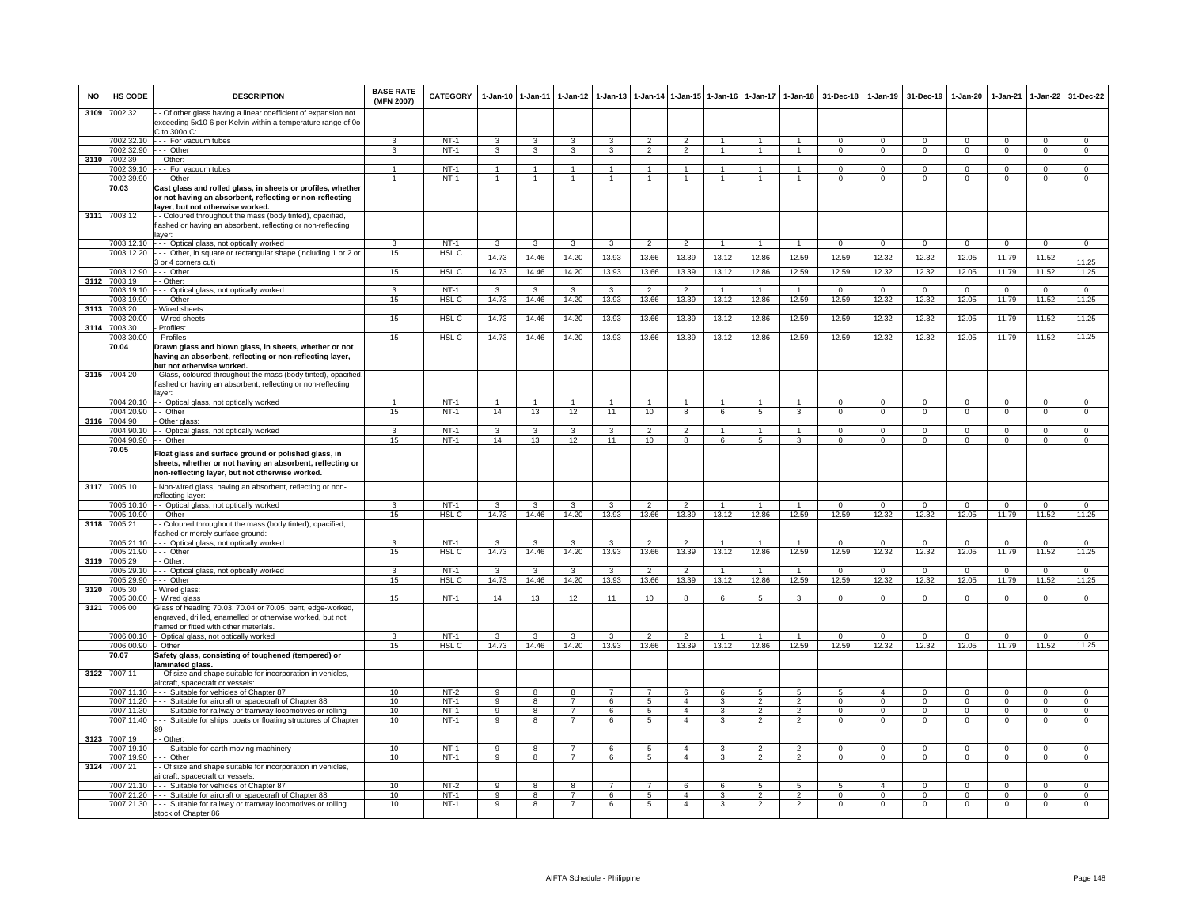| NO | HS CODE | DESCRIPTION | BASE RATE (MFN 2007) | CATEGORY | 1-Jan-10 | 1-Jan-11 | 1-Jan-12 | 1-Jan-13 | 1-Jan-14 | 1-Jan-15 | 1-Jan-16 | 1-Jan-17 | 1-Jan-18 | 31-Dec-18 | 1-Jan-19 | 31-Dec-19 | 1-Jan-20 | 1-Jan-21 | 1-Jan-22 | 31-Dec-22 |
|---|---|---|---|---|---|---|---|---|---|---|---|---|---|---|---|---|---|---|---|---|
| 3109 | 7002.32 | - - Of other glass having a linear coefficient of expansion not exceeding 5x10-6 per Kelvin within a temperature range of 0o C to 300o C: | | | | | | | | | | | | | | | | | | |
| | 7002.32.10 | - - - For vacuum tubes | 3 | NT-1 | 3 | 3 | 3 | 3 | 2 | 2 | 1 | 1 | 1 | 0 | 0 | 0 | 0 | 0 | 0 | 0 |
| | 7002.32.90 | - - - Other | 3 | NT-1 | 3 | 3 | 3 | 3 | 2 | 2 | 1 | 1 | 1 | 0 | 0 | 0 | 0 | 0 | 0 | 0 |
| 3110 | 7002.39 | - - Other: | | | | | | | | | | | | | | | | | | |
| | 7002.39.10 | - - - For vacuum tubes | 1 | NT-1 | 1 | 1 | 1 | 1 | 1 | 1 | 1 | 1 | 1 | 0 | 0 | 0 | 0 | 0 | 0 | 0 |
| | 7002.39.90 | - - - Other | 1 | NT-1 | 1 | 1 | 1 | 1 | 1 | 1 | 1 | 1 | 1 | 0 | 0 | 0 | 0 | 0 | 0 | 0 |
| | **70.03** | **Cast glass and rolled glass, in sheets or profiles, whether or not having an absorbent, reflecting or non-reflecting layer, but not otherwise worked.** | | | | | | | | | | | | | | | | | | |
| 3111 | 7003.12 | - - Coloured throughout the mass (body tinted), opacified, flashed or having an absorbent, reflecting or non-reflecting layer: | | | | | | | | | | | | | | | | | | |
| | 7003.12.10 | - - - Optical glass, not optically worked | 3 | NT-1 | 3 | 3 | 3 | 3 | 2 | 2 | 1 | 1 | 1 | 0 | 0 | 0 | 0 | 0 | 0 | 0 |
| | 7003.12.20 | - - - Other, in square or rectangular shape (including 1 or 2 or 3 or 4 corners cut) | 15 | HSL C | 14.73 | 14.46 | 14.20 | 13.93 | 13.66 | 13.39 | 13.12 | 12.86 | 12.59 | 12.59 | 12.32 | 12.32 | 12.05 | 11.79 | 11.52 | 11.25 |
| | 7003.12.90 | - - - Other | 15 | HSL C | 14.73 | 14.46 | 14.20 | 13.93 | 13.66 | 13.39 | 13.12 | 12.86 | 12.59 | 12.59 | 12.32 | 12.32 | 12.05 | 11.79 | 11.52 | 11.25 |
| 3112 | 7003.19 | - - Other: | | | | | | | | | | | | | | | | | | |
| | 7003.19.10 | - - - Optical glass, not optically worked | 3 | NT-1 | 3 | 3 | 3 | 3 | 2 | 2 | 1 | 1 | 1 | 0 | 0 | 0 | 0 | 0 | 0 | 0 |
| | 7003.19.90 | - - - Other | 15 | HSL C | 14.73 | 14.46 | 14.20 | 13.93 | 13.66 | 13.39 | 13.12 | 12.86 | 12.59 | 12.59 | 12.32 | 12.32 | 12.05 | 11.79 | 11.52 | 11.25 |
| 3113 | 7003.20 | - Wired sheets: | | | | | | | | | | | | | | | | | | |
| | 7003.20.00 | - Wired sheets | 15 | HSL C | 14.73 | 14.46 | 14.20 | 13.93 | 13.66 | 13.39 | 13.12 | 12.86 | 12.59 | 12.59 | 12.32 | 12.32 | 12.05 | 11.79 | 11.52 | 11.25 |
| 3114 | 7003.30 | - Profiles: | | | | | | | | | | | | | | | | | | |
| | 7003.30.00 | - Profiles | 15 | HSL C | 14.73 | 14.46 | 14.20 | 13.93 | 13.66 | 13.39 | 13.12 | 12.86 | 12.59 | 12.59 | 12.32 | 12.32 | 12.05 | 11.79 | 11.52 | 11.25 |
| | **70.04** | **Drawn glass and blown glass, in sheets, whether or not having an absorbent, reflecting or non-reflecting layer, but not otherwise worked.** | | | | | | | | | | | | | | | | | | |
| 3115 | 7004.20 | - Glass, coloured throughout the mass (body tinted), opacified, flashed or having an absorbent, reflecting or non-reflecting layer: | | | | | | | | | | | | | | | | | | |
| | 7004.20.10 | - - Optical glass, not optically worked | 1 | NT-1 | 1 | 1 | 1 | 1 | 1 | 1 | 1 | 1 | 1 | 0 | 0 | 0 | 0 | 0 | 0 | 0 |
| | 7004.20.90 | - - Other | 15 | NT-1 | 14 | 13 | 12 | 11 | 10 | 8 | 6 | 5 | 3 | 0 | 0 | 0 | 0 | 0 | 0 | 0 |
| 3116 | 7004.90 | - Other glass: | | | | | | | | | | | | | | | | | | |
| | 7004.90.10 | - - Optical glass, not optically worked | 3 | NT-1 | 3 | 3 | 3 | 3 | 2 | 2 | 1 | 1 | 1 | 0 | 0 | 0 | 0 | 0 | 0 | 0 |
| | 7004.90.90 | - - Other | 15 | NT-1 | 14 | 13 | 12 | 11 | 10 | 8 | 6 | 5 | 3 | 0 | 0 | 0 | 0 | 0 | 0 | 0 |
| | **70.05** | **Float glass and surface ground or polished glass, in sheets, whether or not having an absorbent, reflecting or non-reflecting layer, but not otherwise worked.** | | | | | | | | | | | | | | | | | | |
| 3117 | 7005.10 | - Non-wired glass, having an absorbent, reflecting or non-reflecting layer: | | | | | | | | | | | | | | | | | | |
| | 7005.10.10 | - - Optical glass, not optically worked | 3 | NT-1 | 3 | 3 | 3 | 3 | 2 | 2 | 1 | 1 | 1 | 0 | 0 | 0 | 0 | 0 | 0 | 0 |
| | 7005.10.90 | - - Other | 15 | HSL C | 14.73 | 14.46 | 14.20 | 13.93 | 13.66 | 13.39 | 13.12 | 12.86 | 12.59 | 12.59 | 12.32 | 12.32 | 12.05 | 11.79 | 11.52 | 11.25 |
| 3118 | 7005.21 | - - Coloured throughout the mass (body tinted), opacified, flashed or merely surface ground: | | | | | | | | | | | | | | | | | | |
| | 7005.21.10 | - - - Optical glass, not optically worked | 3 | NT-1 | 3 | 3 | 3 | 3 | 2 | 2 | 1 | 1 | 1 | 0 | 0 | 0 | 0 | 0 | 0 | 0 |
| | 7005.21.90 | - - - Other | 15 | HSL C | 14.73 | 14.46 | 14.20 | 13.93 | 13.66 | 13.39 | 13.12 | 12.86 | 12.59 | 12.59 | 12.32 | 12.32 | 12.05 | 11.79 | 11.52 | 11.25 |
| 3119 | 7005.29 | - - Other: | | | | | | | | | | | | | | | | | | |
| | 7005.29.10 | - - - Optical glass, not optically worked | 3 | NT-1 | 3 | 3 | 3 | 3 | 2 | 2 | 1 | 1 | 1 | 0 | 0 | 0 | 0 | 0 | 0 | 0 |
| | 7005.29.90 | - - - Other | 15 | HSL C | 14.73 | 14.46 | 14.20 | 13.93 | 13.66 | 13.39 | 13.12 | 12.86 | 12.59 | 12.59 | 12.32 | 12.32 | 12.05 | 11.79 | 11.52 | 11.25 |
| 3120 | 7005.30 | - Wired glass: | | | | | | | | | | | | | | | | | | |
| | 7005.30.00 | - Wired glass | 15 | NT-1 | 14 | 13 | 12 | 11 | 10 | 8 | 6 | 5 | 3 | 0 | 0 | 0 | 0 | 0 | 0 | 0 |
| 3121 | 7006.00 | Glass of heading 70.03, 70.04 or 70.05, bent, edge-worked, engraved, drilled, enamelled or otherwise worked, but not framed or fitted with other materials. | | | | | | | | | | | | | | | | | | |
| | 7006.00.10 | - Optical glass, not optically worked | 3 | NT-1 | 3 | 3 | 3 | 3 | 2 | 2 | 1 | 1 | 1 | 0 | 0 | 0 | 0 | 0 | 0 | 0 |
| | 7006.00.90 | - Other | 15 | HSL C | 14.73 | 14.46 | 14.20 | 13.93 | 13.66 | 13.39 | 13.12 | 12.86 | 12.59 | 12.59 | 12.32 | 12.32 | 12.05 | 11.79 | 11.52 | 11.25 |
| | **70.07** | **Safety glass, consisting of toughened (tempered) or laminated glass.** | | | | | | | | | | | | | | | | | | |
| 3122 | 7007.11 | - - Of size and shape suitable for incorporation in vehicles, aircraft, spacecraft or vessels: | | | | | | | | | | | | | | | | | | |
| | 7007.11.10 | - - - Suitable for vehicles of Chapter 87 | 10 | NT-2 | 9 | 8 | 8 | 7 | 7 | 6 | 6 | 5 | 5 | 5 | 4 | 0 | 0 | 0 | 0 | 0 |
| | 7007.11.20 | - - - Suitable for aircraft or spacecraft of Chapter 88 | 10 | NT-1 | 9 | 8 | 7 | 6 | 5 | 4 | 3 | 2 | 2 | 0 | 0 | 0 | 0 | 0 | 0 | 0 |
| | 7007.11.30 | - - - Suitable for railway or tramway locomotives or rolling | 10 | NT-1 | 9 | 8 | 7 | 6 | 5 | 4 | 3 | 2 | 2 | 0 | 0 | 0 | 0 | 0 | 0 | 0 |
| | 7007.11.40 | - - - Suitable for ships, boats or floating structures of Chapter 89 | 10 | NT-1 | 9 | 8 | 7 | 6 | 5 | 4 | 3 | 2 | 2 | 0 | 0 | 0 | 0 | 0 | 0 | 0 |
| 3123 | 7007.19 | - - Other: | | | | | | | | | | | | | | | | | | |
| | 7007.19.10 | - - - Suitable for earth moving machinery | 10 | NT-1 | 9 | 8 | 7 | 6 | 5 | 4 | 3 | 2 | 2 | 0 | 0 | 0 | 0 | 0 | 0 | 0 |
| | 7007.19.90 | - - - Other | 10 | NT-1 | 9 | 8 | 7 | 6 | 5 | 4 | 3 | 2 | 2 | 0 | 0 | 0 | 0 | 0 | 0 | 0 |
| 3124 | 7007.21 | - - Of size and shape suitable for incorporation in vehicles, aircraft, spacecraft or vessels: | | | | | | | | | | | | | | | | | | |
| | 7007.21.10 | - - - Suitable for vehicles of Chapter 87 | 10 | NT-2 | 9 | 8 | 8 | 7 | 7 | 6 | 6 | 5 | 5 | 5 | 4 | 0 | 0 | 0 | 0 | 0 |
| | 7007.21.20 | - - - Suitable for aircraft or spacecraft of Chapter 88 | 10 | NT-1 | 9 | 8 | 7 | 6 | 5 | 4 | 3 | 2 | 2 | 0 | 0 | 0 | 0 | 0 | 0 | 0 |
| | 7007.21.30 | - - - Suitable for railway or tramway locomotives or rolling stock of Chapter 86 | 10 | NT-1 | 9 | 8 | 7 | 6 | 5 | 4 | 3 | 2 | 2 | 0 | 0 | 0 | 0 | 0 | 0 | 0 |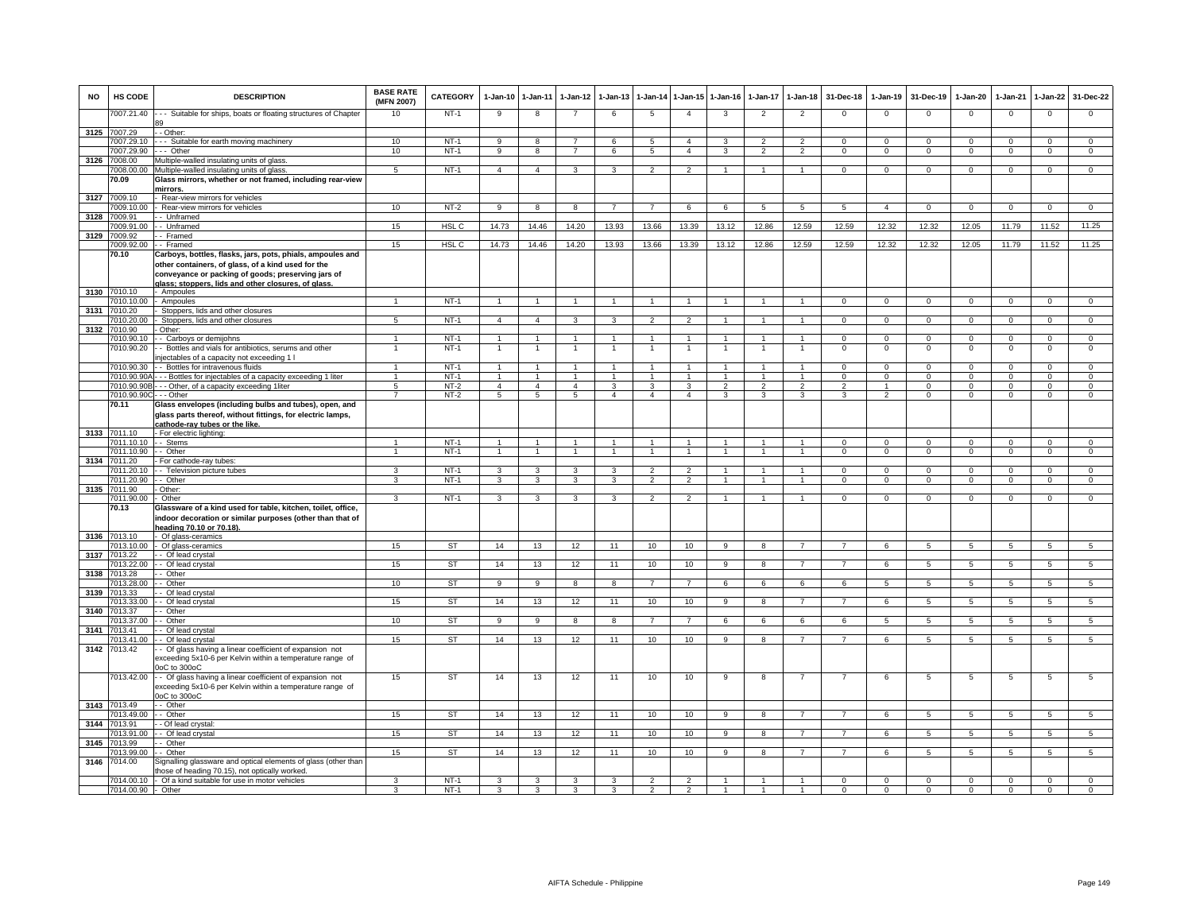| NO | HS CODE | DESCRIPTION | BASE RATE (MFN 2007) | CATEGORY | 1-Jan-10 | 1-Jan-11 | 1-Jan-12 | 1-Jan-13 | 1-Jan-14 | 1-Jan-15 | 1-Jan-16 | 1-Jan-17 | 1-Jan-18 | 31-Dec-18 | 1-Jan-19 | 31-Dec-19 | 1-Jan-20 | 1-Jan-21 | 1-Jan-22 | 31-Dec-22 |
|---|---|---|---|---|---|---|---|---|---|---|---|---|---|---|---|---|---|---|---|---|
| | 7007.21.40 | - - - Suitable for ships, boats or floating structures of Chapter 89 | 10 | NT-1 | 9 | 8 | 7 | 6 | 5 | 4 | 3 | 2 | 2 | 0 | 0 | 0 | 0 | 0 | 0 | 0 |
| 3125 | 7007.29 | - - Other: | | | | | | | | | | | | | | | | | | |
| | 7007.29.10 | - - - Suitable for earth moving machinery | 10 | NT-1 | 9 | 8 | 7 | 6 | 5 | 4 | 3 | 2 | 2 | 0 | 0 | 0 | 0 | 0 | 0 | 0 |
| | 7007.29.90 | - - - Other | 10 | NT-1 | 9 | 8 | 7 | 6 | 5 | 4 | 3 | 2 | 2 | 0 | 0 | 0 | 0 | 0 | 0 | 0 |
| 3126 | 7008.00 | Multiple-walled insulating units of glass. | | | | | | | | | | | | | | | | | | |
| | 7008.00.00 | Multiple-walled insulating units of glass. | 5 | NT-1 | 4 | 4 | 3 | 3 | 2 | 2 | 1 | 1 | 1 | 0 | 0 | 0 | 0 | 0 | 0 | 0 |
| | **70.09** | **Glass mirrors, whether or not framed, including rear-view mirrors.** | | | | | | | | | | | | | | | | | | |
| 3127 | 7009.10 | - Rear-view mirrors for vehicles | | | | | | | | | | | | | | | | | | |
| | 7009.10.00 | - Rear-view mirrors for vehicles | 10 | NT-2 | 9 | 8 | 8 | 7 | 7 | 6 | 6 | 5 | 5 | 5 | 4 | 0 | 0 | 0 | 0 | 0 |
| 3128 | 7009.91 | - - Unframed | | | | | | | | | | | | | | | | | | |
| | 7009.91.00 | - - Unframed | 15 | HSL C | 14.73 | 14.46 | 14.20 | 13.93 | 13.66 | 13.39 | 13.12 | 12.86 | 12.59 | 12.59 | 12.32 | 12.32 | 12.05 | 11.79 | 11.52 | 11.25 |
| 3129 | 7009.92 | - - Framed | | | | | | | | | | | | | | | | | | |
| | 7009.92.00 | - - Framed | 15 | HSL C | 14.73 | 14.46 | 14.20 | 13.93 | 13.66 | 13.39 | 13.12 | 12.86 | 12.59 | 12.59 | 12.32 | 12.32 | 12.05 | 11.79 | 11.52 | 11.25 |
| | **70.10** | **Carboys, bottles, flasks, jars, pots, phials, ampoules and other containers, of glass, of a kind used for the conveyance or packing of goods; preserving jars of glass; stoppers, lids and other closures, of glass.** | | | | | | | | | | | | | | | | | | |
| 3130 | 7010.10 | - Ampoules | | | | | | | | | | | | | | | | | | |
| | 7010.10.00 | - Ampoules | 1 | NT-1 | 1 | 1 | 1 | 1 | 1 | 1 | 1 | 1 | 1 | 0 | 0 | 0 | 0 | 0 | 0 | 0 |
| 3131 | 7010.20 | - Stoppers, lids and other closures | | | | | | | | | | | | | | | | | | |
| | 7010.20.00 | - Stoppers, lids and other closures | 5 | NT-1 | 4 | 4 | 3 | 3 | 2 | 2 | 1 | 1 | 1 | 0 | 0 | 0 | 0 | 0 | 0 | 0 |
| 3132 | 7010.90 | - Other: | | | | | | | | | | | | | | | | | | |
| | 7010.90.10 | - - Carboys or demijohns | 1 | NT-1 | 1 | 1 | 1 | 1 | 1 | 1 | 1 | 1 | 1 | 0 | 0 | 0 | 0 | 0 | 0 | 0 |
| | 7010.90.20 | - - Bottles and vials for antibiotics, serums and other injectables of a capacity not exceeding 1 l | 1 | NT-1 | 1 | 1 | 1 | 1 | 1 | 1 | 1 | 1 | 1 | 0 | 0 | 0 | 0 | 0 | 0 | 0 |
| | 7010.90.30 | - - Bottles for intravenous fluids | 1 | NT-1 | 1 | 1 | 1 | 1 | 1 | 1 | 1 | 1 | 1 | 0 | 0 | 0 | 0 | 0 | 0 | 0 |
| | 7010.90.90A | - - - Bottles for injectables of a capacity exceeding 1 liter | 1 | NT-1 | 1 | 1 | 1 | 1 | 1 | 1 | 1 | 1 | 1 | 0 | 0 | 0 | 0 | 0 | 0 | 0 |
| | 7010.90.90B | - - - Other, of a capacity exceeding 1liter | 5 | NT-2 | 4 | 4 | 4 | 3 | 3 | 3 | 2 | 2 | 2 | 2 | 1 | 0 | 0 | 0 | 0 | 0 |
| | 7010.90.90C | - - - Other | 7 | NT-2 | 5 | 5 | 5 | 4 | 4 | 4 | 3 | 3 | 3 | 3 | 2 | 0 | 0 | 0 | 0 | 0 |
| | **70.11** | **Glass envelopes (including bulbs and tubes), open, and glass parts thereof, without fittings, for electric lamps, cathode-ray tubes or the like.** | | | | | | | | | | | | | | | | | | |
| 3133 | 7011.10 | - For electric lighting: | | | | | | | | | | | | | | | | | | |
| | 7011.10.10 | - - Stems | 1 | NT-1 | 1 | 1 | 1 | 1 | 1 | 1 | 1 | 1 | 1 | 0 | 0 | 0 | 0 | 0 | 0 | 0 |
| | 7011.10.90 | - - Other | 1 | NT-1 | 1 | 1 | 1 | 1 | 1 | 1 | 1 | 1 | 1 | 0 | 0 | 0 | 0 | 0 | 0 | 0 |
| 3134 | 7011.20 | - For cathode-ray tubes: | | | | | | | | | | | | | | | | | | |
| | 7011.20.10 | - - Television picture tubes | 3 | NT-1 | 3 | 3 | 3 | 3 | 2 | 2 | 1 | 1 | 1 | 0 | 0 | 0 | 0 | 0 | 0 | 0 |
| | 7011.20.90 | - - Other | 3 | NT-1 | 3 | 3 | 3 | 3 | 2 | 2 | 1 | 1 | 1 | 0 | 0 | 0 | 0 | 0 | 0 | 0 |
| 3135 | 7011.90 | - Other: | | | | | | | | | | | | | | | | | | |
| | 7011.90.00 | - Other | 3 | NT-1 | 3 | 3 | 3 | 3 | 2 | 2 | 1 | 1 | 1 | 0 | 0 | 0 | 0 | 0 | 0 | 0 |
| | **70.13** | **Glassware of a kind used for table, kitchen, toilet, office, indoor decoration or similar purposes (other than that of heading 70.10 or 70.18).** | | | | | | | | | | | | | | | | | | |
| 3136 | 7013.10 | - Of glass-ceramics | | | | | | | | | | | | | | | | | | |
| | 7013.10.00 | - Of glass-ceramics | 15 | ST | 14 | 13 | 12 | 11 | 10 | 10 | 9 | 8 | 7 | 7 | 6 | 5 | 5 | 5 | 5 | 5 |
| 3137 | 7013.22 | - - Of lead crystal | | | | | | | | | | | | | | | | | | |
| | 7013.22.00 | - - Of lead crystal | 15 | ST | 14 | 13 | 12 | 11 | 10 | 10 | 9 | 8 | 7 | 7 | 6 | 5 | 5 | 5 | 5 | 5 |
| 3138 | 7013.28 | - - Other | | | | | | | | | | | | | | | | | | |
| | 7013.28.00 | - - Other | 10 | ST | 9 | 9 | 8 | 8 | 7 | 7 | 6 | 6 | 6 | 6 | 5 | 5 | 5 | 5 | 5 | 5 |
| 3139 | 7013.33 | - - Of lead crystal | | | | | | | | | | | | | | | | | | |
| | 7013.33.00 | - - Of lead crystal | 15 | ST | 14 | 13 | 12 | 11 | 10 | 10 | 9 | 8 | 7 | 7 | 6 | 5 | 5 | 5 | 5 | 5 |
| 3140 | 7013.37 | - - Other | | | | | | | | | | | | | | | | | | |
| | 7013.37.00 | - - Other | 10 | ST | 9 | 9 | 8 | 8 | 7 | 7 | 6 | 6 | 6 | 6 | 5 | 5 | 5 | 5 | 5 | 5 |
| 3141 | 7013.41 | - - Of lead crystal | | | | | | | | | | | | | | | | | | |
| | 7013.41.00 | - - Of lead crystal | 15 | ST | 14 | 13 | 12 | 11 | 10 | 10 | 9 | 8 | 7 | 7 | 6 | 5 | 5 | 5 | 5 | 5 |
| 3142 | 7013.42 | - - Of glass having a linear coefficient of expansion not exceeding 5x10-6 per Kelvin within a temperature range of 0oC to 300oC | | | | | | | | | | | | | | | | | | |
| | 7013.42.00 | - - Of glass having a linear coefficient of expansion not exceeding 5x10-6 per Kelvin within a temperature range of 0oC to 300oC | 15 | ST | 14 | 13 | 12 | 11 | 10 | 10 | 9 | 8 | 7 | 7 | 6 | 5 | 5 | 5 | 5 | 5 |
| 3143 | 7013.49 | - - Other | | | | | | | | | | | | | | | | | | |
| | 7013.49.00 | - - Other | 15 | ST | 14 | 13 | 12 | 11 | 10 | 10 | 9 | 8 | 7 | 7 | 6 | 5 | 5 | 5 | 5 | 5 |
| 3144 | 7013.91 | - - Of lead crystal: | | | | | | | | | | | | | | | | | | |
| | 7013.91.00 | - - Of lead crystal | 15 | ST | 14 | 13 | 12 | 11 | 10 | 10 | 9 | 8 | 7 | 7 | 6 | 5 | 5 | 5 | 5 | 5 |
| 3145 | 7013.99 | - - Other | | | | | | | | | | | | | | | | | | |
| | 7013.99.00 | - - Other | 15 | ST | 14 | 13 | 12 | 11 | 10 | 10 | 9 | 8 | 7 | 7 | 6 | 5 | 5 | 5 | 5 | 5 |
| 3146 | 7014.00 | Signalling glassware and optical elements of glass (other than those of heading 70.15), not optically worked. | | | | | | | | | | | | | | | | | | |
| | 7014.00.10 | - Of a kind suitable for use in motor vehicles | 3 | NT-1 | 3 | 3 | 3 | 3 | 2 | 2 | 1 | 1 | 1 | 0 | 0 | 0 | 0 | 0 | 0 | 0 |
| | 7014.00.90 | - Other | 3 | NT-1 | 3 | 3 | 3 | 3 | 2 | 2 | 1 | 1 | 1 | 0 | 0 | 0 | 0 | 0 | 0 | 0 |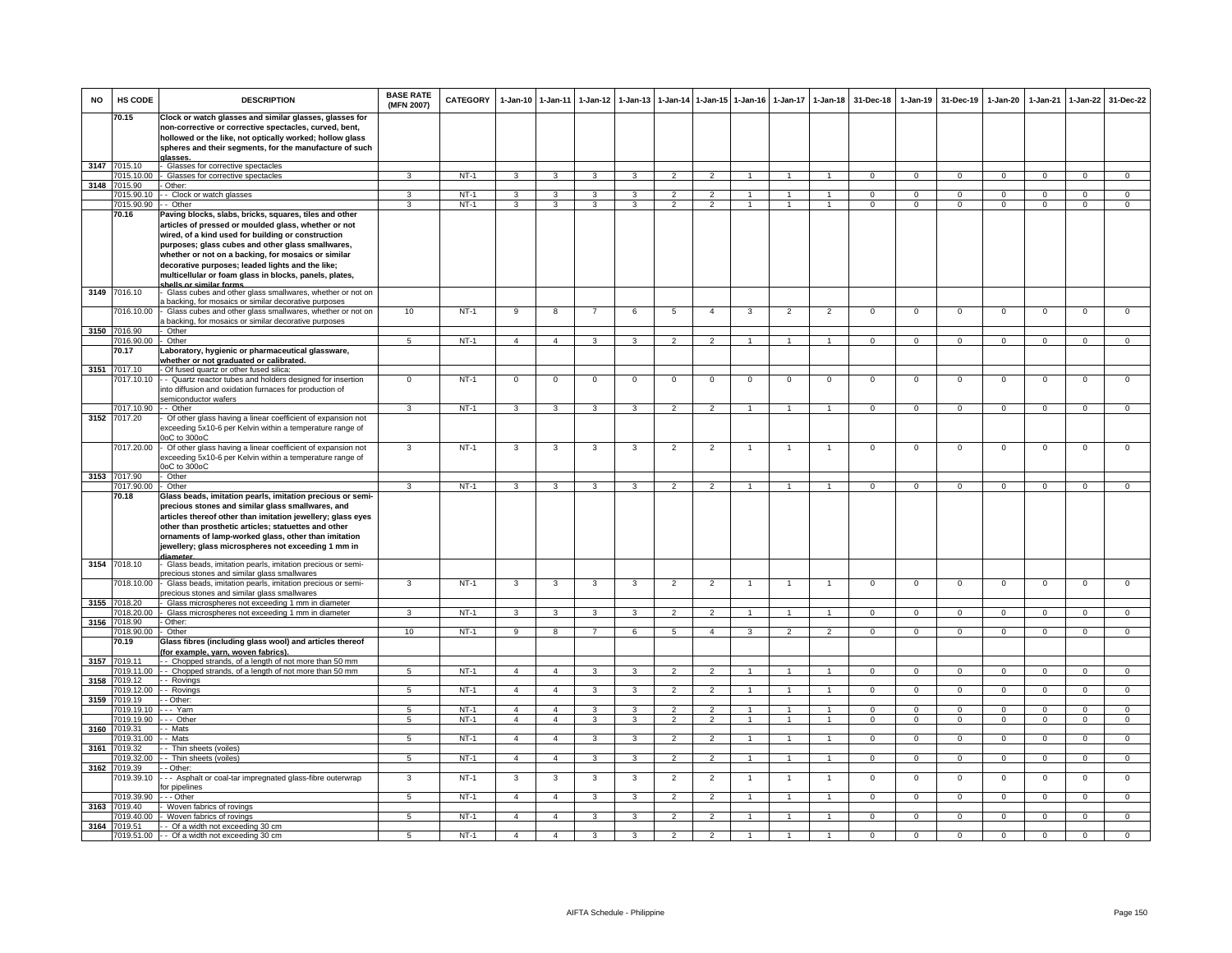| NO | HS CODE | DESCRIPTION | BASE RATE (MFN 2007) | CATEGORY | 1-Jan-10 | 1-Jan-11 | 1-Jan-12 | 1-Jan-13 | 1-Jan-14 | 1-Jan-15 | 1-Jan-16 | 1-Jan-17 | 1-Jan-18 | 31-Dec-18 | 1-Jan-19 | 31-Dec-19 | 1-Jan-20 | 1-Jan-21 | 1-Jan-22 | 31-Dec-22 |
|---|---|---|---|---|---|---|---|---|---|---|---|---|---|---|---|---|---|---|---|---|
| | 70.15 | **Clock or watch glasses and similar glasses, glasses for non-corrective or corrective spectacles, curved, bent, hollowed or the like, not optically worked; hollow glass spheres and their segments, for the manufacture of such glasses.** | | | | | | | | | | | | | | | | | | |
| 3147 | 7015.10 | - Glasses for corrective spectacles | | | | | | | | | | | | | | | | | | |
| | 7015.10.00 | - Glasses for corrective spectacles | 3 | NT-1 | 3 | 3 | 3 | 3 | 2 | 2 | 1 | 1 | 1 | 0 | 0 | 0 | 0 | 0 | 0 | 0 |
| 3148 | 7015.90 | - Other: | | | | | | | | | | | | | | | | | | |
| | 7015.90.10 | - - Clock or watch glasses | 3 | NT-1 | 3 | 3 | 3 | 3 | 2 | 2 | 1 | 1 | 1 | 0 | 0 | 0 | 0 | 0 | 0 | 0 |
| | 7015.90.90 | - - Other | 3 | NT-1 | 3 | 3 | 3 | 3 | 2 | 2 | 1 | 1 | 1 | 0 | 0 | 0 | 0 | 0 | 0 | 0 |
| | 70.16 | **Paving blocks, slabs, bricks, squares, tiles and other articles of pressed or moulded glass, whether or not wired, of a kind used for building or construction purposes; glass cubes and other glass smallwares, whether or not on a backing, for mosaics or similar decorative purposes; leaded lights and the like; multicellular or foam glass in blocks, panels, plates, shells or similar forms.** | | | | | | | | | | | | | | | | | | |
| 3149 | 7016.10 | - Glass cubes and other glass smallwares, whether or not on a backing, for mosaics or similar decorative purposes | | | | | | | | | | | | | | | | | | |
| | 7016.10.00 | - Glass cubes and other glass smallwares, whether or not on a backing, for mosaics or similar decorative purposes | 10 | NT-1 | 9 | 8 | 7 | 6 | 5 | 4 | 3 | 2 | 2 | 0 | 0 | 0 | 0 | 0 | 0 | 0 |
| 3150 | 7016.90 | - Other | | | | | | | | | | | | | | | | | | |
| | 7016.90.00 | - Other | 5 | NT-1 | 4 | 4 | 3 | 3 | 2 | 2 | 1 | 1 | 1 | 0 | 0 | 0 | 0 | 0 | 0 | 0 |
| | 70.17 | **Laboratory, hygienic or pharmaceutical glassware, whether or not graduated or calibrated.** | | | | | | | | | | | | | | | | | | |
| 3151 | 7017.10 | - Of fused quartz or other fused silica: | | | | | | | | | | | | | | | | | | |
| | 7017.10.10 | - - Quartz reactor tubes and holders designed for insertion into diffusion and oxidation furnaces for production of semiconductor wafers | 0 | NT-1 | 0 | 0 | 0 | 0 | 0 | 0 | 0 | 0 | 0 | 0 | 0 | 0 | 0 | 0 | 0 | 0 |
| | 7017.10.90 | - - Other | 3 | NT-1 | 3 | 3 | 3 | 3 | 2 | 2 | 1 | 1 | 1 | 0 | 0 | 0 | 0 | 0 | 0 | 0 |
| 3152 | 7017.20 | - Of other glass having a linear coefficient of expansion not exceeding 5x10-6 per Kelvin within a temperature range of 0oC to 300oC | | | | | | | | | | | | | | | | | | |
| | 7017.20.00 | - Of other glass having a linear coefficient of expansion not exceeding 5x10-6 per Kelvin within a temperature range of 0oC to 300oC | 3 | NT-1 | 3 | 3 | 3 | 3 | 2 | 2 | 1 | 1 | 1 | 0 | 0 | 0 | 0 | 0 | 0 | 0 |
| 3153 | 7017.90 | - Other | | | | | | | | | | | | | | | | | | |
| | 7017.90.00 | - Other | 3 | NT-1 | 3 | 3 | 3 | 3 | 2 | 2 | 1 | 1 | 1 | 0 | 0 | 0 | 0 | 0 | 0 | 0 |
| | 70.18 | **Glass beads, imitation pearls, imitation precious or semi-precious stones and similar glass smallwares, and articles thereof other than imitation jewellery; glass eyes other than prosthetic articles; statuettes and other ornaments of lamp-worked glass, other than imitation jewellery; glass microspheres not exceeding 1 mm in diameter.** | | | | | | | | | | | | | | | | | | |
| 3154 | 7018.10 | - Glass beads, imitation pearls, imitation precious or semi-precious stones and similar glass smallwares | | | | | | | | | | | | | | | | | | |
| | 7018.10.00 | - Glass beads, imitation pearls, imitation precious or semi-precious stones and similar glass smallwares | 3 | NT-1 | 3 | 3 | 3 | 3 | 2 | 2 | 1 | 1 | 1 | 0 | 0 | 0 | 0 | 0 | 0 | 0 |
| 3155 | 7018.20 | - Glass microspheres not exceeding 1 mm in diameter | | | | | | | | | | | | | | | | | | |
| | 7018.20.00 | - Glass microspheres not exceeding 1 mm in diameter | 3 | NT-1 | 3 | 3 | 3 | 3 | 2 | 2 | 1 | 1 | 1 | 0 | 0 | 0 | 0 | 0 | 0 | 0 |
| 3156 | 7018.90 | - Other: | | | | | | | | | | | | | | | | | | |
| | 7018.90.00 | - Other | 10 | NT-1 | 9 | 8 | 7 | 6 | 5 | 4 | 3 | 2 | 2 | 0 | 0 | 0 | 0 | 0 | 0 | 0 |
| | 70.19 | **Glass fibres (including glass wool) and articles thereof (for example, yarn, woven fabrics).** | | | | | | | | | | | | | | | | | | |
| 3157 | 7019.11 | - - Chopped strands, of a length of not more than 50 mm | | | | | | | | | | | | | | | | | | |
| | 7019.11.00 | - - Chopped strands, of a length of not more than 50 mm | 5 | NT-1 | 4 | 4 | 3 | 3 | 2 | 2 | 1 | 1 | 1 | 0 | 0 | 0 | 0 | 0 | 0 | 0 |
| 3158 | 7019.12 | - - Rovings | | | | | | | | | | | | | | | | | | |
| | 7019.12.00 | - - Rovings | 5 | NT-1 | 4 | 4 | 3 | 3 | 2 | 2 | 1 | 1 | 1 | 0 | 0 | 0 | 0 | 0 | 0 | 0 |
| 3159 | 7019.19 | - - Other: | | | | | | | | | | | | | | | | | | |
| | 7019.19.10 | - - - Yarn | 5 | NT-1 | 4 | 4 | 3 | 3 | 2 | 2 | 1 | 1 | 1 | 0 | 0 | 0 | 0 | 0 | 0 | 0 |
| | 7019.19.90 | - - - Other | 5 | NT-1 | 4 | 4 | 3 | 3 | 2 | 2 | 1 | 1 | 1 | 0 | 0 | 0 | 0 | 0 | 0 | 0 |
| 3160 | 7019.31 | - - Mats | | | | | | | | | | | | | | | | | | |
| | 7019.31.00 | - - Mats | 5 | NT-1 | 4 | 4 | 3 | 3 | 2 | 2 | 1 | 1 | 1 | 0 | 0 | 0 | 0 | 0 | 0 | 0 |
| 3161 | 7019.32 | - - Thin sheets (voiles) | | | | | | | | | | | | | | | | | | |
| | 7019.32.00 | - - Thin sheets (voiles) | 5 | NT-1 | 4 | 4 | 3 | 3 | 2 | 2 | 1 | 1 | 1 | 0 | 0 | 0 | 0 | 0 | 0 | 0 |
| 3162 | 7019.39 | - - Other: | | | | | | | | | | | | | | | | | | |
| | 7019.39.10 | - - - Asphalt or coal-tar impregnated glass-fibre outerwrap for pipelines | 3 | NT-1 | 3 | 3 | 3 | 3 | 2 | 2 | 1 | 1 | 1 | 0 | 0 | 0 | 0 | 0 | 0 | 0 |
| | 7019.39.90 | - - - Other | 5 | NT-1 | 4 | 4 | 3 | 3 | 2 | 2 | 1 | 1 | 1 | 0 | 0 | 0 | 0 | 0 | 0 | 0 |
| 3163 | 7019.40 | - Woven fabrics of rovings | | | | | | | | | | | | | | | | | | |
| | 7019.40.00 | - Woven fabrics of rovings | 5 | NT-1 | 4 | 4 | 3 | 3 | 2 | 2 | 1 | 1 | 1 | 0 | 0 | 0 | 0 | 0 | 0 | 0 |
| 3164 | 7019.51 | - - Of a width not exceeding 30 cm | | | | | | | | | | | | | | | | | | |
| | 7019.51.00 | - - Of a width not exceeding 30 cm | 5 | NT-1 | 4 | 4 | 3 | 3 | 2 | 2 | 1 | 1 | 1 | 0 | 0 | 0 | 0 | 0 | 0 | 0 |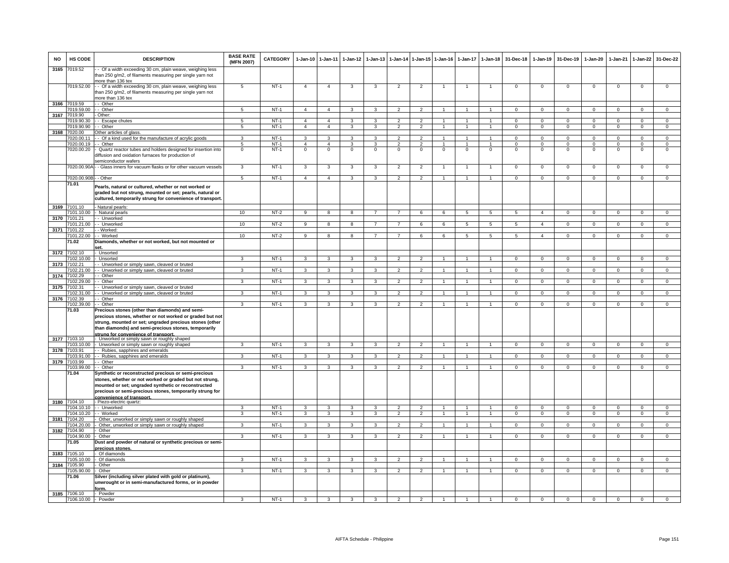| NO | HS CODE | DESCRIPTION | BASE RATE (MFN 2007) | CATEGORY | 1-Jan-10 | 1-Jan-11 | 1-Jan-12 | 1-Jan-13 | 1-Jan-14 | 1-Jan-15 | 1-Jan-16 | 1-Jan-17 | 1-Jan-18 | 31-Dec-18 | 1-Jan-19 | 31-Dec-19 | 1-Jan-20 | 1-Jan-21 | 1-Jan-22 | 31-Dec-22 |
|---|---|---|---|---|---|---|---|---|---|---|---|---|---|---|---|---|---|---|---|---|
| 3165 | 7019.52 | - - Of a width exceeding 30 cm, plain weave, weighing less than 250 g/m2, of filaments measuring per single yarn not more than 136 tex | | | | | | | | | | | | | | | | | | |
| | 7019.52.00 | - - Of a width exceeding 30 cm, plain weave, weighing less than 250 g/m2, of filaments measuring per single yarn not more than 136 tex | 5 | NT-1 | 4 | 4 | 3 | 3 | 2 | 2 | 1 | 1 | 1 | 0 | 0 | 0 | 0 | 0 | 0 | 0 |
| 3166 | 7019.59 | - - Other | | | | | | | | | | | | | | | | | | |
| | 7019.59.00 | - - Other | 5 | NT-1 | 4 | 4 | 3 | 3 | 2 | 2 | 1 | 1 | 1 | 0 | 0 | 0 | 0 | 0 | 0 | 0 |
| 3167 | 7019.90 | - Other: | | | | | | | | | | | | | | | | | | |
| | 7019.90.30 | - - Escape chutes | 5 | NT-1 | 4 | 4 | 3 | 3 | 2 | 2 | 1 | 1 | 1 | 0 | 0 | 0 | 0 | 0 | 0 | 0 |
| | 7019.90.90 | - - Other | 5 | NT-1 | 4 | 4 | 3 | 3 | 2 | 2 | 1 | 1 | 1 | 0 | 0 | 0 | 0 | 0 | 0 | 0 |
| 3168 | 7020.00 | Other articles of glass. | | | | | | | | | | | | | | | | | | |
| | 7020.00.11 | - - Of a kind used for the manufacture of acrylic goods | 3 | NT-1 | 3 | 3 | 3 | 3 | 2 | 2 | 1 | 1 | 1 | 0 | 0 | 0 | 0 | 0 | 0 | 0 |
| | 7020.00.19 | - - Other | 5 | NT-1 | 4 | 4 | 3 | 3 | 2 | 2 | 1 | 1 | 1 | 0 | 0 | 0 | 0 | 0 | 0 | 0 |
| | 7020.00.20 | - Quartz reactor tubes and holders designed for insertion into diffusion and oxidation furnaces for production of semiconductor wafers | 0 | NT-1 | 0 | 0 | 0 | 0 | 0 | 0 | 0 | 0 | 0 | 0 | 0 | 0 | 0 | 0 | 0 | 0 |
| | 7020.00.90A | - - Glass inners for vacuum flasks or for other vacuum vessels | 3 | NT-1 | 3 | 3 | 3 | 3 | 2 | 2 | 1 | 1 | 1 | 0 | 0 | 0 | 0 | 0 | 0 | 0 |
| | 7020.00.90B | - - Other | 5 | NT-1 | 4 | 4 | 3 | 3 | 2 | 2 | 1 | 1 | 1 | 0 | 0 | 0 | 0 | 0 | 0 | 0 |
| | 71.01 | **Pearls, natural or cultured, whether or not worked or graded but not strung, mounted or set; pearls, natural or cultured, temporarily strung for convenience of transport.** | | | | | | | | | | | | | | | | | | |
| 3169 | 7101.10 | - Natural pearls: | | | | | | | | | | | | | | | | | | |
| | 7101.10.00 | - Natural pearls | 10 | NT-2 | 9 | 8 | 8 | 7 | 7 | 6 | 6 | 5 | 5 | 5 | 4 | 0 | 0 | 0 | 0 | 0 |
| 3170 | 7101.21 | - - Unworked | | | | | | | | | | | | | | | | | | |
| | 7101.21.00 | - - Unworked | 10 | NT-2 | 9 | 8 | 8 | 7 | 7 | 6 | 6 | 5 | 5 | 5 | 4 | 0 | 0 | 0 | 0 | 0 |
| 3171 | 7101.22 | - - Worked: | | | | | | | | | | | | | | | | | | |
| | 7101.22.00 | - - Worked | 10 | NT-2 | 9 | 8 | 8 | 7 | 7 | 6 | 6 | 5 | 5 | 5 | 4 | 0 | 0 | 0 | 0 | 0 |
| | 71.02 | **Diamonds, whether or not worked, but not mounted or set.** | | | | | | | | | | | | | | | | | | |
| 3172 | 7102.10 | - Unsorted | | | | | | | | | | | | | | | | | | |
| | 7102.10.00 | - Unsorted | 3 | NT-1 | 3 | 3 | 3 | 3 | 2 | 2 | 1 | 1 | 1 | 0 | 0 | 0 | 0 | 0 | 0 | 0 |
| 3173 | 7102.21 | - - Unworked or simply sawn, cleaved or bruted | | | | | | | | | | | | | | | | | | |
| | 7102.21.00 | - - Unworked or simply sawn, cleaved or bruted | 3 | NT-1 | 3 | 3 | 3 | 3 | 2 | 2 | 1 | 1 | 1 | 0 | 0 | 0 | 0 | 0 | 0 | 0 |
| 3174 | 7102.29 | - - Other | | | | | | | | | | | | | | | | | | |
| | 7102.29.00 | - - Other | 3 | NT-1 | 3 | 3 | 3 | 3 | 2 | 2 | 1 | 1 | 1 | 0 | 0 | 0 | 0 | 0 | 0 | 0 |
| 3175 | 7102.31 | - - Unworked or simply sawn, cleaved or bruted | | | | | | | | | | | | | | | | | | |
| | 7102.31.00 | - - Unworked or simply sawn, cleaved or bruted | 3 | NT-1 | 3 | 3 | 3 | 3 | 2 | 2 | 1 | 1 | 1 | 0 | 0 | 0 | 0 | 0 | 0 | 0 |
| 3176 | 7102.39 | - - Other | | | | | | | | | | | | | | | | | | |
| | 7102.39.00 | - - Other | 3 | NT-1 | 3 | 3 | 3 | 3 | 2 | 2 | 1 | 1 | 1 | 0 | 0 | 0 | 0 | 0 | 0 | 0 |
| | 71.03 | **Precious stones (other than diamonds) and semi-precious stones, whether or not worked or graded but not strung, mounted or set; ungraded precious stones (other than diamonds) and semi-precious stones, temporarily strung for convenience of transport.** | | | | | | | | | | | | | | | | | | |
| 3177 | 7103.10 | - Unworked or simply sawn or roughly shaped | | | | | | | | | | | | | | | | | | |
| | 7103.10.00 | - Unworked or simply sawn or roughly shaped | 3 | NT-1 | 3 | 3 | 3 | 3 | 2 | 2 | 1 | 1 | 1 | 0 | 0 | 0 | 0 | 0 | 0 | 0 |
| 3178 | 7103.91 | - - Rubies, sapphires and emeralds | | | | | | | | | | | | | | | | | | |
| | 7103.91.00 | - - Rubies, sapphires and emeralds | 3 | NT-1 | 3 | 3 | 3 | 3 | 2 | 2 | 1 | 1 | 1 | 0 | 0 | 0 | 0 | 0 | 0 | 0 |
| 3179 | 7103.99 | - - Other | | | | | | | | | | | | | | | | | | |
| | 7103.99.00 | - - Other | 3 | NT-1 | 3 | 3 | 3 | 3 | 2 | 2 | 1 | 1 | 1 | 0 | 0 | 0 | 0 | 0 | 0 | 0 |
| | 71.04 | **Synthetic or reconstructed precious or semi-precious stones, whether or not worked or graded but not strung, mounted or set; ungraded synthetic or reconstructed precious or semi-precious stones, temporarily strung for convenience of transport.** | | | | | | | | | | | | | | | | | | |
| 3180 | 7104.10 | - Piezo-electric quartz: | | | | | | | | | | | | | | | | | | |
| | 7104.10.10 | - - Unworked | 3 | NT-1 | 3 | 3 | 3 | 3 | 2 | 2 | 1 | 1 | 1 | 0 | 0 | 0 | 0 | 0 | 0 | 0 |
| | 7104.10.20 | - - Worked | 3 | NT-1 | 3 | 3 | 3 | 3 | 2 | 2 | 1 | 1 | 1 | 0 | 0 | 0 | 0 | 0 | 0 | 0 |
| 3181 | 7104.20 | - Other, unworked or simply sawn or roughly shaped | | | | | | | | | | | | | | | | | | |
| | 7104.20.00 | - Other, unworked or simply sawn or roughly shaped | 3 | NT-1 | 3 | 3 | 3 | 3 | 2 | 2 | 1 | 1 | 1 | 0 | 0 | 0 | 0 | 0 | 0 | 0 |
| 3182 | 7104.90 | - Other | | | | | | | | | | | | | | | | | | |
| | 7104.90.00 | - Other | 3 | NT-1 | 3 | 3 | 3 | 3 | 2 | 2 | 1 | 1 | 1 | 0 | 0 | 0 | 0 | 0 | 0 | 0 |
| | 71.05 | **Dust and powder of natural or synthetic precious or semi-precious stones.** | | | | | | | | | | | | | | | | | | |
| 3183 | 7105.10 | - Of diamonds | | | | | | | | | | | | | | | | | | |
| | 7105.10.00 | - Of diamonds | 3 | NT-1 | 3 | 3 | 3 | 3 | 2 | 2 | 1 | 1 | 1 | 0 | 0 | 0 | 0 | 0 | 0 | 0 |
| 3184 | 7105.90 | - Other | | | | | | | | | | | | | | | | | | |
| | 7105.90.00 | - Other | 3 | NT-1 | 3 | 3 | 3 | 3 | 2 | 2 | 1 | 1 | 1 | 0 | 0 | 0 | 0 | 0 | 0 | 0 |
| | 71.06 | **Silver (including silver plated with gold or platinum), unwrought or in semi-manufactured forms, or in powder form.** | | | | | | | | | | | | | | | | | | |
| 3185 | 7106.10 | - Powder | | | | | | | | | | | | | | | | | | |
| | 7106.10.00 | - Powder | 3 | NT-1 | 3 | 3 | 3 | 3 | 2 | 2 | 1 | 1 | 1 | 0 | 0 | 0 | 0 | 0 | 0 | 0 |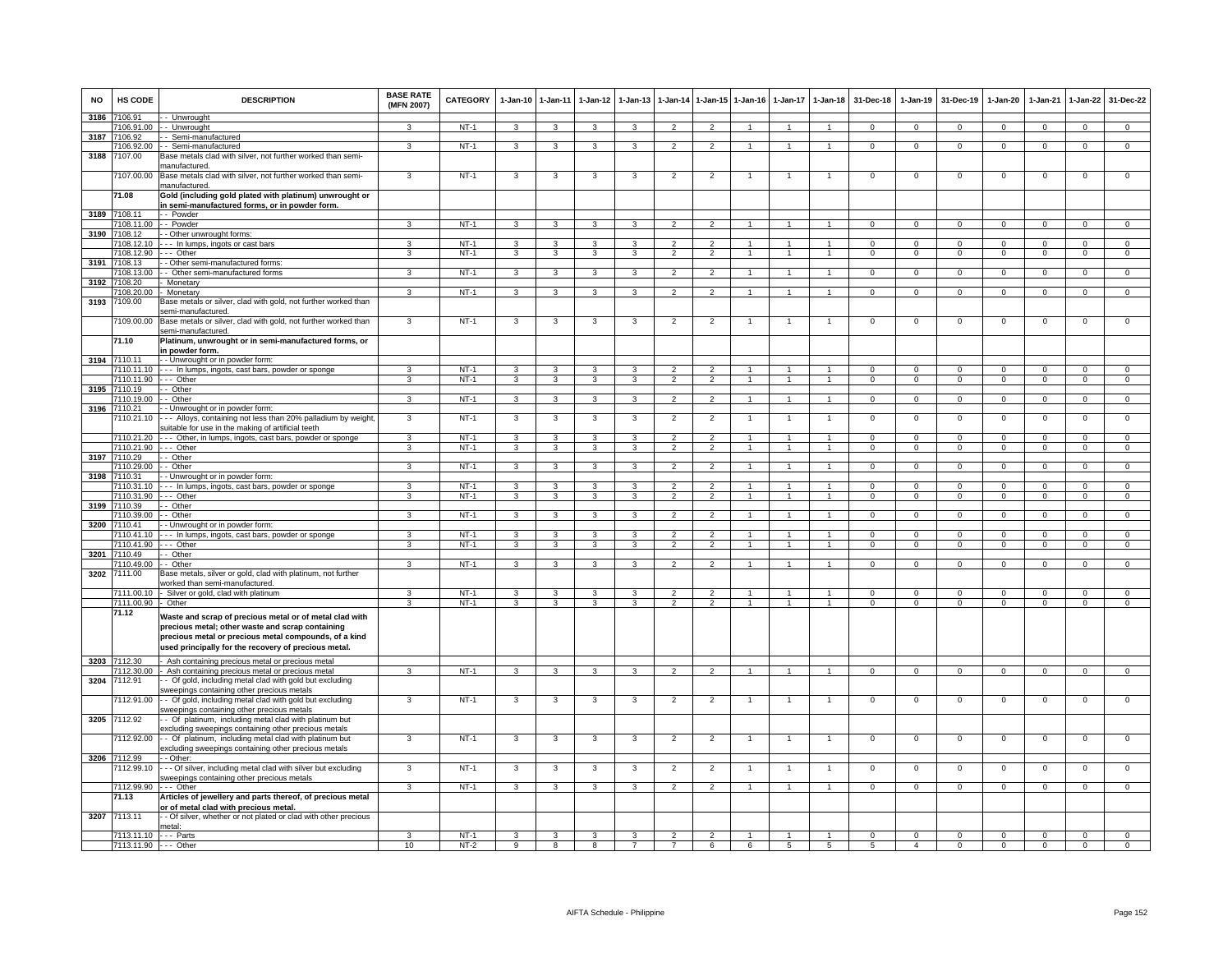| NO | HS CODE | DESCRIPTION | BASE RATE (MFN 2007) | CATEGORY | 1-Jan-10 | 1-Jan-11 | 1-Jan-12 | 1-Jan-13 | 1-Jan-14 | 1-Jan-15 | 1-Jan-16 | 1-Jan-17 | 1-Jan-18 | 31-Dec-18 | 1-Jan-19 | 31-Dec-19 | 1-Jan-20 | 1-Jan-21 | 1-Jan-22 | 31-Dec-22 |
|---|---|---|---|---|---|---|---|---|---|---|---|---|---|---|---|---|---|---|---|---|
| 3186 | 7106.91 | - - Unwrought | | | | | | | | | | | | | | | | | | |
| | 7106.91.00 | - - Unwrought | 3 | NT-1 | 3 | 3 | 3 | 3 | 2 | 2 | 1 | 1 | 1 | 0 | 0 | 0 | 0 | 0 | 0 | 0 |
| 3187 | 7106.92 | - - Semi-manufactured | | | | | | | | | | | | | | | | | | |
| | 7106.92.00 | - - Semi-manufactured | 3 | NT-1 | 3 | 3 | 3 | 3 | 2 | 2 | 1 | 1 | 1 | 0 | 0 | 0 | 0 | 0 | 0 | 0 |
| 3188 | 7107.00 | Base metals clad with silver, not further worked than semi-manufactured. | | | | | | | | | | | | | | | | | | |
| | 7107.00.00 | Base metals clad with silver, not further worked than semi-manufactured. | 3 | NT-1 | 3 | 3 | 3 | 3 | 2 | 2 | 1 | 1 | 1 | 0 | 0 | 0 | 0 | 0 | 0 | 0 |
| | **71.08** | **Gold (including gold plated with platinum) unwrought or in semi-manufactured forms, or in powder form.** | | | | | | | | | | | | | | | | | | |
| 3189 | 7108.11 | - - Powder | | | | | | | | | | | | | | | | | | |
| | 7108.11.00 | - - Powder | 3 | NT-1 | 3 | 3 | 3 | 3 | 2 | 2 | 1 | 1 | 1 | 0 | 0 | 0 | 0 | 0 | 0 | 0 |
| 3190 | 7108.12 | - - Other unwrought forms: | | | | | | | | | | | | | | | | | | |
| | 7108.12.10 | - - - In lumps, ingots or cast bars | 3 | NT-1 | 3 | 3 | 3 | 3 | 2 | 2 | 1 | 1 | 1 | 0 | 0 | 0 | 0 | 0 | 0 | 0 |
| | 7108.12.90 | - - - Other | 3 | NT-1 | 3 | 3 | 3 | 3 | 2 | 2 | 1 | 1 | 1 | 0 | 0 | 0 | 0 | 0 | 0 | 0 |
| 3191 | 7108.13 | - - Other semi-manufactured forms: | | | | | | | | | | | | | | | | | | |
| | 7108.13.00 | - - Other semi-manufactured forms | 3 | NT-1 | 3 | 3 | 3 | 3 | 2 | 2 | 1 | 1 | 1 | 0 | 0 | 0 | 0 | 0 | 0 | 0 |
| 3192 | 7108.20 | - Monetary | | | | | | | | | | | | | | | | | | |
| | 7108.20.00 | - Monetary | 3 | NT-1 | 3 | 3 | 3 | 3 | 2 | 2 | 1 | 1 | 1 | 0 | 0 | 0 | 0 | 0 | 0 | 0 |
| 3193 | 7109.00 | Base metals or silver, clad with gold, not further worked than semi-manufactured. | | | | | | | | | | | | | | | | | | |
| | 7109.00.00 | Base metals or silver, clad with gold, not further worked than semi-manufactured. | 3 | NT-1 | 3 | 3 | 3 | 3 | 2 | 2 | 1 | 1 | 1 | 0 | 0 | 0 | 0 | 0 | 0 | 0 |
| | **71.10** | **Platinum, unwrought or in semi-manufactured forms, or in powder form.** | | | | | | | | | | | | | | | | | | |
| 3194 | 7110.11 | - - Unwrought or in powder form: | | | | | | | | | | | | | | | | | | |
| | 7110.11.10 | - - - In lumps, ingots, cast bars, powder or sponge | 3 | NT-1 | 3 | 3 | 3 | 3 | 2 | 2 | 1 | 1 | 1 | 0 | 0 | 0 | 0 | 0 | 0 | 0 |
| | 7110.11.90 | - - - Other | 3 | NT-1 | 3 | 3 | 3 | 3 | 2 | 2 | 1 | 1 | 1 | 0 | 0 | 0 | 0 | 0 | 0 | 0 |
| 3195 | 7110.19 | - - Other | | | | | | | | | | | | | | | | | | |
| | 7110.19.00 | - - Other | 3 | NT-1 | 3 | 3 | 3 | 3 | 2 | 2 | 1 | 1 | 1 | 0 | 0 | 0 | 0 | 0 | 0 | 0 |
| 3196 | 7110.21 | - - Unwrought or in powder form: | | | | | | | | | | | | | | | | | | |
| | 7110.21.10 | - - - Alloys, containing not less than 20% palladium by weight, suitable for use in the making of artificial teeth | 3 | NT-1 | 3 | 3 | 3 | 3 | 2 | 2 | 1 | 1 | 1 | 0 | 0 | 0 | 0 | 0 | 0 | 0 |
| | 7110.21.20 | - - - Other, in lumps, ingots, cast bars, powder or sponge | 3 | NT-1 | 3 | 3 | 3 | 3 | 2 | 2 | 1 | 1 | 1 | 0 | 0 | 0 | 0 | 0 | 0 | 0 |
| | 7110.21.90 | - - - Other | 3 | NT-1 | 3 | 3 | 3 | 3 | 2 | 2 | 1 | 1 | 1 | 0 | 0 | 0 | 0 | 0 | 0 | 0 |
| 3197 | 7110.29 | - - Other | | | | | | | | | | | | | | | | | | |
| | 7110.29.00 | - - Other | 3 | NT-1 | 3 | 3 | 3 | 3 | 2 | 2 | 1 | 1 | 1 | 0 | 0 | 0 | 0 | 0 | 0 | 0 |
| 3198 | 7110.31 | - - Unwrought or in powder form: | | | | | | | | | | | | | | | | | | |
| | 7110.31.10 | - - - In lumps, ingots, cast bars, powder or sponge | 3 | NT-1 | 3 | 3 | 3 | 3 | 2 | 2 | 1 | 1 | 1 | 0 | 0 | 0 | 0 | 0 | 0 | 0 |
| | 7110.31.90 | - - - Other | 3 | NT-1 | 3 | 3 | 3 | 3 | 2 | 2 | 1 | 1 | 1 | 0 | 0 | 0 | 0 | 0 | 0 | 0 |
| 3199 | 7110.39 | - - Other | | | | | | | | | | | | | | | | | | |
| | 7110.39.00 | - - Other | 3 | NT-1 | 3 | 3 | 3 | 3 | 2 | 2 | 1 | 1 | 1 | 0 | 0 | 0 | 0 | 0 | 0 | 0 |
| 3200 | 7110.41 | - - Unwrought or in powder form: | | | | | | | | | | | | | | | | | | |
| | 7110.41.10 | - - - In lumps, ingots, cast bars, powder or sponge | 3 | NT-1 | 3 | 3 | 3 | 3 | 2 | 2 | 1 | 1 | 1 | 0 | 0 | 0 | 0 | 0 | 0 | 0 |
| | 7110.41.90 | - - - Other | 3 | NT-1 | 3 | 3 | 3 | 3 | 2 | 2 | 1 | 1 | 1 | 0 | 0 | 0 | 0 | 0 | 0 | 0 |
| 3201 | 7110.49 | - - Other | | | | | | | | | | | | | | | | | | |
| | 7110.49.00 | - - Other | 3 | NT-1 | 3 | 3 | 3 | 3 | 2 | 2 | 1 | 1 | 1 | 0 | 0 | 0 | 0 | 0 | 0 | 0 |
| 3202 | 7111.00 | Base metals, silver or gold, clad with platinum, not further worked than semi-manufactured. | | | | | | | | | | | | | | | | | | |
| | 7111.00.10 | - Silver or gold, clad with platinum | 3 | NT-1 | 3 | 3 | 3 | 3 | 2 | 2 | 1 | 1 | 1 | 0 | 0 | 0 | 0 | 0 | 0 | 0 |
| | 7111.00.90 | - Other | 3 | NT-1 | 3 | 3 | 3 | 3 | 2 | 2 | 1 | 1 | 1 | 0 | 0 | 0 | 0 | 0 | 0 | 0 |
| | **71.12** | **Waste and scrap of precious metal or of metal clad with precious metal; other waste and scrap containing precious metal or precious metal compounds, of a kind used principally for the recovery of precious metal.** | | | | | | | | | | | | | | | | | | |
| 3203 | 7112.30 | - Ash containing precious metal or precious metal | | | | | | | | | | | | | | | | | | |
| | 7112.30.00 | - Ash containing precious metal or precious metal | 3 | NT-1 | 3 | 3 | 3 | 3 | 2 | 2 | 1 | 1 | 1 | 0 | 0 | 0 | 0 | 0 | 0 | 0 |
| 3204 | 7112.91 | - - Of gold, including metal clad with gold but excluding sweepings containing other precious metals | | | | | | | | | | | | | | | | | | |
| | 7112.91.00 | - - Of gold, including metal clad with gold but excluding sweepings containing other precious metals | 3 | NT-1 | 3 | 3 | 3 | 3 | 2 | 2 | 1 | 1 | 1 | 0 | 0 | 0 | 0 | 0 | 0 | 0 |
| 3205 | 7112.92 | - - Of platinum, including metal clad with platinum but excluding sweepings containing other precious metals | | | | | | | | | | | | | | | | | | |
| | 7112.92.00 | - - Of platinum, including metal clad with platinum but excluding sweepings containing other precious metals | 3 | NT-1 | 3 | 3 | 3 | 3 | 2 | 2 | 1 | 1 | 1 | 0 | 0 | 0 | 0 | 0 | 0 | 0 |
| 3206 | 7112.99 | - - Other: | | | | | | | | | | | | | | | | | | |
| | 7112.99.10 | - - - Of silver, including metal clad with silver but excluding sweepings containing other precious metals | 3 | NT-1 | 3 | 3 | 3 | 3 | 2 | 2 | 1 | 1 | 1 | 0 | 0 | 0 | 0 | 0 | 0 | 0 |
| | 7112.99.90 | - - - Other | 3 | NT-1 | 3 | 3 | 3 | 3 | 2 | 2 | 1 | 1 | 1 | 0 | 0 | 0 | 0 | 0 | 0 | 0 |
| | **71.13** | **Articles of jewellery and parts thereof, of precious metal or of metal clad with precious metal.** | | | | | | | | | | | | | | | | | | |
| 3207 | 7113.11 | - - Of silver, whether or not plated or clad with other precious metal: | | | | | | | | | | | | | | | | | | |
| | 7113.11.10 | - - - Parts | 3 | NT-1 | 3 | 3 | 3 | 3 | 2 | 2 | 1 | 1 | 1 | 0 | 0 | 0 | 0 | 0 | 0 | 0 |
| | 7113.11.90 | - - - Other | 10 | NT-2 | 9 | 8 | 8 | 7 | 7 | 6 | 6 | 5 | 5 | 5 | 4 | 0 | 0 | 0 | 0 | 0 |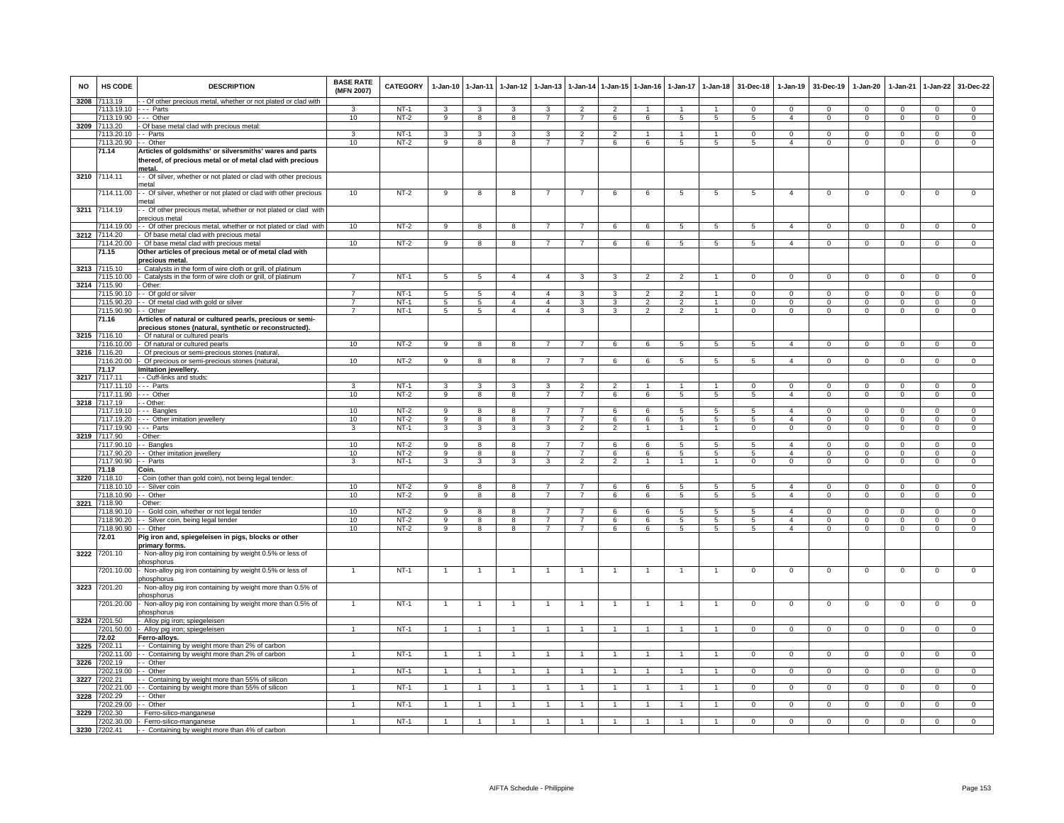| NO | HS CODE | DESCRIPTION | BASE RATE (MFN 2007) | CATEGORY | 1-Jan-10 | 1-Jan-11 | 1-Jan-12 | 1-Jan-13 | 1-Jan-14 | 1-Jan-15 | 1-Jan-16 | 1-Jan-17 | 1-Jan-18 | 31-Dec-18 | 1-Jan-19 | 31-Dec-19 | 1-Jan-20 | 1-Jan-21 | 1-Jan-22 | 31-Dec-22 |
|---|---|---|---|---|---|---|---|---|---|---|---|---|---|---|---|---|---|---|---|---|
| 3208 | 7113.19 | - - Of other precious metal, whether or not plated or clad with | | | | | | | | | | | | | | | | | | |
| | 7113.19.10 | - - - Parts | 3 | NT-1 | 3 | 3 | 3 | 3 | 2 | 2 | 1 | 1 | 1 | 0 | 0 | 0 | 0 | 0 | 0 | 0 |
| | 7113.19.90 | - - - Other | 10 | NT-2 | 9 | 8 | 8 | 7 | 7 | 6 | 6 | 5 | 5 | 5 | 4 | 0 | 0 | 0 | 0 | 0 |
| 3209 | 7113.20 | - Of base metal clad with precious metal: | | | | | | | | | | | | | | | | | | |
| | 7113.20.10 | - - Parts | 3 | NT-1 | 3 | 3 | 3 | 3 | 2 | 2 | 1 | 1 | 1 | 0 | 0 | 0 | 0 | 0 | 0 | 0 |
| | 7113.20.90 | - - Other | 10 | NT-2 | 9 | 8 | 8 | 7 | 7 | 6 | 6 | 5 | 5 | 5 | 4 | 0 | 0 | 0 | 0 | 0 |
| | **71.14** | **Articles of goldsmiths' or silversmiths' wares and parts thereof, of precious metal or of metal clad with precious metal.** | | | | | | | | | | | | | | | | | | |
| 3210 | 7114.11 | - - Of silver, whether or not plated or clad with other precious metal | | | | | | | | | | | | | | | | | | |
| | 7114.11.00 | - - Of silver, whether or not plated or clad with other precious metal | 10 | NT-2 | 9 | 8 | 8 | 7 | 7 | 6 | 6 | 5 | 5 | 5 | 4 | 0 | 0 | 0 | 0 | 0 |
| 3211 | 7114.19 | - - Of other precious metal, whether or not plated or clad with precious metal | | | | | | | | | | | | | | | | | | |
| | 7114.19.00 | - - Of other precious metal, whether or not plated or clad with | 10 | NT-2 | 9 | 8 | 8 | 7 | 7 | 6 | 6 | 5 | 5 | 5 | 4 | 0 | 0 | 0 | 0 | 0 |
| 3212 | 7114.20 | - Of base metal clad with precious metal | | | | | | | | | | | | | | | | | | |
| | 7114.20.00 | - Of base metal clad with precious metal | 10 | NT-2 | 9 | 8 | 8 | 7 | 7 | 6 | 6 | 5 | 5 | 5 | 4 | 0 | 0 | 0 | 0 | 0 |
| | **71.15** | **Other articles of precious metal or of metal clad with precious metal.** | | | | | | | | | | | | | | | | | | |
| 3213 | 7115.10 | - Catalysts in the form of wire cloth or grill, of platinum | | | | | | | | | | | | | | | | | | |
| | 7115.10.00 | - Catalysts in the form of wire cloth or grill, of platinum | 7 | NT-1 | 5 | 5 | 4 | 4 | 3 | 3 | 2 | 2 | 1 | 0 | 0 | 0 | 0 | 0 | 0 | 0 |
| 3214 | 7115.90 | - Other: | | | | | | | | | | | | | | | | | | |
| | 7115.90.10 | - - Of gold or silver | 7 | NT-1 | 5 | 5 | 4 | 4 | 3 | 3 | 2 | 2 | 1 | 0 | 0 | 0 | 0 | 0 | 0 | 0 |
| | 7115.90.20 | - - Of metal clad with gold or silver | 7 | NT-1 | 5 | 5 | 4 | 4 | 3 | 3 | 2 | 2 | 1 | 0 | 0 | 0 | 0 | 0 | 0 | 0 |
| | 7115.90.90 | - - Other | 7 | NT-1 | 5 | 5 | 4 | 4 | 3 | 3 | 2 | 2 | 1 | 0 | 0 | 0 | 0 | 0 | 0 | 0 |
| | **71.16** | **Articles of natural or cultured pearls, precious or semi-precious stones (natural, synthetic or reconstructed).** | | | | | | | | | | | | | | | | | | |
| 3215 | 7116.10 | - Of natural or cultured pearls | | | | | | | | | | | | | | | | | | |
| | 7116.10.00 | - Of natural or cultured pearls | 10 | NT-2 | 9 | 8 | 8 | 7 | 7 | 6 | 6 | 5 | 5 | 5 | 4 | 0 | 0 | 0 | 0 | 0 |
| 3216 | 7116.20 | - Of precious or semi-precious stones (natural, | | | | | | | | | | | | | | | | | | |
| | 7116.20.00 | - Of precious or semi-precious stones (natural, | 10 | NT-2 | 9 | 8 | 8 | 7 | 7 | 6 | 6 | 5 | 5 | 5 | 4 | 0 | 0 | 0 | 0 | 0 |
| | **71.17** | **Imitation jewellery.** | | | | | | | | | | | | | | | | | | |
| 3217 | 7117.11 | - - Cuff-links and studs: | | | | | | | | | | | | | | | | | | |
| | 7117.11.10 | - - - Parts | 3 | NT-1 | 3 | 3 | 3 | 3 | 2 | 2 | 1 | 1 | 1 | 0 | 0 | 0 | 0 | 0 | 0 | 0 |
| | 7117.11.90 | - - - Other | 10 | NT-2 | 9 | 8 | 8 | 7 | 7 | 6 | 6 | 5 | 5 | 5 | 4 | 0 | 0 | 0 | 0 | 0 |
| 3218 | 7117.19 | - - Other: | | | | | | | | | | | | | | | | | | |
| | 7117.19.10 | - - - Bangles | 10 | NT-2 | 9 | 8 | 8 | 7 | 7 | 6 | 6 | 5 | 5 | 5 | 4 | 0 | 0 | 0 | 0 | 0 |
| | 7117.19.20 | - - - Other imitation jewellery | 10 | NT-2 | 9 | 8 | 8 | 7 | 7 | 6 | 6 | 5 | 5 | 5 | 4 | 0 | 0 | 0 | 0 | 0 |
| | 7117.19.90 | - - - Parts | 3 | NT-1 | 3 | 3 | 3 | 3 | 2 | 2 | 1 | 1 | 1 | 0 | 0 | 0 | 0 | 0 | 0 | 0 |
| 3219 | 7117.90 | - Other: | | | | | | | | | | | | | | | | | | |
| | 7117.90.10 | - - Bangles | 10 | NT-2 | 9 | 8 | 8 | 7 | 7 | 6 | 6 | 5 | 5 | 5 | 4 | 0 | 0 | 0 | 0 | 0 |
| | 7117.90.20 | - - Other imitation jewellery | 10 | NT-2 | 9 | 8 | 8 | 7 | 7 | 6 | 6 | 5 | 5 | 5 | 4 | 0 | 0 | 0 | 0 | 0 |
| | 7117.90.90 | - - Parts | 3 | NT-1 | 3 | 3 | 3 | 3 | 2 | 2 | 1 | 1 | 1 | 0 | 0 | 0 | 0 | 0 | 0 | 0 |
| | **71.18** | **Coin.** | | | | | | | | | | | | | | | | | | |
| 3220 | 7118.10 | - Coin (other than gold coin), not being legal tender: | | | | | | | | | | | | | | | | | | |
| | 7118.10.10 | - - Silver coin | 10 | NT-2 | 9 | 8 | 8 | 7 | 7 | 6 | 6 | 5 | 5 | 5 | 4 | 0 | 0 | 0 | 0 | 0 |
| | 7118.10.90 | - - Other | 10 | NT-2 | 9 | 8 | 8 | 7 | 7 | 6 | 6 | 5 | 5 | 5 | 4 | 0 | 0 | 0 | 0 | 0 |
| 3221 | 7118.90 | - Other: | | | | | | | | | | | | | | | | | | |
| | 7118.90.10 | - - Gold coin, whether or not legal tender | 10 | NT-2 | 9 | 8 | 8 | 7 | 7 | 6 | 6 | 5 | 5 | 5 | 4 | 0 | 0 | 0 | 0 | 0 |
| | 7118.90.20 | - - Silver coin, being legal tender | 10 | NT-2 | 9 | 8 | 8 | 7 | 7 | 6 | 6 | 5 | 5 | 5 | 4 | 0 | 0 | 0 | 0 | 0 |
| | 7118.90.90 | - - Other | 10 | NT-2 | 9 | 8 | 8 | 7 | 7 | 6 | 6 | 5 | 5 | 5 | 4 | 0 | 0 | 0 | 0 | 0 |
| | **72.01** | **Pig iron and spiegeleisen in pigs, blocks or other primary forms.** | | | | | | | | | | | | | | | | | | |
| 3222 | 7201.10 | - Non-alloy pig iron containing by weight 0.5% or less of phosphorus | | | | | | | | | | | | | | | | | | |
| | 7201.10.00 | - Non-alloy pig iron containing by weight 0.5% or less of phosphorus | 1 | NT-1 | 1 | 1 | 1 | 1 | 1 | 1 | 1 | 1 | 1 | 0 | 0 | 0 | 0 | 0 | 0 | 0 |
| 3223 | 7201.20 | - Non-alloy pig iron containing by weight more than 0.5% of phosphorus | | | | | | | | | | | | | | | | | | |
| | 7201.20.00 | - Non-alloy pig iron containing by weight more than 0.5% of phosphorus | 1 | NT-1 | 1 | 1 | 1 | 1 | 1 | 1 | 1 | 1 | 1 | 0 | 0 | 0 | 0 | 0 | 0 | 0 |
| 3224 | 7201.50 | - Alloy pig iron; spiegeleisen | | | | | | | | | | | | | | | | | | |
| | 7201.50.00 | - Alloy pig iron; spiegeleisen | 1 | NT-1 | 1 | 1 | 1 | 1 | 1 | 1 | 1 | 1 | 1 | 0 | 0 | 0 | 0 | 0 | 0 | 0 |
| | **72.02** | **Ferro-alloys.** | | | | | | | | | | | | | | | | | | |
| 3225 | 7202.11 | - - Containing by weight more than 2% of carbon | | | | | | | | | | | | | | | | | | |
| | 7202.11.00 | - - Containing by weight more than 2% of carbon | 1 | NT-1 | 1 | 1 | 1 | 1 | 1 | 1 | 1 | 1 | 1 | 0 | 0 | 0 | 0 | 0 | 0 | 0 |
| 3226 | 7202.19 | - - Other | | | | | | | | | | | | | | | | | | |
| | 7202.19.00 | - - Other | 1 | NT-1 | 1 | 1 | 1 | 1 | 1 | 1 | 1 | 1 | 1 | 0 | 0 | 0 | 0 | 0 | 0 | 0 |
| 3227 | 7202.21 | - - Containing by weight more than 55% of silicon | | | | | | | | | | | | | | | | | | |
| | 7202.21.00 | - - Containing by weight more than 55% of silicon | 1 | NT-1 | 1 | 1 | 1 | 1 | 1 | 1 | 1 | 1 | 1 | 0 | 0 | 0 | 0 | 0 | 0 | 0 |
| 3228 | 7202.29 | - - Other | | | | | | | | | | | | | | | | | | |
| | 7202.29.00 | - - Other | 1 | NT-1 | 1 | 1 | 1 | 1 | 1 | 1 | 1 | 1 | 1 | 0 | 0 | 0 | 0 | 0 | 0 | 0 |
| 3229 | 7202.30 | - Ferro-silico-manganese | | | | | | | | | | | | | | | | | | |
| | 7202.30.00 | - Ferro-silico-manganese | 1 | NT-1 | 1 | 1 | 1 | 1 | 1 | 1 | 1 | 1 | 1 | 0 | 0 | 0 | 0 | 0 | 0 | 0 |
| 3230 | 7202.41 | - - Containing by weight more than 4% of carbon | | | | | | | | | | | | | | | | | | |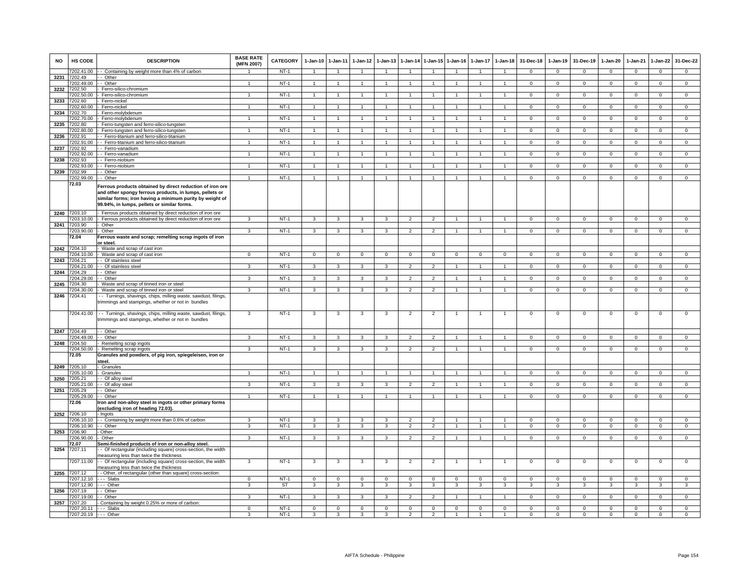| NO | HS CODE | DESCRIPTION | BASE RATE (MFN 2007) | CATEGORY | 1-Jan-10 | 1-Jan-11 | 1-Jan-12 | 1-Jan-13 | 1-Jan-14 | 1-Jan-15 | 1-Jan-16 | 1-Jan-17 | 1-Jan-18 | 31-Dec-18 | 1-Jan-19 | 31-Dec-19 | 1-Jan-20 | 1-Jan-21 | 1-Jan-22 | 31-Dec-22 |
|---|---|---|---|---|---|---|---|---|---|---|---|---|---|---|---|---|---|---|---|---|
| | 7202.41.00 | - - Containing by weight more than 4% of carbon | 1 | NT-1 | 1 | 1 | 1 | 1 | 1 | 1 | 1 | 1 | 1 | 0 | 0 | 0 | 0 | 0 | 0 | 0 |
| 3231 | 7202.49 | - - Other | | | | | | | | | | | | | | | | | | |
| | 7202.49.00 | - - Other | 1 | NT-1 | 1 | 1 | 1 | 1 | 1 | 1 | 1 | 1 | 1 | 0 | 0 | 0 | 0 | 0 | 0 | 0 |
| 3232 | 7202.50 | - Ferro-silico-chromium | | | | | | | | | | | | | | | | | | |
| | 7202.50.00 | - Ferro-silico-chromium | 1 | NT-1 | 1 | 1 | 1 | 1 | 1 | 1 | 1 | 1 | 1 | 0 | 0 | 0 | 0 | 0 | 0 | 0 |
| 3233 | 7202.60 | - Ferro-nickel | | | | | | | | | | | | | | | | | | |
| | 7202.60.00 | - Ferro-nickel | 1 | NT-1 | 1 | 1 | 1 | 1 | 1 | 1 | 1 | 1 | 1 | 0 | 0 | 0 | 0 | 0 | 0 | 0 |
| 3234 | 7202.70 | - Ferro-molybdenum | | | | | | | | | | | | | | | | | | |
| | 7202.70.00 | - Ferro-molybdenum | 1 | NT-1 | 1 | 1 | 1 | 1 | 1 | 1 | 1 | 1 | 1 | 0 | 0 | 0 | 0 | 0 | 0 | 0 |
| 3235 | 7202.80 | - Ferro-tungsten and ferro-silico-tungsten | | | | | | | | | | | | | | | | | | |
| | 7202.80.00 | - Ferro-tungsten and ferro-silico-tungsten | 1 | NT-1 | 1 | 1 | 1 | 1 | 1 | 1 | 1 | 1 | 1 | 0 | 0 | 0 | 0 | 0 | 0 | 0 |
| 3236 | 7202.91 | - - Ferro-titanium and ferro-silico-titanium | | | | | | | | | | | | | | | | | | |
| | 7202.91.00 | - - Ferro-titanium and ferro-silico-titanium | 1 | NT-1 | 1 | 1 | 1 | 1 | 1 | 1 | 1 | 1 | 1 | 0 | 0 | 0 | 0 | 0 | 0 | 0 |
| 3237 | 7202.92 | - - Ferro-vanadium | | | | | | | | | | | | | | | | | | |
| | 7202.92.00 | - - Ferro-vanadium | 1 | NT-1 | 1 | 1 | 1 | 1 | 1 | 1 | 1 | 1 | 1 | 0 | 0 | 0 | 0 | 0 | 0 | 0 |
| 3238 | 7202.93 | - - Ferro-niobium | | | | | | | | | | | | | | | | | | |
| | 7202.93.00 | - - Ferro-niobium | 1 | NT-1 | 1 | 1 | 1 | 1 | 1 | 1 | 1 | 1 | 1 | 0 | 0 | 0 | 0 | 0 | 0 | 0 |
| 3239 | 7202.99 | - - Other | | | | | | | | | | | | | | | | | | |
| | 7202.99.00 | - - Other | 1 | NT-1 | 1 | 1 | 1 | 1 | 1 | 1 | 1 | 1 | 1 | 0 | 0 | 0 | 0 | 0 | 0 | 0 |
| | **72.03** | **Ferrous products obtained by direct reduction of iron ore and other spongy ferrous products, in lumps, pellets or similar forms; iron having a minimum purity by weight of 99.94%, in lumps, pellets or similar forms.** | | | | | | | | | | | | | | | | | | |
| 3240 | 7203.10 | - Ferrous products obtained by direct reduction of iron ore | | | | | | | | | | | | | | | | | | |
| | 7203.10.00 | - Ferrous products obtained by direct reduction of iron ore | 3 | NT-1 | 3 | 3 | 3 | 3 | 2 | 2 | 1 | 1 | 1 | 0 | 0 | 0 | 0 | 0 | 0 | 0 |
| 3241 | 7203.90 | - Other | | | | | | | | | | | | | | | | | | |
| | 7203.90.00 | - Other | 3 | NT-1 | 3 | 3 | 3 | 3 | 2 | 2 | 1 | 1 | 1 | 0 | 0 | 0 | 0 | 0 | 0 | 0 |
| | **72.04** | **Ferrous waste and scrap; remelting scrap ingots of iron or steel.** | | | | | | | | | | | | | | | | | | |
| 3242 | 7204.10 | - Waste and scrap of cast iron | | | | | | | | | | | | | | | | | | |
| | 7204.10.00 | - Waste and scrap of cast iron | 0 | NT-1 | 0 | 0 | 0 | 0 | 0 | 0 | 0 | 0 | 0 | 0 | 0 | 0 | 0 | 0 | 0 | 0 |
| 3243 | 7204.21 | - - Of stainless steel | | | | | | | | | | | | | | | | | | |
| | 7204.21.00 | - - Of stainless steel | 3 | NT-1 | 3 | 3 | 3 | 3 | 2 | 2 | 1 | 1 | 1 | 0 | 0 | 0 | 0 | 0 | 0 | 0 |
| 3244 | 7204.29 | - - Other | | | | | | | | | | | | | | | | | | |
| | 7204.29.00 | - - Other | 3 | NT-1 | 3 | 3 | 3 | 3 | 2 | 2 | 1 | 1 | 1 | 0 | 0 | 0 | 0 | 0 | 0 | 0 |
| 3245 | 7204.30 | - Waste and scrap of tinned iron or steel | | | | | | | | | | | | | | | | | | |
| | 7204.30.00 | - Waste and scrap of tinned iron or steel | 3 | NT-1 | 3 | 3 | 3 | 3 | 2 | 2 | 1 | 1 | 1 | 0 | 0 | 0 | 0 | 0 | 0 | 0 |
| 3246 | 7204.41 | - - Turnings, shavings, chips, milling waste, sawdust, filings, trimmings and stampings, whether or not in bundles | | | | | | | | | | | | | | | | | | |
| | 7204.41.00 | - - Turnings, shavings, chips, milling waste, sawdust, filings, trimmings and stampings, whether or not in bundles | 3 | NT-1 | 3 | 3 | 3 | 3 | 2 | 2 | 1 | 1 | 1 | 0 | 0 | 0 | 0 | 0 | 0 | 0 |
| 3247 | 7204.49 | - - Other | | | | | | | | | | | | | | | | | | |
| | 7204.49.00 | - - Other | 3 | NT-1 | 3 | 3 | 3 | 3 | 2 | 2 | 1 | 1 | 1 | 0 | 0 | 0 | 0 | 0 | 0 | 0 |
| 3248 | 7204.50 | - Remelting scrap ingots | | | | | | | | | | | | | | | | | | |
| | 7204.50.00 | - Remelting scrap ingots | 3 | NT-1 | 3 | 3 | 3 | 3 | 2 | 2 | 1 | 1 | 1 | 0 | 0 | 0 | 0 | 0 | 0 | 0 |
| | **72.05** | **Granules and powders, of pig iron, spiegeleisen, iron or steel.** | | | | | | | | | | | | | | | | | | |
| 3249 | 7205.10 | - Granules | | | | | | | | | | | | | | | | | | |
| | 7205.10.00 | - Granules | 1 | NT-1 | 1 | 1 | 1 | 1 | 1 | 1 | 1 | 1 | 1 | 0 | 0 | 0 | 0 | 0 | 0 | 0 |
| 3250 | 7205.21 | - - Of alloy steel | | | | | | | | | | | | | | | | | | |
| | 7205.21.00 | - - Of alloy steel | 3 | NT-1 | 3 | 3 | 3 | 3 | 2 | 2 | 1 | 1 | 1 | 0 | 0 | 0 | 0 | 0 | 0 | 0 |
| 3251 | 7205.29 | - - Other | | | | | | | | | | | | | | | | | | |
| | 7205.29.00 | - - Other | 1 | NT-1 | 1 | 1 | 1 | 1 | 1 | 1 | 1 | 1 | 1 | 0 | 0 | 0 | 0 | 0 | 0 | 0 |
| | **72.06** | **Iron and non-alloy steel in ingots or other primary forms (excluding iron of heading 72.03).** | | | | | | | | | | | | | | | | | | |
| 3252 | 7206.10 | - Ingots | | | | | | | | | | | | | | | | | | |
| | 7206.10.10 | - - Containing by weight more than 0.6% of carbon | 3 | NT-1 | 3 | 3 | 3 | 3 | 2 | 2 | 1 | 1 | 1 | 0 | 0 | 0 | 0 | 0 | 0 | 0 |
| | 7206.10.90 | - - Other | 3 | NT-1 | 3 | 3 | 3 | 3 | 2 | 2 | 1 | 1 | 1 | 0 | 0 | 0 | 0 | 0 | 0 | 0 |
| 3253 | 7206.90 | - Other: | | | | | | | | | | | | | | | | | | |
| | 7206.90.00 | - Other | 3 | NT-1 | 3 | 3 | 3 | 3 | 2 | 2 | 1 | 1 | 1 | 0 | 0 | 0 | 0 | 0 | 0 | 0 |
| | **72.07** | **Semi-finished products of iron or non-alloy steel.** | | | | | | | | | | | | | | | | | | |
| 3254 | 7207.11 | - - Of rectangular (including square) cross-section, the width measuring less than twice the thickness | | | | | | | | | | | | | | | | | | |
| | 7207.11.00 | - - Of rectangular (including square) cross-section, the width measuring less than twice the thickness | 3 | NT-1 | 3 | 3 | 3 | 3 | 2 | 2 | 1 | 1 | 1 | 0 | 0 | 0 | 0 | 0 | 0 | 0 |
| 3255 | 7207.12 | - - Other, of rectangular (other than square) cross-section: | | | | | | | | | | | | | | | | | | |
| | 7207.12.10 | - - - Slabs | 0 | NT-1 | 0 | 0 | 0 | 0 | 0 | 0 | 0 | 0 | 0 | 0 | 0 | 0 | 0 | 0 | 0 | 0 |
| | 7207.12.90 | - - - Other | 3 | ST | 3 | 3 | 3 | 3 | 3 | 3 | 3 | 3 | 3 | 3 | 3 | 3 | 3 | 3 | 3 | 3 |
| 3256 | 7207.19 | - - Other | | | | | | | | | | | | | | | | | | |
| | 7207.19.00 | - - Other | 3 | NT-1 | 3 | 3 | 3 | 3 | 2 | 2 | 1 | 1 | 1 | 0 | 0 | 0 | 0 | 0 | 0 | 0 |
| 3257 | 7207.20 | - Containing by weight 0.25% or more of carbon: | | | | | | | | | | | | | | | | | | |
| | 7207.20.11 | - - - Slabs | 0 | NT-1 | 0 | 0 | 0 | 0 | 0 | 0 | 0 | 0 | 0 | 0 | 0 | 0 | 0 | 0 | 0 | 0 |
| | 7207.20.19 | - - - Other | 3 | NT-1 | 3 | 3 | 3 | 3 | 2 | 2 | 1 | 1 | 1 | 0 | 0 | 0 | 0 | 0 | 0 | 0 |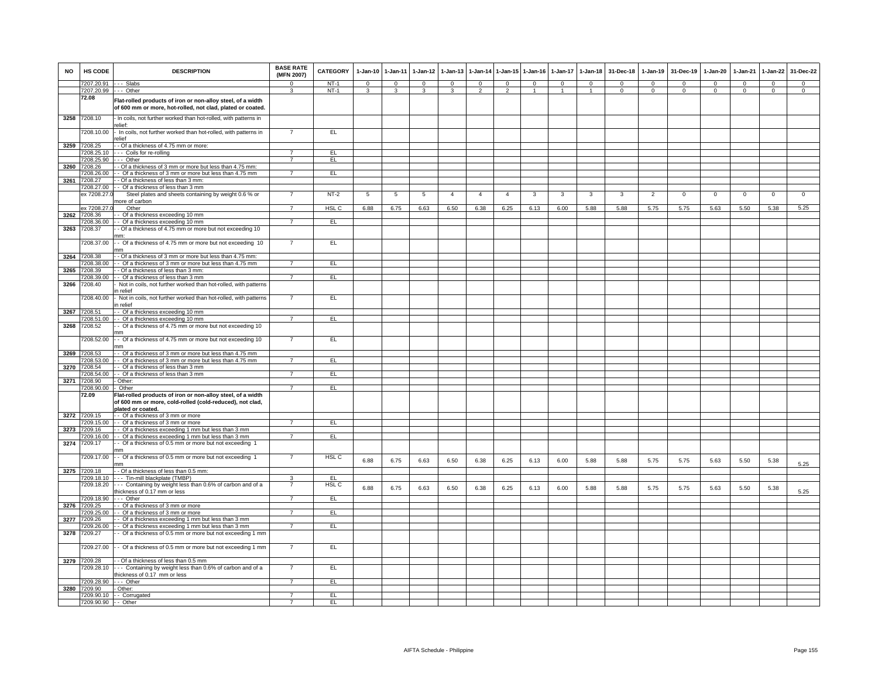| NO | HS CODE | DESCRIPTION | BASE RATE (MFN 2007) | CATEGORY | 1-Jan-10 | 1-Jan-11 | 1-Jan-12 | 1-Jan-13 | 1-Jan-14 | 1-Jan-15 | 1-Jan-16 | 1-Jan-17 | 1-Jan-18 | 31-Dec-18 | 1-Jan-19 | 31-Dec-19 | 1-Jan-20 | 1-Jan-21 | 1-Jan-22 | 31-Dec-22 |
|---|---|---|---|---|---|---|---|---|---|---|---|---|---|---|---|---|---|---|---|---|
| | 7207.20.91 | - - - Slabs | 0 | NT-1 | 0 | 0 | 0 | 0 | 0 | 0 | 0 | 0 | 0 | 0 | 0 | 0 | 0 | 0 | 0 | 0 |
| | 7207.20.99 | - - - Other | 3 | NT-1 | 3 | 3 | 3 | 3 | 2 | 2 | 1 | 1 | 1 | 0 | 0 | 0 | 0 | 0 | 0 | 0 |
| | **72.08** | **Flat-rolled products of iron or non-alloy steel, of a width of 600 mm or more, hot-rolled, not clad, plated or coated.** | | | | | | | | | | | | | | | | | | |
| 3258 | 7208.10 | - In coils, not further worked than hot-rolled, with patterns in relief: | | | | | | | | | | | | | | | | | | |
| | 7208.10.00 | - In coils, not further worked than hot-rolled, with patterns in relief | 7 | EL | | | | | | | | | | | | | | | | |
| 3259 | 7208.25 | - - Of a thickness of 4.75 mm or more: | | | | | | | | | | | | | | | | | | |
| | 7208.25.10 | - - - Coils for re-rolling | 7 | EL | | | | | | | | | | | | | | | | |
| | 7208.25.90 | - - - Other | 7 | EL | | | | | | | | | | | | | | | | |
| 3260 | 7208.26 | - - Of a thickness of 3 mm or more but less than 4.75 mm: | | | | | | | | | | | | | | | | | | |
| | 7208.26.00 | - - Of a thickness of 3 mm or more but less than 4.75 mm | 7 | EL | | | | | | | | | | | | | | | | |
| 3261 | 7208.27 | - - Of a thickness of less than 3 mm: | | | | | | | | | | | | | | | | | | |
| | 7208.27.00 | - - Of a thickness of less than 3 mm | | | | | | | | | | | | | | | | | | |
| | ex 7208.27.0 | Steel plates and sheets containing by weight 0.6 % or more of carbon | 7 | NT-2 | 5 | 5 | 5 | 4 | 4 | 4 | 3 | 3 | 3 | 3 | 2 | 0 | 0 | 0 | 0 | 0 |
| | ex 7208.27.0 | Other | 7 | HSL C | 6.88 | 6.75 | 6.63 | 6.50 | 6.38 | 6.25 | 6.13 | 6.00 | 5.88 | 5.88 | 5.75 | 5.75 | 5.63 | 5.50 | 5.38 | 5.25 |
| 3262 | 7208.36 | - - Of a thickness exceeding 10 mm | | | | | | | | | | | | | | | | | | |
| | 7208.36.00 | - - Of a thickness exceeding 10 mm | 7 | EL | | | | | | | | | | | | | | | | |
| 3263 | 7208.37 | - - Of a thickness of 4.75 mm or more but not exceeding 10 mm: | | | | | | | | | | | | | | | | | | |
| | 7208.37.00 | - - Of a thickness of 4.75 mm or more but not exceeding 10 mm | 7 | EL | | | | | | | | | | | | | | | | |
| 3264 | 7208.38 | - - Of a thickness of 3 mm or more but less than 4.75 mm: | | | | | | | | | | | | | | | | | | |
| | 7208.38.00 | - - Of a thickness of 3 mm or more but less than 4.75 mm | 7 | EL | | | | | | | | | | | | | | | | |
| 3265 | 7208.39 | - - Of a thickness of less than 3 mm: | | | | | | | | | | | | | | | | | | |
| | 7208.39.00 | - - Of a thickness of less than 3 mm | 7 | EL | | | | | | | | | | | | | | | | |
| 3266 | 7208.40 | - Not in coils, not further worked than hot-rolled, with patterns in relief | | | | | | | | | | | | | | | | | | |
| | 7208.40.00 | - Not in coils, not further worked than hot-rolled, with patterns in relief | 7 | EL | | | | | | | | | | | | | | | | |
| 3267 | 7208.51 | - - Of a thickness exceeding 10 mm | | | | | | | | | | | | | | | | | | |
| | 7208.51.00 | - - Of a thickness exceeding 10 mm | 7 | EL | | | | | | | | | | | | | | | | |
| 3268 | 7208.52 | - - Of a thickness of 4.75 mm or more but not exceeding 10 mm | | | | | | | | | | | | | | | | | | |
| | 7208.52.00 | - - Of a thickness of 4.75 mm or more but not exceeding 10 mm | 7 | EL | | | | | | | | | | | | | | | | |
| 3269 | 7208.53 | - - Of a thickness of 3 mm or more but less than 4.75 mm | | | | | | | | | | | | | | | | | | |
| | 7208.53.00 | - - Of a thickness of 3 mm or more but less than 4.75 mm | 7 | EL | | | | | | | | | | | | | | | | |
| 3270 | 7208.54 | - - Of a thickness of less than 3 mm | | | | | | | | | | | | | | | | | | |
| | 7208.54.00 | - - Of a thickness of less than 3 mm | 7 | EL | | | | | | | | | | | | | | | | |
| 3271 | 7208.90 | - Other: | | | | | | | | | | | | | | | | | | |
| | 7208.90.00 | - Other | 7 | EL | | | | | | | | | | | | | | | | |
| | **72.09** | **Flat-rolled products of iron or non-alloy steel, of a width of 600 mm or more, cold-rolled (cold-reduced), not clad, plated or coated.** | | | | | | | | | | | | | | | | | | |
| 3272 | 7209.15 | - - Of a thickness of 3 mm or more | | | | | | | | | | | | | | | | | | |
| | 7209.15.00 | - - Of a thickness of 3 mm or more | 7 | EL | | | | | | | | | | | | | | | | |
| 3273 | 7209.16 | - - Of a thickness exceeding 1 mm but less than 3 mm | | | | | | | | | | | | | | | | | | |
| | 7209.16.00 | - - Of a thickness exceeding 1 mm but less than 3 mm | 7 | EL | | | | | | | | | | | | | | | | |
| 3274 | 7209.17 | - - Of a thickness of 0.5 mm or more but not exceeding 1 mm | | | | | | | | | | | | | | | | | | |
| | 7209.17.00 | - - Of a thickness of 0.5 mm or more but not exceeding 1 mm | 7 | HSL C | 6.88 | 6.75 | 6.63 | 6.50 | 6.38 | 6.25 | 6.13 | 6.00 | 5.88 | 5.88 | 5.75 | 5.75 | 5.63 | 5.50 | 5.38 | 5.25 |
| 3275 | 7209.18 | - - Of a thickness of less than 0.5 mm: | | | | | | | | | | | | | | | | | | |
| | 7209.18.10 | - - - Tin-mill blackplate (TMBP) | 3 | EL | | | | | | | | | | | | | | | | |
| | 7209.18.20 | - - - Containing by weight less than 0.6% of carbon and of a thickness of 0.17 mm or less | 7 | HSL C | 6.88 | 6.75 | 6.63 | 6.50 | 6.38 | 6.25 | 6.13 | 6.00 | 5.88 | 5.88 | 5.75 | 5.75 | 5.63 | 5.50 | 5.38 | 5.25 |
| | 7209.18.90 | - - - Other | 7 | EL | | | | | | | | | | | | | | | | |
| 3276 | 7209.25 | - - Of a thickness of 3 mm or more | | | | | | | | | | | | | | | | | | |
| | 7209.25.00 | - - Of a thickness of 3 mm or more | 7 | EL | | | | | | | | | | | | | | | | |
| 3277 | 7209.26 | - - Of a thickness exceeding 1 mm but less than 3 mm | | | | | | | | | | | | | | | | | | |
| | 7209.26.00 | - - Of a thickness exceeding 1 mm but less than 3 mm | 7 | EL | | | | | | | | | | | | | | | | |
| 3278 | 7209.27 | - - Of a thickness of 0.5 mm or more but not exceeding 1 mm | | | | | | | | | | | | | | | | | | |
| | 7209.27.00 | - - Of a thickness of 0.5 mm or more but not exceeding 1 mm | 7 | EL | | | | | | | | | | | | | | | | |
| 3279 | 7209.28 | - - Of a thickness of less than 0.5 mm | | | | | | | | | | | | | | | | | | |
| | 7209.28.10 | - - - Containing by weight less than 0.6% of carbon and of a thickness of 0.17 mm or less | 7 | EL | | | | | | | | | | | | | | | | |
| | 7209.28.90 | - - - Other | 7 | EL | | | | | | | | | | | | | | | | |
| 3280 | 7209.90 | - Other: | | | | | | | | | | | | | | | | | | |
| | 7209.90.10 | - - Corrugated | 7 | EL | | | | | | | | | | | | | | | | |
| | 7209.90.90 | - - Other | 7 | EL | | | | | | | | | | | | | | | | |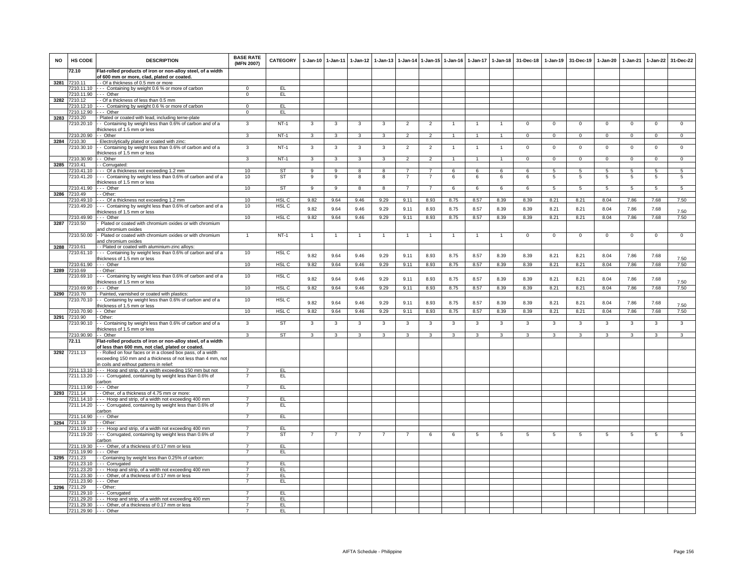| NO | HS CODE | DESCRIPTION | BASE RATE (MFN 2007) | CATEGORY | 1-Jan-10 | 1-Jan-11 | 1-Jan-12 | 1-Jan-13 | 1-Jan-14 | 1-Jan-15 | 1-Jan-16 | 1-Jan-17 | 1-Jan-18 | 31-Dec-18 | 1-Jan-19 | 31-Dec-19 | 1-Jan-20 | 1-Jan-21 | 1-Jan-22 | 31-Dec-22 |
|---|---|---|---|---|---|---|---|---|---|---|---|---|---|---|---|---|---|---|---|---|
| | **72.10** | **Flat-rolled products of iron or non-alloy steel, of a width of 600 mm or more, clad, plated or coated.** | | | | | | | | | | | | | | | | | | |
| **3281** | 7210.11 | - - Of a thickness of 0.5 mm or more | | | | | | | | | | | | | | | | | | |
| | 7210.11.10 | - - - Containing by weight 0.6 % or more of carbon | 0 | EL | | | | | | | | | | | | | | | | |
| | 7210.11.90 | - - - Other | 0 | EL | | | | | | | | | | | | | | | | |
| **3282** | 7210.12 | - - Of a thickness of less than 0.5 mm | | | | | | | | | | | | | | | | | | |
| | 7210.12.10 | - - - Containing by weight 0.6 % or more of carbon | 0 | EL | | | | | | | | | | | | | | | | |
| | 7210.12.90 | - - - Other | 0 | EL | | | | | | | | | | | | | | | | |
| **3283** | 7210.20 | - Plated or coated with lead, including terne-plate | | | | | | | | | | | | | | | | | | |
| | 7210.20.10 | - - Containing by weight less than 0.6% of carbon and of a thickness of 1.5 mm or less | 3 | NT-1 | 3 | 3 | 3 | 3 | 2 | 2 | 1 | 1 | 1 | 0 | 0 | 0 | 0 | 0 | 0 | 0 |
| | 7210.20.90 | - - Other | 3 | NT-1 | 3 | 3 | 3 | 3 | 2 | 2 | 1 | 1 | 1 | 0 | 0 | 0 | 0 | 0 | 0 | 0 |
| **3284** | 7210.30 | - Electrolytically plated or coated with zinc: | | | | | | | | | | | | | | | | | | |
| | 7210.30.10 | - - Containing by weight less than 0.6% of carbon and of a thickness of 1.5 mm or less | 3 | NT-1 | 3 | 3 | 3 | 3 | 2 | 2 | 1 | 1 | 1 | 0 | 0 | 0 | 0 | 0 | 0 | 0 |
| | 7210.30.90 | - - Other | 3 | NT-1 | 3 | 3 | 3 | 3 | 2 | 2 | 1 | 1 | 1 | 0 | 0 | 0 | 0 | 0 | 0 | 0 |
| **3285** | 7210.41 | - - Corrugated: | | | | | | | | | | | | | | | | | | |
| | 7210.41.10 | - - - Of a thickness not exceeding 1.2 mm | 10 | ST | 9 | 9 | 8 | 8 | 7 | 7 | 6 | 6 | 6 | 6 | 5 | 5 | 5 | 5 | 5 | 5 |
| | 7210.41.20 | - - - Containing by weight less than 0.6% of carbon and of a thickness of 1.5 mm or less | 10 | ST | 9 | 9 | 8 | 8 | 7 | 7 | 6 | 6 | 6 | 6 | 5 | 5 | 5 | 5 | 5 | 5 |
| | 7210.41.90 | - - - Other | 10 | ST | 9 | 9 | 8 | 8 | 7 | 7 | 6 | 6 | 6 | 6 | 5 | 5 | 5 | 5 | 5 | 5 |
| **3286** | 7210.49 | - - Other: | | | | | | | | | | | | | | | | | | |
| | 7210.49.10 | - - - Of a thickness not exceeding 1.2 mm | 10 | HSL C | 9.82 | 9.64 | 9.46 | 9.29 | 9.11 | 8.93 | 8.75 | 8.57 | 8.39 | 8.39 | 8.21 | 8.21 | 8.04 | 7.86 | 7.68 | 7.50 |
| | 7210.49.20 | - - - Containing by weight less than 0.6% of carbon and of a thickness of 1.5 mm or less | 10 | HSL C | 9.82 | 9.64 | 9.46 | 9.29 | 9.11 | 8.93 | 8.75 | 8.57 | 8.39 | 8.39 | 8.21 | 8.21 | 8.04 | 7.86 | 7.68 | 7.50 |
| | 7210.49.90 | - - - Other | 10 | HSL C | 9.82 | 9.64 | 9.46 | 9.29 | 9.11 | 8.93 | 8.75 | 8.57 | 8.39 | 8.39 | 8.21 | 8.21 | 8.04 | 7.86 | 7.68 | 7.50 |
| **3287** | 7210.50 | - Plated or coated with chromium oxides or with chromium and chromium oxides | | | | | | | | | | | | | | | | | | |
| | 7210.50.00 | - Plated or coated with chromium oxides or with chromium and chromium oxides | 1 | NT-1 | 1 | 1 | 1 | 1 | 1 | 1 | 1 | 1 | 1 | 0 | 0 | 0 | 0 | 0 | 0 | 0 |
| **3288** | 7210.61 | - - Plated or coated with aluminium-zinc alloys: | | | | | | | | | | | | | | | | | | |
| | 7210.61.10 | - - - Containing by weight less than 0.6% of carbon and of a thickness of 1.5 mm or less | 10 | HSL C | 9.82 | 9.64 | 9.46 | 9.29 | 9.11 | 8.93 | 8.75 | 8.57 | 8.39 | 8.39 | 8.21 | 8.21 | 8.04 | 7.86 | 7.68 | 7.50 |
| | 7210.61.90 | - - - Other | 10 | HSL C | 9.82 | 9.64 | 9.46 | 9.29 | 9.11 | 8.93 | 8.75 | 8.57 | 8.39 | 8.39 | 8.21 | 8.21 | 8.04 | 7.86 | 7.68 | 7.50 |
| **3289** | 7210.69 | - - Other: | | | | | | | | | | | | | | | | | | |
| | 7210.69.10 | - - - Containing by weight less than 0.6% of carbon and of a thickness of 1.5 mm or less | 10 | HSL C | 9.82 | 9.64 | 9.46 | 9.29 | 9.11 | 8.93 | 8.75 | 8.57 | 8.39 | 8.39 | 8.21 | 8.21 | 8.04 | 7.86 | 7.68 | 7.50 |
| | 7210.69.90 | - - - Other | 10 | HSL C | 9.82 | 9.64 | 9.46 | 9.29 | 9.11 | 8.93 | 8.75 | 8.57 | 8.39 | 8.39 | 8.21 | 8.21 | 8.04 | 7.86 | 7.68 | 7.50 |
| **3290** | 7210.70 | - Painted, varnished or coated with plastics: | | | | | | | | | | | | | | | | | | |
| | 7210.70.10 | - - Containing by weight less than 0.6% of carbon and of a thickness of 1.5 mm or less | 10 | HSL C | 9.82 | 9.64 | 9.46 | 9.29 | 9.11 | 8.93 | 8.75 | 8.57 | 8.39 | 8.39 | 8.21 | 8.21 | 8.04 | 7.86 | 7.68 | 7.50 |
| | 7210.70.90 | - - Other | 10 | HSL C | 9.82 | 9.64 | 9.46 | 9.29 | 9.11 | 8.93 | 8.75 | 8.57 | 8.39 | 8.39 | 8.21 | 8.21 | 8.04 | 7.86 | 7.68 | 7.50 |
| **3291** | 7210.90 | - Other: | | | | | | | | | | | | | | | | | | |
| | 7210.90.10 | - - Containing by weight less than 0.6% of carbon and of a thickness of 1.5 mm or less | 3 | ST | 3 | 3 | 3 | 3 | 3 | 3 | 3 | 3 | 3 | 3 | 3 | 3 | 3 | 3 | 3 | 3 |
| | 7210.90.90 | - - Other | 3 | ST | 3 | 3 | 3 | 3 | 3 | 3 | 3 | 3 | 3 | 3 | 3 | 3 | 3 | 3 | 3 | 3 |
| | **72.11** | **Flat-rolled products of iron or non-alloy steel, of a width of less than 600 mm, not clad, plated or coated.** | | | | | | | | | | | | | | | | | | |
| **3292** | 7211.13 | - - Rolled on four faces or in a closed box pass, of a width exceeding 150 mm and a thickness of not less than 4 mm, not in coils and without patterns in relief: | | | | | | | | | | | | | | | | | | |
| | 7211.13.10 | - - - Hoop and strip, of a width exceeding 150 mm but not | 7 | EL | | | | | | | | | | | | | | | | |
| | 7211.13.20 | - - - Corrugated, containing by weight less than 0.6% of carbon | 7 | EL | | | | | | | | | | | | | | | | |
| | 7211.13.90 | - - - Other | 7 | EL | | | | | | | | | | | | | | | | |
| **3293** | 7211.14 | - - Other, of a thickness of 4.75 mm or more: | | | | | | | | | | | | | | | | | | |
| | 7211.14.10 | - - - Hoop and strip, of a width not exceeding 400 mm | 7 | EL | | | | | | | | | | | | | | | | |
| | 7211.14.20 | - - - Corrugated, containing by weight less than 0.6% of carbon | 7 | EL | | | | | | | | | | | | | | | | |
| | 7211.14.90 | - - - Other | 7 | EL | | | | | | | | | | | | | | | | |
| **3294** | 7211.19 | - - Other: | | | | | | | | | | | | | | | | | | |
| | 7211.19.10 | - - - Hoop and strip, of a width not exceeding 400 mm | 7 | EL | | | | | | | | | | | | | | | | |
| | 7211.19.20 | - - - Corrugated, containing by weight less than 0.6% of carbon | 7 | ST | 7 | 7 | 7 | 7 | 7 | 6 | 6 | 5 | 5 | 5 | 5 | 5 | 5 | 5 | 5 | 5 |
| | 7211.19.30 | - - - Other, of a thickness of 0.17 mm or less | 7 | EL | | | | | | | | | | | | | | | | |
| | 7211.19.90 | - - - Other | 7 | EL | | | | | | | | | | | | | | | | |
| **3295** | 7211.23 | - - Containing by weight less than 0.25% of carbon: | | | | | | | | | | | | | | | | | | |
| | 7211.23.10 | - - - Corrugated | 7 | EL | | | | | | | | | | | | | | | | |
| | 7211.23.20 | - - - Hoop and strip, of a width not exceeding 400 mm | 7 | EL | | | | | | | | | | | | | | | | |
| | 7211.23.30 | - - - Other, of a thickness of 0.17 mm or less | 7 | EL | | | | | | | | | | | | | | | | |
| | 7211.23.90 | - - - Other | 7 | EL | | | | | | | | | | | | | | | | |
| **3296** | 7211.29 | - - Other: | | | | | | | | | | | | | | | | | | |
| | 7211.29.10 | - - - Corrugated | 7 | EL | | | | | | | | | | | | | | | | |
| | 7211.29.20 | - - - Hoop and strip, of a width not exceeding 400 mm | 7 | EL | | | | | | | | | | | | | | | | |
| | 7211.29.30 | - - - Other, of a thickness of 0.17 mm or less | 7 | EL | | | | | | | | | | | | | | | | |
| | 7211.29.90 | - - - Other | 7 | EL | | | | | | | | | | | | | | | | |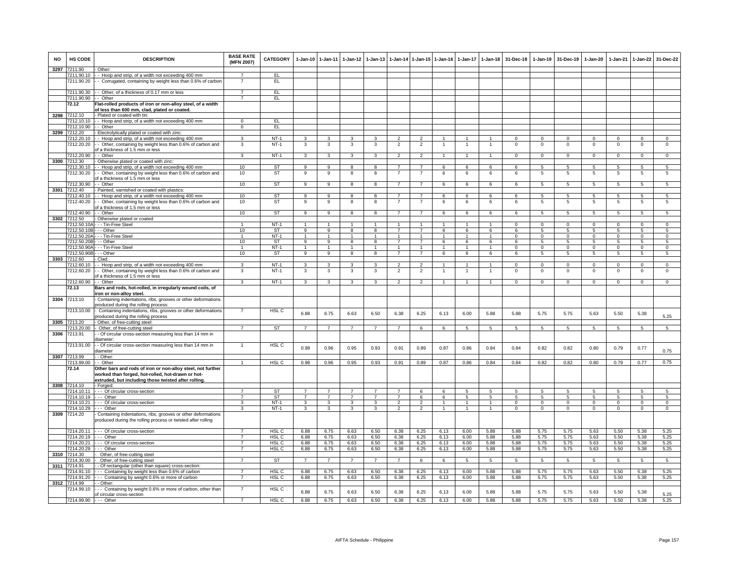| NO | HS CODE | DESCRIPTION | BASE RATE (MFN 2007) | CATEGORY | 1-Jan-10 | 1-Jan-11 | 1-Jan-12 | 1-Jan-13 | 1-Jan-14 | 1-Jan-15 | 1-Jan-16 | 1-Jan-17 | 1-Jan-18 | 31-Dec-18 | 1-Jan-19 | 31-Dec-19 | 1-Jan-20 | 1-Jan-21 | 1-Jan-22 | 31-Dec-22 |
|---|---|---|---|---|---|---|---|---|---|---|---|---|---|---|---|---|---|---|---|---|
| 3297 | 7211.90 | - Other: | | | | | | | | | | | | | | | | | | |
| | 7211.90.10 | - - Hoop and strip, of a width not exceeding 400 mm | 7 | EL | | | | | | | | | | | | | | | | |
| | 7211.90.20 | - - Corrugated, containing by weight less than 0.6% of carbon | 7 | EL | | | | | | | | | | | | | | | | |
| | 7211.90.30 | - - Other, of a thickness of 0.17 mm or less | 7 | EL | | | | | | | | | | | | | | | | |
| | 7211.90.90 | - - Other | 7 | EL | | | | | | | | | | | | | | | | |
| | 72.12 | **Flat-rolled products of iron or non-alloy steel, of a width of less than 600 mm, clad, plated or coated.** | | | | | | | | | | | | | | | | | | |
| 3298 | 7212.10 | - Plated or coated with tin: | | | | | | | | | | | | | | | | | | |
| | 7212.10.10 | - - Hoop and strip, of a width not exceeding 400 mm | 0 | EL | | | | | | | | | | | | | | | | |
| | 7212.10.90 | - - Other | 0 | EL | | | | | | | | | | | | | | | | |
| 3299 | 7212.20 | - Electrolytically plated or coated with zinc: | | | | | | | | | | | | | | | | | | |
| | 7212.20.10 | - - Hoop and strip, of a width not exceeding 400 mm | 3 | NT-1 | 3 | 3 | 3 | 3 | 2 | 2 | 1 | 1 | 1 | 0 | 0 | 0 | 0 | 0 | 0 | 0 |
| | 7212.20.20 | - - Other, containing by weight less than 0.6% of carbon and of a thickness of 1.5 mm or less | 3 | NT-1 | 3 | 3 | 3 | 3 | 2 | 2 | 1 | 1 | 1 | 0 | 0 | 0 | 0 | 0 | 0 | 0 |
| | 7212.20.90 | - - Other | 3 | NT-1 | 3 | 3 | 3 | 3 | 2 | 2 | 1 | 1 | 1 | 0 | 0 | 0 | 0 | 0 | 0 | 0 |
| 3300 | 7212.30 | - Otherwise plated or coated with zinc: | | | | | | | | | | | | | | | | | | |
| | 7212.30.10 | - - Hoop and strip, of a width not exceeding 400 mm | 10 | ST | 9 | 9 | 8 | 8 | 7 | 7 | 6 | 6 | 6 | 6 | 5 | 5 | 5 | 5 | 5 | 5 |
| | 7212.30.20 | - - Other, containing by weight less than 0.6% of carbon and of a thickness of 1.5 mm or less | 10 | ST | 9 | 9 | 8 | 8 | 7 | 7 | 6 | 6 | 6 | 6 | 5 | 5 | 5 | 5 | 5 | 5 |
| | 7212.30.90 | - - Other | 10 | ST | 9 | 9 | 8 | 8 | 7 | 7 | 6 | 6 | 6 | 6 | 5 | 5 | 5 | 5 | 5 | 5 |
| 3301 | 7212.40 | - Painted, varnished or coated with plastics: | | | | | | | | | | | | | | | | | | |
| | 7212.40.10 | - - Hoop and strip, of a width not exceeding 400 mm | 10 | ST | 9 | 9 | 8 | 8 | 7 | 7 | 6 | 6 | 6 | 6 | 5 | 5 | 5 | 5 | 5 | 5 |
| | 7212.40.20 | - - Other, containing by weight less than 0.6% of carbon and of a thickness of 1.5 mm or less | 10 | ST | 9 | 9 | 8 | 8 | 7 | 7 | 6 | 6 | 6 | 6 | 5 | 5 | 5 | 5 | 5 | 5 |
| | 7212.40.90 | - - Other | 10 | ST | 9 | 9 | 8 | 8 | 7 | 7 | 6 | 6 | 6 | 6 | 5 | 5 | 5 | 5 | 5 | 5 |
| 3302 | 7212.50 | - Otherwise plated or coated: | | | | | | | | | | | | | | | | | | |
| | 7212.50.10A | - - - Tin-Free Steel | 1 | NT-1 | 1 | 1 | 1 | 1 | 1 | 1 | 1 | 1 | 1 | 0 | 0 | 0 | 0 | 0 | 0 | 0 |
| | 7212.50.10B | - - - Other | 10 | ST | 9 | 9 | 8 | 8 | 7 | 7 | 6 | 6 | 6 | 6 | 5 | 5 | 5 | 5 | 5 | 5 |
| | 7212.50.20A | - - - Tin-Free Steel | 1 | NT-1 | 1 | 1 | 1 | 1 | 1 | 1 | 1 | 1 | 1 | 0 | 0 | 0 | 0 | 0 | 0 | 0 |
| | 7212.50.20B | - - - Other | 10 | ST | 9 | 9 | 8 | 8 | 7 | 7 | 6 | 6 | 6 | 6 | 5 | 5 | 5 | 5 | 5 | 5 |
| | 7212.50.90A | - - - Tin-Free Steel | 1 | NT-1 | 1 | 1 | 1 | 1 | 1 | 1 | 1 | 1 | 1 | 0 | 0 | 0 | 0 | 0 | 0 | 0 |
| | 7212.50.90B | - - - Other | 10 | ST | 9 | 9 | 8 | 8 | 7 | 7 | 6 | 6 | 6 | 6 | 5 | 5 | 5 | 5 | 5 | 5 |
| 3303 | 7212.60 | - Clad: | | | | | | | | | | | | | | | | | | |
| | 7212.60.10 | - - Hoop and strip, of a width not exceeding 400 mm | 3 | NT-1 | 3 | 3 | 3 | 3 | 2 | 2 | 1 | 1 | 1 | 0 | 0 | 0 | 0 | 0 | 0 | 0 |
| | 7212.60.20 | - - Other, containing by weight less than 0.6% of carbon and of a thickness of 1.5 mm or less | 3 | NT-1 | 3 | 3 | 3 | 3 | 2 | 2 | 1 | 1 | 1 | 0 | 0 | 0 | 0 | 0 | 0 | 0 |
| | 7212.60.90 | - - Other | 3 | NT-1 | 3 | 3 | 3 | 3 | 2 | 2 | 1 | 1 | 1 | 0 | 0 | 0 | 0 | 0 | 0 | 0 |
| | 72.13 | **Bars and rods, hot-rolled, in irregularly wound coils, of iron or non-alloy steel.** | | | | | | | | | | | | | | | | | | |
| 3304 | 7213.10 | - Containing indentations, ribs, grooves or other deformations produced during the rolling process: | | | | | | | | | | | | | | | | | | |
| | 7213.10.00 | - Containing indentations, ribs, grooves or other deformations produced during the rolling process | 7 | HSL C | 6.88 | 6.75 | 6.63 | 6.50 | 6.38 | 6.25 | 6.13 | 6.00 | 5.88 | 5.88 | 5.75 | 5.75 | 5.63 | 5.50 | 5.38 | 5.25 |
| 3305 | 7213.20 | - Other, of free-cutting steel: | | | | | | | | | | | | | | | | | | |
| | 7213.20.00 | - Other, of free-cutting steel | 7 | ST | 7 | 7 | 7 | 7 | 7 | 6 | 6 | 5 | 5 | 5 | 5 | 5 | 5 | 5 | 5 | 5 |
| 3306 | 7213.91 | - - Of circular cross-section measuring less than 14 mm in diameter: | | | | | | | | | | | | | | | | | | |
| | 7213.91.00 | - - Of circular cross-section measuring less than 14 mm in diameter | 1 | HSL C | 0.98 | 0.96 | 0.95 | 0.93 | 0.91 | 0.89 | 0.87 | 0.86 | 0.84 | 0.84 | 0.82 | 0.82 | 0.80 | 0.79 | 0.77 | 0.75 |
| 3307 | 7213.99 | - - Other: | | | | | | | | | | | | | | | | | | |
| | 7213.99.00 | - - Other | 1 | HSL C | 0.98 | 0.96 | 0.95 | 0.93 | 0.91 | 0.89 | 0.87 | 0.86 | 0.84 | 0.84 | 0.82 | 0.82 | 0.80 | 0.79 | 0.77 | 0.75 |
| | 72.14 | **Other bars and rods of iron or non-alloy steel, not further worked than forged, hot-rolled, hot-drawn or hot-extruded, but including those twisted after rolling.** | | | | | | | | | | | | | | | | | | |
| 3308 | 7214.10 | - Forged: | | | | | | | | | | | | | | | | | | |
| | 7214.10.11 | - - - Of circular cross-section | 7 | ST | 7 | 7 | 7 | 7 | 7 | 6 | 6 | 5 | 5 | 5 | 5 | 5 | 5 | 5 | 5 | 5 |
| | 7214.10.19 | - - - Other | 7 | ST | 7 | 7 | 7 | 7 | 7 | 6 | 6 | 5 | 5 | 5 | 5 | 5 | 5 | 5 | 5 | 5 |
| | 7214.10.21 | - - - Of circular cross-section | 3 | NT-1 | 3 | 3 | 3 | 3 | 2 | 2 | 1 | 1 | 1 | 0 | 0 | 0 | 0 | 0 | 0 | 0 |
| | 7214.10.29 | - - - Other | 3 | NT-1 | 3 | 3 | 3 | 3 | 2 | 2 | 1 | 1 | 1 | 0 | 0 | 0 | 0 | 0 | 0 | 0 |
| 3309 | 7214.20 | - Containing indentations, ribs, grooves or other deformations produced during the rolling process or twisted after rolling | | | | | | | | | | | | | | | | | | |
| | 7214.20.11 | - - - Of circular cross-section | 7 | HSL C | 6.88 | 6.75 | 6.63 | 6.50 | 6.38 | 6.25 | 6.13 | 6.00 | 5.88 | 5.88 | 5.75 | 5.75 | 5.63 | 5.50 | 5.38 | 5.25 |
| | 7214.20.19 | - - - Other | 7 | HSL C | 6.88 | 6.75 | 6.63 | 6.50 | 6.38 | 6.25 | 6.13 | 6.00 | 5.88 | 5.88 | 5.75 | 5.75 | 5.63 | 5.50 | 5.38 | 5.25 |
| | 7214.20.21 | - - - Of circular cross-section | 7 | HSL C | 6.88 | 6.75 | 6.63 | 6.50 | 6.38 | 6.25 | 6.13 | 6.00 | 5.88 | 5.88 | 5.75 | 5.75 | 5.63 | 5.50 | 5.38 | 5.25 |
| | 7214.20.29 | - - - Other | 7 | HSL C | 6.88 | 6.75 | 6.63 | 6.50 | 6.38 | 6.25 | 6.13 | 6.00 | 5.88 | 5.88 | 5.75 | 5.75 | 5.63 | 5.50 | 5.38 | 5.25 |
| 3310 | 7214.30 | - Other, of free-cutting steel | | | | | | | | | | | | | | | | | | |
| | 7214.30.00 | - Other, of free-cutting steel | 7 | ST | 7 | 7 | 7 | 7 | 7 | 6 | 6 | 5 | 5 | 5 | 5 | 5 | 5 | 5 | 5 | 5 |
| 3311 | 7214.91 | - - Of rectangular (other than square) cross-section: | | | | | | | | | | | | | | | | | | |
| | 7214.91.10 | - - - Containing by weight less than 0.6% of carbon | 7 | HSL C | 6.88 | 6.75 | 6.63 | 6.50 | 6.38 | 6.25 | 6.13 | 6.00 | 5.88 | 5.88 | 5.75 | 5.75 | 5.63 | 5.50 | 5.38 | 5.25 |
| | 7214.91.20 | - - - Containing by weight 0.6% or more of carbon | 7 | HSL C | 6.88 | 6.75 | 6.63 | 6.50 | 6.38 | 6.25 | 6.13 | 6.00 | 5.88 | 5.88 | 5.75 | 5.75 | 5.63 | 5.50 | 5.38 | 5.25 |
| 3312 | 7214.99 | - - Other: | | | | | | | | | | | | | | | | | | |
| | 7214.99.10 | - - - Containing by weight 0.6% or more of carbon, other than of circular cross-section | 7 | HSL C | 6.88 | 6.75 | 6.63 | 6.50 | 6.38 | 6.25 | 6.13 | 6.00 | 5.88 | 5.88 | 5.75 | 5.75 | 5.63 | 5.50 | 5.38 | 5.25 |
| | 7214.99.90 | - - - Other | 7 | HSL C | 6.88 | 6.75 | 6.63 | 6.50 | 6.38 | 6.25 | 6.13 | 6.00 | 5.88 | 5.88 | 5.75 | 5.75 | 5.63 | 5.50 | 5.38 | 5.25 |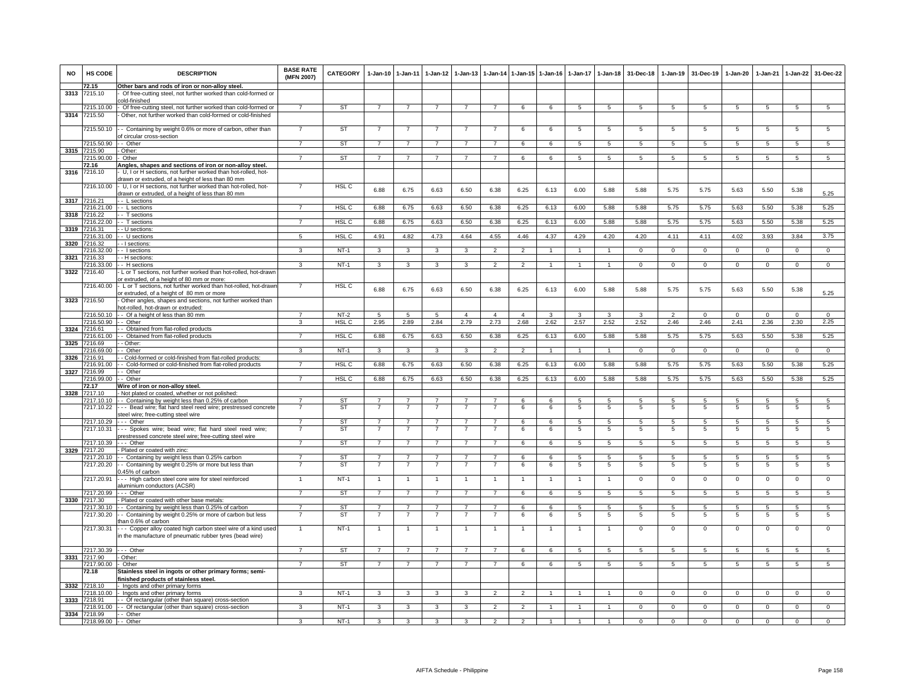| NO | HS CODE | DESCRIPTION | BASE RATE (MFN 2007) | CATEGORY | 1-Jan-10 | 1-Jan-11 | 1-Jan-12 | 1-Jan-13 | 1-Jan-14 | 1-Jan-15 | 1-Jan-16 | 1-Jan-17 | 1-Jan-18 | 31-Dec-18 | 1-Jan-19 | 31-Dec-19 | 1-Jan-20 | 1-Jan-21 | 1-Jan-22 | 31-Dec-22 |
|---|---|---|---|---|---|---|---|---|---|---|---|---|---|---|---|---|---|---|---|---|
| | 72.15 | **Other bars and rods of iron or non-alloy steel.** | | | | | | | | | | | | | | | | | | |
| 3313 | 7215.10 | - Of free-cutting steel, not further worked than cold-formed or cold-finished | | | | | | | | | | | | | | | | | | |
| | 7215.10.00 | - Of free-cutting steel, not further worked than cold-formed or | 7 | ST | 7 | 7 | 7 | 7 | 7 | 6 | 6 | 5 | 5 | 5 | 5 | 5 | 5 | 5 | 5 | 5 |
| 3314 | 7215.50 | - Other, not further worked than cold-formed or cold-finished | | | | | | | | | | | | | | | | | | |
| | 7215.50.10 | - - Containing by weight 0.6% or more of carbon, other than of circular cross-section | 7 | ST | 7 | 7 | 7 | 7 | 7 | 6 | 6 | 5 | 5 | 5 | 5 | 5 | 5 | 5 | 5 | 5 |
| | 7215.50.90 | - - Other | 7 | ST | 7 | 7 | 7 | 7 | 7 | 6 | 6 | 5 | 5 | 5 | 5 | 5 | 5 | 5 | 5 | 5 |
| 3315 | 7215.90 | - Other: | | | | | | | | | | | | | | | | | | |
| | 7215.90.00 | - Other | 7 | ST | 7 | 7 | 7 | 7 | 7 | 6 | 6 | 5 | 5 | 5 | 5 | 5 | 5 | 5 | 5 | 5 |
| | 72.16 | **Angles, shapes and sections of iron or non-alloy steel.** | | | | | | | | | | | | | | | | | | |
| 3316 | 7216.10 | - U, I or H sections, not further worked than hot-rolled, hot-drawn or extruded, of a height of less than 80 mm | | | | | | | | | | | | | | | | | | |
| | 7216.10.00 | - U, I or H sections, not further worked than hot-rolled, hot-drawn or extruded, of a height of less than 80 mm | 7 | HSL C | 6.88 | 6.75 | 6.63 | 6.50 | 6.38 | 6.25 | 6.13 | 6.00 | 5.88 | 5.88 | 5.75 | 5.75 | 5.63 | 5.50 | 5.38 | 5.25 |
| 3317 | 7216.21 | - - L sections | | | | | | | | | | | | | | | | | | |
| | 7216.21.00 | - - L sections | 7 | HSL C | 6.88 | 6.75 | 6.63 | 6.50 | 6.38 | 6.25 | 6.13 | 6.00 | 5.88 | 5.88 | 5.75 | 5.75 | 5.63 | 5.50 | 5.38 | 5.25 |
| 3318 | 7216.22 | - - T sections | | | | | | | | | | | | | | | | | | |
| | 7216.22.00 | - - T sections | 7 | HSL C | 6.88 | 6.75 | 6.63 | 6.50 | 6.38 | 6.25 | 6.13 | 6.00 | 5.88 | 5.88 | 5.75 | 5.75 | 5.63 | 5.50 | 5.38 | 5.25 |
| 3319 | 7216.31 | - - U sections: | | | | | | | | | | | | | | | | | | |
| | 7216.31.00 | - - U sections | 5 | HSL C | 4.91 | 4.82 | 4.73 | 4.64 | 4.55 | 4.46 | 4.37 | 4.29 | 4.20 | 4.20 | 4.11 | 4.11 | 4.02 | 3.93 | 3.84 | 3.75 |
| 3320 | 7216.32 | - - I sections: | | | | | | | | | | | | | | | | | | |
| | 7216.32.00 | - - I sections | 3 | NT-1 | 3 | 3 | 3 | 3 | 2 | 2 | 1 | 1 | 1 | 0 | 0 | 0 | 0 | 0 | 0 | 0 |
| 3321 | 7216.33 | - - H sections: | | | | | | | | | | | | | | | | | | |
| | 7216.33.00 | - - H sections | 3 | NT-1 | 3 | 3 | 3 | 3 | 2 | 2 | 1 | 1 | 1 | 0 | 0 | 0 | 0 | 0 | 0 | 0 |
| 3322 | 7216.40 | - L or T sections, not further worked than hot-rolled, hot-drawn or extruded, of a height of 80 mm or more: | | | | | | | | | | | | | | | | | | |
| | 7216.40.00 | - L or T sections, not further worked than hot-rolled, hot-drawn or extruded, of a height of 80 mm or more | 7 | HSL C | 6.88 | 6.75 | 6.63 | 6.50 | 6.38 | 6.25 | 6.13 | 6.00 | 5.88 | 5.88 | 5.75 | 5.75 | 5.63 | 5.50 | 5.38 | 5.25 |
| 3323 | 7216.50 | - Other angles, shapes and sections, not further worked than hot-rolled, hot-drawn or extruded: | | | | | | | | | | | | | | | | | | |
| | 7216.50.10 | - - Of a height of less than 80 mm | 7 | NT-2 | 5 | 5 | 5 | 4 | 4 | 4 | 3 | 3 | 3 | 3 | 2 | 0 | 0 | 0 | 0 | 0 |
| | 7216.50.90 | - - Other | 3 | HSL C | 2.95 | 2.89 | 2.84 | 2.79 | 2.73 | 2.68 | 2.62 | 2.57 | 2.52 | 2.52 | 2.46 | 2.46 | 2.41 | 2.36 | 2.30 | 2.25 |
| 3324 | 7216.61 | - - Obtained from flat-rolled products | | | | | | | | | | | | | | | | | | |
| | 7216.61.00 | - - Obtained from flat-rolled products | 7 | HSL C | 6.88 | 6.75 | 6.63 | 6.50 | 6.38 | 6.25 | 6.13 | 6.00 | 5.88 | 5.88 | 5.75 | 5.75 | 5.63 | 5.50 | 5.38 | 5.25 |
| 3325 | 7216.69 | - - Other: | | | | | | | | | | | | | | | | | | |
| | 7216.69.00 | - - Other | 3 | NT-1 | 3 | 3 | 3 | 3 | 2 | 2 | 1 | 1 | 1 | 0 | 0 | 0 | 0 | 0 | 0 | 0 |
| 3326 | 7216.91 | - - Cold-formed or cold-finished from flat-rolled products: | | | | | | | | | | | | | | | | | | |
| | 7216.91.00 | - - Cold-formed or cold-finished from flat-rolled products | 7 | HSL C | 6.88 | 6.75 | 6.63 | 6.50 | 6.38 | 6.25 | 6.13 | 6.00 | 5.88 | 5.88 | 5.75 | 5.75 | 5.63 | 5.50 | 5.38 | 5.25 |
| 3327 | 7216.99 | - - Other | | | | | | | | | | | | | | | | | | |
| | 7216.99.00 | - - Other | 7 | HSL C | 6.88 | 6.75 | 6.63 | 6.50 | 6.38 | 6.25 | 6.13 | 6.00 | 5.88 | 5.88 | 5.75 | 5.75 | 5.63 | 5.50 | 5.38 | 5.25 |
| | 72.17 | **Wire of iron or non-alloy steel.** | | | | | | | | | | | | | | | | | | |
| 3328 | 7217.10 | - Not plated or coated, whether or not polished: | | | | | | | | | | | | | | | | | | |
| | 7217.10.10 | - - Containing by weight less than 0.25% of carbon | 7 | ST | 7 | 7 | 7 | 7 | 7 | 6 | 6 | 5 | 5 | 5 | 5 | 5 | 5 | 5 | 5 | 5 |
| | 7217.10.22 | - - - Bead wire; flat hard steel reed wire; prestressed concrete steel wire; free-cutting steel wire | 7 | ST | 7 | 7 | 7 | 7 | 7 | 6 | 6 | 5 | 5 | 5 | 5 | 5 | 5 | 5 | 5 | 5 |
| | 7217.10.29 | - - - Other | 7 | ST | 7 | 7 | 7 | 7 | 7 | 6 | 6 | 5 | 5 | 5 | 5 | 5 | 5 | 5 | 5 | 5 |
| | 7217.10.31 | - - - Spokes wire; bead wire; flat hard steel reed wire; prestressed concrete steel wire; free-cutting steel wire | 7 | ST | 7 | 7 | 7 | 7 | 7 | 6 | 6 | 5 | 5 | 5 | 5 | 5 | 5 | 5 | 5 | 5 |
| | 7217.10.39 | - - - Other | 7 | ST | 7 | 7 | 7 | 7 | 7 | 6 | 6 | 5 | 5 | 5 | 5 | 5 | 5 | 5 | 5 | 5 |
| 3329 | 7217.20 | - Plated or coated with zinc: | | | | | | | | | | | | | | | | | | |
| | 7217.20.10 | - - Containing by weight less than 0.25% carbon | 7 | ST | 7 | 7 | 7 | 7 | 7 | 6 | 6 | 5 | 5 | 5 | 5 | 5 | 5 | 5 | 5 | 5 |
| | 7217.20.20 | - - Containing by weight 0.25% or more but less than 0.45% of carbon | 7 | ST | 7 | 7 | 7 | 7 | 7 | 6 | 6 | 5 | 5 | 5 | 5 | 5 | 5 | 5 | 5 | 5 |
| | 7217.20.91 | - - - High carbon steel core wire for steel reinforced aluminium conductors (ACSR) | 1 | NT-1 | 1 | 1 | 1 | 1 | 1 | 1 | 1 | 1 | 1 | 0 | 0 | 0 | 0 | 0 | 0 | 0 |
| | 7217.20.99 | - - - Other | 7 | ST | 7 | 7 | 7 | 7 | 7 | 6 | 6 | 5 | 5 | 5 | 5 | 5 | 5 | 5 | 5 | 5 |
| 3330 | 7217.30 | - Plated or coated with other base metals: | | | | | | | | | | | | | | | | | | |
| | 7217.30.10 | - - Containing by weight less than 0.25% of carbon | 7 | ST | 7 | 7 | 7 | 7 | 7 | 6 | 6 | 5 | 5 | 5 | 5 | 5 | 5 | 5 | 5 | 5 |
| | 7217.30.20 | - - Containing by weight 0.25% or more of carbon but less than 0.6% of carbon | 7 | ST | 7 | 7 | 7 | 7 | 7 | 6 | 6 | 5 | 5 | 5 | 5 | 5 | 5 | 5 | 5 | 5 |
| | 7217.30.31 | - - - Copper alloy coated high carbon steel wire of a kind used in the manufacture of pneumatic rubber tyres (bead wire) | 1 | NT-1 | 1 | 1 | 1 | 1 | 1 | 1 | 1 | 1 | 1 | 0 | 0 | 0 | 0 | 0 | 0 | 0 |
| | 7217.30.39 | - - - Other | 7 | ST | 7 | 7 | 7 | 7 | 7 | 6 | 6 | 5 | 5 | 5 | 5 | 5 | 5 | 5 | 5 | 5 |
| 3331 | 7217.90 | - Other: | | | | | | | | | | | | | | | | | | |
| | 7217.90.00 | - Other | 7 | ST | 7 | 7 | 7 | 7 | 7 | 6 | 6 | 5 | 5 | 5 | 5 | 5 | 5 | 5 | 5 | 5 |
| | 72.18 | **Stainless steel in ingots or other primary forms; semi-finished products of stainless steel.** | | | | | | | | | | | | | | | | | | |
| 3332 | 7218.10 | - Ingots and other primary forms | | | | | | | | | | | | | | | | | | |
| | 7218.10.00 | - Ingots and other primary forms | 3 | NT-1 | 3 | 3 | 3 | 3 | 2 | 2 | 1 | 1 | 1 | 0 | 0 | 0 | 0 | 0 | 0 | 0 |
| 3333 | 7218.91 | - - Of rectangular (other than square) cross-section | | | | | | | | | | | | | | | | | | |
| | 7218.91.00 | - - Of rectangular (other than square) cross-section | 3 | NT-1 | 3 | 3 | 3 | 3 | 2 | 2 | 1 | 1 | 1 | 0 | 0 | 0 | 0 | 0 | 0 | 0 |
| 3334 | 7218.99 | - - Other | | | | | | | | | | | | | | | | | | |
| | 7218.99.00 | - - Other | 3 | NT-1 | 3 | 3 | 3 | 3 | 2 | 2 | 1 | 1 | 1 | 0 | 0 | 0 | 0 | 0 | 0 | 0 |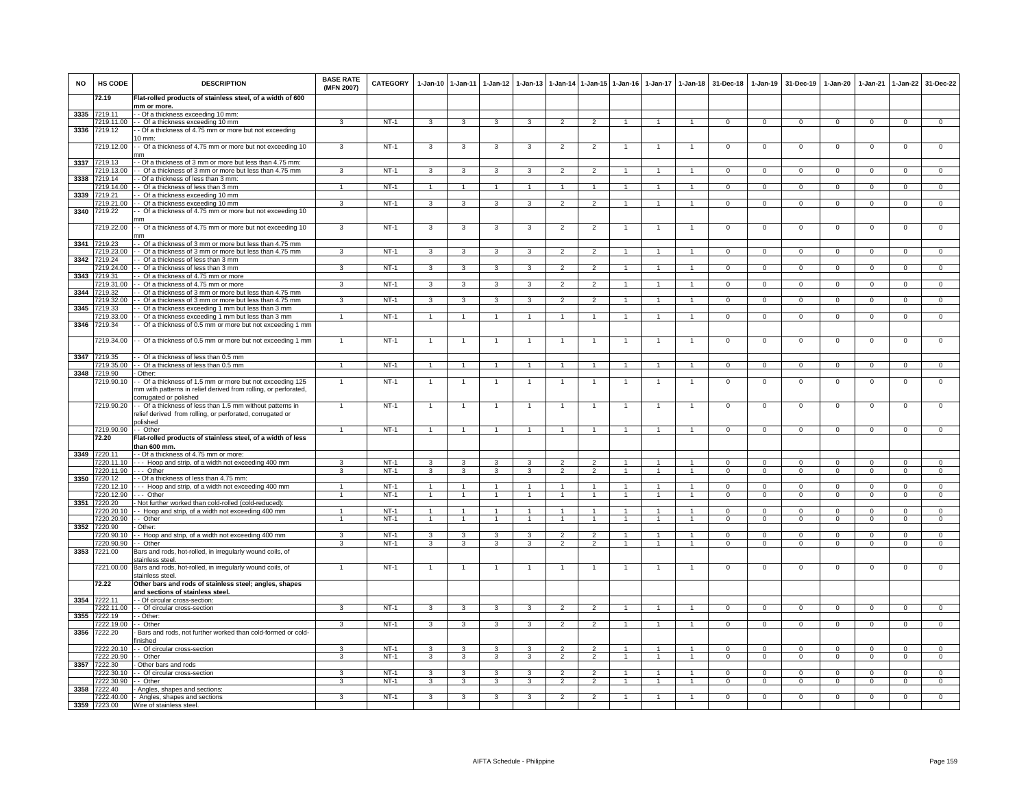| NO | HS CODE | DESCRIPTION | BASE RATE (MFN 2007) | CATEGORY | 1-Jan-10 | 1-Jan-11 | 1-Jan-12 | 1-Jan-13 | 1-Jan-14 | 1-Jan-15 | 1-Jan-16 | 1-Jan-17 | 1-Jan-18 | 31-Dec-18 | 1-Jan-19 | 31-Dec-19 | 1-Jan-20 | 1-Jan-21 | 1-Jan-22 | 31-Dec-22 |
|---|---|---|---|---|---|---|---|---|---|---|---|---|---|---|---|---|---|---|---|---|
| | 72.19 | **Flat-rolled products of stainless steel, of a width of 600 mm or more.** | | | | | | | | | | | | | | | | | | |
| 3335 | 7219.11 | - - Of a thickness exceeding 10 mm: | | | | | | | | | | | | | | | | | | |
| | 7219.11.00 | - - Of a thickness exceeding 10 mm | 3 | NT-1 | 3 | 3 | 3 | 3 | 2 | 2 | 1 | 1 | 1 | 0 | 0 | 0 | 0 | 0 | 0 | 0 |
| 3336 | 7219.12 | - - Of a thickness of 4.75 mm or more but not exceeding 10 mm: | | | | | | | | | | | | | | | | | | |
| | 7219.12.00 | - - Of a thickness of 4.75 mm or more but not exceeding 10 mm | 3 | NT-1 | 3 | 3 | 3 | 3 | 2 | 2 | 1 | 1 | 1 | 0 | 0 | 0 | 0 | 0 | 0 | 0 |
| 3337 | 7219.13 | - - Of a thickness of 3 mm or more but less than 4.75 mm: | | | | | | | | | | | | | | | | | | |
| | 7219.13.00 | - - Of a thickness of 3 mm or more but less than 4.75 mm | 3 | NT-1 | 3 | 3 | 3 | 3 | 2 | 2 | 1 | 1 | 1 | 0 | 0 | 0 | 0 | 0 | 0 | 0 |
| 3338 | 7219.14 | - - Of a thickness of less than 3 mm: | | | | | | | | | | | | | | | | | | |
| | 7219.14.00 | - - Of a thickness of less than 3 mm | 1 | NT-1 | 1 | 1 | 1 | 1 | 1 | 1 | 1 | 1 | 1 | 0 | 0 | 0 | 0 | 0 | 0 | 0 |
| 3339 | 7219.21 | - - Of a thickness exceeding 10 mm | | | | | | | | | | | | | | | | | | |
| | 7219.21.00 | - - Of a thickness exceeding 10 mm | 3 | NT-1 | 3 | 3 | 3 | 3 | 2 | 2 | 1 | 1 | 1 | 0 | 0 | 0 | 0 | 0 | 0 | 0 |
| 3340 | 7219.22 | - - Of a thickness of 4.75 mm or more but not exceeding 10 mm | | | | | | | | | | | | | | | | | | |
| | 7219.22.00 | - - Of a thickness of 4.75 mm or more but not exceeding 10 mm | 3 | NT-1 | 3 | 3 | 3 | 3 | 2 | 2 | 1 | 1 | 1 | 0 | 0 | 0 | 0 | 0 | 0 | 0 |
| 3341 | 7219.23 | - - Of a thickness of 3 mm or more but less than 4.75 mm | | | | | | | | | | | | | | | | | | |
| | 7219.23.00 | - - Of a thickness of 3 mm or more but less than 4.75 mm | 3 | NT-1 | 3 | 3 | 3 | 3 | 2 | 2 | 1 | 1 | 1 | 0 | 0 | 0 | 0 | 0 | 0 | 0 |
| 3342 | 7219.24 | - - Of a thickness of less than 3 mm | | | | | | | | | | | | | | | | | | |
| | 7219.24.00 | - - Of a thickness of less than 3 mm | 3 | NT-1 | 3 | 3 | 3 | 3 | 2 | 2 | 1 | 1 | 1 | 0 | 0 | 0 | 0 | 0 | 0 | 0 |
| 3343 | 7219.31 | - - Of a thickness of 4.75 mm or more | | | | | | | | | | | | | | | | | | |
| | 7219.31.00 | - - Of a thickness of 4.75 mm or more | 3 | NT-1 | 3 | 3 | 3 | 3 | 2 | 2 | 1 | 1 | 1 | 0 | 0 | 0 | 0 | 0 | 0 | 0 |
| 3344 | 7219.32 | - - Of a thickness of 3 mm or more but less than 4.75 mm | | | | | | | | | | | | | | | | | | |
| | 7219.32.00 | - - Of a thickness of 3 mm or more but less than 4.75 mm | 3 | NT-1 | 3 | 3 | 3 | 3 | 2 | 2 | 1 | 1 | 1 | 0 | 0 | 0 | 0 | 0 | 0 | 0 |
| 3345 | 7219.33 | - - Of a thickness exceeding 1 mm but less than 3 mm | | | | | | | | | | | | | | | | | | |
| | 7219.33.00 | - - Of a thickness exceeding 1 mm but less than 3 mm | 1 | NT-1 | 1 | 1 | 1 | 1 | 1 | 1 | 1 | 1 | 1 | 0 | 0 | 0 | 0 | 0 | 0 | 0 |
| 3346 | 7219.34 | - - Of a thickness of 0.5 mm or more but not exceeding 1 mm | | | | | | | | | | | | | | | | | | |
| | 7219.34.00 | - - Of a thickness of 0.5 mm or more but not exceeding 1 mm | 1 | NT-1 | 1 | 1 | 1 | 1 | 1 | 1 | 1 | 1 | 1 | 0 | 0 | 0 | 0 | 0 | 0 | 0 |
| 3347 | 7219.35 | - - Of a thickness of less than 0.5 mm | | | | | | | | | | | | | | | | | | |
| | 7219.35.00 | - - Of a thickness of less than 0.5 mm | 1 | NT-1 | 1 | 1 | 1 | 1 | 1 | 1 | 1 | 1 | 1 | 0 | 0 | 0 | 0 | 0 | 0 | 0 |
| 3348 | 7219.90 | - Other: | | | | | | | | | | | | | | | | | | |
| | 7219.90.10 | - - Of a thickness of 1.5 mm or more but not exceeding 125 mm with patterns in relief derived from rolling, or perforated, corrugated or polished | 1 | NT-1 | 1 | 1 | 1 | 1 | 1 | 1 | 1 | 1 | 1 | 0 | 0 | 0 | 0 | 0 | 0 | 0 |
| | 7219.90.20 | - - Of a thickness of less than 1.5 mm without patterns in relief derived from rolling, or perforated, corrugated or polished | 1 | NT-1 | 1 | 1 | 1 | 1 | 1 | 1 | 1 | 1 | 1 | 0 | 0 | 0 | 0 | 0 | 0 | 0 |
| | 7219.90.90 | - - Other | 1 | NT-1 | 1 | 1 | 1 | 1 | 1 | 1 | 1 | 1 | 1 | 0 | 0 | 0 | 0 | 0 | 0 | 0 |
| | 72.20 | **Flat-rolled products of stainless steel, of a width of less than 600 mm.** | | | | | | | | | | | | | | | | | | |
| 3349 | 7220.11 | - - Of a thickness of 4.75 mm or more: | | | | | | | | | | | | | | | | | | |
| | 7220.11.10 | - - - Hoop and strip, of a width not exceeding 400 mm | 3 | NT-1 | 3 | 3 | 3 | 3 | 2 | 2 | 1 | 1 | 1 | 0 | 0 | 0 | 0 | 0 | 0 | 0 |
| | 7220.11.90 | - - - Other | 3 | NT-1 | 3 | 3 | 3 | 3 | 2 | 2 | 1 | 1 | 1 | 0 | 0 | 0 | 0 | 0 | 0 | 0 |
| 3350 | 7220.12 | - - Of a thickness of less than 4.75 mm: | | | | | | | | | | | | | | | | | | |
| | 7220.12.10 | - - - Hoop and strip, of a width not exceeding 400 mm | 1 | NT-1 | 1 | 1 | 1 | 1 | 1 | 1 | 1 | 1 | 1 | 0 | 0 | 0 | 0 | 0 | 0 | 0 |
| | 7220.12.90 | - - - Other | 1 | NT-1 | 1 | 1 | 1 | 1 | 1 | 1 | 1 | 1 | 1 | 0 | 0 | 0 | 0 | 0 | 0 | 0 |
| 3351 | 7220.20 | - Not further worked than cold-rolled (cold-reduced): | | | | | | | | | | | | | | | | | | |
| | 7220.20.10 | - - Hoop and strip, of a width not exceeding 400 mm | 1 | NT-1 | 1 | 1 | 1 | 1 | 1 | 1 | 1 | 1 | 1 | 0 | 0 | 0 | 0 | 0 | 0 | 0 |
| | 7220.20.90 | - - Other | 1 | NT-1 | 1 | 1 | 1 | 1 | 1 | 1 | 1 | 1 | 1 | 0 | 0 | 0 | 0 | 0 | 0 | 0 |
| 3352 | 7220.90 | - Other: | | | | | | | | | | | | | | | | | | |
| | 7220.90.10 | - - Hoop and strip, of a width not exceeding 400 mm | 3 | NT-1 | 3 | 3 | 3 | 3 | 2 | 2 | 1 | 1 | 1 | 0 | 0 | 0 | 0 | 0 | 0 | 0 |
| | 7220.90.90 | - - Other | 3 | NT-1 | 3 | 3 | 3 | 3 | 2 | 2 | 1 | 1 | 1 | 0 | 0 | 0 | 0 | 0 | 0 | 0 |
| 3353 | 7221.00 | Bars and rods, hot-rolled, in irregularly wound coils, of stainless steel. | | | | | | | | | | | | | | | | | | |
| | 7221.00.00 | Bars and rods, hot-rolled, in irregularly wound coils, of stainless steel. | 1 | NT-1 | 1 | 1 | 1 | 1 | 1 | 1 | 1 | 1 | 1 | 0 | 0 | 0 | 0 | 0 | 0 | 0 |
| | 72.22 | **Other bars and rods of stainless steel; angles, shapes and sections of stainless steel.** | | | | | | | | | | | | | | | | | | |
| 3354 | 7222.11 | - - Of circular cross-section: | | | | | | | | | | | | | | | | | | |
| | 7222.11.00 | - - Of circular cross-section | 3 | NT-1 | 3 | 3 | 3 | 3 | 2 | 2 | 1 | 1 | 1 | 0 | 0 | 0 | 0 | 0 | 0 | 0 |
| 3355 | 7222.19 | - - Other: | | | | | | | | | | | | | | | | | | |
| | 7222.19.00 | - - Other | 3 | NT-1 | 3 | 3 | 3 | 3 | 2 | 2 | 1 | 1 | 1 | 0 | 0 | 0 | 0 | 0 | 0 | 0 |
| 3356 | 7222.20 | - Bars and rods, not further worked than cold-formed or cold-finished | | | | | | | | | | | | | | | | | | |
| | 7222.20.10 | - - Of circular cross-section | 3 | NT-1 | 3 | 3 | 3 | 3 | 2 | 2 | 1 | 1 | 1 | 0 | 0 | 0 | 0 | 0 | 0 | 0 |
| | 7222.20.90 | - - Other | 3 | NT-1 | 3 | 3 | 3 | 3 | 2 | 2 | 1 | 1 | 1 | 0 | 0 | 0 | 0 | 0 | 0 | 0 |
| 3357 | 7222.30 | - Other bars and rods | | | | | | | | | | | | | | | | | | |
| | 7222.30.10 | - - Of circular cross-section | 3 | NT-1 | 3 | 3 | 3 | 3 | 2 | 2 | 1 | 1 | 1 | 0 | 0 | 0 | 0 | 0 | 0 | 0 |
| | 7222.30.90 | - - Other | 3 | NT-1 | 3 | 3 | 3 | 3 | 2 | 2 | 1 | 1 | 1 | 0 | 0 | 0 | 0 | 0 | 0 | 0 |
| 3358 | 7222.40 | - Angles, shapes and sections: | | | | | | | | | | | | | | | | | | |
| | 7222.40.00 | - Angles, shapes and sections | 3 | NT-1 | 3 | 3 | 3 | 3 | 2 | 2 | 1 | 1 | 1 | 0 | 0 | 0 | 0 | 0 | 0 | 0 |
| 3359 | 7223.00 | Wire of stainless steel. | | | | | | | | | | | | | | | | | | |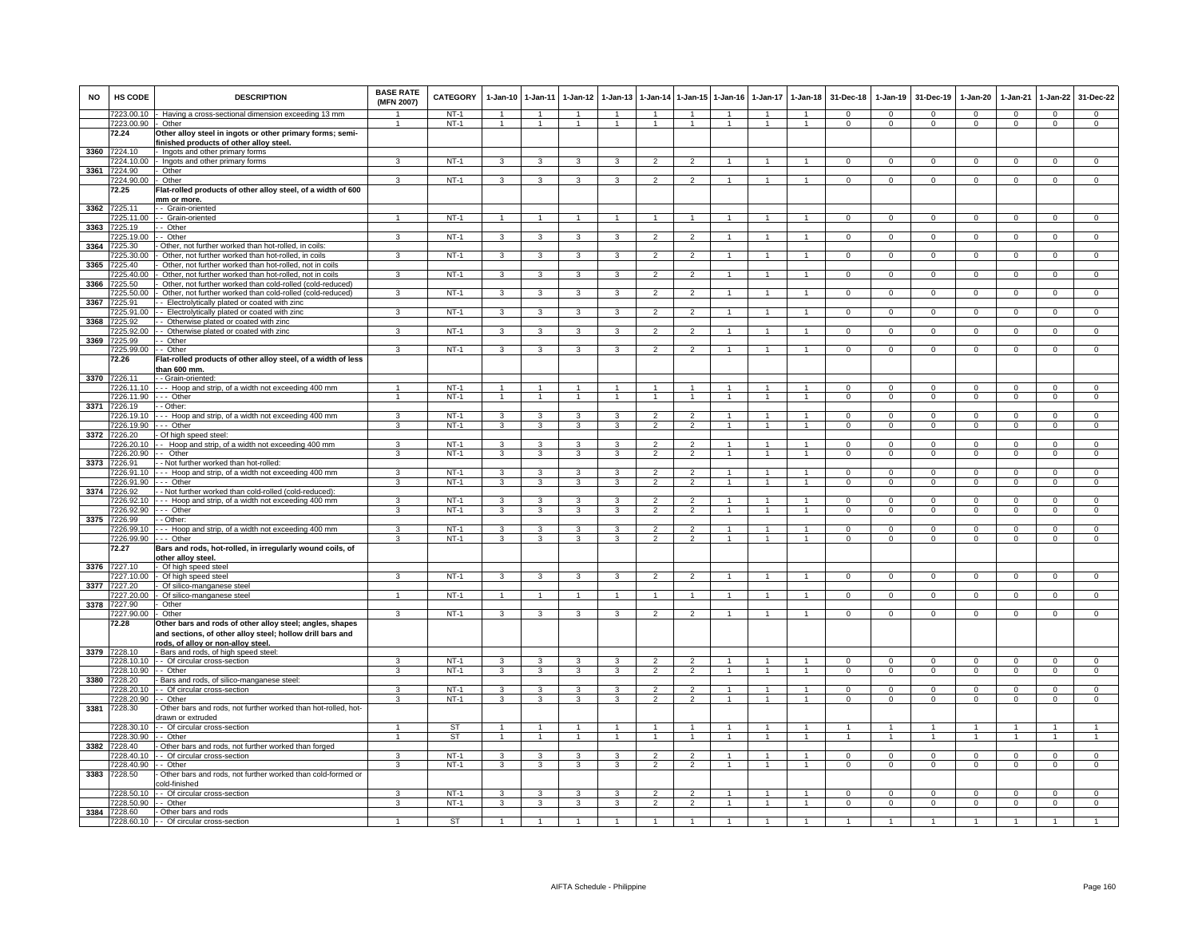| NO | HS CODE | DESCRIPTION | BASE RATE (MFN 2007) | CATEGORY | 1-Jan-10 | 1-Jan-11 | 1-Jan-12 | 1-Jan-13 | 1-Jan-14 | 1-Jan-15 | 1-Jan-16 | 1-Jan-17 | 1-Jan-18 | 31-Dec-18 | 1-Jan-19 | 31-Dec-19 | 1-Jan-20 | 1-Jan-21 | 1-Jan-22 | 31-Dec-22 |
|---|---|---|---|---|---|---|---|---|---|---|---|---|---|---|---|---|---|---|---|---|
| | 7223.00.10 | - Having a cross-sectional dimension exceeding 13 mm | 1 | NT-1 | 1 | 1 | 1 | 1 | 1 | 1 | 1 | 1 | 1 | 0 | 0 | 0 | 0 | 0 | 0 | 0 |
| | 7223.00.90 | - Other | 1 | NT-1 | 1 | 1 | 1 | 1 | 1 | 1 | 1 | 1 | 1 | 0 | 0 | 0 | 0 | 0 | 0 | 0 |
| | 72.24 | **Other alloy steel in ingots or other primary forms; semi-finished products of other alloy steel.** | | | | | | | | | | | | | | | | | | |
| 3360 | 7224.10 | - Ingots and other primary forms | | | | | | | | | | | | | | | | | | |
| | 7224.10.00 | - Ingots and other primary forms | 3 | NT-1 | 3 | 3 | 3 | 3 | 2 | 2 | 1 | 1 | 1 | 0 | 0 | 0 | 0 | 0 | 0 | 0 |
| 3361 | 7224.90 | - Other | | | | | | | | | | | | | | | | | | |
| | 7224.90.00 | - Other | 3 | NT-1 | 3 | 3 | 3 | 3 | 2 | 2 | 1 | 1 | 1 | 0 | 0 | 0 | 0 | 0 | 0 | 0 |
| | 72.25 | **Flat-rolled products of other alloy steel, of a width of 600 mm or more.** | | | | | | | | | | | | | | | | | | |
| 3362 | 7225.11 | - - Grain-oriented | | | | | | | | | | | | | | | | | | |
| | 7225.11.00 | - - Grain-oriented | 1 | NT-1 | 1 | 1 | 1 | 1 | 1 | 1 | 1 | 1 | 1 | 0 | 0 | 0 | 0 | 0 | 0 | 0 |
| 3363 | 7225.19 | - - Other | | | | | | | | | | | | | | | | | | |
| | 7225.19.00 | - - Other | 3 | NT-1 | 3 | 3 | 3 | 3 | 2 | 2 | 1 | 1 | 1 | 0 | 0 | 0 | 0 | 0 | 0 | 0 |
| 3364 | 7225.30 | - Other, not further worked than hot-rolled, in coils: | | | | | | | | | | | | | | | | | | |
| | 7225.30.00 | - Other, not further worked than hot-rolled, in coils | 3 | NT-1 | 3 | 3 | 3 | 3 | 2 | 2 | 1 | 1 | 1 | 0 | 0 | 0 | 0 | 0 | 0 | 0 |
| 3365 | 7225.40 | - Other, not further worked than hot-rolled, not in coils | | | | | | | | | | | | | | | | | | |
| | 7225.40.00 | - Other, not further worked than hot-rolled, not in coils | 3 | NT-1 | 3 | 3 | 3 | 3 | 2 | 2 | 1 | 1 | 1 | 0 | 0 | 0 | 0 | 0 | 0 | 0 |
| 3366 | 7225.50 | - Other, not further worked than cold-rolled (cold-reduced) | | | | | | | | | | | | | | | | | | |
| | 7225.50.00 | - Other, not further worked than cold-rolled (cold-reduced) | 3 | NT-1 | 3 | 3 | 3 | 3 | 2 | 2 | 1 | 1 | 1 | 0 | 0 | 0 | 0 | 0 | 0 | 0 |
| 3367 | 7225.91 | - - Electrolytically plated or coated with zinc | | | | | | | | | | | | | | | | | | |
| | 7225.91.00 | - - Electrolytically plated or coated with zinc | 3 | NT-1 | 3 | 3 | 3 | 3 | 2 | 2 | 1 | 1 | 1 | 0 | 0 | 0 | 0 | 0 | 0 | 0 |
| 3368 | 7225.92 | - - Otherwise plated or coated with zinc | | | | | | | | | | | | | | | | | | |
| | 7225.92.00 | - - Otherwise plated or coated with zinc | 3 | NT-1 | 3 | 3 | 3 | 3 | 2 | 2 | 1 | 1 | 1 | 0 | 0 | 0 | 0 | 0 | 0 | 0 |
| 3369 | 7225.99 | - - Other | | | | | | | | | | | | | | | | | | |
| | 7225.99.00 | - - Other | 3 | NT-1 | 3 | 3 | 3 | 3 | 2 | 2 | 1 | 1 | 1 | 0 | 0 | 0 | 0 | 0 | 0 | 0 |
| | 72.26 | **Flat-rolled products of other alloy steel, of a width of less than 600 mm.** | | | | | | | | | | | | | | | | | | |
| 3370 | 7226.11 | - - Grain-oriented: | | | | | | | | | | | | | | | | | | |
| | 7226.11.10 | - - - Hoop and strip, of a width not exceeding 400 mm | 1 | NT-1 | 1 | 1 | 1 | 1 | 1 | 1 | 1 | 1 | 1 | 0 | 0 | 0 | 0 | 0 | 0 | 0 |
| | 7226.11.90 | - - - Other | 1 | NT-1 | 1 | 1 | 1 | 1 | 1 | 1 | 1 | 1 | 1 | 0 | 0 | 0 | 0 | 0 | 0 | 0 |
| 3371 | 7226.19 | - - Other: | | | | | | | | | | | | | | | | | | |
| | 7226.19.10 | - - - Hoop and strip, of a width not exceeding 400 mm | 3 | NT-1 | 3 | 3 | 3 | 3 | 2 | 2 | 1 | 1 | 1 | 0 | 0 | 0 | 0 | 0 | 0 | 0 |
| | 7226.19.90 | - - - Other | 3 | NT-1 | 3 | 3 | 3 | 3 | 2 | 2 | 1 | 1 | 1 | 0 | 0 | 0 | 0 | 0 | 0 | 0 |
| 3372 | 7226.20 | - Of high speed steel: | | | | | | | | | | | | | | | | | | |
| | 7226.20.10 | - - Hoop and strip, of a width not exceeding 400 mm | 3 | NT-1 | 3 | 3 | 3 | 3 | 2 | 2 | 1 | 1 | 1 | 0 | 0 | 0 | 0 | 0 | 0 | 0 |
| | 7226.20.90 | - - Other | 3 | NT-1 | 3 | 3 | 3 | 3 | 2 | 2 | 1 | 1 | 1 | 0 | 0 | 0 | 0 | 0 | 0 | 0 |
| 3373 | 7226.91 | - - Not further worked than hot-rolled: | | | | | | | | | | | | | | | | | | |
| | 7226.91.10 | - - - Hoop and strip, of a width not exceeding 400 mm | 3 | NT-1 | 3 | 3 | 3 | 3 | 2 | 2 | 1 | 1 | 1 | 0 | 0 | 0 | 0 | 0 | 0 | 0 |
| | 7226.91.90 | - - - Other | 3 | NT-1 | 3 | 3 | 3 | 3 | 2 | 2 | 1 | 1 | 1 | 0 | 0 | 0 | 0 | 0 | 0 | 0 |
| 3374 | 7226.92 | - - Not further worked than cold-rolled (cold-reduced): | | | | | | | | | | | | | | | | | | |
| | 7226.92.10 | - - - Hoop and strip, of a width not exceeding 400 mm | 3 | NT-1 | 3 | 3 | 3 | 3 | 2 | 2 | 1 | 1 | 1 | 0 | 0 | 0 | 0 | 0 | 0 | 0 |
| | 7226.92.90 | - - - Other | 3 | NT-1 | 3 | 3 | 3 | 3 | 2 | 2 | 1 | 1 | 1 | 0 | 0 | 0 | 0 | 0 | 0 | 0 |
| 3375 | 7226.99 | - - Other: | | | | | | | | | | | | | | | | | | |
| | 7226.99.10 | - - - Hoop and strip, of a width not exceeding 400 mm | 3 | NT-1 | 3 | 3 | 3 | 3 | 2 | 2 | 1 | 1 | 1 | 0 | 0 | 0 | 0 | 0 | 0 | 0 |
| | 7226.99.90 | - - - Other | 3 | NT-1 | 3 | 3 | 3 | 3 | 2 | 2 | 1 | 1 | 1 | 0 | 0 | 0 | 0 | 0 | 0 | 0 |
| | 72.27 | **Bars and rods, hot-rolled, in irregularly wound coils, of other alloy steel.** | | | | | | | | | | | | | | | | | | |
| 3376 | 7227.10 | - Of high speed steel | | | | | | | | | | | | | | | | | | |
| | 7227.10.00 | - Of high speed steel | 3 | NT-1 | 3 | 3 | 3 | 3 | 2 | 2 | 1 | 1 | 1 | 0 | 0 | 0 | 0 | 0 | 0 | 0 |
| 3377 | 7227.20 | - Of silico-manganese steel | | | | | | | | | | | | | | | | | | |
| | 7227.20.00 | - Of silico-manganese steel | 1 | NT-1 | 1 | 1 | 1 | 1 | 1 | 1 | 1 | 1 | 1 | 0 | 0 | 0 | 0 | 0 | 0 | 0 |
| 3378 | 7227.90 | - Other | | | | | | | | | | | | | | | | | | |
| | 7227.90.00 | - Other | 3 | NT-1 | 3 | 3 | 3 | 3 | 2 | 2 | 1 | 1 | 1 | 0 | 0 | 0 | 0 | 0 | 0 | 0 |
| | 72.28 | **Other bars and rods of other alloy steel; angles, shapes and sections, of other alloy steel; hollow drill bars and rods, of alloy or non-alloy steel.** | | | | | | | | | | | | | | | | | | |
| 3379 | 7228.10 | - Bars and rods, of high speed steel: | | | | | | | | | | | | | | | | | | |
| | 7228.10.10 | - - Of circular cross-section | 3 | NT-1 | 3 | 3 | 3 | 3 | 2 | 2 | 1 | 1 | 1 | 0 | 0 | 0 | 0 | 0 | 0 | 0 |
| | 7228.10.90 | - - Other | 3 | NT-1 | 3 | 3 | 3 | 3 | 2 | 2 | 1 | 1 | 1 | 0 | 0 | 0 | 0 | 0 | 0 | 0 |
| 3380 | 7228.20 | - Bars and rods, of silico-manganese steel: | | | | | | | | | | | | | | | | | | |
| | 7228.20.10 | - - Of circular cross-section | 3 | NT-1 | 3 | 3 | 3 | 3 | 2 | 2 | 1 | 1 | 1 | 0 | 0 | 0 | 0 | 0 | 0 | 0 |
| | 7228.20.90 | - - Other | 3 | NT-1 | 3 | 3 | 3 | 3 | 2 | 2 | 1 | 1 | 1 | 0 | 0 | 0 | 0 | 0 | 0 | 0 |
| 3381 | 7228.30 | - Other bars and rods, not further worked than hot-rolled, hot-drawn or extruded | | | | | | | | | | | | | | | | | | |
| | 7228.30.10 | - - Of circular cross-section | 1 | ST | 1 | 1 | 1 | 1 | 1 | 1 | 1 | 1 | 1 | 1 | 1 | 1 | 1 | 1 | 1 | 1 |
| | 7228.30.90 | - - Other | 1 | ST | 1 | 1 | 1 | 1 | 1 | 1 | 1 | 1 | 1 | 1 | 1 | 1 | 1 | 1 | 1 | 1 |
| 3382 | 7228.40 | - Other bars and rods, not further worked than forged | | | | | | | | | | | | | | | | | | |
| | 7228.40.10 | - - Of circular cross-section | 3 | NT-1 | 3 | 3 | 3 | 3 | 2 | 2 | 1 | 1 | 1 | 0 | 0 | 0 | 0 | 0 | 0 | 0 |
| | 7228.40.90 | - - Other | 3 | NT-1 | 3 | 3 | 3 | 3 | 2 | 2 | 1 | 1 | 1 | 0 | 0 | 0 | 0 | 0 | 0 | 0 |
| 3383 | 7228.50 | - Other bars and rods, not further worked than cold-formed or cold-finished | | | | | | | | | | | | | | | | | | |
| | 7228.50.10 | - - Of circular cross-section | 3 | NT-1 | 3 | 3 | 3 | 3 | 2 | 2 | 1 | 1 | 1 | 0 | 0 | 0 | 0 | 0 | 0 | 0 |
| | 7228.50.90 | - - Other | 3 | NT-1 | 3 | 3 | 3 | 3 | 2 | 2 | 1 | 1 | 1 | 0 | 0 | 0 | 0 | 0 | 0 | 0 |
| 3384 | 7228.60 | - Other bars and rods | | | | | | | | | | | | | | | | | | |
| | 7228.60.10 | - - Of circular cross-section | 1 | ST | 1 | 1 | 1 | 1 | 1 | 1 | 1 | 1 | 1 | 1 | 1 | 1 | 1 | 1 | 1 | 1 |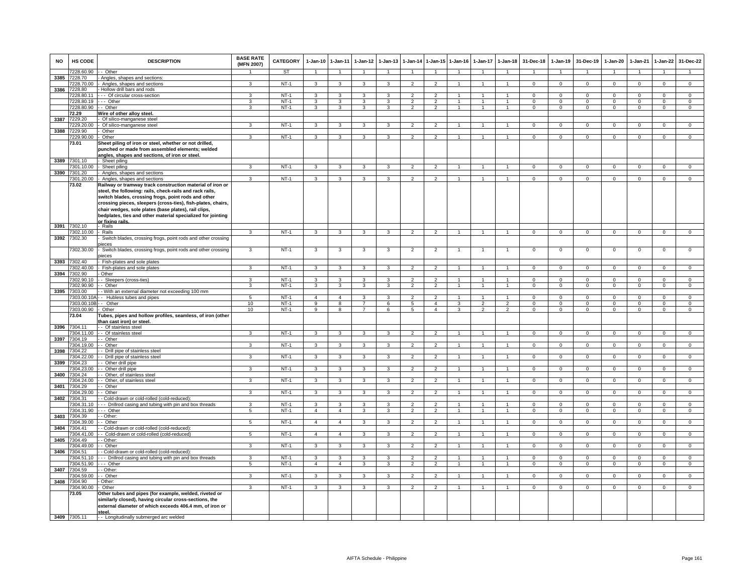| NO | HS CODE | DESCRIPTION | BASE RATE (MFN 2007) | CATEGORY | 1-Jan-10 | 1-Jan-11 | 1-Jan-12 | 1-Jan-13 | 1-Jan-14 | 1-Jan-15 | 1-Jan-16 | 1-Jan-17 | 1-Jan-18 | 31-Dec-18 | 1-Jan-19 | 31-Dec-19 | 1-Jan-20 | 1-Jan-21 | 1-Jan-22 | 31-Dec-22 |
|---|---|---|---|---|---|---|---|---|---|---|---|---|---|---|---|---|---|---|---|---|
| | 7228.60.90 | - - Other | 1 | ST | 1 | 1 | 1 | 1 | 1 | 1 | 1 | 1 | 1 | 1 | 1 | 1 | 1 | 1 | 1 | 1 |
| 3385 | 7228.70 | - Angles, shapes and sections: | | | | | | | | | | | | | | | | | | |
| | 7228.70.00 | - Angles, shapes and sections | 3 | NT-1 | 3 | 3 | 3 | 3 | 2 | 2 | 1 | 1 | 1 | 0 | 0 | 0 | 0 | 0 | 0 | 0 |
| 3386 | 7228.80 | - Hollow drill bars and rods | | | | | | | | | | | | | | | | | | |
| | 7228.80.11 | - - - Of circular cross-section | 3 | NT-1 | 3 | 3 | 3 | 3 | 2 | 2 | 1 | 1 | 1 | 0 | 0 | 0 | 0 | 0 | 0 | 0 |
| | 7228.80.19 | - - - Other | 3 | NT-1 | 3 | 3 | 3 | 3 | 2 | 2 | 1 | 1 | 1 | 0 | 0 | 0 | 0 | 0 | 0 | 0 |
| | 7228.80.90 | - - Other | 3 | NT-1 | 3 | 3 | 3 | 3 | 2 | 2 | 1 | 1 | 1 | 0 | 0 | 0 | 0 | 0 | 0 | 0 |
| | 72.29 | **Wire of other alloy steel.** | | | | | | | | | | | | | | | | | | |
| 3387 | 7229.20 | - Of silico-manganese steel | | | | | | | | | | | | | | | | | | |
| | 7229.20.00 | - Of silico-manganese steel | 3 | NT-1 | 3 | 3 | 3 | 3 | 2 | 2 | 1 | 1 | 1 | 0 | 0 | 0 | 0 | 0 | 0 | 0 |
| 3388 | 7229.90 | - Other | | | | | | | | | | | | | | | | | | |
| | 7229.90.00 | - Other | 3 | NT-1 | 3 | 3 | 3 | 3 | 2 | 2 | 1 | 1 | 1 | 0 | 0 | 0 | 0 | 0 | 0 | 0 |
| | 73.01 | **Sheet piling of iron or steel, whether or not drilled, punched or made from assembled elements; welded angles, shapes and sections, of iron or steel.** | | | | | | | | | | | | | | | | | | |
| 3389 | 7301.10 | - Sheet piling | | | | | | | | | | | | | | | | | | |
| | 7301.10.00 | - Sheet piling | 3 | NT-1 | 3 | 3 | 3 | 3 | 2 | 2 | 1 | 1 | 1 | 0 | 0 | 0 | 0 | 0 | 0 | 0 |
| 3390 | 7301.20 | - Angles, shapes and sections | | | | | | | | | | | | | | | | | | |
| | 7301.20.00 | - Angles, shapes and sections | 3 | NT-1 | 3 | 3 | 3 | 3 | 2 | 2 | 1 | 1 | 1 | 0 | 0 | 0 | 0 | 0 | 0 | 0 |
| | 73.02 | **Railway or tramway track construction material of iron or steel, the following: rails, check-rails and rack rails, switch blades, crossing frogs, point rods and other crossing pieces, sleepers (cross-ties), fish-plates, chairs, chair wedges, sole plates (base plates), rail clips, bedplates, ties and other material specialized for jointing or fixing rails.** | | | | | | | | | | | | | | | | | | |
| 3391 | 7302.10 | - Rails | | | | | | | | | | | | | | | | | | |
| | 7302.10.00 | - Rails | 3 | NT-1 | 3 | 3 | 3 | 3 | 2 | 2 | 1 | 1 | 1 | 0 | 0 | 0 | 0 | 0 | 0 | 0 |
| 3392 | 7302.30 | - Switch blades, crossing frogs, point rods and other crossing pieces | | | | | | | | | | | | | | | | | | |
| | 7302.30.00 | - Switch blades, crossing frogs, point rods and other crossing pieces | 3 | NT-1 | 3 | 3 | 3 | 3 | 2 | 2 | 1 | 1 | 1 | 0 | 0 | 0 | 0 | 0 | 0 | 0 |
| 3393 | 7302.40 | - Fish-plates and sole plates | | | | | | | | | | | | | | | | | | |
| | 7302.40.00 | - Fish-plates and sole plates | 3 | NT-1 | 3 | 3 | 3 | 3 | 2 | 2 | 1 | 1 | 1 | 0 | 0 | 0 | 0 | 0 | 0 | 0 |
| 3394 | 7302.90 | - Other | | | | | | | | | | | | | | | | | | |
| | 7302.90.10 | - - Sleepers (cross-ties) | 3 | NT-1 | 3 | 3 | 3 | 3 | 2 | 2 | 1 | 1 | 1 | 0 | 0 | 0 | 0 | 0 | 0 | 0 |
| | 7302.90.90 | - - Other | 3 | NT-1 | 3 | 3 | 3 | 3 | 2 | 2 | 1 | 1 | 1 | 0 | 0 | 0 | 0 | 0 | 0 | 0 |
| 3395 | 7303.00 | - - With an external diameter not exceeding 100 mm | | | | | | | | | | | | | | | | | | |
| | 7303.00.10A | - - Hubless tubes and pipes | 5 | NT-1 | 4 | 4 | 3 | 3 | 2 | 2 | 1 | 1 | 1 | 0 | 0 | 0 | 0 | 0 | 0 | 0 |
| | 7303.00.10B | - - Other | 10 | NT-1 | 9 | 8 | 7 | 6 | 5 | 4 | 3 | 2 | 2 | 0 | 0 | 0 | 0 | 0 | 0 | 0 |
| | 7303.00.90 | - Other | 10 | NT-1 | 9 | 8 | 7 | 6 | 5 | 4 | 3 | 2 | 2 | 0 | 0 | 0 | 0 | 0 | 0 | 0 |
| | 73.04 | **Tubes, pipes and hollow profiles, seamless, of iron (other than cast iron) or steel.** | | | | | | | | | | | | | | | | | | |
| 3396 | 7304.11 | - - Of stainless steel | | | | | | | | | | | | | | | | | | |
| | 7304.11.00 | - - Of stainless steel | 3 | NT-1 | 3 | 3 | 3 | 3 | 2 | 2 | 1 | 1 | 1 | 0 | 0 | 0 | 0 | 0 | 0 | 0 |
| 3397 | 7304.19 | - - Other | | | | | | | | | | | | | | | | | | |
| | 7304.19.00 | - - Other | 3 | NT-1 | 3 | 3 | 3 | 3 | 2 | 2 | 1 | 1 | 1 | 0 | 0 | 0 | 0 | 0 | 0 | 0 |
| 3398 | 7304.22 | - - Drill pipe of stainless steel | | | | | | | | | | | | | | | | | | |
| | 7304.22.00 | - - Drill pipe of stainless steel | 3 | NT-1 | 3 | 3 | 3 | 3 | 2 | 2 | 1 | 1 | 1 | 0 | 0 | 0 | 0 | 0 | 0 | 0 |
| 3399 | 7304.23 | - - Other drill pipe | | | | | | | | | | | | | | | | | | |
| | 7304.23.00 | - - Other drill pipe | 3 | NT-1 | 3 | 3 | 3 | 3 | 2 | 2 | 1 | 1 | 1 | 0 | 0 | 0 | 0 | 0 | 0 | 0 |
| 3400 | 7304.24 | - - Other, of stainless steel | | | | | | | | | | | | | | | | | | |
| | 7304.24.00 | - - Other, of stainless steel | 3 | NT-1 | 3 | 3 | 3 | 3 | 2 | 2 | 1 | 1 | 1 | 0 | 0 | 0 | 0 | 0 | 0 | 0 |
| 3401 | 7304.29 | - - Other | | | | | | | | | | | | | | | | | | |
| | 7304.29.00 | - - Other | 3 | NT-1 | 3 | 3 | 3 | 3 | 2 | 2 | 1 | 1 | 1 | 0 | 0 | 0 | 0 | 0 | 0 | 0 |
| 3402 | 7304.31 | - - Cold-drawn or cold-rolled (cold-reduced): | | | | | | | | | | | | | | | | | | |
| | 7304.31.10 | - - - Drillrod casing and tubing with pin and box threads | 3 | NT-1 | 3 | 3 | 3 | 3 | 2 | 2 | 1 | 1 | 1 | 0 | 0 | 0 | 0 | 0 | 0 | 0 |
| | 7304.31.90 | - - - Other | 5 | NT-1 | 4 | 4 | 3 | 3 | 2 | 2 | 1 | 1 | 1 | 0 | 0 | 0 | 0 | 0 | 0 | 0 |
| 3403 | 7304.39 | - - Other: | | | | | | | | | | | | | | | | | | |
| | 7304.39.00 | - - Other | 5 | NT-1 | 4 | 4 | 3 | 3 | 2 | 2 | 1 | 1 | 1 | 0 | 0 | 0 | 0 | 0 | 0 | 0 |
| 3404 | 7304.41 | - - Cold-drawn or cold-rolled (cold-reduced): | | | | | | | | | | | | | | | | | | |
| | 7304.41.00 | - - Cold-drawn or cold-rolled (cold-reduced) | 5 | NT-1 | 4 | 4 | 3 | 3 | 2 | 2 | 1 | 1 | 1 | 0 | 0 | 0 | 0 | 0 | 0 | 0 |
| 3405 | 7304.49 | - - Other: | | | | | | | | | | | | | | | | | | |
| | 7304.49.00 | - - Other | 3 | NT-1 | 3 | 3 | 3 | 3 | 2 | 2 | 1 | 1 | 1 | 0 | 0 | 0 | 0 | 0 | 0 | 0 |
| 3406 | 7304.51 | - - Cold-drawn or cold-rolled (cold-reduced): | | | | | | | | | | | | | | | | | | |
| | 7304.51.10 | - - - Drillrod casing and tubing with pin and box threads | 3 | NT-1 | 3 | 3 | 3 | 3 | 2 | 2 | 1 | 1 | 1 | 0 | 0 | 0 | 0 | 0 | 0 | 0 |
| | 7304.51.90 | - - - Other | 5 | NT-1 | 4 | 4 | 3 | 3 | 2 | 2 | 1 | 1 | 1 | 0 | 0 | 0 | 0 | 0 | 0 | 0 |
| 3407 | 7304.59 | - - Other: | | | | | | | | | | | | | | | | | | |
| | 7304.59.00 | - - Other | 3 | NT-1 | 3 | 3 | 3 | 3 | 2 | 2 | 1 | 1 | 1 | 0 | 0 | 0 | 0 | 0 | 0 | 0 |
| 3408 | 7304.90 | - Other: | | | | | | | | | | | | | | | | | | |
| | 7304.90.00 | - Other | 3 | NT-1 | 3 | 3 | 3 | 3 | 2 | 2 | 1 | 1 | 1 | 0 | 0 | 0 | 0 | 0 | 0 | 0 |
| | 73.05 | **Other tubes and pipes (for example, welded, riveted or similarly closed), having circular cross-sections, the external diameter of which exceeds 406.4 mm, of iron or steel.** | | | | | | | | | | | | | | | | | | |
| 3409 | 7305.11 | - - Longitudinally submerged arc welded | | | | | | | | | | | | | | | | | | |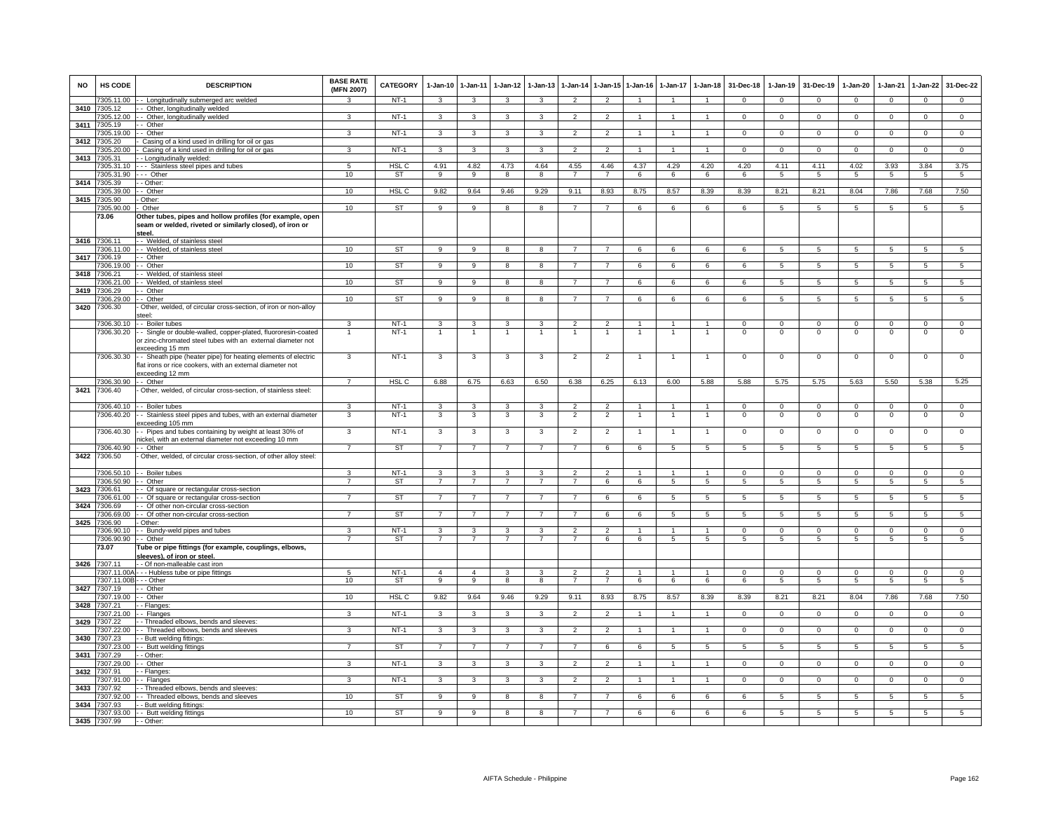| NO | HS CODE | DESCRIPTION | BASE RATE (MFN 2007) | CATEGORY | 1-Jan-10 | 1-Jan-11 | 1-Jan-12 | 1-Jan-13 | 1-Jan-14 | 1-Jan-15 | 1-Jan-16 | 1-Jan-17 | 1-Jan-18 | 31-Dec-18 | 1-Jan-19 | 31-Dec-19 | 1-Jan-20 | 1-Jan-21 | 1-Jan-22 | 31-Dec-22 |
|---|---|---|---|---|---|---|---|---|---|---|---|---|---|---|---|---|---|---|---|---|
| | 7305.11.00 | - - Longitudinally submerged arc welded | 3 | NT-1 | 3 | 3 | 3 | 3 | 2 | 2 | 1 | 1 | 1 | 0 | 0 | 0 | 0 | 0 | 0 | 0 |
| 3410 | 7305.12 | - - Other, longitudinally welded | | | | | | | | | | | | | | | | | | |
| | 7305.12.00 | - - Other, longitudinally welded | 3 | NT-1 | 3 | 3 | 3 | 3 | 2 | 2 | 1 | 1 | 1 | 0 | 0 | 0 | 0 | 0 | 0 | 0 |
| 3411 | 7305.19 | - - Other | | | | | | | | | | | | | | | | | | |
| | 7305.19.00 | - - Other | 3 | NT-1 | 3 | 3 | 3 | 3 | 2 | 2 | 1 | 1 | 1 | 0 | 0 | 0 | 0 | 0 | 0 | 0 |
| 3412 | 7305.20 | - Casing of a kind used in drilling for oil or gas | | | | | | | | | | | | | | | | | | |
| | 7305.20.00 | - Casing of a kind used in drilling for oil or gas | 3 | NT-1 | 3 | 3 | 3 | 3 | 2 | 2 | 1 | 1 | 1 | 0 | 0 | 0 | 0 | 0 | 0 | 0 |
| 3413 | 7305.31 | - - Longitudinally welded: | | | | | | | | | | | | | | | | | | |
| | 7305.31.10 | - - - Stainless steel pipes and tubes | 5 | HSL C | 4.91 | 4.82 | 4.73 | 4.64 | 4.55 | 4.46 | 4.37 | 4.29 | 4.20 | 4.20 | 4.11 | 4.11 | 4.02 | 3.93 | 3.84 | 3.75 |
| | 7305.31.90 | - - - Other | 10 | ST | 9 | 9 | 8 | 8 | 7 | 7 | 6 | 6 | 6 | 6 | 5 | 5 | 5 | 5 | 5 | 5 |
| 3414 | 7305.39 | - - Other: | | | | | | | | | | | | | | | | | | |
| | 7305.39.00 | - - Other | 10 | HSL C | 9.82 | 9.64 | 9.46 | 9.29 | 9.11 | 8.93 | 8.75 | 8.57 | 8.39 | 8.39 | 8.21 | 8.21 | 8.04 | 7.86 | 7.68 | 7.50 |
| 3415 | 7305.90 | - Other: | | | | | | | | | | | | | | | | | | |
| | 7305.90.00 | - Other | 10 | ST | 9 | 9 | 8 | 8 | 7 | 7 | 6 | 6 | 6 | 6 | 5 | 5 | 5 | 5 | 5 | 5 |
| | 73.06 | **Other tubes, pipes and hollow profiles (for example, open seam or welded, riveted or similarly closed), of iron or steel.** | | | | | | | | | | | | | | | | | | |
| 3416 | 7306.11 | - - Welded, of stainless steel | | | | | | | | | | | | | | | | | | |
| | 7306.11.00 | - - Welded, of stainless steel | 10 | ST | 9 | 9 | 8 | 8 | 7 | 7 | 6 | 6 | 6 | 6 | 5 | 5 | 5 | 5 | 5 | 5 |
| 3417 | 7306.19 | - - Other | | | | | | | | | | | | | | | | | | |
| | 7306.19.00 | - - Other | 10 | ST | 9 | 9 | 8 | 8 | 7 | 7 | 6 | 6 | 6 | 6 | 5 | 5 | 5 | 5 | 5 | 5 |
| 3418 | 7306.21 | - - Welded, of stainless steel | | | | | | | | | | | | | | | | | | |
| | 7306.21.00 | - - Welded, of stainless steel | 10 | ST | 9 | 9 | 8 | 8 | 7 | 7 | 6 | 6 | 6 | 6 | 5 | 5 | 5 | 5 | 5 | 5 |
| 3419 | 7306.29 | - - Other | | | | | | | | | | | | | | | | | | |
| | 7306.29.00 | - - Other | 10 | ST | 9 | 9 | 8 | 8 | 7 | 7 | 6 | 6 | 6 | 6 | 5 | 5 | 5 | 5 | 5 | 5 |
| 3420 | 7306.30 | - Other, welded, of circular cross-section, of iron or non-alloy steel: | | | | | | | | | | | | | | | | | | |
| | 7306.30.10 | - - Boiler tubes | 3 | NT-1 | 3 | 3 | 3 | 3 | 2 | 2 | 1 | 1 | 1 | 0 | 0 | 0 | 0 | 0 | 0 | 0 |
| | 7306.30.20 | - - Single or double-walled, copper-plated, fluororesin-coated or zinc-chromated steel tubes with an external diameter not exceeding 15 mm | 1 | NT-1 | 1 | 1 | 1 | 1 | 1 | 1 | 1 | 1 | 1 | 0 | 0 | 0 | 0 | 0 | 0 | 0 |
| | 7306.30.30 | - - Sheath pipe (heater pipe) for heating elements of electric flat irons or rice cookers, with an external diameter not exceeding 12 mm | 3 | NT-1 | 3 | 3 | 3 | 3 | 2 | 2 | 1 | 1 | 1 | 0 | 0 | 0 | 0 | 0 | 0 | 0 |
| | 7306.30.90 | - - Other | 7 | HSL C | 6.88 | 6.75 | 6.63 | 6.50 | 6.38 | 6.25 | 6.13 | 6.00 | 5.88 | 5.88 | 5.75 | 5.75 | 5.63 | 5.50 | 5.38 | 5.25 |
| 3421 | 7306.40 | - Other, welded, of circular cross-section, of stainless steel: | | | | | | | | | | | | | | | | | | |
| | 7306.40.10 | - - Boiler tubes | 3 | NT-1 | 3 | 3 | 3 | 3 | 2 | 2 | 1 | 1 | 1 | 0 | 0 | 0 | 0 | 0 | 0 | 0 |
| | 7306.40.20 | - - Stainless steel pipes and tubes, with an external diameter exceeding 105 mm | 3 | NT-1 | 3 | 3 | 3 | 3 | 2 | 2 | 1 | 1 | 1 | 0 | 0 | 0 | 0 | 0 | 0 | 0 |
| | 7306.40.30 | - - Pipes and tubes containing by weight at least 30% of nickel, with an external diameter not exceeding 10 mm | 3 | NT-1 | 3 | 3 | 3 | 3 | 2 | 2 | 1 | 1 | 1 | 0 | 0 | 0 | 0 | 0 | 0 | 0 |
| | 7306.40.90 | - - Other | 7 | ST | 7 | 7 | 7 | 7 | 7 | 6 | 6 | 5 | 5 | 5 | 5 | 5 | 5 | 5 | 5 | 5 |
| 3422 | 7306.50 | - Other, welded, of circular cross-section, of other alloy steel: | | | | | | | | | | | | | | | | | | |
| | 7306.50.10 | - - Boiler tubes | 3 | NT-1 | 3 | 3 | 3 | 3 | 2 | 2 | 1 | 1 | 1 | 0 | 0 | 0 | 0 | 0 | 0 | 0 |
| | 7306.50.90 | - - Other | 7 | ST | 7 | 7 | 7 | 7 | 7 | 6 | 6 | 5 | 5 | 5 | 5 | 5 | 5 | 5 | 5 | 5 |
| 3423 | 7306.61 | - - Of square or rectangular cross-section | | | | | | | | | | | | | | | | | | |
| | 7306.61.00 | - - Of square or rectangular cross-section | 7 | ST | 7 | 7 | 7 | 7 | 7 | 6 | 6 | 5 | 5 | 5 | 5 | 5 | 5 | 5 | 5 | 5 |
| 3424 | 7306.69 | - - Of other non-circular cross-section | | | | | | | | | | | | | | | | | | |
| | 7306.69.00 | - - Of other non-circular cross-section | 7 | ST | 7 | 7 | 7 | 7 | 7 | 6 | 6 | 5 | 5 | 5 | 5 | 5 | 5 | 5 | 5 | 5 |
| 3425 | 7306.90 | - Other: | | | | | | | | | | | | | | | | | | |
| | 7306.90.10 | - - Bundy-weld pipes and tubes | 3 | NT-1 | 3 | 3 | 3 | 3 | 2 | 2 | 1 | 1 | 1 | 0 | 0 | 0 | 0 | 0 | 0 | 0 |
| | 7306.90.90 | - - Other | 7 | ST | 7 | 7 | 7 | 7 | 7 | 6 | 6 | 5 | 5 | 5 | 5 | 5 | 5 | 5 | 5 | 5 |
| | 73.07 | **Tube or pipe fittings (for example, couplings, elbows, sleeves), of iron or steel.** | | | | | | | | | | | | | | | | | | |
| 3426 | 7307.11 | - - Of non-malleable cast iron | | | | | | | | | | | | | | | | | | |
| | 7307.11.00A | - - - Hubless tube or pipe fittings | 5 | NT-1 | 4 | 4 | 3 | 3 | 2 | 2 | 1 | 1 | 1 | 0 | 0 | 0 | 0 | 0 | 0 | 0 |
| | 7307.11.00B | - - - Other | 10 | ST | 9 | 9 | 8 | 8 | 7 | 7 | 6 | 6 | 6 | 6 | 5 | 5 | 5 | 5 | 5 | 5 |
| 3427 | 7307.19 | - - Other | | | | | | | | | | | | | | | | | | |
| | 7307.19.00 | - - Other | 10 | HSL C | 9.82 | 9.64 | 9.46 | 9.29 | 9.11 | 8.93 | 8.75 | 8.57 | 8.39 | 8.39 | 8.21 | 8.21 | 8.04 | 7.86 | 7.68 | 7.50 |
| 3428 | 7307.21 | - - Flanges: | | | | | | | | | | | | | | | | | | |
| | 7307.21.00 | - - Flanges | 3 | NT-1 | 3 | 3 | 3 | 3 | 2 | 2 | 1 | 1 | 1 | 0 | 0 | 0 | 0 | 0 | 0 | 0 |
| 3429 | 7307.22 | - - Threaded elbows, bends and sleeves: | | | | | | | | | | | | | | | | | | |
| | 7307.22.00 | - - Threaded elbows, bends and sleeves | 3 | NT-1 | 3 | 3 | 3 | 3 | 2 | 2 | 1 | 1 | 1 | 0 | 0 | 0 | 0 | 0 | 0 | 0 |
| 3430 | 7307.23 | - - Butt welding fittings: | | | | | | | | | | | | | | | | | | |
| | 7307.23.00 | - - Butt welding fittings | 7 | ST | 7 | 7 | 7 | 7 | 7 | 6 | 6 | 5 | 5 | 5 | 5 | 5 | 5 | 5 | 5 | 5 |
| 3431 | 7307.29 | - - Other: | | | | | | | | | | | | | | | | | | |
| | 7307.29.00 | - - Other | 3 | NT-1 | 3 | 3 | 3 | 3 | 2 | 2 | 1 | 1 | 1 | 0 | 0 | 0 | 0 | 0 | 0 | 0 |
| 3432 | 7307.91 | - - Flanges: | | | | | | | | | | | | | | | | | | |
| | 7307.91.00 | - - Flanges | 3 | NT-1 | 3 | 3 | 3 | 3 | 2 | 2 | 1 | 1 | 1 | 0 | 0 | 0 | 0 | 0 | 0 | 0 |
| 3433 | 7307.92 | - - Threaded elbows, bends and sleeves: | | | | | | | | | | | | | | | | | | |
| | 7307.92.00 | - - Threaded elbows, bends and sleeves | 10 | ST | 9 | 9 | 8 | 8 | 7 | 7 | 6 | 6 | 6 | 6 | 5 | 5 | 5 | 5 | 5 | 5 |
| 3434 | 7307.93 | - - Butt welding fittings: | | | | | | | | | | | | | | | | | | |
| | 7307.93.00 | - - Butt welding fittings | 10 | ST | 9 | 9 | 8 | 8 | 7 | 7 | 6 | 6 | 6 | 6 | 5 | 5 | 5 | 5 | 5 | 5 |
| 3435 | 7307.99 | - - Other: | | | | | | | | | | | | | | | | | | |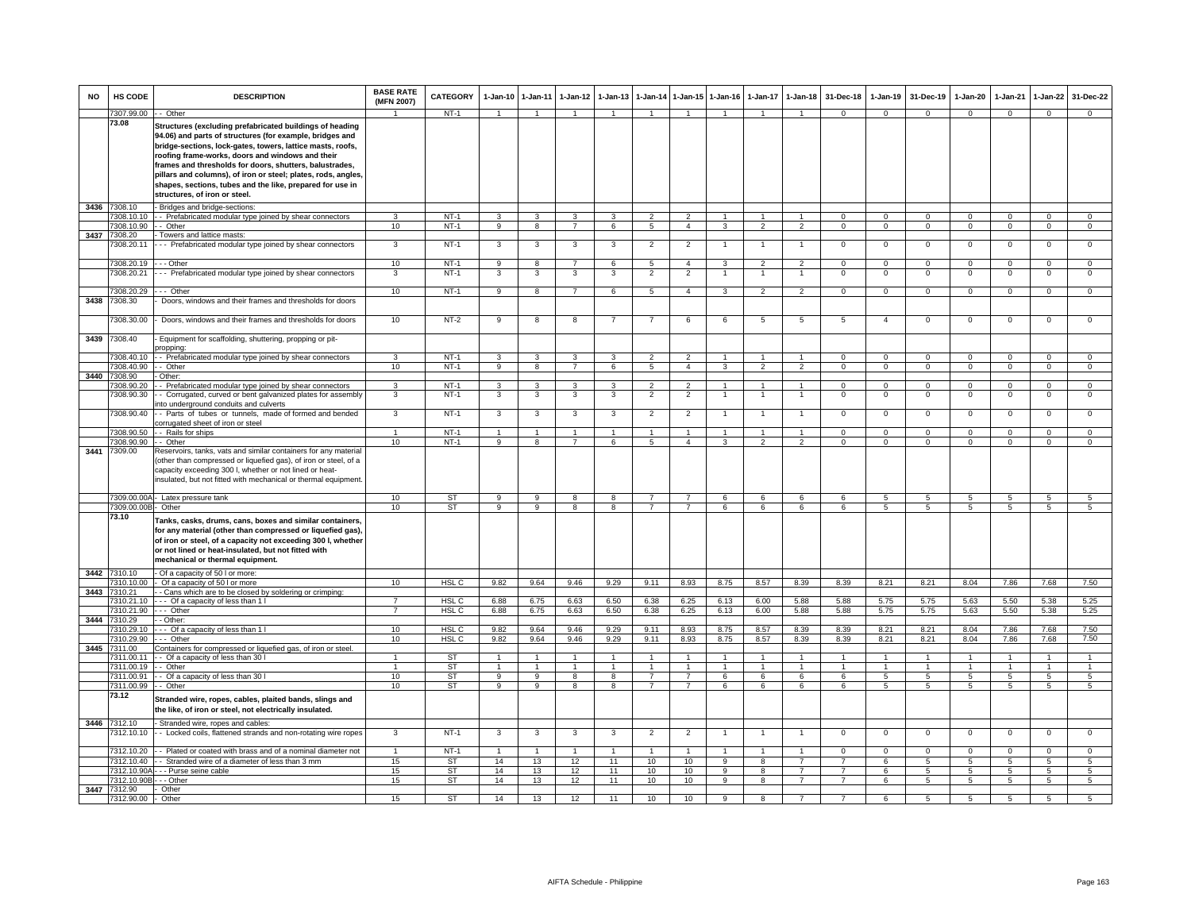| NO | HS CODE | DESCRIPTION | BASE RATE (MFN 2007) | CATEGORY | 1-Jan-10 | 1-Jan-11 | 1-Jan-12 | 1-Jan-13 | 1-Jan-14 | 1-Jan-15 | 1-Jan-16 | 1-Jan-17 | 1-Jan-18 | 31-Dec-18 | 1-Jan-19 | 31-Dec-19 | 1-Jan-20 | 1-Jan-21 | 1-Jan-22 | 31-Dec-22 |
|---|---|---|---|---|---|---|---|---|---|---|---|---|---|---|---|---|---|---|---|---|
| | 7307.99.00 | - - Other | 1 | NT-1 | 1 | 1 | 1 | 1 | 1 | 1 | 1 | 1 | 1 | 0 | 0 | 0 | 0 | 0 | 0 | 0 |
| | 73.08 | **Structures (excluding prefabricated buildings of heading 94.06) and parts of structures (for example, bridges and bridge-sections, lock-gates, towers, lattice masts, roofs, roofing frame-works, doors and windows and their frames and thresholds for doors, shutters, balustrades, pillars and columns), of iron or steel; plates, rods, angles, shapes, sections, tubes and the like, prepared for use in structures, of iron or steel.** | | | | | | | | | | | | | | | | | | |
| 3436 | 7308.10 | - Bridges and bridge-sections: | | | | | | | | | | | | | | | | | | |
| | 7308.10.10 | - - Prefabricated modular type joined by shear connectors | 3 | NT-1 | 3 | 3 | 3 | 3 | 2 | 2 | 1 | 1 | 1 | 0 | 0 | 0 | 0 | 0 | 0 | 0 |
| | 7308.10.90 | - - Other | 10 | NT-1 | 9 | 8 | 7 | 6 | 5 | 4 | 3 | 2 | 2 | 0 | 0 | 0 | 0 | 0 | 0 | 0 |
| 3437 | 7308.20 | - Towers and lattice masts: | | | | | | | | | | | | | | | | | | |
| | 7308.20.11 | - - - Prefabricated modular type joined by shear connectors | 3 | NT-1 | 3 | 3 | 3 | 3 | 2 | 2 | 1 | 1 | 1 | 0 | 0 | 0 | 0 | 0 | 0 | 0 |
| | 7308.20.19 | - - - Other | 10 | NT-1 | 9 | 8 | 7 | 6 | 5 | 4 | 3 | 2 | 2 | 0 | 0 | 0 | 0 | 0 | 0 | 0 |
| | 7308.20.21 | - - - Prefabricated modular type joined by shear connectors | 3 | NT-1 | 3 | 3 | 3 | 3 | 2 | 2 | 1 | 1 | 1 | 0 | 0 | 0 | 0 | 0 | 0 | 0 |
| | 7308.20.29 | - - - Other | 10 | NT-1 | 9 | 8 | 7 | 6 | 5 | 4 | 3 | 2 | 2 | 0 | 0 | 0 | 0 | 0 | 0 | 0 |
| 3438 | 7308.30 | - Doors, windows and their frames and thresholds for doors | | | | | | | | | | | | | | | | | | |
| | 7308.30.00 | - Doors, windows and their frames and thresholds for doors | 10 | NT-2 | 9 | 8 | 8 | 7 | 7 | 6 | 6 | 5 | 5 | 5 | 4 | 0 | 0 | 0 | 0 | 0 |
| 3439 | 7308.40 | - Equipment for scaffolding, shuttering, propping or pit-propping: | | | | | | | | | | | | | | | | | | |
| | 7308.40.10 | - - Prefabricated modular type joined by shear connectors | 3 | NT-1 | 3 | 3 | 3 | 3 | 2 | 2 | 1 | 1 | 1 | 0 | 0 | 0 | 0 | 0 | 0 | 0 |
| | 7308.40.90 | - - Other | 10 | NT-1 | 9 | 8 | 7 | 6 | 5 | 4 | 3 | 2 | 2 | 0 | 0 | 0 | 0 | 0 | 0 | 0 |
| 3440 | 7308.90 | - Other: | | | | | | | | | | | | | | | | | | |
| | 7308.90.20 | - - Prefabricated modular type joined by shear connectors | 3 | NT-1 | 3 | 3 | 3 | 3 | 2 | 2 | 1 | 1 | 1 | 0 | 0 | 0 | 0 | 0 | 0 | 0 |
| | 7308.90.30 | - - Corrugated, curved or bent galvanized plates for assembly into underground conduits and culverts | 3 | NT-1 | 3 | 3 | 3 | 3 | 2 | 2 | 1 | 1 | 1 | 0 | 0 | 0 | 0 | 0 | 0 | 0 |
| | 7308.90.40 | - - Parts of tubes or tunnels, made of formed and bended corrugated sheet of iron or steel | 3 | NT-1 | 3 | 3 | 3 | 3 | 2 | 2 | 1 | 1 | 1 | 0 | 0 | 0 | 0 | 0 | 0 | 0 |
| | 7308.90.50 | - - Rails for ships | 1 | NT-1 | 1 | 1 | 1 | 1 | 1 | 1 | 1 | 1 | 1 | 0 | 0 | 0 | 0 | 0 | 0 | 0 |
| | 7308.90.90 | - - Other | 10 | NT-1 | 9 | 8 | 7 | 6 | 5 | 4 | 3 | 2 | 2 | 0 | 0 | 0 | 0 | 0 | 0 | 0 |
| 3441 | 7309.00 | Reservoirs, tanks, vats and similar containers for any material (other than compressed or liquefied gas), of iron or steel, of a capacity exceeding 300 l, whether or not lined or heat-insulated, but not fitted with mechanical or thermal equipment. | | | | | | | | | | | | | | | | | | |
| | 7309.00.00A | - Latex pressure tank | 10 | ST | 9 | 9 | 8 | 8 | 7 | 7 | 6 | 6 | 6 | 6 | 5 | 5 | 5 | 5 | 5 | 5 |
| | 7309.00.00B | - Other | 10 | ST | 9 | 9 | 8 | 8 | 7 | 7 | 6 | 6 | 6 | 6 | 5 | 5 | 5 | 5 | 5 | 5 |
| | 73.10 | **Tanks, casks, drums, cans, boxes and similar containers, for any material (other than compressed or liquefied gas), of iron or steel, of a capacity not exceeding 300 l, whether or not lined or heat-insulated, but not fitted with mechanical or thermal equipment.** | | | | | | | | | | | | | | | | | | |
| 3442 | 7310.10 | - Of a capacity of 50 l or more: | | | | | | | | | | | | | | | | | | |
| | 7310.10.00 | - Of a capacity of 50 l or more | 10 | HSL C | 9.82 | 9.64 | 9.46 | 9.29 | 9.11 | 8.93 | 8.75 | 8.57 | 8.39 | 8.39 | 8.21 | 8.21 | 8.04 | 7.86 | 7.68 | 7.50 |
| 3443 | 7310.21 | - - Cans which are to be closed by soldering or crimping: | | | | | | | | | | | | | | | | | | |
| | 7310.21.10 | - - - Of a capacity of less than 1 l | 7 | HSL C | 6.88 | 6.75 | 6.63 | 6.50 | 6.38 | 6.25 | 6.13 | 6.00 | 5.88 | 5.88 | 5.75 | 5.75 | 5.63 | 5.50 | 5.38 | 5.25 |
| | 7310.21.90 | - - - Other | 7 | HSL C | 6.88 | 6.75 | 6.63 | 6.50 | 6.38 | 6.25 | 6.13 | 6.00 | 5.88 | 5.88 | 5.75 | 5.75 | 5.63 | 5.50 | 5.38 | 5.25 |
| 3444 | 7310.29 | - - Other: | | | | | | | | | | | | | | | | | | |
| | 7310.29.10 | - - - Of a capacity of less than 1 l | 10 | HSL C | 9.82 | 9.64 | 9.46 | 9.29 | 9.11 | 8.93 | 8.75 | 8.57 | 8.39 | 8.39 | 8.21 | 8.21 | 8.04 | 7.86 | 7.68 | 7.50 |
| | 7310.29.90 | - - - Other | 10 | HSL C | 9.82 | 9.64 | 9.46 | 9.29 | 9.11 | 8.93 | 8.75 | 8.57 | 8.39 | 8.39 | 8.21 | 8.21 | 8.04 | 7.86 | 7.68 | 7.50 |
| 3445 | 7311.00 | Containers for compressed or liquefied gas, of iron or steel. | | | | | | | | | | | | | | | | | | |
| | 7311.00.11 | - - Of a capacity of less than 30 l | 1 | ST | 1 | 1 | 1 | 1 | 1 | 1 | 1 | 1 | 1 | 1 | 1 | 1 | 1 | 1 | 1 | 1 |
| | 7311.00.19 | - - Other | 1 | ST | 1 | 1 | 1 | 1 | 1 | 1 | 1 | 1 | 1 | 1 | 1 | 1 | 1 | 1 | 1 | 1 |
| | 7311.00.91 | - - Of a capacity of less than 30 l | 10 | ST | 9 | 9 | 8 | 8 | 7 | 7 | 6 | 6 | 6 | 6 | 5 | 5 | 5 | 5 | 5 | 5 |
| | 7311.00.99 | - - Other | 10 | ST | 9 | 9 | 8 | 8 | 7 | 7 | 6 | 6 | 6 | 6 | 5 | 5 | 5 | 5 | 5 | 5 |
| | 73.12 | **Stranded wire, ropes, cables, plaited bands, slings and the like, of iron or steel, not electrically insulated.** | | | | | | | | | | | | | | | | | | |
| 3446 | 7312.10 | - Stranded wire, ropes and cables: | | | | | | | | | | | | | | | | | | |
| | 7312.10.10 | - - Locked coils, flattened strands and non-rotating wire ropes | 3 | NT-1 | 3 | 3 | 3 | 3 | 2 | 2 | 1 | 1 | 1 | 0 | 0 | 0 | 0 | 0 | 0 | 0 |
| | 7312.10.20 | - - Plated or coated with brass and of a nominal diameter not | 1 | NT-1 | 1 | 1 | 1 | 1 | 1 | 1 | 1 | 1 | 1 | 0 | 0 | 0 | 0 | 0 | 0 | 0 |
| | 7312.10.40 | - - Stranded wire of a diameter of less than 3 mm | 15 | ST | 14 | 13 | 12 | 11 | 10 | 10 | 9 | 8 | 7 | 7 | 6 | 5 | 5 | 5 | 5 | 5 |
| | 7312.10.90A | - - - Purse seine cable | 15 | ST | 14 | 13 | 12 | 11 | 10 | 10 | 9 | 8 | 7 | 7 | 6 | 5 | 5 | 5 | 5 | 5 |
| | 7312.10.90B | - - - Other | 15 | ST | 14 | 13 | 12 | 11 | 10 | 10 | 9 | 8 | 7 | 7 | 6 | 5 | 5 | 5 | 5 | 5 |
| 3447 | 7312.90 | - Other | | | | | | | | | | | | | | | | | | |
| | 7312.90.00 | - Other | 15 | ST | 14 | 13 | 12 | 11 | 10 | 10 | 9 | 8 | 7 | 7 | 6 | 5 | 5 | 5 | 5 | 5 |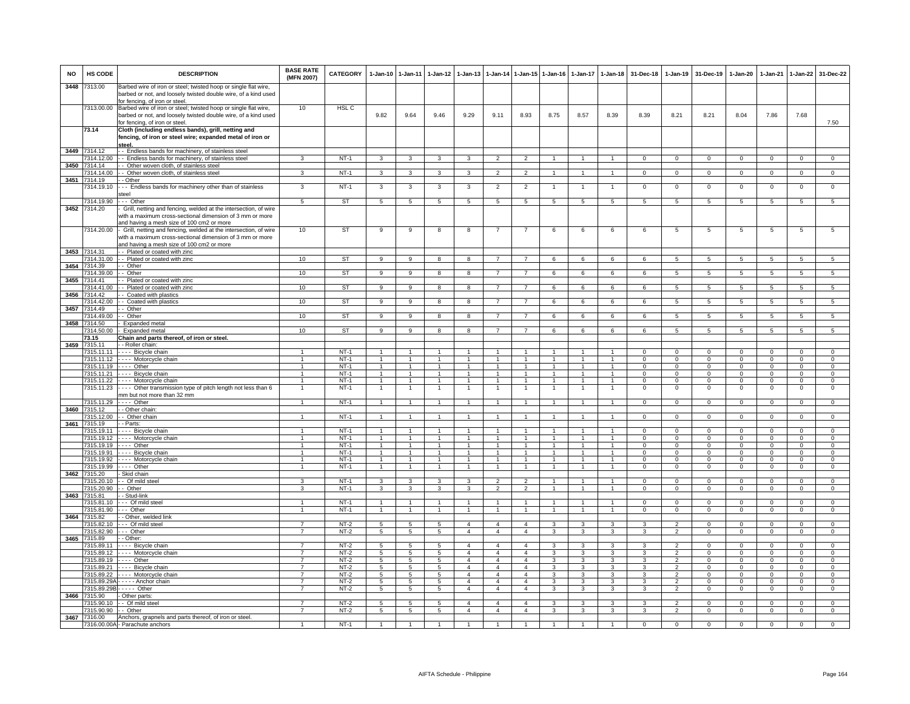| NO | HS CODE | DESCRIPTION | BASE RATE (MFN 2007) | CATEGORY | 1-Jan-10 | 1-Jan-11 | 1-Jan-12 | 1-Jan-13 | 1-Jan-14 | 1-Jan-15 | 1-Jan-16 | 1-Jan-17 | 1-Jan-18 | 31-Dec-18 | 1-Jan-19 | 31-Dec-19 | 1-Jan-20 | 1-Jan-21 | 1-Jan-22 | 31-Dec-22 |
|---|---|---|---|---|---|---|---|---|---|---|---|---|---|---|---|---|---|---|---|---|
| 3448 | 7313.00 | Barbed wire of iron or steel; twisted hoop or single flat wire, barbed or not, and loosely twisted double wire, of a kind used for fencing, of iron or steel. | | | | | | | | | | | | | | | | | | |
| | 7313.00.00 | Barbed wire of iron or steel; twisted hoop or single flat wire, barbed or not, and loosely twisted double wire, of a kind used for fencing, of iron or steel. | 10 | HSL C | 9.82 | 9.64 | 9.46 | 9.29 | 9.11 | 8.93 | 8.75 | 8.57 | 8.39 | 8.39 | 8.21 | 8.21 | 8.04 | 7.86 | 7.68 | 7.50 |
| | **73.14** | **Cloth (including endless bands), grill, netting and fencing, of iron or steel wire; expanded metal of iron or steel.** | | | | | | | | | | | | | | | | | | |
| 3449 | 7314.12 | - - Endless bands for machinery, of stainless steel | | | | | | | | | | | | | | | | | | |
| | 7314.12.00 | - - Endless bands for machinery, of stainless steel | 3 | NT-1 | 3 | 3 | 3 | 3 | 2 | 2 | 1 | 1 | 1 | 0 | 0 | 0 | 0 | 0 | 0 | 0 |
| 3450 | 7314.14 | - - Other woven cloth, of stainless steel | | | | | | | | | | | | | | | | | | |
| | 7314.14.00 | - - Other woven cloth, of stainless steel | 3 | NT-1 | 3 | 3 | 3 | 3 | 2 | 2 | 1 | 1 | 1 | 0 | 0 | 0 | 0 | 0 | 0 | 0 |
| 3451 | 7314.19 | - - Other | | | | | | | | | | | | | | | | | | |
| | 7314.19.10 | - - - Endless bands for machinery other than of stainless steel | 3 | NT-1 | 3 | 3 | 3 | 3 | 2 | 2 | 1 | 1 | 1 | 0 | 0 | 0 | 0 | 0 | 0 | 0 |
| | 7314.19.90 | - - - Other | 5 | ST | 5 | 5 | 5 | 5 | 5 | 5 | 5 | 5 | 5 | 5 | 5 | 5 | 5 | 5 | 5 | 5 |
| 3452 | 7314.20 | - Grill, netting and fencing, welded at the intersection, of wire with a maximum cross-sectional dimension of 3 mm or more and having a mesh size of 100 cm2 or more | | | | | | | | | | | | | | | | | | |
| | 7314.20.00 | - Grill, netting and fencing, welded at the intersection, of wire with a maximum cross-sectional dimension of 3 mm or more and having a mesh size of 100 cm2 or more | 10 | ST | 9 | 9 | 8 | 8 | 7 | 7 | 6 | 6 | 6 | 6 | 5 | 5 | 5 | 5 | 5 | 5 |
| 3453 | 7314.31 | - - Plated or coated with zinc | | | | | | | | | | | | | | | | | | |
| | 7314.31.00 | - - Plated or coated with zinc | 10 | ST | 9 | 9 | 8 | 8 | 7 | 7 | 6 | 6 | 6 | 6 | 5 | 5 | 5 | 5 | 5 | 5 |
| 3454 | 7314.39 | - - Other | | | | | | | | | | | | | | | | | | |
| | 7314.39.00 | - - Other | 10 | ST | 9 | 9 | 8 | 8 | 7 | 7 | 6 | 6 | 6 | 6 | 5 | 5 | 5 | 5 | 5 | 5 |
| 3455 | 7314.41 | - - Plated or coated with zinc | | | | | | | | | | | | | | | | | | |
| | 7314.41.00 | - - Plated or coated with zinc | 10 | ST | 9 | 9 | 8 | 8 | 7 | 7 | 6 | 6 | 6 | 6 | 5 | 5 | 5 | 5 | 5 | 5 |
| 3456 | 7314.42 | - - Coated with plastics | | | | | | | | | | | | | | | | | | |
| | 7314.42.00 | - - Coated with plastics | 10 | ST | 9 | 9 | 8 | 8 | 7 | 7 | 6 | 6 | 6 | 6 | 5 | 5 | 5 | 5 | 5 | 5 |
| 3457 | 7314.49 | - - Other | | | | | | | | | | | | | | | | | | |
| | 7314.49.00 | - - Other | 10 | ST | 9 | 9 | 8 | 8 | 7 | 7 | 6 | 6 | 6 | 6 | 5 | 5 | 5 | 5 | 5 | 5 |
| 3458 | 7314.50 | - Expanded metal | | | | | | | | | | | | | | | | | | |
| | 7314.50.00 | - Expanded metal | 10 | ST | 9 | 9 | 8 | 8 | 7 | 7 | 6 | 6 | 6 | 6 | 5 | 5 | 5 | 5 | 5 | 5 |
| | **73.15** | **Chain and parts thereof, of iron or steel.** | | | | | | | | | | | | | | | | | | |
| 3459 | 7315.11 | - - Roller chain: | | | | | | | | | | | | | | | | | | |
| | 7315.11.11 | - - - - Bicycle chain | 1 | NT-1 | 1 | 1 | 1 | 1 | 1 | 1 | 1 | 1 | 1 | 0 | 0 | 0 | 0 | 0 | 0 | 0 |
| | 7315.11.12 | - - - - Motorcycle chain | 1 | NT-1 | 1 | 1 | 1 | 1 | 1 | 1 | 1 | 1 | 1 | 0 | 0 | 0 | 0 | 0 | 0 | 0 |
| | 7315.11.19 | - - - - Other | 1 | NT-1 | 1 | 1 | 1 | 1 | 1 | 1 | 1 | 1 | 1 | 0 | 0 | 0 | 0 | 0 | 0 | 0 |
| | 7315.11.21 | - - - - Bicycle chain | 1 | NT-1 | 1 | 1 | 1 | 1 | 1 | 1 | 1 | 1 | 1 | 0 | 0 | 0 | 0 | 0 | 0 | 0 |
| | 7315.11.22 | - - - - Motorcycle chain | 1 | NT-1 | 1 | 1 | 1 | 1 | 1 | 1 | 1 | 1 | 1 | 0 | 0 | 0 | 0 | 0 | 0 | 0 |
| | 7315.11.23 | - - - - Other transmission type of pitch length not less than 6 mm but not more than 32 mm | 1 | NT-1 | 1 | 1 | 1 | 1 | 1 | 1 | 1 | 1 | 1 | 0 | 0 | 0 | 0 | 0 | 0 | 0 |
| | 7315.11.29 | - - - - Other | 1 | NT-1 | 1 | 1 | 1 | 1 | 1 | 1 | 1 | 1 | 1 | 0 | 0 | 0 | 0 | 0 | 0 | 0 |
| 3460 | 7315.12 | - - Other chain: | | | | | | | | | | | | | | | | | | |
| | 7315.12.00 | - - Other chain | 1 | NT-1 | 1 | 1 | 1 | 1 | 1 | 1 | 1 | 1 | 1 | 0 | 0 | 0 | 0 | 0 | 0 | 0 |
| 3461 | 7315.19 | - - Parts: | | | | | | | | | | | | | | | | | | |
| | 7315.19.11 | - - - - Bicycle chain | 1 | NT-1 | 1 | 1 | 1 | 1 | 1 | 1 | 1 | 1 | 1 | 0 | 0 | 0 | 0 | 0 | 0 | 0 |
| | 7315.19.12 | - - - - Motorcycle chain | 1 | NT-1 | 1 | 1 | 1 | 1 | 1 | 1 | 1 | 1 | 1 | 0 | 0 | 0 | 0 | 0 | 0 | 0 |
| | 7315.19.19 | - - - - Other | 1 | NT-1 | 1 | 1 | 1 | 1 | 1 | 1 | 1 | 1 | 1 | 0 | 0 | 0 | 0 | 0 | 0 | 0 |
| | 7315.19.91 | - - - - Bicycle chain | 1 | NT-1 | 1 | 1 | 1 | 1 | 1 | 1 | 1 | 1 | 1 | 0 | 0 | 0 | 0 | 0 | 0 | 0 |
| | 7315.19.92 | - - - - Motorcycle chain | 1 | NT-1 | 1 | 1 | 1 | 1 | 1 | 1 | 1 | 1 | 1 | 0 | 0 | 0 | 0 | 0 | 0 | 0 |
| | 7315.19.99 | - - - - Other | 1 | NT-1 | 1 | 1 | 1 | 1 | 1 | 1 | 1 | 1 | 1 | 0 | 0 | 0 | 0 | 0 | 0 | 0 |
| 3462 | 7315.20 | - Skid chain | | | | | | | | | | | | | | | | | | |
| | 7315.20.10 | - - Of mild steel | 3 | NT-1 | 3 | 3 | 3 | 3 | 2 | 2 | 1 | 1 | 1 | 0 | 0 | 0 | 0 | 0 | 0 | 0 |
| | 7315.20.90 | - - Other | 3 | NT-1 | 3 | 3 | 3 | 3 | 2 | 2 | 1 | 1 | 1 | 0 | 0 | 0 | 0 | 0 | 0 | 0 |
| 3463 | 7315.81 | - - Stud-link | | | | | | | | | | | | | | | | | | |
| | 7315.81.10 | - - - Of mild steel | 1 | NT-1 | 1 | 1 | 1 | 1 | 1 | 1 | 1 | 1 | 1 | 0 | 0 | 0 | 0 | 0 | 0 | 0 |
| | 7315.81.90 | - - - Other | 1 | NT-1 | 1 | 1 | 1 | 1 | 1 | 1 | 1 | 1 | 1 | 0 | 0 | 0 | 0 | 0 | 0 | 0 |
| 3464 | 7315.82 | - - Other, welded link | | | | | | | | | | | | | | | | | | |
| | 7315.82.10 | - - - Of mild steel | 7 | NT-2 | 5 | 5 | 5 | 4 | 4 | 4 | 3 | 3 | 3 | 3 | 2 | 0 | 0 | 0 | 0 | 0 |
| | 7315.82.90 | - - - Other | 7 | NT-2 | 5 | 5 | 5 | 4 | 4 | 4 | 3 | 3 | 3 | 3 | 2 | 0 | 0 | 0 | 0 | 0 |
| 3465 | 7315.89 | - - Other: | | | | | | | | | | | | | | | | | | |
| | 7315.89.11 | - - - - Bicycle chain | 7 | NT-2 | 5 | 5 | 5 | 4 | 4 | 4 | 3 | 3 | 3 | 3 | 2 | 0 | 0 | 0 | 0 | 0 |
| | 7315.89.12 | - - - - Motorcycle chain | 7 | NT-2 | 5 | 5 | 5 | 4 | 4 | 4 | 3 | 3 | 3 | 3 | 2 | 0 | 0 | 0 | 0 | 0 |
| | 7315.89.19 | - - - - Other | 7 | NT-2 | 5 | 5 | 5 | 4 | 4 | 4 | 3 | 3 | 3 | 3 | 2 | 0 | 0 | 0 | 0 | 0 |
| | 7315.89.21 | - - - - Bicycle chain | 7 | NT-2 | 5 | 5 | 5 | 4 | 4 | 4 | 3 | 3 | 3 | 3 | 2 | 0 | 0 | 0 | 0 | 0 |
| | 7315.89.22 | - - - - Motorcycle chain | 7 | NT-2 | 5 | 5 | 5 | 4 | 4 | 4 | 3 | 3 | 3 | 3 | 2 | 0 | 0 | 0 | 0 | 0 |
| | 7315.89.29A | - - - - - Anchor chain | 7 | NT-2 | 5 | 5 | 5 | 4 | 4 | 4 | 3 | 3 | 3 | 3 | 2 | 0 | 0 | 0 | 0 | 0 |
| | 7315.89.29B | - - - - - Other | 7 | NT-2 | 5 | 5 | 5 | 4 | 4 | 4 | 3 | 3 | 3 | 3 | 2 | 0 | 0 | 0 | 0 | 0 |
| 3466 | 7315.90 | - Other parts: | | | | | | | | | | | | | | | | | | |
| | 7315.90.10 | - - Of mild steel | 7 | NT-2 | 5 | 5 | 5 | 4 | 4 | 4 | 3 | 3 | 3 | 3 | 2 | 0 | 0 | 0 | 0 | 0 |
| | 7315.90.90 | - - Other | 7 | NT-2 | 5 | 5 | 5 | 4 | 4 | 4 | 3 | 3 | 3 | 3 | 2 | 0 | 0 | 0 | 0 | 0 |
| 3467 | 7316.00 | Anchors, grapnels and parts thereof, of iron or steel. | | | | | | | | | | | | | | | | | | |
| | 7316.00.00A | - Parachute anchors | 1 | NT-1 | 1 | 1 | 1 | 1 | 1 | 1 | 1 | 1 | 1 | 0 | 0 | 0 | 0 | 0 | 0 | 0 |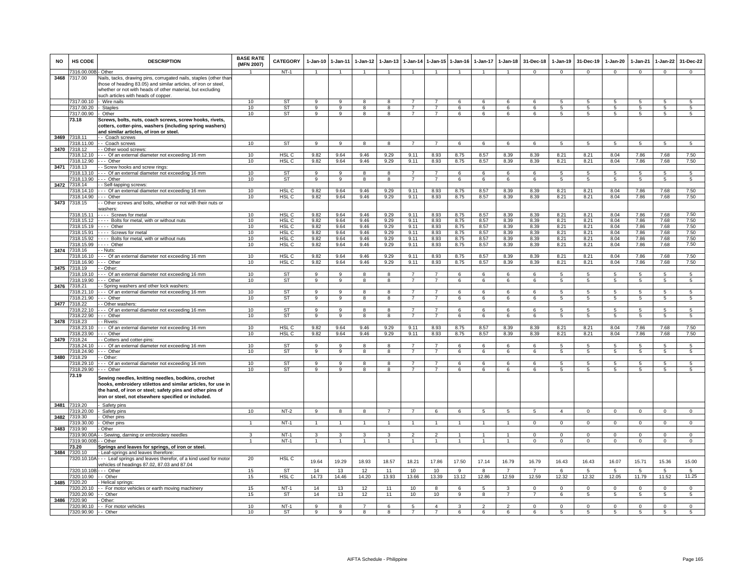| NO | HS CODE | DESCRIPTION | BASE RATE (MFN 2007) | CATEGORY | 1-Jan-10 | 1-Jan-11 | 1-Jan-12 | 1-Jan-13 | 1-Jan-14 | 1-Jan-15 | 1-Jan-16 | 1-Jan-17 | 1-Jan-18 | 31-Dec-18 | 1-Jan-19 | 31-Dec-19 | 1-Jan-20 | 1-Jan-21 | 1-Jan-22 | 31-Dec-22 |
|---|---|---|---|---|---|---|---|---|---|---|---|---|---|---|---|---|---|---|---|---|
| | 7316.00.00B | - Other | 1 | NT-1 | 1 | 1 | 1 | 1 | 1 | 1 | 1 | 1 | 1 | 0 | 0 | 0 | 0 | 0 | 0 | 0 |
| 3468 | 7317.00 | Nails, tacks, drawing pins, corrugated nails, staples (other than those of heading 83.05) and similar articles, of iron or steel, whether or not with heads of other material, but excluding such articles with heads of copper. | | | | | | | | | | | | | | | | | | |
| | 7317.00.10 | - Wire nails | 10 | ST | 9 | 9 | 8 | 8 | 7 | 7 | 6 | 6 | 6 | 6 | 5 | 5 | 5 | 5 | 5 | 5 |
| | 7317.00.20 | - Staples | 10 | ST | 9 | 9 | 8 | 8 | 7 | 7 | 6 | 6 | 6 | 6 | 5 | 5 | 5 | 5 | 5 | 5 |
| | 7317.00.90 | - Other | 10 | ST | 9 | 9 | 8 | 8 | 7 | 7 | 6 | 6 | 6 | 6 | 5 | 5 | 5 | 5 | 5 | 5 |
| | 73.18 | **Screws, bolts, nuts, coach screws, screw hooks, rivets, cotters, cotter-pins, washers (including spring washers) and similar articles, of iron or steel.** | | | | | | | | | | | | | | | | | | |
| 3469 | 7318.11 | - - Coach screws | | | | | | | | | | | | | | | | | | |
| | 7318.11.00 | - - Coach screws | 10 | ST | 9 | 9 | 8 | 8 | 7 | 7 | 6 | 6 | 6 | 6 | 5 | 5 | 5 | 5 | 5 | 5 |
| 3470 | 7318.12 | - - Other wood screws: | | | | | | | | | | | | | | | | | | |
| | 7318.12.10 | - - - Of an external diameter not exceeding 16 mm | 10 | HSL C | 9.82 | 9.64 | 9.46 | 9.29 | 9.11 | 8.93 | 8.75 | 8.57 | 8.39 | 8.39 | 8.21 | 8.21 | 8.04 | 7.86 | 7.68 | 7.50 |
| | 7318.12.90 | - - - Other | 10 | HSL C | 9.82 | 9.64 | 9.46 | 9.29 | 9.11 | 8.93 | 8.75 | 8.57 | 8.39 | 8.39 | 8.21 | 8.21 | 8.04 | 7.86 | 7.68 | 7.50 |
| 3471 | 7318.13 | - - Screw hooks and screw rings: | | | | | | | | | | | | | | | | | | |
| | 7318.13.10 | - - - Of an external diameter not exceeding 16 mm | 10 | ST | 9 | 9 | 8 | 8 | 7 | 7 | 6 | 6 | 6 | 6 | 5 | 5 | 5 | 5 | 5 | 5 |
| | 7318.13.90 | - - - Other | 10 | ST | 9 | 9 | 8 | 8 | 7 | 7 | 6 | 6 | 6 | 6 | 5 | 5 | 5 | 5 | 5 | 5 |
| 3472 | 7318.14 | - - Self-tapping screws: | | | | | | | | | | | | | | | | | | |
| | 7318.14.10 | - - - Of an external diameter not exceeding 16 mm | 10 | HSL C | 9.82 | 9.64 | 9.46 | 9.29 | 9.11 | 8.93 | 8.75 | 8.57 | 8.39 | 8.39 | 8.21 | 8.21 | 8.04 | 7.86 | 7.68 | 7.50 |
| | 7318.14.90 | - - - Other | 10 | HSL C | 9.82 | 9.64 | 9.46 | 9.29 | 9.11 | 8.93 | 8.75 | 8.57 | 8.39 | 8.39 | 8.21 | 8.21 | 8.04 | 7.86 | 7.68 | 7.50 |
| 3473 | 7318.15 | - - Other screws and bolts, whether or not with their nuts or washers: | | | | | | | | | | | | | | | | | | |
| | 7318.15.11 | - - - - Screws for metal | 10 | HSL C | 9.82 | 9.64 | 9.46 | 9.29 | 9.11 | 8.93 | 8.75 | 8.57 | 8.39 | 8.39 | 8.21 | 8.21 | 8.04 | 7.86 | 7.68 | 7.50 |
| | 7318.15.12 | - - - - Bolts for metal, with or without nuts | 10 | HSL C | 9.82 | 9.64 | 9.46 | 9.29 | 9.11 | 8.93 | 8.75 | 8.57 | 8.39 | 8.39 | 8.21 | 8.21 | 8.04 | 7.86 | 7.68 | 7.50 |
| | 7318.15.19 | - - - - Other | 10 | HSL C | 9.82 | 9.64 | 9.46 | 9.29 | 9.11 | 8.93 | 8.75 | 8.57 | 8.39 | 8.39 | 8.21 | 8.21 | 8.04 | 7.86 | 7.68 | 7.50 |
| | 7318.15.91 | - - - - Screws for metal | 10 | HSL C | 9.82 | 9.64 | 9.46 | 9.29 | 9.11 | 8.93 | 8.75 | 8.57 | 8.39 | 8.39 | 8.21 | 8.21 | 8.04 | 7.86 | 7.68 | 7.50 |
| | 7318.15.92 | - - - - Bolts for metal, with or without nuts | 10 | HSL C | 9.82 | 9.64 | 9.46 | 9.29 | 9.11 | 8.93 | 8.75 | 8.57 | 8.39 | 8.39 | 8.21 | 8.21 | 8.04 | 7.86 | 7.68 | 7.50 |
| | 7318.15.99 | - - - - Other | 10 | HSL C | 9.82 | 9.64 | 9.46 | 9.29 | 9.11 | 8.93 | 8.75 | 8.57 | 8.39 | 8.39 | 8.21 | 8.21 | 8.04 | 7.86 | 7.68 | 7.50 |
| 3474 | 7318.16 | - - Nuts: | | | | | | | | | | | | | | | | | | |
| | 7318.16.10 | - - - Of an external diameter not exceeding 16 mm | 10 | HSL C | 9.82 | 9.64 | 9.46 | 9.29 | 9.11 | 8.93 | 8.75 | 8.57 | 8.39 | 8.39 | 8.21 | 8.21 | 8.04 | 7.86 | 7.68 | 7.50 |
| | 7318.16.90 | - - - Other | 10 | HSL C | 9.82 | 9.64 | 9.46 | 9.29 | 9.11 | 8.93 | 8.75 | 8.57 | 8.39 | 8.39 | 8.21 | 8.21 | 8.04 | 7.86 | 7.68 | 7.50 |
| 3475 | 7318.19 | - - Other: | | | | | | | | | | | | | | | | | | |
| | 7318.19.10 | - - - Of an external diameter not exceeding 16 mm | 10 | ST | 9 | 9 | 8 | 8 | 7 | 7 | 6 | 6 | 6 | 6 | 5 | 5 | 5 | 5 | 5 | 5 |
| | 7318.19.90 | - - - Other | 10 | ST | 9 | 9 | 8 | 8 | 7 | 7 | 6 | 6 | 6 | 6 | 5 | 5 | 5 | 5 | 5 | 5 |
| 3476 | 7318.21 | - - Spring washers and other lock washers: | | | | | | | | | | | | | | | | | | |
| | 7318.21.10 | - - - Of an external diameter not exceeding 16 mm | 10 | ST | 9 | 9 | 8 | 8 | 7 | 7 | 6 | 6 | 6 | 6 | 5 | 5 | 5 | 5 | 5 | 5 |
| | 7318.21.90 | - - - Other | 10 | ST | 9 | 9 | 8 | 8 | 7 | 7 | 6 | 6 | 6 | 6 | 5 | 5 | 5 | 5 | 5 | 5 |
| 3477 | 7318.22 | - - Other washers: | | | | | | | | | | | | | | | | | | |
| | 7318.22.10 | - - - Of an external diameter not exceeding 16 mm | 10 | ST | 9 | 9 | 8 | 8 | 7 | 7 | 6 | 6 | 6 | 6 | 5 | 5 | 5 | 5 | 5 | 5 |
| | 7318.22.90 | - - - Other | 10 | ST | 9 | 9 | 8 | 8 | 7 | 7 | 6 | 6 | 6 | 6 | 5 | 5 | 5 | 5 | 5 | 5 |
| 3478 | 7318.23 | - - Rivets: | | | | | | | | | | | | | | | | | | |
| | 7318.23.10 | - - - Of an external diameter not exceeding 16 mm | 10 | HSL C | 9.82 | 9.64 | 9.46 | 9.29 | 9.11 | 8.93 | 8.75 | 8.57 | 8.39 | 8.39 | 8.21 | 8.21 | 8.04 | 7.86 | 7.68 | 7.50 |
| | 7318.23.90 | - - - Other | 10 | HSL C | 9.82 | 9.64 | 9.46 | 9.29 | 9.11 | 8.93 | 8.75 | 8.57 | 8.39 | 8.39 | 8.21 | 8.21 | 8.04 | 7.86 | 7.68 | 7.50 |
| 3479 | 7318.24 | - - Cotters and cotter-pins: | | | | | | | | | | | | | | | | | | |
| | 7318.24.10 | - - - Of an external diameter not exceeding 16 mm | 10 | ST | 9 | 9 | 8 | 8 | 7 | 7 | 6 | 6 | 6 | 6 | 5 | 5 | 5 | 5 | 5 | 5 |
| | 7318.24.90 | - - - Other | 10 | ST | 9 | 9 | 8 | 8 | 7 | 7 | 6 | 6 | 6 | 6 | 5 | 5 | 5 | 5 | 5 | 5 |
| 3480 | 7318.29 | - - Other: | | | | | | | | | | | | | | | | | | |
| | 7318.29.10 | - - - Of an external diameter not exceeding 16 mm | 10 | ST | 9 | 9 | 8 | 8 | 7 | 7 | 6 | 6 | 6 | 6 | 5 | 5 | 5 | 5 | 5 | 5 |
| | 7318.29.90 | - - - Other | 10 | ST | 9 | 9 | 8 | 8 | 7 | 7 | 6 | 6 | 6 | 6 | 5 | 5 | 5 | 5 | 5 | 5 |
| | 73.19 | **Sewing needles, knitting needles, bodkins, crochet hooks, embroidery stilettos and similar articles, for use in the hand, of iron or steel; safety pins and other pins of iron or steel, not elsewhere specified or included.** | | | | | | | | | | | | | | | | | | |
| 3481 | 7319.20 | - Safety pins | | | | | | | | | | | | | | | | | | |
| | 7319.20.00 | - Safety pins | 10 | NT-2 | 9 | 8 | 8 | 7 | 7 | 6 | 6 | 5 | 5 | 5 | 4 | 0 | 0 | 0 | 0 | 0 |
| 3482 | 7319.30 | - Other pins | | | | | | | | | | | | | | | | | | |
| | 7319.30.00 | - Other pins | 1 | NT-1 | 1 | 1 | 1 | 1 | 1 | 1 | 1 | 1 | 1 | 0 | 0 | 0 | 0 | 0 | 0 | 0 |
| 3483 | 7319.90 | - Other | | | | | | | | | | | | | | | | | | |
| | 7319.90.00A | - - Sewing, darning or embroidery needles | 3 | NT-1 | 3 | 3 | 3 | 3 | 2 | 2 | 1 | 1 | 1 | 0 | 0 | 0 | 0 | 0 | 0 | 0 |
| | 7319.90.00B | - - Other | 1 | NT-1 | 1 | 1 | 1 | 1 | 1 | 1 | 1 | 1 | 1 | 0 | 0 | 0 | 0 | 0 | 0 | 0 |
| | 73.20 | **Springs and leaves for springs, of iron or steel.** | | | | | | | | | | | | | | | | | | |
| 3484 | 7320.10 | - Leaf-springs and leaves therefore: | | | | | | | | | | | | | | | | | | |
| | 7320.10.10A | - - - Leaf springs and leaves therefor, of a kind used for motor vehicles of headings 87.02, 87.03 and 87.04 | 20 | HSL C | 19.64 | 19.29 | 18.93 | 18.57 | 18.21 | 17.86 | 17.50 | 17.14 | 16.79 | 16.79 | 16.43 | 16.43 | 16.07 | 15.71 | 15.36 | 15.00 |
| | 7320.10.10B | - - - Other | 15 | ST | 14 | 13 | 12 | 11 | 10 | 10 | 9 | 8 | 7 | 7 | 6 | 5 | 5 | 5 | 5 | 5 |
| | 7320.10.90 | - - Other | 15 | HSL C | 14.73 | 14.46 | 14.20 | 13.93 | 13.66 | 13.39 | 13.12 | 12.86 | 12.59 | 12.59 | 12.32 | 12.32 | 12.05 | 11.79 | 11.52 | 11.25 |
| 3485 | 7320.20 | - Helical springs: | | | | | | | | | | | | | | | | | | |
| | 7320.20.10 | - - For motor vehicles or earth moving machinery | 15 | NT-1 | 14 | 13 | 12 | 11 | 10 | 8 | 6 | 5 | 3 | 0 | 0 | 0 | 0 | 0 | 0 | 0 |
| | 7320.20.90 | - - Other | 15 | ST | 14 | 13 | 12 | 11 | 10 | 10 | 9 | 8 | 7 | 7 | 6 | 5 | 5 | 5 | 5 | 5 |
| 3486 | 7320.90 | - Other: | | | | | | | | | | | | | | | | | | |
| | 7320.90.10 | - - For motor vehicles | 10 | NT-1 | 9 | 8 | 7 | 6 | 5 | 4 | 3 | 2 | 2 | 0 | 0 | 0 | 0 | 0 | 0 | 0 |
| | 7320.90.90 | - - Other | 10 | ST | 9 | 9 | 8 | 8 | 7 | 7 | 6 | 6 | 6 | 6 | 5 | 5 | 5 | 5 | 5 | 5 |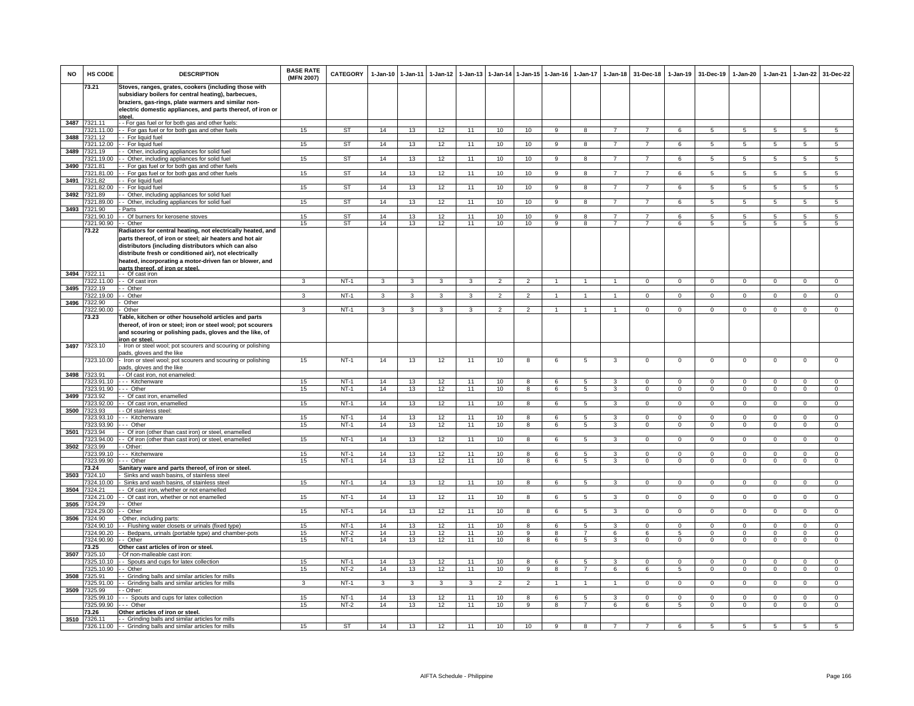| NO | HS CODE | DESCRIPTION | BASE RATE (MFN 2007) | CATEGORY | 1-Jan-10 | 1-Jan-11 | 1-Jan-12 | 1-Jan-13 | 1-Jan-14 | 1-Jan-15 | 1-Jan-16 | 1-Jan-17 | 1-Jan-18 | 31-Dec-18 | 1-Jan-19 | 31-Dec-19 | 1-Jan-20 | 1-Jan-21 | 1-Jan-22 | 31-Dec-22 |
|---|---|---|---|---|---|---|---|---|---|---|---|---|---|---|---|---|---|---|---|---|
| | 73.21 | **Stoves, ranges, grates, cookers (including those with subsidiary boilers for central heating), barbecues, braziers, gas-rings, plate warmers and similar non-electric domestic appliances, and parts thereof, of iron or steel.** | | | | | | | | | | | | | | | | | | |
| 3487 | 7321.11 | - - For gas fuel or for both gas and other fuels: | | | | | | | | | | | | | | | | | | |
| | 7321.11.00 | - - For gas fuel or for both gas and other fuels | 15 | ST | 14 | 13 | 12 | 11 | 10 | 10 | 9 | 8 | 7 | 7 | 6 | 5 | 5 | 5 | 5 | 5 |
| 3488 | 7321.12 | - - For liquid fuel | | | | | | | | | | | | | | | | | | |
| | 7321.12.00 | - - For liquid fuel | 15 | ST | 14 | 13 | 12 | 11 | 10 | 10 | 9 | 8 | 7 | 7 | 6 | 5 | 5 | 5 | 5 | 5 |
| 3489 | 7321.19 | - - Other, including appliances for solid fuel | | | | | | | | | | | | | | | | | | |
| | 7321.19.00 | - - Other, including appliances for solid fuel | 15 | ST | 14 | 13 | 12 | 11 | 10 | 10 | 9 | 8 | 7 | 7 | 6 | 5 | 5 | 5 | 5 | 5 |
| 3490 | 7321.81 | - - For gas fuel or for both gas and other fuels | | | | | | | | | | | | | | | | | | |
| | 7321.81.00 | - - For gas fuel or for both gas and other fuels | 15 | ST | 14 | 13 | 12 | 11 | 10 | 10 | 9 | 8 | 7 | 7 | 6 | 5 | 5 | 5 | 5 | 5 |
| 3491 | 7321.82 | - - For liquid fuel | | | | | | | | | | | | | | | | | | |
| | 7321.82.00 | - - For liquid fuel | 15 | ST | 14 | 13 | 12 | 11 | 10 | 10 | 9 | 8 | 7 | 7 | 6 | 5 | 5 | 5 | 5 | 5 |
| 3492 | 7321.89 | - - Other, including appliances for solid fuel | | | | | | | | | | | | | | | | | | |
| | 7321.89.00 | - - Other, including appliances for solid fuel | 15 | ST | 14 | 13 | 12 | 11 | 10 | 10 | 9 | 8 | 7 | 7 | 6 | 5 | 5 | 5 | 5 | 5 |
| 3493 | 7321.90 | - Parts | | | | | | | | | | | | | | | | | | |
| | 7321.90.10 | - - Of burners for kerosene stoves | 15 | ST | 14 | 13 | 12 | 11 | 10 | 10 | 9 | 8 | 7 | 7 | 6 | 5 | 5 | 5 | 5 | 5 |
| | 7321.90.90 | - - Other | 15 | ST | 14 | 13 | 12 | 11 | 10 | 10 | 9 | 8 | 7 | 7 | 6 | 5 | 5 | 5 | 5 | 5 |
| | 73.22 | **Radiators for central heating, not electrically heated, and parts thereof, of iron or steel; air heaters and hot air distributors (including distributors which can also distribute fresh or conditioned air), not electrically heated, incorporating a motor-driven fan or blower, and parts thereof, of iron or steel.** | | | | | | | | | | | | | | | | | | |
| 3494 | 7322.11 | - - Of cast iron | | | | | | | | | | | | | | | | | | |
| | 7322.11.00 | - - Of cast iron | 3 | NT-1 | 3 | 3 | 3 | 3 | 2 | 2 | 1 | 1 | 1 | 0 | 0 | 0 | 0 | 0 | 0 | 0 |
| 3495 | 7322.19 | - - Other | | | | | | | | | | | | | | | | | | |
| | 7322.19.00 | - - Other | 3 | NT-1 | 3 | 3 | 3 | 3 | 2 | 2 | 1 | 1 | 1 | 0 | 0 | 0 | 0 | 0 | 0 | 0 |
| 3496 | 7322.90 | - Other | | | | | | | | | | | | | | | | | | |
| | 7322.90.00 | - Other | 3 | NT-1 | 3 | 3 | 3 | 3 | 2 | 2 | 1 | 1 | 1 | 0 | 0 | 0 | 0 | 0 | 0 | 0 |
| | 73.23 | **Table, kitchen or other household articles and parts thereof, of iron or steel; iron or steel wool; pot scourers and scouring or polishing pads, gloves and the like, of iron or steel.** | | | | | | | | | | | | | | | | | | |
| 3497 | 7323.10 | - Iron or steel wool; pot scourers and scouring or polishing pads, gloves and the like | | | | | | | | | | | | | | | | | | |
| | 7323.10.00 | - Iron or steel wool; pot scourers and scouring or polishing pads, gloves and the like | 15 | NT-1 | 14 | 13 | 12 | 11 | 10 | 8 | 6 | 5 | 3 | 0 | 0 | 0 | 0 | 0 | 0 | 0 |
| 3498 | 7323.91 | - - Of cast iron, not enameled: | | | | | | | | | | | | | | | | | | |
| | 7323.91.10 | - - - Kitchenware | 15 | NT-1 | 14 | 13 | 12 | 11 | 10 | 8 | 6 | 5 | 3 | 0 | 0 | 0 | 0 | 0 | 0 | 0 |
| | 7323.91.90 | - - - Other | 15 | NT-1 | 14 | 13 | 12 | 11 | 10 | 8 | 6 | 5 | 3 | 0 | 0 | 0 | 0 | 0 | 0 | 0 |
| 3499 | 7323.92 | - - Of cast iron, enamelled | | | | | | | | | | | | | | | | | | |
| | 7323.92.00 | - - Of cast iron, enamelled | 15 | NT-1 | 14 | 13 | 12 | 11 | 10 | 8 | 6 | 5 | 3 | 0 | 0 | 0 | 0 | 0 | 0 | 0 |
| 3500 | 7323.93 | - - Of stainless steel: | | | | | | | | | | | | | | | | | | |
| | 7323.93.10 | - - - Kitchenware | 15 | NT-1 | 14 | 13 | 12 | 11 | 10 | 8 | 6 | 5 | 3 | 0 | 0 | 0 | 0 | 0 | 0 | 0 |
| | 7323.93.90 | - - - Other | 15 | NT-1 | 14 | 13 | 12 | 11 | 10 | 8 | 6 | 5 | 3 | 0 | 0 | 0 | 0 | 0 | 0 | 0 |
| 3501 | 7323.94 | - - Of iron (other than cast iron) or steel, enamelled | | | | | | | | | | | | | | | | | | |
| | 7323.94.00 | - - Of iron (other than cast iron) or steel, enamelled | 15 | NT-1 | 14 | 13 | 12 | 11 | 10 | 8 | 6 | 5 | 3 | 0 | 0 | 0 | 0 | 0 | 0 | 0 |
| 3502 | 7323.99 | - - Other: | | | | | | | | | | | | | | | | | | |
| | 7323.99.10 | - - - Kitchenware | 15 | NT-1 | 14 | 13 | 12 | 11 | 10 | 8 | 6 | 5 | 3 | 0 | 0 | 0 | 0 | 0 | 0 | 0 |
| | 7323.99.90 | - - - Other | 15 | NT-1 | 14 | 13 | 12 | 11 | 10 | 8 | 6 | 5 | 3 | 0 | 0 | 0 | 0 | 0 | 0 | 0 |
| | 73.24 | **Sanitary ware and parts thereof, of iron or steel.** | | | | | | | | | | | | | | | | | | |
| 3503 | 7324.10 | - Sinks and wash basins, of stainless steel | | | | | | | | | | | | | | | | | | |
| | 7324.10.00 | - Sinks and wash basins, of stainless steel | 15 | NT-1 | 14 | 13 | 12 | 11 | 10 | 8 | 6 | 5 | 3 | 0 | 0 | 0 | 0 | 0 | 0 | 0 |
| 3504 | 7324.21 | - - Of cast iron, whether or not enamelled | | | | | | | | | | | | | | | | | | |
| | 7324.21.00 | - - Of cast iron, whether or not enamelled | 15 | NT-1 | 14 | 13 | 12 | 11 | 10 | 8 | 6 | 5 | 3 | 0 | 0 | 0 | 0 | 0 | 0 | 0 |
| 3505 | 7324.29 | - - Other | | | | | | | | | | | | | | | | | | |
| | 7324.29.00 | - - Other | 15 | NT-1 | 14 | 13 | 12 | 11 | 10 | 8 | 6 | 5 | 3 | 0 | 0 | 0 | 0 | 0 | 0 | 0 |
| 3506 | 7324.90 | - Other, including parts: | | | | | | | | | | | | | | | | | | |
| | 7324.90.10 | - - Flushing water closets or urinals (fixed type) | 15 | NT-1 | 14 | 13 | 12 | 11 | 10 | 8 | 6 | 5 | 3 | 0 | 0 | 0 | 0 | 0 | 0 | 0 |
| | 7324.90.20 | - - Bedpans, urinals (portable type) and chamber-pots | 15 | NT-2 | 14 | 13 | 12 | 11 | 10 | 9 | 8 | 7 | 6 | 6 | 5 | 0 | 0 | 0 | 0 | 0 |
| | 7324.90.90 | - - Other | 15 | NT-1 | 14 | 13 | 12 | 11 | 10 | 8 | 6 | 5 | 3 | 0 | 0 | 0 | 0 | 0 | 0 | 0 |
| | 73.25 | **Other cast articles of iron or steel.** | | | | | | | | | | | | | | | | | | |
| 3507 | 7325.10 | - Of non-malleable cast iron: | | | | | | | | | | | | | | | | | | |
| | 7325.10.10 | - - Spouts and cups for latex collection | 15 | NT-1 | 14 | 13 | 12 | 11 | 10 | 8 | 6 | 5 | 3 | 0 | 0 | 0 | 0 | 0 | 0 | 0 |
| | 7325.10.90 | - - Other | 15 | NT-2 | 14 | 13 | 12 | 11 | 10 | 9 | 8 | 7 | 6 | 6 | 5 | 0 | 0 | 0 | 0 | 0 |
| 3508 | 7325.91 | - - Grinding balls and similar articles for mills | | | | | | | | | | | | | | | | | | |
| | 7325.91.00 | - - Grinding balls and similar articles for mills | 3 | NT-1 | 3 | 3 | 3 | 3 | 2 | 2 | 1 | 1 | 1 | 0 | 0 | 0 | 0 | 0 | 0 | 0 |
| 3509 | 7325.99 | - - Other: | | | | | | | | | | | | | | | | | | |
| | 7325.99.10 | - - - Spouts and cups for latex collection | 15 | NT-1 | 14 | 13 | 12 | 11 | 10 | 8 | 6 | 5 | 3 | 0 | 0 | 0 | 0 | 0 | 0 | 0 |
| | 7325.99.90 | - - - Other | 15 | NT-2 | 14 | 13 | 12 | 11 | 10 | 9 | 8 | 7 | 6 | 6 | 5 | 0 | 0 | 0 | 0 | 0 |
| | 73.26 | **Other articles of iron or steel.** | | | | | | | | | | | | | | | | | | |
| 3510 | 7326.11 | - - Grinding balls and similar articles for mills | | | | | | | | | | | | | | | | | | |
| | 7326.11.00 | - - Grinding balls and similar articles for mills | 15 | ST | 14 | 13 | 12 | 11 | 10 | 10 | 9 | 8 | 7 | 7 | 6 | 5 | 5 | 5 | 5 | 5 |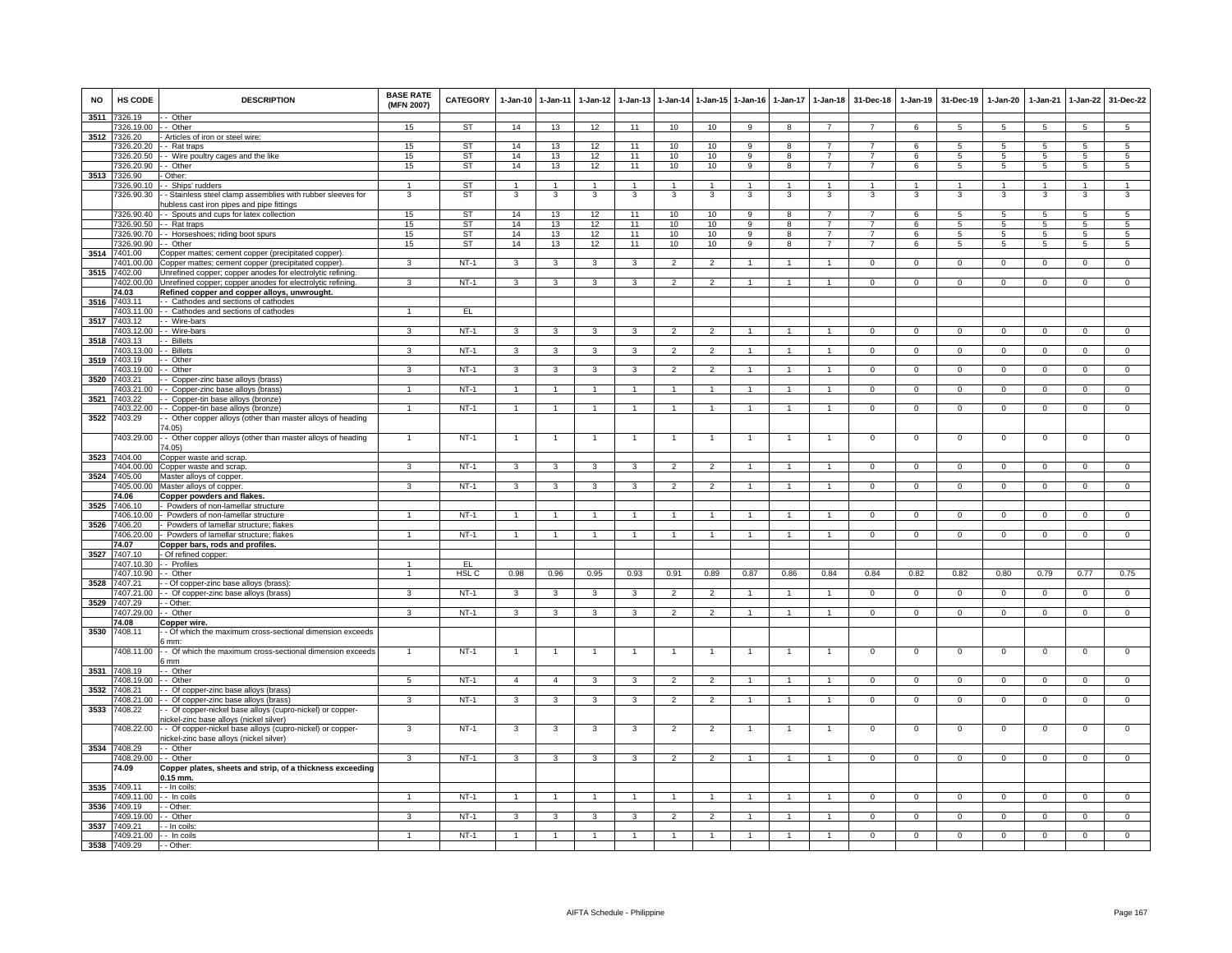| NO | HS CODE | DESCRIPTION | BASE RATE (MFN 2007) | CATEGORY | 1-Jan-10 | 1-Jan-11 | 1-Jan-12 | 1-Jan-13 | 1-Jan-14 | 1-Jan-15 | 1-Jan-16 | 1-Jan-17 | 1-Jan-18 | 31-Dec-18 | 1-Jan-19 | 31-Dec-19 | 1-Jan-20 | 1-Jan-21 | 1-Jan-22 | 31-Dec-22 |
|---|---|---|---|---|---|---|---|---|---|---|---|---|---|---|---|---|---|---|---|---|
| 3511 | 7326.19 | - - Other | | | | | | | | | | | | | | | | | | |
| | 7326.19.00 | - - Other | 15 | ST | 14 | 13 | 12 | 11 | 10 | 10 | 9 | 8 | 7 | 7 | 6 | 5 | 5 | 5 | 5 | 5 |
| 3512 | 7326.20 | - Articles of iron or steel wire: | | | | | | | | | | | | | | | | | | |
| | 7326.20.20 | - - Rat traps | 15 | ST | 14 | 13 | 12 | 11 | 10 | 10 | 9 | 8 | 7 | 7 | 6 | 5 | 5 | 5 | 5 | 5 |
| | 7326.20.50 | - - Wire poultry cages and the like | 15 | ST | 14 | 13 | 12 | 11 | 10 | 10 | 9 | 8 | 7 | 7 | 6 | 5 | 5 | 5 | 5 | 5 |
| | 7326.20.90 | - - Other | 15 | ST | 14 | 13 | 12 | 11 | 10 | 10 | 9 | 8 | 7 | 7 | 6 | 5 | 5 | 5 | 5 | 5 |
| 3513 | 7326.90 | - Other: | | | | | | | | | | | | | | | | | | |
| | 7326.90.10 | - - Ships' rudders | 1 | ST | 1 | 1 | 1 | 1 | 1 | 1 | 1 | 1 | 1 | 1 | 1 | 1 | 1 | 1 | 1 | 1 |
| | 7326.90.30 | - - Stainless steel clamp assemblies with rubber sleeves for hubless cast iron pipes and pipe fittings | 3 | ST | 3 | 3 | 3 | 3 | 3 | 3 | 3 | 3 | 3 | 3 | 3 | 3 | 3 | 3 | 3 | 3 |
| | 7326.90.40 | - - Spouts and cups for latex collection | 15 | ST | 14 | 13 | 12 | 11 | 10 | 10 | 9 | 8 | 7 | 7 | 6 | 5 | 5 | 5 | 5 | 5 |
| | 7326.90.50 | - - Rat traps | 15 | ST | 14 | 13 | 12 | 11 | 10 | 10 | 9 | 8 | 7 | 7 | 6 | 5 | 5 | 5 | 5 | 5 |
| | 7326.90.70 | - - Horseshoes; riding boot spurs | 15 | ST | 14 | 13 | 12 | 11 | 10 | 10 | 9 | 8 | 7 | 7 | 6 | 5 | 5 | 5 | 5 | 5 |
| | 7326.90.90 | - - Other | 15 | ST | 14 | 13 | 12 | 11 | 10 | 10 | 9 | 8 | 7 | 7 | 6 | 5 | 5 | 5 | 5 | 5 |
| 3514 | 7401.00 | Copper mattes; cement copper (precipitated copper). | | | | | | | | | | | | | | | | | | |
| | 7401.00.00 | Copper mattes; cement copper (precipitated copper). | 3 | NT-1 | 3 | 3 | 3 | 3 | 2 | 2 | 1 | 1 | 1 | 0 | 0 | 0 | 0 | 0 | 0 | 0 |
| 3515 | 7402.00 | Unrefined copper; copper anodes for electrolytic refining. | | | | | | | | | | | | | | | | | | |
| | 7402.00.00 | Unrefined copper; copper anodes for electrolytic refining. | 3 | NT-1 | 3 | 3 | 3 | 3 | 2 | 2 | 1 | 1 | 1 | 0 | 0 | 0 | 0 | 0 | 0 | 0 |
| | **74.03** | **Refined copper and copper alloys, unwrought.** | | | | | | | | | | | | | | | | | | |
| 3516 | 7403.11 | - - Cathodes and sections of cathodes | | | | | | | | | | | | | | | | | | |
| | 7403.11.00 | - - Cathodes and sections of cathodes | 1 | EL | | | | | | | | | | | | | | | | |
| 3517 | 7403.12 | - - Wire-bars | | | | | | | | | | | | | | | | | | |
| | 7403.12.00 | - - Wire-bars | 3 | NT-1 | 3 | 3 | 3 | 3 | 2 | 2 | 1 | 1 | 1 | 0 | 0 | 0 | 0 | 0 | 0 | 0 |
| 3518 | 7403.13 | - - Billets | | | | | | | | | | | | | | | | | | |
| | 7403.13.00 | - - Billets | 3 | NT-1 | 3 | 3 | 3 | 3 | 2 | 2 | 1 | 1 | 1 | 0 | 0 | 0 | 0 | 0 | 0 | 0 |
| 3519 | 7403.19 | - - Other | | | | | | | | | | | | | | | | | | |
| | 7403.19.00 | - - Other | 3 | NT-1 | 3 | 3 | 3 | 3 | 2 | 2 | 1 | 1 | 1 | 0 | 0 | 0 | 0 | 0 | 0 | 0 |
| 3520 | 7403.21 | - - Copper-zinc base alloys (brass) | | | | | | | | | | | | | | | | | | |
| | 7403.21.00 | - - Copper-zinc base alloys (brass) | 1 | NT-1 | 1 | 1 | 1 | 1 | 1 | 1 | 1 | 1 | 1 | 0 | 0 | 0 | 0 | 0 | 0 | 0 |
| 3521 | 7403.22 | - - Copper-tin base alloys (bronze) | | | | | | | | | | | | | | | | | | |
| | 7403.22.00 | - - Copper-tin base alloys (bronze) | 1 | NT-1 | 1 | 1 | 1 | 1 | 1 | 1 | 1 | 1 | 1 | 0 | 0 | 0 | 0 | 0 | 0 | 0 |
| 3522 | 7403.29 | - - Other copper alloys (other than master alloys of heading 74.05) | | | | | | | | | | | | | | | | | | |
| | 7403.29.00 | - - Other copper alloys (other than master alloys of heading 74.05) | 1 | NT-1 | 1 | 1 | 1 | 1 | 1 | 1 | 1 | 1 | 1 | 0 | 0 | 0 | 0 | 0 | 0 | 0 |
| 3523 | 7404.00 | Copper waste and scrap. | | | | | | | | | | | | | | | | | | |
| | 7404.00.00 | Copper waste and scrap. | 3 | NT-1 | 3 | 3 | 3 | 3 | 2 | 2 | 1 | 1 | 1 | 0 | 0 | 0 | 0 | 0 | 0 | 0 |
| 3524 | 7405.00 | Master alloys of copper. | | | | | | | | | | | | | | | | | | |
| | 7405.00.00 | Master alloys of copper. | 3 | NT-1 | 3 | 3 | 3 | 3 | 2 | 2 | 1 | 1 | 1 | 0 | 0 | 0 | 0 | 0 | 0 | 0 |
| | **74.06** | **Copper powders and flakes.** | | | | | | | | | | | | | | | | | | |
| 3525 | 7406.10 | - Powders of non-lamellar structure | | | | | | | | | | | | | | | | | | |
| | 7406.10.00 | - Powders of non-lamellar structure | 1 | NT-1 | 1 | 1 | 1 | 1 | 1 | 1 | 1 | 1 | 1 | 0 | 0 | 0 | 0 | 0 | 0 | 0 |
| 3526 | 7406.20 | - Powders of lamellar structure; flakes | | | | | | | | | | | | | | | | | | |
| | 7406.20.00 | - Powders of lamellar structure; flakes | 1 | NT-1 | 1 | 1 | 1 | 1 | 1 | 1 | 1 | 1 | 1 | 0 | 0 | 0 | 0 | 0 | 0 | 0 |
| | **74.07** | **Copper bars, rods and profiles.** | | | | | | | | | | | | | | | | | | |
| 3527 | 7407.10 | - Of refined copper: | | | | | | | | | | | | | | | | | | |
| | 7407.10.30 | - - Profiles | 1 | EL | | | | | | | | | | | | | | | | |
| | 7407.10.90 | - - Other | 1 | HSL C | 0.98 | 0.96 | 0.95 | 0.93 | 0.91 | 0.89 | 0.87 | 0.86 | 0.84 | 0.84 | 0.82 | 0.82 | 0.80 | 0.79 | 0.77 | 0.75 |
| 3528 | 7407.21 | - - Of copper-zinc base alloys (brass): | | | | | | | | | | | | | | | | | | |
| | 7407.21.00 | - - Of copper-zinc base alloys (brass) | 3 | NT-1 | 3 | 3 | 3 | 3 | 2 | 2 | 1 | 1 | 1 | 0 | 0 | 0 | 0 | 0 | 0 | 0 |
| 3529 | 7407.29 | - - Other: | | | | | | | | | | | | | | | | | | |
| | 7407.29.00 | - - Other | 3 | NT-1 | 3 | 3 | 3 | 3 | 2 | 2 | 1 | 1 | 1 | 0 | 0 | 0 | 0 | 0 | 0 | 0 |
| | **74.08** | **Copper wire.** | | | | | | | | | | | | | | | | | | |
| 3530 | 7408.11 | - - Of which the maximum cross-sectional dimension exceeds 6 mm: | | | | | | | | | | | | | | | | | | |
| | 7408.11.00 | - - Of which the maximum cross-sectional dimension exceeds 6 mm | 1 | NT-1 | 1 | 1 | 1 | 1 | 1 | 1 | 1 | 1 | 1 | 0 | 0 | 0 | 0 | 0 | 0 | 0 |
| 3531 | 7408.19 | - - Other | | | | | | | | | | | | | | | | | | |
| | 7408.19.00 | - - Other | 5 | NT-1 | 4 | 4 | 3 | 3 | 2 | 2 | 1 | 1 | 1 | 0 | 0 | 0 | 0 | 0 | 0 | 0 |
| 3532 | 7408.21 | - - Of copper-zinc base alloys (brass) | | | | | | | | | | | | | | | | | | |
| | 7408.21.00 | - - Of copper-zinc base alloys (brass) | 3 | NT-1 | 3 | 3 | 3 | 3 | 2 | 2 | 1 | 1 | 1 | 0 | 0 | 0 | 0 | 0 | 0 | 0 |
| 3533 | 7408.22 | - - Of copper-nickel base alloys (cupro-nickel) or copper-nickel-zinc base alloys (nickel silver) | | | | | | | | | | | | | | | | | | |
| | 7408.22.00 | - - Of copper-nickel base alloys (cupro-nickel) or copper-nickel-zinc base alloys (nickel silver) | 3 | NT-1 | 3 | 3 | 3 | 3 | 2 | 2 | 1 | 1 | 1 | 0 | 0 | 0 | 0 | 0 | 0 | 0 |
| 3534 | 7408.29 | - - Other | | | | | | | | | | | | | | | | | | |
| | 7408.29.00 | - - Other | 3 | NT-1 | 3 | 3 | 3 | 3 | 2 | 2 | 1 | 1 | 1 | 0 | 0 | 0 | 0 | 0 | 0 | 0 |
| | **74.09** | **Copper plates, sheets and strip, of a thickness exceeding 0.15 mm.** | | | | | | | | | | | | | | | | | | |
| 3535 | 7409.11 | - - In coils: | | | | | | | | | | | | | | | | | | |
| | 7409.11.00 | - - In coils | 1 | NT-1 | 1 | 1 | 1 | 1 | 1 | 1 | 1 | 1 | 1 | 0 | 0 | 0 | 0 | 0 | 0 | 0 |
| 3536 | 7409.19 | - - Other: | | | | | | | | | | | | | | | | | | |
| | 7409.19.00 | - - Other | 3 | NT-1 | 3 | 3 | 3 | 3 | 2 | 2 | 1 | 1 | 1 | 0 | 0 | 0 | 0 | 0 | 0 | 0 |
| 3537 | 7409.21 | - - In coils: | | | | | | | | | | | | | | | | | | |
| | 7409.21.00 | - - In coils | 1 | NT-1 | 1 | 1 | 1 | 1 | 1 | 1 | 1 | 1 | 1 | 0 | 0 | 0 | 0 | 0 | 0 | 0 |
| 3538 | 7409.29 | - - Other: | | | | | | | | | | | | | | | | | | |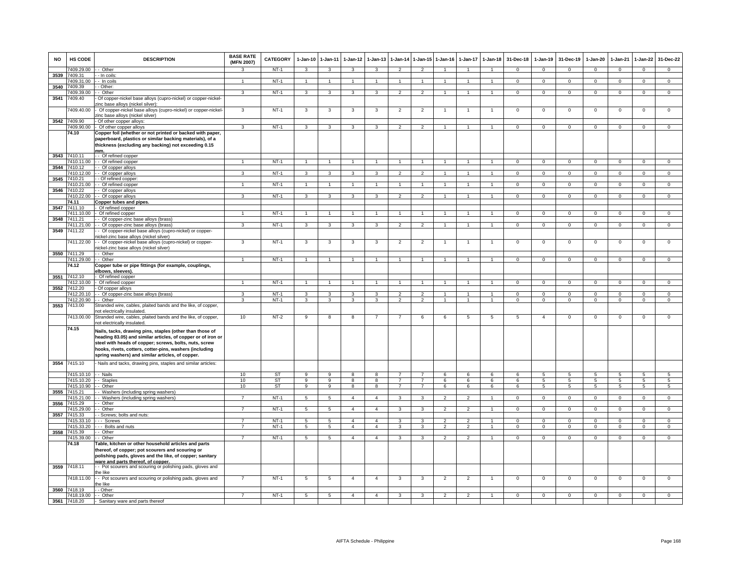| NO | HS CODE | DESCRIPTION | BASE RATE (MFN 2007) | CATEGORY | 1-Jan-10 | 1-Jan-11 | 1-Jan-12 | 1-Jan-13 | 1-Jan-14 | 1-Jan-15 | 1-Jan-16 | 1-Jan-17 | 1-Jan-18 | 31-Dec-18 | 1-Jan-19 | 31-Dec-19 | 1-Jan-20 | 1-Jan-21 | 1-Jan-22 | 31-Dec-22 |
|---|---|---|---|---|---|---|---|---|---|---|---|---|---|---|---|---|---|---|---|---|
| | 7409.29.00 | - - Other | 3 | NT-1 | 3 | 3 | 3 | 3 | 2 | 2 | 1 | 1 | 1 | 0 | 0 | 0 | 0 | 0 | 0 | 0 |
| 3539 | 7409.31 | - - In coils: | | | | | | | | | | | | | | | | | | |
| | 7409.31.00 | - - In coils | 1 | NT-1 | 1 | 1 | 1 | 1 | 1 | 1 | 1 | 1 | 1 | 0 | 0 | 0 | 0 | 0 | 0 | 0 |
| 3540 | 7409.39 | - - Other: | | | | | | | | | | | | | | | | | | |
| | 7409.39.00 | - - Other | 3 | NT-1 | 3 | 3 | 3 | 3 | 2 | 2 | 1 | 1 | 1 | 0 | 0 | 0 | 0 | 0 | 0 | 0 |
| 3541 | 7409.40 | - Of copper-nickel base alloys (cupro-nickel) or copper-nickel-zinc base alloys (nickel silver): | | | | | | | | | | | | | | | | | | |
| | 7409.40.00 | - Of copper-nickel base alloys (cupro-nickel) or copper-nickel-zinc base alloys (nickel silver) | 3 | NT-1 | 3 | 3 | 3 | 3 | 2 | 2 | 1 | 1 | 1 | 0 | 0 | 0 | 0 | 0 | 0 | 0 |
| 3542 | 7409.90 | - Of other copper alloys: | | | | | | | | | | | | | | | | | | |
| | 7409.90.00 | - Of other copper alloys | 3 | NT-1 | 3 | 3 | 3 | 3 | 2 | 2 | 1 | 1 | 1 | 0 | 0 | 0 | 0 | 0 | 0 | 0 |
| | **74.10** | **Copper foil (whether or not printed or backed with paper, paperboard, plastics or similar backing materials), of a thickness (excluding any backing) not exceeding 0.15 mm.** | | | | | | | | | | | | | | | | | | |
| 3543 | 7410.11 | - - Of refined copper | | | | | | | | | | | | | | | | | | |
| | 7410.11.00 | - - Of refined copper | 1 | NT-1 | 1 | 1 | 1 | 1 | 1 | 1 | 1 | 1 | 1 | 0 | 0 | 0 | 0 | 0 | 0 | 0 |
| 3544 | 7410.12 | - - Of copper alloys | | | | | | | | | | | | | | | | | | |
| | 7410.12.00 | - - Of copper alloys | 3 | NT-1 | 3 | 3 | 3 | 3 | 2 | 2 | 1 | 1 | 1 | 0 | 0 | 0 | 0 | 0 | 0 | 0 |
| 3545 | 7410.21 | - - Of refined copper: | | | | | | | | | | | | | | | | | | |
| | 7410.21.00 | - - Of refined copper | 1 | NT-1 | 1 | 1 | 1 | 1 | 1 | 1 | 1 | 1 | 1 | 0 | 0 | 0 | 0 | 0 | 0 | 0 |
| 3546 | 7410.22 | - - Of copper alloys | | | | | | | | | | | | | | | | | | |
| | 7410.22.00 | - - Of copper alloys | 3 | NT-1 | 3 | 3 | 3 | 3 | 2 | 2 | 1 | 1 | 1 | 0 | 0 | 0 | 0 | 0 | 0 | 0 |
| | **74.11** | **Copper tubes and pipes.** | | | | | | | | | | | | | | | | | | |
| 3547 | 7411.10 | - Of refined copper | | | | | | | | | | | | | | | | | | |
| | 7411.10.00 | - Of refined copper | 1 | NT-1 | 1 | 1 | 1 | 1 | 1 | 1 | 1 | 1 | 1 | 0 | 0 | 0 | 0 | 0 | 0 | 0 |
| 3548 | 7411.21 | - - Of copper-zinc base alloys (brass) | | | | | | | | | | | | | | | | | | |
| | 7411.21.00 | - - Of copper-zinc base alloys (brass) | 3 | NT-1 | 3 | 3 | 3 | 3 | 2 | 2 | 1 | 1 | 1 | 0 | 0 | 0 | 0 | 0 | 0 | 0 |
| 3549 | 7411.22 | - - Of copper-nickel base alloys (cupro-nickel) or copper-nickel-zinc base alloys (nickel silver) | | | | | | | | | | | | | | | | | | |
| | 7411.22.00 | - - Of copper-nickel base alloys (cupro-nickel) or copper-nickel-zinc base alloys (nickel silver) | 3 | NT-1 | 3 | 3 | 3 | 3 | 2 | 2 | 1 | 1 | 1 | 0 | 0 | 0 | 0 | 0 | 0 | 0 |
| 3550 | 7411.29 | - - Other | | | | | | | | | | | | | | | | | | |
| | 7411.29.00 | - - Other | 1 | NT-1 | 1 | 1 | 1 | 1 | 1 | 1 | 1 | 1 | 1 | 0 | 0 | 0 | 0 | 0 | 0 | 0 |
| | **74.12** | **Copper tube or pipe fittings (for example, couplings, elbows, sleeves).** | | | | | | | | | | | | | | | | | | |
| 3551 | 7412.10 | - Of refined copper | | | | | | | | | | | | | | | | | | |
| | 7412.10.00 | - Of refined copper | 1 | NT-1 | 1 | 1 | 1 | 1 | 1 | 1 | 1 | 1 | 1 | 0 | 0 | 0 | 0 | 0 | 0 | 0 |
| 3552 | 7412.20 | - Of copper alloys | | | | | | | | | | | | | | | | | | |
| | 7412.20.10 | - - Of copper-zinc base alloys (brass) | 3 | NT-1 | 3 | 3 | 3 | 3 | 2 | 2 | 1 | 1 | 1 | 0 | 0 | 0 | 0 | 0 | 0 | 0 |
| | 7412.20.90 | - - Other | 3 | NT-1 | 3 | 3 | 3 | 3 | 2 | 2 | 1 | 1 | 1 | 0 | 0 | 0 | 0 | 0 | 0 | 0 |
| 3553 | 7413.00 | Stranded wire, cables, plaited bands and the like, of copper, not electrically insulated. | | | | | | | | | | | | | | | | | | |
| | 7413.00.00 | Stranded wire, cables, plaited bands and the like, of copper, not electrically insulated. | 10 | NT-2 | 9 | 8 | 8 | 7 | 7 | 6 | 6 | 5 | 5 | 5 | 4 | 0 | 0 | 0 | 0 | 0 |
| | **74.15** | **Nails, tacks, drawing pins, staples (other than those of heading 83.05) and similar articles, of copper or of iron or steel with heads of copper; screws, bolts, nuts, screw hooks, rivets, cotters, cotter-pins, washers (including spring washers) and similar articles, of copper.** | | | | | | | | | | | | | | | | | | |
| 3554 | 7415.10 | - Nails and tacks, drawing pins, staples and similar articles: | | | | | | | | | | | | | | | | | | |
| | 7415.10.10 | - - Nails | 10 | ST | 9 | 9 | 8 | 8 | 7 | 7 | 6 | 6 | 6 | 6 | 5 | 5 | 5 | 5 | 5 | 5 |
| | 7415.10.20 | - - Staples | 10 | ST | 9 | 9 | 8 | 8 | 7 | 7 | 6 | 6 | 6 | 6 | 5 | 5 | 5 | 5 | 5 | 5 |
| | 7415.10.90 | - - Other | 10 | ST | 9 | 9 | 8 | 8 | 7 | 7 | 6 | 6 | 6 | 6 | 5 | 5 | 5 | 5 | 5 | 5 |
| 3555 | 7415.21 | - - Washers (including spring washers) | | | | | | | | | | | | | | | | | | |
| | 7415.21.00 | - - Washers (including spring washers) | 7 | NT-1 | 5 | 5 | 4 | 4 | 3 | 3 | 2 | 2 | 1 | 0 | 0 | 0 | 0 | 0 | 0 | 0 |
| 3556 | 7415.29 | - - Other | | | | | | | | | | | | | | | | | | |
| | 7415.29.00 | - - Other | 7 | NT-1 | 5 | 5 | 4 | 4 | 3 | 3 | 2 | 2 | 1 | 0 | 0 | 0 | 0 | 0 | 0 | 0 |
| 3557 | 7415.33 | - - Screws; bolts and nuts: | | | | | | | | | | | | | | | | | | |
| | 7415.33.10 | - - - Screws | 7 | NT-1 | 5 | 5 | 4 | 4 | 3 | 3 | 2 | 2 | 1 | 0 | 0 | 0 | 0 | 0 | 0 | 0 |
| | 7415.33.20 | - - - Bolts and nuts | 7 | NT-1 | 5 | 5 | 4 | 4 | 3 | 3 | 2 | 2 | 1 | 0 | 0 | 0 | 0 | 0 | 0 | 0 |
| 3558 | 7415.39 | - - Other | | | | | | | | | | | | | | | | | | |
| | 7415.39.00 | - - Other | 7 | NT-1 | 5 | 5 | 4 | 4 | 3 | 3 | 2 | 2 | 1 | 0 | 0 | 0 | 0 | 0 | 0 | 0 |
| | **74.18** | **Table, kitchen or other household articles and parts thereof, of copper; pot scourers and scouring or polishing pads, gloves and the like, of copper; sanitary ware and parts thereof, of copper.** | | | | | | | | | | | | | | | | | | |
| 3559 | 7418.11 | - - Pot scourers and scouring or polishing pads, gloves and the like | | | | | | | | | | | | | | | | | | |
| | 7418.11.00 | - - Pot scourers and scouring or polishing pads, gloves and the like | 7 | NT-1 | 5 | 5 | 4 | 4 | 3 | 3 | 2 | 2 | 1 | 0 | 0 | 0 | 0 | 0 | 0 | 0 |
| 3560 | 7418.19 | - - Other: | | | | | | | | | | | | | | | | | | |
| | 7418.19.00 | - - Other | 7 | NT-1 | 5 | 5 | 4 | 4 | 3 | 3 | 2 | 2 | 1 | 0 | 0 | 0 | 0 | 0 | 0 | 0 |
| 3561 | 7418.20 | - Sanitary ware and parts thereof | | | | | | | | | | | | | | | | | | |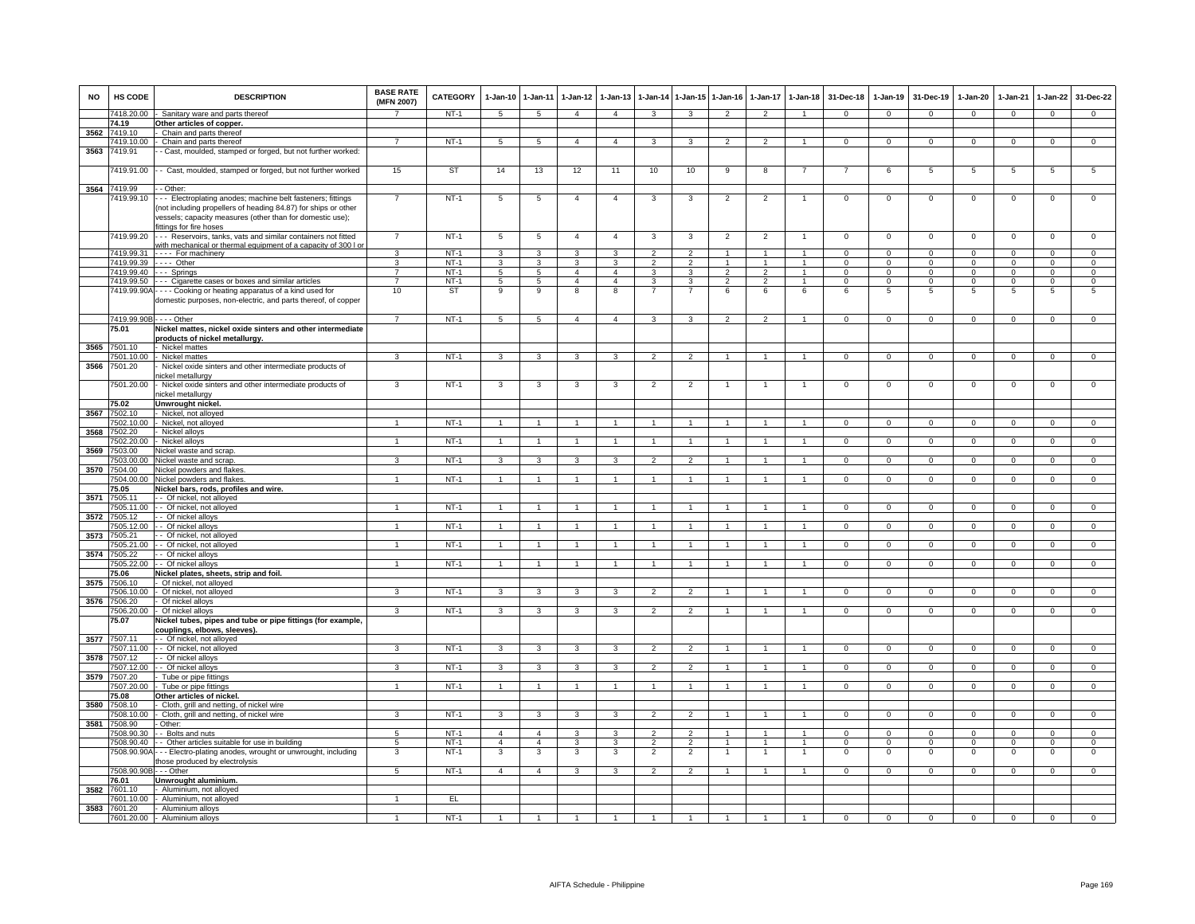| NO | HS CODE | DESCRIPTION | BASE RATE (MFN 2007) | CATEGORY | 1-Jan-10 | 1-Jan-11 | 1-Jan-12 | 1-Jan-13 | 1-Jan-14 | 1-Jan-15 | 1-Jan-16 | 1-Jan-17 | 1-Jan-18 | 31-Dec-18 | 1-Jan-19 | 31-Dec-19 | 1-Jan-20 | 1-Jan-21 | 1-Jan-22 | 31-Dec-22 |
|---|---|---|---|---|---|---|---|---|---|---|---|---|---|---|---|---|---|---|---|---|
| | 7418.20.00 | - Sanitary ware and parts thereof | 7 | NT-1 | 5 | 5 | 4 | 4 | 3 | 3 | 2 | 2 | 1 | 0 | 0 | 0 | 0 | 0 | 0 | 0 |
| | 74.19 | Other articles of copper. | | | | | | | | | | | | | | | | | | |
| 3562 | 7419.10 | - Chain and parts thereof | | | | | | | | | | | | | | | | | | |
| | 7419.10.00 | - Chain and parts thereof | 7 | NT-1 | 5 | 5 | 4 | 4 | 3 | 3 | 2 | 2 | 1 | 0 | 0 | 0 | 0 | 0 | 0 | 0 |
| 3563 | 7419.91 | - - Cast, moulded, stamped or forged, but not further worked: | | | | | | | | | | | | | | | | | | |
| | 7419.91.00 | - - Cast, moulded, stamped or forged, but not further worked | 15 | ST | 14 | 13 | 12 | 11 | 10 | 10 | 9 | 8 | 7 | 7 | 6 | 5 | 5 | 5 | 5 | 5 |
| 3564 | 7419.99 | - - Other: | | | | | | | | | | | | | | | | | | |
| | 7419.99.10 | - - - Electroplating anodes; machine belt fasteners; fittings (not including propellers of heading 84.87) for ships or other vessels; capacity measures (other than for domestic use); fittings for fire hoses | 7 | NT-1 | 5 | 5 | 4 | 4 | 3 | 3 | 2 | 2 | 1 | 0 | 0 | 0 | 0 | 0 | 0 | 0 |
| | 7419.99.20 | - - - Reservoirs, tanks, vats and similar containers not fitted with mechanical or thermal equipment of a capacity of 300 l or | 7 | NT-1 | 5 | 5 | 4 | 4 | 3 | 3 | 2 | 2 | 1 | 0 | 0 | 0 | 0 | 0 | 0 | 0 |
| | 7419.99.31 | - - - - For machinery | 3 | NT-1 | 3 | 3 | 3 | 3 | 2 | 2 | 1 | 1 | 1 | 0 | 0 | 0 | 0 | 0 | 0 | 0 |
| | 7419.99.39 | - - - - Other | 3 | NT-1 | 3 | 3 | 3 | 3 | 2 | 2 | 1 | 1 | 1 | 0 | 0 | 0 | 0 | 0 | 0 | 0 |
| | 7419.99.40 | - - - Springs | 7 | NT-1 | 5 | 5 | 4 | 4 | 3 | 3 | 2 | 2 | 1 | 0 | 0 | 0 | 0 | 0 | 0 | 0 |
| | 7419.99.50 | - - - Cigarette cases or boxes and similar articles | 7 | NT-1 | 5 | 5 | 4 | 4 | 3 | 3 | 2 | 2 | 1 | 0 | 0 | 0 | 0 | 0 | 0 | 0 |
| | 7419.99.90A | - - - - Cooking or heating apparatus of a kind used for domestic purposes, non-electric, and parts thereof, of copper | 10 | ST | 9 | 9 | 8 | 8 | 7 | 7 | 6 | 6 | 6 | 6 | 5 | 5 | 5 | 5 | 5 | 5 |
| | 7419.99.90B | - - - - Other | 7 | NT-1 | 5 | 5 | 4 | 4 | 3 | 3 | 2 | 2 | 1 | 0 | 0 | 0 | 0 | 0 | 0 | 0 |
| | 75.01 | Nickel mattes, nickel oxide sinters and other intermediate products of nickel metallurgy. | | | | | | | | | | | | | | | | | | |
| 3565 | 7501.10 | - Nickel mattes | | | | | | | | | | | | | | | | | | |
| | 7501.10.00 | - Nickel mattes | 3 | NT-1 | 3 | 3 | 3 | 3 | 2 | 2 | 1 | 1 | 1 | 0 | 0 | 0 | 0 | 0 | 0 | 0 |
| 3566 | 7501.20 | - Nickel oxide sinters and other intermediate products of nickel metallurgy | | | | | | | | | | | | | | | | | | |
| | 7501.20.00 | - Nickel oxide sinters and other intermediate products of nickel metallurgy | 3 | NT-1 | 3 | 3 | 3 | 3 | 2 | 2 | 1 | 1 | 1 | 0 | 0 | 0 | 0 | 0 | 0 | 0 |
| | 75.02 | Unwrought nickel. | | | | | | | | | | | | | | | | | | |
| 3567 | 7502.10 | - Nickel, not alloyed | | | | | | | | | | | | | | | | | | |
| | 7502.10.00 | - Nickel, not alloyed | 1 | NT-1 | 1 | 1 | 1 | 1 | 1 | 1 | 1 | 1 | 1 | 0 | 0 | 0 | 0 | 0 | 0 | 0 |
| 3568 | 7502.20 | - Nickel alloys | | | | | | | | | | | | | | | | | | |
| | 7502.20.00 | - Nickel alloys | 1 | NT-1 | 1 | 1 | 1 | 1 | 1 | 1 | 1 | 1 | 1 | 0 | 0 | 0 | 0 | 0 | 0 | 0 |
| 3569 | 7503.00 | Nickel waste and scrap. | | | | | | | | | | | | | | | | | | |
| | 7503.00.00 | Nickel waste and scrap. | 3 | NT-1 | 3 | 3 | 3 | 3 | 2 | 2 | 1 | 1 | 1 | 0 | 0 | 0 | 0 | 0 | 0 | 0 |
| 3570 | 7504.00 | Nickel powders and flakes. | | | | | | | | | | | | | | | | | | |
| | 7504.00.00 | Nickel powders and flakes. | 1 | NT-1 | 1 | 1 | 1 | 1 | 1 | 1 | 1 | 1 | 1 | 0 | 0 | 0 | 0 | 0 | 0 | 0 |
| | 75.05 | Nickel bars, rods, profiles and wire. | | | | | | | | | | | | | | | | | | |
| 3571 | 7505.11 | - - Of nickel, not alloyed | | | | | | | | | | | | | | | | | | |
| | 7505.11.00 | - - Of nickel, not alloyed | 1 | NT-1 | 1 | 1 | 1 | 1 | 1 | 1 | 1 | 1 | 1 | 0 | 0 | 0 | 0 | 0 | 0 | 0 |
| 3572 | 7505.12 | - - Of nickel alloys | | | | | | | | | | | | | | | | | | |
| | 7505.12.00 | - - Of nickel alloys | 1 | NT-1 | 1 | 1 | 1 | 1 | 1 | 1 | 1 | 1 | 1 | 0 | 0 | 0 | 0 | 0 | 0 | 0 |
| 3573 | 7505.21 | - - Of nickel, not alloyed | | | | | | | | | | | | | | | | | | |
| | 7505.21.00 | - - Of nickel, not alloyed | 1 | NT-1 | 1 | 1 | 1 | 1 | 1 | 1 | 1 | 1 | 1 | 0 | 0 | 0 | 0 | 0 | 0 | 0 |
| 3574 | 7505.22 | - - Of nickel alloys | | | | | | | | | | | | | | | | | | |
| | 7505.22.00 | - - Of nickel alloys | 1 | NT-1 | 1 | 1 | 1 | 1 | 1 | 1 | 1 | 1 | 1 | 0 | 0 | 0 | 0 | 0 | 0 | 0 |
| | 75.06 | Nickel plates, sheets, strip and foil. | | | | | | | | | | | | | | | | | | |
| 3575 | 7506.10 | - Of nickel, not alloyed | | | | | | | | | | | | | | | | | | |
| | 7506.10.00 | - Of nickel, not alloyed | 3 | NT-1 | 3 | 3 | 3 | 3 | 2 | 2 | 1 | 1 | 1 | 0 | 0 | 0 | 0 | 0 | 0 | 0 |
| 3576 | 7506.20 | - Of nickel alloys | | | | | | | | | | | | | | | | | | |
| | 7506.20.00 | - Of nickel alloys | 3 | NT-1 | 3 | 3 | 3 | 3 | 2 | 2 | 1 | 1 | 1 | 0 | 0 | 0 | 0 | 0 | 0 | 0 |
| | 75.07 | Nickel tubes, pipes and tube or pipe fittings (for example, couplings, elbows, sleeves). | | | | | | | | | | | | | | | | | | |
| 3577 | 7507.11 | - - Of nickel, not alloyed | | | | | | | | | | | | | | | | | | |
| | 7507.11.00 | - - Of nickel, not alloyed | 3 | NT-1 | 3 | 3 | 3 | 3 | 2 | 2 | 1 | 1 | 1 | 0 | 0 | 0 | 0 | 0 | 0 | 0 |
| 3578 | 7507.12 | - - Of nickel alloys | | | | | | | | | | | | | | | | | | |
| | 7507.12.00 | - - Of nickel alloys | 3 | NT-1 | 3 | 3 | 3 | 3 | 2 | 2 | 1 | 1 | 1 | 0 | 0 | 0 | 0 | 0 | 0 | 0 |
| 3579 | 7507.20 | - Tube or pipe fittings | | | | | | | | | | | | | | | | | | |
| | 7507.20.00 | - Tube or pipe fittings | 1 | NT-1 | 1 | 1 | 1 | 1 | 1 | 1 | 1 | 1 | 1 | 0 | 0 | 0 | 0 | 0 | 0 | 0 |
| | 75.08 | Other articles of nickel. | | | | | | | | | | | | | | | | | | |
| 3580 | 7508.10 | - Cloth, grill and netting, of nickel wire | | | | | | | | | | | | | | | | | | |
| | 7508.10.00 | - Cloth, grill and netting, of nickel wire | 3 | NT-1 | 3 | 3 | 3 | 3 | 2 | 2 | 1 | 1 | 1 | 0 | 0 | 0 | 0 | 0 | 0 | 0 |
| 3581 | 7508.90 | - Other: | | | | | | | | | | | | | | | | | | |
| | 7508.90.30 | - - Bolts and nuts | 5 | NT-1 | 4 | 4 | 3 | 3 | 2 | 2 | 1 | 1 | 1 | 0 | 0 | 0 | 0 | 0 | 0 | 0 |
| | 7508.90.40 | - - Other articles suitable for use in building | 5 | NT-1 | 4 | 4 | 3 | 3 | 2 | 2 | 1 | 1 | 1 | 0 | 0 | 0 | 0 | 0 | 0 | 0 |
| | 7508.90.90A | - - - Electro-plating anodes, wrought or unwrought, including those produced by electrolysis | 3 | NT-1 | 3 | 3 | 3 | 3 | 2 | 2 | 1 | 1 | 1 | 0 | 0 | 0 | 0 | 0 | 0 | 0 |
| | 7508.90.90B | - - - Other | 5 | NT-1 | 4 | 4 | 3 | 3 | 2 | 2 | 1 | 1 | 1 | 0 | 0 | 0 | 0 | 0 | 0 | 0 |
| | 76.01 | Unwrought aluminium. | | | | | | | | | | | | | | | | | | |
| 3582 | 7601.10 | - Aluminium, not alloyed | | | | | | | | | | | | | | | | | | |
| | 7601.10.00 | - Aluminium, not alloyed | 1 | EL | | | | | | | | | | | | | | | | |
| 3583 | 7601.20 | - Aluminium alloys | | | | | | | | | | | | | | | | | | |
| | 7601.20.00 | - Aluminium alloys | 1 | NT-1 | 1 | 1 | 1 | 1 | 1 | 1 | 1 | 1 | 1 | 0 | 0 | 0 | 0 | 0 | 0 | 0 |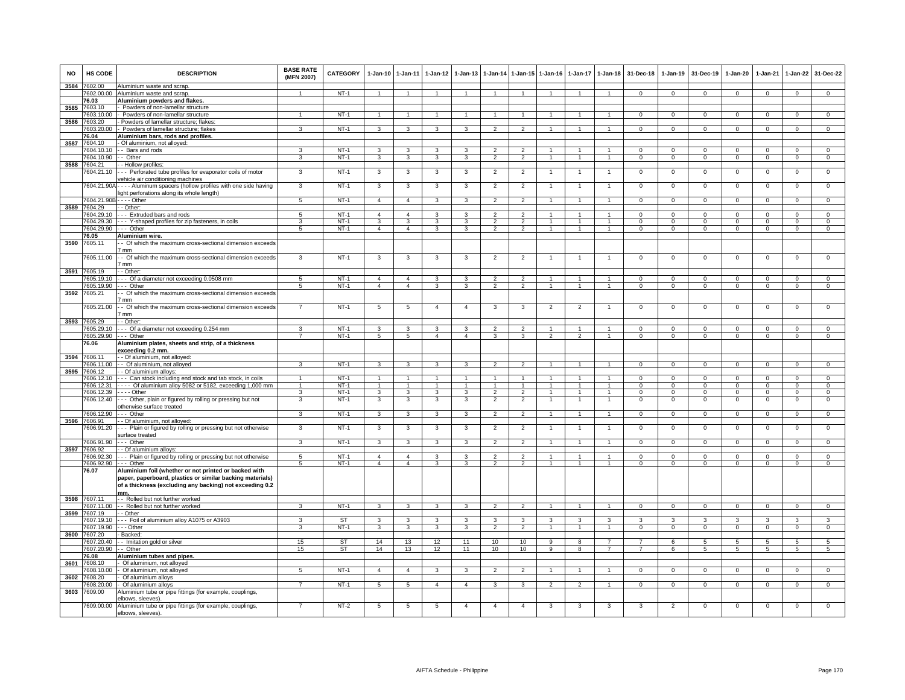| NO | HS CODE | DESCRIPTION | BASE RATE (MFN 2007) | CATEGORY | 1-Jan-10 | 1-Jan-11 | 1-Jan-12 | 1-Jan-13 | 1-Jan-14 | 1-Jan-15 | 1-Jan-16 | 1-Jan-17 | 1-Jan-18 | 31-Dec-18 | 1-Jan-19 | 31-Dec-19 | 1-Jan-20 | 1-Jan-21 | 1-Jan-22 | 31-Dec-22 |
|---|---|---|---|---|---|---|---|---|---|---|---|---|---|---|---|---|---|---|---|---|
| 3584 | 7602.00 | Aluminium waste and scrap. | | | | | | | | | | | | | | | | | | |
| | 7602.00.00 | Aluminium waste and scrap. | 1 | NT-1 | 1 | 1 | 1 | 1 | 1 | 1 | 1 | 1 | 1 | 0 | 0 | 0 | 0 | 0 | 0 | 0 |
| | 76.03 | **Aluminium powders and flakes.** | | | | | | | | | | | | | | | | | | |
| 3585 | 7603.10 | - Powders of non-lamellar structure | | | | | | | | | | | | | | | | | | |
| | 7603.10.00 | - Powders of non-lamellar structure | 1 | NT-1 | 1 | 1 | 1 | 1 | 1 | 1 | 1 | 1 | 1 | 0 | 0 | 0 | 0 | 0 | 0 | 0 |
| 3586 | 7603.20 | - Powders of lamellar structure; flakes: | | | | | | | | | | | | | | | | | | |
| | 7603.20.00 | - Powders of lamellar structure; flakes | 3 | NT-1 | 3 | 3 | 3 | 3 | 2 | 2 | 1 | 1 | 1 | 0 | 0 | 0 | 0 | 0 | 0 | 0 |
| | 76.04 | **Aluminium bars, rods and profiles.** | | | | | | | | | | | | | | | | | | |
| 3587 | 7604.10 | - Of aluminium, not alloyed: | | | | | | | | | | | | | | | | | | |
| | 7604.10.10 | - - Bars and rods | 3 | NT-1 | 3 | 3 | 3 | 3 | 2 | 2 | 1 | 1 | 1 | 0 | 0 | 0 | 0 | 0 | 0 | 0 |
| | 7604.10.90 | - - Other | 3 | NT-1 | 3 | 3 | 3 | 3 | 2 | 2 | 1 | 1 | 1 | 0 | 0 | 0 | 0 | 0 | 0 | 0 |
| 3588 | 7604.21 | - - Hollow profiles: | | | | | | | | | | | | | | | | | | |
| | 7604.21.10 | - - - Perforated tube profiles for evaporator coils of motor vehicle air conditioning machines | 3 | NT-1 | 3 | 3 | 3 | 3 | 2 | 2 | 1 | 1 | 1 | 0 | 0 | 0 | 0 | 0 | 0 | 0 |
| | 7604.21.90A | - - - - Aluminum spacers (hollow profiles with one side having light perforations along its whole length) | 3 | NT-1 | 3 | 3 | 3 | 3 | 2 | 2 | 1 | 1 | 1 | 0 | 0 | 0 | 0 | 0 | 0 | 0 |
| | 7604.21.90B | - - - - Other | 5 | NT-1 | 4 | 4 | 3 | 3 | 2 | 2 | 1 | 1 | 1 | 0 | 0 | 0 | 0 | 0 | 0 | 0 |
| 3589 | 7604.29 | - - Other: | | | | | | | | | | | | | | | | | | |
| | 7604.29.10 | - - - Extruded bars and rods | 5 | NT-1 | 4 | 4 | 3 | 3 | 2 | 2 | 1 | 1 | 1 | 0 | 0 | 0 | 0 | 0 | 0 | 0 |
| | 7604.29.30 | - - - Y-shaped profiles for zip fasteners, in coils | 3 | NT-1 | 3 | 3 | 3 | 3 | 2 | 2 | 1 | 1 | 1 | 0 | 0 | 0 | 0 | 0 | 0 | 0 |
| | 7604.29.90 | - - - Other | 5 | NT-1 | 4 | 4 | 3 | 3 | 2 | 2 | 1 | 1 | 1 | 0 | 0 | 0 | 0 | 0 | 0 | 0 |
| | 76.05 | **Aluminium wire.** | | | | | | | | | | | | | | | | | | |
| 3590 | 7605.11 | - - Of which the maximum cross-sectional dimension exceeds 7 mm | | | | | | | | | | | | | | | | | | |
| | 7605.11.00 | - - Of which the maximum cross-sectional dimension exceeds 7 mm | 3 | NT-1 | 3 | 3 | 3 | 3 | 2 | 2 | 1 | 1 | 1 | 0 | 0 | 0 | 0 | 0 | 0 | 0 |
| 3591 | 7605.19 | - - Other: | | | | | | | | | | | | | | | | | | |
| | 7605.19.10 | - - - Of a diameter not exceeding 0.0508 mm | 5 | NT-1 | 4 | 4 | 3 | 3 | 2 | 2 | 1 | 1 | 1 | 0 | 0 | 0 | 0 | 0 | 0 | 0 |
| | 7605.19.90 | - - - Other | 5 | NT-1 | 4 | 4 | 3 | 3 | 2 | 2 | 1 | 1 | 1 | 0 | 0 | 0 | 0 | 0 | 0 | 0 |
| 3592 | 7605.21 | - - Of which the maximum cross-sectional dimension exceeds 7 mm | | | | | | | | | | | | | | | | | | |
| | 7605.21.00 | - - Of which the maximum cross-sectional dimension exceeds 7 mm | 7 | NT-1 | 5 | 5 | 4 | 4 | 3 | 3 | 2 | 2 | 1 | 0 | 0 | 0 | 0 | 0 | 0 | 0 |
| 3593 | 7605.29 | - - Other: | | | | | | | | | | | | | | | | | | |
| | 7605.29.10 | - - - Of a diameter not exceeding 0.254 mm | 3 | NT-1 | 3 | 3 | 3 | 3 | 2 | 2 | 1 | 1 | 1 | 0 | 0 | 0 | 0 | 0 | 0 | 0 |
| | 7605.29.90 | - - - Other | 7 | NT-1 | 5 | 5 | 4 | 4 | 3 | 3 | 2 | 2 | 1 | 0 | 0 | 0 | 0 | 0 | 0 | 0 |
| | 76.06 | **Aluminium plates, sheets and strip, of a thickness exceeding 0.2 mm.** | | | | | | | | | | | | | | | | | | |
| 3594 | 7606.11 | - - Of aluminium, not alloyed: | | | | | | | | | | | | | | | | | | |
| | 7606.11.00 | - - Of aluminium, not alloyed | 3 | NT-1 | 3 | 3 | 3 | 3 | 2 | 2 | 1 | 1 | 1 | 0 | 0 | 0 | 0 | 0 | 0 | 0 |
| 3595 | 7606.12 | - - Of aluminium alloys: | | | | | | | | | | | | | | | | | | |
| | 7606.12.10 | - - - Can stock including end stock and tab stock, in coils | 1 | NT-1 | 1 | 1 | 1 | 1 | 1 | 1 | 1 | 1 | 1 | 0 | 0 | 0 | 0 | 0 | 0 | 0 |
| | 7606.12.31 | - - - - Of aluminium alloy 5082 or 5182, exceeding 1,000 mm | 1 | NT-1 | 1 | 1 | 1 | 1 | 1 | 1 | 1 | 1 | 1 | 0 | 0 | 0 | 0 | 0 | 0 | 0 |
| | 7606.12.39 | - - - - Other | 3 | NT-1 | 3 | 3 | 3 | 3 | 2 | 2 | 1 | 1 | 1 | 0 | 0 | 0 | 0 | 0 | 0 | 0 |
| | 7606.12.40 | - - - Other, plain or figured by rolling or pressing but not otherwise surface treated | 3 | NT-1 | 3 | 3 | 3 | 3 | 2 | 2 | 1 | 1 | 1 | 0 | 0 | 0 | 0 | 0 | 0 | 0 |
| | 7606.12.90 | - - - Other | 3 | NT-1 | 3 | 3 | 3 | 3 | 2 | 2 | 1 | 1 | 1 | 0 | 0 | 0 | 0 | 0 | 0 | 0 |
| 3596 | 7606.91 | - - Of aluminium, not alloyed: | | | | | | | | | | | | | | | | | | |
| | 7606.91.20 | - - - Plain or figured by rolling or pressing but not otherwise surface treated | 3 | NT-1 | 3 | 3 | 3 | 3 | 2 | 2 | 1 | 1 | 1 | 0 | 0 | 0 | 0 | 0 | 0 | 0 |
| | 7606.91.90 | - - - Other | 3 | NT-1 | 3 | 3 | 3 | 3 | 2 | 2 | 1 | 1 | 1 | 0 | 0 | 0 | 0 | 0 | 0 | 0 |
| 3597 | 7606.92 | - - Of aluminium alloys: | | | | | | | | | | | | | | | | | | |
| | 7606.92.30 | - - - Plain or figured by rolling or pressing but not otherwise | 5 | NT-1 | 4 | 4 | 3 | 3 | 2 | 2 | 1 | 1 | 1 | 0 | 0 | 0 | 0 | 0 | 0 | 0 |
| | 7606.92.90 | - - - Other | 5 | NT-1 | 4 | 4 | 3 | 3 | 2 | 2 | 1 | 1 | 1 | 0 | 0 | 0 | 0 | 0 | 0 | 0 |
| | 76.07 | **Aluminium foil (whether or not printed or backed with paper, paperboard, plastics or similar backing materials) of a thickness (excluding any backing) not exceeding 0.2 mm.** | | | | | | | | | | | | | | | | | | |
| 3598 | 7607.11 | - - Rolled but not further worked | | | | | | | | | | | | | | | | | | |
| | 7607.11.00 | - - Rolled but not further worked | 3 | NT-1 | 3 | 3 | 3 | 3 | 2 | 2 | 1 | 1 | 1 | 0 | 0 | 0 | 0 | 0 | 0 | 0 |
| 3599 | 7607.19 | - - Other | | | | | | | | | | | | | | | | | | |
| | 7607.19.10 | - - - Foil of aluminium alloy A1075 or A3903 | 3 | ST | 3 | 3 | 3 | 3 | 3 | 3 | 3 | 3 | 3 | 3 | 3 | 3 | 3 | 3 | 3 | 3 |
| | 7607.19.90 | - - - Other | 3 | NT-1 | 3 | 3 | 3 | 3 | 2 | 2 | 1 | 1 | 1 | 0 | 0 | 0 | 0 | 0 | 0 | 0 |
| 3600 | 7607.20 | - Backed: | | | | | | | | | | | | | | | | | | |
| | 7607.20.40 | - - Imitation gold or silver | 15 | ST | 14 | 13 | 12 | 11 | 10 | 10 | 9 | 8 | 7 | 7 | 6 | 5 | 5 | 5 | 5 | 5 |
| | 7607.20.90 | - - Other | 15 | ST | 14 | 13 | 12 | 11 | 10 | 10 | 9 | 8 | 7 | 7 | 6 | 5 | 5 | 5 | 5 | 5 |
| | 76.08 | **Aluminium tubes and pipes.** | | | | | | | | | | | | | | | | | | |
| 3601 | 7608.10 | - Of aluminium, not alloyed | | | | | | | | | | | | | | | | | | |
| | 7608.10.00 | - Of aluminium, not alloyed | 5 | NT-1 | 4 | 4 | 3 | 3 | 2 | 2 | 1 | 1 | 1 | 0 | 0 | 0 | 0 | 0 | 0 | 0 |
| 3602 | 7608.20 | - Of aluminium alloys | | | | | | | | | | | | | | | | | | |
| | 7608.20.00 | - Of aluminium alloys | 7 | NT-1 | 5 | 5 | 4 | 4 | 3 | 3 | 2 | 2 | 1 | 0 | 0 | 0 | 0 | 0 | 0 | 0 |
| 3603 | 7609.00 | Aluminium tube or pipe fittings (for example, couplings, elbows, sleeves). | | | | | | | | | | | | | | | | | | |
| | 7609.00.00 | Aluminium tube or pipe fittings (for example, couplings, elbows, sleeves). | 7 | NT-2 | 5 | 5 | 5 | 4 | 4 | 4 | 3 | 3 | 3 | 3 | 2 | 0 | 0 | 0 | 0 | 0 |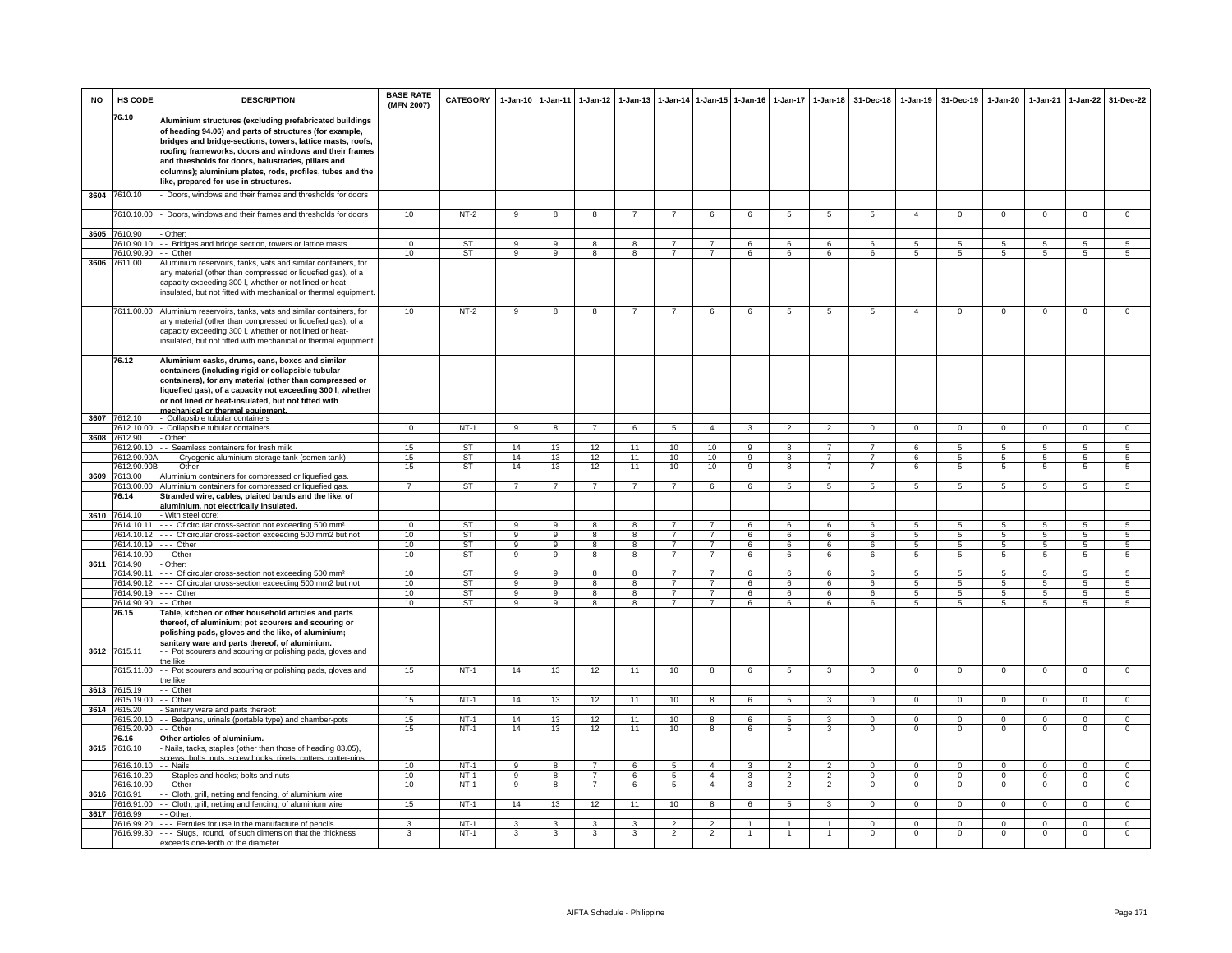| NO | HS CODE | DESCRIPTION | BASE RATE (MFN 2007) | CATEGORY | 1-Jan-10 | 1-Jan-11 | 1-Jan-12 | 1-Jan-13 | 1-Jan-14 | 1-Jan-15 | 1-Jan-16 | 1-Jan-17 | 1-Jan-18 | 31-Dec-18 | 1-Jan-19 | 31-Dec-19 | 1-Jan-20 | 1-Jan-21 | 1-Jan-22 | 31-Dec-22 |
|---|---|---|---|---|---|---|---|---|---|---|---|---|---|---|---|---|---|---|---|---|
| | 76.10 | **Aluminium structures (excluding prefabricated buildings of heading 94.06) and parts of structures (for example, bridges and bridge-sections, towers, lattice masts, roofs, roofing frameworks, doors and windows and their frames and thresholds for doors, balustrades, pillars and columns); aluminium plates, rods, profiles, tubes and the like, prepared for use in structures.** | | | | | | | | | | | | | | | | | | |
| 3604 | 7610.10 | - Doors, windows and their frames and thresholds for doors | | | | | | | | | | | | | | | | | | |
| | 7610.10.00 | - Doors, windows and their frames and thresholds for doors | 10 | NT-2 | 9 | 8 | 8 | 7 | 7 | 6 | 6 | 5 | 5 | 5 | 4 | 0 | 0 | 0 | 0 | 0 |
| 3605 | 7610.90 | - Other: | | | | | | | | | | | | | | | | | | |
| | 7610.90.10 | - - Bridges and bridge section, towers or lattice masts | 10 | ST | 9 | 9 | 8 | 8 | 7 | 7 | 6 | 6 | 6 | 6 | 5 | 5 | 5 | 5 | 5 | 5 |
| | 7610.90.90 | - - Other | 10 | ST | 9 | 9 | 8 | 8 | 7 | 7 | 6 | 6 | 6 | 6 | 5 | 5 | 5 | 5 | 5 | 5 |
| 3606 | 7611.00 | Aluminium reservoirs, tanks, vats and similar containers, for any material (other than compressed or liquefied gas), of a capacity exceeding 300 l, whether or not lined or heat-insulated, but not fitted with mechanical or thermal equipment. | | | | | | | | | | | | | | | | | | |
| | 7611.00.00 | Aluminium reservoirs, tanks, vats and similar containers, for any material (other than compressed or liquefied gas), of a capacity exceeding 300 l, whether or not lined or heat-insulated, but not fitted with mechanical or thermal equipment. | 10 | NT-2 | 9 | 8 | 8 | 7 | 7 | 6 | 6 | 5 | 5 | 5 | 4 | 0 | 0 | 0 | 0 | 0 |
| | 76.12 | **Aluminium casks, drums, cans, boxes and similar containers (including rigid or collapsible tubular containers), for any material (other than compressed or liquefied gas), of a capacity not exceeding 300 l, whether or not lined or heat-insulated, but not fitted with mechanical or thermal equipment.** | | | | | | | | | | | | | | | | | | |
| 3607 | 7612.10 | - Collapsible tubular containers | | | | | | | | | | | | | | | | | | |
| | 7612.10.00 | - Collapsible tubular containers | 10 | NT-1 | 9 | 8 | 7 | 6 | 5 | 4 | 3 | 2 | 2 | 0 | 0 | 0 | 0 | 0 | 0 | 0 |
| 3608 | 7612.90 | - Other: | | | | | | | | | | | | | | | | | | |
| | 7612.90.10 | - - Seamless containers for fresh milk | 15 | ST | 14 | 13 | 12 | 11 | 10 | 10 | 9 | 8 | 7 | 7 | 6 | 5 | 5 | 5 | 5 | 5 |
| | 7612.90.90A | - - - Cryogenic aluminium storage tank (semen tank) | 15 | ST | 14 | 13 | 12 | 11 | 10 | 10 | 9 | 8 | 7 | 7 | 6 | 5 | 5 | 5 | 5 | 5 |
| | 7612.90.90B | - - - Other | 15 | ST | 14 | 13 | 12 | 11 | 10 | 10 | 9 | 8 | 7 | 7 | 6 | 5 | 5 | 5 | 5 | 5 |
| 3609 | 7613.00 | Aluminium containers for compressed or liquefied gas. | | | | | | | | | | | | | | | | | | |
| | 7613.00.00 | Aluminium containers for compressed or liquefied gas. | 7 | ST | 7 | 7 | 7 | 7 | 7 | 6 | 6 | 5 | 5 | 5 | 5 | 5 | 5 | 5 | 5 | 5 |
| | 76.14 | **Stranded wire, cables, plaited bands and the like, of aluminium, not electrically insulated.** | | | | | | | | | | | | | | | | | | |
| 3610 | 7614.10 | - With steel core: | | | | | | | | | | | | | | | | | | |
| | 7614.10.11 | - - - Of circular cross-section not exceeding 500 mm² | 10 | ST | 9 | 9 | 8 | 8 | 7 | 7 | 6 | 6 | 6 | 6 | 5 | 5 | 5 | 5 | 5 | 5 |
| | 7614.10.12 | - - - Of circular cross-section exceeding 500 mm2 but not | 10 | ST | 9 | 9 | 8 | 8 | 7 | 7 | 6 | 6 | 6 | 6 | 5 | 5 | 5 | 5 | 5 | 5 |
| | 7614.10.19 | - - - Other | 10 | ST | 9 | 9 | 8 | 8 | 7 | 7 | 6 | 6 | 6 | 6 | 5 | 5 | 5 | 5 | 5 | 5 |
| | 7614.10.90 | - - Other | 10 | ST | 9 | 9 | 8 | 8 | 7 | 7 | 6 | 6 | 6 | 6 | 5 | 5 | 5 | 5 | 5 | 5 |
| 3611 | 7614.90 | - Other: | | | | | | | | | | | | | | | | | | |
| | 7614.90.11 | - - - Of circular cross-section not exceeding 500 mm² | 10 | ST | 9 | 9 | 8 | 8 | 7 | 7 | 6 | 6 | 6 | 6 | 5 | 5 | 5 | 5 | 5 | 5 |
| | 7614.90.12 | - - - Of circular cross-section exceeding 500 mm2 but not | 10 | ST | 9 | 9 | 8 | 8 | 7 | 7 | 6 | 6 | 6 | 6 | 5 | 5 | 5 | 5 | 5 | 5 |
| | 7614.90.19 | - - - Other | 10 | ST | 9 | 9 | 8 | 8 | 7 | 7 | 6 | 6 | 6 | 6 | 5 | 5 | 5 | 5 | 5 | 5 |
| | 7614.90.90 | - - Other | 10 | ST | 9 | 9 | 8 | 8 | 7 | 7 | 6 | 6 | 6 | 6 | 5 | 5 | 5 | 5 | 5 | 5 |
| | 76.15 | **Table, kitchen or other household articles and parts thereof, of aluminium; pot scourers and scouring or polishing pads, gloves and the like, of aluminium; sanitary ware and parts thereof, of aluminium.** | | | | | | | | | | | | | | | | | | |
| 3612 | 7615.11 | - - Pot scourers and scouring or polishing pads, gloves and the like | | | | | | | | | | | | | | | | | | |
| | 7615.11.00 | - - Pot scourers and scouring or polishing pads, gloves and the like | 15 | NT-1 | 14 | 13 | 12 | 11 | 10 | 8 | 6 | 5 | 3 | 0 | 0 | 0 | 0 | 0 | 0 | 0 |
| 3613 | 7615.19 | - - Other | | | | | | | | | | | | | | | | | | |
| | 7615.19.00 | - - Other | 15 | NT-1 | 14 | 13 | 12 | 11 | 10 | 8 | 6 | 5 | 3 | 0 | 0 | 0 | 0 | 0 | 0 | 0 |
| 3614 | 7615.20 | - Sanitary ware and parts thereof: | | | | | | | | | | | | | | | | | | |
| | 7615.20.10 | - - Bedpans, urinals (portable type) and chamber-pots | 15 | NT-1 | 14 | 13 | 12 | 11 | 10 | 8 | 6 | 5 | 3 | 0 | 0 | 0 | 0 | 0 | 0 | 0 |
| | 7615.20.90 | - - Other | 15 | NT-1 | 14 | 13 | 12 | 11 | 10 | 8 | 6 | 5 | 3 | 0 | 0 | 0 | 0 | 0 | 0 | 0 |
| | 76.16 | **Other articles of aluminium.** | | | | | | | | | | | | | | | | | | |
| 3615 | 7616.10 | - Nails, tacks, staples (other than those of heading 83.05), screws, bolts, nuts, screw hooks, rivets, cotters, cotter-pins | | | | | | | | | | | | | | | | | | |
| | 7616.10.10 | - - Nails | 10 | NT-1 | 9 | 8 | 7 | 6 | 5 | 4 | 3 | 2 | 2 | 0 | 0 | 0 | 0 | 0 | 0 | 0 |
| | 7616.10.20 | - - Staples and hooks; bolts and nuts | 10 | NT-1 | 9 | 8 | 7 | 6 | 5 | 4 | 3 | 2 | 2 | 0 | 0 | 0 | 0 | 0 | 0 | 0 |
| | 7616.10.90 | - - Other | 10 | NT-1 | 9 | 8 | 7 | 6 | 5 | 4 | 3 | 2 | 2 | 0 | 0 | 0 | 0 | 0 | 0 | 0 |
| 3616 | 7616.91 | - - Cloth, grill, netting and fencing, of aluminium wire | | | | | | | | | | | | | | | | | | |
| | 7616.91.00 | - - Cloth, grill, netting and fencing, of aluminium wire | 15 | NT-1 | 14 | 13 | 12 | 11 | 10 | 8 | 6 | 5 | 3 | 0 | 0 | 0 | 0 | 0 | 0 | 0 |
| 3617 | 7616.99 | - - Other: | | | | | | | | | | | | | | | | | | |
| | 7616.99.20 | - - - Ferrules for use in the manufacture of pencils | 3 | NT-1 | 3 | 3 | 3 | 3 | 2 | 2 | 1 | 1 | 1 | 0 | 0 | 0 | 0 | 0 | 0 | 0 |
| | 7616.99.30 | - - - Slugs, round, of such dimension that the thickness exceeds one-tenth of the diameter | 3 | NT-1 | 3 | 3 | 3 | 3 | 2 | 2 | 1 | 1 | 1 | 0 | 0 | 0 | 0 | 0 | 0 | 0 |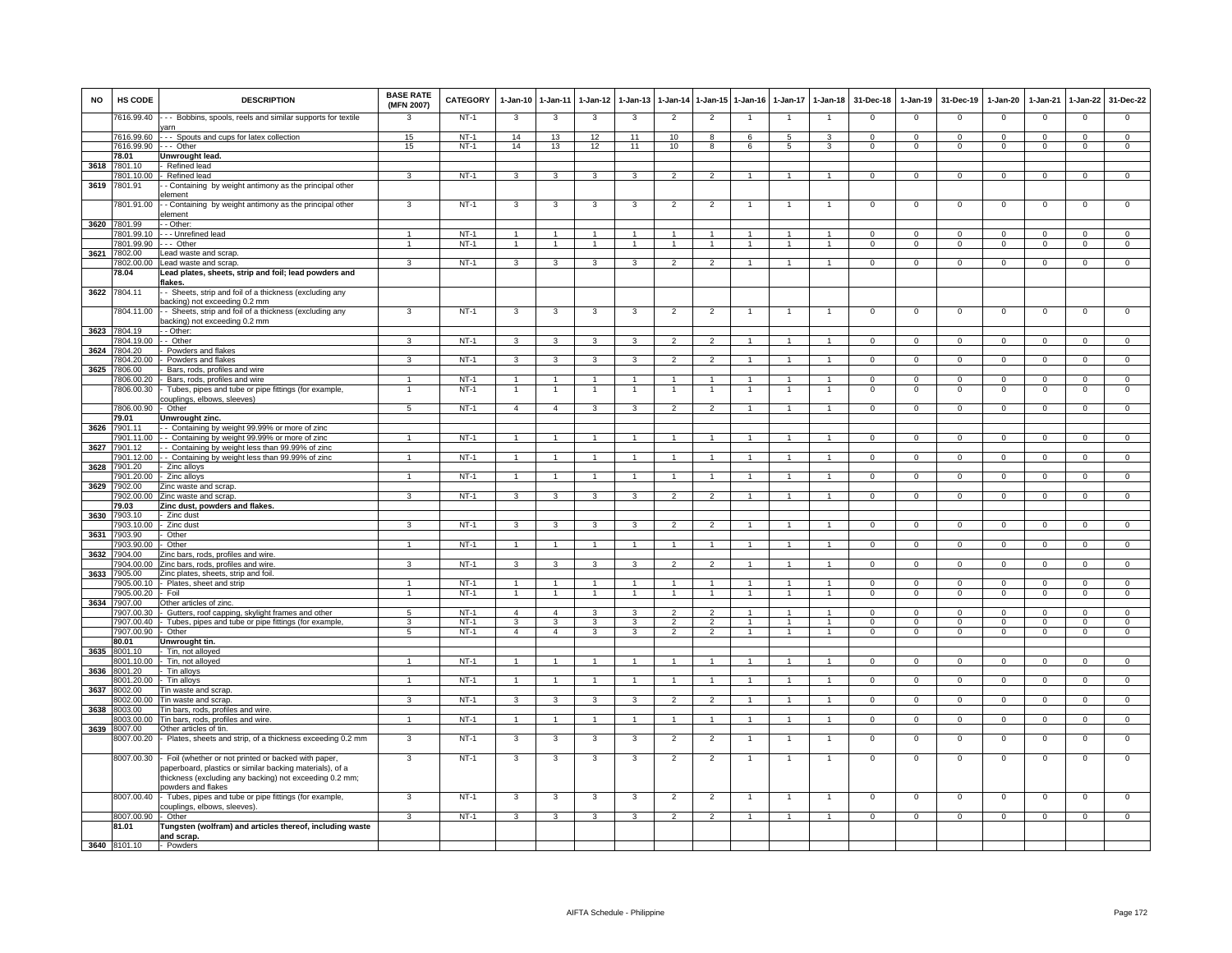| NO | HS CODE | DESCRIPTION | BASE RATE (MFN 2007) | CATEGORY | 1-Jan-10 | 1-Jan-11 | 1-Jan-12 | 1-Jan-13 | 1-Jan-14 | 1-Jan-15 | 1-Jan-16 | 1-Jan-17 | 1-Jan-18 | 31-Dec-18 | 1-Jan-19 | 31-Dec-19 | 1-Jan-20 | 1-Jan-21 | 1-Jan-22 | 31-Dec-22 |
|---|---|---|---|---|---|---|---|---|---|---|---|---|---|---|---|---|---|---|---|---|
| | 7616.99.40 | - - - Bobbins, spools, reels and similar supports for textile yarn | 3 | NT-1 | 3 | 3 | 3 | 3 | 2 | 2 | 1 | 1 | 1 | 0 | 0 | 0 | 0 | 0 | 0 | 0 |
| | 7616.99.60 | - - - Spouts and cups for latex collection | 15 | NT-1 | 14 | 13 | 12 | 11 | 10 | 8 | 6 | 5 | 3 | 0 | 0 | 0 | 0 | 0 | 0 | 0 |
| | 7616.99.90 | - - - Other | 15 | NT-1 | 14 | 13 | 12 | 11 | 10 | 8 | 6 | 5 | 3 | 0 | 0 | 0 | 0 | 0 | 0 | 0 |
| | 78.01 | **Unwrought lead.** | | | | | | | | | | | | | | | | | | |
| 3618 | 7801.10 | - Refined lead | | | | | | | | | | | | | | | | | | |
| | 7801.10.00 | - Refined lead | 3 | NT-1 | 3 | 3 | 3 | 3 | 2 | 2 | 1 | 1 | 1 | 0 | 0 | 0 | 0 | 0 | 0 | 0 |
| 3619 | 7801.91 | - - Containing by weight antimony as the principal other element | | | | | | | | | | | | | | | | | | |
| | 7801.91.00 | - - Containing by weight antimony as the principal other element | 3 | NT-1 | 3 | 3 | 3 | 3 | 2 | 2 | 1 | 1 | 1 | 0 | 0 | 0 | 0 | 0 | 0 | 0 |
| 3620 | 7801.99 | - - Other: | | | | | | | | | | | | | | | | | | |
| | 7801.99.10 | - - - Unrefined lead | 1 | NT-1 | 1 | 1 | 1 | 1 | 1 | 1 | 1 | 1 | 1 | 0 | 0 | 0 | 0 | 0 | 0 | 0 |
| | 7801.99.90 | - - - Other | 1 | NT-1 | 1 | 1 | 1 | 1 | 1 | 1 | 1 | 1 | 1 | 0 | 0 | 0 | 0 | 0 | 0 | 0 |
| 3621 | 7802.00 | Lead waste and scrap. | | | | | | | | | | | | | | | | | | |
| | 7802.00.00 | Lead waste and scrap. | 3 | NT-1 | 3 | 3 | 3 | 3 | 2 | 2 | 1 | 1 | 1 | 0 | 0 | 0 | 0 | 0 | 0 | 0 |
| | 78.04 | **Lead plates, sheets, strip and foil; lead powders and flakes.** | | | | | | | | | | | | | | | | | | |
| 3622 | 7804.11 | - - Sheets, strip and foil of a thickness (excluding any backing) not exceeding 0.2 mm | | | | | | | | | | | | | | | | | | |
| | 7804.11.00 | - - Sheets, strip and foil of a thickness (excluding any backing) not exceeding 0.2 mm | 3 | NT-1 | 3 | 3 | 3 | 3 | 2 | 2 | 1 | 1 | 1 | 0 | 0 | 0 | 0 | 0 | 0 | 0 |
| 3623 | 7804.19 | - - Other: | | | | | | | | | | | | | | | | | | |
| | 7804.19.00 | - - Other | 3 | NT-1 | 3 | 3 | 3 | 3 | 2 | 2 | 1 | 1 | 1 | 0 | 0 | 0 | 0 | 0 | 0 | 0 |
| 3624 | 7804.20 | - Powders and flakes | | | | | | | | | | | | | | | | | | |
| | 7804.20.00 | - Powders and flakes | 3 | NT-1 | 3 | 3 | 3 | 3 | 2 | 2 | 1 | 1 | 1 | 0 | 0 | 0 | 0 | 0 | 0 | 0 |
| 3625 | 7806.00 | - Bars, rods, profiles and wire | | | | | | | | | | | | | | | | | | |
| | 7806.00.20 | - Bars, rods, profiles and wire | 1 | NT-1 | 1 | 1 | 1 | 1 | 1 | 1 | 1 | 1 | 1 | 0 | 0 | 0 | 0 | 0 | 0 | 0 |
| | 7806.00.30 | - Tubes, pipes and tube or pipe fittings (for example, couplings, elbows, sleeves) | 1 | NT-1 | 1 | 1 | 1 | 1 | 1 | 1 | 1 | 1 | 1 | 0 | 0 | 0 | 0 | 0 | 0 | 0 |
| | 7806.00.90 | - Other | 5 | NT-1 | 4 | 4 | 3 | 3 | 2 | 2 | 1 | 1 | 1 | 0 | 0 | 0 | 0 | 0 | 0 | 0 |
| | 79.01 | **Unwrought zinc.** | | | | | | | | | | | | | | | | | | |
| 3626 | 7901.11 | - - Containing by weight 99.99% or more of zinc | | | | | | | | | | | | | | | | | | |
| | 7901.11.00 | - - Containing by weight 99.99% or more of zinc | 1 | NT-1 | 1 | 1 | 1 | 1 | 1 | 1 | 1 | 1 | 1 | 0 | 0 | 0 | 0 | 0 | 0 | 0 |
| 3627 | 7901.12 | - - Containing by weight less than 99.99% of zinc | | | | | | | | | | | | | | | | | | |
| | 7901.12.00 | - - Containing by weight less than 99.99% of zinc | 1 | NT-1 | 1 | 1 | 1 | 1 | 1 | 1 | 1 | 1 | 1 | 0 | 0 | 0 | 0 | 0 | 0 | 0 |
| 3628 | 7901.20 | - Zinc alloys | | | | | | | | | | | | | | | | | | |
| | 7901.20.00 | - Zinc alloys | 1 | NT-1 | 1 | 1 | 1 | 1 | 1 | 1 | 1 | 1 | 1 | 0 | 0 | 0 | 0 | 0 | 0 | 0 |
| 3629 | 7902.00 | Zinc waste and scrap. | | | | | | | | | | | | | | | | | | |
| | 7902.00.00 | Zinc waste and scrap. | 3 | NT-1 | 3 | 3 | 3 | 3 | 2 | 2 | 1 | 1 | 1 | 0 | 0 | 0 | 0 | 0 | 0 | 0 |
| | 79.03 | **Zinc dust, powders and flakes.** | | | | | | | | | | | | | | | | | | |
| 3630 | 7903.10 | - Zinc dust | | | | | | | | | | | | | | | | | | |
| | 7903.10.00 | - Zinc dust | 3 | NT-1 | 3 | 3 | 3 | 3 | 2 | 2 | 1 | 1 | 1 | 0 | 0 | 0 | 0 | 0 | 0 | 0 |
| 3631 | 7903.90 | - Other | | | | | | | | | | | | | | | | | | |
| | 7903.90.00 | - Other | 1 | NT-1 | 1 | 1 | 1 | 1 | 1 | 1 | 1 | 1 | 1 | 0 | 0 | 0 | 0 | 0 | 0 | 0 |
| 3632 | 7904.00 | Zinc bars, rods, profiles and wire. | | | | | | | | | | | | | | | | | | |
| | 7904.00.00 | Zinc bars, rods, profiles and wire. | 3 | NT-1 | 3 | 3 | 3 | 3 | 2 | 2 | 1 | 1 | 1 | 0 | 0 | 0 | 0 | 0 | 0 | 0 |
| 3633 | 7905.00 | Zinc plates, sheets, strip and foil. | | | | | | | | | | | | | | | | | | |
| | 7905.00.10 | - Plates, sheet and strip | 1 | NT-1 | 1 | 1 | 1 | 1 | 1 | 1 | 1 | 1 | 1 | 0 | 0 | 0 | 0 | 0 | 0 | 0 |
| | 7905.00.20 | - Foil | 1 | NT-1 | 1 | 1 | 1 | 1 | 1 | 1 | 1 | 1 | 1 | 0 | 0 | 0 | 0 | 0 | 0 | 0 |
| 3634 | 7907.00 | Other articles of zinc. | | | | | | | | | | | | | | | | | | |
| | 7907.00.30 | - Gutters, roof capping, skylight frames and other | 5 | NT-1 | 4 | 4 | 3 | 3 | 2 | 2 | 1 | 1 | 1 | 0 | 0 | 0 | 0 | 0 | 0 | 0 |
| | 7907.00.40 | - Tubes, pipes and tube or pipe fittings (for example, | 3 | NT-1 | 3 | 3 | 3 | 3 | 2 | 2 | 1 | 1 | 1 | 0 | 0 | 0 | 0 | 0 | 0 | 0 |
| | 7907.00.90 | - Other | 5 | NT-1 | 4 | 4 | 3 | 3 | 2 | 2 | 1 | 1 | 1 | 0 | 0 | 0 | 0 | 0 | 0 | 0 |
| | 80.01 | **Unwrought tin.** | | | | | | | | | | | | | | | | | | |
| 3635 | 8001.10 | - Tin, not alloyed | | | | | | | | | | | | | | | | | | |
| | 8001.10.00 | - Tin, not alloyed | 1 | NT-1 | 1 | 1 | 1 | 1 | 1 | 1 | 1 | 1 | 1 | 0 | 0 | 0 | 0 | 0 | 0 | 0 |
| 3636 | 8001.20 | - Tin alloys | | | | | | | | | | | | | | | | | | |
| | 8001.20.00 | - Tin alloys | 1 | NT-1 | 1 | 1 | 1 | 1 | 1 | 1 | 1 | 1 | 1 | 0 | 0 | 0 | 0 | 0 | 0 | 0 |
| 3637 | 8002.00 | Tin waste and scrap. | | | | | | | | | | | | | | | | | | |
| | 8002.00.00 | Tin waste and scrap. | 3 | NT-1 | 3 | 3 | 3 | 3 | 2 | 2 | 1 | 1 | 1 | 0 | 0 | 0 | 0 | 0 | 0 | 0 |
| 3638 | 8003.00 | Tin bars, rods, profiles and wire. | | | | | | | | | | | | | | | | | | |
| | 8003.00.00 | Tin bars, rods, profiles and wire. | 1 | NT-1 | 1 | 1 | 1 | 1 | 1 | 1 | 1 | 1 | 1 | 0 | 0 | 0 | 0 | 0 | 0 | 0 |
| 3639 | 8007.00 | Other articles of tin. | | | | | | | | | | | | | | | | | | |
| | 8007.00.20 | - Plates, sheets and strip, of a thickness exceeding 0.2 mm | 3 | NT-1 | 3 | 3 | 3 | 3 | 2 | 2 | 1 | 1 | 1 | 0 | 0 | 0 | 0 | 0 | 0 | 0 |
| | 8007.00.30 | - Foil (whether or not printed or backed with paper, paperboard, plastics or similar backing materials), of a thickness (excluding any backing) not exceeding 0.2 mm; powders and flakes | 3 | NT-1 | 3 | 3 | 3 | 3 | 2 | 2 | 1 | 1 | 1 | 0 | 0 | 0 | 0 | 0 | 0 | 0 |
| | 8007.00.40 | - Tubes, pipes and tube or pipe fittings (for example, couplings, elbows, sleeves). | 3 | NT-1 | 3 | 3 | 3 | 3 | 2 | 2 | 1 | 1 | 1 | 0 | 0 | 0 | 0 | 0 | 0 | 0 |
| | 8007.00.90 | - Other | 3 | NT-1 | 3 | 3 | 3 | 3 | 2 | 2 | 1 | 1 | 1 | 0 | 0 | 0 | 0 | 0 | 0 | 0 |
| | 81.01 | **Tungsten (wolfram) and articles thereof, including waste and scrap.** | | | | | | | | | | | | | | | | | | |
| 3640 | 8101.10 | - Powders | | | | | | | | | | | | | | | | | | |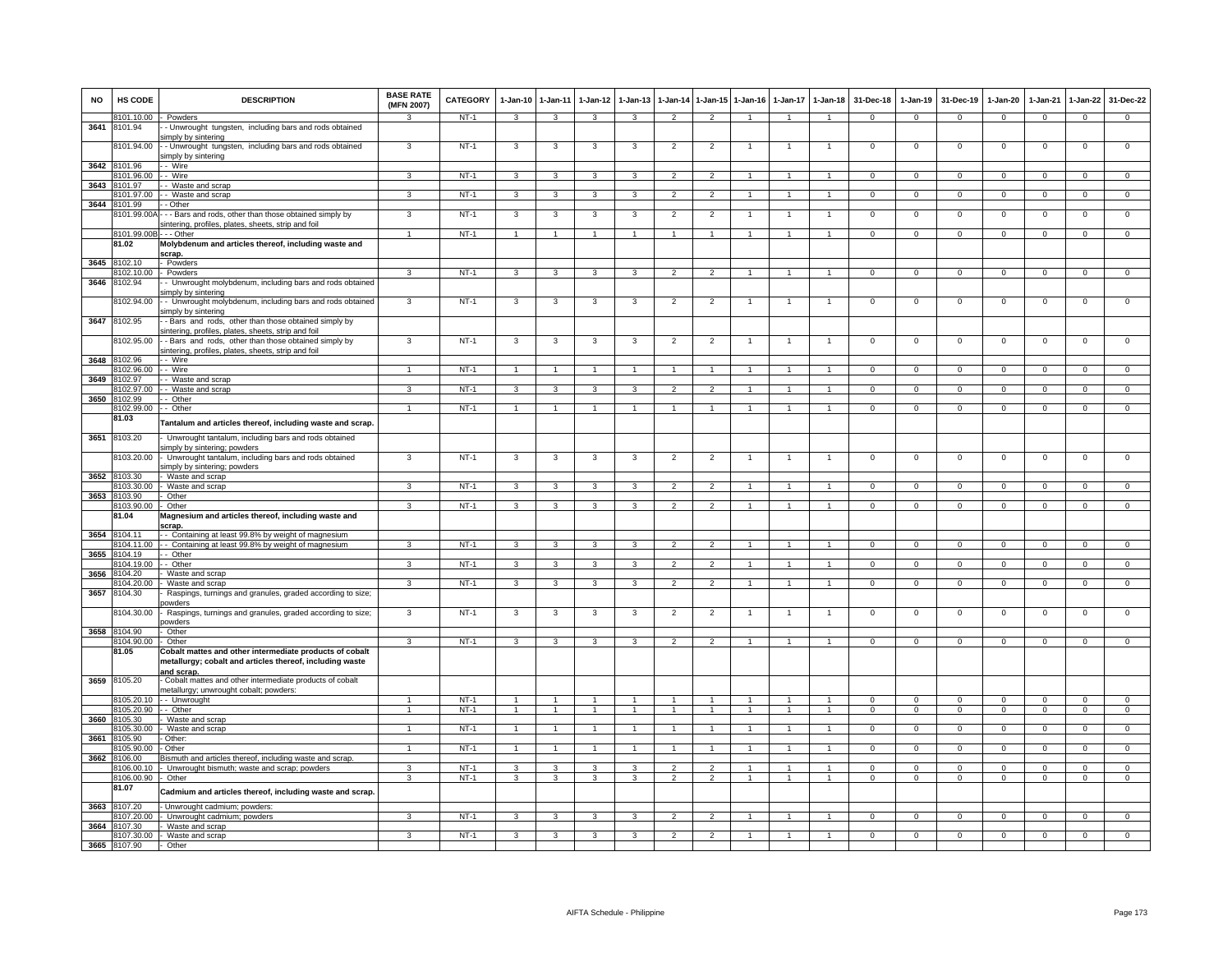| NO | HS CODE | DESCRIPTION | BASE RATE (MFN 2007) | CATEGORY | 1-Jan-10 | 1-Jan-11 | 1-Jan-12 | 1-Jan-13 | 1-Jan-14 | 1-Jan-15 | 1-Jan-16 | 1-Jan-17 | 1-Jan-18 | 31-Dec-18 | 1-Jan-19 | 31-Dec-19 | 1-Jan-20 | 1-Jan-21 | 1-Jan-22 | 31-Dec-22 |
|---|---|---|---|---|---|---|---|---|---|---|---|---|---|---|---|---|---|---|---|---|
| | 8101.10.00 | - Powders | 3 | NT-1 | 3 | 3 | 3 | 3 | 2 | 2 | 1 | 1 | 1 | 0 | 0 | 0 | 0 | 0 | 0 | 0 |
| 3641 | 8101.94 | - - Unwrought tungsten, including bars and rods obtained simply by sintering | | | | | | | | | | | | | | | | | | |
| | 8101.94.00 | - - Unwrought tungsten, including bars and rods obtained simply by sintering | 3 | NT-1 | 3 | 3 | 3 | 3 | 2 | 2 | 1 | 1 | 1 | 0 | 0 | 0 | 0 | 0 | 0 | 0 |
| 3642 | 8101.96 | - - Wire | | | | | | | | | | | | | | | | | | |
| | 8101.96.00 | - - Wire | 3 | NT-1 | 3 | 3 | 3 | 3 | 2 | 2 | 1 | 1 | 1 | 0 | 0 | 0 | 0 | 0 | 0 | 0 |
| 3643 | 8101.97 | - - Waste and scrap | | | | | | | | | | | | | | | | | | |
| | 8101.97.00 | - - Waste and scrap | 3 | NT-1 | 3 | 3 | 3 | 3 | 2 | 2 | 1 | 1 | 1 | 0 | 0 | 0 | 0 | 0 | 0 | 0 |
| 3644 | 8101.99 | - - Other | | | | | | | | | | | | | | | | | | |
| | 8101.99.00A | - - - Bars and rods, other than those obtained simply by sintering, profiles, plates, sheets, strip and foil | 3 | NT-1 | 3 | 3 | 3 | 3 | 2 | 2 | 1 | 1 | 1 | 0 | 0 | 0 | 0 | 0 | 0 | 0 |
| | 8101.99.00B | - - - Other | 1 | NT-1 | 1 | 1 | 1 | 1 | 1 | 1 | 1 | 1 | 1 | 0 | 0 | 0 | 0 | 0 | 0 | 0 |
| | **81.02** | **Molybdenum and articles thereof, including waste and scrap.** | | | | | | | | | | | | | | | | | | |
| 3645 | 8102.10 | - Powders | | | | | | | | | | | | | | | | | | |
| | 8102.10.00 | - Powders | 3 | NT-1 | 3 | 3 | 3 | 3 | 2 | 2 | 1 | 1 | 1 | 0 | 0 | 0 | 0 | 0 | 0 | 0 |
| 3646 | 8102.94 | - - Unwrought molybdenum, including bars and rods obtained simply by sintering | | | | | | | | | | | | | | | | | | |
| | 8102.94.00 | - - Unwrought molybdenum, including bars and rods obtained simply by sintering | 3 | NT-1 | 3 | 3 | 3 | 3 | 2 | 2 | 1 | 1 | 1 | 0 | 0 | 0 | 0 | 0 | 0 | 0 |
| 3647 | 8102.95 | - - Bars and rods, other than those obtained simply by sintering, profiles, plates, sheets, strip and foil | | | | | | | | | | | | | | | | | | |
| | 8102.95.00 | - - Bars and rods, other than those obtained simply by sintering, profiles, plates, sheets, strip and foil | 3 | NT-1 | 3 | 3 | 3 | 3 | 2 | 2 | 1 | 1 | 1 | 0 | 0 | 0 | 0 | 0 | 0 | 0 |
| 3648 | 8102.96 | - - Wire | | | | | | | | | | | | | | | | | | |
| | 8102.96.00 | - - Wire | 1 | NT-1 | 1 | 1 | 1 | 1 | 1 | 1 | 1 | 1 | 1 | 0 | 0 | 0 | 0 | 0 | 0 | 0 |
| 3649 | 8102.97 | - - Waste and scrap | | | | | | | | | | | | | | | | | | |
| | 8102.97.00 | - - Waste and scrap | 3 | NT-1 | 3 | 3 | 3 | 3 | 2 | 2 | 1 | 1 | 1 | 0 | 0 | 0 | 0 | 0 | 0 | 0 |
| 3650 | 8102.99 | - - Other | | | | | | | | | | | | | | | | | | |
| | 8102.99.00 | - - Other | 1 | NT-1 | 1 | 1 | 1 | 1 | 1 | 1 | 1 | 1 | 1 | 0 | 0 | 0 | 0 | 0 | 0 | 0 |
| | **81.03** | **Tantalum and articles thereof, including waste and scrap.** | | | | | | | | | | | | | | | | | | |
| 3651 | 8103.20 | - Unwrought tantalum, including bars and rods obtained simply by sintering; powders | | | | | | | | | | | | | | | | | | |
| | 8103.20.00 | - Unwrought tantalum, including bars and rods obtained simply by sintering; powders | 3 | NT-1 | 3 | 3 | 3 | 3 | 2 | 2 | 1 | 1 | 1 | 0 | 0 | 0 | 0 | 0 | 0 | 0 |
| 3652 | 8103.30 | - Waste and scrap | | | | | | | | | | | | | | | | | | |
| | 8103.30.00 | - Waste and scrap | 3 | NT-1 | 3 | 3 | 3 | 3 | 2 | 2 | 1 | 1 | 1 | 0 | 0 | 0 | 0 | 0 | 0 | 0 |
| 3653 | 8103.90 | - Other | | | | | | | | | | | | | | | | | | |
| | 8103.90.00 | - Other | 3 | NT-1 | 3 | 3 | 3 | 3 | 2 | 2 | 1 | 1 | 1 | 0 | 0 | 0 | 0 | 0 | 0 | 0 |
| | **81.04** | **Magnesium and articles thereof, including waste and scrap.** | | | | | | | | | | | | | | | | | | |
| 3654 | 8104.11 | - - Containing at least 99.8% by weight of magnesium | | | | | | | | | | | | | | | | | | |
| | 8104.11.00 | - - Containing at least 99.8% by weight of magnesium | 3 | NT-1 | 3 | 3 | 3 | 3 | 2 | 2 | 1 | 1 | 1 | 0 | 0 | 0 | 0 | 0 | 0 | 0 |
| 3655 | 8104.19 | - - Other | | | | | | | | | | | | | | | | | | |
| | 8104.19.00 | - - Other | 3 | NT-1 | 3 | 3 | 3 | 3 | 2 | 2 | 1 | 1 | 1 | 0 | 0 | 0 | 0 | 0 | 0 | 0 |
| 3656 | 8104.20 | - Waste and scrap | | | | | | | | | | | | | | | | | | |
| | 8104.20.00 | - Waste and scrap | 3 | NT-1 | 3 | 3 | 3 | 3 | 2 | 2 | 1 | 1 | 1 | 0 | 0 | 0 | 0 | 0 | 0 | 0 |
| 3657 | 8104.30 | - Raspings, turnings and granules, graded according to size; powders | | | | | | | | | | | | | | | | | | |
| | 8104.30.00 | - Raspings, turnings and granules, graded according to size; powders | 3 | NT-1 | 3 | 3 | 3 | 3 | 2 | 2 | 1 | 1 | 1 | 0 | 0 | 0 | 0 | 0 | 0 | 0 |
| 3658 | 8104.90 | - Other | | | | | | | | | | | | | | | | | | |
| | 8104.90.00 | - Other | 3 | NT-1 | 3 | 3 | 3 | 3 | 2 | 2 | 1 | 1 | 1 | 0 | 0 | 0 | 0 | 0 | 0 | 0 |
| | **81.05** | **Cobalt mattes and other intermediate products of cobalt metallurgy; cobalt and articles thereof, including waste and scrap.** | | | | | | | | | | | | | | | | | | |
| 3659 | 8105.20 | - Cobalt mattes and other intermediate products of cobalt metallurgy; unwrought cobalt; powders: | | | | | | | | | | | | | | | | | | |
| | 8105.20.10 | - - Unwrought | 1 | NT-1 | 1 | 1 | 1 | 1 | 1 | 1 | 1 | 1 | 1 | 0 | 0 | 0 | 0 | 0 | 0 | 0 |
| | 8105.20.90 | - - Other | 1 | NT-1 | 1 | 1 | 1 | 1 | 1 | 1 | 1 | 1 | 1 | 0 | 0 | 0 | 0 | 0 | 0 | 0 |
| 3660 | 8105.30 | - Waste and scrap | | | | | | | | | | | | | | | | | | |
| | 8105.30.00 | - Waste and scrap | 1 | NT-1 | 1 | 1 | 1 | 1 | 1 | 1 | 1 | 1 | 1 | 0 | 0 | 0 | 0 | 0 | 0 | 0 |
| 3661 | 8105.90 | - Other: | | | | | | | | | | | | | | | | | | |
| | 8105.90.00 | - Other | 1 | NT-1 | 1 | 1 | 1 | 1 | 1 | 1 | 1 | 1 | 1 | 0 | 0 | 0 | 0 | 0 | 0 | 0 |
| 3662 | 8106.00 | Bismuth and articles thereof, including waste and scrap. | | | | | | | | | | | | | | | | | | |
| | 8106.00.10 | - Unwrought bismuth; waste and scrap; powders | 3 | NT-1 | 3 | 3 | 3 | 3 | 2 | 2 | 1 | 1 | 1 | 0 | 0 | 0 | 0 | 0 | 0 | 0 |
| | 8106.00.90 | - Other | 3 | NT-1 | 3 | 3 | 3 | 3 | 2 | 2 | 1 | 1 | 1 | 0 | 0 | 0 | 0 | 0 | 0 | 0 |
| | **81.07** | **Cadmium and articles thereof, including waste and scrap.** | | | | | | | | | | | | | | | | | | |
| 3663 | 8107.20 | - Unwrought cadmium; powders: | | | | | | | | | | | | | | | | | | |
| | 8107.20.00 | - Unwrought cadmium; powders | 3 | NT-1 | 3 | 3 | 3 | 3 | 2 | 2 | 1 | 1 | 1 | 0 | 0 | 0 | 0 | 0 | 0 | 0 |
| 3664 | 8107.30 | - Waste and scrap | | | | | | | | | | | | | | | | | | |
| | 8107.30.00 | - Waste and scrap | 3 | NT-1 | 3 | 3 | 3 | 3 | 2 | 2 | 1 | 1 | 1 | 0 | 0 | 0 | 0 | 0 | 0 | 0 |
| 3665 | 8107.90 | - Other | | | | | | | | | | | | | | | | | | |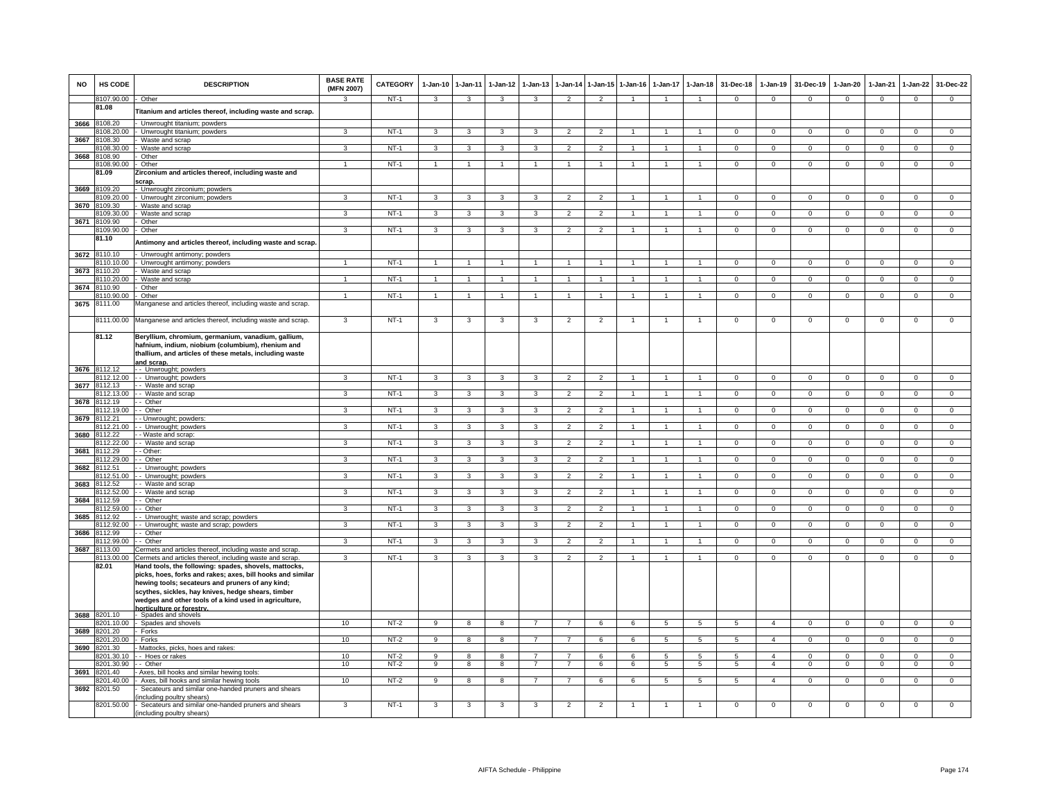| NO | HS CODE | DESCRIPTION | BASE RATE (MFN 2007) | CATEGORY | 1-Jan-10 | 1-Jan-11 | 1-Jan-12 | 1-Jan-13 | 1-Jan-14 | 1-Jan-15 | 1-Jan-16 | 1-Jan-17 | 1-Jan-18 | 31-Dec-18 | 1-Jan-19 | 31-Dec-19 | 1-Jan-20 | 1-Jan-21 | 1-Jan-22 | 31-Dec-22 |
|---|---|---|---|---|---|---|---|---|---|---|---|---|---|---|---|---|---|---|---|---|
| | 8107.90.00 | - Other | 3 | NT-1 | 3 | 3 | 3 | 3 | 2 | 2 | 1 | 1 | 1 | 0 | 0 | 0 | 0 | 0 | 0 | 0 |
| | 81.08 | **Titanium and articles thereof, including waste and scrap.** | | | | | | | | | | | | | | | | | | |
| 3666 | 8108.20 | - Unwrought titanium; powders | | | | | | | | | | | | | | | | | | |
| | 8108.20.00 | - Unwrought titanium; powders | 3 | NT-1 | 3 | 3 | 3 | 3 | 2 | 2 | 1 | 1 | 1 | 0 | 0 | 0 | 0 | 0 | 0 | 0 |
| 3667 | 8108.30 | - Waste and scrap | | | | | | | | | | | | | | | | | | |
| | 8108.30.00 | - Waste and scrap | 3 | NT-1 | 3 | 3 | 3 | 3 | 2 | 2 | 1 | 1 | 1 | 0 | 0 | 0 | 0 | 0 | 0 | 0 |
| 3668 | 8108.90 | - Other | | | | | | | | | | | | | | | | | | |
| | 8108.90.00 | - Other | 1 | NT-1 | 1 | 1 | 1 | 1 | 1 | 1 | 1 | 1 | 1 | 0 | 0 | 0 | 0 | 0 | 0 | 0 |
| | 81.09 | **Zirconium and articles thereof, including waste and scrap.** | | | | | | | | | | | | | | | | | | |
| 3669 | 8109.20 | - Unwrought zirconium; powders | | | | | | | | | | | | | | | | | | |
| | 8109.20.00 | - Unwrought zirconium; powders | 3 | NT-1 | 3 | 3 | 3 | 3 | 2 | 2 | 1 | 1 | 1 | 0 | 0 | 0 | 0 | 0 | 0 | 0 |
| 3670 | 8109.30 | - Waste and scrap | | | | | | | | | | | | | | | | | | |
| | 8109.30.00 | - Waste and scrap | 3 | NT-1 | 3 | 3 | 3 | 3 | 2 | 2 | 1 | 1 | 1 | 0 | 0 | 0 | 0 | 0 | 0 | 0 |
| 3671 | 8109.90 | - Other | | | | | | | | | | | | | | | | | | |
| | 8109.90.00 | - Other | 3 | NT-1 | 3 | 3 | 3 | 3 | 2 | 2 | 1 | 1 | 1 | 0 | 0 | 0 | 0 | 0 | 0 | 0 |
| | 81.10 | **Antimony and articles thereof, including waste and scrap.** | | | | | | | | | | | | | | | | | | |
| 3672 | 8110.10 | - Unwrought antimony; powders | | | | | | | | | | | | | | | | | | |
| | 8110.10.00 | - Unwrought antimony; powders | 1 | NT-1 | 1 | 1 | 1 | 1 | 1 | 1 | 1 | 1 | 1 | 0 | 0 | 0 | 0 | 0 | 0 | 0 |
| 3673 | 8110.20 | - Waste and scrap | | | | | | | | | | | | | | | | | | |
| | 8110.20.00 | - Waste and scrap | 1 | NT-1 | 1 | 1 | 1 | 1 | 1 | 1 | 1 | 1 | 1 | 0 | 0 | 0 | 0 | 0 | 0 | 0 |
| 3674 | 8110.90 | - Other | | | | | | | | | | | | | | | | | | |
| | 8110.90.00 | - Other | 1 | NT-1 | 1 | 1 | 1 | 1 | 1 | 1 | 1 | 1 | 1 | 0 | 0 | 0 | 0 | 0 | 0 | 0 |
| 3675 | 8111.00 | Manganese and articles thereof, including waste and scrap. | | | | | | | | | | | | | | | | | | |
| | 8111.00.00 | Manganese and articles thereof, including waste and scrap. | 3 | NT-1 | 3 | 3 | 3 | 3 | 2 | 2 | 1 | 1 | 1 | 0 | 0 | 0 | 0 | 0 | 0 | 0 |
| | 81.12 | **Beryllium, chromium, germanium, vanadium, gallium, hafnium, indium, niobium (columbium), rhenium and thallium, and articles of these metals, including waste and scrap.** | | | | | | | | | | | | | | | | | | |
| 3676 | 8112.12 | - - Unwrought; powders | | | | | | | | | | | | | | | | | | |
| | 8112.12.00 | - - Unwrought; powders | 3 | NT-1 | 3 | 3 | 3 | 3 | 2 | 2 | 1 | 1 | 1 | 0 | 0 | 0 | 0 | 0 | 0 | 0 |
| 3677 | 8112.13 | - - Waste and scrap | | | | | | | | | | | | | | | | | | |
| | 8112.13.00 | - - Waste and scrap | 3 | NT-1 | 3 | 3 | 3 | 3 | 2 | 2 | 1 | 1 | 1 | 0 | 0 | 0 | 0 | 0 | 0 | 0 |
| 3678 | 8112.19 | - - Other | | | | | | | | | | | | | | | | | | |
| | 8112.19.00 | - - Other | 3 | NT-1 | 3 | 3 | 3 | 3 | 2 | 2 | 1 | 1 | 1 | 0 | 0 | 0 | 0 | 0 | 0 | 0 |
| 3679 | 8112.21 | - - Unwrought; powders: | | | | | | | | | | | | | | | | | | |
| | 8112.21.00 | - - Unwrought; powders | 3 | NT-1 | 3 | 3 | 3 | 3 | 2 | 2 | 1 | 1 | 1 | 0 | 0 | 0 | 0 | 0 | 0 | 0 |
| 3680 | 8112.22 | - - Waste and scrap: | | | | | | | | | | | | | | | | | | |
| | 8112.22.00 | - - Waste and scrap | 3 | NT-1 | 3 | 3 | 3 | 3 | 2 | 2 | 1 | 1 | 1 | 0 | 0 | 0 | 0 | 0 | 0 | 0 |
| 3681 | 8112.29 | - - Other: | | | | | | | | | | | | | | | | | | |
| | 8112.29.00 | - - Other | 3 | NT-1 | 3 | 3 | 3 | 3 | 2 | 2 | 1 | 1 | 1 | 0 | 0 | 0 | 0 | 0 | 0 | 0 |
| 3682 | 8112.51 | - - Unwrought; powders | | | | | | | | | | | | | | | | | | |
| | 8112.51.00 | - - Unwrought; powders | 3 | NT-1 | 3 | 3 | 3 | 3 | 2 | 2 | 1 | 1 | 1 | 0 | 0 | 0 | 0 | 0 | 0 | 0 |
| 3683 | 8112.52 | - - Waste and scrap | | | | | | | | | | | | | | | | | | |
| | 8112.52.00 | - - Waste and scrap | 3 | NT-1 | 3 | 3 | 3 | 3 | 2 | 2 | 1 | 1 | 1 | 0 | 0 | 0 | 0 | 0 | 0 | 0 |
| 3684 | 8112.59 | - - Other | | | | | | | | | | | | | | | | | | |
| | 8112.59.00 | - - Other | 3 | NT-1 | 3 | 3 | 3 | 3 | 2 | 2 | 1 | 1 | 1 | 0 | 0 | 0 | 0 | 0 | 0 | 0 |
| 3685 | 8112.92 | - - Unwrought; waste and scrap; powders | | | | | | | | | | | | | | | | | | |
| | 8112.92.00 | - - Unwrought; waste and scrap; powders | 3 | NT-1 | 3 | 3 | 3 | 3 | 2 | 2 | 1 | 1 | 1 | 0 | 0 | 0 | 0 | 0 | 0 | 0 |
| 3686 | 8112.99 | - - Other | | | | | | | | | | | | | | | | | | |
| | 8112.99.00 | - - Other | 3 | NT-1 | 3 | 3 | 3 | 3 | 2 | 2 | 1 | 1 | 1 | 0 | 0 | 0 | 0 | 0 | 0 | 0 |
| 3687 | 8113.00 | Cermets and articles thereof, including waste and scrap. | | | | | | | | | | | | | | | | | | |
| | 8113.00.00 | Cermets and articles thereof, including waste and scrap. | 3 | NT-1 | 3 | 3 | 3 | 3 | 2 | 2 | 1 | 1 | 1 | 0 | 0 | 0 | 0 | 0 | 0 | 0 |
| | 82.01 | **Hand tools, the following: spades, shovels, mattocks, picks, hoes, forks and rakes; axes, bill hooks and similar hewing tools; secateurs and pruners of any kind; scythes, sickles, hay knives, hedge shears, timber wedges and other tools of a kind used in agriculture, horticulture or forestry.** | | | | | | | | | | | | | | | | | | |
| 3688 | 8201.10 | - Spades and shovels | | | | | | | | | | | | | | | | | | |
| | 8201.10.00 | - Spades and shovels | 10 | NT-2 | 9 | 8 | 8 | 7 | 7 | 6 | 6 | 5 | 5 | 5 | 4 | 0 | 0 | 0 | 0 | 0 |
| 3689 | 8201.20 | - Forks | | | | | | | | | | | | | | | | | | |
| | 8201.20.00 | - Forks | 10 | NT-2 | 9 | 8 | 8 | 7 | 7 | 6 | 6 | 5 | 5 | 5 | 4 | 0 | 0 | 0 | 0 | 0 |
| 3690 | 8201.30 | - Mattocks, picks, hoes and rakes: | | | | | | | | | | | | | | | | | | |
| | 8201.30.10 | - - Hoes or rakes | 10 | NT-2 | 9 | 8 | 8 | 7 | 7 | 6 | 6 | 5 | 5 | 5 | 4 | 0 | 0 | 0 | 0 | 0 |
| | 8201.30.90 | - - Other | 10 | NT-2 | 9 | 8 | 8 | 7 | 7 | 6 | 6 | 5 | 5 | 5 | 4 | 0 | 0 | 0 | 0 | 0 |
| 3691 | 8201.40 | - Axes, bill hooks and similar hewing tools: | | | | | | | | | | | | | | | | | | |
| | 8201.40.00 | - Axes, bill hooks and similar hewing tools | 10 | NT-2 | 9 | 8 | 8 | 7 | 7 | 6 | 6 | 5 | 5 | 5 | 4 | 0 | 0 | 0 | 0 | 0 |
| 3692 | 8201.50 | - Secateurs and similar one-handed pruners and shears (including poultry shears) | | | | | | | | | | | | | | | | | | |
| | 8201.50.00 | - Secateurs and similar one-handed pruners and shears (including poultry shears) | 3 | NT-1 | 3 | 3 | 3 | 3 | 2 | 2 | 1 | 1 | 1 | 0 | 0 | 0 | 0 | 0 | 0 | 0 |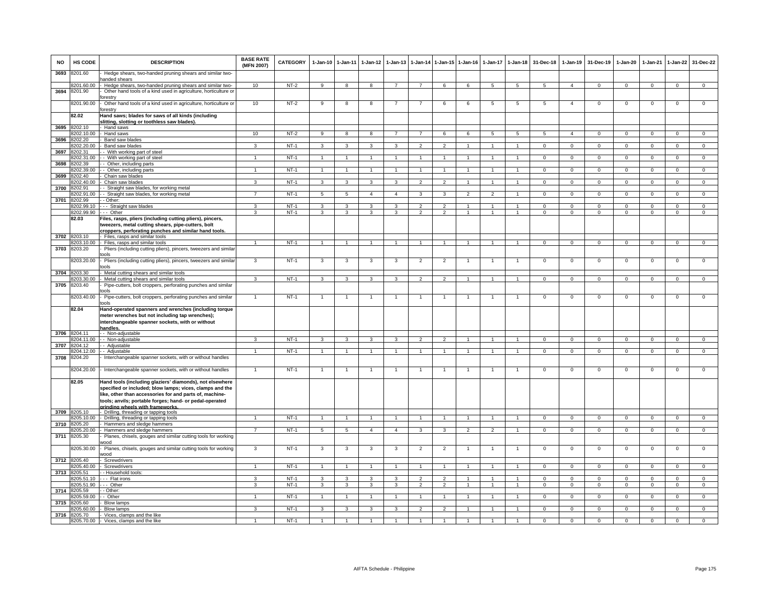| NO | HS CODE | DESCRIPTION | BASE RATE (MFN 2007) | CATEGORY | 1-Jan-10 | 1-Jan-11 | 1-Jan-12 | 1-Jan-13 | 1-Jan-14 | 1-Jan-15 | 1-Jan-16 | 1-Jan-17 | 1-Jan-18 | 31-Dec-18 | 1-Jan-19 | 31-Dec-19 | 1-Jan-20 | 1-Jan-21 | 1-Jan-22 | 31-Dec-22 |
|---|---|---|---|---|---|---|---|---|---|---|---|---|---|---|---|---|---|---|---|---|
| 3693 | 8201.60 | - Hedge shears, two-handed pruning shears and similar two-handed shears | | | | | | | | | | | | | | | | | | |
| | 8201.60.00 | - Hedge shears, two-handed pruning shears and similar two- | 10 | NT-2 | 9 | 8 | 8 | 7 | 7 | 6 | 6 | 5 | 5 | 5 | 4 | 0 | 0 | 0 | 0 | 0 |
| 3694 | 8201.90 | - Other hand tools of a kind used in agriculture, horticulture or forestry | | | | | | | | | | | | | | | | | | |
| | 8201.90.00 | - Other hand tools of a kind used in agriculture, horticulture or forestry | 10 | NT-2 | 9 | 8 | 8 | 7 | 7 | 6 | 6 | 5 | 5 | 5 | 4 | 0 | 0 | 0 | 0 | 0 |
| | **82.02** | **Hand saws; blades for saws of all kinds (including slitting, slotting or toothless saw blades).** | | | | | | | | | | | | | | | | | | |
| 3695 | 8202.10 | - Hand saws | | | | | | | | | | | | | | | | | | |
| | 8202.10.00 | - Hand saws | 10 | NT-2 | 9 | 8 | 8 | 7 | 7 | 6 | 6 | 5 | 5 | 5 | 4 | 0 | 0 | 0 | 0 | 0 |
| 3696 | 8202.20 | - Band saw blades | | | | | | | | | | | | | | | | | | |
| | 8202.20.00 | - Band saw blades | 3 | NT-1 | 3 | 3 | 3 | 3 | 2 | 2 | 1 | 1 | 1 | 0 | 0 | 0 | 0 | 0 | 0 | 0 |
| 3697 | 8202.31 | - - With working part of steel | | | | | | | | | | | | | | | | | | |
| | 8202.31.00 | - - With working part of steel | 1 | NT-1 | 1 | 1 | 1 | 1 | 1 | 1 | 1 | 1 | 1 | 0 | 0 | 0 | 0 | 0 | 0 | 0 |
| 3698 | 8202.39 | - - Other, including parts | | | | | | | | | | | | | | | | | | |
| | 8202.39.00 | - - Other, including parts | 1 | NT-1 | 1 | 1 | 1 | 1 | 1 | 1 | 1 | 1 | 1 | 0 | 0 | 0 | 0 | 0 | 0 | 0 |
| 3699 | 8202.40 | - Chain saw blades | | | | | | | | | | | | | | | | | | |
| | 8202.40.00 | - Chain saw blades | 3 | NT-1 | 3 | 3 | 3 | 3 | 2 | 2 | 1 | 1 | 1 | 0 | 0 | 0 | 0 | 0 | 0 | 0 |
| 3700 | 8202.91 | - - Straight saw blades, for working metal | | | | | | | | | | | | | | | | | | |
| | 8202.91.00 | - - Straight saw blades, for working metal | 7 | NT-1 | 5 | 5 | 4 | 4 | 3 | 3 | 2 | 2 | 1 | 0 | 0 | 0 | 0 | 0 | 0 | 0 |
| 3701 | 8202.99 | - - Other: | | | | | | | | | | | | | | | | | | |
| | 8202.99.10 | - - - Straight saw blades | 3 | NT-1 | 3 | 3 | 3 | 3 | 2 | 2 | 1 | 1 | 1 | 0 | 0 | 0 | 0 | 0 | 0 | 0 |
| | 8202.99.90 | - - - Other | 3 | NT-1 | 3 | 3 | 3 | 3 | 2 | 2 | 1 | 1 | 1 | 0 | 0 | 0 | 0 | 0 | 0 | 0 |
| | **82.03** | **Files, rasps, pliers (including cutting pliers), pincers, tweezers, metal cutting shears, pipe-cutters, bolt croppers, perforating punches and similar hand tools.** | | | | | | | | | | | | | | | | | | |
| 3702 | 8203.10 | - Files, rasps and similar tools | | | | | | | | | | | | | | | | | | |
| | 8203.10.00 | - Files, rasps and similar tools | 1 | NT-1 | 1 | 1 | 1 | 1 | 1 | 1 | 1 | 1 | 1 | 0 | 0 | 0 | 0 | 0 | 0 | 0 |
| 3703 | 8203.20 | - Pliers (including cutting pliers), pincers, tweezers and similar tools | | | | | | | | | | | | | | | | | | |
| | 8203.20.00 | - Pliers (including cutting pliers), pincers, tweezers and similar tools | 3 | NT-1 | 3 | 3 | 3 | 3 | 2 | 2 | 1 | 1 | 1 | 0 | 0 | 0 | 0 | 0 | 0 | 0 |
| 3704 | 8203.30 | - Metal cutting shears and similar tools | | | | | | | | | | | | | | | | | | |
| | 8203.30.00 | - Metal cutting shears and similar tools | 3 | NT-1 | 3 | 3 | 3 | 3 | 2 | 2 | 1 | 1 | 1 | 0 | 0 | 0 | 0 | 0 | 0 | 0 |
| 3705 | 8203.40 | - Pipe-cutters, bolt croppers, perforating punches and similar tools | | | | | | | | | | | | | | | | | | |
| | 8203.40.00 | - Pipe-cutters, bolt croppers, perforating punches and similar tools | 1 | NT-1 | 1 | 1 | 1 | 1 | 1 | 1 | 1 | 1 | 1 | 0 | 0 | 0 | 0 | 0 | 0 | 0 |
| | **82.04** | **Hand-operated spanners and wrenches (including torque meter wrenches but not including tap wrenches); interchangeable spanner sockets, with or without handles.** | | | | | | | | | | | | | | | | | | |
| 3706 | 8204.11 | - - Non-adjustable | | | | | | | | | | | | | | | | | | |
| | 8204.11.00 | - - Non-adjustable | 3 | NT-1 | 3 | 3 | 3 | 3 | 2 | 2 | 1 | 1 | 1 | 0 | 0 | 0 | 0 | 0 | 0 | 0 |
| 3707 | 8204.12 | - - Adjustable | | | | | | | | | | | | | | | | | | |
| | 8204.12.00 | - - Adjustable | 1 | NT-1 | 1 | 1 | 1 | 1 | 1 | 1 | 1 | 1 | 1 | 0 | 0 | 0 | 0 | 0 | 0 | 0 |
| 3708 | 8204.20 | - Interchangeable spanner sockets, with or without handles | | | | | | | | | | | | | | | | | | |
| | 8204.20.00 | - Interchangeable spanner sockets, with or without handles | 1 | NT-1 | 1 | 1 | 1 | 1 | 1 | 1 | 1 | 1 | 1 | 0 | 0 | 0 | 0 | 0 | 0 | 0 |
| | **82.05** | **Hand tools (including glaziers' diamonds), not elsewhere specified or included; blow lamps; vices, clamps and the like, other than accessories for and parts of, machine-tools; anvils; portable forges; hand- or pedal-operated grinding wheels with frameworks.** | | | | | | | | | | | | | | | | | | |
| 3709 | 8205.10 | - Drilling, threading or tapping tools | | | | | | | | | | | | | | | | | | |
| | 8205.10.00 | - Drilling, threading or tapping tools | 1 | NT-1 | 1 | 1 | 1 | 1 | 1 | 1 | 1 | 1 | 1 | 0 | 0 | 0 | 0 | 0 | 0 | 0 |
| 3710 | 8205.20 | - Hammers and sledge hammers | | | | | | | | | | | | | | | | | | |
| | 8205.20.00 | - Hammers and sledge hammers | 7 | NT-1 | 5 | 5 | 4 | 4 | 3 | 3 | 2 | 2 | 1 | 0 | 0 | 0 | 0 | 0 | 0 | 0 |
| 3711 | 8205.30 | - Planes, chisels, gouges and similar cutting tools for working wood | | | | | | | | | | | | | | | | | | |
| | 8205.30.00 | - Planes, chisels, gouges and similar cutting tools for working wood | 3 | NT-1 | 3 | 3 | 3 | 3 | 2 | 2 | 1 | 1 | 1 | 0 | 0 | 0 | 0 | 0 | 0 | 0 |
| 3712 | 8205.40 | - Screwdrivers | | | | | | | | | | | | | | | | | | |
| | 8205.40.00 | - Screwdrivers | 1 | NT-1 | 1 | 1 | 1 | 1 | 1 | 1 | 1 | 1 | 1 | 0 | 0 | 0 | 0 | 0 | 0 | 0 |
| 3713 | 8205.51 | - - Household tools: | | | | | | | | | | | | | | | | | | |
| | 8205.51.10 | - - - Flat irons | 3 | NT-1 | 3 | 3 | 3 | 3 | 2 | 2 | 1 | 1 | 1 | 0 | 0 | 0 | 0 | 0 | 0 | 0 |
| | 8205.51.90 | - - - Other | 3 | NT-1 | 3 | 3 | 3 | 3 | 2 | 2 | 1 | 1 | 1 | 0 | 0 | 0 | 0 | 0 | 0 | 0 |
| 3714 | 8205.59 | - - Other: | | | | | | | | | | | | | | | | | | |
| | 8205.59.00 | - - Other | 1 | NT-1 | 1 | 1 | 1 | 1 | 1 | 1 | 1 | 1 | 1 | 0 | 0 | 0 | 0 | 0 | 0 | 0 |
| 3715 | 8205.60 | - Blow lamps | | | | | | | | | | | | | | | | | | |
| | 8205.60.00 | - Blow lamps | 3 | NT-1 | 3 | 3 | 3 | 3 | 2 | 2 | 1 | 1 | 1 | 0 | 0 | 0 | 0 | 0 | 0 | 0 |
| 3716 | 8205.70 | - Vices, clamps and the like | | | | | | | | | | | | | | | | | | |
| | 8205.70.00 | - Vices, clamps and the like | 1 | NT-1 | 1 | 1 | 1 | 1 | 1 | 1 | 1 | 1 | 1 | 0 | 0 | 0 | 0 | 0 | 0 | 0 |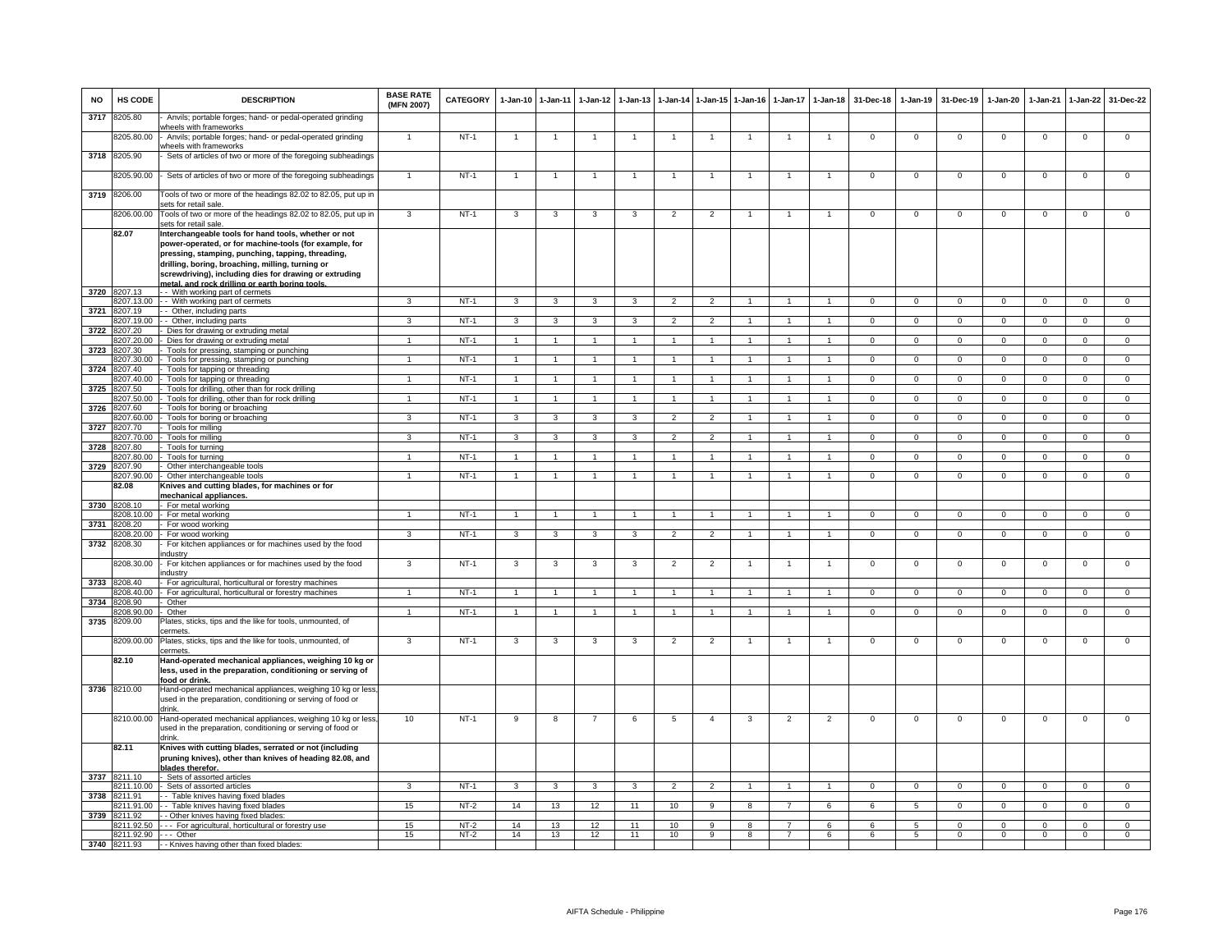| NO | HS CODE | DESCRIPTION | BASE RATE (MFN 2007) | CATEGORY | 1-Jan-10 | 1-Jan-11 | 1-Jan-12 | 1-Jan-13 | 1-Jan-14 | 1-Jan-15 | 1-Jan-16 | 1-Jan-17 | 1-Jan-18 | 31-Dec-18 | 1-Jan-19 | 31-Dec-19 | 1-Jan-20 | 1-Jan-21 | 1-Jan-22 | 31-Dec-22 |
|---|---|---|---|---|---|---|---|---|---|---|---|---|---|---|---|---|---|---|---|---|
| 3717 | 8205.80 | - Anvils; portable forges; hand- or pedal-operated grinding wheels with frameworks | | | | | | | | | | | | | | | | | | |
| | 8205.80.00 | - Anvils; portable forges; hand- or pedal-operated grinding wheels with frameworks | 1 | NT-1 | 1 | 1 | 1 | 1 | 1 | 1 | 1 | 1 | 1 | 0 | 0 | 0 | 0 | 0 | 0 | 0 |
| 3718 | 8205.90 | - Sets of articles of two or more of the foregoing subheadings | | | | | | | | | | | | | | | | | | |
| | 8205.90.00 | - Sets of articles of two or more of the foregoing subheadings | 1 | NT-1 | 1 | 1 | 1 | 1 | 1 | 1 | 1 | 1 | 1 | 0 | 0 | 0 | 0 | 0 | 0 | 0 |
| 3719 | 8206.00 | Tools of two or more of the headings 82.02 to 82.05, put up in sets for retail sale. | | | | | | | | | | | | | | | | | | |
| | 8206.00.00 | Tools of two or more of the headings 82.02 to 82.05, put up in sets for retail sale. | 3 | NT-1 | 3 | 3 | 3 | 3 | 2 | 2 | 1 | 1 | 1 | 0 | 0 | 0 | 0 | 0 | 0 | 0 |
| | **82.07** | **Interchangeable tools for hand tools, whether or not power-operated, or for machine-tools (for example, for pressing, stamping, punching, tapping, threading, drilling, boring, broaching, milling, turning or screwdriving), including dies for drawing or extruding metal, and rock drilling or earth boring tools.** | | | | | | | | | | | | | | | | | | |
| 3720 | 8207.13 | - - With working part of cermets | | | | | | | | | | | | | | | | | | |
| | 8207.13.00 | - - With working part of cermets | 3 | NT-1 | 3 | 3 | 3 | 3 | 2 | 2 | 1 | 1 | 1 | 0 | 0 | 0 | 0 | 0 | 0 | 0 |
| 3721 | 8207.19 | - - Other, including parts | | | | | | | | | | | | | | | | | | |
| | 8207.19.00 | - - Other, including parts | 3 | NT-1 | 3 | 3 | 3 | 3 | 2 | 2 | 1 | 1 | 1 | 0 | 0 | 0 | 0 | 0 | 0 | 0 |
| 3722 | 8207.20 | - Dies for drawing or extruding metal | | | | | | | | | | | | | | | | | | |
| | 8207.20.00 | - Dies for drawing or extruding metal | 1 | NT-1 | 1 | 1 | 1 | 1 | 1 | 1 | 1 | 1 | 1 | 0 | 0 | 0 | 0 | 0 | 0 | 0 |
| 3723 | 8207.30 | - Tools for pressing, stamping or punching | | | | | | | | | | | | | | | | | | |
| | 8207.30.00 | - Tools for pressing, stamping or punching | 1 | NT-1 | 1 | 1 | 1 | 1 | 1 | 1 | 1 | 1 | 1 | 0 | 0 | 0 | 0 | 0 | 0 | 0 |
| 3724 | 8207.40 | - Tools for tapping or threading | | | | | | | | | | | | | | | | | | |
| | 8207.40.00 | - Tools for tapping or threading | 1 | NT-1 | 1 | 1 | 1 | 1 | 1 | 1 | 1 | 1 | 1 | 0 | 0 | 0 | 0 | 0 | 0 | 0 |
| 3725 | 8207.50 | - Tools for drilling, other than for rock drilling | | | | | | | | | | | | | | | | | | |
| | 8207.50.00 | - Tools for drilling, other than for rock drilling | 1 | NT-1 | 1 | 1 | 1 | 1 | 1 | 1 | 1 | 1 | 1 | 0 | 0 | 0 | 0 | 0 | 0 | 0 |
| 3726 | 8207.60 | - Tools for boring or broaching | | | | | | | | | | | | | | | | | | |
| | 8207.60.00 | - Tools for boring or broaching | 3 | NT-1 | 3 | 3 | 3 | 3 | 2 | 2 | 1 | 1 | 1 | 0 | 0 | 0 | 0 | 0 | 0 | 0 |
| 3727 | 8207.70 | - Tools for milling | | | | | | | | | | | | | | | | | | |
| | 8207.70.00 | - Tools for milling | 3 | NT-1 | 3 | 3 | 3 | 3 | 2 | 2 | 1 | 1 | 1 | 0 | 0 | 0 | 0 | 0 | 0 | 0 |
| 3728 | 8207.80 | - Tools for turning | | | | | | | | | | | | | | | | | | |
| | 8207.80.00 | - Tools for turning | 1 | NT-1 | 1 | 1 | 1 | 1 | 1 | 1 | 1 | 1 | 1 | 0 | 0 | 0 | 0 | 0 | 0 | 0 |
| 3729 | 8207.90 | - Other interchangeable tools | | | | | | | | | | | | | | | | | | |
| | 8207.90.00 | - Other interchangeable tools | 1 | NT-1 | 1 | 1 | 1 | 1 | 1 | 1 | 1 | 1 | 1 | 0 | 0 | 0 | 0 | 0 | 0 | 0 |
| | **82.08** | **Knives and cutting blades, for machines or for mechanical appliances.** | | | | | | | | | | | | | | | | | | |
| 3730 | 8208.10 | - For metal working | | | | | | | | | | | | | | | | | | |
| | 8208.10.00 | - For metal working | 1 | NT-1 | 1 | 1 | 1 | 1 | 1 | 1 | 1 | 1 | 1 | 0 | 0 | 0 | 0 | 0 | 0 | 0 |
| 3731 | 8208.20 | - For wood working | | | | | | | | | | | | | | | | | | |
| | 8208.20.00 | - For wood working | 3 | NT-1 | 3 | 3 | 3 | 3 | 2 | 2 | 1 | 1 | 1 | 0 | 0 | 0 | 0 | 0 | 0 | 0 |
| 3732 | 8208.30 | - For kitchen appliances or for machines used by the food industry | | | | | | | | | | | | | | | | | | |
| | 8208.30.00 | - For kitchen appliances or for machines used by the food industry | 3 | NT-1 | 3 | 3 | 3 | 3 | 2 | 2 | 1 | 1 | 1 | 0 | 0 | 0 | 0 | 0 | 0 | 0 |
| 3733 | 8208.40 | - For agricultural, horticultural or forestry machines | | | | | | | | | | | | | | | | | | |
| | 8208.40.00 | - For agricultural, horticultural or forestry machines | 1 | NT-1 | 1 | 1 | 1 | 1 | 1 | 1 | 1 | 1 | 1 | 0 | 0 | 0 | 0 | 0 | 0 | 0 |
| 3734 | 8208.90 | - Other | | | | | | | | | | | | | | | | | | |
| | 8208.90.00 | - Other | 1 | NT-1 | 1 | 1 | 1 | 1 | 1 | 1 | 1 | 1 | 1 | 0 | 0 | 0 | 0 | 0 | 0 | 0 |
| 3735 | 8209.00 | Plates, sticks, tips and the like for tools, unmounted, of cermets. | | | | | | | | | | | | | | | | | | |
| | 8209.00.00 | Plates, sticks, tips and the like for tools, unmounted, of cermets. | 3 | NT-1 | 3 | 3 | 3 | 3 | 2 | 2 | 1 | 1 | 1 | 0 | 0 | 0 | 0 | 0 | 0 | 0 |
| | **82.10** | **Hand-operated mechanical appliances, weighing 10 kg or less, used in the preparation, conditioning or serving of food or drink.** | | | | | | | | | | | | | | | | | | |
| 3736 | 8210.00 | Hand-operated mechanical appliances, weighing 10 kg or less, used in the preparation, conditioning or serving of food or drink. | | | | | | | | | | | | | | | | | | |
| | 8210.00.00 | Hand-operated mechanical appliances, weighing 10 kg or less, used in the preparation, conditioning or serving of food or drink. | 10 | NT-1 | 9 | 8 | 7 | 6 | 5 | 4 | 3 | 2 | 2 | 0 | 0 | 0 | 0 | 0 | 0 | 0 |
| | **82.11** | **Knives with cutting blades, serrated or not (including pruning knives), other than knives of heading 82.08, and blades therefor.** | | | | | | | | | | | | | | | | | | |
| 3737 | 8211.10 | - Sets of assorted articles | | | | | | | | | | | | | | | | | | |
| | 8211.10.00 | - Sets of assorted articles | 3 | NT-1 | 3 | 3 | 3 | 3 | 2 | 2 | 1 | 1 | 1 | 0 | 0 | 0 | 0 | 0 | 0 | 0 |
| 3738 | 8211.91 | - - Table knives having fixed blades | | | | | | | | | | | | | | | | | | |
| | 8211.91.00 | - - Table knives having fixed blades | 15 | NT-2 | 14 | 13 | 12 | 11 | 10 | 9 | 8 | 7 | 6 | 6 | 5 | 0 | 0 | 0 | 0 | 0 |
| 3739 | 8211.92 | - - Other knives having fixed blades: | | | | | | | | | | | | | | | | | | |
| | 8211.92.50 | - - - For agricultural, horticultural or forestry use | 15 | NT-2 | 14 | 13 | 12 | 11 | 10 | 9 | 8 | 7 | 6 | 6 | 5 | 0 | 0 | 0 | 0 | 0 |
| | 8211.92.90 | - - - Other | 15 | NT-2 | 14 | 13 | 12 | 11 | 10 | 9 | 8 | 7 | 6 | 6 | 5 | 0 | 0 | 0 | 0 | 0 |
| 3740 | 8211.93 | - - Knives having other than fixed blades: | | | | | | | | | | | | | | | | | | |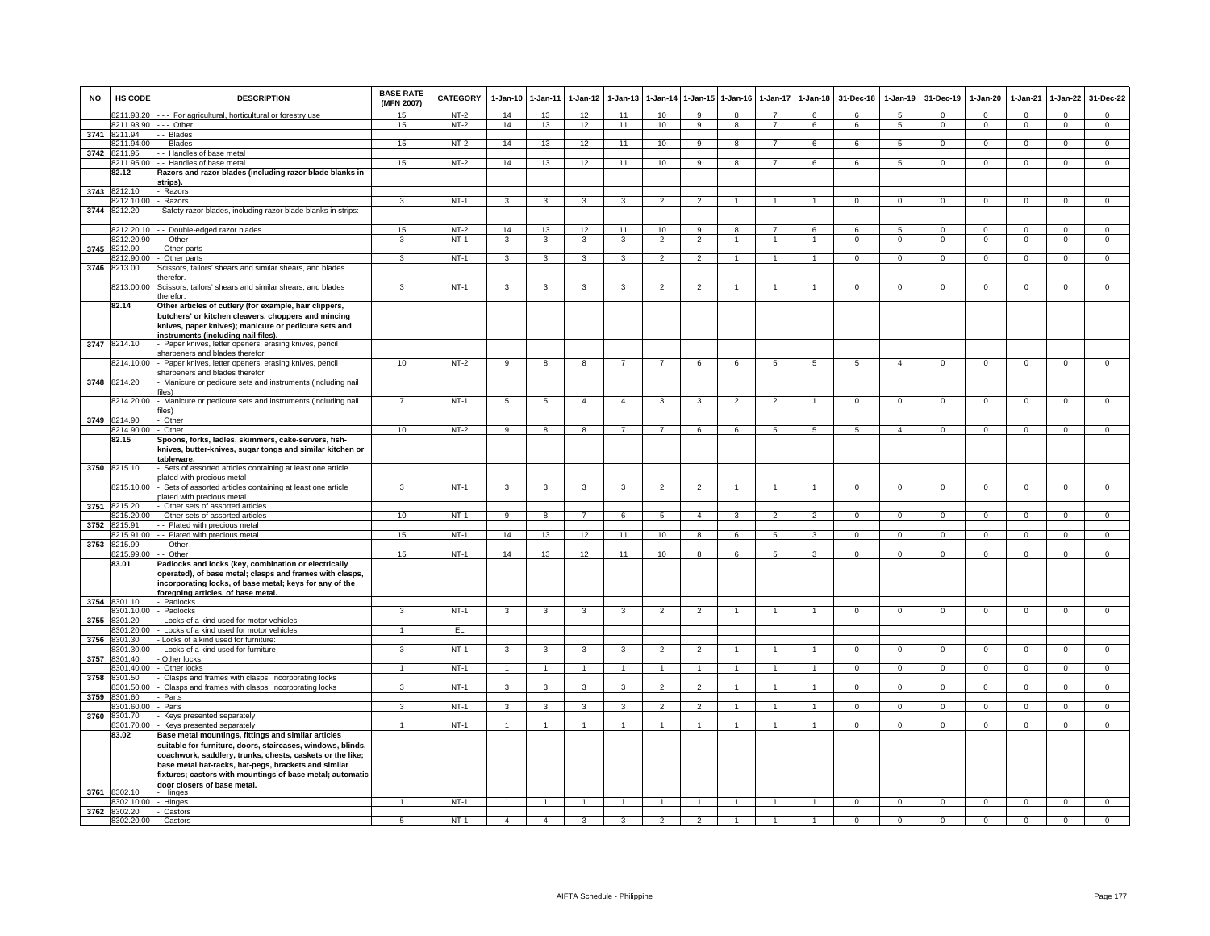| NO | HS CODE | DESCRIPTION | BASE RATE (MFN 2007) | CATEGORY | 1-Jan-10 | 1-Jan-11 | 1-Jan-12 | 1-Jan-13 | 1-Jan-14 | 1-Jan-15 | 1-Jan-16 | 1-Jan-17 | 1-Jan-18 | 31-Dec-18 | 1-Jan-19 | 31-Dec-19 | 1-Jan-20 | 1-Jan-21 | 1-Jan-22 | 31-Dec-22 |
|---|---|---|---|---|---|---|---|---|---|---|---|---|---|---|---|---|---|---|---|---|
| | 8211.93.20 | - - - For agricultural, horticultural or forestry use | 15 | NT-2 | 14 | 13 | 12 | 11 | 10 | 9 | 8 | 7 | 6 | 6 | 5 | 0 | 0 | 0 | 0 | 0 |
| | 8211.93.90 | - - - Other | 15 | NT-2 | 14 | 13 | 12 | 11 | 10 | 9 | 8 | 7 | 6 | 6 | 5 | 0 | 0 | 0 | 0 | 0 |
| 3741 | 8211.94 | - - Blades | | | | | | | | | | | | | | | | | | |
| | 8211.94.00 | - - Blades | 15 | NT-2 | 14 | 13 | 12 | 11 | 10 | 9 | 8 | 7 | 6 | 6 | 5 | 0 | 0 | 0 | 0 | 0 |
| 3742 | 8211.95 | - - Handles of base metal | | | | | | | | | | | | | | | | | | |
| | 8211.95.00 | - - Handles of base metal | 15 | NT-2 | 14 | 13 | 12 | 11 | 10 | 9 | 8 | 7 | 6 | 6 | 5 | 0 | 0 | 0 | 0 | 0 |
| | **82.12** | **Razors and razor blades (including razor blade blanks in strips).** | | | | | | | | | | | | | | | | | | |
| 3743 | 8212.10 | - Razors | | | | | | | | | | | | | | | | | | |
| | 8212.10.00 | - Razors | 3 | NT-1 | 3 | 3 | 3 | 3 | 2 | 2 | 1 | 1 | 1 | 0 | 0 | 0 | 0 | 0 | 0 | 0 |
| 3744 | 8212.20 | - Safety razor blades, including razor blade blanks in strips: | | | | | | | | | | | | | | | | | | |
| | 8212.20.10 | - - Double-edged razor blades | 15 | NT-2 | 14 | 13 | 12 | 11 | 10 | 9 | 8 | 7 | 6 | 6 | 5 | 0 | 0 | 0 | 0 | 0 |
| | 8212.20.90 | - - Other | 3 | NT-1 | 3 | 3 | 3 | 3 | 2 | 2 | 1 | 1 | 1 | 0 | 0 | 0 | 0 | 0 | 0 | 0 |
| 3745 | 8212.90 | - Other parts | | | | | | | | | | | | | | | | | | |
| | 8212.90.00 | - Other parts | 3 | NT-1 | 3 | 3 | 3 | 3 | 2 | 2 | 1 | 1 | 1 | 0 | 0 | 0 | 0 | 0 | 0 | 0 |
| 3746 | 8213.00 | Scissors, tailors' shears and similar shears, and blades therefor. | | | | | | | | | | | | | | | | | | |
| | 8213.00.00 | Scissors, tailors' shears and similar shears, and blades therefor. | 3 | NT-1 | 3 | 3 | 3 | 3 | 2 | 2 | 1 | 1 | 1 | 0 | 0 | 0 | 0 | 0 | 0 | 0 |
| | **82.14** | **Other articles of cutlery (for example, hair clippers, butchers' or kitchen cleavers, choppers and mincing knives, paper knives); manicure or pedicure sets and instruments (including nail files).** | | | | | | | | | | | | | | | | | | |
| 3747 | 8214.10 | - Paper knives, letter openers, erasing knives, pencil sharpeners and blades therefor | | | | | | | | | | | | | | | | | | |
| | 8214.10.00 | - Paper knives, letter openers, erasing knives, pencil sharpeners and blades therefor | 10 | NT-2 | 9 | 8 | 8 | 7 | 7 | 6 | 6 | 5 | 5 | 5 | 4 | 0 | 0 | 0 | 0 | 0 |
| 3748 | 8214.20 | - Manicure or pedicure sets and instruments (including nail files) | | | | | | | | | | | | | | | | | | |
| | 8214.20.00 | - Manicure or pedicure sets and instruments (including nail files) | 7 | NT-1 | 5 | 5 | 4 | 4 | 3 | 3 | 2 | 2 | 1 | 0 | 0 | 0 | 0 | 0 | 0 | 0 |
| 3749 | 8214.90 | - Other | | | | | | | | | | | | | | | | | | |
| | 8214.90.00 | - Other | 10 | NT-2 | 9 | 8 | 8 | 7 | 7 | 6 | 6 | 5 | 5 | 5 | 4 | 0 | 0 | 0 | 0 | 0 |
| | **82.15** | **Spoons, forks, ladles, skimmers, cake-servers, fish-knives, butter-knives, sugar tongs and similar kitchen or tableware.** | | | | | | | | | | | | | | | | | | |
| 3750 | 8215.10 | - Sets of assorted articles containing at least one article plated with precious metal | | | | | | | | | | | | | | | | | | |
| | 8215.10.00 | - Sets of assorted articles containing at least one article plated with precious metal | 3 | NT-1 | 3 | 3 | 3 | 3 | 2 | 2 | 1 | 1 | 1 | 0 | 0 | 0 | 0 | 0 | 0 | 0 |
| 3751 | 8215.20 | - Other sets of assorted articles | | | | | | | | | | | | | | | | | | |
| | 8215.20.00 | - Other sets of assorted articles | 10 | NT-1 | 9 | 8 | 7 | 6 | 5 | 4 | 3 | 2 | 2 | 0 | 0 | 0 | 0 | 0 | 0 | 0 |
| 3752 | 8215.91 | - - Plated with precious metal | | | | | | | | | | | | | | | | | | |
| | 8215.91.00 | - - Plated with precious metal | 15 | NT-1 | 14 | 13 | 12 | 11 | 10 | 8 | 6 | 5 | 3 | 0 | 0 | 0 | 0 | 0 | 0 | 0 |
| 3753 | 8215.99 | - - Other | | | | | | | | | | | | | | | | | | |
| | 8215.99.00 | - - Other | 15 | NT-1 | 14 | 13 | 12 | 11 | 10 | 8 | 6 | 5 | 3 | 0 | 0 | 0 | 0 | 0 | 0 | 0 |
| | **83.01** | **Padlocks and locks (key, combination or electrically operated), of base metal; clasps and frames with clasps, incorporating locks, of base metal; keys for any of the foregoing articles, of base metal.** | | | | | | | | | | | | | | | | | | |
| 3754 | 8301.10 | - Padlocks | | | | | | | | | | | | | | | | | | |
| | 8301.10.00 | - Padlocks | 3 | NT-1 | 3 | 3 | 3 | 3 | 2 | 2 | 1 | 1 | 1 | 0 | 0 | 0 | 0 | 0 | 0 | 0 |
| 3755 | 8301.20 | - Locks of a kind used for motor vehicles | | | | | | | | | | | | | | | | | | |
| | 8301.20.00 | - Locks of a kind used for motor vehicles | 1 | EL | | | | | | | | | | | | | | | | |
| 3756 | 8301.30 | - Locks of a kind used for furniture: | | | | | | | | | | | | | | | | | | |
| | 8301.30.00 | - Locks of a kind used for furniture | 3 | NT-1 | 3 | 3 | 3 | 3 | 2 | 2 | 1 | 1 | 1 | 0 | 0 | 0 | 0 | 0 | 0 | 0 |
| 3757 | 8301.40 | - Other locks: | | | | | | | | | | | | | | | | | | |
| | 8301.40.00 | - Other locks | 1 | NT-1 | 1 | 1 | 1 | 1 | 1 | 1 | 1 | 1 | 1 | 0 | 0 | 0 | 0 | 0 | 0 | 0 |
| 3758 | 8301.50 | - Clasps and frames with clasps, incorporating locks | | | | | | | | | | | | | | | | | | |
| | 8301.50.00 | - Clasps and frames with clasps, incorporating locks | 3 | NT-1 | 3 | 3 | 3 | 3 | 2 | 2 | 1 | 1 | 1 | 0 | 0 | 0 | 0 | 0 | 0 | 0 |
| 3759 | 8301.60 | - Parts | | | | | | | | | | | | | | | | | | |
| | 8301.60.00 | - Parts | 3 | NT-1 | 3 | 3 | 3 | 3 | 2 | 2 | 1 | 1 | 1 | 0 | 0 | 0 | 0 | 0 | 0 | 0 |
| 3760 | 8301.70 | - Keys presented separately | | | | | | | | | | | | | | | | | | |
| | 8301.70.00 | - Keys presented separately | 1 | NT-1 | 1 | 1 | 1 | 1 | 1 | 1 | 1 | 1 | 1 | 0 | 0 | 0 | 0 | 0 | 0 | 0 |
| | **83.02** | **Base metal mountings, fittings and similar articles suitable for furniture, doors, staircases, windows, blinds, coachwork, saddlery, trunks, chests, caskets or the like; base metal hat-racks, hat-pegs, brackets and similar fixtures; castors with mountings of base metal; automatic door closers of base metal.** | | | | | | | | | | | | | | | | | | |
| 3761 | 8302.10 | - Hinges | | | | | | | | | | | | | | | | | | |
| | 8302.10.00 | - Hinges | 1 | NT-1 | 1 | 1 | 1 | 1 | 1 | 1 | 1 | 1 | 1 | 0 | 0 | 0 | 0 | 0 | 0 | 0 |
| 3762 | 8302.20 | - Castors | | | | | | | | | | | | | | | | | | |
| | 8302.20.00 | - Castors | 5 | NT-1 | 4 | 4 | 3 | 3 | 2 | 2 | 1 | 1 | 1 | 0 | 0 | 0 | 0 | 0 | 0 | 0 |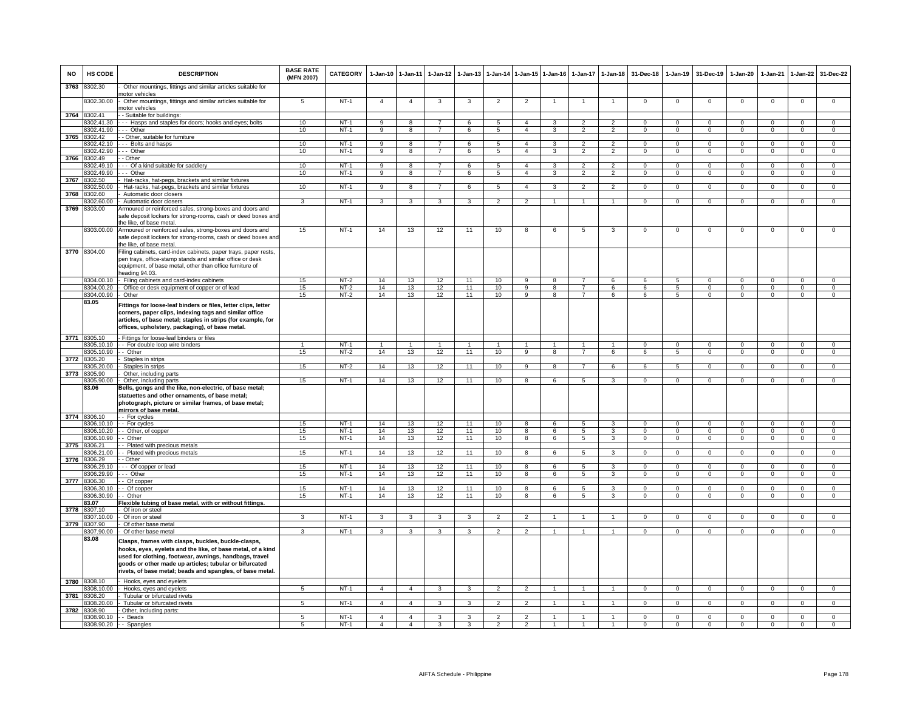| NO | HS CODE | DESCRIPTION | BASE RATE (MFN 2007) | CATEGORY | 1-Jan-10 | 1-Jan-11 | 1-Jan-12 | 1-Jan-13 | 1-Jan-14 | 1-Jan-15 | 1-Jan-16 | 1-Jan-17 | 1-Jan-18 | 31-Dec-18 | 1-Jan-19 | 31-Dec-19 | 1-Jan-20 | 1-Jan-21 | 1-Jan-22 | 31-Dec-22 |
|---|---|---|---|---|---|---|---|---|---|---|---|---|---|---|---|---|---|---|---|---|
| 3763 | 8302.30 | - Other mountings, fittings and similar articles suitable for motor vehicles | | | | | | | | | | | | | | | | | | |
| | 8302.30.00 | - Other mountings, fittings and similar articles suitable for motor vehicles | 5 | NT-1 | 4 | 4 | 3 | 3 | 2 | 2 | 1 | 1 | 1 | 0 | 0 | 0 | 0 | 0 | 0 | 0 |
| 3764 | 8302.41 | - - Suitable for buildings: | | | | | | | | | | | | | | | | | | |
| | 8302.41.30 | - - - Hasps and staples for doors; hooks and eyes; bolts | 10 | NT-1 | 9 | 8 | 7 | 6 | 5 | 4 | 3 | 2 | 2 | 0 | 0 | 0 | 0 | 0 | 0 | 0 |
| | 8302.41.90 | - - - Other | 10 | NT-1 | 9 | 8 | 7 | 6 | 5 | 4 | 3 | 2 | 2 | 0 | 0 | 0 | 0 | 0 | 0 | 0 |
| 3765 | 8302.42 | - - Other, suitable for furniture | | | | | | | | | | | | | | | | | | |
| | 8302.42.10 | - - - Bolts and hasps | 10 | NT-1 | 9 | 8 | 7 | 6 | 5 | 4 | 3 | 2 | 2 | 0 | 0 | 0 | 0 | 0 | 0 | 0 |
| | 8302.42.90 | - - - Other | 10 | NT-1 | 9 | 8 | 7 | 6 | 5 | 4 | 3 | 2 | 2 | 0 | 0 | 0 | 0 | 0 | 0 | 0 |
| 3766 | 8302.49 | - - Other | | | | | | | | | | | | | | | | | | |
| | 8302.49.10 | - - - Of a kind suitable for saddlery | 10 | NT-1 | 9 | 8 | 7 | 6 | 5 | 4 | 3 | 2 | 2 | 0 | 0 | 0 | 0 | 0 | 0 | 0 |
| | 8302.49.90 | - - - Other | 10 | NT-1 | 9 | 8 | 7 | 6 | 5 | 4 | 3 | 2 | 2 | 0 | 0 | 0 | 0 | 0 | 0 | 0 |
| 3767 | 8302.50 | - Hat-racks, hat-pegs, brackets and similar fixtures | | | | | | | | | | | | | | | | | | |
| | 8302.50.00 | - Hat-racks, hat-pegs, brackets and similar fixtures | 10 | NT-1 | 9 | 8 | 7 | 6 | 5 | 4 | 3 | 2 | 2 | 0 | 0 | 0 | 0 | 0 | 0 | 0 |
| 3768 | 8302.60 | - Automatic door closers | | | | | | | | | | | | | | | | | | |
| | 8302.60.00 | - Automatic door closers | 3 | NT-1 | 3 | 3 | 3 | 3 | 2 | 2 | 1 | 1 | 1 | 0 | 0 | 0 | 0 | 0 | 0 | 0 |
| 3769 | 8303.00 | Armoured or reinforced safes, strong-boxes and doors and safe deposit lockers for strong-rooms, cash or deed boxes and the like, of base metal. | | | | | | | | | | | | | | | | | | |
| | 8303.00.00 | Armoured or reinforced safes, strong-boxes and doors and safe deposit lockers for strong-rooms, cash or deed boxes and the like, of base metal. | 15 | NT-1 | 14 | 13 | 12 | 11 | 10 | 8 | 6 | 5 | 3 | 0 | 0 | 0 | 0 | 0 | 0 | 0 |
| 3770 | 8304.00 | Filing cabinets, card-index cabinets, paper trays, paper rests, pen trays, office-stamp stands and similar office or desk equipment, of base metal, other than office furniture of heading 94.03. | | | | | | | | | | | | | | | | | | |
| | 8304.00.10 | - Filing cabinets and card-index cabinets | 15 | NT-2 | 14 | 13 | 12 | 11 | 10 | 9 | 8 | 7 | 6 | 6 | 5 | 0 | 0 | 0 | 0 | 0 |
| | 8304.00.20 | - Office or desk equipment of copper or of lead | 15 | NT-2 | 14 | 13 | 12 | 11 | 10 | 9 | 8 | 7 | 6 | 6 | 5 | 0 | 0 | 0 | 0 | 0 |
| | 8304.00.90 | - Other | 15 | NT-2 | 14 | 13 | 12 | 11 | 10 | 9 | 8 | 7 | 6 | 6 | 5 | 0 | 0 | 0 | 0 | 0 |
| | **83.05** | **Fittings for loose-leaf binders or files, letter clips, letter corners, paper clips, indexing tags and similar office articles, of base metal; staples in strips (for example, for offices, upholstery, packaging), of base metal.** | | | | | | | | | | | | | | | | | | |
| 3771 | 8305.10 | - Fittings for loose-leaf binders or files | | | | | | | | | | | | | | | | | | |
| | 8305.10.10 | - - For double loop wire binders | 1 | NT-1 | 1 | 1 | 1 | 1 | 1 | 1 | 1 | 1 | 1 | 0 | 0 | 0 | 0 | 0 | 0 | 0 |
| | 8305.10.90 | - - Other | 15 | NT-2 | 14 | 13 | 12 | 11 | 10 | 9 | 8 | 7 | 6 | 6 | 5 | 0 | 0 | 0 | 0 | 0 |
| 3772 | 8305.20 | - Staples in strips | | | | | | | | | | | | | | | | | | |
| | 8305.20.00 | - Staples in strips | 15 | NT-2 | 14 | 13 | 12 | 11 | 10 | 9 | 8 | 7 | 6 | 6 | 5 | 0 | 0 | 0 | 0 | 0 |
| 3773 | 8305.90 | - Other, including parts | | | | | | | | | | | | | | | | | | |
| | 8305.90.00 | - Other, including parts | 15 | NT-1 | 14 | 13 | 12 | 11 | 10 | 8 | 6 | 5 | 3 | 0 | 0 | 0 | 0 | 0 | 0 | 0 |
| | **83.06** | **Bells, gongs and the like, non-electric, of base metal; statuettes and other ornaments, of base metal; photograph, picture or similar frames, of base metal; mirrors of base metal.** | | | | | | | | | | | | | | | | | | |
| 3774 | 8306.10 | - - For cycles | | | | | | | | | | | | | | | | | | |
| | 8306.10.10 | - - For cycles | 15 | NT-1 | 14 | 13 | 12 | 11 | 10 | 8 | 6 | 5 | 3 | 0 | 0 | 0 | 0 | 0 | 0 | 0 |
| | 8306.10.20 | - - Other, of copper | 15 | NT-1 | 14 | 13 | 12 | 11 | 10 | 8 | 6 | 5 | 3 | 0 | 0 | 0 | 0 | 0 | 0 | 0 |
| | 8306.10.90 | - - Other | 15 | NT-1 | 14 | 13 | 12 | 11 | 10 | 8 | 6 | 5 | 3 | 0 | 0 | 0 | 0 | 0 | 0 | 0 |
| 3775 | 8306.21 | - - Plated with precious metals | | | | | | | | | | | | | | | | | | |
| | 8306.21.00 | - - Plated with precious metals | 15 | NT-1 | 14 | 13 | 12 | 11 | 10 | 8 | 6 | 5 | 3 | 0 | 0 | 0 | 0 | 0 | 0 | 0 |
| 3776 | 8306.29 | - - Other | | | | | | | | | | | | | | | | | | |
| | 8306.29.10 | - - - Of copper or lead | 15 | NT-1 | 14 | 13 | 12 | 11 | 10 | 8 | 6 | 5 | 3 | 0 | 0 | 0 | 0 | 0 | 0 | 0 |
| | 8306.29.90 | - - - Other | 15 | NT-1 | 14 | 13 | 12 | 11 | 10 | 8 | 6 | 5 | 3 | 0 | 0 | 0 | 0 | 0 | 0 | 0 |
| 3777 | 8306.30 | - - Of copper | | | | | | | | | | | | | | | | | | |
| | 8306.30.10 | - - Of copper | 15 | NT-1 | 14 | 13 | 12 | 11 | 10 | 8 | 6 | 5 | 3 | 0 | 0 | 0 | 0 | 0 | 0 | 0 |
| | 8306.30.90 | - - Other | 15 | NT-1 | 14 | 13 | 12 | 11 | 10 | 8 | 6 | 5 | 3 | 0 | 0 | 0 | 0 | 0 | 0 | 0 |
| | **83.07** | **Flexible tubing of base metal, with or without fittings.** | | | | | | | | | | | | | | | | | | |
| 3778 | 8307.10 | - Of iron or steel | | | | | | | | | | | | | | | | | | |
| | 8307.10.00 | - Of iron or steel | 3 | NT-1 | 3 | 3 | 3 | 3 | 2 | 2 | 1 | 1 | 1 | 0 | 0 | 0 | 0 | 0 | 0 | 0 |
| 3779 | 8307.90 | - Of other base metal | | | | | | | | | | | | | | | | | | |
| | 8307.90.00 | - Of other base metal | 3 | NT-1 | 3 | 3 | 3 | 3 | 2 | 2 | 1 | 1 | 1 | 0 | 0 | 0 | 0 | 0 | 0 | 0 |
| | **83.08** | **Clasps, frames with clasps, buckles, buckle-clasps, hooks, eyes, eyelets and the like, of base metal, of a kind used for clothing, footwear, awnings, handbags, travel goods or other made up articles; tubular or bifurcated rivets, of base metal; beads and spangles, of base metal.** | | | | | | | | | | | | | | | | | | |
| 3780 | 8308.10 | - Hooks, eyes and eyelets | | | | | | | | | | | | | | | | | | |
| | 8308.10.00 | - Hooks, eyes and eyelets | 5 | NT-1 | 4 | 4 | 3 | 3 | 2 | 2 | 1 | 1 | 1 | 0 | 0 | 0 | 0 | 0 | 0 | 0 |
| 3781 | 8308.20 | - Tubular or bifurcated rivets | | | | | | | | | | | | | | | | | | |
| | 8308.20.00 | - Tubular or bifurcated rivets | 5 | NT-1 | 4 | 4 | 3 | 3 | 2 | 2 | 1 | 1 | 1 | 0 | 0 | 0 | 0 | 0 | 0 | 0 |
| 3782 | 8308.90 | - Other, including parts: | | | | | | | | | | | | | | | | | | |
| | 8308.90.10 | - - Beads | 5 | NT-1 | 4 | 4 | 3 | 3 | 2 | 2 | 1 | 1 | 1 | 0 | 0 | 0 | 0 | 0 | 0 | 0 |
| | 8308.90.20 | - - Spangles | 5 | NT-1 | 4 | 4 | 3 | 3 | 2 | 2 | 1 | 1 | 1 | 0 | 0 | 0 | 0 | 0 | 0 | 0 |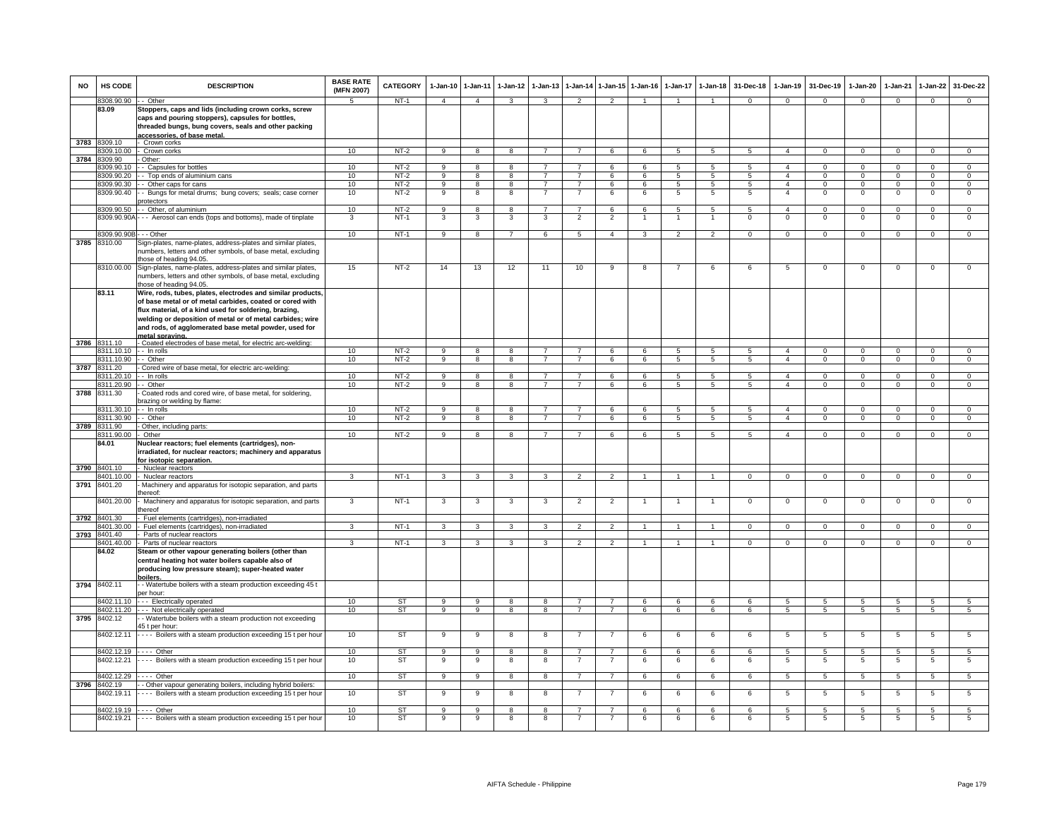| NO | HS CODE | DESCRIPTION | BASE RATE (MFN 2007) | CATEGORY | 1-Jan-10 | 1-Jan-11 | 1-Jan-12 | 1-Jan-13 | 1-Jan-14 | 1-Jan-15 | 1-Jan-16 | 1-Jan-17 | 1-Jan-18 | 31-Dec-18 | 1-Jan-19 | 31-Dec-19 | 1-Jan-20 | 1-Jan-21 | 1-Jan-22 | 31-Dec-22 |
|---|---|---|---|---|---|---|---|---|---|---|---|---|---|---|---|---|---|---|---|---|
| | 8308.90.90 | - - Other | 5 | NT-1 | 4 | 4 | 3 | 3 | 2 | 2 | 1 | 1 | 1 | 0 | 0 | 0 | 0 | 0 | 0 | 0 |
| | **83.09** | **Stoppers, caps and lids (including crown corks, screw caps and pouring stoppers), capsules for bottles, threaded bungs, bung covers, seals and other packing accessories, of base metal.** | | | | | | | | | | | | | | | | | | |
| 3783 | 8309.10 | - Crown corks | | | | | | | | | | | | | | | | | | |
| | 8309.10.00 | - Crown corks | 10 | NT-2 | 9 | 8 | 8 | 7 | 7 | 6 | 6 | 5 | 5 | 5 | 4 | 0 | 0 | 0 | 0 | 0 |
| 3784 | 8309.90 | - Other: | | | | | | | | | | | | | | | | | | |
| | 8309.90.10 | - - Capsules for bottles | 10 | NT-2 | 9 | 8 | 8 | 7 | 7 | 6 | 6 | 5 | 5 | 5 | 4 | 0 | 0 | 0 | 0 | 0 |
| | 8309.90.20 | - - Top ends of aluminium cans | 10 | NT-2 | 9 | 8 | 8 | 7 | 7 | 6 | 6 | 5 | 5 | 5 | 4 | 0 | 0 | 0 | 0 | 0 |
| | 8309.90.30 | - - Other caps for cans | 10 | NT-2 | 9 | 8 | 8 | 7 | 7 | 6 | 6 | 5 | 5 | 5 | 4 | 0 | 0 | 0 | 0 | 0 |
| | 8309.90.40 | - - Bungs for metal drums; bung covers; seals; case corner protectors | 10 | NT-2 | 9 | 8 | 8 | 7 | 7 | 6 | 6 | 5 | 5 | 5 | 4 | 0 | 0 | 0 | 0 | 0 |
| | 8309.90.50 | - - Other, of aluminium | 10 | NT-2 | 9 | 8 | 8 | 7 | 7 | 6 | 6 | 5 | 5 | 5 | 4 | 0 | 0 | 0 | 0 | 0 |
| | 8309.90.90A | - - - Aerosol can ends (tops and bottoms), made of tinplate | 3 | NT-1 | 3 | 3 | 3 | 3 | 2 | 2 | 1 | 1 | 1 | 0 | 0 | 0 | 0 | 0 | 0 | 0 |
| | 8309.90.90B | - - - Other | 10 | NT-1 | 9 | 8 | 7 | 6 | 5 | 4 | 3 | 2 | 2 | 0 | 0 | 0 | 0 | 0 | 0 | 0 |
| 3785 | 8310.00 | Sign-plates, name-plates, address-plates and similar plates, numbers, letters and other symbols, of base metal, excluding those of heading 94.05. | | | | | | | | | | | | | | | | | | |
| | 8310.00.00 | Sign-plates, name-plates, address-plates and similar plates, numbers, letters and other symbols, of base metal, excluding those of heading 94.05. | 15 | NT-2 | 14 | 13 | 12 | 11 | 10 | 9 | 8 | 7 | 6 | 6 | 5 | 0 | 0 | 0 | 0 | 0 |
| | **83.11** | **Wire, rods, tubes, plates, electrodes and similar products, of base metal or of metal carbides, coated or cored with flux material, of a kind used for soldering, brazing, welding or deposition of metal or of metal carbides; wire and rods, of agglomerated base metal powder, used for metal spraying.** | | | | | | | | | | | | | | | | | | |
| 3786 | 8311.10 | - Coated electrodes of base metal, for electric arc-welding: | | | | | | | | | | | | | | | | | | |
| | 8311.10.10 | - - In rolls | 10 | NT-2 | 9 | 8 | 8 | 7 | 7 | 6 | 6 | 5 | 5 | 5 | 4 | 0 | 0 | 0 | 0 | 0 |
| | 8311.10.90 | - - Other | 10 | NT-2 | 9 | 8 | 8 | 7 | 7 | 6 | 6 | 5 | 5 | 5 | 4 | 0 | 0 | 0 | 0 | 0 |
| 3787 | 8311.20 | - Cored wire of base metal, for electric arc-welding: | | | | | | | | | | | | | | | | | | |
| | 8311.20.10 | - - In rolls | 10 | NT-2 | 9 | 8 | 8 | 7 | 7 | 6 | 6 | 5 | 5 | 5 | 4 | 0 | 0 | 0 | 0 | 0 |
| | 8311.20.90 | - - Other | 10 | NT-2 | 9 | 8 | 8 | 7 | 7 | 6 | 6 | 5 | 5 | 5 | 4 | 0 | 0 | 0 | 0 | 0 |
| 3788 | 8311.30 | - Coated rods and cored wire, of base metal, for soldering, brazing or welding by flame: | | | | | | | | | | | | | | | | | | |
| | 8311.30.10 | - - In rolls | 10 | NT-2 | 9 | 8 | 8 | 7 | 7 | 6 | 6 | 5 | 5 | 5 | 4 | 0 | 0 | 0 | 0 | 0 |
| | 8311.30.90 | - - Other | 10 | NT-2 | 9 | 8 | 8 | 7 | 7 | 6 | 6 | 5 | 5 | 5 | 4 | 0 | 0 | 0 | 0 | 0 |
| 3789 | 8311.90 | - Other, including parts: | | | | | | | | | | | | | | | | | | |
| | 8311.90.00 | - Other | 10 | NT-2 | 9 | 8 | 8 | 7 | 7 | 6 | 6 | 5 | 5 | 5 | 4 | 0 | 0 | 0 | 0 | 0 |
| | **84.01** | **Nuclear reactors; fuel elements (cartridges), non-irradiated, for nuclear reactors; machinery and apparatus for isotopic separation.** | | | | | | | | | | | | | | | | | | |
| 3790 | 8401.10 | - Nuclear reactors | | | | | | | | | | | | | | | | | | |
| | 8401.10.00 | - Nuclear reactors | 3 | NT-1 | 3 | 3 | 3 | 3 | 2 | 2 | 1 | 1 | 1 | 0 | 0 | 0 | 0 | 0 | 0 | 0 |
| 3791 | 8401.20 | - Machinery and apparatus for isotopic separation, and parts thereof: | | | | | | | | | | | | | | | | | | |
| | 8401.20.00 | - Machinery and apparatus for isotopic separation, and parts thereof | 3 | NT-1 | 3 | 3 | 3 | 3 | 2 | 2 | 1 | 1 | 1 | 0 | 0 | 0 | 0 | 0 | 0 | 0 |
| 3792 | 8401.30 | - Fuel elements (cartridges), non-irradiated | | | | | | | | | | | | | | | | | | |
| | 8401.30.00 | - Fuel elements (cartridges), non-irradiated | 3 | NT-1 | 3 | 3 | 3 | 3 | 2 | 2 | 1 | 1 | 1 | 0 | 0 | 0 | 0 | 0 | 0 | 0 |
| 3793 | 8401.40 | - Parts of nuclear reactors | | | | | | | | | | | | | | | | | | |
| | 8401.40.00 | - Parts of nuclear reactors | 3 | NT-1 | 3 | 3 | 3 | 3 | 2 | 2 | 1 | 1 | 1 | 0 | 0 | 0 | 0 | 0 | 0 | 0 |
| | **84.02** | **Steam or other vapour generating boilers (other than central heating hot water boilers capable also of producing low pressure steam); super-heated water boilers.** | | | | | | | | | | | | | | | | | | |
| 3794 | 8402.11 | - - Watertube boilers with a steam production exceeding 45 t per hour: | | | | | | | | | | | | | | | | | | |
| | 8402.11.10 | - - - Electrically operated | 10 | ST | 9 | 9 | 8 | 8 | 7 | 7 | 6 | 6 | 6 | 6 | 5 | 5 | 5 | 5 | 5 | 5 |
| | 8402.11.20 | - - - Not electrically operated | 10 | ST | 9 | 9 | 8 | 8 | 7 | 7 | 6 | 6 | 6 | 6 | 5 | 5 | 5 | 5 | 5 | 5 |
| 3795 | 8402.12 | - - Watertube boilers with a steam production not exceeding 45 t per hour: | | | | | | | | | | | | | | | | | | |
| | 8402.12.11 | - - - - Boilers with a steam production exceeding 15 t per hour | 10 | ST | 9 | 9 | 8 | 8 | 7 | 7 | 6 | 6 | 6 | 6 | 5 | 5 | 5 | 5 | 5 | 5 |
| | 8402.12.19 | - - - - Other | 10 | ST | 9 | 9 | 8 | 8 | 7 | 7 | 6 | 6 | 6 | 6 | 5 | 5 | 5 | 5 | 5 | 5 |
| | 8402.12.21 | - - - - Boilers with a steam production exceeding 15 t per hour | 10 | ST | 9 | 9 | 8 | 8 | 7 | 7 | 6 | 6 | 6 | 6 | 5 | 5 | 5 | 5 | 5 | 5 |
| | 8402.12.29 | - - - - Other | 10 | ST | 9 | 9 | 8 | 8 | 7 | 7 | 6 | 6 | 6 | 6 | 5 | 5 | 5 | 5 | 5 | 5 |
| 3796 | 8402.19 | - - Other vapour generating boilers, including hybrid boilers: | | | | | | | | | | | | | | | | | | |
| | 8402.19.11 | - - - - Boilers with a steam production exceeding 15 t per hour | 10 | ST | 9 | 9 | 8 | 8 | 7 | 7 | 6 | 6 | 6 | 6 | 5 | 5 | 5 | 5 | 5 | 5 |
| | 8402.19.19 | - - - - Other | 10 | ST | 9 | 9 | 8 | 8 | 7 | 7 | 6 | 6 | 6 | 6 | 5 | 5 | 5 | 5 | 5 | 5 |
| | 8402.19.21 | - - - - Boilers with a steam production exceeding 15 t per hour | 10 | ST | 9 | 9 | 8 | 8 | 7 | 7 | 6 | 6 | 6 | 6 | 5 | 5 | 5 | 5 | 5 | 5 |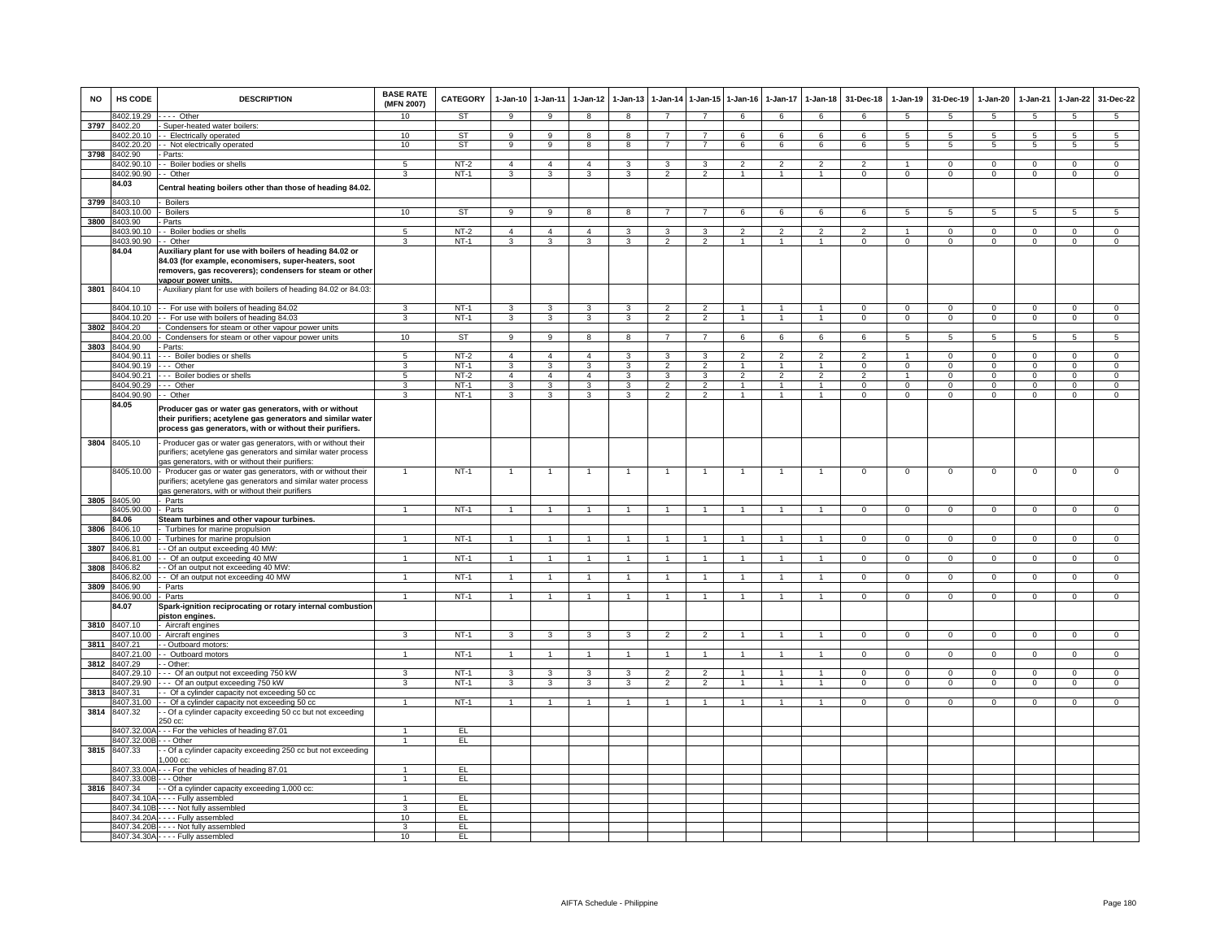| NO | HS CODE | DESCRIPTION | BASE RATE (MFN 2007) | CATEGORY | 1-Jan-10 | 1-Jan-11 | 1-Jan-12 | 1-Jan-13 | 1-Jan-14 | 1-Jan-15 | 1-Jan-16 | 1-Jan-17 | 1-Jan-18 | 31-Dec-18 | 1-Jan-19 | 31-Dec-19 | 1-Jan-20 | 1-Jan-21 | 1-Jan-22 | 31-Dec-22 |
|---|---|---|---|---|---|---|---|---|---|---|---|---|---|---|---|---|---|---|---|---|
| | 8402.19.29 | - - - - Other | 10 | ST | 9 | 9 | 8 | 8 | 7 | 7 | 6 | 6 | 6 | 6 | 5 | 5 | 5 | 5 | 5 | 5 |
| 3797 | 8402.20 | - Super-heated water boilers: | | | | | | | | | | | | | | | | | | |
| | 8402.20.10 | - - Electrically operated | 10 | ST | 9 | 9 | 8 | 8 | 7 | 7 | 6 | 6 | 6 | 6 | 5 | 5 | 5 | 5 | 5 | 5 |
| | 8402.20.20 | - - Not electrically operated | 10 | ST | 9 | 9 | 8 | 8 | 7 | 7 | 6 | 6 | 6 | 6 | 5 | 5 | 5 | 5 | 5 | 5 |
| 3798 | 8402.90 | - Parts: | | | | | | | | | | | | | | | | | | |
| | 8402.90.10 | - - Boiler bodies or shells | 5 | NT-2 | 4 | 4 | 4 | 3 | 3 | 3 | 2 | 2 | 2 | 2 | 1 | 0 | 0 | 0 | 0 | 0 |
| | 8402.90.90 | - - Other | 3 | NT-1 | 3 | 3 | 3 | 3 | 2 | 2 | 1 | 1 | 1 | 0 | 0 | 0 | 0 | 0 | 0 | 0 |
| | 84.03 | **Central heating boilers other than those of heading 84.02.** | | | | | | | | | | | | | | | | | | |
| 3799 | 8403.10 | - Boilers | | | | | | | | | | | | | | | | | | |
| | 8403.10.00 | - Boilers | 10 | ST | 9 | 9 | 8 | 8 | 7 | 7 | 6 | 6 | 6 | 6 | 5 | 5 | 5 | 5 | 5 | 5 |
| 3800 | 8403.90 | - Parts | | | | | | | | | | | | | | | | | | |
| | 8403.90.10 | - - Boiler bodies or shells | 5 | NT-2 | 4 | 4 | 4 | 3 | 3 | 3 | 2 | 2 | 2 | 2 | 1 | 0 | 0 | 0 | 0 | 0 |
| | 8403.90.90 | - - Other | 3 | NT-1 | 3 | 3 | 3 | 3 | 2 | 2 | 1 | 1 | 1 | 0 | 0 | 0 | 0 | 0 | 0 | 0 |
| | 84.04 | **Auxiliary plant for use with boilers of heading 84.02 or 84.03 (for example, economisers, super-heaters, soot removers, gas recoverers); condensers for steam or other vapour power units.** | | | | | | | | | | | | | | | | | | |
| 3801 | 8404.10 | - Auxiliary plant for use with boilers of heading 84.02 or 84.03: | | | | | | | | | | | | | | | | | | |
| | 8404.10.10 | - - For use with boilers of heading 84.02 | 3 | NT-1 | 3 | 3 | 3 | 3 | 2 | 2 | 1 | 1 | 1 | 0 | 0 | 0 | 0 | 0 | 0 | 0 |
| | 8404.10.20 | - - For use with boilers of heading 84.03 | 3 | NT-1 | 3 | 3 | 3 | 3 | 2 | 2 | 1 | 1 | 1 | 0 | 0 | 0 | 0 | 0 | 0 | 0 |
| 3802 | 8404.20 | - Condensers for steam or other vapour power units | | | | | | | | | | | | | | | | | | |
| | 8404.20.00 | - Condensers for steam or other vapour power units | 10 | ST | 9 | 9 | 8 | 8 | 7 | 7 | 6 | 6 | 6 | 6 | 5 | 5 | 5 | 5 | 5 | 5 |
| 3803 | 8404.90 | - Parts: | | | | | | | | | | | | | | | | | | |
| | 8404.90.11 | - - - Boiler bodies or shells | 5 | NT-2 | 4 | 4 | 4 | 3 | 3 | 3 | 2 | 2 | 2 | 2 | 1 | 0 | 0 | 0 | 0 | 0 |
| | 8404.90.19 | - - - Other | 3 | NT-1 | 3 | 3 | 3 | 3 | 2 | 2 | 1 | 1 | 1 | 0 | 0 | 0 | 0 | 0 | 0 | 0 |
| | 8404.90.21 | - - - Boiler bodies or shells | 5 | NT-2 | 4 | 4 | 4 | 3 | 3 | 3 | 2 | 2 | 2 | 2 | 1 | 0 | 0 | 0 | 0 | 0 |
| | 8404.90.29 | - - - Other | 3 | NT-1 | 3 | 3 | 3 | 3 | 2 | 2 | 1 | 1 | 1 | 0 | 0 | 0 | 0 | 0 | 0 | 0 |
| | 8404.90.90 | - - Other | 3 | NT-1 | 3 | 3 | 3 | 3 | 2 | 2 | 1 | 1 | 1 | 0 | 0 | 0 | 0 | 0 | 0 | 0 |
| | 84.05 | **Producer gas or water gas generators, with or without their purifiers; acetylene gas generators and similar water process gas generators, with or without their purifiers.** | | | | | | | | | | | | | | | | | | |
| 3804 | 8405.10 | - Producer gas or water gas generators, with or without their purifiers; acetylene gas generators and similar water process gas generators, with or without their purifiers: | | | | | | | | | | | | | | | | | | |
| | 8405.10.00 | - Producer gas or water gas generators, with or without their purifiers; acetylene gas generators and similar water process gas generators, with or without their purifiers | 1 | NT-1 | 1 | 1 | 1 | 1 | 1 | 1 | 1 | 1 | 1 | 0 | 0 | 0 | 0 | 0 | 0 | 0 |
| 3805 | 8405.90 | - Parts | | | | | | | | | | | | | | | | | | |
| | 8405.90.00 | - Parts | 1 | NT-1 | 1 | 1 | 1 | 1 | 1 | 1 | 1 | 1 | 1 | 0 | 0 | 0 | 0 | 0 | 0 | 0 |
| | 84.06 | **Steam turbines and other vapour turbines.** | | | | | | | | | | | | | | | | | | |
| 3806 | 8406.10 | - Turbines for marine propulsion | | | | | | | | | | | | | | | | | | |
| | 8406.10.00 | - Turbines for marine propulsion | 1 | NT-1 | 1 | 1 | 1 | 1 | 1 | 1 | 1 | 1 | 1 | 0 | 0 | 0 | 0 | 0 | 0 | 0 |
| 3807 | 8406.81 | - - Of an output exceeding 40 MW: | | | | | | | | | | | | | | | | | | |
| | 8406.81.00 | - - Of an output exceeding 40 MW | 1 | NT-1 | 1 | 1 | 1 | 1 | 1 | 1 | 1 | 1 | 1 | 0 | 0 | 0 | 0 | 0 | 0 | 0 |
| 3808 | 8406.82 | - - Of an output not exceeding 40 MW: | | | | | | | | | | | | | | | | | | |
| | 8406.82.00 | - - Of an output not exceeding 40 MW | 1 | NT-1 | 1 | 1 | 1 | 1 | 1 | 1 | 1 | 1 | 1 | 0 | 0 | 0 | 0 | 0 | 0 | 0 |
| 3809 | 8406.90 | - Parts | | | | | | | | | | | | | | | | | | |
| | 8406.90.00 | - Parts | 1 | NT-1 | 1 | 1 | 1 | 1 | 1 | 1 | 1 | 1 | 1 | 0 | 0 | 0 | 0 | 0 | 0 | 0 |
| | 84.07 | **Spark-ignition reciprocating or rotary internal combustion piston engines.** | | | | | | | | | | | | | | | | | | |
| 3810 | 8407.10 | - Aircraft engines | | | | | | | | | | | | | | | | | | |
| | 8407.10.00 | - Aircraft engines | 3 | NT-1 | 3 | 3 | 3 | 3 | 2 | 2 | 1 | 1 | 1 | 0 | 0 | 0 | 0 | 0 | 0 | 0 |
| 3811 | 8407.21 | - - Outboard motors: | | | | | | | | | | | | | | | | | | |
| | 8407.21.00 | - - Outboard motors | 1 | NT-1 | 1 | 1 | 1 | 1 | 1 | 1 | 1 | 1 | 1 | 0 | 0 | 0 | 0 | 0 | 0 | 0 |
| 3812 | 8407.29 | - - Other: | | | | | | | | | | | | | | | | | | |
| | 8407.29.10 | - - - Of an output not exceeding 750 kW | 3 | NT-1 | 3 | 3 | 3 | 3 | 2 | 2 | 1 | 1 | 1 | 0 | 0 | 0 | 0 | 0 | 0 | 0 |
| | 8407.29.90 | - - - Of an output exceeding 750 kW | 3 | NT-1 | 3 | 3 | 3 | 3 | 2 | 2 | 1 | 1 | 1 | 0 | 0 | 0 | 0 | 0 | 0 | 0 |
| 3813 | 8407.31 | - - Of a cylinder capacity not exceeding 50 cc | | | | | | | | | | | | | | | | | | |
| | 8407.31.00 | - - Of a cylinder capacity not exceeding 50 cc | 1 | NT-1 | 1 | 1 | 1 | 1 | 1 | 1 | 1 | 1 | 1 | 0 | 0 | 0 | 0 | 0 | 0 | 0 |
| 3814 | 8407.32 | - - Of a cylinder capacity exceeding 50 cc but not exceeding 250 cc: | | | | | | | | | | | | | | | | | | |
| | 8407.32.00A | - - - For the vehicles of heading 87.01 | 1 | EL | | | | | | | | | | | | | | | | |
| | 8407.32.00B | - - - Other | 1 | EL | | | | | | | | | | | | | | | | |
| 3815 | 8407.33 | - - Of a cylinder capacity exceeding 250 cc but not exceeding 1,000 cc: | | | | | | | | | | | | | | | | | | |
| | 8407.33.00A | - - - For the vehicles of heading 87.01 | 1 | EL | | | | | | | | | | | | | | | | |
| | 8407.33.00B | - - - Other | 1 | EL | | | | | | | | | | | | | | | | |
| 3816 | 8407.34 | - - Of a cylinder capacity exceeding 1,000 cc: | | | | | | | | | | | | | | | | | | |
| | 8407.34.10A | - - - - Fully assembled | 1 | EL | | | | | | | | | | | | | | | | |
| | 8407.34.10B | - - - - Not fully assembled | 3 | EL | | | | | | | | | | | | | | | | |
| | 8407.34.20A | - - - - Fully assembled | 10 | EL | | | | | | | | | | | | | | | | |
| | 8407.34.20B | - - - - Not fully assembled | 3 | EL | | | | | | | | | | | | | | | | |
| | 8407.34.30A | - - - - Fully assembled | 10 | EL | | | | | | | | | | | | | | | | |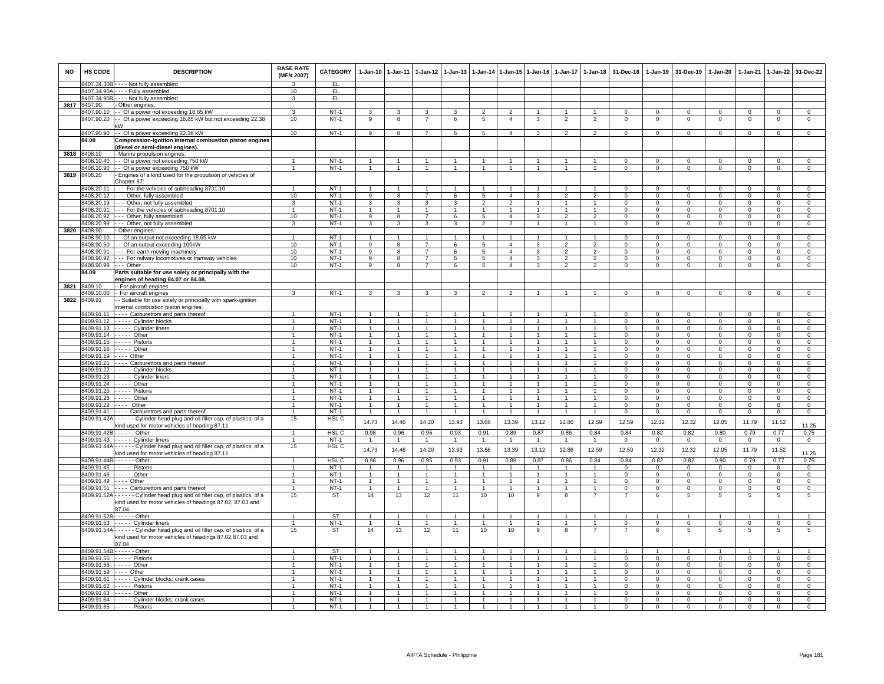| NO | HS CODE | DESCRIPTION | BASE RATE (MFN 2007) | CATEGORY | 1-Jan-10 | 1-Jan-11 | 1-Jan-12 | 1-Jan-13 | 1-Jan-14 | 1-Jan-15 | 1-Jan-16 | 1-Jan-17 | 1-Jan-18 | 31-Dec-18 | 1-Jan-19 | 31-Dec-19 | 1-Jan-20 | 1-Jan-21 | 1-Jan-22 | 31-Dec-22 |
|---|---|---|---|---|---|---|---|---|---|---|---|---|---|---|---|---|---|---|---|---|
| | 8407.34.30B | - - - - Not fully assembled | 3 | EL | | | | | | | | | | | | | | | | |
| | 8407.34.90A | - - - - Fully assembled | 10 | EL | | | | | | | | | | | | | | | | |
| | 8407.34.90B | - - - - Not fully assembled | 3 | EL | | | | | | | | | | | | | | | | |
| 3817 | 8407.90 | - Other engines: | | | | | | | | | | | | | | | | | | |
| | 8407.90.10 | - - Of a power not exceeding 18.65 kW | 3 | NT-1 | 3 | 3 | 3 | 3 | 2 | 2 | 1 | 1 | 1 | 0 | 0 | 0 | 0 | 0 | 0 | 0 |
| | 8407.90.20 | - - Of a power exceeding 18.65 kW but not exceeding 22.38 kW | 10 | NT-1 | 9 | 8 | 7 | 6 | 5 | 4 | 3 | 2 | 2 | 0 | 0 | 0 | 0 | 0 | 0 | 0 |
| | 8407.90.90 | - - Of a power exceeding 22.38 kW | 10 | NT-1 | 9 | 8 | 7 | 6 | 5 | 4 | 3 | 2 | 2 | 0 | 0 | 0 | 0 | 0 | 0 | 0 |
| | **84.08** | **Compression-ignition internal combustion piston engines (diesel or semi-diesel engines).** | | | | | | | | | | | | | | | | | | |
| 3818 | 8408.10 | - Marine propulsion engines: | | | | | | | | | | | | | | | | | | |
| | 8408.10.40 | - - Of a power not exceeding 750 kW | 1 | NT-1 | 1 | 1 | 1 | 1 | 1 | 1 | 1 | 1 | 1 | 0 | 0 | 0 | 0 | 0 | 0 | 0 |
| | 8408.10.90 | - - Of a power exceeding 750 kW | 1 | NT-1 | 1 | 1 | 1 | 1 | 1 | 1 | 1 | 1 | 1 | 0 | 0 | 0 | 0 | 0 | 0 | 0 |
| 3819 | 8408.20 | - Engines of a kind used for the propulsion of vehicles of Chapter 87: | | | | | | | | | | | | | | | | | | |
| | 8408.20.11 | - - - For the vehicles of subheading 8701.10 | 1 | NT-1 | 1 | 1 | 1 | 1 | 1 | 1 | 1 | 1 | 1 | 0 | 0 | 0 | 0 | 0 | 0 | 0 |
| | 8408.20.12 | - - - Other, fully assembled | 10 | NT-1 | 9 | 8 | 7 | 6 | 5 | 4 | 3 | 2 | 2 | 0 | 0 | 0 | 0 | 0 | 0 | 0 |
| | 8408.20.19 | - - - Other, not fully assembled | 3 | NT-1 | 3 | 3 | 3 | 3 | 2 | 2 | 1 | 1 | 1 | 0 | 0 | 0 | 0 | 0 | 0 | 0 |
| | 8408.20.91 | - - - For the vehicles of subheading 8701.10 | 1 | NT-1 | 1 | 1 | 1 | 1 | 1 | 1 | 1 | 1 | 1 | 0 | 0 | 0 | 0 | 0 | 0 | 0 |
| | 8408.20.92 | - - - Other, fully assembled | 10 | NT-1 | 9 | 8 | 7 | 6 | 5 | 4 | 3 | 2 | 2 | 0 | 0 | 0 | 0 | 0 | 0 | 0 |
| | 8408.20.99 | - - - Other, not fully assembled | 3 | NT-1 | 3 | 3 | 3 | 3 | 2 | 2 | 1 | 1 | 1 | 0 | 0 | 0 | 0 | 0 | 0 | 0 |
| 3820 | 8408.90 | - Other engines: | | | | | | | | | | | | | | | | | | |
| | 8408.90.10 | - - Of an output not exceeding 18.65 kW | 1 | NT-1 | 1 | 1 | 1 | 1 | 1 | 1 | 1 | 1 | 1 | 0 | 0 | 0 | 0 | 0 | 0 | 0 |
| | 8408.90.50 | - - Of an output exceeding 100kW | 10 | NT-1 | 9 | 8 | 7 | 6 | 5 | 4 | 3 | 2 | 2 | 0 | 0 | 0 | 0 | 0 | 0 | 0 |
| | 8408.90.91 | - - - For earth moving machinery | 10 | NT-1 | 9 | 8 | 7 | 6 | 5 | 4 | 3 | 2 | 2 | 0 | 0 | 0 | 0 | 0 | 0 | 0 |
| | 8408.90.92 | - - - For railway locomotives or tramway vehicles | 10 | NT-1 | 9 | 8 | 7 | 6 | 5 | 4 | 3 | 2 | 2 | 0 | 0 | 0 | 0 | 0 | 0 | 0 |
| | 8408.90.99 | - - - Other | 10 | NT-1 | 9 | 8 | 7 | 6 | 5 | 4 | 3 | 2 | 2 | 0 | 0 | 0 | 0 | 0 | 0 | 0 |
| | **84.09** | **Parts suitable for use solely or principally with the engines of heading 84.07 or 84.08.** | | | | | | | | | | | | | | | | | | |
| 3821 | 8409.10 | - For aircraft engines | | | | | | | | | | | | | | | | | | |
| | 8409.10.00 | - For aircraft engines | 3 | NT-1 | 3 | 3 | 3 | 3 | 2 | 2 | 1 | 1 | 1 | 0 | 0 | 0 | 0 | 0 | 0 | 0 |
| 3822 | 8409.91 | - - Suitable for use solely or principally with spark-ignition internal combustion piston engines: | | | | | | | | | | | | | | | | | | |
| | 8409.91.11 | - - - - Carburettors and parts thereof | 1 | NT-1 | 1 | 1 | 1 | 1 | 1 | 1 | 1 | 1 | 1 | 0 | 0 | 0 | 0 | 0 | 0 | 0 |
| | 8409.91.12 | - - - - - Cylinder blocks | 1 | NT-1 | 1 | 1 | 1 | 1 | 1 | 1 | 1 | 1 | 1 | 0 | 0 | 0 | 0 | 0 | 0 | 0 |
| | 8409.91.13 | - - - - - Cylinder liners | 1 | NT-1 | 1 | 1 | 1 | 1 | 1 | 1 | 1 | 1 | 1 | 0 | 0 | 0 | 0 | 0 | 0 | 0 |
| | 8409.91.14 | - - - - - Other | 1 | NT-1 | 1 | 1 | 1 | 1 | 1 | 1 | 1 | 1 | 1 | 0 | 0 | 0 | 0 | 0 | 0 | 0 |
| | 8409.91.15 | - - - - - Pistons | 1 | NT-1 | 1 | 1 | 1 | 1 | 1 | 1 | 1 | 1 | 1 | 0 | 0 | 0 | 0 | 0 | 0 | 0 |
| | 8409.91.16 | - - - - - Other | 1 | NT-1 | 1 | 1 | 1 | 1 | 1 | 1 | 1 | 1 | 1 | 0 | 0 | 0 | 0 | 0 | 0 | 0 |
| | 8409.91.19 | - - - - Other | 1 | NT-1 | 1 | 1 | 1 | 1 | 1 | 1 | 1 | 1 | 1 | 0 | 0 | 0 | 0 | 0 | 0 | 0 |
| | 8409.91.21 | - - - - Carburettors and parts thereof | 1 | NT-1 | 1 | 1 | 1 | 1 | 1 | 1 | 1 | 1 | 1 | 0 | 0 | 0 | 0 | 0 | 0 | 0 |
| | 8409.91.22 | - - - - - Cylinder blocks | 1 | NT-1 | 1 | 1 | 1 | 1 | 1 | 1 | 1 | 1 | 1 | 0 | 0 | 0 | 0 | 0 | 0 | 0 |
| | 8409.91.23 | - - - - - Cylinder liners | 1 | NT-1 | 1 | 1 | 1 | 1 | 1 | 1 | 1 | 1 | 1 | 0 | 0 | 0 | 0 | 0 | 0 | 0 |
| | 8409.91.24 | - - - - - Other | 1 | NT-1 | 1 | 1 | 1 | 1 | 1 | 1 | 1 | 1 | 1 | 0 | 0 | 0 | 0 | 0 | 0 | 0 |
| | 8409.91.25 | - - - - - Pistons | 1 | NT-1 | 1 | 1 | 1 | 1 | 1 | 1 | 1 | 1 | 1 | 0 | 0 | 0 | 0 | 0 | 0 | 0 |
| | 8409.91.26 | - - - - - Other | 1 | NT-1 | 1 | 1 | 1 | 1 | 1 | 1 | 1 | 1 | 1 | 0 | 0 | 0 | 0 | 0 | 0 | 0 |
| | 8409.91.29 | - - - - Other | 1 | NT-1 | 1 | 1 | 1 | 1 | 1 | 1 | 1 | 1 | 1 | 0 | 0 | 0 | 0 | 0 | 0 | 0 |
| | 8409.91.41 | - - - - Carburettors and parts thereof | 1 | NT-1 | 1 | 1 | 1 | 1 | 1 | 1 | 1 | 1 | 1 | 0 | 0 | 0 | 0 | 0 | 0 | 0 |
| | 8409.91.42A | - - - - - - Cylinder head plug and oil filler cap, of plastics, of a kind used for motor vehicles of heading 87.11 | 15 | HSL C | 14.73 | 14.46 | 14.20 | 13.93 | 13.66 | 13.39 | 13.12 | 12.86 | 12.59 | 12.59 | 12.32 | 12.32 | 12.05 | 11.79 | 11.52 | 11.25 |
| | 8409.91.42B | - - - - - - Other | 1 | HSL C | 0.98 | 0.96 | 0.95 | 0.93 | 0.91 | 0.89 | 0.87 | 0.86 | 0.84 | 0.84 | 0.82 | 0.82 | 0.80 | 0.79 | 0.77 | 0.75 |
| | 8409.91.43 | - - - - - Cylinder liners | 1 | NT-1 | 1 | 1 | 1 | 1 | 1 | 1 | 1 | 1 | 1 | 0 | 0 | 0 | 0 | 0 | 0 | 0 |
| | 8409.91.44A | - - - - - - Cylinder head plug and oil filler cap, of plastics, of a kind used for motor vehicles of heading 87.11 | 15 | HSL C | 14.73 | 14.46 | 14.20 | 13.93 | 13.66 | 13.39 | 13.12 | 12.86 | 12.59 | 12.59 | 12.32 | 12.32 | 12.05 | 11.79 | 11.52 | 11.25 |
| | 8409.91.44B | - - - - - - Other | 1 | HSL C | 0.98 | 0.96 | 0.95 | 0.93 | 0.91 | 0.89 | 0.87 | 0.86 | 0.84 | 0.84 | 0.82 | 0.82 | 0.80 | 0.79 | 0.77 | 0.75 |
| | 8409.91.45 | - - - - - Pistons | 1 | NT-1 | 1 | 1 | 1 | 1 | 1 | 1 | 1 | 1 | 1 | 0 | 0 | 0 | 0 | 0 | 0 | 0 |
| | 8409.91.46 | - - - - - Other | 1 | NT-1 | 1 | 1 | 1 | 1 | 1 | 1 | 1 | 1 | 1 | 0 | 0 | 0 | 0 | 0 | 0 | 0 |
| | 8409.91.49 | - - - - Other | 1 | NT-1 | 1 | 1 | 1 | 1 | 1 | 1 | 1 | 1 | 1 | 0 | 0 | 0 | 0 | 0 | 0 | 0 |
| | 8409.91.51 | - - - - Carburettors and parts thereof | 1 | NT-1 | 1 | 1 | 1 | 1 | 1 | 1 | 1 | 1 | 1 | 0 | 0 | 0 | 0 | 0 | 0 | 0 |
| | 8409.91.52A | - - - - - - Cylinder head plug and oil filler cap, of plastics, of a kind used for motor vehicles of headings 87.02, 87.03 and 87.04. | 15 | ST | 14 | 13 | 12 | 11 | 10 | 10 | 9 | 8 | 7 | 7 | 6 | 5 | 5 | 5 | 5 | 5 |
| | 8409.91.52B | - - - - - - Other | 1 | ST | 1 | 1 | 1 | 1 | 1 | 1 | 1 | 1 | 1 | 1 | 1 | 1 | 1 | 1 | 1 | 1 |
| | 8409.91.53 | - - - - - Cylinder liners | 1 | NT-1 | 1 | 1 | 1 | 1 | 1 | 1 | 1 | 1 | 1 | 0 | 0 | 0 | 0 | 0 | 0 | 0 |
| | 8409.91.54A | - - - - - - Cylinder head plug and oil filler cap, of plastics, of a kind used for motor vehicles of headings 87.02,87.03 and 87.04 | 15 | ST | 14 | 13 | 12 | 11 | 10 | 10 | 9 | 8 | 7 | 7 | 6 | 5 | 5 | 5 | 5 | 5 |
| | 8409.91.54B | - - - - - - Other | 1 | ST | 1 | 1 | 1 | 1 | 1 | 1 | 1 | 1 | 1 | 1 | 1 | 1 | 1 | 1 | 1 | 1 |
| | 8409.91.55 | - - - - - Pistons | 1 | NT-1 | 1 | 1 | 1 | 1 | 1 | 1 | 1 | 1 | 1 | 0 | 0 | 0 | 0 | 0 | 0 | 0 |
| | 8409.91.56 | - - - - - Other | 1 | NT-1 | 1 | 1 | 1 | 1 | 1 | 1 | 1 | 1 | 1 | 0 | 0 | 0 | 0 | 0 | 0 | 0 |
| | 8409.91.59 | - - - - Other | 1 | NT-1 | 1 | 1 | 1 | 1 | 1 | 1 | 1 | 1 | 1 | 0 | 0 | 0 | 0 | 0 | 0 | 0 |
| | 8409.91.61 | - - - - - Cylinder blocks; crank cases | 1 | NT-1 | 1 | 1 | 1 | 1 | 1 | 1 | 1 | 1 | 1 | 0 | 0 | 0 | 0 | 0 | 0 | 0 |
| | 8409.91.62 | - - - - - Pistons | 1 | NT-1 | 1 | 1 | 1 | 1 | 1 | 1 | 1 | 1 | 1 | 0 | 0 | 0 | 0 | 0 | 0 | 0 |
| | 8409.91.63 | - - - - - Other | 1 | NT-1 | 1 | 1 | 1 | 1 | 1 | 1 | 1 | 1 | 1 | 0 | 0 | 0 | 0 | 0 | 0 | 0 |
| | 8409.91.64 | - - - - - Cylinder blocks; crank cases | 1 | NT-1 | 1 | 1 | 1 | 1 | 1 | 1 | 1 | 1 | 1 | 0 | 0 | 0 | 0 | 0 | 0 | 0 |
| | 8409.91.65 | - - - - - Pistons | 1 | NT-1 | 1 | 1 | 1 | 1 | 1 | 1 | 1 | 1 | 1 | 0 | 0 | 0 | 0 | 0 | 0 | 0 |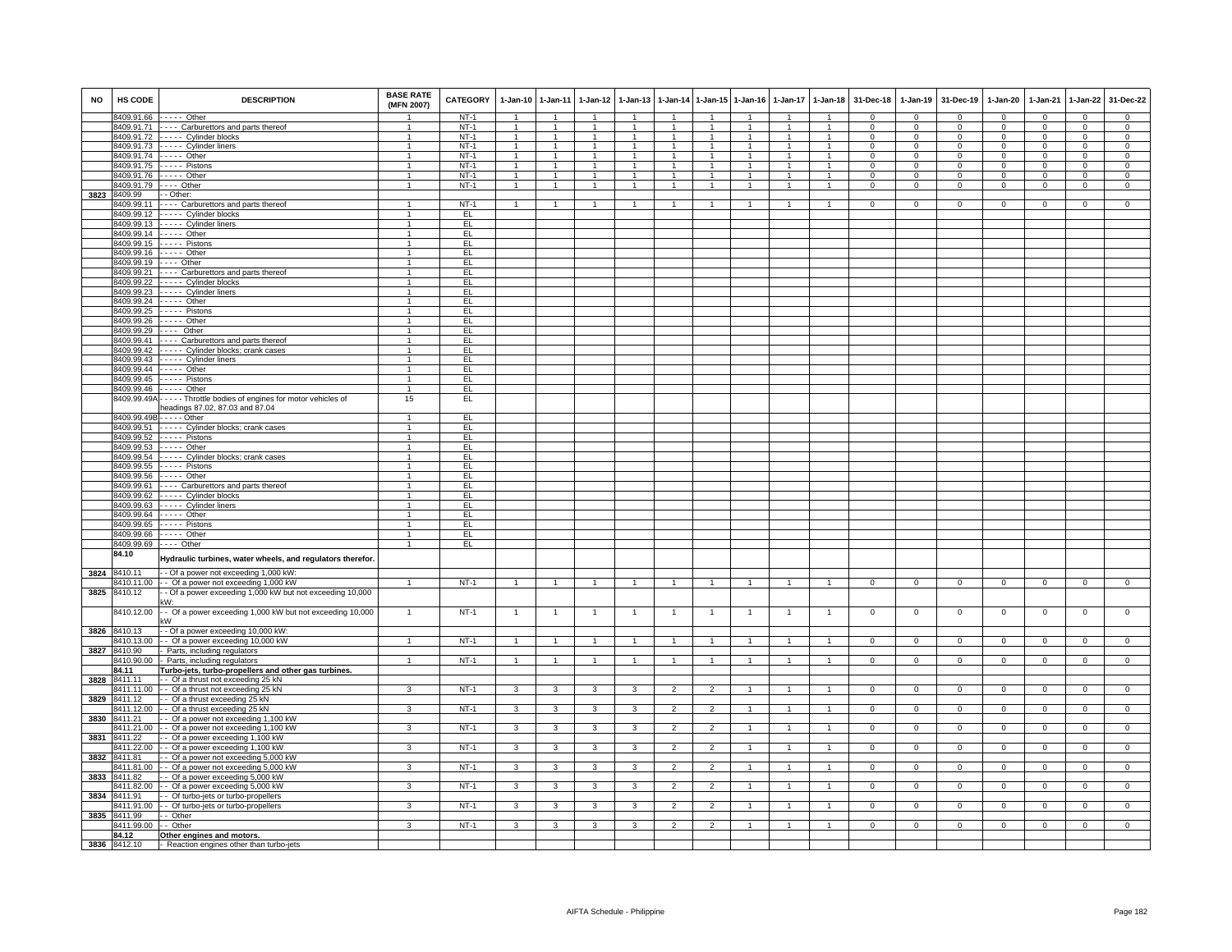| NO | HS CODE | DESCRIPTION | BASE RATE (MFN 2007) | CATEGORY | 1-Jan-10 | 1-Jan-11 | 1-Jan-12 | 1-Jan-13 | 1-Jan-14 | 1-Jan-15 | 1-Jan-16 | 1-Jan-17 | 1-Jan-18 | 31-Dec-18 | 1-Jan-19 | 31-Dec-19 | 1-Jan-20 | 1-Jan-21 | 1-Jan-22 | 31-Dec-22 |
|---|---|---|---|---|---|---|---|---|---|---|---|---|---|---|---|---|---|---|---|---|
| | 8409.91.66 | - - - - - Other | 1 | NT-1 | 1 | 1 | 1 | 1 | 1 | 1 | 1 | 1 | 1 | 0 | 0 | 0 | 0 | 0 | 0 | 0 |
| | 8409.91.71 | - - - - Carburettors and parts thereof | 1 | NT-1 | 1 | 1 | 1 | 1 | 1 | 1 | 1 | 1 | 1 | 0 | 0 | 0 | 0 | 0 | 0 | 0 |
| | 8409.91.72 | - - - - - Cylinder blocks | 1 | NT-1 | 1 | 1 | 1 | 1 | 1 | 1 | 1 | 1 | 1 | 0 | 0 | 0 | 0 | 0 | 0 | 0 |
| | 8409.91.73 | - - - - - Cylinder liners | 1 | NT-1 | 1 | 1 | 1 | 1 | 1 | 1 | 1 | 1 | 1 | 0 | 0 | 0 | 0 | 0 | 0 | 0 |
| | 8409.91.74 | - - - - - Other | 1 | NT-1 | 1 | 1 | 1 | 1 | 1 | 1 | 1 | 1 | 1 | 0 | 0 | 0 | 0 | 0 | 0 | 0 |
| | 8409.91.75 | - - - - - Pistons | 1 | NT-1 | 1 | 1 | 1 | 1 | 1 | 1 | 1 | 1 | 1 | 0 | 0 | 0 | 0 | 0 | 0 | 0 |
| | 8409.91.76 | - - - - - Other | 1 | NT-1 | 1 | 1 | 1 | 1 | 1 | 1 | 1 | 1 | 1 | 0 | 0 | 0 | 0 | 0 | 0 | 0 |
| | 8409.91.79 | - - - - Other | 1 | NT-1 | 1 | 1 | 1 | 1 | 1 | 1 | 1 | 1 | 1 | 0 | 0 | 0 | 0 | 0 | 0 | 0 |
| 3823 | 8409.99 | - - Other: | | | | | | | | | | | | | | | | | | |
| | 8409.99.11 | - - - - Carburettors and parts thereof | 1 | NT-1 | 1 | 1 | 1 | 1 | 1 | 1 | 1 | 1 | 1 | 0 | 0 | 0 | 0 | 0 | 0 | 0 |
| | 8409.99.12 | - - - - - Cylinder blocks | 1 | EL | | | | | | | | | | | | | | | | |
| | 8409.99.13 | - - - - - Cylinder liners | 1 | EL | | | | | | | | | | | | | | | | |
| | 8409.99.14 | - - - - - Other | 1 | EL | | | | | | | | | | | | | | | | |
| | 8409.99.15 | - - - - - Pistons | 1 | EL | | | | | | | | | | | | | | | | |
| | 8409.99.16 | - - - - - Other | 1 | EL | | | | | | | | | | | | | | | | |
| | 8409.99.19 | - - - - Other | 1 | EL | | | | | | | | | | | | | | | | |
| | 8409.99.21 | - - - - Carburettors and parts thereof | 1 | EL | | | | | | | | | | | | | | | | |
| | 8409.99.22 | - - - - - Cylinder blocks | 1 | EL | | | | | | | | | | | | | | | | |
| | 8409.99.23 | - - - - - Cylinder liners | 1 | EL | | | | | | | | | | | | | | | | |
| | 8409.99.24 | - - - - - Other | 1 | EL | | | | | | | | | | | | | | | | |
| | 8409.99.25 | - - - - - Pistons | 1 | EL | | | | | | | | | | | | | | | | |
| | 8409.99.26 | - - - - - Other | 1 | EL | | | | | | | | | | | | | | | | |
| | 8409.99.29 | - - - - Other | 1 | EL | | | | | | | | | | | | | | | | |
| | 8409.99.41 | - - - - Carburettors and parts thereof | 1 | EL | | | | | | | | | | | | | | | | |
| | 8409.99.42 | - - - - - Cylinder blocks; crank cases | 1 | EL | | | | | | | | | | | | | | | | |
| | 8409.99.43 | - - - - - Cylinder liners | 1 | EL | | | | | | | | | | | | | | | | |
| | 8409.99.44 | - - - - - Other | 1 | EL | | | | | | | | | | | | | | | | |
| | 8409.99.45 | - - - - - Pistons | 1 | EL | | | | | | | | | | | | | | | | |
| | 8409.99.46 | - - - - - Other | 1 | EL | | | | | | | | | | | | | | | | |
| | 8409.99.49A | - - - - - Throttle bodies of engines for motor vehicles of headings 87.02, 87.03 and 87.04 | 15 | EL | | | | | | | | | | | | | | | | |
| | 8409.99.49B | - - - - - Other | 1 | EL | | | | | | | | | | | | | | | | |
| | 8409.99.51 | - - - - - Cylinder blocks; crank cases | 1 | EL | | | | | | | | | | | | | | | | |
| | 8409.99.52 | - - - - - Pistons | 1 | EL | | | | | | | | | | | | | | | | |
| | 8409.99.53 | - - - - - Other | 1 | EL | | | | | | | | | | | | | | | | |
| | 8409.99.54 | - - - - - Cylinder blocks; crank cases | 1 | EL | | | | | | | | | | | | | | | | |
| | 8409.99.55 | - - - - - Pistons | 1 | EL | | | | | | | | | | | | | | | | |
| | 8409.99.56 | - - - - - Other | 1 | EL | | | | | | | | | | | | | | | | |
| | 8409.99.61 | - - - - Carburettors and parts thereof | 1 | EL | | | | | | | | | | | | | | | | |
| | 8409.99.62 | - - - - - Cylinder blocks | 1 | EL | | | | | | | | | | | | | | | | |
| | 8409.99.63 | - - - - - Cylinder liners | 1 | EL | | | | | | | | | | | | | | | | |
| | 8409.99.64 | - - - - - Other | 1 | EL | | | | | | | | | | | | | | | | |
| | 8409.99.65 | - - - - - Pistons | 1 | EL | | | | | | | | | | | | | | | | |
| | 8409.99.66 | - - - - - Other | 1 | EL | | | | | | | | | | | | | | | | |
| | 8409.99.69 | - - - - Other | 1 | EL | | | | | | | | | | | | | | | | |
| | **84.10** | **Hydraulic turbines, water wheels, and regulators therefor.** | | | | | | | | | | | | | | | | | | |
| 3824 | 8410.11 | - - Of a power not exceeding 1,000 kW: | | | | | | | | | | | | | | | | | | |
| | 8410.11.00 | - - Of a power not exceeding 1,000 kW | 1 | NT-1 | 1 | 1 | 1 | 1 | 1 | 1 | 1 | 1 | 1 | 0 | 0 | 0 | 0 | 0 | 0 | 0 |
| 3825 | 8410.12 | - - Of a power exceeding 1,000 kW but not exceeding 10,000 kW: | | | | | | | | | | | | | | | | | | |
| | 8410.12.00 | - - Of a power exceeding 1,000 kW but not exceeding 10,000 kW | 1 | NT-1 | 1 | 1 | 1 | 1 | 1 | 1 | 1 | 1 | 1 | 0 | 0 | 0 | 0 | 0 | 0 | 0 |
| 3826 | 8410.13 | - - Of a power exceeding 10,000 kW: | | | | | | | | | | | | | | | | | | |
| | 8410.13.00 | - - Of a power exceeding 10,000 kW | 1 | NT-1 | 1 | 1 | 1 | 1 | 1 | 1 | 1 | 1 | 1 | 0 | 0 | 0 | 0 | 0 | 0 | 0 |
| 3827 | 8410.90 | - Parts, including regulators | | | | | | | | | | | | | | | | | | |
| | 8410.90.00 | - Parts, including regulators | 1 | NT-1 | 1 | 1 | 1 | 1 | 1 | 1 | 1 | 1 | 1 | 0 | 0 | 0 | 0 | 0 | 0 | 0 |
| | **84.11** | **Turbo-jets, turbo-propellers and other gas turbines.** | | | | | | | | | | | | | | | | | | |
| 3828 | 8411.11 | - - Of a thrust not exceeding 25 kN | | | | | | | | | | | | | | | | | | |
| | 8411.11.00 | - - Of a thrust not exceeding 25 kN | 3 | NT-1 | 3 | 3 | 3 | 3 | 2 | 2 | 1 | 1 | 1 | 0 | 0 | 0 | 0 | 0 | 0 | 0 |
| 3829 | 8411.12 | - - Of a thrust exceeding 25 kN | | | | | | | | | | | | | | | | | | |
| | 8411.12.00 | - - Of a thrust exceeding 25 kN | 3 | NT-1 | 3 | 3 | 3 | 3 | 2 | 2 | 1 | 1 | 1 | 0 | 0 | 0 | 0 | 0 | 0 | 0 |
| 3830 | 8411.21 | - - Of a power not exceeding 1,100 kW | | | | | | | | | | | | | | | | | | |
| | 8411.21.00 | - - Of a power not exceeding 1,100 kW | 3 | NT-1 | 3 | 3 | 3 | 3 | 2 | 2 | 1 | 1 | 1 | 0 | 0 | 0 | 0 | 0 | 0 | 0 |
| 3831 | 8411.22 | - - Of a power exceeding 1,100 kW | | | | | | | | | | | | | | | | | | |
| | 8411.22.00 | - - Of a power exceeding 1,100 kW | 3 | NT-1 | 3 | 3 | 3 | 3 | 2 | 2 | 1 | 1 | 1 | 0 | 0 | 0 | 0 | 0 | 0 | 0 |
| 3832 | 8411.81 | - - Of a power not exceeding 5,000 kW | | | | | | | | | | | | | | | | | | |
| | 8411.81.00 | - - Of a power not exceeding 5,000 kW | 3 | NT-1 | 3 | 3 | 3 | 3 | 2 | 2 | 1 | 1 | 1 | 0 | 0 | 0 | 0 | 0 | 0 | 0 |
| 3833 | 8411.82 | - - Of a power exceeding 5,000 kW | | | | | | | | | | | | | | | | | | |
| | 8411.82.00 | - - Of a power exceeding 5,000 kW | 3 | NT-1 | 3 | 3 | 3 | 3 | 2 | 2 | 1 | 1 | 1 | 0 | 0 | 0 | 0 | 0 | 0 | 0 |
| 3834 | 8411.91 | - - Of turbo-jets or turbo-propellers | | | | | | | | | | | | | | | | | | |
| | 8411.91.00 | - - Of turbo-jets or turbo-propellers | 3 | NT-1 | 3 | 3 | 3 | 3 | 2 | 2 | 1 | 1 | 1 | 0 | 0 | 0 | 0 | 0 | 0 | 0 |
| 3835 | 8411.99 | - - Other | | | | | | | | | | | | | | | | | | |
| | 8411.99.00 | - - Other | 3 | NT-1 | 3 | 3 | 3 | 3 | 2 | 2 | 1 | 1 | 1 | 0 | 0 | 0 | 0 | 0 | 0 | 0 |
| | **84.12** | **Other engines and motors.** | | | | | | | | | | | | | | | | | | |
| 3836 | 8412.10 | - Reaction engines other than turbo-jets | | | | | | | | | | | | | | | | | | |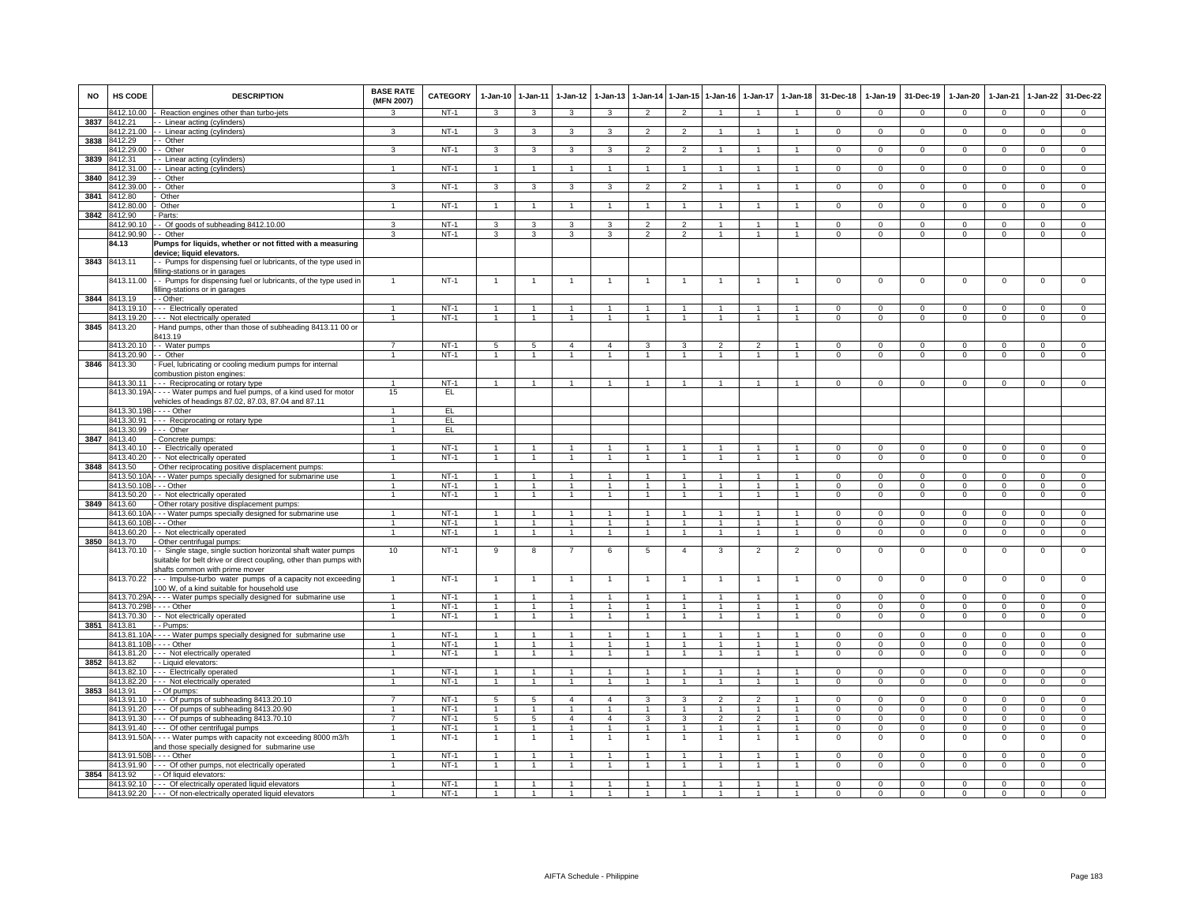| NO | HS CODE | DESCRIPTION | BASE RATE (MFN 2007) | CATEGORY | 1-Jan-10 | 1-Jan-11 | 1-Jan-12 | 1-Jan-13 | 1-Jan-14 | 1-Jan-15 | 1-Jan-16 | 1-Jan-17 | 1-Jan-18 | 31-Dec-18 | 1-Jan-19 | 31-Dec-19 | 1-Jan-20 | 1-Jan-21 | 1-Jan-22 | 31-Dec-22 |
|---|---|---|---|---|---|---|---|---|---|---|---|---|---|---|---|---|---|---|---|---|
| | 8412.10.00 | - Reaction engines other than turbo-jets | 3 | NT-1 | 3 | 3 | 3 | 3 | 2 | 2 | 1 | 1 | 1 | 0 | 0 | 0 | 0 | 0 | 0 | 0 |
| 3837 | 8412.21 | - - Linear acting (cylinders) | | | | | | | | | | | | | | | | | | |
| | 8412.21.00 | - - Linear acting (cylinders) | 3 | NT-1 | 3 | 3 | 3 | 3 | 2 | 2 | 1 | 1 | 1 | 0 | 0 | 0 | 0 | 0 | 0 | 0 |
| 3838 | 8412.29 | - - Other | | | | | | | | | | | | | | | | | | |
| | 8412.29.00 | - - Other | 3 | NT-1 | 3 | 3 | 3 | 3 | 2 | 2 | 1 | 1 | 1 | 0 | 0 | 0 | 0 | 0 | 0 | 0 |
| 3839 | 8412.31 | - - Linear acting (cylinders) | | | | | | | | | | | | | | | | | | |
| | 8412.31.00 | - - Linear acting (cylinders) | 1 | NT-1 | 1 | 1 | 1 | 1 | 1 | 1 | 1 | 1 | 1 | 0 | 0 | 0 | 0 | 0 | 0 | 0 |
| 3840 | 8412.39 | - - Other | | | | | | | | | | | | | | | | | | |
| | 8412.39.00 | - - Other | 3 | NT-1 | 3 | 3 | 3 | 3 | 2 | 2 | 1 | 1 | 1 | 0 | 0 | 0 | 0 | 0 | 0 | 0 |
| 3841 | 8412.80 | - Other | | | | | | | | | | | | | | | | | | |
| | 8412.80.00 | - Other | 1 | NT-1 | 1 | 1 | 1 | 1 | 1 | 1 | 1 | 1 | 1 | 0 | 0 | 0 | 0 | 0 | 0 | 0 |
| 3842 | 8412.90 | - Parts: | | | | | | | | | | | | | | | | | | |
| | 8412.90.10 | - - Of goods of subheading 8412.10.00 | 3 | NT-1 | 3 | 3 | 3 | 3 | 2 | 2 | 1 | 1 | 1 | 0 | 0 | 0 | 0 | 0 | 0 | 0 |
| | 8412.90.90 | - - Other | 3 | NT-1 | 3 | 3 | 3 | 3 | 2 | 2 | 1 | 1 | 1 | 0 | 0 | 0 | 0 | 0 | 0 | 0 |
| | **84.13** | **Pumps for liquids, whether or not fitted with a measuring device; liquid elevators.** | | | | | | | | | | | | | | | | | | |
| 3843 | 8413.11 | - - Pumps for dispensing fuel or lubricants, of the type used in filling-stations or in garages | | | | | | | | | | | | | | | | | | |
| | 8413.11.00 | - - Pumps for dispensing fuel or lubricants, of the type used in filling-stations or in garages | 1 | NT-1 | 1 | 1 | 1 | 1 | 1 | 1 | 1 | 1 | 1 | 0 | 0 | 0 | 0 | 0 | 0 | 0 |
| 3844 | 8413.19 | - - Other: | | | | | | | | | | | | | | | | | | |
| | 8413.19.10 | - - - Electrically operated | 1 | NT-1 | 1 | 1 | 1 | 1 | 1 | 1 | 1 | 1 | 1 | 0 | 0 | 0 | 0 | 0 | 0 | 0 |
| | 8413.19.20 | - - - Not electrically operated | 1 | NT-1 | 1 | 1 | 1 | 1 | 1 | 1 | 1 | 1 | 1 | 0 | 0 | 0 | 0 | 0 | 0 | 0 |
| 3845 | 8413.20 | - Hand pumps, other than those of subheading 8413.11 00 or 8413.19 | | | | | | | | | | | | | | | | | | |
| | 8413.20.10 | - - Water pumps | 7 | NT-1 | 5 | 5 | 4 | 4 | 3 | 3 | 2 | 2 | 1 | 0 | 0 | 0 | 0 | 0 | 0 | 0 |
| | 8413.20.90 | - - Other | 1 | NT-1 | 1 | 1 | 1 | 1 | 1 | 1 | 1 | 1 | 1 | 0 | 0 | 0 | 0 | 0 | 0 | 0 |
| 3846 | 8413.30 | - Fuel, lubricating or cooling medium pumps for internal combustion piston engines: | | | | | | | | | | | | | | | | | | |
| | 8413.30.11 | - - - Reciprocating or rotary type | 1 | NT-1 | 1 | 1 | 1 | 1 | 1 | 1 | 1 | 1 | 1 | 0 | 0 | 0 | 0 | 0 | 0 | 0 |
| | 8413.30.19A | - - - - Water pumps and fuel pumps, of a kind used for motor vehicles of headings 87.02, 87.03, 87.04 and 87.11 | 15 | EL | | | | | | | | | | | | | | | | |
| | 8413.30.19B | - - - - Other | 1 | EL | | | | | | | | | | | | | | | | |
| | 8413.30.91 | - - - Reciprocating or rotary type | 1 | EL | | | | | | | | | | | | | | | | |
| | 8413.30.99 | - - - Other | 1 | EL | | | | | | | | | | | | | | | | |
| 3847 | 8413.40 | - Concrete pumps: | | | | | | | | | | | | | | | | | | |
| | 8413.40.10 | - - Electrically operated | 1 | NT-1 | 1 | 1 | 1 | 1 | 1 | 1 | 1 | 1 | 1 | 0 | 0 | 0 | 0 | 0 | 0 | 0 |
| | 8413.40.20 | - - Not electrically operated | 1 | NT-1 | 1 | 1 | 1 | 1 | 1 | 1 | 1 | 1 | 1 | 0 | 0 | 0 | 0 | 0 | 0 | 0 |
| 3848 | 8413.50 | - Other reciprocating positive displacement pumps: | | | | | | | | | | | | | | | | | | |
| | 8413.50.10A | - - - Water pumps specially designed for submarine use | 1 | NT-1 | 1 | 1 | 1 | 1 | 1 | 1 | 1 | 1 | 1 | 0 | 0 | 0 | 0 | 0 | 0 | 0 |
| | 8413.50.10B | - - - Other | 1 | NT-1 | 1 | 1 | 1 | 1 | 1 | 1 | 1 | 1 | 1 | 0 | 0 | 0 | 0 | 0 | 0 | 0 |
| | 8413.50.20 | - - Not electrically operated | 1 | NT-1 | 1 | 1 | 1 | 1 | 1 | 1 | 1 | 1 | 1 | 0 | 0 | 0 | 0 | 0 | 0 | 0 |
| 3849 | 8413.60 | - Other rotary positive displacement pumps: | | | | | | | | | | | | | | | | | | |
| | 8413.60.10A | - - - Water pumps specially designed for submarine use | 1 | NT-1 | 1 | 1 | 1 | 1 | 1 | 1 | 1 | 1 | 1 | 0 | 0 | 0 | 0 | 0 | 0 | 0 |
| | 8413.60.10B | - - - Other | 1 | NT-1 | 1 | 1 | 1 | 1 | 1 | 1 | 1 | 1 | 1 | 0 | 0 | 0 | 0 | 0 | 0 | 0 |
| | 8413.60.20 | - - Not electrically operated | 1 | NT-1 | 1 | 1 | 1 | 1 | 1 | 1 | 1 | 1 | 1 | 0 | 0 | 0 | 0 | 0 | 0 | 0 |
| 3850 | 8413.70 | - Other centrifugal pumps: | | | | | | | | | | | | | | | | | | |
| | 8413.70.10 | - - Single stage, single suction horizontal shaft water pumps suitable for belt drive or direct coupling, other than pumps with shafts common with prime mover | 10 | NT-1 | 9 | 8 | 7 | 6 | 5 | 4 | 3 | 2 | 2 | 0 | 0 | 0 | 0 | 0 | 0 | 0 |
| | 8413.70.22 | - - - Impulse-turbo water pumps of a capacity not exceeding 100 W, of a kind suitable for household use | 1 | NT-1 | 1 | 1 | 1 | 1 | 1 | 1 | 1 | 1 | 1 | 0 | 0 | 0 | 0 | 0 | 0 | 0 |
| | 8413.70.29A | - - - - Water pumps specially designed for submarine use | 1 | NT-1 | 1 | 1 | 1 | 1 | 1 | 1 | 1 | 1 | 1 | 0 | 0 | 0 | 0 | 0 | 0 | 0 |
| | 8413.70.29B | - - - - Other | 1 | NT-1 | 1 | 1 | 1 | 1 | 1 | 1 | 1 | 1 | 1 | 0 | 0 | 0 | 0 | 0 | 0 | 0 |
| | 8413.70.30 | - - Not electrically operated | 1 | NT-1 | 1 | 1 | 1 | 1 | 1 | 1 | 1 | 1 | 1 | 0 | 0 | 0 | 0 | 0 | 0 | 0 |
| 3851 | 8413.81 | - - Pumps: | | | | | | | | | | | | | | | | | | |
| | 8413.81.10A | - - - - Water pumps specially designed for submarine use | 1 | NT-1 | 1 | 1 | 1 | 1 | 1 | 1 | 1 | 1 | 1 | 0 | 0 | 0 | 0 | 0 | 0 | 0 |
| | 8413.81.10B | - - - - Other | 1 | NT-1 | 1 | 1 | 1 | 1 | 1 | 1 | 1 | 1 | 1 | 0 | 0 | 0 | 0 | 0 | 0 | 0 |
| | 8413.81.20 | - - - Not electrically operated | 1 | NT-1 | 1 | 1 | 1 | 1 | 1 | 1 | 1 | 1 | 1 | 0 | 0 | 0 | 0 | 0 | 0 | 0 |
| 3852 | 8413.82 | - - Liquid elevators: | | | | | | | | | | | | | | | | | | |
| | 8413.82.10 | - - - Electrically operated | 1 | NT-1 | 1 | 1 | 1 | 1 | 1 | 1 | 1 | 1 | 1 | 0 | 0 | 0 | 0 | 0 | 0 | 0 |
| | 8413.82.20 | - - - Not electrically operated | 1 | NT-1 | 1 | 1 | 1 | 1 | 1 | 1 | 1 | 1 | 1 | 0 | 0 | 0 | 0 | 0 | 0 | 0 |
| 3853 | 8413.91 | - - Of pumps: | | | | | | | | | | | | | | | | | | |
| | 8413.91.10 | - - - Of pumps of subheading 8413.20.10 | 7 | NT-1 | 5 | 5 | 4 | 4 | 3 | 3 | 2 | 2 | 1 | 0 | 0 | 0 | 0 | 0 | 0 | 0 |
| | 8413.91.20 | - - - Of pumps of subheading 8413.20.90 | 1 | NT-1 | 1 | 1 | 1 | 1 | 1 | 1 | 1 | 1 | 1 | 0 | 0 | 0 | 0 | 0 | 0 | 0 |
| | 8413.91.30 | - - - Of pumps of subheading 8413.70.10 | 7 | NT-1 | 5 | 5 | 4 | 4 | 3 | 3 | 2 | 2 | 1 | 0 | 0 | 0 | 0 | 0 | 0 | 0 |
| | 8413.91.40 | - - - Of other centrifugal pumps | 1 | NT-1 | 1 | 1 | 1 | 1 | 1 | 1 | 1 | 1 | 1 | 0 | 0 | 0 | 0 | 0 | 0 | 0 |
| | 8413.91.50A | - - - - Water pumps with capacity not exceeding 8000 m3/h and those specially designed for submarine use | 1 | NT-1 | 1 | 1 | 1 | 1 | 1 | 1 | 1 | 1 | 1 | 0 | 0 | 0 | 0 | 0 | 0 | 0 |
| | 8413.91.50B | - - - - Other | 1 | NT-1 | 1 | 1 | 1 | 1 | 1 | 1 | 1 | 1 | 1 | 0 | 0 | 0 | 0 | 0 | 0 | 0 |
| | 8413.91.90 | - - - Of other pumps, not electrically operated | 1 | NT-1 | 1 | 1 | 1 | 1 | 1 | 1 | 1 | 1 | 1 | 0 | 0 | 0 | 0 | 0 | 0 | 0 |
| 3854 | 8413.92 | - - Of liquid elevators: | | | | | | | | | | | | | | | | | | |
| | 8413.92.10 | - - - Of electrically operated liquid elevators | 1 | NT-1 | 1 | 1 | 1 | 1 | 1 | 1 | 1 | 1 | 1 | 0 | 0 | 0 | 0 | 0 | 0 | 0 |
| | 8413.92.20 | - - - Of non-electrically operated liquid elevators | 1 | NT-1 | 1 | 1 | 1 | 1 | 1 | 1 | 1 | 1 | 1 | 0 | 0 | 0 | 0 | 0 | 0 | 0 |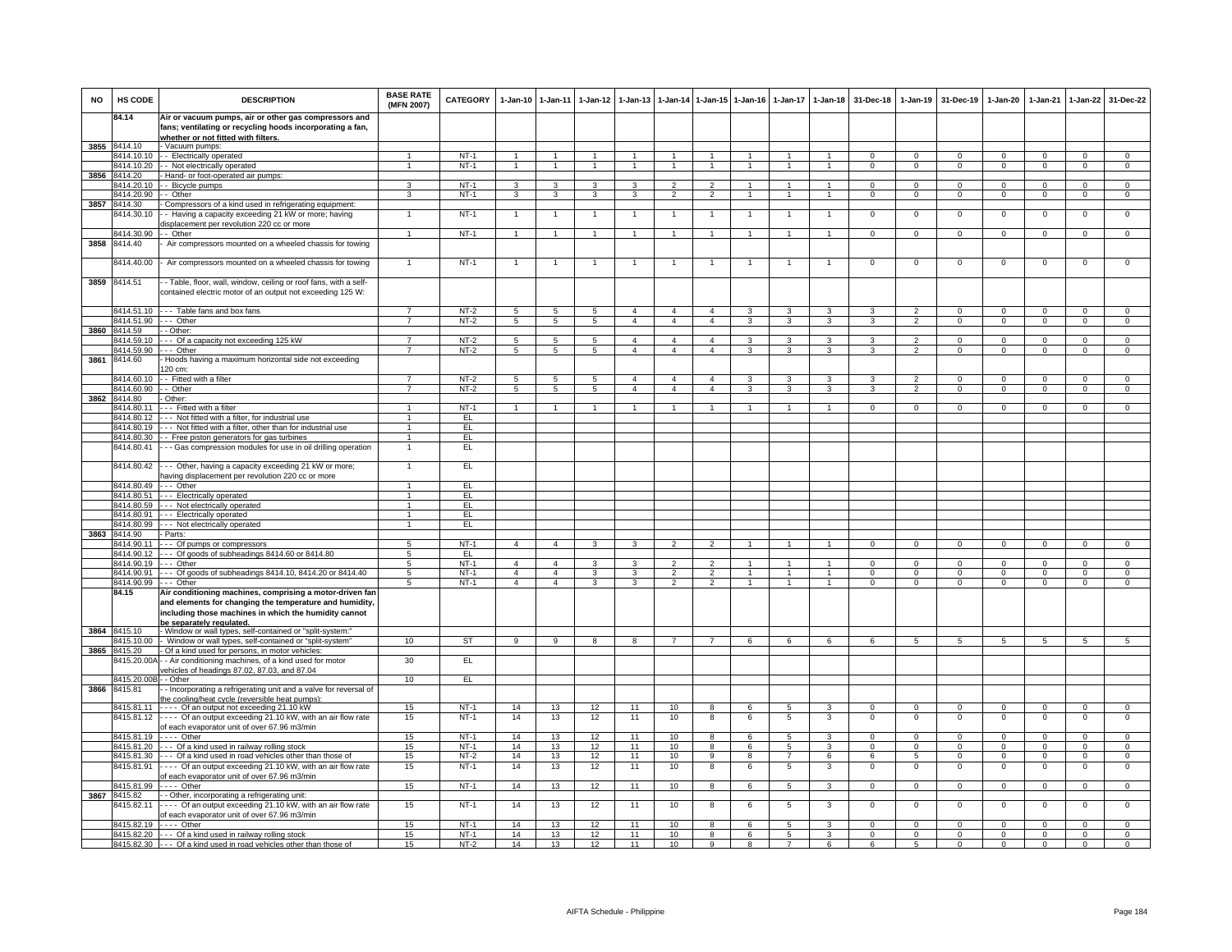| NO | HS CODE | DESCRIPTION | BASE RATE (MFN 2007) | CATEGORY | 1-Jan-10 | 1-Jan-11 | 1-Jan-12 | 1-Jan-13 | 1-Jan-14 | 1-Jan-15 | 1-Jan-16 | 1-Jan-17 | 1-Jan-18 | 31-Dec-18 | 1-Jan-19 | 31-Dec-19 | 1-Jan-20 | 1-Jan-21 | 1-Jan-22 | 31-Dec-22 |
|---|---|---|---|---|---|---|---|---|---|---|---|---|---|---|---|---|---|---|---|---|
| | 84.14 | **Air or vacuum pumps, air or other gas compressors and fans; ventilating or recycling hoods incorporating a fan, whether or not fitted with filters.** | | | | | | | | | | | | | | | | | | |
| 3855 | 8414.10 | - Vacuum pumps: | | | | | | | | | | | | | | | | | | |
| | 8414.10.10 | - - Electrically operated | 1 | NT-1 | 1 | 1 | 1 | 1 | 1 | 1 | 1 | 1 | 1 | 0 | 0 | 0 | 0 | 0 | 0 | 0 |
| | 8414.10.20 | - - Not electrically operated | 1 | NT-1 | 1 | 1 | 1 | 1 | 1 | 1 | 1 | 1 | 1 | 0 | 0 | 0 | 0 | 0 | 0 | 0 |
| 3856 | 8414.20 | - Hand- or foot-operated air pumps: | | | | | | | | | | | | | | | | | | |
| | 8414.20.10 | - - Bicycle pumps | 3 | NT-1 | 3 | 3 | 3 | 3 | 2 | 2 | 1 | 1 | 1 | 0 | 0 | 0 | 0 | 0 | 0 | 0 |
| | 8414.20.90 | - - Other | 3 | NT-1 | 3 | 3 | 3 | 3 | 2 | 2 | 1 | 1 | 1 | 0 | 0 | 0 | 0 | 0 | 0 | 0 |
| 3857 | 8414.30 | - Compressors of a kind used in refrigerating equipment: | | | | | | | | | | | | | | | | | | |
| | 8414.30.10 | - - Having a capacity exceeding 21 kW or more; having displacement per revolution 220 cc or more | 1 | NT-1 | 1 | 1 | 1 | 1 | 1 | 1 | 1 | 1 | 1 | 0 | 0 | 0 | 0 | 0 | 0 | 0 |
| | 8414.30.90 | - - Other | 1 | NT-1 | 1 | 1 | 1 | 1 | 1 | 1 | 1 | 1 | 1 | 0 | 0 | 0 | 0 | 0 | 0 | 0 |
| 3858 | 8414.40 | - Air compressors mounted on a wheeled chassis for towing | | | | | | | | | | | | | | | | | | |
| | 8414.40.00 | - Air compressors mounted on a wheeled chassis for towing | 1 | NT-1 | 1 | 1 | 1 | 1 | 1 | 1 | 1 | 1 | 1 | 0 | 0 | 0 | 0 | 0 | 0 | 0 |
| 3859 | 8414.51 | - - Table, floor, wall, window, ceiling or roof fans, with a self-contained electric motor of an output not exceeding 125 W: | | | | | | | | | | | | | | | | | | |
| | 8414.51.10 | - - - Table fans and box fans | 7 | NT-2 | 5 | 5 | 5 | 4 | 4 | 4 | 3 | 3 | 3 | 3 | 2 | 0 | 0 | 0 | 0 | 0 |
| | 8414.51.90 | - - - Other | 7 | NT-2 | 5 | 5 | 5 | 4 | 4 | 4 | 3 | 3 | 3 | 3 | 2 | 0 | 0 | 0 | 0 | 0 |
| 3860 | 8414.59 | - - Other: | | | | | | | | | | | | | | | | | | |
| | 8414.59.10 | - - - Of a capacity not exceeding 125 kW | 7 | NT-2 | 5 | 5 | 5 | 4 | 4 | 4 | 3 | 3 | 3 | 3 | 2 | 0 | 0 | 0 | 0 | 0 |
| | 8414.59.90 | - - - Other | 7 | NT-2 | 5 | 5 | 5 | 4 | 4 | 4 | 3 | 3 | 3 | 3 | 2 | 0 | 0 | 0 | 0 | 0 |
| 3861 | 8414.60 | - Hoods having a maximum horizontal side not exceeding 120 cm: | | | | | | | | | | | | | | | | | | |
| | 8414.60.10 | - - Fitted with a filter | 7 | NT-2 | 5 | 5 | 5 | 4 | 4 | 4 | 3 | 3 | 3 | 3 | 2 | 0 | 0 | 0 | 0 | 0 |
| | 8414.60.90 | - - Other | 7 | NT-2 | 5 | 5 | 5 | 4 | 4 | 4 | 3 | 3 | 3 | 3 | 2 | 0 | 0 | 0 | 0 | 0 |
| 3862 | 8414.80 | - Other: | | | | | | | | | | | | | | | | | | |
| | 8414.80.11 | - - - Fitted with a filter | 1 | NT-1 | 1 | 1 | 1 | 1 | 1 | 1 | 1 | 1 | 1 | 0 | 0 | 0 | 0 | 0 | 0 | 0 |
| | 8414.80.12 | - - - Not fitted with a filter, for industrial use | 1 | EL | | | | | | | | | | | | | | | | |
| | 8414.80.19 | - - - Not fitted with a filter, other than for industrial use | 1 | EL | | | | | | | | | | | | | | | | |
| | 8414.80.30 | - - Free piston generators for gas turbines | 1 | EL | | | | | | | | | | | | | | | | |
| | 8414.80.41 | - - - Gas compression modules for use in oil drilling operation | 1 | EL | | | | | | | | | | | | | | | | |
| | 8414.80.42 | - - - Other, having a capacity exceeding 21 kW or more; having displacement per revolution 220 cc or more | 1 | EL | | | | | | | | | | | | | | | | |
| | 8414.80.49 | - - - Other | 1 | EL | | | | | | | | | | | | | | | | |
| | 8414.80.51 | - - - Electrically operated | 1 | EL | | | | | | | | | | | | | | | | |
| | 8414.80.59 | - - - Not electrically operated | 1 | EL | | | | | | | | | | | | | | | | |
| | 8414.80.91 | - - - Electrically operated | 1 | EL | | | | | | | | | | | | | | | | |
| | 8414.80.99 | - - - Not electrically operated | 1 | EL | | | | | | | | | | | | | | | | |
| 3863 | 8414.90 | - Parts: | | | | | | | | | | | | | | | | | | |
| | 8414.90.11 | - - - Of pumps or compressors | 5 | NT-1 | 4 | 4 | 3 | 3 | 2 | 2 | 1 | 1 | 1 | 0 | 0 | 0 | 0 | 0 | 0 | 0 |
| | 8414.90.12 | - - - Of goods of subheadings 8414.60 or 8414.80 | 5 | EL | | | | | | | | | | | | | | | | |
| | 8414.90.19 | - - - Other | 5 | NT-1 | 4 | 4 | 3 | 3 | 2 | 2 | 1 | 1 | 1 | 0 | 0 | 0 | 0 | 0 | 0 | 0 |
| | 8414.90.91 | - - - Of goods of subheadings 8414.10, 8414.20 or 8414.40 | 5 | NT-1 | 4 | 4 | 3 | 3 | 2 | 2 | 1 | 1 | 1 | 0 | 0 | 0 | 0 | 0 | 0 | 0 |
| | 8414.90.99 | - - - Other | 5 | NT-1 | 4 | 4 | 3 | 3 | 2 | 2 | 1 | 1 | 1 | 0 | 0 | 0 | 0 | 0 | 0 | 0 |
| | 84.15 | **Air conditioning machines, comprising a motor-driven fan and elements for changing the temperature and humidity, including those machines in which the humidity cannot be separately regulated.** | | | | | | | | | | | | | | | | | | |
| 3864 | 8415.10 | - Window or wall types, self-contained or "split-system:" | | | | | | | | | | | | | | | | | | |
| | 8415.10.00 | - Window or wall types, self-contained or "split-system" | 10 | ST | 9 | 9 | 8 | 8 | 7 | 7 | 6 | 6 | 6 | 6 | 5 | 5 | 5 | 5 | 5 | 5 |
| 3865 | 8415.20 | - Of a kind used for persons, in motor vehicles: | | | | | | | | | | | | | | | | | | |
| | 8415.20.00A | - - Air conditioning machines, of a kind used for motor vehicles of headings 87.02, 87.03, and 87.04 | 30 | EL | | | | | | | | | | | | | | | | |
| | 8415.20.00B | - - Other | 10 | EL | | | | | | | | | | | | | | | | |
| 3866 | 8415.81 | - - Incorporating a refrigerating unit and a valve for reversal of the cooling/heat cycle (reversible heat pumps): | | | | | | | | | | | | | | | | | | |
| | 8415.81.11 | - - - - Of an output not exceeding 21.10 kW | 15 | NT-1 | 14 | 13 | 12 | 11 | 10 | 8 | 6 | 5 | 3 | 0 | 0 | 0 | 0 | 0 | 0 | 0 |
| | 8415.81.12 | - - - - Of an output exceeding 21.10 kW, with an air flow rate of each evaporator unit of over 67.96 m3/min | 15 | NT-1 | 14 | 13 | 12 | 11 | 10 | 8 | 6 | 5 | 3 | 0 | 0 | 0 | 0 | 0 | 0 | 0 |
| | 8415.81.19 | - - - - Other | 15 | NT-1 | 14 | 13 | 12 | 11 | 10 | 8 | 6 | 5 | 3 | 0 | 0 | 0 | 0 | 0 | 0 | 0 |
| | 8415.81.20 | - - - Of a kind used in railway rolling stock | 15 | NT-1 | 14 | 13 | 12 | 11 | 10 | 8 | 6 | 5 | 3 | 0 | 0 | 0 | 0 | 0 | 0 | 0 |
| | 8415.81.30 | - - - Of a kind used in road vehicles other than those of | 15 | NT-2 | 14 | 13 | 12 | 11 | 10 | 9 | 8 | 7 | 6 | 6 | 5 | 0 | 0 | 0 | 0 | 0 |
| | 8415.81.91 | - - - - Of an output exceeding 21.10 kW, with an air flow rate of each evaporator unit of over 67.96 m3/min | 15 | NT-1 | 14 | 13 | 12 | 11 | 10 | 8 | 6 | 5 | 3 | 0 | 0 | 0 | 0 | 0 | 0 | 0 |
| | 8415.81.99 | - - - - Other | 15 | NT-1 | 14 | 13 | 12 | 11 | 10 | 8 | 6 | 5 | 3 | 0 | 0 | 0 | 0 | 0 | 0 | 0 |
| 3867 | 8415.82 | - - Other, incorporating a refrigerating unit: | | | | | | | | | | | | | | | | | | |
| | 8415.82.11 | - - - - Of an output exceeding 21.10 kW, with an air flow rate of each evaporator unit of over 67.96 m3/min | 15 | NT-1 | 14 | 13 | 12 | 11 | 10 | 8 | 6 | 5 | 3 | 0 | 0 | 0 | 0 | 0 | 0 | 0 |
| | 8415.82.19 | - - - - Other | 15 | NT-1 | 14 | 13 | 12 | 11 | 10 | 8 | 6 | 5 | 3 | 0 | 0 | 0 | 0 | 0 | 0 | 0 |
| | 8415.82.20 | - - - Of a kind used in railway rolling stock | 15 | NT-1 | 14 | 13 | 12 | 11 | 10 | 8 | 6 | 5 | 3 | 0 | 0 | 0 | 0 | 0 | 0 | 0 |
| | 8415.82.30 | - - - Of a kind used in road vehicles other than those of | 15 | NT-2 | 14 | 13 | 12 | 11 | 10 | 9 | 8 | 7 | 6 | 6 | 5 | 0 | 0 | 0 | 0 | 0 |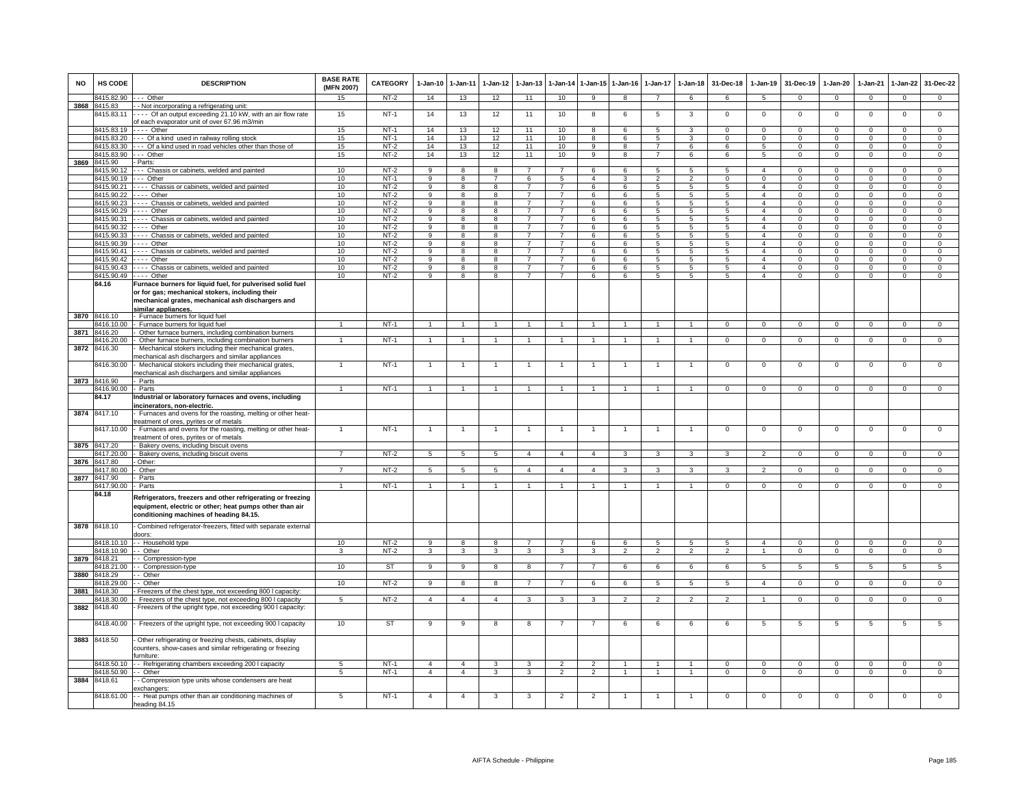| NO | HS CODE | DESCRIPTION | BASE RATE (MFN 2007) | CATEGORY | 1-Jan-10 | 1-Jan-11 | 1-Jan-12 | 1-Jan-13 | 1-Jan-14 | 1-Jan-15 | 1-Jan-16 | 1-Jan-17 | 1-Jan-18 | 31-Dec-18 | 1-Jan-19 | 31-Dec-19 | 1-Jan-20 | 1-Jan-21 | 1-Jan-22 | 31-Dec-22 |
|---|---|---|---|---|---|---|---|---|---|---|---|---|---|---|---|---|---|---|---|---|
| | 8415.82.90 | - - - Other | 15 | NT-2 | 14 | 13 | 12 | 11 | 10 | 9 | 8 | 7 | 6 | 6 | 5 | 0 | 0 | 0 | 0 | 0 |
| 3868 | 8415.83 | - - Not incorporating a refrigerating unit: | | | | | | | | | | | | | | | | | | |
| | 8415.83.11 | - - - - Of an output exceeding 21.10 kW, with an air flow rate of each evaporator unit of over 67.96 m3/min | 15 | NT-1 | 14 | 13 | 12 | 11 | 10 | 8 | 6 | 5 | 3 | 0 | 0 | 0 | 0 | 0 | 0 | 0 |
| | 8415.83.19 | - - - - Other | 15 | NT-1 | 14 | 13 | 12 | 11 | 10 | 8 | 6 | 5 | 3 | 0 | 0 | 0 | 0 | 0 | 0 | 0 |
| | 8415.83.20 | - - - Of a kind used in railway rolling stock | 15 | NT-1 | 14 | 13 | 12 | 11 | 10 | 8 | 6 | 5 | 3 | 0 | 0 | 0 | 0 | 0 | 0 | 0 |
| | 8415.83.30 | - - - Of a kind used in road vehicles other than those of | 15 | NT-2 | 14 | 13 | 12 | 11 | 10 | 9 | 8 | 7 | 6 | 6 | 5 | 0 | 0 | 0 | 0 | 0 |
| | 8415.83.90 | - - - Other | 15 | NT-2 | 14 | 13 | 12 | 11 | 10 | 9 | 8 | 7 | 6 | 6 | 5 | 0 | 0 | 0 | 0 | 0 |
| 3869 | 8415.90 | - Parts: | | | | | | | | | | | | | | | | | | |
| | 8415.90.12 | - - - Chassis or cabinets, welded and painted | 10 | NT-2 | 9 | 8 | 8 | 7 | 7 | 6 | 6 | 5 | 5 | 5 | 4 | 0 | 0 | 0 | 0 | 0 |
| | 8415.90.19 | - - - Other | 10 | NT-1 | 9 | 8 | 7 | 6 | 5 | 4 | 3 | 2 | 2 | 0 | 0 | 0 | 0 | 0 | 0 | 0 |
| | 8415.90.21 | - - - - Chassis or cabinets, welded and painted | 10 | NT-2 | 9 | 8 | 8 | 7 | 7 | 6 | 6 | 5 | 5 | 5 | 4 | 0 | 0 | 0 | 0 | 0 |
| | 8415.90.22 | - - - - Other | 10 | NT-2 | 9 | 8 | 8 | 7 | 7 | 6 | 6 | 5 | 5 | 5 | 4 | 0 | 0 | 0 | 0 | 0 |
| | 8415.90.23 | - - - - Chassis or cabinets, welded and painted | 10 | NT-2 | 9 | 8 | 8 | 7 | 7 | 6 | 6 | 5 | 5 | 5 | 4 | 0 | 0 | 0 | 0 | 0 |
| | 8415.90.29 | - - - - Other | 10 | NT-2 | 9 | 8 | 8 | 7 | 7 | 6 | 6 | 5 | 5 | 5 | 4 | 0 | 0 | 0 | 0 | 0 |
| | 8415.90.31 | - - - - Chassis or cabinets, welded and painted | 10 | NT-2 | 9 | 8 | 8 | 7 | 7 | 6 | 6 | 5 | 5 | 5 | 4 | 0 | 0 | 0 | 0 | 0 |
| | 8415.90.32 | - - - - Other | 10 | NT-2 | 9 | 8 | 8 | 7 | 7 | 6 | 6 | 5 | 5 | 5 | 4 | 0 | 0 | 0 | 0 | 0 |
| | 8415.90.33 | - - - - Chassis or cabinets, welded and painted | 10 | NT-2 | 9 | 8 | 8 | 7 | 7 | 6 | 6 | 5 | 5 | 5 | 4 | 0 | 0 | 0 | 0 | 0 |
| | 8415.90.39 | - - - - Other | 10 | NT-2 | 9 | 8 | 8 | 7 | 7 | 6 | 6 | 5 | 5 | 5 | 4 | 0 | 0 | 0 | 0 | 0 |
| | 8415.90.41 | - - - - Chassis or cabinets, welded and painted | 10 | NT-2 | 9 | 8 | 8 | 7 | 7 | 6 | 6 | 5 | 5 | 5 | 4 | 0 | 0 | 0 | 0 | 0 |
| | 8415.90.42 | - - - - Other | 10 | NT-2 | 9 | 8 | 8 | 7 | 7 | 6 | 6 | 5 | 5 | 5 | 4 | 0 | 0 | 0 | 0 | 0 |
| | 8415.90.43 | - - - - Chassis or cabinets, welded and painted | 10 | NT-2 | 9 | 8 | 8 | 7 | 7 | 6 | 6 | 5 | 5 | 5 | 4 | 0 | 0 | 0 | 0 | 0 |
| | 8415.90.49 | - - - - Other | 10 | NT-2 | 9 | 8 | 8 | 7 | 7 | 6 | 6 | 5 | 5 | 5 | 4 | 0 | 0 | 0 | 0 | 0 |
| | **84.16** | **Furnace burners for liquid fuel, for pulverised solid fuel or for gas; mechanical stokers, including their mechanical grates, mechanical ash dischargers and similar appliances.** | | | | | | | | | | | | | | | | | | |
| 3870 | 8416.10 | - Furnace burners for liquid fuel | | | | | | | | | | | | | | | | | | |
| | 8416.10.00 | - Furnace burners for liquid fuel | 1 | NT-1 | 1 | 1 | 1 | 1 | 1 | 1 | 1 | 1 | 1 | 0 | 0 | 0 | 0 | 0 | 0 | 0 |
| 3871 | 8416.20 | - Other furnace burners, including combination burners | | | | | | | | | | | | | | | | | | |
| | 8416.20.00 | - Other furnace burners, including combination burners | 1 | NT-1 | 1 | 1 | 1 | 1 | 1 | 1 | 1 | 1 | 1 | 0 | 0 | 0 | 0 | 0 | 0 | 0 |
| 3872 | 8416.30 | - Mechanical stokers including their mechanical grates, mechanical ash dischargers and similar appliances | | | | | | | | | | | | | | | | | | |
| | 8416.30.00 | - Mechanical stokers including their mechanical grates, mechanical ash dischargers and similar appliances | 1 | NT-1 | 1 | 1 | 1 | 1 | 1 | 1 | 1 | 1 | 1 | 0 | 0 | 0 | 0 | 0 | 0 | 0 |
| 3873 | 8416.90 | - Parts | | | | | | | | | | | | | | | | | | |
| | 8416.90.00 | - Parts | 1 | NT-1 | 1 | 1 | 1 | 1 | 1 | 1 | 1 | 1 | 1 | 0 | 0 | 0 | 0 | 0 | 0 | 0 |
| | **84.17** | **Industrial or laboratory furnaces and ovens, including incinerators, non-electric.** | | | | | | | | | | | | | | | | | | |
| 3874 | 8417.10 | - Furnaces and ovens for the roasting, melting or other heat-treatment of ores, pyrites or of metals | | | | | | | | | | | | | | | | | | |
| | 8417.10.00 | - Furnaces and ovens for the roasting, melting or other heat-treatment of ores, pyrites or of metals | 1 | NT-1 | 1 | 1 | 1 | 1 | 1 | 1 | 1 | 1 | 1 | 0 | 0 | 0 | 0 | 0 | 0 | 0 |
| 3875 | 8417.20 | - Bakery ovens, including biscuit ovens | | | | | | | | | | | | | | | | | | |
| | 8417.20.00 | - Bakery ovens, including biscuit ovens | 7 | NT-2 | 5 | 5 | 5 | 4 | 4 | 4 | 3 | 3 | 3 | 3 | 2 | 0 | 0 | 0 | 0 | 0 |
| 3876 | 8417.80 | - Other: | | | | | | | | | | | | | | | | | | |
| | 8417.80.00 | - Other | 7 | NT-2 | 5 | 5 | 5 | 4 | 4 | 4 | 3 | 3 | 3 | 3 | 2 | 0 | 0 | 0 | 0 | 0 |
| 3877 | 8417.90 | - Parts | | | | | | | | | | | | | | | | | | |
| | 8417.90.00 | - Parts | 1 | NT-1 | 1 | 1 | 1 | 1 | 1 | 1 | 1 | 1 | 1 | 0 | 0 | 0 | 0 | 0 | 0 | 0 |
| | **84.18** | **Refrigerators, freezers and other refrigerating or freezing equipment, electric or other; heat pumps other than air conditioning machines of heading 84.15.** | | | | | | | | | | | | | | | | | | |
| 3878 | 8418.10 | - Combined refrigerator-freezers, fitted with separate external doors: | | | | | | | | | | | | | | | | | | |
| | 8418.10.10 | - - Household type | 10 | NT-2 | 9 | 8 | 8 | 7 | 7 | 6 | 6 | 5 | 5 | 5 | 4 | 0 | 0 | 0 | 0 | 0 |
| | 8418.10.90 | - - Other | 3 | NT-2 | 3 | 3 | 3 | 3 | 3 | 3 | 2 | 2 | 2 | 2 | 1 | 0 | 0 | 0 | 0 | 0 |
| 3879 | 8418.21 | - - Compression-type | | | | | | | | | | | | | | | | | | |
| | 8418.21.00 | - - Compression-type | 10 | ST | 9 | 9 | 8 | 8 | 7 | 7 | 6 | 6 | 6 | 6 | 5 | 5 | 5 | 5 | 5 | 5 |
| 3880 | 8418.29 | - - Other | | | | | | | | | | | | | | | | | | |
| | 8418.29.00 | - - Other | 10 | NT-2 | 9 | 8 | 8 | 7 | 7 | 6 | 6 | 5 | 5 | 5 | 4 | 0 | 0 | 0 | 0 | 0 |
| 3881 | 8418.30 | - Freezers of the chest type, not exceeding 800 l capacity: | | | | | | | | | | | | | | | | | | |
| | 8418.30.00 | - Freezers of the chest type, not exceeding 800 l capacity | 5 | NT-2 | 4 | 4 | 4 | 3 | 3 | 3 | 2 | 2 | 2 | 2 | 1 | 0 | 0 | 0 | 0 | 0 |
| 3882 | 8418.40 | - Freezers of the upright type, not exceeding 900 l capacity: | | | | | | | | | | | | | | | | | | |
| | 8418.40.00 | - Freezers of the upright type, not exceeding 900 l capacity | 10 | ST | 9 | 9 | 8 | 8 | 7 | 7 | 6 | 6 | 6 | 6 | 5 | 5 | 5 | 5 | 5 | 5 |
| 3883 | 8418.50 | - Other refrigerating or freezing chests, cabinets, display counters, show-cases and similar refrigerating or freezing furniture: | | | | | | | | | | | | | | | | | | |
| | 8418.50.10 | - - Refrigerating chambers exceeding 200 l capacity | 5 | NT-1 | 4 | 4 | 3 | 3 | 2 | 2 | 1 | 1 | 1 | 0 | 0 | 0 | 0 | 0 | 0 | 0 |
| | 8418.50.90 | - - Other | 5 | NT-1 | 4 | 4 | 3 | 3 | 2 | 2 | 1 | 1 | 1 | 0 | 0 | 0 | 0 | 0 | 0 | 0 |
| 3884 | 8418.61 | - - Compression type units whose condensers are heat exchangers: | | | | | | | | | | | | | | | | | | |
| | 8418.61.00 | - - Heat pumps other than air conditioning machines of heading 84.15 | 5 | NT-1 | 4 | 4 | 3 | 3 | 2 | 2 | 1 | 1 | 1 | 0 | 0 | 0 | 0 | 0 | 0 | 0 |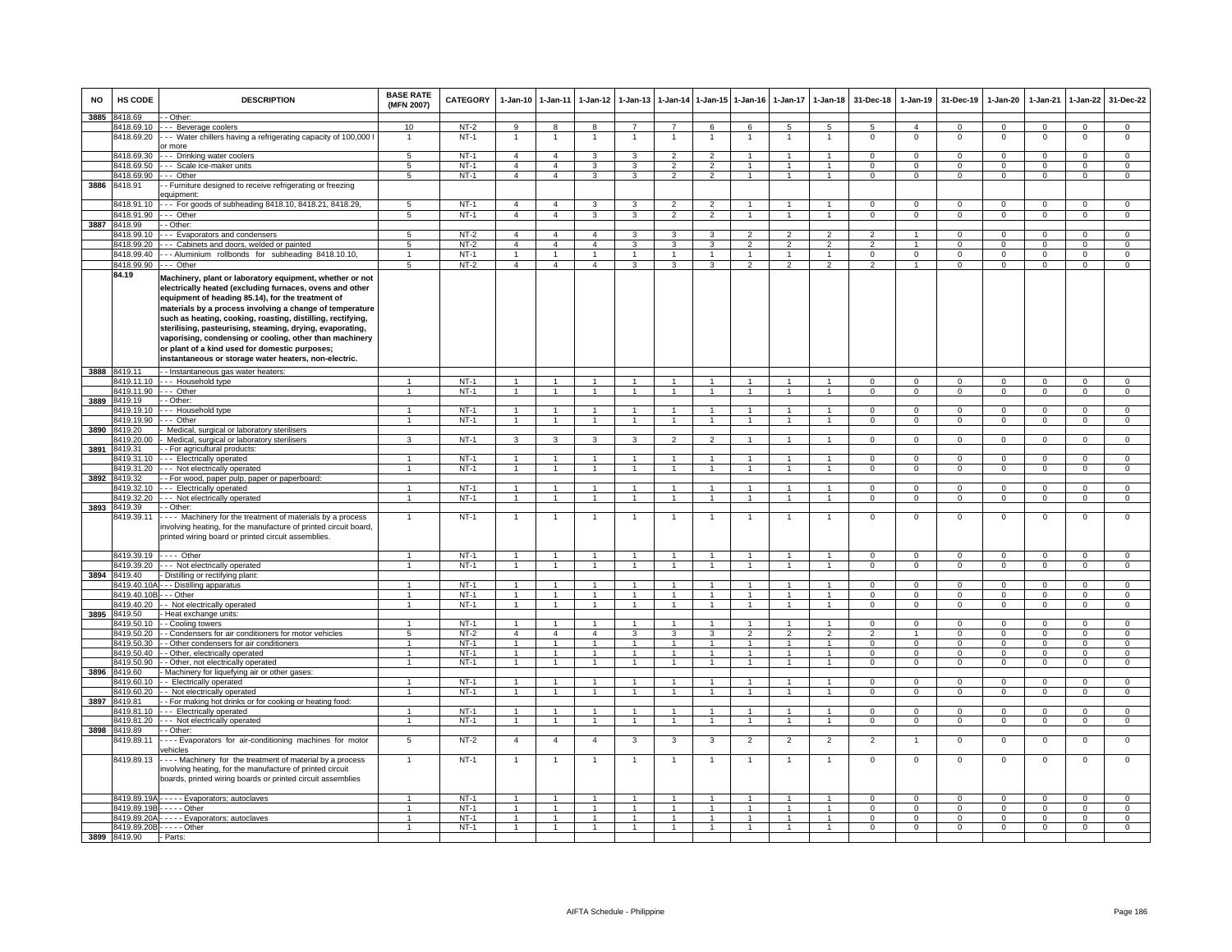| NO | HS CODE | DESCRIPTION | BASE RATE (MFN 2007) | CATEGORY | 1-Jan-10 | 1-Jan-11 | 1-Jan-12 | 1-Jan-13 | 1-Jan-14 | 1-Jan-15 | 1-Jan-16 | 1-Jan-17 | 1-Jan-18 | 31-Dec-18 | 1-Jan-19 | 31-Dec-19 | 1-Jan-20 | 1-Jan-21 | 1-Jan-22 | 31-Dec-22 |
|---|---|---|---|---|---|---|---|---|---|---|---|---|---|---|---|---|---|---|---|---|
| 3885 | 8418.69 | - - Other: | | | | | | | | | | | | | | | | | | |
| | 8418.69.10 | - - - Beverage coolers | 10 | NT-2 | 9 | 8 | 8 | 7 | 7 | 6 | 6 | 5 | 5 | 5 | 4 | 0 | 0 | 0 | 0 | 0 |
| | 8418.69.20 | - - - Water chillers having a refrigerating capacity of 100,000 l or more | 1 | NT-1 | 1 | 1 | 1 | 1 | 1 | 1 | 1 | 1 | 1 | 0 | 0 | 0 | 0 | 0 | 0 | 0 |
| | 8418.69.30 | - - - Drinking water coolers | 5 | NT-1 | 4 | 4 | 3 | 3 | 2 | 2 | 1 | 1 | 1 | 0 | 0 | 0 | 0 | 0 | 0 | 0 |
| | 8418.69.50 | - - - Scale ice-maker units | 5 | NT-1 | 4 | 4 | 3 | 3 | 2 | 2 | 1 | 1 | 1 | 0 | 0 | 0 | 0 | 0 | 0 | 0 |
| | 8418.69.90 | - - - Other | 5 | NT-1 | 4 | 4 | 3 | 3 | 2 | 2 | 1 | 1 | 1 | 0 | 0 | 0 | 0 | 0 | 0 | 0 |
| 3886 | 8418.91 | - - Furniture designed to receive refrigerating or freezing equipment: | | | | | | | | | | | | | | | | | | |
| | 8418.91.10 | - - - For goods of subheading 8418.10, 8418.21, 8418.29, | 5 | NT-1 | 4 | 4 | 3 | 3 | 2 | 2 | 1 | 1 | 1 | 0 | 0 | 0 | 0 | 0 | 0 | 0 |
| | 8418.91.90 | - - - Other | 5 | NT-1 | 4 | 4 | 3 | 3 | 2 | 2 | 1 | 1 | 1 | 0 | 0 | 0 | 0 | 0 | 0 | 0 |
| 3887 | 8418.99 | - - Other: | | | | | | | | | | | | | | | | | | |
| | 8418.99.10 | - - - Evaporators and condensers | 5 | NT-2 | 4 | 4 | 4 | 3 | 3 | 3 | 2 | 2 | 2 | 2 | 1 | 0 | 0 | 0 | 0 | 0 |
| | 8418.99.20 | - - - Cabinets and doors, welded or painted | 5 | NT-2 | 4 | 4 | 4 | 3 | 3 | 3 | 2 | 2 | 2 | 2 | 1 | 0 | 0 | 0 | 0 | 0 |
| | 8418.99.40 | - - - Aluminium rollbonds for subheading 8418.10.10, | 1 | NT-1 | 1 | 1 | 1 | 1 | 1 | 1 | 1 | 1 | 1 | 0 | 0 | 0 | 0 | 0 | 0 | 0 |
| | 8418.99.90 | - - - Other | 5 | NT-2 | 4 | 4 | 4 | 3 | 3 | 3 | 2 | 2 | 2 | 2 | 1 | 0 | 0 | 0 | 0 | 0 |
| | **84.19** | **Machinery, plant or laboratory equipment, whether or not electrically heated (excluding furnaces, ovens and other equipment of heading 85.14), for the treatment of materials by a process involving a change of temperature such as heating, cooking, roasting, distilling, rectifying, sterilising, pasteurising, steaming, drying, evaporating, vaporising, condensing or cooling, other than machinery or plant of a kind used for domestic purposes; instantaneous or storage water heaters, non-electric.** | | | | | | | | | | | | | | | | | | |
| 3888 | 8419.11 | - - Instantaneous gas water heaters: | | | | | | | | | | | | | | | | | | |
| | 8419.11.10 | - - - Household type | 1 | NT-1 | 1 | 1 | 1 | 1 | 1 | 1 | 1 | 1 | 1 | 0 | 0 | 0 | 0 | 0 | 0 | 0 |
| | 8419.11.90 | - - - Other | 1 | NT-1 | 1 | 1 | 1 | 1 | 1 | 1 | 1 | 1 | 1 | 0 | 0 | 0 | 0 | 0 | 0 | 0 |
| 3889 | 8419.19 | - - Other: | | | | | | | | | | | | | | | | | | |
| | 8419.19.10 | - - - Household type | 1 | NT-1 | 1 | 1 | 1 | 1 | 1 | 1 | 1 | 1 | 1 | 0 | 0 | 0 | 0 | 0 | 0 | 0 |
| | 8419.19.90 | - - - Other | 1 | NT-1 | 1 | 1 | 1 | 1 | 1 | 1 | 1 | 1 | 1 | 0 | 0 | 0 | 0 | 0 | 0 | 0 |
| 3890 | 8419.20 | - Medical, surgical or laboratory sterilisers | | | | | | | | | | | | | | | | | | |
| | 8419.20.00 | - Medical, surgical or laboratory sterilisers | 3 | NT-1 | 3 | 3 | 3 | 3 | 2 | 2 | 1 | 1 | 1 | 0 | 0 | 0 | 0 | 0 | 0 | 0 |
| 3891 | 8419.31 | - - For agricultural products: | | | | | | | | | | | | | | | | | | |
| | 8419.31.10 | - - - Electrically operated | 1 | NT-1 | 1 | 1 | 1 | 1 | 1 | 1 | 1 | 1 | 1 | 0 | 0 | 0 | 0 | 0 | 0 | 0 |
| | 8419.31.20 | - - - Not electrically operated | 1 | NT-1 | 1 | 1 | 1 | 1 | 1 | 1 | 1 | 1 | 1 | 0 | 0 | 0 | 0 | 0 | 0 | 0 |
| 3892 | 8419.32 | - - For wood, paper pulp, paper or paperboard: | | | | | | | | | | | | | | | | | | |
| | 8419.32.10 | - - - Electrically operated | 1 | NT-1 | 1 | 1 | 1 | 1 | 1 | 1 | 1 | 1 | 1 | 0 | 0 | 0 | 0 | 0 | 0 | 0 |
| | 8419.32.20 | - - - Not electrically operated | 1 | NT-1 | 1 | 1 | 1 | 1 | 1 | 1 | 1 | 1 | 1 | 0 | 0 | 0 | 0 | 0 | 0 | 0 |
| 3893 | 8419.39 | - - Other: | | | | | | | | | | | | | | | | | | |
| | 8419.39.11 | - - - - Machinery for the treatment of materials by a process involving heating, for the manufacture of printed circuit board, printed wiring board or printed circuit assemblies. | 1 | NT-1 | 1 | 1 | 1 | 1 | 1 | 1 | 1 | 1 | 1 | 0 | 0 | 0 | 0 | 0 | 0 | 0 |
| | 8419.39.19 | - - - - Other | 1 | NT-1 | 1 | 1 | 1 | 1 | 1 | 1 | 1 | 1 | 1 | 0 | 0 | 0 | 0 | 0 | 0 | 0 |
| | 8419.39.20 | - - - Not electrically operated | 1 | NT-1 | 1 | 1 | 1 | 1 | 1 | 1 | 1 | 1 | 1 | 0 | 0 | 0 | 0 | 0 | 0 | 0 |
| 3894 | 8419.40 | - Distilling or rectifying plant: | | | | | | | | | | | | | | | | | | |
| | 8419.40.10A | - - - Distilling apparatus | 1 | NT-1 | 1 | 1 | 1 | 1 | 1 | 1 | 1 | 1 | 1 | 0 | 0 | 0 | 0 | 0 | 0 | 0 |
| | 8419.40.10B | - - - Other | 1 | NT-1 | 1 | 1 | 1 | 1 | 1 | 1 | 1 | 1 | 1 | 0 | 0 | 0 | 0 | 0 | 0 | 0 |
| | 8419.40.20 | - - Not electrically operated | 1 | NT-1 | 1 | 1 | 1 | 1 | 1 | 1 | 1 | 1 | 1 | 0 | 0 | 0 | 0 | 0 | 0 | 0 |
| 3895 | 8419.50 | - Heat exchange units: | | | | | | | | | | | | | | | | | | |
| | 8419.50.10 | - - Cooling towers | 1 | NT-1 | 1 | 1 | 1 | 1 | 1 | 1 | 1 | 1 | 1 | 0 | 0 | 0 | 0 | 0 | 0 | 0 |
| | 8419.50.20 | - - Condensers for air conditioners for motor vehicles | 5 | NT-2 | 4 | 4 | 4 | 3 | 3 | 3 | 2 | 2 | 2 | 2 | 1 | 0 | 0 | 0 | 0 | 0 |
| | 8419.50.30 | - - Other condensers for air conditioners | 1 | NT-1 | 1 | 1 | 1 | 1 | 1 | 1 | 1 | 1 | 1 | 0 | 0 | 0 | 0 | 0 | 0 | 0 |
| | 8419.50.40 | - - Other, electrically operated | 1 | NT-1 | 1 | 1 | 1 | 1 | 1 | 1 | 1 | 1 | 1 | 0 | 0 | 0 | 0 | 0 | 0 | 0 |
| | 8419.50.90 | - - Other, not electrically operated | 1 | NT-1 | 1 | 1 | 1 | 1 | 1 | 1 | 1 | 1 | 1 | 0 | 0 | 0 | 0 | 0 | 0 | 0 |
| 3896 | 8419.60 | - Machinery for liquefying air or other gases: | | | | | | | | | | | | | | | | | | |
| | 8419.60.10 | - - Electrically operated | 1 | NT-1 | 1 | 1 | 1 | 1 | 1 | 1 | 1 | 1 | 1 | 0 | 0 | 0 | 0 | 0 | 0 | 0 |
| | 8419.60.20 | - - Not electrically operated | 1 | NT-1 | 1 | 1 | 1 | 1 | 1 | 1 | 1 | 1 | 1 | 0 | 0 | 0 | 0 | 0 | 0 | 0 |
| 3897 | 8419.81 | - - For making hot drinks or for cooking or heating food: | | | | | | | | | | | | | | | | | | |
| | 8419.81.10 | - - - Electrically operated | 1 | NT-1 | 1 | 1 | 1 | 1 | 1 | 1 | 1 | 1 | 1 | 0 | 0 | 0 | 0 | 0 | 0 | 0 |
| | 8419.81.20 | - - - Not electrically operated | 1 | NT-1 | 1 | 1 | 1 | 1 | 1 | 1 | 1 | 1 | 1 | 0 | 0 | 0 | 0 | 0 | 0 | 0 |
| 3898 | 8419.89 | - - Other: | | | | | | | | | | | | | | | | | | |
| | 8419.89.11 | - - - - Evaporators for air-conditioning machines for motor vehicles | 5 | NT-2 | 4 | 4 | 4 | 3 | 3 | 3 | 2 | 2 | 2 | 2 | 1 | 0 | 0 | 0 | 0 | 0 |
| | 8419.89.13 | - - - - Machinery for the treatment of material by a process involving heating, for the manufacture of printed circuit boards, printed wiring boards or printed circuit assemblies | 1 | NT-1 | 1 | 1 | 1 | 1 | 1 | 1 | 1 | 1 | 1 | 0 | 0 | 0 | 0 | 0 | 0 | 0 |
| | 8419.89.19A | - - - - - Evaporators; autoclaves | 1 | NT-1 | 1 | 1 | 1 | 1 | 1 | 1 | 1 | 1 | 1 | 0 | 0 | 0 | 0 | 0 | 0 | 0 |
| | 8419.89.19B | - - - - - Other | 1 | NT-1 | 1 | 1 | 1 | 1 | 1 | 1 | 1 | 1 | 1 | 0 | 0 | 0 | 0 | 0 | 0 | 0 |
| | 8419.89.20A | - - - - - Evaporators; autoclaves | 1 | NT-1 | 1 | 1 | 1 | 1 | 1 | 1 | 1 | 1 | 1 | 0 | 0 | 0 | 0 | 0 | 0 | 0 |
| | 8419.89.20B | - - - - - Other | 1 | NT-1 | 1 | 1 | 1 | 1 | 1 | 1 | 1 | 1 | 1 | 0 | 0 | 0 | 0 | 0 | 0 | 0 |
| 3899 | 8419.90 | - Parts: | | | | | | | | | | | | | | | | | | |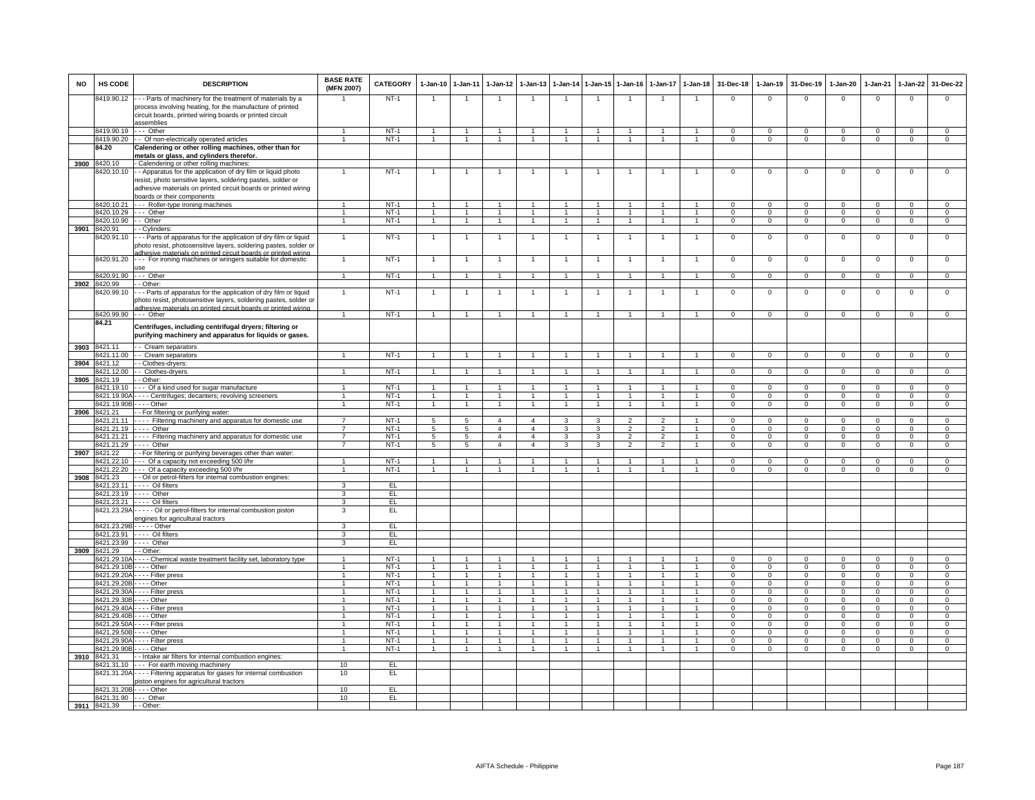| NO | HS CODE | DESCRIPTION | BASE RATE (MFN 2007) | CATEGORY | 1-Jan-10 | 1-Jan-11 | 1-Jan-12 | 1-Jan-13 | 1-Jan-14 | 1-Jan-15 | 1-Jan-16 | 1-Jan-17 | 1-Jan-18 | 31-Dec-18 | 1-Jan-19 | 31-Dec-19 | 1-Jan-20 | 1-Jan-21 | 1-Jan-22 | 31-Dec-22 |
|---|---|---|---|---|---|---|---|---|---|---|---|---|---|---|---|---|---|---|---|---|
| | 8419.90.12 | - - - Parts of machinery for the treatment of materials by a process involving heating, for the manufacture of printed circuit boards, printed wiring boards or printed circuit assemblies | 1 | NT-1 | 1 | 1 | 1 | 1 | 1 | 1 | 1 | 1 | 1 | 0 | 0 | 0 | 0 | 0 | 0 | 0 |
| | 8419.90.19 | - - - Other | 1 | NT-1 | 1 | 1 | 1 | 1 | 1 | 1 | 1 | 1 | 1 | 0 | 0 | 0 | 0 | 0 | 0 | 0 |
| | 8419.90.20 | - - Of non-electrically operated articles | 1 | NT-1 | 1 | 1 | 1 | 1 | 1 | 1 | 1 | 1 | 1 | 0 | 0 | 0 | 0 | 0 | 0 | 0 |
| | **84.20** | **Calendering or other rolling machines, other than for metals or glass, and cylinders therefor.** | | | | | | | | | | | | | | | | | | |
| 3900 | 8420.10 | - Calendering or other rolling machines: | | | | | | | | | | | | | | | | | | |
| | 8420.10.10 | - - Apparatus for the application of dry film or liquid photo resist, photo sensitive layers, soldering pastes, solder or adhesive materials on printed circuit boards or printed wiring boards or their components | 1 | NT-1 | 1 | 1 | 1 | 1 | 1 | 1 | 1 | 1 | 1 | 0 | 0 | 0 | 0 | 0 | 0 | 0 |
| | 8420.10.21 | - - - Roller-type ironing machines | 1 | NT-1 | 1 | 1 | 1 | 1 | 1 | 1 | 1 | 1 | 1 | 0 | 0 | 0 | 0 | 0 | 0 | 0 |
| | 8420.10.29 | - - - Other | 1 | NT-1 | 1 | 1 | 1 | 1 | 1 | 1 | 1 | 1 | 1 | 0 | 0 | 0 | 0 | 0 | 0 | 0 |
| | 8420.10.90 | - - Other | 1 | NT-1 | 1 | 1 | 1 | 1 | 1 | 1 | 1 | 1 | 1 | 0 | 0 | 0 | 0 | 0 | 0 | 0 |
| 3901 | 8420.91 | - - Cylinders: | | | | | | | | | | | | | | | | | | |
| | 8420.91.10 | - - - Parts of apparatus for the application of dry film or liquid photo resist, photosensitive layers, soldering pastes, solder or adhesive materials on printed circuit boards or printed wiring | 1 | NT-1 | 1 | 1 | 1 | 1 | 1 | 1 | 1 | 1 | 1 | 0 | 0 | 0 | 0 | 0 | 0 | 0 |
| | 8420.91.20 | - - - For ironing machines or wringers suitable for domestic use | 1 | NT-1 | 1 | 1 | 1 | 1 | 1 | 1 | 1 | 1 | 1 | 0 | 0 | 0 | 0 | 0 | 0 | 0 |
| | 8420.91.90 | - - - Other | 1 | NT-1 | 1 | 1 | 1 | 1 | 1 | 1 | 1 | 1 | 1 | 0 | 0 | 0 | 0 | 0 | 0 | 0 |
| 3902 | 8420.99 | - - Other: | | | | | | | | | | | | | | | | | | |
| | 8420.99.10 | - - - Parts of apparatus for the application of dry film or liquid photo resist, photosensitive layers, soldering pastes, solder or adhesive materials on printed circuit boards or printed wiring | 1 | NT-1 | 1 | 1 | 1 | 1 | 1 | 1 | 1 | 1 | 1 | 0 | 0 | 0 | 0 | 0 | 0 | 0 |
| | 8420.99.90 | - - - Other | 1 | NT-1 | 1 | 1 | 1 | 1 | 1 | 1 | 1 | 1 | 1 | 0 | 0 | 0 | 0 | 0 | 0 | 0 |
| | **84.21** | **Centrifuges, including centrifugal dryers; filtering or purifying machinery and apparatus for liquids or gases.** | | | | | | | | | | | | | | | | | | |
| 3903 | 8421.11 | - - Cream separators | | | | | | | | | | | | | | | | | | |
| | 8421.11.00 | - - Cream separators | 1 | NT-1 | 1 | 1 | 1 | 1 | 1 | 1 | 1 | 1 | 1 | 0 | 0 | 0 | 0 | 0 | 0 | 0 |
| 3904 | 8421.12 | - - Clothes-dryers: | | | | | | | | | | | | | | | | | | |
| | 8421.12.00 | - - Clothes-dryers | 1 | NT-1 | 1 | 1 | 1 | 1 | 1 | 1 | 1 | 1 | 1 | 0 | 0 | 0 | 0 | 0 | 0 | 0 |
| 3905 | 8421.19 | - - Other: | | | | | | | | | | | | | | | | | | |
| | 8421.19.10 | - - - Of a kind used for sugar manufacture | 1 | NT-1 | 1 | 1 | 1 | 1 | 1 | 1 | 1 | 1 | 1 | 0 | 0 | 0 | 0 | 0 | 0 | 0 |
| | 8421.19.90A | - - - - Centrifuges; decanters; revolving screeners | 1 | NT-1 | 1 | 1 | 1 | 1 | 1 | 1 | 1 | 1 | 1 | 0 | 0 | 0 | 0 | 0 | 0 | 0 |
| | 8421.19.90B | - - - - Other | 1 | NT-1 | 1 | 1 | 1 | 1 | 1 | 1 | 1 | 1 | 1 | 0 | 0 | 0 | 0 | 0 | 0 | 0 |
| 3906 | 8421.21 | - - For filtering or purifying water: | | | | | | | | | | | | | | | | | | |
| | 8421.21.11 | - - - - Filtering machinery and apparatus for domestic use | 7 | NT-1 | 5 | 5 | 4 | 4 | 3 | 3 | 2 | 2 | 1 | 0 | 0 | 0 | 0 | 0 | 0 | 0 |
| | 8421.21.19 | - - - - Other | 7 | NT-1 | 5 | 5 | 4 | 4 | 3 | 3 | 2 | 2 | 1 | 0 | 0 | 0 | 0 | 0 | 0 | 0 |
| | 8421.21.21 | - - - - Filtering machinery and apparatus for domestic use | 7 | NT-1 | 5 | 5 | 4 | 4 | 3 | 3 | 2 | 2 | 1 | 0 | 0 | 0 | 0 | 0 | 0 | 0 |
| | 8421.21.29 | - - - - Other | 7 | NT-1 | 5 | 5 | 4 | 4 | 3 | 3 | 2 | 2 | 1 | 0 | 0 | 0 | 0 | 0 | 0 | 0 |
| 3907 | 8421.22 | - - For filtering or purifying beverages other than water: | | | | | | | | | | | | | | | | | | |
| | 8421.22.10 | - - - Of a capacity not exceeding 500 l/hr | 1 | NT-1 | 1 | 1 | 1 | 1 | 1 | 1 | 1 | 1 | 1 | 0 | 0 | 0 | 0 | 0 | 0 | 0 |
| | 8421.22.20 | - - - Of a capacity exceeding 500 l/hr | 1 | NT-1 | 1 | 1 | 1 | 1 | 1 | 1 | 1 | 1 | 1 | 0 | 0 | 0 | 0 | 0 | 0 | 0 |
| 3908 | 8421.23 | - - Oil or petrol-filters for internal combustion engines: | | | | | | | | | | | | | | | | | | |
| | 8421.23.11 | - - - - Oil filters | 3 | EL | | | | | | | | | | | | | | | | |
| | 8421.23.19 | - - - - Other | 3 | EL | | | | | | | | | | | | | | | | |
| | 8421.23.21 | - - - - Oil filters | 3 | EL | | | | | | | | | | | | | | | | |
| | 8421.23.29A | - - - - - Oil or petrol-filters for internal combustion piston engines for agricultural tractors | 3 | EL | | | | | | | | | | | | | | | | |
| | 8421.23.29B | - - - - - Other | 3 | EL | | | | | | | | | | | | | | | | |
| | 8421.23.91 | - - - - Oil filters | 3 | EL | | | | | | | | | | | | | | | | |
| | 8421.23.99 | - - - - Other | 3 | EL | | | | | | | | | | | | | | | | |
| 3909 | 8421.29 | - - Other: | | | | | | | | | | | | | | | | | | |
| | 8421.29.10A | - - - - Chemical waste treatment facility set, laboratory type | 1 | NT-1 | 1 | 1 | 1 | 1 | 1 | 1 | 1 | 1 | 1 | 0 | 0 | 0 | 0 | 0 | 0 | 0 |
| | 8421.29.10B | - - - - Other | 1 | NT-1 | 1 | 1 | 1 | 1 | 1 | 1 | 1 | 1 | 1 | 0 | 0 | 0 | 0 | 0 | 0 | 0 |
| | 8421.29.20A | - - - - Filter press | 1 | NT-1 | 1 | 1 | 1 | 1 | 1 | 1 | 1 | 1 | 1 | 0 | 0 | 0 | 0 | 0 | 0 | 0 |
| | 8421.29.20B | - - - - Other | 1 | NT-1 | 1 | 1 | 1 | 1 | 1 | 1 | 1 | 1 | 1 | 0 | 0 | 0 | 0 | 0 | 0 | 0 |
| | 8421.29.30A | - - - - Filter press | 1 | NT-1 | 1 | 1 | 1 | 1 | 1 | 1 | 1 | 1 | 1 | 0 | 0 | 0 | 0 | 0 | 0 | 0 |
| | 8421.29.30B | - - - - Other | 1 | NT-1 | 1 | 1 | 1 | 1 | 1 | 1 | 1 | 1 | 1 | 0 | 0 | 0 | 0 | 0 | 0 | 0 |
| | 8421.29.40A | - - - - Filter press | 1 | NT-1 | 1 | 1 | 1 | 1 | 1 | 1 | 1 | 1 | 1 | 0 | 0 | 0 | 0 | 0 | 0 | 0 |
| | 8421.29.40B | - - - - Other | 1 | NT-1 | 1 | 1 | 1 | 1 | 1 | 1 | 1 | 1 | 1 | 0 | 0 | 0 | 0 | 0 | 0 | 0 |
| | 8421.29.50A | - - - - Filter press | 1 | NT-1 | 1 | 1 | 1 | 1 | 1 | 1 | 1 | 1 | 1 | 0 | 0 | 0 | 0 | 0 | 0 | 0 |
| | 8421.29.50B | - - - - Other | 1 | NT-1 | 1 | 1 | 1 | 1 | 1 | 1 | 1 | 1 | 1 | 0 | 0 | 0 | 0 | 0 | 0 | 0 |
| | 8421.29.90A | - - - - Filter press | 1 | NT-1 | 1 | 1 | 1 | 1 | 1 | 1 | 1 | 1 | 1 | 0 | 0 | 0 | 0 | 0 | 0 | 0 |
| | 8421.29.90B | - - - - Other | 1 | NT-1 | 1 | 1 | 1 | 1 | 1 | 1 | 1 | 1 | 1 | 0 | 0 | 0 | 0 | 0 | 0 | 0 |
| 3910 | 8421.31 | - - Intake air filters for internal combustion engines: | | | | | | | | | | | | | | | | | | |
| | 8421.31.10 | - - - For earth moving machinery | 10 | EL | | | | | | | | | | | | | | | | |
| | 8421.31.20A | - - - - Filtering apparatus for gases for internal combustion piston engines for agricultural tractors | 10 | EL | | | | | | | | | | | | | | | | |
| | 8421.31.20B | - - - - Other | 10 | EL | | | | | | | | | | | | | | | | |
| | 8421.31.90 | - - - Other | 10 | EL | | | | | | | | | | | | | | | | |
| 3911 | 8421.39 | - - Other: | | | | | | | | | | | | | | | | | | |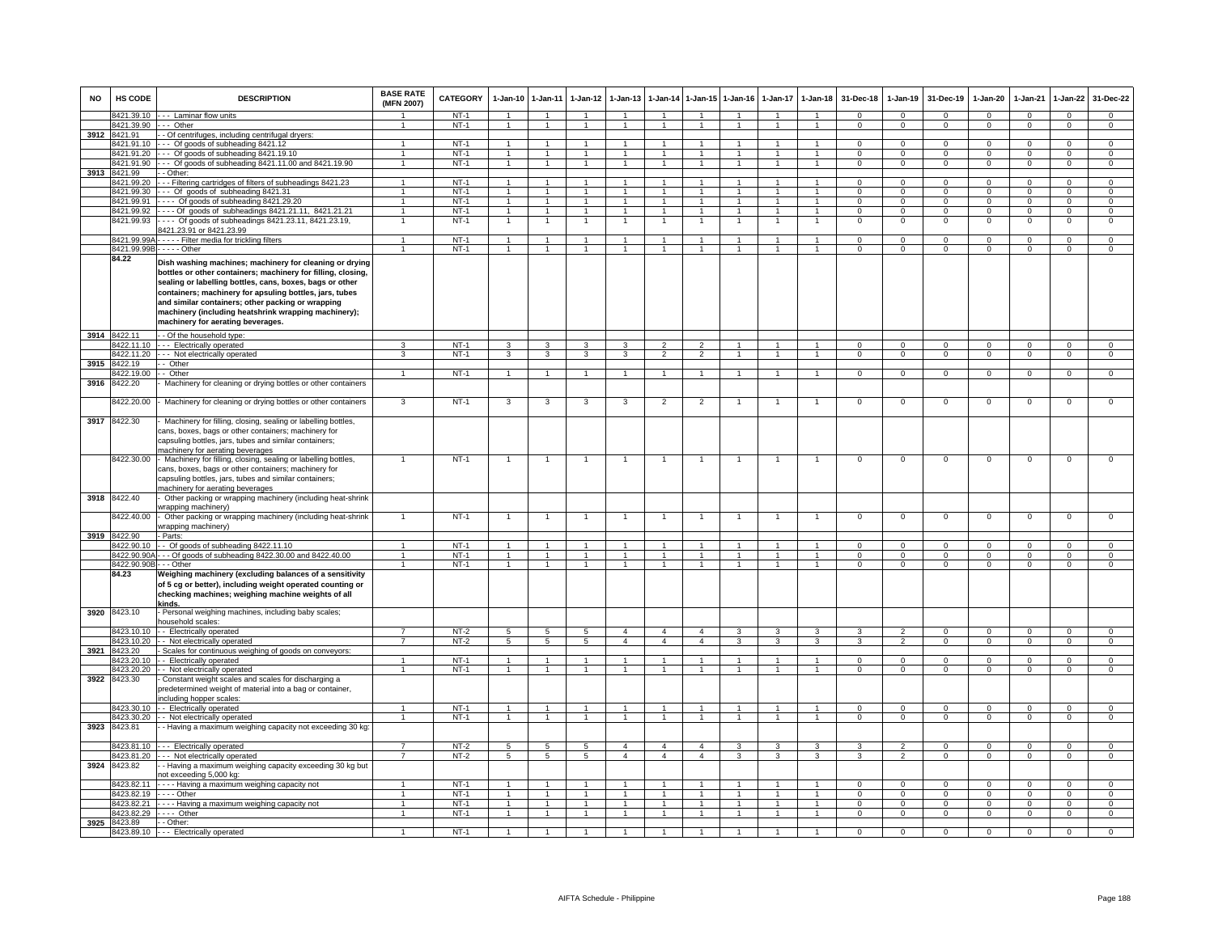| NO | HS CODE | DESCRIPTION | BASE RATE (MFN 2007) | CATEGORY | 1-Jan-10 | 1-Jan-11 | 1-Jan-12 | 1-Jan-13 | 1-Jan-14 | 1-Jan-15 | 1-Jan-16 | 1-Jan-17 | 1-Jan-18 | 31-Dec-18 | 1-Jan-19 | 31-Dec-19 | 1-Jan-20 | 1-Jan-21 | 1-Jan-22 | 31-Dec-22 |
|---|---|---|---|---|---|---|---|---|---|---|---|---|---|---|---|---|---|---|---|---|
| | 8421.39.10 | - - - Laminar flow units | 1 | NT-1 | 1 | 1 | 1 | 1 | 1 | 1 | 1 | 1 | 1 | 0 | 0 | 0 | 0 | 0 | 0 | 0 |
| | 8421.39.90 | - - - Other | 1 | NT-1 | 1 | 1 | 1 | 1 | 1 | 1 | 1 | 1 | 1 | 0 | 0 | 0 | 0 | 0 | 0 | 0 |
| 3912 | 8421.91 | - - Of centrifuges, including centrifugal dryers: | | | | | | | | | | | | | | | | | | |
| | 8421.91.10 | - - - Of goods of subheading 8421.12 | 1 | NT-1 | 1 | 1 | 1 | 1 | 1 | 1 | 1 | 1 | 1 | 0 | 0 | 0 | 0 | 0 | 0 | 0 |
| | 8421.91.20 | - - - Of goods of subheading 8421.19.10 | 1 | NT-1 | 1 | 1 | 1 | 1 | 1 | 1 | 1 | 1 | 1 | 0 | 0 | 0 | 0 | 0 | 0 | 0 |
| | 8421.91.90 | - - - Of goods of subheading 8421.11.00 and 8421.19.90 | 1 | NT-1 | 1 | 1 | 1 | 1 | 1 | 1 | 1 | 1 | 1 | 0 | 0 | 0 | 0 | 0 | 0 | 0 |
| 3913 | 8421.99 | - - Other: | | | | | | | | | | | | | | | | | | |
| | 8421.99.20 | - - - Filtering cartridges of filters of subheadings 8421.23 | 1 | NT-1 | 1 | 1 | 1 | 1 | 1 | 1 | 1 | 1 | 1 | 0 | 0 | 0 | 0 | 0 | 0 | 0 |
| | 8421.99.30 | - - - Of goods of subheading 8421.31 | 1 | NT-1 | 1 | 1 | 1 | 1 | 1 | 1 | 1 | 1 | 1 | 0 | 0 | 0 | 0 | 0 | 0 | 0 |
| | 8421.99.91 | - - - - Of goods of subheading 8421.29.20 | 1 | NT-1 | 1 | 1 | 1 | 1 | 1 | 1 | 1 | 1 | 1 | 0 | 0 | 0 | 0 | 0 | 0 | 0 |
| | 8421.99.92 | - - - - Of goods of subheadings 8421.21.11, 8421.21.21 | 1 | NT-1 | 1 | 1 | 1 | 1 | 1 | 1 | 1 | 1 | 1 | 0 | 0 | 0 | 0 | 0 | 0 | 0 |
| | 8421.99.93 | - - - - Of goods of subheadings 8421.23.11, 8421.23.19, 8421.23.91 or 8421.23.99 | 1 | NT-1 | 1 | 1 | 1 | 1 | 1 | 1 | 1 | 1 | 1 | 0 | 0 | 0 | 0 | 0 | 0 | 0 |
| | 8421.99.99A | - - - - - Filter media for trickling filters | 1 | NT-1 | 1 | 1 | 1 | 1 | 1 | 1 | 1 | 1 | 1 | 0 | 0 | 0 | 0 | 0 | 0 | 0 |
| | 8421.99.99B | - - - - - Other | 1 | NT-1 | 1 | 1 | 1 | 1 | 1 | 1 | 1 | 1 | 1 | 0 | 0 | 0 | 0 | 0 | 0 | 0 |
| | 84.22 | **Dish washing machines; machinery for cleaning or drying bottles or other containers; machinery for filling, closing, sealing or labelling bottles, cans, boxes, bags or other containers; machinery for apsuling bottles, jars, tubes and similar containers; other packing or wrapping machinery (including heatshrink wrapping machinery); machinery for aerating beverages.** | | | | | | | | | | | | | | | | | | |
| 3914 | 8422.11 | - - Of the household type: | | | | | | | | | | | | | | | | | | |
| | 8422.11.10 | - - - Electrically operated | 3 | NT-1 | 3 | 3 | 3 | 3 | 2 | 2 | 1 | 1 | 1 | 0 | 0 | 0 | 0 | 0 | 0 | 0 |
| | 8422.11.20 | - - - Not electrically operated | 3 | NT-1 | 3 | 3 | 3 | 3 | 2 | 2 | 1 | 1 | 1 | 0 | 0 | 0 | 0 | 0 | 0 | 0 |
| 3915 | 8422.19 | - - Other | | | | | | | | | | | | | | | | | | |
| | 8422.19.00 | - - Other | 1 | NT-1 | 1 | 1 | 1 | 1 | 1 | 1 | 1 | 1 | 1 | 0 | 0 | 0 | 0 | 0 | 0 | 0 |
| 3916 | 8422.20 | - Machinery for cleaning or drying bottles or other containers | | | | | | | | | | | | | | | | | | |
| | 8422.20.00 | - Machinery for cleaning or drying bottles or other containers | 3 | NT-1 | 3 | 3 | 3 | 3 | 2 | 2 | 1 | 1 | 1 | 0 | 0 | 0 | 0 | 0 | 0 | 0 |
| 3917 | 8422.30 | - Machinery for filling, closing, sealing or labelling bottles, cans, boxes, bags or other containers; machinery for capsuling bottles, jars, tubes and similar containers; machinery for aerating beverages | | | | | | | | | | | | | | | | | | |
| | 8422.30.00 | - Machinery for filling, closing, sealing or labelling bottles, cans, boxes, bags or other containers; machinery for capsuling bottles, jars, tubes and similar containers; machinery for aerating beverages | 1 | NT-1 | 1 | 1 | 1 | 1 | 1 | 1 | 1 | 1 | 1 | 0 | 0 | 0 | 0 | 0 | 0 | 0 |
| 3918 | 8422.40 | - Other packing or wrapping machinery (including heat-shrink wrapping machinery) | | | | | | | | | | | | | | | | | | |
| | 8422.40.00 | - Other packing or wrapping machinery (including heat-shrink wrapping machinery) | 1 | NT-1 | 1 | 1 | 1 | 1 | 1 | 1 | 1 | 1 | 1 | 0 | 0 | 0 | 0 | 0 | 0 | 0 |
| 3919 | 8422.90 | - Parts: | | | | | | | | | | | | | | | | | | |
| | 8422.90.10 | - - Of goods of subheading 8422.11.10 | 1 | NT-1 | 1 | 1 | 1 | 1 | 1 | 1 | 1 | 1 | 1 | 0 | 0 | 0 | 0 | 0 | 0 | 0 |
| | 8422.90.90A | - - - Of goods of subheading 8422.30.00 and 8422.40.00 | 1 | NT-1 | 1 | 1 | 1 | 1 | 1 | 1 | 1 | 1 | 1 | 0 | 0 | 0 | 0 | 0 | 0 | 0 |
| | 8422.90.90B | - - - Other | 1 | NT-1 | 1 | 1 | 1 | 1 | 1 | 1 | 1 | 1 | 1 | 0 | 0 | 0 | 0 | 0 | 0 | 0 |
| | 84.23 | **Weighing machinery (excluding balances of a sensitivity of 5 cg or better), including weight operated counting or checking machines; weighing machine weights of all kinds.** | | | | | | | | | | | | | | | | | | |
| 3920 | 8423.10 | - Personal weighing machines, including baby scales; household scales: | | | | | | | | | | | | | | | | | | |
| | 8423.10.10 | - - Electrically operated | 7 | NT-2 | 5 | 5 | 5 | 4 | 4 | 4 | 3 | 3 | 3 | 3 | 2 | 0 | 0 | 0 | 0 | 0 |
| | 8423.10.20 | - - Not electrically operated | 7 | NT-2 | 5 | 5 | 5 | 4 | 4 | 4 | 3 | 3 | 3 | 3 | 2 | 0 | 0 | 0 | 0 | 0 |
| 3921 | 8423.20 | - Scales for continuous weighing of goods on conveyors: | | | | | | | | | | | | | | | | | | |
| | 8423.20.10 | - - Electrically operated | 1 | NT-1 | 1 | 1 | 1 | 1 | 1 | 1 | 1 | 1 | 1 | 0 | 0 | 0 | 0 | 0 | 0 | 0 |
| | 8423.20.20 | - - Not electrically operated | 1 | NT-1 | 1 | 1 | 1 | 1 | 1 | 1 | 1 | 1 | 1 | 0 | 0 | 0 | 0 | 0 | 0 | 0 |
| 3922 | 8423.30 | - Constant weight scales and scales for discharging a predetermined weight of material into a bag or container, including hopper scales: | | | | | | | | | | | | | | | | | | |
| | 8423.30.10 | - - Electrically operated | 1 | NT-1 | 1 | 1 | 1 | 1 | 1 | 1 | 1 | 1 | 1 | 0 | 0 | 0 | 0 | 0 | 0 | 0 |
| | 8423.30.20 | - - Not electrically operated | 1 | NT-1 | 1 | 1 | 1 | 1 | 1 | 1 | 1 | 1 | 1 | 0 | 0 | 0 | 0 | 0 | 0 | 0 |
| 3923 | 8423.81 | - - Having a maximum weighing capacity not exceeding 30 kg: | | | | | | | | | | | | | | | | | | |
| | 8423.81.10 | - - - Electrically operated | 7 | NT-2 | 5 | 5 | 5 | 4 | 4 | 4 | 3 | 3 | 3 | 3 | 2 | 0 | 0 | 0 | 0 | 0 |
| | 8423.81.20 | - - - Not electrically operated | 7 | NT-2 | 5 | 5 | 5 | 4 | 4 | 4 | 3 | 3 | 3 | 3 | 2 | 0 | 0 | 0 | 0 | 0 |
| 3924 | 8423.82 | - - Having a maximum weighing capacity exceeding 30 kg but not exceeding 5,000 kg: | | | | | | | | | | | | | | | | | | |
| | 8423.82.11 | - - - - Having a maximum weighing capacity not | 1 | NT-1 | 1 | 1 | 1 | 1 | 1 | 1 | 1 | 1 | 1 | 0 | 0 | 0 | 0 | 0 | 0 | 0 |
| | 8423.82.19 | - - - - Other | 1 | NT-1 | 1 | 1 | 1 | 1 | 1 | 1 | 1 | 1 | 1 | 0 | 0 | 0 | 0 | 0 | 0 | 0 |
| | 8423.82.21 | - - - - Having a maximum weighing capacity not | 1 | NT-1 | 1 | 1 | 1 | 1 | 1 | 1 | 1 | 1 | 1 | 0 | 0 | 0 | 0 | 0 | 0 | 0 |
| | 8423.82.29 | - - - - Other | 1 | NT-1 | 1 | 1 | 1 | 1 | 1 | 1 | 1 | 1 | 1 | 0 | 0 | 0 | 0 | 0 | 0 | 0 |
| 3925 | 8423.89 | - - Other: | | | | | | | | | | | | | | | | | | |
| | 8423.89.10 | - - - Electrically operated | 1 | NT-1 | 1 | 1 | 1 | 1 | 1 | 1 | 1 | 1 | 1 | 0 | 0 | 0 | 0 | 0 | 0 | 0 |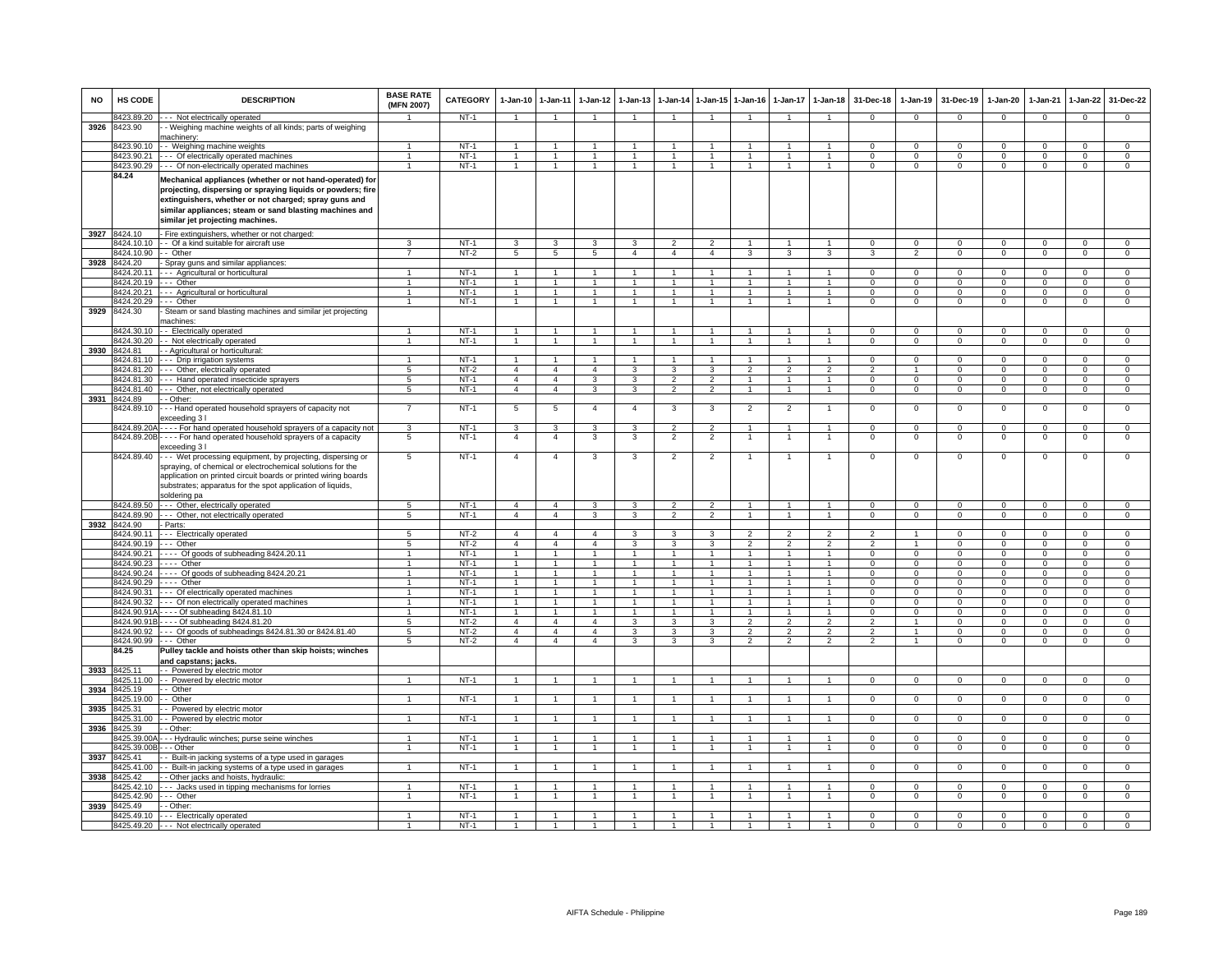| NO | HS CODE | DESCRIPTION | BASE RATE (MFN 2007) | CATEGORY | 1-Jan-10 | 1-Jan-11 | 1-Jan-12 | 1-Jan-13 | 1-Jan-14 | 1-Jan-15 | 1-Jan-16 | 1-Jan-17 | 1-Jan-18 | 31-Dec-18 | 1-Jan-19 | 31-Dec-19 | 1-Jan-20 | 1-Jan-21 | 1-Jan-22 | 31-Dec-22 |
|---|---|---|---|---|---|---|---|---|---|---|---|---|---|---|---|---|---|---|---|---|
| | 8423.89.20 | - - - Not electrically operated | 1 | NT-1 | 1 | 1 | 1 | 1 | 1 | 1 | 1 | 1 | 1 | 0 | 0 | 0 | 0 | 0 | 0 | 0 |
| 3926 | 8423.90 | - Weighing machine weights of all kinds; parts of weighing machinery: | | | | | | | | | | | | | | | | | | |
| | 8423.90.10 | - - Weighing machine weights | 1 | NT-1 | 1 | 1 | 1 | 1 | 1 | 1 | 1 | 1 | 1 | 0 | 0 | 0 | 0 | 0 | 0 | 0 |
| | 8423.90.21 | - - - Of electrically operated machines | 1 | NT-1 | 1 | 1 | 1 | 1 | 1 | 1 | 1 | 1 | 1 | 0 | 0 | 0 | 0 | 0 | 0 | 0 |
| | 8423.90.29 | - - - Of non-electrically operated machines | 1 | NT-1 | 1 | 1 | 1 | 1 | 1 | 1 | 1 | 1 | 1 | 0 | 0 | 0 | 0 | 0 | 0 | 0 |
| | 84.24 | **Mechanical appliances (whether or not hand-operated) for projecting, dispersing or spraying liquids or powders; fire extinguishers, whether or not charged; spray guns and similar appliances; steam or sand blasting machines and similar jet projecting machines.** | | | | | | | | | | | | | | | | | | |
| 3927 | 8424.10 | - Fire extinguishers, whether or not charged: | | | | | | | | | | | | | | | | | | |
| | 8424.10.10 | - - Of a kind suitable for aircraft use | 3 | NT-1 | 3 | 3 | 3 | 3 | 2 | 2 | 1 | 1 | 1 | 0 | 0 | 0 | 0 | 0 | 0 | 0 |
| | 8424.10.90 | - - Other | 7 | NT-2 | 5 | 5 | 5 | 4 | 4 | 4 | 3 | 3 | 3 | 3 | 2 | 0 | 0 | 0 | 0 | 0 |
| 3928 | 8424.20 | - Spray guns and similar appliances: | | | | | | | | | | | | | | | | | | |
| | 8424.20.11 | - - - Agricultural or horticultural | 1 | NT-1 | 1 | 1 | 1 | 1 | 1 | 1 | 1 | 1 | 1 | 0 | 0 | 0 | 0 | 0 | 0 | 0 |
| | 8424.20.19 | - - - Other | 1 | NT-1 | 1 | 1 | 1 | 1 | 1 | 1 | 1 | 1 | 1 | 0 | 0 | 0 | 0 | 0 | 0 | 0 |
| | 8424.20.21 | - - - Agricultural or horticultural | 1 | NT-1 | 1 | 1 | 1 | 1 | 1 | 1 | 1 | 1 | 1 | 0 | 0 | 0 | 0 | 0 | 0 | 0 |
| | 8424.20.29 | - - - Other | 1 | NT-1 | 1 | 1 | 1 | 1 | 1 | 1 | 1 | 1 | 1 | 0 | 0 | 0 | 0 | 0 | 0 | 0 |
| 3929 | 8424.30 | - Steam or sand blasting machines and similar jet projecting machines: | | | | | | | | | | | | | | | | | | |
| | 8424.30.10 | - - Electrically operated | 1 | NT-1 | 1 | 1 | 1 | 1 | 1 | 1 | 1 | 1 | 1 | 0 | 0 | 0 | 0 | 0 | 0 | 0 |
| | 8424.30.20 | - - Not electrically operated | 1 | NT-1 | 1 | 1 | 1 | 1 | 1 | 1 | 1 | 1 | 1 | 0 | 0 | 0 | 0 | 0 | 0 | 0 |
| 3930 | 8424.81 | - - Agricultural or horticultural: | | | | | | | | | | | | | | | | | | |
| | 8424.81.10 | - - - Drip irrigation systems | 1 | NT-1 | 1 | 1 | 1 | 1 | 1 | 1 | 1 | 1 | 1 | 0 | 0 | 0 | 0 | 0 | 0 | 0 |
| | 8424.81.20 | - - - Other, electrically operated | 5 | NT-2 | 4 | 4 | 4 | 3 | 3 | 3 | 2 | 2 | 2 | 2 | 1 | 0 | 0 | 0 | 0 | 0 |
| | 8424.81.30 | - - - Hand operated insecticide sprayers | 5 | NT-1 | 4 | 4 | 3 | 3 | 2 | 2 | 1 | 1 | 1 | 0 | 0 | 0 | 0 | 0 | 0 | 0 |
| | 8424.81.40 | - - - Other, not electrically operated | 5 | NT-1 | 4 | 4 | 3 | 3 | 2 | 2 | 1 | 1 | 1 | 0 | 0 | 0 | 0 | 0 | 0 | 0 |
| 3931 | 8424.89 | - - Other: | | | | | | | | | | | | | | | | | | |
| | 8424.89.10 | - - - Hand operated household sprayers of capacity not exceeding 3 l | 7 | NT-1 | 5 | 5 | 4 | 4 | 3 | 3 | 2 | 2 | 1 | 0 | 0 | 0 | 0 | 0 | 0 | 0 |
| | 8424.89.20A | - - - - For hand operated household sprayers of a capacity not | 3 | NT-1 | 3 | 3 | 3 | 3 | 2 | 2 | 1 | 1 | 1 | 0 | 0 | 0 | 0 | 0 | 0 | 0 |
| | 8424.89.20B | - - - - For hand operated household sprayers of a capacity exceeding 3 l | 5 | NT-1 | 4 | 4 | 3 | 3 | 2 | 2 | 1 | 1 | 1 | 0 | 0 | 0 | 0 | 0 | 0 | 0 |
| | 8424.89.40 | - - - Wet processing equipment, by projecting, dispersing or spraying, of chemical or electrochemical solutions for the application on printed circuit boards or printed wiring boards substrates; apparatus for the spot application of liquids, soldering pa | 5 | NT-1 | 4 | 4 | 3 | 3 | 2 | 2 | 1 | 1 | 1 | 0 | 0 | 0 | 0 | 0 | 0 | 0 |
| | 8424.89.50 | - - - Other, electrically operated | 5 | NT-1 | 4 | 4 | 3 | 3 | 2 | 2 | 1 | 1 | 1 | 0 | 0 | 0 | 0 | 0 | 0 | 0 |
| | 8424.89.90 | - - - Other, not electrically operated | 5 | NT-1 | 4 | 4 | 3 | 3 | 2 | 2 | 1 | 1 | 1 | 0 | 0 | 0 | 0 | 0 | 0 | 0 |
| 3932 | 8424.90 | - Parts: | | | | | | | | | | | | | | | | | | |
| | 8424.90.11 | - - - Electrically operated | 5 | NT-2 | 4 | 4 | 4 | 3 | 3 | 3 | 2 | 2 | 2 | 2 | 1 | 0 | 0 | 0 | 0 | 0 |
| | 8424.90.19 | - - - Other | 5 | NT-2 | 4 | 4 | 4 | 3 | 3 | 3 | 2 | 2 | 2 | 2 | 1 | 0 | 0 | 0 | 0 | 0 |
| | 8424.90.21 | - - - - Of goods of subheading 8424.20.11 | 1 | NT-1 | 1 | 1 | 1 | 1 | 1 | 1 | 1 | 1 | 1 | 0 | 0 | 0 | 0 | 0 | 0 | 0 |
| | 8424.90.23 | - - - - Other | 1 | NT-1 | 1 | 1 | 1 | 1 | 1 | 1 | 1 | 1 | 1 | 0 | 0 | 0 | 0 | 0 | 0 | 0 |
| | 8424.90.24 | - - - - Of goods of subheading 8424.20.21 | 1 | NT-1 | 1 | 1 | 1 | 1 | 1 | 1 | 1 | 1 | 1 | 0 | 0 | 0 | 0 | 0 | 0 | 0 |
| | 8424.90.29 | - - - - Other | 1 | NT-1 | 1 | 1 | 1 | 1 | 1 | 1 | 1 | 1 | 1 | 0 | 0 | 0 | 0 | 0 | 0 | 0 |
| | 8424.90.31 | - - - Of electrically operated machines | 1 | NT-1 | 1 | 1 | 1 | 1 | 1 | 1 | 1 | 1 | 1 | 0 | 0 | 0 | 0 | 0 | 0 | 0 |
| | 8424.90.32 | - - - Of non electrically operated machines | 1 | NT-1 | 1 | 1 | 1 | 1 | 1 | 1 | 1 | 1 | 1 | 0 | 0 | 0 | 0 | 0 | 0 | 0 |
| | 8424.90.91A | - - - - Of subheading 8424.81.10 | 1 | NT-1 | 1 | 1 | 1 | 1 | 1 | 1 | 1 | 1 | 1 | 0 | 0 | 0 | 0 | 0 | 0 | 0 |
| | 8424.90.91B | - - - - Of subheading 8424.81.20 | 5 | NT-2 | 4 | 4 | 4 | 3 | 3 | 3 | 2 | 2 | 2 | 2 | 1 | 0 | 0 | 0 | 0 | 0 |
| | 8424.90.92 | - - - Of goods of subheadings 8424.81.30 or 8424.81.40 | 5 | NT-2 | 4 | 4 | 4 | 3 | 3 | 3 | 2 | 2 | 2 | 2 | 1 | 0 | 0 | 0 | 0 | 0 |
| | 8424.90.99 | - - - Other | 5 | NT-2 | 4 | 4 | 4 | 3 | 3 | 3 | 2 | 2 | 2 | 2 | 1 | 0 | 0 | 0 | 0 | 0 |
| | 84.25 | **Pulley tackle and hoists other than skip hoists; winches and capstans; jacks.** | | | | | | | | | | | | | | | | | | |
| 3933 | 8425.11 | - - Powered by electric motor | | | | | | | | | | | | | | | | | | |
| | 8425.11.00 | - - Powered by electric motor | 1 | NT-1 | 1 | 1 | 1 | 1 | 1 | 1 | 1 | 1 | 1 | 0 | 0 | 0 | 0 | 0 | 0 | 0 |
| 3934 | 8425.19 | - - Other | | | | | | | | | | | | | | | | | | |
| | 8425.19.00 | - - Other | 1 | NT-1 | 1 | 1 | 1 | 1 | 1 | 1 | 1 | 1 | 1 | 0 | 0 | 0 | 0 | 0 | 0 | 0 |
| 3935 | 8425.31 | - - Powered by electric motor | | | | | | | | | | | | | | | | | | |
| | 8425.31.00 | - - Powered by electric motor | 1 | NT-1 | 1 | 1 | 1 | 1 | 1 | 1 | 1 | 1 | 1 | 0 | 0 | 0 | 0 | 0 | 0 | 0 |
| 3936 | 8425.39 | - - Other: | | | | | | | | | | | | | | | | | | |
| | 8425.39.00A | - - - Hydraulic winches; purse seine winches | 1 | NT-1 | 1 | 1 | 1 | 1 | 1 | 1 | 1 | 1 | 1 | 0 | 0 | 0 | 0 | 0 | 0 | 0 |
| | 8425.39.00B | - - - Other | 1 | NT-1 | 1 | 1 | 1 | 1 | 1 | 1 | 1 | 1 | 1 | 0 | 0 | 0 | 0 | 0 | 0 | 0 |
| 3937 | 8425.41 | - - Built-in jacking systems of a type used in garages | | | | | | | | | | | | | | | | | | |
| | 8425.41.00 | - - Built-in jacking systems of a type used in garages | 1 | NT-1 | 1 | 1 | 1 | 1 | 1 | 1 | 1 | 1 | 1 | 0 | 0 | 0 | 0 | 0 | 0 | 0 |
| 3938 | 8425.42 | - - Other jacks and hoists, hydraulic: | | | | | | | | | | | | | | | | | | |
| | 8425.42.10 | - - - Jacks used in tipping mechanisms for lorries | 1 | NT-1 | 1 | 1 | 1 | 1 | 1 | 1 | 1 | 1 | 1 | 0 | 0 | 0 | 0 | 0 | 0 | 0 |
| | 8425.42.90 | - - - Other | 1 | NT-1 | 1 | 1 | 1 | 1 | 1 | 1 | 1 | 1 | 1 | 0 | 0 | 0 | 0 | 0 | 0 | 0 |
| 3939 | 8425.49 | - - Other: | | | | | | | | | | | | | | | | | | |
| | 8425.49.10 | - - - Electrically operated | 1 | NT-1 | 1 | 1 | 1 | 1 | 1 | 1 | 1 | 1 | 1 | 0 | 0 | 0 | 0 | 0 | 0 | 0 |
| | 8425.49.20 | - - - Not electrically operated | 1 | NT-1 | 1 | 1 | 1 | 1 | 1 | 1 | 1 | 1 | 1 | 0 | 0 | 0 | 0 | 0 | 0 | 0 |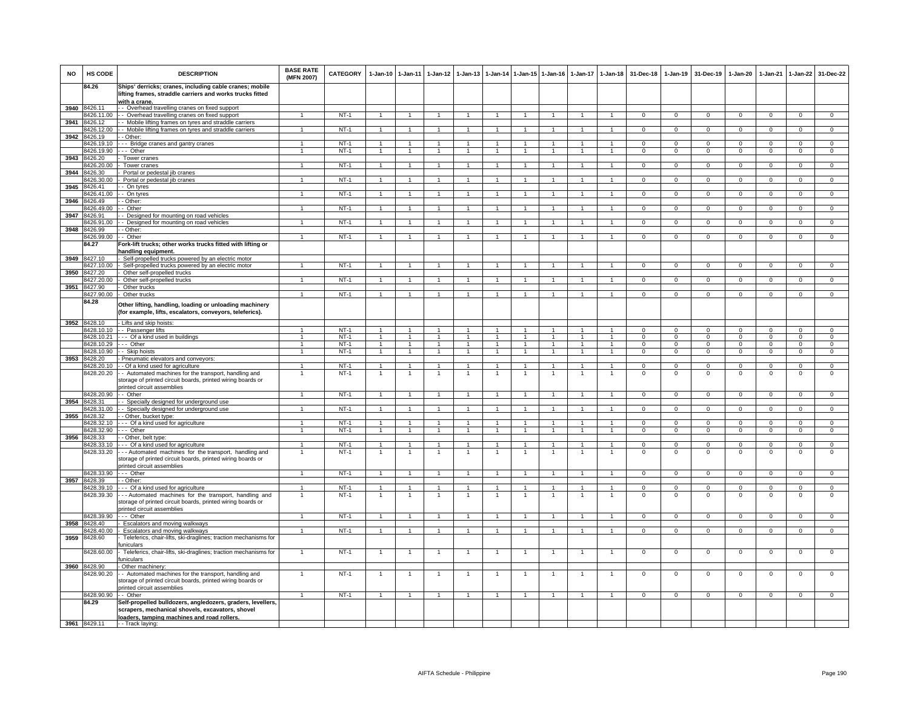| NO | HS CODE | DESCRIPTION | BASE RATE (MFN 2007) | CATEGORY | 1-Jan-10 | 1-Jan-11 | 1-Jan-12 | 1-Jan-13 | 1-Jan-14 | 1-Jan-15 | 1-Jan-16 | 1-Jan-17 | 1-Jan-18 | 31-Dec-18 | 1-Jan-19 | 31-Dec-19 | 1-Jan-20 | 1-Jan-21 | 1-Jan-22 | 31-Dec-22 |
|---|---|---|---|---|---|---|---|---|---|---|---|---|---|---|---|---|---|---|---|---|
| | 84.26 | Ships' derricks; cranes, including cable cranes; mobile lifting frames, straddle carriers and works trucks fitted with a crane. | | | | | | | | | | | | | | | | | | |
| 3940 | 8426.11 | - - Overhead travelling cranes on fixed support | | | | | | | | | | | | | | | | | | |
| | 8426.11.00 | - - Overhead travelling cranes on fixed support | 1 | NT-1 | 1 | 1 | 1 | 1 | 1 | 1 | 1 | 1 | 1 | 0 | 0 | 0 | 0 | 0 | 0 | 0 |
| 3941 | 8426.12 | - - Mobile lifting frames on tyres and straddle carriers | | | | | | | | | | | | | | | | | | |
| | 8426.12.00 | - - Mobile lifting frames on tyres and straddle carriers | 1 | NT-1 | 1 | 1 | 1 | 1 | 1 | 1 | 1 | 1 | 1 | 0 | 0 | 0 | 0 | 0 | 0 | 0 |
| 3942 | 8426.19 | - - Other: | | | | | | | | | | | | | | | | | | |
| | 8426.19.10 | - - - Bridge cranes and gantry cranes | 1 | NT-1 | 1 | 1 | 1 | 1 | 1 | 1 | 1 | 1 | 1 | 0 | 0 | 0 | 0 | 0 | 0 | 0 |
| | 8426.19.90 | - - - Other | 1 | NT-1 | 1 | 1 | 1 | 1 | 1 | 1 | 1 | 1 | 1 | 0 | 0 | 0 | 0 | 0 | 0 | 0 |
| 3943 | 8426.20 | - Tower cranes | | | | | | | | | | | | | | | | | | |
| | 8426.20.00 | - Tower cranes | 1 | NT-1 | 1 | 1 | 1 | 1 | 1 | 1 | 1 | 1 | 1 | 0 | 0 | 0 | 0 | 0 | 0 | 0 |
| 3944 | 8426.30 | - Portal or pedestal jib cranes | | | | | | | | | | | | | | | | | | |
| | 8426.30.00 | - Portal or pedestal jib cranes | 1 | NT-1 | 1 | 1 | 1 | 1 | 1 | 1 | 1 | 1 | 1 | 0 | 0 | 0 | 0 | 0 | 0 | 0 |
| 3945 | 8426.41 | - - On tyres | | | | | | | | | | | | | | | | | | |
| | 8426.41.00 | - - On tyres | 1 | NT-1 | 1 | 1 | 1 | 1 | 1 | 1 | 1 | 1 | 1 | 0 | 0 | 0 | 0 | 0 | 0 | 0 |
| 3946 | 8426.49 | - - Other: | | | | | | | | | | | | | | | | | | |
| | 8426.49.00 | - - Other | 1 | NT-1 | 1 | 1 | 1 | 1 | 1 | 1 | 1 | 1 | 1 | 0 | 0 | 0 | 0 | 0 | 0 | 0 |
| 3947 | 8426.91 | - - Designed for mounting on road vehicles | | | | | | | | | | | | | | | | | | |
| | 8426.91.00 | - - Designed for mounting on road vehicles | 1 | NT-1 | 1 | 1 | 1 | 1 | 1 | 1 | 1 | 1 | 1 | 0 | 0 | 0 | 0 | 0 | 0 | 0 |
| 3948 | 8426.99 | - - Other: | | | | | | | | | | | | | | | | | | |
| | 8426.99.00 | - - Other | 1 | NT-1 | 1 | 1 | 1 | 1 | 1 | 1 | 1 | 1 | 1 | 0 | 0 | 0 | 0 | 0 | 0 | 0 |
| | 84.27 | Fork-lift trucks; other works trucks fitted with lifting or handling equipment. | | | | | | | | | | | | | | | | | | |
| 3949 | 8427.10 | - Self-propelled trucks powered by an electric motor | | | | | | | | | | | | | | | | | | |
| | 8427.10.00 | - Self-propelled trucks powered by an electric motor | 1 | NT-1 | 1 | 1 | 1 | 1 | 1 | 1 | 1 | 1 | 1 | 0 | 0 | 0 | 0 | 0 | 0 | 0 |
| 3950 | 8427.20 | - Other self-propelled trucks | | | | | | | | | | | | | | | | | | |
| | 8427.20.00 | - Other self-propelled trucks | 1 | NT-1 | 1 | 1 | 1 | 1 | 1 | 1 | 1 | 1 | 1 | 0 | 0 | 0 | 0 | 0 | 0 | 0 |
| 3951 | 8427.90 | - Other trucks | | | | | | | | | | | | | | | | | | |
| | 8427.90.00 | - Other trucks | 1 | NT-1 | 1 | 1 | 1 | 1 | 1 | 1 | 1 | 1 | 1 | 0 | 0 | 0 | 0 | 0 | 0 | 0 |
| | 84.28 | Other lifting, handling, loading or unloading machinery (for example, lifts, escalators, conveyors, teleferics). | | | | | | | | | | | | | | | | | | |
| 3952 | 8428.10 | - Lifts and skip hoists: | | | | | | | | | | | | | | | | | | |
| | 8428.10.10 | - - Passenger lifts | 1 | NT-1 | 1 | 1 | 1 | 1 | 1 | 1 | 1 | 1 | 1 | 0 | 0 | 0 | 0 | 0 | 0 | 0 |
| | 8428.10.21 | - - - Of a kind used in buildings | 1 | NT-1 | 1 | 1 | 1 | 1 | 1 | 1 | 1 | 1 | 1 | 0 | 0 | 0 | 0 | 0 | 0 | 0 |
| | 8428.10.29 | - - - Other | 1 | NT-1 | 1 | 1 | 1 | 1 | 1 | 1 | 1 | 1 | 1 | 0 | 0 | 0 | 0 | 0 | 0 | 0 |
| | 8428.10.90 | - - Skip hoists | 1 | NT-1 | 1 | 1 | 1 | 1 | 1 | 1 | 1 | 1 | 1 | 0 | 0 | 0 | 0 | 0 | 0 | 0 |
| 3953 | 8428.20 | - Pneumatic elevators and conveyors: | | | | | | | | | | | | | | | | | | |
| | 8428.20.10 | - - Of a kind used for agriculture | 1 | NT-1 | 1 | 1 | 1 | 1 | 1 | 1 | 1 | 1 | 1 | 0 | 0 | 0 | 0 | 0 | 0 | 0 |
| | 8428.20.20 | - - Automated machines for the transport, handling and storage of printed circuit boards, printed wiring boards or printed circuit assemblies | 1 | NT-1 | 1 | 1 | 1 | 1 | 1 | 1 | 1 | 1 | 1 | 0 | 0 | 0 | 0 | 0 | 0 | 0 |
| | 8428.20.90 | - - Other | 1 | NT-1 | 1 | 1 | 1 | 1 | 1 | 1 | 1 | 1 | 1 | 0 | 0 | 0 | 0 | 0 | 0 | 0 |
| 3954 | 8428.31 | - - Specially designed for underground use | | | | | | | | | | | | | | | | | | |
| | 8428.31.00 | - - Specially designed for underground use | 1 | NT-1 | 1 | 1 | 1 | 1 | 1 | 1 | 1 | 1 | 1 | 0 | 0 | 0 | 0 | 0 | 0 | 0 |
| 3955 | 8428.32 | - - Other, bucket type: | | | | | | | | | | | | | | | | | | |
| | 8428.32.10 | - - - Of a kind used for agriculture | 1 | NT-1 | 1 | 1 | 1 | 1 | 1 | 1 | 1 | 1 | 1 | 0 | 0 | 0 | 0 | 0 | 0 | 0 |
| | 8428.32.90 | - - - Other | 1 | NT-1 | 1 | 1 | 1 | 1 | 1 | 1 | 1 | 1 | 1 | 0 | 0 | 0 | 0 | 0 | 0 | 0 |
| 3956 | 8428.33 | - - Other, belt type: | | | | | | | | | | | | | | | | | | |
| | 8428.33.10 | - - - Of a kind used for agriculture | 1 | NT-1 | 1 | 1 | 1 | 1 | 1 | 1 | 1 | 1 | 1 | 0 | 0 | 0 | 0 | 0 | 0 | 0 |
| | 8428.33.20 | - - - Automated machines for the transport, handling and storage of printed circuit boards, printed wiring boards or printed circuit assemblies | 1 | NT-1 | 1 | 1 | 1 | 1 | 1 | 1 | 1 | 1 | 1 | 0 | 0 | 0 | 0 | 0 | 0 | 0 |
| | 8428.33.90 | - - - Other | 1 | NT-1 | 1 | 1 | 1 | 1 | 1 | 1 | 1 | 1 | 1 | 0 | 0 | 0 | 0 | 0 | 0 | 0 |
| 3957 | 8428.39 | - - Other: | | | | | | | | | | | | | | | | | | |
| | 8428.39.10 | - - - Of a kind used for agriculture | 1 | NT-1 | 1 | 1 | 1 | 1 | 1 | 1 | 1 | 1 | 1 | 0 | 0 | 0 | 0 | 0 | 0 | 0 |
| | 8428.39.30 | - - - Automated machines for the transport, handling and storage of printed circuit boards, printed wiring boards or printed circuit assemblies | 1 | NT-1 | 1 | 1 | 1 | 1 | 1 | 1 | 1 | 1 | 1 | 0 | 0 | 0 | 0 | 0 | 0 | 0 |
| | 8428.39.90 | - - - Other | 1 | NT-1 | 1 | 1 | 1 | 1 | 1 | 1 | 1 | 1 | 1 | 0 | 0 | 0 | 0 | 0 | 0 | 0 |
| 3958 | 8428.40 | - Escalators and moving walkways | | | | | | | | | | | | | | | | | | |
| | 8428.40.00 | - Escalators and moving walkways | 1 | NT-1 | 1 | 1 | 1 | 1 | 1 | 1 | 1 | 1 | 1 | 0 | 0 | 0 | 0 | 0 | 0 | 0 |
| 3959 | 8428.60 | - Teleferics, chair-lifts, ski-draglines; traction mechanisms for funiculars | | | | | | | | | | | | | | | | | | |
| | 8428.60.00 | - Teleferics, chair-lifts, ski-draglines; traction mechanisms for funiculars | 1 | NT-1 | 1 | 1 | 1 | 1 | 1 | 1 | 1 | 1 | 1 | 0 | 0 | 0 | 0 | 0 | 0 | 0 |
| 3960 | 8428.90 | - Other machinery: | | | | | | | | | | | | | | | | | | |
| | 8428.90.20 | - - Automated machines for the transport, handling and storage of printed circuit boards, printed wiring boards or printed circuit assemblies | 1 | NT-1 | 1 | 1 | 1 | 1 | 1 | 1 | 1 | 1 | 1 | 0 | 0 | 0 | 0 | 0 | 0 | 0 |
| | 8428.90.90 | - - Other | 1 | NT-1 | 1 | 1 | 1 | 1 | 1 | 1 | 1 | 1 | 1 | 0 | 0 | 0 | 0 | 0 | 0 | 0 |
| | 84.29 | Self-propelled bulldozers, angledozers, graders, levellers, scrapers, mechanical shovels, excavators, shovel loaders, tamping machines and road rollers. | | | | | | | | | | | | | | | | | | |
| 3961 | 8429.11 | - - Track laying: | | | | | | | | | | | | | | | | | | |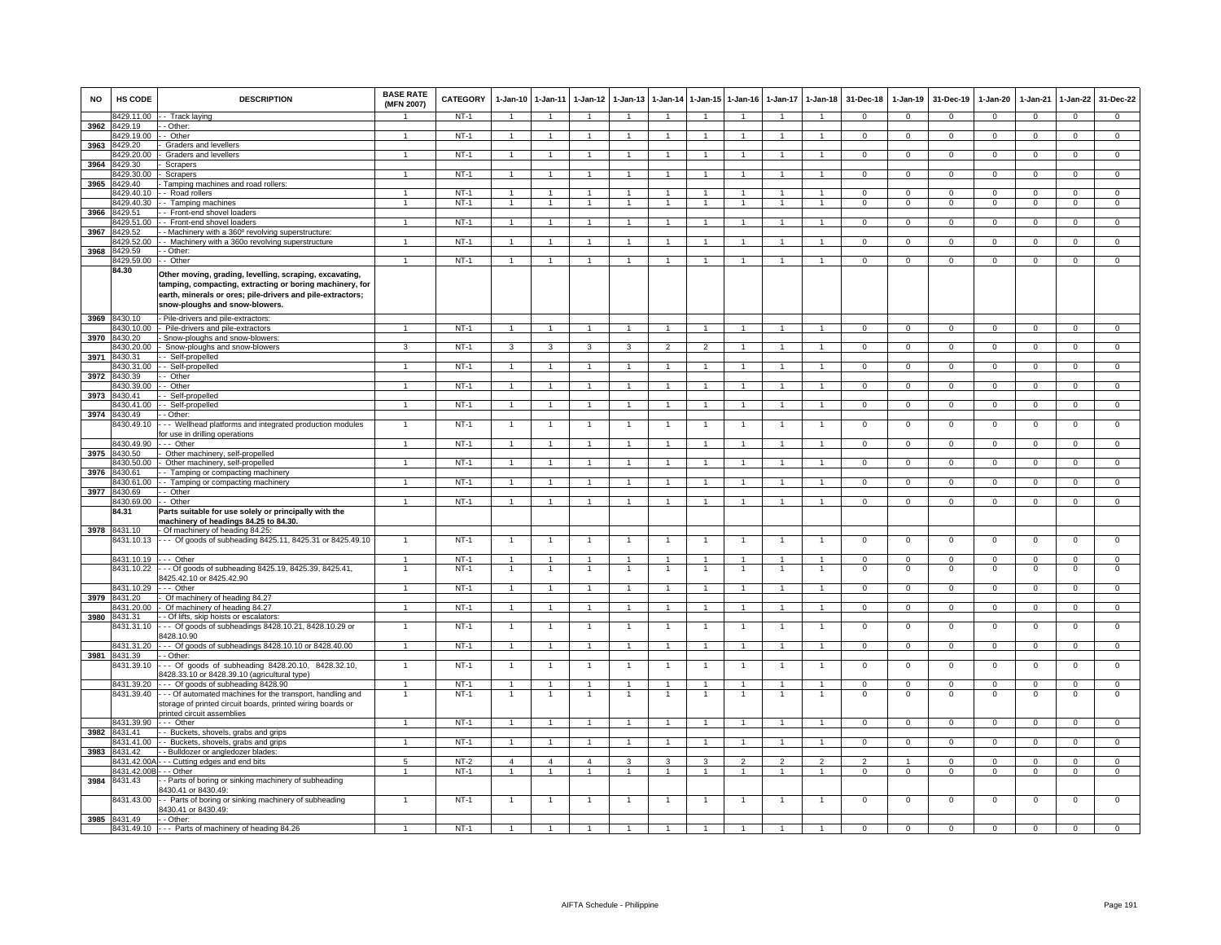| NO | HS CODE | DESCRIPTION | BASE RATE (MFN 2007) | CATEGORY | 1-Jan-10 | 1-Jan-11 | 1-Jan-12 | 1-Jan-13 | 1-Jan-14 | 1-Jan-15 | 1-Jan-16 | 1-Jan-17 | 1-Jan-18 | 31-Dec-18 | 1-Jan-19 | 31-Dec-19 | 1-Jan-20 | 1-Jan-21 | 1-Jan-22 | 31-Dec-22 |
|---|---|---|---|---|---|---|---|---|---|---|---|---|---|---|---|---|---|---|---|---|
| | 8429.11.00 | - - Track laying | 1 | NT-1 | 1 | 1 | 1 | 1 | 1 | 1 | 1 | 1 | 1 | 0 | 0 | 0 | 0 | 0 | 0 | 0 |
| 3962 | 8429.19 | - - Other: | | | | | | | | | | | | | | | | | | |
| | 8429.19.00 | - - Other | 1 | NT-1 | 1 | 1 | 1 | 1 | 1 | 1 | 1 | 1 | 1 | 0 | 0 | 0 | 0 | 0 | 0 | 0 |
| 3963 | 8429.20 | - Graders and levellers | | | | | | | | | | | | | | | | | | |
| | 8429.20.00 | - Graders and levellers | 1 | NT-1 | 1 | 1 | 1 | 1 | 1 | 1 | 1 | 1 | 1 | 0 | 0 | 0 | 0 | 0 | 0 | 0 |
| 3964 | 8429.30 | - Scrapers | | | | | | | | | | | | | | | | | | |
| | 8429.30.00 | - Scrapers | 1 | NT-1 | 1 | 1 | 1 | 1 | 1 | 1 | 1 | 1 | 1 | 0 | 0 | 0 | 0 | 0 | 0 | 0 |
| 3965 | 8429.40 | - Tamping machines and road rollers: | | | | | | | | | | | | | | | | | | |
| | 8429.40.10 | - - Road rollers | 1 | NT-1 | 1 | 1 | 1 | 1 | 1 | 1 | 1 | 1 | 1 | 0 | 0 | 0 | 0 | 0 | 0 | 0 |
| | 8429.40.30 | - - Tamping machines | 1 | NT-1 | 1 | 1 | 1 | 1 | 1 | 1 | 1 | 1 | 1 | 0 | 0 | 0 | 0 | 0 | 0 | 0 |
| 3966 | 8429.51 | - - Front-end shovel loaders | | | | | | | | | | | | | | | | | | |
| | 8429.51.00 | - - Front-end shovel loaders | 1 | NT-1 | 1 | 1 | 1 | 1 | 1 | 1 | 1 | 1 | 1 | 0 | 0 | 0 | 0 | 0 | 0 | 0 |
| 3967 | 8429.52 | - - Machinery with a 360º revolving superstructure: | | | | | | | | | | | | | | | | | | |
| | 8429.52.00 | - - Machinery with a 360o revolving superstructure | 1 | NT-1 | 1 | 1 | 1 | 1 | 1 | 1 | 1 | 1 | 1 | 0 | 0 | 0 | 0 | 0 | 0 | 0 |
| 3968 | 8429.59 | - - Other: | | | | | | | | | | | | | | | | | | |
| | 8429.59.00 | - - Other | 1 | NT-1 | 1 | 1 | 1 | 1 | 1 | 1 | 1 | 1 | 1 | 0 | 0 | 0 | 0 | 0 | 0 | 0 |
| | **84.30** | **Other moving, grading, levelling, scraping, excavating, tamping, compacting, extracting or boring machinery, for earth, minerals or ores; pile-drivers and pile-extractors; snow-ploughs and snow-blowers.** | | | | | | | | | | | | | | | | | | |
| 3969 | 8430.10 | - Pile-drivers and pile-extractors: | | | | | | | | | | | | | | | | | | |
| | 8430.10.00 | - Pile-drivers and pile-extractors | 1 | NT-1 | 1 | 1 | 1 | 1 | 1 | 1 | 1 | 1 | 1 | 0 | 0 | 0 | 0 | 0 | 0 | 0 |
| 3970 | 8430.20 | - Snow-ploughs and snow-blowers: | | | | | | | | | | | | | | | | | | |
| | 8430.20.00 | - Snow-ploughs and snow-blowers | 3 | NT-1 | 3 | 3 | 3 | 3 | 2 | 2 | 1 | 1 | 1 | 0 | 0 | 0 | 0 | 0 | 0 | 0 |
| 3971 | 8430.31 | - - Self-propelled | | | | | | | | | | | | | | | | | | |
| | 8430.31.00 | - - Self-propelled | 1 | NT-1 | 1 | 1 | 1 | 1 | 1 | 1 | 1 | 1 | 1 | 0 | 0 | 0 | 0 | 0 | 0 | 0 |
| 3972 | 8430.39 | - - Other | | | | | | | | | | | | | | | | | | |
| | 8430.39.00 | - - Other | 1 | NT-1 | 1 | 1 | 1 | 1 | 1 | 1 | 1 | 1 | 1 | 0 | 0 | 0 | 0 | 0 | 0 | 0 |
| 3973 | 8430.41 | - - Self-propelled | | | | | | | | | | | | | | | | | | |
| | 8430.41.00 | - - Self-propelled | 1 | NT-1 | 1 | 1 | 1 | 1 | 1 | 1 | 1 | 1 | 1 | 0 | 0 | 0 | 0 | 0 | 0 | 0 |
| 3974 | 8430.49 | - - Other: | | | | | | | | | | | | | | | | | | |
| | 8430.49.10 | - - - Wellhead platforms and integrated production modules for use in drilling operations | 1 | NT-1 | 1 | 1 | 1 | 1 | 1 | 1 | 1 | 1 | 1 | 0 | 0 | 0 | 0 | 0 | 0 | 0 |
| | 8430.49.90 | - - - Other | 1 | NT-1 | 1 | 1 | 1 | 1 | 1 | 1 | 1 | 1 | 1 | 0 | 0 | 0 | 0 | 0 | 0 | 0 |
| 3975 | 8430.50 | - Other machinery, self-propelled | | | | | | | | | | | | | | | | | | |
| | 8430.50.00 | - Other machinery, self-propelled | 1 | NT-1 | 1 | 1 | 1 | 1 | 1 | 1 | 1 | 1 | 1 | 0 | 0 | 0 | 0 | 0 | 0 | 0 |
| 3976 | 8430.61 | - - Tamping or compacting machinery | | | | | | | | | | | | | | | | | | |
| | 8430.61.00 | - - Tamping or compacting machinery | 1 | NT-1 | 1 | 1 | 1 | 1 | 1 | 1 | 1 | 1 | 1 | 0 | 0 | 0 | 0 | 0 | 0 | 0 |
| 3977 | 8430.69 | - - Other | | | | | | | | | | | | | | | | | | |
| | 8430.69.00 | - - Other | 1 | NT-1 | 1 | 1 | 1 | 1 | 1 | 1 | 1 | 1 | 1 | 0 | 0 | 0 | 0 | 0 | 0 | 0 |
| | **84.31** | **Parts suitable for use solely or principally with the machinery of headings 84.25 to 84.30.** | | | | | | | | | | | | | | | | | | |
| 3978 | 8431.10 | - Of machinery of heading 84.25: | | | | | | | | | | | | | | | | | | |
| | 8431.10.13 | - - - Of goods of subheading 8425.11, 8425.31 or 8425.49.10 | 1 | NT-1 | 1 | 1 | 1 | 1 | 1 | 1 | 1 | 1 | 1 | 0 | 0 | 0 | 0 | 0 | 0 | 0 |
| | 8431.10.19 | - - - Other | 1 | NT-1 | 1 | 1 | 1 | 1 | 1 | 1 | 1 | 1 | 1 | 0 | 0 | 0 | 0 | 0 | 0 | 0 |
| | 8431.10.22 | - - - Of goods of subheading 8425.19, 8425.39, 8425.41, 8425.42.10 or 8425.42.90 | 1 | NT-1 | 1 | 1 | 1 | 1 | 1 | 1 | 1 | 1 | 1 | 0 | 0 | 0 | 0 | 0 | 0 | 0 |
| | 8431.10.29 | - - - Other | 1 | NT-1 | 1 | 1 | 1 | 1 | 1 | 1 | 1 | 1 | 1 | 0 | 0 | 0 | 0 | 0 | 0 | 0 |
| 3979 | 8431.20 | - Of machinery of heading 84.27 | | | | | | | | | | | | | | | | | | |
| | 8431.20.00 | - Of machinery of heading 84.27 | 1 | NT-1 | 1 | 1 | 1 | 1 | 1 | 1 | 1 | 1 | 1 | 0 | 0 | 0 | 0 | 0 | 0 | 0 |
| 3980 | 8431.31 | - - Of lifts, skip hoists or escalators: | | | | | | | | | | | | | | | | | | |
| | 8431.31.10 | - - - Of goods of subheadings 8428.10.21, 8428.10.29 or 8428.10.90 | 1 | NT-1 | 1 | 1 | 1 | 1 | 1 | 1 | 1 | 1 | 1 | 0 | 0 | 0 | 0 | 0 | 0 | 0 |
| | 8431.31.20 | - - - Of goods of subheadings 8428.10.10 or 8428.40.00 | 1 | NT-1 | 1 | 1 | 1 | 1 | 1 | 1 | 1 | 1 | 1 | 0 | 0 | 0 | 0 | 0 | 0 | 0 |
| 3981 | 8431.39 | - - Other: | | | | | | | | | | | | | | | | | | |
| | 8431.39.10 | - - - Of goods of subheading 8428.20.10, 8428.32.10, 8428.33.10 or 8428.39.10 (agricultural type) | 1 | NT-1 | 1 | 1 | 1 | 1 | 1 | 1 | 1 | 1 | 1 | 0 | 0 | 0 | 0 | 0 | 0 | 0 |
| | 8431.39.20 | - - - Of goods of subheading 8428.90 | 1 | NT-1 | 1 | 1 | 1 | 1 | 1 | 1 | 1 | 1 | 1 | 0 | 0 | 0 | 0 | 0 | 0 | 0 |
| | 8431.39.40 | - - - Of automated machines for the transport, handling and storage of printed circuit boards, printed wiring boards or printed circuit assemblies | 1 | NT-1 | 1 | 1 | 1 | 1 | 1 | 1 | 1 | 1 | 1 | 0 | 0 | 0 | 0 | 0 | 0 | 0 |
| | 8431.39.90 | - - - Other | 1 | NT-1 | 1 | 1 | 1 | 1 | 1 | 1 | 1 | 1 | 1 | 0 | 0 | 0 | 0 | 0 | 0 | 0 |
| 3982 | 8431.41 | - - Buckets, shovels, grabs and grips | | | | | | | | | | | | | | | | | | |
| | 8431.41.00 | - - Buckets, shovels, grabs and grips | 1 | NT-1 | 1 | 1 | 1 | 1 | 1 | 1 | 1 | 1 | 1 | 0 | 0 | 0 | 0 | 0 | 0 | 0 |
| 3983 | 8431.42 | - - Bulldozer or angledozer blades: | | | | | | | | | | | | | | | | | | |
| | 8431.42.00A | - - - Cutting edges and end bits | 5 | NT-2 | 4 | 4 | 4 | 3 | 3 | 3 | 2 | 2 | 2 | 2 | 1 | 0 | 0 | 0 | 0 | 0 |
| | 8431.42.00B | - - - Other | 1 | NT-1 | 1 | 1 | 1 | 1 | 1 | 1 | 1 | 1 | 1 | 0 | 0 | 0 | 0 | 0 | 0 | 0 |
| 3984 | 8431.43 | - - Parts of boring or sinking machinery of subheading 8430.41 or 8430.49: | | | | | | | | | | | | | | | | | | |
| | 8431.43.00 | - - Parts of boring or sinking machinery of subheading 8430.41 or 8430.49: | 1 | NT-1 | 1 | 1 | 1 | 1 | 1 | 1 | 1 | 1 | 1 | 0 | 0 | 0 | 0 | 0 | 0 | 0 |
| 3985 | 8431.49 | - - Other: | | | | | | | | | | | | | | | | | | |
| | 8431.49.10 | - - - Parts of machinery of heading 84.26 | 1 | NT-1 | 1 | 1 | 1 | 1 | 1 | 1 | 1 | 1 | 1 | 0 | 0 | 0 | 0 | 0 | 0 | 0 |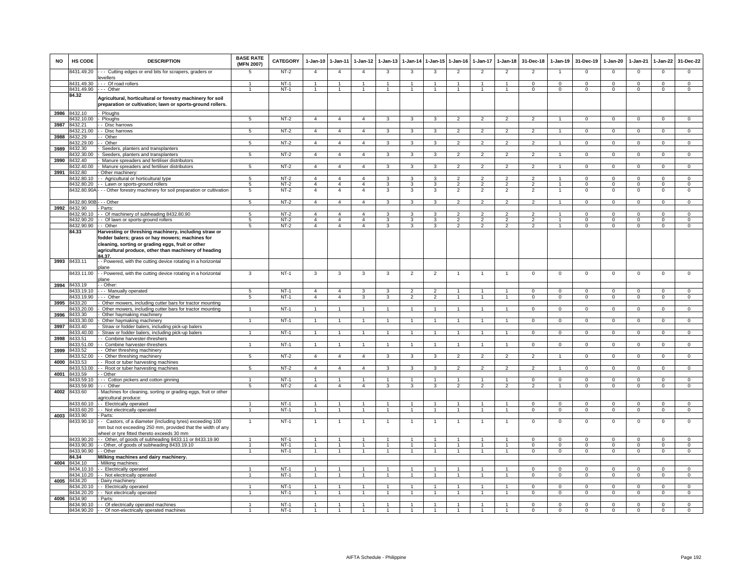| NO | HS CODE | DESCRIPTION | BASE RATE (MFN 2007) | CATEGORY | 1-Jan-10 | 1-Jan-11 | 1-Jan-12 | 1-Jan-13 | 1-Jan-14 | 1-Jan-15 | 1-Jan-16 | 1-Jan-17 | 1-Jan-18 | 31-Dec-18 | 1-Jan-19 | 31-Dec-19 | 1-Jan-20 | 1-Jan-21 | 1-Jan-22 | 31-Dec-22 |
|---|---|---|---|---|---|---|---|---|---|---|---|---|---|---|---|---|---|---|---|---|
| | 8431.49.20 | - - - Cutting edges or end bits for scrapers, graders or levellers | 5 | NT-2 | 4 | 4 | 4 | 3 | 3 | 3 | 2 | 2 | 2 | 2 | 1 | 0 | 0 | 0 | 0 | 0 |
| | 8431.49.30 | - - - Of road rollers | 1 | NT-1 | 1 | 1 | 1 | 1 | 1 | 1 | 1 | 1 | 1 | 0 | 0 | 0 | 0 | 0 | 0 | 0 |
| | 8431.49.90 | - - - Other | 1 | NT-1 | 1 | 1 | 1 | 1 | 1 | 1 | 1 | 1 | 1 | 0 | 0 | 0 | 0 | 0 | 0 | 0 |
| | 84.32 | **Agricultural, horticultural or forestry machinery for soil preparation or cultivation; lawn or sports-ground rollers.** | | | | | | | | | | | | | | | | | | |
| 3986 | 8432.10 | - Ploughs | | | | | | | | | | | | | | | | | | |
| | 8432.10.00 | - Ploughs | 5 | NT-2 | 4 | 4 | 4 | 3 | 3 | 3 | 2 | 2 | 2 | 2 | 1 | 0 | 0 | 0 | 0 | 0 |
| 3987 | 8432.21 | - - Disc harrows | | | | | | | | | | | | | | | | | | |
| | 8432.21.00 | - - Disc harrows | 5 | NT-2 | 4 | 4 | 4 | 3 | 3 | 3 | 2 | 2 | 2 | 2 | 1 | 0 | 0 | 0 | 0 | 0 |
| 3988 | 8432.29 | - - Other | | | | | | | | | | | | | | | | | | |
| | 8432.29.00 | - - Other | 5 | NT-2 | 4 | 4 | 4 | 3 | 3 | 3 | 2 | 2 | 2 | 2 | 1 | 0 | 0 | 0 | 0 | 0 |
| 3989 | 8432.30 | - Seeders, planters and transplanters | | | | | | | | | | | | | | | | | | |
| | 8432.30.00 | - Seeders, planters and transplanters | 5 | NT-2 | 4 | 4 | 4 | 3 | 3 | 3 | 2 | 2 | 2 | 2 | 1 | 0 | 0 | 0 | 0 | 0 |
| 3990 | 8432.40 | - Manure spreaders and fertiliser distributors | | | | | | | | | | | | | | | | | | |
| | 8432.40.00 | - Manure spreaders and fertiliser distributors | 5 | NT-2 | 4 | 4 | 4 | 3 | 3 | 3 | 2 | 2 | 2 | 2 | 1 | 0 | 0 | 0 | 0 | 0 |
| 3991 | 8432.80 | - Other machinery: | | | | | | | | | | | | | | | | | | |
| | 8432.80.10 | - - Agricultural or horticultural type | 5 | NT-2 | 4 | 4 | 4 | 3 | 3 | 3 | 2 | 2 | 2 | 2 | 1 | 0 | 0 | 0 | 0 | 0 |
| | 8432.80.20 | - - Lawn or sports-ground rollers | 5 | NT-2 | 4 | 4 | 4 | 3 | 3 | 3 | 2 | 2 | 2 | 2 | 1 | 0 | 0 | 0 | 0 | 0 |
| | 8432.80.90A | - - - Other forestry machinery for soil preparation or cultivation | 5 | NT-2 | 4 | 4 | 4 | 3 | 3 | 3 | 2 | 2 | 2 | 2 | 1 | 0 | 0 | 0 | 0 | 0 |
| | 8432.80.90B | - - - Other | 5 | NT-2 | 4 | 4 | 4 | 3 | 3 | 3 | 2 | 2 | 2 | 2 | 1 | 0 | 0 | 0 | 0 | 0 |
| 3992 | 8432.90 | - Parts: | | | | | | | | | | | | | | | | | | |
| | 8432.90.10 | - - Of machinery of subheading 8432.80.90 | 5 | NT-2 | 4 | 4 | 4 | 3 | 3 | 3 | 2 | 2 | 2 | 2 | 1 | 0 | 0 | 0 | 0 | 0 |
| | 8432.90.20 | - - Of lawn or sports-ground rollers | 5 | NT-2 | 4 | 4 | 4 | 3 | 3 | 3 | 2 | 2 | 2 | 2 | 1 | 0 | 0 | 0 | 0 | 0 |
| | 8432.90.90 | - - Other | 5 | NT-2 | 4 | 4 | 4 | 3 | 3 | 3 | 2 | 2 | 2 | 2 | 1 | 0 | 0 | 0 | 0 | 0 |
| | 84.33 | **Harvesting or threshing machinery, including straw or fodder balers; grass or hay mowers; machines for cleaning, sorting or grading eggs, fruit or other agricultural produce, other than machinery of heading 84.37.** | | | | | | | | | | | | | | | | | | |
| 3993 | 8433.11 | - - Powered, with the cutting device rotating in a horizontal plane | | | | | | | | | | | | | | | | | | |
| | 8433.11.00 | - - Powered, with the cutting device rotating in a horizontal plane | 3 | NT-1 | 3 | 3 | 3 | 3 | 2 | 2 | 1 | 1 | 1 | 0 | 0 | 0 | 0 | 0 | 0 | 0 |
| 3994 | 8433.19 | - - Other: | | | | | | | | | | | | | | | | | | |
| | 8433.19.10 | - - - Manually operated | 5 | NT-1 | 4 | 4 | 3 | 3 | 2 | 2 | 1 | 1 | 1 | 0 | 0 | 0 | 0 | 0 | 0 | 0 |
| | 8433.19.90 | - - - Other | 5 | NT-1 | 4 | 4 | 3 | 3 | 2 | 2 | 1 | 1 | 1 | 0 | 0 | 0 | 0 | 0 | 0 | 0 |
| 3995 | 8433.20 | - Other mowers, including cutter bars for tractor mounting | | | | | | | | | | | | | | | | | | |
| | 8433.20.00 | - Other mowers, including cutter bars for tractor mounting | 1 | NT-1 | 1 | 1 | 1 | 1 | 1 | 1 | 1 | 1 | 1 | 0 | 0 | 0 | 0 | 0 | 0 | 0 |
| 3996 | 8433.30 | - Other haymaking machinery | | | | | | | | | | | | | | | | | | |
| | 8433.30.00 | - Other haymaking machinery | 1 | NT-1 | 1 | 1 | 1 | 1 | 1 | 1 | 1 | 1 | 1 | 0 | 0 | 0 | 0 | 0 | 0 | 0 |
| 3997 | 8433.40 | - Straw or fodder balers, including pick-up balers | | | | | | | | | | | | | | | | | | |
| | 8433.40.00 | - Straw or fodder balers, including pick-up balers | 1 | NT-1 | 1 | 1 | 1 | 1 | 1 | 1 | 1 | 1 | 1 | 0 | 0 | 0 | 0 | 0 | 0 | 0 |
| 3998 | 8433.51 | - - Combine harvester-threshers | | | | | | | | | | | | | | | | | | |
| | 8433.51.00 | - - Combine harvester-threshers | 1 | NT-1 | 1 | 1 | 1 | 1 | 1 | 1 | 1 | 1 | 1 | 0 | 0 | 0 | 0 | 0 | 0 | 0 |
| 3999 | 8433.52 | - - Other threshing machinery | | | | | | | | | | | | | | | | | | |
| | 8433.52.00 | - - Other threshing machinery | 5 | NT-2 | 4 | 4 | 4 | 3 | 3 | 3 | 2 | 2 | 2 | 2 | 1 | 0 | 0 | 0 | 0 | 0 |
| 4000 | 8433.53 | - - Root or tuber harvesting machines | | | | | | | | | | | | | | | | | | |
| | 8433.53.00 | - - Root or tuber harvesting machines | 5 | NT-2 | 4 | 4 | 4 | 3 | 3 | 3 | 2 | 2 | 2 | 2 | 1 | 0 | 0 | 0 | 0 | 0 |
| 4001 | 8433.59 | - - Other | | | | | | | | | | | | | | | | | | |
| | 8433.59.10 | - - - Cotton pickers and cotton ginning | 1 | NT-1 | 1 | 1 | 1 | 1 | 1 | 1 | 1 | 1 | 1 | 0 | 0 | 0 | 0 | 0 | 0 | 0 |
| | 8433.59.90 | - - - Other | 5 | NT-2 | 4 | 4 | 4 | 3 | 3 | 3 | 2 | 2 | 2 | 2 | 1 | 0 | 0 | 0 | 0 | 0 |
| 4002 | 8433.60 | - Machines for cleaning, sorting or grading eggs, fruit or other agricultural produce: | | | | | | | | | | | | | | | | | | |
| | 8433.60.10 | - - Electrically operated | 1 | NT-1 | 1 | 1 | 1 | 1 | 1 | 1 | 1 | 1 | 1 | 0 | 0 | 0 | 0 | 0 | 0 | 0 |
| | 8433.60.20 | - - Not electrically operated | 1 | NT-1 | 1 | 1 | 1 | 1 | 1 | 1 | 1 | 1 | 1 | 0 | 0 | 0 | 0 | 0 | 0 | 0 |
| 4003 | 8433.90 | - Parts: | | | | | | | | | | | | | | | | | | |
| | 8433.90.10 | - - Castors, of a diameter (including tyres) exceeding 100 mm but not exceeding 250 mm, provided that the width of any wheel or tyre fitted thereto exceeds 30 mm | 1 | NT-1 | 1 | 1 | 1 | 1 | 1 | 1 | 1 | 1 | 1 | 0 | 0 | 0 | 0 | 0 | 0 | 0 |
| | 8433.90.20 | - - Other, of goods of subheading 8433.11 or 8433.19.90 | 1 | NT-1 | 1 | 1 | 1 | 1 | 1 | 1 | 1 | 1 | 1 | 0 | 0 | 0 | 0 | 0 | 0 | 0 |
| | 8433.90.30 | - - Other, of goods of subheading 8433.19.10 | 1 | NT-1 | 1 | 1 | 1 | 1 | 1 | 1 | 1 | 1 | 1 | 0 | 0 | 0 | 0 | 0 | 0 | 0 |
| | 8433.90.90 | - - Other | 1 | NT-1 | 1 | 1 | 1 | 1 | 1 | 1 | 1 | 1 | 1 | 0 | 0 | 0 | 0 | 0 | 0 | 0 |
| | 84.34 | **Milking machines and dairy machinery.** | | | | | | | | | | | | | | | | | | |
| 4004 | 8434.10 | - Milking machines: | | | | | | | | | | | | | | | | | | |
| | 8434.10.10 | - - Electrically operated | 1 | NT-1 | 1 | 1 | 1 | 1 | 1 | 1 | 1 | 1 | 1 | 0 | 0 | 0 | 0 | 0 | 0 | 0 |
| | 8434.10.20 | - - Not electrically operated | 1 | NT-1 | 1 | 1 | 1 | 1 | 1 | 1 | 1 | 1 | 1 | 0 | 0 | 0 | 0 | 0 | 0 | 0 |
| 4005 | 8434.20 | - Dairy machinery: | | | | | | | | | | | | | | | | | | |
| | 8434.20.10 | - - Electrically operated | 1 | NT-1 | 1 | 1 | 1 | 1 | 1 | 1 | 1 | 1 | 1 | 0 | 0 | 0 | 0 | 0 | 0 | 0 |
| | 8434.20.20 | - - Not electrically operated | 1 | NT-1 | 1 | 1 | 1 | 1 | 1 | 1 | 1 | 1 | 1 | 0 | 0 | 0 | 0 | 0 | 0 | 0 |
| 4006 | 8434.90 | - Parts: | | | | | | | | | | | | | | | | | | |
| | 8434.90.10 | - - Of electrically operated machines | 1 | NT-1 | 1 | 1 | 1 | 1 | 1 | 1 | 1 | 1 | 1 | 0 | 0 | 0 | 0 | 0 | 0 | 0 |
| | 8434.90.20 | - - Of non-electrically operated machines | 1 | NT-1 | 1 | 1 | 1 | 1 | 1 | 1 | 1 | 1 | 1 | 0 | 0 | 0 | 0 | 0 | 0 | 0 |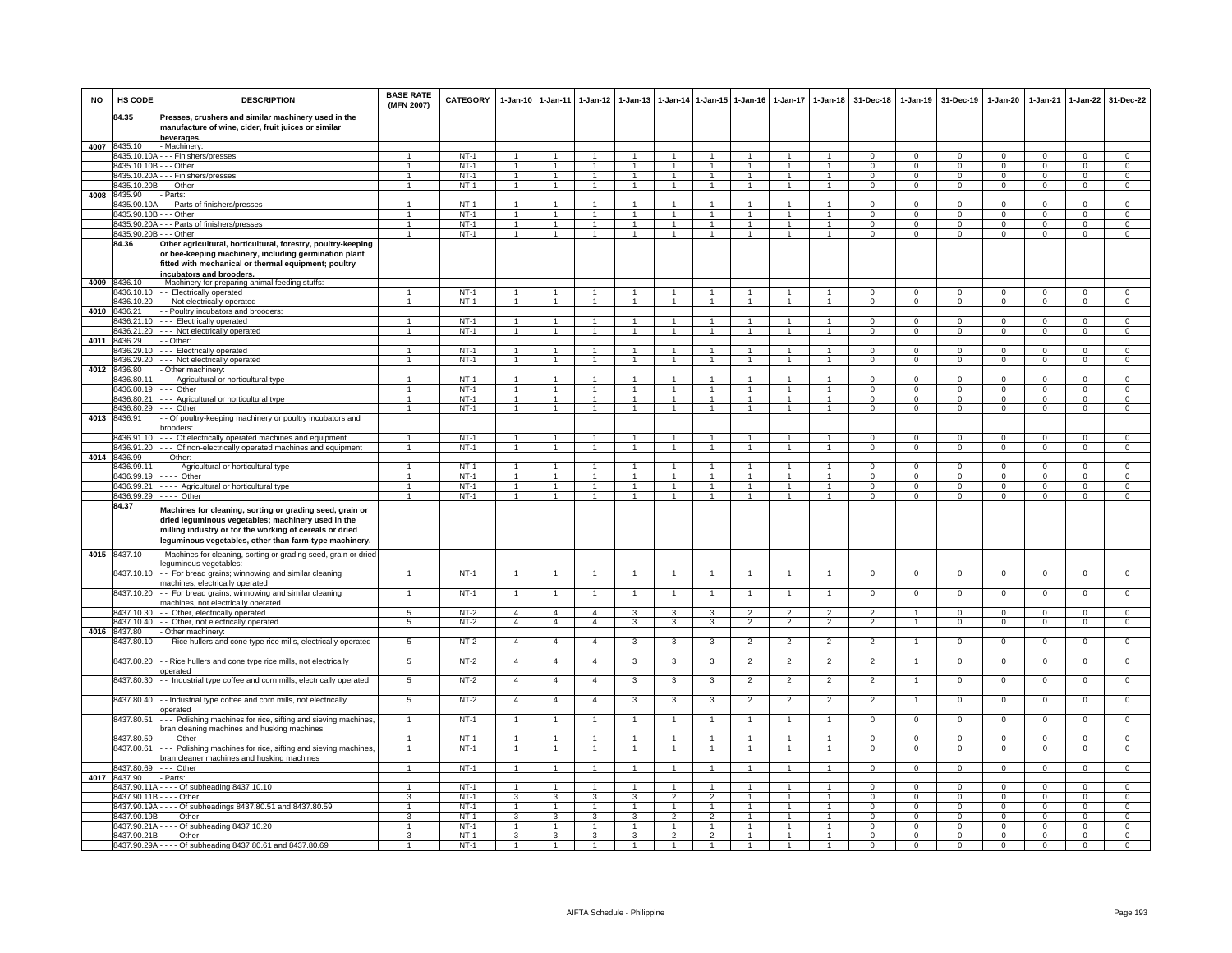| NO | HS CODE | DESCRIPTION | BASE RATE (MFN 2007) | CATEGORY | 1-Jan-10 | 1-Jan-11 | 1-Jan-12 | 1-Jan-13 | 1-Jan-14 | 1-Jan-15 | 1-Jan-16 | 1-Jan-17 | 1-Jan-18 | 31-Dec-18 | 1-Jan-19 | 31-Dec-19 | 1-Jan-20 | 1-Jan-21 | 1-Jan-22 | 31-Dec-22 |
|---|---|---|---|---|---|---|---|---|---|---|---|---|---|---|---|---|---|---|---|---|
| | 84.35 | **Presses, crushers and similar machinery used in the manufacture of wine, cider, fruit juices or similar beverages.** | | | | | | | | | | | | | | | | | | |
| 4007 | 8435.10 | - Machinery: | | | | | | | | | | | | | | | | | | |
| | 8435.10.10A | - - - Finishers/presses | 1 | NT-1 | 1 | 1 | 1 | 1 | 1 | 1 | 1 | 1 | 1 | 0 | 0 | 0 | 0 | 0 | 0 | 0 |
| | 8435.10.10B | - - - Other | 1 | NT-1 | 1 | 1 | 1 | 1 | 1 | 1 | 1 | 1 | 1 | 0 | 0 | 0 | 0 | 0 | 0 | 0 |
| | 8435.10.20A | - - - Finishers/presses | 1 | NT-1 | 1 | 1 | 1 | 1 | 1 | 1 | 1 | 1 | 1 | 0 | 0 | 0 | 0 | 0 | 0 | 0 |
| | 8435.10.20B | - - - Other | 1 | NT-1 | 1 | 1 | 1 | 1 | 1 | 1 | 1 | 1 | 1 | 0 | 0 | 0 | 0 | 0 | 0 | 0 |
| 4008 | 8435.90 | - Parts: | | | | | | | | | | | | | | | | | | |
| | 8435.90.10A | - - - Parts of finishers/presses | 1 | NT-1 | 1 | 1 | 1 | 1 | 1 | 1 | 1 | 1 | 1 | 0 | 0 | 0 | 0 | 0 | 0 | 0 |
| | 8435.90.10B | - - - Other | 1 | NT-1 | 1 | 1 | 1 | 1 | 1 | 1 | 1 | 1 | 1 | 0 | 0 | 0 | 0 | 0 | 0 | 0 |
| | 8435.90.20A | - - - Parts of finishers/presses | 1 | NT-1 | 1 | 1 | 1 | 1 | 1 | 1 | 1 | 1 | 1 | 0 | 0 | 0 | 0 | 0 | 0 | 0 |
| | 8435.90.20B | - - - Other | 1 | NT-1 | 1 | 1 | 1 | 1 | 1 | 1 | 1 | 1 | 1 | 0 | 0 | 0 | 0 | 0 | 0 | 0 |
| | 84.36 | **Other agricultural, horticultural, forestry, poultry-keeping or bee-keeping machinery, including germination plant fitted with mechanical or thermal equipment; poultry incubators and brooders.** | | | | | | | | | | | | | | | | | | |
| 4009 | 8436.10 | - Machinery for preparing animal feeding stuffs: | | | | | | | | | | | | | | | | | | |
| | 8436.10.10 | - - Electrically operated | 1 | NT-1 | 1 | 1 | 1 | 1 | 1 | 1 | 1 | 1 | 1 | 0 | 0 | 0 | 0 | 0 | 0 | 0 |
| | 8436.10.20 | - - Not electrically operated | 1 | NT-1 | 1 | 1 | 1 | 1 | 1 | 1 | 1 | 1 | 1 | 0 | 0 | 0 | 0 | 0 | 0 | 0 |
| 4010 | 8436.21 | - - Poultry incubators and brooders: | | | | | | | | | | | | | | | | | | |
| | 8436.21.10 | - - - Electrically operated | 1 | NT-1 | 1 | 1 | 1 | 1 | 1 | 1 | 1 | 1 | 1 | 0 | 0 | 0 | 0 | 0 | 0 | 0 |
| | 8436.21.20 | - - - Not electrically operated | 1 | NT-1 | 1 | 1 | 1 | 1 | 1 | 1 | 1 | 1 | 1 | 0 | 0 | 0 | 0 | 0 | 0 | 0 |
| 4011 | 8436.29 | - - Other: | | | | | | | | | | | | | | | | | | |
| | 8436.29.10 | - - - Electrically operated | 1 | NT-1 | 1 | 1 | 1 | 1 | 1 | 1 | 1 | 1 | 1 | 0 | 0 | 0 | 0 | 0 | 0 | 0 |
| | 8436.29.20 | - - - Not electrically operated | 1 | NT-1 | 1 | 1 | 1 | 1 | 1 | 1 | 1 | 1 | 1 | 0 | 0 | 0 | 0 | 0 | 0 | 0 |
| 4012 | 8436.80 | - Other machinery: | | | | | | | | | | | | | | | | | | |
| | 8436.80.11 | - - - Agricultural or horticultural type | 1 | NT-1 | 1 | 1 | 1 | 1 | 1 | 1 | 1 | 1 | 1 | 0 | 0 | 0 | 0 | 0 | 0 | 0 |
| | 8436.80.19 | - - - Other | 1 | NT-1 | 1 | 1 | 1 | 1 | 1 | 1 | 1 | 1 | 1 | 0 | 0 | 0 | 0 | 0 | 0 | 0 |
| | 8436.80.21 | - - - Agricultural or horticultural type | 1 | NT-1 | 1 | 1 | 1 | 1 | 1 | 1 | 1 | 1 | 1 | 0 | 0 | 0 | 0 | 0 | 0 | 0 |
| | 8436.80.29 | - - - Other | 1 | NT-1 | 1 | 1 | 1 | 1 | 1 | 1 | 1 | 1 | 1 | 0 | 0 | 0 | 0 | 0 | 0 | 0 |
| 4013 | 8436.91 | - - Of poultry-keeping machinery or poultry incubators and brooders: | | | | | | | | | | | | | | | | | | |
| | 8436.91.10 | - - - Of electrically operated machines and equipment | 1 | NT-1 | 1 | 1 | 1 | 1 | 1 | 1 | 1 | 1 | 1 | 0 | 0 | 0 | 0 | 0 | 0 | 0 |
| | 8436.91.20 | - - - Of non-electrically operated machines and equipment | 1 | NT-1 | 1 | 1 | 1 | 1 | 1 | 1 | 1 | 1 | 1 | 0 | 0 | 0 | 0 | 0 | 0 | 0 |
| 4014 | 8436.99 | - - Other: | | | | | | | | | | | | | | | | | | |
| | 8436.99.11 | - - - - Agricultural or horticultural type | 1 | NT-1 | 1 | 1 | 1 | 1 | 1 | 1 | 1 | 1 | 1 | 0 | 0 | 0 | 0 | 0 | 0 | 0 |
| | 8436.99.19 | - - - - Other | 1 | NT-1 | 1 | 1 | 1 | 1 | 1 | 1 | 1 | 1 | 1 | 0 | 0 | 0 | 0 | 0 | 0 | 0 |
| | 8436.99.21 | - - - - Agricultural or horticultural type | 1 | NT-1 | 1 | 1 | 1 | 1 | 1 | 1 | 1 | 1 | 1 | 0 | 0 | 0 | 0 | 0 | 0 | 0 |
| | 8436.99.29 | - - - - Other | 1 | NT-1 | 1 | 1 | 1 | 1 | 1 | 1 | 1 | 1 | 1 | 0 | 0 | 0 | 0 | 0 | 0 | 0 |
| | 84.37 | **Machines for cleaning, sorting or grading seed, grain or dried leguminous vegetables; machinery used in the milling industry or for the working of cereals or dried leguminous vegetables, other than farm-type machinery.** | | | | | | | | | | | | | | | | | | |
| 4015 | 8437.10 | - Machines for cleaning, sorting or grading seed, grain or dried leguminous vegetables: | | | | | | | | | | | | | | | | | | |
| | 8437.10.10 | - - For bread grains; winnowing and similar cleaning machines, electrically operated | 1 | NT-1 | 1 | 1 | 1 | 1 | 1 | 1 | 1 | 1 | 1 | 0 | 0 | 0 | 0 | 0 | 0 | 0 |
| | 8437.10.20 | - - For bread grains; winnowing and similar cleaning machines, not electrically operated | 1 | NT-1 | 1 | 1 | 1 | 1 | 1 | 1 | 1 | 1 | 1 | 0 | 0 | 0 | 0 | 0 | 0 | 0 |
| | 8437.10.30 | - - Other, electrically operated | 5 | NT-2 | 4 | 4 | 4 | 3 | 3 | 3 | 2 | 2 | 2 | 2 | 1 | 0 | 0 | 0 | 0 | 0 |
| | 8437.10.40 | - - Other, not electrically operated | 5 | NT-2 | 4 | 4 | 4 | 3 | 3 | 3 | 2 | 2 | 2 | 2 | 1 | 0 | 0 | 0 | 0 | 0 |
| 4016 | 8437.80 | - Other machinery: | | | | | | | | | | | | | | | | | | |
| | 8437.80.10 | - - Rice hullers and cone type rice mills, electrically operated | 5 | NT-2 | 4 | 4 | 4 | 3 | 3 | 3 | 2 | 2 | 2 | 2 | 1 | 0 | 0 | 0 | 0 | 0 |
| | 8437.80.20 | - - Rice hullers and cone type rice mills, not electrically operated | 5 | NT-2 | 4 | 4 | 4 | 3 | 3 | 3 | 2 | 2 | 2 | 2 | 1 | 0 | 0 | 0 | 0 | 0 |
| | 8437.80.30 | - - Industrial type coffee and corn mills, electrically operated | 5 | NT-2 | 4 | 4 | 4 | 3 | 3 | 3 | 2 | 2 | 2 | 2 | 1 | 0 | 0 | 0 | 0 | 0 |
| | 8437.80.40 | - - Industrial type coffee and corn mills, not electrically operated | 5 | NT-2 | 4 | 4 | 4 | 3 | 3 | 3 | 2 | 2 | 2 | 2 | 1 | 0 | 0 | 0 | 0 | 0 |
| | 8437.80.51 | - - - Polishing machines for rice, sifting and sieving machines, bran cleaning machines and husking machines | 1 | NT-1 | 1 | 1 | 1 | 1 | 1 | 1 | 1 | 1 | 1 | 0 | 0 | 0 | 0 | 0 | 0 | 0 |
| | 8437.80.59 | - - - Other | 1 | NT-1 | 1 | 1 | 1 | 1 | 1 | 1 | 1 | 1 | 1 | 0 | 0 | 0 | 0 | 0 | 0 | 0 |
| | 8437.80.61 | - - - Polishing machines for rice, sifting and sieving machines, bran cleaner machines and husking machines | 1 | NT-1 | 1 | 1 | 1 | 1 | 1 | 1 | 1 | 1 | 1 | 0 | 0 | 0 | 0 | 0 | 0 | 0 |
| | 8437.80.69 | - - - Other | 1 | NT-1 | 1 | 1 | 1 | 1 | 1 | 1 | 1 | 1 | 1 | 0 | 0 | 0 | 0 | 0 | 0 | 0 |
| 4017 | 8437.90 | - Parts: | | | | | | | | | | | | | | | | | | |
| | 8437.90.11A | - - - - Of subheading 8437.10.10 | 1 | NT-1 | 1 | 1 | 1 | 1 | 1 | 1 | 1 | 1 | 1 | 0 | 0 | 0 | 0 | 0 | 0 | 0 |
| | 8437.90.11B | - - - - Other | 3 | NT-1 | 3 | 3 | 3 | 3 | 2 | 2 | 1 | 1 | 1 | 0 | 0 | 0 | 0 | 0 | 0 | 0 |
| | 8437.90.19A | - - - - Of subheadings 8437.80.51 and 8437.80.59 | 1 | NT-1 | 1 | 1 | 1 | 1 | 1 | 1 | 1 | 1 | 1 | 0 | 0 | 0 | 0 | 0 | 0 | 0 |
| | 8437.90.19B | - - - - Other | 3 | NT-1 | 3 | 3 | 3 | 3 | 2 | 2 | 1 | 1 | 1 | 0 | 0 | 0 | 0 | 0 | 0 | 0 |
| | 8437.90.21A | - - - - Of subheading 8437.10.20 | 1 | NT-1 | 1 | 1 | 1 | 1 | 1 | 1 | 1 | 1 | 1 | 0 | 0 | 0 | 0 | 0 | 0 | 0 |
| | 8437.90.21B | - - - - Other | 3 | NT-1 | 3 | 3 | 3 | 3 | 2 | 2 | 1 | 1 | 1 | 0 | 0 | 0 | 0 | 0 | 0 | 0 |
| | 8437.90.29A | - - - - Of subheading 8437.80.61 and 8437.80.69 | 1 | NT-1 | 1 | 1 | 1 | 1 | 1 | 1 | 1 | 1 | 1 | 0 | 0 | 0 | 0 | 0 | 0 | 0 |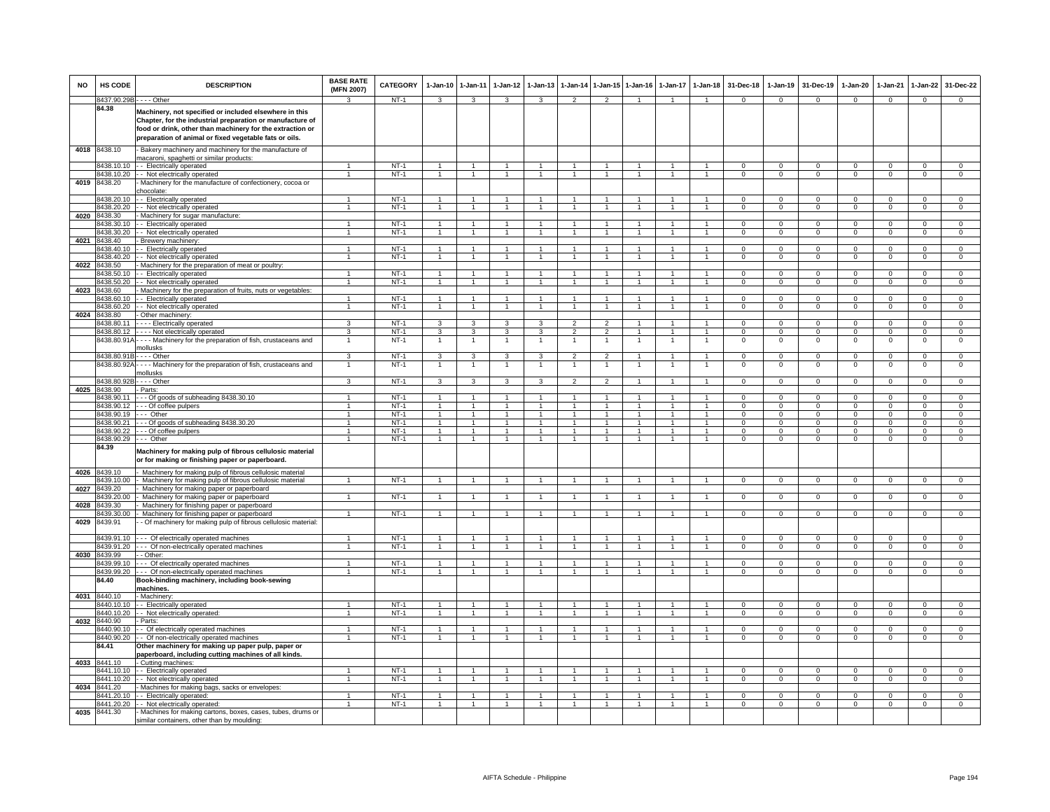| NO | HS CODE | DESCRIPTION | BASE RATE (MFN 2007) | CATEGORY | 1-Jan-10 | 1-Jan-11 | 1-Jan-12 | 1-Jan-13 | 1-Jan-14 | 1-Jan-15 | 1-Jan-16 | 1-Jan-17 | 1-Jan-18 | 31-Dec-18 | 1-Jan-19 | 31-Dec-19 | 1-Jan-20 | 1-Jan-21 | 1-Jan-22 | 31-Dec-22 |
|---|---|---|---|---|---|---|---|---|---|---|---|---|---|---|---|---|---|---|---|---|
| | 8437.90.29B | - - - - Other | 3 | NT-1 | 3 | 3 | 3 | 3 | 2 | 2 | 1 | 1 | 1 | 0 | 0 | 0 | 0 | 0 | 0 | 0 |
| | **84.38** | **Machinery, not specified or included elsewhere in this Chapter, for the industrial preparation or manufacture of food or drink, other than machinery for the extraction or preparation of animal or fixed vegetable fats or oils.** | | | | | | | | | | | | | | | | | | |
| 4018 | 8438.10 | - Bakery machinery and machinery for the manufacture of macaroni, spaghetti or similar products: | | | | | | | | | | | | | | | | | | |
| | 8438.10.10 | - - Electrically operated | 1 | NT-1 | 1 | 1 | 1 | 1 | 1 | 1 | 1 | 1 | 1 | 0 | 0 | 0 | 0 | 0 | 0 | 0 |
| | 8438.10.20 | - - Not electrically operated | 1 | NT-1 | 1 | 1 | 1 | 1 | 1 | 1 | 1 | 1 | 1 | 0 | 0 | 0 | 0 | 0 | 0 | 0 |
| 4019 | 8438.20 | - Machinery for the manufacture of confectionery, cocoa or chocolate: | | | | | | | | | | | | | | | | | | |
| | 8438.20.10 | - - Electrically operated | 1 | NT-1 | 1 | 1 | 1 | 1 | 1 | 1 | 1 | 1 | 1 | 0 | 0 | 0 | 0 | 0 | 0 | 0 |
| | 8438.20.20 | - - Not electrically operated | 1 | NT-1 | 1 | 1 | 1 | 1 | 1 | 1 | 1 | 1 | 1 | 0 | 0 | 0 | 0 | 0 | 0 | 0 |
| 4020 | 8438.30 | - Machinery for sugar manufacture: | | | | | | | | | | | | | | | | | | |
| | 8438.30.10 | - - Electrically operated | 1 | NT-1 | 1 | 1 | 1 | 1 | 1 | 1 | 1 | 1 | 1 | 0 | 0 | 0 | 0 | 0 | 0 | 0 |
| | 8438.30.20 | - - Not electrically operated | 1 | NT-1 | 1 | 1 | 1 | 1 | 1 | 1 | 1 | 1 | 1 | 0 | 0 | 0 | 0 | 0 | 0 | 0 |
| 4021 | 8438.40 | - Brewery machinery: | | | | | | | | | | | | | | | | | | |
| | 8438.40.10 | - - Electrically operated | 1 | NT-1 | 1 | 1 | 1 | 1 | 1 | 1 | 1 | 1 | 1 | 0 | 0 | 0 | 0 | 0 | 0 | 0 |
| | 8438.40.20 | - - Not electrically operated | 1 | NT-1 | 1 | 1 | 1 | 1 | 1 | 1 | 1 | 1 | 1 | 0 | 0 | 0 | 0 | 0 | 0 | 0 |
| 4022 | 8438.50 | - Machinery for the preparation of meat or poultry: | | | | | | | | | | | | | | | | | | |
| | 8438.50.10 | - - Electrically operated | 1 | NT-1 | 1 | 1 | 1 | 1 | 1 | 1 | 1 | 1 | 1 | 0 | 0 | 0 | 0 | 0 | 0 | 0 |
| | 8438.50.20 | - - Not electrically operated | 1 | NT-1 | 1 | 1 | 1 | 1 | 1 | 1 | 1 | 1 | 1 | 0 | 0 | 0 | 0 | 0 | 0 | 0 |
| 4023 | 8438.60 | - Machinery for the preparation of fruits, nuts or vegetables: | | | | | | | | | | | | | | | | | | |
| | 8438.60.10 | - - Electrically operated | 1 | NT-1 | 1 | 1 | 1 | 1 | 1 | 1 | 1 | 1 | 1 | 0 | 0 | 0 | 0 | 0 | 0 | 0 |
| | 8438.60.20 | - - Not electrically operated | 1 | NT-1 | 1 | 1 | 1 | 1 | 1 | 1 | 1 | 1 | 1 | 0 | 0 | 0 | 0 | 0 | 0 | 0 |
| 4024 | 8438.80 | - Other machinery: | | | | | | | | | | | | | | | | | | |
| | 8438.80.11 | - - - - Electrically operated | 3 | NT-1 | 3 | 3 | 3 | 3 | 2 | 2 | 1 | 1 | 1 | 0 | 0 | 0 | 0 | 0 | 0 | 0 |
| | 8438.80.12 | - - - - Not electrically operated | 3 | NT-1 | 3 | 3 | 3 | 3 | 2 | 2 | 1 | 1 | 1 | 0 | 0 | 0 | 0 | 0 | 0 | 0 |
| | 8438.80.91A | - - - - Machinery for the preparation of fish, crustaceans and mollusks | 1 | NT-1 | 1 | 1 | 1 | 1 | 1 | 1 | 1 | 1 | 1 | 0 | 0 | 0 | 0 | 0 | 0 | 0 |
| | 8438.80.91B | - - - - Other | 3 | NT-1 | 3 | 3 | 3 | 3 | 2 | 2 | 1 | 1 | 1 | 0 | 0 | 0 | 0 | 0 | 0 | 0 |
| | 8438.80.92A | - - - - Machinery for the preparation of fish, crustaceans and mollusks | 1 | NT-1 | 1 | 1 | 1 | 1 | 1 | 1 | 1 | 1 | 1 | 0 | 0 | 0 | 0 | 0 | 0 | 0 |
| | 8438.80.92B | - - - - Other | 3 | NT-1 | 3 | 3 | 3 | 3 | 2 | 2 | 1 | 1 | 1 | 0 | 0 | 0 | 0 | 0 | 0 | 0 |
| 4025 | 8438.90 | - Parts: | | | | | | | | | | | | | | | | | | |
| | 8438.90.11 | - - - Of goods of subheading 8438.30.10 | 1 | NT-1 | 1 | 1 | 1 | 1 | 1 | 1 | 1 | 1 | 1 | 0 | 0 | 0 | 0 | 0 | 0 | 0 |
| | 8438.90.12 | - - - Of coffee pulpers | 1 | NT-1 | 1 | 1 | 1 | 1 | 1 | 1 | 1 | 1 | 1 | 0 | 0 | 0 | 0 | 0 | 0 | 0 |
| | 8438.90.19 | - - - Other | 1 | NT-1 | 1 | 1 | 1 | 1 | 1 | 1 | 1 | 1 | 1 | 0 | 0 | 0 | 0 | 0 | 0 | 0 |
| | 8438.90.21 | - - - Of goods of subheading 8438.30.20 | 1 | NT-1 | 1 | 1 | 1 | 1 | 1 | 1 | 1 | 1 | 1 | 0 | 0 | 0 | 0 | 0 | 0 | 0 |
| | 8438.90.22 | - - - Of coffee pulpers | 1 | NT-1 | 1 | 1 | 1 | 1 | 1 | 1 | 1 | 1 | 1 | 0 | 0 | 0 | 0 | 0 | 0 | 0 |
| | 8438.90.29 | - - - Other | 1 | NT-1 | 1 | 1 | 1 | 1 | 1 | 1 | 1 | 1 | 1 | 0 | 0 | 0 | 0 | 0 | 0 | 0 |
| | **84.39** | **Machinery for making pulp of fibrous cellulosic material or for making or finishing paper or paperboard.** | | | | | | | | | | | | | | | | | | |
| 4026 | 8439.10 | - Machinery for making pulp of fibrous cellulosic material | | | | | | | | | | | | | | | | | | |
| | 8439.10.00 | - Machinery for making pulp of fibrous cellulosic material | 1 | NT-1 | 1 | 1 | 1 | 1 | 1 | 1 | 1 | 1 | 1 | 0 | 0 | 0 | 0 | 0 | 0 | 0 |
| 4027 | 8439.20 | - Machinery for making paper or paperboard | | | | | | | | | | | | | | | | | | |
| | 8439.20.00 | - Machinery for making paper or paperboard | 1 | NT-1 | 1 | 1 | 1 | 1 | 1 | 1 | 1 | 1 | 1 | 0 | 0 | 0 | 0 | 0 | 0 | 0 |
| 4028 | 8439.30 | - Machinery for finishing paper or paperboard | | | | | | | | | | | | | | | | | | |
| | 8439.30.00 | - Machinery for finishing paper or paperboard | 1 | NT-1 | 1 | 1 | 1 | 1 | 1 | 1 | 1 | 1 | 1 | 0 | 0 | 0 | 0 | 0 | 0 | 0 |
| 4029 | 8439.91 | - - Of machinery for making pulp of fibrous cellulosic material: | | | | | | | | | | | | | | | | | | |
| | 8439.91.10 | - - - Of electrically operated machines | 1 | NT-1 | 1 | 1 | 1 | 1 | 1 | 1 | 1 | 1 | 1 | 0 | 0 | 0 | 0 | 0 | 0 | 0 |
| | 8439.91.20 | - - - Of non-electrically operated machines | 1 | NT-1 | 1 | 1 | 1 | 1 | 1 | 1 | 1 | 1 | 1 | 0 | 0 | 0 | 0 | 0 | 0 | 0 |
| 4030 | 8439.99 | - - Other: | | | | | | | | | | | | | | | | | | |
| | 8439.99.10 | - - - Of electrically operated machines | 1 | NT-1 | 1 | 1 | 1 | 1 | 1 | 1 | 1 | 1 | 1 | 0 | 0 | 0 | 0 | 0 | 0 | 0 |
| | 8439.99.20 | - - - Of non-electrically operated machines | 1 | NT-1 | 1 | 1 | 1 | 1 | 1 | 1 | 1 | 1 | 1 | 0 | 0 | 0 | 0 | 0 | 0 | 0 |
| | **84.40** | **Book-binding machinery, including book-sewing machines.** | | | | | | | | | | | | | | | | | | |
| 4031 | 8440.10 | - Machinery: | | | | | | | | | | | | | | | | | | |
| | 8440.10.10 | - - Electrically operated | 1 | NT-1 | 1 | 1 | 1 | 1 | 1 | 1 | 1 | 1 | 1 | 0 | 0 | 0 | 0 | 0 | 0 | 0 |
| | 8440.10.20 | - - Not electrically operated: | 1 | NT-1 | 1 | 1 | 1 | 1 | 1 | 1 | 1 | 1 | 1 | 0 | 0 | 0 | 0 | 0 | 0 | 0 |
| 4032 | 8440.90 | - Parts: | | | | | | | | | | | | | | | | | | |
| | 8440.90.10 | - - Of electrically operated machines | 1 | NT-1 | 1 | 1 | 1 | 1 | 1 | 1 | 1 | 1 | 1 | 0 | 0 | 0 | 0 | 0 | 0 | 0 |
| | 8440.90.20 | - - Of non-electrically operated machines | 1 | NT-1 | 1 | 1 | 1 | 1 | 1 | 1 | 1 | 1 | 1 | 0 | 0 | 0 | 0 | 0 | 0 | 0 |
| | **84.41** | **Other machinery for making up paper pulp, paper or paperboard, including cutting machines of all kinds.** | | | | | | | | | | | | | | | | | | |
| 4033 | 8441.10 | - Cutting machines: | | | | | | | | | | | | | | | | | | |
| | 8441.10.10 | - - Electrically operated | 1 | NT-1 | 1 | 1 | 1 | 1 | 1 | 1 | 1 | 1 | 1 | 0 | 0 | 0 | 0 | 0 | 0 | 0 |
| | 8441.10.20 | - - Not electrically operated | 1 | NT-1 | 1 | 1 | 1 | 1 | 1 | 1 | 1 | 1 | 1 | 0 | 0 | 0 | 0 | 0 | 0 | 0 |
| 4034 | 8441.20 | - Machines for making bags, sacks or envelopes: | | | | | | | | | | | | | | | | | | |
| | 8441.20.10 | - - Electrically operated: | 1 | NT-1 | 1 | 1 | 1 | 1 | 1 | 1 | 1 | 1 | 1 | 0 | 0 | 0 | 0 | 0 | 0 | 0 |
| | 8441.20.20 | - - Not electrically operated: | 1 | NT-1 | 1 | 1 | 1 | 1 | 1 | 1 | 1 | 1 | 1 | 0 | 0 | 0 | 0 | 0 | 0 | 0 |
| 4035 | 8441.30 | - Machines for making cartons, boxes, cases, tubes, drums or similar containers, other than by moulding: | | | | | | | | | | | | | | | | | | |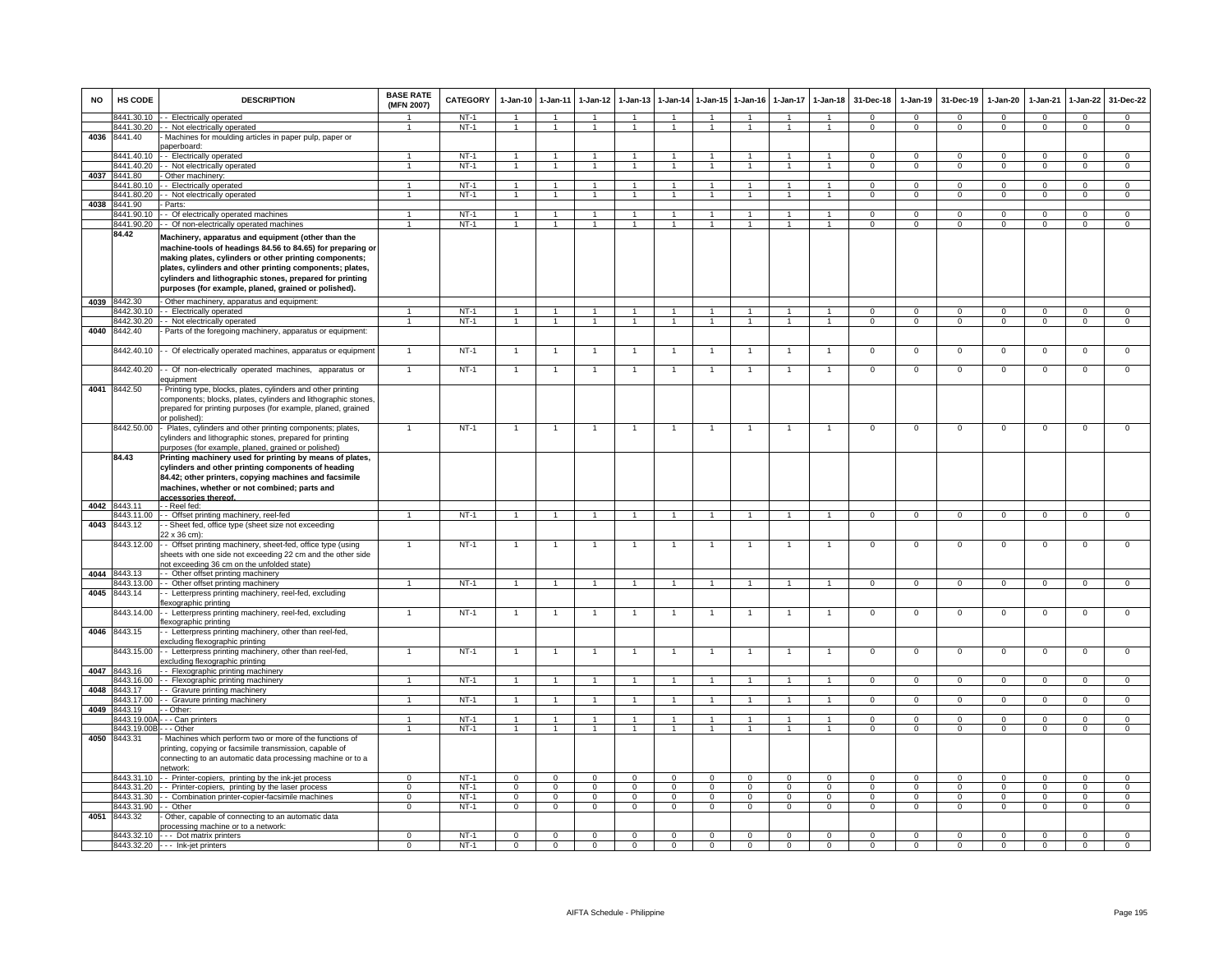| NO | HS CODE | DESCRIPTION | BASE RATE (MFN 2007) | CATEGORY | 1-Jan-10 | 1-Jan-11 | 1-Jan-12 | 1-Jan-13 | 1-Jan-14 | 1-Jan-15 | 1-Jan-16 | 1-Jan-17 | 1-Jan-18 | 31-Dec-18 | 1-Jan-19 | 31-Dec-19 | 1-Jan-20 | 1-Jan-21 | 1-Jan-22 | 31-Dec-22 |
|---|---|---|---|---|---|---|---|---|---|---|---|---|---|---|---|---|---|---|---|---|
| | 8441.30.10 | - - Electrically operated | 1 | NT-1 | 1 | 1 | 1 | 1 | 1 | 1 | 1 | 1 | 1 | 0 | 0 | 0 | 0 | 0 | 0 | 0 |
| | 8441.30.20 | - - Not electrically operated | 1 | NT-1 | 1 | 1 | 1 | 1 | 1 | 1 | 1 | 1 | 1 | 0 | 0 | 0 | 0 | 0 | 0 | 0 |
| 4036 | 8441.40 | - Machines for moulding articles in paper pulp, paper or paperboard: | | | | | | | | | | | | | | | | | | |
| | 8441.40.10 | - - Electrically operated | 1 | NT-1 | 1 | 1 | 1 | 1 | 1 | 1 | 1 | 1 | 1 | 0 | 0 | 0 | 0 | 0 | 0 | 0 |
| | 8441.40.20 | - - Not electrically operated | 1 | NT-1 | 1 | 1 | 1 | 1 | 1 | 1 | 1 | 1 | 1 | 0 | 0 | 0 | 0 | 0 | 0 | 0 |
| 4037 | 8441.80 | - Other machinery: | | | | | | | | | | | | | | | | | | |
| | 8441.80.10 | - - Electrically operated | 1 | NT-1 | 1 | 1 | 1 | 1 | 1 | 1 | 1 | 1 | 1 | 0 | 0 | 0 | 0 | 0 | 0 | 0 |
| | 8441.80.20 | - - Not electrically operated | 1 | NT-1 | 1 | 1 | 1 | 1 | 1 | 1 | 1 | 1 | 1 | 0 | 0 | 0 | 0 | 0 | 0 | 0 |
| 4038 | 8441.90 | - Parts: | | | | | | | | | | | | | | | | | | |
| | 8441.90.10 | - - Of electrically operated machines | 1 | NT-1 | 1 | 1 | 1 | 1 | 1 | 1 | 1 | 1 | 1 | 0 | 0 | 0 | 0 | 0 | 0 | 0 |
| | 8441.90.20 | - - Of non-electrically operated machines | 1 | NT-1 | 1 | 1 | 1 | 1 | 1 | 1 | 1 | 1 | 1 | 0 | 0 | 0 | 0 | 0 | 0 | 0 |
| | **84.42** | **Machinery, apparatus and equipment (other than the machine-tools of headings 84.56 to 84.65) for preparing or making plates, cylinders or other printing components; plates, cylinders and other printing components; plates, cylinders and lithographic stones, prepared for printing purposes (for example, planed, grained or polished).** | | | | | | | | | | | | | | | | | | |
| 4039 | 8442.30 | - Other machinery, apparatus and equipment: | | | | | | | | | | | | | | | | | | |
| | 8442.30.10 | - - Electrically operated | 1 | NT-1 | 1 | 1 | 1 | 1 | 1 | 1 | 1 | 1 | 1 | 0 | 0 | 0 | 0 | 0 | 0 | 0 |
| | 8442.30.20 | - - Not electrically operated | 1 | NT-1 | 1 | 1 | 1 | 1 | 1 | 1 | 1 | 1 | 1 | 0 | 0 | 0 | 0 | 0 | 0 | 0 |
| 4040 | 8442.40 | - Parts of the foregoing machinery, apparatus or equipment: | | | | | | | | | | | | | | | | | | |
| | 8442.40.10 | - - Of electrically operated machines, apparatus or equipment | 1 | NT-1 | 1 | 1 | 1 | 1 | 1 | 1 | 1 | 1 | 1 | 0 | 0 | 0 | 0 | 0 | 0 | 0 |
| | 8442.40.20 | - - Of non-electrically operated machines, apparatus or equipment | 1 | NT-1 | 1 | 1 | 1 | 1 | 1 | 1 | 1 | 1 | 1 | 0 | 0 | 0 | 0 | 0 | 0 | 0 |
| 4041 | 8442.50 | - Printing type, blocks, plates, cylinders and other printing components; blocks, plates, cylinders and lithographic stones, prepared for printing purposes (for example, planed, grained or polished): | | | | | | | | | | | | | | | | | | |
| | 8442.50.00 | - Plates, cylinders and other printing components; plates, cylinders and lithographic stones, prepared for printing purposes (for example, planed, grained or polished) | 1 | NT-1 | 1 | 1 | 1 | 1 | 1 | 1 | 1 | 1 | 1 | 0 | 0 | 0 | 0 | 0 | 0 | 0 |
| | **84.43** | **Printing machinery used for printing by means of plates, cylinders and other printing components of heading 84.42; other printers, copying machines and facsimile machines, whether or not combined; parts and accessories thereof.** | | | | | | | | | | | | | | | | | | |
| 4042 | 8443.11 | - - Reel fed: | | | | | | | | | | | | | | | | | | |
| | 8443.11.00 | - - Offset printing machinery, reel-fed | 1 | NT-1 | 1 | 1 | 1 | 1 | 1 | 1 | 1 | 1 | 1 | 0 | 0 | 0 | 0 | 0 | 0 | 0 |
| 4043 | 8443.12 | - - Sheet fed, office type (sheet size not exceeding 22 x 36 cm): | | | | | | | | | | | | | | | | | | |
| | 8443.12.00 | - - Offset printing machinery, sheet-fed, office type (using sheets with one side not exceeding 22 cm and the other side not exceeding 36 cm on the unfolded state) | 1 | NT-1 | 1 | 1 | 1 | 1 | 1 | 1 | 1 | 1 | 1 | 0 | 0 | 0 | 0 | 0 | 0 | 0 |
| 4044 | 8443.13 | - - Other offset printing machinery | | | | | | | | | | | | | | | | | | |
| | 8443.13.00 | - - Other offset printing machinery | 1 | NT-1 | 1 | 1 | 1 | 1 | 1 | 1 | 1 | 1 | 1 | 0 | 0 | 0 | 0 | 0 | 0 | 0 |
| 4045 | 8443.14 | - - Letterpress printing machinery, reel-fed, excluding flexographic printing | | | | | | | | | | | | | | | | | | |
| | 8443.14.00 | - - Letterpress printing machinery, reel-fed, excluding flexographic printing | 1 | NT-1 | 1 | 1 | 1 | 1 | 1 | 1 | 1 | 1 | 1 | 0 | 0 | 0 | 0 | 0 | 0 | 0 |
| 4046 | 8443.15 | - - Letterpress printing machinery, other than reel-fed, excluding flexographic printing | | | | | | | | | | | | | | | | | | |
| | 8443.15.00 | - - Letterpress printing machinery, other than reel-fed, excluding flexographic printing | 1 | NT-1 | 1 | 1 | 1 | 1 | 1 | 1 | 1 | 1 | 1 | 0 | 0 | 0 | 0 | 0 | 0 | 0 |
| 4047 | 8443.16 | - - Flexographic printing machinery | | | | | | | | | | | | | | | | | | |
| | 8443.16.00 | - - Flexographic printing machinery | 1 | NT-1 | 1 | 1 | 1 | 1 | 1 | 1 | 1 | 1 | 1 | 0 | 0 | 0 | 0 | 0 | 0 | 0 |
| 4048 | 8443.17 | - - Gravure printing machinery | | | | | | | | | | | | | | | | | | |
| | 8443.17.00 | - - Gravure printing machinery | 1 | NT-1 | 1 | 1 | 1 | 1 | 1 | 1 | 1 | 1 | 1 | 0 | 0 | 0 | 0 | 0 | 0 | 0 |
| 4049 | 8443.19 | - - Other: | | | | | | | | | | | | | | | | | | |
| | 8443.19.00A | - - - Can printers | 1 | NT-1 | 1 | 1 | 1 | 1 | 1 | 1 | 1 | 1 | 1 | 0 | 0 | 0 | 0 | 0 | 0 | 0 |
| | 8443.19.00B | - - - Other | 1 | NT-1 | 1 | 1 | 1 | 1 | 1 | 1 | 1 | 1 | 1 | 0 | 0 | 0 | 0 | 0 | 0 | 0 |
| 4050 | 8443.31 | - Machines which perform two or more of the functions of printing, copying or facsimile transmission, capable of connecting to an automatic data processing machine or to a network: | | | | | | | | | | | | | | | | | | |
| | 8443.31.10 | - - Printer-copiers, printing by the ink-jet process | 0 | NT-1 | 0 | 0 | 0 | 0 | 0 | 0 | 0 | 0 | 0 | 0 | 0 | 0 | 0 | 0 | 0 | 0 |
| | 8443.31.20 | - - Printer-copiers, printing by the laser process | 0 | NT-1 | 0 | 0 | 0 | 0 | 0 | 0 | 0 | 0 | 0 | 0 | 0 | 0 | 0 | 0 | 0 | 0 |
| | 8443.31.30 | - - Combination printer-copier-facsimile machines | 0 | NT-1 | 0 | 0 | 0 | 0 | 0 | 0 | 0 | 0 | 0 | 0 | 0 | 0 | 0 | 0 | 0 | 0 |
| | 8443.31.90 | - - Other | 0 | NT-1 | 0 | 0 | 0 | 0 | 0 | 0 | 0 | 0 | 0 | 0 | 0 | 0 | 0 | 0 | 0 | 0 |
| 4051 | 8443.32 | - Other, capable of connecting to an automatic data processing machine or to a network: | | | | | | | | | | | | | | | | | | |
| | 8443.32.10 | - - - Dot matrix printers | 0 | NT-1 | 0 | 0 | 0 | 0 | 0 | 0 | 0 | 0 | 0 | 0 | 0 | 0 | 0 | 0 | 0 | 0 |
| | 8443.32.20 | - - - Ink-jet printers | 0 | NT-1 | 0 | 0 | 0 | 0 | 0 | 0 | 0 | 0 | 0 | 0 | 0 | 0 | 0 | 0 | 0 | 0 |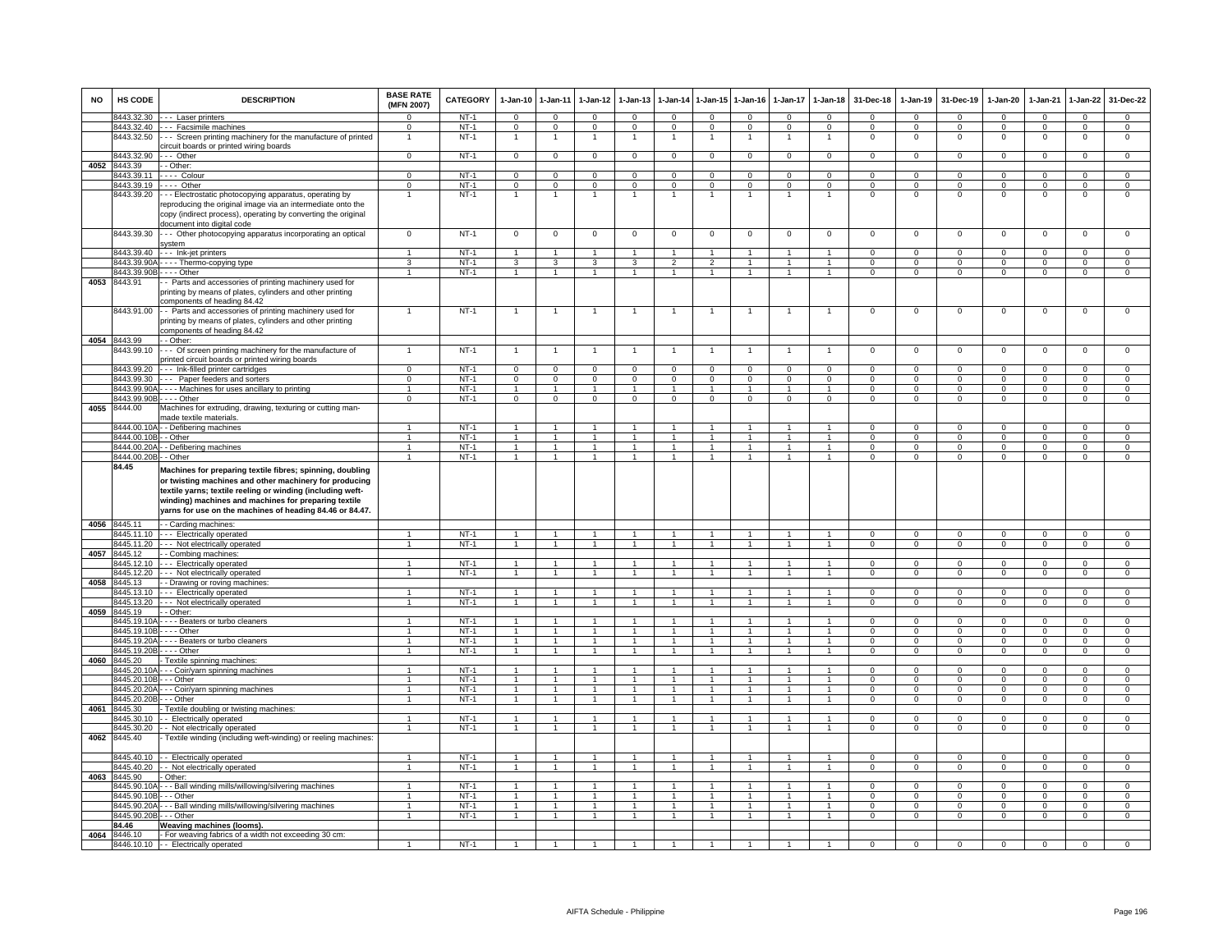| NO | HS CODE | DESCRIPTION | BASE RATE (MFN 2007) | CATEGORY | 1-Jan-10 | 1-Jan-11 | 1-Jan-12 | 1-Jan-13 | 1-Jan-14 | 1-Jan-15 | 1-Jan-16 | 1-Jan-17 | 1-Jan-18 | 31-Dec-18 | 1-Jan-19 | 31-Dec-19 | 1-Jan-20 | 1-Jan-21 | 1-Jan-22 | 31-Dec-22 |
|---|---|---|---|---|---|---|---|---|---|---|---|---|---|---|---|---|---|---|---|---|
| | 8443.32.30 | - - - Laser printers | 0 | NT-1 | 0 | 0 | 0 | 0 | 0 | 0 | 0 | 0 | 0 | 0 | 0 | 0 | 0 | 0 | 0 | 0 |
| | 8443.32.40 | - - - Facsimile machines | 0 | NT-1 | 0 | 0 | 0 | 0 | 0 | 0 | 0 | 0 | 0 | 0 | 0 | 0 | 0 | 0 | 0 | 0 |
| | 8443.32.50 | - - - Screen printing machinery for the manufacture of printed circuit boards or printed wiring boards | 1 | NT-1 | 1 | 1 | 1 | 1 | 1 | 1 | 1 | 1 | 1 | 0 | 0 | 0 | 0 | 0 | 0 | 0 |
| | 8443.32.90 | - - - Other | 0 | NT-1 | 0 | 0 | 0 | 0 | 0 | 0 | 0 | 0 | 0 | 0 | 0 | 0 | 0 | 0 | 0 | 0 |
| 4052 | 8443.39 | - - Other: | | | | | | | | | | | | | | | | | | |
| | 8443.39.11 | - - - - Colour | 0 | NT-1 | 0 | 0 | 0 | 0 | 0 | 0 | 0 | 0 | 0 | 0 | 0 | 0 | 0 | 0 | 0 | 0 |
| | 8443.39.19 | - - - - Other | 0 | NT-1 | 0 | 0 | 0 | 0 | 0 | 0 | 0 | 0 | 0 | 0 | 0 | 0 | 0 | 0 | 0 | 0 |
| | 8443.39.20 | - - - Electrostatic photocopying apparatus, operating by reproducing the original image via an intermediate onto the copy (indirect process), operating by converting the original document into digital code | 1 | NT-1 | 1 | 1 | 1 | 1 | 1 | 1 | 1 | 1 | 1 | 0 | 0 | 0 | 0 | 0 | 0 | 0 |
| | 8443.39.30 | - - - Other photocopying apparatus incorporating an optical system | 0 | NT-1 | 0 | 0 | 0 | 0 | 0 | 0 | 0 | 0 | 0 | 0 | 0 | 0 | 0 | 0 | 0 | 0 |
| | 8443.39.40 | - - - Ink-jet printers | 1 | NT-1 | 1 | 1 | 1 | 1 | 1 | 1 | 1 | 1 | 1 | 0 | 0 | 0 | 0 | 0 | 0 | 0 |
| | 8443.39.90A | - - - - Thermo-copying type | 3 | NT-1 | 3 | 3 | 3 | 3 | 2 | 2 | 1 | 1 | 1 | 0 | 0 | 0 | 0 | 0 | 0 | 0 |
| | 8443.39.90B | - - - - Other | 1 | NT-1 | 1 | 1 | 1 | 1 | 1 | 1 | 1 | 1 | 1 | 0 | 0 | 0 | 0 | 0 | 0 | 0 |
| 4053 | 8443.91 | - - Parts and accessories of printing machinery used for printing by means of plates, cylinders and other printing components of heading 84.42 | | | | | | | | | | | | | | | | | | |
| | 8443.91.00 | - - Parts and accessories of printing machinery used for printing by means of plates, cylinders and other printing components of heading 84.42 | 1 | NT-1 | 1 | 1 | 1 | 1 | 1 | 1 | 1 | 1 | 1 | 0 | 0 | 0 | 0 | 0 | 0 | 0 |
| 4054 | 8443.99 | - - Other: | | | | | | | | | | | | | | | | | | |
| | 8443.99.10 | - - - Of screen printing machinery for the manufacture of printed circuit boards or printed wiring boards | 1 | NT-1 | 1 | 1 | 1 | 1 | 1 | 1 | 1 | 1 | 1 | 0 | 0 | 0 | 0 | 0 | 0 | 0 |
| | 8443.99.20 | - - - Ink-filled printer cartridges | 0 | NT-1 | 0 | 0 | 0 | 0 | 0 | 0 | 0 | 0 | 0 | 0 | 0 | 0 | 0 | 0 | 0 | 0 |
| | 8443.99.30 | - - - Paper feeders and sorters | 0 | NT-1 | 0 | 0 | 0 | 0 | 0 | 0 | 0 | 0 | 0 | 0 | 0 | 0 | 0 | 0 | 0 | 0 |
| | 8443.99.90A | - - - - Machines for uses ancillary to printing | 1 | NT-1 | 1 | 1 | 1 | 1 | 1 | 1 | 1 | 1 | 1 | 0 | 0 | 0 | 0 | 0 | 0 | 0 |
| | 8443.99.90B | - - - - Other | 0 | NT-1 | 0 | 0 | 0 | 0 | 0 | 0 | 0 | 0 | 0 | 0 | 0 | 0 | 0 | 0 | 0 | 0 |
| 4055 | 8444.00 | Machines for extruding, drawing, texturing or cutting man-made textile materials. | | | | | | | | | | | | | | | | | | |
| | 8444.00.10A | - - Defibering machines | 1 | NT-1 | 1 | 1 | 1 | 1 | 1 | 1 | 1 | 1 | 1 | 0 | 0 | 0 | 0 | 0 | 0 | 0 |
| | 8444.00.10B | - - Other | 1 | NT-1 | 1 | 1 | 1 | 1 | 1 | 1 | 1 | 1 | 1 | 0 | 0 | 0 | 0 | 0 | 0 | 0 |
| | 8444.00.20A | - - Defibering machines | 1 | NT-1 | 1 | 1 | 1 | 1 | 1 | 1 | 1 | 1 | 1 | 0 | 0 | 0 | 0 | 0 | 0 | 0 |
| | 8444.00.20B | - - Other | 1 | NT-1 | 1 | 1 | 1 | 1 | 1 | 1 | 1 | 1 | 1 | 0 | 0 | 0 | 0 | 0 | 0 | 0 |
| | **84.45** | **Machines for preparing textile fibres; spinning, doubling or twisting machines and other machinery for producing textile yarns; textile reeling or winding (including weft-winding) machines and machines for preparing textile yarns for use on the machines of heading 84.46 or 84.47.** | | | | | | | | | | | | | | | | | | |
| 4056 | 8445.11 | - - Carding machines: | | | | | | | | | | | | | | | | | | |
| | 8445.11.10 | - - - Electrically operated | 1 | NT-1 | 1 | 1 | 1 | 1 | 1 | 1 | 1 | 1 | 1 | 0 | 0 | 0 | 0 | 0 | 0 | 0 |
| | 8445.11.20 | - - - Not electrically operated | 1 | NT-1 | 1 | 1 | 1 | 1 | 1 | 1 | 1 | 1 | 1 | 0 | 0 | 0 | 0 | 0 | 0 | 0 |
| 4057 | 8445.12 | - - Combing machines: | | | | | | | | | | | | | | | | | | |
| | 8445.12.10 | - - - Electrically operated | 1 | NT-1 | 1 | 1 | 1 | 1 | 1 | 1 | 1 | 1 | 1 | 0 | 0 | 0 | 0 | 0 | 0 | 0 |
| | 8445.12.20 | - - - Not electrically operated | 1 | NT-1 | 1 | 1 | 1 | 1 | 1 | 1 | 1 | 1 | 1 | 0 | 0 | 0 | 0 | 0 | 0 | 0 |
| 4058 | 8445.13 | - - Drawing or roving machines: | | | | | | | | | | | | | | | | | | |
| | 8445.13.10 | - - - Electrically operated | 1 | NT-1 | 1 | 1 | 1 | 1 | 1 | 1 | 1 | 1 | 1 | 0 | 0 | 0 | 0 | 0 | 0 | 0 |
| | 8445.13.20 | - - - Not electrically operated | 1 | NT-1 | 1 | 1 | 1 | 1 | 1 | 1 | 1 | 1 | 1 | 0 | 0 | 0 | 0 | 0 | 0 | 0 |
| 4059 | 8445.19 | - - Other: | | | | | | | | | | | | | | | | | | |
| | 8445.19.10A | - - - - Beaters or turbo cleaners | 1 | NT-1 | 1 | 1 | 1 | 1 | 1 | 1 | 1 | 1 | 1 | 0 | 0 | 0 | 0 | 0 | 0 | 0 |
| | 8445.19.10B | - - - - Other | 1 | NT-1 | 1 | 1 | 1 | 1 | 1 | 1 | 1 | 1 | 1 | 0 | 0 | 0 | 0 | 0 | 0 | 0 |
| | 8445.19.20A | - - - - Beaters or turbo cleaners | 1 | NT-1 | 1 | 1 | 1 | 1 | 1 | 1 | 1 | 1 | 1 | 0 | 0 | 0 | 0 | 0 | 0 | 0 |
| | 8445.19.20B | - - - - Other | 1 | NT-1 | 1 | 1 | 1 | 1 | 1 | 1 | 1 | 1 | 1 | 0 | 0 | 0 | 0 | 0 | 0 | 0 |
| 4060 | 8445.20 | - Textile spinning machines: | | | | | | | | | | | | | | | | | | |
| | 8445.20.10A | - - - Coir/yarn spinning machines | 1 | NT-1 | 1 | 1 | 1 | 1 | 1 | 1 | 1 | 1 | 1 | 0 | 0 | 0 | 0 | 0 | 0 | 0 |
| | 8445.20.10B | - - - Other | 1 | NT-1 | 1 | 1 | 1 | 1 | 1 | 1 | 1 | 1 | 1 | 0 | 0 | 0 | 0 | 0 | 0 | 0 |
| | 8445.20.20A | - - - Coir/yarn spinning machines | 1 | NT-1 | 1 | 1 | 1 | 1 | 1 | 1 | 1 | 1 | 1 | 0 | 0 | 0 | 0 | 0 | 0 | 0 |
| | 8445.20.20B | - - - Other | 1 | NT-1 | 1 | 1 | 1 | 1 | 1 | 1 | 1 | 1 | 1 | 0 | 0 | 0 | 0 | 0 | 0 | 0 |
| 4061 | 8445.30 | - Textile doubling or twisting machines: | | | | | | | | | | | | | | | | | | |
| | 8445.30.10 | - - Electrically operated | 1 | NT-1 | 1 | 1 | 1 | 1 | 1 | 1 | 1 | 1 | 1 | 0 | 0 | 0 | 0 | 0 | 0 | 0 |
| | 8445.30.20 | - - Not electrically operated | 1 | NT-1 | 1 | 1 | 1 | 1 | 1 | 1 | 1 | 1 | 1 | 0 | 0 | 0 | 0 | 0 | 0 | 0 |
| 4062 | 8445.40 | - Textile winding (including weft-winding) or reeling machines: | | | | | | | | | | | | | | | | | | |
| | 8445.40.10 | - - Electrically operated | 1 | NT-1 | 1 | 1 | 1 | 1 | 1 | 1 | 1 | 1 | 1 | 0 | 0 | 0 | 0 | 0 | 0 | 0 |
| | 8445.40.20 | - - Not electrically operated | 1 | NT-1 | 1 | 1 | 1 | 1 | 1 | 1 | 1 | 1 | 1 | 0 | 0 | 0 | 0 | 0 | 0 | 0 |
| 4063 | 8445.90 | - Other: | | | | | | | | | | | | | | | | | | |
| | 8445.90.10A | - - - Ball winding mills/willowing/silvering machines | 1 | NT-1 | 1 | 1 | 1 | 1 | 1 | 1 | 1 | 1 | 1 | 0 | 0 | 0 | 0 | 0 | 0 | 0 |
| | 8445.90.10B | - - - Other | 1 | NT-1 | 1 | 1 | 1 | 1 | 1 | 1 | 1 | 1 | 1 | 0 | 0 | 0 | 0 | 0 | 0 | 0 |
| | 8445.90.20A | - - - Ball winding mills/willowing/silvering machines | 1 | NT-1 | 1 | 1 | 1 | 1 | 1 | 1 | 1 | 1 | 1 | 0 | 0 | 0 | 0 | 0 | 0 | 0 |
| | 8445.90.20B | - - - Other | 1 | NT-1 | 1 | 1 | 1 | 1 | 1 | 1 | 1 | 1 | 1 | 0 | 0 | 0 | 0 | 0 | 0 | 0 |
| | **84.46** | **Weaving machines (looms).** | | | | | | | | | | | | | | | | | | |
| 4064 | 8446.10 | - For weaving fabrics of a width not exceeding 30 cm: | | | | | | | | | | | | | | | | | | |
| | 8446.10.10 | - - Electrically operated | 1 | NT-1 | 1 | 1 | 1 | 1 | 1 | 1 | 1 | 1 | 1 | 0 | 0 | 0 | 0 | 0 | 0 | 0 |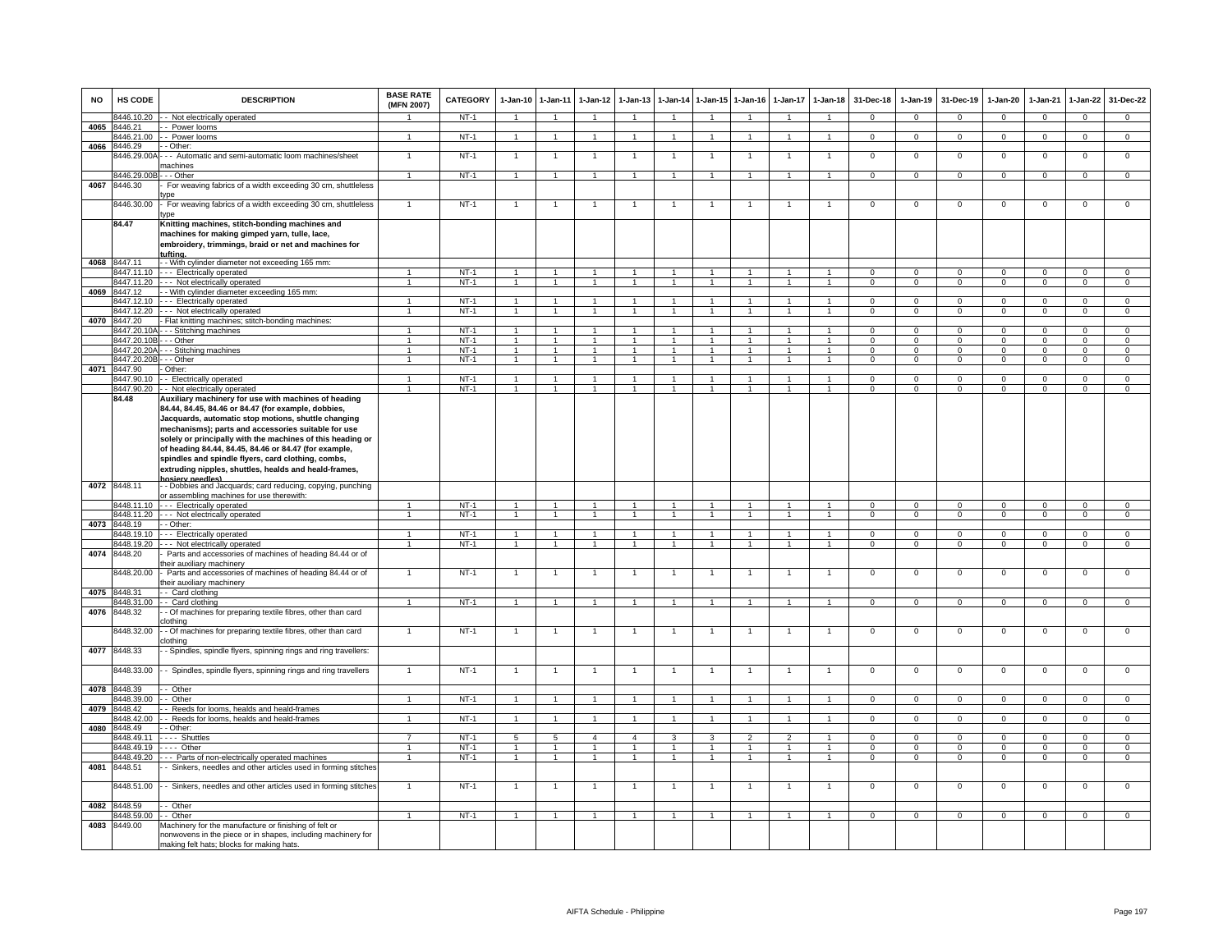| NO | HS CODE | DESCRIPTION | BASE RATE (MFN 2007) | CATEGORY | 1-Jan-10 | 1-Jan-11 | 1-Jan-12 | 1-Jan-13 | 1-Jan-14 | 1-Jan-15 | 1-Jan-16 | 1-Jan-17 | 1-Jan-18 | 31-Dec-18 | 1-Jan-19 | 31-Dec-19 | 1-Jan-20 | 1-Jan-21 | 1-Jan-22 | 31-Dec-22 |
|---|---|---|---|---|---|---|---|---|---|---|---|---|---|---|---|---|---|---|---|---|
| | 8446.10.20 | - - Not electrically operated | 1 | NT-1 | 1 | 1 | 1 | 1 | 1 | 1 | 1 | 1 | 1 | 0 | 0 | 0 | 0 | 0 | 0 | 0 |
| 4065 | 8446.21 | - - Power looms | | | | | | | | | | | | | | | | | | |
| | 8446.21.00 | - - Power looms | 1 | NT-1 | 1 | 1 | 1 | 1 | 1 | 1 | 1 | 1 | 1 | 0 | 0 | 0 | 0 | 0 | 0 | 0 |
| 4066 | 8446.29 | - - Other: | | | | | | | | | | | | | | | | | | |
| | 8446.29.00A | - - - Automatic and semi-automatic loom machines/sheet machines | 1 | NT-1 | 1 | 1 | 1 | 1 | 1 | 1 | 1 | 1 | 1 | 0 | 0 | 0 | 0 | 0 | 0 | 0 |
| | 8446.29.00B | - - - Other | 1 | NT-1 | 1 | 1 | 1 | 1 | 1 | 1 | 1 | 1 | 1 | 0 | 0 | 0 | 0 | 0 | 0 | 0 |
| 4067 | 8446.30 | - For weaving fabrics of a width exceeding 30 cm, shuttleless type | | | | | | | | | | | | | | | | | | |
| | 8446.30.00 | - For weaving fabrics of a width exceeding 30 cm, shuttleless type | 1 | NT-1 | 1 | 1 | 1 | 1 | 1 | 1 | 1 | 1 | 1 | 0 | 0 | 0 | 0 | 0 | 0 | 0 |
| | **84.47** | **Knitting machines, stitch-bonding machines and machines for making gimped yarn, tulle, lace, embroidery, trimmings, braid or net and machines for tufting.** | | | | | | | | | | | | | | | | | | |
| 4068 | 8447.11 | - - With cylinder diameter not exceeding 165 mm: | | | | | | | | | | | | | | | | | | |
| | 8447.11.10 | - - - Electrically operated | 1 | NT-1 | 1 | 1 | 1 | 1 | 1 | 1 | 1 | 1 | 1 | 0 | 0 | 0 | 0 | 0 | 0 | 0 |
| | 8447.11.20 | - - - Not electrically operated | 1 | NT-1 | 1 | 1 | 1 | 1 | 1 | 1 | 1 | 1 | 1 | 0 | 0 | 0 | 0 | 0 | 0 | 0 |
| 4069 | 8447.12 | - - With cylinder diameter exceeding 165 mm: | | | | | | | | | | | | | | | | | | |
| | 8447.12.10 | - - - Electrically operated | 1 | NT-1 | 1 | 1 | 1 | 1 | 1 | 1 | 1 | 1 | 1 | 0 | 0 | 0 | 0 | 0 | 0 | 0 |
| | 8447.12.20 | - - - Not electrically operated | 1 | NT-1 | 1 | 1 | 1 | 1 | 1 | 1 | 1 | 1 | 1 | 0 | 0 | 0 | 0 | 0 | 0 | 0 |
| 4070 | 8447.20 | - Flat knitting machines; stitch-bonding machines: | | | | | | | | | | | | | | | | | | |
| | 8447.20.10A | - - - Stitching machines | 1 | NT-1 | 1 | 1 | 1 | 1 | 1 | 1 | 1 | 1 | 1 | 0 | 0 | 0 | 0 | 0 | 0 | 0 |
| | 8447.20.10B | - - - Other | 1 | NT-1 | 1 | 1 | 1 | 1 | 1 | 1 | 1 | 1 | 1 | 0 | 0 | 0 | 0 | 0 | 0 | 0 |
| | 8447.20.20A | - - - Stitching machines | 1 | NT-1 | 1 | 1 | 1 | 1 | 1 | 1 | 1 | 1 | 1 | 0 | 0 | 0 | 0 | 0 | 0 | 0 |
| | 8447.20.20B | - - - Other | 1 | NT-1 | 1 | 1 | 1 | 1 | 1 | 1 | 1 | 1 | 1 | 0 | 0 | 0 | 0 | 0 | 0 | 0 |
| 4071 | 8447.90 | - Other: | | | | | | | | | | | | | | | | | | |
| | 8447.90.10 | - - Electrically operated | 1 | NT-1 | 1 | 1 | 1 | 1 | 1 | 1 | 1 | 1 | 1 | 0 | 0 | 0 | 0 | 0 | 0 | 0 |
| | 8447.90.20 | - - Not electrically operated | 1 | NT-1 | 1 | 1 | 1 | 1 | 1 | 1 | 1 | 1 | 1 | 0 | 0 | 0 | 0 | 0 | 0 | 0 |
| | **84.48** | **Auxiliary machinery for use with machines of heading 84.44, 84.45, 84.46 or 84.47 (for example, dobbies, Jacquards, automatic stop motions, shuttle changing mechanisms); parts and accessories suitable for use solely or principally with the machines of this heading or of heading 84.44, 84.45, 84.46 or 84.47 (for example, spindles and spindle flyers, card clothing, combs, extruding nipples, shuttles, healds and heald-frames, hosiery needles)** | | | | | | | | | | | | | | | | | | |
| 4072 | 8448.11 | - - Dobbies and Jacquards; card reducing, copying, punching or assembling machines for use therewith: | | | | | | | | | | | | | | | | | | |
| | 8448.11.10 | - - - Electrically operated | 1 | NT-1 | 1 | 1 | 1 | 1 | 1 | 1 | 1 | 1 | 1 | 0 | 0 | 0 | 0 | 0 | 0 | 0 |
| | 8448.11.20 | - - - Not electrically operated | 1 | NT-1 | 1 | 1 | 1 | 1 | 1 | 1 | 1 | 1 | 1 | 0 | 0 | 0 | 0 | 0 | 0 | 0 |
| 4073 | 8448.19 | - - Other: | | | | | | | | | | | | | | | | | | |
| | 8448.19.10 | - - - Electrically operated | 1 | NT-1 | 1 | 1 | 1 | 1 | 1 | 1 | 1 | 1 | 1 | 0 | 0 | 0 | 0 | 0 | 0 | 0 |
| | 8448.19.20 | - - - Not electrically operated | 1 | NT-1 | 1 | 1 | 1 | 1 | 1 | 1 | 1 | 1 | 1 | 0 | 0 | 0 | 0 | 0 | 0 | 0 |
| 4074 | 8448.20 | - Parts and accessories of machines of heading 84.44 or of their auxiliary machinery | | | | | | | | | | | | | | | | | | |
| | 8448.20.00 | - Parts and accessories of machines of heading 84.44 or of their auxiliary machinery | 1 | NT-1 | 1 | 1 | 1 | 1 | 1 | 1 | 1 | 1 | 1 | 0 | 0 | 0 | 0 | 0 | 0 | 0 |
| 4075 | 8448.31 | - - Card clothing | | | | | | | | | | | | | | | | | | |
| | 8448.31.00 | - - Card clothing | 1 | NT-1 | 1 | 1 | 1 | 1 | 1 | 1 | 1 | 1 | 1 | 0 | 0 | 0 | 0 | 0 | 0 | 0 |
| 4076 | 8448.32 | - - Of machines for preparing textile fibres, other than card clothing | | | | | | | | | | | | | | | | | | |
| | 8448.32.00 | - - Of machines for preparing textile fibres, other than card clothing | 1 | NT-1 | 1 | 1 | 1 | 1 | 1 | 1 | 1 | 1 | 1 | 0 | 0 | 0 | 0 | 0 | 0 | 0 |
| 4077 | 8448.33 | - - Spindles, spindle flyers, spinning rings and ring travellers: | | | | | | | | | | | | | | | | | | |
| | 8448.33.00 | - - Spindles, spindle flyers, spinning rings and ring travellers | 1 | NT-1 | 1 | 1 | 1 | 1 | 1 | 1 | 1 | 1 | 1 | 0 | 0 | 0 | 0 | 0 | 0 | 0 |
| 4078 | 8448.39 | - - Other | | | | | | | | | | | | | | | | | | |
| | 8448.39.00 | - - Other | 1 | NT-1 | 1 | 1 | 1 | 1 | 1 | 1 | 1 | 1 | 1 | 0 | 0 | 0 | 0 | 0 | 0 | 0 |
| 4079 | 8448.42 | - - Reeds for looms, healds and heald-frames | | | | | | | | | | | | | | | | | | |
| | 8448.42.00 | - - Reeds for looms, healds and heald-frames | 1 | NT-1 | 1 | 1 | 1 | 1 | 1 | 1 | 1 | 1 | 1 | 0 | 0 | 0 | 0 | 0 | 0 | 0 |
| 4080 | 8448.49 | - - Other: | | | | | | | | | | | | | | | | | | |
| | 8448.49.11 | - - - - Shuttles | 7 | NT-1 | 5 | 5 | 4 | 4 | 3 | 3 | 2 | 2 | 1 | 0 | 0 | 0 | 0 | 0 | 0 | 0 |
| | 8448.49.19 | - - - - Other | 1 | NT-1 | 1 | 1 | 1 | 1 | 1 | 1 | 1 | 1 | 1 | 0 | 0 | 0 | 0 | 0 | 0 | 0 |
| | 8448.49.20 | - - - Parts of non-electrically operated machines | 1 | NT-1 | 1 | 1 | 1 | 1 | 1 | 1 | 1 | 1 | 1 | 0 | 0 | 0 | 0 | 0 | 0 | 0 |
| 4081 | 8448.51 | - - Sinkers, needles and other articles used in forming stitches | | | | | | | | | | | | | | | | | | |
| | 8448.51.00 | - - Sinkers, needles and other articles used in forming stitches | 1 | NT-1 | 1 | 1 | 1 | 1 | 1 | 1 | 1 | 1 | 1 | 0 | 0 | 0 | 0 | 0 | 0 | 0 |
| 4082 | 8448.59 | - - Other | | | | | | | | | | | | | | | | | | |
| | 8448.59.00 | - - Other | 1 | NT-1 | 1 | 1 | 1 | 1 | 1 | 1 | 1 | 1 | 1 | 0 | 0 | 0 | 0 | 0 | 0 | 0 |
| 4083 | 8449.00 | Machinery for the manufacture or finishing of felt or nonwovens in the piece or in shapes, including machinery for making felt hats; blocks for making hats. | | | | | | | | | | | | | | | | | | |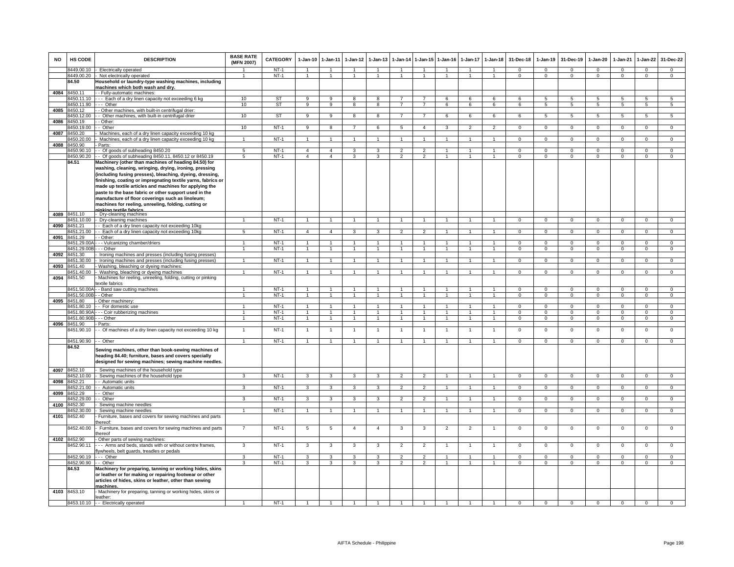| NO | HS CODE | DESCRIPTION | BASE RATE (MFN 2007) | CATEGORY | 1-Jan-10 | 1-Jan-11 | 1-Jan-12 | 1-Jan-13 | 1-Jan-14 | 1-Jan-15 | 1-Jan-16 | 1-Jan-17 | 1-Jan-18 | 31-Dec-18 | 1-Jan-19 | 31-Dec-19 | 1-Jan-20 | 1-Jan-21 | 1-Jan-22 | 31-Dec-22 |
|---|---|---|---|---|---|---|---|---|---|---|---|---|---|---|---|---|---|---|---|---|
| | 8449.00.10 | - Electrically operated | 1 | NT-1 | 1 | 1 | 1 | 1 | 1 | 1 | 1 | 1 | 1 | 0 | 0 | 0 | 0 | 0 | 0 | 0 |
| | 8449.00.20 | - Not electrically operated | 1 | NT-1 | 1 | 1 | 1 | 1 | 1 | 1 | 1 | 1 | 1 | 0 | 0 | 0 | 0 | 0 | 0 | 0 |
| | **84.50** | **Household or laundry-type washing machines, including machines which both wash and dry.** | | | | | | | | | | | | | | | | | | |
| 4084 | 8450.11 | - - Fully-automatic machines: | | | | | | | | | | | | | | | | | | |
| | 8450.11.10 | - - - Each of a dry linen capacity not exceeding 6 kg | 10 | ST | 9 | 9 | 8 | 8 | 7 | 7 | 6 | 6 | 6 | 6 | 5 | 5 | 5 | 5 | 5 | 5 |
| | 8450.11.90 | - - - Other | 10 | ST | 9 | 9 | 8 | 8 | 7 | 7 | 6 | 6 | 6 | 6 | 5 | 5 | 5 | 5 | 5 | 5 |
| 4085 | 8450.12 | - - Other machines, with built-in centrifugal drier: | | | | | | | | | | | | | | | | | | |
| | 8450.12.00 | - - Other machines, with built-in centrifugal drier | 10 | ST | 9 | 9 | 8 | 8 | 7 | 7 | 6 | 6 | 6 | 6 | 5 | 5 | 5 | 5 | 5 | 5 |
| 4086 | 8450.19 | - - Other: | | | | | | | | | | | | | | | | | | |
| | 8450.19.00 | - - Other | 10 | NT-1 | 9 | 8 | 7 | 6 | 5 | 4 | 3 | 2 | 2 | 0 | 0 | 0 | 0 | 0 | 0 | 0 |
| 4087 | 8450.20 | - Machines, each of a dry linen capacity exceeding 10 kg | | | | | | | | | | | | | | | | | | |
| | 8450.20.00 | - Machines, each of a dry linen capacity exceeding 10 kg | 1 | NT-1 | 1 | 1 | 1 | 1 | 1 | 1 | 1 | 1 | 1 | 0 | 0 | 0 | 0 | 0 | 0 | 0 |
| 4088 | 8450.90 | - Parts: | | | | | | | | | | | | | | | | | | |
| | 8450.90.10 | - - Of goods of subheading 8450.20 | 5 | NT-1 | 4 | 4 | 3 | 3 | 2 | 2 | 1 | 1 | 1 | 0 | 0 | 0 | 0 | 0 | 0 | 0 |
| | 8450.90.20 | - - Of goods of subheading 8450.11, 8450.12 or 8450.19 | 5 | NT-1 | 4 | 4 | 3 | 3 | 2 | 2 | 1 | 1 | 1 | 0 | 0 | 0 | 0 | 0 | 0 | 0 |
| | **84.51** | **Machinery (other than machines of heading 84.50) for washing, cleaning, wringing, drying, ironing, pressing (including fusing presses), bleaching, dyeing, dressing, finishing, coating or impregnating textile yarns, fabrics or made up textile articles and machines for applying the paste to the base fabric or other support used in the manufacture of floor coverings such as linoleum; machines for reeling, unreeling, folding, cutting or pinking textile fabrics.** | | | | | | | | | | | | | | | | | | |
| 4089 | 8451.10 | - Dry-cleaning machines | | | | | | | | | | | | | | | | | | |
| | 8451.10.00 | - Dry-cleaning machines | 1 | NT-1 | 1 | 1 | 1 | 1 | 1 | 1 | 1 | 1 | 1 | 0 | 0 | 0 | 0 | 0 | 0 | 0 |
| 4090 | 8451.21 | - - Each of a dry linen capacity not exceeding 10kg | | | | | | | | | | | | | | | | | | |
| | 8451.21.00 | - - Each of a dry linen capacity not exceeding 10kg | 5 | NT-1 | 4 | 4 | 3 | 3 | 2 | 2 | 1 | 1 | 1 | 0 | 0 | 0 | 0 | 0 | 0 | 0 |
| 4091 | 8451.29 | - - Other: | | | | | | | | | | | | | | | | | | |
| | 8451.29.00A | - - - Vulcanizing chamber/driers | 1 | NT-1 | 1 | 1 | 1 | 1 | 1 | 1 | 1 | 1 | 1 | 0 | 0 | 0 | 0 | 0 | 0 | 0 |
| | 8451.29.00B | - - - Other | 1 | NT-1 | 1 | 1 | 1 | 1 | 1 | 1 | 1 | 1 | 1 | 0 | 0 | 0 | 0 | 0 | 0 | 0 |
| 4092 | 8451.30 | - Ironing machines and presses (including fusing presses) | | | | | | | | | | | | | | | | | | |
| | 8451.30.00 | - Ironing machines and presses (including fusing presses) | 1 | NT-1 | 1 | 1 | 1 | 1 | 1 | 1 | 1 | 1 | 1 | 0 | 0 | 0 | 0 | 0 | 0 | 0 |
| 4093 | 8451.40 | - Washing, bleaching or dyeing machines: | | | | | | | | | | | | | | | | | | |
| | 8451.40.00 | - Washing, bleaching or dyeing machines | 1 | NT-1 | 1 | 1 | 1 | 1 | 1 | 1 | 1 | 1 | 1 | 0 | 0 | 0 | 0 | 0 | 0 | 0 |
| 4094 | 8451.50 | - Machines for reeling, unreeling, folding, cutting or pinking textile fabrics | | | | | | | | | | | | | | | | | | |
| | 8451.50.00A | - - Band saw cutting machines | 1 | NT-1 | 1 | 1 | 1 | 1 | 1 | 1 | 1 | 1 | 1 | 0 | 0 | 0 | 0 | 0 | 0 | 0 |
| | 8451.50.00B | - - Other | 1 | NT-1 | 1 | 1 | 1 | 1 | 1 | 1 | 1 | 1 | 1 | 0 | 0 | 0 | 0 | 0 | 0 | 0 |
| 4095 | 8451.80 | - Other machinery: | | | | | | | | | | | | | | | | | | |
| | 8451.80.10 | - - For domestic use | 1 | NT-1 | 1 | 1 | 1 | 1 | 1 | 1 | 1 | 1 | 1 | 0 | 0 | 0 | 0 | 0 | 0 | 0 |
| | 8451.80.90A | - - - Coir rubberizing machines | 1 | NT-1 | 1 | 1 | 1 | 1 | 1 | 1 | 1 | 1 | 1 | 0 | 0 | 0 | 0 | 0 | 0 | 0 |
| | 8451.80.90B | - - - Other | 1 | NT-1 | 1 | 1 | 1 | 1 | 1 | 1 | 1 | 1 | 1 | 0 | 0 | 0 | 0 | 0 | 0 | 0 |
| 4096 | 8451.90 | - Parts: | | | | | | | | | | | | | | | | | | |
| | 8451.90.10 | - - Of machines of a dry linen capacity not exceeding 10 kg | 1 | NT-1 | 1 | 1 | 1 | 1 | 1 | 1 | 1 | 1 | 1 | 0 | 0 | 0 | 0 | 0 | 0 | 0 |
| | 8451.90.90 | - - Other | 1 | NT-1 | 1 | 1 | 1 | 1 | 1 | 1 | 1 | 1 | 1 | 0 | 0 | 0 | 0 | 0 | 0 | 0 |
| | **84.52** | **Sewing machines, other than book-sewing machines of heading 84.40; furniture, bases and covers specially designed for sewing machines; sewing machine needles.** | | | | | | | | | | | | | | | | | | |
| 4097 | 8452.10 | - Sewing machines of the household type | | | | | | | | | | | | | | | | | | |
| | 8452.10.00 | - Sewing machines of the household type | 3 | NT-1 | 3 | 3 | 3 | 3 | 2 | 2 | 1 | 1 | 1 | 0 | 0 | 0 | 0 | 0 | 0 | 0 |
| 4098 | 8452.21 | - - Automatic units | | | | | | | | | | | | | | | | | | |
| | 8452.21.00 | - - Automatic units | 3 | NT-1 | 3 | 3 | 3 | 3 | 2 | 2 | 1 | 1 | 1 | 0 | 0 | 0 | 0 | 0 | 0 | 0 |
| 4099 | 8452.29 | - - Other | | | | | | | | | | | | | | | | | | |
| | 8452.29.00 | - - Other | 3 | NT-1 | 3 | 3 | 3 | 3 | 2 | 2 | 1 | 1 | 1 | 0 | 0 | 0 | 0 | 0 | 0 | 0 |
| 4100 | 8452.30 | - Sewing machine needles | | | | | | | | | | | | | | | | | | |
| | 8452.30.00 | - Sewing machine needles | 1 | NT-1 | 1 | 1 | 1 | 1 | 1 | 1 | 1 | 1 | 1 | 0 | 0 | 0 | 0 | 0 | 0 | 0 |
| 4101 | 8452.40 | - Furniture, bases and covers for sewing machines and parts thereof: | | | | | | | | | | | | | | | | | | |
| | 8452.40.00 | - Furniture, bases and covers for sewing machines and parts thereof | 7 | NT-1 | 5 | 5 | 4 | 4 | 3 | 3 | 2 | 2 | 1 | 0 | 0 | 0 | 0 | 0 | 0 | 0 |
| 4102 | 8452.90 | - Other parts of sewing machines: | | | | | | | | | | | | | | | | | | |
| | 8452.90.11 | - - - Arms and beds, stands with or without centre frames, flywheels, belt guards, treadles or pedals | 3 | NT-1 | 3 | 3 | 3 | 3 | 2 | 2 | 1 | 1 | 1 | 0 | 0 | 0 | 0 | 0 | 0 | 0 |
| | 8452.90.19 | - - - Other | 3 | NT-1 | 3 | 3 | 3 | 3 | 2 | 2 | 1 | 1 | 1 | 0 | 0 | 0 | 0 | 0 | 0 | 0 |
| | 8452.90.90 | - - Other | 3 | NT-1 | 3 | 3 | 3 | 3 | 2 | 2 | 1 | 1 | 1 | 0 | 0 | 0 | 0 | 0 | 0 | 0 |
| | **84.53** | **Machinery for preparing, tanning or working hides, skins or leather or for making or repairing footwear or other articles of hides, skins or leather, other than sewing machines.** | | | | | | | | | | | | | | | | | | |
| 4103 | 8453.10 | - Machinery for preparing, tanning or working hides, skins or leather: | | | | | | | | | | | | | | | | | | |
| | 8453.10.10 | - - Electrically operated | 1 | NT-1 | 1 | 1 | 1 | 1 | 1 | 1 | 1 | 1 | 1 | 0 | 0 | 0 | 0 | 0 | 0 | 0 |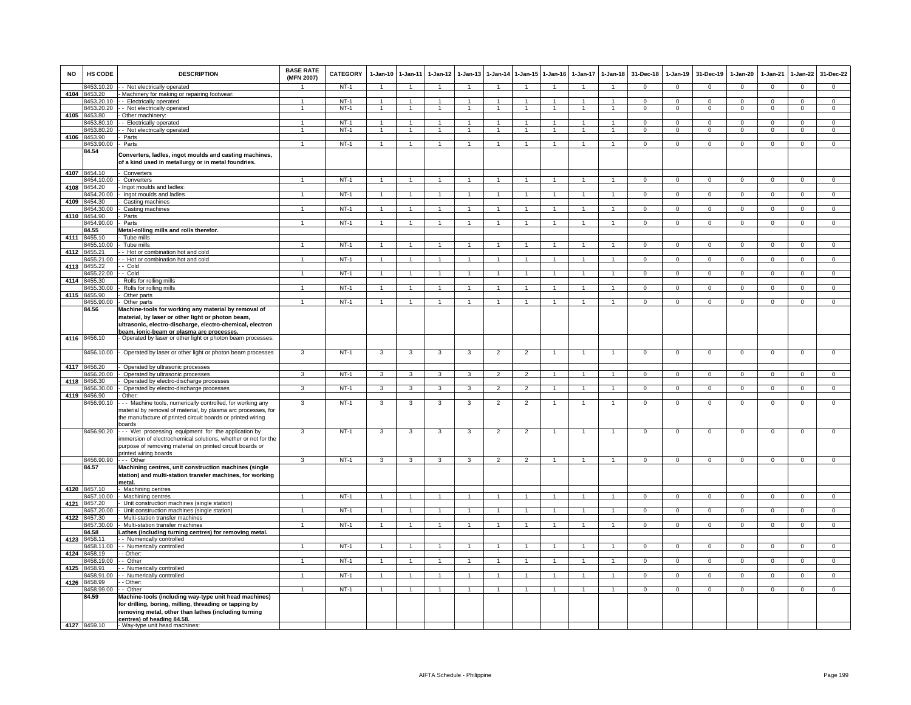| NO | HS CODE | DESCRIPTION | BASE RATE (MFN 2007) | CATEGORY | 1-Jan-10 | 1-Jan-11 | 1-Jan-12 | 1-Jan-13 | 1-Jan-14 | 1-Jan-15 | 1-Jan-16 | 1-Jan-17 | 1-Jan-18 | 31-Dec-18 | 1-Jan-19 | 31-Dec-19 | 1-Jan-20 | 1-Jan-21 | 1-Jan-22 | 31-Dec-22 |
|---|---|---|---|---|---|---|---|---|---|---|---|---|---|---|---|---|---|---|---|---|
| | 8453.10.20 | - - Not electrically operated | 1 | NT-1 | 1 | 1 | 1 | 1 | 1 | 1 | 1 | 1 | 1 | 0 | 0 | 0 | 0 | 0 | 0 | 0 |
| 4104 | 8453.20 | - Machinery for making or repairing footwear: | | | | | | | | | | | | | | | | | | |
| | 8453.20.10 | - - Electrically operated | 1 | NT-1 | 1 | 1 | 1 | 1 | 1 | 1 | 1 | 1 | 1 | 0 | 0 | 0 | 0 | 0 | 0 | 0 |
| | 8453.20.20 | - - Not electrically operated | 1 | NT-1 | 1 | 1 | 1 | 1 | 1 | 1 | 1 | 1 | 1 | 0 | 0 | 0 | 0 | 0 | 0 | 0 |
| 4105 | 8453.80 | - Other machinery: | | | | | | | | | | | | | | | | | | |
| | 8453.80.10 | - - Electrically operated | 1 | NT-1 | 1 | 1 | 1 | 1 | 1 | 1 | 1 | 1 | 1 | 0 | 0 | 0 | 0 | 0 | 0 | 0 |
| | 8453.80.20 | - - Not electrically operated | 1 | NT-1 | 1 | 1 | 1 | 1 | 1 | 1 | 1 | 1 | 1 | 0 | 0 | 0 | 0 | 0 | 0 | 0 |
| 4106 | 8453.90 | - Parts | | | | | | | | | | | | | | | | | | |
| | 8453.90.00 | - Parts | 1 | NT-1 | 1 | 1 | 1 | 1 | 1 | 1 | 1 | 1 | 1 | 0 | 0 | 0 | 0 | 0 | 0 | 0 |
| | 84.54 | **Converters, ladles, ingot moulds and casting machines, of a kind used in metallurgy or in metal foundries.** | | | | | | | | | | | | | | | | | | |
| 4107 | 8454.10 | - Converters | | | | | | | | | | | | | | | | | | |
| | 8454.10.00 | - Converters | 1 | NT-1 | 1 | 1 | 1 | 1 | 1 | 1 | 1 | 1 | 1 | 0 | 0 | 0 | 0 | 0 | 0 | 0 |
| 4108 | 8454.20 | - Ingot moulds and ladles: | | | | | | | | | | | | | | | | | | |
| | 8454.20.00 | - Ingot moulds and ladles | 1 | NT-1 | 1 | 1 | 1 | 1 | 1 | 1 | 1 | 1 | 1 | 0 | 0 | 0 | 0 | 0 | 0 | 0 |
| 4109 | 8454.30 | - Casting machines | | | | | | | | | | | | | | | | | | |
| | 8454.30.00 | - Casting machines | 1 | NT-1 | 1 | 1 | 1 | 1 | 1 | 1 | 1 | 1 | 1 | 0 | 0 | 0 | 0 | 0 | 0 | 0 |
| 4110 | 8454.90 | - Parts | | | | | | | | | | | | | | | | | | |
| | 8454.90.00 | - Parts | 1 | NT-1 | 1 | 1 | 1 | 1 | 1 | 1 | 1 | 1 | 1 | 0 | 0 | 0 | 0 | 0 | 0 | 0 |
| | 84.55 | **Metal-rolling mills and rolls therefor.** | | | | | | | | | | | | | | | | | | |
| 4111 | 8455.10 | - Tube mills | | | | | | | | | | | | | | | | | | |
| | 8455.10.00 | - Tube mills | 1 | NT-1 | 1 | 1 | 1 | 1 | 1 | 1 | 1 | 1 | 1 | 0 | 0 | 0 | 0 | 0 | 0 | 0 |
| 4112 | 8455.21 | - - Hot or combination hot and cold | | | | | | | | | | | | | | | | | | |
| | 8455.21.00 | - - Hot or combination hot and cold | 1 | NT-1 | 1 | 1 | 1 | 1 | 1 | 1 | 1 | 1 | 1 | 0 | 0 | 0 | 0 | 0 | 0 | 0 |
| 4113 | 8455.22 | - - Cold | | | | | | | | | | | | | | | | | | |
| | 8455.22.00 | - - Cold | 1 | NT-1 | 1 | 1 | 1 | 1 | 1 | 1 | 1 | 1 | 1 | 0 | 0 | 0 | 0 | 0 | 0 | 0 |
| 4114 | 8455.30 | - Rolls for rolling mills | | | | | | | | | | | | | | | | | | |
| | 8455.30.00 | - Rolls for rolling mills | 1 | NT-1 | 1 | 1 | 1 | 1 | 1 | 1 | 1 | 1 | 1 | 0 | 0 | 0 | 0 | 0 | 0 | 0 |
| 4115 | 8455.90 | - Other parts | | | | | | | | | | | | | | | | | | |
| | 8455.90.00 | - Other parts | 1 | NT-1 | 1 | 1 | 1 | 1 | 1 | 1 | 1 | 1 | 1 | 0 | 0 | 0 | 0 | 0 | 0 | 0 |
| | 84.56 | **Machine-tools for working any material by removal of material, by laser or other light or photon beam, ultrasonic, electro-discharge, electro-chemical, electron beam, ionic-beam or plasma arc processes.** | | | | | | | | | | | | | | | | | | |
| 4116 | 8456.10 | - Operated by laser or other light or photon beam processes: | | | | | | | | | | | | | | | | | | |
| | 8456.10.00 | - Operated by laser or other light or photon beam processes | 3 | NT-1 | 3 | 3 | 3 | 3 | 2 | 2 | 1 | 1 | 1 | 0 | 0 | 0 | 0 | 0 | 0 | 0 |
| 4117 | 8456.20 | - Operated by ultrasonic processes | | | | | | | | | | | | | | | | | | |
| | 8456.20.00 | - Operated by ultrasonic processes | 3 | NT-1 | 3 | 3 | 3 | 3 | 2 | 2 | 1 | 1 | 1 | 0 | 0 | 0 | 0 | 0 | 0 | 0 |
| 4118 | 8456.30 | - Operated by electro-discharge processes | | | | | | | | | | | | | | | | | | |
| | 8456.30.00 | - Operated by electro-discharge processes | 3 | NT-1 | 3 | 3 | 3 | 3 | 2 | 2 | 1 | 1 | 1 | 0 | 0 | 0 | 0 | 0 | 0 | 0 |
| 4119 | 8456.90 | - Other: | | | | | | | | | | | | | | | | | | |
| | 8456.90.10 | - - - Machine tools, numerically controlled, for working any material by removal of material, by plasma arc processes, for the manufacture of printed circuit boards or printed wiring boards | 3 | NT-1 | 3 | 3 | 3 | 3 | 2 | 2 | 1 | 1 | 1 | 0 | 0 | 0 | 0 | 0 | 0 | 0 |
| | 8456.90.20 | - - - Wet processing equipment for the application by immersion of electrochemical solutions, whether or not for the purpose of removing material on printed circuit boards or printed wiring boards | 3 | NT-1 | 3 | 3 | 3 | 3 | 2 | 2 | 1 | 1 | 1 | 0 | 0 | 0 | 0 | 0 | 0 | 0 |
| | 8456.90.90 | - - - Other | 3 | NT-1 | 3 | 3 | 3 | 3 | 2 | 2 | 1 | 1 | 1 | 0 | 0 | 0 | 0 | 0 | 0 | 0 |
| | 84.57 | **Machining centres, unit construction machines (single station) and multi-station transfer machines, for working metal.** | | | | | | | | | | | | | | | | | | |
| 4120 | 8457.10 | - Machining centres | | | | | | | | | | | | | | | | | | |
| | 8457.10.00 | - Machining centres | 1 | NT-1 | 1 | 1 | 1 | 1 | 1 | 1 | 1 | 1 | 1 | 0 | 0 | 0 | 0 | 0 | 0 | 0 |
| 4121 | 8457.20 | - Unit construction machines (single station) | | | | | | | | | | | | | | | | | | |
| | 8457.20.00 | - Unit construction machines (single station) | 1 | NT-1 | 1 | 1 | 1 | 1 | 1 | 1 | 1 | 1 | 1 | 0 | 0 | 0 | 0 | 0 | 0 | 0 |
| 4122 | 8457.30 | - Multi-station transfer machines | | | | | | | | | | | | | | | | | | |
| | 8457.30.00 | - Multi-station transfer machines | 1 | NT-1 | 1 | 1 | 1 | 1 | 1 | 1 | 1 | 1 | 1 | 0 | 0 | 0 | 0 | 0 | 0 | 0 |
| | 84.58 | **Lathes (including turning centres) for removing metal.** | | | | | | | | | | | | | | | | | | |
| 4123 | 8458.11 | - - Numerically controlled | | | | | | | | | | | | | | | | | | |
| | 8458.11.00 | - - Numerically controlled | 1 | NT-1 | 1 | 1 | 1 | 1 | 1 | 1 | 1 | 1 | 1 | 0 | 0 | 0 | 0 | 0 | 0 | 0 |
| 4124 | 8458.19 | - - Other: | | | | | | | | | | | | | | | | | | |
| | 8458.19.00 | - - Other | 1 | NT-1 | 1 | 1 | 1 | 1 | 1 | 1 | 1 | 1 | 1 | 0 | 0 | 0 | 0 | 0 | 0 | 0 |
| 4125 | 8458.91 | - - Numerically controlled | | | | | | | | | | | | | | | | | | |
| | 8458.91.00 | - - Numerically controlled | 1 | NT-1 | 1 | 1 | 1 | 1 | 1 | 1 | 1 | 1 | 1 | 0 | 0 | 0 | 0 | 0 | 0 | 0 |
| 4126 | 8458.99 | - - Other: | | | | | | | | | | | | | | | | | | |
| | 8458.99.00 | - - Other | 1 | NT-1 | 1 | 1 | 1 | 1 | 1 | 1 | 1 | 1 | 1 | 0 | 0 | 0 | 0 | 0 | 0 | 0 |
| | 84.59 | **Machine-tools (including way-type unit head machines) for drilling, boring, milling, threading or tapping by removing metal, other than lathes (including turning centres) of heading 84.58.** | | | | | | | | | | | | | | | | | | |
| 4127 | 8459.10 | - Way-type unit head machines: | | | | | | | | | | | | | | | | | | |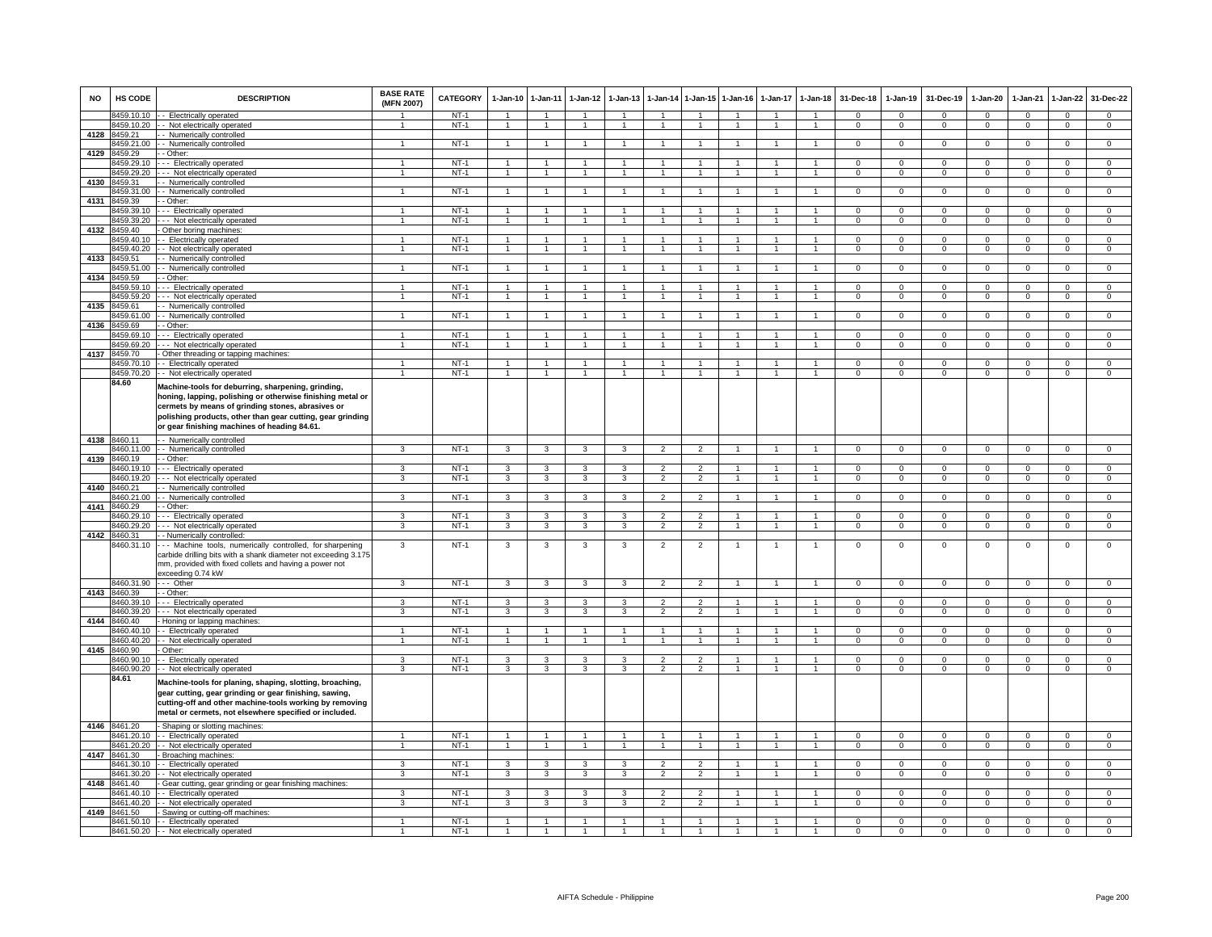| NO | HS CODE | DESCRIPTION | BASE RATE (MFN 2007) | CATEGORY | 1-Jan-10 | 1-Jan-11 | 1-Jan-12 | 1-Jan-13 | 1-Jan-14 | 1-Jan-15 | 1-Jan-16 | 1-Jan-17 | 1-Jan-18 | 31-Dec-18 | 1-Jan-19 | 31-Dec-19 | 1-Jan-20 | 1-Jan-21 | 1-Jan-22 | 31-Dec-22 |
|---|---|---|---|---|---|---|---|---|---|---|---|---|---|---|---|---|---|---|---|---|
| | 8459.10.10 | - - Electrically operated | 1 | NT-1 | 1 | 1 | 1 | 1 | 1 | 1 | 1 | 1 | 1 | 0 | 0 | 0 | 0 | 0 | 0 | 0 |
| | 8459.10.20 | - - Not electrically operated | 1 | NT-1 | 1 | 1 | 1 | 1 | 1 | 1 | 1 | 1 | 1 | 0 | 0 | 0 | 0 | 0 | 0 | 0 |
| 4128 | 8459.21 | - - Numerically controlled | | | | | | | | | | | | | | | | | | |
| | 8459.21.00 | - - Numerically controlled | 1 | NT-1 | 1 | 1 | 1 | 1 | 1 | 1 | 1 | 1 | 1 | 0 | 0 | 0 | 0 | 0 | 0 | 0 |
| 4129 | 8459.29 | - - Other: | | | | | | | | | | | | | | | | | | |
| | 8459.29.10 | - - - Electrically operated | 1 | NT-1 | 1 | 1 | 1 | 1 | 1 | 1 | 1 | 1 | 1 | 0 | 0 | 0 | 0 | 0 | 0 | 0 |
| | 8459.29.20 | - - - Not electrically operated | 1 | NT-1 | 1 | 1 | 1 | 1 | 1 | 1 | 1 | 1 | 1 | 0 | 0 | 0 | 0 | 0 | 0 | 0 |
| 4130 | 8459.31 | - - Numerically controlled | | | | | | | | | | | | | | | | | | |
| | 8459.31.00 | - - Numerically controlled | 1 | NT-1 | 1 | 1 | 1 | 1 | 1 | 1 | 1 | 1 | 1 | 0 | 0 | 0 | 0 | 0 | 0 | 0 |
| 4131 | 8459.39 | - - Other: | | | | | | | | | | | | | | | | | | |
| | 8459.39.10 | - - - Electrically operated | 1 | NT-1 | 1 | 1 | 1 | 1 | 1 | 1 | 1 | 1 | 1 | 0 | 0 | 0 | 0 | 0 | 0 | 0 |
| | 8459.39.20 | - - - Not electrically operated | 1 | NT-1 | 1 | 1 | 1 | 1 | 1 | 1 | 1 | 1 | 1 | 0 | 0 | 0 | 0 | 0 | 0 | 0 |
| 4132 | 8459.40 | - Other boring machines: | | | | | | | | | | | | | | | | | | |
| | 8459.40.10 | - - Electrically operated | 1 | NT-1 | 1 | 1 | 1 | 1 | 1 | 1 | 1 | 1 | 1 | 0 | 0 | 0 | 0 | 0 | 0 | 0 |
| | 8459.40.20 | - - Not electrically operated | 1 | NT-1 | 1 | 1 | 1 | 1 | 1 | 1 | 1 | 1 | 1 | 0 | 0 | 0 | 0 | 0 | 0 | 0 |
| 4133 | 8459.51 | - - Numerically controlled | | | | | | | | | | | | | | | | | | |
| | 8459.51.00 | - - Numerically controlled | 1 | NT-1 | 1 | 1 | 1 | 1 | 1 | 1 | 1 | 1 | 1 | 0 | 0 | 0 | 0 | 0 | 0 | 0 |
| 4134 | 8459.59 | - - Other: | | | | | | | | | | | | | | | | | | |
| | 8459.59.10 | - - - Electrically operated | 1 | NT-1 | 1 | 1 | 1 | 1 | 1 | 1 | 1 | 1 | 1 | 0 | 0 | 0 | 0 | 0 | 0 | 0 |
| | 8459.59.20 | - - - Not electrically operated | 1 | NT-1 | 1 | 1 | 1 | 1 | 1 | 1 | 1 | 1 | 1 | 0 | 0 | 0 | 0 | 0 | 0 | 0 |
| 4135 | 8459.61 | - - Numerically controlled | | | | | | | | | | | | | | | | | | |
| | 8459.61.00 | - - Numerically controlled | 1 | NT-1 | 1 | 1 | 1 | 1 | 1 | 1 | 1 | 1 | 1 | 0 | 0 | 0 | 0 | 0 | 0 | 0 |
| 4136 | 8459.69 | - - Other: | | | | | | | | | | | | | | | | | | |
| | 8459.69.10 | - - - Electrically operated | 1 | NT-1 | 1 | 1 | 1 | 1 | 1 | 1 | 1 | 1 | 1 | 0 | 0 | 0 | 0 | 0 | 0 | 0 |
| | 8459.69.20 | - - - Not electrically operated | 1 | NT-1 | 1 | 1 | 1 | 1 | 1 | 1 | 1 | 1 | 1 | 0 | 0 | 0 | 0 | 0 | 0 | 0 |
| 4137 | 8459.70 | - Other threading or tapping machines: | | | | | | | | | | | | | | | | | | |
| | 8459.70.10 | - - Electrically operated | 1 | NT-1 | 1 | 1 | 1 | 1 | 1 | 1 | 1 | 1 | 1 | 0 | 0 | 0 | 0 | 0 | 0 | 0 |
| | 8459.70.20 | - - Not electrically operated | 1 | NT-1 | 1 | 1 | 1 | 1 | 1 | 1 | 1 | 1 | 1 | 0 | 0 | 0 | 0 | 0 | 0 | 0 |
| | **84.60** | **Machine-tools for deburring, sharpening, grinding, honing, lapping, polishing or otherwise finishing metal or cermets by means of grinding stones, abrasives or polishing products, other than gear cutting, gear grinding or gear finishing machines of heading 84.61.** | | | | | | | | | | | | | | | | | | |
| 4138 | 8460.11 | - - Numerically controlled | | | | | | | | | | | | | | | | | | |
| | 8460.11.00 | - - Numerically controlled | 3 | NT-1 | 3 | 3 | 3 | 3 | 2 | 2 | 1 | 1 | 1 | 0 | 0 | 0 | 0 | 0 | 0 | 0 |
| 4139 | 8460.19 | - - Other: | | | | | | | | | | | | | | | | | | |
| | 8460.19.10 | - - - Electrically operated | 3 | NT-1 | 3 | 3 | 3 | 3 | 2 | 2 | 1 | 1 | 1 | 0 | 0 | 0 | 0 | 0 | 0 | 0 |
| | 8460.19.20 | - - - Not electrically operated | 3 | NT-1 | 3 | 3 | 3 | 3 | 2 | 2 | 1 | 1 | 1 | 0 | 0 | 0 | 0 | 0 | 0 | 0 |
| 4140 | 8460.21 | - - Numerically controlled | | | | | | | | | | | | | | | | | | |
| | 8460.21.00 | - - Numerically controlled | 3 | NT-1 | 3 | 3 | 3 | 3 | 2 | 2 | 1 | 1 | 1 | 0 | 0 | 0 | 0 | 0 | 0 | 0 |
| 4141 | 8460.29 | - - Other: | | | | | | | | | | | | | | | | | | |
| | 8460.29.10 | - - - Electrically operated | 3 | NT-1 | 3 | 3 | 3 | 3 | 2 | 2 | 1 | 1 | 1 | 0 | 0 | 0 | 0 | 0 | 0 | 0 |
| | 8460.29.20 | - - - Not electrically operated | 3 | NT-1 | 3 | 3 | 3 | 3 | 2 | 2 | 1 | 1 | 1 | 0 | 0 | 0 | 0 | 0 | 0 | 0 |
| 4142 | 8460.31 | - - Numerically controlled: | | | | | | | | | | | | | | | | | | |
| | 8460.31.10 | - - - Machine tools, numerically controlled, for sharpening carbide drilling bits with a shank diameter not exceeding 3.175 mm, provided with fixed collets and having a power not exceeding 0.74 kW | 3 | NT-1 | 3 | 3 | 3 | 3 | 2 | 2 | 1 | 1 | 1 | 0 | 0 | 0 | 0 | 0 | 0 | 0 |
| | 8460.31.90 | - - - Other | 3 | NT-1 | 3 | 3 | 3 | 3 | 2 | 2 | 1 | 1 | 1 | 0 | 0 | 0 | 0 | 0 | 0 | 0 |
| 4143 | 8460.39 | - - Other: | | | | | | | | | | | | | | | | | | |
| | 8460.39.10 | - - - Electrically operated | 3 | NT-1 | 3 | 3 | 3 | 3 | 2 | 2 | 1 | 1 | 1 | 0 | 0 | 0 | 0 | 0 | 0 | 0 |
| | 8460.39.20 | - - - Not electrically operated | 3 | NT-1 | 3 | 3 | 3 | 3 | 2 | 2 | 1 | 1 | 1 | 0 | 0 | 0 | 0 | 0 | 0 | 0 |
| 4144 | 8460.40 | - Honing or lapping machines: | | | | | | | | | | | | | | | | | | |
| | 8460.40.10 | - - Electrically operated | 1 | NT-1 | 1 | 1 | 1 | 1 | 1 | 1 | 1 | 1 | 1 | 0 | 0 | 0 | 0 | 0 | 0 | 0 |
| | 8460.40.20 | - - Not electrically operated | 1 | NT-1 | 1 | 1 | 1 | 1 | 1 | 1 | 1 | 1 | 1 | 0 | 0 | 0 | 0 | 0 | 0 | 0 |
| 4145 | 8460.90 | - Other: | | | | | | | | | | | | | | | | | | |
| | 8460.90.10 | - - Electrically operated | 3 | NT-1 | 3 | 3 | 3 | 3 | 2 | 2 | 1 | 1 | 1 | 0 | 0 | 0 | 0 | 0 | 0 | 0 |
| | 8460.90.20 | - - Not electrically operated | 3 | NT-1 | 3 | 3 | 3 | 3 | 2 | 2 | 1 | 1 | 1 | 0 | 0 | 0 | 0 | 0 | 0 | 0 |
| | **84.61** | **Machine-tools for planing, shaping, slotting, broaching, gear cutting, gear grinding or gear finishing, sawing, cutting-off and other machine-tools working by removing metal or cermets, not elsewhere specified or included.** | | | | | | | | | | | | | | | | | | |
| 4146 | 8461.20 | - Shaping or slotting machines: | | | | | | | | | | | | | | | | | | |
| | 8461.20.10 | - - Electrically operated | 1 | NT-1 | 1 | 1 | 1 | 1 | 1 | 1 | 1 | 1 | 1 | 0 | 0 | 0 | 0 | 0 | 0 | 0 |
| | 8461.20.20 | - - Not electrically operated | 1 | NT-1 | 1 | 1 | 1 | 1 | 1 | 1 | 1 | 1 | 1 | 0 | 0 | 0 | 0 | 0 | 0 | 0 |
| 4147 | 8461.30 | - Broaching machines: | | | | | | | | | | | | | | | | | | |
| | 8461.30.10 | - - Electrically operated | 3 | NT-1 | 3 | 3 | 3 | 3 | 2 | 2 | 1 | 1 | 1 | 0 | 0 | 0 | 0 | 0 | 0 | 0 |
| | 8461.30.20 | - - Not electrically operated | 3 | NT-1 | 3 | 3 | 3 | 3 | 2 | 2 | 1 | 1 | 1 | 0 | 0 | 0 | 0 | 0 | 0 | 0 |
| 4148 | 8461.40 | - Gear cutting, gear grinding or gear finishing machines: | | | | | | | | | | | | | | | | | | |
| | 8461.40.10 | - - Electrically operated | 3 | NT-1 | 3 | 3 | 3 | 3 | 2 | 2 | 1 | 1 | 1 | 0 | 0 | 0 | 0 | 0 | 0 | 0 |
| | 8461.40.20 | - - Not electrically operated | 3 | NT-1 | 3 | 3 | 3 | 3 | 2 | 2 | 1 | 1 | 1 | 0 | 0 | 0 | 0 | 0 | 0 | 0 |
| 4149 | 8461.50 | - Sawing or cutting-off machines: | | | | | | | | | | | | | | | | | | |
| | 8461.50.10 | - - Electrically operated | 1 | NT-1 | 1 | 1 | 1 | 1 | 1 | 1 | 1 | 1 | 1 | 0 | 0 | 0 | 0 | 0 | 0 | 0 |
| | 8461.50.20 | - - Not electrically operated | 1 | NT-1 | 1 | 1 | 1 | 1 | 1 | 1 | 1 | 1 | 1 | 0 | 0 | 0 | 0 | 0 | 0 | 0 |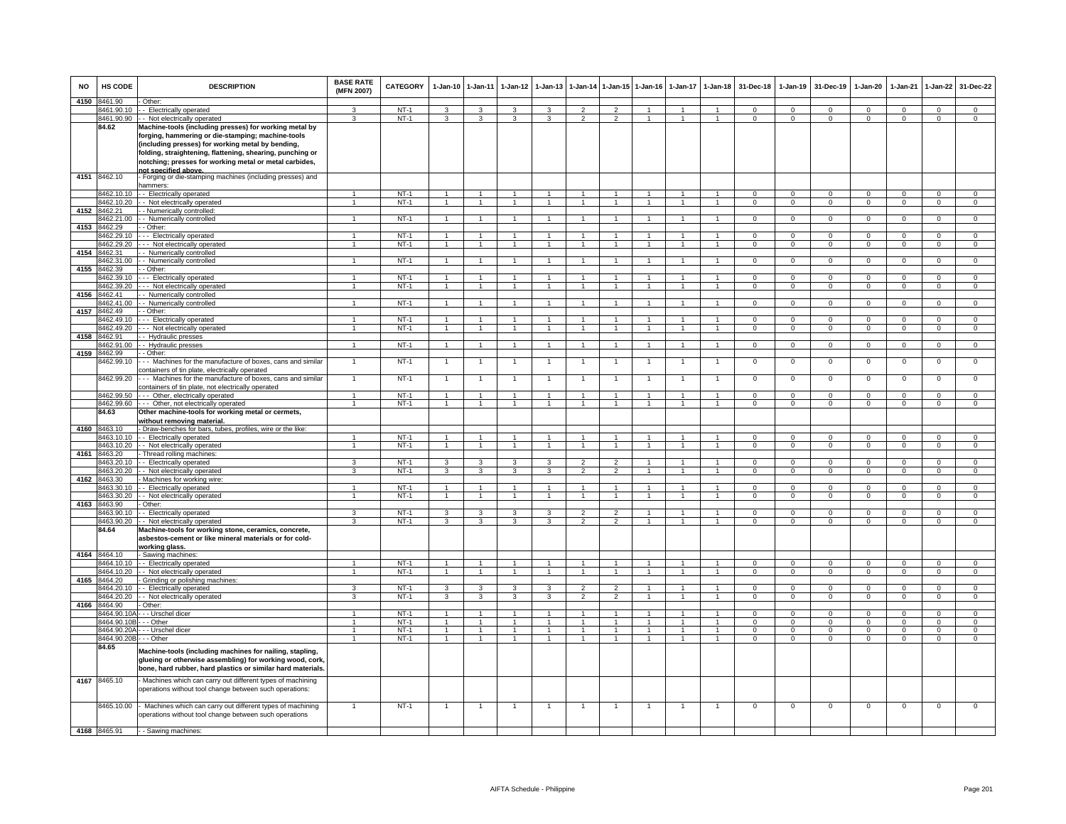| NO | HS CODE | DESCRIPTION | BASE RATE (MFN 2007) | CATEGORY | 1-Jan-10 | 1-Jan-11 | 1-Jan-12 | 1-Jan-13 | 1-Jan-14 | 1-Jan-15 | 1-Jan-16 | 1-Jan-17 | 1-Jan-18 | 31-Dec-18 | 1-Jan-19 | 31-Dec-19 | 1-Jan-20 | 1-Jan-21 | 1-Jan-22 | 31-Dec-22 |
|---|---|---|---|---|---|---|---|---|---|---|---|---|---|---|---|---|---|---|---|---|
| 4150 | 8461.90 | - Other: | | | | | | | | | | | | | | | | | | |
| | 8461.90.10 | - - Electrically operated | 3 | NT-1 | 3 | 3 | 3 | 3 | 2 | 2 | 1 | 1 | 1 | 0 | 0 | 0 | 0 | 0 | 0 | 0 |
| | 8461.90.90 | - - Not electrically operated | 3 | NT-1 | 3 | 3 | 3 | 3 | 2 | 2 | 1 | 1 | 1 | 0 | 0 | 0 | 0 | 0 | 0 | 0 |
| | **84.62** | **Machine-tools (including presses) for working metal by forging, hammering or die-stamping; machine-tools (including presses) for working metal by bending, folding, straightening, flattening, shearing, punching or notching; presses for working metal or metal carbides, not specified above.** | | | | | | | | | | | | | | | | | | |
| 4151 | 8462.10 | - Forging or die-stamping machines (including presses) and hammers: | | | | | | | | | | | | | | | | | | |
| | 8462.10.10 | - - Electrically operated | 1 | NT-1 | 1 | 1 | 1 | 1 | 1 | 1 | 1 | 1 | 1 | 0 | 0 | 0 | 0 | 0 | 0 | 0 |
| | 8462.10.20 | - - Not electrically operated | 1 | NT-1 | 1 | 1 | 1 | 1 | 1 | 1 | 1 | 1 | 1 | 0 | 0 | 0 | 0 | 0 | 0 | 0 |
| 4152 | 8462.21 | - - Numerically controlled: | | | | | | | | | | | | | | | | | | |
| | 8462.21.00 | - - Numerically controlled | 1 | NT-1 | 1 | 1 | 1 | 1 | 1 | 1 | 1 | 1 | 1 | 0 | 0 | 0 | 0 | 0 | 0 | 0 |
| 4153 | 8462.29 | - - Other: | | | | | | | | | | | | | | | | | | |
| | 8462.29.10 | - - - Electrically operated | 1 | NT-1 | 1 | 1 | 1 | 1 | 1 | 1 | 1 | 1 | 1 | 0 | 0 | 0 | 0 | 0 | 0 | 0 |
| | 8462.29.20 | - - - Not electrically operated | 1 | NT-1 | 1 | 1 | 1 | 1 | 1 | 1 | 1 | 1 | 1 | 0 | 0 | 0 | 0 | 0 | 0 | 0 |
| 4154 | 8462.31 | - - Numerically controlled | | | | | | | | | | | | | | | | | | |
| | 8462.31.00 | - - Numerically controlled | 1 | NT-1 | 1 | 1 | 1 | 1 | 1 | 1 | 1 | 1 | 1 | 0 | 0 | 0 | 0 | 0 | 0 | 0 |
| 4155 | 8462.39 | - - Other: | | | | | | | | | | | | | | | | | | |
| | 8462.39.10 | - - - Electrically operated | 1 | NT-1 | 1 | 1 | 1 | 1 | 1 | 1 | 1 | 1 | 1 | 0 | 0 | 0 | 0 | 0 | 0 | 0 |
| | 8462.39.20 | - - - Not electrically operated | 1 | NT-1 | 1 | 1 | 1 | 1 | 1 | 1 | 1 | 1 | 1 | 0 | 0 | 0 | 0 | 0 | 0 | 0 |
| 4156 | 8462.41 | - - Numerically controlled | | | | | | | | | | | | | | | | | | |
| | 8462.41.00 | - - Numerically controlled | 1 | NT-1 | 1 | 1 | 1 | 1 | 1 | 1 | 1 | 1 | 1 | 0 | 0 | 0 | 0 | 0 | 0 | 0 |
| 4157 | 8462.49 | - - Other: | | | | | | | | | | | | | | | | | | |
| | 8462.49.10 | - - - Electrically operated | 1 | NT-1 | 1 | 1 | 1 | 1 | 1 | 1 | 1 | 1 | 1 | 0 | 0 | 0 | 0 | 0 | 0 | 0 |
| | 8462.49.20 | - - - Not electrically operated | 1 | NT-1 | 1 | 1 | 1 | 1 | 1 | 1 | 1 | 1 | 1 | 0 | 0 | 0 | 0 | 0 | 0 | 0 |
| 4158 | 8462.91 | - - Hydraulic presses | | | | | | | | | | | | | | | | | | |
| | 8462.91.00 | - - Hydraulic presses | 1 | NT-1 | 1 | 1 | 1 | 1 | 1 | 1 | 1 | 1 | 1 | 0 | 0 | 0 | 0 | 0 | 0 | 0 |
| 4159 | 8462.99 | - - Other: | | | | | | | | | | | | | | | | | | |
| | 8462.99.10 | - - - Machines for the manufacture of boxes, cans and similar containers of tin plate, electrically operated | 1 | NT-1 | 1 | 1 | 1 | 1 | 1 | 1 | 1 | 1 | 1 | 0 | 0 | 0 | 0 | 0 | 0 | 0 |
| | 8462.99.20 | - - - Machines for the manufacture of boxes, cans and similar containers of tin plate, not electrically operated | 1 | NT-1 | 1 | 1 | 1 | 1 | 1 | 1 | 1 | 1 | 1 | 0 | 0 | 0 | 0 | 0 | 0 | 0 |
| | 8462.99.50 | - - - Other, electrically operated | 1 | NT-1 | 1 | 1 | 1 | 1 | 1 | 1 | 1 | 1 | 1 | 0 | 0 | 0 | 0 | 0 | 0 | 0 |
| | 8462.99.60 | - - - Other, not electrically operated | 1 | NT-1 | 1 | 1 | 1 | 1 | 1 | 1 | 1 | 1 | 1 | 0 | 0 | 0 | 0 | 0 | 0 | 0 |
| | **84.63** | **Other machine-tools for working metal or cermets, without removing material.** | | | | | | | | | | | | | | | | | | |
| 4160 | 8463.10 | - Draw-benches for bars, tubes, profiles, wire or the like: | | | | | | | | | | | | | | | | | | |
| | 8463.10.10 | - - Electrically operated | 1 | NT-1 | 1 | 1 | 1 | 1 | 1 | 1 | 1 | 1 | 1 | 0 | 0 | 0 | 0 | 0 | 0 | 0 |
| | 8463.10.20 | - - Not electrically operated | 1 | NT-1 | 1 | 1 | 1 | 1 | 1 | 1 | 1 | 1 | 1 | 0 | 0 | 0 | 0 | 0 | 0 | 0 |
| 4161 | 8463.20 | - Thread rolling machines: | | | | | | | | | | | | | | | | | | |
| | 8463.20.10 | - - Electrically operated | 3 | NT-1 | 3 | 3 | 3 | 3 | 2 | 2 | 1 | 1 | 1 | 0 | 0 | 0 | 0 | 0 | 0 | 0 |
| | 8463.20.20 | - - Not electrically operated | 3 | NT-1 | 3 | 3 | 3 | 3 | 2 | 2 | 1 | 1 | 1 | 0 | 0 | 0 | 0 | 0 | 0 | 0 |
| 4162 | 8463.30 | - Machines for working wire: | | | | | | | | | | | | | | | | | | |
| | 8463.30.10 | - - Electrically operated | 1 | NT-1 | 1 | 1 | 1 | 1 | 1 | 1 | 1 | 1 | 1 | 0 | 0 | 0 | 0 | 0 | 0 | 0 |
| | 8463.30.20 | - - Not electrically operated | 1 | NT-1 | 1 | 1 | 1 | 1 | 1 | 1 | 1 | 1 | 1 | 0 | 0 | 0 | 0 | 0 | 0 | 0 |
| 4163 | 8463.90 | - Other: | | | | | | | | | | | | | | | | | | |
| | 8463.90.10 | - - Electrically operated | 3 | NT-1 | 3 | 3 | 3 | 3 | 2 | 2 | 1 | 1 | 1 | 0 | 0 | 0 | 0 | 0 | 0 | 0 |
| | 8463.90.20 | - - Not electrically operated | 3 | NT-1 | 3 | 3 | 3 | 3 | 2 | 2 | 1 | 1 | 1 | 0 | 0 | 0 | 0 | 0 | 0 | 0 |
| | **84.64** | **Machine-tools for working stone, ceramics, concrete, asbestos-cement or like mineral materials or for cold-working glass.** | | | | | | | | | | | | | | | | | | |
| 4164 | 8464.10 | - Sawing machines: | | | | | | | | | | | | | | | | | | |
| | 8464.10.10 | - - Electrically operated | 1 | NT-1 | 1 | 1 | 1 | 1 | 1 | 1 | 1 | 1 | 1 | 0 | 0 | 0 | 0 | 0 | 0 | 0 |
| | 8464.10.20 | - - Not electrically operated | 1 | NT-1 | 1 | 1 | 1 | 1 | 1 | 1 | 1 | 1 | 1 | 0 | 0 | 0 | 0 | 0 | 0 | 0 |
| 4165 | 8464.20 | - Grinding or polishing machines: | | | | | | | | | | | | | | | | | | |
| | 8464.20.10 | - - Electrically operated | 3 | NT-1 | 3 | 3 | 3 | 3 | 2 | 2 | 1 | 1 | 1 | 0 | 0 | 0 | 0 | 0 | 0 | 0 |
| | 8464.20.20 | - - Not electrically operated | 3 | NT-1 | 3 | 3 | 3 | 3 | 2 | 2 | 1 | 1 | 1 | 0 | 0 | 0 | 0 | 0 | 0 | 0 |
| 4166 | 8464.90 | - Other: | | | | | | | | | | | | | | | | | | |
| | 8464.90.10A | - - - Urschel dicer | 1 | NT-1 | 1 | 1 | 1 | 1 | 1 | 1 | 1 | 1 | 1 | 0 | 0 | 0 | 0 | 0 | 0 | 0 |
| | 8464.90.10B | - - - Other | 1 | NT-1 | 1 | 1 | 1 | 1 | 1 | 1 | 1 | 1 | 1 | 0 | 0 | 0 | 0 | 0 | 0 | 0 |
| | 8464.90.20A | - - - Urschel dicer | 1 | NT-1 | 1 | 1 | 1 | 1 | 1 | 1 | 1 | 1 | 1 | 0 | 0 | 0 | 0 | 0 | 0 | 0 |
| | 8464.90.20B | - - - Other | 1 | NT-1 | 1 | 1 | 1 | 1 | 1 | 1 | 1 | 1 | 1 | 0 | 0 | 0 | 0 | 0 | 0 | 0 |
| | **84.65** | **Machine-tools (including machines for nailing, stapling, glueing or otherwise assembling) for working wood, cork, bone, hard rubber, hard plastics or similar hard materials.** | | | | | | | | | | | | | | | | | | |
| 4167 | 8465.10 | - Machines which can carry out different types of machining operations without tool change between such operations: | | | | | | | | | | | | | | | | | | |
| | 8465.10.00 | - Machines which can carry out different types of machining operations without tool change between such operations | 1 | NT-1 | 1 | 1 | 1 | 1 | 1 | 1 | 1 | 1 | 1 | 0 | 0 | 0 | 0 | 0 | 0 | 0 |
| 4168 | 8465.91 | - - Sawing machines: | | | | | | | | | | | | | | | | | | |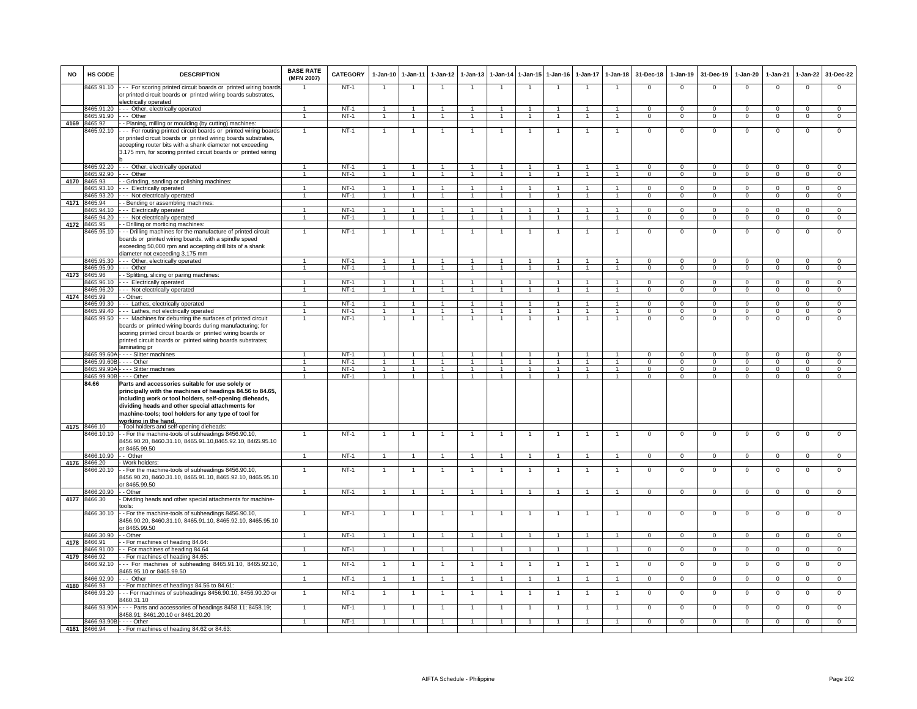| NO | HS CODE | DESCRIPTION | BASE RATE (MFN 2007) | CATEGORY | 1-Jan-10 | 1-Jan-11 | 1-Jan-12 | 1-Jan-13 | 1-Jan-14 | 1-Jan-15 | 1-Jan-16 | 1-Jan-17 | 1-Jan-18 | 31-Dec-18 | 1-Jan-19 | 31-Dec-19 | 1-Jan-20 | 1-Jan-21 | 1-Jan-22 | 31-Dec-22 |
|---|---|---|---|---|---|---|---|---|---|---|---|---|---|---|---|---|---|---|---|---|
| | 8465.91.10 | - - - For scoring printed circuit boards or printed wiring boards or printed circuit boards or printed wiring boards substrates, electrically operated | 1 | NT-1 | 1 | 1 | 1 | 1 | 1 | 1 | 1 | 1 | 1 | 0 | 0 | 0 | 0 | 0 | 0 | 0 |
| | 8465.91.20 | - - - Other, electrically operated | 1 | NT-1 | 1 | 1 | 1 | 1 | 1 | 1 | 1 | 1 | 1 | 0 | 0 | 0 | 0 | 0 | 0 | 0 |
| | 8465.91.90 | - - - Other | 1 | NT-1 | 1 | 1 | 1 | 1 | 1 | 1 | 1 | 1 | 1 | 0 | 0 | 0 | 0 | 0 | 0 | 0 |
| 4169 | 8465.92 | - - Planing, milling or moulding (by cutting) machines: | | | | | | | | | | | | | | | | | | |
| | 8465.92.10 | - - - For routing printed circuit boards or printed wiring boards or printed circuit boards or printed wiring boards substrates, accepting router bits with a shank diameter not exceeding 3.175 mm, for scoring printed circuit boards or printed wiring b | 1 | NT-1 | 1 | 1 | 1 | 1 | 1 | 1 | 1 | 1 | 1 | 0 | 0 | 0 | 0 | 0 | 0 | 0 |
| | 8465.92.20 | - - - Other, electrically operated | 1 | NT-1 | 1 | 1 | 1 | 1 | 1 | 1 | 1 | 1 | 1 | 0 | 0 | 0 | 0 | 0 | 0 | 0 |
| | 8465.92.90 | - - - Other | 1 | NT-1 | 1 | 1 | 1 | 1 | 1 | 1 | 1 | 1 | 1 | 0 | 0 | 0 | 0 | 0 | 0 | 0 |
| 4170 | 8465.93 | - - Grinding, sanding or polishing machines: | | | | | | | | | | | | | | | | | | |
| | 8465.93.10 | - - - Electrically operated | 1 | NT-1 | 1 | 1 | 1 | 1 | 1 | 1 | 1 | 1 | 1 | 0 | 0 | 0 | 0 | 0 | 0 | 0 |
| | 8465.93.20 | - - - Not electrically operated | 1 | NT-1 | 1 | 1 | 1 | 1 | 1 | 1 | 1 | 1 | 1 | 0 | 0 | 0 | 0 | 0 | 0 | 0 |
| 4171 | 8465.94 | - - Bending or assembling machines: | | | | | | | | | | | | | | | | | | |
| | 8465.94.10 | - - - Electrically operated | 1 | NT-1 | 1 | 1 | 1 | 1 | 1 | 1 | 1 | 1 | 1 | 0 | 0 | 0 | 0 | 0 | 0 | 0 |
| | 8465.94.20 | - - - Not electrically operated | 1 | NT-1 | 1 | 1 | 1 | 1 | 1 | 1 | 1 | 1 | 1 | 0 | 0 | 0 | 0 | 0 | 0 | 0 |
| 4172 | 8465.95 | - - Drilling or morticing machines: | | | | | | | | | | | | | | | | | | |
| | 8465.95.10 | - - - Drilling machines for the manufacture of printed circuit boards or printed wiring boards, with a spindle speed exceeding 50,000 rpm and accepting drill bits of a shank diameter not exceeding 3.175 mm | 1 | NT-1 | 1 | 1 | 1 | 1 | 1 | 1 | 1 | 1 | 1 | 0 | 0 | 0 | 0 | 0 | 0 | 0 |
| | 8465.95.30 | - - - Other, electrically operated | 1 | NT-1 | 1 | 1 | 1 | 1 | 1 | 1 | 1 | 1 | 1 | 0 | 0 | 0 | 0 | 0 | 0 | 0 |
| | 8465.95.90 | - - - Other | 1 | NT-1 | 1 | 1 | 1 | 1 | 1 | 1 | 1 | 1 | 1 | 0 | 0 | 0 | 0 | 0 | 0 | 0 |
| 4173 | 8465.96 | - - Splitting, slicing or paring machines: | | | | | | | | | | | | | | | | | | |
| | 8465.96.10 | - - - Electrically operated | 1 | NT-1 | 1 | 1 | 1 | 1 | 1 | 1 | 1 | 1 | 1 | 0 | 0 | 0 | 0 | 0 | 0 | 0 |
| | 8465.96.20 | - - - Not electrically operated | 1 | NT-1 | 1 | 1 | 1 | 1 | 1 | 1 | 1 | 1 | 1 | 0 | 0 | 0 | 0 | 0 | 0 | 0 |
| 4174 | 8465.99 | - - Other: | | | | | | | | | | | | | | | | | | |
| | 8465.99.30 | - - - Lathes, electrically operated | 1 | NT-1 | 1 | 1 | 1 | 1 | 1 | 1 | 1 | 1 | 1 | 0 | 0 | 0 | 0 | 0 | 0 | 0 |
| | 8465.99.40 | - - - Lathes, not electrically operated | 1 | NT-1 | 1 | 1 | 1 | 1 | 1 | 1 | 1 | 1 | 1 | 0 | 0 | 0 | 0 | 0 | 0 | 0 |
| | 8465.99.50 | - - - Machines for deburring the surfaces of printed circuit boards or printed wiring boards during manufacturing; for scoring printed circuit boards or printed wiring boards or printed circuit boards or printed wiring boards substrates; laminating pr | 1 | NT-1 | 1 | 1 | 1 | 1 | 1 | 1 | 1 | 1 | 1 | 0 | 0 | 0 | 0 | 0 | 0 | 0 |
| | 8465.99.60A | - - - - Slitter machines | 1 | NT-1 | 1 | 1 | 1 | 1 | 1 | 1 | 1 | 1 | 1 | 0 | 0 | 0 | 0 | 0 | 0 | 0 |
| | 8465.99.60B | - - - - Other | 1 | NT-1 | 1 | 1 | 1 | 1 | 1 | 1 | 1 | 1 | 1 | 0 | 0 | 0 | 0 | 0 | 0 | 0 |
| | 8465.99.90A | - - - - Slitter machines | 1 | NT-1 | 1 | 1 | 1 | 1 | 1 | 1 | 1 | 1 | 1 | 0 | 0 | 0 | 0 | 0 | 0 | 0 |
| | 8465.99.90B | - - - - Other | 1 | NT-1 | 1 | 1 | 1 | 1 | 1 | 1 | 1 | 1 | 1 | 0 | 0 | 0 | 0 | 0 | 0 | 0 |
| | **84.66** | **Parts and accessories suitable for use solely or principally with the machines of headings 84.56 to 84.65, including work or tool holders, self-opening dieheads, dividing heads and other special attachments for machine-tools; tool holders for any type of tool for working in the hand.** | | | | | | | | | | | | | | | | | | |
| 4175 | 8466.10 | - Tool holders and self-opening dieheads: | | | | | | | | | | | | | | | | | | |
| | 8466.10.10 | - - For the machine-tools of subheadings 8456.90.10, 8456.90.20, 8460.31.10, 8465.91.10,8465.92.10, 8465.95.10 or 8465.99.50 | 1 | NT-1 | 1 | 1 | 1 | 1 | 1 | 1 | 1 | 1 | 1 | 0 | 0 | 0 | 0 | 0 | 0 | 0 |
| | 8466.10.90 | - - Other | 1 | NT-1 | 1 | 1 | 1 | 1 | 1 | 1 | 1 | 1 | 1 | 0 | 0 | 0 | 0 | 0 | 0 | 0 |
| 4176 | 8466.20 | - Work holders: | | | | | | | | | | | | | | | | | | |
| | 8466.20.10 | - - For the machine-tools of subheadings 8456.90.10, 8456.90.20, 8460.31.10, 8465.91.10, 8465.92.10, 8465.95.10 or 8465.99.50 | 1 | NT-1 | 1 | 1 | 1 | 1 | 1 | 1 | 1 | 1 | 1 | 0 | 0 | 0 | 0 | 0 | 0 | 0 |
| | 8466.20.90 | - - Other | 1 | NT-1 | 1 | 1 | 1 | 1 | 1 | 1 | 1 | 1 | 1 | 0 | 0 | 0 | 0 | 0 | 0 | 0 |
| 4177 | 8466.30 | - Dividing heads and other special attachments for machine-tools: | | | | | | | | | | | | | | | | | | |
| | 8466.30.10 | - - For the machine-tools of subheadings 8456.90.10, 8456.90.20, 8460.31.10, 8465.91.10, 8465.92.10, 8465.95.10 or 8465.99.50 | 1 | NT-1 | 1 | 1 | 1 | 1 | 1 | 1 | 1 | 1 | 1 | 0 | 0 | 0 | 0 | 0 | 0 | 0 |
| | 8466.30.90 | - - Other | 1 | NT-1 | 1 | 1 | 1 | 1 | 1 | 1 | 1 | 1 | 1 | 0 | 0 | 0 | 0 | 0 | 0 | 0 |
| 4178 | 8466.91 | - - For machines of heading 84.64: | | | | | | | | | | | | | | | | | | |
| | 8466.91.00 | - - For machines of heading 84.64 | 1 | NT-1 | 1 | 1 | 1 | 1 | 1 | 1 | 1 | 1 | 1 | 0 | 0 | 0 | 0 | 0 | 0 | 0 |
| 4179 | 8466.92 | - - For machines of heading 84.65: | | | | | | | | | | | | | | | | | | |
| | 8466.92.10 | - - - For machines of subheading 8465.91.10, 8465.92.10, 8465.95.10 or 8465.99.50 | 1 | NT-1 | 1 | 1 | 1 | 1 | 1 | 1 | 1 | 1 | 1 | 0 | 0 | 0 | 0 | 0 | 0 | 0 |
| | 8466.92.90 | - - - Other | 1 | NT-1 | 1 | 1 | 1 | 1 | 1 | 1 | 1 | 1 | 1 | 0 | 0 | 0 | 0 | 0 | 0 | 0 |
| 4180 | 8466.93 | - - For machines of headings 84.56 to 84.61: | | | | | | | | | | | | | | | | | | |
| | 8466.93.20 | - - - For machines of subheadings 8456.90.10, 8456.90.20 or 8460.31.10 | 1 | NT-1 | 1 | 1 | 1 | 1 | 1 | 1 | 1 | 1 | 1 | 0 | 0 | 0 | 0 | 0 | 0 | 0 |
| | 8466.93.90A | - - - - Parts and accessories of headings 8458.11; 8458.19; 8458.91; 8461.20.10 or 8461.20.20 | 1 | NT-1 | 1 | 1 | 1 | 1 | 1 | 1 | 1 | 1 | 1 | 0 | 0 | 0 | 0 | 0 | 0 | 0 |
| | 8466.93.90B | - - - - Other | 1 | NT-1 | 1 | 1 | 1 | 1 | 1 | 1 | 1 | 1 | 1 | 0 | 0 | 0 | 0 | 0 | 0 | 0 |
| 4181 | 8466.94 | - - For machines of heading 84.62 or 84.63: | | | | | | | | | | | | | | | | | | |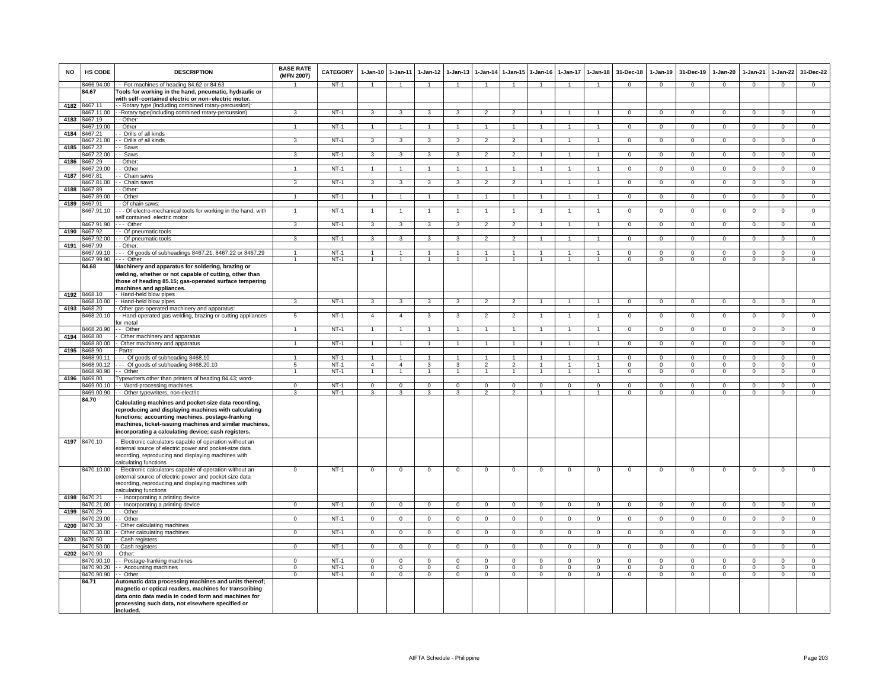| NO | HS CODE | DESCRIPTION | BASE RATE (MFN 2007) | CATEGORY | 1-Jan-10 | 1-Jan-11 | 1-Jan-12 | 1-Jan-13 | 1-Jan-14 | 1-Jan-15 | 1-Jan-16 | 1-Jan-17 | 1-Jan-18 | 31-Dec-18 | 1-Jan-19 | 31-Dec-19 | 1-Jan-20 | 1-Jan-21 | 1-Jan-22 | 31-Dec-22 |
|---|---|---|---|---|---|---|---|---|---|---|---|---|---|---|---|---|---|---|---|---|
| | 8466.94.00 | - - For machines of heading 84.62 or 84.63 | 1 | NT-1 | 1 | 1 | 1 | 1 | 1 | 1 | 1 | 1 | 1 | 0 | 0 | 0 | 0 | 0 | 0 | 0 |
| | **84.67** | **Tools for working in the hand, pneumatic, hydraulic or with self-contained electric or non-electric motor.** | | | | | | | | | | | | | | | | | | |
| 4182 | 8467.11 | - - Rotary type (including combined rotary-percussion): | | | | | | | | | | | | | | | | | | |
| | 8467.11.00 | - -Rotary type(including combined rotary-percussion) | 3 | NT-1 | 3 | 3 | 3 | 3 | 2 | 2 | 1 | 1 | 1 | 0 | 0 | 0 | 0 | 0 | 0 | 0 |
| 4183 | 8467.19 | - - Other: | | | | | | | | | | | | | | | | | | |
| | 8467.19.00 | - - Other | 1 | NT-1 | 1 | 1 | 1 | 1 | 1 | 1 | 1 | 1 | 1 | 0 | 0 | 0 | 0 | 0 | 0 | 0 |
| 4184 | 8467.21 | - - Drills of all kinds | | | | | | | | | | | | | | | | | | |
| | 8467.21.00 | - - Drills of all kinds | 3 | NT-1 | 3 | 3 | 3 | 3 | 2 | 2 | 1 | 1 | 1 | 0 | 0 | 0 | 0 | 0 | 0 | 0 |
| 4185 | 8467.22 | - - Saws | | | | | | | | | | | | | | | | | | |
| | 8467.22.00 | - - Saws | 3 | NT-1 | 3 | 3 | 3 | 3 | 2 | 2 | 1 | 1 | 1 | 0 | 0 | 0 | 0 | 0 | 0 | 0 |
| 4186 | 8467.29 | - - Other: | | | | | | | | | | | | | | | | | | |
| | 8467.29.00 | - - Other | 1 | NT-1 | 1 | 1 | 1 | 1 | 1 | 1 | 1 | 1 | 1 | 0 | 0 | 0 | 0 | 0 | 0 | 0 |
| 4187 | 8467.81 | - - Chain saws | | | | | | | | | | | | | | | | | | |
| | 8467.81.00 | - - Chain saws | 3 | NT-1 | 3 | 3 | 3 | 3 | 2 | 2 | 1 | 1 | 1 | 0 | 0 | 0 | 0 | 0 | 0 | 0 |
| 4188 | 8467.89 | - - Other: | | | | | | | | | | | | | | | | | | |
| | 8467.89.00 | - - Other | 1 | NT-1 | 1 | 1 | 1 | 1 | 1 | 1 | 1 | 1 | 1 | 0 | 0 | 0 | 0 | 0 | 0 | 0 |
| 4189 | 8467.91 | - - Of chain saws: | | | | | | | | | | | | | | | | | | |
| | 8467.91.10 | - - - Of electro-mechanical tools for working in the hand, with self contained electric motor | 1 | NT-1 | 1 | 1 | 1 | 1 | 1 | 1 | 1 | 1 | 1 | 0 | 0 | 0 | 0 | 0 | 0 | 0 |
| | 8467.91.90 | - - - Other | 3 | NT-1 | 3 | 3 | 3 | 3 | 2 | 2 | 1 | 1 | 1 | 0 | 0 | 0 | 0 | 0 | 0 | 0 |
| 4190 | 8467.92 | - - Of pneumatic tools | | | | | | | | | | | | | | | | | | |
| | 8467.92.00 | - - Of pneumatic tools | 3 | NT-1 | 3 | 3 | 3 | 3 | 2 | 2 | 1 | 1 | 1 | 0 | 0 | 0 | 0 | 0 | 0 | 0 |
| 4191 | 8467.99 | - - Other: | | | | | | | | | | | | | | | | | | |
| | 8467.99.10 | - - - Of goods of subheadings 8467.21, 8467.22 or 8467.29 | 1 | NT-1 | 1 | 1 | 1 | 1 | 1 | 1 | 1 | 1 | 1 | 0 | 0 | 0 | 0 | 0 | 0 | 0 |
| | 8467.99.90 | - - - Other | 1 | NT-1 | 1 | 1 | 1 | 1 | 1 | 1 | 1 | 1 | 1 | 0 | 0 | 0 | 0 | 0 | 0 | 0 |
| | **84.68** | **Machinery and apparatus for soldering, brazing or welding, whether or not capable of cutting, other than those of heading 85.15; gas-operated surface tempering machines and appliances.** | | | | | | | | | | | | | | | | | | |
| 4192 | 8468.10 | - Hand-held blow pipes | | | | | | | | | | | | | | | | | | |
| | 8468.10.00 | - Hand-held blow pipes | 3 | NT-1 | 3 | 3 | 3 | 3 | 2 | 2 | 1 | 1 | 1 | 0 | 0 | 0 | 0 | 0 | 0 | 0 |
| 4193 | 8468.20 | - Other gas-operated machinery and apparatus: | | | | | | | | | | | | | | | | | | |
| | 8468.20.10 | - - Hand-operated gas welding, brazing or cutting appliances for metal | 5 | NT-1 | 4 | 4 | 3 | 3 | 2 | 2 | 1 | 1 | 1 | 0 | 0 | 0 | 0 | 0 | 0 | 0 |
| | 8468.20.90 | - - Other | 1 | NT-1 | 1 | 1 | 1 | 1 | 1 | 1 | 1 | 1 | 1 | 0 | 0 | 0 | 0 | 0 | 0 | 0 |
| 4194 | 8468.80 | - Other machinery and apparatus | | | | | | | | | | | | | | | | | | |
| | 8468.80.00 | - Other machinery and apparatus | 1 | NT-1 | 1 | 1 | 1 | 1 | 1 | 1 | 1 | 1 | 1 | 0 | 0 | 0 | 0 | 0 | 0 | 0 |
| 4195 | 8468.90 | - Parts: | | | | | | | | | | | | | | | | | | |
| | 8468.90.11 | - - - Of goods of subheading 8468.10 | 1 | NT-1 | 1 | 1 | 1 | 1 | 1 | 1 | 1 | 1 | 1 | 0 | 0 | 0 | 0 | 0 | 0 | 0 |
| | 8468.90.12 | - - - Of goods of subheading 8468.20.10 | 5 | NT-1 | 4 | 4 | 3 | 3 | 2 | 2 | 1 | 1 | 1 | 0 | 0 | 0 | 0 | 0 | 0 | 0 |
| | 8468.90.90 | - - Other | 1 | NT-1 | 1 | 1 | 1 | 1 | 1 | 1 | 1 | 1 | 1 | 0 | 0 | 0 | 0 | 0 | 0 | 0 |
| 4196 | 8469.00 | Typewriters other than printers of heading 84.43; word- | | | | | | | | | | | | | | | | | | |
| | 8469.00.10 | - - Word-processing machines | 0 | NT-1 | 0 | 0 | 0 | 0 | 0 | 0 | 0 | 0 | 0 | 0 | 0 | 0 | 0 | 0 | 0 | 0 |
| | 8469.00.90 | - - Other typewriters, non-electric | 3 | NT-1 | 3 | 3 | 3 | 3 | 2 | 2 | 1 | 1 | 1 | 0 | 0 | 0 | 0 | 0 | 0 | 0 |
| | **84.70** | **Calculating machines and pocket-size data recording, reproducing and displaying machines with calculating functions; accounting machines, postage-franking machines, ticket-issuing machines and similar machines, incorporating a calculating device; cash registers.** | | | | | | | | | | | | | | | | | | |
| 4197 | 8470.10 | - Electronic calculators capable of operation without an external source of electric power and pocket-size data recording, reproducing and displaying machines with calculating functions | | | | | | | | | | | | | | | | | | |
| | 8470.10.00 | - Electronic calculators capable of operation without an external source of electric power and pocket-size data recording, reproducing and displaying machines with calculating functions | 0 | NT-1 | 0 | 0 | 0 | 0 | 0 | 0 | 0 | 0 | 0 | 0 | 0 | 0 | 0 | 0 | 0 | 0 |
| 4198 | 8470.21 | - - Incorporating a printing device | | | | | | | | | | | | | | | | | | |
| | 8470.21.00 | - - Incorporating a printing device | 0 | NT-1 | 0 | 0 | 0 | 0 | 0 | 0 | 0 | 0 | 0 | 0 | 0 | 0 | 0 | 0 | 0 | 0 |
| 4199 | 8470.29 | - - Other | | | | | | | | | | | | | | | | | | |
| | 8470.29.00 | - - Other | 0 | NT-1 | 0 | 0 | 0 | 0 | 0 | 0 | 0 | 0 | 0 | 0 | 0 | 0 | 0 | 0 | 0 | 0 |
| 4200 | 8470.30 | - Other calculating machines | | | | | | | | | | | | | | | | | | |
| | 8470.30.00 | - Other calculating machines | 0 | NT-1 | 0 | 0 | 0 | 0 | 0 | 0 | 0 | 0 | 0 | 0 | 0 | 0 | 0 | 0 | 0 | 0 |
| 4201 | 8470.50 | - Cash registers | | | | | | | | | | | | | | | | | | |
| | 8470.50.00 | - Cash registers | 0 | NT-1 | 0 | 0 | 0 | 0 | 0 | 0 | 0 | 0 | 0 | 0 | 0 | 0 | 0 | 0 | 0 | 0 |
| 4202 | 8470.90 | - Other: | | | | | | | | | | | | | | | | | | |
| | 8470.90.10 | - - Postage-franking machines | 0 | NT-1 | 0 | 0 | 0 | 0 | 0 | 0 | 0 | 0 | 0 | 0 | 0 | 0 | 0 | 0 | 0 | 0 |
| | 8470.90.20 | - - Accounting machines | 0 | NT-1 | 0 | 0 | 0 | 0 | 0 | 0 | 0 | 0 | 0 | 0 | 0 | 0 | 0 | 0 | 0 | 0 |
| | 8470.90.90 | - - Other | 0 | NT-1 | 0 | 0 | 0 | 0 | 0 | 0 | 0 | 0 | 0 | 0 | 0 | 0 | 0 | 0 | 0 | 0 |
| | **84.71** | **Automatic data processing machines and units thereof; magnetic or optical readers, machines for transcribing data onto data media in coded form and machines for processing such data, not elsewhere specified or included.** | | | | | | | | | | | | | | | | | | |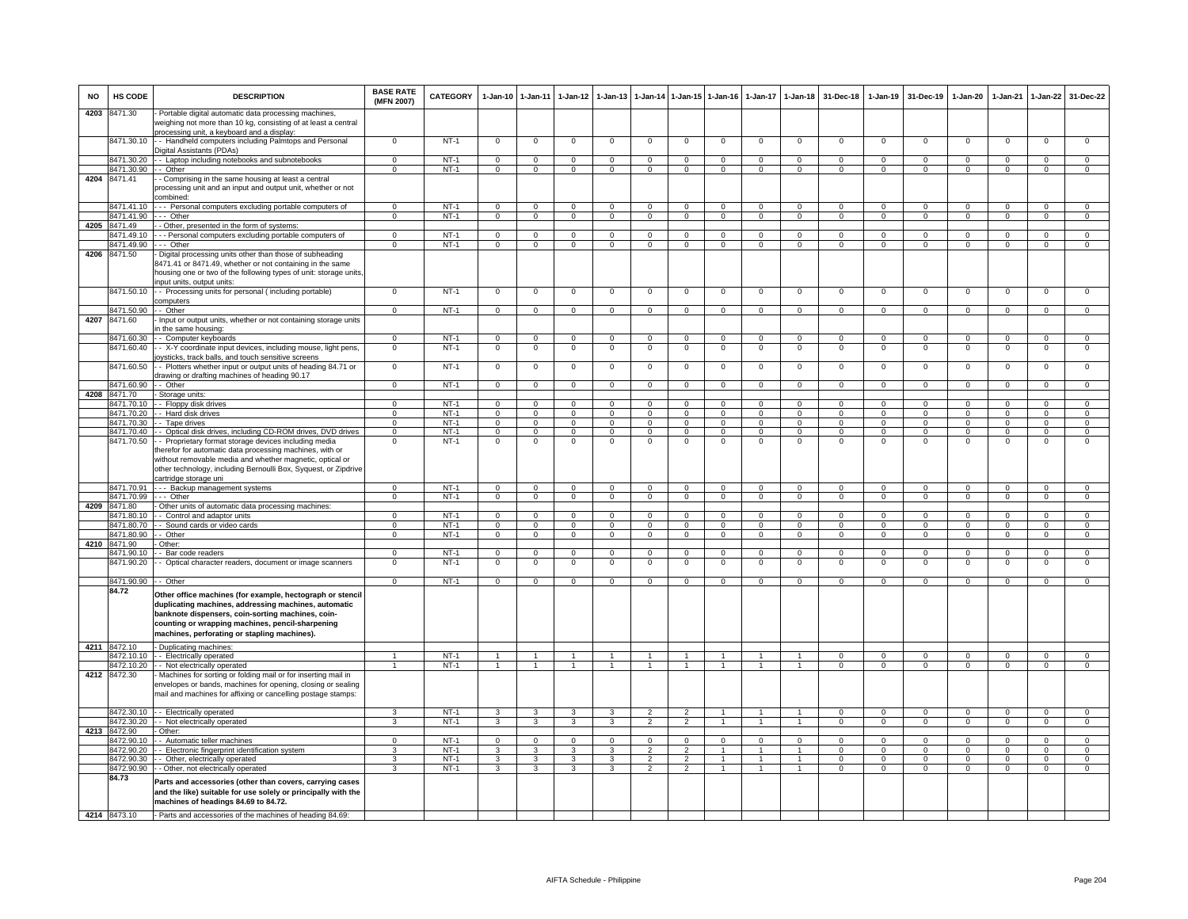| NO | HS CODE | DESCRIPTION | BASE RATE (MFN 2007) | CATEGORY | 1-Jan-10 | 1-Jan-11 | 1-Jan-12 | 1-Jan-13 | 1-Jan-14 | 1-Jan-15 | 1-Jan-16 | 1-Jan-17 | 1-Jan-18 | 31-Dec-18 | 1-Jan-19 | 31-Dec-19 | 1-Jan-20 | 1-Jan-21 | 1-Jan-22 | 31-Dec-22 |
|---|---|---|---|---|---|---|---|---|---|---|---|---|---|---|---|---|---|---|---|---|
| 4203 | 8471.30 | - Portable digital automatic data processing machines, weighing not more than 10 kg, consisting of at least a central processing unit, a keyboard and a display: | | | | | | | | | | | | | | | | | | |
| | 8471.30.10 | - - Handheld computers including Palmtops and Personal Digital Assistants (PDAs) | 0 | NT-1 | 0 | 0 | 0 | 0 | 0 | 0 | 0 | 0 | 0 | 0 | 0 | 0 | 0 | 0 | 0 | 0 |
| | 8471.30.20 | - - Laptop including notebooks and subnotebooks | 0 | NT-1 | 0 | 0 | 0 | 0 | 0 | 0 | 0 | 0 | 0 | 0 | 0 | 0 | 0 | 0 | 0 | 0 |
| | 8471.30.90 | - - Other | 0 | NT-1 | 0 | 0 | 0 | 0 | 0 | 0 | 0 | 0 | 0 | 0 | 0 | 0 | 0 | 0 | 0 | 0 |
| 4204 | 8471.41 | - - Comprising in the same housing at least a central processing unit and an input and output unit, whether or not combined: | | | | | | | | | | | | | | | | | | |
| | 8471.41.10 | - - - Personal computers excluding portable computers of | 0 | NT-1 | 0 | 0 | 0 | 0 | 0 | 0 | 0 | 0 | 0 | 0 | 0 | 0 | 0 | 0 | 0 | 0 |
| | 8471.41.90 | - - - Other | 0 | NT-1 | 0 | 0 | 0 | 0 | 0 | 0 | 0 | 0 | 0 | 0 | 0 | 0 | 0 | 0 | 0 | 0 |
| 4205 | 8471.49 | - - Other, presented in the form of systems: | | | | | | | | | | | | | | | | | | |
| | 8471.49.10 | - - - Personal computers excluding portable computers of | 0 | NT-1 | 0 | 0 | 0 | 0 | 0 | 0 | 0 | 0 | 0 | 0 | 0 | 0 | 0 | 0 | 0 | 0 |
| | 8471.49.90 | - - - Other | 0 | NT-1 | 0 | 0 | 0 | 0 | 0 | 0 | 0 | 0 | 0 | 0 | 0 | 0 | 0 | 0 | 0 | 0 |
| 4206 | 8471.50 | - Digital processing units other than those of subheading 8471.41 or 8471.49, whether or not containing in the same housing one or two of the following types of unit: storage units, input units, output units: | | | | | | | | | | | | | | | | | | |
| | 8471.50.10 | - - Processing units for personal ( including portable) computers | 0 | NT-1 | 0 | 0 | 0 | 0 | 0 | 0 | 0 | 0 | 0 | 0 | 0 | 0 | 0 | 0 | 0 | 0 |
| | 8471.50.90 | - - Other | 0 | NT-1 | 0 | 0 | 0 | 0 | 0 | 0 | 0 | 0 | 0 | 0 | 0 | 0 | 0 | 0 | 0 | 0 |
| 4207 | 8471.60 | - Input or output units, whether or not containing storage units in the same housing: | | | | | | | | | | | | | | | | | | |
| | 8471.60.30 | - - Computer keyboards | 0 | NT-1 | 0 | 0 | 0 | 0 | 0 | 0 | 0 | 0 | 0 | 0 | 0 | 0 | 0 | 0 | 0 | 0 |
| | 8471.60.40 | - - X-Y coordinate input devices, including mouse, light pens, joysticks, track balls, and touch sensitive screens | 0 | NT-1 | 0 | 0 | 0 | 0 | 0 | 0 | 0 | 0 | 0 | 0 | 0 | 0 | 0 | 0 | 0 | 0 |
| | 8471.60.50 | - - Plotters whether input or output units of heading 84.71 or drawing or drafting machines of heading 90.17 | 0 | NT-1 | 0 | 0 | 0 | 0 | 0 | 0 | 0 | 0 | 0 | 0 | 0 | 0 | 0 | 0 | 0 | 0 |
| | 8471.60.90 | - - Other | 0 | NT-1 | 0 | 0 | 0 | 0 | 0 | 0 | 0 | 0 | 0 | 0 | 0 | 0 | 0 | 0 | 0 | 0 |
| 4208 | 8471.70 | - Storage units: | | | | | | | | | | | | | | | | | | |
| | 8471.70.10 | - - Floppy disk drives | 0 | NT-1 | 0 | 0 | 0 | 0 | 0 | 0 | 0 | 0 | 0 | 0 | 0 | 0 | 0 | 0 | 0 | 0 |
| | 8471.70.20 | - - Hard disk drives | 0 | NT-1 | 0 | 0 | 0 | 0 | 0 | 0 | 0 | 0 | 0 | 0 | 0 | 0 | 0 | 0 | 0 | 0 |
| | 8471.70.30 | - - Tape drives | 0 | NT-1 | 0 | 0 | 0 | 0 | 0 | 0 | 0 | 0 | 0 | 0 | 0 | 0 | 0 | 0 | 0 | 0 |
| | 8471.70.40 | - - Optical disk drives, including CD-ROM drives, DVD drives | 0 | NT-1 | 0 | 0 | 0 | 0 | 0 | 0 | 0 | 0 | 0 | 0 | 0 | 0 | 0 | 0 | 0 | 0 |
| | 8471.70.50 | - - Proprietary format storage devices including media therefor for automatic data processing machines, with or without removable media and whether magnetic, optical or other technology, including Bernoulli Box, Syquest, or Zipdrive cartridge storage uni | 0 | NT-1 | 0 | 0 | 0 | 0 | 0 | 0 | 0 | 0 | 0 | 0 | 0 | 0 | 0 | 0 | 0 | 0 |
| | 8471.70.91 | - - - Backup management systems | 0 | NT-1 | 0 | 0 | 0 | 0 | 0 | 0 | 0 | 0 | 0 | 0 | 0 | 0 | 0 | 0 | 0 | 0 |
| | 8471.70.99 | - - - Other | 0 | NT-1 | 0 | 0 | 0 | 0 | 0 | 0 | 0 | 0 | 0 | 0 | 0 | 0 | 0 | 0 | 0 | 0 |
| 4209 | 8471.80 | - Other units of automatic data processing machines: | | | | | | | | | | | | | | | | | | |
| | 8471.80.10 | - - Control and adaptor units | 0 | NT-1 | 0 | 0 | 0 | 0 | 0 | 0 | 0 | 0 | 0 | 0 | 0 | 0 | 0 | 0 | 0 | 0 |
| | 8471.80.70 | - - Sound cards or video cards | 0 | NT-1 | 0 | 0 | 0 | 0 | 0 | 0 | 0 | 0 | 0 | 0 | 0 | 0 | 0 | 0 | 0 | 0 |
| | 8471.80.90 | - - Other | 0 | NT-1 | 0 | 0 | 0 | 0 | 0 | 0 | 0 | 0 | 0 | 0 | 0 | 0 | 0 | 0 | 0 | 0 |
| 4210 | 8471.90 | - Other: | | | | | | | | | | | | | | | | | | |
| | 8471.90.10 | - - Bar code readers | 0 | NT-1 | 0 | 0 | 0 | 0 | 0 | 0 | 0 | 0 | 0 | 0 | 0 | 0 | 0 | 0 | 0 | 0 |
| | 8471.90.20 | - - Optical character readers, document or image scanners | 0 | NT-1 | 0 | 0 | 0 | 0 | 0 | 0 | 0 | 0 | 0 | 0 | 0 | 0 | 0 | 0 | 0 | 0 |
| | 8471.90.90 | - - Other | 0 | NT-1 | 0 | 0 | 0 | 0 | 0 | 0 | 0 | 0 | 0 | 0 | 0 | 0 | 0 | 0 | 0 | 0 |
| | 84.72 | **Other office machines (for example, hectograph or stencil duplicating machines, addressing machines, automatic banknote dispensers, coin-sorting machines, coin-counting or wrapping machines, pencil-sharpening machines, perforating or stapling machines).** | | | | | | | | | | | | | | | | | | |
| 4211 | 8472.10 | - Duplicating machines: | | | | | | | | | | | | | | | | | | |
| | 8472.10.10 | - - Electrically operated | 1 | NT-1 | 1 | 1 | 1 | 1 | 1 | 1 | 1 | 1 | 1 | 0 | 0 | 0 | 0 | 0 | 0 | 0 |
| | 8472.10.20 | - - Not electrically operated | 1 | NT-1 | 1 | 1 | 1 | 1 | 1 | 1 | 1 | 1 | 1 | 0 | 0 | 0 | 0 | 0 | 0 | 0 |
| 4212 | 8472.30 | - Machines for sorting or folding mail or for inserting mail in envelopes or bands, machines for opening, closing or sealing mail and machines for affixing or cancelling postage stamps: | | | | | | | | | | | | | | | | | | |
| | 8472.30.10 | - - Electrically operated | 3 | NT-1 | 3 | 3 | 3 | 3 | 2 | 2 | 1 | 1 | 1 | 0 | 0 | 0 | 0 | 0 | 0 | 0 |
| | 8472.30.20 | - - Not electrically operated | 3 | NT-1 | 3 | 3 | 3 | 3 | 2 | 2 | 1 | 1 | 1 | 0 | 0 | 0 | 0 | 0 | 0 | 0 |
| 4213 | 8472.90 | - Other: | | | | | | | | | | | | | | | | | | |
| | 8472.90.10 | - - Automatic teller machines | 0 | NT-1 | 0 | 0 | 0 | 0 | 0 | 0 | 0 | 0 | 0 | 0 | 0 | 0 | 0 | 0 | 0 | 0 |
| | 8472.90.20 | - - Electronic fingerprint identification system | 3 | NT-1 | 3 | 3 | 3 | 3 | 2 | 2 | 1 | 1 | 1 | 0 | 0 | 0 | 0 | 0 | 0 | 0 |
| | 8472.90.30 | - - Other, electrically operated | 3 | NT-1 | 3 | 3 | 3 | 3 | 2 | 2 | 1 | 1 | 1 | 0 | 0 | 0 | 0 | 0 | 0 | 0 |
| | 8472.90.90 | - - Other, not electrically operated | 3 | NT-1 | 3 | 3 | 3 | 3 | 2 | 2 | 1 | 1 | 1 | 0 | 0 | 0 | 0 | 0 | 0 | 0 |
| | 84.73 | **Parts and accessories (other than covers, carrying cases and the like) suitable for use solely or principally with the machines of headings 84.69 to 84.72.** | | | | | | | | | | | | | | | | | | |
| 4214 | 8473.10 | - Parts and accessories of the machines of heading 84.69: | | | | | | | | | | | | | | | | | | |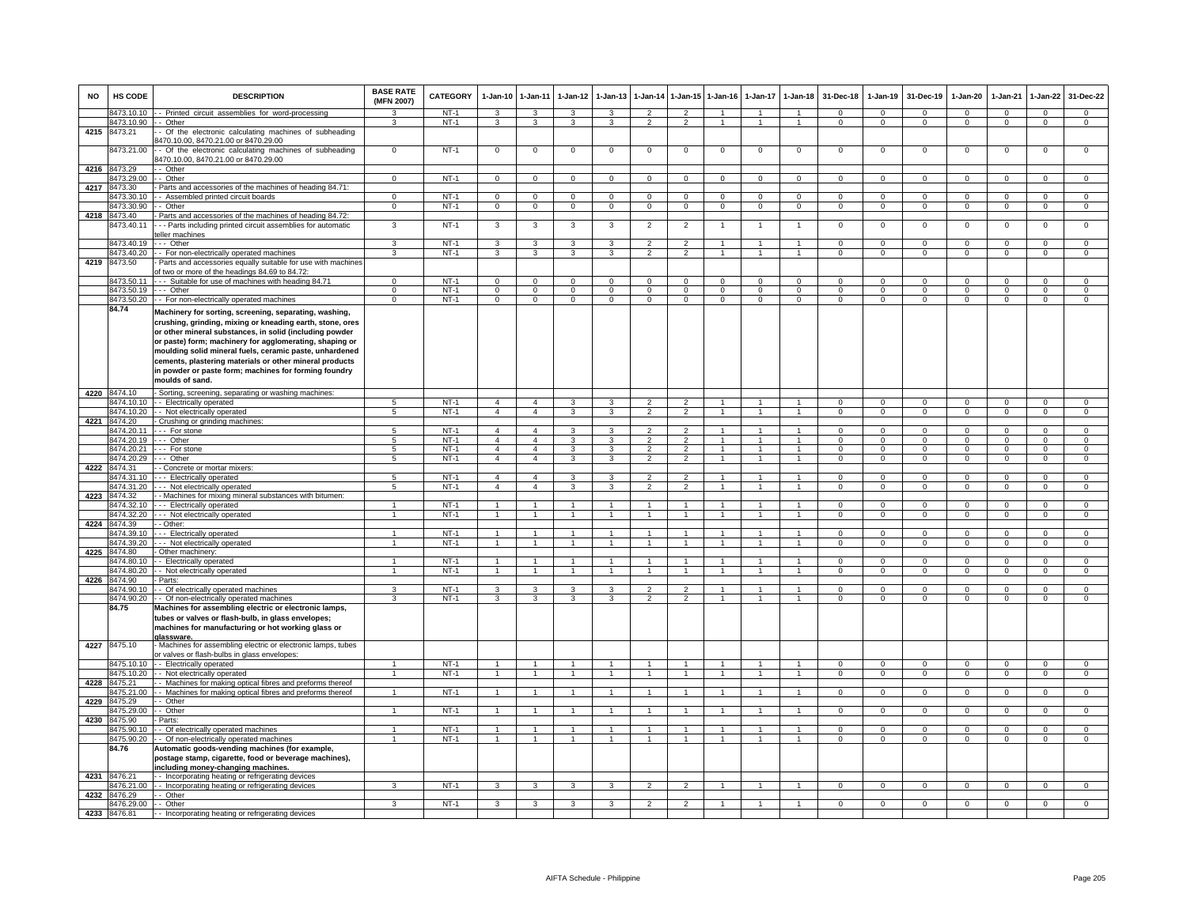| NO | HS CODE | DESCRIPTION | BASE RATE (MFN 2007) | CATEGORY | 1-Jan-10 | 1-Jan-11 | 1-Jan-12 | 1-Jan-13 | 1-Jan-14 | 1-Jan-15 | 1-Jan-16 | 1-Jan-17 | 1-Jan-18 | 31-Dec-18 | 1-Jan-19 | 31-Dec-19 | 1-Jan-20 | 1-Jan-21 | 1-Jan-22 | 31-Dec-22 |
|---|---|---|---|---|---|---|---|---|---|---|---|---|---|---|---|---|---|---|---|---|
| | 8473.10.10 | - - Printed circuit assemblies for word-processing | 3 | NT-1 | 3 | 3 | 3 | 3 | 2 | 2 | 1 | 1 | 1 | 0 | 0 | 0 | 0 | 0 | 0 | 0 |
| | 8473.10.90 | - - Other | 3 | NT-1 | 3 | 3 | 3 | 3 | 2 | 2 | 1 | 1 | 1 | 0 | 0 | 0 | 0 | 0 | 0 | 0 |
| 4215 | 8473.21 | - - Of the electronic calculating machines of subheading 8470.10.00, 8470.21.00 or 8470.29.00 | | | | | | | | | | | | | | | | | | |
| | 8473.21.00 | - - Of the electronic calculating machines of subheading 8470.10.00, 8470.21.00 or 8470.29.00 | 0 | NT-1 | 0 | 0 | 0 | 0 | 0 | 0 | 0 | 0 | 0 | 0 | 0 | 0 | 0 | 0 | 0 | 0 |
| 4216 | 8473.29 | - - Other | | | | | | | | | | | | | | | | | | |
| | 8473.29.00 | - - Other | 0 | NT-1 | 0 | 0 | 0 | 0 | 0 | 0 | 0 | 0 | 0 | 0 | 0 | 0 | 0 | 0 | 0 | 0 |
| 4217 | 8473.30 | - Parts and accessories of the machines of heading 84.71: | | | | | | | | | | | | | | | | | | |
| | 8473.30.10 | - - Assembled printed circuit boards | 0 | NT-1 | 0 | 0 | 0 | 0 | 0 | 0 | 0 | 0 | 0 | 0 | 0 | 0 | 0 | 0 | 0 | 0 |
| | 8473.30.90 | - - Other | 0 | NT-1 | 0 | 0 | 0 | 0 | 0 | 0 | 0 | 0 | 0 | 0 | 0 | 0 | 0 | 0 | 0 | 0 |
| 4218 | 8473.40 | - Parts and accessories of the machines of heading 84.72: | | | | | | | | | | | | | | | | | | |
| | 8473.40.11 | - - - Parts including printed circuit assemblies for automatic teller machines | 3 | NT-1 | 3 | 3 | 3 | 3 | 2 | 2 | 1 | 1 | 1 | 0 | 0 | 0 | 0 | 0 | 0 | 0 |
| | 8473.40.19 | - - - Other | 3 | NT-1 | 3 | 3 | 3 | 3 | 2 | 2 | 1 | 1 | 1 | 0 | 0 | 0 | 0 | 0 | 0 | 0 |
| | 8473.40.20 | - - For non-electrically operated machines | 3 | NT-1 | 3 | 3 | 3 | 3 | 2 | 2 | 1 | 1 | 1 | 0 | 0 | 0 | 0 | 0 | 0 | 0 |
| 4219 | 8473.50 | - Parts and accessories equally suitable for use with machines of two or more of the headings 84.69 to 84.72: | | | | | | | | | | | | | | | | | | |
| | 8473.50.11 | - - - Suitable for use of machines with heading 84.71 | 0 | NT-1 | 0 | 0 | 0 | 0 | 0 | 0 | 0 | 0 | 0 | 0 | 0 | 0 | 0 | 0 | 0 | 0 |
| | 8473.50.19 | - - - Other | 0 | NT-1 | 0 | 0 | 0 | 0 | 0 | 0 | 0 | 0 | 0 | 0 | 0 | 0 | 0 | 0 | 0 | 0 |
| | 8473.50.20 | - - For non-electrically operated machines | 0 | NT-1 | 0 | 0 | 0 | 0 | 0 | 0 | 0 | 0 | 0 | 0 | 0 | 0 | 0 | 0 | 0 | 0 |
| | **84.74** | **Machinery for sorting, screening, separating, washing, crushing, grinding, mixing or kneading earth, stone, ores or other mineral substances, in solid (including powder or paste) form; machinery for agglomerating, shaping or moulding solid mineral fuels, ceramic paste, unhardened cements, plastering materials or other mineral products in powder or paste form; machines for forming foundry moulds of sand.** | | | | | | | | | | | | | | | | | | |
| 4220 | 8474.10 | - Sorting, screening, separating or washing machines: | | | | | | | | | | | | | | | | | | |
| | 8474.10.10 | - - Electrically operated | 5 | NT-1 | 4 | 4 | 3 | 3 | 2 | 2 | 1 | 1 | 1 | 0 | 0 | 0 | 0 | 0 | 0 | 0 |
| | 8474.10.20 | - - Not electrically operated | 5 | NT-1 | 4 | 4 | 3 | 3 | 2 | 2 | 1 | 1 | 1 | 0 | 0 | 0 | 0 | 0 | 0 | 0 |
| 4221 | 8474.20 | - Crushing or grinding machines: | | | | | | | | | | | | | | | | | | |
| | 8474.20.11 | - - - For stone | 5 | NT-1 | 4 | 4 | 3 | 3 | 2 | 2 | 1 | 1 | 1 | 0 | 0 | 0 | 0 | 0 | 0 | 0 |
| | 8474.20.19 | - - - Other | 5 | NT-1 | 4 | 4 | 3 | 3 | 2 | 2 | 1 | 1 | 1 | 0 | 0 | 0 | 0 | 0 | 0 | 0 |
| | 8474.20.21 | - - - For stone | 5 | NT-1 | 4 | 4 | 3 | 3 | 2 | 2 | 1 | 1 | 1 | 0 | 0 | 0 | 0 | 0 | 0 | 0 |
| | 8474.20.29 | - - - Other | 5 | NT-1 | 4 | 4 | 3 | 3 | 2 | 2 | 1 | 1 | 1 | 0 | 0 | 0 | 0 | 0 | 0 | 0 |
| 4222 | 8474.31 | - - Concrete or mortar mixers: | | | | | | | | | | | | | | | | | | |
| | 8474.31.10 | - - - Electrically operated | 5 | NT-1 | 4 | 4 | 3 | 3 | 2 | 2 | 1 | 1 | 1 | 0 | 0 | 0 | 0 | 0 | 0 | 0 |
| | 8474.31.20 | - - - Not electrically operated | 5 | NT-1 | 4 | 4 | 3 | 3 | 2 | 2 | 1 | 1 | 1 | 0 | 0 | 0 | 0 | 0 | 0 | 0 |
| 4223 | 8474.32 | - - Machines for mixing mineral substances with bitumen: | | | | | | | | | | | | | | | | | | |
| | 8474.32.10 | - - - Electrically operated | 1 | NT-1 | 1 | 1 | 1 | 1 | 1 | 1 | 1 | 1 | 1 | 0 | 0 | 0 | 0 | 0 | 0 | 0 |
| | 8474.32.20 | - - - Not electrically operated | 1 | NT-1 | 1 | 1 | 1 | 1 | 1 | 1 | 1 | 1 | 1 | 0 | 0 | 0 | 0 | 0 | 0 | 0 |
| 4224 | 8474.39 | - - Other: | | | | | | | | | | | | | | | | | | |
| | 8474.39.10 | - - - Electrically operated | 1 | NT-1 | 1 | 1 | 1 | 1 | 1 | 1 | 1 | 1 | 1 | 0 | 0 | 0 | 0 | 0 | 0 | 0 |
| | 8474.39.20 | - - - Not electrically operated | 1 | NT-1 | 1 | 1 | 1 | 1 | 1 | 1 | 1 | 1 | 1 | 0 | 0 | 0 | 0 | 0 | 0 | 0 |
| 4225 | 8474.80 | - Other machinery: | | | | | | | | | | | | | | | | | | |
| | 8474.80.10 | - - Electrically operated | 1 | NT-1 | 1 | 1 | 1 | 1 | 1 | 1 | 1 | 1 | 1 | 0 | 0 | 0 | 0 | 0 | 0 | 0 |
| | 8474.80.20 | - - Not electrically operated | 1 | NT-1 | 1 | 1 | 1 | 1 | 1 | 1 | 1 | 1 | 1 | 0 | 0 | 0 | 0 | 0 | 0 | 0 |
| 4226 | 8474.90 | - Parts: | | | | | | | | | | | | | | | | | | |
| | 8474.90.10 | - - Of electrically operated machines | 3 | NT-1 | 3 | 3 | 3 | 3 | 2 | 2 | 1 | 1 | 1 | 0 | 0 | 0 | 0 | 0 | 0 | 0 |
| | 8474.90.20 | - - Of non-electrically operated machines | 3 | NT-1 | 3 | 3 | 3 | 3 | 2 | 2 | 1 | 1 | 1 | 0 | 0 | 0 | 0 | 0 | 0 | 0 |
| | **84.75** | **Machines for assembling electric or electronic lamps, tubes or valves or flash-bulb, in glass envelopes; machines for manufacturing or hot working glass or glassware.** | | | | | | | | | | | | | | | | | | |
| 4227 | 8475.10 | - Machines for assembling electric or electronic lamps, tubes or valves or flash-bulbs in glass envelopes: | | | | | | | | | | | | | | | | | | |
| | 8475.10.10 | - - Electrically operated | 1 | NT-1 | 1 | 1 | 1 | 1 | 1 | 1 | 1 | 1 | 1 | 0 | 0 | 0 | 0 | 0 | 0 | 0 |
| | 8475.10.20 | - - Not electrically operated | 1 | NT-1 | 1 | 1 | 1 | 1 | 1 | 1 | 1 | 1 | 1 | 0 | 0 | 0 | 0 | 0 | 0 | 0 |
| 4228 | 8475.21 | - - Machines for making optical fibres and preforms thereof | | | | | | | | | | | | | | | | | | |
| | 8475.21.00 | - - Machines for making optical fibres and preforms thereof | 1 | NT-1 | 1 | 1 | 1 | 1 | 1 | 1 | 1 | 1 | 1 | 0 | 0 | 0 | 0 | 0 | 0 | 0 |
| 4229 | 8475.29 | - - Other | | | | | | | | | | | | | | | | | | |
| | 8475.29.00 | - - Other | 1 | NT-1 | 1 | 1 | 1 | 1 | 1 | 1 | 1 | 1 | 1 | 0 | 0 | 0 | 0 | 0 | 0 | 0 |
| 4230 | 8475.90 | - Parts: | | | | | | | | | | | | | | | | | | |
| | 8475.90.10 | - - Of electrically operated machines | 1 | NT-1 | 1 | 1 | 1 | 1 | 1 | 1 | 1 | 1 | 1 | 0 | 0 | 0 | 0 | 0 | 0 | 0 |
| | 8475.90.20 | - - Of non-electrically operated machines | 1 | NT-1 | 1 | 1 | 1 | 1 | 1 | 1 | 1 | 1 | 1 | 0 | 0 | 0 | 0 | 0 | 0 | 0 |
| | **84.76** | **Automatic goods-vending machines (for example, postage stamp, cigarette, food or beverage machines), including money-changing machines.** | | | | | | | | | | | | | | | | | | |
| 4231 | 8476.21 | - - Incorporating heating or refrigerating devices | | | | | | | | | | | | | | | | | | |
| | 8476.21.00 | - - Incorporating heating or refrigerating devices | 3 | NT-1 | 3 | 3 | 3 | 3 | 2 | 2 | 1 | 1 | 1 | 0 | 0 | 0 | 0 | 0 | 0 | 0 |
| 4232 | 8476.29 | - - Other | | | | | | | | | | | | | | | | | | |
| | 8476.29.00 | - - Other | 3 | NT-1 | 3 | 3 | 3 | 3 | 2 | 2 | 1 | 1 | 1 | 0 | 0 | 0 | 0 | 0 | 0 | 0 |
| 4233 | 8476.81 | - - Incorporating heating or refrigerating devices | | | | | | | | | | | | | | | | | | |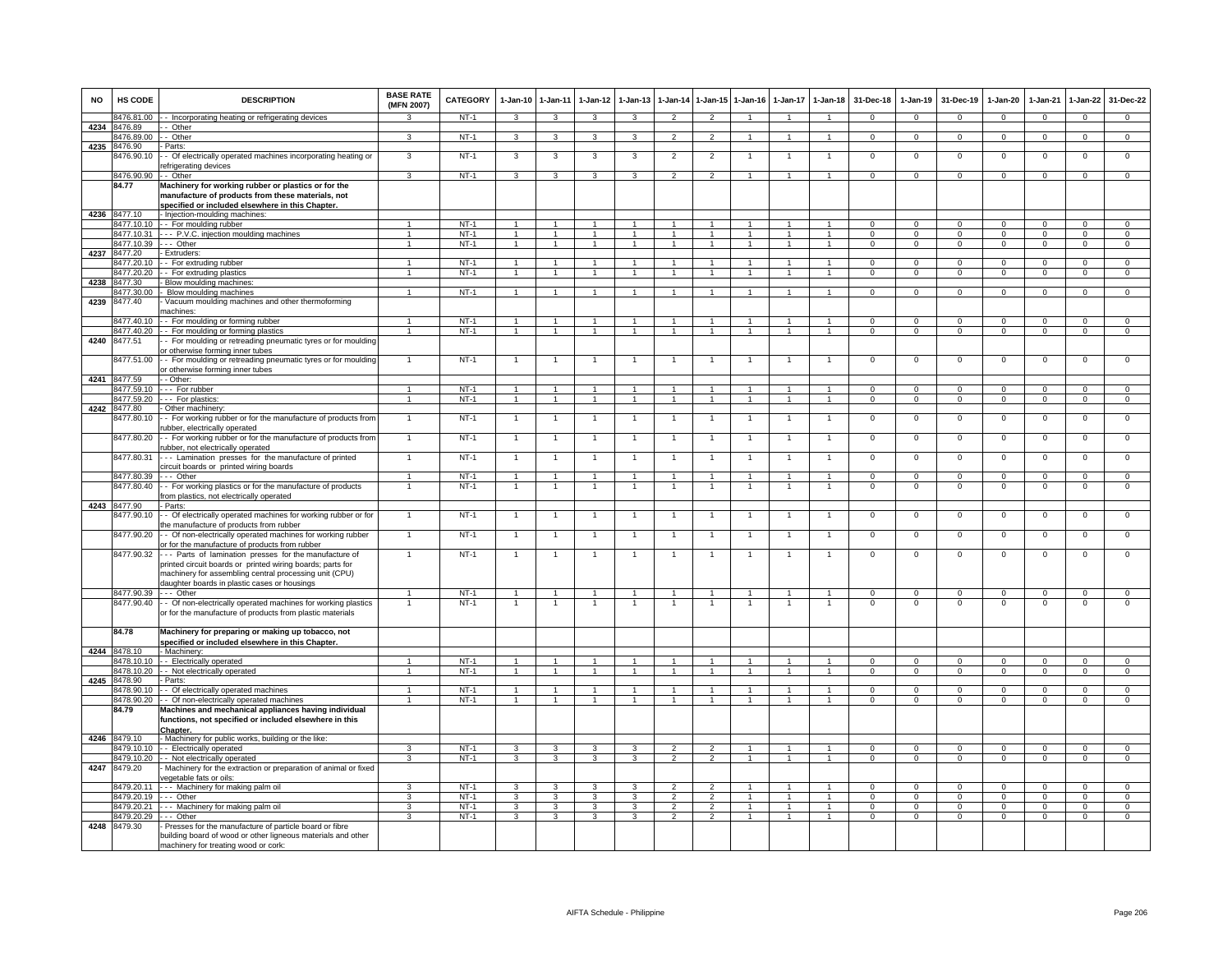| NO | HS CODE | DESCRIPTION | BASE RATE (MFN 2007) | CATEGORY | 1-Jan-10 | 1-Jan-11 | 1-Jan-12 | 1-Jan-13 | 1-Jan-14 | 1-Jan-15 | 1-Jan-16 | 1-Jan-17 | 1-Jan-18 | 31-Dec-18 | 1-Jan-19 | 31-Dec-19 | 1-Jan-20 | 1-Jan-21 | 1-Jan-22 | 31-Dec-22 |
|---|---|---|---|---|---|---|---|---|---|---|---|---|---|---|---|---|---|---|---|---|
| | 8476.81.00 | - - Incorporating heating or refrigerating devices | 3 | NT-1 | 3 | 3 | 3 | 3 | 2 | 2 | 1 | 1 | 1 | 0 | 0 | 0 | 0 | 0 | 0 | 0 |
| 4234 | 8476.89 | - - Other | | | | | | | | | | | | | | | | | | |
| | 8476.89.00 | - - Other | 3 | NT-1 | 3 | 3 | 3 | 3 | 2 | 2 | 1 | 1 | 1 | 0 | 0 | 0 | 0 | 0 | 0 | 0 |
| 4235 | 8476.90 | - Parts: | | | | | | | | | | | | | | | | | | |
| | 8476.90.10 | - - Of electrically operated machines incorporating heating or refrigerating devices | 3 | NT-1 | 3 | 3 | 3 | 3 | 2 | 2 | 1 | 1 | 1 | 0 | 0 | 0 | 0 | 0 | 0 | 0 |
| | 8476.90.90 | - - Other | 3 | NT-1 | 3 | 3 | 3 | 3 | 2 | 2 | 1 | 1 | 1 | 0 | 0 | 0 | 0 | 0 | 0 | 0 |
| | **84.77** | **Machinery for working rubber or plastics or for the manufacture of products from these materials, not specified or included elsewhere in this Chapter.** | | | | | | | | | | | | | | | | | | |
| 4236 | 8477.10 | - Injection-moulding machines: | | | | | | | | | | | | | | | | | | |
| | 8477.10.10 | - - For moulding rubber | 1 | NT-1 | 1 | 1 | 1 | 1 | 1 | 1 | 1 | 1 | 1 | 0 | 0 | 0 | 0 | 0 | 0 | 0 |
| | 8477.10.31 | - - - P.V.C. injection moulding machines | 1 | NT-1 | 1 | 1 | 1 | 1 | 1 | 1 | 1 | 1 | 1 | 0 | 0 | 0 | 0 | 0 | 0 | 0 |
| | 8477.10.39 | - - - Other | 1 | NT-1 | 1 | 1 | 1 | 1 | 1 | 1 | 1 | 1 | 1 | 0 | 0 | 0 | 0 | 0 | 0 | 0 |
| 4237 | 8477.20 | - Extruders: | | | | | | | | | | | | | | | | | | |
| | 8477.20.10 | - - For extruding rubber | 1 | NT-1 | 1 | 1 | 1 | 1 | 1 | 1 | 1 | 1 | 1 | 0 | 0 | 0 | 0 | 0 | 0 | 0 |
| | 8477.20.20 | - - For extruding plastics | 1 | NT-1 | 1 | 1 | 1 | 1 | 1 | 1 | 1 | 1 | 1 | 0 | 0 | 0 | 0 | 0 | 0 | 0 |
| 4238 | 8477.30 | - Blow moulding machines: | | | | | | | | | | | | | | | | | | |
| | 8477.30.00 | - Blow moulding machines | 1 | NT-1 | 1 | 1 | 1 | 1 | 1 | 1 | 1 | 1 | 1 | 0 | 0 | 0 | 0 | 0 | 0 | 0 |
| 4239 | 8477.40 | - Vacuum moulding machines and other thermoforming machines: | | | | | | | | | | | | | | | | | | |
| | 8477.40.10 | - - For moulding or forming rubber | 1 | NT-1 | 1 | 1 | 1 | 1 | 1 | 1 | 1 | 1 | 1 | 0 | 0 | 0 | 0 | 0 | 0 | 0 |
| | 8477.40.20 | - - For moulding or forming plastics | 1 | NT-1 | 1 | 1 | 1 | 1 | 1 | 1 | 1 | 1 | 1 | 0 | 0 | 0 | 0 | 0 | 0 | 0 |
| 4240 | 8477.51 | - - For moulding or retreading pneumatic tyres or for moulding or otherwise forming inner tubes | | | | | | | | | | | | | | | | | | |
| | 8477.51.00 | - - For moulding or retreading pneumatic tyres or for moulding or otherwise forming inner tubes | 1 | NT-1 | 1 | 1 | 1 | 1 | 1 | 1 | 1 | 1 | 1 | 0 | 0 | 0 | 0 | 0 | 0 | 0 |
| 4241 | 8477.59 | - - Other: | | | | | | | | | | | | | | | | | | |
| | 8477.59.10 | - - - For rubber | 1 | NT-1 | 1 | 1 | 1 | 1 | 1 | 1 | 1 | 1 | 1 | 0 | 0 | 0 | 0 | 0 | 0 | 0 |
| | 8477.59.20 | - - - For plastics: | 1 | NT-1 | 1 | 1 | 1 | 1 | 1 | 1 | 1 | 1 | 1 | 0 | 0 | 0 | 0 | 0 | 0 | 0 |
| 4242 | 8477.80 | - Other machinery: | | | | | | | | | | | | | | | | | | |
| | 8477.80.10 | - - For working rubber or for the manufacture of products from rubber, electrically operated | 1 | NT-1 | 1 | 1 | 1 | 1 | 1 | 1 | 1 | 1 | 1 | 0 | 0 | 0 | 0 | 0 | 0 | 0 |
| | 8477.80.20 | - - For working rubber or for the manufacture of products from rubber, not electrically operated | 1 | NT-1 | 1 | 1 | 1 | 1 | 1 | 1 | 1 | 1 | 1 | 0 | 0 | 0 | 0 | 0 | 0 | 0 |
| | 8477.80.31 | - - - Lamination presses for the manufacture of printed circuit boards or printed wiring boards | 1 | NT-1 | 1 | 1 | 1 | 1 | 1 | 1 | 1 | 1 | 1 | 0 | 0 | 0 | 0 | 0 | 0 | 0 |
| | 8477.80.39 | - - - Other | 1 | NT-1 | 1 | 1 | 1 | 1 | 1 | 1 | 1 | 1 | 1 | 0 | 0 | 0 | 0 | 0 | 0 | 0 |
| | 8477.80.40 | - - For working plastics or for the manufacture of products from plastics, not electrically operated | 1 | NT-1 | 1 | 1 | 1 | 1 | 1 | 1 | 1 | 1 | 1 | 0 | 0 | 0 | 0 | 0 | 0 | 0 |
| 4243 | 8477.90 | - Parts: | | | | | | | | | | | | | | | | | | |
| | 8477.90.10 | - - Of electrically operated machines for working rubber or for the manufacture of products from rubber | 1 | NT-1 | 1 | 1 | 1 | 1 | 1 | 1 | 1 | 1 | 1 | 0 | 0 | 0 | 0 | 0 | 0 | 0 |
| | 8477.90.20 | - - Of non-electrically operated machines for working rubber or for the manufacture of products from rubber | 1 | NT-1 | 1 | 1 | 1 | 1 | 1 | 1 | 1 | 1 | 1 | 0 | 0 | 0 | 0 | 0 | 0 | 0 |
| | 8477.90.32 | - - - Parts of lamination presses for the manufacture of printed circuit boards or printed wiring boards; parts for machinery for assembling central processing unit (CPU) daughter boards in plastic cases or housings | 1 | NT-1 | 1 | 1 | 1 | 1 | 1 | 1 | 1 | 1 | 1 | 0 | 0 | 0 | 0 | 0 | 0 | 0 |
| | 8477.90.39 | - - - Other | 1 | NT-1 | 1 | 1 | 1 | 1 | 1 | 1 | 1 | 1 | 1 | 0 | 0 | 0 | 0 | 0 | 0 | 0 |
| | 8477.90.40 | - - Of non-electrically operated machines for working plastics or for the manufacture of products from plastic materials | 1 | NT-1 | 1 | 1 | 1 | 1 | 1 | 1 | 1 | 1 | 1 | 0 | 0 | 0 | 0 | 0 | 0 | 0 |
| | **84.78** | **Machinery for preparing or making up tobacco, not specified or included elsewhere in this Chapter.** | | | | | | | | | | | | | | | | | | |
| 4244 | 8478.10 | - Machinery: | | | | | | | | | | | | | | | | | | |
| | 8478.10.10 | - - Electrically operated | 1 | NT-1 | 1 | 1 | 1 | 1 | 1 | 1 | 1 | 1 | 1 | 0 | 0 | 0 | 0 | 0 | 0 | 0 |
| | 8478.10.20 | - - Not electrically operated | 1 | NT-1 | 1 | 1 | 1 | 1 | 1 | 1 | 1 | 1 | 1 | 0 | 0 | 0 | 0 | 0 | 0 | 0 |
| 4245 | 8478.90 | - Parts: | | | | | | | | | | | | | | | | | | |
| | 8478.90.10 | - - Of electrically operated machines | 1 | NT-1 | 1 | 1 | 1 | 1 | 1 | 1 | 1 | 1 | 1 | 0 | 0 | 0 | 0 | 0 | 0 | 0 |
| | 8478.90.20 | - - Of non-electrically operated machines | 1 | NT-1 | 1 | 1 | 1 | 1 | 1 | 1 | 1 | 1 | 1 | 0 | 0 | 0 | 0 | 0 | 0 | 0 |
| | **84.79** | **Machines and mechanical appliances having individual functions, not specified or included elsewhere in this Chapter.** | | | | | | | | | | | | | | | | | | |
| 4246 | 8479.10 | - Machinery for public works, building or the like: | | | | | | | | | | | | | | | | | | |
| | 8479.10.10 | - - Electrically operated | 3 | NT-1 | 3 | 3 | 3 | 3 | 2 | 2 | 1 | 1 | 1 | 0 | 0 | 0 | 0 | 0 | 0 | 0 |
| | 8479.10.20 | - - Not electrically operated | 3 | NT-1 | 3 | 3 | 3 | 3 | 2 | 2 | 1 | 1 | 1 | 0 | 0 | 0 | 0 | 0 | 0 | 0 |
| 4247 | 8479.20 | - Machinery for the extraction or preparation of animal or fixed vegetable fats or oils: | | | | | | | | | | | | | | | | | | |
| | 8479.20.11 | - - - Machinery for making palm oil | 3 | NT-1 | 3 | 3 | 3 | 3 | 2 | 2 | 1 | 1 | 1 | 0 | 0 | 0 | 0 | 0 | 0 | 0 |
| | 8479.20.19 | - - - Other | 3 | NT-1 | 3 | 3 | 3 | 3 | 2 | 2 | 1 | 1 | 1 | 0 | 0 | 0 | 0 | 0 | 0 | 0 |
| | 8479.20.21 | - - - Machinery for making palm oil | 3 | NT-1 | 3 | 3 | 3 | 3 | 2 | 2 | 1 | 1 | 1 | 0 | 0 | 0 | 0 | 0 | 0 | 0 |
| | 8479.20.29 | - - - Other | 3 | NT-1 | 3 | 3 | 3 | 3 | 2 | 2 | 1 | 1 | 1 | 0 | 0 | 0 | 0 | 0 | 0 | 0 |
| 4248 | 8479.30 | - Presses for the manufacture of particle board or fibre building board of wood or other ligneous materials and other machinery for treating wood or cork: | | | | | | | | | | | | | | | | | | |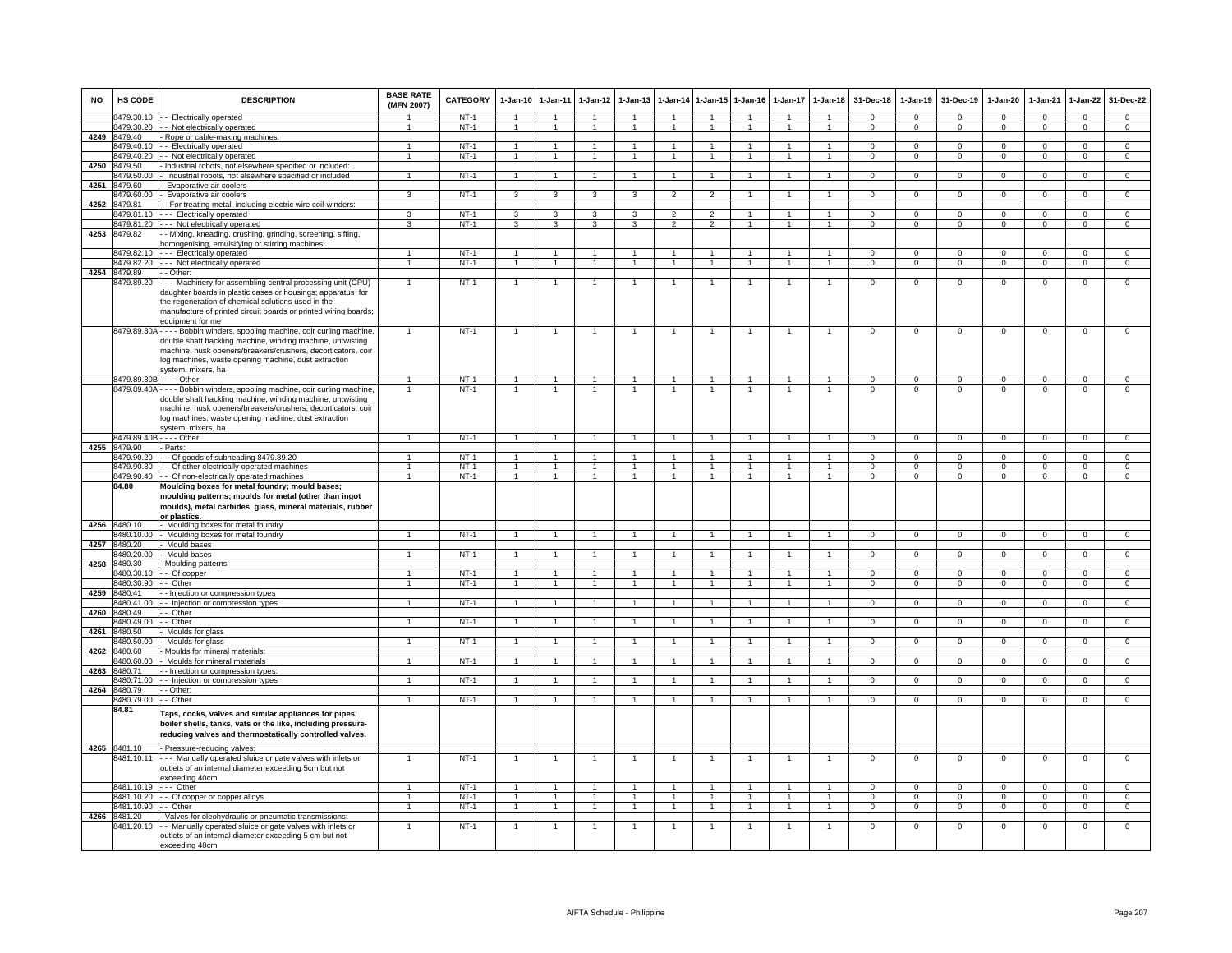| NO | HS CODE | DESCRIPTION | BASE RATE (MFN 2007) | CATEGORY | 1-Jan-10 | 1-Jan-11 | 1-Jan-12 | 1-Jan-13 | 1-Jan-14 | 1-Jan-15 | 1-Jan-16 | 1-Jan-17 | 1-Jan-18 | 31-Dec-18 | 1-Jan-19 | 31-Dec-19 | 1-Jan-20 | 1-Jan-21 | 1-Jan-22 | 31-Dec-22 |
|---|---|---|---|---|---|---|---|---|---|---|---|---|---|---|---|---|---|---|---|---|
| | 8479.30.10 | - - Electrically operated | 1 | NT-1 | 1 | 1 | 1 | 1 | 1 | 1 | 1 | 1 | 1 | 0 | 0 | 0 | 0 | 0 | 0 | 0 |
| | 8479.30.20 | - - Not electrically operated | 1 | NT-1 | 1 | 1 | 1 | 1 | 1 | 1 | 1 | 1 | 1 | 0 | 0 | 0 | 0 | 0 | 0 | 0 |
| 4249 | 8479.40 | - Rope or cable-making machines: | | | | | | | | | | | | | | | | | | |
| | 8479.40.10 | - - Electrically operated | 1 | NT-1 | 1 | 1 | 1 | 1 | 1 | 1 | 1 | 1 | 1 | 0 | 0 | 0 | 0 | 0 | 0 | 0 |
| | 8479.40.20 | - - Not electrically operated | 1 | NT-1 | 1 | 1 | 1 | 1 | 1 | 1 | 1 | 1 | 1 | 0 | 0 | 0 | 0 | 0 | 0 | 0 |
| 4250 | 8479.50 | - Industrial robots, not elsewhere specified or included: | | | | | | | | | | | | | | | | | | |
| | 8479.50.00 | - Industrial robots, not elsewhere specified or included | 1 | NT-1 | 1 | 1 | 1 | 1 | 1 | 1 | 1 | 1 | 1 | 0 | 0 | 0 | 0 | 0 | 0 | 0 |
| 4251 | 8479.60 | - Evaporative air coolers | | | | | | | | | | | | | | | | | | |
| | 8479.60.00 | - Evaporative air coolers | 3 | NT-1 | 3 | 3 | 3 | 3 | 2 | 2 | 1 | 1 | 1 | 0 | 0 | 0 | 0 | 0 | 0 | 0 |
| 4252 | 8479.81 | - - For treating metal, including electric wire coil-winders: | | | | | | | | | | | | | | | | | | |
| | 8479.81.10 | - - - Electrically operated | 3 | NT-1 | 3 | 3 | 3 | 3 | 2 | 2 | 1 | 1 | 1 | 0 | 0 | 0 | 0 | 0 | 0 | 0 |
| | 8479.81.20 | - - - Not electrically operated | 3 | NT-1 | 3 | 3 | 3 | 3 | 2 | 2 | 1 | 1 | 1 | 0 | 0 | 0 | 0 | 0 | 0 | 0 |
| 4253 | 8479.82 | - - Mixing, kneading, crushing, grinding, screening, sifting, homogenising, emulsifying or stirring machines: | | | | | | | | | | | | | | | | | | |
| | 8479.82.10 | - - - Electrically operated | 1 | NT-1 | 1 | 1 | 1 | 1 | 1 | 1 | 1 | 1 | 1 | 0 | 0 | 0 | 0 | 0 | 0 | 0 |
| | 8479.82.20 | - - - Not electrically operated | 1 | NT-1 | 1 | 1 | 1 | 1 | 1 | 1 | 1 | 1 | 1 | 0 | 0 | 0 | 0 | 0 | 0 | 0 |
| 4254 | 8479.89 | - - Other: | | | | | | | | | | | | | | | | | | |
| | 8479.89.20 | - - - Machinery for assembling central processing unit (CPU) daughter boards in plastic cases or housings; apparatus for the regeneration of chemical solutions used in the manufacture of printed circuit boards or printed wiring boards; equipment for me | 1 | NT-1 | 1 | 1 | 1 | 1 | 1 | 1 | 1 | 1 | 1 | 0 | 0 | 0 | 0 | 0 | 0 | 0 |
| | 8479.89.30A | - - - - Bobbin winders, spooling machine, coir curling machine, double shaft hackling machine, winding machine, untwisting machine, husk openers/breakers/crushers, decorticators, coir log machines, waste opening machine, dust extraction system, mixers, ha | 1 | NT-1 | 1 | 1 | 1 | 1 | 1 | 1 | 1 | 1 | 1 | 0 | 0 | 0 | 0 | 0 | 0 | 0 |
| | 8479.89.30B | - - - - Other | 1 | NT-1 | 1 | 1 | 1 | 1 | 1 | 1 | 1 | 1 | 1 | 0 | 0 | 0 | 0 | 0 | 0 | 0 |
| | 8479.89.40A | - - - - Bobbin winders, spooling machine, coir curling machine, double shaft hackling machine, winding machine, untwisting machine, husk openers/breakers/crushers, decorticators, coir log machines, waste opening machine, dust extraction system, mixers, ha | 1 | NT-1 | 1 | 1 | 1 | 1 | 1 | 1 | 1 | 1 | 1 | 0 | 0 | 0 | 0 | 0 | 0 | 0 |
| | 8479.89.40B | - - - - Other | 1 | NT-1 | 1 | 1 | 1 | 1 | 1 | 1 | 1 | 1 | 1 | 0 | 0 | 0 | 0 | 0 | 0 | 0 |
| 4255 | 8479.90 | - Parts: | | | | | | | | | | | | | | | | | | |
| | 8479.90.20 | - - Of goods of subheading 8479.89.20 | 1 | NT-1 | 1 | 1 | 1 | 1 | 1 | 1 | 1 | 1 | 1 | 0 | 0 | 0 | 0 | 0 | 0 | 0 |
| | 8479.90.30 | - - Of other electrically operated machines | 1 | NT-1 | 1 | 1 | 1 | 1 | 1 | 1 | 1 | 1 | 1 | 0 | 0 | 0 | 0 | 0 | 0 | 0 |
| | 8479.90.40 | - - Of non-electrically operated machines | 1 | NT-1 | 1 | 1 | 1 | 1 | 1 | 1 | 1 | 1 | 1 | 0 | 0 | 0 | 0 | 0 | 0 | 0 |
| | **84.80** | **Moulding boxes for metal foundry; mould bases; moulding patterns; moulds for metal (other than ingot moulds), metal carbides, glass, mineral materials, rubber or plastics.** | | | | | | | | | | | | | | | | | | |
| 4256 | 8480.10 | - Moulding boxes for metal foundry | | | | | | | | | | | | | | | | | | |
| | 8480.10.00 | - Moulding boxes for metal foundry | 1 | NT-1 | 1 | 1 | 1 | 1 | 1 | 1 | 1 | 1 | 1 | 0 | 0 | 0 | 0 | 0 | 0 | 0 |
| 4257 | 8480.20 | - Mould bases | | | | | | | | | | | | | | | | | | |
| | 8480.20.00 | - Mould bases | 1 | NT-1 | 1 | 1 | 1 | 1 | 1 | 1 | 1 | 1 | 1 | 0 | 0 | 0 | 0 | 0 | 0 | 0 |
| 4258 | 8480.30 | - Moulding patterns | | | | | | | | | | | | | | | | | | |
| | 8480.30.10 | - - Of copper | 1 | NT-1 | 1 | 1 | 1 | 1 | 1 | 1 | 1 | 1 | 1 | 0 | 0 | 0 | 0 | 0 | 0 | 0 |
| | 8480.30.90 | - - Other | 1 | NT-1 | 1 | 1 | 1 | 1 | 1 | 1 | 1 | 1 | 1 | 0 | 0 | 0 | 0 | 0 | 0 | 0 |
| 4259 | 8480.41 | - - Injection or compression types | | | | | | | | | | | | | | | | | | |
| | 8480.41.00 | - - Injection or compression types | 1 | NT-1 | 1 | 1 | 1 | 1 | 1 | 1 | 1 | 1 | 1 | 0 | 0 | 0 | 0 | 0 | 0 | 0 |
| 4260 | 8480.49 | - - Other | | | | | | | | | | | | | | | | | | |
| | 8480.49.00 | - - Other | 1 | NT-1 | 1 | 1 | 1 | 1 | 1 | 1 | 1 | 1 | 1 | 0 | 0 | 0 | 0 | 0 | 0 | 0 |
| 4261 | 8480.50 | - Moulds for glass | | | | | | | | | | | | | | | | | | |
| | 8480.50.00 | - Moulds for glass | 1 | NT-1 | 1 | 1 | 1 | 1 | 1 | 1 | 1 | 1 | 1 | 0 | 0 | 0 | 0 | 0 | 0 | 0 |
| 4262 | 8480.60 | - Moulds for mineral materials: | | | | | | | | | | | | | | | | | | |
| | 8480.60.00 | - Moulds for mineral materials | 1 | NT-1 | 1 | 1 | 1 | 1 | 1 | 1 | 1 | 1 | 1 | 0 | 0 | 0 | 0 | 0 | 0 | 0 |
| 4263 | 8480.71 | - - Injection or compression types: | | | | | | | | | | | | | | | | | | |
| | 8480.71.00 | - - Injection or compression types | 1 | NT-1 | 1 | 1 | 1 | 1 | 1 | 1 | 1 | 1 | 1 | 0 | 0 | 0 | 0 | 0 | 0 | 0 |
| 4264 | 8480.79 | - - Other: | | | | | | | | | | | | | | | | | | |
| | 8480.79.00 | - - Other | 1 | NT-1 | 1 | 1 | 1 | 1 | 1 | 1 | 1 | 1 | 1 | 0 | 0 | 0 | 0 | 0 | 0 | 0 |
| | **84.81** | **Taps, cocks, valves and similar appliances for pipes, boiler shells, tanks, vats or the like, including pressure-reducing valves and thermostatically controlled valves.** | | | | | | | | | | | | | | | | | | |
| 4265 | 8481.10 | - Pressure-reducing valves: | | | | | | | | | | | | | | | | | | |
| | 8481.10.11 | - - - Manually operated sluice or gate valves with inlets or outlets of an internal diameter exceeding 5cm but not exceeding 40cm | 1 | NT-1 | 1 | 1 | 1 | 1 | 1 | 1 | 1 | 1 | 1 | 0 | 0 | 0 | 0 | 0 | 0 | 0 |
| | 8481.10.19 | - - - Other | 1 | NT-1 | 1 | 1 | 1 | 1 | 1 | 1 | 1 | 1 | 1 | 0 | 0 | 0 | 0 | 0 | 0 | 0 |
| | 8481.10.20 | - - Of copper or copper alloys | 1 | NT-1 | 1 | 1 | 1 | 1 | 1 | 1 | 1 | 1 | 1 | 0 | 0 | 0 | 0 | 0 | 0 | 0 |
| | 8481.10.90 | - - Other | 1 | NT-1 | 1 | 1 | 1 | 1 | 1 | 1 | 1 | 1 | 1 | 0 | 0 | 0 | 0 | 0 | 0 | 0 |
| 4266 | 8481.20 | - Valves for oleohydraulic or pneumatic transmissions: | | | | | | | | | | | | | | | | | | |
| | 8481.20.10 | - - Manually operated sluice or gate valves with inlets or outlets of an internal diameter exceeding 5 cm but not exceeding 40cm | 1 | NT-1 | 1 | 1 | 1 | 1 | 1 | 1 | 1 | 1 | 1 | 0 | 0 | 0 | 0 | 0 | 0 | 0 |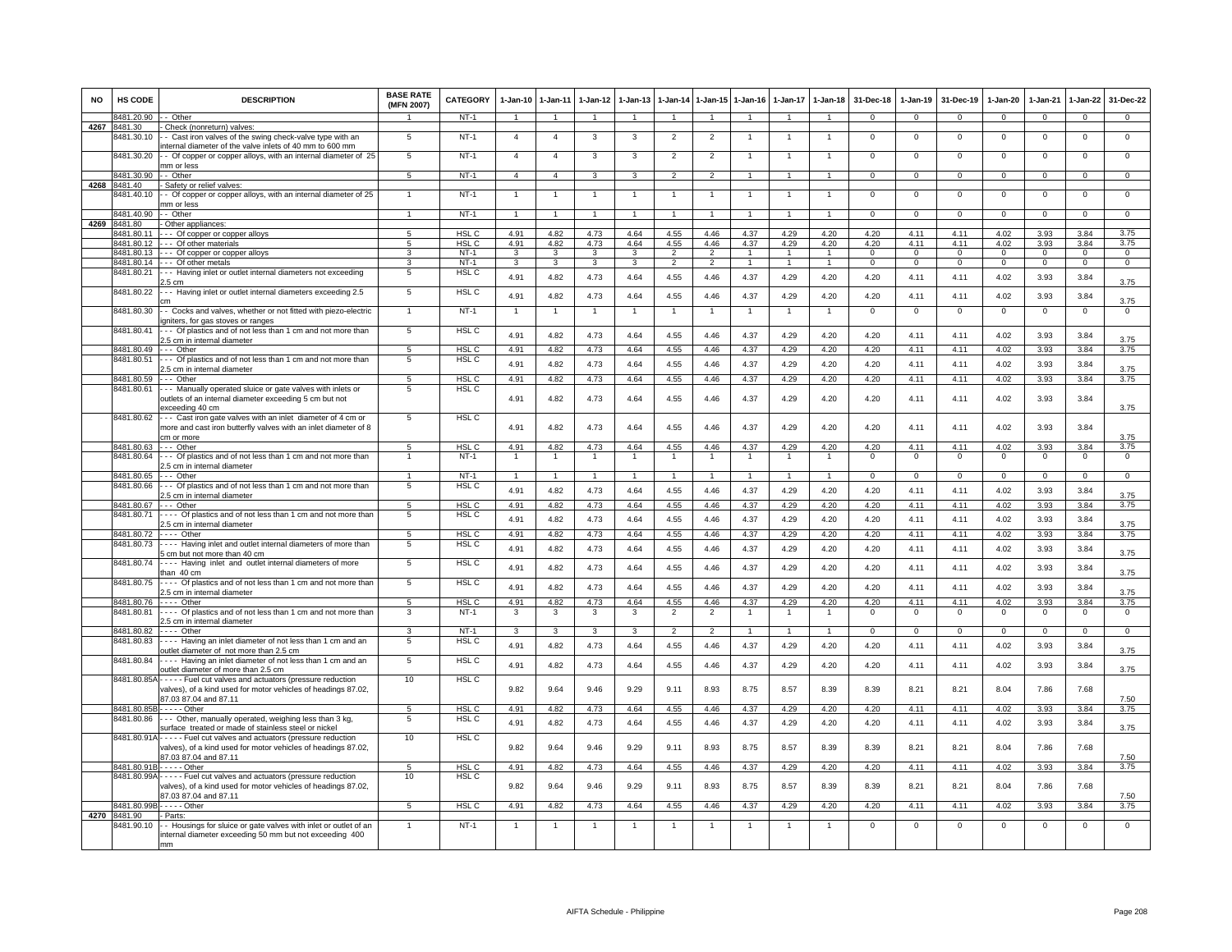| NO | HS CODE | DESCRIPTION | BASE RATE (MFN 2007) | CATEGORY | 1-Jan-10 | 1-Jan-11 | 1-Jan-12 | 1-Jan-13 | 1-Jan-14 | 1-Jan-15 | 1-Jan-16 | 1-Jan-17 | 1-Jan-18 | 31-Dec-18 | 1-Jan-19 | 31-Dec-19 | 1-Jan-20 | 1-Jan-21 | 1-Jan-22 | 31-Dec-22 |
|---|---|---|---|---|---|---|---|---|---|---|---|---|---|---|---|---|---|---|---|---|
| | 8481.20.90 | - - Other | 1 | NT-1 | 1 | 1 | 1 | 1 | 1 | 1 | 1 | 1 | 1 | 0 | 0 | 0 | 0 | 0 | 0 | 0 |
| 4267 | 8481.30 | - Check (nonreturn) valves: | | | | | | | | | | | | | | | | | | |
| | 8481.30.10 | - - Cast iron valves of the swing check-valve type with an internal diameter of the valve inlets of 40 mm to 600 mm | 5 | NT-1 | 4 | 4 | 3 | 3 | 2 | 2 | 1 | 1 | 1 | 0 | 0 | 0 | 0 | 0 | 0 | 0 |
| | 8481.30.20 | - - Of copper or copper alloys, with an internal diameter of 25 mm or less | 5 | NT-1 | 4 | 4 | 3 | 3 | 2 | 2 | 1 | 1 | 1 | 0 | 0 | 0 | 0 | 0 | 0 | 0 |
| | 8481.30.90 | - - Other | 5 | NT-1 | 4 | 4 | 3 | 3 | 2 | 2 | 1 | 1 | 1 | 0 | 0 | 0 | 0 | 0 | 0 | 0 |
| 4268 | 8481.40 | - Safety or relief valves: | | | | | | | | | | | | | | | | | | |
| | 8481.40.10 | - - Of copper or copper alloys, with an internal diameter of 25 mm or less | 1 | NT-1 | 1 | 1 | 1 | 1 | 1 | 1 | 1 | 1 | 1 | 0 | 0 | 0 | 0 | 0 | 0 | 0 |
| | 8481.40.90 | - - Other | 1 | NT-1 | 1 | 1 | 1 | 1 | 1 | 1 | 1 | 1 | 1 | 0 | 0 | 0 | 0 | 0 | 0 | 0 |
| 4269 | 8481.80 | - Other appliances: | | | | | | | | | | | | | | | | | | |
| | 8481.80.11 | - - - Of copper or copper alloys | 5 | HSL C | 4.91 | 4.82 | 4.73 | 4.64 | 4.55 | 4.46 | 4.37 | 4.29 | 4.20 | 4.20 | 4.11 | 4.11 | 4.02 | 3.93 | 3.84 | 3.75 |
| | 8481.80.12 | - - - Of other materials | 5 | HSL C | 4.91 | 4.82 | 4.73 | 4.64 | 4.55 | 4.46 | 4.37 | 4.29 | 4.20 | 4.20 | 4.11 | 4.11 | 4.02 | 3.93 | 3.84 | 3.75 |
| | 8481.80.13 | - - - Of copper or copper alloys | 3 | NT-1 | 3 | 3 | 3 | 3 | 2 | 2 | 1 | 1 | 1 | 0 | 0 | 0 | 0 | 0 | 0 | 0 |
| | 8481.80.14 | - - - Of other metals | 3 | NT-1 | 3 | 3 | 3 | 3 | 2 | 2 | 1 | 1 | 1 | 0 | 0 | 0 | 0 | 0 | 0 | 0 |
| | 8481.80.21 | - - - Having inlet or outlet internal diameters not exceeding 2.5 cm | 5 | HSL C | 4.91 | 4.82 | 4.73 | 4.64 | 4.55 | 4.46 | 4.37 | 4.29 | 4.20 | 4.20 | 4.11 | 4.11 | 4.02 | 3.93 | 3.84 | 3.75 |
| | 8481.80.22 | - - - Having inlet or outlet internal diameters exceeding 2.5 cm | 5 | HSL C | 4.91 | 4.82 | 4.73 | 4.64 | 4.55 | 4.46 | 4.37 | 4.29 | 4.20 | 4.20 | 4.11 | 4.11 | 4.02 | 3.93 | 3.84 | 3.75 |
| | 8481.80.30 | - - Cocks and valves, whether or not fitted with piezo-electric igniters, for gas stoves or ranges | 1 | NT-1 | 1 | 1 | 1 | 1 | 1 | 1 | 1 | 1 | 1 | 0 | 0 | 0 | 0 | 0 | 0 | 0 |
| | 8481.80.41 | - - - Of plastics and of not less than 1 cm and not more than 2.5 cm in internal diameter | 5 | HSL C | 4.91 | 4.82 | 4.73 | 4.64 | 4.55 | 4.46 | 4.37 | 4.29 | 4.20 | 4.20 | 4.11 | 4.11 | 4.02 | 3.93 | 3.84 | 3.75 |
| | 8481.80.49 | - - - Other | 5 | HSL C | 4.91 | 4.82 | 4.73 | 4.64 | 4.55 | 4.46 | 4.37 | 4.29 | 4.20 | 4.20 | 4.11 | 4.11 | 4.02 | 3.93 | 3.84 | 3.75 |
| | 8481.80.51 | - - - Of plastics and of not less than 1 cm and not more than 2.5 cm in internal diameter | 5 | HSL C | 4.91 | 4.82 | 4.73 | 4.64 | 4.55 | 4.46 | 4.37 | 4.29 | 4.20 | 4.20 | 4.11 | 4.11 | 4.02 | 3.93 | 3.84 | 3.75 |
| | 8481.80.59 | - - - Other | 5 | HSL C | 4.91 | 4.82 | 4.73 | 4.64 | 4.55 | 4.46 | 4.37 | 4.29 | 4.20 | 4.20 | 4.11 | 4.11 | 4.02 | 3.93 | 3.84 | 3.75 |
| | 8481.80.61 | - - - Manually operated sluice or gate valves with inlets or outlets of an internal diameter exceeding 5 cm but not exceeding 40 cm | 5 | HSL C | 4.91 | 4.82 | 4.73 | 4.64 | 4.55 | 4.46 | 4.37 | 4.29 | 4.20 | 4.20 | 4.11 | 4.11 | 4.02 | 3.93 | 3.84 | 3.75 |
| | 8481.80.62 | - - - Cast iron gate valves with an inlet diameter of 4 cm or more and cast iron butterfly valves with an inlet diameter of 8 cm or more | 5 | HSL C | 4.91 | 4.82 | 4.73 | 4.64 | 4.55 | 4.46 | 4.37 | 4.29 | 4.20 | 4.20 | 4.11 | 4.11 | 4.02 | 3.93 | 3.84 | 3.75 |
| | 8481.80.63 | - - - Other | 5 | HSL C | 4.91 | 4.82 | 4.73 | 4.64 | 4.55 | 4.46 | 4.37 | 4.29 | 4.20 | 4.20 | 4.11 | 4.11 | 4.02 | 3.93 | 3.84 | 3.75 |
| | 8481.80.64 | - - - Of plastics and of not less than 1 cm and not more than 2.5 cm in internal diameter | 1 | NT-1 | 1 | 1 | 1 | 1 | 1 | 1 | 1 | 1 | 1 | 0 | 0 | 0 | 0 | 0 | 0 | 0 |
| | 8481.80.65 | - - - Other | 1 | NT-1 | 1 | 1 | 1 | 1 | 1 | 1 | 1 | 1 | 1 | 0 | 0 | 0 | 0 | 0 | 0 | 0 |
| | 8481.80.66 | - - - Of plastics and of not less than 1 cm and not more than 2.5 cm in internal diameter | 5 | HSL C | 4.91 | 4.82 | 4.73 | 4.64 | 4.55 | 4.46 | 4.37 | 4.29 | 4.20 | 4.20 | 4.11 | 4.11 | 4.02 | 3.93 | 3.84 | 3.75 |
| | 8481.80.67 | - - - Other | 5 | HSL C | 4.91 | 4.82 | 4.73 | 4.64 | 4.55 | 4.46 | 4.37 | 4.29 | 4.20 | 4.20 | 4.11 | 4.11 | 4.02 | 3.93 | 3.84 | 3.75 |
| | 8481.80.71 | - - - - Of plastics and of not less than 1 cm and not more than 2.5 cm in internal diameter | 5 | HSL C | 4.91 | 4.82 | 4.73 | 4.64 | 4.55 | 4.46 | 4.37 | 4.29 | 4.20 | 4.20 | 4.11 | 4.11 | 4.02 | 3.93 | 3.84 | 3.75 |
| | 8481.80.72 | - - - - Other | 5 | HSL C | 4.91 | 4.82 | 4.73 | 4.64 | 4.55 | 4.46 | 4.37 | 4.29 | 4.20 | 4.20 | 4.11 | 4.11 | 4.02 | 3.93 | 3.84 | 3.75 |
| | 8481.80.73 | - - - - Having inlet and outlet internal diameters of more 5 cm but not more than 40 cm | 5 | HSL C | 4.91 | 4.82 | 4.73 | 4.64 | 4.55 | 4.46 | 4.37 | 4.29 | 4.20 | 4.20 | 4.11 | 4.11 | 4.02 | 3.93 | 3.84 | 3.75 |
| | 8481.80.74 | - - - - Having inlet and outlet internal diameters of more than 40 cm | 5 | HSL C | 4.91 | 4.82 | 4.73 | 4.64 | 4.55 | 4.46 | 4.37 | 4.29 | 4.20 | 4.20 | 4.11 | 4.11 | 4.02 | 3.93 | 3.84 | 3.75 |
| | 8481.80.75 | - - - - Of plastics and of not less than 1 cm and not more than 2.5 cm in internal diameter | 5 | HSL C | 4.91 | 4.82 | 4.73 | 4.64 | 4.55 | 4.46 | 4.37 | 4.29 | 4.20 | 4.20 | 4.11 | 4.11 | 4.02 | 3.93 | 3.84 | 3.75 |
| | 8481.80.76 | - - - - Other | 5 | HSL C | 4.91 | 4.82 | 4.73 | 4.64 | 4.55 | 4.46 | 4.37 | 4.29 | 4.20 | 4.20 | 4.11 | 4.11 | 4.02 | 3.93 | 3.84 | 3.75 |
| | 8481.80.81 | - - - - Of plastics and of not less than 1 cm and not more than 2.5 cm in internal diameter | 3 | NT-1 | 3 | 3 | 3 | 3 | 2 | 2 | 1 | 1 | 1 | 0 | 0 | 0 | 0 | 0 | 0 | 0 |
| | 8481.80.82 | - - - - Other | 3 | NT-1 | 3 | 3 | 3 | 3 | 2 | 2 | 1 | 1 | 1 | 0 | 0 | 0 | 0 | 0 | 0 | 0 |
| | 8481.80.83 | - - - - Having an inlet diameter of not less than 1 cm and an outlet diameter of not more than 2.5 cm | 5 | HSL C | 4.91 | 4.82 | 4.73 | 4.64 | 4.55 | 4.46 | 4.37 | 4.29 | 4.20 | 4.20 | 4.11 | 4.11 | 4.02 | 3.93 | 3.84 | 3.75 |
| | 8481.80.84 | - - - - Having an inlet diameter of not less than 1 cm and an outlet diameter of more than 2.5 cm | 5 | HSL C | 4.91 | 4.82 | 4.73 | 4.64 | 4.55 | 4.46 | 4.37 | 4.29 | 4.20 | 4.20 | 4.11 | 4.11 | 4.02 | 3.93 | 3.84 | 3.75 |
| | 8481.80.85A | - - - - - Fuel cut valves and actuators (pressure reduction valves), of a kind used for motor vehicles of headings 87.02, 87.03 87.04 and 87.11 | 10 | HSL C | 9.82 | 9.64 | 9.46 | 9.29 | 9.11 | 8.93 | 8.75 | 8.57 | 8.39 | 8.39 | 8.21 | 8.21 | 8.04 | 7.86 | 7.68 | 7.50 |
| | 8481.80.85B | - - - - - Other | 5 | HSL C | 4.91 | 4.82 | 4.73 | 4.64 | 4.55 | 4.46 | 4.37 | 4.29 | 4.20 | 4.20 | 4.11 | 4.11 | 4.02 | 3.93 | 3.84 | 3.75 |
| | 8481.80.86 | - - - Other, manually operated, weighing less than 3 kg, surface treated or made of stainless steel or nickel | 5 | HSL C | 4.91 | 4.82 | 4.73 | 4.64 | 4.55 | 4.46 | 4.37 | 4.29 | 4.20 | 4.20 | 4.11 | 4.11 | 4.02 | 3.93 | 3.84 | 3.75 |
| | 8481.80.91A | - - - - - Fuel cut valves and actuators (pressure reduction valves), of a kind used for motor vehicles of headings 87.02, 87.03 87.04 and 87.11 | 10 | HSL C | 9.82 | 9.64 | 9.46 | 9.29 | 9.11 | 8.93 | 8.75 | 8.57 | 8.39 | 8.39 | 8.21 | 8.21 | 8.04 | 7.86 | 7.68 | 7.50 |
| | 8481.80.91B | - - - - - Other | 5 | HSL C | 4.91 | 4.82 | 4.73 | 4.64 | 4.55 | 4.46 | 4.37 | 4.29 | 4.20 | 4.20 | 4.11 | 4.11 | 4.02 | 3.93 | 3.84 | 3.75 |
| | 8481.80.99A | - - - - - Fuel cut valves and actuators (pressure reduction valves), of a kind used for motor vehicles of headings 87.02, 87.03 87.04 and 87.11 | 10 | HSL C | 9.82 | 9.64 | 9.46 | 9.29 | 9.11 | 8.93 | 8.75 | 8.57 | 8.39 | 8.39 | 8.21 | 8.21 | 8.04 | 7.86 | 7.68 | 7.50 |
| | 8481.80.99B | - - - - - Other | 5 | HSL C | 4.91 | 4.82 | 4.73 | 4.64 | 4.55 | 4.46 | 4.37 | 4.29 | 4.20 | 4.20 | 4.11 | 4.11 | 4.02 | 3.93 | 3.84 | 3.75 |
| 4270 | 8481.90 | - Parts: | | | | | | | | | | | | | | | | | | |
| | 8481.90.10 | - - Housings for sluice or gate valves with inlet or outlet of an internal diameter exceeding 50 mm but not exceeding 400 mm | 1 | NT-1 | 1 | 1 | 1 | 1 | 1 | 1 | 1 | 1 | 1 | 0 | 0 | 0 | 0 | 0 | 0 | 0 |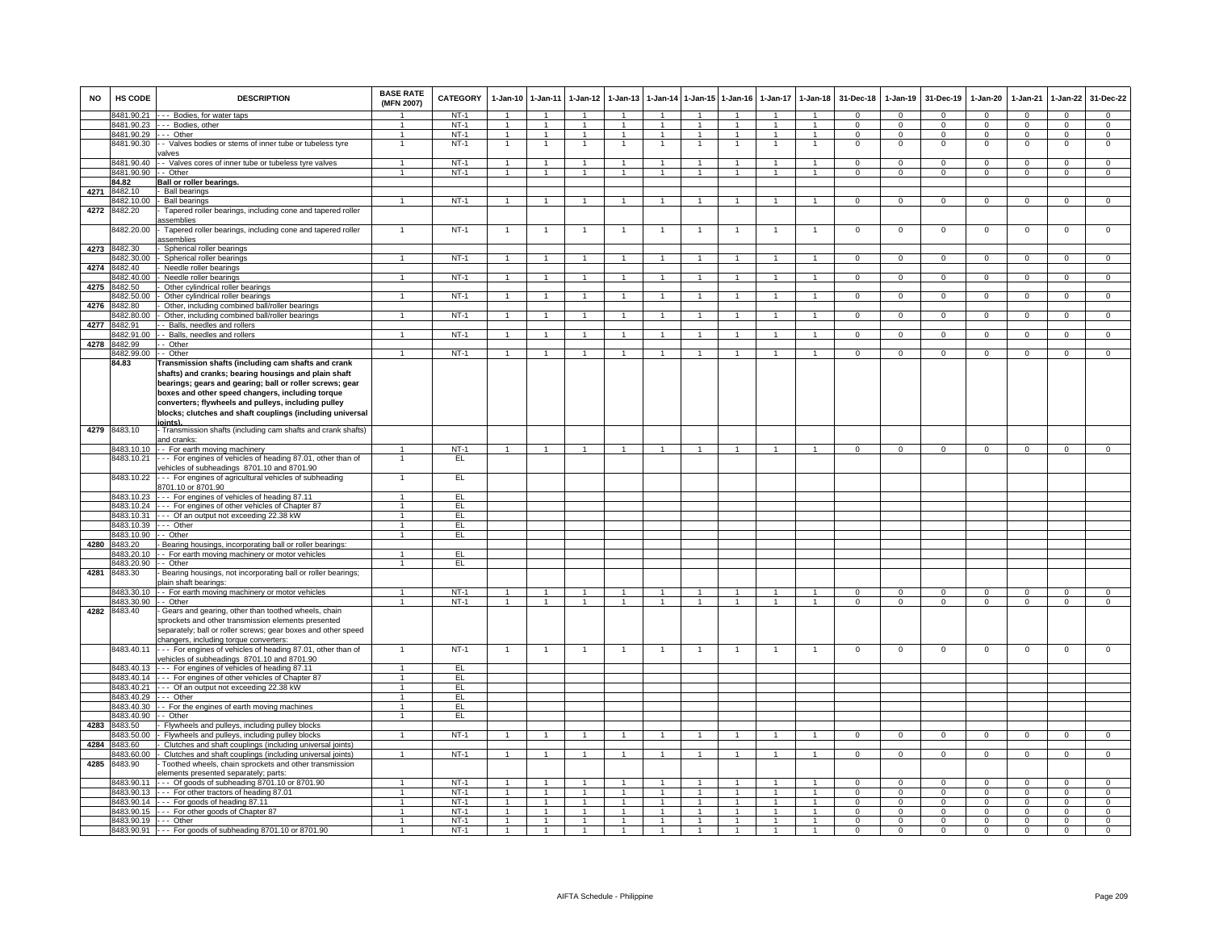| NO | HS CODE | DESCRIPTION | BASE RATE (MFN 2007) | CATEGORY | 1-Jan-10 | 1-Jan-11 | 1-Jan-12 | 1-Jan-13 | 1-Jan-14 | 1-Jan-15 | 1-Jan-16 | 1-Jan-17 | 1-Jan-18 | 31-Dec-18 | 1-Jan-19 | 31-Dec-19 | 1-Jan-20 | 1-Jan-21 | 1-Jan-22 | 31-Dec-22 |
|---|---|---|---|---|---|---|---|---|---|---|---|---|---|---|---|---|---|---|---|---|
| | 8481.90.21 | - - - Bodies, for water taps | 1 | NT-1 | 1 | 1 | 1 | 1 | 1 | 1 | 1 | 1 | 1 | 0 | 0 | 0 | 0 | 0 | 0 | 0 |
| | 8481.90.23 | - - - Bodies, other | 1 | NT-1 | 1 | 1 | 1 | 1 | 1 | 1 | 1 | 1 | 1 | 0 | 0 | 0 | 0 | 0 | 0 | 0 |
| | 8481.90.29 | - - - Other | 1 | NT-1 | 1 | 1 | 1 | 1 | 1 | 1 | 1 | 1 | 1 | 0 | 0 | 0 | 0 | 0 | 0 | 0 |
| | 8481.90.30 | - - Valves bodies or stems of inner tube or tubeless tyre valves | 1 | NT-1 | 1 | 1 | 1 | 1 | 1 | 1 | 1 | 1 | 1 | 0 | 0 | 0 | 0 | 0 | 0 | 0 |
| | 8481.90.40 | - - Valves cores of inner tube or tubeless tyre valves | 1 | NT-1 | 1 | 1 | 1 | 1 | 1 | 1 | 1 | 1 | 1 | 0 | 0 | 0 | 0 | 0 | 0 | 0 |
| | 8481.90.90 | - - Other | 1 | NT-1 | 1 | 1 | 1 | 1 | 1 | 1 | 1 | 1 | 1 | 0 | 0 | 0 | 0 | 0 | 0 | 0 |
| | 84.82 | **Ball or roller bearings.** | | | | | | | | | | | | | | | | | | |
| 4271 | 8482.10 | - Ball bearings | | | | | | | | | | | | | | | | | | |
| | 8482.10.00 | - Ball bearings | 1 | NT-1 | 1 | 1 | 1 | 1 | 1 | 1 | 1 | 1 | 1 | 0 | 0 | 0 | 0 | 0 | 0 | 0 |
| 4272 | 8482.20 | - Tapered roller bearings, including cone and tapered roller assemblies | | | | | | | | | | | | | | | | | | |
| | 8482.20.00 | - Tapered roller bearings, including cone and tapered roller assemblies | 1 | NT-1 | 1 | 1 | 1 | 1 | 1 | 1 | 1 | 1 | 1 | 0 | 0 | 0 | 0 | 0 | 0 | 0 |
| 4273 | 8482.30 | - Spherical roller bearings | | | | | | | | | | | | | | | | | | |
| | 8482.30.00 | - Spherical roller bearings | 1 | NT-1 | 1 | 1 | 1 | 1 | 1 | 1 | 1 | 1 | 1 | 0 | 0 | 0 | 0 | 0 | 0 | 0 |
| 4274 | 8482.40 | - Needle roller bearings | | | | | | | | | | | | | | | | | | |
| | 8482.40.00 | - Needle roller bearings | 1 | NT-1 | 1 | 1 | 1 | 1 | 1 | 1 | 1 | 1 | 1 | 0 | 0 | 0 | 0 | 0 | 0 | 0 |
| 4275 | 8482.50 | - Other cylindrical roller bearings | | | | | | | | | | | | | | | | | | |
| | 8482.50.00 | - Other cylindrical roller bearings | 1 | NT-1 | 1 | 1 | 1 | 1 | 1 | 1 | 1 | 1 | 1 | 0 | 0 | 0 | 0 | 0 | 0 | 0 |
| 4276 | 8482.80 | - Other, including combined ball/roller bearings | | | | | | | | | | | | | | | | | | |
| | 8482.80.00 | - Other, including combined ball/roller bearings | 1 | NT-1 | 1 | 1 | 1 | 1 | 1 | 1 | 1 | 1 | 1 | 0 | 0 | 0 | 0 | 0 | 0 | 0 |
| 4277 | 8482.91 | - - Balls, needles and rollers | | | | | | | | | | | | | | | | | | |
| | 8482.91.00 | - - Balls, needles and rollers | 1 | NT-1 | 1 | 1 | 1 | 1 | 1 | 1 | 1 | 1 | 1 | 0 | 0 | 0 | 0 | 0 | 0 | 0 |
| 4278 | 8482.99 | - - Other | | | | | | | | | | | | | | | | | | |
| | 8482.99.00 | - - Other | 1 | NT-1 | 1 | 1 | 1 | 1 | 1 | 1 | 1 | 1 | 1 | 0 | 0 | 0 | 0 | 0 | 0 | 0 |
| | 84.83 | **Transmission shafts (including cam shafts and crank shafts) and cranks; bearing housings and plain shaft bearings; gears and gearing; ball or roller screws; gear boxes and other speed changers, including torque converters; flywheels and pulleys, including pulley blocks; clutches and shaft couplings (including universal joints).** | | | | | | | | | | | | | | | | | | |
| 4279 | 8483.10 | - Transmission shafts (including cam shafts and crank shafts) and cranks: | | | | | | | | | | | | | | | | | | |
| | 8483.10.10 | - - For earth moving machinery | 1 | NT-1 | 1 | 1 | 1 | 1 | 1 | 1 | 1 | 1 | 1 | 0 | 0 | 0 | 0 | 0 | 0 | 0 |
| | 8483.10.21 | - - - For engines of vehicles of heading 87.01, other than of vehicles of subheadings 8701.10 and 8701.90 | 1 | EL | | | | | | | | | | | | | | | | |
| | 8483.10.22 | - - - For engines of agricultural vehicles of subheading 8701.10 or 8701.90 | 1 | EL | | | | | | | | | | | | | | | | |
| | 8483.10.23 | - - - For engines of vehicles of heading 87.11 | 1 | EL | | | | | | | | | | | | | | | | |
| | 8483.10.24 | - - - For engines of other vehicles of Chapter 87 | 1 | EL | | | | | | | | | | | | | | | | |
| | 8483.10.31 | - - - Of an output not exceeding 22.38 kW | 1 | EL | | | | | | | | | | | | | | | | |
| | 8483.10.39 | - - - Other | 1 | EL | | | | | | | | | | | | | | | | |
| | 8483.10.90 | - - Other | 1 | EL | | | | | | | | | | | | | | | | |
| 4280 | 8483.20 | - Bearing housings, incorporating ball or roller bearings: | | | | | | | | | | | | | | | | | | |
| | 8483.20.10 | - - For earth moving machinery or motor vehicles | 1 | EL | | | | | | | | | | | | | | | | |
| | 8483.20.90 | - - Other | 1 | EL | | | | | | | | | | | | | | | | |
| 4281 | 8483.30 | - Bearing housings, not incorporating ball or roller bearings; plain shaft bearings: | | | | | | | | | | | | | | | | | | |
| | 8483.30.10 | - - For earth moving machinery or motor vehicles | 1 | NT-1 | 1 | 1 | 1 | 1 | 1 | 1 | 1 | 1 | 1 | 0 | 0 | 0 | 0 | 0 | 0 | 0 |
| | 8483.30.90 | - - Other | 1 | NT-1 | 1 | 1 | 1 | 1 | 1 | 1 | 1 | 1 | 1 | 0 | 0 | 0 | 0 | 0 | 0 | 0 |
| 4282 | 8483.40 | - Gears and gearing, other than toothed wheels, chain sprockets and other transmission elements presented separately; ball or roller screws; gear boxes and other speed changers, including torque converters: | | | | | | | | | | | | | | | | | | |
| | 8483.40.11 | - - - For engines of vehicles of heading 87.01, other than of vehicles of subheadings 8701.10 and 8701.90 | 1 | NT-1 | 1 | 1 | 1 | 1 | 1 | 1 | 1 | 1 | 1 | 0 | 0 | 0 | 0 | 0 | 0 | 0 |
| | 8483.40.13 | - - - For engines of vehicles of heading 87.11 | 1 | EL | | | | | | | | | | | | | | | | |
| | 8483.40.14 | - - - For engines of other vehicles of Chapter 87 | 1 | EL | | | | | | | | | | | | | | | | |
| | 8483.40.21 | - - - Of an output not exceeding 22.38 kW | 1 | EL | | | | | | | | | | | | | | | | |
| | 8483.40.29 | - - - Other | 1 | EL | | | | | | | | | | | | | | | | |
| | 8483.40.30 | - - For the engines of earth moving machines | 1 | EL | | | | | | | | | | | | | | | | |
| | 8483.40.90 | - - Other | 1 | EL | | | | | | | | | | | | | | | | |
| 4283 | 8483.50 | - Flywheels and pulleys, including pulley blocks | | | | | | | | | | | | | | | | | | |
| | 8483.50.00 | - Flywheels and pulleys, including pulley blocks | 1 | NT-1 | 1 | 1 | 1 | 1 | 1 | 1 | 1 | 1 | 1 | 0 | 0 | 0 | 0 | 0 | 0 | 0 |
| 4284 | 8483.60 | - Clutches and shaft couplings (including universal joints) | | | | | | | | | | | | | | | | | | |
| | 8483.60.00 | - Clutches and shaft couplings (including universal joints) | 1 | NT-1 | 1 | 1 | 1 | 1 | 1 | 1 | 1 | 1 | 1 | 0 | 0 | 0 | 0 | 0 | 0 | 0 |
| 4285 | 8483.90 | - Toothed wheels, chain sprockets and other transmission elements presented separately; parts: | | | | | | | | | | | | | | | | | | |
| | 8483.90.11 | - - - Of goods of subheading 8701.10 or 8701.90 | 1 | NT-1 | 1 | 1 | 1 | 1 | 1 | 1 | 1 | 1 | 1 | 0 | 0 | 0 | 0 | 0 | 0 | 0 |
| | 8483.90.13 | - - - For other tractors of heading 87.01 | 1 | NT-1 | 1 | 1 | 1 | 1 | 1 | 1 | 1 | 1 | 1 | 0 | 0 | 0 | 0 | 0 | 0 | 0 |
| | 8483.90.14 | - - - For goods of heading 87.11 | 1 | NT-1 | 1 | 1 | 1 | 1 | 1 | 1 | 1 | 1 | 1 | 0 | 0 | 0 | 0 | 0 | 0 | 0 |
| | 8483.90.15 | - - - For other goods of Chapter 87 | 1 | NT-1 | 1 | 1 | 1 | 1 | 1 | 1 | 1 | 1 | 1 | 0 | 0 | 0 | 0 | 0 | 0 | 0 |
| | 8483.90.19 | - - - Other | 1 | NT-1 | 1 | 1 | 1 | 1 | 1 | 1 | 1 | 1 | 1 | 0 | 0 | 0 | 0 | 0 | 0 | 0 |
| | 8483.90.91 | - - - For goods of subheading 8701.10 or 8701.90 | 1 | NT-1 | 1 | 1 | 1 | 1 | 1 | 1 | 1 | 1 | 1 | 0 | 0 | 0 | 0 | 0 | 0 | 0 |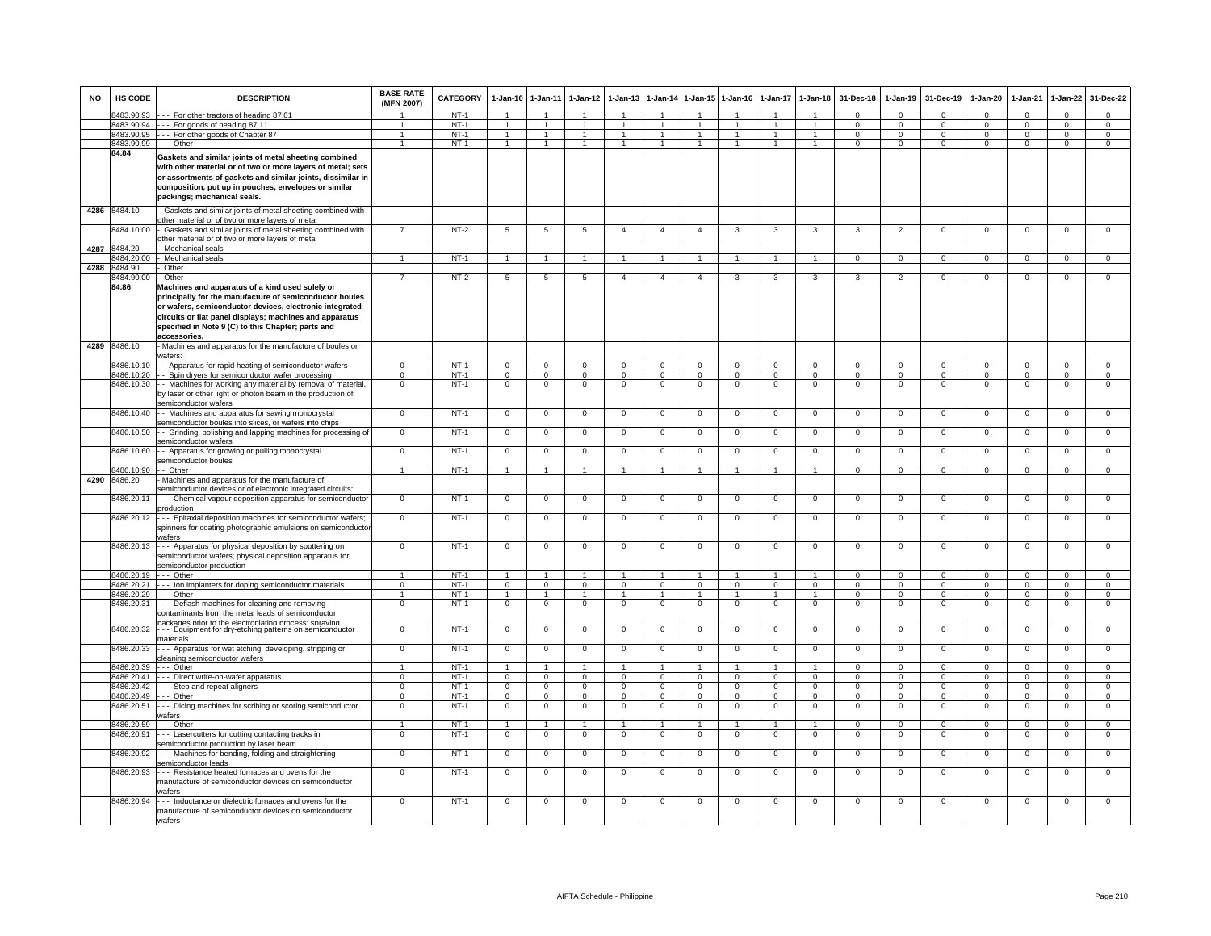| NO | HS CODE | DESCRIPTION | BASE RATE (MFN 2007) | CATEGORY | 1-Jan-10 | 1-Jan-11 | 1-Jan-12 | 1-Jan-13 | 1-Jan-14 | 1-Jan-15 | 1-Jan-16 | 1-Jan-17 | 1-Jan-18 | 31-Dec-18 | 1-Jan-19 | 31-Dec-19 | 1-Jan-20 | 1-Jan-21 | 1-Jan-22 | 31-Dec-22 |
|---|---|---|---|---|---|---|---|---|---|---|---|---|---|---|---|---|---|---|---|---|
| | 8483.90.93 | - - - For other tractors of heading 87.01 | 1 | NT-1 | 1 | 1 | 1 | 1 | 1 | 1 | 1 | 1 | 1 | 0 | 0 | 0 | 0 | 0 | 0 | 0 |
| | 8483.90.94 | - - - For goods of heading 87.11 | 1 | NT-1 | 1 | 1 | 1 | 1 | 1 | 1 | 1 | 1 | 1 | 0 | 0 | 0 | 0 | 0 | 0 | 0 |
| | 8483.90.95 | - - - For other goods of Chapter 87 | 1 | NT-1 | 1 | 1 | 1 | 1 | 1 | 1 | 1 | 1 | 1 | 0 | 0 | 0 | 0 | 0 | 0 | 0 |
| | 8483.90.99 | - - - Other | 1 | NT-1 | 1 | 1 | 1 | 1 | 1 | 1 | 1 | 1 | 1 | 0 | 0 | 0 | 0 | 0 | 0 | 0 |
| | **84.84** | **Gaskets and similar joints of metal sheeting combined with other material or of two or more layers of metal; sets or assortments of gaskets and similar joints, dissimilar in composition, put up in pouches, envelopes or similar packings; mechanical seals.** | | | | | | | | | | | | | | | | | | |
| 4286 | 8484.10 | - Gaskets and similar joints of metal sheeting combined with other material or of two or more layers of metal | | | | | | | | | | | | | | | | | | |
| | 8484.10.00 | - Gaskets and similar joints of metal sheeting combined with other material or of two or more layers of metal | 7 | NT-2 | 5 | 5 | 5 | 4 | 4 | 4 | 3 | 3 | 3 | 3 | 2 | 0 | 0 | 0 | 0 | 0 |
| 4287 | 8484.20 | - Mechanical seals | | | | | | | | | | | | | | | | | | |
| | 8484.20.00 | - Mechanical seals | 1 | NT-1 | 1 | 1 | 1 | 1 | 1 | 1 | 1 | 1 | 1 | 0 | 0 | 0 | 0 | 0 | 0 | 0 |
| 4288 | 8484.90 | - Other | | | | | | | | | | | | | | | | | | |
| | 8484.90.00 | - Other | 7 | NT-2 | 5 | 5 | 5 | 4 | 4 | 4 | 3 | 3 | 3 | 3 | 2 | 0 | 0 | 0 | 0 | 0 |
| | **84.86** | **Machines and apparatus of a kind used solely or principally for the manufacture of semiconductor boules or wafers, semiconductor devices, electronic integrated circuits or flat panel displays; machines and apparatus specified in Note 9 (C) to this Chapter; parts and accessories.** | | | | | | | | | | | | | | | | | | |
| 4289 | 8486.10 | - Machines and apparatus for the manufacture of boules or wafers: | | | | | | | | | | | | | | | | | | |
| | 8486.10.10 | - - Apparatus for rapid heating of semiconductor wafers | 0 | NT-1 | 0 | 0 | 0 | 0 | 0 | 0 | 0 | 0 | 0 | 0 | 0 | 0 | 0 | 0 | 0 | 0 |
| | 8486.10.20 | - - Spin dryers for semiconductor wafer processing | 0 | NT-1 | 0 | 0 | 0 | 0 | 0 | 0 | 0 | 0 | 0 | 0 | 0 | 0 | 0 | 0 | 0 | 0 |
| | 8486.10.30 | - - Machines for working any material by removal of material, by laser or other light or photon beam in the production of semiconductor wafers | 0 | NT-1 | 0 | 0 | 0 | 0 | 0 | 0 | 0 | 0 | 0 | 0 | 0 | 0 | 0 | 0 | 0 | 0 |
| | 8486.10.40 | - - Machines and apparatus for sawing monocrystal semiconductor boules into slices, or wafers into chips | 0 | NT-1 | 0 | 0 | 0 | 0 | 0 | 0 | 0 | 0 | 0 | 0 | 0 | 0 | 0 | 0 | 0 | 0 |
| | 8486.10.50 | - - Grinding, polishing and lapping machines for processing of semiconductor wafers | 0 | NT-1 | 0 | 0 | 0 | 0 | 0 | 0 | 0 | 0 | 0 | 0 | 0 | 0 | 0 | 0 | 0 | 0 |
| | 8486.10.60 | - - Apparatus for growing or pulling monocrystal semiconductor boules | 0 | NT-1 | 0 | 0 | 0 | 0 | 0 | 0 | 0 | 0 | 0 | 0 | 0 | 0 | 0 | 0 | 0 | 0 |
| | 8486.10.90 | - - Other | 1 | NT-1 | 1 | 1 | 1 | 1 | 1 | 1 | 1 | 1 | 1 | 0 | 0 | 0 | 0 | 0 | 0 | 0 |
| 4290 | 8486.20 | - Machines and apparatus for the manufacture of semiconductor devices or of electronic integrated circuits: | | | | | | | | | | | | | | | | | | |
| | 8486.20.11 | - - - Chemical vapour deposition apparatus for semiconductor production | 0 | NT-1 | 0 | 0 | 0 | 0 | 0 | 0 | 0 | 0 | 0 | 0 | 0 | 0 | 0 | 0 | 0 | 0 |
| | 8486.20.12 | - - - Epitaxial deposition machines for semiconductor wafers; spinners for coating photographic emulsions on semiconductor wafers | 0 | NT-1 | 0 | 0 | 0 | 0 | 0 | 0 | 0 | 0 | 0 | 0 | 0 | 0 | 0 | 0 | 0 | 0 |
| | 8486.20.13 | - - - Apparatus for physical deposition by sputtering on semiconductor wafers; physical deposition apparatus for semiconductor production | 0 | NT-1 | 0 | 0 | 0 | 0 | 0 | 0 | 0 | 0 | 0 | 0 | 0 | 0 | 0 | 0 | 0 | 0 |
| | 8486.20.19 | - - - Other | 1 | NT-1 | 1 | 1 | 1 | 1 | 1 | 1 | 1 | 1 | 1 | 0 | 0 | 0 | 0 | 0 | 0 | 0 |
| | 8486.20.21 | - - - Ion implanters for doping semiconductor materials | 0 | NT-1 | 0 | 0 | 0 | 0 | 0 | 0 | 0 | 0 | 0 | 0 | 0 | 0 | 0 | 0 | 0 | 0 |
| | 8486.20.29 | - - - Other | 1 | NT-1 | 1 | 1 | 1 | 1 | 1 | 1 | 1 | 1 | 1 | 0 | 0 | 0 | 0 | 0 | 0 | 0 |
| | 8486.20.31 | - - - Deflash machines for cleaning and removing contaminants from the metal leads of semiconductor packages prior to the electroplating process; spraying | 0 | NT-1 | 0 | 0 | 0 | 0 | 0 | 0 | 0 | 0 | 0 | 0 | 0 | 0 | 0 | 0 | 0 | 0 |
| | 8486.20.32 | - - - Equipment for dry-etching patterns on semiconductor materials | 0 | NT-1 | 0 | 0 | 0 | 0 | 0 | 0 | 0 | 0 | 0 | 0 | 0 | 0 | 0 | 0 | 0 | 0 |
| | 8486.20.33 | - - - Apparatus for wet etching, developing, stripping or cleaning semiconductor wafers | 0 | NT-1 | 0 | 0 | 0 | 0 | 0 | 0 | 0 | 0 | 0 | 0 | 0 | 0 | 0 | 0 | 0 | 0 |
| | 8486.20.39 | - - - Other | 1 | NT-1 | 1 | 1 | 1 | 1 | 1 | 1 | 1 | 1 | 1 | 0 | 0 | 0 | 0 | 0 | 0 | 0 |
| | 8486.20.41 | - - - Direct write-on-wafer apparatus | 0 | NT-1 | 0 | 0 | 0 | 0 | 0 | 0 | 0 | 0 | 0 | 0 | 0 | 0 | 0 | 0 | 0 | 0 |
| | 8486.20.42 | - - - Step and repeat aligners | 0 | NT-1 | 0 | 0 | 0 | 0 | 0 | 0 | 0 | 0 | 0 | 0 | 0 | 0 | 0 | 0 | 0 | 0 |
| | 8486.20.49 | - - - Other | 0 | NT-1 | 0 | 0 | 0 | 0 | 0 | 0 | 0 | 0 | 0 | 0 | 0 | 0 | 0 | 0 | 0 | 0 |
| | 8486.20.51 | - - - Dicing machines for scribing or scoring semiconductor wafers | 0 | NT-1 | 0 | 0 | 0 | 0 | 0 | 0 | 0 | 0 | 0 | 0 | 0 | 0 | 0 | 0 | 0 | 0 |
| | 8486.20.59 | - - - Other | 1 | NT-1 | 1 | 1 | 1 | 1 | 1 | 1 | 1 | 1 | 1 | 0 | 0 | 0 | 0 | 0 | 0 | 0 |
| | 8486.20.91 | - - - Lasercutters for cutting contacting tracks in semiconductor production by laser beam | 0 | NT-1 | 0 | 0 | 0 | 0 | 0 | 0 | 0 | 0 | 0 | 0 | 0 | 0 | 0 | 0 | 0 | 0 |
| | 8486.20.92 | - - - Machines for bending, folding and straightening semiconductor leads | 0 | NT-1 | 0 | 0 | 0 | 0 | 0 | 0 | 0 | 0 | 0 | 0 | 0 | 0 | 0 | 0 | 0 | 0 |
| | 8486.20.93 | - - - Resistance heated furnaces and ovens for the manufacture of semiconductor devices on semiconductor wafers | 0 | NT-1 | 0 | 0 | 0 | 0 | 0 | 0 | 0 | 0 | 0 | 0 | 0 | 0 | 0 | 0 | 0 | 0 |
| | 8486.20.94 | - - - Inductance or dielectric furnaces and ovens for the manufacture of semiconductor devices on semiconductor wafers | 0 | NT-1 | 0 | 0 | 0 | 0 | 0 | 0 | 0 | 0 | 0 | 0 | 0 | 0 | 0 | 0 | 0 | 0 |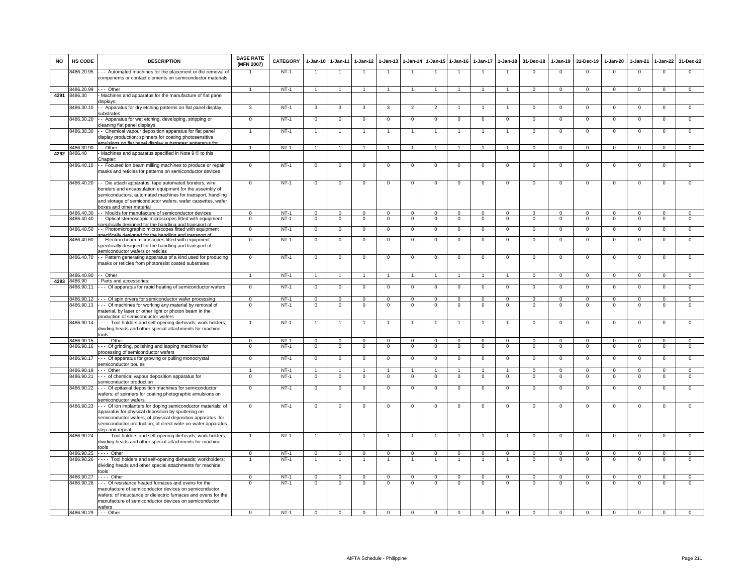| NO | HS CODE | DESCRIPTION | BASE RATE (MFN 2007) | CATEGORY | 1-Jan-10 | 1-Jan-11 | 1-Jan-12 | 1-Jan-13 | 1-Jan-14 | 1-Jan-15 | 1-Jan-16 | 1-Jan-17 | 1-Jan-18 | 31-Dec-18 | 1-Jan-19 | 31-Dec-19 | 1-Jan-20 | 1-Jan-21 | 1-Jan-22 | 31-Dec-22 |
|---|---|---|---|---|---|---|---|---|---|---|---|---|---|---|---|---|---|---|---|---|
| | 8486.20.95 | - - - Automated machines for the placement or the removal of components or contact elements on semiconductor materials | 1 | NT-1 | 1 | 1 | 1 | 1 | 1 | 1 | 1 | 1 | 1 | 0 | 0 | 0 | 0 | 0 | 0 | 0 |
| | 8486.20.99 | - - - Other | 1 | NT-1 | 1 | 1 | 1 | 1 | 1 | 1 | 1 | 1 | 1 | 0 | 0 | 0 | 0 | 0 | 0 | 0 |
| 4291 | 8486.30 | - Machines and apparatus for the manufacture of flat panel displays: | | | | | | | | | | | | | | | | | | |
| | 8486.30.10 | - - Apparatus for dry etching patterns on flat panel display substrates | 3 | NT-1 | 3 | 3 | 3 | 3 | 2 | 2 | 1 | 1 | 1 | 0 | 0 | 0 | 0 | 0 | 0 | 0 |
| | 8486.30.20 | - - Apparatus for wet etching, developing, stripping or cleaning flat panel displays | 0 | NT-1 | 0 | 0 | 0 | 0 | 0 | 0 | 0 | 0 | 0 | 0 | 0 | 0 | 0 | 0 | 0 | 0 |
| | 8486.30.30 | - - Chemical vapour deposition apparatus for flat panel display production; spinners for coating photosensitive emulsions on flat panel display substrates; apparatus for | 1 | NT-1 | 1 | 1 | 1 | 1 | 1 | 1 | 1 | 1 | 1 | 0 | 0 | 0 | 0 | 0 | 0 | 0 |
| | 8486.30.90 | - - Other | 1 | NT-1 | 1 | 1 | 1 | 1 | 1 | 1 | 1 | 1 | 1 | 0 | 0 | 0 | 0 | 0 | 0 | 0 |
| 4292 | 8486.40 | - Machines and apparatus specified in Note 9 © to this Chapter: | | | | | | | | | | | | | | | | | | |
| | 8486.40.10 | - - Focused ion beam milling machines to produce or repair masks and reticles for patterns on semiconductor devices | 0 | NT-1 | 0 | 0 | 0 | 0 | 0 | 0 | 0 | 0 | 0 | 0 | 0 | 0 | 0 | 0 | 0 | 0 |
| | 8486.40.20 | - - Die attach apparatus, tape automated bonders, wire bonders and encapsulation equipment for the assembly of semiconductors; automated machines for transport, handling and storage of semiconductor wafers, wafer cassettes, wafer boxes and other material | 0 | NT-1 | 0 | 0 | 0 | 0 | 0 | 0 | 0 | 0 | 0 | 0 | 0 | 0 | 0 | 0 | 0 | 0 |
| | 8486.40.30 | - - Moulds for manufacture of semiconductor devices | 0 | NT-1 | 0 | 0 | 0 | 0 | 0 | 0 | 0 | 0 | 0 | 0 | 0 | 0 | 0 | 0 | 0 | 0 |
| | 8486.40.40 | - - Optical stereoscopic microscopes fitted with equipment specifically designed for the handling and transport of | 0 | NT-1 | 0 | 0 | 0 | 0 | 0 | 0 | 0 | 0 | 0 | 0 | 0 | 0 | 0 | 0 | 0 | 0 |
| | 8486.40.50 | - - Photomicrographic microscopes fitted with equipment specifically designed for the handling and transport of | 0 | NT-1 | 0 | 0 | 0 | 0 | 0 | 0 | 0 | 0 | 0 | 0 | 0 | 0 | 0 | 0 | 0 | 0 |
| | 8486.40.60 | - - Electron beam microscopes fitted with equipment specifically designed for the handling and transport of semiconductor wafers or reticles | 0 | NT-1 | 0 | 0 | 0 | 0 | 0 | 0 | 0 | 0 | 0 | 0 | 0 | 0 | 0 | 0 | 0 | 0 |
| | 8486.40.70 | - - Pattern generating apparatus of a kind used for producing masks or reticles from photoresist coated substrates | 0 | NT-1 | 0 | 0 | 0 | 0 | 0 | 0 | 0 | 0 | 0 | 0 | 0 | 0 | 0 | 0 | 0 | 0 |
| | 8486.40.90 | - - Other | 1 | NT-1 | 1 | 1 | 1 | 1 | 1 | 1 | 1 | 1 | 1 | 0 | 0 | 0 | 0 | 0 | 0 | 0 |
| 4293 | 8486.90 | - Parts and accessories: | | | | | | | | | | | | | | | | | | |
| | 8486.90.11 | - - - Of apparatus for rapid heating of semiconductor wafers | 0 | NT-1 | 0 | 0 | 0 | 0 | 0 | 0 | 0 | 0 | 0 | 0 | 0 | 0 | 0 | 0 | 0 | 0 |
| | 8486.90.12 | - - - Of spin dryers for semiconductor wafer processing | 0 | NT-1 | 0 | 0 | 0 | 0 | 0 | 0 | 0 | 0 | 0 | 0 | 0 | 0 | 0 | 0 | 0 | 0 |
| | 8486.90.13 | - - - Of machines for working any material by removal of material, by laser or other light or photon beam in the production of semiconductor wafers | 0 | NT-1 | 0 | 0 | 0 | 0 | 0 | 0 | 0 | 0 | 0 | 0 | 0 | 0 | 0 | 0 | 0 | 0 |
| | 8486.90.14 | - - - - Tool holders and self-opening dieheads; work holders; dividing heads and other special attachments for machine tools | 1 | NT-1 | 1 | 1 | 1 | 1 | 1 | 1 | 1 | 1 | 1 | 0 | 0 | 0 | 0 | 0 | 0 | 0 |
| | 8486.90.15 | - - - - Other | 0 | NT-1 | 0 | 0 | 0 | 0 | 0 | 0 | 0 | 0 | 0 | 0 | 0 | 0 | 0 | 0 | 0 | 0 |
| | 8486.90.16 | - - - Of grinding, polishing and lapping machines for processing of semiconductor wafers | 0 | NT-1 | 0 | 0 | 0 | 0 | 0 | 0 | 0 | 0 | 0 | 0 | 0 | 0 | 0 | 0 | 0 | 0 |
| | 8486.90.17 | - - - Of apparatus for growing or pulling monocrystal semiconductor boules | 0 | NT-1 | 0 | 0 | 0 | 0 | 0 | 0 | 0 | 0 | 0 | 0 | 0 | 0 | 0 | 0 | 0 | 0 |
| | 8486.90.19 | - - - Other | 1 | NT-1 | 1 | 1 | 1 | 1 | 1 | 1 | 1 | 1 | 1 | 0 | 0 | 0 | 0 | 0 | 0 | 0 |
| | 8486.90.21 | - - - of chemical vapour deposition apparatus for semiconductor production | 0 | NT-1 | 0 | 0 | 0 | 0 | 0 | 0 | 0 | 0 | 0 | 0 | 0 | 0 | 0 | 0 | 0 | 0 |
| | 8486.90.22 | - - - Of epitaxial deposition machines for semiconductor wafers; of spinners for coating photographic emulsions on semiconductor wafers | 0 | NT-1 | 0 | 0 | 0 | 0 | 0 | 0 | 0 | 0 | 0 | 0 | 0 | 0 | 0 | 0 | 0 | 0 |
| | 8486.90.23 | - - - Of ion implanters for doping semiconductor materials; of apparatus for physical deposition by sputtering on semiconductor wafers; of physical deposition apparatus for semiconductor production; of direct write-on-wafer apparatus, step and repeat | 0 | NT-1 | 0 | 0 | 0 | 0 | 0 | 0 | 0 | 0 | 0 | 0 | 0 | 0 | 0 | 0 | 0 | 0 |
| | 8486.90.24 | - - - - Tool holders and self-opening dieheads; work holders; dividing heads and other special attachments for machine tools | 1 | NT-1 | 1 | 1 | 1 | 1 | 1 | 1 | 1 | 1 | 1 | 0 | 0 | 0 | 0 | 0 | 0 | 0 |
| | 8486.90.25 | - - - - Other | 0 | NT-1 | 0 | 0 | 0 | 0 | 0 | 0 | 0 | 0 | 0 | 0 | 0 | 0 | 0 | 0 | 0 | 0 |
| | 8486.90.26 | - - - - Tool holders and self-opening dieheads; workholders; dividing heads and other special attachments for machine tools | 1 | NT-1 | 1 | 1 | 1 | 1 | 1 | 1 | 1 | 1 | 1 | 0 | 0 | 0 | 0 | 0 | 0 | 0 |
| | 8486.90.27 | - - - - Other | 0 | NT-1 | 0 | 0 | 0 | 0 | 0 | 0 | 0 | 0 | 0 | 0 | 0 | 0 | 0 | 0 | 0 | 0 |
| | 8486.90.28 | - - - Of resistance heated furnaces and ovens for the manufacture of semiconductor devices on semiconductor wafers; of inductance or dielectric furnaces and ovens for the manufacture of semiconductor devices on semiconductor wafers | 0 | NT-1 | 0 | 0 | 0 | 0 | 0 | 0 | 0 | 0 | 0 | 0 | 0 | 0 | 0 | 0 | 0 | 0 |
| | 8486.90.29 | - - - Other | 0 | NT-1 | 0 | 0 | 0 | 0 | 0 | 0 | 0 | 0 | 0 | 0 | 0 | 0 | 0 | 0 | 0 | 0 |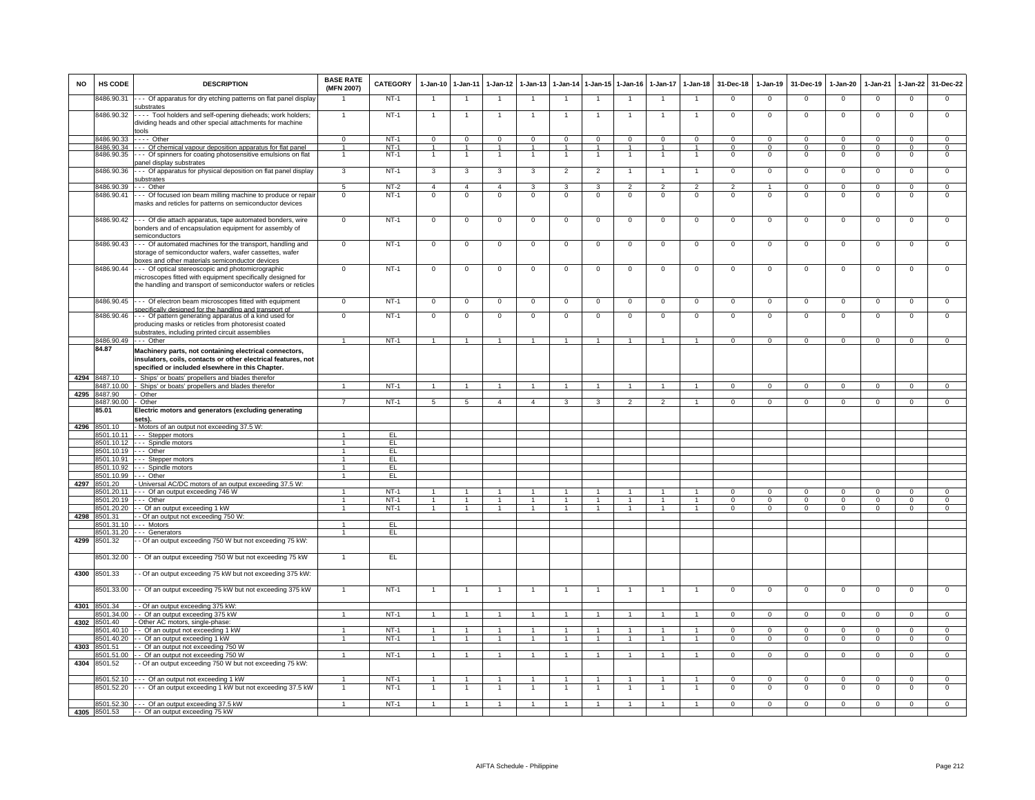| NO | HS CODE | DESCRIPTION | BASE RATE (MFN 2007) | CATEGORY | 1-Jan-10 | 1-Jan-11 | 1-Jan-12 | 1-Jan-13 | 1-Jan-14 | 1-Jan-15 | 1-Jan-16 | 1-Jan-17 | 1-Jan-18 | 31-Dec-18 | 1-Jan-19 | 31-Dec-19 | 1-Jan-20 | 1-Jan-21 | 1-Jan-22 | 31-Dec-22 |
|---|---|---|---|---|---|---|---|---|---|---|---|---|---|---|---|---|---|---|---|---|
| | 8486.90.31 | - - - Of apparatus for dry etching patterns on flat panel display substrates | 1 | NT-1 | 1 | 1 | 1 | 1 | 1 | 1 | 1 | 1 | 1 | 0 | 0 | 0 | 0 | 0 | 0 | 0 |
| | 8486.90.32 | - - - - Tool holders and self-opening dieheads; work holders; dividing heads and other special attachments for machine tools | 1 | NT-1 | 1 | 1 | 1 | 1 | 1 | 1 | 1 | 1 | 1 | 0 | 0 | 0 | 0 | 0 | 0 | 0 |
| | 8486.90.33 | - - - - Other | 0 | NT-1 | 0 | 0 | 0 | 0 | 0 | 0 | 0 | 0 | 0 | 0 | 0 | 0 | 0 | 0 | 0 | 0 |
| | 8486.90.34 | - - - Of chemical vapour deposition apparatus for flat panel | 1 | NT-1 | 1 | 1 | 1 | 1 | 1 | 1 | 1 | 1 | 1 | 0 | 0 | 0 | 0 | 0 | 0 | 0 |
| | 8486.90.35 | - - - Of spinners for coating photosensitive emulsions on flat panel display substrates | 1 | NT-1 | 1 | 1 | 1 | 1 | 1 | 1 | 1 | 1 | 1 | 0 | 0 | 0 | 0 | 0 | 0 | 0 |
| | 8486.90.36 | - - - Of apparatus for physical deposition on flat panel display substrates | 3 | NT-1 | 3 | 3 | 3 | 3 | 2 | 2 | 1 | 1 | 1 | 0 | 0 | 0 | 0 | 0 | 0 | 0 |
| | 8486.90.39 | - - - Other | 5 | NT-2 | 4 | 4 | 4 | 3 | 3 | 3 | 2 | 2 | 2 | 2 | 1 | 0 | 0 | 0 | 0 | 0 |
| | 8486.90.41 | - - - Of focused ion beam milling machine to produce or repair masks and reticles for patterns on semiconductor devices | 0 | NT-1 | 0 | 0 | 0 | 0 | 0 | 0 | 0 | 0 | 0 | 0 | 0 | 0 | 0 | 0 | 0 | 0 |
| | 8486.90.42 | - - - Of die attach apparatus, tape automated bonders, wire bonders and of encapsulation equipment for assembly of semiconductors | 0 | NT-1 | 0 | 0 | 0 | 0 | 0 | 0 | 0 | 0 | 0 | 0 | 0 | 0 | 0 | 0 | 0 | 0 |
| | 8486.90.43 | - - - Of automated machines for the transport, handling and storage of semiconductor wafers, wafer cassettes, wafer boxes and other materials semiconductor devices | 0 | NT-1 | 0 | 0 | 0 | 0 | 0 | 0 | 0 | 0 | 0 | 0 | 0 | 0 | 0 | 0 | 0 | 0 |
| | 8486.90.44 | - - - Of optical stereoscopic and photomicrographic microscopes fitted with equipment specifically designed for the handling and transport of semiconductor wafers or reticles | 0 | NT-1 | 0 | 0 | 0 | 0 | 0 | 0 | 0 | 0 | 0 | 0 | 0 | 0 | 0 | 0 | 0 | 0 |
| | 8486.90.45 | - - - Of electron beam microscopes fitted with equipment specifically designed for the handling and transport of | 0 | NT-1 | 0 | 0 | 0 | 0 | 0 | 0 | 0 | 0 | 0 | 0 | 0 | 0 | 0 | 0 | 0 | 0 |
| | 8486.90.46 | - - - Of pattern generating apparatus of a kind used for producing masks or reticles from photoresist coated substrates, including printed circuit assemblies | 0 | NT-1 | 0 | 0 | 0 | 0 | 0 | 0 | 0 | 0 | 0 | 0 | 0 | 0 | 0 | 0 | 0 | 0 |
| | 8486.90.49 | - - - Other | 1 | NT-1 | 1 | 1 | 1 | 1 | 1 | 1 | 1 | 1 | 1 | 0 | 0 | 0 | 0 | 0 | 0 | 0 |
| | **84.87** | **Machinery parts, not containing electrical connectors, insulators, coils, contacts or other electrical features, not specified or included elsewhere in this Chapter.** | | | | | | | | | | | | | | | | | | |
| 4294 | 8487.10 | - Ships' or boats' propellers and blades therefor | | | | | | | | | | | | | | | | | | |
| | 8487.10.00 | - Ships' or boats' propellers and blades therefor | 1 | NT-1 | 1 | 1 | 1 | 1 | 1 | 1 | 1 | 1 | 1 | 0 | 0 | 0 | 0 | 0 | 0 | 0 |
| 4295 | 8487.90 | - Other | | | | | | | | | | | | | | | | | | |
| | 8487.90.00 | - Other | 7 | NT-1 | 5 | 5 | 4 | 4 | 3 | 3 | 2 | 2 | 1 | 0 | 0 | 0 | 0 | 0 | 0 | 0 |
| | **85.01** | **Electric motors and generators (excluding generating sets).** | | | | | | | | | | | | | | | | | | |
| 4296 | 8501.10 | - Motors of an output not exceeding 37.5 W: | | | | | | | | | | | | | | | | | | |
| | 8501.10.11 | - - - Stepper motors | 1 | EL | | | | | | | | | | | | | | | | |
| | 8501.10.12 | - - - Spindle motors | 1 | EL | | | | | | | | | | | | | | | | |
| | 8501.10.19 | - - - Other | 1 | EL | | | | | | | | | | | | | | | | |
| | 8501.10.91 | - - - Stepper motors | 1 | EL | | | | | | | | | | | | | | | | |
| | 8501.10.92 | - - - Spindle motors | 1 | EL | | | | | | | | | | | | | | | | |
| | 8501.10.99 | - - - Other | 1 | EL | | | | | | | | | | | | | | | | |
| 4297 | 8501.20 | - Universal AC/DC motors of an output exceeding 37.5 W: | | | | | | | | | | | | | | | | | | |
| | 8501.20.11 | - - - Of an output exceeding 746 W | 1 | NT-1 | 1 | 1 | 1 | 1 | 1 | 1 | 1 | 1 | 1 | 0 | 0 | 0 | 0 | 0 | 0 | 0 |
| | 8501.20.19 | - - - Other | 1 | NT-1 | 1 | 1 | 1 | 1 | 1 | 1 | 1 | 1 | 1 | 0 | 0 | 0 | 0 | 0 | 0 | 0 |
| | 8501.20.20 | - - Of an output exceeding 1 kW | 1 | NT-1 | 1 | 1 | 1 | 1 | 1 | 1 | 1 | 1 | 1 | 0 | 0 | 0 | 0 | 0 | 0 | 0 |
| 4298 | 8501.31 | - - Of an output not exceeding 750 W: | | | | | | | | | | | | | | | | | | |
| | 8501.31.10 | - - - Motors | 1 | EL | | | | | | | | | | | | | | | | |
| | 8501.31.20 | - - - Generators | 1 | EL | | | | | | | | | | | | | | | | |
| 4299 | 8501.32 | - - Of an output exceeding 750 W but not exceeding 75 kW: | | | | | | | | | | | | | | | | | | |
| | 8501.32.00 | - - Of an output exceeding 750 W but not exceeding 75 kW | 1 | EL | | | | | | | | | | | | | | | | |
| 4300 | 8501.33 | - - Of an output exceeding 75 kW but not exceeding 375 kW: | | | | | | | | | | | | | | | | | | |
| | 8501.33.00 | - - Of an output exceeding 75 kW but not exceeding 375 kW | 1 | NT-1 | 1 | 1 | 1 | 1 | 1 | 1 | 1 | 1 | 1 | 0 | 0 | 0 | 0 | 0 | 0 | 0 |
| 4301 | 8501.34 | - - Of an output exceeding 375 kW: | | | | | | | | | | | | | | | | | | |
| | 8501.34.00 | - - Of an output exceeding 375 kW | 1 | NT-1 | 1 | 1 | 1 | 1 | 1 | 1 | 1 | 1 | 1 | 0 | 0 | 0 | 0 | 0 | 0 | 0 |
| 4302 | 8501.40 | - Other AC motors, single-phase: | | | | | | | | | | | | | | | | | | |
| | 8501.40.10 | - - Of an output not exceeding 1 kW | 1 | NT-1 | 1 | 1 | 1 | 1 | 1 | 1 | 1 | 1 | 1 | 0 | 0 | 0 | 0 | 0 | 0 | 0 |
| | 8501.40.20 | - - Of an output exceeding 1 kW | 1 | NT-1 | 1 | 1 | 1 | 1 | 1 | 1 | 1 | 1 | 1 | 0 | 0 | 0 | 0 | 0 | 0 | 0 |
| 4303 | 8501.51 | - - Of an output not exceeding 750 W | | | | | | | | | | | | | | | | | | |
| | 8501.51.00 | - - Of an output not exceeding 750 W | 1 | NT-1 | 1 | 1 | 1 | 1 | 1 | 1 | 1 | 1 | 1 | 0 | 0 | 0 | 0 | 0 | 0 | 0 |
| 4304 | 8501.52 | - - Of an output exceeding 750 W but not exceeding 75 kW: | | | | | | | | | | | | | | | | | | |
| | 8501.52.10 | - - - Of an output not exceeding 1 kW | 1 | NT-1 | 1 | 1 | 1 | 1 | 1 | 1 | 1 | 1 | 1 | 0 | 0 | 0 | 0 | 0 | 0 | 0 |
| | 8501.52.20 | - - - Of an output exceeding 1 kW but not exceeding 37.5 kW | 1 | NT-1 | 1 | 1 | 1 | 1 | 1 | 1 | 1 | 1 | 1 | 0 | 0 | 0 | 0 | 0 | 0 | 0 |
| | 8501.52.30 | - - - Of an output exceeding 37.5 kW | 1 | NT-1 | 1 | 1 | 1 | 1 | 1 | 1 | 1 | 1 | 1 | 0 | 0 | 0 | 0 | 0 | 0 | 0 |
| 4305 | 8501.53 | - - Of an output exceeding 75 kW | | | | | | | | | | | | | | | | | | |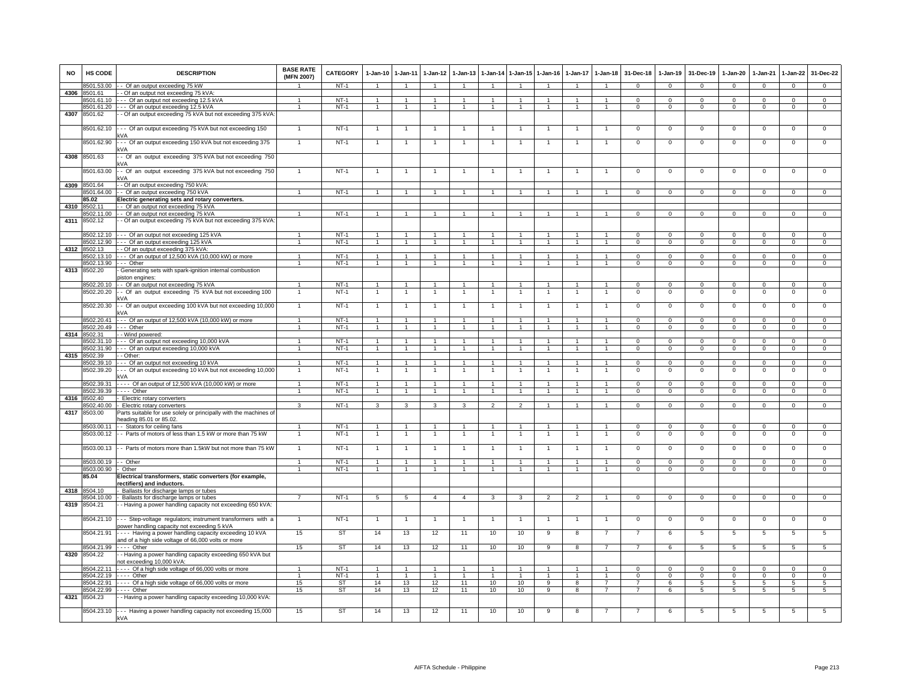| NO | HS CODE | DESCRIPTION | BASE RATE (MFN 2007) | CATEGORY | 1-Jan-10 | 1-Jan-11 | 1-Jan-12 | 1-Jan-13 | 1-Jan-14 | 1-Jan-15 | 1-Jan-16 | 1-Jan-17 | 1-Jan-18 | 31-Dec-18 | 1-Jan-19 | 31-Dec-19 | 1-Jan-20 | 1-Jan-21 | 1-Jan-22 | 31-Dec-22 |
|---|---|---|---|---|---|---|---|---|---|---|---|---|---|---|---|---|---|---|---|---|
| | 8501.53.00 | - - Of an output exceeding 75 kW | 1 | NT-1 | 1 | 1 | 1 | 1 | 1 | 1 | 1 | 1 | 1 | 0 | 0 | 0 | 0 | 0 | 0 | 0 |
| 4306 | 8501.61 | - - Of an output not exceeding 75 kVA: | | | | | | | | | | | | | | | | | | |
| | 8501.61.10 | - - - Of an output not exceeding 12.5 kVA | 1 | NT-1 | 1 | 1 | 1 | 1 | 1 | 1 | 1 | 1 | 1 | 0 | 0 | 0 | 0 | 0 | 0 | 0 |
| | 8501.61.20 | - - - Of an output exceeding 12.5 kVA | 1 | NT-1 | 1 | 1 | 1 | 1 | 1 | 1 | 1 | 1 | 1 | 0 | 0 | 0 | 0 | 0 | 0 | 0 |
| 4307 | 8501.62 | - - Of an output exceeding 75 kVA but not exceeding 375 kVA: | | | | | | | | | | | | | | | | | | |
| | 8501.62.10 | - - - Of an output exceeding 75 kVA but not exceeding 150 kVA | 1 | NT-1 | 1 | 1 | 1 | 1 | 1 | 1 | 1 | 1 | 1 | 0 | 0 | 0 | 0 | 0 | 0 | 0 |
| | 8501.62.90 | - - - Of an output exceeding 150 kVA but not exceeding 375 kVA | 1 | NT-1 | 1 | 1 | 1 | 1 | 1 | 1 | 1 | 1 | 1 | 0 | 0 | 0 | 0 | 0 | 0 | 0 |
| 4308 | 8501.63 | - - Of an output exceeding 375 kVA but not exceeding 750 kVA | | | | | | | | | | | | | | | | | | |
| | 8501.63.00 | - - Of an output exceeding 375 kVA but not exceeding 750 kVA | 1 | NT-1 | 1 | 1 | 1 | 1 | 1 | 1 | 1 | 1 | 1 | 0 | 0 | 0 | 0 | 0 | 0 | 0 |
| 4309 | 8501.64 | - - Of an output exceeding 750 kVA: | | | | | | | | | | | | | | | | | | |
| | 8501.64.00 | - - Of an output exceeding 750 kVA | 1 | NT-1 | 1 | 1 | 1 | 1 | 1 | 1 | 1 | 1 | 1 | 0 | 0 | 0 | 0 | 0 | 0 | 0 |
| | **85.02** | **Electric generating sets and rotary converters.** | | | | | | | | | | | | | | | | | | |
| 4310 | 8502.11 | - - Of an output not exceeding 75 kVA | | | | | | | | | | | | | | | | | | |
| | 8502.11.00 | - - Of an output not exceeding 75 kVA | 1 | NT-1 | 1 | 1 | 1 | 1 | 1 | 1 | 1 | 1 | 1 | 0 | 0 | 0 | 0 | 0 | 0 | 0 |
| 4311 | 8502.12 | - - Of an output exceeding 75 kVA but not exceeding 375 kVA: | | | | | | | | | | | | | | | | | | |
| | 8502.12.10 | - - - Of an output not exceeding 125 kVA | 1 | NT-1 | 1 | 1 | 1 | 1 | 1 | 1 | 1 | 1 | 1 | 0 | 0 | 0 | 0 | 0 | 0 | 0 |
| | 8502.12.90 | - - - Of an output exceeding 125 kVA | 1 | NT-1 | 1 | 1 | 1 | 1 | 1 | 1 | 1 | 1 | 1 | 0 | 0 | 0 | 0 | 0 | 0 | 0 |
| 4312 | 8502.13 | - - Of an output exceeding 375 kVA: | | | | | | | | | | | | | | | | | | |
| | 8502.13.10 | - - - Of an output of 12,500 kVA (10,000 kW) or more | 1 | NT-1 | 1 | 1 | 1 | 1 | 1 | 1 | 1 | 1 | 1 | 0 | 0 | 0 | 0 | 0 | 0 | 0 |
| | 8502.13.90 | - - - Other | 1 | NT-1 | 1 | 1 | 1 | 1 | 1 | 1 | 1 | 1 | 1 | 0 | 0 | 0 | 0 | 0 | 0 | 0 |
| 4313 | 8502.20 | - Generating sets with spark-ignition internal combustion piston engines: | | | | | | | | | | | | | | | | | | |
| | 8502.20.10 | - - Of an output not exceeding 75 kVA | 1 | NT-1 | 1 | 1 | 1 | 1 | 1 | 1 | 1 | 1 | 1 | 0 | 0 | 0 | 0 | 0 | 0 | 0 |
| | 8502.20.20 | - - Of an output exceeding 75 kVA but not exceeding 100 kVA | 1 | NT-1 | 1 | 1 | 1 | 1 | 1 | 1 | 1 | 1 | 1 | 0 | 0 | 0 | 0 | 0 | 0 | 0 |
| | 8502.20.30 | - - Of an output exceeding 100 kVA but not exceeding 10,000 kVA | 1 | NT-1 | 1 | 1 | 1 | 1 | 1 | 1 | 1 | 1 | 1 | 0 | 0 | 0 | 0 | 0 | 0 | 0 |
| | 8502.20.41 | - - - Of an output of 12,500 kVA (10,000 kW) or more | 1 | NT-1 | 1 | 1 | 1 | 1 | 1 | 1 | 1 | 1 | 1 | 0 | 0 | 0 | 0 | 0 | 0 | 0 |
| | 8502.20.49 | - - - Other | 1 | NT-1 | 1 | 1 | 1 | 1 | 1 | 1 | 1 | 1 | 1 | 0 | 0 | 0 | 0 | 0 | 0 | 0 |
| 4314 | 8502.31 | - - Wind powered: | | | | | | | | | | | | | | | | | | |
| | 8502.31.10 | - - - Of an output not exceeding 10,000 kVA | 1 | NT-1 | 1 | 1 | 1 | 1 | 1 | 1 | 1 | 1 | 1 | 0 | 0 | 0 | 0 | 0 | 0 | 0 |
| | 8502.31.90 | - - - Of an output exceeding 10,000 kVA | 1 | NT-1 | 1 | 1 | 1 | 1 | 1 | 1 | 1 | 1 | 1 | 0 | 0 | 0 | 0 | 0 | 0 | 0 |
| 4315 | 8502.39 | - - Other: | | | | | | | | | | | | | | | | | | |
| | 8502.39.10 | - - - Of an output not exceeding 10 kVA | 1 | NT-1 | 1 | 1 | 1 | 1 | 1 | 1 | 1 | 1 | 1 | 0 | 0 | 0 | 0 | 0 | 0 | 0 |
| | 8502.39.20 | - - - Of an output exceeding 10 kVA but not exceeding 10,000 kVA | 1 | NT-1 | 1 | 1 | 1 | 1 | 1 | 1 | 1 | 1 | 1 | 0 | 0 | 0 | 0 | 0 | 0 | 0 |
| | 8502.39.31 | - - - - Of an output of 12,500 kVA (10,000 kW) or more | 1 | NT-1 | 1 | 1 | 1 | 1 | 1 | 1 | 1 | 1 | 1 | 0 | 0 | 0 | 0 | 0 | 0 | 0 |
| | 8502.39.39 | - - - - Other | 1 | NT-1 | 1 | 1 | 1 | 1 | 1 | 1 | 1 | 1 | 1 | 0 | 0 | 0 | 0 | 0 | 0 | 0 |
| 4316 | 8502.40 | - Electric rotary converters | | | | | | | | | | | | | | | | | | |
| | 8502.40.00 | - Electric rotary converters | 3 | NT-1 | 3 | 3 | 3 | 3 | 2 | 2 | 1 | 1 | 1 | 0 | 0 | 0 | 0 | 0 | 0 | 0 |
| 4317 | 8503.00 | Parts suitable for use solely or principally with the machines of heading 85.01 or 85.02. | | | | | | | | | | | | | | | | | | |
| | 8503.00.11 | - - Stators for ceiling fans | 1 | NT-1 | 1 | 1 | 1 | 1 | 1 | 1 | 1 | 1 | 1 | 0 | 0 | 0 | 0 | 0 | 0 | 0 |
| | 8503.00.12 | - - Parts of motors of less than 1.5 kW or more than 75 kW | 1 | NT-1 | 1 | 1 | 1 | 1 | 1 | 1 | 1 | 1 | 1 | 0 | 0 | 0 | 0 | 0 | 0 | 0 |
| | 8503.00.13 | - - Parts of motors more than 1.5kW but not more than 75 kW | 1 | NT-1 | 1 | 1 | 1 | 1 | 1 | 1 | 1 | 1 | 1 | 0 | 0 | 0 | 0 | 0 | 0 | 0 |
| | 8503.00.19 | - - Other | 1 | NT-1 | 1 | 1 | 1 | 1 | 1 | 1 | 1 | 1 | 1 | 0 | 0 | 0 | 0 | 0 | 0 | 0 |
| | 8503.00.90 | - Other | 1 | NT-1 | 1 | 1 | 1 | 1 | 1 | 1 | 1 | 1 | 1 | 0 | 0 | 0 | 0 | 0 | 0 | 0 |
| | **85.04** | **Electrical transformers, static converters (for example, rectifiers) and inductors.** | | | | | | | | | | | | | | | | | | |
| 4318 | 8504.10 | - Ballasts for discharge lamps or tubes | | | | | | | | | | | | | | | | | | |
| | 8504.10.00 | - Ballasts for discharge lamps or tubes | 7 | NT-1 | 5 | 5 | 4 | 4 | 3 | 3 | 2 | 2 | 1 | 0 | 0 | 0 | 0 | 0 | 0 | 0 |
| 4319 | 8504.21 | - - Having a power handling capacity not exceeding 650 kVA: | | | | | | | | | | | | | | | | | | |
| | 8504.21.10 | - - - Step-voltage regulators; instrument transformers with a power handling capacity not exceeding 5 kVA | 1 | NT-1 | 1 | 1 | 1 | 1 | 1 | 1 | 1 | 1 | 1 | 0 | 0 | 0 | 0 | 0 | 0 | 0 |
| | 8504.21.91 | - - - - Having a power handling capacity exceeding 10 kVA and of a high side voltage of 66,000 volts or more | 15 | ST | 14 | 13 | 12 | 11 | 10 | 10 | 9 | 8 | 7 | 7 | 6 | 5 | 5 | 5 | 5 | 5 |
| | 8504.21.99 | - - - - Other | 15 | ST | 14 | 13 | 12 | 11 | 10 | 10 | 9 | 8 | 7 | 7 | 6 | 5 | 5 | 5 | 5 | 5 |
| 4320 | 8504.22 | - - Having a power handling capacity exceeding 650 kVA but not exceeding 10,000 kVA: | | | | | | | | | | | | | | | | | | |
| | 8504.22.11 | - - - - Of a high side voltage of 66,000 volts or more | 1 | NT-1 | 1 | 1 | 1 | 1 | 1 | 1 | 1 | 1 | 1 | 0 | 0 | 0 | 0 | 0 | 0 | 0 |
| | 8504.22.19 | - - - - Other | 1 | NT-1 | 1 | 1 | 1 | 1 | 1 | 1 | 1 | 1 | 1 | 0 | 0 | 0 | 0 | 0 | 0 | 0 |
| | 8504.22.91 | - - - - Of a high side voltage of 66,000 volts or more | 15 | ST | 14 | 13 | 12 | 11 | 10 | 10 | 9 | 8 | 7 | 7 | 6 | 5 | 5 | 5 | 5 | 5 |
| | 8504.22.99 | - - - - Other | 15 | ST | 14 | 13 | 12 | 11 | 10 | 10 | 9 | 8 | 7 | 7 | 6 | 5 | 5 | 5 | 5 | 5 |
| 4321 | 8504.23 | - - Having a power handling capacity exceeding 10,000 kVA: | | | | | | | | | | | | | | | | | | |
| | 8504.23.10 | - - - Having a power handling capacity not exceeding 15,000 kVA | 15 | ST | 14 | 13 | 12 | 11 | 10 | 10 | 9 | 8 | 7 | 7 | 6 | 5 | 5 | 5 | 5 | 5 |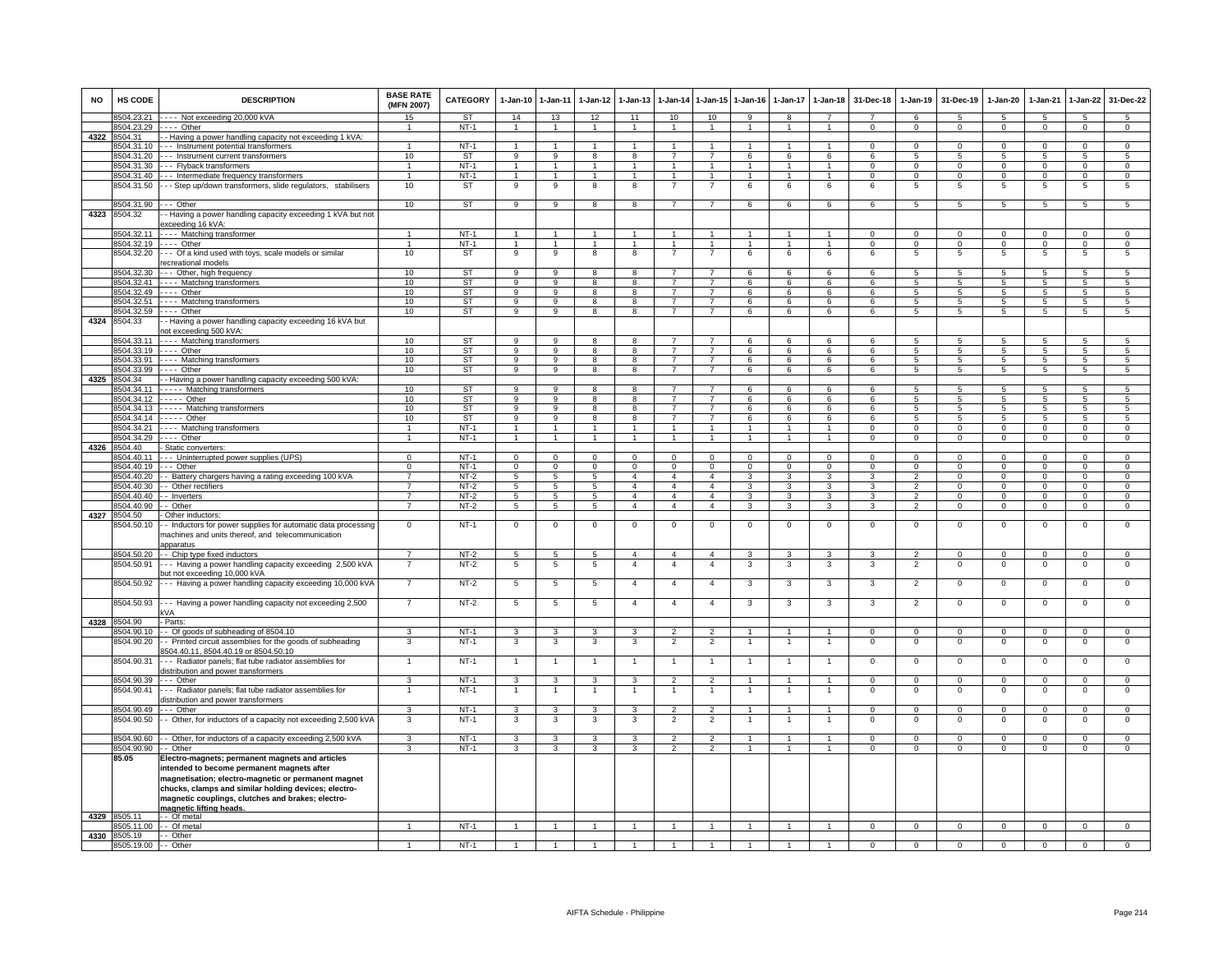| NO | HS CODE | DESCRIPTION | BASE RATE (MFN 2007) | CATEGORY | 1-Jan-10 | 1-Jan-11 | 1-Jan-12 | 1-Jan-13 | 1-Jan-14 | 1-Jan-15 | 1-Jan-16 | 1-Jan-17 | 1-Jan-18 | 31-Dec-18 | 1-Jan-19 | 31-Dec-19 | 1-Jan-20 | 1-Jan-21 | 1-Jan-22 | 31-Dec-22 |
|---|---|---|---|---|---|---|---|---|---|---|---|---|---|---|---|---|---|---|---|---|
| | 8504.23.21 | - - - - Not exceeding 20,000 kVA | 15 | ST | 14 | 13 | 12 | 11 | 10 | 10 | 9 | 8 | 7 | 7 | 6 | 5 | 5 | 5 | 5 | 5 |
| | 8504.23.29 | - - - - Other | 1 | NT-1 | 1 | 1 | 1 | 1 | 1 | 1 | 1 | 1 | 1 | 0 | 0 | 0 | 0 | 0 | 0 | 0 |
| 4322 | 8504.31 | - - Having a power handling capacity not exceeding 1 kVA: | | | | | | | | | | | | | | | | | | |
| | 8504.31.10 | - - - Instrument potential transformers | 1 | NT-1 | 1 | 1 | 1 | 1 | 1 | 1 | 1 | 1 | 1 | 0 | 0 | 0 | 0 | 0 | 0 | 0 |
| | 8504.31.20 | - - - Instrument current transformers | 10 | ST | 9 | 9 | 8 | 8 | 7 | 7 | 6 | 6 | 6 | 6 | 5 | 5 | 5 | 5 | 5 | 5 |
| | 8504.31.30 | - - - Flyback transformers | 1 | NT-1 | 1 | 1 | 1 | 1 | 1 | 1 | 1 | 1 | 1 | 0 | 0 | 0 | 0 | 0 | 0 | 0 |
| | 8504.31.40 | - - - Intermediate frequency transformers | 1 | NT-1 | 1 | 1 | 1 | 1 | 1 | 1 | 1 | 1 | 1 | 0 | 0 | 0 | 0 | 0 | 0 | 0 |
| | 8504.31.50 | - - - Step up/down transformers, slide regulators, stabilisers | 10 | ST | 9 | 9 | 8 | 8 | 7 | 7 | 6 | 6 | 6 | 6 | 5 | 5 | 5 | 5 | 5 | 5 |
| | 8504.31.90 | - - - Other | 10 | ST | 9 | 9 | 8 | 8 | 7 | 7 | 6 | 6 | 6 | 6 | 5 | 5 | 5 | 5 | 5 | 5 |
| 4323 | 8504.32 | - - Having a power handling capacity exceeding 1 kVA but not exceeding 16 kVA: | | | | | | | | | | | | | | | | | | |
| | 8504.32.11 | - - - - Matching transformer | 1 | NT-1 | 1 | 1 | 1 | 1 | 1 | 1 | 1 | 1 | 1 | 0 | 0 | 0 | 0 | 0 | 0 | 0 |
| | 8504.32.19 | - - - - Other | 1 | NT-1 | 1 | 1 | 1 | 1 | 1 | 1 | 1 | 1 | 1 | 0 | 0 | 0 | 0 | 0 | 0 | 0 |
| | 8504.32.20 | - - - Of a kind used with toys, scale models or similar recreational models | 10 | ST | 9 | 9 | 8 | 8 | 7 | 7 | 6 | 6 | 6 | 6 | 5 | 5 | 5 | 5 | 5 | 5 |
| | 8504.32.30 | - - - Other, high frequency | 10 | ST | 9 | 9 | 8 | 8 | 7 | 7 | 6 | 6 | 6 | 6 | 5 | 5 | 5 | 5 | 5 | 5 |
| | 8504.32.41 | - - - - Matching transformers | 10 | ST | 9 | 9 | 8 | 8 | 7 | 7 | 6 | 6 | 6 | 6 | 5 | 5 | 5 | 5 | 5 | 5 |
| | 8504.32.49 | - - - - Other | 10 | ST | 9 | 9 | 8 | 8 | 7 | 7 | 6 | 6 | 6 | 6 | 5 | 5 | 5 | 5 | 5 | 5 |
| | 8504.32.51 | - - - - Matching transformers | 10 | ST | 9 | 9 | 8 | 8 | 7 | 7 | 6 | 6 | 6 | 6 | 5 | 5 | 5 | 5 | 5 | 5 |
| | 8504.32.59 | - - - - Other | 10 | ST | 9 | 9 | 8 | 8 | 7 | 7 | 6 | 6 | 6 | 6 | 5 | 5 | 5 | 5 | 5 | 5 |
| 4324 | 8504.33 | - - Having a power handling capacity exceeding 16 kVA but not exceeding 500 kVA: | | | | | | | | | | | | | | | | | | |
| | 8504.33.11 | - - - - Matching transformers | 10 | ST | 9 | 9 | 8 | 8 | 7 | 7 | 6 | 6 | 6 | 6 | 5 | 5 | 5 | 5 | 5 | 5 |
| | 8504.33.19 | - - - - Other | 10 | ST | 9 | 9 | 8 | 8 | 7 | 7 | 6 | 6 | 6 | 6 | 5 | 5 | 5 | 5 | 5 | 5 |
| | 8504.33.91 | - - - - Matching transformers | 10 | ST | 9 | 9 | 8 | 8 | 7 | 7 | 6 | 6 | 6 | 6 | 5 | 5 | 5 | 5 | 5 | 5 |
| | 8504.33.99 | - - - - Other | 10 | ST | 9 | 9 | 8 | 8 | 7 | 7 | 6 | 6 | 6 | 6 | 5 | 5 | 5 | 5 | 5 | 5 |
| 4325 | 8504.34 | - - Having a power handling capacity exceeding 500 kVA: | | | | | | | | | | | | | | | | | | |
| | 8504.34.11 | - - - - - Matching transformers | 10 | ST | 9 | 9 | 8 | 8 | 7 | 7 | 6 | 6 | 6 | 6 | 5 | 5 | 5 | 5 | 5 | 5 |
| | 8504.34.12 | - - - - - Other | 10 | ST | 9 | 9 | 8 | 8 | 7 | 7 | 6 | 6 | 6 | 6 | 5 | 5 | 5 | 5 | 5 | 5 |
| | 8504.34.13 | - - - - - Matching transformers | 10 | ST | 9 | 9 | 8 | 8 | 7 | 7 | 6 | 6 | 6 | 6 | 5 | 5 | 5 | 5 | 5 | 5 |
| | 8504.34.14 | - - - - - Other | 10 | ST | 9 | 9 | 8 | 8 | 7 | 7 | 6 | 6 | 6 | 6 | 5 | 5 | 5 | 5 | 5 | 5 |
| | 8504.34.21 | - - - - Matching transformers | 1 | NT-1 | 1 | 1 | 1 | 1 | 1 | 1 | 1 | 1 | 1 | 0 | 0 | 0 | 0 | 0 | 0 | 0 |
| | 8504.34.29 | - - - - Other | 1 | NT-1 | 1 | 1 | 1 | 1 | 1 | 1 | 1 | 1 | 1 | 0 | 0 | 0 | 0 | 0 | 0 | 0 |
| 4326 | 8504.40 | - Static converters: | | | | | | | | | | | | | | | | | | |
| | 8504.40.11 | - - - Uninterrupted power supplies (UPS) | 0 | NT-1 | 0 | 0 | 0 | 0 | 0 | 0 | 0 | 0 | 0 | 0 | 0 | 0 | 0 | 0 | 0 | 0 |
| | 8504.40.19 | - - - Other | 0 | NT-1 | 0 | 0 | 0 | 0 | 0 | 0 | 0 | 0 | 0 | 0 | 0 | 0 | 0 | 0 | 0 | 0 |
| | 8504.40.20 | - - Battery chargers having a rating exceeding 100 kVA | 7 | NT-2 | 5 | 5 | 5 | 4 | 4 | 4 | 3 | 3 | 3 | 3 | 2 | 0 | 0 | 0 | 0 | 0 |
| | 8504.40.30 | - - Other rectifiers | 7 | NT-2 | 5 | 5 | 5 | 4 | 4 | 4 | 3 | 3 | 3 | 3 | 2 | 0 | 0 | 0 | 0 | 0 |
| | 8504.40.40 | - - Inverters | 7 | NT-2 | 5 | 5 | 5 | 4 | 4 | 4 | 3 | 3 | 3 | 3 | 2 | 0 | 0 | 0 | 0 | 0 |
| | 8504.40.90 | - - Other | 7 | NT-2 | 5 | 5 | 5 | 4 | 4 | 4 | 3 | 3 | 3 | 3 | 2 | 0 | 0 | 0 | 0 | 0 |
| 4327 | 8504.50 | - Other inductors: | | | | | | | | | | | | | | | | | | |
| | 8504.50.10 | - - Inductors for power supplies for automatic data processing machines and units thereof, and telecommunication apparatus | 0 | NT-1 | 0 | 0 | 0 | 0 | 0 | 0 | 0 | 0 | 0 | 0 | 0 | 0 | 0 | 0 | 0 | 0 |
| | 8504.50.20 | - - Chip type fixed inductors | 7 | NT-2 | 5 | 5 | 5 | 4 | 4 | 4 | 3 | 3 | 3 | 3 | 2 | 0 | 0 | 0 | 0 | 0 |
| | 8504.50.91 | - - - Having a power handling capacity exceeding 2,500 kVA but not exceeding 10,000 kVA | 7 | NT-2 | 5 | 5 | 5 | 4 | 4 | 4 | 3 | 3 | 3 | 3 | 2 | 0 | 0 | 0 | 0 | 0 |
| | 8504.50.92 | - - - Having a power handling capacity exceeding 10,000 kVA | 7 | NT-2 | 5 | 5 | 5 | 4 | 4 | 4 | 3 | 3 | 3 | 3 | 2 | 0 | 0 | 0 | 0 | 0 |
| | 8504.50.93 | - - - Having a power handling capacity not exceeding 2,500 kVA | 7 | NT-2 | 5 | 5 | 5 | 4 | 4 | 4 | 3 | 3 | 3 | 3 | 2 | 0 | 0 | 0 | 0 | 0 |
| 4328 | 8504.90 | - Parts: | | | | | | | | | | | | | | | | | | |
| | 8504.90.10 | - - Of goods of subheading of 8504.10 | 3 | NT-1 | 3 | 3 | 3 | 3 | 2 | 2 | 1 | 1 | 1 | 0 | 0 | 0 | 0 | 0 | 0 | 0 |
| | 8504.90.20 | - - Printed circuit assemblies for the goods of subheading 8504.40.11, 8504.40.19 or 8504.50.10 | 3 | NT-1 | 3 | 3 | 3 | 3 | 2 | 2 | 1 | 1 | 1 | 0 | 0 | 0 | 0 | 0 | 0 | 0 |
| | 8504.90.31 | - - - Radiator panels; flat tube radiator assemblies for distribution and power transformers | 1 | NT-1 | 1 | 1 | 1 | 1 | 1 | 1 | 1 | 1 | 1 | 0 | 0 | 0 | 0 | 0 | 0 | 0 |
| | 8504.90.39 | - - - Other | 3 | NT-1 | 3 | 3 | 3 | 3 | 2 | 2 | 1 | 1 | 1 | 0 | 0 | 0 | 0 | 0 | 0 | 0 |
| | 8504.90.41 | - - - Radiator panels; flat tube radiator assemblies for distribution and power transformers | 1 | NT-1 | 1 | 1 | 1 | 1 | 1 | 1 | 1 | 1 | 1 | 0 | 0 | 0 | 0 | 0 | 0 | 0 |
| | 8504.90.49 | - - - Other | 3 | NT-1 | 3 | 3 | 3 | 3 | 2 | 2 | 1 | 1 | 1 | 0 | 0 | 0 | 0 | 0 | 0 | 0 |
| | 8504.90.50 | - - Other, for inductors of a capacity not exceeding 2,500 kVA | 3 | NT-1 | 3 | 3 | 3 | 3 | 2 | 2 | 1 | 1 | 1 | 0 | 0 | 0 | 0 | 0 | 0 | 0 |
| | 8504.90.60 | - - Other, for inductors of a capacity exceeding 2,500 kVA | 3 | NT-1 | 3 | 3 | 3 | 3 | 2 | 2 | 1 | 1 | 1 | 0 | 0 | 0 | 0 | 0 | 0 | 0 |
| | 8504.90.90 | - - Other | 3 | NT-1 | 3 | 3 | 3 | 3 | 2 | 2 | 1 | 1 | 1 | 0 | 0 | 0 | 0 | 0 | 0 | 0 |
| | **85.05** | **Electro-magnets; permanent magnets and articles intended to become permanent magnets after magnetisation; electro-magnetic or permanent magnet chucks, clamps and similar holding devices; electro-magnetic couplings, clutches and brakes; electro-magnetic lifting heads.** | | | | | | | | | | | | | | | | | | |
| 4329 | 8505.11 | - - Of metal | | | | | | | | | | | | | | | | | | |
| | 8505.11.00 | - - Of metal | 1 | NT-1 | 1 | 1 | 1 | 1 | 1 | 1 | 1 | 1 | 1 | 0 | 0 | 0 | 0 | 0 | 0 | 0 |
| 4330 | 8505.19 | - - Other | | | | | | | | | | | | | | | | | | |
| | 8505.19.00 | - - Other | 1 | NT-1 | 1 | 1 | 1 | 1 | 1 | 1 | 1 | 1 | 1 | 0 | 0 | 0 | 0 | 0 | 0 | 0 |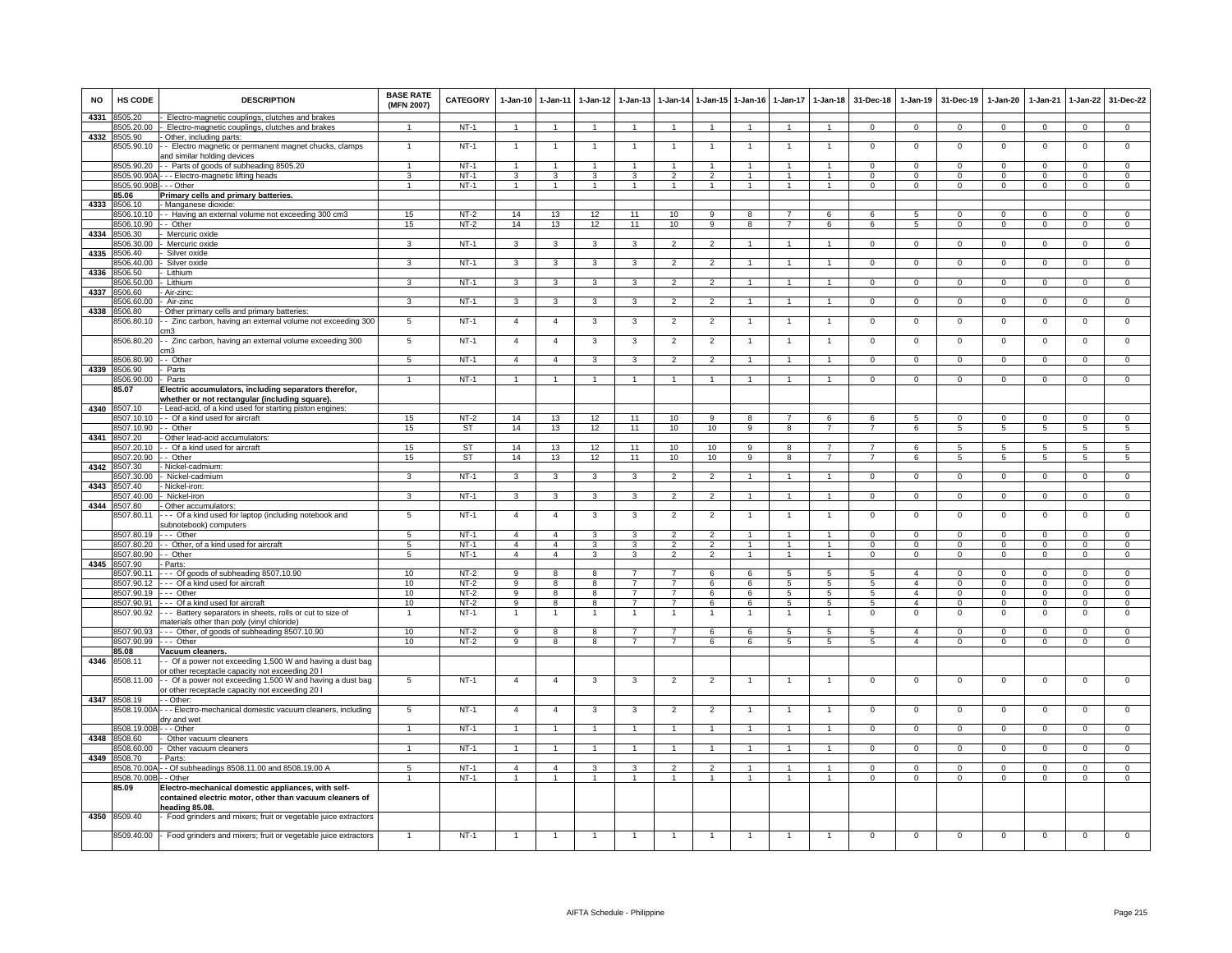| NO | HS CODE | DESCRIPTION | BASE RATE (MFN 2007) | CATEGORY | 1-Jan-10 | 1-Jan-11 | 1-Jan-12 | 1-Jan-13 | 1-Jan-14 | 1-Jan-15 | 1-Jan-16 | 1-Jan-17 | 1-Jan-18 | 31-Dec-18 | 1-Jan-19 | 31-Dec-19 | 1-Jan-20 | 1-Jan-21 | 1-Jan-22 | 31-Dec-22 |
|---|---|---|---|---|---|---|---|---|---|---|---|---|---|---|---|---|---|---|---|---|
| 4331 | 8505.20 | - Electro-magnetic couplings, clutches and brakes | | | | | | | | | | | | | | | | | | |
| | 8505.20.00 | - Electro-magnetic couplings, clutches and brakes | 1 | NT-1 | 1 | 1 | 1 | 1 | 1 | 1 | 1 | 1 | 1 | 0 | 0 | 0 | 0 | 0 | 0 | 0 |
| 4332 | 8505.90 | - Other, including parts: | | | | | | | | | | | | | | | | | | |
| | 8505.90.10 | - - Electro magnetic or permanent magnet chucks, clamps and similar holding devices | 1 | NT-1 | 1 | 1 | 1 | 1 | 1 | 1 | 1 | 1 | 1 | 0 | 0 | 0 | 0 | 0 | 0 | 0 |
| | 8505.90.20 | - - Parts of goods of subheading 8505.20 | 1 | NT-1 | 1 | 1 | 1 | 1 | 1 | 1 | 1 | 1 | 1 | 0 | 0 | 0 | 0 | 0 | 0 | 0 |
| | 8505.90.90A | - - - Electro-magnetic lifting heads | 3 | NT-1 | 3 | 3 | 3 | 3 | 2 | 2 | 1 | 1 | 1 | 0 | 0 | 0 | 0 | 0 | 0 | 0 |
| | 8505.90.90B | - - - Other | 1 | NT-1 | 1 | 1 | 1 | 1 | 1 | 1 | 1 | 1 | 1 | 0 | 0 | 0 | 0 | 0 | 0 | 0 |
| | **85.06** | **Primary cells and primary batteries.** | | | | | | | | | | | | | | | | | | |
| 4333 | 8506.10 | - Manganese dioxide: | | | | | | | | | | | | | | | | | | |
| | 8506.10.10 | - - Having an external volume not exceeding 300 cm3 | 15 | NT-2 | 14 | 13 | 12 | 11 | 10 | 9 | 8 | 7 | 6 | 6 | 5 | 0 | 0 | 0 | 0 | 0 |
| | 8506.10.90 | - - Other | 15 | NT-2 | 14 | 13 | 12 | 11 | 10 | 9 | 8 | 7 | 6 | 6 | 5 | 0 | 0 | 0 | 0 | 0 |
| 4334 | 8506.30 | - Mercuric oxide | | | | | | | | | | | | | | | | | | |
| | 8506.30.00 | - Mercuric oxide | 3 | NT-1 | 3 | 3 | 3 | 3 | 2 | 2 | 1 | 1 | 1 | 0 | 0 | 0 | 0 | 0 | 0 | 0 |
| 4335 | 8506.40 | - Silver oxide | | | | | | | | | | | | | | | | | | |
| | 8506.40.00 | - Silver oxide | 3 | NT-1 | 3 | 3 | 3 | 3 | 2 | 2 | 1 | 1 | 1 | 0 | 0 | 0 | 0 | 0 | 0 | 0 |
| 4336 | 8506.50 | - Lithium | | | | | | | | | | | | | | | | | | |
| | 8506.50.00 | - Lithium | 3 | NT-1 | 3 | 3 | 3 | 3 | 2 | 2 | 1 | 1 | 1 | 0 | 0 | 0 | 0 | 0 | 0 | 0 |
| 4337 | 8506.60 | - Air-zinc: | | | | | | | | | | | | | | | | | | |
| | 8506.60.00 | - Air-zinc | 3 | NT-1 | 3 | 3 | 3 | 3 | 2 | 2 | 1 | 1 | 1 | 0 | 0 | 0 | 0 | 0 | 0 | 0 |
| 4338 | 8506.80 | - Other primary cells and primary batteries: | | | | | | | | | | | | | | | | | | |
| | 8506.80.10 | - - Zinc carbon, having an external volume not exceeding 300 cm3 | 5 | NT-1 | 4 | 4 | 3 | 3 | 2 | 2 | 1 | 1 | 1 | 0 | 0 | 0 | 0 | 0 | 0 | 0 |
| | 8506.80.20 | - - Zinc carbon, having an external volume exceeding 300 cm3 | 5 | NT-1 | 4 | 4 | 3 | 3 | 2 | 2 | 1 | 1 | 1 | 0 | 0 | 0 | 0 | 0 | 0 | 0 |
| | 8506.80.90 | - - Other | 5 | NT-1 | 4 | 4 | 3 | 3 | 2 | 2 | 1 | 1 | 1 | 0 | 0 | 0 | 0 | 0 | 0 | 0 |
| 4339 | 8506.90 | - Parts | | | | | | | | | | | | | | | | | | |
| | 8506.90.00 | - Parts | 1 | NT-1 | 1 | 1 | 1 | 1 | 1 | 1 | 1 | 1 | 1 | 0 | 0 | 0 | 0 | 0 | 0 | 0 |
| | **85.07** | **Electric accumulators, including separators therefor, whether or not rectangular (including square).** | | | | | | | | | | | | | | | | | | |
| 4340 | 8507.10 | - Lead-acid, of a kind used for starting piston engines: | | | | | | | | | | | | | | | | | | |
| | 8507.10.10 | - - Of a kind used for aircraft | 15 | NT-2 | 14 | 13 | 12 | 11 | 10 | 9 | 8 | 7 | 6 | 6 | 5 | 0 | 0 | 0 | 0 | 0 |
| | 8507.10.90 | - - Other | 15 | ST | 14 | 13 | 12 | 11 | 10 | 10 | 9 | 8 | 7 | 7 | 6 | 5 | 5 | 5 | 5 | 5 |
| 4341 | 8507.20 | - Other lead-acid accumulators: | | | | | | | | | | | | | | | | | | |
| | 8507.20.10 | - - Of a kind used for aircraft | 15 | ST | 14 | 13 | 12 | 11 | 10 | 10 | 9 | 8 | 7 | 7 | 6 | 5 | 5 | 5 | 5 | 5 |
| | 8507.20.90 | - - Other | 15 | ST | 14 | 13 | 12 | 11 | 10 | 10 | 9 | 8 | 7 | 7 | 6 | 5 | 5 | 5 | 5 | 5 |
| 4342 | 8507.30 | - Nickel-cadmium: | | | | | | | | | | | | | | | | | | |
| | 8507.30.00 | - Nickel-cadmium | 3 | NT-1 | 3 | 3 | 3 | 3 | 2 | 2 | 1 | 1 | 1 | 0 | 0 | 0 | 0 | 0 | 0 | 0 |
| 4343 | 8507.40 | - Nickel-iron: | | | | | | | | | | | | | | | | | | |
| | 8507.40.00 | - Nickel-iron | 3 | NT-1 | 3 | 3 | 3 | 3 | 2 | 2 | 1 | 1 | 1 | 0 | 0 | 0 | 0 | 0 | 0 | 0 |
| 4344 | 8507.80 | - Other accumulators: | | | | | | | | | | | | | | | | | | |
| | 8507.80.11 | - - - Of a kind used for laptop (including notebook and subnotebook) computers | 5 | NT-1 | 4 | 4 | 3 | 3 | 2 | 2 | 1 | 1 | 1 | 0 | 0 | 0 | 0 | 0 | 0 | 0 |
| | 8507.80.19 | - - - Other | 5 | NT-1 | 4 | 4 | 3 | 3 | 2 | 2 | 1 | 1 | 1 | 0 | 0 | 0 | 0 | 0 | 0 | 0 |
| | 8507.80.20 | - - Other, of a kind used for aircraft | 5 | NT-1 | 4 | 4 | 3 | 3 | 2 | 2 | 1 | 1 | 1 | 0 | 0 | 0 | 0 | 0 | 0 | 0 |
| | 8507.80.90 | - - Other | 5 | NT-1 | 4 | 4 | 3 | 3 | 2 | 2 | 1 | 1 | 1 | 0 | 0 | 0 | 0 | 0 | 0 | 0 |
| 4345 | 8507.90 | - Parts: | | | | | | | | | | | | | | | | | | |
| | 8507.90.11 | - - - Of goods of subheading 8507.10.90 | 10 | NT-2 | 9 | 8 | 8 | 7 | 7 | 6 | 6 | 5 | 5 | 5 | 4 | 0 | 0 | 0 | 0 | 0 |
| | 8507.90.12 | - - - Of a kind used for aircraft | 10 | NT-2 | 9 | 8 | 8 | 7 | 7 | 6 | 6 | 5 | 5 | 5 | 4 | 0 | 0 | 0 | 0 | 0 |
| | 8507.90.19 | - - - Other | 10 | NT-2 | 9 | 8 | 8 | 7 | 7 | 6 | 6 | 5 | 5 | 5 | 4 | 0 | 0 | 0 | 0 | 0 |
| | 8507.90.91 | - - - Of a kind used for aircraft | 10 | NT-2 | 9 | 8 | 8 | 7 | 7 | 6 | 6 | 5 | 5 | 5 | 4 | 0 | 0 | 0 | 0 | 0 |
| | 8507.90.92 | - - - Battery separators in sheets, rolls or cut to size of materials other than poly (vinyl chloride) | 1 | NT-1 | 1 | 1 | 1 | 1 | 1 | 1 | 1 | 1 | 1 | 0 | 0 | 0 | 0 | 0 | 0 | 0 |
| | 8507.90.93 | - - - Other, of goods of subheading 8507.10.90 | 10 | NT-2 | 9 | 8 | 8 | 7 | 7 | 6 | 6 | 5 | 5 | 5 | 4 | 0 | 0 | 0 | 0 | 0 |
| | 8507.90.99 | - - - Other | 10 | NT-2 | 9 | 8 | 8 | 7 | 7 | 6 | 6 | 5 | 5 | 5 | 4 | 0 | 0 | 0 | 0 | 0 |
| | **85.08** | **Vacuum cleaners.** | | | | | | | | | | | | | | | | | | |
| 4346 | 8508.11 | - - Of a power not exceeding 1,500 W and having a dust bag or other receptacle capacity not exceeding 20 l | | | | | | | | | | | | | | | | | | |
| | 8508.11.00 | - - Of a power not exceeding 1,500 W and having a dust bag or other receptacle capacity not exceeding 20 l | 5 | NT-1 | 4 | 4 | 3 | 3 | 2 | 2 | 1 | 1 | 1 | 0 | 0 | 0 | 0 | 0 | 0 | 0 |
| 4347 | 8508.19 | - - Other: | | | | | | | | | | | | | | | | | | |
| | 8508.19.00A | - - - Electro-mechanical domestic vacuum cleaners, including dry and wet | 5 | NT-1 | 4 | 4 | 3 | 3 | 2 | 2 | 1 | 1 | 1 | 0 | 0 | 0 | 0 | 0 | 0 | 0 |
| | 8508.19.00B | - - - Other | 1 | NT-1 | 1 | 1 | 1 | 1 | 1 | 1 | 1 | 1 | 1 | 0 | 0 | 0 | 0 | 0 | 0 | 0 |
| 4348 | 8508.60 | - Other vacuum cleaners | | | | | | | | | | | | | | | | | | |
| | 8508.60.00 | - Other vacuum cleaners | 1 | NT-1 | 1 | 1 | 1 | 1 | 1 | 1 | 1 | 1 | 1 | 0 | 0 | 0 | 0 | 0 | 0 | 0 |
| 4349 | 8508.70 | - Parts: | | | | | | | | | | | | | | | | | | |
| | 8508.70.00A | - - Of subheadings 8508.11.00 and 8508.19.00 A | 5 | NT-1 | 4 | 4 | 3 | 3 | 2 | 2 | 1 | 1 | 1 | 0 | 0 | 0 | 0 | 0 | 0 | 0 |
| | 8508.70.00B | - - Other | 1 | NT-1 | 1 | 1 | 1 | 1 | 1 | 1 | 1 | 1 | 1 | 0 | 0 | 0 | 0 | 0 | 0 | 0 |
| | **85.09** | **Electro-mechanical domestic appliances, with self-contained electric motor, other than vacuum cleaners of heading 85.08.** | | | | | | | | | | | | | | | | | | |
| 4350 | 8509.40 | - Food grinders and mixers; fruit or vegetable juice extractors | | | | | | | | | | | | | | | | | | |
| | 8509.40.00 | - Food grinders and mixers; fruit or vegetable juice extractors | 1 | NT-1 | 1 | 1 | 1 | 1 | 1 | 1 | 1 | 1 | 1 | 0 | 0 | 0 | 0 | 0 | 0 | 0 |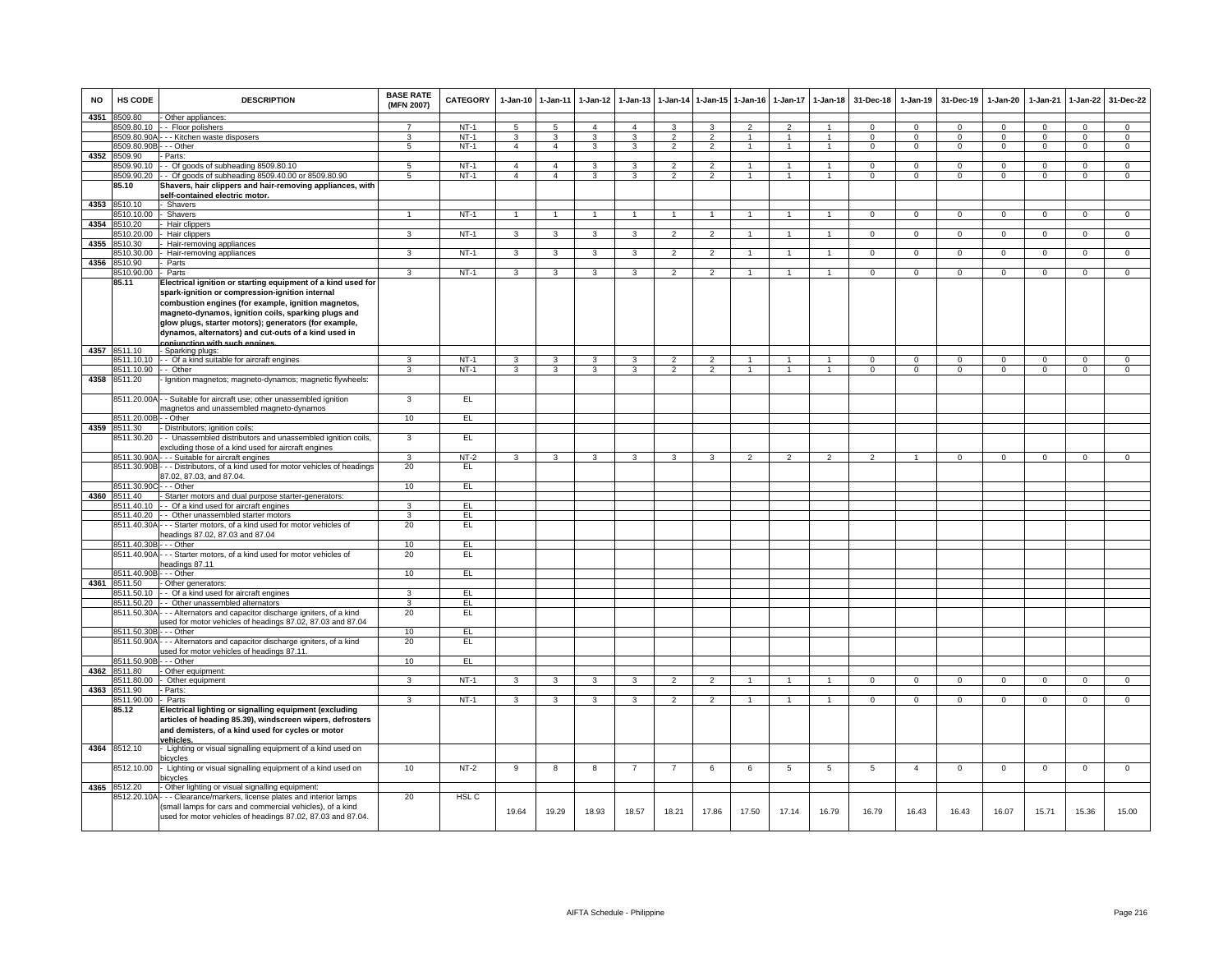| NO | HS CODE | DESCRIPTION | BASE RATE (MFN 2007) | CATEGORY | 1-Jan-10 | 1-Jan-11 | 1-Jan-12 | 1-Jan-13 | 1-Jan-14 | 1-Jan-15 | 1-Jan-16 | 1-Jan-17 | 1-Jan-18 | 31-Dec-18 | 1-Jan-19 | 31-Dec-19 | 1-Jan-20 | 1-Jan-21 | 1-Jan-22 | 31-Dec-22 |
|---|---|---|---|---|---|---|---|---|---|---|---|---|---|---|---|---|---|---|---|---|
| 4351 | 8509.80 | - Other appliances: | | | | | | | | | | | | | | | | | | |
| | 8509.80.10 | - - Floor polishers | 7 | NT-1 | 5 | 5 | 4 | 4 | 3 | 3 | 2 | 2 | 1 | 0 | 0 | 0 | 0 | 0 | 0 | 0 |
| | 8509.80.90A | - - - Kitchen waste disposers | 3 | NT-1 | 3 | 3 | 3 | 3 | 2 | 2 | 1 | 1 | 1 | 0 | 0 | 0 | 0 | 0 | 0 | 0 |
| | 8509.80.90B | - - - Other | 5 | NT-1 | 4 | 4 | 3 | 3 | 2 | 2 | 1 | 1 | 1 | 0 | 0 | 0 | 0 | 0 | 0 | 0 |
| 4352 | 8509.90 | - Parts: | | | | | | | | | | | | | | | | | | |
| | 8509.90.10 | - - Of goods of subheading 8509.80.10 | 5 | NT-1 | 4 | 4 | 3 | 3 | 2 | 2 | 1 | 1 | 1 | 0 | 0 | 0 | 0 | 0 | 0 | 0 |
| | 8509.90.20 | - - Of goods of subheading 8509.40.00 or 8509.80.90 | 5 | NT-1 | 4 | 4 | 3 | 3 | 2 | 2 | 1 | 1 | 1 | 0 | 0 | 0 | 0 | 0 | 0 | 0 |
| | **85.10** | **Shavers, hair clippers and hair-removing appliances, with self-contained electric motor.** | | | | | | | | | | | | | | | | | | |
| 4353 | 8510.10 | - Shavers | | | | | | | | | | | | | | | | | | |
| | 8510.10.00 | - Shavers | 1 | NT-1 | 1 | 1 | 1 | 1 | 1 | 1 | 1 | 1 | 1 | 0 | 0 | 0 | 0 | 0 | 0 | 0 |
| 4354 | 8510.20 | - Hair clippers | | | | | | | | | | | | | | | | | | |
| | 8510.20.00 | - Hair clippers | 3 | NT-1 | 3 | 3 | 3 | 3 | 2 | 2 | 1 | 1 | 1 | 0 | 0 | 0 | 0 | 0 | 0 | 0 |
| 4355 | 8510.30 | - Hair-removing appliances | | | | | | | | | | | | | | | | | | |
| | 8510.30.00 | - Hair-removing appliances | 3 | NT-1 | 3 | 3 | 3 | 3 | 2 | 2 | 1 | 1 | 1 | 0 | 0 | 0 | 0 | 0 | 0 | 0 |
| 4356 | 8510.90 | - Parts | | | | | | | | | | | | | | | | | | |
| | 8510.90.00 | - Parts | 3 | NT-1 | 3 | 3 | 3 | 3 | 2 | 2 | 1 | 1 | 1 | 0 | 0 | 0 | 0 | 0 | 0 | 0 |
| | **85.11** | **Electrical ignition or starting equipment of a kind used for spark-ignition or compression-ignition internal combustion engines (for example, ignition magnetos, magneto-dynamos, ignition coils, sparking plugs and glow plugs, starter motors); generators (for example, dynamos, alternators) and cut-outs of a kind used in conjunction with such engines.** | | | | | | | | | | | | | | | | | | |
| 4357 | 8511.10 | - Sparking plugs: | | | | | | | | | | | | | | | | | | |
| | 8511.10.10 | - - Of a kind suitable for aircraft engines | 3 | NT-1 | 3 | 3 | 3 | 3 | 2 | 2 | 1 | 1 | 1 | 0 | 0 | 0 | 0 | 0 | 0 | 0 |
| | 8511.10.90 | - - Other | 3 | NT-1 | 3 | 3 | 3 | 3 | 2 | 2 | 1 | 1 | 1 | 0 | 0 | 0 | 0 | 0 | 0 | 0 |
| 4358 | 8511.20 | - Ignition magnetos; magneto-dynamos; magnetic flywheels: | | | | | | | | | | | | | | | | | | |
| | 8511.20.00A | - - Suitable for aircraft use; other unassembled ignition magnetos and unassembled magneto-dynamos | 3 | EL | | | | | | | | | | | | | | | | |
| | 8511.20.00B | - - Other | 10 | EL | | | | | | | | | | | | | | | | |
| 4359 | 8511.30 | - Distributors; ignition coils: | | | | | | | | | | | | | | | | | | |
| | 8511.30.20 | - - Unassembled distributors and unassembled ignition coils, excluding those of a kind used for aircraft engines | 3 | EL | | | | | | | | | | | | | | | | |
| | 8511.30.90A | - - - Suitable for aircraft engines | 3 | NT-2 | 3 | 3 | 3 | 3 | 3 | 3 | 2 | 2 | 2 | 2 | 1 | 0 | 0 | 0 | 0 | 0 |
| | 8511.30.90B | - - - Distributors, of a kind used for motor vehicles of headings 87.02, 87.03, and 87.04. | 20 | EL | | | | | | | | | | | | | | | | |
| | 8511.30.90C | - - - Other | 10 | EL | | | | | | | | | | | | | | | | |
| 4360 | 8511.40 | - Starter motors and dual purpose starter-generators: | | | | | | | | | | | | | | | | | | |
| | 8511.40.10 | - - Of a kind used for aircraft engines | 3 | EL | | | | | | | | | | | | | | | | |
| | 8511.40.20 | - - Other unassembled starter motors | 3 | EL | | | | | | | | | | | | | | | | |
| | 8511.40.30A | - - - Starter motors, of a kind used for motor vehicles of headings 87.02, 87.03 and 87.04 | 20 | EL | | | | | | | | | | | | | | | | |
| | 8511.40.30B | - - - Other | 10 | EL | | | | | | | | | | | | | | | | |
| | 8511.40.90A | - - - Starter motors, of a kind used for motor vehicles of headings 87.11 | 20 | EL | | | | | | | | | | | | | | | | |
| | 8511.40.90B | - - - Other | 10 | EL | | | | | | | | | | | | | | | | |
| 4361 | 8511.50 | - Other generators: | | | | | | | | | | | | | | | | | | |
| | 8511.50.10 | - - Of a kind used for aircraft engines | 3 | EL | | | | | | | | | | | | | | | | |
| | 8511.50.20 | - - Other unassembled alternators | 3 | EL | | | | | | | | | | | | | | | | |
| | 8511.50.30A | - - - Alternators and capacitor discharge igniters, of a kind used for motor vehicles of headings 87.02, 87.03 and 87.04 | 20 | EL | | | | | | | | | | | | | | | | |
| | 8511.50.30B | - - - Other | 10 | EL | | | | | | | | | | | | | | | | |
| | 8511.50.90A | - - - Alternators and capacitor discharge igniters, of a kind used for motor vehicles of headings 87.11. | 20 | EL | | | | | | | | | | | | | | | | |
| | 8511.50.90B | - - - Other | 10 | EL | | | | | | | | | | | | | | | | |
| 4362 | 8511.80 | - Other equipment: | | | | | | | | | | | | | | | | | | |
| | 8511.80.00 | - Other equipment | 3 | NT-1 | 3 | 3 | 3 | 3 | 2 | 2 | 1 | 1 | 1 | 0 | 0 | 0 | 0 | 0 | 0 | 0 |
| 4363 | 8511.90 | - Parts: | | | | | | | | | | | | | | | | | | |
| | 8511.90.00 | - Parts | 3 | NT-1 | 3 | 3 | 3 | 3 | 2 | 2 | 1 | 1 | 1 | 0 | 0 | 0 | 0 | 0 | 0 | 0 |
| | **85.12** | **Electrical lighting or signalling equipment (excluding articles of heading 85.39), windscreen wipers, defrosters and demisters, of a kind used for cycles or motor vehicles.** | | | | | | | | | | | | | | | | | | |
| 4364 | 8512.10 | - Lighting or visual signalling equipment of a kind used on bicycles | | | | | | | | | | | | | | | | | | |
| | 8512.10.00 | - Lighting or visual signalling equipment of a kind used on bicycles | 10 | NT-2 | 9 | 8 | 8 | 7 | 7 | 6 | 6 | 5 | 5 | 5 | 4 | 0 | 0 | 0 | 0 | 0 |
| 4365 | 8512.20 | - Other lighting or visual signalling equipment: | | | | | | | | | | | | | | | | | | |
| | 8512.20.10A | - - - Clearance/markers, license plates and interior lamps (small lamps for cars and commercial vehicles), of a kind used for motor vehicles of headings 87.02, 87.03 and 87.04. | 20 | HSL C | 19.64 | 19.29 | 18.93 | 18.57 | 18.21 | 17.86 | 17.50 | 17.14 | 16.79 | 16.79 | 16.43 | 16.43 | 16.07 | 15.71 | 15.36 | 15.00 |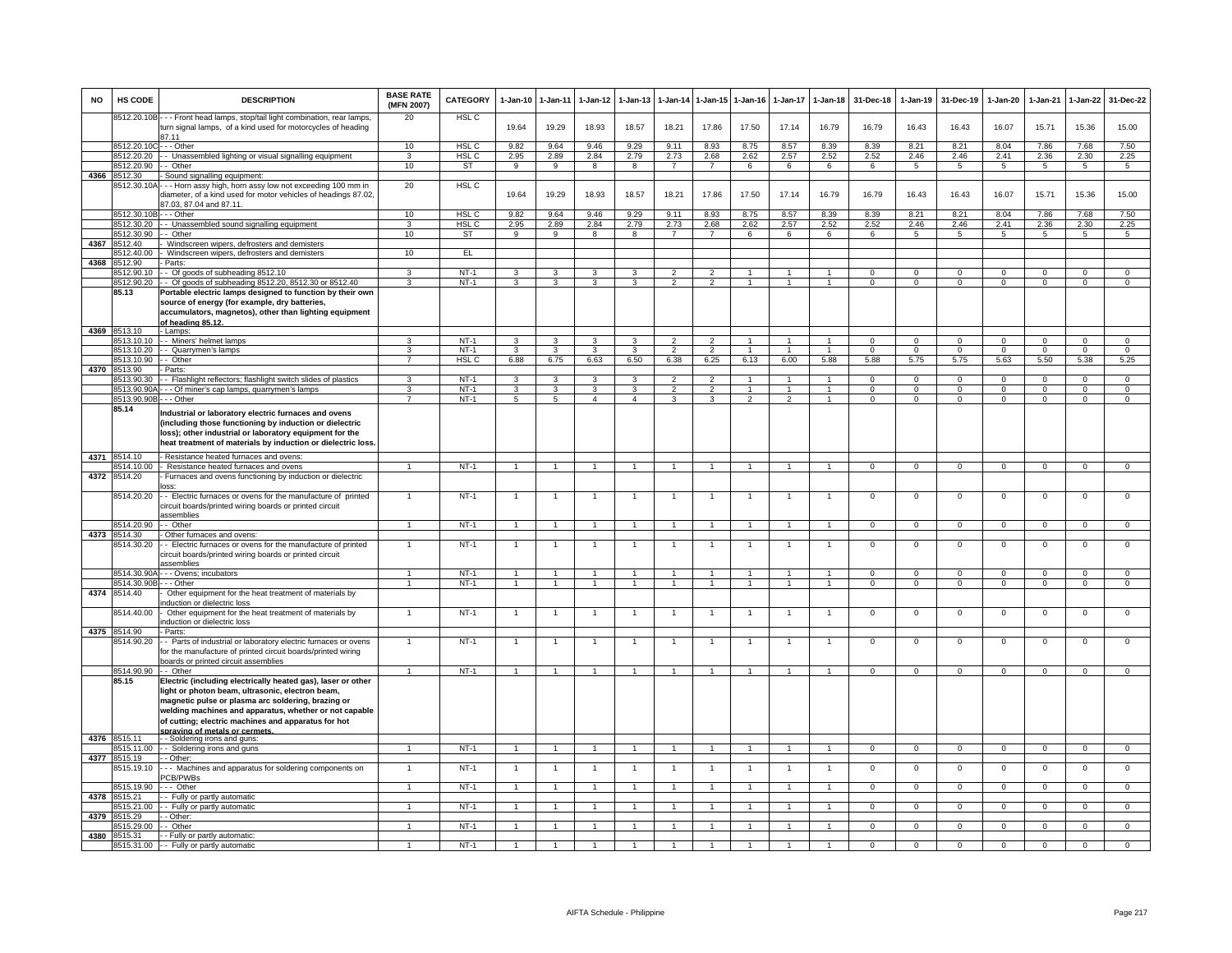| NO | HS CODE | DESCRIPTION | BASE RATE (MFN 2007) | CATEGORY | 1-Jan-10 | 1-Jan-11 | 1-Jan-12 | 1-Jan-13 | 1-Jan-14 | 1-Jan-15 | 1-Jan-16 | 1-Jan-17 | 1-Jan-18 | 31-Dec-18 | 1-Jan-19 | 31-Dec-19 | 1-Jan-20 | 1-Jan-21 | 1-Jan-22 | 31-Dec-22 |
|---|---|---|---|---|---|---|---|---|---|---|---|---|---|---|---|---|---|---|---|---|
| | 8512.20.10B | - - - Front head lamps, stop/tail light combination, rear lamps, turn signal lamps, of a kind used for motorcycles of heading 87.11 | 20 | HSL C | 19.64 | 19.29 | 18.93 | 18.57 | 18.21 | 17.86 | 17.50 | 17.14 | 16.79 | 16.79 | 16.43 | 16.43 | 16.07 | 15.71 | 15.36 | 15.00 |
| | 8512.20.10C | - - - Other | 10 | HSL C | 9.82 | 9.64 | 9.46 | 9.29 | 9.11 | 8.93 | 8.75 | 8.57 | 8.39 | 8.39 | 8.21 | 8.21 | 8.04 | 7.86 | 7.68 | 7.50 |
| | 8512.20.20 | - - Unassembled lighting or visual signalling equipment | 3 | HSL C | 2.95 | 2.89 | 2.84 | 2.79 | 2.73 | 2.68 | 2.62 | 2.57 | 2.52 | 2.52 | 2.46 | 2.46 | 2.41 | 2.36 | 2.30 | 2.25 |
| | 8512.20.90 | - - Other | 10 | ST | 9 | 9 | 8 | 8 | 7 | 7 | 6 | 6 | 6 | 6 | 5 | 5 | 5 | 5 | 5 | 5 |
| 4366 | 8512.30 | - Sound signalling equipment: | | | | | | | | | | | | | | | | | | |
| | 8512.30.10A | - - - Horn assy high, horn assy low not exceeding 100 mm in diameter, of a kind used for motor vehicles of headings 87.02, 87.03, 87.04 and 87.11. | 20 | HSL C | 19.64 | 19.29 | 18.93 | 18.57 | 18.21 | 17.86 | 17.50 | 17.14 | 16.79 | 16.79 | 16.43 | 16.43 | 16.07 | 15.71 | 15.36 | 15.00 |
| | 8512.30.10B | - - - Other | 10 | HSL C | 9.82 | 9.64 | 9.46 | 9.29 | 9.11 | 8.93 | 8.75 | 8.57 | 8.39 | 8.39 | 8.21 | 8.21 | 8.04 | 7.86 | 7.68 | 7.50 |
| | 8512.30.20 | - - Unassembled sound signalling equipment | 3 | HSL C | 2.95 | 2.89 | 2.84 | 2.79 | 2.73 | 2.68 | 2.62 | 2.57 | 2.52 | 2.52 | 2.46 | 2.46 | 2.41 | 2.36 | 2.30 | 2.25 |
| | 8512.30.90 | - - Other | 10 | ST | 9 | 9 | 8 | 8 | 7 | 7 | 6 | 6 | 6 | 6 | 5 | 5 | 5 | 5 | 5 | 5 |
| 4367 | 8512.40 | - Windscreen wipers, defrosters and demisters | | | | | | | | | | | | | | | | | | |
| | 8512.40.00 | - Windscreen wipers, defrosters and demisters | 10 | EL | | | | | | | | | | | | | | | | |
| 4368 | 8512.90 | - Parts: | | | | | | | | | | | | | | | | | | |
| | 8512.90.10 | - - Of goods of subheading 8512.10 | 3 | NT-1 | 3 | 3 | 3 | 3 | 2 | 2 | 1 | 1 | 1 | 0 | 0 | 0 | 0 | 0 | 0 | 0 |
| | 8512.90.20 | - - Of goods of subheading 8512.20, 8512.30 or 8512.40 | 3 | NT-1 | 3 | 3 | 3 | 3 | 2 | 2 | 1 | 1 | 1 | 0 | 0 | 0 | 0 | 0 | 0 | 0 |
| | **85.13** | **Portable electric lamps designed to function by their own source of energy (for example, dry batteries, accumulators, magnetos), other than lighting equipment of heading 85.12.** | | | | | | | | | | | | | | | | | | |
| 4369 | 8513.10 | - Lamps: | | | | | | | | | | | | | | | | | | |
| | 8513.10.10 | - - Miners' helmet lamps | 3 | NT-1 | 3 | 3 | 3 | 3 | 2 | 2 | 1 | 1 | 1 | 0 | 0 | 0 | 0 | 0 | 0 | 0 |
| | 8513.10.20 | - - Quarrymen's lamps | 3 | NT-1 | 3 | 3 | 3 | 3 | 2 | 2 | 1 | 1 | 1 | 0 | 0 | 0 | 0 | 0 | 0 | 0 |
| | 8513.10.90 | - - Other | 7 | HSL C | 6.88 | 6.75 | 6.63 | 6.50 | 6.38 | 6.25 | 6.13 | 6.00 | 5.88 | 5.88 | 5.75 | 5.75 | 5.63 | 5.50 | 5.38 | 5.25 |
| 4370 | 8513.90 | - Parts: | | | | | | | | | | | | | | | | | | |
| | 8513.90.30 | - - Flashlight reflectors; flashlight switch slides of plastics | 3 | NT-1 | 3 | 3 | 3 | 3 | 2 | 2 | 1 | 1 | 1 | 0 | 0 | 0 | 0 | 0 | 0 | 0 |
| | 8513.90.90A | - - - Of miner's cap lamps, quarrymen's lamps | 3 | NT-1 | 3 | 3 | 3 | 3 | 2 | 2 | 1 | 1 | 1 | 0 | 0 | 0 | 0 | 0 | 0 | 0 |
| | 8513.90.90B | - - - Other | 7 | NT-1 | 5 | 5 | 4 | 4 | 3 | 3 | 2 | 2 | 1 | 0 | 0 | 0 | 0 | 0 | 0 | 0 |
| | **85.14** | **Industrial or laboratory electric furnaces and ovens (including those functioning by induction or dielectric loss); other industrial or laboratory equipment for the heat treatment of materials by induction or dielectric loss.** | | | | | | | | | | | | | | | | | | |
| 4371 | 8514.10 | - Resistance heated furnaces and ovens: | | | | | | | | | | | | | | | | | | |
| | 8514.10.00 | - Resistance heated furnaces and ovens | 1 | NT-1 | 1 | 1 | 1 | 1 | 1 | 1 | 1 | 1 | 1 | 0 | 0 | 0 | 0 | 0 | 0 | 0 |
| 4372 | 8514.20 | - Furnaces and ovens functioning by induction or dielectric loss: | | | | | | | | | | | | | | | | | | |
| | 8514.20.20 | - - Electric furnaces or ovens for the manufacture of printed circuit boards/printed wiring boards or printed circuit assemblies | 1 | NT-1 | 1 | 1 | 1 | 1 | 1 | 1 | 1 | 1 | 1 | 0 | 0 | 0 | 0 | 0 | 0 | 0 |
| | 8514.20.90 | - - Other | 1 | NT-1 | 1 | 1 | 1 | 1 | 1 | 1 | 1 | 1 | 1 | 0 | 0 | 0 | 0 | 0 | 0 | 0 |
| 4373 | 8514.30 | - Other furnaces and ovens: | | | | | | | | | | | | | | | | | | |
| | 8514.30.20 | - - Electric furnaces or ovens for the manufacture of printed circuit boards/printed wiring boards or printed circuit assemblies | 1 | NT-1 | 1 | 1 | 1 | 1 | 1 | 1 | 1 | 1 | 1 | 0 | 0 | 0 | 0 | 0 | 0 | 0 |
| | 8514.30.90A | - - - Ovens; incubators | 1 | NT-1 | 1 | 1 | 1 | 1 | 1 | 1 | 1 | 1 | 1 | 0 | 0 | 0 | 0 | 0 | 0 | 0 |
| | 8514.30.90B | - - - Other | 1 | NT-1 | 1 | 1 | 1 | 1 | 1 | 1 | 1 | 1 | 1 | 0 | 0 | 0 | 0 | 0 | 0 | 0 |
| 4374 | 8514.40 | - Other equipment for the heat treatment of materials by induction or dielectric loss | | | | | | | | | | | | | | | | | | |
| | 8514.40.00 | - Other equipment for the heat treatment of materials by induction or dielectric loss | 1 | NT-1 | 1 | 1 | 1 | 1 | 1 | 1 | 1 | 1 | 1 | 0 | 0 | 0 | 0 | 0 | 0 | 0 |
| 4375 | 8514.90 | - Parts: | | | | | | | | | | | | | | | | | | |
| | 8514.90.20 | - - Parts of industrial or laboratory electric furnaces or ovens for the manufacture of printed circuit boards/printed wiring boards or printed circuit assemblies | 1 | NT-1 | 1 | 1 | 1 | 1 | 1 | 1 | 1 | 1 | 1 | 0 | 0 | 0 | 0 | 0 | 0 | 0 |
| | 8514.90.90 | - - Other | 1 | NT-1 | 1 | 1 | 1 | 1 | 1 | 1 | 1 | 1 | 1 | 0 | 0 | 0 | 0 | 0 | 0 | 0 |
| | **85.15** | **Electric (including electrically heated gas), laser or other light or photon beam, ultrasonic, electron beam, magnetic pulse or plasma arc soldering, brazing or welding machines and apparatus, whether or not capable of cutting; electric machines and apparatus for hot spraying of metals or cermets.** | | | | | | | | | | | | | | | | | | |
| 4376 | 8515.11 | - - Soldering irons and guns: | | | | | | | | | | | | | | | | | | |
| | 8515.11.00 | - - Soldering irons and guns | 1 | NT-1 | 1 | 1 | 1 | 1 | 1 | 1 | 1 | 1 | 1 | 0 | 0 | 0 | 0 | 0 | 0 | 0 |
| 4377 | 8515.19 | - - Other: | | | | | | | | | | | | | | | | | | |
| | 8515.19.10 | - - - Machines and apparatus for soldering components on PCB/PWBs | 1 | NT-1 | 1 | 1 | 1 | 1 | 1 | 1 | 1 | 1 | 1 | 0 | 0 | 0 | 0 | 0 | 0 | 0 |
| | 8515.19.90 | - - - Other | 1 | NT-1 | 1 | 1 | 1 | 1 | 1 | 1 | 1 | 1 | 1 | 0 | 0 | 0 | 0 | 0 | 0 | 0 |
| 4378 | 8515.21 | - - Fully or partly automatic | | | | | | | | | | | | | | | | | | |
| | 8515.21.00 | - - Fully or partly automatic | 1 | NT-1 | 1 | 1 | 1 | 1 | 1 | 1 | 1 | 1 | 1 | 0 | 0 | 0 | 0 | 0 | 0 | 0 |
| 4379 | 8515.29 | - - Other: | | | | | | | | | | | | | | | | | | |
| | 8515.29.00 | - - Other | 1 | NT-1 | 1 | 1 | 1 | 1 | 1 | 1 | 1 | 1 | 1 | 0 | 0 | 0 | 0 | 0 | 0 | 0 |
| 4380 | 8515.31 | - - Fully or partly automatic: | | | | | | | | | | | | | | | | | | |
| | 8515.31.00 | - - Fully or partly automatic | 1 | NT-1 | 1 | 1 | 1 | 1 | 1 | 1 | 1 | 1 | 1 | 0 | 0 | 0 | 0 | 0 | 0 | 0 |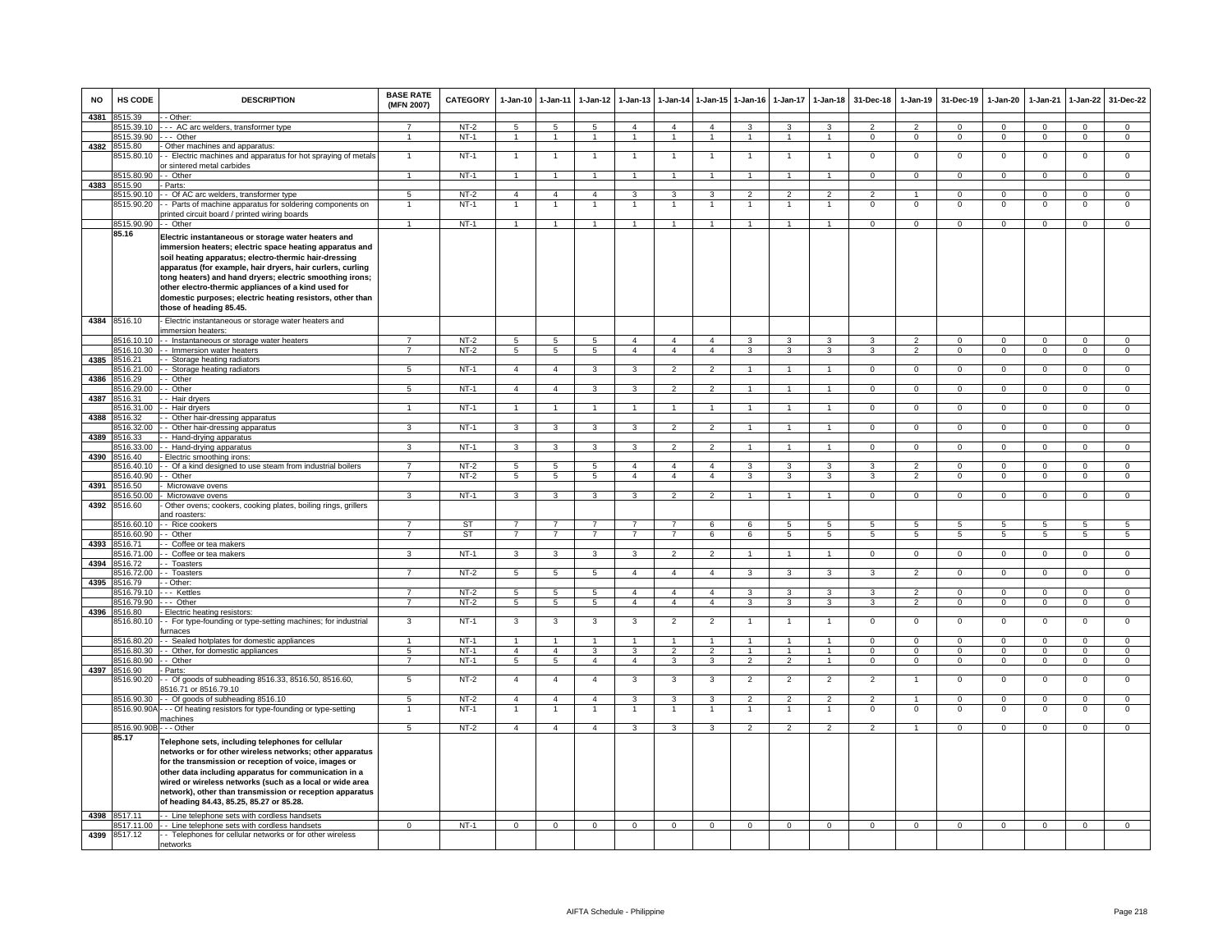| NO | HS CODE | DESCRIPTION | BASE RATE (MFN 2007) | CATEGORY | 1-Jan-10 | 1-Jan-11 | 1-Jan-12 | 1-Jan-13 | 1-Jan-14 | 1-Jan-15 | 1-Jan-16 | 1-Jan-17 | 1-Jan-18 | 31-Dec-18 | 1-Jan-19 | 31-Dec-19 | 1-Jan-20 | 1-Jan-21 | 1-Jan-22 | 31-Dec-22 |
|---|---|---|---|---|---|---|---|---|---|---|---|---|---|---|---|---|---|---|---|---|
| 4381 | 8515.39 | - - Other: | | | | | | | | | | | | | | | | | | |
| | 8515.39.10 | - - - AC arc welders, transformer type | 7 | NT-2 | 5 | 5 | 5 | 4 | 4 | 4 | 3 | 3 | 3 | 2 | 2 | 0 | 0 | 0 | 0 | 0 |
| | 8515.39.90 | - - - Other | 1 | NT-1 | 1 | 1 | 1 | 1 | 1 | 1 | 1 | 1 | 1 | 0 | 0 | 0 | 0 | 0 | 0 | 0 |
| 4382 | 8515.80 | - Other machines and apparatus: | | | | | | | | | | | | | | | | | | |
| | 8515.80.10 | - - Electric machines and apparatus for hot spraying of metals or sintered metal carbides | 1 | NT-1 | 1 | 1 | 1 | 1 | 1 | 1 | 1 | 1 | 1 | 0 | 0 | 0 | 0 | 0 | 0 | 0 |
| | 8515.80.90 | - - Other | 1 | NT-1 | 1 | 1 | 1 | 1 | 1 | 1 | 1 | 1 | 1 | 0 | 0 | 0 | 0 | 0 | 0 | 0 |
| 4383 | 8515.90 | - Parts: | | | | | | | | | | | | | | | | | | |
| | 8515.90.10 | - - Of AC arc welders, transformer type | 5 | NT-2 | 4 | 4 | 4 | 3 | 3 | 3 | 2 | 2 | 2 | 2 | 1 | 0 | 0 | 0 | 0 | 0 |
| | 8515.90.20 | - - Parts of machine apparatus for soldering components on printed circuit board / printed wiring boards | 1 | NT-1 | 1 | 1 | 1 | 1 | 1 | 1 | 1 | 1 | 1 | 0 | 0 | 0 | 0 | 0 | 0 | 0 |
| | 8515.90.90 | - - Other | 1 | NT-1 | 1 | 1 | 1 | 1 | 1 | 1 | 1 | 1 | 1 | 0 | 0 | 0 | 0 | 0 | 0 | 0 |
| | 85.16 | **Electric instantaneous or storage water heaters and immersion heaters; electric space heating apparatus and soil heating apparatus; electro-thermic hair-dressing apparatus (for example, hair dryers, hair curlers, curling tong heaters) and hand dryers; electric smoothing irons; other electro-thermic appliances of a kind used for domestic purposes; electric heating resistors, other than those of heading 85.45.** | | | | | | | | | | | | | | | | | | |
| 4384 | 8516.10 | - Electric instantaneous or storage water heaters and immersion heaters: | | | | | | | | | | | | | | | | | | |
| | 8516.10.10 | - - Instantaneous or storage water heaters | 7 | NT-2 | 5 | 5 | 5 | 4 | 4 | 4 | 3 | 3 | 3 | 3 | 2 | 0 | 0 | 0 | 0 | 0 |
| | 8516.10.30 | - - Immersion water heaters | 7 | NT-2 | 5 | 5 | 5 | 4 | 4 | 4 | 3 | 3 | 3 | 3 | 2 | 0 | 0 | 0 | 0 | 0 |
| 4385 | 8516.21 | - - Storage heating radiators | | | | | | | | | | | | | | | | | | |
| | 8516.21.00 | - - Storage heating radiators | 5 | NT-1 | 4 | 4 | 3 | 3 | 2 | 2 | 1 | 1 | 1 | 0 | 0 | 0 | 0 | 0 | 0 | 0 |
| 4386 | 8516.29 | - - Other | | | | | | | | | | | | | | | | | | |
| | 8516.29.00 | - - Other | 5 | NT-1 | 4 | 4 | 3 | 3 | 2 | 2 | 1 | 1 | 1 | 0 | 0 | 0 | 0 | 0 | 0 | 0 |
| 4387 | 8516.31 | - - Hair dryers | | | | | | | | | | | | | | | | | | |
| | 8516.31.00 | - - Hair dryers | 1 | NT-1 | 1 | 1 | 1 | 1 | 1 | 1 | 1 | 1 | 1 | 0 | 0 | 0 | 0 | 0 | 0 | 0 |
| 4388 | 8516.32 | - - Other hair-dressing apparatus | | | | | | | | | | | | | | | | | | |
| | 8516.32.00 | - - Other hair-dressing apparatus | 3 | NT-1 | 3 | 3 | 3 | 3 | 2 | 2 | 1 | 1 | 1 | 0 | 0 | 0 | 0 | 0 | 0 | 0 |
| 4389 | 8516.33 | - - Hand-drying apparatus | | | | | | | | | | | | | | | | | | |
| | 8516.33.00 | - - Hand-drying apparatus | 3 | NT-1 | 3 | 3 | 3 | 3 | 2 | 2 | 1 | 1 | 1 | 0 | 0 | 0 | 0 | 0 | 0 | 0 |
| 4390 | 8516.40 | - Electric smoothing irons: | | | | | | | | | | | | | | | | | | |
| | 8516.40.10 | - - Of a kind designed to use steam from industrial boilers | 7 | NT-2 | 5 | 5 | 5 | 4 | 4 | 4 | 3 | 3 | 3 | 3 | 2 | 0 | 0 | 0 | 0 | 0 |
| | 8516.40.90 | - - Other | 7 | NT-2 | 5 | 5 | 5 | 4 | 4 | 4 | 3 | 3 | 3 | 3 | 2 | 0 | 0 | 0 | 0 | 0 |
| 4391 | 8516.50 | - Microwave ovens | | | | | | | | | | | | | | | | | | |
| | 8516.50.00 | - Microwave ovens | 3 | NT-1 | 3 | 3 | 3 | 3 | 2 | 2 | 1 | 1 | 1 | 0 | 0 | 0 | 0 | 0 | 0 | 0 |
| 4392 | 8516.60 | - Other ovens; cookers, cooking plates, boiling rings, grillers and roasters: | | | | | | | | | | | | | | | | | | |
| | 8516.60.10 | - - Rice cookers | 7 | ST | 7 | 7 | 7 | 7 | 7 | 6 | 6 | 5 | 5 | 5 | 5 | 5 | 5 | 5 | 5 | 5 |
| | 8516.60.90 | - - Other | 7 | ST | 7 | 7 | 7 | 7 | 7 | 6 | 6 | 5 | 5 | 5 | 5 | 5 | 5 | 5 | 5 | 5 |
| 4393 | 8516.71 | - - Coffee or tea makers | | | | | | | | | | | | | | | | | | |
| | 8516.71.00 | - - Coffee or tea makers | 3 | NT-1 | 3 | 3 | 3 | 3 | 2 | 2 | 1 | 1 | 1 | 0 | 0 | 0 | 0 | 0 | 0 | 0 |
| 4394 | 8516.72 | - - Toasters | | | | | | | | | | | | | | | | | | |
| | 8516.72.00 | - - Toasters | 7 | NT-2 | 5 | 5 | 5 | 4 | 4 | 4 | 3 | 3 | 3 | 3 | 2 | 0 | 0 | 0 | 0 | 0 |
| 4395 | 8516.79 | - - Other: | | | | | | | | | | | | | | | | | | |
| | 8516.79.10 | - - - Kettles | 7 | NT-2 | 5 | 5 | 5 | 4 | 4 | 4 | 3 | 3 | 3 | 3 | 2 | 0 | 0 | 0 | 0 | 0 |
| | 8516.79.90 | - - - Other | 7 | NT-2 | 5 | 5 | 5 | 4 | 4 | 4 | 3 | 3 | 3 | 3 | 2 | 0 | 0 | 0 | 0 | 0 |
| 4396 | 8516.80 | - Electric heating resistors: | | | | | | | | | | | | | | | | | | |
| | 8516.80.10 | - - For type-founding or type-setting machines; for industrial furnaces | 3 | NT-1 | 3 | 3 | 3 | 3 | 2 | 2 | 1 | 1 | 1 | 0 | 0 | 0 | 0 | 0 | 0 | 0 |
| | 8516.80.20 | - - Sealed hotplates for domestic appliances | 1 | NT-1 | 1 | 1 | 1 | 1 | 1 | 1 | 1 | 1 | 1 | 0 | 0 | 0 | 0 | 0 | 0 | 0 |
| | 8516.80.30 | - - Other, for domestic appliances | 5 | NT-1 | 4 | 4 | 3 | 3 | 2 | 2 | 1 | 1 | 1 | 0 | 0 | 0 | 0 | 0 | 0 | 0 |
| | 8516.80.90 | - - Other | 7 | NT-1 | 5 | 5 | 4 | 4 | 3 | 3 | 2 | 2 | 1 | 0 | 0 | 0 | 0 | 0 | 0 | 0 |
| 4397 | 8516.90 | - Parts: | | | | | | | | | | | | | | | | | | |
| | 8516.90.20 | - - Of goods of subheading 8516.33, 8516.50, 8516.60, 8516.71 or 8516.79.10 | 5 | NT-2 | 4 | 4 | 4 | 3 | 3 | 3 | 2 | 2 | 2 | 2 | 1 | 0 | 0 | 0 | 0 | 0 |
| | 8516.90.30 | - - Of goods of subheading 8516.10 | 5 | NT-2 | 4 | 4 | 4 | 3 | 3 | 3 | 2 | 2 | 2 | 2 | 1 | 0 | 0 | 0 | 0 | 0 |
| | 8516.90.90A | - - - Of heating resistors for type-founding or type-setting machines | 1 | NT-1 | 1 | 1 | 1 | 1 | 1 | 1 | 1 | 1 | 1 | 0 | 0 | 0 | 0 | 0 | 0 | 0 |
| | 8516.90.90B | - - - Other | 5 | NT-2 | 4 | 4 | 4 | 3 | 3 | 3 | 2 | 2 | 2 | 2 | 1 | 0 | 0 | 0 | 0 | 0 |
| | 85.17 | **Telephone sets, including telephones for cellular networks or for other wireless networks; other apparatus for the transmission or reception of voice, images or other data including apparatus for communication in a wired or wireless networks (such as a local or wide area network), other than transmission or reception apparatus of heading 84.43, 85.25, 85.27 or 85.28.** | | | | | | | | | | | | | | | | | | |
| 4398 | 8517.11 | - - Line telephone sets with cordless handsets | | | | | | | | | | | | | | | | | | |
| | 8517.11.00 | - - Line telephone sets with cordless handsets | 0 | NT-1 | 0 | 0 | 0 | 0 | 0 | 0 | 0 | 0 | 0 | 0 | 0 | 0 | 0 | 0 | 0 | 0 |
| 4399 | 8517.12 | - - Telephones for cellular networks or for other wireless networks | | | | | | | | | | | | | | | | | | |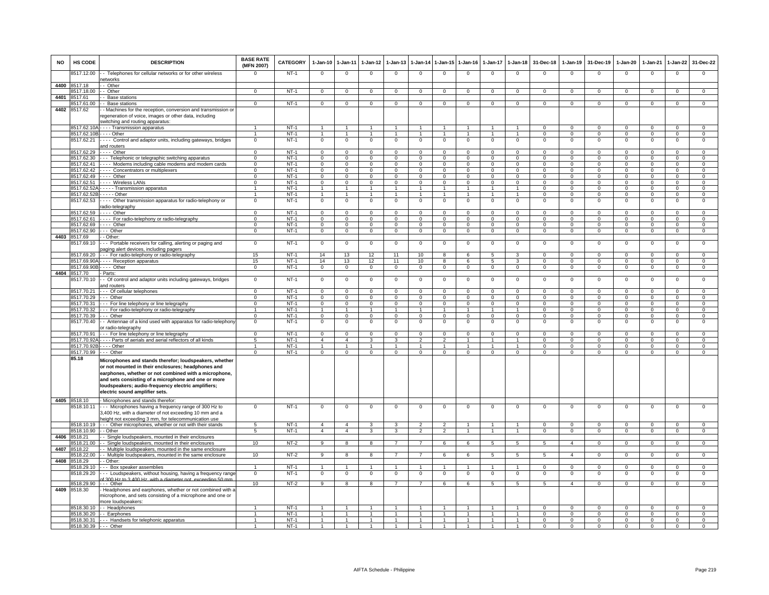| NO | HS CODE | DESCRIPTION | BASE RATE (MFN 2007) | CATEGORY | 1-Jan-10 | 1-Jan-11 | 1-Jan-12 | 1-Jan-13 | 1-Jan-14 | 1-Jan-15 | 1-Jan-16 | 1-Jan-17 | 1-Jan-18 | 31-Dec-18 | 1-Jan-19 | 31-Dec-19 | 1-Jan-20 | 1-Jan-21 | 1-Jan-22 | 31-Dec-22 |
|---|---|---|---|---|---|---|---|---|---|---|---|---|---|---|---|---|---|---|---|---|
| | 8517.12.00 | - - Telephones for cellular networks or for other wireless networks | 0 | NT-1 | 0 | 0 | 0 | 0 | 0 | 0 | 0 | 0 | 0 | 0 | 0 | 0 | 0 | 0 | 0 | 0 |
| 4400 | 8517.18 | - - Other | | | | | | | | | | | | | | | | | | |
| | 8517.18.00 | - - Other | 0 | NT-1 | 0 | 0 | 0 | 0 | 0 | 0 | 0 | 0 | 0 | 0 | 0 | 0 | 0 | 0 | 0 | 0 |
| 4401 | 8517.61 | - - Base stations | | | | | | | | | | | | | | | | | | |
| | 8517.61.00 | - - Base stations | 0 | NT-1 | 0 | 0 | 0 | 0 | 0 | 0 | 0 | 0 | 0 | 0 | 0 | 0 | 0 | 0 | 0 | 0 |
| 4402 | 8517.62 | - - Machines for the reception, conversion and transmission or regeneration of voice, images or other data, including switching and routing apparatus: | | | | | | | | | | | | | | | | | | |
| | 8517.62.10A | - - - - Transmission apparatus | 1 | NT-1 | 1 | 1 | 1 | 1 | 1 | 1 | 1 | 1 | 1 | 0 | 0 | 0 | 0 | 0 | 0 | 0 |
| | 8517.62.10B | - - - - Other | 1 | NT-1 | 1 | 1 | 1 | 1 | 1 | 1 | 1 | 1 | 1 | 0 | 0 | 0 | 0 | 0 | 0 | 0 |
| | 8517.62.21 | - - - - Control and adaptor units, including gateways, bridges and routers | 0 | NT-1 | 0 | 0 | 0 | 0 | 0 | 0 | 0 | 0 | 0 | 0 | 0 | 0 | 0 | 0 | 0 | 0 |
| | 8517.62.29 | - - - - Other | 0 | NT-1 | 0 | 0 | 0 | 0 | 0 | 0 | 0 | 0 | 0 | 0 | 0 | 0 | 0 | 0 | 0 | 0 |
| | 8517.62.30 | - - - Telephonic or telegraphic switching apparatus | 0 | NT-1 | 0 | 0 | 0 | 0 | 0 | 0 | 0 | 0 | 0 | 0 | 0 | 0 | 0 | 0 | 0 | 0 |
| | 8517.62.41 | - - - - Modems including cable modems and modem cards | 0 | NT-1 | 0 | 0 | 0 | 0 | 0 | 0 | 0 | 0 | 0 | 0 | 0 | 0 | 0 | 0 | 0 | 0 |
| | 8517.62.42 | - - - - Concentrators or multiplexers | 0 | NT-1 | 0 | 0 | 0 | 0 | 0 | 0 | 0 | 0 | 0 | 0 | 0 | 0 | 0 | 0 | 0 | 0 |
| | 8517.62.49 | - - - - Other | 0 | NT-1 | 0 | 0 | 0 | 0 | 0 | 0 | 0 | 0 | 0 | 0 | 0 | 0 | 0 | 0 | 0 | 0 |
| | 8517.62.51 | - - - - Wireless LANs | 0 | NT-1 | 0 | 0 | 0 | 0 | 0 | 0 | 0 | 0 | 0 | 0 | 0 | 0 | 0 | 0 | 0 | 0 |
| | 8517.62.52A | - - - - - Transmission apparatus | 1 | NT-1 | 1 | 1 | 1 | 1 | 1 | 1 | 1 | 1 | 1 | 0 | 0 | 0 | 0 | 0 | 0 | 0 |
| | 8517.62.52B | - - - - - Other | 1 | NT-1 | 1 | 1 | 1 | 1 | 1 | 1 | 1 | 1 | 1 | 0 | 0 | 0 | 0 | 0 | 0 | 0 |
| | 8517.62.53 | - - - - Other transmission apparatus for radio-telephony or radio-telegraphy | 0 | NT-1 | 0 | 0 | 0 | 0 | 0 | 0 | 0 | 0 | 0 | 0 | 0 | 0 | 0 | 0 | 0 | 0 |
| | 8517.62.59 | - - - - Other | 0 | NT-1 | 0 | 0 | 0 | 0 | 0 | 0 | 0 | 0 | 0 | 0 | 0 | 0 | 0 | 0 | 0 | 0 |
| | 8517.62.61 | - - - - For radio-telephony or radio-telegraphy | 0 | NT-1 | 0 | 0 | 0 | 0 | 0 | 0 | 0 | 0 | 0 | 0 | 0 | 0 | 0 | 0 | 0 | 0 |
| | 8517.62.69 | - - - - Other | 0 | NT-1 | 0 | 0 | 0 | 0 | 0 | 0 | 0 | 0 | 0 | 0 | 0 | 0 | 0 | 0 | 0 | 0 |
| | 8517.62.90 | - - - Other | 0 | NT-1 | 0 | 0 | 0 | 0 | 0 | 0 | 0 | 0 | 0 | 0 | 0 | 0 | 0 | 0 | 0 | 0 |
| 4403 | 8517.69 | - - Other: | | | | | | | | | | | | | | | | | | |
| | 8517.69.10 | - - - Portable receivers for calling, alerting or paging and paging alert devices, including pagers | 0 | NT-1 | 0 | 0 | 0 | 0 | 0 | 0 | 0 | 0 | 0 | 0 | 0 | 0 | 0 | 0 | 0 | 0 |
| | 8517.69.20 | - - - For radio-telephony or radio-telegraphy | 15 | NT-1 | 14 | 13 | 12 | 11 | 10 | 8 | 6 | 5 | 3 | 0 | 0 | 0 | 0 | 0 | 0 | 0 |
| | 8517.69.90A | - - - - Reception apparatus | 15 | NT-1 | 14 | 13 | 12 | 11 | 10 | 8 | 6 | 5 | 3 | 0 | 0 | 0 | 0 | 0 | 0 | 0 |
| | 8517.69.90B | - - - - Other | 0 | NT-1 | 0 | 0 | 0 | 0 | 0 | 0 | 0 | 0 | 0 | 0 | 0 | 0 | 0 | 0 | 0 | 0 |
| 4404 | 8517.70 | - Parts: | | | | | | | | | | | | | | | | | | |
| | 8517.70.10 | - - Of control and adaptor units including gateways, bridges and routers | 0 | NT-1 | 0 | 0 | 0 | 0 | 0 | 0 | 0 | 0 | 0 | 0 | 0 | 0 | 0 | 0 | 0 | 0 |
| | 8517.70.21 | - - - Of cellular telephones | 0 | NT-1 | 0 | 0 | 0 | 0 | 0 | 0 | 0 | 0 | 0 | 0 | 0 | 0 | 0 | 0 | 0 | 0 |
| | 8517.70.29 | - - - Other | 0 | NT-1 | 0 | 0 | 0 | 0 | 0 | 0 | 0 | 0 | 0 | 0 | 0 | 0 | 0 | 0 | 0 | 0 |
| | 8517.70.31 | - - - For line telephony or line telegraphy | 0 | NT-1 | 0 | 0 | 0 | 0 | 0 | 0 | 0 | 0 | 0 | 0 | 0 | 0 | 0 | 0 | 0 | 0 |
| | 8517.70.32 | - - - For radio-telephony or radio-telegraphy | 1 | NT-1 | 1 | 1 | 1 | 1 | 1 | 1 | 1 | 1 | 1 | 0 | 0 | 0 | 0 | 0 | 0 | 0 |
| | 8517.70.39 | - - - Other | 0 | NT-1 | 0 | 0 | 0 | 0 | 0 | 0 | 0 | 0 | 0 | 0 | 0 | 0 | 0 | 0 | 0 | 0 |
| | 8517.70.40 | - - Antennae of a kind used with apparatus for radio-telephony or radio-telegraphy | 0 | NT-1 | 0 | 0 | 0 | 0 | 0 | 0 | 0 | 0 | 0 | 0 | 0 | 0 | 0 | 0 | 0 | 0 |
| | 8517.70.91 | - - - For line telephony or line telegraphy | 0 | NT-1 | 0 | 0 | 0 | 0 | 0 | 0 | 0 | 0 | 0 | 0 | 0 | 0 | 0 | 0 | 0 | 0 |
| | 8517.70.92A | - - - - Parts of aerials and aerial reflectors of all kinds | 5 | NT-1 | 4 | 4 | 3 | 3 | 2 | 2 | 1 | 1 | 1 | 0 | 0 | 0 | 0 | 0 | 0 | 0 |
| | 8517.70.92B | - - - - Other | 1 | NT-1 | 1 | 1 | 1 | 1 | 1 | 1 | 1 | 1 | 1 | 0 | 0 | 0 | 0 | 0 | 0 | 0 |
| | 8517.70.99 | - - - Other | 0 | NT-1 | 0 | 0 | 0 | 0 | 0 | 0 | 0 | 0 | 0 | 0 | 0 | 0 | 0 | 0 | 0 | 0 |
| | 85.18 | **Microphones and stands therefor; loudspeakers, whether or not mounted in their enclosures; headphones and earphones, whether or not combined with a microphone, and sets consisting of a microphone and one or more loudspeakers; audio-frequency electric amplifiers; electric sound amplifier sets.** | | | | | | | | | | | | | | | | | | |
| 4405 | 8518.10 | - Microphones and stands therefor: | | | | | | | | | | | | | | | | | | |
| | 8518.10.11 | - - - Microphones having a frequency range of 300 Hz to 3,400 Hz, with a diameter of not exceeding 10 mm and a height not exceeding 3 mm, for telecommunication use | 0 | NT-1 | 0 | 0 | 0 | 0 | 0 | 0 | 0 | 0 | 0 | 0 | 0 | 0 | 0 | 0 | 0 | 0 |
| | 8518.10.19 | - - - Other microphones, whether or not with their stands | 5 | NT-1 | 4 | 4 | 3 | 3 | 2 | 2 | 1 | 1 | 1 | 0 | 0 | 0 | 0 | 0 | 0 | 0 |
| | 8518.10.90 | - - Other | 5 | NT-1 | 4 | 4 | 3 | 3 | 2 | 2 | 1 | 1 | 1 | 0 | 0 | 0 | 0 | 0 | 0 | 0 |
| 4406 | 8518.21 | - - Single loudspeakers, mounted in their enclosures | | | | | | | | | | | | | | | | | | |
| | 8518.21.00 | - - Single loudspeakers, mounted in their enclosures | 10 | NT-2 | 9 | 8 | 8 | 7 | 7 | 6 | 6 | 5 | 5 | 5 | 4 | 0 | 0 | 0 | 0 | 0 |
| 4407 | 8518.22 | - - Multiple loudspeakers, mounted in the same enclosure | | | | | | | | | | | | | | | | | | |
| | 8518.22.00 | - - Multiple loudspeakers, mounted in the same enclosure | 10 | NT-2 | 9 | 8 | 8 | 7 | 7 | 6 | 6 | 5 | 5 | 5 | 4 | 0 | 0 | 0 | 0 | 0 |
| 4408 | 8518.29 | - - Other: | | | | | | | | | | | | | | | | | | |
| | 8518.29.10 | - - - Box speaker assemblies | 1 | NT-1 | 1 | 1 | 1 | 1 | 1 | 1 | 1 | 1 | 1 | 0 | 0 | 0 | 0 | 0 | 0 | 0 |
| | 8518.29.20 | - - - Loudspeakers, without housing, having a frequency range of 300 Hz to 3,400 Hz, with a diameter not exceeding 50 mm | 0 | NT-1 | 0 | 0 | 0 | 0 | 0 | 0 | 0 | 0 | 0 | 0 | 0 | 0 | 0 | 0 | 0 | 0 |
| | 8518.29.90 | - - - Other | 10 | NT-2 | 9 | 8 | 8 | 7 | 7 | 6 | 6 | 5 | 5 | 5 | 4 | 0 | 0 | 0 | 0 | 0 |
| 4409 | 8518.30 | - Headphones and earphones, whether or not combined with a microphone, and sets consisting of a microphone and one or more loudspeakers: | | | | | | | | | | | | | | | | | | |
| | 8518.30.10 | - - Headphones | 1 | NT-1 | 1 | 1 | 1 | 1 | 1 | 1 | 1 | 1 | 1 | 0 | 0 | 0 | 0 | 0 | 0 | 0 |
| | 8518.30.20 | - - Earphones | 1 | NT-1 | 1 | 1 | 1 | 1 | 1 | 1 | 1 | 1 | 1 | 0 | 0 | 0 | 0 | 0 | 0 | 0 |
| | 8518.30.31 | - - - Handsets for telephonic apparatus | 1 | NT-1 | 1 | 1 | 1 | 1 | 1 | 1 | 1 | 1 | 1 | 0 | 0 | 0 | 0 | 0 | 0 | 0 |
| | 8518.30.39 | - - - Other | 1 | NT-1 | 1 | 1 | 1 | 1 | 1 | 1 | 1 | 1 | 1 | 0 | 0 | 0 | 0 | 0 | 0 | 0 |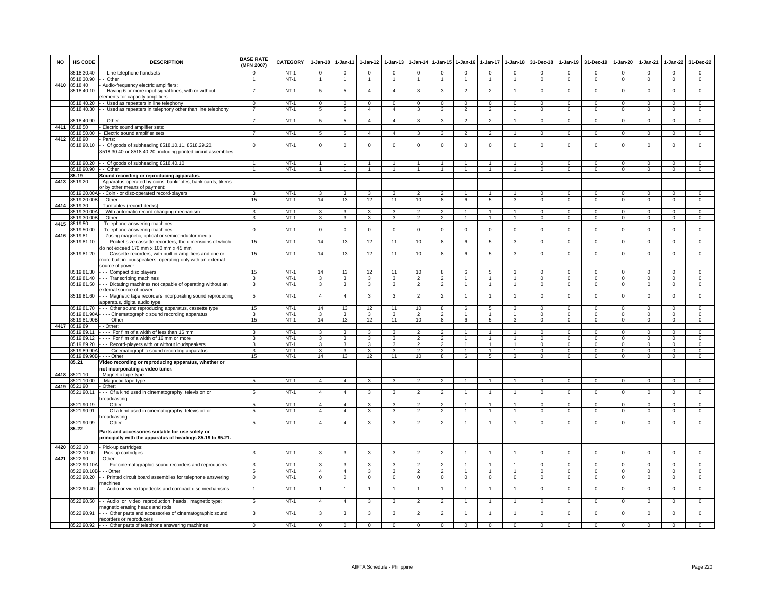| NO | HS CODE | DESCRIPTION | BASE RATE (MFN 2007) | CATEGORY | 1-Jan-10 | 1-Jan-11 | 1-Jan-12 | 1-Jan-13 | 1-Jan-14 | 1-Jan-15 | 1-Jan-16 | 1-Jan-17 | 1-Jan-18 | 31-Dec-18 | 1-Jan-19 | 31-Dec-19 | 1-Jan-20 | 1-Jan-21 | 1-Jan-22 | 31-Dec-22 |
|---|---|---|---|---|---|---|---|---|---|---|---|---|---|---|---|---|---|---|---|---|
| | 8518.30.40 | - - Line telephone handsets | 0 | NT-1 | 0 | 0 | 0 | 0 | 0 | 0 | 0 | 0 | 0 | 0 | 0 | 0 | 0 | 0 | 0 | 0 |
| | 8518.30.90 | - - Other | 1 | NT-1 | 1 | 1 | 1 | 1 | 1 | 1 | 1 | 1 | 1 | 0 | 0 | 0 | 0 | 0 | 0 | 0 |
| 4410 | 8518.40 | - Audio-frequency electric amplifiers: | | | | | | | | | | | | | | | | | | |
| | 8518.40.10 | - - Having 6 or more input signal lines, with or without elements for capacity amplifiers | 7 | NT-1 | 5 | 5 | 4 | 4 | 3 | 3 | 2 | 2 | 1 | 0 | 0 | 0 | 0 | 0 | 0 | 0 |
| | 8518.40.20 | - - Used as repeaters in line telephony | 0 | NT-1 | 0 | 0 | 0 | 0 | 0 | 0 | 0 | 0 | 0 | 0 | 0 | 0 | 0 | 0 | 0 | 0 |
| | 8518.40.30 | - - Used as repeaters in telephony other than line telephony | 7 | NT-1 | 5 | 5 | 4 | 4 | 3 | 3 | 2 | 2 | 1 | 0 | 0 | 0 | 0 | 0 | 0 | 0 |
| | 8518.40.90 | - - Other | 7 | NT-1 | 5 | 5 | 4 | 4 | 3 | 3 | 2 | 2 | 1 | 0 | 0 | 0 | 0 | 0 | 0 | 0 |
| 4411 | 8518.50 | - Electric sound amplifier sets: | | | | | | | | | | | | | | | | | | |
| | 8518.50.00 | - Electric sound amplifier sets | 7 | NT-1 | 5 | 5 | 4 | 4 | 3 | 3 | 2 | 2 | 1 | 0 | 0 | 0 | 0 | 0 | 0 | 0 |
| 4412 | 8518.90 | - Parts: | | | | | | | | | | | | | | | | | | |
| | 8518.90.10 | - - Of goods of subheading 8518.10.11, 8518.29.20, 8518.30.40 or 8518.40.20, including printed circuit assemblies | 0 | NT-1 | 0 | 0 | 0 | 0 | 0 | 0 | 0 | 0 | 0 | 0 | 0 | 0 | 0 | 0 | 0 | 0 |
| | 8518.90.20 | - - Of goods of subheading 8518.40.10 | 1 | NT-1 | 1 | 1 | 1 | 1 | 1 | 1 | 1 | 1 | 1 | 0 | 0 | 0 | 0 | 0 | 0 | 0 |
| | 8518.90.90 | - - Other | 1 | NT-1 | 1 | 1 | 1 | 1 | 1 | 1 | 1 | 1 | 1 | 0 | 0 | 0 | 0 | 0 | 0 | 0 |
| | **85.19** | **Sound recording or reproducing apparatus.** | | | | | | | | | | | | | | | | | | |
| 4413 | 8519.20 | - Apparatus operated by coins, banknotes, bank cards, tikens or by other means of payment: | | | | | | | | | | | | | | | | | | |
| | 8519.20.00A | - - Coin - or disc-operated record-players | 3 | NT-1 | 3 | 3 | 3 | 3 | 2 | 2 | 1 | 1 | 1 | 0 | 0 | 0 | 0 | 0 | 0 | 0 |
| | 8519.20.00B | - - Other | 15 | NT-1 | 14 | 13 | 12 | 11 | 10 | 8 | 6 | 5 | 3 | 0 | 0 | 0 | 0 | 0 | 0 | 0 |
| 4414 | 8519.30 | - Turntables (record-decks): | | | | | | | | | | | | | | | | | | |
| | 8519.30.00A | - - With automatic record changing mechanism | 3 | NT-1 | 3 | 3 | 3 | 3 | 2 | 2 | 1 | 1 | 1 | 0 | 0 | 0 | 0 | 0 | 0 | 0 |
| | 8519.30.00B | - - Other | 3 | NT-1 | 3 | 3 | 3 | 3 | 2 | 2 | 1 | 1 | 1 | 0 | 0 | 0 | 0 | 0 | 0 | 0 |
| 4415 | 8519.50 | - Telephone answering machines | | | | | | | | | | | | | | | | | | |
| | 8519.50.00 | - Telephone answering machines | 0 | NT-1 | 0 | 0 | 0 | 0 | 0 | 0 | 0 | 0 | 0 | 0 | 0 | 0 | 0 | 0 | 0 | 0 |
| 4416 | 8519.81 | - - Zusing magnetic, optical or semiconductor media: | | | | | | | | | | | | | | | | | | |
| | 8519.81.10 | - - - Pocket size cassette recorders, the dimensions of which do not exceed 170 mm x 100 mm x 45 mm | 15 | NT-1 | 14 | 13 | 12 | 11 | 10 | 8 | 6 | 5 | 3 | 0 | 0 | 0 | 0 | 0 | 0 | 0 |
| | 8519.81.20 | - - - Cassette recorders, with built in amplifiers and one or more built in loudspeakers, operating only with an external source of power | 15 | NT-1 | 14 | 13 | 12 | 11 | 10 | 8 | 6 | 5 | 3 | 0 | 0 | 0 | 0 | 0 | 0 | 0 |
| | 8519.81.30 | - - - Compact disc players | 15 | NT-1 | 14 | 13 | 12 | 11 | 10 | 8 | 6 | 5 | 3 | 0 | 0 | 0 | 0 | 0 | 0 | 0 |
| | 8519.81.40 | - - - Transcribing machines | 3 | NT-1 | 3 | 3 | 3 | 3 | 2 | 2 | 1 | 1 | 1 | 0 | 0 | 0 | 0 | 0 | 0 | 0 |
| | 8519.81.50 | - - - Dictating machines not capable of operating without an external source of power | 3 | NT-1 | 3 | 3 | 3 | 3 | 2 | 2 | 1 | 1 | 1 | 0 | 0 | 0 | 0 | 0 | 0 | 0 |
| | 8519.81.60 | - - - Magnetic tape recorders incorporating sound reproducing apparatus, digital audio type | 5 | NT-1 | 4 | 4 | 3 | 3 | 2 | 2 | 1 | 1 | 1 | 0 | 0 | 0 | 0 | 0 | 0 | 0 |
| | 8519.81.70 | - - - Other sound reproducing apparatus, cassette type | 15 | NT-1 | 14 | 13 | 12 | 11 | 10 | 8 | 6 | 5 | 3 | 0 | 0 | 0 | 0 | 0 | 0 | 0 |
| | 8519.81.90A | - - - - Cinematographic sound recording apparatus | 3 | NT-1 | 3 | 3 | 3 | 3 | 2 | 2 | 1 | 1 | 1 | 0 | 0 | 0 | 0 | 0 | 0 | 0 |
| | 8519.81.90B | - - - - Other | 15 | NT-1 | 14 | 13 | 12 | 11 | 10 | 8 | 6 | 5 | 3 | 0 | 0 | 0 | 0 | 0 | 0 | 0 |
| 4417 | 8519.89 | - - Other: | | | | | | | | | | | | | | | | | | |
| | 8519.89.11 | - - - - For film of a width of less than 16 mm | 3 | NT-1 | 3 | 3 | 3 | 3 | 2 | 2 | 1 | 1 | 1 | 0 | 0 | 0 | 0 | 0 | 0 | 0 |
| | 8519.89.12 | - - - - For film of a width of 16 mm or more | 3 | NT-1 | 3 | 3 | 3 | 3 | 2 | 2 | 1 | 1 | 1 | 0 | 0 | 0 | 0 | 0 | 0 | 0 |
| | 8519.89.20 | - - - Record-players with or without loudspeakers | 3 | NT-1 | 3 | 3 | 3 | 3 | 2 | 2 | 1 | 1 | 1 | 0 | 0 | 0 | 0 | 0 | 0 | 0 |
| | 8519.89.90A | - - - - Cinematographic sound recording apparatus | 3 | NT-1 | 3 | 3 | 3 | 3 | 2 | 2 | 1 | 1 | 1 | 0 | 0 | 0 | 0 | 0 | 0 | 0 |
| | 8519.89.90B | - - - - Other | 15 | NT-1 | 14 | 13 | 12 | 11 | 10 | 8 | 6 | 5 | 3 | 0 | 0 | 0 | 0 | 0 | 0 | 0 |
| | **85.21** | **Video recording or reproducing apparatus, whether or not incorporating a video tuner.** | | | | | | | | | | | | | | | | | | |
| 4418 | 8521.10 | - Magnetic tape-type: | | | | | | | | | | | | | | | | | | |
| | 8521.10.00 | - Magnetic tape-type | 5 | NT-1 | 4 | 4 | 3 | 3 | 2 | 2 | 1 | 1 | 1 | 0 | 0 | 0 | 0 | 0 | 0 | 0 |
| 4419 | 8521.90 | - Other: | | | | | | | | | | | | | | | | | | |
| | 8521.90.11 | - - - Of a kind used in cinematography, television or broadcasting | 5 | NT-1 | 4 | 4 | 3 | 3 | 2 | 2 | 1 | 1 | 1 | 0 | 0 | 0 | 0 | 0 | 0 | 0 |
| | 8521.90.19 | - - - Other | 5 | NT-1 | 4 | 4 | 3 | 3 | 2 | 2 | 1 | 1 | 1 | 0 | 0 | 0 | 0 | 0 | 0 | 0 |
| | 8521.90.91 | - - - Of a kind used in cinematography, television or broadcasting | 5 | NT-1 | 4 | 4 | 3 | 3 | 2 | 2 | 1 | 1 | 1 | 0 | 0 | 0 | 0 | 0 | 0 | 0 |
| | 8521.90.99 | - - - Other | 5 | NT-1 | 4 | 4 | 3 | 3 | 2 | 2 | 1 | 1 | 1 | 0 | 0 | 0 | 0 | 0 | 0 | 0 |
| | **85.22** | **Parts and accessories suitable for use solely or principally with the apparatus of headings 85.19 to 85.21.** | | | | | | | | | | | | | | | | | | |
| 4420 | 8522.10 | - Pick-up cartridges: | | | | | | | | | | | | | | | | | | |
| | 8522.10.00 | - Pick-up cartridges | 3 | NT-1 | 3 | 3 | 3 | 3 | 2 | 2 | 1 | 1 | 1 | 0 | 0 | 0 | 0 | 0 | 0 | 0 |
| 4421 | 8522.90 | - Other: | | | | | | | | | | | | | | | | | | |
| | 8522.90.10A | - - - For cinematographic sound recorders and reproducers | 3 | NT-1 | 3 | 3 | 3 | 3 | 2 | 2 | 1 | 1 | 1 | 0 | 0 | 0 | 0 | 0 | 0 | 0 |
| | 8522.90.10B | - - - Other | 5 | NT-1 | 4 | 4 | 3 | 3 | 2 | 2 | 1 | 1 | 1 | 0 | 0 | 0 | 0 | 0 | 0 | 0 |
| | 8522.90.20 | - - Printed circuit board assemblies for telephone answering machines | 0 | NT-1 | 0 | 0 | 0 | 0 | 0 | 0 | 0 | 0 | 0 | 0 | 0 | 0 | 0 | 0 | 0 | 0 |
| | 8522.90.40 | - - Audio or video tapedecks and compact disc mechanisms | 1 | NT-1 | 1 | 1 | 1 | 1 | 1 | 1 | 1 | 1 | 1 | 0 | 0 | 0 | 0 | 0 | 0 | 0 |
| | 8522.90.50 | - - Audio or video reproduction heads, magnetic type; magnetic erasing heads and rods | 5 | NT-1 | 4 | 4 | 3 | 3 | 2 | 2 | 1 | 1 | 1 | 0 | 0 | 0 | 0 | 0 | 0 | 0 |
| | 8522.90.91 | - - - Other parts and accessories of cinematographic sound recorders or reproducers | 3 | NT-1 | 3 | 3 | 3 | 3 | 2 | 2 | 1 | 1 | 1 | 0 | 0 | 0 | 0 | 0 | 0 | 0 |
| | 8522.90.92 | - - - Other parts of telephone answering machines | 0 | NT-1 | 0 | 0 | 0 | 0 | 0 | 0 | 0 | 0 | 0 | 0 | 0 | 0 | 0 | 0 | 0 | 0 |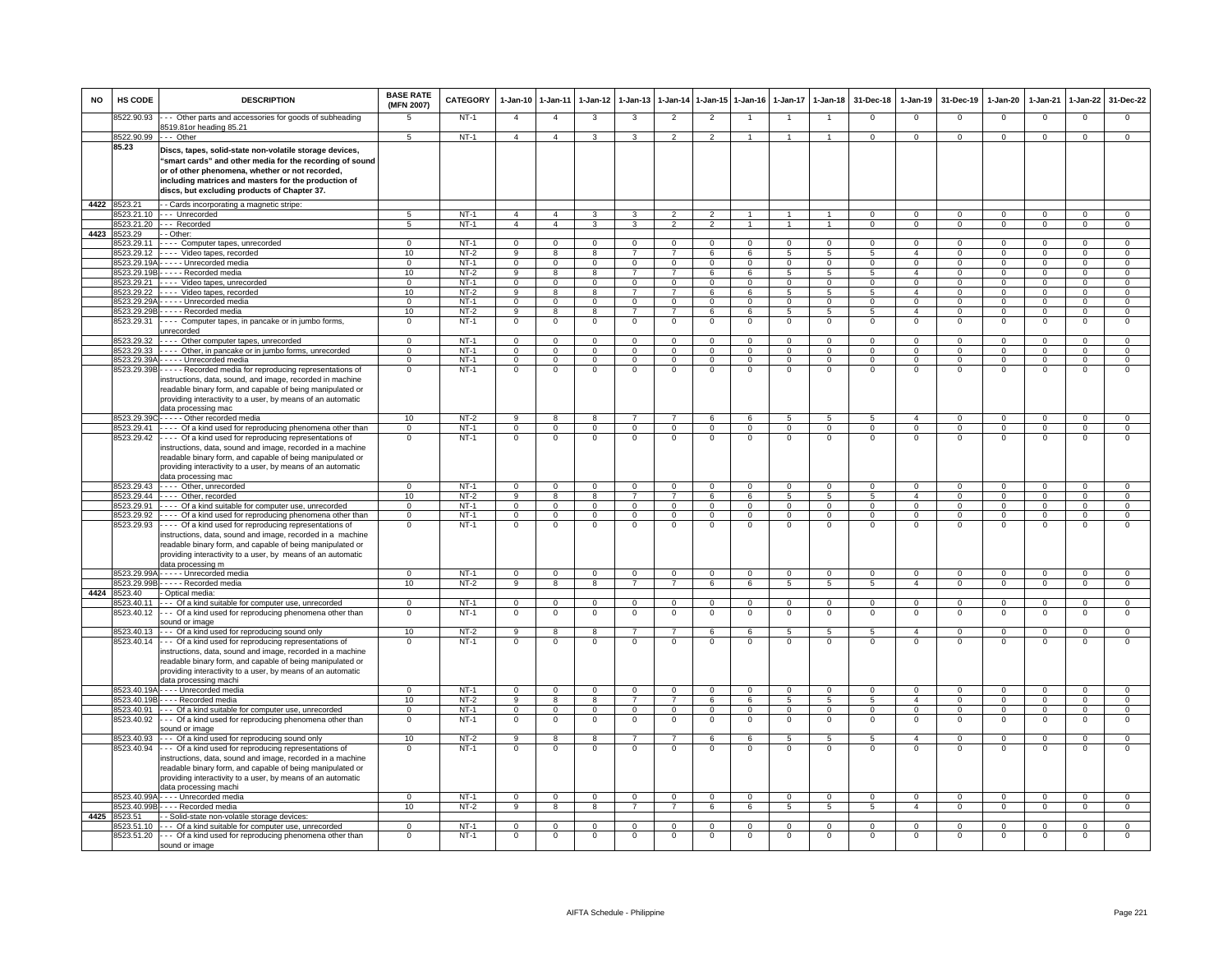| NO | HS CODE | DESCRIPTION | BASE RATE (MFN 2007) | CATEGORY | 1-Jan-10 | 1-Jan-11 | 1-Jan-12 | 1-Jan-13 | 1-Jan-14 | 1-Jan-15 | 1-Jan-16 | 1-Jan-17 | 1-Jan-18 | 31-Dec-18 | 1-Jan-19 | 31-Dec-19 | 1-Jan-20 | 1-Jan-21 | 1-Jan-22 | 31-Dec-22 |
|---|---|---|---|---|---|---|---|---|---|---|---|---|---|---|---|---|---|---|---|---|
| | 8522.90.93 | - - - Other parts and accessories for goods of subheading 8519.81or heading 85.21 | 5 | NT-1 | 4 | 4 | 3 | 3 | 2 | 2 | 1 | 1 | 1 | 0 | 0 | 0 | 0 | 0 | 0 | 0 |
| | 8522.90.99 | - - - Other | 5 | NT-1 | 4 | 4 | 3 | 3 | 2 | 2 | 1 | 1 | 1 | 0 | 0 | 0 | 0 | 0 | 0 | 0 |
| | **85.23** | **Discs, tapes, solid-state non-volatile storage devices, "smart cards" and other media for the recording of sound or of other phenomena, whether or not recorded, including matrices and masters for the production of discs, but excluding products of Chapter 37.** | | | | | | | | | | | | | | | | | | |
| 4422 | 8523.21 | - - Cards incorporating a magnetic stripe: | | | | | | | | | | | | | | | | | | |
| | 8523.21.10 | - - - Unrecorded | 5 | NT-1 | 4 | 4 | 3 | 3 | 2 | 2 | 1 | 1 | 1 | 0 | 0 | 0 | 0 | 0 | 0 | 0 |
| | 8523.21.20 | - - - Recorded | 5 | NT-1 | 4 | 4 | 3 | 3 | 2 | 2 | 1 | 1 | 1 | 0 | 0 | 0 | 0 | 0 | 0 | 0 |
| 4423 | 8523.29 | - - Other: | | | | | | | | | | | | | | | | | | |
| | 8523.29.11 | - - - - Computer tapes, unrecorded | 0 | NT-1 | 0 | 0 | 0 | 0 | 0 | 0 | 0 | 0 | 0 | 0 | 0 | 0 | 0 | 0 | 0 | 0 |
| | 8523.29.12 | - - - - Video tapes, recorded | 10 | NT-2 | 9 | 8 | 8 | 7 | 7 | 6 | 6 | 5 | 5 | 5 | 4 | 0 | 0 | 0 | 0 | 0 |
| | 8523.29.19A | - - - - - Unrecorded media | 0 | NT-1 | 0 | 0 | 0 | 0 | 0 | 0 | 0 | 0 | 0 | 0 | 0 | 0 | 0 | 0 | 0 | 0 |
| | 8523.29.19B | - - - - - Recorded media | 10 | NT-2 | 9 | 8 | 8 | 7 | 7 | 6 | 6 | 5 | 5 | 5 | 4 | 0 | 0 | 0 | 0 | 0 |
| | 8523.29.21 | - - - - Video tapes, unrecorded | 0 | NT-1 | 0 | 0 | 0 | 0 | 0 | 0 | 0 | 0 | 0 | 0 | 0 | 0 | 0 | 0 | 0 | 0 |
| | 8523.29.22 | - - - - Video tapes, recorded | 10 | NT-2 | 9 | 8 | 8 | 7 | 7 | 6 | 6 | 5 | 5 | 5 | 4 | 0 | 0 | 0 | 0 | 0 |
| | 8523.29.29A | - - - - - Unrecorded media | 0 | NT-1 | 0 | 0 | 0 | 0 | 0 | 0 | 0 | 0 | 0 | 0 | 0 | 0 | 0 | 0 | 0 | 0 |
| | 8523.29.29B | - - - - - Recorded media | 10 | NT-2 | 9 | 8 | 8 | 7 | 7 | 6 | 6 | 5 | 5 | 5 | 4 | 0 | 0 | 0 | 0 | 0 |
| | 8523.29.31 | - - - - Computer tapes, in pancake or in jumbo forms, unrecorded | 0 | NT-1 | 0 | 0 | 0 | 0 | 0 | 0 | 0 | 0 | 0 | 0 | 0 | 0 | 0 | 0 | 0 | 0 |
| | 8523.29.32 | - - - - Other computer tapes, unrecorded | 0 | NT-1 | 0 | 0 | 0 | 0 | 0 | 0 | 0 | 0 | 0 | 0 | 0 | 0 | 0 | 0 | 0 | 0 |
| | 8523.29.33 | - - - - Other, in pancake or in jumbo forms, unrecorded | 0 | NT-1 | 0 | 0 | 0 | 0 | 0 | 0 | 0 | 0 | 0 | 0 | 0 | 0 | 0 | 0 | 0 | 0 |
| | 8523.29.39A | - - - - - Unrecorded media | 0 | NT-1 | 0 | 0 | 0 | 0 | 0 | 0 | 0 | 0 | 0 | 0 | 0 | 0 | 0 | 0 | 0 | 0 |
| | 8523.29.39B | - - - - - Recorded media for reproducing representations of instructions, data, sound, and image, recorded in machine readable binary form, and capable of being manipulated or providing interactivity to a user, by means of an automatic data processing mac | 0 | NT-1 | 0 | 0 | 0 | 0 | 0 | 0 | 0 | 0 | 0 | 0 | 0 | 0 | 0 | 0 | 0 | 0 |
| | 8523.29.39C | - - - - - Other recorded media | 10 | NT-2 | 9 | 8 | 8 | 7 | 7 | 6 | 6 | 5 | 5 | 5 | 4 | 0 | 0 | 0 | 0 | 0 |
| | 8523.29.41 | - - - - Of a kind used for reproducing phenomena other than | 0 | NT-1 | 0 | 0 | 0 | 0 | 0 | 0 | 0 | 0 | 0 | 0 | 0 | 0 | 0 | 0 | 0 | 0 |
| | 8523.29.42 | - - - - Of a kind used for reproducing representations of instructions, data, sound and image, recorded in a machine readable binary form, and capable of being manipulated or providing interactivity to a user, by means of an automatic data processing mac | 0 | NT-1 | 0 | 0 | 0 | 0 | 0 | 0 | 0 | 0 | 0 | 0 | 0 | 0 | 0 | 0 | 0 | 0 |
| | 8523.29.43 | - - - - Other, unrecorded | 0 | NT-1 | 0 | 0 | 0 | 0 | 0 | 0 | 0 | 0 | 0 | 0 | 0 | 0 | 0 | 0 | 0 | 0 |
| | 8523.29.44 | - - - - Other, recorded | 10 | NT-2 | 9 | 8 | 8 | 7 | 7 | 6 | 6 | 5 | 5 | 5 | 4 | 0 | 0 | 0 | 0 | 0 |
| | 8523.29.91 | - - - - Of a kind suitable for computer use, unrecorded | 0 | NT-1 | 0 | 0 | 0 | 0 | 0 | 0 | 0 | 0 | 0 | 0 | 0 | 0 | 0 | 0 | 0 | 0 |
| | 8523.29.92 | - - - - Of a kind used for reproducing phenomena other than | 0 | NT-1 | 0 | 0 | 0 | 0 | 0 | 0 | 0 | 0 | 0 | 0 | 0 | 0 | 0 | 0 | 0 | 0 |
| | 8523.29.93 | - - - - Of a kind used for reproducing representations of instructions, data, sound and image, recorded in a machine readable binary form, and capable of being manipulated or providing interactivity to a user, by means of an automatic data processing m | 0 | NT-1 | 0 | 0 | 0 | 0 | 0 | 0 | 0 | 0 | 0 | 0 | 0 | 0 | 0 | 0 | 0 | 0 |
| | 8523.29.99A | - - - - - Unrecorded media | 0 | NT-1 | 0 | 0 | 0 | 0 | 0 | 0 | 0 | 0 | 0 | 0 | 0 | 0 | 0 | 0 | 0 | 0 |
| | 8523.29.99B | - - - - - Recorded media | 10 | NT-2 | 9 | 8 | 8 | 7 | 7 | 6 | 6 | 5 | 5 | 5 | 4 | 0 | 0 | 0 | 0 | 0 |
| 4424 | 8523.40 | - Optical media: | | | | | | | | | | | | | | | | | | |
| | 8523.40.11 | - - - Of a kind suitable for computer use, unrecorded | 0 | NT-1 | 0 | 0 | 0 | 0 | 0 | 0 | 0 | 0 | 0 | 0 | 0 | 0 | 0 | 0 | 0 | 0 |
| | 8523.40.12 | - - - Of a kind used for reproducing phenomena other than sound or image | 0 | NT-1 | 0 | 0 | 0 | 0 | 0 | 0 | 0 | 0 | 0 | 0 | 0 | 0 | 0 | 0 | 0 | 0 |
| | 8523.40.13 | - - - Of a kind used for reproducing sound only | 10 | NT-2 | 9 | 8 | 8 | 7 | 7 | 6 | 6 | 5 | 5 | 5 | 4 | 0 | 0 | 0 | 0 | 0 |
| | 8523.40.14 | - - - Of a kind used for reproducing representations of instructions, data, sound and image, recorded in a machine readable binary form, and capable of being manipulated or providing interactivity to a user, by means of an automatic data processing machi | 0 | NT-1 | 0 | 0 | 0 | 0 | 0 | 0 | 0 | 0 | 0 | 0 | 0 | 0 | 0 | 0 | 0 | 0 |
| | 8523.40.19A | - - - - Unrecorded media | 0 | NT-1 | 0 | 0 | 0 | 0 | 0 | 0 | 0 | 0 | 0 | 0 | 0 | 0 | 0 | 0 | 0 | 0 |
| | 8523.40.19B | - - - - Recorded media | 10 | NT-2 | 9 | 8 | 8 | 7 | 7 | 6 | 6 | 5 | 5 | 5 | 4 | 0 | 0 | 0 | 0 | 0 |
| | 8523.40.91 | - - - Of a kind suitable for computer use, unrecorded | 0 | NT-1 | 0 | 0 | 0 | 0 | 0 | 0 | 0 | 0 | 0 | 0 | 0 | 0 | 0 | 0 | 0 | 0 |
| | 8523.40.92 | - - - Of a kind used for reproducing phenomena other than sound or image | 0 | NT-1 | 0 | 0 | 0 | 0 | 0 | 0 | 0 | 0 | 0 | 0 | 0 | 0 | 0 | 0 | 0 | 0 |
| | 8523.40.93 | - - - Of a kind used for reproducing sound only | 10 | NT-2 | 9 | 8 | 8 | 7 | 7 | 6 | 6 | 5 | 5 | 5 | 4 | 0 | 0 | 0 | 0 | 0 |
| | 8523.40.94 | - - - Of a kind used for reproducing representations of instructions, data, sound and image, recorded in a machine readable binary form, and capable of being manipulated or providing interactivity to a user, by means of an automatic data processing machi | 0 | NT-1 | 0 | 0 | 0 | 0 | 0 | 0 | 0 | 0 | 0 | 0 | 0 | 0 | 0 | 0 | 0 | 0 |
| | 8523.40.99A | - - - - Unrecorded media | 0 | NT-1 | 0 | 0 | 0 | 0 | 0 | 0 | 0 | 0 | 0 | 0 | 0 | 0 | 0 | 0 | 0 | 0 |
| | 8523.40.99B | - - - - Recorded media | 10 | NT-2 | 9 | 8 | 8 | 7 | 7 | 6 | 6 | 5 | 5 | 5 | 4 | 0 | 0 | 0 | 0 | 0 |
| 4425 | 8523.51 | - - Solid-state non-volatile storage devices: | | | | | | | | | | | | | | | | | | |
| | 8523.51.10 | - - - Of a kind suitable for computer use, unrecorded | 0 | NT-1 | 0 | 0 | 0 | 0 | 0 | 0 | 0 | 0 | 0 | 0 | 0 | 0 | 0 | 0 | 0 | 0 |
| | 8523.51.20 | - - - Of a kind used for reproducing phenomena other than sound or image | 0 | NT-1 | 0 | 0 | 0 | 0 | 0 | 0 | 0 | 0 | 0 | 0 | 0 | 0 | 0 | 0 | 0 | 0 |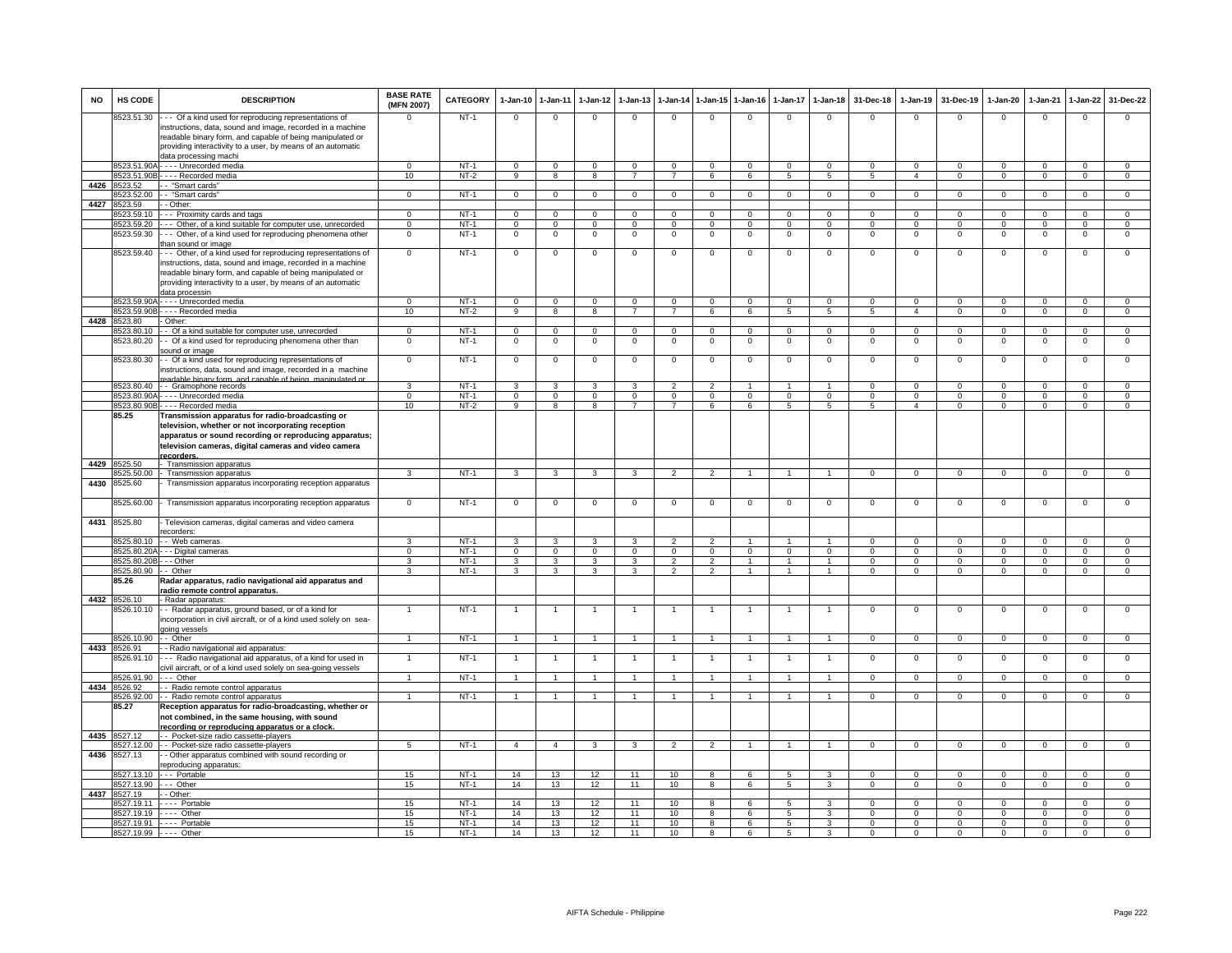| NO | HS CODE | DESCRIPTION | BASE RATE (MFN 2007) | CATEGORY | 1-Jan-10 | 1-Jan-11 | 1-Jan-12 | 1-Jan-13 | 1-Jan-14 | 1-Jan-15 | 1-Jan-16 | 1-Jan-17 | 1-Jan-18 | 31-Dec-18 | 1-Jan-19 | 31-Dec-19 | 1-Jan-20 | 1-Jan-21 | 1-Jan-22 | 31-Dec-22 |
|---|---|---|---|---|---|---|---|---|---|---|---|---|---|---|---|---|---|---|---|---|
| | 8523.51.30 | - - - Of a kind used for reproducing representations of instructions, data, sound and image, recorded in a machine readable binary form, and capable of being manipulated or providing interactivity to a user, by means of an automatic data processing machi | 0 | NT-1 | 0 | 0 | 0 | 0 | 0 | 0 | 0 | 0 | 0 | 0 | 0 | 0 | 0 | 0 | 0 | 0 |
| | 8523.51.90A | - - - - Unrecorded media | 0 | NT-1 | 0 | 0 | 0 | 0 | 0 | 0 | 0 | 0 | 0 | 0 | 0 | 0 | 0 | 0 | 0 | 0 |
| | 8523.51.90B | - - - - Recorded media | 10 | NT-2 | 9 | 8 | 8 | 7 | 7 | 6 | 6 | 5 | 5 | 5 | 4 | 0 | 0 | 0 | 0 | 0 |
| 4426 | 8523.52 | - - "Smart cards" | | | | | | | | | | | | | | | | | | |
| | 8523.52.00 | - - "Smart cards" | 0 | NT-1 | 0 | 0 | 0 | 0 | 0 | 0 | 0 | 0 | 0 | 0 | 0 | 0 | 0 | 0 | 0 | 0 |
| 4427 | 8523.59 | - - Other: | | | | | | | | | | | | | | | | | | |
| | 8523.59.10 | - - - Proximity cards and tags | 0 | NT-1 | 0 | 0 | 0 | 0 | 0 | 0 | 0 | 0 | 0 | 0 | 0 | 0 | 0 | 0 | 0 | 0 |
| | 8523.59.20 | - - - Other, of a kind suitable for computer use, unrecorded | 0 | NT-1 | 0 | 0 | 0 | 0 | 0 | 0 | 0 | 0 | 0 | 0 | 0 | 0 | 0 | 0 | 0 | 0 |
| | 8523.59.30 | - - - Other, of a kind used for reproducing phenomena other than sound or image | 0 | NT-1 | 0 | 0 | 0 | 0 | 0 | 0 | 0 | 0 | 0 | 0 | 0 | 0 | 0 | 0 | 0 | 0 |
| | 8523.59.40 | - - - Other, of a kind used for reproducing representations of instructions, data, sound and image, recorded in a machine readable binary form, and capable of being manipulated or providing interactivity to a user, by means of an automatic data processin | 0 | NT-1 | 0 | 0 | 0 | 0 | 0 | 0 | 0 | 0 | 0 | 0 | 0 | 0 | 0 | 0 | 0 | 0 |
| | 8523.59.90A | - - - - Unrecorded media | 0 | NT-1 | 0 | 0 | 0 | 0 | 0 | 0 | 0 | 0 | 0 | 0 | 0 | 0 | 0 | 0 | 0 | 0 |
| | 8523.59.90B | - - - - Recorded media | 10 | NT-2 | 9 | 8 | 8 | 7 | 7 | 6 | 6 | 5 | 5 | 5 | 4 | 0 | 0 | 0 | 0 | 0 |
| 4428 | 8523.80 | - Other: | | | | | | | | | | | | | | | | | | |
| | 8523.80.10 | - - Of a kind suitable for computer use, unrecorded | 0 | NT-1 | 0 | 0 | 0 | 0 | 0 | 0 | 0 | 0 | 0 | 0 | 0 | 0 | 0 | 0 | 0 | 0 |
| | 8523.80.20 | - - Of a kind used for reproducing phenomena other than sound or image | 0 | NT-1 | 0 | 0 | 0 | 0 | 0 | 0 | 0 | 0 | 0 | 0 | 0 | 0 | 0 | 0 | 0 | 0 |
| | 8523.80.30 | - - Of a kind used for reproducing representations of instructions, data, sound and image, recorded in a machine readable binary form, and capable of being manipulated or | 0 | NT-1 | 0 | 0 | 0 | 0 | 0 | 0 | 0 | 0 | 0 | 0 | 0 | 0 | 0 | 0 | 0 | 0 |
| | 8523.80.40 | - - Gramophone records | 3 | NT-1 | 3 | 3 | 3 | 3 | 2 | 2 | 1 | 1 | 1 | 0 | 0 | 0 | 0 | 0 | 0 | 0 |
| | 8523.80.90A | - - - - Unrecorded media | 0 | NT-1 | 0 | 0 | 0 | 0 | 0 | 0 | 0 | 0 | 0 | 0 | 0 | 0 | 0 | 0 | 0 | 0 |
| | 8523.80.90B | - - - - Recorded media | 10 | NT-2 | 9 | 8 | 8 | 7 | 7 | 6 | 6 | 5 | 5 | 5 | 4 | 0 | 0 | 0 | 0 | 0 |
| | **85.25** | **Transmission apparatus for radio-broadcasting or television, whether or not incorporating reception apparatus or sound recording or reproducing apparatus; television cameras, digital cameras and video camera recorders.** | | | | | | | | | | | | | | | | | | |
| 4429 | 8525.50 | - Transmission apparatus | | | | | | | | | | | | | | | | | | |
| | 8525.50.00 | - Transmission apparatus | 3 | NT-1 | 3 | 3 | 3 | 3 | 2 | 2 | 1 | 1 | 1 | 0 | 0 | 0 | 0 | 0 | 0 | 0 |
| 4430 | 8525.60 | - Transmission apparatus incorporating reception apparatus | | | | | | | | | | | | | | | | | | |
| | 8525.60.00 | - Transmission apparatus incorporating reception apparatus | 0 | NT-1 | 0 | 0 | 0 | 0 | 0 | 0 | 0 | 0 | 0 | 0 | 0 | 0 | 0 | 0 | 0 | 0 |
| 4431 | 8525.80 | - Television cameras, digital cameras and video camera recorders: | | | | | | | | | | | | | | | | | | |
| | 8525.80.10 | - - Web cameras | 3 | NT-1 | 3 | 3 | 3 | 3 | 2 | 2 | 1 | 1 | 1 | 0 | 0 | 0 | 0 | 0 | 0 | 0 |
| | 8525.80.20A | - - - Digital cameras | 0 | NT-1 | 0 | 0 | 0 | 0 | 0 | 0 | 0 | 0 | 0 | 0 | 0 | 0 | 0 | 0 | 0 | 0 |
| | 8525.80.20B | - - - Other | 3 | NT-1 | 3 | 3 | 3 | 3 | 2 | 2 | 1 | 1 | 1 | 0 | 0 | 0 | 0 | 0 | 0 | 0 |
| | 8525.80.90 | - - Other | 3 | NT-1 | 3 | 3 | 3 | 3 | 2 | 2 | 1 | 1 | 1 | 0 | 0 | 0 | 0 | 0 | 0 | 0 |
| | **85.26** | **Radar apparatus, radio navigational aid apparatus and radio remote control apparatus.** | | | | | | | | | | | | | | | | | | |
| 4432 | 8526.10 | - Radar apparatus: | | | | | | | | | | | | | | | | | | |
| | 8526.10.10 | - - Radar apparatus, ground based, or of a kind for incorporation in civil aircraft, or of a kind used solely on sea-going vessels | 1 | NT-1 | 1 | 1 | 1 | 1 | 1 | 1 | 1 | 1 | 1 | 0 | 0 | 0 | 0 | 0 | 0 | 0 |
| | 8526.10.90 | - - Other | 1 | NT-1 | 1 | 1 | 1 | 1 | 1 | 1 | 1 | 1 | 1 | 0 | 0 | 0 | 0 | 0 | 0 | 0 |
| 4433 | 8526.91 | - - Radio navigational aid apparatus: | | | | | | | | | | | | | | | | | | |
| | 8526.91.10 | - - - Radio navigational aid apparatus, of a kind for used in civil aircraft, or of a kind used solely on sea-going vessels | 1 | NT-1 | 1 | 1 | 1 | 1 | 1 | 1 | 1 | 1 | 1 | 0 | 0 | 0 | 0 | 0 | 0 | 0 |
| | 8526.91.90 | - - - Other | 1 | NT-1 | 1 | 1 | 1 | 1 | 1 | 1 | 1 | 1 | 1 | 0 | 0 | 0 | 0 | 0 | 0 | 0 |
| 4434 | 8526.92 | - - Radio remote control apparatus | | | | | | | | | | | | | | | | | | |
| | 8526.92.00 | - - Radio remote control apparatus | 1 | NT-1 | 1 | 1 | 1 | 1 | 1 | 1 | 1 | 1 | 1 | 0 | 0 | 0 | 0 | 0 | 0 | 0 |
| | **85.27** | **Reception apparatus for radio-broadcasting, whether or not combined, in the same housing, with sound recording or reproducing apparatus or a clock.** | | | | | | | | | | | | | | | | | | |
| 4435 | 8527.12 | - - Pocket-size radio cassette-players | | | | | | | | | | | | | | | | | | |
| | 8527.12.00 | - - Pocket-size radio cassette-players | 5 | NT-1 | 4 | 4 | 3 | 3 | 2 | 2 | 1 | 1 | 1 | 0 | 0 | 0 | 0 | 0 | 0 | 0 |
| 4436 | 8527.13 | - - Other apparatus combined with sound recording or reproducing apparatus: | | | | | | | | | | | | | | | | | | |
| | 8527.13.10 | - - - Portable | 15 | NT-1 | 14 | 13 | 12 | 11 | 10 | 8 | 6 | 5 | 3 | 0 | 0 | 0 | 0 | 0 | 0 | 0 |
| | 8527.13.90 | - - - Other | 15 | NT-1 | 14 | 13 | 12 | 11 | 10 | 8 | 6 | 5 | 3 | 0 | 0 | 0 | 0 | 0 | 0 | 0 |
| 4437 | 8527.19 | - - Other: | | | | | | | | | | | | | | | | | | |
| | 8527.19.11 | - - - - Portable | 15 | NT-1 | 14 | 13 | 12 | 11 | 10 | 8 | 6 | 5 | 3 | 0 | 0 | 0 | 0 | 0 | 0 | 0 |
| | 8527.19.19 | - - - - Other | 15 | NT-1 | 14 | 13 | 12 | 11 | 10 | 8 | 6 | 5 | 3 | 0 | 0 | 0 | 0 | 0 | 0 | 0 |
| | 8527.19.91 | - - - - Portable | 15 | NT-1 | 14 | 13 | 12 | 11 | 10 | 8 | 6 | 5 | 3 | 0 | 0 | 0 | 0 | 0 | 0 | 0 |
| | 8527.19.99 | - - - - Other | 15 | NT-1 | 14 | 13 | 12 | 11 | 10 | 8 | 6 | 5 | 3 | 0 | 0 | 0 | 0 | 0 | 0 | 0 |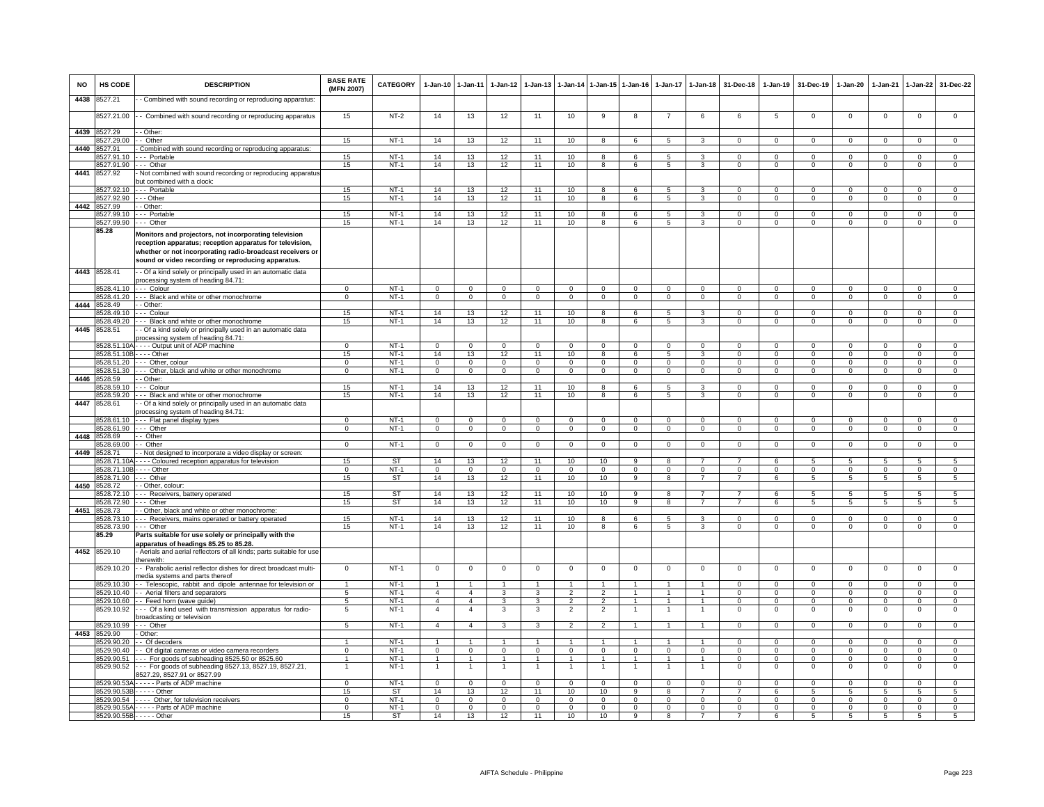| NO | HS CODE | DESCRIPTION | BASE RATE (MFN 2007) | CATEGORY | 1-Jan-10 | 1-Jan-11 | 1-Jan-12 | 1-Jan-13 | 1-Jan-14 | 1-Jan-15 | 1-Jan-16 | 1-Jan-17 | 1-Jan-18 | 31-Dec-18 | 1-Jan-19 | 31-Dec-19 | 1-Jan-20 | 1-Jan-21 | 1-Jan-22 | 31-Dec-22 |
|---|---|---|---|---|---|---|---|---|---|---|---|---|---|---|---|---|---|---|---|---|
| 4438 | 8527.21 | - - Combined with sound recording or reproducing apparatus: | | | | | | | | | | | | | | | | | | |
| | 8527.21.00 | - - Combined with sound recording or reproducing apparatus | 15 | NT-2 | 14 | 13 | 12 | 11 | 10 | 9 | 8 | 7 | 6 | 6 | 5 | 0 | 0 | 0 | 0 | 0 |
| 4439 | 8527.29 | - - Other: | | | | | | | | | | | | | | | | | | |
| | 8527.29.00 | - - Other | 15 | NT-1 | 14 | 13 | 12 | 11 | 10 | 8 | 6 | 5 | 3 | 0 | 0 | 0 | 0 | 0 | 0 | 0 |
| 4440 | 8527.91 | - Combined with sound recording or reproducing apparatus: | | | | | | | | | | | | | | | | | | |
| | 8527.91.10 | - - - Portable | 15 | NT-1 | 14 | 13 | 12 | 11 | 10 | 8 | 6 | 5 | 3 | 0 | 0 | 0 | 0 | 0 | 0 | 0 |
| | 8527.91.90 | - - - Other | 15 | NT-1 | 14 | 13 | 12 | 11 | 10 | 8 | 6 | 5 | 3 | 0 | 0 | 0 | 0 | 0 | 0 | 0 |
| 4441 | 8527.92 | - Not combined with sound recording or reproducing apparatus but combined with a clock: | | | | | | | | | | | | | | | | | | |
| | 8527.92.10 | - - - Portable | 15 | NT-1 | 14 | 13 | 12 | 11 | 10 | 8 | 6 | 5 | 3 | 0 | 0 | 0 | 0 | 0 | 0 | 0 |
| | 8527.92.90 | - - - Other | 15 | NT-1 | 14 | 13 | 12 | 11 | 10 | 8 | 6 | 5 | 3 | 0 | 0 | 0 | 0 | 0 | 0 | 0 |
| 4442 | 8527.99 | - - Other: | | | | | | | | | | | | | | | | | | |
| | 8527.99.10 | - - - Portable | 15 | NT-1 | 14 | 13 | 12 | 11 | 10 | 8 | 6 | 5 | 3 | 0 | 0 | 0 | 0 | 0 | 0 | 0 |
| | 8527.99.90 | - - - Other | 15 | NT-1 | 14 | 13 | 12 | 11 | 10 | 8 | 6 | 5 | 3 | 0 | 0 | 0 | 0 | 0 | 0 | 0 |
| | 85.28 | **Monitors and projectors, not incorporating television reception apparatus; reception apparatus for television, whether or not incorporating radio-broadcast receivers or sound or video recording or reproducing apparatus.** | | | | | | | | | | | | | | | | | | |
| 4443 | 8528.41 | - - Of a kind solely or principally used in an automatic data processing system of heading 84.71: | | | | | | | | | | | | | | | | | | |
| | 8528.41.10 | - - - Colour | 0 | NT-1 | 0 | 0 | 0 | 0 | 0 | 0 | 0 | 0 | 0 | 0 | 0 | 0 | 0 | 0 | 0 | 0 |
| | 8528.41.20 | - - - Black and white or other monochrome | 0 | NT-1 | 0 | 0 | 0 | 0 | 0 | 0 | 0 | 0 | 0 | 0 | 0 | 0 | 0 | 0 | 0 | 0 |
| 4444 | 8528.49 | - - Other: | | | | | | | | | | | | | | | | | | |
| | 8528.49.10 | - - - Colour | 15 | NT-1 | 14 | 13 | 12 | 11 | 10 | 8 | 6 | 5 | 3 | 0 | 0 | 0 | 0 | 0 | 0 | 0 |
| | 8528.49.20 | - - - Black and white or other monochrome | 15 | NT-1 | 14 | 13 | 12 | 11 | 10 | 8 | 6 | 5 | 3 | 0 | 0 | 0 | 0 | 0 | 0 | 0 |
| 4445 | 8528.51 | - - Of a kind solely or principally used in an automatic data processing system of heading 84.71: | | | | | | | | | | | | | | | | | | |
| | 8528.51.10A | - - - - Output unit of ADP machine | 0 | NT-1 | 0 | 0 | 0 | 0 | 0 | 0 | 0 | 0 | 0 | 0 | 0 | 0 | 0 | 0 | 0 | 0 |
| | 8528.51.10B | - - - - Other | 15 | NT-1 | 14 | 13 | 12 | 11 | 10 | 8 | 6 | 5 | 3 | 0 | 0 | 0 | 0 | 0 | 0 | 0 |
| | 8528.51.20 | - - - Other, colour | 0 | NT-1 | 0 | 0 | 0 | 0 | 0 | 0 | 0 | 0 | 0 | 0 | 0 | 0 | 0 | 0 | 0 | 0 |
| | 8528.51.30 | - - - Other, black and white or other monochrome | 0 | NT-1 | 0 | 0 | 0 | 0 | 0 | 0 | 0 | 0 | 0 | 0 | 0 | 0 | 0 | 0 | 0 | 0 |
| 4446 | 8528.59 | - - Other: | | | | | | | | | | | | | | | | | | |
| | 8528.59.10 | - - - Colour | 15 | NT-1 | 14 | 13 | 12 | 11 | 10 | 8 | 6 | 5 | 3 | 0 | 0 | 0 | 0 | 0 | 0 | 0 |
| | 8528.59.20 | - - - Black and white or other monochrome | 15 | NT-1 | 14 | 13 | 12 | 11 | 10 | 8 | 6 | 5 | 3 | 0 | 0 | 0 | 0 | 0 | 0 | 0 |
| 4447 | 8528.61 | - - Of a kind solely or principally used in an automatic data processing system of heading 84.71: | | | | | | | | | | | | | | | | | | |
| | 8528.61.10 | - - - Flat panel display types | 0 | NT-1 | 0 | 0 | 0 | 0 | 0 | 0 | 0 | 0 | 0 | 0 | 0 | 0 | 0 | 0 | 0 | 0 |
| | 8528.61.90 | - - - Other | 0 | NT-1 | 0 | 0 | 0 | 0 | 0 | 0 | 0 | 0 | 0 | 0 | 0 | 0 | 0 | 0 | 0 | 0 |
| 4448 | 8528.69 | - - Other | | | | | | | | | | | | | | | | | | |
| | 8528.69.00 | - - Other | 0 | NT-1 | 0 | 0 | 0 | 0 | 0 | 0 | 0 | 0 | 0 | 0 | 0 | 0 | 0 | 0 | 0 | 0 |
| 4449 | 8528.71 | - - Not designed to incorporate a video display or screen: | | | | | | | | | | | | | | | | | | |
| | 8528.71.10A | - - - - Coloured reception apparatus for television | 15 | ST | 14 | 13 | 12 | 11 | 10 | 10 | 9 | 8 | 7 | 7 | 6 | 5 | 5 | 5 | 5 | 5 |
| | 8528.71.10B | - - - - Other | 0 | NT-1 | 0 | 0 | 0 | 0 | 0 | 0 | 0 | 0 | 0 | 0 | 0 | 0 | 0 | 0 | 0 | 0 |
| | 8528.71.90 | - - - Other | 15 | ST | 14 | 13 | 12 | 11 | 10 | 10 | 9 | 8 | 7 | 7 | 6 | 5 | 5 | 5 | 5 | 5 |
| 4450 | 8528.72 | - - Other, colour: | | | | | | | | | | | | | | | | | | |
| | 8528.72.10 | - - - Receivers, battery operated | 15 | ST | 14 | 13 | 12 | 11 | 10 | 10 | 9 | 8 | 7 | 7 | 6 | 5 | 5 | 5 | 5 | 5 |
| | 8528.72.90 | - - - Other | 15 | ST | 14 | 13 | 12 | 11 | 10 | 10 | 9 | 8 | 7 | 7 | 6 | 5 | 5 | 5 | 5 | 5 |
| 4451 | 8528.73 | - - Other, black and white or other monochrome: | | | | | | | | | | | | | | | | | | |
| | 8528.73.10 | - - - Receivers, mains operated or battery operated | 15 | NT-1 | 14 | 13 | 12 | 11 | 10 | 8 | 6 | 5 | 3 | 0 | 0 | 0 | 0 | 0 | 0 | 0 |
| | 8528.73.90 | - - - Other | 15 | NT-1 | 14 | 13 | 12 | 11 | 10 | 8 | 6 | 5 | 3 | 0 | 0 | 0 | 0 | 0 | 0 | 0 |
| | 85.29 | **Parts suitable for use solely or principally with the apparatus of headings 85.25 to 85.28.** | | | | | | | | | | | | | | | | | | |
| 4452 | 8529.10 | - Aerials and aerial reflectors of all kinds; parts suitable for use therewith: | | | | | | | | | | | | | | | | | | |
| | 8529.10.20 | - - Parabolic aerial reflector dishes for direct broadcast multi-media systems and parts thereof | 0 | NT-1 | 0 | 0 | 0 | 0 | 0 | 0 | 0 | 0 | 0 | 0 | 0 | 0 | 0 | 0 | 0 | 0 |
| | 8529.10.30 | - - Telescopic, rabbit and dipole antennae for television or | 1 | NT-1 | 1 | 1 | 1 | 1 | 1 | 1 | 1 | 1 | 1 | 0 | 0 | 0 | 0 | 0 | 0 | 0 |
| | 8529.10.40 | - - Aerial filters and separators | 5 | NT-1 | 4 | 4 | 3 | 3 | 2 | 2 | 1 | 1 | 1 | 0 | 0 | 0 | 0 | 0 | 0 | 0 |
| | 8529.10.60 | - - Feed horn (wave guide) | 5 | NT-1 | 4 | 4 | 3 | 3 | 2 | 2 | 1 | 1 | 1 | 0 | 0 | 0 | 0 | 0 | 0 | 0 |
| | 8529.10.92 | - - - Of a kind used with transmission apparatus for radio-broadcasting or television | 5 | NT-1 | 4 | 4 | 3 | 3 | 2 | 2 | 1 | 1 | 1 | 0 | 0 | 0 | 0 | 0 | 0 | 0 |
| | 8529.10.99 | - - - Other | 5 | NT-1 | 4 | 4 | 3 | 3 | 2 | 2 | 1 | 1 | 1 | 0 | 0 | 0 | 0 | 0 | 0 | 0 |
| 4453 | 8529.90 | - Other: | | | | | | | | | | | | | | | | | | |
| | 8529.90.20 | - - Of decoders | 1 | NT-1 | 1 | 1 | 1 | 1 | 1 | 1 | 1 | 1 | 1 | 0 | 0 | 0 | 0 | 0 | 0 | 0 |
| | 8529.90.40 | - - Of digital cameras or video camera recorders | 0 | NT-1 | 0 | 0 | 0 | 0 | 0 | 0 | 0 | 0 | 0 | 0 | 0 | 0 | 0 | 0 | 0 | 0 |
| | 8529.90.51 | - - - For goods of subheading 8525.50 or 8525.60 | 1 | NT-1 | 1 | 1 | 1 | 1 | 1 | 1 | 1 | 1 | 1 | 0 | 0 | 0 | 0 | 0 | 0 | 0 |
| | 8529.90.52 | - - - For goods of subheading 8527.13, 8527.19, 8527.21, 8527.29, 8527.91 or 8527.99 | 1 | NT-1 | 1 | 1 | 1 | 1 | 1 | 1 | 1 | 1 | 1 | 0 | 0 | 0 | 0 | 0 | 0 | 0 |
| | 8529.90.53A | - - - - - Parts of ADP machine | 0 | NT-1 | 0 | 0 | 0 | 0 | 0 | 0 | 0 | 0 | 0 | 0 | 0 | 0 | 0 | 0 | 0 | 0 |
| | 8529.90.53B | - - - - - Other | 15 | ST | 14 | 13 | 12 | 11 | 10 | 10 | 9 | 8 | 7 | 7 | 6 | 5 | 5 | 5 | 5 | 5 |
| | 8529.90.54 | - - - - Other, for television receivers | 0 | NT-1 | 0 | 0 | 0 | 0 | 0 | 0 | 0 | 0 | 0 | 0 | 0 | 0 | 0 | 0 | 0 | 0 |
| | 8529.90.55A | - - - - - Parts of ADP machine | 0 | NT-1 | 0 | 0 | 0 | 0 | 0 | 0 | 0 | 0 | 0 | 0 | 0 | 0 | 0 | 0 | 0 | 0 |
| | 8529.90.55B | - - - - - Other | 15 | ST | 14 | 13 | 12 | 11 | 10 | 10 | 9 | 8 | 7 | 7 | 6 | 5 | 5 | 5 | 5 | 5 |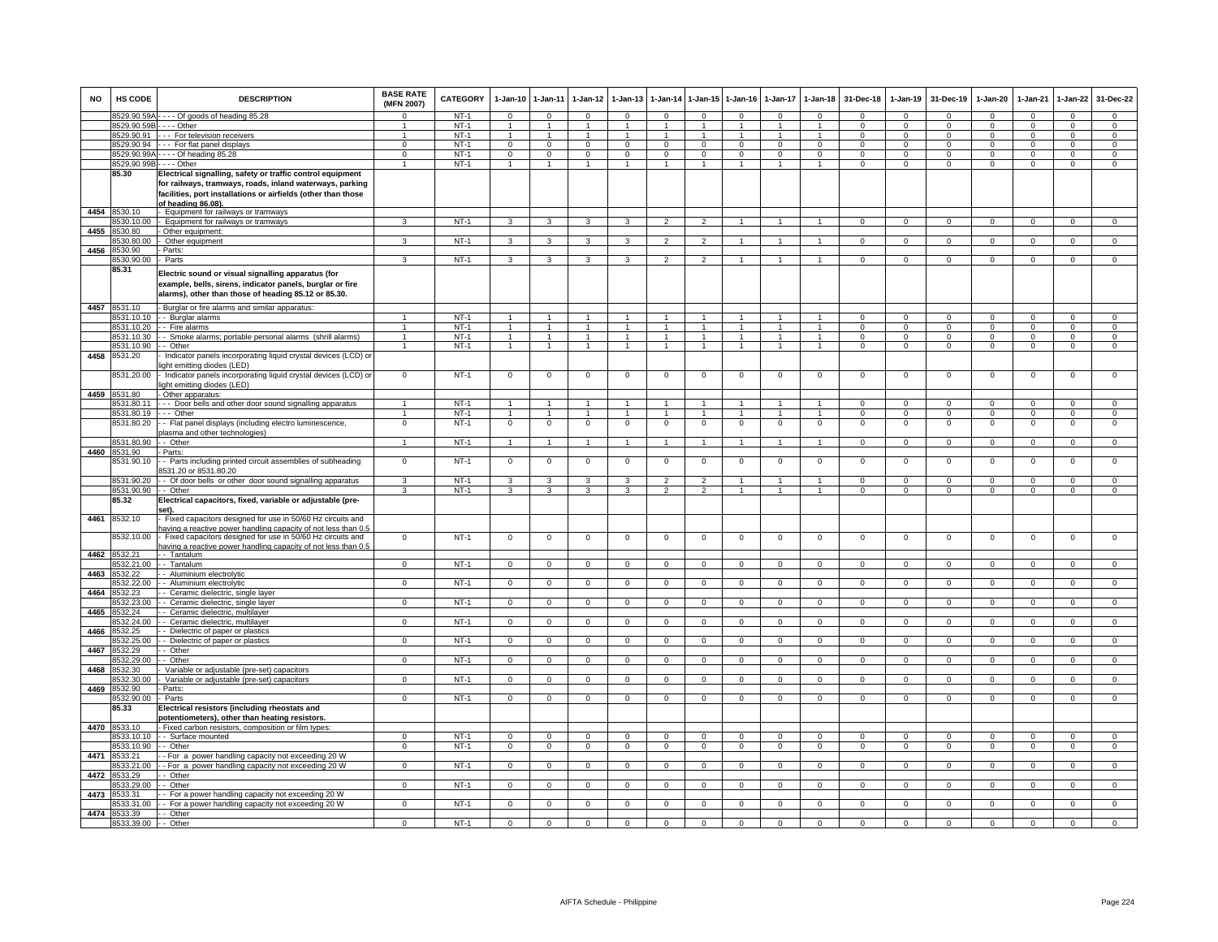| NO | HS CODE | DESCRIPTION | BASE RATE (MFN 2007) | CATEGORY | 1-Jan-10 | 1-Jan-11 | 1-Jan-12 | 1-Jan-13 | 1-Jan-14 | 1-Jan-15 | 1-Jan-16 | 1-Jan-17 | 1-Jan-18 | 31-Dec-18 | 1-Jan-19 | 31-Dec-19 | 1-Jan-20 | 1-Jan-21 | 1-Jan-22 | 31-Dec-22 |
|---|---|---|---|---|---|---|---|---|---|---|---|---|---|---|---|---|---|---|---|---|
| | 8529.90.59A | - - - - Of goods of heading 85.28 | 0 | NT-1 | 0 | 0 | 0 | 0 | 0 | 0 | 0 | 0 | 0 | 0 | 0 | 0 | 0 | 0 | 0 | 0 |
| | 8529.90.59B | - - - - Other | 1 | NT-1 | 1 | 1 | 1 | 1 | 1 | 1 | 1 | 1 | 1 | 0 | 0 | 0 | 0 | 0 | 0 | 0 |
| | 8529.90.91 | - - - For television receivers | 1 | NT-1 | 1 | 1 | 1 | 1 | 1 | 1 | 1 | 1 | 1 | 0 | 0 | 0 | 0 | 0 | 0 | 0 |
| | 8529.90.94 | - - - For flat panel displays | 0 | NT-1 | 0 | 0 | 0 | 0 | 0 | 0 | 0 | 0 | 0 | 0 | 0 | 0 | 0 | 0 | 0 | 0 |
| | 8529.90.99A | - - - - Of heading 85.28 | 0 | NT-1 | 0 | 0 | 0 | 0 | 0 | 0 | 0 | 0 | 0 | 0 | 0 | 0 | 0 | 0 | 0 | 0 |
| | 8529.90.99B | - - - - Other | 1 | NT-1 | 1 | 1 | 1 | 1 | 1 | 1 | 1 | 1 | 1 | 0 | 0 | 0 | 0 | 0 | 0 | 0 |
| | **85.30** | **Electrical signalling, safety or traffic control equipment for railways, tramways, roads, inland waterways, parking facilities, port installations or airfields (other than those of heading 86.08).** | | | | | | | | | | | | | | | | | | |
| 4454 | 8530.10 | - Equipment for railways or tramways | | | | | | | | | | | | | | | | | | |
| | 8530.10.00 | - Equipment for railways or tramways | 3 | NT-1 | 3 | 3 | 3 | 3 | 2 | 2 | 1 | 1 | 1 | 0 | 0 | 0 | 0 | 0 | 0 | 0 |
| 4455 | 8530.80 | - Other equipment: | | | | | | | | | | | | | | | | | | |
| | 8530.80.00 | - Other equipment | 3 | NT-1 | 3 | 3 | 3 | 3 | 2 | 2 | 1 | 1 | 1 | 0 | 0 | 0 | 0 | 0 | 0 | 0 |
| 4456 | 8530.90 | - Parts: | | | | | | | | | | | | | | | | | | |
| | 8530.90.00 | - Parts | 3 | NT-1 | 3 | 3 | 3 | 3 | 2 | 2 | 1 | 1 | 1 | 0 | 0 | 0 | 0 | 0 | 0 | 0 |
| | **85.31** | **Electric sound or visual signalling apparatus (for example, bells, sirens, indicator panels, burglar or fire alarms), other than those of heading 85.12 or 85.30.** | | | | | | | | | | | | | | | | | | |
| 4457 | 8531.10 | - Burglar or fire alarms and similar apparatus: | | | | | | | | | | | | | | | | | | |
| | 8531.10.10 | - - Burglar alarms | 1 | NT-1 | 1 | 1 | 1 | 1 | 1 | 1 | 1 | 1 | 1 | 0 | 0 | 0 | 0 | 0 | 0 | 0 |
| | 8531.10.20 | - - Fire alarms | 1 | NT-1 | 1 | 1 | 1 | 1 | 1 | 1 | 1 | 1 | 1 | 0 | 0 | 0 | 0 | 0 | 0 | 0 |
| | 8531.10.30 | - - Smoke alarms; portable personal alarms (shrill alarms) | 1 | NT-1 | 1 | 1 | 1 | 1 | 1 | 1 | 1 | 1 | 1 | 0 | 0 | 0 | 0 | 0 | 0 | 0 |
| | 8531.10.90 | - - Other | 1 | NT-1 | 1 | 1 | 1 | 1 | 1 | 1 | 1 | 1 | 1 | 0 | 0 | 0 | 0 | 0 | 0 | 0 |
| 4458 | 8531.20 | - Indicator panels incorporating liquid crystal devices (LCD) or light emitting diodes (LED) | | | | | | | | | | | | | | | | | | |
| | 8531.20.00 | - Indicator panels incorporating liquid crystal devices (LCD) or light emitting diodes (LED) | 0 | NT-1 | 0 | 0 | 0 | 0 | 0 | 0 | 0 | 0 | 0 | 0 | 0 | 0 | 0 | 0 | 0 | 0 |
| 4459 | 8531.80 | - Other apparatus: | | | | | | | | | | | | | | | | | | |
| | 8531.80.11 | - - - Door bells and other door sound signalling apparatus | 1 | NT-1 | 1 | 1 | 1 | 1 | 1 | 1 | 1 | 1 | 1 | 0 | 0 | 0 | 0 | 0 | 0 | 0 |
| | 8531.80.19 | - - - Other | 1 | NT-1 | 1 | 1 | 1 | 1 | 1 | 1 | 1 | 1 | 1 | 0 | 0 | 0 | 0 | 0 | 0 | 0 |
| | 8531.80.20 | - - Flat panel displays (including electro luminescence, plasma and other technologies) | 0 | NT-1 | 0 | 0 | 0 | 0 | 0 | 0 | 0 | 0 | 0 | 0 | 0 | 0 | 0 | 0 | 0 | 0 |
| | 8531.80.90 | - - Other | 1 | NT-1 | 1 | 1 | 1 | 1 | 1 | 1 | 1 | 1 | 1 | 0 | 0 | 0 | 0 | 0 | 0 | 0 |
| 4460 | 8531.90 | - Parts: | | | | | | | | | | | | | | | | | | |
| | 8531.90.10 | - - Parts including printed circuit assemblies of subheading 8531.20 or 8531.80.20 | 0 | NT-1 | 0 | 0 | 0 | 0 | 0 | 0 | 0 | 0 | 0 | 0 | 0 | 0 | 0 | 0 | 0 | 0 |
| | 8531.90.20 | - - Of door bells or other door sound signalling apparatus | 3 | NT-1 | 3 | 3 | 3 | 3 | 2 | 2 | 1 | 1 | 1 | 0 | 0 | 0 | 0 | 0 | 0 | 0 |
| | 8531.90.90 | - - Other | 3 | NT-1 | 3 | 3 | 3 | 3 | 2 | 2 | 1 | 1 | 1 | 0 | 0 | 0 | 0 | 0 | 0 | 0 |
| | **85.32** | **Electrical capacitors, fixed, variable or adjustable (pre-set).** | | | | | | | | | | | | | | | | | | |
| 4461 | 8532.10 | - Fixed capacitors designed for use in 50/60 Hz circuits and having a reactive power handling capacity of not less than 0.5 | | | | | | | | | | | | | | | | | | |
| | 8532.10.00 | - Fixed capacitors designed for use in 50/60 Hz circuits and having a reactive power handling capacity of not less than 0.5 | 0 | NT-1 | 0 | 0 | 0 | 0 | 0 | 0 | 0 | 0 | 0 | 0 | 0 | 0 | 0 | 0 | 0 | 0 |
| 4462 | 8532.21 | - - Tantalum | | | | | | | | | | | | | | | | | | |
| | 8532.21.00 | - - Tantalum | 0 | NT-1 | 0 | 0 | 0 | 0 | 0 | 0 | 0 | 0 | 0 | 0 | 0 | 0 | 0 | 0 | 0 | 0 |
| 4463 | 8532.22 | - - Aluminium electrolytic | | | | | | | | | | | | | | | | | | |
| | 8532.22.00 | - - Aluminium electrolytic | 0 | NT-1 | 0 | 0 | 0 | 0 | 0 | 0 | 0 | 0 | 0 | 0 | 0 | 0 | 0 | 0 | 0 | 0 |
| 4464 | 8532.23 | - - Ceramic dielectric, single layer | | | | | | | | | | | | | | | | | | |
| | 8532.23.00 | - - Ceramic dielectric, single layer | 0 | NT-1 | 0 | 0 | 0 | 0 | 0 | 0 | 0 | 0 | 0 | 0 | 0 | 0 | 0 | 0 | 0 | 0 |
| 4465 | 8532.24 | - - Ceramic dielectric, multilayer | | | | | | | | | | | | | | | | | | |
| | 8532.24.00 | - - Ceramic dielectric, multilayer | 0 | NT-1 | 0 | 0 | 0 | 0 | 0 | 0 | 0 | 0 | 0 | 0 | 0 | 0 | 0 | 0 | 0 | 0 |
| 4466 | 8532.25 | - - Dielectric of paper or plastics | | | | | | | | | | | | | | | | | | |
| | 8532.25.00 | - - Dielectric of paper or plastics | 0 | NT-1 | 0 | 0 | 0 | 0 | 0 | 0 | 0 | 0 | 0 | 0 | 0 | 0 | 0 | 0 | 0 | 0 |
| 4467 | 8532.29 | - - Other | | | | | | | | | | | | | | | | | | |
| | 8532.29.00 | - - Other | 0 | NT-1 | 0 | 0 | 0 | 0 | 0 | 0 | 0 | 0 | 0 | 0 | 0 | 0 | 0 | 0 | 0 | 0 |
| 4468 | 8532.30 | - Variable or adjustable (pre-set) capacitors | | | | | | | | | | | | | | | | | | |
| | 8532.30.00 | - Variable or adjustable (pre-set) capacitors | 0 | NT-1 | 0 | 0 | 0 | 0 | 0 | 0 | 0 | 0 | 0 | 0 | 0 | 0 | 0 | 0 | 0 | 0 |
| 4469 | 8532.90 | - Parts: | | | | | | | | | | | | | | | | | | |
| | 8532.90.00 | - Parts | 0 | NT-1 | 0 | 0 | 0 | 0 | 0 | 0 | 0 | 0 | 0 | 0 | 0 | 0 | 0 | 0 | 0 | 0 |
| | **85.33** | **Electrical resistors (including rheostats and potentiometers), other than heating resistors.** | | | | | | | | | | | | | | | | | | |
| 4470 | 8533.10 | - Fixed carbon resistors, composition or film types: | | | | | | | | | | | | | | | | | | |
| | 8533.10.10 | - - Surface mounted | 0 | NT-1 | 0 | 0 | 0 | 0 | 0 | 0 | 0 | 0 | 0 | 0 | 0 | 0 | 0 | 0 | 0 | 0 |
| | 8533.10.90 | - - Other | 0 | NT-1 | 0 | 0 | 0 | 0 | 0 | 0 | 0 | 0 | 0 | 0 | 0 | 0 | 0 | 0 | 0 | 0 |
| 4471 | 8533.21 | - - For a power handling capacity not exceeding 20 W | | | | | | | | | | | | | | | | | | |
| | 8533.21.00 | - - For a power handling capacity not exceeding 20 W | 0 | NT-1 | 0 | 0 | 0 | 0 | 0 | 0 | 0 | 0 | 0 | 0 | 0 | 0 | 0 | 0 | 0 | 0 |
| 4472 | 8533.29 | - - Other | | | | | | | | | | | | | | | | | | |
| | 8533.29.00 | - - Other | 0 | NT-1 | 0 | 0 | 0 | 0 | 0 | 0 | 0 | 0 | 0 | 0 | 0 | 0 | 0 | 0 | 0 | 0 |
| 4473 | 8533.31 | - - For a power handling capacity not exceeding 20 W | | | | | | | | | | | | | | | | | | |
| | 8533.31.00 | - - For a power handling capacity not exceeding 20 W | 0 | NT-1 | 0 | 0 | 0 | 0 | 0 | 0 | 0 | 0 | 0 | 0 | 0 | 0 | 0 | 0 | 0 | 0 |
| 4474 | 8533.39 | - - Other | | | | | | | | | | | | | | | | | | |
| | 8533.39.00 | - - Other | 0 | NT-1 | 0 | 0 | 0 | 0 | 0 | 0 | 0 | 0 | 0 | 0 | 0 | 0 | 0 | 0 | 0 | 0 |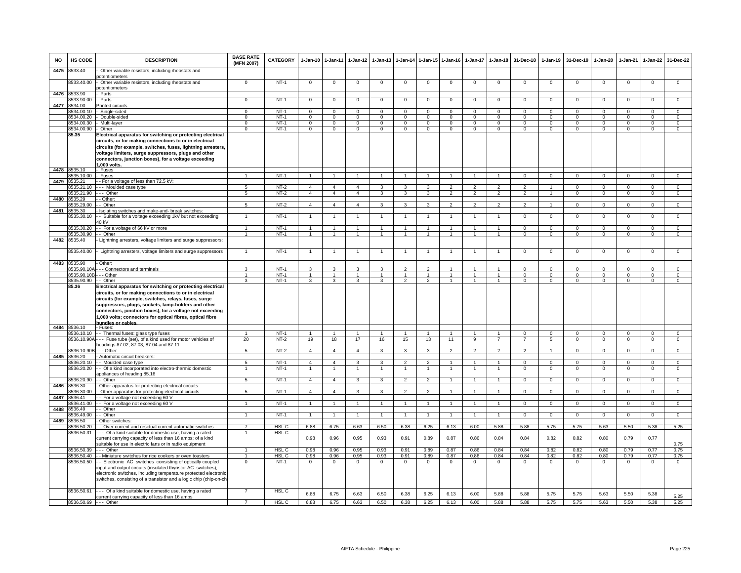| NO | HS CODE | DESCRIPTION | BASE RATE (MFN 2007) | CATEGORY | 1-Jan-10 | 1-Jan-11 | 1-Jan-12 | 1-Jan-13 | 1-Jan-14 | 1-Jan-15 | 1-Jan-16 | 1-Jan-17 | 1-Jan-18 | 31-Dec-18 | 1-Jan-19 | 31-Dec-19 | 1-Jan-20 | 1-Jan-21 | 1-Jan-22 | 31-Dec-22 |
|---|---|---|---|---|---|---|---|---|---|---|---|---|---|---|---|---|---|---|---|---|
| 4475 | 8533.40 | - Other variable resistors, including rheostats and potentiometers | | | | | | | | | | | | | | | | | | |
| | 8533.40.00 | - Other variable resistors, including rheostats and potentiometers | 0 | NT-1 | 0 | 0 | 0 | 0 | 0 | 0 | 0 | 0 | 0 | 0 | 0 | 0 | 0 | 0 | 0 | 0 |
| 4476 | 8533.90 | - Parts | | | | | | | | | | | | | | | | | | |
| | 8533.90.00 | - Parts | 0 | NT-1 | 0 | 0 | 0 | 0 | 0 | 0 | 0 | 0 | 0 | 0 | 0 | 0 | 0 | 0 | 0 | 0 |
| 4477 | 8534.00 | Printed circuits. | | | | | | | | | | | | | | | | | | |
| | 8534.00.10 | - Single-sided | 0 | NT-1 | 0 | 0 | 0 | 0 | 0 | 0 | 0 | 0 | 0 | 0 | 0 | 0 | 0 | 0 | 0 | 0 |
| | 8534.00.20 | - Double-sided | 0 | NT-1 | 0 | 0 | 0 | 0 | 0 | 0 | 0 | 0 | 0 | 0 | 0 | 0 | 0 | 0 | 0 | 0 |
| | 8534.00.30 | - Multi-layer | 0 | NT-1 | 0 | 0 | 0 | 0 | 0 | 0 | 0 | 0 | 0 | 0 | 0 | 0 | 0 | 0 | 0 | 0 |
| | 8534.00.90 | - Other | 0 | NT-1 | 0 | 0 | 0 | 0 | 0 | 0 | 0 | 0 | 0 | 0 | 0 | 0 | 0 | 0 | 0 | 0 |
| | **85.35** | **Electrical apparatus for switching or protecting electrical circuits, or for making connections to or in electrical circuits (for example, switches, fuses, lightning arresters, voltage limiters, surge suppressors, plugs and other connectors, junction boxes), for a voltage exceeding 1,000 volts.** | | | | | | | | | | | | | | | | | | |
| 4478 | 8535.10 | - Fuses | | | | | | | | | | | | | | | | | | |
| | 8535.10.00 | - Fuses | 1 | NT-1 | 1 | 1 | 1 | 1 | 1 | 1 | 1 | 1 | 1 | 0 | 0 | 0 | 0 | 0 | 0 | 0 |
| 4479 | 8535.21 | - - For a voltage of less than 72.5 kV: | | | | | | | | | | | | | | | | | | |
| | 8535.21.10 | - - - Moulded case type | 5 | NT-2 | 4 | 4 | 4 | 3 | 3 | 3 | 2 | 2 | 2 | 2 | 1 | 0 | 0 | 0 | 0 | 0 |
| | 8535.21.90 | - - - Other | 5 | NT-2 | 4 | 4 | 4 | 3 | 3 | 3 | 2 | 2 | 2 | 2 | 1 | 0 | 0 | 0 | 0 | 0 |
| 4480 | 8535.29 | - - Other: | | | | | | | | | | | | | | | | | | |
| | 8535.29.00 | - - Other | 5 | NT-2 | 4 | 4 | 4 | 3 | 3 | 3 | 2 | 2 | 2 | 2 | 1 | 0 | 0 | 0 | 0 | 0 |
| 4481 | 8535.30 | - Isolating switches and make-and- break switches: | | | | | | | | | | | | | | | | | | |
| | 8535.30.10 | - - Suitable for a voltage exceeding 1kV but not exceeding 40 kV | 1 | NT-1 | 1 | 1 | 1 | 1 | 1 | 1 | 1 | 1 | 1 | 0 | 0 | 0 | 0 | 0 | 0 | 0 |
| | 8535.30.20 | - - For a voltage of 66 kV or more | 1 | NT-1 | 1 | 1 | 1 | 1 | 1 | 1 | 1 | 1 | 1 | 0 | 0 | 0 | 0 | 0 | 0 | 0 |
| | 8535.30.90 | - - Other | 1 | NT-1 | 1 | 1 | 1 | 1 | 1 | 1 | 1 | 1 | 1 | 0 | 0 | 0 | 0 | 0 | 0 | 0 |
| 4482 | 8535.40 | - Lightning arresters, voltage limiters and surge suppressors: | | | | | | | | | | | | | | | | | | |
| | 8535.40.00 | - Lightning arresters, voltage limiters and surge suppressors | 1 | NT-1 | 1 | 1 | 1 | 1 | 1 | 1 | 1 | 1 | 1 | 0 | 0 | 0 | 0 | 0 | 0 | 0 |
| 4483 | 8535.90 | - Other: | | | | | | | | | | | | | | | | | | |
| | 8535.90.10A | - - - Connectors and terminals | 3 | NT-1 | 3 | 3 | 3 | 3 | 2 | 2 | 1 | 1 | 1 | 0 | 0 | 0 | 0 | 0 | 0 | 0 |
| | 8535.90.10B | - - - Other | 1 | NT-1 | 1 | 1 | 1 | 1 | 1 | 1 | 1 | 1 | 1 | 0 | 0 | 0 | 0 | 0 | 0 | 0 |
| | 8535.90.90 | - - Other | 3 | NT-1 | 3 | 3 | 3 | 3 | 2 | 2 | 1 | 1 | 1 | 0 | 0 | 0 | 0 | 0 | 0 | 0 |
| | **85.36** | **Electrical apparatus for switching or protecting electrical circuits, or for making connections to or in electrical circuits (for example, switches, relays, fuses, surge suppressors, plugs, sockets, lamp-holders and other connectors, junction boxes), for a voltage not exceeding 1,000 volts; connectors for optical fibres, optical fibre bundles or cables.** | | | | | | | | | | | | | | | | | | |
| 4484 | 8536.10 | - Fuses: | | | | | | | | | | | | | | | | | | |
| | 8536.10.10 | - - Thermal fuses; glass type fuses | 1 | NT-1 | 1 | 1 | 1 | 1 | 1 | 1 | 1 | 1 | 1 | 0 | 0 | 0 | 0 | 0 | 0 | 0 |
| | 8536.10.90A | - - - Fuse tube (set), of a kind used for motor vehicles of headings 87.02, 87.03, 87.04 and 87.11 | 20 | NT-2 | 19 | 18 | 17 | 16 | 15 | 13 | 11 | 9 | 7 | 7 | 5 | 0 | 0 | 0 | 0 | 0 |
| | 8536.10.90B | - - - Other | 5 | NT-2 | 4 | 4 | 4 | 3 | 3 | 3 | 2 | 2 | 2 | 2 | 1 | 0 | 0 | 0 | 0 | 0 |
| 4485 | 8536.20 | - Automatic circuit breakers: | | | | | | | | | | | | | | | | | | |
| | 8536.20.10 | - - Moulded case type | 5 | NT-1 | 4 | 4 | 3 | 3 | 2 | 2 | 1 | 1 | 1 | 0 | 0 | 0 | 0 | 0 | 0 | 0 |
| | 8536.20.20 | - - Of a kind incorporated into electro-thermic domestic appliances of heading 85.16 | 1 | NT-1 | 1 | 1 | 1 | 1 | 1 | 1 | 1 | 1 | 1 | 0 | 0 | 0 | 0 | 0 | 0 | 0 |
| | 8536.20.90 | - - Other | 5 | NT-1 | 4 | 4 | 3 | 3 | 2 | 2 | 1 | 1 | 1 | 0 | 0 | 0 | 0 | 0 | 0 | 0 |
| 4486 | 8536.30 | - Other apparatus for protecting electrical circuits: | | | | | | | | | | | | | | | | | | |
| | 8536.30.00 | - Other apparatus for protecting electrical circuits | 5 | NT-1 | 4 | 4 | 3 | 3 | 2 | 2 | 1 | 1 | 1 | 0 | 0 | 0 | 0 | 0 | 0 | 0 |
| 4487 | 8536.41 | - - For a voltage not exceeding 60 V | | | | | | | | | | | | | | | | | | |
| | 8536.41.00 | - - For a voltage not exceeding 60 V | 1 | NT-1 | 1 | 1 | 1 | 1 | 1 | 1 | 1 | 1 | 1 | 0 | 0 | 0 | 0 | 0 | 0 | 0 |
| 4488 | 8536.49 | - - Other | | | | | | | | | | | | | | | | | | |
| | 8536.49.00 | - - Other | 1 | NT-1 | 1 | 1 | 1 | 1 | 1 | 1 | 1 | 1 | 1 | 0 | 0 | 0 | 0 | 0 | 0 | 0 |
| 4489 | 8536.50 | - Other switches: | | | | | | | | | | | | | | | | | | |
| | 8536.50.20 | - - Over current and residual current automatic switches | 7 | HSL C | 6.88 | 6.75 | 6.63 | 6.50 | 6.38 | 6.25 | 6.13 | 6.00 | 5.88 | 5.88 | 5.75 | 5.75 | 5.63 | 5.50 | 5.38 | 5.25 |
| | 8536.50.31 | - - - Of a kind suitable for domestic use, having a rated current carrying capacity of less than 16 amps; of a kind suitable for use in electric fans or in radio equipment | 1 | HSL C | 0.98 | 0.96 | 0.95 | 0.93 | 0.91 | 0.89 | 0.87 | 0.86 | 0.84 | 0.84 | 0.82 | 0.82 | 0.80 | 0.79 | 0.77 | 0.75 |
| | 8536.50.39 | - - - Other | 1 | HSL C | 0.98 | 0.96 | 0.95 | 0.93 | 0.91 | 0.89 | 0.87 | 0.86 | 0.84 | 0.84 | 0.82 | 0.82 | 0.80 | 0.79 | 0.77 | 0.75 |
| | 8536.50.40 | - - Miniature switches for rice cookers or oven toasters | 1 | HSL C | 0.98 | 0.96 | 0.95 | 0.93 | 0.91 | 0.89 | 0.87 | 0.86 | 0.84 | 0.84 | 0.82 | 0.82 | 0.80 | 0.79 | 0.77 | 0.75 |
| | 8536.50.50 | - - Electronic AC switches consisting of optically coupled input and output circuits (insulated thyristor AC switches); electronic switches, including temperature protected electronic switches, consisting of a transistor and a logic chip (chip-on-ch | 0 | NT-1 | 0 | 0 | 0 | 0 | 0 | 0 | 0 | 0 | 0 | 0 | 0 | 0 | 0 | 0 | 0 | 0 |
| | 8536.50.61 | - - - Of a kind suitable for domestic use, having a rated current carrying capacity of less than 16 amps | 7 | HSL C | 6.88 | 6.75 | 6.63 | 6.50 | 6.38 | 6.25 | 6.13 | 6.00 | 5.88 | 5.88 | 5.75 | 5.75 | 5.63 | 5.50 | 5.38 | 5.25 |
| | 8536.50.69 | - - - Other | 7 | HSL C | 6.88 | 6.75 | 6.63 | 6.50 | 6.38 | 6.25 | 6.13 | 6.00 | 5.88 | 5.88 | 5.75 | 5.75 | 5.63 | 5.50 | 5.38 | 5.25 |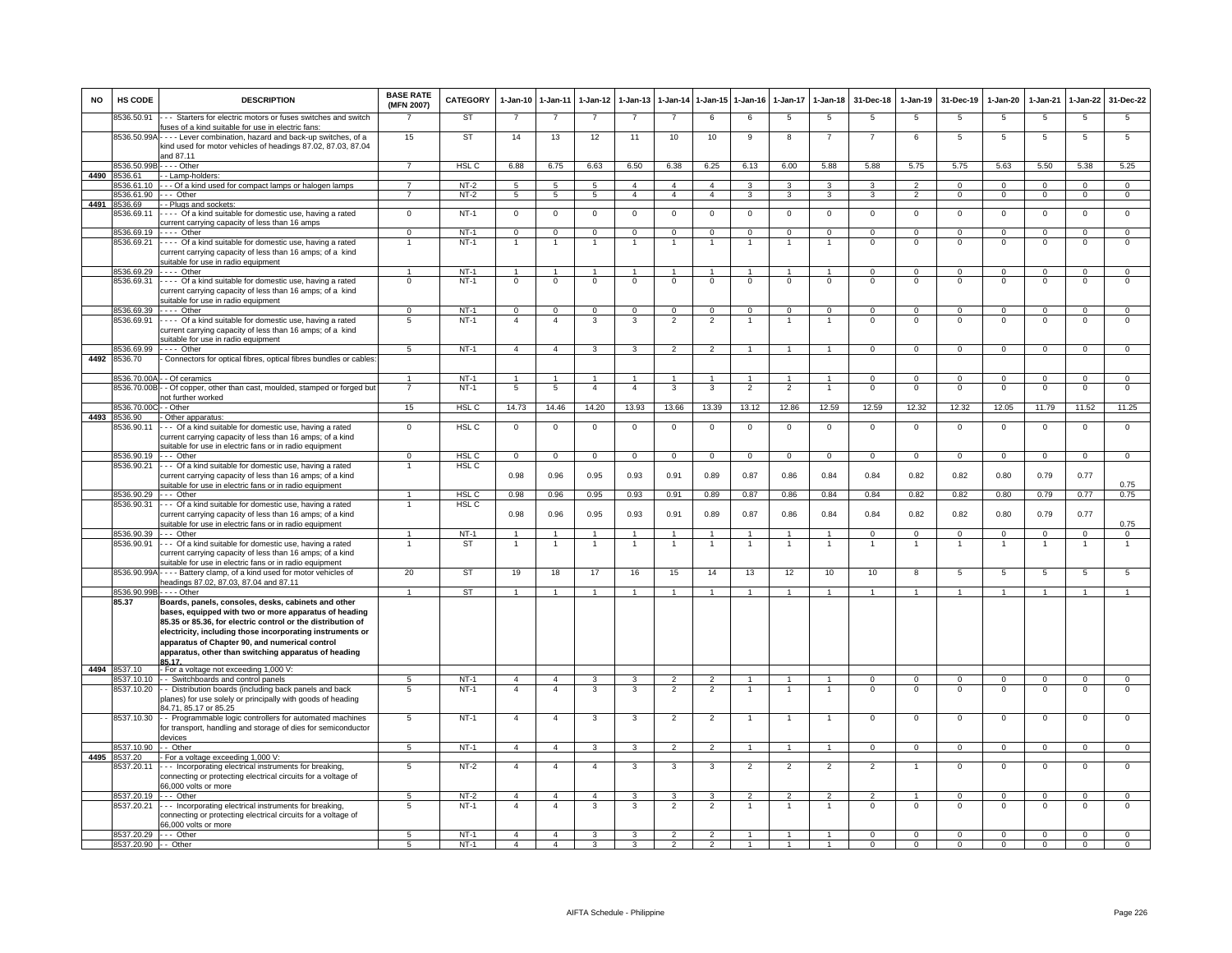| NO | HS CODE | DESCRIPTION | BASE RATE (MFN 2007) | CATEGORY | 1-Jan-10 | 1-Jan-11 | 1-Jan-12 | 1-Jan-13 | 1-Jan-14 | 1-Jan-15 | 1-Jan-16 | 1-Jan-17 | 1-Jan-18 | 31-Dec-18 | 1-Jan-19 | 31-Dec-19 | 1-Jan-20 | 1-Jan-21 | 1-Jan-22 | 31-Dec-22 |
|---|---|---|---|---|---|---|---|---|---|---|---|---|---|---|---|---|---|---|---|---|
| | 8536.50.91 | - - - Starters for electric motors or fuses switches and switch fuses of a kind suitable for use in electric fans: | 7 | ST | 7 | 7 | 7 | 7 | 7 | 6 | 6 | 5 | 5 | 5 | 5 | 5 | 5 | 5 | 5 | 5 |
| | 8536.50.99A | - - - - Lever combination, hazard and back-up switches, of a kind used for motor vehicles of headings 87.02, 87.03, 87.04 and 87.11 | 15 | ST | 14 | 13 | 12 | 11 | 10 | 10 | 9 | 8 | 7 | 7 | 6 | 5 | 5 | 5 | 5 | 5 |
| | 8536.50.99B | - - - - Other | 7 | HSL C | 6.88 | 6.75 | 6.63 | 6.50 | 6.38 | 6.25 | 6.13 | 6.00 | 5.88 | 5.88 | 5.75 | 5.75 | 5.63 | 5.50 | 5.38 | 5.25 |
| 4490 | 8536.61 | - - Lamp-holders: | | | | | | | | | | | | | | | | | | |
| | 8536.61.10 | - - - Of a kind used for compact lamps or halogen lamps | 7 | NT-2 | 5 | 5 | 5 | 4 | 4 | 4 | 3 | 3 | 3 | 3 | 2 | 0 | 0 | 0 | 0 | 0 |
| | 8536.61.90 | - - - Other | 7 | NT-2 | 5 | 5 | 5 | 4 | 4 | 4 | 3 | 3 | 3 | 3 | 2 | 0 | 0 | 0 | 0 | 0 |
| 4491 | 8536.69 | - - Plugs and sockets: | | | | | | | | | | | | | | | | | | |
| | 8536.69.11 | - - - - Of a kind suitable for domestic use, having a rated current carrying capacity of less than 16 amps | 0 | NT-1 | 0 | 0 | 0 | 0 | 0 | 0 | 0 | 0 | 0 | 0 | 0 | 0 | 0 | 0 | 0 | 0 |
| | 8536.69.19 | - - - - Other | 0 | NT-1 | 0 | 0 | 0 | 0 | 0 | 0 | 0 | 0 | 0 | 0 | 0 | 0 | 0 | 0 | 0 | 0 |
| | 8536.69.21 | - - - - Of a kind suitable for domestic use, having a rated current carrying capacity of less than 16 amps; of a kind suitable for use in radio equipment | 1 | NT-1 | 1 | 1 | 1 | 1 | 1 | 1 | 1 | 1 | 1 | 0 | 0 | 0 | 0 | 0 | 0 | 0 |
| | 8536.69.29 | - - - - Other | 1 | NT-1 | 1 | 1 | 1 | 1 | 1 | 1 | 1 | 1 | 1 | 0 | 0 | 0 | 0 | 0 | 0 | 0 |
| | 8536.69.31 | - - - - Of a kind suitable for domestic use, having a rated current carrying capacity of less than 16 amps; of a kind suitable for use in radio equipment | 0 | NT-1 | 0 | 0 | 0 | 0 | 0 | 0 | 0 | 0 | 0 | 0 | 0 | 0 | 0 | 0 | 0 | 0 |
| | 8536.69.39 | - - - - Other | 0 | NT-1 | 0 | 0 | 0 | 0 | 0 | 0 | 0 | 0 | 0 | 0 | 0 | 0 | 0 | 0 | 0 | 0 |
| | 8536.69.91 | - - - - Of a kind suitable for domestic use, having a rated current carrying capacity of less than 16 amps; of a kind suitable for use in radio equipment | 5 | NT-1 | 4 | 4 | 3 | 3 | 2 | 2 | 1 | 1 | 1 | 0 | 0 | 0 | 0 | 0 | 0 | 0 |
| | 8536.69.99 | - - - - Other | 5 | NT-1 | 4 | 4 | 3 | 3 | 2 | 2 | 1 | 1 | 1 | 0 | 0 | 0 | 0 | 0 | 0 | 0 |
| 4492 | 8536.70 | - Connectors for optical fibres, optical fibres bundles or cables: | | | | | | | | | | | | | | | | | | |
| | 8536.70.00A | - - Of ceramics | 1 | NT-1 | 1 | 1 | 1 | 1 | 1 | 1 | 1 | 1 | 1 | 0 | 0 | 0 | 0 | 0 | 0 | 0 |
| | 8536.70.00B | - - Of copper, other than cast, moulded, stamped or forged but not further worked | 7 | NT-1 | 5 | 5 | 4 | 4 | 3 | 3 | 2 | 2 | 1 | 0 | 0 | 0 | 0 | 0 | 0 | 0 |
| | 8536.70.00C | - - Other | 15 | HSL C | 14.73 | 14.46 | 14.20 | 13.93 | 13.66 | 13.39 | 13.12 | 12.86 | 12.59 | 12.59 | 12.32 | 12.32 | 12.05 | 11.79 | 11.52 | 11.25 |
| 4493 | 8536.90 | - Other apparatus: | | | | | | | | | | | | | | | | | | |
| | 8536.90.11 | - - - Of a kind suitable for domestic use, having a rated current carrying capacity of less than 16 amps; of a kind suitable for use in electric fans or in radio equipment | 0 | HSL C | 0 | 0 | 0 | 0 | 0 | 0 | 0 | 0 | 0 | 0 | 0 | 0 | 0 | 0 | 0 | 0 |
| | 8536.90.19 | - - - Other | 0 | HSL C | 0 | 0 | 0 | 0 | 0 | 0 | 0 | 0 | 0 | 0 | 0 | 0 | 0 | 0 | 0 | 0 |
| | 8536.90.21 | - - - Of a kind suitable for domestic use, having a rated current carrying capacity of less than 16 amps; of a kind suitable for use in electric fans or in radio equipment | 1 | HSL C | 0.98 | 0.96 | 0.95 | 0.93 | 0.91 | 0.89 | 0.87 | 0.86 | 0.84 | 0.84 | 0.82 | 0.82 | 0.80 | 0.79 | 0.77 | 0.75 |
| | 8536.90.29 | - - - Other | 1 | HSL C | 0.98 | 0.96 | 0.95 | 0.93 | 0.91 | 0.89 | 0.87 | 0.86 | 0.84 | 0.84 | 0.82 | 0.82 | 0.80 | 0.79 | 0.77 | 0.75 |
| | 8536.90.31 | - - - Of a kind suitable for domestic use, having a rated current carrying capacity of less than 16 amps; of a kind suitable for use in electric fans or in radio equipment | 1 | HSL C | 0.98 | 0.96 | 0.95 | 0.93 | 0.91 | 0.89 | 0.87 | 0.86 | 0.84 | 0.84 | 0.82 | 0.82 | 0.80 | 0.79 | 0.77 | 0.75 |
| | 8536.90.39 | - - - Other | 1 | NT-1 | 1 | 1 | 1 | 1 | 1 | 1 | 1 | 1 | 1 | 0 | 0 | 0 | 0 | 0 | 0 | 0 |
| | 8536.90.91 | - - - Of a kind suitable for domestic use, having a rated current carrying capacity of less than 16 amps; of a kind suitable for use in electric fans or in radio equipment | 1 | ST | 1 | 1 | 1 | 1 | 1 | 1 | 1 | 1 | 1 | 1 | 1 | 1 | 1 | 1 | 1 | 1 |
| | 8536.90.99A | - - - - Battery clamp, of a kind used for motor vehicles of headings 87.02, 87.03, 87.04 and 87.11 | 20 | ST | 19 | 18 | 17 | 16 | 15 | 14 | 13 | 12 | 10 | 10 | 8 | 5 | 5 | 5 | 5 | 5 |
| | 8536.90.99B | - - - - Other | 1 | ST | 1 | 1 | 1 | 1 | 1 | 1 | 1 | 1 | 1 | 1 | 1 | 1 | 1 | 1 | 1 | 1 |
| | **85.37** | **Boards, panels, consoles, desks, cabinets and other bases, equipped with two or more apparatus of heading 85.35 or 85.36, for electric control or the distribution of electricity, including those incorporating instruments or apparatus of Chapter 90, and numerical control apparatus, other than switching apparatus of heading 85.17.** | | | | | | | | | | | | | | | | | | |
| 4494 | 8537.10 | - For a voltage not exceeding 1,000 V: | | | | | | | | | | | | | | | | | | |
| | 8537.10.10 | - - Switchboards and control panels | 5 | NT-1 | 4 | 4 | 3 | 3 | 2 | 2 | 1 | 1 | 1 | 0 | 0 | 0 | 0 | 0 | 0 | 0 |
| | 8537.10.20 | - - Distribution boards (including back panels and back planes) for use solely or principally with goods of heading 84.71, 85.17 or 85.25 | 5 | NT-1 | 4 | 4 | 3 | 3 | 2 | 2 | 1 | 1 | 1 | 0 | 0 | 0 | 0 | 0 | 0 | 0 |
| | 8537.10.30 | - - Programmable logic controllers for automated machines for transport, handling and storage of dies for semiconductor devices | 5 | NT-1 | 4 | 4 | 3 | 3 | 2 | 2 | 1 | 1 | 1 | 0 | 0 | 0 | 0 | 0 | 0 | 0 |
| | 8537.10.90 | - - Other | 5 | NT-1 | 4 | 4 | 3 | 3 | 2 | 2 | 1 | 1 | 1 | 0 | 0 | 0 | 0 | 0 | 0 | 0 |
| 4495 | 8537.20 | - For a voltage exceeding 1,000 V: | | | | | | | | | | | | | | | | | | |
| | 8537.20.11 | - - - Incorporating electrical instruments for breaking, connecting or protecting electrical circuits for a voltage of 66,000 volts or more | 5 | NT-2 | 4 | 4 | 4 | 3 | 3 | 3 | 2 | 2 | 2 | 2 | 1 | 0 | 0 | 0 | 0 | 0 |
| | 8537.20.19 | - - - Other | 5 | NT-2 | 4 | 4 | 4 | 3 | 3 | 3 | 2 | 2 | 2 | 2 | 1 | 0 | 0 | 0 | 0 | 0 |
| | 8537.20.21 | - - - Incorporating electrical instruments for breaking, connecting or protecting electrical circuits for a voltage of 66,000 volts or more | 5 | NT-1 | 4 | 4 | 3 | 3 | 2 | 2 | 1 | 1 | 1 | 0 | 0 | 0 | 0 | 0 | 0 | 0 |
| | 8537.20.29 | - - - Other | 5 | NT-1 | 4 | 4 | 3 | 3 | 2 | 2 | 1 | 1 | 1 | 0 | 0 | 0 | 0 | 0 | 0 | 0 |
| | 8537.20.90 | - - Other | 5 | NT-1 | 4 | 4 | 3 | 3 | 2 | 2 | 1 | 1 | 1 | 0 | 0 | 0 | 0 | 0 | 0 | 0 |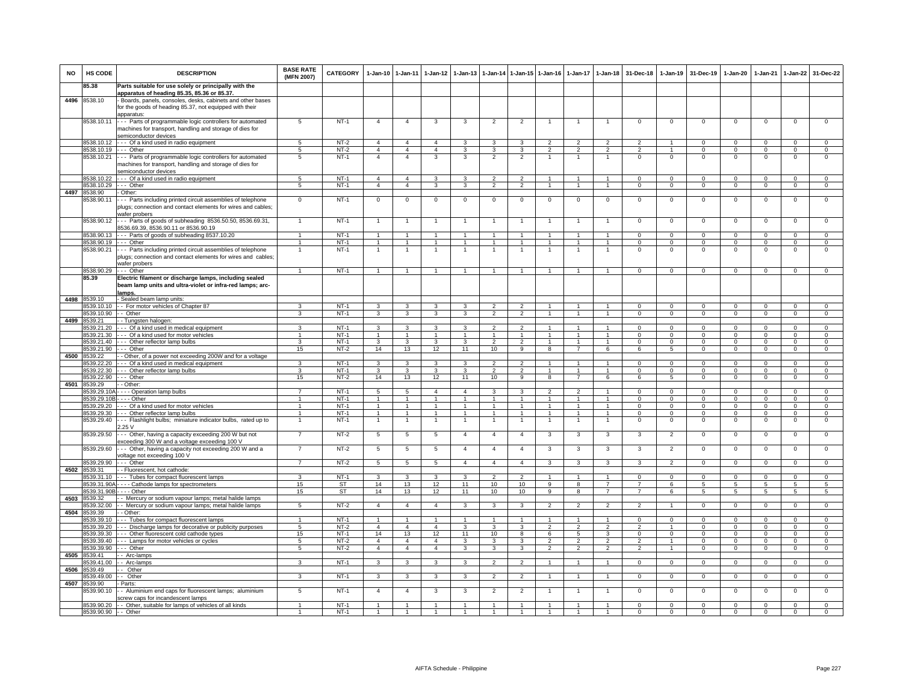| NO | HS CODE | DESCRIPTION | BASE RATE (MFN 2007) | CATEGORY | 1-Jan-10 | 1-Jan-11 | 1-Jan-12 | 1-Jan-13 | 1-Jan-14 | 1-Jan-15 | 1-Jan-16 | 1-Jan-17 | 1-Jan-18 | 31-Dec-18 | 1-Jan-19 | 31-Dec-19 | 1-Jan-20 | 1-Jan-21 | 1-Jan-22 | 31-Dec-22 |
|---|---|---|---|---|---|---|---|---|---|---|---|---|---|---|---|---|---|---|---|---|
| | 85.38 | **Parts suitable for use solely or principally with the apparatus of heading 85.35, 85.36 or 85.37.** | | | | | | | | | | | | | | | | | | |
| 4496 | 8538.10 | - Boards, panels, consoles, desks, cabinets and other bases for the goods of heading 85.37, not equipped with their apparatus: | | | | | | | | | | | | | | | | | | |
| | 8538.10.11 | - - - Parts of programmable logic controllers for automated machines for transport, handling and storage of dies for semiconductor devices | 5 | NT-1 | 4 | 4 | 3 | 3 | 2 | 2 | 1 | 1 | 1 | 0 | 0 | 0 | 0 | 0 | 0 | 0 |
| | 8538.10.12 | - - - Of a kind used in radio equipment | 5 | NT-2 | 4 | 4 | 4 | 3 | 3 | 3 | 2 | 2 | 2 | 2 | 1 | 0 | 0 | 0 | 0 | 0 |
| | 8538.10.19 | - - - Other | 5 | NT-2 | 4 | 4 | 4 | 3 | 3 | 3 | 2 | 2 | 2 | 2 | 1 | 0 | 0 | 0 | 0 | 0 |
| | 8538.10.21 | - - - Parts of programmable logic controllers for automated machines for transport, handling and storage of dies for semiconductor devices | 5 | NT-1 | 4 | 4 | 3 | 3 | 2 | 2 | 1 | 1 | 1 | 0 | 0 | 0 | 0 | 0 | 0 | 0 |
| | 8538.10.22 | - - - Of a kind used in radio equipment | 5 | NT-1 | 4 | 4 | 3 | 3 | 2 | 2 | 1 | 1 | 1 | 0 | 0 | 0 | 0 | 0 | 0 | 0 |
| | 8538.10.29 | - - - Other | 5 | NT-1 | 4 | 4 | 3 | 3 | 2 | 2 | 1 | 1 | 1 | 0 | 0 | 0 | 0 | 0 | 0 | 0 |
| 4497 | 8538.90 | - Other: | | | | | | | | | | | | | | | | | | |
| | 8538.90.11 | - - - Parts including printed circuit assemblies of telephone plugs; connection and contact elements for wires and cables; wafer probers | 0 | NT-1 | 0 | 0 | 0 | 0 | 0 | 0 | 0 | 0 | 0 | 0 | 0 | 0 | 0 | 0 | 0 | 0 |
| | 8538.90.12 | - - - Parts of goods of subheading 8536.50.50, 8536.69.31, 8536.69.39, 8536.90.11 or 8536.90.19 | 1 | NT-1 | 1 | 1 | 1 | 1 | 1 | 1 | 1 | 1 | 1 | 0 | 0 | 0 | 0 | 0 | 0 | 0 |
| | 8538.90.13 | - - - Parts of goods of subheading 8537.10.20 | 1 | NT-1 | 1 | 1 | 1 | 1 | 1 | 1 | 1 | 1 | 1 | 0 | 0 | 0 | 0 | 0 | 0 | 0 |
| | 8538.90.19 | - - - Other | 1 | NT-1 | 1 | 1 | 1 | 1 | 1 | 1 | 1 | 1 | 1 | 0 | 0 | 0 | 0 | 0 | 0 | 0 |
| | 8538.90.21 | - - - Parts including printed circuit assemblies of telephone plugs; connection and contact elements for wires and cables; wafer probers | 1 | NT-1 | 1 | 1 | 1 | 1 | 1 | 1 | 1 | 1 | 1 | 0 | 0 | 0 | 0 | 0 | 0 | 0 |
| | 8538.90.29 | - - - Other | 1 | NT-1 | 1 | 1 | 1 | 1 | 1 | 1 | 1 | 1 | 1 | 0 | 0 | 0 | 0 | 0 | 0 | 0 |
| | 85.39 | **Electric filament or discharge lamps, including sealed beam lamp units and ultra-violet or infra-red lamps; arc-lamps.** | | | | | | | | | | | | | | | | | | |
| 4498 | 8539.10 | - Sealed beam lamp units: | | | | | | | | | | | | | | | | | | |
| | 8539.10.10 | - - For motor vehicles of Chapter 87 | 3 | NT-1 | 3 | 3 | 3 | 3 | 2 | 2 | 1 | 1 | 1 | 0 | 0 | 0 | 0 | 0 | 0 | 0 |
| | 8539.10.90 | - - Other | 3 | NT-1 | 3 | 3 | 3 | 3 | 2 | 2 | 1 | 1 | 1 | 0 | 0 | 0 | 0 | 0 | 0 | 0 |
| 4499 | 8539.21 | - - Tungsten halogen: | | | | | | | | | | | | | | | | | | |
| | 8539.21.20 | - - - Of a kind used in medical equipment | 3 | NT-1 | 3 | 3 | 3 | 3 | 2 | 2 | 1 | 1 | 1 | 0 | 0 | 0 | 0 | 0 | 0 | 0 |
| | 8539.21.30 | - - - Of a kind used for motor vehicles | 1 | NT-1 | 1 | 1 | 1 | 1 | 1 | 1 | 1 | 1 | 1 | 0 | 0 | 0 | 0 | 0 | 0 | 0 |
| | 8539.21.40 | - - - Other reflector lamp bulbs | 3 | NT-1 | 3 | 3 | 3 | 3 | 2 | 2 | 1 | 1 | 1 | 0 | 0 | 0 | 0 | 0 | 0 | 0 |
| | 8539.21.90 | - - - Other | 15 | NT-2 | 14 | 13 | 12 | 11 | 10 | 9 | 8 | 7 | 6 | 6 | 5 | 0 | 0 | 0 | 0 | 0 |
| 4500 | 8539.22 | - - Other, of a power not exceeding 200W and for a voltage | | | | | | | | | | | | | | | | | | |
| | 8539.22.20 | - - - Of a kind used in medical equipment | 3 | NT-1 | 3 | 3 | 3 | 3 | 2 | 2 | 1 | 1 | 1 | 0 | 0 | 0 | 0 | 0 | 0 | 0 |
| | 8539.22.30 | - - - Other reflector lamp bulbs | 3 | NT-1 | 3 | 3 | 3 | 3 | 2 | 2 | 1 | 1 | 1 | 0 | 0 | 0 | 0 | 0 | 0 | 0 |
| | 8539.22.90 | - - - Other | 15 | NT-2 | 14 | 13 | 12 | 11 | 10 | 9 | 8 | 7 | 6 | 6 | 5 | 0 | 0 | 0 | 0 | 0 |
| 4501 | 8539.29 | - - Other: | | | | | | | | | | | | | | | | | | |
| | 8539.29.10A | - - - - Operation lamp bulbs | 7 | NT-1 | 5 | 5 | 4 | 4 | 3 | 3 | 2 | 2 | 1 | 0 | 0 | 0 | 0 | 0 | 0 | 0 |
| | 8539.29.10B | - - - - Other | 1 | NT-1 | 1 | 1 | 1 | 1 | 1 | 1 | 1 | 1 | 1 | 0 | 0 | 0 | 0 | 0 | 0 | 0 |
| | 8539.29.20 | - - - Of a kind used for motor vehicles | 1 | NT-1 | 1 | 1 | 1 | 1 | 1 | 1 | 1 | 1 | 1 | 0 | 0 | 0 | 0 | 0 | 0 | 0 |
| | 8539.29.30 | - - - Other reflector lamp bulbs | 1 | NT-1 | 1 | 1 | 1 | 1 | 1 | 1 | 1 | 1 | 1 | 0 | 0 | 0 | 0 | 0 | 0 | 0 |
| | 8539.29.40 | - - - Flashlight bulbs; miniature indicator bulbs, rated up to 2.25 V | 1 | NT-1 | 1 | 1 | 1 | 1 | 1 | 1 | 1 | 1 | 1 | 0 | 0 | 0 | 0 | 0 | 0 | 0 |
| | 8539.29.50 | - - - Other, having a capacity exceeding 200 W but not exceeding 300 W and a voltage exceeding 100 V | 7 | NT-2 | 5 | 5 | 5 | 4 | 4 | 4 | 3 | 3 | 3 | 3 | 2 | 0 | 0 | 0 | 0 | 0 |
| | 8539.29.60 | - - - Other, having a capacity not exceeding 200 W and a voltage not exceeding 100 V | 7 | NT-2 | 5 | 5 | 5 | 4 | 4 | 4 | 3 | 3 | 3 | 3 | 2 | 0 | 0 | 0 | 0 | 0 |
| | 8539.29.90 | - - - Other | 7 | NT-2 | 5 | 5 | 5 | 4 | 4 | 4 | 3 | 3 | 3 | 3 | 2 | 0 | 0 | 0 | 0 | 0 |
| 4502 | 8539.31 | - - Fluorescent, hot cathode: | | | | | | | | | | | | | | | | | | |
| | 8539.31.10 | - - - Tubes for compact fluorescent lamps | 3 | NT-1 | 3 | 3 | 3 | 3 | 2 | 2 | 1 | 1 | 1 | 0 | 0 | 0 | 0 | 0 | 0 | 0 |
| | 8539.31.90A | - - - - Cathode lamps for spectrometers | 15 | ST | 14 | 13 | 12 | 11 | 10 | 10 | 9 | 8 | 7 | 7 | 6 | 5 | 5 | 5 | 5 | 5 |
| | 8539.31.90B | - - - - Other | 15 | ST | 14 | 13 | 12 | 11 | 10 | 10 | 9 | 8 | 7 | 7 | 6 | 5 | 5 | 5 | 5 | 5 |
| 4503 | 8539.32 | - - Mercury or sodium vapour lamps; metal halide lamps | | | | | | | | | | | | | | | | | | |
| | 8539.32.00 | - - Mercury or sodium vapour lamps; metal halide lamps | 5 | NT-2 | 4 | 4 | 4 | 3 | 3 | 3 | 2 | 2 | 2 | 2 | 1 | 0 | 0 | 0 | 0 | 0 |
| 4504 | 8539.39 | - - Other: | | | | | | | | | | | | | | | | | | |
| | 8539.39.10 | - - - Tubes for compact fluorescent lamps | 1 | NT-1 | 1 | 1 | 1 | 1 | 1 | 1 | 1 | 1 | 1 | 0 | 0 | 0 | 0 | 0 | 0 | 0 |
| | 8539.39.20 | - - - Discharge lamps for decorative or publicity purposes | 5 | NT-2 | 4 | 4 | 4 | 3 | 3 | 3 | 2 | 2 | 2 | 2 | 1 | 0 | 0 | 0 | 0 | 0 |
| | 8539.39.30 | - - - Other fluorescent cold cathode types | 15 | NT-1 | 14 | 13 | 12 | 11 | 10 | 8 | 6 | 5 | 3 | 0 | 0 | 0 | 0 | 0 | 0 | 0 |
| | 8539.39.40 | - - - Lamps for motor vehicles or cycles | 5 | NT-2 | 4 | 4 | 4 | 3 | 3 | 3 | 2 | 2 | 2 | 2 | 1 | 0 | 0 | 0 | 0 | 0 |
| | 8539.39.90 | - - - Other | 5 | NT-2 | 4 | 4 | 4 | 3 | 3 | 3 | 2 | 2 | 2 | 2 | 1 | 0 | 0 | 0 | 0 | 0 |
| 4505 | 8539.41 | - - Arc-lamps | | | | | | | | | | | | | | | | | | |
| | 8539.41.00 | - - Arc-lamps | 3 | NT-1 | 3 | 3 | 3 | 3 | 2 | 2 | 1 | 1 | 1 | 0 | 0 | 0 | 0 | 0 | 0 | 0 |
| 4506 | 8539.49 | - - Other | | | | | | | | | | | | | | | | | | |
| | 8539.49.00 | - - Other | 3 | NT-1 | 3 | 3 | 3 | 3 | 2 | 2 | 1 | 1 | 1 | 0 | 0 | 0 | 0 | 0 | 0 | 0 |
| 4507 | 8539.90 | - Parts: | | | | | | | | | | | | | | | | | | |
| | 8539.90.10 | - - Aluminium end caps for fluorescent lamps; aluminium screw caps for incandescent lamps | 5 | NT-1 | 4 | 4 | 3 | 3 | 2 | 2 | 1 | 1 | 1 | 0 | 0 | 0 | 0 | 0 | 0 | 0 |
| | 8539.90.20 | - - Other, suitable for lamps of vehicles of all kinds | 1 | NT-1 | 1 | 1 | 1 | 1 | 1 | 1 | 1 | 1 | 1 | 0 | 0 | 0 | 0 | 0 | 0 | 0 |
| | 8539.90.90 | - - Other | 1 | NT-1 | 1 | 1 | 1 | 1 | 1 | 1 | 1 | 1 | 1 | 0 | 0 | 0 | 0 | 0 | 0 | 0 |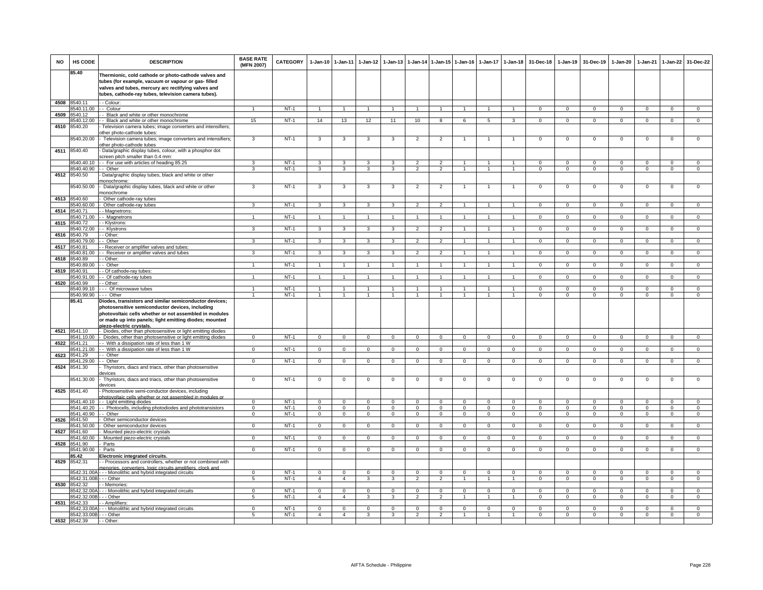| NO | HS CODE | DESCRIPTION | BASE RATE (MFN 2007) | CATEGORY | 1-Jan-10 | 1-Jan-11 | 1-Jan-12 | 1-Jan-13 | 1-Jan-14 | 1-Jan-15 | 1-Jan-16 | 1-Jan-17 | 1-Jan-18 | 31-Dec-18 | 1-Jan-19 | 31-Dec-19 | 1-Jan-20 | 1-Jan-21 | 1-Jan-22 | 31-Dec-22 |
|---|---|---|---|---|---|---|---|---|---|---|---|---|---|---|---|---|---|---|---|---|
| | **85.40** | **Thermionic, cold cathode or photo-cathode valves and tubes (for example, vacuum or vapour or gas- filled valves and tubes, mercury arc rectifying valves and tubes, cathode-ray tubes, television camera tubes).** | | | | | | | | | | | | | | | | | | |
| 4508 | 8540.11 | - - Colour: | | | | | | | | | | | | | | | | | | |
| | 8540.11.00 | - - Colour | 1 | NT-1 | 1 | 1 | 1 | 1 | 1 | 1 | 1 | 1 | 1 | 0 | 0 | 0 | 0 | 0 | 0 | 0 |
| 4509 | 8540.12 | - - Black and white or other monochrome | | | | | | | | | | | | | | | | | | |
| | 8540.12.00 | - - Black and white or other monochrome | 15 | NT-1 | 14 | 13 | 12 | 11 | 10 | 8 | 6 | 5 | 3 | 0 | 0 | 0 | 0 | 0 | 0 | 0 |
| 4510 | 8540.20 | - Television camera tubes; image converters and intensifiers; other photo-cathode tubes: | | | | | | | | | | | | | | | | | | |
| | 8540.20.00 | - Television camera tubes; image converters and intensifiers; other photo-cathode tubes | 3 | NT-1 | 3 | 3 | 3 | 3 | 2 | 2 | 1 | 1 | 1 | 0 | 0 | 0 | 0 | 0 | 0 | 0 |
| 4511 | 8540.40 | - Data/graphic display tubes, colour, with a phosphor dot screen pitch smaller than 0.4 mm: | | | | | | | | | | | | | | | | | | |
| | 8540.40.10 | - - For use with articles of heading 85.25 | 3 | NT-1 | 3 | 3 | 3 | 3 | 2 | 2 | 1 | 1 | 1 | 0 | 0 | 0 | 0 | 0 | 0 | 0 |
| | 8540.40.90 | - - Other | 3 | NT-1 | 3 | 3 | 3 | 3 | 2 | 2 | 1 | 1 | 1 | 0 | 0 | 0 | 0 | 0 | 0 | 0 |
| 4512 | 8540.50 | - Data/graphic display tubes, black and white or other monochrome: | | | | | | | | | | | | | | | | | | |
| | 8540.50.00 | - Data/graphic display tubes, black and white or other monochrome | 3 | NT-1 | 3 | 3 | 3 | 3 | 2 | 2 | 1 | 1 | 1 | 0 | 0 | 0 | 0 | 0 | 0 | 0 |
| 4513 | 8540.60 | - Other cathode-ray tubes | | | | | | | | | | | | | | | | | | |
| | 8540.60.00 | - Other cathode-ray tubes | 3 | NT-1 | 3 | 3 | 3 | 3 | 2 | 2 | 1 | 1 | 1 | 0 | 0 | 0 | 0 | 0 | 0 | 0 |
| 4514 | 8540.71 | - - Magnetrons: | | | | | | | | | | | | | | | | | | |
| | 8540.71.00 | - - Magnetrons | 1 | NT-1 | 1 | 1 | 1 | 1 | 1 | 1 | 1 | 1 | 1 | 0 | 0 | 0 | 0 | 0 | 0 | 0 |
| 4515 | 8540.72 | - - Klystrons: | | | | | | | | | | | | | | | | | | |
| | 8540.72.00 | - - Klystrons | 3 | NT-1 | 3 | 3 | 3 | 3 | 2 | 2 | 1 | 1 | 1 | 0 | 0 | 0 | 0 | 0 | 0 | 0 |
| 4516 | 8540.79 | - - Other: | | | | | | | | | | | | | | | | | | |
| | 8540.79.00 | - - Other | 3 | NT-1 | 3 | 3 | 3 | 3 | 2 | 2 | 1 | 1 | 1 | 0 | 0 | 0 | 0 | 0 | 0 | 0 |
| 4517 | 8540.81 | - - Receiver or amplifier valves and tubes: | | | | | | | | | | | | | | | | | | |
| | 8540.81.00 | - - Receiver or amplifier valves and tubes | 3 | NT-1 | 3 | 3 | 3 | 3 | 2 | 2 | 1 | 1 | 1 | 0 | 0 | 0 | 0 | 0 | 0 | 0 |
| 4518 | 8540.89 | - - Other: | | | | | | | | | | | | | | | | | | |
| | 8540.89.00 | - - Other | 1 | NT-1 | 1 | 1 | 1 | 1 | 1 | 1 | 1 | 1 | 1 | 0 | 0 | 0 | 0 | 0 | 0 | 0 |
| 4519 | 8540.91 | - - Of cathode-ray tubes: | | | | | | | | | | | | | | | | | | |
| | 8540.91.00 | - - Of cathode-ray tubes | 1 | NT-1 | 1 | 1 | 1 | 1 | 1 | 1 | 1 | 1 | 1 | 0 | 0 | 0 | 0 | 0 | 0 | 0 |
| 4520 | 8540.99 | - - Other: | | | | | | | | | | | | | | | | | | |
| | 8540.99.10 | - - - Of microwave tubes | 1 | NT-1 | 1 | 1 | 1 | 1 | 1 | 1 | 1 | 1 | 1 | 0 | 0 | 0 | 0 | 0 | 0 | 0 |
| | 8540.99.90 | - - - Other | 1 | NT-1 | 1 | 1 | 1 | 1 | 1 | 1 | 1 | 1 | 1 | 0 | 0 | 0 | 0 | 0 | 0 | 0 |
| | **85.41** | **Diodes, transistors and similar semiconductor devices; photosensitive semiconductor devices, including photovoltaic cells whether or not assembled in modules or made up into panels; light emitting diodes; mounted piezo-electric crystals.** | | | | | | | | | | | | | | | | | | |
| 4521 | 8541.10 | - Diodes, other than photosensitive or light emitting diodes | | | | | | | | | | | | | | | | | | |
| | 8541.10.00 | - Diodes, other than photosensitive or light emitting diodes | 0 | NT-1 | 0 | 0 | 0 | 0 | 0 | 0 | 0 | 0 | 0 | 0 | 0 | 0 | 0 | 0 | 0 | 0 |
| 4522 | 8541.21 | - - With a dissipation rate of less than 1 W | | | | | | | | | | | | | | | | | | |
| | 8541.21.00 | - - With a dissipation rate of less than 1 W | 0 | NT-1 | 0 | 0 | 0 | 0 | 0 | 0 | 0 | 0 | 0 | 0 | 0 | 0 | 0 | 0 | 0 | 0 |
| 4523 | 8541.29 | - - Other | | | | | | | | | | | | | | | | | | |
| | 8541.29.00 | - - Other | 0 | NT-1 | 0 | 0 | 0 | 0 | 0 | 0 | 0 | 0 | 0 | 0 | 0 | 0 | 0 | 0 | 0 | 0 |
| 4524 | 8541.30 | - Thyristors, diacs and triacs, other than photosensitive devices | | | | | | | | | | | | | | | | | | |
| | 8541.30.00 | - Thyristors, diacs and triacs, other than photosensitive devices | 0 | NT-1 | 0 | 0 | 0 | 0 | 0 | 0 | 0 | 0 | 0 | 0 | 0 | 0 | 0 | 0 | 0 | 0 |
| 4525 | 8541.40 | - Photosensitive semi-conductor devices, including photovoltaic cells whether or not assembled in modules or | | | | | | | | | | | | | | | | | | |
| | 8541.40.10 | - - Light emitting diodes | 0 | NT-1 | 0 | 0 | 0 | 0 | 0 | 0 | 0 | 0 | 0 | 0 | 0 | 0 | 0 | 0 | 0 | 0 |
| | 8541.40.20 | - - Photocells, including photodiodes and phototransistors | 0 | NT-1 | 0 | 0 | 0 | 0 | 0 | 0 | 0 | 0 | 0 | 0 | 0 | 0 | 0 | 0 | 0 | 0 |
| | 8541.40.90 | - - Other | 0 | NT-1 | 0 | 0 | 0 | 0 | 0 | 0 | 0 | 0 | 0 | 0 | 0 | 0 | 0 | 0 | 0 | 0 |
| 4526 | 8541.50 | - Other semiconductor devices | | | | | | | | | | | | | | | | | | |
| | 8541.50.00 | - Other semiconductor devices | 0 | NT-1 | 0 | 0 | 0 | 0 | 0 | 0 | 0 | 0 | 0 | 0 | 0 | 0 | 0 | 0 | 0 | 0 |
| 4527 | 8541.60 | - Mounted piezo-electric crystals | | | | | | | | | | | | | | | | | | |
| | 8541.60.00 | - Mounted piezo-electric crystals | 0 | NT-1 | 0 | 0 | 0 | 0 | 0 | 0 | 0 | 0 | 0 | 0 | 0 | 0 | 0 | 0 | 0 | 0 |
| 4528 | 8541.90 | - Parts | | | | | | | | | | | | | | | | | | |
| | 8541.90.00 | - Parts | 0 | NT-1 | 0 | 0 | 0 | 0 | 0 | 0 | 0 | 0 | 0 | 0 | 0 | 0 | 0 | 0 | 0 | 0 |
| | **85.42** | **Electronic integrated circuits.** | | | | | | | | | | | | | | | | | | |
| 4529 | 8542.31 | - - Processors and controllers, whether or not combined with memories, converters, logic circuits amplifiers, clock and | | | | | | | | | | | | | | | | | | |
| | 8542.31.00A | - - - Monolithic and hybrid integrated circuits | 0 | NT-1 | 0 | 0 | 0 | 0 | 0 | 0 | 0 | 0 | 0 | 0 | 0 | 0 | 0 | 0 | 0 | 0 |
| | 8542.31.00B | - - - Other | 5 | NT-1 | 4 | 4 | 3 | 3 | 2 | 2 | 1 | 1 | 1 | 0 | 0 | 0 | 0 | 0 | 0 | 0 |
| 4530 | 8542.32 | - - Memories: | | | | | | | | | | | | | | | | | | |
| | 8542.32.00A | - - - Monolithic and hybrid integrated circuits | 0 | NT-1 | 0 | 0 | 0 | 0 | 0 | 0 | 0 | 0 | 0 | 0 | 0 | 0 | 0 | 0 | 0 | 0 |
| | 8542.32.00B | - - - Other | 5 | NT-1 | 4 | 4 | 3 | 3 | 2 | 2 | 1 | 1 | 1 | 0 | 0 | 0 | 0 | 0 | 0 | 0 |
| 4531 | 8542.33 | - - Amplifiers: | | | | | | | | | | | | | | | | | | |
| | 8542.33.00A | - - - Monolithic and hybrid integrated circuits | 0 | NT-1 | 0 | 0 | 0 | 0 | 0 | 0 | 0 | 0 | 0 | 0 | 0 | 0 | 0 | 0 | 0 | 0 |
| | 8542.33.00B | - - - Other | 5 | NT-1 | 4 | 4 | 3 | 3 | 2 | 2 | 1 | 1 | 1 | 0 | 0 | 0 | 0 | 0 | 0 | 0 |
| 4532 | 8542.39 | - - Other: | | | | | | | | | | | | | | | | | | |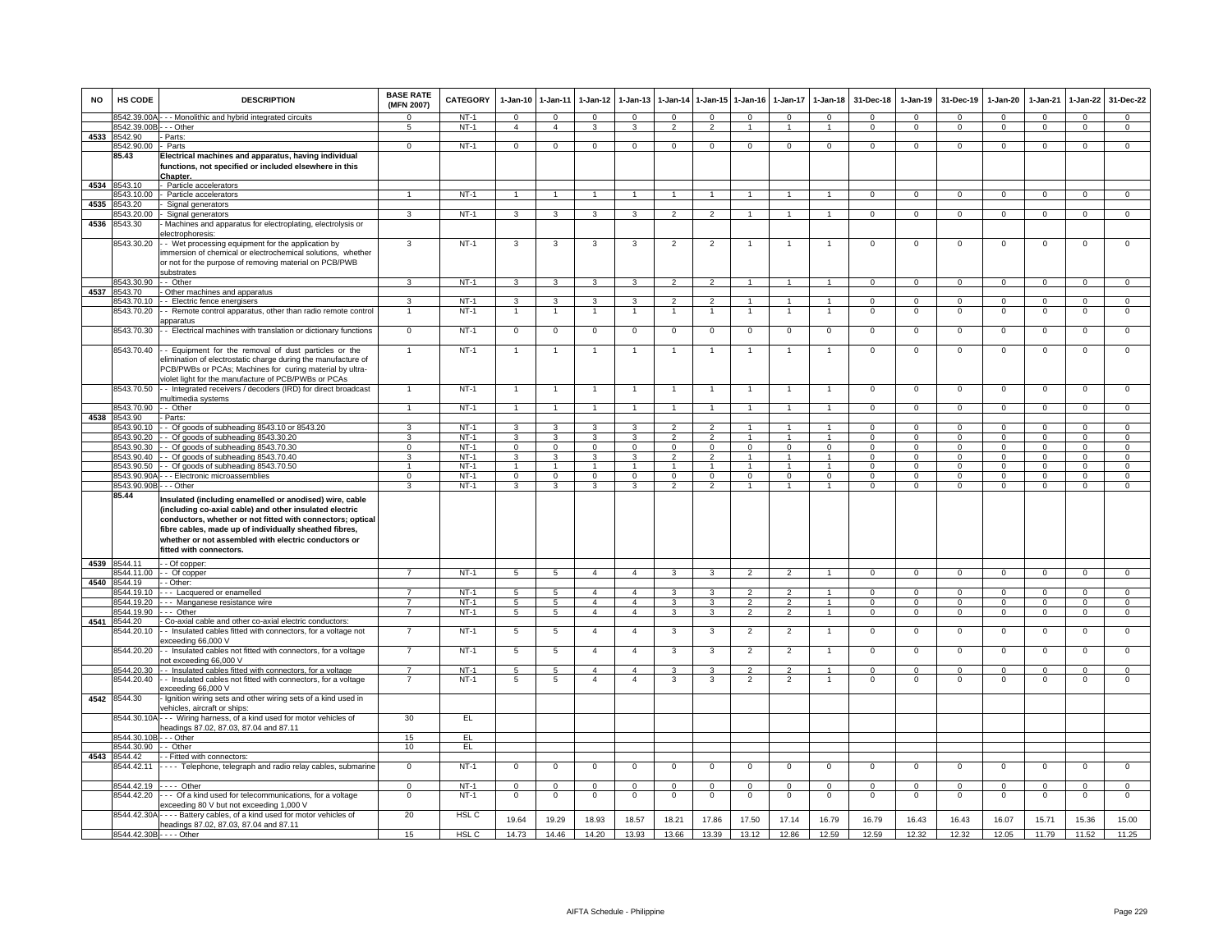| NO | HS CODE | DESCRIPTION | BASE RATE (MFN 2007) | CATEGORY | 1-Jan-10 | 1-Jan-11 | 1-Jan-12 | 1-Jan-13 | 1-Jan-14 | 1-Jan-15 | 1-Jan-16 | 1-Jan-17 | 1-Jan-18 | 31-Dec-18 | 1-Jan-19 | 31-Dec-19 | 1-Jan-20 | 1-Jan-21 | 1-Jan-22 | 31-Dec-22 |
|---|---|---|---|---|---|---|---|---|---|---|---|---|---|---|---|---|---|---|---|---|
| | 8542.39.00A | - - - Monolithic and hybrid integrated circuits | 0 | NT-1 | 0 | 0 | 0 | 0 | 0 | 0 | 0 | 0 | 0 | 0 | 0 | 0 | 0 | 0 | 0 | 0 |
| | 8542.39.00B | - - - Other | 5 | NT-1 | 4 | 4 | 3 | 3 | 2 | 2 | 1 | 1 | 1 | 0 | 0 | 0 | 0 | 0 | 0 | 0 |
| 4533 | 8542.90 | - Parts: | | | | | | | | | | | | | | | | | | |
| | 8542.90.00 | - Parts | 0 | NT-1 | 0 | 0 | 0 | 0 | 0 | 0 | 0 | 0 | 0 | 0 | 0 | 0 | 0 | 0 | 0 | 0 |
| | **85.43** | **Electrical machines and apparatus, having individual functions, not specified or included elsewhere in this Chapter.** | | | | | | | | | | | | | | | | | | |
| 4534 | 8543.10 | - Particle accelerators | | | | | | | | | | | | | | | | | | |
| | 8543.10.00 | - Particle accelerators | 1 | NT-1 | 1 | 1 | 1 | 1 | 1 | 1 | 1 | 1 | 1 | 0 | 0 | 0 | 0 | 0 | 0 | 0 |
| 4535 | 8543.20 | - Signal generators | | | | | | | | | | | | | | | | | | |
| | 8543.20.00 | - Signal generators | 3 | NT-1 | 3 | 3 | 3 | 3 | 2 | 2 | 1 | 1 | 1 | 0 | 0 | 0 | 0 | 0 | 0 | 0 |
| 4536 | 8543.30 | - Machines and apparatus for electroplating, electrolysis or electrophoresis: | | | | | | | | | | | | | | | | | | |
| | 8543.30.20 | - - Wet processing equipment for the application by immersion of chemical or electrochemical solutions, whether or not for the purpose of removing material on PCB/PWB substrates | 3 | NT-1 | 3 | 3 | 3 | 3 | 2 | 2 | 1 | 1 | 1 | 0 | 0 | 0 | 0 | 0 | 0 | 0 |
| | 8543.30.90 | - - Other | 3 | NT-1 | 3 | 3 | 3 | 3 | 2 | 2 | 1 | 1 | 1 | 0 | 0 | 0 | 0 | 0 | 0 | 0 |
| 4537 | 8543.70 | - Other machines and apparatus | | | | | | | | | | | | | | | | | | |
| | 8543.70.10 | - - Electric fence energisers | 3 | NT-1 | 3 | 3 | 3 | 3 | 2 | 2 | 1 | 1 | 1 | 0 | 0 | 0 | 0 | 0 | 0 | 0 |
| | 8543.70.20 | - - Remote control apparatus, other than radio remote control apparatus | 1 | NT-1 | 1 | 1 | 1 | 1 | 1 | 1 | 1 | 1 | 1 | 0 | 0 | 0 | 0 | 0 | 0 | 0 |
| | 8543.70.30 | - - Electrical machines with translation or dictionary functions | 0 | NT-1 | 0 | 0 | 0 | 0 | 0 | 0 | 0 | 0 | 0 | 0 | 0 | 0 | 0 | 0 | 0 | 0 |
| | 8543.70.40 | - - Equipment for the removal of dust particles or the elimination of electrostatic charge during the manufacture of PCB/PWBs or PCAs; Machines for curing material by ultra-violet light for the manufacture of PCB/PWBs or PCAs | 1 | NT-1 | 1 | 1 | 1 | 1 | 1 | 1 | 1 | 1 | 1 | 0 | 0 | 0 | 0 | 0 | 0 | 0 |
| | 8543.70.50 | - - Integrated receivers / decoders (IRD) for direct broadcast multimedia systems | 1 | NT-1 | 1 | 1 | 1 | 1 | 1 | 1 | 1 | 1 | 1 | 0 | 0 | 0 | 0 | 0 | 0 | 0 |
| | 8543.70.90 | - - Other | 1 | NT-1 | 1 | 1 | 1 | 1 | 1 | 1 | 1 | 1 | 1 | 0 | 0 | 0 | 0 | 0 | 0 | 0 |
| 4538 | 8543.90 | - Parts: | | | | | | | | | | | | | | | | | | |
| | 8543.90.10 | - - Of goods of subheading 8543.10 or 8543.20 | 3 | NT-1 | 3 | 3 | 3 | 3 | 2 | 2 | 1 | 1 | 1 | 0 | 0 | 0 | 0 | 0 | 0 | 0 |
| | 8543.90.20 | - - Of goods of subheading 8543.30.20 | 3 | NT-1 | 3 | 3 | 3 | 3 | 2 | 2 | 1 | 1 | 1 | 0 | 0 | 0 | 0 | 0 | 0 | 0 |
| | 8543.90.30 | - - Of goods of subheading 8543.70.30 | 0 | NT-1 | 0 | 0 | 0 | 0 | 0 | 0 | 0 | 0 | 0 | 0 | 0 | 0 | 0 | 0 | 0 | 0 |
| | 8543.90.40 | - - Of goods of subheading 8543.70.40 | 3 | NT-1 | 3 | 3 | 3 | 3 | 2 | 2 | 1 | 1 | 1 | 0 | 0 | 0 | 0 | 0 | 0 | 0 |
| | 8543.90.50 | - - Of goods of subheading 8543.70.50 | 1 | NT-1 | 1 | 1 | 1 | 1 | 1 | 1 | 1 | 1 | 1 | 0 | 0 | 0 | 0 | 0 | 0 | 0 |
| | 8543.90.90A | - - - Electronic microassemblies | 0 | NT-1 | 0 | 0 | 0 | 0 | 0 | 0 | 0 | 0 | 0 | 0 | 0 | 0 | 0 | 0 | 0 | 0 |
| | 8543.90.90B | - - - Other | 3 | NT-1 | 3 | 3 | 3 | 3 | 2 | 2 | 1 | 1 | 1 | 0 | 0 | 0 | 0 | 0 | 0 | 0 |
| | **85.44** | **Insulated (including enamelled or anodised) wire, cable (including co-axial cable) and other insulated electric conductors, whether or not fitted with connectors; optical fibre cables, made up of individually sheathed fibres, whether or not assembled with electric conductors or fitted with connectors.** | | | | | | | | | | | | | | | | | | |
| 4539 | 8544.11 | - - Of copper: | | | | | | | | | | | | | | | | | | |
| | 8544.11.00 | - - Of copper | 7 | NT-1 | 5 | 5 | 4 | 4 | 3 | 3 | 2 | 2 | 1 | 0 | 0 | 0 | 0 | 0 | 0 | 0 |
| 4540 | 8544.19 | - - Other: | | | | | | | | | | | | | | | | | | |
| | 8544.19.10 | - - - Lacquered or enamelled | 7 | NT-1 | 5 | 5 | 4 | 4 | 3 | 3 | 2 | 2 | 1 | 0 | 0 | 0 | 0 | 0 | 0 | 0 |
| | 8544.19.20 | - - - Manganese resistance wire | 7 | NT-1 | 5 | 5 | 4 | 4 | 3 | 3 | 2 | 2 | 1 | 0 | 0 | 0 | 0 | 0 | 0 | 0 |
| | 8544.19.90 | - - - Other | 7 | NT-1 | 5 | 5 | 4 | 4 | 3 | 3 | 2 | 2 | 1 | 0 | 0 | 0 | 0 | 0 | 0 | 0 |
| 4541 | 8544.20 | - Co-axial cable and other co-axial electric conductors: | | | | | | | | | | | | | | | | | | |
| | 8544.20.10 | - - Insulated cables fitted with connectors, for a voltage not exceeding 66,000 V | 7 | NT-1 | 5 | 5 | 4 | 4 | 3 | 3 | 2 | 2 | 1 | 0 | 0 | 0 | 0 | 0 | 0 | 0 |
| | 8544.20.20 | - - Insulated cables not fitted with connectors, for a voltage not exceeding 66,000 V | 7 | NT-1 | 5 | 5 | 4 | 4 | 3 | 3 | 2 | 2 | 1 | 0 | 0 | 0 | 0 | 0 | 0 | 0 |
| | 8544.20.30 | - - Insulated cables fitted with connectors, for a voltage | 7 | NT-1 | 5 | 5 | 4 | 4 | 3 | 3 | 2 | 2 | 1 | 0 | 0 | 0 | 0 | 0 | 0 | 0 |
| | 8544.20.40 | - - Insulated cables not fitted with connectors, for a voltage exceeding 66,000 V | 7 | NT-1 | 5 | 5 | 4 | 4 | 3 | 3 | 2 | 2 | 1 | 0 | 0 | 0 | 0 | 0 | 0 | 0 |
| 4542 | 8544.30 | - Ignition wiring sets and other wiring sets of a kind used in vehicles, aircraft or ships: | | | | | | | | | | | | | | | | | | |
| | 8544.30.10A | - - - Wiring harness, of a kind used for motor vehicles of headings 87.02, 87.03, 87.04 and 87.11 | 30 | EL | | | | | | | | | | | | | | | | |
| | 8544.30.10B | - - - Other | 15 | EL | | | | | | | | | | | | | | | | |
| | 8544.30.90 | - - Other | 10 | EL | | | | | | | | | | | | | | | | |
| 4543 | 8544.42 | - - Fitted with connectors: | | | | | | | | | | | | | | | | | | |
| | 8544.42.11 | - - - - Telephone, telegraph and radio relay cables, submarine | 0 | NT-1 | 0 | 0 | 0 | 0 | 0 | 0 | 0 | 0 | 0 | 0 | 0 | 0 | 0 | 0 | 0 | 0 |
| | 8544.42.19 | - - - - Other | 0 | NT-1 | 0 | 0 | 0 | 0 | 0 | 0 | 0 | 0 | 0 | 0 | 0 | 0 | 0 | 0 | 0 | 0 |
| | 8544.42.20 | - - - Of a kind used for telecommunications, for a voltage exceeding 80 V but not exceeding 1,000 V | 0 | NT-1 | 0 | 0 | 0 | 0 | 0 | 0 | 0 | 0 | 0 | 0 | 0 | 0 | 0 | 0 | 0 | 0 |
| | 8544.42.30A | - - - - Battery cables, of a kind used for motor vehicles of headings 87.02, 87.03, 87.04 and 87.11 | 20 | HSL C | 19.64 | 19.29 | 18.93 | 18.57 | 18.21 | 17.86 | 17.50 | 17.14 | 16.79 | 16.79 | 16.43 | 16.43 | 16.07 | 15.71 | 15.36 | 15.00 |
| | 8544.42.30B | - - - - Other | 15 | HSL C | 14.73 | 14.46 | 14.20 | 13.93 | 13.66 | 13.39 | 13.12 | 12.86 | 12.59 | 12.59 | 12.32 | 12.32 | 12.05 | 11.79 | 11.52 | 11.25 |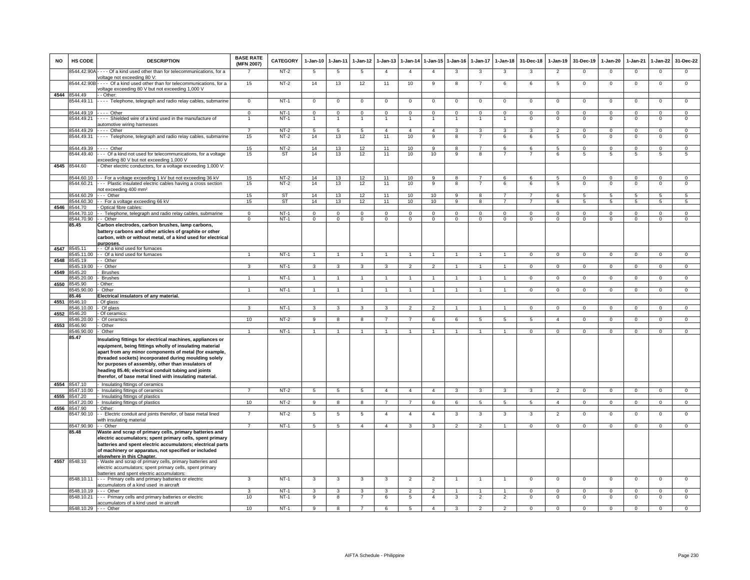| NO | HS CODE | DESCRIPTION | BASE RATE (MFN 2007) | CATEGORY | 1-Jan-10 | 1-Jan-11 | 1-Jan-12 | 1-Jan-13 | 1-Jan-14 | 1-Jan-15 | 1-Jan-16 | 1-Jan-17 | 1-Jan-18 | 31-Dec-18 | 1-Jan-19 | 31-Dec-19 | 1-Jan-20 | 1-Jan-21 | 1-Jan-22 | 31-Dec-22 |
|---|---|---|---|---|---|---|---|---|---|---|---|---|---|---|---|---|---|---|---|---|
| | 8544.42.90A | - - - - Of a kind used other than for telecommunications, for a voltage not exceeding 80 V: | 7 | NT-2 | 5 | 5 | 5 | 4 | 4 | 4 | 3 | 3 | 3 | 3 | 2 | 0 | 0 | 0 | 0 | 0 |
| | 8544.42.90B | - - - - Of a kind used other than for telecommunications, for a voltage exceeding 80 V but not exceeding 1,000 V | 15 | NT-2 | 14 | 13 | 12 | 11 | 10 | 9 | 8 | 7 | 6 | 6 | 5 | 0 | 0 | 0 | 0 | 0 |
| 4544 | 8544.49 | - - Other: | | | | | | | | | | | | | | | | | | |
| | 8544.49.11 | - - - - Telephone, telegraph and radio relay cables, submarine | 0 | NT-1 | 0 | 0 | 0 | 0 | 0 | 0 | 0 | 0 | 0 | 0 | 0 | 0 | 0 | 0 | 0 | 0 |
| | 8544.49.19 | - - - - Other | 0 | NT-1 | 0 | 0 | 0 | 0 | 0 | 0 | 0 | 0 | 0 | 0 | 0 | 0 | 0 | 0 | 0 | 0 |
| | 8544.49.21 | - - - - Shielded wire of a kind used in the manufacture of automotive wiring harnesses | 1 | NT-1 | 1 | 1 | 1 | 1 | 1 | 1 | 1 | 1 | 1 | 0 | 0 | 0 | 0 | 0 | 0 | 0 |
| | 8544.49.29 | - - - - Other | 7 | NT-2 | 5 | 5 | 5 | 4 | 4 | 4 | 3 | 3 | 3 | 3 | 2 | 0 | 0 | 0 | 0 | 0 |
| | 8544.49.31 | - - - - Telephone, telegraph and radio relay cables, submarine | 15 | NT-2 | 14 | 13 | 12 | 11 | 10 | 9 | 8 | 7 | 6 | 6 | 5 | 0 | 0 | 0 | 0 | 0 |
| | 8544.49.39 | - - - - Other | 15 | NT-2 | 14 | 13 | 12 | 11 | 10 | 9 | 8 | 7 | 6 | 6 | 5 | 0 | 0 | 0 | 0 | 0 |
| | 8544.49.40 | - - - Of a kind not used for telecommunications, for a voltage exceeding 80 V but not exceeding 1,000 V | 15 | ST | 14 | 13 | 12 | 11 | 10 | 10 | 9 | 8 | 7 | 7 | 6 | 5 | 5 | 5 | 5 | 5 |
| 4545 | 8544.60 | - Other electric conductors, for a voltage exceeding 1,000 V: | | | | | | | | | | | | | | | | | | |
| | 8544.60.10 | - - For a voltage exceeding 1 kV but not exceeding 36 kV | 15 | NT-2 | 14 | 13 | 12 | 11 | 10 | 9 | 8 | 7 | 6 | 6 | 5 | 0 | 0 | 0 | 0 | 0 |
| | 8544.60.21 | - - - Plastic insulated electric cables having a cross section not exceeding 400 mm² | 15 | NT-2 | 14 | 13 | 12 | 11 | 10 | 9 | 8 | 7 | 6 | 6 | 5 | 0 | 0 | 0 | 0 | 0 |
| | 8544.60.29 | - - - Other | 15 | ST | 14 | 13 | 12 | 11 | 10 | 10 | 9 | 8 | 7 | 7 | 6 | 5 | 5 | 5 | 5 | 5 |
| | 8544.60.30 | - - For a voltage exceeding 66 kV | 15 | ST | 14 | 13 | 12 | 11 | 10 | 10 | 9 | 8 | 7 | 7 | 6 | 5 | 5 | 5 | 5 | 5 |
| 4546 | 8544.70 | - Optical fibre cables: | | | | | | | | | | | | | | | | | | |
| | 8544.70.10 | - - Telephone, telegraph and radio relay cables, submarine | 0 | NT-1 | 0 | 0 | 0 | 0 | 0 | 0 | 0 | 0 | 0 | 0 | 0 | 0 | 0 | 0 | 0 | 0 |
| | 8544.70.90 | - - Other | 0 | NT-1 | 0 | 0 | 0 | 0 | 0 | 0 | 0 | 0 | 0 | 0 | 0 | 0 | 0 | 0 | 0 | 0 |
| | **85.45** | **Carbon electrodes, carbon brushes, lamp carbons, battery carbons and other articles of graphite or other carbon, with or without metal, of a kind used for electrical purposes.** | | | | | | | | | | | | | | | | | | |
| 4547 | 8545.11 | - - Of a kind used for furnaces | | | | | | | | | | | | | | | | | | |
| | 8545.11.00 | - - Of a kind used for furnaces | 1 | NT-1 | 1 | 1 | 1 | 1 | 1 | 1 | 1 | 1 | 1 | 0 | 0 | 0 | 0 | 0 | 0 | 0 |
| 4548 | 8545.19 | - - Other | | | | | | | | | | | | | | | | | | |
| | 8545.19.00 | - - Other | 3 | NT-1 | 3 | 3 | 3 | 3 | 2 | 2 | 1 | 1 | 1 | 0 | 0 | 0 | 0 | 0 | 0 | 0 |
| 4549 | 8545.20 | - Brushes | | | | | | | | | | | | | | | | | | |
| | 8545.20.00 | - Brushes | 1 | NT-1 | 1 | 1 | 1 | 1 | 1 | 1 | 1 | 1 | 1 | 0 | 0 | 0 | 0 | 0 | 0 | 0 |
| 4550 | 8545.90 | - Other: | | | | | | | | | | | | | | | | | | |
| | 8545.90.00 | - Other | 1 | NT-1 | 1 | 1 | 1 | 1 | 1 | 1 | 1 | 1 | 1 | 0 | 0 | 0 | 0 | 0 | 0 | 0 |
| | **85.46** | **Electrical insulators of any material.** | | | | | | | | | | | | | | | | | | |
| 4551 | 8546.10 | - Of glass: | | | | | | | | | | | | | | | | | | |
| | 8546.10.00 | - Of glass | 3 | NT-1 | 3 | 3 | 3 | 3 | 2 | 2 | 1 | 1 | 1 | 0 | 0 | 0 | 0 | 0 | 0 | 0 |
| 4552 | 8546.20 | - Of ceramics: | | | | | | | | | | | | | | | | | | |
| | 8546.20.00 | - Of ceramics | 10 | NT-2 | 9 | 8 | 8 | 7 | 7 | 6 | 6 | 5 | 5 | 5 | 4 | 0 | 0 | 0 | 0 | 0 |
| 4553 | 8546.90 | - Other | | | | | | | | | | | | | | | | | | |
| | 8546.90.00 | - Other | 1 | NT-1 | 1 | 1 | 1 | 1 | 1 | 1 | 1 | 1 | 1 | 0 | 0 | 0 | 0 | 0 | 0 | 0 |
| | **85.47** | **Insulating fittings for electrical machines, appliances or equipment, being fittings wholly of insulating material apart from any minor components of metal (for example, threaded sockets) incorporated during moulding solely for purposes of assembly, other than insulators of heading 85.46; electrical conduit tubing and joints therefor, of base metal lined with insulating material.** | | | | | | | | | | | | | | | | | | |
| 4554 | 8547.10 | - Insulating fittings of ceramics | | | | | | | | | | | | | | | | | | |
| | 8547.10.00 | - Insulating fittings of ceramics | 7 | NT-2 | 5 | 5 | 5 | 4 | 4 | 4 | 3 | 3 | 3 | 3 | 2 | 0 | 0 | 0 | 0 | 0 |
| 4555 | 8547.20 | - Insulating fittings of plastics | | | | | | | | | | | | | | | | | | |
| | 8547.20.00 | - Insulating fittings of plastics | 10 | NT-2 | 9 | 8 | 8 | 7 | 7 | 6 | 6 | 5 | 5 | 5 | 4 | 0 | 0 | 0 | 0 | 0 |
| 4556 | 8547.90 | - Other: | | | | | | | | | | | | | | | | | | |
| | 8547.90.10 | - - Electric conduit and joints therefor, of base metal lined with insulating material | 7 | NT-2 | 5 | 5 | 5 | 4 | 4 | 4 | 3 | 3 | 3 | 3 | 2 | 0 | 0 | 0 | 0 | 0 |
| | 8547.90.90 | - - Other | 7 | NT-1 | 5 | 5 | 4 | 4 | 3 | 3 | 2 | 2 | 1 | 0 | 0 | 0 | 0 | 0 | 0 | 0 |
| | **85.48** | **Waste and scrap of primary cells, primary batteries and electric accumulators; spent primary cells, spent primary batteries and spent electric accumulators; electrical parts of machinery or apparatus, not specified or included elsewhere in this Chapter.** | | | | | | | | | | | | | | | | | | |
| 4557 | 8548.10 | - Waste and scrap of primary cells, primary batteries and electric accumulators; spent primary cells, spent primary batteries and spent electric accumulators: | | | | | | | | | | | | | | | | | | |
| | 8548.10.11 | - - - Primary cells and primary batteries or electric accumulators of a kind used in aircraft | 3 | NT-1 | 3 | 3 | 3 | 3 | 2 | 2 | 1 | 1 | 1 | 0 | 0 | 0 | 0 | 0 | 0 | 0 |
| | 8548.10.19 | - - - Other | 3 | NT-1 | 3 | 3 | 3 | 3 | 2 | 2 | 1 | 1 | 1 | 0 | 0 | 0 | 0 | 0 | 0 | 0 |
| | 8548.10.21 | - - - Primary cells and primary batteries or electric accumulators of a kind used in aircraft | 10 | NT-1 | 9 | 8 | 7 | 6 | 5 | 4 | 3 | 2 | 2 | 0 | 0 | 0 | 0 | 0 | 0 | 0 |
| | 8548.10.29 | - - - Other | 10 | NT-1 | 9 | 8 | 7 | 6 | 5 | 4 | 3 | 2 | 2 | 0 | 0 | 0 | 0 | 0 | 0 | 0 |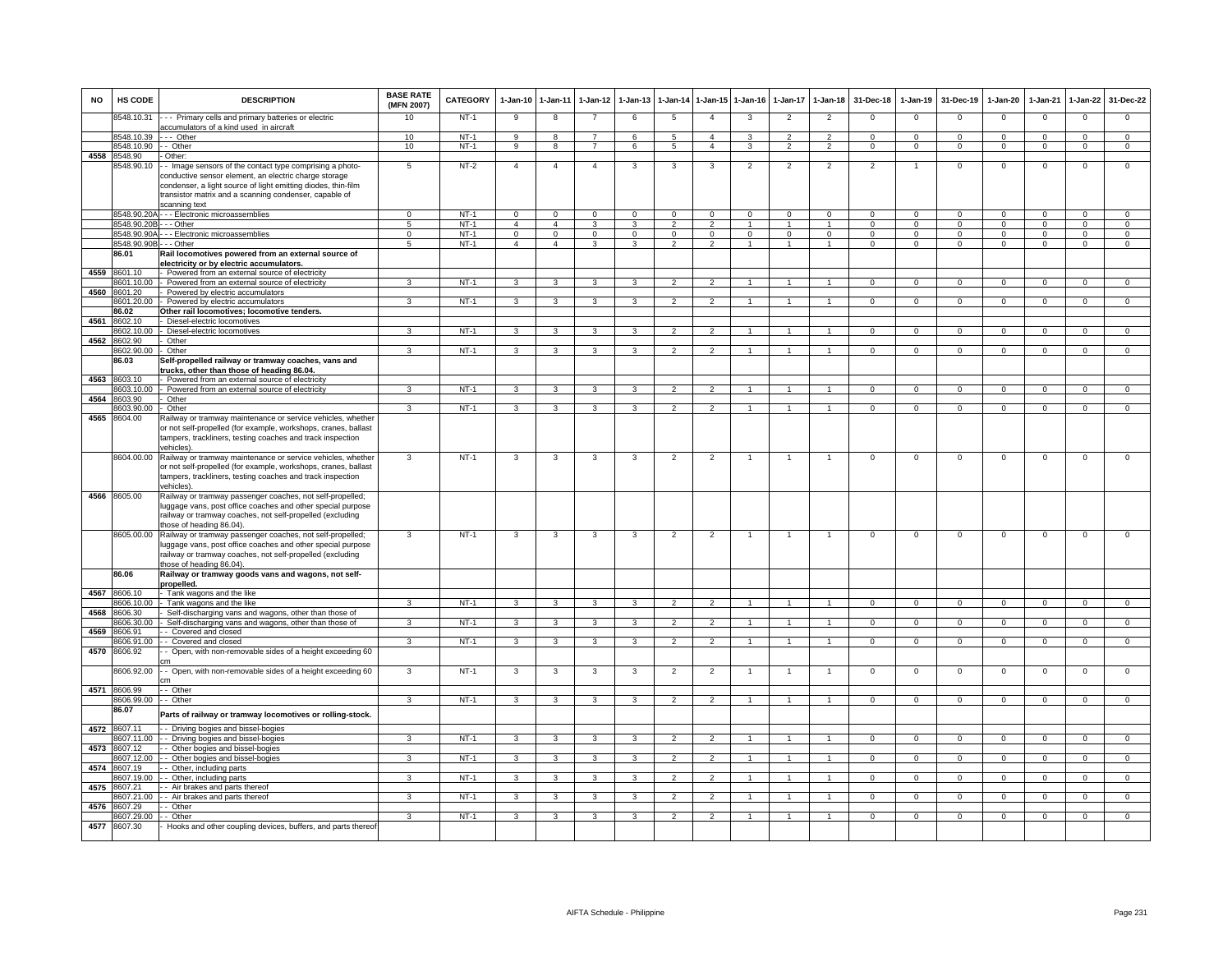| NO | HS CODE | DESCRIPTION | BASE RATE (MFN 2007) | CATEGORY | 1-Jan-10 | 1-Jan-11 | 1-Jan-12 | 1-Jan-13 | 1-Jan-14 | 1-Jan-15 | 1-Jan-16 | 1-Jan-17 | 1-Jan-18 | 31-Dec-18 | 1-Jan-19 | 31-Dec-19 | 1-Jan-20 | 1-Jan-21 | 1-Jan-22 | 31-Dec-22 |
|---|---|---|---|---|---|---|---|---|---|---|---|---|---|---|---|---|---|---|---|---|
| | 8548.10.31 | - - - Primary cells and primary batteries or electric accumulators of a kind used in aircraft | 10 | NT-1 | 9 | 8 | 7 | 6 | 5 | 4 | 3 | 2 | 2 | 0 | 0 | 0 | 0 | 0 | 0 | 0 |
| | 8548.10.39 | - - - Other | 10 | NT-1 | 9 | 8 | 7 | 6 | 5 | 4 | 3 | 2 | 2 | 0 | 0 | 0 | 0 | 0 | 0 | 0 |
| | 8548.10.90 | - - Other | 10 | NT-1 | 9 | 8 | 7 | 6 | 5 | 4 | 3 | 2 | 2 | 0 | 0 | 0 | 0 | 0 | 0 | 0 |
| 4558 | 8548.90 | - Other: | | | | | | | | | | | | | | | | | | |
| | 8548.90.10 | - - Image sensors of the contact type comprising a photo-conductive sensor element, an electric charge storage condenser, a light source of light emitting diodes, thin-film transistor matrix and a scanning condenser, capable of scanning text | 5 | NT-2 | 4 | 4 | 4 | 3 | 3 | 3 | 2 | 2 | 2 | 2 | 1 | 0 | 0 | 0 | 0 | 0 |
| | 8548.90.20A | - - - Electronic microassemblies | 0 | NT-1 | 0 | 0 | 0 | 0 | 0 | 0 | 0 | 0 | 0 | 0 | 0 | 0 | 0 | 0 | 0 | 0 |
| | 8548.90.20B | - - - Other | 5 | NT-1 | 4 | 4 | 3 | 3 | 2 | 2 | 1 | 1 | 1 | 0 | 0 | 0 | 0 | 0 | 0 | 0 |
| | 8548.90.90A | - - - Electronic microassemblies | 0 | NT-1 | 0 | 0 | 0 | 0 | 0 | 0 | 0 | 0 | 0 | 0 | 0 | 0 | 0 | 0 | 0 | 0 |
| | 8548.90.90B | - - - Other | 5 | NT-1 | 4 | 4 | 3 | 3 | 2 | 2 | 1 | 1 | 1 | 0 | 0 | 0 | 0 | 0 | 0 | 0 |
| | **86.01** | **Rail locomotives powered from an external source of electricity or by electric accumulators.** | | | | | | | | | | | | | | | | | | |
| 4559 | 8601.10 | - Powered from an external source of electricity | | | | | | | | | | | | | | | | | | |
| | 8601.10.00 | - Powered from an external source of electricity | 3 | NT-1 | 3 | 3 | 3 | 3 | 2 | 2 | 1 | 1 | 1 | 0 | 0 | 0 | 0 | 0 | 0 | 0 |
| 4560 | 8601.20 | - Powered by electric accumulators | | | | | | | | | | | | | | | | | | |
| | 8601.20.00 | - Powered by electric accumulators | 3 | NT-1 | 3 | 3 | 3 | 3 | 2 | 2 | 1 | 1 | 1 | 0 | 0 | 0 | 0 | 0 | 0 | 0 |
| | **86.02** | **Other rail locomotives; locomotive tenders.** | | | | | | | | | | | | | | | | | | |
| 4561 | 8602.10 | - Diesel-electric locomotives | | | | | | | | | | | | | | | | | | |
| | 8602.10.00 | - Diesel-electric locomotives | 3 | NT-1 | 3 | 3 | 3 | 3 | 2 | 2 | 1 | 1 | 1 | 0 | 0 | 0 | 0 | 0 | 0 | 0 |
| 4562 | 8602.90 | - Other | | | | | | | | | | | | | | | | | | |
| | 8602.90.00 | - Other | 3 | NT-1 | 3 | 3 | 3 | 3 | 2 | 2 | 1 | 1 | 1 | 0 | 0 | 0 | 0 | 0 | 0 | 0 |
| | **86.03** | **Self-propelled railway or tramway coaches, vans and trucks, other than those of heading 86.04.** | | | | | | | | | | | | | | | | | | |
| 4563 | 8603.10 | - Powered from an external source of electricity | | | | | | | | | | | | | | | | | | |
| | 8603.10.00 | - Powered from an external source of electricity | 3 | NT-1 | 3 | 3 | 3 | 3 | 2 | 2 | 1 | 1 | 1 | 0 | 0 | 0 | 0 | 0 | 0 | 0 |
| 4564 | 8603.90 | - Other | | | | | | | | | | | | | | | | | | |
| | 8603.90.00 | - Other | 3 | NT-1 | 3 | 3 | 3 | 3 | 2 | 2 | 1 | 1 | 1 | 0 | 0 | 0 | 0 | 0 | 0 | 0 |
| 4565 | 8604.00 | Railway or tramway maintenance or service vehicles, whether or not self-propelled (for example, workshops, cranes, ballast tampers, trackliners, testing coaches and track inspection vehicles). | | | | | | | | | | | | | | | | | | |
| | 8604.00.00 | Railway or tramway maintenance or service vehicles, whether or not self-propelled (for example, workshops, cranes, ballast tampers, trackliners, testing coaches and track inspection vehicles). | 3 | NT-1 | 3 | 3 | 3 | 3 | 2 | 2 | 1 | 1 | 1 | 0 | 0 | 0 | 0 | 0 | 0 | 0 |
| 4566 | 8605.00 | Railway or tramway passenger coaches, not self-propelled; luggage vans, post office coaches and other special purpose railway or tramway coaches, not self-propelled (excluding those of heading 86.04). | | | | | | | | | | | | | | | | | | |
| | 8605.00.00 | Railway or tramway passenger coaches, not self-propelled; luggage vans, post office coaches and other special purpose railway or tramway coaches, not self-propelled (excluding those of heading 86.04). | 3 | NT-1 | 3 | 3 | 3 | 3 | 2 | 2 | 1 | 1 | 1 | 0 | 0 | 0 | 0 | 0 | 0 | 0 |
| | **86.06** | **Railway or tramway goods vans and wagons, not self-propelled.** | | | | | | | | | | | | | | | | | | |
| 4567 | 8606.10 | - Tank wagons and the like | | | | | | | | | | | | | | | | | | |
| | 8606.10.00 | - Tank wagons and the like | 3 | NT-1 | 3 | 3 | 3 | 3 | 2 | 2 | 1 | 1 | 1 | 0 | 0 | 0 | 0 | 0 | 0 | 0 |
| 4568 | 8606.30 | - Self-discharging vans and wagons, other than those of | | | | | | | | | | | | | | | | | | |
| | 8606.30.00 | - Self-discharging vans and wagons, other than those of | 3 | NT-1 | 3 | 3 | 3 | 3 | 2 | 2 | 1 | 1 | 1 | 0 | 0 | 0 | 0 | 0 | 0 | 0 |
| 4569 | 8606.91 | - - Covered and closed | | | | | | | | | | | | | | | | | | |
| | 8606.91.00 | - - Covered and closed | 3 | NT-1 | 3 | 3 | 3 | 3 | 2 | 2 | 1 | 1 | 1 | 0 | 0 | 0 | 0 | 0 | 0 | 0 |
| 4570 | 8606.92 | - - Open, with non-removable sides of a height exceeding 60 cm | | | | | | | | | | | | | | | | | | |
| | 8606.92.00 | - - Open, with non-removable sides of a height exceeding 60 cm | 3 | NT-1 | 3 | 3 | 3 | 3 | 2 | 2 | 1 | 1 | 1 | 0 | 0 | 0 | 0 | 0 | 0 | 0 |
| 4571 | 8606.99 | - - Other | | | | | | | | | | | | | | | | | | |
| | 8606.99.00 | - - Other | 3 | NT-1 | 3 | 3 | 3 | 3 | 2 | 2 | 1 | 1 | 1 | 0 | 0 | 0 | 0 | 0 | 0 | 0 |
| | **86.07** | **Parts of railway or tramway locomotives or rolling-stock.** | | | | | | | | | | | | | | | | | | |
| 4572 | 8607.11 | - - Driving bogies and bissel-bogies | | | | | | | | | | | | | | | | | | |
| | 8607.11.00 | - - Driving bogies and bissel-bogies | 3 | NT-1 | 3 | 3 | 3 | 3 | 2 | 2 | 1 | 1 | 1 | 0 | 0 | 0 | 0 | 0 | 0 | 0 |
| 4573 | 8607.12 | - - Other bogies and bissel-bogies | | | | | | | | | | | | | | | | | | |
| | 8607.12.00 | - - Other bogies and bissel-bogies | 3 | NT-1 | 3 | 3 | 3 | 3 | 2 | 2 | 1 | 1 | 1 | 0 | 0 | 0 | 0 | 0 | 0 | 0 |
| 4574 | 8607.19 | - - Other, including parts | | | | | | | | | | | | | | | | | | |
| | 8607.19.00 | - - Other, including parts | 3 | NT-1 | 3 | 3 | 3 | 3 | 2 | 2 | 1 | 1 | 1 | 0 | 0 | 0 | 0 | 0 | 0 | 0 |
| 4575 | 8607.21 | - - Air brakes and parts thereof | | | | | | | | | | | | | | | | | | |
| | 8607.21.00 | - - Air brakes and parts thereof | 3 | NT-1 | 3 | 3 | 3 | 3 | 2 | 2 | 1 | 1 | 1 | 0 | 0 | 0 | 0 | 0 | 0 | 0 |
| 4576 | 8607.29 | - - Other | | | | | | | | | | | | | | | | | | |
| | 8607.29.00 | - - Other | 3 | NT-1 | 3 | 3 | 3 | 3 | 2 | 2 | 1 | 1 | 1 | 0 | 0 | 0 | 0 | 0 | 0 | 0 |
| 4577 | 8607.30 | - Hooks and other coupling devices, buffers, and parts thereof | | | | | | | | | | | | | | | | | | |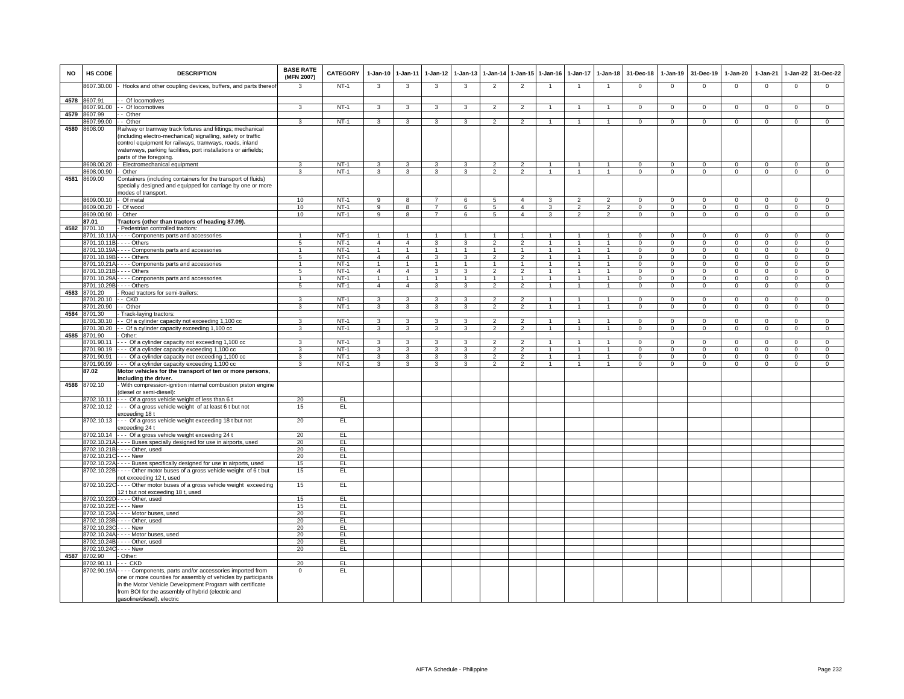| NO | HS CODE | DESCRIPTION | BASE RATE (MFN 2007) | CATEGORY | 1-Jan-10 | 1-Jan-11 | 1-Jan-12 | 1-Jan-13 | 1-Jan-14 | 1-Jan-15 | 1-Jan-16 | 1-Jan-17 | 1-Jan-18 | 31-Dec-18 | 1-Jan-19 | 31-Dec-19 | 1-Jan-20 | 1-Jan-21 | 1-Jan-22 | 31-Dec-22 |
|---|---|---|---|---|---|---|---|---|---|---|---|---|---|---|---|---|---|---|---|---|
| | 8607.30.00 | - Hooks and other coupling devices, buffers, and parts thereof | 3 | NT-1 | 3 | 3 | 3 | 3 | 2 | 2 | 1 | 1 | 1 | 0 | 0 | 0 | 0 | 0 | 0 | 0 |
| 4578 | 8607.91 | - - Of locomotives | | | | | | | | | | | | | | | | | | |
| | 8607.91.00 | - - Of locomotives | 3 | NT-1 | 3 | 3 | 3 | 3 | 2 | 2 | 1 | 1 | 1 | 0 | 0 | 0 | 0 | 0 | 0 | 0 |
| 4579 | 8607.99 | - - Other | | | | | | | | | | | | | | | | | | |
| | 8607.99.00 | - - Other | 3 | NT-1 | 3 | 3 | 3 | 3 | 2 | 2 | 1 | 1 | 1 | 0 | 0 | 0 | 0 | 0 | 0 | 0 |
| 4580 | 8608.00 | Railway or tramway track fixtures and fittings; mechanical (including electro-mechanical) signalling, safety or traffic control equipment for railways, tramways, roads, inland waterways, parking facilities, port installations or airfields; parts of the foregoing. | | | | | | | | | | | | | | | | | | |
| | 8608.00.20 | - Electromechanical equipment | 3 | NT-1 | 3 | 3 | 3 | 3 | 2 | 2 | 1 | 1 | 1 | 0 | 0 | 0 | 0 | 0 | 0 | 0 |
| | 8608.00.90 | - Other | 3 | NT-1 | 3 | 3 | 3 | 3 | 2 | 2 | 1 | 1 | 1 | 0 | 0 | 0 | 0 | 0 | 0 | 0 |
| 4581 | 8609.00 | Containers (including containers for the transport of fluids) specially designed and equipped for carriage by one or more modes of transport. | | | | | | | | | | | | | | | | | | |
| | 8609.00.10 | - Of metal | 10 | NT-1 | 9 | 8 | 7 | 6 | 5 | 4 | 3 | 2 | 2 | 0 | 0 | 0 | 0 | 0 | 0 | 0 |
| | 8609.00.20 | - Of wood | 10 | NT-1 | 9 | 8 | 7 | 6 | 5 | 4 | 3 | 2 | 2 | 0 | 0 | 0 | 0 | 0 | 0 | 0 |
| | 8609.00.90 | - Other | 10 | NT-1 | 9 | 8 | 7 | 6 | 5 | 4 | 3 | 2 | 2 | 0 | 0 | 0 | 0 | 0 | 0 | 0 |
| | 87.01 | **Tractors (other than tractors of heading 87.09).** | | | | | | | | | | | | | | | | | | |
| 4582 | 8701.10 | - Pedestrian controlled tractors: | | | | | | | | | | | | | | | | | | |
| | 8701.10.11A | - - - - Components parts and accessories | 1 | NT-1 | 1 | 1 | 1 | 1 | 1 | 1 | 1 | 1 | 1 | 0 | 0 | 0 | 0 | 0 | 0 | 0 |
| | 8701.10.11B | - - - - Others | 5 | NT-1 | 4 | 4 | 3 | 3 | 2 | 2 | 1 | 1 | 1 | 0 | 0 | 0 | 0 | 0 | 0 | 0 |
| | 8701.10.19A | - - - - Components parts and accessories | 1 | NT-1 | 1 | 1 | 1 | 1 | 1 | 1 | 1 | 1 | 1 | 0 | 0 | 0 | 0 | 0 | 0 | 0 |
| | 8701.10.19B | - - - - Others | 5 | NT-1 | 4 | 4 | 3 | 3 | 2 | 2 | 1 | 1 | 1 | 0 | 0 | 0 | 0 | 0 | 0 | 0 |
| | 8701.10.21A | - - - - Components parts and accessories | 1 | NT-1 | 1 | 1 | 1 | 1 | 1 | 1 | 1 | 1 | 1 | 0 | 0 | 0 | 0 | 0 | 0 | 0 |
| | 8701.10.21B | - - - - Others | 5 | NT-1 | 4 | 4 | 3 | 3 | 2 | 2 | 1 | 1 | 1 | 0 | 0 | 0 | 0 | 0 | 0 | 0 |
| | 8701.10.29A | - - - - Components parts and accessories | 1 | NT-1 | 1 | 1 | 1 | 1 | 1 | 1 | 1 | 1 | 1 | 0 | 0 | 0 | 0 | 0 | 0 | 0 |
| | 8701.10.29B | - - - - Others | 5 | NT-1 | 4 | 4 | 3 | 3 | 2 | 2 | 1 | 1 | 1 | 0 | 0 | 0 | 0 | 0 | 0 | 0 |
| 4583 | 8701.20 | - Road tractors for semi-trailers: | | | | | | | | | | | | | | | | | | |
| | 8701.20.10 | - - CKD | 3 | NT-1 | 3 | 3 | 3 | 3 | 2 | 2 | 1 | 1 | 1 | 0 | 0 | 0 | 0 | 0 | 0 | 0 |
| | 8701.20.90 | - - Other | 3 | NT-1 | 3 | 3 | 3 | 3 | 2 | 2 | 1 | 1 | 1 | 0 | 0 | 0 | 0 | 0 | 0 | 0 |
| 4584 | 8701.30 | - Track-laying tractors: | | | | | | | | | | | | | | | | | | |
| | 8701.30.10 | - - Of a cylinder capacity not exceeding 1,100 cc | 3 | NT-1 | 3 | 3 | 3 | 3 | 2 | 2 | 1 | 1 | 1 | 0 | 0 | 0 | 0 | 0 | 0 | 0 |
| | 8701.30.20 | - - Of a cylinder capacity exceeding 1,100 cc | 3 | NT-1 | 3 | 3 | 3 | 3 | 2 | 2 | 1 | 1 | 1 | 0 | 0 | 0 | 0 | 0 | 0 | 0 |
| 4585 | 8701.90 | - Other: | | | | | | | | | | | | | | | | | | |
| | 8701.90.11 | - - - Of a cylinder capacity not exceeding 1,100 cc | 3 | NT-1 | 3 | 3 | 3 | 3 | 2 | 2 | 1 | 1 | 1 | 0 | 0 | 0 | 0 | 0 | 0 | 0 |
| | 8701.90.19 | - - - Of a cylinder capacity exceeding 1,100 cc | 3 | NT-1 | 3 | 3 | 3 | 3 | 2 | 2 | 1 | 1 | 1 | 0 | 0 | 0 | 0 | 0 | 0 | 0 |
| | 8701.90.91 | - - - Of a cylinder capacity not exceeding 1,100 cc | 3 | NT-1 | 3 | 3 | 3 | 3 | 2 | 2 | 1 | 1 | 1 | 0 | 0 | 0 | 0 | 0 | 0 | 0 |
| | 8701.90.99 | - - - Of a cylinder capacity exceeding 1,100 cc | 3 | NT-1 | 3 | 3 | 3 | 3 | 2 | 2 | 1 | 1 | 1 | 0 | 0 | 0 | 0 | 0 | 0 | 0 |
| | 87.02 | **Motor vehicles for the transport of ten or more persons, including the driver.** | | | | | | | | | | | | | | | | | | |
| 4586 | 8702.10 | - With compression-ignition internal combustion piston engine (diesel or semi-diesel): | | | | | | | | | | | | | | | | | | |
| | 8702.10.11 | - - - Of a gross vehicle weight of less than 6 t | 20 | EL | | | | | | | | | | | | | | | | |
| | 8702.10.12 | - - - Of a gross vehicle weight of at least 6 t but not exceeding 18 t | 15 | EL | | | | | | | | | | | | | | | | |
| | 8702.10.13 | - - - Of a gross vehicle weight exceeding 18 t but not exceeding 24 t | 20 | EL | | | | | | | | | | | | | | | | |
| | 8702.10.14 | - - - Of a gross vehicle weight exceeding 24 t | 20 | EL | | | | | | | | | | | | | | | | |
| | 8702.10.21A | - - - - Buses specially designed for use in airports, used | 20 | EL | | | | | | | | | | | | | | | | |
| | 8702.10.21B | - - - - Other, used | 20 | EL | | | | | | | | | | | | | | | | |
| | 8702.10.21C | - - - - New | 20 | EL | | | | | | | | | | | | | | | | |
| | 8702.10.22A | - - - - Buses specifically designed for use in airports, used | 15 | EL | | | | | | | | | | | | | | | | |
| | 8702.10.22B | - - - - Other motor buses of a gross vehicle weight of 6 t but not exceeding 12 t, used | 15 | EL | | | | | | | | | | | | | | | | |
| | 8702.10.22C | - - - - Other motor buses of a gross vehicle weight exceeding 12 t but not exceeding 18 t, used | 15 | EL | | | | | | | | | | | | | | | | |
| | 8702.10.22D | - - - - Other, used | 15 | EL | | | | | | | | | | | | | | | | |
| | 8702.10.22E | - - - - New | 15 | EL | | | | | | | | | | | | | | | | |
| | 8702.10.23A | - - - - Motor buses, used | 20 | EL | | | | | | | | | | | | | | | | |
| | 8702.10.23B | - - - - Other, used | 20 | EL | | | | | | | | | | | | | | | | |
| | 8702.10.23C | - - - - New | 20 | EL | | | | | | | | | | | | | | | | |
| | 8702.10.24A | - - - - Motor buses, used | 20 | EL | | | | | | | | | | | | | | | | |
| | 8702.10.24B | - - - - Other, used | 20 | EL | | | | | | | | | | | | | | | | |
| | 8702.10.24C | - - - - New | 20 | EL | | | | | | | | | | | | | | | | |
| 4587 | 8702.90 | - Other: | | | | | | | | | | | | | | | | | | |
| | 8702.90.11 | - - - CKD | 20 | EL | | | | | | | | | | | | | | | | |
| | 8702.90.19A | - - - - Components, parts and/or accessories imported from one or more counties for assembly of vehicles by participants in the Motor Vehicle Development Program with certificate from BOI for the assembly of hybrid (electric and gasoline/diesel), electric | 0 | EL | | | | | | | | | | | | | | | | |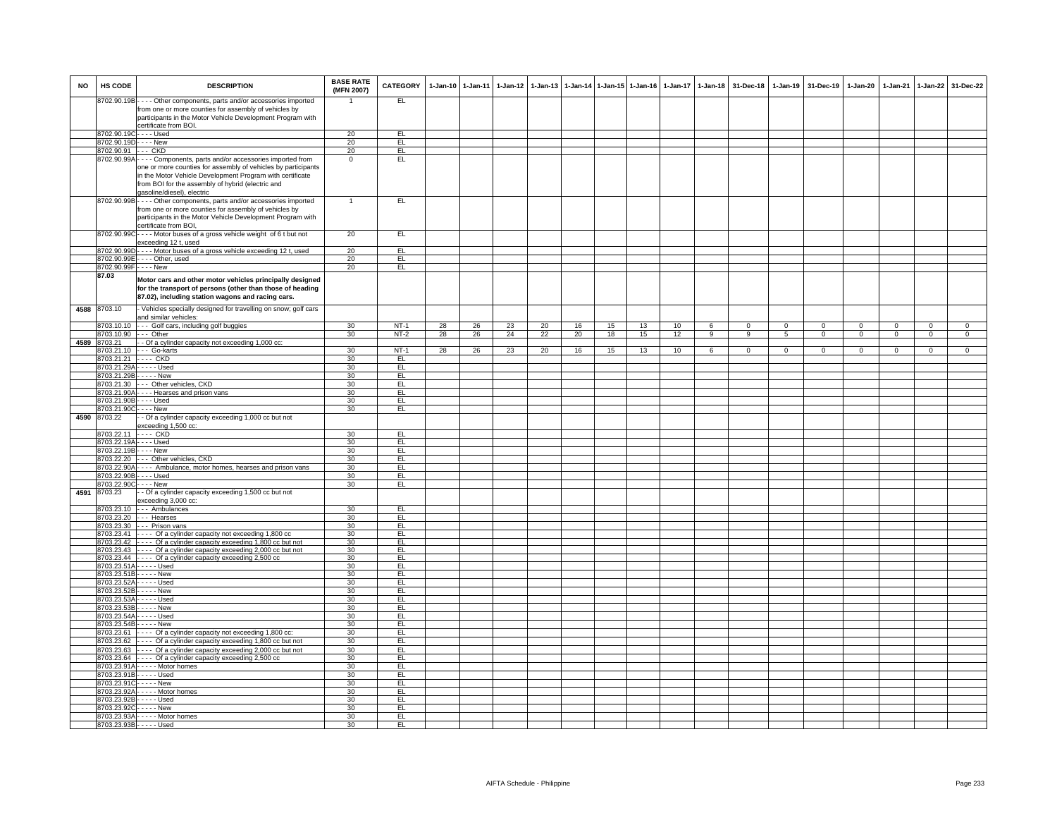| NO | HS CODE | DESCRIPTION | BASE RATE (MFN 2007) | CATEGORY | 1-Jan-10 | 1-Jan-11 | 1-Jan-12 | 1-Jan-13 | 1-Jan-14 | 1-Jan-15 | 1-Jan-16 | 1-Jan-17 | 1-Jan-18 | 31-Dec-18 | 1-Jan-19 | 31-Dec-19 | 1-Jan-20 | 1-Jan-21 | 1-Jan-22 | 31-Dec-22 |
|---|---|---|---|---|---|---|---|---|---|---|---|---|---|---|---|---|---|---|---|---|
| | 8702.90.19B | - - - - Other components, parts and/or accessories imported from one or more counties for assembly of vehicles by participants in the Motor Vehicle Development Program with certificate from BOI. | 1 | EL | | | | | | | | | | | | | | | | |
| | 8702.90.19C | - - - - Used | 20 | EL | | | | | | | | | | | | | | | | |
| | 8702.90.19D | - - - - New | 20 | EL | | | | | | | | | | | | | | | | |
| | 8702.90.91 | - - - CKD | 20 | EL | | | | | | | | | | | | | | | | |
| | 8702.90.99A | - - - - Components, parts and/or accessories imported from one or more counties for assembly of vehicles by participants in the Motor Vehicle Development Program with certificate from BOI for the assembly of hybrid (electric and gasoline/diesel), electric | 0 | EL | | | | | | | | | | | | | | | | |
| | 8702.90.99B | - - - - Other components, parts and/or accessories imported from one or more counties for assembly of vehicles by participants in the Motor Vehicle Development Program with certificate from BOI. | 1 | EL | | | | | | | | | | | | | | | | |
| | 8702.90.99C | - - - - Motor buses of a gross vehicle weight of 6 t but not exceeding 12 t, used | 20 | EL | | | | | | | | | | | | | | | | |
| | 8702.90.99D | - - - - Motor buses of a gross vehicle exceeding 12 t, used | 20 | EL | | | | | | | | | | | | | | | | |
| | 8702.90.99E | - - - - Other, used | 20 | EL | | | | | | | | | | | | | | | | |
| | 8702.90.99F | - - - - New | 20 | EL | | | | | | | | | | | | | | | | |
| | **87.03** | **Motor cars and other motor vehicles principally designed for the transport of persons (other than those of heading 87.02), including station wagons and racing cars.** | | | | | | | | | | | | | | | | | | |
| 4588 | 8703.10 | - Vehicles specially designed for travelling on snow; golf cars and similar vehicles: | | | | | | | | | | | | | | | | | | |
| | 8703.10.10 | - - - Golf cars, including golf buggies | 30 | NT-1 | 28 | 26 | 23 | 20 | 16 | 15 | 13 | 10 | 6 | 0 | 0 | 0 | 0 | 0 | 0 | 0 |
| | 8703.10.90 | - - - Other | 30 | NT-2 | 28 | 26 | 24 | 22 | 20 | 18 | 15 | 12 | 9 | 9 | 5 | 0 | 0 | 0 | 0 | 0 |
| 4589 | 8703.21 | - - Of a cylinder capacity not exceeding 1,000 cc: | | | | | | | | | | | | | | | | | | |
| | 8703.21.10 | - - - Go-karts | 30 | NT-1 | 28 | 26 | 23 | 20 | 16 | 15 | 13 | 10 | 6 | 0 | 0 | 0 | 0 | 0 | 0 | 0 |
| | 8703.21.21 | - - - - CKD | 30 | EL | | | | | | | | | | | | | | | | |
| | 8703.21.29A | - - - - - Used | 30 | EL | | | | | | | | | | | | | | | | |
| | 8703.21.29B | - - - - - New | 30 | EL | | | | | | | | | | | | | | | | |
| | 8703.21.30 | - - - Other vehicles, CKD | 30 | EL | | | | | | | | | | | | | | | | |
| | 8703.21.90A | - - - - Hearses and prison vans | 30 | EL | | | | | | | | | | | | | | | | |
| | 8703.21.90B | - - - - Used | 30 | EL | | | | | | | | | | | | | | | | |
| | 8703.21.90C | - - - - New | 30 | EL | | | | | | | | | | | | | | | | |
| 4590 | 8703.22 | - - Of a cylinder capacity exceeding 1,000 cc but not exceeding 1,500 cc: | | | | | | | | | | | | | | | | | | |
| | 8703.22.11 | - - - - CKD | 30 | EL | | | | | | | | | | | | | | | | |
| | 8703.22.19A | - - - - Used | 30 | EL | | | | | | | | | | | | | | | | |
| | 8703.22.19B | - - - - New | 30 | EL | | | | | | | | | | | | | | | | |
| | 8703.22.20 | - - - Other vehicles, CKD | 30 | EL | | | | | | | | | | | | | | | | |
| | 8703.22.90A | - - - - Ambulance, motor homes, hearses and prison vans | 30 | EL | | | | | | | | | | | | | | | | |
| | 8703.22.90B | - - - - Used | 30 | EL | | | | | | | | | | | | | | | | |
| | 8703.22.90C | - - - - New | 30 | EL | | | | | | | | | | | | | | | | |
| 4591 | 8703.23 | - - Of a cylinder capacity exceeding 1,500 cc but not exceeding 3,000 cc: | | | | | | | | | | | | | | | | | | |
| | 8703.23.10 | - - - Ambulances | 30 | EL | | | | | | | | | | | | | | | | |
| | 8703.23.20 | - - - Hearses | 30 | EL | | | | | | | | | | | | | | | | |
| | 8703.23.30 | - - - Prison vans | 30 | EL | | | | | | | | | | | | | | | | |
| | 8703.23.41 | - - - - Of a cylinder capacity not exceeding 1,800 cc | 30 | EL | | | | | | | | | | | | | | | | |
| | 8703.23.42 | - - - - Of a cylinder capacity exceeding 1,800 cc but not | 30 | EL | | | | | | | | | | | | | | | | |
| | 8703.23.43 | - - - - Of a cylinder capacity exceeding 2,000 cc but not | 30 | EL | | | | | | | | | | | | | | | | |
| | 8703.23.44 | - - - - Of a cylinder capacity exceeding 2,500 cc | 30 | EL | | | | | | | | | | | | | | | | |
| | 8703.23.51A | - - - - - Used | 30 | EL | | | | | | | | | | | | | | | | |
| | 8703.23.51B | - - - - - New | 30 | EL | | | | | | | | | | | | | | | | |
| | 8703.23.52A | - - - - - Used | 30 | EL | | | | | | | | | | | | | | | | |
| | 8703.23.52B | - - - - - New | 30 | EL | | | | | | | | | | | | | | | | |
| | 8703.23.53A | - - - - - Used | 30 | EL | | | | | | | | | | | | | | | | |
| | 8703.23.53B | - - - - - New | 30 | EL | | | | | | | | | | | | | | | | |
| | 8703.23.54A | - - - - - Used | 30 | EL | | | | | | | | | | | | | | | | |
| | 8703.23.54B | - - - - - New | 30 | EL | | | | | | | | | | | | | | | | |
| | 8703.23.61 | - - - - Of a cylinder capacity not exceeding 1,800 cc: | 30 | EL | | | | | | | | | | | | | | | | |
| | 8703.23.62 | - - - - Of a cylinder capacity exceeding 1,800 cc but not | 30 | EL | | | | | | | | | | | | | | | | |
| | 8703.23.63 | - - - - Of a cylinder capacity exceeding 2,000 cc but not | 30 | EL | | | | | | | | | | | | | | | | |
| | 8703.23.64 | - - - - Of a cylinder capacity exceeding 2,500 cc | 30 | EL | | | | | | | | | | | | | | | | |
| | 8703.23.91A | - - - - - Motor homes | 30 | EL | | | | | | | | | | | | | | | | |
| | 8703.23.91B | - - - - - Used | 30 | EL | | | | | | | | | | | | | | | | |
| | 8703.23.91C | - - - - - New | 30 | EL | | | | | | | | | | | | | | | | |
| | 8703.23.92A | - - - - - Motor homes | 30 | EL | | | | | | | | | | | | | | | | |
| | 8703.23.92B | - - - - - Used | 30 | EL | | | | | | | | | | | | | | | | |
| | 8703.23.92C | - - - - - New | 30 | EL | | | | | | | | | | | | | | | | |
| | 8703.23.93A | - - - - - Motor homes | 30 | EL | | | | | | | | | | | | | | | | |
| | 8703.23.93B | - - - - - Used | 30 | EL | | | | | | | | | | | | | | | | |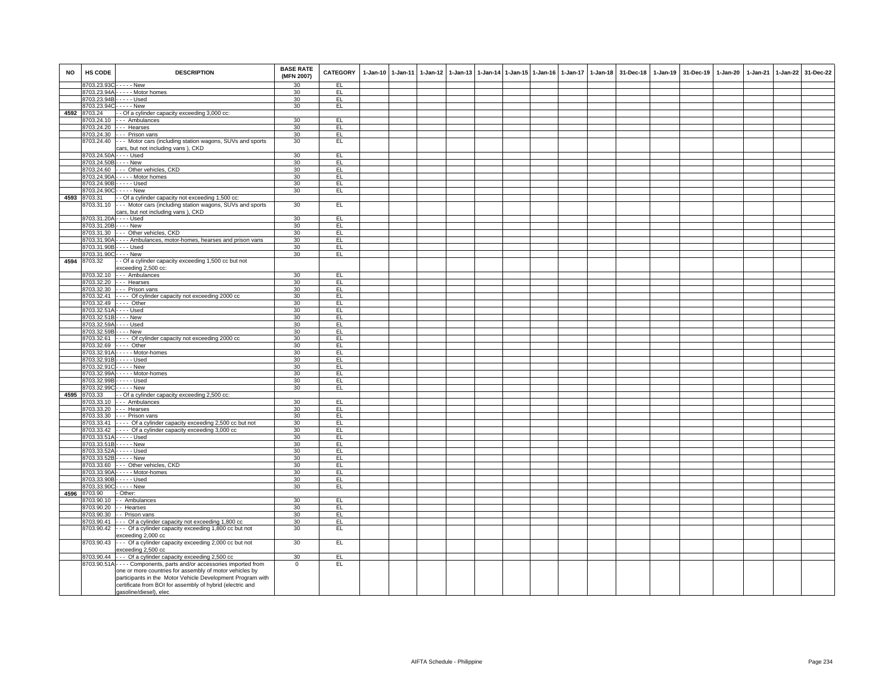| NO | HS CODE | DESCRIPTION | BASE RATE (MFN 2007) | CATEGORY | 1-Jan-10 | 1-Jan-11 | 1-Jan-12 | 1-Jan-13 | 1-Jan-14 | 1-Jan-15 | 1-Jan-16 | 1-Jan-17 | 1-Jan-18 | 31-Dec-18 | 1-Jan-19 | 31-Dec-19 | 1-Jan-20 | 1-Jan-21 | 1-Jan-22 | 31-Dec-22 |
|---|---|---|---|---|---|---|---|---|---|---|---|---|---|---|---|---|---|---|---|---|
| | 8703.23.93C | - - - - - New | 30 | EL | | | | | | | | | | | | | | | | |
| | 8703.23.94A | - - - - - Motor homes | 30 | EL | | | | | | | | | | | | | | | | |
| | 8703.23.94B | - - - - - Used | 30 | EL | | | | | | | | | | | | | | | | |
| | 8703.23.94C | - - - - - New | 30 | EL | | | | | | | | | | | | | | | | |
| 4592 | 8703.24 | - - Of a cylinder capacity exceeding 3,000 cc: | | | | | | | | | | | | | | | | | | |
| | 8703.24.10 | - - - Ambulances | 30 | EL | | | | | | | | | | | | | | | | |
| | 8703.24.20 | - - - Hearses | 30 | EL | | | | | | | | | | | | | | | | |
| | 8703.24.30 | - - - Prison vans | 30 | EL | | | | | | | | | | | | | | | | |
| | 8703.24.40 | - - - Motor cars (including station wagons, SUVs and sports cars, but not including vans ), CKD | 30 | EL | | | | | | | | | | | | | | | | |
| | 8703.24.50A | - - - - Used | 30 | EL | | | | | | | | | | | | | | | | |
| | 8703.24.50B | - - - - New | 30 | EL | | | | | | | | | | | | | | | | |
| | 8703.24.60 | - - - Other vehicles, CKD | 30 | EL | | | | | | | | | | | | | | | | |
| | 8703.24.90A | - - - - - Motor homes | 30 | EL | | | | | | | | | | | | | | | | |
| | 8703.24.90B | - - - - - Used | 30 | EL | | | | | | | | | | | | | | | | |
| | 8703.24.90C | - - - - - New | 30 | EL | | | | | | | | | | | | | | | | |
| 4593 | 8703.31 | - - Of a cylinder capacity not exceeding 1,500 cc: | | | | | | | | | | | | | | | | | | |
| | 8703.31.10 | - - - Motor cars (including station wagons, SUVs and sports cars, but not including vans ), CKD | 30 | EL | | | | | | | | | | | | | | | | |
| | 8703.31.20A | - - - - Used | 30 | EL | | | | | | | | | | | | | | | | |
| | 8703.31.20B | - - - - New | 30 | EL | | | | | | | | | | | | | | | | |
| | 8703.31.30 | - - - Other vehicles, CKD | 30 | EL | | | | | | | | | | | | | | | | |
| | 8703.31.90A | - - - - Ambulances, motor-homes, hearses and prison vans | 30 | EL | | | | | | | | | | | | | | | | |
| | 8703.31.90B | - - - - Used | 30 | EL | | | | | | | | | | | | | | | | |
| | 8703.31.90C | - - - - New | 30 | EL | | | | | | | | | | | | | | | | |
| 4594 | 8703.32 | - - Of a cylinder capacity exceeding 1,500 cc but not exceeding 2,500 cc: | | | | | | | | | | | | | | | | | | |
| | 8703.32.10 | - - - Ambulances | 30 | EL | | | | | | | | | | | | | | | | |
| | 8703.32.20 | - - - Hearses | 30 | EL | | | | | | | | | | | | | | | | |
| | 8703.32.30 | - - - Prison vans | 30 | EL | | | | | | | | | | | | | | | | |
| | 8703.32.41 | - - - - Of cylinder capacity not exceeding 2000 cc | 30 | EL | | | | | | | | | | | | | | | | |
| | 8703.32.49 | - - - - Other | 30 | EL | | | | | | | | | | | | | | | | |
| | 8703.32.51A | - - - - Used | 30 | EL | | | | | | | | | | | | | | | | |
| | 8703.32.51B | - - - - New | 30 | EL | | | | | | | | | | | | | | | | |
| | 8703.32.59A | - - - - Used | 30 | EL | | | | | | | | | | | | | | | | |
| | 8703.32.59B | - - - - New | 30 | EL | | | | | | | | | | | | | | | | |
| | 8703.32.61 | - - - - Of cylinder capacity not exceeding 2000 cc | 30 | EL | | | | | | | | | | | | | | | | |
| | 8703.32.69 | - - - - Other | 30 | EL | | | | | | | | | | | | | | | | |
| | 8703.32.91A | - - - - - Motor-homes | 30 | EL | | | | | | | | | | | | | | | | |
| | 8703.32.91B | - - - - - Used | 30 | EL | | | | | | | | | | | | | | | | |
| | 8703.32.91C | - - - - - New | 30 | EL | | | | | | | | | | | | | | | | |
| | 8703.32.99A | - - - - - Motor-homes | 30 | EL | | | | | | | | | | | | | | | | |
| | 8703.32.99B | - - - - - Used | 30 | EL | | | | | | | | | | | | | | | | |
| | 8703.32.99C | - - - - - New | 30 | EL | | | | | | | | | | | | | | | | |
| 4595 | 8703.33 | - - Of a cylinder capacity exceeding 2,500 cc: | | | | | | | | | | | | | | | | | | |
| | 8703.33.10 | - - - Ambulances | 30 | EL | | | | | | | | | | | | | | | | |
| | 8703.33.20 | - - - Hearses | 30 | EL | | | | | | | | | | | | | | | | |
| | 8703.33.30 | - - - Prison vans | 30 | EL | | | | | | | | | | | | | | | | |
| | 8703.33.41 | - - - - Of a cylinder capacity exceeding 2,500 cc but not | 30 | EL | | | | | | | | | | | | | | | | |
| | 8703.33.42 | - - - - Of a cylinder capacity exceeding 3,000 cc | 30 | EL | | | | | | | | | | | | | | | | |
| | 8703.33.51A | - - - - - Used | 30 | EL | | | | | | | | | | | | | | | | |
| | 8703.33.51B | - - - - - New | 30 | EL | | | | | | | | | | | | | | | | |
| | 8703.33.52A | - - - - - Used | 30 | EL | | | | | | | | | | | | | | | | |
| | 8703.33.52B | - - - - - New | 30 | EL | | | | | | | | | | | | | | | | |
| | 8703.33.60 | - - - Other vehicles, CKD | 30 | EL | | | | | | | | | | | | | | | | |
| | 8703.33.90A | - - - - - Motor-homes | 30 | EL | | | | | | | | | | | | | | | | |
| | 8703.33.90B | - - - - - Used | 30 | EL | | | | | | | | | | | | | | | | |
| | 8703.33.90C | - - - - - New | 30 | EL | | | | | | | | | | | | | | | | |
| 4596 | 8703.90 | - Other: | | | | | | | | | | | | | | | | | | |
| | 8703.90.10 | - - Ambulances | 30 | EL | | | | | | | | | | | | | | | | |
| | 8703.90.20 | - - Hearses | 30 | EL | | | | | | | | | | | | | | | | |
| | 8703.90.30 | - - Prison vans | 30 | EL | | | | | | | | | | | | | | | | |
| | 8703.90.41 | - - - Of a cylinder capacity not exceeding 1,800 cc | 30 | EL | | | | | | | | | | | | | | | | |
| | 8703.90.42 | - - - Of a cylinder capacity exceeding 1,800 cc but not exceeding 2,000 cc | 30 | EL | | | | | | | | | | | | | | | | |
| | 8703.90.43 | - - - Of a cylinder capacity exceeding 2,000 cc but not exceeding 2,500 cc | 30 | EL | | | | | | | | | | | | | | | | |
| | 8703.90.44 | - - - Of a cylinder capacity exceeding 2,500 cc | 30 | EL | | | | | | | | | | | | | | | | |
| | 8703.90.51A | - - - - Components, parts and/or accessories imported from one or more countries for assembly of motor vehicles by participants in the Motor Vehicle Development Program with certificate from BOI for assembly of hybrid (electric and gasoline/diesel), elec | 0 | EL | | | | | | | | | | | | | | | | |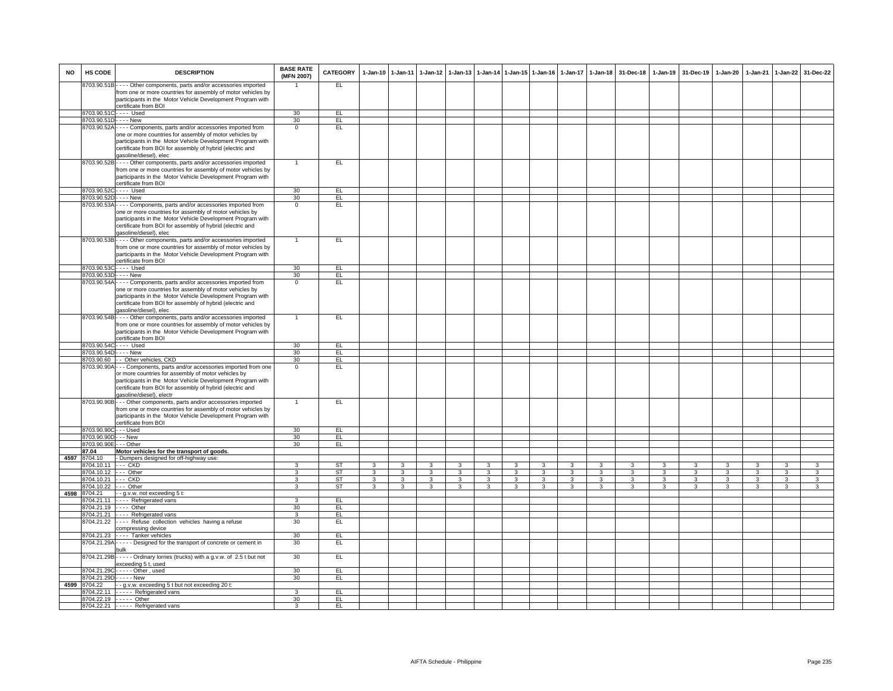| NO | HS CODE | DESCRIPTION | BASE RATE (MFN 2007) | CATEGORY | 1-Jan-10 | 1-Jan-11 | 1-Jan-12 | 1-Jan-13 | 1-Jan-14 | 1-Jan-15 | 1-Jan-16 | 1-Jan-17 | 1-Jan-18 | 31-Dec-18 | 1-Jan-19 | 31-Dec-19 | 1-Jan-20 | 1-Jan-21 | 1-Jan-22 | 31-Dec-22 |
|---|---|---|---|---|---|---|---|---|---|---|---|---|---|---|---|---|---|---|---|---|
| | 8703.90.51B | - - - - Other components, parts and/or accessories imported from one or more countries for assembly of motor vehicles by participants in the Motor Vehicle Development Program with certificate from BOI | 1 | EL | | | | | | | | | | | | | | | | |
| | 8703.90.51C | - - - - Used | 30 | EL | | | | | | | | | | | | | | | | |
| | 8703.90.51D | - - - - New | 30 | EL | | | | | | | | | | | | | | | | |
| | 8703.90.52A | - - - - Components, parts and/or accessories imported from one or more countries for assembly of motor vehicles by participants in the Motor Vehicle Development Program with certificate from BOI for assembly of hybrid (electric and gasoline/diesel), elec | 0 | EL | | | | | | | | | | | | | | | | |
| | 8703.90.52B | - - - - Other components, parts and/or accessories imported from one or more countries for assembly of motor vehicles by participants in the Motor Vehicle Development Program with certificate from BOI | 1 | EL | | | | | | | | | | | | | | | | |
| | 8703.90.52C | - - - - Used | 30 | EL | | | | | | | | | | | | | | | | |
| | 8703.90.52D | - - - - New | 30 | EL | | | | | | | | | | | | | | | | |
| | 8703.90.53A | - - - - Components, parts and/or accessories imported from one or more countries for assembly of motor vehicles by participants in the Motor Vehicle Development Program with certificate from BOI for assembly of hybrid (electric and gasoline/diesel), elec | 0 | EL | | | | | | | | | | | | | | | | |
| | 8703.90.53B | - - - - Other components, parts and/or accessories imported from one or more countries for assembly of motor vehicles by participants in the Motor Vehicle Development Program with certificate from BOI | 1 | EL | | | | | | | | | | | | | | | | |
| | 8703.90.53C | - - - - Used | 30 | EL | | | | | | | | | | | | | | | | |
| | 8703.90.53D | - - - - New | 30 | EL | | | | | | | | | | | | | | | | |
| | 8703.90.54A | - - - - Components, parts and/or accessories imported from one or more countries for assembly of motor vehicles by participants in the Motor Vehicle Development Program with certificate from BOI for assembly of hybrid (electric and gasoline/diesel), elec | 0 | EL | | | | | | | | | | | | | | | | |
| | 8703.90.54B | - - - - Other components, parts and/or accessories imported from one or more countries for assembly of motor vehicles by participants in the Motor Vehicle Development Program with certificate from BOI | 1 | EL | | | | | | | | | | | | | | | | |
| | 8703.90.54C | - - - - Used | 30 | EL | | | | | | | | | | | | | | | | |
| | 8703.90.54D | - - - - New | 30 | EL | | | | | | | | | | | | | | | | |
| | 8703.90.60 | - - Other vehicles, CKD | 30 | EL | | | | | | | | | | | | | | | | |
| | 8703.90.90A | - - - Components, parts and/or accessories imported from one or more countries for assembly of motor vehicles by participants in the Motor Vehicle Development Program with certificate from BOI for assembly of hybrid (electric and gasoline/diesel), electr | 0 | EL | | | | | | | | | | | | | | | | |
| | 8703.90.90B | - - - Other components, parts and/or accessories imported from one or more countries for assembly of motor vehicles by participants in the Motor Vehicle Development Program with certificate from BOI | 1 | EL | | | | | | | | | | | | | | | | |
| | 8703.90.90C | - - - Used | 30 | EL | | | | | | | | | | | | | | | | |
| | 8703.90.90D | - - - New | 30 | EL | | | | | | | | | | | | | | | | |
| | 8703.90.90E | - - - Other | 30 | EL | | | | | | | | | | | | | | | | |
| | **87.04** | **Motor vehicles for the transport of goods.** | | | | | | | | | | | | | | | | | | |
| 4597 | 8704.10 | - Dumpers designed for off-highway use: | | | | | | | | | | | | | | | | | | |
| | 8704.10.11 | - - - CKD | 3 | ST | 3 | 3 | 3 | 3 | 3 | 3 | 3 | 3 | 3 | 3 | 3 | 3 | 3 | 3 | 3 | 3 |
| | 8704.10.12 | - - - Other | 3 | ST | 3 | 3 | 3 | 3 | 3 | 3 | 3 | 3 | 3 | 3 | 3 | 3 | 3 | 3 | 3 | 3 |
| | 8704.10.21 | - - - CKD | 3 | ST | 3 | 3 | 3 | 3 | 3 | 3 | 3 | 3 | 3 | 3 | 3 | 3 | 3 | 3 | 3 | 3 |
| | 8704.10.22 | - - - Other | 3 | ST | 3 | 3 | 3 | 3 | 3 | 3 | 3 | 3 | 3 | 3 | 3 | 3 | 3 | 3 | 3 | 3 |
| 4598 | 8704.21 | - - g.v.w. not exceeding 5 t: | | | | | | | | | | | | | | | | | | |
| | 8704.21.11 | - - - - Refrigerated vans | 3 | EL | | | | | | | | | | | | | | | | |
| | 8704.21.19 | - - - - Other | 30 | EL | | | | | | | | | | | | | | | | |
| | 8704.21.21 | - - - - Refrigerated vans | 3 | EL | | | | | | | | | | | | | | | | |
| | 8704.21.22 | - - - - Refuse collection vehicles having a refuse compressing device | 30 | EL | | | | | | | | | | | | | | | | |
| | 8704.21.23 | - - - - Tanker vehicles | 30 | EL | | | | | | | | | | | | | | | | |
| | 8704.21.29A | - - - - - Designed for the transport of concrete or cement in bulk | 30 | EL | | | | | | | | | | | | | | | | |
| | 8704.21.29B | - - - - - Ordinary lorries (trucks) with a g.v.w. of 2.5 t but not exceeding 5 t, used | 30 | EL | | | | | | | | | | | | | | | | |
| | 8704.21.29C | - - - - - Other , used | 30 | EL | | | | | | | | | | | | | | | | |
| | 8704.21.29D | - - - - - New | 30 | EL | | | | | | | | | | | | | | | | |
| 4599 | 8704.22 | - - g.v.w. exceeding 5 t but not exceeding 20 t: | | | | | | | | | | | | | | | | | | |
| | 8704.22.11 | - - - - - Refrigerated vans | 3 | EL | | | | | | | | | | | | | | | | |
| | 8704.22.19 | - - - - - Other | 30 | EL | | | | | | | | | | | | | | | | |
| | 8704.22.21 | - - - - - Refrigerated vans | 3 | EL | | | | | | | | | | | | | | | | |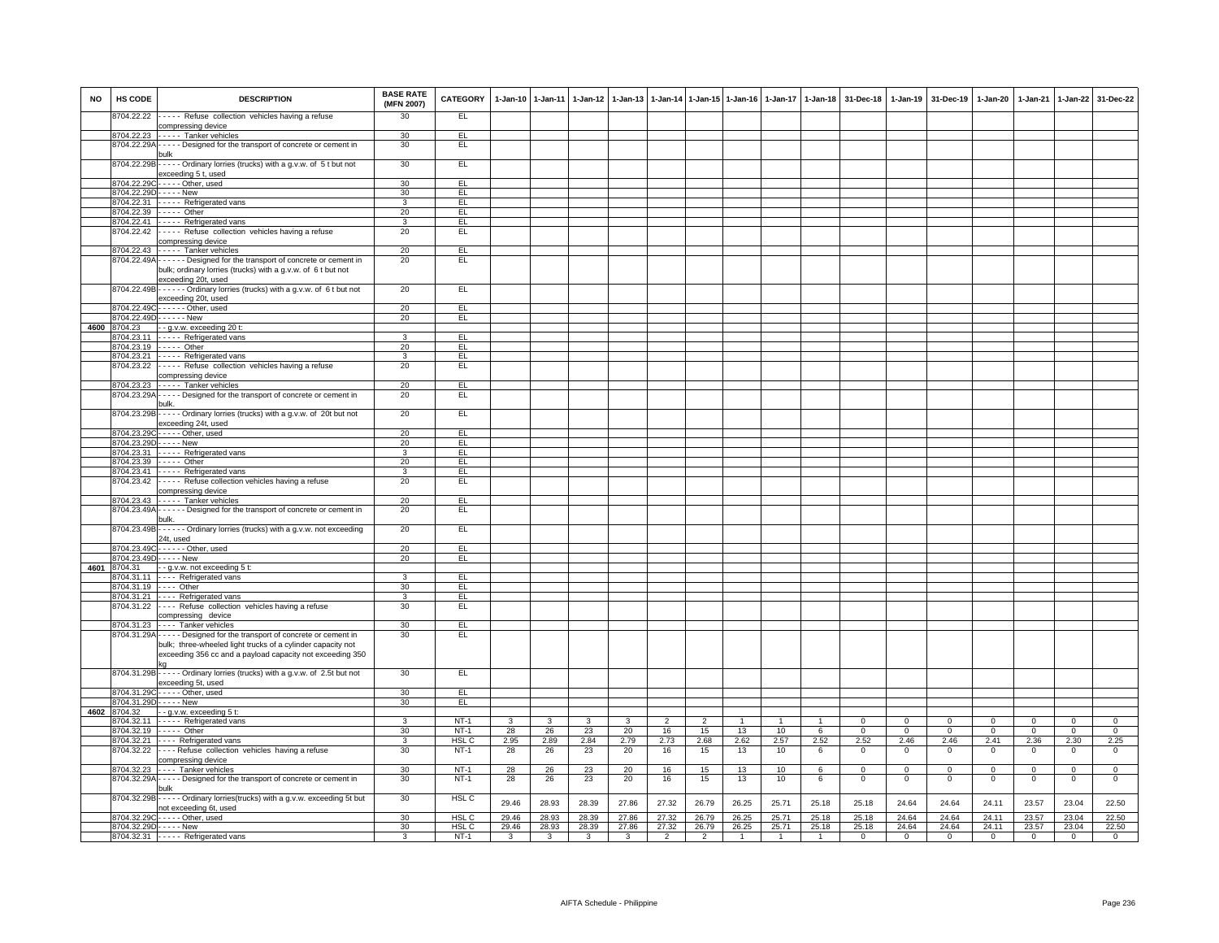| NO | HS CODE | DESCRIPTION | BASE RATE (MFN 2007) | CATEGORY | 1-Jan-10 | 1-Jan-11 | 1-Jan-12 | 1-Jan-13 | 1-Jan-14 | 1-Jan-15 | 1-Jan-16 | 1-Jan-17 | 1-Jan-18 | 31-Dec-18 | 1-Jan-19 | 31-Dec-19 | 1-Jan-20 | 1-Jan-21 | 1-Jan-22 | 31-Dec-22 |
|---|---|---|---|---|---|---|---|---|---|---|---|---|---|---|---|---|---|---|---|---|
| | 8704.22.22 | - - - - - Refuse collection vehicles having a refuse compressing device | 30 | EL | | | | | | | | | | | | | | | | |
| | 8704.22.23 | - - - - - Tanker vehicles | 30 | EL | | | | | | | | | | | | | | | | |
| | 8704.22.29A | - - - - - Designed for the transport of concrete or cement in bulk | 30 | EL | | | | | | | | | | | | | | | | |
| | 8704.22.29B | - - - - - Ordinary lorries (trucks) with a g.v.w. of 5 t but not exceeding 5 t, used | 30 | EL | | | | | | | | | | | | | | | | |
| | 8704.22.29C | - - - - - Other, used | 30 | EL | | | | | | | | | | | | | | | | |
| | 8704.22.29D | - - - - - New | 30 | EL | | | | | | | | | | | | | | | | |
| | 8704.22.31 | - - - - - Refrigerated vans | 3 | EL | | | | | | | | | | | | | | | | |
| | 8704.22.39 | - - - - - Other | 20 | EL | | | | | | | | | | | | | | | | |
| | 8704.22.41 | - - - - - Refrigerated vans | 3 | EL | | | | | | | | | | | | | | | | |
| | 8704.22.42 | - - - - - Refuse collection vehicles having a refuse compressing device | 20 | EL | | | | | | | | | | | | | | | | |
| | 8704.22.43 | - - - - - Tanker vehicles | 20 | EL | | | | | | | | | | | | | | | | |
| | 8704.22.49A | - - - - - - Designed for the transport of concrete or cement in bulk; ordinary lorries (trucks) with a g.v.w. of 6 t but not exceeding 20t, used | 20 | EL | | | | | | | | | | | | | | | | |
| | 8704.22.49B | - - - - - - Ordinary lorries (trucks) with a g.v.w. of 6 t but not exceeding 20t, used | 20 | EL | | | | | | | | | | | | | | | | |
| | 8704.22.49C | - - - - - - Other, used | 20 | EL | | | | | | | | | | | | | | | | |
| | 8704.22.49D | - - - - - - New | 20 | EL | | | | | | | | | | | | | | | | |
| 4600 | 8704.23 | - - g.v.w. exceeding 20 t: | | | | | | | | | | | | | | | | | | |
| | 8704.23.11 | - - - - - Refrigerated vans | 3 | EL | | | | | | | | | | | | | | | | |
| | 8704.23.19 | - - - - - Other | 20 | EL | | | | | | | | | | | | | | | | |
| | 8704.23.21 | - - - - - Refrigerated vans | 3 | EL | | | | | | | | | | | | | | | | |
| | 8704.23.22 | - - - - - Refuse collection vehicles having a refuse compressing device | 20 | EL | | | | | | | | | | | | | | | | |
| | 8704.23.23 | - - - - - Tanker vehicles | 20 | EL | | | | | | | | | | | | | | | | |
| | 8704.23.29A | - - - - - Designed for the transport of concrete or cement in bulk. | 20 | EL | | | | | | | | | | | | | | | | |
| | 8704.23.29B | - - - - - Ordinary lorries (trucks) with a g.v.w. of 20t but not exceeding 24t, used | 20 | EL | | | | | | | | | | | | | | | | |
| | 8704.23.29C | - - - - - Other, used | 20 | EL | | | | | | | | | | | | | | | | |
| | 8704.23.29D | - - - - - New | 20 | EL | | | | | | | | | | | | | | | | |
| | 8704.23.31 | - - - - - Refrigerated vans | 3 | EL | | | | | | | | | | | | | | | | |
| | 8704.23.39 | - - - - - Other | 20 | EL | | | | | | | | | | | | | | | | |
| | 8704.23.41 | - - - - - Refrigerated vans | 3 | EL | | | | | | | | | | | | | | | | |
| | 8704.23.42 | - - - - - Refuse collection vehicles having a refuse compressing device | 20 | EL | | | | | | | | | | | | | | | | |
| | 8704.23.43 | - - - - - Tanker vehicles | 20 | EL | | | | | | | | | | | | | | | | |
| | 8704.23.49A | - - - - - - Designed for the transport of concrete or cement in bulk. | 20 | EL | | | | | | | | | | | | | | | | |
| | 8704.23.49B | - - - - - - Ordinary lorries (trucks) with a g.v.w. not exceeding 24t, used | 20 | EL | | | | | | | | | | | | | | | | |
| | 8704.23.49C | - - - - - - Other, used | 20 | EL | | | | | | | | | | | | | | | | |
| | 8704.23.49D | - - - - - New | 20 | EL | | | | | | | | | | | | | | | | |
| 4601 | 8704.31 | - - g.v.w. not exceeding 5 t: | | | | | | | | | | | | | | | | | | |
| | 8704.31.11 | - - - - Refrigerated vans | 3 | EL | | | | | | | | | | | | | | | | |
| | 8704.31.19 | - - - - Other | 30 | EL | | | | | | | | | | | | | | | | |
| | 8704.31.21 | - - - - Refrigerated vans | 3 | EL | | | | | | | | | | | | | | | | |
| | 8704.31.22 | - - - - Refuse collection vehicles having a refuse compressing device | 30 | EL | | | | | | | | | | | | | | | | |
| | 8704.31.23 | - - - - Tanker vehicles | 30 | EL | | | | | | | | | | | | | | | | |
| | 8704.31.29A | - - - - - Designed for the transport of concrete or cement in bulk; three-wheeled light trucks of a cylinder capacity not exceeding 356 cc and a payload capacity not exceeding 350 kg | 30 | EL | | | | | | | | | | | | | | | | |
| | 8704.31.29B | - - - - - Ordinary lorries (trucks) with a g.v.w. of 2.5t but not exceeding 5t, used | 30 | EL | | | | | | | | | | | | | | | | |
| | 8704.31.29C | - - - - - Other, used | 30 | EL | | | | | | | | | | | | | | | | |
| | 8704.31.29D | - - - - - New | 30 | EL | | | | | | | | | | | | | | | | |
| 4602 | 8704.32 | - - g.v.w. exceeding 5 t: | | | | | | | | | | | | | | | | | | |
| | 8704.32.11 | - - - - - Refrigerated vans | 3 | NT-1 | 3 | 3 | 3 | 3 | 2 | 2 | 1 | 1 | 1 | 0 | 0 | 0 | 0 | 0 | 0 | 0 |
| | 8704.32.19 | - - - - - Other | 30 | NT-1 | 28 | 26 | 23 | 20 | 16 | 15 | 13 | 10 | 6 | 0 | 0 | 0 | 0 | 0 | 0 | 0 |
| | 8704.32.21 | - - - - Refrigerated vans | 3 | HSL C | 2.95 | 2.89 | 2.84 | 2.79 | 2.73 | 2.68 | 2.62 | 2.57 | 2.52 | 2.52 | 2.46 | 2.46 | 2.41 | 2.36 | 2.30 | 2.25 |
| | 8704.32.22 | - - - - Refuse collection vehicles having a refuse compressing device | 30 | NT-1 | 28 | 26 | 23 | 20 | 16 | 15 | 13 | 10 | 6 | 0 | 0 | 0 | 0 | 0 | 0 | 0 |
| | 8704.32.23 | - - - - Tanker vehicles | 30 | NT-1 | 28 | 26 | 23 | 20 | 16 | 15 | 13 | 10 | 6 | 0 | 0 | 0 | 0 | 0 | 0 | 0 |
| | 8704.32.29A | - - - - - Designed for the transport of concrete or cement in bulk | 30 | NT-1 | 28 | 26 | 23 | 20 | 16 | 15 | 13 | 10 | 6 | 0 | 0 | 0 | 0 | 0 | 0 | 0 |
| | 8704.32.29B | - - - - - Ordinary lorries(trucks) with a g.v.w. exceeding 5t but not exceeding 6t, used | 30 | HSL C | 29.46 | 28.93 | 28.39 | 27.86 | 27.32 | 26.79 | 26.25 | 25.71 | 25.18 | 25.18 | 24.64 | 24.64 | 24.11 | 23.57 | 23.04 | 22.50 |
| | 8704.32.29C | - - - - - Other, used | 30 | HSL C | 29.46 | 28.93 | 28.39 | 27.86 | 27.32 | 26.79 | 26.25 | 25.71 | 25.18 | 25.18 | 24.64 | 24.64 | 24.11 | 23.57 | 23.04 | 22.50 |
| | 8704.32.29D | - - - - - New | 30 | HSL C | 29.46 | 28.93 | 28.39 | 27.86 | 27.32 | 26.79 | 26.25 | 25.71 | 25.18 | 25.18 | 24.64 | 24.64 | 24.11 | 23.57 | 23.04 | 22.50 |
| | 8704.32.31 | - - - - - Refrigerated vans | 3 | NT-1 | 3 | 3 | 3 | 3 | 2 | 2 | 1 | 1 | 1 | 0 | 0 | 0 | 0 | 0 | 0 | 0 |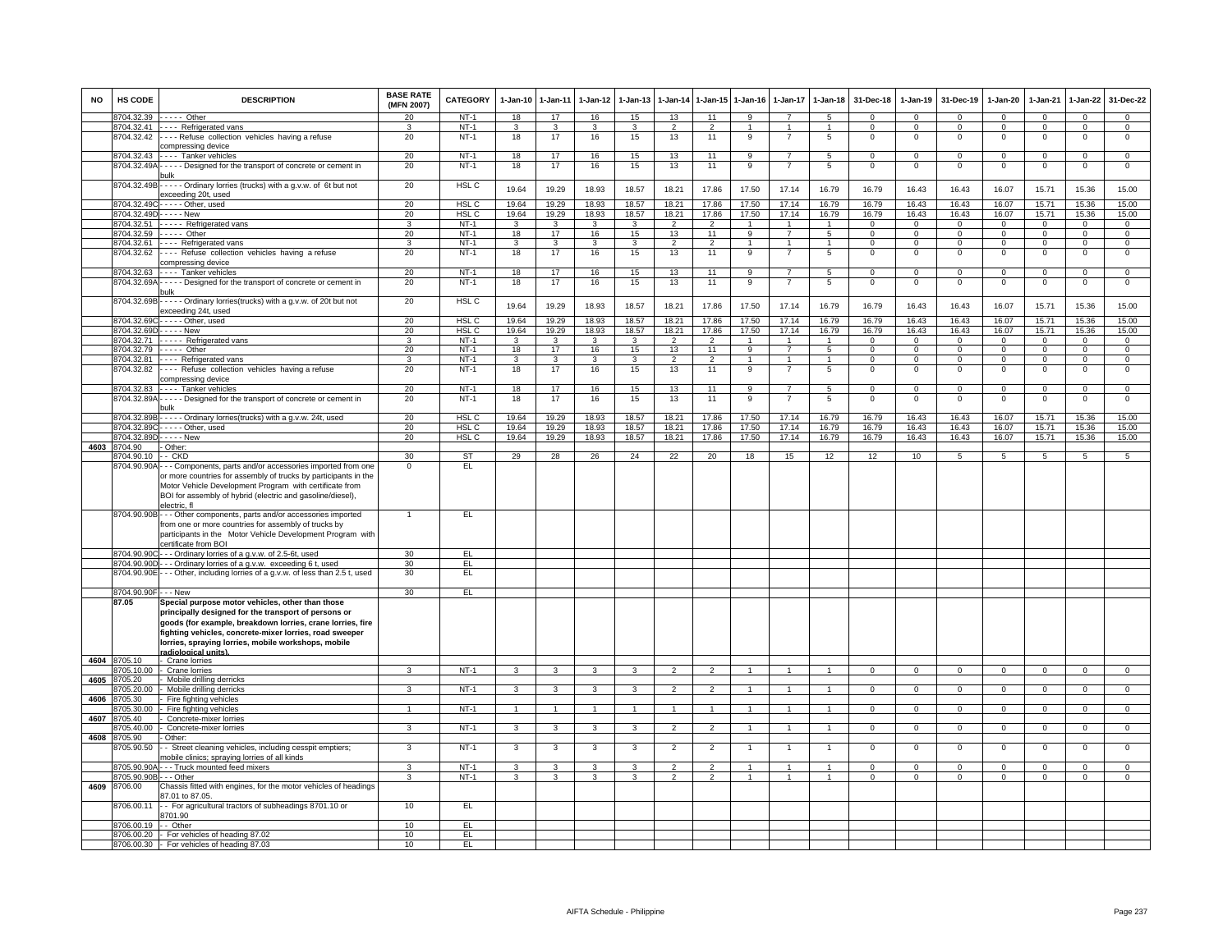| NO | HS CODE | DESCRIPTION | BASE RATE (MFN 2007) | CATEGORY | 1-Jan-10 | 1-Jan-11 | 1-Jan-12 | 1-Jan-13 | 1-Jan-14 | 1-Jan-15 | 1-Jan-16 | 1-Jan-17 | 1-Jan-18 | 31-Dec-18 | 1-Jan-19 | 31-Dec-19 | 1-Jan-20 | 1-Jan-21 | 1-Jan-22 | 31-Dec-22 |
|---|---|---|---|---|---|---|---|---|---|---|---|---|---|---|---|---|---|---|---|---|
| | 8704.32.39 | - - - - - Other | 20 | NT-1 | 18 | 17 | 16 | 15 | 13 | 11 | 9 | 7 | 5 | 0 | 0 | 0 | 0 | 0 | 0 | 0 |
| | 8704.32.41 | - - - - Refrigerated vans | 3 | NT-1 | 3 | 3 | 3 | 3 | 2 | 2 | 1 | 1 | 1 | 0 | 0 | 0 | 0 | 0 | 0 | 0 |
| | 8704.32.42 | - - - - Refuse collection vehicles having a refuse compressing device | 20 | NT-1 | 18 | 17 | 16 | 15 | 13 | 11 | 9 | 7 | 5 | 0 | 0 | 0 | 0 | 0 | 0 | 0 |
| | 8704.32.43 | - - - - Tanker vehicles | 20 | NT-1 | 18 | 17 | 16 | 15 | 13 | 11 | 9 | 7 | 5 | 0 | 0 | 0 | 0 | 0 | 0 | 0 |
| | 8704.32.49A | - - - - - Designed for the transport of concrete or cement in bulk | 20 | NT-1 | 18 | 17 | 16 | 15 | 13 | 11 | 9 | 7 | 5 | 0 | 0 | 0 | 0 | 0 | 0 | 0 |
| | 8704.32.49B | - - - - - Ordinary lorries (trucks) with a g.v.w. of 6t but not exceeding 20t, used | 20 | HSL C | 19.64 | 19.29 | 18.93 | 18.57 | 18.21 | 17.86 | 17.50 | 17.14 | 16.79 | 16.79 | 16.43 | 16.43 | 16.07 | 15.71 | 15.36 | 15.00 |
| | 8704.32.49C | - - - - - Other, used | 20 | HSL C | 19.64 | 19.29 | 18.93 | 18.57 | 18.21 | 17.86 | 17.50 | 17.14 | 16.79 | 16.79 | 16.43 | 16.43 | 16.07 | 15.71 | 15.36 | 15.00 |
| | 8704.32.49D | - - - - - New | 20 | HSL C | 19.64 | 19.29 | 18.93 | 18.57 | 18.21 | 17.86 | 17.50 | 17.14 | 16.79 | 16.79 | 16.43 | 16.43 | 16.07 | 15.71 | 15.36 | 15.00 |
| | 8704.32.51 | - - - - - Refrigerated vans | 3 | NT-1 | 3 | 3 | 3 | 3 | 2 | 2 | 1 | 1 | 1 | 0 | 0 | 0 | 0 | 0 | 0 | 0 |
| | 8704.32.59 | - - - - - Other | 20 | NT-1 | 18 | 17 | 16 | 15 | 13 | 11 | 9 | 7 | 5 | 0 | 0 | 0 | 0 | 0 | 0 | 0 |
| | 8704.32.61 | - - - - Refrigerated vans | 3 | NT-1 | 3 | 3 | 3 | 3 | 2 | 2 | 1 | 1 | 1 | 0 | 0 | 0 | 0 | 0 | 0 | 0 |
| | 8704.32.62 | - - - - Refuse collection vehicles having a refuse compressing device | 20 | NT-1 | 18 | 17 | 16 | 15 | 13 | 11 | 9 | 7 | 5 | 0 | 0 | 0 | 0 | 0 | 0 | 0 |
| | 8704.32.63 | - - - - Tanker vehicles | 20 | NT-1 | 18 | 17 | 16 | 15 | 13 | 11 | 9 | 7 | 5 | 0 | 0 | 0 | 0 | 0 | 0 | 0 |
| | 8704.32.69A | - - - - - Designed for the transport of concrete or cement in bulk | 20 | NT-1 | 18 | 17 | 16 | 15 | 13 | 11 | 9 | 7 | 5 | 0 | 0 | 0 | 0 | 0 | 0 | 0 |
| | 8704.32.69B | - - - - - Ordinary lorries(trucks) with a g.v.w. of 20t but not exceeding 24t, used | 20 | HSL C | 19.64 | 19.29 | 18.93 | 18.57 | 18.21 | 17.86 | 17.50 | 17.14 | 16.79 | 16.79 | 16.43 | 16.43 | 16.07 | 15.71 | 15.36 | 15.00 |
| | 8704.32.69C | - - - - - Other, used | 20 | HSL C | 19.64 | 19.29 | 18.93 | 18.57 | 18.21 | 17.86 | 17.50 | 17.14 | 16.79 | 16.79 | 16.43 | 16.43 | 16.07 | 15.71 | 15.36 | 15.00 |
| | 8704.32.69D | - - - - - New | 20 | HSL C | 19.64 | 19.29 | 18.93 | 18.57 | 18.21 | 17.86 | 17.50 | 17.14 | 16.79 | 16.79 | 16.43 | 16.43 | 16.07 | 15.71 | 15.36 | 15.00 |
| | 8704.32.71 | - - - - - Refrigerated vans | 3 | NT-1 | 3 | 3 | 3 | 3 | 2 | 2 | 1 | 1 | 1 | 0 | 0 | 0 | 0 | 0 | 0 | 0 |
| | 8704.32.79 | - - - - - Other | 20 | NT-1 | 18 | 17 | 16 | 15 | 13 | 11 | 9 | 7 | 5 | 0 | 0 | 0 | 0 | 0 | 0 | 0 |
| | 8704.32.81 | - - - - Refrigerated vans | 3 | NT-1 | 3 | 3 | 3 | 3 | 2 | 2 | 1 | 1 | 1 | 0 | 0 | 0 | 0 | 0 | 0 | 0 |
| | 8704.32.82 | - - - - Refuse collection vehicles having a refuse compressing device | 20 | NT-1 | 18 | 17 | 16 | 15 | 13 | 11 | 9 | 7 | 5 | 0 | 0 | 0 | 0 | 0 | 0 | 0 |
| | 8704.32.83 | - - - - Tanker vehicles | 20 | NT-1 | 18 | 17 | 16 | 15 | 13 | 11 | 9 | 7 | 5 | 0 | 0 | 0 | 0 | 0 | 0 | 0 |
| | 8704.32.89A | - - - - - Designed for the transport of concrete or cement in bulk | 20 | NT-1 | 18 | 17 | 16 | 15 | 13 | 11 | 9 | 7 | 5 | 0 | 0 | 0 | 0 | 0 | 0 | 0 |
| | 8704.32.89B | - - - - - Ordinary lorries(trucks) with a g.v.w. 24t, used | 20 | HSL C | 19.64 | 19.29 | 18.93 | 18.57 | 18.21 | 17.86 | 17.50 | 17.14 | 16.79 | 16.79 | 16.43 | 16.43 | 16.07 | 15.71 | 15.36 | 15.00 |
| | 8704.32.89C | - - - - - Other, used | 20 | HSL C | 19.64 | 19.29 | 18.93 | 18.57 | 18.21 | 17.86 | 17.50 | 17.14 | 16.79 | 16.79 | 16.43 | 16.43 | 16.07 | 15.71 | 15.36 | 15.00 |
| | 8704.32.89D | - - - - - New | 20 | HSL C | 19.64 | 19.29 | 18.93 | 18.57 | 18.21 | 17.86 | 17.50 | 17.14 | 16.79 | 16.79 | 16.43 | 16.43 | 16.07 | 15.71 | 15.36 | 15.00 |
| 4603 | 8704.90 | - Other: | | | | | | | | | | | | | | | | | | |
| | 8704.90.10 | - - CKD | 30 | ST | 29 | 28 | 26 | 24 | 22 | 20 | 18 | 15 | 12 | 12 | 10 | 5 | 5 | 5 | 5 | 5 |
| | 8704.90.90A | - - - Components, parts and/or accessories imported from one or more countries for assembly of trucks by participants in the Motor Vehicle Development Program with certificate from BOI for assembly of hybrid (electric and gasoline/diesel), electric, fl | 0 | EL | | | | | | | | | | | | | | | | |
| | 8704.90.90B | - - - Other components, parts and/or accessories imported from one or more countries for assembly of trucks by participants in the Motor Vehicle Development Program with certificate from BOI | 1 | EL | | | | | | | | | | | | | | | | |
| | 8704.90.90C | - - - Ordinary lorries of a g.v.w. of 2.5-6t, used | 30 | EL | | | | | | | | | | | | | | | | |
| | 8704.90.90D | - - - Ordinary lorries of a g.v.w. exceeding 6 t, used | 30 | EL | | | | | | | | | | | | | | | | |
| | 8704.90.90E | - - - Other, including lorries of a g.v.w. of less than 2.5 t, used | 30 | EL | | | | | | | | | | | | | | | | |
| | 8704.90.90F | - - - New | 30 | EL | | | | | | | | | | | | | | | | |
| | **87.05** | **Special purpose motor vehicles, other than those principally designed for the transport of persons or goods (for example, breakdown lorries, crane lorries, fire fighting vehicles, concrete-mixer lorries, road sweeper lorries, spraying lorries, mobile workshops, mobile radiological units).** | | | | | | | | | | | | | | | | | | |
| 4604 | 8705.10 | - Crane lorries | | | | | | | | | | | | | | | | | | |
| | 8705.10.00 | - Crane lorries | 3 | NT-1 | 3 | 3 | 3 | 3 | 2 | 2 | 1 | 1 | 1 | 0 | 0 | 0 | 0 | 0 | 0 | 0 |
| 4605 | 8705.20 | - Mobile drilling derricks | | | | | | | | | | | | | | | | | | |
| | 8705.20.00 | - Mobile drilling derricks | 3 | NT-1 | 3 | 3 | 3 | 3 | 2 | 2 | 1 | 1 | 1 | 0 | 0 | 0 | 0 | 0 | 0 | 0 |
| 4606 | 8705.30 | - Fire fighting vehicles | | | | | | | | | | | | | | | | | | |
| | 8705.30.00 | - Fire fighting vehicles | 1 | NT-1 | 1 | 1 | 1 | 1 | 1 | 1 | 1 | 1 | 1 | 0 | 0 | 0 | 0 | 0 | 0 | 0 |
| 4607 | 8705.40 | - Concrete-mixer lorries | | | | | | | | | | | | | | | | | | |
| | 8705.40.00 | - Concrete-mixer lorries | 3 | NT-1 | 3 | 3 | 3 | 3 | 2 | 2 | 1 | 1 | 1 | 0 | 0 | 0 | 0 | 0 | 0 | 0 |
| 4608 | 8705.90 | - Other: | | | | | | | | | | | | | | | | | | |
| | 8705.90.50 | - - Street cleaning vehicles, including cesspit emptiers; mobile clinics; spraying lorries of all kinds | 3 | NT-1 | 3 | 3 | 3 | 3 | 2 | 2 | 1 | 1 | 1 | 0 | 0 | 0 | 0 | 0 | 0 | 0 |
| | 8705.90.90A | - - - Truck mounted feed mixers | 3 | NT-1 | 3 | 3 | 3 | 3 | 2 | 2 | 1 | 1 | 1 | 0 | 0 | 0 | 0 | 0 | 0 | 0 |
| | 8705.90.90B | - - - Other | 3 | NT-1 | 3 | 3 | 3 | 3 | 2 | 2 | 1 | 1 | 1 | 0 | 0 | 0 | 0 | 0 | 0 | 0 |
| 4609 | 8706.00 | Chassis fitted with engines, for the motor vehicles of headings 87.01 to 87.05. | | | | | | | | | | | | | | | | | | |
| | 8706.00.11 | - - For agricultural tractors of subheadings 8701.10 or 8701.90 | 10 | EL | | | | | | | | | | | | | | | | |
| | 8706.00.19 | - - Other | 10 | EL | | | | | | | | | | | | | | | | |
| | 8706.00.20 | - For vehicles of heading 87.02 | 10 | EL | | | | | | | | | | | | | | | | |
| | 8706.00.30 | - For vehicles of heading 87.03 | 10 | EL | | | | | | | | | | | | | | | | |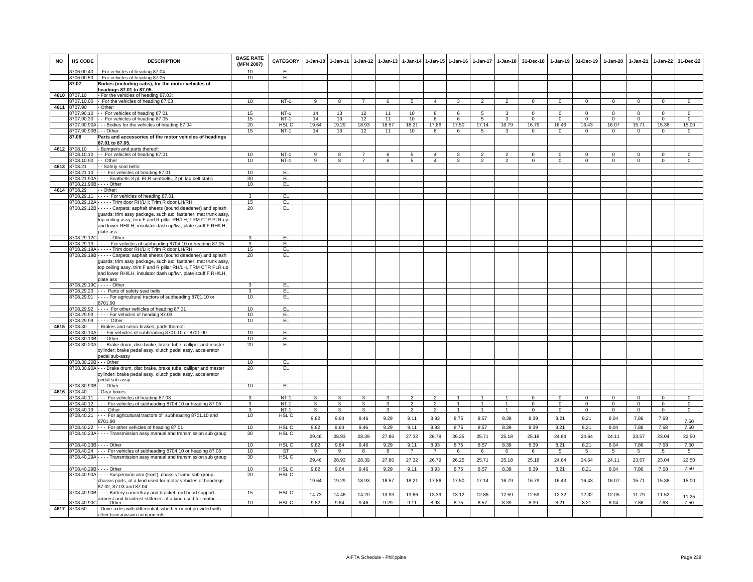| NO | HS CODE | DESCRIPTION | BASE RATE (MFN 2007) | CATEGORY | 1-Jan-10 | 1-Jan-11 | 1-Jan-12 | 1-Jan-13 | 1-Jan-14 | 1-Jan-15 | 1-Jan-16 | 1-Jan-17 | 1-Jan-18 | 31-Dec-18 | 1-Jan-19 | 31-Dec-19 | 1-Jan-20 | 1-Jan-21 | 1-Jan-22 | 31-Dec-22 |
|---|---|---|---|---|---|---|---|---|---|---|---|---|---|---|---|---|---|---|---|---|
| | 8706.00.40 | - For vehicles of heading 87.04 | 10 | EL | | | | | | | | | | | | | | | | |
| | 8706.00.50 | - For vehicles of heading 87.05 | 10 | EL | | | | | | | | | | | | | | | | |
| | 87.07 | Bodies (including cabs), for the motor vehicles of headings 87.01 to 87.05. | | | | | | | | | | | | | | | | | | |
| 4610 | 8707.10 | - For the vehicles of heading 87.03: | | | | | | | | | | | | | | | | | | |
| | 8707.10.00 | - For the vehicles of heading 87.03 | 10 | NT-1 | 9 | 8 | 7 | 6 | 5 | 4 | 3 | 2 | 2 | 0 | 0 | 0 | 0 | 0 | 0 | 0 |
| 4611 | 8707.90 | - Other: | | | | | | | | | | | | | | | | | | |
| | 8707.90.10 | - - For vehicles of heading 87.01 | 15 | NT-1 | 14 | 13 | 12 | 11 | 10 | 8 | 6 | 5 | 3 | 0 | 0 | 0 | 0 | 0 | 0 | 0 |
| | 8707.90.30 | - - For vehicles of heading 87.05 | 15 | NT-1 | 14 | 13 | 12 | 11 | 10 | 8 | 6 | 5 | 3 | 0 | 0 | 0 | 0 | 0 | 0 | 0 |
| | 8707.90.90A | - - - Bodies for the vehicles of heading 87.04 | 20 | HSL C | 19.64 | 19.29 | 18.93 | 18.57 | 18.21 | 17.86 | 17.50 | 17.14 | 16.79 | 16.79 | 16.43 | 16.43 | 16.07 | 15.71 | 15.36 | 15.00 |
| | 8707.90.90B | - - - Other | 15 | NT-1 | 14 | 13 | 12 | 11 | 10 | 8 | 6 | 5 | 3 | 0 | 0 | 0 | 0 | 0 | 0 | 0 |
| | 87.08 | Parts and accessories of the motor vehicles of headings 87.01 to 87.05. | | | | | | | | | | | | | | | | | | |
| 4612 | 8708.10 | - Bumpers and parts thereof: | | | | | | | | | | | | | | | | | | |
| | 8708.10.10 | - - For vehicles of heading 87.01 | 10 | NT-1 | 9 | 8 | 7 | 6 | 5 | 4 | 3 | 2 | 2 | 0 | 0 | 0 | 0 | 0 | 0 | 0 |
| | 8708.10.90 | - - Other | 10 | NT-1 | 9 | 8 | 7 | 6 | 5 | 4 | 3 | 2 | 2 | 0 | 0 | 0 | 0 | 0 | 0 | 0 |
| 4613 | 8708.21 | - - Safety seat belts: | | | | | | | | | | | | | | | | | | |
| | 8708.21.10 | - - - For vehicles of heading 87.01 | 10 | EL | | | | | | | | | | | | | | | | |
| | 8708.21.90A | - - - - Seatbelts-3 pt. ELR seatbelts, 2 pt. lap belt static | 30 | EL | | | | | | | | | | | | | | | | |
| | 8708.21.90B | - - - - Other | 10 | EL | | | | | | | | | | | | | | | | |
| 4614 | 8708.29 | - - Other: | | | | | | | | | | | | | | | | | | |
| | 8708.29.11 | - - - - For vehicles of heading 87.01 | 3 | EL | | | | | | | | | | | | | | | | |
| | 8708.29.12A | - - - - - Trim door RH/LH; Trim R door LH/RH | 15 | EL | | | | | | | | | | | | | | | | |
| | 8708.29.12B | - - - - - Carpets; asphalt sheets (sound deadener) and splash guards; trim assy package, such as: fastener, mat trunk assy, top ceiling assy, trim F and R pillar RH/LH, TRM CTR PLR up and lower RH/LH, insulator dash up/lwr, plate scuff F RH/LH, plate ass | 20 | EL | | | | | | | | | | | | | | | | |
| | 8708.29.12C | - - - - - Other | 3 | EL | | | | | | | | | | | | | | | | |
| | 8708.29.13 | - - - - For vehicles of subheading 8704.10 or heading 87.05 | 3 | EL | | | | | | | | | | | | | | | | |
| | 8708.29.19A | - - - - - Trim door RH/LH; Trim R door LH/RH | 15 | EL | | | | | | | | | | | | | | | | |
| | 8708.29.19B | - - - - - Carpets; asphalt sheets (sound deadener) and splash guards; trim assy package, such as: fastener, mat trunk assy, top ceiling assy, trim F and R pillar RH/LH, TRM CTR PLR up and lower RH/LH, insulator dash up/lwr, plate scuff F RH/LH, plate ass | 20 | EL | | | | | | | | | | | | | | | | |
| | 8708.29.19C | - - - - - Other | 3 | EL | | | | | | | | | | | | | | | | |
| | 8708.29.20 | - - - Parts of safety seat belts | 3 | EL | | | | | | | | | | | | | | | | |
| | 8708.29.91 | - - - - For agricultural tractors of subheading 8701.10 or 8701.90 | 10 | EL | | | | | | | | | | | | | | | | |
| | 8708.29.92 | - - - - For other vehicles of heading 87.01 | 10 | EL | | | | | | | | | | | | | | | | |
| | 8708.29.93 | - - - - For vehicles of heading 87.03 | 10 | EL | | | | | | | | | | | | | | | | |
| | 8708.29.99 | - - - - Other | 10 | EL | | | | | | | | | | | | | | | | |
| 4615 | 8708.30 | - Brakes and servo-brakes; parts thereof: | | | | | | | | | | | | | | | | | | |
| | 8708.30.10A | - - - For vehicles of subheading 8701.10 or 8701.90 | 10 | EL | | | | | | | | | | | | | | | | |
| | 8708.30.10B | - - - Other | 10 | EL | | | | | | | | | | | | | | | | |
| | 8708.30.20A | - - - Brake drum, disc brake, brake tube, calliper and master cylinder; brake pedal assy, clutch pedal assy, accelerator pedal sub-assy | 20 | EL | | | | | | | | | | | | | | | | |
| | 8708.30.20B | - - - Other | 10 | EL | | | | | | | | | | | | | | | | |
| | 8708.30.90A | - - - Brake drum, disc brake, brake tube, calliper and master cylinder; brake pedal assy, clutch pedal assy, accelerator pedal sub-assy | 20 | EL | | | | | | | | | | | | | | | | |
| | 8708.30.90B | - - - Other | 10 | EL | | | | | | | | | | | | | | | | |
| 4616 | 8708.40 | - Gear boxes: | | | | | | | | | | | | | | | | | | |
| | 8708.40.11 | - - - For vehicles of heading 87.03 | 3 | NT-1 | 3 | 3 | 3 | 3 | 2 | 2 | 1 | 1 | 1 | 0 | 0 | 0 | 0 | 0 | 0 | 0 |
| | 8708.40.12 | - - - For vehicles of subheading 8704.10 or heading 87.05 | 3 | NT-1 | 3 | 3 | 3 | 3 | 2 | 2 | 1 | 1 | 1 | 0 | 0 | 0 | 0 | 0 | 0 | 0 |
| | 8708.40.19 | - - - Other | 3 | NT-1 | 3 | 3 | 3 | 3 | 2 | 2 | 1 | 1 | 1 | 0 | 0 | 0 | 0 | 0 | 0 | 0 |
| | 8708.40.21 | - - - For agricultural tractors of subheading 8701.10 and 8701.90 | 10 | HSL C | 9.82 | 9.64 | 9.46 | 9.29 | 9.11 | 8.93 | 8.75 | 8.57 | 8.39 | 8.39 | 8.21 | 8.21 | 8.04 | 7.86 | 7.68 | 7.50 |
| | 8708.40.22 | - - - For other vehicles of heading 87.01 | 10 | HSL C | 9.82 | 9.64 | 9.46 | 9.29 | 9.11 | 8.93 | 8.75 | 8.57 | 8.39 | 8.39 | 8.21 | 8.21 | 8.04 | 7.86 | 7.68 | 7.50 |
| | 8708.40.23A | - - - - Transmission assy manual and transmission sub group | 30 | HSL C | 29.46 | 28.93 | 28.39 | 27.86 | 27.32 | 26.79 | 26.25 | 25.71 | 25.18 | 25.18 | 24.64 | 24.64 | 24.11 | 23.57 | 23.04 | 22.50 |
| | 8708.40.23B | - - - - Other | 10 | HSL C | 9.82 | 9.64 | 9.46 | 9.29 | 9.11 | 8.93 | 8.75 | 8.57 | 8.39 | 8.39 | 8.21 | 8.21 | 8.04 | 7.86 | 7.68 | 7.50 |
| | 8708.40.24 | - - - For vehicles of subheading 8704.10 or heading 87.05 | 10 | ST | 9 | 9 | 8 | 8 | 7 | 7 | 6 | 6 | 6 | 6 | 5 | 5 | 5 | 5 | 5 | 5 |
| | 8708.40.29A | - - - - Transmission assy manual and transmission sub group | 30 | HSL C | 29.46 | 28.93 | 28.39 | 27.86 | 27.32 | 26.79 | 26.25 | 25.71 | 25.18 | 25.18 | 24.64 | 24.64 | 24.11 | 23.57 | 23.04 | 22.50 |
| | 8708.40.29B | - - - - Other | 10 | HSL C | 9.82 | 9.64 | 9.46 | 9.29 | 9.11 | 8.93 | 8.75 | 8.57 | 8.39 | 8.39 | 8.21 | 8.21 | 8.04 | 7.86 | 7.68 | 7.50 |
| | 8708.40.90A | - - - - Suspension arm (front); chassis frame sub-group, chassis parts, of a kind used for motor vehicles of headings 87.02, 87.03 and 87.04 | 20 | HSL C | 19.64 | 19.29 | 18.93 | 18.57 | 18.21 | 17.86 | 17.50 | 17.14 | 16.79 | 16.79 | 16.43 | 16.43 | 16.07 | 15.71 | 15.36 | 15.00 |
| | 8708.40.90B | - - - - Battery carrier/tray and bracket, rod hood support, armrest and headrest stiffener of a kind used for motor | 15 | HSL C | 14.73 | 14.46 | 14.20 | 13.93 | 13.66 | 13.39 | 13.12 | 12.86 | 12.59 | 12.59 | 12.32 | 12.32 | 12.05 | 11.79 | 11.52 | 11.25 |
| | 8708.40.90C | - - - - Other | 10 | HSL C | 9.82 | 9.64 | 9.46 | 9.29 | 9.11 | 8.93 | 8.75 | 8.57 | 8.39 | 8.39 | 8.21 | 8.21 | 8.04 | 7.86 | 7.68 | 7.50 |
| 4617 | 8708.50 | - Drive-axles with differential, whether or not provided with other transmission components: | | | | | | | | | | | | | | | | | | |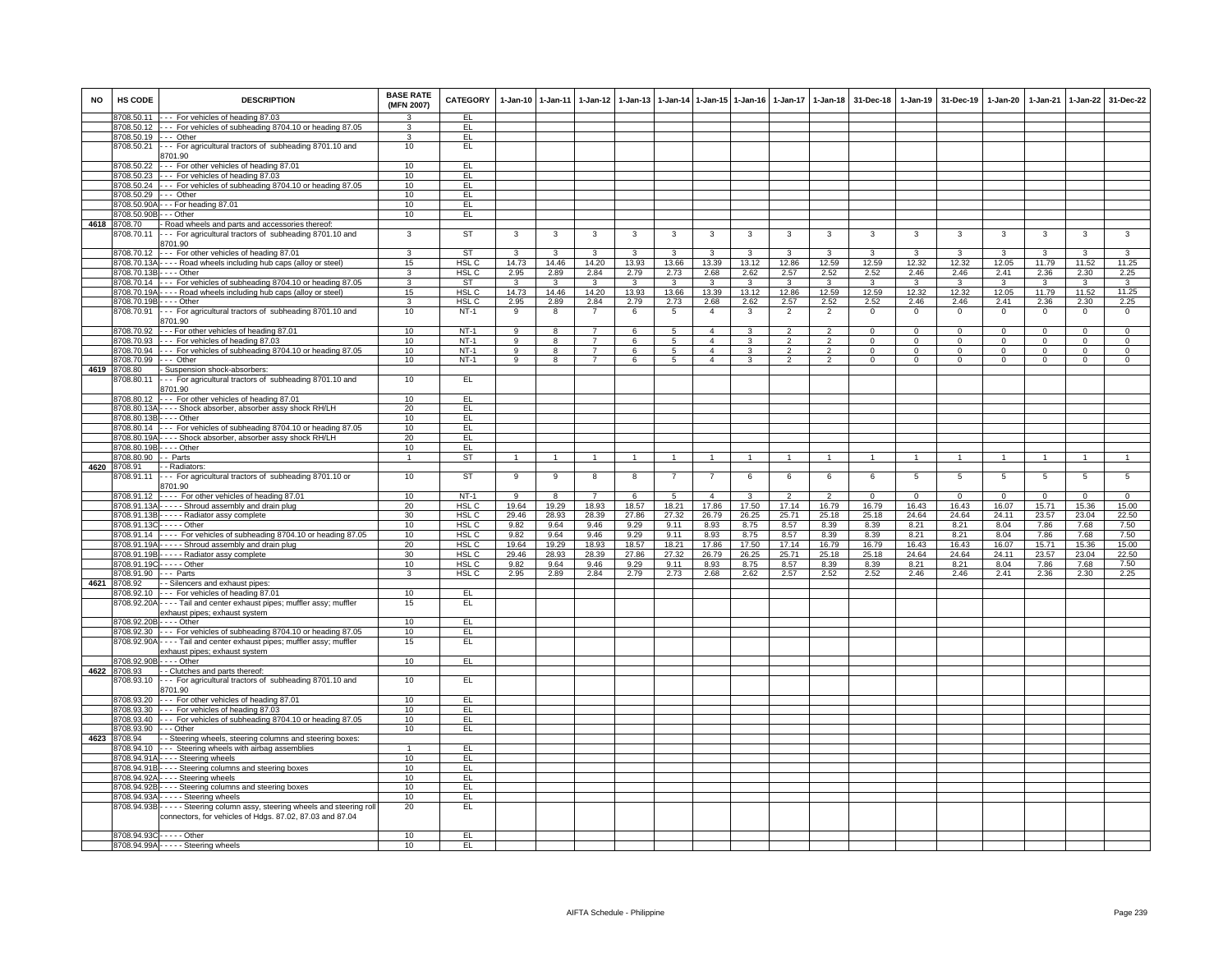| NO | HS CODE | DESCRIPTION | BASE RATE (MFN 2007) | CATEGORY | 1-Jan-10 | 1-Jan-11 | 1-Jan-12 | 1-Jan-13 | 1-Jan-14 | 1-Jan-15 | 1-Jan-16 | 1-Jan-17 | 1-Jan-18 | 31-Dec-18 | 1-Jan-19 | 31-Dec-19 | 1-Jan-20 | 1-Jan-21 | 1-Jan-22 | 31-Dec-22 |
|---|---|---|---|---|---|---|---|---|---|---|---|---|---|---|---|---|---|---|---|---|
| | 8708.50.11 | - - - For vehicles of heading 87.03 | 3 | EL | | | | | | | | | | | | | | | | |
| | 8708.50.12 | - - - For vehicles of subheading 8704.10 or heading 87.05 | 3 | EL | | | | | | | | | | | | | | | | |
| | 8708.50.19 | - - - Other | 3 | EL | | | | | | | | | | | | | | | | |
| | 8708.50.21 | - - - For agricultural tractors of subheading 8701.10 and 8701.90 | 10 | EL | | | | | | | | | | | | | | | | |
| | 8708.50.22 | - - - For other vehicles of heading 87.01 | 10 | EL | | | | | | | | | | | | | | | | |
| | 8708.50.23 | - - - For vehicles of heading 87.03 | 10 | EL | | | | | | | | | | | | | | | | |
| | 8708.50.24 | - - - For vehicles of subheading 8704.10 or heading 87.05 | 10 | EL | | | | | | | | | | | | | | | | |
| | 8708.50.29 | - - - Other | 10 | EL | | | | | | | | | | | | | | | | |
| | 8708.50.90A | - - - For heading 87.01 | 10 | EL | | | | | | | | | | | | | | | | |
| | 8708.50.90B | - - - Other | 10 | EL | | | | | | | | | | | | | | | | |
| 4618 | 8708.70 | - Road wheels and parts and accessories thereof: | | | | | | | | | | | | | | | | | | |
| | 8708.70.11 | - - - For agricultural tractors of subheading 8701.10 and 8701.90 | 3 | ST | 3 | 3 | 3 | 3 | 3 | 3 | 3 | 3 | 3 | 3 | 3 | 3 | 3 | 3 | 3 | 3 |
| | 8708.70.12 | - - - For other vehicles of heading 87.01 | 3 | ST | 3 | 3 | 3 | 3 | 3 | 3 | 3 | 3 | 3 | 3 | 3 | 3 | 3 | 3 | 3 | 3 |
| | 8708.70.13A | - - - - Road wheels including hub caps (alloy or steel) | 15 | HSL C | 14.73 | 14.46 | 14.20 | 13.93 | 13.66 | 13.39 | 13.12 | 12.86 | 12.59 | 12.59 | 12.32 | 12.32 | 12.05 | 11.79 | 11.52 | 11.25 |
| | 8708.70.13B | - - - - Other | 3 | HSL C | 2.95 | 2.89 | 2.84 | 2.79 | 2.73 | 2.68 | 2.62 | 2.57 | 2.52 | 2.52 | 2.46 | 2.46 | 2.41 | 2.36 | 2.30 | 2.25 |
| | 8708.70.14 | - - - For vehicles of subheading 8704.10 or heading 87.05 | 3 | ST | 3 | 3 | 3 | 3 | 3 | 3 | 3 | 3 | 3 | 3 | 3 | 3 | 3 | 3 | 3 | 3 |
| | 8708.70.19A | - - - - Road wheels including hub caps (alloy or steel) | 15 | HSL C | 14.73 | 14.46 | 14.20 | 13.93 | 13.66 | 13.39 | 13.12 | 12.86 | 12.59 | 12.59 | 12.32 | 12.32 | 12.05 | 11.79 | 11.52 | 11.25 |
| | 8708.70.19B | - - - - Other | 3 | HSL C | 2.95 | 2.89 | 2.84 | 2.79 | 2.73 | 2.68 | 2.62 | 2.57 | 2.52 | 2.52 | 2.46 | 2.46 | 2.41 | 2.36 | 2.30 | 2.25 |
| | 8708.70.91 | - - - For agricultural tractors of subheading 8701.10 and 8701.90 | 10 | NT-1 | 9 | 8 | 7 | 6 | 5 | 4 | 3 | 2 | 2 | 0 | 0 | 0 | 0 | 0 | 0 | 0 |
| | 8708.70.92 | - - - For other vehicles of heading 87.01 | 10 | NT-1 | 9 | 8 | 7 | 6 | 5 | 4 | 3 | 2 | 2 | 0 | 0 | 0 | 0 | 0 | 0 | 0 |
| | 8708.70.93 | - - - For vehicles of heading 87.03 | 10 | NT-1 | 9 | 8 | 7 | 6 | 5 | 4 | 3 | 2 | 2 | 0 | 0 | 0 | 0 | 0 | 0 | 0 |
| | 8708.70.94 | - - - For vehicles of subheading 8704.10 or heading 87.05 | 10 | NT-1 | 9 | 8 | 7 | 6 | 5 | 4 | 3 | 2 | 2 | 0 | 0 | 0 | 0 | 0 | 0 | 0 |
| | 8708.70.99 | - - - Other | 10 | NT-1 | 9 | 8 | 7 | 6 | 5 | 4 | 3 | 2 | 2 | 0 | 0 | 0 | 0 | 0 | 0 | 0 |
| 4619 | 8708.80 | - Suspension shock-absorbers: | | | | | | | | | | | | | | | | | | |
| | 8708.80.11 | - - - For agricultural tractors of subheading 8701.10 and 8701.90 | 10 | EL | | | | | | | | | | | | | | | | |
| | 8708.80.12 | - - - For other vehicles of heading 87.01 | 10 | EL | | | | | | | | | | | | | | | | |
| | 8708.80.13A | - - - - Shock absorber, absorber assy shock RH/LH | 20 | EL | | | | | | | | | | | | | | | | |
| | 8708.80.13B | - - - - Other | 10 | EL | | | | | | | | | | | | | | | | |
| | 8708.80.14 | - - - For vehicles of subheading 8704.10 or heading 87.05 | 10 | EL | | | | | | | | | | | | | | | | |
| | 8708.80.19A | - - - - Shock absorber, absorber assy shock RH/LH | 20 | EL | | | | | | | | | | | | | | | | |
| | 8708.80.19B | - - - - Other | 10 | EL | | | | | | | | | | | | | | | | |
| | 8708.80.90 | - - Parts | 1 | ST | 1 | 1 | 1 | 1 | 1 | 1 | 1 | 1 | 1 | 1 | 1 | 1 | 1 | 1 | 1 | 1 |
| 4620 | 8708.91 | - - Radiators: | | | | | | | | | | | | | | | | | | |
| | 8708.91.11 | - - - For agricultural tractors of subheading 8701.10 or 8701.90 | 10 | ST | 9 | 9 | 8 | 8 | 7 | 7 | 6 | 6 | 6 | 6 | 5 | 5 | 5 | 5 | 5 | 5 |
| | 8708.91.12 | - - - - For other vehicles of heading 87.01 | 10 | NT-1 | 9 | 8 | 7 | 6 | 5 | 4 | 3 | 2 | 2 | 0 | 0 | 0 | 0 | 0 | 0 | 0 |
| | 8708.91.13A | - - - - - Shroud assembly and drain plug | 20 | HSL C | 19.64 | 19.29 | 18.93 | 18.57 | 18.21 | 17.86 | 17.50 | 17.14 | 16.79 | 16.79 | 16.43 | 16.43 | 16.07 | 15.71 | 15.36 | 15.00 |
| | 8708.91.13B | - - - - - Radiator assy complete | 30 | HSL C | 29.46 | 28.93 | 28.39 | 27.86 | 27.32 | 26.79 | 26.25 | 25.71 | 25.18 | 25.18 | 24.64 | 24.64 | 24.11 | 23.57 | 23.04 | 22.50 |
| | 8708.91.13C | - - - - - Other | 10 | HSL C | 9.82 | 9.64 | 9.46 | 9.29 | 9.11 | 8.93 | 8.75 | 8.57 | 8.39 | 8.39 | 8.21 | 8.21 | 8.04 | 7.86 | 7.68 | 7.50 |
| | 8708.91.14 | - - - - For vehicles of subheading 8704.10 or heading 87.05 | 10 | HSL C | 9.82 | 9.64 | 9.46 | 9.29 | 9.11 | 8.93 | 8.75 | 8.57 | 8.39 | 8.39 | 8.21 | 8.21 | 8.04 | 7.86 | 7.68 | 7.50 |
| | 8708.91.19A | - - - - - Shroud assembly and drain plug | 20 | HSL C | 19.64 | 19.29 | 18.93 | 18.57 | 18.21 | 17.86 | 17.50 | 17.14 | 16.79 | 16.79 | 16.43 | 16.43 | 16.07 | 15.71 | 15.36 | 15.00 |
| | 8708.91.19B | - - - - - Radiator assy complete | 30 | HSL C | 29.46 | 28.93 | 28.39 | 27.86 | 27.32 | 26.79 | 26.25 | 25.71 | 25.18 | 25.18 | 24.64 | 24.64 | 24.11 | 23.57 | 23.04 | 22.50 |
| | 8708.91.19C | - - - - - Other | 10 | HSL C | 9.82 | 9.64 | 9.46 | 9.29 | 9.11 | 8.93 | 8.75 | 8.57 | 8.39 | 8.39 | 8.21 | 8.21 | 8.04 | 7.86 | 7.68 | 7.50 |
| | 8708.91.90 | - - - Parts | 3 | HSL C | 2.95 | 2.89 | 2.84 | 2.79 | 2.73 | 2.68 | 2.62 | 2.57 | 2.52 | 2.52 | 2.46 | 2.46 | 2.41 | 2.36 | 2.30 | 2.25 |
| 4621 | 8708.92 | - - Silencers and exhaust pipes: | | | | | | | | | | | | | | | | | | |
| | 8708.92.10 | - - - For vehicles of heading 87.01 | 10 | EL | | | | | | | | | | | | | | | | |
| | 8708.92.20A | - - - - Tail and center exhaust pipes; muffler assy; muffler exhaust pipes; exhaust system | 15 | EL | | | | | | | | | | | | | | | | |
| | 8708.92.20B | - - - - Other | 10 | EL | | | | | | | | | | | | | | | | |
| | 8708.92.30 | - - - For vehicles of subheading 8704.10 or heading 87.05 | 10 | EL | | | | | | | | | | | | | | | | |
| | 8708.92.90A | - - - - Tail and center exhaust pipes; muffler assy; muffler exhaust pipes; exhaust system | 15 | EL | | | | | | | | | | | | | | | | |
| | 8708.92.90B | - - - - Other | 10 | EL | | | | | | | | | | | | | | | | |
| 4622 | 8708.93 | - - Clutches and parts thereof: | | | | | | | | | | | | | | | | | | |
| | 8708.93.10 | - - - For agricultural tractors of subheading 8701.10 and 8701.90 | 10 | EL | | | | | | | | | | | | | | | | |
| | 8708.93.20 | - - - For other vehicles of heading 87.01 | 10 | EL | | | | | | | | | | | | | | | | |
| | 8708.93.30 | - - - For vehicles of heading 87.03 | 10 | EL | | | | | | | | | | | | | | | | |
| | 8708.93.40 | - - - For vehicles of subheading 8704.10 or heading 87.05 | 10 | EL | | | | | | | | | | | | | | | | |
| | 8708.93.90 | - - - Other | 10 | EL | | | | | | | | | | | | | | | | |
| 4623 | 8708.94 | - - Steering wheels, steering columns and steering boxes: | | | | | | | | | | | | | | | | | | |
| | 8708.94.10 | - - - Steering wheels with airbag assemblies | 1 | EL | | | | | | | | | | | | | | | | |
| | 8708.94.91A | - - - - Steering wheels | 10 | EL | | | | | | | | | | | | | | | | |
| | 8708.94.91B | - - - - Steering columns and steering boxes | 10 | EL | | | | | | | | | | | | | | | | |
| | 8708.94.92A | - - - - Steering wheels | 10 | EL | | | | | | | | | | | | | | | | |
| | 8708.94.92B | - - - - Steering columns and steering boxes | 10 | EL | | | | | | | | | | | | | | | | |
| | 8708.94.93A | - - - - - Steering wheels | 10 | EL | | | | | | | | | | | | | | | | |
| | 8708.94.93B | - - - - - Steering column assy, steering wheels and steering roll connectors, for vehicles of Hdgs. 87.02, 87.03 and 87.04 | 20 | EL | | | | | | | | | | | | | | | | |
| | 8708.94.93C | - - - - - Other | 10 | EL | | | | | | | | | | | | | | | | |
| | 8708.94.99A | - - - - - Steering wheels | 10 | EL | | | | | | | | | | | | | | | | |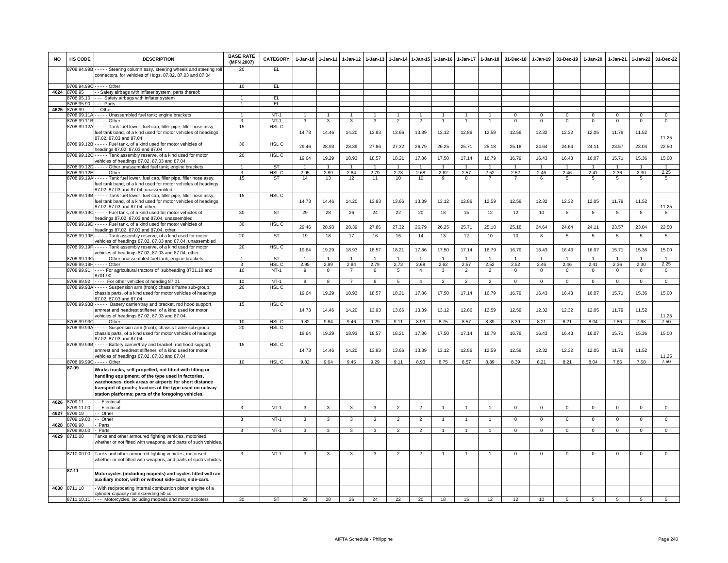| NO | HS CODE | DESCRIPTION | BASE RATE (MFN 2007) | CATEGORY | 1-Jan-10 | 1-Jan-11 | 1-Jan-12 | 1-Jan-13 | 1-Jan-14 | 1-Jan-15 | 1-Jan-16 | 1-Jan-17 | 1-Jan-18 | 31-Dec-18 | 1-Jan-19 | 31-Dec-19 | 1-Jan-20 | 1-Jan-21 | 1-Jan-22 | 31-Dec-22 |
|---|---|---|---|---|---|---|---|---|---|---|---|---|---|---|---|---|---|---|---|---|
| | 8708.94.99B | - - - - - Steering column assy, steering wheels and steering roll connectors, for vehicles of Hdgs. 87.02, 87.03 and 87.04 | 20 | EL | | | | | | | | | | | | | | | | |
| | 8708.94.99C | - - - - - Other | 10 | EL | | | | | | | | | | | | | | | | |
| 4624 | 8708.95 | - - Safety airbags with inflater system; parts thereof: | | | | | | | | | | | | | | | | | | |
| | 8708.95.10 | - - - Safety airbags with inflater system | 1 | EL | | | | | | | | | | | | | | | | |
| | 8708.95.90 | - - - Parts | 1 | EL | | | | | | | | | | | | | | | | |
| 4625 | 8708.99 | - - Other: | | | | | | | | | | | | | | | | | | |
| | 8708.99.11A | - - - - - Unassembled fuel tank; engine brackets | 1 | NT-1 | 1 | 1 | 1 | 1 | 1 | 1 | 1 | 1 | 1 | 0 | 0 | 0 | 0 | 0 | 0 | 0 |
| | 8708.99.11B | - - - - - Other | 3 | NT-1 | 3 | 3 | 3 | 3 | 2 | 2 | 1 | 1 | 1 | 0 | 0 | 0 | 0 | 0 | 0 | 0 |
| | 8708.99.12A | - - - - - Tank fuel lower, fuel cap, filler pipe, filler hose assy, fuel tank band, of a kind used for motor vehicles of headings 87.02, 87.03 and 87.04 | 15 | HSL C | 14.73 | 14.46 | 14.20 | 13.93 | 13.66 | 13.39 | 13.12 | 12.86 | 12.59 | 12.59 | 12.32 | 12.32 | 12.05 | 11.79 | 11.52 | 11.25 |
| | 8708.99.12B | - - - - - Fuel tank, of a kind used for motor vehicles of headings 87.02, 87.03 and 87.04 | 30 | HSL C | 29.46 | 28.93 | 28.39 | 27.86 | 27.32 | 26.79 | 26.25 | 25.71 | 25.18 | 25.18 | 24.64 | 24.64 | 24.11 | 23.57 | 23.04 | 22.50 |
| | 8708.99.12C | - - - - - Tank assembly reserve, of a kind used for motor vehicles of headings 87.02, 87.03 and 87.04 | 20 | HSL C | 19.64 | 19.29 | 18.93 | 18.57 | 18.21 | 17.86 | 17.50 | 17.14 | 16.79 | 16.79 | 16.43 | 16.43 | 16.07 | 15.71 | 15.36 | 15.00 |
| | 8708.99.12D | - - - - - Other unassembled fuel tank; engine brackets | 1 | ST | 1 | 1 | 1 | 1 | 1 | 1 | 1 | 1 | 1 | 1 | 1 | 1 | 1 | 1 | 1 | 1 |
| | 8708.99.12E | - - - - - Other | 3 | HSL C | 2.95 | 2.89 | 2.84 | 2.79 | 2.73 | 2.68 | 2.62 | 2.57 | 2.52 | 2.52 | 2.46 | 2.46 | 2.41 | 2.36 | 2.30 | 2.25 |
| | 8708.99.19A | - - - - - Tank fuel lower, fuel cap, filler pipe, filler hose assy, fuel tank band, of a kind used for motor vehicles of headings 87.02, 87.03 and 87.04, unassembled | 15 | ST | 14 | 13 | 12 | 11 | 10 | 10 | 9 | 8 | 7 | 7 | 6 | 5 | 5 | 5 | 5 | 5 |
| | 8708.99.19B | - - - - - Tank fuel lower, fuel cap, filler pipe, filler hose assy, fuel tank band, of a kind used for motor vehicles of headings 87.02, 87.03 and 87.04, other | 15 | HSL C | 14.73 | 14.46 | 14.20 | 13.93 | 13.66 | 13.39 | 13.12 | 12.86 | 12.59 | 12.59 | 12.32 | 12.32 | 12.05 | 11.79 | 11.52 | 11.25 |
| | 8708.99.19C | - - - - - Fuel tank, of a kind used for motor vehicles of headings 87.02, 87.03 and 87.04, unassembled | 30 | ST | 29 | 28 | 26 | 24 | 22 | 20 | 18 | 15 | 12 | 12 | 10 | 5 | 5 | 5 | 5 | 5 |
| | 8708.99.19D | - - - - - Fuel tank, of a kind used for motor vehicles of headings 87.02, 87.03 and 87.04, other | 30 | HSL C | 29.46 | 28.93 | 28.39 | 27.86 | 27.32 | 26.79 | 26.25 | 25.71 | 25.18 | 25.18 | 24.64 | 24.64 | 24.11 | 23.57 | 23.04 | 22.50 |
| | 8708.99.19E | - - - - - Tank assembly reserve, of a kind used for motor vehicles of headings 87.02, 87.03 and 87.04, unassembled | 20 | ST | 19 | 18 | 17 | 16 | 15 | 14 | 13 | 12 | 10 | 10 | 8 | 5 | 5 | 5 | 5 | 5 |
| | 8708.99.19F | - - - - - Tank assembly reserve, of a kind used for motor vehicles of headings 87.02, 87.03 and 87.04, other | 20 | HSL C | 19.64 | 19.29 | 18.93 | 18.57 | 18.21 | 17.86 | 17.50 | 17.14 | 16.79 | 16.79 | 16.43 | 16.43 | 16.07 | 15.71 | 15.36 | 15.00 |
| | 8708.99.19G | - - - - - Other unassembled fuel tank; engine brackets | 1 | ST | 1 | 1 | 1 | 1 | 1 | 1 | 1 | 1 | 1 | 1 | 1 | 1 | 1 | 1 | 1 | 1 |
| | 8708.99.19H | - - - - - Other | 3 | HSL C | 2.95 | 2.89 | 2.84 | 2.79 | 2.73 | 2.68 | 2.62 | 2.57 | 2.52 | 2.52 | 2.46 | 2.46 | 2.41 | 2.36 | 2.30 | 2.25 |
| | 8708.99.91 | - - - - For agricultural tractors of subheading 8701.10 and 8701.90 | 10 | NT-1 | 9 | 8 | 7 | 6 | 5 | 4 | 3 | 2 | 2 | 0 | 0 | 0 | 0 | 0 | 0 | 0 |
| | 8708.99.92 | - - - - For other vehicles of heading 87.01 | 10 | NT-1 | 9 | 8 | 7 | 6 | 5 | 4 | 3 | 2 | 2 | 0 | 0 | 0 | 0 | 0 | 0 | 0 |
| | 8708.99.93A | - - - - - Suspension arm (front); chassis frame sub-group, chassis parts, of a kind used for motor vehicles of headings 87.02, 87.03 and 87.04 | 20 | HSL C | 19.64 | 19.29 | 18.93 | 18.57 | 18.21 | 17.86 | 17.50 | 17.14 | 16.79 | 16.79 | 16.43 | 16.43 | 16.07 | 15.71 | 15.36 | 15.00 |
| | 8708.99.93B | - - - - - Battery carrier/tray and bracket, rod hood support, armrest and headrest stiffener, of a kind used for motor vehicles of headings 87.02, 87.03 and 87.04 | 15 | HSL C | 14.73 | 14.46 | 14.20 | 13.93 | 13.66 | 13.39 | 13.12 | 12.86 | 12.59 | 12.59 | 12.32 | 12.32 | 12.05 | 11.79 | 11.52 | 11.25 |
| | 8708.99.93C | - - - - - Other | 10 | HSL C | 9.82 | 9.64 | 9.46 | 9.29 | 9.11 | 8.93 | 8.75 | 8.57 | 8.39 | 8.39 | 8.21 | 8.21 | 8.04 | 7.86 | 7.68 | 7.50 |
| | 8708.99.99A | - - - - - Suspension arm (front); chassis frame sub-group, chassis parts, of a kind used for motor vehicles of headings 87.02, 87.03 and 87.04 | 20 | HSL C | 19.64 | 19.29 | 18.93 | 18.57 | 18.21 | 17.86 | 17.50 | 17.14 | 16.79 | 16.79 | 16.43 | 16.43 | 16.07 | 15.71 | 15.36 | 15.00 |
| | 8708.99.99B | - - - - - Battery carrier/tray and bracket, rod hood support, armrest and headrest stiffener, of a kind used for motor vehicles of headings 87.02, 87.03 and 87.04 | 15 | HSL C | 14.73 | 14.46 | 14.20 | 13.93 | 13.66 | 13.39 | 13.12 | 12.86 | 12.59 | 12.59 | 12.32 | 12.32 | 12.05 | 11.79 | 11.52 | 11.25 |
| | 8708.99.99C | - - - - - Other | 10 | HSL C | 9.82 | 9.64 | 9.46 | 9.29 | 9.11 | 8.93 | 8.75 | 8.57 | 8.39 | 8.39 | 8.21 | 8.21 | 8.04 | 7.86 | 7.68 | 7.50 |
| | **87.09** | **Works trucks, self-propelled, not fitted with lifting or handling equipment, of the type used in factories, warehouses, dock areas or airports for short distance transport of goods; tractors of the type used on railway station platforms; parts of the foregoing vehicles.** | | | | | | | | | | | | | | | | | | |
| 4626 | 8709.11 | - - Electrical | | | | | | | | | | | | | | | | | | |
| | 8709.11.00 | - - Electrical | 3 | NT-1 | 3 | 3 | 3 | 3 | 2 | 2 | 1 | 1 | 1 | 0 | 0 | 0 | 0 | 0 | 0 | 0 |
| 4627 | 8709.19 | - - Other | | | | | | | | | | | | | | | | | | |
| | 8709.19.00 | - - Other | 3 | NT-1 | 3 | 3 | 3 | 3 | 2 | 2 | 1 | 1 | 1 | 0 | 0 | 0 | 0 | 0 | 0 | 0 |
| 4628 | 8709.90 | - Parts | | | | | | | | | | | | | | | | | | |
| | 8709.90.00 | - Parts | 3 | NT-1 | 3 | 3 | 3 | 3 | 2 | 2 | 1 | 1 | 1 | 0 | 0 | 0 | 0 | 0 | 0 | 0 |
| 4629 | 8710.00 | Tanks and other armoured fighting vehicles, motorised, whether or not fitted with weapons, and parts of such vehicles. | | | | | | | | | | | | | | | | | | |
| | 8710.00.00 | Tanks and other armoured fighting vehicles, motorised, whether or not fitted with weapons, and parts of such vehicles. | 3 | NT-1 | 3 | 3 | 3 | 3 | 2 | 2 | 1 | 1 | 1 | 0 | 0 | 0 | 0 | 0 | 0 | 0 |
| | **87.11** | **Motorcycles (including mopeds) and cycles fitted with an auxiliary motor, with or without side-cars; side-cars.** | | | | | | | | | | | | | | | | | | |
| 4630 | 8711.10 | - With reciprocating internal combustion piston engine of a cylinder capacity not exceeding 50 cc: | | | | | | | | | | | | | | | | | | |
| | 8711.10.11 | - - - Motorcycles, including mopeds and motor scooters | 30 | ST | 29 | 28 | 26 | 24 | 22 | 20 | 18 | 15 | 12 | 12 | 10 | 5 | 5 | 5 | 5 | 5 |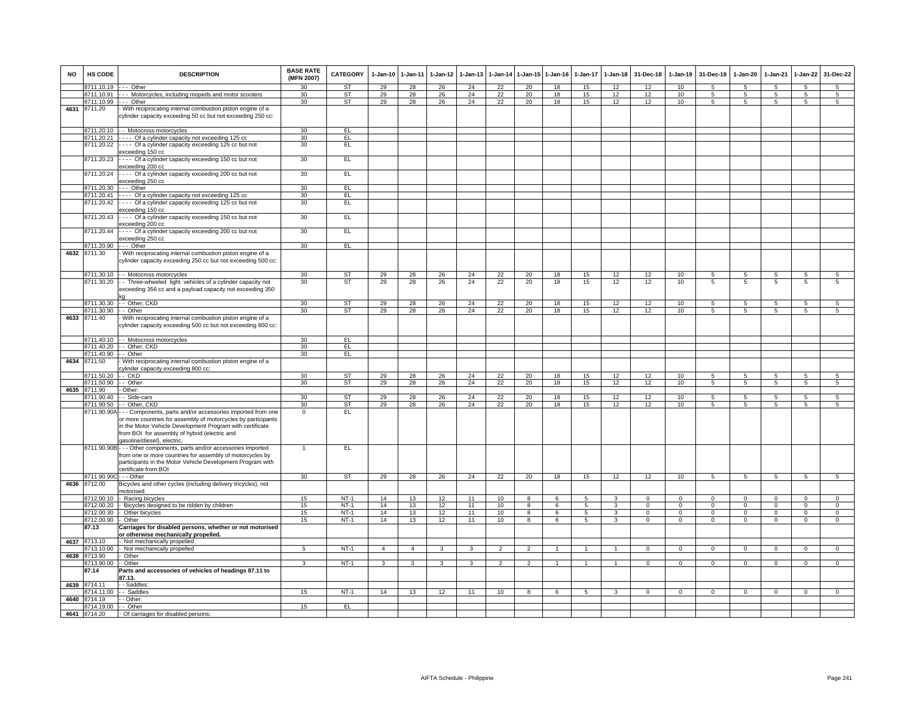| NO | HS CODE | DESCRIPTION | BASE RATE (MFN 2007) | CATEGORY | 1-Jan-10 | 1-Jan-11 | 1-Jan-12 | 1-Jan-13 | 1-Jan-14 | 1-Jan-15 | 1-Jan-16 | 1-Jan-17 | 1-Jan-18 | 31-Dec-18 | 1-Jan-19 | 31-Dec-19 | 1-Jan-20 | 1-Jan-21 | 1-Jan-22 | 31-Dec-22 |
|---|---|---|---|---|---|---|---|---|---|---|---|---|---|---|---|---|---|---|---|---|
| | 8711.10.19 | - - - Other | 30 | ST | 29 | 28 | 26 | 24 | 22 | 20 | 18 | 15 | 12 | 12 | 10 | 5 | 5 | 5 | 5 | 5 |
| | 8711.10.91 | - - - Motorcycles, including mopeds and motor scooters | 30 | ST | 29 | 28 | 26 | 24 | 22 | 20 | 18 | 15 | 12 | 12 | 10 | 5 | 5 | 5 | 5 | 5 |
| | 8711.10.99 | - - - Other | 30 | ST | 29 | 28 | 26 | 24 | 22 | 20 | 18 | 15 | 12 | 12 | 10 | 5 | 5 | 5 | 5 | 5 |
| 4631 | 8711.20 | - With reciprocating internal combustion piston engine of a cylinder capacity exceeding 50 cc but not exceeding 250 cc: | | | | | | | | | | | | | | | | | | |
| | 8711.20.10 | - - Motocross motorcycles | 30 | EL | | | | | | | | | | | | | | | | |
| | 8711.20.21 | - - - - Of a cylinder capacity not exceeding 125 cc | 30 | EL | | | | | | | | | | | | | | | | |
| | 8711.20.22 | - - - - Of a cylinder capacity exceeding 125 cc but not exceeding 150 cc | 30 | EL | | | | | | | | | | | | | | | | |
| | 8711.20.23 | - - - - Of a cylinder capacity exceeding 150 cc but not exceeding 200 cc | 30 | EL | | | | | | | | | | | | | | | | |
| | 8711.20.24 | - - - - Of a cylinder capacity exceeding 200 cc but not exceeding 250 cc | 30 | EL | | | | | | | | | | | | | | | | |
| | 8711.20.30 | - - - Other | 30 | EL | | | | | | | | | | | | | | | | |
| | 8711.20.41 | - - - - Of a cylinder capacity not exceeding 125 cc | 30 | EL | | | | | | | | | | | | | | | | |
| | 8711.20.42 | - - - - Of a cylinder capacity exceeding 125 cc but not exceeding 150 cc | 30 | EL | | | | | | | | | | | | | | | | |
| | 8711.20.43 | - - - - Of a cylinder capacity exceeding 150 cc but not exceeding 200 cc | 30 | EL | | | | | | | | | | | | | | | | |
| | 8711.20.44 | - - - - Of a cylinder capacity exceeding 200 cc but not exceeding 250 cc | 30 | EL | | | | | | | | | | | | | | | | |
| | 8711.20.90 | - - - Other | 30 | EL | | | | | | | | | | | | | | | | |
| 4632 | 8711.30 | - With reciprocating internal combustion piston engine of a cylinder capacity exceeding 250 cc but not exceeding 500 cc: | | | | | | | | | | | | | | | | | | |
| | 8711.30.10 | - - Motocross motorcycles | 30 | ST | 29 | 28 | 26 | 24 | 22 | 20 | 18 | 15 | 12 | 12 | 10 | 5 | 5 | 5 | 5 | 5 |
| | 8711.30.20 | - - Three-wheeled light vehicles of a cylinder capacity not exceeding 356 cc and a payload capacity not exceeding 350 kg | 30 | ST | 29 | 28 | 26 | 24 | 22 | 20 | 18 | 15 | 12 | 12 | 10 | 5 | 5 | 5 | 5 | 5 |
| | 8711.30.30 | - - Other, CKD | 30 | ST | 29 | 28 | 26 | 24 | 22 | 20 | 18 | 15 | 12 | 12 | 10 | 5 | 5 | 5 | 5 | 5 |
| | 8711.30.90 | - - Other | 30 | ST | 29 | 28 | 26 | 24 | 22 | 20 | 18 | 15 | 12 | 12 | 10 | 5 | 5 | 5 | 5 | 5 |
| 4633 | 8711.40 | - With reciprocating internal combustion piston engine of a cylinder capacity exceeding 500 cc but not exceeding 800 cc: | | | | | | | | | | | | | | | | | | |
| | 8711.40.10 | - - Motocross motorcycles | 30 | EL | | | | | | | | | | | | | | | | |
| | 8711.40.20 | - - Other, CKD | 30 | EL | | | | | | | | | | | | | | | | |
| | 8711.40.90 | - - Other | 30 | EL | | | | | | | | | | | | | | | | |
| 4634 | 8711.50 | - With reciprocating internal combustion piston engine of a cylinder capacity exceeding 800 cc: | | | | | | | | | | | | | | | | | | |
| | 8711.50.20 | - - CKD | 30 | ST | 29 | 28 | 26 | 24 | 22 | 20 | 18 | 15 | 12 | 12 | 10 | 5 | 5 | 5 | 5 | 5 |
| | 8711.50.90 | - - Other | 30 | ST | 29 | 28 | 26 | 24 | 22 | 20 | 18 | 15 | 12 | 12 | 10 | 5 | 5 | 5 | 5 | 5 |
| 4635 | 8711.90 | - Other: | | | | | | | | | | | | | | | | | | |
| | 8711.90.40 | - - Side-cars | 30 | ST | 29 | 28 | 26 | 24 | 22 | 20 | 18 | 15 | 12 | 12 | 10 | 5 | 5 | 5 | 5 | 5 |
| | 8711.90.50 | - - Other, CKD | 30 | ST | 29 | 28 | 26 | 24 | 22 | 20 | 18 | 15 | 12 | 12 | 10 | 5 | 5 | 5 | 5 | 5 |
| | 8711.90.90A | - - - Components, parts and/or accessories imported from one or more countries for assembly of motorcycles by participants in the Motor Vehicle Development Program with certificate from BOI for assembly of hybrid (electric and gasoline/diesel), electric, | 0 | EL | | | | | | | | | | | | | | | | |
| | 8711.90.90B | - - - Other components, parts and/or accessories imported from one or more countries for assembly of motorcycles by participants in the Motor Vehicle Development Program with certificate from BOI | 1 | EL | | | | | | | | | | | | | | | | |
| | 8711.90.90C | - - - Other | 30 | ST | 29 | 28 | 26 | 24 | 22 | 20 | 18 | 15 | 12 | 12 | 10 | 5 | 5 | 5 | 5 | 5 |
| 4636 | 8712.00 | Bicycles and other cycles (including delivery tricycles), not motorised. | | | | | | | | | | | | | | | | | | |
| | 8712.00.10 | - Racing bicycles | 15 | NT-1 | 14 | 13 | 12 | 11 | 10 | 8 | 6 | 5 | 3 | 0 | 0 | 0 | 0 | 0 | 0 | 0 |
| | 8712.00.20 | - Bicycles designed to be ridden by children | 15 | NT-1 | 14 | 13 | 12 | 11 | 10 | 8 | 6 | 5 | 3 | 0 | 0 | 0 | 0 | 0 | 0 | 0 |
| | 8712.00.30 | - Other bicycles | 15 | NT-1 | 14 | 13 | 12 | 11 | 10 | 8 | 6 | 5 | 3 | 0 | 0 | 0 | 0 | 0 | 0 | 0 |
| | 8712.00.90 | - Other | 15 | NT-1 | 14 | 13 | 12 | 11 | 10 | 8 | 6 | 5 | 3 | 0 | 0 | 0 | 0 | 0 | 0 | 0 |
| | **87.13** | **Carriages for disabled persons, whether or not motorised or otherwise mechanically propelled.** | | | | | | | | | | | | | | | | | | |
| 4637 | 8713.10 | - Not mechanically propelled | | | | | | | | | | | | | | | | | | |
| | 8713.10.00 | - Not mechanically propelled | 5 | NT-1 | 4 | 4 | 3 | 3 | 2 | 2 | 1 | 1 | 1 | 0 | 0 | 0 | 0 | 0 | 0 | 0 |
| 4638 | 8713.90 | - Other | | | | | | | | | | | | | | | | | | |
| | 8713.90.00 | - Other | 3 | NT-1 | 3 | 3 | 3 | 3 | 2 | 2 | 1 | 1 | 1 | 0 | 0 | 0 | 0 | 0 | 0 | 0 |
| | **87.14** | **Parts and accessories of vehicles of headings 87.11 to 87.13.** | | | | | | | | | | | | | | | | | | |
| 4639 | 8714.11 | - - Saddles: | | | | | | | | | | | | | | | | | | |
| | 8714.11.00 | - - Saddles | 15 | NT-1 | 14 | 13 | 12 | 11 | 10 | 8 | 6 | 5 | 3 | 0 | 0 | 0 | 0 | 0 | 0 | 0 |
| 4640 | 8714.19 | - - Other: | | | | | | | | | | | | | | | | | | |
| | 8714.19.00 | - - Other | 15 | EL | | | | | | | | | | | | | | | | |
| 4641 | 8714.20 | - Of carriages for disabled persons: | | | | | | | | | | | | | | | | | | |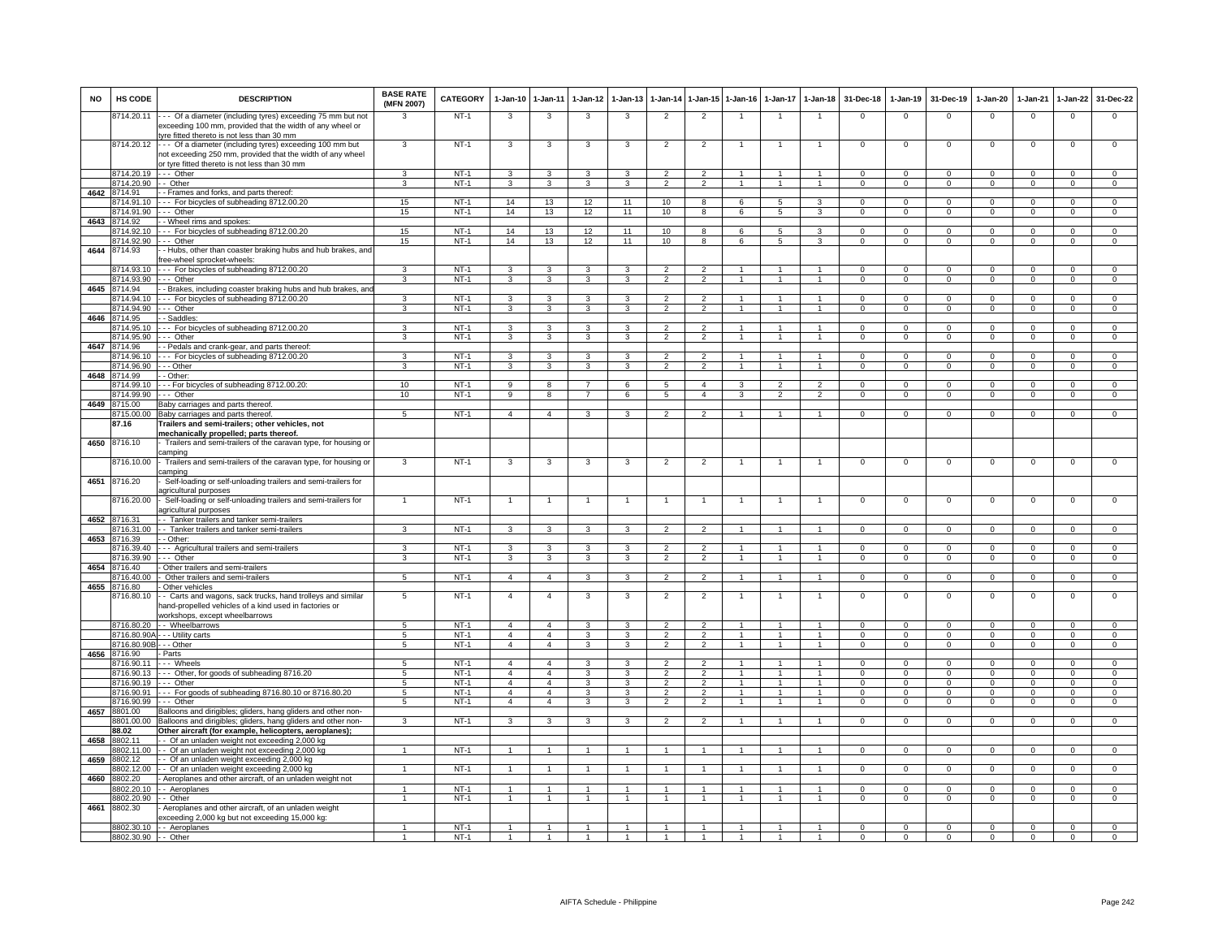| NO | HS CODE | DESCRIPTION | BASE RATE (MFN 2007) | CATEGORY | 1-Jan-10 | 1-Jan-11 | 1-Jan-12 | 1-Jan-13 | 1-Jan-14 | 1-Jan-15 | 1-Jan-16 | 1-Jan-17 | 1-Jan-18 | 31-Dec-18 | 1-Jan-19 | 31-Dec-19 | 1-Jan-20 | 1-Jan-21 | 1-Jan-22 | 31-Dec-22 |
|---|---|---|---|---|---|---|---|---|---|---|---|---|---|---|---|---|---|---|---|---|
| | 8714.20.11 | - - - Of a diameter (including tyres) exceeding 75 mm but not exceeding 100 mm, provided that the width of any wheel or tyre fitted thereto is not less than 30 mm | 3 | NT-1 | 3 | 3 | 3 | 3 | 2 | 2 | 1 | 1 | 1 | 0 | 0 | 0 | 0 | 0 | 0 | 0 |
| | 8714.20.12 | - - - Of a diameter (including tyres) exceeding 100 mm but not exceeding 250 mm, provided that the width of any wheel or tyre fitted thereto is not less than 30 mm | 3 | NT-1 | 3 | 3 | 3 | 3 | 2 | 2 | 1 | 1 | 1 | 0 | 0 | 0 | 0 | 0 | 0 | 0 |
| | 8714.20.19 | - - - Other | 3 | NT-1 | 3 | 3 | 3 | 3 | 2 | 2 | 1 | 1 | 1 | 0 | 0 | 0 | 0 | 0 | 0 | 0 |
| | 8714.20.90 | - - Other | 3 | NT-1 | 3 | 3 | 3 | 3 | 2 | 2 | 1 | 1 | 1 | 0 | 0 | 0 | 0 | 0 | 0 | 0 |
| 4642 | 8714.91 | - - Frames and forks, and parts thereof: | | | | | | | | | | | | | | | | | | |
| | 8714.91.10 | - - - For bicycles of subheading 8712.00.20 | 15 | NT-1 | 14 | 13 | 12 | 11 | 10 | 8 | 6 | 5 | 3 | 0 | 0 | 0 | 0 | 0 | 0 | 0 |
| | 8714.91.90 | - - - Other | 15 | NT-1 | 14 | 13 | 12 | 11 | 10 | 8 | 6 | 5 | 3 | 0 | 0 | 0 | 0 | 0 | 0 | 0 |
| 4643 | 8714.92 | - - Wheel rims and spokes: | | | | | | | | | | | | | | | | | | |
| | 8714.92.10 | - - - For bicycles of subheading 8712.00.20 | 15 | NT-1 | 14 | 13 | 12 | 11 | 10 | 8 | 6 | 5 | 3 | 0 | 0 | 0 | 0 | 0 | 0 | 0 |
| | 8714.92.90 | - - - Other | 15 | NT-1 | 14 | 13 | 12 | 11 | 10 | 8 | 6 | 5 | 3 | 0 | 0 | 0 | 0 | 0 | 0 | 0 |
| 4644 | 8714.93 | - - Hubs, other than coaster braking hubs and hub brakes, and free-wheel sprocket-wheels: | | | | | | | | | | | | | | | | | | |
| | 8714.93.10 | - - - For bicycles of subheading 8712.00.20 | 3 | NT-1 | 3 | 3 | 3 | 3 | 2 | 2 | 1 | 1 | 1 | 0 | 0 | 0 | 0 | 0 | 0 | 0 |
| | 8714.93.90 | - - - Other | 3 | NT-1 | 3 | 3 | 3 | 3 | 2 | 2 | 1 | 1 | 1 | 0 | 0 | 0 | 0 | 0 | 0 | 0 |
| 4645 | 8714.94 | - - Brakes, including coaster braking hubs and hub brakes, and | | | | | | | | | | | | | | | | | | |
| | 8714.94.10 | - - - For bicycles of subheading 8712.00.20 | 3 | NT-1 | 3 | 3 | 3 | 3 | 2 | 2 | 1 | 1 | 1 | 0 | 0 | 0 | 0 | 0 | 0 | 0 |
| | 8714.94.90 | - - - Other | 3 | NT-1 | 3 | 3 | 3 | 3 | 2 | 2 | 1 | 1 | 1 | 0 | 0 | 0 | 0 | 0 | 0 | 0 |
| 4646 | 8714.95 | - - Saddles: | | | | | | | | | | | | | | | | | | |
| | 8714.95.10 | - - - For bicycles of subheading 8712.00.20 | 3 | NT-1 | 3 | 3 | 3 | 3 | 2 | 2 | 1 | 1 | 1 | 0 | 0 | 0 | 0 | 0 | 0 | 0 |
| | 8714.95.90 | - - - Other | 3 | NT-1 | 3 | 3 | 3 | 3 | 2 | 2 | 1 | 1 | 1 | 0 | 0 | 0 | 0 | 0 | 0 | 0 |
| 4647 | 8714.96 | - - Pedals and crank-gear, and parts thereof: | | | | | | | | | | | | | | | | | | |
| | 8714.96.10 | - - - For bicycles of subheading 8712.00.20 | 3 | NT-1 | 3 | 3 | 3 | 3 | 2 | 2 | 1 | 1 | 1 | 0 | 0 | 0 | 0 | 0 | 0 | 0 |
| | 8714.96.90 | - - - Other | 3 | NT-1 | 3 | 3 | 3 | 3 | 2 | 2 | 1 | 1 | 1 | 0 | 0 | 0 | 0 | 0 | 0 | 0 |
| 4648 | 8714.99 | - - Other: | | | | | | | | | | | | | | | | | | |
| | 8714.99.10 | - - - For bicycles of subheading 8712.00.20: | 10 | NT-1 | 9 | 8 | 7 | 6 | 5 | 4 | 3 | 2 | 2 | 0 | 0 | 0 | 0 | 0 | 0 | 0 |
| | 8714.99.90 | - - - Other | 10 | NT-1 | 9 | 8 | 7 | 6 | 5 | 4 | 3 | 2 | 2 | 0 | 0 | 0 | 0 | 0 | 0 | 0 |
| 4649 | 8715.00 | Baby carriages and parts thereof. | | | | | | | | | | | | | | | | | | |
| | 8715.00.00 | Baby carriages and parts thereof. | 5 | NT-1 | 4 | 4 | 3 | 3 | 2 | 2 | 1 | 1 | 1 | 0 | 0 | 0 | 0 | 0 | 0 | 0 |
| | **87.16** | **Trailers and semi-trailers; other vehicles, not mechanically propelled; parts thereof.** | | | | | | | | | | | | | | | | | | |
| 4650 | 8716.10 | - Trailers and semi-trailers of the caravan type, for housing or camping | | | | | | | | | | | | | | | | | | |
| | 8716.10.00 | - Trailers and semi-trailers of the caravan type, for housing or camping | 3 | NT-1 | 3 | 3 | 3 | 3 | 2 | 2 | 1 | 1 | 1 | 0 | 0 | 0 | 0 | 0 | 0 | 0 |
| 4651 | 8716.20 | - Self-loading or self-unloading trailers and semi-trailers for agricultural purposes | | | | | | | | | | | | | | | | | | |
| | 8716.20.00 | - Self-loading or self-unloading trailers and semi-trailers for agricultural purposes | 1 | NT-1 | 1 | 1 | 1 | 1 | 1 | 1 | 1 | 1 | 1 | 0 | 0 | 0 | 0 | 0 | 0 | 0 |
| 4652 | 8716.31 | - - Tanker trailers and tanker semi-trailers | | | | | | | | | | | | | | | | | | |
| | 8716.31.00 | - - Tanker trailers and tanker semi-trailers | 3 | NT-1 | 3 | 3 | 3 | 3 | 2 | 2 | 1 | 1 | 1 | 0 | 0 | 0 | 0 | 0 | 0 | 0 |
| 4653 | 8716.39 | - - Other: | | | | | | | | | | | | | | | | | | |
| | 8716.39.40 | - - - Agricultural trailers and semi-trailers | 3 | NT-1 | 3 | 3 | 3 | 3 | 2 | 2 | 1 | 1 | 1 | 0 | 0 | 0 | 0 | 0 | 0 | 0 |
| | 8716.39.90 | - - - Other | 3 | NT-1 | 3 | 3 | 3 | 3 | 2 | 2 | 1 | 1 | 1 | 0 | 0 | 0 | 0 | 0 | 0 | 0 |
| 4654 | 8716.40 | - Other trailers and semi-trailers | | | | | | | | | | | | | | | | | | |
| | 8716.40.00 | - Other trailers and semi-trailers | 5 | NT-1 | 4 | 4 | 3 | 3 | 2 | 2 | 1 | 1 | 1 | 0 | 0 | 0 | 0 | 0 | 0 | 0 |
| 4655 | 8716.80 | - Other vehicles | | | | | | | | | | | | | | | | | | |
| | 8716.80.10 | - - Carts and wagons, sack trucks, hand trolleys and similar hand-propelled vehicles of a kind used in factories or workshops, except wheelbarrows | 5 | NT-1 | 4 | 4 | 3 | 3 | 2 | 2 | 1 | 1 | 1 | 0 | 0 | 0 | 0 | 0 | 0 | 0 |
| | 8716.80.20 | - - Wheelbarrows | 5 | NT-1 | 4 | 4 | 3 | 3 | 2 | 2 | 1 | 1 | 1 | 0 | 0 | 0 | 0 | 0 | 0 | 0 |
| | 8716.80.90A | - - - Utility carts | 5 | NT-1 | 4 | 4 | 3 | 3 | 2 | 2 | 1 | 1 | 1 | 0 | 0 | 0 | 0 | 0 | 0 | 0 |
| | 8716.80.90B | - - - Other | 5 | NT-1 | 4 | 4 | 3 | 3 | 2 | 2 | 1 | 1 | 1 | 0 | 0 | 0 | 0 | 0 | 0 | 0 |
| 4656 | 8716.90 | - Parts | | | | | | | | | | | | | | | | | | |
| | 8716.90.11 | - - - Wheels | 5 | NT-1 | 4 | 4 | 3 | 3 | 2 | 2 | 1 | 1 | 1 | 0 | 0 | 0 | 0 | 0 | 0 | 0 |
| | 8716.90.13 | - - - Other, for goods of subheading 8716.20 | 5 | NT-1 | 4 | 4 | 3 | 3 | 2 | 2 | 1 | 1 | 1 | 0 | 0 | 0 | 0 | 0 | 0 | 0 |
| | 8716.90.19 | - - - Other | 5 | NT-1 | 4 | 4 | 3 | 3 | 2 | 2 | 1 | 1 | 1 | 0 | 0 | 0 | 0 | 0 | 0 | 0 |
| | 8716.90.91 | - - - For goods of subheading 8716.80.10 or 8716.80.20 | 5 | NT-1 | 4 | 4 | 3 | 3 | 2 | 2 | 1 | 1 | 1 | 0 | 0 | 0 | 0 | 0 | 0 | 0 |
| | 8716.90.99 | - - - Other | 5 | NT-1 | 4 | 4 | 3 | 3 | 2 | 2 | 1 | 1 | 1 | 0 | 0 | 0 | 0 | 0 | 0 | 0 |
| 4657 | 8801.00 | Balloons and dirigibles; gliders, hang gliders and other non- | | | | | | | | | | | | | | | | | | |
| | 8801.00.00 | Balloons and dirigibles; gliders, hang gliders and other non- | 3 | NT-1 | 3 | 3 | 3 | 3 | 2 | 2 | 1 | 1 | 1 | 0 | 0 | 0 | 0 | 0 | 0 | 0 |
| | **88.02** | **Other aircraft (for example, helicopters, aeroplanes);** | | | | | | | | | | | | | | | | | | |
| 4658 | 8802.11 | - - Of an unladen weight not exceeding 2,000 kg | | | | | | | | | | | | | | | | | | |
| | 8802.11.00 | - - Of an unladen weight not exceeding 2,000 kg | 1 | NT-1 | 1 | 1 | 1 | 1 | 1 | 1 | 1 | 1 | 1 | 0 | 0 | 0 | 0 | 0 | 0 | 0 |
| 4659 | 8802.12 | - - Of an unladen weight exceeding 2,000 kg | | | | | | | | | | | | | | | | | | |
| | 8802.12.00 | - - Of an unladen weight exceeding 2,000 kg | 1 | NT-1 | 1 | 1 | 1 | 1 | 1 | 1 | 1 | 1 | 1 | 0 | 0 | 0 | 0 | 0 | 0 | 0 |
| 4660 | 8802.20 | - Aeroplanes and other aircraft, of an unladen weight not | | | | | | | | | | | | | | | | | | |
| | 8802.20.10 | - - Aeroplanes | 1 | NT-1 | 1 | 1 | 1 | 1 | 1 | 1 | 1 | 1 | 1 | 0 | 0 | 0 | 0 | 0 | 0 | 0 |
| | 8802.20.90 | - - Other | 1 | NT-1 | 1 | 1 | 1 | 1 | 1 | 1 | 1 | 1 | 1 | 0 | 0 | 0 | 0 | 0 | 0 | 0 |
| 4661 | 8802.30 | - Aeroplanes and other aircraft, of an unladen weight exceeding 2,000 kg but not exceeding 15,000 kg: | | | | | | | | | | | | | | | | | | |
| | 8802.30.10 | - - Aeroplanes | 1 | NT-1 | 1 | 1 | 1 | 1 | 1 | 1 | 1 | 1 | 1 | 0 | 0 | 0 | 0 | 0 | 0 | 0 |
| | 8802.30.90 | - - Other | 1 | NT-1 | 1 | 1 | 1 | 1 | 1 | 1 | 1 | 1 | 1 | 0 | 0 | 0 | 0 | 0 | 0 | 0 |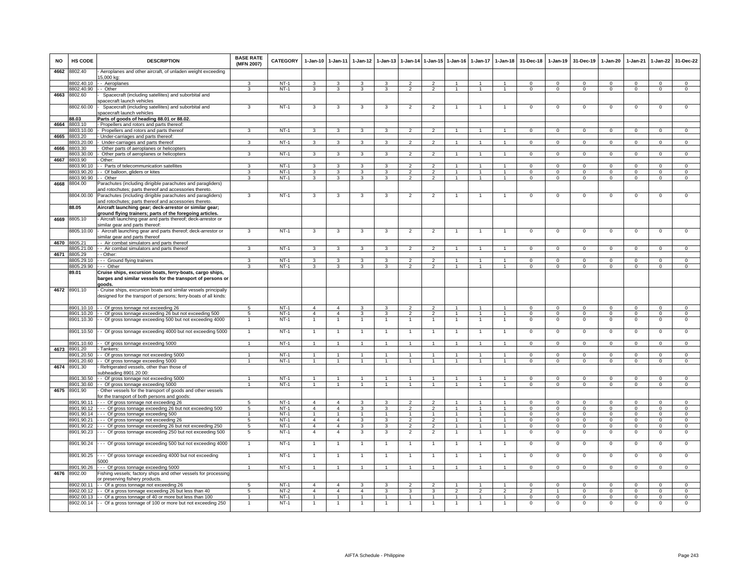| NO | HS CODE | DESCRIPTION | BASE RATE (MFN 2007) | CATEGORY | 1-Jan-10 | 1-Jan-11 | 1-Jan-12 | 1-Jan-13 | 1-Jan-14 | 1-Jan-15 | 1-Jan-16 | 1-Jan-17 | 1-Jan-18 | 31-Dec-18 | 1-Jan-19 | 31-Dec-19 | 1-Jan-20 | 1-Jan-21 | 1-Jan-22 | 31-Dec-22 |
|---|---|---|---|---|---|---|---|---|---|---|---|---|---|---|---|---|---|---|---|---|
| 4662 | 8802.40 | - Aeroplanes and other aircraft, of unladen weight exceeding 15,000 kg: | | | | | | | | | | | | | | | | | | |
| | 8802.40.10 | - - Aeroplanes | 3 | NT-1 | 3 | 3 | 3 | 3 | 2 | 2 | 1 | 1 | 1 | 0 | 0 | 0 | 0 | 0 | 0 | 0 |
| | 8802.40.90 | - - Other | 3 | NT-1 | 3 | 3 | 3 | 3 | 2 | 2 | 1 | 1 | 1 | 0 | 0 | 0 | 0 | 0 | 0 | 0 |
| 4663 | 8802.60 | - Spacecraft (including satellites) and suborbital and spacecraft launch vehicles | | | | | | | | | | | | | | | | | | |
| | 8802.60.00 | - Spacecraft (including satellites) and suborbital and spacecraft launch vehicles | 3 | NT-1 | 3 | 3 | 3 | 3 | 2 | 2 | 1 | 1 | 1 | 0 | 0 | 0 | 0 | 0 | 0 | 0 |
| | **88.03** | **Parts of goods of heading 88.01 or 88.02.** | | | | | | | | | | | | | | | | | | |
| 4664 | 8803.10 | - Propellers and rotors and parts thereof: | | | | | | | | | | | | | | | | | | |
| | 8803.10.00 | - Propellers and rotors and parts thereof | 3 | NT-1 | 3 | 3 | 3 | 3 | 2 | 2 | 1 | 1 | 1 | 0 | 0 | 0 | 0 | 0 | 0 | 0 |
| 4665 | 8803.20 | - Under-carriages and parts thereof: | | | | | | | | | | | | | | | | | | |
| | 8803.20.00 | - Under-carriages and parts thereof | 3 | NT-1 | 3 | 3 | 3 | 3 | 2 | 2 | 1 | 1 | 1 | 0 | 0 | 0 | 0 | 0 | 0 | 0 |
| 4666 | 8803.30 | - Other parts of aeroplanes or helicopters | | | | | | | | | | | | | | | | | | |
| | 8803.30.00 | - Other parts of aeroplanes or helicopters | 3 | NT-1 | 3 | 3 | 3 | 3 | 2 | 2 | 1 | 1 | 1 | 0 | 0 | 0 | 0 | 0 | 0 | 0 |
| 4667 | 8803.90 | - Other: | | | | | | | | | | | | | | | | | | |
| | 8803.90.10 | - - Parts of telecommunication satellites | 3 | NT-1 | 3 | 3 | 3 | 3 | 2 | 2 | 1 | 1 | 1 | 0 | 0 | 0 | 0 | 0 | 0 | 0 |
| | 8803.90.20 | - - Of balloon, gliders or kites | 3 | NT-1 | 3 | 3 | 3 | 3 | 2 | 2 | 1 | 1 | 1 | 0 | 0 | 0 | 0 | 0 | 0 | 0 |
| | 8803.90.90 | - - Other | 3 | NT-1 | 3 | 3 | 3 | 3 | 2 | 2 | 1 | 1 | 1 | 0 | 0 | 0 | 0 | 0 | 0 | 0 |
| 4668 | 8804.00 | Parachutes (including dirigible parachutes and paragliders) and rotochutes; parts thereof and accessories thereto. | | | | | | | | | | | | | | | | | | |
| | 8804.00.00 | Parachutes (including dirigible parachutes and paragliders) and rotochutes; parts thereof and accessories thereto. | 3 | NT-1 | 3 | 3 | 3 | 3 | 2 | 2 | 1 | 1 | 1 | 0 | 0 | 0 | 0 | 0 | 0 | 0 |
| | **88.05** | **Aircraft launching gear; deck-arrestor or similar gear; ground flying trainers; parts of the foregoing articles.** | | | | | | | | | | | | | | | | | | |
| 4669 | 8805.10 | - Aircraft launching gear and parts thereof; deck-arrestor or similar gear and parts thereof: | | | | | | | | | | | | | | | | | | |
| | 8805.10.00 | - Aircraft launching gear and parts thereof; deck-arrestor or similar gear and parts thereof | 3 | NT-1 | 3 | 3 | 3 | 3 | 2 | 2 | 1 | 1 | 1 | 0 | 0 | 0 | 0 | 0 | 0 | 0 |
| 4670 | 8805.21 | - - Air combat simulators and parts thereof | | | | | | | | | | | | | | | | | | |
| | 8805.21.00 | - - Air combat simulators and parts thereof | 3 | NT-1 | 3 | 3 | 3 | 3 | 2 | 2 | 1 | 1 | 1 | 0 | 0 | 0 | 0 | 0 | 0 | 0 |
| 4671 | 8805.29 | - - Other: | | | | | | | | | | | | | | | | | | |
| | 8805.29.10 | - - - Ground flying trainers | 3 | NT-1 | 3 | 3 | 3 | 3 | 2 | 2 | 1 | 1 | 1 | 0 | 0 | 0 | 0 | 0 | 0 | 0 |
| | 8805.29.90 | - - - Other | 3 | NT-1 | 3 | 3 | 3 | 3 | 2 | 2 | 1 | 1 | 1 | 0 | 0 | 0 | 0 | 0 | 0 | 0 |
| | **89.01** | **Cruise ships, excursion boats, ferry-boats, cargo ships, barges and similar vessels for the transport of persons or goods.** | | | | | | | | | | | | | | | | | | |
| 4672 | 8901.10 | - Cruise ships, excursion boats and similar vessels principally designed for the transport of persons; ferry-boats of all kinds: | | | | | | | | | | | | | | | | | | |
| | 8901.10.10 | - - Of gross tonnage not exceeding 26 | 5 | NT-1 | 4 | 4 | 3 | 3 | 2 | 2 | 1 | 1 | 1 | 0 | 0 | 0 | 0 | 0 | 0 | 0 |
| | 8901.10.20 | - - Of gross tonnage exceeding 26 but not exceeding 500 | 5 | NT-1 | 4 | 4 | 3 | 3 | 2 | 2 | 1 | 1 | 1 | 0 | 0 | 0 | 0 | 0 | 0 | 0 |
| | 8901.10.30 | - - Of gross tonnage exceeding 500 but not exceeding 4000 | 1 | NT-1 | 1 | 1 | 1 | 1 | 1 | 1 | 1 | 1 | 1 | 0 | 0 | 0 | 0 | 0 | 0 | 0 |
| | 8901.10.50 | - - Of gross tonnage exceeding 4000 but not exceeding 5000 | 1 | NT-1 | 1 | 1 | 1 | 1 | 1 | 1 | 1 | 1 | 1 | 0 | 0 | 0 | 0 | 0 | 0 | 0 |
| | 8901.10.60 | - - Of gross tonnage exceeding 5000 | 1 | NT-1 | 1 | 1 | 1 | 1 | 1 | 1 | 1 | 1 | 1 | 0 | 0 | 0 | 0 | 0 | 0 | 0 |
| 4673 | 8901.20 | - Tankers: | | | | | | | | | | | | | | | | | | |
| | 8901.20.50 | - - Of gross tonnage not exceeding 5000 | 1 | NT-1 | 1 | 1 | 1 | 1 | 1 | 1 | 1 | 1 | 1 | 0 | 0 | 0 | 0 | 0 | 0 | 0 |
| | 8901.20.60 | - - Of gross tonnage exceeding 5000 | 1 | NT-1 | 1 | 1 | 1 | 1 | 1 | 1 | 1 | 1 | 1 | 0 | 0 | 0 | 0 | 0 | 0 | 0 |
| 4674 | 8901.30 | - Refrigerated vessels, other than those of subheading 8901.20 00: | | | | | | | | | | | | | | | | | | |
| | 8901.30.50 | - - Of gross tonnage not exceeding 5000 | 1 | NT-1 | 1 | 1 | 1 | 1 | 1 | 1 | 1 | 1 | 1 | 0 | 0 | 0 | 0 | 0 | 0 | 0 |
| | 8901.30.60 | - - Of gross tonnage exceeding 5000 | 1 | NT-1 | 1 | 1 | 1 | 1 | 1 | 1 | 1 | 1 | 1 | 0 | 0 | 0 | 0 | 0 | 0 | 0 |
| 4675 | 8901.90 | - Other vessels for the transport of goods and other vessels for the transport of both persons and goods: | | | | | | | | | | | | | | | | | | |
| | 8901.90.11 | - - - Of gross tonnage not exceeding 26 | 5 | NT-1 | 4 | 4 | 3 | 3 | 2 | 2 | 1 | 1 | 1 | 0 | 0 | 0 | 0 | 0 | 0 | 0 |
| | 8901.90.12 | - - - Of gross tonnage exceeding 26 but not exceeding 500 | 5 | NT-1 | 4 | 4 | 3 | 3 | 2 | 2 | 1 | 1 | 1 | 0 | 0 | 0 | 0 | 0 | 0 | 0 |
| | 8901.90.14 | - - - Of gross tonnage exceeding 500 | 1 | NT-1 | 1 | 1 | 1 | 1 | 1 | 1 | 1 | 1 | 1 | 0 | 0 | 0 | 0 | 0 | 0 | 0 |
| | 8901.90.21 | - - - Of gross tonnage not exceeding 26 | 5 | NT-1 | 4 | 4 | 3 | 3 | 2 | 2 | 1 | 1 | 1 | 0 | 0 | 0 | 0 | 0 | 0 | 0 |
| | 8901.90.22 | - - - Of gross tonnage exceeding 26 but not exceeding 250 | 5 | NT-1 | 4 | 4 | 3 | 3 | 2 | 2 | 1 | 1 | 1 | 0 | 0 | 0 | 0 | 0 | 0 | 0 |
| | 8901.90.23 | - - - Of gross tonnage exceeding 250 but not exceeding 500 | 5 | NT-1 | 4 | 4 | 3 | 3 | 2 | 2 | 1 | 1 | 1 | 0 | 0 | 0 | 0 | 0 | 0 | 0 |
| | 8901.90.24 | - - - Of gross tonnage exceeding 500 but not exceeding 4000 | 1 | NT-1 | 1 | 1 | 1 | 1 | 1 | 1 | 1 | 1 | 1 | 0 | 0 | 0 | 0 | 0 | 0 | 0 |
| | 8901.90.25 | - - - Of gross tonnage exceeding 4000 but not exceeding 5000 | 1 | NT-1 | 1 | 1 | 1 | 1 | 1 | 1 | 1 | 1 | 1 | 0 | 0 | 0 | 0 | 0 | 0 | 0 |
| | 8901.90.26 | - - - Of gross tonnage exceeding 5000 | 1 | NT-1 | 1 | 1 | 1 | 1 | 1 | 1 | 1 | 1 | 1 | 0 | 0 | 0 | 0 | 0 | 0 | 0 |
| 4676 | 8902.00 | Fishing vessels; factory ships and other vessels for processing or preserving fishery products. | | | | | | | | | | | | | | | | | | |
| | 8902.00.11 | - - Of a gross tonnage not exceeding 26 | 5 | NT-1 | 4 | 4 | 3 | 3 | 2 | 2 | 1 | 1 | 1 | 0 | 0 | 0 | 0 | 0 | 0 | 0 |
| | 8902.00.12 | - - Of a gross tonnage exceeding 26 but less than 40 | 5 | NT-2 | 4 | 4 | 4 | 3 | 3 | 3 | 2 | 2 | 2 | 2 | 1 | 0 | 0 | 0 | 0 | 0 |
| | 8902.00.13 | - - Of a gross tonnage of 40 or more but less than 100 | 1 | NT-1 | 1 | 1 | 1 | 1 | 1 | 1 | 1 | 1 | 1 | 0 | 0 | 0 | 0 | 0 | 0 | 0 |
| | 8902.00.14 | - - Of a gross tonnage of 100 or more but not exceeding 250 | 1 | NT-1 | 1 | 1 | 1 | 1 | 1 | 1 | 1 | 1 | 1 | 0 | 0 | 0 | 0 | 0 | 0 | 0 |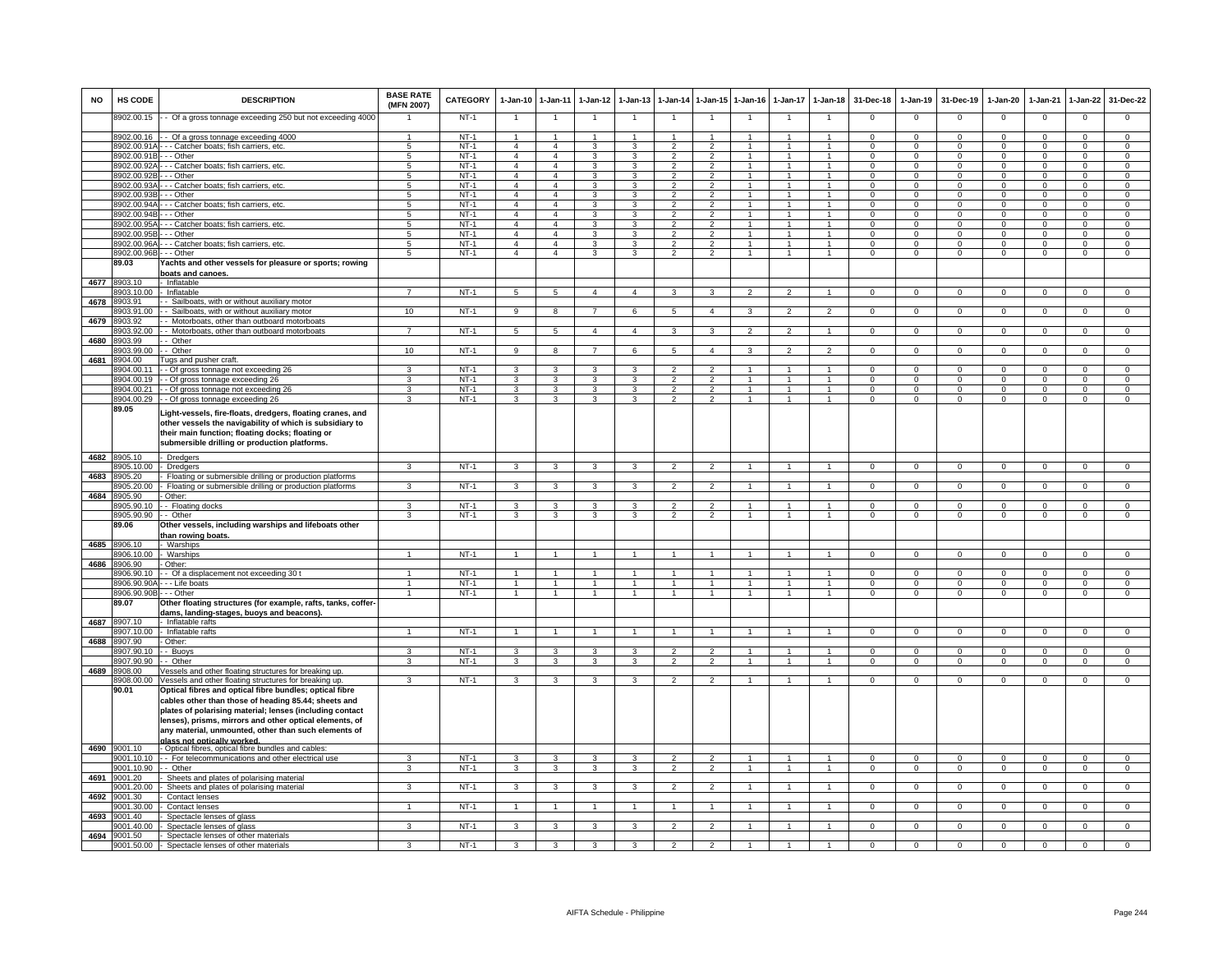| NO | HS CODE | DESCRIPTION | BASE RATE (MFN 2007) | CATEGORY | 1-Jan-10 | 1-Jan-11 | 1-Jan-12 | 1-Jan-13 | 1-Jan-14 | 1-Jan-15 | 1-Jan-16 | 1-Jan-17 | 1-Jan-18 | 31-Dec-18 | 1-Jan-19 | 31-Dec-19 | 1-Jan-20 | 1-Jan-21 | 1-Jan-22 | 31-Dec-22 |
|---|---|---|---|---|---|---|---|---|---|---|---|---|---|---|---|---|---|---|---|---|
| | 8902.00.15 | - - Of a gross tonnage exceeding 250 but not exceeding 4000 | 1 | NT-1 | 1 | 1 | 1 | 1 | 1 | 1 | 1 | 1 | 1 | 0 | 0 | 0 | 0 | 0 | 0 | 0 |
| | 8902.00.16 | - - Of a gross tonnage exceeding 4000 | 1 | NT-1 | 1 | 1 | 1 | 1 | 1 | 1 | 1 | 1 | 1 | 0 | 0 | 0 | 0 | 0 | 0 | 0 |
| | 8902.00.91A | - - - Catcher boats; fish carriers, etc. | 5 | NT-1 | 4 | 4 | 3 | 3 | 2 | 2 | 1 | 1 | 1 | 0 | 0 | 0 | 0 | 0 | 0 | 0 |
| | 8902.00.91B | - - - Other | 5 | NT-1 | 4 | 4 | 3 | 3 | 2 | 2 | 1 | 1 | 1 | 0 | 0 | 0 | 0 | 0 | 0 | 0 |
| | 8902.00.92A | - - - Catcher boats; fish carriers, etc. | 5 | NT-1 | 4 | 4 | 3 | 3 | 2 | 2 | 1 | 1 | 1 | 0 | 0 | 0 | 0 | 0 | 0 | 0 |
| | 8902.00.92B | - - - Other | 5 | NT-1 | 4 | 4 | 3 | 3 | 2 | 2 | 1 | 1 | 1 | 0 | 0 | 0 | 0 | 0 | 0 | 0 |
| | 8902.00.93A | - - - Catcher boats; fish carriers, etc. | 5 | NT-1 | 4 | 4 | 3 | 3 | 2 | 2 | 1 | 1 | 1 | 0 | 0 | 0 | 0 | 0 | 0 | 0 |
| | 8902.00.93B | - - - Other | 5 | NT-1 | 4 | 4 | 3 | 3 | 2 | 2 | 1 | 1 | 1 | 0 | 0 | 0 | 0 | 0 | 0 | 0 |
| | 8902.00.94A | - - - Catcher boats; fish carriers, etc. | 5 | NT-1 | 4 | 4 | 3 | 3 | 2 | 2 | 1 | 1 | 1 | 0 | 0 | 0 | 0 | 0 | 0 | 0 |
| | 8902.00.94B | - - - Other | 5 | NT-1 | 4 | 4 | 3 | 3 | 2 | 2 | 1 | 1 | 1 | 0 | 0 | 0 | 0 | 0 | 0 | 0 |
| | 8902.00.95A | - - - Catcher boats; fish carriers, etc. | 5 | NT-1 | 4 | 4 | 3 | 3 | 2 | 2 | 1 | 1 | 1 | 0 | 0 | 0 | 0 | 0 | 0 | 0 |
| | 8902.00.95B | - - - Other | 5 | NT-1 | 4 | 4 | 3 | 3 | 2 | 2 | 1 | 1 | 1 | 0 | 0 | 0 | 0 | 0 | 0 | 0 |
| | 8902.00.96A | - - - Catcher boats; fish carriers, etc. | 5 | NT-1 | 4 | 4 | 3 | 3 | 2 | 2 | 1 | 1 | 1 | 0 | 0 | 0 | 0 | 0 | 0 | 0 |
| | 8902.00.96B | - - - Other | 5 | NT-1 | 4 | 4 | 3 | 3 | 2 | 2 | 1 | 1 | 1 | 0 | 0 | 0 | 0 | 0 | 0 | 0 |
| | **89.03** | **Yachts and other vessels for pleasure or sports; rowing boats and canoes.** | | | | | | | | | | | | | | | | | | |
| 4677 | 8903.10 | - Inflatable | | | | | | | | | | | | | | | | | | |
| | 8903.10.00 | - Inflatable | 7 | NT-1 | 5 | 5 | 4 | 4 | 3 | 3 | 2 | 2 | 1 | 0 | 0 | 0 | 0 | 0 | 0 | 0 |
| 4678 | 8903.91 | - - Sailboats, with or without auxiliary motor | | | | | | | | | | | | | | | | | | |
| | 8903.91.00 | - - Sailboats, with or without auxiliary motor | 10 | NT-1 | 9 | 8 | 7 | 6 | 5 | 4 | 3 | 2 | 2 | 0 | 0 | 0 | 0 | 0 | 0 | 0 |
| 4679 | 8903.92 | - - Motorboats, other than outboard motorboats | | | | | | | | | | | | | | | | | | |
| | 8903.92.00 | - - Motorboats, other than outboard motorboats | 7 | NT-1 | 5 | 5 | 4 | 4 | 3 | 3 | 2 | 2 | 1 | 0 | 0 | 0 | 0 | 0 | 0 | 0 |
| 4680 | 8903.99 | - - Other | | | | | | | | | | | | | | | | | | |
| | 8903.99.00 | - - Other | 10 | NT-1 | 9 | 8 | 7 | 6 | 5 | 4 | 3 | 2 | 2 | 0 | 0 | 0 | 0 | 0 | 0 | 0 |
| 4681 | 8904.00 | Tugs and pusher craft. | | | | | | | | | | | | | | | | | | |
| | 8904.00.11 | - - Of gross tonnage not exceeding 26 | 3 | NT-1 | 3 | 3 | 3 | 3 | 2 | 2 | 1 | 1 | 1 | 0 | 0 | 0 | 0 | 0 | 0 | 0 |
| | 8904.00.19 | - - Of gross tonnage exceeding 26 | 3 | NT-1 | 3 | 3 | 3 | 3 | 2 | 2 | 1 | 1 | 1 | 0 | 0 | 0 | 0 | 0 | 0 | 0 |
| | 8904.00.21 | - - Of gross tonnage not exceeding 26 | 3 | NT-1 | 3 | 3 | 3 | 3 | 2 | 2 | 1 | 1 | 1 | 0 | 0 | 0 | 0 | 0 | 0 | 0 |
| | 8904.00.29 | - - Of gross tonnage exceeding 26 | 3 | NT-1 | 3 | 3 | 3 | 3 | 2 | 2 | 1 | 1 | 1 | 0 | 0 | 0 | 0 | 0 | 0 | 0 |
| | **89.05** | **Light-vessels, fire-floats, dredgers, floating cranes, and other vessels the navigability of which is subsidiary to their main function; floating docks; floating or submersible drilling or production platforms.** | | | | | | | | | | | | | | | | | | |
| 4682 | 8905.10 | - Dredgers | | | | | | | | | | | | | | | | | | |
| | 8905.10.00 | - Dredgers | 3 | NT-1 | 3 | 3 | 3 | 3 | 2 | 2 | 1 | 1 | 1 | 0 | 0 | 0 | 0 | 0 | 0 | 0 |
| 4683 | 8905.20 | - Floating or submersible drilling or production platforms | | | | | | | | | | | | | | | | | | |
| | 8905.20.00 | - Floating or submersible drilling or production platforms | 3 | NT-1 | 3 | 3 | 3 | 3 | 2 | 2 | 1 | 1 | 1 | 0 | 0 | 0 | 0 | 0 | 0 | 0 |
| 4684 | 8905.90 | - Other: | | | | | | | | | | | | | | | | | | |
| | 8905.90.10 | - - Floating docks | 3 | NT-1 | 3 | 3 | 3 | 3 | 2 | 2 | 1 | 1 | 1 | 0 | 0 | 0 | 0 | 0 | 0 | 0 |
| | 8905.90.90 | - - Other | 3 | NT-1 | 3 | 3 | 3 | 3 | 2 | 2 | 1 | 1 | 1 | 0 | 0 | 0 | 0 | 0 | 0 | 0 |
| | **89.06** | **Other vessels, including warships and lifeboats other than rowing boats.** | | | | | | | | | | | | | | | | | | |
| 4685 | 8906.10 | - Warships | | | | | | | | | | | | | | | | | | |
| | 8906.10.00 | - Warships | 1 | NT-1 | 1 | 1 | 1 | 1 | 1 | 1 | 1 | 1 | 1 | 0 | 0 | 0 | 0 | 0 | 0 | 0 |
| 4686 | 8906.90 | - Other: | | | | | | | | | | | | | | | | | | |
| | 8906.90.10 | - - Of a displacement not exceeding 30 t | 1 | NT-1 | 1 | 1 | 1 | 1 | 1 | 1 | 1 | 1 | 1 | 0 | 0 | 0 | 0 | 0 | 0 | 0 |
| | 8906.90.90A | - - - Life boats | 1 | NT-1 | 1 | 1 | 1 | 1 | 1 | 1 | 1 | 1 | 1 | 0 | 0 | 0 | 0 | 0 | 0 | 0 |
| | 8906.90.90B | - - - Other | 1 | NT-1 | 1 | 1 | 1 | 1 | 1 | 1 | 1 | 1 | 1 | 0 | 0 | 0 | 0 | 0 | 0 | 0 |
| | **89.07** | **Other floating structures (for example, rafts, tanks, coffer-dams, landing-stages, buoys and beacons).** | | | | | | | | | | | | | | | | | | |
| 4687 | 8907.10 | - Inflatable rafts | | | | | | | | | | | | | | | | | | |
| | 8907.10.00 | - Inflatable rafts | 1 | NT-1 | 1 | 1 | 1 | 1 | 1 | 1 | 1 | 1 | 1 | 0 | 0 | 0 | 0 | 0 | 0 | 0 |
| 4688 | 8907.90 | - Other: | | | | | | | | | | | | | | | | | | |
| | 8907.90.10 | - - Buoys | 3 | NT-1 | 3 | 3 | 3 | 3 | 2 | 2 | 1 | 1 | 1 | 0 | 0 | 0 | 0 | 0 | 0 | 0 |
| | 8907.90.90 | - - Other | 3 | NT-1 | 3 | 3 | 3 | 3 | 2 | 2 | 1 | 1 | 1 | 0 | 0 | 0 | 0 | 0 | 0 | 0 |
| 4689 | 8908.00 | Vessels and other floating structures for breaking up. | | | | | | | | | | | | | | | | | | |
| | 8908.00.00 | Vessels and other floating structures for breaking up. | 3 | NT-1 | 3 | 3 | 3 | 3 | 2 | 2 | 1 | 1 | 1 | 0 | 0 | 0 | 0 | 0 | 0 | 0 |
| | **90.01** | **Optical fibres and optical fibre bundles; optical fibre cables other than those of heading 85.44; sheets and plates of polarising material; lenses (including contact lenses), prisms, mirrors and other optical elements, of any material, unmounted, other than such elements of glass not optically worked.** | | | | | | | | | | | | | | | | | | |
| 4690 | 9001.10 | - Optical fibres, optical fibre bundles and cables: | | | | | | | | | | | | | | | | | | |
| | 9001.10.10 | - - For telecommunications and other electrical use | 3 | NT-1 | 3 | 3 | 3 | 3 | 2 | 2 | 1 | 1 | 1 | 0 | 0 | 0 | 0 | 0 | 0 | 0 |
| | 9001.10.90 | - - Other | 3 | NT-1 | 3 | 3 | 3 | 3 | 2 | 2 | 1 | 1 | 1 | 0 | 0 | 0 | 0 | 0 | 0 | 0 |
| 4691 | 9001.20 | - Sheets and plates of polarising material | | | | | | | | | | | | | | | | | | |
| | 9001.20.00 | - Sheets and plates of polarising material | 3 | NT-1 | 3 | 3 | 3 | 3 | 2 | 2 | 1 | 1 | 1 | 0 | 0 | 0 | 0 | 0 | 0 | 0 |
| 4692 | 9001.30 | - Contact lenses | | | | | | | | | | | | | | | | | | |
| | 9001.30.00 | - Contact lenses | 1 | NT-1 | 1 | 1 | 1 | 1 | 1 | 1 | 1 | 1 | 1 | 0 | 0 | 0 | 0 | 0 | 0 | 0 |
| 4693 | 9001.40 | - Spectacle lenses of glass | | | | | | | | | | | | | | | | | | |
| | 9001.40.00 | - Spectacle lenses of glass | 3 | NT-1 | 3 | 3 | 3 | 3 | 2 | 2 | 1 | 1 | 1 | 0 | 0 | 0 | 0 | 0 | 0 | 0 |
| 4694 | 9001.50 | - Spectacle lenses of other materials | | | | | | | | | | | | | | | | | | |
| | 9001.50.00 | - Spectacle lenses of other materials | 3 | NT-1 | 3 | 3 | 3 | 3 | 2 | 2 | 1 | 1 | 1 | 0 | 0 | 0 | 0 | 0 | 0 | 0 |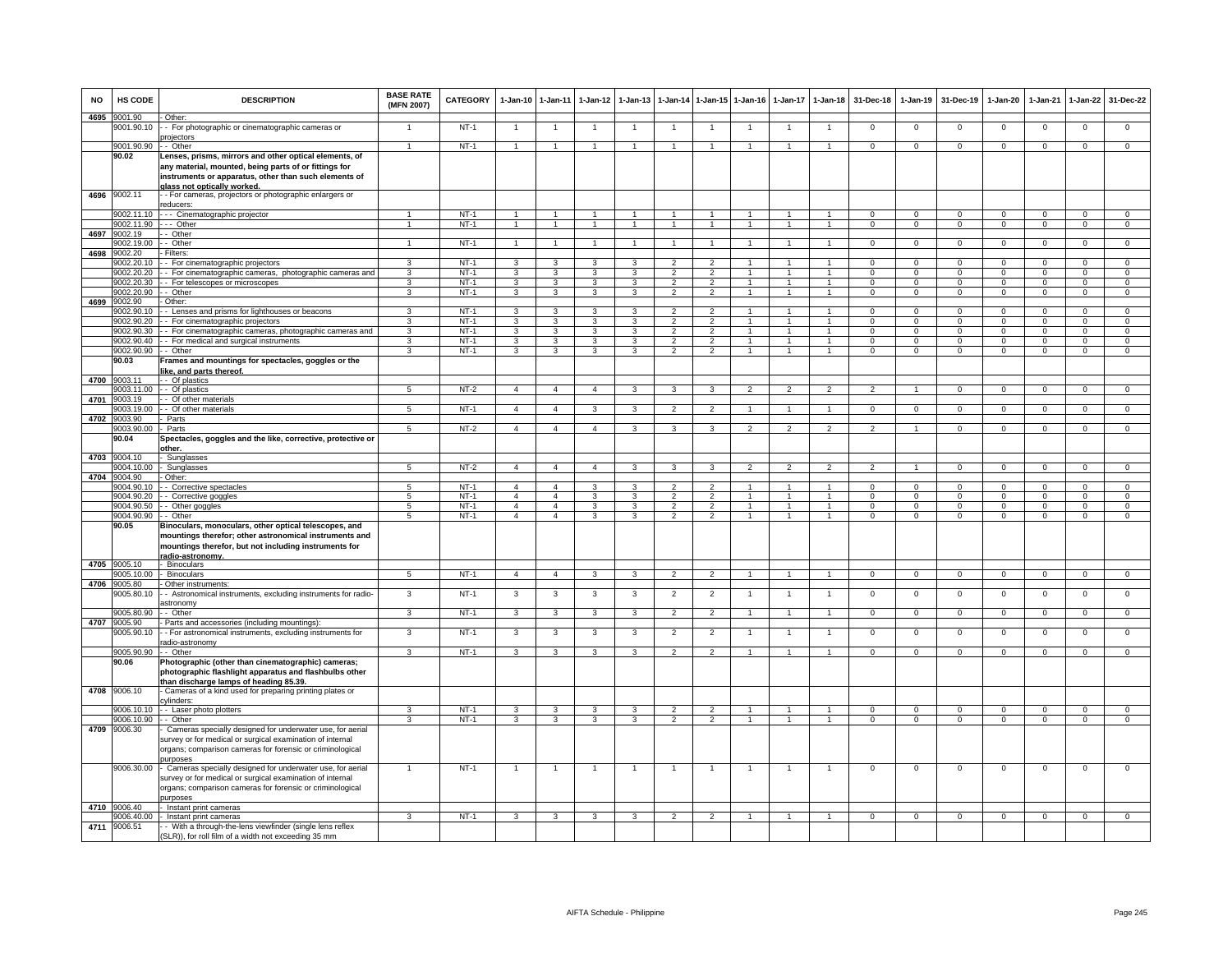| NO | HS CODE | DESCRIPTION | BASE RATE (MFN 2007) | CATEGORY | 1-Jan-10 | 1-Jan-11 | 1-Jan-12 | 1-Jan-13 | 1-Jan-14 | 1-Jan-15 | 1-Jan-16 | 1-Jan-17 | 1-Jan-18 | 31-Dec-18 | 1-Jan-19 | 31-Dec-19 | 1-Jan-20 | 1-Jan-21 | 1-Jan-22 | 31-Dec-22 |
|---|---|---|---|---|---|---|---|---|---|---|---|---|---|---|---|---|---|---|---|---|
| 4695 | 9001.90 | - Other: | | | | | | | | | | | | | | | | | | |
| | 9001.90.10 | - - For photographic or cinematographic cameras or projectors | 1 | NT-1 | 1 | 1 | 1 | 1 | 1 | 1 | 1 | 1 | 1 | 0 | 0 | 0 | 0 | 0 | 0 | 0 |
| | 9001.90.90 | - - Other | 1 | NT-1 | 1 | 1 | 1 | 1 | 1 | 1 | 1 | 1 | 1 | 0 | 0 | 0 | 0 | 0 | 0 | 0 |
| | **90.02** | **Lenses, prisms, mirrors and other optical elements, of any material, mounted, being parts of or fittings for instruments or apparatus, other than such elements of glass not optically worked.** | | | | | | | | | | | | | | | | | | |
| 4696 | 9002.11 | - - For cameras, projectors or photographic enlargers or reducers: | | | | | | | | | | | | | | | | | | |
| | 9002.11.10 | - - - Cinematographic projector | 1 | NT-1 | 1 | 1 | 1 | 1 | 1 | 1 | 1 | 1 | 1 | 0 | 0 | 0 | 0 | 0 | 0 | 0 |
| | 9002.11.90 | - - - Other | 1 | NT-1 | 1 | 1 | 1 | 1 | 1 | 1 | 1 | 1 | 1 | 0 | 0 | 0 | 0 | 0 | 0 | 0 |
| 4697 | 9002.19 | - - Other | | | | | | | | | | | | | | | | | | |
| | 9002.19.00 | - - Other | 1 | NT-1 | 1 | 1 | 1 | 1 | 1 | 1 | 1 | 1 | 1 | 0 | 0 | 0 | 0 | 0 | 0 | 0 |
| 4698 | 9002.20 | - Filters: | | | | | | | | | | | | | | | | | | |
| | 9002.20.10 | - - For cinematographic projectors | 3 | NT-1 | 3 | 3 | 3 | 3 | 2 | 2 | 1 | 1 | 1 | 0 | 0 | 0 | 0 | 0 | 0 | 0 |
| | 9002.20.20 | - - For cinematographic cameras, photographic cameras and | 3 | NT-1 | 3 | 3 | 3 | 3 | 2 | 2 | 1 | 1 | 1 | 0 | 0 | 0 | 0 | 0 | 0 | 0 |
| | 9002.20.30 | - - For telescopes or microscopes | 3 | NT-1 | 3 | 3 | 3 | 3 | 2 | 2 | 1 | 1 | 1 | 0 | 0 | 0 | 0 | 0 | 0 | 0 |
| | 9002.20.90 | - - Other | 3 | NT-1 | 3 | 3 | 3 | 3 | 2 | 2 | 1 | 1 | 1 | 0 | 0 | 0 | 0 | 0 | 0 | 0 |
| 4699 | 9002.90 | - Other: | | | | | | | | | | | | | | | | | | |
| | 9002.90.10 | - - Lenses and prisms for lighthouses or beacons | 3 | NT-1 | 3 | 3 | 3 | 3 | 2 | 2 | 1 | 1 | 1 | 0 | 0 | 0 | 0 | 0 | 0 | 0 |
| | 9002.90.20 | - - For cinematographic projectors | 3 | NT-1 | 3 | 3 | 3 | 3 | 2 | 2 | 1 | 1 | 1 | 0 | 0 | 0 | 0 | 0 | 0 | 0 |
| | 9002.90.30 | - - For cinematographic cameras, photographic cameras and | 3 | NT-1 | 3 | 3 | 3 | 3 | 2 | 2 | 1 | 1 | 1 | 0 | 0 | 0 | 0 | 0 | 0 | 0 |
| | 9002.90.40 | - - For medical and surgical instruments | 3 | NT-1 | 3 | 3 | 3 | 3 | 2 | 2 | 1 | 1 | 1 | 0 | 0 | 0 | 0 | 0 | 0 | 0 |
| | 9002.90.90 | - - Other | 3 | NT-1 | 3 | 3 | 3 | 3 | 2 | 2 | 1 | 1 | 1 | 0 | 0 | 0 | 0 | 0 | 0 | 0 |
| | **90.03** | **Frames and mountings for spectacles, goggles or the like, and parts thereof.** | | | | | | | | | | | | | | | | | | |
| 4700 | 9003.11 | - - Of plastics | | | | | | | | | | | | | | | | | | |
| | 9003.11.00 | - - Of plastics | 5 | NT-2 | 4 | 4 | 4 | 3 | 3 | 3 | 2 | 2 | 2 | 2 | 1 | 0 | 0 | 0 | 0 | 0 |
| 4701 | 9003.19 | - - Of other materials | | | | | | | | | | | | | | | | | | |
| | 9003.19.00 | - - Of other materials | 5 | NT-1 | 4 | 4 | 3 | 3 | 2 | 2 | 1 | 1 | 1 | 0 | 0 | 0 | 0 | 0 | 0 | 0 |
| 4702 | 9003.90 | - Parts | | | | | | | | | | | | | | | | | | |
| | 9003.90.00 | - Parts | 5 | NT-2 | 4 | 4 | 4 | 3 | 3 | 3 | 2 | 2 | 2 | 2 | 1 | 0 | 0 | 0 | 0 | 0 |
| | **90.04** | **Spectacles, goggles and the like, corrective, protective or other.** | | | | | | | | | | | | | | | | | | |
| 4703 | 9004.10 | - Sunglasses | | | | | | | | | | | | | | | | | | |
| | 9004.10.00 | - Sunglasses | 5 | NT-2 | 4 | 4 | 4 | 3 | 3 | 3 | 2 | 2 | 2 | 2 | 1 | 0 | 0 | 0 | 0 | 0 |
| 4704 | 9004.90 | - Other: | | | | | | | | | | | | | | | | | | |
| | 9004.90.10 | - - Corrective spectacles | 5 | NT-1 | 4 | 4 | 3 | 3 | 2 | 2 | 1 | 1 | 1 | 0 | 0 | 0 | 0 | 0 | 0 | 0 |
| | 9004.90.20 | - - Corrective goggles | 5 | NT-1 | 4 | 4 | 3 | 3 | 2 | 2 | 1 | 1 | 1 | 0 | 0 | 0 | 0 | 0 | 0 | 0 |
| | 9004.90.50 | - - Other goggles | 5 | NT-1 | 4 | 4 | 3 | 3 | 2 | 2 | 1 | 1 | 1 | 0 | 0 | 0 | 0 | 0 | 0 | 0 |
| | 9004.90.90 | - - Other | 5 | NT-1 | 4 | 4 | 3 | 3 | 2 | 2 | 1 | 1 | 1 | 0 | 0 | 0 | 0 | 0 | 0 | 0 |
| | **90.05** | **Binoculars, monoculars, other optical telescopes, and mountings therefor; other astronomical instruments and mountings therefor, but not including instruments for radio-astronomy.** | | | | | | | | | | | | | | | | | | |
| 4705 | 9005.10 | - Binoculars | | | | | | | | | | | | | | | | | | |
| | 9005.10.00 | - Binoculars | 5 | NT-1 | 4 | 4 | 3 | 3 | 2 | 2 | 1 | 1 | 1 | 0 | 0 | 0 | 0 | 0 | 0 | 0 |
| 4706 | 9005.80 | - Other instruments: | | | | | | | | | | | | | | | | | | |
| | 9005.80.10 | - - Astronomical instruments, excluding instruments for radio-astronomy | 3 | NT-1 | 3 | 3 | 3 | 3 | 2 | 2 | 1 | 1 | 1 | 0 | 0 | 0 | 0 | 0 | 0 | 0 |
| | 9005.80.90 | - - Other | 3 | NT-1 | 3 | 3 | 3 | 3 | 2 | 2 | 1 | 1 | 1 | 0 | 0 | 0 | 0 | 0 | 0 | 0 |
| 4707 | 9005.90 | - Parts and accessories (including mountings): | | | | | | | | | | | | | | | | | | |
| | 9005.90.10 | - - For astronomical instruments, excluding instruments for radio-astronomy | 3 | NT-1 | 3 | 3 | 3 | 3 | 2 | 2 | 1 | 1 | 1 | 0 | 0 | 0 | 0 | 0 | 0 | 0 |
| | 9005.90.90 | - - Other | 3 | NT-1 | 3 | 3 | 3 | 3 | 2 | 2 | 1 | 1 | 1 | 0 | 0 | 0 | 0 | 0 | 0 | 0 |
| | **90.06** | **Photographic (other than cinematographic) cameras; photographic flashlight apparatus and flashbulbs other than discharge lamps of heading 85.39.** | | | | | | | | | | | | | | | | | | |
| 4708 | 9006.10 | - Cameras of a kind used for preparing printing plates or cylinders: | | | | | | | | | | | | | | | | | | |
| | 9006.10.10 | - - Laser photo plotters | 3 | NT-1 | 3 | 3 | 3 | 3 | 2 | 2 | 1 | 1 | 1 | 0 | 0 | 0 | 0 | 0 | 0 | 0 |
| | 9006.10.90 | - - Other | 3 | NT-1 | 3 | 3 | 3 | 3 | 2 | 2 | 1 | 1 | 1 | 0 | 0 | 0 | 0 | 0 | 0 | 0 |
| 4709 | 9006.30 | - Cameras specially designed for underwater use, for aerial survey or for medical or surgical examination of internal organs; comparison cameras for forensic or criminological purposes | | | | | | | | | | | | | | | | | | |
| | 9006.30.00 | - Cameras specially designed for underwater use, for aerial survey or for medical or surgical examination of internal organs; comparison cameras for forensic or criminological purposes | 1 | NT-1 | 1 | 1 | 1 | 1 | 1 | 1 | 1 | 1 | 1 | 0 | 0 | 0 | 0 | 0 | 0 | 0 |
| 4710 | 9006.40 | - Instant print cameras | | | | | | | | | | | | | | | | | | |
| | 9006.40.00 | - Instant print cameras | 3 | NT-1 | 3 | 3 | 3 | 3 | 2 | 2 | 1 | 1 | 1 | 0 | 0 | 0 | 0 | 0 | 0 | 0 |
| 4711 | 9006.51 | - - With a through-the-lens viewfinder (single lens reflex (SLR)), for roll film of a width not exceeding 35 mm | | | | | | | | | | | | | | | | | | |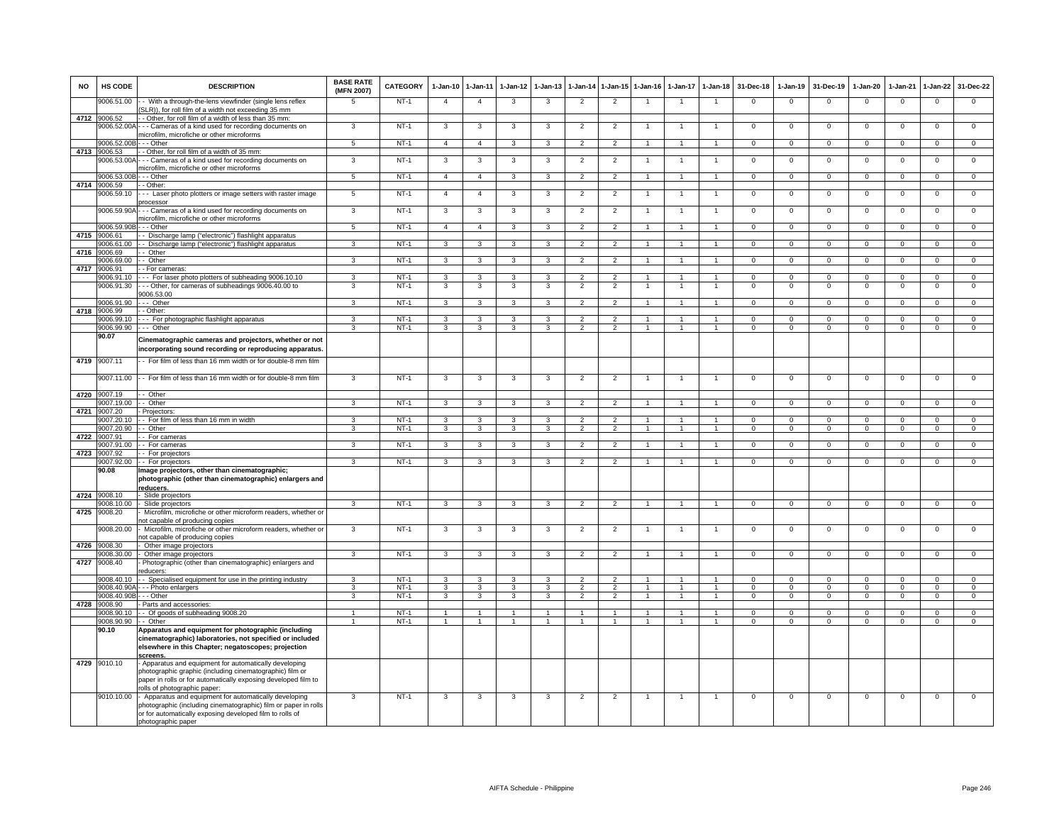| NO | HS CODE | DESCRIPTION | BASE RATE (MFN 2007) | CATEGORY | 1-Jan-10 | 1-Jan-11 | 1-Jan-12 | 1-Jan-13 | 1-Jan-14 | 1-Jan-15 | 1-Jan-16 | 1-Jan-17 | 1-Jan-18 | 31-Dec-18 | 1-Jan-19 | 31-Dec-19 | 1-Jan-20 | 1-Jan-21 | 1-Jan-22 | 31-Dec-22 |
|---|---|---|---|---|---|---|---|---|---|---|---|---|---|---|---|---|---|---|---|---|
| | 9006.51.00 | - - With a through-the-lens viewfinder (single lens reflex (SLR)), for roll film of a width not exceeding 35 mm | 5 | NT-1 | 4 | 4 | 3 | 3 | 2 | 2 | 1 | 1 | 1 | 0 | 0 | 0 | 0 | 0 | 0 | 0 |
| 4712 | 9006.52 | - - Other, for roll film of a width of less than 35 mm: | | | | | | | | | | | | | | | | | | |
| | 9006.52.00A | - - - Cameras of a kind used for recording documents on microfilm, microfiche or other microforms | 3 | NT-1 | 3 | 3 | 3 | 3 | 2 | 2 | 1 | 1 | 1 | 0 | 0 | 0 | 0 | 0 | 0 | 0 |
| | 9006.52.00B | - - - Other | 5 | NT-1 | 4 | 4 | 3 | 3 | 2 | 2 | 1 | 1 | 1 | 0 | 0 | 0 | 0 | 0 | 0 | 0 |
| 4713 | 9006.53 | - - Other, for roll film of a width of 35 mm: | | | | | | | | | | | | | | | | | | |
| | 9006.53.00A | - - - Cameras of a kind used for recording documents on microfilm, microfiche or other microforms | 3 | NT-1 | 3 | 3 | 3 | 3 | 2 | 2 | 1 | 1 | 1 | 0 | 0 | 0 | 0 | 0 | 0 | 0 |
| | 9006.53.00B | - - - Other | 5 | NT-1 | 4 | 4 | 3 | 3 | 2 | 2 | 1 | 1 | 1 | 0 | 0 | 0 | 0 | 0 | 0 | 0 |
| 4714 | 9006.59 | - - Other: | | | | | | | | | | | | | | | | | | |
| | 9006.59.10 | - - - Laser photo plotters or image setters with raster image processor | 5 | NT-1 | 4 | 4 | 3 | 3 | 2 | 2 | 1 | 1 | 1 | 0 | 0 | 0 | 0 | 0 | 0 | 0 |
| | 9006.59.90A | - - - Cameras of a kind used for recording documents on microfilm, microfiche or other microforms | 3 | NT-1 | 3 | 3 | 3 | 3 | 2 | 2 | 1 | 1 | 1 | 0 | 0 | 0 | 0 | 0 | 0 | 0 |
| | 9006.59.90B | - - - Other | 5 | NT-1 | 4 | 4 | 3 | 3 | 2 | 2 | 1 | 1 | 1 | 0 | 0 | 0 | 0 | 0 | 0 | 0 |
| 4715 | 9006.61 | - - Discharge lamp ("electronic") flashlight apparatus | | | | | | | | | | | | | | | | | | |
| | 9006.61.00 | - - Discharge lamp ("electronic") flashlight apparatus | 3 | NT-1 | 3 | 3 | 3 | 3 | 2 | 2 | 1 | 1 | 1 | 0 | 0 | 0 | 0 | 0 | 0 | 0 |
| 4716 | 9006.69 | - - Other | | | | | | | | | | | | | | | | | | |
| | 9006.69.00 | - - Other | 3 | NT-1 | 3 | 3 | 3 | 3 | 2 | 2 | 1 | 1 | 1 | 0 | 0 | 0 | 0 | 0 | 0 | 0 |
| 4717 | 9006.91 | - - For cameras: | | | | | | | | | | | | | | | | | | |
| | 9006.91.10 | - - - For laser photo plotters of subheading 9006.10.10 | 3 | NT-1 | 3 | 3 | 3 | 3 | 2 | 2 | 1 | 1 | 1 | 0 | 0 | 0 | 0 | 0 | 0 | 0 |
| | 9006.91.30 | - - - Other, for cameras of subheadings 9006.40.00 to 9006.53.00 | 3 | NT-1 | 3 | 3 | 3 | 3 | 2 | 2 | 1 | 1 | 1 | 0 | 0 | 0 | 0 | 0 | 0 | 0 |
| | 9006.91.90 | - - - Other | 3 | NT-1 | 3 | 3 | 3 | 3 | 2 | 2 | 1 | 1 | 1 | 0 | 0 | 0 | 0 | 0 | 0 | 0 |
| 4718 | 9006.99 | - - Other: | | | | | | | | | | | | | | | | | | |
| | 9006.99.10 | - - - For photographic flashlight apparatus | 3 | NT-1 | 3 | 3 | 3 | 3 | 2 | 2 | 1 | 1 | 1 | 0 | 0 | 0 | 0 | 0 | 0 | 0 |
| | 9006.99.90 | - - - Other | 3 | NT-1 | 3 | 3 | 3 | 3 | 2 | 2 | 1 | 1 | 1 | 0 | 0 | 0 | 0 | 0 | 0 | 0 |
| | **90.07** | **Cinematographic cameras and projectors, whether or not incorporating sound recording or reproducing apparatus.** | | | | | | | | | | | | | | | | | | |
| 4719 | 9007.11 | - - For film of less than 16 mm width or for double-8 mm film | | | | | | | | | | | | | | | | | | |
| | 9007.11.00 | - - For film of less than 16 mm width or for double-8 mm film | 3 | NT-1 | 3 | 3 | 3 | 3 | 2 | 2 | 1 | 1 | 1 | 0 | 0 | 0 | 0 | 0 | 0 | 0 |
| 4720 | 9007.19 | - - Other | | | | | | | | | | | | | | | | | | |
| | 9007.19.00 | - - Other | 3 | NT-1 | 3 | 3 | 3 | 3 | 2 | 2 | 1 | 1 | 1 | 0 | 0 | 0 | 0 | 0 | 0 | 0 |
| 4721 | 9007.20 | - Projectors: | | | | | | | | | | | | | | | | | | |
| | 9007.20.10 | - - For film of less than 16 mm in width | 3 | NT-1 | 3 | 3 | 3 | 3 | 2 | 2 | 1 | 1 | 1 | 0 | 0 | 0 | 0 | 0 | 0 | 0 |
| | 9007.20.90 | - - Other | 3 | NT-1 | 3 | 3 | 3 | 3 | 2 | 2 | 1 | 1 | 1 | 0 | 0 | 0 | 0 | 0 | 0 | 0 |
| 4722 | 9007.91 | - - For cameras | | | | | | | | | | | | | | | | | | |
| | 9007.91.00 | - - For cameras | 3 | NT-1 | 3 | 3 | 3 | 3 | 2 | 2 | 1 | 1 | 1 | 0 | 0 | 0 | 0 | 0 | 0 | 0 |
| 4723 | 9007.92 | - - For projectors | | | | | | | | | | | | | | | | | | |
| | 9007.92.00 | - - For projectors | 3 | NT-1 | 3 | 3 | 3 | 3 | 2 | 2 | 1 | 1 | 1 | 0 | 0 | 0 | 0 | 0 | 0 | 0 |
| | **90.08** | **Image projectors, other than cinematographic; photographic (other than cinematographic) enlargers and reducers.** | | | | | | | | | | | | | | | | | | |
| 4724 | 9008.10 | - Slide projectors | | | | | | | | | | | | | | | | | | |
| | 9008.10.00 | - Slide projectors | 3 | NT-1 | 3 | 3 | 3 | 3 | 2 | 2 | 1 | 1 | 1 | 0 | 0 | 0 | 0 | 0 | 0 | 0 |
| 4725 | 9008.20 | - Microfilm, microfiche or other microform readers, whether or not capable of producing copies | | | | | | | | | | | | | | | | | | |
| | 9008.20.00 | - Microfilm, microfiche or other microform readers, whether or not capable of producing copies | 3 | NT-1 | 3 | 3 | 3 | 3 | 2 | 2 | 1 | 1 | 1 | 0 | 0 | 0 | 0 | 0 | 0 | 0 |
| 4726 | 9008.30 | - Other image projectors | | | | | | | | | | | | | | | | | | |
| | 9008.30.00 | - Other image projectors | 3 | NT-1 | 3 | 3 | 3 | 3 | 2 | 2 | 1 | 1 | 1 | 0 | 0 | 0 | 0 | 0 | 0 | 0 |
| 4727 | 9008.40 | - Photographic (other than cinematographic) enlargers and reducers: | | | | | | | | | | | | | | | | | | |
| | 9008.40.10 | - - Specialised equipment for use in the printing industry | 3 | NT-1 | 3 | 3 | 3 | 3 | 2 | 2 | 1 | 1 | 1 | 0 | 0 | 0 | 0 | 0 | 0 | 0 |
| | 9008.40.90A | - - - Photo enlargers | 3 | NT-1 | 3 | 3 | 3 | 3 | 2 | 2 | 1 | 1 | 1 | 0 | 0 | 0 | 0 | 0 | 0 | 0 |
| | 9008.40.90B | - - - Other | 3 | NT-1 | 3 | 3 | 3 | 3 | 2 | 2 | 1 | 1 | 1 | 0 | 0 | 0 | 0 | 0 | 0 | 0 |
| 4728 | 9008.90 | - Parts and accessories: | | | | | | | | | | | | | | | | | | |
| | 9008.90.10 | - - Of goods of subheading 9008.20 | 1 | NT-1 | 1 | 1 | 1 | 1 | 1 | 1 | 1 | 1 | 1 | 0 | 0 | 0 | 0 | 0 | 0 | 0 |
| | 9008.90.90 | - - Other | 1 | NT-1 | 1 | 1 | 1 | 1 | 1 | 1 | 1 | 1 | 1 | 0 | 0 | 0 | 0 | 0 | 0 | 0 |
| | **90.10** | **Apparatus and equipment for photographic (including cinematographic) laboratories, not specified or included elsewhere in this Chapter; negatoscopes; projection screens.** | | | | | | | | | | | | | | | | | | |
| 4729 | 9010.10 | - Apparatus and equipment for automatically developing photographic graphic (including cinematographic) film or paper in rolls or for automatically exposing developed film to rolls of photographic paper: | | | | | | | | | | | | | | | | | | |
| | 9010.10.00 | - Apparatus and equipment for automatically developing photographic (including cinematographic) film or paper in rolls or for automatically exposing developed film to rolls of photographic paper | 3 | NT-1 | 3 | 3 | 3 | 3 | 2 | 2 | 1 | 1 | 1 | 0 | 0 | 0 | 0 | 0 | 0 | 0 |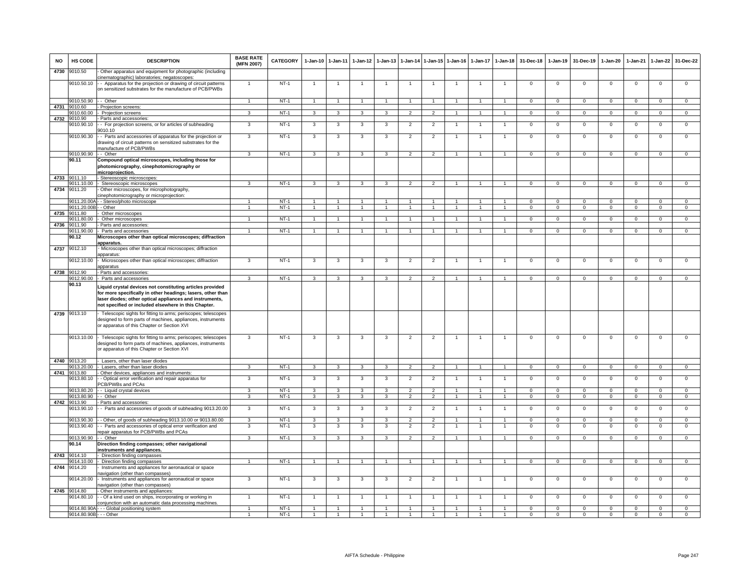| NO | HS CODE | DESCRIPTION | BASE RATE (MFN 2007) | CATEGORY | 1-Jan-10 | 1-Jan-11 | 1-Jan-12 | 1-Jan-13 | 1-Jan-14 | 1-Jan-15 | 1-Jan-16 | 1-Jan-17 | 1-Jan-18 | 31-Dec-18 | 1-Jan-19 | 31-Dec-19 | 1-Jan-20 | 1-Jan-21 | 1-Jan-22 | 31-Dec-22 |
|---|---|---|---|---|---|---|---|---|---|---|---|---|---|---|---|---|---|---|---|---|
| 4730 | 9010.50 | - Other apparatus and equipment for photographic (including cinematographic) laboratories; negatoscopes: | | | | | | | | | | | | | | | | | | |
| | 9010.50.10 | - - Apparatus for the projection or drawing of circuit patterns on sensitized substrates for the manufacture of PCB/PWBs | 1 | NT-1 | 1 | 1 | 1 | 1 | 1 | 1 | 1 | 1 | 1 | 0 | 0 | 0 | 0 | 0 | 0 | 0 |
| | 9010.50.90 | - - Other | 1 | NT-1 | 1 | 1 | 1 | 1 | 1 | 1 | 1 | 1 | 1 | 0 | 0 | 0 | 0 | 0 | 0 | 0 |
| 4731 | 9010.60 | - Projection screens: | | | | | | | | | | | | | | | | | | |
| | 9010.60.00 | - Projection screens | 3 | NT-1 | 3 | 3 | 3 | 3 | 2 | 2 | 1 | 1 | 1 | 0 | 0 | 0 | 0 | 0 | 0 | 0 |
| 4732 | 9010.90 | - Parts and accessories: | | | | | | | | | | | | | | | | | | |
| | 9010.90.10 | - - For projection screens, or for articles of subheading 9010.10 | 3 | NT-1 | 3 | 3 | 3 | 3 | 2 | 2 | 1 | 1 | 1 | 0 | 0 | 0 | 0 | 0 | 0 | 0 |
| | 9010.90.30 | - - Parts and accessories of apparatus for the projection or drawing of circuit patterns on sensitized substrates for the manufacture of PCB/PWBs | 3 | NT-1 | 3 | 3 | 3 | 3 | 2 | 2 | 1 | 1 | 1 | 0 | 0 | 0 | 0 | 0 | 0 | 0 |
| | 9010.90.90 | - - Other | 3 | NT-1 | 3 | 3 | 3 | 3 | 2 | 2 | 1 | 1 | 1 | 0 | 0 | 0 | 0 | 0 | 0 | 0 |
| | **90.11** | **Compound optical microscopes, including those for photomicrography, cinephotomicrography or microprojection.** | | | | | | | | | | | | | | | | | | |
| 4733 | 9011.10 | - Stereoscopic microscopes: | | | | | | | | | | | | | | | | | | |
| | 9011.10.00 | - Stereoscopic microscopes | 3 | NT-1 | 3 | 3 | 3 | 3 | 2 | 2 | 1 | 1 | 1 | 0 | 0 | 0 | 0 | 0 | 0 | 0 |
| 4734 | 9011.20 | - Other microscopes, for microphotography, cinephotomicrography or microprojection: | | | | | | | | | | | | | | | | | | |
| | 9011.20.00A | - - Stereo/photo microscope | 1 | NT-1 | 1 | 1 | 1 | 1 | 1 | 1 | 1 | 1 | 1 | 0 | 0 | 0 | 0 | 0 | 0 | 0 |
| | 9011.20.00B | - - Other | 1 | NT-1 | 1 | 1 | 1 | 1 | 1 | 1 | 1 | 1 | 1 | 0 | 0 | 0 | 0 | 0 | 0 | 0 |
| 4735 | 9011.80 | - Other microscopes | | | | | | | | | | | | | | | | | | |
| | 9011.80.00 | - Other microscopes | 1 | NT-1 | 1 | 1 | 1 | 1 | 1 | 1 | 1 | 1 | 1 | 0 | 0 | 0 | 0 | 0 | 0 | 0 |
| 4736 | 9011.90 | - Parts and accessories: | | | | | | | | | | | | | | | | | | |
| | 9011.90.00 | - Parts and accessories | 1 | NT-1 | 1 | 1 | 1 | 1 | 1 | 1 | 1 | 1 | 1 | 0 | 0 | 0 | 0 | 0 | 0 | 0 |
| | **90.12** | **Microscopes other than optical microscopes; diffraction apparatus.** | | | | | | | | | | | | | | | | | | |
| 4737 | 9012.10 | - Microscopes other than optical microscopes; diffraction apparatus: | | | | | | | | | | | | | | | | | | |
| | 9012.10.00 | - Microscopes other than optical microscopes; diffraction apparatus | 3 | NT-1 | 3 | 3 | 3 | 3 | 2 | 2 | 1 | 1 | 1 | 0 | 0 | 0 | 0 | 0 | 0 | 0 |
| 4738 | 9012.90 | - Parts and accessories: | | | | | | | | | | | | | | | | | | |
| | 9012.90.00 | - Parts and accessories | 3 | NT-1 | 3 | 3 | 3 | 3 | 2 | 2 | 1 | 1 | 1 | 0 | 0 | 0 | 0 | 0 | 0 | 0 |
| | **90.13** | **Liquid crystal devices not constituting articles provided for more specifically in other headings; lasers, other than laser diodes; other optical appliances and instruments, not specified or included elsewhere in this Chapter.** | | | | | | | | | | | | | | | | | | |
| 4739 | 9013.10 | - Telescopic sights for fitting to arms; periscopes; telescopes designed to form parts of machines, appliances, instruments or apparatus of this Chapter or Section XVI | | | | | | | | | | | | | | | | | | |
| | 9013.10.00 | - Telescopic sights for fitting to arms; periscopes; telescopes designed to form parts of machines, appliances, instruments or apparatus of this Chapter or Section XVI | 3 | NT-1 | 3 | 3 | 3 | 3 | 2 | 2 | 1 | 1 | 1 | 0 | 0 | 0 | 0 | 0 | 0 | 0 |
| 4740 | 9013.20 | - Lasers, other than laser diodes | | | | | | | | | | | | | | | | | | |
| | 9013.20.00 | - Lasers, other than laser diodes | 3 | NT-1 | 3 | 3 | 3 | 3 | 2 | 2 | 1 | 1 | 1 | 0 | 0 | 0 | 0 | 0 | 0 | 0 |
| 4741 | 9013.80 | - Other devices, appliances and instruments: | | | | | | | | | | | | | | | | | | |
| | 9013.80.10 | - - Optical error verification and repair apparatus for PCB/PWBs and PCAs | 3 | NT-1 | 3 | 3 | 3 | 3 | 2 | 2 | 1 | 1 | 1 | 0 | 0 | 0 | 0 | 0 | 0 | 0 |
| | 9013.80.20 | - - Liquid crystal devices | 3 | NT-1 | 3 | 3 | 3 | 3 | 2 | 2 | 1 | 1 | 1 | 0 | 0 | 0 | 0 | 0 | 0 | 0 |
| | 9013.80.90 | - - Other | 3 | NT-1 | 3 | 3 | 3 | 3 | 2 | 2 | 1 | 1 | 1 | 0 | 0 | 0 | 0 | 0 | 0 | 0 |
| 4742 | 9013.90 | - Parts and accessories: | | | | | | | | | | | | | | | | | | |
| | 9013.90.10 | - - Parts and accessories of goods of subheading 9013.20.00 | 3 | NT-1 | 3 | 3 | 3 | 3 | 2 | 2 | 1 | 1 | 1 | 0 | 0 | 0 | 0 | 0 | 0 | 0 |
| | 9013.90.30 | - - Other, of goods of subheading 9013.10.00 or 9013.80.00 | 3 | NT-1 | 3 | 3 | 3 | 3 | 2 | 2 | 1 | 1 | 1 | 0 | 0 | 0 | 0 | 0 | 0 | 0 |
| | 9013.90.40 | - - Parts and accessories of optical error verification and repair apparatus for PCB/PWBs and PCAs | 3 | NT-1 | 3 | 3 | 3 | 3 | 2 | 2 | 1 | 1 | 1 | 0 | 0 | 0 | 0 | 0 | 0 | 0 |
| | 9013.90.90 | - - Other | 3 | NT-1 | 3 | 3 | 3 | 3 | 2 | 2 | 1 | 1 | 1 | 0 | 0 | 0 | 0 | 0 | 0 | 0 |
| | **90.14** | **Direction finding compasses; other navigational instruments and appliances.** | | | | | | | | | | | | | | | | | | |
| 4743 | 9014.10 | - Direction finding compasses | | | | | | | | | | | | | | | | | | |
| | 9014.10.00 | - Direction finding compasses | 1 | NT-1 | 1 | 1 | 1 | 1 | 1 | 1 | 1 | 1 | 1 | 0 | 0 | 0 | 0 | 0 | 0 | 0 |
| 4744 | 9014.20 | - Instruments and appliances for aeronautical or space navigation (other than compasses) | | | | | | | | | | | | | | | | | | |
| | 9014.20.00 | - Instruments and appliances for aeronautical or space navigation (other than compasses) | 3 | NT-1 | 3 | 3 | 3 | 3 | 2 | 2 | 1 | 1 | 1 | 0 | 0 | 0 | 0 | 0 | 0 | 0 |
| 4745 | 9014.80 | - Other instruments and appliances: | | | | | | | | | | | | | | | | | | |
| | 9014.80.10 | - - Of a kind used on ships, incorporating or working in conjunction with an automatic data processing machines. | 1 | NT-1 | 1 | 1 | 1 | 1 | 1 | 1 | 1 | 1 | 1 | 0 | 0 | 0 | 0 | 0 | 0 | 0 |
| | 9014.80.90A | - - - Global positioning system | 1 | NT-1 | 1 | 1 | 1 | 1 | 1 | 1 | 1 | 1 | 1 | 0 | 0 | 0 | 0 | 0 | 0 | 0 |
| | 9014.80.90B | - - - Other | 1 | NT-1 | 1 | 1 | 1 | 1 | 1 | 1 | 1 | 1 | 1 | 0 | 0 | 0 | 0 | 0 | 0 | 0 |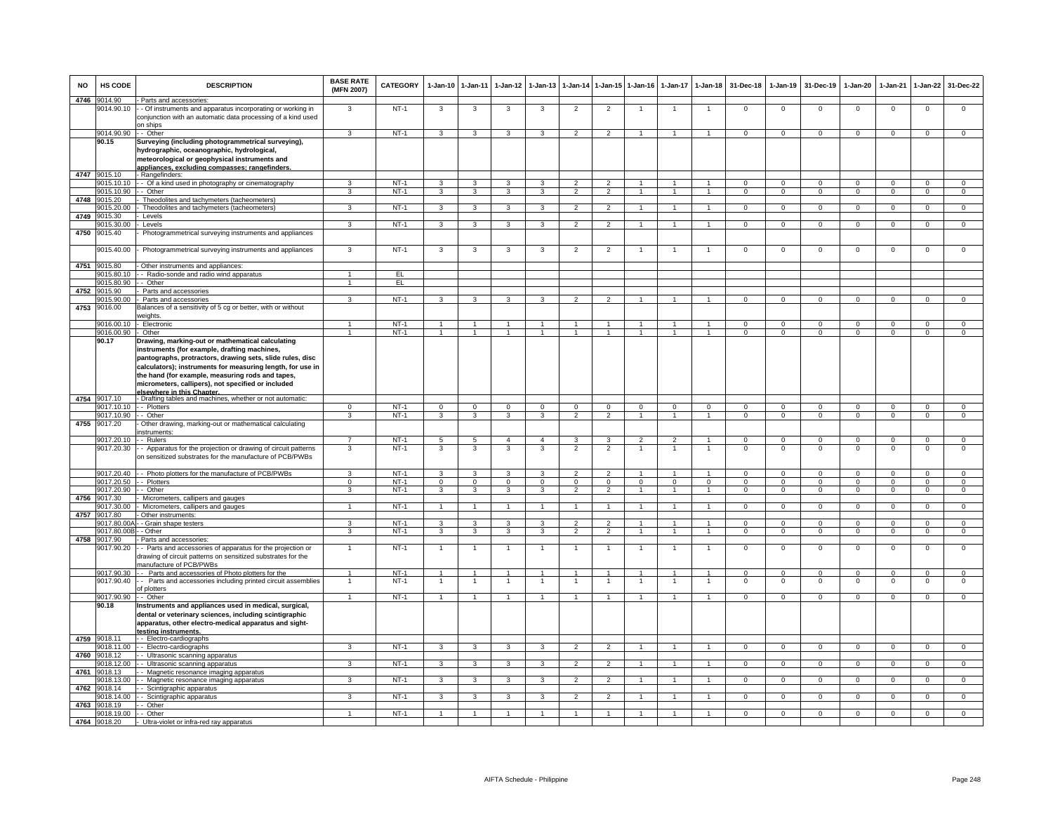| NO | HS CODE | DESCRIPTION | BASE RATE (MFN 2007) | CATEGORY | 1-Jan-10 | 1-Jan-11 | 1-Jan-12 | 1-Jan-13 | 1-Jan-14 | 1-Jan-15 | 1-Jan-16 | 1-Jan-17 | 1-Jan-18 | 31-Dec-18 | 1-Jan-19 | 31-Dec-19 | 1-Jan-20 | 1-Jan-21 | 1-Jan-22 | 31-Dec-22 |
|---|---|---|---|---|---|---|---|---|---|---|---|---|---|---|---|---|---|---|---|---|
| 4746 | 9014.90 | - Parts and accessories: | | | | | | | | | | | | | | | | | | |
| | 9014.90.10 | - - Of instruments and apparatus incorporating or working in conjunction with an automatic data processing of a kind used on ships | 3 | NT-1 | 3 | 3 | 3 | 3 | 2 | 2 | 1 | 1 | 1 | 0 | 0 | 0 | 0 | 0 | 0 | 0 |
| | 9014.90.90 | - - Other | 3 | NT-1 | 3 | 3 | 3 | 3 | 2 | 2 | 1 | 1 | 1 | 0 | 0 | 0 | 0 | 0 | 0 | 0 |
| | **90.15** | **Surveying (including photogrammetrical surveying), hydrographic, oceanographic, hydrological, meteorological or geophysical instruments and appliances, excluding compasses; rangefinders.** | | | | | | | | | | | | | | | | | | |
| 4747 | 9015.10 | - Rangefinders: | | | | | | | | | | | | | | | | | | |
| | 9015.10.10 | - - Of a kind used in photography or cinematography | 3 | NT-1 | 3 | 3 | 3 | 3 | 2 | 2 | 1 | 1 | 1 | 0 | 0 | 0 | 0 | 0 | 0 | 0 |
| | 9015.10.90 | - - Other | 3 | NT-1 | 3 | 3 | 3 | 3 | 2 | 2 | 1 | 1 | 1 | 0 | 0 | 0 | 0 | 0 | 0 | 0 |
| 4748 | 9015.20 | - Theodolites and tachymeters (tacheometers) | | | | | | | | | | | | | | | | | | |
| | 9015.20.00 | - Theodolites and tachymeters (tacheometers) | 3 | NT-1 | 3 | 3 | 3 | 3 | 2 | 2 | 1 | 1 | 1 | 0 | 0 | 0 | 0 | 0 | 0 | 0 |
| 4749 | 9015.30 | - Levels | | | | | | | | | | | | | | | | | | |
| | 9015.30.00 | - Levels | 3 | NT-1 | 3 | 3 | 3 | 3 | 2 | 2 | 1 | 1 | 1 | 0 | 0 | 0 | 0 | 0 | 0 | 0 |
| 4750 | 9015.40 | - Photogrammetrical surveying instruments and appliances | | | | | | | | | | | | | | | | | | |
| | 9015.40.00 | - Photogrammetrical surveying instruments and appliances | 3 | NT-1 | 3 | 3 | 3 | 3 | 2 | 2 | 1 | 1 | 1 | 0 | 0 | 0 | 0 | 0 | 0 | 0 |
| 4751 | 9015.80 | - Other instruments and appliances: | | | | | | | | | | | | | | | | | | |
| | 9015.80.10 | - - Radio-sonde and radio wind apparatus | 1 | EL | | | | | | | | | | | | | | | | |
| | 9015.80.90 | - - Other | 1 | EL | | | | | | | | | | | | | | | | |
| 4752 | 9015.90 | - Parts and accessories | | | | | | | | | | | | | | | | | | |
| | 9015.90.00 | - Parts and accessories | 3 | NT-1 | 3 | 3 | 3 | 3 | 2 | 2 | 1 | 1 | 1 | 0 | 0 | 0 | 0 | 0 | 0 | 0 |
| 4753 | 9016.00 | Balances of a sensitivity of 5 cg or better, with or without weights. | | | | | | | | | | | | | | | | | | |
| | 9016.00.10 | - Electronic | 1 | NT-1 | 1 | 1 | 1 | 1 | 1 | 1 | 1 | 1 | 1 | 0 | 0 | 0 | 0 | 0 | 0 | 0 |
| | 9016.00.90 | - Other | 1 | NT-1 | 1 | 1 | 1 | 1 | 1 | 1 | 1 | 1 | 1 | 0 | 0 | 0 | 0 | 0 | 0 | 0 |
| | **90.17** | **Drawing, marking-out or mathematical calculating instruments (for example, drafting machines, pantographs, protractors, drawing sets, slide rules, disc calculators); instruments for measuring length, for use in the hand (for example, measuring rods and tapes, micrometers, callipers), not specified or included elsewhere in this Chapter.** | | | | | | | | | | | | | | | | | | |
| 4754 | 9017.10 | - Drafting tables and machines, whether or not automatic: | | | | | | | | | | | | | | | | | | |
| | 9017.10.10 | - - Plotters | 0 | NT-1 | 0 | 0 | 0 | 0 | 0 | 0 | 0 | 0 | 0 | 0 | 0 | 0 | 0 | 0 | 0 | 0 |
| | 9017.10.90 | - - Other | 3 | NT-1 | 3 | 3 | 3 | 3 | 2 | 2 | 1 | 1 | 1 | 0 | 0 | 0 | 0 | 0 | 0 | 0 |
| 4755 | 9017.20 | - Other drawing, marking-out or mathematical calculating instruments: | | | | | | | | | | | | | | | | | | |
| | 9017.20.10 | - - Rulers | 7 | NT-1 | 5 | 5 | 4 | 4 | 3 | 3 | 2 | 2 | 1 | 0 | 0 | 0 | 0 | 0 | 0 | 0 |
| | 9017.20.30 | - - Apparatus for the projection or drawing of circuit patterns on sensitized substrates for the manufacture of PCB/PWBs | 3 | NT-1 | 3 | 3 | 3 | 3 | 2 | 2 | 1 | 1 | 1 | 0 | 0 | 0 | 0 | 0 | 0 | 0 |
| | 9017.20.40 | - - Photo plotters for the manufacture of PCB/PWBs | 3 | NT-1 | 3 | 3 | 3 | 3 | 2 | 2 | 1 | 1 | 1 | 0 | 0 | 0 | 0 | 0 | 0 | 0 |
| | 9017.20.50 | - - Plotters | 0 | NT-1 | 0 | 0 | 0 | 0 | 0 | 0 | 0 | 0 | 0 | 0 | 0 | 0 | 0 | 0 | 0 | 0 |
| | 9017.20.90 | - - Other | 3 | NT-1 | 3 | 3 | 3 | 3 | 2 | 2 | 1 | 1 | 1 | 0 | 0 | 0 | 0 | 0 | 0 | 0 |
| 4756 | 9017.30 | - Micrometers, callipers and gauges | | | | | | | | | | | | | | | | | | |
| | 9017.30.00 | - Micrometers, callipers and gauges | 1 | NT-1 | 1 | 1 | 1 | 1 | 1 | 1 | 1 | 1 | 1 | 0 | 0 | 0 | 0 | 0 | 0 | 0 |
| 4757 | 9017.80 | - Other instruments: | | | | | | | | | | | | | | | | | | |
| | 9017.80.00A | - - Grain shape testers | 3 | NT-1 | 3 | 3 | 3 | 3 | 2 | 2 | 1 | 1 | 1 | 0 | 0 | 0 | 0 | 0 | 0 | 0 |
| | 9017.80.00B | - - Other | 3 | NT-1 | 3 | 3 | 3 | 3 | 2 | 2 | 1 | 1 | 1 | 0 | 0 | 0 | 0 | 0 | 0 | 0 |
| 4758 | 9017.90 | - Parts and accessories: | | | | | | | | | | | | | | | | | | |
| | 9017.90.20 | - - Parts and accessories of apparatus for the projection or drawing of circuit patterns on sensitized substrates for the manufacture of PCB/PWBs | 1 | NT-1 | 1 | 1 | 1 | 1 | 1 | 1 | 1 | 1 | 1 | 0 | 0 | 0 | 0 | 0 | 0 | 0 |
| | 9017.90.30 | - - Parts and accessories of Photo plotters for the | 1 | NT-1 | 1 | 1 | 1 | 1 | 1 | 1 | 1 | 1 | 1 | 0 | 0 | 0 | 0 | 0 | 0 | 0 |
| | 9017.90.40 | - - Parts and accessories including printed circuit assemblies of plotters | 1 | NT-1 | 1 | 1 | 1 | 1 | 1 | 1 | 1 | 1 | 1 | 0 | 0 | 0 | 0 | 0 | 0 | 0 |
| | 9017.90.90 | - - Other | 1 | NT-1 | 1 | 1 | 1 | 1 | 1 | 1 | 1 | 1 | 1 | 0 | 0 | 0 | 0 | 0 | 0 | 0 |
| | **90.18** | **Instruments and appliances used in medical, surgical, dental or veterinary sciences, including scintigraphic apparatus, other electro-medical apparatus and sight-testing instruments.** | | | | | | | | | | | | | | | | | | |
| 4759 | 9018.11 | - - Electro-cardiographs | | | | | | | | | | | | | | | | | | |
| | 9018.11.00 | - - Electro-cardiographs | 3 | NT-1 | 3 | 3 | 3 | 3 | 2 | 2 | 1 | 1 | 1 | 0 | 0 | 0 | 0 | 0 | 0 | 0 |
| 4760 | 9018.12 | - - Ultrasonic scanning apparatus | | | | | | | | | | | | | | | | | | |
| | 9018.12.00 | - - Ultrasonic scanning apparatus | 3 | NT-1 | 3 | 3 | 3 | 3 | 2 | 2 | 1 | 1 | 1 | 0 | 0 | 0 | 0 | 0 | 0 | 0 |
| 4761 | 9018.13 | - - Magnetic resonance imaging apparatus | | | | | | | | | | | | | | | | | | |
| | 9018.13.00 | - - Magnetic resonance imaging apparatus | 3 | NT-1 | 3 | 3 | 3 | 3 | 2 | 2 | 1 | 1 | 1 | 0 | 0 | 0 | 0 | 0 | 0 | 0 |
| 4762 | 9018.14 | - - Scintigraphic apparatus | | | | | | | | | | | | | | | | | | |
| | 9018.14.00 | - - Scintigraphic apparatus | 3 | NT-1 | 3 | 3 | 3 | 3 | 2 | 2 | 1 | 1 | 1 | 0 | 0 | 0 | 0 | 0 | 0 | 0 |
| 4763 | 9018.19 | - - Other | | | | | | | | | | | | | | | | | | |
| | 9018.19.00 | - - Other | 1 | NT-1 | 1 | 1 | 1 | 1 | 1 | 1 | 1 | 1 | 1 | 0 | 0 | 0 | 0 | 0 | 0 | 0 |
| 4764 | 9018.20 | - Ultra-violet or infra-red ray apparatus | | | | | | | | | | | | | | | | | | |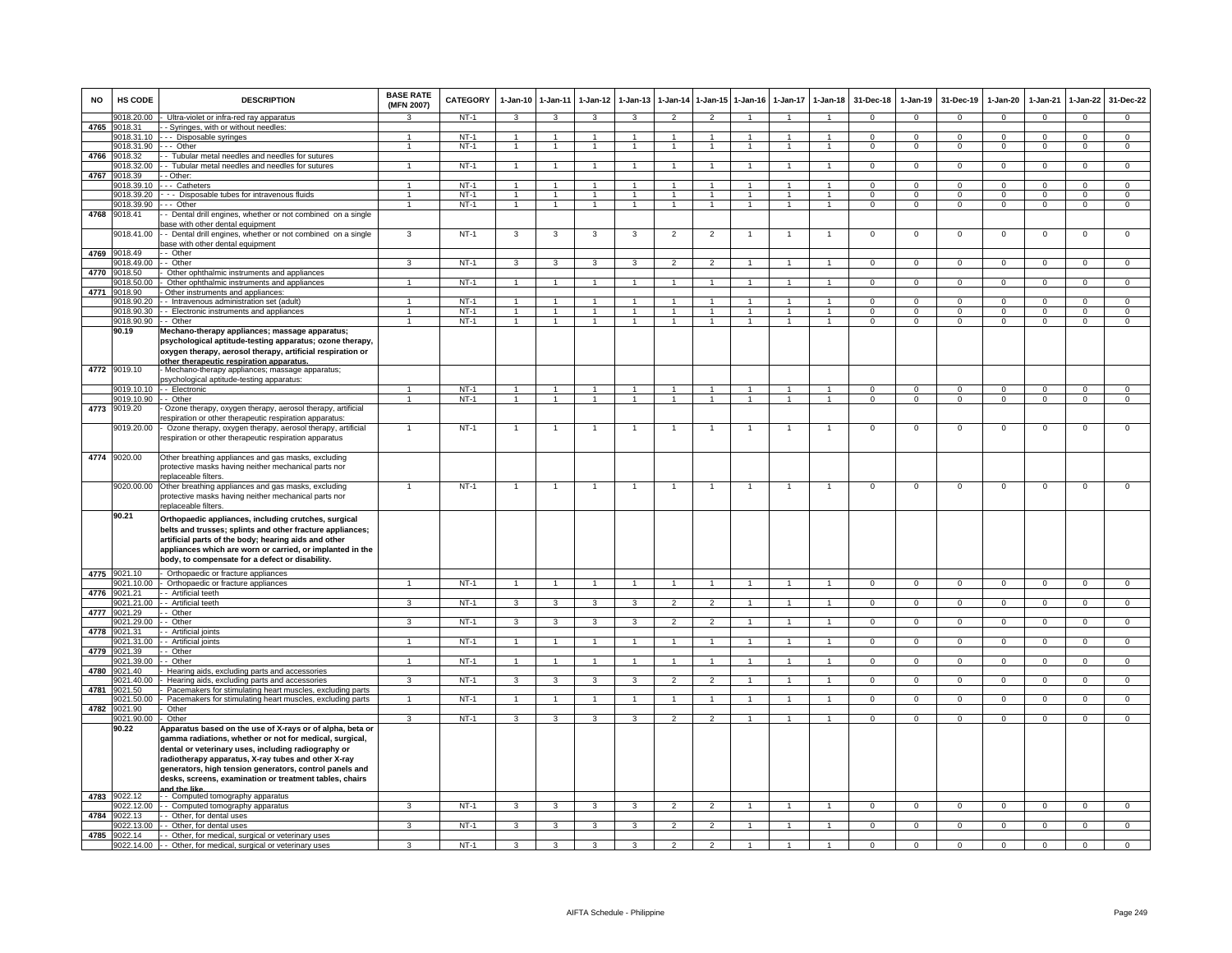| NO | HS CODE | DESCRIPTION | BASE RATE (MFN 2007) | CATEGORY | 1-Jan-10 | 1-Jan-11 | 1-Jan-12 | 1-Jan-13 | 1-Jan-14 | 1-Jan-15 | 1-Jan-16 | 1-Jan-17 | 1-Jan-18 | 31-Dec-18 | 1-Jan-19 | 31-Dec-19 | 1-Jan-20 | 1-Jan-21 | 1-Jan-22 | 31-Dec-22 |
|---|---|---|---|---|---|---|---|---|---|---|---|---|---|---|---|---|---|---|---|---|
| | 9018.20.00 | - Ultra-violet or infra-red ray apparatus | 3 | NT-1 | 3 | 3 | 3 | 3 | 2 | 2 | 1 | 1 | 1 | 0 | 0 | 0 | 0 | 0 | 0 | 0 |
| 4765 | 9018.31 | - - Syringes, with or without needles: | | | | | | | | | | | | | | | | | | |
| | 9018.31.10 | - - - Disposable syringes | 1 | NT-1 | 1 | 1 | 1 | 1 | 1 | 1 | 1 | 1 | 1 | 0 | 0 | 0 | 0 | 0 | 0 | 0 |
| | 9018.31.90 | - - - Other | 1 | NT-1 | 1 | 1 | 1 | 1 | 1 | 1 | 1 | 1 | 1 | 0 | 0 | 0 | 0 | 0 | 0 | 0 |
| 4766 | 9018.32 | - - Tubular metal needles and needles for sutures | | | | | | | | | | | | | | | | | | |
| | 9018.32.00 | - - Tubular metal needles and needles for sutures | 1 | NT-1 | 1 | 1 | 1 | 1 | 1 | 1 | 1 | 1 | 1 | 0 | 0 | 0 | 0 | 0 | 0 | 0 |
| 4767 | 9018.39 | - - Other: | | | | | | | | | | | | | | | | | | |
| | 9018.39.10 | - - - Catheters | 1 | NT-1 | 1 | 1 | 1 | 1 | 1 | 1 | 1 | 1 | 1 | 0 | 0 | 0 | 0 | 0 | 0 | 0 |
| | 9018.39.20 | - - - Disposable tubes for intravenous fluids | 1 | NT-1 | 1 | 1 | 1 | 1 | 1 | 1 | 1 | 1 | 1 | 0 | 0 | 0 | 0 | 0 | 0 | 0 |
| | 9018.39.90 | - - - Other | 1 | NT-1 | 1 | 1 | 1 | 1 | 1 | 1 | 1 | 1 | 1 | 0 | 0 | 0 | 0 | 0 | 0 | 0 |
| 4768 | 9018.41 | - - Dental drill engines, whether or not combined on a single base with other dental equipment | | | | | | | | | | | | | | | | | | |
| | 9018.41.00 | - - Dental drill engines, whether or not combined on a single base with other dental equipment | 3 | NT-1 | 3 | 3 | 3 | 3 | 2 | 2 | 1 | 1 | 1 | 0 | 0 | 0 | 0 | 0 | 0 | 0 |
| 4769 | 9018.49 | - - Other | | | | | | | | | | | | | | | | | | |
| | 9018.49.00 | - - Other | 3 | NT-1 | 3 | 3 | 3 | 3 | 2 | 2 | 1 | 1 | 1 | 0 | 0 | 0 | 0 | 0 | 0 | 0 |
| 4770 | 9018.50 | - Other ophthalmic instruments and appliances | | | | | | | | | | | | | | | | | | |
| | 9018.50.00 | - Other ophthalmic instruments and appliances | 1 | NT-1 | 1 | 1 | 1 | 1 | 1 | 1 | 1 | 1 | 1 | 0 | 0 | 0 | 0 | 0 | 0 | 0 |
| 4771 | 9018.90 | - Other instruments and appliances: | | | | | | | | | | | | | | | | | | |
| | 9018.90.20 | - - Intravenous administration set (adult) | 1 | NT-1 | 1 | 1 | 1 | 1 | 1 | 1 | 1 | 1 | 1 | 0 | 0 | 0 | 0 | 0 | 0 | 0 |
| | 9018.90.30 | - - Electronic instruments and appliances | 1 | NT-1 | 1 | 1 | 1 | 1 | 1 | 1 | 1 | 1 | 1 | 0 | 0 | 0 | 0 | 0 | 0 | 0 |
| | 9018.90.90 | - - Other | 1 | NT-1 | 1 | 1 | 1 | 1 | 1 | 1 | 1 | 1 | 1 | 0 | 0 | 0 | 0 | 0 | 0 | 0 |
| | **90.19** | **Mechano-therapy appliances; massage apparatus; psychological aptitude-testing apparatus; ozone therapy, oxygen therapy, aerosol therapy, artificial respiration or other therapeutic respiration apparatus.** | | | | | | | | | | | | | | | | | | |
| 4772 | 9019.10 | - Mechano-therapy appliances; massage apparatus; psychological aptitude-testing apparatus: | | | | | | | | | | | | | | | | | | |
| | 9019.10.10 | - - Electronic | 1 | NT-1 | 1 | 1 | 1 | 1 | 1 | 1 | 1 | 1 | 1 | 0 | 0 | 0 | 0 | 0 | 0 | 0 |
| | 9019.10.90 | - - Other | 1 | NT-1 | 1 | 1 | 1 | 1 | 1 | 1 | 1 | 1 | 1 | 0 | 0 | 0 | 0 | 0 | 0 | 0 |
| 4773 | 9019.20 | - Ozone therapy, oxygen therapy, aerosol therapy, artificial respiration or other therapeutic respiration apparatus: | | | | | | | | | | | | | | | | | | |
| | 9019.20.00 | - Ozone therapy, oxygen therapy, aerosol therapy, artificial respiration or other therapeutic respiration apparatus | 1 | NT-1 | 1 | 1 | 1 | 1 | 1 | 1 | 1 | 1 | 1 | 0 | 0 | 0 | 0 | 0 | 0 | 0 |
| 4774 | 9020.00 | Other breathing appliances and gas masks, excluding protective masks having neither mechanical parts nor replaceable filters. | | | | | | | | | | | | | | | | | | |
| | 9020.00.00 | Other breathing appliances and gas masks, excluding protective masks having neither mechanical parts nor replaceable filters. | 1 | NT-1 | 1 | 1 | 1 | 1 | 1 | 1 | 1 | 1 | 1 | 0 | 0 | 0 | 0 | 0 | 0 | 0 |
| | **90.21** | **Orthopaedic appliances, including crutches, surgical belts and trusses; splints and other fracture appliances; artificial parts of the body; hearing aids and other appliances which are worn or carried, or implanted in the body, to compensate for a defect or disability.** | | | | | | | | | | | | | | | | | | |
| 4775 | 9021.10 | - Orthopaedic or fracture appliances | | | | | | | | | | | | | | | | | | |
| | 9021.10.00 | - Orthopaedic or fracture appliances | 1 | NT-1 | 1 | 1 | 1 | 1 | 1 | 1 | 1 | 1 | 1 | 0 | 0 | 0 | 0 | 0 | 0 | 0 |
| 4776 | 9021.21 | - - Artificial teeth | | | | | | | | | | | | | | | | | | |
| | 9021.21.00 | - - Artificial teeth | 3 | NT-1 | 3 | 3 | 3 | 3 | 2 | 2 | 1 | 1 | 1 | 0 | 0 | 0 | 0 | 0 | 0 | 0 |
| 4777 | 9021.29 | - - Other | | | | | | | | | | | | | | | | | | |
| | 9021.29.00 | - - Other | 3 | NT-1 | 3 | 3 | 3 | 3 | 2 | 2 | 1 | 1 | 1 | 0 | 0 | 0 | 0 | 0 | 0 | 0 |
| 4778 | 9021.31 | - - Artificial joints | | | | | | | | | | | | | | | | | | |
| | 9021.31.00 | - - Artificial joints | 1 | NT-1 | 1 | 1 | 1 | 1 | 1 | 1 | 1 | 1 | 1 | 0 | 0 | 0 | 0 | 0 | 0 | 0 |
| 4779 | 9021.39 | - - Other | | | | | | | | | | | | | | | | | | |
| | 9021.39.00 | - - Other | 1 | NT-1 | 1 | 1 | 1 | 1 | 1 | 1 | 1 | 1 | 1 | 0 | 0 | 0 | 0 | 0 | 0 | 0 |
| 4780 | 9021.40 | - Hearing aids, excluding parts and accessories | | | | | | | | | | | | | | | | | | |
| | 9021.40.00 | - Hearing aids, excluding parts and accessories | 3 | NT-1 | 3 | 3 | 3 | 3 | 2 | 2 | 1 | 1 | 1 | 0 | 0 | 0 | 0 | 0 | 0 | 0 |
| 4781 | 9021.50 | - Pacemakers for stimulating heart muscles, excluding parts | | | | | | | | | | | | | | | | | | |
| | 9021.50.00 | - Pacemakers for stimulating heart muscles, excluding parts | 1 | NT-1 | 1 | 1 | 1 | 1 | 1 | 1 | 1 | 1 | 1 | 0 | 0 | 0 | 0 | 0 | 0 | 0 |
| 4782 | 9021.90 | - Other | | | | | | | | | | | | | | | | | | |
| | 9021.90.00 | - Other | 3 | NT-1 | 3 | 3 | 3 | 3 | 2 | 2 | 1 | 1 | 1 | 0 | 0 | 0 | 0 | 0 | 0 | 0 |
| | **90.22** | **Apparatus based on the use of X-rays or of alpha, beta or gamma radiations, whether or not for medical, surgical, dental or veterinary uses, including radiography or radiotherapy apparatus, X-ray tubes and other X-ray generators, high tension generators, control panels and desks, screens, examination or treatment tables, chairs and the like.** | | | | | | | | | | | | | | | | | | |
| 4783 | 9022.12 | - - Computed tomography apparatus | | | | | | | | | | | | | | | | | | |
| | 9022.12.00 | - - Computed tomography apparatus | 3 | NT-1 | 3 | 3 | 3 | 3 | 2 | 2 | 1 | 1 | 1 | 0 | 0 | 0 | 0 | 0 | 0 | 0 |
| 4784 | 9022.13 | - - Other, for dental uses | | | | | | | | | | | | | | | | | | |
| | 9022.13.00 | - - Other, for dental uses | 3 | NT-1 | 3 | 3 | 3 | 3 | 2 | 2 | 1 | 1 | 1 | 0 | 0 | 0 | 0 | 0 | 0 | 0 |
| 4785 | 9022.14 | - - Other, for medical, surgical or veterinary uses | | | | | | | | | | | | | | | | | | |
| | 9022.14.00 | - - Other, for medical, surgical or veterinary uses | 3 | NT-1 | 3 | 3 | 3 | 3 | 2 | 2 | 1 | 1 | 1 | 0 | 0 | 0 | 0 | 0 | 0 | 0 |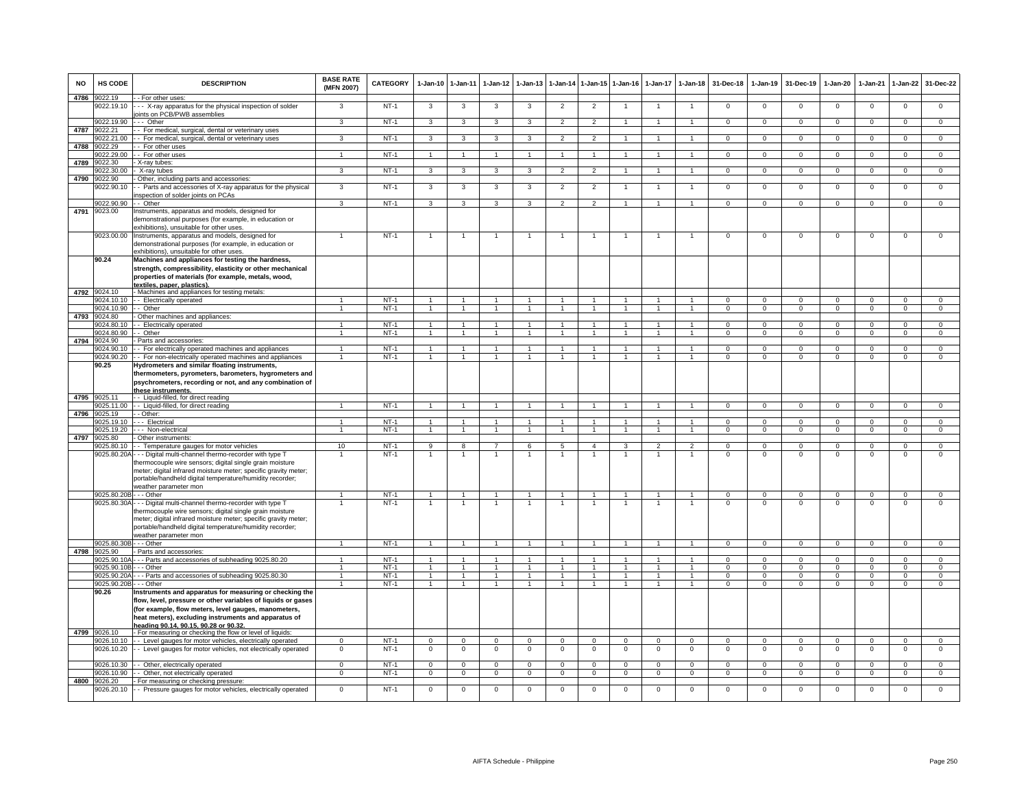| NO | HS CODE | DESCRIPTION | BASE RATE (MFN 2007) | CATEGORY | 1-Jan-10 | 1-Jan-11 | 1-Jan-12 | 1-Jan-13 | 1-Jan-14 | 1-Jan-15 | 1-Jan-16 | 1-Jan-17 | 1-Jan-18 | 31-Dec-18 | 1-Jan-19 | 31-Dec-19 | 1-Jan-20 | 1-Jan-21 | 1-Jan-22 | 31-Dec-22 |
|---|---|---|---|---|---|---|---|---|---|---|---|---|---|---|---|---|---|---|---|---|
| 4786 | 9022.19 | - - For other uses: | | | | | | | | | | | | | | | | | | |
| | 9022.19.10 | - - - X-ray apparatus for the physical inspection of solder joints on PCB/PWB assemblies | 3 | NT-1 | 3 | 3 | 3 | 3 | 2 | 2 | 1 | 1 | 1 | 0 | 0 | 0 | 0 | 0 | 0 | 0 |
| | 9022.19.90 | - - - Other | 3 | NT-1 | 3 | 3 | 3 | 3 | 2 | 2 | 1 | 1 | 1 | 0 | 0 | 0 | 0 | 0 | 0 | 0 |
| 4787 | 9022.21 | - - For medical, surgical, dental or veterinary uses | | | | | | | | | | | | | | | | | | |
| | 9022.21.00 | - - For medical, surgical, dental or veterinary uses | 3 | NT-1 | 3 | 3 | 3 | 3 | 2 | 2 | 1 | 1 | 1 | 0 | 0 | 0 | 0 | 0 | 0 | 0 |
| 4788 | 9022.29 | - - For other uses | | | | | | | | | | | | | | | | | | |
| | 9022.29.00 | - - For other uses | 1 | NT-1 | 1 | 1 | 1 | 1 | 1 | 1 | 1 | 1 | 1 | 0 | 0 | 0 | 0 | 0 | 0 | 0 |
| 4789 | 9022.30 | - X-ray tubes: | | | | | | | | | | | | | | | | | | |
| | 9022.30.00 | - X-ray tubes | 3 | NT-1 | 3 | 3 | 3 | 3 | 2 | 2 | 1 | 1 | 1 | 0 | 0 | 0 | 0 | 0 | 0 | 0 |
| 4790 | 9022.90 | - Other, including parts and accessories: | | | | | | | | | | | | | | | | | | |
| | 9022.90.10 | - - Parts and accessories of X-ray apparatus for the physical inspection of solder joints on PCAs | 3 | NT-1 | 3 | 3 | 3 | 3 | 2 | 2 | 1 | 1 | 1 | 0 | 0 | 0 | 0 | 0 | 0 | 0 |
| | 9022.90.90 | - - Other | 3 | NT-1 | 3 | 3 | 3 | 3 | 2 | 2 | 1 | 1 | 1 | 0 | 0 | 0 | 0 | 0 | 0 | 0 |
| 4791 | 9023.00 | Instruments, apparatus and models, designed for demonstrational purposes (for example, in education or exhibitions), unsuitable for other uses. | | | | | | | | | | | | | | | | | | |
| | 9023.00.00 | Instruments, apparatus and models, designed for demonstrational purposes (for example, in education or exhibitions), unsuitable for other uses. | 1 | NT-1 | 1 | 1 | 1 | 1 | 1 | 1 | 1 | 1 | 1 | 0 | 0 | 0 | 0 | 0 | 0 | 0 |
| | **90.24** | **Machines and appliances for testing the hardness, strength, compressibility, elasticity or other mechanical properties of materials (for example, metals, wood, textiles, paper, plastics).** | | | | | | | | | | | | | | | | | | |
| 4792 | 9024.10 | - Machines and appliances for testing metals: | | | | | | | | | | | | | | | | | | |
| | 9024.10.10 | - - Electrically operated | 1 | NT-1 | 1 | 1 | 1 | 1 | 1 | 1 | 1 | 1 | 1 | 0 | 0 | 0 | 0 | 0 | 0 | 0 |
| | 9024.10.90 | - - Other | 1 | NT-1 | 1 | 1 | 1 | 1 | 1 | 1 | 1 | 1 | 1 | 0 | 0 | 0 | 0 | 0 | 0 | 0 |
| 4793 | 9024.80 | - Other machines and appliances: | | | | | | | | | | | | | | | | | | |
| | 9024.80.10 | - - Electrically operated | 1 | NT-1 | 1 | 1 | 1 | 1 | 1 | 1 | 1 | 1 | 1 | 0 | 0 | 0 | 0 | 0 | 0 | 0 |
| | 9024.80.90 | - - Other | 1 | NT-1 | 1 | 1 | 1 | 1 | 1 | 1 | 1 | 1 | 1 | 0 | 0 | 0 | 0 | 0 | 0 | 0 |
| 4794 | 9024.90 | - Parts and accessories: | | | | | | | | | | | | | | | | | | |
| | 9024.90.10 | - - For electrically operated machines and appliances | 1 | NT-1 | 1 | 1 | 1 | 1 | 1 | 1 | 1 | 1 | 1 | 0 | 0 | 0 | 0 | 0 | 0 | 0 |
| | 9024.90.20 | - - For non-electrically operated machines and appliances | 1 | NT-1 | 1 | 1 | 1 | 1 | 1 | 1 | 1 | 1 | 1 | 0 | 0 | 0 | 0 | 0 | 0 | 0 |
| | **90.25** | **Hydrometers and similar floating instruments, thermometers, pyrometers, barometers, hygrometers and psychrometers, recording or not, and any combination of these instruments.** | | | | | | | | | | | | | | | | | | |
| 4795 | 9025.11 | - - Liquid-filled, for direct reading | | | | | | | | | | | | | | | | | | |
| | 9025.11.00 | - - Liquid-filled, for direct reading | 1 | NT-1 | 1 | 1 | 1 | 1 | 1 | 1 | 1 | 1 | 1 | 0 | 0 | 0 | 0 | 0 | 0 | 0 |
| 4796 | 9025.19 | - - Other: | | | | | | | | | | | | | | | | | | |
| | 9025.19.10 | - - - Electrical | 1 | NT-1 | 1 | 1 | 1 | 1 | 1 | 1 | 1 | 1 | 1 | 0 | 0 | 0 | 0 | 0 | 0 | 0 |
| | 9025.19.20 | - - - Non-electrical | 1 | NT-1 | 1 | 1 | 1 | 1 | 1 | 1 | 1 | 1 | 1 | 0 | 0 | 0 | 0 | 0 | 0 | 0 |
| 4797 | 9025.80 | - Other instruments: | | | | | | | | | | | | | | | | | | |
| | 9025.80.10 | - - Temperature gauges for motor vehicles | 10 | NT-1 | 9 | 8 | 7 | 6 | 5 | 4 | 3 | 2 | 2 | 0 | 0 | 0 | 0 | 0 | 0 | 0 |
| | 9025.80.20A | - - - Digital multi-channel thermo-recorder with type T thermocouple wire sensors; digital single grain moisture meter; digital infrared moisture meter; specific gravity meter; portable/handheld digital temperature/humidity recorder; weather parameter mon | 1 | NT-1 | 1 | 1 | 1 | 1 | 1 | 1 | 1 | 1 | 1 | 0 | 0 | 0 | 0 | 0 | 0 | 0 |
| | 9025.80.20B | - - - Other | 1 | NT-1 | 1 | 1 | 1 | 1 | 1 | 1 | 1 | 1 | 1 | 0 | 0 | 0 | 0 | 0 | 0 | 0 |
| | 9025.80.30A | - - - Digital multi-channel thermo-recorder with type T thermocouple wire sensors; digital single grain moisture meter; digital infrared moisture meter; specific gravity meter; portable/handheld digital temperature/humidity recorder; weather parameter mon | 1 | NT-1 | 1 | 1 | 1 | 1 | 1 | 1 | 1 | 1 | 1 | 0 | 0 | 0 | 0 | 0 | 0 | 0 |
| | 9025.80.30B | - - - Other | 1 | NT-1 | 1 | 1 | 1 | 1 | 1 | 1 | 1 | 1 | 1 | 0 | 0 | 0 | 0 | 0 | 0 | 0 |
| 4798 | 9025.90 | - Parts and accessories: | | | | | | | | | | | | | | | | | | |
| | 9025.90.10A | - - - Parts and accessories of subheading 9025.80.20 | 1 | NT-1 | 1 | 1 | 1 | 1 | 1 | 1 | 1 | 1 | 1 | 0 | 0 | 0 | 0 | 0 | 0 | 0 |
| | 9025.90.10B | - - - Other | 1 | NT-1 | 1 | 1 | 1 | 1 | 1 | 1 | 1 | 1 | 1 | 0 | 0 | 0 | 0 | 0 | 0 | 0 |
| | 9025.90.20A | - - - Parts and accessories of subheading 9025.80.30 | 1 | NT-1 | 1 | 1 | 1 | 1 | 1 | 1 | 1 | 1 | 1 | 0 | 0 | 0 | 0 | 0 | 0 | 0 |
| | 9025.90.20B | - - - Other | 1 | NT-1 | 1 | 1 | 1 | 1 | 1 | 1 | 1 | 1 | 1 | 0 | 0 | 0 | 0 | 0 | 0 | 0 |
| | **90.26** | **Instruments and apparatus for measuring or checking the flow, level, pressure or other variables of liquids or gases (for example, flow meters, level gauges, manometers, heat meters), excluding instruments and apparatus of heading 90.14, 90.15, 90.28 or 90.32.** | | | | | | | | | | | | | | | | | | |
| 4799 | 9026.10 | - For measuring or checking the flow or level of liquids: | | | | | | | | | | | | | | | | | | |
| | 9026.10.10 | - - Level gauges for motor vehicles, electrically operated | 0 | NT-1 | 0 | 0 | 0 | 0 | 0 | 0 | 0 | 0 | 0 | 0 | 0 | 0 | 0 | 0 | 0 | 0 |
| | 9026.10.20 | - - Level gauges for motor vehicles, not electrically operated | 0 | NT-1 | 0 | 0 | 0 | 0 | 0 | 0 | 0 | 0 | 0 | 0 | 0 | 0 | 0 | 0 | 0 | 0 |
| | 9026.10.30 | - - Other, electrically operated | 0 | NT-1 | 0 | 0 | 0 | 0 | 0 | 0 | 0 | 0 | 0 | 0 | 0 | 0 | 0 | 0 | 0 | 0 |
| | 9026.10.90 | - - Other, not electrically operated | 0 | NT-1 | 0 | 0 | 0 | 0 | 0 | 0 | 0 | 0 | 0 | 0 | 0 | 0 | 0 | 0 | 0 | 0 |
| 4800 | 9026.20 | - For measuring or checking pressure: | | | | | | | | | | | | | | | | | | |
| | 9026.20.10 | - - Pressure gauges for motor vehicles, electrically operated | 0 | NT-1 | 0 | 0 | 0 | 0 | 0 | 0 | 0 | 0 | 0 | 0 | 0 | 0 | 0 | 0 | 0 | 0 |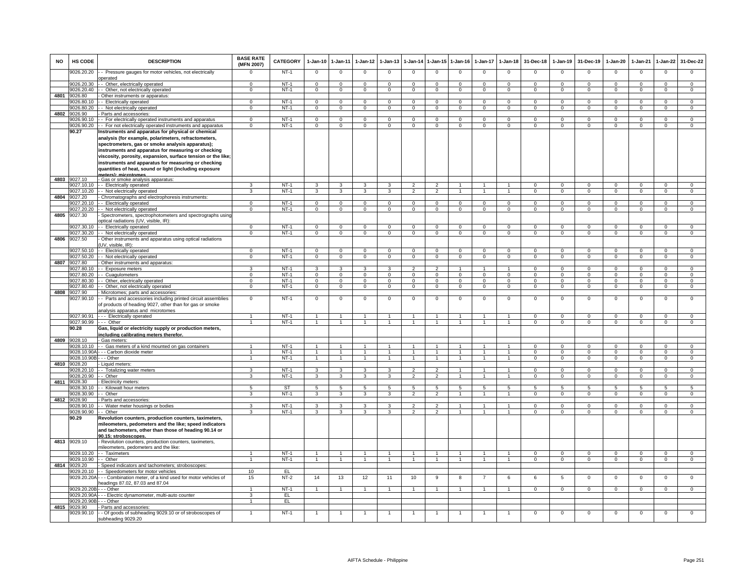| NO | HS CODE | DESCRIPTION | BASE RATE (MFN 2007) | CATEGORY | 1-Jan-10 | 1-Jan-11 | 1-Jan-12 | 1-Jan-13 | 1-Jan-14 | 1-Jan-15 | 1-Jan-16 | 1-Jan-17 | 1-Jan-18 | 31-Dec-18 | 1-Jan-19 | 31-Dec-19 | 1-Jan-20 | 1-Jan-21 | 1-Jan-22 | 31-Dec-22 |
|---|---|---|---|---|---|---|---|---|---|---|---|---|---|---|---|---|---|---|---|---|
| | 9026.20.20 | - - Pressure gauges for motor vehicles, not electrically operated | 0 | NT-1 | 0 | 0 | 0 | 0 | 0 | 0 | 0 | 0 | 0 | 0 | 0 | 0 | 0 | 0 | 0 | 0 |
| | 9026.20.30 | - - Other, electrically operated | 0 | NT-1 | 0 | 0 | 0 | 0 | 0 | 0 | 0 | 0 | 0 | 0 | 0 | 0 | 0 | 0 | 0 | 0 |
| | 9026.20.40 | - - Other, not electrically operated | 0 | NT-1 | 0 | 0 | 0 | 0 | 0 | 0 | 0 | 0 | 0 | 0 | 0 | 0 | 0 | 0 | 0 | 0 |
| 4801 | 9026.80 | - Other instruments or apparatus: | | | | | | | | | | | | | | | | | | |
| | 9026.80.10 | - - Electrically operated | 0 | NT-1 | 0 | 0 | 0 | 0 | 0 | 0 | 0 | 0 | 0 | 0 | 0 | 0 | 0 | 0 | 0 | 0 |
| | 9026.80.20 | - - Not electrically operated | 0 | NT-1 | 0 | 0 | 0 | 0 | 0 | 0 | 0 | 0 | 0 | 0 | 0 | 0 | 0 | 0 | 0 | 0 |
| 4802 | 9026.90 | - Parts and accessories: | | | | | | | | | | | | | | | | | | |
| | 9026.90.10 | - - For electrically operated instruments and apparatus | 0 | NT-1 | 0 | 0 | 0 | 0 | 0 | 0 | 0 | 0 | 0 | 0 | 0 | 0 | 0 | 0 | 0 | 0 |
| | 9026.90.20 | - - For not electrically operated instruments and apparatus | 0 | NT-1 | 0 | 0 | 0 | 0 | 0 | 0 | 0 | 0 | 0 | 0 | 0 | 0 | 0 | 0 | 0 | 0 |
| | **90.27** | **Instruments and apparatus for physical or chemical analysis (for example, polarimeters, refractometers, spectrometers, gas or smoke analysis apparatus); instruments and apparatus for measuring or checking viscosity, porosity, expansion, surface tension or the like; instruments and apparatus for measuring or checking quantities of heat, sound or light (including exposure meters); microtomes.** | | | | | | | | | | | | | | | | | | |
| 4803 | 9027.10 | - Gas or smoke analysis apparatus: | | | | | | | | | | | | | | | | | | |
| | 9027.10.10 | - - Electrically operated | 3 | NT-1 | 3 | 3 | 3 | 3 | 2 | 2 | 1 | 1 | 1 | 0 | 0 | 0 | 0 | 0 | 0 | 0 |
| | 9027.10.20 | - - Not electrically operated | 3 | NT-1 | 3 | 3 | 3 | 3 | 2 | 2 | 1 | 1 | 1 | 0 | 0 | 0 | 0 | 0 | 0 | 0 |
| 4804 | 9027.20 | - Chromatographs and electrophoresis instruments: | | | | | | | | | | | | | | | | | | |
| | 9027.20.10 | - - Electrically operated | 0 | NT-1 | 0 | 0 | 0 | 0 | 0 | 0 | 0 | 0 | 0 | 0 | 0 | 0 | 0 | 0 | 0 | 0 |
| | 9027.20.20 | - - Not electrically operated | 0 | NT-1 | 0 | 0 | 0 | 0 | 0 | 0 | 0 | 0 | 0 | 0 | 0 | 0 | 0 | 0 | 0 | 0 |
| 4805 | 9027.30 | - Spectrometers, spectrophotometers and spectrographs using optical radiations (UV, visible, IR): | | | | | | | | | | | | | | | | | | |
| | 9027.30.10 | - - Electrically operated | 0 | NT-1 | 0 | 0 | 0 | 0 | 0 | 0 | 0 | 0 | 0 | 0 | 0 | 0 | 0 | 0 | 0 | 0 |
| | 9027.30.20 | - - Not electrically operated | 0 | NT-1 | 0 | 0 | 0 | 0 | 0 | 0 | 0 | 0 | 0 | 0 | 0 | 0 | 0 | 0 | 0 | 0 |
| 4806 | 9027.50 | - Other instruments and apparatus using optical radiations (UV, visible, IR): | | | | | | | | | | | | | | | | | | |
| | 9027.50.10 | - - Electrically operated | 0 | NT-1 | 0 | 0 | 0 | 0 | 0 | 0 | 0 | 0 | 0 | 0 | 0 | 0 | 0 | 0 | 0 | 0 |
| | 9027.50.20 | - - Not electrically operated | 0 | NT-1 | 0 | 0 | 0 | 0 | 0 | 0 | 0 | 0 | 0 | 0 | 0 | 0 | 0 | 0 | 0 | 0 |
| 4807 | 9027.80 | - Other instruments and apparatus: | | | | | | | | | | | | | | | | | | |
| | 9027.80.10 | - - Exposure meters | 3 | NT-1 | 3 | 3 | 3 | 3 | 2 | 2 | 1 | 1 | 1 | 0 | 0 | 0 | 0 | 0 | 0 | 0 |
| | 9027.80.20 | - - Coagulometers | 0 | NT-1 | 0 | 0 | 0 | 0 | 0 | 0 | 0 | 0 | 0 | 0 | 0 | 0 | 0 | 0 | 0 | 0 |
| | 9027.80.30 | - - Other, electrically operated | 0 | NT-1 | 0 | 0 | 0 | 0 | 0 | 0 | 0 | 0 | 0 | 0 | 0 | 0 | 0 | 0 | 0 | 0 |
| | 9027.80.40 | - - Other, not electrically operated | 0 | NT-1 | 0 | 0 | 0 | 0 | 0 | 0 | 0 | 0 | 0 | 0 | 0 | 0 | 0 | 0 | 0 | 0 |
| 4808 | 9027.90 | - Microtomes; parts and accessories: | | | | | | | | | | | | | | | | | | |
| | 9027.90.10 | - - Parts and accessories including printed circuit assemblies of products of heading 9027, other than for gas or smoke analysis apparatus and microtomes | 0 | NT-1 | 0 | 0 | 0 | 0 | 0 | 0 | 0 | 0 | 0 | 0 | 0 | 0 | 0 | 0 | 0 | 0 |
| | 9027.90.91 | - - - Electrically operated | 1 | NT-1 | 1 | 1 | 1 | 1 | 1 | 1 | 1 | 1 | 1 | 0 | 0 | 0 | 0 | 0 | 0 | 0 |
| | 9027.90.99 | - - - Other | 1 | NT-1 | 1 | 1 | 1 | 1 | 1 | 1 | 1 | 1 | 1 | 0 | 0 | 0 | 0 | 0 | 0 | 0 |
| | **90.28** | **Gas, liquid or electricity supply or production meters, including calibrating meters therefor.** | | | | | | | | | | | | | | | | | | |
| 4809 | 9028.10 | - Gas meters: | | | | | | | | | | | | | | | | | | |
| | 9028.10.10 | - - Gas meters of a kind mounted on gas containers | 1 | NT-1 | 1 | 1 | 1 | 1 | 1 | 1 | 1 | 1 | 1 | 0 | 0 | 0 | 0 | 0 | 0 | 0 |
| | 9028.10.90A | - - - Carbon dioxide meter | 1 | NT-1 | 1 | 1 | 1 | 1 | 1 | 1 | 1 | 1 | 1 | 0 | 0 | 0 | 0 | 0 | 0 | 0 |
| | 9028.10.90B | - - - Other | 1 | NT-1 | 1 | 1 | 1 | 1 | 1 | 1 | 1 | 1 | 1 | 0 | 0 | 0 | 0 | 0 | 0 | 0 |
| 4810 | 9028.20 | - Liquid meters: | | | | | | | | | | | | | | | | | | |
| | 9028.20.10 | - - Totalizing water meters | 3 | NT-1 | 3 | 3 | 3 | 3 | 2 | 2 | 1 | 1 | 1 | 0 | 0 | 0 | 0 | 0 | 0 | 0 |
| | 9028.20.90 | - - Other | 3 | NT-1 | 3 | 3 | 3 | 3 | 2 | 2 | 1 | 1 | 1 | 0 | 0 | 0 | 0 | 0 | 0 | 0 |
| 4811 | 9028.30 | - Electricity meters: | | | | | | | | | | | | | | | | | | |
| | 9028.30.10 | - - Kilowatt hour meters | 5 | ST | 5 | 5 | 5 | 5 | 5 | 5 | 5 | 5 | 5 | 5 | 5 | 5 | 5 | 5 | 5 | 5 |
| | 9028.30.90 | - - Other | 3 | NT-1 | 3 | 3 | 3 | 3 | 2 | 2 | 1 | 1 | 1 | 0 | 0 | 0 | 0 | 0 | 0 | 0 |
| 4812 | 9028.90 | - Parts and accessories: | | | | | | | | | | | | | | | | | | |
| | 9028.90.10 | - - Water meter housings or bodies | 3 | NT-1 | 3 | 3 | 3 | 3 | 2 | 2 | 1 | 1 | 1 | 0 | 0 | 0 | 0 | 0 | 0 | 0 |
| | 9028.90.90 | - - Other | 3 | NT-1 | 3 | 3 | 3 | 3 | 2 | 2 | 1 | 1 | 1 | 0 | 0 | 0 | 0 | 0 | 0 | 0 |
| | **90.29** | **Revolution counters, production counters, taximeters, mileometers, pedometers and the like; speed indicators and tachometers, other than those of heading 90.14 or 90.15; stroboscopes.** | | | | | | | | | | | | | | | | | | |
| 4813 | 9029.10 | - Revolution counters, production counters, taximeters, mileometers, pedometers and the like: | | | | | | | | | | | | | | | | | | |
| | 9029.10.20 | - - Taximeters | 1 | NT-1 | 1 | 1 | 1 | 1 | 1 | 1 | 1 | 1 | 1 | 0 | 0 | 0 | 0 | 0 | 0 | 0 |
| | 9029.10.90 | - - Other | 1 | NT-1 | 1 | 1 | 1 | 1 | 1 | 1 | 1 | 1 | 1 | 0 | 0 | 0 | 0 | 0 | 0 | 0 |
| 4814 | 9029.20 | - Speed indicators and tachometers; stroboscopes: | | | | | | | | | | | | | | | | | | |
| | 9029.20.10 | - - Speedometers for motor vehicles | 10 | EL | | | | | | | | | | | | | | | | |
| | 9029.20.20A | - - - Combination meter, of a kind used for motor vehicles of headings 87.02, 87.03 and 87.04 | 15 | NT-2 | 14 | 13 | 12 | 11 | 10 | 9 | 8 | 7 | 6 | 6 | 5 | 0 | 0 | 0 | 0 | 0 |
| | 9029.20.20B | - - - Other | 1 | NT-1 | 1 | 1 | 1 | 1 | 1 | 1 | 1 | 1 | 1 | 0 | 0 | 0 | 0 | 0 | 0 | 0 |
| | 9029.20.90A | - - - Electric dynamometer, multi-auto counter | 3 | EL | | | | | | | | | | | | | | | | |
| | 9029.20.90B | - - - Other | 1 | EL | | | | | | | | | | | | | | | | |
| 4815 | 9029.90 | - Parts and accessories: | | | | | | | | | | | | | | | | | | |
| | 9029.90.10 | - - Of goods of subheading 9029.10 or of stroboscopes of subheading 9029.20 | 1 | NT-1 | 1 | 1 | 1 | 1 | 1 | 1 | 1 | 1 | 1 | 0 | 0 | 0 | 0 | 0 | 0 | 0 |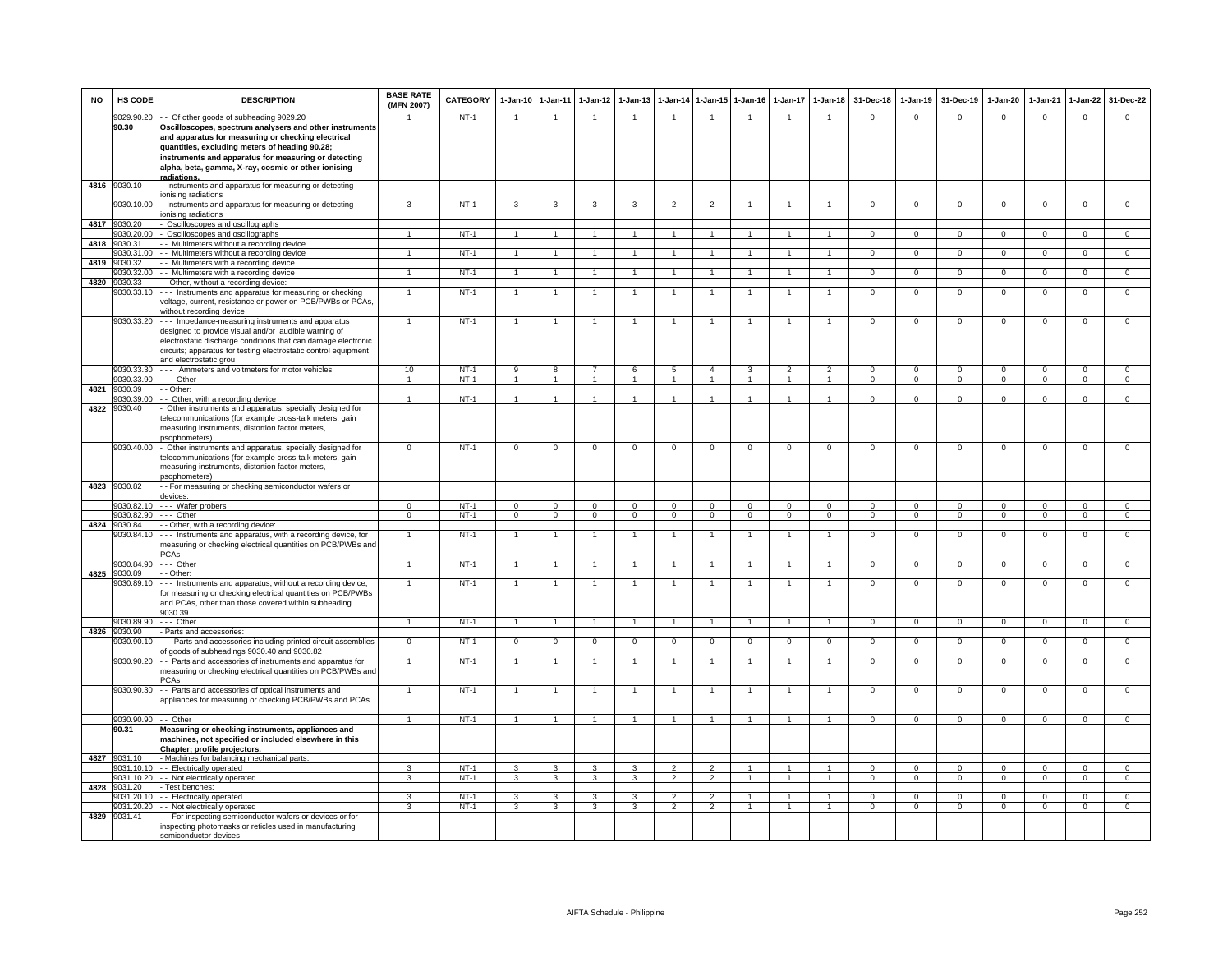| NO | HS CODE | DESCRIPTION | BASE RATE (MFN 2007) | CATEGORY | 1-Jan-10 | 1-Jan-11 | 1-Jan-12 | 1-Jan-13 | 1-Jan-14 | 1-Jan-15 | 1-Jan-16 | 1-Jan-17 | 1-Jan-18 | 31-Dec-18 | 1-Jan-19 | 31-Dec-19 | 1-Jan-20 | 1-Jan-21 | 1-Jan-22 | 31-Dec-22 |
|---|---|---|---|---|---|---|---|---|---|---|---|---|---|---|---|---|---|---|---|---|
| | 9029.90.20 | - - Of other goods of subheading 9029.20 | 1 | NT-1 | 1 | 1 | 1 | 1 | 1 | 1 | 1 | 1 | 1 | 0 | 0 | 0 | 0 | 0 | 0 | 0 |
| | **90.30** | **Oscilloscopes, spectrum analysers and other instruments and apparatus for measuring or checking electrical quantities, excluding meters of heading 90.28; instruments and apparatus for measuring or detecting alpha, beta, gamma, X-ray, cosmic or other ionising radiations.** | | | | | | | | | | | | | | | | | | |
| 4816 | 9030.10 | - Instruments and apparatus for measuring or detecting ionising radiations | | | | | | | | | | | | | | | | | | |
| | 9030.10.00 | - Instruments and apparatus for measuring or detecting ionising radiations | 3 | NT-1 | 3 | 3 | 3 | 3 | 2 | 2 | 1 | 1 | 0 | 0 | 0 | 0 | 0 | 0 | 0 | 0 |
| 4817 | 9030.20 | - Oscilloscopes and oscillographs | | | | | | | | | | | | | | | | | | |
| | 9030.20.00 | - Oscilloscopes and oscillographs | 1 | NT-1 | 1 | 1 | 1 | 1 | 1 | 1 | 1 | 1 | 1 | 0 | 0 | 0 | 0 | 0 | 0 | 0 |
| 4818 | 9030.31 | - - Multimeters without a recording device | | | | | | | | | | | | | | | | | | |
| | 9030.31.00 | - - Multimeters without a recording device | 1 | NT-1 | 1 | 1 | 1 | 1 | 1 | 1 | 1 | 1 | 1 | 0 | 0 | 0 | 0 | 0 | 0 | 0 |
| 4819 | 9030.32 | - - Multimeters with a recording device | | | | | | | | | | | | | | | | | | |
| | 9030.32.00 | - - Multimeters with a recording device | 1 | NT-1 | 1 | 1 | 1 | 1 | 1 | 1 | 1 | 1 | 1 | 0 | 0 | 0 | 0 | 0 | 0 | 0 |
| 4820 | 9030.33 | - - Other, without a recording device: | | | | | | | | | | | | | | | | | | |
| | 9030.33.10 | - - - Instruments and apparatus for measuring or checking voltage, current, resistance or power on PCB/PWBs or PCAs, without recording device | 1 | NT-1 | 1 | 1 | 1 | 1 | 1 | 1 | 1 | 1 | 1 | 0 | 0 | 0 | 0 | 0 | 0 | 0 |
| | 9030.33.20 | - - - Impedance-measuring instruments and apparatus designed to provide visual and/or audible warning of electrostatic discharge conditions that can damage electronic circuits; apparatus for testing electrostatic control equipment and electrostatic grou | 1 | NT-1 | 1 | 1 | 1 | 1 | 1 | 1 | 1 | 1 | 1 | 0 | 0 | 0 | 0 | 0 | 0 | 0 |
| | 9030.33.30 | - - - Ammeters and voltmeters for motor vehicles | 10 | NT-1 | 9 | 8 | 7 | 6 | 5 | 4 | 3 | 2 | 2 | 0 | 0 | 0 | 0 | 0 | 0 | 0 |
| | 9030.33.90 | - - - Other | 1 | NT-1 | 1 | 1 | 1 | 1 | 1 | 1 | 1 | 1 | 1 | 0 | 0 | 0 | 0 | 0 | 0 | 0 |
| 4821 | 9030.39 | - - Other: | | | | | | | | | | | | | | | | | | |
| | 9030.39.00 | - - Other, with a recording device | 1 | NT-1 | 1 | 1 | 1 | 1 | 1 | 1 | 1 | 1 | 1 | 0 | 0 | 0 | 0 | 0 | 0 | 0 |
| 4822 | 9030.40 | - Other instruments and apparatus, specially designed for telecommunications (for example cross-talk meters, gain measuring instruments, distortion factor meters, psophometers) | | | | | | | | | | | | | | | | | | |
| | 9030.40.00 | - Other instruments and apparatus, specially designed for telecommunications (for example cross-talk meters, gain measuring instruments, distortion factor meters, psophometers) | 0 | NT-1 | 0 | 0 | 0 | 0 | 0 | 0 | 0 | 0 | 0 | 0 | 0 | 0 | 0 | 0 | 0 | 0 |
| 4823 | 9030.82 | - - For measuring or checking semiconductor wafers or devices: | | | | | | | | | | | | | | | | | | |
| | 9030.82.10 | - - - Wafer probers | 0 | NT-1 | 0 | 0 | 0 | 0 | 0 | 0 | 0 | 0 | 0 | 0 | 0 | 0 | 0 | 0 | 0 | 0 |
| | 9030.82.90 | - - - Other | 0 | NT-1 | 0 | 0 | 0 | 0 | 0 | 0 | 0 | 0 | 0 | 0 | 0 | 0 | 0 | 0 | 0 | 0 |
| 4824 | 9030.84 | - - Other, with a recording device: | | | | | | | | | | | | | | | | | | |
| | 9030.84.10 | - - - Instruments and apparatus, with a recording device, for measuring or checking electrical quantities on PCB/PWBs and PCAs | 1 | NT-1 | 1 | 1 | 1 | 1 | 1 | 1 | 1 | 1 | 1 | 0 | 0 | 0 | 0 | 0 | 0 | 0 |
| | 9030.84.90 | - - - Other | 1 | NT-1 | 1 | 1 | 1 | 1 | 1 | 1 | 1 | 1 | 1 | 0 | 0 | 0 | 0 | 0 | 0 | 0 |
| 4825 | 9030.89 | - - Other: | | | | | | | | | | | | | | | | | | |
| | 9030.89.10 | - - - Instruments and apparatus, without a recording device, for measuring or checking electrical quantities on PCB/PWBs and PCAs, other than those covered within subheading 9030.39 | 1 | NT-1 | 1 | 1 | 1 | 1 | 1 | 1 | 1 | 1 | 1 | 0 | 0 | 0 | 0 | 0 | 0 | 0 |
| | 9030.89.90 | - - - Other | 1 | NT-1 | 1 | 1 | 1 | 1 | 1 | 1 | 1 | 1 | 1 | 0 | 0 | 0 | 0 | 0 | 0 | 0 |
| 4826 | 9030.90 | - Parts and accessories: | | | | | | | | | | | | | | | | | | |
| | 9030.90.10 | - - Parts and accessories including printed circuit assemblies of goods of subheadings 9030.40 and 9030.82 | 0 | NT-1 | 0 | 0 | 0 | 0 | 0 | 0 | 0 | 0 | 0 | 0 | 0 | 0 | 0 | 0 | 0 | 0 |
| | 9030.90.20 | - - Parts and accessories of instruments and apparatus for measuring or checking electrical quantities on PCB/PWBs and PCAs | 1 | NT-1 | 1 | 1 | 1 | 1 | 1 | 1 | 1 | 1 | 1 | 0 | 0 | 0 | 0 | 0 | 0 | 0 |
| | 9030.90.30 | - - Parts and accessories of optical instruments and appliances for measuring or checking PCB/PWBs and PCAs | 1 | NT-1 | 1 | 1 | 1 | 1 | 1 | 1 | 1 | 1 | 1 | 0 | 0 | 0 | 0 | 0 | 0 | 0 |
| | 9030.90.90 | - - Other | 1 | NT-1 | 1 | 1 | 1 | 1 | 1 | 1 | 1 | 1 | 1 | 0 | 0 | 0 | 0 | 0 | 0 | 0 |
| | **90.31** | **Measuring or checking instruments, appliances and machines, not specified or included elsewhere in this Chapter; profile projectors.** | | | | | | | | | | | | | | | | | | |
| 4827 | 9031.10 | - Machines for balancing mechanical parts: | | | | | | | | | | | | | | | | | | |
| | 9031.10.10 | - - Electrically operated | 3 | NT-1 | 3 | 3 | 3 | 3 | 2 | 2 | 1 | 1 | 1 | 0 | 0 | 0 | 0 | 0 | 0 | 0 |
| | 9031.10.20 | - - Not electrically operated | 3 | NT-1 | 3 | 3 | 3 | 3 | 2 | 2 | 1 | 1 | 1 | 0 | 0 | 0 | 0 | 0 | 0 | 0 |
| 4828 | 9031.20 | - Test benches: | | | | | | | | | | | | | | | | | | |
| | 9031.20.10 | - - Electrically operated | 3 | NT-1 | 3 | 3 | 3 | 3 | 2 | 2 | 1 | 1 | 1 | 0 | 0 | 0 | 0 | 0 | 0 | 0 |
| | 9031.20.20 | - - Not electrically operated | 3 | NT-1 | 3 | 3 | 3 | 3 | 2 | 2 | 1 | 1 | 1 | 0 | 0 | 0 | 0 | 0 | 0 | 0 |
| 4829 | 9031.41 | - - For inspecting semiconductor wafers or devices or for inspecting photomasks or reticles used in manufacturing semiconductor devices | | | | | | | | | | | | | | | | | | |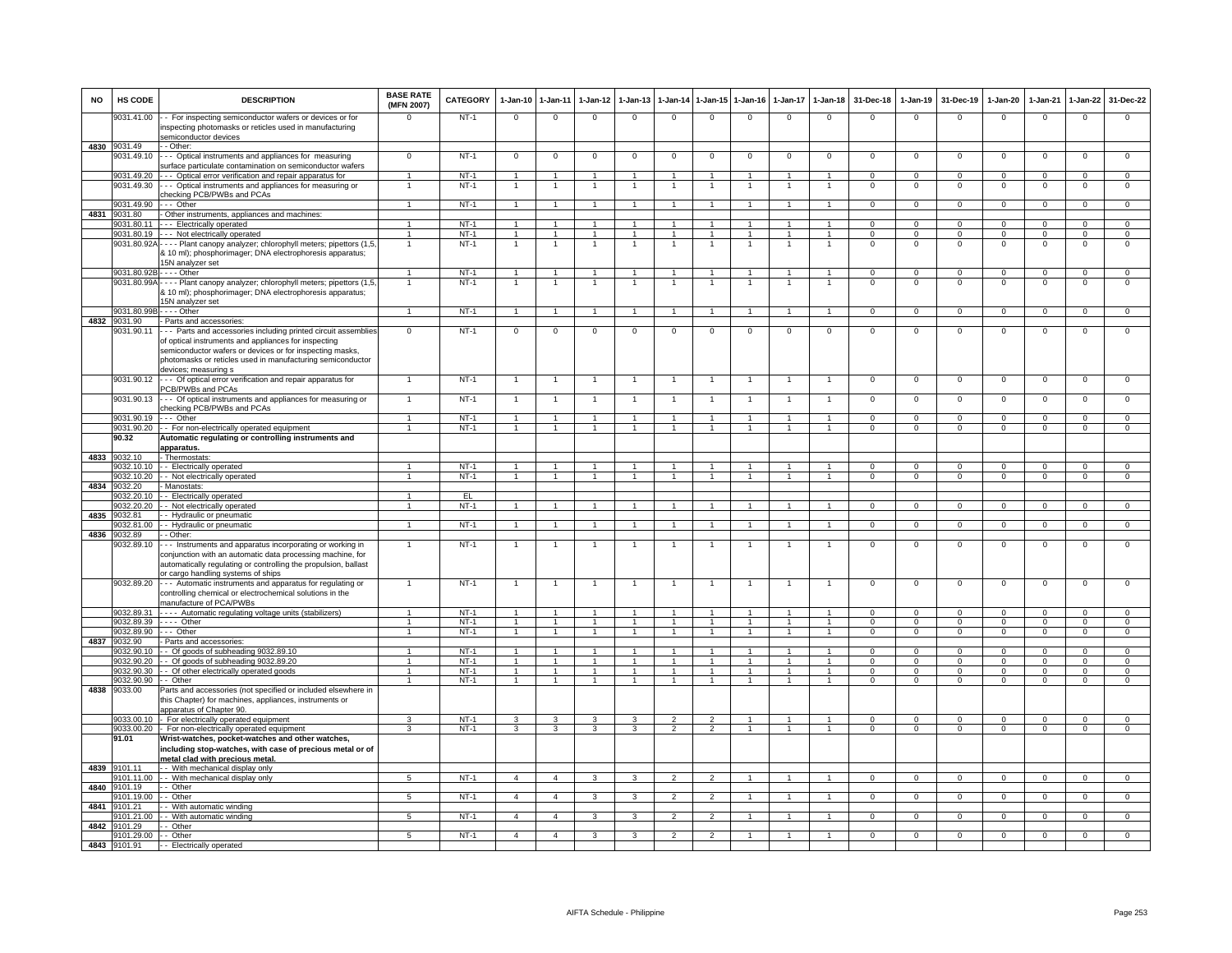| NO | HS CODE | DESCRIPTION | BASE RATE (MFN 2007) | CATEGORY | 1-Jan-10 | 1-Jan-11 | 1-Jan-12 | 1-Jan-13 | 1-Jan-14 | 1-Jan-15 | 1-Jan-16 | 1-Jan-17 | 1-Jan-18 | 31-Dec-18 | 1-Jan-19 | 31-Dec-19 | 1-Jan-20 | 1-Jan-21 | 1-Jan-22 | 31-Dec-22 |
|---|---|---|---|---|---|---|---|---|---|---|---|---|---|---|---|---|---|---|---|---|
| | 9031.41.00 | - - For inspecting semiconductor wafers or devices or for inspecting photomasks or reticles used in manufacturing semiconductor devices | 0 | NT-1 | 0 | 0 | 0 | 0 | 0 | 0 | 0 | 0 | 0 | 0 | 0 | 0 | 0 | 0 | 0 | 0 |
| 4830 | 9031.49 | - - Other: | | | | | | | | | | | | | | | | | | |
| | 9031.49.10 | - - - Optical instruments and appliances for measuring surface particulate contamination on semiconductor wafers | 0 | NT-1 | 0 | 0 | 0 | 0 | 0 | 0 | 0 | 0 | 0 | 0 | 0 | 0 | 0 | 0 | 0 | 0 |
| | 9031.49.20 | - - - Optical error verification and repair apparatus for | 1 | NT-1 | 1 | 1 | 1 | 1 | 1 | 1 | 1 | 1 | 1 | 0 | 0 | 0 | 0 | 0 | 0 | 0 |
| | 9031.49.30 | - - - Optical instruments and appliances for measuring or checking PCB/PWBs and PCAs | 1 | NT-1 | 1 | 1 | 1 | 1 | 1 | 1 | 1 | 1 | 1 | 0 | 0 | 0 | 0 | 0 | 0 | 0 |
| | 9031.49.90 | - - - Other | 1 | NT-1 | 1 | 1 | 1 | 1 | 1 | 1 | 1 | 1 | 1 | 0 | 0 | 0 | 0 | 0 | 0 | 0 |
| 4831 | 9031.80 | - Other instruments, appliances and machines: | | | | | | | | | | | | | | | | | | |
| | 9031.80.11 | - - - Electrically operated | 1 | NT-1 | 1 | 1 | 1 | 1 | 1 | 1 | 1 | 1 | 1 | 0 | 0 | 0 | 0 | 0 | 0 | 0 |
| | 9031.80.19 | - - - Not electrically operated | 1 | NT-1 | 1 | 1 | 1 | 1 | 1 | 1 | 1 | 1 | 1 | 0 | 0 | 0 | 0 | 0 | 0 | 0 |
| | 9031.80.92A | - - - - Plant canopy analyzer; chlorophyll meters; pipettors (1,5, & 10 ml); phosphorimager; DNA electrophoresis apparatus; 15N analyzer set | 1 | NT-1 | 1 | 1 | 1 | 1 | 1 | 1 | 1 | 1 | 1 | 0 | 0 | 0 | 0 | 0 | 0 | 0 |
| | 9031.80.92B | - - - - Other | 1 | NT-1 | 1 | 1 | 1 | 1 | 1 | 1 | 1 | 1 | 1 | 0 | 0 | 0 | 0 | 0 | 0 | 0 |
| | 9031.80.99A | - - - - Plant canopy analyzer; chlorophyll meters; pipettors (1,5, & 10 ml); phosphorimager; DNA electrophoresis apparatus; 15N analyzer set | 1 | NT-1 | 1 | 1 | 1 | 1 | 1 | 1 | 1 | 1 | 1 | 0 | 0 | 0 | 0 | 0 | 0 | 0 |
| | 9031.80.99B | - - - - Other | 1 | NT-1 | 1 | 1 | 1 | 1 | 1 | 1 | 1 | 1 | 1 | 0 | 0 | 0 | 0 | 0 | 0 | 0 |
| 4832 | 9031.90 | - Parts and accessories: | | | | | | | | | | | | | | | | | | |
| | 9031.90.11 | - - - Parts and accessories including printed circuit assemblies of optical instruments and appliances for inspecting semiconductor wafers or devices or for inspecting masks, photomasks or reticles used in manufacturing semiconductor devices; measuring s | 0 | NT-1 | 0 | 0 | 0 | 0 | 0 | 0 | 0 | 0 | 0 | 0 | 0 | 0 | 0 | 0 | 0 | 0 |
| | 9031.90.12 | - - - Of optical error verification and repair apparatus for PCB/PWBs and PCAs | 1 | NT-1 | 1 | 1 | 1 | 1 | 1 | 1 | 1 | 1 | 1 | 0 | 0 | 0 | 0 | 0 | 0 | 0 |
| | 9031.90.13 | - - - Of optical instruments and appliances for measuring or checking PCB/PWBs and PCAs | 1 | NT-1 | 1 | 1 | 1 | 1 | 1 | 1 | 1 | 1 | 1 | 0 | 0 | 0 | 0 | 0 | 0 | 0 |
| | 9031.90.19 | - - - Other | 1 | NT-1 | 1 | 1 | 1 | 1 | 1 | 1 | 1 | 1 | 1 | 0 | 0 | 0 | 0 | 0 | 0 | 0 |
| | 9031.90.20 | - - For non-electrically operated equipment | 1 | NT-1 | 1 | 1 | 1 | 1 | 1 | 1 | 1 | 1 | 1 | 0 | 0 | 0 | 0 | 0 | 0 | 0 |
| | **90.32** | **Automatic regulating or controlling instruments and apparatus.** | | | | | | | | | | | | | | | | | | |
| 4833 | 9032.10 | - Thermostats: | | | | | | | | | | | | | | | | | | |
| | 9032.10.10 | - - Electrically operated | 1 | NT-1 | 1 | 1 | 1 | 1 | 1 | 1 | 1 | 1 | 1 | 0 | 0 | 0 | 0 | 0 | 0 | 0 |
| | 9032.10.20 | - - Not electrically operated | 1 | NT-1 | 1 | 1 | 1 | 1 | 1 | 1 | 1 | 1 | 1 | 0 | 0 | 0 | 0 | 0 | 0 | 0 |
| 4834 | 9032.20 | - Manostats: | | | | | | | | | | | | | | | | | | |
| | 9032.20.10 | - - Electrically operated | 1 | EL | | | | | | | | | | | | | | | | |
| | 9032.20.20 | - - Not electrically operated | 1 | NT-1 | 1 | 1 | 1 | 1 | 1 | 1 | 1 | 1 | 1 | 0 | 0 | 0 | 0 | 0 | 0 | 0 |
| 4835 | 9032.81 | - - Hydraulic or pneumatic | | | | | | | | | | | | | | | | | | |
| | 9032.81.00 | - - Hydraulic or pneumatic | 1 | NT-1 | 1 | 1 | 1 | 1 | 1 | 1 | 1 | 1 | 1 | 0 | 0 | 0 | 0 | 0 | 0 | 0 |
| 4836 | 9032.89 | - - Other: | | | | | | | | | | | | | | | | | | |
| | 9032.89.10 | - - - Instruments and apparatus incorporating or working in conjunction with an automatic data processing machine, for automatically regulating or controlling the propulsion, ballast or cargo handling systems of ships | 1 | NT-1 | 1 | 1 | 1 | 1 | 1 | 1 | 1 | 1 | 1 | 0 | 0 | 0 | 0 | 0 | 0 | 0 |
| | 9032.89.20 | - - - Automatic instruments and apparatus for regulating or controlling chemical or electrochemical solutions in the manufacture of PCA/PWBs | 1 | NT-1 | 1 | 1 | 1 | 1 | 1 | 1 | 1 | 1 | 1 | 0 | 0 | 0 | 0 | 0 | 0 | 0 |
| | 9032.89.31 | - - - - Automatic regulating voltage units (stabilizers) | 1 | NT-1 | 1 | 1 | 1 | 1 | 1 | 1 | 1 | 1 | 1 | 0 | 0 | 0 | 0 | 0 | 0 | 0 |
| | 9032.89.39 | - - - - Other | 1 | NT-1 | 1 | 1 | 1 | 1 | 1 | 1 | 1 | 1 | 1 | 0 | 0 | 0 | 0 | 0 | 0 | 0 |
| | 9032.89.90 | - - - Other | 1 | NT-1 | 1 | 1 | 1 | 1 | 1 | 1 | 1 | 1 | 1 | 0 | 0 | 0 | 0 | 0 | 0 | 0 |
| 4837 | 9032.90 | - Parts and accessories: | | | | | | | | | | | | | | | | | | |
| | 9032.90.10 | - - Of goods of subheading 9032.89.10 | 1 | NT-1 | 1 | 1 | 1 | 1 | 1 | 1 | 1 | 1 | 1 | 0 | 0 | 0 | 0 | 0 | 0 | 0 |
| | 9032.90.20 | - - Of goods of subheading 9032.89.20 | 1 | NT-1 | 1 | 1 | 1 | 1 | 1 | 1 | 1 | 1 | 1 | 0 | 0 | 0 | 0 | 0 | 0 | 0 |
| | 9032.90.30 | - - Of other electrically operated goods | 1 | NT-1 | 1 | 1 | 1 | 1 | 1 | 1 | 1 | 1 | 1 | 0 | 0 | 0 | 0 | 0 | 0 | 0 |
| | 9032.90.90 | - - Other | 1 | NT-1 | 1 | 1 | 1 | 1 | 1 | 1 | 1 | 1 | 1 | 0 | 0 | 0 | 0 | 0 | 0 | 0 |
| 4838 | 9033.00 | Parts and accessories (not specified or included elsewhere in this Chapter) for machines, appliances, instruments or apparatus of Chapter 90. | | | | | | | | | | | | | | | | | | |
| | 9033.00.10 | - For electrically operated equipment | 3 | NT-1 | 3 | 3 | 3 | 3 | 2 | 2 | 1 | 1 | 1 | 0 | 0 | 0 | 0 | 0 | 0 | 0 |
| | 9033.00.20 | - For non-electrically operated equipment | 3 | NT-1 | 3 | 3 | 3 | 3 | 2 | 2 | 1 | 1 | 1 | 0 | 0 | 0 | 0 | 0 | 0 | 0 |
| | **91.01** | **Wrist-watches, pocket-watches and other watches, including stop-watches, with case of precious metal or of metal clad with precious metal.** | | | | | | | | | | | | | | | | | | |
| 4839 | 9101.11 | - - With mechanical display only | | | | | | | | | | | | | | | | | | |
| | 9101.11.00 | - - With mechanical display only | 5 | NT-1 | 4 | 4 | 3 | 3 | 2 | 2 | 1 | 1 | 1 | 0 | 0 | 0 | 0 | 0 | 0 | 0 |
| 4840 | 9101.19 | - - Other | | | | | | | | | | | | | | | | | | |
| | 9101.19.00 | - - Other | 5 | NT-1 | 4 | 4 | 3 | 3 | 2 | 2 | 1 | 1 | 1 | 0 | 0 | 0 | 0 | 0 | 0 | 0 |
| 4841 | 9101.21 | - - With automatic winding | | | | | | | | | | | | | | | | | | |
| | 9101.21.00 | - - With automatic winding | 5 | NT-1 | 4 | 4 | 3 | 3 | 2 | 2 | 1 | 1 | 1 | 0 | 0 | 0 | 0 | 0 | 0 | 0 |
| 4842 | 9101.29 | - - Other | | | | | | | | | | | | | | | | | | |
| | 9101.29.00 | - - Other | 5 | NT-1 | 4 | 4 | 3 | 3 | 2 | 2 | 1 | 1 | 1 | 0 | 0 | 0 | 0 | 0 | 0 | 0 |
| 4843 | 9101.91 | - - Electrically operated | | | | | | | | | | | | | | | | | | |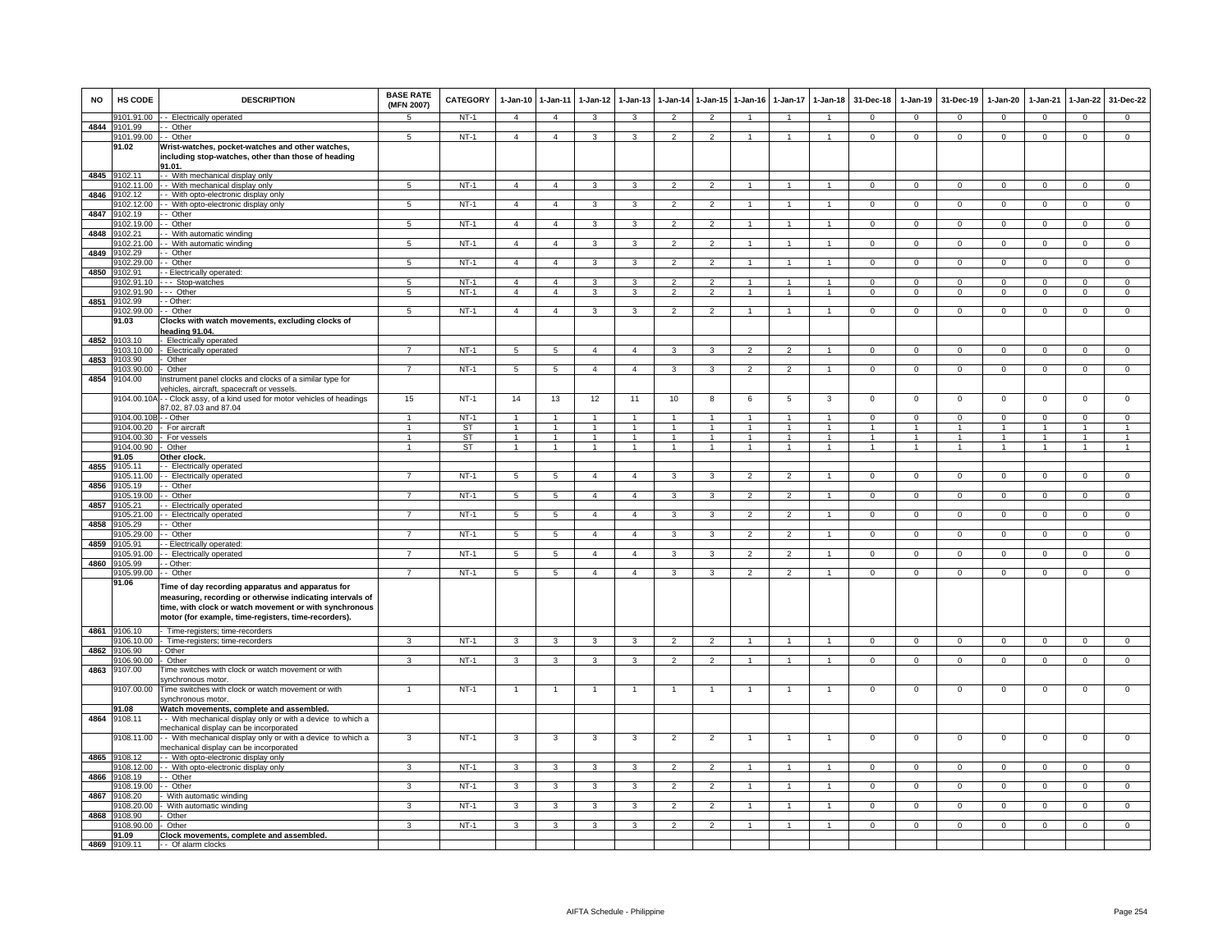| NO | HS CODE | DESCRIPTION | BASE RATE (MFN 2007) | CATEGORY | 1-Jan-10 | 1-Jan-11 | 1-Jan-12 | 1-Jan-13 | 1-Jan-14 | 1-Jan-15 | 1-Jan-16 | 1-Jan-17 | 1-Jan-18 | 31-Dec-18 | 1-Jan-19 | 31-Dec-19 | 1-Jan-20 | 1-Jan-21 | 1-Jan-22 | 31-Dec-22 |
|---|---|---|---|---|---|---|---|---|---|---|---|---|---|---|---|---|---|---|---|---|
| | 9101.91.00 | - - Electrically operated | 5 | NT-1 | 4 | 4 | 3 | 3 | 2 | 2 | 1 | 1 | 1 | 0 | 0 | 0 | 0 | 0 | 0 | 0 |
| 4844 | 9101.99 | - - Other | | | | | | | | | | | | | | | | | | |
| | 9101.99.00 | - - Other | 5 | NT-1 | 4 | 4 | 3 | 3 | 2 | 2 | 1 | 1 | 1 | 0 | 0 | 0 | 0 | 0 | 0 | 0 |
| | **91.02** | **Wrist-watches, pocket-watches and other watches, including stop-watches, other than those of heading 91.01.** | | | | | | | | | | | | | | | | | | |
| 4845 | 9102.11 | - - With mechanical display only | | | | | | | | | | | | | | | | | | |
| | 9102.11.00 | - - With mechanical display only | 5 | NT-1 | 4 | 4 | 3 | 3 | 2 | 2 | 1 | 1 | 1 | 0 | 0 | 0 | 0 | 0 | 0 | 0 |
| 4846 | 9102.12 | - - With opto-electronic display only | | | | | | | | | | | | | | | | | | |
| | 9102.12.00 | - - With opto-electronic display only | 5 | NT-1 | 4 | 4 | 3 | 3 | 2 | 2 | 1 | 1 | 1 | 0 | 0 | 0 | 0 | 0 | 0 | 0 |
| 4847 | 9102.19 | - - Other | | | | | | | | | | | | | | | | | | |
| | 9102.19.00 | - - Other | 5 | NT-1 | 4 | 4 | 3 | 3 | 2 | 2 | 1 | 1 | 1 | 0 | 0 | 0 | 0 | 0 | 0 | 0 |
| 4848 | 9102.21 | - - With automatic winding | | | | | | | | | | | | | | | | | | |
| | 9102.21.00 | - - With automatic winding | 5 | NT-1 | 4 | 4 | 3 | 3 | 2 | 2 | 1 | 1 | 1 | 0 | 0 | 0 | 0 | 0 | 0 | 0 |
| 4849 | 9102.29 | - - Other | | | | | | | | | | | | | | | | | | |
| | 9102.29.00 | - - Other | 5 | NT-1 | 4 | 4 | 3 | 3 | 2 | 2 | 1 | 1 | 1 | 0 | 0 | 0 | 0 | 0 | 0 | 0 |
| 4850 | 9102.91 | - - Electrically operated: | | | | | | | | | | | | | | | | | | |
| | 9102.91.10 | - - - Stop-watches | 5 | NT-1 | 4 | 4 | 3 | 3 | 2 | 2 | 1 | 1 | 1 | 0 | 0 | 0 | 0 | 0 | 0 | 0 |
| | 9102.91.90 | - - - Other | 5 | NT-1 | 4 | 4 | 3 | 3 | 2 | 2 | 1 | 1 | 1 | 0 | 0 | 0 | 0 | 0 | 0 | 0 |
| 4851 | 9102.99 | - - Other: | | | | | | | | | | | | | | | | | | |
| | 9102.99.00 | - - Other | 5 | NT-1 | 4 | 4 | 3 | 3 | 2 | 2 | 1 | 1 | 1 | 0 | 0 | 0 | 0 | 0 | 0 | 0 |
| | **91.03** | **Clocks with watch movements, excluding clocks of heading 91.04.** | | | | | | | | | | | | | | | | | | |
| 4852 | 9103.10 | - Electrically operated | | | | | | | | | | | | | | | | | | |
| | 9103.10.00 | - Electrically operated | 7 | NT-1 | 5 | 5 | 4 | 4 | 3 | 3 | 2 | 2 | 1 | 0 | 0 | 0 | 0 | 0 | 0 | 0 |
| 4853 | 9103.90 | - Other | | | | | | | | | | | | | | | | | | |
| | 9103.90.00 | - Other | 7 | NT-1 | 5 | 5 | 4 | 4 | 3 | 3 | 2 | 2 | 1 | 0 | 0 | 0 | 0 | 0 | 0 | 0 |
| 4854 | 9104.00 | Instrument panel clocks and clocks of a similar type for vehicles, aircraft, spacecraft or vessels. | | | | | | | | | | | | | | | | | | |
| | 9104.00.10A | - - Clock assy, of a kind used for motor vehicles of headings 87.02, 87.03 and 87.04 | 15 | NT-1 | 14 | 13 | 12 | 11 | 10 | 8 | 6 | 5 | 3 | 0 | 0 | 0 | 0 | 0 | 0 | 0 |
| | 9104.00.10B | - - Other | 1 | NT-1 | 1 | 1 | 1 | 1 | 1 | 1 | 1 | 1 | 1 | 0 | 0 | 0 | 0 | 0 | 0 | 0 |
| | 9104.00.20 | - For aircraft | 1 | ST | 1 | 1 | 1 | 1 | 1 | 1 | 1 | 1 | 1 | 1 | 1 | 1 | 1 | 1 | 1 | 1 |
| | 9104.00.30 | - For vessels | 1 | ST | 1 | 1 | 1 | 1 | 1 | 1 | 1 | 1 | 1 | 1 | 1 | 1 | 1 | 1 | 1 | 1 |
| | 9104.00.90 | - Other | 1 | ST | 1 | 1 | 1 | 1 | 1 | 1 | 1 | 1 | 1 | 1 | 1 | 1 | 1 | 1 | 1 | 1 |
| | **91.05** | **Other clock.** | | | | | | | | | | | | | | | | | | |
| 4855 | 9105.11 | - - Electrically operated | | | | | | | | | | | | | | | | | | |
| | 9105.11.00 | - - Electrically operated | 7 | NT-1 | 5 | 5 | 4 | 4 | 3 | 3 | 2 | 2 | 1 | 0 | 0 | 0 | 0 | 0 | 0 | 0 |
| 4856 | 9105.19 | - - Other | | | | | | | | | | | | | | | | | | |
| | 9105.19.00 | - - Other | 7 | NT-1 | 5 | 5 | 4 | 4 | 3 | 3 | 2 | 2 | 1 | 0 | 0 | 0 | 0 | 0 | 0 | 0 |
| 4857 | 9105.21 | - - Electrically operated | | | | | | | | | | | | | | | | | | |
| | 9105.21.00 | - - Electrically operated | 7 | NT-1 | 5 | 5 | 4 | 4 | 3 | 3 | 2 | 2 | 1 | 0 | 0 | 0 | 0 | 0 | 0 | 0 |
| 4858 | 9105.29 | - - Other | | | | | | | | | | | | | | | | | | |
| | 9105.29.00 | - - Other | 7 | NT-1 | 5 | 5 | 4 | 4 | 3 | 3 | 2 | 2 | 1 | 0 | 0 | 0 | 0 | 0 | 0 | 0 |
| 4859 | 9105.91 | - - Electrically operated: | | | | | | | | | | | | | | | | | | |
| | 9105.91.00 | - - Electrically operated | 7 | NT-1 | 5 | 5 | 4 | 4 | 3 | 3 | 2 | 2 | 1 | 0 | 0 | 0 | 0 | 0 | 0 | 0 |
| 4860 | 9105.99 | - - Other: | | | | | | | | | | | | | | | | | | |
| | 9105.99.00 | - - Other | 7 | NT-1 | 5 | 5 | 4 | 4 | 3 | 3 | 2 | 2 | 1 | 0 | 0 | 0 | 0 | 0 | 0 | 0 |
| | **91.06** | **Time of day recording apparatus and apparatus for measuring, recording or otherwise indicating intervals of time, with clock or watch movement or with synchronous motor (for example, time-registers, time-recorders).** | | | | | | | | | | | | | | | | | | |
| 4861 | 9106.10 | - Time-registers; time-recorders | | | | | | | | | | | | | | | | | | |
| | 9106.10.00 | - Time-registers; time-recorders | 3 | NT-1 | 3 | 3 | 3 | 3 | 2 | 2 | 1 | 1 | 1 | 0 | 0 | 0 | 0 | 0 | 0 | 0 |
| 4862 | 9106.90 | - Other | | | | | | | | | | | | | | | | | | |
| | 9106.90.00 | - Other | 3 | NT-1 | 3 | 3 | 3 | 3 | 2 | 2 | 1 | 1 | 1 | 0 | 0 | 0 | 0 | 0 | 0 | 0 |
| 4863 | 9107.00 | Time switches with clock or watch movement or with synchronous motor. | | | | | | | | | | | | | | | | | | |
| | 9107.00.00 | Time switches with clock or watch movement or with synchronous motor. | 1 | NT-1 | 1 | 1 | 1 | 1 | 1 | 1 | 1 | 1 | 1 | 0 | 0 | 0 | 0 | 0 | 0 | 0 |
| | **91.08** | **Watch movements, complete and assembled.** | | | | | | | | | | | | | | | | | | |
| 4864 | 9108.11 | - - With mechanical display only or with a device to which a mechanical display can be incorporated | | | | | | | | | | | | | | | | | | |
| | 9108.11.00 | - - With mechanical display only or with a device to which a mechanical display can be incorporated | 3 | NT-1 | 3 | 3 | 3 | 3 | 2 | 2 | 1 | 1 | 1 | 0 | 0 | 0 | 0 | 0 | 0 | 0 |
| 4865 | 9108.12 | - - With opto-electronic display only | | | | | | | | | | | | | | | | | | |
| | 9108.12.00 | - - With opto-electronic display only | 3 | NT-1 | 3 | 3 | 3 | 3 | 2 | 2 | 1 | 1 | 1 | 0 | 0 | 0 | 0 | 0 | 0 | 0 |
| 4866 | 9108.19 | - - Other | | | | | | | | | | | | | | | | | | |
| | 9108.19.00 | - - Other | 3 | NT-1 | 3 | 3 | 3 | 3 | 2 | 2 | 1 | 1 | 1 | 0 | 0 | 0 | 0 | 0 | 0 | 0 |
| 4867 | 9108.20 | - With automatic winding | | | | | | | | | | | | | | | | | | |
| | 9108.20.00 | - With automatic winding | 3 | NT-1 | 3 | 3 | 3 | 3 | 2 | 2 | 1 | 1 | 1 | 0 | 0 | 0 | 0 | 0 | 0 | 0 |
| 4868 | 9108.90 | - Other | | | | | | | | | | | | | | | | | | |
| | 9108.90.00 | - Other | 3 | NT-1 | 3 | 3 | 3 | 3 | 2 | 2 | 1 | 1 | 1 | 0 | 0 | 0 | 0 | 0 | 0 | 0 |
| | **91.09** | **Clock movements, complete and assembled.** | | | | | | | | | | | | | | | | | | |
| 4869 | 9109.11 | - - Of alarm clocks | | | | | | | | | | | | | | | | | | |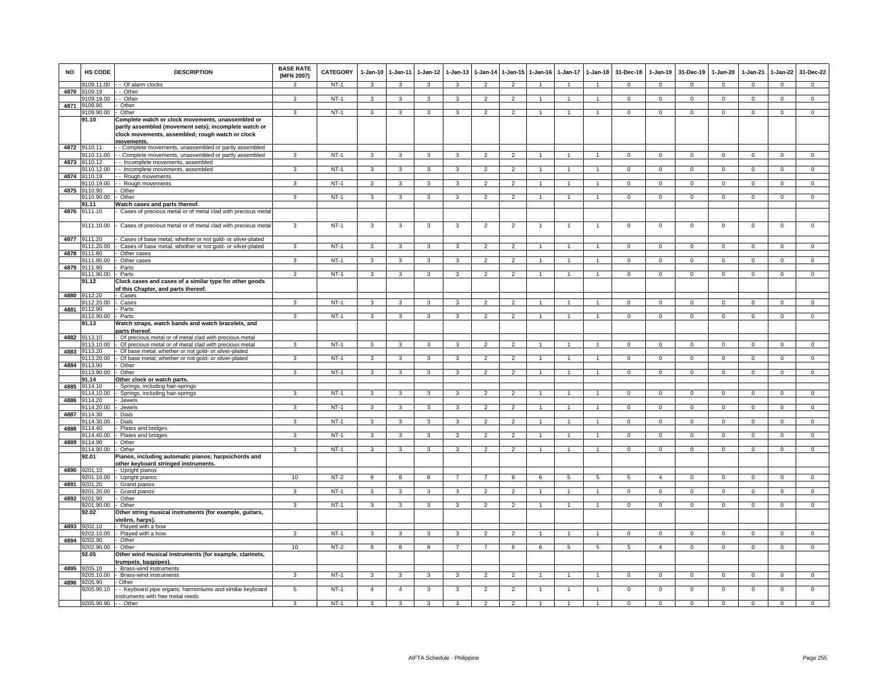| NO | HS CODE | DESCRIPTION | BASE RATE (MFN 2007) | CATEGORY | 1-Jan-10 | 1-Jan-11 | 1-Jan-12 | 1-Jan-13 | 1-Jan-14 | 1-Jan-15 | 1-Jan-16 | 1-Jan-17 | 1-Jan-18 | 31-Dec-18 | 1-Jan-19 | 31-Dec-19 | 1-Jan-20 | 1-Jan-21 | 1-Jan-22 | 31-Dec-22 |
|---|---|---|---|---|---|---|---|---|---|---|---|---|---|---|---|---|---|---|---|---|
| | 9109.11.00 | - - Of alarm clocks | 3 | NT-1 | 3 | 3 | 3 | 3 | 2 | 2 | 1 | 1 | 1 | 0 | 0 | 0 | 0 | 0 | 0 | 0 |
| 4870 | 9109.19 | - - Other | | | | | | | | | | | | | | | | | | |
| | 9109.19.00 | - - Other | 3 | NT-1 | 3 | 3 | 3 | 3 | 2 | 2 | 1 | 1 | 1 | 0 | 0 | 0 | 0 | 0 | 0 | 0 |
| 4871 | 9109.90 | - Other | | | | | | | | | | | | | | | | | | |
| | 9109.90.00 | - Other | 3 | NT-1 | 3 | 3 | 3 | 3 | 2 | 2 | 1 | 1 | 1 | 0 | 0 | 0 | 0 | 0 | 0 | 0 |
| | 91.10 | **Complete watch or clock movements, unassembled or partly assembled (movement sets); incomplete watch or clock movements, assembled; rough watch or clock movements.** | | | | | | | | | | | | | | | | | | |
| 4872 | 9110.11 | - - Complete movements, unassembled or partly assembled | | | | | | | | | | | | | | | | | | |
| | 9110.11.00 | - - Complete movements, unassembled or partly assembled | 3 | NT-1 | 3 | 3 | 3 | 3 | 2 | 2 | 1 | 1 | 1 | 0 | 0 | 0 | 0 | 0 | 0 | 0 |
| 4873 | 9110.12 | - - Incomplete movements, assembled | | | | | | | | | | | | | | | | | | |
| | 9110.12.00 | - - Incomplete movements, assembled | 3 | NT-1 | 3 | 3 | 3 | 3 | 2 | 2 | 1 | 1 | 1 | 0 | 0 | 0 | 0 | 0 | 0 | 0 |
| 4874 | 9110.19 | - - Rough movements | | | | | | | | | | | | | | | | | | |
| | 9110.19.00 | - - Rough movements | 3 | NT-1 | 3 | 3 | 3 | 3 | 2 | 2 | 1 | 1 | 1 | 0 | 0 | 0 | 0 | 0 | 0 | 0 |
| 4875 | 9110.90 | - Other | | | | | | | | | | | | | | | | | | |
| | 9110.90.00 | - Other | 3 | NT-1 | 3 | 3 | 3 | 3 | 2 | 2 | 1 | 1 | 1 | 0 | 0 | 0 | 0 | 0 | 0 | 0 |
| | 91.11 | **Watch cases and parts thereof.** | | | | | | | | | | | | | | | | | | |
| 4876 | 9111.10 | - Cases of precious metal or of metal clad with precious metal | | | | | | | | | | | | | | | | | | |
| | 9111.10.00 | - Cases of precious metal or of metal clad with precious metal | 3 | NT-1 | 3 | 3 | 3 | 3 | 2 | 2 | 1 | 1 | 1 | 0 | 0 | 0 | 0 | 0 | 0 | 0 |
| 4877 | 9111.20 | - Cases of base metal, whether or not gold- or silver-plated | | | | | | | | | | | | | | | | | | |
| | 9111.20.00 | - Cases of base metal, whether or not gold- or silver-plated | 3 | NT-1 | 3 | 3 | 3 | 3 | 2 | 2 | 1 | 1 | 1 | 0 | 0 | 0 | 0 | 0 | 0 | 0 |
| 4878 | 9111.80 | - Other cases | | | | | | | | | | | | | | | | | | |
| | 9111.80.00 | - Other cases | 3 | NT-1 | 3 | 3 | 3 | 3 | 2 | 2 | 1 | 1 | 1 | 0 | 0 | 0 | 0 | 0 | 0 | 0 |
| 4879 | 9111.90 | - Parts | | | | | | | | | | | | | | | | | | |
| | 9111.90.00 | - Parts | 3 | NT-1 | 3 | 3 | 3 | 3 | 2 | 2 | 1 | 1 | 1 | 0 | 0 | 0 | 0 | 0 | 0 | 0 |
| | 91.12 | **Clock cases and cases of a similar type for other goods of this Chapter, and parts thereof.** | | | | | | | | | | | | | | | | | | |
| 4880 | 9112.20 | - Cases | | | | | | | | | | | | | | | | | | |
| | 9112.20.00 | - Cases | 3 | NT-1 | 3 | 3 | 3 | 3 | 2 | 2 | 1 | 1 | 1 | 0 | 0 | 0 | 0 | 0 | 0 | 0 |
| 4881 | 9112.90 | - Parts | | | | | | | | | | | | | | | | | | |
| | 9112.90.00 | - Parts | 3 | NT-1 | 3 | 3 | 3 | 3 | 2 | 2 | 1 | 1 | 1 | 0 | 0 | 0 | 0 | 0 | 0 | 0 |
| | 91.13 | **Watch straps, watch bands and watch bracelets, and parts thereof.** | | | | | | | | | | | | | | | | | | |
| 4882 | 9113.10 | - Of precious metal or of metal clad with precious metal | | | | | | | | | | | | | | | | | | |
| | 9113.10.00 | - Of precious metal or of metal clad with precious metal | 3 | NT-1 | 3 | 3 | 3 | 3 | 2 | 2 | 1 | 1 | 1 | 0 | 0 | 0 | 0 | 0 | 0 | 0 |
| 4883 | 9113.20 | - Of base metal, whether or not gold- or silver-plated | | | | | | | | | | | | | | | | | | |
| | 9113.20.00 | - Of base metal, whether or not gold- or silver-plated | 3 | NT-1 | 3 | 3 | 3 | 3 | 2 | 2 | 1 | 1 | 1 | 0 | 0 | 0 | 0 | 0 | 0 | 0 |
| 4884 | 9113.90 | - Other | | | | | | | | | | | | | | | | | | |
| | 9113.90.00 | - Other | 3 | NT-1 | 3 | 3 | 3 | 3 | 2 | 2 | 1 | 1 | 1 | 0 | 0 | 0 | 0 | 0 | 0 | 0 |
| | 91.14 | **Other clock or watch parts.** | | | | | | | | | | | | | | | | | | |
| 4885 | 9114.10 | - Springs, including hair-springs | | | | | | | | | | | | | | | | | | |
| | 9114.10.00 | - Springs, including hair-springs | 3 | NT-1 | 3 | 3 | 3 | 3 | 2 | 2 | 1 | 1 | 1 | 0 | 0 | 0 | 0 | 0 | 0 | 0 |
| 4886 | 9114.20 | - Jewels | | | | | | | | | | | | | | | | | | |
| | 9114.20.00 | - Jewels | 3 | NT-1 | 3 | 3 | 3 | 3 | 2 | 2 | 1 | 1 | 1 | 0 | 0 | 0 | 0 | 0 | 0 | 0 |
| 4887 | 9114.30 | - Dials | | | | | | | | | | | | | | | | | | |
| | 9114.30.00 | - Dials | 3 | NT-1 | 3 | 3 | 3 | 3 | 2 | 2 | 1 | 1 | 1 | 0 | 0 | 0 | 0 | 0 | 0 | 0 |
| 4888 | 9114.40 | - Plates and bridges | | | | | | | | | | | | | | | | | | |
| | 9114.40.00 | - Plates and bridges | 3 | NT-1 | 3 | 3 | 3 | 3 | 2 | 2 | 1 | 1 | 1 | 0 | 0 | 0 | 0 | 0 | 0 | 0 |
| 4889 | 9114.90 | - Other | | | | | | | | | | | | | | | | | | |
| | 9114.90.00 | - Other | 3 | NT-1 | 3 | 3 | 3 | 3 | 2 | 2 | 1 | 1 | 1 | 0 | 0 | 0 | 0 | 0 | 0 | 0 |
| | 92.01 | **Pianos, including automatic pianos; harpsichords and other keyboard stringed instruments.** | | | | | | | | | | | | | | | | | | |
| 4890 | 9201.10 | - Upright pianos | | | | | | | | | | | | | | | | | | |
| | 9201.10.00 | - Upright pianos | 10 | NT-2 | 9 | 8 | 8 | 7 | 7 | 6 | 6 | 5 | 5 | 5 | 4 | 0 | 0 | 0 | 0 | 0 |
| 4891 | 9201.20 | - Grand pianos | | | | | | | | | | | | | | | | | | |
| | 9201.20.00 | - Grand pianos | 3 | NT-1 | 3 | 3 | 3 | 3 | 2 | 2 | 1 | 1 | 1 | 0 | 0 | 0 | 0 | 0 | 0 | 0 |
| 4892 | 9201.90 | - Other | | | | | | | | | | | | | | | | | | |
| | 9201.90.00 | - Other | 3 | NT-1 | 3 | 3 | 3 | 3 | 2 | 2 | 1 | 1 | 1 | 0 | 0 | 0 | 0 | 0 | 0 | 0 |
| | 92.02 | **Other string musical instruments (for example, guitars, violins, harps).** | | | | | | | | | | | | | | | | | | |
| 4893 | 9202.10 | - Played with a bow | | | | | | | | | | | | | | | | | | |
| | 9202.10.00 | - Played with a bow | 3 | NT-1 | 3 | 3 | 3 | 3 | 2 | 2 | 1 | 1 | 1 | 0 | 0 | 0 | 0 | 0 | 0 | 0 |
| 4894 | 9202.90 | - Other | | | | | | | | | | | | | | | | | | |
| | 9202.90.00 | - Other | 10 | NT-2 | 9 | 8 | 8 | 7 | 7 | 6 | 6 | 5 | 5 | 5 | 4 | 0 | 0 | 0 | 0 | 0 |
| | 92.05 | **Other wind musical instruments (for example, clarinets, trumpets, bagpipes).** | | | | | | | | | | | | | | | | | | |
| 4895 | 9205.10 | - Brass-wind instruments | | | | | | | | | | | | | | | | | | |
| | 9205.10.00 | - Brass-wind instruments | 3 | NT-1 | 3 | 3 | 3 | 3 | 2 | 2 | 1 | 1 | 1 | 0 | 0 | 0 | 0 | 0 | 0 | 0 |
| 4896 | 9205.90 | - Other | | | | | | | | | | | | | | | | | | |
| | 9205.90.10 | - - Keyboard pipe organs; harmoniums and similar keyboard instruments with free metal reeds | 5 | NT-1 | 4 | 4 | 3 | 3 | 2 | 2 | 1 | 1 | 1 | 0 | 0 | 0 | 0 | 0 | 0 | 0 |
| | 9205.90.90 | - - Other | 3 | NT-1 | 3 | 3 | 3 | 3 | 2 | 2 | 1 | 1 | 1 | 0 | 0 | 0 | 0 | 0 | 0 | 0 |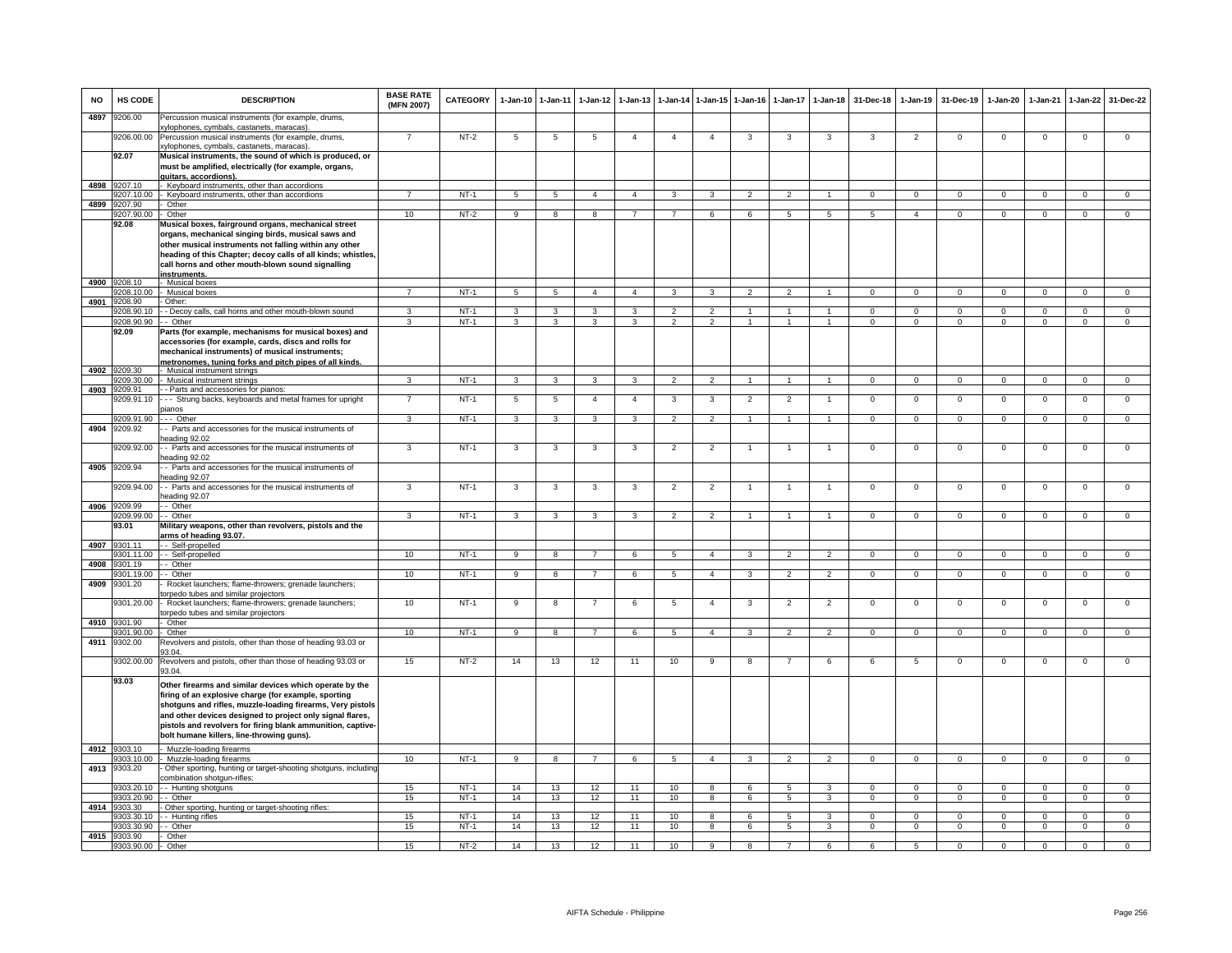| NO | HS CODE | DESCRIPTION | BASE RATE (MFN 2007) | CATEGORY | 1-Jan-10 | 1-Jan-11 | 1-Jan-12 | 1-Jan-13 | 1-Jan-14 | 1-Jan-15 | 1-Jan-16 | 1-Jan-17 | 1-Jan-18 | 31-Dec-18 | 1-Jan-19 | 31-Dec-19 | 1-Jan-20 | 1-Jan-21 | 1-Jan-22 | 31-Dec-22 |
|---|---|---|---|---|---|---|---|---|---|---|---|---|---|---|---|---|---|---|---|---|
| 4897 | 9206.00 | Percussion musical instruments (for example, drums, xylophones, cymbals, castanets, maracas). | | | | | | | | | | | | | | | | | | |
| | 9206.00.00 | Percussion musical instruments (for example, drums, xylophones, cymbals, castanets, maracas). | 7 | NT-2 | 5 | 5 | 5 | 4 | 4 | 4 | 3 | 3 | 3 | 3 | 2 | 0 | 0 | 0 | 0 | 0 |
| | 92.07 | **Musical instruments, the sound of which is produced, or must be amplified, electrically (for example, organs, guitars, accordions).** | | | | | | | | | | | | | | | | | | |
| 4898 | 9207.10 | - Keyboard instruments, other than accordions | | | | | | | | | | | | | | | | | | |
| | 9207.10.00 | - Keyboard instruments, other than accordions | 7 | NT-1 | 5 | 5 | 4 | 4 | 3 | 3 | 2 | 2 | 1 | 0 | 0 | 0 | 0 | 0 | 0 | 0 |
| 4899 | 9207.90 | - Other | | | | | | | | | | | | | | | | | | |
| | 9207.90.00 | - Other | 10 | NT-2 | 9 | 8 | 8 | 7 | 7 | 6 | 6 | 5 | 5 | 5 | 4 | 0 | 0 | 0 | 0 | 0 |
| | 92.08 | **Musical boxes, fairground organs, mechanical street organs, mechanical singing birds, musical saws and other musical instruments not falling within any other heading of this Chapter; decoy calls of all kinds; whistles, call horns and other mouth-blown sound signalling instruments.** | | | | | | | | | | | | | | | | | | |
| 4900 | 9208.10 | - Musical boxes | | | | | | | | | | | | | | | | | | |
| | 9208.10.00 | - Musical boxes | 7 | NT-1 | 5 | 5 | 4 | 4 | 3 | 3 | 2 | 2 | 1 | 0 | 0 | 0 | 0 | 0 | 0 | 0 |
| 4901 | 9208.90 | - Other: | | | | | | | | | | | | | | | | | | |
| | 9208.90.10 | - - Decoy calls, call horns and other mouth-blown sound | 3 | NT-1 | 3 | 3 | 3 | 3 | 2 | 2 | 1 | 1 | 1 | 0 | 0 | 0 | 0 | 0 | 0 | 0 |
| | 9208.90.90 | - - Other | 3 | NT-1 | 3 | 3 | 3 | 3 | 2 | 2 | 1 | 1 | 1 | 0 | 0 | 0 | 0 | 0 | 0 | 0 |
| | 92.09 | **Parts (for example, mechanisms for musical boxes) and accessories (for example, cards, discs and rolls for mechanical instruments) of musical instruments; metronomes, tuning forks and pitch pipes of all kinds.** | | | | | | | | | | | | | | | | | | |
| 4902 | 9209.30 | - Musical instrument strings | | | | | | | | | | | | | | | | | | |
| | 9209.30.00 | - Musical instrument strings | 3 | NT-1 | 3 | 3 | 3 | 3 | 2 | 2 | 1 | 1 | 1 | 0 | 0 | 0 | 0 | 0 | 0 | 0 |
| 4903 | 9209.91 | - - Parts and accessories for pianos: | | | | | | | | | | | | | | | | | | |
| | 9209.91.10 | - - - Strung backs, keyboards and metal frames for upright pianos | 7 | NT-1 | 5 | 5 | 4 | 4 | 3 | 3 | 2 | 2 | 1 | 0 | 0 | 0 | 0 | 0 | 0 | 0 |
| | 9209.91.90 | - - - Other | 3 | NT-1 | 3 | 3 | 3 | 3 | 2 | 2 | 1 | 1 | 1 | 0 | 0 | 0 | 0 | 0 | 0 | 0 |
| 4904 | 9209.92 | - - Parts and accessories for the musical instruments of heading 92.02 | | | | | | | | | | | | | | | | | | |
| | 9209.92.00 | - - Parts and accessories for the musical instruments of heading 92.02 | 3 | NT-1 | 3 | 3 | 3 | 3 | 2 | 2 | 1 | 1 | 1 | 0 | 0 | 0 | 0 | 0 | 0 | 0 |
| 4905 | 9209.94 | - - Parts and accessories for the musical instruments of heading 92.07 | | | | | | | | | | | | | | | | | | |
| | 9209.94.00 | - - Parts and accessories for the musical instruments of heading 92.07 | 3 | NT-1 | 3 | 3 | 3 | 3 | 2 | 2 | 1 | 1 | 1 | 0 | 0 | 0 | 0 | 0 | 0 | 0 |
| 4906 | 9209.99 | - - Other | | | | | | | | | | | | | | | | | | |
| | 9209.99.00 | - - Other | 3 | NT-1 | 3 | 3 | 3 | 3 | 2 | 2 | 1 | 1 | 1 | 0 | 0 | 0 | 0 | 0 | 0 | 0 |
| | 93.01 | **Military weapons, other than revolvers, pistols and the arms of heading 93.07.** | | | | | | | | | | | | | | | | | | |
| 4907 | 9301.11 | - - Self-propelled | | | | | | | | | | | | | | | | | | |
| | 9301.11.00 | - - Self-propelled | 10 | NT-1 | 9 | 8 | 7 | 6 | 5 | 4 | 3 | 2 | 2 | 0 | 0 | 0 | 0 | 0 | 0 | 0 |
| 4908 | 9301.19 | - - Other | | | | | | | | | | | | | | | | | | |
| | 9301.19.00 | - - Other | 10 | NT-1 | 9 | 8 | 7 | 6 | 5 | 4 | 3 | 2 | 2 | 0 | 0 | 0 | 0 | 0 | 0 | 0 |
| 4909 | 9301.20 | - Rocket launchers; flame-throwers; grenade launchers; torpedo tubes and similar projectors | | | | | | | | | | | | | | | | | | |
| | 9301.20.00 | - Rocket launchers; flame-throwers; grenade launchers; torpedo tubes and similar projectors | 10 | NT-1 | 9 | 8 | 7 | 6 | 5 | 4 | 3 | 2 | 2 | 0 | 0 | 0 | 0 | 0 | 0 | 0 |
| 4910 | 9301.90 | - Other | | | | | | | | | | | | | | | | | | |
| | 9301.90.00 | - Other | 10 | NT-1 | 9 | 8 | 7 | 6 | 5 | 4 | 3 | 2 | 2 | 0 | 0 | 0 | 0 | 0 | 0 | 0 |
| 4911 | 9302.00 | Revolvers and pistols, other than those of heading 93.03 or 93.04. | | | | | | | | | | | | | | | | | | |
| | 9302.00.00 | Revolvers and pistols, other than those of heading 93.03 or 93.04. | 15 | NT-2 | 14 | 13 | 12 | 11 | 10 | 9 | 8 | 7 | 6 | 6 | 5 | 0 | 0 | 0 | 0 | 0 |
| | 93.03 | **Other firearms and similar devices which operate by the firing of an explosive charge (for example, sporting shotguns and rifles, muzzle-loading firearms, Very pistols and other devices designed to project only signal flares, pistols and revolvers for firing blank ammunition, captive-bolt humane killers, line-throwing guns).** | | | | | | | | | | | | | | | | | | |
| 4912 | 9303.10 | - Muzzle-loading firearms | | | | | | | | | | | | | | | | | | |
| | 9303.10.00 | - Muzzle-loading firearms | 10 | NT-1 | 9 | 8 | 7 | 6 | 5 | 4 | 3 | 2 | 2 | 0 | 0 | 0 | 0 | 0 | 0 | 0 |
| 4913 | 9303.20 | - Other sporting, hunting or target-shooting shotguns, including combination shotgun-rifles: | | | | | | | | | | | | | | | | | | |
| | 9303.20.10 | - - Hunting shotguns | 15 | NT-1 | 14 | 13 | 12 | 11 | 10 | 8 | 6 | 5 | 3 | 0 | 0 | 0 | 0 | 0 | 0 | 0 |
| | 9303.20.90 | - - Other | 15 | NT-1 | 14 | 13 | 12 | 11 | 10 | 8 | 6 | 5 | 3 | 0 | 0 | 0 | 0 | 0 | 0 | 0 |
| 4914 | 9303.30 | - Other sporting, hunting or target-shooting rifles: | | | | | | | | | | | | | | | | | | |
| | 9303.30.10 | - - Hunting rifles | 15 | NT-1 | 14 | 13 | 12 | 11 | 10 | 8 | 6 | 5 | 3 | 0 | 0 | 0 | 0 | 0 | 0 | 0 |
| | 9303.30.90 | - - Other | 15 | NT-1 | 14 | 13 | 12 | 11 | 10 | 8 | 6 | 5 | 3 | 0 | 0 | 0 | 0 | 0 | 0 | 0 |
| 4915 | 9303.90 | - Other | | | | | | | | | | | | | | | | | | |
| | 9303.90.00 | - Other | 15 | NT-2 | 14 | 13 | 12 | 11 | 10 | 9 | 8 | 7 | 6 | 6 | 5 | 0 | 0 | 0 | 0 | 0 |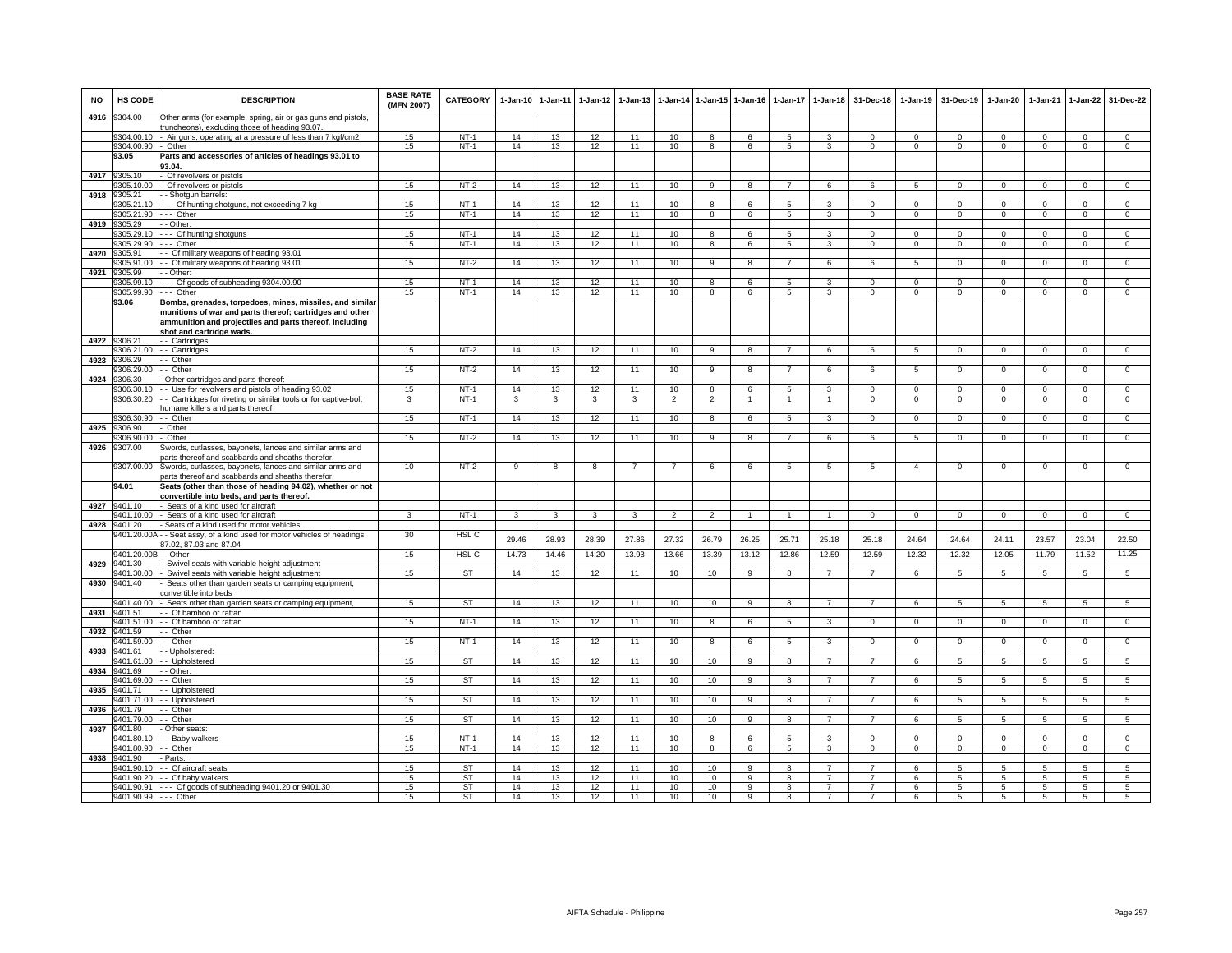| NO | HS CODE | DESCRIPTION | BASE RATE (MFN 2007) | CATEGORY | 1-Jan-10 | 1-Jan-11 | 1-Jan-12 | 1-Jan-13 | 1-Jan-14 | 1-Jan-15 | 1-Jan-16 | 1-Jan-17 | 1-Jan-18 | 31-Dec-18 | 1-Jan-19 | 31-Dec-19 | 1-Jan-20 | 1-Jan-21 | 1-Jan-22 | 31-Dec-22 |
|---|---|---|---|---|---|---|---|---|---|---|---|---|---|---|---|---|---|---|---|---|
| 4916 | 9304.00 | Other arms (for example, spring, air or gas guns and pistols, truncheons), excluding those of heading 93.07. | | | | | | | | | | | | | | | | | | |
| | 9304.00.10 | - Air guns, operating at a pressure of less than 7 kgf/cm2 | 15 | NT-1 | 14 | 13 | 12 | 11 | 10 | 8 | 6 | 5 | 3 | 0 | 0 | 0 | 0 | 0 | 0 | 0 |
| | 9304.00.90 | - Other | 15 | NT-1 | 14 | 13 | 12 | 11 | 10 | 8 | 6 | 5 | 3 | 0 | 0 | 0 | 0 | 0 | 0 | 0 |
| | 93.05 | **Parts and accessories of articles of headings 93.01 to 93.04.** | | | | | | | | | | | | | | | | | | |
| 4917 | 9305.10 | - Of revolvers or pistols | | | | | | | | | | | | | | | | | | |
| | 9305.10.00 | - Of revolvers or pistols | 15 | NT-2 | 14 | 13 | 12 | 11 | 10 | 9 | 8 | 7 | 6 | 6 | 5 | 0 | 0 | 0 | 0 | 0 |
| 4918 | 9305.21 | - - Shotgun barrels: | | | | | | | | | | | | | | | | | | |
| | 9305.21.10 | - - - Of hunting shotguns, not exceeding 7 kg | 15 | NT-1 | 14 | 13 | 12 | 11 | 10 | 8 | 6 | 5 | 3 | 0 | 0 | 0 | 0 | 0 | 0 | 0 |
| | 9305.21.90 | - - - Other | 15 | NT-1 | 14 | 13 | 12 | 11 | 10 | 8 | 6 | 5 | 3 | 0 | 0 | 0 | 0 | 0 | 0 | 0 |
| 4919 | 9305.29 | - - Other: | | | | | | | | | | | | | | | | | | |
| | 9305.29.10 | - - - Of hunting shotguns | 15 | NT-1 | 14 | 13 | 12 | 11 | 10 | 8 | 6 | 5 | 3 | 0 | 0 | 0 | 0 | 0 | 0 | 0 |
| | 9305.29.90 | - - - Other | 15 | NT-1 | 14 | 13 | 12 | 11 | 10 | 8 | 6 | 5 | 3 | 0 | 0 | 0 | 0 | 0 | 0 | 0 |
| 4920 | 9305.91 | - - Of military weapons of heading 93.01 | | | | | | | | | | | | | | | | | | |
| | 9305.91.00 | - - Of military weapons of heading 93.01 | 15 | NT-2 | 14 | 13 | 12 | 11 | 10 | 9 | 8 | 7 | 6 | 6 | 5 | 0 | 0 | 0 | 0 | 0 |
| 4921 | 9305.99 | - - Other: | | | | | | | | | | | | | | | | | | |
| | 9305.99.10 | - - - Of goods of subheading 9304.00.90 | 15 | NT-1 | 14 | 13 | 12 | 11 | 10 | 8 | 6 | 5 | 3 | 0 | 0 | 0 | 0 | 0 | 0 | 0 |
| | 9305.99.90 | - - - Other | 15 | NT-1 | 14 | 13 | 12 | 11 | 10 | 8 | 6 | 5 | 3 | 0 | 0 | 0 | 0 | 0 | 0 | 0 |
| | 93.06 | **Bombs, grenades, torpedoes, mines, missiles, and similar munitions of war and parts thereof; cartridges and other ammunition and projectiles and parts thereof, including shot and cartridge wads.** | | | | | | | | | | | | | | | | | | |
| 4922 | 9306.21 | - - Cartridges | | | | | | | | | | | | | | | | | | |
| | 9306.21.00 | - - Cartridges | 15 | NT-2 | 14 | 13 | 12 | 11 | 10 | 9 | 8 | 7 | 6 | 6 | 5 | 0 | 0 | 0 | 0 | 0 |
| 4923 | 9306.29 | - - Other | | | | | | | | | | | | | | | | | | |
| | 9306.29.00 | - - Other | 15 | NT-2 | 14 | 13 | 12 | 11 | 10 | 9 | 8 | 7 | 6 | 6 | 5 | 0 | 0 | 0 | 0 | 0 |
| 4924 | 9306.30 | - Other cartridges and parts thereof: | | | | | | | | | | | | | | | | | | |
| | 9306.30.10 | - - Use for revolvers and pistols of heading 93.02 | 15 | NT-1 | 14 | 13 | 12 | 11 | 10 | 8 | 6 | 5 | 3 | 0 | 0 | 0 | 0 | 0 | 0 | 0 |
| | 9306.30.20 | - - Cartridges for riveting or similar tools or for captive-bolt humane killers and parts thereof | 3 | NT-1 | 3 | 3 | 3 | 3 | 2 | 2 | 1 | 1 | 1 | 0 | 0 | 0 | 0 | 0 | 0 | 0 |
| | 9306.30.90 | - - Other | 15 | NT-1 | 14 | 13 | 12 | 11 | 10 | 8 | 6 | 5 | 3 | 0 | 0 | 0 | 0 | 0 | 0 | 0 |
| 4925 | 9306.90 | - Other | | | | | | | | | | | | | | | | | | |
| | 9306.90.00 | - Other | 15 | NT-2 | 14 | 13 | 12 | 11 | 10 | 9 | 8 | 7 | 6 | 6 | 5 | 0 | 0 | 0 | 0 | 0 |
| 4926 | 9307.00 | Swords, cutlasses, bayonets, lances and similar arms and parts thereof and scabbards and sheaths therefor. | | | | | | | | | | | | | | | | | | |
| | 9307.00.00 | Swords, cutlasses, bayonets, lances and similar arms and parts thereof and scabbards and sheaths therefor. | 10 | NT-2 | 9 | 8 | 8 | 7 | 7 | 6 | 6 | 5 | 5 | 5 | 4 | 0 | 0 | 0 | 0 | 0 |
| | 94.01 | **Seats (other than those of heading 94.02), whether or not convertible into beds, and parts thereof.** | | | | | | | | | | | | | | | | | | |
| 4927 | 9401.10 | - Seats of a kind used for aircraft | | | | | | | | | | | | | | | | | | |
| | 9401.10.00 | - Seats of a kind used for aircraft | 3 | NT-1 | 3 | 3 | 3 | 3 | 2 | 2 | 1 | 1 | 1 | 0 | 0 | 0 | 0 | 0 | 0 | 0 |
| 4928 | 9401.20 | - Seats of a kind used for motor vehicles: | | | | | | | | | | | | | | | | | | |
| | 9401.20.00A | - - Seat assy, of a kind used for motor vehicles of headings 87.02, 87.03 and 87.04 | 30 | HSL C | 29.46 | 28.93 | 28.39 | 27.86 | 27.32 | 26.79 | 26.25 | 25.71 | 25.18 | 25.18 | 24.64 | 24.64 | 24.11 | 23.57 | 23.04 | 22.50 |
| | 9401.20.00B | - - Other | 15 | HSL C | 14.73 | 14.46 | 14.20 | 13.93 | 13.66 | 13.39 | 13.12 | 12.86 | 12.59 | 12.59 | 12.32 | 12.32 | 12.05 | 11.79 | 11.52 | 11.25 |
| 4929 | 9401.30 | - Swivel seats with variable height adjustment | | | | | | | | | | | | | | | | | | |
| | 9401.30.00 | - Swivel seats with variable height adjustment | 15 | ST | 14 | 13 | 12 | 11 | 10 | 10 | 9 | 8 | 7 | 7 | 6 | 5 | 5 | 5 | 5 | 5 |
| 4930 | 9401.40 | - Seats other than garden seats or camping equipment, convertible into beds | | | | | | | | | | | | | | | | | | |
| | 9401.40.00 | - Seats other than garden seats or camping equipment, | 15 | ST | 14 | 13 | 12 | 11 | 10 | 10 | 9 | 8 | 7 | 7 | 6 | 5 | 5 | 5 | 5 | 5 |
| 4931 | 9401.51 | - - Of bamboo or rattan | | | | | | | | | | | | | | | | | | |
| | 9401.51.00 | - - Of bamboo or rattan | 15 | NT-1 | 14 | 13 | 12 | 11 | 10 | 8 | 6 | 5 | 3 | 0 | 0 | 0 | 0 | 0 | 0 | 0 |
| 4932 | 9401.59 | - - Other | | | | | | | | | | | | | | | | | | |
| | 9401.59.00 | - - Other | 15 | NT-1 | 14 | 13 | 12 | 11 | 10 | 8 | 6 | 5 | 3 | 0 | 0 | 0 | 0 | 0 | 0 | 0 |
| 4933 | 9401.61 | - - Upholstered: | | | | | | | | | | | | | | | | | | |
| | 9401.61.00 | - - Upholstered | 15 | ST | 14 | 13 | 12 | 11 | 10 | 10 | 9 | 8 | 7 | 7 | 6 | 5 | 5 | 5 | 5 | 5 |
| 4934 | 9401.69 | - - Other: | | | | | | | | | | | | | | | | | | |
| | 9401.69.00 | - - Other | 15 | ST | 14 | 13 | 12 | 11 | 10 | 10 | 9 | 8 | 7 | 7 | 6 | 5 | 5 | 5 | 5 | 5 |
| 4935 | 9401.71 | - - Upholstered | | | | | | | | | | | | | | | | | | |
| | 9401.71.00 | - - Upholstered | 15 | ST | 14 | 13 | 12 | 11 | 10 | 10 | 9 | 8 | 7 | 7 | 6 | 5 | 5 | 5 | 5 | 5 |
| 4936 | 9401.79 | - - Other | | | | | | | | | | | | | | | | | | |
| | 9401.79.00 | - - Other | 15 | ST | 14 | 13 | 12 | 11 | 10 | 10 | 9 | 8 | 7 | 7 | 6 | 5 | 5 | 5 | 5 | 5 |
| 4937 | 9401.80 | - Other seats: | | | | | | | | | | | | | | | | | | |
| | 9401.80.10 | - - Baby walkers | 15 | NT-1 | 14 | 13 | 12 | 11 | 10 | 8 | 6 | 5 | 3 | 0 | 0 | 0 | 0 | 0 | 0 | 0 |
| | 9401.80.90 | - - Other | 15 | NT-1 | 14 | 13 | 12 | 11 | 10 | 8 | 6 | 5 | 3 | 0 | 0 | 0 | 0 | 0 | 0 | 0 |
| 4938 | 9401.90 | - Parts: | | | | | | | | | | | | | | | | | | |
| | 9401.90.10 | - - Of aircraft seats | 15 | ST | 14 | 13 | 12 | 11 | 10 | 10 | 9 | 8 | 7 | 7 | 6 | 5 | 5 | 5 | 5 | 5 |
| | 9401.90.20 | - - Of baby walkers | 15 | ST | 14 | 13 | 12 | 11 | 10 | 10 | 9 | 8 | 7 | 7 | 6 | 5 | 5 | 5 | 5 | 5 |
| | 9401.90.91 | - - - Of goods of subheading 9401.20 or 9401.30 | 15 | ST | 14 | 13 | 12 | 11 | 10 | 10 | 9 | 8 | 7 | 7 | 6 | 5 | 5 | 5 | 5 | 5 |
| | 9401.90.99 | - - - Other | 15 | ST | 14 | 13 | 12 | 11 | 10 | 10 | 9 | 8 | 7 | 7 | 6 | 5 | 5 | 5 | 5 | 5 |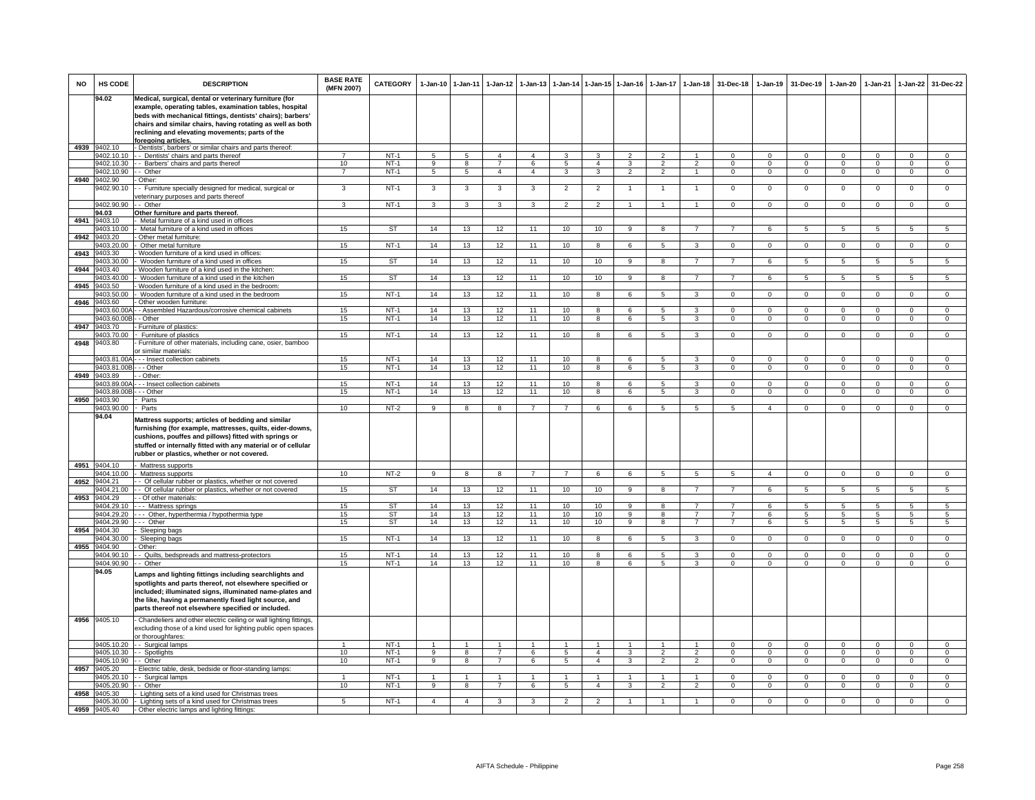| NO | HS CODE | DESCRIPTION | BASE RATE (MFN 2007) | CATEGORY | 1-Jan-10 | 1-Jan-11 | 1-Jan-12 | 1-Jan-13 | 1-Jan-14 | 1-Jan-15 | 1-Jan-16 | 1-Jan-17 | 1-Jan-18 | 31-Dec-18 | 1-Jan-19 | 31-Dec-19 | 1-Jan-20 | 1-Jan-21 | 1-Jan-22 | 31-Dec-22 |
|---|---|---|---|---|---|---|---|---|---|---|---|---|---|---|---|---|---|---|---|---|
| | 94.02 | **Medical, surgical, dental or veterinary furniture (for example, operating tables, examination tables, hospital beds with mechanical fittings, dentists' chairs); barbers' chairs and similar chairs, having rotating as well as both reclining and elevating movements; parts of the foregoing articles.** | | | | | | | | | | | | | | | | | | |
| 4939 | 9402.10 | - Dentists', barbers' or similar chairs and parts thereof: | | | | | | | | | | | | | | | | | | |
| | 9402.10.10 | - - Dentists' chairs and parts thereof | 7 | NT-1 | 5 | 5 | 4 | 4 | 3 | 3 | 2 | 2 | 1 | 0 | 0 | 0 | 0 | 0 | 0 | 0 |
| | 9402.10.30 | - - Barbers' chairs and parts thereof | 10 | NT-1 | 9 | 8 | 7 | 6 | 5 | 4 | 3 | 2 | 2 | 0 | 0 | 0 | 0 | 0 | 0 | 0 |
| | 9402.10.90 | - - Other | 7 | NT-1 | 5 | 5 | 4 | 4 | 3 | 3 | 2 | 2 | 1 | 0 | 0 | 0 | 0 | 0 | 0 | 0 |
| 4940 | 9402.90 | - Other: | | | | | | | | | | | | | | | | | | |
| | 9402.90.10 | - - Furniture specially designed for medical, surgical or veterinary purposes and parts thereof | 3 | NT-1 | 3 | 3 | 3 | 3 | 2 | 2 | 1 | 1 | 1 | 0 | 0 | 0 | 0 | 0 | 0 | 0 |
| | 9402.90.90 | - - Other | 3 | NT-1 | 3 | 3 | 3 | 3 | 2 | 2 | 1 | 1 | 1 | 0 | 0 | 0 | 0 | 0 | 0 | 0 |
| | 94.03 | **Other furniture and parts thereof.** | | | | | | | | | | | | | | | | | | |
| 4941 | 9403.10 | - Metal furniture of a kind used in offices | | | | | | | | | | | | | | | | | | |
| | 9403.10.00 | - Metal furniture of a kind used in offices | 15 | ST | 14 | 13 | 12 | 11 | 10 | 10 | 9 | 8 | 7 | 7 | 6 | 5 | 5 | 5 | 5 | 5 |
| 4942 | 9403.20 | - Other metal furniture: | | | | | | | | | | | | | | | | | | |
| | 9403.20.00 | - Other metal furniture | 15 | NT-1 | 14 | 13 | 12 | 11 | 10 | 8 | 6 | 5 | 3 | 0 | 0 | 0 | 0 | 0 | 0 | 0 |
| 4943 | 9403.30 | - Wooden furniture of a kind used in offices: | | | | | | | | | | | | | | | | | | |
| | 9403.30.00 | - Wooden furniture of a kind used in offices | 15 | ST | 14 | 13 | 12 | 11 | 10 | 10 | 9 | 8 | 7 | 7 | 6 | 5 | 5 | 5 | 5 | 5 |
| 4944 | 9403.40 | - Wooden furniture of a kind used in the kitchen: | | | | | | | | | | | | | | | | | | |
| | 9403.40.00 | - Wooden furniture of a kind used in the kitchen | 15 | ST | 14 | 13 | 12 | 11 | 10 | 10 | 9 | 8 | 7 | 7 | 6 | 5 | 5 | 5 | 5 | 5 |
| 4945 | 9403.50 | - Wooden furniture of a kind used in the bedroom: | | | | | | | | | | | | | | | | | | |
| | 9403.50.00 | - Wooden furniture of a kind used in the bedroom | 15 | NT-1 | 14 | 13 | 12 | 11 | 10 | 8 | 6 | 5 | 3 | 0 | 0 | 0 | 0 | 0 | 0 | 0 |
| 4946 | 9403.60 | - Other wooden furniture: | | | | | | | | | | | | | | | | | | |
| | 9403.60.00A | - - Assembled Hazardous/corrosive chemical cabinets | 15 | NT-1 | 14 | 13 | 12 | 11 | 10 | 8 | 6 | 5 | 3 | 0 | 0 | 0 | 0 | 0 | 0 | 0 |
| | 9403.60.00B | - - Other | 15 | NT-1 | 14 | 13 | 12 | 11 | 10 | 8 | 6 | 5 | 3 | 0 | 0 | 0 | 0 | 0 | 0 | 0 |
| 4947 | 9403.70 | - Furniture of plastics: | | | | | | | | | | | | | | | | | | |
| | 9403.70.00 | - Furniture of plastics | 15 | NT-1 | 14 | 13 | 12 | 11 | 10 | 8 | 6 | 5 | 3 | 0 | 0 | 0 | 0 | 0 | 0 | 0 |
| 4948 | 9403.80 | - Furniture of other materials, including cane, osier, bamboo or similar materials: | | | | | | | | | | | | | | | | | | |
| | 9403.81.00A | - - - Insect collection cabinets | 15 | NT-1 | 14 | 13 | 12 | 11 | 10 | 8 | 6 | 5 | 3 | 0 | 0 | 0 | 0 | 0 | 0 | 0 |
| | 9403.81.00B | - - - Other | 15 | NT-1 | 14 | 13 | 12 | 11 | 10 | 8 | 6 | 5 | 3 | 0 | 0 | 0 | 0 | 0 | 0 | 0 |
| 4949 | 9403.89 | - - Other: | | | | | | | | | | | | | | | | | | |
| | 9403.89.00A | - - - Insect collection cabinets | 15 | NT-1 | 14 | 13 | 12 | 11 | 10 | 8 | 6 | 5 | 3 | 0 | 0 | 0 | 0 | 0 | 0 | 0 |
| | 9403.89.00B | - - - Other | 15 | NT-1 | 14 | 13 | 12 | 11 | 10 | 8 | 6 | 5 | 3 | 0 | 0 | 0 | 0 | 0 | 0 | 0 |
| 4950 | 9403.90 | - Parts | | | | | | | | | | | | | | | | | | |
| | 9403.90.00 | - Parts | 10 | NT-2 | 9 | 8 | 8 | 7 | 7 | 6 | 6 | 5 | 5 | 5 | 4 | 0 | 0 | 0 | 0 | 0 |
| | 94.04 | **Mattress supports; articles of bedding and similar furnishing (for example, mattresses, quilts, eider-downs, cushions, pouffes and pillows) fitted with springs or stuffed or internally fitted with any material or of cellular rubber or plastics, whether or not covered.** | | | | | | | | | | | | | | | | | | |
| 4951 | 9404.10 | - Mattress supports | | | | | | | | | | | | | | | | | | |
| | 9404.10.00 | - Mattress supports | 10 | NT-2 | 9 | 8 | 8 | 7 | 7 | 6 | 6 | 5 | 5 | 5 | 4 | 0 | 0 | 0 | 0 | 0 |
| 4952 | 9404.21 | - - Of cellular rubber or plastics, whether or not covered | | | | | | | | | | | | | | | | | | |
| | 9404.21.00 | - - Of cellular rubber or plastics, whether or not covered | 15 | ST | 14 | 13 | 12 | 11 | 10 | 10 | 9 | 8 | 7 | 7 | 6 | 5 | 5 | 5 | 5 | 5 |
| 4953 | 9404.29 | - - Of other materials: | | | | | | | | | | | | | | | | | | |
| | 9404.29.10 | - - - Mattress springs | 15 | ST | 14 | 13 | 12 | 11 | 10 | 10 | 9 | 8 | 7 | 7 | 6 | 5 | 5 | 5 | 5 | 5 |
| | 9404.29.20 | - - - Other, hyperthermia / hypothermia type | 15 | ST | 14 | 13 | 12 | 11 | 10 | 10 | 9 | 8 | 7 | 7 | 6 | 5 | 5 | 5 | 5 | 5 |
| | 9404.29.90 | - - - Other | 15 | ST | 14 | 13 | 12 | 11 | 10 | 10 | 9 | 8 | 7 | 7 | 6 | 5 | 5 | 5 | 5 | 5 |
| 4954 | 9404.30 | - Sleeping bags | | | | | | | | | | | | | | | | | | |
| | 9404.30.00 | - Sleeping bags | 15 | NT-1 | 14 | 13 | 12 | 11 | 10 | 8 | 6 | 5 | 3 | 0 | 0 | 0 | 0 | 0 | 0 | 0 |
| 4955 | 9404.90 | - Other: | | | | | | | | | | | | | | | | | | |
| | 9404.90.10 | - - Quilts, bedspreads and mattress-protectors | 15 | NT-1 | 14 | 13 | 12 | 11 | 10 | 8 | 6 | 5 | 3 | 0 | 0 | 0 | 0 | 0 | 0 | 0 |
| | 9404.90.90 | - - Other | 15 | NT-1 | 14 | 13 | 12 | 11 | 10 | 8 | 6 | 5 | 3 | 0 | 0 | 0 | 0 | 0 | 0 | 0 |
| | 94.05 | **Lamps and lighting fittings including searchlights and spotlights and parts thereof, not elsewhere specified or included; illuminated signs, illuminated name-plates and the like, having a permanently fixed light source, and parts thereof not elsewhere specified or included.** | | | | | | | | | | | | | | | | | | |
| 4956 | 9405.10 | - Chandeliers and other electric ceiling or wall lighting fittings, excluding those of a kind used for lighting public open spaces or thoroughfares: | | | | | | | | | | | | | | | | | | |
| | 9405.10.20 | - - Surgical lamps | 1 | NT-1 | 1 | 1 | 1 | 1 | 1 | 1 | 1 | 1 | 1 | 0 | 0 | 0 | 0 | 0 | 0 | 0 |
| | 9405.10.30 | - - Spotlights | 10 | NT-1 | 9 | 8 | 7 | 6 | 5 | 4 | 3 | 2 | 2 | 0 | 0 | 0 | 0 | 0 | 0 | 0 |
| | 9405.10.90 | - - Other | 10 | NT-1 | 9 | 8 | 7 | 6 | 5 | 4 | 3 | 2 | 2 | 0 | 0 | 0 | 0 | 0 | 0 | 0 |
| 4957 | 9405.20 | - Electric table, desk, bedside or floor-standing lamps: | | | | | | | | | | | | | | | | | | |
| | 9405.20.10 | - - Surgical lamps | 1 | NT-1 | 1 | 1 | 1 | 1 | 1 | 1 | 1 | 1 | 1 | 0 | 0 | 0 | 0 | 0 | 0 | 0 |
| | 9405.20.90 | - - Other | 10 | NT-1 | 9 | 8 | 7 | 6 | 5 | 4 | 3 | 2 | 2 | 0 | 0 | 0 | 0 | 0 | 0 | 0 |
| 4958 | 9405.30 | - Lighting sets of a kind used for Christmas trees | | | | | | | | | | | | | | | | | | |
| | 9405.30.00 | - Lighting sets of a kind used for Christmas trees | 5 | NT-1 | 4 | 4 | 3 | 3 | 2 | 2 | 1 | 1 | 1 | 0 | 0 | 0 | 0 | 0 | 0 | 0 |
| 4959 | 9405.40 | - Other electric lamps and lighting fittings: | | | | | | | | | | | | | | | | | | |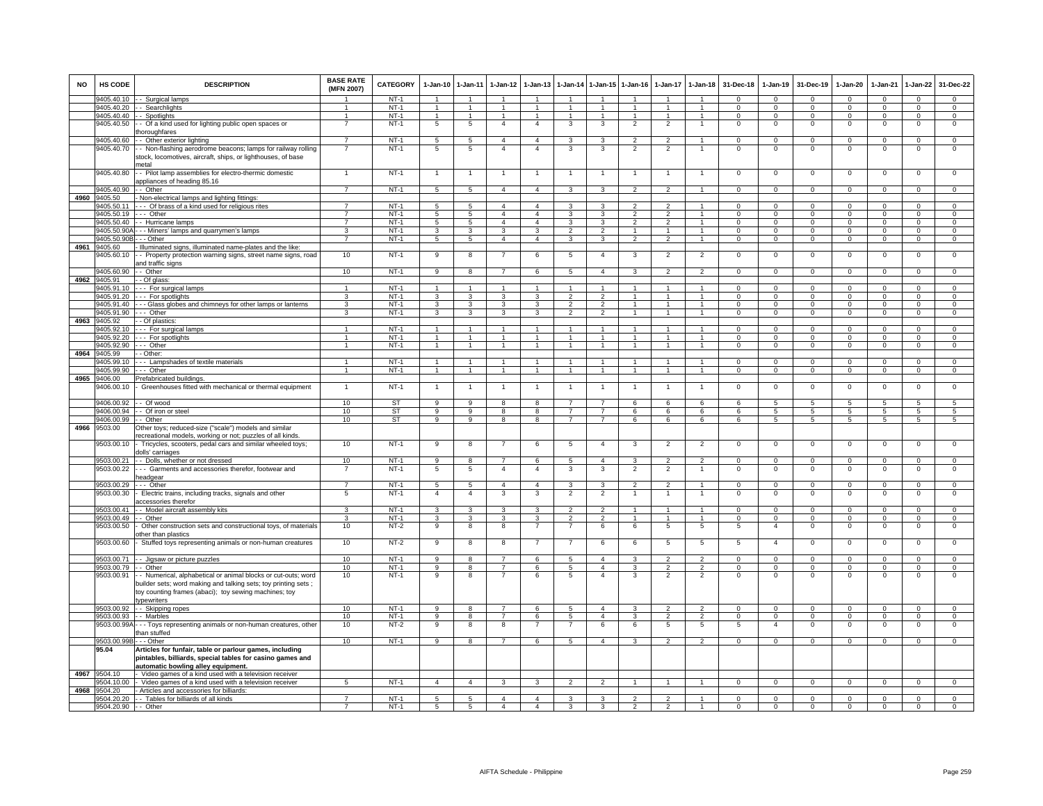| NO | HS CODE | DESCRIPTION | BASE RATE (MFN 2007) | CATEGORY | 1-Jan-10 | 1-Jan-11 | 1-Jan-12 | 1-Jan-13 | 1-Jan-14 | 1-Jan-15 | 1-Jan-16 | 1-Jan-17 | 1-Jan-18 | 31-Dec-18 | 1-Jan-19 | 31-Dec-19 | 1-Jan-20 | 1-Jan-21 | 1-Jan-22 | 31-Dec-22 |
|---|---|---|---|---|---|---|---|---|---|---|---|---|---|---|---|---|---|---|---|---|
| | 9405.40.10 | - - Surgical lamps | 1 | NT-1 | 1 | 1 | 1 | 1 | 1 | 1 | 1 | 1 | 1 | 0 | 0 | 0 | 0 | 0 | 0 | 0 |
| | 9405.40.20 | - - Searchlights | 1 | NT-1 | 1 | 1 | 1 | 1 | 1 | 1 | 1 | 1 | 1 | 0 | 0 | 0 | 0 | 0 | 0 | 0 |
| | 9405.40.40 | - - Spotlights | 1 | NT-1 | 1 | 1 | 1 | 1 | 1 | 1 | 1 | 1 | 1 | 0 | 0 | 0 | 0 | 0 | 0 | 0 |
| | 9405.40.50 | - - Of a kind used for lighting public open spaces or thoroughfares | 7 | NT-1 | 5 | 5 | 4 | 4 | 3 | 3 | 2 | 2 | 1 | 0 | 0 | 0 | 0 | 0 | 0 | 0 |
| | 9405.40.60 | - - Other exterior lighting | 7 | NT-1 | 5 | 5 | 4 | 4 | 3 | 3 | 2 | 2 | 1 | 0 | 0 | 0 | 0 | 0 | 0 | 0 |
| | 9405.40.70 | - - Non-flashing aerodrome beacons; lamps for railway rolling stock, locomotives, aircraft, ships, or lighthouses, of base metal | 7 | NT-1 | 5 | 5 | 4 | 4 | 3 | 3 | 2 | 2 | 1 | 0 | 0 | 0 | 0 | 0 | 0 | 0 |
| | 9405.40.80 | - - Pilot lamp assemblies for electro-thermic domestic appliances of heading 85.16 | 1 | NT-1 | 1 | 1 | 1 | 1 | 1 | 1 | 1 | 1 | 1 | 0 | 0 | 0 | 0 | 0 | 0 | 0 |
| | 9405.40.90 | - - Other | 7 | NT-1 | 5 | 5 | 4 | 4 | 3 | 3 | 2 | 2 | 1 | 0 | 0 | 0 | 0 | 0 | 0 | 0 |
| 4960 | 9405.50 | - Non-electrical lamps and lighting fittings: | | | | | | | | | | | | | | | | | | |
| | 9405.50.11 | - - - Of brass of a kind used for religious rites | 7 | NT-1 | 5 | 5 | 4 | 4 | 3 | 3 | 2 | 2 | 1 | 0 | 0 | 0 | 0 | 0 | 0 | 0 |
| | 9405.50.19 | - - - Other | 7 | NT-1 | 5 | 5 | 4 | 4 | 3 | 3 | 2 | 2 | 1 | 0 | 0 | 0 | 0 | 0 | 0 | 0 |
| | 9405.50.40 | - - Hurricane lamps | 7 | NT-1 | 5 | 5 | 4 | 4 | 3 | 3 | 2 | 2 | 1 | 0 | 0 | 0 | 0 | 0 | 0 | 0 |
| | 9405.50.90A | - - - Miners' lamps and quarrymen's lamps | 3 | NT-1 | 3 | 3 | 3 | 3 | 2 | 2 | 1 | 1 | 1 | 0 | 0 | 0 | 0 | 0 | 0 | 0 |
| | 9405.50.90B | - - - Other | 7 | NT-1 | 5 | 5 | 4 | 4 | 3 | 3 | 2 | 2 | 1 | 0 | 0 | 0 | 0 | 0 | 0 | 0 |
| 4961 | 9405.60 | - Illuminated signs, illuminated name-plates and the like: | | | | | | | | | | | | | | | | | | |
| | 9405.60.10 | - - Property protection warning signs, street name signs, road and traffic signs | 10 | NT-1 | 9 | 8 | 7 | 6 | 5 | 4 | 3 | 2 | 2 | 0 | 0 | 0 | 0 | 0 | 0 | 0 |
| | 9405.60.90 | - - Other | 10 | NT-1 | 9 | 8 | 7 | 6 | 5 | 4 | 3 | 2 | 2 | 0 | 0 | 0 | 0 | 0 | 0 | 0 |
| 4962 | 9405.91 | - - Of glass: | | | | | | | | | | | | | | | | | | |
| | 9405.91.10 | - - - For surgical lamps | 1 | NT-1 | 1 | 1 | 1 | 1 | 1 | 1 | 1 | 1 | 1 | 0 | 0 | 0 | 0 | 0 | 0 | 0 |
| | 9405.91.20 | - - - For spotlights | 3 | NT-1 | 3 | 3 | 3 | 3 | 2 | 2 | 1 | 1 | 1 | 0 | 0 | 0 | 0 | 0 | 0 | 0 |
| | 9405.91.40 | - - - Glass globes and chimneys for other lamps or lanterns | 3 | NT-1 | 3 | 3 | 3 | 3 | 2 | 2 | 1 | 1 | 1 | 0 | 0 | 0 | 0 | 0 | 0 | 0 |
| | 9405.91.90 | - - - Other | 3 | NT-1 | 3 | 3 | 3 | 3 | 2 | 2 | 1 | 1 | 1 | 0 | 0 | 0 | 0 | 0 | 0 | 0 |
| 4963 | 9405.92 | - - Of plastics: | | | | | | | | | | | | | | | | | | |
| | 9405.92.10 | - - - For surgical lamps | 1 | NT-1 | 1 | 1 | 1 | 1 | 1 | 1 | 1 | 1 | 1 | 0 | 0 | 0 | 0 | 0 | 0 | 0 |
| | 9405.92.20 | - - - For spotlights | 1 | NT-1 | 1 | 1 | 1 | 1 | 1 | 1 | 1 | 1 | 1 | 0 | 0 | 0 | 0 | 0 | 0 | 0 |
| | 9405.92.90 | - - - Other | 1 | NT-1 | 1 | 1 | 1 | 1 | 1 | 1 | 1 | 1 | 1 | 0 | 0 | 0 | 0 | 0 | 0 | 0 |
| 4964 | 9405.99 | - - Other: | | | | | | | | | | | | | | | | | | |
| | 9405.99.10 | - - - Lampshades of textile materials | 1 | NT-1 | 1 | 1 | 1 | 1 | 1 | 1 | 1 | 1 | 1 | 0 | 0 | 0 | 0 | 0 | 0 | 0 |
| | 9405.99.90 | - - - Other | 1 | NT-1 | 1 | 1 | 1 | 1 | 1 | 1 | 1 | 1 | 1 | 0 | 0 | 0 | 0 | 0 | 0 | 0 |
| 4965 | 9406.00 | Prefabricated buildings. | | | | | | | | | | | | | | | | | | |
| | 9406.00.10 | - Greenhouses fitted with mechanical or thermal equipment | 1 | NT-1 | 1 | 1 | 1 | 1 | 1 | 1 | 1 | 1 | 1 | 0 | 0 | 0 | 0 | 0 | 0 | 0 |
| | 9406.00.92 | - - Of wood | 10 | ST | 9 | 9 | 8 | 8 | 7 | 7 | 6 | 6 | 6 | 6 | 5 | 5 | 5 | 5 | 5 | 5 |
| | 9406.00.94 | - - Of iron or steel | 10 | ST | 9 | 9 | 8 | 8 | 7 | 7 | 6 | 6 | 6 | 6 | 5 | 5 | 5 | 5 | 5 | 5 |
| | 9406.00.99 | - - Other | 10 | ST | 9 | 9 | 8 | 8 | 7 | 7 | 6 | 6 | 6 | 6 | 5 | 5 | 5 | 5 | 5 | 5 |
| 4966 | 9503.00 | Other toys; reduced-size ("scale") models and similar recreational models, working or not; puzzles of all kinds. | | | | | | | | | | | | | | | | | | |
| | 9503.00.10 | - Tricycles, scooters, pedal cars and similar wheeled toys; dolls' carriages | 10 | NT-1 | 9 | 8 | 7 | 6 | 5 | 4 | 3 | 2 | 2 | 0 | 0 | 0 | 0 | 0 | 0 | 0 |
| | 9503.00.21 | - - Dolls, whether or not dressed | 10 | NT-1 | 9 | 8 | 7 | 6 | 5 | 4 | 3 | 2 | 2 | 0 | 0 | 0 | 0 | 0 | 0 | 0 |
| | 9503.00.22 | - - - Garments and accessories therefor, footwear and headgear | 7 | NT-1 | 5 | 5 | 4 | 4 | 3 | 3 | 2 | 2 | 1 | 0 | 0 | 0 | 0 | 0 | 0 | 0 |
| | 9503.00.29 | - - - Other | 7 | NT-1 | 5 | 5 | 4 | 4 | 3 | 3 | 2 | 2 | 1 | 0 | 0 | 0 | 0 | 0 | 0 | 0 |
| | 9503.00.30 | - Electric trains, including tracks, signals and other accessories therefor | 5 | NT-1 | 4 | 4 | 3 | 3 | 2 | 2 | 1 | 1 | 1 | 0 | 0 | 0 | 0 | 0 | 0 | 0 |
| | 9503.00.41 | - - Model aircraft assembly kits | 3 | NT-1 | 3 | 3 | 3 | 3 | 2 | 2 | 1 | 1 | 1 | 0 | 0 | 0 | 0 | 0 | 0 | 0 |
| | 9503.00.49 | - - Other | 3 | NT-1 | 3 | 3 | 3 | 3 | 2 | 2 | 1 | 1 | 1 | 0 | 0 | 0 | 0 | 0 | 0 | 0 |
| | 9503.00.50 | - Other construction sets and constructional toys, of materials other than plastics | 10 | NT-2 | 9 | 8 | 8 | 7 | 7 | 6 | 6 | 5 | 5 | 5 | 4 | 0 | 0 | 0 | 0 | 0 |
| | 9503.00.60 | - Stuffed toys representing animals or non-human creatures | 10 | NT-2 | 9 | 8 | 8 | 7 | 7 | 6 | 6 | 5 | 5 | 5 | 4 | 0 | 0 | 0 | 0 | 0 |
| | 9503.00.71 | - - Jigsaw or picture puzzles | 10 | NT-1 | 9 | 8 | 7 | 6 | 5 | 4 | 3 | 2 | 2 | 0 | 0 | 0 | 0 | 0 | 0 | 0 |
| | 9503.00.79 | - - Other | 10 | NT-1 | 9 | 8 | 7 | 6 | 5 | 4 | 3 | 2 | 2 | 0 | 0 | 0 | 0 | 0 | 0 | 0 |
| | 9503.00.91 | - - Numerical, alphabetical or animal blocks or cut-outs; word builder sets; word making and talking sets; toy printing sets ; toy counting frames (abaci); toy sewing machines; toy typewriters | 10 | NT-1 | 9 | 8 | 7 | 6 | 5 | 4 | 3 | 2 | 2 | 0 | 0 | 0 | 0 | 0 | 0 | 0 |
| | 9503.00.92 | - - Skipping ropes | 10 | NT-1 | 9 | 8 | 7 | 6 | 5 | 4 | 3 | 2 | 2 | 0 | 0 | 0 | 0 | 0 | 0 | 0 |
| | 9503.00.93 | - - Marbles | 10 | NT-1 | 9 | 8 | 7 | 6 | 5 | 4 | 3 | 2 | 2 | 0 | 0 | 0 | 0 | 0 | 0 | 0 |
| | 9503.00.99A | - - - Toys representing animals or non-human creatures, other than stuffed | 10 | NT-2 | 9 | 8 | 8 | 7 | 7 | 6 | 6 | 5 | 5 | 5 | 4 | 0 | 0 | 0 | 0 | 0 |
| | 9503.00.99B | - - - Other | 10 | NT-1 | 9 | 8 | 7 | 6 | 5 | 4 | 3 | 2 | 2 | 0 | 0 | 0 | 0 | 0 | 0 | 0 |
| | **95.04** | **Articles for funfair, table or parlour games, including pintables, billiards, special tables for casino games and automatic bowling alley equipment.** | | | | | | | | | | | | | | | | | | |
| 4967 | 9504.10 | - Video games of a kind used with a television receiver | | | | | | | | | | | | | | | | | | |
| | 9504.10.00 | - Video games of a kind used with a television receiver | 5 | NT-1 | 4 | 4 | 3 | 3 | 2 | 2 | 1 | 1 | 1 | 0 | 0 | 0 | 0 | 0 | 0 | 0 |
| 4968 | 9504.20 | - Articles and accessories for billiards: | | | | | | | | | | | | | | | | | | |
| | 9504.20.20 | - - Tables for billiards of all kinds | 7 | NT-1 | 5 | 5 | 4 | 4 | 3 | 3 | 2 | 2 | 1 | 0 | 0 | 0 | 0 | 0 | 0 | 0 |
| | 9504.20.90 | - - Other | 7 | NT-1 | 5 | 5 | 4 | 4 | 3 | 3 | 2 | 2 | 1 | 0 | 0 | 0 | 0 | 0 | 0 | 0 |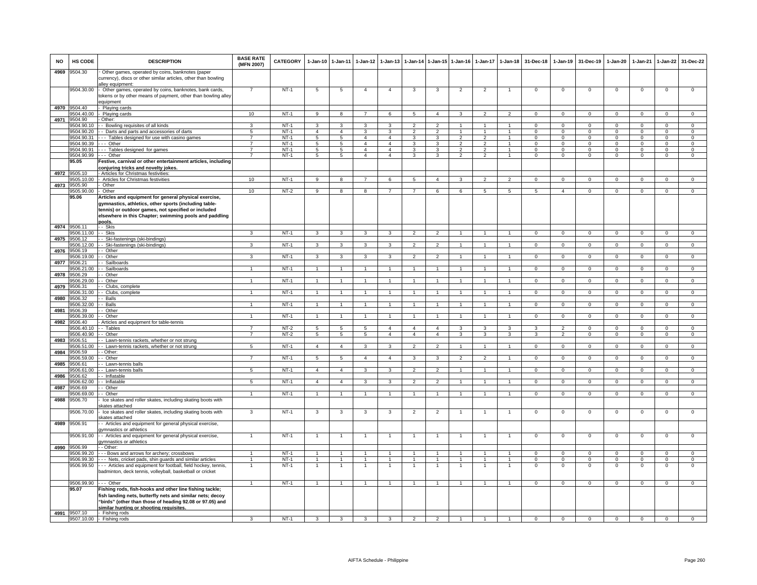| NO | HS CODE | DESCRIPTION | BASE RATE (MFN 2007) | CATEGORY | 1-Jan-10 | 1-Jan-11 | 1-Jan-12 | 1-Jan-13 | 1-Jan-14 | 1-Jan-15 | 1-Jan-16 | 1-Jan-17 | 1-Jan-18 | 31-Dec-18 | 1-Jan-19 | 31-Dec-19 | 1-Jan-20 | 1-Jan-21 | 1-Jan-22 | 31-Dec-22 |
|---|---|---|---|---|---|---|---|---|---|---|---|---|---|---|---|---|---|---|---|---|
| 4969 | 9504.30 | - Other games, operated by coins, banknotes (paper currency), discs or other similar articles, other than bowling alley equipment: | | | | | | | | | | | | | | | | | | |
| | 9504.30.00 | - Other games, operated by coins, banknotes, bank cards, tokens or by other means of payment, other than bowling alley equipment | 7 | NT-1 | 5 | 5 | 4 | 4 | 3 | 3 | 2 | 2 | 1 | 0 | 0 | 0 | 0 | 0 | 0 | 0 |
| 4970 | 9504.40 | - Playing cards | | | | | | | | | | | | | | | | | | |
| | 9504.40.00 | - Playing cards | 10 | NT-1 | 9 | 8 | 7 | 6 | 5 | 4 | 3 | 2 | 2 | 0 | 0 | 0 | 0 | 0 | 0 | 0 |
| 4971 | 9504.90 | - Other: | | | | | | | | | | | | | | | | | | |
| | 9504.90.10 | - - Bowling requisites of all kinds | 3 | NT-1 | 3 | 3 | 3 | 3 | 2 | 2 | 1 | 1 | 1 | 0 | 0 | 0 | 0 | 0 | 0 | 0 |
| | 9504.90.20 | - - Darts and parts and accessories of darts | 5 | NT-1 | 4 | 4 | 3 | 3 | 2 | 2 | 1 | 1 | 1 | 0 | 0 | 0 | 0 | 0 | 0 | 0 |
| | 9504.90.31 | - - - Tables designed for use with casino games | 7 | NT-1 | 5 | 5 | 4 | 4 | 3 | 3 | 2 | 2 | 1 | 0 | 0 | 0 | 0 | 0 | 0 | 0 |
| | 9504.90.39 | - - - Other | 7 | NT-1 | 5 | 5 | 4 | 4 | 3 | 3 | 2 | 2 | 1 | 0 | 0 | 0 | 0 | 0 | 0 | 0 |
| | 9504.90.91 | - - - Tables designed for games | 7 | NT-1 | 5 | 5 | 4 | 4 | 3 | 3 | 2 | 2 | 1 | 0 | 0 | 0 | 0 | 0 | 0 | 0 |
| | 9504.90.99 | - - - Other | 7 | NT-1 | 5 | 5 | 4 | 4 | 3 | 3 | 2 | 2 | 1 | 0 | 0 | 0 | 0 | 0 | 0 | 0 |
| | 95.05 | **Festive, carnival or other entertainment articles, including conjuring tricks and novelty jokes.** | | | | | | | | | | | | | | | | | | |
| 4972 | 9505.10 | - Articles for Christmas festivities: | | | | | | | | | | | | | | | | | | |
| | 9505.10.00 | - Articles for Christmas festivities | 10 | NT-1 | 9 | 8 | 7 | 6 | 5 | 4 | 3 | 2 | 2 | 0 | 0 | 0 | 0 | 0 | 0 | 0 |
| 4973 | 9505.90 | - Other | | | | | | | | | | | | | | | | | | |
| | 9505.90.00 | - Other | 10 | NT-2 | 9 | 8 | 8 | 7 | 7 | 6 | 6 | 5 | 5 | 5 | 4 | 0 | 0 | 0 | 0 | 0 |
| | 95.06 | **Articles and equipment for general physical exercise, gymnastics, athletics, other sports (including table-tennis) or outdoor games, not specified or included elsewhere in this Chapter; swimming pools and paddling pools.** | | | | | | | | | | | | | | | | | | |
| 4974 | 9506.11 | - - Skis | | | | | | | | | | | | | | | | | | |
| | 9506.11.00 | - - Skis | 3 | NT-1 | 3 | 3 | 3 | 3 | 2 | 2 | 1 | 1 | 1 | 0 | 0 | 0 | 0 | 0 | 0 | 0 |
| 4975 | 9506.12 | - - Ski-fastenings (ski-bindings) | | | | | | | | | | | | | | | | | | |
| | 9506.12.00 | - - Ski-fastenings (ski-bindings) | 3 | NT-1 | 3 | 3 | 3 | 3 | 2 | 2 | 1 | 1 | 1 | 0 | 0 | 0 | 0 | 0 | 0 | 0 |
| 4976 | 9506.19 | - - Other | | | | | | | | | | | | | | | | | | |
| | 9506.19.00 | - - Other | 3 | NT-1 | 3 | 3 | 3 | 3 | 2 | 2 | 1 | 1 | 1 | 0 | 0 | 0 | 0 | 0 | 0 | 0 |
| 4977 | 9506.21 | - - Sailboards | | | | | | | | | | | | | | | | | | |
| | 9506.21.00 | - - Sailboards | 1 | NT-1 | 1 | 1 | 1 | 1 | 1 | 1 | 1 | 1 | 1 | 0 | 0 | 0 | 0 | 0 | 0 | 0 |
| 4978 | 9506.29 | - - Other | | | | | | | | | | | | | | | | | | |
| | 9506.29.00 | - - Other | 1 | NT-1 | 1 | 1 | 1 | 1 | 1 | 1 | 1 | 1 | 1 | 0 | 0 | 0 | 0 | 0 | 0 | 0 |
| 4979 | 9506.31 | - - Clubs, complete | | | | | | | | | | | | | | | | | | |
| | 9506.31.00 | - - Clubs, complete | 1 | NT-1 | 1 | 1 | 1 | 1 | 1 | 1 | 1 | 1 | 1 | 0 | 0 | 0 | 0 | 0 | 0 | 0 |
| 4980 | 9506.32 | - - Balls | | | | | | | | | | | | | | | | | | |
| | 9506.32.00 | - - Balls | 1 | NT-1 | 1 | 1 | 1 | 1 | 1 | 1 | 1 | 1 | 1 | 0 | 0 | 0 | 0 | 0 | 0 | 0 |
| 4981 | 9506.39 | - - Other | | | | | | | | | | | | | | | | | | |
| | 9506.39.00 | - - Other | 1 | NT-1 | 1 | 1 | 1 | 1 | 1 | 1 | 1 | 1 | 1 | 0 | 0 | 0 | 0 | 0 | 0 | 0 |
| 4982 | 9506.40 | - Articles and equipment for table-tennis | | | | | | | | | | | | | | | | | | |
| | 9506.40.10 | - - Tables | 7 | NT-2 | 5 | 5 | 5 | 4 | 4 | 4 | 3 | 3 | 3 | 3 | 2 | 0 | 0 | 0 | 0 | 0 |
| | 9506.40.90 | - - Other | 7 | NT-2 | 5 | 5 | 5 | 4 | 4 | 4 | 3 | 3 | 3 | 3 | 2 | 0 | 0 | 0 | 0 | 0 |
| 4983 | 9506.51 | - - Lawn-tennis rackets, whether or not strung | | | | | | | | | | | | | | | | | | |
| | 9506.51.00 | - - Lawn-tennis rackets, whether or not strung | 5 | NT-1 | 4 | 4 | 3 | 3 | 2 | 2 | 1 | 1 | 1 | 0 | 0 | 0 | 0 | 0 | 0 | 0 |
| 4984 | 9506.59 | - - Other: | | | | | | | | | | | | | | | | | | |
| | 9506.59.00 | - - Other | 7 | NT-1 | 5 | 5 | 4 | 4 | 3 | 3 | 2 | 2 | 1 | 0 | 0 | 0 | 0 | 0 | 0 | 0 |
| 4985 | 9506.61 | - - Lawn-tennis balls | | | | | | | | | | | | | | | | | | |
| | 9506.61.00 | - - Lawn-tennis balls | 5 | NT-1 | 4 | 4 | 3 | 3 | 2 | 2 | 1 | 1 | 1 | 0 | 0 | 0 | 0 | 0 | 0 | 0 |
| 4986 | 9506.62 | - - Inflatable | | | | | | | | | | | | | | | | | | |
| | 9506.62.00 | - - Inflatable | 5 | NT-1 | 4 | 4 | 3 | 3 | 2 | 2 | 1 | 1 | 1 | 0 | 0 | 0 | 0 | 0 | 0 | 0 |
| 4987 | 9506.69 | - - Other | | | | | | | | | | | | | | | | | | |
| | 9506.69.00 | - - Other | 1 | NT-1 | 1 | 1 | 1 | 1 | 1 | 1 | 1 | 1 | 1 | 0 | 0 | 0 | 0 | 0 | 0 | 0 |
| 4988 | 9506.70 | - Ice skates and roller skates, including skating boots with skates attached | | | | | | | | | | | | | | | | | | |
| | 9506.70.00 | - Ice skates and roller skates, including skating boots with skates attached | 3 | NT-1 | 3 | 3 | 3 | 3 | 2 | 2 | 1 | 1 | 1 | 0 | 0 | 0 | 0 | 0 | 0 | 0 |
| 4989 | 9506.91 | - - Articles and equipment for general physical exercise, gymnastics or athletics | | | | | | | | | | | | | | | | | | |
| | 9506.91.00 | - - Articles and equipment for general physical exercise, gymnastics or athletics | 1 | NT-1 | 1 | 1 | 1 | 1 | 1 | 1 | 1 | 1 | 1 | 0 | 0 | 0 | 0 | 0 | 0 | 0 |
| 4990 | 9506.99 | - - Other: | | | | | | | | | | | | | | | | | | |
| | 9506.99.20 | - - - Bows and arrows for archery; crossbows | 1 | NT-1 | 1 | 1 | 1 | 1 | 1 | 1 | 1 | 1 | 1 | 0 | 0 | 0 | 0 | 0 | 0 | 0 |
| | 9506.99.30 | - - - Nets, cricket pads, shin guards and similar articles | 1 | NT-1 | 1 | 1 | 1 | 1 | 1 | 1 | 1 | 1 | 1 | 0 | 0 | 0 | 0 | 0 | 0 | 0 |
| | 9506.99.50 | - - - Articles and equipment for football, field hockey, tennis, badminton, deck tennis, volleyball, basketball or cricket | 1 | NT-1 | 1 | 1 | 1 | 1 | 1 | 1 | 1 | 1 | 1 | 0 | 0 | 0 | 0 | 0 | 0 | 0 |
| | 9506.99.90 | - - - Other | 1 | NT-1 | 1 | 1 | 1 | 1 | 1 | 1 | 1 | 1 | 1 | 0 | 0 | 0 | 0 | 0 | 0 | 0 |
| | 95.07 | **Fishing rods, fish-hooks and other line fishing tackle; fish landing nets, butterfly nets and similar nets; decoy "birds" (other than those of heading 92.08 or 97.05) and similar hunting or shooting requisites.** | | | | | | | | | | | | | | | | | | |
| 4991 | 9507.10 | - Fishing rods | | | | | | | | | | | | | | | | | | |
| | 9507.10.00 | - Fishing rods | 3 | NT-1 | 3 | 3 | 3 | 3 | 2 | 2 | 1 | 1 | 1 | 0 | 0 | 0 | 0 | 0 | 0 | 0 |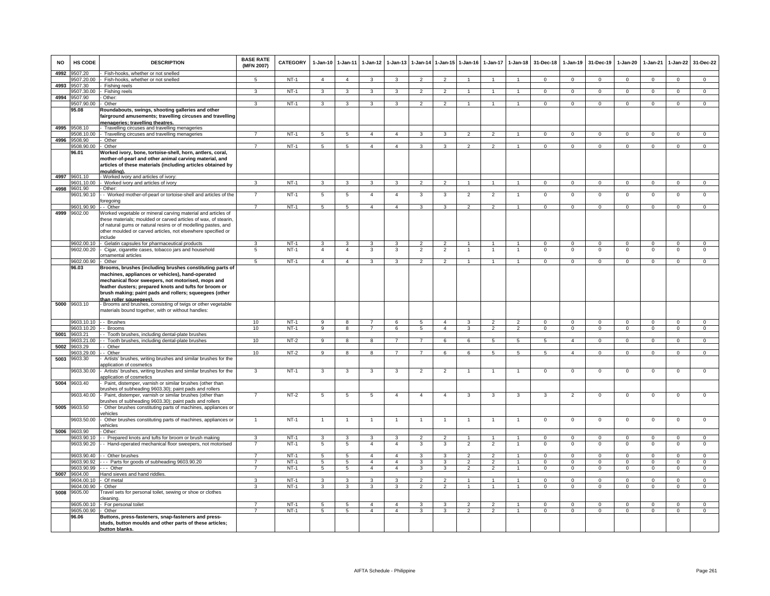| NO | HS CODE | DESCRIPTION | BASE RATE (MFN 2007) | CATEGORY | 1-Jan-10 | 1-Jan-11 | 1-Jan-12 | 1-Jan-13 | 1-Jan-14 | 1-Jan-15 | 1-Jan-16 | 1-Jan-17 | 1-Jan-18 | 31-Dec-18 | 1-Jan-19 | 31-Dec-19 | 1-Jan-20 | 1-Jan-21 | 1-Jan-22 | 31-Dec-22 |
|---|---|---|---|---|---|---|---|---|---|---|---|---|---|---|---|---|---|---|---|---|
| 4992 | 9507.20 | - Fish-hooks, whether or not snelled | | | | | | | | | | | | | | | | | | |
| | 9507.20.00 | - Fish-hooks, whether or not snelled | 5 | NT-1 | 4 | 4 | 3 | 3 | 2 | 2 | 1 | 1 | 1 | 0 | 0 | 0 | 0 | 0 | 0 | 0 |
| 4993 | 9507.30 | - Fishing reels | | | | | | | | | | | | | | | | | | |
| | 9507.30.00 | - Fishing reels | 3 | NT-1 | 3 | 3 | 3 | 3 | 2 | 2 | 1 | 1 | 1 | 0 | 0 | 0 | 0 | 0 | 0 | 0 |
| 4994 | 9507.90 | - Other: | | | | | | | | | | | | | | | | | | |
| | 9507.90.00 | - Other | 3 | NT-1 | 3 | 3 | 3 | 3 | 2 | 2 | 1 | 1 | 1 | 0 | 0 | 0 | 0 | 0 | 0 | 0 |
| | **95.08** | **Roundabouts, swings, shooting galleries and other fairground amusements; travelling circuses and travelling menageries; travelling theatres.** | | | | | | | | | | | | | | | | | | |
| 4995 | 9508.10 | - Travelling circuses and travelling menageries | | | | | | | | | | | | | | | | | | |
| | 9508.10.00 | - Travelling circuses and travelling menageries | 7 | NT-1 | 5 | 5 | 4 | 4 | 3 | 3 | 2 | 2 | 1 | 0 | 0 | 0 | 0 | 0 | 0 | 0 |
| 4996 | 9508.90 | - Other | | | | | | | | | | | | | | | | | | |
| | 9508.90.00 | - Other | 7 | NT-1 | 5 | 5 | 4 | 4 | 3 | 3 | 2 | 2 | 1 | 0 | 0 | 0 | 0 | 0 | 0 | 0 |
| | **96.01** | **Worked ivory, bone, tortoise-shell, horn, antlers, coral, mother-of-pearl and other animal carving material, and articles of these materials (including articles obtained by moulding).** | | | | | | | | | | | | | | | | | | |
| 4997 | 9601.10 | - Worked ivory and articles of ivory: | | | | | | | | | | | | | | | | | | |
| | 9601.10.00 | - Worked ivory and articles of ivory | 3 | NT-1 | 3 | 3 | 3 | 3 | 2 | 2 | 1 | 1 | 1 | 0 | 0 | 0 | 0 | 0 | 0 | 0 |
| 4998 | 9601.90 | - Other: | | | | | | | | | | | | | | | | | | |
| | 9601.90.10 | - - Worked mother-of-pearl or tortoise-shell and articles of the foregoing | 7 | NT-1 | 5 | 5 | 4 | 4 | 3 | 3 | 2 | 2 | 1 | 0 | 0 | 0 | 0 | 0 | 0 | 0 |
| | 9601.90.90 | - - Other | 7 | NT-1 | 5 | 5 | 4 | 4 | 3 | 3 | 2 | 2 | 1 | 0 | 0 | 0 | 0 | 0 | 0 | 0 |
| 4999 | 9602.00 | Worked vegetable or mineral carving material and articles of these materials; moulded or carved articles of wax, of stearin, of natural gums or natural resins or of modelling pastes, and other moulded or carved articles, not elsewhere specified or include | | | | | | | | | | | | | | | | | | |
| | 9602.00.10 | - Gelatin capsules for pharmaceutical products | 3 | NT-1 | 3 | 3 | 3 | 3 | 2 | 2 | 1 | 1 | 1 | 0 | 0 | 0 | 0 | 0 | 0 | 0 |
| | 9602.00.20 | - Cigar, cigarette cases, tobacco jars and household ornamental articles | 5 | NT-1 | 4 | 4 | 3 | 3 | 2 | 2 | 1 | 1 | 1 | 0 | 0 | 0 | 0 | 0 | 0 | 0 |
| | 9602.00.90 | - Other | 5 | NT-1 | 4 | 4 | 3 | 3 | 2 | 2 | 1 | 1 | 1 | 0 | 0 | 0 | 0 | 0 | 0 | 0 |
| | **96.03** | **Brooms, brushes (including brushes constituting parts of machines, appliances or vehicles), hand-operated mechanical floor sweepers, not motorised, mops and feather dusters; prepared knots and tufts for broom or brush making; paint pads and rollers; squeegees (other than roller squeegees).** | | | | | | | | | | | | | | | | | | |
| 5000 | 9603.10 | - Brooms and brushes, consisting of twigs or other vegetable materials bound together, with or without handles: | | | | | | | | | | | | | | | | | | |
| | 9603.10.10 | - - Brushes | 10 | NT-1 | 9 | 8 | 7 | 6 | 5 | 4 | 3 | 2 | 2 | 0 | 0 | 0 | 0 | 0 | 0 | 0 |
| | 9603.10.20 | - - Brooms | 10 | NT-1 | 9 | 8 | 7 | 6 | 5 | 4 | 3 | 2 | 2 | 0 | 0 | 0 | 0 | 0 | 0 | 0 |
| 5001 | 9603.21 | - - Tooth brushes, including dental-plate brushes | | | | | | | | | | | | | | | | | | |
| | 9603.21.00 | - - Tooth brushes, including dental-plate brushes | 10 | NT-2 | 9 | 8 | 8 | 7 | 7 | 6 | 6 | 5 | 5 | 5 | 4 | 0 | 0 | 0 | 0 | 0 |
| 5002 | 9603.29 | - - Other | | | | | | | | | | | | | | | | | | |
| | 9603.29.00 | - - Other | 10 | NT-2 | 9 | 8 | 8 | 7 | 7 | 6 | 6 | 5 | 5 | 5 | 4 | 0 | 0 | 0 | 0 | 0 |
| 5003 | 9603.30 | - Artists' brushes, writing brushes and similar brushes for the application of cosmetics | | | | | | | | | | | | | | | | | | |
| | 9603.30.00 | - Artists' brushes, writing brushes and similar brushes for the application of cosmetics | 3 | NT-1 | 3 | 3 | 3 | 3 | 2 | 2 | 1 | 1 | 1 | 0 | 0 | 0 | 0 | 0 | 0 | 0 |
| 5004 | 9603.40 | - Paint, distemper, varnish or similar brushes (other than brushes of subheading 9603.30); paint pads and rollers | | | | | | | | | | | | | | | | | | |
| | 9603.40.00 | - Paint, distemper, varnish or similar brushes (other than brushes of subheading 9603.30); paint pads and rollers | 7 | NT-2 | 5 | 5 | 5 | 4 | 4 | 4 | 3 | 3 | 3 | 3 | 2 | 0 | 0 | 0 | 0 | 0 |
| 5005 | 9603.50 | - Other brushes constituting parts of machines, appliances or vehicles | | | | | | | | | | | | | | | | | | |
| | 9603.50.00 | - Other brushes constituting parts of machines, appliances or vehicles | 1 | NT-1 | 1 | 1 | 1 | 1 | 1 | 1 | 1 | 1 | 1 | 0 | 0 | 0 | 0 | 0 | 0 | 0 |
| 5006 | 9603.90 | - Other: | | | | | | | | | | | | | | | | | | |
| | 9603.90.10 | - - Prepared knots and tufts for broom or brush making | 3 | NT-1 | 3 | 3 | 3 | 3 | 2 | 2 | 1 | 1 | 1 | 0 | 0 | 0 | 0 | 0 | 0 | 0 |
| | 9603.90.20 | - - Hand-operated mechanical floor sweepers, not motorised | 7 | NT-1 | 5 | 5 | 4 | 4 | 3 | 3 | 2 | 2 | 1 | 0 | 0 | 0 | 0 | 0 | 0 | 0 |
| | 9603.90.40 | - - Other brushes | 7 | NT-1 | 5 | 5 | 4 | 4 | 3 | 3 | 2 | 2 | 1 | 0 | 0 | 0 | 0 | 0 | 0 | 0 |
| | 9603.90.92 | - - - Parts for goods of subheading 9603.90.20 | 7 | NT-1 | 5 | 5 | 4 | 4 | 3 | 3 | 2 | 2 | 1 | 0 | 0 | 0 | 0 | 0 | 0 | 0 |
| | 9603.90.99 | - - - Other | 7 | NT-1 | 5 | 5 | 4 | 4 | 3 | 3 | 2 | 2 | 1 | 0 | 0 | 0 | 0 | 0 | 0 | 0 |
| 5007 | 9604.00 | Hand sieves and hand riddles. | | | | | | | | | | | | | | | | | | |
| | 9604.00.10 | - Of metal | 3 | NT-1 | 3 | 3 | 3 | 3 | 2 | 2 | 1 | 1 | 1 | 0 | 0 | 0 | 0 | 0 | 0 | 0 |
| | 9604.00.90 | - Other | 3 | NT-1 | 3 | 3 | 3 | 3 | 2 | 2 | 1 | 1 | 1 | 0 | 0 | 0 | 0 | 0 | 0 | 0 |
| 5008 | 9605.00 | Travel sets for personal toilet, sewing or shoe or clothes cleaning. | | | | | | | | | | | | | | | | | | |
| | 9605.00.10 | - For personal toilet | 7 | NT-1 | 5 | 5 | 4 | 4 | 3 | 3 | 2 | 2 | 1 | 0 | 0 | 0 | 0 | 0 | 0 | 0 |
| | 9605.00.90 | - Other | 7 | NT-1 | 5 | 5 | 4 | 4 | 3 | 3 | 2 | 2 | 1 | 0 | 0 | 0 | 0 | 0 | 0 | 0 |
| | **96.06** | **Buttons, press-fasteners, snap-fasteners and press-studs, button moulds and other parts of these articles; button blanks.** | | | | | | | | | | | | | | | | | | |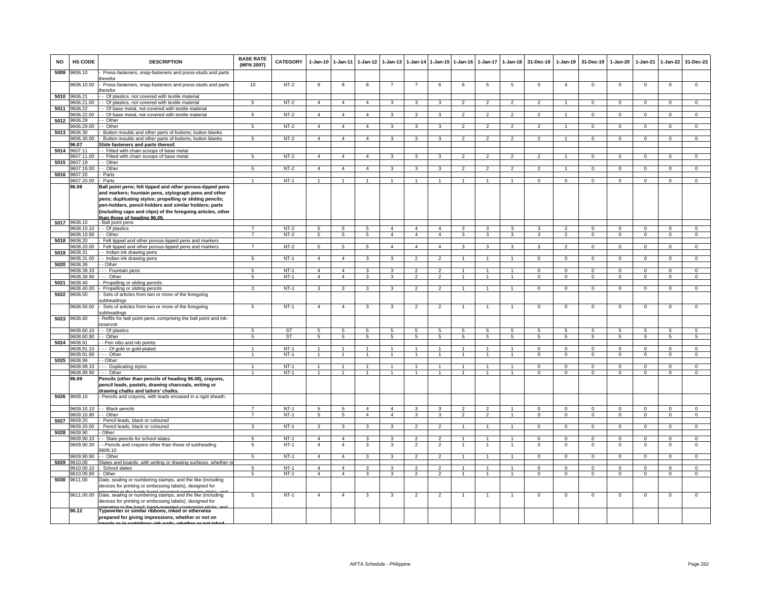| NO | HS CODE | DESCRIPTION | BASE RATE (MFN 2007) | CATEGORY | 1-Jan-10 | 1-Jan-11 | 1-Jan-12 | 1-Jan-13 | 1-Jan-14 | 1-Jan-15 | 1-Jan-16 | 1-Jan-17 | 1-Jan-18 | 31-Dec-18 | 1-Jan-19 | 31-Dec-19 | 1-Jan-20 | 1-Jan-21 | 1-Jan-22 | 31-Dec-22 |
|---|---|---|---|---|---|---|---|---|---|---|---|---|---|---|---|---|---|---|---|---|
| 5009 | 9606.10 | - Press-fasteners, snap-fasteners and press-studs and parts therefor | | | | | | | | | | | | | | | | | | |
| | 9606.10.00 | - Press-fasteners, snap-fasteners and press-studs and parts therefor | 10 | NT-2 | 9 | 8 | 8 | 7 | 7 | 6 | 6 | 5 | 5 | 5 | 4 | 0 | 0 | 0 | 0 | 0 |
| 5010 | 9606.21 | - - Of plastics, not covered with textile material | | | | | | | | | | | | | | | | | | |
| | 9606.21.00 | - - Of plastics, not covered with textile material | 5 | NT-2 | 4 | 4 | 4 | 3 | 3 | 3 | 2 | 2 | 2 | 2 | 1 | 0 | 0 | 0 | 0 | 0 |
| 5011 | 9606.22 | - - Of base metal, not covered with textile material | | | | | | | | | | | | | | | | | | |
| | 9606.22.00 | - - Of base metal, not covered with textile material | 5 | NT-2 | 4 | 4 | 4 | 3 | 3 | 3 | 2 | 2 | 2 | 2 | 1 | 0 | 0 | 0 | 0 | 0 |
| 5012 | 9606.29 | - - Other | | | | | | | | | | | | | | | | | | |
| | 9606.29.00 | - - Other | 5 | NT-2 | 4 | 4 | 4 | 3 | 3 | 3 | 2 | 2 | 2 | 2 | 1 | 0 | 0 | 0 | 0 | 0 |
| 5013 | 9606.30 | - Button moulds and other parts of buttons; button blanks | | | | | | | | | | | | | | | | | | |
| | 9606.30.00 | - Button moulds and other parts of buttons; button blanks | 5 | NT-2 | 4 | 4 | 4 | 3 | 3 | 3 | 2 | 2 | 2 | 2 | 1 | 0 | 0 | 0 | 0 | 0 |
| | 96.07 | **Slide fasteners and parts thereof.** | | | | | | | | | | | | | | | | | | |
| 5014 | 9607.11 | - - Fitted with chain scoops of base metal | | | | | | | | | | | | | | | | | | |
| | 9607.11.00 | - - Fitted with chain scoops of base metal | 5 | NT-2 | 4 | 4 | 4 | 3 | 3 | 3 | 2 | 2 | 2 | 2 | 1 | 0 | 0 | 0 | 0 | 0 |
| 5015 | 9607.19 | - - Other | | | | | | | | | | | | | | | | | | |
| | 9607.19.00 | - - Other | 5 | NT-2 | 4 | 4 | 4 | 3 | 3 | 3 | 2 | 2 | 2 | 2 | 1 | 0 | 0 | 0 | 0 | 0 |
| 5016 | 9607.20 | - Parts | | | | | | | | | | | | | | | | | | |
| | 9607.20.00 | - Parts | 1 | NT-1 | 1 | 1 | 1 | 1 | 1 | 1 | 1 | 1 | 1 | 0 | 0 | 0 | 0 | 0 | 0 | 0 |
| | 96.08 | **Ball point pens; felt tipped and other porous-tipped pens and markers; fountain pens, stylograph pens and other pens; duplicating stylos; propelling or sliding pencils; pen-holders, pencil-holders and similar holders; parts (including caps and clips) of the foregoing articles, other than those of heading 96.09.** | | | | | | | | | | | | | | | | | | |
| 5017 | 9608.10 | - Ball point pens | | | | | | | | | | | | | | | | | | |
| | 9608.10.10 | - - Of plastics | 7 | NT-2 | 5 | 5 | 5 | 4 | 4 | 4 | 3 | 3 | 3 | 3 | 2 | 0 | 0 | 0 | 0 | 0 |
| | 9608.10.90 | - - Other | 7 | NT-2 | 5 | 5 | 5 | 4 | 4 | 4 | 3 | 3 | 3 | 3 | 2 | 0 | 0 | 0 | 0 | 0 |
| 5018 | 9608.20 | - Felt tipped and other porous-tipped pens and markers | | | | | | | | | | | | | | | | | | |
| | 9608.20.00 | - Felt tipped and other porous-tipped pens and markers | 7 | NT-2 | 5 | 5 | 5 | 4 | 4 | 4 | 3 | 3 | 3 | 3 | 2 | 0 | 0 | 0 | 0 | 0 |
| 5019 | 9608.31 | - - Indian ink drawing pens | | | | | | | | | | | | | | | | | | |
| | 9608.31.00 | - - Indian ink drawing pens | 5 | NT-1 | 4 | 4 | 3 | 3 | 2 | 2 | 1 | 1 | 1 | 0 | 0 | 0 | 0 | 0 | 0 | 0 |
| 5020 | 9608.39 | - - Other | | | | | | | | | | | | | | | | | | |
| | 9608.39.10 | - - - Fountain pens | 5 | NT-1 | 4 | 4 | 3 | 3 | 2 | 2 | 1 | 1 | 1 | 0 | 0 | 0 | 0 | 0 | 0 | 0 |
| | 9608.39.90 | - - - Other | 5 | NT-1 | 4 | 4 | 3 | 3 | 2 | 2 | 1 | 1 | 1 | 0 | 0 | 0 | 0 | 0 | 0 | 0 |
| 5021 | 9608.40 | - Propelling or sliding pencils | | | | | | | | | | | | | | | | | | |
| | 9608.40.00 | - Propelling or sliding pencils | 3 | NT-1 | 3 | 3 | 3 | 3 | 2 | 2 | 1 | 1 | 1 | 0 | 0 | 0 | 0 | 0 | 0 | 0 |
| 5022 | 9608.50 | - Sets of articles from two or more of the foregoing subheadings | | | | | | | | | | | | | | | | | | |
| | 9608.50.00 | - Sets of articles from two or more of the foregoing subheadings | 5 | NT-1 | 4 | 4 | 3 | 3 | 2 | 2 | 1 | 1 | 1 | 0 | 0 | 0 | 0 | 0 | 0 | 0 |
| 5023 | 9608.60 | - Refills for ball point pens, comprising the ball point and ink-reservoir | | | | | | | | | | | | | | | | | | |
| | 9608.60.10 | - - Of plastics | 5 | ST | 5 | 5 | 5 | 5 | 5 | 5 | 5 | 5 | 5 | 5 | 5 | 5 | 5 | 5 | 5 | 5 |
| | 9608.60.90 | - - Other | 5 | ST | 5 | 5 | 5 | 5 | 5 | 5 | 5 | 5 | 5 | 5 | 5 | 5 | 5 | 5 | 5 | 5 |
| 5024 | 9608.91 | - - Pen nibs and nib points: | | | | | | | | | | | | | | | | | | |
| | 9608.91.10 | - - - Of gold or gold-plated | 1 | NT-1 | 1 | 1 | 1 | 1 | 1 | 1 | 1 | 1 | 1 | 0 | 0 | 0 | 0 | 0 | 0 | 0 |
| | 9608.91.90 | - - - Other | 1 | NT-1 | 1 | 1 | 1 | 1 | 1 | 1 | 1 | 1 | 1 | 0 | 0 | 0 | 0 | 0 | 0 | 0 |
| 5025 | 9608.99 | - - Other: | | | | | | | | | | | | | | | | | | |
| | 9608.99.10 | - - - Duplicating stylos | 1 | NT-1 | 1 | 1 | 1 | 1 | 1 | 1 | 1 | 1 | 1 | 0 | 0 | 0 | 0 | 0 | 0 | 0 |
| | 9608.99.90 | - - - Other | 1 | NT-1 | 1 | 1 | 1 | 1 | 1 | 1 | 1 | 1 | 1 | 0 | 0 | 0 | 0 | 0 | 0 | 0 |
| | 96.09 | **Pencils (other than pencils of heading 96.08), crayons, pencil leads, pastels, drawing charcoals, writing or drawing chalks and tailors' chalks.** | | | | | | | | | | | | | | | | | | |
| 5026 | 9609.10 | - Pencils and crayons, with leads encased in a rigid sheath: | | | | | | | | | | | | | | | | | | |
| | 9609.10.10 | - - Black pencils | 7 | NT-1 | 5 | 5 | 4 | 4 | 3 | 3 | 2 | 2 | 1 | 0 | 0 | 0 | 0 | 0 | 0 | 0 |
| | 9609.10.90 | - - Other | 7 | NT-1 | 5 | 5 | 4 | 4 | 3 | 3 | 2 | 2 | 1 | 0 | 0 | 0 | 0 | 0 | 0 | 0 |
| 5027 | 9609.20 | - Pencil leads, black or coloured | | | | | | | | | | | | | | | | | | |
| | 9609.20.00 | - Pencil leads, black or coloured | 3 | NT-1 | 3 | 3 | 3 | 2 | 2 | 2 | 1 | 1 | 1 | 0 | 0 | 0 | 0 | 0 | 0 | 0 |
| 5028 | 9609.90 | - Other: | | | | | | | | | | | | | | | | | | |
| | 9609.90.10 | - - Slate pencils for school slates | 5 | NT-1 | 4 | 4 | 3 | 3 | 2 | 2 | 1 | 1 | 1 | 0 | 0 | 0 | 0 | 0 | 0 | 0 |
| | 9609.90.30 | - - Pencils and crayons other than those of subheading 9609.10 | 5 | NT-1 | 4 | 4 | 3 | 3 | 2 | 2 | 1 | 1 | 1 | 0 | 0 | 0 | 0 | 0 | 0 | 0 |
| | 9609.90.90 | - - Other | 5 | NT-1 | 4 | 4 | 3 | 3 | 2 | 2 | 1 | 1 | 1 | 0 | 0 | 0 | 0 | 0 | 0 | 0 |
| 5029 | 9610.00 | Slates and boards, with writing or drawing surfaces, whether or | | | | | | | | | | | | | | | | | | |
| | 9610.00.10 | - School slates | 5 | NT-1 | 4 | 4 | 3 | 3 | 2 | 2 | 1 | 1 | 1 | 0 | 0 | 0 | 0 | 0 | 0 | 0 |
| | 9610.00.90 | - Other | 5 | NT-1 | 4 | 4 | 3 | 3 | 2 | 2 | 1 | 1 | 1 | 0 | 0 | 0 | 0 | 0 | 0 | 0 |
| 5030 | 9611.00 | Date, sealing or numbering stamps, and the like (including devices for printing or embossing labels), designed for operating in the hand; hand-operated composing sticks, and | | | | | | | | | | | | | | | | | | |
| | 9611.00.00 | Date, sealing or numbering stamps, and the like (including devices for printing or embossing labels), designed for operating in the hand; hand-operated composing sticks, and | 5 | NT-1 | 4 | 4 | 3 | 3 | 2 | 2 | 1 | 1 | 1 | 0 | 0 | 0 | 0 | 0 | 0 | 0 |
| | 96.12 | **Typewriter or similar ribbons, inked or otherwise prepared for giving impressions, whether or not on spools or in cartridges; ink-pads, whether or not inked** | | | | | | | | | | | | | | | | | | |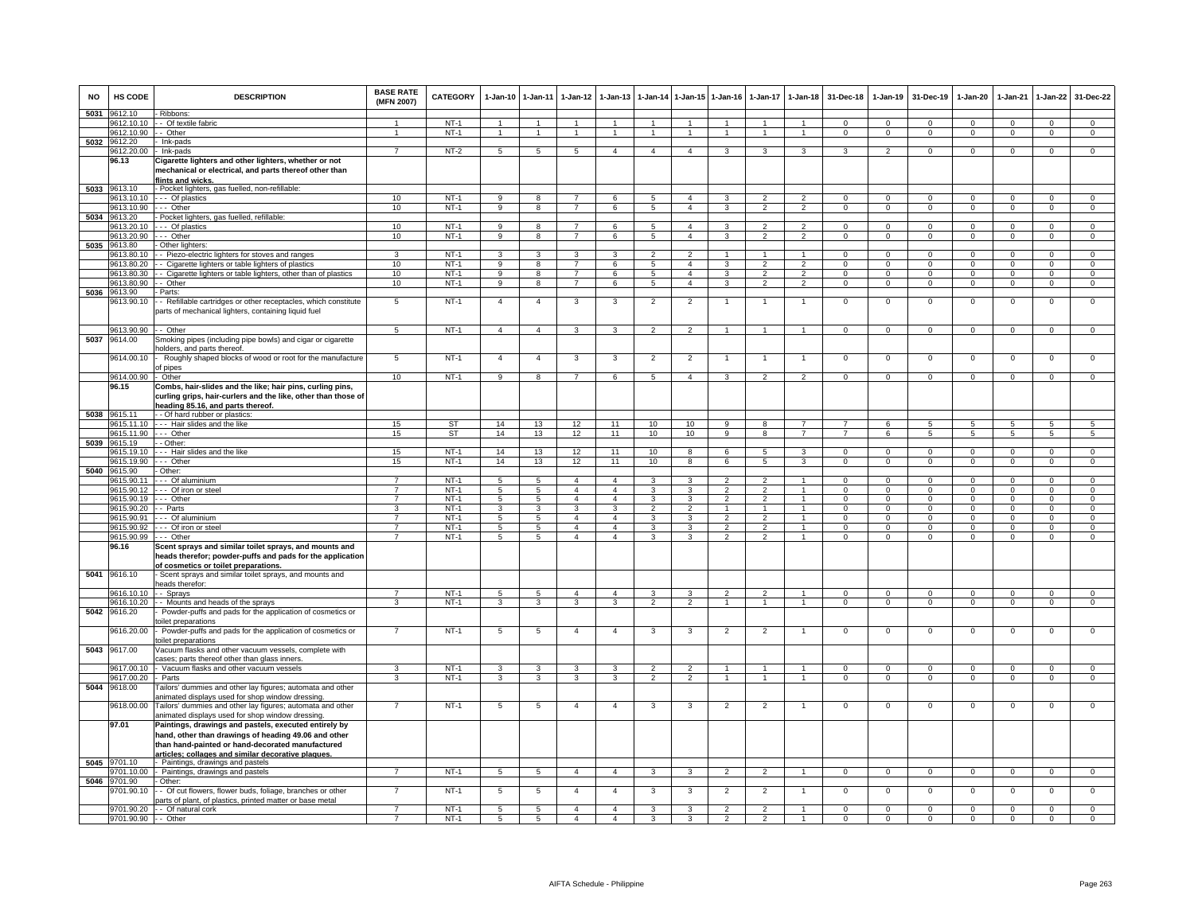| NO | HS CODE | DESCRIPTION | BASE RATE (MFN 2007) | CATEGORY | 1-Jan-10 | 1-Jan-11 | 1-Jan-12 | 1-Jan-13 | 1-Jan-14 | 1-Jan-15 | 1-Jan-16 | 1-Jan-17 | 1-Jan-18 | 31-Dec-18 | 1-Jan-19 | 31-Dec-19 | 1-Jan-20 | 1-Jan-21 | 1-Jan-22 | 31-Dec-22 |
|---|---|---|---|---|---|---|---|---|---|---|---|---|---|---|---|---|---|---|---|---|
| 5031 | 9612.10 | - Ribbons: | | | | | | | | | | | | | | | | | | |
| | 9612.10.10 | - - Of textile fabric | 1 | NT-1 | 1 | 1 | 1 | 1 | 1 | 1 | 1 | 1 | 1 | 0 | 0 | 0 | 0 | 0 | 0 | 0 |
| | 9612.10.90 | - - Other | 1 | NT-1 | 1 | 1 | 1 | 1 | 1 | 1 | 1 | 1 | 1 | 0 | 0 | 0 | 0 | 0 | 0 | 0 |
| 5032 | 9612.20 | - Ink-pads | | | | | | | | | | | | | | | | | | |
| | 9612.20.00 | - Ink-pads | 7 | NT-2 | 5 | 5 | 5 | 4 | 4 | 4 | 3 | 3 | 3 | 3 | 2 | 0 | 0 | 0 | 0 | 0 |
| | **96.13** | **Cigarette lighters and other lighters, whether or not mechanical or electrical, and parts thereof other than flints and wicks.** | | | | | | | | | | | | | | | | | | |
| 5033 | 9613.10 | - Pocket lighters, gas fuelled, non-refillable: | | | | | | | | | | | | | | | | | | |
| | 9613.10.10 | - - - Of plastics | 10 | NT-1 | 9 | 8 | 7 | 6 | 5 | 4 | 3 | 2 | 2 | 0 | 0 | 0 | 0 | 0 | 0 | 0 |
| | 9613.10.90 | - - - Other | 10 | NT-1 | 9 | 8 | 7 | 6 | 5 | 4 | 3 | 2 | 2 | 0 | 0 | 0 | 0 | 0 | 0 | 0 |
| 5034 | 9613.20 | - Pocket lighters, gas fuelled, refillable: | | | | | | | | | | | | | | | | | | |
| | 9613.20.10 | - - - Of plastics | 10 | NT-1 | 9 | 8 | 7 | 6 | 5 | 4 | 3 | 2 | 2 | 0 | 0 | 0 | 0 | 0 | 0 | 0 |
| | 9613.20.90 | - - - Other | 10 | NT-1 | 9 | 8 | 7 | 6 | 5 | 4 | 3 | 2 | 2 | 0 | 0 | 0 | 0 | 0 | 0 | 0 |
| 5035 | 9613.80 | - Other lighters: | | | | | | | | | | | | | | | | | | |
| | 9613.80.10 | - - Piezo-electric lighters for stoves and ranges | 3 | NT-1 | 3 | 3 | 3 | 3 | 2 | 2 | 1 | 1 | 1 | 0 | 0 | 0 | 0 | 0 | 0 | 0 |
| | 9613.80.20 | - - Cigarette lighters or table lighters of plastics | 10 | NT-1 | 9 | 8 | 7 | 6 | 5 | 4 | 3 | 2 | 2 | 0 | 0 | 0 | 0 | 0 | 0 | 0 |
| | 9613.80.30 | - - Cigarette lighters or table lighters, other than of plastics | 10 | NT-1 | 9 | 8 | 7 | 6 | 5 | 4 | 3 | 2 | 2 | 0 | 0 | 0 | 0 | 0 | 0 | 0 |
| | 9613.80.90 | - - Other | 10 | NT-1 | 9 | 8 | 7 | 6 | 5 | 4 | 3 | 2 | 2 | 0 | 0 | 0 | 0 | 0 | 0 | 0 |
| 5036 | 9613.90 | - Parts: | | | | | | | | | | | | | | | | | | |
| | 9613.90.10 | - - Refillable cartridges or other receptacles, which constitute parts of mechanical lighters, containing liquid fuel | 5 | NT-1 | 4 | 4 | 3 | 3 | 2 | 2 | 1 | 1 | 1 | 0 | 0 | 0 | 0 | 0 | 0 | 0 |
| | 9613.90.90 | - - Other | 5 | NT-1 | 4 | 4 | 3 | 3 | 2 | 2 | 1 | 1 | 1 | 0 | 0 | 0 | 0 | 0 | 0 | 0 |
| 5037 | 9614.00 | Smoking pipes (including pipe bowls) and cigar or cigarette holders, and parts thereof. | | | | | | | | | | | | | | | | | | |
| | 9614.00.10 | - Roughly shaped blocks of wood or root for the manufacture of pipes | 5 | NT-1 | 4 | 4 | 3 | 3 | 2 | 2 | 1 | 1 | 1 | 0 | 0 | 0 | 0 | 0 | 0 | 0 |
| | 9614.00.90 | - Other | 10 | NT-1 | 9 | 8 | 7 | 6 | 5 | 4 | 3 | 2 | 2 | 0 | 0 | 0 | 0 | 0 | 0 | 0 |
| | **96.15** | **Combs, hair-slides and the like; hair pins, curling pins, curling grips, hair-curlers and the like, other than those of heading 85.16, and parts thereof.** | | | | | | | | | | | | | | | | | | |
| 5038 | 9615.11 | - - Of hard rubber or plastics: | | | | | | | | | | | | | | | | | | |
| | 9615.11.10 | - - - Hair slides and the like | 15 | ST | 14 | 13 | 12 | 11 | 10 | 10 | 9 | 8 | 7 | 7 | 6 | 5 | 5 | 5 | 5 | 5 |
| | 9615.11.90 | - - - Other | 15 | ST | 14 | 13 | 12 | 11 | 10 | 10 | 9 | 8 | 7 | 7 | 6 | 5 | 5 | 5 | 5 | 5 |
| 5039 | 9615.19 | - - Other: | | | | | | | | | | | | | | | | | | |
| | 9615.19.10 | - - - Hair slides and the like | 15 | NT-1 | 14 | 13 | 12 | 11 | 10 | 8 | 6 | 5 | 3 | 0 | 0 | 0 | 0 | 0 | 0 | 0 |
| | 9615.19.90 | - - - Other | 15 | NT-1 | 14 | 13 | 12 | 11 | 10 | 8 | 6 | 5 | 3 | 0 | 0 | 0 | 0 | 0 | 0 | 0 |
| 5040 | 9615.90 | - Other: | | | | | | | | | | | | | | | | | | |
| | 9615.90.11 | - - - Of aluminium | 7 | NT-1 | 5 | 5 | 4 | 4 | 3 | 3 | 2 | 2 | 1 | 0 | 0 | 0 | 0 | 0 | 0 | 0 |
| | 9615.90.12 | - - - Of iron or steel | 7 | NT-1 | 5 | 5 | 4 | 4 | 3 | 3 | 2 | 2 | 1 | 0 | 0 | 0 | 0 | 0 | 0 | 0 |
| | 9615.90.19 | - - - Other | 7 | NT-1 | 5 | 5 | 4 | 4 | 3 | 3 | 2 | 2 | 1 | 0 | 0 | 0 | 0 | 0 | 0 | 0 |
| | 9615.90.20 | - - Parts | 3 | NT-1 | 3 | 3 | 3 | 3 | 2 | 2 | 1 | 1 | 1 | 0 | 0 | 0 | 0 | 0 | 0 | 0 |
| | 9615.90.91 | - - - Of aluminium | 7 | NT-1 | 5 | 5 | 4 | 4 | 3 | 3 | 2 | 2 | 1 | 0 | 0 | 0 | 0 | 0 | 0 | 0 |
| | 9615.90.92 | - - - Of iron or steel | 7 | NT-1 | 5 | 5 | 4 | 4 | 3 | 3 | 2 | 2 | 1 | 0 | 0 | 0 | 0 | 0 | 0 | 0 |
| | 9615.90.99 | - - - Other | 7 | NT-1 | 5 | 5 | 4 | 4 | 3 | 3 | 2 | 2 | 1 | 0 | 0 | 0 | 0 | 0 | 0 | 0 |
| | **96.16** | **Scent sprays and similar toilet sprays, and mounts and heads therefor; powder-puffs and pads for the application of cosmetics or toilet preparations.** | | | | | | | | | | | | | | | | | | |
| 5041 | 9616.10 | - Scent sprays and similar toilet sprays, and mounts and heads therefor: | | | | | | | | | | | | | | | | | | |
| | 9616.10.10 | - - Sprays | 7 | NT-1 | 5 | 5 | 4 | 4 | 3 | 3 | 2 | 2 | 1 | 0 | 0 | 0 | 0 | 0 | 0 | 0 |
| | 9616.10.20 | - - Mounts and heads of the sprays | 3 | NT-1 | 3 | 3 | 3 | 3 | 2 | 2 | 1 | 1 | 1 | 0 | 0 | 0 | 0 | 0 | 0 | 0 |
| 5042 | 9616.20 | - Powder-puffs and pads for the application of cosmetics or toilet preparations | | | | | | | | | | | | | | | | | | |
| | 9616.20.00 | - Powder-puffs and pads for the application of cosmetics or toilet preparations | 7 | NT-1 | 5 | 5 | 4 | 4 | 3 | 3 | 2 | 2 | 1 | 0 | 0 | 0 | 0 | 0 | 0 | 0 |
| 5043 | 9617.00 | Vacuum flasks and other vacuum vessels, complete with cases; parts thereof other than glass inners. | | | | | | | | | | | | | | | | | | |
| | 9617.00.10 | - Vacuum flasks and other vacuum vessels | 3 | NT-1 | 3 | 3 | 3 | 3 | 2 | 2 | 1 | 1 | 1 | 0 | 0 | 0 | 0 | 0 | 0 | 0 |
| | 9617.00.20 | - Parts | 3 | NT-1 | 3 | 3 | 3 | 3 | 2 | 2 | 1 | 1 | 1 | 0 | 0 | 0 | 0 | 0 | 0 | 0 |
| 5044 | 9618.00 | Tailors' dummies and other lay figures; automata and other animated displays used for shop window dressing. | | | | | | | | | | | | | | | | | | |
| | 9618.00.00 | Tailors' dummies and other lay figures; automata and other animated displays used for shop window dressing. | 7 | NT-1 | 5 | 5 | 4 | 4 | 3 | 3 | 2 | 2 | 1 | 0 | 0 | 0 | 0 | 0 | 0 | 0 |
| | **97.01** | **Paintings, drawings and pastels, executed entirely by hand, other than drawings of heading 49.06 and other than hand-painted or hand-decorated manufactured articles; collages and similar decorative plaques.** | | | | | | | | | | | | | | | | | | |
| 5045 | 9701.10 | - Paintings, drawings and pastels | | | | | | | | | | | | | | | | | | |
| | 9701.10.00 | - Paintings, drawings and pastels | 7 | NT-1 | 5 | 5 | 4 | 4 | 3 | 3 | 2 | 2 | 1 | 0 | 0 | 0 | 0 | 0 | 0 | 0 |
| 5046 | 9701.90 | - Other: | | | | | | | | | | | | | | | | | | |
| | 9701.90.10 | - - Of cut flowers, flower buds, foliage, branches or other parts of plant, of plastics, printed matter or base metal | 7 | NT-1 | 5 | 5 | 4 | 4 | 3 | 3 | 2 | 2 | 1 | 0 | 0 | 0 | 0 | 0 | 0 | 0 |
| | 9701.90.20 | - - Of natural cork | 7 | NT-1 | 5 | 5 | 4 | 4 | 3 | 3 | 2 | 2 | 1 | 0 | 0 | 0 | 0 | 0 | 0 | 0 |
| | 9701.90.90 | - - Other | 7 | NT-1 | 5 | 5 | 4 | 4 | 3 | 3 | 2 | 2 | 1 | 0 | 0 | 0 | 0 | 0 | 0 | 0 |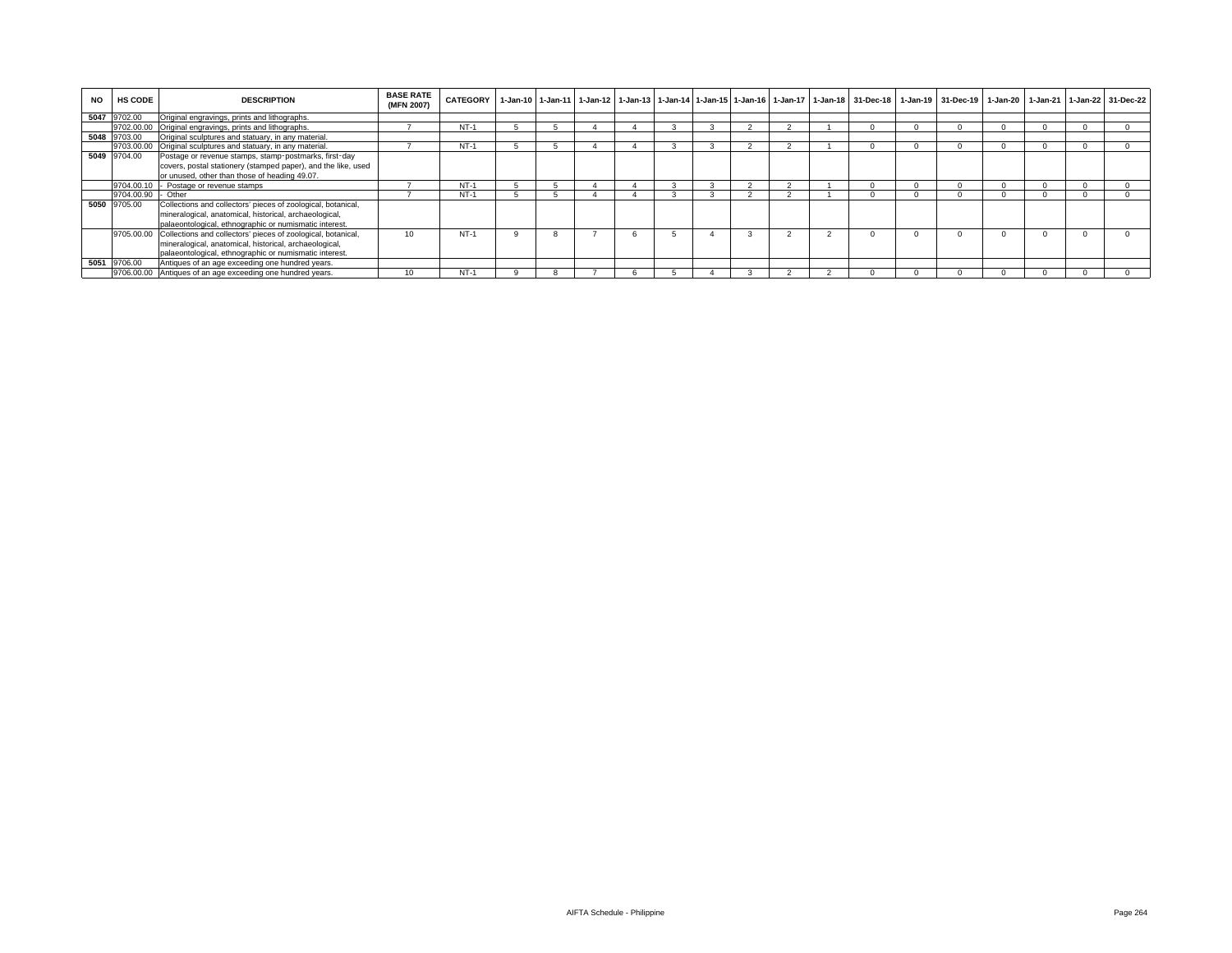| NO | HS CODE | DESCRIPTION | BASE RATE (MFN 2007) | CATEGORY | 1-Jan-10 | 1-Jan-11 | 1-Jan-12 | 1-Jan-13 | 1-Jan-14 | 1-Jan-15 | 1-Jan-16 | 1-Jan-17 | 1-Jan-18 | 31-Dec-18 | 1-Jan-19 | 31-Dec-19 | 1-Jan-20 | 1-Jan-21 | 1-Jan-22 | 31-Dec-22 |
|---|---|---|---|---|---|---|---|---|---|---|---|---|---|---|---|---|---|---|---|---|
| 5047 | 9702.00 | Original engravings, prints and lithographs. | | | | | | | | | | | | | | | | | | |
| | 9702.00.00 | Original engravings, prints and lithographs. | 7 | NT-1 | 5 | 5 | 4 | 4 | 3 | 3 | 2 | 2 | 1 | 0 | 0 | 0 | 0 | 0 | 0 | 0 |
| 5048 | 9703.00 | Original sculptures and statuary, in any material. | | | | | | | | | | | | | | | | | | |
| | 9703.00.00 | Original sculptures and statuary, in any material. | 7 | NT-1 | 5 | 5 | 4 | 4 | 3 | 3 | 2 | 2 | 1 | 0 | 0 | 0 | 0 | 0 | 0 | 0 |
| 5049 | 9704.00 | Postage or revenue stamps, stamp-postmarks, first-day covers, postal stationery (stamped paper), and the like, used or unused, other than those of heading 49.07. | | | | | | | | | | | | | | | | | | |
| | 9704.00.10 | - Postage or revenue stamps | 7 | NT-1 | 5 | 5 | 4 | 4 | 3 | 3 | 2 | 2 | 1 | 0 | 0 | 0 | 0 | 0 | 0 | 0 |
| | 9704.00.90 | - Other | 7 | NT-1 | 5 | 5 | 4 | 4 | 3 | 3 | 2 | 2 | 1 | 0 | 0 | 0 | 0 | 0 | 0 | 0 |
| 5050 | 9705.00 | Collections and collectors' pieces of zoological, botanical, mineralogical, anatomical, historical, archaeological, palaeontological, ethnographic or numismatic interest. | | | | | | | | | | | | | | | | | | |
| | 9705.00.00 | Collections and collectors' pieces of zoological, botanical, mineralogical, anatomical, historical, archaeological, palaeontological, ethnographic or numismatic interest. | 10 | NT-1 | 9 | 8 | 7 | 6 | 5 | 4 | 3 | 2 | 2 | 0 | 0 | 0 | 0 | 0 | 0 | 0 |
| 5051 | 9706.00 | Antiques of an age exceeding one hundred years. | | | | | | | | | | | | | | | | | | |
| | 9706.00.00 | Antiques of an age exceeding one hundred years. | 10 | NT-1 | 9 | 8 | 7 | 6 | 5 | 4 | 3 | 2 | 2 | 0 | 0 | 0 | 0 | 0 | 0 | 0 |